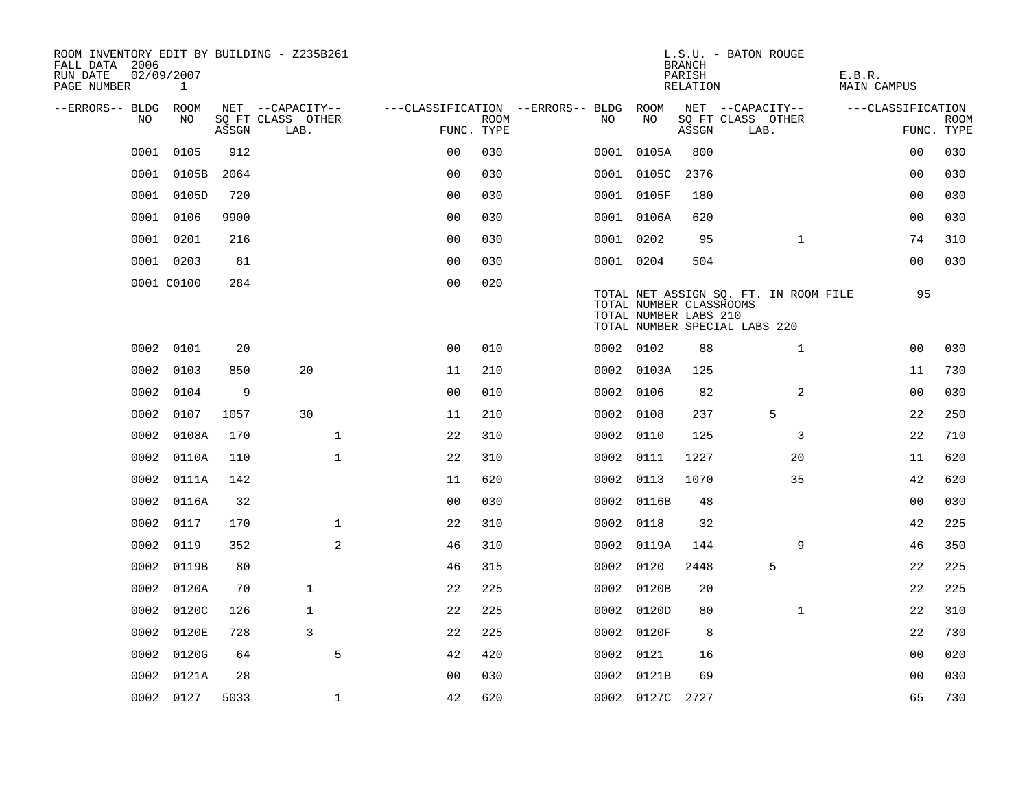ROOM INVENTORY EDIT BY BUILDING - Z235B261
FALL DATA 2006
RUN DATE 02/09/2007

L.S.U. - BATON ROUGE
BRANCH
PARISH E.B.R.
RELATION MAIN CAMPUS

| --ERRORS-- | BLDG NO | ROOM NO | NET SQ FT ASSGN | --CAPACITY-- CLASS LAB. | OTHER | ---CLASSIFICATION FUNC. | ROOM TYPE | --ERRORS-- | BLDG NO | ROOM NO | NET SQ FT ASSGN | --CAPACITY-- CLASS LAB. | OTHER | ---CLASSIFICATION FUNC. | ROOM TYPE |
|---|---|---|---|---|---|---|---|---|---|---|---|---|---|---|---|
| | 0001 | 0105 | 912 | | | 00 | 030 | | 0001 | 0105A | 800 | | | 00 | 030 |
| | 0001 | 0105B | 2064 | | | 00 | 030 | | 0001 | 0105C | 2376 | | | 00 | 030 |
| | 0001 | 0105D | 720 | | | 00 | 030 | | 0001 | 0105F | 180 | | | 00 | 030 |
| | 0001 | 0106 | 9900 | | | 00 | 030 | | 0001 | 0106A | 620 | | | 00 | 030 |
| | 0001 | 0201 | 216 | | | 00 | 030 | | 0001 | 0202 | 95 | | 1 | 74 | 310 |
| | 0001 | 0203 | 81 | | | 00 | 030 | | 0001 | 0204 | 504 | | | 00 | 030 |
| | 0001 | C0100 | 284 | | | 00 | 020 | | | | | | | | |

TOTAL NET ASSIGN SQ. FT. IN ROOM FILE 95
TOTAL NUMBER CLASSROOMS
TOTAL NUMBER LABS 210
TOTAL NUMBER SPECIAL LABS 220

| --ERRORS-- | BLDG NO | ROOM NO | NET SQ FT ASSGN | --CAPACITY-- CLASS LAB. | OTHER | ---CLASSIFICATION FUNC. | ROOM TYPE | --ERRORS-- | BLDG NO | ROOM NO | NET SQ FT ASSGN | --CAPACITY-- CLASS LAB. | OTHER | ---CLASSIFICATION FUNC. | ROOM TYPE |
|---|---|---|---|---|---|---|---|---|---|---|---|---|---|---|---|
| | 0002 | 0101 | 20 | | | 00 | 010 | | 0002 | 0102 | 88 | | 1 | 00 | 030 |
| | 0002 | 0103 | 850 | 20 | | 11 | 210 | | 0002 | 0103A | 125 | | | 11 | 730 |
| | 0002 | 0104 | 9 | | | 00 | 010 | | 0002 | 0106 | 82 | | 2 | 00 | 030 |
| | 0002 | 0107 | 1057 | 30 | | 11 | 210 | | 0002 | 0108 | 237 | 5 | | 22 | 250 |
| | 0002 | 0108A | 170 | | 1 | 22 | 310 | | 0002 | 0110 | 125 | | 3 | 22 | 710 |
| | 0002 | 0110A | 110 | | 1 | 22 | 310 | | 0002 | 0111 | 1227 | | 20 | 11 | 620 |
| | 0002 | 0111A | 142 | | | 11 | 620 | | 0002 | 0113 | 1070 | | 35 | 42 | 620 |
| | 0002 | 0116A | 32 | | | 00 | 030 | | 0002 | 0116B | 48 | | | 00 | 030 |
| | 0002 | 0117 | 170 | | 1 | 22 | 310 | | 0002 | 0118 | 32 | | | 42 | 225 |
| | 0002 | 0119 | 352 | | 2 | 46 | 310 | | 0002 | 0119A | 144 | | 9 | 46 | 350 |
| | 0002 | 0119B | 80 | | | 46 | 315 | | 0002 | 0120 | 2448 | 5 | | 22 | 225 |
| | 0002 | 0120A | 70 | 1 | | 22 | 225 | | 0002 | 0120B | 20 | | | 22 | 225 |
| | 0002 | 0120C | 126 | 1 | | 22 | 225 | | 0002 | 0120D | 80 | | 1 | 22 | 310 |
| | 0002 | 0120E | 728 | 3 | | 22 | 225 | | 0002 | 0120F | 8 | | | 22 | 730 |
| | 0002 | 0120G | 64 | | 5 | 42 | 420 | | 0002 | 0121 | 16 | | | 00 | 020 |
| | 0002 | 0121A | 28 | | | 00 | 030 | | 0002 | 0121B | 69 | | | 00 | 030 |
| | 0002 | 0127 | 5033 | | 1 | 42 | 620 | | 0002 | 0127C | 2727 | | | 65 | 730 |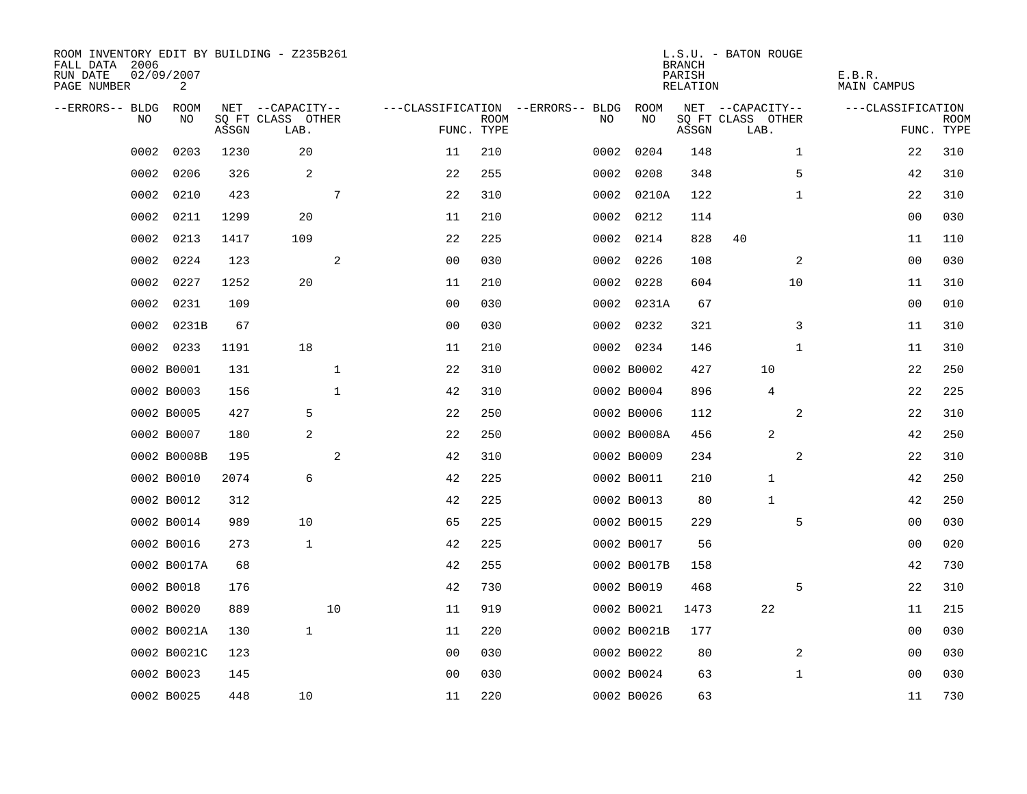ROOM INVENTORY EDIT BY BUILDING - Z235B261
FALL DATA 2006
RUN DATE 02/09/2007
PAGE NUMBER 2

L.S.U. - BATON ROUGE
BRANCH
PARISH E.B.R.
RELATION MAIN CAMPUS

| --ERRORS-- | BLDG NO | ROOM NO | NET SQ FT ASSGN | CAPACITY CLASS | CAPACITY LAB. | CAPACITY OTHER | CLASSIFICATION FUNC. | ROOM TYPE | --ERRORS-- | BLDG NO | ROOM NO | NET SQ FT ASSGN | CAPACITY CLASS | CAPACITY LAB. | CAPACITY OTHER | CLASSIFICATION FUNC. | ROOM TYPE |
|---|---|---|---|---|---|---|---|---|---|---|---|---|---|---|---|---|---|
| | 0002 | 0203 | 1230 | | 20 | | 11 | 210 | | 0002 | 0204 | 148 | | | 1 | 22 | 310 |
| | 0002 | 0206 | 326 | | 2 | | 22 | 255 | | 0002 | 0208 | 348 | | | 5 | 42 | 310 |
| | 0002 | 0210 | 423 | | | 7 | 22 | 310 | | 0002 | 0210A | 122 | | | 1 | 22 | 310 |
| | 0002 | 0211 | 1299 | | 20 | | 11 | 210 | | 0002 | 0212 | 114 | | | | 00 | 030 |
| | 0002 | 0213 | 1417 | | 109 | | 22 | 225 | | 0002 | 0214 | 828 | 40 | | | 11 | 110 |
| | 0002 | 0224 | 123 | | | 2 | 00 | 030 | | 0002 | 0226 | 108 | | | 2 | 00 | 030 |
| | 0002 | 0227 | 1252 | | 20 | | 11 | 210 | | 0002 | 0228 | 604 | | | 10 | 11 | 310 |
| | 0002 | 0231 | 109 | | | | 00 | 030 | | 0002 | 0231A | 67 | | | | 00 | 010 |
| | 0002 | 0231B | 67 | | | | 00 | 030 | | 0002 | 0232 | 321 | | | 3 | 11 | 310 |
| | 0002 | 0233 | 1191 | | 18 | | 11 | 210 | | 0002 | 0234 | 146 | | | 1 | 11 | 310 |
| | 0002 | B0001 | 131 | | | 1 | 22 | 310 | | 0002 | B0002 | 427 | | 10 | | 22 | 250 |
| | 0002 | B0003 | 156 | | | 1 | 42 | 310 | | 0002 | B0004 | 896 | | 4 | | 22 | 225 |
| | 0002 | B0005 | 427 | | 5 | | 22 | 250 | | 0002 | B0006 | 112 | | | 2 | 22 | 310 |
| | 0002 | B0007 | 180 | | 2 | | 22 | 250 | | 0002 | B0008A | 456 | | 2 | | 42 | 250 |
| | 0002 | B0008B | 195 | | | 2 | 42 | 310 | | 0002 | B0009 | 234 | | | 2 | 22 | 310 |
| | 0002 | B0010 | 2074 | | 6 | | 42 | 225 | | 0002 | B0011 | 210 | | 1 | | 42 | 250 |
| | 0002 | B0012 | 312 | | | | 42 | 225 | | 0002 | B0013 | 80 | | 1 | | 42 | 250 |
| | 0002 | B0014 | 989 | | 10 | | 65 | 225 | | 0002 | B0015 | 229 | | | 5 | 00 | 030 |
| | 0002 | B0016 | 273 | | 1 | | 42 | 225 | | 0002 | B0017 | 56 | | | | 00 | 020 |
| | 0002 | B0017A | 68 | | | | 42 | 255 | | 0002 | B0017B | 158 | | | | 42 | 730 |
| | 0002 | B0018 | 176 | | | | 42 | 730 | | 0002 | B0019 | 468 | | | 5 | 22 | 310 |
| | 0002 | B0020 | 889 | | | 10 | 11 | 919 | | 0002 | B0021 | 1473 | | 22 | | 11 | 215 |
| | 0002 | B0021A | 130 | | 1 | | 11 | 220 | | 0002 | B0021B | 177 | | | | 00 | 030 |
| | 0002 | B0021C | 123 | | | | 00 | 030 | | 0002 | B0022 | 80 | | | 2 | 00 | 030 |
| | 0002 | B0023 | 145 | | | | 00 | 030 | | 0002 | B0024 | 63 | | | 1 | 00 | 030 |
| | 0002 | B0025 | 448 | | 10 | | 11 | 220 | | 0002 | B0026 | 63 | | | | 11 | 730 |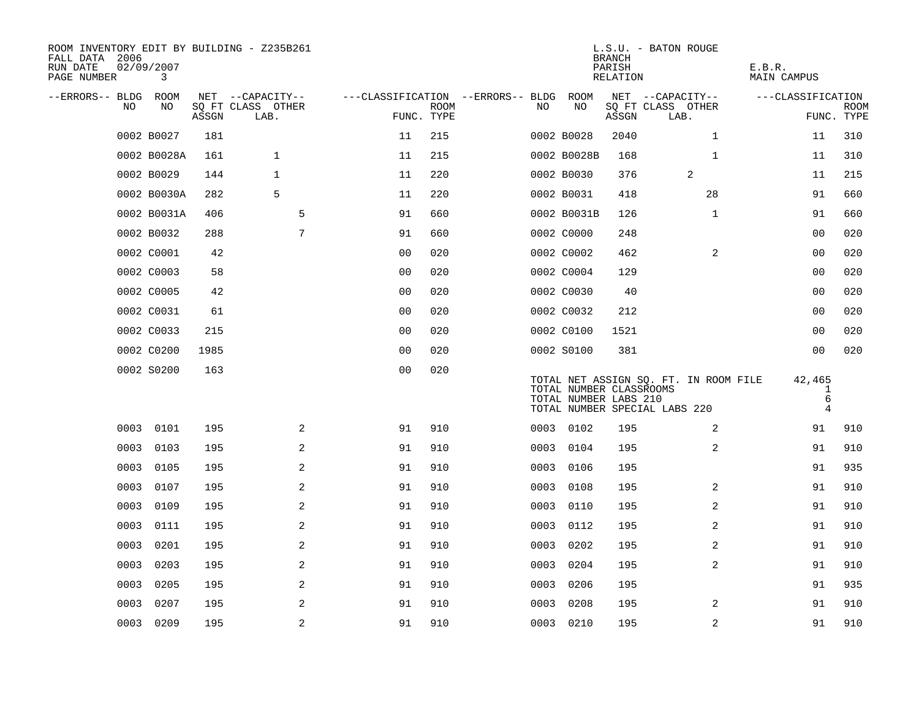ROOM INVENTORY EDIT BY BUILDING - Z235B261
FALL DATA 2006
RUN DATE 02/09/2007
PAGE NUMBER 3

L.S.U. - BATON ROUGE
BRANCH
PARISH E.B.R.
RELATION MAIN CAMPUS

| --ERRORS-- | BLDG NO | ROOM NO | NET SQ FT ASSGN | CAPACITY CLASS LAB. | CAPACITY OTHER | CLASSIFICATION FUNC. | ROOM TYPE | --ERRORS-- | BLDG NO | ROOM NO | NET SQ FT ASSGN | CAPACITY CLASS LAB. | CAPACITY OTHER | CLASSIFICATION FUNC. | ROOM TYPE |
|---|---|---|---|---|---|---|---|---|---|---|---|---|---|---|---|
| | 0002 | B0027 | 181 | | | 11 | 215 | | 0002 | B0028 | 2040 | | 1 | 11 | 310 |
| | 0002 | B0028A | 161 | 1 | | 11 | 215 | | 0002 | B0028B | 168 | | 1 | 11 | 310 |
| | 0002 | B0029 | 144 | 1 | | 11 | 220 | | 0002 | B0030 | 376 | 2 | | 11 | 215 |
| | 0002 | B0030A | 282 | 5 | | 11 | 220 | | 0002 | B0031 | 418 | | 28 | 91 | 660 |
| | 0002 | B0031A | 406 | | 5 | 91 | 660 | | 0002 | B0031B | 126 | | 1 | 91 | 660 |
| | 0002 | B0032 | 288 | | 7 | 91 | 660 | | 0002 | C0000 | 248 | | | 00 | 020 |
| | 0002 | C0001 | 42 | | | 00 | 020 | | 0002 | C0002 | 462 | | 2 | 00 | 020 |
| | 0002 | C0003 | 58 | | | 00 | 020 | | 0002 | C0004 | 129 | | | 00 | 020 |
| | 0002 | C0005 | 42 | | | 00 | 020 | | 0002 | C0030 | 40 | | | 00 | 020 |
| | 0002 | C0031 | 61 | | | 00 | 020 | | 0002 | C0032 | 212 | | | 00 | 020 |
| | 0002 | C0033 | 215 | | | 00 | 020 | | 0002 | C0100 | 1521 | | | 00 | 020 |
| | 0002 | C0200 | 1985 | | | 00 | 020 | | 0002 | S0100 | 381 | | | 00 | 020 |
| | 0002 | S0200 | 163 | | | 00 | 020 | | | | | | | | |

TOTAL NET ASSIGN SQ. FT. IN ROOM FILE 42,465
TOTAL NUMBER CLASSROOMS 1
TOTAL NUMBER LABS 210 6
TOTAL NUMBER SPECIAL LABS 220 4

| --ERRORS-- | BLDG NO | ROOM NO | NET SQ FT ASSGN | CAPACITY CLASS LAB. | CAPACITY OTHER | CLASSIFICATION FUNC. | ROOM TYPE | --ERRORS-- | BLDG NO | ROOM NO | NET SQ FT ASSGN | CAPACITY CLASS LAB. | CAPACITY OTHER | CLASSIFICATION FUNC. | ROOM TYPE |
|---|---|---|---|---|---|---|---|---|---|---|---|---|---|---|---|
| | 0003 | 0101 | 195 | | 2 | 91 | 910 | | 0003 | 0102 | 195 | | 2 | 91 | 910 |
| | 0003 | 0103 | 195 | | 2 | 91 | 910 | | 0003 | 0104 | 195 | | 2 | 91 | 910 |
| | 0003 | 0105 | 195 | | 2 | 91 | 910 | | 0003 | 0106 | 195 | | | 91 | 935 |
| | 0003 | 0107 | 195 | | 2 | 91 | 910 | | 0003 | 0108 | 195 | | 2 | 91 | 910 |
| | 0003 | 0109 | 195 | | 2 | 91 | 910 | | 0003 | 0110 | 195 | | 2 | 91 | 910 |
| | 0003 | 0111 | 195 | | 2 | 91 | 910 | | 0003 | 0112 | 195 | | 2 | 91 | 910 |
| | 0003 | 0201 | 195 | | 2 | 91 | 910 | | 0003 | 0202 | 195 | | 2 | 91 | 910 |
| | 0003 | 0203 | 195 | | 2 | 91 | 910 | | 0003 | 0204 | 195 | | 2 | 91 | 910 |
| | 0003 | 0205 | 195 | | 2 | 91 | 910 | | 0003 | 0206 | 195 | | | 91 | 935 |
| | 0003 | 0207 | 195 | | 2 | 91 | 910 | | 0003 | 0208 | 195 | | 2 | 91 | 910 |
| | 0003 | 0209 | 195 | | 2 | 91 | 910 | | 0003 | 0210 | 195 | | 2 | 91 | 910 |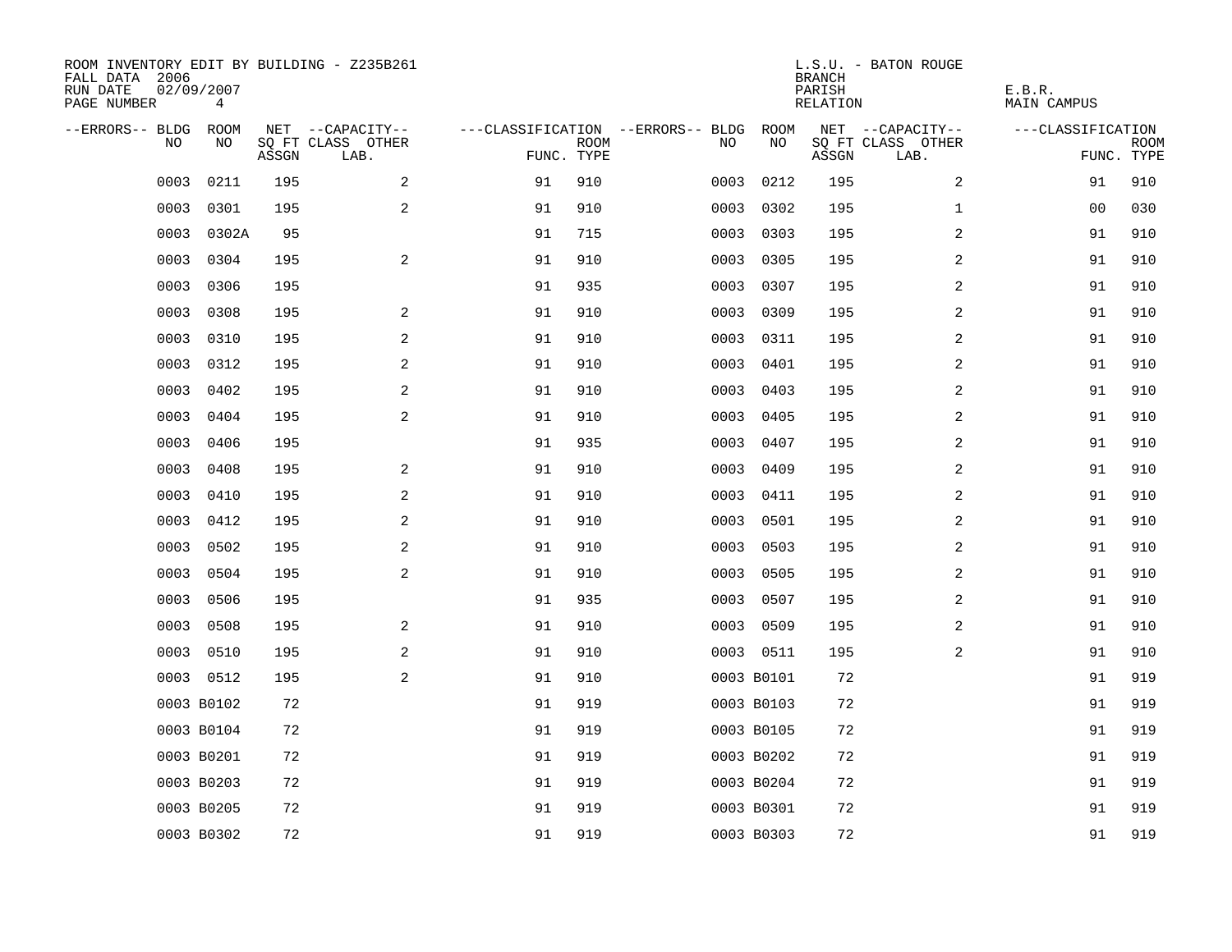ROOM INVENTORY EDIT BY BUILDING - Z235B261
FALL DATA 2006
RUN DATE 02/09/2007
PAGE NUMBER 4

L.S.U. - BATON ROUGE
BRANCH
PARISH E.B.R.
RELATION MAIN CAMPUS

| --ERRORS-- | BLDG NO | ROOM NO | NET SQ FT ASSGN | --CAPACITY-- CLASS LAB. | OTHER | ---CLASSIFICATION FUNC. | ROOM TYPE | --ERRORS-- | BLDG NO | ROOM NO | NET SQ FT ASSGN | --CAPACITY-- CLASS LAB. | OTHER | ---CLASSIFICATION FUNC. | ROOM TYPE |
|---|---|---|---|---|---|---|---|---|---|---|---|---|---|---|---|
| | 0003 | 0211 | 195 | | 2 | 91 | 910 | | 0003 | 0212 | 195 | | 2 | 91 | 910 |
| | 0003 | 0301 | 195 | | 2 | 91 | 910 | | 0003 | 0302 | 195 | | 1 | 00 | 030 |
| | 0003 | 0302A | 95 | | | 91 | 715 | | 0003 | 0303 | 195 | | 2 | 91 | 910 |
| | 0003 | 0304 | 195 | | 2 | 91 | 910 | | 0003 | 0305 | 195 | | 2 | 91 | 910 |
| | 0003 | 0306 | 195 | | | 91 | 935 | | 0003 | 0307 | 195 | | 2 | 91 | 910 |
| | 0003 | 0308 | 195 | | 2 | 91 | 910 | | 0003 | 0309 | 195 | | 2 | 91 | 910 |
| | 0003 | 0310 | 195 | | 2 | 91 | 910 | | 0003 | 0311 | 195 | | 2 | 91 | 910 |
| | 0003 | 0312 | 195 | | 2 | 91 | 910 | | 0003 | 0401 | 195 | | 2 | 91 | 910 |
| | 0003 | 0402 | 195 | | 2 | 91 | 910 | | 0003 | 0403 | 195 | | 2 | 91 | 910 |
| | 0003 | 0404 | 195 | | 2 | 91 | 910 | | 0003 | 0405 | 195 | | 2 | 91 | 910 |
| | 0003 | 0406 | 195 | | | 91 | 935 | | 0003 | 0407 | 195 | | 2 | 91 | 910 |
| | 0003 | 0408 | 195 | | 2 | 91 | 910 | | 0003 | 0409 | 195 | | 2 | 91 | 910 |
| | 0003 | 0410 | 195 | | 2 | 91 | 910 | | 0003 | 0411 | 195 | | 2 | 91 | 910 |
| | 0003 | 0412 | 195 | | 2 | 91 | 910 | | 0003 | 0501 | 195 | | 2 | 91 | 910 |
| | 0003 | 0502 | 195 | | 2 | 91 | 910 | | 0003 | 0503 | 195 | | 2 | 91 | 910 |
| | 0003 | 0504 | 195 | | 2 | 91 | 910 | | 0003 | 0505 | 195 | | 2 | 91 | 910 |
| | 0003 | 0506 | 195 | | | 91 | 935 | | 0003 | 0507 | 195 | | 2 | 91 | 910 |
| | 0003 | 0508 | 195 | | 2 | 91 | 910 | | 0003 | 0509 | 195 | | 2 | 91 | 910 |
| | 0003 | 0510 | 195 | | 2 | 91 | 910 | | 0003 | 0511 | 195 | | 2 | 91 | 910 |
| | 0003 | 0512 | 195 | | 2 | 91 | 910 | | 0003 | B0101 | 72 | | | 91 | 919 |
| | 0003 | B0102 | 72 | | | 91 | 919 | | 0003 | B0103 | 72 | | | 91 | 919 |
| | 0003 | B0104 | 72 | | | 91 | 919 | | 0003 | B0105 | 72 | | | 91 | 919 |
| | 0003 | B0201 | 72 | | | 91 | 919 | | 0003 | B0202 | 72 | | | 91 | 919 |
| | 0003 | B0203 | 72 | | | 91 | 919 | | 0003 | B0204 | 72 | | | 91 | 919 |
| | 0003 | B0205 | 72 | | | 91 | 919 | | 0003 | B0301 | 72 | | | 91 | 919 |
| | 0003 | B0302 | 72 | | | 91 | 919 | | 0003 | B0303 | 72 | | | 91 | 919 |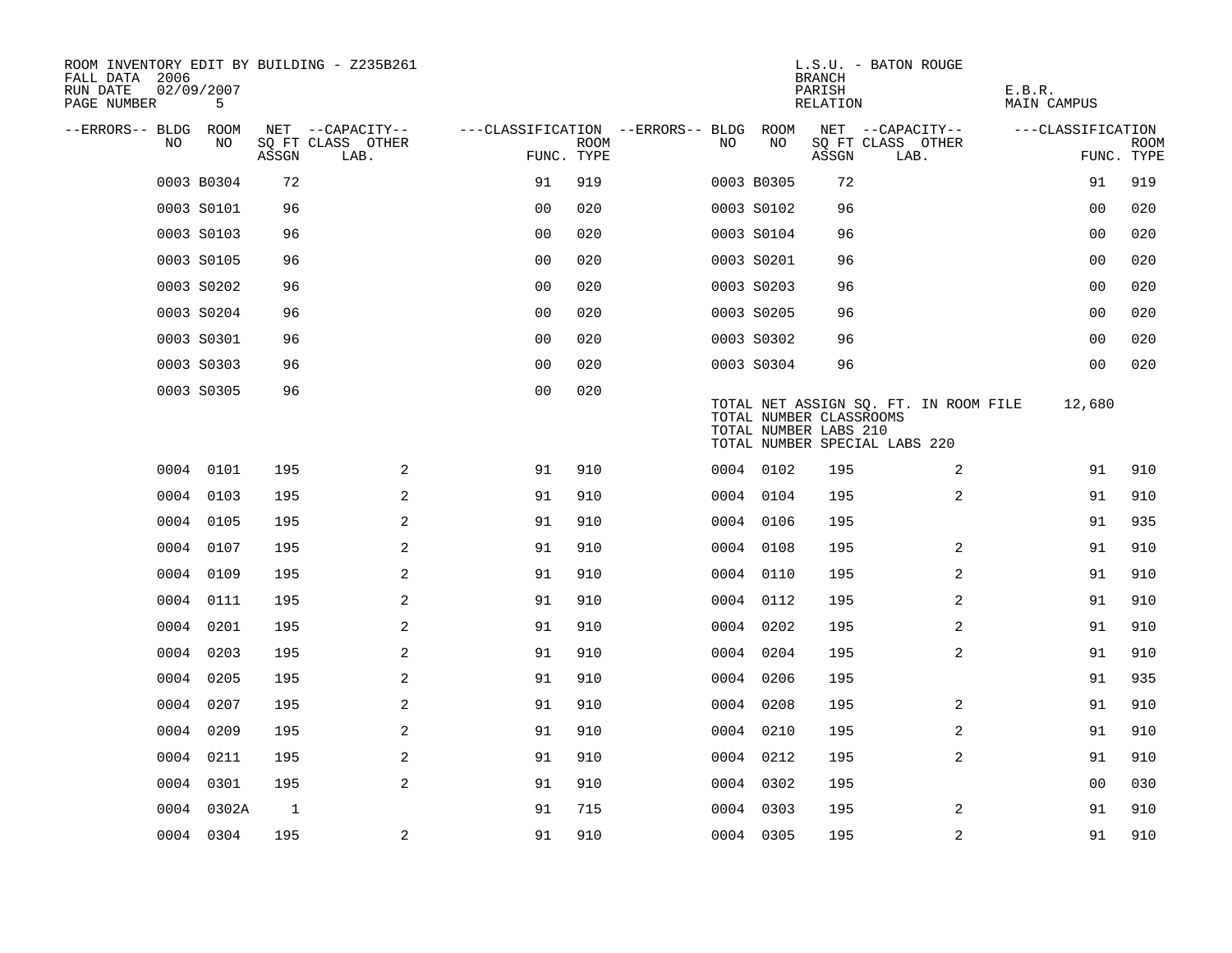ROOM INVENTORY EDIT BY BUILDING - Z235B261
FALL DATA 2006
RUN DATE 02/09/2007

L.S.U. - BATON ROUGE
BRANCH
PARISH E.B.R.
RELATION MAIN CAMPUS

| --ERRORS-- | BLDG NO | ROOM NO | NET SQ FT ASSGN | CAPACITY CLASS | CAPACITY OTHER LAB. | FUNC. | ROOM TYPE | --ERRORS-- | BLDG NO | ROOM NO | NET SQ FT ASSGN | CAPACITY CLASS | CAPACITY OTHER LAB. | FUNC. | ROOM TYPE |
|---|---|---|---|---|---|---|---|---|---|---|---|---|---|---|---|
| | 0003 | B0304 | 72 | | | 91 | 919 | | 0003 | B0305 | 72 | | | 91 | 919 |
| | 0003 | S0101 | 96 | | | 00 | 020 | | 0003 | S0102 | 96 | | | 00 | 020 |
| | 0003 | S0103 | 96 | | | 00 | 020 | | 0003 | S0104 | 96 | | | 00 | 020 |
| | 0003 | S0105 | 96 | | | 00 | 020 | | 0003 | S0201 | 96 | | | 00 | 020 |
| | 0003 | S0202 | 96 | | | 00 | 020 | | 0003 | S0203 | 96 | | | 00 | 020 |
| | 0003 | S0204 | 96 | | | 00 | 020 | | 0003 | S0205 | 96 | | | 00 | 020 |
| | 0003 | S0301 | 96 | | | 00 | 020 | | 0003 | S0302 | 96 | | | 00 | 020 |
| | 0003 | S0303 | 96 | | | 00 | 020 | | 0003 | S0304 | 96 | | | 00 | 020 |
| | 0003 | S0305 | 96 | | | 00 | 020 | | | | | | | | |

TOTAL NET ASSIGN SQ. FT. IN ROOM FILE 12,680
TOTAL NUMBER CLASSROOMS
TOTAL NUMBER LABS 210
TOTAL NUMBER SPECIAL LABS 220

| --ERRORS-- | BLDG NO | ROOM NO | NET SQ FT ASSGN | CAPACITY CLASS | CAPACITY OTHER LAB. | FUNC. | ROOM TYPE | --ERRORS-- | BLDG NO | ROOM NO | NET SQ FT ASSGN | CAPACITY CLASS | CAPACITY OTHER LAB. | FUNC. | ROOM TYPE |
|---|---|---|---|---|---|---|---|---|---|---|---|---|---|---|---|
| | 0004 | 0101 | 195 | | 2 | 91 | 910 | | 0004 | 0102 | 195 | | 2 | 91 | 910 |
| | 0004 | 0103 | 195 | | 2 | 91 | 910 | | 0004 | 0104 | 195 | | 2 | 91 | 910 |
| | 0004 | 0105 | 195 | | 2 | 91 | 910 | | 0004 | 0106 | 195 | | | 91 | 935 |
| | 0004 | 0107 | 195 | | 2 | 91 | 910 | | 0004 | 0108 | 195 | | 2 | 91 | 910 |
| | 0004 | 0109 | 195 | | 2 | 91 | 910 | | 0004 | 0110 | 195 | | 2 | 91 | 910 |
| | 0004 | 0111 | 195 | | 2 | 91 | 910 | | 0004 | 0112 | 195 | | 2 | 91 | 910 |
| | 0004 | 0201 | 195 | | 2 | 91 | 910 | | 0004 | 0202 | 195 | | 2 | 91 | 910 |
| | 0004 | 0203 | 195 | | 2 | 91 | 910 | | 0004 | 0204 | 195 | | 2 | 91 | 910 |
| | 0004 | 0205 | 195 | | 2 | 91 | 910 | | 0004 | 0206 | 195 | | | 91 | 935 |
| | 0004 | 0207 | 195 | | 2 | 91 | 910 | | 0004 | 0208 | 195 | | 2 | 91 | 910 |
| | 0004 | 0209 | 195 | | 2 | 91 | 910 | | 0004 | 0210 | 195 | | 2 | 91 | 910 |
| | 0004 | 0211 | 195 | | 2 | 91 | 910 | | 0004 | 0212 | 195 | | 2 | 91 | 910 |
| | 0004 | 0301 | 195 | | 2 | 91 | 910 | | 0004 | 0302 | 195 | | | 00 | 030 |
| | 0004 | 0302A | 1 | | | 91 | 715 | | 0004 | 0303 | 195 | | 2 | 91 | 910 |
| | 0004 | 0304 | 195 | | 2 | 91 | 910 | | 0004 | 0305 | 195 | | 2 | 91 | 910 |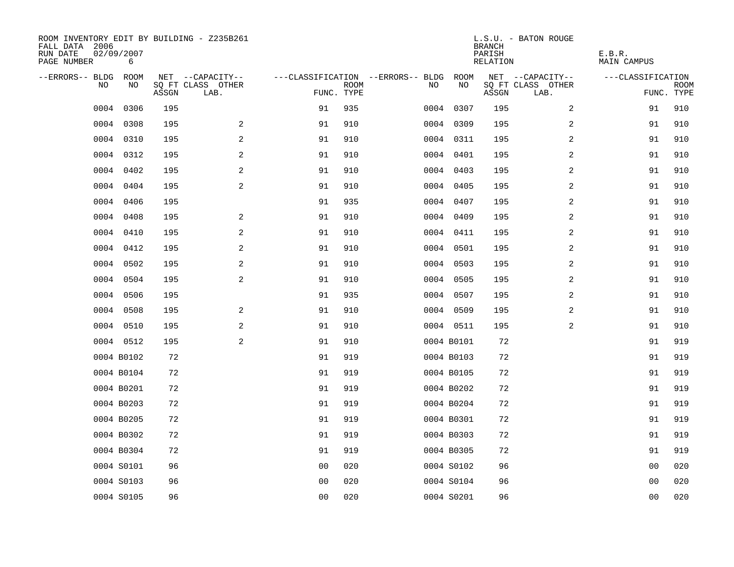ROOM INVENTORY EDIT BY BUILDING - Z235B261
FALL DATA 2006
RUN DATE 02/09/2007
PAGE NUMBER 6

L.S.U. - BATON ROUGE
BRANCH
PARISH E.B.R.
RELATION MAIN CAMPUS

| --ERRORS-- | BLDG NO | ROOM NO | NET SQ FT ASSGN | --CAPACITY-- CLASS LAB. | OTHER | ---CLASSIFICATION FUNC. | ROOM TYPE | --ERRORS-- | BLDG NO | ROOM NO | NET SQ FT ASSGN | --CAPACITY-- CLASS LAB. | OTHER | ---CLASSIFICATION FUNC. | ROOM TYPE |
|---|---|---|---|---|---|---|---|---|---|---|---|---|---|---|---|
| | 0004 | 0306 | 195 | | | 91 | 935 | | 0004 | 0307 | 195 | | 2 | 91 | 910 |
| | 0004 | 0308 | 195 | | 2 | 91 | 910 | | 0004 | 0309 | 195 | | 2 | 91 | 910 |
| | 0004 | 0310 | 195 | | 2 | 91 | 910 | | 0004 | 0311 | 195 | | 2 | 91 | 910 |
| | 0004 | 0312 | 195 | | 2 | 91 | 910 | | 0004 | 0401 | 195 | | 2 | 91 | 910 |
| | 0004 | 0402 | 195 | | 2 | 91 | 910 | | 0004 | 0403 | 195 | | 2 | 91 | 910 |
| | 0004 | 0404 | 195 | | 2 | 91 | 910 | | 0004 | 0405 | 195 | | 2 | 91 | 910 |
| | 0004 | 0406 | 195 | | | 91 | 935 | | 0004 | 0407 | 195 | | 2 | 91 | 910 |
| | 0004 | 0408 | 195 | | 2 | 91 | 910 | | 0004 | 0409 | 195 | | 2 | 91 | 910 |
| | 0004 | 0410 | 195 | | 2 | 91 | 910 | | 0004 | 0411 | 195 | | 2 | 91 | 910 |
| | 0004 | 0412 | 195 | | 2 | 91 | 910 | | 0004 | 0501 | 195 | | 2 | 91 | 910 |
| | 0004 | 0502 | 195 | | 2 | 91 | 910 | | 0004 | 0503 | 195 | | 2 | 91 | 910 |
| | 0004 | 0504 | 195 | | 2 | 91 | 910 | | 0004 | 0505 | 195 | | 2 | 91 | 910 |
| | 0004 | 0506 | 195 | | | 91 | 935 | | 0004 | 0507 | 195 | | 2 | 91 | 910 |
| | 0004 | 0508 | 195 | | 2 | 91 | 910 | | 0004 | 0509 | 195 | | 2 | 91 | 910 |
| | 0004 | 0510 | 195 | | 2 | 91 | 910 | | 0004 | 0511 | 195 | | 2 | 91 | 910 |
| | 0004 | 0512 | 195 | | 2 | 91 | 910 | | 0004 | B0101 | 72 | | | 91 | 919 |
| | 0004 | B0102 | 72 | | | 91 | 919 | | 0004 | B0103 | 72 | | | 91 | 919 |
| | 0004 | B0104 | 72 | | | 91 | 919 | | 0004 | B0105 | 72 | | | 91 | 919 |
| | 0004 | B0201 | 72 | | | 91 | 919 | | 0004 | B0202 | 72 | | | 91 | 919 |
| | 0004 | B0203 | 72 | | | 91 | 919 | | 0004 | B0204 | 72 | | | 91 | 919 |
| | 0004 | B0205 | 72 | | | 91 | 919 | | 0004 | B0301 | 72 | | | 91 | 919 |
| | 0004 | B0302 | 72 | | | 91 | 919 | | 0004 | B0303 | 72 | | | 91 | 919 |
| | 0004 | B0304 | 72 | | | 91 | 919 | | 0004 | B0305 | 72 | | | 91 | 919 |
| | 0004 | S0101 | 96 | | | 00 | 020 | | 0004 | S0102 | 96 | | | 00 | 020 |
| | 0004 | S0103 | 96 | | | 00 | 020 | | 0004 | S0104 | 96 | | | 00 | 020 |
| | 0004 | S0105 | 96 | | | 00 | 020 | | 0004 | S0201 | 96 | | | 00 | 020 |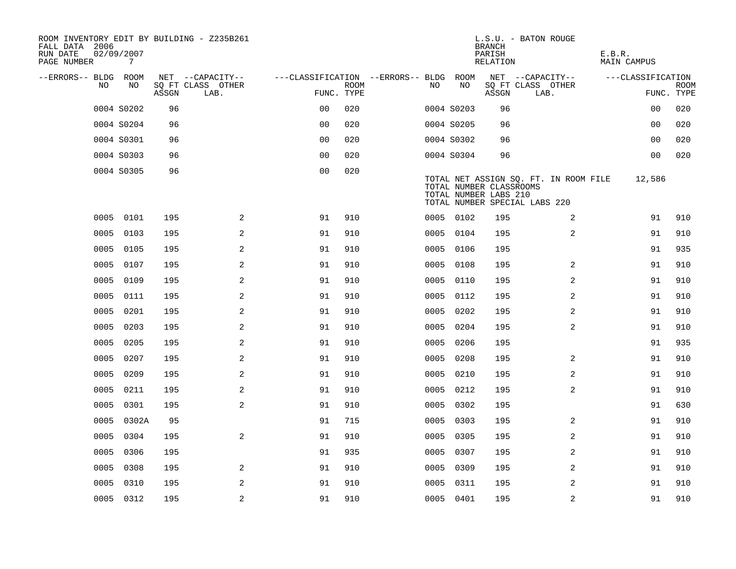ROOM INVENTORY EDIT BY BUILDING - Z235B261
FALL DATA 2006
RUN DATE 02/09/2007

L.S.U. - BATON ROUGE
BRANCH
PARISH E.B.R.
RELATION MAIN CAMPUS

| --ERRORS-- | BLDG NO | ROOM NO | NET SQ FT ASSGN | --CAPACITY-- CLASS | OTHER LAB. | ---CLASSIFICATION FUNC. | ROOM TYPE | --ERRORS-- | BLDG NO | ROOM NO | NET SQ FT ASSGN | --CAPACITY-- CLASS | OTHER LAB. | ---CLASSIFICATION FUNC. | ROOM TYPE |
|---|---|---|---|---|---|---|---|---|---|---|---|---|---|---|---|
| | 0004 | S0202 | 96 | | | 00 | 020 | | 0004 | S0203 | 96 | | | 00 | 020 |
| | 0004 | S0204 | 96 | | | 00 | 020 | | 0004 | S0205 | 96 | | | 00 | 020 |
| | 0004 | S0301 | 96 | | | 00 | 020 | | 0004 | S0302 | 96 | | | 00 | 020 |
| | 0004 | S0303 | 96 | | | 00 | 020 | | 0004 | S0304 | 96 | | | 00 | 020 |
| | 0004 | S0305 | 96 | | | 00 | 020 | | | | | | | | |

TOTAL NET ASSIGN SQ. FT. IN ROOM FILE 12,586
TOTAL NUMBER CLASSROOMS
TOTAL NUMBER LABS 210
TOTAL NUMBER SPECIAL LABS 220

| --ERRORS-- | BLDG NO | ROOM NO | NET SQ FT ASSGN | --CAPACITY-- CLASS | OTHER LAB. | ---CLASSIFICATION FUNC. | ROOM TYPE | --ERRORS-- | BLDG NO | ROOM NO | NET SQ FT ASSGN | --CAPACITY-- CLASS | OTHER LAB. | ---CLASSIFICATION FUNC. | ROOM TYPE |
|---|---|---|---|---|---|---|---|---|---|---|---|---|---|---|---|
| | 0005 | 0101 | 195 | | 2 | 91 | 910 | | 0005 | 0102 | 195 | | 2 | 91 | 910 |
| | 0005 | 0103 | 195 | | 2 | 91 | 910 | | 0005 | 0104 | 195 | | 2 | 91 | 910 |
| | 0005 | 0105 | 195 | | 2 | 91 | 910 | | 0005 | 0106 | 195 | | | 91 | 935 |
| | 0005 | 0107 | 195 | | 2 | 91 | 910 | | 0005 | 0108 | 195 | | 2 | 91 | 910 |
| | 0005 | 0109 | 195 | | 2 | 91 | 910 | | 0005 | 0110 | 195 | | 2 | 91 | 910 |
| | 0005 | 0111 | 195 | | 2 | 91 | 910 | | 0005 | 0112 | 195 | | 2 | 91 | 910 |
| | 0005 | 0201 | 195 | | 2 | 91 | 910 | | 0005 | 0202 | 195 | | 2 | 91 | 910 |
| | 0005 | 0203 | 195 | | 2 | 91 | 910 | | 0005 | 0204 | 195 | | 2 | 91 | 910 |
| | 0005 | 0205 | 195 | | 2 | 91 | 910 | | 0005 | 0206 | 195 | | | 91 | 935 |
| | 0005 | 0207 | 195 | | 2 | 91 | 910 | | 0005 | 0208 | 195 | | 2 | 91 | 910 |
| | 0005 | 0209 | 195 | | 2 | 91 | 910 | | 0005 | 0210 | 195 | | 2 | 91 | 910 |
| | 0005 | 0211 | 195 | | 2 | 91 | 910 | | 0005 | 0212 | 195 | | 2 | 91 | 910 |
| | 0005 | 0301 | 195 | | 2 | 91 | 910 | | 0005 | 0302 | 195 | | | 91 | 630 |
| | 0005 | 0302A | 95 | | | 91 | 715 | | 0005 | 0303 | 195 | | 2 | 91 | 910 |
| | 0005 | 0304 | 195 | | 2 | 91 | 910 | | 0005 | 0305 | 195 | | 2 | 91 | 910 |
| | 0005 | 0306 | 195 | | | 91 | 935 | | 0005 | 0307 | 195 | | 2 | 91 | 910 |
| | 0005 | 0308 | 195 | | 2 | 91 | 910 | | 0005 | 0309 | 195 | | 2 | 91 | 910 |
| | 0005 | 0310 | 195 | | 2 | 91 | 910 | | 0005 | 0311 | 195 | | 2 | 91 | 910 |
| | 0005 | 0312 | 195 | | 2 | 91 | 910 | | 0005 | 0401 | 195 | | 2 | 91 | 910 |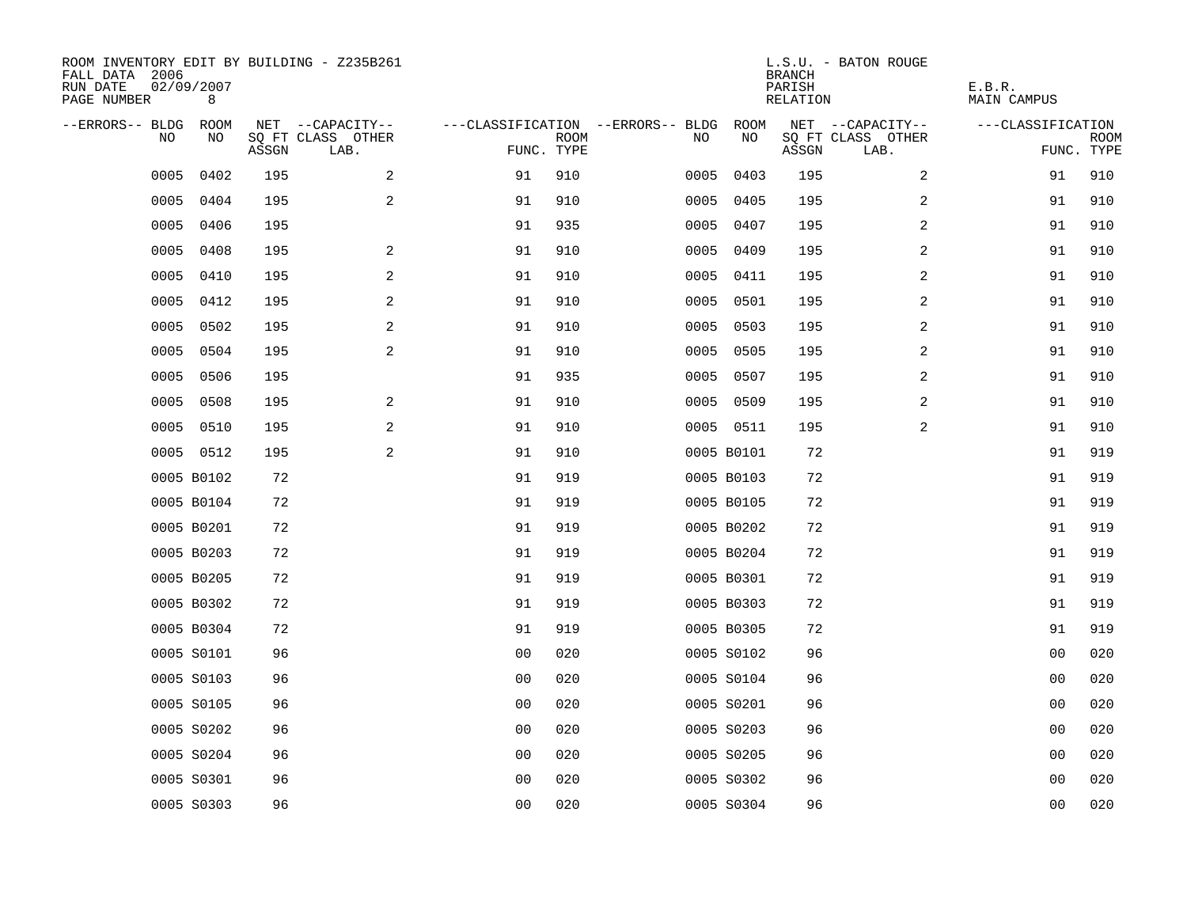ROOM INVENTORY EDIT BY BUILDING - Z235B261
FALL DATA 2006
RUN DATE 02/09/2007
PAGE NUMBER 8

L.S.U. - BATON ROUGE
BRANCH
PARISH E.B.R.
RELATION MAIN CAMPUS

| --ERRORS-- | BLDG NO | ROOM NO | NET SQ FT ASSGN | --CAPACITY-- CLASS LAB. | OTHER | ---CLASSIFICATION FUNC. | ROOM TYPE | --ERRORS-- | BLDG NO | ROOM NO | NET SQ FT ASSGN | --CAPACITY-- CLASS LAB. | OTHER | ---CLASSIFICATION FUNC. | ROOM TYPE |
|---|---|---|---|---|---|---|---|---|---|---|---|---|---|---|---|
| | 0005 | 0402 | 195 | | 2 | 91 | 910 | | 0005 | 0403 | 195 | | 2 | 91 | 910 |
| | 0005 | 0404 | 195 | | 2 | 91 | 910 | | 0005 | 0405 | 195 | | 2 | 91 | 910 |
| | 0005 | 0406 | 195 | | | 91 | 935 | | 0005 | 0407 | 195 | | 2 | 91 | 910 |
| | 0005 | 0408 | 195 | | 2 | 91 | 910 | | 0005 | 0409 | 195 | | 2 | 91 | 910 |
| | 0005 | 0410 | 195 | | 2 | 91 | 910 | | 0005 | 0411 | 195 | | 2 | 91 | 910 |
| | 0005 | 0412 | 195 | | 2 | 91 | 910 | | 0005 | 0501 | 195 | | 2 | 91 | 910 |
| | 0005 | 0502 | 195 | | 2 | 91 | 910 | | 0005 | 0503 | 195 | | 2 | 91 | 910 |
| | 0005 | 0504 | 195 | | 2 | 91 | 910 | | 0005 | 0505 | 195 | | 2 | 91 | 910 |
| | 0005 | 0506 | 195 | | | 91 | 935 | | 0005 | 0507 | 195 | | 2 | 91 | 910 |
| | 0005 | 0508 | 195 | | 2 | 91 | 910 | | 0005 | 0509 | 195 | | 2 | 91 | 910 |
| | 0005 | 0510 | 195 | | 2 | 91 | 910 | | 0005 | 0511 | 195 | | 2 | 91 | 910 |
| | 0005 | 0512 | 195 | | 2 | 91 | 910 | | 0005 | B0101 | 72 | | | 91 | 919 |
| | 0005 | B0102 | 72 | | | 91 | 919 | | 0005 | B0103 | 72 | | | 91 | 919 |
| | 0005 | B0104 | 72 | | | 91 | 919 | | 0005 | B0105 | 72 | | | 91 | 919 |
| | 0005 | B0201 | 72 | | | 91 | 919 | | 0005 | B0202 | 72 | | | 91 | 919 |
| | 0005 | B0203 | 72 | | | 91 | 919 | | 0005 | B0204 | 72 | | | 91 | 919 |
| | 0005 | B0205 | 72 | | | 91 | 919 | | 0005 | B0301 | 72 | | | 91 | 919 |
| | 0005 | B0302 | 72 | | | 91 | 919 | | 0005 | B0303 | 72 | | | 91 | 919 |
| | 0005 | B0304 | 72 | | | 91 | 919 | | 0005 | B0305 | 72 | | | 91 | 919 |
| | 0005 | S0101 | 96 | | | 00 | 020 | | 0005 | S0102 | 96 | | | 00 | 020 |
| | 0005 | S0103 | 96 | | | 00 | 020 | | 0005 | S0104 | 96 | | | 00 | 020 |
| | 0005 | S0105 | 96 | | | 00 | 020 | | 0005 | S0201 | 96 | | | 00 | 020 |
| | 0005 | S0202 | 96 | | | 00 | 020 | | 0005 | S0203 | 96 | | | 00 | 020 |
| | 0005 | S0204 | 96 | | | 00 | 020 | | 0005 | S0205 | 96 | | | 00 | 020 |
| | 0005 | S0301 | 96 | | | 00 | 020 | | 0005 | S0302 | 96 | | | 00 | 020 |
| | 0005 | S0303 | 96 | | | 00 | 020 | | 0005 | S0304 | 96 | | | 00 | 020 |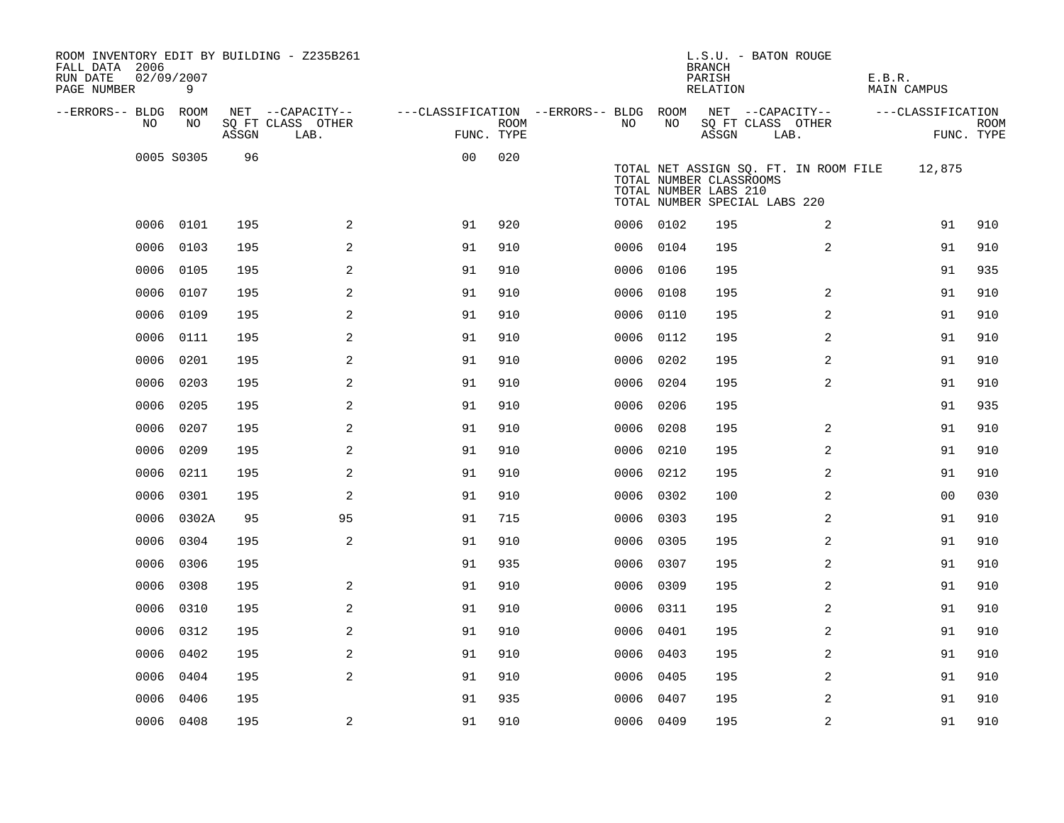ROOM INVENTORY EDIT BY BUILDING - Z235B261
FALL DATA 2006
RUN DATE 02/09/2007
PAGE NUMBER 9

L.S.U. - BATON ROUGE
BRANCH
PARISH E.B.R.
RELATION MAIN CAMPUS

| --ERRORS-- | BLDG NO | ROOM NO | NET SQ FT ASSGN | --CAPACITY-- CLASS | OTHER LAB. | ---CLASSIFICATION FUNC. | ROOM TYPE | --ERRORS-- | BLDG NO | ROOM NO | NET SQ FT ASSGN | --CAPACITY-- CLASS | OTHER LAB. | ---CLASSIFICATION FUNC. | ROOM TYPE |
|---|---|---|---|---|---|---|---|---|---|---|---|---|---|---|---|
| | 0005 | S0305 | 96 | | | 00 | 020 | | | | | | | | |
| | 0006 | 0101 | 195 | | 2 | 91 | 920 | | 0006 | 0102 | 195 | | 2 | 91 | 910 |
| | 0006 | 0103 | 195 | | 2 | 91 | 910 | | 0006 | 0104 | 195 | | 2 | 91 | 910 |
| | 0006 | 0105 | 195 | | 2 | 91 | 910 | | 0006 | 0106 | 195 | | | 91 | 935 |
| | 0006 | 0107 | 195 | | 2 | 91 | 910 | | 0006 | 0108 | 195 | | 2 | 91 | 910 |
| | 0006 | 0109 | 195 | | 2 | 91 | 910 | | 0006 | 0110 | 195 | | 2 | 91 | 910 |
| | 0006 | 0111 | 195 | | 2 | 91 | 910 | | 0006 | 0112 | 195 | | 2 | 91 | 910 |
| | 0006 | 0201 | 195 | | 2 | 91 | 910 | | 0006 | 0202 | 195 | | 2 | 91 | 910 |
| | 0006 | 0203 | 195 | | 2 | 91 | 910 | | 0006 | 0204 | 195 | | 2 | 91 | 910 |
| | 0006 | 0205 | 195 | | 2 | 91 | 910 | | 0006 | 0206 | 195 | | | 91 | 935 |
| | 0006 | 0207 | 195 | | 2 | 91 | 910 | | 0006 | 0208 | 195 | | 2 | 91 | 910 |
| | 0006 | 0209 | 195 | | 2 | 91 | 910 | | 0006 | 0210 | 195 | | 2 | 91 | 910 |
| | 0006 | 0211 | 195 | | 2 | 91 | 910 | | 0006 | 0212 | 195 | | 2 | 91 | 910 |
| | 0006 | 0301 | 195 | | 2 | 91 | 910 | | 0006 | 0302 | 100 | | 2 | 00 | 030 |
| | 0006 | 0302A | 95 | | 95 | 91 | 715 | | 0006 | 0303 | 195 | | 2 | 91 | 910 |
| | 0006 | 0304 | 195 | | 2 | 91 | 910 | | 0006 | 0305 | 195 | | 2 | 91 | 910 |
| | 0006 | 0306 | 195 | | | 91 | 935 | | 0006 | 0307 | 195 | | 2 | 91 | 910 |
| | 0006 | 0308 | 195 | | 2 | 91 | 910 | | 0006 | 0309 | 195 | | 2 | 91 | 910 |
| | 0006 | 0310 | 195 | | 2 | 91 | 910 | | 0006 | 0311 | 195 | | 2 | 91 | 910 |
| | 0006 | 0312 | 195 | | 2 | 91 | 910 | | 0006 | 0401 | 195 | | 2 | 91 | 910 |
| | 0006 | 0402 | 195 | | 2 | 91 | 910 | | 0006 | 0403 | 195 | | 2 | 91 | 910 |
| | 0006 | 0404 | 195 | | 2 | 91 | 910 | | 0006 | 0405 | 195 | | 2 | 91 | 910 |
| | 0006 | 0406 | 195 | | | 91 | 935 | | 0006 | 0407 | 195 | | 2 | 91 | 910 |
| | 0006 | 0408 | 195 | | 2 | 91 | 910 | | 0006 | 0409 | 195 | | 2 | 91 | 910 |

TOTAL NET ASSIGN SQ. FT. IN ROOM FILE 12,875
TOTAL NUMBER CLASSROOMS
TOTAL NUMBER LABS 210
TOTAL NUMBER SPECIAL LABS 220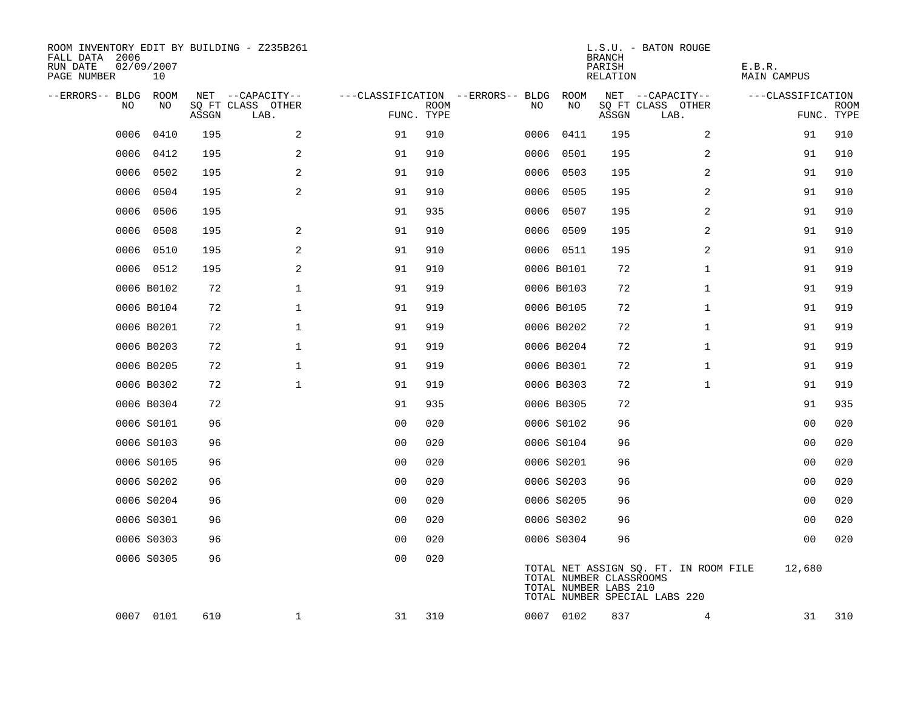ROOM INVENTORY EDIT BY BUILDING - Z235B261
FALL DATA 2006
RUN DATE 02/09/2007
PAGE NUMBER 10

L.S.U. - BATON ROUGE
BRANCH
PARISH E.B.R.
RELATION MAIN CAMPUS

| --ERRORS-- | BLDG NO | ROOM NO | NET SQ FT ASSGN | --CAPACITY-- CLASS LAB. | OTHER | ---CLASSIFICATION FUNC. | ROOM TYPE | --ERRORS-- | BLDG NO | ROOM NO | NET SQ FT ASSGN | --CAPACITY-- CLASS LAB. | OTHER | ---CLASSIFICATION FUNC. | ROOM TYPE |
|---|---|---|---|---|---|---|---|---|---|---|---|---|---|---|---|
| | 0006 | 0410 | 195 | | 2 | 91 | 910 | | 0006 | 0411 | 195 | | 2 | 91 | 910 |
| | 0006 | 0412 | 195 | | 2 | 91 | 910 | | 0006 | 0501 | 195 | | 2 | 91 | 910 |
| | 0006 | 0502 | 195 | | 2 | 91 | 910 | | 0006 | 0503 | 195 | | 2 | 91 | 910 |
| | 0006 | 0504 | 195 | | 2 | 91 | 910 | | 0006 | 0505 | 195 | | 2 | 91 | 910 |
| | 0006 | 0506 | 195 | | | 91 | 935 | | 0006 | 0507 | 195 | | 2 | 91 | 910 |
| | 0006 | 0508 | 195 | | 2 | 91 | 910 | | 0006 | 0509 | 195 | | 2 | 91 | 910 |
| | 0006 | 0510 | 195 | | 2 | 91 | 910 | | 0006 | 0511 | 195 | | 2 | 91 | 910 |
| | 0006 | 0512 | 195 | | 2 | 91 | 910 | | 0006 | B0101 | 72 | | 1 | 91 | 919 |
| | 0006 | B0102 | 72 | | 1 | 91 | 919 | | 0006 | B0103 | 72 | | 1 | 91 | 919 |
| | 0006 | B0104 | 72 | | 1 | 91 | 919 | | 0006 | B0105 | 72 | | 1 | 91 | 919 |
| | 0006 | B0201 | 72 | | 1 | 91 | 919 | | 0006 | B0202 | 72 | | 1 | 91 | 919 |
| | 0006 | B0203 | 72 | | 1 | 91 | 919 | | 0006 | B0204 | 72 | | 1 | 91 | 919 |
| | 0006 | B0205 | 72 | | 1 | 91 | 919 | | 0006 | B0301 | 72 | | 1 | 91 | 919 |
| | 0006 | B0302 | 72 | | 1 | 91 | 919 | | 0006 | B0303 | 72 | | 1 | 91 | 919 |
| | 0006 | B0304 | 72 | | | 91 | 935 | | 0006 | B0305 | 72 | | | 91 | 935 |
| | 0006 | S0101 | 96 | | | 00 | 020 | | 0006 | S0102 | 96 | | | 00 | 020 |
| | 0006 | S0103 | 96 | | | 00 | 020 | | 0006 | S0104 | 96 | | | 00 | 020 |
| | 0006 | S0105 | 96 | | | 00 | 020 | | 0006 | S0201 | 96 | | | 00 | 020 |
| | 0006 | S0202 | 96 | | | 00 | 020 | | 0006 | S0203 | 96 | | | 00 | 020 |
| | 0006 | S0204 | 96 | | | 00 | 020 | | 0006 | S0205 | 96 | | | 00 | 020 |
| | 0006 | S0301 | 96 | | | 00 | 020 | | 0006 | S0302 | 96 | | | 00 | 020 |
| | 0006 | S0303 | 96 | | | 00 | 020 | | 0006 | S0304 | 96 | | | 00 | 020 |
| | 0006 | S0305 | 96 | | | 00 | 020 | | | | | | | | |

TOTAL NET ASSIGN SQ. FT. IN ROOM FILE 12,680
TOTAL NUMBER CLASSROOMS
TOTAL NUMBER LABS 210
TOTAL NUMBER SPECIAL LABS 220

| --ERRORS-- | BLDG NO | ROOM NO | NET SQ FT ASSGN | --CAPACITY-- CLASS LAB. | OTHER | ---CLASSIFICATION FUNC. | ROOM TYPE | --ERRORS-- | BLDG NO | ROOM NO | NET SQ FT ASSGN | --CAPACITY-- CLASS LAB. | OTHER | ---CLASSIFICATION FUNC. | ROOM TYPE |
|---|---|---|---|---|---|---|---|---|---|---|---|---|---|---|---|
| | 0007 | 0101 | 610 | | 1 | 31 | 310 | | 0007 | 0102 | 837 | | 4 | 31 | 310 |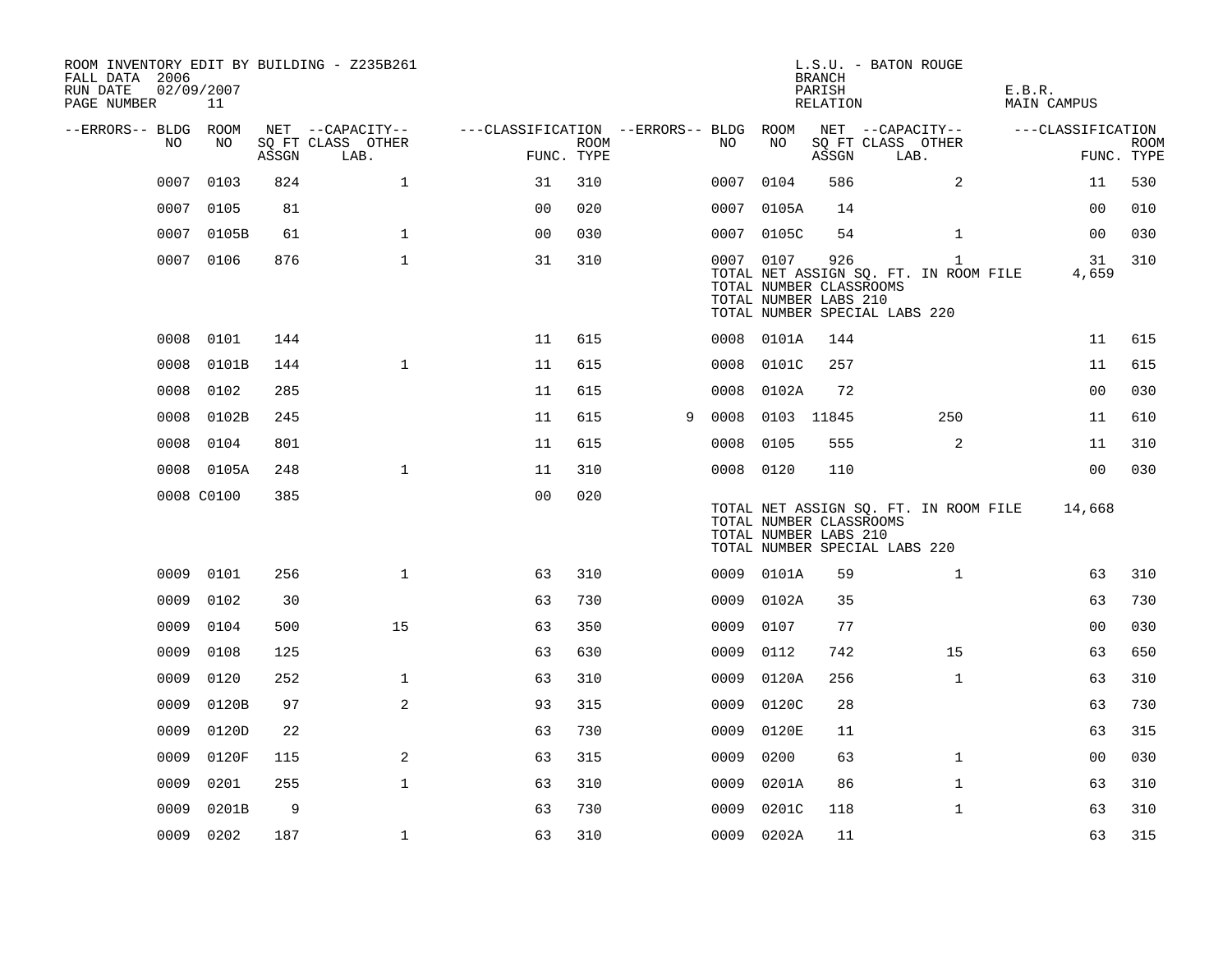ROOM INVENTORY EDIT BY BUILDING - Z235B261
FALL DATA 2006
RUN DATE 02/09/2007
PAGE NUMBER 11

L.S.U. - BATON ROUGE
BRANCH
PARISH E.B.R.
RELATION MAIN CAMPUS

| --ERRORS-- | BLDG NO | ROOM NO | NET SQ FT ASSGN | --CAPACITY-- CLASS LAB. | OTHER | ---CLASSIFICATION FUNC. | ROOM TYPE | --ERRORS-- | BLDG NO | ROOM NO | NET SQ FT ASSGN | --CAPACITY-- CLASS LAB. | OTHER | ---CLASSIFICATION FUNC. | ROOM TYPE |
|---|---|---|---|---|---|---|---|---|---|---|---|---|---|---|---|
| | 0007 | 0103 | 824 | | 1 | 31 | 310 | | 0007 | 0104 | 586 | | 2 | 11 | 530 |
| | 0007 | 0105 | 81 | | | 00 | 020 | | 0007 | 0105A | 14 | | | 00 | 010 |
| | 0007 | 0105B | 61 | | 1 | 00 | 030 | | 0007 | 0105C | 54 | | 1 | 00 | 030 |
| | 0007 | 0106 | 876 | | 1 | 31 | 310 | | 0007 | 0107 | 926 | | 1 | 31 | 310 |
| | | | | | | | | | TOTAL NET ASSIGN SQ. FT. IN ROOM FILE | | | | | 4,659 | |
| | | | | | | | | | TOTAL NUMBER CLASSROOMS | | | | | | |
| | | | | | | | | | TOTAL NUMBER LABS 210 | | | | | | |
| | | | | | | | | | TOTAL NUMBER SPECIAL LABS 220 | | | | | | |
| | 0008 | 0101 | 144 | | | 11 | 615 | | 0008 | 0101A | 144 | | | 11 | 615 |
| | 0008 | 0101B | 144 | | 1 | 11 | 615 | | 0008 | 0101C | 257 | | | 11 | 615 |
| | 0008 | 0102 | 285 | | | 11 | 615 | | 0008 | 0102A | 72 | | | 00 | 030 |
| | 0008 | 0102B | 245 | | | 11 | 615 | 9 | 0008 | 0103 | 11845 | | 250 | 11 | 610 |
| | 0008 | 0104 | 801 | | | 11 | 615 | | 0008 | 0105 | 555 | | 2 | 11 | 310 |
| | 0008 | 0105A | 248 | | 1 | 11 | 310 | | 0008 | 0120 | 110 | | | 00 | 030 |
| | 0008 | C0100 | 385 | | | 00 | 020 | | | | | | | | |
| | | | | | | | | | TOTAL NET ASSIGN SQ. FT. IN ROOM FILE | | | | | 14,668 | |
| | | | | | | | | | TOTAL NUMBER CLASSROOMS | | | | | | |
| | | | | | | | | | TOTAL NUMBER LABS 210 | | | | | | |
| | | | | | | | | | TOTAL NUMBER SPECIAL LABS 220 | | | | | | |
| | 0009 | 0101 | 256 | | 1 | 63 | 310 | | 0009 | 0101A | 59 | | 1 | 63 | 310 |
| | 0009 | 0102 | 30 | | | 63 | 730 | | 0009 | 0102A | 35 | | | 63 | 730 |
| | 0009 | 0104 | 500 | | 15 | 63 | 350 | | 0009 | 0107 | 77 | | | 00 | 030 |
| | 0009 | 0108 | 125 | | | 63 | 630 | | 0009 | 0112 | 742 | | 15 | 63 | 650 |
| | 0009 | 0120 | 252 | | 1 | 63 | 310 | | 0009 | 0120A | 256 | | 1 | 63 | 310 |
| | 0009 | 0120B | 97 | | 2 | 93 | 315 | | 0009 | 0120C | 28 | | | 63 | 730 |
| | 0009 | 0120D | 22 | | | 63 | 730 | | 0009 | 0120E | 11 | | | 63 | 315 |
| | 0009 | 0120F | 115 | | 2 | 63 | 315 | | 0009 | 0200 | 63 | | 1 | 00 | 030 |
| | 0009 | 0201 | 255 | | 1 | 63 | 310 | | 0009 | 0201A | 86 | | 1 | 63 | 310 |
| | 0009 | 0201B | 9 | | | 63 | 730 | | 0009 | 0201C | 118 | | 1 | 63 | 310 |
| | 0009 | 0202 | 187 | | 1 | 63 | 310 | | 0009 | 0202A | 11 | | | 63 | 315 |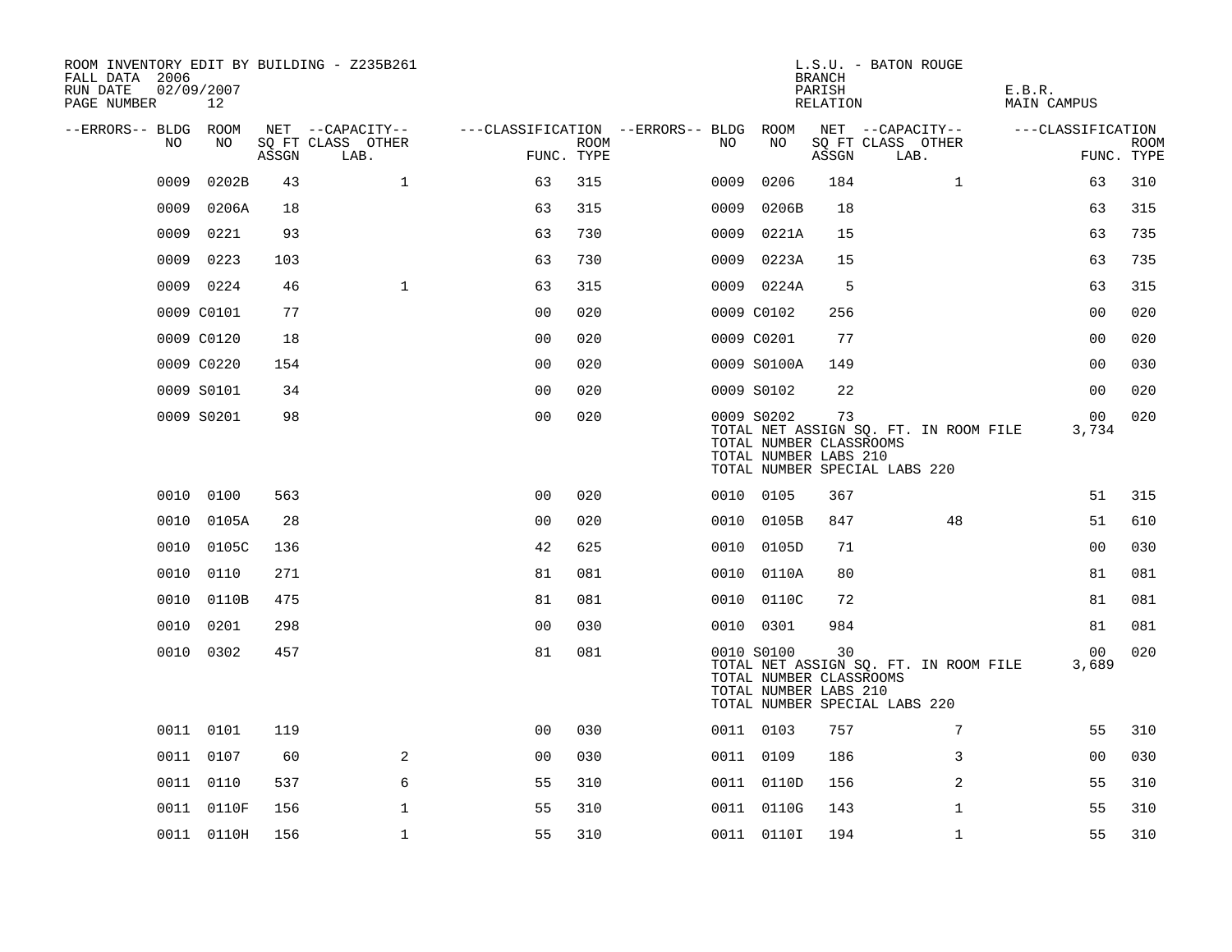ROOM INVENTORY EDIT BY BUILDING - Z235B261
FALL DATA 2006
RUN DATE 02/09/2007
PAGE NUMBER 12

L.S.U. - BATON ROUGE
BRANCH
PARISH E.B.R.
RELATION MAIN CAMPUS

| --ERRORS-- | BLDG NO | ROOM NO | NET SQ FT ASSGN | CAPACITY CLASS | CAPACITY LAB. | CAPACITY OTHER | CLASSIFICATION FUNC. | ROOM TYPE | --ERRORS-- | BLDG NO | ROOM NO | NET SQ FT ASSGN | CAPACITY CLASS | CAPACITY LAB. | CAPACITY OTHER | CLASSIFICATION FUNC. | ROOM TYPE |
|---|---|---|---|---|---|---|---|---|---|---|---|---|---|---|---|---|---|
| | 0009 | 0202B | 43 | | | 1 | 63 | 315 | | 0009 | 0206 | 184 | | | 1 | 63 | 310 |
| | 0009 | 0206A | 18 | | | | 63 | 315 | | 0009 | 0206B | 18 | | | | 63 | 315 |
| | 0009 | 0221 | 93 | | | | 63 | 730 | | 0009 | 0221A | 15 | | | | 63 | 735 |
| | 0009 | 0223 | 103 | | | | 63 | 730 | | 0009 | 0223A | 15 | | | | 63 | 735 |
| | 0009 | 0224 | 46 | | | 1 | 63 | 315 | | 0009 | 0224A | 5 | | | | 63 | 315 |
| | 0009 | C0101 | 77 | | | | 00 | 020 | | 0009 | C0102 | 256 | | | | 00 | 020 |
| | 0009 | C0120 | 18 | | | | 00 | 020 | | 0009 | C0201 | 77 | | | | 00 | 020 |
| | 0009 | C0220 | 154 | | | | 00 | 020 | | 0009 | S0100A | 149 | | | | 00 | 030 |
| | 0009 | S0101 | 34 | | | | 00 | 020 | | 0009 | S0102 | 22 | | | | 00 | 020 |
| | 0009 | S0201 | 98 | | | | 00 | 020 | | 0009 | S0202 | 73 | | | | 00 | 020 |
| | | | | | | | | | | TOTAL NET ASSIGN SQ. FT. IN ROOM FILE | | | | | | 3,734 | |
| | | | | | | | | | | TOTAL NUMBER CLASSROOMS | | | | | | | |
| | | | | | | | | | | TOTAL NUMBER LABS 210 | | | | | | | |
| | | | | | | | | | | TOTAL NUMBER SPECIAL LABS 220 | | | | | | | |
| | 0010 | 0100 | 563 | | | | 00 | 020 | | 0010 | 0105 | 367 | | | | 51 | 315 |
| | 0010 | 0105A | 28 | | | | 00 | 020 | | 0010 | 0105B | 847 | | | 48 | 51 | 610 |
| | 0010 | 0105C | 136 | | | | 42 | 625 | | 0010 | 0105D | 71 | | | | 00 | 030 |
| | 0010 | 0110 | 271 | | | | 81 | 081 | | 0010 | 0110A | 80 | | | | 81 | 081 |
| | 0010 | 0110B | 475 | | | | 81 | 081 | | 0010 | 0110C | 72 | | | | 81 | 081 |
| | 0010 | 0201 | 298 | | | | 00 | 030 | | 0010 | 0301 | 984 | | | | 81 | 081 |
| | 0010 | 0302 | 457 | | | | 81 | 081 | | 0010 | S0100 | 30 | | | | 00 | 020 |
| | | | | | | | | | | TOTAL NET ASSIGN SQ. FT. IN ROOM FILE | | | | | | 3,689 | |
| | | | | | | | | | | TOTAL NUMBER CLASSROOMS | | | | | | | |
| | | | | | | | | | | TOTAL NUMBER LABS 210 | | | | | | | |
| | | | | | | | | | | TOTAL NUMBER SPECIAL LABS 220 | | | | | | | |
| | 0011 | 0101 | 119 | | | | 00 | 030 | | 0011 | 0103 | 757 | | | 7 | 55 | 310 |
| | 0011 | 0107 | 60 | | | 2 | 00 | 030 | | 0011 | 0109 | 186 | | | 3 | 00 | 030 |
| | 0011 | 0110 | 537 | | | 6 | 55 | 310 | | 0011 | 0110D | 156 | | | 2 | 55 | 310 |
| | 0011 | 0110F | 156 | | | 1 | 55 | 310 | | 0011 | 0110G | 143 | | | 1 | 55 | 310 |
| | 0011 | 0110H | 156 | | | 1 | 55 | 310 | | 0011 | 0110I | 194 | | | 1 | 55 | 310 |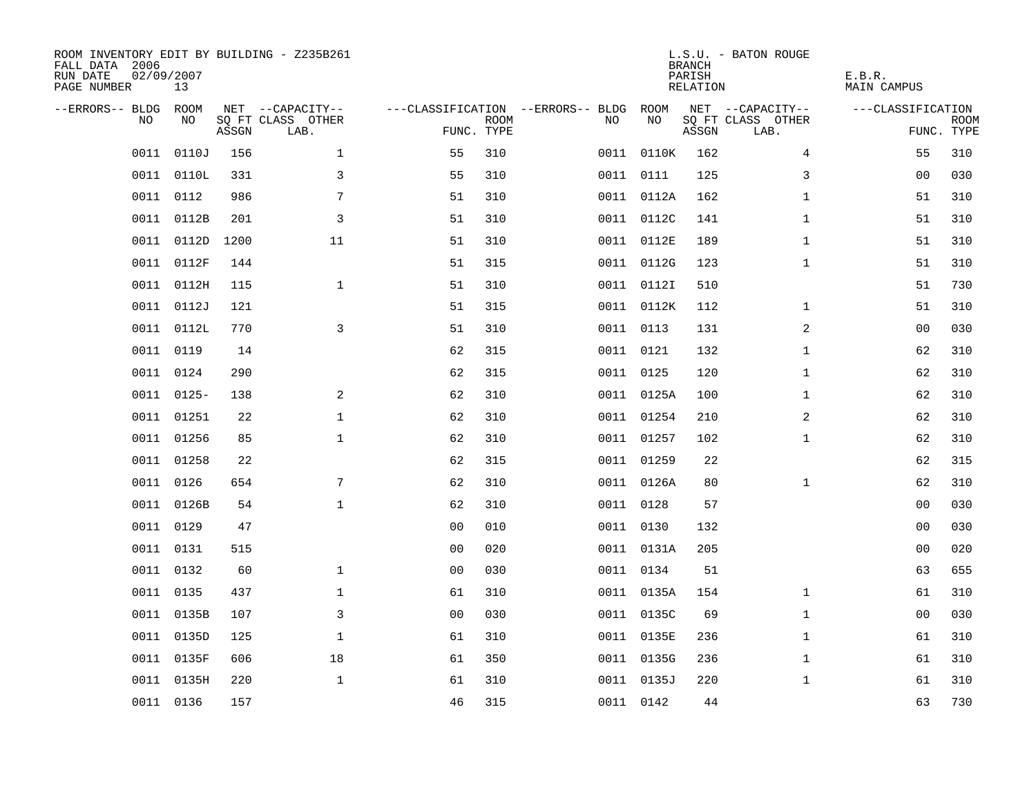ROOM INVENTORY EDIT BY BUILDING - Z235B261
FALL DATA 2006
RUN DATE 02/09/2007
PAGE NUMBER 13

L.S.U. - BATON ROUGE
BRANCH
PARISH E.B.R.
RELATION MAIN CAMPUS

| --ERRORS-- | BLDG NO | ROOM NO | NET SQ FT ASSGN | --CAPACITY-- CLASS LAB. | OTHER | ---CLASSIFICATION FUNC. | ROOM TYPE | --ERRORS-- | BLDG NO | ROOM NO | NET SQ FT ASSGN | --CAPACITY-- CLASS LAB. | OTHER | ---CLASSIFICATION FUNC. | ROOM TYPE |
|---|---|---|---|---|---|---|---|---|---|---|---|---|---|---|---|
| | 0011 | 0110J | 156 | | 1 | 55 | 310 | | 0011 | 0110K | 162 | | 4 | 55 | 310 |
| | 0011 | 0110L | 331 | | 3 | 55 | 310 | | 0011 | 0111 | 125 | | 3 | 00 | 030 |
| | 0011 | 0112 | 986 | | 7 | 51 | 310 | | 0011 | 0112A | 162 | | 1 | 51 | 310 |
| | 0011 | 0112B | 201 | | 3 | 51 | 310 | | 0011 | 0112C | 141 | | 1 | 51 | 310 |
| | 0011 | 0112D | 1200 | | 11 | 51 | 310 | | 0011 | 0112E | 189 | | 1 | 51 | 310 |
| | 0011 | 0112F | 144 | | | 51 | 315 | | 0011 | 0112G | 123 | | 1 | 51 | 310 |
| | 0011 | 0112H | 115 | | 1 | 51 | 310 | | 0011 | 0112I | 510 | | | 51 | 730 |
| | 0011 | 0112J | 121 | | | 51 | 315 | | 0011 | 0112K | 112 | | 1 | 51 | 310 |
| | 0011 | 0112L | 770 | | 3 | 51 | 310 | | 0011 | 0113 | 131 | | 2 | 00 | 030 |
| | 0011 | 0119 | 14 | | | 62 | 315 | | 0011 | 0121 | 132 | | 1 | 62 | 310 |
| | 0011 | 0124 | 290 | | | 62 | 315 | | 0011 | 0125 | 120 | | 1 | 62 | 310 |
| | 0011 | 0125- | 138 | | 2 | 62 | 310 | | 0011 | 0125A | 100 | | 1 | 62 | 310 |
| | 0011 | 01251 | 22 | | 1 | 62 | 310 | | 0011 | 01254 | 210 | | 2 | 62 | 310 |
| | 0011 | 01256 | 85 | | 1 | 62 | 310 | | 0011 | 01257 | 102 | | 1 | 62 | 310 |
| | 0011 | 01258 | 22 | | | 62 | 315 | | 0011 | 01259 | 22 | | | 62 | 315 |
| | 0011 | 0126 | 654 | | 7 | 62 | 310 | | 0011 | 0126A | 80 | | 1 | 62 | 310 |
| | 0011 | 0126B | 54 | | 1 | 62 | 310 | | 0011 | 0128 | 57 | | | 00 | 030 |
| | 0011 | 0129 | 47 | | | 00 | 010 | | 0011 | 0130 | 132 | | | 00 | 030 |
| | 0011 | 0131 | 515 | | | 00 | 020 | | 0011 | 0131A | 205 | | | 00 | 020 |
| | 0011 | 0132 | 60 | | 1 | 00 | 030 | | 0011 | 0134 | 51 | | | 63 | 655 |
| | 0011 | 0135 | 437 | | 1 | 61 | 310 | | 0011 | 0135A | 154 | | 1 | 61 | 310 |
| | 0011 | 0135B | 107 | | 3 | 00 | 030 | | 0011 | 0135C | 69 | | 1 | 00 | 030 |
| | 0011 | 0135D | 125 | | 1 | 61 | 310 | | 0011 | 0135E | 236 | | 1 | 61 | 310 |
| | 0011 | 0135F | 606 | | 18 | 61 | 350 | | 0011 | 0135G | 236 | | 1 | 61 | 310 |
| | 0011 | 0135H | 220 | | 1 | 61 | 310 | | 0011 | 0135J | 220 | | 1 | 61 | 310 |
| | 0011 | 0136 | 157 | | | 46 | 315 | | 0011 | 0142 | 44 | | | 63 | 730 |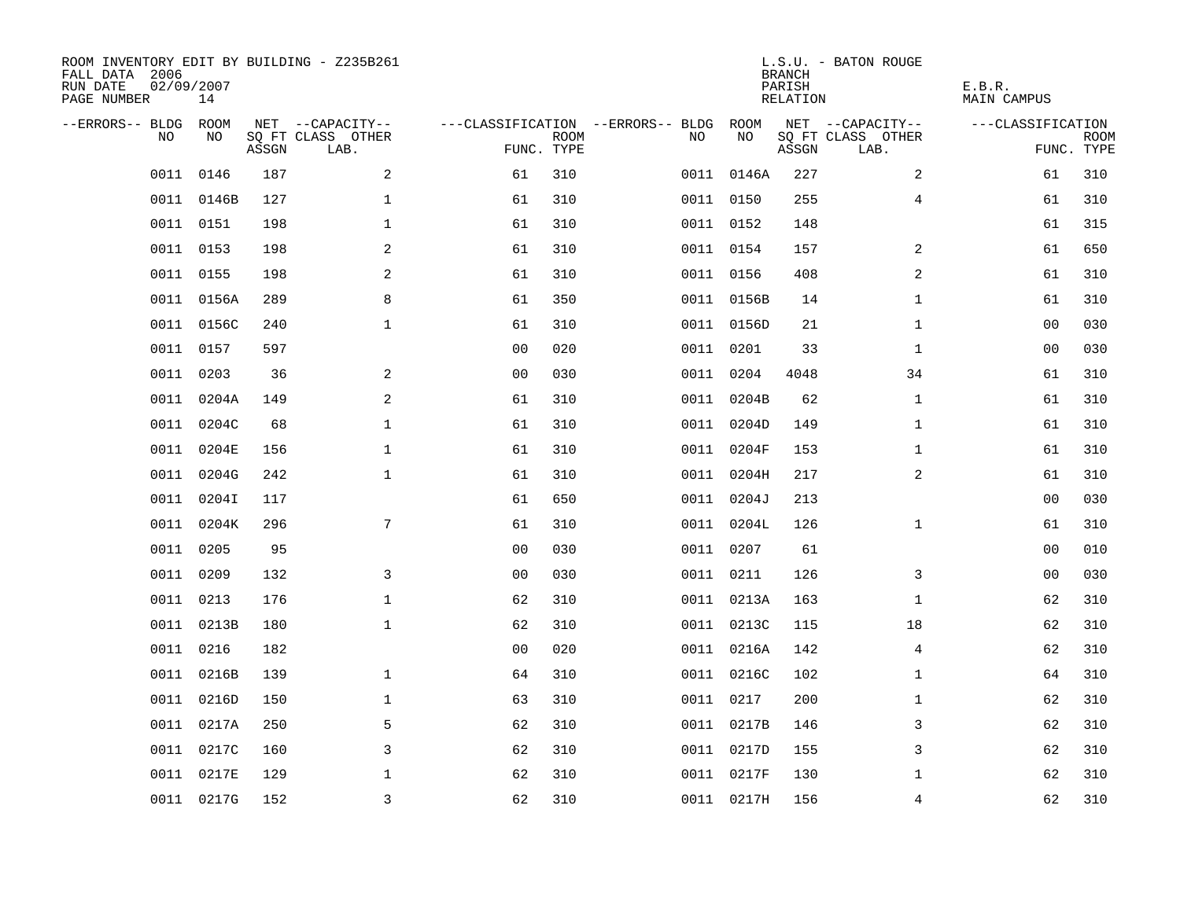ROOM INVENTORY EDIT BY BUILDING - Z235B261
FALL DATA 2006
RUN DATE 02/09/2007
PAGE NUMBER 14

L.S.U. - BATON ROUGE
BRANCH
PARISH E.B.R.
RELATION MAIN CAMPUS

| --ERRORS-- | BLDG NO | ROOM NO | NET SQ FT ASSGN | --CAPACITY-- CLASS LAB. | OTHER | ---CLASSIFICATION FUNC. | ROOM TYPE | --ERRORS-- | BLDG NO | ROOM NO | NET SQ FT ASSGN | --CAPACITY-- CLASS LAB. | OTHER | ---CLASSIFICATION FUNC. | ROOM TYPE |
|---|---|---|---|---|---|---|---|---|---|---|---|---|---|---|---|
| | 0011 | 0146 | 187 | | 2 | 61 | 310 | | 0011 | 0146A | 227 | | 2 | 61 | 310 |
| | 0011 | 0146B | 127 | | 1 | 61 | 310 | | 0011 | 0150 | 255 | | 4 | 61 | 310 |
| | 0011 | 0151 | 198 | | 1 | 61 | 310 | | 0011 | 0152 | 148 | | | 61 | 315 |
| | 0011 | 0153 | 198 | | 2 | 61 | 310 | | 0011 | 0154 | 157 | | 2 | 61 | 650 |
| | 0011 | 0155 | 198 | | 2 | 61 | 310 | | 0011 | 0156 | 408 | | 2 | 61 | 310 |
| | 0011 | 0156A | 289 | | 8 | 61 | 350 | | 0011 | 0156B | 14 | | 1 | 61 | 310 |
| | 0011 | 0156C | 240 | | 1 | 61 | 310 | | 0011 | 0156D | 21 | | 1 | 00 | 030 |
| | 0011 | 0157 | 597 | | | 00 | 020 | | 0011 | 0201 | 33 | | 1 | 00 | 030 |
| | 0011 | 0203 | 36 | | 2 | 00 | 030 | | 0011 | 0204 | 4048 | | 34 | 61 | 310 |
| | 0011 | 0204A | 149 | | 2 | 61 | 310 | | 0011 | 0204B | 62 | | 1 | 61 | 310 |
| | 0011 | 0204C | 68 | | 1 | 61 | 310 | | 0011 | 0204D | 149 | | 1 | 61 | 310 |
| | 0011 | 0204E | 156 | | 1 | 61 | 310 | | 0011 | 0204F | 153 | | 1 | 61 | 310 |
| | 0011 | 0204G | 242 | | 1 | 61 | 310 | | 0011 | 0204H | 217 | | 2 | 61 | 310 |
| | 0011 | 0204I | 117 | | | 61 | 650 | | 0011 | 0204J | 213 | | | 00 | 030 |
| | 0011 | 0204K | 296 | | 7 | 61 | 310 | | 0011 | 0204L | 126 | | 1 | 61 | 310 |
| | 0011 | 0205 | 95 | | | 00 | 030 | | 0011 | 0207 | 61 | | | 00 | 010 |
| | 0011 | 0209 | 132 | | 3 | 00 | 030 | | 0011 | 0211 | 126 | | 3 | 00 | 030 |
| | 0011 | 0213 | 176 | | 1 | 62 | 310 | | 0011 | 0213A | 163 | | 1 | 62 | 310 |
| | 0011 | 0213B | 180 | | 1 | 62 | 310 | | 0011 | 0213C | 115 | | 18 | 62 | 310 |
| | 0011 | 0216 | 182 | | | 00 | 020 | | 0011 | 0216A | 142 | | 4 | 62 | 310 |
| | 0011 | 0216B | 139 | | 1 | 64 | 310 | | 0011 | 0216C | 102 | | 1 | 64 | 310 |
| | 0011 | 0216D | 150 | | 1 | 63 | 310 | | 0011 | 0217 | 200 | | 1 | 62 | 310 |
| | 0011 | 0217A | 250 | | 5 | 62 | 310 | | 0011 | 0217B | 146 | | 3 | 62 | 310 |
| | 0011 | 0217C | 160 | | 3 | 62 | 310 | | 0011 | 0217D | 155 | | 3 | 62 | 310 |
| | 0011 | 0217E | 129 | | 1 | 62 | 310 | | 0011 | 0217F | 130 | | 1 | 62 | 310 |
| | 0011 | 0217G | 152 | | 3 | 62 | 310 | | 0011 | 0217H | 156 | | 4 | 62 | 310 |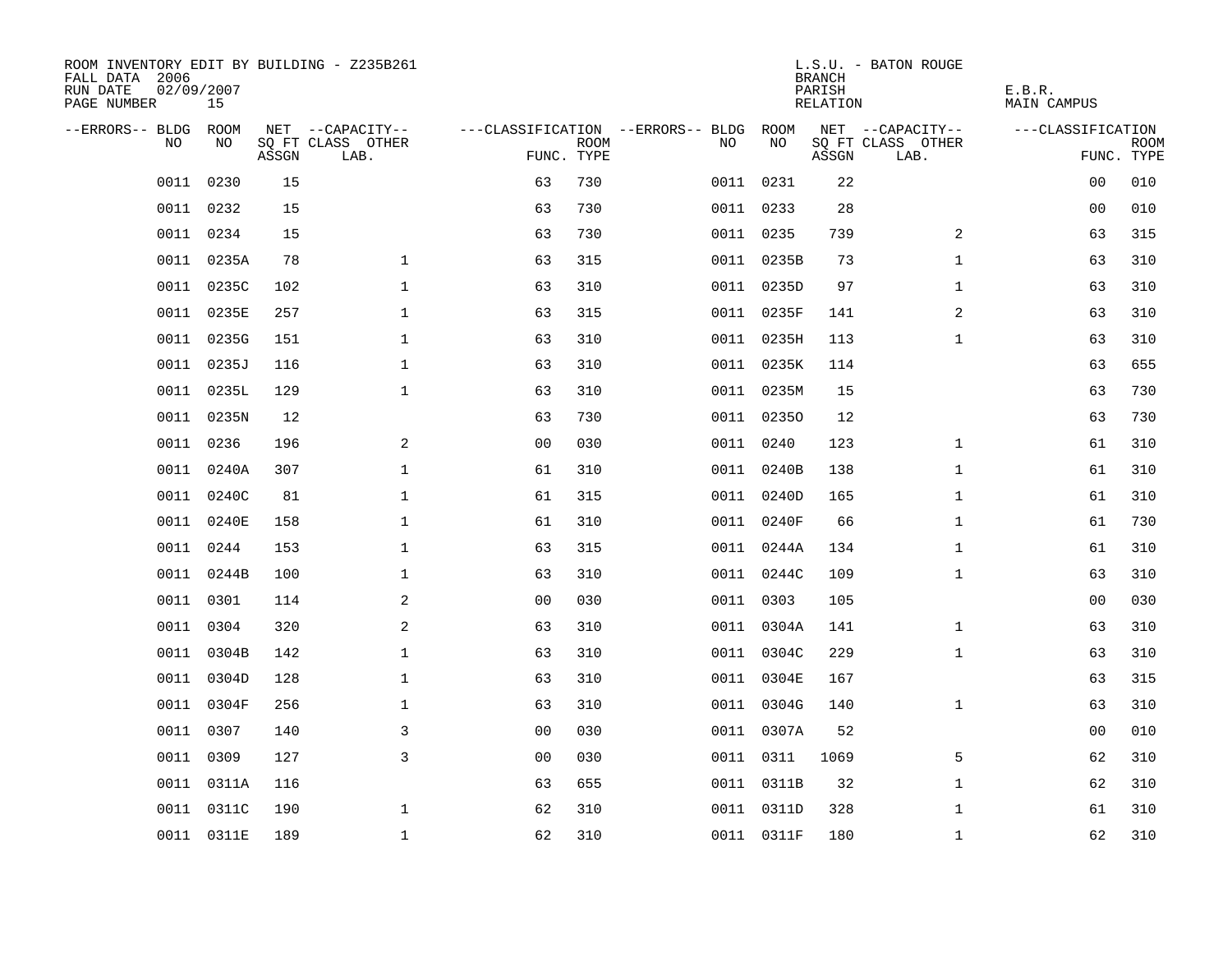ROOM INVENTORY EDIT BY BUILDING - Z235B261
FALL DATA 2006
RUN DATE 02/09/2007
PAGE NUMBER 15

L.S.U. - BATON ROUGE
BRANCH
PARISH E.B.R.
RELATION MAIN CAMPUS

| --ERRORS-- | BLDG NO | ROOM NO | NET SQ FT ASSGN | --CAPACITY-- CLASS LAB. | OTHER | ---CLASSIFICATION FUNC. | ROOM TYPE | --ERRORS-- | BLDG NO | ROOM NO | NET SQ FT ASSGN | --CAPACITY-- CLASS LAB. | OTHER | ---CLASSIFICATION FUNC. | ROOM TYPE |
|---|---|---|---|---|---|---|---|---|---|---|---|---|---|---|---|
| | 0011 | 0230 | 15 | | | 63 | 730 | | 0011 | 0231 | 22 | | | 00 | 010 |
| | 0011 | 0232 | 15 | | | 63 | 730 | | 0011 | 0233 | 28 | | | 00 | 010 |
| | 0011 | 0234 | 15 | | | 63 | 730 | | 0011 | 0235 | 739 | | 2 | 63 | 315 |
| | 0011 | 0235A | 78 | | 1 | 63 | 315 | | 0011 | 0235B | 73 | | 1 | 63 | 310 |
| | 0011 | 0235C | 102 | | 1 | 63 | 310 | | 0011 | 0235D | 97 | | 1 | 63 | 310 |
| | 0011 | 0235E | 257 | | 1 | 63 | 315 | | 0011 | 0235F | 141 | | 2 | 63 | 310 |
| | 0011 | 0235G | 151 | | 1 | 63 | 310 | | 0011 | 0235H | 113 | | 1 | 63 | 310 |
| | 0011 | 0235J | 116 | | 1 | 63 | 310 | | 0011 | 0235K | 114 | | | 63 | 655 |
| | 0011 | 0235L | 129 | | 1 | 63 | 310 | | 0011 | 0235M | 15 | | | 63 | 730 |
| | 0011 | 0235N | 12 | | | 63 | 730 | | 0011 | 0235O | 12 | | | 63 | 730 |
| | 0011 | 0236 | 196 | | 2 | 00 | 030 | | 0011 | 0240 | 123 | | 1 | 61 | 310 |
| | 0011 | 0240A | 307 | | 1 | 61 | 310 | | 0011 | 0240B | 138 | | 1 | 61 | 310 |
| | 0011 | 0240C | 81 | | 1 | 61 | 315 | | 0011 | 0240D | 165 | | 1 | 61 | 310 |
| | 0011 | 0240E | 158 | | 1 | 61 | 310 | | 0011 | 0240F | 66 | | 1 | 61 | 730 |
| | 0011 | 0244 | 153 | | 1 | 63 | 315 | | 0011 | 0244A | 134 | | 1 | 61 | 310 |
| | 0011 | 0244B | 100 | | 1 | 63 | 310 | | 0011 | 0244C | 109 | | 1 | 63 | 310 |
| | 0011 | 0301 | 114 | | 2 | 00 | 030 | | 0011 | 0303 | 105 | | | 00 | 030 |
| | 0011 | 0304 | 320 | | 2 | 63 | 310 | | 0011 | 0304A | 141 | | 1 | 63 | 310 |
| | 0011 | 0304B | 142 | | 1 | 63 | 310 | | 0011 | 0304C | 229 | | 1 | 63 | 310 |
| | 0011 | 0304D | 128 | | 1 | 63 | 310 | | 0011 | 0304E | 167 | | | 63 | 315 |
| | 0011 | 0304F | 256 | | 1 | 63 | 310 | | 0011 | 0304G | 140 | | 1 | 63 | 310 |
| | 0011 | 0307 | 140 | | 3 | 00 | 030 | | 0011 | 0307A | 52 | | | 00 | 010 |
| | 0011 | 0309 | 127 | | 3 | 00 | 030 | | 0011 | 0311 | 1069 | | 5 | 62 | 310 |
| | 0011 | 0311A | 116 | | | 63 | 655 | | 0011 | 0311B | 32 | | 1 | 62 | 310 |
| | 0011 | 0311C | 190 | | 1 | 62 | 310 | | 0011 | 0311D | 328 | | 1 | 61 | 310 |
| | 0011 | 0311E | 189 | | 1 | 62 | 310 | | 0011 | 0311F | 180 | | 1 | 62 | 310 |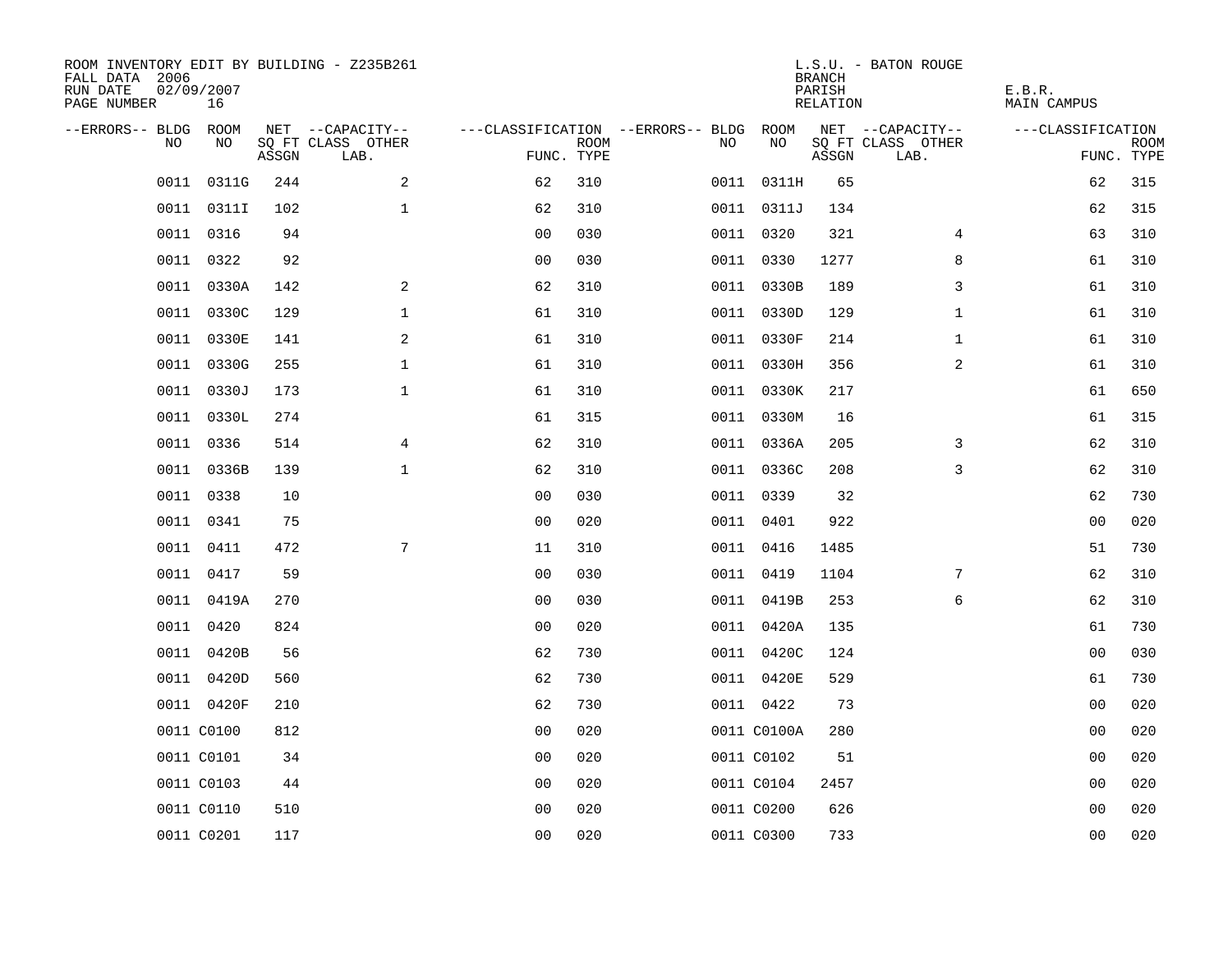ROOM INVENTORY EDIT BY BUILDING - Z235B261
FALL DATA 2006
RUN DATE 02/09/2007
PAGE NUMBER 16

L.S.U. - BATON ROUGE
BRANCH
PARISH E.B.R.
RELATION MAIN CAMPUS

| --ERRORS-- | BLDG NO | ROOM NO | NET SQ FT ASSGN | --CAPACITY-- CLASS | OTHER LAB. | ---CLASSIFICATION FUNC. | ROOM TYPE | --ERRORS-- | BLDG NO | ROOM NO | NET SQ FT ASSGN | --CAPACITY-- CLASS | OTHER LAB. | ---CLASSIFICATION FUNC. | ROOM TYPE |
|---|---|---|---|---|---|---|---|---|---|---|---|---|---|---|---|
| | 0011 | 0311G | 244 | | 2 | 62 | 310 | | 0011 | 0311H | 65 | | | 62 | 315 |
| | 0011 | 0311I | 102 | | 1 | 62 | 310 | | 0011 | 0311J | 134 | | | 62 | 315 |
| | 0011 | 0316 | 94 | | | 00 | 030 | | 0011 | 0320 | 321 | | 4 | 63 | 310 |
| | 0011 | 0322 | 92 | | | 00 | 030 | | 0011 | 0330 | 1277 | | 8 | 61 | 310 |
| | 0011 | 0330A | 142 | | 2 | 62 | 310 | | 0011 | 0330B | 189 | | 3 | 61 | 310 |
| | 0011 | 0330C | 129 | | 1 | 61 | 310 | | 0011 | 0330D | 129 | | 1 | 61 | 310 |
| | 0011 | 0330E | 141 | | 2 | 61 | 310 | | 0011 | 0330F | 214 | | 1 | 61 | 310 |
| | 0011 | 0330G | 255 | | 1 | 61 | 310 | | 0011 | 0330H | 356 | | 2 | 61 | 310 |
| | 0011 | 0330J | 173 | | 1 | 61 | 310 | | 0011 | 0330K | 217 | | | 61 | 650 |
| | 0011 | 0330L | 274 | | | 61 | 315 | | 0011 | 0330M | 16 | | | 61 | 315 |
| | 0011 | 0336 | 514 | | 4 | 62 | 310 | | 0011 | 0336A | 205 | | 3 | 62 | 310 |
| | 0011 | 0336B | 139 | | 1 | 62 | 310 | | 0011 | 0336C | 208 | | 3 | 62 | 310 |
| | 0011 | 0338 | 10 | | | 00 | 030 | | 0011 | 0339 | 32 | | | 62 | 730 |
| | 0011 | 0341 | 75 | | | 00 | 020 | | 0011 | 0401 | 922 | | | 00 | 020 |
| | 0011 | 0411 | 472 | | 7 | 11 | 310 | | 0011 | 0416 | 1485 | | | 51 | 730 |
| | 0011 | 0417 | 59 | | | 00 | 030 | | 0011 | 0419 | 1104 | | 7 | 62 | 310 |
| | 0011 | 0419A | 270 | | | 00 | 030 | | 0011 | 0419B | 253 | | 6 | 62 | 310 |
| | 0011 | 0420 | 824 | | | 00 | 020 | | 0011 | 0420A | 135 | | | 61 | 730 |
| | 0011 | 0420B | 56 | | | 62 | 730 | | 0011 | 0420C | 124 | | | 00 | 030 |
| | 0011 | 0420D | 560 | | | 62 | 730 | | 0011 | 0420E | 529 | | | 61 | 730 |
| | 0011 | 0420F | 210 | | | 62 | 730 | | 0011 | 0422 | 73 | | | 00 | 020 |
| | 0011 | C0100 | 812 | | | 00 | 020 | | 0011 | C0100A | 280 | | | 00 | 020 |
| | 0011 | C0101 | 34 | | | 00 | 020 | | 0011 | C0102 | 51 | | | 00 | 020 |
| | 0011 | C0103 | 44 | | | 00 | 020 | | 0011 | C0104 | 2457 | | | 00 | 020 |
| | 0011 | C0110 | 510 | | | 00 | 020 | | 0011 | C0200 | 626 | | | 00 | 020 |
| | 0011 | C0201 | 117 | | | 00 | 020 | | 0011 | C0300 | 733 | | | 00 | 020 |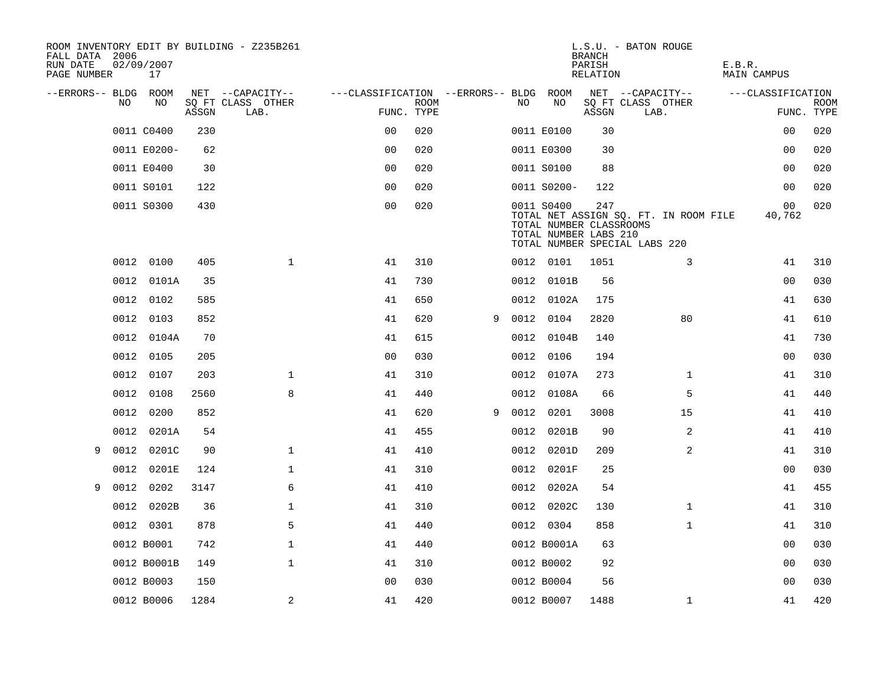ROOM INVENTORY EDIT BY BUILDING - Z235B261
FALL DATA 2006
RUN DATE 02/09/2007
PAGE NUMBER 17

L.S.U. - BATON ROUGE
BRANCH
PARISH E.B.R.
RELATION MAIN CAMPUS

| --ERRORS-- | BLDG NO | ROOM NO | NET SQ FT ASSGN | CAPACITY CLASS LAB. | CAPACITY OTHER | CLASSIFICATION FUNC. | ROOM TYPE | --ERRORS-- | BLDG NO | ROOM NO | NET SQ FT ASSGN | CAPACITY CLASS LAB. | CAPACITY OTHER | CLASSIFICATION FUNC. | ROOM TYPE |
|---|---|---|---|---|---|---|---|---|---|---|---|---|---|---|---|
| | 0011 | C0400 | 230 | | | 00 | 020 | | 0011 | E0100 | 30 | | | 00 | 020 |
| | 0011 | E0200- | 62 | | | 00 | 020 | | 0011 | E0300 | 30 | | | 00 | 020 |
| | 0011 | E0400 | 30 | | | 00 | 020 | | 0011 | S0100 | 88 | | | 00 | 020 |
| | 0011 | S0101 | 122 | | | 00 | 020 | | 0011 | S0200- | 122 | | | 00 | 020 |
| | 0011 | S0300 | 430 | | | 00 | 020 | | 0011 | S0400 | 247 | | | 00 | 020 |

TOTAL NET ASSIGN SQ. FT. IN ROOM FILE 40,762
TOTAL NUMBER CLASSROOMS
TOTAL NUMBER LABS 210
TOTAL NUMBER SPECIAL LABS 220

| --ERRORS-- | BLDG NO | ROOM NO | NET SQ FT ASSGN | CAPACITY CLASS LAB. | CAPACITY OTHER | CLASSIFICATION FUNC. | ROOM TYPE | --ERRORS-- | BLDG NO | ROOM NO | NET SQ FT ASSGN | CAPACITY CLASS LAB. | CAPACITY OTHER | CLASSIFICATION FUNC. | ROOM TYPE |
|---|---|---|---|---|---|---|---|---|---|---|---|---|---|---|---|
| | 0012 | 0100 | 405 | | 1 | 41 | 310 | | 0012 | 0101 | 1051 | | 3 | 41 | 310 |
| | 0012 | 0101A | 35 | | | 41 | 730 | | 0012 | 0101B | 56 | | | 00 | 030 |
| | 0012 | 0102 | 585 | | | 41 | 650 | | 0012 | 0102A | 175 | | | 41 | 630 |
| | 0012 | 0103 | 852 | | | 41 | 620 | 9 | 0012 | 0104 | 2820 | | 80 | 41 | 610 |
| | 0012 | 0104A | 70 | | | 41 | 615 | | 0012 | 0104B | 140 | | | 41 | 730 |
| | 0012 | 0105 | 205 | | | 00 | 030 | | 0012 | 0106 | 194 | | | 00 | 030 |
| | 0012 | 0107 | 203 | | 1 | 41 | 310 | | 0012 | 0107A | 273 | | 1 | 41 | 310 |
| | 0012 | 0108 | 2560 | | 8 | 41 | 440 | | 0012 | 0108A | 66 | | 5 | 41 | 440 |
| | 0012 | 0200 | 852 | | | 41 | 620 | 9 | 0012 | 0201 | 3008 | | 15 | 41 | 410 |
| | 0012 | 0201A | 54 | | | 41 | 455 | | 0012 | 0201B | 90 | | 2 | 41 | 410 |
| 9 | 0012 | 0201C | 90 | | 1 | 41 | 410 | | 0012 | 0201D | 209 | | 2 | 41 | 310 |
| | 0012 | 0201E | 124 | | 1 | 41 | 310 | | 0012 | 0201F | 25 | | | 00 | 030 |
| 9 | 0012 | 0202 | 3147 | | 6 | 41 | 410 | | 0012 | 0202A | 54 | | | 41 | 455 |
| | 0012 | 0202B | 36 | | 1 | 41 | 310 | | 0012 | 0202C | 130 | | 1 | 41 | 310 |
| | 0012 | 0301 | 878 | | 5 | 41 | 440 | | 0012 | 0304 | 858 | | 1 | 41 | 310 |
| | 0012 | B0001 | 742 | | 1 | 41 | 440 | | 0012 | B0001A | 63 | | | 00 | 030 |
| | 0012 | B0001B | 149 | | 1 | 41 | 310 | | 0012 | B0002 | 92 | | | 00 | 030 |
| | 0012 | B0003 | 150 | | | 00 | 030 | | 0012 | B0004 | 56 | | | 00 | 030 |
| | 0012 | B0006 | 1284 | | 2 | 41 | 420 | | 0012 | B0007 | 1488 | | 1 | 41 | 420 |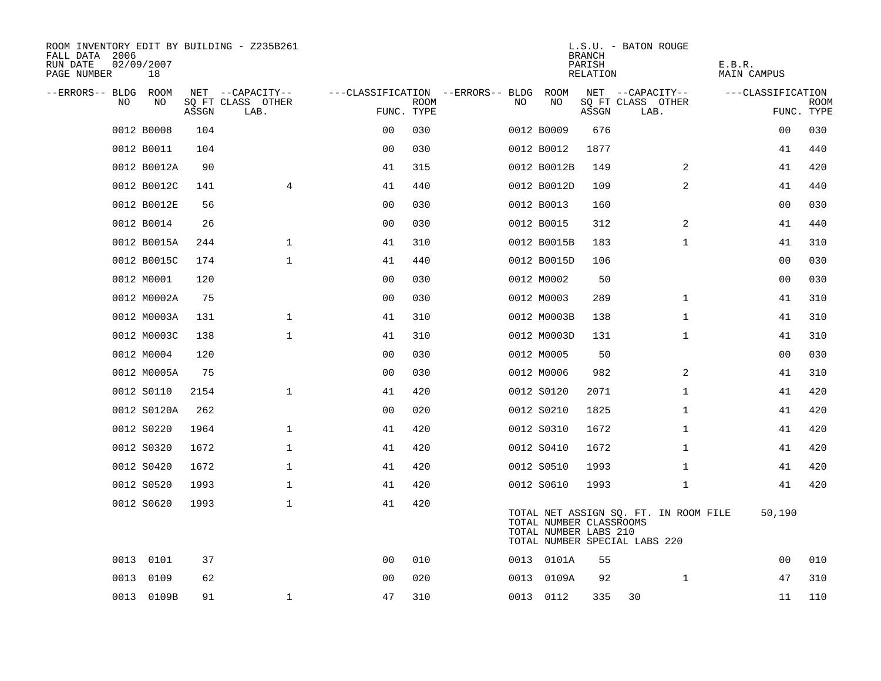ROOM INVENTORY EDIT BY BUILDING - Z235B261
FALL DATA 2006
RUN DATE 02/09/2007
PAGE NUMBER 18

L.S.U. - BATON ROUGE
BRANCH
PARISH E.B.R.
RELATION MAIN CAMPUS

| --ERRORS-- | BLDG NO | ROOM NO | NET SQ FT ASSGN | --CAPACITY-- CLASS | OTHER LAB. | ---CLASSIFICATION FUNC. | ROOM TYPE | --ERRORS-- | BLDG NO | ROOM NO | NET SQ FT ASSGN | --CAPACITY-- CLASS | OTHER LAB. | ---CLASSIFICATION FUNC. | ROOM TYPE |
|---|---|---|---|---|---|---|---|---|---|---|---|---|---|---|---|
| | 0012 | B0008 | 104 | | | 00 | 030 | | 0012 | B0009 | 676 | | | 00 | 030 |
| | 0012 | B0011 | 104 | | | 00 | 030 | | 0012 | B0012 | 1877 | | | 41 | 440 |
| | 0012 | B0012A | 90 | | | 41 | 315 | | 0012 | B0012B | 149 | | 2 | 41 | 420 |
| | 0012 | B0012C | 141 | | 4 | 41 | 440 | | 0012 | B0012D | 109 | | 2 | 41 | 440 |
| | 0012 | B0012E | 56 | | | 00 | 030 | | 0012 | B0013 | 160 | | | 00 | 030 |
| | 0012 | B0014 | 26 | | | 00 | 030 | | 0012 | B0015 | 312 | | 2 | 41 | 440 |
| | 0012 | B0015A | 244 | | 1 | 41 | 310 | | 0012 | B0015B | 183 | | 1 | 41 | 310 |
| | 0012 | B0015C | 174 | | 1 | 41 | 440 | | 0012 | B0015D | 106 | | | 00 | 030 |
| | 0012 | M0001 | 120 | | | 00 | 030 | | 0012 | M0002 | 50 | | | 00 | 030 |
| | 0012 | M0002A | 75 | | | 00 | 030 | | 0012 | M0003 | 289 | | 1 | 41 | 310 |
| | 0012 | M0003A | 131 | | 1 | 41 | 310 | | 0012 | M0003B | 138 | | 1 | 41 | 310 |
| | 0012 | M0003C | 138 | | 1 | 41 | 310 | | 0012 | M0003D | 131 | | 1 | 41 | 310 |
| | 0012 | M0004 | 120 | | | 00 | 030 | | 0012 | M0005 | 50 | | | 00 | 030 |
| | 0012 | M0005A | 75 | | | 00 | 030 | | 0012 | M0006 | 982 | | 2 | 41 | 310 |
| | 0012 | S0110 | 2154 | | 1 | 41 | 420 | | 0012 | S0120 | 2071 | | 1 | 41 | 420 |
| | 0012 | S0120A | 262 | | | 00 | 020 | | 0012 | S0210 | 1825 | | 1 | 41 | 420 |
| | 0012 | S0220 | 1964 | | 1 | 41 | 420 | | 0012 | S0310 | 1672 | | 1 | 41 | 420 |
| | 0012 | S0320 | 1672 | | 1 | 41 | 420 | | 0012 | S0410 | 1672 | | 1 | 41 | 420 |
| | 0012 | S0420 | 1672 | | 1 | 41 | 420 | | 0012 | S0510 | 1993 | | 1 | 41 | 420 |
| | 0012 | S0520 | 1993 | | 1 | 41 | 420 | | 0012 | S0610 | 1993 | | 1 | 41 | 420 |
| | 0012 | S0620 | 1993 | | 1 | 41 | 420 | | | | | | | | |

TOTAL NET ASSIGN SQ. FT. IN ROOM FILE 50,190
TOTAL NUMBER CLASSROOMS
TOTAL NUMBER LABS 210
TOTAL NUMBER SPECIAL LABS 220

| --ERRORS-- | BLDG NO | ROOM NO | NET SQ FT ASSGN | --CAPACITY-- CLASS | OTHER LAB. | ---CLASSIFICATION FUNC. | ROOM TYPE | --ERRORS-- | BLDG NO | ROOM NO | NET SQ FT ASSGN | --CAPACITY-- CLASS | OTHER LAB. | ---CLASSIFICATION FUNC. | ROOM TYPE |
|---|---|---|---|---|---|---|---|---|---|---|---|---|---|---|---|
| | 0013 | 0101 | 37 | | | 00 | 010 | | 0013 | 0101A | 55 | | | 00 | 010 |
| | 0013 | 0109 | 62 | | | 00 | 020 | | 0013 | 0109A | 92 | | 1 | 47 | 310 |
| | 0013 | 0109B | 91 | | 1 | 47 | 310 | | 0013 | 0112 | 335 | 30 | | 11 | 110 |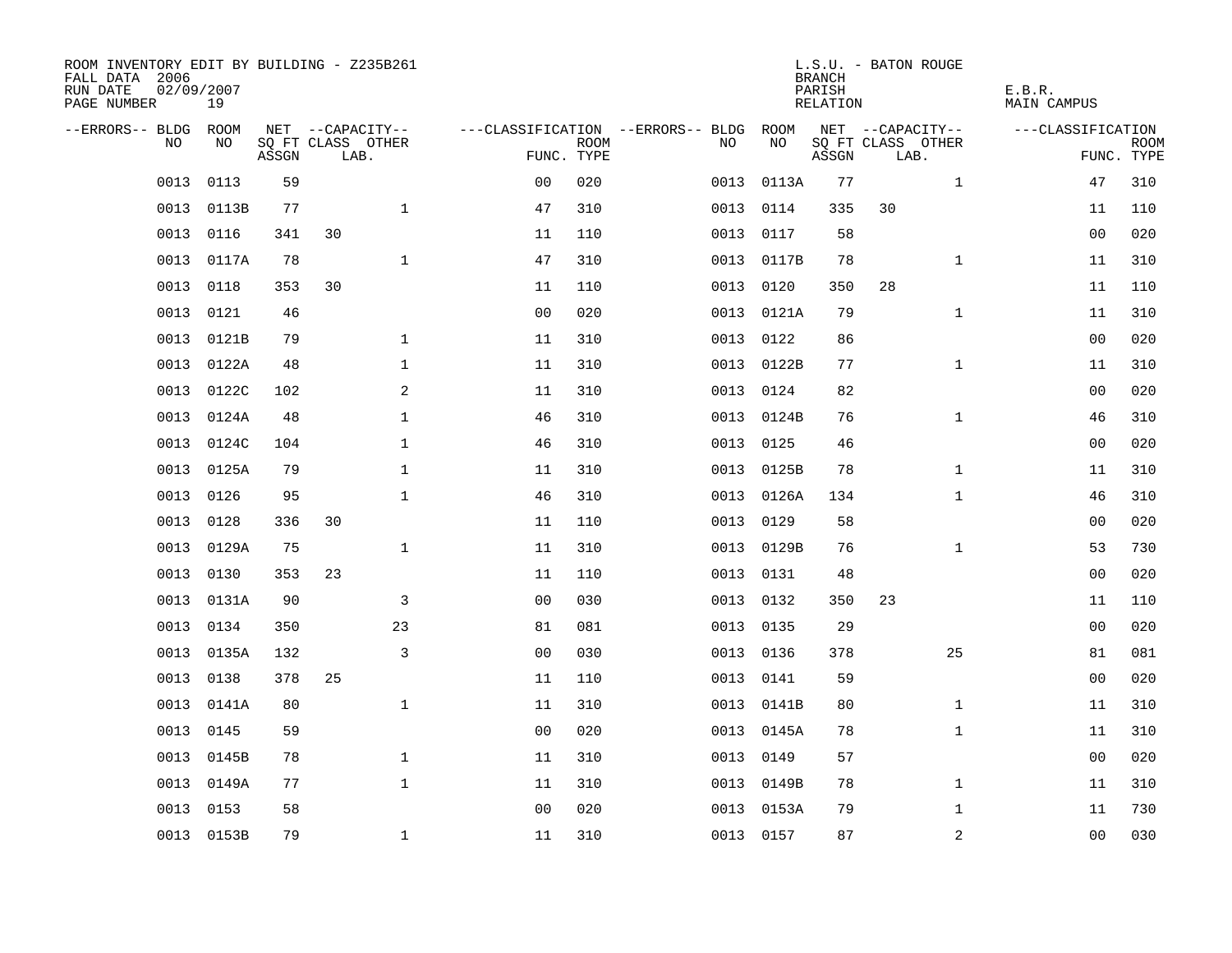ROOM INVENTORY EDIT BY BUILDING - Z235B261
FALL DATA 2006
RUN DATE 02/09/2007
PAGE NUMBER 19

L.S.U. - BATON ROUGE
BRANCH
PARISH E.B.R.
RELATION MAIN CAMPUS

| --ERRORS-- | BLDG NO | ROOM NO | NET SQ FT ASSGN | --CAPACITY-- CLASS | LAB. OTHER | ---CLASSIFICATION FUNC. | ROOM TYPE | --ERRORS-- | BLDG NO | ROOM NO | NET SQ FT ASSGN | --CAPACITY-- CLASS | LAB. OTHER | ---CLASSIFICATION FUNC. | ROOM TYPE |
|---|---|---|---|---|---|---|---|---|---|---|---|---|---|---|---|
| | 0013 | 0113 | 59 | | | 00 | 020 | | 0013 | 0113A | 77 | | 1 | 47 | 310 |
| | 0013 | 0113B | 77 | | 1 | 47 | 310 | | 0013 | 0114 | 335 | 30 | | 11 | 110 |
| | 0013 | 0116 | 341 | 30 | | 11 | 110 | | 0013 | 0117 | 58 | | | 00 | 020 |
| | 0013 | 0117A | 78 | | 1 | 47 | 310 | | 0013 | 0117B | 78 | | 1 | 11 | 310 |
| | 0013 | 0118 | 353 | 30 | | 11 | 110 | | 0013 | 0120 | 350 | 28 | | 11 | 110 |
| | 0013 | 0121 | 46 | | | 00 | 020 | | 0013 | 0121A | 79 | | 1 | 11 | 310 |
| | 0013 | 0121B | 79 | | 1 | 11 | 310 | | 0013 | 0122 | 86 | | | 00 | 020 |
| | 0013 | 0122A | 48 | | 1 | 11 | 310 | | 0013 | 0122B | 77 | | 1 | 11 | 310 |
| | 0013 | 0122C | 102 | | 2 | 11 | 310 | | 0013 | 0124 | 82 | | | 00 | 020 |
| | 0013 | 0124A | 48 | | 1 | 46 | 310 | | 0013 | 0124B | 76 | | 1 | 46 | 310 |
| | 0013 | 0124C | 104 | | 1 | 46 | 310 | | 0013 | 0125 | 46 | | | 00 | 020 |
| | 0013 | 0125A | 79 | | 1 | 11 | 310 | | 0013 | 0125B | 78 | | 1 | 11 | 310 |
| | 0013 | 0126 | 95 | | 1 | 46 | 310 | | 0013 | 0126A | 134 | | 1 | 46 | 310 |
| | 0013 | 0128 | 336 | 30 | | 11 | 110 | | 0013 | 0129 | 58 | | | 00 | 020 |
| | 0013 | 0129A | 75 | | 1 | 11 | 310 | | 0013 | 0129B | 76 | | 1 | 53 | 730 |
| | 0013 | 0130 | 353 | 23 | | 11 | 110 | | 0013 | 0131 | 48 | | | 00 | 020 |
| | 0013 | 0131A | 90 | | 3 | 00 | 030 | | 0013 | 0132 | 350 | 23 | | 11 | 110 |
| | 0013 | 0134 | 350 | | 23 | 81 | 081 | | 0013 | 0135 | 29 | | | 00 | 020 |
| | 0013 | 0135A | 132 | | 3 | 00 | 030 | | 0013 | 0136 | 378 | | 25 | 81 | 081 |
| | 0013 | 0138 | 378 | 25 | | 11 | 110 | | 0013 | 0141 | 59 | | | 00 | 020 |
| | 0013 | 0141A | 80 | | 1 | 11 | 310 | | 0013 | 0141B | 80 | | 1 | 11 | 310 |
| | 0013 | 0145 | 59 | | | 00 | 020 | | 0013 | 0145A | 78 | | 1 | 11 | 310 |
| | 0013 | 0145B | 78 | | 1 | 11 | 310 | | 0013 | 0149 | 57 | | | 00 | 020 |
| | 0013 | 0149A | 77 | | 1 | 11 | 310 | | 0013 | 0149B | 78 | | 1 | 11 | 310 |
| | 0013 | 0153 | 58 | | | 00 | 020 | | 0013 | 0153A | 79 | | 1 | 11 | 730 |
| | 0013 | 0153B | 79 | | 1 | 11 | 310 | | 0013 | 0157 | 87 | | 2 | 00 | 030 |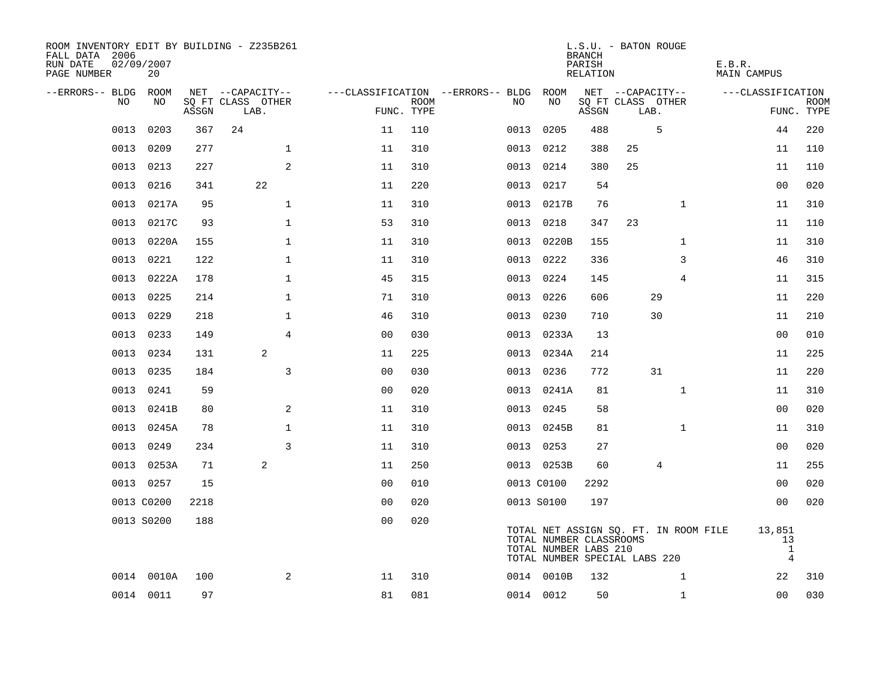ROOM INVENTORY EDIT BY BUILDING - Z235B261
FALL DATA 2006
RUN DATE 02/09/2007
PAGE NUMBER 20

L.S.U. - BATON ROUGE
BRANCH
PARISH E.B.R.
RELATION MAIN CAMPUS

| --ERRORS-- | BLDG NO | ROOM NO | NET SQ FT ASSGN | CAPACITY CLASS | CAPACITY LAB. | CAPACITY OTHER | FUNC. | ROOM TYPE | --ERRORS-- | BLDG NO | ROOM NO | NET SQ FT ASSGN | CAPACITY CLASS | CAPACITY LAB. | CAPACITY OTHER | FUNC. | ROOM TYPE |
|---|---|---|---|---|---|---|---|---|---|---|---|---|---|---|---|---|---|
| | 0013 | 0203 | 367 | 24 | | | 11 | 110 | | 0013 | 0205 | 488 | | 5 | | 44 | 220 |
| | 0013 | 0209 | 277 | | | 1 | 11 | 310 | | 0013 | 0212 | 388 | 25 | | | 11 | 110 |
| | 0013 | 0213 | 227 | | | 2 | 11 | 310 | | 0013 | 0214 | 380 | 25 | | | 11 | 110 |
| | 0013 | 0216 | 341 | | 22 | | 11 | 220 | | 0013 | 0217 | 54 | | | | 00 | 020 |
| | 0013 | 0217A | 95 | | | 1 | 11 | 310 | | 0013 | 0217B | 76 | | | 1 | 11 | 310 |
| | 0013 | 0217C | 93 | | | 1 | 53 | 310 | | 0013 | 0218 | 347 | 23 | | | 11 | 110 |
| | 0013 | 0220A | 155 | | | 1 | 11 | 310 | | 0013 | 0220B | 155 | | | 1 | 11 | 310 |
| | 0013 | 0221 | 122 | | | 1 | 11 | 310 | | 0013 | 0222 | 336 | | | 3 | 46 | 310 |
| | 0013 | 0222A | 178 | | | 1 | 45 | 315 | | 0013 | 0224 | 145 | | | 4 | 11 | 315 |
| | 0013 | 0225 | 214 | | | 1 | 71 | 310 | | 0013 | 0226 | 606 | | 29 | | 11 | 220 |
| | 0013 | 0229 | 218 | | | 1 | 46 | 310 | | 0013 | 0230 | 710 | | 30 | | 11 | 210 |
| | 0013 | 0233 | 149 | | | 4 | 00 | 030 | | 0013 | 0233A | 13 | | | | 00 | 010 |
| | 0013 | 0234 | 131 | | 2 | | 11 | 225 | | 0013 | 0234A | 214 | | | | 11 | 225 |
| | 0013 | 0235 | 184 | | | 3 | 00 | 030 | | 0013 | 0236 | 772 | | 31 | | 11 | 220 |
| | 0013 | 0241 | 59 | | | | 00 | 020 | | 0013 | 0241A | 81 | | | 1 | 11 | 310 |
| | 0013 | 0241B | 80 | | | 2 | 11 | 310 | | 0013 | 0245 | 58 | | | | 00 | 020 |
| | 0013 | 0245A | 78 | | | 1 | 11 | 310 | | 0013 | 0245B | 81 | | | 1 | 11 | 310 |
| | 0013 | 0249 | 234 | | | 3 | 11 | 310 | | 0013 | 0253 | 27 | | | | 00 | 020 |
| | 0013 | 0253A | 71 | | 2 | | 11 | 250 | | 0013 | 0253B | 60 | | 4 | | 11 | 255 |
| | 0013 | 0257 | 15 | | | | 00 | 010 | | 0013 | C0100 | 2292 | | | | 00 | 020 |
| | 0013 | C0200 | 2218 | | | | 00 | 020 | | 0013 | S0100 | 197 | | | | 00 | 020 |
| | 0013 | S0200 | 188 | | | | 00 | 020 | | | | | | | | | |

TOTAL NET ASSIGN SQ. FT. IN ROOM FILE 13,851
TOTAL NUMBER CLASSROOMS 13
TOTAL NUMBER LABS 210 1
TOTAL NUMBER SPECIAL LABS 220 4

| --ERRORS-- | BLDG NO | ROOM NO | NET SQ FT ASSGN | CAPACITY CLASS | CAPACITY LAB. | CAPACITY OTHER | FUNC. | ROOM TYPE | --ERRORS-- | BLDG NO | ROOM NO | NET SQ FT ASSGN | CAPACITY CLASS | CAPACITY LAB. | CAPACITY OTHER | FUNC. | ROOM TYPE |
|---|---|---|---|---|---|---|---|---|---|---|---|---|---|---|---|---|---|
| | 0014 | 0010A | 100 | | | 2 | 11 | 310 | | 0014 | 0010B | 132 | | | 1 | 22 | 310 |
| | 0014 | 0011 | 97 | | | | 81 | 081 | | 0014 | 0012 | 50 | | | 1 | 00 | 030 |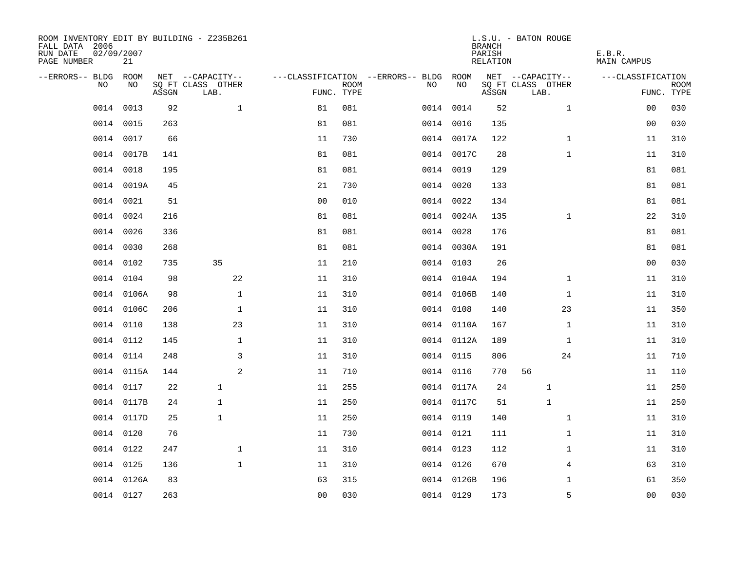ROOM INVENTORY EDIT BY BUILDING - Z235B261
FALL DATA 2006
RUN DATE 02/09/2007
PAGE NUMBER 21

L.S.U. - BATON ROUGE
BRANCH
PARISH E.B.R.
RELATION MAIN CAMPUS

| --ERRORS-- | BLDG NO | ROOM NO | NET SQ FT ASSGN | CAPACITY CLASS LAB. | CAPACITY OTHER | CLASSIFICATION FUNC. | ROOM TYPE | --ERRORS-- | BLDG NO | ROOM NO | NET SQ FT ASSGN | CAPACITY CLASS LAB. | CAPACITY OTHER | CLASSIFICATION FUNC. | ROOM TYPE |
|---|---|---|---|---|---|---|---|---|---|---|---|---|---|---|---|
| | 0014 | 0013 | 92 | | 1 | 81 | 081 | | 0014 | 0014 | 52 | | 1 | 00 | 030 |
| | 0014 | 0015 | 263 | | | 81 | 081 | | 0014 | 0016 | 135 | | | 00 | 030 |
| | 0014 | 0017 | 66 | | | 11 | 730 | | 0014 | 0017A | 122 | | 1 | 11 | 310 |
| | 0014 | 0017B | 141 | | | 81 | 081 | | 0014 | 0017C | 28 | | 1 | 11 | 310 |
| | 0014 | 0018 | 195 | | | 81 | 081 | | 0014 | 0019 | 129 | | | 81 | 081 |
| | 0014 | 0019A | 45 | | | 21 | 730 | | 0014 | 0020 | 133 | | | 81 | 081 |
| | 0014 | 0021 | 51 | | | 00 | 010 | | 0014 | 0022 | 134 | | | 81 | 081 |
| | 0014 | 0024 | 216 | | | 81 | 081 | | 0014 | 0024A | 135 | | 1 | 22 | 310 |
| | 0014 | 0026 | 336 | | | 81 | 081 | | 0014 | 0028 | 176 | | | 81 | 081 |
| | 0014 | 0030 | 268 | | | 81 | 081 | | 0014 | 0030A | 191 | | | 81 | 081 |
| | 0014 | 0102 | 735 | 35 | | 11 | 210 | | 0014 | 0103 | 26 | | | 00 | 030 |
| | 0014 | 0104 | 98 | | 22 | 11 | 310 | | 0014 | 0104A | 194 | | 1 | 11 | 310 |
| | 0014 | 0106A | 98 | | 1 | 11 | 310 | | 0014 | 0106B | 140 | | 1 | 11 | 310 |
| | 0014 | 0106C | 206 | | 1 | 11 | 310 | | 0014 | 0108 | 140 | | 23 | 11 | 350 |
| | 0014 | 0110 | 138 | | 23 | 11 | 310 | | 0014 | 0110A | 167 | | 1 | 11 | 310 |
| | 0014 | 0112 | 145 | | 1 | 11 | 310 | | 0014 | 0112A | 189 | | 1 | 11 | 310 |
| | 0014 | 0114 | 248 | | 3 | 11 | 310 | | 0014 | 0115 | 806 | | 24 | 11 | 710 |
| | 0014 | 0115A | 144 | | 2 | 11 | 710 | | 0014 | 0116 | 770 | 56 | | 11 | 110 |
| | 0014 | 0117 | 22 | 1 | | 11 | 255 | | 0014 | 0117A | 24 | 1 | | 11 | 250 |
| | 0014 | 0117B | 24 | 1 | | 11 | 250 | | 0014 | 0117C | 51 | 1 | | 11 | 250 |
| | 0014 | 0117D | 25 | 1 | | 11 | 250 | | 0014 | 0119 | 140 | | 1 | 11 | 310 |
| | 0014 | 0120 | 76 | | | 11 | 730 | | 0014 | 0121 | 111 | | 1 | 11 | 310 |
| | 0014 | 0122 | 247 | | 1 | 11 | 310 | | 0014 | 0123 | 112 | | 1 | 11 | 310 |
| | 0014 | 0125 | 136 | | 1 | 11 | 310 | | 0014 | 0126 | 670 | | 4 | 63 | 310 |
| | 0014 | 0126A | 83 | | | 63 | 315 | | 0014 | 0126B | 196 | | 1 | 61 | 350 |
| | 0014 | 0127 | 263 | | | 00 | 030 | | 0014 | 0129 | 173 | | 5 | 00 | 030 |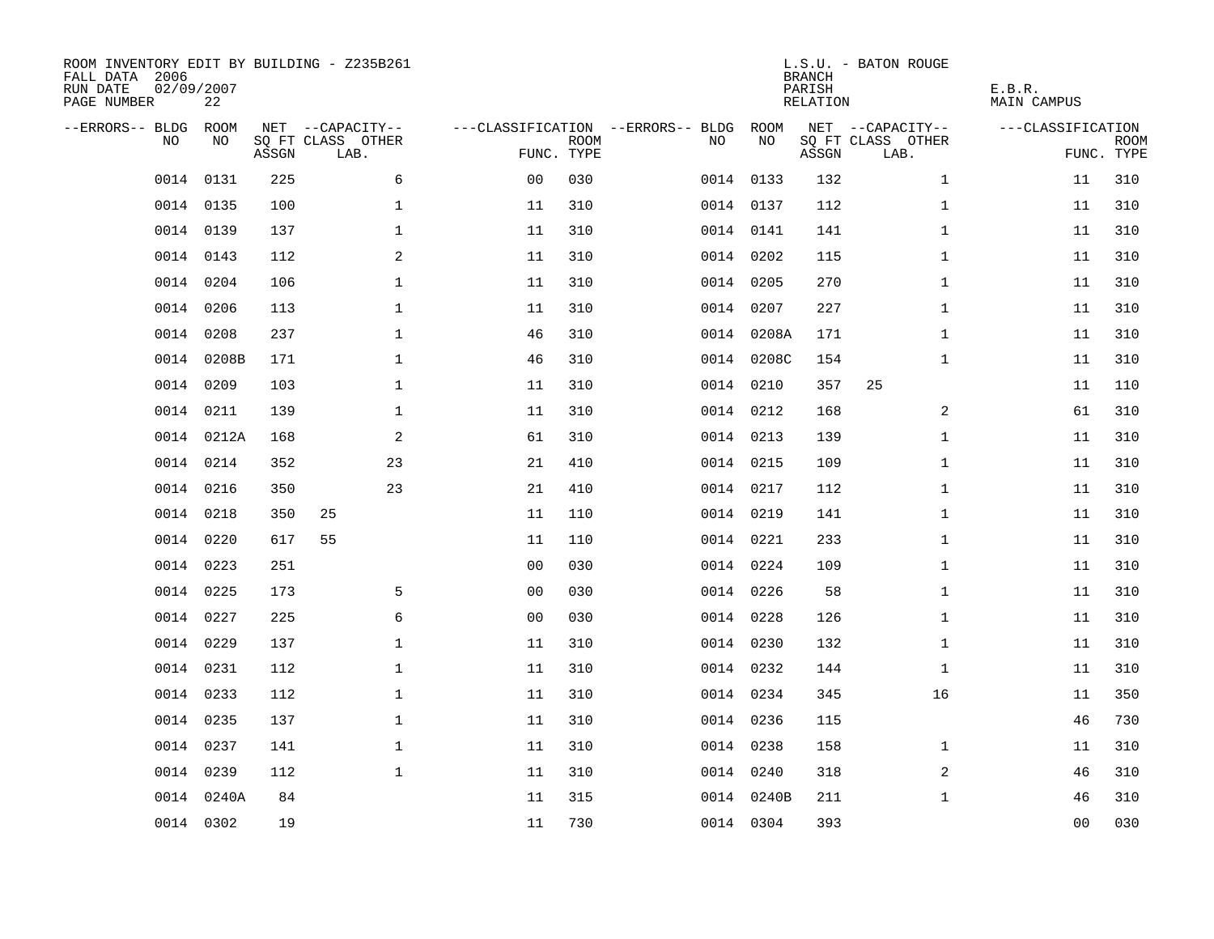ROOM INVENTORY EDIT BY BUILDING - Z235B261
FALL DATA 2006
RUN DATE 02/09/2007
PAGE NUMBER 22

L.S.U. - BATON ROUGE
BRANCH
PARISH E.B.R.
RELATION MAIN CAMPUS

| --ERRORS-- | BLDG NO | ROOM NO | NET SQ FT ASSGN | CAPACITY CLASS LAB. | CAPACITY OTHER | CLASSIFICATION FUNC. | ROOM TYPE | --ERRORS-- | BLDG NO | ROOM NO | NET SQ FT ASSGN | CAPACITY CLASS LAB. | CAPACITY OTHER | CLASSIFICATION FUNC. | ROOM TYPE |
|---|---|---|---|---|---|---|---|---|---|---|---|---|---|---|---|
| | 0014 | 0131 | 225 | | 6 | 00 | 030 | | 0014 | 0133 | 132 | | 1 | 11 | 310 |
| | 0014 | 0135 | 100 | | 1 | 11 | 310 | | 0014 | 0137 | 112 | | 1 | 11 | 310 |
| | 0014 | 0139 | 137 | | 1 | 11 | 310 | | 0014 | 0141 | 141 | | 1 | 11 | 310 |
| | 0014 | 0143 | 112 | | 2 | 11 | 310 | | 0014 | 0202 | 115 | | 1 | 11 | 310 |
| | 0014 | 0204 | 106 | | 1 | 11 | 310 | | 0014 | 0205 | 270 | | 1 | 11 | 310 |
| | 0014 | 0206 | 113 | | 1 | 11 | 310 | | 0014 | 0207 | 227 | | 1 | 11 | 310 |
| | 0014 | 0208 | 237 | | 1 | 46 | 310 | | 0014 | 0208A | 171 | | 1 | 11 | 310 |
| | 0014 | 0208B | 171 | | 1 | 46 | 310 | | 0014 | 0208C | 154 | | 1 | 11 | 310 |
| | 0014 | 0209 | 103 | | 1 | 11 | 310 | | 0014 | 0210 | 357 | 25 | | 11 | 110 |
| | 0014 | 0211 | 139 | | 1 | 11 | 310 | | 0014 | 0212 | 168 | | 2 | 61 | 310 |
| | 0014 | 0212A | 168 | | 2 | 61 | 310 | | 0014 | 0213 | 139 | | 1 | 11 | 310 |
| | 0014 | 0214 | 352 | | 23 | 21 | 410 | | 0014 | 0215 | 109 | | 1 | 11 | 310 |
| | 0014 | 0216 | 350 | | 23 | 21 | 410 | | 0014 | 0217 | 112 | | 1 | 11 | 310 |
| | 0014 | 0218 | 350 | 25 | | 11 | 110 | | 0014 | 0219 | 141 | | 1 | 11 | 310 |
| | 0014 | 0220 | 617 | 55 | | 11 | 110 | | 0014 | 0221 | 233 | | 1 | 11 | 310 |
| | 0014 | 0223 | 251 | | | 00 | 030 | | 0014 | 0224 | 109 | | 1 | 11 | 310 |
| | 0014 | 0225 | 173 | | 5 | 00 | 030 | | 0014 | 0226 | 58 | | 1 | 11 | 310 |
| | 0014 | 0227 | 225 | | 6 | 00 | 030 | | 0014 | 0228 | 126 | | 1 | 11 | 310 |
| | 0014 | 0229 | 137 | | 1 | 11 | 310 | | 0014 | 0230 | 132 | | 1 | 11 | 310 |
| | 0014 | 0231 | 112 | | 1 | 11 | 310 | | 0014 | 0232 | 144 | | 1 | 11 | 310 |
| | 0014 | 0233 | 112 | | 1 | 11 | 310 | | 0014 | 0234 | 345 | | 16 | 11 | 350 |
| | 0014 | 0235 | 137 | | 1 | 11 | 310 | | 0014 | 0236 | 115 | | | 46 | 730 |
| | 0014 | 0237 | 141 | | 1 | 11 | 310 | | 0014 | 0238 | 158 | | 1 | 11 | 310 |
| | 0014 | 0239 | 112 | | 1 | 11 | 310 | | 0014 | 0240 | 318 | | 2 | 46 | 310 |
| | 0014 | 0240A | 84 | | | 11 | 315 | | 0014 | 0240B | 211 | | 1 | 46 | 310 |
| | 0014 | 0302 | 19 | | | 11 | 730 | | 0014 | 0304 | 393 | | | 00 | 030 |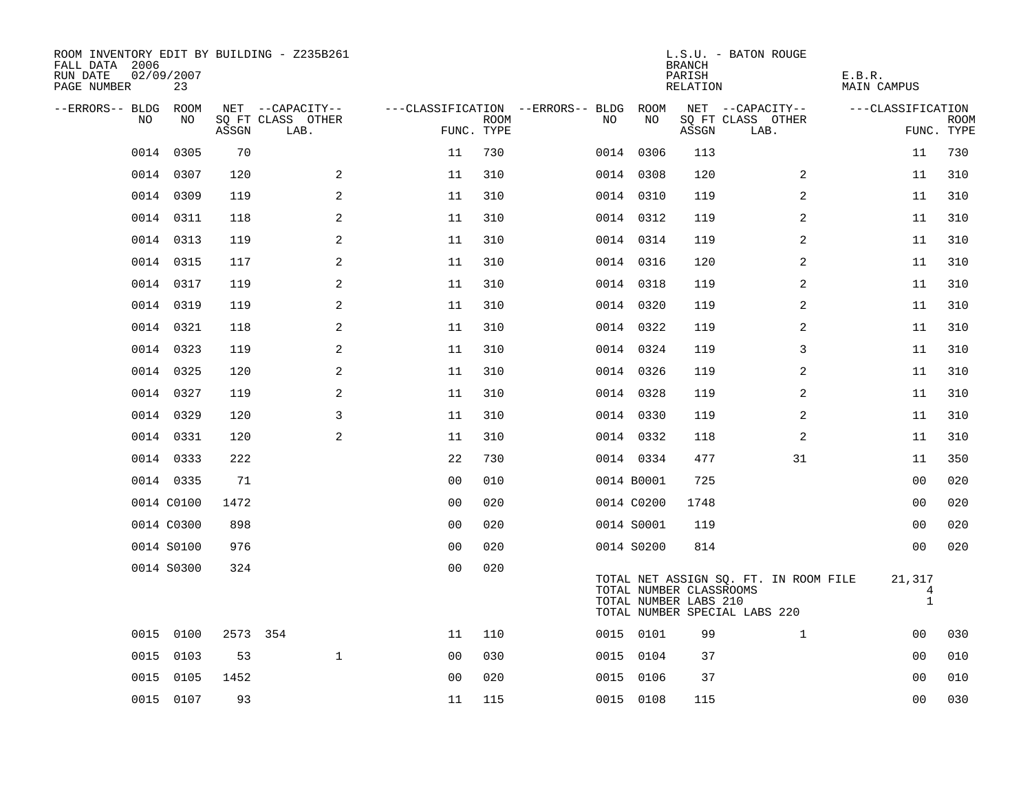ROOM INVENTORY EDIT BY BUILDING - Z235B261
FALL DATA 2006
RUN DATE 02/09/2007

L.S.U. - BATON ROUGE
BRANCH
PARISH E.B.R.
RELATION MAIN CAMPUS

| --ERRORS-- | BLDG NO | ROOM NO | NET SQ FT ASSGN | CAPACITY CLASS | CAPACITY LAB. | CAPACITY OTHER | CLASSIFICATION FUNC. | ROOM TYPE | --ERRORS-- | BLDG NO | ROOM NO | NET SQ FT ASSGN | CAPACITY CLASS | CAPACITY LAB. | CAPACITY OTHER | CLASSIFICATION FUNC. | ROOM TYPE |
|---|---|---|---|---|---|---|---|---|---|---|---|---|---|---|---|---|---|
| | 0014 | 0305 | 70 | | | | 11 | 730 | | 0014 | 0306 | 113 | | | | 11 | 730 |
| | 0014 | 0307 | 120 | | | 2 | 11 | 310 | | 0014 | 0308 | 120 | | | 2 | 11 | 310 |
| | 0014 | 0309 | 119 | | | 2 | 11 | 310 | | 0014 | 0310 | 119 | | | 2 | 11 | 310 |
| | 0014 | 0311 | 118 | | | 2 | 11 | 310 | | 0014 | 0312 | 119 | | | 2 | 11 | 310 |
| | 0014 | 0313 | 119 | | | 2 | 11 | 310 | | 0014 | 0314 | 119 | | | 2 | 11 | 310 |
| | 0014 | 0315 | 117 | | | 2 | 11 | 310 | | 0014 | 0316 | 120 | | | 2 | 11 | 310 |
| | 0014 | 0317 | 119 | | | 2 | 11 | 310 | | 0014 | 0318 | 119 | | | 2 | 11 | 310 |
| | 0014 | 0319 | 119 | | | 2 | 11 | 310 | | 0014 | 0320 | 119 | | | 2 | 11 | 310 |
| | 0014 | 0321 | 118 | | | 2 | 11 | 310 | | 0014 | 0322 | 119 | | | 2 | 11 | 310 |
| | 0014 | 0323 | 119 | | | 2 | 11 | 310 | | 0014 | 0324 | 119 | | | 3 | 11 | 310 |
| | 0014 | 0325 | 120 | | | 2 | 11 | 310 | | 0014 | 0326 | 119 | | | 2 | 11 | 310 |
| | 0014 | 0327 | 119 | | | 2 | 11 | 310 | | 0014 | 0328 | 119 | | | 2 | 11 | 310 |
| | 0014 | 0329 | 120 | | | 3 | 11 | 310 | | 0014 | 0330 | 119 | | | 2 | 11 | 310 |
| | 0014 | 0331 | 120 | | | 2 | 11 | 310 | | 0014 | 0332 | 118 | | | 2 | 11 | 310 |
| | 0014 | 0333 | 222 | | | | 22 | 730 | | 0014 | 0334 | 477 | | | 31 | 11 | 350 |
| | 0014 | 0335 | 71 | | | | 00 | 010 | | 0014 | B0001 | 725 | | | | 00 | 020 |
| | 0014 | C0100 | 1472 | | | | 00 | 020 | | 0014 | C0200 | 1748 | | | | 00 | 020 |
| | 0014 | C0300 | 898 | | | | 00 | 020 | | 0014 | S0001 | 119 | | | | 00 | 020 |
| | 0014 | S0100 | 976 | | | | 00 | 020 | | 0014 | S0200 | 814 | | | | 00 | 020 |
| | 0014 | S0300 | 324 | | | | 00 | 020 | | | | | | | | | |

TOTAL NET ASSIGN SQ. FT. IN ROOM FILE 21,317
TOTAL NUMBER CLASSROOMS 4
TOTAL NUMBER LABS 210 1
TOTAL NUMBER SPECIAL LABS 220

| --ERRORS-- | BLDG NO | ROOM NO | NET SQ FT ASSGN | CAPACITY CLASS | CAPACITY LAB. | CAPACITY OTHER | CLASSIFICATION FUNC. | ROOM TYPE | --ERRORS-- | BLDG NO | ROOM NO | NET SQ FT ASSGN | CAPACITY CLASS | CAPACITY LAB. | CAPACITY OTHER | CLASSIFICATION FUNC. | ROOM TYPE |
|---|---|---|---|---|---|---|---|---|---|---|---|---|---|---|---|---|---|
| | 0015 | 0100 | 2573 | 354 | | | 11 | 110 | | 0015 | 0101 | 99 | | | 1 | 00 | 030 |
| | 0015 | 0103 | 53 | | | 1 | 00 | 030 | | 0015 | 0104 | 37 | | | | 00 | 010 |
| | 0015 | 0105 | 1452 | | | | 00 | 020 | | 0015 | 0106 | 37 | | | | 00 | 010 |
| | 0015 | 0107 | 93 | | | | 11 | 115 | | 0015 | 0108 | 115 | | | | 00 | 030 |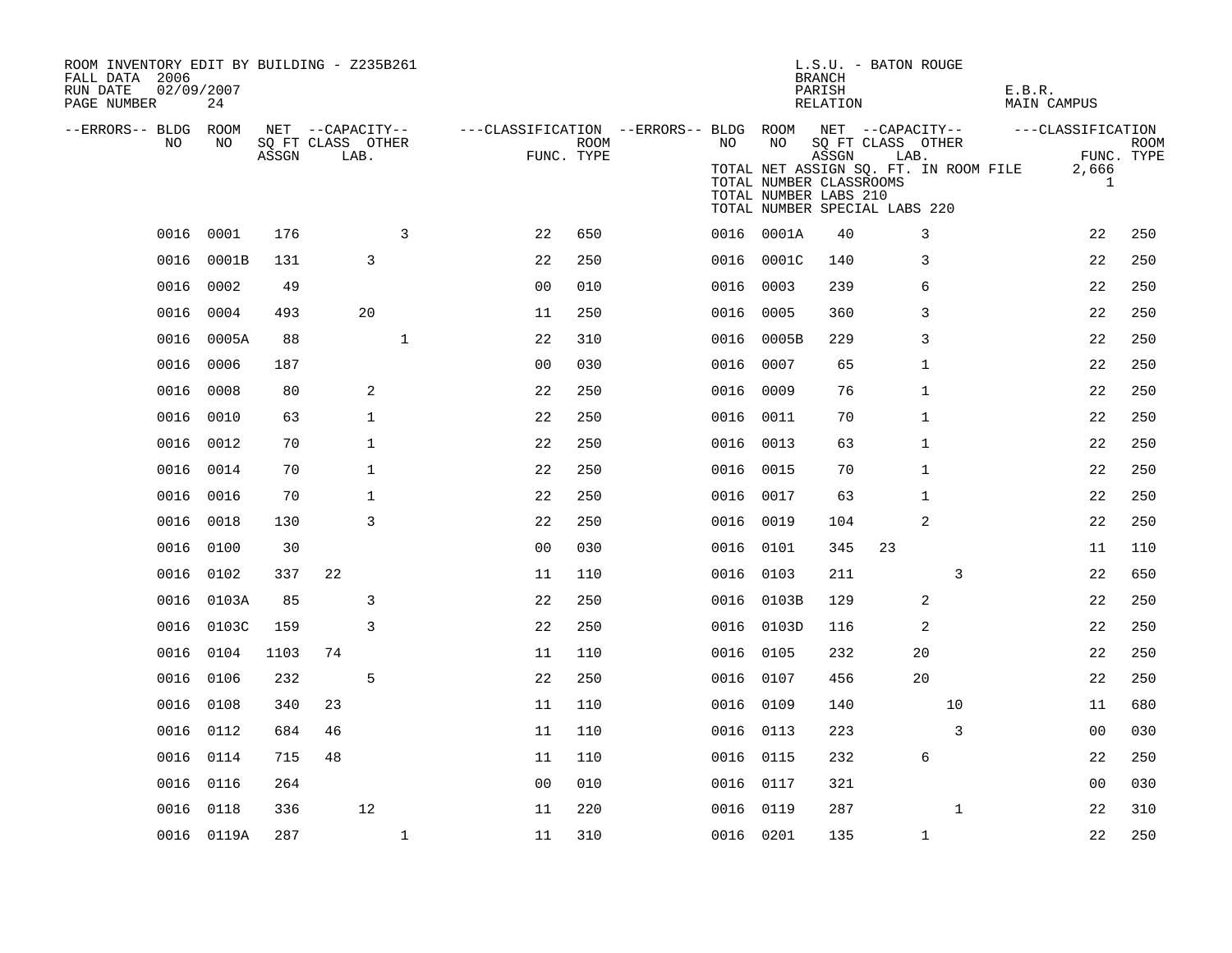ROOM INVENTORY EDIT BY BUILDING - Z235B261
FALL DATA 2006
RUN DATE 02/09/2007

L.S.U. - BATON ROUGE
BRANCH
PARISH E.B.R.
RELATION MAIN CAMPUS

TOTAL NET ASSIGN SQ. FT. IN ROOM FILE 2,666
TOTAL NUMBER CLASSROOMS 1
TOTAL NUMBER LABS 210
TOTAL NUMBER SPECIAL LABS 220

| --ERRORS-- | BLDG NO | ROOM NO | NET SQ FT ASSGN | CAPACITY CLASS | CAPACITY LAB. | CAPACITY OTHER | CLASSIFICATION FUNC. | ROOM TYPE | --ERRORS-- | BLDG NO | ROOM NO | NET SQ FT ASSGN | CAPACITY CLASS | CAPACITY LAB. | CAPACITY OTHER | CLASSIFICATION FUNC. | ROOM TYPE |
|---|---|---|---|---|---|---|---|---|---|---|---|---|---|---|---|---|---|
| | 0016 | 0001 | 176 | | | 3 | 22 | 650 | | 0016 | 0001A | 40 | | 3 | | 22 | 250 |
| | 0016 | 0001B | 131 | | 3 | | 22 | 250 | | 0016 | 0001C | 140 | | 3 | | 22 | 250 |
| | 0016 | 0002 | 49 | | | | 00 | 010 | | 0016 | 0003 | 239 | | 6 | | 22 | 250 |
| | 0016 | 0004 | 493 | | 20 | | 11 | 250 | | 0016 | 0005 | 360 | | 3 | | 22 | 250 |
| | 0016 | 0005A | 88 | | | 1 | 22 | 310 | | 0016 | 0005B | 229 | | 3 | | 22 | 250 |
| | 0016 | 0006 | 187 | | | | 00 | 030 | | 0016 | 0007 | 65 | | 1 | | 22 | 250 |
| | 0016 | 0008 | 80 | | 2 | | 22 | 250 | | 0016 | 0009 | 76 | | 1 | | 22 | 250 |
| | 0016 | 0010 | 63 | | 1 | | 22 | 250 | | 0016 | 0011 | 70 | | 1 | | 22 | 250 |
| | 0016 | 0012 | 70 | | 1 | | 22 | 250 | | 0016 | 0013 | 63 | | 1 | | 22 | 250 |
| | 0016 | 0014 | 70 | | 1 | | 22 | 250 | | 0016 | 0015 | 70 | | 1 | | 22 | 250 |
| | 0016 | 0016 | 70 | | 1 | | 22 | 250 | | 0016 | 0017 | 63 | | 1 | | 22 | 250 |
| | 0016 | 0018 | 130 | | 3 | | 22 | 250 | | 0016 | 0019 | 104 | | 2 | | 22 | 250 |
| | 0016 | 0100 | 30 | | | | 00 | 030 | | 0016 | 0101 | 345 | 23 | | | 11 | 110 |
| | 0016 | 0102 | 337 | 22 | | | 11 | 110 | | 0016 | 0103 | 211 | | | 3 | 22 | 650 |
| | 0016 | 0103A | 85 | | 3 | | 22 | 250 | | 0016 | 0103B | 129 | | 2 | | 22 | 250 |
| | 0016 | 0103C | 159 | | 3 | | 22 | 250 | | 0016 | 0103D | 116 | | 2 | | 22 | 250 |
| | 0016 | 0104 | 1103 | 74 | | | 11 | 110 | | 0016 | 0105 | 232 | | 20 | | 22 | 250 |
| | 0016 | 0106 | 232 | | 5 | | 22 | 250 | | 0016 | 0107 | 456 | | 20 | | 22 | 250 |
| | 0016 | 0108 | 340 | 23 | | | 11 | 110 | | 0016 | 0109 | 140 | | | 10 | 11 | 680 |
| | 0016 | 0112 | 684 | 46 | | | 11 | 110 | | 0016 | 0113 | 223 | | | 3 | 00 | 030 |
| | 0016 | 0114 | 715 | 48 | | | 11 | 110 | | 0016 | 0115 | 232 | | 6 | | 22 | 250 |
| | 0016 | 0116 | 264 | | | | 00 | 010 | | 0016 | 0117 | 321 | | | | 00 | 030 |
| | 0016 | 0118 | 336 | | 12 | | 11 | 220 | | 0016 | 0119 | 287 | | | 1 | 22 | 310 |
| | 0016 | 0119A | 287 | | | 1 | 11 | 310 | | 0016 | 0201 | 135 | | 1 | | 22 | 250 |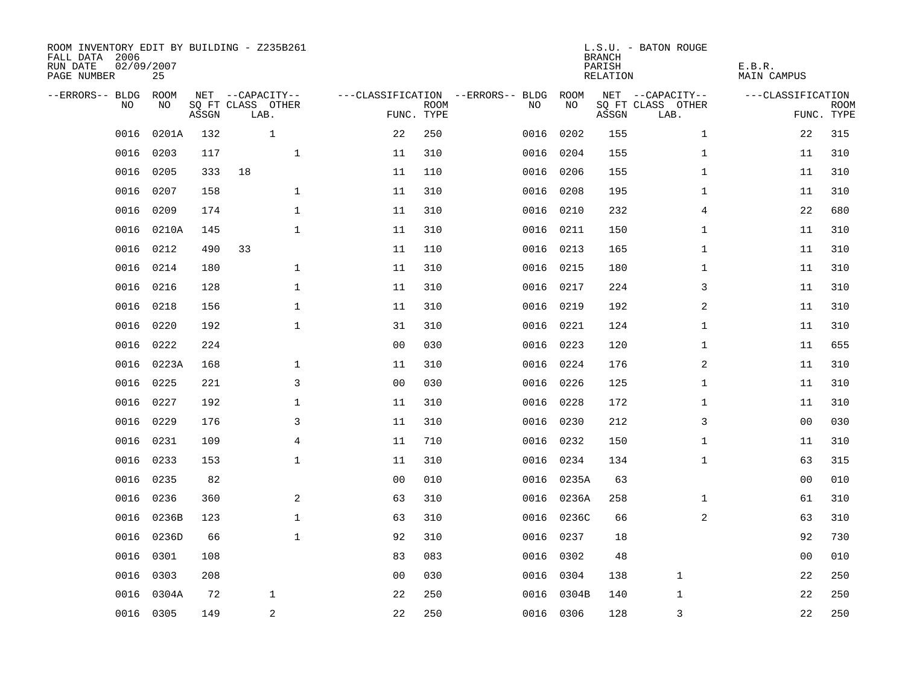ROOM INVENTORY EDIT BY BUILDING - Z235B261
FALL DATA 2006
RUN DATE 02/09/2007
PAGE NUMBER 25

L.S.U. - BATON ROUGE
BRANCH
PARISH E.B.R.
RELATION MAIN CAMPUS

| --ERRORS-- | BLDG NO | ROOM NO | NET SQ FT ASSGN | CAPACITY CLASS LAB. | CAPACITY OTHER | CLASSIFICATION FUNC. | ROOM TYPE | --ERRORS-- | BLDG NO | ROOM NO | NET SQ FT ASSGN | CAPACITY CLASS LAB. | CAPACITY OTHER | CLASSIFICATION FUNC. | ROOM TYPE |
|---|---|---|---|---|---|---|---|---|---|---|---|---|---|---|---|
| | 0016 | 0201A | 132 | 1 | | 22 | 250 | | 0016 | 0202 | 155 | | 1 | 22 | 315 |
| | 0016 | 0203 | 117 | | 1 | 11 | 310 | | 0016 | 0204 | 155 | | 1 | 11 | 310 |
| | 0016 | 0205 | 333 | 18 | | 11 | 110 | | 0016 | 0206 | 155 | | 1 | 11 | 310 |
| | 0016 | 0207 | 158 | | 1 | 11 | 310 | | 0016 | 0208 | 195 | | 1 | 11 | 310 |
| | 0016 | 0209 | 174 | | 1 | 11 | 310 | | 0016 | 0210 | 232 | | 4 | 22 | 680 |
| | 0016 | 0210A | 145 | | 1 | 11 | 310 | | 0016 | 0211 | 150 | | 1 | 11 | 310 |
| | 0016 | 0212 | 490 | 33 | | 11 | 110 | | 0016 | 0213 | 165 | | 1 | 11 | 310 |
| | 0016 | 0214 | 180 | | 1 | 11 | 310 | | 0016 | 0215 | 180 | | 1 | 11 | 310 |
| | 0016 | 0216 | 128 | | 1 | 11 | 310 | | 0016 | 0217 | 224 | | 3 | 11 | 310 |
| | 0016 | 0218 | 156 | | 1 | 11 | 310 | | 0016 | 0219 | 192 | | 2 | 11 | 310 |
| | 0016 | 0220 | 192 | | 1 | 31 | 310 | | 0016 | 0221 | 124 | | 1 | 11 | 310 |
| | 0016 | 0222 | 224 | | | 00 | 030 | | 0016 | 0223 | 120 | | 1 | 11 | 655 |
| | 0016 | 0223A | 168 | | 1 | 11 | 310 | | 0016 | 0224 | 176 | | 2 | 11 | 310 |
| | 0016 | 0225 | 221 | | 3 | 00 | 030 | | 0016 | 0226 | 125 | | 1 | 11 | 310 |
| | 0016 | 0227 | 192 | | 1 | 11 | 310 | | 0016 | 0228 | 172 | | 1 | 11 | 310 |
| | 0016 | 0229 | 176 | | 3 | 11 | 310 | | 0016 | 0230 | 212 | | 3 | 00 | 030 |
| | 0016 | 0231 | 109 | | 4 | 11 | 710 | | 0016 | 0232 | 150 | | 1 | 11 | 310 |
| | 0016 | 0233 | 153 | | 1 | 11 | 310 | | 0016 | 0234 | 134 | | 1 | 63 | 315 |
| | 0016 | 0235 | 82 | | | 00 | 010 | | 0016 | 0235A | 63 | | | 00 | 010 |
| | 0016 | 0236 | 360 | | 2 | 63 | 310 | | 0016 | 0236A | 258 | | 1 | 61 | 310 |
| | 0016 | 0236B | 123 | | 1 | 63 | 310 | | 0016 | 0236C | 66 | | 2 | 63 | 310 |
| | 0016 | 0236D | 66 | | 1 | 92 | 310 | | 0016 | 0237 | 18 | | | 92 | 730 |
| | 0016 | 0301 | 108 | | | 83 | 083 | | 0016 | 0302 | 48 | | | 00 | 010 |
| | 0016 | 0303 | 208 | | | 00 | 030 | | 0016 | 0304 | 138 | 1 | | 22 | 250 |
| | 0016 | 0304A | 72 | 1 | | 22 | 250 | | 0016 | 0304B | 140 | 1 | | 22 | 250 |
| | 0016 | 0305 | 149 | 2 | | 22 | 250 | | 0016 | 0306 | 128 | 3 | | 22 | 250 |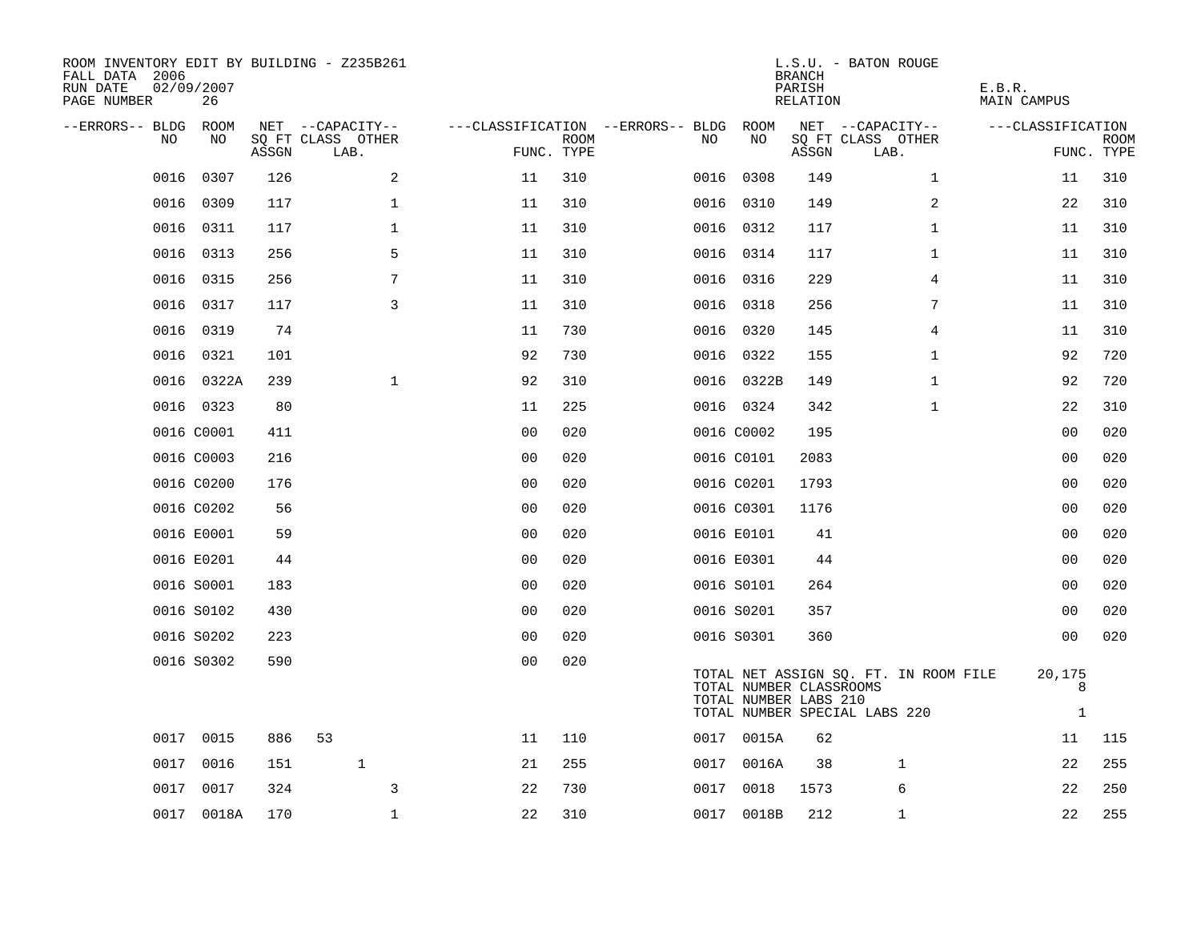ROOM INVENTORY EDIT BY BUILDING - Z235B261
FALL DATA 2006
RUN DATE 02/09/2007
PAGE NUMBER 26

L.S.U. - BATON ROUGE
BRANCH
PARISH E.B.R.
RELATION MAIN CAMPUS

| --ERRORS-- | BLDG NO | ROOM NO | NET SQ FT ASSGN | CAPACITY CLASS | CAPACITY LAB. | CAPACITY OTHER | CLASSIFICATION FUNC. | ROOM TYPE | --ERRORS-- | BLDG NO | ROOM NO | NET SQ FT ASSGN | CAPACITY CLASS | CAPACITY LAB. | CAPACITY OTHER | CLASSIFICATION FUNC. | ROOM TYPE |
|---|---|---|---|---|---|---|---|---|---|---|---|---|---|---|---|---|---|
| | 0016 | 0307 | 126 | | | 2 | 11 | 310 | | 0016 | 0308 | 149 | | | 1 | 11 | 310 |
| | 0016 | 0309 | 117 | | | 1 | 11 | 310 | | 0016 | 0310 | 149 | | | 2 | 22 | 310 |
| | 0016 | 0311 | 117 | | | 1 | 11 | 310 | | 0016 | 0312 | 117 | | | 1 | 11 | 310 |
| | 0016 | 0313 | 256 | | | 5 | 11 | 310 | | 0016 | 0314 | 117 | | | 1 | 11 | 310 |
| | 0016 | 0315 | 256 | | | 7 | 11 | 310 | | 0016 | 0316 | 229 | | | 4 | 11 | 310 |
| | 0016 | 0317 | 117 | | | 3 | 11 | 310 | | 0016 | 0318 | 256 | | | 7 | 11 | 310 |
| | 0016 | 0319 | 74 | | | | 11 | 730 | | 0016 | 0320 | 145 | | | 4 | 11 | 310 |
| | 0016 | 0321 | 101 | | | | 92 | 730 | | 0016 | 0322 | 155 | | | 1 | 92 | 720 |
| | 0016 | 0322A | 239 | | | 1 | 92 | 310 | | 0016 | 0322B | 149 | | | 1 | 92 | 720 |
| | 0016 | 0323 | 80 | | | | 11 | 225 | | 0016 | 0324 | 342 | | | 1 | 22 | 310 |
| | 0016 | C0001 | 411 | | | | 00 | 020 | | 0016 | C0002 | 195 | | | | 00 | 020 |
| | 0016 | C0003 | 216 | | | | 00 | 020 | | 0016 | C0101 | 2083 | | | | 00 | 020 |
| | 0016 | C0200 | 176 | | | | 00 | 020 | | 0016 | C0201 | 1793 | | | | 00 | 020 |
| | 0016 | C0202 | 56 | | | | 00 | 020 | | 0016 | C0301 | 1176 | | | | 00 | 020 |
| | 0016 | E0001 | 59 | | | | 00 | 020 | | 0016 | E0101 | 41 | | | | 00 | 020 |
| | 0016 | E0201 | 44 | | | | 00 | 020 | | 0016 | E0301 | 44 | | | | 00 | 020 |
| | 0016 | S0001 | 183 | | | | 00 | 020 | | 0016 | S0101 | 264 | | | | 00 | 020 |
| | 0016 | S0102 | 430 | | | | 00 | 020 | | 0016 | S0201 | 357 | | | | 00 | 020 |
| | 0016 | S0202 | 223 | | | | 00 | 020 | | 0016 | S0301 | 360 | | | | 00 | 020 |
| | 0016 | S0302 | 590 | | | | 00 | 020 | | | | | | | | | |

TOTAL NET ASSIGN SQ. FT. IN ROOM FILE 20,175
TOTAL NUMBER CLASSROOMS 8
TOTAL NUMBER LABS 210
TOTAL NUMBER SPECIAL LABS 220 1

| --ERRORS-- | BLDG NO | ROOM NO | NET SQ FT ASSGN | CAPACITY CLASS | CAPACITY LAB. | CAPACITY OTHER | CLASSIFICATION FUNC. | ROOM TYPE | --ERRORS-- | BLDG NO | ROOM NO | NET SQ FT ASSGN | CAPACITY CLASS | CAPACITY LAB. | CAPACITY OTHER | CLASSIFICATION FUNC. | ROOM TYPE |
|---|---|---|---|---|---|---|---|---|---|---|---|---|---|---|---|---|---|
| | 0017 | 0015 | 886 | 53 | | | 11 | 110 | | 0017 | 0015A | 62 | | | | 11 | 115 |
| | 0017 | 0016 | 151 | | 1 | | 21 | 255 | | 0017 | 0016A | 38 | | 1 | | 22 | 255 |
| | 0017 | 0017 | 324 | | | 3 | 22 | 730 | | 0017 | 0018 | 1573 | | 6 | | 22 | 250 |
| | 0017 | 0018A | 170 | | | 1 | 22 | 310 | | 0017 | 0018B | 212 | | 1 | | 22 | 255 |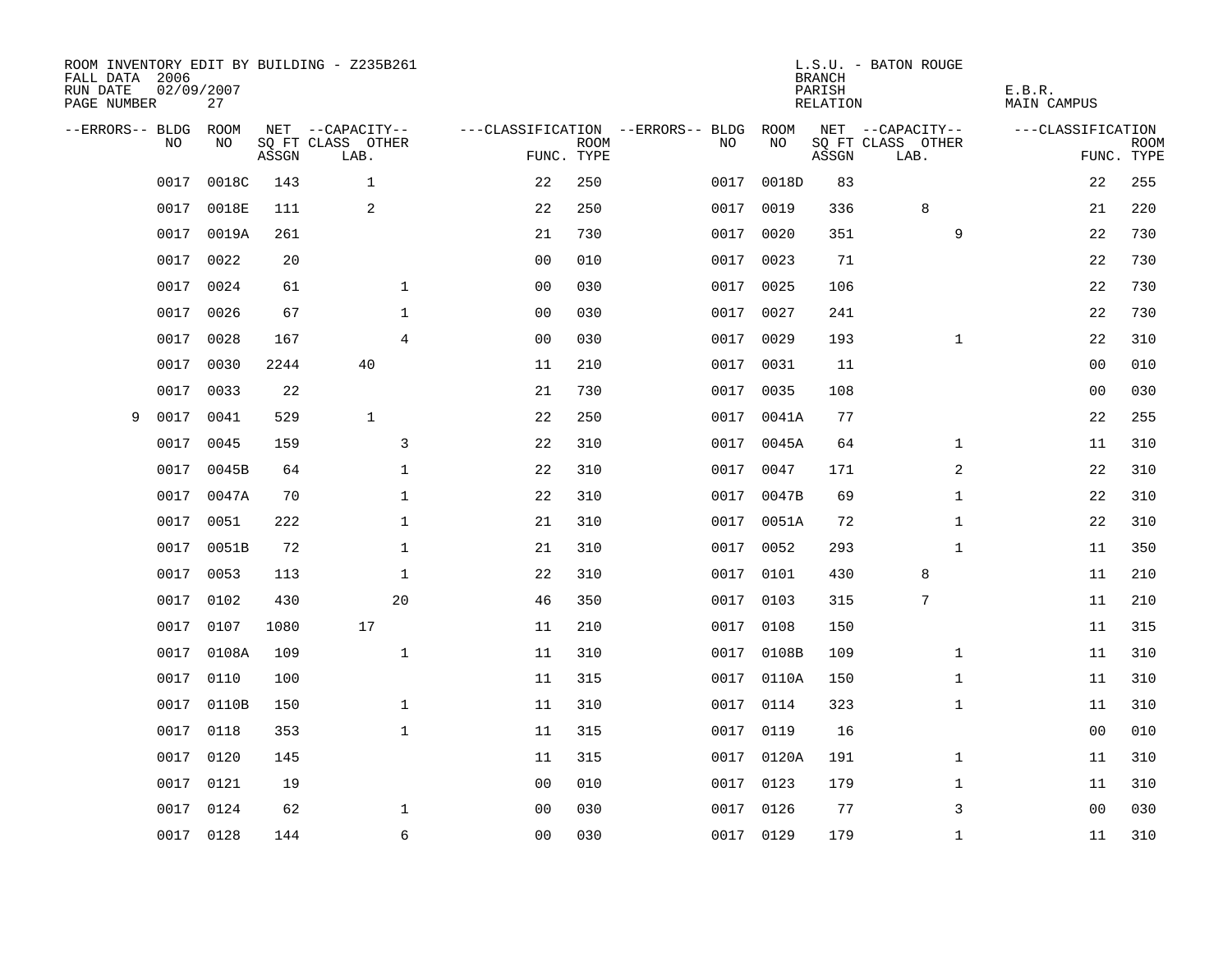ROOM INVENTORY EDIT BY BUILDING - Z235B261
FALL DATA 2006
RUN DATE 02/09/2007
PAGE NUMBER 27

L.S.U. - BATON ROUGE
BRANCH
PARISH E.B.R.
RELATION MAIN CAMPUS

| --ERRORS-- | BLDG NO | ROOM NO | NET SQ FT ASSGN | --CAPACITY-- CLASS LAB. | OTHER | ---CLASSIFICATION FUNC. | ROOM TYPE | --ERRORS-- | BLDG NO | ROOM NO | NET SQ FT ASSGN | --CAPACITY-- CLASS LAB. | OTHER | ---CLASSIFICATION FUNC. | ROOM TYPE |
|---|---|---|---|---|---|---|---|---|---|---|---|---|---|---|---|
| | 0017 | 0018C | 143 | 1 | | 22 | 250 | | 0017 | 0018D | 83 | | | 22 | 255 |
| | 0017 | 0018E | 111 | 2 | | 22 | 250 | | 0017 | 0019 | 336 | 8 | | 21 | 220 |
| | 0017 | 0019A | 261 | | | 21 | 730 | | 0017 | 0020 | 351 | | 9 | 22 | 730 |
| | 0017 | 0022 | 20 | | | 00 | 010 | | 0017 | 0023 | 71 | | | 22 | 730 |
| | 0017 | 0024 | 61 | | 1 | 00 | 030 | | 0017 | 0025 | 106 | | | 22 | 730 |
| | 0017 | 0026 | 67 | | 1 | 00 | 030 | | 0017 | 0027 | 241 | | | 22 | 730 |
| | 0017 | 0028 | 167 | | 4 | 00 | 030 | | 0017 | 0029 | 193 | | 1 | 22 | 310 |
| | 0017 | 0030 | 2244 | 40 | | 11 | 210 | | 0017 | 0031 | 11 | | | 00 | 010 |
| | 0017 | 0033 | 22 | | | 21 | 730 | | 0017 | 0035 | 108 | | | 00 | 030 |
| 9 | 0017 | 0041 | 529 | 1 | | 22 | 250 | | 0017 | 0041A | 77 | | | 22 | 255 |
| | 0017 | 0045 | 159 | | 3 | 22 | 310 | | 0017 | 0045A | 64 | | 1 | 11 | 310 |
| | 0017 | 0045B | 64 | | 1 | 22 | 310 | | 0017 | 0047 | 171 | | 2 | 22 | 310 |
| | 0017 | 0047A | 70 | | 1 | 22 | 310 | | 0017 | 0047B | 69 | | 1 | 22 | 310 |
| | 0017 | 0051 | 222 | | 1 | 21 | 310 | | 0017 | 0051A | 72 | | 1 | 22 | 310 |
| | 0017 | 0051B | 72 | | 1 | 21 | 310 | | 0017 | 0052 | 293 | | 1 | 11 | 350 |
| | 0017 | 0053 | 113 | | 1 | 22 | 310 | | 0017 | 0101 | 430 | 8 | | 11 | 210 |
| | 0017 | 0102 | 430 | | 20 | 46 | 350 | | 0017 | 0103 | 315 | 7 | | 11 | 210 |
| | 0017 | 0107 | 1080 | 17 | | 11 | 210 | | 0017 | 0108 | 150 | | | 11 | 315 |
| | 0017 | 0108A | 109 | | 1 | 11 | 310 | | 0017 | 0108B | 109 | | 1 | 11 | 310 |
| | 0017 | 0110 | 100 | | | 11 | 315 | | 0017 | 0110A | 150 | | 1 | 11 | 310 |
| | 0017 | 0110B | 150 | | 1 | 11 | 310 | | 0017 | 0114 | 323 | | 1 | 11 | 310 |
| | 0017 | 0118 | 353 | | 1 | 11 | 315 | | 0017 | 0119 | 16 | | | 00 | 010 |
| | 0017 | 0120 | 145 | | | 11 | 315 | | 0017 | 0120A | 191 | | 1 | 11 | 310 |
| | 0017 | 0121 | 19 | | | 00 | 010 | | 0017 | 0123 | 179 | | 1 | 11 | 310 |
| | 0017 | 0124 | 62 | | 1 | 00 | 030 | | 0017 | 0126 | 77 | | 3 | 00 | 030 |
| | 0017 | 0128 | 144 | | 6 | 00 | 030 | | 0017 | 0129 | 179 | | 1 | 11 | 310 |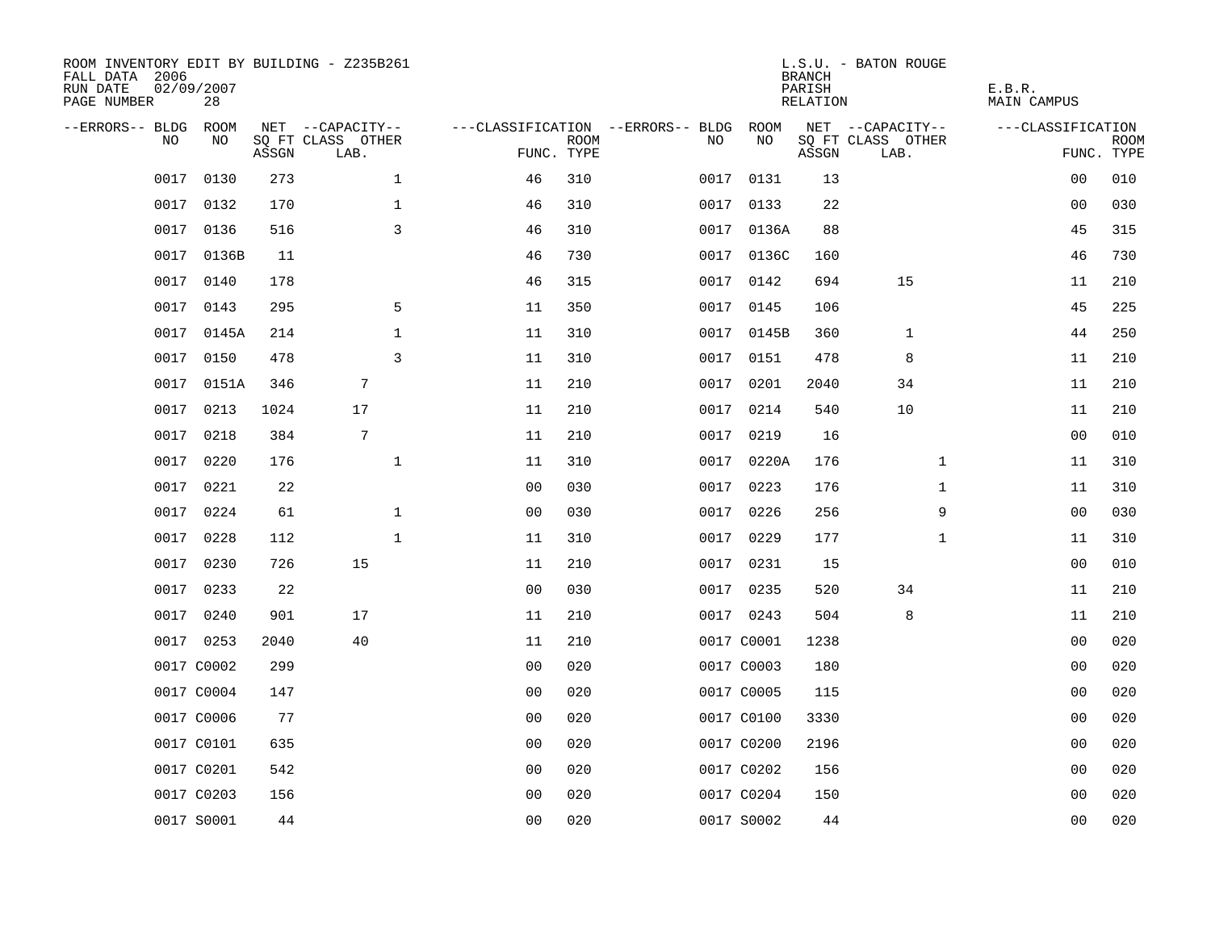ROOM INVENTORY EDIT BY BUILDING - Z235B261
FALL DATA 2006
RUN DATE 02/09/2007
PAGE NUMBER 28

L.S.U. - BATON ROUGE
BRANCH
PARISH E.B.R.
RELATION MAIN CAMPUS

| --ERRORS-- | BLDG NO | ROOM NO | NET SQ FT ASSGN | --CAPACITY-- CLASS LAB. | OTHER | ---CLASSIFICATION FUNC. | ROOM TYPE | --ERRORS-- | BLDG NO | ROOM NO | NET SQ FT ASSGN | --CAPACITY-- CLASS LAB. | OTHER | ---CLASSIFICATION FUNC. | ROOM TYPE |
|---|---|---|---|---|---|---|---|---|---|---|---|---|---|---|---|
| | 0017 | 0130 | 273 | | 1 | 46 | 310 | | 0017 | 0131 | 13 | | | 00 | 010 |
| | 0017 | 0132 | 170 | | 1 | 46 | 310 | | 0017 | 0133 | 22 | | | 00 | 030 |
| | 0017 | 0136 | 516 | | 3 | 46 | 310 | | 0017 | 0136A | 88 | | | 45 | 315 |
| | 0017 | 0136B | 11 | | | 46 | 730 | | 0017 | 0136C | 160 | | | 46 | 730 |
| | 0017 | 0140 | 178 | | | 46 | 315 | | 0017 | 0142 | 694 | 15 | | 11 | 210 |
| | 0017 | 0143 | 295 | | 5 | 11 | 350 | | 0017 | 0145 | 106 | | | 45 | 225 |
| | 0017 | 0145A | 214 | | 1 | 11 | 310 | | 0017 | 0145B | 360 | 1 | | 44 | 250 |
| | 0017 | 0150 | 478 | | 3 | 11 | 310 | | 0017 | 0151 | 478 | 8 | | 11 | 210 |
| | 0017 | 0151A | 346 | 7 | | 11 | 210 | | 0017 | 0201 | 2040 | 34 | | 11 | 210 |
| | 0017 | 0213 | 1024 | 17 | | 11 | 210 | | 0017 | 0214 | 540 | 10 | | 11 | 210 |
| | 0017 | 0218 | 384 | 7 | | 11 | 210 | | 0017 | 0219 | 16 | | | 00 | 010 |
| | 0017 | 0220 | 176 | | 1 | 11 | 310 | | 0017 | 0220A | 176 | | 1 | 11 | 310 |
| | 0017 | 0221 | 22 | | | 00 | 030 | | 0017 | 0223 | 176 | | 1 | 11 | 310 |
| | 0017 | 0224 | 61 | | 1 | 00 | 030 | | 0017 | 0226 | 256 | | 9 | 00 | 030 |
| | 0017 | 0228 | 112 | | 1 | 11 | 310 | | 0017 | 0229 | 177 | | 1 | 11 | 310 |
| | 0017 | 0230 | 726 | 15 | | 11 | 210 | | 0017 | 0231 | 15 | | | 00 | 010 |
| | 0017 | 0233 | 22 | | | 00 | 030 | | 0017 | 0235 | 520 | 34 | | 11 | 210 |
| | 0017 | 0240 | 901 | 17 | | 11 | 210 | | 0017 | 0243 | 504 | 8 | | 11 | 210 |
| | 0017 | 0253 | 2040 | 40 | | 11 | 210 | | 0017 | C0001 | 1238 | | | 00 | 020 |
| | 0017 | C0002 | 299 | | | 00 | 020 | | 0017 | C0003 | 180 | | | 00 | 020 |
| | 0017 | C0004 | 147 | | | 00 | 020 | | 0017 | C0005 | 115 | | | 00 | 020 |
| | 0017 | C0006 | 77 | | | 00 | 020 | | 0017 | C0100 | 3330 | | | 00 | 020 |
| | 0017 | C0101 | 635 | | | 00 | 020 | | 0017 | C0200 | 2196 | | | 00 | 020 |
| | 0017 | C0201 | 542 | | | 00 | 020 | | 0017 | C0202 | 156 | | | 00 | 020 |
| | 0017 | C0203 | 156 | | | 00 | 020 | | 0017 | C0204 | 150 | | | 00 | 020 |
| | 0017 | S0001 | 44 | | | 00 | 020 | | 0017 | S0002 | 44 | | | 00 | 020 |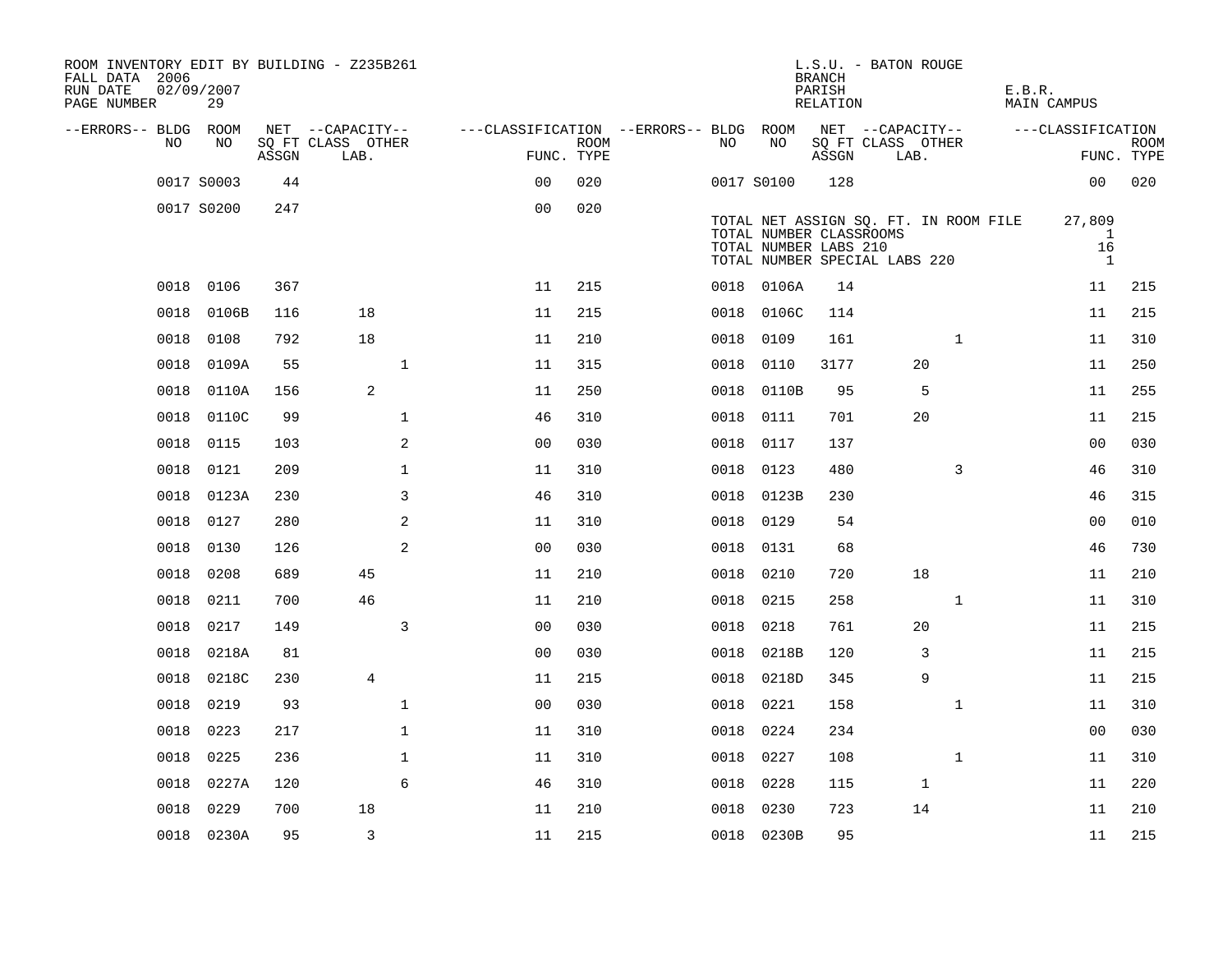ROOM INVENTORY EDIT BY BUILDING - Z235B261
FALL DATA 2006
RUN DATE 02/09/2007

L.S.U. - BATON ROUGE
BRANCH
PARISH E.B.R.
RELATION MAIN CAMPUS

| --ERRORS-- | BLDG NO | ROOM NO | NET SQ FT ASSGN | CAPACITY CLASS LAB. | CAPACITY OTHER | CLASSIFICATION FUNC. | ROOM TYPE | --ERRORS-- | BLDG NO | ROOM NO | NET SQ FT ASSGN | CAPACITY CLASS LAB. | CAPACITY OTHER | CLASSIFICATION FUNC. | ROOM TYPE |
|---|---|---|---|---|---|---|---|---|---|---|---|---|---|---|---|
| | 0017 | S0003 | 44 | | | 00 | 020 | | 0017 | S0100 | 128 | | | 00 | 020 |
| | 0017 | S0200 | 247 | | | 00 | 020 | | | | | | | | |

TOTAL NET ASSIGN SQ. FT. IN ROOM FILE 27,809
TOTAL NUMBER CLASSROOMS 1
TOTAL NUMBER LABS 210 16
TOTAL NUMBER SPECIAL LABS 220 1

| --ERRORS-- | BLDG NO | ROOM NO | NET SQ FT ASSGN | CAPACITY CLASS LAB. | CAPACITY OTHER | CLASSIFICATION FUNC. | ROOM TYPE | --ERRORS-- | BLDG NO | ROOM NO | NET SQ FT ASSGN | CAPACITY CLASS LAB. | CAPACITY OTHER | CLASSIFICATION FUNC. | ROOM TYPE |
|---|---|---|---|---|---|---|---|---|---|---|---|---|---|---|---|
| | 0018 | 0106 | 367 | | | 11 | 215 | | 0018 | 0106A | 14 | | | 11 | 215 |
| | 0018 | 0106B | 116 | 18 | | 11 | 215 | | 0018 | 0106C | 114 | | | 11 | 215 |
| | 0018 | 0108 | 792 | 18 | | 11 | 210 | | 0018 | 0109 | 161 | | 1 | 11 | 310 |
| | 0018 | 0109A | 55 | | 1 | 11 | 315 | | 0018 | 0110 | 3177 | 20 | | 11 | 250 |
| | 0018 | 0110A | 156 | 2 | | 11 | 250 | | 0018 | 0110B | 95 | 5 | | 11 | 255 |
| | 0018 | 0110C | 99 | | 1 | 46 | 310 | | 0018 | 0111 | 701 | 20 | | 11 | 215 |
| | 0018 | 0115 | 103 | | 2 | 00 | 030 | | 0018 | 0117 | 137 | | | 00 | 030 |
| | 0018 | 0121 | 209 | | 1 | 11 | 310 | | 0018 | 0123 | 480 | | 3 | 46 | 310 |
| | 0018 | 0123A | 230 | | 3 | 46 | 310 | | 0018 | 0123B | 230 | | | 46 | 315 |
| | 0018 | 0127 | 280 | | 2 | 11 | 310 | | 0018 | 0129 | 54 | | | 00 | 010 |
| | 0018 | 0130 | 126 | | 2 | 00 | 030 | | 0018 | 0131 | 68 | | | 46 | 730 |
| | 0018 | 0208 | 689 | 45 | | 11 | 210 | | 0018 | 0210 | 720 | 18 | | 11 | 210 |
| | 0018 | 0211 | 700 | 46 | | 11 | 210 | | 0018 | 0215 | 258 | | 1 | 11 | 310 |
| | 0018 | 0217 | 149 | | 3 | 00 | 030 | | 0018 | 0218 | 761 | 20 | | 11 | 215 |
| | 0018 | 0218A | 81 | | | 00 | 030 | | 0018 | 0218B | 120 | 3 | | 11 | 215 |
| | 0018 | 0218C | 230 | 4 | | 11 | 215 | | 0018 | 0218D | 345 | 9 | | 11 | 215 |
| | 0018 | 0219 | 93 | | 1 | 00 | 030 | | 0018 | 0221 | 158 | | 1 | 11 | 310 |
| | 0018 | 0223 | 217 | | 1 | 11 | 310 | | 0018 | 0224 | 234 | | | 00 | 030 |
| | 0018 | 0225 | 236 | | 1 | 11 | 310 | | 0018 | 0227 | 108 | | 1 | 11 | 310 |
| | 0018 | 0227A | 120 | | 6 | 46 | 310 | | 0018 | 0228 | 115 | 1 | | 11 | 220 |
| | 0018 | 0229 | 700 | 18 | | 11 | 210 | | 0018 | 0230 | 723 | 14 | | 11 | 210 |
| | 0018 | 0230A | 95 | 3 | | 11 | 215 | | 0018 | 0230B | 95 | | | 11 | 215 |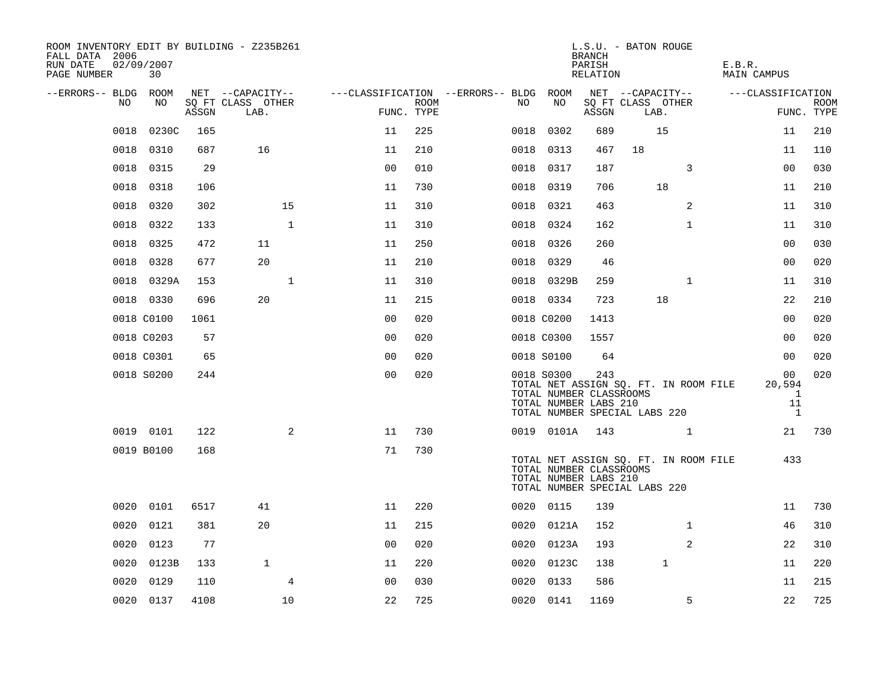ROOM INVENTORY EDIT BY BUILDING - Z235B261
FALL DATA 2006
RUN DATE 02/09/2007

L.S.U. - BATON ROUGE
BRANCH
PARISH E.B.R.
RELATION MAIN CAMPUS

| --ERRORS-- | BLDG NO | ROOM NO | NET SQ FT ASSGN | CAPACITY CLASS LAB. | CAPACITY OTHER | CLASSIFICATION FUNC. | ROOM TYPE | --ERRORS-- | BLDG NO | ROOM NO | NET SQ FT ASSGN | CAPACITY CLASS LAB. | CAPACITY OTHER | CLASSIFICATION FUNC. | ROOM TYPE |
|---|---|---|---|---|---|---|---|---|---|---|---|---|---|---|---|
| | 0018 | 0230C | 165 | | | 11 | 225 | | 0018 | 0302 | 689 | 15 | | 11 | 210 |
| | 0018 | 0310 | 687 | 16 | | 11 | 210 | | 0018 | 0313 | 467 | 18 | | 11 | 110 |
| | 0018 | 0315 | 29 | | | 00 | 010 | | 0018 | 0317 | 187 | | 3 | 00 | 030 |
| | 0018 | 0318 | 106 | | | 11 | 730 | | 0018 | 0319 | 706 | 18 | | 11 | 210 |
| | 0018 | 0320 | 302 | | 15 | 11 | 310 | | 0018 | 0321 | 463 | | 2 | 11 | 310 |
| | 0018 | 0322 | 133 | | 1 | 11 | 310 | | 0018 | 0324 | 162 | | 1 | 11 | 310 |
| | 0018 | 0325 | 472 | 11 | | 11 | 250 | | 0018 | 0326 | 260 | | | 00 | 030 |
| | 0018 | 0328 | 677 | 20 | | 11 | 210 | | 0018 | 0329 | 46 | | | 00 | 020 |
| | 0018 | 0329A | 153 | | 1 | 11 | 310 | | 0018 | 0329B | 259 | | 1 | 11 | 310 |
| | 0018 | 0330 | 696 | 20 | | 11 | 215 | | 0018 | 0334 | 723 | 18 | | 22 | 210 |
| | 0018 | C0100 | 1061 | | | 00 | 020 | | 0018 | C0200 | 1413 | | | 00 | 020 |
| | 0018 | C0203 | 57 | | | 00 | 020 | | 0018 | C0300 | 1557 | | | 00 | 020 |
| | 0018 | C0301 | 65 | | | 00 | 020 | | 0018 | S0100 | 64 | | | 00 | 020 |
| | 0018 | S0200 | 244 | | | 00 | 020 | | 0018 | S0300 | 243 | | | 00 | 020 |
| | | | | | | | | | TOTAL NET ASSIGN SQ. FT. IN ROOM FILE | | | | | 20,594 | |
| | | | | | | | | | TOTAL NUMBER CLASSROOMS | | | | | 1 | |
| | | | | | | | | | TOTAL NUMBER LABS 210 | | | | | 11 | |
| | | | | | | | | | TOTAL NUMBER SPECIAL LABS 220 | | | | | 1 | |
| | 0019 | 0101 | 122 | | 2 | 11 | 730 | | 0019 | 0101A | 143 | | 1 | 21 | 730 |
| | 0019 | B0100 | 168 | | | 71 | 730 | | | | | | | | |
| | | | | | | | | | TOTAL NET ASSIGN SQ. FT. IN ROOM FILE | | | | | 433 | |
| | | | | | | | | | TOTAL NUMBER CLASSROOMS | | | | | | |
| | | | | | | | | | TOTAL NUMBER LABS 210 | | | | | | |
| | | | | | | | | | TOTAL NUMBER SPECIAL LABS 220 | | | | | | |
| | 0020 | 0101 | 6517 | 41 | | 11 | 220 | | 0020 | 0115 | 139 | | | 11 | 730 |
| | 0020 | 0121 | 381 | 20 | | 11 | 215 | | 0020 | 0121A | 152 | | 1 | 46 | 310 |
| | 0020 | 0123 | 77 | | | 00 | 020 | | 0020 | 0123A | 193 | | 2 | 22 | 310 |
| | 0020 | 0123B | 133 | 1 | | 11 | 220 | | 0020 | 0123C | 138 | 1 | | 11 | 220 |
| | 0020 | 0129 | 110 | | 4 | 00 | 030 | | 0020 | 0133 | 586 | | | 11 | 215 |
| | 0020 | 0137 | 4108 | | 10 | 22 | 725 | | 0020 | 0141 | 1169 | | 5 | 22 | 725 |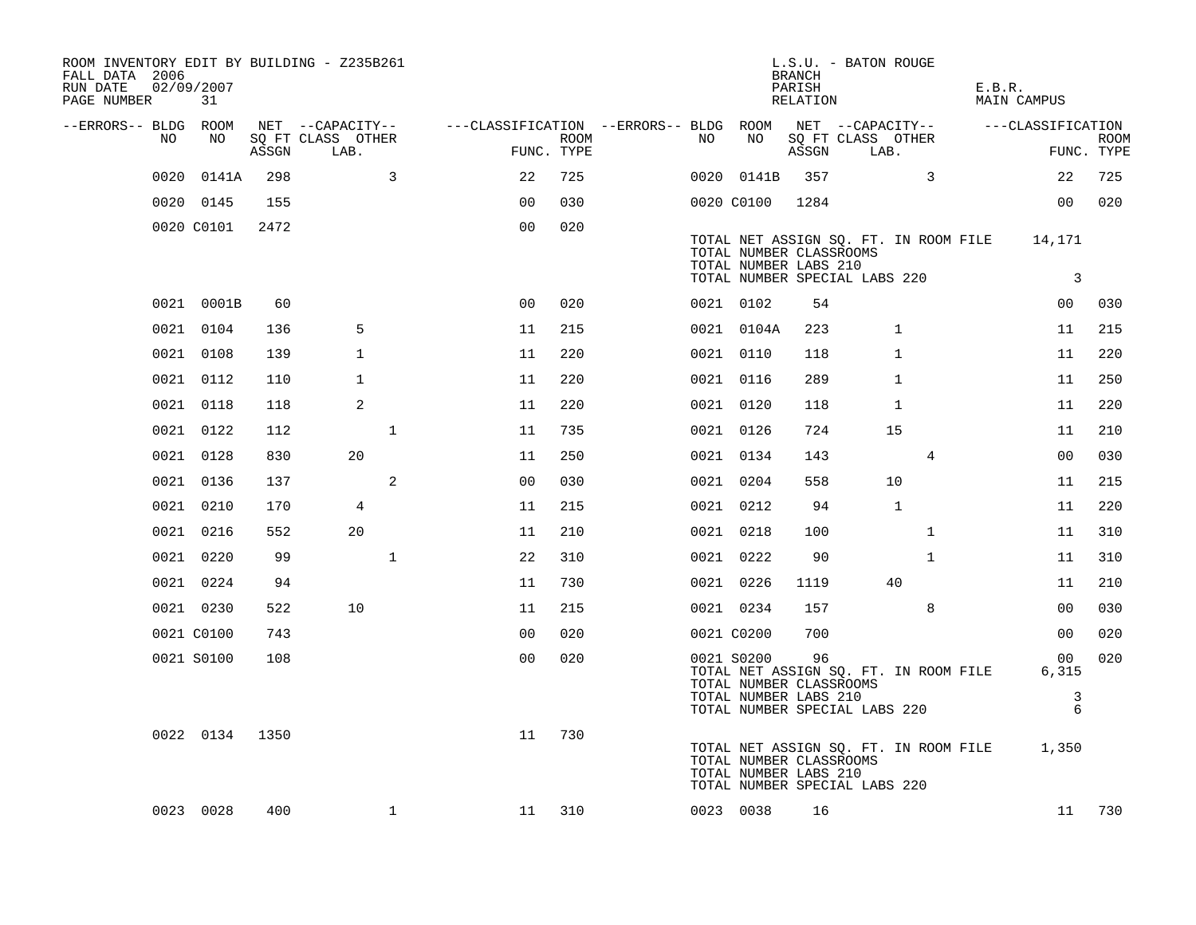ROOM INVENTORY EDIT BY BUILDING - Z235B261
FALL DATA 2006
RUN DATE 02/09/2007
PAGE NUMBER 31

L.S.U. - BATON ROUGE
BRANCH
PARISH E.B.R.
RELATION MAIN CAMPUS

| --ERRORS-- | BLDG NO | ROOM NO | NET SQ FT ASSGN | CAPACITY CLASS LAB. | CAPACITY OTHER | CLASSIFICATION FUNC. | ROOM TYPE | --ERRORS-- | BLDG NO | ROOM NO | NET SQ FT ASSGN | CAPACITY CLASS LAB. | CAPACITY OTHER | CLASSIFICATION FUNC. | ROOM TYPE |
|---|---|---|---|---|---|---|---|---|---|---|---|---|---|---|---|
| | 0020 | 0141A | 298 | | 3 | 22 | 725 | | 0020 | 0141B | 357 | | 3 | 22 | 725 |
| | 0020 | 0145 | 155 | | | 00 | 030 | | 0020 | C0100 | 1284 | | | 00 | 020 |
| | 0020 | C0101 | 2472 | | | 00 | 020 | | | | | | | | |

TOTAL NET ASSIGN SQ. FT. IN ROOM FILE 14,171
TOTAL NUMBER CLASSROOMS
TOTAL NUMBER LABS 210
TOTAL NUMBER SPECIAL LABS 220 3

| --ERRORS-- | BLDG NO | ROOM NO | NET SQ FT ASSGN | CAPACITY CLASS LAB. | CAPACITY OTHER | CLASSIFICATION FUNC. | ROOM TYPE | --ERRORS-- | BLDG NO | ROOM NO | NET SQ FT ASSGN | CAPACITY CLASS LAB. | CAPACITY OTHER | CLASSIFICATION FUNC. | ROOM TYPE |
|---|---|---|---|---|---|---|---|---|---|---|---|---|---|---|---|
| | 0021 | 0001B | 60 | | | 00 | 020 | | 0021 | 0102 | 54 | | | 00 | 030 |
| | 0021 | 0104 | 136 | 5 | | 11 | 215 | | 0021 | 0104A | 223 | 1 | | 11 | 215 |
| | 0021 | 0108 | 139 | 1 | | 11 | 220 | | 0021 | 0110 | 118 | 1 | | 11 | 220 |
| | 0021 | 0112 | 110 | 1 | | 11 | 220 | | 0021 | 0116 | 289 | 1 | | 11 | 250 |
| | 0021 | 0118 | 118 | 2 | | 11 | 220 | | 0021 | 0120 | 118 | 1 | | 11 | 220 |
| | 0021 | 0122 | 112 | | 1 | 11 | 735 | | 0021 | 0126 | 724 | 15 | | 11 | 210 |
| | 0021 | 0128 | 830 | 20 | | 11 | 250 | | 0021 | 0134 | 143 | | 4 | 00 | 030 |
| | 0021 | 0136 | 137 | | 2 | 00 | 030 | | 0021 | 0204 | 558 | 10 | | 11 | 215 |
| | 0021 | 0210 | 170 | 4 | | 11 | 215 | | 0021 | 0212 | 94 | 1 | | 11 | 220 |
| | 0021 | 0216 | 552 | 20 | | 11 | 210 | | 0021 | 0218 | 100 | | 1 | 11 | 310 |
| | 0021 | 0220 | 99 | | 1 | 22 | 310 | | 0021 | 0222 | 90 | | 1 | 11 | 310 |
| | 0021 | 0224 | 94 | | | 11 | 730 | | 0021 | 0226 | 1119 | 40 | | 11 | 210 |
| | 0021 | 0230 | 522 | 10 | | 11 | 215 | | 0021 | 0234 | 157 | | 8 | 00 | 030 |
| | 0021 | C0100 | 743 | | | 00 | 020 | | 0021 | C0200 | 700 | | | 00 | 020 |
| | 0021 | S0100 | 108 | | | 00 | 020 | | 0021 | S0200 | 96 | | | 00 | 020 |

TOTAL NET ASSIGN SQ. FT. IN ROOM FILE 6,315
TOTAL NUMBER CLASSROOMS
TOTAL NUMBER LABS 210 3
TOTAL NUMBER SPECIAL LABS 220 6

| --ERRORS-- | BLDG NO | ROOM NO | NET SQ FT ASSGN | CAPACITY CLASS LAB. | CAPACITY OTHER | CLASSIFICATION FUNC. | ROOM TYPE | --ERRORS-- | BLDG NO | ROOM NO | NET SQ FT ASSGN | CAPACITY CLASS LAB. | CAPACITY OTHER | CLASSIFICATION FUNC. | ROOM TYPE |
|---|---|---|---|---|---|---|---|---|---|---|---|---|---|---|---|
| | 0022 | 0134 | 1350 | | | 11 | 730 | | | | | | | | |

TOTAL NET ASSIGN SQ. FT. IN ROOM FILE 1,350
TOTAL NUMBER CLASSROOMS
TOTAL NUMBER LABS 210
TOTAL NUMBER SPECIAL LABS 220

| --ERRORS-- | BLDG NO | ROOM NO | NET SQ FT ASSGN | CAPACITY CLASS LAB. | CAPACITY OTHER | CLASSIFICATION FUNC. | ROOM TYPE | --ERRORS-- | BLDG NO | ROOM NO | NET SQ FT ASSGN | CAPACITY CLASS LAB. | CAPACITY OTHER | CLASSIFICATION FUNC. | ROOM TYPE |
|---|---|---|---|---|---|---|---|---|---|---|---|---|---|---|---|
| | 0023 | 0028 | 400 | | 1 | 11 | 310 | | 0023 | 0038 | 16 | | | 11 | 730 |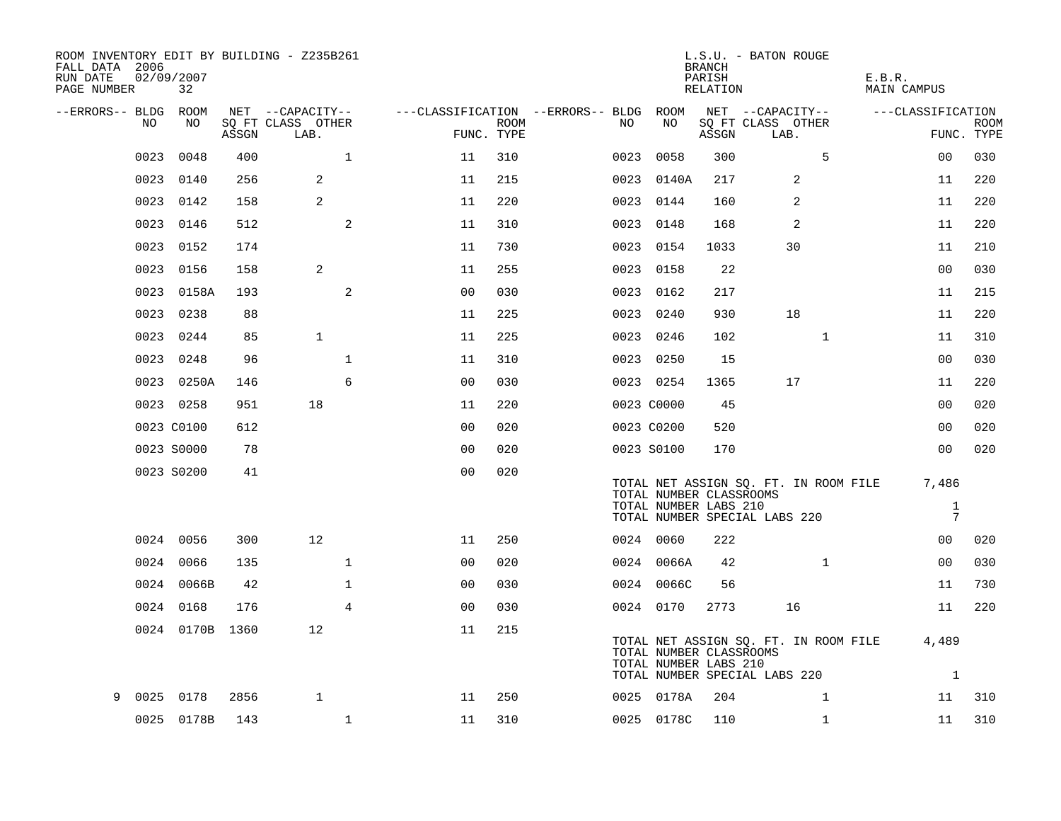ROOM INVENTORY EDIT BY BUILDING - Z235B261
FALL DATA 2006
RUN DATE 02/09/2007
PAGE NUMBER 32

L.S.U. - BATON ROUGE
BRANCH
PARISH E.B.R.
RELATION MAIN CAMPUS

| --ERRORS-- | BLDG NO | ROOM NO | NET ASSGN SQ FT | CAPACITY CLASS | CAPACITY LAB. | CAPACITY OTHER | CLASSIFICATION FUNC. | ROOM TYPE | --ERRORS-- | BLDG NO | ROOM NO | NET ASSGN SQ FT | CAPACITY CLASS | CAPACITY LAB. | CAPACITY OTHER | CLASSIFICATION FUNC. | ROOM TYPE |
|---|---|---|---|---|---|---|---|---|---|---|---|---|---|---|---|---|---|
| | 0023 | 0048 | 400 | | | 1 | 11 | 310 | | 0023 | 0058 | 300 | | | 5 | 00 | 030 |
| | 0023 | 0140 | 256 | | 2 | | 11 | 215 | | 0023 | 0140A | 217 | | 2 | | 11 | 220 |
| | 0023 | 0142 | 158 | | 2 | | 11 | 220 | | 0023 | 0144 | 160 | | 2 | | 11 | 220 |
| | 0023 | 0146 | 512 | | | 2 | 11 | 310 | | 0023 | 0148 | 168 | | 2 | | 11 | 220 |
| | 0023 | 0152 | 174 | | | | 11 | 730 | | 0023 | 0154 | 1033 | | 30 | | 11 | 210 |
| | 0023 | 0156 | 158 | | 2 | | 11 | 255 | | 0023 | 0158 | 22 | | | | 00 | 030 |
| | 0023 | 0158A | 193 | | | 2 | 00 | 030 | | 0023 | 0162 | 217 | | | | 11 | 215 |
| | 0023 | 0238 | 88 | | | | 11 | 225 | | 0023 | 0240 | 930 | | 18 | | 11 | 220 |
| | 0023 | 0244 | 85 | | 1 | | 11 | 225 | | 0023 | 0246 | 102 | | | 1 | 11 | 310 |
| | 0023 | 0248 | 96 | | | 1 | 11 | 310 | | 0023 | 0250 | 15 | | | | 00 | 030 |
| | 0023 | 0250A | 146 | | | 6 | 00 | 030 | | 0023 | 0254 | 1365 | | 17 | | 11 | 220 |
| | 0023 | 0258 | 951 | | 18 | | 11 | 220 | | 0023 | C0000 | 45 | | | | 00 | 020 |
| | 0023 | C0100 | 612 | | | | 00 | 020 | | 0023 | C0200 | 520 | | | | 00 | 020 |
| | 0023 | S0000 | 78 | | | | 00 | 020 | | 0023 | S0100 | 170 | | | | 00 | 020 |
| | 0023 | S0200 | 41 | | | | 00 | 020 | | | | | | | | | |

TOTAL NET ASSIGN SQ. FT. IN ROOM FILE 7,486
TOTAL NUMBER CLASSROOMS
TOTAL NUMBER LABS 210 1
TOTAL NUMBER SPECIAL LABS 220 7

| --ERRORS-- | BLDG NO | ROOM NO | NET ASSGN SQ FT | CAPACITY CLASS | CAPACITY LAB. | CAPACITY OTHER | CLASSIFICATION FUNC. | ROOM TYPE | --ERRORS-- | BLDG NO | ROOM NO | NET ASSGN SQ FT | CAPACITY CLASS | CAPACITY LAB. | CAPACITY OTHER | CLASSIFICATION FUNC. | ROOM TYPE |
|---|---|---|---|---|---|---|---|---|---|---|---|---|---|---|---|---|---|
| | 0024 | 0056 | 300 | | 12 | | 11 | 250 | | 0024 | 0060 | 222 | | | | 00 | 020 |
| | 0024 | 0066 | 135 | | | 1 | 00 | 020 | | 0024 | 0066A | 42 | | | 1 | 00 | 030 |
| | 0024 | 0066B | 42 | | | 1 | 00 | 030 | | 0024 | 0066C | 56 | | | | 11 | 730 |
| | 0024 | 0168 | 176 | | | 4 | 00 | 030 | | 0024 | 0170 | 2773 | | 16 | | 11 | 220 |
| | 0024 | 0170B | 1360 | | 12 | | 11 | 215 | | | | | | | | | |

TOTAL NET ASSIGN SQ. FT. IN ROOM FILE 4,489
TOTAL NUMBER CLASSROOMS
TOTAL NUMBER LABS 210
TOTAL NUMBER SPECIAL LABS 220 1

| --ERRORS-- | BLDG NO | ROOM NO | NET ASSGN SQ FT | CAPACITY CLASS | CAPACITY LAB. | CAPACITY OTHER | CLASSIFICATION FUNC. | ROOM TYPE | --ERRORS-- | BLDG NO | ROOM NO | NET ASSGN SQ FT | CAPACITY CLASS | CAPACITY LAB. | CAPACITY OTHER | CLASSIFICATION FUNC. | ROOM TYPE |
|---|---|---|---|---|---|---|---|---|---|---|---|---|---|---|---|---|---|
| 9 | 0025 | 0178 | 2856 | | 1 | | 11 | 250 | | 0025 | 0178A | 204 | | | 1 | 11 | 310 |
| | 0025 | 0178B | 143 | | | 1 | 11 | 310 | | 0025 | 0178C | 110 | | | 1 | 11 | 310 |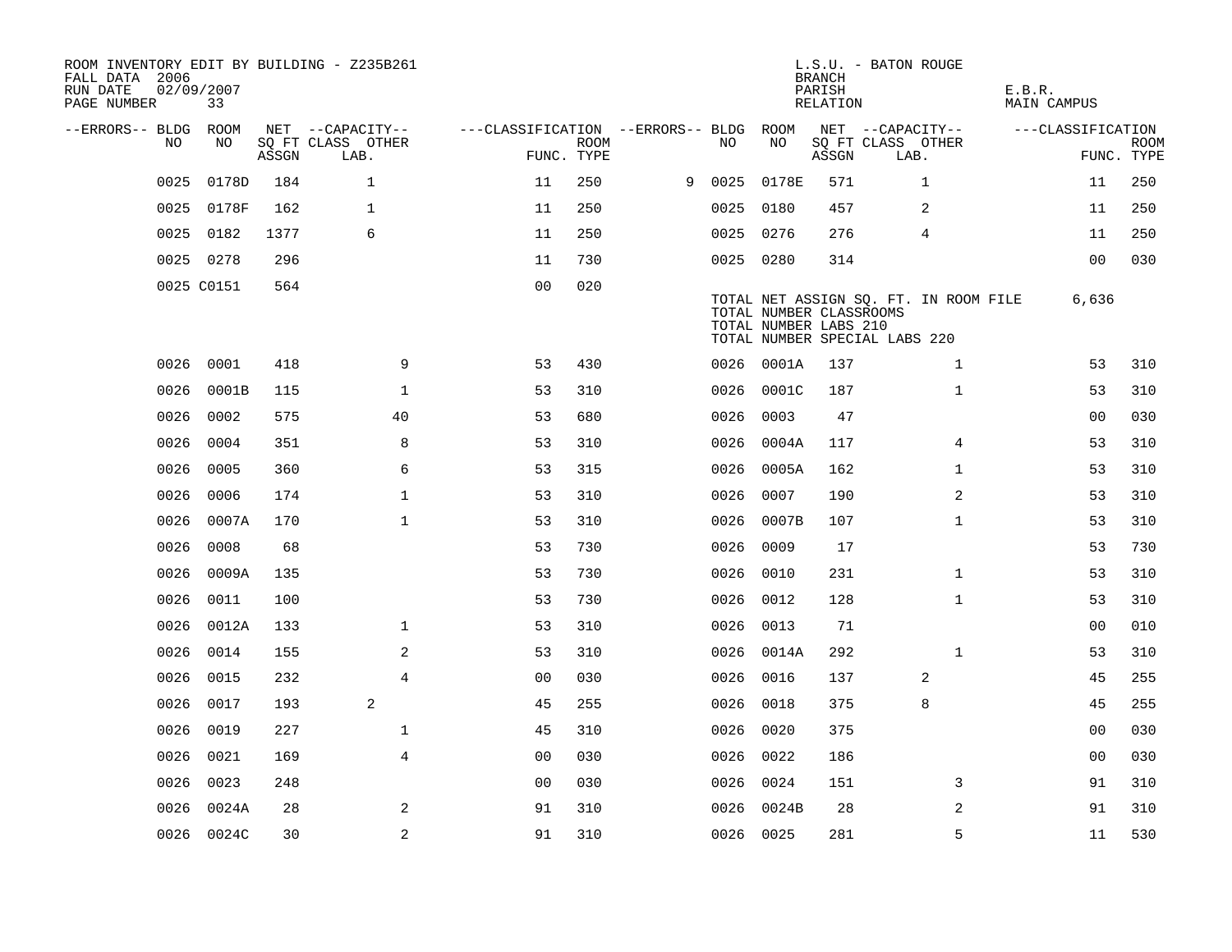ROOM INVENTORY EDIT BY BUILDING - Z235B261
FALL DATA 2006
RUN DATE 02/09/2007
PAGE NUMBER 33

L.S.U. - BATON ROUGE
BRANCH
PARISH E.B.R.
RELATION MAIN CAMPUS

| --ERRORS-- | BLDG NO | ROOM NO | NET SQ FT ASSGN | CAPACITY CLASS LAB. | CAPACITY OTHER | CLASSIFICATION FUNC. | ROOM TYPE | --ERRORS-- | BLDG NO | ROOM NO | NET SQ FT ASSGN | CAPACITY CLASS LAB. | CAPACITY OTHER | CLASSIFICATION FUNC. | ROOM TYPE |
|---|---|---|---|---|---|---|---|---|---|---|---|---|---|---|---|
| | 0025 | 0178D | 184 | 1 | | 11 | 250 | 9 | 0025 | 0178E | 571 | 1 | | 11 | 250 |
| | 0025 | 0178F | 162 | 1 | | 11 | 250 | | 0025 | 0180 | 457 | 2 | | 11 | 250 |
| | 0025 | 0182 | 1377 | 6 | | 11 | 250 | | 0025 | 0276 | 276 | 4 | | 11 | 250 |
| | 0025 | 0278 | 296 | | | 11 | 730 | | 0025 | 0280 | 314 | | | 00 | 030 |
| | 0025 | C0151 | 564 | | | 00 | 020 | | | | | | | | |

TOTAL NET ASSIGN SQ. FT. IN ROOM FILE 6,636
TOTAL NUMBER CLASSROOMS
TOTAL NUMBER LABS 210
TOTAL NUMBER SPECIAL LABS 220

| --ERRORS-- | BLDG NO | ROOM NO | NET SQ FT ASSGN | CAPACITY CLASS LAB. | CAPACITY OTHER | CLASSIFICATION FUNC. | ROOM TYPE | --ERRORS-- | BLDG NO | ROOM NO | NET SQ FT ASSGN | CAPACITY CLASS LAB. | CAPACITY OTHER | CLASSIFICATION FUNC. | ROOM TYPE |
|---|---|---|---|---|---|---|---|---|---|---|---|---|---|---|---|
| | 0026 | 0001 | 418 | | 9 | 53 | 430 | | 0026 | 0001A | 137 | | 1 | 53 | 310 |
| | 0026 | 0001B | 115 | | 1 | 53 | 310 | | 0026 | 0001C | 187 | | 1 | 53 | 310 |
| | 0026 | 0002 | 575 | | 40 | 53 | 680 | | 0026 | 0003 | 47 | | | 00 | 030 |
| | 0026 | 0004 | 351 | | 8 | 53 | 310 | | 0026 | 0004A | 117 | | 4 | 53 | 310 |
| | 0026 | 0005 | 360 | | 6 | 53 | 315 | | 0026 | 0005A | 162 | | 1 | 53 | 310 |
| | 0026 | 0006 | 174 | | 1 | 53 | 310 | | 0026 | 0007 | 190 | | 2 | 53 | 310 |
| | 0026 | 0007A | 170 | | 1 | 53 | 310 | | 0026 | 0007B | 107 | | 1 | 53 | 310 |
| | 0026 | 0008 | 68 | | | 53 | 730 | | 0026 | 0009 | 17 | | | 53 | 730 |
| | 0026 | 0009A | 135 | | | 53 | 730 | | 0026 | 0010 | 231 | | 1 | 53 | 310 |
| | 0026 | 0011 | 100 | | | 53 | 730 | | 0026 | 0012 | 128 | | 1 | 53 | 310 |
| | 0026 | 0012A | 133 | | 1 | 53 | 310 | | 0026 | 0013 | 71 | | | 00 | 010 |
| | 0026 | 0014 | 155 | | 2 | 53 | 310 | | 0026 | 0014A | 292 | | 1 | 53 | 310 |
| | 0026 | 0015 | 232 | | 4 | 00 | 030 | | 0026 | 0016 | 137 | 2 | | 45 | 255 |
| | 0026 | 0017 | 193 | 2 | | 45 | 255 | | 0026 | 0018 | 375 | 8 | | 45 | 255 |
| | 0026 | 0019 | 227 | | 1 | 45 | 310 | | 0026 | 0020 | 375 | | | 00 | 030 |
| | 0026 | 0021 | 169 | | 4 | 00 | 030 | | 0026 | 0022 | 186 | | | 00 | 030 |
| | 0026 | 0023 | 248 | | | 00 | 030 | | 0026 | 0024 | 151 | | 3 | 91 | 310 |
| | 0026 | 0024A | 28 | | 2 | 91 | 310 | | 0026 | 0024B | 28 | | 2 | 91 | 310 |
| | 0026 | 0024C | 30 | | 2 | 91 | 310 | | 0026 | 0025 | 281 | | 5 | 11 | 530 |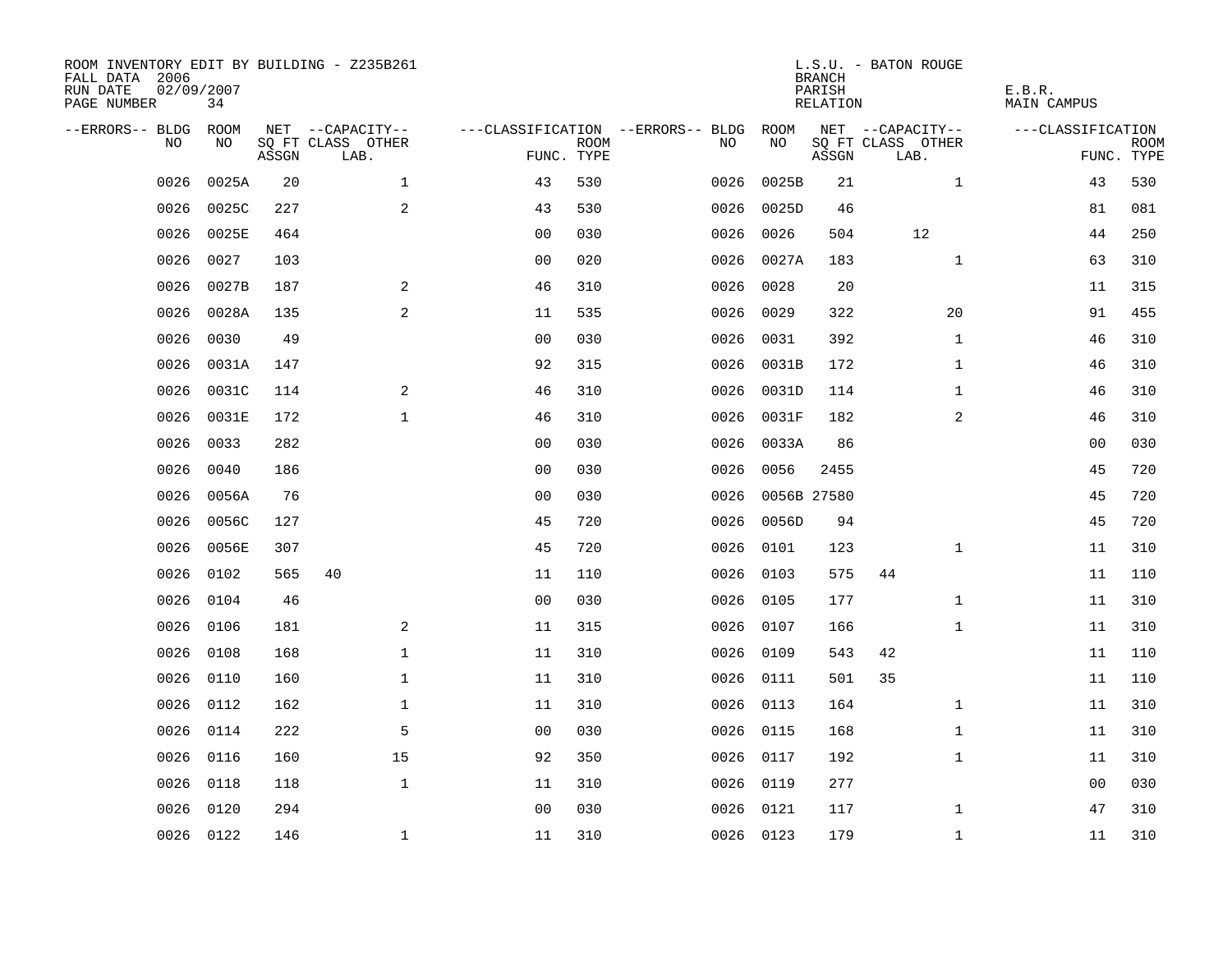ROOM INVENTORY EDIT BY BUILDING - Z235B261
FALL DATA 2006
RUN DATE 02/09/2007
PAGE NUMBER 34

L.S.U. - BATON ROUGE
BRANCH
PARISH E.B.R.
RELATION MAIN CAMPUS

| --ERRORS-- | BLDG NO | ROOM NO | NET SQ FT ASSGN | CAPACITY CLASS | CAPACITY OTHER LAB. | CLASSIFICATION FUNC. | ROOM TYPE | --ERRORS-- | BLDG NO | ROOM NO | NET SQ FT ASSGN | CAPACITY CLASS | CAPACITY OTHER LAB. | CLASSIFICATION FUNC. | ROOM TYPE |
|---|---|---|---|---|---|---|---|---|---|---|---|---|---|---|---|
| | 0026 | 0025A | 20 | | 1 | 43 | 530 | | 0026 | 0025B | 21 | | 1 | 43 | 530 |
| | 0026 | 0025C | 227 | | 2 | 43 | 530 | | 0026 | 0025D | 46 | | | 81 | 081 |
| | 0026 | 0025E | 464 | | | 00 | 030 | | 0026 | 0026 | 504 | 12 | | 44 | 250 |
| | 0026 | 0027 | 103 | | | 00 | 020 | | 0026 | 0027A | 183 | | 1 | 63 | 310 |
| | 0026 | 0027B | 187 | | 2 | 46 | 310 | | 0026 | 0028 | 20 | | | 11 | 315 |
| | 0026 | 0028A | 135 | | 2 | 11 | 535 | | 0026 | 0029 | 322 | | 20 | 91 | 455 |
| | 0026 | 0030 | 49 | | | 00 | 030 | | 0026 | 0031 | 392 | | 1 | 46 | 310 |
| | 0026 | 0031A | 147 | | | 92 | 315 | | 0026 | 0031B | 172 | | 1 | 46 | 310 |
| | 0026 | 0031C | 114 | | 2 | 46 | 310 | | 0026 | 0031D | 114 | | 1 | 46 | 310 |
| | 0026 | 0031E | 172 | | 1 | 46 | 310 | | 0026 | 0031F | 182 | | 2 | 46 | 310 |
| | 0026 | 0033 | 282 | | | 00 | 030 | | 0026 | 0033A | 86 | | | 00 | 030 |
| | 0026 | 0040 | 186 | | | 00 | 030 | | 0026 | 0056 | 2455 | | | 45 | 720 |
| | 0026 | 0056A | 76 | | | 00 | 030 | | 0026 | 0056B | 27580 | | | 45 | 720 |
| | 0026 | 0056C | 127 | | | 45 | 720 | | 0026 | 0056D | 94 | | | 45 | 720 |
| | 0026 | 0056E | 307 | | | 45 | 720 | | 0026 | 0101 | 123 | | 1 | 11 | 310 |
| | 0026 | 0102 | 565 | 40 | | 11 | 110 | | 0026 | 0103 | 575 | 44 | | 11 | 110 |
| | 0026 | 0104 | 46 | | | 00 | 030 | | 0026 | 0105 | 177 | | 1 | 11 | 310 |
| | 0026 | 0106 | 181 | | 2 | 11 | 315 | | 0026 | 0107 | 166 | | 1 | 11 | 310 |
| | 0026 | 0108 | 168 | | 1 | 11 | 310 | | 0026 | 0109 | 543 | 42 | | 11 | 110 |
| | 0026 | 0110 | 160 | | 1 | 11 | 310 | | 0026 | 0111 | 501 | 35 | | 11 | 110 |
| | 0026 | 0112 | 162 | | 1 | 11 | 310 | | 0026 | 0113 | 164 | | 1 | 11 | 310 |
| | 0026 | 0114 | 222 | | 5 | 00 | 030 | | 0026 | 0115 | 168 | | 1 | 11 | 310 |
| | 0026 | 0116 | 160 | | 15 | 92 | 350 | | 0026 | 0117 | 192 | | 1 | 11 | 310 |
| | 0026 | 0118 | 118 | | 1 | 11 | 310 | | 0026 | 0119 | 277 | | | 00 | 030 |
| | 0026 | 0120 | 294 | | | 00 | 030 | | 0026 | 0121 | 117 | | 1 | 47 | 310 |
| | 0026 | 0122 | 146 | | 1 | 11 | 310 | | 0026 | 0123 | 179 | | 1 | 11 | 310 |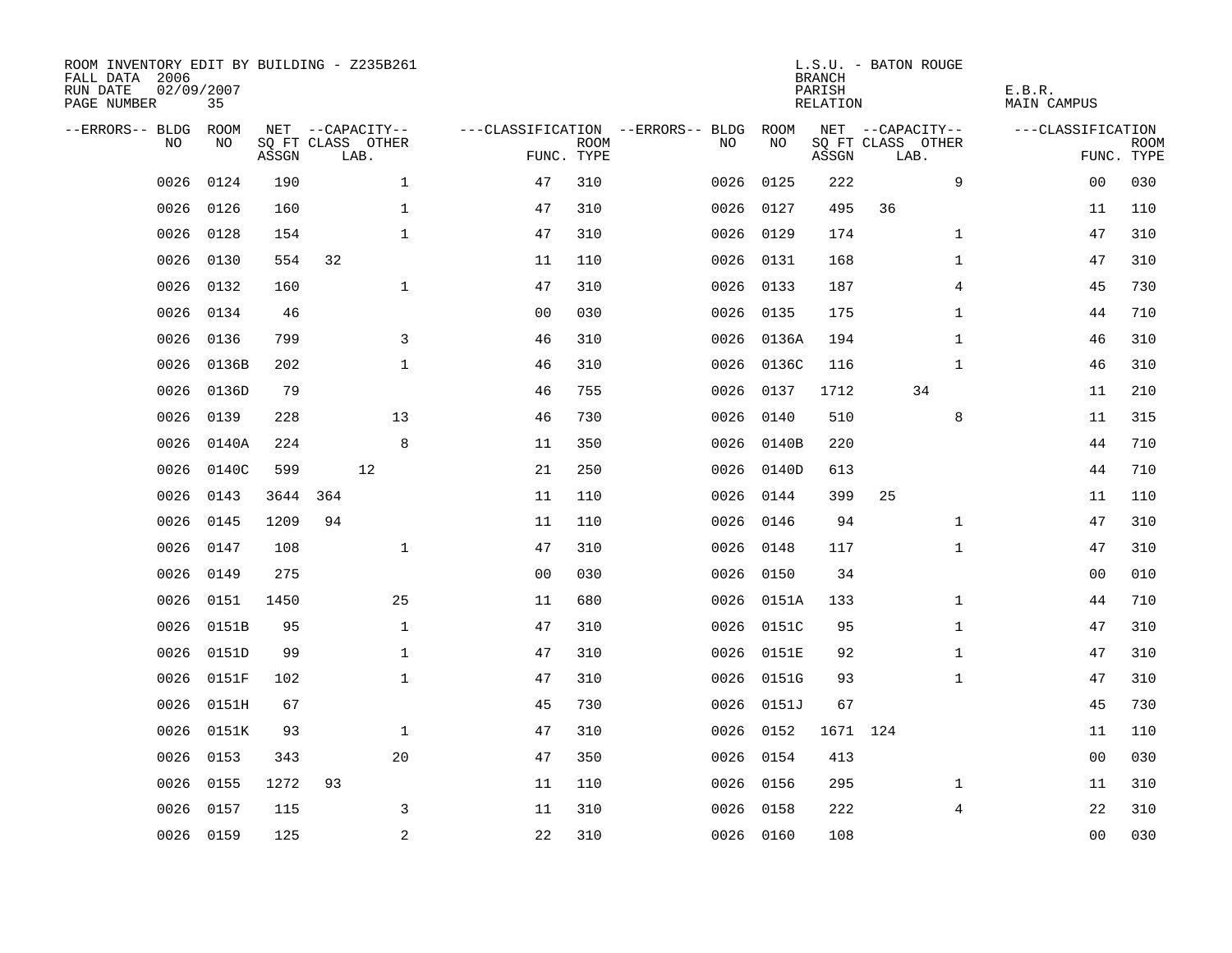ROOM INVENTORY EDIT BY BUILDING - Z235B261
FALL DATA 2006
RUN DATE 02/09/2007
PAGE NUMBER 35

L.S.U. - BATON ROUGE
BRANCH
PARISH E.B.R.
RELATION MAIN CAMPUS

| --ERRORS-- | BLDG NO | ROOM NO | NET SQ FT ASSGN | CAPACITY CLASS | CAPACITY LAB. | CAPACITY OTHER | CLASSIFICATION FUNC. | ROOM TYPE | --ERRORS-- | BLDG NO | ROOM NO | NET SQ FT ASSGN | CAPACITY CLASS | CAPACITY LAB. | CAPACITY OTHER | CLASSIFICATION FUNC. | ROOM TYPE |
|---|---|---|---|---|---|---|---|---|---|---|---|---|---|---|---|---|---|
| | 0026 | 0124 | 190 | | | 1 | 47 | 310 | | 0026 | 0125 | 222 | | | 9 | 00 | 030 |
| | 0026 | 0126 | 160 | | | 1 | 47 | 310 | | 0026 | 0127 | 495 | 36 | | | 11 | 110 |
| | 0026 | 0128 | 154 | | | 1 | 47 | 310 | | 0026 | 0129 | 174 | | | 1 | 47 | 310 |
| | 0026 | 0130 | 554 | 32 | | | 11 | 110 | | 0026 | 0131 | 168 | | | 1 | 47 | 310 |
| | 0026 | 0132 | 160 | | | 1 | 47 | 310 | | 0026 | 0133 | 187 | | | 4 | 45 | 730 |
| | 0026 | 0134 | 46 | | | | 00 | 030 | | 0026 | 0135 | 175 | | | 1 | 44 | 710 |
| | 0026 | 0136 | 799 | | | 3 | 46 | 310 | | 0026 | 0136A | 194 | | | 1 | 46 | 310 |
| | 0026 | 0136B | 202 | | | 1 | 46 | 310 | | 0026 | 0136C | 116 | | | 1 | 46 | 310 |
| | 0026 | 0136D | 79 | | | | 46 | 755 | | 0026 | 0137 | 1712 | | 34 | | 11 | 210 |
| | 0026 | 0139 | 228 | | | 13 | 46 | 730 | | 0026 | 0140 | 510 | | | 8 | 11 | 315 |
| | 0026 | 0140A | 224 | | | 8 | 11 | 350 | | 0026 | 0140B | 220 | | | | 44 | 710 |
| | 0026 | 0140C | 599 | | 12 | | 21 | 250 | | 0026 | 0140D | 613 | | | | 44 | 710 |
| | 0026 | 0143 | 3644 | 364 | | | 11 | 110 | | 0026 | 0144 | 399 | 25 | | | 11 | 110 |
| | 0026 | 0145 | 1209 | 94 | | | 11 | 110 | | 0026 | 0146 | 94 | | | 1 | 47 | 310 |
| | 0026 | 0147 | 108 | | | 1 | 47 | 310 | | 0026 | 0148 | 117 | | | 1 | 47 | 310 |
| | 0026 | 0149 | 275 | | | | 00 | 030 | | 0026 | 0150 | 34 | | | | 00 | 010 |
| | 0026 | 0151 | 1450 | | | 25 | 11 | 680 | | 0026 | 0151A | 133 | | | 1 | 44 | 710 |
| | 0026 | 0151B | 95 | | | 1 | 47 | 310 | | 0026 | 0151C | 95 | | | 1 | 47 | 310 |
| | 0026 | 0151D | 99 | | | 1 | 47 | 310 | | 0026 | 0151E | 92 | | | 1 | 47 | 310 |
| | 0026 | 0151F | 102 | | | 1 | 47 | 310 | | 0026 | 0151G | 93 | | | 1 | 47 | 310 |
| | 0026 | 0151H | 67 | | | | 45 | 730 | | 0026 | 0151J | 67 | | | | 45 | 730 |
| | 0026 | 0151K | 93 | | | 1 | 47 | 310 | | 0026 | 0152 | 1671 | 124 | | | 11 | 110 |
| | 0026 | 0153 | 343 | | | 20 | 47 | 350 | | 0026 | 0154 | 413 | | | | 00 | 030 |
| | 0026 | 0155 | 1272 | 93 | | | 11 | 110 | | 0026 | 0156 | 295 | | | 1 | 11 | 310 |
| | 0026 | 0157 | 115 | | | 3 | 11 | 310 | | 0026 | 0158 | 222 | | | 4 | 22 | 310 |
| | 0026 | 0159 | 125 | | | 2 | 22 | 310 | | 0026 | 0160 | 108 | | | | 00 | 030 |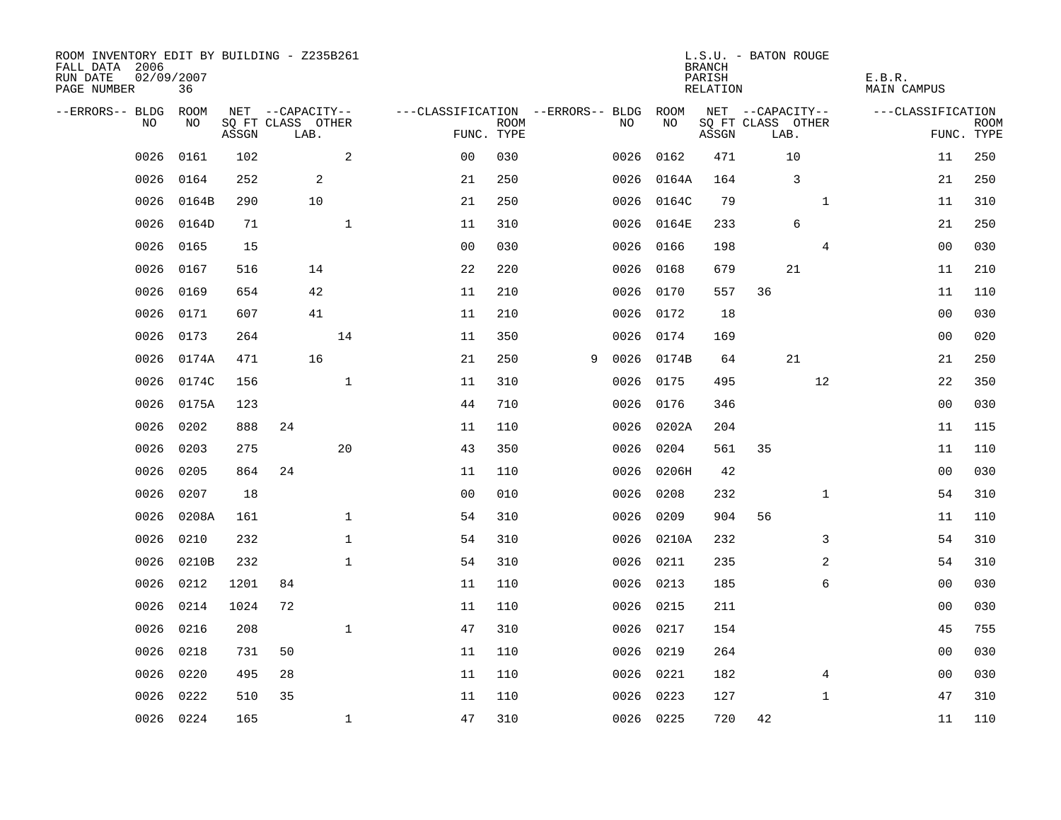ROOM INVENTORY EDIT BY BUILDING - Z235B261
FALL DATA 2006
RUN DATE 02/09/2007
PAGE NUMBER 36

L.S.U. - BATON ROUGE
BRANCH
PARISH E.B.R.
RELATION MAIN CAMPUS

| --ERRORS-- | BLDG NO | ROOM NO | NET SQ FT ASSGN | CAPACITY CLASS | CAPACITY LAB. | CAPACITY OTHER | CLASSIFICATION FUNC. | ROOM TYPE | --ERRORS-- | BLDG NO | ROOM NO | NET SQ FT ASSGN | CAPACITY CLASS | CAPACITY LAB. | CAPACITY OTHER | CLASSIFICATION FUNC. | ROOM TYPE |
|---|---|---|---|---|---|---|---|---|---|---|---|---|---|---|---|---|---|
| | 0026 | 0161 | 102 | | | 2 | 00 | 030 | | 0026 | 0162 | 471 | | 10 | | 11 | 250 |
| | 0026 | 0164 | 252 | | 2 | | 21 | 250 | | 0026 | 0164A | 164 | | 3 | | 21 | 250 |
| | 0026 | 0164B | 290 | | 10 | | 21 | 250 | | 0026 | 0164C | 79 | | | 1 | 11 | 310 |
| | 0026 | 0164D | 71 | | | 1 | 11 | 310 | | 0026 | 0164E | 233 | | 6 | | 21 | 250 |
| | 0026 | 0165 | 15 | | | | 00 | 030 | | 0026 | 0166 | 198 | | | 4 | 00 | 030 |
| | 0026 | 0167 | 516 | | 14 | | 22 | 220 | | 0026 | 0168 | 679 | | 21 | | 11 | 210 |
| | 0026 | 0169 | 654 | | 42 | | 11 | 210 | | 0026 | 0170 | 557 | 36 | | | 11 | 110 |
| | 0026 | 0171 | 607 | | 41 | | 11 | 210 | | 0026 | 0172 | 18 | | | | 00 | 030 |
| | 0026 | 0173 | 264 | | | 14 | 11 | 350 | | 0026 | 0174 | 169 | | | | 00 | 020 |
| | 0026 | 0174A | 471 | | 16 | | 21 | 250 | 9 | 0026 | 0174B | 64 | | 21 | | 21 | 250 |
| | 0026 | 0174C | 156 | | | 1 | 11 | 310 | | 0026 | 0175 | 495 | | | 12 | 22 | 350 |
| | 0026 | 0175A | 123 | | | | 44 | 710 | | 0026 | 0176 | 346 | | | | 00 | 030 |
| | 0026 | 0202 | 888 | 24 | | | 11 | 110 | | 0026 | 0202A | 204 | | | | 11 | 115 |
| | 0026 | 0203 | 275 | | | 20 | 43 | 350 | | 0026 | 0204 | 561 | 35 | | | 11 | 110 |
| | 0026 | 0205 | 864 | 24 | | | 11 | 110 | | 0026 | 0206H | 42 | | | | 00 | 030 |
| | 0026 | 0207 | 18 | | | | 00 | 010 | | 0026 | 0208 | 232 | | | 1 | 54 | 310 |
| | 0026 | 0208A | 161 | | | 1 | 54 | 310 | | 0026 | 0209 | 904 | 56 | | | 11 | 110 |
| | 0026 | 0210 | 232 | | | 1 | 54 | 310 | | 0026 | 0210A | 232 | | | 3 | 54 | 310 |
| | 0026 | 0210B | 232 | | | 1 | 54 | 310 | | 0026 | 0211 | 235 | | | 2 | 54 | 310 |
| | 0026 | 0212 | 1201 | 84 | | | 11 | 110 | | 0026 | 0213 | 185 | | | 6 | 00 | 030 |
| | 0026 | 0214 | 1024 | 72 | | | 11 | 110 | | 0026 | 0215 | 211 | | | | 00 | 030 |
| | 0026 | 0216 | 208 | | | 1 | 47 | 310 | | 0026 | 0217 | 154 | | | | 45 | 755 |
| | 0026 | 0218 | 731 | 50 | | | 11 | 110 | | 0026 | 0219 | 264 | | | | 00 | 030 |
| | 0026 | 0220 | 495 | 28 | | | 11 | 110 | | 0026 | 0221 | 182 | | | 4 | 00 | 030 |
| | 0026 | 0222 | 510 | 35 | | | 11 | 110 | | 0026 | 0223 | 127 | | | 1 | 47 | 310 |
| | 0026 | 0224 | 165 | | | 1 | 47 | 310 | | 0026 | 0225 | 720 | 42 | | | 11 | 110 |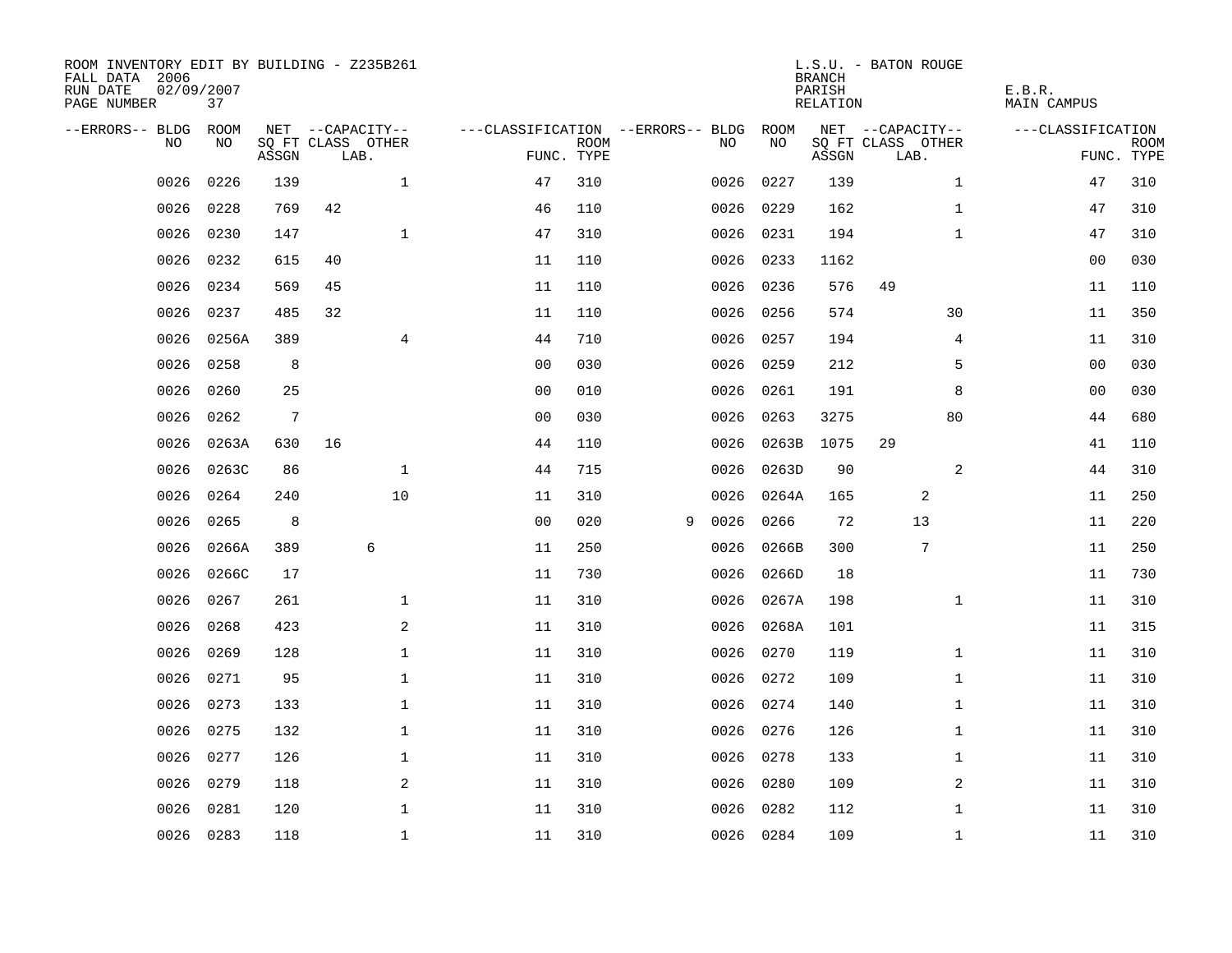ROOM INVENTORY EDIT BY BUILDING - Z235B261
FALL DATA 2006
RUN DATE 02/09/2007
PAGE NUMBER 37

L.S.U. - BATON ROUGE
BRANCH
PARISH E.B.R.
RELATION MAIN CAMPUS

| --ERRORS-- | BLDG NO | ROOM NO | NET SQ FT ASSGN | CAPACITY CLASS LAB. | CAPACITY OTHER | CLASSIFICATION FUNC. | ROOM TYPE | --ERRORS-- | BLDG NO | ROOM NO | NET SQ FT ASSGN | CAPACITY CLASS LAB. | CAPACITY OTHER | CLASSIFICATION FUNC. | ROOM TYPE |
|---|---|---|---|---|---|---|---|---|---|---|---|---|---|---|---|
| | 0026 | 0226 | 139 | | 1 | 47 | 310 | | 0026 | 0227 | 139 | | 1 | 47 | 310 |
| | 0026 | 0228 | 769 | 42 | | 46 | 110 | | 0026 | 0229 | 162 | | 1 | 47 | 310 |
| | 0026 | 0230 | 147 | | 1 | 47 | 310 | | 0026 | 0231 | 194 | | 1 | 47 | 310 |
| | 0026 | 0232 | 615 | 40 | | 11 | 110 | | 0026 | 0233 | 1162 | | | 00 | 030 |
| | 0026 | 0234 | 569 | 45 | | 11 | 110 | | 0026 | 0236 | 576 | 49 | | 11 | 110 |
| | 0026 | 0237 | 485 | 32 | | 11 | 110 | | 0026 | 0256 | 574 | | 30 | 11 | 350 |
| | 0026 | 0256A | 389 | | 4 | 44 | 710 | | 0026 | 0257 | 194 | | 4 | 11 | 310 |
| | 0026 | 0258 | 8 | | | 00 | 030 | | 0026 | 0259 | 212 | | 5 | 00 | 030 |
| | 0026 | 0260 | 25 | | | 00 | 010 | | 0026 | 0261 | 191 | | 8 | 00 | 030 |
| | 0026 | 0262 | 7 | | | 00 | 030 | | 0026 | 0263 | 3275 | | 80 | 44 | 680 |
| | 0026 | 0263A | 630 | 16 | | 44 | 110 | | 0026 | 0263B | 1075 | 29 | | 41 | 110 |
| | 0026 | 0263C | 86 | | 1 | 44 | 715 | | 0026 | 0263D | 90 | | 2 | 44 | 310 |
| | 0026 | 0264 | 240 | | 10 | 11 | 310 | | 0026 | 0264A | 165 | 2 | | 11 | 250 |
| | 0026 | 0265 | 8 | | | 00 | 020 | 9 | 0026 | 0266 | 72 | 13 | | 11 | 220 |
| | 0026 | 0266A | 389 | 6 | | 11 | 250 | | 0026 | 0266B | 300 | 7 | | 11 | 250 |
| | 0026 | 0266C | 17 | | | 11 | 730 | | 0026 | 0266D | 18 | | | 11 | 730 |
| | 0026 | 0267 | 261 | | 1 | 11 | 310 | | 0026 | 0267A | 198 | | 1 | 11 | 310 |
| | 0026 | 0268 | 423 | | 2 | 11 | 310 | | 0026 | 0268A | 101 | | | 11 | 315 |
| | 0026 | 0269 | 128 | | 1 | 11 | 310 | | 0026 | 0270 | 119 | | 1 | 11 | 310 |
| | 0026 | 0271 | 95 | | 1 | 11 | 310 | | 0026 | 0272 | 109 | | 1 | 11 | 310 |
| | 0026 | 0273 | 133 | | 1 | 11 | 310 | | 0026 | 0274 | 140 | | 1 | 11 | 310 |
| | 0026 | 0275 | 132 | | 1 | 11 | 310 | | 0026 | 0276 | 126 | | 1 | 11 | 310 |
| | 0026 | 0277 | 126 | | 1 | 11 | 310 | | 0026 | 0278 | 133 | | 1 | 11 | 310 |
| | 0026 | 0279 | 118 | | 2 | 11 | 310 | | 0026 | 0280 | 109 | | 2 | 11 | 310 |
| | 0026 | 0281 | 120 | | 1 | 11 | 310 | | 0026 | 0282 | 112 | | 1 | 11 | 310 |
| | 0026 | 0283 | 118 | | 1 | 11 | 310 | | 0026 | 0284 | 109 | | 1 | 11 | 310 |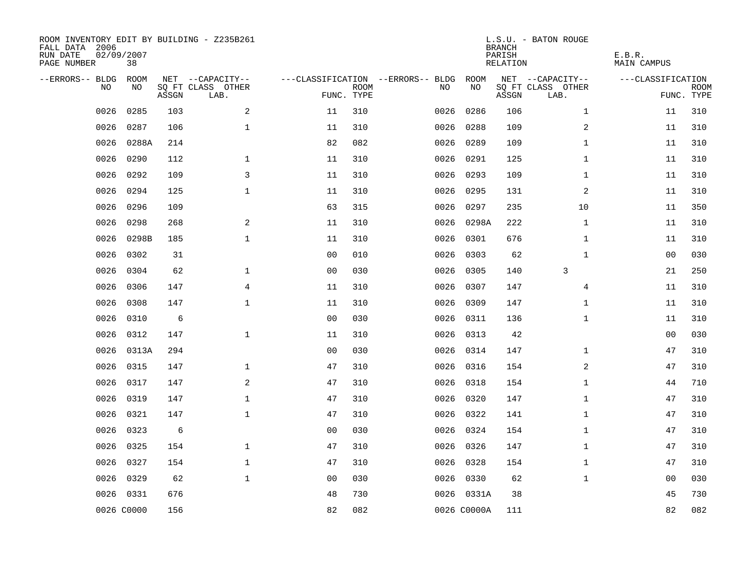ROOM INVENTORY EDIT BY BUILDING - Z235B261
FALL DATA 2006
RUN DATE 02/09/2007
PAGE NUMBER 38

L.S.U. - BATON ROUGE
BRANCH
PARISH E.B.R.
RELATION MAIN CAMPUS

| --ERRORS-- | BLDG NO | ROOM NO | NET SQ FT ASSGN | CAPACITY CLASS LAB. | CAPACITY OTHER | CLASSIFICATION FUNC. | ROOM TYPE | --ERRORS-- | BLDG NO | ROOM NO | NET SQ FT ASSGN | CAPACITY CLASS LAB. | CAPACITY OTHER | CLASSIFICATION FUNC. | ROOM TYPE |
|---|---|---|---|---|---|---|---|---|---|---|---|---|---|---|---|
| | 0026 | 0285 | 103 | | 2 | 11 | 310 | | 0026 | 0286 | 106 | | 1 | 11 | 310 |
| | 0026 | 0287 | 106 | | 1 | 11 | 310 | | 0026 | 0288 | 109 | | 2 | 11 | 310 |
| | 0026 | 0288A | 214 | | | 82 | 082 | | 0026 | 0289 | 109 | | 1 | 11 | 310 |
| | 0026 | 0290 | 112 | | 1 | 11 | 310 | | 0026 | 0291 | 125 | | 1 | 11 | 310 |
| | 0026 | 0292 | 109 | | 3 | 11 | 310 | | 0026 | 0293 | 109 | | 1 | 11 | 310 |
| | 0026 | 0294 | 125 | | 1 | 11 | 310 | | 0026 | 0295 | 131 | | 2 | 11 | 310 |
| | 0026 | 0296 | 109 | | | 63 | 315 | | 0026 | 0297 | 235 | | 10 | 11 | 350 |
| | 0026 | 0298 | 268 | | 2 | 11 | 310 | | 0026 | 0298A | 222 | | 1 | 11 | 310 |
| | 0026 | 0298B | 185 | | 1 | 11 | 310 | | 0026 | 0301 | 676 | | 1 | 11 | 310 |
| | 0026 | 0302 | 31 | | | 00 | 010 | | 0026 | 0303 | 62 | | 1 | 00 | 030 |
| | 0026 | 0304 | 62 | | 1 | 00 | 030 | | 0026 | 0305 | 140 | 3 | | 21 | 250 |
| | 0026 | 0306 | 147 | | 4 | 11 | 310 | | 0026 | 0307 | 147 | | 4 | 11 | 310 |
| | 0026 | 0308 | 147 | | 1 | 11 | 310 | | 0026 | 0309 | 147 | | 1 | 11 | 310 |
| | 0026 | 0310 | 6 | | | 00 | 030 | | 0026 | 0311 | 136 | | 1 | 11 | 310 |
| | 0026 | 0312 | 147 | | 1 | 11 | 310 | | 0026 | 0313 | 42 | | | 00 | 030 |
| | 0026 | 0313A | 294 | | | 00 | 030 | | 0026 | 0314 | 147 | | 1 | 47 | 310 |
| | 0026 | 0315 | 147 | | 1 | 47 | 310 | | 0026 | 0316 | 154 | | 2 | 47 | 310 |
| | 0026 | 0317 | 147 | | 2 | 47 | 310 | | 0026 | 0318 | 154 | | 1 | 44 | 710 |
| | 0026 | 0319 | 147 | | 1 | 47 | 310 | | 0026 | 0320 | 147 | | 1 | 47 | 310 |
| | 0026 | 0321 | 147 | | 1 | 47 | 310 | | 0026 | 0322 | 141 | | 1 | 47 | 310 |
| | 0026 | 0323 | 6 | | | 00 | 030 | | 0026 | 0324 | 154 | | 1 | 47 | 310 |
| | 0026 | 0325 | 154 | | 1 | 47 | 310 | | 0026 | 0326 | 147 | | 1 | 47 | 310 |
| | 0026 | 0327 | 154 | | 1 | 47 | 310 | | 0026 | 0328 | 154 | | 1 | 47 | 310 |
| | 0026 | 0329 | 62 | | 1 | 00 | 030 | | 0026 | 0330 | 62 | | 1 | 00 | 030 |
| | 0026 | 0331 | 676 | | | 48 | 730 | | 0026 | 0331A | 38 | | | 45 | 730 |
| | 0026 | C0000 | 156 | | | 82 | 082 | | 0026 | C0000A | 111 | | | 82 | 082 |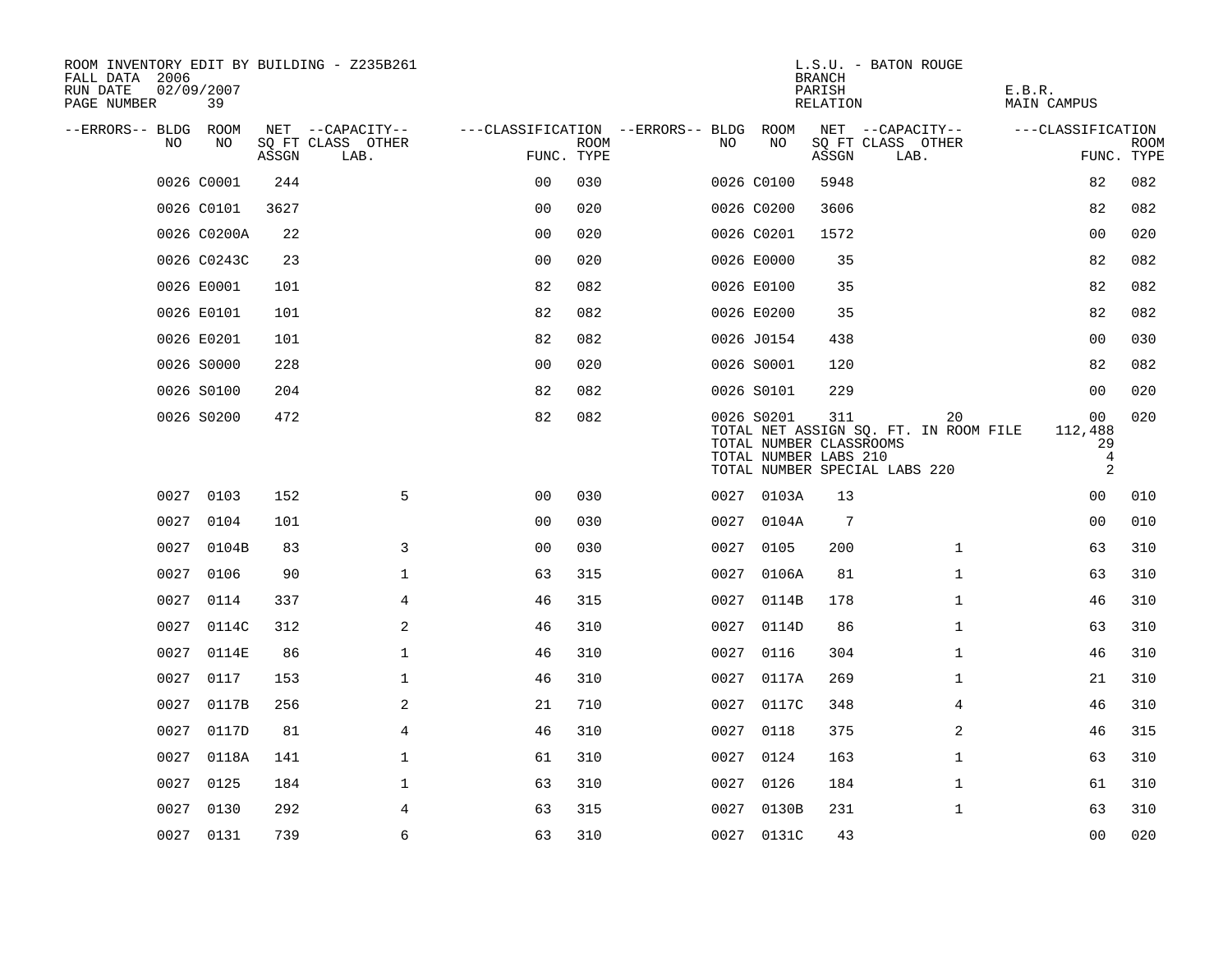ROOM INVENTORY EDIT BY BUILDING - Z235B261
FALL DATA 2006
RUN DATE 02/09/2007
PAGE NUMBER 39

L.S.U. - BATON ROUGE
BRANCH
PARISH E.B.R.
RELATION MAIN CAMPUS

| --ERRORS-- | BLDG NO | ROOM NO | NET SQ FT ASSGN | --CAPACITY-- CLASS | OTHER LAB. | ---CLASSIFICATION FUNC. | ROOM TYPE | --ERRORS-- | BLDG NO | ROOM NO | NET SQ FT ASSGN | --CAPACITY-- CLASS | OTHER LAB. | ---CLASSIFICATION FUNC. | ROOM TYPE |
|---|---|---|---|---|---|---|---|---|---|---|---|---|---|---|---|
| | 0026 | C0001 | 244 | | | 00 | 030 | | 0026 | C0100 | 5948 | | | 82 | 082 |
| | 0026 | C0101 | 3627 | | | 00 | 020 | | 0026 | C0200 | 3606 | | | 82 | 082 |
| | 0026 | C0200A | 22 | | | 00 | 020 | | 0026 | C0201 | 1572 | | | 00 | 020 |
| | 0026 | C0243C | 23 | | | 00 | 020 | | 0026 | E0000 | 35 | | | 82 | 082 |
| | 0026 | E0001 | 101 | | | 82 | 082 | | 0026 | E0100 | 35 | | | 82 | 082 |
| | 0026 | E0101 | 101 | | | 82 | 082 | | 0026 | E0200 | 35 | | | 82 | 082 |
| | 0026 | E0201 | 101 | | | 82 | 082 | | 0026 | J0154 | 438 | | | 00 | 030 |
| | 0026 | S0000 | 228 | | | 00 | 020 | | 0026 | S0001 | 120 | | | 82 | 082 |
| | 0026 | S0100 | 204 | | | 82 | 082 | | 0026 | S0101 | 229 | | | 00 | 020 |
| | 0026 | S0200 | 472 | | | 82 | 082 | | 0026 | S0201 | 311 | | 20 | 00 | 020 |
| | | | | | | | | | TOTAL NET ASSIGN SQ. FT. IN ROOM FILE | | | | | 112,488 | |
| | | | | | | | | | TOTAL NUMBER CLASSROOMS | | | | | 29 | |
| | | | | | | | | | TOTAL NUMBER LABS 210 | | | | | 4 | |
| | | | | | | | | | TOTAL NUMBER SPECIAL LABS 220 | | | | | 2 | |
| | 0027 | 0103 | 152 | | 5 | 00 | 030 | | 0027 | 0103A | 13 | | | 00 | 010 |
| | 0027 | 0104 | 101 | | | 00 | 030 | | 0027 | 0104A | 7 | | | 00 | 010 |
| | 0027 | 0104B | 83 | | 3 | 00 | 030 | | 0027 | 0105 | 200 | | 1 | 63 | 310 |
| | 0027 | 0106 | 90 | | 1 | 63 | 315 | | 0027 | 0106A | 81 | | 1 | 63 | 310 |
| | 0027 | 0114 | 337 | | 4 | 46 | 315 | | 0027 | 0114B | 178 | | 1 | 46 | 310 |
| | 0027 | 0114C | 312 | | 2 | 46 | 310 | | 0027 | 0114D | 86 | | 1 | 63 | 310 |
| | 0027 | 0114E | 86 | | 1 | 46 | 310 | | 0027 | 0116 | 304 | | 1 | 46 | 310 |
| | 0027 | 0117 | 153 | | 1 | 46 | 310 | | 0027 | 0117A | 269 | | 1 | 21 | 310 |
| | 0027 | 0117B | 256 | | 2 | 21 | 710 | | 0027 | 0117C | 348 | | 4 | 46 | 310 |
| | 0027 | 0117D | 81 | | 4 | 46 | 310 | | 0027 | 0118 | 375 | | 2 | 46 | 315 |
| | 0027 | 0118A | 141 | | 1 | 61 | 310 | | 0027 | 0124 | 163 | | 1 | 63 | 310 |
| | 0027 | 0125 | 184 | | 1 | 63 | 310 | | 0027 | 0126 | 184 | | 1 | 61 | 310 |
| | 0027 | 0130 | 292 | | 4 | 63 | 315 | | 0027 | 0130B | 231 | | 1 | 63 | 310 |
| | 0027 | 0131 | 739 | | 6 | 63 | 310 | | 0027 | 0131C | 43 | | | 00 | 020 |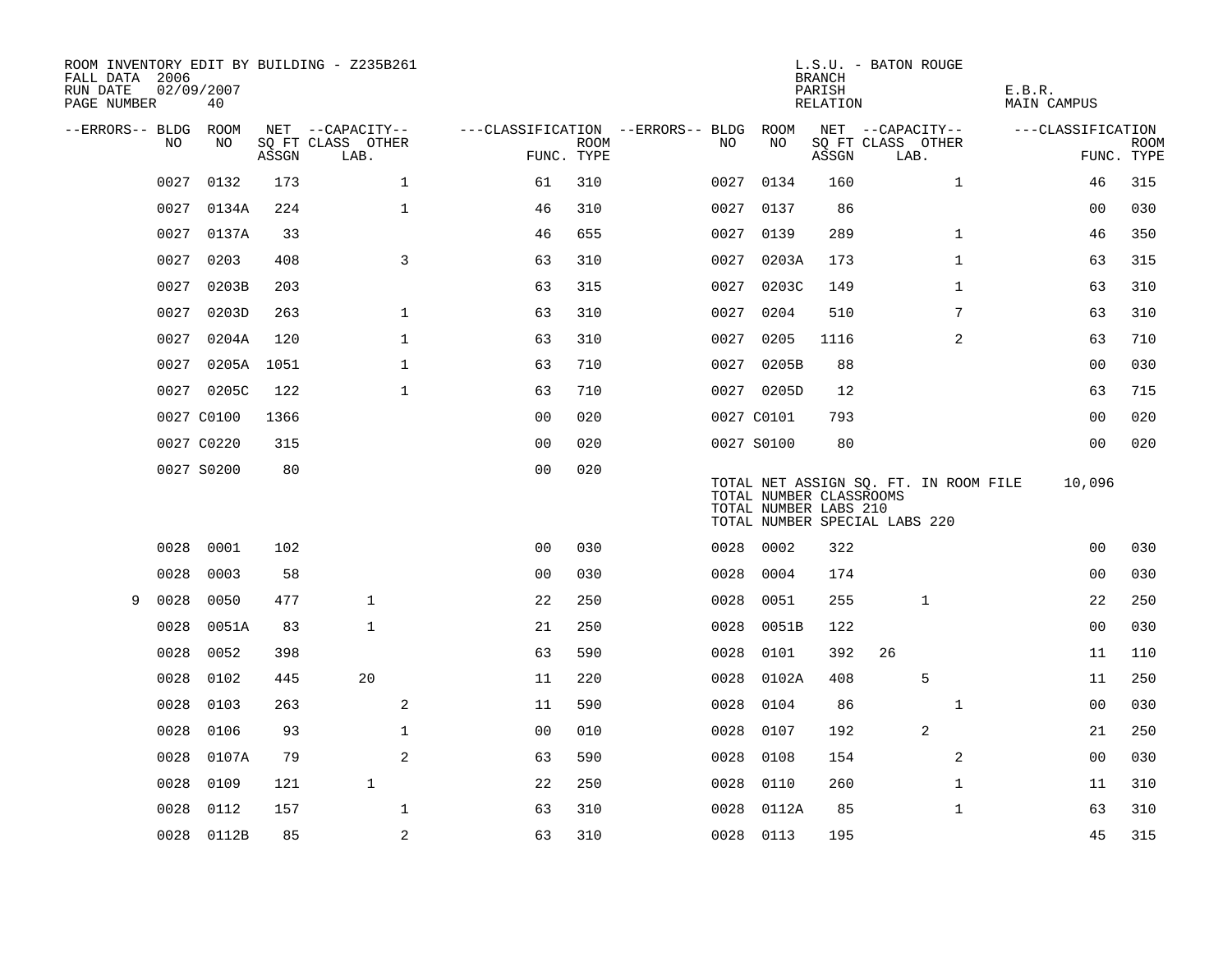ROOM INVENTORY EDIT BY BUILDING - Z235B261
FALL DATA 2006
RUN DATE 02/09/2007
PAGE NUMBER 40

L.S.U. - BATON ROUGE
BRANCH
PARISH E.B.R.
RELATION MAIN CAMPUS

| --ERRORS-- | BLDG NO | ROOM NO | NET SQ FT ASSGN | --CAPACITY-- CLASS | LAB. | OTHER | ---CLASSIFICATION FUNC. | ROOM TYPE | --ERRORS-- | BLDG NO | ROOM NO | NET SQ FT ASSGN | --CAPACITY-- CLASS | LAB. | OTHER | ---CLASSIFICATION FUNC. | ROOM TYPE |
|---|---|---|---|---|---|---|---|---|---|---|---|---|---|---|---|---|---|
| | 0027 | 0132 | 173 | | | 1 | 61 | 310 | | 0027 | 0134 | 160 | | | 1 | 46 | 315 |
| | 0027 | 0134A | 224 | | | 1 | 46 | 310 | | 0027 | 0137 | 86 | | | | 00 | 030 |
| | 0027 | 0137A | 33 | | | | 46 | 655 | | 0027 | 0139 | 289 | | | 1 | 46 | 350 |
| | 0027 | 0203 | 408 | | | 3 | 63 | 310 | | 0027 | 0203A | 173 | | | 1 | 63 | 315 |
| | 0027 | 0203B | 203 | | | | 63 | 315 | | 0027 | 0203C | 149 | | | 1 | 63 | 310 |
| | 0027 | 0203D | 263 | | | 1 | 63 | 310 | | 0027 | 0204 | 510 | | | 7 | 63 | 310 |
| | 0027 | 0204A | 120 | | | 1 | 63 | 310 | | 0027 | 0205 | 1116 | | | 2 | 63 | 710 |
| | 0027 | 0205A | 1051 | | | 1 | 63 | 710 | | 0027 | 0205B | 88 | | | | 00 | 030 |
| | 0027 | 0205C | 122 | | | 1 | 63 | 710 | | 0027 | 0205D | 12 | | | | 63 | 715 |
| | 0027 | C0100 | 1366 | | | | 00 | 020 | | 0027 | C0101 | 793 | | | | 00 | 020 |
| | 0027 | C0220 | 315 | | | | 00 | 020 | | 0027 | S0100 | 80 | | | | 00 | 020 |
| | 0027 | S0200 | 80 | | | | 00 | 020 | | | | | | | | | |

TOTAL NET ASSIGN SQ. FT. IN ROOM FILE 10,096
TOTAL NUMBER CLASSROOMS
TOTAL NUMBER LABS 210
TOTAL NUMBER SPECIAL LABS 220

| --ERRORS-- | BLDG NO | ROOM NO | NET SQ FT ASSGN | --CAPACITY-- CLASS | LAB. | OTHER | ---CLASSIFICATION FUNC. | ROOM TYPE | --ERRORS-- | BLDG NO | ROOM NO | NET SQ FT ASSGN | --CAPACITY-- CLASS | LAB. | OTHER | ---CLASSIFICATION FUNC. | ROOM TYPE |
|---|---|---|---|---|---|---|---|---|---|---|---|---|---|---|---|---|---|
| | 0028 | 0001 | 102 | | | | 00 | 030 | | 0028 | 0002 | 322 | | | | 00 | 030 |
| | 0028 | 0003 | 58 | | | | 00 | 030 | | 0028 | 0004 | 174 | | | | 00 | 030 |
| 9 | 0028 | 0050 | 477 | | 1 | | 22 | 250 | | 0028 | 0051 | 255 | | 1 | | 22 | 250 |
| | 0028 | 0051A | 83 | | 1 | | 21 | 250 | | 0028 | 0051B | 122 | | | | 00 | 030 |
| | 0028 | 0052 | 398 | | | | 63 | 590 | | 0028 | 0101 | 392 | 26 | | | 11 | 110 |
| | 0028 | 0102 | 445 | | 20 | | 11 | 220 | | 0028 | 0102A | 408 | | 5 | | 11 | 250 |
| | 0028 | 0103 | 263 | | | 2 | 11 | 590 | | 0028 | 0104 | 86 | | | 1 | 00 | 030 |
| | 0028 | 0106 | 93 | | | 1 | 00 | 010 | | 0028 | 0107 | 192 | | 2 | | 21 | 250 |
| | 0028 | 0107A | 79 | | | 2 | 63 | 590 | | 0028 | 0108 | 154 | | | 2 | 00 | 030 |
| | 0028 | 0109 | 121 | | 1 | | 22 | 250 | | 0028 | 0110 | 260 | | | 1 | 11 | 310 |
| | 0028 | 0112 | 157 | | | 1 | 63 | 310 | | 0028 | 0112A | 85 | | | 1 | 63 | 310 |
| | 0028 | 0112B | 85 | | | 2 | 63 | 310 | | 0028 | 0113 | 195 | | | | 45 | 315 |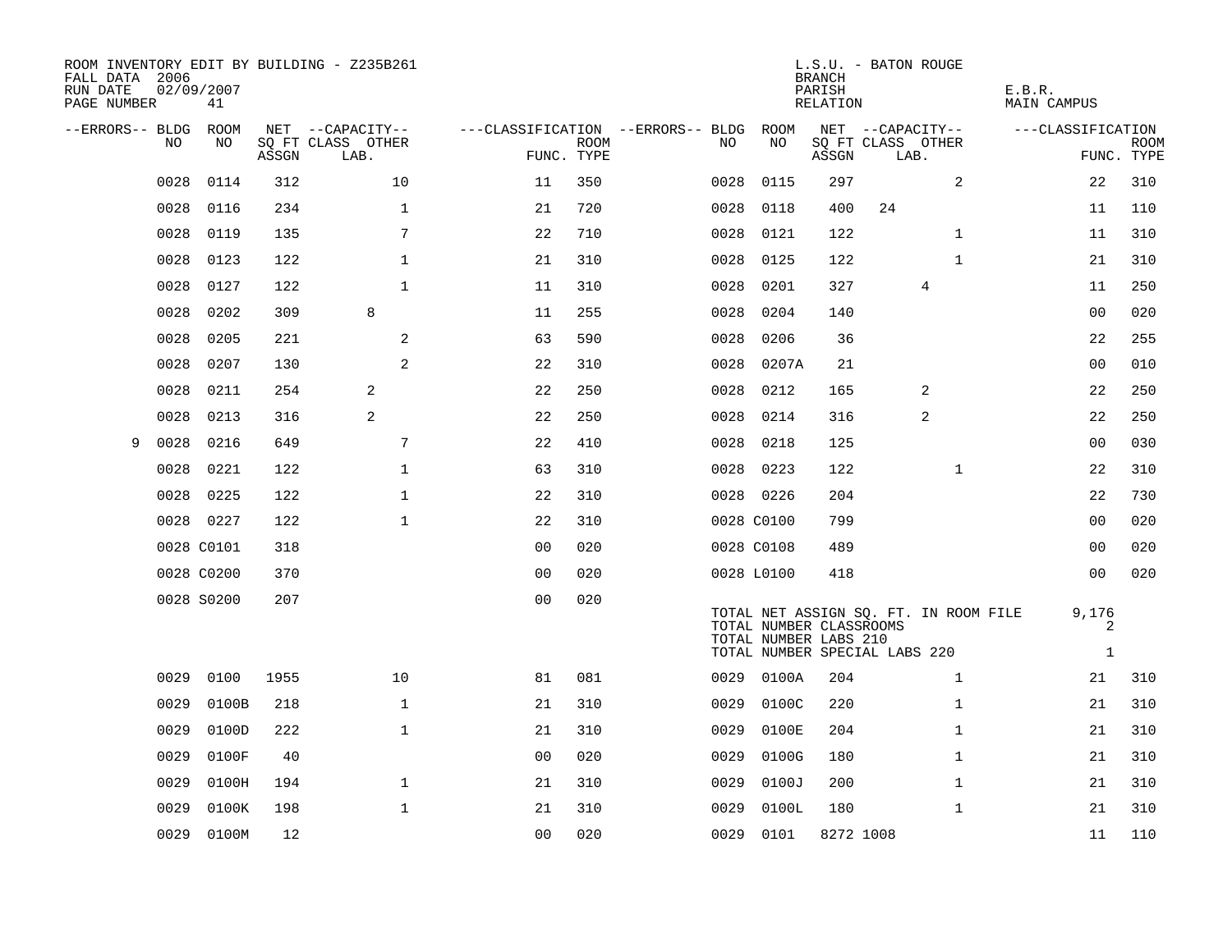ROOM INVENTORY EDIT BY BUILDING - Z235B261
FALL DATA 2006
RUN DATE 02/09/2007
PAGE NUMBER 41

L.S.U. - BATON ROUGE
BRANCH
PARISH E.B.R.
RELATION MAIN CAMPUS

| --ERRORS-- | BLDG NO | ROOM NO | NET SQ FT ASSGN | CAPACITY CLASS | CAPACITY LAB. | CAPACITY OTHER | CLASSIFICATION FUNC. | ROOM TYPE | --ERRORS-- | BLDG NO | ROOM NO | NET SQ FT ASSGN | CAPACITY CLASS | CAPACITY LAB. | CAPACITY OTHER | CLASSIFICATION FUNC. | ROOM TYPE |
|---|---|---|---|---|---|---|---|---|---|---|---|---|---|---|---|---|---|
| | 0028 | 0114 | 312 | | | 10 | 11 | 350 | | 0028 | 0115 | 297 | | | 2 | 22 | 310 |
| | 0028 | 0116 | 234 | | | 1 | 21 | 720 | | 0028 | 0118 | 400 | 24 | | | 11 | 110 |
| | 0028 | 0119 | 135 | | | 7 | 22 | 710 | | 0028 | 0121 | 122 | | | 1 | 11 | 310 |
| | 0028 | 0123 | 122 | | | 1 | 21 | 310 | | 0028 | 0125 | 122 | | | 1 | 21 | 310 |
| | 0028 | 0127 | 122 | | | 1 | 11 | 310 | | 0028 | 0201 | 327 | | 4 | | 11 | 250 |
| | 0028 | 0202 | 309 | | 8 | | 11 | 255 | | 0028 | 0204 | 140 | | | | 00 | 020 |
| | 0028 | 0205 | 221 | | | 2 | 63 | 590 | | 0028 | 0206 | 36 | | | | 22 | 255 |
| | 0028 | 0207 | 130 | | | 2 | 22 | 310 | | 0028 | 0207A | 21 | | | | 00 | 010 |
| | 0028 | 0211 | 254 | | 2 | | 22 | 250 | | 0028 | 0212 | 165 | | 2 | | 22 | 250 |
| | 0028 | 0213 | 316 | | 2 | | 22 | 250 | | 0028 | 0214 | 316 | | 2 | | 22 | 250 |
| 9 | 0028 | 0216 | 649 | | | 7 | 22 | 410 | | 0028 | 0218 | 125 | | | | 00 | 030 |
| | 0028 | 0221 | 122 | | | 1 | 63 | 310 | | 0028 | 0223 | 122 | | | 1 | 22 | 310 |
| | 0028 | 0225 | 122 | | | 1 | 22 | 310 | | 0028 | 0226 | 204 | | | | 22 | 730 |
| | 0028 | 0227 | 122 | | | 1 | 22 | 310 | | 0028 | C0100 | 799 | | | | 00 | 020 |
| | 0028 | C0101 | 318 | | | | 00 | 020 | | 0028 | C0108 | 489 | | | | 00 | 020 |
| | 0028 | C0200 | 370 | | | | 00 | 020 | | 0028 | L0100 | 418 | | | | 00 | 020 |
| | 0028 | S0200 | 207 | | | | 00 | 020 | | | | | | | | | |

TOTAL NET ASSIGN SQ. FT. IN ROOM FILE 9,176
TOTAL NUMBER CLASSROOMS 2
TOTAL NUMBER LABS 210
TOTAL NUMBER SPECIAL LABS 220 1

| --ERRORS-- | BLDG NO | ROOM NO | NET SQ FT ASSGN | CAPACITY CLASS | CAPACITY LAB. | CAPACITY OTHER | CLASSIFICATION FUNC. | ROOM TYPE | --ERRORS-- | BLDG NO | ROOM NO | NET SQ FT ASSGN | CAPACITY CLASS | CAPACITY LAB. | CAPACITY OTHER | CLASSIFICATION FUNC. | ROOM TYPE |
|---|---|---|---|---|---|---|---|---|---|---|---|---|---|---|---|---|---|
| | 0029 | 0100 | 1955 | | | 10 | 81 | 081 | | 0029 | 0100A | 204 | | | 1 | 21 | 310 |
| | 0029 | 0100B | 218 | | | 1 | 21 | 310 | | 0029 | 0100C | 220 | | | 1 | 21 | 310 |
| | 0029 | 0100D | 222 | | | 1 | 21 | 310 | | 0029 | 0100E | 204 | | | 1 | 21 | 310 |
| | 0029 | 0100F | 40 | | | | 00 | 020 | | 0029 | 0100G | 180 | | | 1 | 21 | 310 |
| | 0029 | 0100H | 194 | | | 1 | 21 | 310 | | 0029 | 0100J | 200 | | | 1 | 21 | 310 |
| | 0029 | 0100K | 198 | | | 1 | 21 | 310 | | 0029 | 0100L | 180 | | | 1 | 21 | 310 |
| | 0029 | 0100M | 12 | | | | 00 | 020 | | 0029 | 0101 | 8272 | 1008 | | | 11 | 110 |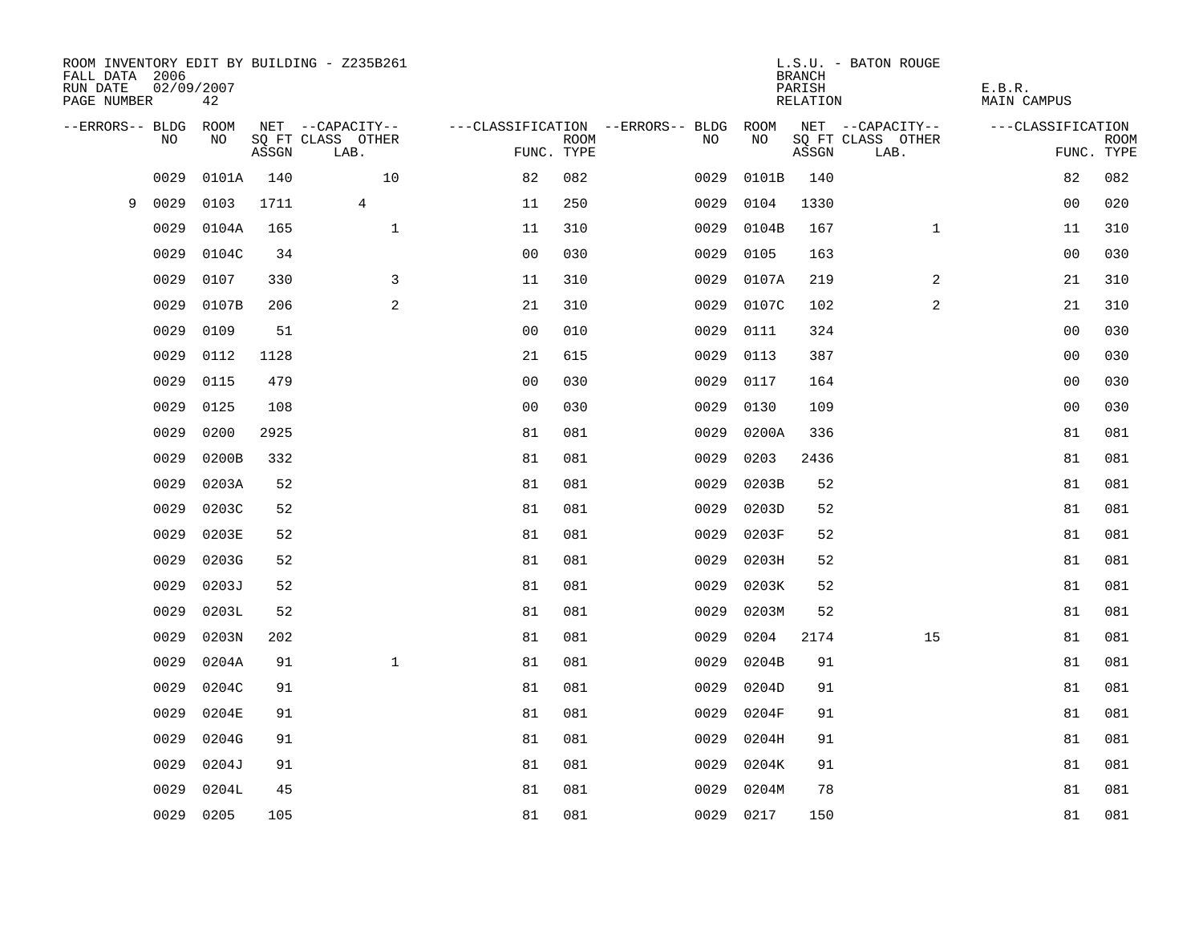ROOM INVENTORY EDIT BY BUILDING - Z235B261
FALL DATA 2006
RUN DATE 02/09/2007
PAGE NUMBER 42

L.S.U. - BATON ROUGE
BRANCH
PARISH E.B.R.
RELATION MAIN CAMPUS

| --ERRORS-- | BLDG NO | ROOM NO | NET SQ FT ASSGN | CAPACITY CLASS LAB. | CAPACITY OTHER | CLASSIFICATION FUNC. | ROOM TYPE | --ERRORS-- | BLDG NO | ROOM NO | NET SQ FT ASSGN | CAPACITY CLASS LAB. | CAPACITY OTHER | CLASSIFICATION FUNC. | ROOM TYPE |
|---|---|---|---|---|---|---|---|---|---|---|---|---|---|---|---|
| | 0029 | 0101A | 140 | | 10 | 82 | 082 | | 0029 | 0101B | 140 | | | 82 | 082 |
| 9 | 0029 | 0103 | 1711 | 4 | | 11 | 250 | | 0029 | 0104 | 1330 | | | 00 | 020 |
| | 0029 | 0104A | 165 | | 1 | 11 | 310 | | 0029 | 0104B | 167 | | 1 | 11 | 310 |
| | 0029 | 0104C | 34 | | | 00 | 030 | | 0029 | 0105 | 163 | | | 00 | 030 |
| | 0029 | 0107 | 330 | | 3 | 11 | 310 | | 0029 | 0107A | 219 | | 2 | 21 | 310 |
| | 0029 | 0107B | 206 | | 2 | 21 | 310 | | 0029 | 0107C | 102 | | 2 | 21 | 310 |
| | 0029 | 0109 | 51 | | | 00 | 010 | | 0029 | 0111 | 324 | | | 00 | 030 |
| | 0029 | 0112 | 1128 | | | 21 | 615 | | 0029 | 0113 | 387 | | | 00 | 030 |
| | 0029 | 0115 | 479 | | | 00 | 030 | | 0029 | 0117 | 164 | | | 00 | 030 |
| | 0029 | 0125 | 108 | | | 00 | 030 | | 0029 | 0130 | 109 | | | 00 | 030 |
| | 0029 | 0200 | 2925 | | | 81 | 081 | | 0029 | 0200A | 336 | | | 81 | 081 |
| | 0029 | 0200B | 332 | | | 81 | 081 | | 0029 | 0203 | 2436 | | | 81 | 081 |
| | 0029 | 0203A | 52 | | | 81 | 081 | | 0029 | 0203B | 52 | | | 81 | 081 |
| | 0029 | 0203C | 52 | | | 81 | 081 | | 0029 | 0203D | 52 | | | 81 | 081 |
| | 0029 | 0203E | 52 | | | 81 | 081 | | 0029 | 0203F | 52 | | | 81 | 081 |
| | 0029 | 0203G | 52 | | | 81 | 081 | | 0029 | 0203H | 52 | | | 81 | 081 |
| | 0029 | 0203J | 52 | | | 81 | 081 | | 0029 | 0203K | 52 | | | 81 | 081 |
| | 0029 | 0203L | 52 | | | 81 | 081 | | 0029 | 0203M | 52 | | | 81 | 081 |
| | 0029 | 0203N | 202 | | | 81 | 081 | | 0029 | 0204 | 2174 | | 15 | 81 | 081 |
| | 0029 | 0204A | 91 | | 1 | 81 | 081 | | 0029 | 0204B | 91 | | | 81 | 081 |
| | 0029 | 0204C | 91 | | | 81 | 081 | | 0029 | 0204D | 91 | | | 81 | 081 |
| | 0029 | 0204E | 91 | | | 81 | 081 | | 0029 | 0204F | 91 | | | 81 | 081 |
| | 0029 | 0204G | 91 | | | 81 | 081 | | 0029 | 0204H | 91 | | | 81 | 081 |
| | 0029 | 0204J | 91 | | | 81 | 081 | | 0029 | 0204K | 91 | | | 81 | 081 |
| | 0029 | 0204L | 45 | | | 81 | 081 | | 0029 | 0204M | 78 | | | 81 | 081 |
| | 0029 | 0205 | 105 | | | 81 | 081 | | 0029 | 0217 | 150 | | | 81 | 081 |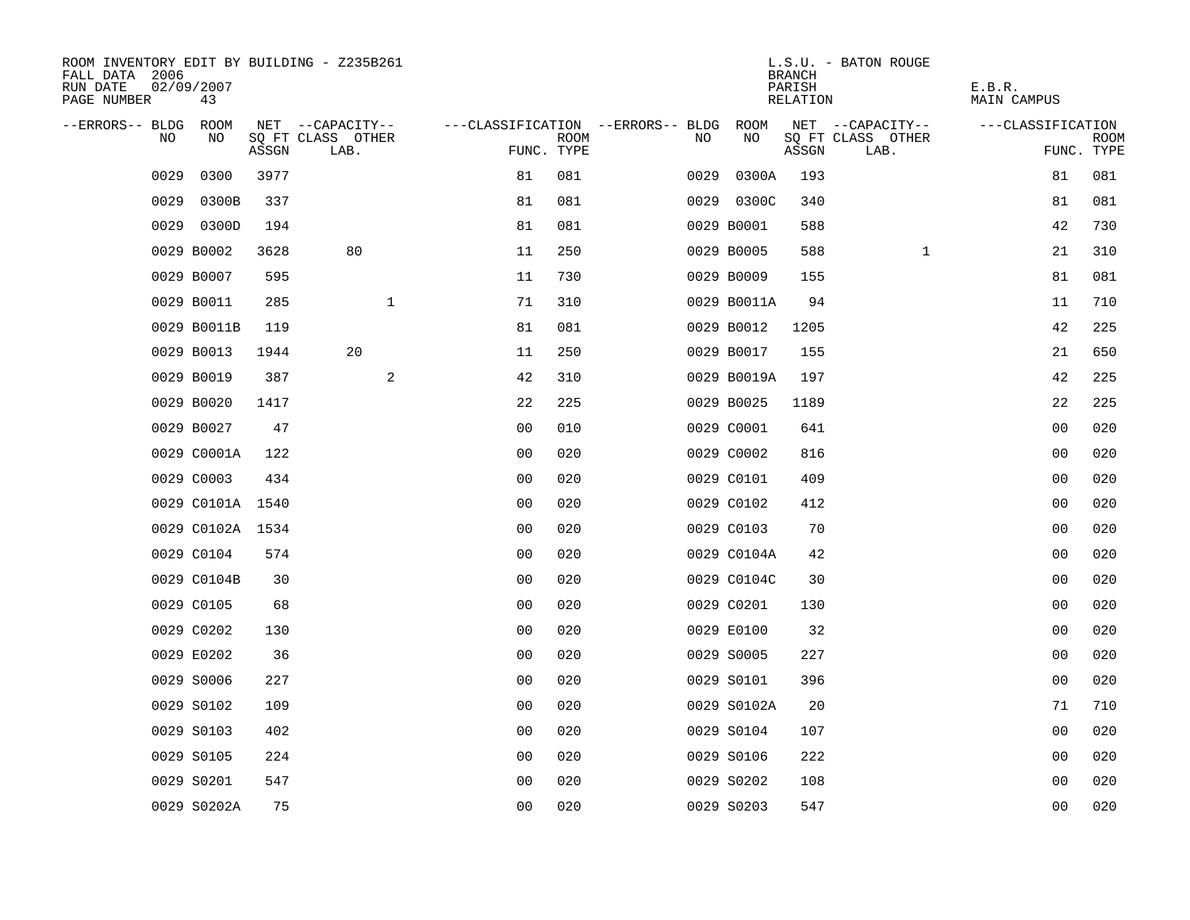ROOM INVENTORY EDIT BY BUILDING - Z235B261
FALL DATA 2006
RUN DATE 02/09/2007
PAGE NUMBER 43

L.S.U. - BATON ROUGE
BRANCH
PARISH E.B.R.
RELATION MAIN CAMPUS

| --ERRORS-- | BLDG NO | ROOM NO | NET ASSGN SQ FT | CAPACITY CLASS LAB. | CAPACITY OTHER | CLASSIFICATION FUNC. | ROOM TYPE | --ERRORS-- | BLDG NO | ROOM NO | NET ASSGN SQ FT | CAPACITY CLASS LAB. | CAPACITY OTHER | CLASSIFICATION FUNC. | ROOM TYPE |
|---|---|---|---|---|---|---|---|---|---|---|---|---|---|---|---|
| | 0029 | 0300 | 3977 | | | 81 | 081 | | 0029 | 0300A | 193 | | | 81 | 081 |
| | 0029 | 0300B | 337 | | | 81 | 081 | | 0029 | 0300C | 340 | | | 81 | 081 |
| | 0029 | 0300D | 194 | | | 81 | 081 | | 0029 | B0001 | 588 | | | 42 | 730 |
| | 0029 | B0002 | 3628 | 80 | | 11 | 250 | | 0029 | B0005 | 588 | | 1 | 21 | 310 |
| | 0029 | B0007 | 595 | | | 11 | 730 | | 0029 | B0009 | 155 | | | 81 | 081 |
| | 0029 | B0011 | 285 | | 1 | 71 | 310 | | 0029 | B0011A | 94 | | | 11 | 710 |
| | 0029 | B0011B | 119 | | | 81 | 081 | | 0029 | B0012 | 1205 | | | 42 | 225 |
| | 0029 | B0013 | 1944 | 20 | | 11 | 250 | | 0029 | B0017 | 155 | | | 21 | 650 |
| | 0029 | B0019 | 387 | | 2 | 42 | 310 | | 0029 | B0019A | 197 | | | 42 | 225 |
| | 0029 | B0020 | 1417 | | | 22 | 225 | | 0029 | B0025 | 1189 | | | 22 | 225 |
| | 0029 | B0027 | 47 | | | 00 | 010 | | 0029 | C0001 | 641 | | | 00 | 020 |
| | 0029 | C0001A | 122 | | | 00 | 020 | | 0029 | C0002 | 816 | | | 00 | 020 |
| | 0029 | C0003 | 434 | | | 00 | 020 | | 0029 | C0101 | 409 | | | 00 | 020 |
| | 0029 | C0101A | 1540 | | | 00 | 020 | | 0029 | C0102 | 412 | | | 00 | 020 |
| | 0029 | C0102A | 1534 | | | 00 | 020 | | 0029 | C0103 | 70 | | | 00 | 020 |
| | 0029 | C0104 | 574 | | | 00 | 020 | | 0029 | C0104A | 42 | | | 00 | 020 |
| | 0029 | C0104B | 30 | | | 00 | 020 | | 0029 | C0104C | 30 | | | 00 | 020 |
| | 0029 | C0105 | 68 | | | 00 | 020 | | 0029 | C0201 | 130 | | | 00 | 020 |
| | 0029 | C0202 | 130 | | | 00 | 020 | | 0029 | E0100 | 32 | | | 00 | 020 |
| | 0029 | E0202 | 36 | | | 00 | 020 | | 0029 | S0005 | 227 | | | 00 | 020 |
| | 0029 | S0006 | 227 | | | 00 | 020 | | 0029 | S0101 | 396 | | | 00 | 020 |
| | 0029 | S0102 | 109 | | | 00 | 020 | | 0029 | S0102A | 20 | | | 71 | 710 |
| | 0029 | S0103 | 402 | | | 00 | 020 | | 0029 | S0104 | 107 | | | 00 | 020 |
| | 0029 | S0105 | 224 | | | 00 | 020 | | 0029 | S0106 | 222 | | | 00 | 020 |
| | 0029 | S0201 | 547 | | | 00 | 020 | | 0029 | S0202 | 108 | | | 00 | 020 |
| | 0029 | S0202A | 75 | | | 00 | 020 | | 0029 | S0203 | 547 | | | 00 | 020 |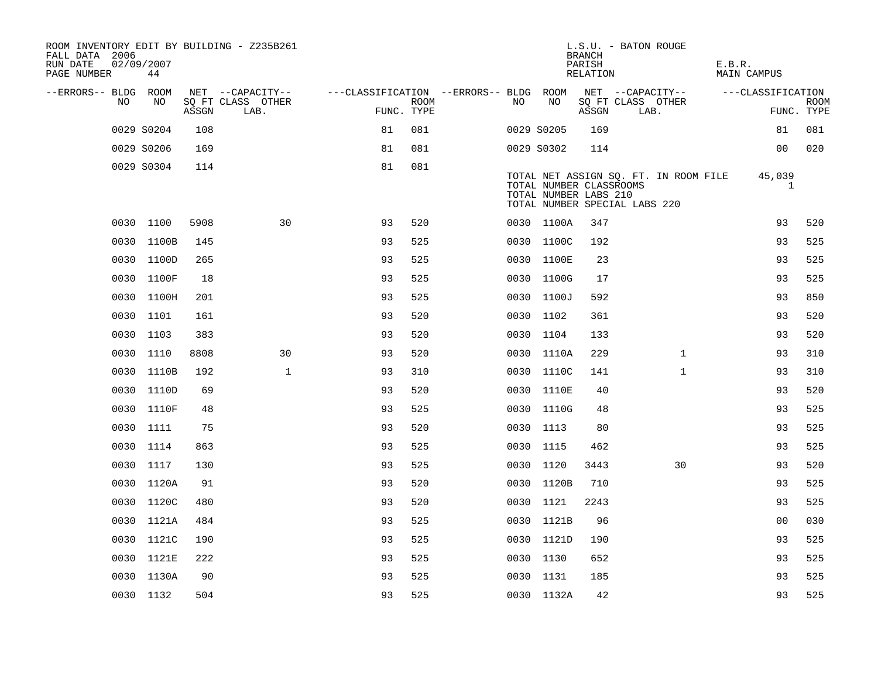ROOM INVENTORY EDIT BY BUILDING - Z235B261
FALL DATA 2006
RUN DATE 02/09/2007
PAGE NUMBER 44

L.S.U. - BATON ROUGE
BRANCH
PARISH E.B.R.
RELATION MAIN CAMPUS

| --ERRORS-- | BLDG NO | ROOM NO | NET SQ FT ASSGN | --CAPACITY-- CLASS LAB. | OTHER | ---CLASSIFICATION FUNC. | ROOM TYPE | --ERRORS-- | BLDG NO | ROOM NO | NET SQ FT ASSGN | --CAPACITY-- CLASS LAB. | OTHER | ---CLASSIFICATION FUNC. | ROOM TYPE |
|---|---|---|---|---|---|---|---|---|---|---|---|---|---|---|---|
| | 0029 | S0204 | 108 | | | 81 | 081 | | 0029 | S0205 | 169 | | | 81 | 081 |
| | 0029 | S0206 | 169 | | | 81 | 081 | | 0029 | S0302 | 114 | | | 00 | 020 |
| | 0029 | S0304 | 114 | | | 81 | 081 | | | | | | | | |

TOTAL NET ASSIGN SQ. FT. IN ROOM FILE 45,039
TOTAL NUMBER CLASSROOMS 1
TOTAL NUMBER LABS 210
TOTAL NUMBER SPECIAL LABS 220

| --ERRORS-- | BLDG NO | ROOM NO | NET SQ FT ASSGN | --CAPACITY-- CLASS LAB. | OTHER | ---CLASSIFICATION FUNC. | ROOM TYPE | --ERRORS-- | BLDG NO | ROOM NO | NET SQ FT ASSGN | --CAPACITY-- CLASS LAB. | OTHER | ---CLASSIFICATION FUNC. | ROOM TYPE |
|---|---|---|---|---|---|---|---|---|---|---|---|---|---|---|---|
| | 0030 | 1100 | 5908 | | 30 | 93 | 520 | | 0030 | 1100A | 347 | | | 93 | 520 |
| | 0030 | 1100B | 145 | | | 93 | 525 | | 0030 | 1100C | 192 | | | 93 | 525 |
| | 0030 | 1100D | 265 | | | 93 | 525 | | 0030 | 1100E | 23 | | | 93 | 525 |
| | 0030 | 1100F | 18 | | | 93 | 525 | | 0030 | 1100G | 17 | | | 93 | 525 |
| | 0030 | 1100H | 201 | | | 93 | 525 | | 0030 | 1100J | 592 | | | 93 | 850 |
| | 0030 | 1101 | 161 | | | 93 | 520 | | 0030 | 1102 | 361 | | | 93 | 520 |
| | 0030 | 1103 | 383 | | | 93 | 520 | | 0030 | 1104 | 133 | | | 93 | 520 |
| | 0030 | 1110 | 8808 | | 30 | 93 | 520 | | 0030 | 1110A | 229 | | 1 | 93 | 310 |
| | 0030 | 1110B | 192 | | 1 | 93 | 310 | | 0030 | 1110C | 141 | | 1 | 93 | 310 |
| | 0030 | 1110D | 69 | | | 93 | 520 | | 0030 | 1110E | 40 | | | 93 | 520 |
| | 0030 | 1110F | 48 | | | 93 | 525 | | 0030 | 1110G | 48 | | | 93 | 525 |
| | 0030 | 1111 | 75 | | | 93 | 520 | | 0030 | 1113 | 80 | | | 93 | 525 |
| | 0030 | 1114 | 863 | | | 93 | 525 | | 0030 | 1115 | 462 | | | 93 | 525 |
| | 0030 | 1117 | 130 | | | 93 | 525 | | 0030 | 1120 | 3443 | | 30 | 93 | 520 |
| | 0030 | 1120A | 91 | | | 93 | 520 | | 0030 | 1120B | 710 | | | 93 | 525 |
| | 0030 | 1120C | 480 | | | 93 | 520 | | 0030 | 1121 | 2243 | | | 93 | 525 |
| | 0030 | 1121A | 484 | | | 93 | 525 | | 0030 | 1121B | 96 | | | 00 | 030 |
| | 0030 | 1121C | 190 | | | 93 | 525 | | 0030 | 1121D | 190 | | | 93 | 525 |
| | 0030 | 1121E | 222 | | | 93 | 525 | | 0030 | 1130 | 652 | | | 93 | 525 |
| | 0030 | 1130A | 90 | | | 93 | 525 | | 0030 | 1131 | 185 | | | 93 | 525 |
| | 0030 | 1132 | 504 | | | 93 | 525 | | 0030 | 1132A | 42 | | | 93 | 525 |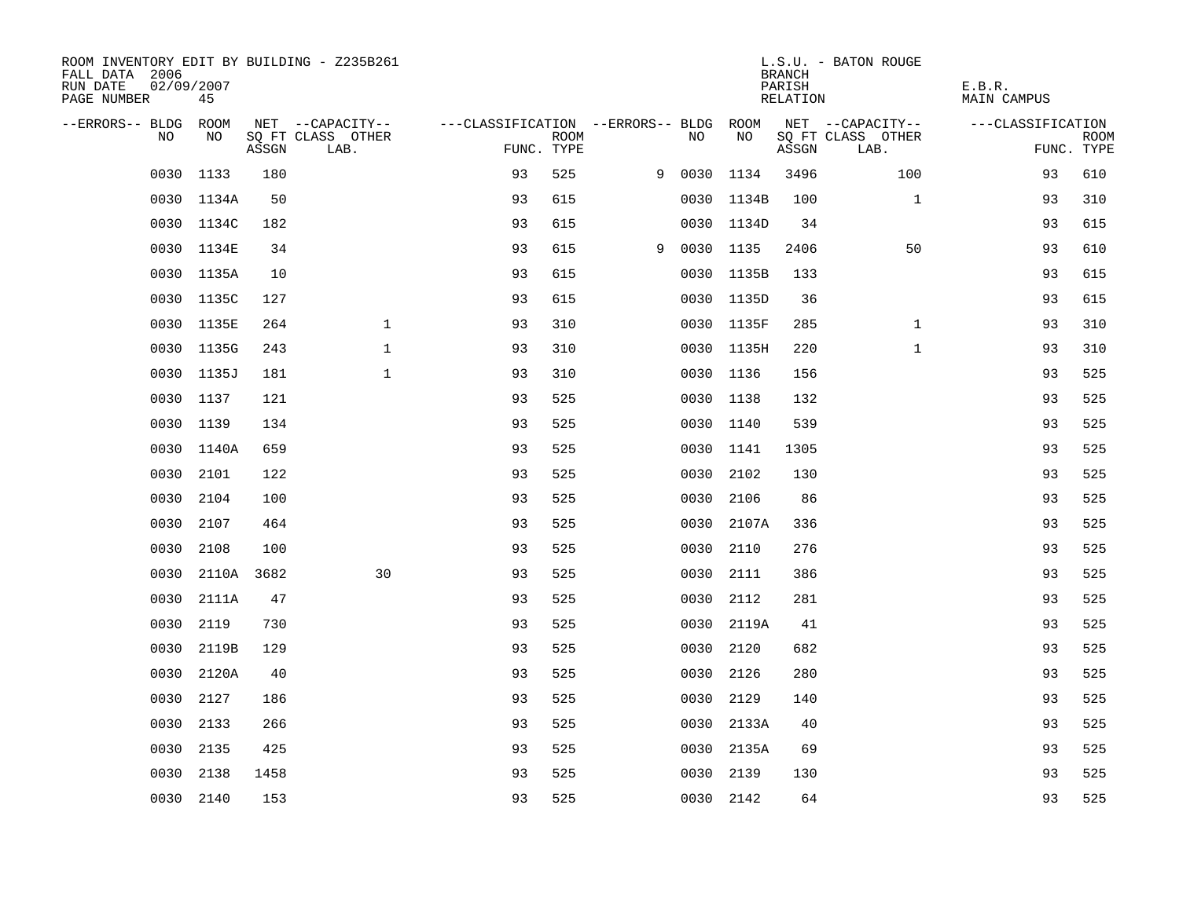ROOM INVENTORY EDIT BY BUILDING - Z235B261
FALL DATA 2006
RUN DATE 02/09/2007
PAGE NUMBER 45

L.S.U. - BATON ROUGE
BRANCH
PARISH E.B.R.
RELATION MAIN CAMPUS

| --ERRORS-- | BLDG NO | ROOM NO | NET SQ FT ASSGN | --CAPACITY-- CLASS LAB. | OTHER | ---CLASSIFICATION FUNC. | ROOM TYPE | --ERRORS-- | BLDG NO | ROOM NO | NET SQ FT ASSGN | --CAPACITY-- CLASS LAB. | OTHER | ---CLASSIFICATION FUNC. | ROOM TYPE |
|---|---|---|---|---|---|---|---|---|---|---|---|---|---|---|---|
| | 0030 | 1133 | 180 | | | 93 | 525 | 9 | 0030 | 1134 | 3496 | | 100 | 93 | 610 |
| | 0030 | 1134A | 50 | | | 93 | 615 | | 0030 | 1134B | 100 | | 1 | 93 | 310 |
| | 0030 | 1134C | 182 | | | 93 | 615 | | 0030 | 1134D | 34 | | | 93 | 615 |
| | 0030 | 1134E | 34 | | | 93 | 615 | 9 | 0030 | 1135 | 2406 | | 50 | 93 | 610 |
| | 0030 | 1135A | 10 | | | 93 | 615 | | 0030 | 1135B | 133 | | | 93 | 615 |
| | 0030 | 1135C | 127 | | | 93 | 615 | | 0030 | 1135D | 36 | | | 93 | 615 |
| | 0030 | 1135E | 264 | | 1 | 93 | 310 | | 0030 | 1135F | 285 | | 1 | 93 | 310 |
| | 0030 | 1135G | 243 | | 1 | 93 | 310 | | 0030 | 1135H | 220 | | 1 | 93 | 310 |
| | 0030 | 1135J | 181 | | 1 | 93 | 310 | | 0030 | 1136 | 156 | | | 93 | 525 |
| | 0030 | 1137 | 121 | | | 93 | 525 | | 0030 | 1138 | 132 | | | 93 | 525 |
| | 0030 | 1139 | 134 | | | 93 | 525 | | 0030 | 1140 | 539 | | | 93 | 525 |
| | 0030 | 1140A | 659 | | | 93 | 525 | | 0030 | 1141 | 1305 | | | 93 | 525 |
| | 0030 | 2101 | 122 | | | 93 | 525 | | 0030 | 2102 | 130 | | | 93 | 525 |
| | 0030 | 2104 | 100 | | | 93 | 525 | | 0030 | 2106 | 86 | | | 93 | 525 |
| | 0030 | 2107 | 464 | | | 93 | 525 | | 0030 | 2107A | 336 | | | 93 | 525 |
| | 0030 | 2108 | 100 | | | 93 | 525 | | 0030 | 2110 | 276 | | | 93 | 525 |
| | 0030 | 2110A | 3682 | | 30 | 93 | 525 | | 0030 | 2111 | 386 | | | 93 | 525 |
| | 0030 | 2111A | 47 | | | 93 | 525 | | 0030 | 2112 | 281 | | | 93 | 525 |
| | 0030 | 2119 | 730 | | | 93 | 525 | | 0030 | 2119A | 41 | | | 93 | 525 |
| | 0030 | 2119B | 129 | | | 93 | 525 | | 0030 | 2120 | 682 | | | 93 | 525 |
| | 0030 | 2120A | 40 | | | 93 | 525 | | 0030 | 2126 | 280 | | | 93 | 525 |
| | 0030 | 2127 | 186 | | | 93 | 525 | | 0030 | 2129 | 140 | | | 93 | 525 |
| | 0030 | 2133 | 266 | | | 93 | 525 | | 0030 | 2133A | 40 | | | 93 | 525 |
| | 0030 | 2135 | 425 | | | 93 | 525 | | 0030 | 2135A | 69 | | | 93 | 525 |
| | 0030 | 2138 | 1458 | | | 93 | 525 | | 0030 | 2139 | 130 | | | 93 | 525 |
| | 0030 | 2140 | 153 | | | 93 | 525 | | 0030 | 2142 | 64 | | | 93 | 525 |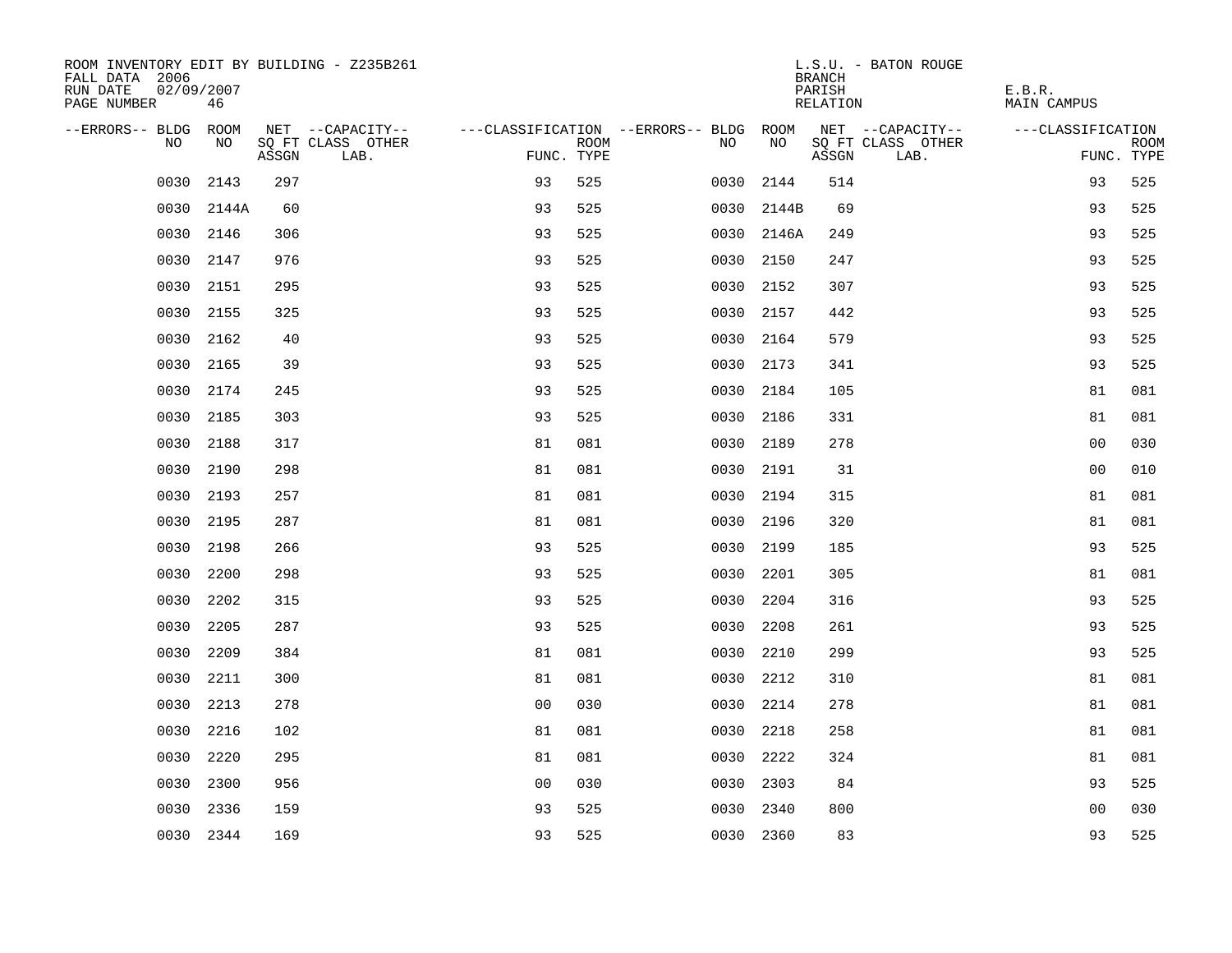ROOM INVENTORY EDIT BY BUILDING - Z235B261
FALL DATA 2006
RUN DATE 02/09/2007
PAGE NUMBER 46

L.S.U. - BATON ROUGE
BRANCH
PARISH E.B.R.
RELATION MAIN CAMPUS

| --ERRORS-- | BLDG NO | ROOM NO | NET SQ FT ASSGN | --CAPACITY-- CLASS | OTHER LAB. | ---CLASSIFICATION FUNC. | ROOM TYPE | --ERRORS-- | BLDG NO | ROOM NO | NET SQ FT ASSGN | --CAPACITY-- CLASS | OTHER LAB. | ---CLASSIFICATION FUNC. | ROOM TYPE |
|---|---|---|---|---|---|---|---|---|---|---|---|---|---|---|---|
| | 0030 | 2143 | 297 | | | 93 | 525 | | 0030 | 2144 | 514 | | | 93 | 525 |
| | 0030 | 2144A | 60 | | | 93 | 525 | | 0030 | 2144B | 69 | | | 93 | 525 |
| | 0030 | 2146 | 306 | | | 93 | 525 | | 0030 | 2146A | 249 | | | 93 | 525 |
| | 0030 | 2147 | 976 | | | 93 | 525 | | 0030 | 2150 | 247 | | | 93 | 525 |
| | 0030 | 2151 | 295 | | | 93 | 525 | | 0030 | 2152 | 307 | | | 93 | 525 |
| | 0030 | 2155 | 325 | | | 93 | 525 | | 0030 | 2157 | 442 | | | 93 | 525 |
| | 0030 | 2162 | 40 | | | 93 | 525 | | 0030 | 2164 | 579 | | | 93 | 525 |
| | 0030 | 2165 | 39 | | | 93 | 525 | | 0030 | 2173 | 341 | | | 93 | 525 |
| | 0030 | 2174 | 245 | | | 93 | 525 | | 0030 | 2184 | 105 | | | 81 | 081 |
| | 0030 | 2185 | 303 | | | 93 | 525 | | 0030 | 2186 | 331 | | | 81 | 081 |
| | 0030 | 2188 | 317 | | | 81 | 081 | | 0030 | 2189 | 278 | | | 00 | 030 |
| | 0030 | 2190 | 298 | | | 81 | 081 | | 0030 | 2191 | 31 | | | 00 | 010 |
| | 0030 | 2193 | 257 | | | 81 | 081 | | 0030 | 2194 | 315 | | | 81 | 081 |
| | 0030 | 2195 | 287 | | | 81 | 081 | | 0030 | 2196 | 320 | | | 81 | 081 |
| | 0030 | 2198 | 266 | | | 93 | 525 | | 0030 | 2199 | 185 | | | 93 | 525 |
| | 0030 | 2200 | 298 | | | 93 | 525 | | 0030 | 2201 | 305 | | | 81 | 081 |
| | 0030 | 2202 | 315 | | | 93 | 525 | | 0030 | 2204 | 316 | | | 93 | 525 |
| | 0030 | 2205 | 287 | | | 93 | 525 | | 0030 | 2208 | 261 | | | 93 | 525 |
| | 0030 | 2209 | 384 | | | 81 | 081 | | 0030 | 2210 | 299 | | | 93 | 525 |
| | 0030 | 2211 | 300 | | | 81 | 081 | | 0030 | 2212 | 310 | | | 81 | 081 |
| | 0030 | 2213 | 278 | | | 00 | 030 | | 0030 | 2214 | 278 | | | 81 | 081 |
| | 0030 | 2216 | 102 | | | 81 | 081 | | 0030 | 2218 | 258 | | | 81 | 081 |
| | 0030 | 2220 | 295 | | | 81 | 081 | | 0030 | 2222 | 324 | | | 81 | 081 |
| | 0030 | 2300 | 956 | | | 00 | 030 | | 0030 | 2303 | 84 | | | 93 | 525 |
| | 0030 | 2336 | 159 | | | 93 | 525 | | 0030 | 2340 | 800 | | | 00 | 030 |
| | 0030 | 2344 | 169 | | | 93 | 525 | | 0030 | 2360 | 83 | | | 93 | 525 |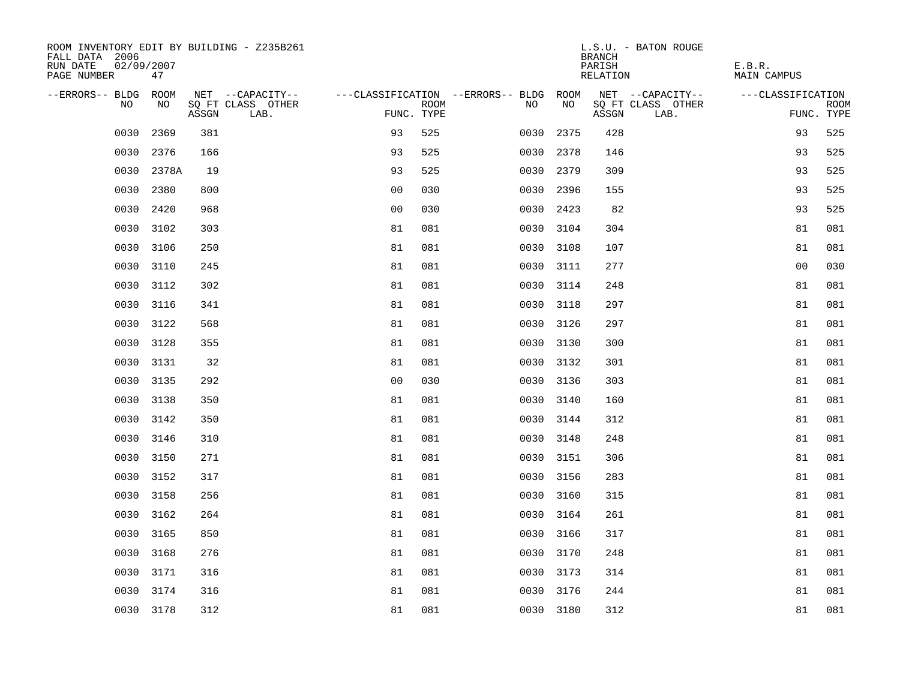ROOM INVENTORY EDIT BY BUILDING - Z235B261
FALL DATA 2006
RUN DATE 02/09/2007
PAGE NUMBER 47

L.S.U. - BATON ROUGE
BRANCH
PARISH E.B.R.
RELATION MAIN CAMPUS

| --ERRORS-- | BLDG NO | ROOM NO | NET SQ FT ASSGN | --CAPACITY-- CLASS LAB. | OTHER | ---CLASSIFICATION FUNC. | ROOM TYPE | --ERRORS-- | BLDG NO | ROOM NO | NET SQ FT ASSGN | --CAPACITY-- CLASS LAB. | OTHER | ---CLASSIFICATION FUNC. | ROOM TYPE |
|---|---|---|---|---|---|---|---|---|---|---|---|---|---|---|---|
| | 0030 | 2369 | 381 | | | 93 | 525 | | 0030 | 2375 | 428 | | | 93 | 525 |
| | 0030 | 2376 | 166 | | | 93 | 525 | | 0030 | 2378 | 146 | | | 93 | 525 |
| | 0030 | 2378A | 19 | | | 93 | 525 | | 0030 | 2379 | 309 | | | 93 | 525 |
| | 0030 | 2380 | 800 | | | 00 | 030 | | 0030 | 2396 | 155 | | | 93 | 525 |
| | 0030 | 2420 | 968 | | | 00 | 030 | | 0030 | 2423 | 82 | | | 93 | 525 |
| | 0030 | 3102 | 303 | | | 81 | 081 | | 0030 | 3104 | 304 | | | 81 | 081 |
| | 0030 | 3106 | 250 | | | 81 | 081 | | 0030 | 3108 | 107 | | | 81 | 081 |
| | 0030 | 3110 | 245 | | | 81 | 081 | | 0030 | 3111 | 277 | | | 00 | 030 |
| | 0030 | 3112 | 302 | | | 81 | 081 | | 0030 | 3114 | 248 | | | 81 | 081 |
| | 0030 | 3116 | 341 | | | 81 | 081 | | 0030 | 3118 | 297 | | | 81 | 081 |
| | 0030 | 3122 | 568 | | | 81 | 081 | | 0030 | 3126 | 297 | | | 81 | 081 |
| | 0030 | 3128 | 355 | | | 81 | 081 | | 0030 | 3130 | 300 | | | 81 | 081 |
| | 0030 | 3131 | 32 | | | 81 | 081 | | 0030 | 3132 | 301 | | | 81 | 081 |
| | 0030 | 3135 | 292 | | | 00 | 030 | | 0030 | 3136 | 303 | | | 81 | 081 |
| | 0030 | 3138 | 350 | | | 81 | 081 | | 0030 | 3140 | 160 | | | 81 | 081 |
| | 0030 | 3142 | 350 | | | 81 | 081 | | 0030 | 3144 | 312 | | | 81 | 081 |
| | 0030 | 3146 | 310 | | | 81 | 081 | | 0030 | 3148 | 248 | | | 81 | 081 |
| | 0030 | 3150 | 271 | | | 81 | 081 | | 0030 | 3151 | 306 | | | 81 | 081 |
| | 0030 | 3152 | 317 | | | 81 | 081 | | 0030 | 3156 | 283 | | | 81 | 081 |
| | 0030 | 3158 | 256 | | | 81 | 081 | | 0030 | 3160 | 315 | | | 81 | 081 |
| | 0030 | 3162 | 264 | | | 81 | 081 | | 0030 | 3164 | 261 | | | 81 | 081 |
| | 0030 | 3165 | 850 | | | 81 | 081 | | 0030 | 3166 | 317 | | | 81 | 081 |
| | 0030 | 3168 | 276 | | | 81 | 081 | | 0030 | 3170 | 248 | | | 81 | 081 |
| | 0030 | 3171 | 316 | | | 81 | 081 | | 0030 | 3173 | 314 | | | 81 | 081 |
| | 0030 | 3174 | 316 | | | 81 | 081 | | 0030 | 3176 | 244 | | | 81 | 081 |
| | 0030 | 3178 | 312 | | | 81 | 081 | | 0030 | 3180 | 312 | | | 81 | 081 |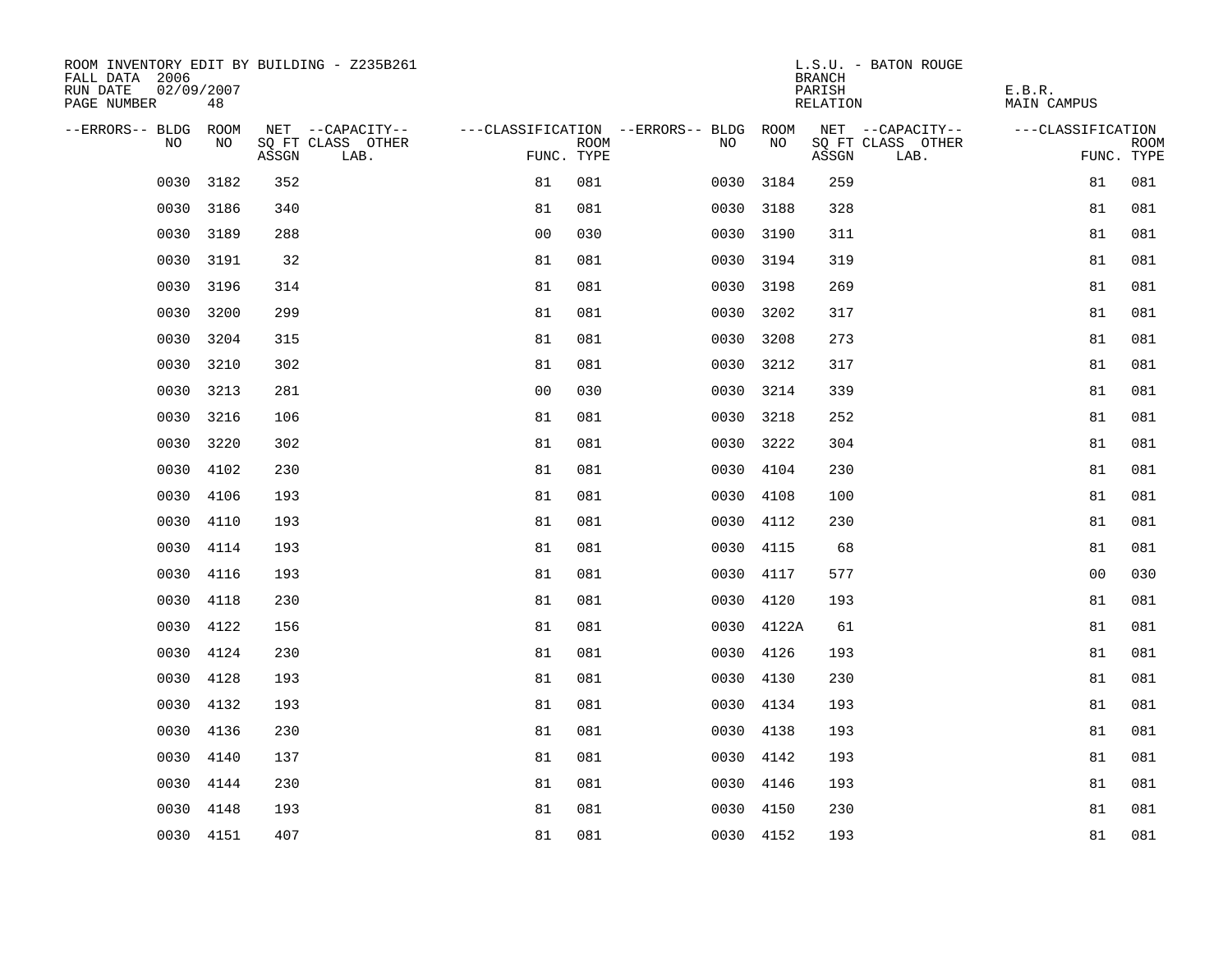ROOM INVENTORY EDIT BY BUILDING - Z235B261
FALL DATA 2006
RUN DATE 02/09/2007
PAGE NUMBER 48

L.S.U. - BATON ROUGE
BRANCH
PARISH E.B.R.
RELATION MAIN CAMPUS

| --ERRORS-- | BLDG NO | ROOM NO | NET SQ FT ASSGN | --CAPACITY-- CLASS LAB. | OTHER | ---CLASSIFICATION FUNC. | ROOM TYPE | --ERRORS-- | BLDG NO | ROOM NO | NET SQ FT ASSGN | --CAPACITY-- CLASS LAB. | OTHER | ---CLASSIFICATION FUNC. | ROOM TYPE |
|---|---|---|---|---|---|---|---|---|---|---|---|---|---|---|---|
| | 0030 | 3182 | 352 | | | 81 | 081 | | 0030 | 3184 | 259 | | | 81 | 081 |
| | 0030 | 3186 | 340 | | | 81 | 081 | | 0030 | 3188 | 328 | | | 81 | 081 |
| | 0030 | 3189 | 288 | | | 00 | 030 | | 0030 | 3190 | 311 | | | 81 | 081 |
| | 0030 | 3191 | 32 | | | 81 | 081 | | 0030 | 3194 | 319 | | | 81 | 081 |
| | 0030 | 3196 | 314 | | | 81 | 081 | | 0030 | 3198 | 269 | | | 81 | 081 |
| | 0030 | 3200 | 299 | | | 81 | 081 | | 0030 | 3202 | 317 | | | 81 | 081 |
| | 0030 | 3204 | 315 | | | 81 | 081 | | 0030 | 3208 | 273 | | | 81 | 081 |
| | 0030 | 3210 | 302 | | | 81 | 081 | | 0030 | 3212 | 317 | | | 81 | 081 |
| | 0030 | 3213 | 281 | | | 00 | 030 | | 0030 | 3214 | 339 | | | 81 | 081 |
| | 0030 | 3216 | 106 | | | 81 | 081 | | 0030 | 3218 | 252 | | | 81 | 081 |
| | 0030 | 3220 | 302 | | | 81 | 081 | | 0030 | 3222 | 304 | | | 81 | 081 |
| | 0030 | 4102 | 230 | | | 81 | 081 | | 0030 | 4104 | 230 | | | 81 | 081 |
| | 0030 | 4106 | 193 | | | 81 | 081 | | 0030 | 4108 | 100 | | | 81 | 081 |
| | 0030 | 4110 | 193 | | | 81 | 081 | | 0030 | 4112 | 230 | | | 81 | 081 |
| | 0030 | 4114 | 193 | | | 81 | 081 | | 0030 | 4115 | 68 | | | 81 | 081 |
| | 0030 | 4116 | 193 | | | 81 | 081 | | 0030 | 4117 | 577 | | | 00 | 030 |
| | 0030 | 4118 | 230 | | | 81 | 081 | | 0030 | 4120 | 193 | | | 81 | 081 |
| | 0030 | 4122 | 156 | | | 81 | 081 | | 0030 | 4122A | 61 | | | 81 | 081 |
| | 0030 | 4124 | 230 | | | 81 | 081 | | 0030 | 4126 | 193 | | | 81 | 081 |
| | 0030 | 4128 | 193 | | | 81 | 081 | | 0030 | 4130 | 230 | | | 81 | 081 |
| | 0030 | 4132 | 193 | | | 81 | 081 | | 0030 | 4134 | 193 | | | 81 | 081 |
| | 0030 | 4136 | 230 | | | 81 | 081 | | 0030 | 4138 | 193 | | | 81 | 081 |
| | 0030 | 4140 | 137 | | | 81 | 081 | | 0030 | 4142 | 193 | | | 81 | 081 |
| | 0030 | 4144 | 230 | | | 81 | 081 | | 0030 | 4146 | 193 | | | 81 | 081 |
| | 0030 | 4148 | 193 | | | 81 | 081 | | 0030 | 4150 | 230 | | | 81 | 081 |
| | 0030 | 4151 | 407 | | | 81 | 081 | | 0030 | 4152 | 193 | | | 81 | 081 |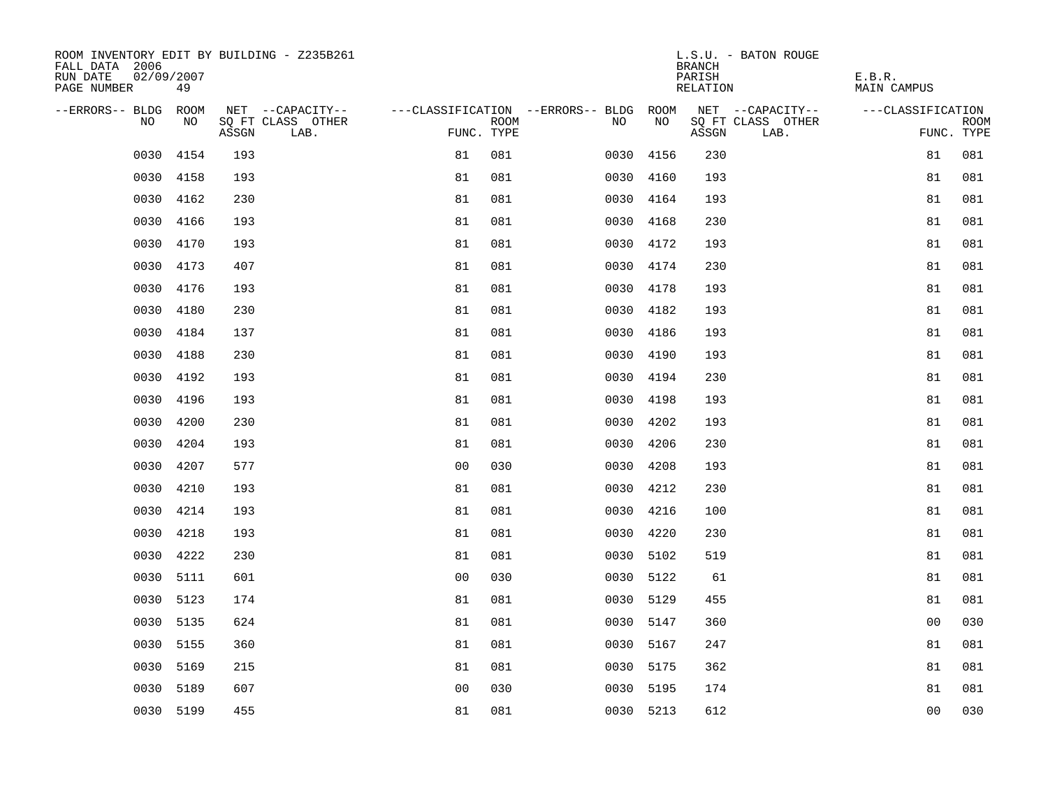ROOM INVENTORY EDIT BY BUILDING - Z235B261
FALL DATA 2006
RUN DATE 02/09/2007
PAGE NUMBER 49

L.S.U. - BATON ROUGE
BRANCH
PARISH E.B.R.
RELATION MAIN CAMPUS

| --ERRORS-- | BLDG NO | ROOM NO | NET SQ FT ASSGN | --CAPACITY-- CLASS | OTHER LAB. | ---CLASSIFICATION FUNC. | ROOM TYPE | --ERRORS-- | BLDG NO | ROOM NO | NET SQ FT ASSGN | --CAPACITY-- CLASS | OTHER LAB. | ---CLASSIFICATION FUNC. | ROOM TYPE |
|---|---|---|---|---|---|---|---|---|---|---|---|---|---|---|---|
| | 0030 | 4154 | 193 | | | 81 | 081 | | 0030 | 4156 | 230 | | | 81 | 081 |
| | 0030 | 4158 | 193 | | | 81 | 081 | | 0030 | 4160 | 193 | | | 81 | 081 |
| | 0030 | 4162 | 230 | | | 81 | 081 | | 0030 | 4164 | 193 | | | 81 | 081 |
| | 0030 | 4166 | 193 | | | 81 | 081 | | 0030 | 4168 | 230 | | | 81 | 081 |
| | 0030 | 4170 | 193 | | | 81 | 081 | | 0030 | 4172 | 193 | | | 81 | 081 |
| | 0030 | 4173 | 407 | | | 81 | 081 | | 0030 | 4174 | 230 | | | 81 | 081 |
| | 0030 | 4176 | 193 | | | 81 | 081 | | 0030 | 4178 | 193 | | | 81 | 081 |
| | 0030 | 4180 | 230 | | | 81 | 081 | | 0030 | 4182 | 193 | | | 81 | 081 |
| | 0030 | 4184 | 137 | | | 81 | 081 | | 0030 | 4186 | 193 | | | 81 | 081 |
| | 0030 | 4188 | 230 | | | 81 | 081 | | 0030 | 4190 | 193 | | | 81 | 081 |
| | 0030 | 4192 | 193 | | | 81 | 081 | | 0030 | 4194 | 230 | | | 81 | 081 |
| | 0030 | 4196 | 193 | | | 81 | 081 | | 0030 | 4198 | 193 | | | 81 | 081 |
| | 0030 | 4200 | 230 | | | 81 | 081 | | 0030 | 4202 | 193 | | | 81 | 081 |
| | 0030 | 4204 | 193 | | | 81 | 081 | | 0030 | 4206 | 230 | | | 81 | 081 |
| | 0030 | 4207 | 577 | | | 00 | 030 | | 0030 | 4208 | 193 | | | 81 | 081 |
| | 0030 | 4210 | 193 | | | 81 | 081 | | 0030 | 4212 | 230 | | | 81 | 081 |
| | 0030 | 4214 | 193 | | | 81 | 081 | | 0030 | 4216 | 100 | | | 81 | 081 |
| | 0030 | 4218 | 193 | | | 81 | 081 | | 0030 | 4220 | 230 | | | 81 | 081 |
| | 0030 | 4222 | 230 | | | 81 | 081 | | 0030 | 5102 | 519 | | | 81 | 081 |
| | 0030 | 5111 | 601 | | | 00 | 030 | | 0030 | 5122 | 61 | | | 81 | 081 |
| | 0030 | 5123 | 174 | | | 81 | 081 | | 0030 | 5129 | 455 | | | 81 | 081 |
| | 0030 | 5135 | 624 | | | 81 | 081 | | 0030 | 5147 | 360 | | | 00 | 030 |
| | 0030 | 5155 | 360 | | | 81 | 081 | | 0030 | 5167 | 247 | | | 81 | 081 |
| | 0030 | 5169 | 215 | | | 81 | 081 | | 0030 | 5175 | 362 | | | 81 | 081 |
| | 0030 | 5189 | 607 | | | 00 | 030 | | 0030 | 5195 | 174 | | | 81 | 081 |
| | 0030 | 5199 | 455 | | | 81 | 081 | | 0030 | 5213 | 612 | | | 00 | 030 |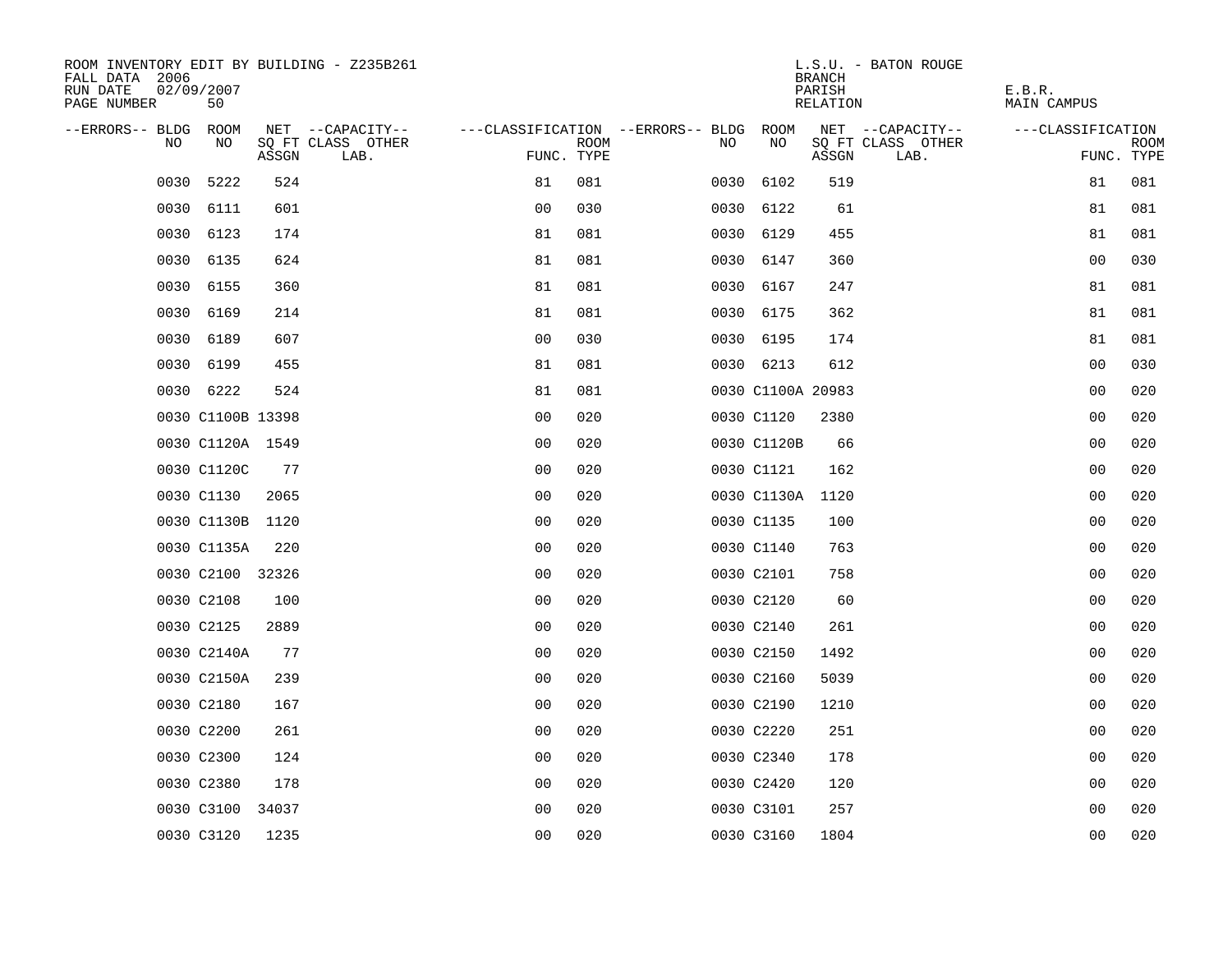ROOM INVENTORY EDIT BY BUILDING - Z235B261
FALL DATA 2006
RUN DATE 02/09/2007
PAGE NUMBER 50

L.S.U. - BATON ROUGE
BRANCH
PARISH E.B.R.
RELATION MAIN CAMPUS

| --ERRORS-- | BLDG NO | ROOM NO | NET SQ FT ASSGN | --CAPACITY-- CLASS LAB. | OTHER | ---CLASSIFICATION FUNC. | ROOM TYPE | --ERRORS-- | BLDG NO | ROOM NO | NET SQ FT ASSGN | --CAPACITY-- CLASS LAB. | OTHER | ---CLASSIFICATION FUNC. | ROOM TYPE |
|---|---|---|---|---|---|---|---|---|---|---|---|---|---|---|---|
| | 0030 | 5222 | 524 | | | 81 | 081 | | 0030 | 6102 | 519 | | | 81 | 081 |
| | 0030 | 6111 | 601 | | | 00 | 030 | | 0030 | 6122 | 61 | | | 81 | 081 |
| | 0030 | 6123 | 174 | | | 81 | 081 | | 0030 | 6129 | 455 | | | 81 | 081 |
| | 0030 | 6135 | 624 | | | 81 | 081 | | 0030 | 6147 | 360 | | | 00 | 030 |
| | 0030 | 6155 | 360 | | | 81 | 081 | | 0030 | 6167 | 247 | | | 81 | 081 |
| | 0030 | 6169 | 214 | | | 81 | 081 | | 0030 | 6175 | 362 | | | 81 | 081 |
| | 0030 | 6189 | 607 | | | 00 | 030 | | 0030 | 6195 | 174 | | | 81 | 081 |
| | 0030 | 6199 | 455 | | | 81 | 081 | | 0030 | 6213 | 612 | | | 00 | 030 |
| | 0030 | 6222 | 524 | | | 81 | 081 | | 0030 | C1100A | 20983 | | | 00 | 020 |
| | 0030 | C1100B | 13398 | | | 00 | 020 | | 0030 | C1120 | 2380 | | | 00 | 020 |
| | 0030 | C1120A | 1549 | | | 00 | 020 | | 0030 | C1120B | 66 | | | 00 | 020 |
| | 0030 | C1120C | 77 | | | 00 | 020 | | 0030 | C1121 | 162 | | | 00 | 020 |
| | 0030 | C1130 | 2065 | | | 00 | 020 | | 0030 | C1130A | 1120 | | | 00 | 020 |
| | 0030 | C1130B | 1120 | | | 00 | 020 | | 0030 | C1135 | 100 | | | 00 | 020 |
| | 0030 | C1135A | 220 | | | 00 | 020 | | 0030 | C1140 | 763 | | | 00 | 020 |
| | 0030 | C2100 | 32326 | | | 00 | 020 | | 0030 | C2101 | 758 | | | 00 | 020 |
| | 0030 | C2108 | 100 | | | 00 | 020 | | 0030 | C2120 | 60 | | | 00 | 020 |
| | 0030 | C2125 | 2889 | | | 00 | 020 | | 0030 | C2140 | 261 | | | 00 | 020 |
| | 0030 | C2140A | 77 | | | 00 | 020 | | 0030 | C2150 | 1492 | | | 00 | 020 |
| | 0030 | C2150A | 239 | | | 00 | 020 | | 0030 | C2160 | 5039 | | | 00 | 020 |
| | 0030 | C2180 | 167 | | | 00 | 020 | | 0030 | C2190 | 1210 | | | 00 | 020 |
| | 0030 | C2200 | 261 | | | 00 | 020 | | 0030 | C2220 | 251 | | | 00 | 020 |
| | 0030 | C2300 | 124 | | | 00 | 020 | | 0030 | C2340 | 178 | | | 00 | 020 |
| | 0030 | C2380 | 178 | | | 00 | 020 | | 0030 | C2420 | 120 | | | 00 | 020 |
| | 0030 | C3100 | 34037 | | | 00 | 020 | | 0030 | C3101 | 257 | | | 00 | 020 |
| | 0030 | C3120 | 1235 | | | 00 | 020 | | 0030 | C3160 | 1804 | | | 00 | 020 |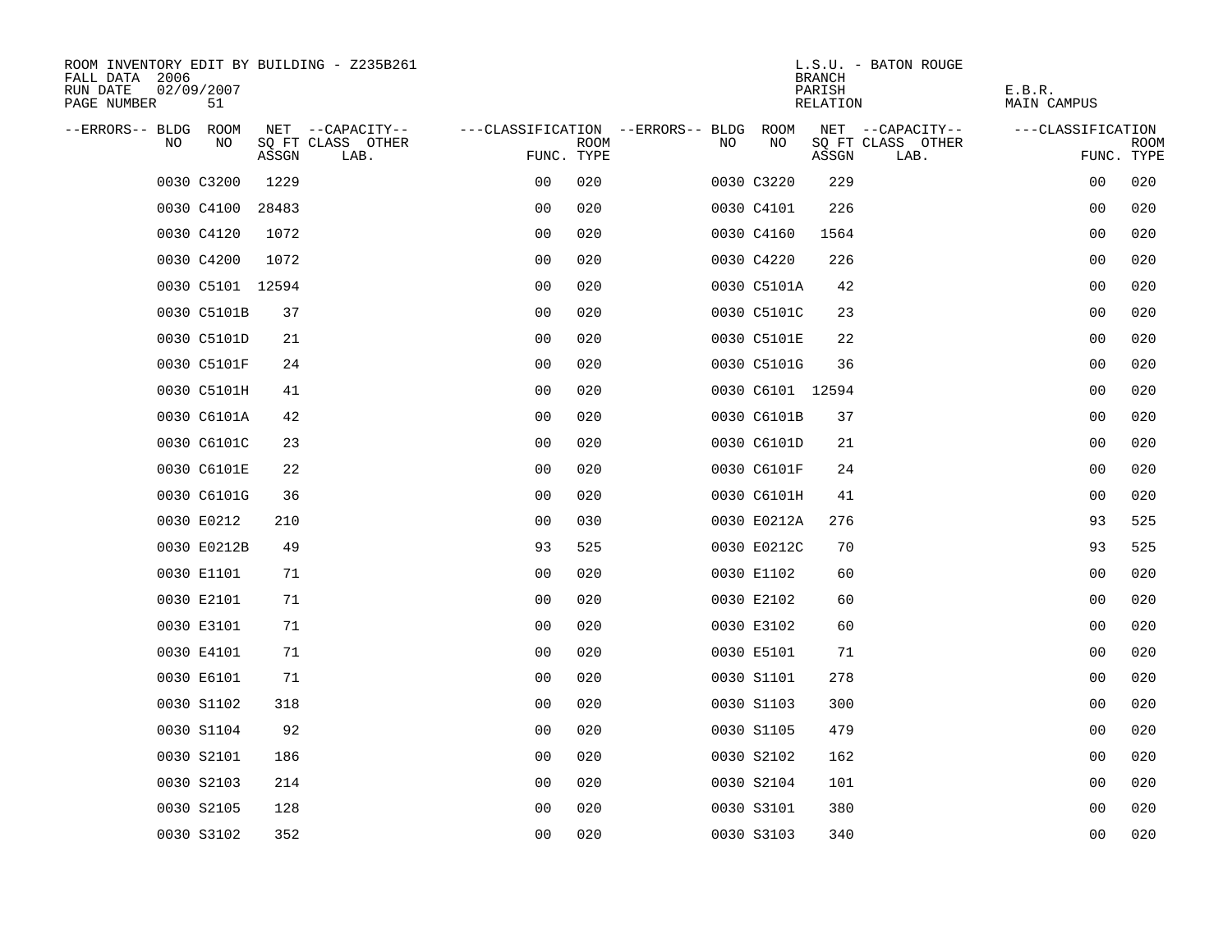ROOM INVENTORY EDIT BY BUILDING - Z235B261
FALL DATA 2006
RUN DATE 02/09/2007
PAGE NUMBER 51

L.S.U. - BATON ROUGE
BRANCH
PARISH E.B.R.
RELATION MAIN CAMPUS

| --ERRORS-- | BLDG NO | ROOM NO | NET SQ FT ASSGN | --CAPACITY-- CLASS LAB. | OTHER | ---CLASSIFICATION FUNC. | ROOM TYPE | --ERRORS-- | BLDG NO | ROOM NO | NET SQ FT ASSGN | --CAPACITY-- CLASS LAB. | OTHER | ---CLASSIFICATION FUNC. | ROOM TYPE |
|---|---|---|---|---|---|---|---|---|---|---|---|---|---|---|---|
| | 0030 | C3200 | 1229 | | | 00 | 020 | | 0030 | C3220 | 229 | | | 00 | 020 |
| | 0030 | C4100 | 28483 | | | 00 | 020 | | 0030 | C4101 | 226 | | | 00 | 020 |
| | 0030 | C4120 | 1072 | | | 00 | 020 | | 0030 | C4160 | 1564 | | | 00 | 020 |
| | 0030 | C4200 | 1072 | | | 00 | 020 | | 0030 | C4220 | 226 | | | 00 | 020 |
| | 0030 | C5101 | 12594 | | | 00 | 020 | | 0030 | C5101A | 42 | | | 00 | 020 |
| | 0030 | C5101B | 37 | | | 00 | 020 | | 0030 | C5101C | 23 | | | 00 | 020 |
| | 0030 | C5101D | 21 | | | 00 | 020 | | 0030 | C5101E | 22 | | | 00 | 020 |
| | 0030 | C5101F | 24 | | | 00 | 020 | | 0030 | C5101G | 36 | | | 00 | 020 |
| | 0030 | C5101H | 41 | | | 00 | 020 | | 0030 | C6101 | 12594 | | | 00 | 020 |
| | 0030 | C6101A | 42 | | | 00 | 020 | | 0030 | C6101B | 37 | | | 00 | 020 |
| | 0030 | C6101C | 23 | | | 00 | 020 | | 0030 | C6101D | 21 | | | 00 | 020 |
| | 0030 | C6101E | 22 | | | 00 | 020 | | 0030 | C6101F | 24 | | | 00 | 020 |
| | 0030 | C6101G | 36 | | | 00 | 020 | | 0030 | C6101H | 41 | | | 00 | 020 |
| | 0030 | E0212 | 210 | | | 00 | 030 | | 0030 | E0212A | 276 | | | 93 | 525 |
| | 0030 | E0212B | 49 | | | 93 | 525 | | 0030 | E0212C | 70 | | | 93 | 525 |
| | 0030 | E1101 | 71 | | | 00 | 020 | | 0030 | E1102 | 60 | | | 00 | 020 |
| | 0030 | E2101 | 71 | | | 00 | 020 | | 0030 | E2102 | 60 | | | 00 | 020 |
| | 0030 | E3101 | 71 | | | 00 | 020 | | 0030 | E3102 | 60 | | | 00 | 020 |
| | 0030 | E4101 | 71 | | | 00 | 020 | | 0030 | E5101 | 71 | | | 00 | 020 |
| | 0030 | E6101 | 71 | | | 00 | 020 | | 0030 | S1101 | 278 | | | 00 | 020 |
| | 0030 | S1102 | 318 | | | 00 | 020 | | 0030 | S1103 | 300 | | | 00 | 020 |
| | 0030 | S1104 | 92 | | | 00 | 020 | | 0030 | S1105 | 479 | | | 00 | 020 |
| | 0030 | S2101 | 186 | | | 00 | 020 | | 0030 | S2102 | 162 | | | 00 | 020 |
| | 0030 | S2103 | 214 | | | 00 | 020 | | 0030 | S2104 | 101 | | | 00 | 020 |
| | 0030 | S2105 | 128 | | | 00 | 020 | | 0030 | S3101 | 380 | | | 00 | 020 |
| | 0030 | S3102 | 352 | | | 00 | 020 | | 0030 | S3103 | 340 | | | 00 | 020 |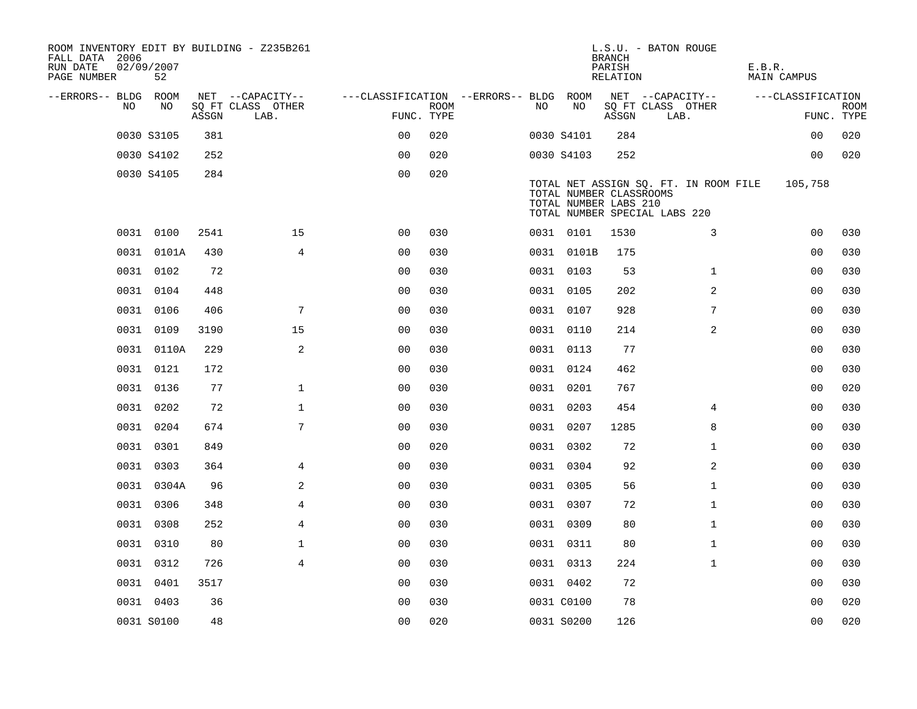ROOM INVENTORY EDIT BY BUILDING - Z235B261
FALL DATA 2006
RUN DATE 02/09/2007

L.S.U. - BATON ROUGE
BRANCH
PARISH E.B.R.
RELATION MAIN CAMPUS

| --ERRORS-- | BLDG NO | ROOM NO | NET SQ FT ASSGN | --CAPACITY-- CLASS LAB. | OTHER | ---CLASSIFICATION FUNC. | ROOM TYPE | --ERRORS-- | BLDG NO | ROOM NO | NET SQ FT ASSGN | --CAPACITY-- CLASS LAB. | OTHER | ---CLASSIFICATION FUNC. | ROOM TYPE |
|---|---|---|---|---|---|---|---|---|---|---|---|---|---|---|---|
| | 0030 | S3105 | 381 | | | 00 | 020 | | 0030 | S4101 | 284 | | | 00 | 020 |
| | 0030 | S4102 | 252 | | | 00 | 020 | | 0030 | S4103 | 252 | | | 00 | 020 |
| | 0030 | S4105 | 284 | | | 00 | 020 | | | | | | | | |

TOTAL NET ASSIGN SQ. FT. IN ROOM FILE 105,758
TOTAL NUMBER CLASSROOMS
TOTAL NUMBER LABS 210
TOTAL NUMBER SPECIAL LABS 220

| --ERRORS-- | BLDG NO | ROOM NO | NET SQ FT ASSGN | --CAPACITY-- CLASS LAB. | OTHER | ---CLASSIFICATION FUNC. | ROOM TYPE | --ERRORS-- | BLDG NO | ROOM NO | NET SQ FT ASSGN | --CAPACITY-- CLASS LAB. | OTHER | ---CLASSIFICATION FUNC. | ROOM TYPE |
|---|---|---|---|---|---|---|---|---|---|---|---|---|---|---|---|
| | 0031 | 0100 | 2541 | | 15 | 00 | 030 | | 0031 | 0101 | 1530 | | 3 | 00 | 030 |
| | 0031 | 0101A | 430 | | 4 | 00 | 030 | | 0031 | 0101B | 175 | | | 00 | 030 |
| | 0031 | 0102 | 72 | | | 00 | 030 | | 0031 | 0103 | 53 | | 1 | 00 | 030 |
| | 0031 | 0104 | 448 | | | 00 | 030 | | 0031 | 0105 | 202 | | 2 | 00 | 030 |
| | 0031 | 0106 | 406 | | 7 | 00 | 030 | | 0031 | 0107 | 928 | | 7 | 00 | 030 |
| | 0031 | 0109 | 3190 | | 15 | 00 | 030 | | 0031 | 0110 | 214 | | 2 | 00 | 030 |
| | 0031 | 0110A | 229 | | 2 | 00 | 030 | | 0031 | 0113 | 77 | | | 00 | 030 |
| | 0031 | 0121 | 172 | | | 00 | 030 | | 0031 | 0124 | 462 | | | 00 | 030 |
| | 0031 | 0136 | 77 | | 1 | 00 | 030 | | 0031 | 0201 | 767 | | | 00 | 020 |
| | 0031 | 0202 | 72 | | 1 | 00 | 030 | | 0031 | 0203 | 454 | | 4 | 00 | 030 |
| | 0031 | 0204 | 674 | | 7 | 00 | 030 | | 0031 | 0207 | 1285 | | 8 | 00 | 030 |
| | 0031 | 0301 | 849 | | | 00 | 020 | | 0031 | 0302 | 72 | | 1 | 00 | 030 |
| | 0031 | 0303 | 364 | | 4 | 00 | 030 | | 0031 | 0304 | 92 | | 2 | 00 | 030 |
| | 0031 | 0304A | 96 | | 2 | 00 | 030 | | 0031 | 0305 | 56 | | 1 | 00 | 030 |
| | 0031 | 0306 | 348 | | 4 | 00 | 030 | | 0031 | 0307 | 72 | | 1 | 00 | 030 |
| | 0031 | 0308 | 252 | | 4 | 00 | 030 | | 0031 | 0309 | 80 | | 1 | 00 | 030 |
| | 0031 | 0310 | 80 | | 1 | 00 | 030 | | 0031 | 0311 | 80 | | 1 | 00 | 030 |
| | 0031 | 0312 | 726 | | 4 | 00 | 030 | | 0031 | 0313 | 224 | | 1 | 00 | 030 |
| | 0031 | 0401 | 3517 | | | 00 | 030 | | 0031 | 0402 | 72 | | | 00 | 030 |
| | 0031 | 0403 | 36 | | | 00 | 030 | | 0031 | C0100 | 78 | | | 00 | 020 |
| | 0031 | S0100 | 48 | | | 00 | 020 | | 0031 | S0200 | 126 | | | 00 | 020 |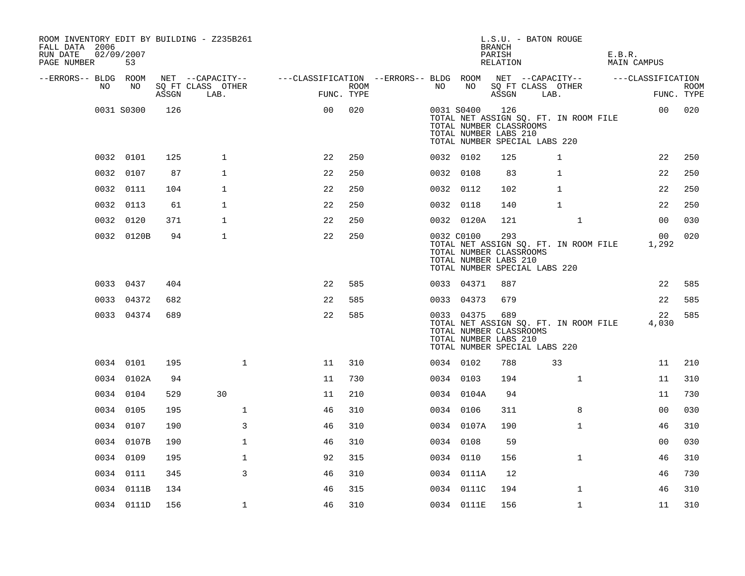ROOM INVENTORY EDIT BY BUILDING - Z235B261
FALL DATA 2006
RUN DATE 02/09/2007
PAGE NUMBER 53

L.S.U. - BATON ROUGE
BRANCH
PARISH E.B.R.
RELATION MAIN CAMPUS

| --ERRORS-- | BLDG NO | ROOM NO | NET ASSGN SQ FT | CAPACITY CLASS | CAPACITY LAB. | CAPACITY OTHER | CLASSIFICATION FUNC. | ROOM TYPE | --ERRORS-- | BLDG NO | ROOM NO | NET ASSGN SQ FT | CAPACITY CLASS | CAPACITY LAB. | CAPACITY OTHER | CLASSIFICATION FUNC. | ROOM TYPE |
|---|---|---|---|---|---|---|---|---|---|---|---|---|---|---|---|---|---|
| | 0031 | S0300 | 126 | | | | 00 | 020 | | 0031 | S0400 | 126 | | | | 00 | 020 |
| | | | | | | | | | | TOTAL NET ASSIGN SQ. FT. IN ROOM FILE | | | | | | | |
| | | | | | | | | | | TOTAL NUMBER CLASSROOMS | | | | | | | |
| | | | | | | | | | | TOTAL NUMBER LABS 210 | | | | | | | |
| | | | | | | | | | | TOTAL NUMBER SPECIAL LABS 220 | | | | | | | |
| | 0032 | 0101 | 125 | | 1 | | 22 | 250 | | 0032 | 0102 | 125 | | 1 | | 22 | 250 |
| | 0032 | 0107 | 87 | | 1 | | 22 | 250 | | 0032 | 0108 | 83 | | 1 | | 22 | 250 |
| | 0032 | 0111 | 104 | | 1 | | 22 | 250 | | 0032 | 0112 | 102 | | 1 | | 22 | 250 |
| | 0032 | 0113 | 61 | | 1 | | 22 | 250 | | 0032 | 0118 | 140 | | 1 | | 22 | 250 |
| | 0032 | 0120 | 371 | | 1 | | 22 | 250 | | 0032 | 0120A | 121 | | | 1 | 00 | 030 |
| | 0032 | 0120B | 94 | | 1 | | 22 | 250 | | 0032 | C0100 | 293 | | | | 00 | 020 |
| | | | | | | | | | | TOTAL NET ASSIGN SQ. FT. IN ROOM FILE | | | | | | 1,292 | |
| | | | | | | | | | | TOTAL NUMBER CLASSROOMS | | | | | | | |
| | | | | | | | | | | TOTAL NUMBER LABS 210 | | | | | | | |
| | | | | | | | | | | TOTAL NUMBER SPECIAL LABS 220 | | | | | | | |
| | 0033 | 0437 | 404 | | | | 22 | 585 | | 0033 | 04371 | 887 | | | | 22 | 585 |
| | 0033 | 04372 | 682 | | | | 22 | 585 | | 0033 | 04373 | 679 | | | | 22 | 585 |
| | 0033 | 04374 | 689 | | | | 22 | 585 | | 0033 | 04375 | 689 | | | | 22 | 585 |
| | | | | | | | | | | TOTAL NET ASSIGN SQ. FT. IN ROOM FILE | | | | | | 4,030 | |
| | | | | | | | | | | TOTAL NUMBER CLASSROOMS | | | | | | | |
| | | | | | | | | | | TOTAL NUMBER LABS 210 | | | | | | | |
| | | | | | | | | | | TOTAL NUMBER SPECIAL LABS 220 | | | | | | | |
| | 0034 | 0101 | 195 | | | 1 | 11 | 310 | | 0034 | 0102 | 788 | | 33 | | 11 | 210 |
| | 0034 | 0102A | 94 | | | | 11 | 730 | | 0034 | 0103 | 194 | | | 1 | 11 | 310 |
| | 0034 | 0104 | 529 | | 30 | | 11 | 210 | | 0034 | 0104A | 94 | | | | 11 | 730 |
| | 0034 | 0105 | 195 | | | 1 | 46 | 310 | | 0034 | 0106 | 311 | | | 8 | 00 | 030 |
| | 0034 | 0107 | 190 | | | 3 | 46 | 310 | | 0034 | 0107A | 190 | | | 1 | 46 | 310 |
| | 0034 | 0107B | 190 | | | 1 | 46 | 310 | | 0034 | 0108 | 59 | | | | 00 | 030 |
| | 0034 | 0109 | 195 | | | 1 | 92 | 315 | | 0034 | 0110 | 156 | | | 1 | 46 | 310 |
| | 0034 | 0111 | 345 | | | 3 | 46 | 310 | | 0034 | 0111A | 12 | | | | 46 | 730 |
| | 0034 | 0111B | 134 | | | | 46 | 315 | | 0034 | 0111C | 194 | | | 1 | 46 | 310 |
| | 0034 | 0111D | 156 | | | 1 | 46 | 310 | | 0034 | 0111E | 156 | | | 1 | 11 | 310 |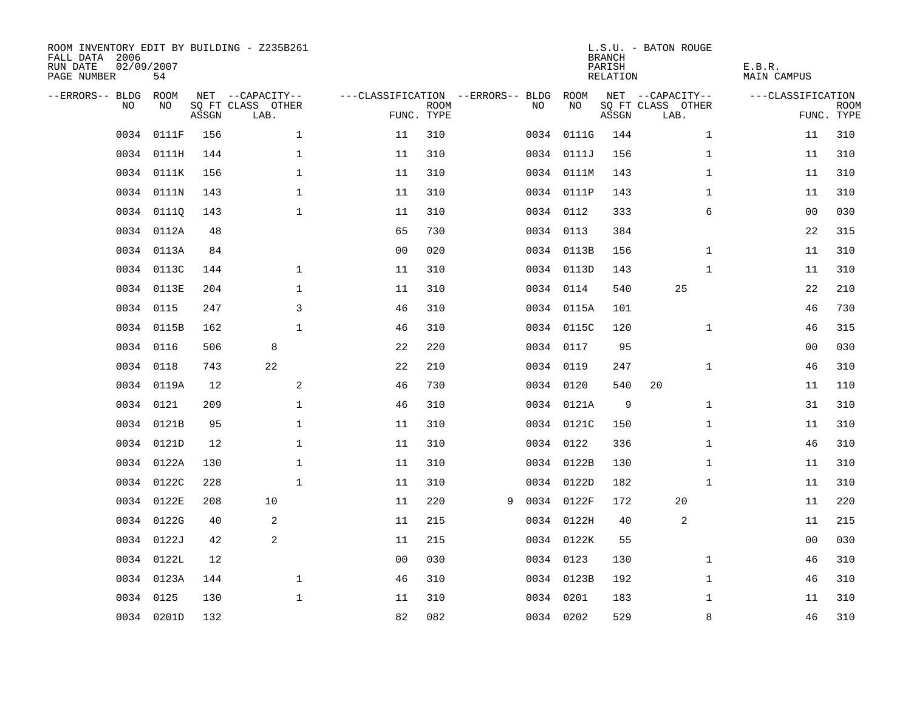ROOM INVENTORY EDIT BY BUILDING - Z235B261
FALL DATA 2006
RUN DATE 02/09/2007
PAGE NUMBER 54

L.S.U. - BATON ROUGE
BRANCH
PARISH E.B.R.
RELATION MAIN CAMPUS

| --ERRORS-- | BLDG NO | ROOM NO | NET SQ FT ASSGN | --CAPACITY-- CLASS LAB. | OTHER | ---CLASSIFICATION FUNC. | ROOM TYPE | --ERRORS-- | BLDG NO | ROOM NO | NET SQ FT ASSGN | --CAPACITY-- CLASS LAB. | OTHER | ---CLASSIFICATION FUNC. | ROOM TYPE |
|---|---|---|---|---|---|---|---|---|---|---|---|---|---|---|---|
| | 0034 | 0111F | 156 | | 1 | 11 | 310 | | 0034 | 0111G | 144 | | 1 | 11 | 310 |
| | 0034 | 0111H | 144 | | 1 | 11 | 310 | | 0034 | 0111J | 156 | | 1 | 11 | 310 |
| | 0034 | 0111K | 156 | | 1 | 11 | 310 | | 0034 | 0111M | 143 | | 1 | 11 | 310 |
| | 0034 | 0111N | 143 | | 1 | 11 | 310 | | 0034 | 0111P | 143 | | 1 | 11 | 310 |
| | 0034 | 0111Q | 143 | | 1 | 11 | 310 | | 0034 | 0112 | 333 | | 6 | 00 | 030 |
| | 0034 | 0112A | 48 | | | 65 | 730 | | 0034 | 0113 | 384 | | | 22 | 315 |
| | 0034 | 0113A | 84 | | | 00 | 020 | | 0034 | 0113B | 156 | | 1 | 11 | 310 |
| | 0034 | 0113C | 144 | | 1 | 11 | 310 | | 0034 | 0113D | 143 | | 1 | 11 | 310 |
| | 0034 | 0113E | 204 | | 1 | 11 | 310 | | 0034 | 0114 | 540 | 25 | | 22 | 210 |
| | 0034 | 0115 | 247 | | 3 | 46 | 310 | | 0034 | 0115A | 101 | | | 46 | 730 |
| | 0034 | 0115B | 162 | | 1 | 46 | 310 | | 0034 | 0115C | 120 | | 1 | 46 | 315 |
| | 0034 | 0116 | 506 | 8 | | 22 | 220 | | 0034 | 0117 | 95 | | | 00 | 030 |
| | 0034 | 0118 | 743 | 22 | | 22 | 210 | | 0034 | 0119 | 247 | | 1 | 46 | 310 |
| | 0034 | 0119A | 12 | | 2 | 46 | 730 | | 0034 | 0120 | 540 | 20 | | 11 | 110 |
| | 0034 | 0121 | 209 | | 1 | 46 | 310 | | 0034 | 0121A | 9 | | 1 | 31 | 310 |
| | 0034 | 0121B | 95 | | 1 | 11 | 310 | | 0034 | 0121C | 150 | | 1 | 11 | 310 |
| | 0034 | 0121D | 12 | | 1 | 11 | 310 | | 0034 | 0122 | 336 | | 1 | 46 | 310 |
| | 0034 | 0122A | 130 | | 1 | 11 | 310 | | 0034 | 0122B | 130 | | 1 | 11 | 310 |
| | 0034 | 0122C | 228 | | 1 | 11 | 310 | | 0034 | 0122D | 182 | | 1 | 11 | 310 |
| | 0034 | 0122E | 208 | 10 | | 11 | 220 | 9 | 0034 | 0122F | 172 | 20 | | 11 | 220 |
| | 0034 | 0122G | 40 | 2 | | 11 | 215 | | 0034 | 0122H | 40 | 2 | | 11 | 215 |
| | 0034 | 0122J | 42 | 2 | | 11 | 215 | | 0034 | 0122K | 55 | | | 00 | 030 |
| | 0034 | 0122L | 12 | | | 00 | 030 | | 0034 | 0123 | 130 | | 1 | 46 | 310 |
| | 0034 | 0123A | 144 | | 1 | 46 | 310 | | 0034 | 0123B | 192 | | 1 | 46 | 310 |
| | 0034 | 0125 | 130 | | 1 | 11 | 310 | | 0034 | 0201 | 183 | | 1 | 11 | 310 |
| | 0034 | 0201D | 132 | | | 82 | 082 | | 0034 | 0202 | 529 | | 8 | 46 | 310 |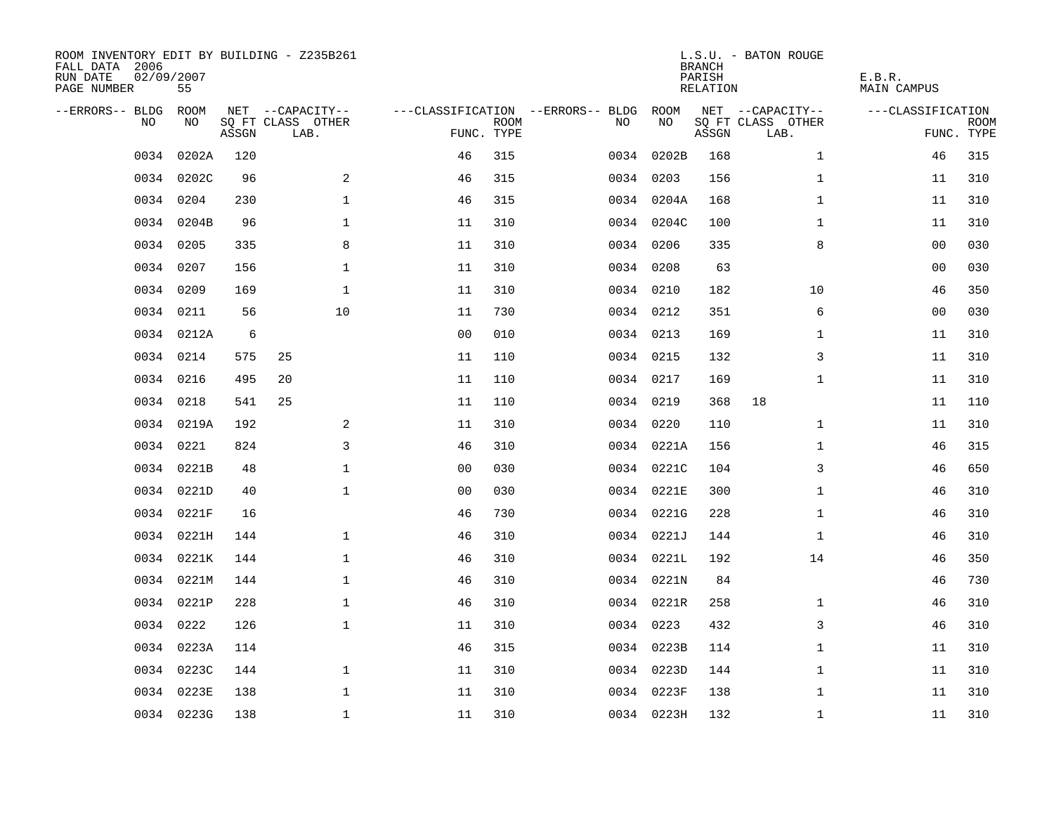ROOM INVENTORY EDIT BY BUILDING - Z235B261
FALL DATA 2006
RUN DATE 02/09/2007
PAGE NUMBER 55

L.S.U. - BATON ROUGE
BRANCH
PARISH E.B.R.
RELATION MAIN CAMPUS

| --ERRORS-- | BLDG NO | ROOM NO | NET SQ FT ASSGN | CAPACITY CLASS LAB. | CAPACITY OTHER | CLASSIFICATION FUNC. | ROOM TYPE | --ERRORS-- | BLDG NO | ROOM NO | NET SQ FT ASSGN | CAPACITY CLASS LAB. | CAPACITY OTHER | CLASSIFICATION FUNC. | ROOM TYPE |
|---|---|---|---|---|---|---|---|---|---|---|---|---|---|---|---|
| | 0034 | 0202A | 120 | | | 46 | 315 | | 0034 | 0202B | 168 | | 1 | 46 | 315 |
| | 0034 | 0202C | 96 | | 2 | 46 | 315 | | 0034 | 0203 | 156 | | 1 | 11 | 310 |
| | 0034 | 0204 | 230 | | 1 | 46 | 315 | | 0034 | 0204A | 168 | | 1 | 11 | 310 |
| | 0034 | 0204B | 96 | | 1 | 11 | 310 | | 0034 | 0204C | 100 | | 1 | 11 | 310 |
| | 0034 | 0205 | 335 | | 8 | 11 | 310 | | 0034 | 0206 | 335 | | 8 | 00 | 030 |
| | 0034 | 0207 | 156 | | 1 | 11 | 310 | | 0034 | 0208 | 63 | | | 00 | 030 |
| | 0034 | 0209 | 169 | | 1 | 11 | 310 | | 0034 | 0210 | 182 | | 10 | 46 | 350 |
| | 0034 | 0211 | 56 | | 10 | 11 | 730 | | 0034 | 0212 | 351 | | 6 | 00 | 030 |
| | 0034 | 0212A | 6 | | | 00 | 010 | | 0034 | 0213 | 169 | | 1 | 11 | 310 |
| | 0034 | 0214 | 575 | 25 | | 11 | 110 | | 0034 | 0215 | 132 | | 3 | 11 | 310 |
| | 0034 | 0216 | 495 | 20 | | 11 | 110 | | 0034 | 0217 | 169 | | 1 | 11 | 310 |
| | 0034 | 0218 | 541 | 25 | | 11 | 110 | | 0034 | 0219 | 368 | 18 | | 11 | 110 |
| | 0034 | 0219A | 192 | | 2 | 11 | 310 | | 0034 | 0220 | 110 | | 1 | 11 | 310 |
| | 0034 | 0221 | 824 | | 3 | 46 | 310 | | 0034 | 0221A | 156 | | 1 | 46 | 315 |
| | 0034 | 0221B | 48 | | 1 | 00 | 030 | | 0034 | 0221C | 104 | | 3 | 46 | 650 |
| | 0034 | 0221D | 40 | | 1 | 00 | 030 | | 0034 | 0221E | 300 | | 1 | 46 | 310 |
| | 0034 | 0221F | 16 | | | 46 | 730 | | 0034 | 0221G | 228 | | 1 | 46 | 310 |
| | 0034 | 0221H | 144 | | 1 | 46 | 310 | | 0034 | 0221J | 144 | | 1 | 46 | 310 |
| | 0034 | 0221K | 144 | | 1 | 46 | 310 | | 0034 | 0221L | 192 | | 14 | 46 | 350 |
| | 0034 | 0221M | 144 | | 1 | 46 | 310 | | 0034 | 0221N | 84 | | | 46 | 730 |
| | 0034 | 0221P | 228 | | 1 | 46 | 310 | | 0034 | 0221R | 258 | | 1 | 46 | 310 |
| | 0034 | 0222 | 126 | | 1 | 11 | 310 | | 0034 | 0223 | 432 | | 3 | 46 | 310 |
| | 0034 | 0223A | 114 | | | 46 | 315 | | 0034 | 0223B | 114 | | 1 | 11 | 310 |
| | 0034 | 0223C | 144 | | 1 | 11 | 310 | | 0034 | 0223D | 144 | | 1 | 11 | 310 |
| | 0034 | 0223E | 138 | | 1 | 11 | 310 | | 0034 | 0223F | 138 | | 1 | 11 | 310 |
| | 0034 | 0223G | 138 | | 1 | 11 | 310 | | 0034 | 0223H | 132 | | 1 | 11 | 310 |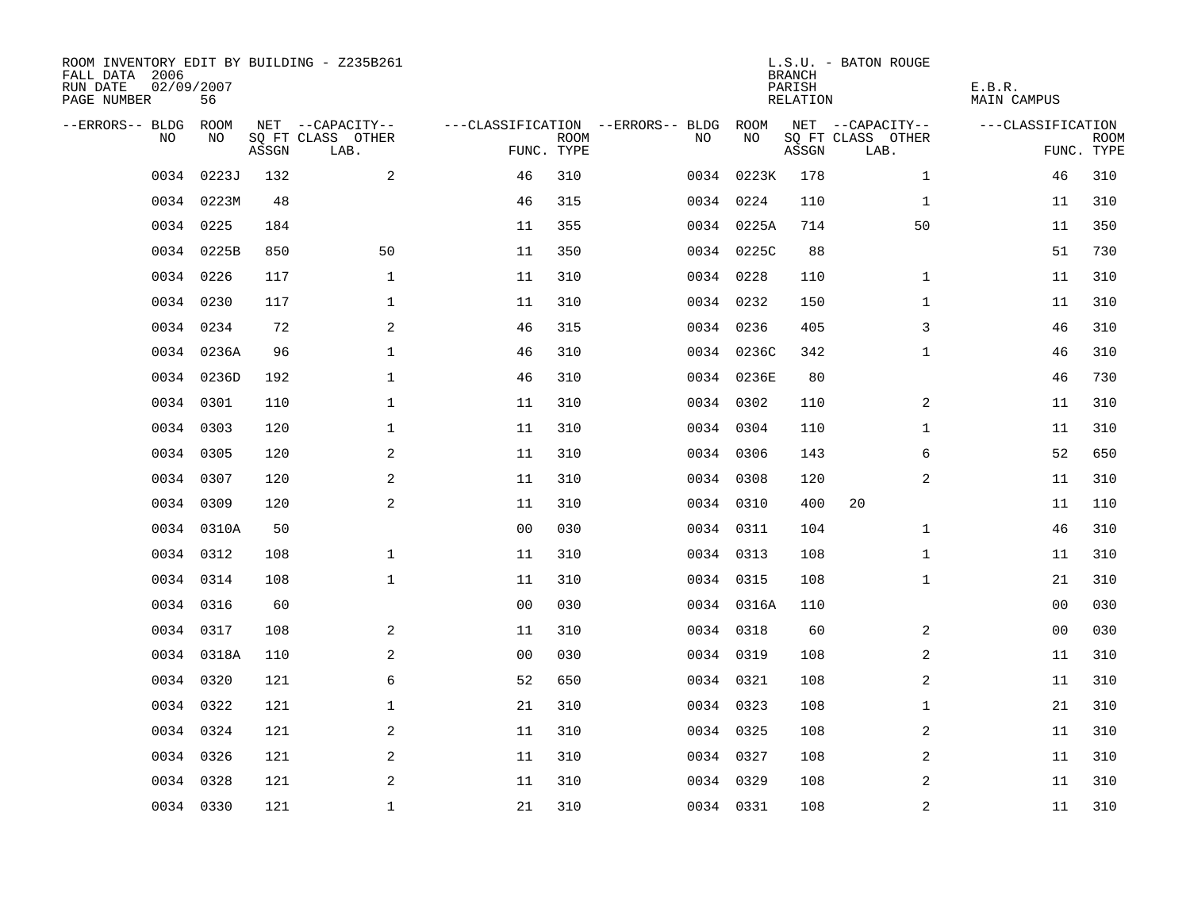ROOM INVENTORY EDIT BY BUILDING - Z235B261
FALL DATA 2006
RUN DATE 02/09/2007
PAGE NUMBER 56

L.S.U. - BATON ROUGE
BRANCH
PARISH E.B.R.
RELATION MAIN CAMPUS

| --ERRORS-- | BLDG NO | ROOM NO | NET SQ FT ASSGN | --CAPACITY-- CLASS | OTHER LAB. | ---CLASSIFICATION FUNC. | ROOM TYPE | --ERRORS-- | BLDG NO | ROOM NO | NET SQ FT ASSGN | --CAPACITY-- CLASS | OTHER LAB. | ---CLASSIFICATION FUNC. | ROOM TYPE |
|---|---|---|---|---|---|---|---|---|---|---|---|---|---|---|---|
| | 0034 | 0223J | 132 | | 2 | 46 | 310 | | 0034 | 0223K | 178 | | 1 | 46 | 310 |
| | 0034 | 0223M | 48 | | | 46 | 315 | | 0034 | 0224 | 110 | | 1 | 11 | 310 |
| | 0034 | 0225 | 184 | | | 11 | 355 | | 0034 | 0225A | 714 | | 50 | 11 | 350 |
| | 0034 | 0225B | 850 | | 50 | 11 | 350 | | 0034 | 0225C | 88 | | | 51 | 730 |
| | 0034 | 0226 | 117 | | 1 | 11 | 310 | | 0034 | 0228 | 110 | | 1 | 11 | 310 |
| | 0034 | 0230 | 117 | | 1 | 11 | 310 | | 0034 | 0232 | 150 | | 1 | 11 | 310 |
| | 0034 | 0234 | 72 | | 2 | 46 | 315 | | 0034 | 0236 | 405 | | 3 | 46 | 310 |
| | 0034 | 0236A | 96 | | 1 | 46 | 310 | | 0034 | 0236C | 342 | | 1 | 46 | 310 |
| | 0034 | 0236D | 192 | | 1 | 46 | 310 | | 0034 | 0236E | 80 | | | 46 | 730 |
| | 0034 | 0301 | 110 | | 1 | 11 | 310 | | 0034 | 0302 | 110 | | 2 | 11 | 310 |
| | 0034 | 0303 | 120 | | 1 | 11 | 310 | | 0034 | 0304 | 110 | | 1 | 11 | 310 |
| | 0034 | 0305 | 120 | | 2 | 11 | 310 | | 0034 | 0306 | 143 | | 6 | 52 | 650 |
| | 0034 | 0307 | 120 | | 2 | 11 | 310 | | 0034 | 0308 | 120 | | 2 | 11 | 310 |
| | 0034 | 0309 | 120 | | 2 | 11 | 310 | | 0034 | 0310 | 400 | 20 | | 11 | 110 |
| | 0034 | 0310A | 50 | | | 00 | 030 | | 0034 | 0311 | 104 | | 1 | 46 | 310 |
| | 0034 | 0312 | 108 | | 1 | 11 | 310 | | 0034 | 0313 | 108 | | 1 | 11 | 310 |
| | 0034 | 0314 | 108 | | 1 | 11 | 310 | | 0034 | 0315 | 108 | | 1 | 21 | 310 |
| | 0034 | 0316 | 60 | | | 00 | 030 | | 0034 | 0316A | 110 | | | 00 | 030 |
| | 0034 | 0317 | 108 | | 2 | 11 | 310 | | 0034 | 0318 | 60 | | 2 | 00 | 030 |
| | 0034 | 0318A | 110 | | 2 | 00 | 030 | | 0034 | 0319 | 108 | | 2 | 11 | 310 |
| | 0034 | 0320 | 121 | | 6 | 52 | 650 | | 0034 | 0321 | 108 | | 2 | 11 | 310 |
| | 0034 | 0322 | 121 | | 1 | 21 | 310 | | 0034 | 0323 | 108 | | 1 | 21 | 310 |
| | 0034 | 0324 | 121 | | 2 | 11 | 310 | | 0034 | 0325 | 108 | | 2 | 11 | 310 |
| | 0034 | 0326 | 121 | | 2 | 11 | 310 | | 0034 | 0327 | 108 | | 2 | 11 | 310 |
| | 0034 | 0328 | 121 | | 2 | 11 | 310 | | 0034 | 0329 | 108 | | 2 | 11 | 310 |
| | 0034 | 0330 | 121 | | 1 | 21 | 310 | | 0034 | 0331 | 108 | | 2 | 11 | 310 |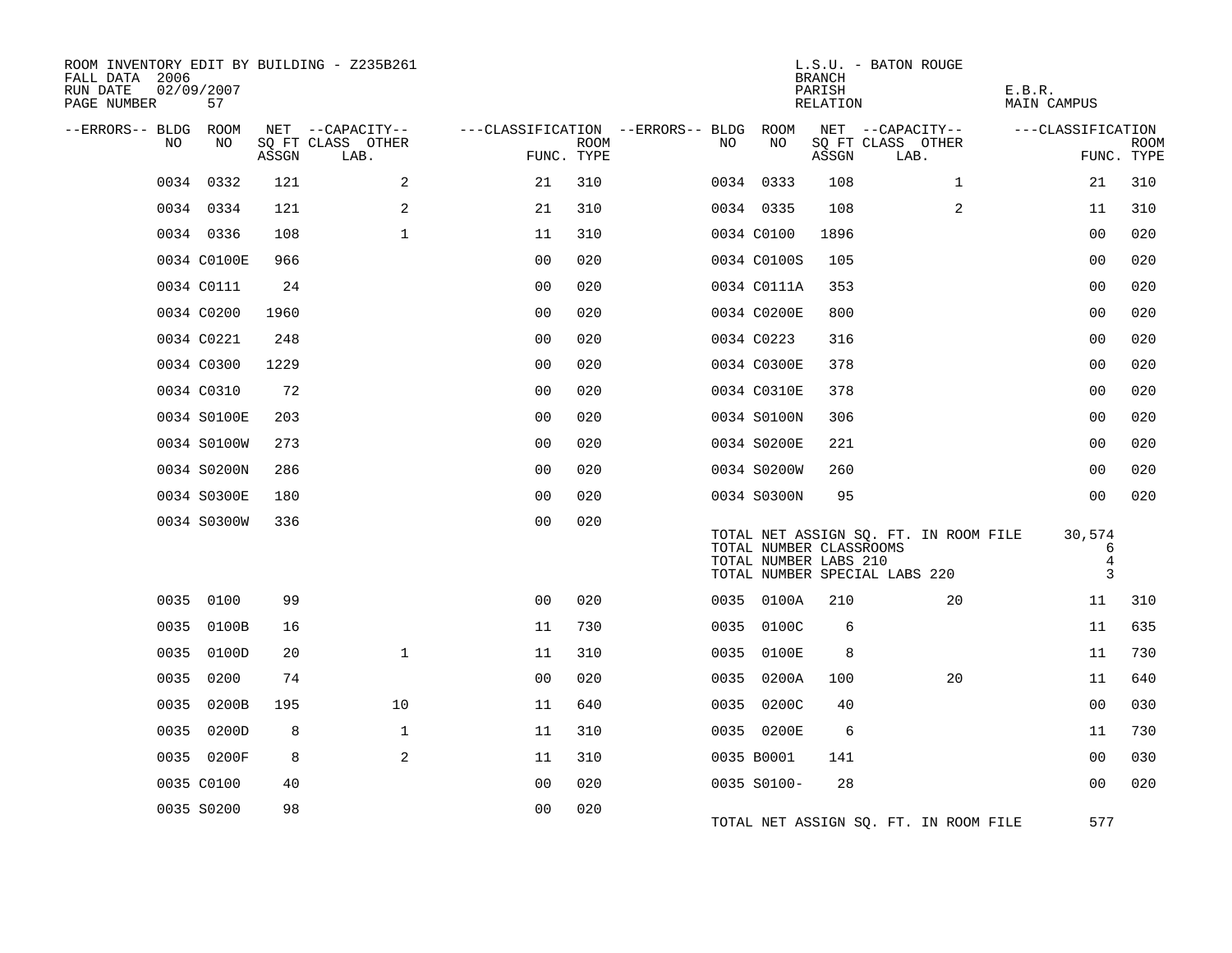ROOM INVENTORY EDIT BY BUILDING - Z235B261
FALL DATA 2006
RUN DATE 02/09/2007

L.S.U. - BATON ROUGE
BRANCH
PARISH E.B.R.
RELATION MAIN CAMPUS

| --ERRORS-- | BLDG NO | ROOM NO | NET SQ FT ASSGN | CAPACITY CLASS LAB. | CAPACITY OTHER | CLASSIFICATION FUNC. | ROOM TYPE | --ERRORS-- | BLDG NO | ROOM NO | NET SQ FT ASSGN | CAPACITY CLASS LAB. | CAPACITY OTHER | CLASSIFICATION FUNC. | ROOM TYPE |
|---|---|---|---|---|---|---|---|---|---|---|---|---|---|---|---|
| | 0034 | 0332 | 121 | | 2 | 21 | 310 | | 0034 | 0333 | 108 | | 1 | 21 | 310 |
| | 0034 | 0334 | 121 | | 2 | 21 | 310 | | 0034 | 0335 | 108 | | 2 | 11 | 310 |
| | 0034 | 0336 | 108 | | 1 | 11 | 310 | | 0034 | C0100 | 1896 | | | 00 | 020 |
| | 0034 | C0100E | 966 | | | 00 | 020 | | 0034 | C0100S | 105 | | | 00 | 020 |
| | 0034 | C0111 | 24 | | | 00 | 020 | | 0034 | C0111A | 353 | | | 00 | 020 |
| | 0034 | C0200 | 1960 | | | 00 | 020 | | 0034 | C0200E | 800 | | | 00 | 020 |
| | 0034 | C0221 | 248 | | | 00 | 020 | | 0034 | C0223 | 316 | | | 00 | 020 |
| | 0034 | C0300 | 1229 | | | 00 | 020 | | 0034 | C0300E | 378 | | | 00 | 020 |
| | 0034 | C0310 | 72 | | | 00 | 020 | | 0034 | C0310E | 378 | | | 00 | 020 |
| | 0034 | S0100E | 203 | | | 00 | 020 | | 0034 | S0100N | 306 | | | 00 | 020 |
| | 0034 | S0100W | 273 | | | 00 | 020 | | 0034 | S0200E | 221 | | | 00 | 020 |
| | 0034 | S0200N | 286 | | | 00 | 020 | | 0034 | S0200W | 260 | | | 00 | 020 |
| | 0034 | S0300E | 180 | | | 00 | 020 | | 0034 | S0300N | 95 | | | 00 | 020 |
| | 0034 | S0300W | 336 | | | 00 | 020 | | | | | | | | |

TOTAL NET ASSIGN SQ. FT. IN ROOM FILE 30,574
TOTAL NUMBER CLASSROOMS 6
TOTAL NUMBER LABS 210 4
TOTAL NUMBER SPECIAL LABS 220 3

| --ERRORS-- | BLDG NO | ROOM NO | NET SQ FT ASSGN | CAPACITY CLASS LAB. | CAPACITY OTHER | CLASSIFICATION FUNC. | ROOM TYPE | --ERRORS-- | BLDG NO | ROOM NO | NET SQ FT ASSGN | CAPACITY CLASS LAB. | CAPACITY OTHER | CLASSIFICATION FUNC. | ROOM TYPE |
|---|---|---|---|---|---|---|---|---|---|---|---|---|---|---|---|
| | 0035 | 0100 | 99 | | | 00 | 020 | | 0035 | 0100A | 210 | | 20 | 11 | 310 |
| | 0035 | 0100B | 16 | | | 11 | 730 | | 0035 | 0100C | 6 | | | 11 | 635 |
| | 0035 | 0100D | 20 | | 1 | 11 | 310 | | 0035 | 0100E | 8 | | | 11 | 730 |
| | 0035 | 0200 | 74 | | | 00 | 020 | | 0035 | 0200A | 100 | | 20 | 11 | 640 |
| | 0035 | 0200B | 195 | | 10 | 11 | 640 | | 0035 | 0200C | 40 | | | 00 | 030 |
| | 0035 | 0200D | 8 | | 1 | 11 | 310 | | 0035 | 0200E | 6 | | | 11 | 730 |
| | 0035 | 0200F | 8 | | 2 | 11 | 310 | | 0035 | B0001 | 141 | | | 00 | 030 |
| | 0035 | C0100 | 40 | | | 00 | 020 | | 0035 | S0100- | 28 | | | 00 | 020 |
| | 0035 | S0200 | 98 | | | 00 | 020 | | | | | | | | |

TOTAL NET ASSIGN SQ. FT. IN ROOM FILE 577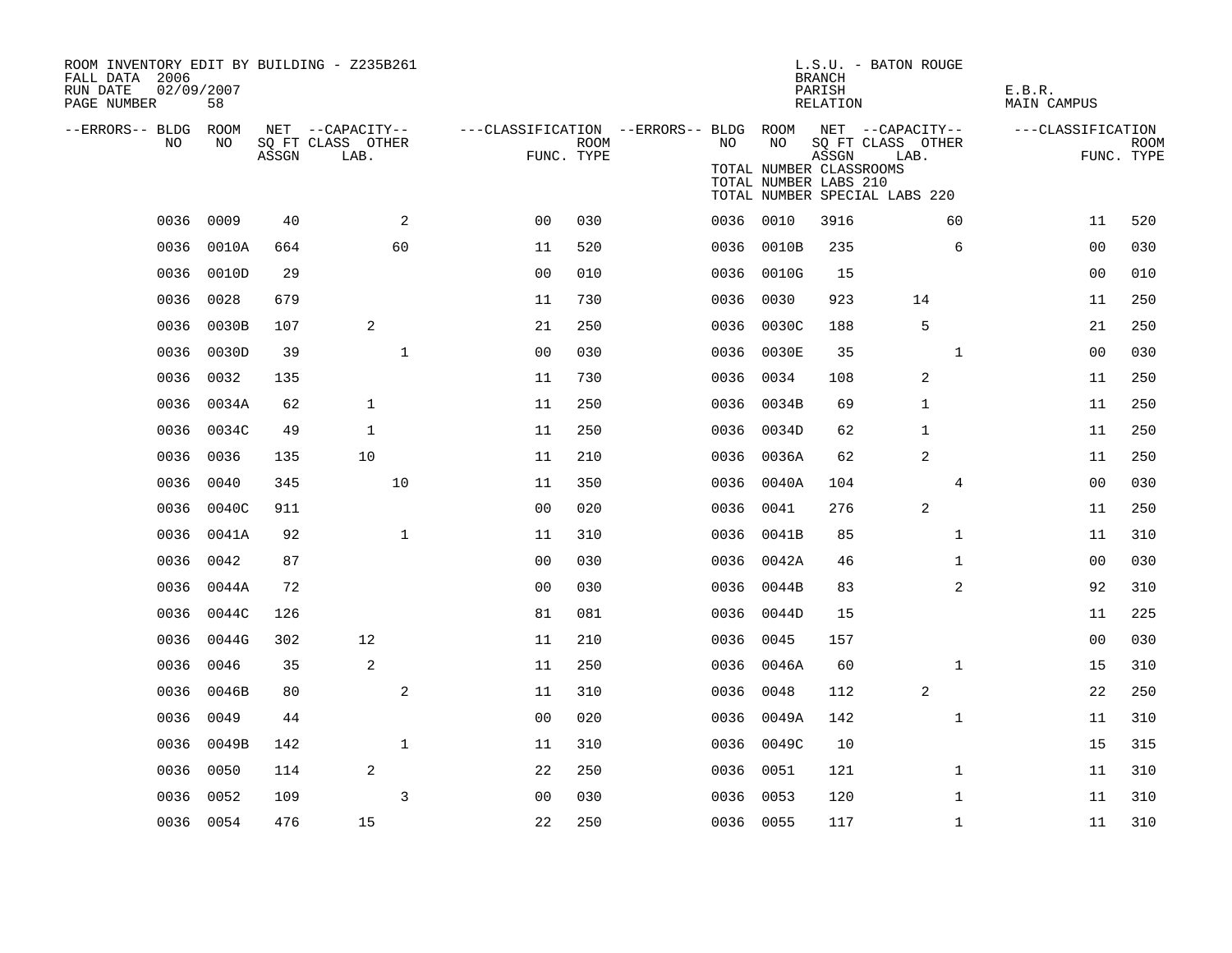ROOM INVENTORY EDIT BY BUILDING - Z235B261
FALL DATA 2006
RUN DATE 02/09/2007
PAGE NUMBER 58

L.S.U. - BATON ROUGE
BRANCH
PARISH E.B.R.
RELATION MAIN CAMPUS

TOTAL NUMBER CLASSROOMS
TOTAL NUMBER LABS 210
TOTAL NUMBER SPECIAL LABS 220

| --ERRORS-- | BLDG NO | ROOM NO | NET SQ FT ASSGN | CAPACITY CLASS LAB. | CAPACITY OTHER | CLASSIFICATION FUNC. | ROOM TYPE | --ERRORS-- | BLDG NO | ROOM NO | NET SQ FT ASSGN | CAPACITY CLASS LAB. | CAPACITY OTHER | CLASSIFICATION FUNC. | ROOM TYPE |
|---|---|---|---|---|---|---|---|---|---|---|---|---|---|---|---|
| | 0036 | 0009 | 40 | | 2 | 00 | 030 | | 0036 | 0010 | 3916 | | 60 | 11 | 520 |
| | 0036 | 0010A | 664 | | 60 | 11 | 520 | | 0036 | 0010B | 235 | | 6 | 00 | 030 |
| | 0036 | 0010D | 29 | | | 00 | 010 | | 0036 | 0010G | 15 | | | 00 | 010 |
| | 0036 | 0028 | 679 | | | 11 | 730 | | 0036 | 0030 | 923 | 14 | | 11 | 250 |
| | 0036 | 0030B | 107 | 2 | | 21 | 250 | | 0036 | 0030C | 188 | 5 | | 21 | 250 |
| | 0036 | 0030D | 39 | | 1 | 00 | 030 | | 0036 | 0030E | 35 | | 1 | 00 | 030 |
| | 0036 | 0032 | 135 | | | 11 | 730 | | 0036 | 0034 | 108 | 2 | | 11 | 250 |
| | 0036 | 0034A | 62 | 1 | | 11 | 250 | | 0036 | 0034B | 69 | 1 | | 11 | 250 |
| | 0036 | 0034C | 49 | 1 | | 11 | 250 | | 0036 | 0034D | 62 | 1 | | 11 | 250 |
| | 0036 | 0036 | 135 | 10 | | 11 | 210 | | 0036 | 0036A | 62 | 2 | | 11 | 250 |
| | 0036 | 0040 | 345 | | 10 | 11 | 350 | | 0036 | 0040A | 104 | | 4 | 00 | 030 |
| | 0036 | 0040C | 911 | | | 00 | 020 | | 0036 | 0041 | 276 | 2 | | 11 | 250 |
| | 0036 | 0041A | 92 | | 1 | 11 | 310 | | 0036 | 0041B | 85 | | 1 | 11 | 310 |
| | 0036 | 0042 | 87 | | | 00 | 030 | | 0036 | 0042A | 46 | | 1 | 00 | 030 |
| | 0036 | 0044A | 72 | | | 00 | 030 | | 0036 | 0044B | 83 | | 2 | 92 | 310 |
| | 0036 | 0044C | 126 | | | 81 | 081 | | 0036 | 0044D | 15 | | | 11 | 225 |
| | 0036 | 0044G | 302 | 12 | | 11 | 210 | | 0036 | 0045 | 157 | | | 00 | 030 |
| | 0036 | 0046 | 35 | 2 | | 11 | 250 | | 0036 | 0046A | 60 | | 1 | 15 | 310 |
| | 0036 | 0046B | 80 | | 2 | 11 | 310 | | 0036 | 0048 | 112 | 2 | | 22 | 250 |
| | 0036 | 0049 | 44 | | | 00 | 020 | | 0036 | 0049A | 142 | | 1 | 11 | 310 |
| | 0036 | 0049B | 142 | | 1 | 11 | 310 | | 0036 | 0049C | 10 | | | 15 | 315 |
| | 0036 | 0050 | 114 | 2 | | 22 | 250 | | 0036 | 0051 | 121 | | 1 | 11 | 310 |
| | 0036 | 0052 | 109 | | 3 | 00 | 030 | | 0036 | 0053 | 120 | | 1 | 11 | 310 |
| | 0036 | 0054 | 476 | 15 | | 22 | 250 | | 0036 | 0055 | 117 | | 1 | 11 | 310 |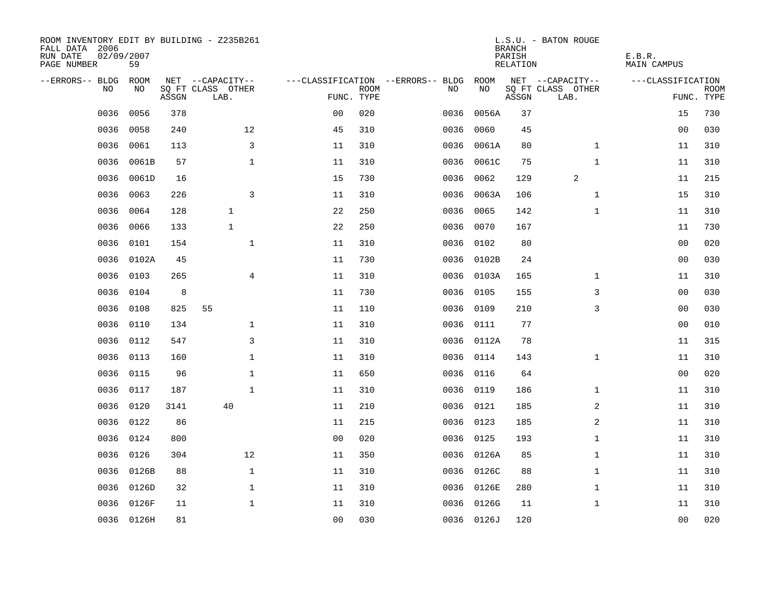ROOM INVENTORY EDIT BY BUILDING - Z235B261
FALL DATA 2006
RUN DATE 02/09/2007
PAGE NUMBER 59

L.S.U. - BATON ROUGE
BRANCH
PARISH E.B.R.
RELATION MAIN CAMPUS

| --ERRORS-- | BLDG NO | ROOM NO | NET SQ FT ASSGN | CAPACITY CLASS LAB. | CAPACITY OTHER | CLASSIFICATION FUNC. | ROOM TYPE | --ERRORS-- | BLDG NO | ROOM NO | NET SQ FT ASSGN | CAPACITY CLASS LAB. | CAPACITY OTHER | CLASSIFICATION FUNC. | ROOM TYPE |
|---|---|---|---|---|---|---|---|---|---|---|---|---|---|---|---|
| | 0036 | 0056 | 378 | | | 00 | 020 | | 0036 | 0056A | 37 | | | 15 | 730 |
| | 0036 | 0058 | 240 | | 12 | 45 | 310 | | 0036 | 0060 | 45 | | | 00 | 030 |
| | 0036 | 0061 | 113 | | 3 | 11 | 310 | | 0036 | 0061A | 80 | | 1 | 11 | 310 |
| | 0036 | 0061B | 57 | | 1 | 11 | 310 | | 0036 | 0061C | 75 | | 1 | 11 | 310 |
| | 0036 | 0061D | 16 | | | 15 | 730 | | 0036 | 0062 | 129 | 2 | | 11 | 215 |
| | 0036 | 0063 | 226 | | 3 | 11 | 310 | | 0036 | 0063A | 106 | | 1 | 15 | 310 |
| | 0036 | 0064 | 128 | 1 | | 22 | 250 | | 0036 | 0065 | 142 | | 1 | 11 | 310 |
| | 0036 | 0066 | 133 | 1 | | 22 | 250 | | 0036 | 0070 | 167 | | | 11 | 730 |
| | 0036 | 0101 | 154 | | 1 | 11 | 310 | | 0036 | 0102 | 80 | | | 00 | 020 |
| | 0036 | 0102A | 45 | | | 11 | 730 | | 0036 | 0102B | 24 | | | 00 | 030 |
| | 0036 | 0103 | 265 | | 4 | 11 | 310 | | 0036 | 0103A | 165 | | 1 | 11 | 310 |
| | 0036 | 0104 | 8 | | | 11 | 730 | | 0036 | 0105 | 155 | | 3 | 00 | 030 |
| | 0036 | 0108 | 825 | 55 | | 11 | 110 | | 0036 | 0109 | 210 | | 3 | 00 | 030 |
| | 0036 | 0110 | 134 | | 1 | 11 | 310 | | 0036 | 0111 | 77 | | | 00 | 010 |
| | 0036 | 0112 | 547 | | 3 | 11 | 310 | | 0036 | 0112A | 78 | | | 11 | 315 |
| | 0036 | 0113 | 160 | | 1 | 11 | 310 | | 0036 | 0114 | 143 | | 1 | 11 | 310 |
| | 0036 | 0115 | 96 | | 1 | 11 | 650 | | 0036 | 0116 | 64 | | | 00 | 020 |
| | 0036 | 0117 | 187 | | 1 | 11 | 310 | | 0036 | 0119 | 186 | | 1 | 11 | 310 |
| | 0036 | 0120 | 3141 | 40 | | 11 | 210 | | 0036 | 0121 | 185 | | 2 | 11 | 310 |
| | 0036 | 0122 | 86 | | | 11 | 215 | | 0036 | 0123 | 185 | | 2 | 11 | 310 |
| | 0036 | 0124 | 800 | | | 00 | 020 | | 0036 | 0125 | 193 | | 1 | 11 | 310 |
| | 0036 | 0126 | 304 | | 12 | 11 | 350 | | 0036 | 0126A | 85 | | 1 | 11 | 310 |
| | 0036 | 0126B | 88 | | 1 | 11 | 310 | | 0036 | 0126C | 88 | | 1 | 11 | 310 |
| | 0036 | 0126D | 32 | | 1 | 11 | 310 | | 0036 | 0126E | 280 | | 1 | 11 | 310 |
| | 0036 | 0126F | 11 | | 1 | 11 | 310 | | 0036 | 0126G | 11 | | 1 | 11 | 310 |
| | 0036 | 0126H | 81 | | | 00 | 030 | | 0036 | 0126J | 120 | | | 00 | 020 |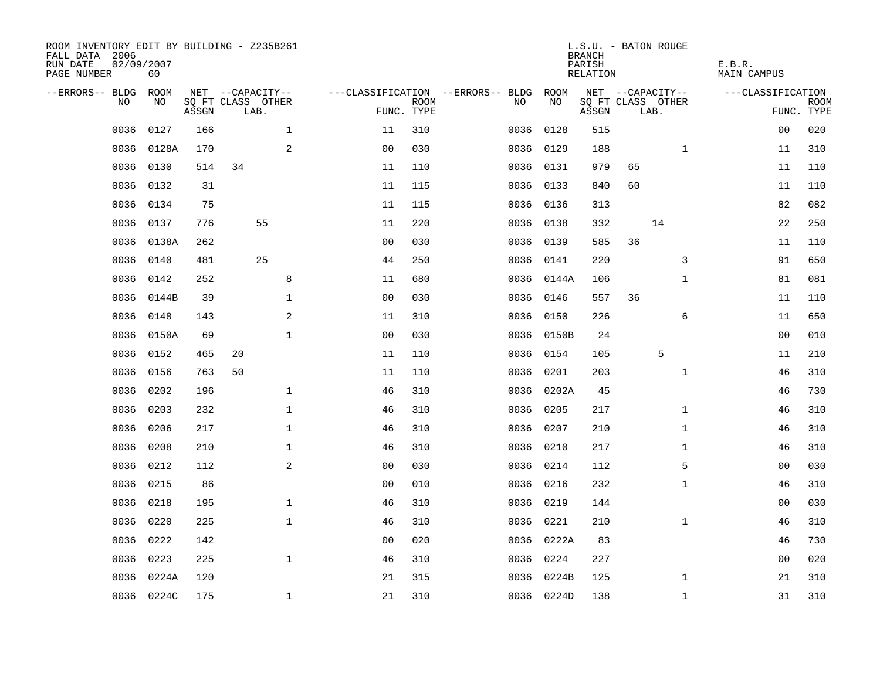ROOM INVENTORY EDIT BY BUILDING - Z235B261
FALL DATA 2006
RUN DATE 02/09/2007
PAGE NUMBER 60

L.S.U. - BATON ROUGE
BRANCH
PARISH E.B.R.
RELATION MAIN CAMPUS

| --ERRORS-- | BLDG NO | ROOM NO | NET SQ FT ASSGN | --CAPACITY-- CLASS LAB. | OTHER | ---CLASSIFICATION FUNC. | ROOM TYPE | --ERRORS-- | BLDG NO | ROOM NO | NET SQ FT ASSGN | --CAPACITY-- CLASS LAB. | OTHER | ---CLASSIFICATION FUNC. | ROOM TYPE |
|---|---|---|---|---|---|---|---|---|---|---|---|---|---|---|---|
| | 0036 | 0127 | 166 | | 1 | 11 | 310 | | 0036 | 0128 | 515 | | | 00 | 020 |
| | 0036 | 0128A | 170 | | 2 | 00 | 030 | | 0036 | 0129 | 188 | | 1 | 11 | 310 |
| | 0036 | 0130 | 514 | 34 | | 11 | 110 | | 0036 | 0131 | 979 | 65 | | 11 | 110 |
| | 0036 | 0132 | 31 | | | 11 | 115 | | 0036 | 0133 | 840 | 60 | | 11 | 110 |
| | 0036 | 0134 | 75 | | | 11 | 115 | | 0036 | 0136 | 313 | | | 82 | 082 |
| | 0036 | 0137 | 776 | 55 | | 11 | 220 | | 0036 | 0138 | 332 | 14 | | 22 | 250 |
| | 0036 | 0138A | 262 | | | 00 | 030 | | 0036 | 0139 | 585 | 36 | | 11 | 110 |
| | 0036 | 0140 | 481 | 25 | | 44 | 250 | | 0036 | 0141 | 220 | | 3 | 91 | 650 |
| | 0036 | 0142 | 252 | | 8 | 11 | 680 | | 0036 | 0144A | 106 | | 1 | 81 | 081 |
| | 0036 | 0144B | 39 | | 1 | 00 | 030 | | 0036 | 0146 | 557 | 36 | | 11 | 110 |
| | 0036 | 0148 | 143 | | 2 | 11 | 310 | | 0036 | 0150 | 226 | | 6 | 11 | 650 |
| | 0036 | 0150A | 69 | | 1 | 00 | 030 | | 0036 | 0150B | 24 | | | 00 | 010 |
| | 0036 | 0152 | 465 | 20 | | 11 | 110 | | 0036 | 0154 | 105 | 5 | | 11 | 210 |
| | 0036 | 0156 | 763 | 50 | | 11 | 110 | | 0036 | 0201 | 203 | | 1 | 46 | 310 |
| | 0036 | 0202 | 196 | | 1 | 46 | 310 | | 0036 | 0202A | 45 | | | 46 | 730 |
| | 0036 | 0203 | 232 | | 1 | 46 | 310 | | 0036 | 0205 | 217 | | 1 | 46 | 310 |
| | 0036 | 0206 | 217 | | 1 | 46 | 310 | | 0036 | 0207 | 210 | | 1 | 46 | 310 |
| | 0036 | 0208 | 210 | | 1 | 46 | 310 | | 0036 | 0210 | 217 | | 1 | 46 | 310 |
| | 0036 | 0212 | 112 | | 2 | 00 | 030 | | 0036 | 0214 | 112 | | 5 | 00 | 030 |
| | 0036 | 0215 | 86 | | | 00 | 010 | | 0036 | 0216 | 232 | | 1 | 46 | 310 |
| | 0036 | 0218 | 195 | | 1 | 46 | 310 | | 0036 | 0219 | 144 | | | 00 | 030 |
| | 0036 | 0220 | 225 | | 1 | 46 | 310 | | 0036 | 0221 | 210 | | 1 | 46 | 310 |
| | 0036 | 0222 | 142 | | | 00 | 020 | | 0036 | 0222A | 83 | | | 46 | 730 |
| | 0036 | 0223 | 225 | | 1 | 46 | 310 | | 0036 | 0224 | 227 | | | 00 | 020 |
| | 0036 | 0224A | 120 | | | 21 | 315 | | 0036 | 0224B | 125 | | 1 | 21 | 310 |
| | 0036 | 0224C | 175 | | 1 | 21 | 310 | | 0036 | 0224D | 138 | | 1 | 31 | 310 |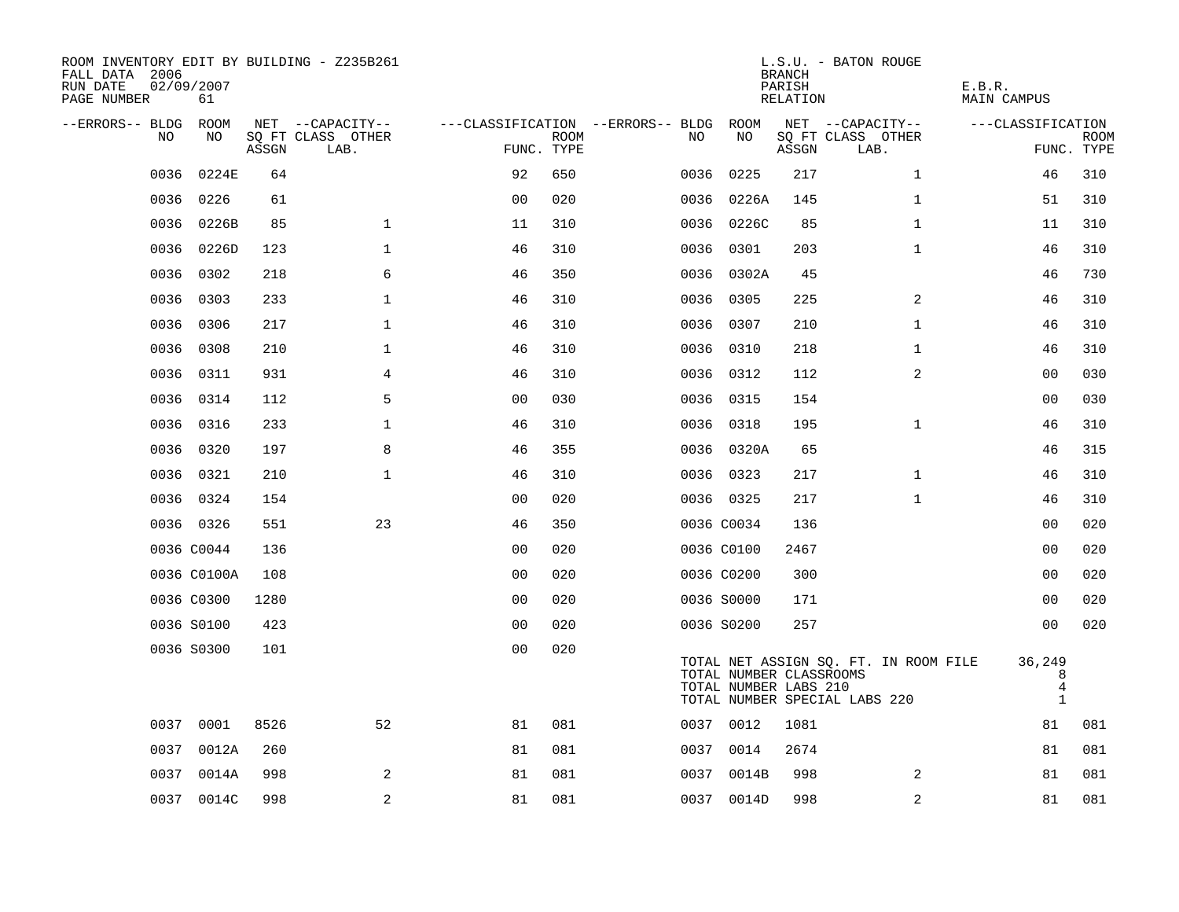ROOM INVENTORY EDIT BY BUILDING - Z235B261
FALL DATA 2006
RUN DATE 02/09/2007
PAGE NUMBER 61

L.S.U. - BATON ROUGE
BRANCH
PARISH E.B.R.
RELATION MAIN CAMPUS

| --ERRORS-- | BLDG NO | ROOM NO | NET SQ FT ASSGN | --CAPACITY-- CLASS | LAB. | OTHER | ---CLASSIFICATION FUNC. | ROOM TYPE | --ERRORS-- | BLDG NO | ROOM NO | NET SQ FT ASSGN | --CAPACITY-- CLASS | LAB. | OTHER | ---CLASSIFICATION FUNC. | ROOM TYPE |
|---|---|---|---|---|---|---|---|---|---|---|---|---|---|---|---|---|---|
| | 0036 | 0224E | 64 | | | | 92 | 650 | | 0036 | 0225 | 217 | | | 1 | 46 | 310 |
| | 0036 | 0226 | 61 | | | | 00 | 020 | | 0036 | 0226A | 145 | | | 1 | 51 | 310 |
| | 0036 | 0226B | 85 | | | 1 | 11 | 310 | | 0036 | 0226C | 85 | | | 1 | 11 | 310 |
| | 0036 | 0226D | 123 | | | 1 | 46 | 310 | | 0036 | 0301 | 203 | | | 1 | 46 | 310 |
| | 0036 | 0302 | 218 | | | 6 | 46 | 350 | | 0036 | 0302A | 45 | | | | 46 | 730 |
| | 0036 | 0303 | 233 | | | 1 | 46 | 310 | | 0036 | 0305 | 225 | | | 2 | 46 | 310 |
| | 0036 | 0306 | 217 | | | 1 | 46 | 310 | | 0036 | 0307 | 210 | | | 1 | 46 | 310 |
| | 0036 | 0308 | 210 | | | 1 | 46 | 310 | | 0036 | 0310 | 218 | | | 1 | 46 | 310 |
| | 0036 | 0311 | 931 | | | 4 | 46 | 310 | | 0036 | 0312 | 112 | | | 2 | 00 | 030 |
| | 0036 | 0314 | 112 | | | 5 | 00 | 030 | | 0036 | 0315 | 154 | | | | 00 | 030 |
| | 0036 | 0316 | 233 | | | 1 | 46 | 310 | | 0036 | 0318 | 195 | | | 1 | 46 | 310 |
| | 0036 | 0320 | 197 | | | 8 | 46 | 355 | | 0036 | 0320A | 65 | | | | 46 | 315 |
| | 0036 | 0321 | 210 | | | 1 | 46 | 310 | | 0036 | 0323 | 217 | | | 1 | 46 | 310 |
| | 0036 | 0324 | 154 | | | | 00 | 020 | | 0036 | 0325 | 217 | | | 1 | 46 | 310 |
| | 0036 | 0326 | 551 | | | 23 | 46 | 350 | | 0036 | C0034 | 136 | | | | 00 | 020 |
| | 0036 | C0044 | 136 | | | | 00 | 020 | | 0036 | C0100 | 2467 | | | | 00 | 020 |
| | 0036 | C0100A | 108 | | | | 00 | 020 | | 0036 | C0200 | 300 | | | | 00 | 020 |
| | 0036 | C0300 | 1280 | | | | 00 | 020 | | 0036 | S0000 | 171 | | | | 00 | 020 |
| | 0036 | S0100 | 423 | | | | 00 | 020 | | 0036 | S0200 | 257 | | | | 00 | 020 |
| | 0036 | S0300 | 101 | | | | 00 | 020 | | | | | | | | | |

TOTAL NET ASSIGN SQ. FT. IN ROOM FILE 36,249
TOTAL NUMBER CLASSROOMS 8
TOTAL NUMBER LABS 210 4
TOTAL NUMBER SPECIAL LABS 220 1

| --ERRORS-- | BLDG NO | ROOM NO | NET SQ FT ASSGN | --CAPACITY-- CLASS | LAB. | OTHER | ---CLASSIFICATION FUNC. | ROOM TYPE | --ERRORS-- | BLDG NO | ROOM NO | NET SQ FT ASSGN | --CAPACITY-- CLASS | LAB. | OTHER | ---CLASSIFICATION FUNC. | ROOM TYPE |
|---|---|---|---|---|---|---|---|---|---|---|---|---|---|---|---|---|---|
| | 0037 | 0001 | 8526 | | | 52 | 81 | 081 | | 0037 | 0012 | 1081 | | | | 81 | 081 |
| | 0037 | 0012A | 260 | | | | 81 | 081 | | 0037 | 0014 | 2674 | | | | 81 | 081 |
| | 0037 | 0014A | 998 | | | 2 | 81 | 081 | | 0037 | 0014B | 998 | | | 2 | 81 | 081 |
| | 0037 | 0014C | 998 | | | 2 | 81 | 081 | | 0037 | 0014D | 998 | | | 2 | 81 | 081 |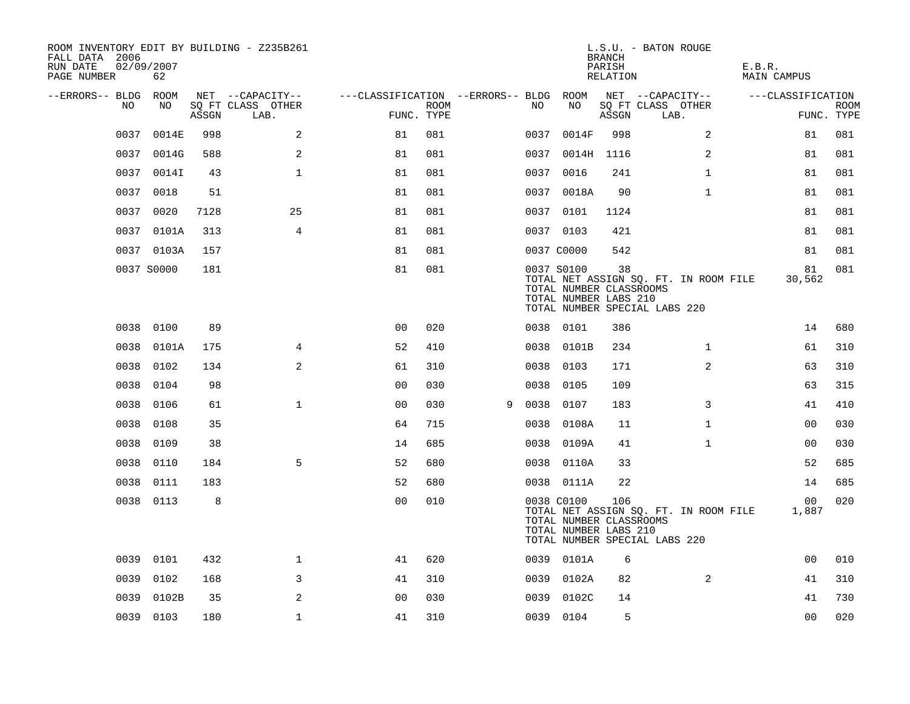ROOM INVENTORY EDIT BY BUILDING - Z235B261
FALL DATA 2006
RUN DATE 02/09/2007
PAGE NUMBER 62

L.S.U. - BATON ROUGE
BRANCH
PARISH E.B.R.
RELATION MAIN CAMPUS

| --ERRORS-- | BLDG NO | ROOM NO | NET ASSGN | CAPACITY CLASS | CAPACITY LAB. | CAPACITY OTHER | FUNC. | ROOM TYPE | --ERRORS-- | BLDG NO | ROOM NO | NET ASSGN | CAPACITY CLASS | CAPACITY LAB. | CAPACITY OTHER | FUNC. | ROOM TYPE |
|---|---|---|---|---|---|---|---|---|---|---|---|---|---|---|---|---|---|
| | 0037 | 0014E | 998 | | 2 | | 81 | 081 | | 0037 | 0014F | 998 | | 2 | | 81 | 081 |
| | 0037 | 0014G | 588 | | 2 | | 81 | 081 | | 0037 | 0014H | 1116 | | 2 | | 81 | 081 |
| | 0037 | 0014I | 43 | | 1 | | 81 | 081 | | 0037 | 0016 | 241 | | 1 | | 81 | 081 |
| | 0037 | 0018 | 51 | | | | 81 | 081 | | 0037 | 0018A | 90 | | 1 | | 81 | 081 |
| | 0037 | 0020 | 7128 | | 25 | | 81 | 081 | | 0037 | 0101 | 1124 | | | | 81 | 081 |
| | 0037 | 0101A | 313 | | 4 | | 81 | 081 | | 0037 | 0103 | 421 | | | | 81 | 081 |
| | 0037 | 0103A | 157 | | | | 81 | 081 | | 0037 | C0000 | 542 | | | | 81 | 081 |
| | 0037 | S0000 | 181 | | | | 81 | 081 | | 0037 | S0100 | 38 | | | | 81 | 081 |
| | | | | | | | | | | TOTAL NET ASSIGN SQ. FT. IN ROOM FILE | | | | | | 30,562 | |
| | | | | | | | | | | TOTAL NUMBER CLASSROOMS | | | | | | | |
| | | | | | | | | | | TOTAL NUMBER LABS 210 | | | | | | | |
| | | | | | | | | | | TOTAL NUMBER SPECIAL LABS 220 | | | | | | | |
| | 0038 | 0100 | 89 | | | | 00 | 020 | | 0038 | 0101 | 386 | | | | 14 | 680 |
| | 0038 | 0101A | 175 | | 4 | | 52 | 410 | | 0038 | 0101B | 234 | | 1 | | 61 | 310 |
| | 0038 | 0102 | 134 | | 2 | | 61 | 310 | | 0038 | 0103 | 171 | | 2 | | 63 | 310 |
| | 0038 | 0104 | 98 | | | | 00 | 030 | | 0038 | 0105 | 109 | | | | 63 | 315 |
| | 0038 | 0106 | 61 | | 1 | | 00 | 030 | 9 | 0038 | 0107 | 183 | | 3 | | 41 | 410 |
| | 0038 | 0108 | 35 | | | | 64 | 715 | | 0038 | 0108A | 11 | | 1 | | 00 | 030 |
| | 0038 | 0109 | 38 | | | | 14 | 685 | | 0038 | 0109A | 41 | | 1 | | 00 | 030 |
| | 0038 | 0110 | 184 | | 5 | | 52 | 680 | | 0038 | 0110A | 33 | | | | 52 | 685 |
| | 0038 | 0111 | 183 | | | | 52 | 680 | | 0038 | 0111A | 22 | | | | 14 | 685 |
| | 0038 | 0113 | 8 | | | | 00 | 010 | | 0038 | C0100 | 106 | | | | 00 | 020 |
| | | | | | | | | | | TOTAL NET ASSIGN SQ. FT. IN ROOM FILE | | | | | | 1,887 | |
| | | | | | | | | | | TOTAL NUMBER CLASSROOMS | | | | | | | |
| | | | | | | | | | | TOTAL NUMBER LABS 210 | | | | | | | |
| | | | | | | | | | | TOTAL NUMBER SPECIAL LABS 220 | | | | | | | |
| | 0039 | 0101 | 432 | | 1 | | 41 | 620 | | 0039 | 0101A | 6 | | | | 00 | 010 |
| | 0039 | 0102 | 168 | | 3 | | 41 | 310 | | 0039 | 0102A | 82 | | 2 | | 41 | 310 |
| | 0039 | 0102B | 35 | | 2 | | 00 | 030 | | 0039 | 0102C | 14 | | | | 41 | 730 |
| | 0039 | 0103 | 180 | | 1 | | 41 | 310 | | 0039 | 0104 | 5 | | | | 00 | 020 |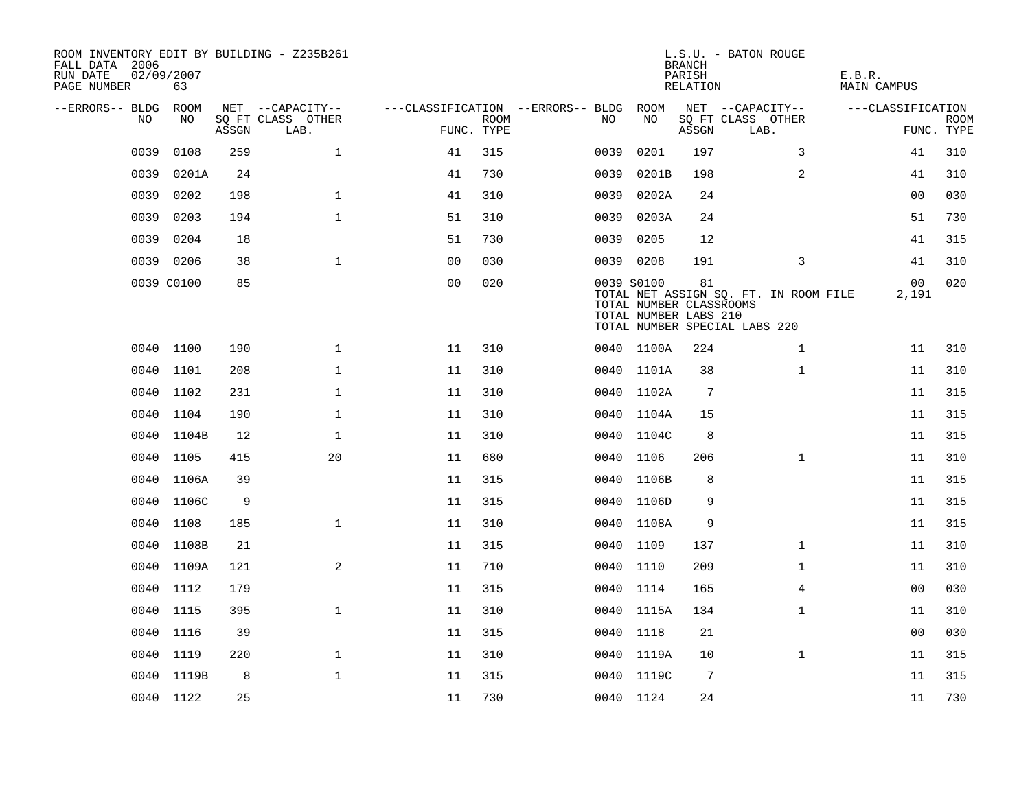ROOM INVENTORY EDIT BY BUILDING - Z235B261
FALL DATA 2006
RUN DATE 02/09/2007
PAGE NUMBER 63

L.S.U. - BATON ROUGE
BRANCH
PARISH E.B.R.
RELATION MAIN CAMPUS

| --ERRORS-- | BLDG NO | ROOM NO | NET SQ FT ASSGN | --CAPACITY-- CLASS LAB. | OTHER | ---CLASSIFICATION FUNC. | ROOM TYPE | --ERRORS-- | BLDG NO | ROOM NO | NET SQ FT ASSGN | --CAPACITY-- CLASS LAB. | OTHER | ---CLASSIFICATION FUNC. | ROOM TYPE |
|---|---|---|---|---|---|---|---|---|---|---|---|---|---|---|---|
| | 0039 | 0108 | 259 | | 1 | 41 | 315 | | 0039 | 0201 | 197 | | 3 | 41 | 310 |
| | 0039 | 0201A | 24 | | | 41 | 730 | | 0039 | 0201B | 198 | | 2 | 41 | 310 |
| | 0039 | 0202 | 198 | | 1 | 41 | 310 | | 0039 | 0202A | 24 | | | 00 | 030 |
| | 0039 | 0203 | 194 | | 1 | 51 | 310 | | 0039 | 0203A | 24 | | | 51 | 730 |
| | 0039 | 0204 | 18 | | | 51 | 730 | | 0039 | 0205 | 12 | | | 41 | 315 |
| | 0039 | 0206 | 38 | | 1 | 00 | 030 | | 0039 | 0208 | 191 | | 3 | 41 | 310 |
| | 0039 | C0100 | 85 | | | 00 | 020 | | 0039 | S0100 | 81 | | | 00 | 020 |
| | | | | | | | | | TOTAL NET ASSIGN SQ. FT. IN ROOM FILE | | | | | 2,191 | |
| | | | | | | | | | TOTAL NUMBER CLASSROOMS | | | | | | |
| | | | | | | | | | TOTAL NUMBER LABS 210 | | | | | | |
| | | | | | | | | | TOTAL NUMBER SPECIAL LABS 220 | | | | | | |
| | 0040 | 1100 | 190 | | 1 | 11 | 310 | | 0040 | 1100A | 224 | | 1 | 11 | 310 |
| | 0040 | 1101 | 208 | | 1 | 11 | 310 | | 0040 | 1101A | 38 | | 1 | 11 | 310 |
| | 0040 | 1102 | 231 | | 1 | 11 | 310 | | 0040 | 1102A | 7 | | | 11 | 315 |
| | 0040 | 1104 | 190 | | 1 | 11 | 310 | | 0040 | 1104A | 15 | | | 11 | 315 |
| | 0040 | 1104B | 12 | | 1 | 11 | 310 | | 0040 | 1104C | 8 | | | 11 | 315 |
| | 0040 | 1105 | 415 | | 20 | 11 | 680 | | 0040 | 1106 | 206 | | 1 | 11 | 310 |
| | 0040 | 1106A | 39 | | | 11 | 315 | | 0040 | 1106B | 8 | | | 11 | 315 |
| | 0040 | 1106C | 9 | | | 11 | 315 | | 0040 | 1106D | 9 | | | 11 | 315 |
| | 0040 | 1108 | 185 | | 1 | 11 | 310 | | 0040 | 1108A | 9 | | | 11 | 315 |
| | 0040 | 1108B | 21 | | | 11 | 315 | | 0040 | 1109 | 137 | | 1 | 11 | 310 |
| | 0040 | 1109A | 121 | | 2 | 11 | 710 | | 0040 | 1110 | 209 | | 1 | 11 | 310 |
| | 0040 | 1112 | 179 | | | 11 | 315 | | 0040 | 1114 | 165 | | 4 | 00 | 030 |
| | 0040 | 1115 | 395 | | 1 | 11 | 310 | | 0040 | 1115A | 134 | | 1 | 11 | 310 |
| | 0040 | 1116 | 39 | | | 11 | 315 | | 0040 | 1118 | 21 | | | 00 | 030 |
| | 0040 | 1119 | 220 | | 1 | 11 | 310 | | 0040 | 1119A | 10 | | 1 | 11 | 315 |
| | 0040 | 1119B | 8 | | 1 | 11 | 315 | | 0040 | 1119C | 7 | | | 11 | 315 |
| | 0040 | 1122 | 25 | | | 11 | 730 | | 0040 | 1124 | 24 | | | 11 | 730 |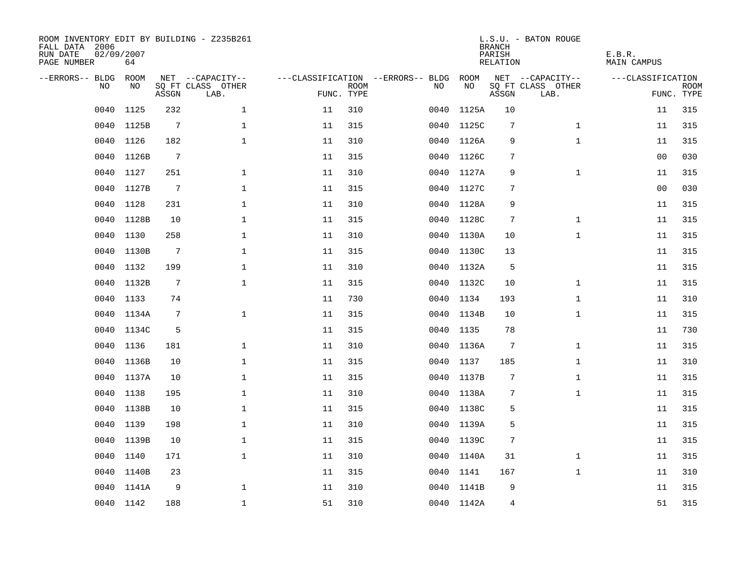ROOM INVENTORY EDIT BY BUILDING - Z235B261
FALL DATA 2006
RUN DATE 02/09/2007
PAGE NUMBER 64

L.S.U. - BATON ROUGE
BRANCH
PARISH E.B.R.
RELATION MAIN CAMPUS

| --ERRORS-- | BLDG NO | ROOM NO | NET SQ FT ASSGN | --CAPACITY-- CLASS LAB. | OTHER | ---CLASSIFICATION FUNC. | ROOM TYPE | --ERRORS-- | BLDG NO | ROOM NO | NET SQ FT ASSGN | --CAPACITY-- CLASS LAB. | OTHER | ---CLASSIFICATION FUNC. | ROOM TYPE |
|---|---|---|---|---|---|---|---|---|---|---|---|---|---|---|---|
| | 0040 | 1125 | 232 | | 1 | 11 | 310 | | 0040 | 1125A | 10 | | | 11 | 315 |
| | 0040 | 1125B | 7 | | 1 | 11 | 315 | | 0040 | 1125C | 7 | | 1 | 11 | 315 |
| | 0040 | 1126 | 182 | | 1 | 11 | 310 | | 0040 | 1126A | 9 | | 1 | 11 | 315 |
| | 0040 | 1126B | 7 | | | 11 | 315 | | 0040 | 1126C | 7 | | | 00 | 030 |
| | 0040 | 1127 | 251 | | 1 | 11 | 310 | | 0040 | 1127A | 9 | | 1 | 11 | 315 |
| | 0040 | 1127B | 7 | | 1 | 11 | 315 | | 0040 | 1127C | 7 | | | 00 | 030 |
| | 0040 | 1128 | 231 | | 1 | 11 | 310 | | 0040 | 1128A | 9 | | | 11 | 315 |
| | 0040 | 1128B | 10 | | 1 | 11 | 315 | | 0040 | 1128C | 7 | | 1 | 11 | 315 |
| | 0040 | 1130 | 258 | | 1 | 11 | 310 | | 0040 | 1130A | 10 | | 1 | 11 | 315 |
| | 0040 | 1130B | 7 | | 1 | 11 | 315 | | 0040 | 1130C | 13 | | | 11 | 315 |
| | 0040 | 1132 | 199 | | 1 | 11 | 310 | | 0040 | 1132A | 5 | | | 11 | 315 |
| | 0040 | 1132B | 7 | | 1 | 11 | 315 | | 0040 | 1132C | 10 | | 1 | 11 | 315 |
| | 0040 | 1133 | 74 | | | 11 | 730 | | 0040 | 1134 | 193 | | 1 | 11 | 310 |
| | 0040 | 1134A | 7 | | 1 | 11 | 315 | | 0040 | 1134B | 10 | | 1 | 11 | 315 |
| | 0040 | 1134C | 5 | | | 11 | 315 | | 0040 | 1135 | 78 | | | 11 | 730 |
| | 0040 | 1136 | 181 | | 1 | 11 | 310 | | 0040 | 1136A | 7 | | 1 | 11 | 315 |
| | 0040 | 1136B | 10 | | 1 | 11 | 315 | | 0040 | 1137 | 185 | | 1 | 11 | 310 |
| | 0040 | 1137A | 10 | | 1 | 11 | 315 | | 0040 | 1137B | 7 | | 1 | 11 | 315 |
| | 0040 | 1138 | 195 | | 1 | 11 | 310 | | 0040 | 1138A | 7 | | 1 | 11 | 315 |
| | 0040 | 1138B | 10 | | 1 | 11 | 315 | | 0040 | 1138C | 5 | | | 11 | 315 |
| | 0040 | 1139 | 198 | | 1 | 11 | 310 | | 0040 | 1139A | 5 | | | 11 | 315 |
| | 0040 | 1139B | 10 | | 1 | 11 | 315 | | 0040 | 1139C | 7 | | | 11 | 315 |
| | 0040 | 1140 | 171 | | 1 | 11 | 310 | | 0040 | 1140A | 31 | | 1 | 11 | 315 |
| | 0040 | 1140B | 23 | | | 11 | 315 | | 0040 | 1141 | 167 | | 1 | 11 | 310 |
| | 0040 | 1141A | 9 | | 1 | 11 | 310 | | 0040 | 1141B | 9 | | | 11 | 315 |
| | 0040 | 1142 | 188 | | 1 | 51 | 310 | | 0040 | 1142A | 4 | | | 51 | 315 |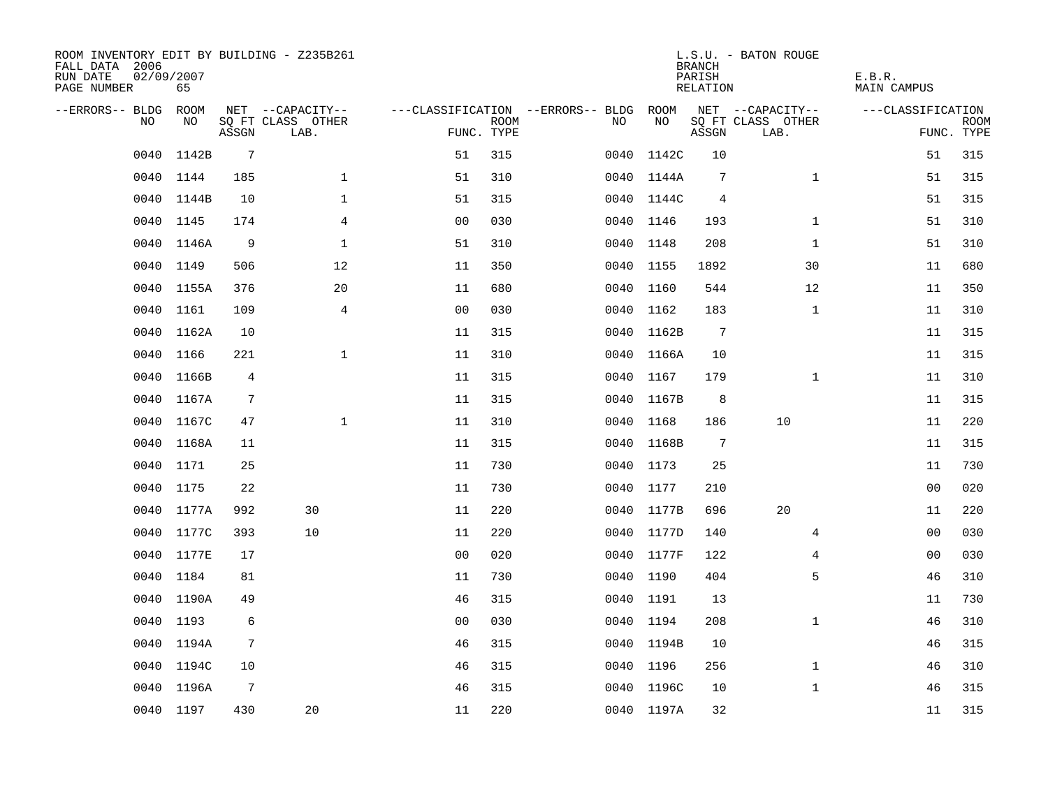ROOM INVENTORY EDIT BY BUILDING - Z235B261
FALL DATA 2006
RUN DATE 02/09/2007
PAGE NUMBER 65

L.S.U. - BATON ROUGE
BRANCH
PARISH E.B.R.
RELATION MAIN CAMPUS

| --ERRORS-- | BLDG NO | ROOM NO | NET SQ FT ASSGN | --CAPACITY-- CLASS LAB. | OTHER | ---CLASSIFICATION FUNC. | ROOM TYPE | --ERRORS-- | BLDG NO | ROOM NO | NET SQ FT ASSGN | --CAPACITY-- CLASS LAB. | OTHER | ---CLASSIFICATION FUNC. | ROOM TYPE |
|---|---|---|---|---|---|---|---|---|---|---|---|---|---|---|---|
| | 0040 | 1142B | 7 | | | 51 | 315 | | 0040 | 1142C | 10 | | | 51 | 315 |
| | 0040 | 1144 | 185 | | 1 | 51 | 310 | | 0040 | 1144A | 7 | | 1 | 51 | 315 |
| | 0040 | 1144B | 10 | | 1 | 51 | 315 | | 0040 | 1144C | 4 | | | 51 | 315 |
| | 0040 | 1145 | 174 | | 4 | 00 | 030 | | 0040 | 1146 | 193 | | 1 | 51 | 310 |
| | 0040 | 1146A | 9 | | 1 | 51 | 310 | | 0040 | 1148 | 208 | | 1 | 51 | 310 |
| | 0040 | 1149 | 506 | | 12 | 11 | 350 | | 0040 | 1155 | 1892 | | 30 | 11 | 680 |
| | 0040 | 1155A | 376 | | 20 | 11 | 680 | | 0040 | 1160 | 544 | | 12 | 11 | 350 |
| | 0040 | 1161 | 109 | | 4 | 00 | 030 | | 0040 | 1162 | 183 | | 1 | 11 | 310 |
| | 0040 | 1162A | 10 | | | 11 | 315 | | 0040 | 1162B | 7 | | | 11 | 315 |
| | 0040 | 1166 | 221 | | 1 | 11 | 310 | | 0040 | 1166A | 10 | | | 11 | 315 |
| | 0040 | 1166B | 4 | | | 11 | 315 | | 0040 | 1167 | 179 | | 1 | 11 | 310 |
| | 0040 | 1167A | 7 | | | 11 | 315 | | 0040 | 1167B | 8 | | | 11 | 315 |
| | 0040 | 1167C | 47 | | 1 | 11 | 310 | | 0040 | 1168 | 186 | 10 | | 11 | 220 |
| | 0040 | 1168A | 11 | | | 11 | 315 | | 0040 | 1168B | 7 | | | 11 | 315 |
| | 0040 | 1171 | 25 | | | 11 | 730 | | 0040 | 1173 | 25 | | | 11 | 730 |
| | 0040 | 1175 | 22 | | | 11 | 730 | | 0040 | 1177 | 210 | | | 00 | 020 |
| | 0040 | 1177A | 992 | 30 | | 11 | 220 | | 0040 | 1177B | 696 | 20 | | 11 | 220 |
| | 0040 | 1177C | 393 | 10 | | 11 | 220 | | 0040 | 1177D | 140 | | 4 | 00 | 030 |
| | 0040 | 1177E | 17 | | | 00 | 020 | | 0040 | 1177F | 122 | | 4 | 00 | 030 |
| | 0040 | 1184 | 81 | | | 11 | 730 | | 0040 | 1190 | 404 | | 5 | 46 | 310 |
| | 0040 | 1190A | 49 | | | 46 | 315 | | 0040 | 1191 | 13 | | | 11 | 730 |
| | 0040 | 1193 | 6 | | | 00 | 030 | | 0040 | 1194 | 208 | | 1 | 46 | 310 |
| | 0040 | 1194A | 7 | | | 46 | 315 | | 0040 | 1194B | 10 | | | 46 | 315 |
| | 0040 | 1194C | 10 | | | 46 | 315 | | 0040 | 1196 | 256 | | 1 | 46 | 310 |
| | 0040 | 1196A | 7 | | | 46 | 315 | | 0040 | 1196C | 10 | | 1 | 46 | 315 |
| | 0040 | 1197 | 430 | 20 | | 11 | 220 | | 0040 | 1197A | 32 | | | 11 | 315 |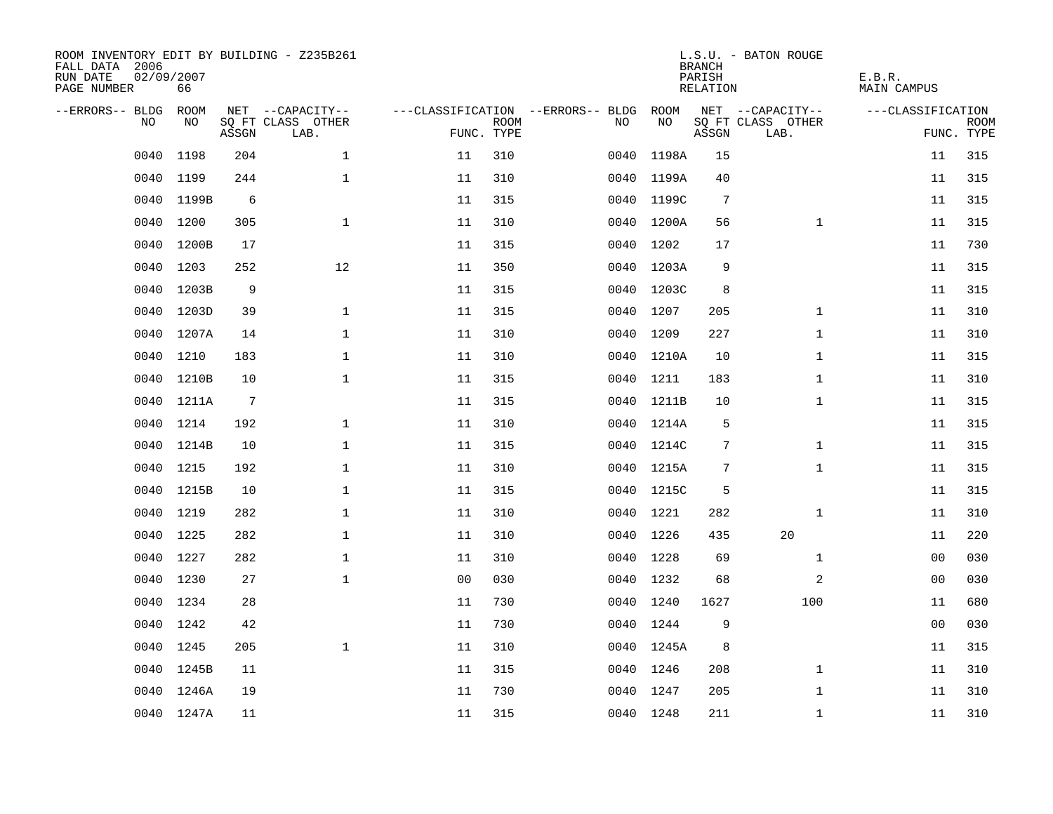ROOM INVENTORY EDIT BY BUILDING - Z235B261
FALL DATA 2006
RUN DATE 02/09/2007
PAGE NUMBER 66

L.S.U. - BATON ROUGE
BRANCH
PARISH E.B.R.
RELATION MAIN CAMPUS

| --ERRORS-- | BLDG NO | ROOM NO | NET SQ FT ASSGN | --CAPACITY-- CLASS LAB. | OTHER | ---CLASSIFICATION FUNC. | ROOM TYPE | --ERRORS-- | BLDG NO | ROOM NO | NET SQ FT ASSGN | --CAPACITY-- CLASS LAB. | OTHER | ---CLASSIFICATION FUNC. | ROOM TYPE |
|---|---|---|---|---|---|---|---|---|---|---|---|---|---|---|---|
| | 0040 | 1198 | 204 | | 1 | 11 | 310 | | 0040 | 1198A | 15 | | | 11 | 315 |
| | 0040 | 1199 | 244 | | 1 | 11 | 310 | | 0040 | 1199A | 40 | | | 11 | 315 |
| | 0040 | 1199B | 6 | | | 11 | 315 | | 0040 | 1199C | 7 | | | 11 | 315 |
| | 0040 | 1200 | 305 | | 1 | 11 | 310 | | 0040 | 1200A | 56 | | 1 | 11 | 315 |
| | 0040 | 1200B | 17 | | | 11 | 315 | | 0040 | 1202 | 17 | | | 11 | 730 |
| | 0040 | 1203 | 252 | | 12 | 11 | 350 | | 0040 | 1203A | 9 | | | 11 | 315 |
| | 0040 | 1203B | 9 | | | 11 | 315 | | 0040 | 1203C | 8 | | | 11 | 315 |
| | 0040 | 1203D | 39 | | 1 | 11 | 315 | | 0040 | 1207 | 205 | | 1 | 11 | 310 |
| | 0040 | 1207A | 14 | | 1 | 11 | 310 | | 0040 | 1209 | 227 | | 1 | 11 | 310 |
| | 0040 | 1210 | 183 | | 1 | 11 | 310 | | 0040 | 1210A | 10 | | 1 | 11 | 315 |
| | 0040 | 1210B | 10 | | 1 | 11 | 315 | | 0040 | 1211 | 183 | | 1 | 11 | 310 |
| | 0040 | 1211A | 7 | | | 11 | 315 | | 0040 | 1211B | 10 | | 1 | 11 | 315 |
| | 0040 | 1214 | 192 | | 1 | 11 | 310 | | 0040 | 1214A | 5 | | | 11 | 315 |
| | 0040 | 1214B | 10 | | 1 | 11 | 315 | | 0040 | 1214C | 7 | | 1 | 11 | 315 |
| | 0040 | 1215 | 192 | | 1 | 11 | 310 | | 0040 | 1215A | 7 | | 1 | 11 | 315 |
| | 0040 | 1215B | 10 | | 1 | 11 | 315 | | 0040 | 1215C | 5 | | | 11 | 315 |
| | 0040 | 1219 | 282 | | 1 | 11 | 310 | | 0040 | 1221 | 282 | | 1 | 11 | 310 |
| | 0040 | 1225 | 282 | | 1 | 11 | 310 | | 0040 | 1226 | 435 | 20 | | 11 | 220 |
| | 0040 | 1227 | 282 | | 1 | 11 | 310 | | 0040 | 1228 | 69 | | 1 | 00 | 030 |
| | 0040 | 1230 | 27 | | 1 | 00 | 030 | | 0040 | 1232 | 68 | | 2 | 00 | 030 |
| | 0040 | 1234 | 28 | | | 11 | 730 | | 0040 | 1240 | 1627 | | 100 | 11 | 680 |
| | 0040 | 1242 | 42 | | | 11 | 730 | | 0040 | 1244 | 9 | | | 00 | 030 |
| | 0040 | 1245 | 205 | | 1 | 11 | 310 | | 0040 | 1245A | 8 | | | 11 | 315 |
| | 0040 | 1245B | 11 | | | 11 | 315 | | 0040 | 1246 | 208 | | 1 | 11 | 310 |
| | 0040 | 1246A | 19 | | | 11 | 730 | | 0040 | 1247 | 205 | | 1 | 11 | 310 |
| | 0040 | 1247A | 11 | | | 11 | 315 | | 0040 | 1248 | 211 | | 1 | 11 | 310 |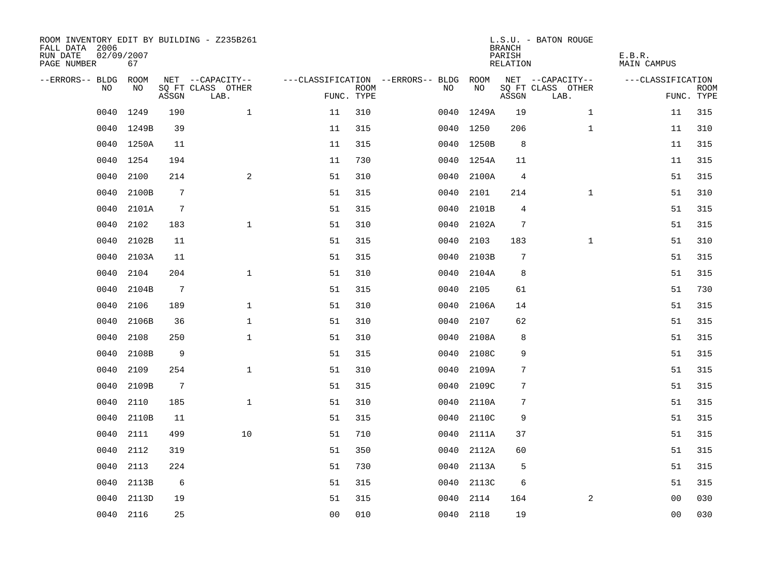ROOM INVENTORY EDIT BY BUILDING - Z235B261
FALL DATA 2006
RUN DATE 02/09/2007
PAGE NUMBER 67

L.S.U. - BATON ROUGE
BRANCH
PARISH E.B.R.
RELATION MAIN CAMPUS

| --ERRORS-- | BLDG NO | ROOM NO | NET SQ FT ASSGN | --CAPACITY-- CLASS LAB. | OTHER | ---CLASSIFICATION FUNC. | ROOM TYPE | --ERRORS-- | BLDG NO | ROOM NO | NET SQ FT ASSGN | --CAPACITY-- CLASS LAB. | OTHER | ---CLASSIFICATION FUNC. | ROOM TYPE |
|---|---|---|---|---|---|---|---|---|---|---|---|---|---|---|---|
| | 0040 | 1249 | 190 | | 1 | 11 | 310 | | 0040 | 1249A | 19 | | 1 | 11 | 315 |
| | 0040 | 1249B | 39 | | | 11 | 315 | | 0040 | 1250 | 206 | | 1 | 11 | 310 |
| | 0040 | 1250A | 11 | | | 11 | 315 | | 0040 | 1250B | 8 | | | 11 | 315 |
| | 0040 | 1254 | 194 | | | 11 | 730 | | 0040 | 1254A | 11 | | | 11 | 315 |
| | 0040 | 2100 | 214 | | 2 | 51 | 310 | | 0040 | 2100A | 4 | | | 51 | 315 |
| | 0040 | 2100B | 7 | | | 51 | 315 | | 0040 | 2101 | 214 | | 1 | 51 | 310 |
| | 0040 | 2101A | 7 | | | 51 | 315 | | 0040 | 2101B | 4 | | | 51 | 315 |
| | 0040 | 2102 | 183 | | 1 | 51 | 310 | | 0040 | 2102A | 7 | | | 51 | 315 |
| | 0040 | 2102B | 11 | | | 51 | 315 | | 0040 | 2103 | 183 | | 1 | 51 | 310 |
| | 0040 | 2103A | 11 | | | 51 | 315 | | 0040 | 2103B | 7 | | | 51 | 315 |
| | 0040 | 2104 | 204 | | 1 | 51 | 310 | | 0040 | 2104A | 8 | | | 51 | 315 |
| | 0040 | 2104B | 7 | | | 51 | 315 | | 0040 | 2105 | 61 | | | 51 | 730 |
| | 0040 | 2106 | 189 | | 1 | 51 | 310 | | 0040 | 2106A | 14 | | | 51 | 315 |
| | 0040 | 2106B | 36 | | 1 | 51 | 310 | | 0040 | 2107 | 62 | | | 51 | 315 |
| | 0040 | 2108 | 250 | | 1 | 51 | 310 | | 0040 | 2108A | 8 | | | 51 | 315 |
| | 0040 | 2108B | 9 | | | 51 | 315 | | 0040 | 2108C | 9 | | | 51 | 315 |
| | 0040 | 2109 | 254 | | 1 | 51 | 310 | | 0040 | 2109A | 7 | | | 51 | 315 |
| | 0040 | 2109B | 7 | | | 51 | 315 | | 0040 | 2109C | 7 | | | 51 | 315 |
| | 0040 | 2110 | 185 | | 1 | 51 | 310 | | 0040 | 2110A | 7 | | | 51 | 315 |
| | 0040 | 2110B | 11 | | | 51 | 315 | | 0040 | 2110C | 9 | | | 51 | 315 |
| | 0040 | 2111 | 499 | | 10 | 51 | 710 | | 0040 | 2111A | 37 | | | 51 | 315 |
| | 0040 | 2112 | 319 | | | 51 | 350 | | 0040 | 2112A | 60 | | | 51 | 315 |
| | 0040 | 2113 | 224 | | | 51 | 730 | | 0040 | 2113A | 5 | | | 51 | 315 |
| | 0040 | 2113B | 6 | | | 51 | 315 | | 0040 | 2113C | 6 | | | 51 | 315 |
| | 0040 | 2113D | 19 | | | 51 | 315 | | 0040 | 2114 | 164 | | 2 | 00 | 030 |
| | 0040 | 2116 | 25 | | | 00 | 010 | | 0040 | 2118 | 19 | | | 00 | 030 |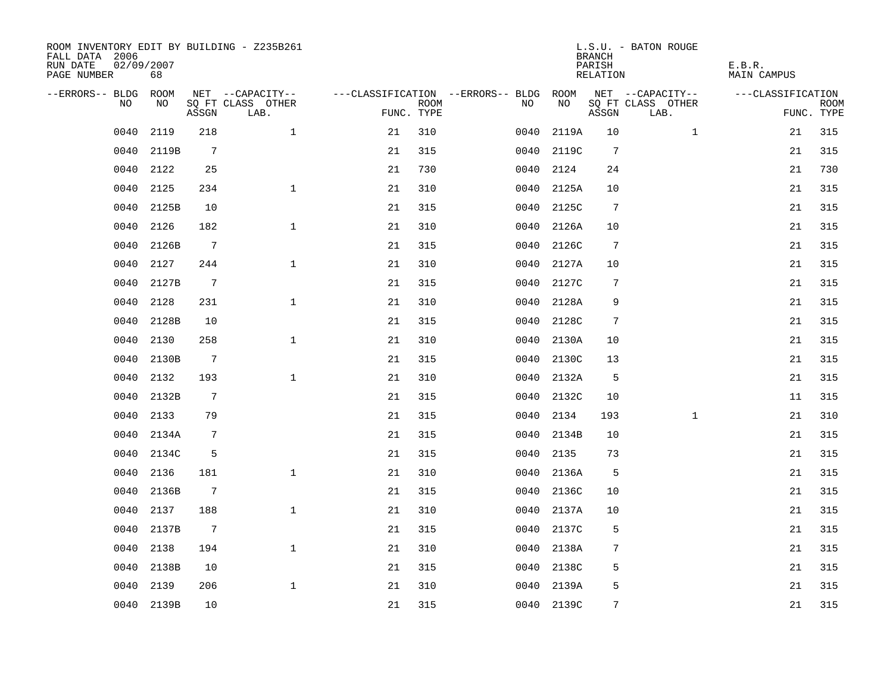ROOM INVENTORY EDIT BY BUILDING - Z235B261
FALL DATA 2006
RUN DATE 02/09/2007
PAGE NUMBER 68

L.S.U. - BATON ROUGE
BRANCH
PARISH E.B.R.
RELATION MAIN CAMPUS

| --ERRORS-- | BLDG NO | ROOM NO | NET SQ FT ASSGN | --CAPACITY-- CLASS | OTHER LAB. | ---CLASSIFICATION FUNC. | ROOM TYPE | --ERRORS-- | BLDG NO | ROOM NO | NET SQ FT ASSGN | --CAPACITY-- CLASS | OTHER LAB. | ---CLASSIFICATION FUNC. | ROOM TYPE |
|---|---|---|---|---|---|---|---|---|---|---|---|---|---|---|---|
| | 0040 | 2119 | 218 | | 1 | 21 | 310 | | 0040 | 2119A | 10 | | 1 | 21 | 315 |
| | 0040 | 2119B | 7 | | | 21 | 315 | | 0040 | 2119C | 7 | | | 21 | 315 |
| | 0040 | 2122 | 25 | | | 21 | 730 | | 0040 | 2124 | 24 | | | 21 | 730 |
| | 0040 | 2125 | 234 | | 1 | 21 | 310 | | 0040 | 2125A | 10 | | | 21 | 315 |
| | 0040 | 2125B | 10 | | | 21 | 315 | | 0040 | 2125C | 7 | | | 21 | 315 |
| | 0040 | 2126 | 182 | | 1 | 21 | 310 | | 0040 | 2126A | 10 | | | 21 | 315 |
| | 0040 | 2126B | 7 | | | 21 | 315 | | 0040 | 2126C | 7 | | | 21 | 315 |
| | 0040 | 2127 | 244 | | 1 | 21 | 310 | | 0040 | 2127A | 10 | | | 21 | 315 |
| | 0040 | 2127B | 7 | | | 21 | 315 | | 0040 | 2127C | 7 | | | 21 | 315 |
| | 0040 | 2128 | 231 | | 1 | 21 | 310 | | 0040 | 2128A | 9 | | | 21 | 315 |
| | 0040 | 2128B | 10 | | | 21 | 315 | | 0040 | 2128C | 7 | | | 21 | 315 |
| | 0040 | 2130 | 258 | | 1 | 21 | 310 | | 0040 | 2130A | 10 | | | 21 | 315 |
| | 0040 | 2130B | 7 | | | 21 | 315 | | 0040 | 2130C | 13 | | | 21 | 315 |
| | 0040 | 2132 | 193 | | 1 | 21 | 310 | | 0040 | 2132A | 5 | | | 21 | 315 |
| | 0040 | 2132B | 7 | | | 21 | 315 | | 0040 | 2132C | 10 | | | 11 | 315 |
| | 0040 | 2133 | 79 | | | 21 | 315 | | 0040 | 2134 | 193 | | 1 | 21 | 310 |
| | 0040 | 2134A | 7 | | | 21 | 315 | | 0040 | 2134B | 10 | | | 21 | 315 |
| | 0040 | 2134C | 5 | | | 21 | 315 | | 0040 | 2135 | 73 | | | 21 | 315 |
| | 0040 | 2136 | 181 | | 1 | 21 | 310 | | 0040 | 2136A | 5 | | | 21 | 315 |
| | 0040 | 2136B | 7 | | | 21 | 315 | | 0040 | 2136C | 10 | | | 21 | 315 |
| | 0040 | 2137 | 188 | | 1 | 21 | 310 | | 0040 | 2137A | 10 | | | 21 | 315 |
| | 0040 | 2137B | 7 | | | 21 | 315 | | 0040 | 2137C | 5 | | | 21 | 315 |
| | 0040 | 2138 | 194 | | 1 | 21 | 310 | | 0040 | 2138A | 7 | | | 21 | 315 |
| | 0040 | 2138B | 10 | | | 21 | 315 | | 0040 | 2138C | 5 | | | 21 | 315 |
| | 0040 | 2139 | 206 | | 1 | 21 | 310 | | 0040 | 2139A | 5 | | | 21 | 315 |
| | 0040 | 2139B | 10 | | | 21 | 315 | | 0040 | 2139C | 7 | | | 21 | 315 |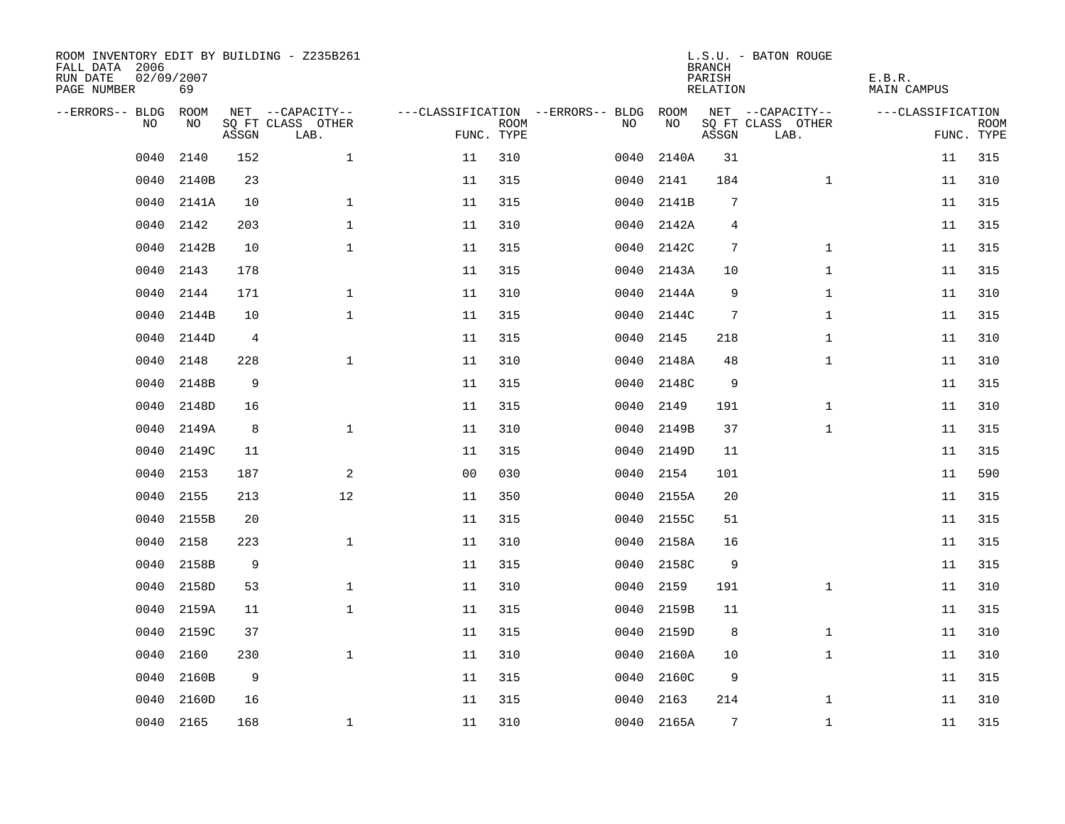ROOM INVENTORY EDIT BY BUILDING - Z235B261
FALL DATA 2006
RUN DATE 02/09/2007
PAGE NUMBER 69

L.S.U. - BATON ROUGE
BRANCH
PARISH E.B.R.
RELATION MAIN CAMPUS

| --ERRORS-- | BLDG NO | ROOM NO | NET SQ FT ASSGN | --CAPACITY-- CLASS | OTHER LAB. | ---CLASSIFICATION FUNC. | ROOM TYPE | --ERRORS-- | BLDG NO | ROOM NO | NET SQ FT ASSGN | --CAPACITY-- CLASS | OTHER LAB. | ---CLASSIFICATION FUNC. | ROOM TYPE |
|---|---|---|---|---|---|---|---|---|---|---|---|---|---|---|---|
| | 0040 | 2140 | 152 | | 1 | 11 | 310 | | 0040 | 2140A | 31 | | | 11 | 315 |
| | 0040 | 2140B | 23 | | | 11 | 315 | | 0040 | 2141 | 184 | | 1 | 11 | 310 |
| | 0040 | 2141A | 10 | | 1 | 11 | 315 | | 0040 | 2141B | 7 | | | 11 | 315 |
| | 0040 | 2142 | 203 | | 1 | 11 | 310 | | 0040 | 2142A | 4 | | | 11 | 315 |
| | 0040 | 2142B | 10 | | 1 | 11 | 315 | | 0040 | 2142C | 7 | | 1 | 11 | 315 |
| | 0040 | 2143 | 178 | | | 11 | 315 | | 0040 | 2143A | 10 | | 1 | 11 | 315 |
| | 0040 | 2144 | 171 | | 1 | 11 | 310 | | 0040 | 2144A | 9 | | 1 | 11 | 310 |
| | 0040 | 2144B | 10 | | 1 | 11 | 315 | | 0040 | 2144C | 7 | | 1 | 11 | 315 |
| | 0040 | 2144D | 4 | | | 11 | 315 | | 0040 | 2145 | 218 | | 1 | 11 | 310 |
| | 0040 | 2148 | 228 | | 1 | 11 | 310 | | 0040 | 2148A | 48 | | 1 | 11 | 310 |
| | 0040 | 2148B | 9 | | | 11 | 315 | | 0040 | 2148C | 9 | | | 11 | 315 |
| | 0040 | 2148D | 16 | | | 11 | 315 | | 0040 | 2149 | 191 | | 1 | 11 | 310 |
| | 0040 | 2149A | 8 | | 1 | 11 | 310 | | 0040 | 2149B | 37 | | 1 | 11 | 315 |
| | 0040 | 2149C | 11 | | | 11 | 315 | | 0040 | 2149D | 11 | | | 11 | 315 |
| | 0040 | 2153 | 187 | | 2 | 00 | 030 | | 0040 | 2154 | 101 | | | 11 | 590 |
| | 0040 | 2155 | 213 | | 12 | 11 | 350 | | 0040 | 2155A | 20 | | | 11 | 315 |
| | 0040 | 2155B | 20 | | | 11 | 315 | | 0040 | 2155C | 51 | | | 11 | 315 |
| | 0040 | 2158 | 223 | | 1 | 11 | 310 | | 0040 | 2158A | 16 | | | 11 | 315 |
| | 0040 | 2158B | 9 | | | 11 | 315 | | 0040 | 2158C | 9 | | | 11 | 315 |
| | 0040 | 2158D | 53 | | 1 | 11 | 310 | | 0040 | 2159 | 191 | | 1 | 11 | 310 |
| | 0040 | 2159A | 11 | | 1 | 11 | 315 | | 0040 | 2159B | 11 | | | 11 | 315 |
| | 0040 | 2159C | 37 | | | 11 | 315 | | 0040 | 2159D | 8 | | 1 | 11 | 310 |
| | 0040 | 2160 | 230 | | 1 | 11 | 310 | | 0040 | 2160A | 10 | | 1 | 11 | 310 |
| | 0040 | 2160B | 9 | | | 11 | 315 | | 0040 | 2160C | 9 | | | 11 | 315 |
| | 0040 | 2160D | 16 | | | 11 | 315 | | 0040 | 2163 | 214 | | 1 | 11 | 310 |
| | 0040 | 2165 | 168 | | 1 | 11 | 310 | | 0040 | 2165A | 7 | | 1 | 11 | 315 |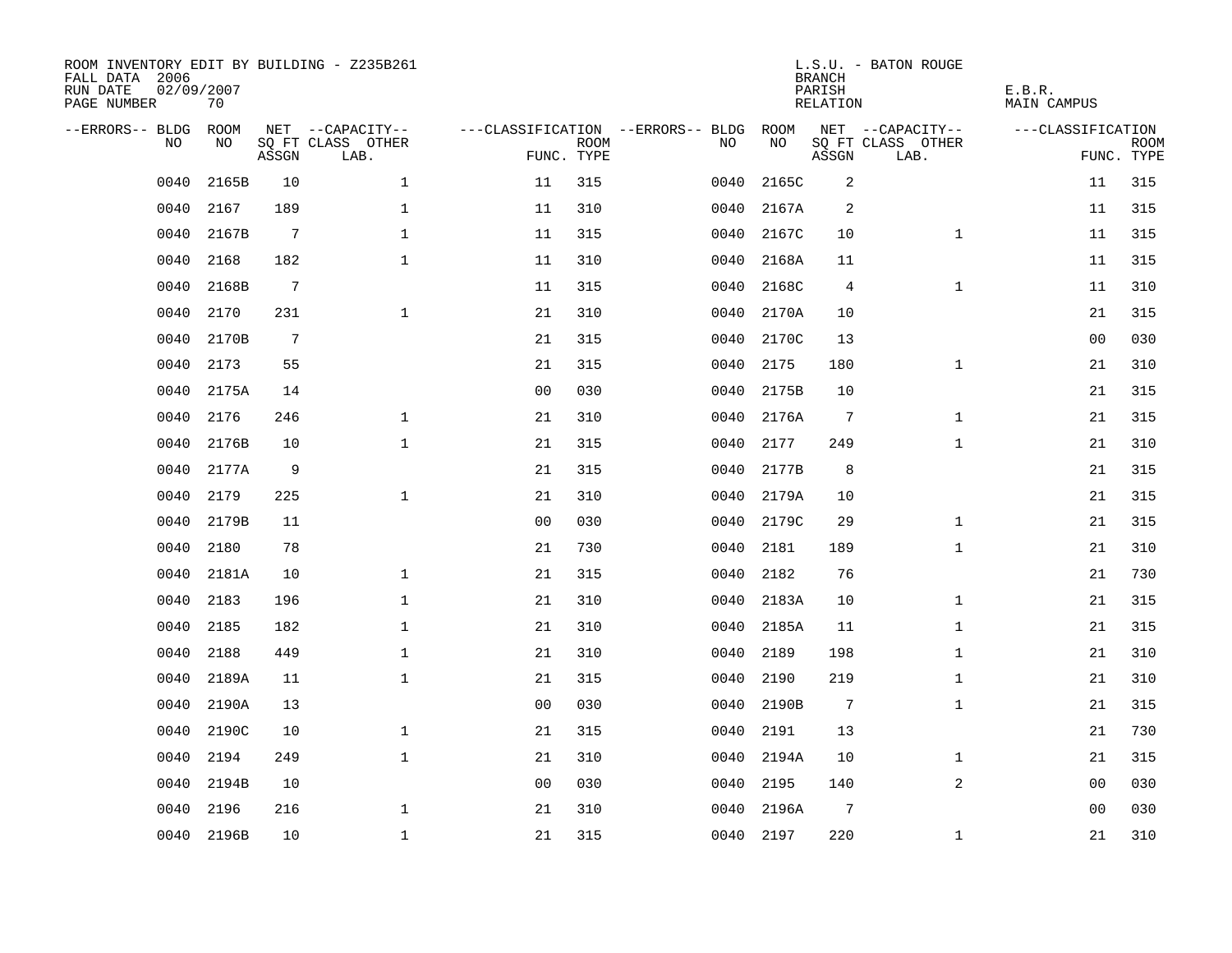ROOM INVENTORY EDIT BY BUILDING - Z235B261
FALL DATA 2006
RUN DATE 02/09/2007
PAGE NUMBER 70

L.S.U. - BATON ROUGE
BRANCH
PARISH E.B.R.
RELATION MAIN CAMPUS

| --ERRORS-- | BLDG NO | ROOM NO | NET SQ FT ASSGN | --CAPACITY-- CLASS LAB. | OTHER | ---CLASSIFICATION FUNC. | ROOM TYPE | --ERRORS-- | BLDG NO | ROOM NO | NET SQ FT ASSGN | --CAPACITY-- CLASS LAB. | OTHER | ---CLASSIFICATION FUNC. | ROOM TYPE |
|---|---|---|---|---|---|---|---|---|---|---|---|---|---|---|---|
| | 0040 | 2165B | 10 | | 1 | 11 | 315 | | 0040 | 2165C | 2 | | | 11 | 315 |
| | 0040 | 2167 | 189 | | 1 | 11 | 310 | | 0040 | 2167A | 2 | | | 11 | 315 |
| | 0040 | 2167B | 7 | | 1 | 11 | 315 | | 0040 | 2167C | 10 | | 1 | 11 | 315 |
| | 0040 | 2168 | 182 | | 1 | 11 | 310 | | 0040 | 2168A | 11 | | | 11 | 315 |
| | 0040 | 2168B | 7 | | | 11 | 315 | | 0040 | 2168C | 4 | | 1 | 11 | 310 |
| | 0040 | 2170 | 231 | | 1 | 21 | 310 | | 0040 | 2170A | 10 | | | 21 | 315 |
| | 0040 | 2170B | 7 | | | 21 | 315 | | 0040 | 2170C | 13 | | | 00 | 030 |
| | 0040 | 2173 | 55 | | | 21 | 315 | | 0040 | 2175 | 180 | | 1 | 21 | 310 |
| | 0040 | 2175A | 14 | | | 00 | 030 | | 0040 | 2175B | 10 | | | 21 | 315 |
| | 0040 | 2176 | 246 | | 1 | 21 | 310 | | 0040 | 2176A | 7 | | 1 | 21 | 315 |
| | 0040 | 2176B | 10 | | 1 | 21 | 315 | | 0040 | 2177 | 249 | | 1 | 21 | 310 |
| | 0040 | 2177A | 9 | | | 21 | 315 | | 0040 | 2177B | 8 | | | 21 | 315 |
| | 0040 | 2179 | 225 | | 1 | 21 | 310 | | 0040 | 2179A | 10 | | | 21 | 315 |
| | 0040 | 2179B | 11 | | | 00 | 030 | | 0040 | 2179C | 29 | | 1 | 21 | 315 |
| | 0040 | 2180 | 78 | | | 21 | 730 | | 0040 | 2181 | 189 | | 1 | 21 | 310 |
| | 0040 | 2181A | 10 | | 1 | 21 | 315 | | 0040 | 2182 | 76 | | | 21 | 730 |
| | 0040 | 2183 | 196 | | 1 | 21 | 310 | | 0040 | 2183A | 10 | | 1 | 21 | 315 |
| | 0040 | 2185 | 182 | | 1 | 21 | 310 | | 0040 | 2185A | 11 | | 1 | 21 | 315 |
| | 0040 | 2188 | 449 | | 1 | 21 | 310 | | 0040 | 2189 | 198 | | 1 | 21 | 310 |
| | 0040 | 2189A | 11 | | 1 | 21 | 315 | | 0040 | 2190 | 219 | | 1 | 21 | 310 |
| | 0040 | 2190A | 13 | | | 00 | 030 | | 0040 | 2190B | 7 | | 1 | 21 | 315 |
| | 0040 | 2190C | 10 | | 1 | 21 | 315 | | 0040 | 2191 | 13 | | | 21 | 730 |
| | 0040 | 2194 | 249 | | 1 | 21 | 310 | | 0040 | 2194A | 10 | | 1 | 21 | 315 |
| | 0040 | 2194B | 10 | | | 00 | 030 | | 0040 | 2195 | 140 | | 2 | 00 | 030 |
| | 0040 | 2196 | 216 | | 1 | 21 | 310 | | 0040 | 2196A | 7 | | | 00 | 030 |
| | 0040 | 2196B | 10 | | 1 | 21 | 315 | | 0040 | 2197 | 220 | | 1 | 21 | 310 |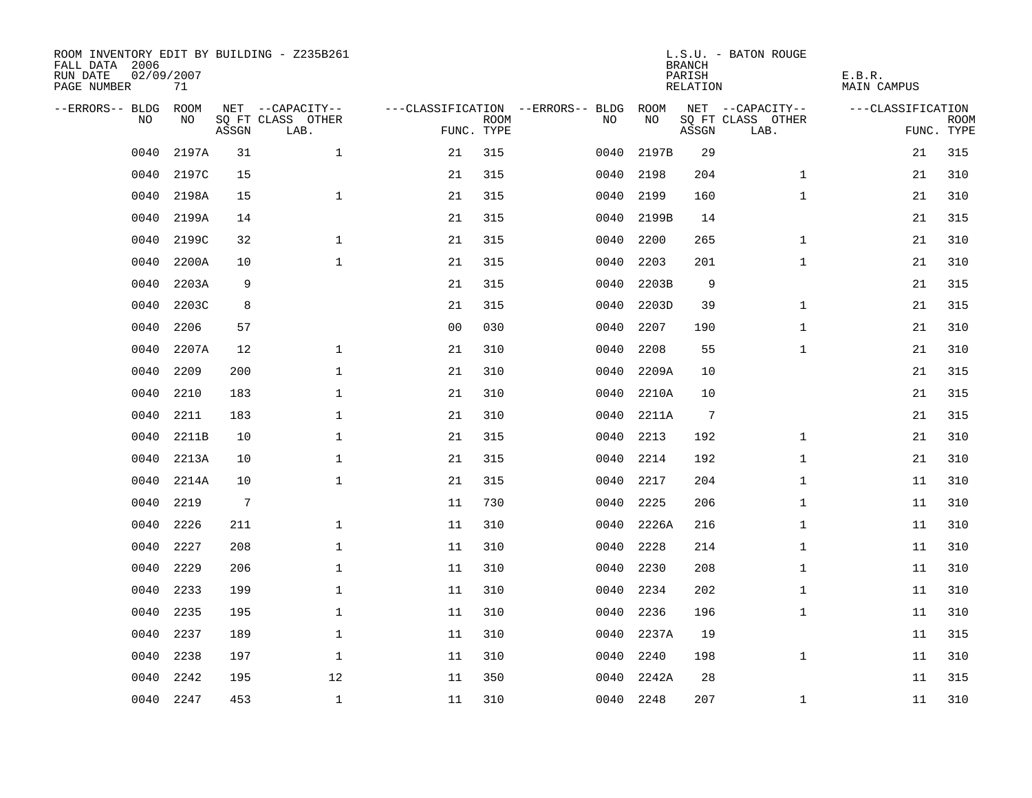ROOM INVENTORY EDIT BY BUILDING - Z235B261
FALL DATA 2006
RUN DATE 02/09/2007
PAGE NUMBER 71

L.S.U. - BATON ROUGE
BRANCH
PARISH E.B.R.
RELATION MAIN CAMPUS

| --ERRORS-- | BLDG NO | ROOM NO | NET SQ FT ASSGN | --CAPACITY-- CLASS LAB. | OTHER | ---CLASSIFICATION FUNC. | ROOM TYPE | --ERRORS-- | BLDG NO | ROOM NO | NET SQ FT ASSGN | --CAPACITY-- CLASS LAB. | OTHER | ---CLASSIFICATION FUNC. | ROOM TYPE |
|---|---|---|---|---|---|---|---|---|---|---|---|---|---|---|---|
| | 0040 | 2197A | 31 | 1 | | 21 | 315 | | 0040 | 2197B | 29 | | | 21 | 315 |
| | 0040 | 2197C | 15 | | | 21 | 315 | | 0040 | 2198 | 204 | 1 | | 21 | 310 |
| | 0040 | 2198A | 15 | 1 | | 21 | 315 | | 0040 | 2199 | 160 | 1 | | 21 | 310 |
| | 0040 | 2199A | 14 | | | 21 | 315 | | 0040 | 2199B | 14 | | | 21 | 315 |
| | 0040 | 2199C | 32 | 1 | | 21 | 315 | | 0040 | 2200 | 265 | 1 | | 21 | 310 |
| | 0040 | 2200A | 10 | 1 | | 21 | 315 | | 0040 | 2203 | 201 | 1 | | 21 | 310 |
| | 0040 | 2203A | 9 | | | 21 | 315 | | 0040 | 2203B | 9 | | | 21 | 315 |
| | 0040 | 2203C | 8 | | | 21 | 315 | | 0040 | 2203D | 39 | 1 | | 21 | 315 |
| | 0040 | 2206 | 57 | | | 00 | 030 | | 0040 | 2207 | 190 | 1 | | 21 | 310 |
| | 0040 | 2207A | 12 | 1 | | 21 | 310 | | 0040 | 2208 | 55 | 1 | | 21 | 310 |
| | 0040 | 2209 | 200 | 1 | | 21 | 310 | | 0040 | 2209A | 10 | | | 21 | 315 |
| | 0040 | 2210 | 183 | 1 | | 21 | 310 | | 0040 | 2210A | 10 | | | 21 | 315 |
| | 0040 | 2211 | 183 | 1 | | 21 | 310 | | 0040 | 2211A | 7 | | | 21 | 315 |
| | 0040 | 2211B | 10 | 1 | | 21 | 315 | | 0040 | 2213 | 192 | 1 | | 21 | 310 |
| | 0040 | 2213A | 10 | 1 | | 21 | 315 | | 0040 | 2214 | 192 | 1 | | 21 | 310 |
| | 0040 | 2214A | 10 | 1 | | 21 | 315 | | 0040 | 2217 | 204 | 1 | | 11 | 310 |
| | 0040 | 2219 | 7 | | | 11 | 730 | | 0040 | 2225 | 206 | 1 | | 11 | 310 |
| | 0040 | 2226 | 211 | 1 | | 11 | 310 | | 0040 | 2226A | 216 | 1 | | 11 | 310 |
| | 0040 | 2227 | 208 | 1 | | 11 | 310 | | 0040 | 2228 | 214 | 1 | | 11 | 310 |
| | 0040 | 2229 | 206 | 1 | | 11 | 310 | | 0040 | 2230 | 208 | 1 | | 11 | 310 |
| | 0040 | 2233 | 199 | 1 | | 11 | 310 | | 0040 | 2234 | 202 | 1 | | 11 | 310 |
| | 0040 | 2235 | 195 | 1 | | 11 | 310 | | 0040 | 2236 | 196 | 1 | | 11 | 310 |
| | 0040 | 2237 | 189 | 1 | | 11 | 310 | | 0040 | 2237A | 19 | | | 11 | 315 |
| | 0040 | 2238 | 197 | 1 | | 11 | 310 | | 0040 | 2240 | 198 | 1 | | 11 | 310 |
| | 0040 | 2242 | 195 | 12 | | 11 | 350 | | 0040 | 2242A | 28 | | | 11 | 315 |
| | 0040 | 2247 | 453 | 1 | | 11 | 310 | | 0040 | 2248 | 207 | 1 | | 11 | 310 |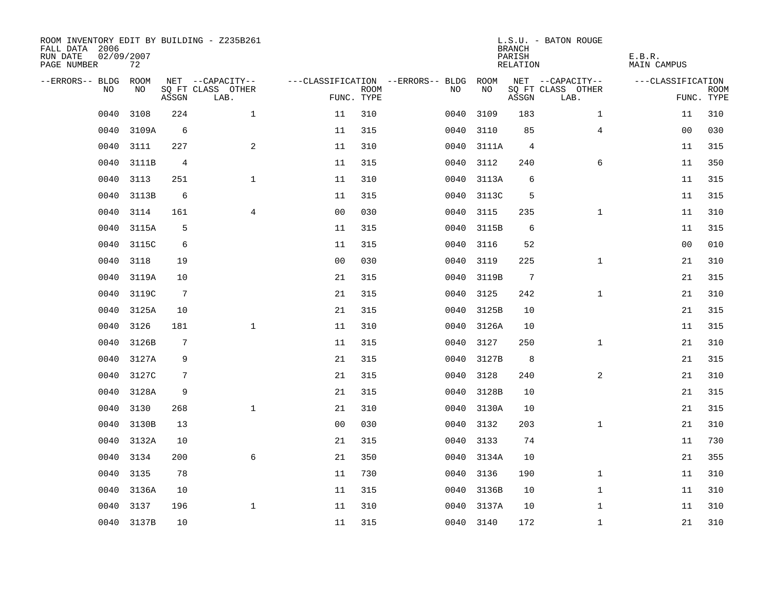ROOM INVENTORY EDIT BY BUILDING - Z235B261
FALL DATA 2006
RUN DATE 02/09/2007
PAGE NUMBER 72

L.S.U. - BATON ROUGE
BRANCH
PARISH E.B.R.
RELATION MAIN CAMPUS

| --ERRORS-- | BLDG NO | ROOM NO | NET SQ FT ASSGN | --CAPACITY-- CLASS LAB. | OTHER | ---CLASSIFICATION FUNC. | ROOM TYPE | --ERRORS-- | BLDG NO | ROOM NO | NET SQ FT ASSGN | --CAPACITY-- CLASS LAB. | OTHER | ---CLASSIFICATION FUNC. | ROOM TYPE |
|---|---|---|---|---|---|---|---|---|---|---|---|---|---|---|---|
| | 0040 | 3108 | 224 | | 1 | 11 | 310 | | 0040 | 3109 | 183 | | 1 | 11 | 310 |
| | 0040 | 3109A | 6 | | | 11 | 315 | | 0040 | 3110 | 85 | | 4 | 00 | 030 |
| | 0040 | 3111 | 227 | | 2 | 11 | 310 | | 0040 | 3111A | 4 | | | 11 | 315 |
| | 0040 | 3111B | 4 | | | 11 | 315 | | 0040 | 3112 | 240 | | 6 | 11 | 350 |
| | 0040 | 3113 | 251 | | 1 | 11 | 310 | | 0040 | 3113A | 6 | | | 11 | 315 |
| | 0040 | 3113B | 6 | | | 11 | 315 | | 0040 | 3113C | 5 | | | 11 | 315 |
| | 0040 | 3114 | 161 | | 4 | 00 | 030 | | 0040 | 3115 | 235 | | 1 | 11 | 310 |
| | 0040 | 3115A | 5 | | | 11 | 315 | | 0040 | 3115B | 6 | | | 11 | 315 |
| | 0040 | 3115C | 6 | | | 11 | 315 | | 0040 | 3116 | 52 | | | 00 | 010 |
| | 0040 | 3118 | 19 | | | 00 | 030 | | 0040 | 3119 | 225 | | 1 | 21 | 310 |
| | 0040 | 3119A | 10 | | | 21 | 315 | | 0040 | 3119B | 7 | | | 21 | 315 |
| | 0040 | 3119C | 7 | | | 21 | 315 | | 0040 | 3125 | 242 | | 1 | 21 | 310 |
| | 0040 | 3125A | 10 | | | 21 | 315 | | 0040 | 3125B | 10 | | | 21 | 315 |
| | 0040 | 3126 | 181 | | 1 | 11 | 310 | | 0040 | 3126A | 10 | | | 11 | 315 |
| | 0040 | 3126B | 7 | | | 11 | 315 | | 0040 | 3127 | 250 | | 1 | 21 | 310 |
| | 0040 | 3127A | 9 | | | 21 | 315 | | 0040 | 3127B | 8 | | | 21 | 315 |
| | 0040 | 3127C | 7 | | | 21 | 315 | | 0040 | 3128 | 240 | | 2 | 21 | 310 |
| | 0040 | 3128A | 9 | | | 21 | 315 | | 0040 | 3128B | 10 | | | 21 | 315 |
| | 0040 | 3130 | 268 | | 1 | 21 | 310 | | 0040 | 3130A | 10 | | | 21 | 315 |
| | 0040 | 3130B | 13 | | | 00 | 030 | | 0040 | 3132 | 203 | | 1 | 21 | 310 |
| | 0040 | 3132A | 10 | | | 21 | 315 | | 0040 | 3133 | 74 | | | 11 | 730 |
| | 0040 | 3134 | 200 | | 6 | 21 | 350 | | 0040 | 3134A | 10 | | | 21 | 355 |
| | 0040 | 3135 | 78 | | | 11 | 730 | | 0040 | 3136 | 190 | | 1 | 11 | 310 |
| | 0040 | 3136A | 10 | | | 11 | 315 | | 0040 | 3136B | 10 | | 1 | 11 | 310 |
| | 0040 | 3137 | 196 | | 1 | 11 | 310 | | 0040 | 3137A | 10 | | 1 | 11 | 310 |
| | 0040 | 3137B | 10 | | | 11 | 315 | | 0040 | 3140 | 172 | | 1 | 21 | 310 |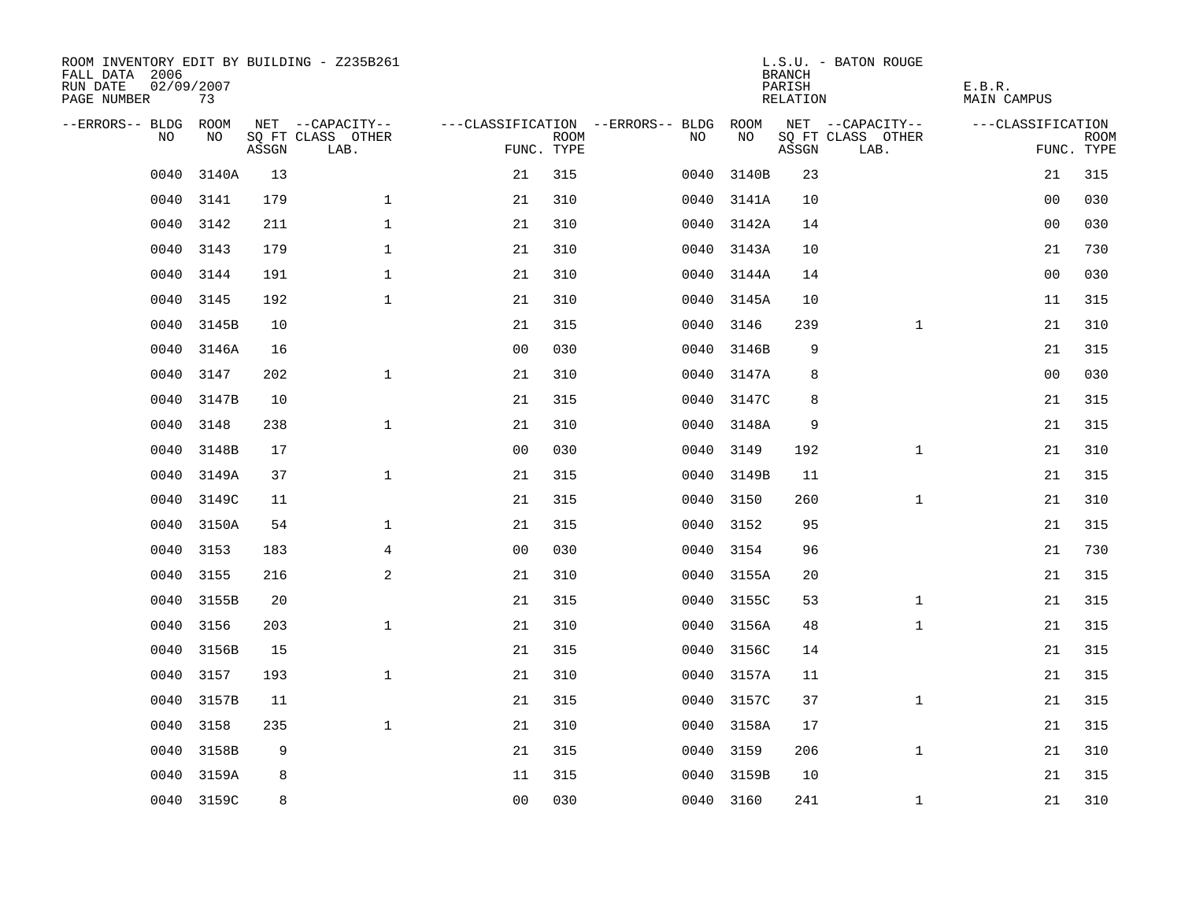ROOM INVENTORY EDIT BY BUILDING - Z235B261
FALL DATA 2006
RUN DATE 02/09/2007
PAGE NUMBER 73

L.S.U. - BATON ROUGE
BRANCH
PARISH E.B.R.
RELATION MAIN CAMPUS

| --ERRORS-- | BLDG NO | ROOM NO | NET SQ FT ASSGN | --CAPACITY-- CLASS LAB. | OTHER | ---CLASSIFICATION FUNC. | ROOM TYPE | --ERRORS-- | BLDG NO | ROOM NO | NET SQ FT ASSGN | --CAPACITY-- CLASS LAB. | OTHER | ---CLASSIFICATION FUNC. | ROOM TYPE |
|---|---|---|---|---|---|---|---|---|---|---|---|---|---|---|---|
| | 0040 | 3140A | 13 | | | 21 | 315 | | 0040 | 3140B | 23 | | | 21 | 315 |
| | 0040 | 3141 | 179 | | 1 | 21 | 310 | | 0040 | 3141A | 10 | | | 00 | 030 |
| | 0040 | 3142 | 211 | | 1 | 21 | 310 | | 0040 | 3142A | 14 | | | 00 | 030 |
| | 0040 | 3143 | 179 | | 1 | 21 | 310 | | 0040 | 3143A | 10 | | | 21 | 730 |
| | 0040 | 3144 | 191 | | 1 | 21 | 310 | | 0040 | 3144A | 14 | | | 00 | 030 |
| | 0040 | 3145 | 192 | | 1 | 21 | 310 | | 0040 | 3145A | 10 | | | 11 | 315 |
| | 0040 | 3145B | 10 | | | 21 | 315 | | 0040 | 3146 | 239 | | 1 | 21 | 310 |
| | 0040 | 3146A | 16 | | | 00 | 030 | | 0040 | 3146B | 9 | | | 21 | 315 |
| | 0040 | 3147 | 202 | | 1 | 21 | 310 | | 0040 | 3147A | 8 | | | 00 | 030 |
| | 0040 | 3147B | 10 | | | 21 | 315 | | 0040 | 3147C | 8 | | | 21 | 315 |
| | 0040 | 3148 | 238 | | 1 | 21 | 310 | | 0040 | 3148A | 9 | | | 21 | 315 |
| | 0040 | 3148B | 17 | | | 00 | 030 | | 0040 | 3149 | 192 | | 1 | 21 | 310 |
| | 0040 | 3149A | 37 | | 1 | 21 | 315 | | 0040 | 3149B | 11 | | | 21 | 315 |
| | 0040 | 3149C | 11 | | | 21 | 315 | | 0040 | 3150 | 260 | | 1 | 21 | 310 |
| | 0040 | 3150A | 54 | | 1 | 21 | 315 | | 0040 | 3152 | 95 | | | 21 | 315 |
| | 0040 | 3153 | 183 | | 4 | 00 | 030 | | 0040 | 3154 | 96 | | | 21 | 730 |
| | 0040 | 3155 | 216 | | 2 | 21 | 310 | | 0040 | 3155A | 20 | | | 21 | 315 |
| | 0040 | 3155B | 20 | | | 21 | 315 | | 0040 | 3155C | 53 | | 1 | 21 | 315 |
| | 0040 | 3156 | 203 | | 1 | 21 | 310 | | 0040 | 3156A | 48 | | 1 | 21 | 315 |
| | 0040 | 3156B | 15 | | | 21 | 315 | | 0040 | 3156C | 14 | | | 21 | 315 |
| | 0040 | 3157 | 193 | | 1 | 21 | 310 | | 0040 | 3157A | 11 | | | 21 | 315 |
| | 0040 | 3157B | 11 | | | 21 | 315 | | 0040 | 3157C | 37 | | 1 | 21 | 315 |
| | 0040 | 3158 | 235 | | 1 | 21 | 310 | | 0040 | 3158A | 17 | | | 21 | 315 |
| | 0040 | 3158B | 9 | | | 21 | 315 | | 0040 | 3159 | 206 | | 1 | 21 | 310 |
| | 0040 | 3159A | 8 | | | 11 | 315 | | 0040 | 3159B | 10 | | | 21 | 315 |
| | 0040 | 3159C | 8 | | | 00 | 030 | | 0040 | 3160 | 241 | | 1 | 21 | 310 |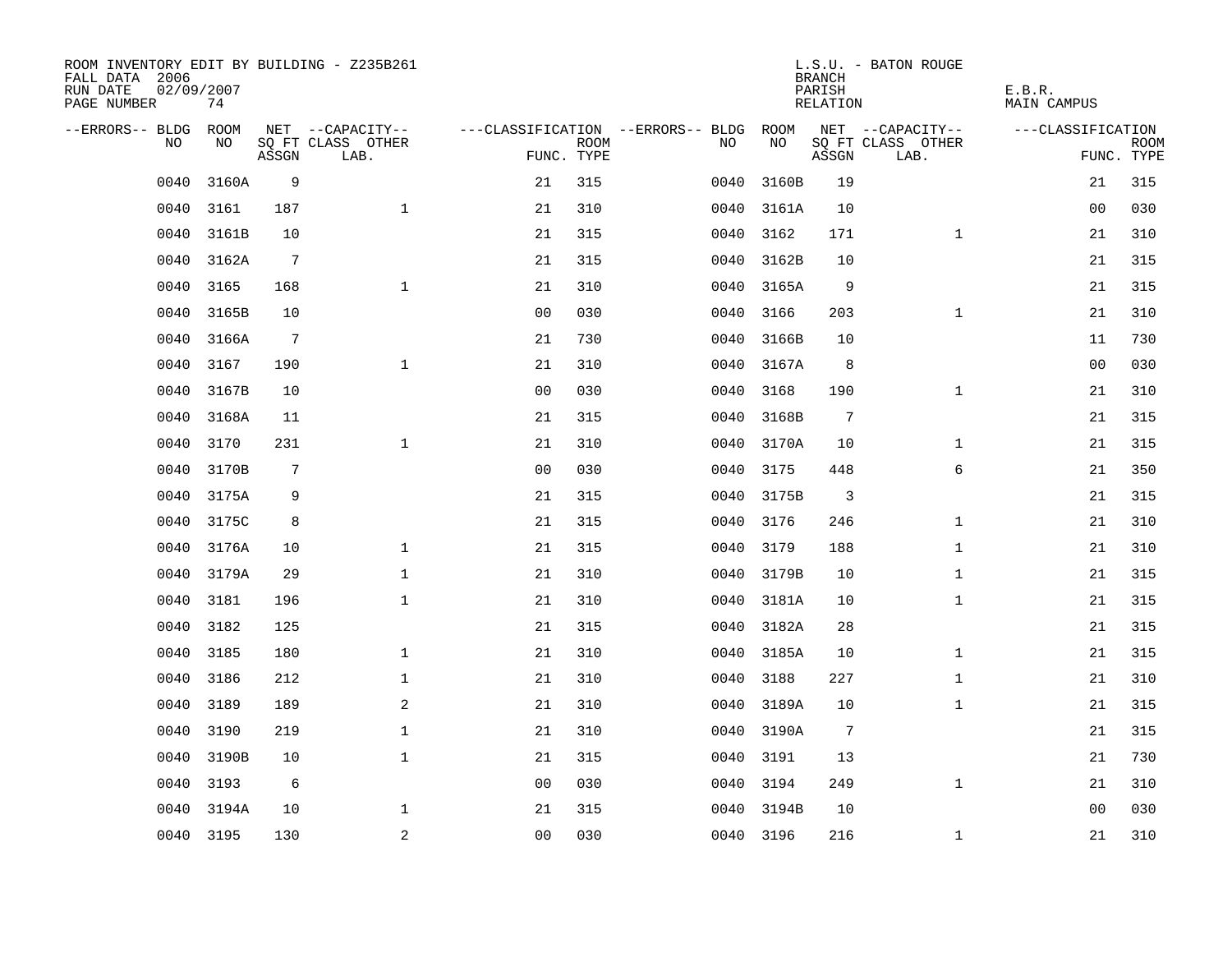ROOM INVENTORY EDIT BY BUILDING - Z235B261
FALL DATA 2006
RUN DATE 02/09/2007
PAGE NUMBER 74

L.S.U. - BATON ROUGE
BRANCH
PARISH E.B.R.
RELATION MAIN CAMPUS

| --ERRORS-- | BLDG NO | ROOM NO | NET SQ FT ASSGN | --CAPACITY-- CLASS LAB. | OTHER | ---CLASSIFICATION FUNC. | ROOM TYPE | --ERRORS-- | BLDG NO | ROOM NO | NET SQ FT ASSGN | --CAPACITY-- CLASS LAB. | OTHER | ---CLASSIFICATION FUNC. | ROOM TYPE |
|---|---|---|---|---|---|---|---|---|---|---|---|---|---|---|---|
| | 0040 | 3160A | 9 | | | 21 | 315 | | 0040 | 3160B | 19 | | | 21 | 315 |
| | 0040 | 3161 | 187 | | 1 | 21 | 310 | | 0040 | 3161A | 10 | | | 00 | 030 |
| | 0040 | 3161B | 10 | | | 21 | 315 | | 0040 | 3162 | 171 | | 1 | 21 | 310 |
| | 0040 | 3162A | 7 | | | 21 | 315 | | 0040 | 3162B | 10 | | | 21 | 315 |
| | 0040 | 3165 | 168 | | 1 | 21 | 310 | | 0040 | 3165A | 9 | | | 21 | 315 |
| | 0040 | 3165B | 10 | | | 00 | 030 | | 0040 | 3166 | 203 | | 1 | 21 | 310 |
| | 0040 | 3166A | 7 | | | 21 | 730 | | 0040 | 3166B | 10 | | | 11 | 730 |
| | 0040 | 3167 | 190 | | 1 | 21 | 310 | | 0040 | 3167A | 8 | | | 00 | 030 |
| | 0040 | 3167B | 10 | | | 00 | 030 | | 0040 | 3168 | 190 | | 1 | 21 | 310 |
| | 0040 | 3168A | 11 | | | 21 | 315 | | 0040 | 3168B | 7 | | | 21 | 315 |
| | 0040 | 3170 | 231 | | 1 | 21 | 310 | | 0040 | 3170A | 10 | | 1 | 21 | 315 |
| | 0040 | 3170B | 7 | | | 00 | 030 | | 0040 | 3175 | 448 | | 6 | 21 | 350 |
| | 0040 | 3175A | 9 | | | 21 | 315 | | 0040 | 3175B | 3 | | | 21 | 315 |
| | 0040 | 3175C | 8 | | | 21 | 315 | | 0040 | 3176 | 246 | | 1 | 21 | 310 |
| | 0040 | 3176A | 10 | | 1 | 21 | 315 | | 0040 | 3179 | 188 | | 1 | 21 | 310 |
| | 0040 | 3179A | 29 | | 1 | 21 | 310 | | 0040 | 3179B | 10 | | 1 | 21 | 315 |
| | 0040 | 3181 | 196 | | 1 | 21 | 310 | | 0040 | 3181A | 10 | | 1 | 21 | 315 |
| | 0040 | 3182 | 125 | | | 21 | 315 | | 0040 | 3182A | 28 | | | 21 | 315 |
| | 0040 | 3185 | 180 | | 1 | 21 | 310 | | 0040 | 3185A | 10 | | 1 | 21 | 315 |
| | 0040 | 3186 | 212 | | 1 | 21 | 310 | | 0040 | 3188 | 227 | | 1 | 21 | 310 |
| | 0040 | 3189 | 189 | | 2 | 21 | 310 | | 0040 | 3189A | 10 | | 1 | 21 | 315 |
| | 0040 | 3190 | 219 | | 1 | 21 | 310 | | 0040 | 3190A | 7 | | | 21 | 315 |
| | 0040 | 3190B | 10 | | 1 | 21 | 315 | | 0040 | 3191 | 13 | | | 21 | 730 |
| | 0040 | 3193 | 6 | | | 00 | 030 | | 0040 | 3194 | 249 | | 1 | 21 | 310 |
| | 0040 | 3194A | 10 | | 1 | 21 | 315 | | 0040 | 3194B | 10 | | | 00 | 030 |
| | 0040 | 3195 | 130 | | 2 | 00 | 030 | | 0040 | 3196 | 216 | | 1 | 21 | 310 |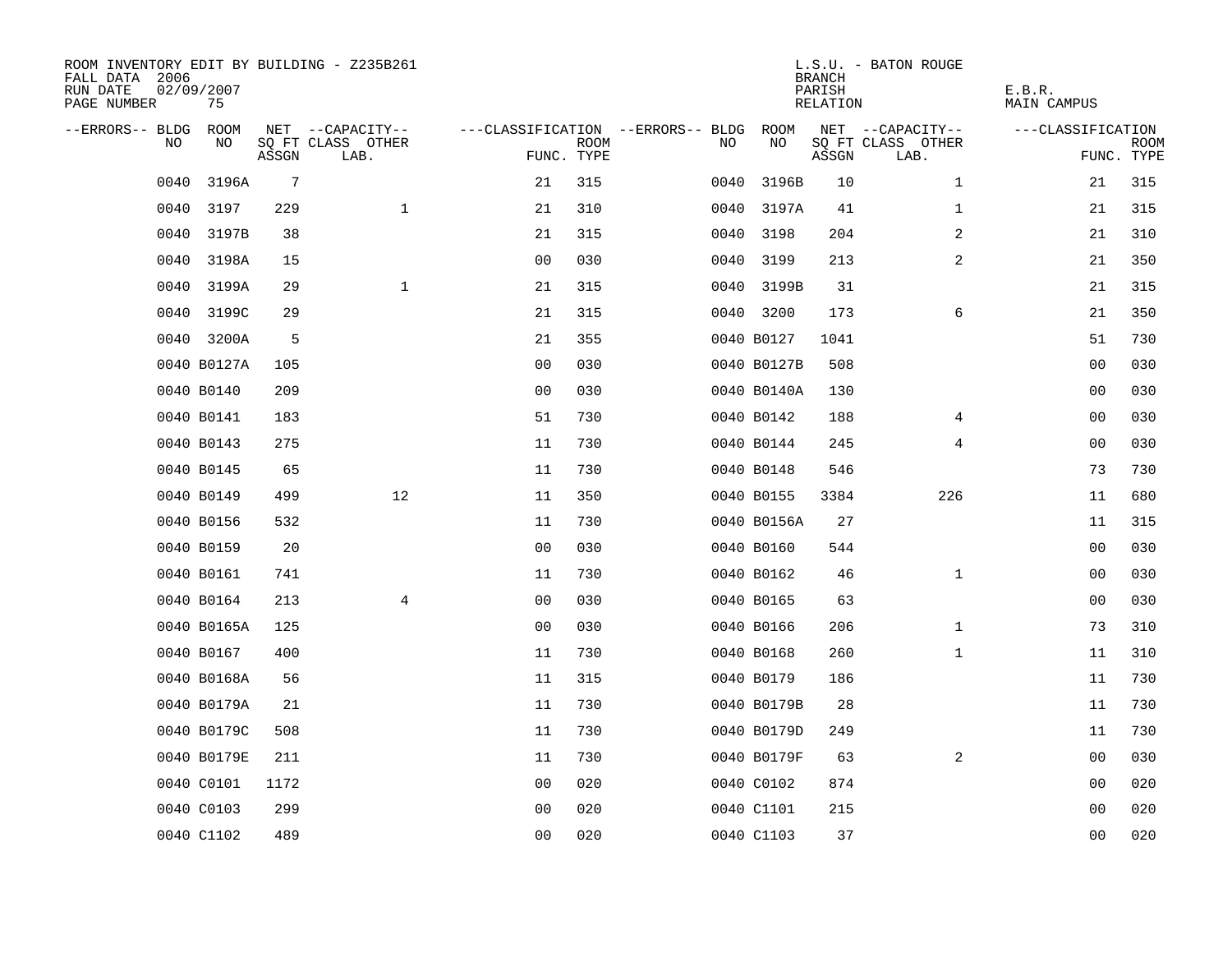ROOM INVENTORY EDIT BY BUILDING - Z235B261
FALL DATA 2006
RUN DATE 02/09/2007
PAGE NUMBER 75

L.S.U. - BATON ROUGE
BRANCH
PARISH E.B.R.
RELATION MAIN CAMPUS

| --ERRORS-- | BLDG NO | ROOM NO | NET SQ FT ASSGN | --CAPACITY-- CLASS LAB. | OTHER | ---CLASSIFICATION FUNC. | ROOM TYPE | --ERRORS-- | BLDG NO | ROOM NO | NET SQ FT ASSGN | --CAPACITY-- CLASS LAB. | OTHER | ---CLASSIFICATION FUNC. | ROOM TYPE |
|---|---|---|---|---|---|---|---|---|---|---|---|---|---|---|---|
| | 0040 | 3196A | 7 | | | 21 | 315 | | 0040 | 3196B | 10 | | 1 | 21 | 315 |
| | 0040 | 3197 | 229 | | 1 | 21 | 310 | | 0040 | 3197A | 41 | | 1 | 21 | 315 |
| | 0040 | 3197B | 38 | | | 21 | 315 | | 0040 | 3198 | 204 | | 2 | 21 | 310 |
| | 0040 | 3198A | 15 | | | 00 | 030 | | 0040 | 3199 | 213 | | 2 | 21 | 350 |
| | 0040 | 3199A | 29 | | 1 | 21 | 315 | | 0040 | 3199B | 31 | | | 21 | 315 |
| | 0040 | 3199C | 29 | | | 21 | 315 | | 0040 | 3200 | 173 | | 6 | 21 | 350 |
| | 0040 | 3200A | 5 | | | 21 | 355 | | 0040 | B0127 | 1041 | | | 51 | 730 |
| | 0040 | B0127A | 105 | | | 00 | 030 | | 0040 | B0127B | 508 | | | 00 | 030 |
| | 0040 | B0140 | 209 | | | 00 | 030 | | 0040 | B0140A | 130 | | | 00 | 030 |
| | 0040 | B0141 | 183 | | | 51 | 730 | | 0040 | B0142 | 188 | | 4 | 00 | 030 |
| | 0040 | B0143 | 275 | | | 11 | 730 | | 0040 | B0144 | 245 | | 4 | 00 | 030 |
| | 0040 | B0145 | 65 | | | 11 | 730 | | 0040 | B0148 | 546 | | | 73 | 730 |
| | 0040 | B0149 | 499 | | 12 | 11 | 350 | | 0040 | B0155 | 3384 | | 226 | 11 | 680 |
| | 0040 | B0156 | 532 | | | 11 | 730 | | 0040 | B0156A | 27 | | | 11 | 315 |
| | 0040 | B0159 | 20 | | | 00 | 030 | | 0040 | B0160 | 544 | | | 00 | 030 |
| | 0040 | B0161 | 741 | | | 11 | 730 | | 0040 | B0162 | 46 | | 1 | 00 | 030 |
| | 0040 | B0164 | 213 | | 4 | 00 | 030 | | 0040 | B0165 | 63 | | | 00 | 030 |
| | 0040 | B0165A | 125 | | | 00 | 030 | | 0040 | B0166 | 206 | | 1 | 73 | 310 |
| | 0040 | B0167 | 400 | | | 11 | 730 | | 0040 | B0168 | 260 | | 1 | 11 | 310 |
| | 0040 | B0168A | 56 | | | 11 | 315 | | 0040 | B0179 | 186 | | | 11 | 730 |
| | 0040 | B0179A | 21 | | | 11 | 730 | | 0040 | B0179B | 28 | | | 11 | 730 |
| | 0040 | B0179C | 508 | | | 11 | 730 | | 0040 | B0179D | 249 | | | 11 | 730 |
| | 0040 | B0179E | 211 | | | 11 | 730 | | 0040 | B0179F | 63 | | 2 | 00 | 030 |
| | 0040 | C0101 | 1172 | | | 00 | 020 | | 0040 | C0102 | 874 | | | 00 | 020 |
| | 0040 | C0103 | 299 | | | 00 | 020 | | 0040 | C1101 | 215 | | | 00 | 020 |
| | 0040 | C1102 | 489 | | | 00 | 020 | | 0040 | C1103 | 37 | | | 00 | 020 |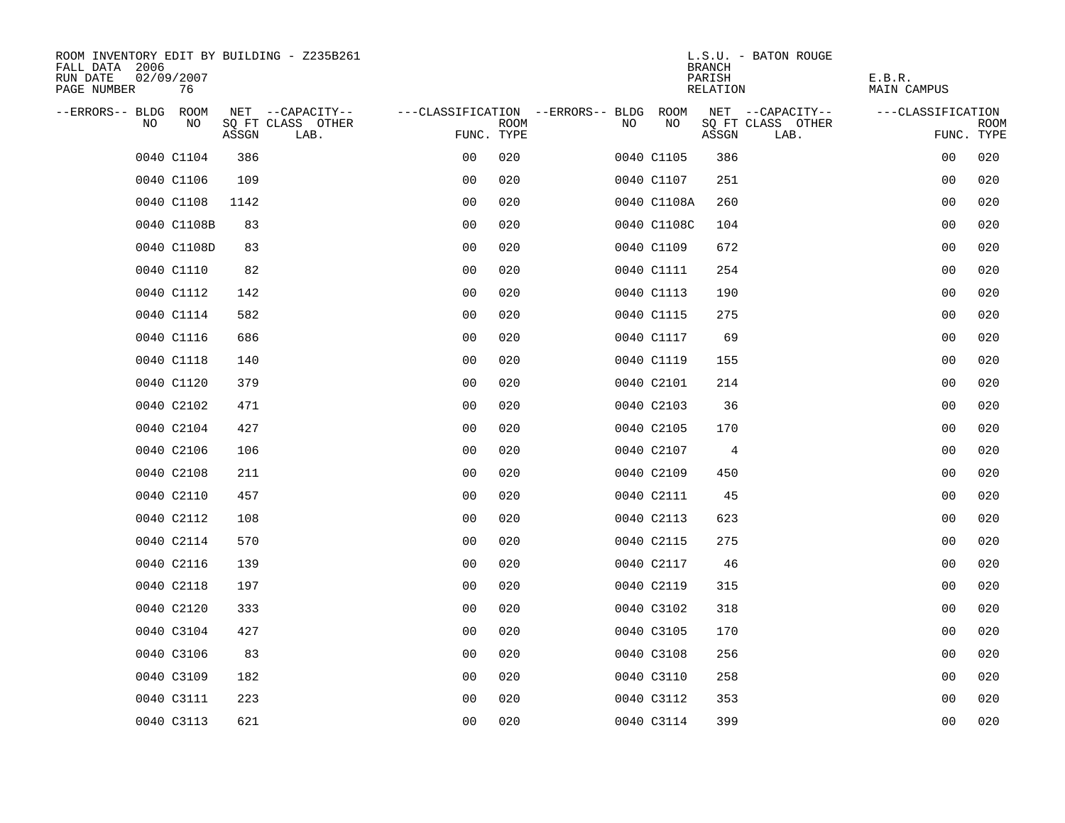ROOM INVENTORY EDIT BY BUILDING - Z235B261
FALL DATA 2006
RUN DATE 02/09/2007
PAGE NUMBER 76

L.S.U. - BATON ROUGE
BRANCH
PARISH E.B.R.
RELATION MAIN CAMPUS

| --ERRORS-- | BLDG NO | ROOM NO | NET SQ FT ASSGN | --CAPACITY-- CLASS LAB. | OTHER | ---CLASSIFICATION FUNC. | ROOM TYPE | --ERRORS-- | BLDG NO | ROOM NO | NET SQ FT ASSGN | --CAPACITY-- CLASS LAB. | OTHER | ---CLASSIFICATION FUNC. | ROOM TYPE |
|---|---|---|---|---|---|---|---|---|---|---|---|---|---|---|---|
| | 0040 | C1104 | 386 | | | 00 | 020 | | 0040 | C1105 | 386 | | | 00 | 020 |
| | 0040 | C1106 | 109 | | | 00 | 020 | | 0040 | C1107 | 251 | | | 00 | 020 |
| | 0040 | C1108 | 1142 | | | 00 | 020 | | 0040 | C1108A | 260 | | | 00 | 020 |
| | 0040 | C1108B | 83 | | | 00 | 020 | | 0040 | C1108C | 104 | | | 00 | 020 |
| | 0040 | C1108D | 83 | | | 00 | 020 | | 0040 | C1109 | 672 | | | 00 | 020 |
| | 0040 | C1110 | 82 | | | 00 | 020 | | 0040 | C1111 | 254 | | | 00 | 020 |
| | 0040 | C1112 | 142 | | | 00 | 020 | | 0040 | C1113 | 190 | | | 00 | 020 |
| | 0040 | C1114 | 582 | | | 00 | 020 | | 0040 | C1115 | 275 | | | 00 | 020 |
| | 0040 | C1116 | 686 | | | 00 | 020 | | 0040 | C1117 | 69 | | | 00 | 020 |
| | 0040 | C1118 | 140 | | | 00 | 020 | | 0040 | C1119 | 155 | | | 00 | 020 |
| | 0040 | C1120 | 379 | | | 00 | 020 | | 0040 | C2101 | 214 | | | 00 | 020 |
| | 0040 | C2102 | 471 | | | 00 | 020 | | 0040 | C2103 | 36 | | | 00 | 020 |
| | 0040 | C2104 | 427 | | | 00 | 020 | | 0040 | C2105 | 170 | | | 00 | 020 |
| | 0040 | C2106 | 106 | | | 00 | 020 | | 0040 | C2107 | 4 | | | 00 | 020 |
| | 0040 | C2108 | 211 | | | 00 | 020 | | 0040 | C2109 | 450 | | | 00 | 020 |
| | 0040 | C2110 | 457 | | | 00 | 020 | | 0040 | C2111 | 45 | | | 00 | 020 |
| | 0040 | C2112 | 108 | | | 00 | 020 | | 0040 | C2113 | 623 | | | 00 | 020 |
| | 0040 | C2114 | 570 | | | 00 | 020 | | 0040 | C2115 | 275 | | | 00 | 020 |
| | 0040 | C2116 | 139 | | | 00 | 020 | | 0040 | C2117 | 46 | | | 00 | 020 |
| | 0040 | C2118 | 197 | | | 00 | 020 | | 0040 | C2119 | 315 | | | 00 | 020 |
| | 0040 | C2120 | 333 | | | 00 | 020 | | 0040 | C3102 | 318 | | | 00 | 020 |
| | 0040 | C3104 | 427 | | | 00 | 020 | | 0040 | C3105 | 170 | | | 00 | 020 |
| | 0040 | C3106 | 83 | | | 00 | 020 | | 0040 | C3108 | 256 | | | 00 | 020 |
| | 0040 | C3109 | 182 | | | 00 | 020 | | 0040 | C3110 | 258 | | | 00 | 020 |
| | 0040 | C3111 | 223 | | | 00 | 020 | | 0040 | C3112 | 353 | | | 00 | 020 |
| | 0040 | C3113 | 621 | | | 00 | 020 | | 0040 | C3114 | 399 | | | 00 | 020 |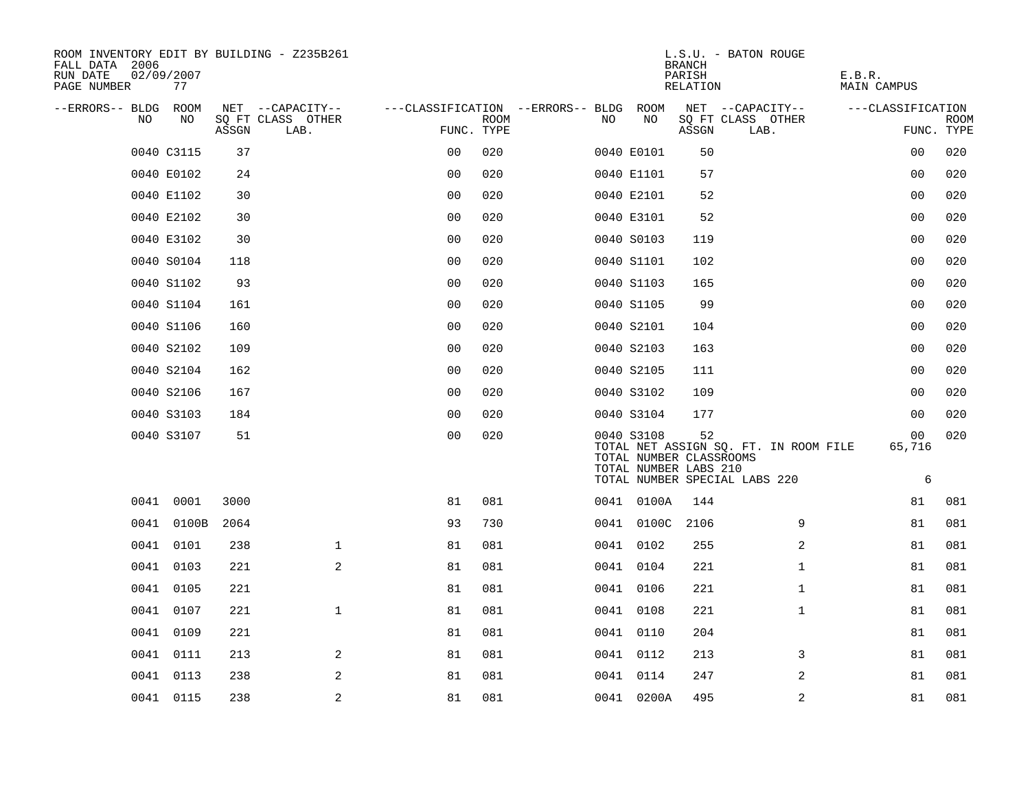ROOM INVENTORY EDIT BY BUILDING - Z235B261
FALL DATA 2006
RUN DATE 02/09/2007
PAGE NUMBER 77

L.S.U. - BATON ROUGE
BRANCH
PARISH E.B.R.
RELATION MAIN CAMPUS

| --ERRORS-- | BLDG NO | ROOM NO | NET SQ FT ASSGN | CAPACITY CLASS LAB. | CAPACITY OTHER | CLASSIFICATION FUNC. | ROOM TYPE | --ERRORS-- | BLDG NO | ROOM NO | NET SQ FT ASSGN | CAPACITY CLASS LAB. | CAPACITY OTHER | CLASSIFICATION FUNC. | ROOM TYPE |
|---|---|---|---|---|---|---|---|---|---|---|---|---|---|---|---|
| | 0040 | C3115 | 37 | | | 00 | 020 | | 0040 | E0101 | 50 | | | 00 | 020 |
| | 0040 | E0102 | 24 | | | 00 | 020 | | 0040 | E1101 | 57 | | | 00 | 020 |
| | 0040 | E1102 | 30 | | | 00 | 020 | | 0040 | E2101 | 52 | | | 00 | 020 |
| | 0040 | E2102 | 30 | | | 00 | 020 | | 0040 | E3101 | 52 | | | 00 | 020 |
| | 0040 | E3102 | 30 | | | 00 | 020 | | 0040 | S0103 | 119 | | | 00 | 020 |
| | 0040 | S0104 | 118 | | | 00 | 020 | | 0040 | S1101 | 102 | | | 00 | 020 |
| | 0040 | S1102 | 93 | | | 00 | 020 | | 0040 | S1103 | 165 | | | 00 | 020 |
| | 0040 | S1104 | 161 | | | 00 | 020 | | 0040 | S1105 | 99 | | | 00 | 020 |
| | 0040 | S1106 | 160 | | | 00 | 020 | | 0040 | S2101 | 104 | | | 00 | 020 |
| | 0040 | S2102 | 109 | | | 00 | 020 | | 0040 | S2103 | 163 | | | 00 | 020 |
| | 0040 | S2104 | 162 | | | 00 | 020 | | 0040 | S2105 | 111 | | | 00 | 020 |
| | 0040 | S2106 | 167 | | | 00 | 020 | | 0040 | S3102 | 109 | | | 00 | 020 |
| | 0040 | S3103 | 184 | | | 00 | 020 | | 0040 | S3104 | 177 | | | 00 | 020 |
| | 0040 | S3107 | 51 | | | 00 | 020 | | 0040 | S3108 | 52 | | | 00 | 020 |

TOTAL NET ASSIGN SQ. FT. IN ROOM FILE 65,716
TOTAL NUMBER CLASSROOMS
TOTAL NUMBER LABS 210
TOTAL NUMBER SPECIAL LABS 220 6

| --ERRORS-- | BLDG NO | ROOM NO | NET SQ FT ASSGN | CAPACITY CLASS LAB. | CAPACITY OTHER | CLASSIFICATION FUNC. | ROOM TYPE | --ERRORS-- | BLDG NO | ROOM NO | NET SQ FT ASSGN | CAPACITY CLASS LAB. | CAPACITY OTHER | CLASSIFICATION FUNC. | ROOM TYPE |
|---|---|---|---|---|---|---|---|---|---|---|---|---|---|---|---|
| | 0041 | 0001 | 3000 | | | 81 | 081 | | 0041 | 0100A | 144 | | | 81 | 081 |
| | 0041 | 0100B | 2064 | | | 93 | 730 | | 0041 | 0100C | 2106 | | 9 | 81 | 081 |
| | 0041 | 0101 | 238 | | 1 | 81 | 081 | | 0041 | 0102 | 255 | | 2 | 81 | 081 |
| | 0041 | 0103 | 221 | | 2 | 81 | 081 | | 0041 | 0104 | 221 | | 1 | 81 | 081 |
| | 0041 | 0105 | 221 | | | 81 | 081 | | 0041 | 0106 | 221 | | 1 | 81 | 081 |
| | 0041 | 0107 | 221 | | 1 | 81 | 081 | | 0041 | 0108 | 221 | | 1 | 81 | 081 |
| | 0041 | 0109 | 221 | | | 81 | 081 | | 0041 | 0110 | 204 | | | 81 | 081 |
| | 0041 | 0111 | 213 | | 2 | 81 | 081 | | 0041 | 0112 | 213 | | 3 | 81 | 081 |
| | 0041 | 0113 | 238 | | 2 | 81 | 081 | | 0041 | 0114 | 247 | | 2 | 81 | 081 |
| | 0041 | 0115 | 238 | | 2 | 81 | 081 | | 0041 | 0200A | 495 | | 2 | 81 | 081 |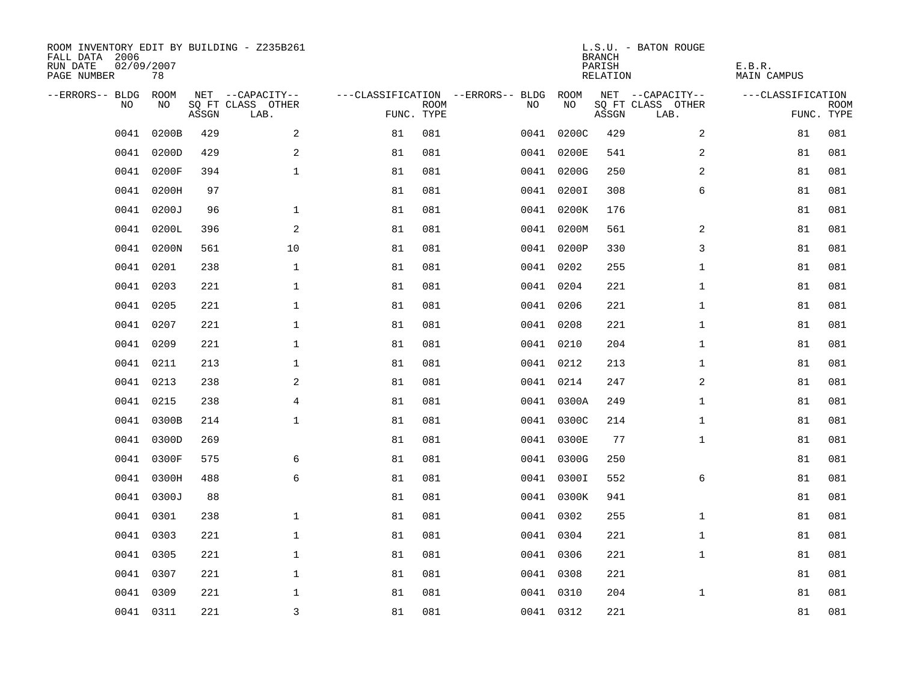ROOM INVENTORY EDIT BY BUILDING - Z235B261
FALL DATA 2006
RUN DATE 02/09/2007
PAGE NUMBER 78

L.S.U. - BATON ROUGE
BRANCH
PARISH E.B.R.
RELATION MAIN CAMPUS

| --ERRORS-- | BLDG NO | ROOM NO | NET SQ FT ASSGN | --CAPACITY-- CLASS LAB. | OTHER | ---CLASSIFICATION FUNC. | ROOM TYPE | --ERRORS-- | BLDG NO | ROOM NO | NET SQ FT ASSGN | --CAPACITY-- CLASS LAB. | OTHER | ---CLASSIFICATION FUNC. | ROOM TYPE |
|---|---|---|---|---|---|---|---|---|---|---|---|---|---|---|---|
| | 0041 | 0200B | 429 | | 2 | 81 | 081 | | 0041 | 0200C | 429 | | 2 | 81 | 081 |
| | 0041 | 0200D | 429 | | 2 | 81 | 081 | | 0041 | 0200E | 541 | | 2 | 81 | 081 |
| | 0041 | 0200F | 394 | | 1 | 81 | 081 | | 0041 | 0200G | 250 | | 2 | 81 | 081 |
| | 0041 | 0200H | 97 | | | 81 | 081 | | 0041 | 0200I | 308 | | 6 | 81 | 081 |
| | 0041 | 0200J | 96 | | 1 | 81 | 081 | | 0041 | 0200K | 176 | | | 81 | 081 |
| | 0041 | 0200L | 396 | | 2 | 81 | 081 | | 0041 | 0200M | 561 | | 2 | 81 | 081 |
| | 0041 | 0200N | 561 | | 10 | 81 | 081 | | 0041 | 0200P | 330 | | 3 | 81 | 081 |
| | 0041 | 0201 | 238 | | 1 | 81 | 081 | | 0041 | 0202 | 255 | | 1 | 81 | 081 |
| | 0041 | 0203 | 221 | | 1 | 81 | 081 | | 0041 | 0204 | 221 | | 1 | 81 | 081 |
| | 0041 | 0205 | 221 | | 1 | 81 | 081 | | 0041 | 0206 | 221 | | 1 | 81 | 081 |
| | 0041 | 0207 | 221 | | 1 | 81 | 081 | | 0041 | 0208 | 221 | | 1 | 81 | 081 |
| | 0041 | 0209 | 221 | | 1 | 81 | 081 | | 0041 | 0210 | 204 | | 1 | 81 | 081 |
| | 0041 | 0211 | 213 | | 1 | 81 | 081 | | 0041 | 0212 | 213 | | 1 | 81 | 081 |
| | 0041 | 0213 | 238 | | 2 | 81 | 081 | | 0041 | 0214 | 247 | | 2 | 81 | 081 |
| | 0041 | 0215 | 238 | | 4 | 81 | 081 | | 0041 | 0300A | 249 | | 1 | 81 | 081 |
| | 0041 | 0300B | 214 | | 1 | 81 | 081 | | 0041 | 0300C | 214 | | 1 | 81 | 081 |
| | 0041 | 0300D | 269 | | | 81 | 081 | | 0041 | 0300E | 77 | | 1 | 81 | 081 |
| | 0041 | 0300F | 575 | | 6 | 81 | 081 | | 0041 | 0300G | 250 | | | 81 | 081 |
| | 0041 | 0300H | 488 | | 6 | 81 | 081 | | 0041 | 0300I | 552 | | 6 | 81 | 081 |
| | 0041 | 0300J | 88 | | | 81 | 081 | | 0041 | 0300K | 941 | | | 81 | 081 |
| | 0041 | 0301 | 238 | | 1 | 81 | 081 | | 0041 | 0302 | 255 | | 1 | 81 | 081 |
| | 0041 | 0303 | 221 | | 1 | 81 | 081 | | 0041 | 0304 | 221 | | 1 | 81 | 081 |
| | 0041 | 0305 | 221 | | 1 | 81 | 081 | | 0041 | 0306 | 221 | | 1 | 81 | 081 |
| | 0041 | 0307 | 221 | | 1 | 81 | 081 | | 0041 | 0308 | 221 | | | 81 | 081 |
| | 0041 | 0309 | 221 | | 1 | 81 | 081 | | 0041 | 0310 | 204 | | 1 | 81 | 081 |
| | 0041 | 0311 | 221 | | 3 | 81 | 081 | | 0041 | 0312 | 221 | | | 81 | 081 |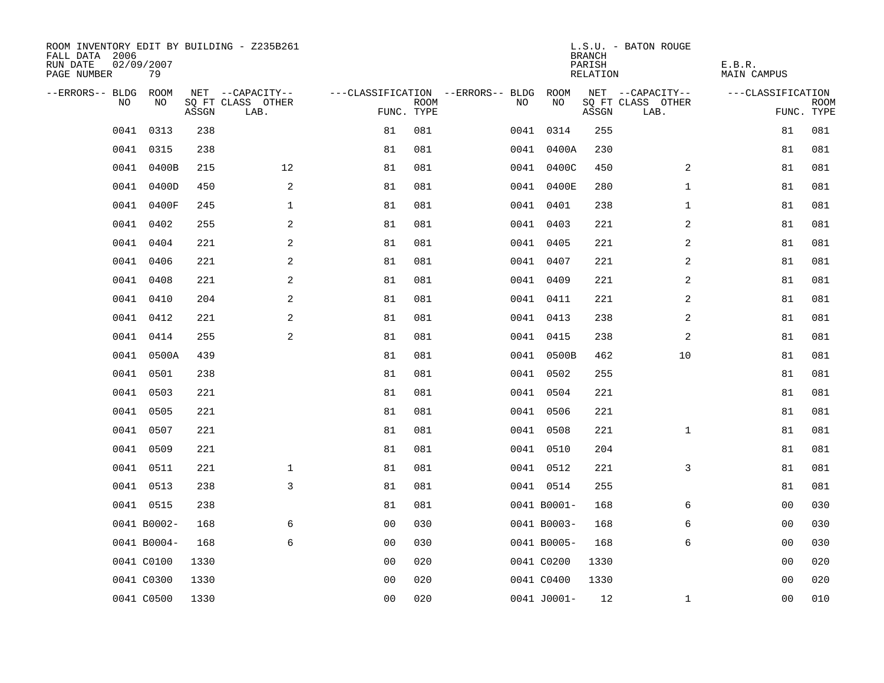ROOM INVENTORY EDIT BY BUILDING - Z235B261
FALL DATA 2006
RUN DATE 02/09/2007
PAGE NUMBER 79

L.S.U. - BATON ROUGE
BRANCH
PARISH E.B.R.
RELATION MAIN CAMPUS

| --ERRORS-- | BLDG NO | ROOM NO | NET SQ FT ASSGN | --CAPACITY-- CLASS LAB. | OTHER | ---CLASSIFICATION FUNC. | ROOM TYPE | --ERRORS-- | BLDG NO | ROOM NO | NET SQ FT ASSGN | --CAPACITY-- CLASS LAB. | OTHER | ---CLASSIFICATION FUNC. | ROOM TYPE |
|---|---|---|---|---|---|---|---|---|---|---|---|---|---|---|---|
| | 0041 | 0313 | 238 | | | 81 | 081 | | 0041 | 0314 | 255 | | | 81 | 081 |
| | 0041 | 0315 | 238 | | | 81 | 081 | | 0041 | 0400A | 230 | | | 81 | 081 |
| | 0041 | 0400B | 215 | | 12 | 81 | 081 | | 0041 | 0400C | 450 | | 2 | 81 | 081 |
| | 0041 | 0400D | 450 | | 2 | 81 | 081 | | 0041 | 0400E | 280 | | 1 | 81 | 081 |
| | 0041 | 0400F | 245 | | 1 | 81 | 081 | | 0041 | 0401 | 238 | | 1 | 81 | 081 |
| | 0041 | 0402 | 255 | | 2 | 81 | 081 | | 0041 | 0403 | 221 | | 2 | 81 | 081 |
| | 0041 | 0404 | 221 | | 2 | 81 | 081 | | 0041 | 0405 | 221 | | 2 | 81 | 081 |
| | 0041 | 0406 | 221 | | 2 | 81 | 081 | | 0041 | 0407 | 221 | | 2 | 81 | 081 |
| | 0041 | 0408 | 221 | | 2 | 81 | 081 | | 0041 | 0409 | 221 | | 2 | 81 | 081 |
| | 0041 | 0410 | 204 | | 2 | 81 | 081 | | 0041 | 0411 | 221 | | 2 | 81 | 081 |
| | 0041 | 0412 | 221 | | 2 | 81 | 081 | | 0041 | 0413 | 238 | | 2 | 81 | 081 |
| | 0041 | 0414 | 255 | | 2 | 81 | 081 | | 0041 | 0415 | 238 | | 2 | 81 | 081 |
| | 0041 | 0500A | 439 | | | 81 | 081 | | 0041 | 0500B | 462 | | 10 | 81 | 081 |
| | 0041 | 0501 | 238 | | | 81 | 081 | | 0041 | 0502 | 255 | | | 81 | 081 |
| | 0041 | 0503 | 221 | | | 81 | 081 | | 0041 | 0504 | 221 | | | 81 | 081 |
| | 0041 | 0505 | 221 | | | 81 | 081 | | 0041 | 0506 | 221 | | | 81 | 081 |
| | 0041 | 0507 | 221 | | | 81 | 081 | | 0041 | 0508 | 221 | | 1 | 81 | 081 |
| | 0041 | 0509 | 221 | | | 81 | 081 | | 0041 | 0510 | 204 | | | 81 | 081 |
| | 0041 | 0511 | 221 | | 1 | 81 | 081 | | 0041 | 0512 | 221 | | 3 | 81 | 081 |
| | 0041 | 0513 | 238 | | 3 | 81 | 081 | | 0041 | 0514 | 255 | | | 81 | 081 |
| | 0041 | 0515 | 238 | | | 81 | 081 | | 0041 | B0001- | 168 | | 6 | 00 | 030 |
| | 0041 | B0002- | 168 | | 6 | 00 | 030 | | 0041 | B0003- | 168 | | 6 | 00 | 030 |
| | 0041 | B0004- | 168 | | 6 | 00 | 030 | | 0041 | B0005- | 168 | | 6 | 00 | 030 |
| | 0041 | C0100 | 1330 | | | 00 | 020 | | 0041 | C0200 | 1330 | | | 00 | 020 |
| | 0041 | C0300 | 1330 | | | 00 | 020 | | 0041 | C0400 | 1330 | | | 00 | 020 |
| | 0041 | C0500 | 1330 | | | 00 | 020 | | 0041 | J0001- | 12 | | 1 | 00 | 010 |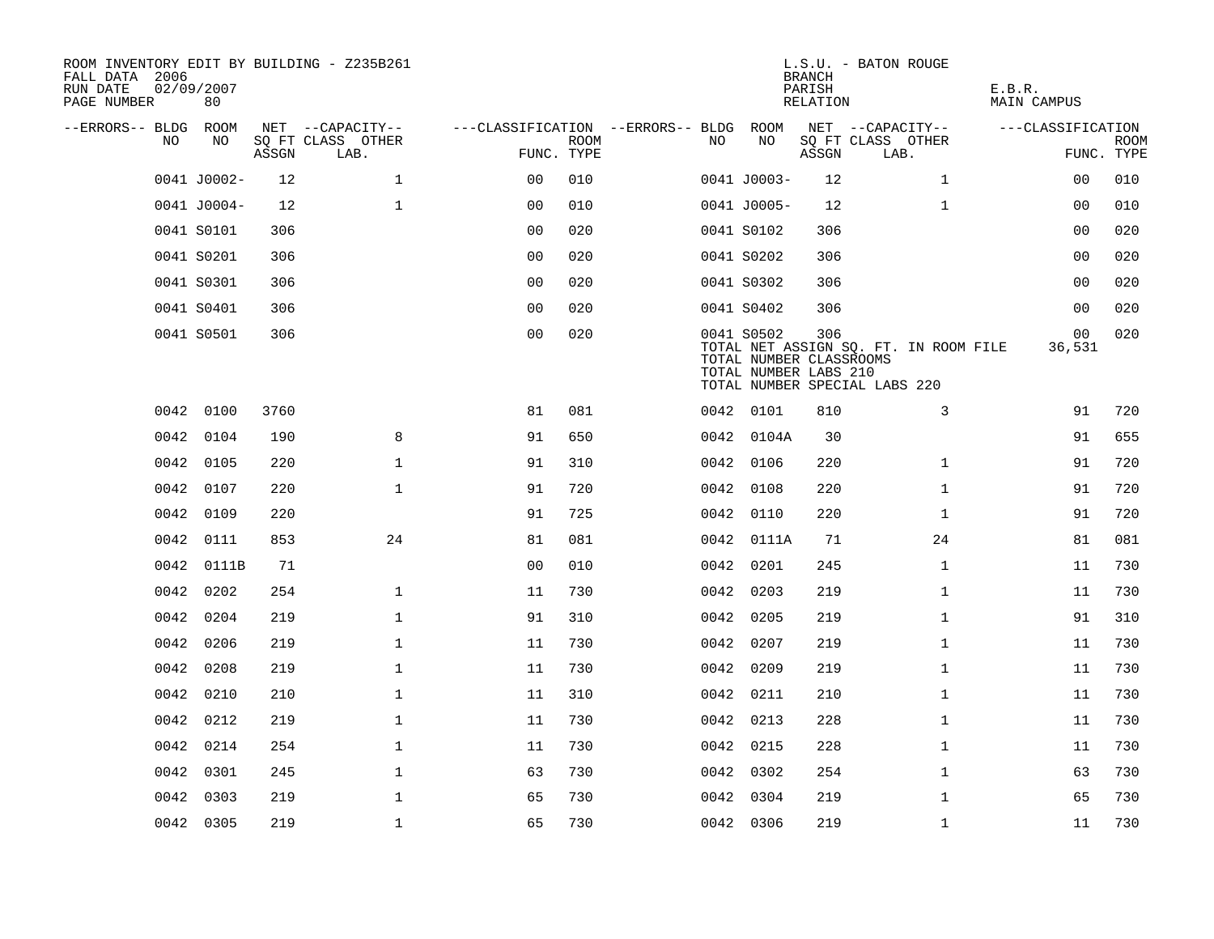ROOM INVENTORY EDIT BY BUILDING - Z235B261
FALL DATA 2006
RUN DATE 02/09/2007
PAGE NUMBER 80

L.S.U. - BATON ROUGE
BRANCH
PARISH E.B.R.
RELATION MAIN CAMPUS

| --ERRORS-- | BLDG NO | ROOM NO | NET SQ FT ASSGN | CAPACITY CLASS LAB. | CAPACITY OTHER | CLASSIFICATION FUNC. | ROOM TYPE | --ERRORS-- | BLDG NO | ROOM NO | NET SQ FT ASSGN | CAPACITY CLASS LAB. | CAPACITY OTHER | CLASSIFICATION FUNC. | ROOM TYPE |
|---|---|---|---|---|---|---|---|---|---|---|---|---|---|---|---|
| | 0041 | J0002- | 12 | | 1 | 00 | 010 | | 0041 | J0003- | 12 | | 1 | 00 | 010 |
| | 0041 | J0004- | 12 | | 1 | 00 | 010 | | 0041 | J0005- | 12 | | 1 | 00 | 010 |
| | 0041 | S0101 | 306 | | | 00 | 020 | | 0041 | S0102 | 306 | | | 00 | 020 |
| | 0041 | S0201 | 306 | | | 00 | 020 | | 0041 | S0202 | 306 | | | 00 | 020 |
| | 0041 | S0301 | 306 | | | 00 | 020 | | 0041 | S0302 | 306 | | | 00 | 020 |
| | 0041 | S0401 | 306 | | | 00 | 020 | | 0041 | S0402 | 306 | | | 00 | 020 |
| | 0041 | S0501 | 306 | | | 00 | 020 | | 0041 | S0502 | 306 | | | 00 | 020 |

TOTAL NET ASSIGN SQ. FT. IN ROOM FILE 36,531
TOTAL NUMBER CLASSROOMS
TOTAL NUMBER LABS 210
TOTAL NUMBER SPECIAL LABS 220

| --ERRORS-- | BLDG NO | ROOM NO | NET SQ FT ASSGN | CAPACITY CLASS LAB. | CAPACITY OTHER | CLASSIFICATION FUNC. | ROOM TYPE | --ERRORS-- | BLDG NO | ROOM NO | NET SQ FT ASSGN | CAPACITY CLASS LAB. | CAPACITY OTHER | CLASSIFICATION FUNC. | ROOM TYPE |
|---|---|---|---|---|---|---|---|---|---|---|---|---|---|---|---|
| | 0042 | 0100 | 3760 | | | 81 | 081 | | 0042 | 0101 | 810 | | 3 | 91 | 720 |
| | 0042 | 0104 | 190 | | 8 | 91 | 650 | | 0042 | 0104A | 30 | | | 91 | 655 |
| | 0042 | 0105 | 220 | | 1 | 91 | 310 | | 0042 | 0106 | 220 | | 1 | 91 | 720 |
| | 0042 | 0107 | 220 | | 1 | 91 | 720 | | 0042 | 0108 | 220 | | 1 | 91 | 720 |
| | 0042 | 0109 | 220 | | | 91 | 725 | | 0042 | 0110 | 220 | | 1 | 91 | 720 |
| | 0042 | 0111 | 853 | | 24 | 81 | 081 | | 0042 | 0111A | 71 | | 24 | 81 | 081 |
| | 0042 | 0111B | 71 | | | 00 | 010 | | 0042 | 0201 | 245 | | 1 | 11 | 730 |
| | 0042 | 0202 | 254 | | 1 | 11 | 730 | | 0042 | 0203 | 219 | | 1 | 11 | 730 |
| | 0042 | 0204 | 219 | | 1 | 91 | 310 | | 0042 | 0205 | 219 | | 1 | 91 | 310 |
| | 0042 | 0206 | 219 | | 1 | 11 | 730 | | 0042 | 0207 | 219 | | 1 | 11 | 730 |
| | 0042 | 0208 | 219 | | 1 | 11 | 730 | | 0042 | 0209 | 219 | | 1 | 11 | 730 |
| | 0042 | 0210 | 210 | | 1 | 11 | 310 | | 0042 | 0211 | 210 | | 1 | 11 | 730 |
| | 0042 | 0212 | 219 | | 1 | 11 | 730 | | 0042 | 0213 | 228 | | 1 | 11 | 730 |
| | 0042 | 0214 | 254 | | 1 | 11 | 730 | | 0042 | 0215 | 228 | | 1 | 11 | 730 |
| | 0042 | 0301 | 245 | | 1 | 63 | 730 | | 0042 | 0302 | 254 | | 1 | 63 | 730 |
| | 0042 | 0303 | 219 | | 1 | 65 | 730 | | 0042 | 0304 | 219 | | 1 | 65 | 730 |
| | 0042 | 0305 | 219 | | 1 | 65 | 730 | | 0042 | 0306 | 219 | | 1 | 11 | 730 |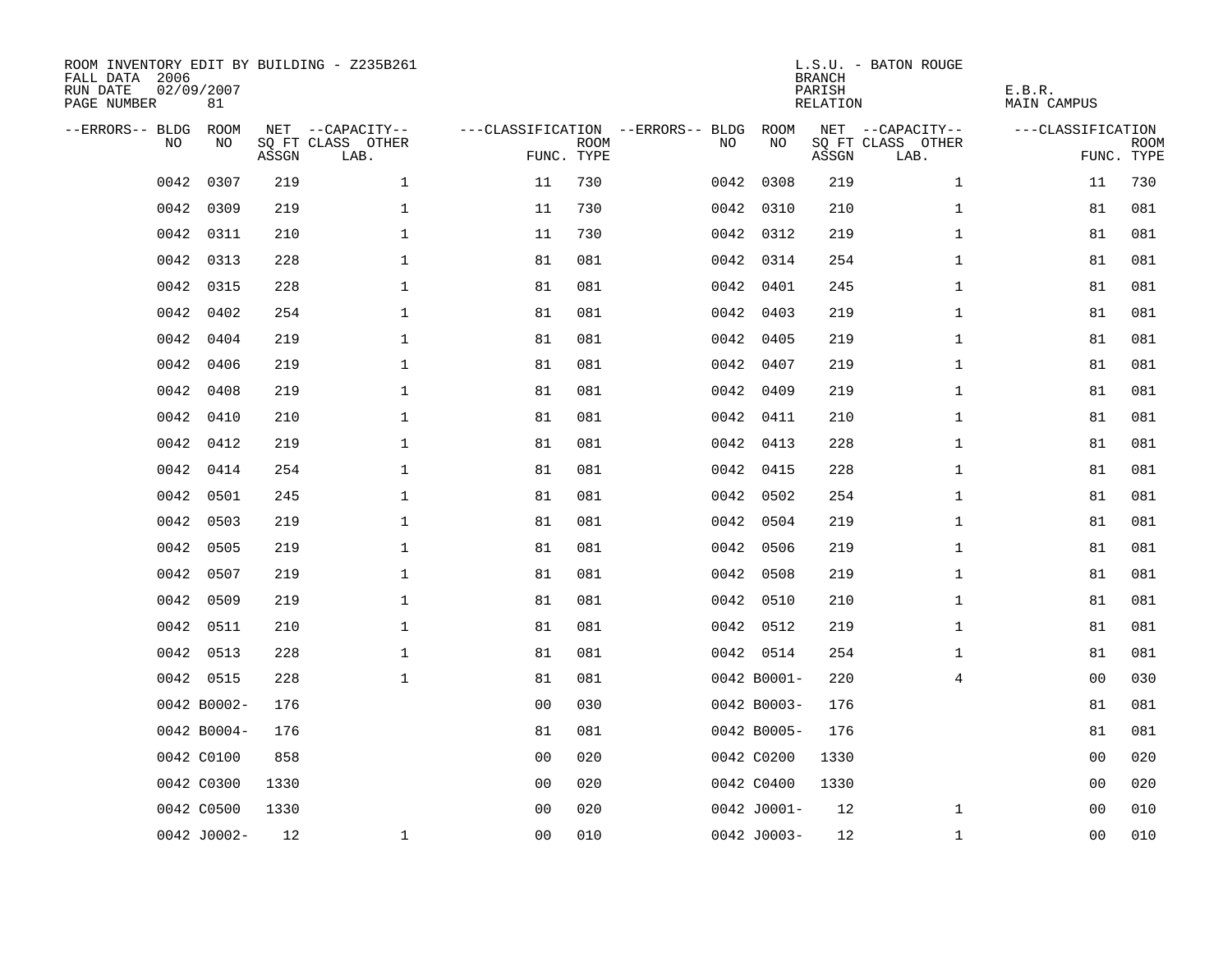ROOM INVENTORY EDIT BY BUILDING - Z235B261
FALL DATA 2006
RUN DATE 02/09/2007
PAGE NUMBER 81

L.S.U. - BATON ROUGE
BRANCH
PARISH E.B.R.
RELATION MAIN CAMPUS

| --ERRORS-- | BLDG NO | ROOM NO | NET SQ FT ASSGN | --CAPACITY-- CLASS | OTHER LAB. | ---CLASSIFICATION FUNC. | ROOM TYPE | --ERRORS-- | BLDG NO | ROOM NO | NET SQ FT ASSGN | --CAPACITY-- CLASS | OTHER LAB. | ---CLASSIFICATION FUNC. | ROOM TYPE |
|---|---|---|---|---|---|---|---|---|---|---|---|---|---|---|---|
| | 0042 | 0307 | 219 | | 1 | 11 | 730 | | 0042 | 0308 | 219 | | 1 | 11 | 730 |
| | 0042 | 0309 | 219 | | 1 | 11 | 730 | | 0042 | 0310 | 210 | | 1 | 81 | 081 |
| | 0042 | 0311 | 210 | | 1 | 11 | 730 | | 0042 | 0312 | 219 | | 1 | 81 | 081 |
| | 0042 | 0313 | 228 | | 1 | 81 | 081 | | 0042 | 0314 | 254 | | 1 | 81 | 081 |
| | 0042 | 0315 | 228 | | 1 | 81 | 081 | | 0042 | 0401 | 245 | | 1 | 81 | 081 |
| | 0042 | 0402 | 254 | | 1 | 81 | 081 | | 0042 | 0403 | 219 | | 1 | 81 | 081 |
| | 0042 | 0404 | 219 | | 1 | 81 | 081 | | 0042 | 0405 | 219 | | 1 | 81 | 081 |
| | 0042 | 0406 | 219 | | 1 | 81 | 081 | | 0042 | 0407 | 219 | | 1 | 81 | 081 |
| | 0042 | 0408 | 219 | | 1 | 81 | 081 | | 0042 | 0409 | 219 | | 1 | 81 | 081 |
| | 0042 | 0410 | 210 | | 1 | 81 | 081 | | 0042 | 0411 | 210 | | 1 | 81 | 081 |
| | 0042 | 0412 | 219 | | 1 | 81 | 081 | | 0042 | 0413 | 228 | | 1 | 81 | 081 |
| | 0042 | 0414 | 254 | | 1 | 81 | 081 | | 0042 | 0415 | 228 | | 1 | 81 | 081 |
| | 0042 | 0501 | 245 | | 1 | 81 | 081 | | 0042 | 0502 | 254 | | 1 | 81 | 081 |
| | 0042 | 0503 | 219 | | 1 | 81 | 081 | | 0042 | 0504 | 219 | | 1 | 81 | 081 |
| | 0042 | 0505 | 219 | | 1 | 81 | 081 | | 0042 | 0506 | 219 | | 1 | 81 | 081 |
| | 0042 | 0507 | 219 | | 1 | 81 | 081 | | 0042 | 0508 | 219 | | 1 | 81 | 081 |
| | 0042 | 0509 | 219 | | 1 | 81 | 081 | | 0042 | 0510 | 210 | | 1 | 81 | 081 |
| | 0042 | 0511 | 210 | | 1 | 81 | 081 | | 0042 | 0512 | 219 | | 1 | 81 | 081 |
| | 0042 | 0513 | 228 | | 1 | 81 | 081 | | 0042 | 0514 | 254 | | 1 | 81 | 081 |
| | 0042 | 0515 | 228 | | 1 | 81 | 081 | | 0042 | B0001- | 220 | | 4 | 00 | 030 |
| | 0042 | B0002- | 176 | | | 00 | 030 | | 0042 | B0003- | 176 | | | 81 | 081 |
| | 0042 | B0004- | 176 | | | 81 | 081 | | 0042 | B0005- | 176 | | | 81 | 081 |
| | 0042 | C0100 | 858 | | | 00 | 020 | | 0042 | C0200 | 1330 | | | 00 | 020 |
| | 0042 | C0300 | 1330 | | | 00 | 020 | | 0042 | C0400 | 1330 | | | 00 | 020 |
| | 0042 | C0500 | 1330 | | | 00 | 020 | | 0042 | J0001- | 12 | | 1 | 00 | 010 |
| | 0042 | J0002- | 12 | | 1 | 00 | 010 | | 0042 | J0003- | 12 | | 1 | 00 | 010 |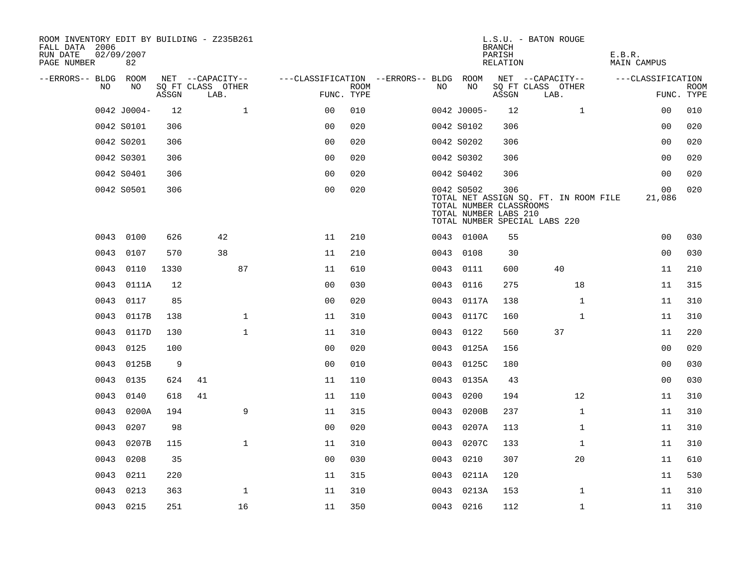ROOM INVENTORY EDIT BY BUILDING - Z235B261
FALL DATA 2006
RUN DATE 02/09/2007
PAGE NUMBER 82

L.S.U. - BATON ROUGE
BRANCH
PARISH E.B.R.
RELATION MAIN CAMPUS

| --ERRORS-- | BLDG NO | ROOM NO | NET SQ FT ASSGN | CAPACITY CLASS | CAPACITY LAB. | CAPACITY OTHER | CLASSIFICATION FUNC. | ROOM TYPE | --ERRORS-- | BLDG NO | ROOM NO | NET SQ FT ASSGN | CAPACITY CLASS | CAPACITY LAB. | CAPACITY OTHER | CLASSIFICATION FUNC. | ROOM TYPE |
|---|---|---|---|---|---|---|---|---|---|---|---|---|---|---|---|---|---|
| | 0042 | J0004- | 12 | | | 1 | 00 | 010 | | 0042 | J0005- | 12 | | | 1 | 00 | 010 |
| | 0042 | S0101 | 306 | | | | 00 | 020 | | 0042 | S0102 | 306 | | | | 00 | 020 |
| | 0042 | S0201 | 306 | | | | 00 | 020 | | 0042 | S0202 | 306 | | | | 00 | 020 |
| | 0042 | S0301 | 306 | | | | 00 | 020 | | 0042 | S0302 | 306 | | | | 00 | 020 |
| | 0042 | S0401 | 306 | | | | 00 | 020 | | 0042 | S0402 | 306 | | | | 00 | 020 |
| | 0042 | S0501 | 306 | | | | 00 | 020 | | 0042 | S0502 | 306 | | | | 00 | 020 |
| | | | | | | | | | | TOTAL NET ASSIGN SQ. FT. IN ROOM FILE | | | | | | 21,086 | |
| | | | | | | | | | | TOTAL NUMBER CLASSROOMS | | | | | | | |
| | | | | | | | | | | TOTAL NUMBER LABS 210 | | | | | | | |
| | | | | | | | | | | TOTAL NUMBER SPECIAL LABS 220 | | | | | | | |
| | 0043 | 0100 | 626 | | 42 | | 11 | 210 | | 0043 | 0100A | 55 | | | | 00 | 030 |
| | 0043 | 0107 | 570 | | 38 | | 11 | 210 | | 0043 | 0108 | 30 | | | | 00 | 030 |
| | 0043 | 0110 | 1330 | | | 87 | 11 | 610 | | 0043 | 0111 | 600 | | 40 | | 11 | 210 |
| | 0043 | 0111A | 12 | | | | 00 | 030 | | 0043 | 0116 | 275 | | | 18 | 11 | 315 |
| | 0043 | 0117 | 85 | | | | 00 | 020 | | 0043 | 0117A | 138 | | | 1 | 11 | 310 |
| | 0043 | 0117B | 138 | | | 1 | 11 | 310 | | 0043 | 0117C | 160 | | | 1 | 11 | 310 |
| | 0043 | 0117D | 130 | | | 1 | 11 | 310 | | 0043 | 0122 | 560 | | 37 | | 11 | 220 |
| | 0043 | 0125 | 100 | | | | 00 | 020 | | 0043 | 0125A | 156 | | | | 00 | 020 |
| | 0043 | 0125B | 9 | | | | 00 | 010 | | 0043 | 0125C | 180 | | | | 00 | 030 |
| | 0043 | 0135 | 624 | 41 | | | 11 | 110 | | 0043 | 0135A | 43 | | | | 00 | 030 |
| | 0043 | 0140 | 618 | 41 | | | 11 | 110 | | 0043 | 0200 | 194 | | | 12 | 11 | 310 |
| | 0043 | 0200A | 194 | | | 9 | 11 | 315 | | 0043 | 0200B | 237 | | | 1 | 11 | 310 |
| | 0043 | 0207 | 98 | | | | 00 | 020 | | 0043 | 0207A | 113 | | | 1 | 11 | 310 |
| | 0043 | 0207B | 115 | | | 1 | 11 | 310 | | 0043 | 0207C | 133 | | | 1 | 11 | 310 |
| | 0043 | 0208 | 35 | | | | 00 | 030 | | 0043 | 0210 | 307 | | | 20 | 11 | 610 |
| | 0043 | 0211 | 220 | | | | 11 | 315 | | 0043 | 0211A | 120 | | | | 11 | 530 |
| | 0043 | 0213 | 363 | | | 1 | 11 | 310 | | 0043 | 0213A | 153 | | | 1 | 11 | 310 |
| | 0043 | 0215 | 251 | | | 16 | 11 | 350 | | 0043 | 0216 | 112 | | | 1 | 11 | 310 |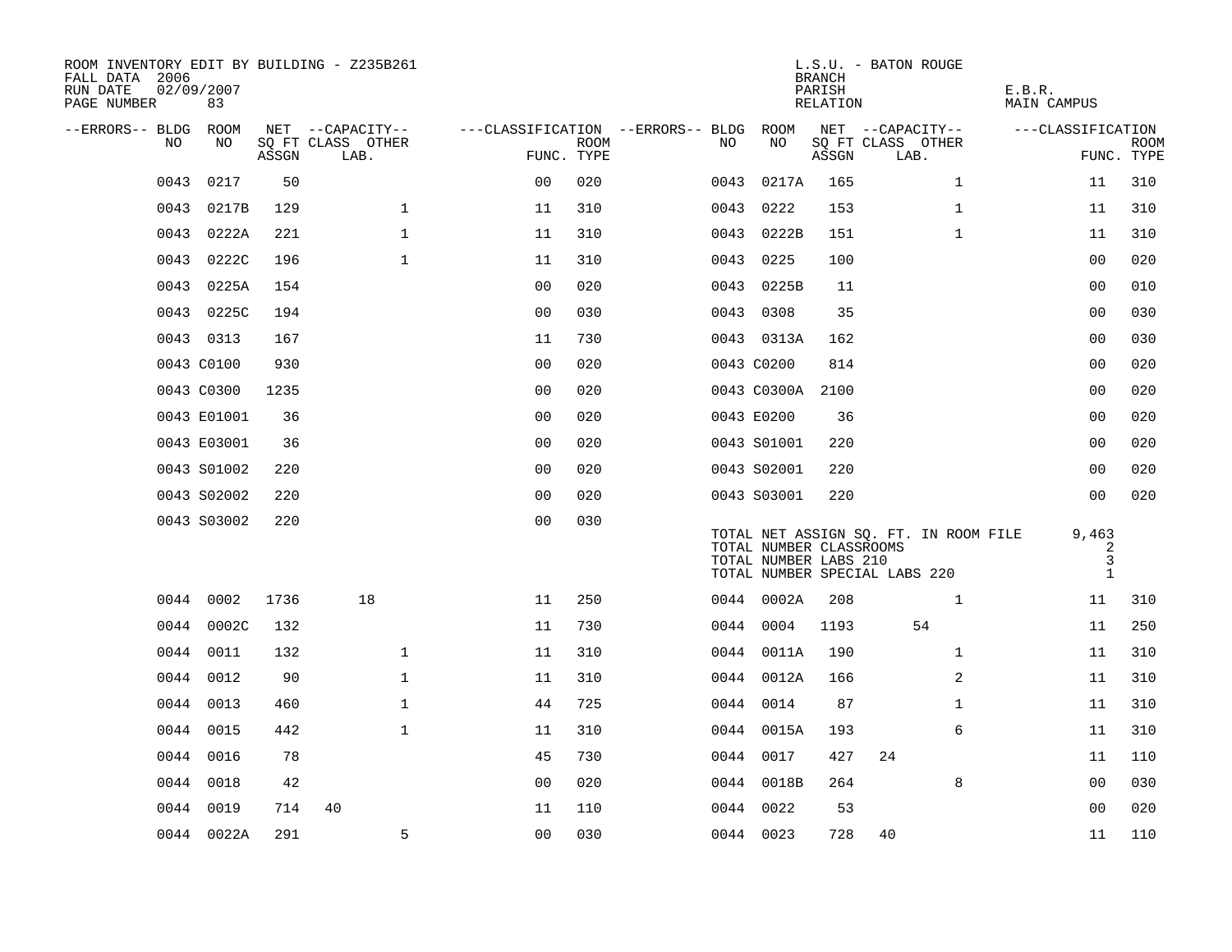ROOM INVENTORY EDIT BY BUILDING - Z235B261
FALL DATA 2006
RUN DATE 02/09/2007
PAGE NUMBER 83

L.S.U. - BATON ROUGE
BRANCH
PARISH E.B.R.
RELATION MAIN CAMPUS

| --ERRORS-- | BLDG NO | ROOM NO | NET SQ FT ASSGN | CAPACITY CLASS | CAPACITY LAB. | CAPACITY OTHER | CLASSIFICATION FUNC. | ROOM TYPE | --ERRORS-- | BLDG NO | ROOM NO | NET SQ FT ASSGN | CAPACITY CLASS | CAPACITY LAB. | CAPACITY OTHER | CLASSIFICATION FUNC. | ROOM TYPE |
|---|---|---|---|---|---|---|---|---|---|---|---|---|---|---|---|---|---|
| | 0043 | 0217 | 50 | | | | 00 | 020 | | 0043 | 0217A | 165 | | | 1 | 11 | 310 |
| | 0043 | 0217B | 129 | | | 1 | 11 | 310 | | 0043 | 0222 | 153 | | | 1 | 11 | 310 |
| | 0043 | 0222A | 221 | | | 1 | 11 | 310 | | 0043 | 0222B | 151 | | | 1 | 11 | 310 |
| | 0043 | 0222C | 196 | | | 1 | 11 | 310 | | 0043 | 0225 | 100 | | | | 00 | 020 |
| | 0043 | 0225A | 154 | | | | 00 | 020 | | 0043 | 0225B | 11 | | | | 00 | 010 |
| | 0043 | 0225C | 194 | | | | 00 | 030 | | 0043 | 0308 | 35 | | | | 00 | 030 |
| | 0043 | 0313 | 167 | | | | 11 | 730 | | 0043 | 0313A | 162 | | | | 00 | 030 |
| | 0043 | C0100 | 930 | | | | 00 | 020 | | 0043 | C0200 | 814 | | | | 00 | 020 |
| | 0043 | C0300 | 1235 | | | | 00 | 020 | | 0043 | C0300A | 2100 | | | | 00 | 020 |
| | 0043 | E01001 | 36 | | | | 00 | 020 | | 0043 | E0200 | 36 | | | | 00 | 020 |
| | 0043 | E03001 | 36 | | | | 00 | 020 | | 0043 | S01001 | 220 | | | | 00 | 020 |
| | 0043 | S01002 | 220 | | | | 00 | 020 | | 0043 | S02001 | 220 | | | | 00 | 020 |
| | 0043 | S02002 | 220 | | | | 00 | 020 | | 0043 | S03001 | 220 | | | | 00 | 020 |
| | 0043 | S03002 | 220 | | | | 00 | 030 | | | | | | | | | |

TOTAL NET ASSIGN SQ. FT. IN ROOM FILE 9,463
TOTAL NUMBER CLASSROOMS 2
TOTAL NUMBER LABS 210 3
TOTAL NUMBER SPECIAL LABS 220 1

| --ERRORS-- | BLDG NO | ROOM NO | NET SQ FT ASSGN | CAPACITY CLASS | CAPACITY LAB. | CAPACITY OTHER | CLASSIFICATION FUNC. | ROOM TYPE | --ERRORS-- | BLDG NO | ROOM NO | NET SQ FT ASSGN | CAPACITY CLASS | CAPACITY LAB. | CAPACITY OTHER | CLASSIFICATION FUNC. | ROOM TYPE |
|---|---|---|---|---|---|---|---|---|---|---|---|---|---|---|---|---|---|
| | 0044 | 0002 | 1736 | | 18 | | 11 | 250 | | 0044 | 0002A | 208 | | | 1 | 11 | 310 |
| | 0044 | 0002C | 132 | | | | 11 | 730 | | 0044 | 0004 | 1193 | | 54 | | 11 | 250 |
| | 0044 | 0011 | 132 | | | 1 | 11 | 310 | | 0044 | 0011A | 190 | | | 1 | 11 | 310 |
| | 0044 | 0012 | 90 | | | 1 | 11 | 310 | | 0044 | 0012A | 166 | | | 2 | 11 | 310 |
| | 0044 | 0013 | 460 | | | 1 | 44 | 725 | | 0044 | 0014 | 87 | | | 1 | 11 | 310 |
| | 0044 | 0015 | 442 | | | 1 | 11 | 310 | | 0044 | 0015A | 193 | | | 6 | 11 | 310 |
| | 0044 | 0016 | 78 | | | | 45 | 730 | | 0044 | 0017 | 427 | 24 | | | 11 | 110 |
| | 0044 | 0018 | 42 | | | | 00 | 020 | | 0044 | 0018B | 264 | | | 8 | 00 | 030 |
| | 0044 | 0019 | 714 | 40 | | | 11 | 110 | | 0044 | 0022 | 53 | | | | 00 | 020 |
| | 0044 | 0022A | 291 | | | 5 | 00 | 030 | | 0044 | 0023 | 728 | 40 | | | 11 | 110 |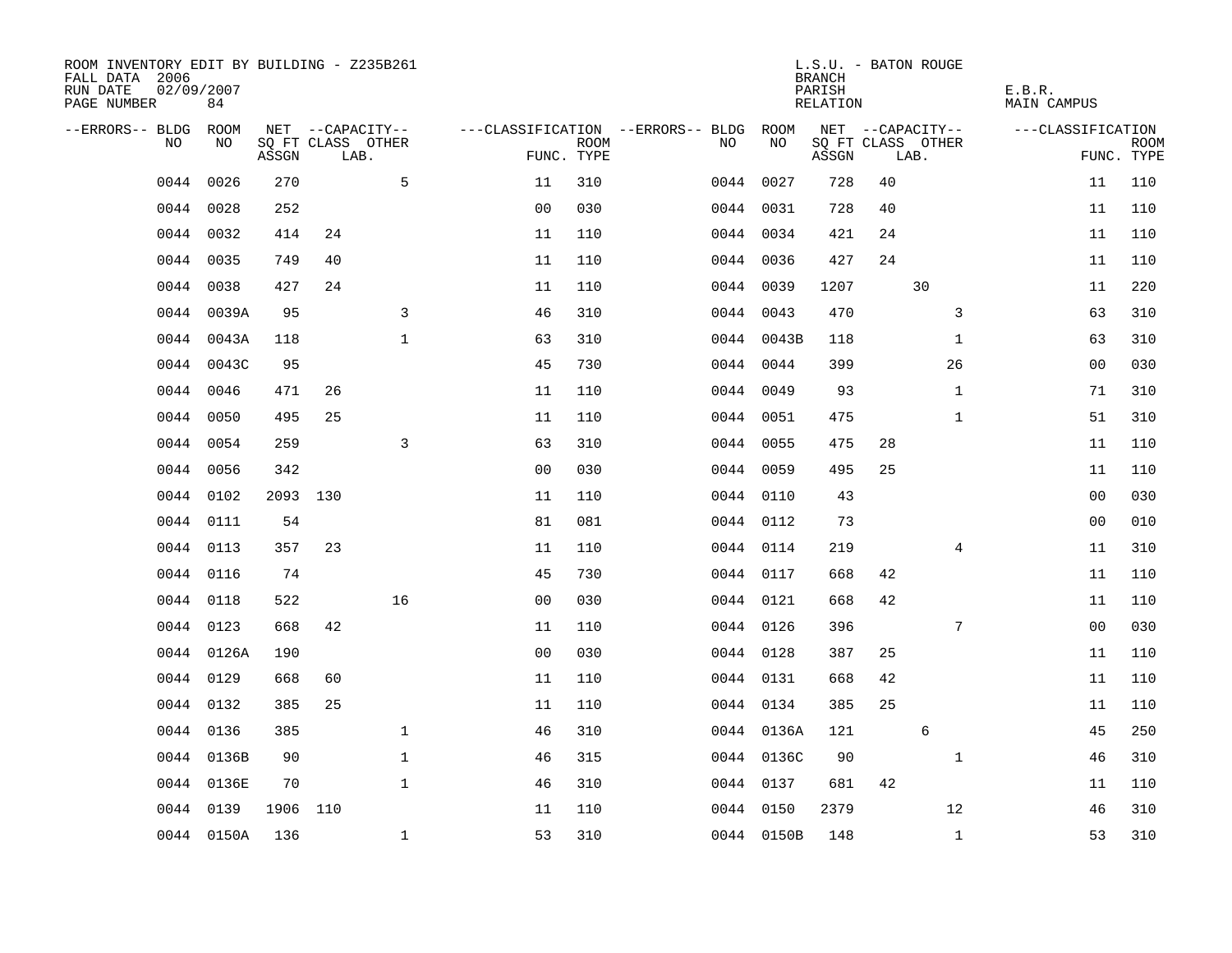ROOM INVENTORY EDIT BY BUILDING - Z235B261
FALL DATA 2006
RUN DATE 02/09/2007
PAGE NUMBER 84

L.S.U. - BATON ROUGE
BRANCH
PARISH E.B.R.
RELATION MAIN CAMPUS

| --ERRORS-- | BLDG NO | ROOM NO | NET SQ FT ASSGN | --CAPACITY-- CLASS | LAB. | OTHER | ---CLASSIFICATION FUNC. | ROOM TYPE | --ERRORS-- | BLDG NO | ROOM NO | NET SQ FT ASSGN | --CAPACITY-- CLASS | LAB. | OTHER | ---CLASSIFICATION FUNC. | ROOM TYPE |
|---|---|---|---|---|---|---|---|---|---|---|---|---|---|---|---|---|---|
| | 0044 | 0026 | 270 | | | 5 | 11 | 310 | | 0044 | 0027 | 728 | 40 | | | 11 | 110 |
| | 0044 | 0028 | 252 | | | | 00 | 030 | | 0044 | 0031 | 728 | 40 | | | 11 | 110 |
| | 0044 | 0032 | 414 | 24 | | | 11 | 110 | | 0044 | 0034 | 421 | 24 | | | 11 | 110 |
| | 0044 | 0035 | 749 | 40 | | | 11 | 110 | | 0044 | 0036 | 427 | 24 | | | 11 | 110 |
| | 0044 | 0038 | 427 | 24 | | | 11 | 110 | | 0044 | 0039 | 1207 | | 30 | | 11 | 220 |
| | 0044 | 0039A | 95 | | | 3 | 46 | 310 | | 0044 | 0043 | 470 | | | 3 | 63 | 310 |
| | 0044 | 0043A | 118 | | | 1 | 63 | 310 | | 0044 | 0043B | 118 | | | 1 | 63 | 310 |
| | 0044 | 0043C | 95 | | | | 45 | 730 | | 0044 | 0044 | 399 | | | 26 | 00 | 030 |
| | 0044 | 0046 | 471 | 26 | | | 11 | 110 | | 0044 | 0049 | 93 | | | 1 | 71 | 310 |
| | 0044 | 0050 | 495 | 25 | | | 11 | 110 | | 0044 | 0051 | 475 | | | 1 | 51 | 310 |
| | 0044 | 0054 | 259 | | | 3 | 63 | 310 | | 0044 | 0055 | 475 | 28 | | | 11 | 110 |
| | 0044 | 0056 | 342 | | | | 00 | 030 | | 0044 | 0059 | 495 | 25 | | | 11 | 110 |
| | 0044 | 0102 | 2093 | 130 | | | 11 | 110 | | 0044 | 0110 | 43 | | | | 00 | 030 |
| | 0044 | 0111 | 54 | | | | 81 | 081 | | 0044 | 0112 | 73 | | | | 00 | 010 |
| | 0044 | 0113 | 357 | 23 | | | 11 | 110 | | 0044 | 0114 | 219 | | | 4 | 11 | 310 |
| | 0044 | 0116 | 74 | | | | 45 | 730 | | 0044 | 0117 | 668 | 42 | | | 11 | 110 |
| | 0044 | 0118 | 522 | | | 16 | 00 | 030 | | 0044 | 0121 | 668 | 42 | | | 11 | 110 |
| | 0044 | 0123 | 668 | 42 | | | 11 | 110 | | 0044 | 0126 | 396 | | | 7 | 00 | 030 |
| | 0044 | 0126A | 190 | | | | 00 | 030 | | 0044 | 0128 | 387 | 25 | | | 11 | 110 |
| | 0044 | 0129 | 668 | 60 | | | 11 | 110 | | 0044 | 0131 | 668 | 42 | | | 11 | 110 |
| | 0044 | 0132 | 385 | 25 | | | 11 | 110 | | 0044 | 0134 | 385 | 25 | | | 11 | 110 |
| | 0044 | 0136 | 385 | | | 1 | 46 | 310 | | 0044 | 0136A | 121 | | 6 | | 45 | 250 |
| | 0044 | 0136B | 90 | | | 1 | 46 | 315 | | 0044 | 0136C | 90 | | | 1 | 46 | 310 |
| | 0044 | 0136E | 70 | | | 1 | 46 | 310 | | 0044 | 0137 | 681 | 42 | | | 11 | 110 |
| | 0044 | 0139 | 1906 | 110 | | | 11 | 110 | | 0044 | 0150 | 2379 | | | 12 | 46 | 310 |
| | 0044 | 0150A | 136 | | | 1 | 53 | 310 | | 0044 | 0150B | 148 | | | 1 | 53 | 310 |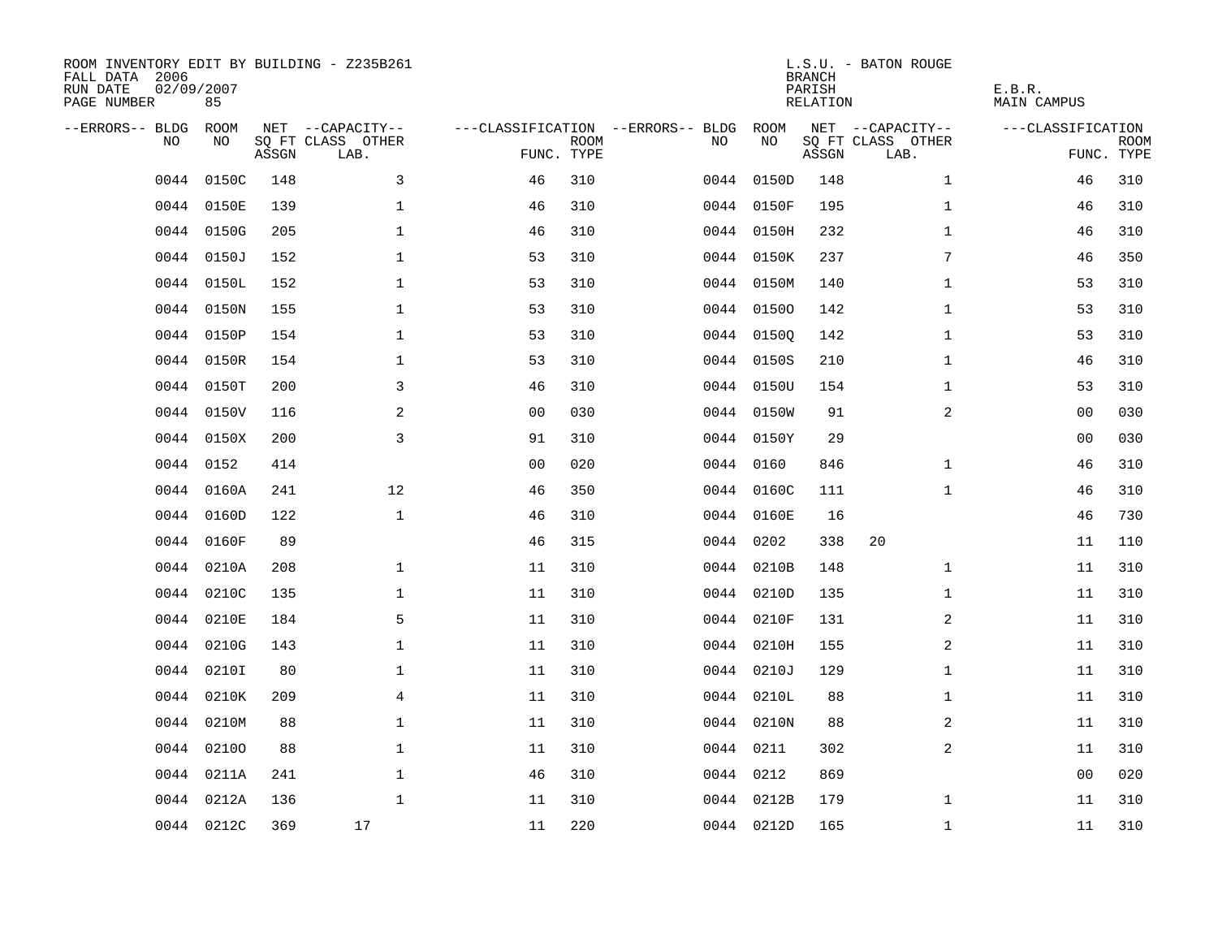ROOM INVENTORY EDIT BY BUILDING - Z235B261
FALL DATA 2006
RUN DATE 02/09/2007
PAGE NUMBER 85

L.S.U. - BATON ROUGE
BRANCH
PARISH E.B.R.
RELATION MAIN CAMPUS

| --ERRORS-- | BLDG NO | ROOM NO | NET SQ FT ASSGN | CAPACITY CLASS LAB. | CAPACITY OTHER | CLASSIFICATION FUNC. | ROOM TYPE | --ERRORS-- | BLDG NO | ROOM NO | NET SQ FT ASSGN | CAPACITY CLASS LAB. | CAPACITY OTHER | CLASSIFICATION FUNC. | ROOM TYPE |
|---|---|---|---|---|---|---|---|---|---|---|---|---|---|---|---|
| | 0044 | 0150C | 148 | | 3 | 46 | 310 | | 0044 | 0150D | 148 | | 1 | 46 | 310 |
| | 0044 | 0150E | 139 | | 1 | 46 | 310 | | 0044 | 0150F | 195 | | 1 | 46 | 310 |
| | 0044 | 0150G | 205 | | 1 | 46 | 310 | | 0044 | 0150H | 232 | | 1 | 46 | 310 |
| | 0044 | 0150J | 152 | | 1 | 53 | 310 | | 0044 | 0150K | 237 | | 7 | 46 | 350 |
| | 0044 | 0150L | 152 | | 1 | 53 | 310 | | 0044 | 0150M | 140 | | 1 | 53 | 310 |
| | 0044 | 0150N | 155 | | 1 | 53 | 310 | | 0044 | 0150O | 142 | | 1 | 53 | 310 |
| | 0044 | 0150P | 154 | | 1 | 53 | 310 | | 0044 | 0150Q | 142 | | 1 | 53 | 310 |
| | 0044 | 0150R | 154 | | 1 | 53 | 310 | | 0044 | 0150S | 210 | | 1 | 46 | 310 |
| | 0044 | 0150T | 200 | | 3 | 46 | 310 | | 0044 | 0150U | 154 | | 1 | 53 | 310 |
| | 0044 | 0150V | 116 | | 2 | 00 | 030 | | 0044 | 0150W | 91 | | 2 | 00 | 030 |
| | 0044 | 0150X | 200 | | 3 | 91 | 310 | | 0044 | 0150Y | 29 | | | 00 | 030 |
| | 0044 | 0152 | 414 | | | 00 | 020 | | 0044 | 0160 | 846 | | 1 | 46 | 310 |
| | 0044 | 0160A | 241 | | 12 | 46 | 350 | | 0044 | 0160C | 111 | | 1 | 46 | 310 |
| | 0044 | 0160D | 122 | | 1 | 46 | 310 | | 0044 | 0160E | 16 | | | 46 | 730 |
| | 0044 | 0160F | 89 | | | 46 | 315 | | 0044 | 0202 | 338 | 20 | | 11 | 110 |
| | 0044 | 0210A | 208 | | 1 | 11 | 310 | | 0044 | 0210B | 148 | | 1 | 11 | 310 |
| | 0044 | 0210C | 135 | | 1 | 11 | 310 | | 0044 | 0210D | 135 | | 1 | 11 | 310 |
| | 0044 | 0210E | 184 | | 5 | 11 | 310 | | 0044 | 0210F | 131 | | 2 | 11 | 310 |
| | 0044 | 0210G | 143 | | 1 | 11 | 310 | | 0044 | 0210H | 155 | | 2 | 11 | 310 |
| | 0044 | 0210I | 80 | | 1 | 11 | 310 | | 0044 | 0210J | 129 | | 1 | 11 | 310 |
| | 0044 | 0210K | 209 | | 4 | 11 | 310 | | 0044 | 0210L | 88 | | 1 | 11 | 310 |
| | 0044 | 0210M | 88 | | 1 | 11 | 310 | | 0044 | 0210N | 88 | | 2 | 11 | 310 |
| | 0044 | 0210O | 88 | | 1 | 11 | 310 | | 0044 | 0211 | 302 | | 2 | 11 | 310 |
| | 0044 | 0211A | 241 | | 1 | 46 | 310 | | 0044 | 0212 | 869 | | | 00 | 020 |
| | 0044 | 0212A | 136 | | 1 | 11 | 310 | | 0044 | 0212B | 179 | | 1 | 11 | 310 |
| | 0044 | 0212C | 369 | 17 | | 11 | 220 | | 0044 | 0212D | 165 | | 1 | 11 | 310 |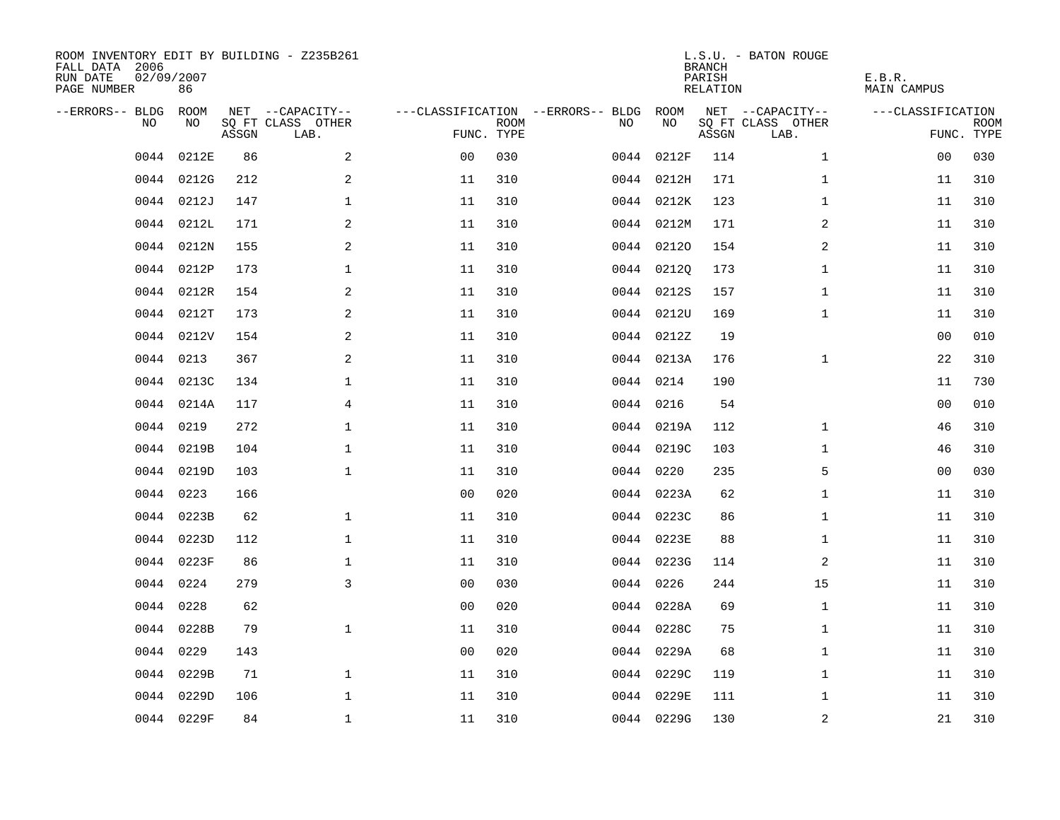ROOM INVENTORY EDIT BY BUILDING - Z235B261
FALL DATA 2006
RUN DATE 02/09/2007
PAGE NUMBER 86

L.S.U. - BATON ROUGE
BRANCH
PARISH E.B.R.
RELATION MAIN CAMPUS

| --ERRORS-- | BLDG NO | ROOM NO | NET SQ FT ASSGN | --CAPACITY-- CLASS | OTHER LAB. | ---CLASSIFICATION FUNC. | ROOM TYPE | --ERRORS-- | BLDG NO | ROOM NO | NET SQ FT ASSGN | --CAPACITY-- CLASS | OTHER LAB. | ---CLASSIFICATION FUNC. | ROOM TYPE |
|---|---|---|---|---|---|---|---|---|---|---|---|---|---|---|---|
| | 0044 | 0212E | 86 | | 2 | 00 | 030 | | 0044 | 0212F | 114 | | 1 | 00 | 030 |
| | 0044 | 0212G | 212 | | 2 | 11 | 310 | | 0044 | 0212H | 171 | | 1 | 11 | 310 |
| | 0044 | 0212J | 147 | | 1 | 11 | 310 | | 0044 | 0212K | 123 | | 1 | 11 | 310 |
| | 0044 | 0212L | 171 | | 2 | 11 | 310 | | 0044 | 0212M | 171 | | 2 | 11 | 310 |
| | 0044 | 0212N | 155 | | 2 | 11 | 310 | | 0044 | 0212O | 154 | | 2 | 11 | 310 |
| | 0044 | 0212P | 173 | | 1 | 11 | 310 | | 0044 | 0212Q | 173 | | 1 | 11 | 310 |
| | 0044 | 0212R | 154 | | 2 | 11 | 310 | | 0044 | 0212S | 157 | | 1 | 11 | 310 |
| | 0044 | 0212T | 173 | | 2 | 11 | 310 | | 0044 | 0212U | 169 | | 1 | 11 | 310 |
| | 0044 | 0212V | 154 | | 2 | 11 | 310 | | 0044 | 0212Z | 19 | | | 00 | 010 |
| | 0044 | 0213 | 367 | | 2 | 11 | 310 | | 0044 | 0213A | 176 | | 1 | 22 | 310 |
| | 0044 | 0213C | 134 | | 1 | 11 | 310 | | 0044 | 0214 | 190 | | | 11 | 730 |
| | 0044 | 0214A | 117 | | 4 | 11 | 310 | | 0044 | 0216 | 54 | | | 00 | 010 |
| | 0044 | 0219 | 272 | | 1 | 11 | 310 | | 0044 | 0219A | 112 | | 1 | 46 | 310 |
| | 0044 | 0219B | 104 | | 1 | 11 | 310 | | 0044 | 0219C | 103 | | 1 | 46 | 310 |
| | 0044 | 0219D | 103 | | 1 | 11 | 310 | | 0044 | 0220 | 235 | | 5 | 00 | 030 |
| | 0044 | 0223 | 166 | | | 00 | 020 | | 0044 | 0223A | 62 | | 1 | 11 | 310 |
| | 0044 | 0223B | 62 | | 1 | 11 | 310 | | 0044 | 0223C | 86 | | 1 | 11 | 310 |
| | 0044 | 0223D | 112 | | 1 | 11 | 310 | | 0044 | 0223E | 88 | | 1 | 11 | 310 |
| | 0044 | 0223F | 86 | | 1 | 11 | 310 | | 0044 | 0223G | 114 | | 2 | 11 | 310 |
| | 0044 | 0224 | 279 | | 3 | 00 | 030 | | 0044 | 0226 | 244 | | 15 | 11 | 310 |
| | 0044 | 0228 | 62 | | | 00 | 020 | | 0044 | 0228A | 69 | | 1 | 11 | 310 |
| | 0044 | 0228B | 79 | | 1 | 11 | 310 | | 0044 | 0228C | 75 | | 1 | 11 | 310 |
| | 0044 | 0229 | 143 | | | 00 | 020 | | 0044 | 0229A | 68 | | 1 | 11 | 310 |
| | 0044 | 0229B | 71 | | 1 | 11 | 310 | | 0044 | 0229C | 119 | | 1 | 11 | 310 |
| | 0044 | 0229D | 106 | | 1 | 11 | 310 | | 0044 | 0229E | 111 | | 1 | 11 | 310 |
| | 0044 | 0229F | 84 | | 1 | 11 | 310 | | 0044 | 0229G | 130 | | 2 | 21 | 310 |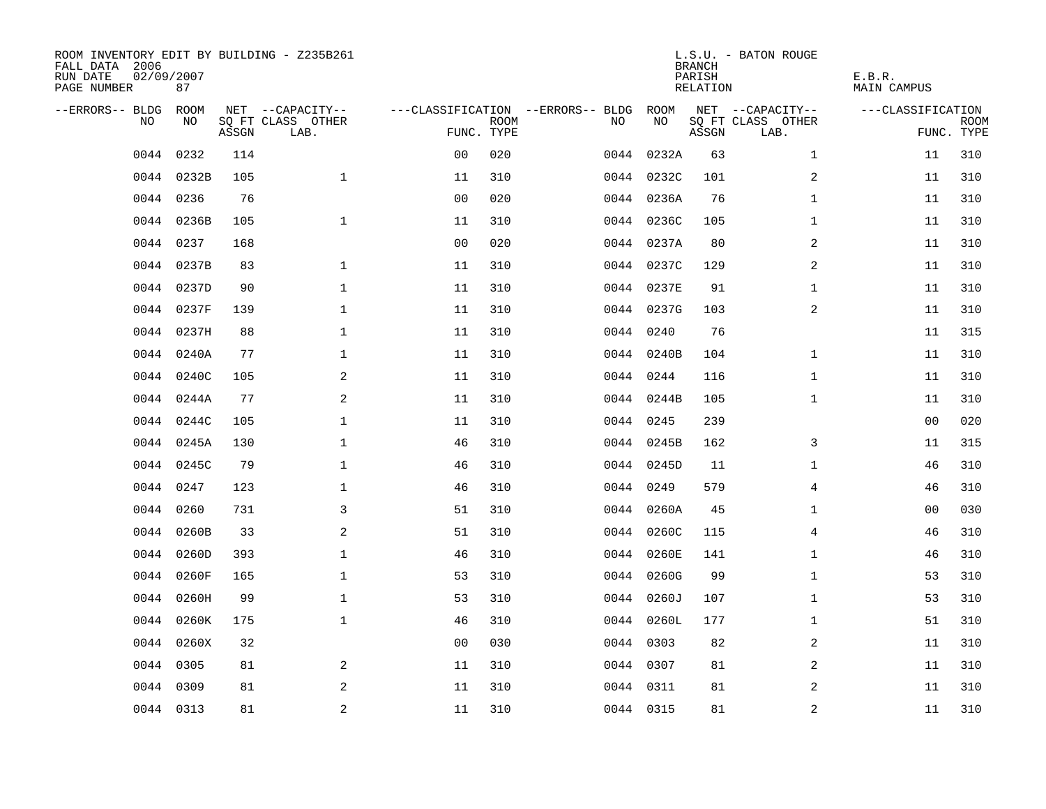ROOM INVENTORY EDIT BY BUILDING - Z235B261
FALL DATA 2006
RUN DATE 02/09/2007
PAGE NUMBER 87

L.S.U. - BATON ROUGE
BRANCH
PARISH E.B.R.
RELATION MAIN CAMPUS

| --ERRORS-- | BLDG NO | ROOM NO | NET SQ FT ASSGN | CAPACITY CLASS LAB. | CAPACITY OTHER | CLASSIFICATION FUNC. | ROOM TYPE | --ERRORS-- | BLDG NO | ROOM NO | NET SQ FT ASSGN | CAPACITY CLASS LAB. | CAPACITY OTHER | CLASSIFICATION FUNC. | ROOM TYPE |
|---|---|---|---|---|---|---|---|---|---|---|---|---|---|---|---|
| | 0044 | 0232 | 114 | | | 00 | 020 | | 0044 | 0232A | 63 | | 1 | 11 | 310 |
| | 0044 | 0232B | 105 | | 1 | 11 | 310 | | 0044 | 0232C | 101 | | 2 | 11 | 310 |
| | 0044 | 0236 | 76 | | | 00 | 020 | | 0044 | 0236A | 76 | | 1 | 11 | 310 |
| | 0044 | 0236B | 105 | | 1 | 11 | 310 | | 0044 | 0236C | 105 | | 1 | 11 | 310 |
| | 0044 | 0237 | 168 | | | 00 | 020 | | 0044 | 0237A | 80 | | 2 | 11 | 310 |
| | 0044 | 0237B | 83 | | 1 | 11 | 310 | | 0044 | 0237C | 129 | | 2 | 11 | 310 |
| | 0044 | 0237D | 90 | | 1 | 11 | 310 | | 0044 | 0237E | 91 | | 1 | 11 | 310 |
| | 0044 | 0237F | 139 | | 1 | 11 | 310 | | 0044 | 0237G | 103 | | 2 | 11 | 310 |
| | 0044 | 0237H | 88 | | 1 | 11 | 310 | | 0044 | 0240 | 76 | | | 11 | 315 |
| | 0044 | 0240A | 77 | | 1 | 11 | 310 | | 0044 | 0240B | 104 | | 1 | 11 | 310 |
| | 0044 | 0240C | 105 | | 2 | 11 | 310 | | 0044 | 0244 | 116 | | 1 | 11 | 310 |
| | 0044 | 0244A | 77 | | 2 | 11 | 310 | | 0044 | 0244B | 105 | | 1 | 11 | 310 |
| | 0044 | 0244C | 105 | | 1 | 11 | 310 | | 0044 | 0245 | 239 | | | 00 | 020 |
| | 0044 | 0245A | 130 | | 1 | 46 | 310 | | 0044 | 0245B | 162 | | 3 | 11 | 315 |
| | 0044 | 0245C | 79 | | 1 | 46 | 310 | | 0044 | 0245D | 11 | | 1 | 46 | 310 |
| | 0044 | 0247 | 123 | | 1 | 46 | 310 | | 0044 | 0249 | 579 | | 4 | 46 | 310 |
| | 0044 | 0260 | 731 | | 3 | 51 | 310 | | 0044 | 0260A | 45 | | 1 | 00 | 030 |
| | 0044 | 0260B | 33 | | 2 | 51 | 310 | | 0044 | 0260C | 115 | | 4 | 46 | 310 |
| | 0044 | 0260D | 393 | | 1 | 46 | 310 | | 0044 | 0260E | 141 | | 1 | 46 | 310 |
| | 0044 | 0260F | 165 | | 1 | 53 | 310 | | 0044 | 0260G | 99 | | 1 | 53 | 310 |
| | 0044 | 0260H | 99 | | 1 | 53 | 310 | | 0044 | 0260J | 107 | | 1 | 53 | 310 |
| | 0044 | 0260K | 175 | | 1 | 46 | 310 | | 0044 | 0260L | 177 | | 1 | 51 | 310 |
| | 0044 | 0260X | 32 | | | 00 | 030 | | 0044 | 0303 | 82 | | 2 | 11 | 310 |
| | 0044 | 0305 | 81 | | 2 | 11 | 310 | | 0044 | 0307 | 81 | | 2 | 11 | 310 |
| | 0044 | 0309 | 81 | | 2 | 11 | 310 | | 0044 | 0311 | 81 | | 2 | 11 | 310 |
| | 0044 | 0313 | 81 | | 2 | 11 | 310 | | 0044 | 0315 | 81 | | 2 | 11 | 310 |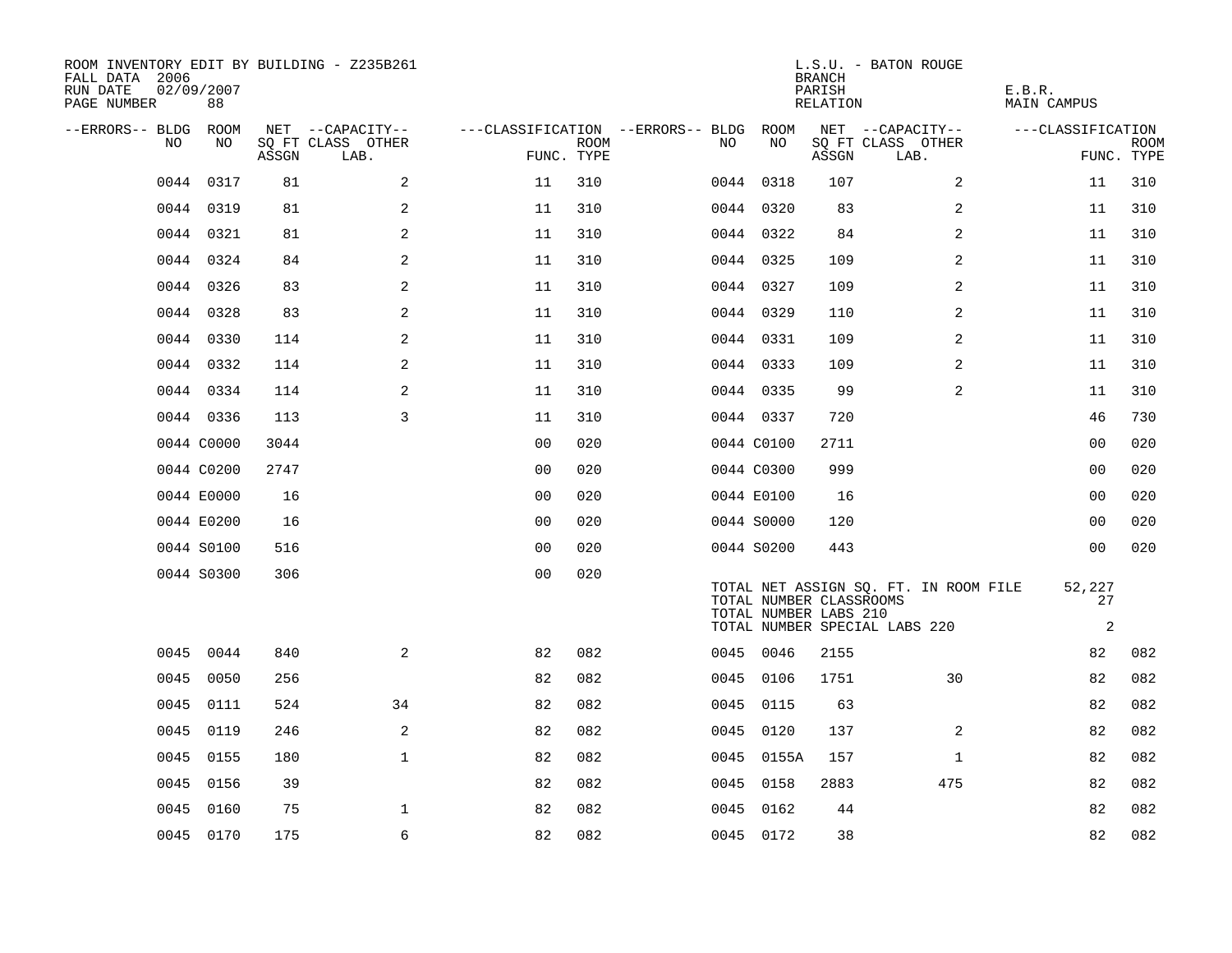ROOM INVENTORY EDIT BY BUILDING - Z235B261
FALL DATA 2006
RUN DATE 02/09/2007
PAGE NUMBER 88

L.S.U. - BATON ROUGE
BRANCH
PARISH E.B.R.
RELATION MAIN CAMPUS

| --ERRORS-- | BLDG NO | ROOM NO | NET SQ FT ASSGN | --CAPACITY-- CLASS | LAB. | OTHER | ---CLASSIFICATION FUNC. | ROOM TYPE | --ERRORS-- | BLDG NO | ROOM NO | NET SQ FT ASSGN | --CAPACITY-- CLASS | LAB. | OTHER | ---CLASSIFICATION FUNC. | ROOM TYPE |
|---|---|---|---|---|---|---|---|---|---|---|---|---|---|---|---|---|---|
| | 0044 | 0317 | 81 | | | 2 | 11 | 310 | | 0044 | 0318 | 107 | | | 2 | 11 | 310 |
| | 0044 | 0319 | 81 | | | 2 | 11 | 310 | | 0044 | 0320 | 83 | | | 2 | 11 | 310 |
| | 0044 | 0321 | 81 | | | 2 | 11 | 310 | | 0044 | 0322 | 84 | | | 2 | 11 | 310 |
| | 0044 | 0324 | 84 | | | 2 | 11 | 310 | | 0044 | 0325 | 109 | | | 2 | 11 | 310 |
| | 0044 | 0326 | 83 | | | 2 | 11 | 310 | | 0044 | 0327 | 109 | | | 2 | 11 | 310 |
| | 0044 | 0328 | 83 | | | 2 | 11 | 310 | | 0044 | 0329 | 110 | | | 2 | 11 | 310 |
| | 0044 | 0330 | 114 | | | 2 | 11 | 310 | | 0044 | 0331 | 109 | | | 2 | 11 | 310 |
| | 0044 | 0332 | 114 | | | 2 | 11 | 310 | | 0044 | 0333 | 109 | | | 2 | 11 | 310 |
| | 0044 | 0334 | 114 | | | 2 | 11 | 310 | | 0044 | 0335 | 99 | | | 2 | 11 | 310 |
| | 0044 | 0336 | 113 | | | 3 | 11 | 310 | | 0044 | 0337 | 720 | | | | 46 | 730 |
| | 0044 | C0000 | 3044 | | | | 00 | 020 | | 0044 | C0100 | 2711 | | | | 00 | 020 |
| | 0044 | C0200 | 2747 | | | | 00 | 020 | | 0044 | C0300 | 999 | | | | 00 | 020 |
| | 0044 | E0000 | 16 | | | | 00 | 020 | | 0044 | E0100 | 16 | | | | 00 | 020 |
| | 0044 | E0200 | 16 | | | | 00 | 020 | | 0044 | S0000 | 120 | | | | 00 | 020 |
| | 0044 | S0100 | 516 | | | | 00 | 020 | | 0044 | S0200 | 443 | | | | 00 | 020 |
| | 0044 | S0300 | 306 | | | | 00 | 020 | | | | | | | | | |

TOTAL NET ASSIGN SQ. FT. IN ROOM FILE 52,227
TOTAL NUMBER CLASSROOMS 27
TOTAL NUMBER LABS 210
TOTAL NUMBER SPECIAL LABS 220 2

| --ERRORS-- | BLDG NO | ROOM NO | NET SQ FT ASSGN | --CAPACITY-- CLASS | LAB. | OTHER | ---CLASSIFICATION FUNC. | ROOM TYPE | --ERRORS-- | BLDG NO | ROOM NO | NET SQ FT ASSGN | --CAPACITY-- CLASS | LAB. | OTHER | ---CLASSIFICATION FUNC. | ROOM TYPE |
|---|---|---|---|---|---|---|---|---|---|---|---|---|---|---|---|---|---|
| | 0045 | 0044 | 840 | | | 2 | 82 | 082 | | 0045 | 0046 | 2155 | | | | 82 | 082 |
| | 0045 | 0050 | 256 | | | | 82 | 082 | | 0045 | 0106 | 1751 | | | 30 | 82 | 082 |
| | 0045 | 0111 | 524 | | | 34 | 82 | 082 | | 0045 | 0115 | 63 | | | | 82 | 082 |
| | 0045 | 0119 | 246 | | | 2 | 82 | 082 | | 0045 | 0120 | 137 | | | 2 | 82 | 082 |
| | 0045 | 0155 | 180 | | | 1 | 82 | 082 | | 0045 | 0155A | 157 | | | 1 | 82 | 082 |
| | 0045 | 0156 | 39 | | | | 82 | 082 | | 0045 | 0158 | 2883 | | | 475 | 82 | 082 |
| | 0045 | 0160 | 75 | | | 1 | 82 | 082 | | 0045 | 0162 | 44 | | | | 82 | 082 |
| | 0045 | 0170 | 175 | | | 6 | 82 | 082 | | 0045 | 0172 | 38 | | | | 82 | 082 |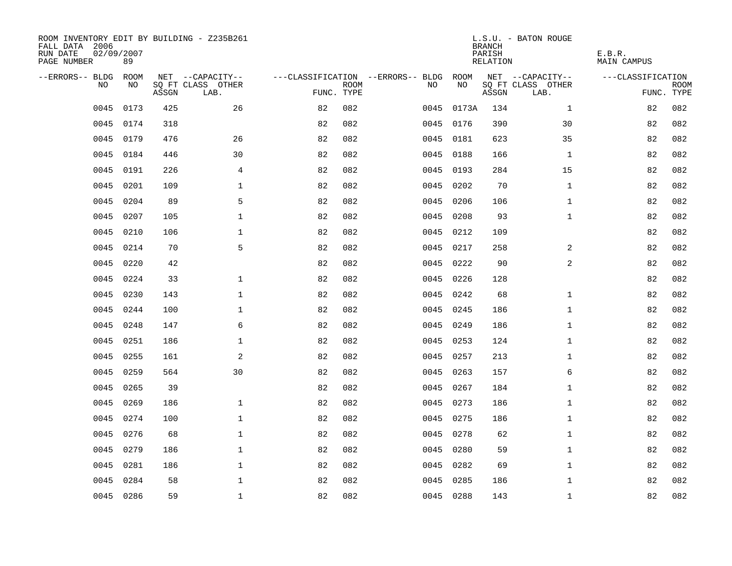ROOM INVENTORY EDIT BY BUILDING - Z235B261
FALL DATA 2006
RUN DATE 02/09/2007
PAGE NUMBER 89

L.S.U. - BATON ROUGE
BRANCH
PARISH E.B.R.
RELATION MAIN CAMPUS

| --ERRORS-- | BLDG NO | ROOM NO | NET SQ FT ASSGN | --CAPACITY-- CLASS LAB. | OTHER | ---CLASSIFICATION FUNC. | ROOM TYPE | --ERRORS-- | BLDG NO | ROOM NO | NET SQ FT ASSGN | --CAPACITY-- CLASS LAB. | OTHER | ---CLASSIFICATION FUNC. | ROOM TYPE |
|---|---|---|---|---|---|---|---|---|---|---|---|---|---|---|---|
| | 0045 | 0173 | 425 | | 26 | 82 | 082 | | 0045 | 0173A | 134 | | 1 | 82 | 082 |
| | 0045 | 0174 | 318 | | | 82 | 082 | | 0045 | 0176 | 390 | | 30 | 82 | 082 |
| | 0045 | 0179 | 476 | | 26 | 82 | 082 | | 0045 | 0181 | 623 | | 35 | 82 | 082 |
| | 0045 | 0184 | 446 | | 30 | 82 | 082 | | 0045 | 0188 | 166 | | 1 | 82 | 082 |
| | 0045 | 0191 | 226 | | 4 | 82 | 082 | | 0045 | 0193 | 284 | | 15 | 82 | 082 |
| | 0045 | 0201 | 109 | | 1 | 82 | 082 | | 0045 | 0202 | 70 | | 1 | 82 | 082 |
| | 0045 | 0204 | 89 | | 5 | 82 | 082 | | 0045 | 0206 | 106 | | 1 | 82 | 082 |
| | 0045 | 0207 | 105 | | 1 | 82 | 082 | | 0045 | 0208 | 93 | | 1 | 82 | 082 |
| | 0045 | 0210 | 106 | | 1 | 82 | 082 | | 0045 | 0212 | 109 | | | 82 | 082 |
| | 0045 | 0214 | 70 | | 5 | 82 | 082 | | 0045 | 0217 | 258 | | 2 | 82 | 082 |
| | 0045 | 0220 | 42 | | | 82 | 082 | | 0045 | 0222 | 90 | | 2 | 82 | 082 |
| | 0045 | 0224 | 33 | | 1 | 82 | 082 | | 0045 | 0226 | 128 | | | 82 | 082 |
| | 0045 | 0230 | 143 | | 1 | 82 | 082 | | 0045 | 0242 | 68 | | 1 | 82 | 082 |
| | 0045 | 0244 | 100 | | 1 | 82 | 082 | | 0045 | 0245 | 186 | | 1 | 82 | 082 |
| | 0045 | 0248 | 147 | | 6 | 82 | 082 | | 0045 | 0249 | 186 | | 1 | 82 | 082 |
| | 0045 | 0251 | 186 | | 1 | 82 | 082 | | 0045 | 0253 | 124 | | 1 | 82 | 082 |
| | 0045 | 0255 | 161 | | 2 | 82 | 082 | | 0045 | 0257 | 213 | | 1 | 82 | 082 |
| | 0045 | 0259 | 564 | | 30 | 82 | 082 | | 0045 | 0263 | 157 | | 6 | 82 | 082 |
| | 0045 | 0265 | 39 | | | 82 | 082 | | 0045 | 0267 | 184 | | 1 | 82 | 082 |
| | 0045 | 0269 | 186 | | 1 | 82 | 082 | | 0045 | 0273 | 186 | | 1 | 82 | 082 |
| | 0045 | 0274 | 100 | | 1 | 82 | 082 | | 0045 | 0275 | 186 | | 1 | 82 | 082 |
| | 0045 | 0276 | 68 | | 1 | 82 | 082 | | 0045 | 0278 | 62 | | 1 | 82 | 082 |
| | 0045 | 0279 | 186 | | 1 | 82 | 082 | | 0045 | 0280 | 59 | | 1 | 82 | 082 |
| | 0045 | 0281 | 186 | | 1 | 82 | 082 | | 0045 | 0282 | 69 | | 1 | 82 | 082 |
| | 0045 | 0284 | 58 | | 1 | 82 | 082 | | 0045 | 0285 | 186 | | 1 | 82 | 082 |
| | 0045 | 0286 | 59 | | 1 | 82 | 082 | | 0045 | 0288 | 143 | | 1 | 82 | 082 |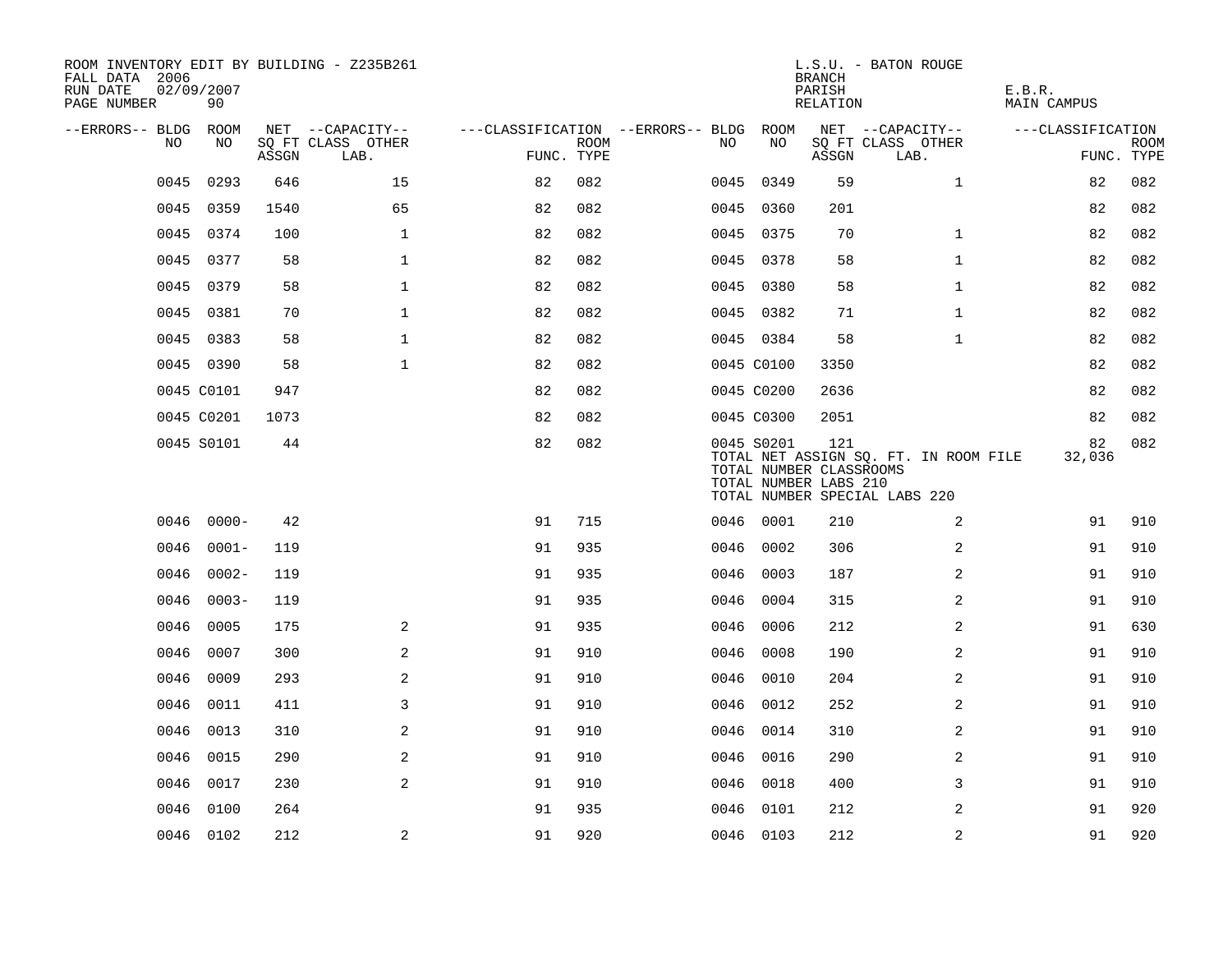ROOM INVENTORY EDIT BY BUILDING - Z235B261
FALL DATA 2006
RUN DATE 02/09/2007
PAGE NUMBER 90

L.S.U. - BATON ROUGE
BRANCH
PARISH E.B.R.
RELATION MAIN CAMPUS

| --ERRORS-- | BLDG NO | ROOM NO | NET SQ FT ASSGN | --CAPACITY-- CLASS LAB. | OTHER | ---CLASSIFICATION FUNC. | ROOM TYPE | --ERRORS-- | BLDG NO | ROOM NO | NET SQ FT ASSGN | --CAPACITY-- CLASS LAB. | OTHER | ---CLASSIFICATION FUNC. | ROOM TYPE |
|---|---|---|---|---|---|---|---|---|---|---|---|---|---|---|---|
| | 0045 | 0293 | 646 | | 15 | 82 | 082 | | 0045 | 0349 | 59 | | 1 | 82 | 082 |
| | 0045 | 0359 | 1540 | | 65 | 82 | 082 | | 0045 | 0360 | 201 | | | 82 | 082 |
| | 0045 | 0374 | 100 | | 1 | 82 | 082 | | 0045 | 0375 | 70 | | 1 | 82 | 082 |
| | 0045 | 0377 | 58 | | 1 | 82 | 082 | | 0045 | 0378 | 58 | | 1 | 82 | 082 |
| | 0045 | 0379 | 58 | | 1 | 82 | 082 | | 0045 | 0380 | 58 | | 1 | 82 | 082 |
| | 0045 | 0381 | 70 | | 1 | 82 | 082 | | 0045 | 0382 | 71 | | 1 | 82 | 082 |
| | 0045 | 0383 | 58 | | 1 | 82 | 082 | | 0045 | 0384 | 58 | | 1 | 82 | 082 |
| | 0045 | 0390 | 58 | | 1 | 82 | 082 | | 0045 | C0100 | 3350 | | | 82 | 082 |
| | 0045 | C0101 | 947 | | | 82 | 082 | | 0045 | C0200 | 2636 | | | 82 | 082 |
| | 0045 | C0201 | 1073 | | | 82 | 082 | | 0045 | C0300 | 2051 | | | 82 | 082 |
| | 0045 | S0101 | 44 | | | 82 | 082 | | 0045 | S0201 | 121 | | | 82 | 082 |

TOTAL NET ASSIGN SQ. FT. IN ROOM FILE 32,036
TOTAL NUMBER CLASSROOMS
TOTAL NUMBER LABS 210
TOTAL NUMBER SPECIAL LABS 220

| --ERRORS-- | BLDG NO | ROOM NO | NET SQ FT ASSGN | --CAPACITY-- CLASS LAB. | OTHER | ---CLASSIFICATION FUNC. | ROOM TYPE | --ERRORS-- | BLDG NO | ROOM NO | NET SQ FT ASSGN | --CAPACITY-- CLASS LAB. | OTHER | ---CLASSIFICATION FUNC. | ROOM TYPE |
|---|---|---|---|---|---|---|---|---|---|---|---|---|---|---|---|
| | 0046 | 0000- | 42 | | | 91 | 715 | | 0046 | 0001 | 210 | | 2 | 91 | 910 |
| | 0046 | 0001- | 119 | | | 91 | 935 | | 0046 | 0002 | 306 | | 2 | 91 | 910 |
| | 0046 | 0002- | 119 | | | 91 | 935 | | 0046 | 0003 | 187 | | 2 | 91 | 910 |
| | 0046 | 0003- | 119 | | | 91 | 935 | | 0046 | 0004 | 315 | | 2 | 91 | 910 |
| | 0046 | 0005 | 175 | | 2 | 91 | 935 | | 0046 | 0006 | 212 | | 2 | 91 | 630 |
| | 0046 | 0007 | 300 | | 2 | 91 | 910 | | 0046 | 0008 | 190 | | 2 | 91 | 910 |
| | 0046 | 0009 | 293 | | 2 | 91 | 910 | | 0046 | 0010 | 204 | | 2 | 91 | 910 |
| | 0046 | 0011 | 411 | | 3 | 91 | 910 | | 0046 | 0012 | 252 | | 2 | 91 | 910 |
| | 0046 | 0013 | 310 | | 2 | 91 | 910 | | 0046 | 0014 | 310 | | 2 | 91 | 910 |
| | 0046 | 0015 | 290 | | 2 | 91 | 910 | | 0046 | 0016 | 290 | | 2 | 91 | 910 |
| | 0046 | 0017 | 230 | | 2 | 91 | 910 | | 0046 | 0018 | 400 | | 3 | 91 | 910 |
| | 0046 | 0100 | 264 | | | 91 | 935 | | 0046 | 0101 | 212 | | 2 | 91 | 920 |
| | 0046 | 0102 | 212 | | 2 | 91 | 920 | | 0046 | 0103 | 212 | | 2 | 91 | 920 |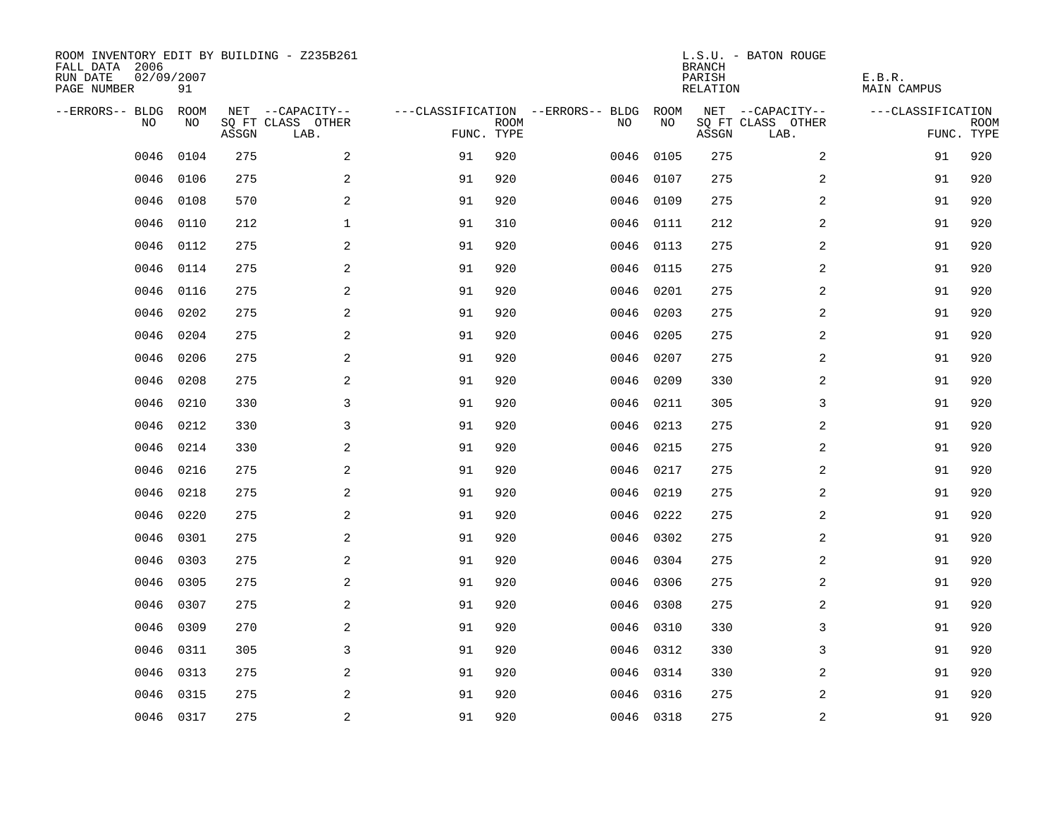ROOM INVENTORY EDIT BY BUILDING - Z235B261
FALL DATA 2006
RUN DATE 02/09/2007
PAGE NUMBER 91

L.S.U. - BATON ROUGE
BRANCH
PARISH E.B.R.
RELATION MAIN CAMPUS

| --ERRORS-- | BLDG NO | ROOM NO | NET SQ FT ASSGN | --CAPACITY-- CLASS LAB. | OTHER | ---CLASSIFICATION FUNC. | ROOM TYPE | --ERRORS-- | BLDG NO | ROOM NO | NET SQ FT ASSGN | --CAPACITY-- CLASS LAB. | OTHER | ---CLASSIFICATION FUNC. | ROOM TYPE |
|---|---|---|---|---|---|---|---|---|---|---|---|---|---|---|---|
| | 0046 | 0104 | 275 | | 2 | 91 | 920 | | 0046 | 0105 | 275 | | 2 | 91 | 920 |
| | 0046 | 0106 | 275 | | 2 | 91 | 920 | | 0046 | 0107 | 275 | | 2 | 91 | 920 |
| | 0046 | 0108 | 570 | | 2 | 91 | 920 | | 0046 | 0109 | 275 | | 2 | 91 | 920 |
| | 0046 | 0110 | 212 | | 1 | 91 | 310 | | 0046 | 0111 | 212 | | 2 | 91 | 920 |
| | 0046 | 0112 | 275 | | 2 | 91 | 920 | | 0046 | 0113 | 275 | | 2 | 91 | 920 |
| | 0046 | 0114 | 275 | | 2 | 91 | 920 | | 0046 | 0115 | 275 | | 2 | 91 | 920 |
| | 0046 | 0116 | 275 | | 2 | 91 | 920 | | 0046 | 0201 | 275 | | 2 | 91 | 920 |
| | 0046 | 0202 | 275 | | 2 | 91 | 920 | | 0046 | 0203 | 275 | | 2 | 91 | 920 |
| | 0046 | 0204 | 275 | | 2 | 91 | 920 | | 0046 | 0205 | 275 | | 2 | 91 | 920 |
| | 0046 | 0206 | 275 | | 2 | 91 | 920 | | 0046 | 0207 | 275 | | 2 | 91 | 920 |
| | 0046 | 0208 | 275 | | 2 | 91 | 920 | | 0046 | 0209 | 330 | | 2 | 91 | 920 |
| | 0046 | 0210 | 330 | | 3 | 91 | 920 | | 0046 | 0211 | 305 | | 3 | 91 | 920 |
| | 0046 | 0212 | 330 | | 3 | 91 | 920 | | 0046 | 0213 | 275 | | 2 | 91 | 920 |
| | 0046 | 0214 | 330 | | 2 | 91 | 920 | | 0046 | 0215 | 275 | | 2 | 91 | 920 |
| | 0046 | 0216 | 275 | | 2 | 91 | 920 | | 0046 | 0217 | 275 | | 2 | 91 | 920 |
| | 0046 | 0218 | 275 | | 2 | 91 | 920 | | 0046 | 0219 | 275 | | 2 | 91 | 920 |
| | 0046 | 0220 | 275 | | 2 | 91 | 920 | | 0046 | 0222 | 275 | | 2 | 91 | 920 |
| | 0046 | 0301 | 275 | | 2 | 91 | 920 | | 0046 | 0302 | 275 | | 2 | 91 | 920 |
| | 0046 | 0303 | 275 | | 2 | 91 | 920 | | 0046 | 0304 | 275 | | 2 | 91 | 920 |
| | 0046 | 0305 | 275 | | 2 | 91 | 920 | | 0046 | 0306 | 275 | | 2 | 91 | 920 |
| | 0046 | 0307 | 275 | | 2 | 91 | 920 | | 0046 | 0308 | 275 | | 2 | 91 | 920 |
| | 0046 | 0309 | 270 | | 2 | 91 | 920 | | 0046 | 0310 | 330 | | 3 | 91 | 920 |
| | 0046 | 0311 | 305 | | 3 | 91 | 920 | | 0046 | 0312 | 330 | | 3 | 91 | 920 |
| | 0046 | 0313 | 275 | | 2 | 91 | 920 | | 0046 | 0314 | 330 | | 2 | 91 | 920 |
| | 0046 | 0315 | 275 | | 2 | 91 | 920 | | 0046 | 0316 | 275 | | 2 | 91 | 920 |
| | 0046 | 0317 | 275 | | 2 | 91 | 920 | | 0046 | 0318 | 275 | | 2 | 91 | 920 |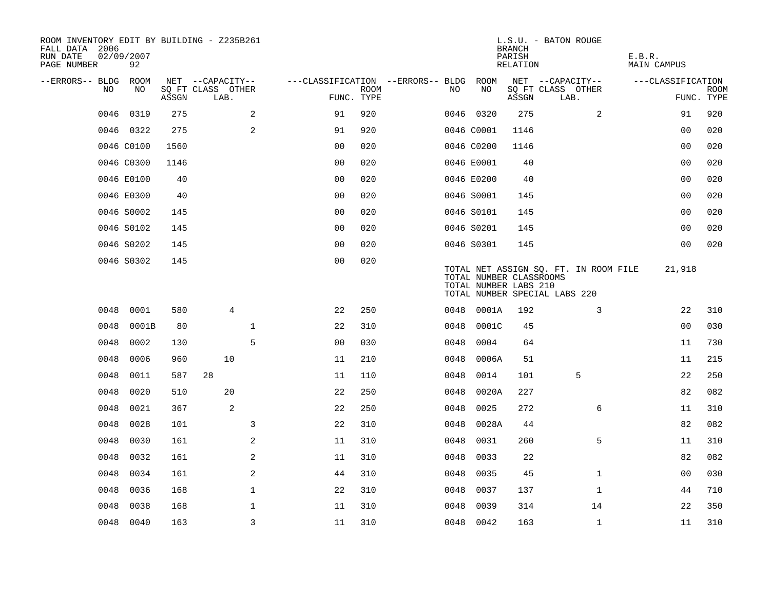ROOM INVENTORY EDIT BY BUILDING - Z235B261
FALL DATA 2006
RUN DATE 02/09/2007

L.S.U. - BATON ROUGE
BRANCH
PARISH E.B.R.
RELATION MAIN CAMPUS

| --ERRORS-- | BLDG NO | ROOM NO | NET ASSGN SQ FT | CAPACITY CLASS | CAPACITY LAB. | CAPACITY OTHER | CLASSIFICATION FUNC. | ROOM TYPE | --ERRORS-- | BLDG NO | ROOM NO | NET ASSGN SQ FT | CAPACITY CLASS | CAPACITY LAB. | CAPACITY OTHER | CLASSIFICATION FUNC. | ROOM TYPE |
|---|---|---|---|---|---|---|---|---|---|---|---|---|---|---|---|---|---|
| | 0046 | 0319 | 275 | | | 2 | 91 | 920 | | 0046 | 0320 | 275 | | | 2 | 91 | 920 |
| | 0046 | 0322 | 275 | | | 2 | 91 | 920 | | 0046 | C0001 | 1146 | | | | 00 | 020 |
| | 0046 | C0100 | 1560 | | | | 00 | 020 | | 0046 | C0200 | 1146 | | | | 00 | 020 |
| | 0046 | C0300 | 1146 | | | | 00 | 020 | | 0046 | E0001 | 40 | | | | 00 | 020 |
| | 0046 | E0100 | 40 | | | | 00 | 020 | | 0046 | E0200 | 40 | | | | 00 | 020 |
| | 0046 | E0300 | 40 | | | | 00 | 020 | | 0046 | S0001 | 145 | | | | 00 | 020 |
| | 0046 | S0002 | 145 | | | | 00 | 020 | | 0046 | S0101 | 145 | | | | 00 | 020 |
| | 0046 | S0102 | 145 | | | | 00 | 020 | | 0046 | S0201 | 145 | | | | 00 | 020 |
| | 0046 | S0202 | 145 | | | | 00 | 020 | | 0046 | S0301 | 145 | | | | 00 | 020 |
| | 0046 | S0302 | 145 | | | | 00 | 020 | | | | | | | | | |

TOTAL NET ASSIGN SQ. FT. IN ROOM FILE 21,918
TOTAL NUMBER CLASSROOMS
TOTAL NUMBER LABS 210
TOTAL NUMBER SPECIAL LABS 220

| --ERRORS-- | BLDG NO | ROOM NO | NET ASSGN SQ FT | CAPACITY CLASS | CAPACITY LAB. | CAPACITY OTHER | CLASSIFICATION FUNC. | ROOM TYPE | --ERRORS-- | BLDG NO | ROOM NO | NET ASSGN SQ FT | CAPACITY CLASS | CAPACITY LAB. | CAPACITY OTHER | CLASSIFICATION FUNC. | ROOM TYPE |
|---|---|---|---|---|---|---|---|---|---|---|---|---|---|---|---|---|---|
| | 0048 | 0001 | 580 | | 4 | | 22 | 250 | | 0048 | 0001A | 192 | | | 3 | 22 | 310 |
| | 0048 | 0001B | 80 | | | 1 | 22 | 310 | | 0048 | 0001C | 45 | | | | 00 | 030 |
| | 0048 | 0002 | 130 | | | 5 | 00 | 030 | | 0048 | 0004 | 64 | | | | 11 | 730 |
| | 0048 | 0006 | 960 | | 10 | | 11 | 210 | | 0048 | 0006A | 51 | | | | 11 | 215 |
| | 0048 | 0011 | 587 | 28 | | | 11 | 110 | | 0048 | 0014 | 101 | | 5 | | 22 | 250 |
| | 0048 | 0020 | 510 | | 20 | | 22 | 250 | | 0048 | 0020A | 227 | | | | 82 | 082 |
| | 0048 | 0021 | 367 | | 2 | | 22 | 250 | | 0048 | 0025 | 272 | | | 6 | 11 | 310 |
| | 0048 | 0028 | 101 | | | 3 | 22 | 310 | | 0048 | 0028A | 44 | | | | 82 | 082 |
| | 0048 | 0030 | 161 | | | 2 | 11 | 310 | | 0048 | 0031 | 260 | | | 5 | 11 | 310 |
| | 0048 | 0032 | 161 | | | 2 | 11 | 310 | | 0048 | 0033 | 22 | | | | 82 | 082 |
| | 0048 | 0034 | 161 | | | 2 | 44 | 310 | | 0048 | 0035 | 45 | | | 1 | 00 | 030 |
| | 0048 | 0036 | 168 | | | 1 | 22 | 310 | | 0048 | 0037 | 137 | | | 1 | 44 | 710 |
| | 0048 | 0038 | 168 | | | 1 | 11 | 310 | | 0048 | 0039 | 314 | | | 14 | 22 | 350 |
| | 0048 | 0040 | 163 | | | 3 | 11 | 310 | | 0048 | 0042 | 163 | | | 1 | 11 | 310 |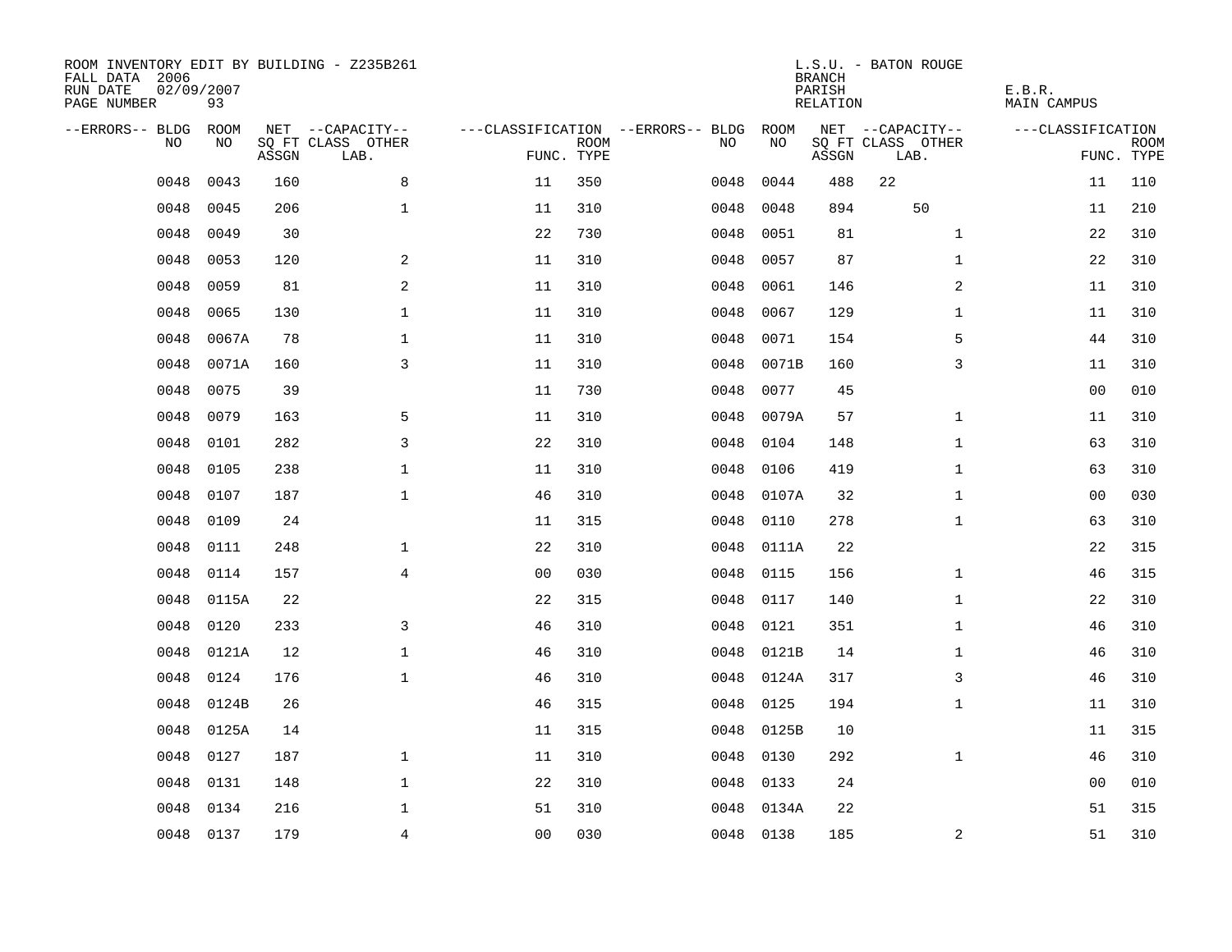ROOM INVENTORY EDIT BY BUILDING - Z235B261
FALL DATA 2006
RUN DATE 02/09/2007
PAGE NUMBER 93

L.S.U. - BATON ROUGE
BRANCH
PARISH E.B.R.
RELATION MAIN CAMPUS

| --ERRORS-- | BLDG NO | ROOM NO | NET SQ FT ASSGN | CAPACITY CLASS | CAPACITY LAB. | CAPACITY OTHER | CLASSIFICATION FUNC. | ROOM TYPE | --ERRORS-- | BLDG NO | ROOM NO | NET SQ FT ASSGN | CAPACITY CLASS | CAPACITY LAB. | CAPACITY OTHER | CLASSIFICATION FUNC. | ROOM TYPE |
|---|---|---|---|---|---|---|---|---|---|---|---|---|---|---|---|---|---|
| | 0048 | 0043 | 160 | | | 8 | 11 | 350 | | 0048 | 0044 | 488 | 22 | | | 11 | 110 |
| | 0048 | 0045 | 206 | | | 1 | 11 | 310 | | 0048 | 0048 | 894 | | 50 | | 11 | 210 |
| | 0048 | 0049 | 30 | | | | 22 | 730 | | 0048 | 0051 | 81 | | | 1 | 22 | 310 |
| | 0048 | 0053 | 120 | | | 2 | 11 | 310 | | 0048 | 0057 | 87 | | | 1 | 22 | 310 |
| | 0048 | 0059 | 81 | | | 2 | 11 | 310 | | 0048 | 0061 | 146 | | | 2 | 11 | 310 |
| | 0048 | 0065 | 130 | | | 1 | 11 | 310 | | 0048 | 0067 | 129 | | | 1 | 11 | 310 |
| | 0048 | 0067A | 78 | | | 1 | 11 | 310 | | 0048 | 0071 | 154 | | | 5 | 44 | 310 |
| | 0048 | 0071A | 160 | | | 3 | 11 | 310 | | 0048 | 0071B | 160 | | | 3 | 11 | 310 |
| | 0048 | 0075 | 39 | | | | 11 | 730 | | 0048 | 0077 | 45 | | | | 00 | 010 |
| | 0048 | 0079 | 163 | | | 5 | 11 | 310 | | 0048 | 0079A | 57 | | | 1 | 11 | 310 |
| | 0048 | 0101 | 282 | | | 3 | 22 | 310 | | 0048 | 0104 | 148 | | | 1 | 63 | 310 |
| | 0048 | 0105 | 238 | | | 1 | 11 | 310 | | 0048 | 0106 | 419 | | | 1 | 63 | 310 |
| | 0048 | 0107 | 187 | | | 1 | 46 | 310 | | 0048 | 0107A | 32 | | | 1 | 00 | 030 |
| | 0048 | 0109 | 24 | | | | 11 | 315 | | 0048 | 0110 | 278 | | | 1 | 63 | 310 |
| | 0048 | 0111 | 248 | | | 1 | 22 | 310 | | 0048 | 0111A | 22 | | | | 22 | 315 |
| | 0048 | 0114 | 157 | | | 4 | 00 | 030 | | 0048 | 0115 | 156 | | | 1 | 46 | 315 |
| | 0048 | 0115A | 22 | | | | 22 | 315 | | 0048 | 0117 | 140 | | | 1 | 22 | 310 |
| | 0048 | 0120 | 233 | | | 3 | 46 | 310 | | 0048 | 0121 | 351 | | | 1 | 46 | 310 |
| | 0048 | 0121A | 12 | | | 1 | 46 | 310 | | 0048 | 0121B | 14 | | | 1 | 46 | 310 |
| | 0048 | 0124 | 176 | | | 1 | 46 | 310 | | 0048 | 0124A | 317 | | | 3 | 46 | 310 |
| | 0048 | 0124B | 26 | | | | 46 | 315 | | 0048 | 0125 | 194 | | | 1 | 11 | 310 |
| | 0048 | 0125A | 14 | | | | 11 | 315 | | 0048 | 0125B | 10 | | | | 11 | 315 |
| | 0048 | 0127 | 187 | | | 1 | 11 | 310 | | 0048 | 0130 | 292 | | | 1 | 46 | 310 |
| | 0048 | 0131 | 148 | | | 1 | 22 | 310 | | 0048 | 0133 | 24 | | | | 00 | 010 |
| | 0048 | 0134 | 216 | | | 1 | 51 | 310 | | 0048 | 0134A | 22 | | | | 51 | 315 |
| | 0048 | 0137 | 179 | | | 4 | 00 | 030 | | 0048 | 0138 | 185 | | | 2 | 51 | 310 |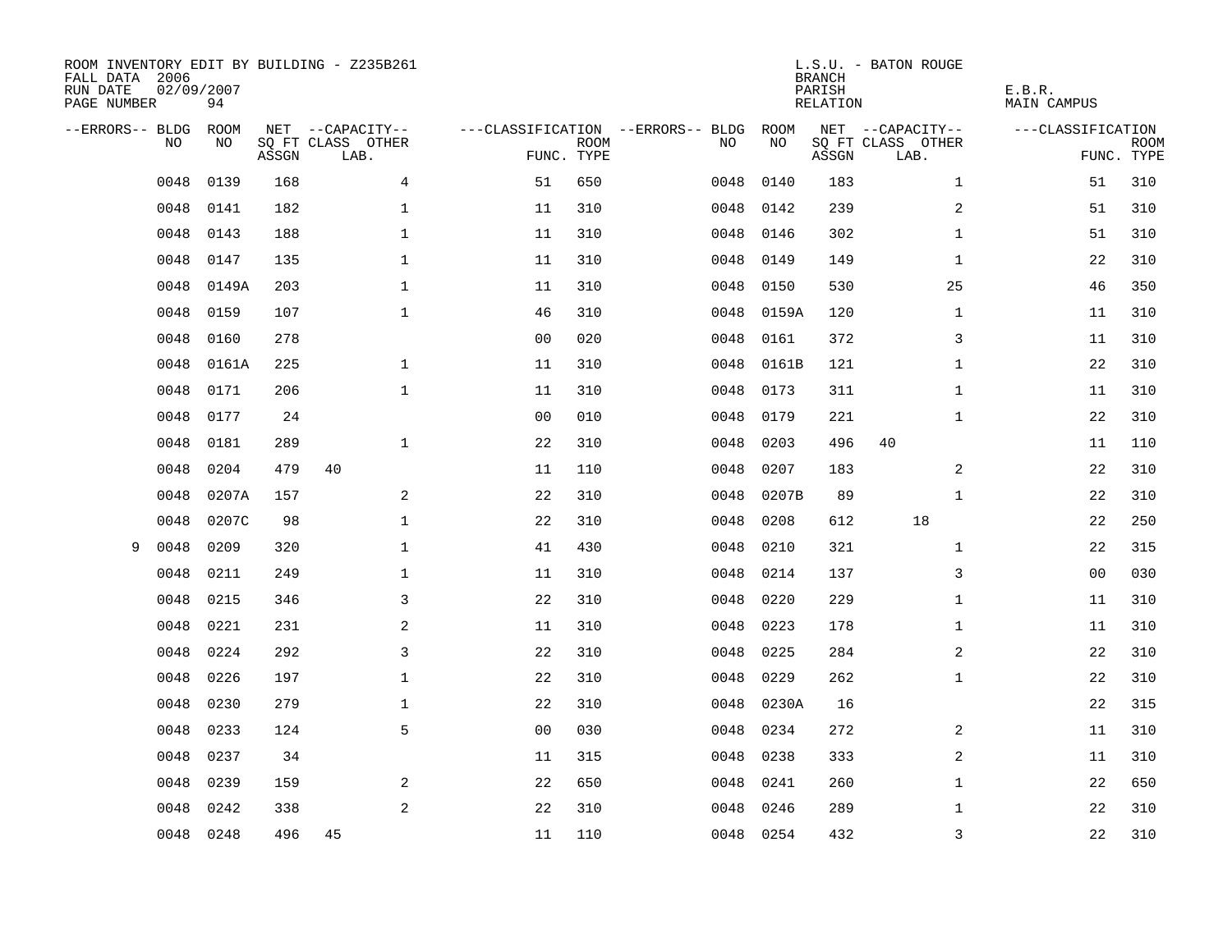ROOM INVENTORY EDIT BY BUILDING - Z235B261
FALL DATA 2006
RUN DATE 02/09/2007
PAGE NUMBER 94

L.S.U. - BATON ROUGE
BRANCH
PARISH E.B.R.
RELATION MAIN CAMPUS

| --ERRORS-- | BLDG NO | ROOM NO | NET SQ FT ASSGN | CAPACITY CLASS | CAPACITY LAB. | CAPACITY OTHER | CLASSIFICATION FUNC. | ROOM TYPE | --ERRORS-- | BLDG NO | ROOM NO | NET SQ FT ASSGN | CAPACITY CLASS | CAPACITY LAB. | CAPACITY OTHER | CLASSIFICATION FUNC. | ROOM TYPE |
|---|---|---|---|---|---|---|---|---|---|---|---|---|---|---|---|---|---|
| | 0048 | 0139 | 168 | | | 4 | 51 | 650 | | 0048 | 0140 | 183 | | | 1 | 51 | 310 |
| | 0048 | 0141 | 182 | | | 1 | 11 | 310 | | 0048 | 0142 | 239 | | | 2 | 51 | 310 |
| | 0048 | 0143 | 188 | | | 1 | 11 | 310 | | 0048 | 0146 | 302 | | | 1 | 51 | 310 |
| | 0048 | 0147 | 135 | | | 1 | 11 | 310 | | 0048 | 0149 | 149 | | | 1 | 22 | 310 |
| | 0048 | 0149A | 203 | | | 1 | 11 | 310 | | 0048 | 0150 | 530 | | | 25 | 46 | 350 |
| | 0048 | 0159 | 107 | | | 1 | 46 | 310 | | 0048 | 0159A | 120 | | | 1 | 11 | 310 |
| | 0048 | 0160 | 278 | | | | 00 | 020 | | 0048 | 0161 | 372 | | | 3 | 11 | 310 |
| | 0048 | 0161A | 225 | | | 1 | 11 | 310 | | 0048 | 0161B | 121 | | | 1 | 22 | 310 |
| | 0048 | 0171 | 206 | | | 1 | 11 | 310 | | 0048 | 0173 | 311 | | | 1 | 11 | 310 |
| | 0048 | 0177 | 24 | | | | 00 | 010 | | 0048 | 0179 | 221 | | | 1 | 22 | 310 |
| | 0048 | 0181 | 289 | | | 1 | 22 | 310 | | 0048 | 0203 | 496 | 40 | | | 11 | 110 |
| | 0048 | 0204 | 479 | 40 | | | 11 | 110 | | 0048 | 0207 | 183 | | | 2 | 22 | 310 |
| | 0048 | 0207A | 157 | | | 2 | 22 | 310 | | 0048 | 0207B | 89 | | | 1 | 22 | 310 |
| | 0048 | 0207C | 98 | | | 1 | 22 | 310 | | 0048 | 0208 | 612 | | 18 | | 22 | 250 |
| 9 | 0048 | 0209 | 320 | | | 1 | 41 | 430 | | 0048 | 0210 | 321 | | | 1 | 22 | 315 |
| | 0048 | 0211 | 249 | | | 1 | 11 | 310 | | 0048 | 0214 | 137 | | | 3 | 00 | 030 |
| | 0048 | 0215 | 346 | | | 3 | 22 | 310 | | 0048 | 0220 | 229 | | | 1 | 11 | 310 |
| | 0048 | 0221 | 231 | | | 2 | 11 | 310 | | 0048 | 0223 | 178 | | | 1 | 11 | 310 |
| | 0048 | 0224 | 292 | | | 3 | 22 | 310 | | 0048 | 0225 | 284 | | | 2 | 22 | 310 |
| | 0048 | 0226 | 197 | | | 1 | 22 | 310 | | 0048 | 0229 | 262 | | | 1 | 22 | 310 |
| | 0048 | 0230 | 279 | | | 1 | 22 | 310 | | 0048 | 0230A | 16 | | | | 22 | 315 |
| | 0048 | 0233 | 124 | | | 5 | 00 | 030 | | 0048 | 0234 | 272 | | | 2 | 11 | 310 |
| | 0048 | 0237 | 34 | | | | 11 | 315 | | 0048 | 0238 | 333 | | | 2 | 11 | 310 |
| | 0048 | 0239 | 159 | | | 2 | 22 | 650 | | 0048 | 0241 | 260 | | | 1 | 22 | 650 |
| | 0048 | 0242 | 338 | | | 2 | 22 | 310 | | 0048 | 0246 | 289 | | | 1 | 22 | 310 |
| | 0048 | 0248 | 496 | 45 | | | 11 | 110 | | 0048 | 0254 | 432 | | | 3 | 22 | 310 |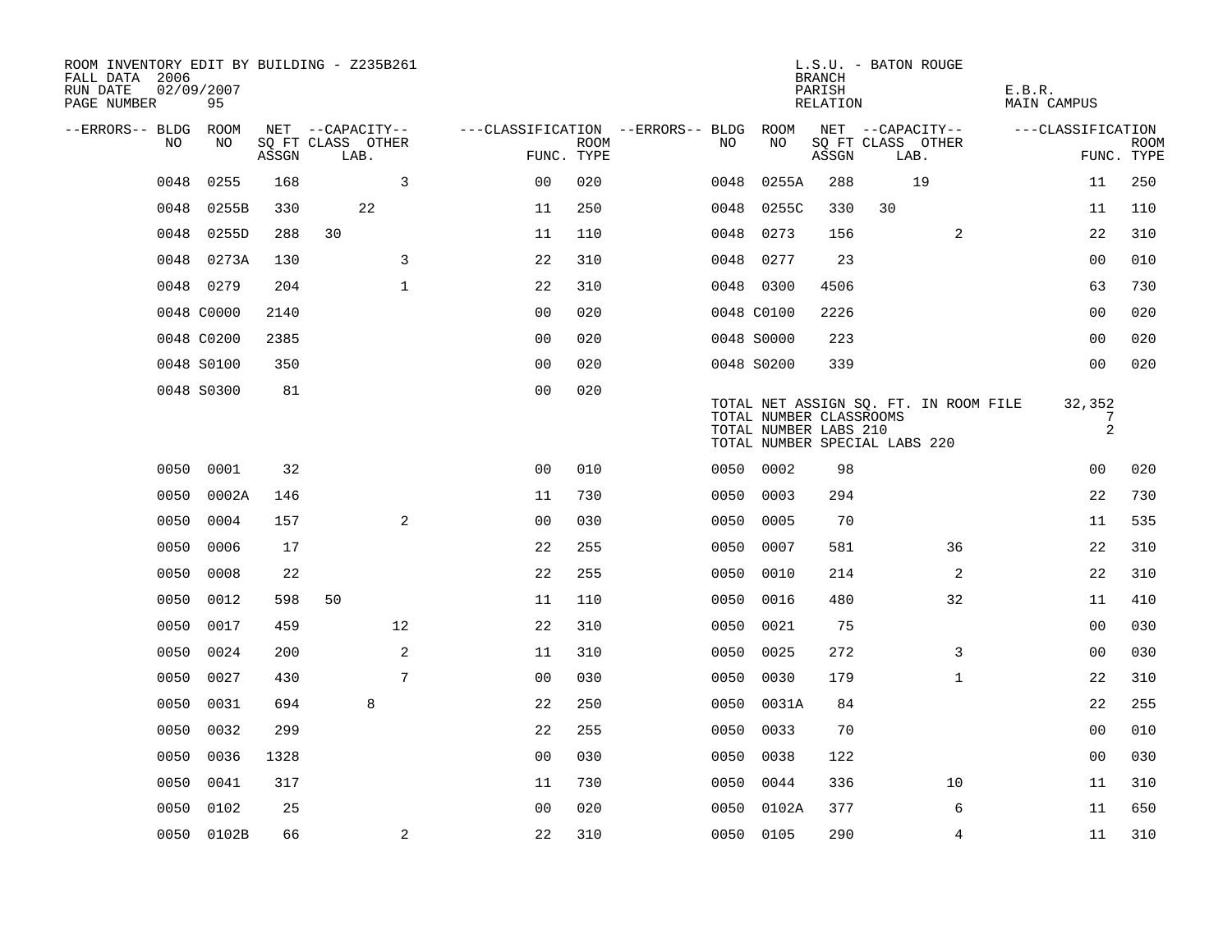ROOM INVENTORY EDIT BY BUILDING - Z235B261
FALL DATA 2006
RUN DATE 02/09/2007

L.S.U. - BATON ROUGE
BRANCH
PARISH E.B.R.
RELATION MAIN CAMPUS

| --ERRORS-- | BLDG NO | ROOM NO | NET ASSGN SQ FT | CAPACITY CLASS | CAPACITY LAB. | CAPACITY OTHER | CLASSIFICATION FUNC. | ROOM TYPE | --ERRORS-- | BLDG NO | ROOM NO | NET ASSGN SQ FT | CAPACITY CLASS | CAPACITY LAB. | CAPACITY OTHER | CLASSIFICATION FUNC. | ROOM TYPE |
|---|---|---|---|---|---|---|---|---|---|---|---|---|---|---|---|---|---|
| | 0048 | 0255 | 168 | | | 3 | 00 | 020 | | 0048 | 0255A | 288 | | 19 | | 11 | 250 |
| | 0048 | 0255B | 330 | | 22 | | 11 | 250 | | 0048 | 0255C | 330 | 30 | | | 11 | 110 |
| | 0048 | 0255D | 288 | 30 | | | 11 | 110 | | 0048 | 0273 | 156 | | | 2 | 22 | 310 |
| | 0048 | 0273A | 130 | | | 3 | 22 | 310 | | 0048 | 0277 | 23 | | | | 00 | 010 |
| | 0048 | 0279 | 204 | | | 1 | 22 | 310 | | 0048 | 0300 | 4506 | | | | 63 | 730 |
| | 0048 | C0000 | 2140 | | | | 00 | 020 | | 0048 | C0100 | 2226 | | | | 00 | 020 |
| | 0048 | C0200 | 2385 | | | | 00 | 020 | | 0048 | S0000 | 223 | | | | 00 | 020 |
| | 0048 | S0100 | 350 | | | | 00 | 020 | | 0048 | S0200 | 339 | | | | 00 | 020 |
| | 0048 | S0300 | 81 | | | | 00 | 020 | | | | | | | | | |

TOTAL NET ASSIGN SQ. FT. IN ROOM FILE 32,352
TOTAL NUMBER CLASSROOMS 7
TOTAL NUMBER LABS 210 2
TOTAL NUMBER SPECIAL LABS 220

| --ERRORS-- | BLDG NO | ROOM NO | NET ASSGN SQ FT | CAPACITY CLASS | CAPACITY LAB. | CAPACITY OTHER | CLASSIFICATION FUNC. | ROOM TYPE | --ERRORS-- | BLDG NO | ROOM NO | NET ASSGN SQ FT | CAPACITY CLASS | CAPACITY LAB. | CAPACITY OTHER | CLASSIFICATION FUNC. | ROOM TYPE |
|---|---|---|---|---|---|---|---|---|---|---|---|---|---|---|---|---|---|
| | 0050 | 0001 | 32 | | | | 00 | 010 | | 0050 | 0002 | 98 | | | | 00 | 020 |
| | 0050 | 0002A | 146 | | | | 11 | 730 | | 0050 | 0003 | 294 | | | | 22 | 730 |
| | 0050 | 0004 | 157 | | | 2 | 00 | 030 | | 0050 | 0005 | 70 | | | | 11 | 535 |
| | 0050 | 0006 | 17 | | | | 22 | 255 | | 0050 | 0007 | 581 | | | 36 | 22 | 310 |
| | 0050 | 0008 | 22 | | | | 22 | 255 | | 0050 | 0010 | 214 | | | 2 | 22 | 310 |
| | 0050 | 0012 | 598 | 50 | | | 11 | 110 | | 0050 | 0016 | 480 | | | 32 | 11 | 410 |
| | 0050 | 0017 | 459 | | | 12 | 22 | 310 | | 0050 | 0021 | 75 | | | | 00 | 030 |
| | 0050 | 0024 | 200 | | | 2 | 11 | 310 | | 0050 | 0025 | 272 | | | 3 | 00 | 030 |
| | 0050 | 0027 | 430 | | | 7 | 00 | 030 | | 0050 | 0030 | 179 | | | 1 | 22 | 310 |
| | 0050 | 0031 | 694 | | 8 | | 22 | 250 | | 0050 | 0031A | 84 | | | | 22 | 255 |
| | 0050 | 0032 | 299 | | | | 22 | 255 | | 0050 | 0033 | 70 | | | | 00 | 010 |
| | 0050 | 0036 | 1328 | | | | 00 | 030 | | 0050 | 0038 | 122 | | | | 00 | 030 |
| | 0050 | 0041 | 317 | | | | 11 | 730 | | 0050 | 0044 | 336 | | | 10 | 11 | 310 |
| | 0050 | 0102 | 25 | | | | 00 | 020 | | 0050 | 0102A | 377 | | | 6 | 11 | 650 |
| | 0050 | 0102B | 66 | | | 2 | 22 | 310 | | 0050 | 0105 | 290 | | | 4 | 11 | 310 |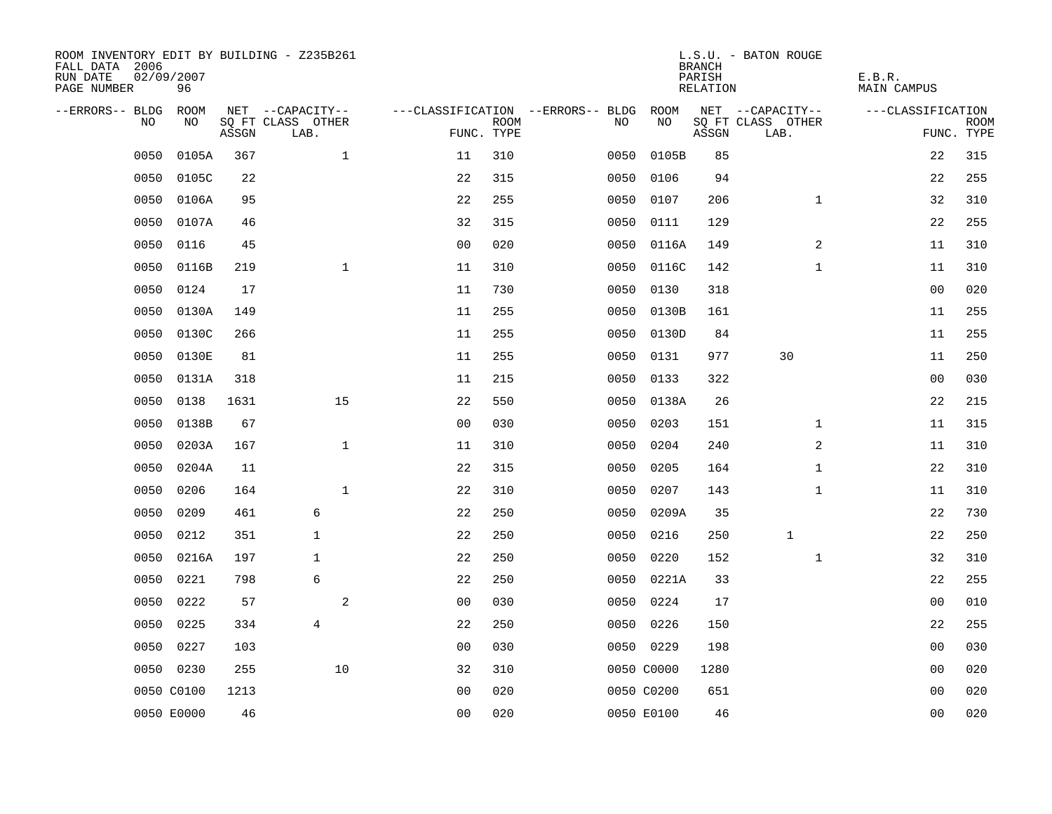ROOM INVENTORY EDIT BY BUILDING - Z235B261
FALL DATA 2006
RUN DATE 02/09/2007
PAGE NUMBER 96

L.S.U. - BATON ROUGE
BRANCH
PARISH E.B.R.
RELATION MAIN CAMPUS

| --ERRORS-- | BLDG NO | ROOM NO | NET SQ FT ASSGN | --CAPACITY-- CLASS LAB. | OTHER | ---CLASSIFICATION FUNC. | ROOM TYPE | --ERRORS-- | BLDG NO | ROOM NO | NET SQ FT ASSGN | --CAPACITY-- CLASS LAB. | OTHER | ---CLASSIFICATION FUNC. | ROOM TYPE |
|---|---|---|---|---|---|---|---|---|---|---|---|---|---|---|---|
| | 0050 | 0105A | 367 | | 1 | 11 | 310 | | 0050 | 0105B | 85 | | | 22 | 315 |
| | 0050 | 0105C | 22 | | | 22 | 315 | | 0050 | 0106 | 94 | | | 22 | 255 |
| | 0050 | 0106A | 95 | | | 22 | 255 | | 0050 | 0107 | 206 | | 1 | 32 | 310 |
| | 0050 | 0107A | 46 | | | 32 | 315 | | 0050 | 0111 | 129 | | | 22 | 255 |
| | 0050 | 0116 | 45 | | | 00 | 020 | | 0050 | 0116A | 149 | | 2 | 11 | 310 |
| | 0050 | 0116B | 219 | | 1 | 11 | 310 | | 0050 | 0116C | 142 | | 1 | 11 | 310 |
| | 0050 | 0124 | 17 | | | 11 | 730 | | 0050 | 0130 | 318 | | | 00 | 020 |
| | 0050 | 0130A | 149 | | | 11 | 255 | | 0050 | 0130B | 161 | | | 11 | 255 |
| | 0050 | 0130C | 266 | | | 11 | 255 | | 0050 | 0130D | 84 | | | 11 | 255 |
| | 0050 | 0130E | 81 | | | 11 | 255 | | 0050 | 0131 | 977 | 30 | | 11 | 250 |
| | 0050 | 0131A | 318 | | | 11 | 215 | | 0050 | 0133 | 322 | | | 00 | 030 |
| | 0050 | 0138 | 1631 | | 15 | 22 | 550 | | 0050 | 0138A | 26 | | | 22 | 215 |
| | 0050 | 0138B | 67 | | | 00 | 030 | | 0050 | 0203 | 151 | | 1 | 11 | 315 |
| | 0050 | 0203A | 167 | | 1 | 11 | 310 | | 0050 | 0204 | 240 | | 2 | 11 | 310 |
| | 0050 | 0204A | 11 | | | 22 | 315 | | 0050 | 0205 | 164 | | 1 | 22 | 310 |
| | 0050 | 0206 | 164 | | 1 | 22 | 310 | | 0050 | 0207 | 143 | | 1 | 11 | 310 |
| | 0050 | 0209 | 461 | 6 | | 22 | 250 | | 0050 | 0209A | 35 | | | 22 | 730 |
| | 0050 | 0212 | 351 | 1 | | 22 | 250 | | 0050 | 0216 | 250 | 1 | | 22 | 250 |
| | 0050 | 0216A | 197 | 1 | | 22 | 250 | | 0050 | 0220 | 152 | | 1 | 32 | 310 |
| | 0050 | 0221 | 798 | 6 | | 22 | 250 | | 0050 | 0221A | 33 | | | 22 | 255 |
| | 0050 | 0222 | 57 | | 2 | 00 | 030 | | 0050 | 0224 | 17 | | | 00 | 010 |
| | 0050 | 0225 | 334 | 4 | | 22 | 250 | | 0050 | 0226 | 150 | | | 22 | 255 |
| | 0050 | 0227 | 103 | | | 00 | 030 | | 0050 | 0229 | 198 | | | 00 | 030 |
| | 0050 | 0230 | 255 | | 10 | 32 | 310 | | 0050 | C0000 | 1280 | | | 00 | 020 |
| | 0050 | C0100 | 1213 | | | 00 | 020 | | 0050 | C0200 | 651 | | | 00 | 020 |
| | 0050 | E0000 | 46 | | | 00 | 020 | | 0050 | E0100 | 46 | | | 00 | 020 |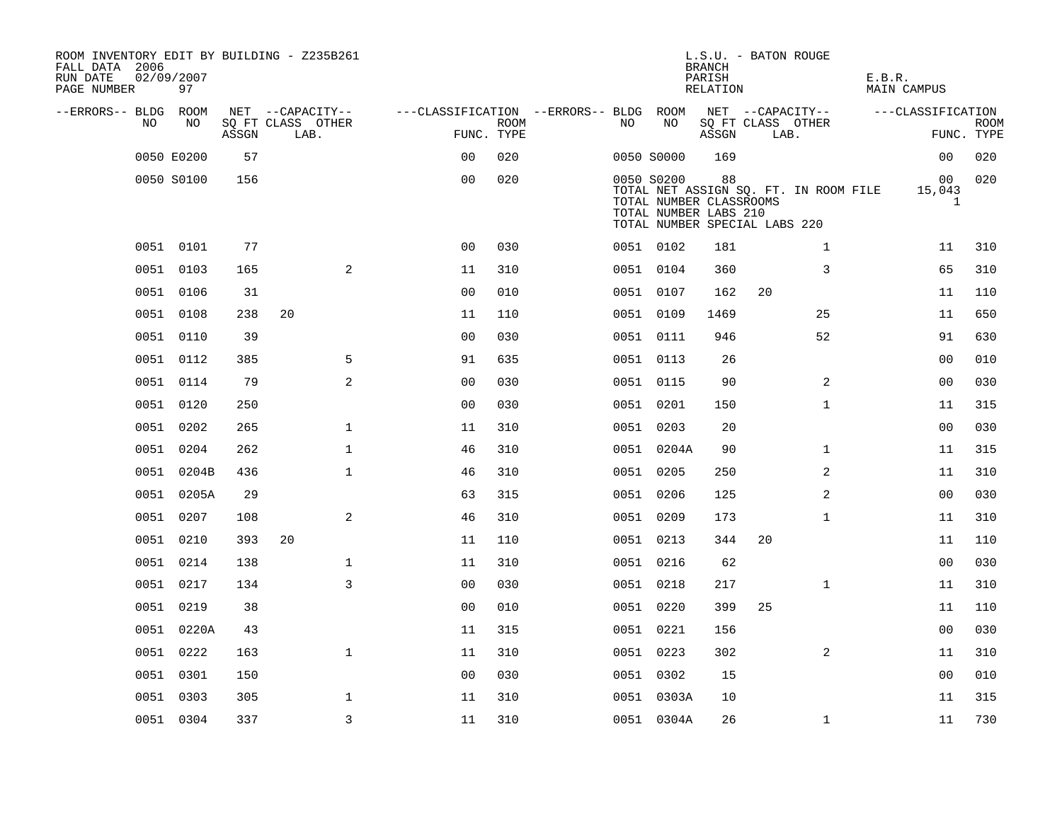ROOM INVENTORY EDIT BY BUILDING - Z235B261
FALL DATA 2006
RUN DATE 02/09/2007
PAGE NUMBER 97

L.S.U. - BATON ROUGE
BRANCH
PARISH E.B.R.
RELATION MAIN CAMPUS

| --ERRORS-- | BLDG NO | ROOM NO | NET SQ FT ASSGN | CAPACITY CLASS | CAPACITY LAB. | CAPACITY OTHER | CLASSIFICATION FUNC. | ROOM TYPE | --ERRORS-- | BLDG NO | ROOM NO | NET SQ FT ASSGN | CAPACITY CLASS | CAPACITY LAB. | CAPACITY OTHER | CLASSIFICATION FUNC. | ROOM TYPE |
|---|---|---|---|---|---|---|---|---|---|---|---|---|---|---|---|---|---|
| | 0050 | E0200 | 57 | | | | 00 | 020 | | 0050 | S0000 | 169 | | | | 00 | 020 |
| | 0050 | S0100 | 156 | | | | 00 | 020 | | 0050 | S0200 | 88 | | | | 00 | 020 |
| | | | | | | | | | | TOTAL NET ASSIGN SQ. FT. IN ROOM FILE | | | | | | 15,043 | |
| | | | | | | | | | | TOTAL NUMBER CLASSROOMS | | | | | | 1 | |
| | | | | | | | | | | TOTAL NUMBER LABS 210 | | | | | | | |
| | | | | | | | | | | TOTAL NUMBER SPECIAL LABS 220 | | | | | | | |
| | 0051 | 0101 | 77 | | | | 00 | 030 | | 0051 | 0102 | 181 | | | 1 | 11 | 310 |
| | 0051 | 0103 | 165 | | | 2 | 11 | 310 | | 0051 | 0104 | 360 | | | 3 | 65 | 310 |
| | 0051 | 0106 | 31 | | | | 00 | 010 | | 0051 | 0107 | 162 | 20 | | | 11 | 110 |
| | 0051 | 0108 | 238 | 20 | | | 11 | 110 | | 0051 | 0109 | 1469 | | | 25 | 11 | 650 |
| | 0051 | 0110 | 39 | | | | 00 | 030 | | 0051 | 0111 | 946 | | | 52 | 91 | 630 |
| | 0051 | 0112 | 385 | | | 5 | 91 | 635 | | 0051 | 0113 | 26 | | | | 00 | 010 |
| | 0051 | 0114 | 79 | | | 2 | 00 | 030 | | 0051 | 0115 | 90 | | | 2 | 00 | 030 |
| | 0051 | 0120 | 250 | | | | 00 | 030 | | 0051 | 0201 | 150 | | | 1 | 11 | 315 |
| | 0051 | 0202 | 265 | | | 1 | 11 | 310 | | 0051 | 0203 | 20 | | | | 00 | 030 |
| | 0051 | 0204 | 262 | | | 1 | 46 | 310 | | 0051 | 0204A | 90 | | | 1 | 11 | 315 |
| | 0051 | 0204B | 436 | | | 1 | 46 | 310 | | 0051 | 0205 | 250 | | | 2 | 11 | 310 |
| | 0051 | 0205A | 29 | | | | 63 | 315 | | 0051 | 0206 | 125 | | | 2 | 00 | 030 |
| | 0051 | 0207 | 108 | | | 2 | 46 | 310 | | 0051 | 0209 | 173 | | | 1 | 11 | 310 |
| | 0051 | 0210 | 393 | 20 | | | 11 | 110 | | 0051 | 0213 | 344 | 20 | | | 11 | 110 |
| | 0051 | 0214 | 138 | | | 1 | 11 | 310 | | 0051 | 0216 | 62 | | | | 00 | 030 |
| | 0051 | 0217 | 134 | | | 3 | 00 | 030 | | 0051 | 0218 | 217 | | | 1 | 11 | 310 |
| | 0051 | 0219 | 38 | | | | 00 | 010 | | 0051 | 0220 | 399 | 25 | | | 11 | 110 |
| | 0051 | 0220A | 43 | | | | 11 | 315 | | 0051 | 0221 | 156 | | | | 00 | 030 |
| | 0051 | 0222 | 163 | | | 1 | 11 | 310 | | 0051 | 0223 | 302 | | | 2 | 11 | 310 |
| | 0051 | 0301 | 150 | | | | 00 | 030 | | 0051 | 0302 | 15 | | | | 00 | 010 |
| | 0051 | 0303 | 305 | | | 1 | 11 | 310 | | 0051 | 0303A | 10 | | | | 11 | 315 |
| | 0051 | 0304 | 337 | | | 3 | 11 | 310 | | 0051 | 0304A | 26 | | | 1 | 11 | 730 |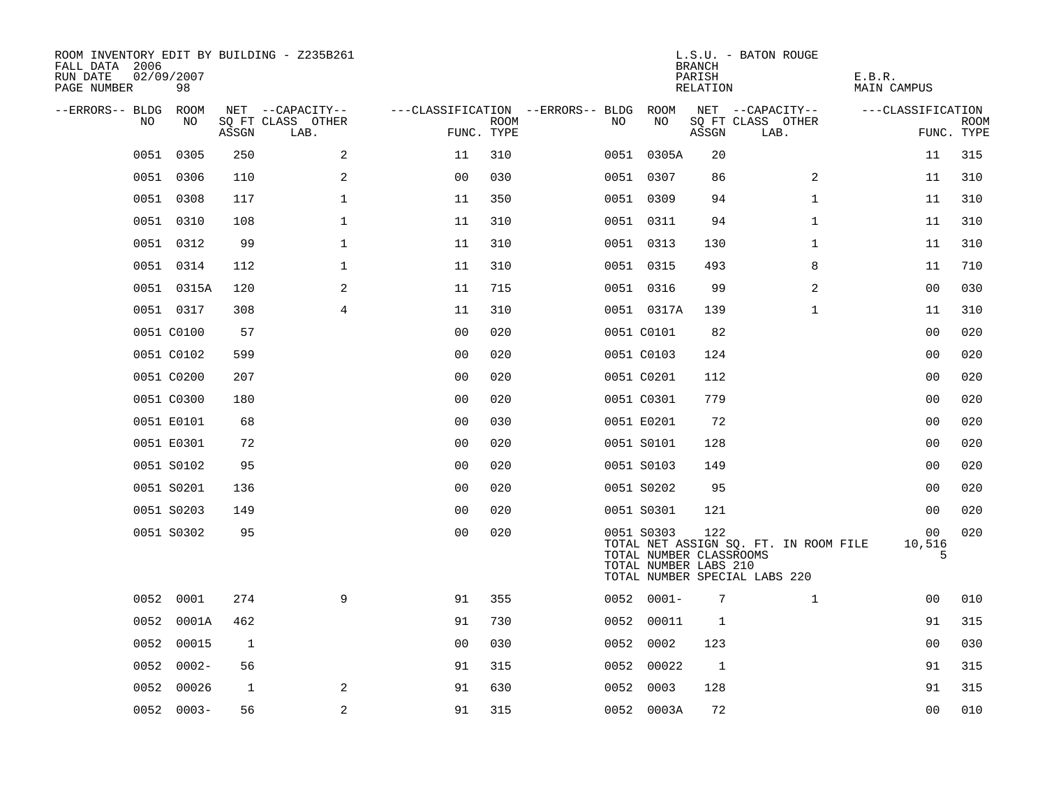ROOM INVENTORY EDIT BY BUILDING - Z235B261
FALL DATA 2006
RUN DATE 02/09/2007
PAGE NUMBER 98

L.S.U. - BATON ROUGE
BRANCH
PARISH E.B.R.
RELATION MAIN CAMPUS

| --ERRORS-- | BLDG NO | ROOM NO | NET SQ FT ASSGN | --CAPACITY-- CLASS | OTHER LAB. | ---CLASSIFICATION FUNC. | ROOM TYPE | --ERRORS-- | BLDG NO | ROOM NO | NET SQ FT ASSGN | --CAPACITY-- CLASS | OTHER LAB. | ---CLASSIFICATION FUNC. | ROOM TYPE |
|---|---|---|---|---|---|---|---|---|---|---|---|---|---|---|---|
| | 0051 | 0305 | 250 | | 2 | 11 | 310 | | 0051 | 0305A | 20 | | | 11 | 315 |
| | 0051 | 0306 | 110 | | 2 | 00 | 030 | | 0051 | 0307 | 86 | | 2 | 11 | 310 |
| | 0051 | 0308 | 117 | | 1 | 11 | 350 | | 0051 | 0309 | 94 | | 1 | 11 | 310 |
| | 0051 | 0310 | 108 | | 1 | 11 | 310 | | 0051 | 0311 | 94 | | 1 | 11 | 310 |
| | 0051 | 0312 | 99 | | 1 | 11 | 310 | | 0051 | 0313 | 130 | | 1 | 11 | 310 |
| | 0051 | 0314 | 112 | | 1 | 11 | 310 | | 0051 | 0315 | 493 | | 8 | 11 | 710 |
| | 0051 | 0315A | 120 | | 2 | 11 | 715 | | 0051 | 0316 | 99 | | 2 | 00 | 030 |
| | 0051 | 0317 | 308 | | 4 | 11 | 310 | | 0051 | 0317A | 139 | | 1 | 11 | 310 |
| | 0051 | C0100 | 57 | | | 00 | 020 | | 0051 | C0101 | 82 | | | 00 | 020 |
| | 0051 | C0102 | 599 | | | 00 | 020 | | 0051 | C0103 | 124 | | | 00 | 020 |
| | 0051 | C0200 | 207 | | | 00 | 020 | | 0051 | C0201 | 112 | | | 00 | 020 |
| | 0051 | C0300 | 180 | | | 00 | 020 | | 0051 | C0301 | 779 | | | 00 | 020 |
| | 0051 | E0101 | 68 | | | 00 | 030 | | 0051 | E0201 | 72 | | | 00 | 020 |
| | 0051 | E0301 | 72 | | | 00 | 020 | | 0051 | S0101 | 128 | | | 00 | 020 |
| | 0051 | S0102 | 95 | | | 00 | 020 | | 0051 | S0103 | 149 | | | 00 | 020 |
| | 0051 | S0201 | 136 | | | 00 | 020 | | 0051 | S0202 | 95 | | | 00 | 020 |
| | 0051 | S0203 | 149 | | | 00 | 020 | | 0051 | S0301 | 121 | | | 00 | 020 |
| | 0051 | S0302 | 95 | | | 00 | 020 | | 0051 | S0303 | 122 | | | 00 | 020 |
| | | | | | | | | | TOTAL NET ASSIGN SQ. FT. IN ROOM FILE | | | | | 10,516 | |
| | | | | | | | | | TOTAL NUMBER CLASSROOMS | | | | | 5 | |
| | | | | | | | | | TOTAL NUMBER LABS 210 | | | | | | |
| | | | | | | | | | TOTAL NUMBER SPECIAL LABS 220 | | | | | | |
| | 0052 | 0001 | 274 | | 9 | 91 | 355 | | 0052 | 0001- | 7 | | 1 | 00 | 010 |
| | 0052 | 0001A | 462 | | | 91 | 730 | | 0052 | 00011 | 1 | | | 91 | 315 |
| | 0052 | 00015 | 1 | | | 00 | 030 | | 0052 | 0002 | 123 | | | 00 | 030 |
| | 0052 | 0002- | 56 | | | 91 | 315 | | 0052 | 00022 | 1 | | | 91 | 315 |
| | 0052 | 00026 | 1 | | 2 | 91 | 630 | | 0052 | 0003 | 128 | | | 91 | 315 |
| | 0052 | 0003- | 56 | | 2 | 91 | 315 | | 0052 | 0003A | 72 | | | 00 | 010 |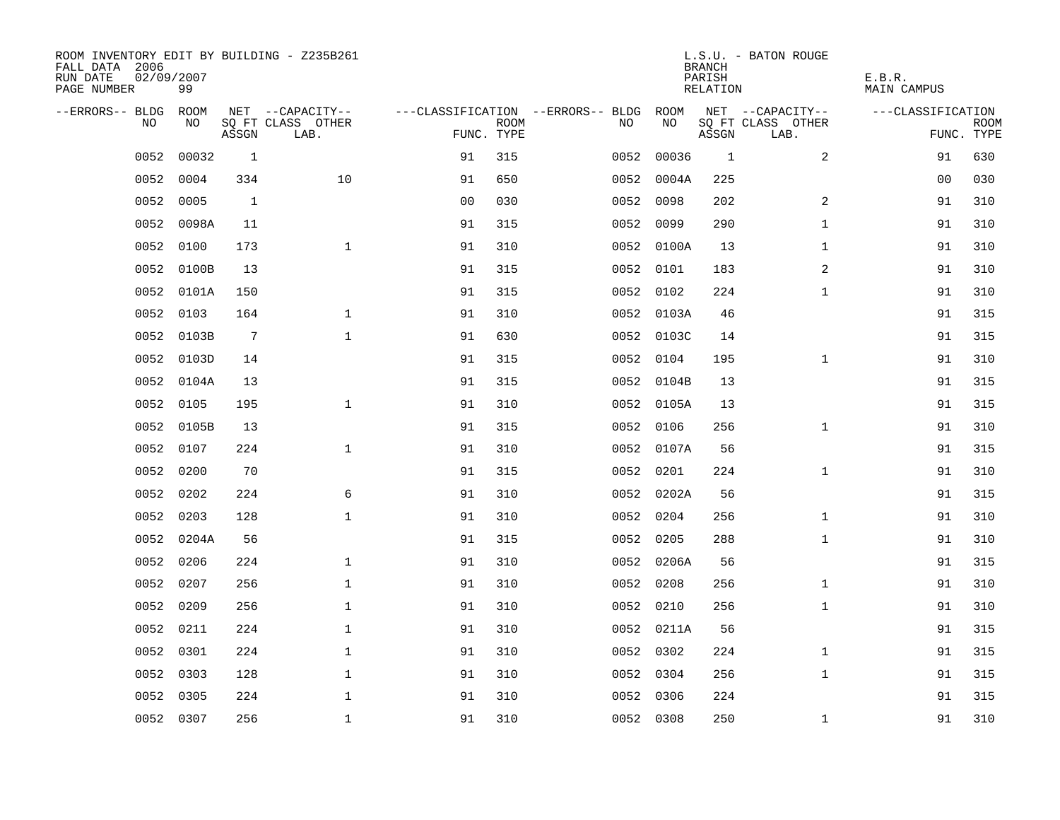ROOM INVENTORY EDIT BY BUILDING - Z235B261
FALL DATA 2006
RUN DATE 02/09/2007
PAGE NUMBER 99

L.S.U. - BATON ROUGE
BRANCH
PARISH E.B.R.
RELATION MAIN CAMPUS

| --ERRORS-- | BLDG NO | ROOM NO | NET SQ FT ASSGN | --CAPACITY-- CLASS LAB. | OTHER | ---CLASSIFICATION FUNC. | ROOM TYPE | --ERRORS-- | BLDG NO | ROOM NO | NET SQ FT ASSGN | --CAPACITY-- CLASS LAB. | OTHER | ---CLASSIFICATION FUNC. | ROOM TYPE |
|---|---|---|---|---|---|---|---|---|---|---|---|---|---|---|---|
| | 0052 | 00032 | 1 | | | 91 | 315 | | 0052 | 00036 | 1 | | 2 | 91 | 630 |
| | 0052 | 0004 | 334 | | 10 | 91 | 650 | | 0052 | 0004A | 225 | | | 00 | 030 |
| | 0052 | 0005 | 1 | | | 00 | 030 | | 0052 | 0098 | 202 | | 2 | 91 | 310 |
| | 0052 | 0098A | 11 | | | 91 | 315 | | 0052 | 0099 | 290 | | 1 | 91 | 310 |
| | 0052 | 0100 | 173 | | 1 | 91 | 310 | | 0052 | 0100A | 13 | | 1 | 91 | 310 |
| | 0052 | 0100B | 13 | | | 91 | 315 | | 0052 | 0101 | 183 | | 2 | 91 | 310 |
| | 0052 | 0101A | 150 | | | 91 | 315 | | 0052 | 0102 | 224 | | 1 | 91 | 310 |
| | 0052 | 0103 | 164 | | 1 | 91 | 310 | | 0052 | 0103A | 46 | | | 91 | 315 |
| | 0052 | 0103B | 7 | | 1 | 91 | 630 | | 0052 | 0103C | 14 | | | 91 | 315 |
| | 0052 | 0103D | 14 | | | 91 | 315 | | 0052 | 0104 | 195 | | 1 | 91 | 310 |
| | 0052 | 0104A | 13 | | | 91 | 315 | | 0052 | 0104B | 13 | | | 91 | 315 |
| | 0052 | 0105 | 195 | | 1 | 91 | 310 | | 0052 | 0105A | 13 | | | 91 | 315 |
| | 0052 | 0105B | 13 | | | 91 | 315 | | 0052 | 0106 | 256 | | 1 | 91 | 310 |
| | 0052 | 0107 | 224 | | 1 | 91 | 310 | | 0052 | 0107A | 56 | | | 91 | 315 |
| | 0052 | 0200 | 70 | | | 91 | 315 | | 0052 | 0201 | 224 | | 1 | 91 | 310 |
| | 0052 | 0202 | 224 | | 6 | 91 | 310 | | 0052 | 0202A | 56 | | | 91 | 315 |
| | 0052 | 0203 | 128 | | 1 | 91 | 310 | | 0052 | 0204 | 256 | | 1 | 91 | 310 |
| | 0052 | 0204A | 56 | | | 91 | 315 | | 0052 | 0205 | 288 | | 1 | 91 | 310 |
| | 0052 | 0206 | 224 | | 1 | 91 | 310 | | 0052 | 0206A | 56 | | | 91 | 315 |
| | 0052 | 0207 | 256 | | 1 | 91 | 310 | | 0052 | 0208 | 256 | | 1 | 91 | 310 |
| | 0052 | 0209 | 256 | | 1 | 91 | 310 | | 0052 | 0210 | 256 | | 1 | 91 | 310 |
| | 0052 | 0211 | 224 | | 1 | 91 | 310 | | 0052 | 0211A | 56 | | | 91 | 315 |
| | 0052 | 0301 | 224 | | 1 | 91 | 310 | | 0052 | 0302 | 224 | | 1 | 91 | 315 |
| | 0052 | 0303 | 128 | | 1 | 91 | 310 | | 0052 | 0304 | 256 | | 1 | 91 | 315 |
| | 0052 | 0305 | 224 | | 1 | 91 | 310 | | 0052 | 0306 | 224 | | | 91 | 315 |
| | 0052 | 0307 | 256 | | 1 | 91 | 310 | | 0052 | 0308 | 250 | | 1 | 91 | 310 |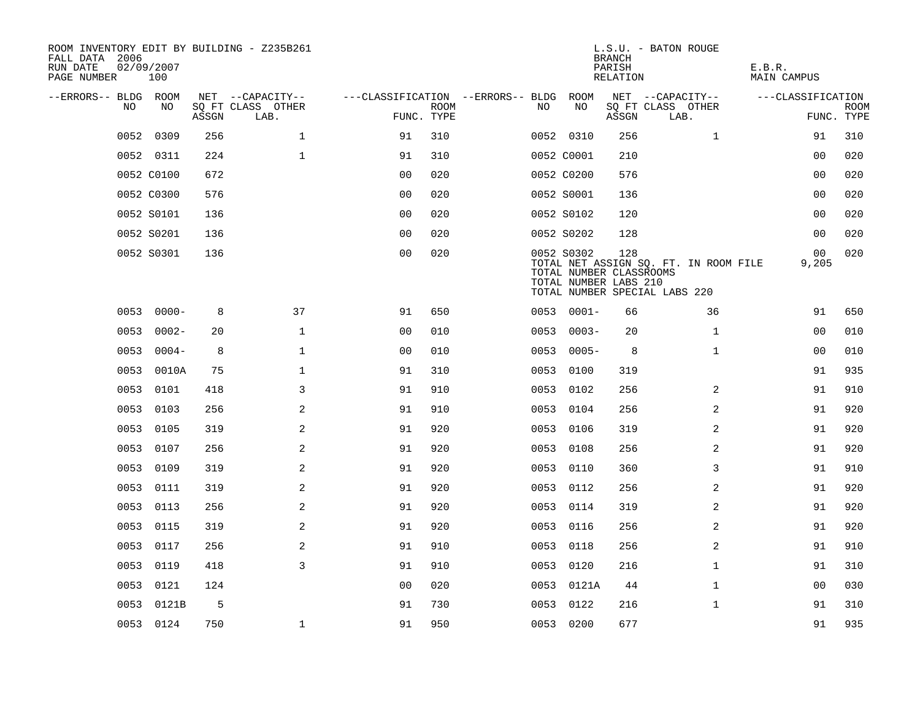ROOM INVENTORY EDIT BY BUILDING - Z235B261
FALL DATA 2006
RUN DATE 02/09/2007
PAGE NUMBER 100

L.S.U. - BATON ROUGE
BRANCH
PARISH E.B.R.
RELATION MAIN CAMPUS

| --ERRORS-- | BLDG NO | ROOM NO | NET SQ FT ASSGN | --CAPACITY-- CLASS LAB. | OTHER | ---CLASSIFICATION FUNC. | ROOM TYPE | --ERRORS-- | BLDG NO | ROOM NO | NET SQ FT ASSGN | --CAPACITY-- CLASS LAB. | OTHER | ---CLASSIFICATION FUNC. | ROOM TYPE |
|---|---|---|---|---|---|---|---|---|---|---|---|---|---|---|---|
| | 0052 | 0309 | 256 | | 1 | 91 | 310 | | 0052 | 0310 | 256 | | 1 | 91 | 310 |
| | 0052 | 0311 | 224 | | 1 | 91 | 310 | | 0052 | C0001 | 210 | | | 00 | 020 |
| | 0052 | C0100 | 672 | | | 00 | 020 | | 0052 | C0200 | 576 | | | 00 | 020 |
| | 0052 | C0300 | 576 | | | 00 | 020 | | 0052 | S0001 | 136 | | | 00 | 020 |
| | 0052 | S0101 | 136 | | | 00 | 020 | | 0052 | S0102 | 120 | | | 00 | 020 |
| | 0052 | S0201 | 136 | | | 00 | 020 | | 0052 | S0202 | 128 | | | 00 | 020 |
| | 0052 | S0301 | 136 | | | 00 | 020 | | 0052 | S0302 | 128 | | | 00 | 020 |

TOTAL NET ASSIGN SQ. FT. IN ROOM FILE 9,205
TOTAL NUMBER CLASSROOMS
TOTAL NUMBER LABS 210
TOTAL NUMBER SPECIAL LABS 220

| --ERRORS-- | BLDG NO | ROOM NO | NET SQ FT ASSGN | --CAPACITY-- CLASS LAB. | OTHER | ---CLASSIFICATION FUNC. | ROOM TYPE | --ERRORS-- | BLDG NO | ROOM NO | NET SQ FT ASSGN | --CAPACITY-- CLASS LAB. | OTHER | ---CLASSIFICATION FUNC. | ROOM TYPE |
|---|---|---|---|---|---|---|---|---|---|---|---|---|---|---|---|
| | 0053 | 0000- | 8 | | 37 | 91 | 650 | | 0053 | 0001- | 66 | | 36 | 91 | 650 |
| | 0053 | 0002- | 20 | | 1 | 00 | 010 | | 0053 | 0003- | 20 | | 1 | 00 | 010 |
| | 0053 | 0004- | 8 | | 1 | 00 | 010 | | 0053 | 0005- | 8 | | 1 | 00 | 010 |
| | 0053 | 0010A | 75 | | 1 | 91 | 310 | | 0053 | 0100 | 319 | | | 91 | 935 |
| | 0053 | 0101 | 418 | | 3 | 91 | 910 | | 0053 | 0102 | 256 | | 2 | 91 | 910 |
| | 0053 | 0103 | 256 | | 2 | 91 | 910 | | 0053 | 0104 | 256 | | 2 | 91 | 920 |
| | 0053 | 0105 | 319 | | 2 | 91 | 920 | | 0053 | 0106 | 319 | | 2 | 91 | 920 |
| | 0053 | 0107 | 256 | | 2 | 91 | 920 | | 0053 | 0108 | 256 | | 2 | 91 | 920 |
| | 0053 | 0109 | 319 | | 2 | 91 | 920 | | 0053 | 0110 | 360 | | 3 | 91 | 910 |
| | 0053 | 0111 | 319 | | 2 | 91 | 920 | | 0053 | 0112 | 256 | | 2 | 91 | 920 |
| | 0053 | 0113 | 256 | | 2 | 91 | 920 | | 0053 | 0114 | 319 | | 2 | 91 | 920 |
| | 0053 | 0115 | 319 | | 2 | 91 | 920 | | 0053 | 0116 | 256 | | 2 | 91 | 920 |
| | 0053 | 0117 | 256 | | 2 | 91 | 910 | | 0053 | 0118 | 256 | | 2 | 91 | 910 |
| | 0053 | 0119 | 418 | | 3 | 91 | 910 | | 0053 | 0120 | 216 | | 1 | 91 | 310 |
| | 0053 | 0121 | 124 | | | 00 | 020 | | 0053 | 0121A | 44 | | 1 | 00 | 030 |
| | 0053 | 0121B | 5 | | | 91 | 730 | | 0053 | 0122 | 216 | | 1 | 91 | 310 |
| | 0053 | 0124 | 750 | | 1 | 91 | 950 | | 0053 | 0200 | 677 | | | 91 | 935 |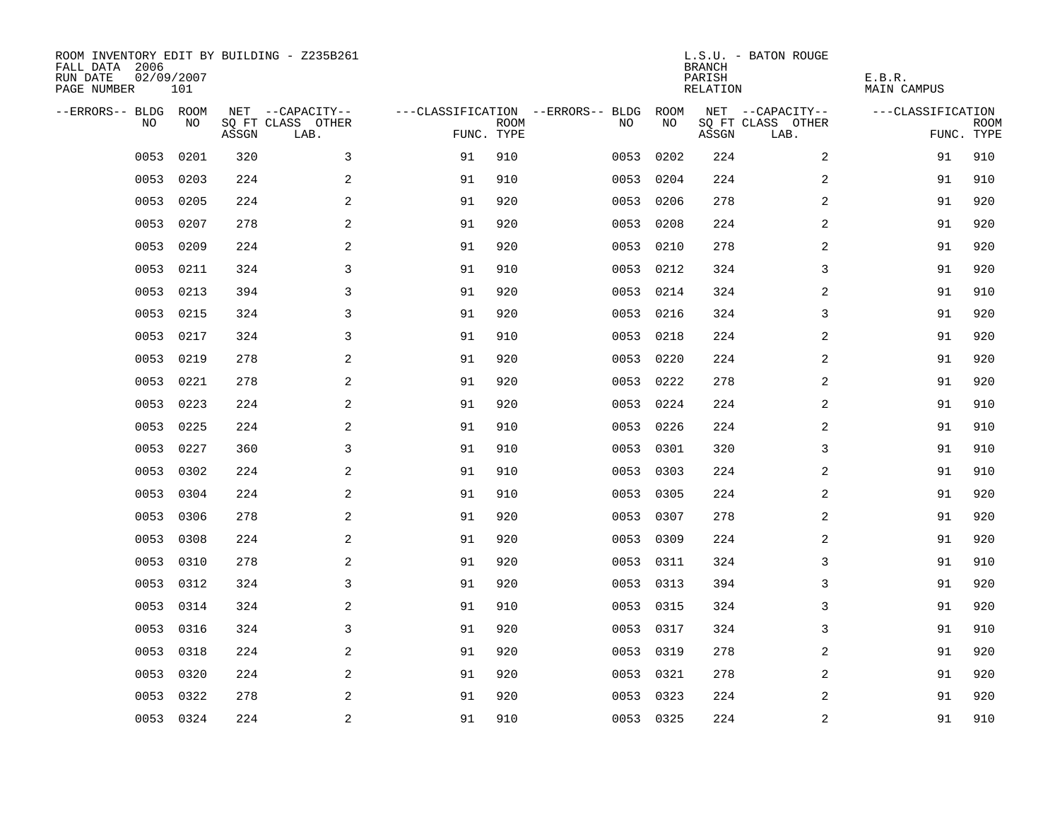ROOM INVENTORY EDIT BY BUILDING - Z235B261
FALL DATA 2006
RUN DATE 02/09/2007
PAGE NUMBER 101

L.S.U. - BATON ROUGE
BRANCH
PARISH E.B.R.
RELATION MAIN CAMPUS

| --ERRORS-- | BLDG NO | ROOM NO | NET SQ FT ASSGN | --CAPACITY-- CLASS LAB. | OTHER | ---CLASSIFICATION FUNC. | ROOM TYPE | --ERRORS-- | BLDG NO | ROOM NO | NET SQ FT ASSGN | --CAPACITY-- CLASS LAB. | OTHER | ---CLASSIFICATION FUNC. | ROOM TYPE |
|---|---|---|---|---|---|---|---|---|---|---|---|---|---|---|---|
| | 0053 | 0201 | 320 | | 3 | 91 | 910 | | 0053 | 0202 | 224 | | 2 | 91 | 910 |
| | 0053 | 0203 | 224 | | 2 | 91 | 910 | | 0053 | 0204 | 224 | | 2 | 91 | 910 |
| | 0053 | 0205 | 224 | | 2 | 91 | 920 | | 0053 | 0206 | 278 | | 2 | 91 | 920 |
| | 0053 | 0207 | 278 | | 2 | 91 | 920 | | 0053 | 0208 | 224 | | 2 | 91 | 920 |
| | 0053 | 0209 | 224 | | 2 | 91 | 920 | | 0053 | 0210 | 278 | | 2 | 91 | 920 |
| | 0053 | 0211 | 324 | | 3 | 91 | 910 | | 0053 | 0212 | 324 | | 3 | 91 | 920 |
| | 0053 | 0213 | 394 | | 3 | 91 | 920 | | 0053 | 0214 | 324 | | 2 | 91 | 910 |
| | 0053 | 0215 | 324 | | 3 | 91 | 920 | | 0053 | 0216 | 324 | | 3 | 91 | 920 |
| | 0053 | 0217 | 324 | | 3 | 91 | 910 | | 0053 | 0218 | 224 | | 2 | 91 | 920 |
| | 0053 | 0219 | 278 | | 2 | 91 | 920 | | 0053 | 0220 | 224 | | 2 | 91 | 920 |
| | 0053 | 0221 | 278 | | 2 | 91 | 920 | | 0053 | 0222 | 278 | | 2 | 91 | 920 |
| | 0053 | 0223 | 224 | | 2 | 91 | 920 | | 0053 | 0224 | 224 | | 2 | 91 | 910 |
| | 0053 | 0225 | 224 | | 2 | 91 | 910 | | 0053 | 0226 | 224 | | 2 | 91 | 910 |
| | 0053 | 0227 | 360 | | 3 | 91 | 910 | | 0053 | 0301 | 320 | | 3 | 91 | 910 |
| | 0053 | 0302 | 224 | | 2 | 91 | 910 | | 0053 | 0303 | 224 | | 2 | 91 | 910 |
| | 0053 | 0304 | 224 | | 2 | 91 | 910 | | 0053 | 0305 | 224 | | 2 | 91 | 920 |
| | 0053 | 0306 | 278 | | 2 | 91 | 920 | | 0053 | 0307 | 278 | | 2 | 91 | 920 |
| | 0053 | 0308 | 224 | | 2 | 91 | 920 | | 0053 | 0309 | 224 | | 2 | 91 | 920 |
| | 0053 | 0310 | 278 | | 2 | 91 | 920 | | 0053 | 0311 | 324 | | 3 | 91 | 910 |
| | 0053 | 0312 | 324 | | 3 | 91 | 920 | | 0053 | 0313 | 394 | | 3 | 91 | 920 |
| | 0053 | 0314 | 324 | | 2 | 91 | 910 | | 0053 | 0315 | 324 | | 3 | 91 | 920 |
| | 0053 | 0316 | 324 | | 3 | 91 | 920 | | 0053 | 0317 | 324 | | 3 | 91 | 910 |
| | 0053 | 0318 | 224 | | 2 | 91 | 920 | | 0053 | 0319 | 278 | | 2 | 91 | 920 |
| | 0053 | 0320 | 224 | | 2 | 91 | 920 | | 0053 | 0321 | 278 | | 2 | 91 | 920 |
| | 0053 | 0322 | 278 | | 2 | 91 | 920 | | 0053 | 0323 | 224 | | 2 | 91 | 920 |
| | 0053 | 0324 | 224 | | 2 | 91 | 910 | | 0053 | 0325 | 224 | | 2 | 91 | 910 |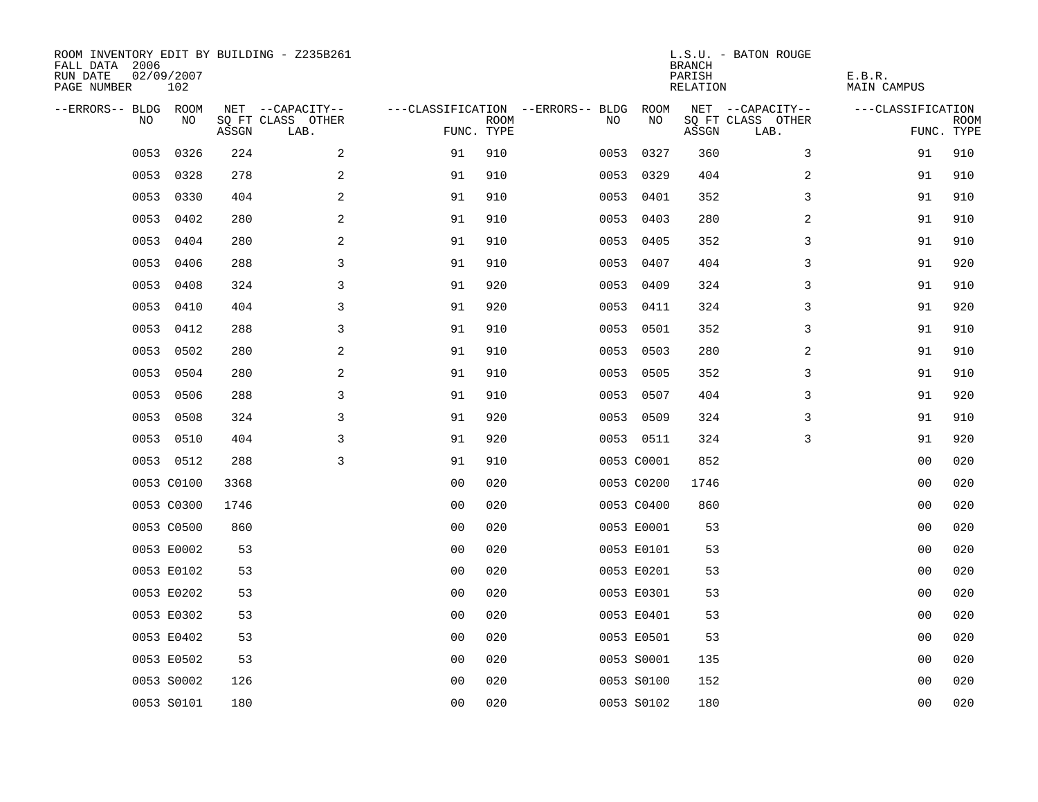ROOM INVENTORY EDIT BY BUILDING - Z235B261
FALL DATA 2006
RUN DATE 02/09/2007
PAGE NUMBER 102

L.S.U. - BATON ROUGE
BRANCH
PARISH E.B.R.
RELATION MAIN CAMPUS

| --ERRORS-- | BLDG NO | ROOM NO | NET SQ FT ASSGN | --CAPACITY-- CLASS | OTHER LAB. | ---CLASSIFICATION FUNC. | ROOM TYPE | --ERRORS-- | BLDG NO | ROOM NO | NET SQ FT ASSGN | --CAPACITY-- CLASS | OTHER LAB. | ---CLASSIFICATION FUNC. | ROOM TYPE |
|---|---|---|---|---|---|---|---|---|---|---|---|---|---|---|---|
| | 0053 | 0326 | 224 | | 2 | 91 | 910 | | 0053 | 0327 | 360 | | 3 | 91 | 910 |
| | 0053 | 0328 | 278 | | 2 | 91 | 910 | | 0053 | 0329 | 404 | | 2 | 91 | 910 |
| | 0053 | 0330 | 404 | | 2 | 91 | 910 | | 0053 | 0401 | 352 | | 3 | 91 | 910 |
| | 0053 | 0402 | 280 | | 2 | 91 | 910 | | 0053 | 0403 | 280 | | 2 | 91 | 910 |
| | 0053 | 0404 | 280 | | 2 | 91 | 910 | | 0053 | 0405 | 352 | | 3 | 91 | 910 |
| | 0053 | 0406 | 288 | | 3 | 91 | 910 | | 0053 | 0407 | 404 | | 3 | 91 | 920 |
| | 0053 | 0408 | 324 | | 3 | 91 | 920 | | 0053 | 0409 | 324 | | 3 | 91 | 910 |
| | 0053 | 0410 | 404 | | 3 | 91 | 920 | | 0053 | 0411 | 324 | | 3 | 91 | 920 |
| | 0053 | 0412 | 288 | | 3 | 91 | 910 | | 0053 | 0501 | 352 | | 3 | 91 | 910 |
| | 0053 | 0502 | 280 | | 2 | 91 | 910 | | 0053 | 0503 | 280 | | 2 | 91 | 910 |
| | 0053 | 0504 | 280 | | 2 | 91 | 910 | | 0053 | 0505 | 352 | | 3 | 91 | 910 |
| | 0053 | 0506 | 288 | | 3 | 91 | 910 | | 0053 | 0507 | 404 | | 3 | 91 | 920 |
| | 0053 | 0508 | 324 | | 3 | 91 | 920 | | 0053 | 0509 | 324 | | 3 | 91 | 910 |
| | 0053 | 0510 | 404 | | 3 | 91 | 920 | | 0053 | 0511 | 324 | | 3 | 91 | 920 |
| | 0053 | 0512 | 288 | | 3 | 91 | 910 | | 0053 | C0001 | 852 | | | 00 | 020 |
| | 0053 | C0100 | 3368 | | | 00 | 020 | | 0053 | C0200 | 1746 | | | 00 | 020 |
| | 0053 | C0300 | 1746 | | | 00 | 020 | | 0053 | C0400 | 860 | | | 00 | 020 |
| | 0053 | C0500 | 860 | | | 00 | 020 | | 0053 | E0001 | 53 | | | 00 | 020 |
| | 0053 | E0002 | 53 | | | 00 | 020 | | 0053 | E0101 | 53 | | | 00 | 020 |
| | 0053 | E0102 | 53 | | | 00 | 020 | | 0053 | E0201 | 53 | | | 00 | 020 |
| | 0053 | E0202 | 53 | | | 00 | 020 | | 0053 | E0301 | 53 | | | 00 | 020 |
| | 0053 | E0302 | 53 | | | 00 | 020 | | 0053 | E0401 | 53 | | | 00 | 020 |
| | 0053 | E0402 | 53 | | | 00 | 020 | | 0053 | E0501 | 53 | | | 00 | 020 |
| | 0053 | E0502 | 53 | | | 00 | 020 | | 0053 | S0001 | 135 | | | 00 | 020 |
| | 0053 | S0002 | 126 | | | 00 | 020 | | 0053 | S0100 | 152 | | | 00 | 020 |
| | 0053 | S0101 | 180 | | | 00 | 020 | | 0053 | S0102 | 180 | | | 00 | 020 |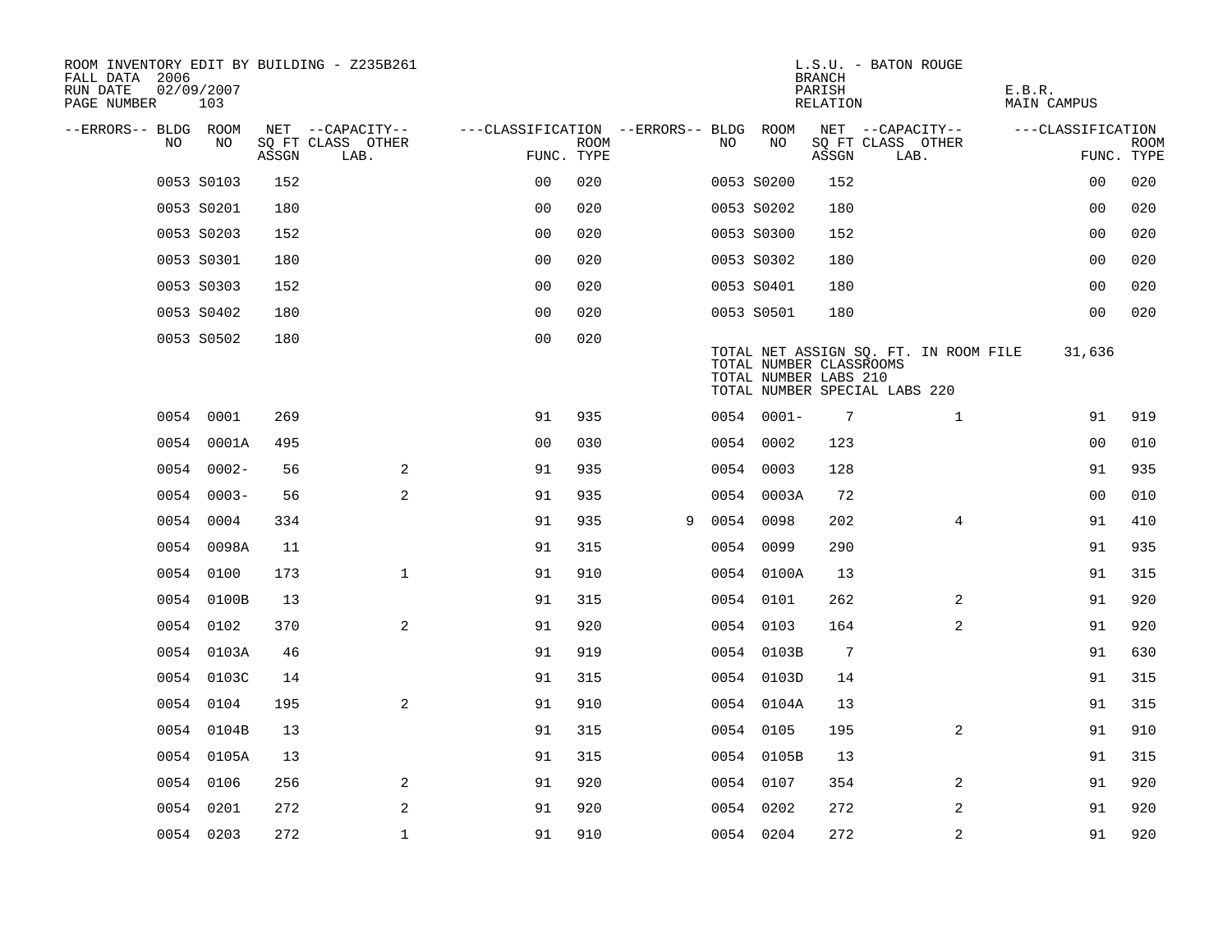ROOM INVENTORY EDIT BY BUILDING - Z235B261
FALL DATA 2006
RUN DATE 02/09/2007
PAGE NUMBER 103

L.S.U. - BATON ROUGE
BRANCH
PARISH E.B.R.
RELATION MAIN CAMPUS

| --ERRORS-- | BLDG NO | ROOM NO | NET SQ FT ASSGN | CAPACITY CLASS LAB. | CAPACITY OTHER | CLASSIFICATION FUNC. | ROOM TYPE | --ERRORS-- | BLDG NO | ROOM NO | NET SQ FT ASSGN | CAPACITY CLASS LAB. | CAPACITY OTHER | CLASSIFICATION FUNC. | ROOM TYPE |
|---|---|---|---|---|---|---|---|---|---|---|---|---|---|---|---|
| | 0053 | S0103 | 152 | | | 00 | 020 | | 0053 | S0200 | 152 | | | 00 | 020 |
| | 0053 | S0201 | 180 | | | 00 | 020 | | 0053 | S0202 | 180 | | | 00 | 020 |
| | 0053 | S0203 | 152 | | | 00 | 020 | | 0053 | S0300 | 152 | | | 00 | 020 |
| | 0053 | S0301 | 180 | | | 00 | 020 | | 0053 | S0302 | 180 | | | 00 | 020 |
| | 0053 | S0303 | 152 | | | 00 | 020 | | 0053 | S0401 | 180 | | | 00 | 020 |
| | 0053 | S0402 | 180 | | | 00 | 020 | | 0053 | S0501 | 180 | | | 00 | 020 |
| | 0053 | S0502 | 180 | | | 00 | 020 | | | | | | | | |

TOTAL NET ASSIGN SQ. FT. IN ROOM FILE 31,636
TOTAL NUMBER CLASSROOMS
TOTAL NUMBER LABS 210
TOTAL NUMBER SPECIAL LABS 220

| --ERRORS-- | BLDG NO | ROOM NO | NET SQ FT ASSGN | CAPACITY CLASS LAB. | CAPACITY OTHER | CLASSIFICATION FUNC. | ROOM TYPE | --ERRORS-- | BLDG NO | ROOM NO | NET SQ FT ASSGN | CAPACITY CLASS LAB. | CAPACITY OTHER | CLASSIFICATION FUNC. | ROOM TYPE |
|---|---|---|---|---|---|---|---|---|---|---|---|---|---|---|---|
| | 0054 | 0001 | 269 | | | 91 | 935 | | 0054 | 0001- | 7 | | 1 | 91 | 919 |
| | 0054 | 0001A | 495 | | | 00 | 030 | | 0054 | 0002 | 123 | | | 00 | 010 |
| | 0054 | 0002- | 56 | | 2 | 91 | 935 | | 0054 | 0003 | 128 | | | 91 | 935 |
| | 0054 | 0003- | 56 | | 2 | 91 | 935 | | 0054 | 0003A | 72 | | | 00 | 010 |
| | 0054 | 0004 | 334 | | | 91 | 935 | 9 | 0054 | 0098 | 202 | | 4 | 91 | 410 |
| | 0054 | 0098A | 11 | | | 91 | 315 | | 0054 | 0099 | 290 | | | 91 | 935 |
| | 0054 | 0100 | 173 | | 1 | 91 | 910 | | 0054 | 0100A | 13 | | | 91 | 315 |
| | 0054 | 0100B | 13 | | | 91 | 315 | | 0054 | 0101 | 262 | | 2 | 91 | 920 |
| | 0054 | 0102 | 370 | | 2 | 91 | 920 | | 0054 | 0103 | 164 | | 2 | 91 | 920 |
| | 0054 | 0103A | 46 | | | 91 | 919 | | 0054 | 0103B | 7 | | | 91 | 630 |
| | 0054 | 0103C | 14 | | | 91 | 315 | | 0054 | 0103D | 14 | | | 91 | 315 |
| | 0054 | 0104 | 195 | | 2 | 91 | 910 | | 0054 | 0104A | 13 | | | 91 | 315 |
| | 0054 | 0104B | 13 | | | 91 | 315 | | 0054 | 0105 | 195 | | 2 | 91 | 910 |
| | 0054 | 0105A | 13 | | | 91 | 315 | | 0054 | 0105B | 13 | | | 91 | 315 |
| | 0054 | 0106 | 256 | | 2 | 91 | 920 | | 0054 | 0107 | 354 | | 2 | 91 | 920 |
| | 0054 | 0201 | 272 | | 2 | 91 | 920 | | 0054 | 0202 | 272 | | 2 | 91 | 920 |
| | 0054 | 0203 | 272 | | 1 | 91 | 910 | | 0054 | 0204 | 272 | | 2 | 91 | 920 |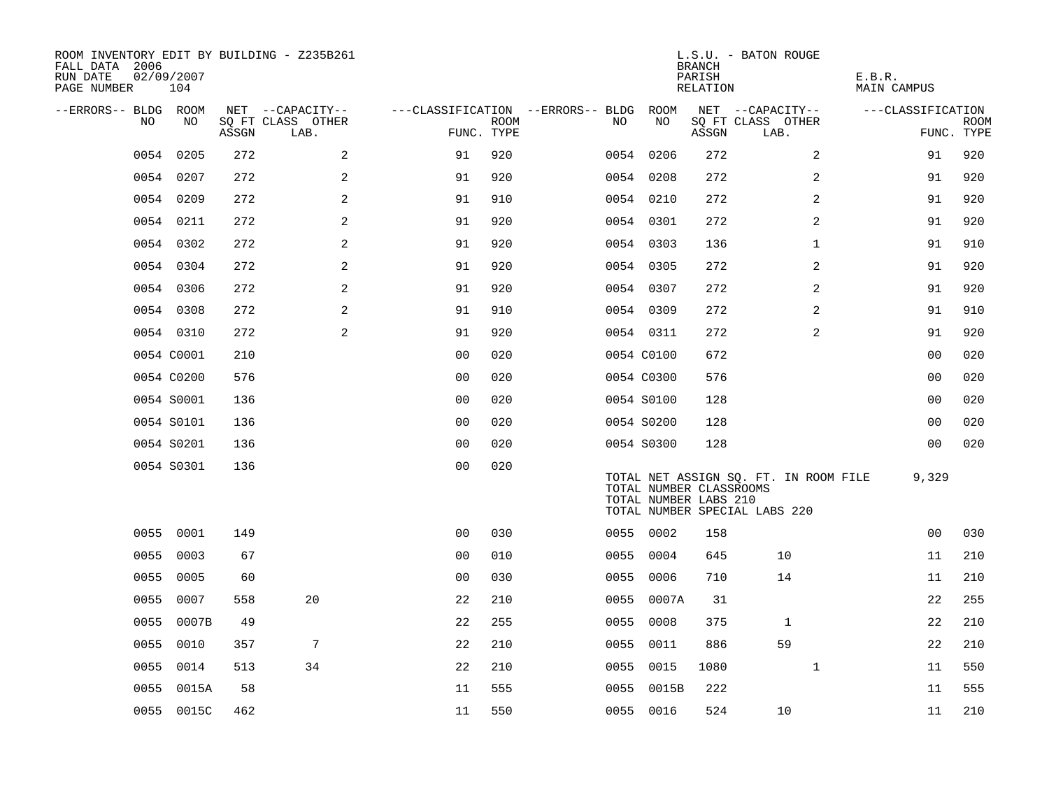ROOM INVENTORY EDIT BY BUILDING - Z235B261
FALL DATA 2006
RUN DATE 02/09/2007
PAGE NUMBER 104

L.S.U. - BATON ROUGE
BRANCH
PARISH E.B.R.
RELATION MAIN CAMPUS

| --ERRORS-- | BLDG NO | ROOM NO | NET SQ FT ASSGN | --CAPACITY-- CLASS LAB. | OTHER | ---CLASSIFICATION FUNC. | ROOM TYPE | --ERRORS-- | BLDG NO | ROOM NO | NET SQ FT ASSGN | --CAPACITY-- CLASS LAB. | OTHER | ---CLASSIFICATION FUNC. | ROOM TYPE |
|---|---|---|---|---|---|---|---|---|---|---|---|---|---|---|---|
| | 0054 | 0205 | 272 | | 2 | 91 | 920 | | 0054 | 0206 | 272 | | 2 | 91 | 920 |
| | 0054 | 0207 | 272 | | 2 | 91 | 920 | | 0054 | 0208 | 272 | | 2 | 91 | 920 |
| | 0054 | 0209 | 272 | | 2 | 91 | 910 | | 0054 | 0210 | 272 | | 2 | 91 | 920 |
| | 0054 | 0211 | 272 | | 2 | 91 | 920 | | 0054 | 0301 | 272 | | 2 | 91 | 920 |
| | 0054 | 0302 | 272 | | 2 | 91 | 920 | | 0054 | 0303 | 136 | | 1 | 91 | 910 |
| | 0054 | 0304 | 272 | | 2 | 91 | 920 | | 0054 | 0305 | 272 | | 2 | 91 | 920 |
| | 0054 | 0306 | 272 | | 2 | 91 | 920 | | 0054 | 0307 | 272 | | 2 | 91 | 920 |
| | 0054 | 0308 | 272 | | 2 | 91 | 910 | | 0054 | 0309 | 272 | | 2 | 91 | 910 |
| | 0054 | 0310 | 272 | | 2 | 91 | 920 | | 0054 | 0311 | 272 | | 2 | 91 | 920 |
| | 0054 | C0001 | 210 | | | 00 | 020 | | 0054 | C0100 | 672 | | | 00 | 020 |
| | 0054 | C0200 | 576 | | | 00 | 020 | | 0054 | C0300 | 576 | | | 00 | 020 |
| | 0054 | S0001 | 136 | | | 00 | 020 | | 0054 | S0100 | 128 | | | 00 | 020 |
| | 0054 | S0101 | 136 | | | 00 | 020 | | 0054 | S0200 | 128 | | | 00 | 020 |
| | 0054 | S0201 | 136 | | | 00 | 020 | | 0054 | S0300 | 128 | | | 00 | 020 |
| | 0054 | S0301 | 136 | | | 00 | 020 | | | | | | | | |

TOTAL NET ASSIGN SQ. FT. IN ROOM FILE 9,329
TOTAL NUMBER CLASSROOMS
TOTAL NUMBER LABS 210
TOTAL NUMBER SPECIAL LABS 220

| --ERRORS-- | BLDG NO | ROOM NO | NET SQ FT ASSGN | --CAPACITY-- CLASS LAB. | OTHER | ---CLASSIFICATION FUNC. | ROOM TYPE | --ERRORS-- | BLDG NO | ROOM NO | NET SQ FT ASSGN | --CAPACITY-- CLASS LAB. | OTHER | ---CLASSIFICATION FUNC. | ROOM TYPE |
|---|---|---|---|---|---|---|---|---|---|---|---|---|---|---|---|
| | 0055 | 0001 | 149 | | | 00 | 030 | | 0055 | 0002 | 158 | | | 00 | 030 |
| | 0055 | 0003 | 67 | | | 00 | 010 | | 0055 | 0004 | 645 | 10 | | 11 | 210 |
| | 0055 | 0005 | 60 | | | 00 | 030 | | 0055 | 0006 | 710 | 14 | | 11 | 210 |
| | 0055 | 0007 | 558 | 20 | | 22 | 210 | | 0055 | 0007A | 31 | | | 22 | 255 |
| | 0055 | 0007B | 49 | | | 22 | 255 | | 0055 | 0008 | 375 | 1 | | 22 | 210 |
| | 0055 | 0010 | 357 | 7 | | 22 | 210 | | 0055 | 0011 | 886 | 59 | | 22 | 210 |
| | 0055 | 0014 | 513 | 34 | | 22 | 210 | | 0055 | 0015 | 1080 | | 1 | 11 | 550 |
| | 0055 | 0015A | 58 | | | 11 | 555 | | 0055 | 0015B | 222 | | | 11 | 555 |
| | 0055 | 0015C | 462 | | | 11 | 550 | | 0055 | 0016 | 524 | 10 | | 11 | 210 |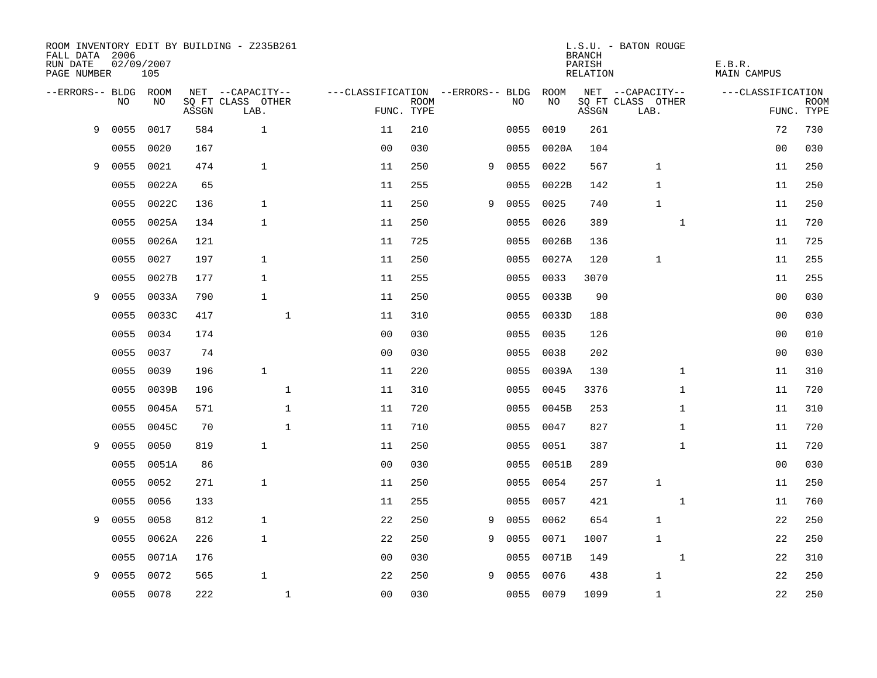ROOM INVENTORY EDIT BY BUILDING - Z235B261
FALL DATA 2006
RUN DATE 02/09/2007
PAGE NUMBER 105

L.S.U. - BATON ROUGE
BRANCH
PARISH E.B.R.
RELATION MAIN CAMPUS

| --ERRORS-- | BLDG NO | ROOM NO | NET ASSGN SQ FT | CAPACITY CLASS LAB. | CAPACITY OTHER | CLASSIFICATION FUNC. | ROOM TYPE | --ERRORS-- | BLDG NO | ROOM NO | NET ASSGN SQ FT | CAPACITY CLASS LAB. | CAPACITY OTHER | CLASSIFICATION FUNC. | ROOM TYPE |
|---|---|---|---|---|---|---|---|---|---|---|---|---|---|---|---|
| 9 | 0055 | 0017 | 584 | 1 | | 11 | 210 | | 0055 | 0019 | 261 | | | 72 | 730 |
| | 0055 | 0020 | 167 | | | 00 | 030 | | 0055 | 0020A | 104 | | | 00 | 030 |
| 9 | 0055 | 0021 | 474 | 1 | | 11 | 250 | 9 | 0055 | 0022 | 567 | 1 | | 11 | 250 |
| | 0055 | 0022A | 65 | | | 11 | 255 | | 0055 | 0022B | 142 | 1 | | 11 | 250 |
| | 0055 | 0022C | 136 | 1 | | 11 | 250 | 9 | 0055 | 0025 | 740 | 1 | | 11 | 250 |
| | 0055 | 0025A | 134 | 1 | | 11 | 250 | | 0055 | 0026 | 389 | | 1 | 11 | 720 |
| | 0055 | 0026A | 121 | | | 11 | 725 | | 0055 | 0026B | 136 | | | 11 | 725 |
| | 0055 | 0027 | 197 | 1 | | 11 | 250 | | 0055 | 0027A | 120 | 1 | | 11 | 255 |
| | 0055 | 0027B | 177 | 1 | | 11 | 255 | | 0055 | 0033 | 3070 | | | 11 | 255 |
| 9 | 0055 | 0033A | 790 | 1 | | 11 | 250 | | 0055 | 0033B | 90 | | | 00 | 030 |
| | 0055 | 0033C | 417 | | 1 | 11 | 310 | | 0055 | 0033D | 188 | | | 00 | 030 |
| | 0055 | 0034 | 174 | | | 00 | 030 | | 0055 | 0035 | 126 | | | 00 | 010 |
| | 0055 | 0037 | 74 | | | 00 | 030 | | 0055 | 0038 | 202 | | | 00 | 030 |
| | 0055 | 0039 | 196 | 1 | | 11 | 220 | | 0055 | 0039A | 130 | | 1 | 11 | 310 |
| | 0055 | 0039B | 196 | | 1 | 11 | 310 | | 0055 | 0045 | 3376 | | 1 | 11 | 720 |
| | 0055 | 0045A | 571 | | 1 | 11 | 720 | | 0055 | 0045B | 253 | | 1 | 11 | 310 |
| | 0055 | 0045C | 70 | | 1 | 11 | 710 | | 0055 | 0047 | 827 | | 1 | 11 | 720 |
| 9 | 0055 | 0050 | 819 | 1 | | 11 | 250 | | 0055 | 0051 | 387 | | 1 | 11 | 720 |
| | 0055 | 0051A | 86 | | | 00 | 030 | | 0055 | 0051B | 289 | | | 00 | 030 |
| | 0055 | 0052 | 271 | 1 | | 11 | 250 | | 0055 | 0054 | 257 | 1 | | 11 | 250 |
| | 0055 | 0056 | 133 | | | 11 | 255 | | 0055 | 0057 | 421 | | 1 | 11 | 760 |
| 9 | 0055 | 0058 | 812 | 1 | | 22 | 250 | 9 | 0055 | 0062 | 654 | 1 | | 22 | 250 |
| | 0055 | 0062A | 226 | 1 | | 22 | 250 | 9 | 0055 | 0071 | 1007 | 1 | | 22 | 250 |
| | 0055 | 0071A | 176 | | | 00 | 030 | | 0055 | 0071B | 149 | | 1 | 22 | 310 |
| 9 | 0055 | 0072 | 565 | 1 | | 22 | 250 | 9 | 0055 | 0076 | 438 | 1 | | 22 | 250 |
| | 0055 | 0078 | 222 | | 1 | 00 | 030 | | 0055 | 0079 | 1099 | 1 | | 22 | 250 |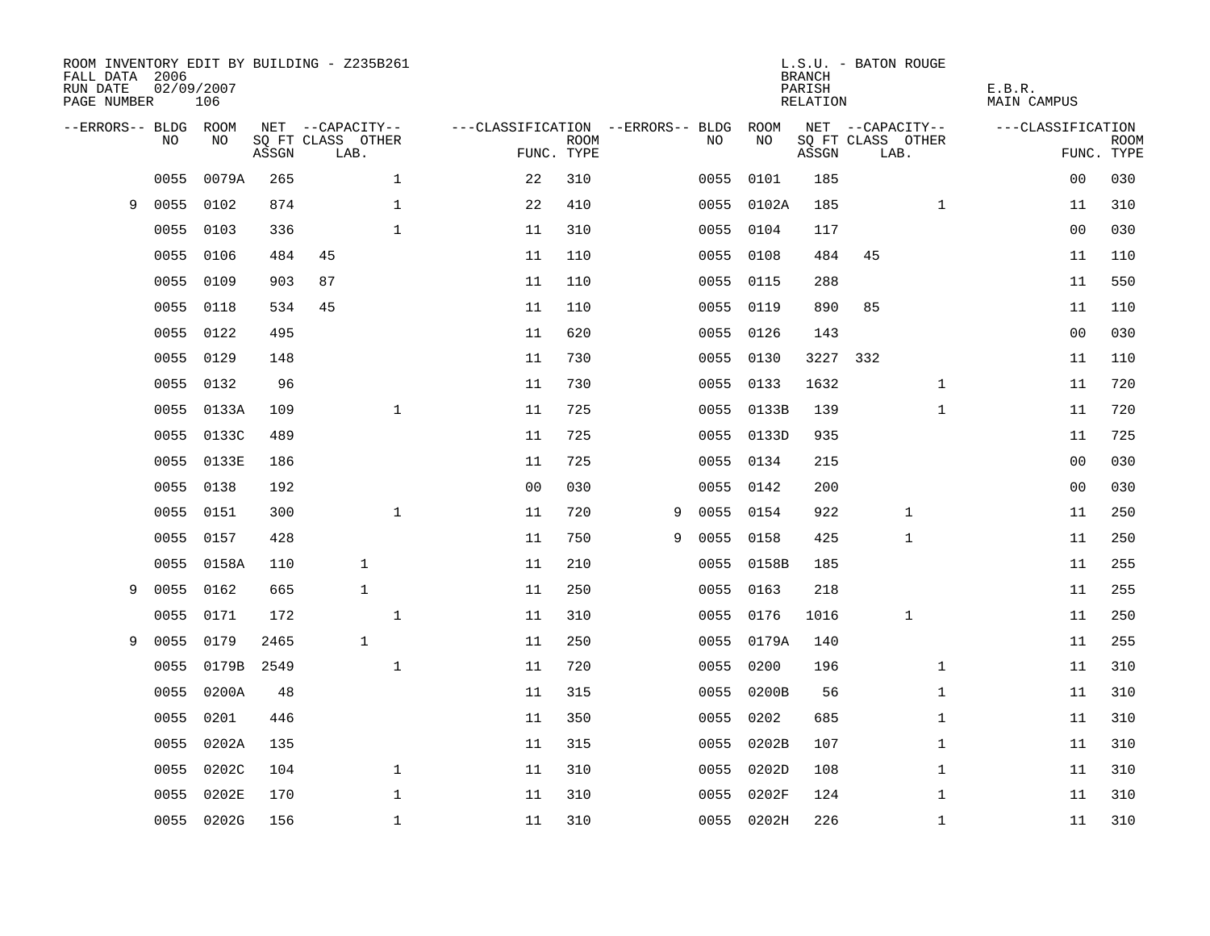ROOM INVENTORY EDIT BY BUILDING - Z235B261
FALL DATA 2006
RUN DATE 02/09/2007
PAGE NUMBER 106

L.S.U. - BATON ROUGE
BRANCH
PARISH E.B.R.
RELATION MAIN CAMPUS

| --ERRORS-- | BLDG NO | ROOM NO | NET SQ FT ASSGN | --CAPACITY-- CLASS LAB. | OTHER | ---CLASSIFICATION FUNC. | ROOM TYPE | --ERRORS-- | BLDG NO | ROOM NO | NET SQ FT ASSGN | --CAPACITY-- CLASS LAB. | OTHER | ---CLASSIFICATION FUNC. | ROOM TYPE |
|---|---|---|---|---|---|---|---|---|---|---|---|---|---|---|---|
| | 0055 | 0079A | 265 | | 1 | 22 | 310 | | 0055 | 0101 | 185 | | | 00 | 030 |
| 9 | 0055 | 0102 | 874 | | 1 | 22 | 410 | | 0055 | 0102A | 185 | | 1 | 11 | 310 |
| | 0055 | 0103 | 336 | | 1 | 11 | 310 | | 0055 | 0104 | 117 | | | 00 | 030 |
| | 0055 | 0106 | 484 | 45 | | 11 | 110 | | 0055 | 0108 | 484 | 45 | | 11 | 110 |
| | 0055 | 0109 | 903 | 87 | | 11 | 110 | | 0055 | 0115 | 288 | | | 11 | 550 |
| | 0055 | 0118 | 534 | 45 | | 11 | 110 | | 0055 | 0119 | 890 | 85 | | 11 | 110 |
| | 0055 | 0122 | 495 | | | 11 | 620 | | 0055 | 0126 | 143 | | | 00 | 030 |
| | 0055 | 0129 | 148 | | | 11 | 730 | | 0055 | 0130 | 3227 | 332 | | 11 | 110 |
| | 0055 | 0132 | 96 | | | 11 | 730 | | 0055 | 0133 | 1632 | | 1 | 11 | 720 |
| | 0055 | 0133A | 109 | | 1 | 11 | 725 | | 0055 | 0133B | 139 | | 1 | 11 | 720 |
| | 0055 | 0133C | 489 | | | 11 | 725 | | 0055 | 0133D | 935 | | | 11 | 725 |
| | 0055 | 0133E | 186 | | | 11 | 725 | | 0055 | 0134 | 215 | | | 00 | 030 |
| | 0055 | 0138 | 192 | | | 00 | 030 | | 0055 | 0142 | 200 | | | 00 | 030 |
| | 0055 | 0151 | 300 | | 1 | 11 | 720 | 9 | 0055 | 0154 | 922 | 1 | | 11 | 250 |
| | 0055 | 0157 | 428 | | | 11 | 750 | 9 | 0055 | 0158 | 425 | 1 | | 11 | 250 |
| | 0055 | 0158A | 110 | 1 | | 11 | 210 | | 0055 | 0158B | 185 | | | 11 | 255 |
| 9 | 0055 | 0162 | 665 | 1 | | 11 | 250 | | 0055 | 0163 | 218 | | | 11 | 255 |
| | 0055 | 0171 | 172 | | 1 | 11 | 310 | | 0055 | 0176 | 1016 | 1 | | 11 | 250 |
| 9 | 0055 | 0179 | 2465 | 1 | | 11 | 250 | | 0055 | 0179A | 140 | | | 11 | 255 |
| | 0055 | 0179B | 2549 | | 1 | 11 | 720 | | 0055 | 0200 | 196 | | 1 | 11 | 310 |
| | 0055 | 0200A | 48 | | | 11 | 315 | | 0055 | 0200B | 56 | | 1 | 11 | 310 |
| | 0055 | 0201 | 446 | | | 11 | 350 | | 0055 | 0202 | 685 | | 1 | 11 | 310 |
| | 0055 | 0202A | 135 | | | 11 | 315 | | 0055 | 0202B | 107 | | 1 | 11 | 310 |
| | 0055 | 0202C | 104 | | 1 | 11 | 310 | | 0055 | 0202D | 108 | | 1 | 11 | 310 |
| | 0055 | 0202E | 170 | | 1 | 11 | 310 | | 0055 | 0202F | 124 | | 1 | 11 | 310 |
| | 0055 | 0202G | 156 | | 1 | 11 | 310 | | 0055 | 0202H | 226 | | 1 | 11 | 310 |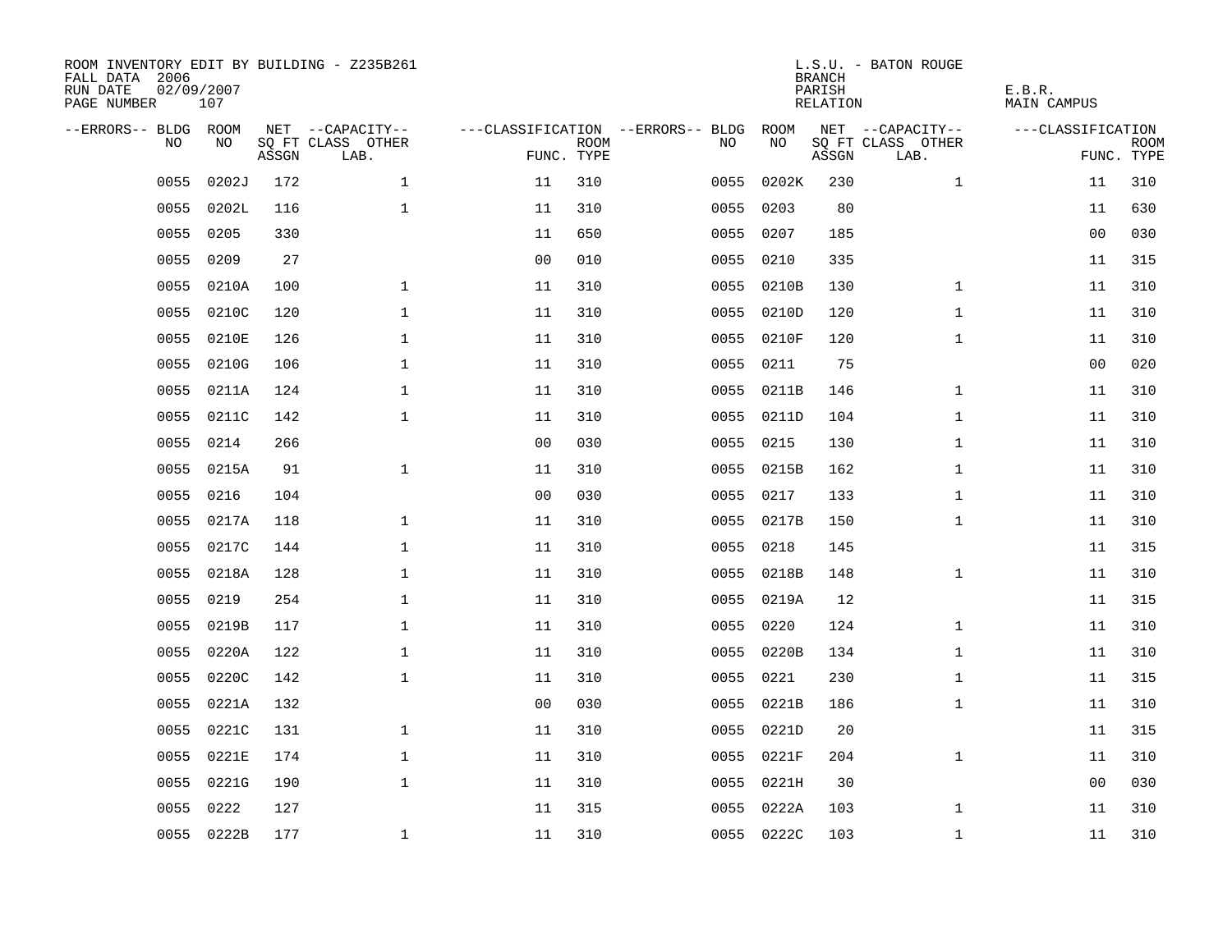ROOM INVENTORY EDIT BY BUILDING - Z235B261
FALL DATA 2006
RUN DATE 02/09/2007
PAGE NUMBER 107

L.S.U. - BATON ROUGE
BRANCH
PARISH E.B.R.
RELATION MAIN CAMPUS

| --ERRORS-- | BLDG NO | ROOM NO | NET SQ FT ASSGN | CAPACITY CLASS LAB. | CAPACITY OTHER | CLASSIFICATION FUNC. | ROOM TYPE | --ERRORS-- | BLDG NO | ROOM NO | NET SQ FT ASSGN | CAPACITY CLASS LAB. | CAPACITY OTHER | CLASSIFICATION FUNC. | ROOM TYPE |
|---|---|---|---|---|---|---|---|---|---|---|---|---|---|---|---|
| | 0055 | 0202J | 172 | | 1 | 11 | 310 | | 0055 | 0202K | 230 | | 1 | 11 | 310 |
| | 0055 | 0202L | 116 | | 1 | 11 | 310 | | 0055 | 0203 | 80 | | | 11 | 630 |
| | 0055 | 0205 | 330 | | | 11 | 650 | | 0055 | 0207 | 185 | | | 00 | 030 |
| | 0055 | 0209 | 27 | | | 00 | 010 | | 0055 | 0210 | 335 | | | 11 | 315 |
| | 0055 | 0210A | 100 | | 1 | 11 | 310 | | 0055 | 0210B | 130 | | 1 | 11 | 310 |
| | 0055 | 0210C | 120 | | 1 | 11 | 310 | | 0055 | 0210D | 120 | | 1 | 11 | 310 |
| | 0055 | 0210E | 126 | | 1 | 11 | 310 | | 0055 | 0210F | 120 | | 1 | 11 | 310 |
| | 0055 | 0210G | 106 | | 1 | 11 | 310 | | 0055 | 0211 | 75 | | | 00 | 020 |
| | 0055 | 0211A | 124 | | 1 | 11 | 310 | | 0055 | 0211B | 146 | | 1 | 11 | 310 |
| | 0055 | 0211C | 142 | | 1 | 11 | 310 | | 0055 | 0211D | 104 | | 1 | 11 | 310 |
| | 0055 | 0214 | 266 | | | 00 | 030 | | 0055 | 0215 | 130 | | 1 | 11 | 310 |
| | 0055 | 0215A | 91 | | 1 | 11 | 310 | | 0055 | 0215B | 162 | | 1 | 11 | 310 |
| | 0055 | 0216 | 104 | | | 00 | 030 | | 0055 | 0217 | 133 | | 1 | 11 | 310 |
| | 0055 | 0217A | 118 | | 1 | 11 | 310 | | 0055 | 0217B | 150 | | 1 | 11 | 310 |
| | 0055 | 0217C | 144 | | 1 | 11 | 310 | | 0055 | 0218 | 145 | | | 11 | 315 |
| | 0055 | 0218A | 128 | | 1 | 11 | 310 | | 0055 | 0218B | 148 | | 1 | 11 | 310 |
| | 0055 | 0219 | 254 | | 1 | 11 | 310 | | 0055 | 0219A | 12 | | | 11 | 315 |
| | 0055 | 0219B | 117 | | 1 | 11 | 310 | | 0055 | 0220 | 124 | | 1 | 11 | 310 |
| | 0055 | 0220A | 122 | | 1 | 11 | 310 | | 0055 | 0220B | 134 | | 1 | 11 | 310 |
| | 0055 | 0220C | 142 | | 1 | 11 | 310 | | 0055 | 0221 | 230 | | 1 | 11 | 315 |
| | 0055 | 0221A | 132 | | | 00 | 030 | | 0055 | 0221B | 186 | | 1 | 11 | 310 |
| | 0055 | 0221C | 131 | | 1 | 11 | 310 | | 0055 | 0221D | 20 | | | 11 | 315 |
| | 0055 | 0221E | 174 | | 1 | 11 | 310 | | 0055 | 0221F | 204 | | 1 | 11 | 310 |
| | 0055 | 0221G | 190 | | 1 | 11 | 310 | | 0055 | 0221H | 30 | | | 00 | 030 |
| | 0055 | 0222 | 127 | | | 11 | 315 | | 0055 | 0222A | 103 | | 1 | 11 | 310 |
| | 0055 | 0222B | 177 | | 1 | 11 | 310 | | 0055 | 0222C | 103 | | 1 | 11 | 310 |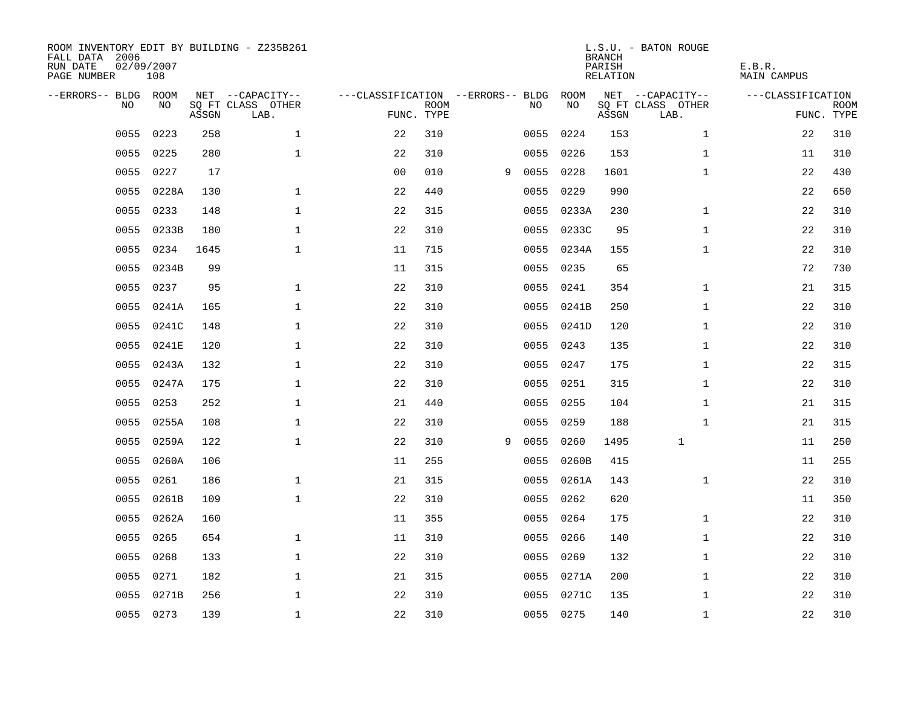ROOM INVENTORY EDIT BY BUILDING - Z235B261
FALL DATA 2006
RUN DATE 02/09/2007
PAGE NUMBER 108

L.S.U. - BATON ROUGE
BRANCH
PARISH E.B.R.
RELATION MAIN CAMPUS

| --ERRORS-- | BLDG NO | ROOM NO | NET SQ FT ASSGN | --CAPACITY-- CLASS LAB. | OTHER | ---CLASSIFICATION FUNC. | ROOM TYPE | --ERRORS-- | BLDG NO | ROOM NO | NET SQ FT ASSGN | --CAPACITY-- CLASS LAB. | OTHER | ---CLASSIFICATION FUNC. | ROOM TYPE |
|---|---|---|---|---|---|---|---|---|---|---|---|---|---|---|---|
| | 0055 | 0223 | 258 | | 1 | 22 | 310 | | 0055 | 0224 | 153 | | 1 | 22 | 310 |
| | 0055 | 0225 | 280 | | 1 | 22 | 310 | | 0055 | 0226 | 153 | | 1 | 11 | 310 |
| | 0055 | 0227 | 17 | | | 00 | 010 | 9 | 0055 | 0228 | 1601 | | 1 | 22 | 430 |
| | 0055 | 0228A | 130 | | 1 | 22 | 440 | | 0055 | 0229 | 990 | | | 22 | 650 |
| | 0055 | 0233 | 148 | | 1 | 22 | 315 | | 0055 | 0233A | 230 | | 1 | 22 | 310 |
| | 0055 | 0233B | 180 | | 1 | 22 | 310 | | 0055 | 0233C | 95 | | 1 | 22 | 310 |
| | 0055 | 0234 | 1645 | | 1 | 11 | 715 | | 0055 | 0234A | 155 | | 1 | 22 | 310 |
| | 0055 | 0234B | 99 | | | 11 | 315 | | 0055 | 0235 | 65 | | | 72 | 730 |
| | 0055 | 0237 | 95 | | 1 | 22 | 310 | | 0055 | 0241 | 354 | | 1 | 21 | 315 |
| | 0055 | 0241A | 165 | | 1 | 22 | 310 | | 0055 | 0241B | 250 | | 1 | 22 | 310 |
| | 0055 | 0241C | 148 | | 1 | 22 | 310 | | 0055 | 0241D | 120 | | 1 | 22 | 310 |
| | 0055 | 0241E | 120 | | 1 | 22 | 310 | | 0055 | 0243 | 135 | | 1 | 22 | 310 |
| | 0055 | 0243A | 132 | | 1 | 22 | 310 | | 0055 | 0247 | 175 | | 1 | 22 | 315 |
| | 0055 | 0247A | 175 | | 1 | 22 | 310 | | 0055 | 0251 | 315 | | 1 | 22 | 310 |
| | 0055 | 0253 | 252 | | 1 | 21 | 440 | | 0055 | 0255 | 104 | | 1 | 21 | 315 |
| | 0055 | 0255A | 108 | | 1 | 22 | 310 | | 0055 | 0259 | 188 | | 1 | 21 | 315 |
| | 0055 | 0259A | 122 | | 1 | 22 | 310 | 9 | 0055 | 0260 | 1495 | 1 | | 11 | 250 |
| | 0055 | 0260A | 106 | | | 11 | 255 | | 0055 | 0260B | 415 | | | 11 | 255 |
| | 0055 | 0261 | 186 | | 1 | 21 | 315 | | 0055 | 0261A | 143 | | 1 | 22 | 310 |
| | 0055 | 0261B | 109 | | 1 | 22 | 310 | | 0055 | 0262 | 620 | | | 11 | 350 |
| | 0055 | 0262A | 160 | | | 11 | 355 | | 0055 | 0264 | 175 | | 1 | 22 | 310 |
| | 0055 | 0265 | 654 | | 1 | 11 | 310 | | 0055 | 0266 | 140 | | 1 | 22 | 310 |
| | 0055 | 0268 | 133 | | 1 | 22 | 310 | | 0055 | 0269 | 132 | | 1 | 22 | 310 |
| | 0055 | 0271 | 182 | | 1 | 21 | 315 | | 0055 | 0271A | 200 | | 1 | 22 | 310 |
| | 0055 | 0271B | 256 | | 1 | 22 | 310 | | 0055 | 0271C | 135 | | 1 | 22 | 310 |
| | 0055 | 0273 | 139 | | 1 | 22 | 310 | | 0055 | 0275 | 140 | | 1 | 22 | 310 |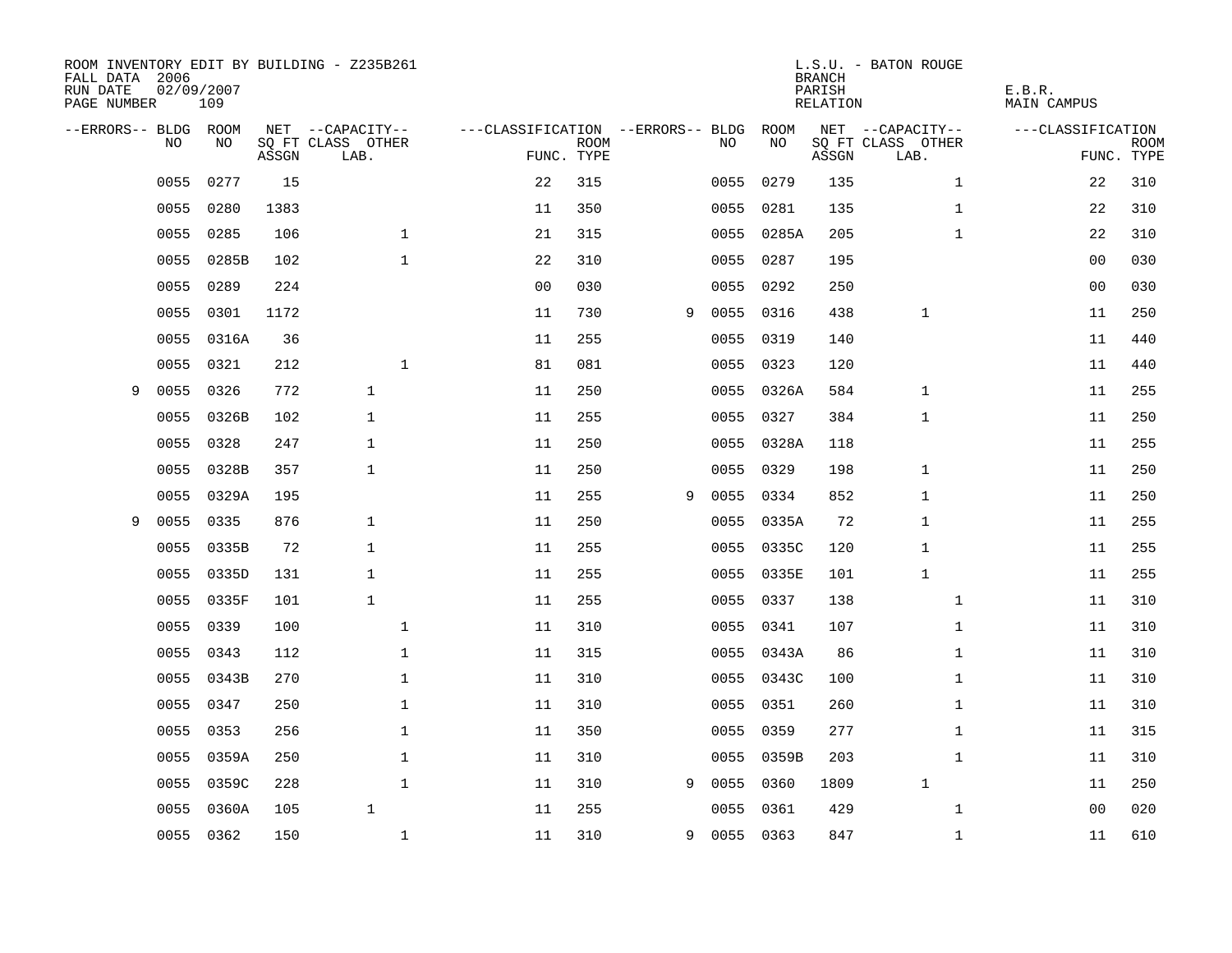ROOM INVENTORY EDIT BY BUILDING - Z235B261
FALL DATA 2006
RUN DATE 02/09/2007
PAGE NUMBER 109

L.S.U. - BATON ROUGE
BRANCH
PARISH E.B.R.
RELATION MAIN CAMPUS

| --ERRORS-- | BLDG NO | ROOM NO | NET SQ FT ASSGN | --CAPACITY-- CLASS LAB. | OTHER | ---CLASSIFICATION FUNC. | ROOM TYPE | --ERRORS-- | BLDG NO | ROOM NO | NET SQ FT ASSGN | --CAPACITY-- CLASS LAB. | OTHER | ---CLASSIFICATION FUNC. | ROOM TYPE |
|---|---|---|---|---|---|---|---|---|---|---|---|---|---|---|---|
| | 0055 | 0277 | 15 | | | 22 | 315 | | 0055 | 0279 | 135 | | 1 | 22 | 310 |
| | 0055 | 0280 | 1383 | | | 11 | 350 | | 0055 | 0281 | 135 | | 1 | 22 | 310 |
| | 0055 | 0285 | 106 | | 1 | 21 | 315 | | 0055 | 0285A | 205 | | 1 | 22 | 310 |
| | 0055 | 0285B | 102 | | 1 | 22 | 310 | | 0055 | 0287 | 195 | | | 00 | 030 |
| | 0055 | 0289 | 224 | | | 00 | 030 | | 0055 | 0292 | 250 | | | 00 | 030 |
| | 0055 | 0301 | 1172 | | | 11 | 730 | 9 | 0055 | 0316 | 438 | 1 | | 11 | 250 |
| | 0055 | 0316A | 36 | | | 11 | 255 | | 0055 | 0319 | 140 | | | 11 | 440 |
| | 0055 | 0321 | 212 | | 1 | 81 | 081 | | 0055 | 0323 | 120 | | | 11 | 440 |
| 9 | 0055 | 0326 | 772 | 1 | | 11 | 250 | | 0055 | 0326A | 584 | 1 | | 11 | 255 |
| | 0055 | 0326B | 102 | 1 | | 11 | 255 | | 0055 | 0327 | 384 | 1 | | 11 | 250 |
| | 0055 | 0328 | 247 | 1 | | 11 | 250 | | 0055 | 0328A | 118 | | | 11 | 255 |
| | 0055 | 0328B | 357 | 1 | | 11 | 250 | | 0055 | 0329 | 198 | 1 | | 11 | 250 |
| | 0055 | 0329A | 195 | | | 11 | 255 | 9 | 0055 | 0334 | 852 | 1 | | 11 | 250 |
| 9 | 0055 | 0335 | 876 | 1 | | 11 | 250 | | 0055 | 0335A | 72 | 1 | | 11 | 255 |
| | 0055 | 0335B | 72 | 1 | | 11 | 255 | | 0055 | 0335C | 120 | 1 | | 11 | 255 |
| | 0055 | 0335D | 131 | 1 | | 11 | 255 | | 0055 | 0335E | 101 | 1 | | 11 | 255 |
| | 0055 | 0335F | 101 | 1 | | 11 | 255 | | 0055 | 0337 | 138 | | 1 | 11 | 310 |
| | 0055 | 0339 | 100 | | 1 | 11 | 310 | | 0055 | 0341 | 107 | | 1 | 11 | 310 |
| | 0055 | 0343 | 112 | | 1 | 11 | 315 | | 0055 | 0343A | 86 | | 1 | 11 | 310 |
| | 0055 | 0343B | 270 | | 1 | 11 | 310 | | 0055 | 0343C | 100 | | 1 | 11 | 310 |
| | 0055 | 0347 | 250 | | 1 | 11 | 310 | | 0055 | 0351 | 260 | | 1 | 11 | 310 |
| | 0055 | 0353 | 256 | | 1 | 11 | 350 | | 0055 | 0359 | 277 | | 1 | 11 | 315 |
| | 0055 | 0359A | 250 | | 1 | 11 | 310 | | 0055 | 0359B | 203 | | 1 | 11 | 310 |
| | 0055 | 0359C | 228 | | 1 | 11 | 310 | 9 | 0055 | 0360 | 1809 | 1 | | 11 | 250 |
| | 0055 | 0360A | 105 | 1 | | 11 | 255 | | 0055 | 0361 | 429 | | 1 | 00 | 020 |
| | 0055 | 0362 | 150 | | 1 | 11 | 310 | 9 | 0055 | 0363 | 847 | | 1 | 11 | 610 |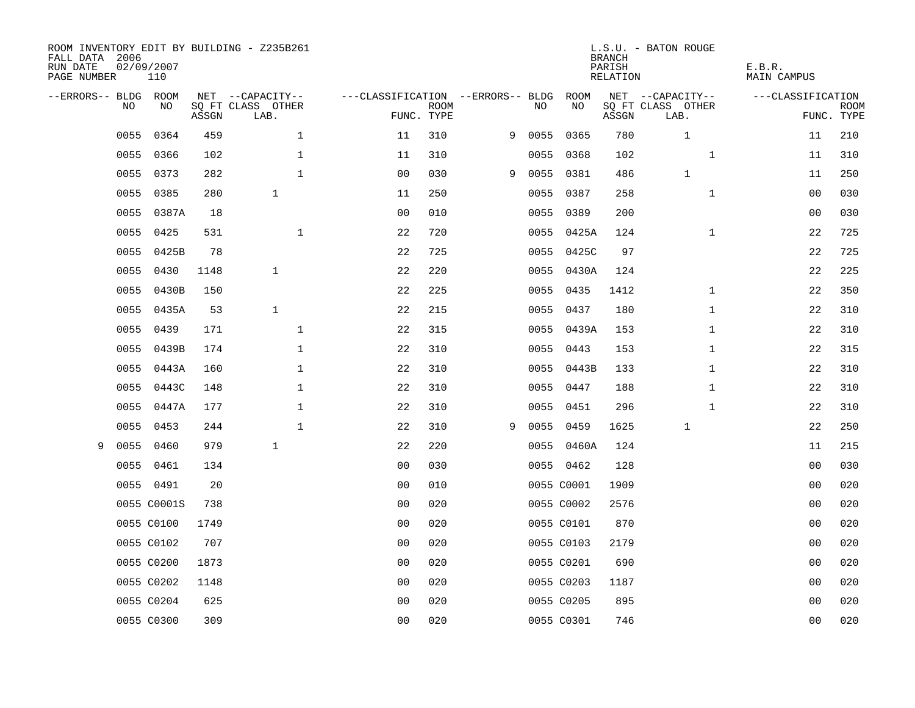ROOM INVENTORY EDIT BY BUILDING - Z235B261
FALL DATA 2006
RUN DATE 02/09/2007
PAGE NUMBER 110

L.S.U. - BATON ROUGE
BRANCH
PARISH E.B.R.
RELATION MAIN CAMPUS

| --ERRORS-- | BLDG NO | ROOM NO | NET SQ FT ASSGN | --CAPACITY-- CLASS LAB. | OTHER | ---CLASSIFICATION FUNC. | ROOM TYPE | --ERRORS-- | BLDG NO | ROOM NO | NET SQ FT ASSGN | --CAPACITY-- CLASS LAB. | OTHER | ---CLASSIFICATION FUNC. | ROOM TYPE |
|---|---|---|---|---|---|---|---|---|---|---|---|---|---|---|---|
| | 0055 | 0364 | 459 | | 1 | 11 | 310 | 9 | 0055 | 0365 | 780 | 1 | | 11 | 210 |
| | 0055 | 0366 | 102 | | 1 | 11 | 310 | | 0055 | 0368 | 102 | | 1 | 11 | 310 |
| | 0055 | 0373 | 282 | | 1 | 00 | 030 | 9 | 0055 | 0381 | 486 | 1 | | 11 | 250 |
| | 0055 | 0385 | 280 | 1 | | 11 | 250 | | 0055 | 0387 | 258 | | 1 | 00 | 030 |
| | 0055 | 0387A | 18 | | | 00 | 010 | | 0055 | 0389 | 200 | | | 00 | 030 |
| | 0055 | 0425 | 531 | | 1 | 22 | 720 | | 0055 | 0425A | 124 | | 1 | 22 | 725 |
| | 0055 | 0425B | 78 | | | 22 | 725 | | 0055 | 0425C | 97 | | | 22 | 725 |
| | 0055 | 0430 | 1148 | 1 | | 22 | 220 | | 0055 | 0430A | 124 | | | 22 | 225 |
| | 0055 | 0430B | 150 | | | 22 | 225 | | 0055 | 0435 | 1412 | | 1 | 22 | 350 |
| | 0055 | 0435A | 53 | 1 | | 22 | 215 | | 0055 | 0437 | 180 | | 1 | 22 | 310 |
| | 0055 | 0439 | 171 | | 1 | 22 | 315 | | 0055 | 0439A | 153 | | 1 | 22 | 310 |
| | 0055 | 0439B | 174 | | 1 | 22 | 310 | | 0055 | 0443 | 153 | | 1 | 22 | 315 |
| | 0055 | 0443A | 160 | | 1 | 22 | 310 | | 0055 | 0443B | 133 | | 1 | 22 | 310 |
| | 0055 | 0443C | 148 | | 1 | 22 | 310 | | 0055 | 0447 | 188 | | 1 | 22 | 310 |
| | 0055 | 0447A | 177 | | 1 | 22 | 310 | | 0055 | 0451 | 296 | | 1 | 22 | 310 |
| | 0055 | 0453 | 244 | | 1 | 22 | 310 | 9 | 0055 | 0459 | 1625 | 1 | | 22 | 250 |
| 9 | 0055 | 0460 | 979 | 1 | | 22 | 220 | | 0055 | 0460A | 124 | | | 11 | 215 |
| | 0055 | 0461 | 134 | | | 00 | 030 | | 0055 | 0462 | 128 | | | 00 | 030 |
| | 0055 | 0491 | 20 | | | 00 | 010 | | 0055 | C0001 | 1909 | | | 00 | 020 |
| | 0055 | C0001S | 738 | | | 00 | 020 | | 0055 | C0002 | 2576 | | | 00 | 020 |
| | 0055 | C0100 | 1749 | | | 00 | 020 | | 0055 | C0101 | 870 | | | 00 | 020 |
| | 0055 | C0102 | 707 | | | 00 | 020 | | 0055 | C0103 | 2179 | | | 00 | 020 |
| | 0055 | C0200 | 1873 | | | 00 | 020 | | 0055 | C0201 | 690 | | | 00 | 020 |
| | 0055 | C0202 | 1148 | | | 00 | 020 | | 0055 | C0203 | 1187 | | | 00 | 020 |
| | 0055 | C0204 | 625 | | | 00 | 020 | | 0055 | C0205 | 895 | | | 00 | 020 |
| | 0055 | C0300 | 309 | | | 00 | 020 | | 0055 | C0301 | 746 | | | 00 | 020 |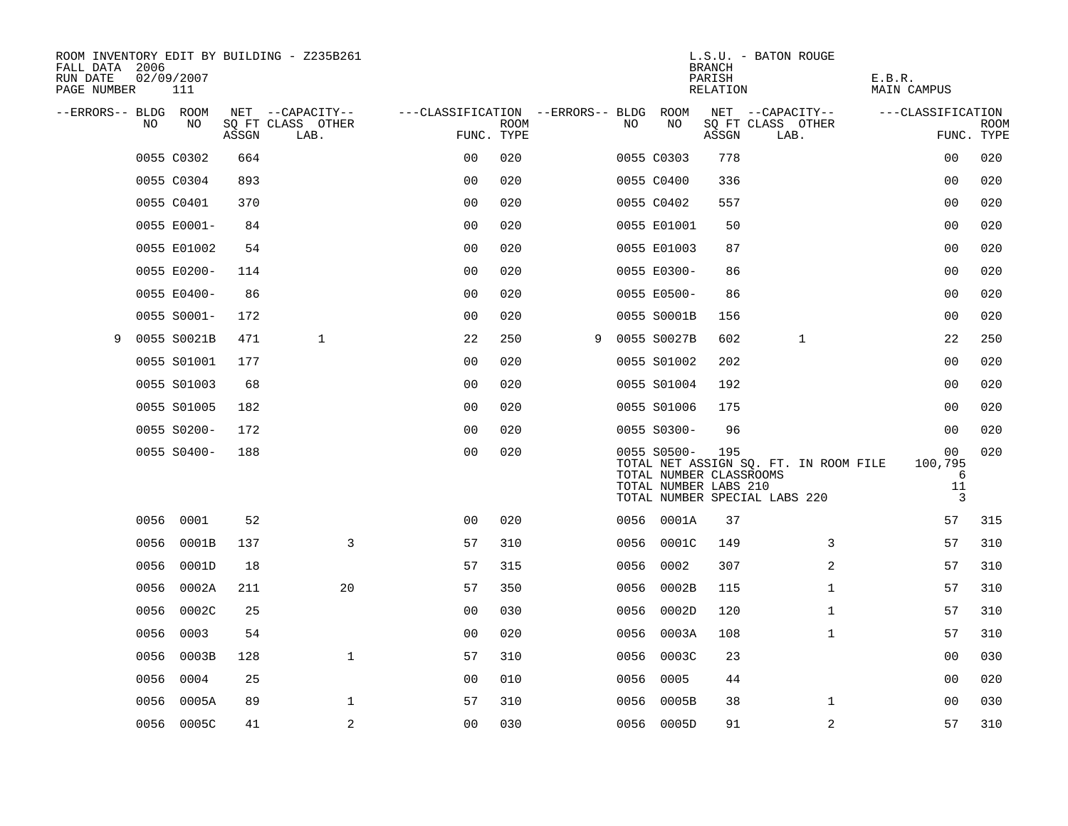ROOM INVENTORY EDIT BY BUILDING - Z235B261
FALL DATA 2006
RUN DATE 02/09/2007
PAGE NUMBER 111

L.S.U. - BATON ROUGE
BRANCH
PARISH E.B.R.
RELATION MAIN CAMPUS

| --ERRORS-- | BLDG NO | ROOM NO | NET SQ FT ASSGN | --CAPACITY-- CLASS LAB. | OTHER | ---CLASSIFICATION FUNC. | ROOM TYPE | --ERRORS-- | BLDG NO | ROOM NO | NET SQ FT ASSGN | --CAPACITY-- CLASS LAB. | OTHER | ---CLASSIFICATION FUNC. | ROOM TYPE |
|---|---|---|---|---|---|---|---|---|---|---|---|---|---|---|---|
| | 0055 | C0302 | 664 | | | 00 | 020 | | 0055 | C0303 | 778 | | | 00 | 020 |
| | 0055 | C0304 | 893 | | | 00 | 020 | | 0055 | C0400 | 336 | | | 00 | 020 |
| | 0055 | C0401 | 370 | | | 00 | 020 | | 0055 | C0402 | 557 | | | 00 | 020 |
| | 0055 | E0001- | 84 | | | 00 | 020 | | 0055 | E01001 | 50 | | | 00 | 020 |
| | 0055 | E01002 | 54 | | | 00 | 020 | | 0055 | E01003 | 87 | | | 00 | 020 |
| | 0055 | E0200- | 114 | | | 00 | 020 | | 0055 | E0300- | 86 | | | 00 | 020 |
| | 0055 | E0400- | 86 | | | 00 | 020 | | 0055 | E0500- | 86 | | | 00 | 020 |
| | 0055 | S0001- | 172 | | | 00 | 020 | | 0055 | S0001B | 156 | | | 00 | 020 |
| 9 | 0055 | S0021B | 471 | 1 | | 22 | 250 | 9 | 0055 | S0027B | 602 | 1 | | 22 | 250 |
| | 0055 | S01001 | 177 | | | 00 | 020 | | 0055 | S01002 | 202 | | | 00 | 020 |
| | 0055 | S01003 | 68 | | | 00 | 020 | | 0055 | S01004 | 192 | | | 00 | 020 |
| | 0055 | S01005 | 182 | | | 00 | 020 | | 0055 | S01006 | 175 | | | 00 | 020 |
| | 0055 | S0200- | 172 | | | 00 | 020 | | 0055 | S0300- | 96 | | | 00 | 020 |
| | 0055 | S0400- | 188 | | | 00 | 020 | | 0055 | S0500- | 195 | | | 00 | 020 |
| | | | | | | | | | | TOTAL NET ASSIGN SQ. FT. IN ROOM FILE | | | | 100,795 | |
| | | | | | | | | | | TOTAL NUMBER CLASSROOMS | | | | 6 | |
| | | | | | | | | | | TOTAL NUMBER LABS 210 | | | | 11 | |
| | | | | | | | | | | TOTAL NUMBER SPECIAL LABS 220 | | | | 3 | |
| | 0056 | 0001 | 52 | | | 00 | 020 | | 0056 | 0001A | 37 | | | 57 | 315 |
| | 0056 | 0001B | 137 | | 3 | 57 | 310 | | 0056 | 0001C | 149 | | 3 | 57 | 310 |
| | 0056 | 0001D | 18 | | | 57 | 315 | | 0056 | 0002 | 307 | | 2 | 57 | 310 |
| | 0056 | 0002A | 211 | | 20 | 57 | 350 | | 0056 | 0002B | 115 | | 1 | 57 | 310 |
| | 0056 | 0002C | 25 | | | 00 | 030 | | 0056 | 0002D | 120 | | 1 | 57 | 310 |
| | 0056 | 0003 | 54 | | | 00 | 020 | | 0056 | 0003A | 108 | | 1 | 57 | 310 |
| | 0056 | 0003B | 128 | | 1 | 57 | 310 | | 0056 | 0003C | 23 | | | 00 | 030 |
| | 0056 | 0004 | 25 | | | 00 | 010 | | 0056 | 0005 | 44 | | | 00 | 020 |
| | 0056 | 0005A | 89 | | 1 | 57 | 310 | | 0056 | 0005B | 38 | | 1 | 00 | 030 |
| | 0056 | 0005C | 41 | | 2 | 00 | 030 | | 0056 | 0005D | 91 | | 2 | 57 | 310 |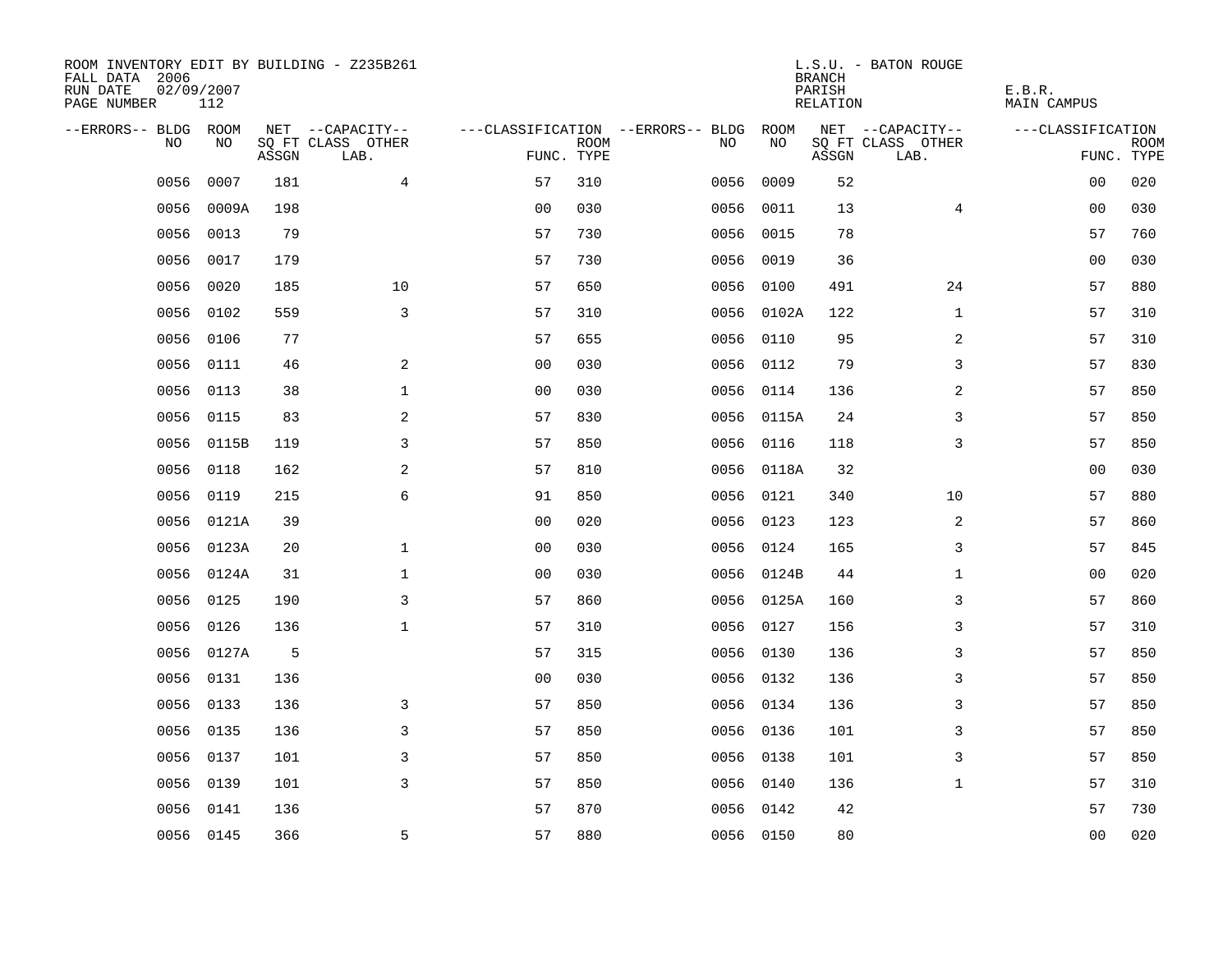ROOM INVENTORY EDIT BY BUILDING - Z235B261
FALL DATA 2006
RUN DATE 02/09/2007
PAGE NUMBER 112

L.S.U. - BATON ROUGE
BRANCH
PARISH E.B.R.
RELATION MAIN CAMPUS

| --ERRORS-- | BLDG NO | ROOM NO | NET SQ FT ASSGN | --CAPACITY-- CLASS LAB. | OTHER | ---CLASSIFICATION FUNC. | ROOM TYPE | --ERRORS-- | BLDG NO | ROOM NO | NET SQ FT ASSGN | --CAPACITY-- CLASS LAB. | OTHER | ---CLASSIFICATION FUNC. | ROOM TYPE |
|---|---|---|---|---|---|---|---|---|---|---|---|---|---|---|---|
| | 0056 | 0007 | 181 | | 4 | 57 | 310 | | 0056 | 0009 | 52 | | | 00 | 020 |
| | 0056 | 0009A | 198 | | | 00 | 030 | | 0056 | 0011 | 13 | | 4 | 00 | 030 |
| | 0056 | 0013 | 79 | | | 57 | 730 | | 0056 | 0015 | 78 | | | 57 | 760 |
| | 0056 | 0017 | 179 | | | 57 | 730 | | 0056 | 0019 | 36 | | | 00 | 030 |
| | 0056 | 0020 | 185 | | 10 | 57 | 650 | | 0056 | 0100 | 491 | | 24 | 57 | 880 |
| | 0056 | 0102 | 559 | | 3 | 57 | 310 | | 0056 | 0102A | 122 | | 1 | 57 | 310 |
| | 0056 | 0106 | 77 | | | 57 | 655 | | 0056 | 0110 | 95 | | 2 | 57 | 310 |
| | 0056 | 0111 | 46 | | 2 | 00 | 030 | | 0056 | 0112 | 79 | | 3 | 57 | 830 |
| | 0056 | 0113 | 38 | | 1 | 00 | 030 | | 0056 | 0114 | 136 | | 2 | 57 | 850 |
| | 0056 | 0115 | 83 | | 2 | 57 | 830 | | 0056 | 0115A | 24 | | 3 | 57 | 850 |
| | 0056 | 0115B | 119 | | 3 | 57 | 850 | | 0056 | 0116 | 118 | | 3 | 57 | 850 |
| | 0056 | 0118 | 162 | | 2 | 57 | 810 | | 0056 | 0118A | 32 | | | 00 | 030 |
| | 0056 | 0119 | 215 | | 6 | 91 | 850 | | 0056 | 0121 | 340 | | 10 | 57 | 880 |
| | 0056 | 0121A | 39 | | | 00 | 020 | | 0056 | 0123 | 123 | | 2 | 57 | 860 |
| | 0056 | 0123A | 20 | | 1 | 00 | 030 | | 0056 | 0124 | 165 | | 3 | 57 | 845 |
| | 0056 | 0124A | 31 | | 1 | 00 | 030 | | 0056 | 0124B | 44 | | 1 | 00 | 020 |
| | 0056 | 0125 | 190 | | 3 | 57 | 860 | | 0056 | 0125A | 160 | | 3 | 57 | 860 |
| | 0056 | 0126 | 136 | | 1 | 57 | 310 | | 0056 | 0127 | 156 | | 3 | 57 | 310 |
| | 0056 | 0127A | 5 | | | 57 | 315 | | 0056 | 0130 | 136 | | 3 | 57 | 850 |
| | 0056 | 0131 | 136 | | | 00 | 030 | | 0056 | 0132 | 136 | | 3 | 57 | 850 |
| | 0056 | 0133 | 136 | | 3 | 57 | 850 | | 0056 | 0134 | 136 | | 3 | 57 | 850 |
| | 0056 | 0135 | 136 | | 3 | 57 | 850 | | 0056 | 0136 | 101 | | 3 | 57 | 850 |
| | 0056 | 0137 | 101 | | 3 | 57 | 850 | | 0056 | 0138 | 101 | | 3 | 57 | 850 |
| | 0056 | 0139 | 101 | | 3 | 57 | 850 | | 0056 | 0140 | 136 | | 1 | 57 | 310 |
| | 0056 | 0141 | 136 | | | 57 | 870 | | 0056 | 0142 | 42 | | | 57 | 730 |
| | 0056 | 0145 | 366 | | 5 | 57 | 880 | | 0056 | 0150 | 80 | | | 00 | 020 |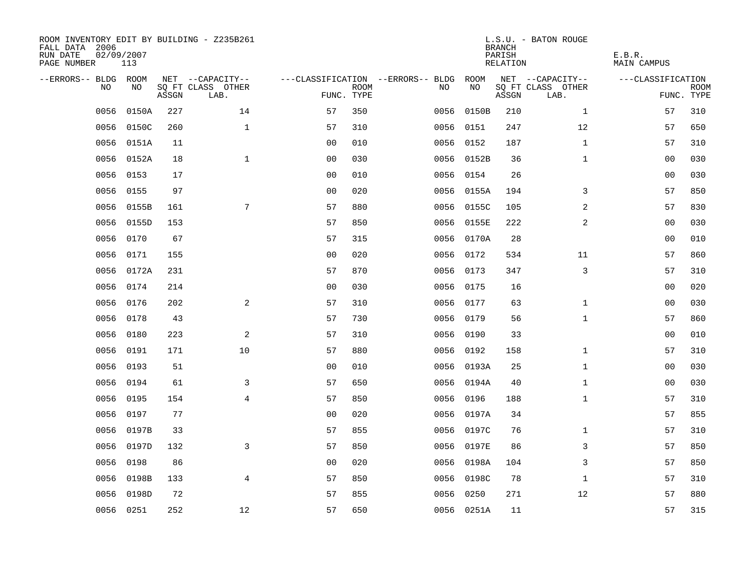ROOM INVENTORY EDIT BY BUILDING - Z235B261
FALL DATA 2006
RUN DATE 02/09/2007
PAGE NUMBER 113

L.S.U. - BATON ROUGE
BRANCH
PARISH E.B.R.
RELATION MAIN CAMPUS

| --ERRORS-- | BLDG NO | ROOM NO | NET SQ FT ASSGN | --CAPACITY-- CLASS LAB. | OTHER | ---CLASSIFICATION FUNC. | ROOM TYPE | --ERRORS-- | BLDG NO | ROOM NO | NET SQ FT ASSGN | --CAPACITY-- CLASS LAB. | OTHER | ---CLASSIFICATION FUNC. | ROOM TYPE |
|---|---|---|---|---|---|---|---|---|---|---|---|---|---|---|---|
| | 0056 | 0150A | 227 | | 14 | 57 | 350 | | 0056 | 0150B | 210 | | 1 | 57 | 310 |
| | 0056 | 0150C | 260 | | 1 | 57 | 310 | | 0056 | 0151 | 247 | | 12 | 57 | 650 |
| | 0056 | 0151A | 11 | | | 00 | 010 | | 0056 | 0152 | 187 | | 1 | 57 | 310 |
| | 0056 | 0152A | 18 | | 1 | 00 | 030 | | 0056 | 0152B | 36 | | 1 | 00 | 030 |
| | 0056 | 0153 | 17 | | | 00 | 010 | | 0056 | 0154 | 26 | | | 00 | 030 |
| | 0056 | 0155 | 97 | | | 00 | 020 | | 0056 | 0155A | 194 | | 3 | 57 | 850 |
| | 0056 | 0155B | 161 | | 7 | 57 | 880 | | 0056 | 0155C | 105 | | 2 | 57 | 830 |
| | 0056 | 0155D | 153 | | | 57 | 850 | | 0056 | 0155E | 222 | | 2 | 00 | 030 |
| | 0056 | 0170 | 67 | | | 57 | 315 | | 0056 | 0170A | 28 | | | 00 | 010 |
| | 0056 | 0171 | 155 | | | 00 | 020 | | 0056 | 0172 | 534 | | 11 | 57 | 860 |
| | 0056 | 0172A | 231 | | | 57 | 870 | | 0056 | 0173 | 347 | | 3 | 57 | 310 |
| | 0056 | 0174 | 214 | | | 00 | 030 | | 0056 | 0175 | 16 | | | 00 | 020 |
| | 0056 | 0176 | 202 | | 2 | 57 | 310 | | 0056 | 0177 | 63 | | 1 | 00 | 030 |
| | 0056 | 0178 | 43 | | | 57 | 730 | | 0056 | 0179 | 56 | | 1 | 57 | 860 |
| | 0056 | 0180 | 223 | | 2 | 57 | 310 | | 0056 | 0190 | 33 | | | 00 | 010 |
| | 0056 | 0191 | 171 | | 10 | 57 | 880 | | 0056 | 0192 | 158 | | 1 | 57 | 310 |
| | 0056 | 0193 | 51 | | | 00 | 010 | | 0056 | 0193A | 25 | | 1 | 00 | 030 |
| | 0056 | 0194 | 61 | | 3 | 57 | 650 | | 0056 | 0194A | 40 | | 1 | 00 | 030 |
| | 0056 | 0195 | 154 | | 4 | 57 | 850 | | 0056 | 0196 | 188 | | 1 | 57 | 310 |
| | 0056 | 0197 | 77 | | | 00 | 020 | | 0056 | 0197A | 34 | | | 57 | 855 |
| | 0056 | 0197B | 33 | | | 57 | 855 | | 0056 | 0197C | 76 | | 1 | 57 | 310 |
| | 0056 | 0197D | 132 | | 3 | 57 | 850 | | 0056 | 0197E | 86 | | 3 | 57 | 850 |
| | 0056 | 0198 | 86 | | | 00 | 020 | | 0056 | 0198A | 104 | | 3 | 57 | 850 |
| | 0056 | 0198B | 133 | | 4 | 57 | 850 | | 0056 | 0198C | 78 | | 1 | 57 | 310 |
| | 0056 | 0198D | 72 | | | 57 | 855 | | 0056 | 0250 | 271 | | 12 | 57 | 880 |
| | 0056 | 0251 | 252 | | 12 | 57 | 650 | | 0056 | 0251A | 11 | | | 57 | 315 |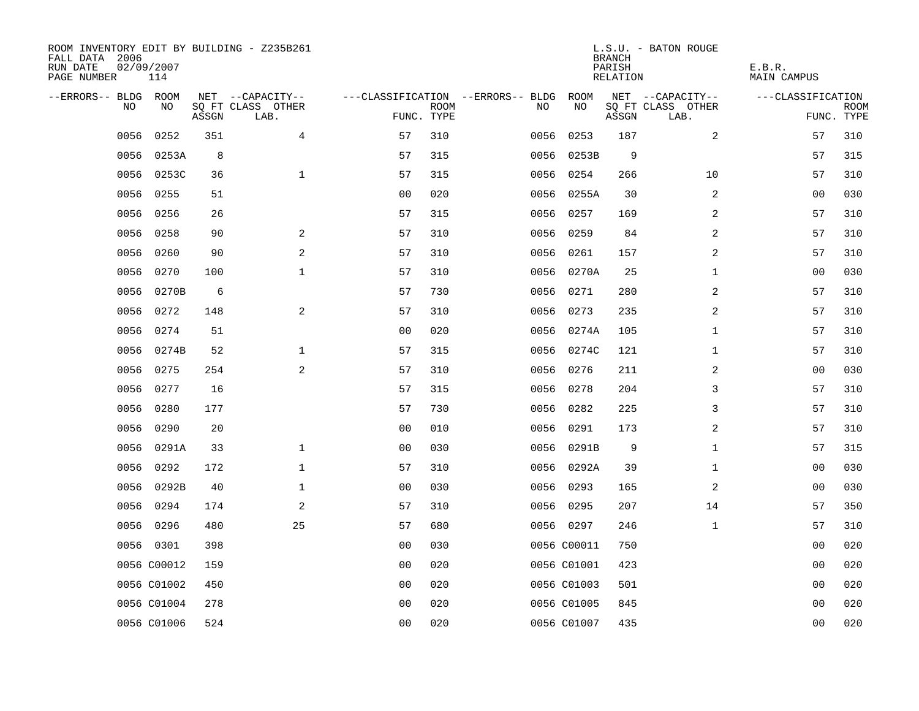ROOM INVENTORY EDIT BY BUILDING - Z235B261
FALL DATA 2006
RUN DATE 02/09/2007
PAGE NUMBER 114

L.S.U. - BATON ROUGE
BRANCH
PARISH E.B.R.
RELATION MAIN CAMPUS

| --ERRORS-- | BLDG NO | ROOM NO | NET SQ FT ASSGN | --CAPACITY-- CLASS | OTHER LAB. | ---CLASSIFICATION FUNC. | ROOM TYPE | --ERRORS-- | BLDG NO | ROOM NO | NET SQ FT ASSGN | --CAPACITY-- CLASS | OTHER LAB. | ---CLASSIFICATION FUNC. | ROOM TYPE |
|---|---|---|---|---|---|---|---|---|---|---|---|---|---|---|---|
| | 0056 | 0252 | 351 | | 4 | 57 | 310 | | 0056 | 0253 | 187 | | 2 | 57 | 310 |
| | 0056 | 0253A | 8 | | | 57 | 315 | | 0056 | 0253B | 9 | | | 57 | 315 |
| | 0056 | 0253C | 36 | | 1 | 57 | 315 | | 0056 | 0254 | 266 | | 10 | 57 | 310 |
| | 0056 | 0255 | 51 | | | 00 | 020 | | 0056 | 0255A | 30 | | 2 | 00 | 030 |
| | 0056 | 0256 | 26 | | | 57 | 315 | | 0056 | 0257 | 169 | | 2 | 57 | 310 |
| | 0056 | 0258 | 90 | | 2 | 57 | 310 | | 0056 | 0259 | 84 | | 2 | 57 | 310 |
| | 0056 | 0260 | 90 | | 2 | 57 | 310 | | 0056 | 0261 | 157 | | 2 | 57 | 310 |
| | 0056 | 0270 | 100 | | 1 | 57 | 310 | | 0056 | 0270A | 25 | | 1 | 00 | 030 |
| | 0056 | 0270B | 6 | | | 57 | 730 | | 0056 | 0271 | 280 | | 2 | 57 | 310 |
| | 0056 | 0272 | 148 | | 2 | 57 | 310 | | 0056 | 0273 | 235 | | 2 | 57 | 310 |
| | 0056 | 0274 | 51 | | | 00 | 020 | | 0056 | 0274A | 105 | | 1 | 57 | 310 |
| | 0056 | 0274B | 52 | | 1 | 57 | 315 | | 0056 | 0274C | 121 | | 1 | 57 | 310 |
| | 0056 | 0275 | 254 | | 2 | 57 | 310 | | 0056 | 0276 | 211 | | 2 | 00 | 030 |
| | 0056 | 0277 | 16 | | | 57 | 315 | | 0056 | 0278 | 204 | | 3 | 57 | 310 |
| | 0056 | 0280 | 177 | | | 57 | 730 | | 0056 | 0282 | 225 | | 3 | 57 | 310 |
| | 0056 | 0290 | 20 | | | 00 | 010 | | 0056 | 0291 | 173 | | 2 | 57 | 310 |
| | 0056 | 0291A | 33 | | 1 | 00 | 030 | | 0056 | 0291B | 9 | | 1 | 57 | 315 |
| | 0056 | 0292 | 172 | | 1 | 57 | 310 | | 0056 | 0292A | 39 | | 1 | 00 | 030 |
| | 0056 | 0292B | 40 | | 1 | 00 | 030 | | 0056 | 0293 | 165 | | 2 | 00 | 030 |
| | 0056 | 0294 | 174 | | 2 | 57 | 310 | | 0056 | 0295 | 207 | | 14 | 57 | 350 |
| | 0056 | 0296 | 480 | | 25 | 57 | 680 | | 0056 | 0297 | 246 | | 1 | 57 | 310 |
| | 0056 | 0301 | 398 | | | 00 | 030 | | 0056 | C00011 | 750 | | | 00 | 020 |
| | 0056 | C00012 | 159 | | | 00 | 020 | | 0056 | C01001 | 423 | | | 00 | 020 |
| | 0056 | C01002 | 450 | | | 00 | 020 | | 0056 | C01003 | 501 | | | 00 | 020 |
| | 0056 | C01004 | 278 | | | 00 | 020 | | 0056 | C01005 | 845 | | | 00 | 020 |
| | 0056 | C01006 | 524 | | | 00 | 020 | | 0056 | C01007 | 435 | | | 00 | 020 |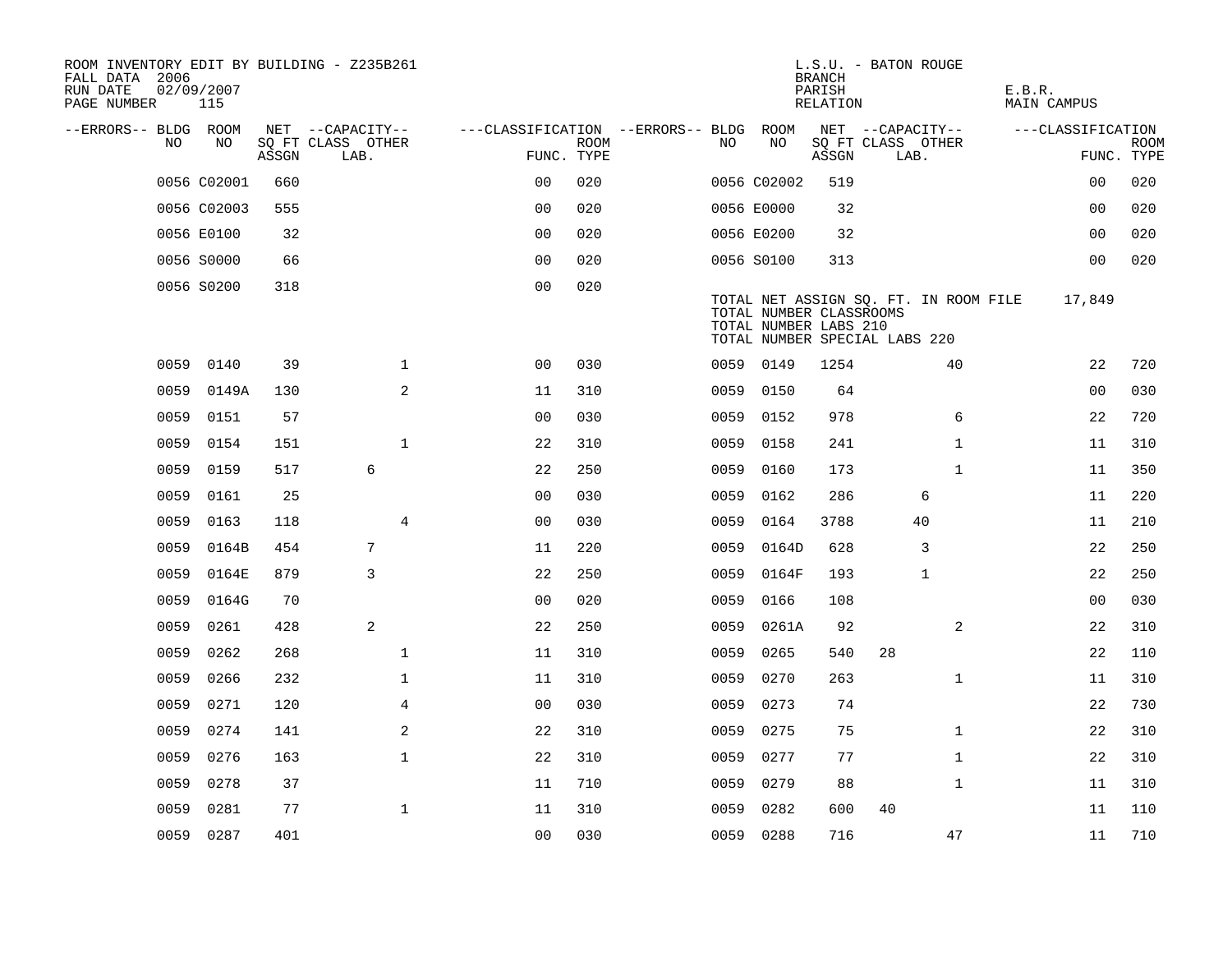ROOM INVENTORY EDIT BY BUILDING - Z235B261
FALL DATA 2006
RUN DATE 02/09/2007
PAGE NUMBER 115

L.S.U. - BATON ROUGE
BRANCH
PARISH E.B.R.
RELATION MAIN CAMPUS

| --ERRORS-- | BLDG NO | ROOM NO | NET SQ FT ASSGN | CAPACITY CLASS LAB. | CAPACITY OTHER | CLASSIFICATION FUNC. | ROOM TYPE | --ERRORS-- | BLDG NO | ROOM NO | NET SQ FT ASSGN | CAPACITY CLASS LAB. | CAPACITY OTHER | CLASSIFICATION FUNC. | ROOM TYPE |
|---|---|---|---|---|---|---|---|---|---|---|---|---|---|---|---|
| | 0056 | C02001 | 660 | | | 00 | 020 | | 0056 | C02002 | 519 | | | 00 | 020 |
| | 0056 | C02003 | 555 | | | 00 | 020 | | 0056 | E0000 | 32 | | | 00 | 020 |
| | 0056 | E0100 | 32 | | | 00 | 020 | | 0056 | E0200 | 32 | | | 00 | 020 |
| | 0056 | S0000 | 66 | | | 00 | 020 | | 0056 | S0100 | 313 | | | 00 | 020 |
| | 0056 | S0200 | 318 | | | 00 | 020 | | | | | | | | |

TOTAL NET ASSIGN SQ. FT. IN ROOM FILE 17,849
TOTAL NUMBER CLASSROOMS
TOTAL NUMBER LABS 210
TOTAL NUMBER SPECIAL LABS 220

| --ERRORS-- | BLDG NO | ROOM NO | NET SQ FT ASSGN | CAPACITY CLASS LAB. | CAPACITY OTHER | CLASSIFICATION FUNC. | ROOM TYPE | --ERRORS-- | BLDG NO | ROOM NO | NET SQ FT ASSGN | CAPACITY CLASS LAB. | CAPACITY OTHER | CLASSIFICATION FUNC. | ROOM TYPE |
|---|---|---|---|---|---|---|---|---|---|---|---|---|---|---|---|
| | 0059 | 0140 | 39 | | 1 | 00 | 030 | | 0059 | 0149 | 1254 | | 40 | 22 | 720 |
| | 0059 | 0149A | 130 | | 2 | 11 | 310 | | 0059 | 0150 | 64 | | | 00 | 030 |
| | 0059 | 0151 | 57 | | | 00 | 030 | | 0059 | 0152 | 978 | | 6 | 22 | 720 |
| | 0059 | 0154 | 151 | | 1 | 22 | 310 | | 0059 | 0158 | 241 | | 1 | 11 | 310 |
| | 0059 | 0159 | 517 | 6 | | 22 | 250 | | 0059 | 0160 | 173 | | 1 | 11 | 350 |
| | 0059 | 0161 | 25 | | | 00 | 030 | | 0059 | 0162 | 286 | 6 | | 11 | 220 |
| | 0059 | 0163 | 118 | | 4 | 00 | 030 | | 0059 | 0164 | 3788 | 40 | | 11 | 210 |
| | 0059 | 0164B | 454 | 7 | | 11 | 220 | | 0059 | 0164D | 628 | 3 | | 22 | 250 |
| | 0059 | 0164E | 879 | 3 | | 22 | 250 | | 0059 | 0164F | 193 | 1 | | 22 | 250 |
| | 0059 | 0164G | 70 | | | 00 | 020 | | 0059 | 0166 | 108 | | | 00 | 030 |
| | 0059 | 0261 | 428 | 2 | | 22 | 250 | | 0059 | 0261A | 92 | | 2 | 22 | 310 |
| | 0059 | 0262 | 268 | | 1 | 11 | 310 | | 0059 | 0265 | 540 | 28 | | 22 | 110 |
| | 0059 | 0266 | 232 | | 1 | 11 | 310 | | 0059 | 0270 | 263 | | 1 | 11 | 310 |
| | 0059 | 0271 | 120 | | 4 | 00 | 030 | | 0059 | 0273 | 74 | | | 22 | 730 |
| | 0059 | 0274 | 141 | | 2 | 22 | 310 | | 0059 | 0275 | 75 | | 1 | 22 | 310 |
| | 0059 | 0276 | 163 | | 1 | 22 | 310 | | 0059 | 0277 | 77 | | 1 | 22 | 310 |
| | 0059 | 0278 | 37 | | | 11 | 710 | | 0059 | 0279 | 88 | | 1 | 11 | 310 |
| | 0059 | 0281 | 77 | | 1 | 11 | 310 | | 0059 | 0282 | 600 | 40 | | 11 | 110 |
| | 0059 | 0287 | 401 | | | 00 | 030 | | 0059 | 0288 | 716 | | 47 | 11 | 710 |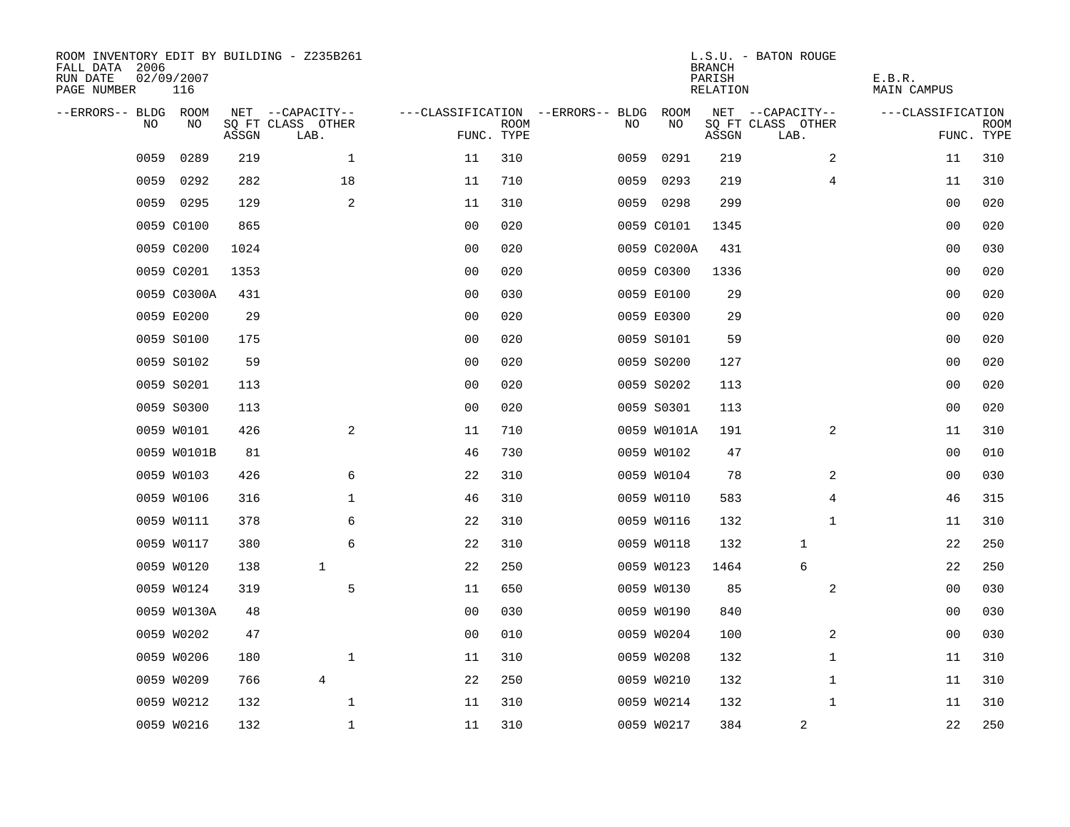ROOM INVENTORY EDIT BY BUILDING - Z235B261
FALL DATA 2006
RUN DATE 02/09/2007
PAGE NUMBER 116

L.S.U. - BATON ROUGE
BRANCH
PARISH E.B.R.
RELATION MAIN CAMPUS

| --ERRORS-- | BLDG NO | ROOM NO | NET ASSGN SQ FT | CAPACITY CLASS LAB. | CAPACITY OTHER | CLASSIFICATION FUNC. | ROOM TYPE | --ERRORS-- | BLDG NO | ROOM NO | NET ASSGN SQ FT | CAPACITY CLASS LAB. | CAPACITY OTHER | CLASSIFICATION FUNC. | ROOM TYPE |
|---|---|---|---|---|---|---|---|---|---|---|---|---|---|---|---|
| | 0059 | 0289 | 219 | | 1 | 11 | 310 | | 0059 | 0291 | 219 | | 2 | 11 | 310 |
| | 0059 | 0292 | 282 | | 18 | 11 | 710 | | 0059 | 0293 | 219 | | 4 | 11 | 310 |
| | 0059 | 0295 | 129 | | 2 | 11 | 310 | | 0059 | 0298 | 299 | | | 00 | 020 |
| | 0059 | C0100 | 865 | | | 00 | 020 | | 0059 | C0101 | 1345 | | | 00 | 020 |
| | 0059 | C0200 | 1024 | | | 00 | 020 | | 0059 | C0200A | 431 | | | 00 | 030 |
| | 0059 | C0201 | 1353 | | | 00 | 020 | | 0059 | C0300 | 1336 | | | 00 | 020 |
| | 0059 | C0300A | 431 | | | 00 | 030 | | 0059 | E0100 | 29 | | | 00 | 020 |
| | 0059 | E0200 | 29 | | | 00 | 020 | | 0059 | E0300 | 29 | | | 00 | 020 |
| | 0059 | S0100 | 175 | | | 00 | 020 | | 0059 | S0101 | 59 | | | 00 | 020 |
| | 0059 | S0102 | 59 | | | 00 | 020 | | 0059 | S0200 | 127 | | | 00 | 020 |
| | 0059 | S0201 | 113 | | | 00 | 020 | | 0059 | S0202 | 113 | | | 00 | 020 |
| | 0059 | S0300 | 113 | | | 00 | 020 | | 0059 | S0301 | 113 | | | 00 | 020 |
| | 0059 | W0101 | 426 | | 2 | 11 | 710 | | 0059 | W0101A | 191 | | 2 | 11 | 310 |
| | 0059 | W0101B | 81 | | | 46 | 730 | | 0059 | W0102 | 47 | | | 00 | 010 |
| | 0059 | W0103 | 426 | | 6 | 22 | 310 | | 0059 | W0104 | 78 | | 2 | 00 | 030 |
| | 0059 | W0106 | 316 | | 1 | 46 | 310 | | 0059 | W0110 | 583 | | 4 | 46 | 315 |
| | 0059 | W0111 | 378 | | 6 | 22 | 310 | | 0059 | W0116 | 132 | | 1 | 11 | 310 |
| | 0059 | W0117 | 380 | | 6 | 22 | 310 | | 0059 | W0118 | 132 | 1 | | 22 | 250 |
| | 0059 | W0120 | 138 | 1 | | 22 | 250 | | 0059 | W0123 | 1464 | 6 | | 22 | 250 |
| | 0059 | W0124 | 319 | | 5 | 11 | 650 | | 0059 | W0130 | 85 | | 2 | 00 | 030 |
| | 0059 | W0130A | 48 | | | 00 | 030 | | 0059 | W0190 | 840 | | | 00 | 030 |
| | 0059 | W0202 | 47 | | | 00 | 010 | | 0059 | W0204 | 100 | | 2 | 00 | 030 |
| | 0059 | W0206 | 180 | | 1 | 11 | 310 | | 0059 | W0208 | 132 | | 1 | 11 | 310 |
| | 0059 | W0209 | 766 | 4 | | 22 | 250 | | 0059 | W0210 | 132 | | 1 | 11 | 310 |
| | 0059 | W0212 | 132 | | 1 | 11 | 310 | | 0059 | W0214 | 132 | | 1 | 11 | 310 |
| | 0059 | W0216 | 132 | | 1 | 11 | 310 | | 0059 | W0217 | 384 | 2 | | 22 | 250 |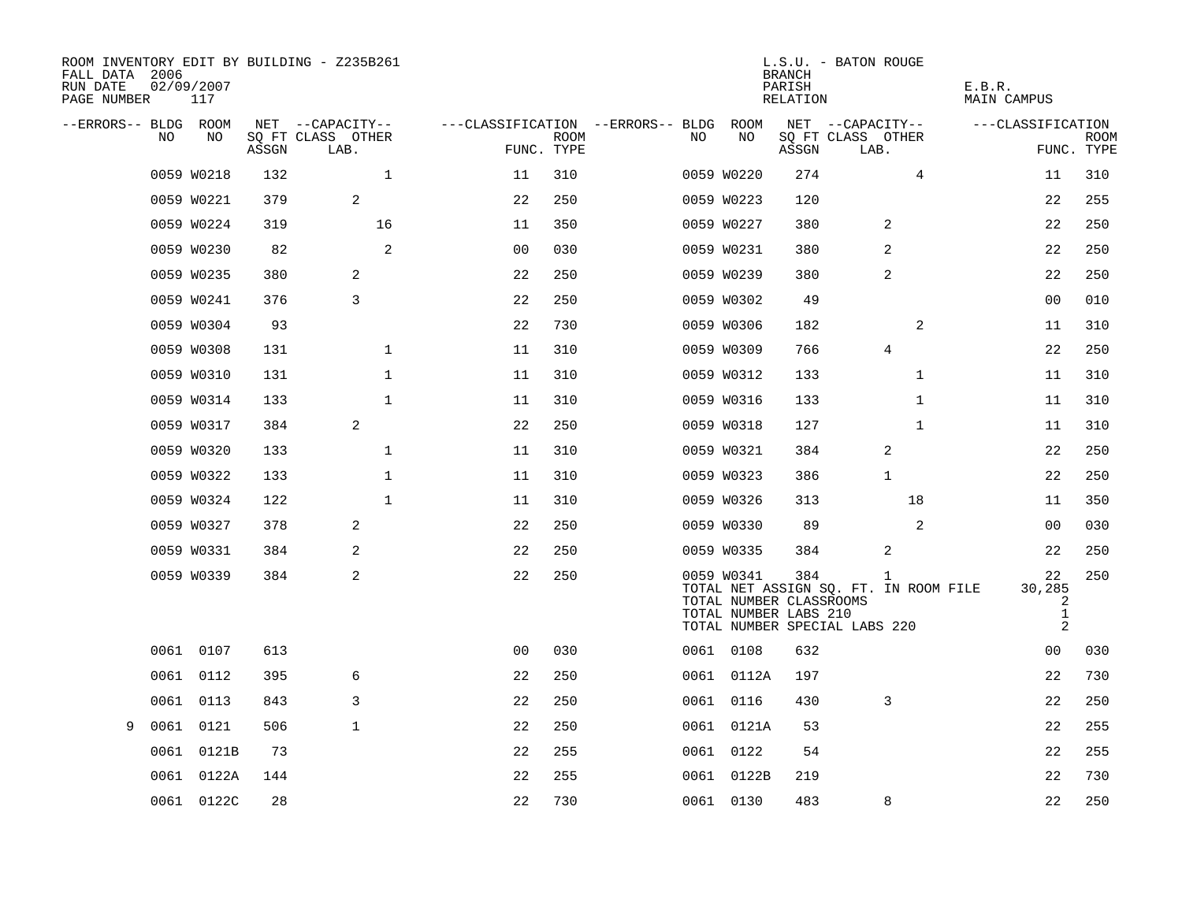ROOM INVENTORY EDIT BY BUILDING - Z235B261
FALL DATA 2006
RUN DATE 02/09/2007
PAGE NUMBER 117

L.S.U. - BATON ROUGE
BRANCH
PARISH E.B.R.
RELATION MAIN CAMPUS

| --ERRORS-- | BLDG NO | ROOM NO | NET SQ FT ASSGN | CAPACITY CLASS LAB. | CAPACITY OTHER | CLASSIFICATION FUNC. | ROOM TYPE | --ERRORS-- | BLDG NO | ROOM NO | NET SQ FT ASSGN | CAPACITY CLASS LAB. | CAPACITY OTHER | CLASSIFICATION FUNC. | ROOM TYPE |
|---|---|---|---|---|---|---|---|---|---|---|---|---|---|---|---|
| | 0059 | W0218 | 132 | | 1 | 11 | 310 | | 0059 | W0220 | 274 | | 4 | 11 | 310 |
| | 0059 | W0221 | 379 | 2 | | 22 | 250 | | 0059 | W0223 | 120 | | | 22 | 255 |
| | 0059 | W0224 | 319 | | 16 | 11 | 350 | | 0059 | W0227 | 380 | 2 | | 22 | 250 |
| | 0059 | W0230 | 82 | | 2 | 00 | 030 | | 0059 | W0231 | 380 | 2 | | 22 | 250 |
| | 0059 | W0235 | 380 | 2 | | 22 | 250 | | 0059 | W0239 | 380 | 2 | | 22 | 250 |
| | 0059 | W0241 | 376 | 3 | | 22 | 250 | | 0059 | W0302 | 49 | | | 00 | 010 |
| | 0059 | W0304 | 93 | | | 22 | 730 | | 0059 | W0306 | 182 | | 2 | 11 | 310 |
| | 0059 | W0308 | 131 | | 1 | 11 | 310 | | 0059 | W0309 | 766 | 4 | | 22 | 250 |
| | 0059 | W0310 | 131 | | 1 | 11 | 310 | | 0059 | W0312 | 133 | | 1 | 11 | 310 |
| | 0059 | W0314 | 133 | | 1 | 11 | 310 | | 0059 | W0316 | 133 | | 1 | 11 | 310 |
| | 0059 | W0317 | 384 | 2 | | 22 | 250 | | 0059 | W0318 | 127 | | 1 | 11 | 310 |
| | 0059 | W0320 | 133 | | 1 | 11 | 310 | | 0059 | W0321 | 384 | 2 | | 22 | 250 |
| | 0059 | W0322 | 133 | | 1 | 11 | 310 | | 0059 | W0323 | 386 | 1 | | 22 | 250 |
| | 0059 | W0324 | 122 | | 1 | 11 | 310 | | 0059 | W0326 | 313 | | 18 | 11 | 350 |
| | 0059 | W0327 | 378 | 2 | | 22 | 250 | | 0059 | W0330 | 89 | | 2 | 00 | 030 |
| | 0059 | W0331 | 384 | 2 | | 22 | 250 | | 0059 | W0335 | 384 | 2 | | 22 | 250 |
| | 0059 | W0339 | 384 | 2 | | 22 | 250 | | 0059 | W0341 | 384 | 1 | | 22 | 250 |
| | | | | | | | | | TOTAL NET ASSIGN SQ. FT. IN ROOM FILE | | | | | 30,285 | |
| | | | | | | | | | TOTAL NUMBER CLASSROOMS | | | | | 2 | |
| | | | | | | | | | TOTAL NUMBER LABS 210 | | | | | 1 | |
| | | | | | | | | | TOTAL NUMBER SPECIAL LABS 220 | | | | | 2 | |
| | 0061 | 0107 | 613 | | | 00 | 030 | | 0061 | 0108 | 632 | | | 00 | 030 |
| | 0061 | 0112 | 395 | 6 | | 22 | 250 | | 0061 | 0112A | 197 | | | 22 | 730 |
| | 0061 | 0113 | 843 | 3 | | 22 | 250 | | 0061 | 0116 | 430 | 3 | | 22 | 250 |
| 9 | 0061 | 0121 | 506 | 1 | | 22 | 250 | | 0061 | 0121A | 53 | | | 22 | 255 |
| | 0061 | 0121B | 73 | | | 22 | 255 | | 0061 | 0122 | 54 | | | 22 | 255 |
| | 0061 | 0122A | 144 | | | 22 | 255 | | 0061 | 0122B | 219 | | | 22 | 730 |
| | 0061 | 0122C | 28 | | | 22 | 730 | | 0061 | 0130 | 483 | 8 | | 22 | 250 |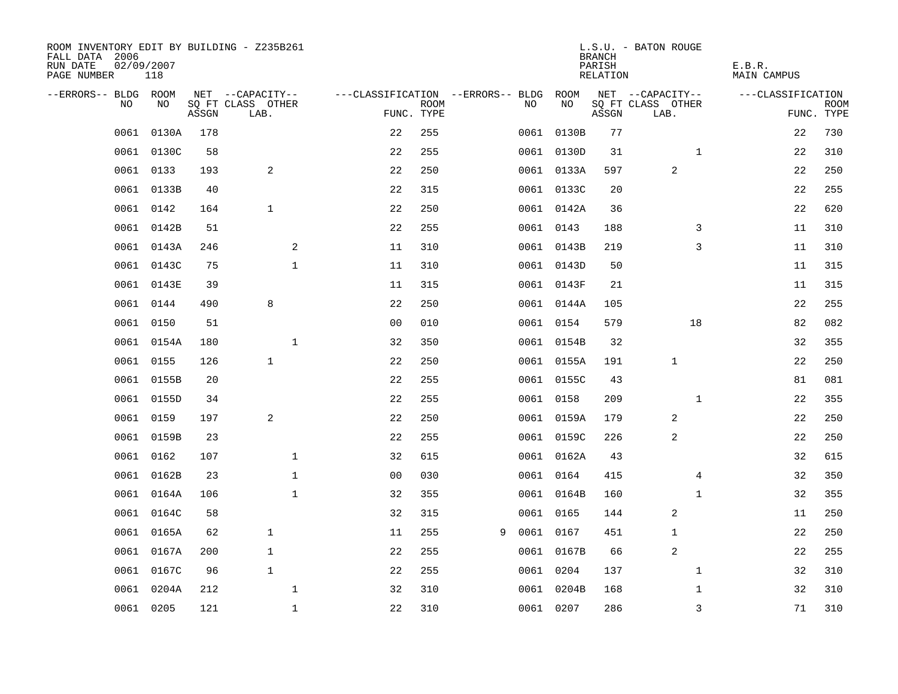ROOM INVENTORY EDIT BY BUILDING - Z235B261
FALL DATA 2006
RUN DATE 02/09/2007
PAGE NUMBER 118

L.S.U. - BATON ROUGE
BRANCH
PARISH E.B.R.
RELATION MAIN CAMPUS

| --ERRORS-- | BLDG NO | ROOM NO | NET SQ FT ASSGN | --CAPACITY-- CLASS LAB. | OTHER | ---CLASSIFICATION FUNC. | ROOM TYPE | --ERRORS-- | BLDG NO | ROOM NO | NET SQ FT ASSGN | --CAPACITY-- CLASS LAB. | OTHER | ---CLASSIFICATION FUNC. | ROOM TYPE |
|---|---|---|---|---|---|---|---|---|---|---|---|---|---|---|---|
| | 0061 | 0130A | 178 | | | 22 | 255 | | 0061 | 0130B | 77 | | | 22 | 730 |
| | 0061 | 0130C | 58 | | | 22 | 255 | | 0061 | 0130D | 31 | | 1 | 22 | 310 |
| | 0061 | 0133 | 193 | 2 | | 22 | 250 | | 0061 | 0133A | 597 | 2 | | 22 | 250 |
| | 0061 | 0133B | 40 | | | 22 | 315 | | 0061 | 0133C | 20 | | | 22 | 255 |
| | 0061 | 0142 | 164 | 1 | | 22 | 250 | | 0061 | 0142A | 36 | | | 22 | 620 |
| | 0061 | 0142B | 51 | | | 22 | 255 | | 0061 | 0143 | 188 | | 3 | 11 | 310 |
| | 0061 | 0143A | 246 | | 2 | 11 | 310 | | 0061 | 0143B | 219 | | 3 | 11 | 310 |
| | 0061 | 0143C | 75 | | 1 | 11 | 310 | | 0061 | 0143D | 50 | | | 11 | 315 |
| | 0061 | 0143E | 39 | | | 11 | 315 | | 0061 | 0143F | 21 | | | 11 | 315 |
| | 0061 | 0144 | 490 | 8 | | 22 | 250 | | 0061 | 0144A | 105 | | | 22 | 255 |
| | 0061 | 0150 | 51 | | | 00 | 010 | | 0061 | 0154 | 579 | | 18 | 82 | 082 |
| | 0061 | 0154A | 180 | | 1 | 32 | 350 | | 0061 | 0154B | 32 | | | 32 | 355 |
| | 0061 | 0155 | 126 | 1 | | 22 | 250 | | 0061 | 0155A | 191 | 1 | | 22 | 250 |
| | 0061 | 0155B | 20 | | | 22 | 255 | | 0061 | 0155C | 43 | | | 81 | 081 |
| | 0061 | 0155D | 34 | | | 22 | 255 | | 0061 | 0158 | 209 | | 1 | 22 | 355 |
| | 0061 | 0159 | 197 | 2 | | 22 | 250 | | 0061 | 0159A | 179 | 2 | | 22 | 250 |
| | 0061 | 0159B | 23 | | | 22 | 255 | | 0061 | 0159C | 226 | 2 | | 22 | 250 |
| | 0061 | 0162 | 107 | | 1 | 32 | 615 | | 0061 | 0162A | 43 | | | 32 | 615 |
| | 0061 | 0162B | 23 | | 1 | 00 | 030 | | 0061 | 0164 | 415 | | 4 | 32 | 350 |
| | 0061 | 0164A | 106 | | 1 | 32 | 355 | | 0061 | 0164B | 160 | | 1 | 32 | 355 |
| | 0061 | 0164C | 58 | | | 32 | 315 | | 0061 | 0165 | 144 | 2 | | 11 | 250 |
| | 0061 | 0165A | 62 | 1 | | 11 | 255 | 9 | 0061 | 0167 | 451 | 1 | | 22 | 250 |
| | 0061 | 0167A | 200 | 1 | | 22 | 255 | | 0061 | 0167B | 66 | 2 | | 22 | 255 |
| | 0061 | 0167C | 96 | 1 | | 22 | 255 | | 0061 | 0204 | 137 | | 1 | 32 | 310 |
| | 0061 | 0204A | 212 | | 1 | 32 | 310 | | 0061 | 0204B | 168 | | 1 | 32 | 310 |
| | 0061 | 0205 | 121 | | 1 | 22 | 310 | | 0061 | 0207 | 286 | | 3 | 71 | 310 |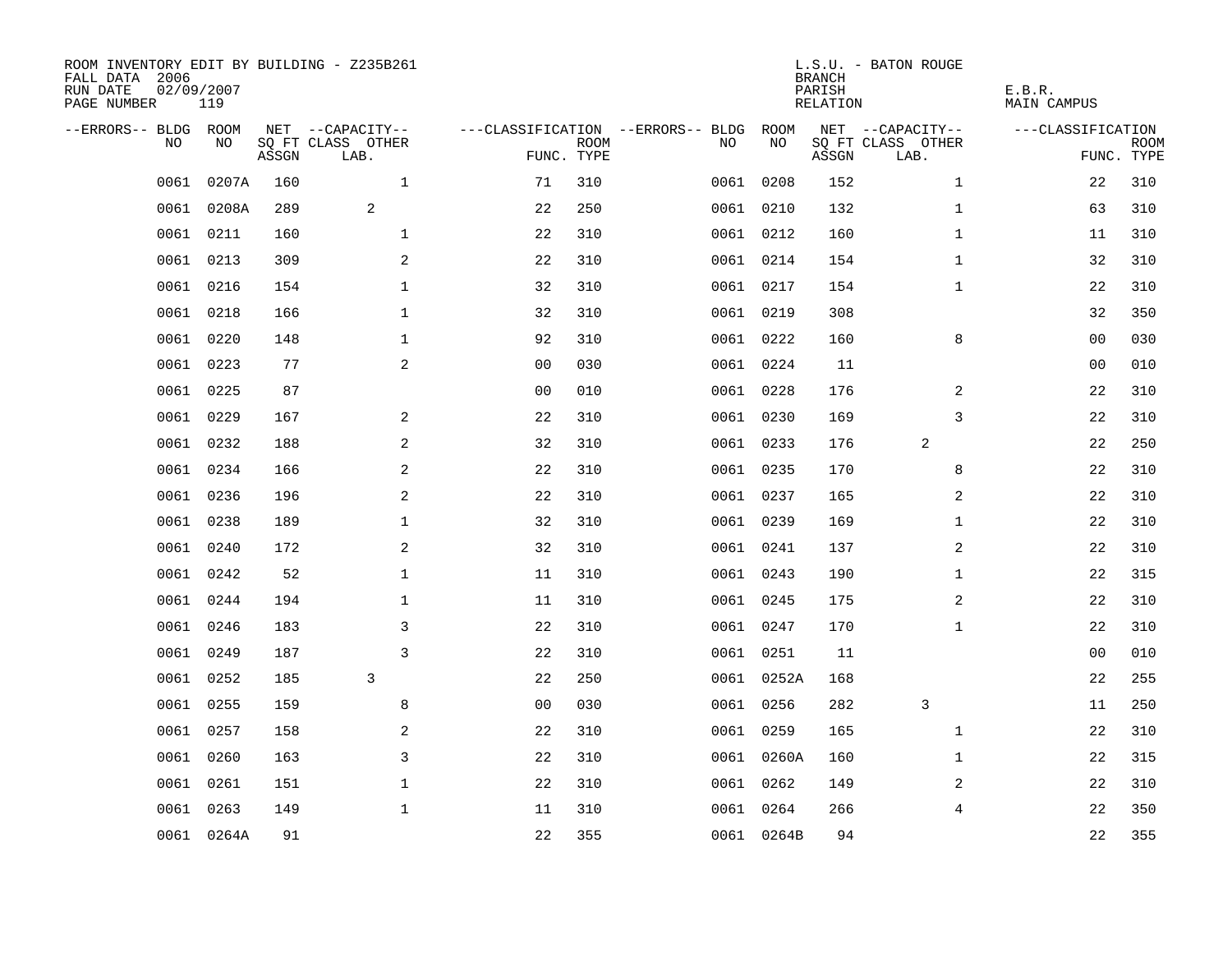ROOM INVENTORY EDIT BY BUILDING - Z235B261
FALL DATA 2006
RUN DATE 02/09/2007
PAGE NUMBER 119

L.S.U. - BATON ROUGE
BRANCH
PARISH E.B.R.
RELATION MAIN CAMPUS

| --ERRORS-- | BLDG NO | ROOM NO | NET SQ FT ASSGN | CAPACITY CLASS LAB. | CAPACITY OTHER | CLASSIFICATION FUNC. | ROOM TYPE | --ERRORS-- | BLDG NO | ROOM NO | NET SQ FT ASSGN | CAPACITY CLASS LAB. | CAPACITY OTHER | CLASSIFICATION FUNC. | ROOM TYPE |
|---|---|---|---|---|---|---|---|---|---|---|---|---|---|---|---|
| | 0061 | 0207A | 160 | | 1 | 71 | 310 | | 0061 | 0208 | 152 | | 1 | 22 | 310 |
| | 0061 | 0208A | 289 | 2 | | 22 | 250 | | 0061 | 0210 | 132 | | 1 | 63 | 310 |
| | 0061 | 0211 | 160 | | 1 | 22 | 310 | | 0061 | 0212 | 160 | | 1 | 11 | 310 |
| | 0061 | 0213 | 309 | | 2 | 22 | 310 | | 0061 | 0214 | 154 | | 1 | 32 | 310 |
| | 0061 | 0216 | 154 | | 1 | 32 | 310 | | 0061 | 0217 | 154 | | 1 | 22 | 310 |
| | 0061 | 0218 | 166 | | 1 | 32 | 310 | | 0061 | 0219 | 308 | | | 32 | 350 |
| | 0061 | 0220 | 148 | | 1 | 92 | 310 | | 0061 | 0222 | 160 | | 8 | 00 | 030 |
| | 0061 | 0223 | 77 | | 2 | 00 | 030 | | 0061 | 0224 | 11 | | | 00 | 010 |
| | 0061 | 0225 | 87 | | | 00 | 010 | | 0061 | 0228 | 176 | | 2 | 22 | 310 |
| | 0061 | 0229 | 167 | | 2 | 22 | 310 | | 0061 | 0230 | 169 | | 3 | 22 | 310 |
| | 0061 | 0232 | 188 | | 2 | 32 | 310 | | 0061 | 0233 | 176 | 2 | | 22 | 250 |
| | 0061 | 0234 | 166 | | 2 | 22 | 310 | | 0061 | 0235 | 170 | | 8 | 22 | 310 |
| | 0061 | 0236 | 196 | | 2 | 22 | 310 | | 0061 | 0237 | 165 | | 2 | 22 | 310 |
| | 0061 | 0238 | 189 | | 1 | 32 | 310 | | 0061 | 0239 | 169 | | 1 | 22 | 310 |
| | 0061 | 0240 | 172 | | 2 | 32 | 310 | | 0061 | 0241 | 137 | | 2 | 22 | 310 |
| | 0061 | 0242 | 52 | | 1 | 11 | 310 | | 0061 | 0243 | 190 | | 1 | 22 | 315 |
| | 0061 | 0244 | 194 | | 1 | 11 | 310 | | 0061 | 0245 | 175 | | 2 | 22 | 310 |
| | 0061 | 0246 | 183 | | 3 | 22 | 310 | | 0061 | 0247 | 170 | | 1 | 22 | 310 |
| | 0061 | 0249 | 187 | | 3 | 22 | 310 | | 0061 | 0251 | 11 | | | 00 | 010 |
| | 0061 | 0252 | 185 | 3 | | 22 | 250 | | 0061 | 0252A | 168 | | | 22 | 255 |
| | 0061 | 0255 | 159 | | 8 | 00 | 030 | | 0061 | 0256 | 282 | 3 | | 11 | 250 |
| | 0061 | 0257 | 158 | | 2 | 22 | 310 | | 0061 | 0259 | 165 | | 1 | 22 | 310 |
| | 0061 | 0260 | 163 | | 3 | 22 | 310 | | 0061 | 0260A | 160 | | 1 | 22 | 315 |
| | 0061 | 0261 | 151 | | 1 | 22 | 310 | | 0061 | 0262 | 149 | | 2 | 22 | 310 |
| | 0061 | 0263 | 149 | | 1 | 11 | 310 | | 0061 | 0264 | 266 | | 4 | 22 | 350 |
| | 0061 | 0264A | 91 | | | 22 | 355 | | 0061 | 0264B | 94 | | | 22 | 355 |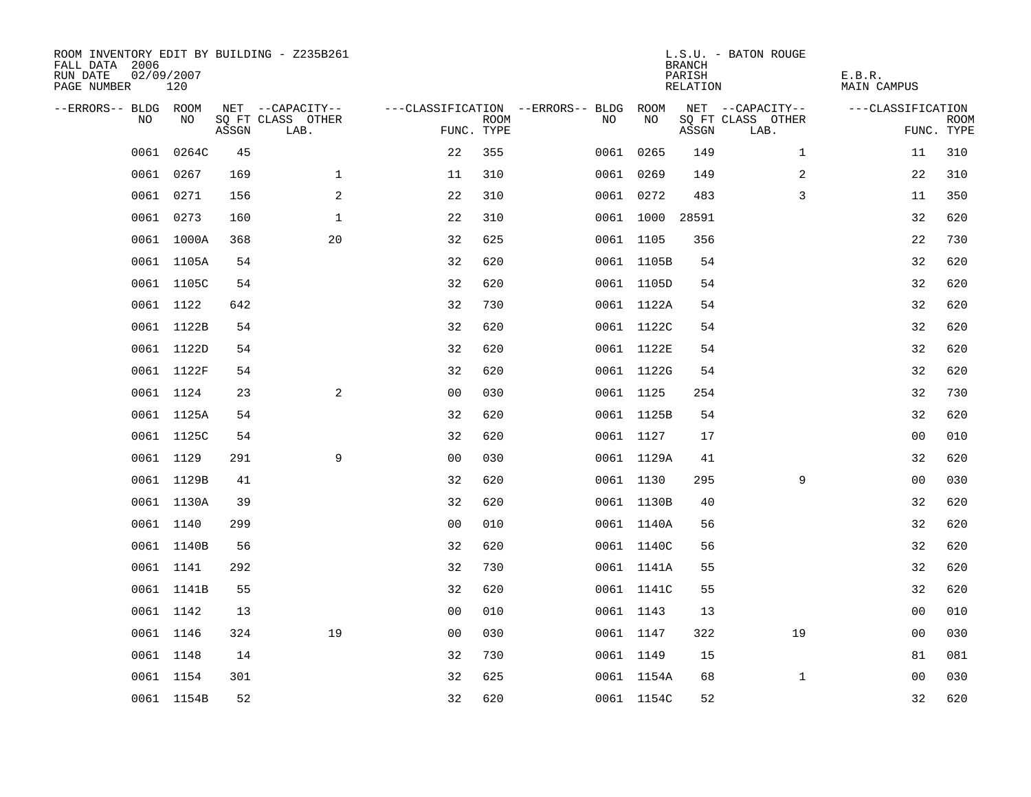ROOM INVENTORY EDIT BY BUILDING - Z235B261
FALL DATA 2006
RUN DATE 02/09/2007
PAGE NUMBER 120

L.S.U. - BATON ROUGE
BRANCH
PARISH E.B.R.
RELATION MAIN CAMPUS

| --ERRORS-- | BLDG NO | ROOM NO | NET SQ FT ASSGN | --CAPACITY-- CLASS LAB. | OTHER | ---CLASSIFICATION FUNC. | ROOM TYPE | --ERRORS-- | BLDG NO | ROOM NO | NET SQ FT ASSGN | --CAPACITY-- CLASS LAB. | OTHER | ---CLASSIFICATION FUNC. | ROOM TYPE |
|---|---|---|---|---|---|---|---|---|---|---|---|---|---|---|---|
| | 0061 | 0264C | 45 | | | 22 | 355 | | 0061 | 0265 | 149 | | 1 | 11 | 310 |
| | 0061 | 0267 | 169 | | 1 | 11 | 310 | | 0061 | 0269 | 149 | | 2 | 22 | 310 |
| | 0061 | 0271 | 156 | | 2 | 22 | 310 | | 0061 | 0272 | 483 | | 3 | 11 | 350 |
| | 0061 | 0273 | 160 | | 1 | 22 | 310 | | 0061 | 1000 | 28591 | | | 32 | 620 |
| | 0061 | 1000A | 368 | | 20 | 32 | 625 | | 0061 | 1105 | 356 | | | 22 | 730 |
| | 0061 | 1105A | 54 | | | 32 | 620 | | 0061 | 1105B | 54 | | | 32 | 620 |
| | 0061 | 1105C | 54 | | | 32 | 620 | | 0061 | 1105D | 54 | | | 32 | 620 |
| | 0061 | 1122 | 642 | | | 32 | 730 | | 0061 | 1122A | 54 | | | 32 | 620 |
| | 0061 | 1122B | 54 | | | 32 | 620 | | 0061 | 1122C | 54 | | | 32 | 620 |
| | 0061 | 1122D | 54 | | | 32 | 620 | | 0061 | 1122E | 54 | | | 32 | 620 |
| | 0061 | 1122F | 54 | | | 32 | 620 | | 0061 | 1122G | 54 | | | 32 | 620 |
| | 0061 | 1124 | 23 | | 2 | 00 | 030 | | 0061 | 1125 | 254 | | | 32 | 730 |
| | 0061 | 1125A | 54 | | | 32 | 620 | | 0061 | 1125B | 54 | | | 32 | 620 |
| | 0061 | 1125C | 54 | | | 32 | 620 | | 0061 | 1127 | 17 | | | 00 | 010 |
| | 0061 | 1129 | 291 | | 9 | 00 | 030 | | 0061 | 1129A | 41 | | | 32 | 620 |
| | 0061 | 1129B | 41 | | | 32 | 620 | | 0061 | 1130 | 295 | | 9 | 00 | 030 |
| | 0061 | 1130A | 39 | | | 32 | 620 | | 0061 | 1130B | 40 | | | 32 | 620 |
| | 0061 | 1140 | 299 | | | 00 | 010 | | 0061 | 1140A | 56 | | | 32 | 620 |
| | 0061 | 1140B | 56 | | | 32 | 620 | | 0061 | 1140C | 56 | | | 32 | 620 |
| | 0061 | 1141 | 292 | | | 32 | 730 | | 0061 | 1141A | 55 | | | 32 | 620 |
| | 0061 | 1141B | 55 | | | 32 | 620 | | 0061 | 1141C | 55 | | | 32 | 620 |
| | 0061 | 1142 | 13 | | | 00 | 010 | | 0061 | 1143 | 13 | | | 00 | 010 |
| | 0061 | 1146 | 324 | | 19 | 00 | 030 | | 0061 | 1147 | 322 | | 19 | 00 | 030 |
| | 0061 | 1148 | 14 | | | 32 | 730 | | 0061 | 1149 | 15 | | | 81 | 081 |
| | 0061 | 1154 | 301 | | | 32 | 625 | | 0061 | 1154A | 68 | | 1 | 00 | 030 |
| | 0061 | 1154B | 52 | | | 32 | 620 | | 0061 | 1154C | 52 | | | 32 | 620 |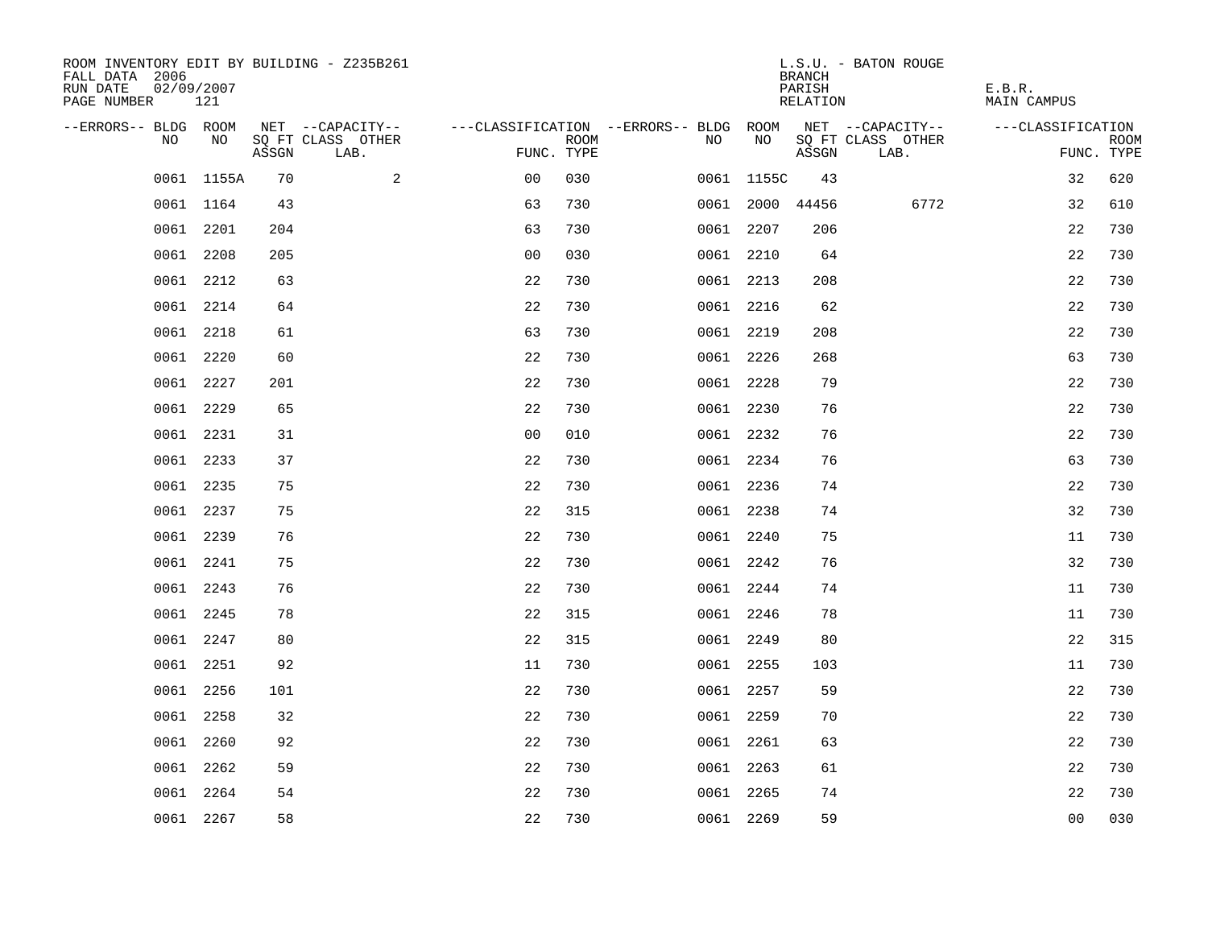ROOM INVENTORY EDIT BY BUILDING - Z235B261
FALL DATA 2006
RUN DATE 02/09/2007
PAGE NUMBER 121

L.S.U. - BATON ROUGE
BRANCH
PARISH E.B.R.
RELATION MAIN CAMPUS

| --ERRORS-- | BLDG NO | ROOM NO | NET SQ FT ASSGN | --CAPACITY-- CLASS LAB. | OTHER | ---CLASSIFICATION FUNC. | ROOM TYPE | --ERRORS-- | BLDG NO | ROOM NO | NET SQ FT ASSGN | --CAPACITY-- CLASS LAB. | OTHER | ---CLASSIFICATION FUNC. | ROOM TYPE |
|---|---|---|---|---|---|---|---|---|---|---|---|---|---|---|---|
| | 0061 | 1155A | 70 | | 2 | 00 | 030 | | 0061 | 1155C | 43 | | | 32 | 620 |
| | 0061 | 1164 | 43 | | | 63 | 730 | | 0061 | 2000 | 44456 | | 6772 | 32 | 610 |
| | 0061 | 2201 | 204 | | | 63 | 730 | | 0061 | 2207 | 206 | | | 22 | 730 |
| | 0061 | 2208 | 205 | | | 00 | 030 | | 0061 | 2210 | 64 | | | 22 | 730 |
| | 0061 | 2212 | 63 | | | 22 | 730 | | 0061 | 2213 | 208 | | | 22 | 730 |
| | 0061 | 2214 | 64 | | | 22 | 730 | | 0061 | 2216 | 62 | | | 22 | 730 |
| | 0061 | 2218 | 61 | | | 63 | 730 | | 0061 | 2219 | 208 | | | 22 | 730 |
| | 0061 | 2220 | 60 | | | 22 | 730 | | 0061 | 2226 | 268 | | | 63 | 730 |
| | 0061 | 2227 | 201 | | | 22 | 730 | | 0061 | 2228 | 79 | | | 22 | 730 |
| | 0061 | 2229 | 65 | | | 22 | 730 | | 0061 | 2230 | 76 | | | 22 | 730 |
| | 0061 | 2231 | 31 | | | 00 | 010 | | 0061 | 2232 | 76 | | | 22 | 730 |
| | 0061 | 2233 | 37 | | | 22 | 730 | | 0061 | 2234 | 76 | | | 63 | 730 |
| | 0061 | 2235 | 75 | | | 22 | 730 | | 0061 | 2236 | 74 | | | 22 | 730 |
| | 0061 | 2237 | 75 | | | 22 | 315 | | 0061 | 2238 | 74 | | | 32 | 730 |
| | 0061 | 2239 | 76 | | | 22 | 730 | | 0061 | 2240 | 75 | | | 11 | 730 |
| | 0061 | 2241 | 75 | | | 22 | 730 | | 0061 | 2242 | 76 | | | 32 | 730 |
| | 0061 | 2243 | 76 | | | 22 | 730 | | 0061 | 2244 | 74 | | | 11 | 730 |
| | 0061 | 2245 | 78 | | | 22 | 315 | | 0061 | 2246 | 78 | | | 11 | 730 |
| | 0061 | 2247 | 80 | | | 22 | 315 | | 0061 | 2249 | 80 | | | 22 | 315 |
| | 0061 | 2251 | 92 | | | 11 | 730 | | 0061 | 2255 | 103 | | | 11 | 730 |
| | 0061 | 2256 | 101 | | | 22 | 730 | | 0061 | 2257 | 59 | | | 22 | 730 |
| | 0061 | 2258 | 32 | | | 22 | 730 | | 0061 | 2259 | 70 | | | 22 | 730 |
| | 0061 | 2260 | 92 | | | 22 | 730 | | 0061 | 2261 | 63 | | | 22 | 730 |
| | 0061 | 2262 | 59 | | | 22 | 730 | | 0061 | 2263 | 61 | | | 22 | 730 |
| | 0061 | 2264 | 54 | | | 22 | 730 | | 0061 | 2265 | 74 | | | 22 | 730 |
| | 0061 | 2267 | 58 | | | 22 | 730 | | 0061 | 2269 | 59 | | | 00 | 030 |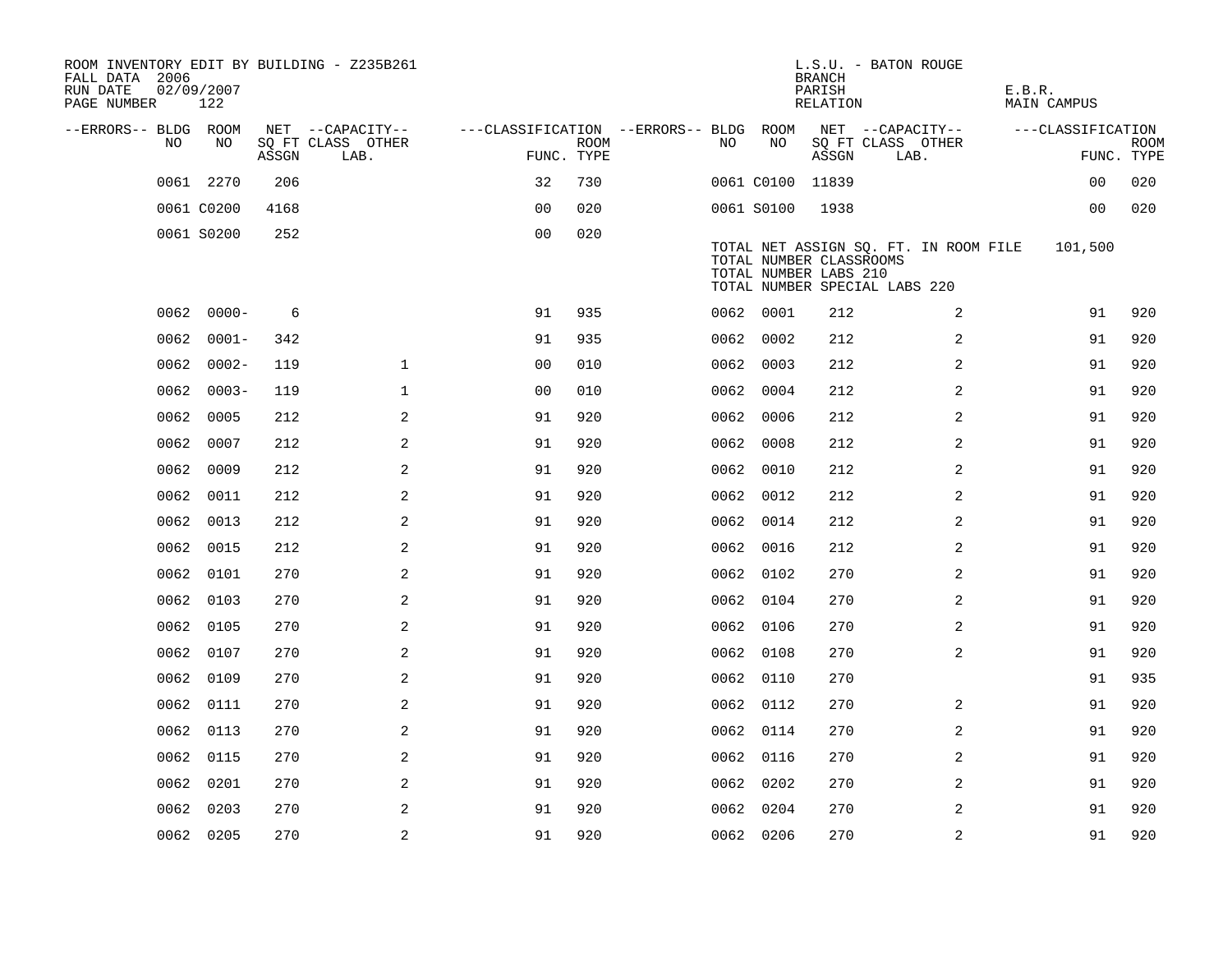ROOM INVENTORY EDIT BY BUILDING - Z235B261
FALL DATA 2006
RUN DATE 02/09/2007
PAGE NUMBER 122

L.S.U. - BATON ROUGE
BRANCH
PARISH E.B.R.
RELATION MAIN CAMPUS

| --ERRORS-- | BLDG NO | ROOM NO | NET SQ FT ASSGN | CAPACITY CLASS | CAPACITY LAB. | CAPACITY OTHER | FUNC. | ROOM TYPE | --ERRORS-- | BLDG NO | ROOM NO | NET SQ FT ASSGN | CAPACITY CLASS | CAPACITY LAB. | CAPACITY OTHER | FUNC. | ROOM TYPE |
|---|---|---|---|---|---|---|---|---|---|---|---|---|---|---|---|---|---|
| | 0061 | 2270 | 206 | | | | 32 | 730 | | 0061 | C0100 | 11839 | | | | 00 | 020 |
| | 0061 | C0200 | 4168 | | | | 00 | 020 | | 0061 | S0100 | 1938 | | | | 00 | 020 |
| | 0061 | S0200 | 252 | | | | 00 | 020 | | | | | | | | | |

TOTAL NET ASSIGN SQ. FT. IN ROOM FILE 101,500
TOTAL NUMBER CLASSROOMS
TOTAL NUMBER LABS 210
TOTAL NUMBER SPECIAL LABS 220

| --ERRORS-- | BLDG NO | ROOM NO | NET SQ FT ASSGN | CAPACITY CLASS | CAPACITY LAB. | CAPACITY OTHER | FUNC. | ROOM TYPE | --ERRORS-- | BLDG NO | ROOM NO | NET SQ FT ASSGN | CAPACITY CLASS | CAPACITY LAB. | CAPACITY OTHER | FUNC. | ROOM TYPE |
|---|---|---|---|---|---|---|---|---|---|---|---|---|---|---|---|---|---|
| | 0062 | 0000- | 6 | | | | 91 | 935 | | 0062 | 0001 | 212 | | | 2 | 91 | 920 |
| | 0062 | 0001- | 342 | | | | 91 | 935 | | 0062 | 0002 | 212 | | | 2 | 91 | 920 |
| | 0062 | 0002- | 119 | | | 1 | 00 | 010 | | 0062 | 0003 | 212 | | | 2 | 91 | 920 |
| | 0062 | 0003- | 119 | | | 1 | 00 | 010 | | 0062 | 0004 | 212 | | | 2 | 91 | 920 |
| | 0062 | 0005 | 212 | | | 2 | 91 | 920 | | 0062 | 0006 | 212 | | | 2 | 91 | 920 |
| | 0062 | 0007 | 212 | | | 2 | 91 | 920 | | 0062 | 0008 | 212 | | | 2 | 91 | 920 |
| | 0062 | 0009 | 212 | | | 2 | 91 | 920 | | 0062 | 0010 | 212 | | | 2 | 91 | 920 |
| | 0062 | 0011 | 212 | | | 2 | 91 | 920 | | 0062 | 0012 | 212 | | | 2 | 91 | 920 |
| | 0062 | 0013 | 212 | | | 2 | 91 | 920 | | 0062 | 0014 | 212 | | | 2 | 91 | 920 |
| | 0062 | 0015 | 212 | | | 2 | 91 | 920 | | 0062 | 0016 | 212 | | | 2 | 91 | 920 |
| | 0062 | 0101 | 270 | | | 2 | 91 | 920 | | 0062 | 0102 | 270 | | | 2 | 91 | 920 |
| | 0062 | 0103 | 270 | | | 2 | 91 | 920 | | 0062 | 0104 | 270 | | | 2 | 91 | 920 |
| | 0062 | 0105 | 270 | | | 2 | 91 | 920 | | 0062 | 0106 | 270 | | | 2 | 91 | 920 |
| | 0062 | 0107 | 270 | | | 2 | 91 | 920 | | 0062 | 0108 | 270 | | | 2 | 91 | 920 |
| | 0062 | 0109 | 270 | | | 2 | 91 | 920 | | 0062 | 0110 | 270 | | | | 91 | 935 |
| | 0062 | 0111 | 270 | | | 2 | 91 | 920 | | 0062 | 0112 | 270 | | | 2 | 91 | 920 |
| | 0062 | 0113 | 270 | | | 2 | 91 | 920 | | 0062 | 0114 | 270 | | | 2 | 91 | 920 |
| | 0062 | 0115 | 270 | | | 2 | 91 | 920 | | 0062 | 0116 | 270 | | | 2 | 91 | 920 |
| | 0062 | 0201 | 270 | | | 2 | 91 | 920 | | 0062 | 0202 | 270 | | | 2 | 91 | 920 |
| | 0062 | 0203 | 270 | | | 2 | 91 | 920 | | 0062 | 0204 | 270 | | | 2 | 91 | 920 |
| | 0062 | 0205 | 270 | | | 2 | 91 | 920 | | 0062 | 0206 | 270 | | | 2 | 91 | 920 |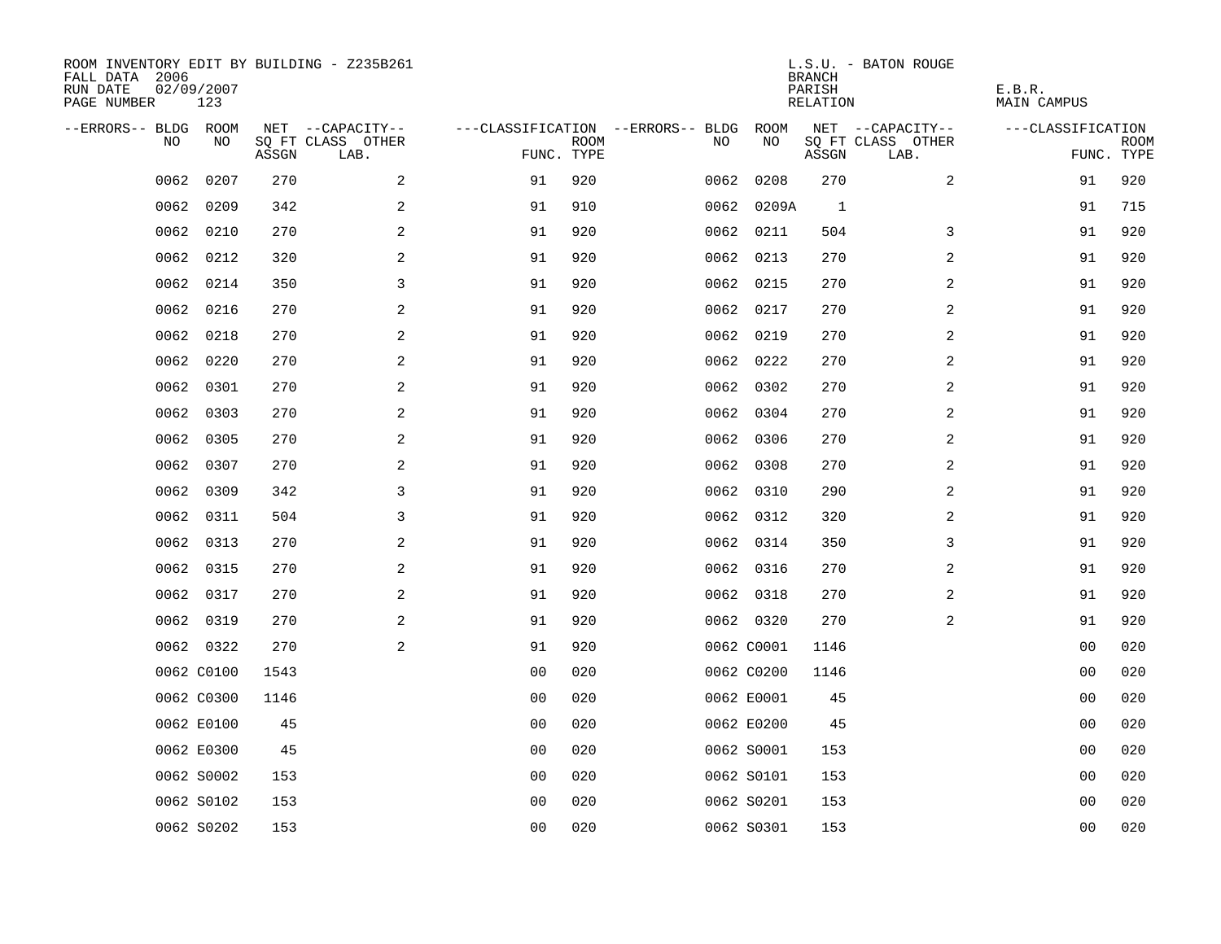ROOM INVENTORY EDIT BY BUILDING - Z235B261
FALL DATA 2006
RUN DATE 02/09/2007
PAGE NUMBER 123

L.S.U. - BATON ROUGE
BRANCH
PARISH E.B.R.
RELATION MAIN CAMPUS

| --ERRORS-- | BLDG NO | ROOM NO | NET SQ FT ASSGN | --CAPACITY-- CLASS | OTHER LAB. | ---CLASSIFICATION FUNC. | ROOM TYPE | --ERRORS-- | BLDG NO | ROOM NO | NET SQ FT ASSGN | --CAPACITY-- CLASS | OTHER LAB. | ---CLASSIFICATION FUNC. | ROOM TYPE |
|---|---|---|---|---|---|---|---|---|---|---|---|---|---|---|---|
| | 0062 | 0207 | 270 | | 2 | 91 | 920 | | 0062 | 0208 | 270 | | 2 | 91 | 920 |
| | 0062 | 0209 | 342 | | 2 | 91 | 910 | | 0062 | 0209A | 1 | | | 91 | 715 |
| | 0062 | 0210 | 270 | | 2 | 91 | 920 | | 0062 | 0211 | 504 | | 3 | 91 | 920 |
| | 0062 | 0212 | 320 | | 2 | 91 | 920 | | 0062 | 0213 | 270 | | 2 | 91 | 920 |
| | 0062 | 0214 | 350 | | 3 | 91 | 920 | | 0062 | 0215 | 270 | | 2 | 91 | 920 |
| | 0062 | 0216 | 270 | | 2 | 91 | 920 | | 0062 | 0217 | 270 | | 2 | 91 | 920 |
| | 0062 | 0218 | 270 | | 2 | 91 | 920 | | 0062 | 0219 | 270 | | 2 | 91 | 920 |
| | 0062 | 0220 | 270 | | 2 | 91 | 920 | | 0062 | 0222 | 270 | | 2 | 91 | 920 |
| | 0062 | 0301 | 270 | | 2 | 91 | 920 | | 0062 | 0302 | 270 | | 2 | 91 | 920 |
| | 0062 | 0303 | 270 | | 2 | 91 | 920 | | 0062 | 0304 | 270 | | 2 | 91 | 920 |
| | 0062 | 0305 | 270 | | 2 | 91 | 920 | | 0062 | 0306 | 270 | | 2 | 91 | 920 |
| | 0062 | 0307 | 270 | | 2 | 91 | 920 | | 0062 | 0308 | 270 | | 2 | 91 | 920 |
| | 0062 | 0309 | 342 | | 3 | 91 | 920 | | 0062 | 0310 | 290 | | 2 | 91 | 920 |
| | 0062 | 0311 | 504 | | 3 | 91 | 920 | | 0062 | 0312 | 320 | | 2 | 91 | 920 |
| | 0062 | 0313 | 270 | | 2 | 91 | 920 | | 0062 | 0314 | 350 | | 3 | 91 | 920 |
| | 0062 | 0315 | 270 | | 2 | 91 | 920 | | 0062 | 0316 | 270 | | 2 | 91 | 920 |
| | 0062 | 0317 | 270 | | 2 | 91 | 920 | | 0062 | 0318 | 270 | | 2 | 91 | 920 |
| | 0062 | 0319 | 270 | | 2 | 91 | 920 | | 0062 | 0320 | 270 | | 2 | 91 | 920 |
| | 0062 | 0322 | 270 | | 2 | 91 | 920 | | 0062 | C0001 | 1146 | | | 00 | 020 |
| | 0062 | C0100 | 1543 | | | 00 | 020 | | 0062 | C0200 | 1146 | | | 00 | 020 |
| | 0062 | C0300 | 1146 | | | 00 | 020 | | 0062 | E0001 | 45 | | | 00 | 020 |
| | 0062 | E0100 | 45 | | | 00 | 020 | | 0062 | E0200 | 45 | | | 00 | 020 |
| | 0062 | E0300 | 45 | | | 00 | 020 | | 0062 | S0001 | 153 | | | 00 | 020 |
| | 0062 | S0002 | 153 | | | 00 | 020 | | 0062 | S0101 | 153 | | | 00 | 020 |
| | 0062 | S0102 | 153 | | | 00 | 020 | | 0062 | S0201 | 153 | | | 00 | 020 |
| | 0062 | S0202 | 153 | | | 00 | 020 | | 0062 | S0301 | 153 | | | 00 | 020 |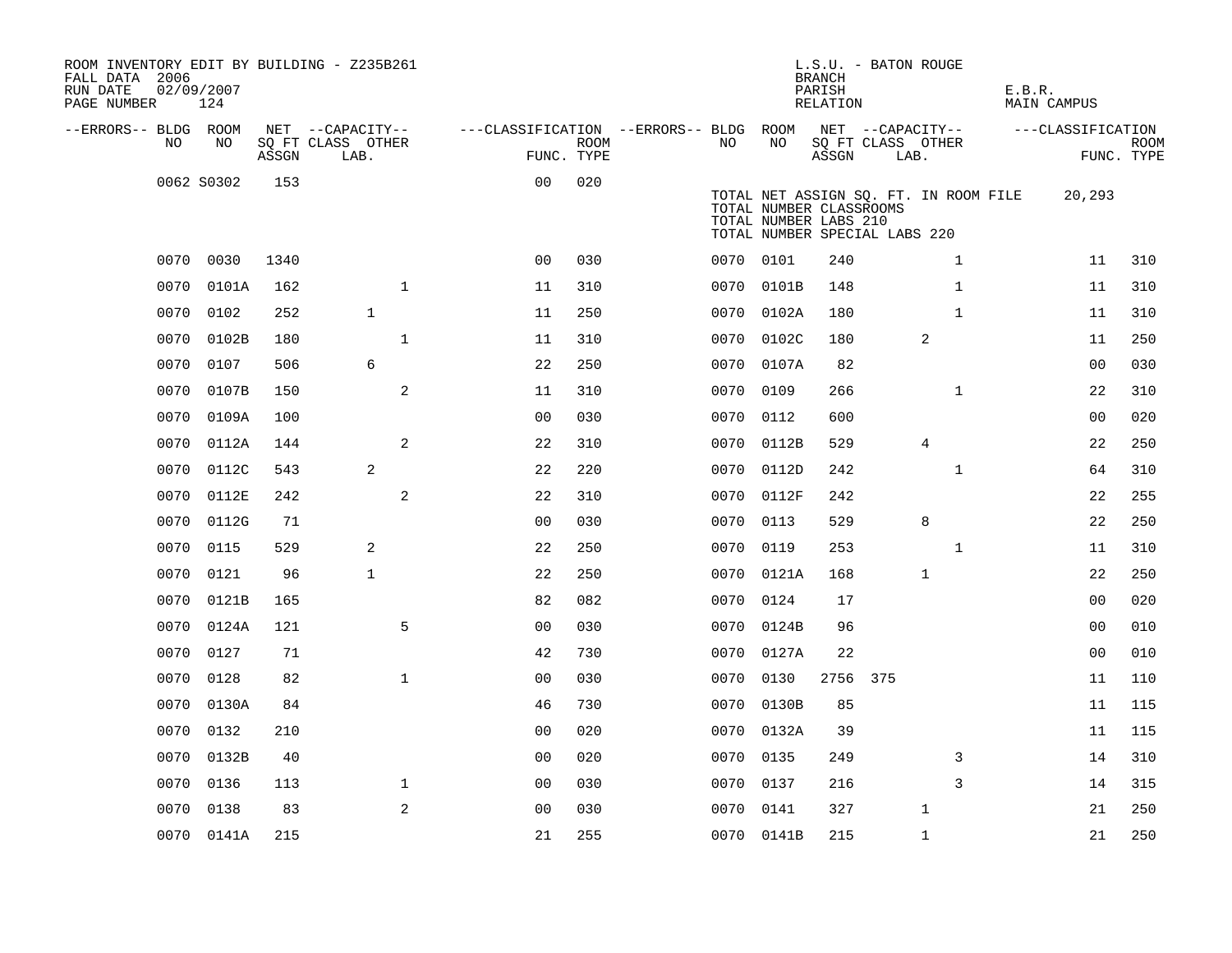ROOM INVENTORY EDIT BY BUILDING - Z235B261
FALL DATA 2006
RUN DATE 02/09/2007
PAGE NUMBER 124

L.S.U. - BATON ROUGE
BRANCH
PARISH E.B.R.
RELATION MAIN CAMPUS

| --ERRORS-- | BLDG NO | ROOM NO | NET SQ FT ASSGN | CAPACITY CLASS | CAPACITY LAB. | CAPACITY OTHER | FUNC. | ROOM TYPE | --ERRORS-- | BLDG NO | ROOM NO | NET SQ FT ASSGN | CAPACITY CLASS | CAPACITY LAB. | CAPACITY OTHER | FUNC. | ROOM TYPE |
|---|---|---|---|---|---|---|---|---|---|---|---|---|---|---|---|---|---|
| | 0062 | S0302 | 153 | | | | 00 | 020 | | | | | | | | | |
| | | | | | | | | | | TOTAL NET ASSIGN SQ. FT. IN ROOM FILE | | 20,293 | | | | | |
| | | | | | | | | | | TOTAL NUMBER CLASSROOMS | | | | | | | |
| | | | | | | | | | | TOTAL NUMBER LABS 210 | | | | | | | |
| | | | | | | | | | | TOTAL NUMBER SPECIAL LABS 220 | | | | | | | |
| | 0070 | 0030 | 1340 | | | | 00 | 030 | | 0070 | 0101 | 240 | | | 1 | 11 | 310 |
| | 0070 | 0101A | 162 | | | 1 | 11 | 310 | | 0070 | 0101B | 148 | | | 1 | 11 | 310 |
| | 0070 | 0102 | 252 | | 1 | | 11 | 250 | | 0070 | 0102A | 180 | | | 1 | 11 | 310 |
| | 0070 | 0102B | 180 | | | 1 | 11 | 310 | | 0070 | 0102C | 180 | | 2 | | 11 | 250 |
| | 0070 | 0107 | 506 | | 6 | | 22 | 250 | | 0070 | 0107A | 82 | | | | 00 | 030 |
| | 0070 | 0107B | 150 | | | 2 | 11 | 310 | | 0070 | 0109 | 266 | | | 1 | 22 | 310 |
| | 0070 | 0109A | 100 | | | | 00 | 030 | | 0070 | 0112 | 600 | | | | 00 | 020 |
| | 0070 | 0112A | 144 | | | 2 | 22 | 310 | | 0070 | 0112B | 529 | | 4 | | 22 | 250 |
| | 0070 | 0112C | 543 | | 2 | | 22 | 220 | | 0070 | 0112D | 242 | | | 1 | 64 | 310 |
| | 0070 | 0112E | 242 | | | 2 | 22 | 310 | | 0070 | 0112F | 242 | | | | 22 | 255 |
| | 0070 | 0112G | 71 | | | | 00 | 030 | | 0070 | 0113 | 529 | | 8 | | 22 | 250 |
| | 0070 | 0115 | 529 | | 2 | | 22 | 250 | | 0070 | 0119 | 253 | | | 1 | 11 | 310 |
| | 0070 | 0121 | 96 | | 1 | | 22 | 250 | | 0070 | 0121A | 168 | | 1 | | 22 | 250 |
| | 0070 | 0121B | 165 | | | | 82 | 082 | | 0070 | 0124 | 17 | | | | 00 | 020 |
| | 0070 | 0124A | 121 | | | 5 | 00 | 030 | | 0070 | 0124B | 96 | | | | 00 | 010 |
| | 0070 | 0127 | 71 | | | | 42 | 730 | | 0070 | 0127A | 22 | | | | 00 | 010 |
| | 0070 | 0128 | 82 | | | 1 | 00 | 030 | | 0070 | 0130 | 2756 | 375 | | | 11 | 110 |
| | 0070 | 0130A | 84 | | | | 46 | 730 | | 0070 | 0130B | 85 | | | | 11 | 115 |
| | 0070 | 0132 | 210 | | | | 00 | 020 | | 0070 | 0132A | 39 | | | | 11 | 115 |
| | 0070 | 0132B | 40 | | | | 00 | 020 | | 0070 | 0135 | 249 | | | 3 | 14 | 310 |
| | 0070 | 0136 | 113 | | | 1 | 00 | 030 | | 0070 | 0137 | 216 | | | 3 | 14 | 315 |
| | 0070 | 0138 | 83 | | | 2 | 00 | 030 | | 0070 | 0141 | 327 | | 1 | | 21 | 250 |
| | 0070 | 0141A | 215 | | | | 21 | 255 | | 0070 | 0141B | 215 | | 1 | | 21 | 250 |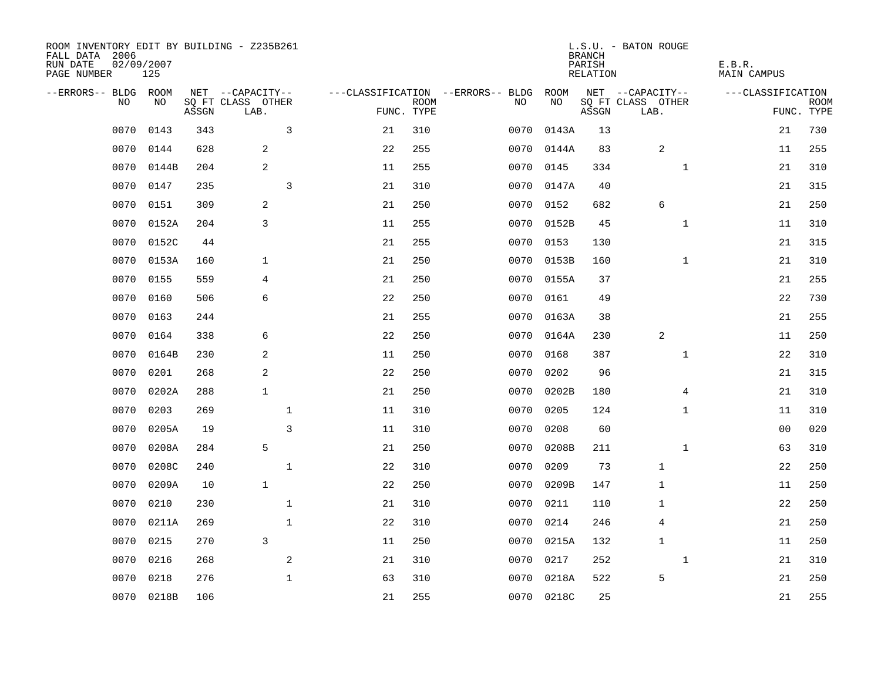ROOM INVENTORY EDIT BY BUILDING - Z235B261
FALL DATA 2006
RUN DATE 02/09/2007
PAGE NUMBER 125

L.S.U. - BATON ROUGE
BRANCH
PARISH E.B.R.
RELATION MAIN CAMPUS

| --ERRORS-- | BLDG NO | ROOM NO | NET SQ FT ASSGN | --CAPACITY-- CLASS LAB. | OTHER | ---CLASSIFICATION FUNC. | ROOM TYPE | --ERRORS-- | BLDG NO | ROOM NO | NET SQ FT ASSGN | --CAPACITY-- CLASS LAB. | OTHER | ---CLASSIFICATION FUNC. | ROOM TYPE |
|---|---|---|---|---|---|---|---|---|---|---|---|---|---|---|---|
| | 0070 | 0143 | 343 | | 3 | 21 | 310 | | 0070 | 0143A | 13 | | | 21 | 730 |
| | 0070 | 0144 | 628 | 2 | | 22 | 255 | | 0070 | 0144A | 83 | 2 | | 11 | 255 |
| | 0070 | 0144B | 204 | 2 | | 11 | 255 | | 0070 | 0145 | 334 | | 1 | 21 | 310 |
| | 0070 | 0147 | 235 | | 3 | 21 | 310 | | 0070 | 0147A | 40 | | | 21 | 315 |
| | 0070 | 0151 | 309 | 2 | | 21 | 250 | | 0070 | 0152 | 682 | 6 | | 21 | 250 |
| | 0070 | 0152A | 204 | 3 | | 11 | 255 | | 0070 | 0152B | 45 | | 1 | 11 | 310 |
| | 0070 | 0152C | 44 | | | 21 | 255 | | 0070 | 0153 | 130 | | | 21 | 315 |
| | 0070 | 0153A | 160 | 1 | | 21 | 250 | | 0070 | 0153B | 160 | | 1 | 21 | 310 |
| | 0070 | 0155 | 559 | 4 | | 21 | 250 | | 0070 | 0155A | 37 | | | 21 | 255 |
| | 0070 | 0160 | 506 | 6 | | 22 | 250 | | 0070 | 0161 | 49 | | | 22 | 730 |
| | 0070 | 0163 | 244 | | | 21 | 255 | | 0070 | 0163A | 38 | | | 21 | 255 |
| | 0070 | 0164 | 338 | 6 | | 22 | 250 | | 0070 | 0164A | 230 | 2 | | 11 | 250 |
| | 0070 | 0164B | 230 | 2 | | 11 | 250 | | 0070 | 0168 | 387 | | 1 | 22 | 310 |
| | 0070 | 0201 | 268 | 2 | | 22 | 250 | | 0070 | 0202 | 96 | | | 21 | 315 |
| | 0070 | 0202A | 288 | 1 | | 21 | 250 | | 0070 | 0202B | 180 | | 4 | 21 | 310 |
| | 0070 | 0203 | 269 | | 1 | 11 | 310 | | 0070 | 0205 | 124 | | 1 | 11 | 310 |
| | 0070 | 0205A | 19 | | 3 | 11 | 310 | | 0070 | 0208 | 60 | | | 00 | 020 |
| | 0070 | 0208A | 284 | 5 | | 21 | 250 | | 0070 | 0208B | 211 | | 1 | 63 | 310 |
| | 0070 | 0208C | 240 | | 1 | 22 | 310 | | 0070 | 0209 | 73 | 1 | | 22 | 250 |
| | 0070 | 0209A | 10 | 1 | | 22 | 250 | | 0070 | 0209B | 147 | 1 | | 11 | 250 |
| | 0070 | 0210 | 230 | | 1 | 21 | 310 | | 0070 | 0211 | 110 | 1 | | 22 | 250 |
| | 0070 | 0211A | 269 | | 1 | 22 | 310 | | 0070 | 0214 | 246 | 4 | | 21 | 250 |
| | 0070 | 0215 | 270 | 3 | | 11 | 250 | | 0070 | 0215A | 132 | 1 | | 11 | 250 |
| | 0070 | 0216 | 268 | | 2 | 21 | 310 | | 0070 | 0217 | 252 | | 1 | 21 | 310 |
| | 0070 | 0218 | 276 | | 1 | 63 | 310 | | 0070 | 0218A | 522 | 5 | | 21 | 250 |
| | 0070 | 0218B | 106 | | | 21 | 255 | | 0070 | 0218C | 25 | | | 21 | 255 |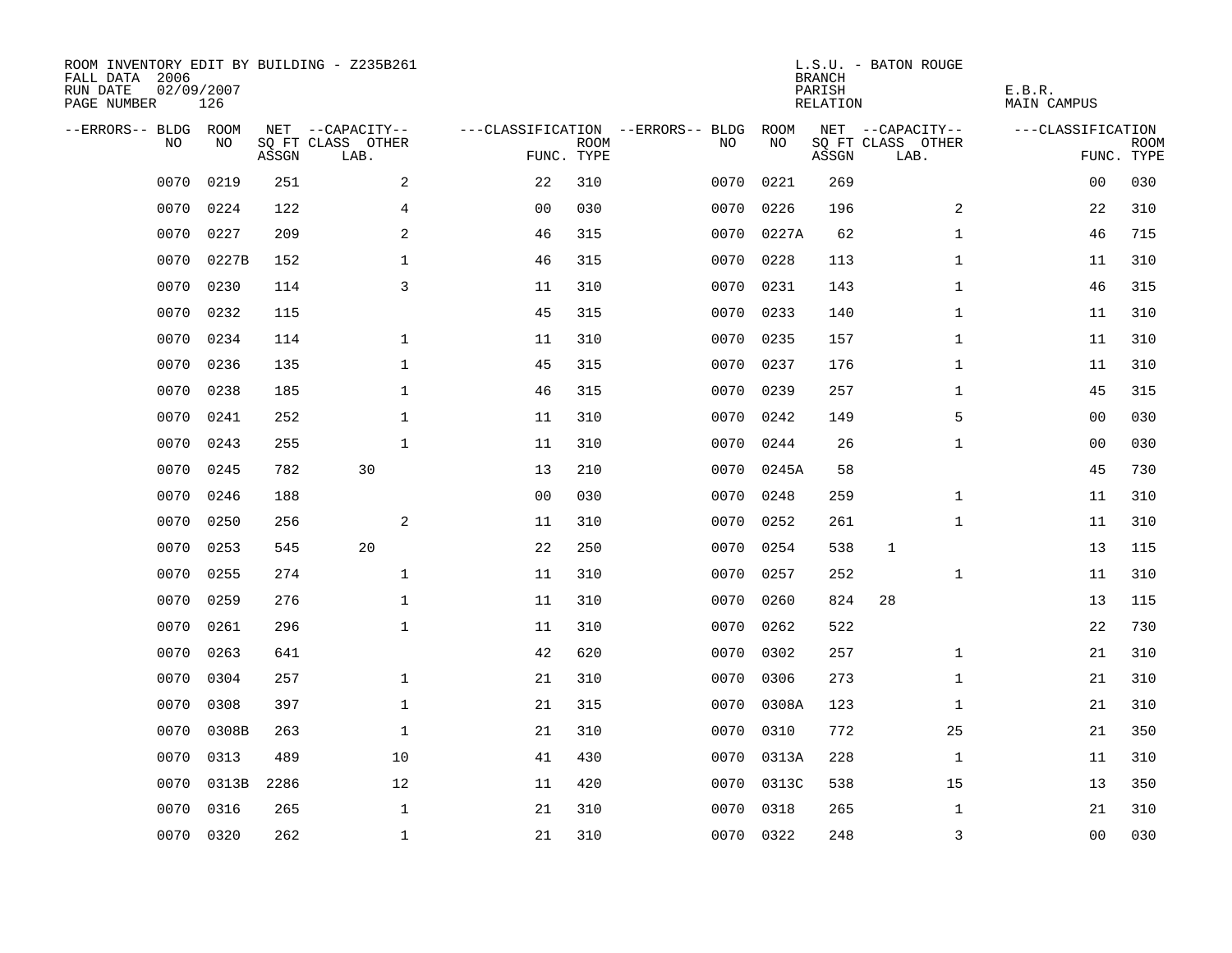ROOM INVENTORY EDIT BY BUILDING - Z235B261
FALL DATA 2006
RUN DATE 02/09/2007
PAGE NUMBER 126

L.S.U. - BATON ROUGE
BRANCH
PARISH E.B.R.
RELATION MAIN CAMPUS

| --ERRORS-- | BLDG NO | ROOM NO | NET SQ FT ASSGN | CAPACITY CLASS LAB. | CAPACITY OTHER | CLASSIFICATION FUNC. | ROOM TYPE | --ERRORS-- | BLDG NO | ROOM NO | NET SQ FT ASSGN | CAPACITY CLASS LAB. | CAPACITY OTHER | CLASSIFICATION FUNC. | ROOM TYPE |
|---|---|---|---|---|---|---|---|---|---|---|---|---|---|---|---|
| | 0070 | 0219 | 251 | | 2 | 22 | 310 | | 0070 | 0221 | 269 | | | 00 | 030 |
| | 0070 | 0224 | 122 | | 4 | 00 | 030 | | 0070 | 0226 | 196 | | 2 | 22 | 310 |
| | 0070 | 0227 | 209 | | 2 | 46 | 315 | | 0070 | 0227A | 62 | | 1 | 46 | 715 |
| | 0070 | 0227B | 152 | | 1 | 46 | 315 | | 0070 | 0228 | 113 | | 1 | 11 | 310 |
| | 0070 | 0230 | 114 | | 3 | 11 | 310 | | 0070 | 0231 | 143 | | 1 | 46 | 315 |
| | 0070 | 0232 | 115 | | | 45 | 315 | | 0070 | 0233 | 140 | | 1 | 11 | 310 |
| | 0070 | 0234 | 114 | | 1 | 11 | 310 | | 0070 | 0235 | 157 | | 1 | 11 | 310 |
| | 0070 | 0236 | 135 | | 1 | 45 | 315 | | 0070 | 0237 | 176 | | 1 | 11 | 310 |
| | 0070 | 0238 | 185 | | 1 | 46 | 315 | | 0070 | 0239 | 257 | | 1 | 45 | 315 |
| | 0070 | 0241 | 252 | | 1 | 11 | 310 | | 0070 | 0242 | 149 | | 5 | 00 | 030 |
| | 0070 | 0243 | 255 | | 1 | 11 | 310 | | 0070 | 0244 | 26 | | 1 | 00 | 030 |
| | 0070 | 0245 | 782 | 30 | | 13 | 210 | | 0070 | 0245A | 58 | | | 45 | 730 |
| | 0070 | 0246 | 188 | | | 00 | 030 | | 0070 | 0248 | 259 | | 1 | 11 | 310 |
| | 0070 | 0250 | 256 | | 2 | 11 | 310 | | 0070 | 0252 | 261 | | 1 | 11 | 310 |
| | 0070 | 0253 | 545 | 20 | | 22 | 250 | | 0070 | 0254 | 538 | 1 | | 13 | 115 |
| | 0070 | 0255 | 274 | | 1 | 11 | 310 | | 0070 | 0257 | 252 | | 1 | 11 | 310 |
| | 0070 | 0259 | 276 | | 1 | 11 | 310 | | 0070 | 0260 | 824 | 28 | | 13 | 115 |
| | 0070 | 0261 | 296 | | 1 | 11 | 310 | | 0070 | 0262 | 522 | | | 22 | 730 |
| | 0070 | 0263 | 641 | | | 42 | 620 | | 0070 | 0302 | 257 | | 1 | 21 | 310 |
| | 0070 | 0304 | 257 | | 1 | 21 | 310 | | 0070 | 0306 | 273 | | 1 | 21 | 310 |
| | 0070 | 0308 | 397 | | 1 | 21 | 315 | | 0070 | 0308A | 123 | | 1 | 21 | 310 |
| | 0070 | 0308B | 263 | | 1 | 21 | 310 | | 0070 | 0310 | 772 | | 25 | 21 | 350 |
| | 0070 | 0313 | 489 | | 10 | 41 | 430 | | 0070 | 0313A | 228 | | 1 | 11 | 310 |
| | 0070 | 0313B | 2286 | | 12 | 11 | 420 | | 0070 | 0313C | 538 | | 15 | 13 | 350 |
| | 0070 | 0316 | 265 | | 1 | 21 | 310 | | 0070 | 0318 | 265 | | 1 | 21 | 310 |
| | 0070 | 0320 | 262 | | 1 | 21 | 310 | | 0070 | 0322 | 248 | | 3 | 00 | 030 |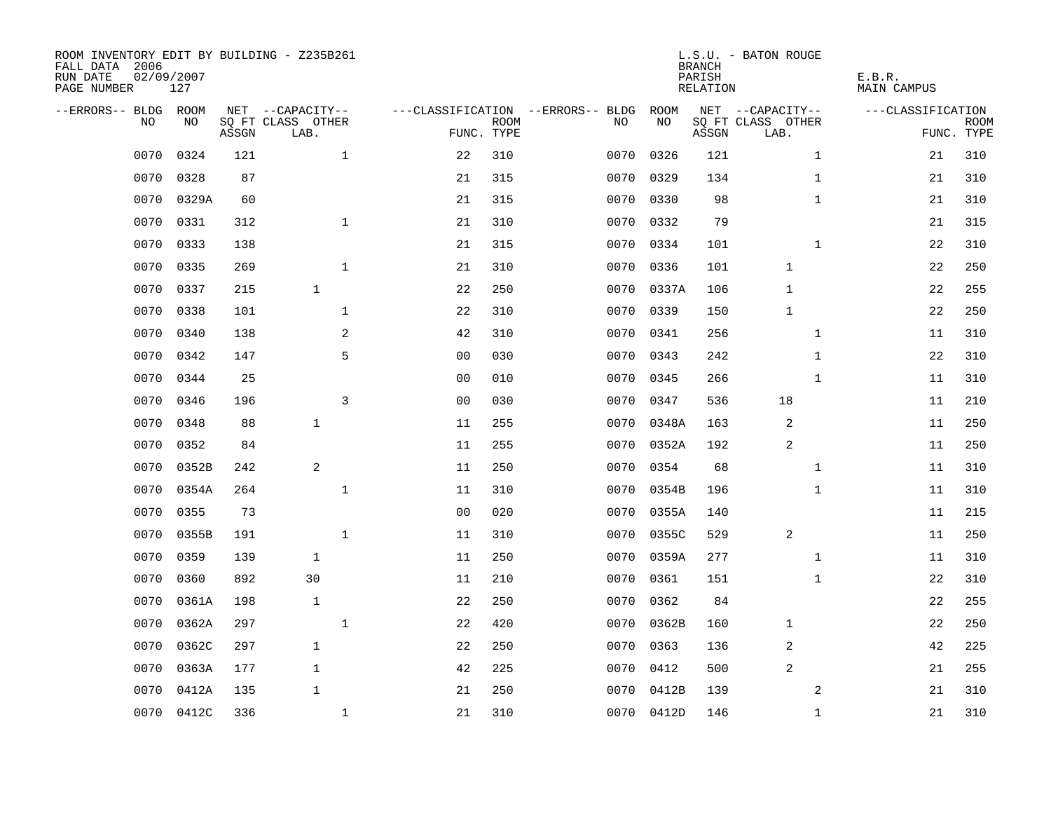ROOM INVENTORY EDIT BY BUILDING - Z235B261
FALL DATA 2006
RUN DATE 02/09/2007
PAGE NUMBER 127

L.S.U. - BATON ROUGE
BRANCH
PARISH E.B.R.
RELATION MAIN CAMPUS

| --ERRORS-- | BLDG NO | ROOM NO | NET SQ FT ASSGN | --CAPACITY-- CLASS LAB. | OTHER | ---CLASSIFICATION FUNC. | ROOM TYPE | --ERRORS-- | BLDG NO | ROOM NO | NET SQ FT ASSGN | --CAPACITY-- CLASS LAB. | OTHER | ---CLASSIFICATION FUNC. | ROOM TYPE |
|---|---|---|---|---|---|---|---|---|---|---|---|---|---|---|---|
| | 0070 | 0324 | 121 | | 1 | 22 | 310 | | 0070 | 0326 | 121 | | 1 | 21 | 310 |
| | 0070 | 0328 | 87 | | | 21 | 315 | | 0070 | 0329 | 134 | | 1 | 21 | 310 |
| | 0070 | 0329A | 60 | | | 21 | 315 | | 0070 | 0330 | 98 | | 1 | 21 | 310 |
| | 0070 | 0331 | 312 | | 1 | 21 | 310 | | 0070 | 0332 | 79 | | | 21 | 315 |
| | 0070 | 0333 | 138 | | | 21 | 315 | | 0070 | 0334 | 101 | | 1 | 22 | 310 |
| | 0070 | 0335 | 269 | | 1 | 21 | 310 | | 0070 | 0336 | 101 | 1 | | 22 | 250 |
| | 0070 | 0337 | 215 | 1 | | 22 | 250 | | 0070 | 0337A | 106 | 1 | | 22 | 255 |
| | 0070 | 0338 | 101 | | 1 | 22 | 310 | | 0070 | 0339 | 150 | 1 | | 22 | 250 |
| | 0070 | 0340 | 138 | | 2 | 42 | 310 | | 0070 | 0341 | 256 | | 1 | 11 | 310 |
| | 0070 | 0342 | 147 | | 5 | 00 | 030 | | 0070 | 0343 | 242 | | 1 | 22 | 310 |
| | 0070 | 0344 | 25 | | | 00 | 010 | | 0070 | 0345 | 266 | | 1 | 11 | 310 |
| | 0070 | 0346 | 196 | | 3 | 00 | 030 | | 0070 | 0347 | 536 | 18 | | 11 | 210 |
| | 0070 | 0348 | 88 | 1 | | 11 | 255 | | 0070 | 0348A | 163 | 2 | | 11 | 250 |
| | 0070 | 0352 | 84 | | | 11 | 255 | | 0070 | 0352A | 192 | 2 | | 11 | 250 |
| | 0070 | 0352B | 242 | 2 | | 11 | 250 | | 0070 | 0354 | 68 | | 1 | 11 | 310 |
| | 0070 | 0354A | 264 | | 1 | 11 | 310 | | 0070 | 0354B | 196 | | 1 | 11 | 310 |
| | 0070 | 0355 | 73 | | | 00 | 020 | | 0070 | 0355A | 140 | | | 11 | 215 |
| | 0070 | 0355B | 191 | | 1 | 11 | 310 | | 0070 | 0355C | 529 | 2 | | 11 | 250 |
| | 0070 | 0359 | 139 | 1 | | 11 | 250 | | 0070 | 0359A | 277 | | 1 | 11 | 310 |
| | 0070 | 0360 | 892 | 30 | | 11 | 210 | | 0070 | 0361 | 151 | | 1 | 22 | 310 |
| | 0070 | 0361A | 198 | 1 | | 22 | 250 | | 0070 | 0362 | 84 | | | 22 | 255 |
| | 0070 | 0362A | 297 | | 1 | 22 | 420 | | 0070 | 0362B | 160 | 1 | | 22 | 250 |
| | 0070 | 0362C | 297 | 1 | | 22 | 250 | | 0070 | 0363 | 136 | 2 | | 42 | 225 |
| | 0070 | 0363A | 177 | 1 | | 42 | 225 | | 0070 | 0412 | 500 | 2 | | 21 | 255 |
| | 0070 | 0412A | 135 | 1 | | 21 | 250 | | 0070 | 0412B | 139 | | 2 | 21 | 310 |
| | 0070 | 0412C | 336 | | 1 | 21 | 310 | | 0070 | 0412D | 146 | | 1 | 21 | 310 |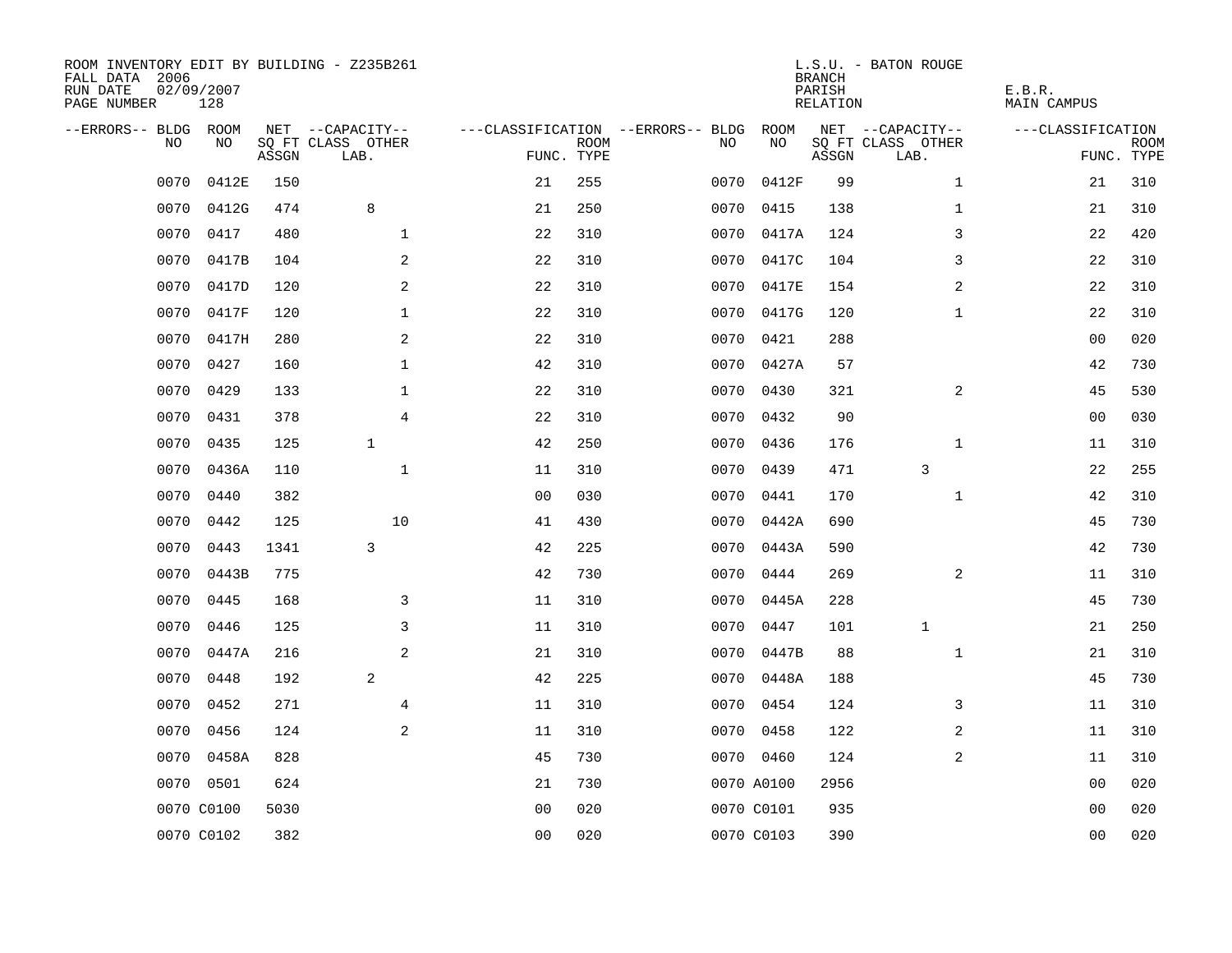ROOM INVENTORY EDIT BY BUILDING - Z235B261
FALL DATA 2006
RUN DATE 02/09/2007
PAGE NUMBER 128

L.S.U. - BATON ROUGE
BRANCH
PARISH E.B.R.
RELATION MAIN CAMPUS

| --ERRORS-- | BLDG NO | ROOM NO | NET SQ FT ASSGN | CAPACITY CLASS LAB. | CAPACITY OTHER | CLASSIFICATION FUNC. | ROOM TYPE | --ERRORS-- | BLDG NO | ROOM NO | NET SQ FT ASSGN | CAPACITY CLASS LAB. | CAPACITY OTHER | CLASSIFICATION FUNC. | ROOM TYPE |
|---|---|---|---|---|---|---|---|---|---|---|---|---|---|---|---|
| | 0070 | 0412E | 150 | | | 21 | 255 | | 0070 | 0412F | 99 | | 1 | 21 | 310 |
| | 0070 | 0412G | 474 | 8 | | 21 | 250 | | 0070 | 0415 | 138 | | 1 | 21 | 310 |
| | 0070 | 0417 | 480 | | 1 | 22 | 310 | | 0070 | 0417A | 124 | | 3 | 22 | 420 |
| | 0070 | 0417B | 104 | | 2 | 22 | 310 | | 0070 | 0417C | 104 | | 3 | 22 | 310 |
| | 0070 | 0417D | 120 | | 2 | 22 | 310 | | 0070 | 0417E | 154 | | 2 | 22 | 310 |
| | 0070 | 0417F | 120 | | 1 | 22 | 310 | | 0070 | 0417G | 120 | | 1 | 22 | 310 |
| | 0070 | 0417H | 280 | | 2 | 22 | 310 | | 0070 | 0421 | 288 | | | 00 | 020 |
| | 0070 | 0427 | 160 | | 1 | 42 | 310 | | 0070 | 0427A | 57 | | | 42 | 730 |
| | 0070 | 0429 | 133 | | 1 | 22 | 310 | | 0070 | 0430 | 321 | | 2 | 45 | 530 |
| | 0070 | 0431 | 378 | | 4 | 22 | 310 | | 0070 | 0432 | 90 | | | 00 | 030 |
| | 0070 | 0435 | 125 | 1 | | 42 | 250 | | 0070 | 0436 | 176 | | 1 | 11 | 310 |
| | 0070 | 0436A | 110 | | 1 | 11 | 310 | | 0070 | 0439 | 471 | 3 | | 22 | 255 |
| | 0070 | 0440 | 382 | | | 00 | 030 | | 0070 | 0441 | 170 | | 1 | 42 | 310 |
| | 0070 | 0442 | 125 | | 10 | 41 | 430 | | 0070 | 0442A | 690 | | | 45 | 730 |
| | 0070 | 0443 | 1341 | 3 | | 42 | 225 | | 0070 | 0443A | 590 | | | 42 | 730 |
| | 0070 | 0443B | 775 | | | 42 | 730 | | 0070 | 0444 | 269 | | 2 | 11 | 310 |
| | 0070 | 0445 | 168 | | 3 | 11 | 310 | | 0070 | 0445A | 228 | | | 45 | 730 |
| | 0070 | 0446 | 125 | | 3 | 11 | 310 | | 0070 | 0447 | 101 | 1 | | 21 | 250 |
| | 0070 | 0447A | 216 | | 2 | 21 | 310 | | 0070 | 0447B | 88 | | 1 | 21 | 310 |
| | 0070 | 0448 | 192 | 2 | | 42 | 225 | | 0070 | 0448A | 188 | | | 45 | 730 |
| | 0070 | 0452 | 271 | | 4 | 11 | 310 | | 0070 | 0454 | 124 | | 3 | 11 | 310 |
| | 0070 | 0456 | 124 | | 2 | 11 | 310 | | 0070 | 0458 | 122 | | 2 | 11 | 310 |
| | 0070 | 0458A | 828 | | | 45 | 730 | | 0070 | 0460 | 124 | | 2 | 11 | 310 |
| | 0070 | 0501 | 624 | | | 21 | 730 | | 0070 | A0100 | 2956 | | | 00 | 020 |
| | 0070 | C0100 | 5030 | | | 00 | 020 | | 0070 | C0101 | 935 | | | 00 | 020 |
| | 0070 | C0102 | 382 | | | 00 | 020 | | 0070 | C0103 | 390 | | | 00 | 020 |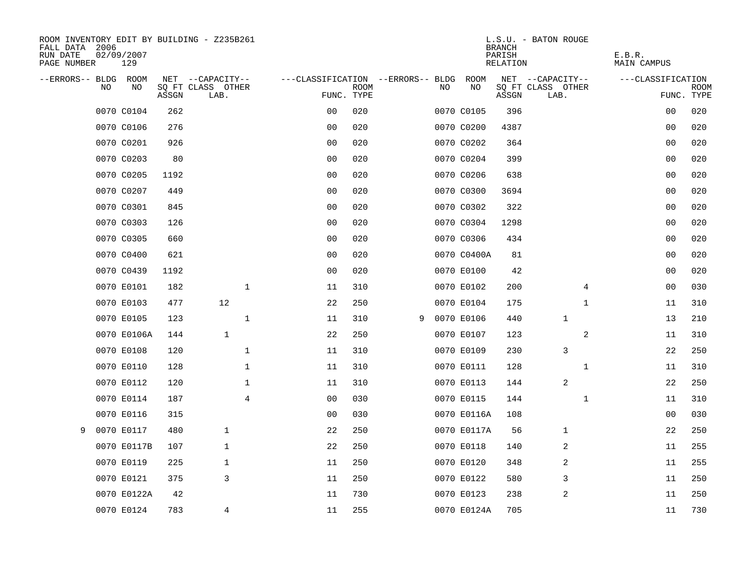ROOM INVENTORY EDIT BY BUILDING - Z235B261
FALL DATA 2006
RUN DATE 02/09/2007

L.S.U. - BATON ROUGE
BRANCH
PARISH E.B.R.
RELATION MAIN CAMPUS

| --ERRORS-- | BLDG NO | ROOM NO | NET SQ FT ASSGN | --CAPACITY-- CLASS LAB. | OTHER | ---CLASSIFICATION FUNC. | ROOM TYPE | --ERRORS-- | BLDG NO | ROOM NO | NET SQ FT ASSGN | --CAPACITY-- CLASS LAB. | OTHER | ---CLASSIFICATION FUNC. | ROOM TYPE |
|---|---|---|---|---|---|---|---|---|---|---|---|---|---|---|---|
| | 0070 | C0104 | 262 | | | 00 | 020 | | 0070 | C0105 | 396 | | | 00 | 020 |
| | 0070 | C0106 | 276 | | | 00 | 020 | | 0070 | C0200 | 4387 | | | 00 | 020 |
| | 0070 | C0201 | 926 | | | 00 | 020 | | 0070 | C0202 | 364 | | | 00 | 020 |
| | 0070 | C0203 | 80 | | | 00 | 020 | | 0070 | C0204 | 399 | | | 00 | 020 |
| | 0070 | C0205 | 1192 | | | 00 | 020 | | 0070 | C0206 | 638 | | | 00 | 020 |
| | 0070 | C0207 | 449 | | | 00 | 020 | | 0070 | C0300 | 3694 | | | 00 | 020 |
| | 0070 | C0301 | 845 | | | 00 | 020 | | 0070 | C0302 | 322 | | | 00 | 020 |
| | 0070 | C0303 | 126 | | | 00 | 020 | | 0070 | C0304 | 1298 | | | 00 | 020 |
| | 0070 | C0305 | 660 | | | 00 | 020 | | 0070 | C0306 | 434 | | | 00 | 020 |
| | 0070 | C0400 | 621 | | | 00 | 020 | | 0070 | C0400A | 81 | | | 00 | 020 |
| | 0070 | C0439 | 1192 | | | 00 | 020 | | 0070 | E0100 | 42 | | | 00 | 020 |
| | 0070 | E0101 | 182 | | 1 | 11 | 310 | | 0070 | E0102 | 200 | | 4 | 00 | 030 |
| | 0070 | E0103 | 477 | 12 | | 22 | 250 | | 0070 | E0104 | 175 | | 1 | 11 | 310 |
| | 0070 | E0105 | 123 | | 1 | 11 | 310 | 9 | 0070 | E0106 | 440 | 1 | | 13 | 210 |
| | 0070 | E0106A | 144 | 1 | | 22 | 250 | | 0070 | E0107 | 123 | | 2 | 11 | 310 |
| | 0070 | E0108 | 120 | | 1 | 11 | 310 | | 0070 | E0109 | 230 | 3 | | 22 | 250 |
| | 0070 | E0110 | 128 | | 1 | 11 | 310 | | 0070 | E0111 | 128 | | 1 | 11 | 310 |
| | 0070 | E0112 | 120 | | 1 | 11 | 310 | | 0070 | E0113 | 144 | 2 | | 22 | 250 |
| | 0070 | E0114 | 187 | | 4 | 00 | 030 | | 0070 | E0115 | 144 | | 1 | 11 | 310 |
| | 0070 | E0116 | 315 | | | 00 | 030 | | 0070 | E0116A | 108 | | | 00 | 030 |
| 9 | 0070 | E0117 | 480 | 1 | | 22 | 250 | | 0070 | E0117A | 56 | 1 | | 22 | 250 |
| | 0070 | E0117B | 107 | 1 | | 22 | 250 | | 0070 | E0118 | 140 | 2 | | 11 | 255 |
| | 0070 | E0119 | 225 | 1 | | 11 | 250 | | 0070 | E0120 | 348 | 2 | | 11 | 255 |
| | 0070 | E0121 | 375 | 3 | | 11 | 250 | | 0070 | E0122 | 580 | 3 | | 11 | 250 |
| | 0070 | E0122A | 42 | | | 11 | 730 | | 0070 | E0123 | 238 | 2 | | 11 | 250 |
| | 0070 | E0124 | 783 | 4 | | 11 | 255 | | 0070 | E0124A | 705 | | | 11 | 730 |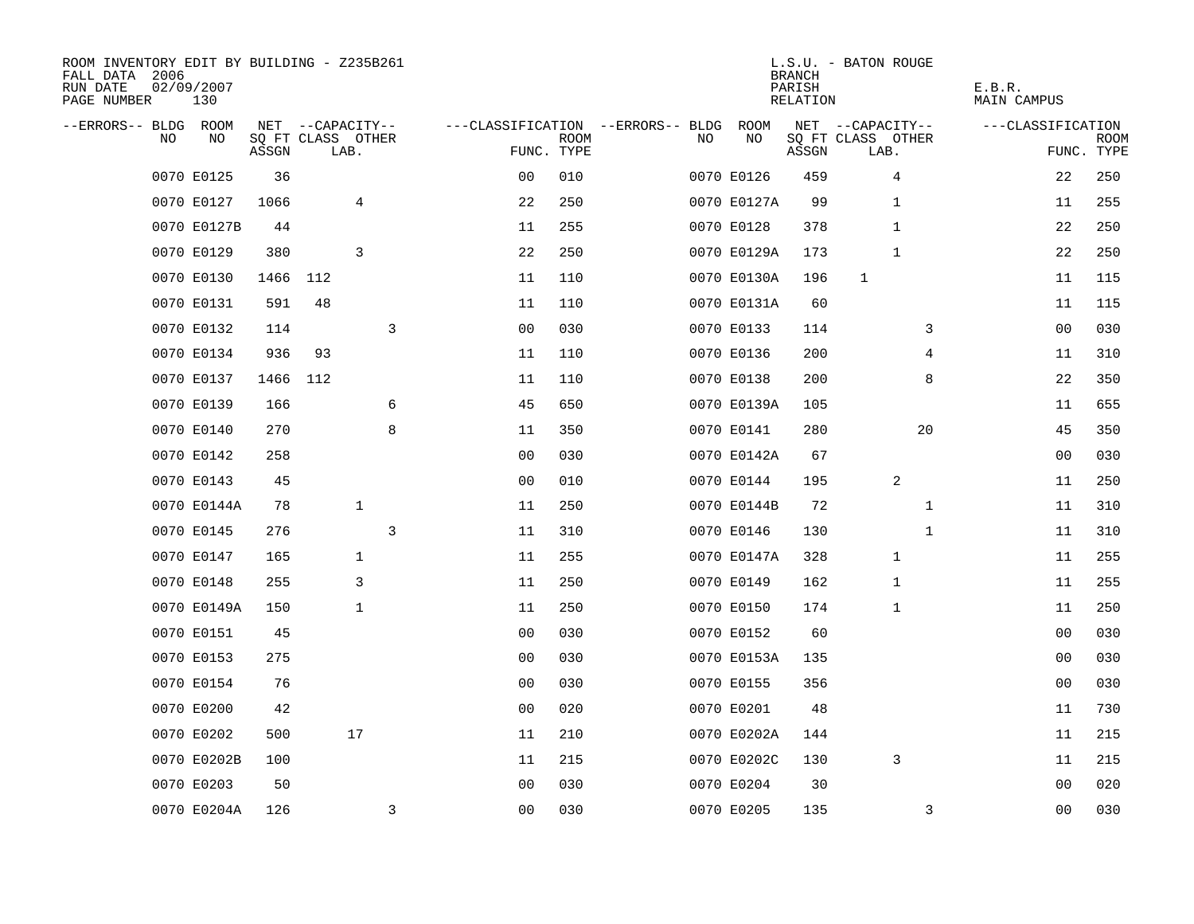ROOM INVENTORY EDIT BY BUILDING - Z235B261
FALL DATA 2006
RUN DATE 02/09/2007
PAGE NUMBER 130

L.S.U. - BATON ROUGE
BRANCH
PARISH E.B.R.
RELATION MAIN CAMPUS

| --ERRORS-- | BLDG NO | ROOM NO | NET SQ FT ASSGN | CAPACITY CLASS | CAPACITY LAB. | CAPACITY OTHER | CLASSIFICATION FUNC. | ROOM TYPE | --ERRORS-- | BLDG NO | ROOM NO | NET SQ FT ASSGN | CAPACITY CLASS | CAPACITY LAB. | CAPACITY OTHER | CLASSIFICATION FUNC. | ROOM TYPE |
|---|---|---|---|---|---|---|---|---|---|---|---|---|---|---|---|---|---|
| | 0070 | E0125 | 36 | | | | 00 | 010 | | 0070 | E0126 | 459 | | 4 | | 22 | 250 |
| | 0070 | E0127 | 1066 | | 4 | | 22 | 250 | | 0070 | E0127A | 99 | | 1 | | 11 | 255 |
| | 0070 | E0127B | 44 | | | | 11 | 255 | | 0070 | E0128 | 378 | | 1 | | 22 | 250 |
| | 0070 | E0129 | 380 | | 3 | | 22 | 250 | | 0070 | E0129A | 173 | | 1 | | 22 | 250 |
| | 0070 | E0130 | 1466 | 112 | | | 11 | 110 | | 0070 | E0130A | 196 | 1 | | | 11 | 115 |
| | 0070 | E0131 | 591 | 48 | | | 11 | 110 | | 0070 | E0131A | 60 | | | | 11 | 115 |
| | 0070 | E0132 | 114 | | | 3 | 00 | 030 | | 0070 | E0133 | 114 | | | 3 | 00 | 030 |
| | 0070 | E0134 | 936 | 93 | | | 11 | 110 | | 0070 | E0136 | 200 | | | 4 | 11 | 310 |
| | 0070 | E0137 | 1466 | 112 | | | 11 | 110 | | 0070 | E0138 | 200 | | | 8 | 22 | 350 |
| | 0070 | E0139 | 166 | | | 6 | 45 | 650 | | 0070 | E0139A | 105 | | | | 11 | 655 |
| | 0070 | E0140 | 270 | | | 8 | 11 | 350 | | 0070 | E0141 | 280 | | | 20 | 45 | 350 |
| | 0070 | E0142 | 258 | | | | 00 | 030 | | 0070 | E0142A | 67 | | | | 00 | 030 |
| | 0070 | E0143 | 45 | | | | 00 | 010 | | 0070 | E0144 | 195 | | 2 | | 11 | 250 |
| | 0070 | E0144A | 78 | | 1 | | 11 | 250 | | 0070 | E0144B | 72 | | | 1 | 11 | 310 |
| | 0070 | E0145 | 276 | | | 3 | 11 | 310 | | 0070 | E0146 | 130 | | | 1 | 11 | 310 |
| | 0070 | E0147 | 165 | | 1 | | 11 | 255 | | 0070 | E0147A | 328 | | 1 | | 11 | 255 |
| | 0070 | E0148 | 255 | | 3 | | 11 | 250 | | 0070 | E0149 | 162 | | 1 | | 11 | 255 |
| | 0070 | E0149A | 150 | | 1 | | 11 | 250 | | 0070 | E0150 | 174 | | 1 | | 11 | 250 |
| | 0070 | E0151 | 45 | | | | 00 | 030 | | 0070 | E0152 | 60 | | | | 00 | 030 |
| | 0070 | E0153 | 275 | | | | 00 | 030 | | 0070 | E0153A | 135 | | | | 00 | 030 |
| | 0070 | E0154 | 76 | | | | 00 | 030 | | 0070 | E0155 | 356 | | | | 00 | 030 |
| | 0070 | E0200 | 42 | | | | 00 | 020 | | 0070 | E0201 | 48 | | | | 11 | 730 |
| | 0070 | E0202 | 500 | | 17 | | 11 | 210 | | 0070 | E0202A | 144 | | | | 11 | 215 |
| | 0070 | E0202B | 100 | | | | 11 | 215 | | 0070 | E0202C | 130 | | 3 | | 11 | 215 |
| | 0070 | E0203 | 50 | | | | 00 | 030 | | 0070 | E0204 | 30 | | | | 00 | 020 |
| | 0070 | E0204A | 126 | | | 3 | 00 | 030 | | 0070 | E0205 | 135 | | | 3 | 00 | 030 |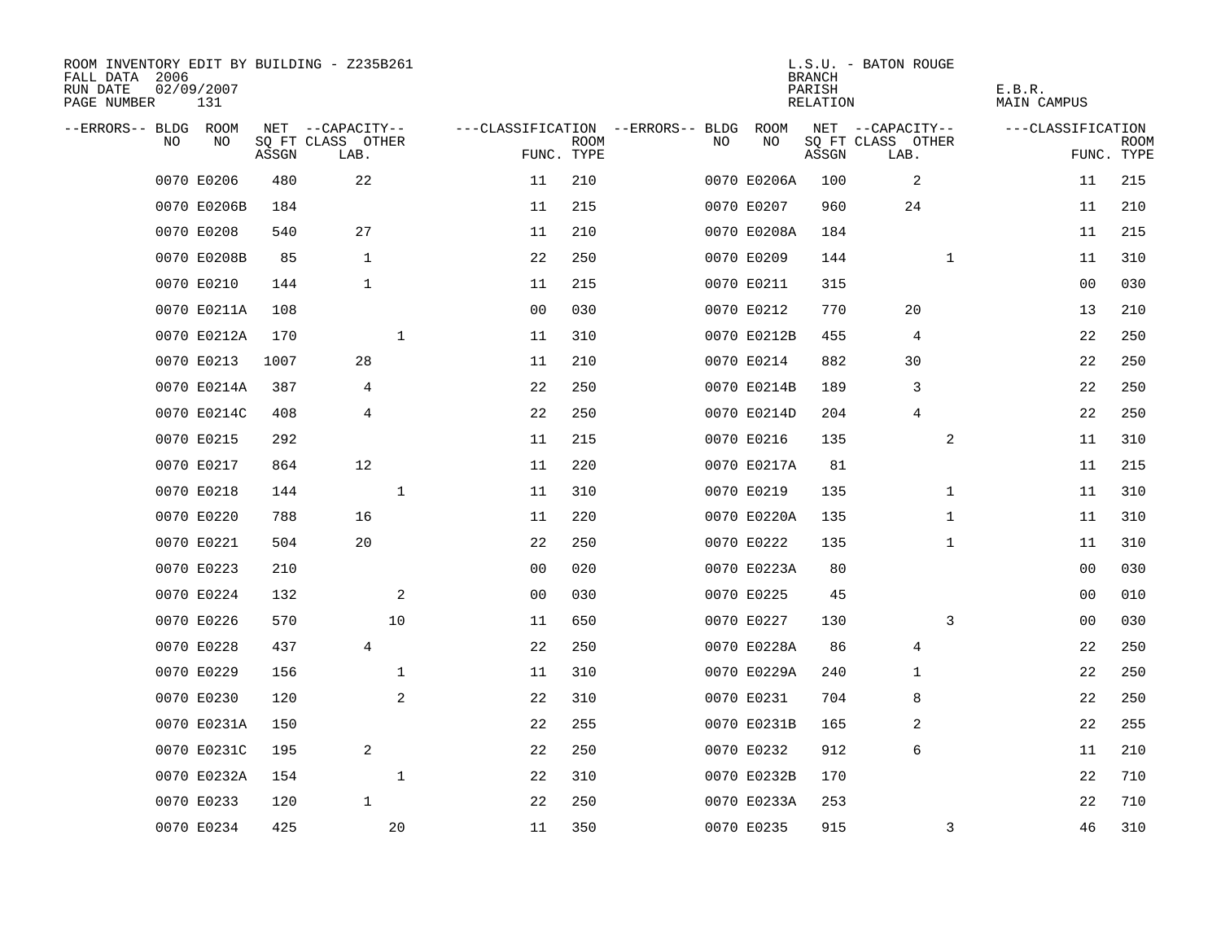ROOM INVENTORY EDIT BY BUILDING - Z235B261
FALL DATA 2006
RUN DATE 02/09/2007

L.S.U. - BATON ROUGE
BRANCH
PARISH E.B.R.
RELATION MAIN CAMPUS

| --ERRORS-- | BLDG NO | ROOM NO | NET SQ FT ASSGN | CAPACITY CLASS LAB. | CAPACITY OTHER | CLASSIFICATION FUNC. | ROOM TYPE | --ERRORS-- | BLDG NO | ROOM NO | NET SQ FT ASSGN | CAPACITY CLASS LAB. | CAPACITY OTHER | CLASSIFICATION FUNC. | ROOM TYPE |
|---|---|---|---|---|---|---|---|---|---|---|---|---|---|---|---|
| | 0070 | E0206 | 480 | 22 | | 11 | 210 | | 0070 | E0206A | 100 | 2 | | 11 | 215 |
| | 0070 | E0206B | 184 | | | 11 | 215 | | 0070 | E0207 | 960 | 24 | | 11 | 210 |
| | 0070 | E0208 | 540 | 27 | | 11 | 210 | | 0070 | E0208A | 184 | | | 11 | 215 |
| | 0070 | E0208B | 85 | 1 | | 22 | 250 | | 0070 | E0209 | 144 | | 1 | 11 | 310 |
| | 0070 | E0210 | 144 | 1 | | 11 | 215 | | 0070 | E0211 | 315 | | | 00 | 030 |
| | 0070 | E0211A | 108 | | | 00 | 030 | | 0070 | E0212 | 770 | 20 | | 13 | 210 |
| | 0070 | E0212A | 170 | | 1 | 11 | 310 | | 0070 | E0212B | 455 | 4 | | 22 | 250 |
| | 0070 | E0213 | 1007 | 28 | | 11 | 210 | | 0070 | E0214 | 882 | 30 | | 22 | 250 |
| | 0070 | E0214A | 387 | 4 | | 22 | 250 | | 0070 | E0214B | 189 | 3 | | 22 | 250 |
| | 0070 | E0214C | 408 | 4 | | 22 | 250 | | 0070 | E0214D | 204 | 4 | | 22 | 250 |
| | 0070 | E0215 | 292 | | | 11 | 215 | | 0070 | E0216 | 135 | | 2 | 11 | 310 |
| | 0070 | E0217 | 864 | 12 | | 11 | 220 | | 0070 | E0217A | 81 | | | 11 | 215 |
| | 0070 | E0218 | 144 | | 1 | 11 | 310 | | 0070 | E0219 | 135 | | 1 | 11 | 310 |
| | 0070 | E0220 | 788 | 16 | | 11 | 220 | | 0070 | E0220A | 135 | | 1 | 11 | 310 |
| | 0070 | E0221 | 504 | 20 | | 22 | 250 | | 0070 | E0222 | 135 | | 1 | 11 | 310 |
| | 0070 | E0223 | 210 | | | 00 | 020 | | 0070 | E0223A | 80 | | | 00 | 030 |
| | 0070 | E0224 | 132 | | 2 | 00 | 030 | | 0070 | E0225 | 45 | | | 00 | 010 |
| | 0070 | E0226 | 570 | | 10 | 11 | 650 | | 0070 | E0227 | 130 | | 3 | 00 | 030 |
| | 0070 | E0228 | 437 | 4 | | 22 | 250 | | 0070 | E0228A | 86 | 4 | | 22 | 250 |
| | 0070 | E0229 | 156 | | 1 | 11 | 310 | | 0070 | E0229A | 240 | 1 | | 22 | 250 |
| | 0070 | E0230 | 120 | | 2 | 22 | 310 | | 0070 | E0231 | 704 | 8 | | 22 | 250 |
| | 0070 | E0231A | 150 | | | 22 | 255 | | 0070 | E0231B | 165 | 2 | | 22 | 255 |
| | 0070 | E0231C | 195 | 2 | | 22 | 250 | | 0070 | E0232 | 912 | 6 | | 11 | 210 |
| | 0070 | E0232A | 154 | | 1 | 22 | 310 | | 0070 | E0232B | 170 | | | 22 | 710 |
| | 0070 | E0233 | 120 | 1 | | 22 | 250 | | 0070 | E0233A | 253 | | | 22 | 710 |
| | 0070 | E0234 | 425 | | 20 | 11 | 350 | | 0070 | E0235 | 915 | | 3 | 46 | 310 |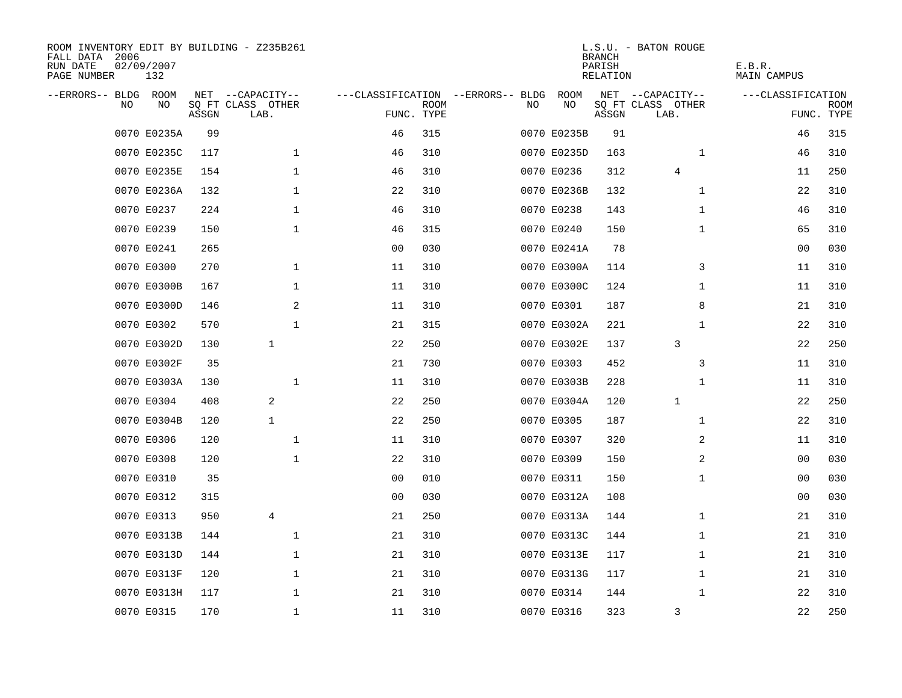ROOM INVENTORY EDIT BY BUILDING - Z235B261
FALL DATA 2006
RUN DATE 02/09/2007
PAGE NUMBER 132

L.S.U. - BATON ROUGE
BRANCH
PARISH E.B.R.
RELATION MAIN CAMPUS

| --ERRORS-- | BLDG NO | ROOM NO | NET SQ FT ASSGN | CAPACITY CLASS LAB. | CAPACITY OTHER | CLASSIFICATION FUNC. | ROOM TYPE | --ERRORS-- | BLDG NO | ROOM NO | NET SQ FT ASSGN | CAPACITY CLASS LAB. | CAPACITY OTHER | CLASSIFICATION FUNC. | ROOM TYPE |
|---|---|---|---|---|---|---|---|---|---|---|---|---|---|---|---|
| | 0070 | E0235A | 99 | | | 46 | 315 | | 0070 | E0235B | 91 | | | 46 | 315 |
| | 0070 | E0235C | 117 | | 1 | 46 | 310 | | 0070 | E0235D | 163 | | 1 | 46 | 310 |
| | 0070 | E0235E | 154 | | 1 | 46 | 310 | | 0070 | E0236 | 312 | 4 | | 11 | 250 |
| | 0070 | E0236A | 132 | | 1 | 22 | 310 | | 0070 | E0236B | 132 | | 1 | 22 | 310 |
| | 0070 | E0237 | 224 | | 1 | 46 | 310 | | 0070 | E0238 | 143 | | 1 | 46 | 310 |
| | 0070 | E0239 | 150 | | 1 | 46 | 315 | | 0070 | E0240 | 150 | | 1 | 65 | 310 |
| | 0070 | E0241 | 265 | | | 00 | 030 | | 0070 | E0241A | 78 | | | 00 | 030 |
| | 0070 | E0300 | 270 | | 1 | 11 | 310 | | 0070 | E0300A | 114 | | 3 | 11 | 310 |
| | 0070 | E0300B | 167 | | 1 | 11 | 310 | | 0070 | E0300C | 124 | | 1 | 11 | 310 |
| | 0070 | E0300D | 146 | | 2 | 11 | 310 | | 0070 | E0301 | 187 | | 8 | 21 | 310 |
| | 0070 | E0302 | 570 | | 1 | 21 | 315 | | 0070 | E0302A | 221 | | 1 | 22 | 310 |
| | 0070 | E0302D | 130 | 1 | | 22 | 250 | | 0070 | E0302E | 137 | 3 | | 22 | 250 |
| | 0070 | E0302F | 35 | | | 21 | 730 | | 0070 | E0303 | 452 | | 3 | 11 | 310 |
| | 0070 | E0303A | 130 | | 1 | 11 | 310 | | 0070 | E0303B | 228 | | 1 | 11 | 310 |
| | 0070 | E0304 | 408 | 2 | | 22 | 250 | | 0070 | E0304A | 120 | 1 | | 22 | 250 |
| | 0070 | E0304B | 120 | 1 | | 22 | 250 | | 0070 | E0305 | 187 | | 1 | 22 | 310 |
| | 0070 | E0306 | 120 | | 1 | 11 | 310 | | 0070 | E0307 | 320 | | 2 | 11 | 310 |
| | 0070 | E0308 | 120 | | 1 | 22 | 310 | | 0070 | E0309 | 150 | | 2 | 00 | 030 |
| | 0070 | E0310 | 35 | | | 00 | 010 | | 0070 | E0311 | 150 | | 1 | 00 | 030 |
| | 0070 | E0312 | 315 | | | 00 | 030 | | 0070 | E0312A | 108 | | | 00 | 030 |
| | 0070 | E0313 | 950 | 4 | | 21 | 250 | | 0070 | E0313A | 144 | | 1 | 21 | 310 |
| | 0070 | E0313B | 144 | | 1 | 21 | 310 | | 0070 | E0313C | 144 | | 1 | 21 | 310 |
| | 0070 | E0313D | 144 | | 1 | 21 | 310 | | 0070 | E0313E | 117 | | 1 | 21 | 310 |
| | 0070 | E0313F | 120 | | 1 | 21 | 310 | | 0070 | E0313G | 117 | | 1 | 21 | 310 |
| | 0070 | E0313H | 117 | | 1 | 21 | 310 | | 0070 | E0314 | 144 | | 1 | 22 | 310 |
| | 0070 | E0315 | 170 | | 1 | 11 | 310 | | 0070 | E0316 | 323 | 3 | | 22 | 250 |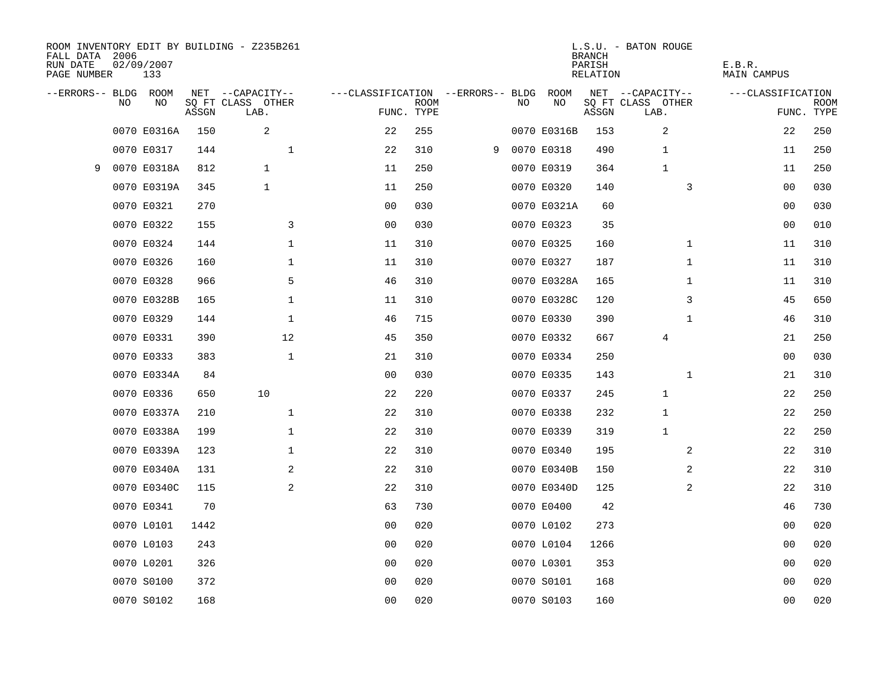ROOM INVENTORY EDIT BY BUILDING - Z235B261
FALL DATA 2006
RUN DATE 02/09/2007
PAGE NUMBER 133

L.S.U. - BATON ROUGE
BRANCH
PARISH E.B.R.
RELATION MAIN CAMPUS

| --ERRORS-- | BLDG NO | ROOM NO | NET SQ FT ASSGN | --CAPACITY-- CLASS LAB. | OTHER | ---CLASSIFICATION FUNC. | ROOM TYPE | --ERRORS-- | BLDG NO | ROOM NO | NET SQ FT ASSGN | --CAPACITY-- CLASS LAB. | OTHER | ---CLASSIFICATION FUNC. | ROOM TYPE |
|---|---|---|---|---|---|---|---|---|---|---|---|---|---|---|---|
| | 0070 | E0316A | 150 | 2 | | 22 | 255 | | 0070 | E0316B | 153 | 2 | | 22 | 250 |
| | 0070 | E0317 | 144 | | 1 | 22 | 310 | 9 | 0070 | E0318 | 490 | 1 | | 11 | 250 |
| 9 | 0070 | E0318A | 812 | 1 | | 11 | 250 | | 0070 | E0319 | 364 | 1 | | 11 | 250 |
| | 0070 | E0319A | 345 | 1 | | 11 | 250 | | 0070 | E0320 | 140 | | 3 | 00 | 030 |
| | 0070 | E0321 | 270 | | | 00 | 030 | | 0070 | E0321A | 60 | | | 00 | 030 |
| | 0070 | E0322 | 155 | | 3 | 00 | 030 | | 0070 | E0323 | 35 | | | 00 | 010 |
| | 0070 | E0324 | 144 | | 1 | 11 | 310 | | 0070 | E0325 | 160 | | 1 | 11 | 310 |
| | 0070 | E0326 | 160 | | 1 | 11 | 310 | | 0070 | E0327 | 187 | | 1 | 11 | 310 |
| | 0070 | E0328 | 966 | | 5 | 46 | 310 | | 0070 | E0328A | 165 | | 1 | 11 | 310 |
| | 0070 | E0328B | 165 | | 1 | 11 | 310 | | 0070 | E0328C | 120 | | 3 | 45 | 650 |
| | 0070 | E0329 | 144 | | 1 | 46 | 715 | | 0070 | E0330 | 390 | | 1 | 46 | 310 |
| | 0070 | E0331 | 390 | | 12 | 45 | 350 | | 0070 | E0332 | 667 | 4 | | 21 | 250 |
| | 0070 | E0333 | 383 | | 1 | 21 | 310 | | 0070 | E0334 | 250 | | | 00 | 030 |
| | 0070 | E0334A | 84 | | | 00 | 030 | | 0070 | E0335 | 143 | | 1 | 21 | 310 |
| | 0070 | E0336 | 650 | 10 | | 22 | 220 | | 0070 | E0337 | 245 | 1 | | 22 | 250 |
| | 0070 | E0337A | 210 | | 1 | 22 | 310 | | 0070 | E0338 | 232 | 1 | | 22 | 250 |
| | 0070 | E0338A | 199 | | 1 | 22 | 310 | | 0070 | E0339 | 319 | 1 | | 22 | 250 |
| | 0070 | E0339A | 123 | | 1 | 22 | 310 | | 0070 | E0340 | 195 | | 2 | 22 | 310 |
| | 0070 | E0340A | 131 | | 2 | 22 | 310 | | 0070 | E0340B | 150 | | 2 | 22 | 310 |
| | 0070 | E0340C | 115 | | 2 | 22 | 310 | | 0070 | E0340D | 125 | | 2 | 22 | 310 |
| | 0070 | E0341 | 70 | | | 63 | 730 | | 0070 | E0400 | 42 | | | 46 | 730 |
| | 0070 | L0101 | 1442 | | | 00 | 020 | | 0070 | L0102 | 273 | | | 00 | 020 |
| | 0070 | L0103 | 243 | | | 00 | 020 | | 0070 | L0104 | 1266 | | | 00 | 020 |
| | 0070 | L0201 | 326 | | | 00 | 020 | | 0070 | L0301 | 353 | | | 00 | 020 |
| | 0070 | S0100 | 372 | | | 00 | 020 | | 0070 | S0101 | 168 | | | 00 | 020 |
| | 0070 | S0102 | 168 | | | 00 | 020 | | 0070 | S0103 | 160 | | | 00 | 020 |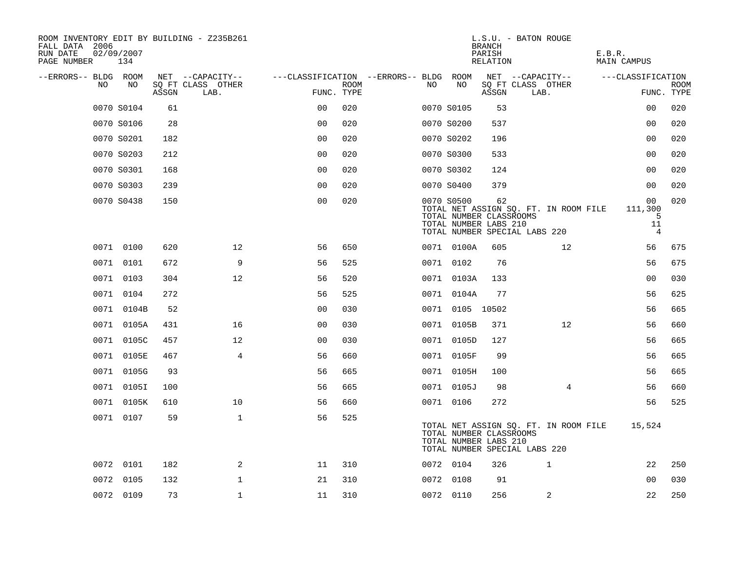ROOM INVENTORY EDIT BY BUILDING - Z235B261
FALL DATA 2006
RUN DATE 02/09/2007

L.S.U. - BATON ROUGE
BRANCH
PARISH E.B.R.
RELATION MAIN CAMPUS

| --ERRORS-- | BLDG NO | ROOM NO | NET SQ FT ASSGN | CAPACITY CLASS | CAPACITY OTHER LAB. | CLASSIFICATION FUNC. | ROOM TYPE | --ERRORS-- | BLDG NO | ROOM NO | NET SQ FT ASSGN | CAPACITY CLASS | CAPACITY OTHER LAB. | CLASSIFICATION FUNC. | ROOM TYPE |
|---|---|---|---|---|---|---|---|---|---|---|---|---|---|---|---|
| | 0070 | S0104 | 61 | | | 00 | 020 | | 0070 | S0105 | 53 | | | 00 | 020 |
| | 0070 | S0106 | 28 | | | 00 | 020 | | 0070 | S0200 | 537 | | | 00 | 020 |
| | 0070 | S0201 | 182 | | | 00 | 020 | | 0070 | S0202 | 196 | | | 00 | 020 |
| | 0070 | S0203 | 212 | | | 00 | 020 | | 0070 | S0300 | 533 | | | 00 | 020 |
| | 0070 | S0301 | 168 | | | 00 | 020 | | 0070 | S0302 | 124 | | | 00 | 020 |
| | 0070 | S0303 | 239 | | | 00 | 020 | | 0070 | S0400 | 379 | | | 00 | 020 |
| | 0070 | S0438 | 150 | | | 00 | 020 | | 0070 | S0500 | 62 | | | 00 | 020 |
| | | | | | | | | | TOTAL NET ASSIGN SQ. FT. IN ROOM FILE | | | | | 111,300 | |
| | | | | | | | | | TOTAL NUMBER CLASSROOMS | | | | | 5 | |
| | | | | | | | | | TOTAL NUMBER LABS 210 | | | | | 11 | |
| | | | | | | | | | TOTAL NUMBER SPECIAL LABS 220 | | | | | 4 | |
| | 0071 | 0100 | 620 | | 12 | 56 | 650 | | 0071 | 0100A | 605 | | 12 | 56 | 675 |
| | 0071 | 0101 | 672 | | 9 | 56 | 525 | | 0071 | 0102 | 76 | | | 56 | 675 |
| | 0071 | 0103 | 304 | | 12 | 56 | 520 | | 0071 | 0103A | 133 | | | 00 | 030 |
| | 0071 | 0104 | 272 | | | 56 | 525 | | 0071 | 0104A | 77 | | | 56 | 625 |
| | 0071 | 0104B | 52 | | | 00 | 030 | | 0071 | 0105 | 10502 | | | 56 | 665 |
| | 0071 | 0105A | 431 | | 16 | 00 | 030 | | 0071 | 0105B | 371 | | 12 | 56 | 660 |
| | 0071 | 0105C | 457 | | 12 | 00 | 030 | | 0071 | 0105D | 127 | | | 56 | 665 |
| | 0071 | 0105E | 467 | | 4 | 56 | 660 | | 0071 | 0105F | 99 | | | 56 | 665 |
| | 0071 | 0105G | 93 | | | 56 | 665 | | 0071 | 0105H | 100 | | | 56 | 665 |
| | 0071 | 0105I | 100 | | | 56 | 665 | | 0071 | 0105J | 98 | | 4 | 56 | 660 |
| | 0071 | 0105K | 610 | | 10 | 56 | 660 | | 0071 | 0106 | 272 | | | 56 | 525 |
| | 0071 | 0107 | 59 | | 1 | 56 | 525 | | | | | | | | |
| | | | | | | | | | TOTAL NET ASSIGN SQ. FT. IN ROOM FILE | | | | | 15,524 | |
| | | | | | | | | | TOTAL NUMBER CLASSROOMS | | | | | | |
| | | | | | | | | | TOTAL NUMBER LABS 210 | | | | | | |
| | | | | | | | | | TOTAL NUMBER SPECIAL LABS 220 | | | | | | |
| | 0072 | 0101 | 182 | | 2 | 11 | 310 | | 0072 | 0104 | 326 | 1 | | 22 | 250 |
| | 0072 | 0105 | 132 | | 1 | 21 | 310 | | 0072 | 0108 | 91 | | | 00 | 030 |
| | 0072 | 0109 | 73 | | 1 | 11 | 310 | | 0072 | 0110 | 256 | 2 | | 22 | 250 |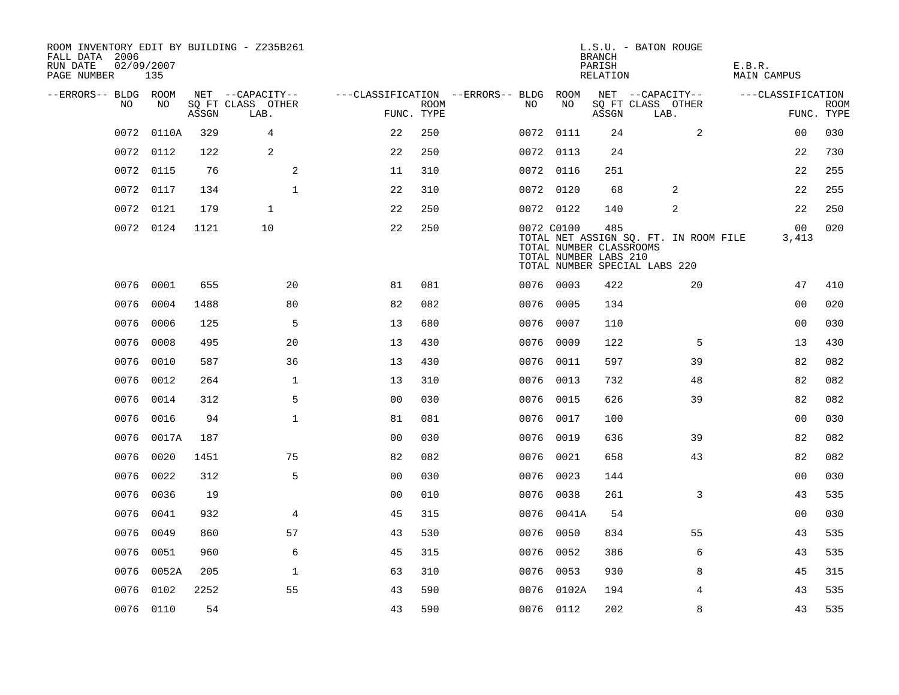ROOM INVENTORY EDIT BY BUILDING - Z235B261
FALL DATA 2006
RUN DATE 02/09/2007
PAGE NUMBER 135

L.S.U. - BATON ROUGE
BRANCH
PARISH E.B.R.
RELATION MAIN CAMPUS

| --ERRORS-- | BLDG NO | ROOM NO | NET SQ FT ASSGN | --CAPACITY-- CLASS LAB. | OTHER | ---CLASSIFICATION FUNC. | ROOM TYPE | --ERRORS-- | BLDG NO | ROOM NO | NET SQ FT ASSGN | --CAPACITY-- CLASS LAB. | OTHER | ---CLASSIFICATION FUNC. | ROOM TYPE |
|---|---|---|---|---|---|---|---|---|---|---|---|---|---|---|---|
| | 0072 | 0110A | 329 | 4 | | 22 | 250 | | 0072 | 0111 | 24 | | 2 | 00 | 030 |
| | 0072 | 0112 | 122 | 2 | | 22 | 250 | | 0072 | 0113 | 24 | | | 22 | 730 |
| | 0072 | 0115 | 76 | | 2 | 11 | 310 | | 0072 | 0116 | 251 | | | 22 | 255 |
| | 0072 | 0117 | 134 | | 1 | 22 | 310 | | 0072 | 0120 | 68 | 2 | | 22 | 255 |
| | 0072 | 0121 | 179 | 1 | | 22 | 250 | | 0072 | 0122 | 140 | 2 | | 22 | 250 |
| | 0072 | 0124 | 1121 | 10 | | 22 | 250 | | 0072 | C0100 | 485 | | | 00 | 020 |
| | | | | | | | | | TOTAL NET ASSIGN SQ. FT. IN ROOM FILE | | | | | 3,413 | |
| | | | | | | | | | TOTAL NUMBER CLASSROOMS | | | | | | |
| | | | | | | | | | TOTAL NUMBER LABS 210 | | | | | | |
| | | | | | | | | | TOTAL NUMBER SPECIAL LABS 220 | | | | | | |
| | 0076 | 0001 | 655 | | 20 | 81 | 081 | | 0076 | 0003 | 422 | | 20 | 47 | 410 |
| | 0076 | 0004 | 1488 | | 80 | 82 | 082 | | 0076 | 0005 | 134 | | | 00 | 020 |
| | 0076 | 0006 | 125 | | 5 | 13 | 680 | | 0076 | 0007 | 110 | | | 00 | 030 |
| | 0076 | 0008 | 495 | | 20 | 13 | 430 | | 0076 | 0009 | 122 | | 5 | 13 | 430 |
| | 0076 | 0010 | 587 | | 36 | 13 | 430 | | 0076 | 0011 | 597 | | 39 | 82 | 082 |
| | 0076 | 0012 | 264 | | 1 | 13 | 310 | | 0076 | 0013 | 732 | | 48 | 82 | 082 |
| | 0076 | 0014 | 312 | | 5 | 00 | 030 | | 0076 | 0015 | 626 | | 39 | 82 | 082 |
| | 0076 | 0016 | 94 | | 1 | 81 | 081 | | 0076 | 0017 | 100 | | | 00 | 030 |
| | 0076 | 0017A | 187 | | | 00 | 030 | | 0076 | 0019 | 636 | | 39 | 82 | 082 |
| | 0076 | 0020 | 1451 | | 75 | 82 | 082 | | 0076 | 0021 | 658 | | 43 | 82 | 082 |
| | 0076 | 0022 | 312 | | 5 | 00 | 030 | | 0076 | 0023 | 144 | | | 00 | 030 |
| | 0076 | 0036 | 19 | | | 00 | 010 | | 0076 | 0038 | 261 | | 3 | 43 | 535 |
| | 0076 | 0041 | 932 | | 4 | 45 | 315 | | 0076 | 0041A | 54 | | | 00 | 030 |
| | 0076 | 0049 | 860 | | 57 | 43 | 530 | | 0076 | 0050 | 834 | | 55 | 43 | 535 |
| | 0076 | 0051 | 960 | | 6 | 45 | 315 | | 0076 | 0052 | 386 | | 6 | 43 | 535 |
| | 0076 | 0052A | 205 | | 1 | 63 | 310 | | 0076 | 0053 | 930 | | 8 | 45 | 315 |
| | 0076 | 0102 | 2252 | | 55 | 43 | 590 | | 0076 | 0102A | 194 | | 4 | 43 | 535 |
| | 0076 | 0110 | 54 | | | 43 | 590 | | 0076 | 0112 | 202 | | 8 | 43 | 535 |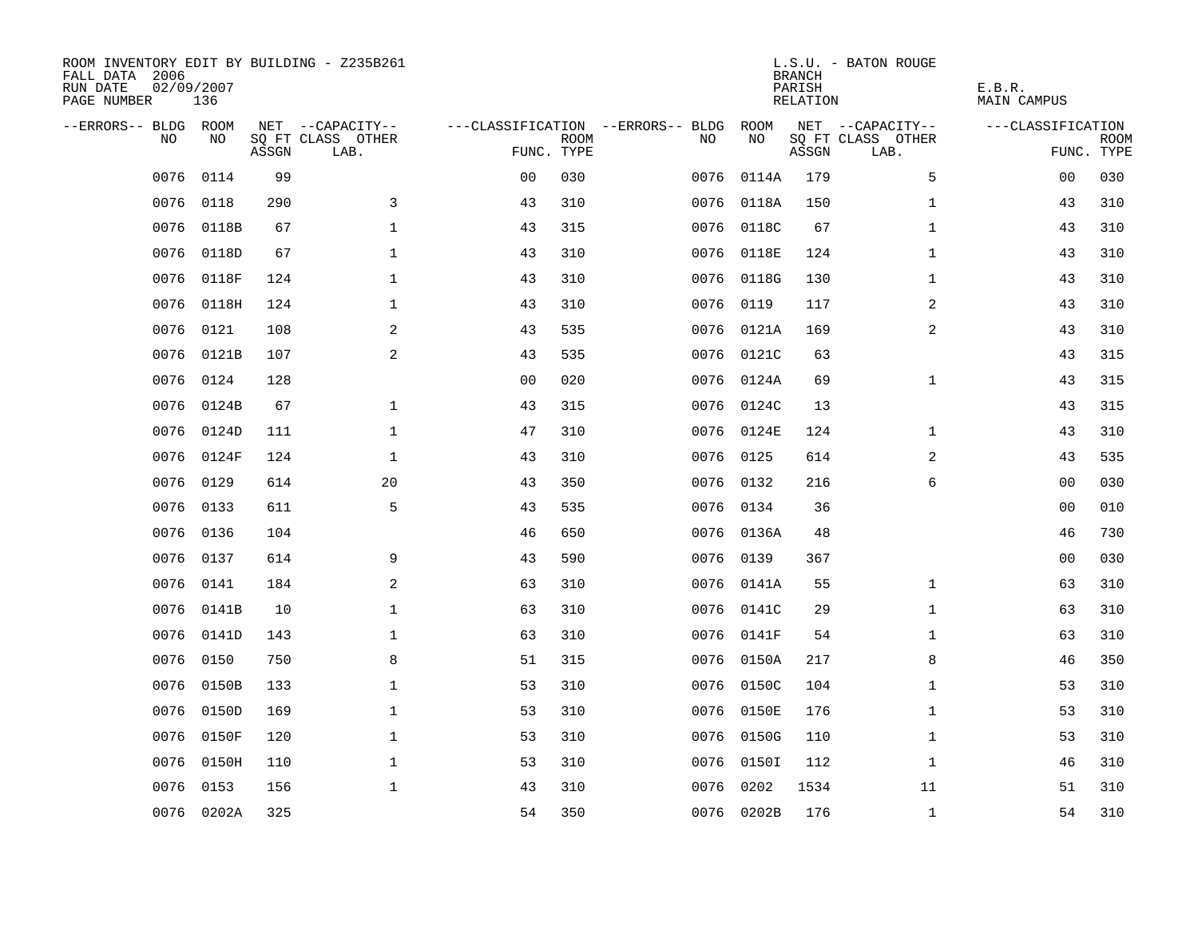ROOM INVENTORY EDIT BY BUILDING - Z235B261
FALL DATA 2006
RUN DATE 02/09/2007
PAGE NUMBER 136

L.S.U. - BATON ROUGE
BRANCH
PARISH E.B.R.
RELATION MAIN CAMPUS

| --ERRORS-- | BLDG NO | ROOM NO | NET SQ FT ASSGN | --CAPACITY-- CLASS | OTHER LAB. | ---CLASSIFICATION FUNC. | ROOM TYPE | --ERRORS-- | BLDG NO | ROOM NO | NET SQ FT ASSGN | --CAPACITY-- CLASS | OTHER LAB. | ---CLASSIFICATION FUNC. | ROOM TYPE |
|---|---|---|---|---|---|---|---|---|---|---|---|---|---|---|---|
| | 0076 | 0114 | 99 | | | 00 | 030 | | 0076 | 0114A | 179 | | 5 | 00 | 030 |
| | 0076 | 0118 | 290 | | 3 | 43 | 310 | | 0076 | 0118A | 150 | | 1 | 43 | 310 |
| | 0076 | 0118B | 67 | | 1 | 43 | 315 | | 0076 | 0118C | 67 | | 1 | 43 | 310 |
| | 0076 | 0118D | 67 | | 1 | 43 | 310 | | 0076 | 0118E | 124 | | 1 | 43 | 310 |
| | 0076 | 0118F | 124 | | 1 | 43 | 310 | | 0076 | 0118G | 130 | | 1 | 43 | 310 |
| | 0076 | 0118H | 124 | | 1 | 43 | 310 | | 0076 | 0119 | 117 | | 2 | 43 | 310 |
| | 0076 | 0121 | 108 | | 2 | 43 | 535 | | 0076 | 0121A | 169 | | 2 | 43 | 310 |
| | 0076 | 0121B | 107 | | 2 | 43 | 535 | | 0076 | 0121C | 63 | | | 43 | 315 |
| | 0076 | 0124 | 128 | | | 00 | 020 | | 0076 | 0124A | 69 | | 1 | 43 | 315 |
| | 0076 | 0124B | 67 | | 1 | 43 | 315 | | 0076 | 0124C | 13 | | | 43 | 315 |
| | 0076 | 0124D | 111 | | 1 | 47 | 310 | | 0076 | 0124E | 124 | | 1 | 43 | 310 |
| | 0076 | 0124F | 124 | | 1 | 43 | 310 | | 0076 | 0125 | 614 | | 2 | 43 | 535 |
| | 0076 | 0129 | 614 | | 20 | 43 | 350 | | 0076 | 0132 | 216 | | 6 | 00 | 030 |
| | 0076 | 0133 | 611 | | 5 | 43 | 535 | | 0076 | 0134 | 36 | | | 00 | 010 |
| | 0076 | 0136 | 104 | | | 46 | 650 | | 0076 | 0136A | 48 | | | 46 | 730 |
| | 0076 | 0137 | 614 | | 9 | 43 | 590 | | 0076 | 0139 | 367 | | | 00 | 030 |
| | 0076 | 0141 | 184 | | 2 | 63 | 310 | | 0076 | 0141A | 55 | | 1 | 63 | 310 |
| | 0076 | 0141B | 10 | | 1 | 63 | 310 | | 0076 | 0141C | 29 | | 1 | 63 | 310 |
| | 0076 | 0141D | 143 | | 1 | 63 | 310 | | 0076 | 0141F | 54 | | 1 | 63 | 310 |
| | 0076 | 0150 | 750 | | 8 | 51 | 315 | | 0076 | 0150A | 217 | | 8 | 46 | 350 |
| | 0076 | 0150B | 133 | | 1 | 53 | 310 | | 0076 | 0150C | 104 | | 1 | 53 | 310 |
| | 0076 | 0150D | 169 | | 1 | 53 | 310 | | 0076 | 0150E | 176 | | 1 | 53 | 310 |
| | 0076 | 0150F | 120 | | 1 | 53 | 310 | | 0076 | 0150G | 110 | | 1 | 53 | 310 |
| | 0076 | 0150H | 110 | | 1 | 53 | 310 | | 0076 | 0150I | 112 | | 1 | 46 | 310 |
| | 0076 | 0153 | 156 | | 1 | 43 | 310 | | 0076 | 0202 | 1534 | | 11 | 51 | 310 |
| | 0076 | 0202A | 325 | | | 54 | 350 | | 0076 | 0202B | 176 | | 1 | 54 | 310 |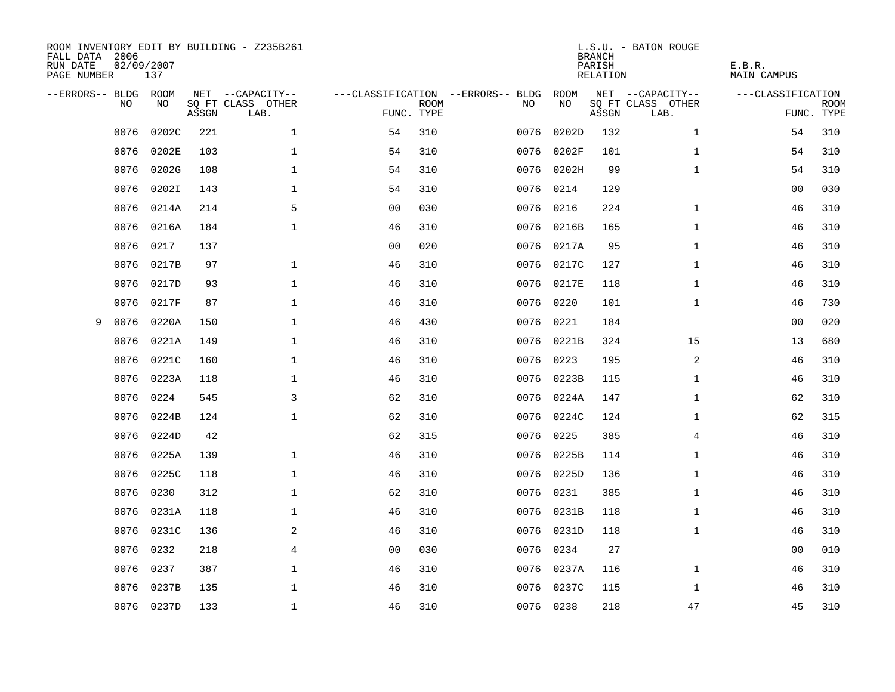ROOM INVENTORY EDIT BY BUILDING - Z235B261
FALL DATA 2006
RUN DATE 02/09/2007
PAGE NUMBER 137

L.S.U. - BATON ROUGE
BRANCH
PARISH E.B.R.
RELATION MAIN CAMPUS

| --ERRORS-- | BLDG NO | ROOM NO | NET SQ FT ASSGN | --CAPACITY-- CLASS LAB. | OTHER | ---CLASSIFICATION FUNC. | ROOM TYPE | --ERRORS-- | BLDG NO | ROOM NO | NET SQ FT ASSGN | --CAPACITY-- CLASS LAB. | OTHER | ---CLASSIFICATION FUNC. | ROOM TYPE |
|---|---|---|---|---|---|---|---|---|---|---|---|---|---|---|---|
| | 0076 | 0202C | 221 | | 1 | 54 | 310 | | 0076 | 0202D | 132 | | 1 | 54 | 310 |
| | 0076 | 0202E | 103 | | 1 | 54 | 310 | | 0076 | 0202F | 101 | | 1 | 54 | 310 |
| | 0076 | 0202G | 108 | | 1 | 54 | 310 | | 0076 | 0202H | 99 | | 1 | 54 | 310 |
| | 0076 | 0202I | 143 | | 1 | 54 | 310 | | 0076 | 0214 | 129 | | | 00 | 030 |
| | 0076 | 0214A | 214 | | 5 | 00 | 030 | | 0076 | 0216 | 224 | | 1 | 46 | 310 |
| | 0076 | 0216A | 184 | | 1 | 46 | 310 | | 0076 | 0216B | 165 | | 1 | 46 | 310 |
| | 0076 | 0217 | 137 | | | 00 | 020 | | 0076 | 0217A | 95 | | 1 | 46 | 310 |
| | 0076 | 0217B | 97 | | 1 | 46 | 310 | | 0076 | 0217C | 127 | | 1 | 46 | 310 |
| | 0076 | 0217D | 93 | | 1 | 46 | 310 | | 0076 | 0217E | 118 | | 1 | 46 | 310 |
| | 0076 | 0217F | 87 | | 1 | 46 | 310 | | 0076 | 0220 | 101 | | 1 | 46 | 730 |
| 9 | 0076 | 0220A | 150 | | 1 | 46 | 430 | | 0076 | 0221 | 184 | | | 00 | 020 |
| | 0076 | 0221A | 149 | | 1 | 46 | 310 | | 0076 | 0221B | 324 | | 15 | 13 | 680 |
| | 0076 | 0221C | 160 | | 1 | 46 | 310 | | 0076 | 0223 | 195 | | 2 | 46 | 310 |
| | 0076 | 0223A | 118 | | 1 | 46 | 310 | | 0076 | 0223B | 115 | | 1 | 46 | 310 |
| | 0076 | 0224 | 545 | | 3 | 62 | 310 | | 0076 | 0224A | 147 | | 1 | 62 | 310 |
| | 0076 | 0224B | 124 | | 1 | 62 | 310 | | 0076 | 0224C | 124 | | 1 | 62 | 315 |
| | 0076 | 0224D | 42 | | | 62 | 315 | | 0076 | 0225 | 385 | | 4 | 46 | 310 |
| | 0076 | 0225A | 139 | | 1 | 46 | 310 | | 0076 | 0225B | 114 | | 1 | 46 | 310 |
| | 0076 | 0225C | 118 | | 1 | 46 | 310 | | 0076 | 0225D | 136 | | 1 | 46 | 310 |
| | 0076 | 0230 | 312 | | 1 | 62 | 310 | | 0076 | 0231 | 385 | | 1 | 46 | 310 |
| | 0076 | 0231A | 118 | | 1 | 46 | 310 | | 0076 | 0231B | 118 | | 1 | 46 | 310 |
| | 0076 | 0231C | 136 | | 2 | 46 | 310 | | 0076 | 0231D | 118 | | 1 | 46 | 310 |
| | 0076 | 0232 | 218 | | 4 | 00 | 030 | | 0076 | 0234 | 27 | | | 00 | 010 |
| | 0076 | 0237 | 387 | | 1 | 46 | 310 | | 0076 | 0237A | 116 | | 1 | 46 | 310 |
| | 0076 | 0237B | 135 | | 1 | 46 | 310 | | 0076 | 0237C | 115 | | 1 | 46 | 310 |
| | 0076 | 0237D | 133 | | 1 | 46 | 310 | | 0076 | 0238 | 218 | | 47 | 45 | 310 |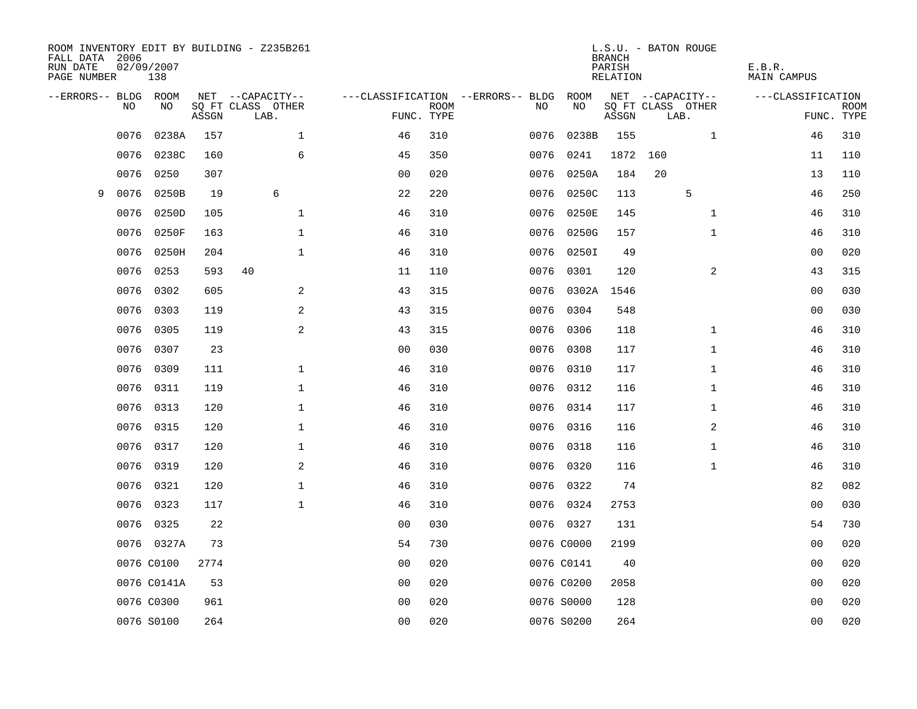ROOM INVENTORY EDIT BY BUILDING - Z235B261
FALL DATA 2006
RUN DATE 02/09/2007
PAGE NUMBER 138

L.S.U. - BATON ROUGE
BRANCH
PARISH E.B.R.
RELATION MAIN CAMPUS

| --ERRORS-- | BLDG NO | ROOM NO | NET SQ FT ASSGN | CAPACITY CLASS LAB. | CAPACITY OTHER | CLASSIFICATION FUNC. | ROOM TYPE | --ERRORS-- | BLDG NO | ROOM NO | NET SQ FT ASSGN | CAPACITY CLASS LAB. | CAPACITY OTHER | CLASSIFICATION FUNC. | ROOM TYPE |
|---|---|---|---|---|---|---|---|---|---|---|---|---|---|---|---|
| | 0076 | 0238A | 157 | | 1 | 46 | 310 | | 0076 | 0238B | 155 | | 1 | 46 | 310 |
| | 0076 | 0238C | 160 | | 6 | 45 | 350 | | 0076 | 0241 | 1872 | 160 | | 11 | 110 |
| | 0076 | 0250 | 307 | | | 00 | 020 | | 0076 | 0250A | 184 | 20 | | 13 | 110 |
| 9 | 0076 | 0250B | 19 | 6 | | 22 | 220 | | 0076 | 0250C | 113 | 5 | | 46 | 250 |
| | 0076 | 0250D | 105 | | 1 | 46 | 310 | | 0076 | 0250E | 145 | | 1 | 46 | 310 |
| | 0076 | 0250F | 163 | | 1 | 46 | 310 | | 0076 | 0250G | 157 | | 1 | 46 | 310 |
| | 0076 | 0250H | 204 | | 1 | 46 | 310 | | 0076 | 0250I | 49 | | | 00 | 020 |
| | 0076 | 0253 | 593 | 40 | | 11 | 110 | | 0076 | 0301 | 120 | | 2 | 43 | 315 |
| | 0076 | 0302 | 605 | | 2 | 43 | 315 | | 0076 | 0302A | 1546 | | | 00 | 030 |
| | 0076 | 0303 | 119 | | 2 | 43 | 315 | | 0076 | 0304 | 548 | | | 00 | 030 |
| | 0076 | 0305 | 119 | | 2 | 43 | 315 | | 0076 | 0306 | 118 | | 1 | 46 | 310 |
| | 0076 | 0307 | 23 | | | 00 | 030 | | 0076 | 0308 | 117 | | 1 | 46 | 310 |
| | 0076 | 0309 | 111 | | 1 | 46 | 310 | | 0076 | 0310 | 117 | | 1 | 46 | 310 |
| | 0076 | 0311 | 119 | | 1 | 46 | 310 | | 0076 | 0312 | 116 | | 1 | 46 | 310 |
| | 0076 | 0313 | 120 | | 1 | 46 | 310 | | 0076 | 0314 | 117 | | 1 | 46 | 310 |
| | 0076 | 0315 | 120 | | 1 | 46 | 310 | | 0076 | 0316 | 116 | | 2 | 46 | 310 |
| | 0076 | 0317 | 120 | | 1 | 46 | 310 | | 0076 | 0318 | 116 | | 1 | 46 | 310 |
| | 0076 | 0319 | 120 | | 2 | 46 | 310 | | 0076 | 0320 | 116 | | 1 | 46 | 310 |
| | 0076 | 0321 | 120 | | 1 | 46 | 310 | | 0076 | 0322 | 74 | | | 82 | 082 |
| | 0076 | 0323 | 117 | | 1 | 46 | 310 | | 0076 | 0324 | 2753 | | | 00 | 030 |
| | 0076 | 0325 | 22 | | | 00 | 030 | | 0076 | 0327 | 131 | | | 54 | 730 |
| | 0076 | 0327A | 73 | | | 54 | 730 | | 0076 | C0000 | 2199 | | | 00 | 020 |
| | 0076 | C0100 | 2774 | | | 00 | 020 | | 0076 | C0141 | 40 | | | 00 | 020 |
| | 0076 | C0141A | 53 | | | 00 | 020 | | 0076 | C0200 | 2058 | | | 00 | 020 |
| | 0076 | C0300 | 961 | | | 00 | 020 | | 0076 | S0000 | 128 | | | 00 | 020 |
| | 0076 | S0100 | 264 | | | 00 | 020 | | 0076 | S0200 | 264 | | | 00 | 020 |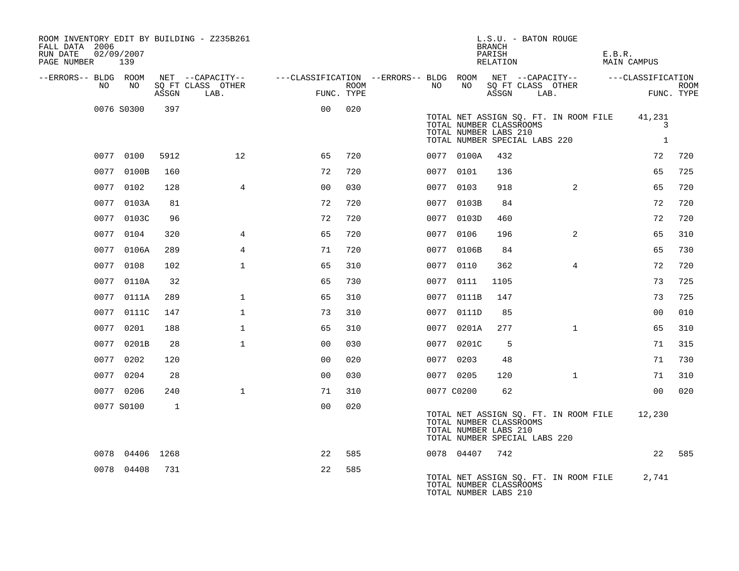ROOM INVENTORY EDIT BY BUILDING - Z235B261
FALL DATA 2006
RUN DATE 02/09/2007
PAGE NUMBER 139

L.S.U. - BATON ROUGE
BRANCH
PARISH E.B.R.
RELATION MAIN CAMPUS

| --ERRORS-- | BLDG NO | ROOM NO | NET SQ FT ASSGN | --CAPACITY-- CLASS | LAB. | OTHER | ---CLASSIFICATION FUNC. | ROOM TYPE | --ERRORS-- | BLDG NO | ROOM NO | NET SQ FT ASSGN | --CAPACITY-- CLASS | LAB. | OTHER | ---CLASSIFICATION FUNC. | ROOM TYPE |
|---|---|---|---|---|---|---|---|---|---|---|---|---|---|---|---|---|---|
| | 0076 | S0300 | 397 | | | | 00 | 020 | | | | | | | | | |

TOTAL NET ASSIGN SQ. FT. IN ROOM FILE 41,231
TOTAL NUMBER CLASSROOMS 3
TOTAL NUMBER LABS 210
TOTAL NUMBER SPECIAL LABS 220 1

| --ERRORS-- | BLDG NO | ROOM NO | NET SQ FT ASSGN | --CAPACITY-- CLASS | LAB. | OTHER | ---CLASSIFICATION FUNC. | ROOM TYPE | --ERRORS-- | BLDG NO | ROOM NO | NET SQ FT ASSGN | --CAPACITY-- CLASS | LAB. | OTHER | ---CLASSIFICATION FUNC. | ROOM TYPE |
|---|---|---|---|---|---|---|---|---|---|---|---|---|---|---|---|---|---|
| | 0077 | 0100 | 5912 | | | 12 | 65 | 720 | | 0077 | 0100A | 432 | | | | 72 | 720 |
| | 0077 | 0100B | 160 | | | | 72 | 720 | | 0077 | 0101 | 136 | | | | 65 | 725 |
| | 0077 | 0102 | 128 | | | 4 | 00 | 030 | | 0077 | 0103 | 918 | | | 2 | 65 | 720 |
| | 0077 | 0103A | 81 | | | | 72 | 720 | | 0077 | 0103B | 84 | | | | 72 | 720 |
| | 0077 | 0103C | 96 | | | | 72 | 720 | | 0077 | 0103D | 460 | | | | 72 | 720 |
| | 0077 | 0104 | 320 | | | 4 | 65 | 720 | | 0077 | 0106 | 196 | | | 2 | 65 | 310 |
| | 0077 | 0106A | 289 | | | 4 | 71 | 720 | | 0077 | 0106B | 84 | | | | 65 | 730 |
| | 0077 | 0108 | 102 | | | 1 | 65 | 310 | | 0077 | 0110 | 362 | | | 4 | 72 | 720 |
| | 0077 | 0110A | 32 | | | | 65 | 730 | | 0077 | 0111 | 1105 | | | | 73 | 725 |
| | 0077 | 0111A | 289 | | | 1 | 65 | 310 | | 0077 | 0111B | 147 | | | | 73 | 725 |
| | 0077 | 0111C | 147 | | | 1 | 73 | 310 | | 0077 | 0111D | 85 | | | | 00 | 010 |
| | 0077 | 0201 | 188 | | | 1 | 65 | 310 | | 0077 | 0201A | 277 | | | 1 | 65 | 310 |
| | 0077 | 0201B | 28 | | | 1 | 00 | 030 | | 0077 | 0201C | 5 | | | | 71 | 315 |
| | 0077 | 0202 | 120 | | | | 00 | 020 | | 0077 | 0203 | 48 | | | | 71 | 730 |
| | 0077 | 0204 | 28 | | | | 00 | 030 | | 0077 | 0205 | 120 | | | 1 | 71 | 310 |
| | 0077 | 0206 | 240 | | | 1 | 71 | 310 | | 0077 | C0200 | 62 | | | | 00 | 020 |
| | 0077 | S0100 | 1 | | | | 00 | 020 | | | | | | | | | |

TOTAL NET ASSIGN SQ. FT. IN ROOM FILE 12,230
TOTAL NUMBER CLASSROOMS
TOTAL NUMBER LABS 210
TOTAL NUMBER SPECIAL LABS 220

| --ERRORS-- | BLDG NO | ROOM NO | NET SQ FT ASSGN | --CAPACITY-- CLASS | LAB. | OTHER | ---CLASSIFICATION FUNC. | ROOM TYPE | --ERRORS-- | BLDG NO | ROOM NO | NET SQ FT ASSGN | --CAPACITY-- CLASS | LAB. | OTHER | ---CLASSIFICATION FUNC. | ROOM TYPE |
|---|---|---|---|---|---|---|---|---|---|---|---|---|---|---|---|---|---|
| | 0078 | 04406 | 1268 | | | | 22 | 585 | | 0078 | 04407 | 742 | | | | 22 | 585 |
| | 0078 | 04408 | 731 | | | | 22 | 585 | | | | | | | | | |

TOTAL NET ASSIGN SQ. FT. IN ROOM FILE 2,741
TOTAL NUMBER CLASSROOMS
TOTAL NUMBER LABS 210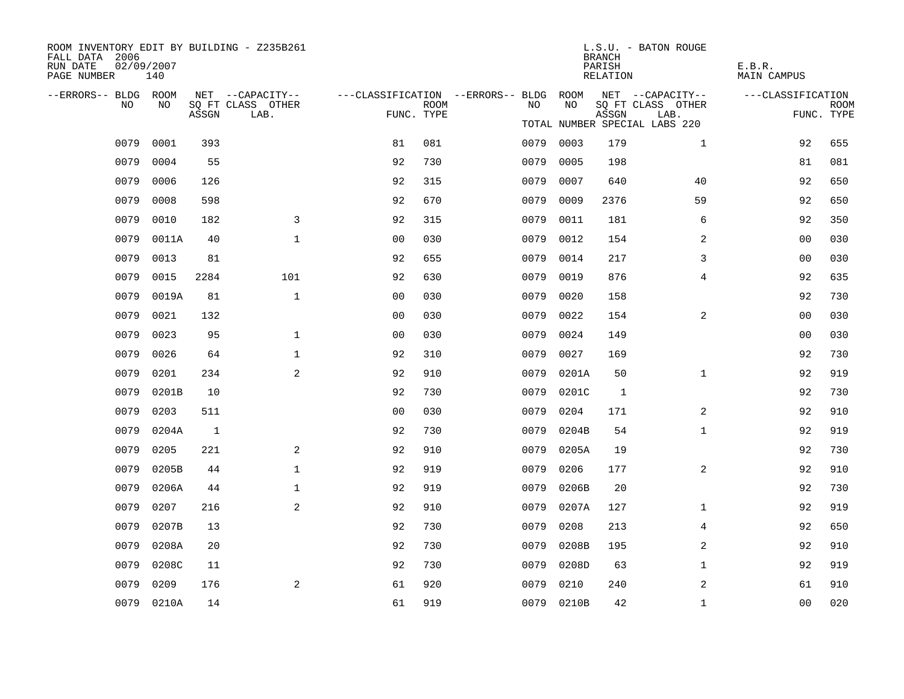ROOM INVENTORY EDIT BY BUILDING - Z235B261
FALL DATA 2006
RUN DATE 02/09/2007
PAGE NUMBER 140

L.S.U. - BATON ROUGE
BRANCH
PARISH E.B.R.
RELATION MAIN CAMPUS

TOTAL NUMBER SPECIAL LABS 220

| --ERRORS-- | BLDG NO | ROOM NO | NET SQ FT ASSGN | --CAPACITY-- CLASS LAB. | OTHER | ---CLASSIFICATION FUNC. | ROOM TYPE | --ERRORS-- | BLDG NO | ROOM NO | NET SQ FT ASSGN | --CAPACITY-- CLASS LAB. | OTHER | ---CLASSIFICATION FUNC. | ROOM TYPE |
|---|---|---|---|---|---|---|---|---|---|---|---|---|---|---|---|
| | 0079 | 0001 | 393 | | | 81 | 081 | | 0079 | 0003 | 179 | | 1 | 92 | 655 |
| | 0079 | 0004 | 55 | | | 92 | 730 | | 0079 | 0005 | 198 | | | 81 | 081 |
| | 0079 | 0006 | 126 | | | 92 | 315 | | 0079 | 0007 | 640 | | 40 | 92 | 650 |
| | 0079 | 0008 | 598 | | | 92 | 670 | | 0079 | 0009 | 2376 | | 59 | 92 | 650 |
| | 0079 | 0010 | 182 | | 3 | 92 | 315 | | 0079 | 0011 | 181 | | 6 | 92 | 350 |
| | 0079 | 0011A | 40 | | 1 | 00 | 030 | | 0079 | 0012 | 154 | | 2 | 00 | 030 |
| | 0079 | 0013 | 81 | | | 92 | 655 | | 0079 | 0014 | 217 | | 3 | 00 | 030 |
| | 0079 | 0015 | 2284 | | 101 | 92 | 630 | | 0079 | 0019 | 876 | | 4 | 92 | 635 |
| | 0079 | 0019A | 81 | | 1 | 00 | 030 | | 0079 | 0020 | 158 | | | 92 | 730 |
| | 0079 | 0021 | 132 | | | 00 | 030 | | 0079 | 0022 | 154 | | 2 | 00 | 030 |
| | 0079 | 0023 | 95 | | 1 | 00 | 030 | | 0079 | 0024 | 149 | | | 00 | 030 |
| | 0079 | 0026 | 64 | | 1 | 92 | 310 | | 0079 | 0027 | 169 | | | 92 | 730 |
| | 0079 | 0201 | 234 | | 2 | 92 | 910 | | 0079 | 0201A | 50 | | 1 | 92 | 919 |
| | 0079 | 0201B | 10 | | | 92 | 730 | | 0079 | 0201C | 1 | | | 92 | 730 |
| | 0079 | 0203 | 511 | | | 00 | 030 | | 0079 | 0204 | 171 | | 2 | 92 | 910 |
| | 0079 | 0204A | 1 | | | 92 | 730 | | 0079 | 0204B | 54 | | 1 | 92 | 919 |
| | 0079 | 0205 | 221 | | 2 | 92 | 910 | | 0079 | 0205A | 19 | | | 92 | 730 |
| | 0079 | 0205B | 44 | | 1 | 92 | 919 | | 0079 | 0206 | 177 | | 2 | 92 | 910 |
| | 0079 | 0206A | 44 | | 1 | 92 | 919 | | 0079 | 0206B | 20 | | | 92 | 730 |
| | 0079 | 0207 | 216 | | 2 | 92 | 910 | | 0079 | 0207A | 127 | | 1 | 92 | 919 |
| | 0079 | 0207B | 13 | | | 92 | 730 | | 0079 | 0208 | 213 | | 4 | 92 | 650 |
| | 0079 | 0208A | 20 | | | 92 | 730 | | 0079 | 0208B | 195 | | 2 | 92 | 910 |
| | 0079 | 0208C | 11 | | | 92 | 730 | | 0079 | 0208D | 63 | | 1 | 92 | 919 |
| | 0079 | 0209 | 176 | | 2 | 61 | 920 | | 0079 | 0210 | 240 | | 2 | 61 | 910 |
| | 0079 | 0210A | 14 | | | 61 | 919 | | 0079 | 0210B | 42 | | 1 | 00 | 020 |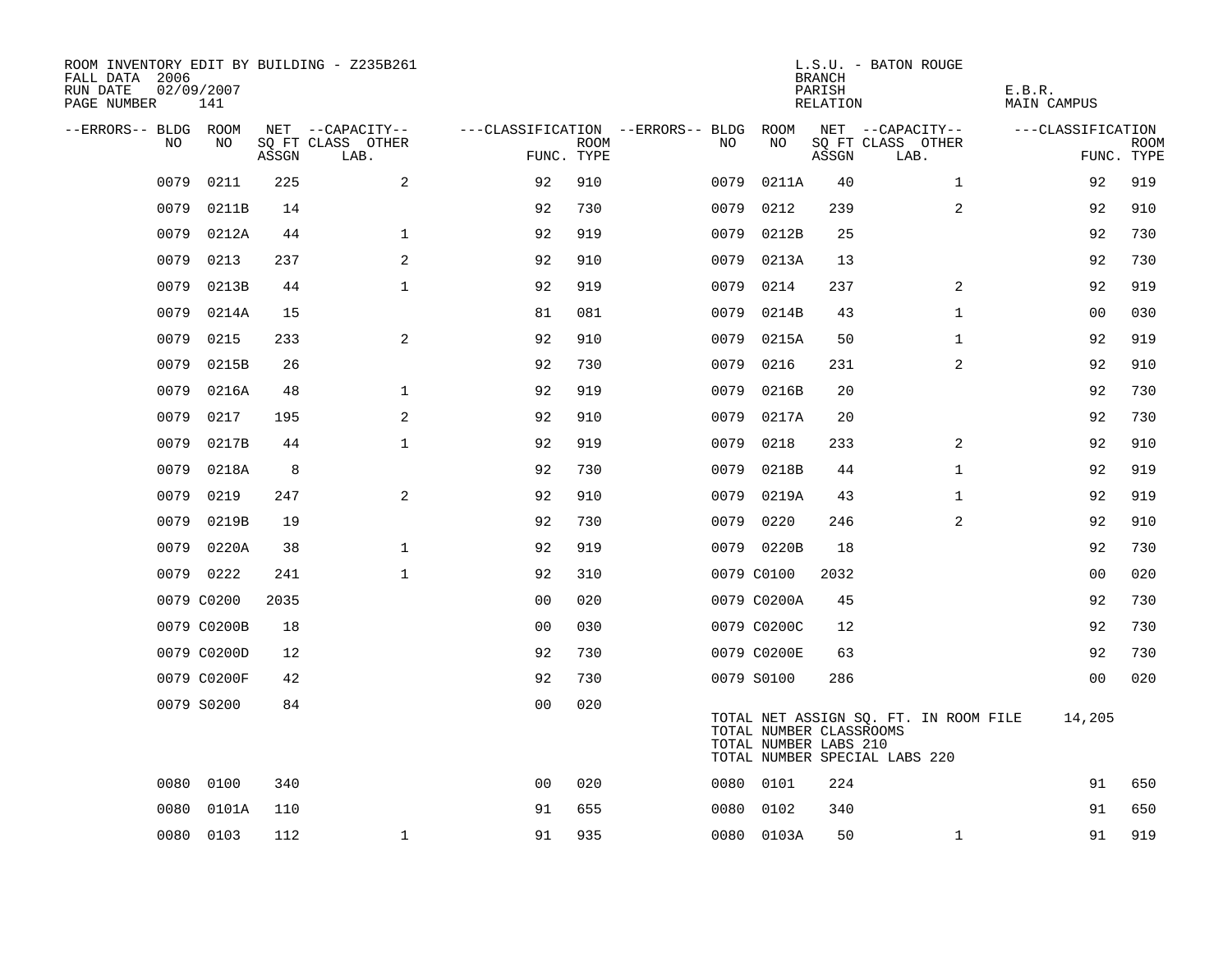ROOM INVENTORY EDIT BY BUILDING - Z235B261
FALL DATA 2006
RUN DATE 02/09/2007
PAGE NUMBER 141

L.S.U. - BATON ROUGE
BRANCH
PARISH E.B.R.
RELATION MAIN CAMPUS

| --ERRORS-- | BLDG NO | ROOM NO | NET SQ FT ASSGN | CAPACITY CLASS LAB. | CAPACITY OTHER | CLASSIFICATION FUNC. | ROOM TYPE | --ERRORS-- | BLDG NO | ROOM NO | NET SQ FT ASSGN | CAPACITY CLASS LAB. | CAPACITY OTHER | CLASSIFICATION FUNC. | ROOM TYPE |
|---|---|---|---|---|---|---|---|---|---|---|---|---|---|---|---|
| | 0079 | 0211 | 225 | | 2 | 92 | 910 | | 0079 | 0211A | 40 | | 1 | 92 | 919 |
| | 0079 | 0211B | 14 | | | 92 | 730 | | 0079 | 0212 | 239 | | 2 | 92 | 910 |
| | 0079 | 0212A | 44 | | 1 | 92 | 919 | | 0079 | 0212B | 25 | | | 92 | 730 |
| | 0079 | 0213 | 237 | | 2 | 92 | 910 | | 0079 | 0213A | 13 | | | 92 | 730 |
| | 0079 | 0213B | 44 | | 1 | 92 | 919 | | 0079 | 0214 | 237 | | 2 | 92 | 919 |
| | 0079 | 0214A | 15 | | | 81 | 081 | | 0079 | 0214B | 43 | | 1 | 00 | 030 |
| | 0079 | 0215 | 233 | | 2 | 92 | 910 | | 0079 | 0215A | 50 | | 1 | 92 | 919 |
| | 0079 | 0215B | 26 | | | 92 | 730 | | 0079 | 0216 | 231 | | 2 | 92 | 910 |
| | 0079 | 0216A | 48 | | 1 | 92 | 919 | | 0079 | 0216B | 20 | | | 92 | 730 |
| | 0079 | 0217 | 195 | | 2 | 92 | 910 | | 0079 | 0217A | 20 | | | 92 | 730 |
| | 0079 | 0217B | 44 | | 1 | 92 | 919 | | 0079 | 0218 | 233 | | 2 | 92 | 910 |
| | 0079 | 0218A | 8 | | | 92 | 730 | | 0079 | 0218B | 44 | | 1 | 92 | 919 |
| | 0079 | 0219 | 247 | | 2 | 92 | 910 | | 0079 | 0219A | 43 | | 1 | 92 | 919 |
| | 0079 | 0219B | 19 | | | 92 | 730 | | 0079 | 0220 | 246 | | 2 | 92 | 910 |
| | 0079 | 0220A | 38 | | 1 | 92 | 919 | | 0079 | 0220B | 18 | | | 92 | 730 |
| | 0079 | 0222 | 241 | | 1 | 92 | 310 | | 0079 | C0100 | 2032 | | | 00 | 020 |
| | 0079 | C0200 | 2035 | | | 00 | 020 | | 0079 | C0200A | 45 | | | 92 | 730 |
| | 0079 | C0200B | 18 | | | 00 | 030 | | 0079 | C0200C | 12 | | | 92 | 730 |
| | 0079 | C0200D | 12 | | | 92 | 730 | | 0079 | C0200E | 63 | | | 92 | 730 |
| | 0079 | C0200F | 42 | | | 92 | 730 | | 0079 | S0100 | 286 | | | 00 | 020 |
| | 0079 | S0200 | 84 | | | 00 | 020 | | | | | | | | |

TOTAL NET ASSIGN SQ. FT. IN ROOM FILE 14,205
TOTAL NUMBER CLASSROOMS
TOTAL NUMBER LABS 210
TOTAL NUMBER SPECIAL LABS 220

| --ERRORS-- | BLDG NO | ROOM NO | NET SQ FT ASSGN | CAPACITY CLASS LAB. | CAPACITY OTHER | CLASSIFICATION FUNC. | ROOM TYPE | --ERRORS-- | BLDG NO | ROOM NO | NET SQ FT ASSGN | CAPACITY CLASS LAB. | CAPACITY OTHER | CLASSIFICATION FUNC. | ROOM TYPE |
|---|---|---|---|---|---|---|---|---|---|---|---|---|---|---|---|
| | 0080 | 0100 | 340 | | | 00 | 020 | | 0080 | 0101 | 224 | | | 91 | 650 |
| | 0080 | 0101A | 110 | | | 91 | 655 | | 0080 | 0102 | 340 | | | 91 | 650 |
| | 0080 | 0103 | 112 | | 1 | 91 | 935 | | 0080 | 0103A | 50 | | 1 | 91 | 919 |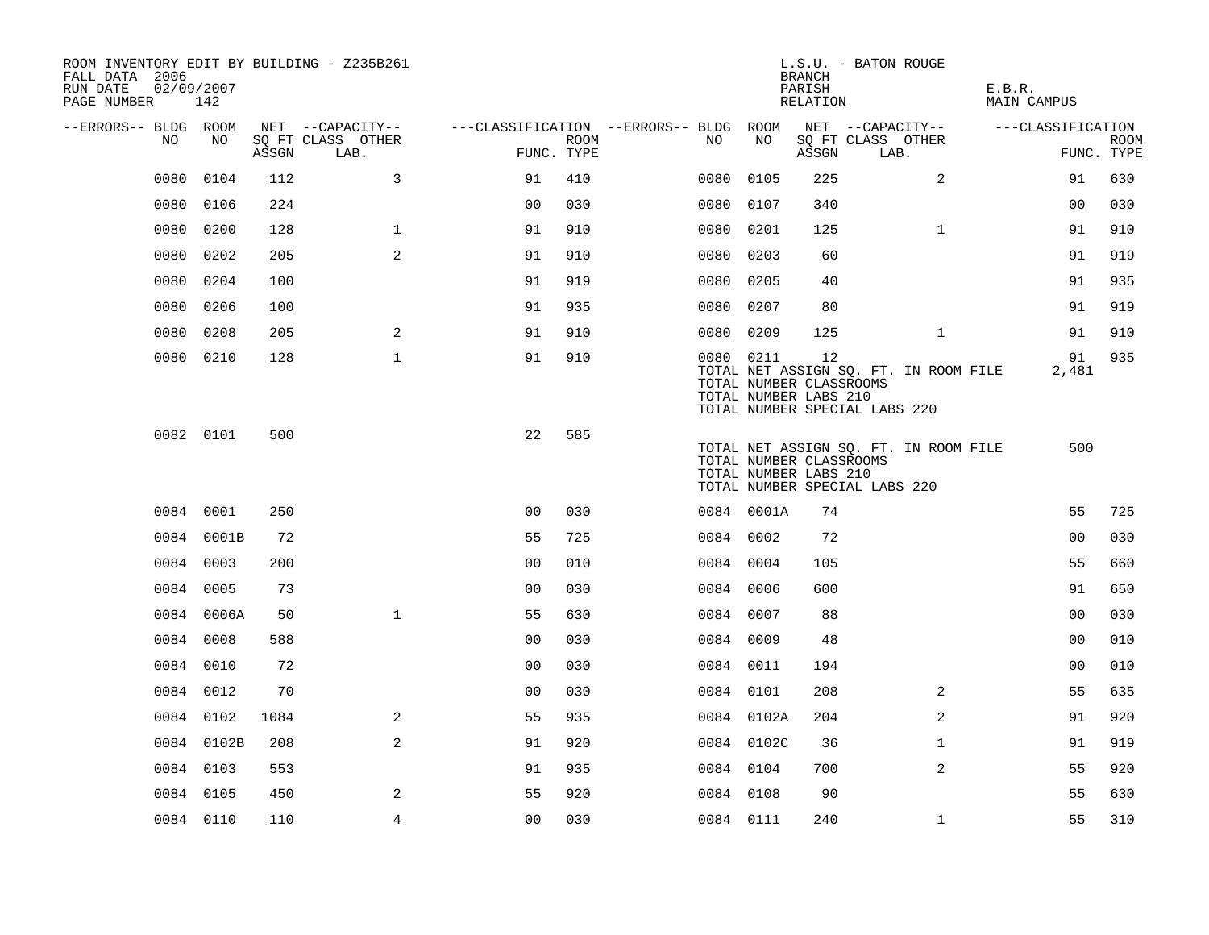ROOM INVENTORY EDIT BY BUILDING - Z235B261
FALL DATA 2006
RUN DATE 02/09/2007
PAGE NUMBER 142

L.S.U. - BATON ROUGE
BRANCH
PARISH E.B.R.
RELATION MAIN CAMPUS

| --ERRORS-- | BLDG NO | ROOM NO | NET ASSGN SQ FT | CAPACITY CLASS | CAPACITY LAB. | CAPACITY OTHER | CLASSIFICATION FUNC. | ROOM TYPE | --ERRORS-- | BLDG NO | ROOM NO | NET ASSGN SQ FT | CAPACITY CLASS | CAPACITY LAB. | CAPACITY OTHER | CLASSIFICATION FUNC. | ROOM TYPE |
|---|---|---|---|---|---|---|---|---|---|---|---|---|---|---|---|---|---|
| | 0080 | 0104 | 112 | | | 3 | 91 | 410 | | 0080 | 0105 | 225 | | | 2 | 91 | 630 |
| | 0080 | 0106 | 224 | | | | 00 | 030 | | 0080 | 0107 | 340 | | | | 00 | 030 |
| | 0080 | 0200 | 128 | | | 1 | 91 | 910 | | 0080 | 0201 | 125 | | | 1 | 91 | 910 |
| | 0080 | 0202 | 205 | | | 2 | 91 | 910 | | 0080 | 0203 | 60 | | | | 91 | 919 |
| | 0080 | 0204 | 100 | | | | 91 | 919 | | 0080 | 0205 | 40 | | | | 91 | 935 |
| | 0080 | 0206 | 100 | | | | 91 | 935 | | 0080 | 0207 | 80 | | | | 91 | 919 |
| | 0080 | 0208 | 205 | | | 2 | 91 | 910 | | 0080 | 0209 | 125 | | | 1 | 91 | 910 |
| | 0080 | 0210 | 128 | | | 1 | 91 | 910 | | 0080 | 0211 | 12 | | | | 91 | 935 |
| | | | | | | | | | | TOTAL NET ASSIGN SQ. FT. IN ROOM FILE | | | | | | 2,481 | |
| | | | | | | | | | | TOTAL NUMBER CLASSROOMS | | | | | | | |
| | | | | | | | | | | TOTAL NUMBER LABS 210 | | | | | | | |
| | | | | | | | | | | TOTAL NUMBER SPECIAL LABS 220 | | | | | | | |
| | 0082 | 0101 | 500 | | | | 22 | 585 | | | | | | | | | |
| | | | | | | | | | | TOTAL NET ASSIGN SQ. FT. IN ROOM FILE | | | | | | 500 | |
| | | | | | | | | | | TOTAL NUMBER CLASSROOMS | | | | | | | |
| | | | | | | | | | | TOTAL NUMBER LABS 210 | | | | | | | |
| | | | | | | | | | | TOTAL NUMBER SPECIAL LABS 220 | | | | | | | |
| | 0084 | 0001 | 250 | | | | 00 | 030 | | 0084 | 0001A | 74 | | | | 55 | 725 |
| | 0084 | 0001B | 72 | | | | 55 | 725 | | 0084 | 0002 | 72 | | | | 00 | 030 |
| | 0084 | 0003 | 200 | | | | 00 | 010 | | 0084 | 0004 | 105 | | | | 55 | 660 |
| | 0084 | 0005 | 73 | | | | 00 | 030 | | 0084 | 0006 | 600 | | | | 91 | 650 |
| | 0084 | 0006A | 50 | | | 1 | 55 | 630 | | 0084 | 0007 | 88 | | | | 00 | 030 |
| | 0084 | 0008 | 588 | | | | 00 | 030 | | 0084 | 0009 | 48 | | | | 00 | 010 |
| | 0084 | 0010 | 72 | | | | 00 | 030 | | 0084 | 0011 | 194 | | | | 00 | 010 |
| | 0084 | 0012 | 70 | | | | 00 | 030 | | 0084 | 0101 | 208 | | | 2 | 55 | 635 |
| | 0084 | 0102 | 1084 | | | 2 | 55 | 935 | | 0084 | 0102A | 204 | | | 2 | 91 | 920 |
| | 0084 | 0102B | 208 | | | 2 | 91 | 920 | | 0084 | 0102C | 36 | | | 1 | 91 | 919 |
| | 0084 | 0103 | 553 | | | | 91 | 935 | | 0084 | 0104 | 700 | | | 2 | 55 | 920 |
| | 0084 | 0105 | 450 | | | 2 | 55 | 920 | | 0084 | 0108 | 90 | | | | 55 | 630 |
| | 0084 | 0110 | 110 | | | 4 | 00 | 030 | | 0084 | 0111 | 240 | | | 1 | 55 | 310 |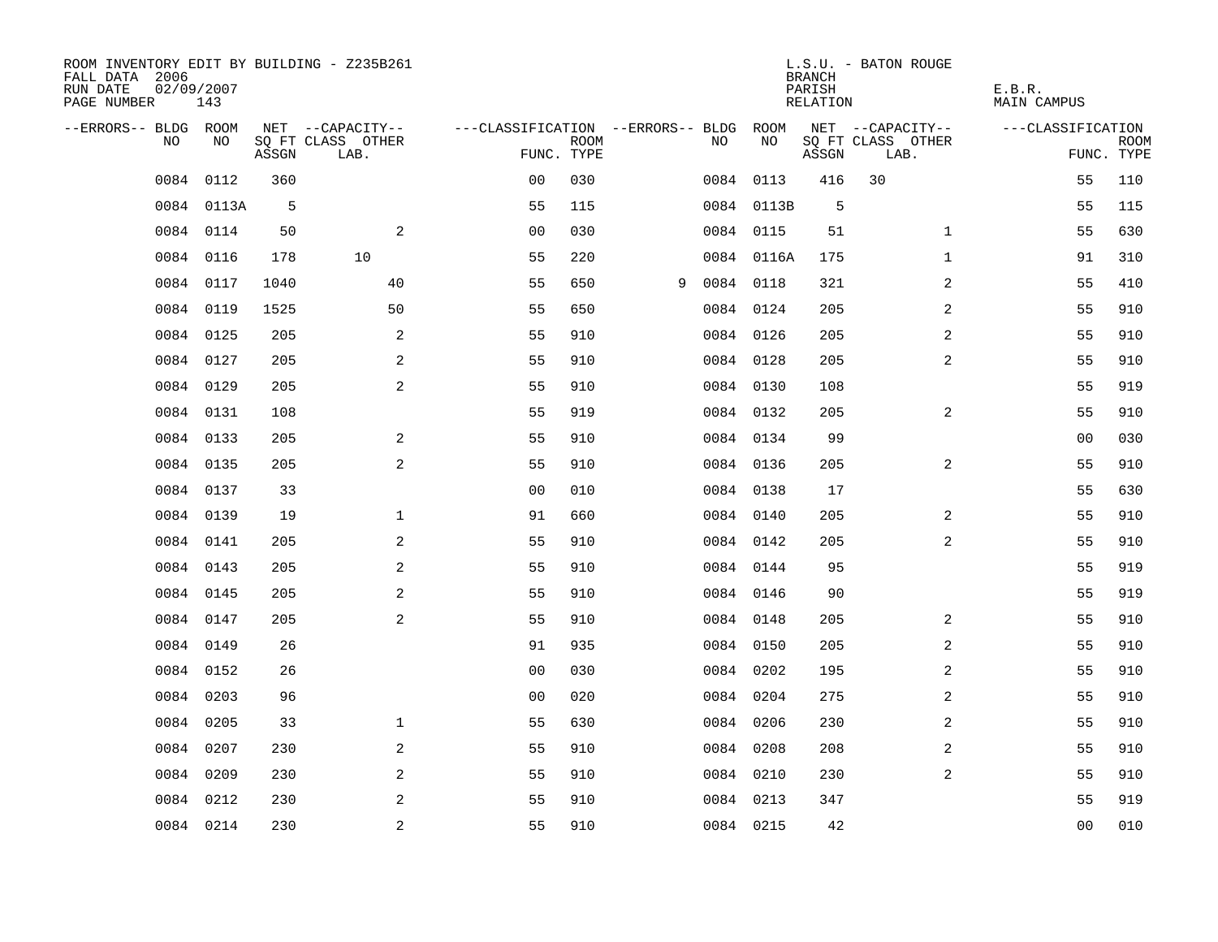ROOM INVENTORY EDIT BY BUILDING - Z235B261
FALL DATA 2006
RUN DATE 02/09/2007
PAGE NUMBER 143

L.S.U. - BATON ROUGE
BRANCH
PARISH E.B.R.
RELATION MAIN CAMPUS

| --ERRORS-- | BLDG NO | ROOM NO | NET SQ FT ASSGN | CAPACITY CLASS LAB. | CAPACITY OTHER | CLASSIFICATION FUNC. | ROOM TYPE | --ERRORS-- | BLDG NO | ROOM NO | NET SQ FT ASSGN | CAPACITY CLASS LAB. | CAPACITY OTHER | CLASSIFICATION FUNC. | ROOM TYPE |
|---|---|---|---|---|---|---|---|---|---|---|---|---|---|---|---|
| | 0084 | 0112 | 360 | | | 00 | 030 | | 0084 | 0113 | 416 | 30 | | 55 | 110 |
| | 0084 | 0113A | 5 | | | 55 | 115 | | 0084 | 0113B | 5 | | | 55 | 115 |
| | 0084 | 0114 | 50 | | 2 | 00 | 030 | | 0084 | 0115 | 51 | | 1 | 55 | 630 |
| | 0084 | 0116 | 178 | 10 | | 55 | 220 | | 0084 | 0116A | 175 | | 1 | 91 | 310 |
| | 0084 | 0117 | 1040 | | 40 | 55 | 650 | 9 | 0084 | 0118 | 321 | | 2 | 55 | 410 |
| | 0084 | 0119 | 1525 | | 50 | 55 | 650 | | 0084 | 0124 | 205 | | 2 | 55 | 910 |
| | 0084 | 0125 | 205 | | 2 | 55 | 910 | | 0084 | 0126 | 205 | | 2 | 55 | 910 |
| | 0084 | 0127 | 205 | | 2 | 55 | 910 | | 0084 | 0128 | 205 | | 2 | 55 | 910 |
| | 0084 | 0129 | 205 | | 2 | 55 | 910 | | 0084 | 0130 | 108 | | | 55 | 919 |
| | 0084 | 0131 | 108 | | | 55 | 919 | | 0084 | 0132 | 205 | | 2 | 55 | 910 |
| | 0084 | 0133 | 205 | | 2 | 55 | 910 | | 0084 | 0134 | 99 | | | 00 | 030 |
| | 0084 | 0135 | 205 | | 2 | 55 | 910 | | 0084 | 0136 | 205 | | 2 | 55 | 910 |
| | 0084 | 0137 | 33 | | | 00 | 010 | | 0084 | 0138 | 17 | | | 55 | 630 |
| | 0084 | 0139 | 19 | | 1 | 91 | 660 | | 0084 | 0140 | 205 | | 2 | 55 | 910 |
| | 0084 | 0141 | 205 | | 2 | 55 | 910 | | 0084 | 0142 | 205 | | 2 | 55 | 910 |
| | 0084 | 0143 | 205 | | 2 | 55 | 910 | | 0084 | 0144 | 95 | | | 55 | 919 |
| | 0084 | 0145 | 205 | | 2 | 55 | 910 | | 0084 | 0146 | 90 | | | 55 | 919 |
| | 0084 | 0147 | 205 | | 2 | 55 | 910 | | 0084 | 0148 | 205 | | 2 | 55 | 910 |
| | 0084 | 0149 | 26 | | | 91 | 935 | | 0084 | 0150 | 205 | | 2 | 55 | 910 |
| | 0084 | 0152 | 26 | | | 00 | 030 | | 0084 | 0202 | 195 | | 2 | 55 | 910 |
| | 0084 | 0203 | 96 | | | 00 | 020 | | 0084 | 0204 | 275 | | 2 | 55 | 910 |
| | 0084 | 0205 | 33 | | 1 | 55 | 630 | | 0084 | 0206 | 230 | | 2 | 55 | 910 |
| | 0084 | 0207 | 230 | | 2 | 55 | 910 | | 0084 | 0208 | 208 | | 2 | 55 | 910 |
| | 0084 | 0209 | 230 | | 2 | 55 | 910 | | 0084 | 0210 | 230 | | 2 | 55 | 910 |
| | 0084 | 0212 | 230 | | 2 | 55 | 910 | | 0084 | 0213 | 347 | | | 55 | 919 |
| | 0084 | 0214 | 230 | | 2 | 55 | 910 | | 0084 | 0215 | 42 | | | 00 | 010 |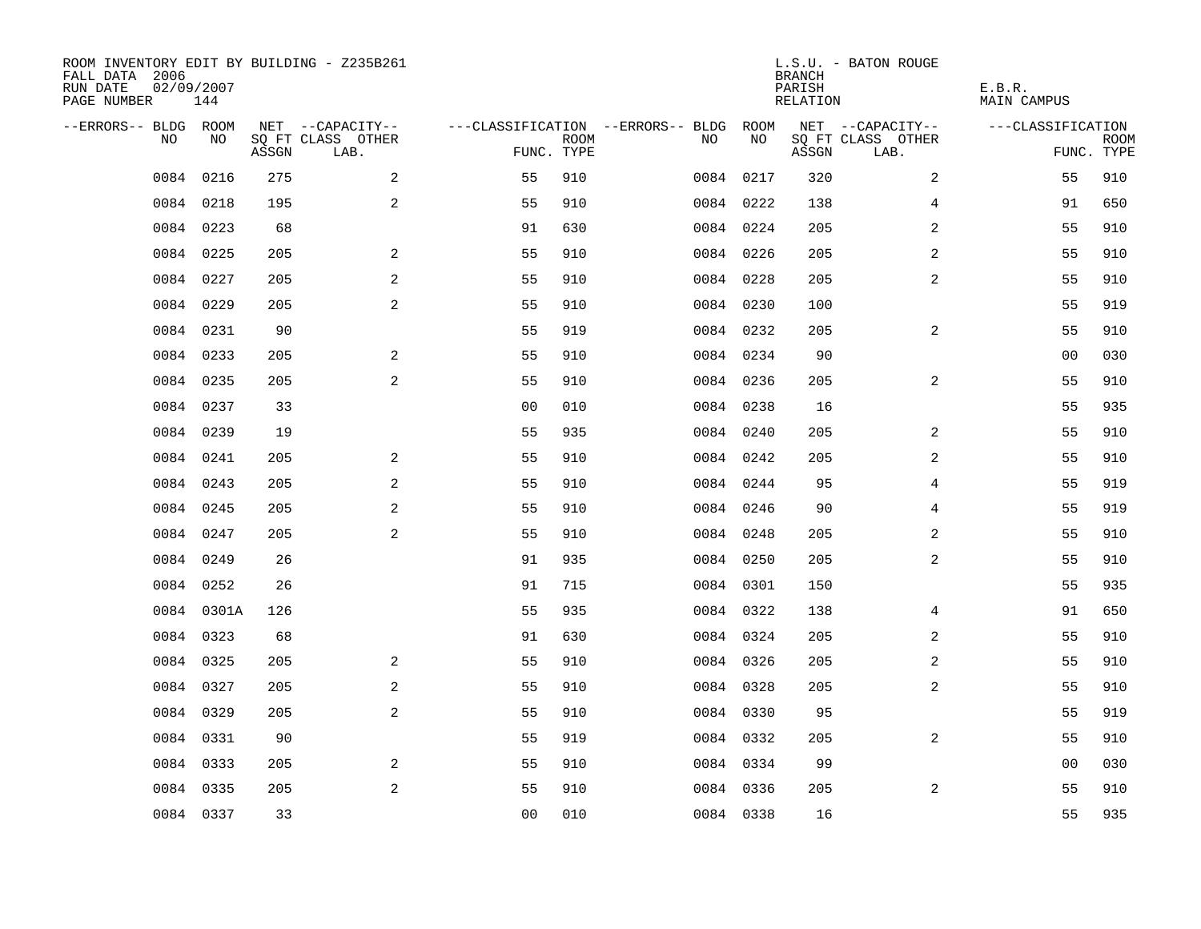ROOM INVENTORY EDIT BY BUILDING - Z235B261
FALL DATA 2006
RUN DATE 02/09/2007
PAGE NUMBER 144

L.S.U. - BATON ROUGE
BRANCH
PARISH E.B.R.
RELATION MAIN CAMPUS

| --ERRORS-- | BLDG NO | ROOM NO | NET SQ FT ASSGN | --CAPACITY-- CLASS LAB. | OTHER | ---CLASSIFICATION FUNC. | ROOM TYPE | --ERRORS-- | BLDG NO | ROOM NO | NET SQ FT ASSGN | --CAPACITY-- CLASS LAB. | OTHER | ---CLASSIFICATION FUNC. | ROOM TYPE |
|---|---|---|---|---|---|---|---|---|---|---|---|---|---|---|---|
| | 0084 | 0216 | 275 | | 2 | 55 | 910 | | 0084 | 0217 | 320 | | 2 | 55 | 910 |
| | 0084 | 0218 | 195 | | 2 | 55 | 910 | | 0084 | 0222 | 138 | | 4 | 91 | 650 |
| | 0084 | 0223 | 68 | | | 91 | 630 | | 0084 | 0224 | 205 | | 2 | 55 | 910 |
| | 0084 | 0225 | 205 | | 2 | 55 | 910 | | 0084 | 0226 | 205 | | 2 | 55 | 910 |
| | 0084 | 0227 | 205 | | 2 | 55 | 910 | | 0084 | 0228 | 205 | | 2 | 55 | 910 |
| | 0084 | 0229 | 205 | | 2 | 55 | 910 | | 0084 | 0230 | 100 | | | 55 | 919 |
| | 0084 | 0231 | 90 | | | 55 | 919 | | 0084 | 0232 | 205 | | 2 | 55 | 910 |
| | 0084 | 0233 | 205 | | 2 | 55 | 910 | | 0084 | 0234 | 90 | | | 00 | 030 |
| | 0084 | 0235 | 205 | | 2 | 55 | 910 | | 0084 | 0236 | 205 | | 2 | 55 | 910 |
| | 0084 | 0237 | 33 | | | 00 | 010 | | 0084 | 0238 | 16 | | | 55 | 935 |
| | 0084 | 0239 | 19 | | | 55 | 935 | | 0084 | 0240 | 205 | | 2 | 55 | 910 |
| | 0084 | 0241 | 205 | | 2 | 55 | 910 | | 0084 | 0242 | 205 | | 2 | 55 | 910 |
| | 0084 | 0243 | 205 | | 2 | 55 | 910 | | 0084 | 0244 | 95 | | 4 | 55 | 919 |
| | 0084 | 0245 | 205 | | 2 | 55 | 910 | | 0084 | 0246 | 90 | | 4 | 55 | 919 |
| | 0084 | 0247 | 205 | | 2 | 55 | 910 | | 0084 | 0248 | 205 | | 2 | 55 | 910 |
| | 0084 | 0249 | 26 | | | 91 | 935 | | 0084 | 0250 | 205 | | 2 | 55 | 910 |
| | 0084 | 0252 | 26 | | | 91 | 715 | | 0084 | 0301 | 150 | | | 55 | 935 |
| | 0084 | 0301A | 126 | | | 55 | 935 | | 0084 | 0322 | 138 | | 4 | 91 | 650 |
| | 0084 | 0323 | 68 | | | 91 | 630 | | 0084 | 0324 | 205 | | 2 | 55 | 910 |
| | 0084 | 0325 | 205 | | 2 | 55 | 910 | | 0084 | 0326 | 205 | | 2 | 55 | 910 |
| | 0084 | 0327 | 205 | | 2 | 55 | 910 | | 0084 | 0328 | 205 | | 2 | 55 | 910 |
| | 0084 | 0329 | 205 | | 2 | 55 | 910 | | 0084 | 0330 | 95 | | | 55 | 919 |
| | 0084 | 0331 | 90 | | | 55 | 919 | | 0084 | 0332 | 205 | | 2 | 55 | 910 |
| | 0084 | 0333 | 205 | | 2 | 55 | 910 | | 0084 | 0334 | 99 | | | 00 | 030 |
| | 0084 | 0335 | 205 | | 2 | 55 | 910 | | 0084 | 0336 | 205 | | 2 | 55 | 910 |
| | 0084 | 0337 | 33 | | | 00 | 010 | | 0084 | 0338 | 16 | | | 55 | 935 |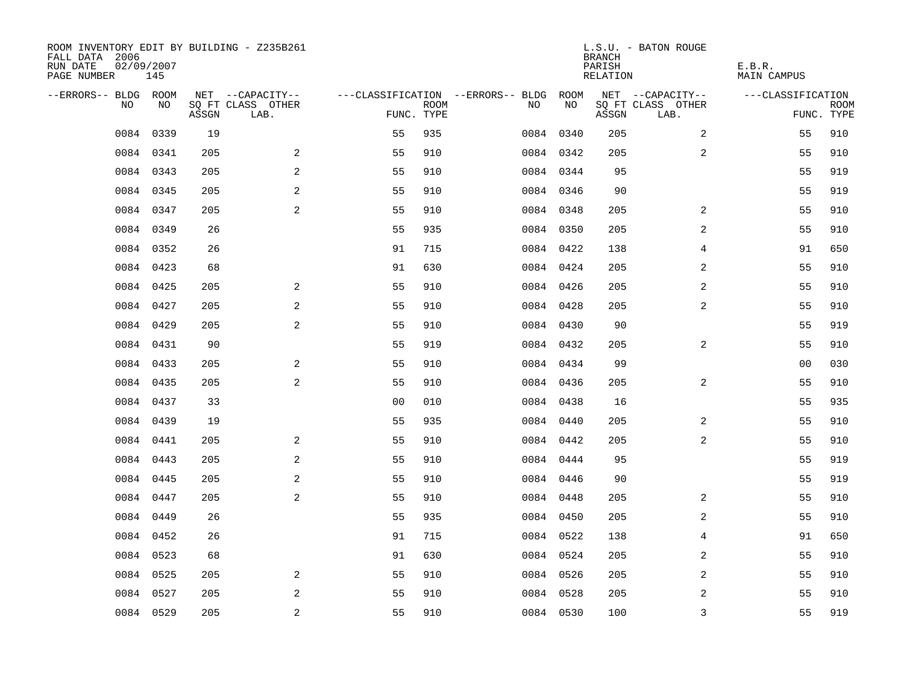ROOM INVENTORY EDIT BY BUILDING - Z235B261
FALL DATA 2006
RUN DATE 02/09/2007
PAGE NUMBER 145

L.S.U. - BATON ROUGE
BRANCH
PARISH E.B.R.
RELATION MAIN CAMPUS

| --ERRORS-- | BLDG NO | ROOM NO | NET SQ FT ASSGN | --CAPACITY-- CLASS | LAB. | OTHER | ---CLASSIFICATION FUNC. | ROOM TYPE | --ERRORS-- | BLDG NO | ROOM NO | NET SQ FT ASSGN | --CAPACITY-- CLASS | LAB. | OTHER | ---CLASSIFICATION FUNC. | ROOM TYPE |
|---|---|---|---|---|---|---|---|---|---|---|---|---|---|---|---|---|---|
| | 0084 | 0339 | 19 | | | | 55 | 935 | | 0084 | 0340 | 205 | | | 2 | 55 | 910 |
| | 0084 | 0341 | 205 | | | 2 | 55 | 910 | | 0084 | 0342 | 205 | | | 2 | 55 | 910 |
| | 0084 | 0343 | 205 | | | 2 | 55 | 910 | | 0084 | 0344 | 95 | | | | 55 | 919 |
| | 0084 | 0345 | 205 | | | 2 | 55 | 910 | | 0084 | 0346 | 90 | | | | 55 | 919 |
| | 0084 | 0347 | 205 | | | 2 | 55 | 910 | | 0084 | 0348 | 205 | | | 2 | 55 | 910 |
| | 0084 | 0349 | 26 | | | | 55 | 935 | | 0084 | 0350 | 205 | | | 2 | 55 | 910 |
| | 0084 | 0352 | 26 | | | | 91 | 715 | | 0084 | 0422 | 138 | | | 4 | 91 | 650 |
| | 0084 | 0423 | 68 | | | | 91 | 630 | | 0084 | 0424 | 205 | | | 2 | 55 | 910 |
| | 0084 | 0425 | 205 | | | 2 | 55 | 910 | | 0084 | 0426 | 205 | | | 2 | 55 | 910 |
| | 0084 | 0427 | 205 | | | 2 | 55 | 910 | | 0084 | 0428 | 205 | | | 2 | 55 | 910 |
| | 0084 | 0429 | 205 | | | 2 | 55 | 910 | | 0084 | 0430 | 90 | | | | 55 | 919 |
| | 0084 | 0431 | 90 | | | | 55 | 919 | | 0084 | 0432 | 205 | | | 2 | 55 | 910 |
| | 0084 | 0433 | 205 | | | 2 | 55 | 910 | | 0084 | 0434 | 99 | | | | 00 | 030 |
| | 0084 | 0435 | 205 | | | 2 | 55 | 910 | | 0084 | 0436 | 205 | | | 2 | 55 | 910 |
| | 0084 | 0437 | 33 | | | | 00 | 010 | | 0084 | 0438 | 16 | | | | 55 | 935 |
| | 0084 | 0439 | 19 | | | | 55 | 935 | | 0084 | 0440 | 205 | | | 2 | 55 | 910 |
| | 0084 | 0441 | 205 | | | 2 | 55 | 910 | | 0084 | 0442 | 205 | | | 2 | 55 | 910 |
| | 0084 | 0443 | 205 | | | 2 | 55 | 910 | | 0084 | 0444 | 95 | | | | 55 | 919 |
| | 0084 | 0445 | 205 | | | 2 | 55 | 910 | | 0084 | 0446 | 90 | | | | 55 | 919 |
| | 0084 | 0447 | 205 | | | 2 | 55 | 910 | | 0084 | 0448 | 205 | | | 2 | 55 | 910 |
| | 0084 | 0449 | 26 | | | | 55 | 935 | | 0084 | 0450 | 205 | | | 2 | 55 | 910 |
| | 0084 | 0452 | 26 | | | | 91 | 715 | | 0084 | 0522 | 138 | | | 4 | 91 | 650 |
| | 0084 | 0523 | 68 | | | | 91 | 630 | | 0084 | 0524 | 205 | | | 2 | 55 | 910 |
| | 0084 | 0525 | 205 | | | 2 | 55 | 910 | | 0084 | 0526 | 205 | | | 2 | 55 | 910 |
| | 0084 | 0527 | 205 | | | 2 | 55 | 910 | | 0084 | 0528 | 205 | | | 2 | 55 | 910 |
| | 0084 | 0529 | 205 | | | 2 | 55 | 910 | | 0084 | 0530 | 100 | | | 3 | 55 | 919 |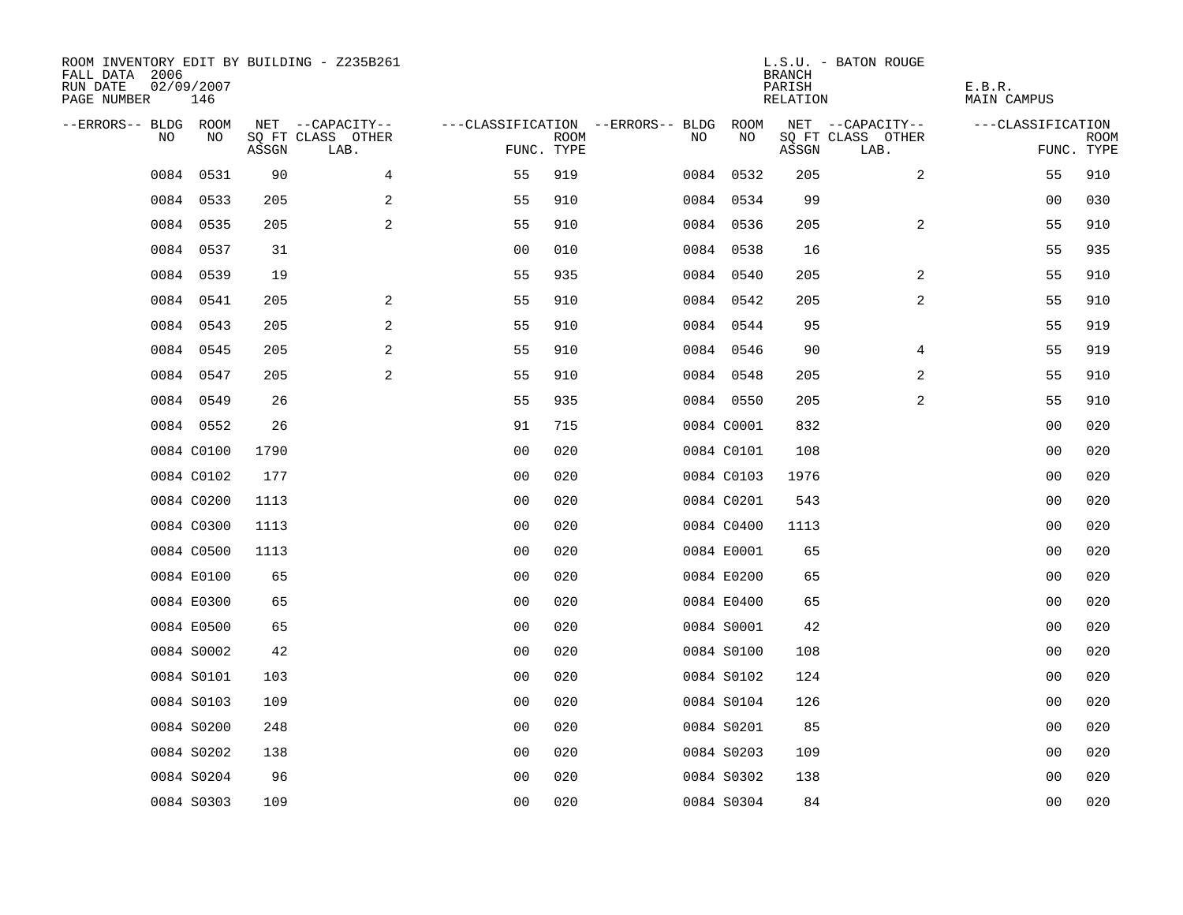ROOM INVENTORY EDIT BY BUILDING - Z235B261
FALL DATA 2006
RUN DATE 02/09/2007
PAGE NUMBER 146

L.S.U. - BATON ROUGE
BRANCH
PARISH E.B.R.
RELATION MAIN CAMPUS

| --ERRORS-- | BLDG NO | ROOM NO | NET SQ FT ASSGN | --CAPACITY-- CLASS | OTHER LAB. | ---CLASSIFICATION FUNC. | ROOM TYPE | --ERRORS-- | BLDG NO | ROOM NO | NET SQ FT ASSGN | --CAPACITY-- CLASS | OTHER LAB. | ---CLASSIFICATION FUNC. | ROOM TYPE |
|---|---|---|---|---|---|---|---|---|---|---|---|---|---|---|---|
| | 0084 | 0531 | 90 | | 4 | 55 | 919 | | 0084 | 0532 | 205 | | 2 | 55 | 910 |
| | 0084 | 0533 | 205 | | 2 | 55 | 910 | | 0084 | 0534 | 99 | | | 00 | 030 |
| | 0084 | 0535 | 205 | | 2 | 55 | 910 | | 0084 | 0536 | 205 | | 2 | 55 | 910 |
| | 0084 | 0537 | 31 | | | 00 | 010 | | 0084 | 0538 | 16 | | | 55 | 935 |
| | 0084 | 0539 | 19 | | | 55 | 935 | | 0084 | 0540 | 205 | | 2 | 55 | 910 |
| | 0084 | 0541 | 205 | | 2 | 55 | 910 | | 0084 | 0542 | 205 | | 2 | 55 | 910 |
| | 0084 | 0543 | 205 | | 2 | 55 | 910 | | 0084 | 0544 | 95 | | | 55 | 919 |
| | 0084 | 0545 | 205 | | 2 | 55 | 910 | | 0084 | 0546 | 90 | | 4 | 55 | 919 |
| | 0084 | 0547 | 205 | | 2 | 55 | 910 | | 0084 | 0548 | 205 | | 2 | 55 | 910 |
| | 0084 | 0549 | 26 | | | 55 | 935 | | 0084 | 0550 | 205 | | 2 | 55 | 910 |
| | 0084 | 0552 | 26 | | | 91 | 715 | | 0084 | C0001 | 832 | | | 00 | 020 |
| | 0084 | C0100 | 1790 | | | 00 | 020 | | 0084 | C0101 | 108 | | | 00 | 020 |
| | 0084 | C0102 | 177 | | | 00 | 020 | | 0084 | C0103 | 1976 | | | 00 | 020 |
| | 0084 | C0200 | 1113 | | | 00 | 020 | | 0084 | C0201 | 543 | | | 00 | 020 |
| | 0084 | C0300 | 1113 | | | 00 | 020 | | 0084 | C0400 | 1113 | | | 00 | 020 |
| | 0084 | C0500 | 1113 | | | 00 | 020 | | 0084 | E0001 | 65 | | | 00 | 020 |
| | 0084 | E0100 | 65 | | | 00 | 020 | | 0084 | E0200 | 65 | | | 00 | 020 |
| | 0084 | E0300 | 65 | | | 00 | 020 | | 0084 | E0400 | 65 | | | 00 | 020 |
| | 0084 | E0500 | 65 | | | 00 | 020 | | 0084 | S0001 | 42 | | | 00 | 020 |
| | 0084 | S0002 | 42 | | | 00 | 020 | | 0084 | S0100 | 108 | | | 00 | 020 |
| | 0084 | S0101 | 103 | | | 00 | 020 | | 0084 | S0102 | 124 | | | 00 | 020 |
| | 0084 | S0103 | 109 | | | 00 | 020 | | 0084 | S0104 | 126 | | | 00 | 020 |
| | 0084 | S0200 | 248 | | | 00 | 020 | | 0084 | S0201 | 85 | | | 00 | 020 |
| | 0084 | S0202 | 138 | | | 00 | 020 | | 0084 | S0203 | 109 | | | 00 | 020 |
| | 0084 | S0204 | 96 | | | 00 | 020 | | 0084 | S0302 | 138 | | | 00 | 020 |
| | 0084 | S0303 | 109 | | | 00 | 020 | | 0084 | S0304 | 84 | | | 00 | 020 |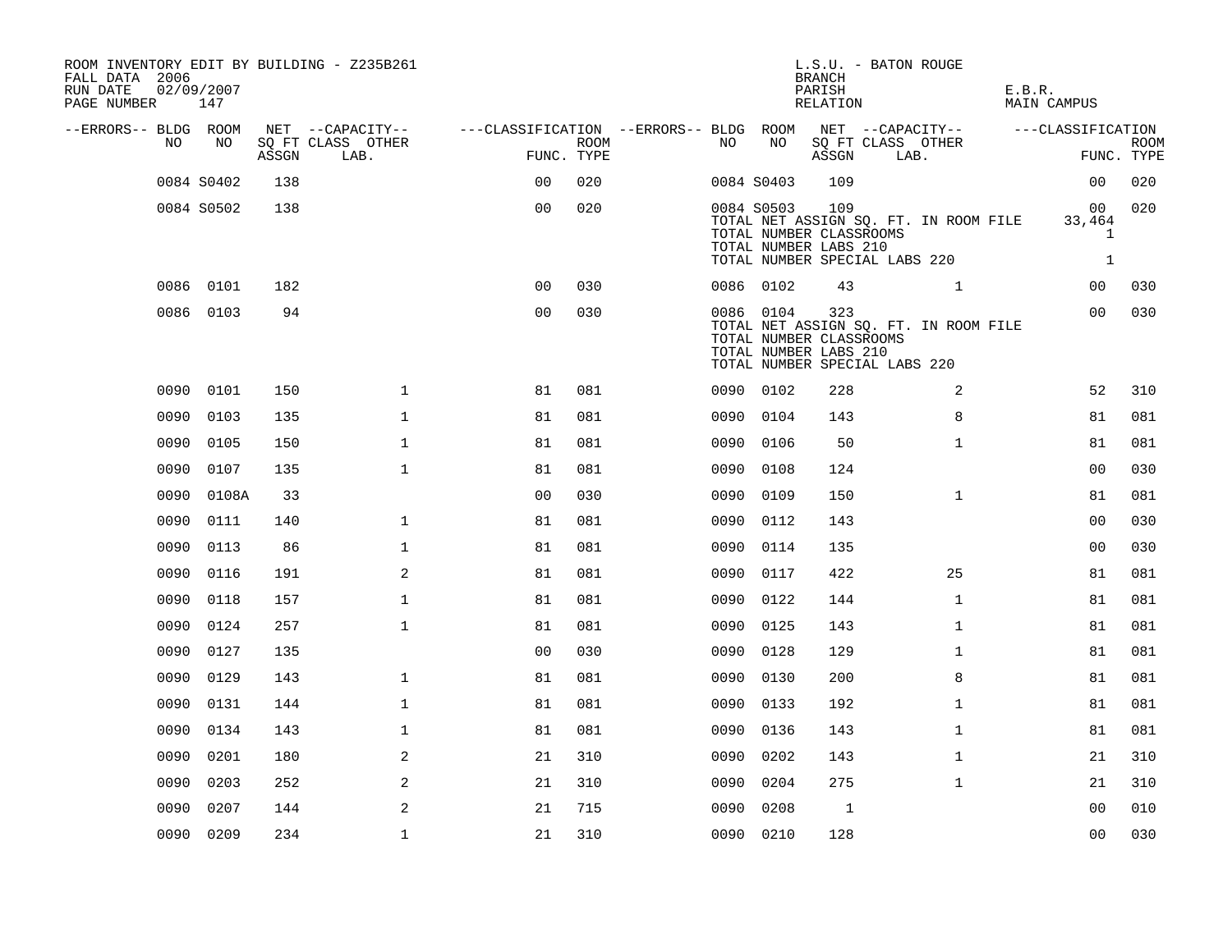ROOM INVENTORY EDIT BY BUILDING - Z235B261
FALL DATA 2006
RUN DATE 02/09/2007

L.S.U. - BATON ROUGE
BRANCH
PARISH E.B.R.
RELATION MAIN CAMPUS

| --ERRORS-- | BLDG NO | ROOM NO | NET SQ FT ASSGN | --CAPACITY-- CLASS | OTHER LAB. | ---CLASSIFICATION FUNC. | ROOM TYPE | --ERRORS-- | BLDG NO | ROOM NO | NET SQ FT ASSGN | --CAPACITY-- CLASS | OTHER LAB. | ---CLASSIFICATION FUNC. | ROOM TYPE |
|---|---|---|---|---|---|---|---|---|---|---|---|---|---|---|---|
| | 0084 | S0402 | 138 | | | 00 | 020 | | 0084 | S0403 | 109 | | | 00 | 020 |
| | 0084 | S0502 | 138 | | | 00 | 020 | | 0084 | S0503 | 109 | | | 00 | 020 |
| | | | | | | | | | TOTAL NET ASSIGN SQ. FT. IN ROOM FILE | | | | | 33,464 | |
| | | | | | | | | | TOTAL NUMBER CLASSROOMS | | | | | 1 | |
| | | | | | | | | | TOTAL NUMBER LABS 210 | | | | | | |
| | | | | | | | | | TOTAL NUMBER SPECIAL LABS 220 | | | | | 1 | |
| | 0086 | 0101 | 182 | | | 00 | 030 | | 0086 | 0102 | 43 | | 1 | 00 | 030 |
| | 0086 | 0103 | 94 | | | 00 | 030 | | 0086 | 0104 | 323 | | | 00 | 030 |
| | | | | | | | | | TOTAL NET ASSIGN SQ. FT. IN ROOM FILE | | | | | | |
| | | | | | | | | | TOTAL NUMBER CLASSROOMS | | | | | | |
| | | | | | | | | | TOTAL NUMBER LABS 210 | | | | | | |
| | | | | | | | | | TOTAL NUMBER SPECIAL LABS 220 | | | | | | |
| | 0090 | 0101 | 150 | | 1 | 81 | 081 | | 0090 | 0102 | 228 | | 2 | 52 | 310 |
| | 0090 | 0103 | 135 | | 1 | 81 | 081 | | 0090 | 0104 | 143 | | 8 | 81 | 081 |
| | 0090 | 0105 | 150 | | 1 | 81 | 081 | | 0090 | 0106 | 50 | | 1 | 81 | 081 |
| | 0090 | 0107 | 135 | | 1 | 81 | 081 | | 0090 | 0108 | 124 | | | 00 | 030 |
| | 0090 | 0108A | 33 | | | 00 | 030 | | 0090 | 0109 | 150 | | 1 | 81 | 081 |
| | 0090 | 0111 | 140 | | 1 | 81 | 081 | | 0090 | 0112 | 143 | | | 00 | 030 |
| | 0090 | 0113 | 86 | | 1 | 81 | 081 | | 0090 | 0114 | 135 | | | 00 | 030 |
| | 0090 | 0116 | 191 | | 2 | 81 | 081 | | 0090 | 0117 | 422 | | 25 | 81 | 081 |
| | 0090 | 0118 | 157 | | 1 | 81 | 081 | | 0090 | 0122 | 144 | | 1 | 81 | 081 |
| | 0090 | 0124 | 257 | | 1 | 81 | 081 | | 0090 | 0125 | 143 | | 1 | 81 | 081 |
| | 0090 | 0127 | 135 | | | 00 | 030 | | 0090 | 0128 | 129 | | 1 | 81 | 081 |
| | 0090 | 0129 | 143 | | 1 | 81 | 081 | | 0090 | 0130 | 200 | | 8 | 81 | 081 |
| | 0090 | 0131 | 144 | | 1 | 81 | 081 | | 0090 | 0133 | 192 | | 1 | 81 | 081 |
| | 0090 | 0134 | 143 | | 1 | 81 | 081 | | 0090 | 0136 | 143 | | 1 | 81 | 081 |
| | 0090 | 0201 | 180 | | 2 | 21 | 310 | | 0090 | 0202 | 143 | | 1 | 21 | 310 |
| | 0090 | 0203 | 252 | | 2 | 21 | 310 | | 0090 | 0204 | 275 | | 1 | 21 | 310 |
| | 0090 | 0207 | 144 | | 2 | 21 | 715 | | 0090 | 0208 | 1 | | | 00 | 010 |
| | 0090 | 0209 | 234 | | 1 | 21 | 310 | | 0090 | 0210 | 128 | | | 00 | 030 |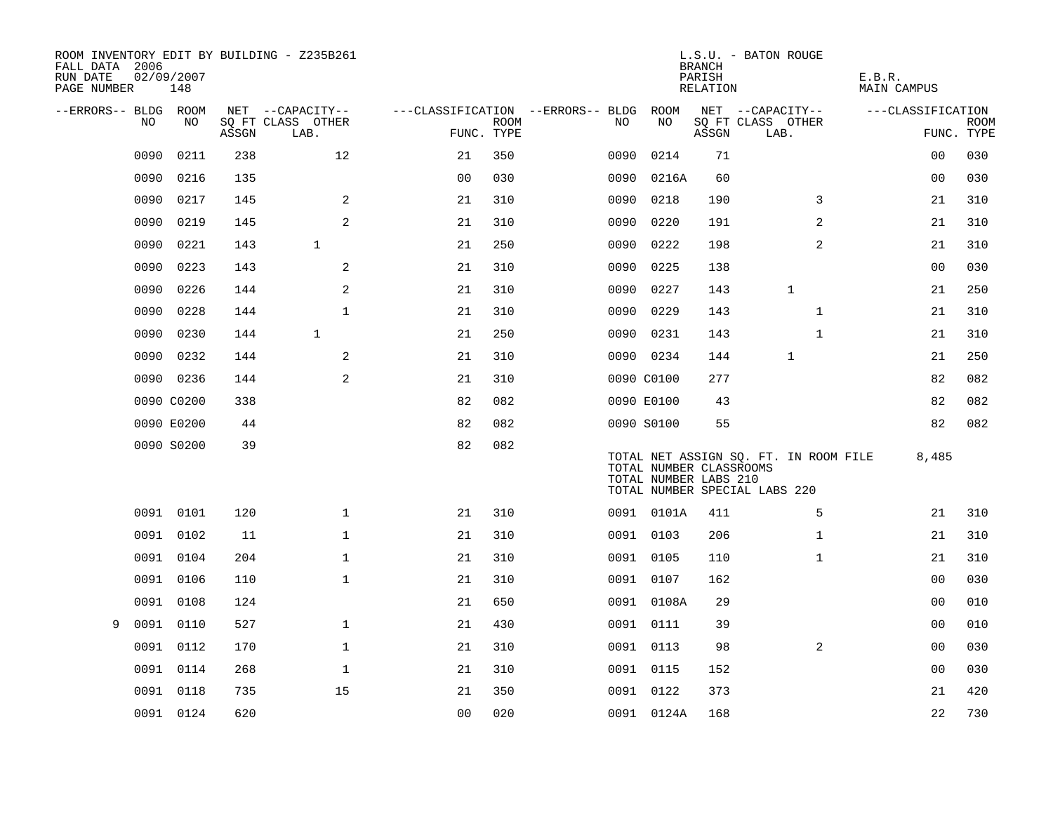ROOM INVENTORY EDIT BY BUILDING - Z235B261
FALL DATA 2006
RUN DATE 02/09/2007
PAGE NUMBER 148

L.S.U. - BATON ROUGE
BRANCH
PARISH E.B.R.
RELATION MAIN CAMPUS

| --ERRORS-- | BLDG NO | ROOM NO | NET ASSGN SQ FT | CAPACITY CLASS LAB. | CAPACITY OTHER | CLASSIFICATION FUNC. | ROOM TYPE | --ERRORS-- | BLDG NO | ROOM NO | NET ASSGN SQ FT | CAPACITY CLASS LAB. | CAPACITY OTHER | CLASSIFICATION FUNC. | ROOM TYPE |
|---|---|---|---|---|---|---|---|---|---|---|---|---|---|---|---|
| | 0090 | 0211 | 238 | | 12 | 21 | 350 | | 0090 | 0214 | 71 | | | 00 | 030 |
| | 0090 | 0216 | 135 | | | 00 | 030 | | 0090 | 0216A | 60 | | | 00 | 030 |
| | 0090 | 0217 | 145 | | 2 | 21 | 310 | | 0090 | 0218 | 190 | | 3 | 21 | 310 |
| | 0090 | 0219 | 145 | | 2 | 21 | 310 | | 0090 | 0220 | 191 | | 2 | 21 | 310 |
| | 0090 | 0221 | 143 | 1 | | 21 | 250 | | 0090 | 0222 | 198 | | 2 | 21 | 310 |
| | 0090 | 0223 | 143 | | 2 | 21 | 310 | | 0090 | 0225 | 138 | | | 00 | 030 |
| | 0090 | 0226 | 144 | | 2 | 21 | 310 | | 0090 | 0227 | 143 | 1 | | 21 | 250 |
| | 0090 | 0228 | 144 | | 1 | 21 | 310 | | 0090 | 0229 | 143 | | 1 | 21 | 310 |
| | 0090 | 0230 | 144 | 1 | | 21 | 250 | | 0090 | 0231 | 143 | | 1 | 21 | 310 |
| | 0090 | 0232 | 144 | | 2 | 21 | 310 | | 0090 | 0234 | 144 | 1 | | 21 | 250 |
| | 0090 | 0236 | 144 | | 2 | 21 | 310 | | 0090 | C0100 | 277 | | | 82 | 082 |
| | 0090 | C0200 | 338 | | | 82 | 082 | | 0090 | E0100 | 43 | | | 82 | 082 |
| | 0090 | E0200 | 44 | | | 82 | 082 | | 0090 | S0100 | 55 | | | 82 | 082 |
| | 0090 | S0200 | 39 | | | 82 | 082 | | | | | | | | |

TOTAL NET ASSIGN SQ. FT. IN ROOM FILE 8,485
TOTAL NUMBER CLASSROOMS
TOTAL NUMBER LABS 210
TOTAL NUMBER SPECIAL LABS 220

| --ERRORS-- | BLDG NO | ROOM NO | NET ASSGN SQ FT | CAPACITY CLASS LAB. | CAPACITY OTHER | CLASSIFICATION FUNC. | ROOM TYPE | --ERRORS-- | BLDG NO | ROOM NO | NET ASSGN SQ FT | CAPACITY CLASS LAB. | CAPACITY OTHER | CLASSIFICATION FUNC. | ROOM TYPE |
|---|---|---|---|---|---|---|---|---|---|---|---|---|---|---|---|
| | 0091 | 0101 | 120 | | 1 | 21 | 310 | | 0091 | 0101A | 411 | | 5 | 21 | 310 |
| | 0091 | 0102 | 11 | | 1 | 21 | 310 | | 0091 | 0103 | 206 | | 1 | 21 | 310 |
| | 0091 | 0104 | 204 | | 1 | 21 | 310 | | 0091 | 0105 | 110 | | 1 | 21 | 310 |
| | 0091 | 0106 | 110 | | 1 | 21 | 310 | | 0091 | 0107 | 162 | | | 00 | 030 |
| | 0091 | 0108 | 124 | | | 21 | 650 | | 0091 | 0108A | 29 | | | 00 | 010 |
| 9 | 0091 | 0110 | 527 | | 1 | 21 | 430 | | 0091 | 0111 | 39 | | | 00 | 010 |
| | 0091 | 0112 | 170 | | 1 | 21 | 310 | | 0091 | 0113 | 98 | | 2 | 00 | 030 |
| | 0091 | 0114 | 268 | | 1 | 21 | 310 | | 0091 | 0115 | 152 | | | 00 | 030 |
| | 0091 | 0118 | 735 | | 15 | 21 | 350 | | 0091 | 0122 | 373 | | | 21 | 420 |
| | 0091 | 0124 | 620 | | | 00 | 020 | | 0091 | 0124A | 168 | | | 22 | 730 |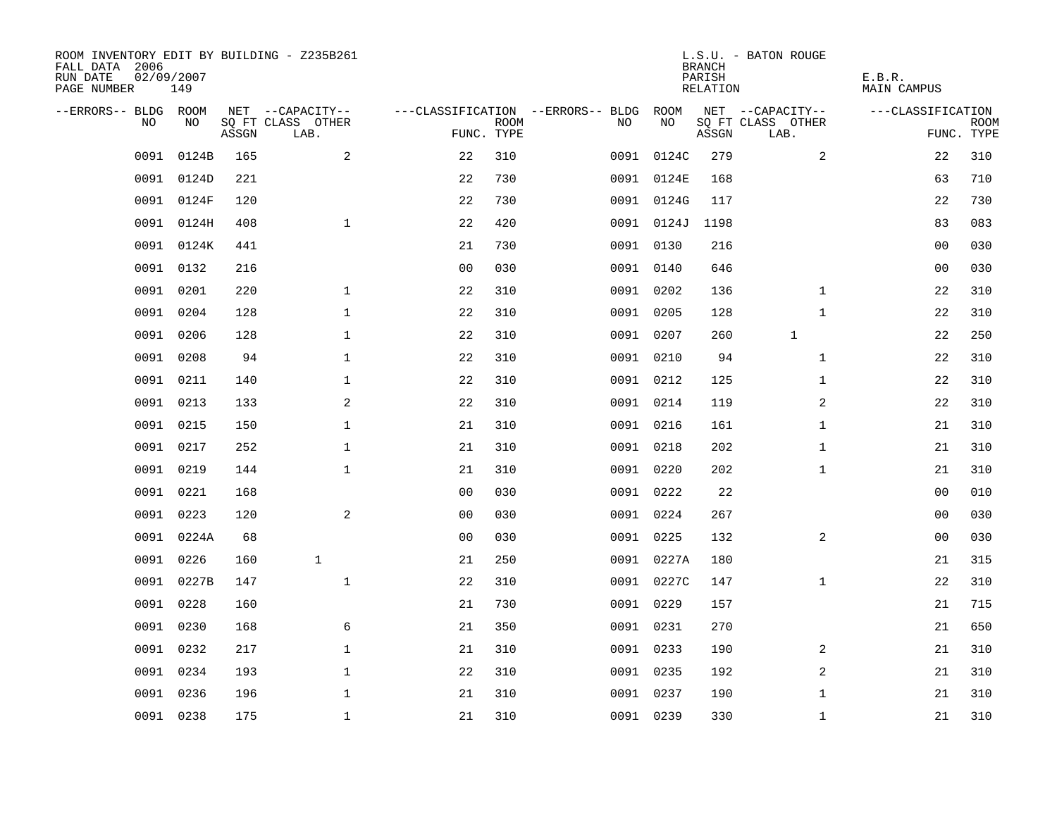ROOM INVENTORY EDIT BY BUILDING - Z235B261
FALL DATA 2006
RUN DATE 02/09/2007
PAGE NUMBER 149

L.S.U. - BATON ROUGE
BRANCH
PARISH E.B.R.
RELATION MAIN CAMPUS

| --ERRORS-- | BLDG NO | ROOM NO | NET SQ FT ASSGN | --CAPACITY-- CLASS LAB. | OTHER | ---CLASSIFICATION FUNC. | ROOM TYPE | --ERRORS-- | BLDG NO | ROOM NO | NET SQ FT ASSGN | --CAPACITY-- CLASS LAB. | OTHER | ---CLASSIFICATION FUNC. | ROOM TYPE |
|---|---|---|---|---|---|---|---|---|---|---|---|---|---|---|---|
| | 0091 | 0124B | 165 | | 2 | 22 | 310 | | 0091 | 0124C | 279 | | 2 | 22 | 310 |
| | 0091 | 0124D | 221 | | | 22 | 730 | | 0091 | 0124E | 168 | | | 63 | 710 |
| | 0091 | 0124F | 120 | | | 22 | 730 | | 0091 | 0124G | 117 | | | 22 | 730 |
| | 0091 | 0124H | 408 | | 1 | 22 | 420 | | 0091 | 0124J | 1198 | | | 83 | 083 |
| | 0091 | 0124K | 441 | | | 21 | 730 | | 0091 | 0130 | 216 | | | 00 | 030 |
| | 0091 | 0132 | 216 | | | 00 | 030 | | 0091 | 0140 | 646 | | | 00 | 030 |
| | 0091 | 0201 | 220 | | 1 | 22 | 310 | | 0091 | 0202 | 136 | | 1 | 22 | 310 |
| | 0091 | 0204 | 128 | | 1 | 22 | 310 | | 0091 | 0205 | 128 | | 1 | 22 | 310 |
| | 0091 | 0206 | 128 | | 1 | 22 | 310 | | 0091 | 0207 | 260 | 1 | | 22 | 250 |
| | 0091 | 0208 | 94 | | 1 | 22 | 310 | | 0091 | 0210 | 94 | | 1 | 22 | 310 |
| | 0091 | 0211 | 140 | | 1 | 22 | 310 | | 0091 | 0212 | 125 | | 1 | 22 | 310 |
| | 0091 | 0213 | 133 | | 2 | 22 | 310 | | 0091 | 0214 | 119 | | 2 | 22 | 310 |
| | 0091 | 0215 | 150 | | 1 | 21 | 310 | | 0091 | 0216 | 161 | | 1 | 21 | 310 |
| | 0091 | 0217 | 252 | | 1 | 21 | 310 | | 0091 | 0218 | 202 | | 1 | 21 | 310 |
| | 0091 | 0219 | 144 | | 1 | 21 | 310 | | 0091 | 0220 | 202 | | 1 | 21 | 310 |
| | 0091 | 0221 | 168 | | | 00 | 030 | | 0091 | 0222 | 22 | | | 00 | 010 |
| | 0091 | 0223 | 120 | | 2 | 00 | 030 | | 0091 | 0224 | 267 | | | 00 | 030 |
| | 0091 | 0224A | 68 | | | 00 | 030 | | 0091 | 0225 | 132 | | 2 | 00 | 030 |
| | 0091 | 0226 | 160 | 1 | | 21 | 250 | | 0091 | 0227A | 180 | | | 21 | 315 |
| | 0091 | 0227B | 147 | | 1 | 22 | 310 | | 0091 | 0227C | 147 | | 1 | 22 | 310 |
| | 0091 | 0228 | 160 | | | 21 | 730 | | 0091 | 0229 | 157 | | | 21 | 715 |
| | 0091 | 0230 | 168 | | 6 | 21 | 350 | | 0091 | 0231 | 270 | | | 21 | 650 |
| | 0091 | 0232 | 217 | | 1 | 21 | 310 | | 0091 | 0233 | 190 | | 2 | 21 | 310 |
| | 0091 | 0234 | 193 | | 1 | 22 | 310 | | 0091 | 0235 | 192 | | 2 | 21 | 310 |
| | 0091 | 0236 | 196 | | 1 | 21 | 310 | | 0091 | 0237 | 190 | | 1 | 21 | 310 |
| | 0091 | 0238 | 175 | | 1 | 21 | 310 | | 0091 | 0239 | 330 | | 1 | 21 | 310 |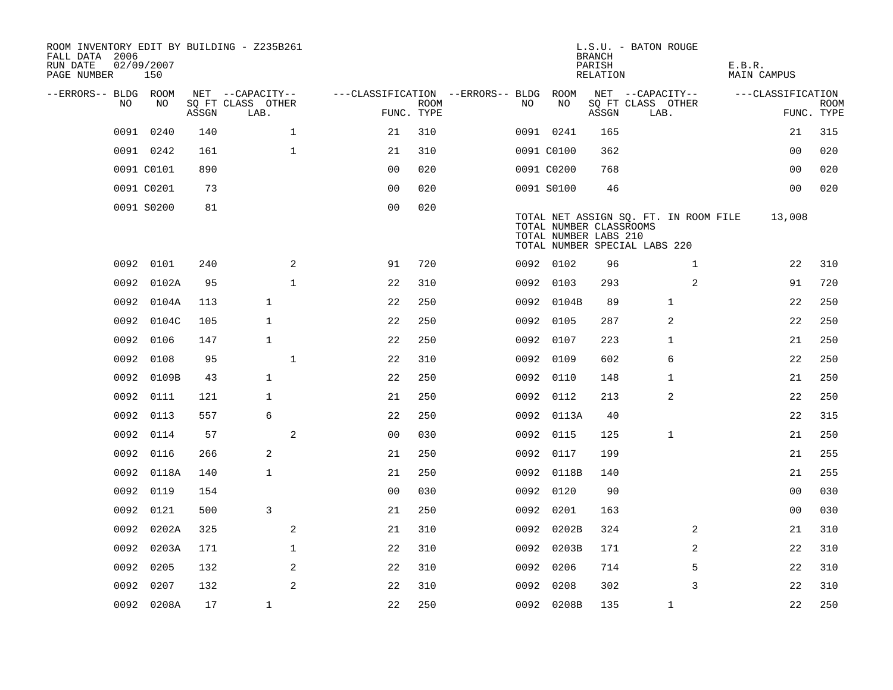ROOM INVENTORY EDIT BY BUILDING - Z235B261
FALL DATA 2006
RUN DATE 02/09/2007
PAGE NUMBER 150

L.S.U. - BATON ROUGE
BRANCH
PARISH E.B.R.
RELATION MAIN CAMPUS

| --ERRORS-- | BLDG NO | ROOM NO | NET SQ FT ASSGN | CAPACITY CLASS | CAPACITY LAB. | CAPACITY OTHER | FUNC. | ROOM TYPE | --ERRORS-- | BLDG NO | ROOM NO | NET SQ FT ASSGN | CAPACITY CLASS | CAPACITY LAB. | CAPACITY OTHER | FUNC. | ROOM TYPE |
|---|---|---|---|---|---|---|---|---|---|---|---|---|---|---|---|---|---|
| | 0091 | 0240 | 140 | | | 1 | 21 | 310 | | 0091 | 0241 | 165 | | | | 21 | 315 |
| | 0091 | 0242 | 161 | | | 1 | 21 | 310 | | 0091 | C0100 | 362 | | | | 00 | 020 |
| | 0091 | C0101 | 890 | | | | 00 | 020 | | 0091 | C0200 | 768 | | | | 00 | 020 |
| | 0091 | C0201 | 73 | | | | 00 | 020 | | 0091 | S0100 | 46 | | | | 00 | 020 |
| | 0091 | S0200 | 81 | | | | 00 | 020 | | | | | | | | | |

TOTAL NET ASSIGN SQ. FT. IN ROOM FILE 13,008
TOTAL NUMBER CLASSROOMS
TOTAL NUMBER LABS 210
TOTAL NUMBER SPECIAL LABS 220

| --ERRORS-- | BLDG NO | ROOM NO | NET SQ FT ASSGN | CAPACITY CLASS | CAPACITY LAB. | CAPACITY OTHER | FUNC. | ROOM TYPE | --ERRORS-- | BLDG NO | ROOM NO | NET SQ FT ASSGN | CAPACITY CLASS | CAPACITY LAB. | CAPACITY OTHER | FUNC. | ROOM TYPE |
|---|---|---|---|---|---|---|---|---|---|---|---|---|---|---|---|---|---|
| | 0092 | 0101 | 240 | | | 2 | 91 | 720 | | 0092 | 0102 | 96 | | | 1 | 22 | 310 |
| | 0092 | 0102A | 95 | | | 1 | 22 | 310 | | 0092 | 0103 | 293 | | | 2 | 91 | 720 |
| | 0092 | 0104A | 113 | | 1 | | 22 | 250 | | 0092 | 0104B | 89 | | 1 | | 22 | 250 |
| | 0092 | 0104C | 105 | | 1 | | 22 | 250 | | 0092 | 0105 | 287 | | 2 | | 22 | 250 |
| | 0092 | 0106 | 147 | | 1 | | 22 | 250 | | 0092 | 0107 | 223 | | 1 | | 21 | 250 |
| | 0092 | 0108 | 95 | | | 1 | 22 | 310 | | 0092 | 0109 | 602 | | 6 | | 22 | 250 |
| | 0092 | 0109B | 43 | | 1 | | 22 | 250 | | 0092 | 0110 | 148 | | 1 | | 21 | 250 |
| | 0092 | 0111 | 121 | | 1 | | 21 | 250 | | 0092 | 0112 | 213 | | 2 | | 22 | 250 |
| | 0092 | 0113 | 557 | | 6 | | 22 | 250 | | 0092 | 0113A | 40 | | | | 22 | 315 |
| | 0092 | 0114 | 57 | | | 2 | 00 | 030 | | 0092 | 0115 | 125 | | 1 | | 21 | 250 |
| | 0092 | 0116 | 266 | | 2 | | 21 | 250 | | 0092 | 0117 | 199 | | | | 21 | 255 |
| | 0092 | 0118A | 140 | | 1 | | 21 | 250 | | 0092 | 0118B | 140 | | | | 21 | 255 |
| | 0092 | 0119 | 154 | | | | 00 | 030 | | 0092 | 0120 | 90 | | | | 00 | 030 |
| | 0092 | 0121 | 500 | | 3 | | 21 | 250 | | 0092 | 0201 | 163 | | | | 00 | 030 |
| | 0092 | 0202A | 325 | | | 2 | 21 | 310 | | 0092 | 0202B | 324 | | | 2 | 21 | 310 |
| | 0092 | 0203A | 171 | | | 1 | 22 | 310 | | 0092 | 0203B | 171 | | | 2 | 22 | 310 |
| | 0092 | 0205 | 132 | | | 2 | 22 | 310 | | 0092 | 0206 | 714 | | | 5 | 22 | 310 |
| | 0092 | 0207 | 132 | | | 2 | 22 | 310 | | 0092 | 0208 | 302 | | | 3 | 22 | 310 |
| | 0092 | 0208A | 17 | | 1 | | 22 | 250 | | 0092 | 0208B | 135 | | 1 | | 22 | 250 |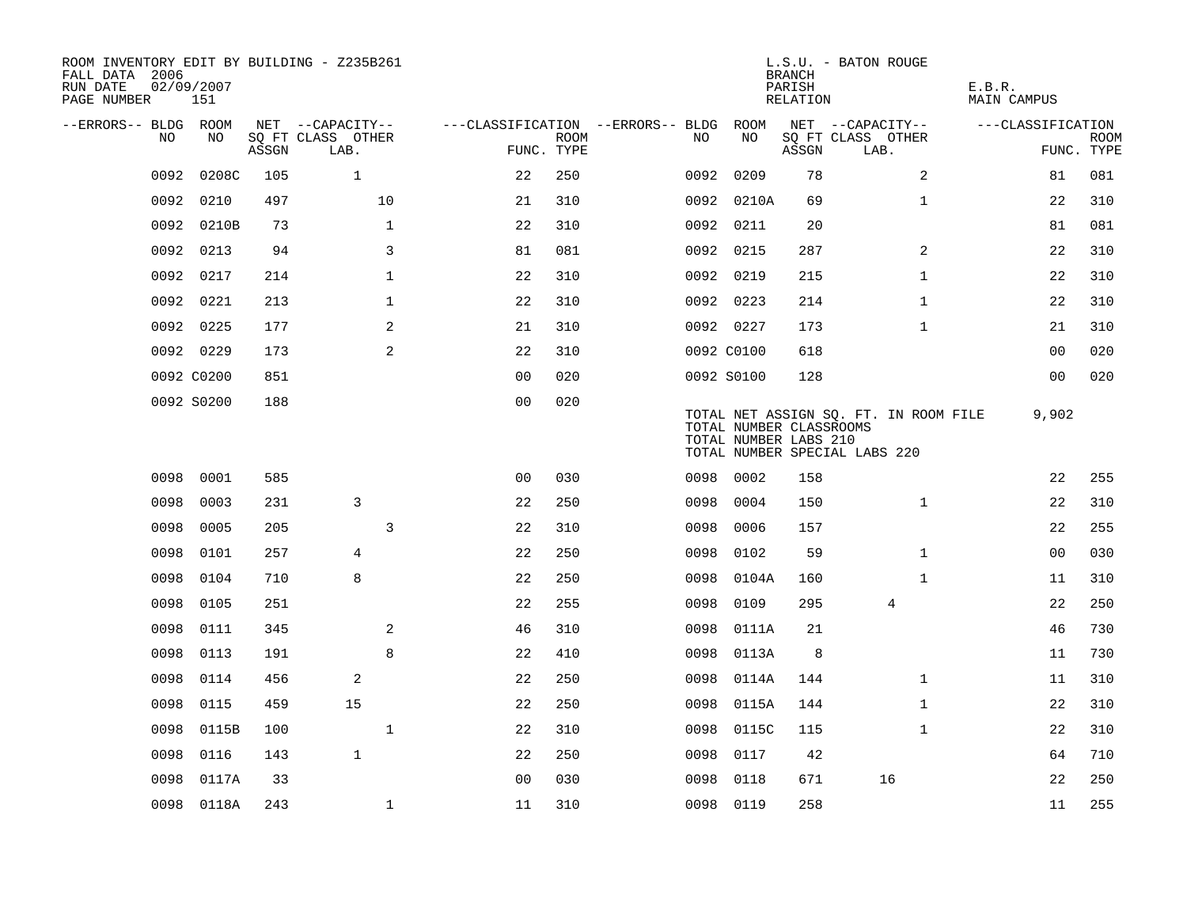ROOM INVENTORY EDIT BY BUILDING - Z235B261
FALL DATA 2006
RUN DATE 02/09/2007
PAGE NUMBER 151

L.S.U. - BATON ROUGE
BRANCH
PARISH E.B.R.
RELATION MAIN CAMPUS

| --ERRORS-- | BLDG NO | ROOM NO | NET SQ FT ASSGN | CAPACITY CLASS LAB. | CAPACITY OTHER | CLASSIFICATION FUNC. | ROOM TYPE | --ERRORS-- | BLDG NO | ROOM NO | NET SQ FT ASSGN | CAPACITY CLASS LAB. | CAPACITY OTHER | CLASSIFICATION FUNC. | ROOM TYPE |
|---|---|---|---|---|---|---|---|---|---|---|---|---|---|---|---|
| | 0092 | 0208C | 105 | 1 | | 22 | 250 | | 0092 | 0209 | 78 | | 2 | 81 | 081 |
| | 0092 | 0210 | 497 | | 10 | 21 | 310 | | 0092 | 0210A | 69 | | 1 | 22 | 310 |
| | 0092 | 0210B | 73 | | 1 | 22 | 310 | | 0092 | 0211 | 20 | | | 81 | 081 |
| | 0092 | 0213 | 94 | | 3 | 81 | 081 | | 0092 | 0215 | 287 | | 2 | 22 | 310 |
| | 0092 | 0217 | 214 | | 1 | 22 | 310 | | 0092 | 0219 | 215 | | 1 | 22 | 310 |
| | 0092 | 0221 | 213 | | 1 | 22 | 310 | | 0092 | 0223 | 214 | | 1 | 22 | 310 |
| | 0092 | 0225 | 177 | | 2 | 21 | 310 | | 0092 | 0227 | 173 | | 1 | 21 | 310 |
| | 0092 | 0229 | 173 | | 2 | 22 | 310 | | 0092 | C0100 | 618 | | | 00 | 020 |
| | 0092 | C0200 | 851 | | | 00 | 020 | | 0092 | S0100 | 128 | | | 00 | 020 |
| | 0092 | S0200 | 188 | | | 00 | 020 | | | | | | | | |

TOTAL NET ASSIGN SQ. FT. IN ROOM FILE 9,902
TOTAL NUMBER CLASSROOMS
TOTAL NUMBER LABS 210
TOTAL NUMBER SPECIAL LABS 220

| --ERRORS-- | BLDG NO | ROOM NO | NET SQ FT ASSGN | CAPACITY CLASS LAB. | CAPACITY OTHER | CLASSIFICATION FUNC. | ROOM TYPE | --ERRORS-- | BLDG NO | ROOM NO | NET SQ FT ASSGN | CAPACITY CLASS LAB. | CAPACITY OTHER | CLASSIFICATION FUNC. | ROOM TYPE |
|---|---|---|---|---|---|---|---|---|---|---|---|---|---|---|---|
| | 0098 | 0001 | 585 | | | 00 | 030 | | 0098 | 0002 | 158 | | | 22 | 255 |
| | 0098 | 0003 | 231 | 3 | | 22 | 250 | | 0098 | 0004 | 150 | | 1 | 22 | 310 |
| | 0098 | 0005 | 205 | | 3 | 22 | 310 | | 0098 | 0006 | 157 | | | 22 | 255 |
| | 0098 | 0101 | 257 | 4 | | 22 | 250 | | 0098 | 0102 | 59 | | 1 | 00 | 030 |
| | 0098 | 0104 | 710 | 8 | | 22 | 250 | | 0098 | 0104A | 160 | | 1 | 11 | 310 |
| | 0098 | 0105 | 251 | | | 22 | 255 | | 0098 | 0109 | 295 | 4 | | 22 | 250 |
| | 0098 | 0111 | 345 | | 2 | 46 | 310 | | 0098 | 0111A | 21 | | | 46 | 730 |
| | 0098 | 0113 | 191 | | 8 | 22 | 410 | | 0098 | 0113A | 8 | | | 11 | 730 |
| | 0098 | 0114 | 456 | 2 | | 22 | 250 | | 0098 | 0114A | 144 | | 1 | 11 | 310 |
| | 0098 | 0115 | 459 | 15 | | 22 | 250 | | 0098 | 0115A | 144 | | 1 | 22 | 310 |
| | 0098 | 0115B | 100 | | 1 | 22 | 310 | | 0098 | 0115C | 115 | | 1 | 22 | 310 |
| | 0098 | 0116 | 143 | 1 | | 22 | 250 | | 0098 | 0117 | 42 | | | 64 | 710 |
| | 0098 | 0117A | 33 | | | 00 | 030 | | 0098 | 0118 | 671 | 16 | | 22 | 250 |
| | 0098 | 0118A | 243 | | 1 | 11 | 310 | | 0098 | 0119 | 258 | | | 11 | 255 |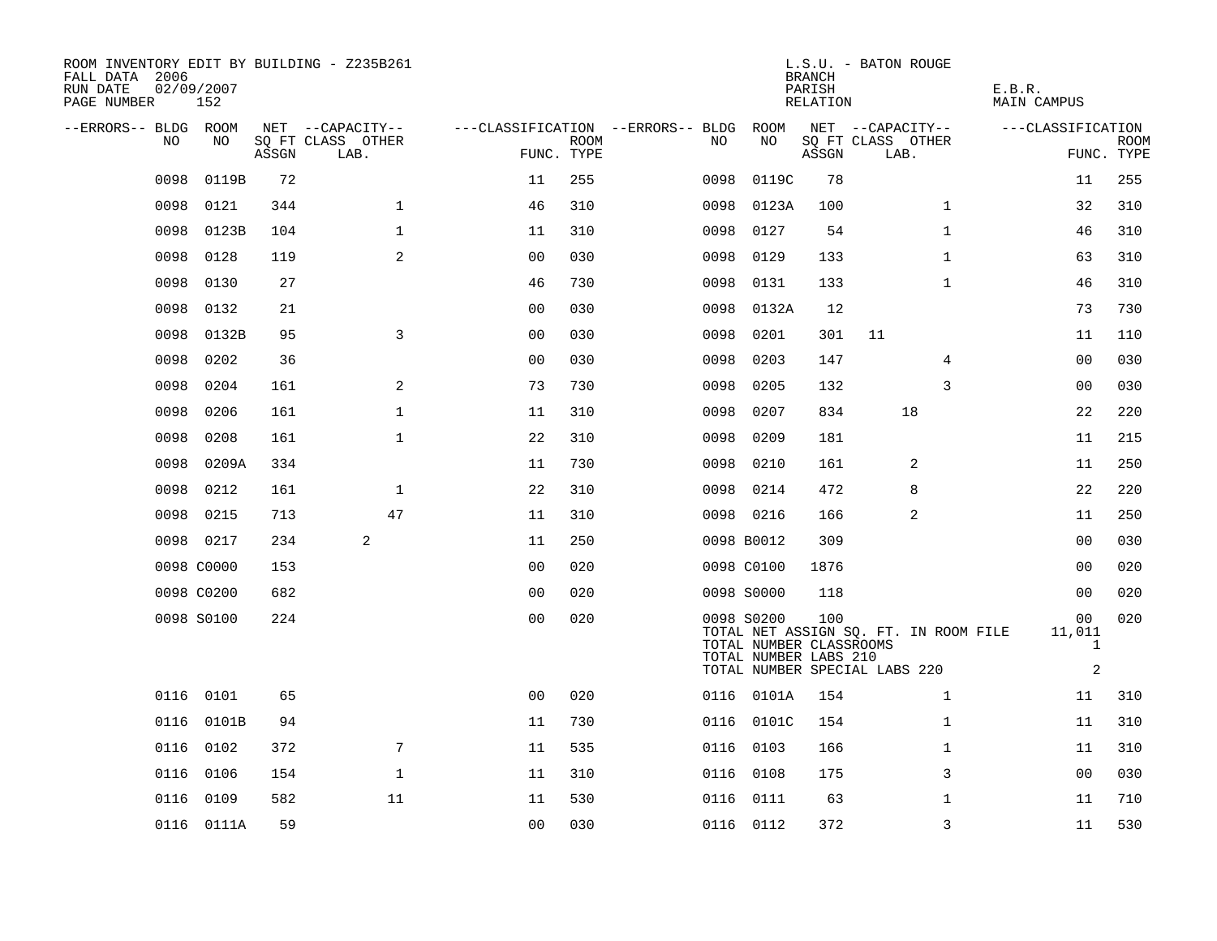ROOM INVENTORY EDIT BY BUILDING - Z235B261
FALL DATA 2006
RUN DATE 02/09/2007
PAGE NUMBER 152

L.S.U. - BATON ROUGE
BRANCH
PARISH E.B.R.
RELATION MAIN CAMPUS

| --ERRORS-- | BLDG NO | ROOM NO | NET SQ FT ASSGN | CAPACITY CLASS | CAPACITY LAB. | CAPACITY OTHER | CLASSIFICATION FUNC. | ROOM TYPE | --ERRORS-- | BLDG NO | ROOM NO | NET SQ FT ASSGN | CAPACITY CLASS | CAPACITY LAB. | CAPACITY OTHER | CLASSIFICATION FUNC. | ROOM TYPE |
|---|---|---|---|---|---|---|---|---|---|---|---|---|---|---|---|---|---|
| | 0098 | 0119B | 72 | | | | 11 | 255 | | 0098 | 0119C | 78 | | | | 11 | 255 |
| | 0098 | 0121 | 344 | | | 1 | 46 | 310 | | 0098 | 0123A | 100 | | | 1 | 32 | 310 |
| | 0098 | 0123B | 104 | | | 1 | 11 | 310 | | 0098 | 0127 | 54 | | | 1 | 46 | 310 |
| | 0098 | 0128 | 119 | | | 2 | 00 | 030 | | 0098 | 0129 | 133 | | | 1 | 63 | 310 |
| | 0098 | 0130 | 27 | | | | 46 | 730 | | 0098 | 0131 | 133 | | | 1 | 46 | 310 |
| | 0098 | 0132 | 21 | | | | 00 | 030 | | 0098 | 0132A | 12 | | | | 73 | 730 |
| | 0098 | 0132B | 95 | | | 3 | 00 | 030 | | 0098 | 0201 | 301 | 11 | | | 11 | 110 |
| | 0098 | 0202 | 36 | | | | 00 | 030 | | 0098 | 0203 | 147 | | | 4 | 00 | 030 |
| | 0098 | 0204 | 161 | | | 2 | 73 | 730 | | 0098 | 0205 | 132 | | | 3 | 00 | 030 |
| | 0098 | 0206 | 161 | | | 1 | 11 | 310 | | 0098 | 0207 | 834 | | 18 | | 22 | 220 |
| | 0098 | 0208 | 161 | | | 1 | 22 | 310 | | 0098 | 0209 | 181 | | | | 11 | 215 |
| | 0098 | 0209A | 334 | | | | 11 | 730 | | 0098 | 0210 | 161 | | 2 | | 11 | 250 |
| | 0098 | 0212 | 161 | | | 1 | 22 | 310 | | 0098 | 0214 | 472 | | 8 | | 22 | 220 |
| | 0098 | 0215 | 713 | | | 47 | 11 | 310 | | 0098 | 0216 | 166 | | 2 | | 11 | 250 |
| | 0098 | 0217 | 234 | | 2 | | 11 | 250 | | 0098 | B0012 | 309 | | | | 00 | 030 |
| | 0098 | C0000 | 153 | | | | 00 | 020 | | 0098 | C0100 | 1876 | | | | 00 | 020 |
| | 0098 | C0200 | 682 | | | | 00 | 020 | | 0098 | S0000 | 118 | | | | 00 | 020 |
| | 0098 | S0100 | 224 | | | | 00 | 020 | | 0098 | S0200 | 100 | | | | 00 | 020 |
| | | | | | | | | | | TOTAL NET ASSIGN SQ. FT. IN ROOM FILE | | | | | | 11,011 | |
| | | | | | | | | | | TOTAL NUMBER CLASSROOMS | | | | | | 1 | |
| | | | | | | | | | | TOTAL NUMBER LABS 210 | | | | | | | |
| | | | | | | | | | | TOTAL NUMBER SPECIAL LABS 220 | | | | | | 2 | |
| | 0116 | 0101 | 65 | | | | 00 | 020 | | 0116 | 0101A | 154 | | | 1 | 11 | 310 |
| | 0116 | 0101B | 94 | | | | 11 | 730 | | 0116 | 0101C | 154 | | | 1 | 11 | 310 |
| | 0116 | 0102 | 372 | | | 7 | 11 | 535 | | 0116 | 0103 | 166 | | | 1 | 11 | 310 |
| | 0116 | 0106 | 154 | | | 1 | 11 | 310 | | 0116 | 0108 | 175 | | | 3 | 00 | 030 |
| | 0116 | 0109 | 582 | | | 11 | 11 | 530 | | 0116 | 0111 | 63 | | | 1 | 11 | 710 |
| | 0116 | 0111A | 59 | | | | 00 | 030 | | 0116 | 0112 | 372 | | | 3 | 11 | 530 |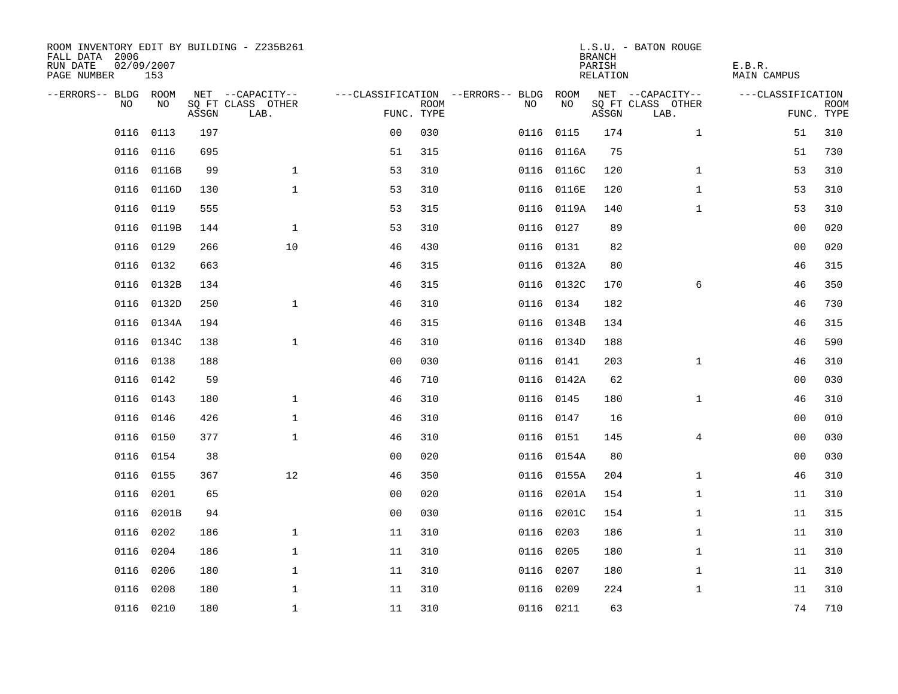ROOM INVENTORY EDIT BY BUILDING - Z235B261
FALL DATA 2006
RUN DATE 02/09/2007
PAGE NUMBER 153

L.S.U. - BATON ROUGE
BRANCH
PARISH E.B.R.
RELATION MAIN CAMPUS

| --ERRORS-- | BLDG NO | ROOM NO | NET SQ FT ASSGN | --CAPACITY-- CLASS LAB. | OTHER | ---CLASSIFICATION FUNC. | ROOM TYPE | --ERRORS-- | BLDG NO | ROOM NO | NET SQ FT ASSGN | --CAPACITY-- CLASS LAB. | OTHER | ---CLASSIFICATION FUNC. | ROOM TYPE |
|---|---|---|---|---|---|---|---|---|---|---|---|---|---|---|---|
| | 0116 | 0113 | 197 | | | 00 | 030 | | 0116 | 0115 | 174 | | 1 | 51 | 310 |
| | 0116 | 0116 | 695 | | | 51 | 315 | | 0116 | 0116A | 75 | | | 51 | 730 |
| | 0116 | 0116B | 99 | | 1 | 53 | 310 | | 0116 | 0116C | 120 | | 1 | 53 | 310 |
| | 0116 | 0116D | 130 | | 1 | 53 | 310 | | 0116 | 0116E | 120 | | 1 | 53 | 310 |
| | 0116 | 0119 | 555 | | | 53 | 315 | | 0116 | 0119A | 140 | | 1 | 53 | 310 |
| | 0116 | 0119B | 144 | | 1 | 53 | 310 | | 0116 | 0127 | 89 | | | 00 | 020 |
| | 0116 | 0129 | 266 | | 10 | 46 | 430 | | 0116 | 0131 | 82 | | | 00 | 020 |
| | 0116 | 0132 | 663 | | | 46 | 315 | | 0116 | 0132A | 80 | | | 46 | 315 |
| | 0116 | 0132B | 134 | | | 46 | 315 | | 0116 | 0132C | 170 | | 6 | 46 | 350 |
| | 0116 | 0132D | 250 | | 1 | 46 | 310 | | 0116 | 0134 | 182 | | | 46 | 730 |
| | 0116 | 0134A | 194 | | | 46 | 315 | | 0116 | 0134B | 134 | | | 46 | 315 |
| | 0116 | 0134C | 138 | | 1 | 46 | 310 | | 0116 | 0134D | 188 | | | 46 | 590 |
| | 0116 | 0138 | 188 | | | 00 | 030 | | 0116 | 0141 | 203 | | 1 | 46 | 310 |
| | 0116 | 0142 | 59 | | | 46 | 710 | | 0116 | 0142A | 62 | | | 00 | 030 |
| | 0116 | 0143 | 180 | | 1 | 46 | 310 | | 0116 | 0145 | 180 | | 1 | 46 | 310 |
| | 0116 | 0146 | 426 | | 1 | 46 | 310 | | 0116 | 0147 | 16 | | | 00 | 010 |
| | 0116 | 0150 | 377 | | 1 | 46 | 310 | | 0116 | 0151 | 145 | | 4 | 00 | 030 |
| | 0116 | 0154 | 38 | | | 00 | 020 | | 0116 | 0154A | 80 | | | 00 | 030 |
| | 0116 | 0155 | 367 | | 12 | 46 | 350 | | 0116 | 0155A | 204 | | 1 | 46 | 310 |
| | 0116 | 0201 | 65 | | | 00 | 020 | | 0116 | 0201A | 154 | | 1 | 11 | 310 |
| | 0116 | 0201B | 94 | | | 00 | 030 | | 0116 | 0201C | 154 | | 1 | 11 | 315 |
| | 0116 | 0202 | 186 | | 1 | 11 | 310 | | 0116 | 0203 | 186 | | 1 | 11 | 310 |
| | 0116 | 0204 | 186 | | 1 | 11 | 310 | | 0116 | 0205 | 180 | | 1 | 11 | 310 |
| | 0116 | 0206 | 180 | | 1 | 11 | 310 | | 0116 | 0207 | 180 | | 1 | 11 | 310 |
| | 0116 | 0208 | 180 | | 1 | 11 | 310 | | 0116 | 0209 | 224 | | 1 | 11 | 310 |
| | 0116 | 0210 | 180 | | 1 | 11 | 310 | | 0116 | 0211 | 63 | | | 74 | 710 |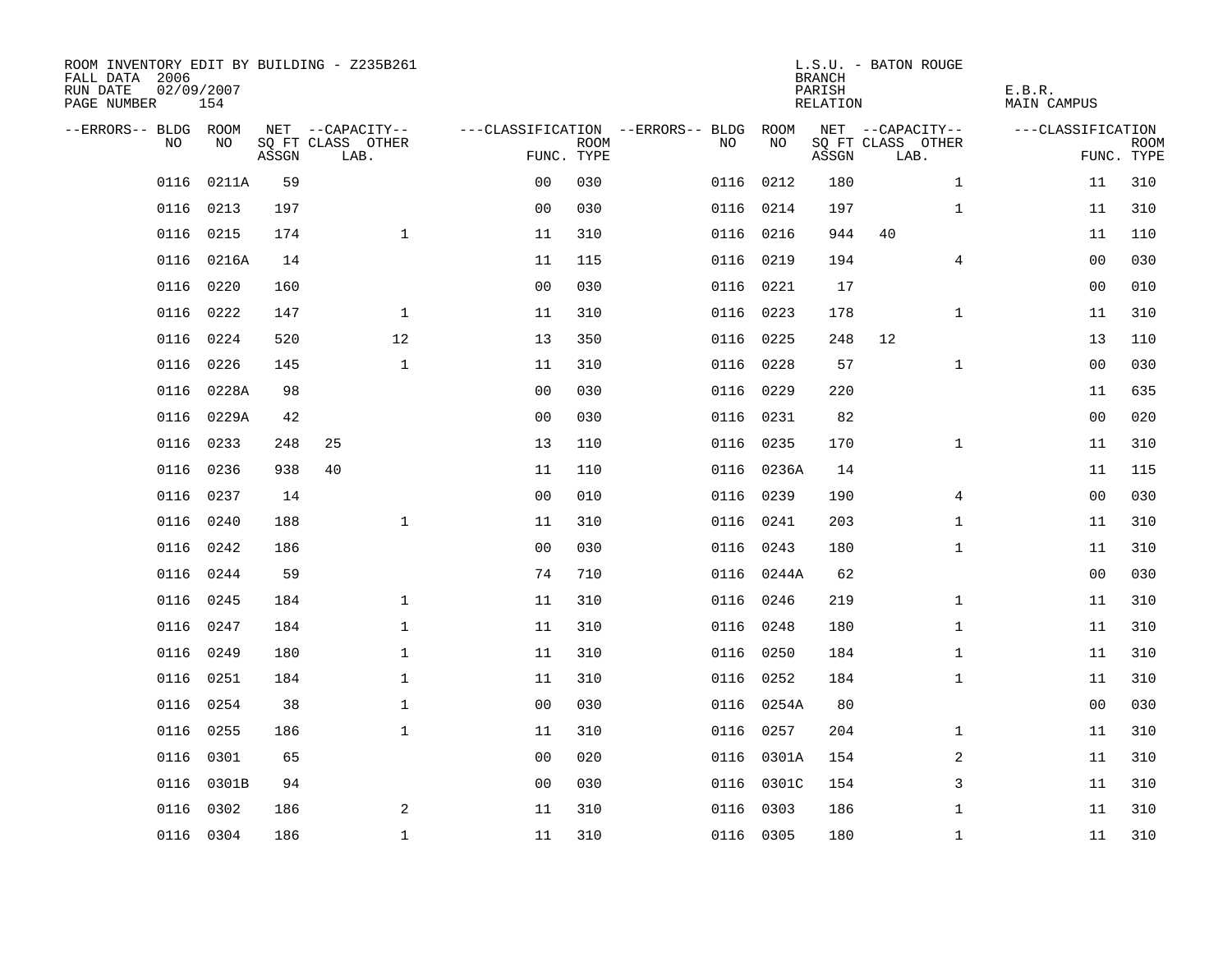ROOM INVENTORY EDIT BY BUILDING - Z235B261
FALL DATA 2006
RUN DATE 02/09/2007
PAGE NUMBER 154

L.S.U. - BATON ROUGE
BRANCH
PARISH E.B.R.
RELATION MAIN CAMPUS

| --ERRORS-- | BLDG NO | ROOM NO | NET SQ FT ASSGN | CAPACITY CLASS LAB. | CAPACITY OTHER | CLASSIFICATION FUNC. | ROOM TYPE | --ERRORS-- | BLDG NO | ROOM NO | NET SQ FT ASSGN | CAPACITY CLASS LAB. | CAPACITY OTHER | CLASSIFICATION FUNC. | ROOM TYPE |
|---|---|---|---|---|---|---|---|---|---|---|---|---|---|---|---|
| | 0116 | 0211A | 59 | | | 00 | 030 | | 0116 | 0212 | 180 | | 1 | 11 | 310 |
| | 0116 | 0213 | 197 | | | 00 | 030 | | 0116 | 0214 | 197 | | 1 | 11 | 310 |
| | 0116 | 0215 | 174 | | 1 | 11 | 310 | | 0116 | 0216 | 944 | 40 | | 11 | 110 |
| | 0116 | 0216A | 14 | | | 11 | 115 | | 0116 | 0219 | 194 | | 4 | 00 | 030 |
| | 0116 | 0220 | 160 | | | 00 | 030 | | 0116 | 0221 | 17 | | | 00 | 010 |
| | 0116 | 0222 | 147 | | 1 | 11 | 310 | | 0116 | 0223 | 178 | | 1 | 11 | 310 |
| | 0116 | 0224 | 520 | | 12 | 13 | 350 | | 0116 | 0225 | 248 | 12 | | 13 | 110 |
| | 0116 | 0226 | 145 | | 1 | 11 | 310 | | 0116 | 0228 | 57 | | 1 | 00 | 030 |
| | 0116 | 0228A | 98 | | | 00 | 030 | | 0116 | 0229 | 220 | | | 11 | 635 |
| | 0116 | 0229A | 42 | | | 00 | 030 | | 0116 | 0231 | 82 | | | 00 | 020 |
| | 0116 | 0233 | 248 | 25 | | 13 | 110 | | 0116 | 0235 | 170 | | 1 | 11 | 310 |
| | 0116 | 0236 | 938 | 40 | | 11 | 110 | | 0116 | 0236A | 14 | | | 11 | 115 |
| | 0116 | 0237 | 14 | | | 00 | 010 | | 0116 | 0239 | 190 | | 4 | 00 | 030 |
| | 0116 | 0240 | 188 | | 1 | 11 | 310 | | 0116 | 0241 | 203 | | 1 | 11 | 310 |
| | 0116 | 0242 | 186 | | | 00 | 030 | | 0116 | 0243 | 180 | | 1 | 11 | 310 |
| | 0116 | 0244 | 59 | | | 74 | 710 | | 0116 | 0244A | 62 | | | 00 | 030 |
| | 0116 | 0245 | 184 | | 1 | 11 | 310 | | 0116 | 0246 | 219 | | 1 | 11 | 310 |
| | 0116 | 0247 | 184 | | 1 | 11 | 310 | | 0116 | 0248 | 180 | | 1 | 11 | 310 |
| | 0116 | 0249 | 180 | | 1 | 11 | 310 | | 0116 | 0250 | 184 | | 1 | 11 | 310 |
| | 0116 | 0251 | 184 | | 1 | 11 | 310 | | 0116 | 0252 | 184 | | 1 | 11 | 310 |
| | 0116 | 0254 | 38 | | 1 | 00 | 030 | | 0116 | 0254A | 80 | | | 00 | 030 |
| | 0116 | 0255 | 186 | | 1 | 11 | 310 | | 0116 | 0257 | 204 | | 1 | 11 | 310 |
| | 0116 | 0301 | 65 | | | 00 | 020 | | 0116 | 0301A | 154 | | 2 | 11 | 310 |
| | 0116 | 0301B | 94 | | | 00 | 030 | | 0116 | 0301C | 154 | | 3 | 11 | 310 |
| | 0116 | 0302 | 186 | | 2 | 11 | 310 | | 0116 | 0303 | 186 | | 1 | 11 | 310 |
| | 0116 | 0304 | 186 | | 1 | 11 | 310 | | 0116 | 0305 | 180 | | 1 | 11 | 310 |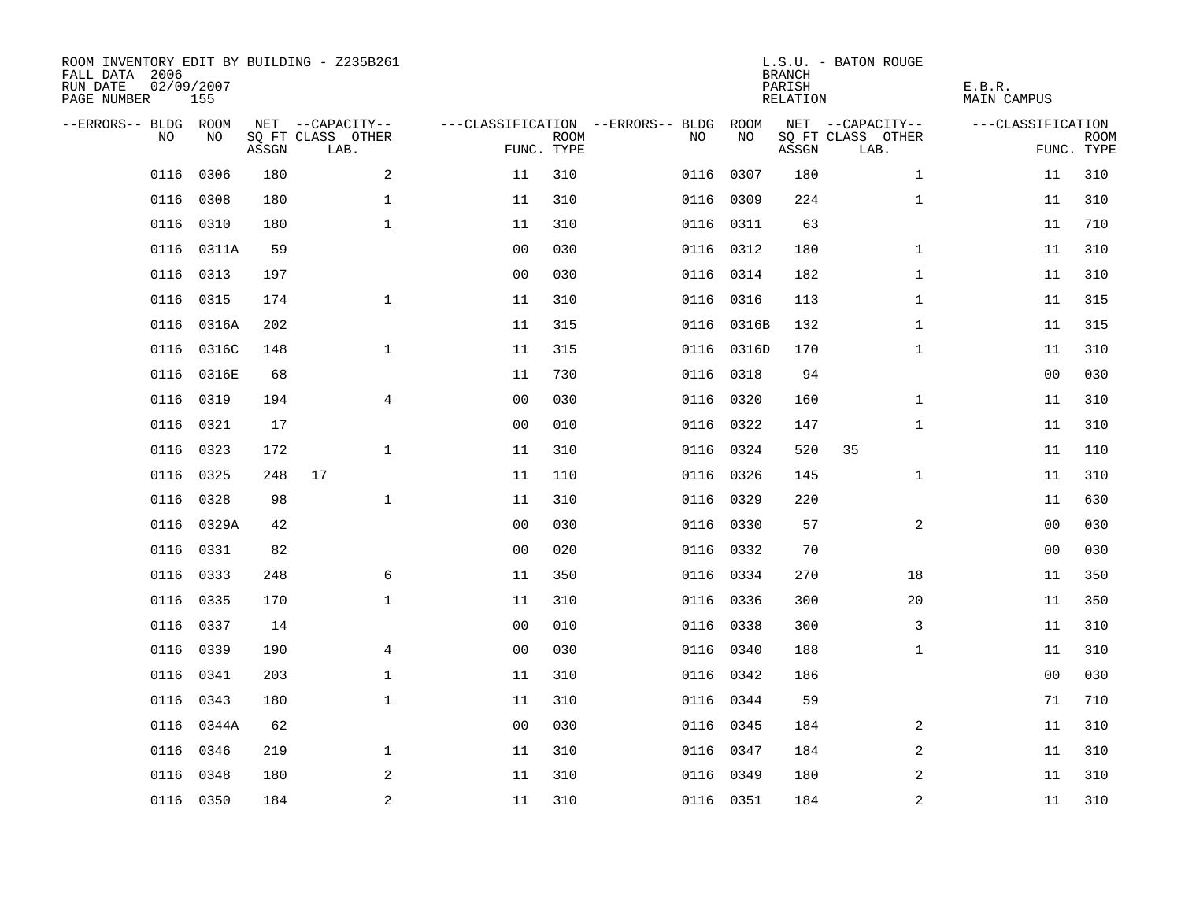ROOM INVENTORY EDIT BY BUILDING - Z235B261
FALL DATA 2006
RUN DATE 02/09/2007
PAGE NUMBER 155

L.S.U. - BATON ROUGE
BRANCH
PARISH E.B.R.
RELATION MAIN CAMPUS

| --ERRORS-- | BLDG NO | ROOM NO | NET SQ FT ASSGN | CAPACITY CLASS | CAPACITY OTHER LAB. | CLASSIFICATION FUNC. | ROOM TYPE | --ERRORS-- | BLDG NO | ROOM NO | NET SQ FT ASSGN | CAPACITY CLASS | CAPACITY OTHER LAB. | CLASSIFICATION FUNC. | ROOM TYPE |
|---|---|---|---|---|---|---|---|---|---|---|---|---|---|---|---|
| | 0116 | 0306 | 180 | | 2 | 11 | 310 | | 0116 | 0307 | 180 | | 1 | 11 | 310 |
| | 0116 | 0308 | 180 | | 1 | 11 | 310 | | 0116 | 0309 | 224 | | 1 | 11 | 310 |
| | 0116 | 0310 | 180 | | 1 | 11 | 310 | | 0116 | 0311 | 63 | | | 11 | 710 |
| | 0116 | 0311A | 59 | | | 00 | 030 | | 0116 | 0312 | 180 | | 1 | 11 | 310 |
| | 0116 | 0313 | 197 | | | 00 | 030 | | 0116 | 0314 | 182 | | 1 | 11 | 310 |
| | 0116 | 0315 | 174 | | 1 | 11 | 310 | | 0116 | 0316 | 113 | | 1 | 11 | 315 |
| | 0116 | 0316A | 202 | | | 11 | 315 | | 0116 | 0316B | 132 | | 1 | 11 | 315 |
| | 0116 | 0316C | 148 | | 1 | 11 | 315 | | 0116 | 0316D | 170 | | 1 | 11 | 310 |
| | 0116 | 0316E | 68 | | | 11 | 730 | | 0116 | 0318 | 94 | | | 00 | 030 |
| | 0116 | 0319 | 194 | | 4 | 00 | 030 | | 0116 | 0320 | 160 | | 1 | 11 | 310 |
| | 0116 | 0321 | 17 | | | 00 | 010 | | 0116 | 0322 | 147 | | 1 | 11 | 310 |
| | 0116 | 0323 | 172 | | 1 | 11 | 310 | | 0116 | 0324 | 520 | 35 | | 11 | 110 |
| | 0116 | 0325 | 248 | 17 | | 11 | 110 | | 0116 | 0326 | 145 | | 1 | 11 | 310 |
| | 0116 | 0328 | 98 | | 1 | 11 | 310 | | 0116 | 0329 | 220 | | | 11 | 630 |
| | 0116 | 0329A | 42 | | | 00 | 030 | | 0116 | 0330 | 57 | | 2 | 00 | 030 |
| | 0116 | 0331 | 82 | | | 00 | 020 | | 0116 | 0332 | 70 | | | 00 | 030 |
| | 0116 | 0333 | 248 | | 6 | 11 | 350 | | 0116 | 0334 | 270 | | 18 | 11 | 350 |
| | 0116 | 0335 | 170 | | 1 | 11 | 310 | | 0116 | 0336 | 300 | | 20 | 11 | 350 |
| | 0116 | 0337 | 14 | | | 00 | 010 | | 0116 | 0338 | 300 | | 3 | 11 | 310 |
| | 0116 | 0339 | 190 | | 4 | 00 | 030 | | 0116 | 0340 | 188 | | 1 | 11 | 310 |
| | 0116 | 0341 | 203 | | 1 | 11 | 310 | | 0116 | 0342 | 186 | | | 00 | 030 |
| | 0116 | 0343 | 180 | | 1 | 11 | 310 | | 0116 | 0344 | 59 | | | 71 | 710 |
| | 0116 | 0344A | 62 | | | 00 | 030 | | 0116 | 0345 | 184 | | 2 | 11 | 310 |
| | 0116 | 0346 | 219 | | 1 | 11 | 310 | | 0116 | 0347 | 184 | | 2 | 11 | 310 |
| | 0116 | 0348 | 180 | | 2 | 11 | 310 | | 0116 | 0349 | 180 | | 2 | 11 | 310 |
| | 0116 | 0350 | 184 | | 2 | 11 | 310 | | 0116 | 0351 | 184 | | 2 | 11 | 310 |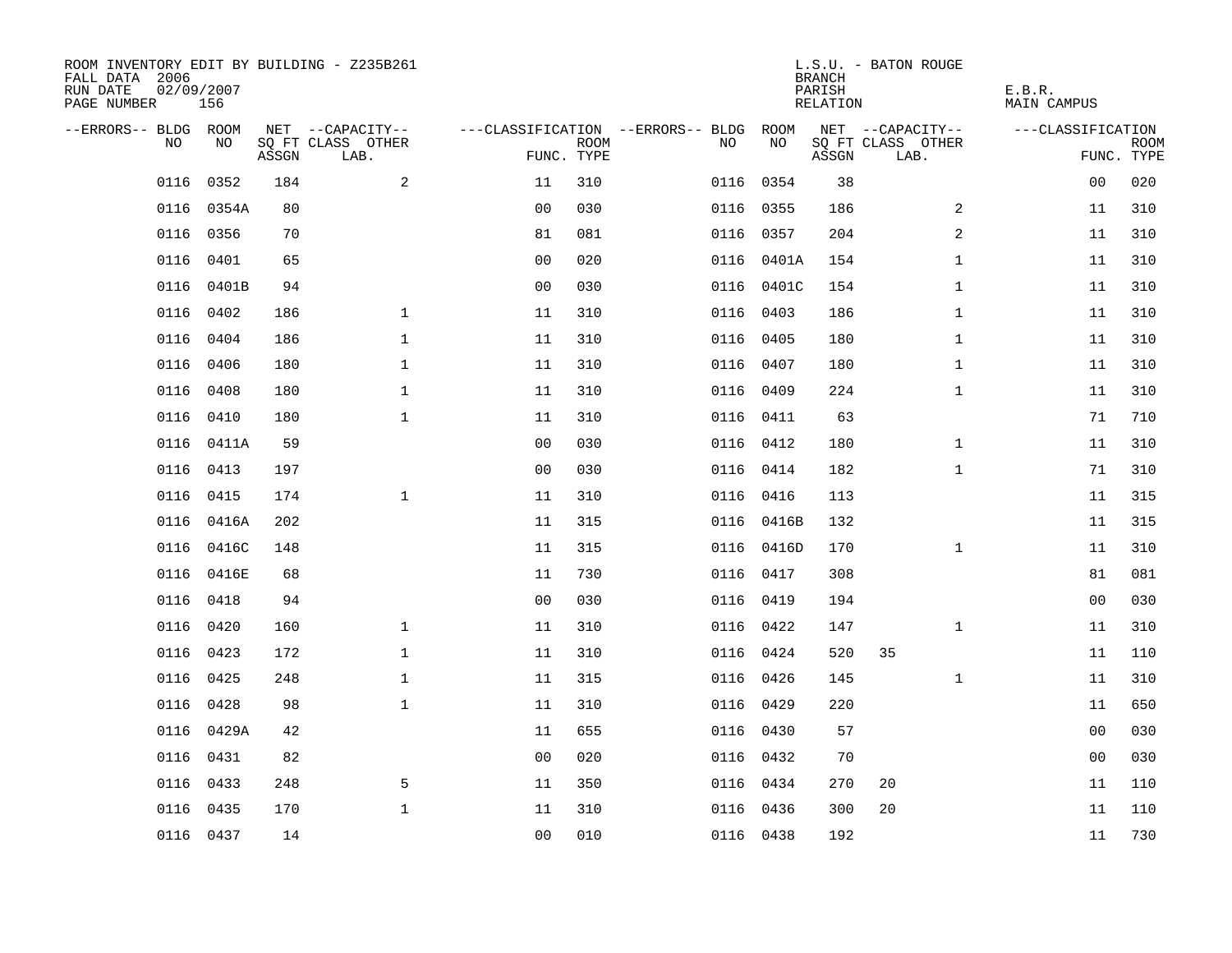ROOM INVENTORY EDIT BY BUILDING - Z235B261
FALL DATA 2006
RUN DATE 02/09/2007
PAGE NUMBER 156

L.S.U. - BATON ROUGE
BRANCH
PARISH E.B.R.
RELATION MAIN CAMPUS

| --ERRORS-- | BLDG NO | ROOM NO | NET SQ FT ASSGN | CAPACITY CLASS | CAPACITY OTHER LAB. | CLASSIFICATION FUNC. | ROOM TYPE | --ERRORS-- | BLDG NO | ROOM NO | NET SQ FT ASSGN | CAPACITY CLASS | CAPACITY OTHER LAB. | CLASSIFICATION FUNC. | ROOM TYPE |
|---|---|---|---|---|---|---|---|---|---|---|---|---|---|---|---|
| | 0116 | 0352 | 184 | | 2 | 11 | 310 | | 0116 | 0354 | 38 | | | 00 | 020 |
| | 0116 | 0354A | 80 | | | 00 | 030 | | 0116 | 0355 | 186 | | 2 | 11 | 310 |
| | 0116 | 0356 | 70 | | | 81 | 081 | | 0116 | 0357 | 204 | | 2 | 11 | 310 |
| | 0116 | 0401 | 65 | | | 00 | 020 | | 0116 | 0401A | 154 | | 1 | 11 | 310 |
| | 0116 | 0401B | 94 | | | 00 | 030 | | 0116 | 0401C | 154 | | 1 | 11 | 310 |
| | 0116 | 0402 | 186 | | 1 | 11 | 310 | | 0116 | 0403 | 186 | | 1 | 11 | 310 |
| | 0116 | 0404 | 186 | | 1 | 11 | 310 | | 0116 | 0405 | 180 | | 1 | 11 | 310 |
| | 0116 | 0406 | 180 | | 1 | 11 | 310 | | 0116 | 0407 | 180 | | 1 | 11 | 310 |
| | 0116 | 0408 | 180 | | 1 | 11 | 310 | | 0116 | 0409 | 224 | | 1 | 11 | 310 |
| | 0116 | 0410 | 180 | | 1 | 11 | 310 | | 0116 | 0411 | 63 | | | 71 | 710 |
| | 0116 | 0411A | 59 | | | 00 | 030 | | 0116 | 0412 | 180 | | 1 | 11 | 310 |
| | 0116 | 0413 | 197 | | | 00 | 030 | | 0116 | 0414 | 182 | | 1 | 71 | 310 |
| | 0116 | 0415 | 174 | | 1 | 11 | 310 | | 0116 | 0416 | 113 | | | 11 | 315 |
| | 0116 | 0416A | 202 | | | 11 | 315 | | 0116 | 0416B | 132 | | | 11 | 315 |
| | 0116 | 0416C | 148 | | | 11 | 315 | | 0116 | 0416D | 170 | | 1 | 11 | 310 |
| | 0116 | 0416E | 68 | | | 11 | 730 | | 0116 | 0417 | 308 | | | 81 | 081 |
| | 0116 | 0418 | 94 | | | 00 | 030 | | 0116 | 0419 | 194 | | | 00 | 030 |
| | 0116 | 0420 | 160 | | 1 | 11 | 310 | | 0116 | 0422 | 147 | | 1 | 11 | 310 |
| | 0116 | 0423 | 172 | | 1 | 11 | 310 | | 0116 | 0424 | 520 | 35 | | 11 | 110 |
| | 0116 | 0425 | 248 | | 1 | 11 | 315 | | 0116 | 0426 | 145 | | 1 | 11 | 310 |
| | 0116 | 0428 | 98 | | 1 | 11 | 310 | | 0116 | 0429 | 220 | | | 11 | 650 |
| | 0116 | 0429A | 42 | | | 11 | 655 | | 0116 | 0430 | 57 | | | 00 | 030 |
| | 0116 | 0431 | 82 | | | 00 | 020 | | 0116 | 0432 | 70 | | | 00 | 030 |
| | 0116 | 0433 | 248 | | 5 | 11 | 350 | | 0116 | 0434 | 270 | 20 | | 11 | 110 |
| | 0116 | 0435 | 170 | | 1 | 11 | 310 | | 0116 | 0436 | 300 | 20 | | 11 | 110 |
| | 0116 | 0437 | 14 | | | 00 | 010 | | 0116 | 0438 | 192 | | | 11 | 730 |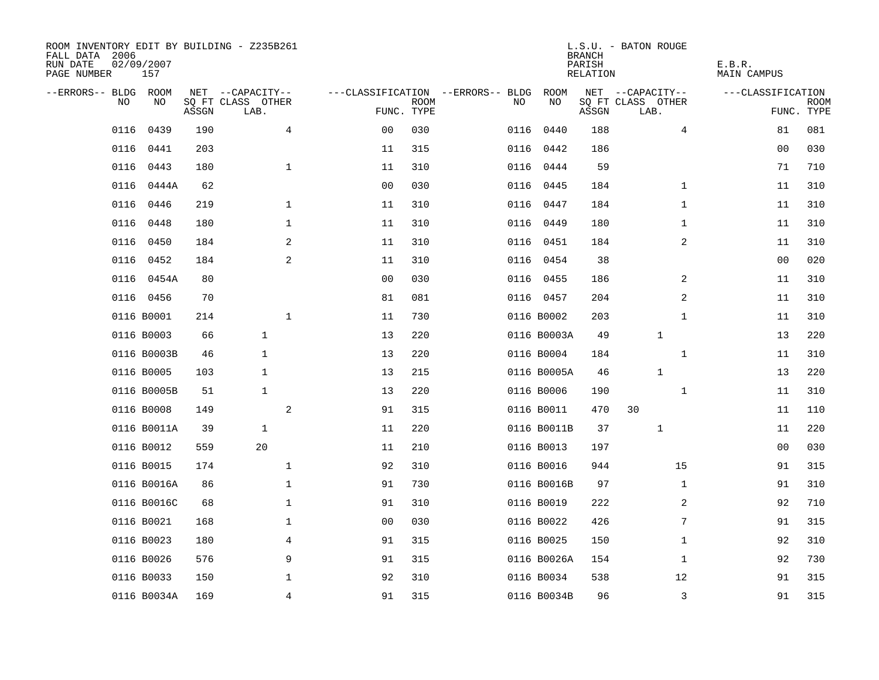ROOM INVENTORY EDIT BY BUILDING - Z235B261
FALL DATA 2006
RUN DATE 02/09/2007

L.S.U. - BATON ROUGE
BRANCH
PARISH E.B.R.
RELATION MAIN CAMPUS

| --ERRORS-- | BLDG NO | ROOM NO | NET SQ FT ASSGN | CAPACITY CLASS LAB. | CAPACITY OTHER | CLASSIFICATION FUNC. | ROOM TYPE | --ERRORS-- | BLDG NO | ROOM NO | NET SQ FT ASSGN | CAPACITY CLASS LAB. | CAPACITY OTHER | CLASSIFICATION FUNC. | ROOM TYPE |
|---|---|---|---|---|---|---|---|---|---|---|---|---|---|---|---|
| | 0116 | 0439 | 190 | | 4 | 00 | 030 | | 0116 | 0440 | 188 | | 4 | 81 | 081 |
| | 0116 | 0441 | 203 | | | 11 | 315 | | 0116 | 0442 | 186 | | | 00 | 030 |
| | 0116 | 0443 | 180 | | 1 | 11 | 310 | | 0116 | 0444 | 59 | | | 71 | 710 |
| | 0116 | 0444A | 62 | | | 00 | 030 | | 0116 | 0445 | 184 | | 1 | 11 | 310 |
| | 0116 | 0446 | 219 | | 1 | 11 | 310 | | 0116 | 0447 | 184 | | 1 | 11 | 310 |
| | 0116 | 0448 | 180 | | 1 | 11 | 310 | | 0116 | 0449 | 180 | | 1 | 11 | 310 |
| | 0116 | 0450 | 184 | | 2 | 11 | 310 | | 0116 | 0451 | 184 | | 2 | 11 | 310 |
| | 0116 | 0452 | 184 | | 2 | 11 | 310 | | 0116 | 0454 | 38 | | | 00 | 020 |
| | 0116 | 0454A | 80 | | | 00 | 030 | | 0116 | 0455 | 186 | | 2 | 11 | 310 |
| | 0116 | 0456 | 70 | | | 81 | 081 | | 0116 | 0457 | 204 | | 2 | 11 | 310 |
| | 0116 | B0001 | 214 | | 1 | 11 | 730 | | 0116 | B0002 | 203 | | 1 | 11 | 310 |
| | 0116 | B0003 | 66 | 1 | | 13 | 220 | | 0116 | B0003A | 49 | 1 | | 13 | 220 |
| | 0116 | B0003B | 46 | 1 | | 13 | 220 | | 0116 | B0004 | 184 | | 1 | 11 | 310 |
| | 0116 | B0005 | 103 | 1 | | 13 | 215 | | 0116 | B0005A | 46 | 1 | | 13 | 220 |
| | 0116 | B0005B | 51 | 1 | | 13 | 220 | | 0116 | B0006 | 190 | | 1 | 11 | 310 |
| | 0116 | B0008 | 149 | | 2 | 91 | 315 | | 0116 | B0011 | 470 | 30 | | 11 | 110 |
| | 0116 | B0011A | 39 | 1 | | 11 | 220 | | 0116 | B0011B | 37 | 1 | | 11 | 220 |
| | 0116 | B0012 | 559 | 20 | | 11 | 210 | | 0116 | B0013 | 197 | | | 00 | 030 |
| | 0116 | B0015 | 174 | | 1 | 92 | 310 | | 0116 | B0016 | 944 | | 15 | 91 | 315 |
| | 0116 | B0016A | 86 | | 1 | 91 | 730 | | 0116 | B0016B | 97 | | 1 | 91 | 310 |
| | 0116 | B0016C | 68 | | 1 | 91 | 310 | | 0116 | B0019 | 222 | | 2 | 92 | 710 |
| | 0116 | B0021 | 168 | | 1 | 00 | 030 | | 0116 | B0022 | 426 | | 7 | 91 | 315 |
| | 0116 | B0023 | 180 | | 4 | 91 | 315 | | 0116 | B0025 | 150 | | 1 | 92 | 310 |
| | 0116 | B0026 | 576 | | 9 | 91 | 315 | | 0116 | B0026A | 154 | | 1 | 92 | 730 |
| | 0116 | B0033 | 150 | | 1 | 92 | 310 | | 0116 | B0034 | 538 | | 12 | 91 | 315 |
| | 0116 | B0034A | 169 | | 4 | 91 | 315 | | 0116 | B0034B | 96 | | 3 | 91 | 315 |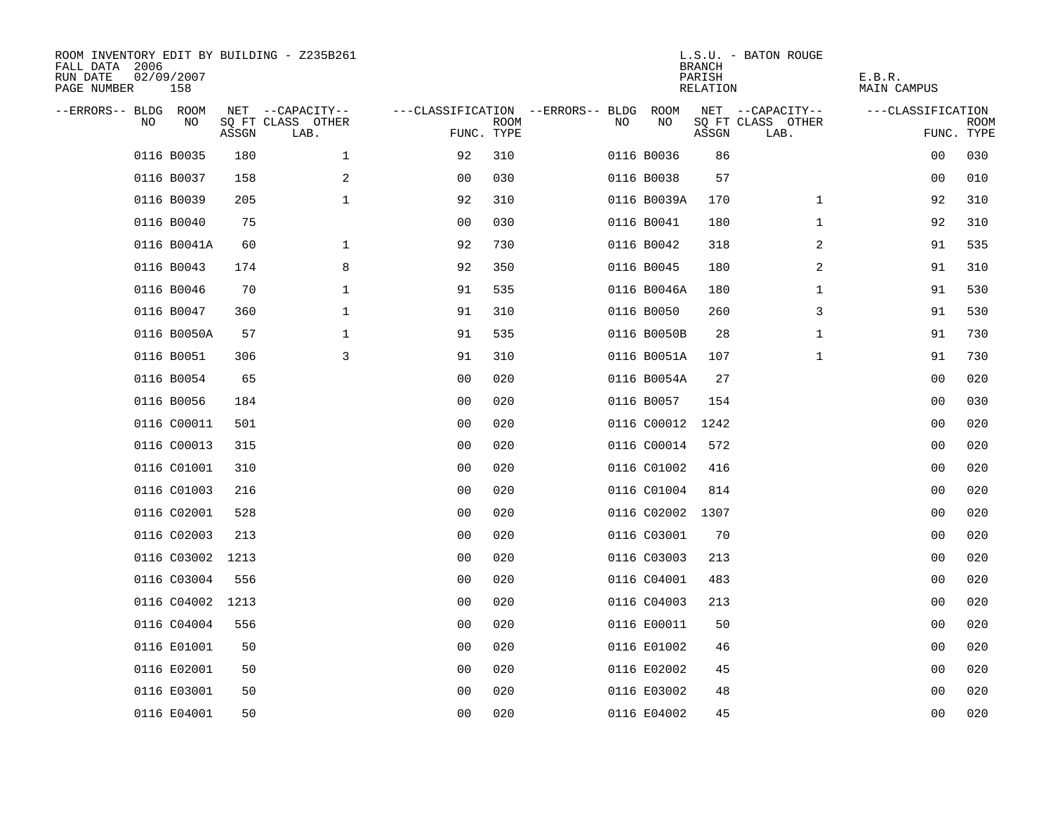ROOM INVENTORY EDIT BY BUILDING - Z235B261
FALL DATA 2006
RUN DATE 02/09/2007
PAGE NUMBER 158

L.S.U. - BATON ROUGE
BRANCH
PARISH E.B.R.
RELATION MAIN CAMPUS

| --ERRORS-- | BLDG NO | ROOM NO | NET SQ FT ASSGN | --CAPACITY-- CLASS LAB. | OTHER | ---CLASSIFICATION FUNC. | ROOM TYPE | --ERRORS-- | BLDG NO | ROOM NO | NET SQ FT ASSGN | --CAPACITY-- CLASS LAB. | OTHER | ---CLASSIFICATION FUNC. | ROOM TYPE |
|---|---|---|---|---|---|---|---|---|---|---|---|---|---|---|---|
| | 0116 | B0035 | 180 | | 1 | 92 | 310 | | 0116 | B0036 | 86 | | | 00 | 030 |
| | 0116 | B0037 | 158 | | 2 | 00 | 030 | | 0116 | B0038 | 57 | | | 00 | 010 |
| | 0116 | B0039 | 205 | | 1 | 92 | 310 | | 0116 | B0039A | 170 | | 1 | 92 | 310 |
| | 0116 | B0040 | 75 | | | 00 | 030 | | 0116 | B0041 | 180 | | 1 | 92 | 310 |
| | 0116 | B0041A | 60 | | 1 | 92 | 730 | | 0116 | B0042 | 318 | | 2 | 91 | 535 |
| | 0116 | B0043 | 174 | | 8 | 92 | 350 | | 0116 | B0045 | 180 | | 2 | 91 | 310 |
| | 0116 | B0046 | 70 | | 1 | 91 | 535 | | 0116 | B0046A | 180 | | 1 | 91 | 530 |
| | 0116 | B0047 | 360 | | 1 | 91 | 310 | | 0116 | B0050 | 260 | | 3 | 91 | 530 |
| | 0116 | B0050A | 57 | | 1 | 91 | 535 | | 0116 | B0050B | 28 | | 1 | 91 | 730 |
| | 0116 | B0051 | 306 | | 3 | 91 | 310 | | 0116 | B0051A | 107 | | 1 | 91 | 730 |
| | 0116 | B0054 | 65 | | | 00 | 020 | | 0116 | B0054A | 27 | | | 00 | 020 |
| | 0116 | B0056 | 184 | | | 00 | 020 | | 0116 | B0057 | 154 | | | 00 | 030 |
| | 0116 | C00011 | 501 | | | 00 | 020 | | 0116 | C00012 | 1242 | | | 00 | 020 |
| | 0116 | C00013 | 315 | | | 00 | 020 | | 0116 | C00014 | 572 | | | 00 | 020 |
| | 0116 | C01001 | 310 | | | 00 | 020 | | 0116 | C01002 | 416 | | | 00 | 020 |
| | 0116 | C01003 | 216 | | | 00 | 020 | | 0116 | C01004 | 814 | | | 00 | 020 |
| | 0116 | C02001 | 528 | | | 00 | 020 | | 0116 | C02002 | 1307 | | | 00 | 020 |
| | 0116 | C02003 | 213 | | | 00 | 020 | | 0116 | C03001 | 70 | | | 00 | 020 |
| | 0116 | C03002 | 1213 | | | 00 | 020 | | 0116 | C03003 | 213 | | | 00 | 020 |
| | 0116 | C03004 | 556 | | | 00 | 020 | | 0116 | C04001 | 483 | | | 00 | 020 |
| | 0116 | C04002 | 1213 | | | 00 | 020 | | 0116 | C04003 | 213 | | | 00 | 020 |
| | 0116 | C04004 | 556 | | | 00 | 020 | | 0116 | E00011 | 50 | | | 00 | 020 |
| | 0116 | E01001 | 50 | | | 00 | 020 | | 0116 | E01002 | 46 | | | 00 | 020 |
| | 0116 | E02001 | 50 | | | 00 | 020 | | 0116 | E02002 | 45 | | | 00 | 020 |
| | 0116 | E03001 | 50 | | | 00 | 020 | | 0116 | E03002 | 48 | | | 00 | 020 |
| | 0116 | E04001 | 50 | | | 00 | 020 | | 0116 | E04002 | 45 | | | 00 | 020 |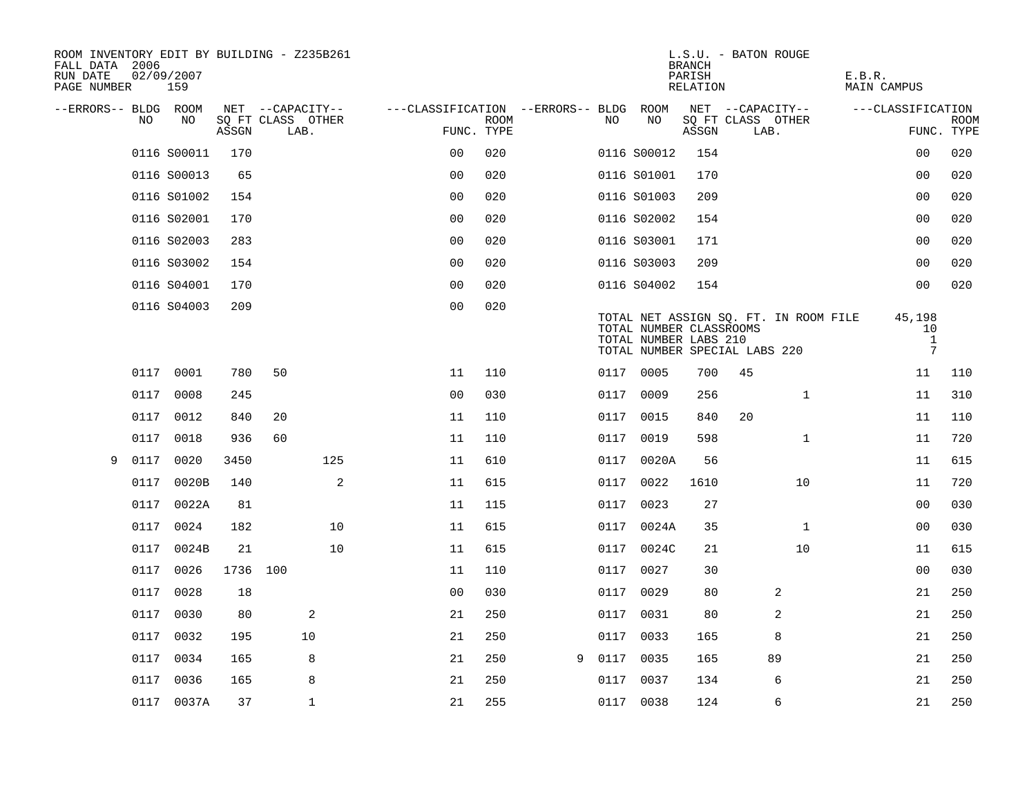ROOM INVENTORY EDIT BY BUILDING - Z235B261
FALL DATA 2006
RUN DATE 02/09/2007

L.S.U. - BATON ROUGE
BRANCH
PARISH E.B.R.
RELATION MAIN CAMPUS

| --ERRORS-- | BLDG NO | ROOM NO | NET SQ FT ASSGN | CAPACITY CLASS | LAB. | OTHER | FUNC. | ROOM TYPE | --ERRORS-- | BLDG NO | ROOM NO | NET SQ FT ASSGN | CAPACITY CLASS | LAB. | OTHER | FUNC. | ROOM TYPE |
|---|---|---|---|---|---|---|---|---|---|---|---|---|---|---|---|---|---|
| | 0116 | S00011 | 170 | | | | 00 | 020 | | 0116 | S00012 | 154 | | | | 00 | 020 |
| | 0116 | S00013 | 65 | | | | 00 | 020 | | 0116 | S01001 | 170 | | | | 00 | 020 |
| | 0116 | S01002 | 154 | | | | 00 | 020 | | 0116 | S01003 | 209 | | | | 00 | 020 |
| | 0116 | S02001 | 170 | | | | 00 | 020 | | 0116 | S02002 | 154 | | | | 00 | 020 |
| | 0116 | S02003 | 283 | | | | 00 | 020 | | 0116 | S03001 | 171 | | | | 00 | 020 |
| | 0116 | S03002 | 154 | | | | 00 | 020 | | 0116 | S03003 | 209 | | | | 00 | 020 |
| | 0116 | S04001 | 170 | | | | 00 | 020 | | 0116 | S04002 | 154 | | | | 00 | 020 |
| | 0116 | S04003 | 209 | | | | 00 | 020 | | | | | | | | | |

TOTAL NET ASSIGN SQ. FT. IN ROOM FILE 45,198
TOTAL NUMBER CLASSROOMS 10
TOTAL NUMBER LABS 210 1
TOTAL NUMBER SPECIAL LABS 220 7

| --ERRORS-- | BLDG NO | ROOM NO | NET SQ FT ASSGN | CAPACITY CLASS | LAB. | OTHER | FUNC. | ROOM TYPE | --ERRORS-- | BLDG NO | ROOM NO | NET SQ FT ASSGN | CAPACITY CLASS | LAB. | OTHER | FUNC. | ROOM TYPE |
|---|---|---|---|---|---|---|---|---|---|---|---|---|---|---|---|---|---|
| | 0117 | 0001 | 780 | 50 | | | 11 | 110 | | 0117 | 0005 | 700 | 45 | | | 11 | 110 |
| | 0117 | 0008 | 245 | | | | 00 | 030 | | 0117 | 0009 | 256 | | | 1 | 11 | 310 |
| | 0117 | 0012 | 840 | 20 | | | 11 | 110 | | 0117 | 0015 | 840 | 20 | | | 11 | 110 |
| | 0117 | 0018 | 936 | 60 | | | 11 | 110 | | 0117 | 0019 | 598 | | | 1 | 11 | 720 |
| 9 | 0117 | 0020 | 3450 | | | 125 | 11 | 610 | | 0117 | 0020A | 56 | | | | 11 | 615 |
| | 0117 | 0020B | 140 | | | 2 | 11 | 615 | | 0117 | 0022 | 1610 | | | 10 | 11 | 720 |
| | 0117 | 0022A | 81 | | | | 11 | 115 | | 0117 | 0023 | 27 | | | | 00 | 030 |
| | 0117 | 0024 | 182 | | | 10 | 11 | 615 | | 0117 | 0024A | 35 | | | 1 | 00 | 030 |
| | 0117 | 0024B | 21 | | | 10 | 11 | 615 | | 0117 | 0024C | 21 | | | 10 | 11 | 615 |
| | 0117 | 0026 | 1736 | 100 | | | 11 | 110 | | 0117 | 0027 | 30 | | | | 00 | 030 |
| | 0117 | 0028 | 18 | | | | 00 | 030 | | 0117 | 0029 | 80 | | 2 | | 21 | 250 |
| | 0117 | 0030 | 80 | | 2 | | 21 | 250 | | 0117 | 0031 | 80 | | 2 | | 21 | 250 |
| | 0117 | 0032 | 195 | | 10 | | 21 | 250 | | 0117 | 0033 | 165 | | 8 | | 21 | 250 |
| | 0117 | 0034 | 165 | | 8 | | 21 | 250 | 9 | 0117 | 0035 | 165 | | 89 | | 21 | 250 |
| | 0117 | 0036 | 165 | | 8 | | 21 | 250 | | 0117 | 0037 | 134 | | 6 | | 21 | 250 |
| | 0117 | 0037A | 37 | | 1 | | 21 | 255 | | 0117 | 0038 | 124 | | 6 | | 21 | 250 |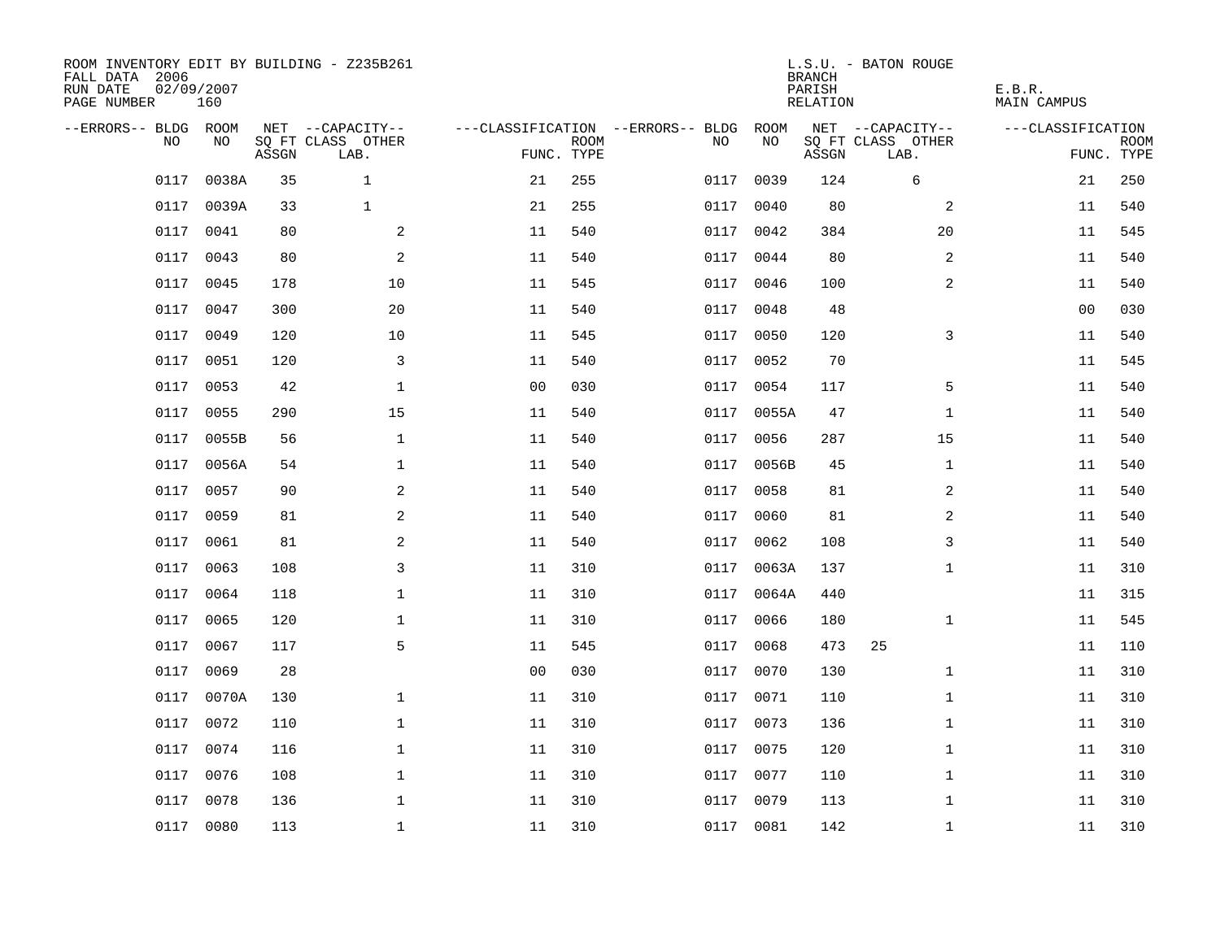ROOM INVENTORY EDIT BY BUILDING - Z235B261
FALL DATA 2006
RUN DATE 02/09/2007
PAGE NUMBER 160

L.S.U. - BATON ROUGE
BRANCH
PARISH E.B.R.
RELATION MAIN CAMPUS

| --ERRORS-- | BLDG NO | ROOM NO | NET SQ FT ASSGN | CAPACITY CLASS | CAPACITY OTHER LAB. | CLASSIFICATION FUNC. | ROOM TYPE | --ERRORS-- | BLDG NO | ROOM NO | NET SQ FT ASSGN | CAPACITY CLASS | CAPACITY OTHER LAB. | CLASSIFICATION FUNC. | ROOM TYPE |
|---|---|---|---|---|---|---|---|---|---|---|---|---|---|---|---|
| | 0117 | 0038A | 35 | 1 | | 21 | 255 | | 0117 | 0039 | 124 | 6 | | 21 | 250 |
| | 0117 | 0039A | 33 | 1 | | 21 | 255 | | 0117 | 0040 | 80 | | 2 | 11 | 540 |
| | 0117 | 0041 | 80 | | 2 | 11 | 540 | | 0117 | 0042 | 384 | | 20 | 11 | 545 |
| | 0117 | 0043 | 80 | | 2 | 11 | 540 | | 0117 | 0044 | 80 | | 2 | 11 | 540 |
| | 0117 | 0045 | 178 | | 10 | 11 | 545 | | 0117 | 0046 | 100 | | 2 | 11 | 540 |
| | 0117 | 0047 | 300 | | 20 | 11 | 540 | | 0117 | 0048 | 48 | | | 00 | 030 |
| | 0117 | 0049 | 120 | | 10 | 11 | 545 | | 0117 | 0050 | 120 | | 3 | 11 | 540 |
| | 0117 | 0051 | 120 | | 3 | 11 | 540 | | 0117 | 0052 | 70 | | | 11 | 545 |
| | 0117 | 0053 | 42 | | 1 | 00 | 030 | | 0117 | 0054 | 117 | | 5 | 11 | 540 |
| | 0117 | 0055 | 290 | | 15 | 11 | 540 | | 0117 | 0055A | 47 | | 1 | 11 | 540 |
| | 0117 | 0055B | 56 | | 1 | 11 | 540 | | 0117 | 0056 | 287 | | 15 | 11 | 540 |
| | 0117 | 0056A | 54 | | 1 | 11 | 540 | | 0117 | 0056B | 45 | | 1 | 11 | 540 |
| | 0117 | 0057 | 90 | | 2 | 11 | 540 | | 0117 | 0058 | 81 | | 2 | 11 | 540 |
| | 0117 | 0059 | 81 | | 2 | 11 | 540 | | 0117 | 0060 | 81 | | 2 | 11 | 540 |
| | 0117 | 0061 | 81 | | 2 | 11 | 540 | | 0117 | 0062 | 108 | | 3 | 11 | 540 |
| | 0117 | 0063 | 108 | | 3 | 11 | 310 | | 0117 | 0063A | 137 | | 1 | 11 | 310 |
| | 0117 | 0064 | 118 | | 1 | 11 | 310 | | 0117 | 0064A | 440 | | | 11 | 315 |
| | 0117 | 0065 | 120 | | 1 | 11 | 310 | | 0117 | 0066 | 180 | | 1 | 11 | 545 |
| | 0117 | 0067 | 117 | | 5 | 11 | 545 | | 0117 | 0068 | 473 | 25 | | 11 | 110 |
| | 0117 | 0069 | 28 | | | 00 | 030 | | 0117 | 0070 | 130 | | 1 | 11 | 310 |
| | 0117 | 0070A | 130 | | 1 | 11 | 310 | | 0117 | 0071 | 110 | | 1 | 11 | 310 |
| | 0117 | 0072 | 110 | | 1 | 11 | 310 | | 0117 | 0073 | 136 | | 1 | 11 | 310 |
| | 0117 | 0074 | 116 | | 1 | 11 | 310 | | 0117 | 0075 | 120 | | 1 | 11 | 310 |
| | 0117 | 0076 | 108 | | 1 | 11 | 310 | | 0117 | 0077 | 110 | | 1 | 11 | 310 |
| | 0117 | 0078 | 136 | | 1 | 11 | 310 | | 0117 | 0079 | 113 | | 1 | 11 | 310 |
| | 0117 | 0080 | 113 | | 1 | 11 | 310 | | 0117 | 0081 | 142 | | 1 | 11 | 310 |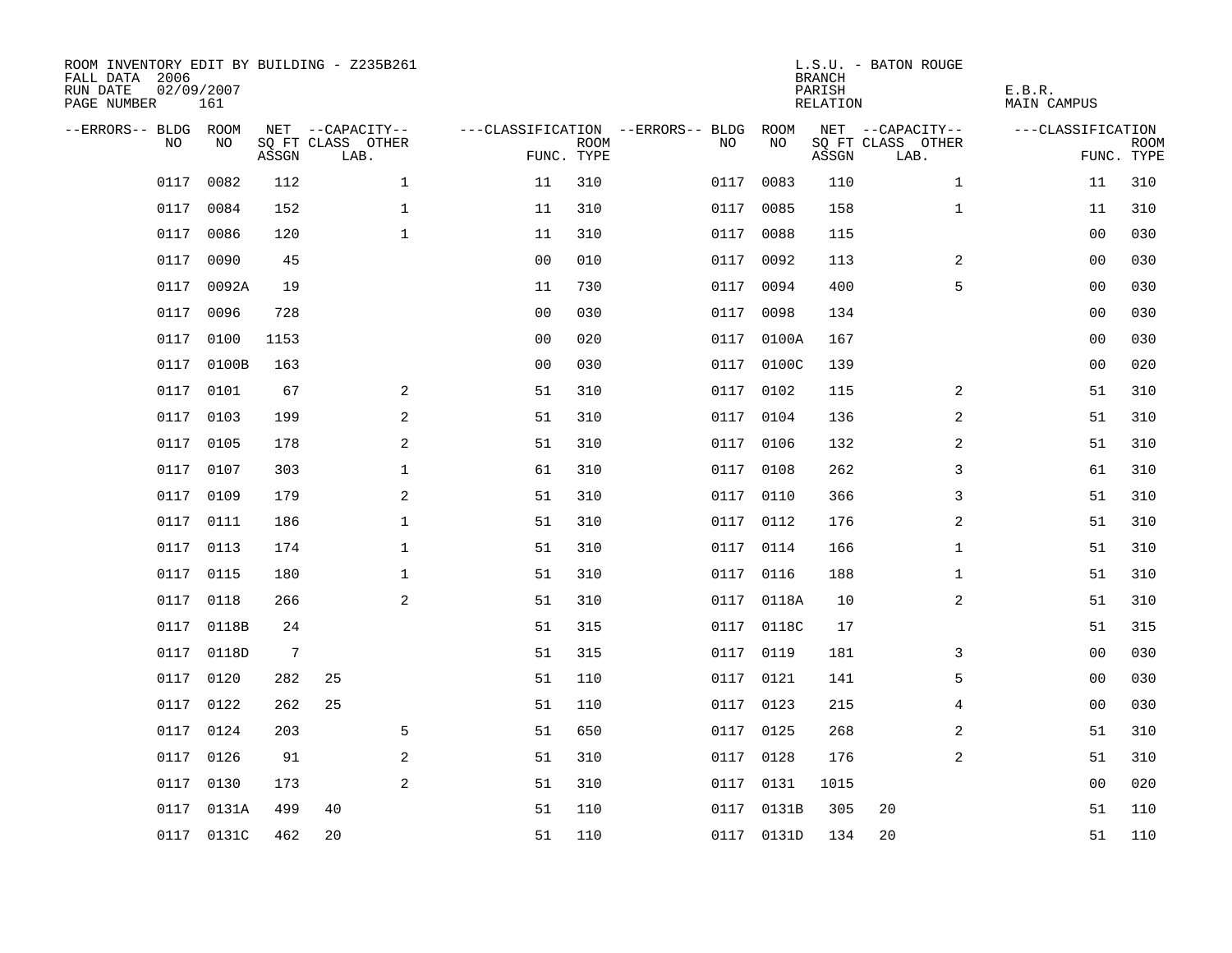ROOM INVENTORY EDIT BY BUILDING - Z235B261
FALL DATA 2006
RUN DATE 02/09/2007
PAGE NUMBER 161

L.S.U. - BATON ROUGE
BRANCH
PARISH E.B.R.
RELATION MAIN CAMPUS

| --ERRORS-- | BLDG NO | ROOM NO | NET SQ FT ASSGN | CAPACITY CLASS LAB. | CAPACITY OTHER | CLASSIFICATION FUNC. | ROOM TYPE | --ERRORS-- | BLDG NO | ROOM NO | NET SQ FT ASSGN | CAPACITY CLASS LAB. | CAPACITY OTHER | CLASSIFICATION FUNC. | ROOM TYPE |
|---|---|---|---|---|---|---|---|---|---|---|---|---|---|---|---|
| | 0117 | 0082 | 112 | | 1 | 11 | 310 | | 0117 | 0083 | 110 | | 1 | 11 | 310 |
| | 0117 | 0084 | 152 | | 1 | 11 | 310 | | 0117 | 0085 | 158 | | 1 | 11 | 310 |
| | 0117 | 0086 | 120 | | 1 | 11 | 310 | | 0117 | 0088 | 115 | | | 00 | 030 |
| | 0117 | 0090 | 45 | | | 00 | 010 | | 0117 | 0092 | 113 | | 2 | 00 | 030 |
| | 0117 | 0092A | 19 | | | 11 | 730 | | 0117 | 0094 | 400 | | 5 | 00 | 030 |
| | 0117 | 0096 | 728 | | | 00 | 030 | | 0117 | 0098 | 134 | | | 00 | 030 |
| | 0117 | 0100 | 1153 | | | 00 | 020 | | 0117 | 0100A | 167 | | | 00 | 030 |
| | 0117 | 0100B | 163 | | | 00 | 030 | | 0117 | 0100C | 139 | | | 00 | 020 |
| | 0117 | 0101 | 67 | | 2 | 51 | 310 | | 0117 | 0102 | 115 | | 2 | 51 | 310 |
| | 0117 | 0103 | 199 | | 2 | 51 | 310 | | 0117 | 0104 | 136 | | 2 | 51 | 310 |
| | 0117 | 0105 | 178 | | 2 | 51 | 310 | | 0117 | 0106 | 132 | | 2 | 51 | 310 |
| | 0117 | 0107 | 303 | | 1 | 61 | 310 | | 0117 | 0108 | 262 | | 3 | 61 | 310 |
| | 0117 | 0109 | 179 | | 2 | 51 | 310 | | 0117 | 0110 | 366 | | 3 | 51 | 310 |
| | 0117 | 0111 | 186 | | 1 | 51 | 310 | | 0117 | 0112 | 176 | | 2 | 51 | 310 |
| | 0117 | 0113 | 174 | | 1 | 51 | 310 | | 0117 | 0114 | 166 | | 1 | 51 | 310 |
| | 0117 | 0115 | 180 | | 1 | 51 | 310 | | 0117 | 0116 | 188 | | 1 | 51 | 310 |
| | 0117 | 0118 | 266 | | 2 | 51 | 310 | | 0117 | 0118A | 10 | | 2 | 51 | 310 |
| | 0117 | 0118B | 24 | | | 51 | 315 | | 0117 | 0118C | 17 | | | 51 | 315 |
| | 0117 | 0118D | 7 | | | 51 | 315 | | 0117 | 0119 | 181 | | 3 | 00 | 030 |
| | 0117 | 0120 | 282 | 25 | | 51 | 110 | | 0117 | 0121 | 141 | | 5 | 00 | 030 |
| | 0117 | 0122 | 262 | 25 | | 51 | 110 | | 0117 | 0123 | 215 | | 4 | 00 | 030 |
| | 0117 | 0124 | 203 | | 5 | 51 | 650 | | 0117 | 0125 | 268 | | 2 | 51 | 310 |
| | 0117 | 0126 | 91 | | 2 | 51 | 310 | | 0117 | 0128 | 176 | | 2 | 51 | 310 |
| | 0117 | 0130 | 173 | | 2 | 51 | 310 | | 0117 | 0131 | 1015 | | | 00 | 020 |
| | 0117 | 0131A | 499 | 40 | | 51 | 110 | | 0117 | 0131B | 305 | 20 | | 51 | 110 |
| | 0117 | 0131C | 462 | 20 | | 51 | 110 | | 0117 | 0131D | 134 | 20 | | 51 | 110 |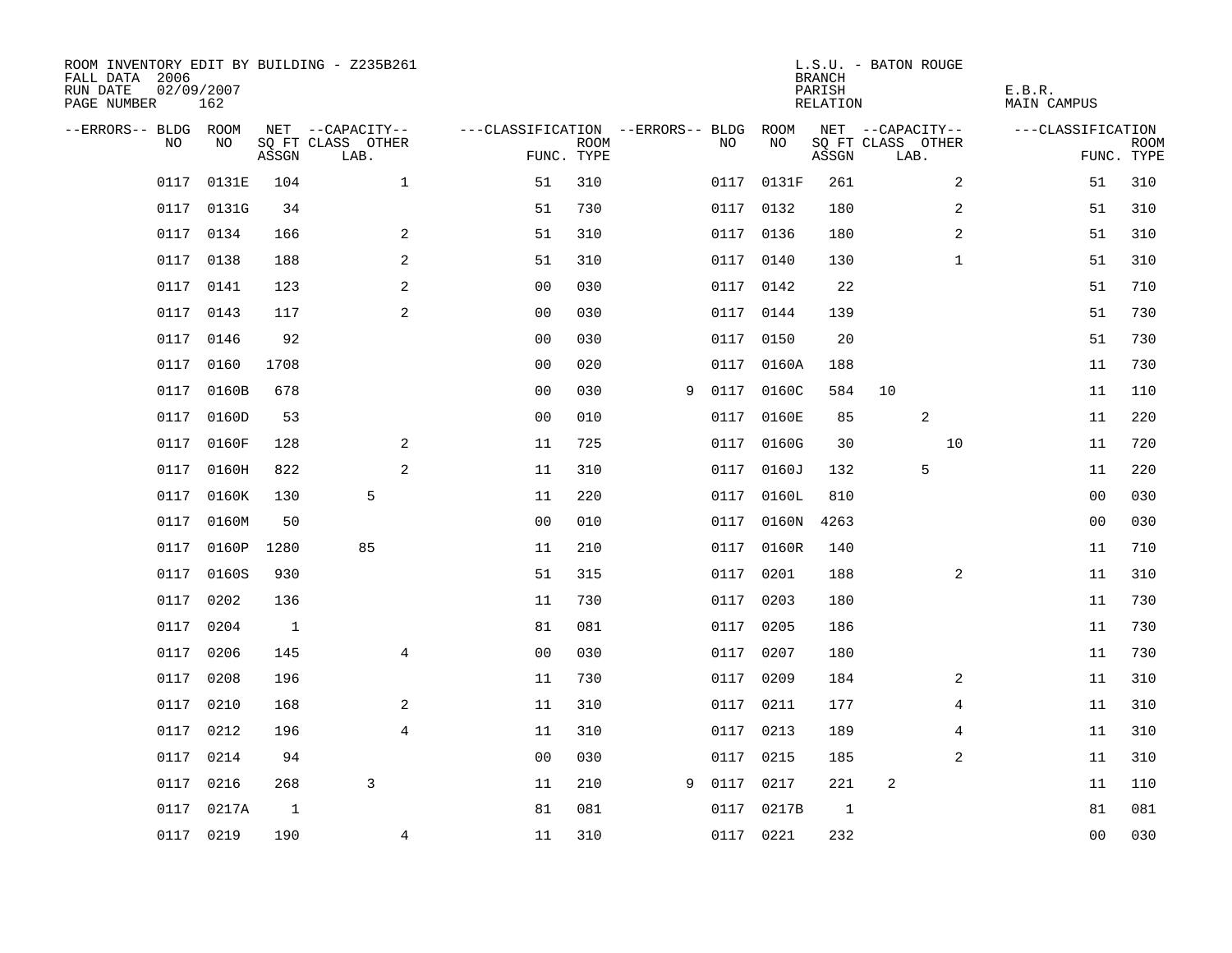ROOM INVENTORY EDIT BY BUILDING - Z235B261
FALL DATA 2006
RUN DATE 02/09/2007
PAGE NUMBER 162

L.S.U. - BATON ROUGE
BRANCH
PARISH E.B.R.
RELATION MAIN CAMPUS

| --ERRORS-- | BLDG NO | ROOM NO | NET SQ FT ASSGN | --CAPACITY-- CLASS LAB. | OTHER | ---CLASSIFICATION FUNC. | ROOM TYPE | --ERRORS-- | BLDG NO | ROOM NO | NET SQ FT ASSGN | --CAPACITY-- CLASS LAB. | OTHER | ---CLASSIFICATION FUNC. | ROOM TYPE |
|---|---|---|---|---|---|---|---|---|---|---|---|---|---|---|---|
| | 0117 | 0131E | 104 | | 1 | 51 | 310 | | 0117 | 0131F | 261 | | 2 | 51 | 310 |
| | 0117 | 0131G | 34 | | | 51 | 730 | | 0117 | 0132 | 180 | | 2 | 51 | 310 |
| | 0117 | 0134 | 166 | | 2 | 51 | 310 | | 0117 | 0136 | 180 | | 2 | 51 | 310 |
| | 0117 | 0138 | 188 | | 2 | 51 | 310 | | 0117 | 0140 | 130 | | 1 | 51 | 310 |
| | 0117 | 0141 | 123 | | 2 | 00 | 030 | | 0117 | 0142 | 22 | | | 51 | 710 |
| | 0117 | 0143 | 117 | | 2 | 00 | 030 | | 0117 | 0144 | 139 | | | 51 | 730 |
| | 0117 | 0146 | 92 | | | 00 | 030 | | 0117 | 0150 | 20 | | | 51 | 730 |
| | 0117 | 0160 | 1708 | | | 00 | 020 | | 0117 | 0160A | 188 | | | 11 | 730 |
| | 0117 | 0160B | 678 | | | 00 | 030 | 9 | 0117 | 0160C | 584 | 10 | | 11 | 110 |
| | 0117 | 0160D | 53 | | | 00 | 010 | | 0117 | 0160E | 85 | 2 | | 11 | 220 |
| | 0117 | 0160F | 128 | | 2 | 11 | 725 | | 0117 | 0160G | 30 | | 10 | 11 | 720 |
| | 0117 | 0160H | 822 | | 2 | 11 | 310 | | 0117 | 0160J | 132 | 5 | | 11 | 220 |
| | 0117 | 0160K | 130 | 5 | | 11 | 220 | | 0117 | 0160L | 810 | | | 00 | 030 |
| | 0117 | 0160M | 50 | | | 00 | 010 | | 0117 | 0160N | 4263 | | | 00 | 030 |
| | 0117 | 0160P | 1280 | 85 | | 11 | 210 | | 0117 | 0160R | 140 | | | 11 | 710 |
| | 0117 | 0160S | 930 | | | 51 | 315 | | 0117 | 0201 | 188 | | 2 | 11 | 310 |
| | 0117 | 0202 | 136 | | | 11 | 730 | | 0117 | 0203 | 180 | | | 11 | 730 |
| | 0117 | 0204 | 1 | | | 81 | 081 | | 0117 | 0205 | 186 | | | 11 | 730 |
| | 0117 | 0206 | 145 | | 4 | 00 | 030 | | 0117 | 0207 | 180 | | | 11 | 730 |
| | 0117 | 0208 | 196 | | | 11 | 730 | | 0117 | 0209 | 184 | | 2 | 11 | 310 |
| | 0117 | 0210 | 168 | | 2 | 11 | 310 | | 0117 | 0211 | 177 | | 4 | 11 | 310 |
| | 0117 | 0212 | 196 | | 4 | 11 | 310 | | 0117 | 0213 | 189 | | 4 | 11 | 310 |
| | 0117 | 0214 | 94 | | | 00 | 030 | | 0117 | 0215 | 185 | | 2 | 11 | 310 |
| | 0117 | 0216 | 268 | 3 | | 11 | 210 | 9 | 0117 | 0217 | 221 | 2 | | 11 | 110 |
| | 0117 | 0217A | 1 | | | 81 | 081 | | 0117 | 0217B | 1 | | | 81 | 081 |
| | 0117 | 0219 | 190 | | 4 | 11 | 310 | | 0117 | 0221 | 232 | | | 00 | 030 |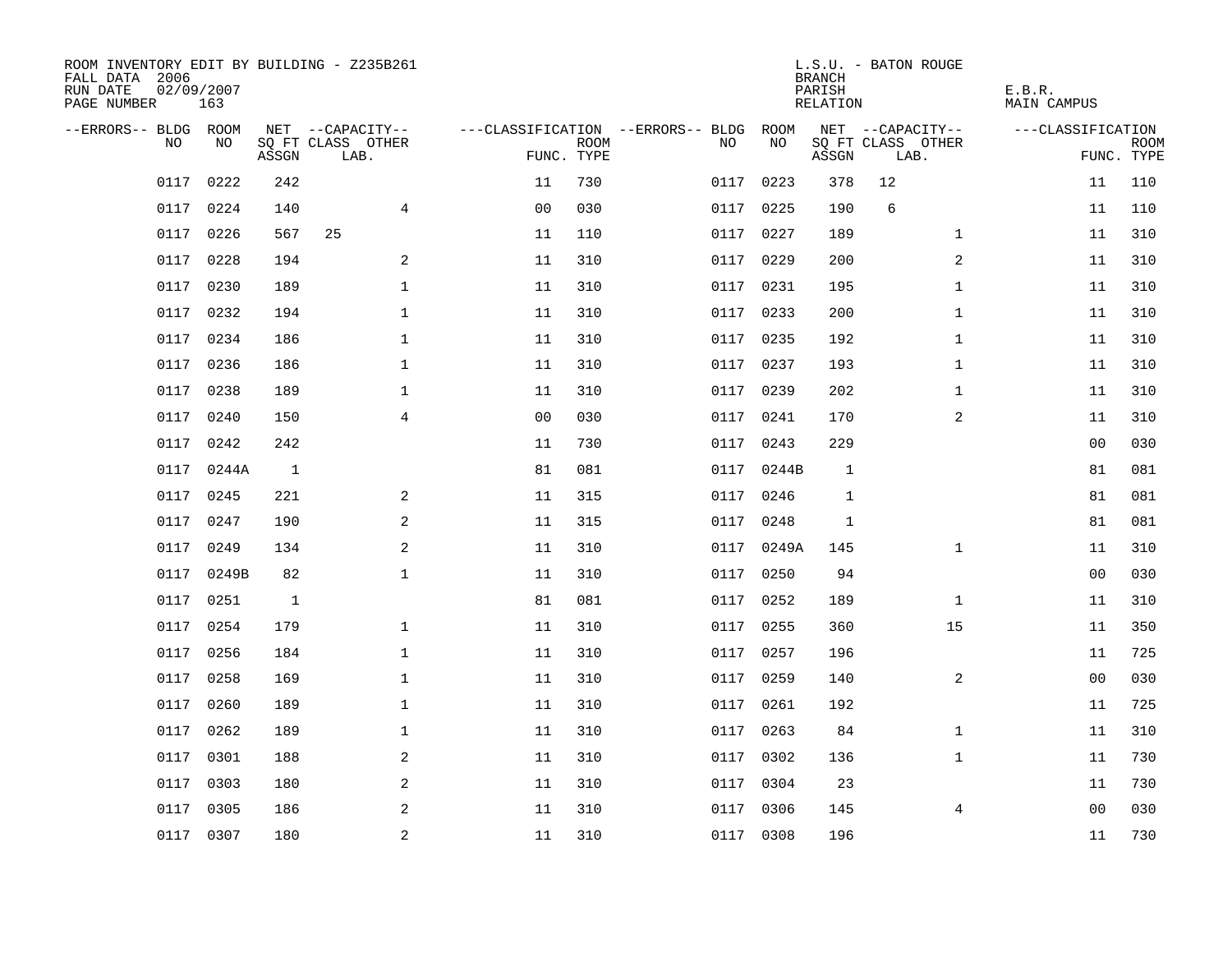ROOM INVENTORY EDIT BY BUILDING - Z235B261
FALL DATA 2006
RUN DATE 02/09/2007
PAGE NUMBER 163

L.S.U. - BATON ROUGE
BRANCH
PARISH E.B.R.
RELATION MAIN CAMPUS

| --ERRORS-- | BLDG NO | ROOM NO | NET SQ FT ASSGN | --CAPACITY-- CLASS | OTHER LAB. | ---CLASSIFICATION FUNC. | ROOM TYPE | --ERRORS-- | BLDG NO | ROOM NO | NET SQ FT ASSGN | --CAPACITY-- CLASS | OTHER LAB. | ---CLASSIFICATION FUNC. | ROOM TYPE |
|---|---|---|---|---|---|---|---|---|---|---|---|---|---|---|---|
| | 0117 | 0222 | 242 | | | 11 | 730 | | 0117 | 0223 | 378 | 12 | | 11 | 110 |
| | 0117 | 0224 | 140 | | 4 | 00 | 030 | | 0117 | 0225 | 190 | 6 | | 11 | 110 |
| | 0117 | 0226 | 567 | 25 | | 11 | 110 | | 0117 | 0227 | 189 | | 1 | 11 | 310 |
| | 0117 | 0228 | 194 | | 2 | 11 | 310 | | 0117 | 0229 | 200 | | 2 | 11 | 310 |
| | 0117 | 0230 | 189 | | 1 | 11 | 310 | | 0117 | 0231 | 195 | | 1 | 11 | 310 |
| | 0117 | 0232 | 194 | | 1 | 11 | 310 | | 0117 | 0233 | 200 | | 1 | 11 | 310 |
| | 0117 | 0234 | 186 | | 1 | 11 | 310 | | 0117 | 0235 | 192 | | 1 | 11 | 310 |
| | 0117 | 0236 | 186 | | 1 | 11 | 310 | | 0117 | 0237 | 193 | | 1 | 11 | 310 |
| | 0117 | 0238 | 189 | | 1 | 11 | 310 | | 0117 | 0239 | 202 | | 1 | 11 | 310 |
| | 0117 | 0240 | 150 | | 4 | 00 | 030 | | 0117 | 0241 | 170 | | 2 | 11 | 310 |
| | 0117 | 0242 | 242 | | | 11 | 730 | | 0117 | 0243 | 229 | | | 00 | 030 |
| | 0117 | 0244A | 1 | | | 81 | 081 | | 0117 | 0244B | 1 | | | 81 | 081 |
| | 0117 | 0245 | 221 | | 2 | 11 | 315 | | 0117 | 0246 | 1 | | | 81 | 081 |
| | 0117 | 0247 | 190 | | 2 | 11 | 315 | | 0117 | 0248 | 1 | | | 81 | 081 |
| | 0117 | 0249 | 134 | | 2 | 11 | 310 | | 0117 | 0249A | 145 | | 1 | 11 | 310 |
| | 0117 | 0249B | 82 | | 1 | 11 | 310 | | 0117 | 0250 | 94 | | | 00 | 030 |
| | 0117 | 0251 | 1 | | | 81 | 081 | | 0117 | 0252 | 189 | | 1 | 11 | 310 |
| | 0117 | 0254 | 179 | | 1 | 11 | 310 | | 0117 | 0255 | 360 | | 15 | 11 | 350 |
| | 0117 | 0256 | 184 | | 1 | 11 | 310 | | 0117 | 0257 | 196 | | | 11 | 725 |
| | 0117 | 0258 | 169 | | 1 | 11 | 310 | | 0117 | 0259 | 140 | | 2 | 00 | 030 |
| | 0117 | 0260 | 189 | | 1 | 11 | 310 | | 0117 | 0261 | 192 | | | 11 | 725 |
| | 0117 | 0262 | 189 | | 1 | 11 | 310 | | 0117 | 0263 | 84 | | 1 | 11 | 310 |
| | 0117 | 0301 | 188 | | 2 | 11 | 310 | | 0117 | 0302 | 136 | | 1 | 11 | 730 |
| | 0117 | 0303 | 180 | | 2 | 11 | 310 | | 0117 | 0304 | 23 | | | 11 | 730 |
| | 0117 | 0305 | 186 | | 2 | 11 | 310 | | 0117 | 0306 | 145 | | 4 | 00 | 030 |
| | 0117 | 0307 | 180 | | 2 | 11 | 310 | | 0117 | 0308 | 196 | | | 11 | 730 |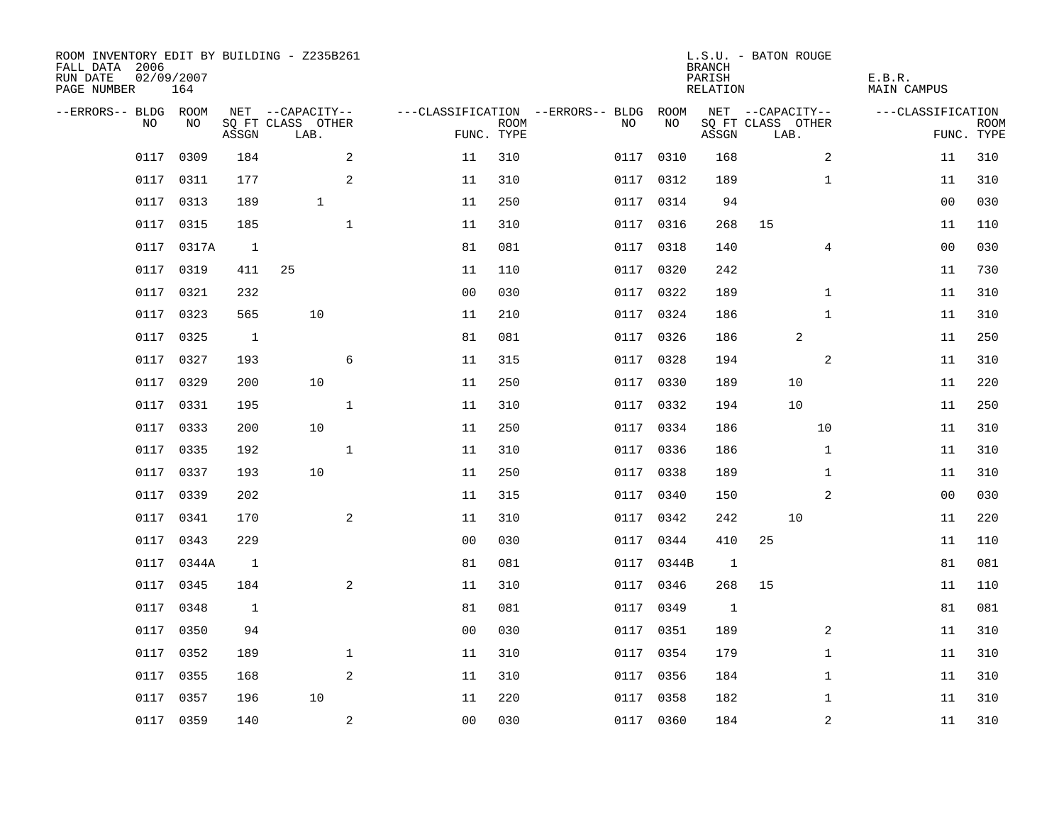ROOM INVENTORY EDIT BY BUILDING - Z235B261
FALL DATA 2006
RUN DATE 02/09/2007
PAGE NUMBER 164

L.S.U. - BATON ROUGE
BRANCH
PARISH E.B.R.
RELATION MAIN CAMPUS

| --ERRORS-- | BLDG NO | ROOM NO | NET SQ FT ASSGN | CAPACITY CLASS LAB. | CAPACITY OTHER | CLASSIFICATION FUNC. | ROOM TYPE | --ERRORS-- | BLDG NO | ROOM NO | NET SQ FT ASSGN | CAPACITY CLASS LAB. | CAPACITY OTHER | CLASSIFICATION FUNC. | ROOM TYPE |
|---|---|---|---|---|---|---|---|---|---|---|---|---|---|---|---|
| | 0117 | 0309 | 184 | | 2 | 11 | 310 | | 0117 | 0310 | 168 | | 2 | 11 | 310 |
| | 0117 | 0311 | 177 | | 2 | 11 | 310 | | 0117 | 0312 | 189 | | 1 | 11 | 310 |
| | 0117 | 0313 | 189 | 1 | | 11 | 250 | | 0117 | 0314 | 94 | | | 00 | 030 |
| | 0117 | 0315 | 185 | | 1 | 11 | 310 | | 0117 | 0316 | 268 | 15 | | 11 | 110 |
| | 0117 | 0317A | 1 | | | 81 | 081 | | 0117 | 0318 | 140 | | 4 | 00 | 030 |
| | 0117 | 0319 | 411 | 25 | | 11 | 110 | | 0117 | 0320 | 242 | | | 11 | 730 |
| | 0117 | 0321 | 232 | | | 00 | 030 | | 0117 | 0322 | 189 | | 1 | 11 | 310 |
| | 0117 | 0323 | 565 | 10 | | 11 | 210 | | 0117 | 0324 | 186 | | 1 | 11 | 310 |
| | 0117 | 0325 | 1 | | | 81 | 081 | | 0117 | 0326 | 186 | 2 | | 11 | 250 |
| | 0117 | 0327 | 193 | | 6 | 11 | 315 | | 0117 | 0328 | 194 | | 2 | 11 | 310 |
| | 0117 | 0329 | 200 | 10 | | 11 | 250 | | 0117 | 0330 | 189 | 10 | | 11 | 220 |
| | 0117 | 0331 | 195 | | 1 | 11 | 310 | | 0117 | 0332 | 194 | 10 | | 11 | 250 |
| | 0117 | 0333 | 200 | 10 | | 11 | 250 | | 0117 | 0334 | 186 | | 10 | 11 | 310 |
| | 0117 | 0335 | 192 | | 1 | 11 | 310 | | 0117 | 0336 | 186 | | 1 | 11 | 310 |
| | 0117 | 0337 | 193 | 10 | | 11 | 250 | | 0117 | 0338 | 189 | | 1 | 11 | 310 |
| | 0117 | 0339 | 202 | | | 11 | 315 | | 0117 | 0340 | 150 | | 2 | 00 | 030 |
| | 0117 | 0341 | 170 | | 2 | 11 | 310 | | 0117 | 0342 | 242 | 10 | | 11 | 220 |
| | 0117 | 0343 | 229 | | | 00 | 030 | | 0117 | 0344 | 410 | 25 | | 11 | 110 |
| | 0117 | 0344A | 1 | | | 81 | 081 | | 0117 | 0344B | 1 | | | 81 | 081 |
| | 0117 | 0345 | 184 | | 2 | 11 | 310 | | 0117 | 0346 | 268 | 15 | | 11 | 110 |
| | 0117 | 0348 | 1 | | | 81 | 081 | | 0117 | 0349 | 1 | | | 81 | 081 |
| | 0117 | 0350 | 94 | | | 00 | 030 | | 0117 | 0351 | 189 | | 2 | 11 | 310 |
| | 0117 | 0352 | 189 | | 1 | 11 | 310 | | 0117 | 0354 | 179 | | 1 | 11 | 310 |
| | 0117 | 0355 | 168 | | 2 | 11 | 310 | | 0117 | 0356 | 184 | | 1 | 11 | 310 |
| | 0117 | 0357 | 196 | 10 | | 11 | 220 | | 0117 | 0358 | 182 | | 1 | 11 | 310 |
| | 0117 | 0359 | 140 | | 2 | 00 | 030 | | 0117 | 0360 | 184 | | 2 | 11 | 310 |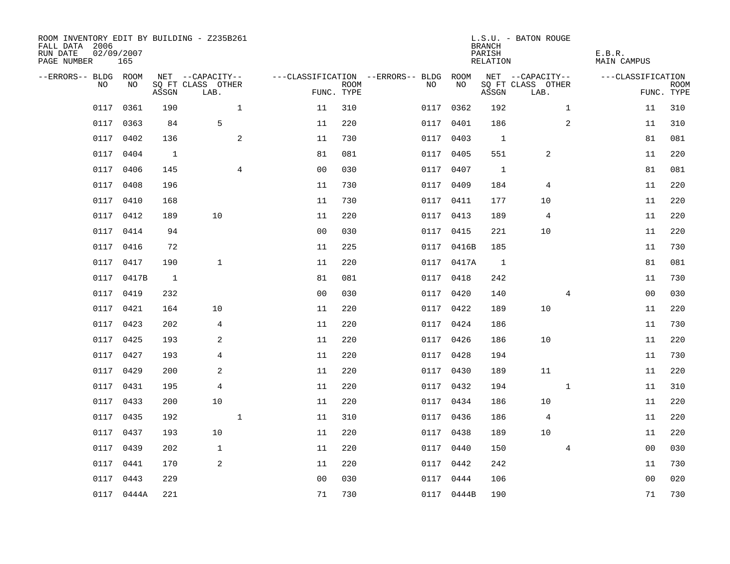ROOM INVENTORY EDIT BY BUILDING - Z235B261
FALL DATA 2006
RUN DATE 02/09/2007
PAGE NUMBER 165

L.S.U. - BATON ROUGE
BRANCH
PARISH E.B.R.
RELATION MAIN CAMPUS

| --ERRORS-- | BLDG NO | ROOM NO | NET SQ FT ASSGN | --CAPACITY-- CLASS LAB. | OTHER | ---CLASSIFICATION FUNC. | ROOM TYPE | --ERRORS-- | BLDG NO | ROOM NO | NET SQ FT ASSGN | --CAPACITY-- CLASS LAB. | OTHER | ---CLASSIFICATION FUNC. | ROOM TYPE |
|---|---|---|---|---|---|---|---|---|---|---|---|---|---|---|---|
| | 0117 | 0361 | 190 | | 1 | 11 | 310 | | 0117 | 0362 | 192 | | 1 | 11 | 310 |
| | 0117 | 0363 | 84 | 5 | | 11 | 220 | | 0117 | 0401 | 186 | | 2 | 11 | 310 |
| | 0117 | 0402 | 136 | | 2 | 11 | 730 | | 0117 | 0403 | 1 | | | 81 | 081 |
| | 0117 | 0404 | 1 | | | 81 | 081 | | 0117 | 0405 | 551 | 2 | | 11 | 220 |
| | 0117 | 0406 | 145 | | 4 | 00 | 030 | | 0117 | 0407 | 1 | | | 81 | 081 |
| | 0117 | 0408 | 196 | | | 11 | 730 | | 0117 | 0409 | 184 | 4 | | 11 | 220 |
| | 0117 | 0410 | 168 | | | 11 | 730 | | 0117 | 0411 | 177 | 10 | | 11 | 220 |
| | 0117 | 0412 | 189 | 10 | | 11 | 220 | | 0117 | 0413 | 189 | 4 | | 11 | 220 |
| | 0117 | 0414 | 94 | | | 00 | 030 | | 0117 | 0415 | 221 | 10 | | 11 | 220 |
| | 0117 | 0416 | 72 | | | 11 | 225 | | 0117 | 0416B | 185 | | | 11 | 730 |
| | 0117 | 0417 | 190 | 1 | | 11 | 220 | | 0117 | 0417A | 1 | | | 81 | 081 |
| | 0117 | 0417B | 1 | | | 81 | 081 | | 0117 | 0418 | 242 | | | 11 | 730 |
| | 0117 | 0419 | 232 | | | 00 | 030 | | 0117 | 0420 | 140 | | 4 | 00 | 030 |
| | 0117 | 0421 | 164 | 10 | | 11 | 220 | | 0117 | 0422 | 189 | 10 | | 11 | 220 |
| | 0117 | 0423 | 202 | 4 | | 11 | 220 | | 0117 | 0424 | 186 | | | 11 | 730 |
| | 0117 | 0425 | 193 | 2 | | 11 | 220 | | 0117 | 0426 | 186 | 10 | | 11 | 220 |
| | 0117 | 0427 | 193 | 4 | | 11 | 220 | | 0117 | 0428 | 194 | | | 11 | 730 |
| | 0117 | 0429 | 200 | 2 | | 11 | 220 | | 0117 | 0430 | 189 | 11 | | 11 | 220 |
| | 0117 | 0431 | 195 | 4 | | 11 | 220 | | 0117 | 0432 | 194 | | 1 | 11 | 310 |
| | 0117 | 0433 | 200 | 10 | | 11 | 220 | | 0117 | 0434 | 186 | 10 | | 11 | 220 |
| | 0117 | 0435 | 192 | | 1 | 11 | 310 | | 0117 | 0436 | 186 | 4 | | 11 | 220 |
| | 0117 | 0437 | 193 | 10 | | 11 | 220 | | 0117 | 0438 | 189 | 10 | | 11 | 220 |
| | 0117 | 0439 | 202 | 1 | | 11 | 220 | | 0117 | 0440 | 150 | | 4 | 00 | 030 |
| | 0117 | 0441 | 170 | 2 | | 11 | 220 | | 0117 | 0442 | 242 | | | 11 | 730 |
| | 0117 | 0443 | 229 | | | 00 | 030 | | 0117 | 0444 | 106 | | | 00 | 020 |
| | 0117 | 0444A | 221 | | | 71 | 730 | | 0117 | 0444B | 190 | | | 71 | 730 |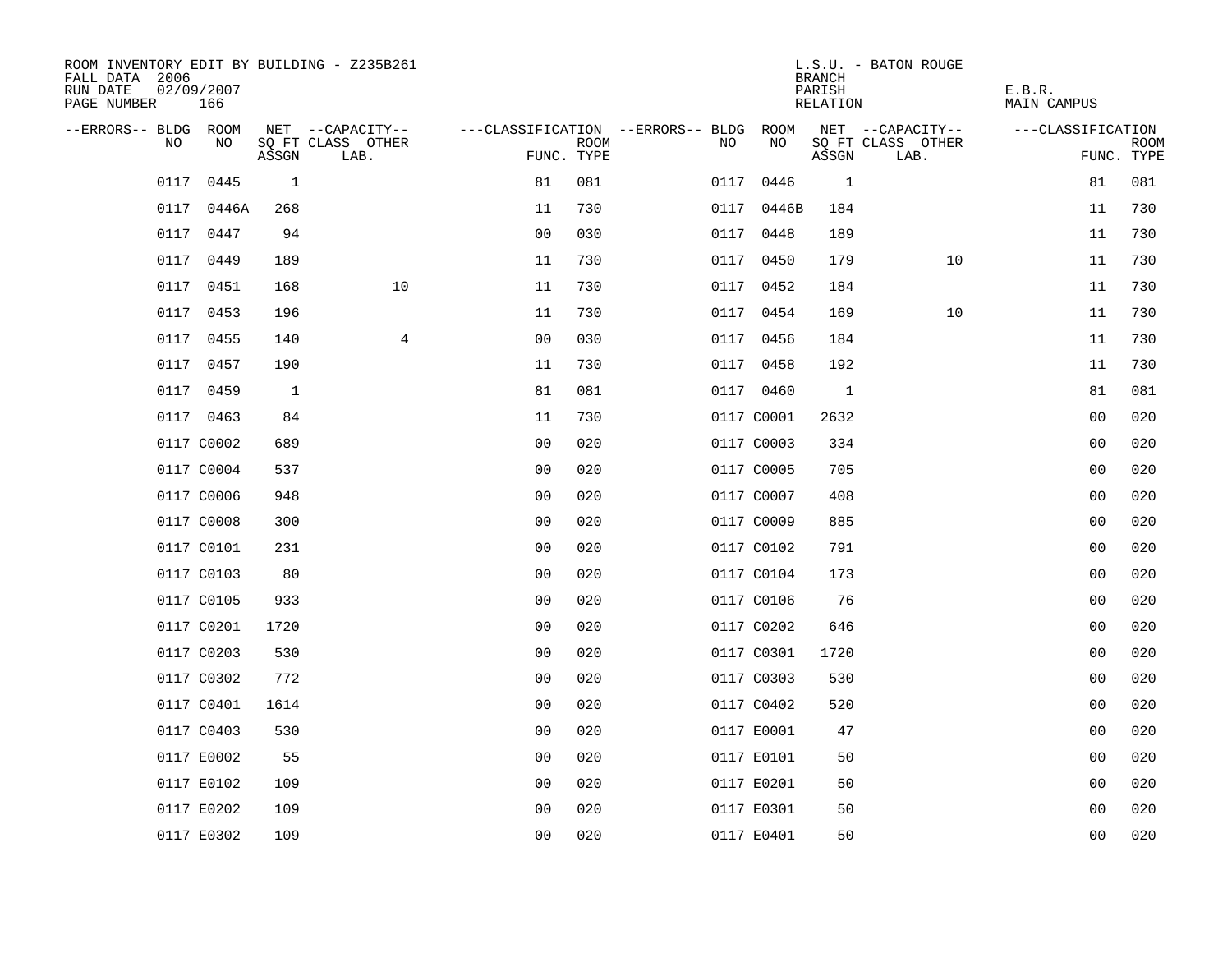ROOM INVENTORY EDIT BY BUILDING - Z235B261
FALL DATA 2006
RUN DATE 02/09/2007
PAGE NUMBER 166

L.S.U. - BATON ROUGE
BRANCH
PARISH E.B.R.
RELATION MAIN CAMPUS

| --ERRORS-- | BLDG NO | ROOM NO | NET SQ FT ASSGN | --CAPACITY-- CLASS LAB. | OTHER | ---CLASSIFICATION FUNC. | ROOM TYPE | --ERRORS-- | BLDG NO | ROOM NO | NET SQ FT ASSGN | --CAPACITY-- CLASS LAB. | OTHER | ---CLASSIFICATION FUNC. | ROOM TYPE |
|---|---|---|---|---|---|---|---|---|---|---|---|---|---|---|---|
| | 0117 | 0445 | 1 | | | 81 | 081 | | 0117 | 0446 | 1 | | | 81 | 081 |
| | 0117 | 0446A | 268 | | | 11 | 730 | | 0117 | 0446B | 184 | | | 11 | 730 |
| | 0117 | 0447 | 94 | | | 00 | 030 | | 0117 | 0448 | 189 | | | 11 | 730 |
| | 0117 | 0449 | 189 | | | 11 | 730 | | 0117 | 0450 | 179 | | 10 | 11 | 730 |
| | 0117 | 0451 | 168 | | 10 | 11 | 730 | | 0117 | 0452 | 184 | | | 11 | 730 |
| | 0117 | 0453 | 196 | | | 11 | 730 | | 0117 | 0454 | 169 | | 10 | 11 | 730 |
| | 0117 | 0455 | 140 | | 4 | 00 | 030 | | 0117 | 0456 | 184 | | | 11 | 730 |
| | 0117 | 0457 | 190 | | | 11 | 730 | | 0117 | 0458 | 192 | | | 11 | 730 |
| | 0117 | 0459 | 1 | | | 81 | 081 | | 0117 | 0460 | 1 | | | 81 | 081 |
| | 0117 | 0463 | 84 | | | 11 | 730 | | 0117 | C0001 | 2632 | | | 00 | 020 |
| | 0117 | C0002 | 689 | | | 00 | 020 | | 0117 | C0003 | 334 | | | 00 | 020 |
| | 0117 | C0004 | 537 | | | 00 | 020 | | 0117 | C0005 | 705 | | | 00 | 020 |
| | 0117 | C0006 | 948 | | | 00 | 020 | | 0117 | C0007 | 408 | | | 00 | 020 |
| | 0117 | C0008 | 300 | | | 00 | 020 | | 0117 | C0009 | 885 | | | 00 | 020 |
| | 0117 | C0101 | 231 | | | 00 | 020 | | 0117 | C0102 | 791 | | | 00 | 020 |
| | 0117 | C0103 | 80 | | | 00 | 020 | | 0117 | C0104 | 173 | | | 00 | 020 |
| | 0117 | C0105 | 933 | | | 00 | 020 | | 0117 | C0106 | 76 | | | 00 | 020 |
| | 0117 | C0201 | 1720 | | | 00 | 020 | | 0117 | C0202 | 646 | | | 00 | 020 |
| | 0117 | C0203 | 530 | | | 00 | 020 | | 0117 | C0301 | 1720 | | | 00 | 020 |
| | 0117 | C0302 | 772 | | | 00 | 020 | | 0117 | C0303 | 530 | | | 00 | 020 |
| | 0117 | C0401 | 1614 | | | 00 | 020 | | 0117 | C0402 | 520 | | | 00 | 020 |
| | 0117 | C0403 | 530 | | | 00 | 020 | | 0117 | E0001 | 47 | | | 00 | 020 |
| | 0117 | E0002 | 55 | | | 00 | 020 | | 0117 | E0101 | 50 | | | 00 | 020 |
| | 0117 | E0102 | 109 | | | 00 | 020 | | 0117 | E0201 | 50 | | | 00 | 020 |
| | 0117 | E0202 | 109 | | | 00 | 020 | | 0117 | E0301 | 50 | | | 00 | 020 |
| | 0117 | E0302 | 109 | | | 00 | 020 | | 0117 | E0401 | 50 | | | 00 | 020 |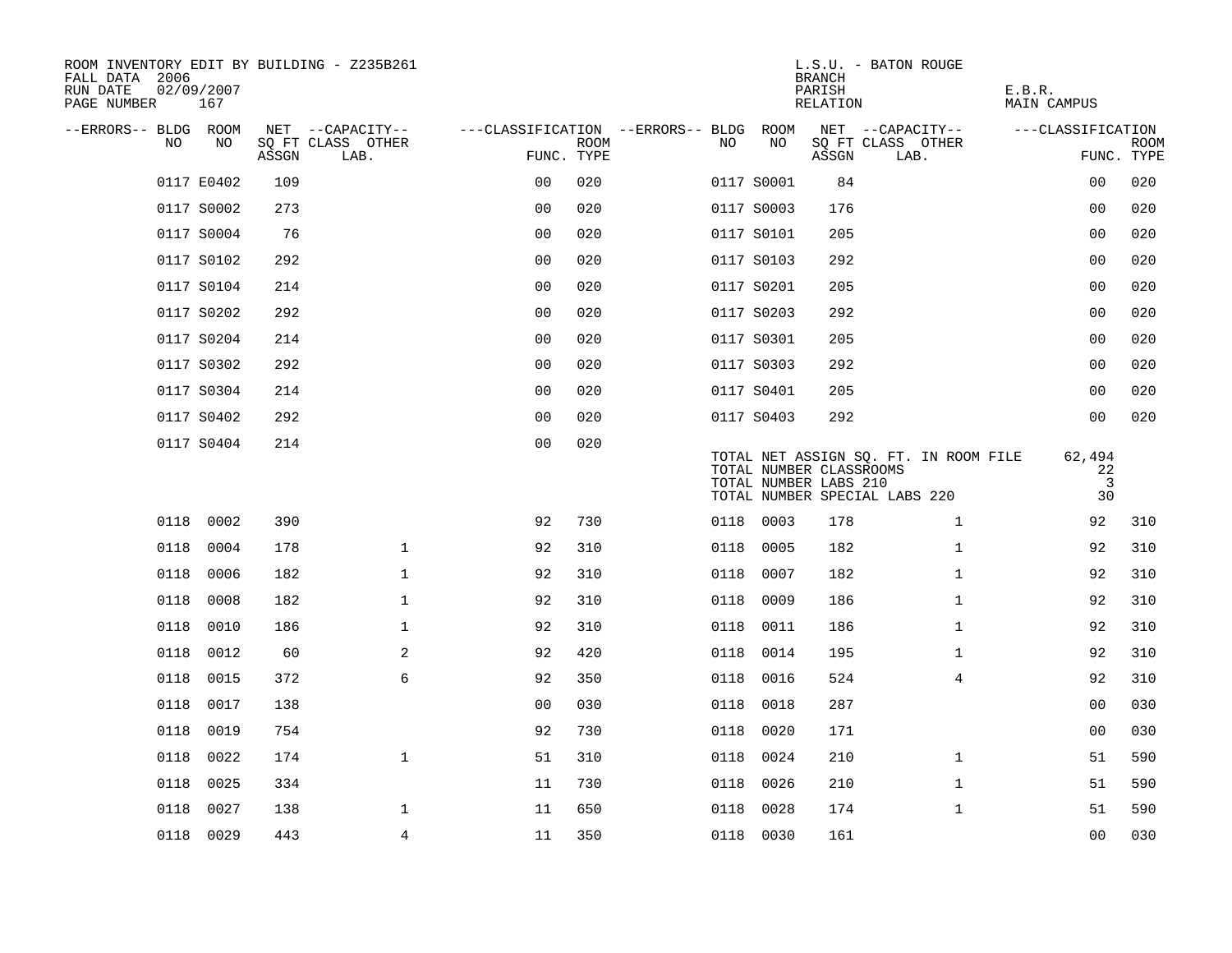ROOM INVENTORY EDIT BY BUILDING - Z235B261
FALL DATA 2006
RUN DATE 02/09/2007
PAGE NUMBER 167

L.S.U. - BATON ROUGE
BRANCH
PARISH E.B.R.
RELATION MAIN CAMPUS

| --ERRORS-- | BLDG NO | ROOM NO | NET SQ FT ASSGN | CAPACITY CLASS LAB. | CAPACITY OTHER | CLASSIFICATION FUNC. | ROOM TYPE | --ERRORS-- | BLDG NO | ROOM NO | NET SQ FT ASSGN | CAPACITY CLASS LAB. | CAPACITY OTHER | CLASSIFICATION FUNC. | ROOM TYPE |
|---|---|---|---|---|---|---|---|---|---|---|---|---|---|---|---|
| | 0117 | E0402 | 109 | | | 00 | 020 | | 0117 | S0001 | 84 | | | 00 | 020 |
| | 0117 | S0002 | 273 | | | 00 | 020 | | 0117 | S0003 | 176 | | | 00 | 020 |
| | 0117 | S0004 | 76 | | | 00 | 020 | | 0117 | S0101 | 205 | | | 00 | 020 |
| | 0117 | S0102 | 292 | | | 00 | 020 | | 0117 | S0103 | 292 | | | 00 | 020 |
| | 0117 | S0104 | 214 | | | 00 | 020 | | 0117 | S0201 | 205 | | | 00 | 020 |
| | 0117 | S0202 | 292 | | | 00 | 020 | | 0117 | S0203 | 292 | | | 00 | 020 |
| | 0117 | S0204 | 214 | | | 00 | 020 | | 0117 | S0301 | 205 | | | 00 | 020 |
| | 0117 | S0302 | 292 | | | 00 | 020 | | 0117 | S0303 | 292 | | | 00 | 020 |
| | 0117 | S0304 | 214 | | | 00 | 020 | | 0117 | S0401 | 205 | | | 00 | 020 |
| | 0117 | S0402 | 292 | | | 00 | 020 | | 0117 | S0403 | 292 | | | 00 | 020 |
| | 0117 | S0404 | 214 | | | 00 | 020 | | | | | | | | |

TOTAL NET ASSIGN SQ. FT. IN ROOM FILE 62,494
TOTAL NUMBER CLASSROOMS 22
TOTAL NUMBER LABS 210 3
TOTAL NUMBER SPECIAL LABS 220 30

| --ERRORS-- | BLDG NO | ROOM NO | NET SQ FT ASSGN | CAPACITY CLASS LAB. | CAPACITY OTHER | CLASSIFICATION FUNC. | ROOM TYPE | --ERRORS-- | BLDG NO | ROOM NO | NET SQ FT ASSGN | CAPACITY CLASS LAB. | CAPACITY OTHER | CLASSIFICATION FUNC. | ROOM TYPE |
|---|---|---|---|---|---|---|---|---|---|---|---|---|---|---|---|
| | 0118 | 0002 | 390 | | | 92 | 730 | | 0118 | 0003 | 178 | | 1 | 92 | 310 |
| | 0118 | 0004 | 178 | | 1 | 92 | 310 | | 0118 | 0005 | 182 | | 1 | 92 | 310 |
| | 0118 | 0006 | 182 | | 1 | 92 | 310 | | 0118 | 0007 | 182 | | 1 | 92 | 310 |
| | 0118 | 0008 | 182 | | 1 | 92 | 310 | | 0118 | 0009 | 186 | | 1 | 92 | 310 |
| | 0118 | 0010 | 186 | | 1 | 92 | 310 | | 0118 | 0011 | 186 | | 1 | 92 | 310 |
| | 0118 | 0012 | 60 | | 2 | 92 | 420 | | 0118 | 0014 | 195 | | 1 | 92 | 310 |
| | 0118 | 0015 | 372 | | 6 | 92 | 350 | | 0118 | 0016 | 524 | | 4 | 92 | 310 |
| | 0118 | 0017 | 138 | | | 00 | 030 | | 0118 | 0018 | 287 | | | 00 | 030 |
| | 0118 | 0019 | 754 | | | 92 | 730 | | 0118 | 0020 | 171 | | | 00 | 030 |
| | 0118 | 0022 | 174 | | 1 | 51 | 310 | | 0118 | 0024 | 210 | | 1 | 51 | 590 |
| | 0118 | 0025 | 334 | | | 11 | 730 | | 0118 | 0026 | 210 | | 1 | 51 | 590 |
| | 0118 | 0027 | 138 | | 1 | 11 | 650 | | 0118 | 0028 | 174 | | 1 | 51 | 590 |
| | 0118 | 0029 | 443 | | 4 | 11 | 350 | | 0118 | 0030 | 161 | | | 00 | 030 |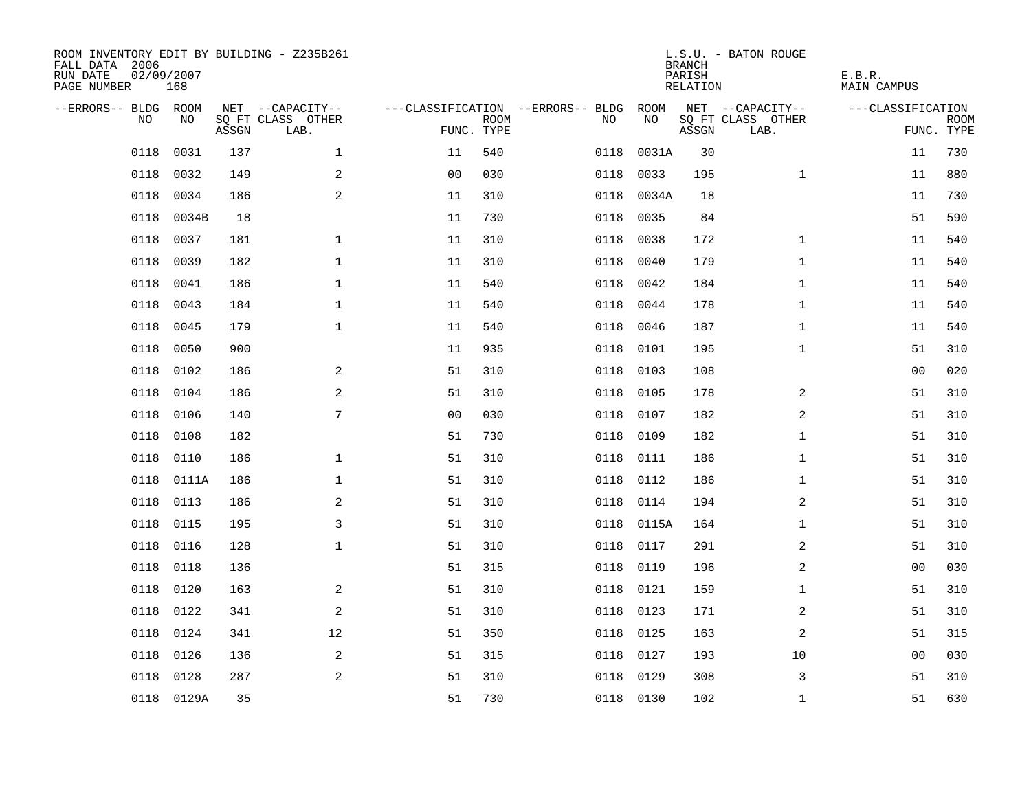ROOM INVENTORY EDIT BY BUILDING - Z235B261
FALL DATA 2006
RUN DATE 02/09/2007
PAGE NUMBER 168

L.S.U. - BATON ROUGE
BRANCH
PARISH E.B.R.
RELATION MAIN CAMPUS

| --ERRORS-- | BLDG NO | ROOM NO | NET SQ FT ASSGN | --CAPACITY-- CLASS LAB. | OTHER | ---CLASSIFICATION FUNC. | ROOM TYPE | --ERRORS-- | BLDG NO | ROOM NO | NET SQ FT ASSGN | --CAPACITY-- CLASS LAB. | OTHER | ---CLASSIFICATION FUNC. | ROOM TYPE |
|---|---|---|---|---|---|---|---|---|---|---|---|---|---|---|---|
| | 0118 | 0031 | 137 | | 1 | 11 | 540 | | 0118 | 0031A | 30 | | | 11 | 730 |
| | 0118 | 0032 | 149 | | 2 | 00 | 030 | | 0118 | 0033 | 195 | | 1 | 11 | 880 |
| | 0118 | 0034 | 186 | | 2 | 11 | 310 | | 0118 | 0034A | 18 | | | 11 | 730 |
| | 0118 | 0034B | 18 | | | 11 | 730 | | 0118 | 0035 | 84 | | | 51 | 590 |
| | 0118 | 0037 | 181 | | 1 | 11 | 310 | | 0118 | 0038 | 172 | | 1 | 11 | 540 |
| | 0118 | 0039 | 182 | | 1 | 11 | 310 | | 0118 | 0040 | 179 | | 1 | 11 | 540 |
| | 0118 | 0041 | 186 | | 1 | 11 | 540 | | 0118 | 0042 | 184 | | 1 | 11 | 540 |
| | 0118 | 0043 | 184 | | 1 | 11 | 540 | | 0118 | 0044 | 178 | | 1 | 11 | 540 |
| | 0118 | 0045 | 179 | | 1 | 11 | 540 | | 0118 | 0046 | 187 | | 1 | 11 | 540 |
| | 0118 | 0050 | 900 | | | 11 | 935 | | 0118 | 0101 | 195 | | 1 | 51 | 310 |
| | 0118 | 0102 | 186 | | 2 | 51 | 310 | | 0118 | 0103 | 108 | | | 00 | 020 |
| | 0118 | 0104 | 186 | | 2 | 51 | 310 | | 0118 | 0105 | 178 | | 2 | 51 | 310 |
| | 0118 | 0106 | 140 | | 7 | 00 | 030 | | 0118 | 0107 | 182 | | 2 | 51 | 310 |
| | 0118 | 0108 | 182 | | | 51 | 730 | | 0118 | 0109 | 182 | | 1 | 51 | 310 |
| | 0118 | 0110 | 186 | | 1 | 51 | 310 | | 0118 | 0111 | 186 | | 1 | 51 | 310 |
| | 0118 | 0111A | 186 | | 1 | 51 | 310 | | 0118 | 0112 | 186 | | 1 | 51 | 310 |
| | 0118 | 0113 | 186 | | 2 | 51 | 310 | | 0118 | 0114 | 194 | | 2 | 51 | 310 |
| | 0118 | 0115 | 195 | | 3 | 51 | 310 | | 0118 | 0115A | 164 | | 1 | 51 | 310 |
| | 0118 | 0116 | 128 | | 1 | 51 | 310 | | 0118 | 0117 | 291 | | 2 | 51 | 310 |
| | 0118 | 0118 | 136 | | | 51 | 315 | | 0118 | 0119 | 196 | | 2 | 00 | 030 |
| | 0118 | 0120 | 163 | | 2 | 51 | 310 | | 0118 | 0121 | 159 | | 1 | 51 | 310 |
| | 0118 | 0122 | 341 | | 2 | 51 | 310 | | 0118 | 0123 | 171 | | 2 | 51 | 310 |
| | 0118 | 0124 | 341 | | 12 | 51 | 350 | | 0118 | 0125 | 163 | | 2 | 51 | 315 |
| | 0118 | 0126 | 136 | | 2 | 51 | 315 | | 0118 | 0127 | 193 | | 10 | 00 | 030 |
| | 0118 | 0128 | 287 | | 2 | 51 | 310 | | 0118 | 0129 | 308 | | 3 | 51 | 310 |
| | 0118 | 0129A | 35 | | | 51 | 730 | | 0118 | 0130 | 102 | | 1 | 51 | 630 |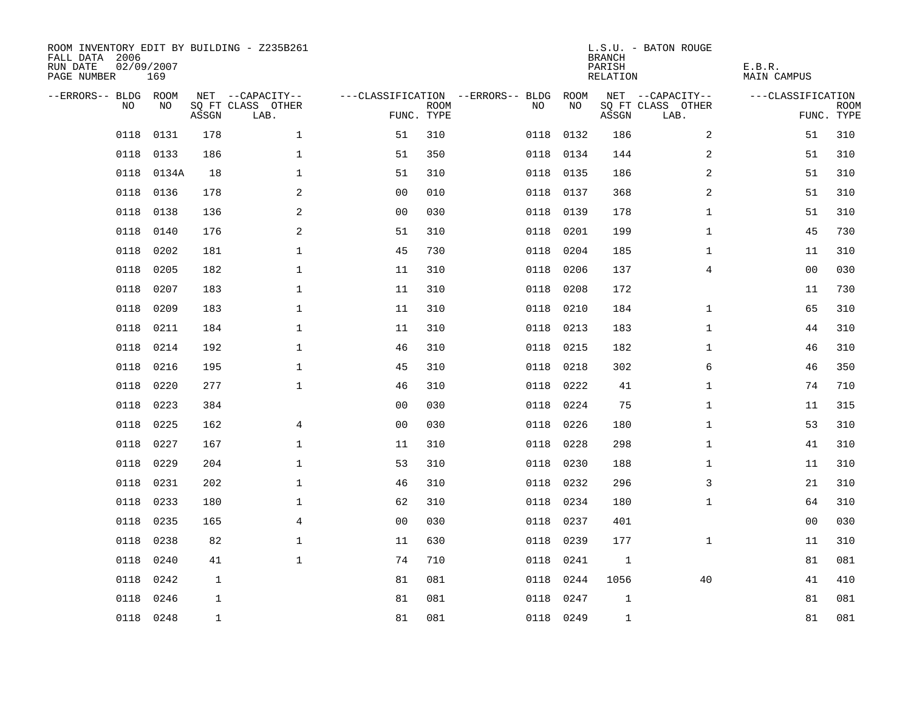ROOM INVENTORY EDIT BY BUILDING - Z235B261
FALL DATA 2006
RUN DATE 02/09/2007
PAGE NUMBER 169

L.S.U. - BATON ROUGE
BRANCH
PARISH E.B.R.
RELATION MAIN CAMPUS

| --ERRORS-- | BLDG NO | ROOM NO | NET SQ FT ASSGN | --CAPACITY-- CLASS LAB. | OTHER | ---CLASSIFICATION FUNC. | ROOM TYPE | --ERRORS-- | BLDG NO | ROOM NO | NET SQ FT ASSGN | --CAPACITY-- CLASS LAB. | OTHER | ---CLASSIFICATION FUNC. | ROOM TYPE |
|---|---|---|---|---|---|---|---|---|---|---|---|---|---|---|---|
| | 0118 | 0131 | 178 | | 1 | 51 | 310 | | 0118 | 0132 | 186 | | 2 | 51 | 310 |
| | 0118 | 0133 | 186 | | 1 | 51 | 350 | | 0118 | 0134 | 144 | | 2 | 51 | 310 |
| | 0118 | 0134A | 18 | | 1 | 51 | 310 | | 0118 | 0135 | 186 | | 2 | 51 | 310 |
| | 0118 | 0136 | 178 | | 2 | 00 | 010 | | 0118 | 0137 | 368 | | 2 | 51 | 310 |
| | 0118 | 0138 | 136 | | 2 | 00 | 030 | | 0118 | 0139 | 178 | | 1 | 51 | 310 |
| | 0118 | 0140 | 176 | | 2 | 51 | 310 | | 0118 | 0201 | 199 | | 1 | 45 | 730 |
| | 0118 | 0202 | 181 | | 1 | 45 | 730 | | 0118 | 0204 | 185 | | 1 | 11 | 310 |
| | 0118 | 0205 | 182 | | 1 | 11 | 310 | | 0118 | 0206 | 137 | | 4 | 00 | 030 |
| | 0118 | 0207 | 183 | | 1 | 11 | 310 | | 0118 | 0208 | 172 | | | 11 | 730 |
| | 0118 | 0209 | 183 | | 1 | 11 | 310 | | 0118 | 0210 | 184 | | 1 | 65 | 310 |
| | 0118 | 0211 | 184 | | 1 | 11 | 310 | | 0118 | 0213 | 183 | | 1 | 44 | 310 |
| | 0118 | 0214 | 192 | | 1 | 46 | 310 | | 0118 | 0215 | 182 | | 1 | 46 | 310 |
| | 0118 | 0216 | 195 | | 1 | 45 | 310 | | 0118 | 0218 | 302 | | 6 | 46 | 350 |
| | 0118 | 0220 | 277 | | 1 | 46 | 310 | | 0118 | 0222 | 41 | | 1 | 74 | 710 |
| | 0118 | 0223 | 384 | | | 00 | 030 | | 0118 | 0224 | 75 | | 1 | 11 | 315 |
| | 0118 | 0225 | 162 | | 4 | 00 | 030 | | 0118 | 0226 | 180 | | 1 | 53 | 310 |
| | 0118 | 0227 | 167 | | 1 | 11 | 310 | | 0118 | 0228 | 298 | | 1 | 41 | 310 |
| | 0118 | 0229 | 204 | | 1 | 53 | 310 | | 0118 | 0230 | 188 | | 1 | 11 | 310 |
| | 0118 | 0231 | 202 | | 1 | 46 | 310 | | 0118 | 0232 | 296 | | 3 | 21 | 310 |
| | 0118 | 0233 | 180 | | 1 | 62 | 310 | | 0118 | 0234 | 180 | | 1 | 64 | 310 |
| | 0118 | 0235 | 165 | | 4 | 00 | 030 | | 0118 | 0237 | 401 | | | 00 | 030 |
| | 0118 | 0238 | 82 | | 1 | 11 | 630 | | 0118 | 0239 | 177 | | 1 | 11 | 310 |
| | 0118 | 0240 | 41 | | 1 | 74 | 710 | | 0118 | 0241 | 1 | | | 81 | 081 |
| | 0118 | 0242 | 1 | | | 81 | 081 | | 0118 | 0244 | 1056 | | 40 | 41 | 410 |
| | 0118 | 0246 | 1 | | | 81 | 081 | | 0118 | 0247 | 1 | | | 81 | 081 |
| | 0118 | 0248 | 1 | | | 81 | 081 | | 0118 | 0249 | 1 | | | 81 | 081 |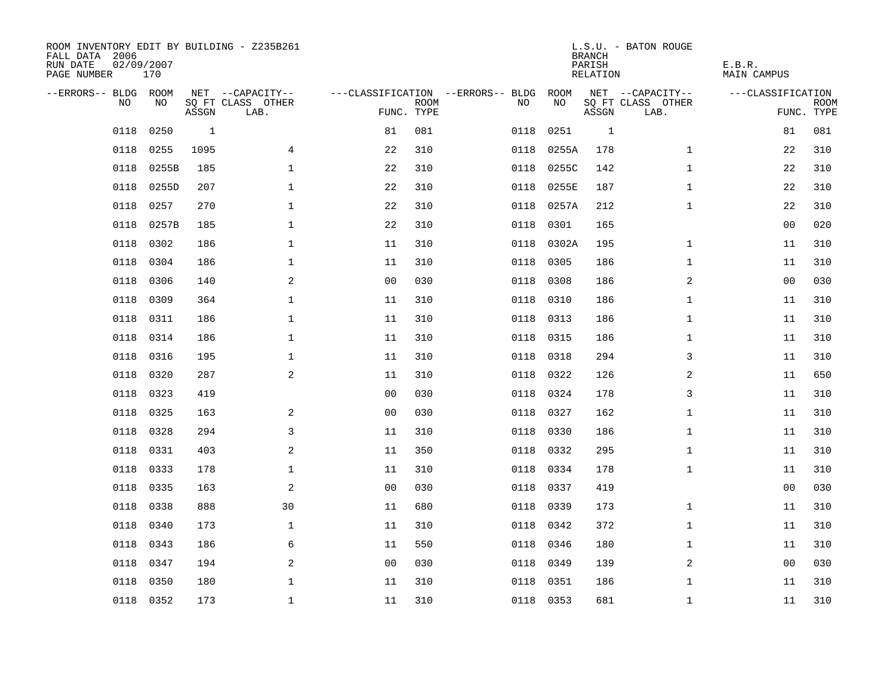ROOM INVENTORY EDIT BY BUILDING - Z235B261
FALL DATA 2006
RUN DATE 02/09/2007
PAGE NUMBER 170

L.S.U. - BATON ROUGE
BRANCH
PARISH E.B.R.
RELATION MAIN CAMPUS

| --ERRORS-- | BLDG NO | ROOM NO | NET SQ FT ASSGN | --CAPACITY-- CLASS LAB. | OTHER | ---CLASSIFICATION FUNC. | ROOM TYPE | --ERRORS-- | BLDG NO | ROOM NO | NET SQ FT ASSGN | --CAPACITY-- CLASS LAB. | OTHER | ---CLASSIFICATION FUNC. | ROOM TYPE |
|---|---|---|---|---|---|---|---|---|---|---|---|---|---|---|---|
| | 0118 | 0250 | 1 | | | 81 | 081 | | 0118 | 0251 | 1 | | | 81 | 081 |
| | 0118 | 0255 | 1095 | | 4 | 22 | 310 | | 0118 | 0255A | 178 | | 1 | 22 | 310 |
| | 0118 | 0255B | 185 | | 1 | 22 | 310 | | 0118 | 0255C | 142 | | 1 | 22 | 310 |
| | 0118 | 0255D | 207 | | 1 | 22 | 310 | | 0118 | 0255E | 187 | | 1 | 22 | 310 |
| | 0118 | 0257 | 270 | | 1 | 22 | 310 | | 0118 | 0257A | 212 | | 1 | 22 | 310 |
| | 0118 | 0257B | 185 | | 1 | 22 | 310 | | 0118 | 0301 | 165 | | | 00 | 020 |
| | 0118 | 0302 | 186 | | 1 | 11 | 310 | | 0118 | 0302A | 195 | | 1 | 11 | 310 |
| | 0118 | 0304 | 186 | | 1 | 11 | 310 | | 0118 | 0305 | 186 | | 1 | 11 | 310 |
| | 0118 | 0306 | 140 | | 2 | 00 | 030 | | 0118 | 0308 | 186 | | 2 | 00 | 030 |
| | 0118 | 0309 | 364 | | 1 | 11 | 310 | | 0118 | 0310 | 186 | | 1 | 11 | 310 |
| | 0118 | 0311 | 186 | | 1 | 11 | 310 | | 0118 | 0313 | 186 | | 1 | 11 | 310 |
| | 0118 | 0314 | 186 | | 1 | 11 | 310 | | 0118 | 0315 | 186 | | 1 | 11 | 310 |
| | 0118 | 0316 | 195 | | 1 | 11 | 310 | | 0118 | 0318 | 294 | | 3 | 11 | 310 |
| | 0118 | 0320 | 287 | | 2 | 11 | 310 | | 0118 | 0322 | 126 | | 2 | 11 | 650 |
| | 0118 | 0323 | 419 | | | 00 | 030 | | 0118 | 0324 | 178 | | 3 | 11 | 310 |
| | 0118 | 0325 | 163 | | 2 | 00 | 030 | | 0118 | 0327 | 162 | | 1 | 11 | 310 |
| | 0118 | 0328 | 294 | | 3 | 11 | 310 | | 0118 | 0330 | 186 | | 1 | 11 | 310 |
| | 0118 | 0331 | 403 | | 2 | 11 | 350 | | 0118 | 0332 | 295 | | 1 | 11 | 310 |
| | 0118 | 0333 | 178 | | 1 | 11 | 310 | | 0118 | 0334 | 178 | | 1 | 11 | 310 |
| | 0118 | 0335 | 163 | | 2 | 00 | 030 | | 0118 | 0337 | 419 | | | 00 | 030 |
| | 0118 | 0338 | 888 | | 30 | 11 | 680 | | 0118 | 0339 | 173 | | 1 | 11 | 310 |
| | 0118 | 0340 | 173 | | 1 | 11 | 310 | | 0118 | 0342 | 372 | | 1 | 11 | 310 |
| | 0118 | 0343 | 186 | | 6 | 11 | 550 | | 0118 | 0346 | 180 | | 1 | 11 | 310 |
| | 0118 | 0347 | 194 | | 2 | 00 | 030 | | 0118 | 0349 | 139 | | 2 | 00 | 030 |
| | 0118 | 0350 | 180 | | 1 | 11 | 310 | | 0118 | 0351 | 186 | | 1 | 11 | 310 |
| | 0118 | 0352 | 173 | | 1 | 11 | 310 | | 0118 | 0353 | 681 | | 1 | 11 | 310 |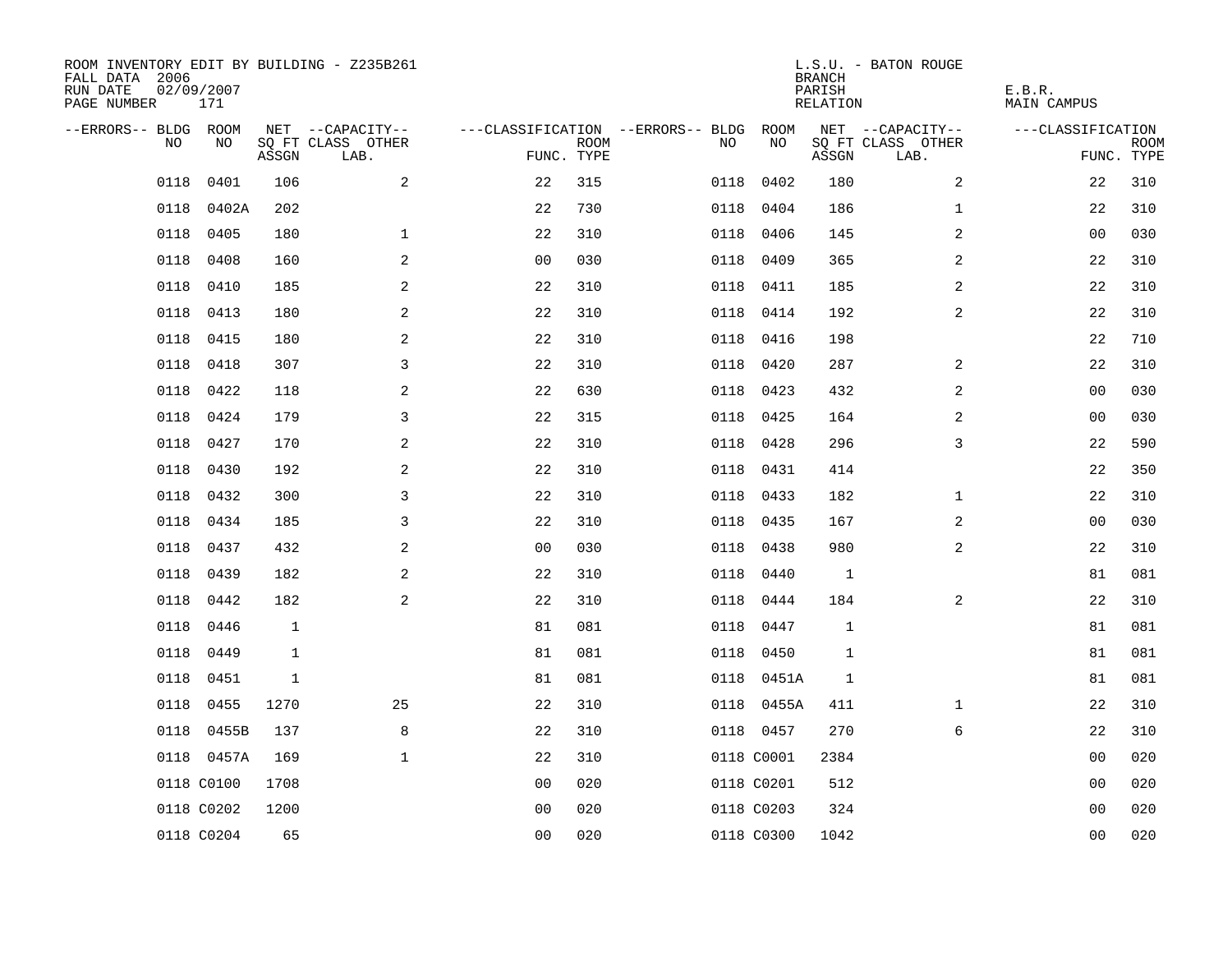ROOM INVENTORY EDIT BY BUILDING - Z235B261
FALL DATA 2006
RUN DATE 02/09/2007
PAGE NUMBER 171

L.S.U. - BATON ROUGE
BRANCH
PARISH E.B.R.
RELATION MAIN CAMPUS

| --ERRORS-- | BLDG NO | ROOM NO | NET SQ FT ASSGN | --CAPACITY-- CLASS | OTHER LAB. | ---CLASSIFICATION FUNC. | ROOM TYPE | --ERRORS-- | BLDG NO | ROOM NO | NET SQ FT ASSGN | --CAPACITY-- CLASS | OTHER LAB. | ---CLASSIFICATION FUNC. | ROOM TYPE |
|---|---|---|---|---|---|---|---|---|---|---|---|---|---|---|---|
| | 0118 | 0401 | 106 | | 2 | 22 | 315 | | 0118 | 0402 | 180 | | 2 | 22 | 310 |
| | 0118 | 0402A | 202 | | | 22 | 730 | | 0118 | 0404 | 186 | | 1 | 22 | 310 |
| | 0118 | 0405 | 180 | | 1 | 22 | 310 | | 0118 | 0406 | 145 | | 2 | 00 | 030 |
| | 0118 | 0408 | 160 | | 2 | 00 | 030 | | 0118 | 0409 | 365 | | 2 | 22 | 310 |
| | 0118 | 0410 | 185 | | 2 | 22 | 310 | | 0118 | 0411 | 185 | | 2 | 22 | 310 |
| | 0118 | 0413 | 180 | | 2 | 22 | 310 | | 0118 | 0414 | 192 | | 2 | 22 | 310 |
| | 0118 | 0415 | 180 | | 2 | 22 | 310 | | 0118 | 0416 | 198 | | | 22 | 710 |
| | 0118 | 0418 | 307 | | 3 | 22 | 310 | | 0118 | 0420 | 287 | | 2 | 22 | 310 |
| | 0118 | 0422 | 118 | | 2 | 22 | 630 | | 0118 | 0423 | 432 | | 2 | 00 | 030 |
| | 0118 | 0424 | 179 | | 3 | 22 | 315 | | 0118 | 0425 | 164 | | 2 | 00 | 030 |
| | 0118 | 0427 | 170 | | 2 | 22 | 310 | | 0118 | 0428 | 296 | | 3 | 22 | 590 |
| | 0118 | 0430 | 192 | | 2 | 22 | 310 | | 0118 | 0431 | 414 | | | 22 | 350 |
| | 0118 | 0432 | 300 | | 3 | 22 | 310 | | 0118 | 0433 | 182 | | 1 | 22 | 310 |
| | 0118 | 0434 | 185 | | 3 | 22 | 310 | | 0118 | 0435 | 167 | | 2 | 00 | 030 |
| | 0118 | 0437 | 432 | | 2 | 00 | 030 | | 0118 | 0438 | 980 | | 2 | 22 | 310 |
| | 0118 | 0439 | 182 | | 2 | 22 | 310 | | 0118 | 0440 | 1 | | | 81 | 081 |
| | 0118 | 0442 | 182 | | 2 | 22 | 310 | | 0118 | 0444 | 184 | | 2 | 22 | 310 |
| | 0118 | 0446 | 1 | | | 81 | 081 | | 0118 | 0447 | 1 | | | 81 | 081 |
| | 0118 | 0449 | 1 | | | 81 | 081 | | 0118 | 0450 | 1 | | | 81 | 081 |
| | 0118 | 0451 | 1 | | | 81 | 081 | | 0118 | 0451A | 1 | | | 81 | 081 |
| | 0118 | 0455 | 1270 | | 25 | 22 | 310 | | 0118 | 0455A | 411 | | 1 | 22 | 310 |
| | 0118 | 0455B | 137 | | 8 | 22 | 310 | | 0118 | 0457 | 270 | | 6 | 22 | 310 |
| | 0118 | 0457A | 169 | | 1 | 22 | 310 | | 0118 | C0001 | 2384 | | | 00 | 020 |
| | 0118 | C0100 | 1708 | | | 00 | 020 | | 0118 | C0201 | 512 | | | 00 | 020 |
| | 0118 | C0202 | 1200 | | | 00 | 020 | | 0118 | C0203 | 324 | | | 00 | 020 |
| | 0118 | C0204 | 65 | | | 00 | 020 | | 0118 | C0300 | 1042 | | | 00 | 020 |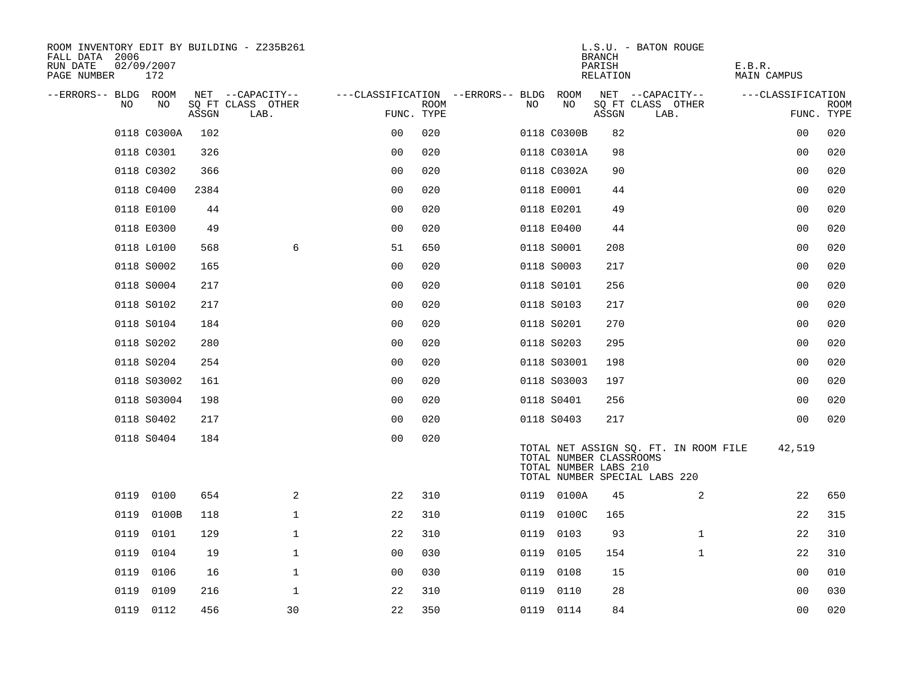ROOM INVENTORY EDIT BY BUILDING - Z235B261
FALL DATA 2006
RUN DATE 02/09/2007

L.S.U. - BATON ROUGE
BRANCH
PARISH E.B.R.
RELATION MAIN CAMPUS

| --ERRORS-- | BLDG NO | ROOM NO | NET SQ FT ASSGN | CAPACITY CLASS LAB. | CAPACITY OTHER | CLASSIFICATION FUNC. | ROOM TYPE | --ERRORS-- | BLDG NO | ROOM NO | NET SQ FT ASSGN | CAPACITY CLASS LAB. | CAPACITY OTHER | CLASSIFICATION FUNC. | ROOM TYPE |
|---|---|---|---|---|---|---|---|---|---|---|---|---|---|---|---|
| | 0118 | C0300A | 102 | | | 00 | 020 | | 0118 | C0300B | 82 | | | 00 | 020 |
| | 0118 | C0301 | 326 | | | 00 | 020 | | 0118 | C0301A | 98 | | | 00 | 020 |
| | 0118 | C0302 | 366 | | | 00 | 020 | | 0118 | C0302A | 90 | | | 00 | 020 |
| | 0118 | C0400 | 2384 | | | 00 | 020 | | 0118 | E0001 | 44 | | | 00 | 020 |
| | 0118 | E0100 | 44 | | | 00 | 020 | | 0118 | E0201 | 49 | | | 00 | 020 |
| | 0118 | E0300 | 49 | | | 00 | 020 | | 0118 | E0400 | 44 | | | 00 | 020 |
| | 0118 | L0100 | 568 | | 6 | 51 | 650 | | 0118 | S0001 | 208 | | | 00 | 020 |
| | 0118 | S0002 | 165 | | | 00 | 020 | | 0118 | S0003 | 217 | | | 00 | 020 |
| | 0118 | S0004 | 217 | | | 00 | 020 | | 0118 | S0101 | 256 | | | 00 | 020 |
| | 0118 | S0102 | 217 | | | 00 | 020 | | 0118 | S0103 | 217 | | | 00 | 020 |
| | 0118 | S0104 | 184 | | | 00 | 020 | | 0118 | S0201 | 270 | | | 00 | 020 |
| | 0118 | S0202 | 280 | | | 00 | 020 | | 0118 | S0203 | 295 | | | 00 | 020 |
| | 0118 | S0204 | 254 | | | 00 | 020 | | 0118 | S03001 | 198 | | | 00 | 020 |
| | 0118 | S03002 | 161 | | | 00 | 020 | | 0118 | S03003 | 197 | | | 00 | 020 |
| | 0118 | S03004 | 198 | | | 00 | 020 | | 0118 | S0401 | 256 | | | 00 | 020 |
| | 0118 | S0402 | 217 | | | 00 | 020 | | 0118 | S0403 | 217 | | | 00 | 020 |
| | 0118 | S0404 | 184 | | | 00 | 020 | | | | | | | | |

TOTAL NET ASSIGN SQ. FT. IN ROOM FILE 42,519
TOTAL NUMBER CLASSROOMS
TOTAL NUMBER LABS 210
TOTAL NUMBER SPECIAL LABS 220

| --ERRORS-- | BLDG NO | ROOM NO | NET SQ FT ASSGN | CAPACITY CLASS LAB. | CAPACITY OTHER | CLASSIFICATION FUNC. | ROOM TYPE | --ERRORS-- | BLDG NO | ROOM NO | NET SQ FT ASSGN | CAPACITY CLASS LAB. | CAPACITY OTHER | CLASSIFICATION FUNC. | ROOM TYPE |
|---|---|---|---|---|---|---|---|---|---|---|---|---|---|---|---|
| | 0119 | 0100 | 654 | | 2 | 22 | 310 | | 0119 | 0100A | 45 | | 2 | 22 | 650 |
| | 0119 | 0100B | 118 | | 1 | 22 | 310 | | 0119 | 0100C | 165 | | | 22 | 315 |
| | 0119 | 0101 | 129 | | 1 | 22 | 310 | | 0119 | 0103 | 93 | | 1 | 22 | 310 |
| | 0119 | 0104 | 19 | | 1 | 00 | 030 | | 0119 | 0105 | 154 | | 1 | 22 | 310 |
| | 0119 | 0106 | 16 | | 1 | 00 | 030 | | 0119 | 0108 | 15 | | | 00 | 010 |
| | 0119 | 0109 | 216 | | 1 | 22 | 310 | | 0119 | 0110 | 28 | | | 00 | 030 |
| | 0119 | 0112 | 456 | | 30 | 22 | 350 | | 0119 | 0114 | 84 | | | 00 | 020 |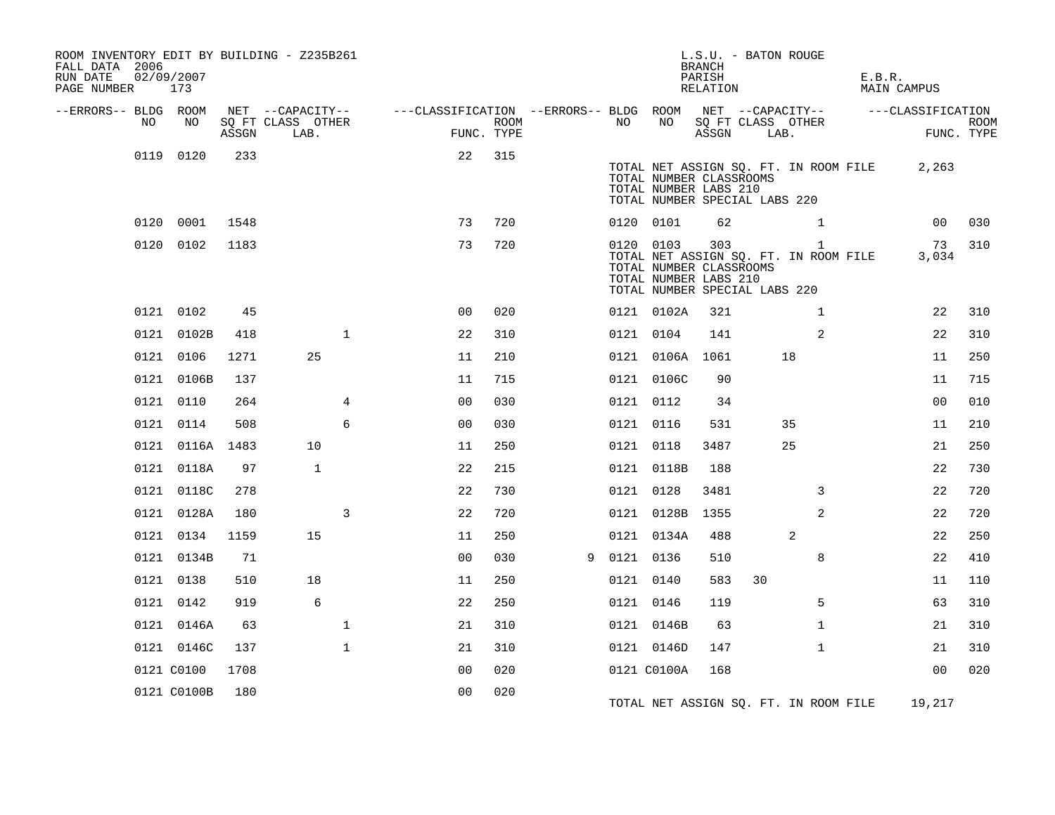ROOM INVENTORY EDIT BY BUILDING - Z235B261
FALL DATA 2006
RUN DATE 02/09/2007
PAGE NUMBER 173

L.S.U. - BATON ROUGE
BRANCH
PARISH E.B.R.
RELATION MAIN CAMPUS

| --ERRORS-- | BLDG NO | ROOM NO | NET SQ FT ASSGN | CAPACITY CLASS LAB. | CAPACITY OTHER | CLASSIFICATION FUNC. | ROOM TYPE | --ERRORS-- | BLDG NO | ROOM NO | NET SQ FT ASSGN | CAPACITY CLASS LAB. | CAPACITY OTHER | CLASSIFICATION FUNC. | ROOM TYPE |
|---|---|---|---|---|---|---|---|---|---|---|---|---|---|---|---|
| | 0119 | 0120 | 233 | | | 22 | 315 | | | | | | | | |
| | | | | | | | | | TOTAL NET ASSIGN SQ. FT. IN ROOM FILE | | | | | 2,263 | |
| | | | | | | | | | TOTAL NUMBER CLASSROOMS | | | | | | |
| | | | | | | | | | TOTAL NUMBER LABS 210 | | | | | | |
| | | | | | | | | | TOTAL NUMBER SPECIAL LABS 220 | | | | | | |
| | 0120 | 0001 | 1548 | | | 73 | 720 | | 0120 | 0101 | 62 | | 1 | 00 | 030 |
| | 0120 | 0102 | 1183 | | | 73 | 720 | | 0120 | 0103 | 303 | | 1 | 73 | 310 |
| | | | | | | | | | TOTAL NET ASSIGN SQ. FT. IN ROOM FILE | | | | | 3,034 | |
| | | | | | | | | | TOTAL NUMBER CLASSROOMS | | | | | | |
| | | | | | | | | | TOTAL NUMBER LABS 210 | | | | | | |
| | | | | | | | | | TOTAL NUMBER SPECIAL LABS 220 | | | | | | |
| | 0121 | 0102 | 45 | | | 00 | 020 | | 0121 | 0102A | 321 | | 1 | 22 | 310 |
| | 0121 | 0102B | 418 | | 1 | 22 | 310 | | 0121 | 0104 | 141 | | 2 | 22 | 310 |
| | 0121 | 0106 | 1271 | 25 | | 11 | 210 | | 0121 | 0106A | 1061 | 18 | | 11 | 250 |
| | 0121 | 0106B | 137 | | | 11 | 715 | | 0121 | 0106C | 90 | | | 11 | 715 |
| | 0121 | 0110 | 264 | | 4 | 00 | 030 | | 0121 | 0112 | 34 | | | 00 | 010 |
| | 0121 | 0114 | 508 | | 6 | 00 | 030 | | 0121 | 0116 | 531 | 35 | | 11 | 210 |
| | 0121 | 0116A | 1483 | 10 | | 11 | 250 | | 0121 | 0118 | 3487 | 25 | | 21 | 250 |
| | 0121 | 0118A | 97 | 1 | | 22 | 215 | | 0121 | 0118B | 188 | | | 22 | 730 |
| | 0121 | 0118C | 278 | | | 22 | 730 | | 0121 | 0128 | 3481 | | 3 | 22 | 720 |
| | 0121 | 0128A | 180 | | 3 | 22 | 720 | | 0121 | 0128B | 1355 | | 2 | 22 | 720 |
| | 0121 | 0134 | 1159 | 15 | | 11 | 250 | | 0121 | 0134A | 488 | 2 | | 22 | 250 |
| | 0121 | 0134B | 71 | | | 00 | 030 | 9 | 0121 | 0136 | 510 | | 8 | 22 | 410 |
| | 0121 | 0138 | 510 | 18 | | 11 | 250 | | 0121 | 0140 | 583 | 30 | | 11 | 110 |
| | 0121 | 0142 | 919 | 6 | | 22 | 250 | | 0121 | 0146 | 119 | | 5 | 63 | 310 |
| | 0121 | 0146A | 63 | | 1 | 21 | 310 | | 0121 | 0146B | 63 | | 1 | 21 | 310 |
| | 0121 | 0146C | 137 | | 1 | 21 | 310 | | 0121 | 0146D | 147 | | 1 | 21 | 310 |
| | 0121 | C0100 | 1708 | | | 00 | 020 | | 0121 | C0100A | 168 | | | 00 | 020 |
| | 0121 | C0100B | 180 | | | 00 | 020 | | | | | | | | |
| | | | | | | | | | TOTAL NET ASSIGN SQ. FT. IN ROOM FILE | | | | | 19,217 | |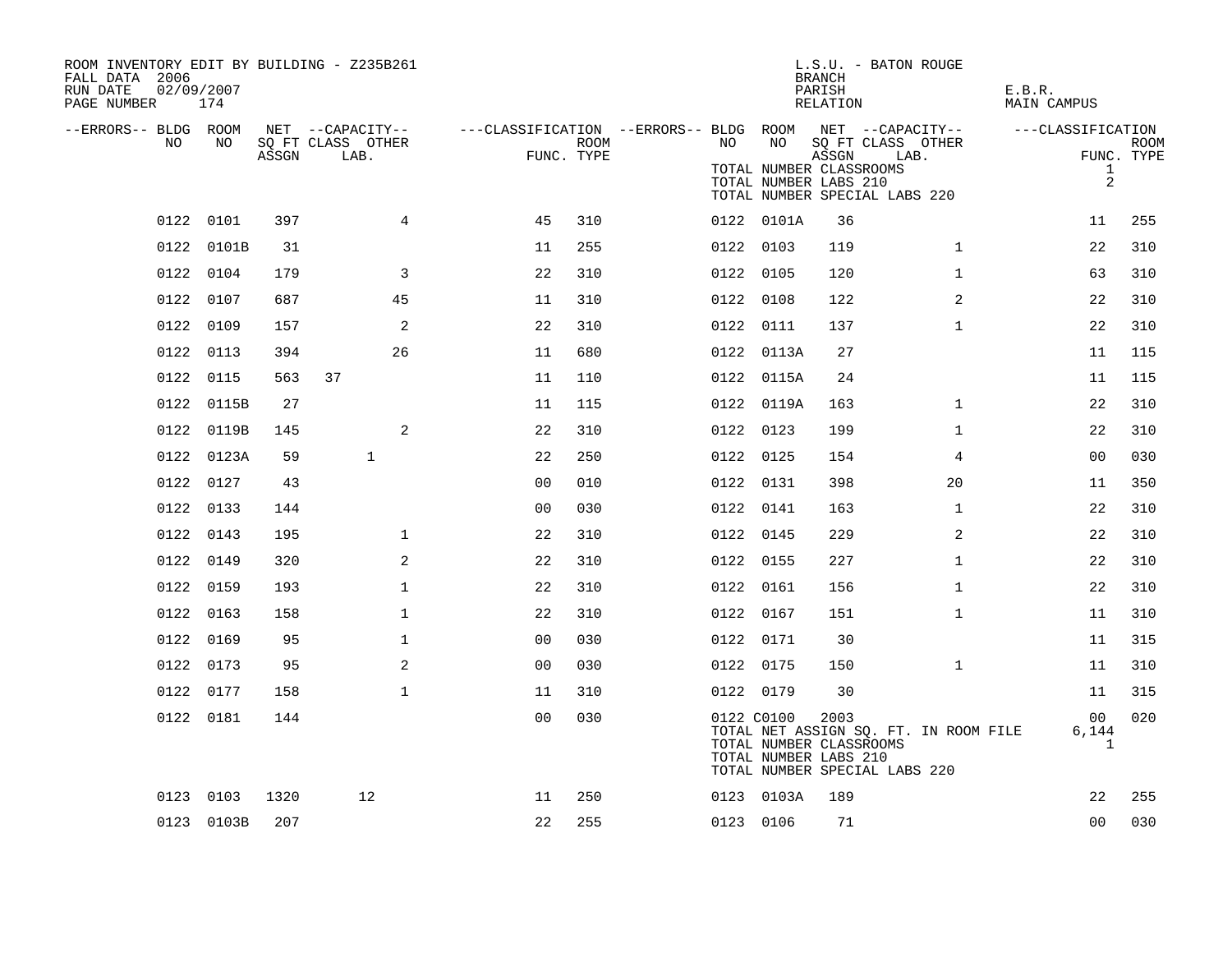ROOM INVENTORY EDIT BY BUILDING - Z235B261
FALL DATA 2006
RUN DATE 02/09/2007
PAGE NUMBER 174

L.S.U. - BATON ROUGE
BRANCH
PARISH E.B.R.
RELATION MAIN CAMPUS

| --ERRORS-- | BLDG NO | ROOM NO | NET SQ FT ASSGN | CAPACITY CLASS | CAPACITY OTHER LAB. | CLASSIFICATION FUNC. | ROOM TYPE | --ERRORS-- | BLDG NO | ROOM NO | NET SQ FT ASSGN | CAPACITY CLASS | CAPACITY OTHER LAB. | CLASSIFICATION FUNC. | ROOM TYPE |
|---|---|---|---|---|---|---|---|---|---|---|---|---|---|---|---|
| | | | | | | | | | TOTAL NUMBER CLASSROOMS | | | | | 1 | |
| | | | | | | | | | TOTAL NUMBER LABS 210 | | | | | 2 | |
| | | | | | | | | | TOTAL NUMBER SPECIAL LABS 220 | | | | | | |
| | 0122 | 0101 | 397 | | 4 | 45 | 310 | | 0122 | 0101A | 36 | | | 11 | 255 |
| | 0122 | 0101B | 31 | | | 11 | 255 | | 0122 | 0103 | 119 | | 1 | 22 | 310 |
| | 0122 | 0104 | 179 | | 3 | 22 | 310 | | 0122 | 0105 | 120 | | 1 | 63 | 310 |
| | 0122 | 0107 | 687 | | 45 | 11 | 310 | | 0122 | 0108 | 122 | | 2 | 22 | 310 |
| | 0122 | 0109 | 157 | | 2 | 22 | 310 | | 0122 | 0111 | 137 | | 1 | 22 | 310 |
| | 0122 | 0113 | 394 | | 26 | 11 | 680 | | 0122 | 0113A | 27 | | | 11 | 115 |
| | 0122 | 0115 | 563 | 37 | | 11 | 110 | | 0122 | 0115A | 24 | | | 11 | 115 |
| | 0122 | 0115B | 27 | | | 11 | 115 | | 0122 | 0119A | 163 | | 1 | 22 | 310 |
| | 0122 | 0119B | 145 | | 2 | 22 | 310 | | 0122 | 0123 | 199 | | 1 | 22 | 310 |
| | 0122 | 0123A | 59 | | 1 | 22 | 250 | | 0122 | 0125 | 154 | | 4 | 00 | 030 |
| | 0122 | 0127 | 43 | | | 00 | 010 | | 0122 | 0131 | 398 | | 20 | 11 | 350 |
| | 0122 | 0133 | 144 | | | 00 | 030 | | 0122 | 0141 | 163 | | 1 | 22 | 310 |
| | 0122 | 0143 | 195 | | 1 | 22 | 310 | | 0122 | 0145 | 229 | | 2 | 22 | 310 |
| | 0122 | 0149 | 320 | | 2 | 22 | 310 | | 0122 | 0155 | 227 | | 1 | 22 | 310 |
| | 0122 | 0159 | 193 | | 1 | 22 | 310 | | 0122 | 0161 | 156 | | 1 | 22 | 310 |
| | 0122 | 0163 | 158 | | 1 | 22 | 310 | | 0122 | 0167 | 151 | | 1 | 11 | 310 |
| | 0122 | 0169 | 95 | | 1 | 00 | 030 | | 0122 | 0171 | 30 | | | 11 | 315 |
| | 0122 | 0173 | 95 | | 2 | 00 | 030 | | 0122 | 0175 | 150 | | 1 | 11 | 310 |
| | 0122 | 0177 | 158 | | 1 | 11 | 310 | | 0122 | 0179 | 30 | | | 11 | 315 |
| | 0122 | 0181 | 144 | | | 00 | 030 | | 0122 | C0100 | 2003 | | | 00 | 020 |
| | | | | | | | | | TOTAL NET ASSIGN SQ. FT. IN ROOM FILE | | | | | 6,144 | |
| | | | | | | | | | TOTAL NUMBER CLASSROOMS | | | | | 1 | |
| | | | | | | | | | TOTAL NUMBER LABS 210 | | | | | | |
| | | | | | | | | | TOTAL NUMBER SPECIAL LABS 220 | | | | | | |
| | 0123 | 0103 | 1320 | | 12 | 11 | 250 | | 0123 | 0103A | 189 | | | 22 | 255 |
| | 0123 | 0103B | 207 | | | 22 | 255 | | 0123 | 0106 | 71 | | | 00 | 030 |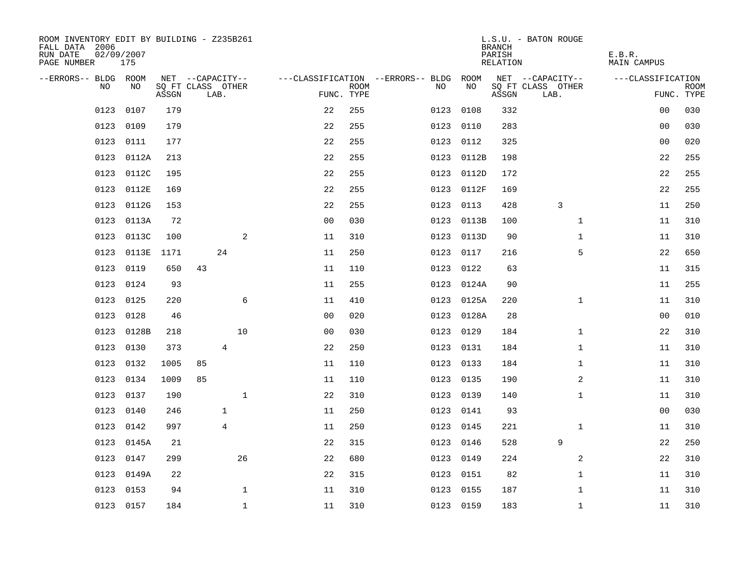ROOM INVENTORY EDIT BY BUILDING - Z235B261
FALL DATA 2006
RUN DATE 02/09/2007
PAGE NUMBER 175

L.S.U. - BATON ROUGE
BRANCH
PARISH E.B.R.
RELATION MAIN CAMPUS

| --ERRORS-- | BLDG NO | ROOM NO | NET SQ FT ASSGN | CAPACITY CLASS LAB. | CAPACITY OTHER | CLASSIFICATION FUNC. | ROOM TYPE | --ERRORS-- | BLDG NO | ROOM NO | NET SQ FT ASSGN | CAPACITY CLASS LAB. | CAPACITY OTHER | CLASSIFICATION FUNC. | ROOM TYPE |
|---|---|---|---|---|---|---|---|---|---|---|---|---|---|---|---|
| | 0123 | 0107 | 179 | | | 22 | 255 | | 0123 | 0108 | 332 | | | 00 | 030 |
| | 0123 | 0109 | 179 | | | 22 | 255 | | 0123 | 0110 | 283 | | | 00 | 030 |
| | 0123 | 0111 | 177 | | | 22 | 255 | | 0123 | 0112 | 325 | | | 00 | 020 |
| | 0123 | 0112A | 213 | | | 22 | 255 | | 0123 | 0112B | 198 | | | 22 | 255 |
| | 0123 | 0112C | 195 | | | 22 | 255 | | 0123 | 0112D | 172 | | | 22 | 255 |
| | 0123 | 0112E | 169 | | | 22 | 255 | | 0123 | 0112F | 169 | | | 22 | 255 |
| | 0123 | 0112G | 153 | | | 22 | 255 | | 0123 | 0113 | 428 | 3 | | 11 | 250 |
| | 0123 | 0113A | 72 | | | 00 | 030 | | 0123 | 0113B | 100 | | 1 | 11 | 310 |
| | 0123 | 0113C | 100 | | 2 | 11 | 310 | | 0123 | 0113D | 90 | | 1 | 11 | 310 |
| | 0123 | 0113E | 1171 | 24 | | 11 | 250 | | 0123 | 0117 | 216 | | 5 | 22 | 650 |
| | 0123 | 0119 | 650 | 43 | | 11 | 110 | | 0123 | 0122 | 63 | | | 11 | 315 |
| | 0123 | 0124 | 93 | | | 11 | 255 | | 0123 | 0124A | 90 | | | 11 | 255 |
| | 0123 | 0125 | 220 | | 6 | 11 | 410 | | 0123 | 0125A | 220 | | 1 | 11 | 310 |
| | 0123 | 0128 | 46 | | | 00 | 020 | | 0123 | 0128A | 28 | | | 00 | 010 |
| | 0123 | 0128B | 218 | | 10 | 00 | 030 | | 0123 | 0129 | 184 | | 1 | 22 | 310 |
| | 0123 | 0130 | 373 | 4 | | 22 | 250 | | 0123 | 0131 | 184 | | 1 | 11 | 310 |
| | 0123 | 0132 | 1005 | 85 | | 11 | 110 | | 0123 | 0133 | 184 | | 1 | 11 | 310 |
| | 0123 | 0134 | 1009 | 85 | | 11 | 110 | | 0123 | 0135 | 190 | | 2 | 11 | 310 |
| | 0123 | 0137 | 190 | | 1 | 22 | 310 | | 0123 | 0139 | 140 | | 1 | 11 | 310 |
| | 0123 | 0140 | 246 | 1 | | 11 | 250 | | 0123 | 0141 | 93 | | | 00 | 030 |
| | 0123 | 0142 | 997 | 4 | | 11 | 250 | | 0123 | 0145 | 221 | | 1 | 11 | 310 |
| | 0123 | 0145A | 21 | | | 22 | 315 | | 0123 | 0146 | 528 | 9 | | 22 | 250 |
| | 0123 | 0147 | 299 | | 26 | 22 | 680 | | 0123 | 0149 | 224 | | 2 | 22 | 310 |
| | 0123 | 0149A | 22 | | | 22 | 315 | | 0123 | 0151 | 82 | | 1 | 11 | 310 |
| | 0123 | 0153 | 94 | | 1 | 11 | 310 | | 0123 | 0155 | 187 | | 1 | 11 | 310 |
| | 0123 | 0157 | 184 | | 1 | 11 | 310 | | 0123 | 0159 | 183 | | 1 | 11 | 310 |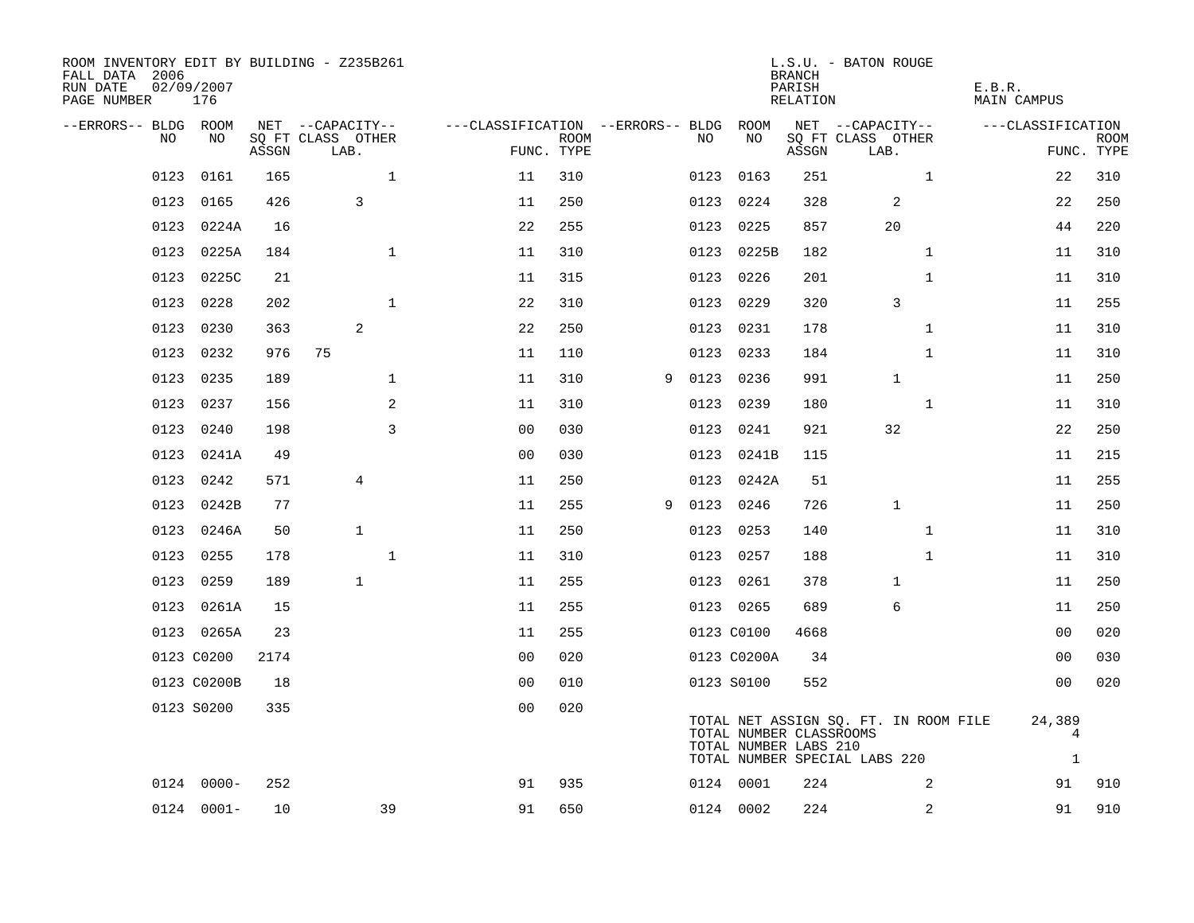ROOM INVENTORY EDIT BY BUILDING - Z235B261
FALL DATA 2006
RUN DATE 02/09/2007
PAGE NUMBER 176

L.S.U. - BATON ROUGE
BRANCH
PARISH E.B.R.
RELATION MAIN CAMPUS

| --ERRORS-- | BLDG NO | ROOM NO | NET SQ FT ASSGN | CAPACITY CLASS | CAPACITY LAB. | CAPACITY OTHER | CLASSIFICATION FUNC. | ROOM TYPE | --ERRORS-- | BLDG NO | ROOM NO | NET SQ FT ASSGN | CAPACITY CLASS | CAPACITY LAB. | CAPACITY OTHER | CLASSIFICATION FUNC. | ROOM TYPE |
|---|---|---|---|---|---|---|---|---|---|---|---|---|---|---|---|---|---|
| | 0123 | 0161 | 165 | | | 1 | 11 | 310 | | 0123 | 0163 | 251 | | | 1 | 22 | 310 |
| | 0123 | 0165 | 426 | | 3 | | 11 | 250 | | 0123 | 0224 | 328 | | 2 | | 22 | 250 |
| | 0123 | 0224A | 16 | | | | 22 | 255 | | 0123 | 0225 | 857 | | 20 | | 44 | 220 |
| | 0123 | 0225A | 184 | | | 1 | 11 | 310 | | 0123 | 0225B | 182 | | | 1 | 11 | 310 |
| | 0123 | 0225C | 21 | | | | 11 | 315 | | 0123 | 0226 | 201 | | | 1 | 11 | 310 |
| | 0123 | 0228 | 202 | | | 1 | 22 | 310 | | 0123 | 0229 | 320 | | 3 | | 11 | 255 |
| | 0123 | 0230 | 363 | | 2 | | 22 | 250 | | 0123 | 0231 | 178 | | | 1 | 11 | 310 |
| | 0123 | 0232 | 976 | 75 | | | 11 | 110 | | 0123 | 0233 | 184 | | | 1 | 11 | 310 |
| | 0123 | 0235 | 189 | | | 1 | 11 | 310 | 9 | 0123 | 0236 | 991 | | 1 | | 11 | 250 |
| | 0123 | 0237 | 156 | | | 2 | 11 | 310 | | 0123 | 0239 | 180 | | | 1 | 11 | 310 |
| | 0123 | 0240 | 198 | | | 3 | 00 | 030 | | 0123 | 0241 | 921 | | 32 | | 22 | 250 |
| | 0123 | 0241A | 49 | | | | 00 | 030 | | 0123 | 0241B | 115 | | | | 11 | 215 |
| | 0123 | 0242 | 571 | | 4 | | 11 | 250 | | 0123 | 0242A | 51 | | | | 11 | 255 |
| | 0123 | 0242B | 77 | | | | 11 | 255 | 9 | 0123 | 0246 | 726 | | 1 | | 11 | 250 |
| | 0123 | 0246A | 50 | | 1 | | 11 | 250 | | 0123 | 0253 | 140 | | | 1 | 11 | 310 |
| | 0123 | 0255 | 178 | | | 1 | 11 | 310 | | 0123 | 0257 | 188 | | | 1 | 11 | 310 |
| | 0123 | 0259 | 189 | | 1 | | 11 | 255 | | 0123 | 0261 | 378 | | 1 | | 11 | 250 |
| | 0123 | 0261A | 15 | | | | 11 | 255 | | 0123 | 0265 | 689 | | 6 | | 11 | 250 |
| | 0123 | 0265A | 23 | | | | 11 | 255 | | 0123 | C0100 | 4668 | | | | 00 | 020 |
| | 0123 | C0200 | 2174 | | | | 00 | 020 | | 0123 | C0200A | 34 | | | | 00 | 030 |
| | 0123 | C0200B | 18 | | | | 00 | 010 | | 0123 | S0100 | 552 | | | | 00 | 020 |
| | 0123 | S0200 | 335 | | | | 00 | 020 | | | | | | | | | |

TOTAL NET ASSIGN SQ. FT. IN ROOM FILE 24,389
TOTAL NUMBER CLASSROOMS 4
TOTAL NUMBER LABS 210
TOTAL NUMBER SPECIAL LABS 220 1

| --ERRORS-- | BLDG NO | ROOM NO | NET SQ FT ASSGN | CAPACITY CLASS | CAPACITY LAB. | CAPACITY OTHER | CLASSIFICATION FUNC. | ROOM TYPE | --ERRORS-- | BLDG NO | ROOM NO | NET SQ FT ASSGN | CAPACITY CLASS | CAPACITY LAB. | CAPACITY OTHER | CLASSIFICATION FUNC. | ROOM TYPE |
|---|---|---|---|---|---|---|---|---|---|---|---|---|---|---|---|---|---|
| | 0124 | 0000- | 252 | | | | 91 | 935 | | 0124 | 0001 | 224 | | | 2 | 91 | 910 |
| | 0124 | 0001- | 10 | | | 39 | 91 | 650 | | 0124 | 0002 | 224 | | | 2 | 91 | 910 |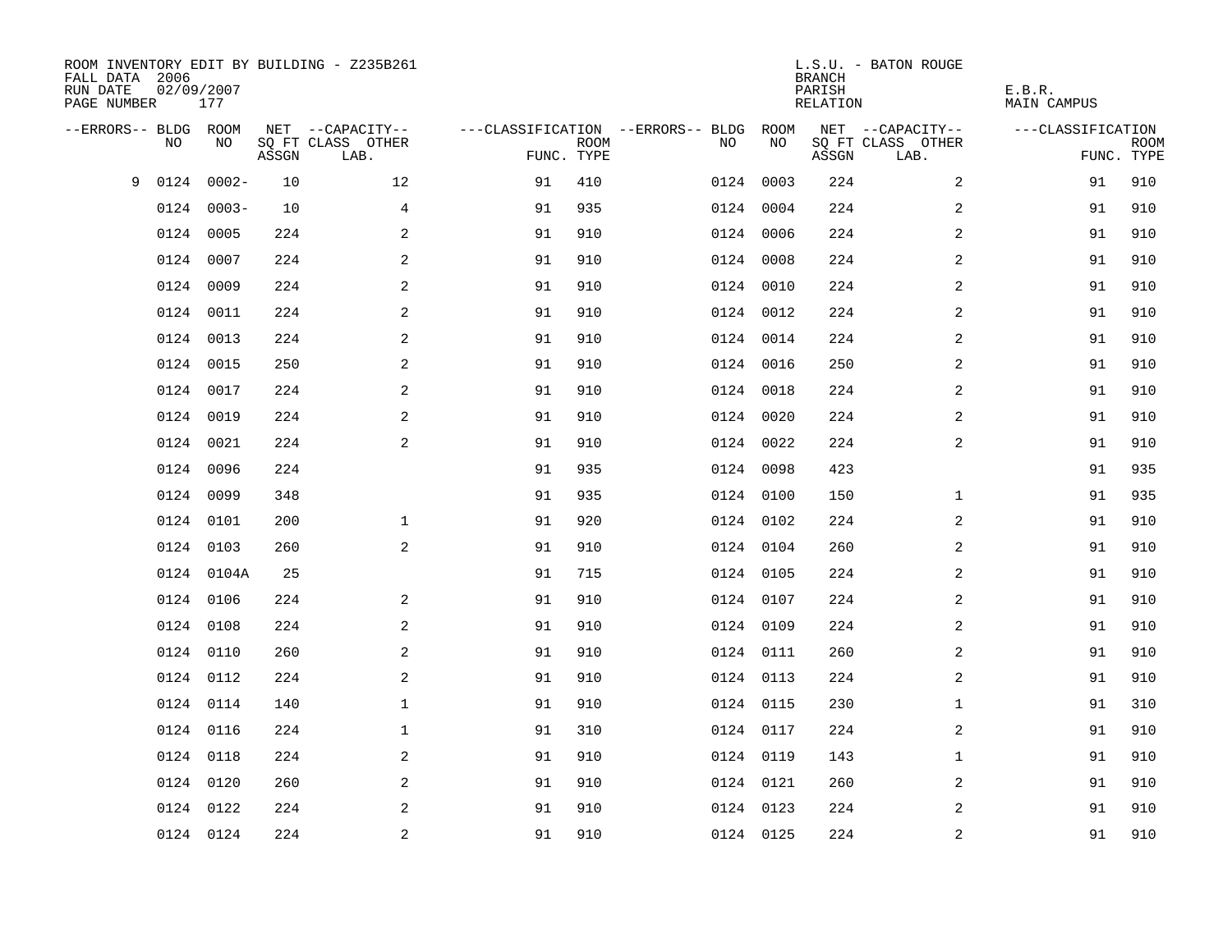ROOM INVENTORY EDIT BY BUILDING - Z235B261
FALL DATA 2006
RUN DATE 02/09/2007
PAGE NUMBER 177

L.S.U. - BATON ROUGE
BRANCH
PARISH E.B.R.
RELATION MAIN CAMPUS

| --ERRORS-- | BLDG NO | ROOM NO | NET SQ FT ASSGN | --CAPACITY-- CLASS | OTHER LAB. | ---CLASSIFICATION FUNC. | ROOM TYPE | --ERRORS-- | BLDG NO | ROOM NO | NET SQ FT ASSGN | --CAPACITY-- CLASS | OTHER LAB. | ---CLASSIFICATION FUNC. | ROOM TYPE |
|---|---|---|---|---|---|---|---|---|---|---|---|---|---|---|---|
| 9 | 0124 | 0002- | 10 | | 12 | 91 | 410 | | 0124 | 0003 | 224 | | 2 | 91 | 910 |
| | 0124 | 0003- | 10 | | 4 | 91 | 935 | | 0124 | 0004 | 224 | | 2 | 91 | 910 |
| | 0124 | 0005 | 224 | | 2 | 91 | 910 | | 0124 | 0006 | 224 | | 2 | 91 | 910 |
| | 0124 | 0007 | 224 | | 2 | 91 | 910 | | 0124 | 0008 | 224 | | 2 | 91 | 910 |
| | 0124 | 0009 | 224 | | 2 | 91 | 910 | | 0124 | 0010 | 224 | | 2 | 91 | 910 |
| | 0124 | 0011 | 224 | | 2 | 91 | 910 | | 0124 | 0012 | 224 | | 2 | 91 | 910 |
| | 0124 | 0013 | 224 | | 2 | 91 | 910 | | 0124 | 0014 | 224 | | 2 | 91 | 910 |
| | 0124 | 0015 | 250 | | 2 | 91 | 910 | | 0124 | 0016 | 250 | | 2 | 91 | 910 |
| | 0124 | 0017 | 224 | | 2 | 91 | 910 | | 0124 | 0018 | 224 | | 2 | 91 | 910 |
| | 0124 | 0019 | 224 | | 2 | 91 | 910 | | 0124 | 0020 | 224 | | 2 | 91 | 910 |
| | 0124 | 0021 | 224 | | 2 | 91 | 910 | | 0124 | 0022 | 224 | | 2 | 91 | 910 |
| | 0124 | 0096 | 224 | | | 91 | 935 | | 0124 | 0098 | 423 | | | 91 | 935 |
| | 0124 | 0099 | 348 | | | 91 | 935 | | 0124 | 0100 | 150 | | 1 | 91 | 935 |
| | 0124 | 0101 | 200 | | 1 | 91 | 920 | | 0124 | 0102 | 224 | | 2 | 91 | 910 |
| | 0124 | 0103 | 260 | | 2 | 91 | 910 | | 0124 | 0104 | 260 | | 2 | 91 | 910 |
| | 0124 | 0104A | 25 | | | 91 | 715 | | 0124 | 0105 | 224 | | 2 | 91 | 910 |
| | 0124 | 0106 | 224 | | 2 | 91 | 910 | | 0124 | 0107 | 224 | | 2 | 91 | 910 |
| | 0124 | 0108 | 224 | | 2 | 91 | 910 | | 0124 | 0109 | 224 | | 2 | 91 | 910 |
| | 0124 | 0110 | 260 | | 2 | 91 | 910 | | 0124 | 0111 | 260 | | 2 | 91 | 910 |
| | 0124 | 0112 | 224 | | 2 | 91 | 910 | | 0124 | 0113 | 224 | | 2 | 91 | 910 |
| | 0124 | 0114 | 140 | | 1 | 91 | 910 | | 0124 | 0115 | 230 | | 1 | 91 | 310 |
| | 0124 | 0116 | 224 | | 1 | 91 | 310 | | 0124 | 0117 | 224 | | 2 | 91 | 910 |
| | 0124 | 0118 | 224 | | 2 | 91 | 910 | | 0124 | 0119 | 143 | | 1 | 91 | 910 |
| | 0124 | 0120 | 260 | | 2 | 91 | 910 | | 0124 | 0121 | 260 | | 2 | 91 | 910 |
| | 0124 | 0122 | 224 | | 2 | 91 | 910 | | 0124 | 0123 | 224 | | 2 | 91 | 910 |
| | 0124 | 0124 | 224 | | 2 | 91 | 910 | | 0124 | 0125 | 224 | | 2 | 91 | 910 |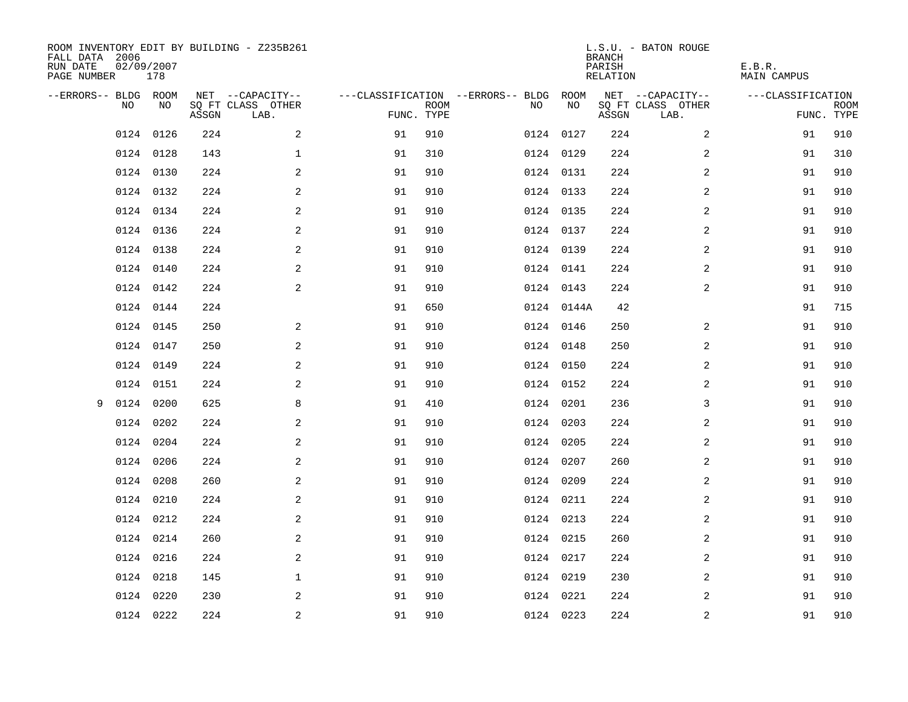ROOM INVENTORY EDIT BY BUILDING - Z235B261
FALL DATA 2006
RUN DATE 02/09/2007
PAGE NUMBER 178

L.S.U. - BATON ROUGE
BRANCH
PARISH E.B.R.
RELATION MAIN CAMPUS

| --ERRORS-- | BLDG NO | ROOM NO | NET SQ FT ASSGN | --CAPACITY-- CLASS LAB. | OTHER | ---CLASSIFICATION FUNC. | ROOM TYPE | --ERRORS-- | BLDG NO | ROOM NO | NET SQ FT ASSGN | --CAPACITY-- CLASS LAB. | OTHER | ---CLASSIFICATION FUNC. | ROOM TYPE |
|---|---|---|---|---|---|---|---|---|---|---|---|---|---|---|---|
| | 0124 | 0126 | 224 | | 2 | 91 | 910 | | 0124 | 0127 | 224 | | 2 | 91 | 910 |
| | 0124 | 0128 | 143 | | 1 | 91 | 310 | | 0124 | 0129 | 224 | | 2 | 91 | 310 |
| | 0124 | 0130 | 224 | | 2 | 91 | 910 | | 0124 | 0131 | 224 | | 2 | 91 | 910 |
| | 0124 | 0132 | 224 | | 2 | 91 | 910 | | 0124 | 0133 | 224 | | 2 | 91 | 910 |
| | 0124 | 0134 | 224 | | 2 | 91 | 910 | | 0124 | 0135 | 224 | | 2 | 91 | 910 |
| | 0124 | 0136 | 224 | | 2 | 91 | 910 | | 0124 | 0137 | 224 | | 2 | 91 | 910 |
| | 0124 | 0138 | 224 | | 2 | 91 | 910 | | 0124 | 0139 | 224 | | 2 | 91 | 910 |
| | 0124 | 0140 | 224 | | 2 | 91 | 910 | | 0124 | 0141 | 224 | | 2 | 91 | 910 |
| | 0124 | 0142 | 224 | | 2 | 91 | 910 | | 0124 | 0143 | 224 | | 2 | 91 | 910 |
| | 0124 | 0144 | 224 | | | 91 | 650 | | 0124 | 0144A | 42 | | | 91 | 715 |
| | 0124 | 0145 | 250 | | 2 | 91 | 910 | | 0124 | 0146 | 250 | | 2 | 91 | 910 |
| | 0124 | 0147 | 250 | | 2 | 91 | 910 | | 0124 | 0148 | 250 | | 2 | 91 | 910 |
| | 0124 | 0149 | 224 | | 2 | 91 | 910 | | 0124 | 0150 | 224 | | 2 | 91 | 910 |
| | 0124 | 0151 | 224 | | 2 | 91 | 910 | | 0124 | 0152 | 224 | | 2 | 91 | 910 |
| 9 | 0124 | 0200 | 625 | | 8 | 91 | 410 | | 0124 | 0201 | 236 | | 3 | 91 | 910 |
| | 0124 | 0202 | 224 | | 2 | 91 | 910 | | 0124 | 0203 | 224 | | 2 | 91 | 910 |
| | 0124 | 0204 | 224 | | 2 | 91 | 910 | | 0124 | 0205 | 224 | | 2 | 91 | 910 |
| | 0124 | 0206 | 224 | | 2 | 91 | 910 | | 0124 | 0207 | 260 | | 2 | 91 | 910 |
| | 0124 | 0208 | 260 | | 2 | 91 | 910 | | 0124 | 0209 | 224 | | 2 | 91 | 910 |
| | 0124 | 0210 | 224 | | 2 | 91 | 910 | | 0124 | 0211 | 224 | | 2 | 91 | 910 |
| | 0124 | 0212 | 224 | | 2 | 91 | 910 | | 0124 | 0213 | 224 | | 2 | 91 | 910 |
| | 0124 | 0214 | 260 | | 2 | 91 | 910 | | 0124 | 0215 | 260 | | 2 | 91 | 910 |
| | 0124 | 0216 | 224 | | 2 | 91 | 910 | | 0124 | 0217 | 224 | | 2 | 91 | 910 |
| | 0124 | 0218 | 145 | | 1 | 91 | 910 | | 0124 | 0219 | 230 | | 2 | 91 | 910 |
| | 0124 | 0220 | 230 | | 2 | 91 | 910 | | 0124 | 0221 | 224 | | 2 | 91 | 910 |
| | 0124 | 0222 | 224 | | 2 | 91 | 910 | | 0124 | 0223 | 224 | | 2 | 91 | 910 |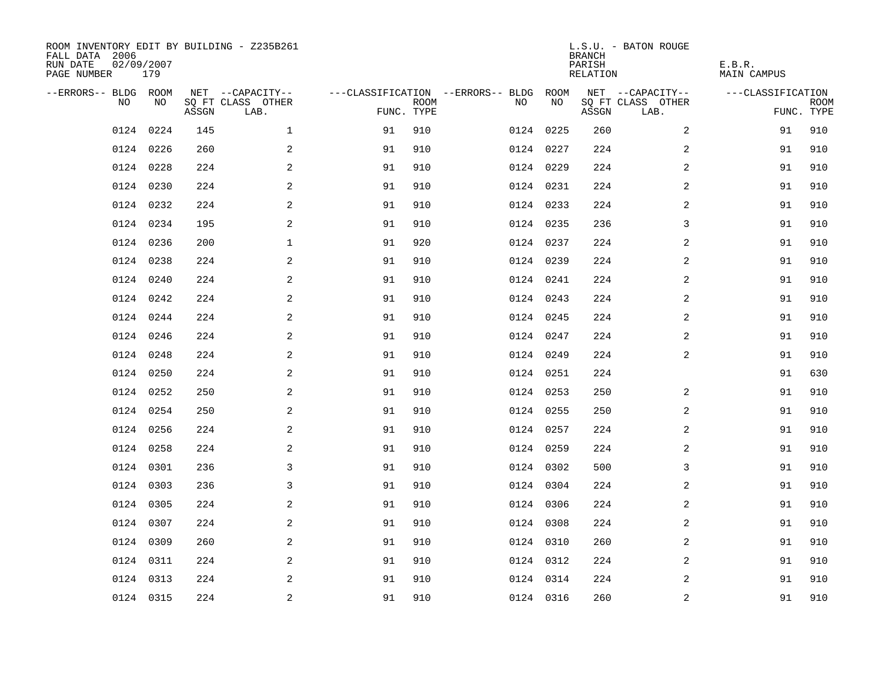ROOM INVENTORY EDIT BY BUILDING - Z235B261
FALL DATA 2006
RUN DATE 02/09/2007
PAGE NUMBER 179

L.S.U. - BATON ROUGE
BRANCH
PARISH E.B.R.
RELATION MAIN CAMPUS

| --ERRORS-- | BLDG NO | ROOM NO | NET SQ FT ASSGN | --CAPACITY-- CLASS LAB. | OTHER | ---CLASSIFICATION FUNC. | ROOM TYPE | --ERRORS-- | BLDG NO | ROOM NO | NET SQ FT ASSGN | --CAPACITY-- CLASS LAB. | OTHER | ---CLASSIFICATION FUNC. | ROOM TYPE |
|---|---|---|---|---|---|---|---|---|---|---|---|---|---|---|---|
| | 0124 | 0224 | 145 | | 1 | 91 | 910 | | 0124 | 0225 | 260 | | 2 | 91 | 910 |
| | 0124 | 0226 | 260 | | 2 | 91 | 910 | | 0124 | 0227 | 224 | | 2 | 91 | 910 |
| | 0124 | 0228 | 224 | | 2 | 91 | 910 | | 0124 | 0229 | 224 | | 2 | 91 | 910 |
| | 0124 | 0230 | 224 | | 2 | 91 | 910 | | 0124 | 0231 | 224 | | 2 | 91 | 910 |
| | 0124 | 0232 | 224 | | 2 | 91 | 910 | | 0124 | 0233 | 224 | | 2 | 91 | 910 |
| | 0124 | 0234 | 195 | | 2 | 91 | 910 | | 0124 | 0235 | 236 | | 3 | 91 | 910 |
| | 0124 | 0236 | 200 | | 1 | 91 | 920 | | 0124 | 0237 | 224 | | 2 | 91 | 910 |
| | 0124 | 0238 | 224 | | 2 | 91 | 910 | | 0124 | 0239 | 224 | | 2 | 91 | 910 |
| | 0124 | 0240 | 224 | | 2 | 91 | 910 | | 0124 | 0241 | 224 | | 2 | 91 | 910 |
| | 0124 | 0242 | 224 | | 2 | 91 | 910 | | 0124 | 0243 | 224 | | 2 | 91 | 910 |
| | 0124 | 0244 | 224 | | 2 | 91 | 910 | | 0124 | 0245 | 224 | | 2 | 91 | 910 |
| | 0124 | 0246 | 224 | | 2 | 91 | 910 | | 0124 | 0247 | 224 | | 2 | 91 | 910 |
| | 0124 | 0248 | 224 | | 2 | 91 | 910 | | 0124 | 0249 | 224 | | 2 | 91 | 910 |
| | 0124 | 0250 | 224 | | 2 | 91 | 910 | | 0124 | 0251 | 224 | | | 91 | 630 |
| | 0124 | 0252 | 250 | | 2 | 91 | 910 | | 0124 | 0253 | 250 | | 2 | 91 | 910 |
| | 0124 | 0254 | 250 | | 2 | 91 | 910 | | 0124 | 0255 | 250 | | 2 | 91 | 910 |
| | 0124 | 0256 | 224 | | 2 | 91 | 910 | | 0124 | 0257 | 224 | | 2 | 91 | 910 |
| | 0124 | 0258 | 224 | | 2 | 91 | 910 | | 0124 | 0259 | 224 | | 2 | 91 | 910 |
| | 0124 | 0301 | 236 | | 3 | 91 | 910 | | 0124 | 0302 | 500 | | 3 | 91 | 910 |
| | 0124 | 0303 | 236 | | 3 | 91 | 910 | | 0124 | 0304 | 224 | | 2 | 91 | 910 |
| | 0124 | 0305 | 224 | | 2 | 91 | 910 | | 0124 | 0306 | 224 | | 2 | 91 | 910 |
| | 0124 | 0307 | 224 | | 2 | 91 | 910 | | 0124 | 0308 | 224 | | 2 | 91 | 910 |
| | 0124 | 0309 | 260 | | 2 | 91 | 910 | | 0124 | 0310 | 260 | | 2 | 91 | 910 |
| | 0124 | 0311 | 224 | | 2 | 91 | 910 | | 0124 | 0312 | 224 | | 2 | 91 | 910 |
| | 0124 | 0313 | 224 | | 2 | 91 | 910 | | 0124 | 0314 | 224 | | 2 | 91 | 910 |
| | 0124 | 0315 | 224 | | 2 | 91 | 910 | | 0124 | 0316 | 260 | | 2 | 91 | 910 |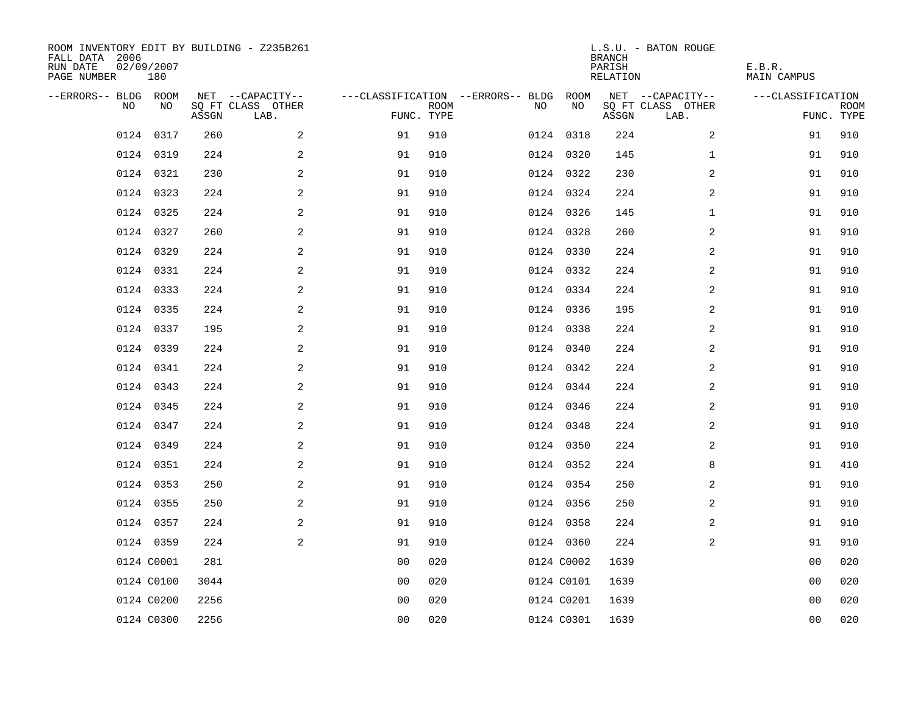ROOM INVENTORY EDIT BY BUILDING - Z235B261
FALL DATA 2006
RUN DATE 02/09/2007
PAGE NUMBER 180

L.S.U. - BATON ROUGE
BRANCH
PARISH E.B.R.
RELATION MAIN CAMPUS

| --ERRORS-- | BLDG NO | ROOM NO | NET SQ FT ASSGN | --CAPACITY-- CLASS LAB. | OTHER | ---CLASSIFICATION FUNC. | ROOM TYPE | --ERRORS-- | BLDG NO | ROOM NO | NET SQ FT ASSGN | --CAPACITY-- CLASS LAB. | OTHER | ---CLASSIFICATION FUNC. | ROOM TYPE |
|---|---|---|---|---|---|---|---|---|---|---|---|---|---|---|---|
| | 0124 | 0317 | 260 | | 2 | 91 | 910 | | 0124 | 0318 | 224 | | 2 | 91 | 910 |
| | 0124 | 0319 | 224 | | 2 | 91 | 910 | | 0124 | 0320 | 145 | | 1 | 91 | 910 |
| | 0124 | 0321 | 230 | | 2 | 91 | 910 | | 0124 | 0322 | 230 | | 2 | 91 | 910 |
| | 0124 | 0323 | 224 | | 2 | 91 | 910 | | 0124 | 0324 | 224 | | 2 | 91 | 910 |
| | 0124 | 0325 | 224 | | 2 | 91 | 910 | | 0124 | 0326 | 145 | | 1 | 91 | 910 |
| | 0124 | 0327 | 260 | | 2 | 91 | 910 | | 0124 | 0328 | 260 | | 2 | 91 | 910 |
| | 0124 | 0329 | 224 | | 2 | 91 | 910 | | 0124 | 0330 | 224 | | 2 | 91 | 910 |
| | 0124 | 0331 | 224 | | 2 | 91 | 910 | | 0124 | 0332 | 224 | | 2 | 91 | 910 |
| | 0124 | 0333 | 224 | | 2 | 91 | 910 | | 0124 | 0334 | 224 | | 2 | 91 | 910 |
| | 0124 | 0335 | 224 | | 2 | 91 | 910 | | 0124 | 0336 | 195 | | 2 | 91 | 910 |
| | 0124 | 0337 | 195 | | 2 | 91 | 910 | | 0124 | 0338 | 224 | | 2 | 91 | 910 |
| | 0124 | 0339 | 224 | | 2 | 91 | 910 | | 0124 | 0340 | 224 | | 2 | 91 | 910 |
| | 0124 | 0341 | 224 | | 2 | 91 | 910 | | 0124 | 0342 | 224 | | 2 | 91 | 910 |
| | 0124 | 0343 | 224 | | 2 | 91 | 910 | | 0124 | 0344 | 224 | | 2 | 91 | 910 |
| | 0124 | 0345 | 224 | | 2 | 91 | 910 | | 0124 | 0346 | 224 | | 2 | 91 | 910 |
| | 0124 | 0347 | 224 | | 2 | 91 | 910 | | 0124 | 0348 | 224 | | 2 | 91 | 910 |
| | 0124 | 0349 | 224 | | 2 | 91 | 910 | | 0124 | 0350 | 224 | | 2 | 91 | 910 |
| | 0124 | 0351 | 224 | | 2 | 91 | 910 | | 0124 | 0352 | 224 | | 8 | 91 | 410 |
| | 0124 | 0353 | 250 | | 2 | 91 | 910 | | 0124 | 0354 | 250 | | 2 | 91 | 910 |
| | 0124 | 0355 | 250 | | 2 | 91 | 910 | | 0124 | 0356 | 250 | | 2 | 91 | 910 |
| | 0124 | 0357 | 224 | | 2 | 91 | 910 | | 0124 | 0358 | 224 | | 2 | 91 | 910 |
| | 0124 | 0359 | 224 | | 2 | 91 | 910 | | 0124 | 0360 | 224 | | 2 | 91 | 910 |
| | 0124 | C0001 | 281 | | | 00 | 020 | | 0124 | C0002 | 1639 | | | 00 | 020 |
| | 0124 | C0100 | 3044 | | | 00 | 020 | | 0124 | C0101 | 1639 | | | 00 | 020 |
| | 0124 | C0200 | 2256 | | | 00 | 020 | | 0124 | C0201 | 1639 | | | 00 | 020 |
| | 0124 | C0300 | 2256 | | | 00 | 020 | | 0124 | C0301 | 1639 | | | 00 | 020 |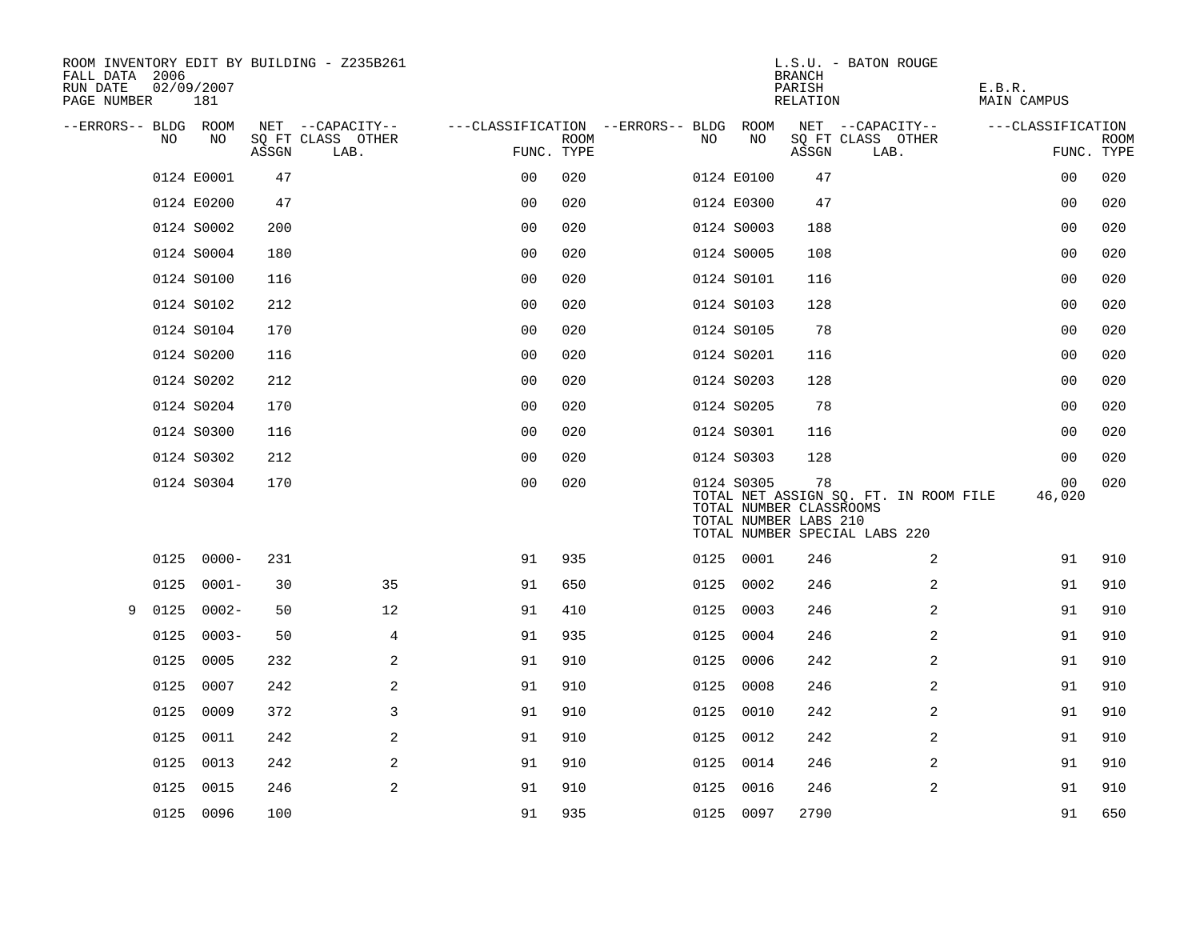ROOM INVENTORY EDIT BY BUILDING - Z235B261
FALL DATA 2006
RUN DATE 02/09/2007
PAGE NUMBER 181

L.S.U. - BATON ROUGE
BRANCH
PARISH E.B.R.
RELATION MAIN CAMPUS

| --ERRORS-- | BLDG NO | ROOM NO | NET SQ FT ASSGN | CAPACITY CLASS | CAPACITY LAB. | CAPACITY OTHER | FUNC. | ROOM TYPE | --ERRORS-- | BLDG NO | ROOM NO | NET SQ FT ASSGN | CAPACITY CLASS | CAPACITY LAB. | CAPACITY OTHER | FUNC. | ROOM TYPE |
|---|---|---|---|---|---|---|---|---|---|---|---|---|---|---|---|---|---|
| | 0124 | E0001 | 47 | | | | 00 | 020 | | 0124 | E0100 | 47 | | | | 00 | 020 |
| | 0124 | E0200 | 47 | | | | 00 | 020 | | 0124 | E0300 | 47 | | | | 00 | 020 |
| | 0124 | S0002 | 200 | | | | 00 | 020 | | 0124 | S0003 | 188 | | | | 00 | 020 |
| | 0124 | S0004 | 180 | | | | 00 | 020 | | 0124 | S0005 | 108 | | | | 00 | 020 |
| | 0124 | S0100 | 116 | | | | 00 | 020 | | 0124 | S0101 | 116 | | | | 00 | 020 |
| | 0124 | S0102 | 212 | | | | 00 | 020 | | 0124 | S0103 | 128 | | | | 00 | 020 |
| | 0124 | S0104 | 170 | | | | 00 | 020 | | 0124 | S0105 | 78 | | | | 00 | 020 |
| | 0124 | S0200 | 116 | | | | 00 | 020 | | 0124 | S0201 | 116 | | | | 00 | 020 |
| | 0124 | S0202 | 212 | | | | 00 | 020 | | 0124 | S0203 | 128 | | | | 00 | 020 |
| | 0124 | S0204 | 170 | | | | 00 | 020 | | 0124 | S0205 | 78 | | | | 00 | 020 |
| | 0124 | S0300 | 116 | | | | 00 | 020 | | 0124 | S0301 | 116 | | | | 00 | 020 |
| | 0124 | S0302 | 212 | | | | 00 | 020 | | 0124 | S0303 | 128 | | | | 00 | 020 |
| | 0124 | S0304 | 170 | | | | 00 | 020 | | 0124 | S0305 | 78 | | | | 00 | 020 |
| | | | | | | | | | | TOTAL NET ASSIGN SQ. FT. IN ROOM FILE | | | | | | 46,020 | |
| | | | | | | | | | | TOTAL NUMBER CLASSROOMS | | | | | | | |
| | | | | | | | | | | TOTAL NUMBER LABS 210 | | | | | | | |
| | | | | | | | | | | TOTAL NUMBER SPECIAL LABS 220 | | | | | | | |
| | 0125 | 0000- | 231 | | | | 91 | 935 | | 0125 | 0001 | 246 | | | 2 | 91 | 910 |
| | 0125 | 0001- | 30 | | | 35 | 91 | 650 | | 0125 | 0002 | 246 | | | 2 | 91 | 910 |
| 9 | 0125 | 0002- | 50 | | | 12 | 91 | 410 | | 0125 | 0003 | 246 | | | 2 | 91 | 910 |
| | 0125 | 0003- | 50 | | | 4 | 91 | 935 | | 0125 | 0004 | 246 | | | 2 | 91 | 910 |
| | 0125 | 0005 | 232 | | | 2 | 91 | 910 | | 0125 | 0006 | 242 | | | 2 | 91 | 910 |
| | 0125 | 0007 | 242 | | | 2 | 91 | 910 | | 0125 | 0008 | 246 | | | 2 | 91 | 910 |
| | 0125 | 0009 | 372 | | | 3 | 91 | 910 | | 0125 | 0010 | 242 | | | 2 | 91 | 910 |
| | 0125 | 0011 | 242 | | | 2 | 91 | 910 | | 0125 | 0012 | 242 | | | 2 | 91 | 910 |
| | 0125 | 0013 | 242 | | | 2 | 91 | 910 | | 0125 | 0014 | 246 | | | 2 | 91 | 910 |
| | 0125 | 0015 | 246 | | | 2 | 91 | 910 | | 0125 | 0016 | 246 | | | 2 | 91 | 910 |
| | 0125 | 0096 | 100 | | | | 91 | 935 | | 0125 | 0097 | 2790 | | | | 91 | 650 |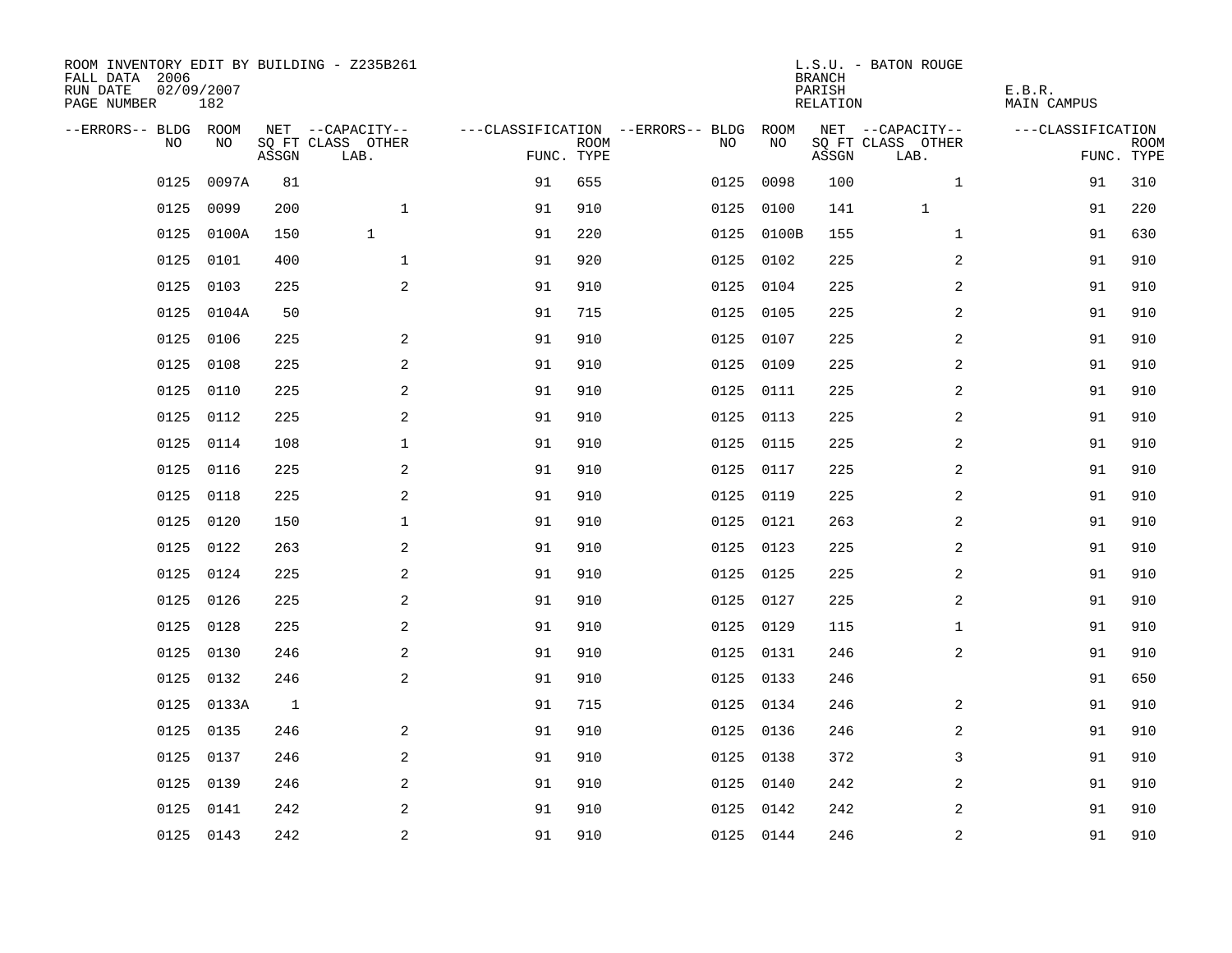ROOM INVENTORY EDIT BY BUILDING - Z235B261
FALL DATA 2006
RUN DATE 02/09/2007
PAGE NUMBER 182

L.S.U. - BATON ROUGE
BRANCH
PARISH E.B.R.
RELATION MAIN CAMPUS

| --ERRORS-- | BLDG NO | ROOM NO | NET SQ FT ASSGN | --CAPACITY-- CLASS LAB. | OTHER | ---CLASSIFICATION FUNC. | ROOM TYPE | --ERRORS-- | BLDG NO | ROOM NO | NET SQ FT ASSGN | --CAPACITY-- CLASS LAB. | OTHER | ---CLASSIFICATION FUNC. | ROOM TYPE |
|---|---|---|---|---|---|---|---|---|---|---|---|---|---|---|---|
| | 0125 | 0097A | 81 | | | 91 | 655 | | 0125 | 0098 | 100 | | 1 | 91 | 310 |
| | 0125 | 0099 | 200 | | 1 | 91 | 910 | | 0125 | 0100 | 141 | 1 | | 91 | 220 |
| | 0125 | 0100A | 150 | 1 | | 91 | 220 | | 0125 | 0100B | 155 | | 1 | 91 | 630 |
| | 0125 | 0101 | 400 | | 1 | 91 | 920 | | 0125 | 0102 | 225 | | 2 | 91 | 910 |
| | 0125 | 0103 | 225 | | 2 | 91 | 910 | | 0125 | 0104 | 225 | | 2 | 91 | 910 |
| | 0125 | 0104A | 50 | | | 91 | 715 | | 0125 | 0105 | 225 | | 2 | 91 | 910 |
| | 0125 | 0106 | 225 | | 2 | 91 | 910 | | 0125 | 0107 | 225 | | 2 | 91 | 910 |
| | 0125 | 0108 | 225 | | 2 | 91 | 910 | | 0125 | 0109 | 225 | | 2 | 91 | 910 |
| | 0125 | 0110 | 225 | | 2 | 91 | 910 | | 0125 | 0111 | 225 | | 2 | 91 | 910 |
| | 0125 | 0112 | 225 | | 2 | 91 | 910 | | 0125 | 0113 | 225 | | 2 | 91 | 910 |
| | 0125 | 0114 | 108 | | 1 | 91 | 910 | | 0125 | 0115 | 225 | | 2 | 91 | 910 |
| | 0125 | 0116 | 225 | | 2 | 91 | 910 | | 0125 | 0117 | 225 | | 2 | 91 | 910 |
| | 0125 | 0118 | 225 | | 2 | 91 | 910 | | 0125 | 0119 | 225 | | 2 | 91 | 910 |
| | 0125 | 0120 | 150 | | 1 | 91 | 910 | | 0125 | 0121 | 263 | | 2 | 91 | 910 |
| | 0125 | 0122 | 263 | | 2 | 91 | 910 | | 0125 | 0123 | 225 | | 2 | 91 | 910 |
| | 0125 | 0124 | 225 | | 2 | 91 | 910 | | 0125 | 0125 | 225 | | 2 | 91 | 910 |
| | 0125 | 0126 | 225 | | 2 | 91 | 910 | | 0125 | 0127 | 225 | | 2 | 91 | 910 |
| | 0125 | 0128 | 225 | | 2 | 91 | 910 | | 0125 | 0129 | 115 | | 1 | 91 | 910 |
| | 0125 | 0130 | 246 | | 2 | 91 | 910 | | 0125 | 0131 | 246 | | 2 | 91 | 910 |
| | 0125 | 0132 | 246 | | 2 | 91 | 910 | | 0125 | 0133 | 246 | | | 91 | 650 |
| | 0125 | 0133A | 1 | | | 91 | 715 | | 0125 | 0134 | 246 | | 2 | 91 | 910 |
| | 0125 | 0135 | 246 | | 2 | 91 | 910 | | 0125 | 0136 | 246 | | 2 | 91 | 910 |
| | 0125 | 0137 | 246 | | 2 | 91 | 910 | | 0125 | 0138 | 372 | | 3 | 91 | 910 |
| | 0125 | 0139 | 246 | | 2 | 91 | 910 | | 0125 | 0140 | 242 | | 2 | 91 | 910 |
| | 0125 | 0141 | 242 | | 2 | 91 | 910 | | 0125 | 0142 | 242 | | 2 | 91 | 910 |
| | 0125 | 0143 | 242 | | 2 | 91 | 910 | | 0125 | 0144 | 246 | | 2 | 91 | 910 |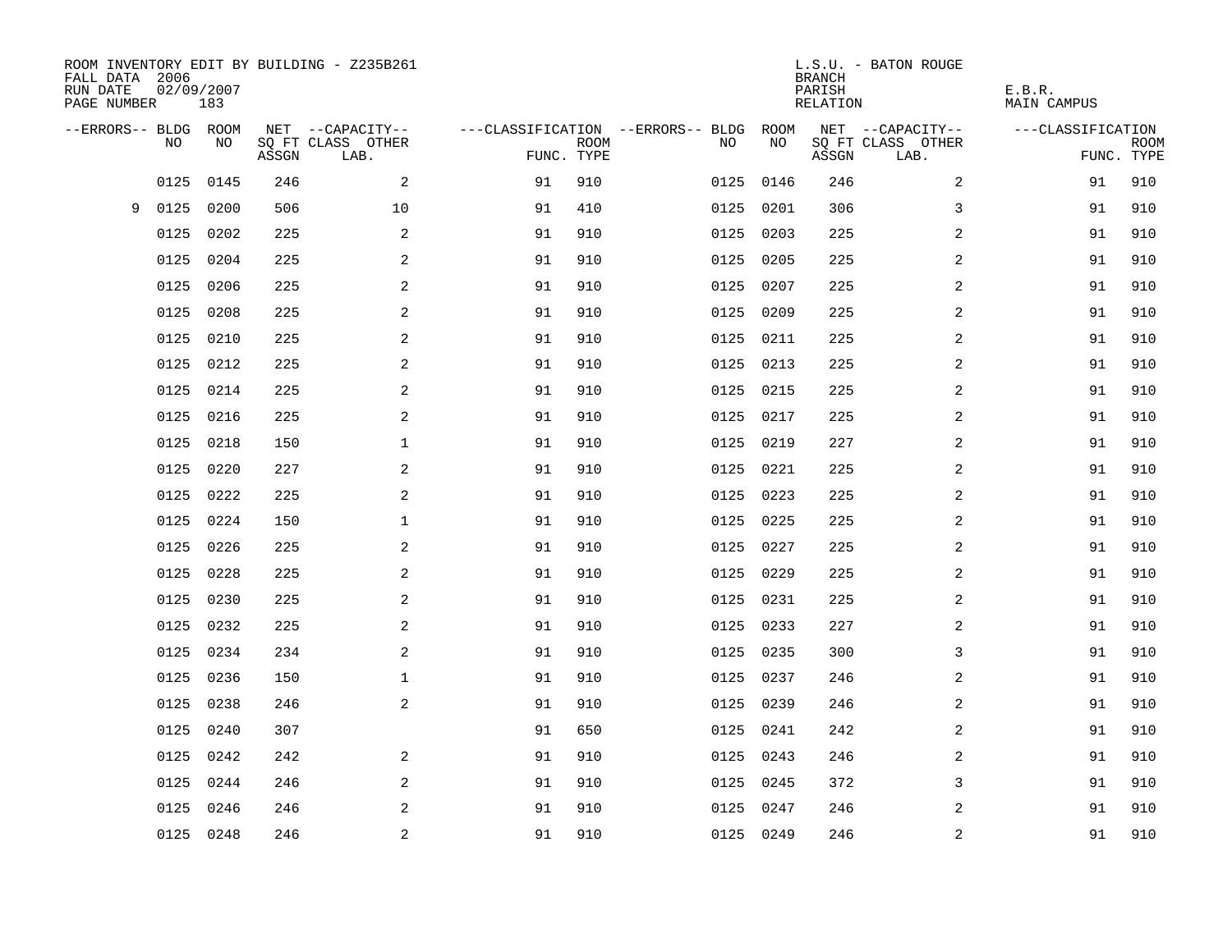ROOM INVENTORY EDIT BY BUILDING - Z235B261
FALL DATA 2006
RUN DATE 02/09/2007
PAGE NUMBER 183

L.S.U. - BATON ROUGE
BRANCH
PARISH E.B.R.
RELATION MAIN CAMPUS

| --ERRORS-- | BLDG NO | ROOM NO | NET SQ FT ASSGN | --CAPACITY-- CLASS LAB. | OTHER | ---CLASSIFICATION FUNC. | ROOM TYPE | --ERRORS-- | BLDG NO | ROOM NO | NET SQ FT ASSGN | --CAPACITY-- CLASS LAB. | OTHER | ---CLASSIFICATION FUNC. | ROOM TYPE |
|---|---|---|---|---|---|---|---|---|---|---|---|---|---|---|---|
| | 0125 | 0145 | 246 | | 2 | 91 | 910 | | 0125 | 0146 | 246 | | 2 | 91 | 910 |
| 9 | 0125 | 0200 | 506 | | 10 | 91 | 410 | | 0125 | 0201 | 306 | | 3 | 91 | 910 |
| | 0125 | 0202 | 225 | | 2 | 91 | 910 | | 0125 | 0203 | 225 | | 2 | 91 | 910 |
| | 0125 | 0204 | 225 | | 2 | 91 | 910 | | 0125 | 0205 | 225 | | 2 | 91 | 910 |
| | 0125 | 0206 | 225 | | 2 | 91 | 910 | | 0125 | 0207 | 225 | | 2 | 91 | 910 |
| | 0125 | 0208 | 225 | | 2 | 91 | 910 | | 0125 | 0209 | 225 | | 2 | 91 | 910 |
| | 0125 | 0210 | 225 | | 2 | 91 | 910 | | 0125 | 0211 | 225 | | 2 | 91 | 910 |
| | 0125 | 0212 | 225 | | 2 | 91 | 910 | | 0125 | 0213 | 225 | | 2 | 91 | 910 |
| | 0125 | 0214 | 225 | | 2 | 91 | 910 | | 0125 | 0215 | 225 | | 2 | 91 | 910 |
| | 0125 | 0216 | 225 | | 2 | 91 | 910 | | 0125 | 0217 | 225 | | 2 | 91 | 910 |
| | 0125 | 0218 | 150 | | 1 | 91 | 910 | | 0125 | 0219 | 227 | | 2 | 91 | 910 |
| | 0125 | 0220 | 227 | | 2 | 91 | 910 | | 0125 | 0221 | 225 | | 2 | 91 | 910 |
| | 0125 | 0222 | 225 | | 2 | 91 | 910 | | 0125 | 0223 | 225 | | 2 | 91 | 910 |
| | 0125 | 0224 | 150 | | 1 | 91 | 910 | | 0125 | 0225 | 225 | | 2 | 91 | 910 |
| | 0125 | 0226 | 225 | | 2 | 91 | 910 | | 0125 | 0227 | 225 | | 2 | 91 | 910 |
| | 0125 | 0228 | 225 | | 2 | 91 | 910 | | 0125 | 0229 | 225 | | 2 | 91 | 910 |
| | 0125 | 0230 | 225 | | 2 | 91 | 910 | | 0125 | 0231 | 225 | | 2 | 91 | 910 |
| | 0125 | 0232 | 225 | | 2 | 91 | 910 | | 0125 | 0233 | 227 | | 2 | 91 | 910 |
| | 0125 | 0234 | 234 | | 2 | 91 | 910 | | 0125 | 0235 | 300 | | 3 | 91 | 910 |
| | 0125 | 0236 | 150 | | 1 | 91 | 910 | | 0125 | 0237 | 246 | | 2 | 91 | 910 |
| | 0125 | 0238 | 246 | | 2 | 91 | 910 | | 0125 | 0239 | 246 | | 2 | 91 | 910 |
| | 0125 | 0240 | 307 | | | 91 | 650 | | 0125 | 0241 | 242 | | 2 | 91 | 910 |
| | 0125 | 0242 | 242 | | 2 | 91 | 910 | | 0125 | 0243 | 246 | | 2 | 91 | 910 |
| | 0125 | 0244 | 246 | | 2 | 91 | 910 | | 0125 | 0245 | 372 | | 3 | 91 | 910 |
| | 0125 | 0246 | 246 | | 2 | 91 | 910 | | 0125 | 0247 | 246 | | 2 | 91 | 910 |
| | 0125 | 0248 | 246 | | 2 | 91 | 910 | | 0125 | 0249 | 246 | | 2 | 91 | 910 |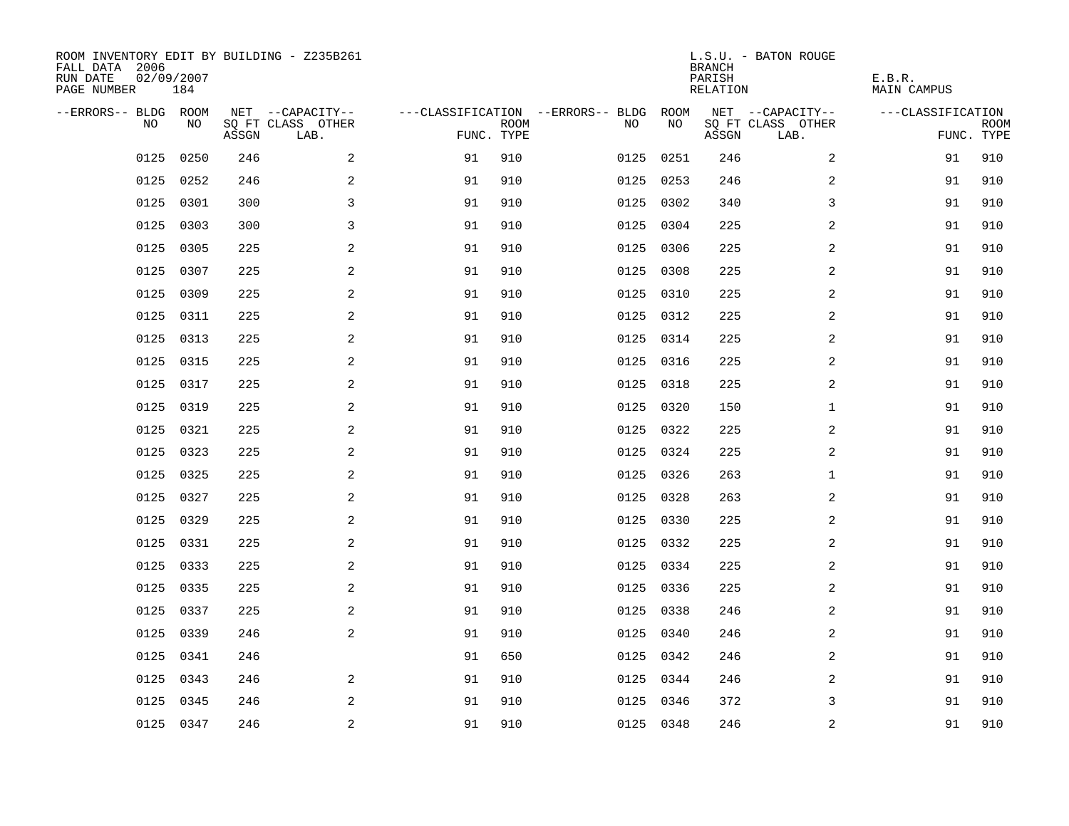ROOM INVENTORY EDIT BY BUILDING - Z235B261
FALL DATA 2006
RUN DATE 02/09/2007
PAGE NUMBER 184

L.S.U. - BATON ROUGE
BRANCH
PARISH E.B.R.
RELATION MAIN CAMPUS

| --ERRORS-- | BLDG NO | ROOM NO | NET SQ FT ASSGN | --CAPACITY-- CLASS LAB. | OTHER | ---CLASSIFICATION FUNC. | ROOM TYPE | --ERRORS-- | BLDG NO | ROOM NO | NET SQ FT ASSGN | --CAPACITY-- CLASS LAB. | OTHER | ---CLASSIFICATION FUNC. | ROOM TYPE |
|---|---|---|---|---|---|---|---|---|---|---|---|---|---|---|---|
| | 0125 | 0250 | 246 | | 2 | 91 | 910 | | 0125 | 0251 | 246 | | 2 | 91 | 910 |
| | 0125 | 0252 | 246 | | 2 | 91 | 910 | | 0125 | 0253 | 246 | | 2 | 91 | 910 |
| | 0125 | 0301 | 300 | | 3 | 91 | 910 | | 0125 | 0302 | 340 | | 3 | 91 | 910 |
| | 0125 | 0303 | 300 | | 3 | 91 | 910 | | 0125 | 0304 | 225 | | 2 | 91 | 910 |
| | 0125 | 0305 | 225 | | 2 | 91 | 910 | | 0125 | 0306 | 225 | | 2 | 91 | 910 |
| | 0125 | 0307 | 225 | | 2 | 91 | 910 | | 0125 | 0308 | 225 | | 2 | 91 | 910 |
| | 0125 | 0309 | 225 | | 2 | 91 | 910 | | 0125 | 0310 | 225 | | 2 | 91 | 910 |
| | 0125 | 0311 | 225 | | 2 | 91 | 910 | | 0125 | 0312 | 225 | | 2 | 91 | 910 |
| | 0125 | 0313 | 225 | | 2 | 91 | 910 | | 0125 | 0314 | 225 | | 2 | 91 | 910 |
| | 0125 | 0315 | 225 | | 2 | 91 | 910 | | 0125 | 0316 | 225 | | 2 | 91 | 910 |
| | 0125 | 0317 | 225 | | 2 | 91 | 910 | | 0125 | 0318 | 225 | | 2 | 91 | 910 |
| | 0125 | 0319 | 225 | | 2 | 91 | 910 | | 0125 | 0320 | 150 | | 1 | 91 | 910 |
| | 0125 | 0321 | 225 | | 2 | 91 | 910 | | 0125 | 0322 | 225 | | 2 | 91 | 910 |
| | 0125 | 0323 | 225 | | 2 | 91 | 910 | | 0125 | 0324 | 225 | | 2 | 91 | 910 |
| | 0125 | 0325 | 225 | | 2 | 91 | 910 | | 0125 | 0326 | 263 | | 1 | 91 | 910 |
| | 0125 | 0327 | 225 | | 2 | 91 | 910 | | 0125 | 0328 | 263 | | 2 | 91 | 910 |
| | 0125 | 0329 | 225 | | 2 | 91 | 910 | | 0125 | 0330 | 225 | | 2 | 91 | 910 |
| | 0125 | 0331 | 225 | | 2 | 91 | 910 | | 0125 | 0332 | 225 | | 2 | 91 | 910 |
| | 0125 | 0333 | 225 | | 2 | 91 | 910 | | 0125 | 0334 | 225 | | 2 | 91 | 910 |
| | 0125 | 0335 | 225 | | 2 | 91 | 910 | | 0125 | 0336 | 225 | | 2 | 91 | 910 |
| | 0125 | 0337 | 225 | | 2 | 91 | 910 | | 0125 | 0338 | 246 | | 2 | 91 | 910 |
| | 0125 | 0339 | 246 | | 2 | 91 | 910 | | 0125 | 0340 | 246 | | 2 | 91 | 910 |
| | 0125 | 0341 | 246 | | | 91 | 650 | | 0125 | 0342 | 246 | | 2 | 91 | 910 |
| | 0125 | 0343 | 246 | | 2 | 91 | 910 | | 0125 | 0344 | 246 | | 2 | 91 | 910 |
| | 0125 | 0345 | 246 | | 2 | 91 | 910 | | 0125 | 0346 | 372 | | 3 | 91 | 910 |
| | 0125 | 0347 | 246 | | 2 | 91 | 910 | | 0125 | 0348 | 246 | | 2 | 91 | 910 |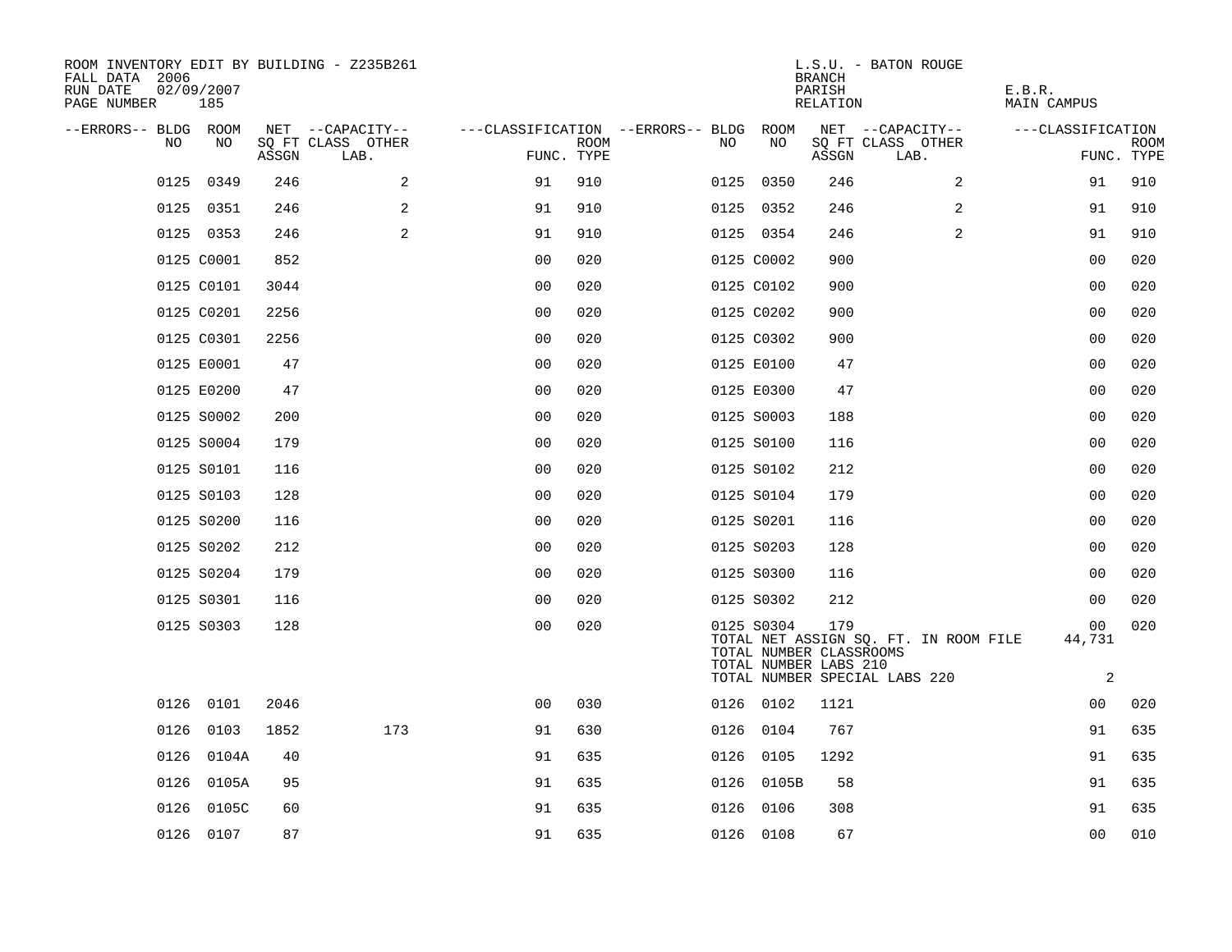ROOM INVENTORY EDIT BY BUILDING - Z235B261
FALL DATA 2006
RUN DATE 02/09/2007
PAGE NUMBER 185

L.S.U. - BATON ROUGE
BRANCH
PARISH E.B.R.
RELATION MAIN CAMPUS

| --ERRORS-- | BLDG NO | ROOM NO | NET SQ FT ASSGN | --CAPACITY-- CLASS | OTHER LAB. | ---CLASSIFICATION FUNC. | ROOM TYPE | --ERRORS-- | BLDG NO | ROOM NO | NET SQ FT ASSGN | --CAPACITY-- CLASS | OTHER LAB. | ---CLASSIFICATION FUNC. | ROOM TYPE |
|---|---|---|---|---|---|---|---|---|---|---|---|---|---|---|---|
| | 0125 | 0349 | 246 | | 2 | 91 | 910 | | 0125 | 0350 | 246 | | 2 | 91 | 910 |
| | 0125 | 0351 | 246 | | 2 | 91 | 910 | | 0125 | 0352 | 246 | | 2 | 91 | 910 |
| | 0125 | 0353 | 246 | | 2 | 91 | 910 | | 0125 | 0354 | 246 | | 2 | 91 | 910 |
| | 0125 | C0001 | 852 | | | 00 | 020 | | 0125 | C0002 | 900 | | | 00 | 020 |
| | 0125 | C0101 | 3044 | | | 00 | 020 | | 0125 | C0102 | 900 | | | 00 | 020 |
| | 0125 | C0201 | 2256 | | | 00 | 020 | | 0125 | C0202 | 900 | | | 00 | 020 |
| | 0125 | C0301 | 2256 | | | 00 | 020 | | 0125 | C0302 | 900 | | | 00 | 020 |
| | 0125 | E0001 | 47 | | | 00 | 020 | | 0125 | E0100 | 47 | | | 00 | 020 |
| | 0125 | E0200 | 47 | | | 00 | 020 | | 0125 | E0300 | 47 | | | 00 | 020 |
| | 0125 | S0002 | 200 | | | 00 | 020 | | 0125 | S0003 | 188 | | | 00 | 020 |
| | 0125 | S0004 | 179 | | | 00 | 020 | | 0125 | S0100 | 116 | | | 00 | 020 |
| | 0125 | S0101 | 116 | | | 00 | 020 | | 0125 | S0102 | 212 | | | 00 | 020 |
| | 0125 | S0103 | 128 | | | 00 | 020 | | 0125 | S0104 | 179 | | | 00 | 020 |
| | 0125 | S0200 | 116 | | | 00 | 020 | | 0125 | S0201 | 116 | | | 00 | 020 |
| | 0125 | S0202 | 212 | | | 00 | 020 | | 0125 | S0203 | 128 | | | 00 | 020 |
| | 0125 | S0204 | 179 | | | 00 | 020 | | 0125 | S0300 | 116 | | | 00 | 020 |
| | 0125 | S0301 | 116 | | | 00 | 020 | | 0125 | S0302 | 212 | | | 00 | 020 |
| | 0125 | S0303 | 128 | | | 00 | 020 | | 0125 | S0304 | 179 | | | 00 | 020 |
| | | | | | | | | | TOTAL NET ASSIGN SQ. FT. IN ROOM FILE | | | | | 44,731 | |
| | | | | | | | | | TOTAL NUMBER CLASSROOMS | | | | | | |
| | | | | | | | | | TOTAL NUMBER LABS 210 | | | | | | |
| | | | | | | | | | TOTAL NUMBER SPECIAL LABS 220 | | | | | 2 | |
| | 0126 | 0101 | 2046 | | | 00 | 030 | | 0126 | 0102 | 1121 | | | 00 | 020 |
| | 0126 | 0103 | 1852 | | 173 | 91 | 630 | | 0126 | 0104 | 767 | | | 91 | 635 |
| | 0126 | 0104A | 40 | | | 91 | 635 | | 0126 | 0105 | 1292 | | | 91 | 635 |
| | 0126 | 0105A | 95 | | | 91 | 635 | | 0126 | 0105B | 58 | | | 91 | 635 |
| | 0126 | 0105C | 60 | | | 91 | 635 | | 0126 | 0106 | 308 | | | 91 | 635 |
| | 0126 | 0107 | 87 | | | 91 | 635 | | 0126 | 0108 | 67 | | | 00 | 010 |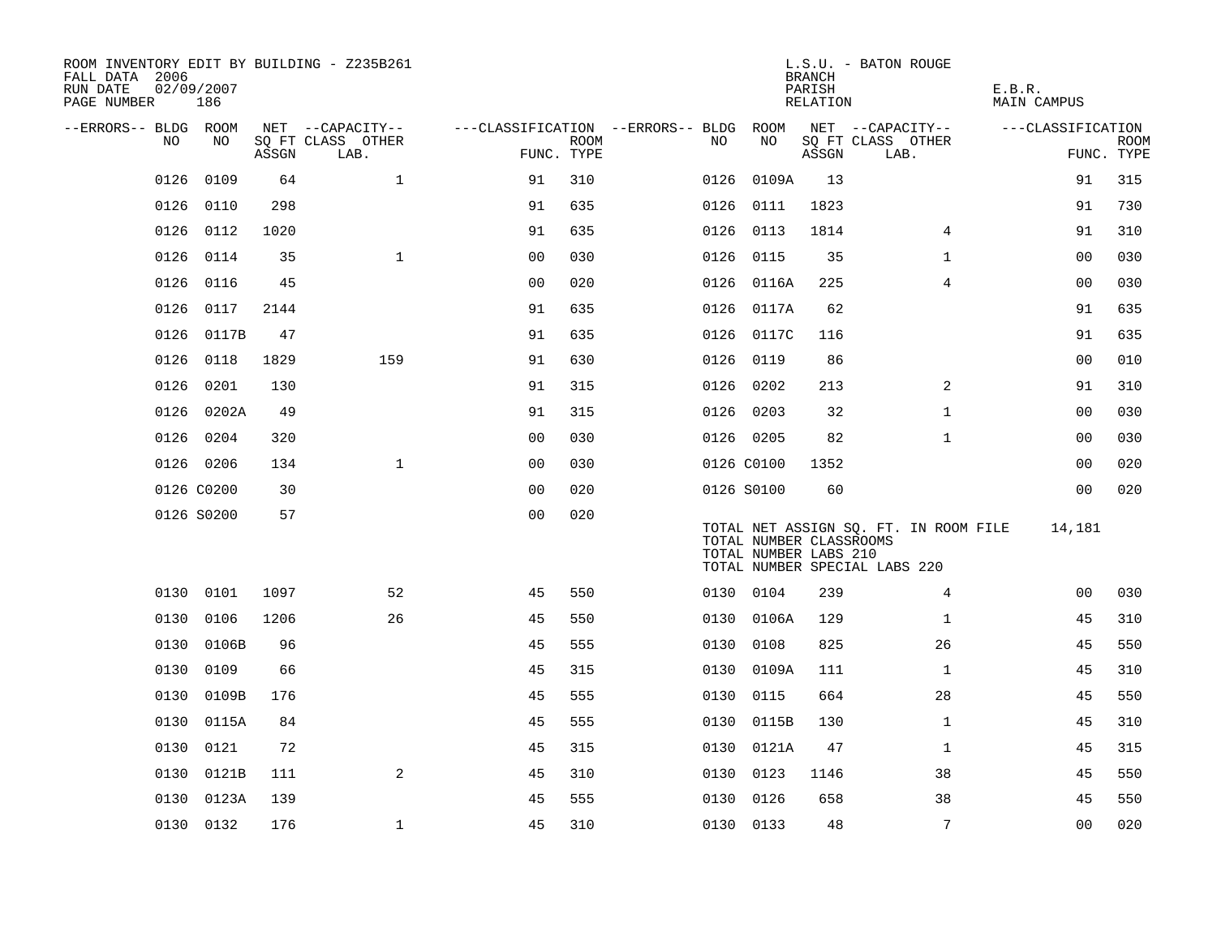ROOM INVENTORY EDIT BY BUILDING - Z235B261
FALL DATA 2006
RUN DATE 02/09/2007

L.S.U. - BATON ROUGE
BRANCH
PARISH E.B.R.
RELATION MAIN CAMPUS

| --ERRORS-- | BLDG NO | ROOM NO | NET SQ FT ASSGN | CAPACITY CLASS | CAPACITY OTHER LAB. | CLASSIFICATION FUNC. | ROOM TYPE | --ERRORS-- | BLDG NO | ROOM NO | NET SQ FT ASSGN | CAPACITY CLASS | CAPACITY OTHER LAB. | CLASSIFICATION FUNC. | ROOM TYPE |
|---|---|---|---|---|---|---|---|---|---|---|---|---|---|---|---|
| | 0126 | 0109 | 64 | | 1 | 91 | 310 | | 0126 | 0109A | 13 | | | 91 | 315 |
| | 0126 | 0110 | 298 | | | 91 | 635 | | 0126 | 0111 | 1823 | | | 91 | 730 |
| | 0126 | 0112 | 1020 | | | 91 | 635 | | 0126 | 0113 | 1814 | | 4 | 91 | 310 |
| | 0126 | 0114 | 35 | | 1 | 00 | 030 | | 0126 | 0115 | 35 | | 1 | 00 | 030 |
| | 0126 | 0116 | 45 | | | 00 | 020 | | 0126 | 0116A | 225 | | 4 | 00 | 030 |
| | 0126 | 0117 | 2144 | | | 91 | 635 | | 0126 | 0117A | 62 | | | 91 | 635 |
| | 0126 | 0117B | 47 | | | 91 | 635 | | 0126 | 0117C | 116 | | | 91 | 635 |
| | 0126 | 0118 | 1829 | | 159 | 91 | 630 | | 0126 | 0119 | 86 | | | 00 | 010 |
| | 0126 | 0201 | 130 | | | 91 | 315 | | 0126 | 0202 | 213 | | 2 | 91 | 310 |
| | 0126 | 0202A | 49 | | | 91 | 315 | | 0126 | 0203 | 32 | | 1 | 00 | 030 |
| | 0126 | 0204 | 320 | | | 00 | 030 | | 0126 | 0205 | 82 | | 1 | 00 | 030 |
| | 0126 | 0206 | 134 | | 1 | 00 | 030 | | 0126 | C0100 | 1352 | | | 00 | 020 |
| | 0126 | C0200 | 30 | | | 00 | 020 | | 0126 | S0100 | 60 | | | 00 | 020 |
| | 0126 | S0200 | 57 | | | 00 | 020 | | | | | | | | |

TOTAL NET ASSIGN SQ. FT. IN ROOM FILE 14,181
TOTAL NUMBER CLASSROOMS
TOTAL NUMBER LABS 210
TOTAL NUMBER SPECIAL LABS 220

| --ERRORS-- | BLDG NO | ROOM NO | NET SQ FT ASSGN | CAPACITY CLASS | CAPACITY OTHER LAB. | CLASSIFICATION FUNC. | ROOM TYPE | --ERRORS-- | BLDG NO | ROOM NO | NET SQ FT ASSGN | CAPACITY CLASS | CAPACITY OTHER LAB. | CLASSIFICATION FUNC. | ROOM TYPE |
|---|---|---|---|---|---|---|---|---|---|---|---|---|---|---|---|
| | 0130 | 0101 | 1097 | | 52 | 45 | 550 | | 0130 | 0104 | 239 | | 4 | 00 | 030 |
| | 0130 | 0106 | 1206 | | 26 | 45 | 550 | | 0130 | 0106A | 129 | | 1 | 45 | 310 |
| | 0130 | 0106B | 96 | | | 45 | 555 | | 0130 | 0108 | 825 | | 26 | 45 | 550 |
| | 0130 | 0109 | 66 | | | 45 | 315 | | 0130 | 0109A | 111 | | 1 | 45 | 310 |
| | 0130 | 0109B | 176 | | | 45 | 555 | | 0130 | 0115 | 664 | | 28 | 45 | 550 |
| | 0130 | 0115A | 84 | | | 45 | 555 | | 0130 | 0115B | 130 | | 1 | 45 | 310 |
| | 0130 | 0121 | 72 | | | 45 | 315 | | 0130 | 0121A | 47 | | 1 | 45 | 315 |
| | 0130 | 0121B | 111 | | 2 | 45 | 310 | | 0130 | 0123 | 1146 | | 38 | 45 | 550 |
| | 0130 | 0123A | 139 | | | 45 | 555 | | 0130 | 0126 | 658 | | 38 | 45 | 550 |
| | 0130 | 0132 | 176 | | 1 | 45 | 310 | | 0130 | 0133 | 48 | | 7 | 00 | 020 |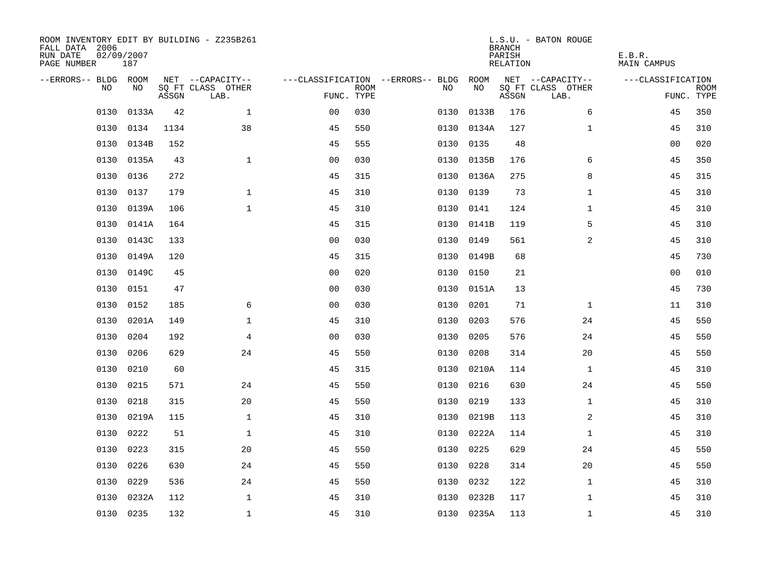ROOM INVENTORY EDIT BY BUILDING - Z235B261
FALL DATA 2006
RUN DATE 02/09/2007
PAGE NUMBER 187

L.S.U. - BATON ROUGE
BRANCH
PARISH E.B.R.
RELATION MAIN CAMPUS

| --ERRORS-- | BLDG NO | ROOM NO | NET SQ FT ASSGN | --CAPACITY-- CLASS | OTHER LAB. | ---CLASSIFICATION FUNC. | ROOM TYPE | --ERRORS-- | BLDG NO | ROOM NO | NET SQ FT ASSGN | --CAPACITY-- CLASS | OTHER LAB. | ---CLASSIFICATION FUNC. | ROOM TYPE |
|---|---|---|---|---|---|---|---|---|---|---|---|---|---|---|---|
| | 0130 | 0133A | 42 | | 1 | 00 | 030 | | 0130 | 0133B | 176 | | 6 | 45 | 350 |
| | 0130 | 0134 | 1134 | | 38 | 45 | 550 | | 0130 | 0134A | 127 | | 1 | 45 | 310 |
| | 0130 | 0134B | 152 | | | 45 | 555 | | 0130 | 0135 | 48 | | | 00 | 020 |
| | 0130 | 0135A | 43 | | 1 | 00 | 030 | | 0130 | 0135B | 176 | | 6 | 45 | 350 |
| | 0130 | 0136 | 272 | | | 45 | 315 | | 0130 | 0136A | 275 | | 8 | 45 | 315 |
| | 0130 | 0137 | 179 | | 1 | 45 | 310 | | 0130 | 0139 | 73 | | 1 | 45 | 310 |
| | 0130 | 0139A | 106 | | 1 | 45 | 310 | | 0130 | 0141 | 124 | | 1 | 45 | 310 |
| | 0130 | 0141A | 164 | | | 45 | 315 | | 0130 | 0141B | 119 | | 5 | 45 | 310 |
| | 0130 | 0143C | 133 | | | 00 | 030 | | 0130 | 0149 | 561 | | 2 | 45 | 310 |
| | 0130 | 0149A | 120 | | | 45 | 315 | | 0130 | 0149B | 68 | | | 45 | 730 |
| | 0130 | 0149C | 45 | | | 00 | 020 | | 0130 | 0150 | 21 | | | 00 | 010 |
| | 0130 | 0151 | 47 | | | 00 | 030 | | 0130 | 0151A | 13 | | | 45 | 730 |
| | 0130 | 0152 | 185 | | 6 | 00 | 030 | | 0130 | 0201 | 71 | | 1 | 11 | 310 |
| | 0130 | 0201A | 149 | | 1 | 45 | 310 | | 0130 | 0203 | 576 | | 24 | 45 | 550 |
| | 0130 | 0204 | 192 | | 4 | 00 | 030 | | 0130 | 0205 | 576 | | 24 | 45 | 550 |
| | 0130 | 0206 | 629 | | 24 | 45 | 550 | | 0130 | 0208 | 314 | | 20 | 45 | 550 |
| | 0130 | 0210 | 60 | | | 45 | 315 | | 0130 | 0210A | 114 | | 1 | 45 | 310 |
| | 0130 | 0215 | 571 | | 24 | 45 | 550 | | 0130 | 0216 | 630 | | 24 | 45 | 550 |
| | 0130 | 0218 | 315 | | 20 | 45 | 550 | | 0130 | 0219 | 133 | | 1 | 45 | 310 |
| | 0130 | 0219A | 115 | | 1 | 45 | 310 | | 0130 | 0219B | 113 | | 2 | 45 | 310 |
| | 0130 | 0222 | 51 | | 1 | 45 | 310 | | 0130 | 0222A | 114 | | 1 | 45 | 310 |
| | 0130 | 0223 | 315 | | 20 | 45 | 550 | | 0130 | 0225 | 629 | | 24 | 45 | 550 |
| | 0130 | 0226 | 630 | | 24 | 45 | 550 | | 0130 | 0228 | 314 | | 20 | 45 | 550 |
| | 0130 | 0229 | 536 | | 24 | 45 | 550 | | 0130 | 0232 | 122 | | 1 | 45 | 310 |
| | 0130 | 0232A | 112 | | 1 | 45 | 310 | | 0130 | 0232B | 117 | | 1 | 45 | 310 |
| | 0130 | 0235 | 132 | | 1 | 45 | 310 | | 0130 | 0235A | 113 | | 1 | 45 | 310 |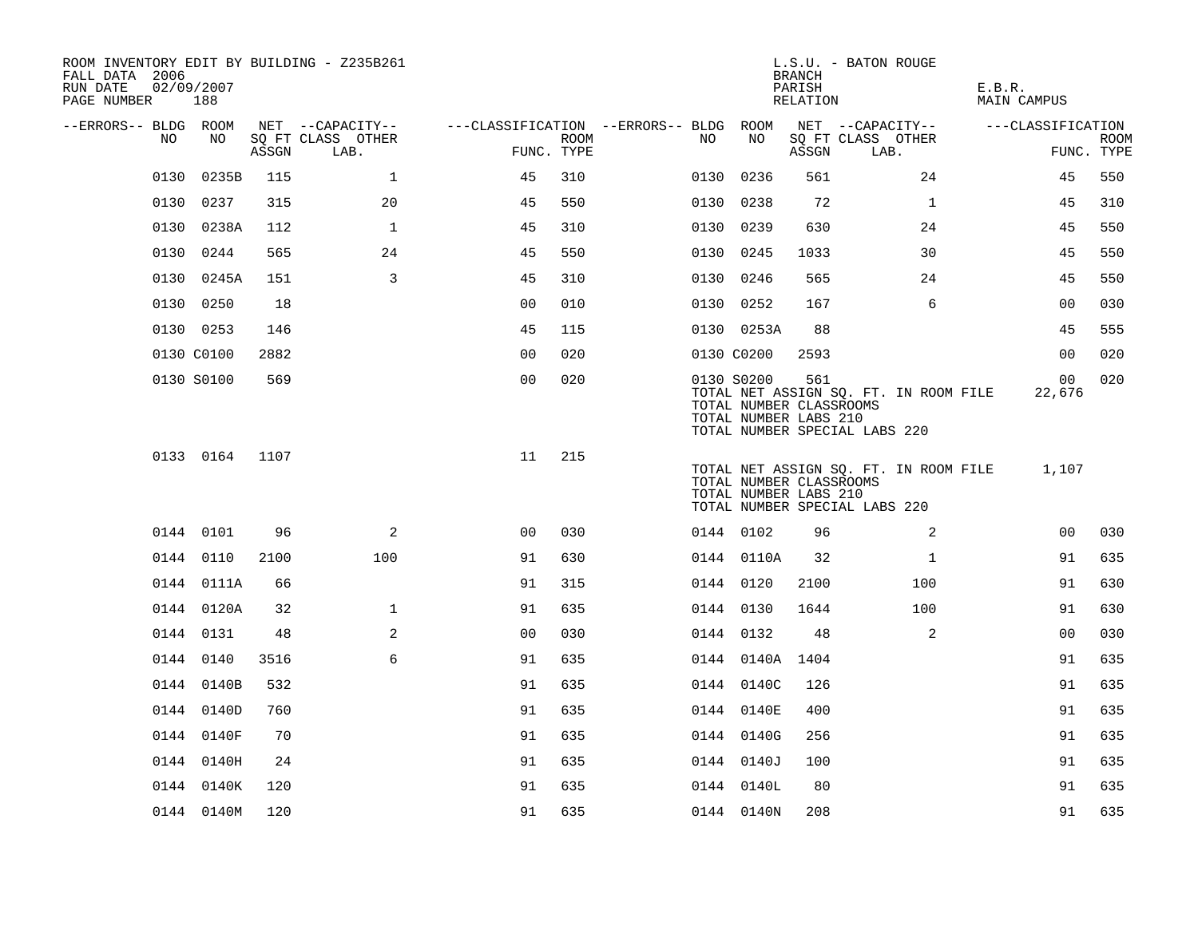ROOM INVENTORY EDIT BY BUILDING - Z235B261
FALL DATA 2006
RUN DATE 02/09/2007
PAGE NUMBER 188

L.S.U. - BATON ROUGE
BRANCH
PARISH E.B.R.
RELATION MAIN CAMPUS

| --ERRORS-- | BLDG NO | ROOM NO | NET SQ FT ASSGN | --CAPACITY-- CLASS LAB. | OTHER | ---CLASSIFICATION FUNC. | ROOM TYPE | --ERRORS-- | BLDG NO | ROOM NO | NET SQ FT ASSGN | --CAPACITY-- CLASS LAB. | OTHER | ---CLASSIFICATION FUNC. | ROOM TYPE |
|---|---|---|---|---|---|---|---|---|---|---|---|---|---|---|---|
| | 0130 | 0235B | 115 | | 1 | 45 | 310 | | 0130 | 0236 | 561 | | 24 | 45 | 550 |
| | 0130 | 0237 | 315 | | 20 | 45 | 550 | | 0130 | 0238 | 72 | | 1 | 45 | 310 |
| | 0130 | 0238A | 112 | | 1 | 45 | 310 | | 0130 | 0239 | 630 | | 24 | 45 | 550 |
| | 0130 | 0244 | 565 | | 24 | 45 | 550 | | 0130 | 0245 | 1033 | | 30 | 45 | 550 |
| | 0130 | 0245A | 151 | | 3 | 45 | 310 | | 0130 | 0246 | 565 | | 24 | 45 | 550 |
| | 0130 | 0250 | 18 | | | 00 | 010 | | 0130 | 0252 | 167 | | 6 | 00 | 030 |
| | 0130 | 0253 | 146 | | | 45 | 115 | | 0130 | 0253A | 88 | | | 45 | 555 |
| | 0130 | C0100 | 2882 | | | 00 | 020 | | 0130 | C0200 | 2593 | | | 00 | 020 |
| | 0130 | S0100 | 569 | | | 00 | 020 | | 0130 | S0200 | 561 | | | 00 | 020 |

TOTAL NET ASSIGN SQ. FT. IN ROOM FILE 22,676
TOTAL NUMBER CLASSROOMS
TOTAL NUMBER LABS 210
TOTAL NUMBER SPECIAL LABS 220

| --ERRORS-- | BLDG NO | ROOM NO | NET SQ FT ASSGN | --CAPACITY-- CLASS LAB. | OTHER | ---CLASSIFICATION FUNC. | ROOM TYPE |
|---|---|---|---|---|---|---|---|
| | 0133 | 0164 | 1107 | | | 11 | 215 |

TOTAL NET ASSIGN SQ. FT. IN ROOM FILE 1,107
TOTAL NUMBER CLASSROOMS
TOTAL NUMBER LABS 210
TOTAL NUMBER SPECIAL LABS 220

| --ERRORS-- | BLDG NO | ROOM NO | NET SQ FT ASSGN | --CAPACITY-- CLASS LAB. | OTHER | ---CLASSIFICATION FUNC. | ROOM TYPE | --ERRORS-- | BLDG NO | ROOM NO | NET SQ FT ASSGN | --CAPACITY-- CLASS LAB. | OTHER | ---CLASSIFICATION FUNC. | ROOM TYPE |
|---|---|---|---|---|---|---|---|---|---|---|---|---|---|---|---|
| | 0144 | 0101 | 96 | | 2 | 00 | 030 | | 0144 | 0102 | 96 | | 2 | 00 | 030 |
| | 0144 | 0110 | 2100 | | 100 | 91 | 630 | | 0144 | 0110A | 32 | | 1 | 91 | 635 |
| | 0144 | 0111A | 66 | | | 91 | 315 | | 0144 | 0120 | 2100 | | 100 | 91 | 630 |
| | 0144 | 0120A | 32 | | 1 | 91 | 635 | | 0144 | 0130 | 1644 | | 100 | 91 | 630 |
| | 0144 | 0131 | 48 | | 2 | 00 | 030 | | 0144 | 0132 | 48 | | 2 | 00 | 030 |
| | 0144 | 0140 | 3516 | | 6 | 91 | 635 | | 0144 | 0140A | 1404 | | | 91 | 635 |
| | 0144 | 0140B | 532 | | | 91 | 635 | | 0144 | 0140C | 126 | | | 91 | 635 |
| | 0144 | 0140D | 760 | | | 91 | 635 | | 0144 | 0140E | 400 | | | 91 | 635 |
| | 0144 | 0140F | 70 | | | 91 | 635 | | 0144 | 0140G | 256 | | | 91 | 635 |
| | 0144 | 0140H | 24 | | | 91 | 635 | | 0144 | 0140J | 100 | | | 91 | 635 |
| | 0144 | 0140K | 120 | | | 91 | 635 | | 0144 | 0140L | 80 | | | 91 | 635 |
| | 0144 | 0140M | 120 | | | 91 | 635 | | 0144 | 0140N | 208 | | | 91 | 635 |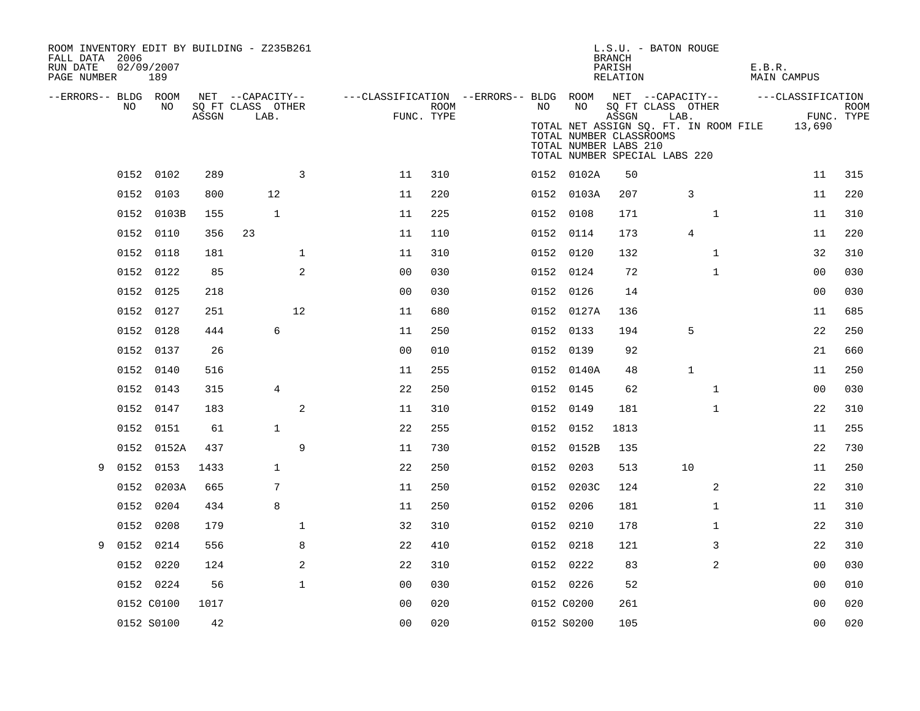ROOM INVENTORY EDIT BY BUILDING - Z235B261
FALL DATA 2006
RUN DATE 02/09/2007
PAGE NUMBER 189

L.S.U. - BATON ROUGE
BRANCH
PARISH E.B.R.
RELATION MAIN CAMPUS

TOTAL NET ASSIGN SQ. FT. IN ROOM FILE 13,690
TOTAL NUMBER CLASSROOMS
TOTAL NUMBER LABS 210
TOTAL NUMBER SPECIAL LABS 220

| --ERRORS-- | BLDG NO | ROOM NO | NET SQ FT ASSGN | CAPACITY CLASS | CAPACITY LAB. | CAPACITY OTHER | CLASSIFICATION FUNC. | ROOM TYPE | --ERRORS-- | BLDG NO | ROOM NO | NET SQ FT ASSGN | CAPACITY CLASS | CAPACITY LAB. | CAPACITY OTHER | CLASSIFICATION FUNC. | ROOM TYPE |
|---|---|---|---|---|---|---|---|---|---|---|---|---|---|---|---|---|---|
| | 0152 | 0102 | 289 | | | 3 | 11 | 310 | | 0152 | 0102A | 50 | | | | 11 | 315 |
| | 0152 | 0103 | 800 | | 12 | | 11 | 220 | | 0152 | 0103A | 207 | | 3 | | 11 | 220 |
| | 0152 | 0103B | 155 | | 1 | | 11 | 225 | | 0152 | 0108 | 171 | | | 1 | 11 | 310 |
| | 0152 | 0110 | 356 | 23 | | | 11 | 110 | | 0152 | 0114 | 173 | | 4 | | 11 | 220 |
| | 0152 | 0118 | 181 | | | 1 | 11 | 310 | | 0152 | 0120 | 132 | | | 1 | 32 | 310 |
| | 0152 | 0122 | 85 | | | 2 | 00 | 030 | | 0152 | 0124 | 72 | | | 1 | 00 | 030 |
| | 0152 | 0125 | 218 | | | | 00 | 030 | | 0152 | 0126 | 14 | | | | 00 | 030 |
| | 0152 | 0127 | 251 | | | 12 | 11 | 680 | | 0152 | 0127A | 136 | | | | 11 | 685 |
| | 0152 | 0128 | 444 | | 6 | | 11 | 250 | | 0152 | 0133 | 194 | | 5 | | 22 | 250 |
| | 0152 | 0137 | 26 | | | | 00 | 010 | | 0152 | 0139 | 92 | | | | 21 | 660 |
| | 0152 | 0140 | 516 | | | | 11 | 255 | | 0152 | 0140A | 48 | | 1 | | 11 | 250 |
| | 0152 | 0143 | 315 | | 4 | | 22 | 250 | | 0152 | 0145 | 62 | | | 1 | 00 | 030 |
| | 0152 | 0147 | 183 | | | 2 | 11 | 310 | | 0152 | 0149 | 181 | | | 1 | 22 | 310 |
| | 0152 | 0151 | 61 | | 1 | | 22 | 255 | | 0152 | 0152 | 1813 | | | | 11 | 255 |
| | 0152 | 0152A | 437 | | | 9 | 11 | 730 | | 0152 | 0152B | 135 | | | | 22 | 730 |
| 9 | 0152 | 0153 | 1433 | | 1 | | 22 | 250 | | 0152 | 0203 | 513 | | 10 | | 11 | 250 |
| | 0152 | 0203A | 665 | | 7 | | 11 | 250 | | 0152 | 0203C | 124 | | | 2 | 22 | 310 |
| | 0152 | 0204 | 434 | | 8 | | 11 | 250 | | 0152 | 0206 | 181 | | | 1 | 11 | 310 |
| | 0152 | 0208 | 179 | | | 1 | 32 | 310 | | 0152 | 0210 | 178 | | | 1 | 22 | 310 |
| 9 | 0152 | 0214 | 556 | | | 8 | 22 | 410 | | 0152 | 0218 | 121 | | | 3 | 22 | 310 |
| | 0152 | 0220 | 124 | | | 2 | 22 | 310 | | 0152 | 0222 | 83 | | | 2 | 00 | 030 |
| | 0152 | 0224 | 56 | | | 1 | 00 | 030 | | 0152 | 0226 | 52 | | | | 00 | 010 |
| | 0152 | C0100 | 1017 | | | | 00 | 020 | | 0152 | C0200 | 261 | | | | 00 | 020 |
| | 0152 | S0100 | 42 | | | | 00 | 020 | | 0152 | S0200 | 105 | | | | 00 | 020 |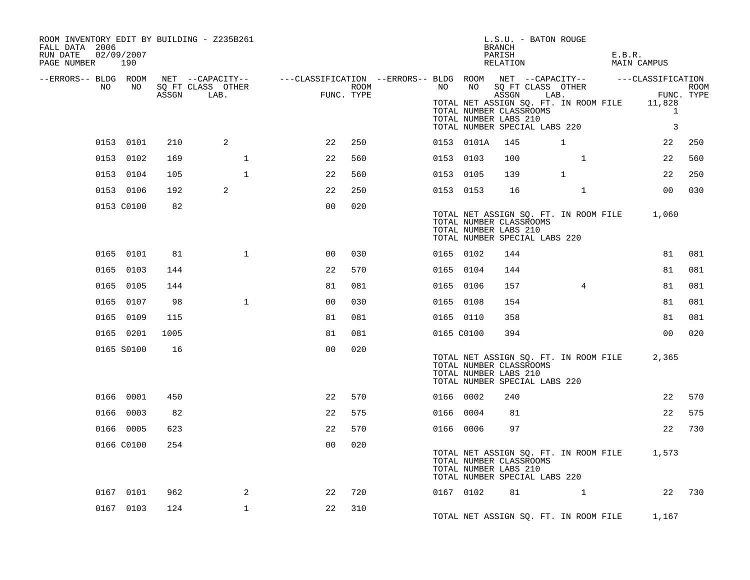ROOM INVENTORY EDIT BY BUILDING - Z235B261
FALL DATA 2006
RUN DATE 02/09/2007

L.S.U. - BATON ROUGE
BRANCH
PARISH E.B.R.
RELATION MAIN CAMPUS

| --ERRORS-- | BLDG NO | ROOM NO | NET SQ FT ASSGN | --CAPACITY-- CLASS LAB. | OTHER | ---CLASSIFICATION FUNC. | ROOM TYPE | --ERRORS-- | BLDG NO | ROOM NO | NET SQ FT ASSGN | --CAPACITY-- CLASS LAB. | OTHER | ---CLASSIFICATION FUNC. | ROOM TYPE |
|---|---|---|---|---|---|---|---|---|---|---|---|---|---|---|---|
| | | | | | | | | | TOTAL NET ASSIGN SQ. FT. IN ROOM FILE | | | | | 11,828 | |
| | | | | | | | | | TOTAL NUMBER CLASSROOMS | | | | | 1 | |
| | | | | | | | | | TOTAL NUMBER LABS 210 | | | | | | |
| | | | | | | | | | TOTAL NUMBER SPECIAL LABS 220 | | | | | 3 | |
| | 0153 | 0101 | 210 | 2 | | 22 | 250 | | 0153 | 0101A | 145 | 1 | | 22 | 250 |
| | 0153 | 0102 | 169 | | 1 | 22 | 560 | | 0153 | 0103 | 100 | | 1 | 22 | 560 |
| | 0153 | 0104 | 105 | | 1 | 22 | 560 | | 0153 | 0105 | 139 | 1 | | 22 | 250 |
| | 0153 | 0106 | 192 | 2 | | 22 | 250 | | 0153 | 0153 | 16 | | 1 | 00 | 030 |
| | 0153 | C0100 | 82 | | | 00 | 020 | | | | | | | | |
| | | | | | | | | | TOTAL NET ASSIGN SQ. FT. IN ROOM FILE | | | | | 1,060 | |
| | | | | | | | | | TOTAL NUMBER CLASSROOMS | | | | | | |
| | | | | | | | | | TOTAL NUMBER LABS 210 | | | | | | |
| | | | | | | | | | TOTAL NUMBER SPECIAL LABS 220 | | | | | | |
| | 0165 | 0101 | 81 | | 1 | 00 | 030 | | 0165 | 0102 | 144 | | | 81 | 081 |
| | 0165 | 0103 | 144 | | | 22 | 570 | | 0165 | 0104 | 144 | | | 81 | 081 |
| | 0165 | 0105 | 144 | | | 81 | 081 | | 0165 | 0106 | 157 | | 4 | 81 | 081 |
| | 0165 | 0107 | 98 | | 1 | 00 | 030 | | 0165 | 0108 | 154 | | | 81 | 081 |
| | 0165 | 0109 | 115 | | | 81 | 081 | | 0165 | 0110 | 358 | | | 81 | 081 |
| | 0165 | 0201 | 1005 | | | 81 | 081 | | 0165 | C0100 | 394 | | | 00 | 020 |
| | 0165 | S0100 | 16 | | | 00 | 020 | | | | | | | | |
| | | | | | | | | | TOTAL NET ASSIGN SQ. FT. IN ROOM FILE | | | | | 2,365 | |
| | | | | | | | | | TOTAL NUMBER CLASSROOMS | | | | | | |
| | | | | | | | | | TOTAL NUMBER LABS 210 | | | | | | |
| | | | | | | | | | TOTAL NUMBER SPECIAL LABS 220 | | | | | | |
| | 0166 | 0001 | 450 | | | 22 | 570 | | 0166 | 0002 | 240 | | | 22 | 570 |
| | 0166 | 0003 | 82 | | | 22 | 575 | | 0166 | 0004 | 81 | | | 22 | 575 |
| | 0166 | 0005 | 623 | | | 22 | 570 | | 0166 | 0006 | 97 | | | 22 | 730 |
| | 0166 | C0100 | 254 | | | 00 | 020 | | | | | | | | |
| | | | | | | | | | TOTAL NET ASSIGN SQ. FT. IN ROOM FILE | | | | | 1,573 | |
| | | | | | | | | | TOTAL NUMBER CLASSROOMS | | | | | | |
| | | | | | | | | | TOTAL NUMBER LABS 210 | | | | | | |
| | | | | | | | | | TOTAL NUMBER SPECIAL LABS 220 | | | | | | |
| | 0167 | 0101 | 962 | | 2 | 22 | 720 | | 0167 | 0102 | 81 | | 1 | 22 | 730 |
| | 0167 | 0103 | 124 | | 1 | 22 | 310 | | | | | | | | |
| | | | | | | | | | TOTAL NET ASSIGN SQ. FT. IN ROOM FILE | | | | | 1,167 | |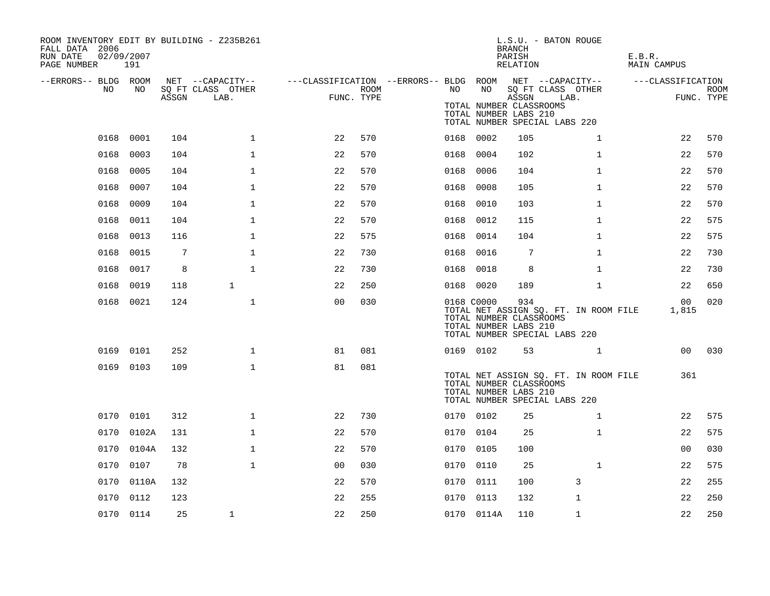ROOM INVENTORY EDIT BY BUILDING - Z235B261
FALL DATA 2006
RUN DATE 02/09/2007

L.S.U. - BATON ROUGE
BRANCH
PARISH E.B.R.
RELATION MAIN CAMPUS

| --ERRORS-- | BLDG NO | ROOM NO | NET SQ FT ASSGN | CAPACITY CLASS LAB. | CAPACITY OTHER | CLASSIFICATION FUNC. | ROOM TYPE | --ERRORS-- | BLDG NO | ROOM NO | NET SQ FT ASSGN | CAPACITY CLASS LAB. | CAPACITY OTHER | CLASSIFICATION FUNC. | ROOM TYPE |
|---|---|---|---|---|---|---|---|---|---|---|---|---|---|---|---|
| | | | | | | | | | TOTAL NUMBER CLASSROOMS | | | | | | |
| | | | | | | | | | TOTAL NUMBER LABS 210 | | | | | | |
| | | | | | | | | | TOTAL NUMBER SPECIAL LABS 220 | | | | | | |
| | 0168 | 0001 | 104 | | 1 | 22 | 570 | | 0168 | 0002 | 105 | | 1 | 22 | 570 |
| | 0168 | 0003 | 104 | | 1 | 22 | 570 | | 0168 | 0004 | 102 | | 1 | 22 | 570 |
| | 0168 | 0005 | 104 | | 1 | 22 | 570 | | 0168 | 0006 | 104 | | 1 | 22 | 570 |
| | 0168 | 0007 | 104 | | 1 | 22 | 570 | | 0168 | 0008 | 105 | | 1 | 22 | 570 |
| | 0168 | 0009 | 104 | | 1 | 22 | 570 | | 0168 | 0010 | 103 | | 1 | 22 | 570 |
| | 0168 | 0011 | 104 | | 1 | 22 | 570 | | 0168 | 0012 | 115 | | 1 | 22 | 575 |
| | 0168 | 0013 | 116 | | 1 | 22 | 575 | | 0168 | 0014 | 104 | | 1 | 22 | 575 |
| | 0168 | 0015 | 7 | | 1 | 22 | 730 | | 0168 | 0016 | 7 | | 1 | 22 | 730 |
| | 0168 | 0017 | 8 | | 1 | 22 | 730 | | 0168 | 0018 | 8 | | 1 | 22 | 730 |
| | 0168 | 0019 | 118 | 1 | | 22 | 250 | | 0168 | 0020 | 189 | | 1 | 22 | 650 |
| | 0168 | 0021 | 124 | | 1 | 00 | 030 | | 0168 | C0000 | 934 | | | 00 | 020 |
| | | | | | | | | | TOTAL NET ASSIGN SQ. FT. IN ROOM FILE | | | | | 1,815 | |
| | | | | | | | | | TOTAL NUMBER CLASSROOMS | | | | | | |
| | | | | | | | | | TOTAL NUMBER LABS 210 | | | | | | |
| | | | | | | | | | TOTAL NUMBER SPECIAL LABS 220 | | | | | | |
| | 0169 | 0101 | 252 | | 1 | 81 | 081 | | 0169 | 0102 | 53 | | 1 | 00 | 030 |
| | 0169 | 0103 | 109 | | 1 | 81 | 081 | | | | | | | | |
| | | | | | | | | | TOTAL NET ASSIGN SQ. FT. IN ROOM FILE | | | | | 361 | |
| | | | | | | | | | TOTAL NUMBER CLASSROOMS | | | | | | |
| | | | | | | | | | TOTAL NUMBER LABS 210 | | | | | | |
| | | | | | | | | | TOTAL NUMBER SPECIAL LABS 220 | | | | | | |
| | 0170 | 0101 | 312 | | 1 | 22 | 730 | | 0170 | 0102 | 25 | | 1 | 22 | 575 |
| | 0170 | 0102A | 131 | | 1 | 22 | 570 | | 0170 | 0104 | 25 | | 1 | 22 | 575 |
| | 0170 | 0104A | 132 | | 1 | 22 | 570 | | 0170 | 0105 | 100 | | | 00 | 030 |
| | 0170 | 0107 | 78 | | 1 | 00 | 030 | | 0170 | 0110 | 25 | | 1 | 22 | 575 |
| | 0170 | 0110A | 132 | | | 22 | 570 | | 0170 | 0111 | 100 | 3 | | 22 | 255 |
| | 0170 | 0112 | 123 | | | 22 | 255 | | 0170 | 0113 | 132 | 1 | | 22 | 250 |
| | 0170 | 0114 | 25 | 1 | | 22 | 250 | | 0170 | 0114A | 110 | 1 | | 22 | 250 |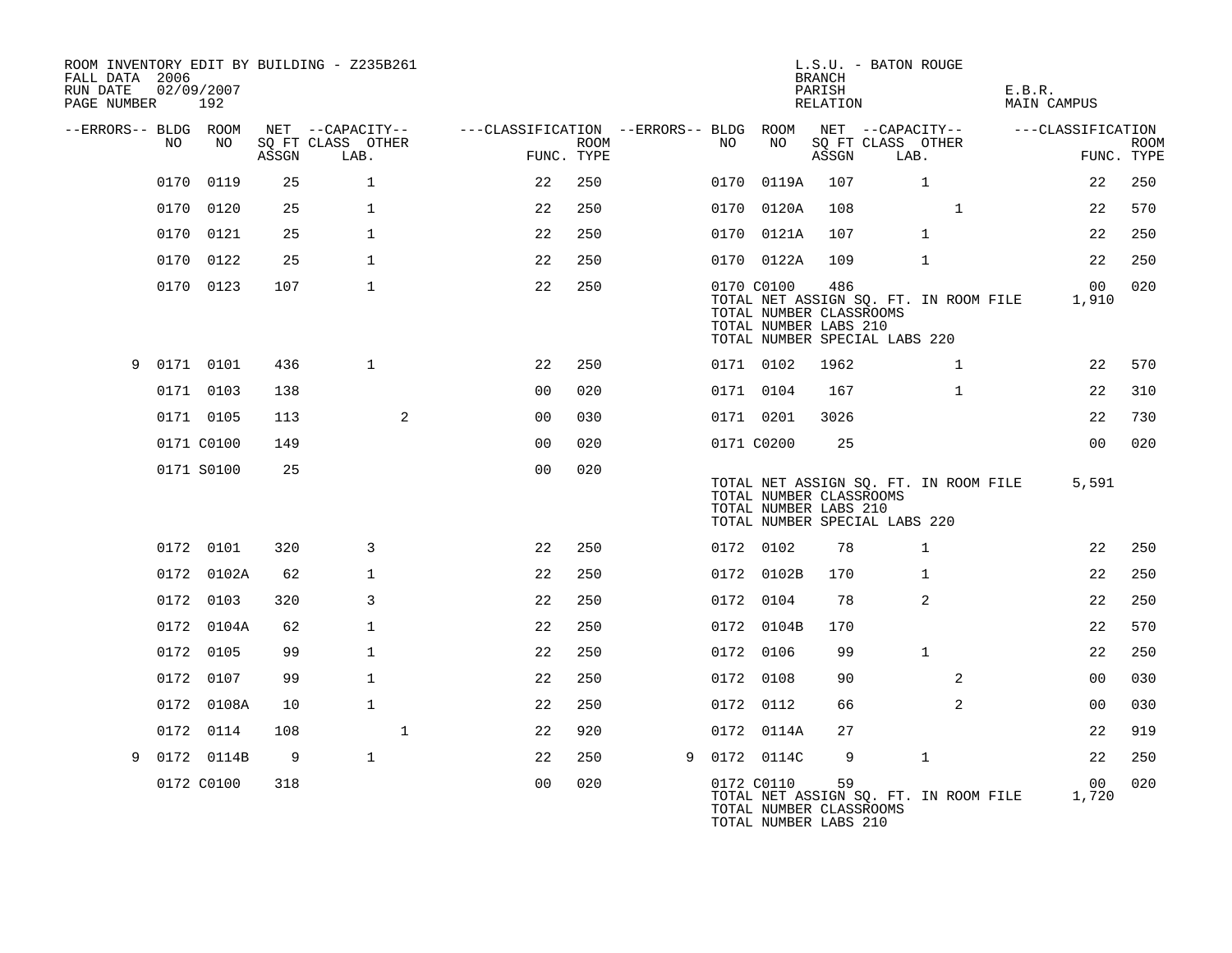ROOM INVENTORY EDIT BY BUILDING - Z235B261
FALL DATA 2006
RUN DATE 02/09/2007
PAGE NUMBER 192

L.S.U. - BATON ROUGE
BRANCH
PARISH E.B.R.
RELATION MAIN CAMPUS

| --ERRORS-- | BLDG NO | ROOM NO | NET SQ FT ASSGN | CAPACITY CLASS LAB. | CAPACITY OTHER | CLASSIFICATION FUNC. | ROOM TYPE | --ERRORS-- | BLDG NO | ROOM NO | NET SQ FT ASSGN | CAPACITY CLASS LAB. | CAPACITY OTHER | CLASSIFICATION FUNC. | ROOM TYPE |
|---|---|---|---|---|---|---|---|---|---|---|---|---|---|---|---|
| | 0170 | 0119 | 25 | 1 | | 22 | 250 | | 0170 | 0119A | 107 | 1 | | 22 | 250 |
| | 0170 | 0120 | 25 | 1 | | 22 | 250 | | 0170 | 0120A | 108 | | 1 | 22 | 570 |
| | 0170 | 0121 | 25 | 1 | | 22 | 250 | | 0170 | 0121A | 107 | 1 | | 22 | 250 |
| | 0170 | 0122 | 25 | 1 | | 22 | 250 | | 0170 | 0122A | 109 | 1 | | 22 | 250 |
| | 0170 | 0123 | 107 | 1 | | 22 | 250 | | 0170 | C0100 | 486 | | | 00 | 020 |
| | | | | | | | | | TOTAL NET ASSIGN SQ. FT. IN ROOM FILE | | | | | 1,910 | |
| | | | | | | | | | TOTAL NUMBER CLASSROOMS | | | | | | |
| | | | | | | | | | TOTAL NUMBER LABS 210 | | | | | | |
| | | | | | | | | | TOTAL NUMBER SPECIAL LABS 220 | | | | | | |
| 9 | 0171 | 0101 | 436 | 1 | | 22 | 250 | | 0171 | 0102 | 1962 | | 1 | 22 | 570 |
| | 0171 | 0103 | 138 | | | 00 | 020 | | 0171 | 0104 | 167 | | 1 | 22 | 310 |
| | 0171 | 0105 | 113 | | 2 | 00 | 030 | | 0171 | 0201 | 3026 | | | 22 | 730 |
| | 0171 | C0100 | 149 | | | 00 | 020 | | 0171 | C0200 | 25 | | | 00 | 020 |
| | 0171 | S0100 | 25 | | | 00 | 020 | | | | | | | | |
| | | | | | | | | | TOTAL NET ASSIGN SQ. FT. IN ROOM FILE | | | | | 5,591 | |
| | | | | | | | | | TOTAL NUMBER CLASSROOMS | | | | | | |
| | | | | | | | | | TOTAL NUMBER LABS 210 | | | | | | |
| | | | | | | | | | TOTAL NUMBER SPECIAL LABS 220 | | | | | | |
| | 0172 | 0101 | 320 | 3 | | 22 | 250 | | 0172 | 0102 | 78 | 1 | | 22 | 250 |
| | 0172 | 0102A | 62 | 1 | | 22 | 250 | | 0172 | 0102B | 170 | 1 | | 22 | 250 |
| | 0172 | 0103 | 320 | 3 | | 22 | 250 | | 0172 | 0104 | 78 | 2 | | 22 | 250 |
| | 0172 | 0104A | 62 | 1 | | 22 | 250 | | 0172 | 0104B | 170 | | | 22 | 570 |
| | 0172 | 0105 | 99 | 1 | | 22 | 250 | | 0172 | 0106 | 99 | 1 | | 22 | 250 |
| | 0172 | 0107 | 99 | 1 | | 22 | 250 | | 0172 | 0108 | 90 | | 2 | 00 | 030 |
| | 0172 | 0108A | 10 | 1 | | 22 | 250 | | 0172 | 0112 | 66 | | 2 | 00 | 030 |
| | 0172 | 0114 | 108 | | 1 | 22 | 920 | | 0172 | 0114A | 27 | | | 22 | 919 |
| 9 | 0172 | 0114B | 9 | 1 | | 22 | 250 | 9 | 0172 | 0114C | 9 | 1 | | 22 | 250 |
| | 0172 | C0100 | 318 | | | 00 | 020 | | 0172 | C0110 | 59 | | | 00 | 020 |
| | | | | | | | | | TOTAL NET ASSIGN SQ. FT. IN ROOM FILE | | | | | 1,720 | |
| | | | | | | | | | TOTAL NUMBER CLASSROOMS | | | | | | |
| | | | | | | | | | TOTAL NUMBER LABS 210 | | | | | | |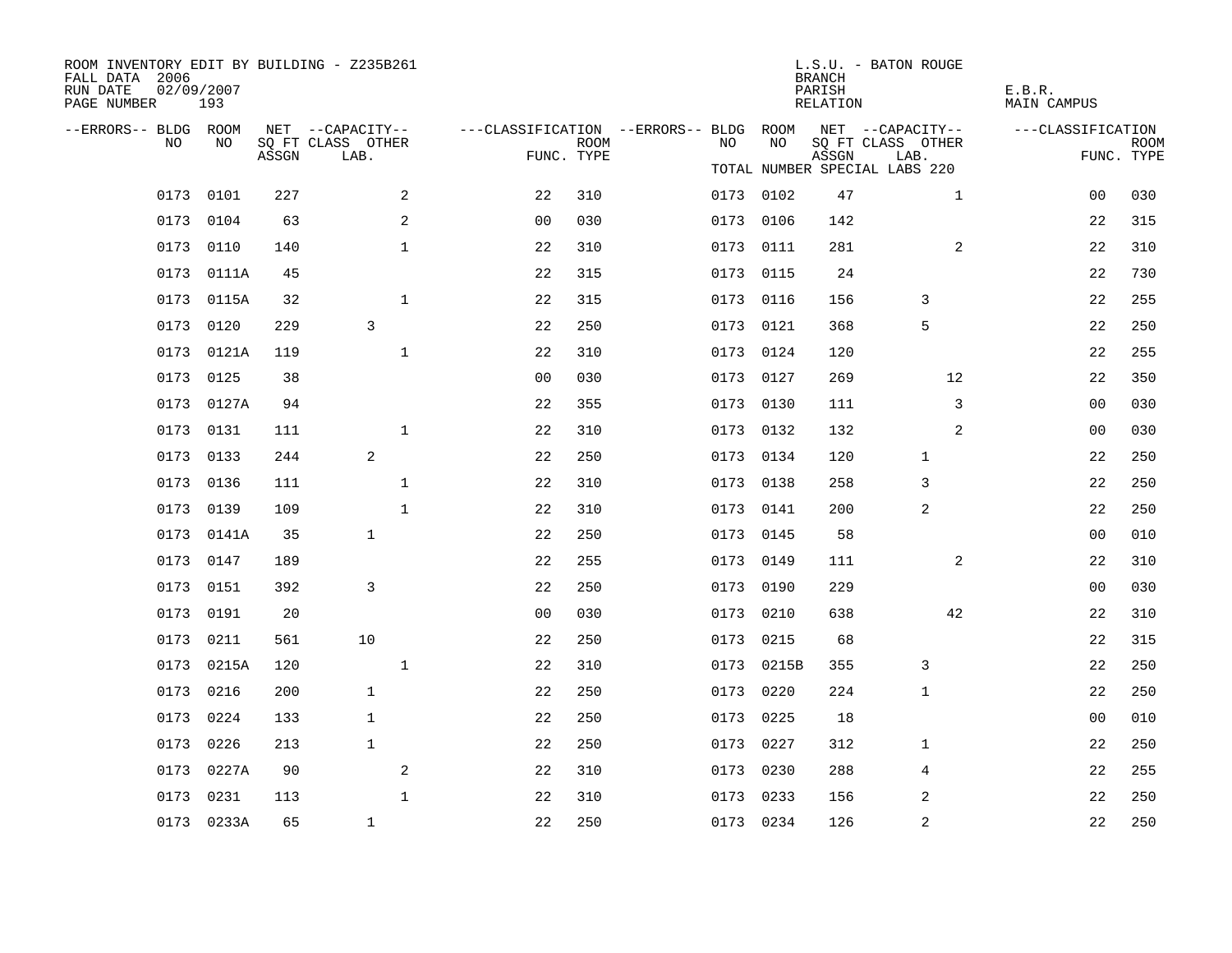ROOM INVENTORY EDIT BY BUILDING - Z235B261
FALL DATA 2006
RUN DATE 02/09/2007
PAGE NUMBER 193

L.S.U. - BATON ROUGE
BRANCH
PARISH E.B.R.
RELATION MAIN CAMPUS

TOTAL NUMBER SPECIAL LABS 220

| --ERRORS-- | BLDG NO | ROOM NO | NET SQ FT ASSGN | CAPACITY CLASS LAB. | CAPACITY OTHER | CLASSIFICATION FUNC. | ROOM TYPE | --ERRORS-- | BLDG NO | ROOM NO | NET SQ FT ASSGN | CAPACITY CLASS LAB. | CAPACITY OTHER | CLASSIFICATION FUNC. | ROOM TYPE |
|---|---|---|---|---|---|---|---|---|---|---|---|---|---|---|---|
| | 0173 | 0101 | 227 | | 2 | 22 | 310 | | 0173 | 0102 | 47 | | 1 | 00 | 030 |
| | 0173 | 0104 | 63 | | 2 | 00 | 030 | | 0173 | 0106 | 142 | | | 22 | 315 |
| | 0173 | 0110 | 140 | | 1 | 22 | 310 | | 0173 | 0111 | 281 | | 2 | 22 | 310 |
| | 0173 | 0111A | 45 | | | 22 | 315 | | 0173 | 0115 | 24 | | | 22 | 730 |
| | 0173 | 0115A | 32 | | 1 | 22 | 315 | | 0173 | 0116 | 156 | 3 | | 22 | 255 |
| | 0173 | 0120 | 229 | 3 | | 22 | 250 | | 0173 | 0121 | 368 | 5 | | 22 | 250 |
| | 0173 | 0121A | 119 | | 1 | 22 | 310 | | 0173 | 0124 | 120 | | | 22 | 255 |
| | 0173 | 0125 | 38 | | | 00 | 030 | | 0173 | 0127 | 269 | | 12 | 22 | 350 |
| | 0173 | 0127A | 94 | | | 22 | 355 | | 0173 | 0130 | 111 | | 3 | 00 | 030 |
| | 0173 | 0131 | 111 | | 1 | 22 | 310 | | 0173 | 0132 | 132 | | 2 | 00 | 030 |
| | 0173 | 0133 | 244 | 2 | | 22 | 250 | | 0173 | 0134 | 120 | 1 | | 22 | 250 |
| | 0173 | 0136 | 111 | | 1 | 22 | 310 | | 0173 | 0138 | 258 | 3 | | 22 | 250 |
| | 0173 | 0139 | 109 | | 1 | 22 | 310 | | 0173 | 0141 | 200 | 2 | | 22 | 250 |
| | 0173 | 0141A | 35 | 1 | | 22 | 250 | | 0173 | 0145 | 58 | | | 00 | 010 |
| | 0173 | 0147 | 189 | | | 22 | 255 | | 0173 | 0149 | 111 | | 2 | 22 | 310 |
| | 0173 | 0151 | 392 | 3 | | 22 | 250 | | 0173 | 0190 | 229 | | | 00 | 030 |
| | 0173 | 0191 | 20 | | | 00 | 030 | | 0173 | 0210 | 638 | | 42 | 22 | 310 |
| | 0173 | 0211 | 561 | 10 | | 22 | 250 | | 0173 | 0215 | 68 | | | 22 | 315 |
| | 0173 | 0215A | 120 | | 1 | 22 | 310 | | 0173 | 0215B | 355 | 3 | | 22 | 250 |
| | 0173 | 0216 | 200 | 1 | | 22 | 250 | | 0173 | 0220 | 224 | 1 | | 22 | 250 |
| | 0173 | 0224 | 133 | 1 | | 22 | 250 | | 0173 | 0225 | 18 | | | 00 | 010 |
| | 0173 | 0226 | 213 | 1 | | 22 | 250 | | 0173 | 0227 | 312 | 1 | | 22 | 250 |
| | 0173 | 0227A | 90 | | 2 | 22 | 310 | | 0173 | 0230 | 288 | 4 | | 22 | 255 |
| | 0173 | 0231 | 113 | | 1 | 22 | 310 | | 0173 | 0233 | 156 | 2 | | 22 | 250 |
| | 0173 | 0233A | 65 | 1 | | 22 | 250 | | 0173 | 0234 | 126 | 2 | | 22 | 250 |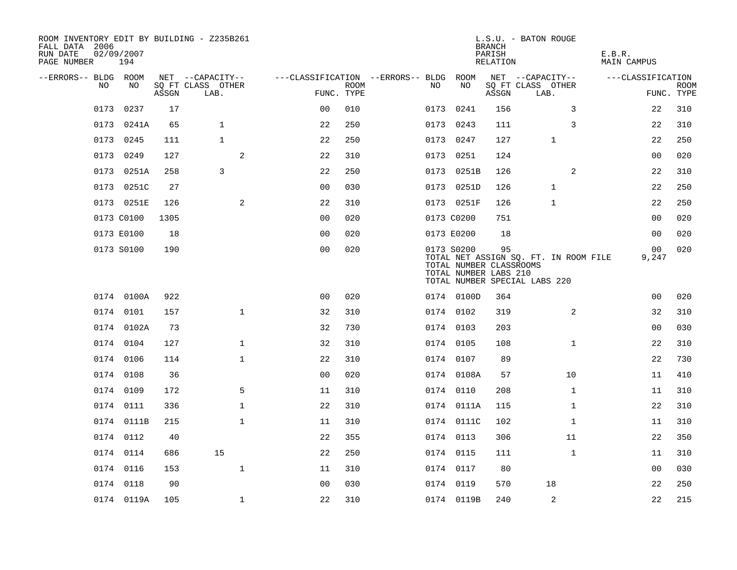ROOM INVENTORY EDIT BY BUILDING - Z235B261
FALL DATA 2006
RUN DATE 02/09/2007
PAGE NUMBER 194

L.S.U. - BATON ROUGE
BRANCH
PARISH E.B.R.
RELATION MAIN CAMPUS

| --ERRORS-- | BLDG NO | ROOM NO | NET ASSGN SQ FT | CAPACITY CLASS | CAPACITY OTHER LAB. | CLASSIFICATION FUNC. | ROOM TYPE | --ERRORS-- | BLDG NO | ROOM NO | NET ASSGN SQ FT | CAPACITY CLASS | CAPACITY OTHER LAB. | CLASSIFICATION FUNC. | ROOM TYPE |
|---|---|---|---|---|---|---|---|---|---|---|---|---|---|---|---|
| | 0173 | 0237 | 17 | | | 00 | 010 | | 0173 | 0241 | 156 | | 3 | 22 | 310 |
| | 0173 | 0241A | 65 | 1 | | 22 | 250 | | 0173 | 0243 | 111 | | 3 | 22 | 310 |
| | 0173 | 0245 | 111 | 1 | | 22 | 250 | | 0173 | 0247 | 127 | 1 | | 22 | 250 |
| | 0173 | 0249 | 127 | | 2 | 22 | 310 | | 0173 | 0251 | 124 | | | 00 | 020 |
| | 0173 | 0251A | 258 | 3 | | 22 | 250 | | 0173 | 0251B | 126 | | 2 | 22 | 310 |
| | 0173 | 0251C | 27 | | | 00 | 030 | | 0173 | 0251D | 126 | 1 | | 22 | 250 |
| | 0173 | 0251E | 126 | | 2 | 22 | 310 | | 0173 | 0251F | 126 | 1 | | 22 | 250 |
| | 0173 | C0100 | 1305 | | | 00 | 020 | | 0173 | C0200 | 751 | | | 00 | 020 |
| | 0173 | E0100 | 18 | | | 00 | 020 | | 0173 | E0200 | 18 | | | 00 | 020 |
| | 0173 | S0100 | 190 | | | 00 | 020 | | 0173 | S0200 | 95 | | | 00 | 020 |

TOTAL NET ASSIGN SQ. FT. IN ROOM FILE 9,247
TOTAL NUMBER CLASSROOMS
TOTAL NUMBER LABS 210
TOTAL NUMBER SPECIAL LABS 220

| --ERRORS-- | BLDG NO | ROOM NO | NET ASSGN SQ FT | CAPACITY CLASS | CAPACITY OTHER LAB. | CLASSIFICATION FUNC. | ROOM TYPE | --ERRORS-- | BLDG NO | ROOM NO | NET ASSGN SQ FT | CAPACITY CLASS | CAPACITY OTHER LAB. | CLASSIFICATION FUNC. | ROOM TYPE |
|---|---|---|---|---|---|---|---|---|---|---|---|---|---|---|---|
| | 0174 | 0100A | 922 | | | 00 | 020 | | 0174 | 0100D | 364 | | | 00 | 020 |
| | 0174 | 0101 | 157 | | 1 | 32 | 310 | | 0174 | 0102 | 319 | | 2 | 32 | 310 |
| | 0174 | 0102A | 73 | | | 32 | 730 | | 0174 | 0103 | 203 | | | 00 | 030 |
| | 0174 | 0104 | 127 | | 1 | 32 | 310 | | 0174 | 0105 | 108 | | 1 | 22 | 310 |
| | 0174 | 0106 | 114 | | 1 | 22 | 310 | | 0174 | 0107 | 89 | | | 22 | 730 |
| | 0174 | 0108 | 36 | | | 00 | 020 | | 0174 | 0108A | 57 | | 10 | 11 | 410 |
| | 0174 | 0109 | 172 | | 5 | 11 | 310 | | 0174 | 0110 | 208 | | 1 | 11 | 310 |
| | 0174 | 0111 | 336 | | 1 | 22 | 310 | | 0174 | 0111A | 115 | | 1 | 22 | 310 |
| | 0174 | 0111B | 215 | | 1 | 11 | 310 | | 0174 | 0111C | 102 | | 1 | 11 | 310 |
| | 0174 | 0112 | 40 | | | 22 | 355 | | 0174 | 0113 | 306 | | 11 | 22 | 350 |
| | 0174 | 0114 | 686 | 15 | | 22 | 250 | | 0174 | 0115 | 111 | | 1 | 11 | 310 |
| | 0174 | 0116 | 153 | | 1 | 11 | 310 | | 0174 | 0117 | 80 | | | 00 | 030 |
| | 0174 | 0118 | 90 | | | 00 | 030 | | 0174 | 0119 | 570 | 18 | | 22 | 250 |
| | 0174 | 0119A | 105 | | 1 | 22 | 310 | | 0174 | 0119B | 240 | 2 | | 22 | 215 |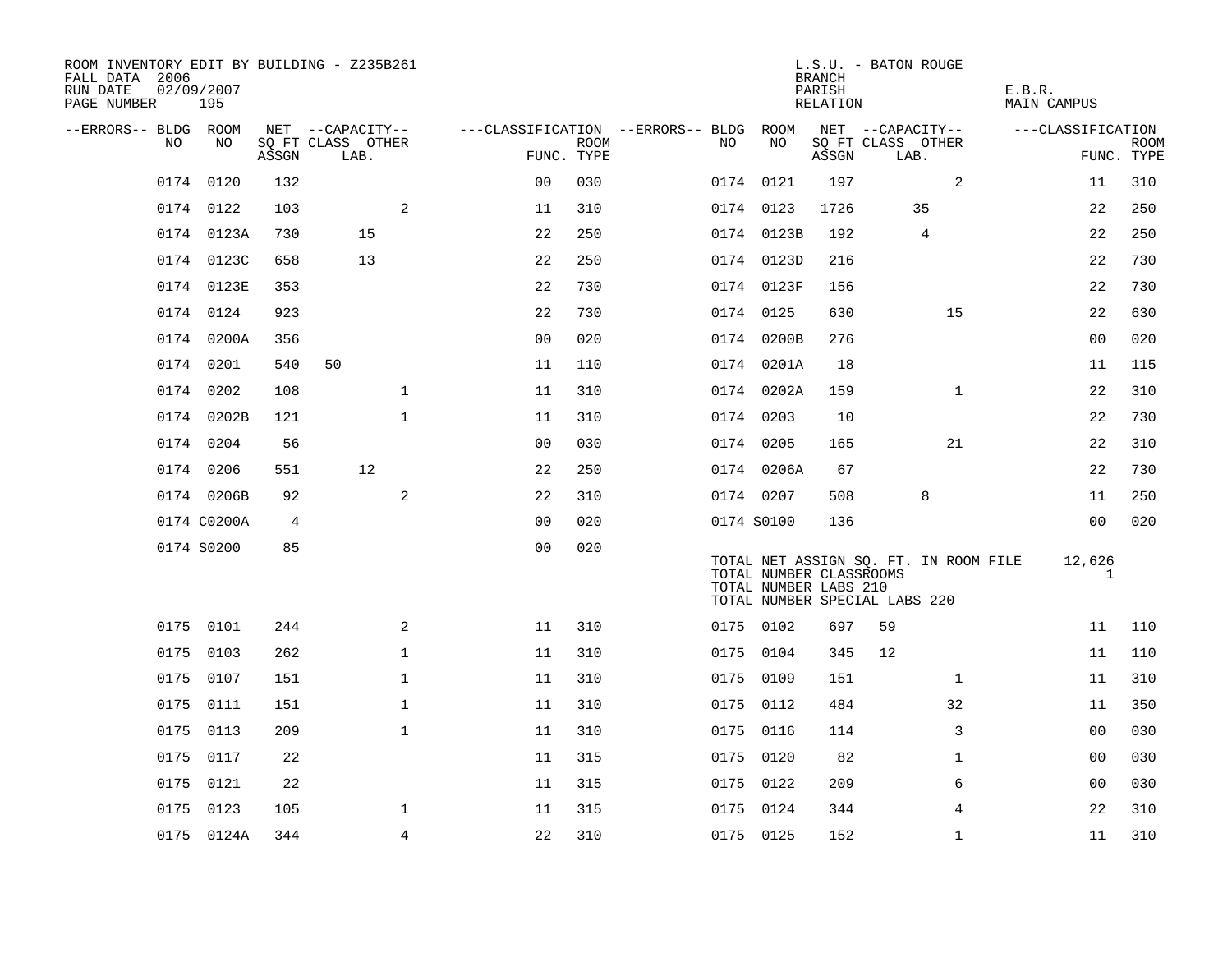ROOM INVENTORY EDIT BY BUILDING - Z235B261
FALL DATA 2006
RUN DATE 02/09/2007
PAGE NUMBER 195

L.S.U. - BATON ROUGE
BRANCH
PARISH E.B.R.
RELATION MAIN CAMPUS

| --ERRORS-- | BLDG NO | ROOM NO | NET SQ FT ASSGN | CAPACITY CLASS | CAPACITY LAB. | CAPACITY OTHER | CLASSIFICATION FUNC. | ROOM TYPE | --ERRORS-- | BLDG NO | ROOM NO | NET SQ FT ASSGN | CAPACITY CLASS | CAPACITY LAB. | CAPACITY OTHER | CLASSIFICATION FUNC. | ROOM TYPE |
|---|---|---|---|---|---|---|---|---|---|---|---|---|---|---|---|---|---|
| | 0174 | 0120 | 132 | | | | 00 | 030 | | 0174 | 0121 | 197 | | | 2 | 11 | 310 |
| | 0174 | 0122 | 103 | | | 2 | 11 | 310 | | 0174 | 0123 | 1726 | | 35 | | 22 | 250 |
| | 0174 | 0123A | 730 | | 15 | | 22 | 250 | | 0174 | 0123B | 192 | | 4 | | 22 | 250 |
| | 0174 | 0123C | 658 | | 13 | | 22 | 250 | | 0174 | 0123D | 216 | | | | 22 | 730 |
| | 0174 | 0123E | 353 | | | | 22 | 730 | | 0174 | 0123F | 156 | | | | 22 | 730 |
| | 0174 | 0124 | 923 | | | | 22 | 730 | | 0174 | 0125 | 630 | | | 15 | 22 | 630 |
| | 0174 | 0200A | 356 | | | | 00 | 020 | | 0174 | 0200B | 276 | | | | 00 | 020 |
| | 0174 | 0201 | 540 | 50 | | | 11 | 110 | | 0174 | 0201A | 18 | | | | 11 | 115 |
| | 0174 | 0202 | 108 | | | 1 | 11 | 310 | | 0174 | 0202A | 159 | | | 1 | 22 | 310 |
| | 0174 | 0202B | 121 | | | 1 | 11 | 310 | | 0174 | 0203 | 10 | | | | 22 | 730 |
| | 0174 | 0204 | 56 | | | | 00 | 030 | | 0174 | 0205 | 165 | | | 21 | 22 | 310 |
| | 0174 | 0206 | 551 | | 12 | | 22 | 250 | | 0174 | 0206A | 67 | | | | 22 | 730 |
| | 0174 | 0206B | 92 | | | 2 | 22 | 310 | | 0174 | 0207 | 508 | | 8 | | 11 | 250 |
| | 0174 | C0200A | 4 | | | | 00 | 020 | | 0174 | S0100 | 136 | | | | 00 | 020 |
| | 0174 | S0200 | 85 | | | | 00 | 020 | | | | | | | | | |

TOTAL NET ASSIGN SQ. FT. IN ROOM FILE 12,626
TOTAL NUMBER CLASSROOMS 1
TOTAL NUMBER LABS 210
TOTAL NUMBER SPECIAL LABS 220

| --ERRORS-- | BLDG NO | ROOM NO | NET SQ FT ASSGN | CAPACITY CLASS | CAPACITY LAB. | CAPACITY OTHER | CLASSIFICATION FUNC. | ROOM TYPE | --ERRORS-- | BLDG NO | ROOM NO | NET SQ FT ASSGN | CAPACITY CLASS | CAPACITY LAB. | CAPACITY OTHER | CLASSIFICATION FUNC. | ROOM TYPE |
|---|---|---|---|---|---|---|---|---|---|---|---|---|---|---|---|---|---|
| | 0175 | 0101 | 244 | | | 2 | 11 | 310 | | 0175 | 0102 | 697 | 59 | | | 11 | 110 |
| | 0175 | 0103 | 262 | | | 1 | 11 | 310 | | 0175 | 0104 | 345 | 12 | | | 11 | 110 |
| | 0175 | 0107 | 151 | | | 1 | 11 | 310 | | 0175 | 0109 | 151 | | | 1 | 11 | 310 |
| | 0175 | 0111 | 151 | | | 1 | 11 | 310 | | 0175 | 0112 | 484 | | | 32 | 11 | 350 |
| | 0175 | 0113 | 209 | | | 1 | 11 | 310 | | 0175 | 0116 | 114 | | | 3 | 00 | 030 |
| | 0175 | 0117 | 22 | | | | 11 | 315 | | 0175 | 0120 | 82 | | | 1 | 00 | 030 |
| | 0175 | 0121 | 22 | | | | 11 | 315 | | 0175 | 0122 | 209 | | | 6 | 00 | 030 |
| | 0175 | 0123 | 105 | | | 1 | 11 | 315 | | 0175 | 0124 | 344 | | | 4 | 22 | 310 |
| | 0175 | 0124A | 344 | | | 4 | 22 | 310 | | 0175 | 0125 | 152 | | | 1 | 11 | 310 |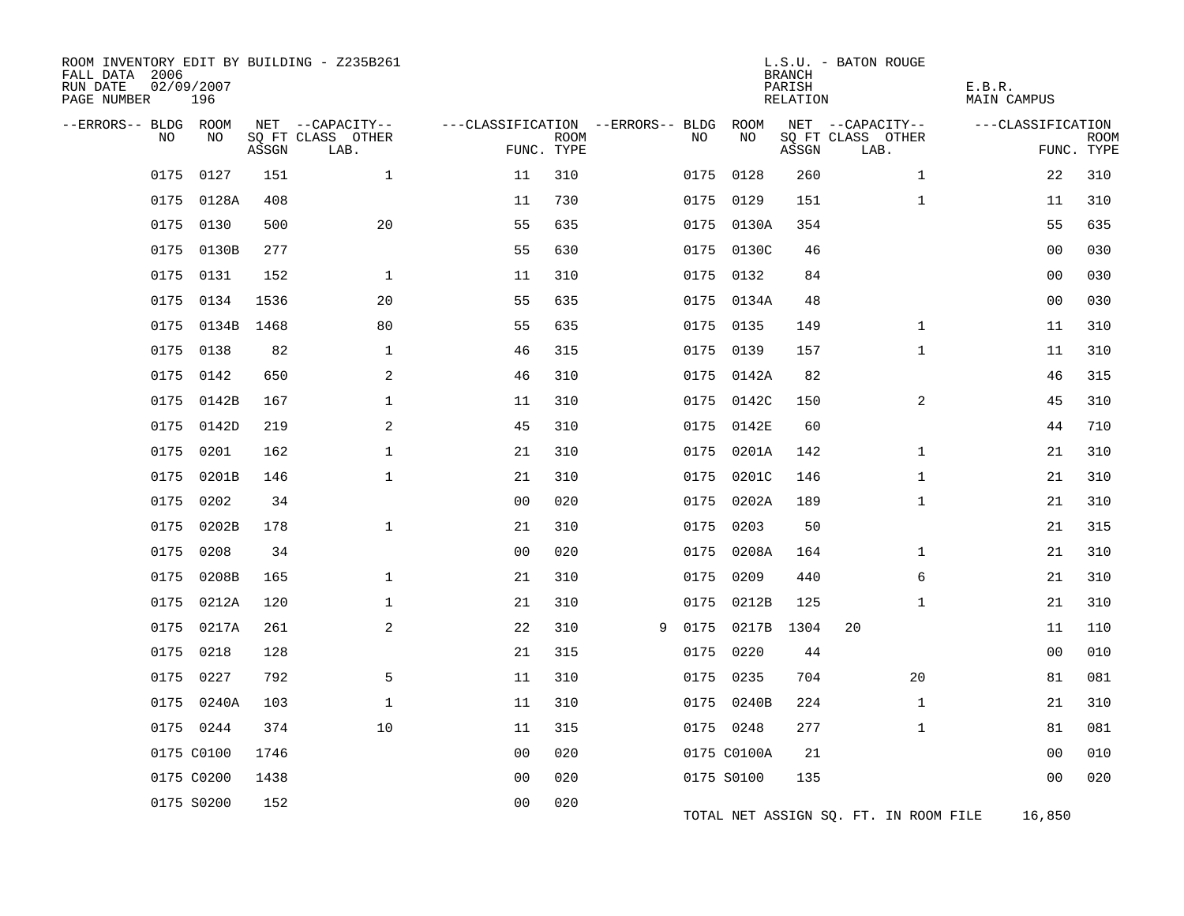ROOM INVENTORY EDIT BY BUILDING - Z235B261
FALL DATA 2006
RUN DATE 02/09/2007
PAGE NUMBER 196

L.S.U. - BATON ROUGE
BRANCH
PARISH E.B.R.
RELATION MAIN CAMPUS

| --ERRORS-- | BLDG NO | ROOM NO | NET SQ FT ASSGN | --CAPACITY-- CLASS | OTHER LAB. | ---CLASSIFICATION FUNC. | ROOM TYPE | --ERRORS-- | BLDG NO | ROOM NO | NET SQ FT ASSGN | --CAPACITY-- CLASS | OTHER LAB. | ---CLASSIFICATION FUNC. | ROOM TYPE |
|---|---|---|---|---|---|---|---|---|---|---|---|---|---|---|---|
| | 0175 | 0127 | 151 | | 1 | 11 | 310 | | 0175 | 0128 | 260 | | 1 | 22 | 310 |
| | 0175 | 0128A | 408 | | | 11 | 730 | | 0175 | 0129 | 151 | | 1 | 11 | 310 |
| | 0175 | 0130 | 500 | | 20 | 55 | 635 | | 0175 | 0130A | 354 | | | 55 | 635 |
| | 0175 | 0130B | 277 | | | 55 | 630 | | 0175 | 0130C | 46 | | | 00 | 030 |
| | 0175 | 0131 | 152 | | 1 | 11 | 310 | | 0175 | 0132 | 84 | | | 00 | 030 |
| | 0175 | 0134 | 1536 | | 20 | 55 | 635 | | 0175 | 0134A | 48 | | | 00 | 030 |
| | 0175 | 0134B | 1468 | | 80 | 55 | 635 | | 0175 | 0135 | 149 | | 1 | 11 | 310 |
| | 0175 | 0138 | 82 | | 1 | 46 | 315 | | 0175 | 0139 | 157 | | 1 | 11 | 310 |
| | 0175 | 0142 | 650 | | 2 | 46 | 310 | | 0175 | 0142A | 82 | | | 46 | 315 |
| | 0175 | 0142B | 167 | | 1 | 11 | 310 | | 0175 | 0142C | 150 | | 2 | 45 | 310 |
| | 0175 | 0142D | 219 | | 2 | 45 | 310 | | 0175 | 0142E | 60 | | | 44 | 710 |
| | 0175 | 0201 | 162 | | 1 | 21 | 310 | | 0175 | 0201A | 142 | | 1 | 21 | 310 |
| | 0175 | 0201B | 146 | | 1 | 21 | 310 | | 0175 | 0201C | 146 | | 1 | 21 | 310 |
| | 0175 | 0202 | 34 | | | 00 | 020 | | 0175 | 0202A | 189 | | 1 | 21 | 310 |
| | 0175 | 0202B | 178 | | 1 | 21 | 310 | | 0175 | 0203 | 50 | | | 21 | 315 |
| | 0175 | 0208 | 34 | | | 00 | 020 | | 0175 | 0208A | 164 | | 1 | 21 | 310 |
| | 0175 | 0208B | 165 | | 1 | 21 | 310 | | 0175 | 0209 | 440 | | 6 | 21 | 310 |
| | 0175 | 0212A | 120 | | 1 | 21 | 310 | | 0175 | 0212B | 125 | | 1 | 21 | 310 |
| | 0175 | 0217A | 261 | | 2 | 22 | 310 | 9 | 0175 | 0217B | 1304 | 20 | | 11 | 110 |
| | 0175 | 0218 | 128 | | | 21 | 315 | | 0175 | 0220 | 44 | | | 00 | 010 |
| | 0175 | 0227 | 792 | | 5 | 11 | 310 | | 0175 | 0235 | 704 | | 20 | 81 | 081 |
| | 0175 | 0240A | 103 | | 1 | 11 | 310 | | 0175 | 0240B | 224 | | 1 | 21 | 310 |
| | 0175 | 0244 | 374 | | 10 | 11 | 315 | | 0175 | 0248 | 277 | | 1 | 81 | 081 |
| | 0175 | C0100 | 1746 | | | 00 | 020 | | 0175 | C0100A | 21 | | | 00 | 010 |
| | 0175 | C0200 | 1438 | | | 00 | 020 | | 0175 | S0100 | 135 | | | 00 | 020 |
| | 0175 | S0200 | 152 | | | 00 | 020 | | | | | | | | |

TOTAL NET ASSIGN SQ. FT. IN ROOM FILE 16,850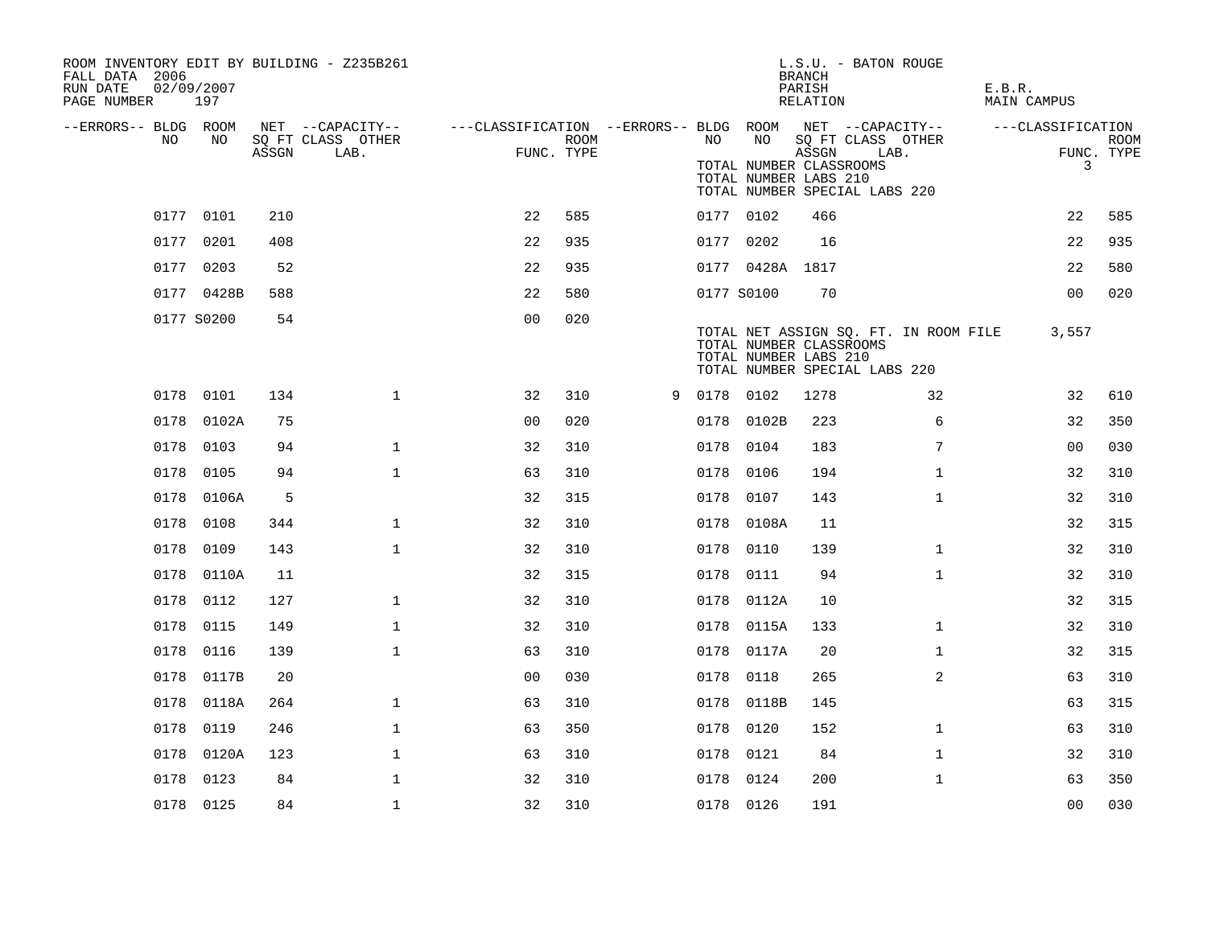ROOM INVENTORY EDIT BY BUILDING - Z235B261
FALL DATA 2006
RUN DATE 02/09/2007
PAGE NUMBER 197

L.S.U. - BATON ROUGE
BRANCH
PARISH E.B.R.
RELATION MAIN CAMPUS

| --ERRORS-- | BLDG NO | ROOM NO | NET SQ FT ASSGN | --CAPACITY-- CLASS LAB. | OTHER | ---CLASSIFICATION FUNC. | ROOM TYPE | --ERRORS-- | BLDG NO | ROOM NO | NET SQ FT ASSGN | --CAPACITY-- CLASS LAB. | OTHER | ---CLASSIFICATION FUNC. | ROOM TYPE |
|---|---|---|---|---|---|---|---|---|---|---|---|---|---|---|---|
| | | | | | | | | | TOTAL NUMBER CLASSROOMS | | | | | 3 | |
| | | | | | | | | | TOTAL NUMBER LABS 210 | | | | | | |
| | | | | | | | | | TOTAL NUMBER SPECIAL LABS 220 | | | | | | |
| | 0177 | 0101 | 210 | | | 22 | 585 | | 0177 | 0102 | 466 | | | 22 | 585 |
| | 0177 | 0201 | 408 | | | 22 | 935 | | 0177 | 0202 | 16 | | | 22 | 935 |
| | 0177 | 0203 | 52 | | | 22 | 935 | | 0177 | 0428A | 1817 | | | 22 | 580 |
| | 0177 | 0428B | 588 | | | 22 | 580 | | 0177 | S0100 | 70 | | | 00 | 020 |
| | 0177 | S0200 | 54 | | | 00 | 020 | | | | | | | | |
| | | | | | | | | | TOTAL NET ASSIGN SQ. FT. IN ROOM FILE | | | | | 3,557 | |
| | | | | | | | | | TOTAL NUMBER CLASSROOMS | | | | | | |
| | | | | | | | | | TOTAL NUMBER LABS 210 | | | | | | |
| | | | | | | | | | TOTAL NUMBER SPECIAL LABS 220 | | | | | | |
| | 0178 | 0101 | 134 | | 1 | 32 | 310 | 9 | 0178 | 0102 | 1278 | | 32 | 32 | 610 |
| | 0178 | 0102A | 75 | | | 00 | 020 | | 0178 | 0102B | 223 | | 6 | 32 | 350 |
| | 0178 | 0103 | 94 | | 1 | 32 | 310 | | 0178 | 0104 | 183 | | 7 | 00 | 030 |
| | 0178 | 0105 | 94 | | 1 | 63 | 310 | | 0178 | 0106 | 194 | | 1 | 32 | 310 |
| | 0178 | 0106A | 5 | | | 32 | 315 | | 0178 | 0107 | 143 | | 1 | 32 | 310 |
| | 0178 | 0108 | 344 | | 1 | 32 | 310 | | 0178 | 0108A | 11 | | | 32 | 315 |
| | 0178 | 0109 | 143 | | 1 | 32 | 310 | | 0178 | 0110 | 139 | | 1 | 32 | 310 |
| | 0178 | 0110A | 11 | | | 32 | 315 | | 0178 | 0111 | 94 | | 1 | 32 | 310 |
| | 0178 | 0112 | 127 | | 1 | 32 | 310 | | 0178 | 0112A | 10 | | | 32 | 315 |
| | 0178 | 0115 | 149 | | 1 | 32 | 310 | | 0178 | 0115A | 133 | | 1 | 32 | 310 |
| | 0178 | 0116 | 139 | | 1 | 63 | 310 | | 0178 | 0117A | 20 | | 1 | 32 | 315 |
| | 0178 | 0117B | 20 | | | 00 | 030 | | 0178 | 0118 | 265 | | 2 | 63 | 310 |
| | 0178 | 0118A | 264 | | 1 | 63 | 310 | | 0178 | 0118B | 145 | | | 63 | 315 |
| | 0178 | 0119 | 246 | | 1 | 63 | 350 | | 0178 | 0120 | 152 | | 1 | 63 | 310 |
| | 0178 | 0120A | 123 | | 1 | 63 | 310 | | 0178 | 0121 | 84 | | 1 | 32 | 310 |
| | 0178 | 0123 | 84 | | 1 | 32 | 310 | | 0178 | 0124 | 200 | | 1 | 63 | 350 |
| | 0178 | 0125 | 84 | | 1 | 32 | 310 | | 0178 | 0126 | 191 | | | 00 | 030 |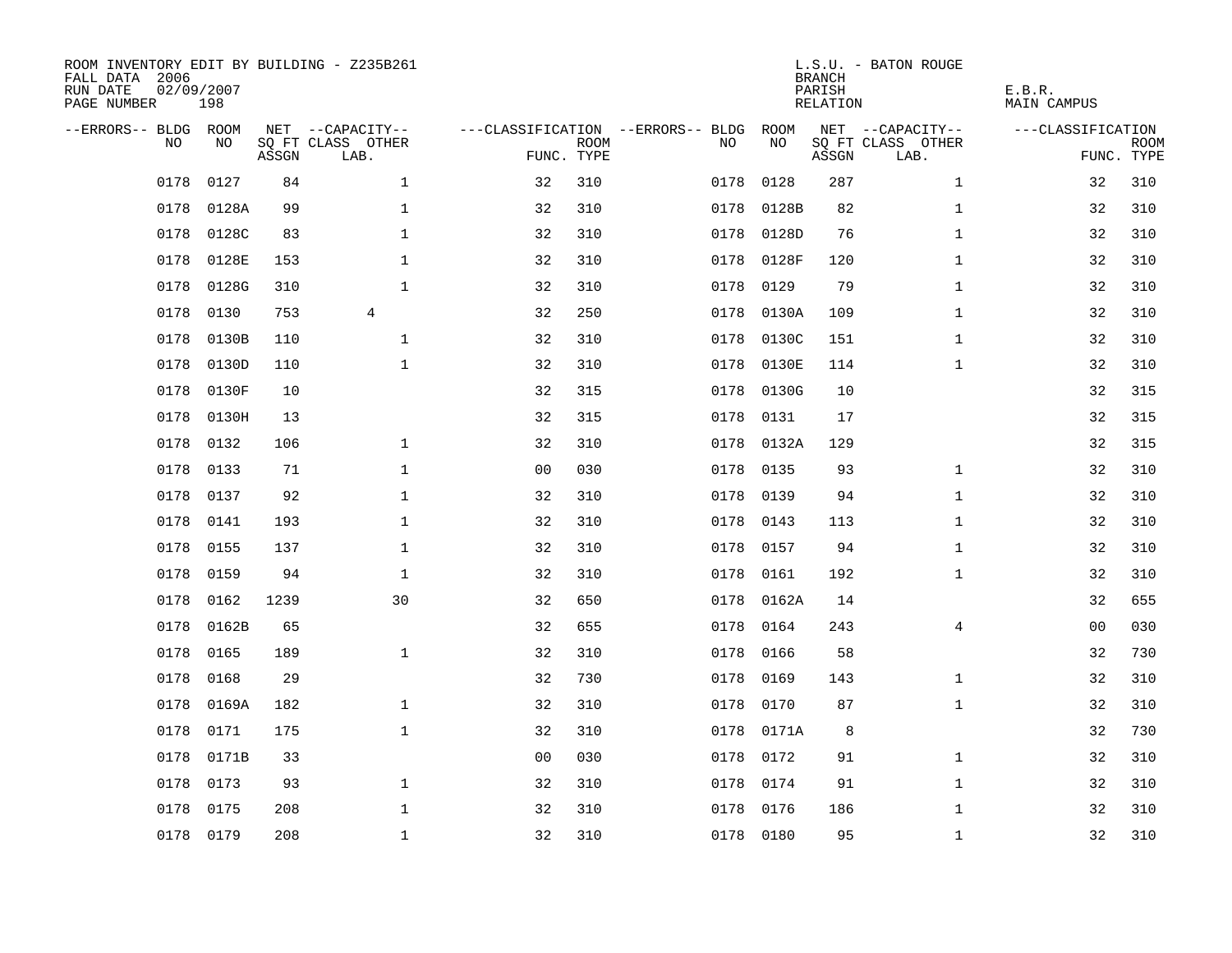ROOM INVENTORY EDIT BY BUILDING - Z235B261
FALL DATA 2006
RUN DATE 02/09/2007
PAGE NUMBER 198

L.S.U. - BATON ROUGE
BRANCH
PARISH E.B.R.
RELATION MAIN CAMPUS

| --ERRORS-- | BLDG NO | ROOM NO | NET SQ FT ASSGN | --CAPACITY-- CLASS LAB. | OTHER | ---CLASSIFICATION FUNC. | ROOM TYPE | --ERRORS-- | BLDG NO | ROOM NO | NET SQ FT ASSGN | --CAPACITY-- CLASS LAB. | OTHER | ---CLASSIFICATION FUNC. | ROOM TYPE |
|---|---|---|---|---|---|---|---|---|---|---|---|---|---|---|---|
| | 0178 | 0127 | 84 | | 1 | 32 | 310 | | 0178 | 0128 | 287 | | 1 | 32 | 310 |
| | 0178 | 0128A | 99 | | 1 | 32 | 310 | | 0178 | 0128B | 82 | | 1 | 32 | 310 |
| | 0178 | 0128C | 83 | | 1 | 32 | 310 | | 0178 | 0128D | 76 | | 1 | 32 | 310 |
| | 0178 | 0128E | 153 | | 1 | 32 | 310 | | 0178 | 0128F | 120 | | 1 | 32 | 310 |
| | 0178 | 0128G | 310 | | 1 | 32 | 310 | | 0178 | 0129 | 79 | | 1 | 32 | 310 |
| | 0178 | 0130 | 753 | 4 | | 32 | 250 | | 0178 | 0130A | 109 | | 1 | 32 | 310 |
| | 0178 | 0130B | 110 | | 1 | 32 | 310 | | 0178 | 0130C | 151 | | 1 | 32 | 310 |
| | 0178 | 0130D | 110 | | 1 | 32 | 310 | | 0178 | 0130E | 114 | | 1 | 32 | 310 |
| | 0178 | 0130F | 10 | | | 32 | 315 | | 0178 | 0130G | 10 | | | 32 | 315 |
| | 0178 | 0130H | 13 | | | 32 | 315 | | 0178 | 0131 | 17 | | | 32 | 315 |
| | 0178 | 0132 | 106 | | 1 | 32 | 310 | | 0178 | 0132A | 129 | | | 32 | 315 |
| | 0178 | 0133 | 71 | | 1 | 00 | 030 | | 0178 | 0135 | 93 | | 1 | 32 | 310 |
| | 0178 | 0137 | 92 | | 1 | 32 | 310 | | 0178 | 0139 | 94 | | 1 | 32 | 310 |
| | 0178 | 0141 | 193 | | 1 | 32 | 310 | | 0178 | 0143 | 113 | | 1 | 32 | 310 |
| | 0178 | 0155 | 137 | | 1 | 32 | 310 | | 0178 | 0157 | 94 | | 1 | 32 | 310 |
| | 0178 | 0159 | 94 | | 1 | 32 | 310 | | 0178 | 0161 | 192 | | 1 | 32 | 310 |
| | 0178 | 0162 | 1239 | | 30 | 32 | 650 | | 0178 | 0162A | 14 | | | 32 | 655 |
| | 0178 | 0162B | 65 | | | 32 | 655 | | 0178 | 0164 | 243 | | 4 | 00 | 030 |
| | 0178 | 0165 | 189 | | 1 | 32 | 310 | | 0178 | 0166 | 58 | | | 32 | 730 |
| | 0178 | 0168 | 29 | | | 32 | 730 | | 0178 | 0169 | 143 | | 1 | 32 | 310 |
| | 0178 | 0169A | 182 | | 1 | 32 | 310 | | 0178 | 0170 | 87 | | 1 | 32 | 310 |
| | 0178 | 0171 | 175 | | 1 | 32 | 310 | | 0178 | 0171A | 8 | | | 32 | 730 |
| | 0178 | 0171B | 33 | | | 00 | 030 | | 0178 | 0172 | 91 | | 1 | 32 | 310 |
| | 0178 | 0173 | 93 | | 1 | 32 | 310 | | 0178 | 0174 | 91 | | 1 | 32 | 310 |
| | 0178 | 0175 | 208 | | 1 | 32 | 310 | | 0178 | 0176 | 186 | | 1 | 32 | 310 |
| | 0178 | 0179 | 208 | | 1 | 32 | 310 | | 0178 | 0180 | 95 | | 1 | 32 | 310 |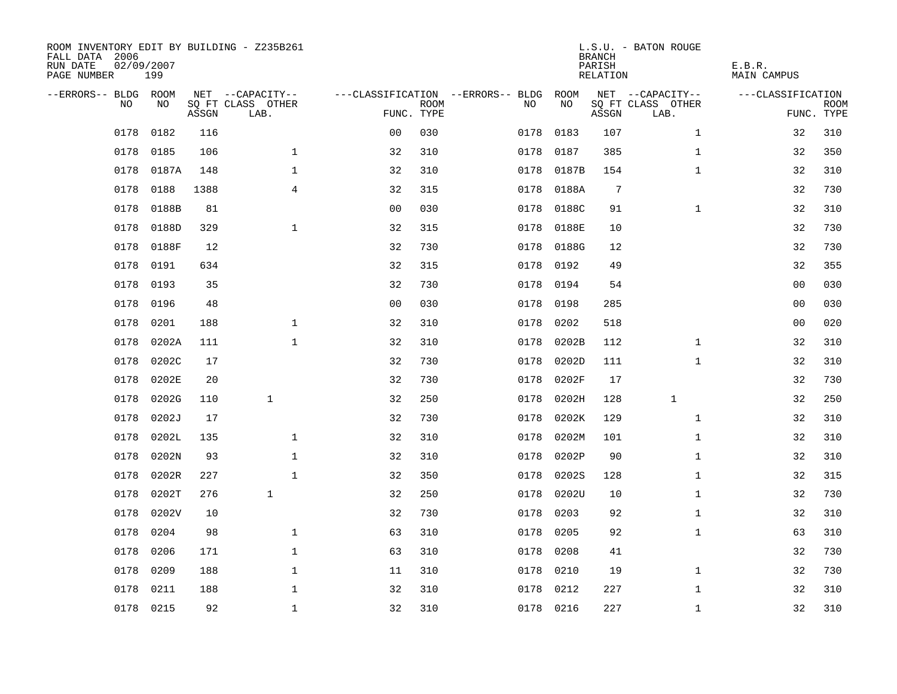ROOM INVENTORY EDIT BY BUILDING - Z235B261
FALL DATA 2006
RUN DATE 02/09/2007
PAGE NUMBER 199

L.S.U. - BATON ROUGE
BRANCH
PARISH E.B.R.
RELATION MAIN CAMPUS

| --ERRORS-- | BLDG NO | ROOM NO | NET SQ FT ASSGN | CAPACITY CLASS LAB. | CAPACITY OTHER | CLASSIFICATION FUNC. | ROOM TYPE | --ERRORS-- | BLDG NO | ROOM NO | NET SQ FT ASSGN | CAPACITY CLASS LAB. | CAPACITY OTHER | CLASSIFICATION FUNC. | ROOM TYPE |
|---|---|---|---|---|---|---|---|---|---|---|---|---|---|---|---|
| | 0178 | 0182 | 116 | | | 00 | 030 | | 0178 | 0183 | 107 | | 1 | 32 | 310 |
| | 0178 | 0185 | 106 | | 1 | 32 | 310 | | 0178 | 0187 | 385 | | 1 | 32 | 350 |
| | 0178 | 0187A | 148 | | 1 | 32 | 310 | | 0178 | 0187B | 154 | | 1 | 32 | 310 |
| | 0178 | 0188 | 1388 | | 4 | 32 | 315 | | 0178 | 0188A | 7 | | | 32 | 730 |
| | 0178 | 0188B | 81 | | | 00 | 030 | | 0178 | 0188C | 91 | | 1 | 32 | 310 |
| | 0178 | 0188D | 329 | | 1 | 32 | 315 | | 0178 | 0188E | 10 | | | 32 | 730 |
| | 0178 | 0188F | 12 | | | 32 | 730 | | 0178 | 0188G | 12 | | | 32 | 730 |
| | 0178 | 0191 | 634 | | | 32 | 315 | | 0178 | 0192 | 49 | | | 32 | 355 |
| | 0178 | 0193 | 35 | | | 32 | 730 | | 0178 | 0194 | 54 | | | 00 | 030 |
| | 0178 | 0196 | 48 | | | 00 | 030 | | 0178 | 0198 | 285 | | | 00 | 030 |
| | 0178 | 0201 | 188 | | 1 | 32 | 310 | | 0178 | 0202 | 518 | | | 00 | 020 |
| | 0178 | 0202A | 111 | | 1 | 32 | 310 | | 0178 | 0202B | 112 | | 1 | 32 | 310 |
| | 0178 | 0202C | 17 | | | 32 | 730 | | 0178 | 0202D | 111 | | 1 | 32 | 310 |
| | 0178 | 0202E | 20 | | | 32 | 730 | | 0178 | 0202F | 17 | | | 32 | 730 |
| | 0178 | 0202G | 110 | 1 | | 32 | 250 | | 0178 | 0202H | 128 | 1 | | 32 | 250 |
| | 0178 | 0202J | 17 | | | 32 | 730 | | 0178 | 0202K | 129 | | 1 | 32 | 310 |
| | 0178 | 0202L | 135 | | 1 | 32 | 310 | | 0178 | 0202M | 101 | | 1 | 32 | 310 |
| | 0178 | 0202N | 93 | | 1 | 32 | 310 | | 0178 | 0202P | 90 | | 1 | 32 | 310 |
| | 0178 | 0202R | 227 | | 1 | 32 | 350 | | 0178 | 0202S | 128 | | 1 | 32 | 315 |
| | 0178 | 0202T | 276 | 1 | | 32 | 250 | | 0178 | 0202U | 10 | | 1 | 32 | 730 |
| | 0178 | 0202V | 10 | | | 32 | 730 | | 0178 | 0203 | 92 | | 1 | 32 | 310 |
| | 0178 | 0204 | 98 | | 1 | 63 | 310 | | 0178 | 0205 | 92 | | 1 | 63 | 310 |
| | 0178 | 0206 | 171 | | 1 | 63 | 310 | | 0178 | 0208 | 41 | | | 32 | 730 |
| | 0178 | 0209 | 188 | | 1 | 11 | 310 | | 0178 | 0210 | 19 | | 1 | 32 | 730 |
| | 0178 | 0211 | 188 | | 1 | 32 | 310 | | 0178 | 0212 | 227 | | 1 | 32 | 310 |
| | 0178 | 0215 | 92 | | 1 | 32 | 310 | | 0178 | 0216 | 227 | | 1 | 32 | 310 |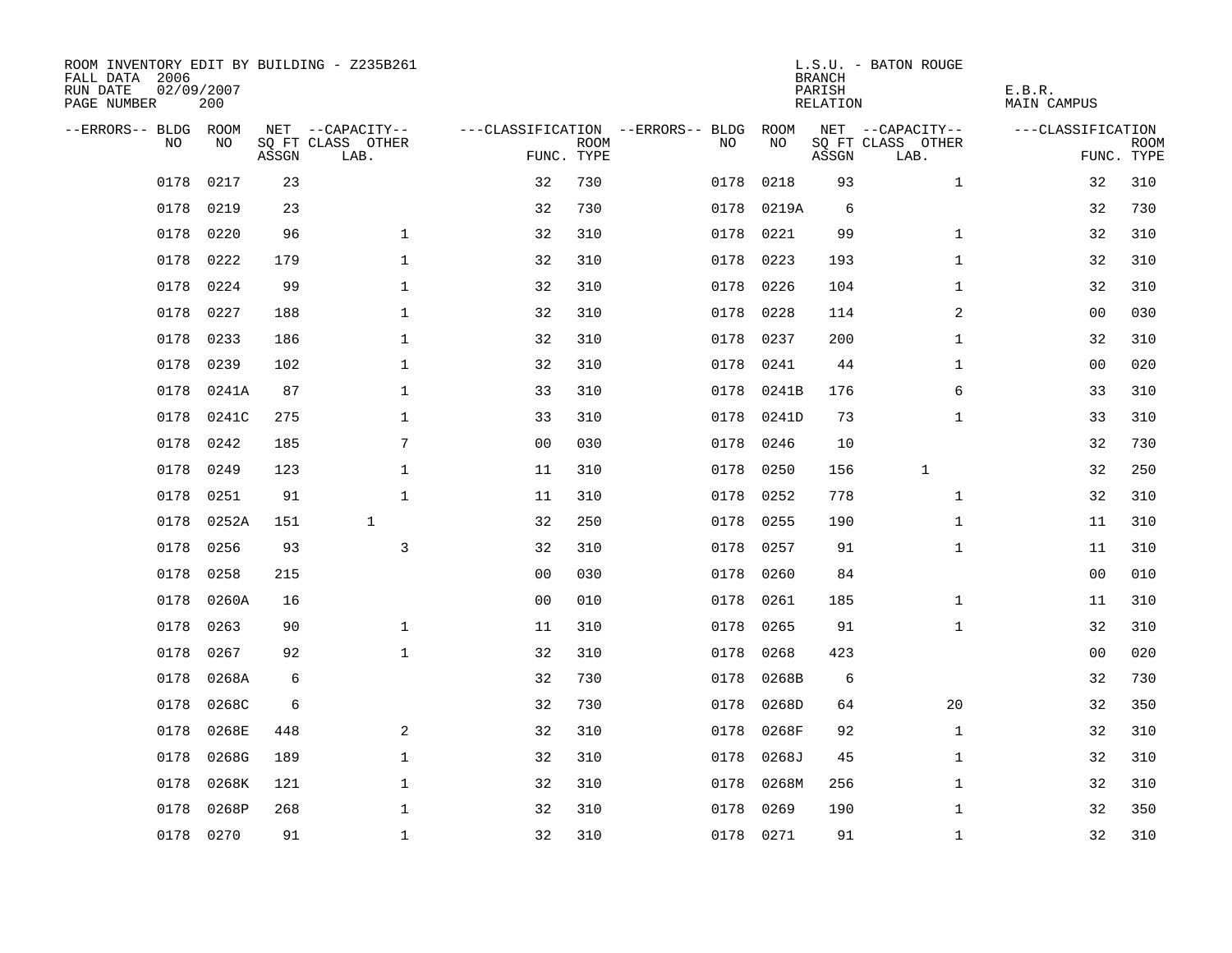ROOM INVENTORY EDIT BY BUILDING - Z235B261
FALL DATA 2006
RUN DATE 02/09/2007
PAGE NUMBER 200

L.S.U. - BATON ROUGE
BRANCH
PARISH E.B.R.
RELATION MAIN CAMPUS

| --ERRORS-- | BLDG NO | ROOM NO | NET SQ FT ASSGN | CAPACITY CLASS LAB. | CAPACITY OTHER | CLASSIFICATION FUNC. | ROOM TYPE | --ERRORS-- | BLDG NO | ROOM NO | NET SQ FT ASSGN | CAPACITY CLASS LAB. | CAPACITY OTHER | CLASSIFICATION FUNC. | ROOM TYPE |
|---|---|---|---|---|---|---|---|---|---|---|---|---|---|---|---|
| | 0178 | 0217 | 23 | | | 32 | 730 | | 0178 | 0218 | 93 | | 1 | 32 | 310 |
| | 0178 | 0219 | 23 | | | 32 | 730 | | 0178 | 0219A | 6 | | | 32 | 730 |
| | 0178 | 0220 | 96 | | 1 | 32 | 310 | | 0178 | 0221 | 99 | | 1 | 32 | 310 |
| | 0178 | 0222 | 179 | | 1 | 32 | 310 | | 0178 | 0223 | 193 | | 1 | 32 | 310 |
| | 0178 | 0224 | 99 | | 1 | 32 | 310 | | 0178 | 0226 | 104 | | 1 | 32 | 310 |
| | 0178 | 0227 | 188 | | 1 | 32 | 310 | | 0178 | 0228 | 114 | | 2 | 00 | 030 |
| | 0178 | 0233 | 186 | | 1 | 32 | 310 | | 0178 | 0237 | 200 | | 1 | 32 | 310 |
| | 0178 | 0239 | 102 | | 1 | 32 | 310 | | 0178 | 0241 | 44 | | 1 | 00 | 020 |
| | 0178 | 0241A | 87 | | 1 | 33 | 310 | | 0178 | 0241B | 176 | | 6 | 33 | 310 |
| | 0178 | 0241C | 275 | | 1 | 33 | 310 | | 0178 | 0241D | 73 | | 1 | 33 | 310 |
| | 0178 | 0242 | 185 | | 7 | 00 | 030 | | 0178 | 0246 | 10 | | | 32 | 730 |
| | 0178 | 0249 | 123 | | 1 | 11 | 310 | | 0178 | 0250 | 156 | 1 | | 32 | 250 |
| | 0178 | 0251 | 91 | | 1 | 11 | 310 | | 0178 | 0252 | 778 | | 1 | 32 | 310 |
| | 0178 | 0252A | 151 | 1 | | 32 | 250 | | 0178 | 0255 | 190 | | 1 | 11 | 310 |
| | 0178 | 0256 | 93 | | 3 | 32 | 310 | | 0178 | 0257 | 91 | | 1 | 11 | 310 |
| | 0178 | 0258 | 215 | | | 00 | 030 | | 0178 | 0260 | 84 | | | 00 | 010 |
| | 0178 | 0260A | 16 | | | 00 | 010 | | 0178 | 0261 | 185 | | 1 | 11 | 310 |
| | 0178 | 0263 | 90 | | 1 | 11 | 310 | | 0178 | 0265 | 91 | | 1 | 32 | 310 |
| | 0178 | 0267 | 92 | | 1 | 32 | 310 | | 0178 | 0268 | 423 | | | 00 | 020 |
| | 0178 | 0268A | 6 | | | 32 | 730 | | 0178 | 0268B | 6 | | | 32 | 730 |
| | 0178 | 0268C | 6 | | | 32 | 730 | | 0178 | 0268D | 64 | | 20 | 32 | 350 |
| | 0178 | 0268E | 448 | | 2 | 32 | 310 | | 0178 | 0268F | 92 | | 1 | 32 | 310 |
| | 0178 | 0268G | 189 | | 1 | 32 | 310 | | 0178 | 0268J | 45 | | 1 | 32 | 310 |
| | 0178 | 0268K | 121 | | 1 | 32 | 310 | | 0178 | 0268M | 256 | | 1 | 32 | 310 |
| | 0178 | 0268P | 268 | | 1 | 32 | 310 | | 0178 | 0269 | 190 | | 1 | 32 | 350 |
| | 0178 | 0270 | 91 | | 1 | 32 | 310 | | 0178 | 0271 | 91 | | 1 | 32 | 310 |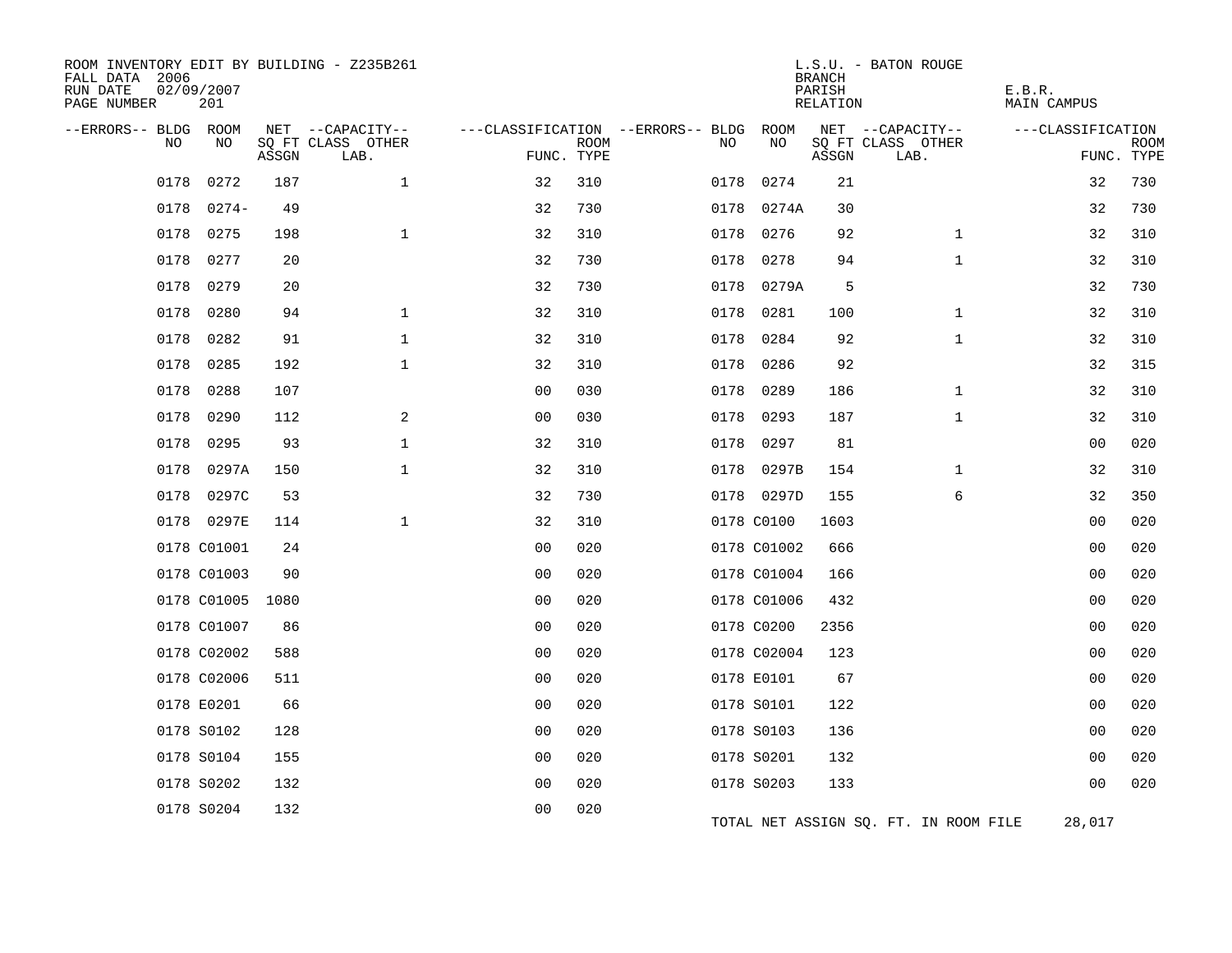ROOM INVENTORY EDIT BY BUILDING - Z235B261
FALL DATA 2006
RUN DATE 02/09/2007

L.S.U. - BATON ROUGE
BRANCH
PARISH E.B.R.
RELATION MAIN CAMPUS

| --ERRORS-- | BLDG NO | ROOM NO | NET SQ FT ASSGN | --CAPACITY-- CLASS LAB. | OTHER | ---CLASSIFICATION FUNC. | ROOM TYPE | --ERRORS-- | BLDG NO | ROOM NO | NET SQ FT ASSGN | --CAPACITY-- CLASS LAB. | OTHER | ---CLASSIFICATION FUNC. | ROOM TYPE |
|---|---|---|---|---|---|---|---|---|---|---|---|---|---|---|---|
| | 0178 | 0272 | 187 | | 1 | 32 | 310 | | 0178 | 0274 | 21 | | | 32 | 730 |
| | 0178 | 0274- | 49 | | | 32 | 730 | | 0178 | 0274A | 30 | | | 32 | 730 |
| | 0178 | 0275 | 198 | | 1 | 32 | 310 | | 0178 | 0276 | 92 | | 1 | 32 | 310 |
| | 0178 | 0277 | 20 | | | 32 | 730 | | 0178 | 0278 | 94 | | 1 | 32 | 310 |
| | 0178 | 0279 | 20 | | | 32 | 730 | | 0178 | 0279A | 5 | | | 32 | 730 |
| | 0178 | 0280 | 94 | | 1 | 32 | 310 | | 0178 | 0281 | 100 | | 1 | 32 | 310 |
| | 0178 | 0282 | 91 | | 1 | 32 | 310 | | 0178 | 0284 | 92 | | 1 | 32 | 310 |
| | 0178 | 0285 | 192 | | 1 | 32 | 310 | | 0178 | 0286 | 92 | | | 32 | 315 |
| | 0178 | 0288 | 107 | | | 00 | 030 | | 0178 | 0289 | 186 | | 1 | 32 | 310 |
| | 0178 | 0290 | 112 | | 2 | 00 | 030 | | 0178 | 0293 | 187 | | 1 | 32 | 310 |
| | 0178 | 0295 | 93 | | 1 | 32 | 310 | | 0178 | 0297 | 81 | | | 00 | 020 |
| | 0178 | 0297A | 150 | | 1 | 32 | 310 | | 0178 | 0297B | 154 | | 1 | 32 | 310 |
| | 0178 | 0297C | 53 | | | 32 | 730 | | 0178 | 0297D | 155 | | 6 | 32 | 350 |
| | 0178 | 0297E | 114 | | 1 | 32 | 310 | | 0178 | C0100 | 1603 | | | 00 | 020 |
| | 0178 | C01001 | 24 | | | 00 | 020 | | 0178 | C01002 | 666 | | | 00 | 020 |
| | 0178 | C01003 | 90 | | | 00 | 020 | | 0178 | C01004 | 166 | | | 00 | 020 |
| | 0178 | C01005 | 1080 | | | 00 | 020 | | 0178 | C01006 | 432 | | | 00 | 020 |
| | 0178 | C01007 | 86 | | | 00 | 020 | | 0178 | C0200 | 2356 | | | 00 | 020 |
| | 0178 | C02002 | 588 | | | 00 | 020 | | 0178 | C02004 | 123 | | | 00 | 020 |
| | 0178 | C02006 | 511 | | | 00 | 020 | | 0178 | E0101 | 67 | | | 00 | 020 |
| | 0178 | E0201 | 66 | | | 00 | 020 | | 0178 | S0101 | 122 | | | 00 | 020 |
| | 0178 | S0102 | 128 | | | 00 | 020 | | 0178 | S0103 | 136 | | | 00 | 020 |
| | 0178 | S0104 | 155 | | | 00 | 020 | | 0178 | S0201 | 132 | | | 00 | 020 |
| | 0178 | S0202 | 132 | | | 00 | 020 | | 0178 | S0203 | 133 | | | 00 | 020 |
| | 0178 | S0204 | 132 | | | 00 | 020 | | | | | | | | |

TOTAL NET ASSIGN SQ. FT. IN ROOM FILE 28,017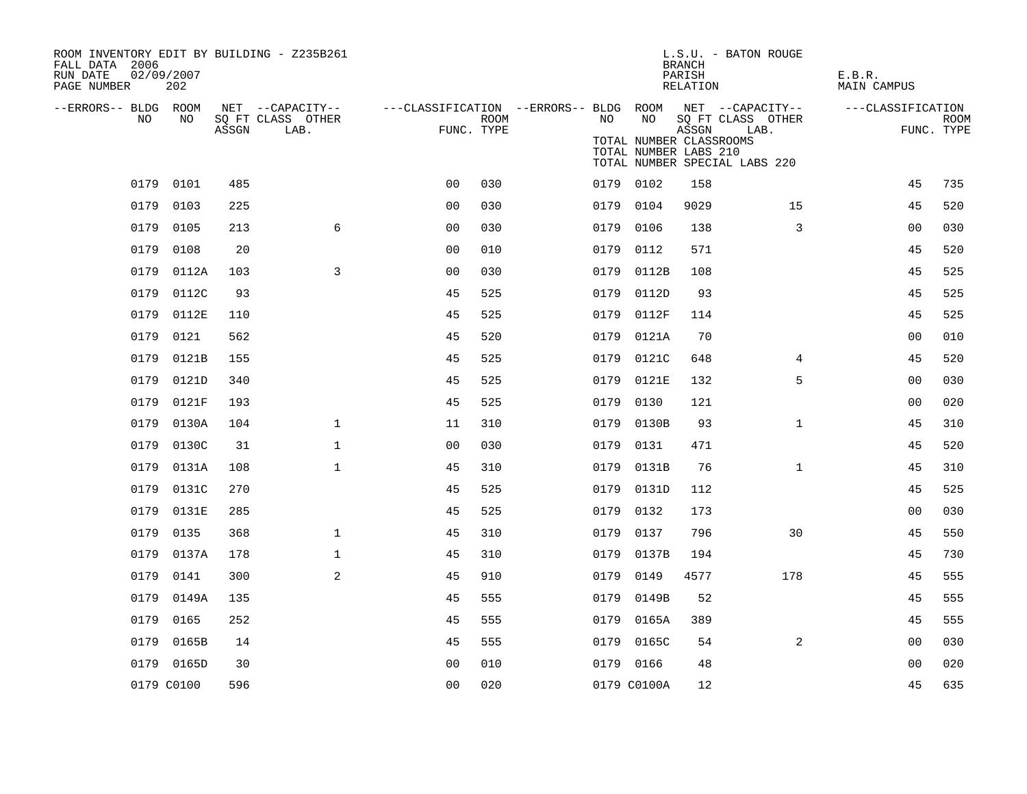ROOM INVENTORY EDIT BY BUILDING - Z235B261
FALL DATA 2006
RUN DATE 02/09/2007
PAGE NUMBER 202

L.S.U. - BATON ROUGE
BRANCH
PARISH E.B.R.
RELATION MAIN CAMPUS

TOTAL NUMBER CLASSROOMS
TOTAL NUMBER LABS 210
TOTAL NUMBER SPECIAL LABS 220

| --ERRORS-- | BLDG NO | ROOM NO | NET SQ FT ASSGN | CAPACITY CLASS LAB. | CAPACITY OTHER | CLASSIFICATION FUNC. | ROOM TYPE | --ERRORS-- | BLDG NO | ROOM NO | NET SQ FT ASSGN | CAPACITY CLASS LAB. | CAPACITY OTHER | CLASSIFICATION FUNC. | ROOM TYPE |
|---|---|---|---|---|---|---|---|---|---|---|---|---|---|---|---|
| | 0179 | 0101 | 485 | | | 00 | 030 | | 0179 | 0102 | 158 | | | 45 | 735 |
| | 0179 | 0103 | 225 | | | 00 | 030 | | 0179 | 0104 | 9029 | | 15 | 45 | 520 |
| | 0179 | 0105 | 213 | | 6 | 00 | 030 | | 0179 | 0106 | 138 | | 3 | 00 | 030 |
| | 0179 | 0108 | 20 | | | 00 | 010 | | 0179 | 0112 | 571 | | | 45 | 520 |
| | 0179 | 0112A | 103 | | 3 | 00 | 030 | | 0179 | 0112B | 108 | | | 45 | 525 |
| | 0179 | 0112C | 93 | | | 45 | 525 | | 0179 | 0112D | 93 | | | 45 | 525 |
| | 0179 | 0112E | 110 | | | 45 | 525 | | 0179 | 0112F | 114 | | | 45 | 525 |
| | 0179 | 0121 | 562 | | | 45 | 520 | | 0179 | 0121A | 70 | | | 00 | 010 |
| | 0179 | 0121B | 155 | | | 45 | 525 | | 0179 | 0121C | 648 | | 4 | 45 | 520 |
| | 0179 | 0121D | 340 | | | 45 | 525 | | 0179 | 0121E | 132 | | 5 | 00 | 030 |
| | 0179 | 0121F | 193 | | | 45 | 525 | | 0179 | 0130 | 121 | | | 00 | 020 |
| | 0179 | 0130A | 104 | | 1 | 11 | 310 | | 0179 | 0130B | 93 | | 1 | 45 | 310 |
| | 0179 | 0130C | 31 | | 1 | 00 | 030 | | 0179 | 0131 | 471 | | | 45 | 520 |
| | 0179 | 0131A | 108 | | 1 | 45 | 310 | | 0179 | 0131B | 76 | | 1 | 45 | 310 |
| | 0179 | 0131C | 270 | | | 45 | 525 | | 0179 | 0131D | 112 | | | 45 | 525 |
| | 0179 | 0131E | 285 | | | 45 | 525 | | 0179 | 0132 | 173 | | | 00 | 030 |
| | 0179 | 0135 | 368 | | 1 | 45 | 310 | | 0179 | 0137 | 796 | | 30 | 45 | 550 |
| | 0179 | 0137A | 178 | | 1 | 45 | 310 | | 0179 | 0137B | 194 | | | 45 | 730 |
| | 0179 | 0141 | 300 | | 2 | 45 | 910 | | 0179 | 0149 | 4577 | | 178 | 45 | 555 |
| | 0179 | 0149A | 135 | | | 45 | 555 | | 0179 | 0149B | 52 | | | 45 | 555 |
| | 0179 | 0165 | 252 | | | 45 | 555 | | 0179 | 0165A | 389 | | | 45 | 555 |
| | 0179 | 0165B | 14 | | | 45 | 555 | | 0179 | 0165C | 54 | | 2 | 00 | 030 |
| | 0179 | 0165D | 30 | | | 00 | 010 | | 0179 | 0166 | 48 | | | 00 | 020 |
| | 0179 | C0100 | 596 | | | 00 | 020 | | 0179 | C0100A | 12 | | | 45 | 635 |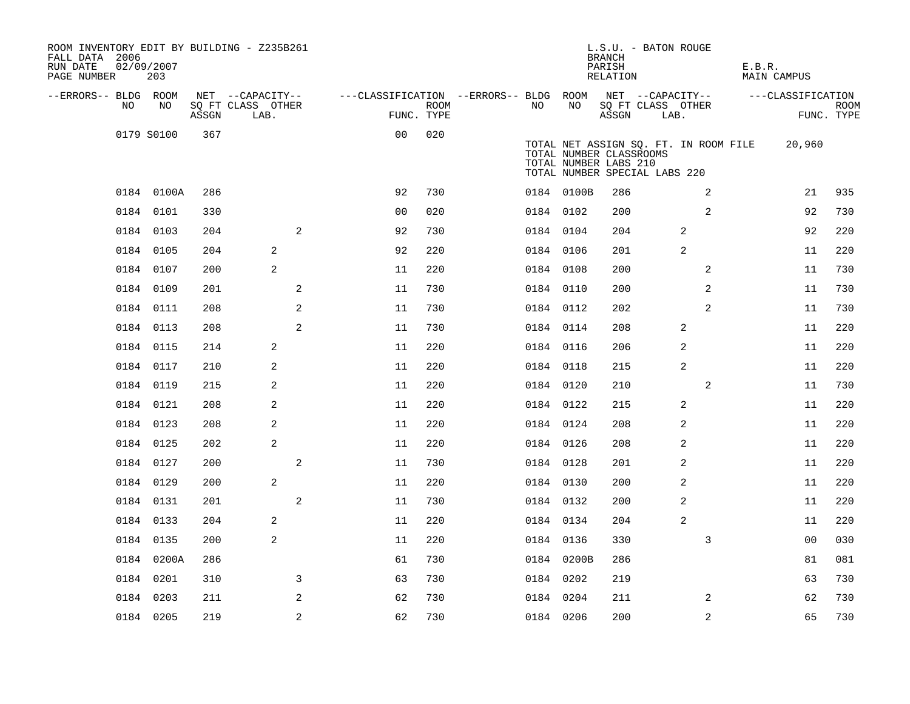ROOM INVENTORY EDIT BY BUILDING - Z235B261
FALL DATA 2006
RUN DATE 02/09/2007
PAGE NUMBER 203

L.S.U. - BATON ROUGE
BRANCH
PARISH E.B.R.
RELATION MAIN CAMPUS

| --ERRORS-- | BLDG NO | ROOM NO | NET SQ FT ASSGN | --CAPACITY-- CLASS LAB. | OTHER | ---CLASSIFICATION FUNC. | ROOM TYPE | --ERRORS-- | BLDG NO | ROOM NO | NET SQ FT ASSGN | --CAPACITY-- CLASS LAB. | OTHER | ---CLASSIFICATION FUNC. | ROOM TYPE |
|---|---|---|---|---|---|---|---|---|---|---|---|---|---|---|---|
| | 0179 | S0100 | 367 | | | 00 | 020 | | | | | | | | |
| | | | | | | | | | TOTAL NET ASSIGN SQ. FT. IN ROOM FILE | | 20,960 | | | | |
| | | | | | | | | | TOTAL NUMBER CLASSROOMS | | | | | | |
| | | | | | | | | | TOTAL NUMBER LABS 210 | | | | | | |
| | | | | | | | | | TOTAL NUMBER SPECIAL LABS 220 | | | | | | |
| | 0184 | 0100A | 286 | | | 92 | 730 | | 0184 | 0100B | 286 | | 2 | 21 | 935 |
| | 0184 | 0101 | 330 | | | 00 | 020 | | 0184 | 0102 | 200 | | 2 | 92 | 730 |
| | 0184 | 0103 | 204 | | 2 | 92 | 730 | | 0184 | 0104 | 204 | 2 | | 92 | 220 |
| | 0184 | 0105 | 204 | 2 | | 92 | 220 | | 0184 | 0106 | 201 | 2 | | 11 | 220 |
| | 0184 | 0107 | 200 | 2 | | 11 | 220 | | 0184 | 0108 | 200 | | 2 | 11 | 730 |
| | 0184 | 0109 | 201 | | 2 | 11 | 730 | | 0184 | 0110 | 200 | | 2 | 11 | 730 |
| | 0184 | 0111 | 208 | | 2 | 11 | 730 | | 0184 | 0112 | 202 | | 2 | 11 | 730 |
| | 0184 | 0113 | 208 | | 2 | 11 | 730 | | 0184 | 0114 | 208 | 2 | | 11 | 220 |
| | 0184 | 0115 | 214 | 2 | | 11 | 220 | | 0184 | 0116 | 206 | 2 | | 11 | 220 |
| | 0184 | 0117 | 210 | 2 | | 11 | 220 | | 0184 | 0118 | 215 | 2 | | 11 | 220 |
| | 0184 | 0119 | 215 | 2 | | 11 | 220 | | 0184 | 0120 | 210 | | 2 | 11 | 730 |
| | 0184 | 0121 | 208 | 2 | | 11 | 220 | | 0184 | 0122 | 215 | 2 | | 11 | 220 |
| | 0184 | 0123 | 208 | 2 | | 11 | 220 | | 0184 | 0124 | 208 | 2 | | 11 | 220 |
| | 0184 | 0125 | 202 | 2 | | 11 | 220 | | 0184 | 0126 | 208 | 2 | | 11 | 220 |
| | 0184 | 0127 | 200 | | 2 | 11 | 730 | | 0184 | 0128 | 201 | 2 | | 11 | 220 |
| | 0184 | 0129 | 200 | 2 | | 11 | 220 | | 0184 | 0130 | 200 | 2 | | 11 | 220 |
| | 0184 | 0131 | 201 | | 2 | 11 | 730 | | 0184 | 0132 | 200 | 2 | | 11 | 220 |
| | 0184 | 0133 | 204 | 2 | | 11 | 220 | | 0184 | 0134 | 204 | 2 | | 11 | 220 |
| | 0184 | 0135 | 200 | 2 | | 11 | 220 | | 0184 | 0136 | 330 | | 3 | 00 | 030 |
| | 0184 | 0200A | 286 | | | 61 | 730 | | 0184 | 0200B | 286 | | | 81 | 081 |
| | 0184 | 0201 | 310 | | 3 | 63 | 730 | | 0184 | 0202 | 219 | | | 63 | 730 |
| | 0184 | 0203 | 211 | | 2 | 62 | 730 | | 0184 | 0204 | 211 | | 2 | 62 | 730 |
| | 0184 | 0205 | 219 | | 2 | 62 | 730 | | 0184 | 0206 | 200 | | 2 | 65 | 730 |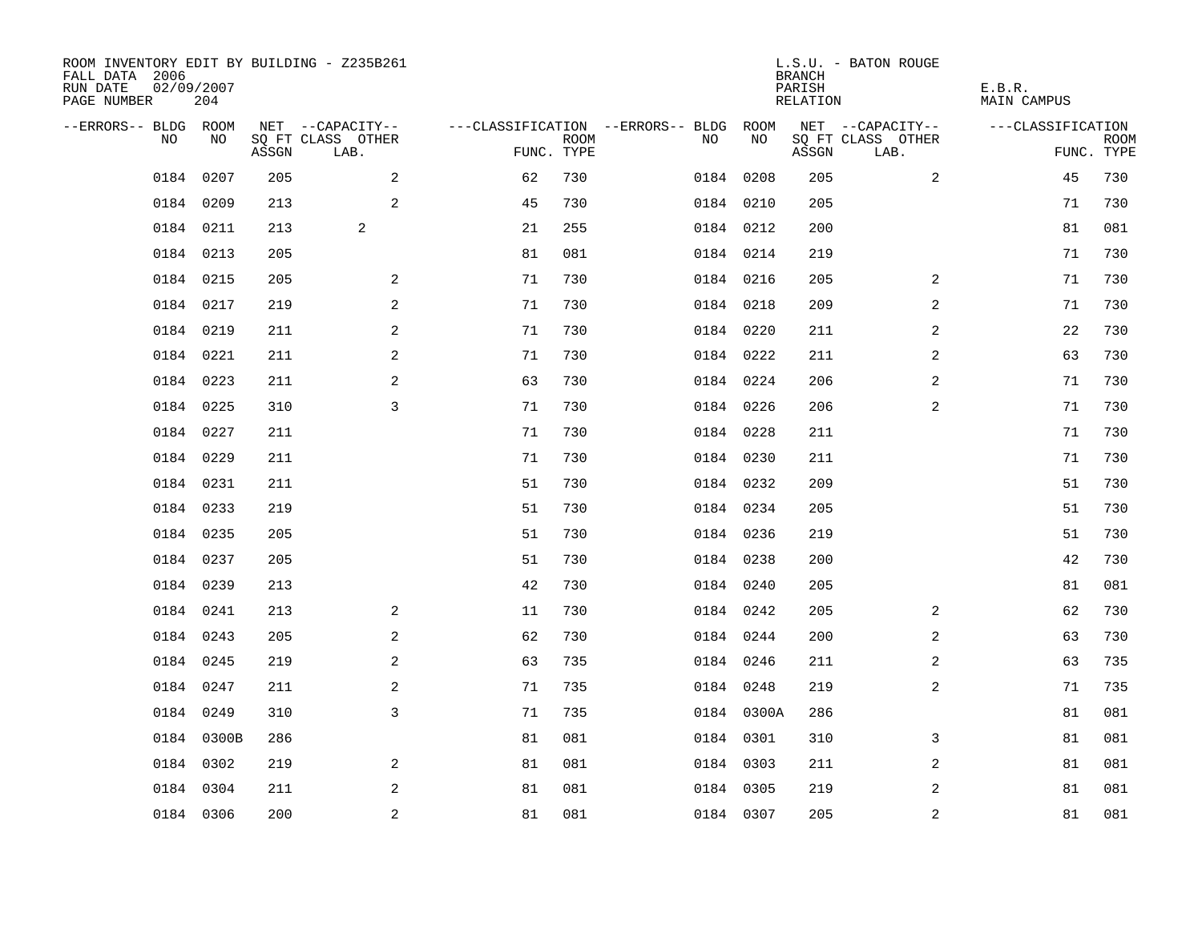ROOM INVENTORY EDIT BY BUILDING - Z235B261
FALL DATA 2006
RUN DATE 02/09/2007
PAGE NUMBER 204

L.S.U. - BATON ROUGE
BRANCH
PARISH E.B.R.
RELATION MAIN CAMPUS

| --ERRORS-- | BLDG NO | ROOM NO | NET SQ FT ASSGN | --CAPACITY-- CLASS LAB. | OTHER | ---CLASSIFICATION FUNC. | ROOM TYPE | --ERRORS-- | BLDG NO | ROOM NO | NET SQ FT ASSGN | --CAPACITY-- CLASS LAB. | OTHER | ---CLASSIFICATION FUNC. | ROOM TYPE |
|---|---|---|---|---|---|---|---|---|---|---|---|---|---|---|---|
| | 0184 | 0207 | 205 | | 2 | 62 | 730 | | 0184 | 0208 | 205 | | 2 | 45 | 730 |
| | 0184 | 0209 | 213 | | 2 | 45 | 730 | | 0184 | 0210 | 205 | | | 71 | 730 |
| | 0184 | 0211 | 213 | 2 | | 21 | 255 | | 0184 | 0212 | 200 | | | 81 | 081 |
| | 0184 | 0213 | 205 | | | 81 | 081 | | 0184 | 0214 | 219 | | | 71 | 730 |
| | 0184 | 0215 | 205 | | 2 | 71 | 730 | | 0184 | 0216 | 205 | | 2 | 71 | 730 |
| | 0184 | 0217 | 219 | | 2 | 71 | 730 | | 0184 | 0218 | 209 | | 2 | 71 | 730 |
| | 0184 | 0219 | 211 | | 2 | 71 | 730 | | 0184 | 0220 | 211 | | 2 | 22 | 730 |
| | 0184 | 0221 | 211 | | 2 | 71 | 730 | | 0184 | 0222 | 211 | | 2 | 63 | 730 |
| | 0184 | 0223 | 211 | | 2 | 63 | 730 | | 0184 | 0224 | 206 | | 2 | 71 | 730 |
| | 0184 | 0225 | 310 | | 3 | 71 | 730 | | 0184 | 0226 | 206 | | 2 | 71 | 730 |
| | 0184 | 0227 | 211 | | | 71 | 730 | | 0184 | 0228 | 211 | | | 71 | 730 |
| | 0184 | 0229 | 211 | | | 71 | 730 | | 0184 | 0230 | 211 | | | 71 | 730 |
| | 0184 | 0231 | 211 | | | 51 | 730 | | 0184 | 0232 | 209 | | | 51 | 730 |
| | 0184 | 0233 | 219 | | | 51 | 730 | | 0184 | 0234 | 205 | | | 51 | 730 |
| | 0184 | 0235 | 205 | | | 51 | 730 | | 0184 | 0236 | 219 | | | 51 | 730 |
| | 0184 | 0237 | 205 | | | 51 | 730 | | 0184 | 0238 | 200 | | | 42 | 730 |
| | 0184 | 0239 | 213 | | | 42 | 730 | | 0184 | 0240 | 205 | | | 81 | 081 |
| | 0184 | 0241 | 213 | | 2 | 11 | 730 | | 0184 | 0242 | 205 | | 2 | 62 | 730 |
| | 0184 | 0243 | 205 | | 2 | 62 | 730 | | 0184 | 0244 | 200 | | 2 | 63 | 730 |
| | 0184 | 0245 | 219 | | 2 | 63 | 735 | | 0184 | 0246 | 211 | | 2 | 63 | 735 |
| | 0184 | 0247 | 211 | | 2 | 71 | 735 | | 0184 | 0248 | 219 | | 2 | 71 | 735 |
| | 0184 | 0249 | 310 | | 3 | 71 | 735 | | 0184 | 0300A | 286 | | | 81 | 081 |
| | 0184 | 0300B | 286 | | | 81 | 081 | | 0184 | 0301 | 310 | | 3 | 81 | 081 |
| | 0184 | 0302 | 219 | | 2 | 81 | 081 | | 0184 | 0303 | 211 | | 2 | 81 | 081 |
| | 0184 | 0304 | 211 | | 2 | 81 | 081 | | 0184 | 0305 | 219 | | 2 | 81 | 081 |
| | 0184 | 0306 | 200 | | 2 | 81 | 081 | | 0184 | 0307 | 205 | | 2 | 81 | 081 |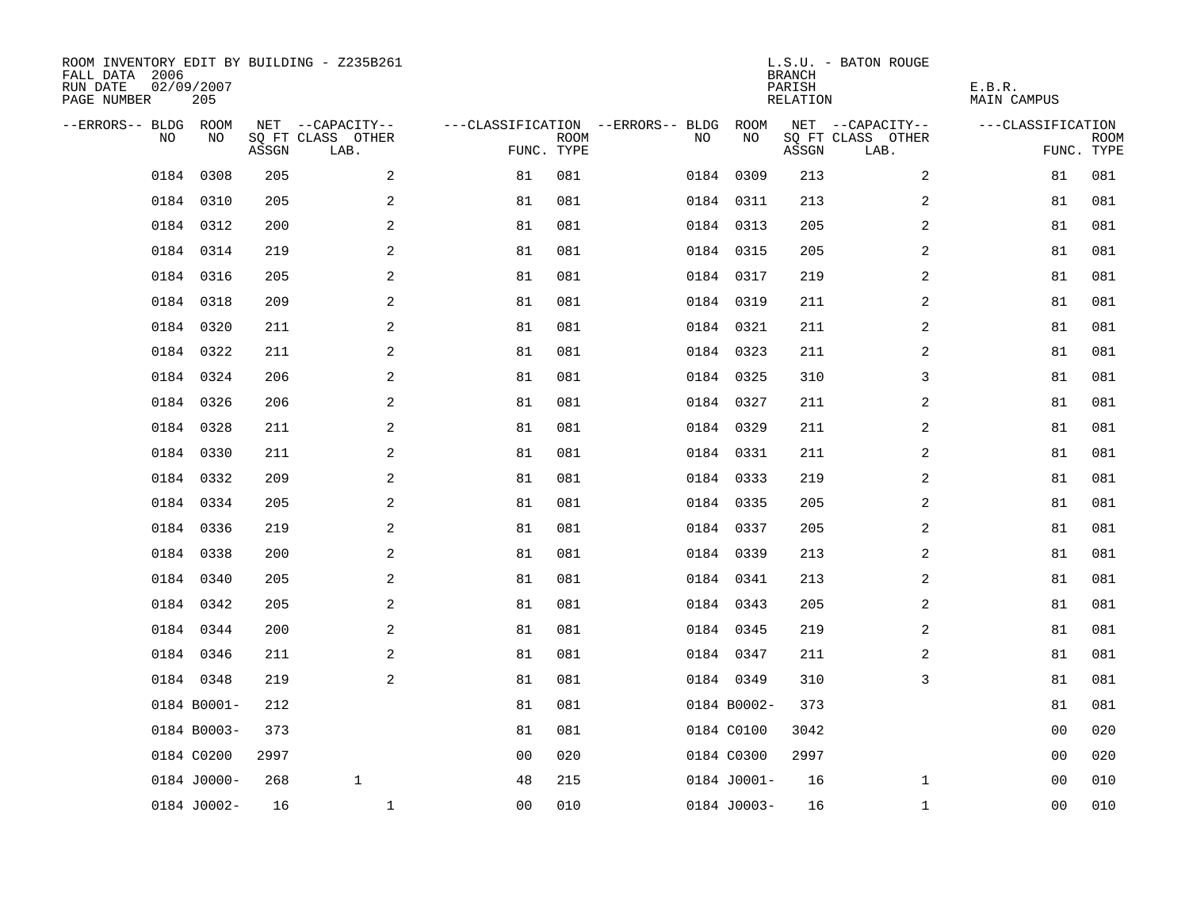ROOM INVENTORY EDIT BY BUILDING - Z235B261
FALL DATA 2006
RUN DATE 02/09/2007
PAGE NUMBER 205

L.S.U. - BATON ROUGE
BRANCH
PARISH E.B.R.
RELATION MAIN CAMPUS

| --ERRORS-- | BLDG NO | ROOM NO | NET SQ FT ASSGN | --CAPACITY-- CLASS LAB. | OTHER | ---CLASSIFICATION FUNC. | ROOM TYPE | --ERRORS-- | BLDG NO | ROOM NO | NET SQ FT ASSGN | --CAPACITY-- CLASS LAB. | OTHER | ---CLASSIFICATION FUNC. | ROOM TYPE |
|---|---|---|---|---|---|---|---|---|---|---|---|---|---|---|---|
| | 0184 | 0308 | 205 | | 2 | 81 | 081 | | 0184 | 0309 | 213 | | 2 | 81 | 081 |
| | 0184 | 0310 | 205 | | 2 | 81 | 081 | | 0184 | 0311 | 213 | | 2 | 81 | 081 |
| | 0184 | 0312 | 200 | | 2 | 81 | 081 | | 0184 | 0313 | 205 | | 2 | 81 | 081 |
| | 0184 | 0314 | 219 | | 2 | 81 | 081 | | 0184 | 0315 | 205 | | 2 | 81 | 081 |
| | 0184 | 0316 | 205 | | 2 | 81 | 081 | | 0184 | 0317 | 219 | | 2 | 81 | 081 |
| | 0184 | 0318 | 209 | | 2 | 81 | 081 | | 0184 | 0319 | 211 | | 2 | 81 | 081 |
| | 0184 | 0320 | 211 | | 2 | 81 | 081 | | 0184 | 0321 | 211 | | 2 | 81 | 081 |
| | 0184 | 0322 | 211 | | 2 | 81 | 081 | | 0184 | 0323 | 211 | | 2 | 81 | 081 |
| | 0184 | 0324 | 206 | | 2 | 81 | 081 | | 0184 | 0325 | 310 | | 3 | 81 | 081 |
| | 0184 | 0326 | 206 | | 2 | 81 | 081 | | 0184 | 0327 | 211 | | 2 | 81 | 081 |
| | 0184 | 0328 | 211 | | 2 | 81 | 081 | | 0184 | 0329 | 211 | | 2 | 81 | 081 |
| | 0184 | 0330 | 211 | | 2 | 81 | 081 | | 0184 | 0331 | 211 | | 2 | 81 | 081 |
| | 0184 | 0332 | 209 | | 2 | 81 | 081 | | 0184 | 0333 | 219 | | 2 | 81 | 081 |
| | 0184 | 0334 | 205 | | 2 | 81 | 081 | | 0184 | 0335 | 205 | | 2 | 81 | 081 |
| | 0184 | 0336 | 219 | | 2 | 81 | 081 | | 0184 | 0337 | 205 | | 2 | 81 | 081 |
| | 0184 | 0338 | 200 | | 2 | 81 | 081 | | 0184 | 0339 | 213 | | 2 | 81 | 081 |
| | 0184 | 0340 | 205 | | 2 | 81 | 081 | | 0184 | 0341 | 213 | | 2 | 81 | 081 |
| | 0184 | 0342 | 205 | | 2 | 81 | 081 | | 0184 | 0343 | 205 | | 2 | 81 | 081 |
| | 0184 | 0344 | 200 | | 2 | 81 | 081 | | 0184 | 0345 | 219 | | 2 | 81 | 081 |
| | 0184 | 0346 | 211 | | 2 | 81 | 081 | | 0184 | 0347 | 211 | | 2 | 81 | 081 |
| | 0184 | 0348 | 219 | | 2 | 81 | 081 | | 0184 | 0349 | 310 | | 3 | 81 | 081 |
| | 0184 | B0001- | 212 | | | 81 | 081 | | 0184 | B0002- | 373 | | | 81 | 081 |
| | 0184 | B0003- | 373 | | | 81 | 081 | | 0184 | C0100 | 3042 | | | 00 | 020 |
| | 0184 | C0200 | 2997 | | | 00 | 020 | | 0184 | C0300 | 2997 | | | 00 | 020 |
| | 0184 | J0000- | 268 | 1 | | 48 | 215 | | 0184 | J0001- | 16 | | 1 | 00 | 010 |
| | 0184 | J0002- | 16 | | 1 | 00 | 010 | | 0184 | J0003- | 16 | | 1 | 00 | 010 |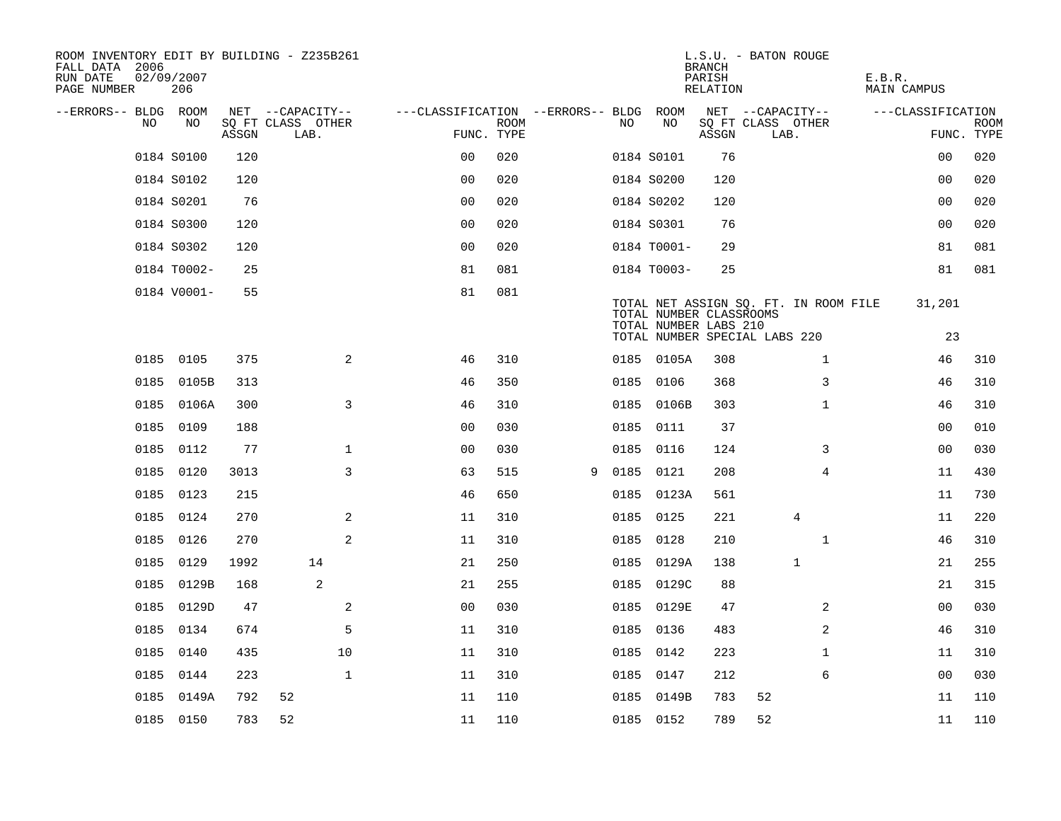ROOM INVENTORY EDIT BY BUILDING - Z235B261
FALL DATA 2006
RUN DATE 02/09/2007
PAGE NUMBER 206

L.S.U. - BATON ROUGE
BRANCH
PARISH E.B.R.
RELATION MAIN CAMPUS

| --ERRORS-- | BLDG NO | ROOM NO | NET SQ FT ASSGN | --CAPACITY-- CLASS | LAB. | OTHER | ---CLASSIFICATION FUNC. | ROOM TYPE | --ERRORS-- | BLDG NO | ROOM NO | NET SQ FT ASSGN | --CAPACITY-- CLASS | LAB. | OTHER | ---CLASSIFICATION FUNC. | ROOM TYPE |
|---|---|---|---|---|---|---|---|---|---|---|---|---|---|---|---|---|---|
| | 0184 | S0100 | 120 | | | | 00 | 020 | | 0184 | S0101 | 76 | | | | 00 | 020 |
| | 0184 | S0102 | 120 | | | | 00 | 020 | | 0184 | S0200 | 120 | | | | 00 | 020 |
| | 0184 | S0201 | 76 | | | | 00 | 020 | | 0184 | S0202 | 120 | | | | 00 | 020 |
| | 0184 | S0300 | 120 | | | | 00 | 020 | | 0184 | S0301 | 76 | | | | 00 | 020 |
| | 0184 | S0302 | 120 | | | | 00 | 020 | | 0184 | T0001- | 29 | | | | 81 | 081 |
| | 0184 | T0002- | 25 | | | | 81 | 081 | | 0184 | T0003- | 25 | | | | 81 | 081 |
| | 0184 | V0001- | 55 | | | | 81 | 081 | | | | | | | | | |

TOTAL NET ASSIGN SQ. FT. IN ROOM FILE 31,201
TOTAL NUMBER CLASSROOMS
TOTAL NUMBER LABS 210
TOTAL NUMBER SPECIAL LABS 220 23

| --ERRORS-- | BLDG NO | ROOM NO | NET SQ FT ASSGN | --CAPACITY-- CLASS | LAB. | OTHER | ---CLASSIFICATION FUNC. | ROOM TYPE | --ERRORS-- | BLDG NO | ROOM NO | NET SQ FT ASSGN | --CAPACITY-- CLASS | LAB. | OTHER | ---CLASSIFICATION FUNC. | ROOM TYPE |
|---|---|---|---|---|---|---|---|---|---|---|---|---|---|---|---|---|---|
| | 0185 | 0105 | 375 | | | 2 | 46 | 310 | | 0185 | 0105A | 308 | | | 1 | 46 | 310 |
| | 0185 | 0105B | 313 | | | | 46 | 350 | | 0185 | 0106 | 368 | | | 3 | 46 | 310 |
| | 0185 | 0106A | 300 | | | 3 | 46 | 310 | | 0185 | 0106B | 303 | | | 1 | 46 | 310 |
| | 0185 | 0109 | 188 | | | | 00 | 030 | | 0185 | 0111 | 37 | | | | 00 | 010 |
| | 0185 | 0112 | 77 | | | 1 | 00 | 030 | | 0185 | 0116 | 124 | | | 3 | 00 | 030 |
| | 0185 | 0120 | 3013 | | | 3 | 63 | 515 | 9 | 0185 | 0121 | 208 | | | 4 | 11 | 430 |
| | 0185 | 0123 | 215 | | | | 46 | 650 | | 0185 | 0123A | 561 | | | | 11 | 730 |
| | 0185 | 0124 | 270 | | | 2 | 11 | 310 | | 0185 | 0125 | 221 | | 4 | | 11 | 220 |
| | 0185 | 0126 | 270 | | | 2 | 11 | 310 | | 0185 | 0128 | 210 | | | 1 | 46 | 310 |
| | 0185 | 0129 | 1992 | | 14 | | 21 | 250 | | 0185 | 0129A | 138 | | 1 | | 21 | 255 |
| | 0185 | 0129B | 168 | | 2 | | 21 | 255 | | 0185 | 0129C | 88 | | | | 21 | 315 |
| | 0185 | 0129D | 47 | | | 2 | 00 | 030 | | 0185 | 0129E | 47 | | | 2 | 00 | 030 |
| | 0185 | 0134 | 674 | | | 5 | 11 | 310 | | 0185 | 0136 | 483 | | | 2 | 46 | 310 |
| | 0185 | 0140 | 435 | | | 10 | 11 | 310 | | 0185 | 0142 | 223 | | | 1 | 11 | 310 |
| | 0185 | 0144 | 223 | | | 1 | 11 | 310 | | 0185 | 0147 | 212 | | | 6 | 00 | 030 |
| | 0185 | 0149A | 792 | 52 | | | 11 | 110 | | 0185 | 0149B | 783 | 52 | | | 11 | 110 |
| | 0185 | 0150 | 783 | 52 | | | 11 | 110 | | 0185 | 0152 | 789 | 52 | | | 11 | 110 |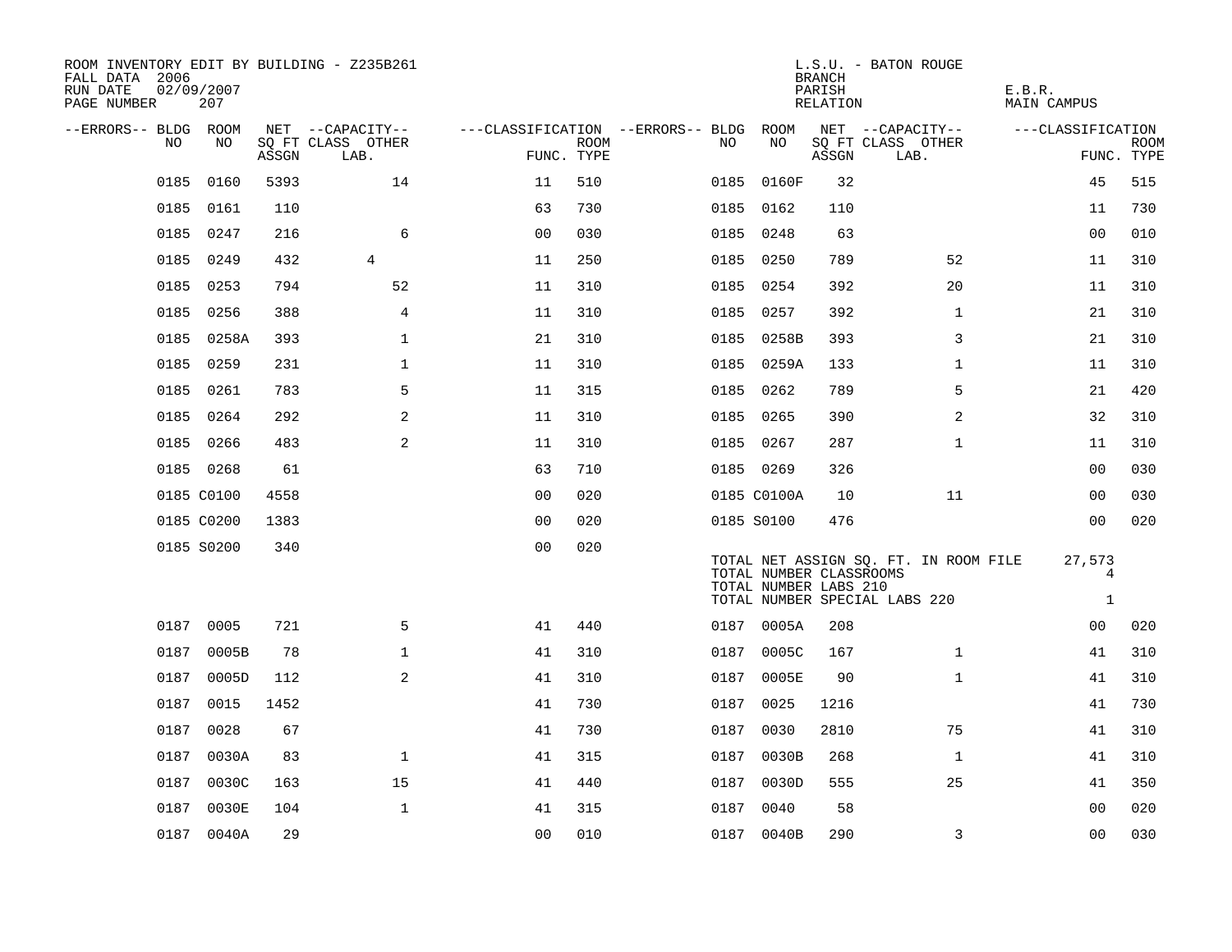ROOM INVENTORY EDIT BY BUILDING - Z235B261
FALL DATA 2006
RUN DATE 02/09/2007
PAGE NUMBER 207

L.S.U. - BATON ROUGE
BRANCH
PARISH E.B.R.
RELATION MAIN CAMPUS

| --ERRORS-- | BLDG NO | ROOM NO | NET SQ FT ASSGN | CAPACITY CLASS LAB. | CAPACITY OTHER | CLASSIFICATION FUNC. | ROOM TYPE | --ERRORS-- | BLDG NO | ROOM NO | NET SQ FT ASSGN | CAPACITY CLASS LAB. | CAPACITY OTHER | CLASSIFICATION FUNC. | ROOM TYPE |
|---|---|---|---|---|---|---|---|---|---|---|---|---|---|---|---|
| | 0185 | 0160 | 5393 | | 14 | 11 | 510 | | 0185 | 0160F | 32 | | | 45 | 515 |
| | 0185 | 0161 | 110 | | | 63 | 730 | | 0185 | 0162 | 110 | | | 11 | 730 |
| | 0185 | 0247 | 216 | | 6 | 00 | 030 | | 0185 | 0248 | 63 | | | 00 | 010 |
| | 0185 | 0249 | 432 | 4 | | 11 | 250 | | 0185 | 0250 | 789 | | 52 | 11 | 310 |
| | 0185 | 0253 | 794 | | 52 | 11 | 310 | | 0185 | 0254 | 392 | | 20 | 11 | 310 |
| | 0185 | 0256 | 388 | | 4 | 11 | 310 | | 0185 | 0257 | 392 | | 1 | 21 | 310 |
| | 0185 | 0258A | 393 | | 1 | 21 | 310 | | 0185 | 0258B | 393 | | 3 | 21 | 310 |
| | 0185 | 0259 | 231 | | 1 | 11 | 310 | | 0185 | 0259A | 133 | | 1 | 11 | 310 |
| | 0185 | 0261 | 783 | | 5 | 11 | 315 | | 0185 | 0262 | 789 | | 5 | 21 | 420 |
| | 0185 | 0264 | 292 | | 2 | 11 | 310 | | 0185 | 0265 | 390 | | 2 | 32 | 310 |
| | 0185 | 0266 | 483 | | 2 | 11 | 310 | | 0185 | 0267 | 287 | | 1 | 11 | 310 |
| | 0185 | 0268 | 61 | | | 63 | 710 | | 0185 | 0269 | 326 | | | 00 | 030 |
| | 0185 | C0100 | 4558 | | | 00 | 020 | | 0185 | C0100A | 10 | | 11 | 00 | 030 |
| | 0185 | C0200 | 1383 | | | 00 | 020 | | 0185 | S0100 | 476 | | | 00 | 020 |
| | 0185 | S0200 | 340 | | | 00 | 020 | | | | | | | | |

TOTAL NET ASSIGN SQ. FT. IN ROOM FILE 27,573
TOTAL NUMBER CLASSROOMS 4
TOTAL NUMBER LABS 210
TOTAL NUMBER SPECIAL LABS 220 1

| --ERRORS-- | BLDG NO | ROOM NO | NET SQ FT ASSGN | CAPACITY CLASS LAB. | CAPACITY OTHER | CLASSIFICATION FUNC. | ROOM TYPE | --ERRORS-- | BLDG NO | ROOM NO | NET SQ FT ASSGN | CAPACITY CLASS LAB. | CAPACITY OTHER | CLASSIFICATION FUNC. | ROOM TYPE |
|---|---|---|---|---|---|---|---|---|---|---|---|---|---|---|---|
| | 0187 | 0005 | 721 | | 5 | 41 | 440 | | 0187 | 0005A | 208 | | | 00 | 020 |
| | 0187 | 0005B | 78 | | 1 | 41 | 310 | | 0187 | 0005C | 167 | | 1 | 41 | 310 |
| | 0187 | 0005D | 112 | | 2 | 41 | 310 | | 0187 | 0005E | 90 | | 1 | 41 | 310 |
| | 0187 | 0015 | 1452 | | | 41 | 730 | | 0187 | 0025 | 1216 | | | 41 | 730 |
| | 0187 | 0028 | 67 | | | 41 | 730 | | 0187 | 0030 | 2810 | | 75 | 41 | 310 |
| | 0187 | 0030A | 83 | | 1 | 41 | 315 | | 0187 | 0030B | 268 | | 1 | 41 | 310 |
| | 0187 | 0030C | 163 | | 15 | 41 | 440 | | 0187 | 0030D | 555 | | 25 | 41 | 350 |
| | 0187 | 0030E | 104 | | 1 | 41 | 315 | | 0187 | 0040 | 58 | | | 00 | 020 |
| | 0187 | 0040A | 29 | | | 00 | 010 | | 0187 | 0040B | 290 | | 3 | 00 | 030 |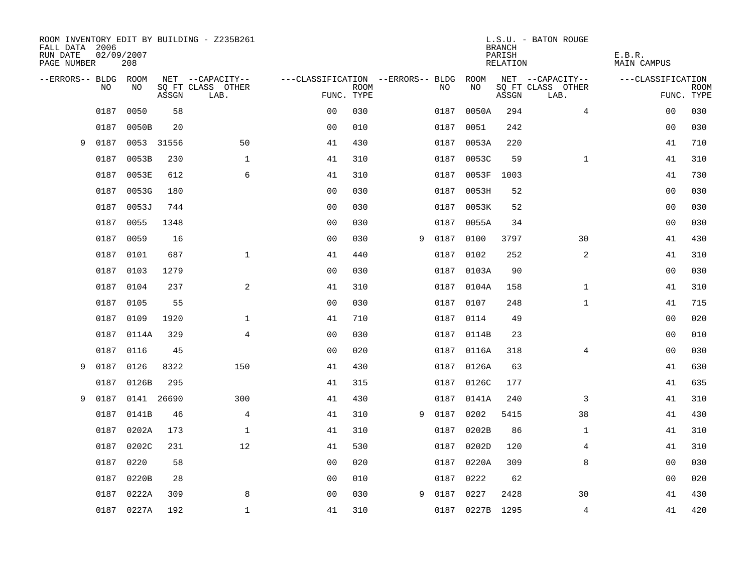ROOM INVENTORY EDIT BY BUILDING - Z235B261
FALL DATA 2006
RUN DATE 02/09/2007
PAGE NUMBER 208

L.S.U. - BATON ROUGE
BRANCH
PARISH E.B.R.
RELATION MAIN CAMPUS

| --ERRORS-- | BLDG NO | ROOM NO | NET SQ FT ASSGN | --CAPACITY-- CLASS LAB. | OTHER | ---CLASSIFICATION FUNC. | ROOM TYPE | --ERRORS-- | BLDG NO | ROOM NO | NET SQ FT ASSGN | --CAPACITY-- CLASS LAB. | OTHER | ---CLASSIFICATION FUNC. | ROOM TYPE |
|---|---|---|---|---|---|---|---|---|---|---|---|---|---|---|---|
| | 0187 | 0050 | 58 | | | 00 | 030 | | 0187 | 0050A | 294 | | 4 | 00 | 030 |
| | 0187 | 0050B | 20 | | | 00 | 010 | | 0187 | 0051 | 242 | | | 00 | 030 |
| 9 | 0187 | 0053 | 31556 | | 50 | 41 | 430 | | 0187 | 0053A | 220 | | | 41 | 710 |
| | 0187 | 0053B | 230 | | 1 | 41 | 310 | | 0187 | 0053C | 59 | | 1 | 41 | 310 |
| | 0187 | 0053E | 612 | | 6 | 41 | 310 | | 0187 | 0053F | 1003 | | | 41 | 730 |
| | 0187 | 0053G | 180 | | | 00 | 030 | | 0187 | 0053H | 52 | | | 00 | 030 |
| | 0187 | 0053J | 744 | | | 00 | 030 | | 0187 | 0053K | 52 | | | 00 | 030 |
| | 0187 | 0055 | 1348 | | | 00 | 030 | | 0187 | 0055A | 34 | | | 00 | 030 |
| | 0187 | 0059 | 16 | | | 00 | 030 | 9 | 0187 | 0100 | 3797 | | 30 | 41 | 430 |
| | 0187 | 0101 | 687 | | 1 | 41 | 440 | | 0187 | 0102 | 252 | | 2 | 41 | 310 |
| | 0187 | 0103 | 1279 | | | 00 | 030 | | 0187 | 0103A | 90 | | | 00 | 030 |
| | 0187 | 0104 | 237 | | 2 | 41 | 310 | | 0187 | 0104A | 158 | | 1 | 41 | 310 |
| | 0187 | 0105 | 55 | | | 00 | 030 | | 0187 | 0107 | 248 | | 1 | 41 | 715 |
| | 0187 | 0109 | 1920 | | 1 | 41 | 710 | | 0187 | 0114 | 49 | | | 00 | 020 |
| | 0187 | 0114A | 329 | | 4 | 00 | 030 | | 0187 | 0114B | 23 | | | 00 | 010 |
| | 0187 | 0116 | 45 | | | 00 | 020 | | 0187 | 0116A | 318 | | 4 | 00 | 030 |
| 9 | 0187 | 0126 | 8322 | | 150 | 41 | 430 | | 0187 | 0126A | 63 | | | 41 | 630 |
| | 0187 | 0126B | 295 | | | 41 | 315 | | 0187 | 0126C | 177 | | | 41 | 635 |
| 9 | 0187 | 0141 | 26690 | | 300 | 41 | 430 | | 0187 | 0141A | 240 | | 3 | 41 | 310 |
| | 0187 | 0141B | 46 | | 4 | 41 | 310 | 9 | 0187 | 0202 | 5415 | | 38 | 41 | 430 |
| | 0187 | 0202A | 173 | | 1 | 41 | 310 | | 0187 | 0202B | 86 | | 1 | 41 | 310 |
| | 0187 | 0202C | 231 | | 12 | 41 | 530 | | 0187 | 0202D | 120 | | 4 | 41 | 310 |
| | 0187 | 0220 | 58 | | | 00 | 020 | | 0187 | 0220A | 309 | | 8 | 00 | 030 |
| | 0187 | 0220B | 28 | | | 00 | 010 | | 0187 | 0222 | 62 | | | 00 | 020 |
| | 0187 | 0222A | 309 | | 8 | 00 | 030 | 9 | 0187 | 0227 | 2428 | | 30 | 41 | 430 |
| | 0187 | 0227A | 192 | | 1 | 41 | 310 | | 0187 | 0227B | 1295 | | 4 | 41 | 420 |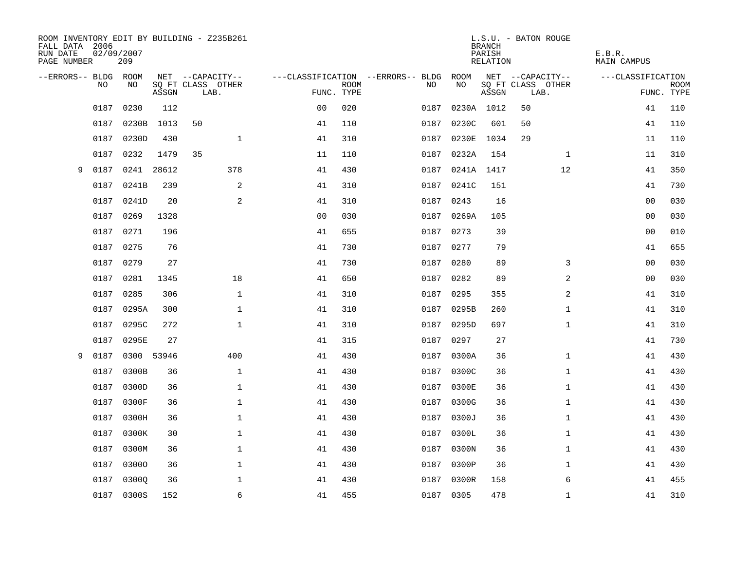ROOM INVENTORY EDIT BY BUILDING - Z235B261
FALL DATA 2006
RUN DATE 02/09/2007
PAGE NUMBER 209

L.S.U. - BATON ROUGE
BRANCH
PARISH E.B.R.
RELATION MAIN CAMPUS

| --ERRORS-- | BLDG NO | ROOM NO | NET ASSGN SQ FT | CAPACITY CLASS LAB. | CAPACITY OTHER | CLASSIFICATION FUNC. | ROOM TYPE | --ERRORS-- | BLDG NO | ROOM NO | NET ASSGN SQ FT | CAPACITY CLASS LAB. | CAPACITY OTHER | CLASSIFICATION FUNC. | ROOM TYPE |
|---|---|---|---|---|---|---|---|---|---|---|---|---|---|---|---|
| | 0187 | 0230 | 112 | | | 00 | 020 | | 0187 | 0230A | 1012 | 50 | | 41 | 110 |
| | 0187 | 0230B | 1013 | 50 | | 41 | 110 | | 0187 | 0230C | 601 | 50 | | 41 | 110 |
| | 0187 | 0230D | 430 | | 1 | 41 | 310 | | 0187 | 0230E | 1034 | 29 | | 11 | 110 |
| | 0187 | 0232 | 1479 | 35 | | 11 | 110 | | 0187 | 0232A | 154 | | 1 | 11 | 310 |
| 9 | 0187 | 0241 | 28612 | | 378 | 41 | 430 | | 0187 | 0241A | 1417 | | 12 | 41 | 350 |
| | 0187 | 0241B | 239 | | 2 | 41 | 310 | | 0187 | 0241C | 151 | | | 41 | 730 |
| | 0187 | 0241D | 20 | | 2 | 41 | 310 | | 0187 | 0243 | 16 | | | 00 | 030 |
| | 0187 | 0269 | 1328 | | | 00 | 030 | | 0187 | 0269A | 105 | | | 00 | 030 |
| | 0187 | 0271 | 196 | | | 41 | 655 | | 0187 | 0273 | 39 | | | 00 | 010 |
| | 0187 | 0275 | 76 | | | 41 | 730 | | 0187 | 0277 | 79 | | | 41 | 655 |
| | 0187 | 0279 | 27 | | | 41 | 730 | | 0187 | 0280 | 89 | | 3 | 00 | 030 |
| | 0187 | 0281 | 1345 | | 18 | 41 | 650 | | 0187 | 0282 | 89 | | 2 | 00 | 030 |
| | 0187 | 0285 | 306 | | 1 | 41 | 310 | | 0187 | 0295 | 355 | | 2 | 41 | 310 |
| | 0187 | 0295A | 300 | | 1 | 41 | 310 | | 0187 | 0295B | 260 | | 1 | 41 | 310 |
| | 0187 | 0295C | 272 | | 1 | 41 | 310 | | 0187 | 0295D | 697 | | 1 | 41 | 310 |
| | 0187 | 0295E | 27 | | | 41 | 315 | | 0187 | 0297 | 27 | | | 41 | 730 |
| 9 | 0187 | 0300 | 53946 | | 400 | 41 | 430 | | 0187 | 0300A | 36 | | 1 | 41 | 430 |
| | 0187 | 0300B | 36 | | 1 | 41 | 430 | | 0187 | 0300C | 36 | | 1 | 41 | 430 |
| | 0187 | 0300D | 36 | | 1 | 41 | 430 | | 0187 | 0300E | 36 | | 1 | 41 | 430 |
| | 0187 | 0300F | 36 | | 1 | 41 | 430 | | 0187 | 0300G | 36 | | 1 | 41 | 430 |
| | 0187 | 0300H | 36 | | 1 | 41 | 430 | | 0187 | 0300J | 36 | | 1 | 41 | 430 |
| | 0187 | 0300K | 30 | | 1 | 41 | 430 | | 0187 | 0300L | 36 | | 1 | 41 | 430 |
| | 0187 | 0300M | 36 | | 1 | 41 | 430 | | 0187 | 0300N | 36 | | 1 | 41 | 430 |
| | 0187 | 0300O | 36 | | 1 | 41 | 430 | | 0187 | 0300P | 36 | | 1 | 41 | 430 |
| | 0187 | 0300Q | 36 | | 1 | 41 | 430 | | 0187 | 0300R | 158 | | 6 | 41 | 455 |
| | 0187 | 0300S | 152 | | 6 | 41 | 455 | | 0187 | 0305 | 478 | | 1 | 41 | 310 |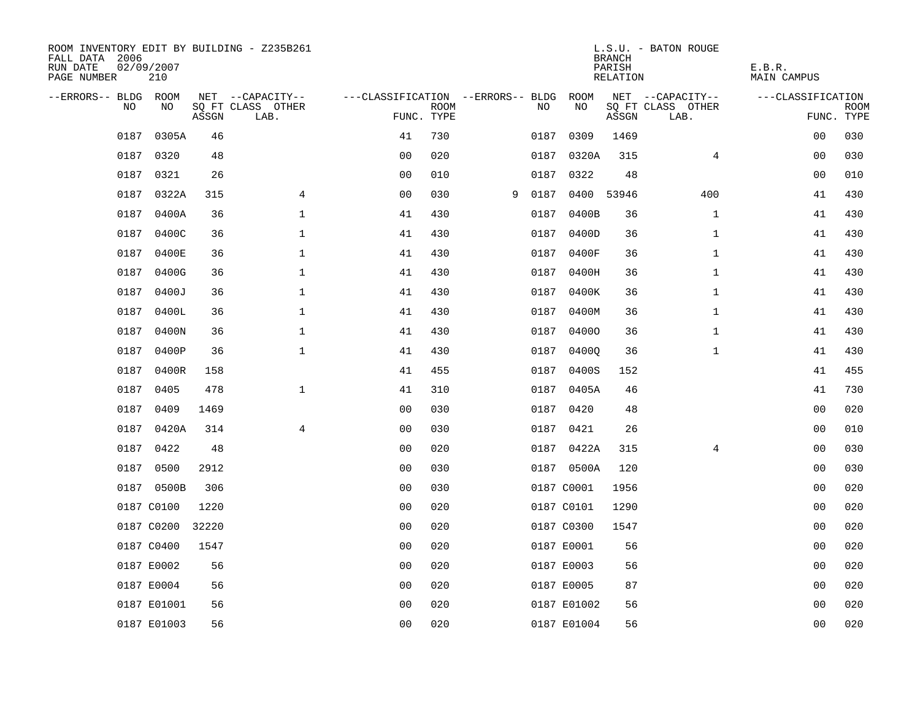ROOM INVENTORY EDIT BY BUILDING - Z235B261
FALL DATA 2006
RUN DATE 02/09/2007
PAGE NUMBER 210

L.S.U. - BATON ROUGE
BRANCH
PARISH E.B.R.
RELATION MAIN CAMPUS

| --ERRORS-- | BLDG NO | ROOM NO | NET SQ FT ASSGN | CAPACITY CLASS | CAPACITY OTHER LAB. | FUNC. | ROOM TYPE | --ERRORS-- | BLDG NO | ROOM NO | NET SQ FT ASSGN | CAPACITY CLASS | CAPACITY OTHER LAB. | FUNC. | ROOM TYPE |
|---|---|---|---|---|---|---|---|---|---|---|---|---|---|---|---|
| | 0187 | 0305A | 46 | | | 41 | 730 | | 0187 | 0309 | 1469 | | | 00 | 030 |
| | 0187 | 0320 | 48 | | | 00 | 020 | | 0187 | 0320A | 315 | | 4 | 00 | 030 |
| | 0187 | 0321 | 26 | | | 00 | 010 | | 0187 | 0322 | 48 | | | 00 | 010 |
| | 0187 | 0322A | 315 | | 4 | 00 | 030 | 9 | 0187 | 0400 | 53946 | | 400 | 41 | 430 |
| | 0187 | 0400A | 36 | | 1 | 41 | 430 | | 0187 | 0400B | 36 | | 1 | 41 | 430 |
| | 0187 | 0400C | 36 | | 1 | 41 | 430 | | 0187 | 0400D | 36 | | 1 | 41 | 430 |
| | 0187 | 0400E | 36 | | 1 | 41 | 430 | | 0187 | 0400F | 36 | | 1 | 41 | 430 |
| | 0187 | 0400G | 36 | | 1 | 41 | 430 | | 0187 | 0400H | 36 | | 1 | 41 | 430 |
| | 0187 | 0400J | 36 | | 1 | 41 | 430 | | 0187 | 0400K | 36 | | 1 | 41 | 430 |
| | 0187 | 0400L | 36 | | 1 | 41 | 430 | | 0187 | 0400M | 36 | | 1 | 41 | 430 |
| | 0187 | 0400N | 36 | | 1 | 41 | 430 | | 0187 | 0400O | 36 | | 1 | 41 | 430 |
| | 0187 | 0400P | 36 | | 1 | 41 | 430 | | 0187 | 0400Q | 36 | | 1 | 41 | 430 |
| | 0187 | 0400R | 158 | | | 41 | 455 | | 0187 | 0400S | 152 | | | 41 | 455 |
| | 0187 | 0405 | 478 | | 1 | 41 | 310 | | 0187 | 0405A | 46 | | | 41 | 730 |
| | 0187 | 0409 | 1469 | | | 00 | 030 | | 0187 | 0420 | 48 | | | 00 | 020 |
| | 0187 | 0420A | 314 | | 4 | 00 | 030 | | 0187 | 0421 | 26 | | | 00 | 010 |
| | 0187 | 0422 | 48 | | | 00 | 020 | | 0187 | 0422A | 315 | | 4 | 00 | 030 |
| | 0187 | 0500 | 2912 | | | 00 | 030 | | 0187 | 0500A | 120 | | | 00 | 030 |
| | 0187 | 0500B | 306 | | | 00 | 030 | | 0187 | C0001 | 1956 | | | 00 | 020 |
| | 0187 | C0100 | 1220 | | | 00 | 020 | | 0187 | C0101 | 1290 | | | 00 | 020 |
| | 0187 | C0200 | 32220 | | | 00 | 020 | | 0187 | C0300 | 1547 | | | 00 | 020 |
| | 0187 | C0400 | 1547 | | | 00 | 020 | | 0187 | E0001 | 56 | | | 00 | 020 |
| | 0187 | E0002 | 56 | | | 00 | 020 | | 0187 | E0003 | 56 | | | 00 | 020 |
| | 0187 | E0004 | 56 | | | 00 | 020 | | 0187 | E0005 | 87 | | | 00 | 020 |
| | 0187 | E01001 | 56 | | | 00 | 020 | | 0187 | E01002 | 56 | | | 00 | 020 |
| | 0187 | E01003 | 56 | | | 00 | 020 | | 0187 | E01004 | 56 | | | 00 | 020 |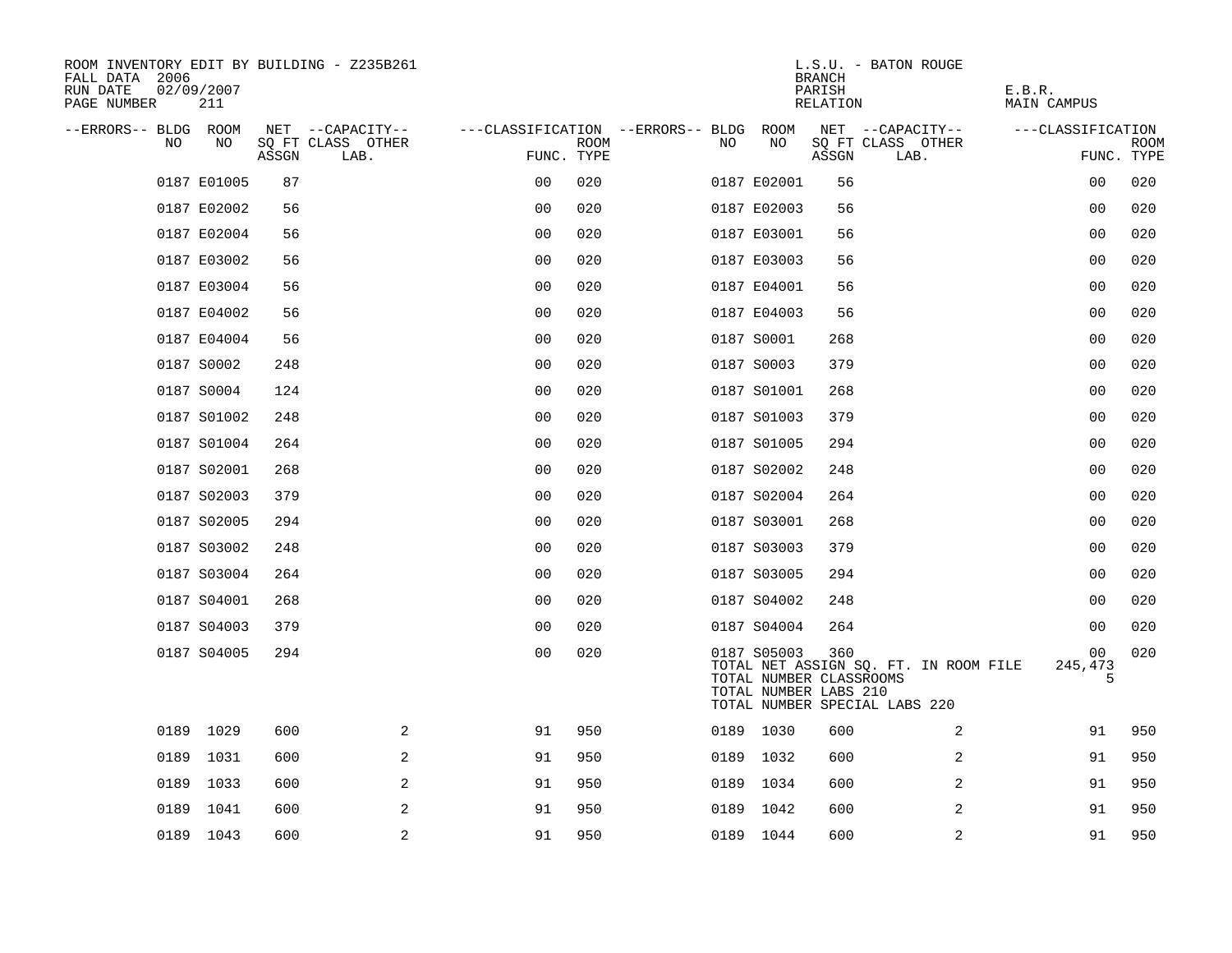ROOM INVENTORY EDIT BY BUILDING - Z235B261
FALL DATA 2006
RUN DATE 02/09/2007
PAGE NUMBER 211

L.S.U. - BATON ROUGE
BRANCH
PARISH E.B.R.
RELATION MAIN CAMPUS

| --ERRORS-- | BLDG NO | ROOM NO | NET SQ FT ASSGN | --CAPACITY-- CLASS | OTHER LAB. | ---CLASSIFICATION FUNC. | ROOM TYPE | --ERRORS-- | BLDG NO | ROOM NO | NET SQ FT ASSGN | --CAPACITY-- CLASS | OTHER LAB. | ---CLASSIFICATION FUNC. | ROOM TYPE |
|---|---|---|---|---|---|---|---|---|---|---|---|---|---|---|---|
| | 0187 | E01005 | 87 | | | 00 | 020 | | 0187 | E02001 | 56 | | | 00 | 020 |
| | 0187 | E02002 | 56 | | | 00 | 020 | | 0187 | E02003 | 56 | | | 00 | 020 |
| | 0187 | E02004 | 56 | | | 00 | 020 | | 0187 | E03001 | 56 | | | 00 | 020 |
| | 0187 | E03002 | 56 | | | 00 | 020 | | 0187 | E03003 | 56 | | | 00 | 020 |
| | 0187 | E03004 | 56 | | | 00 | 020 | | 0187 | E04001 | 56 | | | 00 | 020 |
| | 0187 | E04002 | 56 | | | 00 | 020 | | 0187 | E04003 | 56 | | | 00 | 020 |
| | 0187 | E04004 | 56 | | | 00 | 020 | | 0187 | S0001 | 268 | | | 00 | 020 |
| | 0187 | S0002 | 248 | | | 00 | 020 | | 0187 | S0003 | 379 | | | 00 | 020 |
| | 0187 | S0004 | 124 | | | 00 | 020 | | 0187 | S01001 | 268 | | | 00 | 020 |
| | 0187 | S01002 | 248 | | | 00 | 020 | | 0187 | S01003 | 379 | | | 00 | 020 |
| | 0187 | S01004 | 264 | | | 00 | 020 | | 0187 | S01005 | 294 | | | 00 | 020 |
| | 0187 | S02001 | 268 | | | 00 | 020 | | 0187 | S02002 | 248 | | | 00 | 020 |
| | 0187 | S02003 | 379 | | | 00 | 020 | | 0187 | S02004 | 264 | | | 00 | 020 |
| | 0187 | S02005 | 294 | | | 00 | 020 | | 0187 | S03001 | 268 | | | 00 | 020 |
| | 0187 | S03002 | 248 | | | 00 | 020 | | 0187 | S03003 | 379 | | | 00 | 020 |
| | 0187 | S03004 | 264 | | | 00 | 020 | | 0187 | S03005 | 294 | | | 00 | 020 |
| | 0187 | S04001 | 268 | | | 00 | 020 | | 0187 | S04002 | 248 | | | 00 | 020 |
| | 0187 | S04003 | 379 | | | 00 | 020 | | 0187 | S04004 | 264 | | | 00 | 020 |
| | 0187 | S04005 | 294 | | | 00 | 020 | | 0187 | S05003 | 360 | | | 00 | 020 |

TOTAL NET ASSIGN SQ. FT. IN ROOM FILE 245,473
TOTAL NUMBER CLASSROOMS 5
TOTAL NUMBER LABS 210
TOTAL NUMBER SPECIAL LABS 220

| --ERRORS-- | BLDG NO | ROOM NO | NET SQ FT ASSGN | --CAPACITY-- CLASS | OTHER LAB. | ---CLASSIFICATION FUNC. | ROOM TYPE | --ERRORS-- | BLDG NO | ROOM NO | NET SQ FT ASSGN | --CAPACITY-- CLASS | OTHER LAB. | ---CLASSIFICATION FUNC. | ROOM TYPE |
|---|---|---|---|---|---|---|---|---|---|---|---|---|---|---|---|
| | 0189 | 1029 | 600 | | 2 | 91 | 950 | | 0189 | 1030 | 600 | | 2 | 91 | 950 |
| | 0189 | 1031 | 600 | | 2 | 91 | 950 | | 0189 | 1032 | 600 | | 2 | 91 | 950 |
| | 0189 | 1033 | 600 | | 2 | 91 | 950 | | 0189 | 1034 | 600 | | 2 | 91 | 950 |
| | 0189 | 1041 | 600 | | 2 | 91 | 950 | | 0189 | 1042 | 600 | | 2 | 91 | 950 |
| | 0189 | 1043 | 600 | | 2 | 91 | 950 | | 0189 | 1044 | 600 | | 2 | 91 | 950 |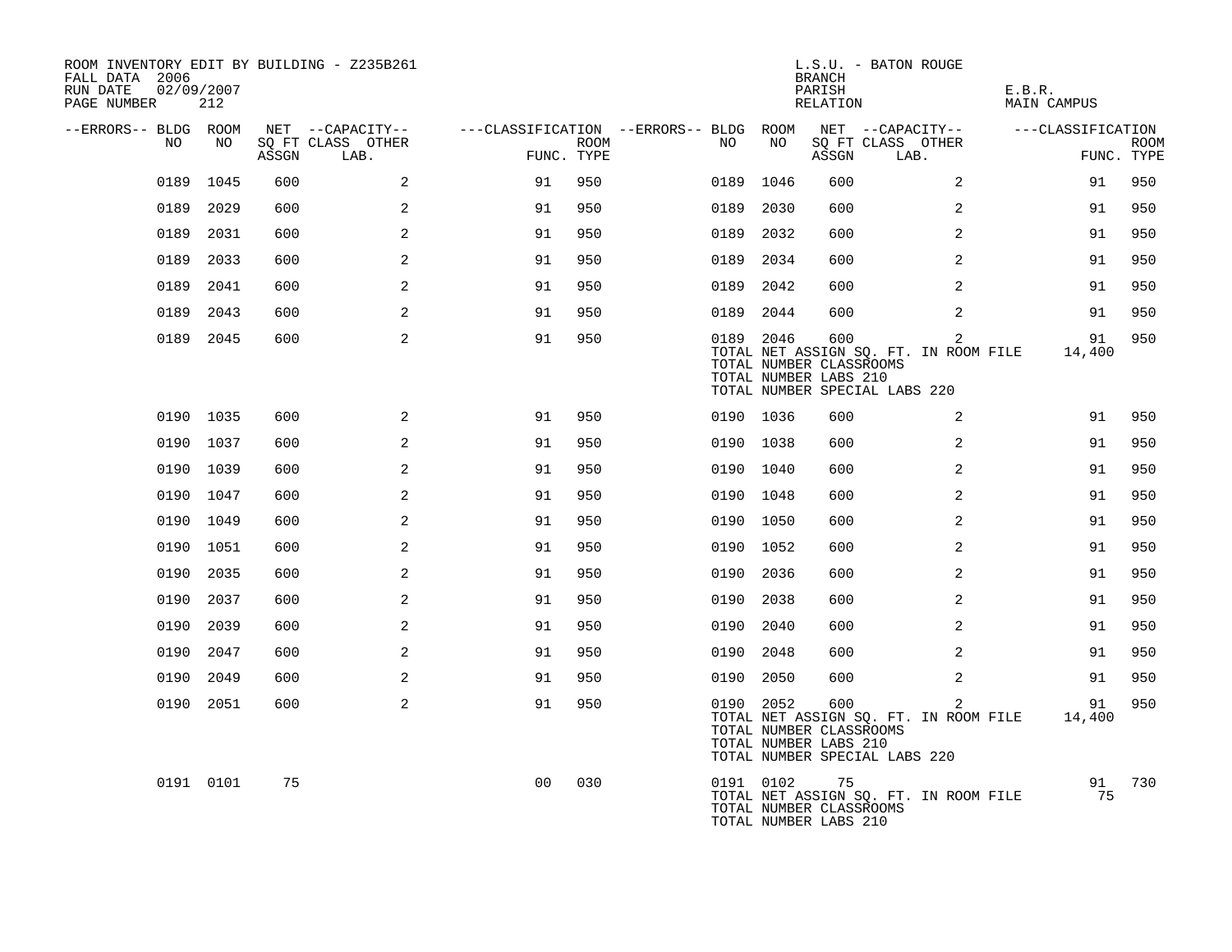ROOM INVENTORY EDIT BY BUILDING - Z235B261
FALL DATA 2006
RUN DATE 02/09/2007
PAGE NUMBER 212

L.S.U. - BATON ROUGE
BRANCH
PARISH E.B.R.
RELATION MAIN CAMPUS

| --ERRORS-- | BLDG NO | ROOM NO | NET SQ FT ASSGN | --CAPACITY-- CLASS LAB. | OTHER | ---CLASSIFICATION FUNC. | ROOM TYPE | --ERRORS-- | BLDG NO | ROOM NO | NET SQ FT ASSGN | --CAPACITY-- CLASS LAB. | OTHER | ---CLASSIFICATION FUNC. | ROOM TYPE |
|---|---|---|---|---|---|---|---|---|---|---|---|---|---|---|---|
| | 0189 | 1045 | 600 | | 2 | 91 | 950 | | 0189 | 1046 | 600 | | 2 | 91 | 950 |
| | 0189 | 2029 | 600 | | 2 | 91 | 950 | | 0189 | 2030 | 600 | | 2 | 91 | 950 |
| | 0189 | 2031 | 600 | | 2 | 91 | 950 | | 0189 | 2032 | 600 | | 2 | 91 | 950 |
| | 0189 | 2033 | 600 | | 2 | 91 | 950 | | 0189 | 2034 | 600 | | 2 | 91 | 950 |
| | 0189 | 2041 | 600 | | 2 | 91 | 950 | | 0189 | 2042 | 600 | | 2 | 91 | 950 |
| | 0189 | 2043 | 600 | | 2 | 91 | 950 | | 0189 | 2044 | 600 | | 2 | 91 | 950 |
| | 0189 | 2045 | 600 | | 2 | 91 | 950 | | 0189 | 2046 | 600 | | 2 | 91 | 950 |
| | | | | | | | | | TOTAL NET ASSIGN SQ. FT. IN ROOM FILE | | | | | 14,400 | |
| | | | | | | | | | TOTAL NUMBER CLASSROOMS | | | | | | |
| | | | | | | | | | TOTAL NUMBER LABS 210 | | | | | | |
| | | | | | | | | | TOTAL NUMBER SPECIAL LABS 220 | | | | | | |
| | 0190 | 1035 | 600 | | 2 | 91 | 950 | | 0190 | 1036 | 600 | | 2 | 91 | 950 |
| | 0190 | 1037 | 600 | | 2 | 91 | 950 | | 0190 | 1038 | 600 | | 2 | 91 | 950 |
| | 0190 | 1039 | 600 | | 2 | 91 | 950 | | 0190 | 1040 | 600 | | 2 | 91 | 950 |
| | 0190 | 1047 | 600 | | 2 | 91 | 950 | | 0190 | 1048 | 600 | | 2 | 91 | 950 |
| | 0190 | 1049 | 600 | | 2 | 91 | 950 | | 0190 | 1050 | 600 | | 2 | 91 | 950 |
| | 0190 | 1051 | 600 | | 2 | 91 | 950 | | 0190 | 1052 | 600 | | 2 | 91 | 950 |
| | 0190 | 2035 | 600 | | 2 | 91 | 950 | | 0190 | 2036 | 600 | | 2 | 91 | 950 |
| | 0190 | 2037 | 600 | | 2 | 91 | 950 | | 0190 | 2038 | 600 | | 2 | 91 | 950 |
| | 0190 | 2039 | 600 | | 2 | 91 | 950 | | 0190 | 2040 | 600 | | 2 | 91 | 950 |
| | 0190 | 2047 | 600 | | 2 | 91 | 950 | | 0190 | 2048 | 600 | | 2 | 91 | 950 |
| | 0190 | 2049 | 600 | | 2 | 91 | 950 | | 0190 | 2050 | 600 | | 2 | 91 | 950 |
| | 0190 | 2051 | 600 | | 2 | 91 | 950 | | 0190 | 2052 | 600 | | 2 | 91 | 950 |
| | | | | | | | | | TOTAL NET ASSIGN SQ. FT. IN ROOM FILE | | | | | 14,400 | |
| | | | | | | | | | TOTAL NUMBER CLASSROOMS | | | | | | |
| | | | | | | | | | TOTAL NUMBER LABS 210 | | | | | | |
| | | | | | | | | | TOTAL NUMBER SPECIAL LABS 220 | | | | | | |
| | 0191 | 0101 | 75 | | | 00 | 030 | | 0191 | 0102 | 75 | | | 91 | 730 |
| | | | | | | | | | TOTAL NET ASSIGN SQ. FT. IN ROOM FILE | | | | | 75 | |
| | | | | | | | | | TOTAL NUMBER CLASSROOMS | | | | | | |
| | | | | | | | | | TOTAL NUMBER LABS 210 | | | | | | |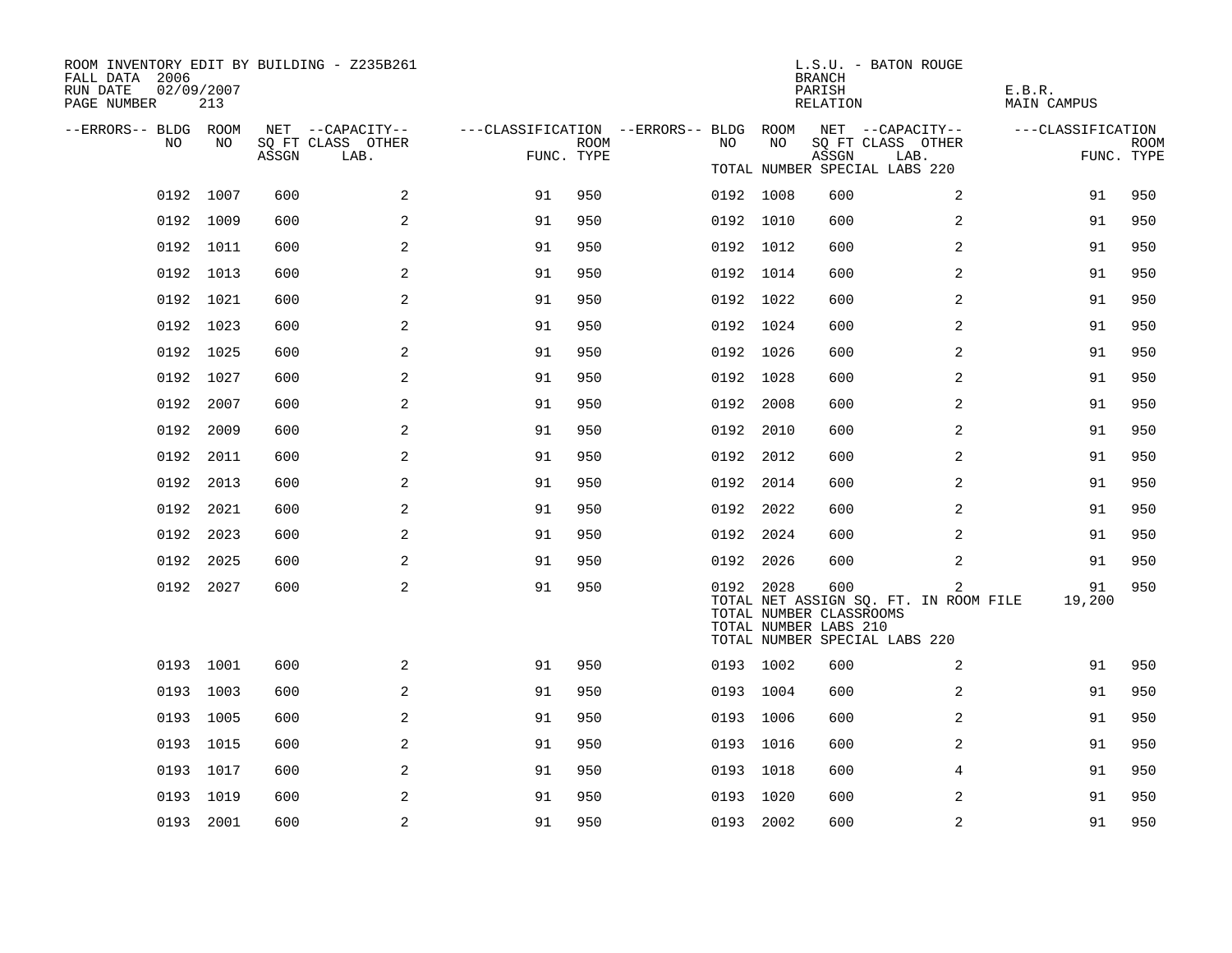ROOM INVENTORY EDIT BY BUILDING - Z235B261
FALL DATA 2006
RUN DATE 02/09/2007

L.S.U. - BATON ROUGE
BRANCH
PARISH E.B.R.
RELATION MAIN CAMPUS

TOTAL NUMBER SPECIAL LABS 220

| --ERRORS-- | BLDG NO | ROOM NO | NET SQ FT ASSGN | CAPACITY CLASS LAB. | CAPACITY OTHER | CLASSIFICATION FUNC. | ROOM TYPE | --ERRORS-- | BLDG NO | ROOM NO | NET SQ FT ASSGN | CAPACITY CLASS LAB. | CAPACITY OTHER | CLASSIFICATION FUNC. | ROOM TYPE |
|---|---|---|---|---|---|---|---|---|---|---|---|---|---|---|---|
| | 0192 | 1007 | 600 | | 2 | 91 | 950 | | 0192 | 1008 | 600 | | 2 | 91 | 950 |
| | 0192 | 1009 | 600 | | 2 | 91 | 950 | | 0192 | 1010 | 600 | | 2 | 91 | 950 |
| | 0192 | 1011 | 600 | | 2 | 91 | 950 | | 0192 | 1012 | 600 | | 2 | 91 | 950 |
| | 0192 | 1013 | 600 | | 2 | 91 | 950 | | 0192 | 1014 | 600 | | 2 | 91 | 950 |
| | 0192 | 1021 | 600 | | 2 | 91 | 950 | | 0192 | 1022 | 600 | | 2 | 91 | 950 |
| | 0192 | 1023 | 600 | | 2 | 91 | 950 | | 0192 | 1024 | 600 | | 2 | 91 | 950 |
| | 0192 | 1025 | 600 | | 2 | 91 | 950 | | 0192 | 1026 | 600 | | 2 | 91 | 950 |
| | 0192 | 1027 | 600 | | 2 | 91 | 950 | | 0192 | 1028 | 600 | | 2 | 91 | 950 |
| | 0192 | 2007 | 600 | | 2 | 91 | 950 | | 0192 | 2008 | 600 | | 2 | 91 | 950 |
| | 0192 | 2009 | 600 | | 2 | 91 | 950 | | 0192 | 2010 | 600 | | 2 | 91 | 950 |
| | 0192 | 2011 | 600 | | 2 | 91 | 950 | | 0192 | 2012 | 600 | | 2 | 91 | 950 |
| | 0192 | 2013 | 600 | | 2 | 91 | 950 | | 0192 | 2014 | 600 | | 2 | 91 | 950 |
| | 0192 | 2021 | 600 | | 2 | 91 | 950 | | 0192 | 2022 | 600 | | 2 | 91 | 950 |
| | 0192 | 2023 | 600 | | 2 | 91 | 950 | | 0192 | 2024 | 600 | | 2 | 91 | 950 |
| | 0192 | 2025 | 600 | | 2 | 91 | 950 | | 0192 | 2026 | 600 | | 2 | 91 | 950 |
| | 0192 | 2027 | 600 | | 2 | 91 | 950 | | 0192 | 2028 | 600 | | 2 | 91 | 950 |

TOTAL NET ASSIGN SQ. FT. IN ROOM FILE 19,200
TOTAL NUMBER CLASSROOMS
TOTAL NUMBER LABS 210
TOTAL NUMBER SPECIAL LABS 220

| --ERRORS-- | BLDG NO | ROOM NO | NET SQ FT ASSGN | CAPACITY CLASS LAB. | CAPACITY OTHER | CLASSIFICATION FUNC. | ROOM TYPE | --ERRORS-- | BLDG NO | ROOM NO | NET SQ FT ASSGN | CAPACITY CLASS LAB. | CAPACITY OTHER | CLASSIFICATION FUNC. | ROOM TYPE |
|---|---|---|---|---|---|---|---|---|---|---|---|---|---|---|---|
| | 0193 | 1001 | 600 | | 2 | 91 | 950 | | 0193 | 1002 | 600 | | 2 | 91 | 950 |
| | 0193 | 1003 | 600 | | 2 | 91 | 950 | | 0193 | 1004 | 600 | | 2 | 91 | 950 |
| | 0193 | 1005 | 600 | | 2 | 91 | 950 | | 0193 | 1006 | 600 | | 2 | 91 | 950 |
| | 0193 | 1015 | 600 | | 2 | 91 | 950 | | 0193 | 1016 | 600 | | 2 | 91 | 950 |
| | 0193 | 1017 | 600 | | 2 | 91 | 950 | | 0193 | 1018 | 600 | | 4 | 91 | 950 |
| | 0193 | 1019 | 600 | | 2 | 91 | 950 | | 0193 | 1020 | 600 | | 2 | 91 | 950 |
| | 0193 | 2001 | 600 | | 2 | 91 | 950 | | 0193 | 2002 | 600 | | 2 | 91 | 950 |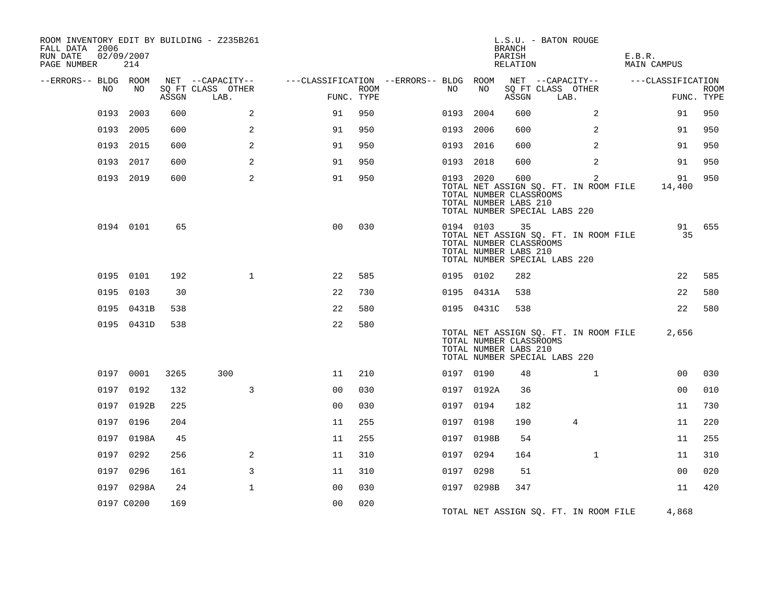ROOM INVENTORY EDIT BY BUILDING - Z235B261
FALL DATA 2006
RUN DATE 02/09/2007
PAGE NUMBER 214

L.S.U. - BATON ROUGE
BRANCH
PARISH E.B.R.
RELATION MAIN CAMPUS

| --ERRORS-- | BLDG NO | ROOM NO | NET SQ FT ASSGN | CAPACITY CLASS LAB. | CAPACITY OTHER | CLASSIFICATION FUNC. | ROOM TYPE | --ERRORS-- | BLDG NO | ROOM NO | NET SQ FT ASSGN | CAPACITY CLASS LAB. | CAPACITY OTHER | CLASSIFICATION FUNC. | ROOM TYPE |
|---|---|---|---|---|---|---|---|---|---|---|---|---|---|---|---|
| | 0193 | 2003 | 600 | | 2 | 91 | 950 | | 0193 | 2004 | 600 | | 2 | 91 | 950 |
| | 0193 | 2005 | 600 | | 2 | 91 | 950 | | 0193 | 2006 | 600 | | 2 | 91 | 950 |
| | 0193 | 2015 | 600 | | 2 | 91 | 950 | | 0193 | 2016 | 600 | | 2 | 91 | 950 |
| | 0193 | 2017 | 600 | | 2 | 91 | 950 | | 0193 | 2018 | 600 | | 2 | 91 | 950 |
| | 0193 | 2019 | 600 | | 2 | 91 | 950 | | 0193 | 2020 | 600 | | 2 | 91 | 950 |
| | | | | | | | | | TOTAL NET ASSIGN SQ. FT. IN ROOM FILE | | | | | 14,400 | |
| | | | | | | | | | TOTAL NUMBER CLASSROOMS | | | | | | |
| | | | | | | | | | TOTAL NUMBER LABS 210 | | | | | | |
| | | | | | | | | | TOTAL NUMBER SPECIAL LABS 220 | | | | | | |
| | 0194 | 0101 | 65 | | | 00 | 030 | | 0194 | 0103 | 35 | | | 91 | 655 |
| | | | | | | | | | TOTAL NET ASSIGN SQ. FT. IN ROOM FILE | | | | | 35 | |
| | | | | | | | | | TOTAL NUMBER CLASSROOMS | | | | | | |
| | | | | | | | | | TOTAL NUMBER LABS 210 | | | | | | |
| | | | | | | | | | TOTAL NUMBER SPECIAL LABS 220 | | | | | | |
| | 0195 | 0101 | 192 | | 1 | 22 | 585 | | 0195 | 0102 | 282 | | | 22 | 585 |
| | 0195 | 0103 | 30 | | | 22 | 730 | | 0195 | 0431A | 538 | | | 22 | 580 |
| | 0195 | 0431B | 538 | | | 22 | 580 | | 0195 | 0431C | 538 | | | 22 | 580 |
| | 0195 | 0431D | 538 | | | 22 | 580 | | | | | | | | |
| | | | | | | | | | TOTAL NET ASSIGN SQ. FT. IN ROOM FILE | | | | | 2,656 | |
| | | | | | | | | | TOTAL NUMBER CLASSROOMS | | | | | | |
| | | | | | | | | | TOTAL NUMBER LABS 210 | | | | | | |
| | | | | | | | | | TOTAL NUMBER SPECIAL LABS 220 | | | | | | |
| | 0197 | 0001 | 3265 | 300 | | 11 | 210 | | 0197 | 0190 | 48 | | 1 | 00 | 030 |
| | 0197 | 0192 | 132 | | 3 | 00 | 030 | | 0197 | 0192A | 36 | | | 00 | 010 |
| | 0197 | 0192B | 225 | | | 00 | 030 | | 0197 | 0194 | 182 | | | 11 | 730 |
| | 0197 | 0196 | 204 | | | 11 | 255 | | 0197 | 0198 | 190 | 4 | | 11 | 220 |
| | 0197 | 0198A | 45 | | | 11 | 255 | | 0197 | 0198B | 54 | | | 11 | 255 |
| | 0197 | 0292 | 256 | | 2 | 11 | 310 | | 0197 | 0294 | 164 | | 1 | 11 | 310 |
| | 0197 | 0296 | 161 | | 3 | 11 | 310 | | 0197 | 0298 | 51 | | | 00 | 020 |
| | 0197 | 0298A | 24 | | 1 | 00 | 030 | | 0197 | 0298B | 347 | | | 11 | 420 |
| | 0197 | C0200 | 169 | | | 00 | 020 | | | | | | | | |
| | | | | | | | | | TOTAL NET ASSIGN SQ. FT. IN ROOM FILE | | | | | 4,868 | |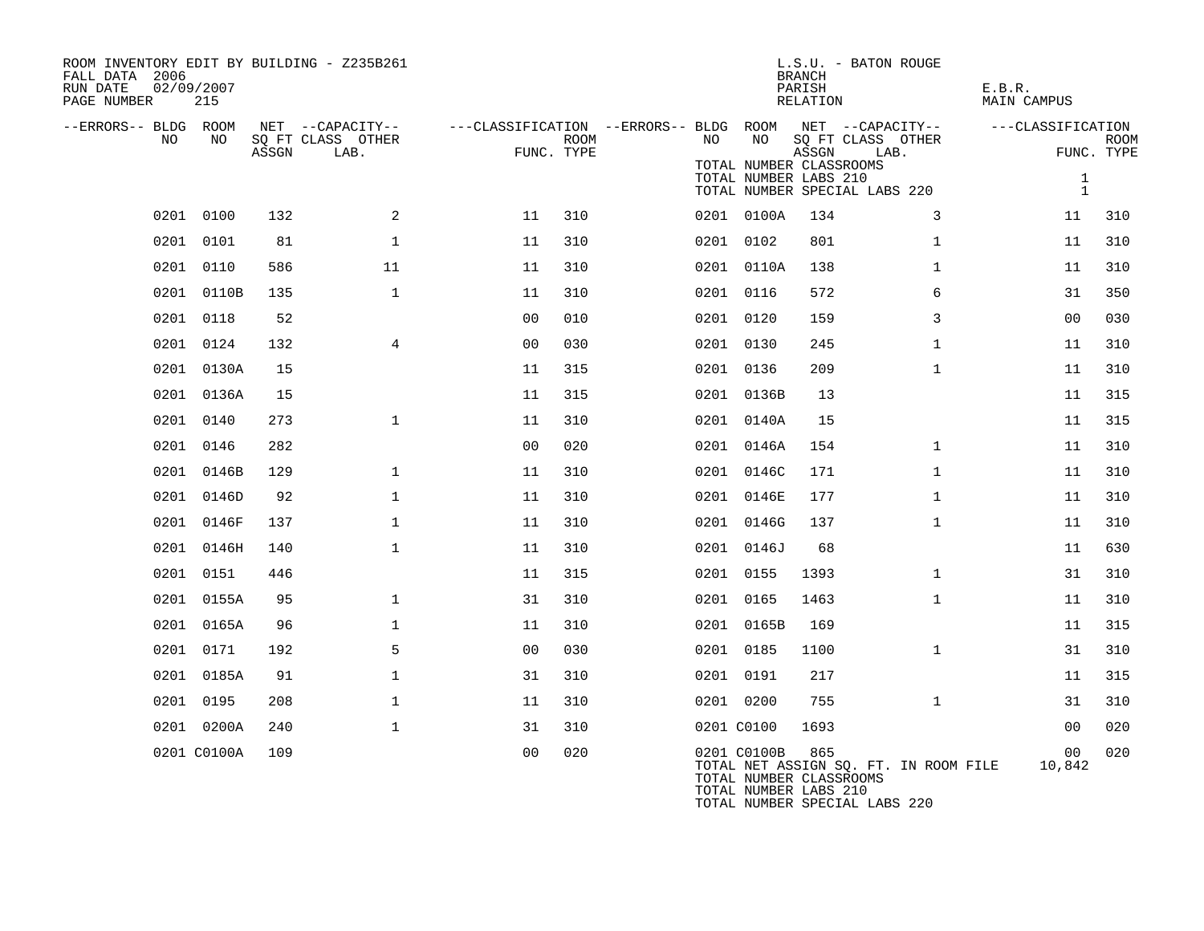ROOM INVENTORY EDIT BY BUILDING - Z235B261
FALL DATA 2006
RUN DATE 02/09/2007
PAGE NUMBER 215

L.S.U. - BATON ROUGE
BRANCH
PARISH E.B.R.
RELATION MAIN CAMPUS

TOTAL NUMBER CLASSROOMS
TOTAL NUMBER LABS 210: 1
TOTAL NUMBER SPECIAL LABS 220: 1

| --ERRORS-- | BLDG NO | ROOM NO | NET SQ FT ASSGN | CAPACITY CLASS LAB. | CAPACITY OTHER | FUNC. | ROOM TYPE | --ERRORS-- | BLDG NO | ROOM NO | NET SQ FT ASSGN | CAPACITY CLASS LAB. | CAPACITY OTHER | FUNC. | ROOM TYPE |
|---|---|---|---|---|---|---|---|---|---|---|---|---|---|---|---|
| | 0201 | 0100 | 132 | | 2 | 11 | 310 | | 0201 | 0100A | 134 | | 3 | 11 | 310 |
| | 0201 | 0101 | 81 | | 1 | 11 | 310 | | 0201 | 0102 | 801 | | 1 | 11 | 310 |
| | 0201 | 0110 | 586 | | 11 | 11 | 310 | | 0201 | 0110A | 138 | | 1 | 11 | 310 |
| | 0201 | 0110B | 135 | | 1 | 11 | 310 | | 0201 | 0116 | 572 | | 6 | 31 | 350 |
| | 0201 | 0118 | 52 | | | 00 | 010 | | 0201 | 0120 | 159 | | 3 | 00 | 030 |
| | 0201 | 0124 | 132 | | 4 | 00 | 030 | | 0201 | 0130 | 245 | | 1 | 11 | 310 |
| | 0201 | 0130A | 15 | | | 11 | 315 | | 0201 | 0136 | 209 | | 1 | 11 | 310 |
| | 0201 | 0136A | 15 | | | 11 | 315 | | 0201 | 0136B | 13 | | | 11 | 315 |
| | 0201 | 0140 | 273 | | 1 | 11 | 310 | | 0201 | 0140A | 15 | | | 11 | 315 |
| | 0201 | 0146 | 282 | | | 00 | 020 | | 0201 | 0146A | 154 | | 1 | 11 | 310 |
| | 0201 | 0146B | 129 | | 1 | 11 | 310 | | 0201 | 0146C | 171 | | 1 | 11 | 310 |
| | 0201 | 0146D | 92 | | 1 | 11 | 310 | | 0201 | 0146E | 177 | | 1 | 11 | 310 |
| | 0201 | 0146F | 137 | | 1 | 11 | 310 | | 0201 | 0146G | 137 | | 1 | 11 | 310 |
| | 0201 | 0146H | 140 | | 1 | 11 | 310 | | 0201 | 0146J | 68 | | | 11 | 630 |
| | 0201 | 0151 | 446 | | | 11 | 315 | | 0201 | 0155 | 1393 | | 1 | 31 | 310 |
| | 0201 | 0155A | 95 | | 1 | 31 | 310 | | 0201 | 0165 | 1463 | | 1 | 11 | 310 |
| | 0201 | 0165A | 96 | | 1 | 11 | 310 | | 0201 | 0165B | 169 | | | 11 | 315 |
| | 0201 | 0171 | 192 | | 5 | 00 | 030 | | 0201 | 0185 | 1100 | | 1 | 31 | 310 |
| | 0201 | 0185A | 91 | | 1 | 31 | 310 | | 0201 | 0191 | 217 | | | 11 | 315 |
| | 0201 | 0195 | 208 | | 1 | 11 | 310 | | 0201 | 0200 | 755 | | 1 | 31 | 310 |
| | 0201 | 0200A | 240 | | 1 | 31 | 310 | | 0201 | C0100 | 1693 | | | 00 | 020 |
| | 0201 | C0100A | 109 | | | 00 | 020 | | 0201 | C0100B | 865 | | | 00 | 020 |

TOTAL NET ASSIGN SQ. FT. IN ROOM FILE 10,842
TOTAL NUMBER CLASSROOMS
TOTAL NUMBER LABS 210
TOTAL NUMBER SPECIAL LABS 220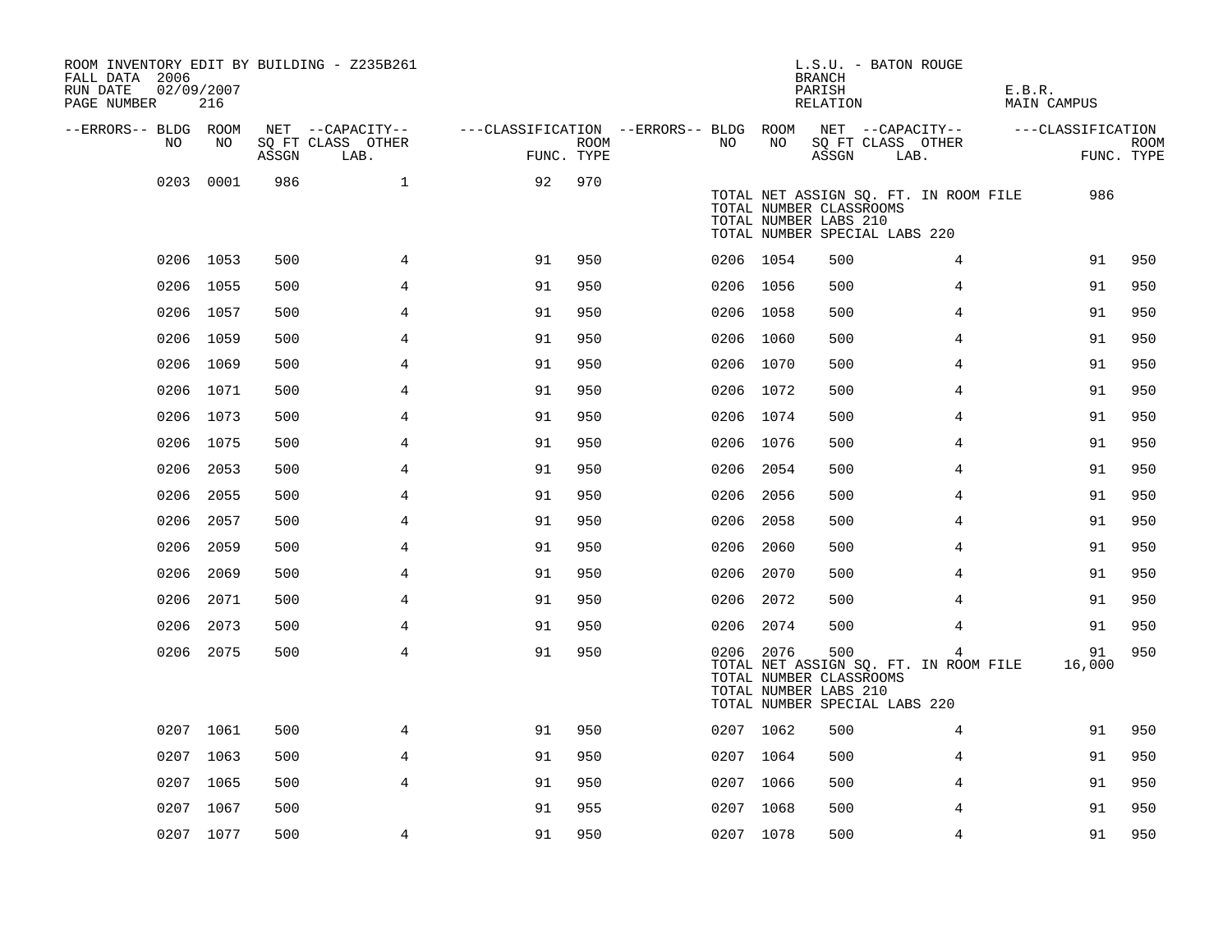ROOM INVENTORY EDIT BY BUILDING - Z235B261
FALL DATA 2006
RUN DATE 02/09/2007
PAGE NUMBER 216

L.S.U. - BATON ROUGE
BRANCH
PARISH E.B.R.
RELATION MAIN CAMPUS

| --ERRORS-- | BLDG NO | ROOM NO | NET SQ FT ASSGN | --CAPACITY-- CLASS | OTHER LAB. | ---CLASSIFICATION FUNC. | ROOM TYPE | --ERRORS-- | BLDG NO | ROOM NO | NET SQ FT ASSGN | --CAPACITY-- CLASS | OTHER LAB. | ---CLASSIFICATION FUNC. | ROOM TYPE |
|---|---|---|---|---|---|---|---|---|---|---|---|---|---|---|---|
| | 0203 | 0001 | 986 | | 1 | 92 | 970 | | | | | | | | |
| | | | | | | | | | TOTAL NET ASSIGN SQ. FT. IN ROOM FILE | | | | | 986 | |
| | | | | | | | | | TOTAL NUMBER CLASSROOMS | | | | | | |
| | | | | | | | | | TOTAL NUMBER LABS 210 | | | | | | |
| | | | | | | | | | TOTAL NUMBER SPECIAL LABS 220 | | | | | | |
| | 0206 | 1053 | 500 | | 4 | 91 | 950 | | 0206 | 1054 | 500 | | 4 | 91 | 950 |
| | 0206 | 1055 | 500 | | 4 | 91 | 950 | | 0206 | 1056 | 500 | | 4 | 91 | 950 |
| | 0206 | 1057 | 500 | | 4 | 91 | 950 | | 0206 | 1058 | 500 | | 4 | 91 | 950 |
| | 0206 | 1059 | 500 | | 4 | 91 | 950 | | 0206 | 1060 | 500 | | 4 | 91 | 950 |
| | 0206 | 1069 | 500 | | 4 | 91 | 950 | | 0206 | 1070 | 500 | | 4 | 91 | 950 |
| | 0206 | 1071 | 500 | | 4 | 91 | 950 | | 0206 | 1072 | 500 | | 4 | 91 | 950 |
| | 0206 | 1073 | 500 | | 4 | 91 | 950 | | 0206 | 1074 | 500 | | 4 | 91 | 950 |
| | 0206 | 1075 | 500 | | 4 | 91 | 950 | | 0206 | 1076 | 500 | | 4 | 91 | 950 |
| | 0206 | 2053 | 500 | | 4 | 91 | 950 | | 0206 | 2054 | 500 | | 4 | 91 | 950 |
| | 0206 | 2055 | 500 | | 4 | 91 | 950 | | 0206 | 2056 | 500 | | 4 | 91 | 950 |
| | 0206 | 2057 | 500 | | 4 | 91 | 950 | | 0206 | 2058 | 500 | | 4 | 91 | 950 |
| | 0206 | 2059 | 500 | | 4 | 91 | 950 | | 0206 | 2060 | 500 | | 4 | 91 | 950 |
| | 0206 | 2069 | 500 | | 4 | 91 | 950 | | 0206 | 2070 | 500 | | 4 | 91 | 950 |
| | 0206 | 2071 | 500 | | 4 | 91 | 950 | | 0206 | 2072 | 500 | | 4 | 91 | 950 |
| | 0206 | 2073 | 500 | | 4 | 91 | 950 | | 0206 | 2074 | 500 | | 4 | 91 | 950 |
| | 0206 | 2075 | 500 | | 4 | 91 | 950 | | 0206 | 2076 | 500 | | 4 | 91 | 950 |
| | | | | | | | | | TOTAL NET ASSIGN SQ. FT. IN ROOM FILE | | | | | 16,000 | |
| | | | | | | | | | TOTAL NUMBER CLASSROOMS | | | | | | |
| | | | | | | | | | TOTAL NUMBER LABS 210 | | | | | | |
| | | | | | | | | | TOTAL NUMBER SPECIAL LABS 220 | | | | | | |
| | 0207 | 1061 | 500 | | 4 | 91 | 950 | | 0207 | 1062 | 500 | | 4 | 91 | 950 |
| | 0207 | 1063 | 500 | | 4 | 91 | 950 | | 0207 | 1064 | 500 | | 4 | 91 | 950 |
| | 0207 | 1065 | 500 | | 4 | 91 | 950 | | 0207 | 1066 | 500 | | 4 | 91 | 950 |
| | 0207 | 1067 | 500 | | | 91 | 955 | | 0207 | 1068 | 500 | | 4 | 91 | 950 |
| | 0207 | 1077 | 500 | | 4 | 91 | 950 | | 0207 | 1078 | 500 | | 4 | 91 | 950 |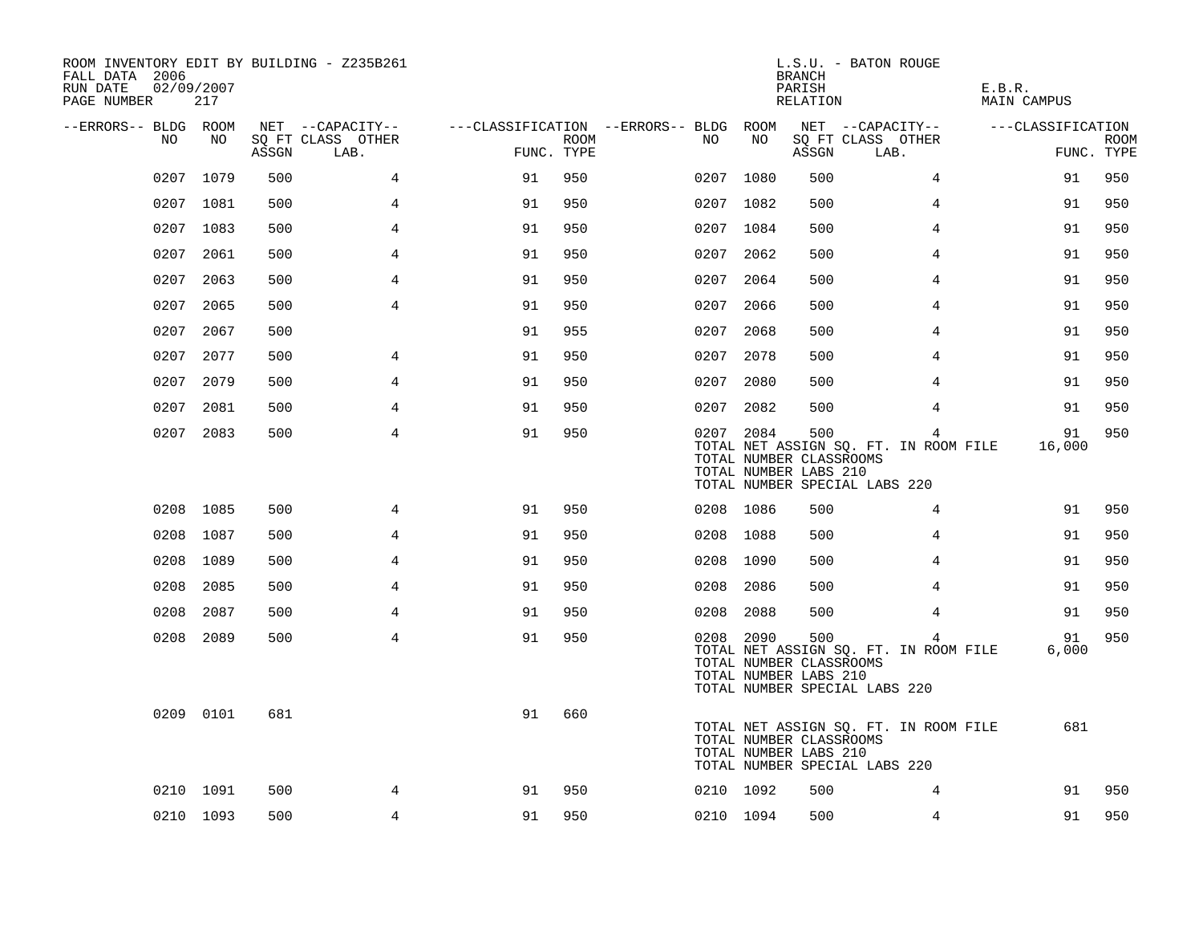ROOM INVENTORY EDIT BY BUILDING - Z235B261
FALL DATA 2006
RUN DATE 02/09/2007
PAGE NUMBER 217

L.S.U. - BATON ROUGE
BRANCH
PARISH E.B.R.
RELATION MAIN CAMPUS

| --ERRORS-- | BLDG NO | ROOM NO | NET SQ FT ASSGN | --CAPACITY-- CLASS LAB. | OTHER | ---CLASSIFICATION FUNC. | ROOM TYPE | --ERRORS-- | BLDG NO | ROOM NO | NET SQ FT ASSGN | --CAPACITY-- CLASS LAB. | OTHER | ---CLASSIFICATION FUNC. | ROOM TYPE |
|---|---|---|---|---|---|---|---|---|---|---|---|---|---|---|---|
| | 0207 | 1079 | 500 | | 4 | 91 | 950 | | 0207 | 1080 | 500 | | 4 | 91 | 950 |
| | 0207 | 1081 | 500 | | 4 | 91 | 950 | | 0207 | 1082 | 500 | | 4 | 91 | 950 |
| | 0207 | 1083 | 500 | | 4 | 91 | 950 | | 0207 | 1084 | 500 | | 4 | 91 | 950 |
| | 0207 | 2061 | 500 | | 4 | 91 | 950 | | 0207 | 2062 | 500 | | 4 | 91 | 950 |
| | 0207 | 2063 | 500 | | 4 | 91 | 950 | | 0207 | 2064 | 500 | | 4 | 91 | 950 |
| | 0207 | 2065 | 500 | | 4 | 91 | 950 | | 0207 | 2066 | 500 | | 4 | 91 | 950 |
| | 0207 | 2067 | 500 | | | 91 | 955 | | 0207 | 2068 | 500 | | 4 | 91 | 950 |
| | 0207 | 2077 | 500 | | 4 | 91 | 950 | | 0207 | 2078 | 500 | | 4 | 91 | 950 |
| | 0207 | 2079 | 500 | | 4 | 91 | 950 | | 0207 | 2080 | 500 | | 4 | 91 | 950 |
| | 0207 | 2081 | 500 | | 4 | 91 | 950 | | 0207 | 2082 | 500 | | 4 | 91 | 950 |
| | 0207 | 2083 | 500 | | 4 | 91 | 950 | | 0207 | 2084 | 500 | | 4 | 91 | 950 |
| | | | | | | | | | TOTAL NET ASSIGN SQ. FT. IN ROOM FILE | | | | | 16,000 | |
| | | | | | | | | | TOTAL NUMBER CLASSROOMS | | | | | | |
| | | | | | | | | | TOTAL NUMBER LABS 210 | | | | | | |
| | | | | | | | | | TOTAL NUMBER SPECIAL LABS 220 | | | | | | |
| | 0208 | 1085 | 500 | | 4 | 91 | 950 | | 0208 | 1086 | 500 | | 4 | 91 | 950 |
| | 0208 | 1087 | 500 | | 4 | 91 | 950 | | 0208 | 1088 | 500 | | 4 | 91 | 950 |
| | 0208 | 1089 | 500 | | 4 | 91 | 950 | | 0208 | 1090 | 500 | | 4 | 91 | 950 |
| | 0208 | 2085 | 500 | | 4 | 91 | 950 | | 0208 | 2086 | 500 | | 4 | 91 | 950 |
| | 0208 | 2087 | 500 | | 4 | 91 | 950 | | 0208 | 2088 | 500 | | 4 | 91 | 950 |
| | 0208 | 2089 | 500 | | 4 | 91 | 950 | | 0208 | 2090 | 500 | | 4 | 91 | 950 |
| | | | | | | | | | TOTAL NET ASSIGN SQ. FT. IN ROOM FILE | | | | | 6,000 | |
| | | | | | | | | | TOTAL NUMBER CLASSROOMS | | | | | | |
| | | | | | | | | | TOTAL NUMBER LABS 210 | | | | | | |
| | | | | | | | | | TOTAL NUMBER SPECIAL LABS 220 | | | | | | |
| | 0209 | 0101 | 681 | | | 91 | 660 | | | | | | | | |
| | | | | | | | | | TOTAL NET ASSIGN SQ. FT. IN ROOM FILE | | | | | 681 | |
| | | | | | | | | | TOTAL NUMBER CLASSROOMS | | | | | | |
| | | | | | | | | | TOTAL NUMBER LABS 210 | | | | | | |
| | | | | | | | | | TOTAL NUMBER SPECIAL LABS 220 | | | | | | |
| | 0210 | 1091 | 500 | | 4 | 91 | 950 | | 0210 | 1092 | 500 | | 4 | 91 | 950 |
| | 0210 | 1093 | 500 | | 4 | 91 | 950 | | 0210 | 1094 | 500 | | 4 | 91 | 950 |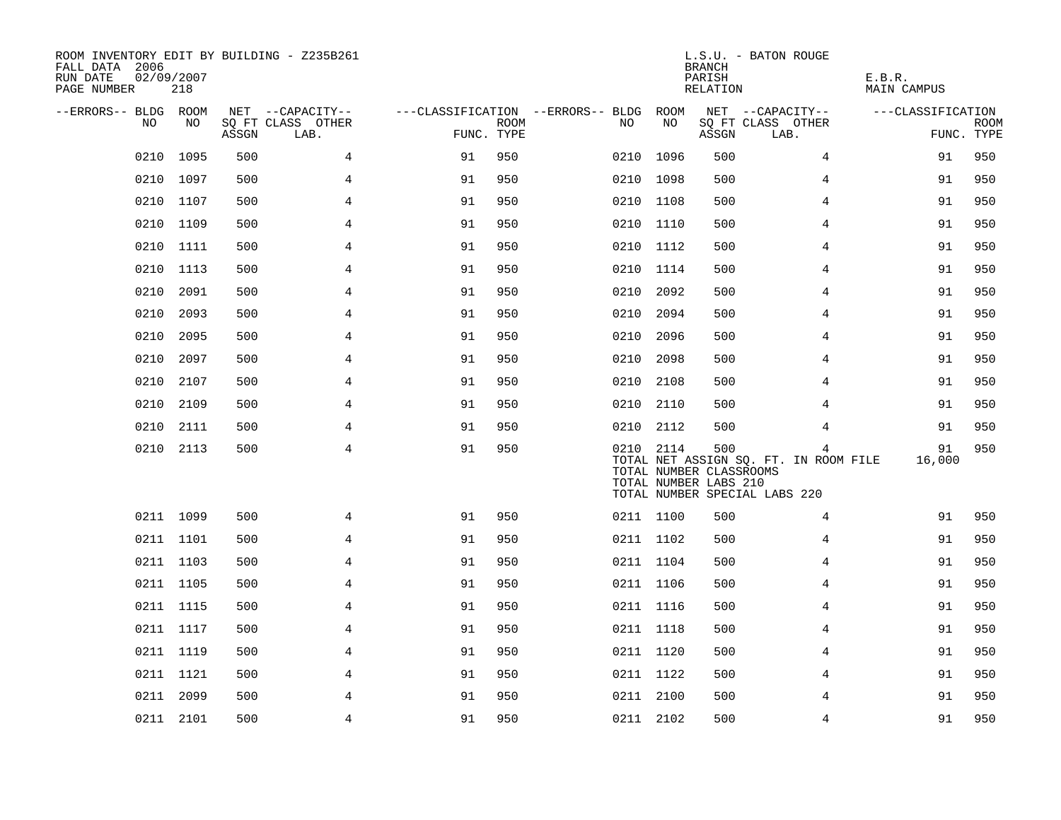ROOM INVENTORY EDIT BY BUILDING - Z235B261
FALL DATA 2006
RUN DATE 02/09/2007
PAGE NUMBER 218

L.S.U. - BATON ROUGE
BRANCH
PARISH E.B.R.
RELATION MAIN CAMPUS

| --ERRORS-- | BLDG NO | ROOM NO | NET SQ FT ASSGN | --CAPACITY-- CLASS LAB. | OTHER | ---CLASSIFICATION FUNC. | ROOM TYPE | --ERRORS-- | BLDG NO | ROOM NO | NET SQ FT ASSGN | --CAPACITY-- CLASS LAB. | OTHER | ---CLASSIFICATION FUNC. | ROOM TYPE |
|---|---|---|---|---|---|---|---|---|---|---|---|---|---|---|---|
| | 0210 | 1095 | 500 | | 4 | 91 | 950 | | 0210 | 1096 | 500 | | 4 | 91 | 950 |
| | 0210 | 1097 | 500 | | 4 | 91 | 950 | | 0210 | 1098 | 500 | | 4 | 91 | 950 |
| | 0210 | 1107 | 500 | | 4 | 91 | 950 | | 0210 | 1108 | 500 | | 4 | 91 | 950 |
| | 0210 | 1109 | 500 | | 4 | 91 | 950 | | 0210 | 1110 | 500 | | 4 | 91 | 950 |
| | 0210 | 1111 | 500 | | 4 | 91 | 950 | | 0210 | 1112 | 500 | | 4 | 91 | 950 |
| | 0210 | 1113 | 500 | | 4 | 91 | 950 | | 0210 | 1114 | 500 | | 4 | 91 | 950 |
| | 0210 | 2091 | 500 | | 4 | 91 | 950 | | 0210 | 2092 | 500 | | 4 | 91 | 950 |
| | 0210 | 2093 | 500 | | 4 | 91 | 950 | | 0210 | 2094 | 500 | | 4 | 91 | 950 |
| | 0210 | 2095 | 500 | | 4 | 91 | 950 | | 0210 | 2096 | 500 | | 4 | 91 | 950 |
| | 0210 | 2097 | 500 | | 4 | 91 | 950 | | 0210 | 2098 | 500 | | 4 | 91 | 950 |
| | 0210 | 2107 | 500 | | 4 | 91 | 950 | | 0210 | 2108 | 500 | | 4 | 91 | 950 |
| | 0210 | 2109 | 500 | | 4 | 91 | 950 | | 0210 | 2110 | 500 | | 4 | 91 | 950 |
| | 0210 | 2111 | 500 | | 4 | 91 | 950 | | 0210 | 2112 | 500 | | 4 | 91 | 950 |
| | 0210 | 2113 | 500 | | 4 | 91 | 950 | | 0210 | 2114 | 500 | | 4 | 91 | 950 |
| | | | | | | | | | TOTAL NET ASSIGN SQ. FT. IN ROOM FILE | | | | | 16,000 | |
| | | | | | | | | | TOTAL NUMBER CLASSROOMS | | | | | | |
| | | | | | | | | | TOTAL NUMBER LABS 210 | | | | | | |
| | | | | | | | | | TOTAL NUMBER SPECIAL LABS 220 | | | | | | |
| | 0211 | 1099 | 500 | | 4 | 91 | 950 | | 0211 | 1100 | 500 | | 4 | 91 | 950 |
| | 0211 | 1101 | 500 | | 4 | 91 | 950 | | 0211 | 1102 | 500 | | 4 | 91 | 950 |
| | 0211 | 1103 | 500 | | 4 | 91 | 950 | | 0211 | 1104 | 500 | | 4 | 91 | 950 |
| | 0211 | 1105 | 500 | | 4 | 91 | 950 | | 0211 | 1106 | 500 | | 4 | 91 | 950 |
| | 0211 | 1115 | 500 | | 4 | 91 | 950 | | 0211 | 1116 | 500 | | 4 | 91 | 950 |
| | 0211 | 1117 | 500 | | 4 | 91 | 950 | | 0211 | 1118 | 500 | | 4 | 91 | 950 |
| | 0211 | 1119 | 500 | | 4 | 91 | 950 | | 0211 | 1120 | 500 | | 4 | 91 | 950 |
| | 0211 | 1121 | 500 | | 4 | 91 | 950 | | 0211 | 1122 | 500 | | 4 | 91 | 950 |
| | 0211 | 2099 | 500 | | 4 | 91 | 950 | | 0211 | 2100 | 500 | | 4 | 91 | 950 |
| | 0211 | 2101 | 500 | | 4 | 91 | 950 | | 0211 | 2102 | 500 | | 4 | 91 | 950 |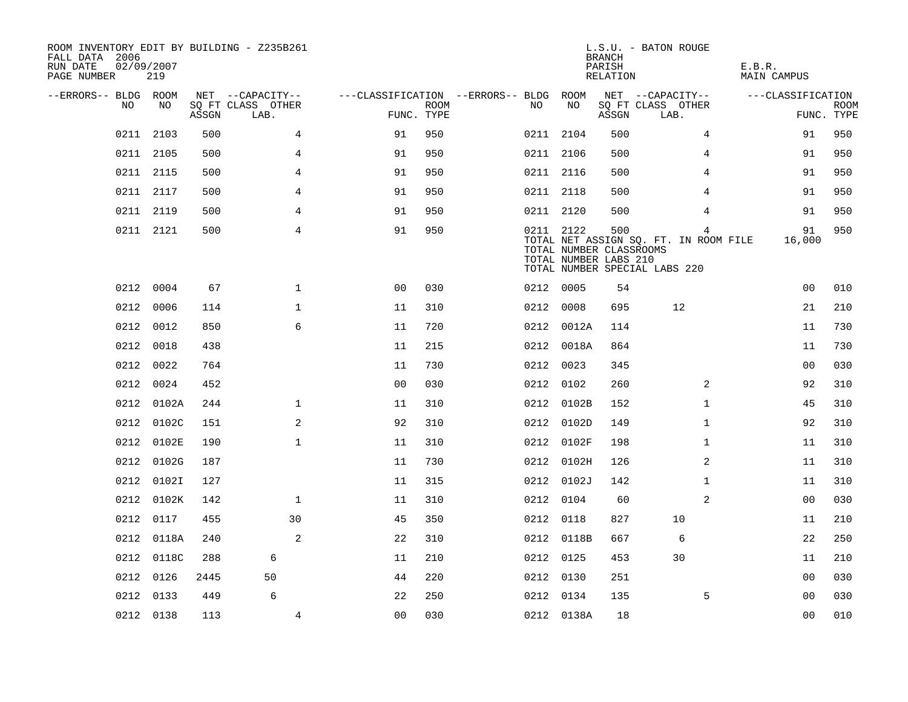ROOM INVENTORY EDIT BY BUILDING - Z235B261
FALL DATA 2006
RUN DATE 02/09/2007
PAGE NUMBER 219

L.S.U. - BATON ROUGE
BRANCH
PARISH E.B.R.
RELATION MAIN CAMPUS

| --ERRORS-- | BLDG NO | ROOM NO | NET SQ FT ASSGN | --CAPACITY-- CLASS LAB. | OTHER | ---CLASSIFICATION FUNC. | ROOM TYPE | --ERRORS-- | BLDG NO | ROOM NO | NET SQ FT ASSGN | --CAPACITY-- CLASS LAB. | OTHER | ---CLASSIFICATION FUNC. | ROOM TYPE |
|---|---|---|---|---|---|---|---|---|---|---|---|---|---|---|---|
| | 0211 | 2103 | 500 | | 4 | 91 | 950 | | 0211 | 2104 | 500 | | 4 | 91 | 950 |
| | 0211 | 2105 | 500 | | 4 | 91 | 950 | | 0211 | 2106 | 500 | | 4 | 91 | 950 |
| | 0211 | 2115 | 500 | | 4 | 91 | 950 | | 0211 | 2116 | 500 | | 4 | 91 | 950 |
| | 0211 | 2117 | 500 | | 4 | 91 | 950 | | 0211 | 2118 | 500 | | 4 | 91 | 950 |
| | 0211 | 2119 | 500 | | 4 | 91 | 950 | | 0211 | 2120 | 500 | | 4 | 91 | 950 |
| | 0211 | 2121 | 500 | | 4 | 91 | 950 | | 0211 | 2122 | 500 | | 4 | 91 | 950 |

TOTAL NET ASSIGN SQ. FT. IN ROOM FILE 16,000
TOTAL NUMBER CLASSROOMS
TOTAL NUMBER LABS 210
TOTAL NUMBER SPECIAL LABS 220

| --ERRORS-- | BLDG NO | ROOM NO | NET SQ FT ASSGN | --CAPACITY-- CLASS LAB. | OTHER | ---CLASSIFICATION FUNC. | ROOM TYPE | --ERRORS-- | BLDG NO | ROOM NO | NET SQ FT ASSGN | --CAPACITY-- CLASS LAB. | OTHER | ---CLASSIFICATION FUNC. | ROOM TYPE |
|---|---|---|---|---|---|---|---|---|---|---|---|---|---|---|---|
| | 0212 | 0004 | 67 | | 1 | 00 | 030 | | 0212 | 0005 | 54 | | | 00 | 010 |
| | 0212 | 0006 | 114 | | 1 | 11 | 310 | | 0212 | 0008 | 695 | 12 | | 21 | 210 |
| | 0212 | 0012 | 850 | | 6 | 11 | 720 | | 0212 | 0012A | 114 | | | 11 | 730 |
| | 0212 | 0018 | 438 | | | 11 | 215 | | 0212 | 0018A | 864 | | | 11 | 730 |
| | 0212 | 0022 | 764 | | | 11 | 730 | | 0212 | 0023 | 345 | | | 00 | 030 |
| | 0212 | 0024 | 452 | | | 00 | 030 | | 0212 | 0102 | 260 | | 2 | 92 | 310 |
| | 0212 | 0102A | 244 | | 1 | 11 | 310 | | 0212 | 0102B | 152 | | 1 | 45 | 310 |
| | 0212 | 0102C | 151 | | 2 | 92 | 310 | | 0212 | 0102D | 149 | | 1 | 92 | 310 |
| | 0212 | 0102E | 190 | | 1 | 11 | 310 | | 0212 | 0102F | 198 | | 1 | 11 | 310 |
| | 0212 | 0102G | 187 | | | 11 | 730 | | 0212 | 0102H | 126 | | 2 | 11 | 310 |
| | 0212 | 0102I | 127 | | | 11 | 315 | | 0212 | 0102J | 142 | | 1 | 11 | 310 |
| | 0212 | 0102K | 142 | | 1 | 11 | 310 | | 0212 | 0104 | 60 | | 2 | 00 | 030 |
| | 0212 | 0117 | 455 | | 30 | 45 | 350 | | 0212 | 0118 | 827 | 10 | | 11 | 210 |
| | 0212 | 0118A | 240 | | 2 | 22 | 310 | | 0212 | 0118B | 667 | 6 | | 22 | 250 |
| | 0212 | 0118C | 288 | 6 | | 11 | 210 | | 0212 | 0125 | 453 | 30 | | 11 | 210 |
| | 0212 | 0126 | 2445 | 50 | | 44 | 220 | | 0212 | 0130 | 251 | | | 00 | 030 |
| | 0212 | 0133 | 449 | 6 | | 22 | 250 | | 0212 | 0134 | 135 | | 5 | 00 | 030 |
| | 0212 | 0138 | 113 | | 4 | 00 | 030 | | 0212 | 0138A | 18 | | | 00 | 010 |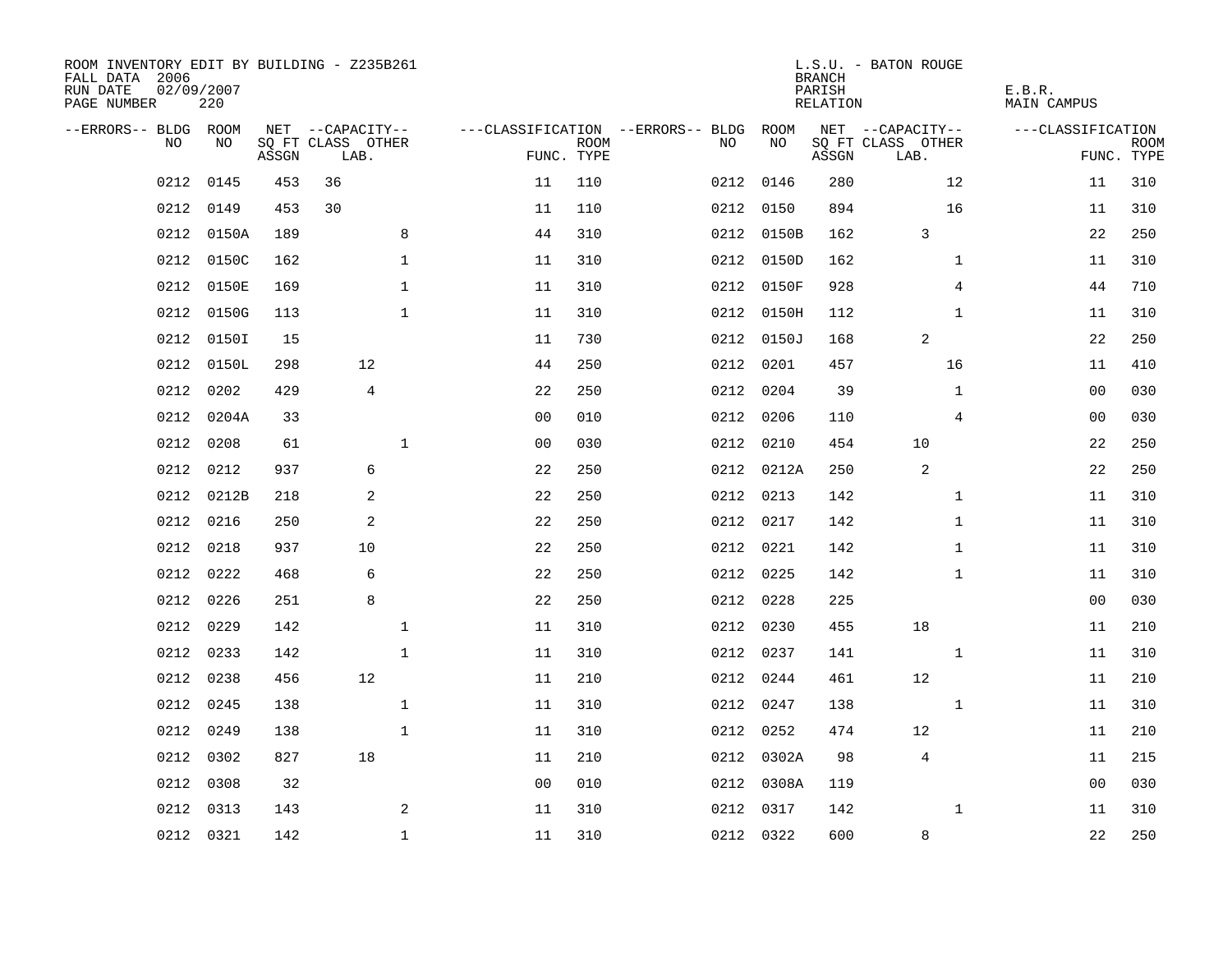ROOM INVENTORY EDIT BY BUILDING - Z235B261
FALL DATA 2006
RUN DATE 02/09/2007
PAGE NUMBER 220

L.S.U. - BATON ROUGE
BRANCH
PARISH E.B.R.
RELATION MAIN CAMPUS

| --ERRORS-- | BLDG NO | ROOM NO | NET SQ FT ASSGN | CAPACITY CLASS | CAPACITY LAB. | CAPACITY OTHER | CLASSIFICATION FUNC. | ROOM TYPE | --ERRORS-- | BLDG NO | ROOM NO | NET SQ FT ASSGN | CAPACITY CLASS | CAPACITY LAB. | CAPACITY OTHER | CLASSIFICATION FUNC. | ROOM TYPE |
|---|---|---|---|---|---|---|---|---|---|---|---|---|---|---|---|---|---|
| | 0212 | 0145 | 453 | 36 | | | 11 | 110 | | 0212 | 0146 | 280 | | | 12 | 11 | 310 |
| | 0212 | 0149 | 453 | 30 | | | 11 | 110 | | 0212 | 0150 | 894 | | | 16 | 11 | 310 |
| | 0212 | 0150A | 189 | | | 8 | 44 | 310 | | 0212 | 0150B | 162 | | 3 | | 22 | 250 |
| | 0212 | 0150C | 162 | | | 1 | 11 | 310 | | 0212 | 0150D | 162 | | | 1 | 11 | 310 |
| | 0212 | 0150E | 169 | | | 1 | 11 | 310 | | 0212 | 0150F | 928 | | | 4 | 44 | 710 |
| | 0212 | 0150G | 113 | | | 1 | 11 | 310 | | 0212 | 0150H | 112 | | | 1 | 11 | 310 |
| | 0212 | 0150I | 15 | | | | 11 | 730 | | 0212 | 0150J | 168 | | 2 | | 22 | 250 |
| | 0212 | 0150L | 298 | | 12 | | 44 | 250 | | 0212 | 0201 | 457 | | | 16 | 11 | 410 |
| | 0212 | 0202 | 429 | | 4 | | 22 | 250 | | 0212 | 0204 | 39 | | | 1 | 00 | 030 |
| | 0212 | 0204A | 33 | | | | 00 | 010 | | 0212 | 0206 | 110 | | | 4 | 00 | 030 |
| | 0212 | 0208 | 61 | | | 1 | 00 | 030 | | 0212 | 0210 | 454 | | 10 | | 22 | 250 |
| | 0212 | 0212 | 937 | | 6 | | 22 | 250 | | 0212 | 0212A | 250 | | 2 | | 22 | 250 |
| | 0212 | 0212B | 218 | | 2 | | 22 | 250 | | 0212 | 0213 | 142 | | | 1 | 11 | 310 |
| | 0212 | 0216 | 250 | | 2 | | 22 | 250 | | 0212 | 0217 | 142 | | | 1 | 11 | 310 |
| | 0212 | 0218 | 937 | | 10 | | 22 | 250 | | 0212 | 0221 | 142 | | | 1 | 11 | 310 |
| | 0212 | 0222 | 468 | | 6 | | 22 | 250 | | 0212 | 0225 | 142 | | | 1 | 11 | 310 |
| | 0212 | 0226 | 251 | | 8 | | 22 | 250 | | 0212 | 0228 | 225 | | | | 00 | 030 |
| | 0212 | 0229 | 142 | | | 1 | 11 | 310 | | 0212 | 0230 | 455 | | 18 | | 11 | 210 |
| | 0212 | 0233 | 142 | | | 1 | 11 | 310 | | 0212 | 0237 | 141 | | | 1 | 11 | 310 |
| | 0212 | 0238 | 456 | | 12 | | 11 | 210 | | 0212 | 0244 | 461 | | 12 | | 11 | 210 |
| | 0212 | 0245 | 138 | | | 1 | 11 | 310 | | 0212 | 0247 | 138 | | | 1 | 11 | 310 |
| | 0212 | 0249 | 138 | | | 1 | 11 | 310 | | 0212 | 0252 | 474 | | 12 | | 11 | 210 |
| | 0212 | 0302 | 827 | | 18 | | 11 | 210 | | 0212 | 0302A | 98 | | 4 | | 11 | 215 |
| | 0212 | 0308 | 32 | | | | 00 | 010 | | 0212 | 0308A | 119 | | | | 00 | 030 |
| | 0212 | 0313 | 143 | | | 2 | 11 | 310 | | 0212 | 0317 | 142 | | | 1 | 11 | 310 |
| | 0212 | 0321 | 142 | | | 1 | 11 | 310 | | 0212 | 0322 | 600 | | 8 | | 22 | 250 |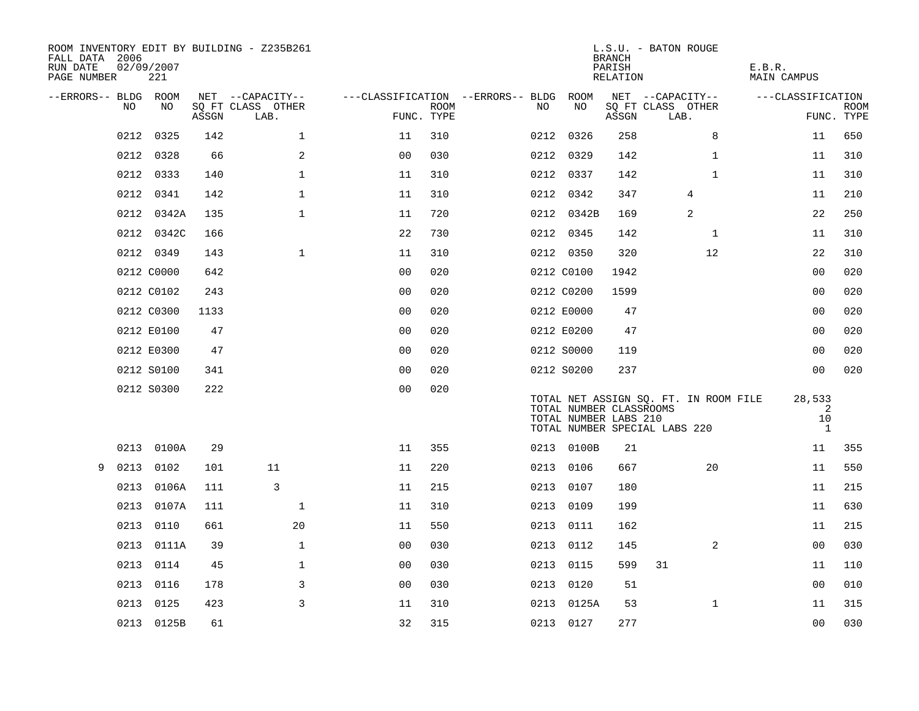ROOM INVENTORY EDIT BY BUILDING - Z235B261
FALL DATA 2006
RUN DATE 02/09/2007
PAGE NUMBER 221

L.S.U. - BATON ROUGE
BRANCH
PARISH E.B.R.
RELATION MAIN CAMPUS

| --ERRORS-- | BLDG NO | ROOM NO | NET SQ FT ASSGN | CAPACITY CLASS LAB. | CAPACITY OTHER | CLASSIFICATION FUNC. | ROOM TYPE | --ERRORS-- | BLDG NO | ROOM NO | NET SQ FT ASSGN | CAPACITY CLASS LAB. | CAPACITY OTHER | CLASSIFICATION FUNC. | ROOM TYPE |
|---|---|---|---|---|---|---|---|---|---|---|---|---|---|---|---|
| | 0212 | 0325 | 142 | | 1 | 11 | 310 | | 0212 | 0326 | 258 | | 8 | 11 | 650 |
| | 0212 | 0328 | 66 | | 2 | 00 | 030 | | 0212 | 0329 | 142 | | 1 | 11 | 310 |
| | 0212 | 0333 | 140 | | 1 | 11 | 310 | | 0212 | 0337 | 142 | | 1 | 11 | 310 |
| | 0212 | 0341 | 142 | | 1 | 11 | 310 | | 0212 | 0342 | 347 | 4 | | 11 | 210 |
| | 0212 | 0342A | 135 | | 1 | 11 | 720 | | 0212 | 0342B | 169 | 2 | | 22 | 250 |
| | 0212 | 0342C | 166 | | | 22 | 730 | | 0212 | 0345 | 142 | | 1 | 11 | 310 |
| | 0212 | 0349 | 143 | | 1 | 11 | 310 | | 0212 | 0350 | 320 | | 12 | 22 | 310 |
| | 0212 | C0000 | 642 | | | 00 | 020 | | 0212 | C0100 | 1942 | | | 00 | 020 |
| | 0212 | C0102 | 243 | | | 00 | 020 | | 0212 | C0200 | 1599 | | | 00 | 020 |
| | 0212 | C0300 | 1133 | | | 00 | 020 | | 0212 | E0000 | 47 | | | 00 | 020 |
| | 0212 | E0100 | 47 | | | 00 | 020 | | 0212 | E0200 | 47 | | | 00 | 020 |
| | 0212 | E0300 | 47 | | | 00 | 020 | | 0212 | S0000 | 119 | | | 00 | 020 |
| | 0212 | S0100 | 341 | | | 00 | 020 | | 0212 | S0200 | 237 | | | 00 | 020 |
| | 0212 | S0300 | 222 | | | 00 | 020 | | | | | | | | |

TOTAL NET ASSIGN SQ. FT. IN ROOM FILE 28,533
TOTAL NUMBER CLASSROOMS 2
TOTAL NUMBER LABS 210 10
TOTAL NUMBER SPECIAL LABS 220 1

| --ERRORS-- | BLDG NO | ROOM NO | NET SQ FT ASSGN | CAPACITY CLASS LAB. | CAPACITY OTHER | CLASSIFICATION FUNC. | ROOM TYPE | --ERRORS-- | BLDG NO | ROOM NO | NET SQ FT ASSGN | CAPACITY CLASS LAB. | CAPACITY OTHER | CLASSIFICATION FUNC. | ROOM TYPE |
|---|---|---|---|---|---|---|---|---|---|---|---|---|---|---|---|
| | 0213 | 0100A | 29 | | | 11 | 355 | | 0213 | 0100B | 21 | | | 11 | 355 |
| 9 | 0213 | 0102 | 101 | 11 | | 11 | 220 | | 0213 | 0106 | 667 | | 20 | 11 | 550 |
| | 0213 | 0106A | 111 | 3 | | 11 | 215 | | 0213 | 0107 | 180 | | | 11 | 215 |
| | 0213 | 0107A | 111 | | 1 | 11 | 310 | | 0213 | 0109 | 199 | | | 11 | 630 |
| | 0213 | 0110 | 661 | | 20 | 11 | 550 | | 0213 | 0111 | 162 | | | 11 | 215 |
| | 0213 | 0111A | 39 | | 1 | 00 | 030 | | 0213 | 0112 | 145 | | 2 | 00 | 030 |
| | 0213 | 0114 | 45 | | 1 | 00 | 030 | | 0213 | 0115 | 599 | 31 | | 11 | 110 |
| | 0213 | 0116 | 178 | | 3 | 00 | 030 | | 0213 | 0120 | 51 | | | 00 | 010 |
| | 0213 | 0125 | 423 | | 3 | 11 | 310 | | 0213 | 0125A | 53 | | 1 | 11 | 315 |
| | 0213 | 0125B | 61 | | | 32 | 315 | | 0213 | 0127 | 277 | | | 00 | 030 |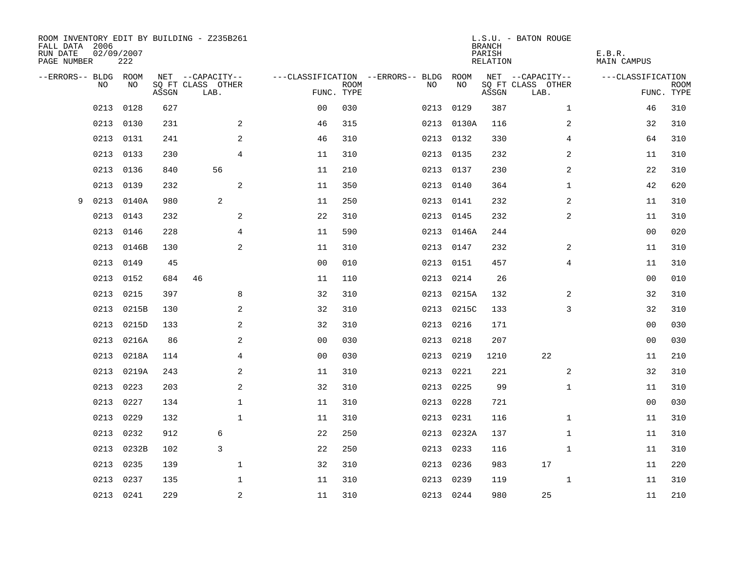ROOM INVENTORY EDIT BY BUILDING - Z235B261
FALL DATA 2006
RUN DATE 02/09/2007
PAGE NUMBER 222

L.S.U. - BATON ROUGE
BRANCH
PARISH E.B.R.
RELATION MAIN CAMPUS

| --ERRORS-- | BLDG NO | ROOM NO | NET SQ FT ASSGN | CAPACITY CLASS LAB. | CAPACITY OTHER | CLASSIFICATION FUNC. | ROOM TYPE | --ERRORS-- | BLDG NO | ROOM NO | NET SQ FT ASSGN | CAPACITY CLASS LAB. | CAPACITY OTHER | CLASSIFICATION FUNC. | ROOM TYPE |
|---|---|---|---|---|---|---|---|---|---|---|---|---|---|---|---|
| | 0213 | 0128 | 627 | | | 00 | 030 | | 0213 | 0129 | 387 | | 1 | 46 | 310 |
| | 0213 | 0130 | 231 | | 2 | 46 | 315 | | 0213 | 0130A | 116 | | 2 | 32 | 310 |
| | 0213 | 0131 | 241 | | 2 | 46 | 310 | | 0213 | 0132 | 330 | | 4 | 64 | 310 |
| | 0213 | 0133 | 230 | | 4 | 11 | 310 | | 0213 | 0135 | 232 | | 2 | 11 | 310 |
| | 0213 | 0136 | 840 | 56 | | 11 | 210 | | 0213 | 0137 | 230 | | 2 | 22 | 310 |
| | 0213 | 0139 | 232 | | 2 | 11 | 350 | | 0213 | 0140 | 364 | | 1 | 42 | 620 |
| 9 | 0213 | 0140A | 980 | 2 | | 11 | 250 | | 0213 | 0141 | 232 | | 2 | 11 | 310 |
| | 0213 | 0143 | 232 | | 2 | 22 | 310 | | 0213 | 0145 | 232 | | 2 | 11 | 310 |
| | 0213 | 0146 | 228 | | 4 | 11 | 590 | | 0213 | 0146A | 244 | | | 00 | 020 |
| | 0213 | 0146B | 130 | | 2 | 11 | 310 | | 0213 | 0147 | 232 | | 2 | 11 | 310 |
| | 0213 | 0149 | 45 | | | 00 | 010 | | 0213 | 0151 | 457 | | 4 | 11 | 310 |
| | 0213 | 0152 | 684 | 46 | | 11 | 110 | | 0213 | 0214 | 26 | | | 00 | 010 |
| | 0213 | 0215 | 397 | | 8 | 32 | 310 | | 0213 | 0215A | 132 | | 2 | 32 | 310 |
| | 0213 | 0215B | 130 | | 2 | 32 | 310 | | 0213 | 0215C | 133 | | 3 | 32 | 310 |
| | 0213 | 0215D | 133 | | 2 | 32 | 310 | | 0213 | 0216 | 171 | | | 00 | 030 |
| | 0213 | 0216A | 86 | | 2 | 00 | 030 | | 0213 | 0218 | 207 | | | 00 | 030 |
| | 0213 | 0218A | 114 | | 4 | 00 | 030 | | 0213 | 0219 | 1210 | 22 | | 11 | 210 |
| | 0213 | 0219A | 243 | | 2 | 11 | 310 | | 0213 | 0221 | 221 | | 2 | 32 | 310 |
| | 0213 | 0223 | 203 | | 2 | 32 | 310 | | 0213 | 0225 | 99 | | 1 | 11 | 310 |
| | 0213 | 0227 | 134 | | 1 | 11 | 310 | | 0213 | 0228 | 721 | | | 00 | 030 |
| | 0213 | 0229 | 132 | | 1 | 11 | 310 | | 0213 | 0231 | 116 | | 1 | 11 | 310 |
| | 0213 | 0232 | 912 | 6 | | 22 | 250 | | 0213 | 0232A | 137 | | 1 | 11 | 310 |
| | 0213 | 0232B | 102 | 3 | | 22 | 250 | | 0213 | 0233 | 116 | | 1 | 11 | 310 |
| | 0213 | 0235 | 139 | | 1 | 32 | 310 | | 0213 | 0236 | 983 | 17 | | 11 | 220 |
| | 0213 | 0237 | 135 | | 1 | 11 | 310 | | 0213 | 0239 | 119 | | 1 | 11 | 310 |
| | 0213 | 0241 | 229 | | 2 | 11 | 310 | | 0213 | 0244 | 980 | 25 | | 11 | 210 |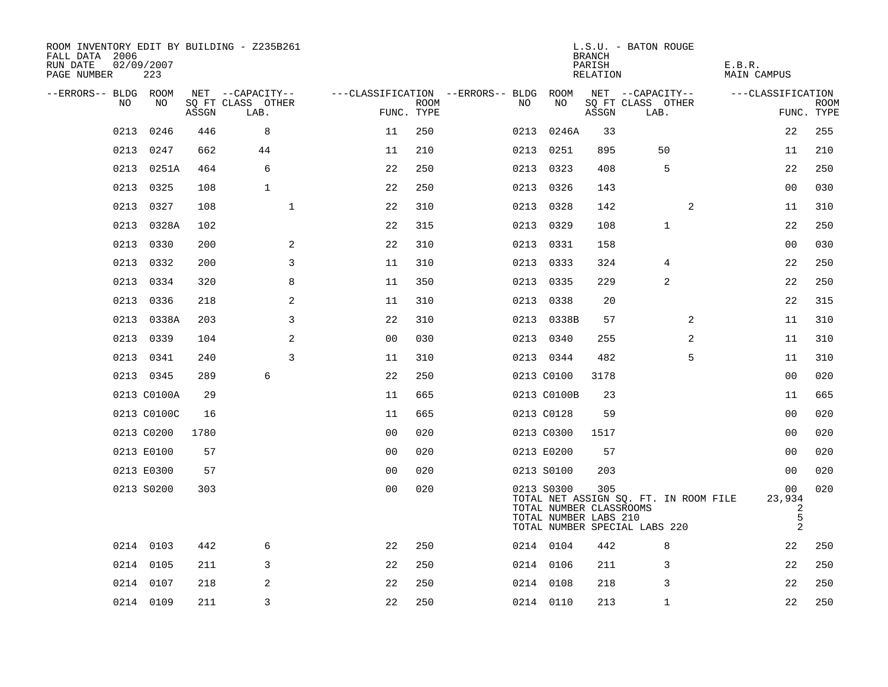ROOM INVENTORY EDIT BY BUILDING - Z235B261
FALL DATA 2006
RUN DATE 02/09/2007
PAGE NUMBER 223

L.S.U. - BATON ROUGE
BRANCH
PARISH E.B.R.
RELATION MAIN CAMPUS

| --ERRORS-- | BLDG NO | ROOM NO | NET SQ FT ASSGN | CAPACITY CLASS LAB. | CAPACITY OTHER | CLASSIFICATION FUNC. | ROOM TYPE | --ERRORS-- | BLDG NO | ROOM NO | NET SQ FT ASSGN | CAPACITY CLASS LAB. | CAPACITY OTHER | CLASSIFICATION FUNC. | ROOM TYPE |
|---|---|---|---|---|---|---|---|---|---|---|---|---|---|---|---|
| | 0213 | 0246 | 446 | 8 | | 11 | 250 | | 0213 | 0246A | 33 | | | 22 | 255 |
| | 0213 | 0247 | 662 | 44 | | 11 | 210 | | 0213 | 0251 | 895 | 50 | | 11 | 210 |
| | 0213 | 0251A | 464 | 6 | | 22 | 250 | | 0213 | 0323 | 408 | 5 | | 22 | 250 |
| | 0213 | 0325 | 108 | 1 | | 22 | 250 | | 0213 | 0326 | 143 | | | 00 | 030 |
| | 0213 | 0327 | 108 | | 1 | 22 | 310 | | 0213 | 0328 | 142 | | 2 | 11 | 310 |
| | 0213 | 0328A | 102 | | | 22 | 315 | | 0213 | 0329 | 108 | 1 | | 22 | 250 |
| | 0213 | 0330 | 200 | | 2 | 22 | 310 | | 0213 | 0331 | 158 | | | 00 | 030 |
| | 0213 | 0332 | 200 | | 3 | 11 | 310 | | 0213 | 0333 | 324 | 4 | | 22 | 250 |
| | 0213 | 0334 | 320 | | 8 | 11 | 350 | | 0213 | 0335 | 229 | 2 | | 22 | 250 |
| | 0213 | 0336 | 218 | | 2 | 11 | 310 | | 0213 | 0338 | 20 | | | 22 | 315 |
| | 0213 | 0338A | 203 | | 3 | 22 | 310 | | 0213 | 0338B | 57 | | 2 | 11 | 310 |
| | 0213 | 0339 | 104 | | 2 | 00 | 030 | | 0213 | 0340 | 255 | | 2 | 11 | 310 |
| | 0213 | 0341 | 240 | | 3 | 11 | 310 | | 0213 | 0344 | 482 | | 5 | 11 | 310 |
| | 0213 | 0345 | 289 | 6 | | 22 | 250 | | 0213 | C0100 | 3178 | | | 00 | 020 |
| | 0213 | C0100A | 29 | | | 11 | 665 | | 0213 | C0100B | 23 | | | 11 | 665 |
| | 0213 | C0100C | 16 | | | 11 | 665 | | 0213 | C0128 | 59 | | | 00 | 020 |
| | 0213 | C0200 | 1780 | | | 00 | 020 | | 0213 | C0300 | 1517 | | | 00 | 020 |
| | 0213 | E0100 | 57 | | | 00 | 020 | | 0213 | E0200 | 57 | | | 00 | 020 |
| | 0213 | E0300 | 57 | | | 00 | 020 | | 0213 | S0100 | 203 | | | 00 | 020 |
| | 0213 | S0200 | 303 | | | 00 | 020 | | 0213 | S0300 | 305 | | | 00 | 020 |
| | 0214 | 0103 | 442 | 6 | | 22 | 250 | | 0214 | 0104 | 442 | 8 | | 22 | 250 |
| | 0214 | 0105 | 211 | 3 | | 22 | 250 | | 0214 | 0106 | 211 | 3 | | 22 | 250 |
| | 0214 | 0107 | 218 | 2 | | 22 | 250 | | 0214 | 0108 | 218 | 3 | | 22 | 250 |
| | 0214 | 0109 | 211 | 3 | | 22 | 250 | | 0214 | 0110 | 213 | 1 | | 22 | 250 |

Building 0213 totals:

- TOTAL NET ASSIGN SQ. FT. IN ROOM FILE: 23,934
- TOTAL NUMBER CLASSROOMS: 2
- TOTAL NUMBER LABS 210: 5
- TOTAL NUMBER SPECIAL LABS 220: 2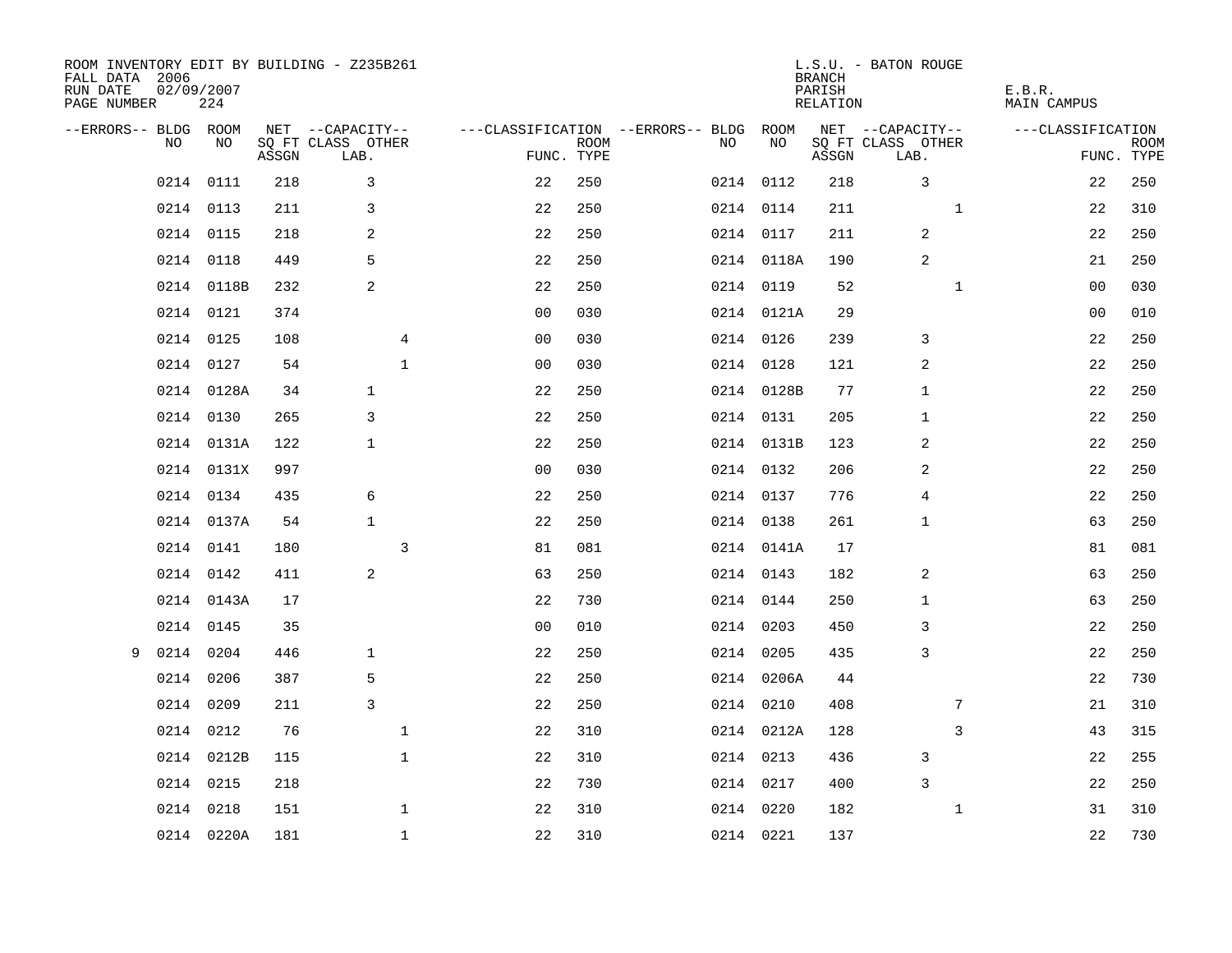ROOM INVENTORY EDIT BY BUILDING - Z235B261
FALL DATA 2006
RUN DATE 02/09/2007
PAGE NUMBER 224

L.S.U. - BATON ROUGE
BRANCH
PARISH E.B.R.
RELATION MAIN CAMPUS

| --ERRORS-- | BLDG NO | ROOM NO | NET SQ FT ASSGN | --CAPACITY-- CLASS LAB. | OTHER | ---CLASSIFICATION FUNC. | ROOM TYPE | --ERRORS-- | BLDG NO | ROOM NO | NET SQ FT ASSGN | --CAPACITY-- CLASS LAB. | OTHER | ---CLASSIFICATION FUNC. | ROOM TYPE |
|---|---|---|---|---|---|---|---|---|---|---|---|---|---|---|---|
| | 0214 | 0111 | 218 | 3 | | 22 | 250 | | 0214 | 0112 | 218 | 3 | | 22 | 250 |
| | 0214 | 0113 | 211 | 3 | | 22 | 250 | | 0214 | 0114 | 211 | | 1 | 22 | 310 |
| | 0214 | 0115 | 218 | 2 | | 22 | 250 | | 0214 | 0117 | 211 | 2 | | 22 | 250 |
| | 0214 | 0118 | 449 | 5 | | 22 | 250 | | 0214 | 0118A | 190 | 2 | | 21 | 250 |
| | 0214 | 0118B | 232 | 2 | | 22 | 250 | | 0214 | 0119 | 52 | | 1 | 00 | 030 |
| | 0214 | 0121 | 374 | | | 00 | 030 | | 0214 | 0121A | 29 | | | 00 | 010 |
| | 0214 | 0125 | 108 | | 4 | 00 | 030 | | 0214 | 0126 | 239 | 3 | | 22 | 250 |
| | 0214 | 0127 | 54 | | 1 | 00 | 030 | | 0214 | 0128 | 121 | 2 | | 22 | 250 |
| | 0214 | 0128A | 34 | 1 | | 22 | 250 | | 0214 | 0128B | 77 | 1 | | 22 | 250 |
| | 0214 | 0130 | 265 | 3 | | 22 | 250 | | 0214 | 0131 | 205 | 1 | | 22 | 250 |
| | 0214 | 0131A | 122 | 1 | | 22 | 250 | | 0214 | 0131B | 123 | 2 | | 22 | 250 |
| | 0214 | 0131X | 997 | | | 00 | 030 | | 0214 | 0132 | 206 | 2 | | 22 | 250 |
| | 0214 | 0134 | 435 | 6 | | 22 | 250 | | 0214 | 0137 | 776 | 4 | | 22 | 250 |
| | 0214 | 0137A | 54 | 1 | | 22 | 250 | | 0214 | 0138 | 261 | 1 | | 63 | 250 |
| | 0214 | 0141 | 180 | | 3 | 81 | 081 | | 0214 | 0141A | 17 | | | 81 | 081 |
| | 0214 | 0142 | 411 | 2 | | 63 | 250 | | 0214 | 0143 | 182 | 2 | | 63 | 250 |
| | 0214 | 0143A | 17 | | | 22 | 730 | | 0214 | 0144 | 250 | 1 | | 63 | 250 |
| | 0214 | 0145 | 35 | | | 00 | 010 | | 0214 | 0203 | 450 | 3 | | 22 | 250 |
| 9 | 0214 | 0204 | 446 | 1 | | 22 | 250 | | 0214 | 0205 | 435 | 3 | | 22 | 250 |
| | 0214 | 0206 | 387 | 5 | | 22 | 250 | | 0214 | 0206A | 44 | | | 22 | 730 |
| | 0214 | 0209 | 211 | 3 | | 22 | 250 | | 0214 | 0210 | 408 | | 7 | 21 | 310 |
| | 0214 | 0212 | 76 | | 1 | 22 | 310 | | 0214 | 0212A | 128 | | 3 | 43 | 315 |
| | 0214 | 0212B | 115 | | 1 | 22 | 310 | | 0214 | 0213 | 436 | 3 | | 22 | 255 |
| | 0214 | 0215 | 218 | | | 22 | 730 | | 0214 | 0217 | 400 | 3 | | 22 | 250 |
| | 0214 | 0218 | 151 | | 1 | 22 | 310 | | 0214 | 0220 | 182 | | 1 | 31 | 310 |
| | 0214 | 0220A | 181 | | 1 | 22 | 310 | | 0214 | 0221 | 137 | | | 22 | 730 |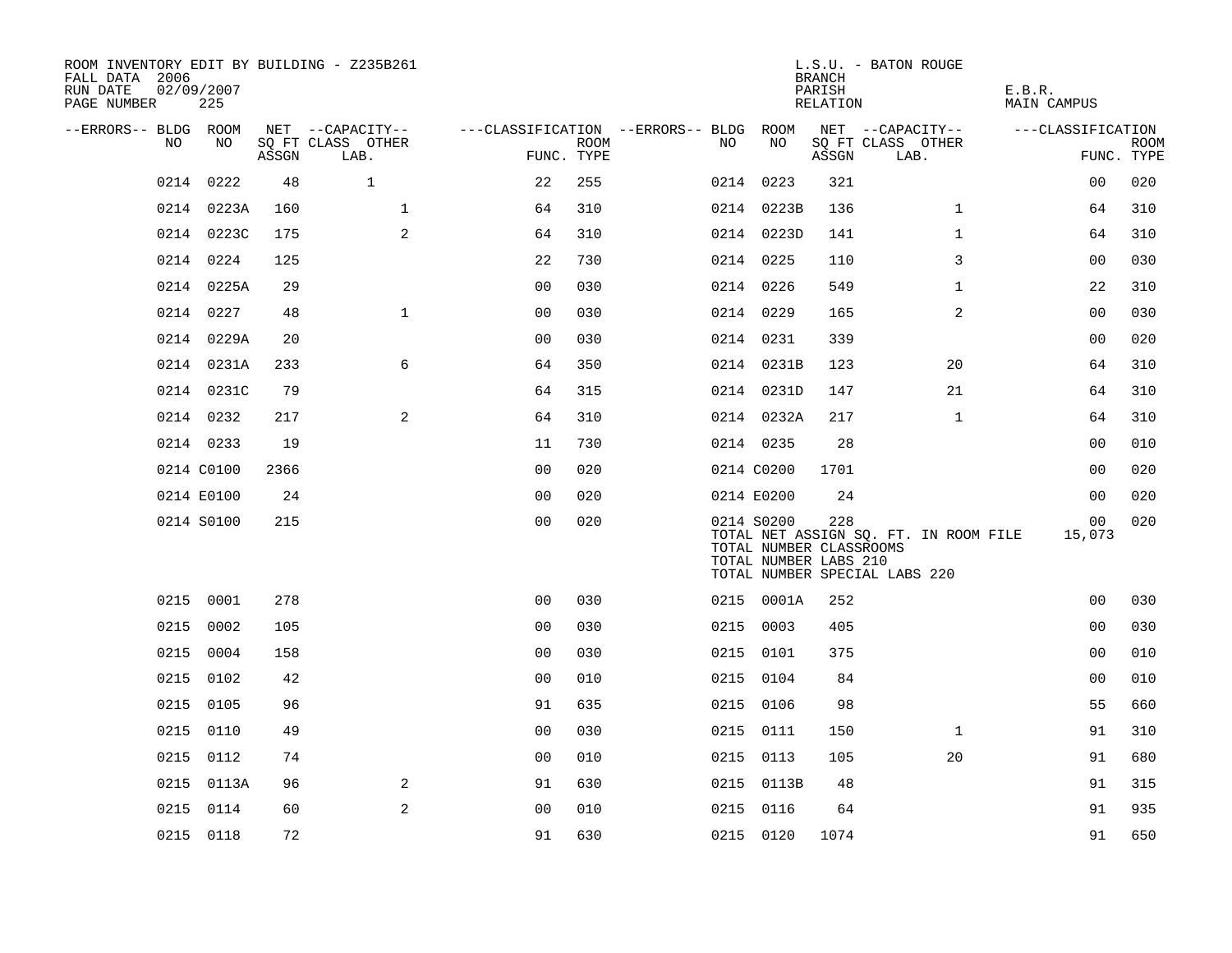ROOM INVENTORY EDIT BY BUILDING - Z235B261
FALL DATA 2006
RUN DATE 02/09/2007
PAGE NUMBER 225

L.S.U. - BATON ROUGE
BRANCH
PARISH E.B.R.
RELATION MAIN CAMPUS

| --ERRORS-- | BLDG NO | ROOM NO | NET SQ FT ASSGN | --CAPACITY-- CLASS | LAB. | OTHER | ---CLASSIFICATION FUNC. | ROOM TYPE | --ERRORS-- | BLDG NO | ROOM NO | NET SQ FT ASSGN | --CAPACITY-- CLASS | LAB. | OTHER | ---CLASSIFICATION FUNC. | ROOM TYPE |
|---|---|---|---|---|---|---|---|---|---|---|---|---|---|---|---|---|---|
| | 0214 | 0222 | 48 | | 1 | | 22 | 255 | | 0214 | 0223 | 321 | | | | 00 | 020 |
| | 0214 | 0223A | 160 | | | 1 | 64 | 310 | | 0214 | 0223B | 136 | | | 1 | 64 | 310 |
| | 0214 | 0223C | 175 | | | 2 | 64 | 310 | | 0214 | 0223D | 141 | | | 1 | 64 | 310 |
| | 0214 | 0224 | 125 | | | | 22 | 730 | | 0214 | 0225 | 110 | | | 3 | 00 | 030 |
| | 0214 | 0225A | 29 | | | | 00 | 030 | | 0214 | 0226 | 549 | | | 1 | 22 | 310 |
| | 0214 | 0227 | 48 | | | 1 | 00 | 030 | | 0214 | 0229 | 165 | | | 2 | 00 | 030 |
| | 0214 | 0229A | 20 | | | | 00 | 030 | | 0214 | 0231 | 339 | | | | 00 | 020 |
| | 0214 | 0231A | 233 | | | 6 | 64 | 350 | | 0214 | 0231B | 123 | | | 20 | 64 | 310 |
| | 0214 | 0231C | 79 | | | | 64 | 315 | | 0214 | 0231D | 147 | | | 21 | 64 | 310 |
| | 0214 | 0232 | 217 | | | 2 | 64 | 310 | | 0214 | 0232A | 217 | | | 1 | 64 | 310 |
| | 0214 | 0233 | 19 | | | | 11 | 730 | | 0214 | 0235 | 28 | | | | 00 | 010 |
| | 0214 | C0100 | 2366 | | | | 00 | 020 | | 0214 | C0200 | 1701 | | | | 00 | 020 |
| | 0214 | E0100 | 24 | | | | 00 | 020 | | 0214 | E0200 | 24 | | | | 00 | 020 |
| | 0214 | S0100 | 215 | | | | 00 | 020 | | 0214 | S0200 | 228 | | | | 00 | 020 |
| | | | | | | | | | | TOTAL NET ASSIGN SQ. FT. IN ROOM FILE | | | | | | 15,073 | |
| | | | | | | | | | | TOTAL NUMBER CLASSROOMS | | | | | | | |
| | | | | | | | | | | TOTAL NUMBER LABS 210 | | | | | | | |
| | | | | | | | | | | TOTAL NUMBER SPECIAL LABS 220 | | | | | | | |
| | 0215 | 0001 | 278 | | | | 00 | 030 | | 0215 | 0001A | 252 | | | | 00 | 030 |
| | 0215 | 0002 | 105 | | | | 00 | 030 | | 0215 | 0003 | 405 | | | | 00 | 030 |
| | 0215 | 0004 | 158 | | | | 00 | 030 | | 0215 | 0101 | 375 | | | | 00 | 010 |
| | 0215 | 0102 | 42 | | | | 00 | 010 | | 0215 | 0104 | 84 | | | | 00 | 010 |
| | 0215 | 0105 | 96 | | | | 91 | 635 | | 0215 | 0106 | 98 | | | | 55 | 660 |
| | 0215 | 0110 | 49 | | | | 00 | 030 | | 0215 | 0111 | 150 | | | 1 | 91 | 310 |
| | 0215 | 0112 | 74 | | | | 00 | 010 | | 0215 | 0113 | 105 | | | 20 | 91 | 680 |
| | 0215 | 0113A | 96 | | | 2 | 91 | 630 | | 0215 | 0113B | 48 | | | | 91 | 315 |
| | 0215 | 0114 | 60 | | | 2 | 00 | 010 | | 0215 | 0116 | 64 | | | | 91 | 935 |
| | 0215 | 0118 | 72 | | | | 91 | 630 | | 0215 | 0120 | 1074 | | | | 91 | 650 |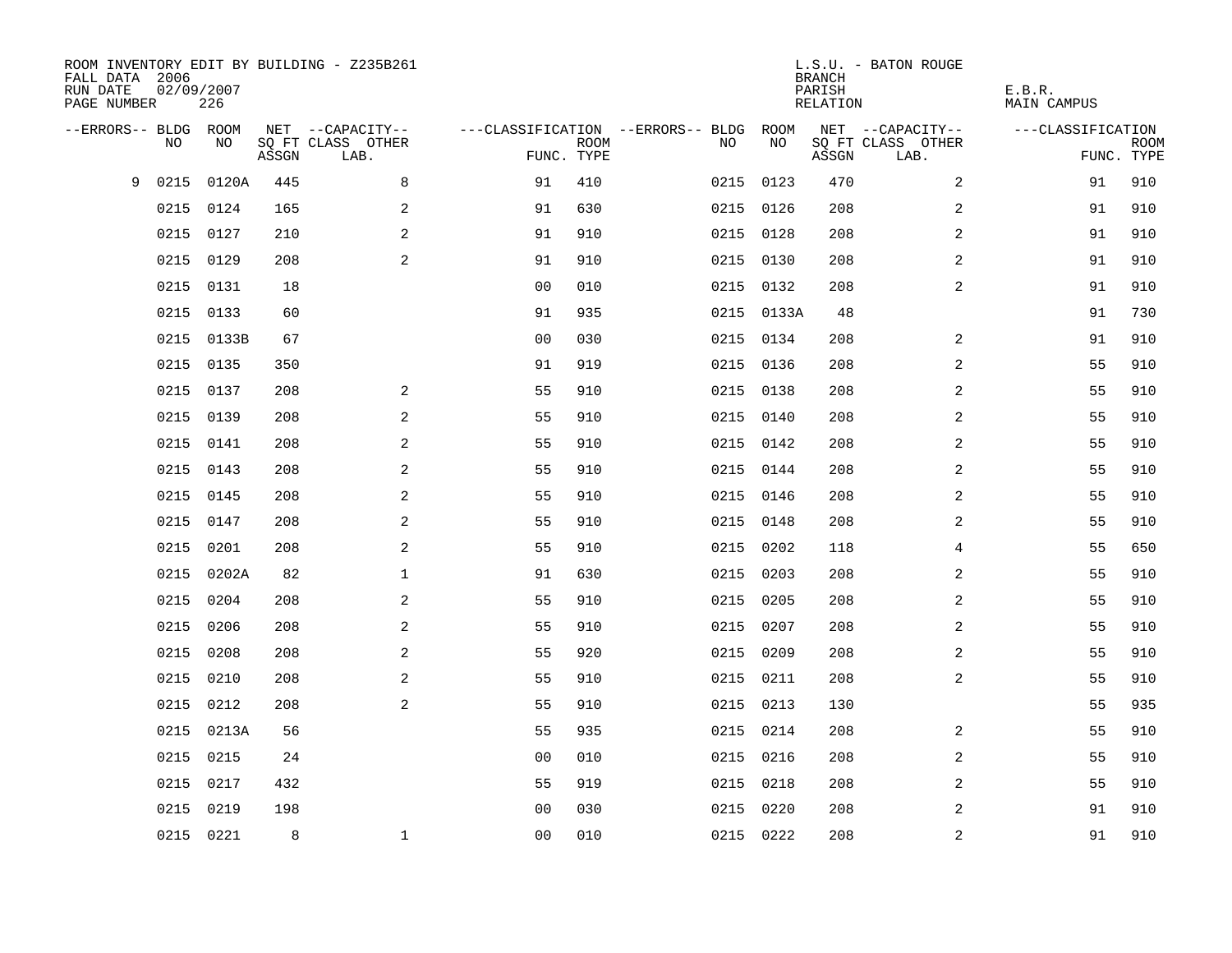ROOM INVENTORY EDIT BY BUILDING - Z235B261
FALL DATA 2006
RUN DATE 02/09/2007
PAGE NUMBER 226

L.S.U. - BATON ROUGE
BRANCH
PARISH E.B.R.
RELATION MAIN CAMPUS

| --ERRORS-- | BLDG NO | ROOM NO | NET SQ FT ASSGN | --CAPACITY-- CLASS LAB. | OTHER | ---CLASSIFICATION FUNC. | ROOM TYPE | --ERRORS-- | BLDG NO | ROOM NO | NET SQ FT ASSGN | --CAPACITY-- CLASS LAB. | OTHER | ---CLASSIFICATION FUNC. | ROOM TYPE |
|---|---|---|---|---|---|---|---|---|---|---|---|---|---|---|---|
| 9 | 0215 | 0120A | 445 | | 8 | 91 | 410 | | 0215 | 0123 | 470 | | 2 | 91 | 910 |
| | 0215 | 0124 | 165 | | 2 | 91 | 630 | | 0215 | 0126 | 208 | | 2 | 91 | 910 |
| | 0215 | 0127 | 210 | | 2 | 91 | 910 | | 0215 | 0128 | 208 | | 2 | 91 | 910 |
| | 0215 | 0129 | 208 | | 2 | 91 | 910 | | 0215 | 0130 | 208 | | 2 | 91 | 910 |
| | 0215 | 0131 | 18 | | | 00 | 010 | | 0215 | 0132 | 208 | | 2 | 91 | 910 |
| | 0215 | 0133 | 60 | | | 91 | 935 | | 0215 | 0133A | 48 | | | 91 | 730 |
| | 0215 | 0133B | 67 | | | 00 | 030 | | 0215 | 0134 | 208 | | 2 | 91 | 910 |
| | 0215 | 0135 | 350 | | | 91 | 919 | | 0215 | 0136 | 208 | | 2 | 55 | 910 |
| | 0215 | 0137 | 208 | | 2 | 55 | 910 | | 0215 | 0138 | 208 | | 2 | 55 | 910 |
| | 0215 | 0139 | 208 | | 2 | 55 | 910 | | 0215 | 0140 | 208 | | 2 | 55 | 910 |
| | 0215 | 0141 | 208 | | 2 | 55 | 910 | | 0215 | 0142 | 208 | | 2 | 55 | 910 |
| | 0215 | 0143 | 208 | | 2 | 55 | 910 | | 0215 | 0144 | 208 | | 2 | 55 | 910 |
| | 0215 | 0145 | 208 | | 2 | 55 | 910 | | 0215 | 0146 | 208 | | 2 | 55 | 910 |
| | 0215 | 0147 | 208 | | 2 | 55 | 910 | | 0215 | 0148 | 208 | | 2 | 55 | 910 |
| | 0215 | 0201 | 208 | | 2 | 55 | 910 | | 0215 | 0202 | 118 | | 4 | 55 | 650 |
| | 0215 | 0202A | 82 | | 1 | 91 | 630 | | 0215 | 0203 | 208 | | 2 | 55 | 910 |
| | 0215 | 0204 | 208 | | 2 | 55 | 910 | | 0215 | 0205 | 208 | | 2 | 55 | 910 |
| | 0215 | 0206 | 208 | | 2 | 55 | 910 | | 0215 | 0207 | 208 | | 2 | 55 | 910 |
| | 0215 | 0208 | 208 | | 2 | 55 | 920 | | 0215 | 0209 | 208 | | 2 | 55 | 910 |
| | 0215 | 0210 | 208 | | 2 | 55 | 910 | | 0215 | 0211 | 208 | | 2 | 55 | 910 |
| | 0215 | 0212 | 208 | | 2 | 55 | 910 | | 0215 | 0213 | 130 | | | 55 | 935 |
| | 0215 | 0213A | 56 | | | 55 | 935 | | 0215 | 0214 | 208 | | 2 | 55 | 910 |
| | 0215 | 0215 | 24 | | | 00 | 010 | | 0215 | 0216 | 208 | | 2 | 55 | 910 |
| | 0215 | 0217 | 432 | | | 55 | 919 | | 0215 | 0218 | 208 | | 2 | 55 | 910 |
| | 0215 | 0219 | 198 | | | 00 | 030 | | 0215 | 0220 | 208 | | 2 | 91 | 910 |
| | 0215 | 0221 | 8 | | 1 | 00 | 010 | | 0215 | 0222 | 208 | | 2 | 91 | 910 |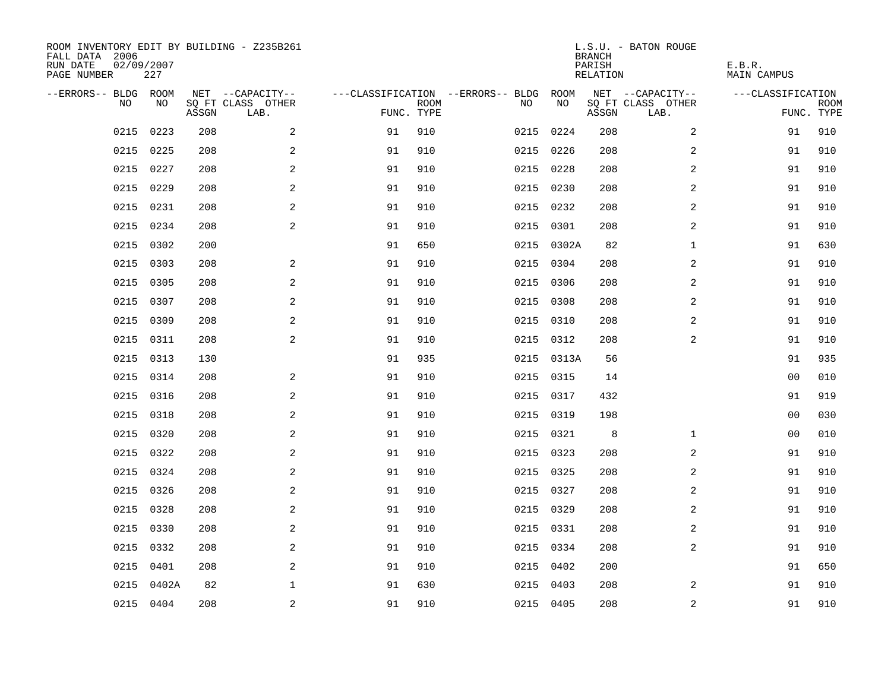ROOM INVENTORY EDIT BY BUILDING - Z235B261
FALL DATA 2006
RUN DATE 02/09/2007
PAGE NUMBER 227

L.S.U. - BATON ROUGE
BRANCH
PARISH E.B.R.
RELATION MAIN CAMPUS

| --ERRORS-- | BLDG NO | ROOM NO | NET SQ FT ASSGN | --CAPACITY-- CLASS | OTHER LAB. | ---CLASSIFICATION FUNC. | ROOM TYPE | --ERRORS-- | BLDG NO | ROOM NO | NET SQ FT ASSGN | --CAPACITY-- CLASS | OTHER LAB. | ---CLASSIFICATION FUNC. | ROOM TYPE |
|---|---|---|---|---|---|---|---|---|---|---|---|---|---|---|---|
| | 0215 | 0223 | 208 | | 2 | 91 | 910 | | 0215 | 0224 | 208 | | 2 | 91 | 910 |
| | 0215 | 0225 | 208 | | 2 | 91 | 910 | | 0215 | 0226 | 208 | | 2 | 91 | 910 |
| | 0215 | 0227 | 208 | | 2 | 91 | 910 | | 0215 | 0228 | 208 | | 2 | 91 | 910 |
| | 0215 | 0229 | 208 | | 2 | 91 | 910 | | 0215 | 0230 | 208 | | 2 | 91 | 910 |
| | 0215 | 0231 | 208 | | 2 | 91 | 910 | | 0215 | 0232 | 208 | | 2 | 91 | 910 |
| | 0215 | 0234 | 208 | | 2 | 91 | 910 | | 0215 | 0301 | 208 | | 2 | 91 | 910 |
| | 0215 | 0302 | 200 | | | 91 | 650 | | 0215 | 0302A | 82 | | 1 | 91 | 630 |
| | 0215 | 0303 | 208 | | 2 | 91 | 910 | | 0215 | 0304 | 208 | | 2 | 91 | 910 |
| | 0215 | 0305 | 208 | | 2 | 91 | 910 | | 0215 | 0306 | 208 | | 2 | 91 | 910 |
| | 0215 | 0307 | 208 | | 2 | 91 | 910 | | 0215 | 0308 | 208 | | 2 | 91 | 910 |
| | 0215 | 0309 | 208 | | 2 | 91 | 910 | | 0215 | 0310 | 208 | | 2 | 91 | 910 |
| | 0215 | 0311 | 208 | | 2 | 91 | 910 | | 0215 | 0312 | 208 | | 2 | 91 | 910 |
| | 0215 | 0313 | 130 | | | 91 | 935 | | 0215 | 0313A | 56 | | | 91 | 935 |
| | 0215 | 0314 | 208 | | 2 | 91 | 910 | | 0215 | 0315 | 14 | | | 00 | 010 |
| | 0215 | 0316 | 208 | | 2 | 91 | 910 | | 0215 | 0317 | 432 | | | 91 | 919 |
| | 0215 | 0318 | 208 | | 2 | 91 | 910 | | 0215 | 0319 | 198 | | | 00 | 030 |
| | 0215 | 0320 | 208 | | 2 | 91 | 910 | | 0215 | 0321 | 8 | | 1 | 00 | 010 |
| | 0215 | 0322 | 208 | | 2 | 91 | 910 | | 0215 | 0323 | 208 | | 2 | 91 | 910 |
| | 0215 | 0324 | 208 | | 2 | 91 | 910 | | 0215 | 0325 | 208 | | 2 | 91 | 910 |
| | 0215 | 0326 | 208 | | 2 | 91 | 910 | | 0215 | 0327 | 208 | | 2 | 91 | 910 |
| | 0215 | 0328 | 208 | | 2 | 91 | 910 | | 0215 | 0329 | 208 | | 2 | 91 | 910 |
| | 0215 | 0330 | 208 | | 2 | 91 | 910 | | 0215 | 0331 | 208 | | 2 | 91 | 910 |
| | 0215 | 0332 | 208 | | 2 | 91 | 910 | | 0215 | 0334 | 208 | | 2 | 91 | 910 |
| | 0215 | 0401 | 208 | | 2 | 91 | 910 | | 0215 | 0402 | 200 | | | 91 | 650 |
| | 0215 | 0402A | 82 | | 1 | 91 | 630 | | 0215 | 0403 | 208 | | 2 | 91 | 910 |
| | 0215 | 0404 | 208 | | 2 | 91 | 910 | | 0215 | 0405 | 208 | | 2 | 91 | 910 |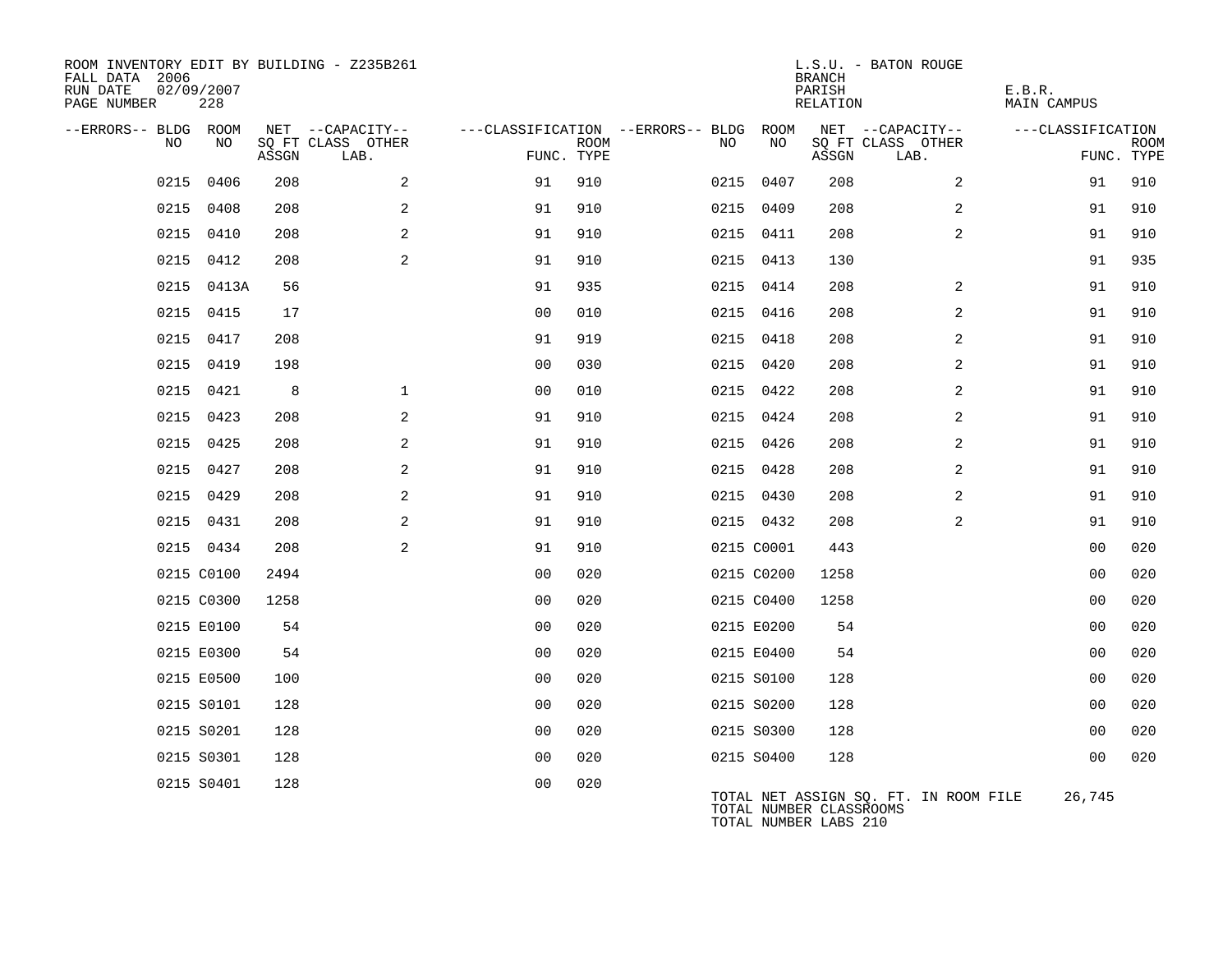ROOM INVENTORY EDIT BY BUILDING - Z235B261
FALL DATA 2006
RUN DATE 02/09/2007
PAGE NUMBER 228

L.S.U. - BATON ROUGE
BRANCH
PARISH E.B.R.
RELATION MAIN CAMPUS

| --ERRORS-- | BLDG NO | ROOM NO | NET SQ FT ASSGN | --CAPACITY-- CLASS | LAB. | OTHER | ---CLASSIFICATION FUNC. | ROOM TYPE | --ERRORS-- | BLDG NO | ROOM NO | NET SQ FT ASSGN | --CAPACITY-- CLASS | LAB. | OTHER | ---CLASSIFICATION FUNC. | ROOM TYPE |
|---|---|---|---|---|---|---|---|---|---|---|---|---|---|---|---|---|---|
| | 0215 | 0406 | 208 | | | 2 | 91 | 910 | | 0215 | 0407 | 208 | | | 2 | 91 | 910 |
| | 0215 | 0408 | 208 | | | 2 | 91 | 910 | | 0215 | 0409 | 208 | | | 2 | 91 | 910 |
| | 0215 | 0410 | 208 | | | 2 | 91 | 910 | | 0215 | 0411 | 208 | | | 2 | 91 | 910 |
| | 0215 | 0412 | 208 | | | 2 | 91 | 910 | | 0215 | 0413 | 130 | | | | 91 | 935 |
| | 0215 | 0413A | 56 | | | | 91 | 935 | | 0215 | 0414 | 208 | | | 2 | 91 | 910 |
| | 0215 | 0415 | 17 | | | | 00 | 010 | | 0215 | 0416 | 208 | | | 2 | 91 | 910 |
| | 0215 | 0417 | 208 | | | | 91 | 919 | | 0215 | 0418 | 208 | | | 2 | 91 | 910 |
| | 0215 | 0419 | 198 | | | | 00 | 030 | | 0215 | 0420 | 208 | | | 2 | 91 | 910 |
| | 0215 | 0421 | 8 | | | 1 | 00 | 010 | | 0215 | 0422 | 208 | | | 2 | 91 | 910 |
| | 0215 | 0423 | 208 | | | 2 | 91 | 910 | | 0215 | 0424 | 208 | | | 2 | 91 | 910 |
| | 0215 | 0425 | 208 | | | 2 | 91 | 910 | | 0215 | 0426 | 208 | | | 2 | 91 | 910 |
| | 0215 | 0427 | 208 | | | 2 | 91 | 910 | | 0215 | 0428 | 208 | | | 2 | 91 | 910 |
| | 0215 | 0429 | 208 | | | 2 | 91 | 910 | | 0215 | 0430 | 208 | | | 2 | 91 | 910 |
| | 0215 | 0431 | 208 | | | 2 | 91 | 910 | | 0215 | 0432 | 208 | | | 2 | 91 | 910 |
| | 0215 | 0434 | 208 | | | 2 | 91 | 910 | | 0215 | C0001 | 443 | | | | 00 | 020 |
| | 0215 | C0100 | 2494 | | | | 00 | 020 | | 0215 | C0200 | 1258 | | | | 00 | 020 |
| | 0215 | C0300 | 1258 | | | | 00 | 020 | | 0215 | C0400 | 1258 | | | | 00 | 020 |
| | 0215 | E0100 | 54 | | | | 00 | 020 | | 0215 | E0200 | 54 | | | | 00 | 020 |
| | 0215 | E0300 | 54 | | | | 00 | 020 | | 0215 | E0400 | 54 | | | | 00 | 020 |
| | 0215 | E0500 | 100 | | | | 00 | 020 | | 0215 | S0100 | 128 | | | | 00 | 020 |
| | 0215 | S0101 | 128 | | | | 00 | 020 | | 0215 | S0200 | 128 | | | | 00 | 020 |
| | 0215 | S0201 | 128 | | | | 00 | 020 | | 0215 | S0300 | 128 | | | | 00 | 020 |
| | 0215 | S0301 | 128 | | | | 00 | 020 | | 0215 | S0400 | 128 | | | | 00 | 020 |
| | 0215 | S0401 | 128 | | | | 00 | 020 | | | | | | | | | |

TOTAL NET ASSIGN SQ. FT. IN ROOM FILE 26,745
TOTAL NUMBER CLASSROOMS
TOTAL NUMBER LABS 210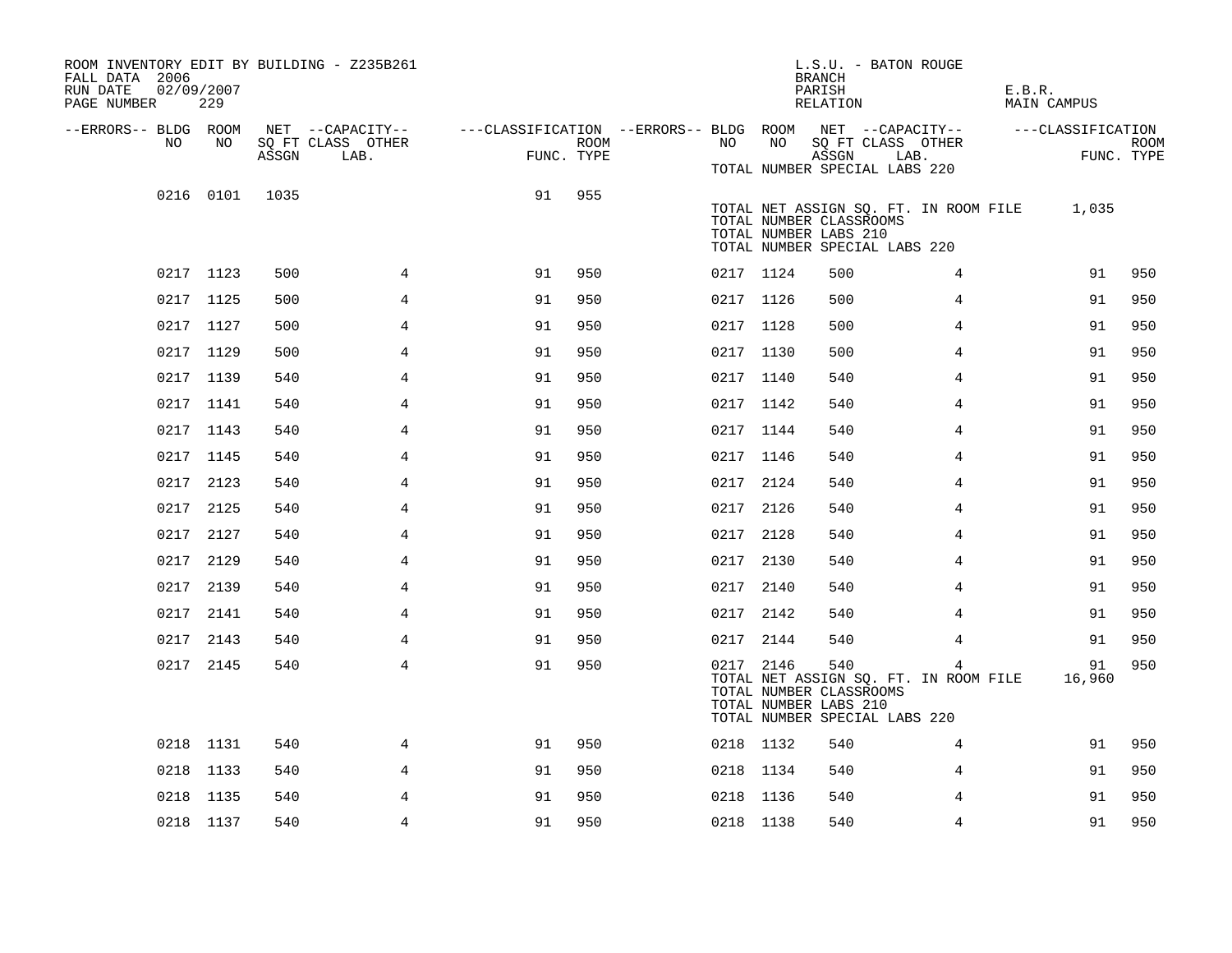ROOM INVENTORY EDIT BY BUILDING - Z235B261
FALL DATA 2006
RUN DATE 02/09/2007
PAGE NUMBER 229

L.S.U. - BATON ROUGE
BRANCH
PARISH E.B.R.
RELATION MAIN CAMPUS

| --ERRORS-- | BLDG NO | ROOM NO | NET SQ FT ASSGN | --CAPACITY-- CLASS LAB. | OTHER | ---CLASSIFICATION FUNC. | ROOM TYPE | --ERRORS-- | BLDG NO | ROOM NO | NET SQ FT ASSGN | --CAPACITY-- CLASS LAB. | OTHER | ---CLASSIFICATION FUNC. | ROOM TYPE |
|---|---|---|---|---|---|---|---|---|---|---|---|---|---|---|---|
| | | | | | | | | | TOTAL NUMBER SPECIAL LABS 220 | | | | | | |
| | 0216 | 0101 | 1035 | | | 91 | 955 | | | | | | | | |
| | | | | | | | | | TOTAL NET ASSIGN SQ. FT. IN ROOM FILE | | | | | 1,035 | |
| | | | | | | | | | TOTAL NUMBER CLASSROOMS | | | | | | |
| | | | | | | | | | TOTAL NUMBER LABS 210 | | | | | | |
| | | | | | | | | | TOTAL NUMBER SPECIAL LABS 220 | | | | | | |
| | 0217 | 1123 | 500 | | 4 | 91 | 950 | | 0217 | 1124 | 500 | | 4 | 91 | 950 |
| | 0217 | 1125 | 500 | | 4 | 91 | 950 | | 0217 | 1126 | 500 | | 4 | 91 | 950 |
| | 0217 | 1127 | 500 | | 4 | 91 | 950 | | 0217 | 1128 | 500 | | 4 | 91 | 950 |
| | 0217 | 1129 | 500 | | 4 | 91 | 950 | | 0217 | 1130 | 500 | | 4 | 91 | 950 |
| | 0217 | 1139 | 540 | | 4 | 91 | 950 | | 0217 | 1140 | 540 | | 4 | 91 | 950 |
| | 0217 | 1141 | 540 | | 4 | 91 | 950 | | 0217 | 1142 | 540 | | 4 | 91 | 950 |
| | 0217 | 1143 | 540 | | 4 | 91 | 950 | | 0217 | 1144 | 540 | | 4 | 91 | 950 |
| | 0217 | 1145 | 540 | | 4 | 91 | 950 | | 0217 | 1146 | 540 | | 4 | 91 | 950 |
| | 0217 | 2123 | 540 | | 4 | 91 | 950 | | 0217 | 2124 | 540 | | 4 | 91 | 950 |
| | 0217 | 2125 | 540 | | 4 | 91 | 950 | | 0217 | 2126 | 540 | | 4 | 91 | 950 |
| | 0217 | 2127 | 540 | | 4 | 91 | 950 | | 0217 | 2128 | 540 | | 4 | 91 | 950 |
| | 0217 | 2129 | 540 | | 4 | 91 | 950 | | 0217 | 2130 | 540 | | 4 | 91 | 950 |
| | 0217 | 2139 | 540 | | 4 | 91 | 950 | | 0217 | 2140 | 540 | | 4 | 91 | 950 |
| | 0217 | 2141 | 540 | | 4 | 91 | 950 | | 0217 | 2142 | 540 | | 4 | 91 | 950 |
| | 0217 | 2143 | 540 | | 4 | 91 | 950 | | 0217 | 2144 | 540 | | 4 | 91 | 950 |
| | 0217 | 2145 | 540 | | 4 | 91 | 950 | | 0217 | 2146 | 540 | | 4 | 91 | 950 |
| | | | | | | | | | TOTAL NET ASSIGN SQ. FT. IN ROOM FILE | | | | | 16,960 | |
| | | | | | | | | | TOTAL NUMBER CLASSROOMS | | | | | | |
| | | | | | | | | | TOTAL NUMBER LABS 210 | | | | | | |
| | | | | | | | | | TOTAL NUMBER SPECIAL LABS 220 | | | | | | |
| | 0218 | 1131 | 540 | | 4 | 91 | 950 | | 0218 | 1132 | 540 | | 4 | 91 | 950 |
| | 0218 | 1133 | 540 | | 4 | 91 | 950 | | 0218 | 1134 | 540 | | 4 | 91 | 950 |
| | 0218 | 1135 | 540 | | 4 | 91 | 950 | | 0218 | 1136 | 540 | | 4 | 91 | 950 |
| | 0218 | 1137 | 540 | | 4 | 91 | 950 | | 0218 | 1138 | 540 | | 4 | 91 | 950 |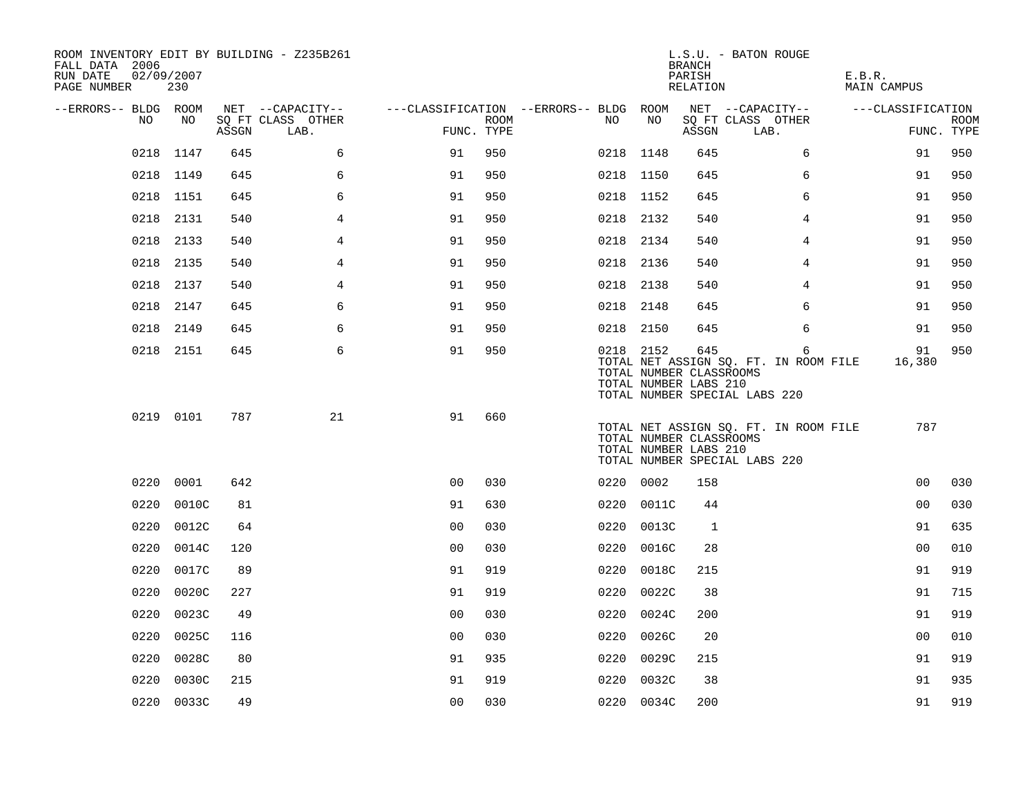ROOM INVENTORY EDIT BY BUILDING - Z235B261
FALL DATA 2006
RUN DATE 02/09/2007
PAGE NUMBER 230

L.S.U. - BATON ROUGE
BRANCH
PARISH E.B.R.
RELATION MAIN CAMPUS

| --ERRORS-- | BLDG NO | ROOM NO | NET SQ FT ASSGN | --CAPACITY-- CLASS LAB. | OTHER | ---CLASSIFICATION FUNC. | ROOM TYPE | --ERRORS-- | BLDG NO | ROOM NO | NET SQ FT ASSGN | --CAPACITY-- CLASS LAB. | OTHER | ---CLASSIFICATION FUNC. | ROOM TYPE |
|---|---|---|---|---|---|---|---|---|---|---|---|---|---|---|---|
| | 0218 | 1147 | 645 | | 6 | 91 | 950 | | 0218 | 1148 | 645 | | 6 | 91 | 950 |
| | 0218 | 1149 | 645 | | 6 | 91 | 950 | | 0218 | 1150 | 645 | | 6 | 91 | 950 |
| | 0218 | 1151 | 645 | | 6 | 91 | 950 | | 0218 | 1152 | 645 | | 6 | 91 | 950 |
| | 0218 | 2131 | 540 | | 4 | 91 | 950 | | 0218 | 2132 | 540 | | 4 | 91 | 950 |
| | 0218 | 2133 | 540 | | 4 | 91 | 950 | | 0218 | 2134 | 540 | | 4 | 91 | 950 |
| | 0218 | 2135 | 540 | | 4 | 91 | 950 | | 0218 | 2136 | 540 | | 4 | 91 | 950 |
| | 0218 | 2137 | 540 | | 4 | 91 | 950 | | 0218 | 2138 | 540 | | 4 | 91 | 950 |
| | 0218 | 2147 | 645 | | 6 | 91 | 950 | | 0218 | 2148 | 645 | | 6 | 91 | 950 |
| | 0218 | 2149 | 645 | | 6 | 91 | 950 | | 0218 | 2150 | 645 | | 6 | 91 | 950 |
| | 0218 | 2151 | 645 | | 6 | 91 | 950 | | 0218 | 2152 | 645 | | 6 | 91 | 950 |

TOTAL NET ASSIGN SQ. FT. IN ROOM FILE 16,380
TOTAL NUMBER CLASSROOMS
TOTAL NUMBER LABS 210
TOTAL NUMBER SPECIAL LABS 220

| --ERRORS-- | BLDG NO | ROOM NO | NET SQ FT ASSGN | --CAPACITY-- CLASS LAB. | OTHER | ---CLASSIFICATION FUNC. | ROOM TYPE |
|---|---|---|---|---|---|---|---|
| | 0219 | 0101 | 787 | | 21 | 91 | 660 |

TOTAL NET ASSIGN SQ. FT. IN ROOM FILE 787
TOTAL NUMBER CLASSROOMS
TOTAL NUMBER LABS 210
TOTAL NUMBER SPECIAL LABS 220

| --ERRORS-- | BLDG NO | ROOM NO | NET SQ FT ASSGN | --CAPACITY-- CLASS LAB. | OTHER | ---CLASSIFICATION FUNC. | ROOM TYPE | --ERRORS-- | BLDG NO | ROOM NO | NET SQ FT ASSGN | --CAPACITY-- CLASS LAB. | OTHER | ---CLASSIFICATION FUNC. | ROOM TYPE |
|---|---|---|---|---|---|---|---|---|---|---|---|---|---|---|---|
| | 0220 | 0001 | 642 | | | 00 | 030 | | 0220 | 0002 | 158 | | | 00 | 030 |
| | 0220 | 0010C | 81 | | | 91 | 630 | | 0220 | 0011C | 44 | | | 00 | 030 |
| | 0220 | 0012C | 64 | | | 00 | 030 | | 0220 | 0013C | 1 | | | 91 | 635 |
| | 0220 | 0014C | 120 | | | 00 | 030 | | 0220 | 0016C | 28 | | | 00 | 010 |
| | 0220 | 0017C | 89 | | | 91 | 919 | | 0220 | 0018C | 215 | | | 91 | 919 |
| | 0220 | 0020C | 227 | | | 91 | 919 | | 0220 | 0022C | 38 | | | 91 | 715 |
| | 0220 | 0023C | 49 | | | 00 | 030 | | 0220 | 0024C | 200 | | | 91 | 919 |
| | 0220 | 0025C | 116 | | | 00 | 030 | | 0220 | 0026C | 20 | | | 00 | 010 |
| | 0220 | 0028C | 80 | | | 91 | 935 | | 0220 | 0029C | 215 | | | 91 | 919 |
| | 0220 | 0030C | 215 | | | 91 | 919 | | 0220 | 0032C | 38 | | | 91 | 935 |
| | 0220 | 0033C | 49 | | | 00 | 030 | | 0220 | 0034C | 200 | | | 91 | 919 |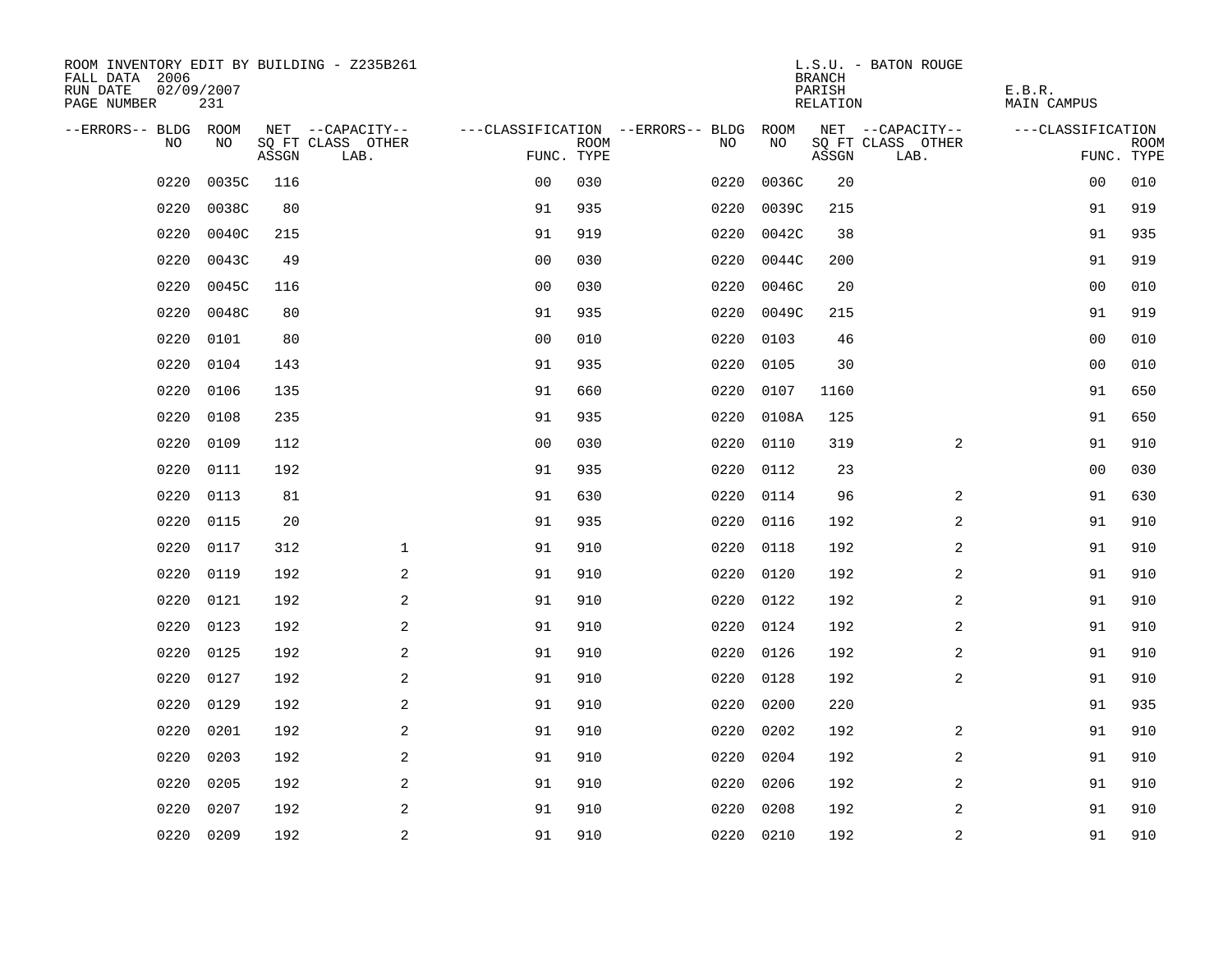ROOM INVENTORY EDIT BY BUILDING - Z235B261
FALL DATA 2006
RUN DATE 02/09/2007
PAGE NUMBER 231

L.S.U. - BATON ROUGE
BRANCH
PARISH E.B.R.
RELATION MAIN CAMPUS

| --ERRORS-- | BLDG NO | ROOM NO | NET SQ FT ASSGN | --CAPACITY-- CLASS LAB. | OTHER | ---CLASSIFICATION FUNC. | ROOM TYPE | --ERRORS-- | BLDG NO | ROOM NO | NET SQ FT ASSGN | --CAPACITY-- CLASS LAB. | OTHER | ---CLASSIFICATION FUNC. | ROOM TYPE |
|---|---|---|---|---|---|---|---|---|---|---|---|---|---|---|---|
| | 0220 | 0035C | 116 | | | 00 | 030 | | 0220 | 0036C | 20 | | | 00 | 010 |
| | 0220 | 0038C | 80 | | | 91 | 935 | | 0220 | 0039C | 215 | | | 91 | 919 |
| | 0220 | 0040C | 215 | | | 91 | 919 | | 0220 | 0042C | 38 | | | 91 | 935 |
| | 0220 | 0043C | 49 | | | 00 | 030 | | 0220 | 0044C | 200 | | | 91 | 919 |
| | 0220 | 0045C | 116 | | | 00 | 030 | | 0220 | 0046C | 20 | | | 00 | 010 |
| | 0220 | 0048C | 80 | | | 91 | 935 | | 0220 | 0049C | 215 | | | 91 | 919 |
| | 0220 | 0101 | 80 | | | 00 | 010 | | 0220 | 0103 | 46 | | | 00 | 010 |
| | 0220 | 0104 | 143 | | | 91 | 935 | | 0220 | 0105 | 30 | | | 00 | 010 |
| | 0220 | 0106 | 135 | | | 91 | 660 | | 0220 | 0107 | 1160 | | | 91 | 650 |
| | 0220 | 0108 | 235 | | | 91 | 935 | | 0220 | 0108A | 125 | | | 91 | 650 |
| | 0220 | 0109 | 112 | | | 00 | 030 | | 0220 | 0110 | 319 | | 2 | 91 | 910 |
| | 0220 | 0111 | 192 | | | 91 | 935 | | 0220 | 0112 | 23 | | | 00 | 030 |
| | 0220 | 0113 | 81 | | | 91 | 630 | | 0220 | 0114 | 96 | | 2 | 91 | 630 |
| | 0220 | 0115 | 20 | | | 91 | 935 | | 0220 | 0116 | 192 | | 2 | 91 | 910 |
| | 0220 | 0117 | 312 | | 1 | 91 | 910 | | 0220 | 0118 | 192 | | 2 | 91 | 910 |
| | 0220 | 0119 | 192 | | 2 | 91 | 910 | | 0220 | 0120 | 192 | | 2 | 91 | 910 |
| | 0220 | 0121 | 192 | | 2 | 91 | 910 | | 0220 | 0122 | 192 | | 2 | 91 | 910 |
| | 0220 | 0123 | 192 | | 2 | 91 | 910 | | 0220 | 0124 | 192 | | 2 | 91 | 910 |
| | 0220 | 0125 | 192 | | 2 | 91 | 910 | | 0220 | 0126 | 192 | | 2 | 91 | 910 |
| | 0220 | 0127 | 192 | | 2 | 91 | 910 | | 0220 | 0128 | 192 | | 2 | 91 | 910 |
| | 0220 | 0129 | 192 | | 2 | 91 | 910 | | 0220 | 0200 | 220 | | | 91 | 935 |
| | 0220 | 0201 | 192 | | 2 | 91 | 910 | | 0220 | 0202 | 192 | | 2 | 91 | 910 |
| | 0220 | 0203 | 192 | | 2 | 91 | 910 | | 0220 | 0204 | 192 | | 2 | 91 | 910 |
| | 0220 | 0205 | 192 | | 2 | 91 | 910 | | 0220 | 0206 | 192 | | 2 | 91 | 910 |
| | 0220 | 0207 | 192 | | 2 | 91 | 910 | | 0220 | 0208 | 192 | | 2 | 91 | 910 |
| | 0220 | 0209 | 192 | | 2 | 91 | 910 | | 0220 | 0210 | 192 | | 2 | 91 | 910 |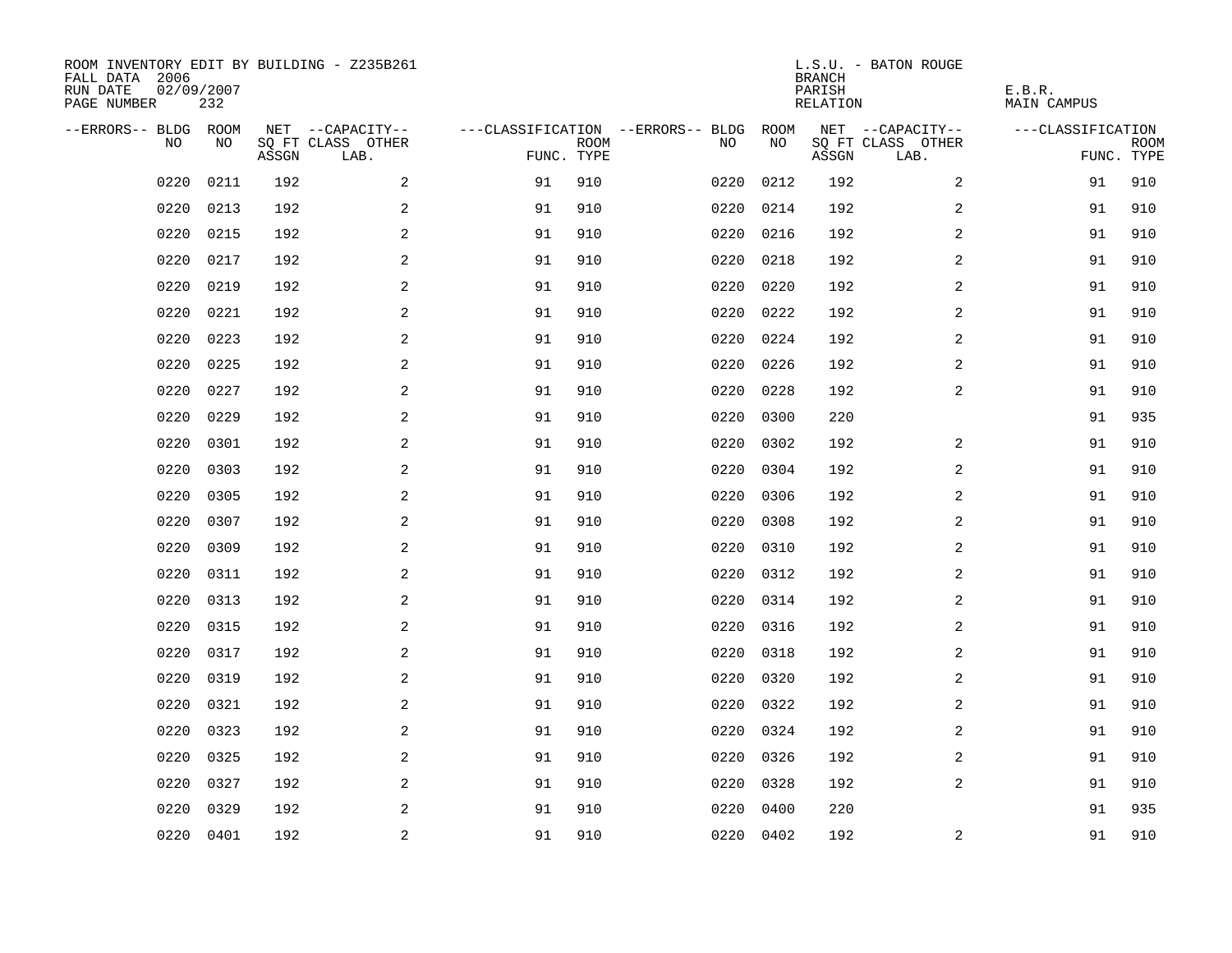ROOM INVENTORY EDIT BY BUILDING - Z235B261
FALL DATA 2006
RUN DATE 02/09/2007
PAGE NUMBER 232

L.S.U. - BATON ROUGE
BRANCH
PARISH E.B.R.
RELATION MAIN CAMPUS

| --ERRORS-- | BLDG NO | ROOM NO | NET SQ FT ASSGN | --CAPACITY-- CLASS LAB. | OTHER | ---CLASSIFICATION FUNC. | ROOM TYPE | --ERRORS-- | BLDG NO | ROOM NO | NET SQ FT ASSGN | --CAPACITY-- CLASS LAB. | OTHER | ---CLASSIFICATION FUNC. | ROOM TYPE |
|---|---|---|---|---|---|---|---|---|---|---|---|---|---|---|---|
| | 0220 | 0211 | 192 | | 2 | 91 | 910 | | 0220 | 0212 | 192 | | 2 | 91 | 910 |
| | 0220 | 0213 | 192 | | 2 | 91 | 910 | | 0220 | 0214 | 192 | | 2 | 91 | 910 |
| | 0220 | 0215 | 192 | | 2 | 91 | 910 | | 0220 | 0216 | 192 | | 2 | 91 | 910 |
| | 0220 | 0217 | 192 | | 2 | 91 | 910 | | 0220 | 0218 | 192 | | 2 | 91 | 910 |
| | 0220 | 0219 | 192 | | 2 | 91 | 910 | | 0220 | 0220 | 192 | | 2 | 91 | 910 |
| | 0220 | 0221 | 192 | | 2 | 91 | 910 | | 0220 | 0222 | 192 | | 2 | 91 | 910 |
| | 0220 | 0223 | 192 | | 2 | 91 | 910 | | 0220 | 0224 | 192 | | 2 | 91 | 910 |
| | 0220 | 0225 | 192 | | 2 | 91 | 910 | | 0220 | 0226 | 192 | | 2 | 91 | 910 |
| | 0220 | 0227 | 192 | | 2 | 91 | 910 | | 0220 | 0228 | 192 | | 2 | 91 | 910 |
| | 0220 | 0229 | 192 | | 2 | 91 | 910 | | 0220 | 0300 | 220 | | | 91 | 935 |
| | 0220 | 0301 | 192 | | 2 | 91 | 910 | | 0220 | 0302 | 192 | | 2 | 91 | 910 |
| | 0220 | 0303 | 192 | | 2 | 91 | 910 | | 0220 | 0304 | 192 | | 2 | 91 | 910 |
| | 0220 | 0305 | 192 | | 2 | 91 | 910 | | 0220 | 0306 | 192 | | 2 | 91 | 910 |
| | 0220 | 0307 | 192 | | 2 | 91 | 910 | | 0220 | 0308 | 192 | | 2 | 91 | 910 |
| | 0220 | 0309 | 192 | | 2 | 91 | 910 | | 0220 | 0310 | 192 | | 2 | 91 | 910 |
| | 0220 | 0311 | 192 | | 2 | 91 | 910 | | 0220 | 0312 | 192 | | 2 | 91 | 910 |
| | 0220 | 0313 | 192 | | 2 | 91 | 910 | | 0220 | 0314 | 192 | | 2 | 91 | 910 |
| | 0220 | 0315 | 192 | | 2 | 91 | 910 | | 0220 | 0316 | 192 | | 2 | 91 | 910 |
| | 0220 | 0317 | 192 | | 2 | 91 | 910 | | 0220 | 0318 | 192 | | 2 | 91 | 910 |
| | 0220 | 0319 | 192 | | 2 | 91 | 910 | | 0220 | 0320 | 192 | | 2 | 91 | 910 |
| | 0220 | 0321 | 192 | | 2 | 91 | 910 | | 0220 | 0322 | 192 | | 2 | 91 | 910 |
| | 0220 | 0323 | 192 | | 2 | 91 | 910 | | 0220 | 0324 | 192 | | 2 | 91 | 910 |
| | 0220 | 0325 | 192 | | 2 | 91 | 910 | | 0220 | 0326 | 192 | | 2 | 91 | 910 |
| | 0220 | 0327 | 192 | | 2 | 91 | 910 | | 0220 | 0328 | 192 | | 2 | 91 | 910 |
| | 0220 | 0329 | 192 | | 2 | 91 | 910 | | 0220 | 0400 | 220 | | | 91 | 935 |
| | 0220 | 0401 | 192 | | 2 | 91 | 910 | | 0220 | 0402 | 192 | | 2 | 91 | 910 |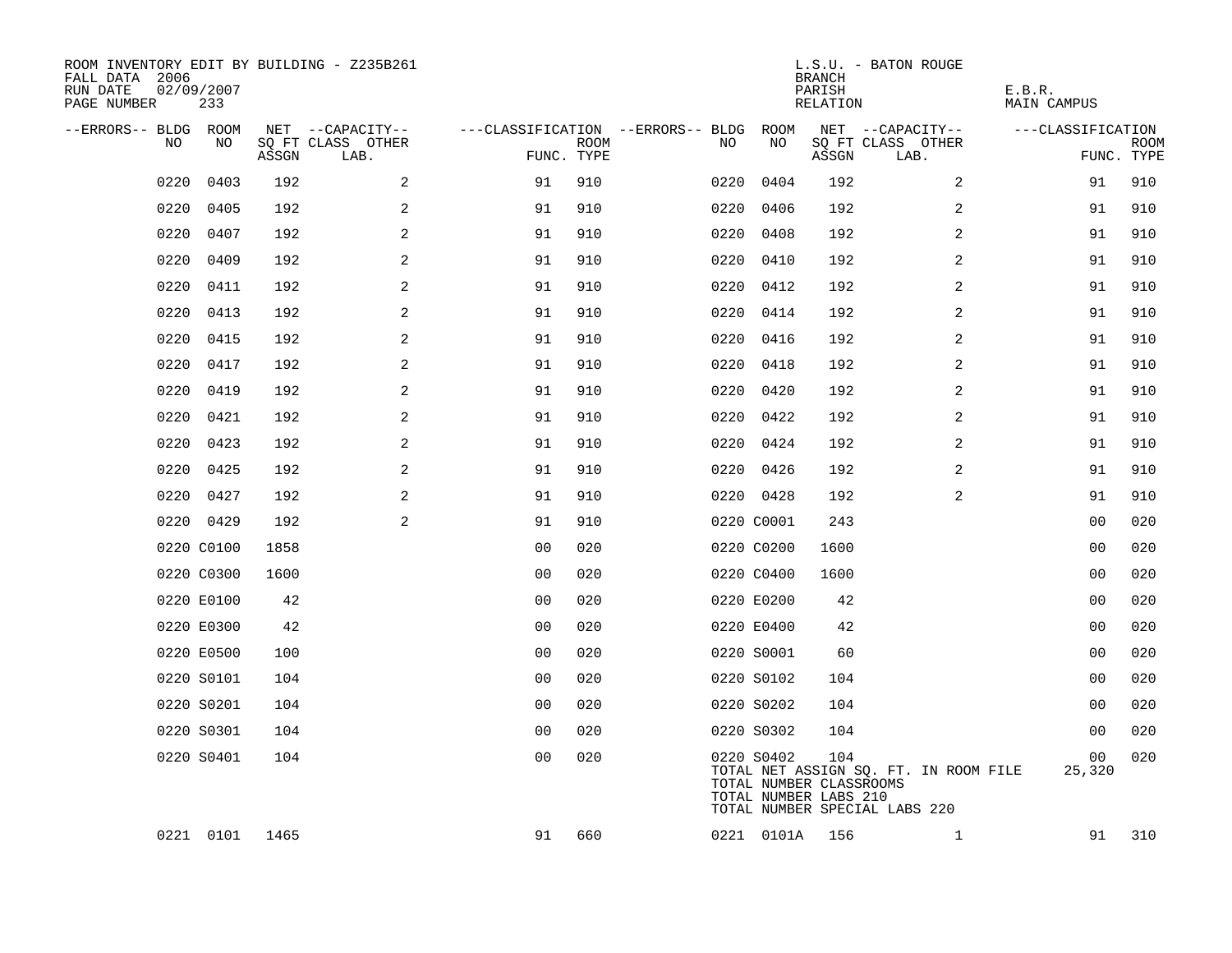ROOM INVENTORY EDIT BY BUILDING - Z235B261
FALL DATA 2006
RUN DATE 02/09/2007
PAGE NUMBER 233

L.S.U. - BATON ROUGE
BRANCH
PARISH E.B.R.
RELATION MAIN CAMPUS

| --ERRORS-- | BLDG NO | ROOM NO | NET SQ FT ASSGN | --CAPACITY-- CLASS LAB. | OTHER | ---CLASSIFICATION FUNC. | ROOM TYPE | --ERRORS-- | BLDG NO | ROOM NO | NET SQ FT ASSGN | --CAPACITY-- CLASS LAB. | OTHER | ---CLASSIFICATION FUNC. | ROOM TYPE |
|---|---|---|---|---|---|---|---|---|---|---|---|---|---|---|---|
| | 0220 | 0403 | 192 | | 2 | 91 | 910 | | 0220 | 0404 | 192 | | 2 | 91 | 910 |
| | 0220 | 0405 | 192 | | 2 | 91 | 910 | | 0220 | 0406 | 192 | | 2 | 91 | 910 |
| | 0220 | 0407 | 192 | | 2 | 91 | 910 | | 0220 | 0408 | 192 | | 2 | 91 | 910 |
| | 0220 | 0409 | 192 | | 2 | 91 | 910 | | 0220 | 0410 | 192 | | 2 | 91 | 910 |
| | 0220 | 0411 | 192 | | 2 | 91 | 910 | | 0220 | 0412 | 192 | | 2 | 91 | 910 |
| | 0220 | 0413 | 192 | | 2 | 91 | 910 | | 0220 | 0414 | 192 | | 2 | 91 | 910 |
| | 0220 | 0415 | 192 | | 2 | 91 | 910 | | 0220 | 0416 | 192 | | 2 | 91 | 910 |
| | 0220 | 0417 | 192 | | 2 | 91 | 910 | | 0220 | 0418 | 192 | | 2 | 91 | 910 |
| | 0220 | 0419 | 192 | | 2 | 91 | 910 | | 0220 | 0420 | 192 | | 2 | 91 | 910 |
| | 0220 | 0421 | 192 | | 2 | 91 | 910 | | 0220 | 0422 | 192 | | 2 | 91 | 910 |
| | 0220 | 0423 | 192 | | 2 | 91 | 910 | | 0220 | 0424 | 192 | | 2 | 91 | 910 |
| | 0220 | 0425 | 192 | | 2 | 91 | 910 | | 0220 | 0426 | 192 | | 2 | 91 | 910 |
| | 0220 | 0427 | 192 | | 2 | 91 | 910 | | 0220 | 0428 | 192 | | 2 | 91 | 910 |
| | 0220 | 0429 | 192 | | 2 | 91 | 910 | | 0220 | C0001 | 243 | | | 00 | 020 |
| | 0220 | C0100 | 1858 | | | 00 | 020 | | 0220 | C0200 | 1600 | | | 00 | 020 |
| | 0220 | C0300 | 1600 | | | 00 | 020 | | 0220 | C0400 | 1600 | | | 00 | 020 |
| | 0220 | E0100 | 42 | | | 00 | 020 | | 0220 | E0200 | 42 | | | 00 | 020 |
| | 0220 | E0300 | 42 | | | 00 | 020 | | 0220 | E0400 | 42 | | | 00 | 020 |
| | 0220 | E0500 | 100 | | | 00 | 020 | | 0220 | S0001 | 60 | | | 00 | 020 |
| | 0220 | S0101 | 104 | | | 00 | 020 | | 0220 | S0102 | 104 | | | 00 | 020 |
| | 0220 | S0201 | 104 | | | 00 | 020 | | 0220 | S0202 | 104 | | | 00 | 020 |
| | 0220 | S0301 | 104 | | | 00 | 020 | | 0220 | S0302 | 104 | | | 00 | 020 |
| | 0220 | S0401 | 104 | | | 00 | 020 | | 0220 | S0402 | 104 | | | 00 | 020 |
| | 0221 | 0101 | 1465 | | | 91 | 660 | | 0221 | 0101A | 156 | | 1 | 91 | 310 |

TOTAL NET ASSIGN SQ. FT. IN ROOM FILE 25,320
TOTAL NUMBER CLASSROOMS
TOTAL NUMBER LABS 210
TOTAL NUMBER SPECIAL LABS 220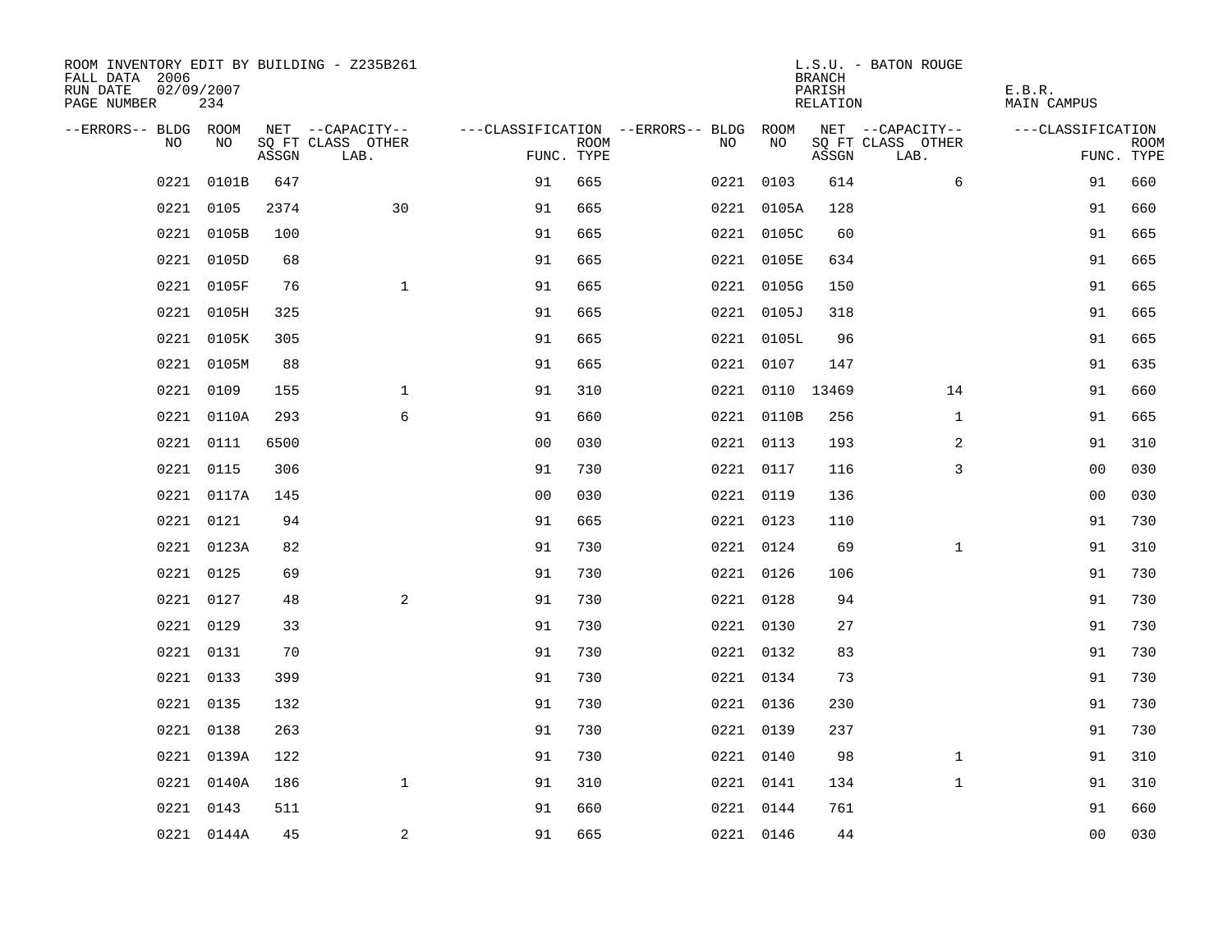ROOM INVENTORY EDIT BY BUILDING - Z235B261
FALL DATA 2006
RUN DATE 02/09/2007
PAGE NUMBER 234

L.S.U. - BATON ROUGE
BRANCH
PARISH E.B.R.
RELATION MAIN CAMPUS

| --ERRORS-- | BLDG NO | ROOM NO | NET SQ FT ASSGN | --CAPACITY-- CLASS LAB. | OTHER | ---CLASSIFICATION FUNC. | ROOM TYPE | --ERRORS-- | BLDG NO | ROOM NO | NET SQ FT ASSGN | --CAPACITY-- CLASS LAB. | OTHER | ---CLASSIFICATION FUNC. | ROOM TYPE |
|---|---|---|---|---|---|---|---|---|---|---|---|---|---|---|---|
| | 0221 | 0101B | 647 | | | 91 | 665 | | 0221 | 0103 | 614 | | 6 | 91 | 660 |
| | 0221 | 0105 | 2374 | | 30 | 91 | 665 | | 0221 | 0105A | 128 | | | 91 | 660 |
| | 0221 | 0105B | 100 | | | 91 | 665 | | 0221 | 0105C | 60 | | | 91 | 665 |
| | 0221 | 0105D | 68 | | | 91 | 665 | | 0221 | 0105E | 634 | | | 91 | 665 |
| | 0221 | 0105F | 76 | | 1 | 91 | 665 | | 0221 | 0105G | 150 | | | 91 | 665 |
| | 0221 | 0105H | 325 | | | 91 | 665 | | 0221 | 0105J | 318 | | | 91 | 665 |
| | 0221 | 0105K | 305 | | | 91 | 665 | | 0221 | 0105L | 96 | | | 91 | 665 |
| | 0221 | 0105M | 88 | | | 91 | 665 | | 0221 | 0107 | 147 | | | 91 | 635 |
| | 0221 | 0109 | 155 | | 1 | 91 | 310 | | 0221 | 0110 | 13469 | | 14 | 91 | 660 |
| | 0221 | 0110A | 293 | | 6 | 91 | 660 | | 0221 | 0110B | 256 | | 1 | 91 | 665 |
| | 0221 | 0111 | 6500 | | | 00 | 030 | | 0221 | 0113 | 193 | | 2 | 91 | 310 |
| | 0221 | 0115 | 306 | | | 91 | 730 | | 0221 | 0117 | 116 | | 3 | 00 | 030 |
| | 0221 | 0117A | 145 | | | 00 | 030 | | 0221 | 0119 | 136 | | | 00 | 030 |
| | 0221 | 0121 | 94 | | | 91 | 665 | | 0221 | 0123 | 110 | | | 91 | 730 |
| | 0221 | 0123A | 82 | | | 91 | 730 | | 0221 | 0124 | 69 | | 1 | 91 | 310 |
| | 0221 | 0125 | 69 | | | 91 | 730 | | 0221 | 0126 | 106 | | | 91 | 730 |
| | 0221 | 0127 | 48 | | 2 | 91 | 730 | | 0221 | 0128 | 94 | | | 91 | 730 |
| | 0221 | 0129 | 33 | | | 91 | 730 | | 0221 | 0130 | 27 | | | 91 | 730 |
| | 0221 | 0131 | 70 | | | 91 | 730 | | 0221 | 0132 | 83 | | | 91 | 730 |
| | 0221 | 0133 | 399 | | | 91 | 730 | | 0221 | 0134 | 73 | | | 91 | 730 |
| | 0221 | 0135 | 132 | | | 91 | 730 | | 0221 | 0136 | 230 | | | 91 | 730 |
| | 0221 | 0138 | 263 | | | 91 | 730 | | 0221 | 0139 | 237 | | | 91 | 730 |
| | 0221 | 0139A | 122 | | | 91 | 730 | | 0221 | 0140 | 98 | | 1 | 91 | 310 |
| | 0221 | 0140A | 186 | | 1 | 91 | 310 | | 0221 | 0141 | 134 | | 1 | 91 | 310 |
| | 0221 | 0143 | 511 | | | 91 | 660 | | 0221 | 0144 | 761 | | | 91 | 660 |
| | 0221 | 0144A | 45 | | 2 | 91 | 665 | | 0221 | 0146 | 44 | | | 00 | 030 |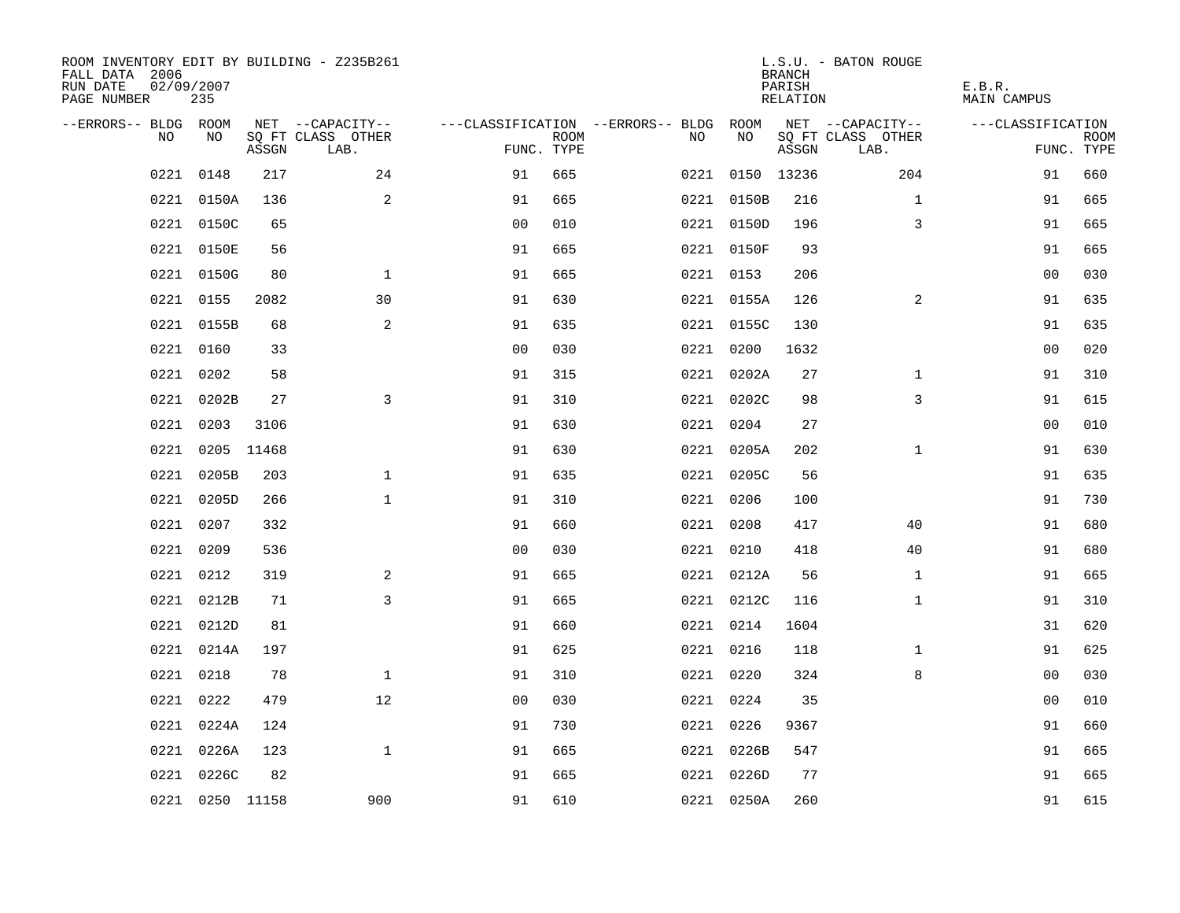ROOM INVENTORY EDIT BY BUILDING - Z235B261
FALL DATA 2006
RUN DATE 02/09/2007
PAGE NUMBER 235

L.S.U. - BATON ROUGE
BRANCH
PARISH E.B.R.
RELATION MAIN CAMPUS

| --ERRORS-- | BLDG NO | ROOM NO | NET SQ FT ASSGN | --CAPACITY-- CLASS | LAB. | OTHER | ---CLASSIFICATION FUNC. | ROOM TYPE | --ERRORS-- | BLDG NO | ROOM NO | NET SQ FT ASSGN | --CAPACITY-- CLASS | LAB. | OTHER | ---CLASSIFICATION FUNC. | ROOM TYPE |
|---|---|---|---|---|---|---|---|---|---|---|---|---|---|---|---|---|---|
| | 0221 | 0148 | 217 | | | 24 | 91 | 665 | | 0221 | 0150 | 13236 | | | 204 | 91 | 660 |
| | 0221 | 0150A | 136 | | | 2 | 91 | 665 | | 0221 | 0150B | 216 | | | 1 | 91 | 665 |
| | 0221 | 0150C | 65 | | | | 00 | 010 | | 0221 | 0150D | 196 | | | 3 | 91 | 665 |
| | 0221 | 0150E | 56 | | | | 91 | 665 | | 0221 | 0150F | 93 | | | | 91 | 665 |
| | 0221 | 0150G | 80 | | | 1 | 91 | 665 | | 0221 | 0153 | 206 | | | | 00 | 030 |
| | 0221 | 0155 | 2082 | | | 30 | 91 | 630 | | 0221 | 0155A | 126 | | | 2 | 91 | 635 |
| | 0221 | 0155B | 68 | | | 2 | 91 | 635 | | 0221 | 0155C | 130 | | | | 91 | 635 |
| | 0221 | 0160 | 33 | | | | 00 | 030 | | 0221 | 0200 | 1632 | | | | 00 | 020 |
| | 0221 | 0202 | 58 | | | | 91 | 315 | | 0221 | 0202A | 27 | | | 1 | 91 | 310 |
| | 0221 | 0202B | 27 | | | 3 | 91 | 310 | | 0221 | 0202C | 98 | | | 3 | 91 | 615 |
| | 0221 | 0203 | 3106 | | | | 91 | 630 | | 0221 | 0204 | 27 | | | | 00 | 010 |
| | 0221 | 0205 | 11468 | | | | 91 | 630 | | 0221 | 0205A | 202 | | | 1 | 91 | 630 |
| | 0221 | 0205B | 203 | | | 1 | 91 | 635 | | 0221 | 0205C | 56 | | | | 91 | 635 |
| | 0221 | 0205D | 266 | | | 1 | 91 | 310 | | 0221 | 0206 | 100 | | | | 91 | 730 |
| | 0221 | 0207 | 332 | | | | 91 | 660 | | 0221 | 0208 | 417 | | | 40 | 91 | 680 |
| | 0221 | 0209 | 536 | | | | 00 | 030 | | 0221 | 0210 | 418 | | | 40 | 91 | 680 |
| | 0221 | 0212 | 319 | | | 2 | 91 | 665 | | 0221 | 0212A | 56 | | | 1 | 91 | 665 |
| | 0221 | 0212B | 71 | | | 3 | 91 | 665 | | 0221 | 0212C | 116 | | | 1 | 91 | 310 |
| | 0221 | 0212D | 81 | | | | 91 | 660 | | 0221 | 0214 | 1604 | | | | 31 | 620 |
| | 0221 | 0214A | 197 | | | | 91 | 625 | | 0221 | 0216 | 118 | | | 1 | 91 | 625 |
| | 0221 | 0218 | 78 | | | 1 | 91 | 310 | | 0221 | 0220 | 324 | | | 8 | 00 | 030 |
| | 0221 | 0222 | 479 | | | 12 | 00 | 030 | | 0221 | 0224 | 35 | | | | 00 | 010 |
| | 0221 | 0224A | 124 | | | | 91 | 730 | | 0221 | 0226 | 9367 | | | | 91 | 660 |
| | 0221 | 0226A | 123 | | | 1 | 91 | 665 | | 0221 | 0226B | 547 | | | | 91 | 665 |
| | 0221 | 0226C | 82 | | | | 91 | 665 | | 0221 | 0226D | 77 | | | | 91 | 665 |
| | 0221 | 0250 | 11158 | | | 900 | 91 | 610 | | 0221 | 0250A | 260 | | | | 91 | 615 |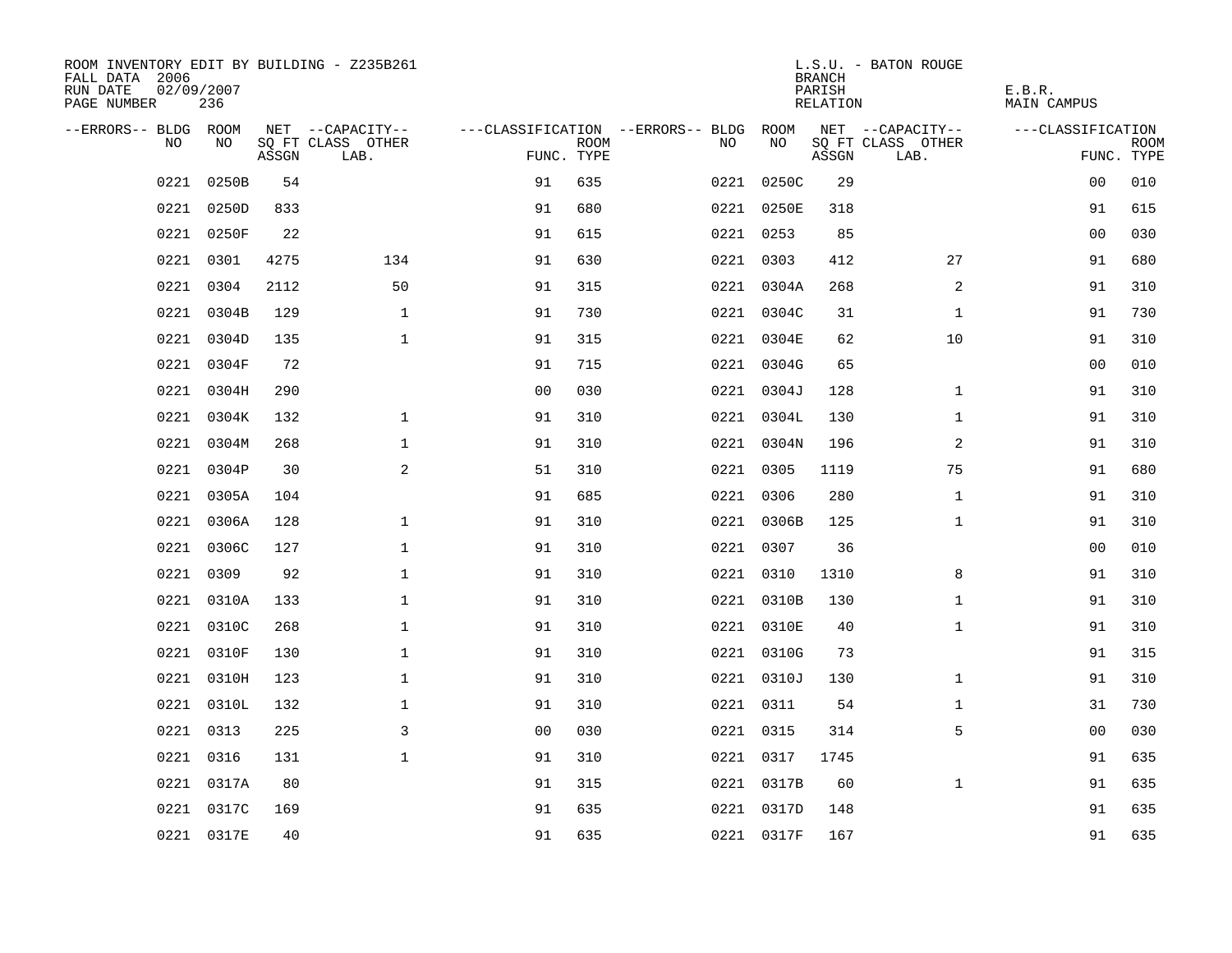ROOM INVENTORY EDIT BY BUILDING - Z235B261
FALL DATA 2006
RUN DATE 02/09/2007
PAGE NUMBER 236

L.S.U. - BATON ROUGE
BRANCH
PARISH E.B.R.
RELATION MAIN CAMPUS

| --ERRORS-- | BLDG NO | ROOM NO | NET SQ FT ASSGN | --CAPACITY-- CLASS LAB. | OTHER | ---CLASSIFICATION FUNC. | ROOM TYPE | --ERRORS-- | BLDG NO | ROOM NO | NET SQ FT ASSGN | --CAPACITY-- CLASS LAB. | OTHER | ---CLASSIFICATION FUNC. | ROOM TYPE |
|---|---|---|---|---|---|---|---|---|---|---|---|---|---|---|---|
| | 0221 | 0250B | 54 | | | 91 | 635 | | 0221 | 0250C | 29 | | | 00 | 010 |
| | 0221 | 0250D | 833 | | | 91 | 680 | | 0221 | 0250E | 318 | | | 91 | 615 |
| | 0221 | 0250F | 22 | | | 91 | 615 | | 0221 | 0253 | 85 | | | 00 | 030 |
| | 0221 | 0301 | 4275 | | 134 | 91 | 630 | | 0221 | 0303 | 412 | | 27 | 91 | 680 |
| | 0221 | 0304 | 2112 | | 50 | 91 | 315 | | 0221 | 0304A | 268 | | 2 | 91 | 310 |
| | 0221 | 0304B | 129 | | 1 | 91 | 730 | | 0221 | 0304C | 31 | | 1 | 91 | 730 |
| | 0221 | 0304D | 135 | | 1 | 91 | 315 | | 0221 | 0304E | 62 | | 10 | 91 | 310 |
| | 0221 | 0304F | 72 | | | 91 | 715 | | 0221 | 0304G | 65 | | | 00 | 010 |
| | 0221 | 0304H | 290 | | | 00 | 030 | | 0221 | 0304J | 128 | | 1 | 91 | 310 |
| | 0221 | 0304K | 132 | | 1 | 91 | 310 | | 0221 | 0304L | 130 | | 1 | 91 | 310 |
| | 0221 | 0304M | 268 | | 1 | 91 | 310 | | 0221 | 0304N | 196 | | 2 | 91 | 310 |
| | 0221 | 0304P | 30 | | 2 | 51 | 310 | | 0221 | 0305 | 1119 | | 75 | 91 | 680 |
| | 0221 | 0305A | 104 | | | 91 | 685 | | 0221 | 0306 | 280 | | 1 | 91 | 310 |
| | 0221 | 0306A | 128 | | 1 | 91 | 310 | | 0221 | 0306B | 125 | | 1 | 91 | 310 |
| | 0221 | 0306C | 127 | | 1 | 91 | 310 | | 0221 | 0307 | 36 | | | 00 | 010 |
| | 0221 | 0309 | 92 | | 1 | 91 | 310 | | 0221 | 0310 | 1310 | | 8 | 91 | 310 |
| | 0221 | 0310A | 133 | | 1 | 91 | 310 | | 0221 | 0310B | 130 | | 1 | 91 | 310 |
| | 0221 | 0310C | 268 | | 1 | 91 | 310 | | 0221 | 0310E | 40 | | 1 | 91 | 310 |
| | 0221 | 0310F | 130 | | 1 | 91 | 310 | | 0221 | 0310G | 73 | | | 91 | 315 |
| | 0221 | 0310H | 123 | | 1 | 91 | 310 | | 0221 | 0310J | 130 | | 1 | 91 | 310 |
| | 0221 | 0310L | 132 | | 1 | 91 | 310 | | 0221 | 0311 | 54 | | 1 | 31 | 730 |
| | 0221 | 0313 | 225 | | 3 | 00 | 030 | | 0221 | 0315 | 314 | | 5 | 00 | 030 |
| | 0221 | 0316 | 131 | | 1 | 91 | 310 | | 0221 | 0317 | 1745 | | | 91 | 635 |
| | 0221 | 0317A | 80 | | | 91 | 315 | | 0221 | 0317B | 60 | | 1 | 91 | 635 |
| | 0221 | 0317C | 169 | | | 91 | 635 | | 0221 | 0317D | 148 | | | 91 | 635 |
| | 0221 | 0317E | 40 | | | 91 | 635 | | 0221 | 0317F | 167 | | | 91 | 635 |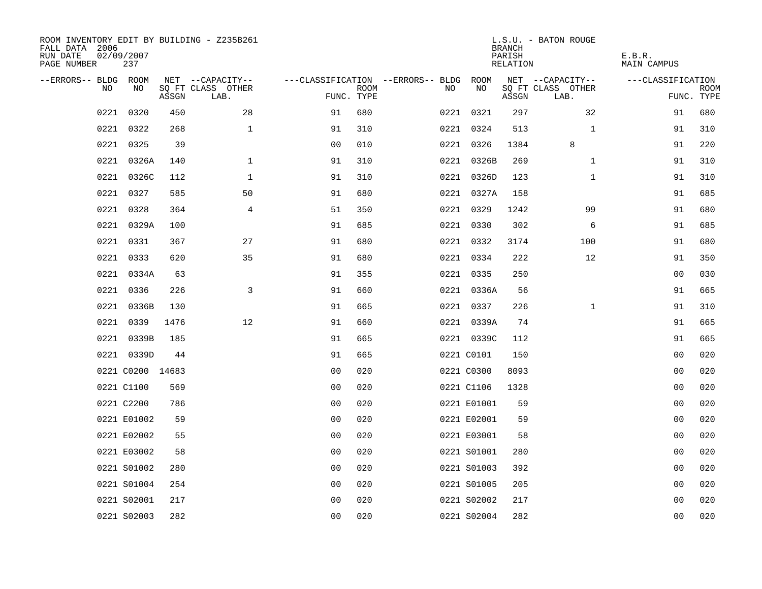ROOM INVENTORY EDIT BY BUILDING - Z235B261
FALL DATA 2006
RUN DATE 02/09/2007
PAGE NUMBER 237

L.S.U. - BATON ROUGE
BRANCH
PARISH E.B.R.
RELATION MAIN CAMPUS

| --ERRORS-- | BLDG NO | ROOM NO | NET SQ FT ASSGN | --CAPACITY-- CLASS LAB. | OTHER | ---CLASSIFICATION FUNC. | ROOM TYPE | --ERRORS-- | BLDG NO | ROOM NO | NET SQ FT ASSGN | --CAPACITY-- CLASS LAB. | OTHER | ---CLASSIFICATION FUNC. | ROOM TYPE |
|---|---|---|---|---|---|---|---|---|---|---|---|---|---|---|---|
| | 0221 | 0320 | 450 | | 28 | 91 | 680 | | 0221 | 0321 | 297 | | 32 | 91 | 680 |
| | 0221 | 0322 | 268 | | 1 | 91 | 310 | | 0221 | 0324 | 513 | | 1 | 91 | 310 |
| | 0221 | 0325 | 39 | | | 00 | 010 | | 0221 | 0326 | 1384 | 8 | | 91 | 220 |
| | 0221 | 0326A | 140 | | 1 | 91 | 310 | | 0221 | 0326B | 269 | | 1 | 91 | 310 |
| | 0221 | 0326C | 112 | | 1 | 91 | 310 | | 0221 | 0326D | 123 | | 1 | 91 | 310 |
| | 0221 | 0327 | 585 | | 50 | 91 | 680 | | 0221 | 0327A | 158 | | | 91 | 685 |
| | 0221 | 0328 | 364 | | 4 | 51 | 350 | | 0221 | 0329 | 1242 | | 99 | 91 | 680 |
| | 0221 | 0329A | 100 | | | 91 | 685 | | 0221 | 0330 | 302 | | 6 | 91 | 685 |
| | 0221 | 0331 | 367 | | 27 | 91 | 680 | | 0221 | 0332 | 3174 | | 100 | 91 | 680 |
| | 0221 | 0333 | 620 | | 35 | 91 | 680 | | 0221 | 0334 | 222 | | 12 | 91 | 350 |
| | 0221 | 0334A | 63 | | | 91 | 355 | | 0221 | 0335 | 250 | | | 00 | 030 |
| | 0221 | 0336 | 226 | | 3 | 91 | 660 | | 0221 | 0336A | 56 | | | 91 | 665 |
| | 0221 | 0336B | 130 | | | 91 | 665 | | 0221 | 0337 | 226 | | 1 | 91 | 310 |
| | 0221 | 0339 | 1476 | | 12 | 91 | 660 | | 0221 | 0339A | 74 | | | 91 | 665 |
| | 0221 | 0339B | 185 | | | 91 | 665 | | 0221 | 0339C | 112 | | | 91 | 665 |
| | 0221 | 0339D | 44 | | | 91 | 665 | | 0221 | C0101 | 150 | | | 00 | 020 |
| | 0221 | C0200 | 14683 | | | 00 | 020 | | 0221 | C0300 | 8093 | | | 00 | 020 |
| | 0221 | C1100 | 569 | | | 00 | 020 | | 0221 | C1106 | 1328 | | | 00 | 020 |
| | 0221 | C2200 | 786 | | | 00 | 020 | | 0221 | E01001 | 59 | | | 00 | 020 |
| | 0221 | E01002 | 59 | | | 00 | 020 | | 0221 | E02001 | 59 | | | 00 | 020 |
| | 0221 | E02002 | 55 | | | 00 | 020 | | 0221 | E03001 | 58 | | | 00 | 020 |
| | 0221 | E03002 | 58 | | | 00 | 020 | | 0221 | S01001 | 280 | | | 00 | 020 |
| | 0221 | S01002 | 280 | | | 00 | 020 | | 0221 | S01003 | 392 | | | 00 | 020 |
| | 0221 | S01004 | 254 | | | 00 | 020 | | 0221 | S01005 | 205 | | | 00 | 020 |
| | 0221 | S02001 | 217 | | | 00 | 020 | | 0221 | S02002 | 217 | | | 00 | 020 |
| | 0221 | S02003 | 282 | | | 00 | 020 | | 0221 | S02004 | 282 | | | 00 | 020 |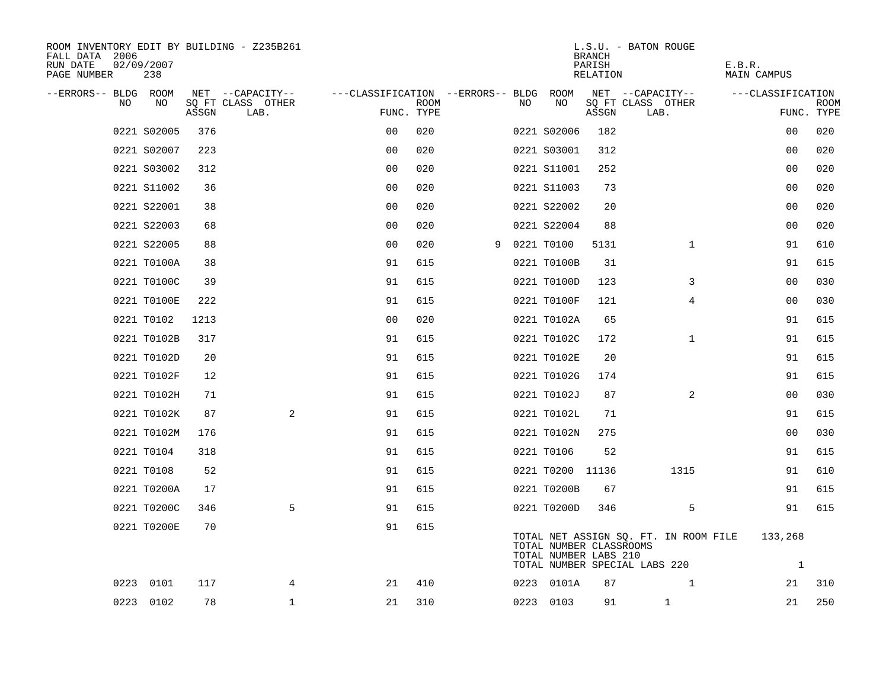ROOM INVENTORY EDIT BY BUILDING - Z235B261
FALL DATA 2006
RUN DATE 02/09/2007
PAGE NUMBER 238

L.S.U. - BATON ROUGE
BRANCH
PARISH E.B.R.
RELATION MAIN CAMPUS

| --ERRORS-- | BLDG NO | ROOM NO | NET SQ FT ASSGN | --CAPACITY-- CLASS | OTHER LAB. | ---CLASSIFICATION FUNC. | ROOM TYPE | --ERRORS-- | BLDG NO | ROOM NO | NET SQ FT ASSGN | --CAPACITY-- CLASS | OTHER LAB. | ---CLASSIFICATION FUNC. | ROOM TYPE |
|---|---|---|---|---|---|---|---|---|---|---|---|---|---|---|---|
| | 0221 | S02005 | 376 | | | 00 | 020 | | 0221 | S02006 | 182 | | | 00 | 020 |
| | 0221 | S02007 | 223 | | | 00 | 020 | | 0221 | S03001 | 312 | | | 00 | 020 |
| | 0221 | S03002 | 312 | | | 00 | 020 | | 0221 | S11001 | 252 | | | 00 | 020 |
| | 0221 | S11002 | 36 | | | 00 | 020 | | 0221 | S11003 | 73 | | | 00 | 020 |
| | 0221 | S22001 | 38 | | | 00 | 020 | | 0221 | S22002 | 20 | | | 00 | 020 |
| | 0221 | S22003 | 68 | | | 00 | 020 | | 0221 | S22004 | 88 | | | 00 | 020 |
| | 0221 | S22005 | 88 | | | 00 | 020 | 9 | 0221 | T0100 | 5131 | | 1 | 91 | 610 |
| | 0221 | T0100A | 38 | | | 91 | 615 | | 0221 | T0100B | 31 | | | 91 | 615 |
| | 0221 | T0100C | 39 | | | 91 | 615 | | 0221 | T0100D | 123 | | 3 | 00 | 030 |
| | 0221 | T0100E | 222 | | | 91 | 615 | | 0221 | T0100F | 121 | | 4 | 00 | 030 |
| | 0221 | T0102 | 1213 | | | 00 | 020 | | 0221 | T0102A | 65 | | | 91 | 615 |
| | 0221 | T0102B | 317 | | | 91 | 615 | | 0221 | T0102C | 172 | | 1 | 91 | 615 |
| | 0221 | T0102D | 20 | | | 91 | 615 | | 0221 | T0102E | 20 | | | 91 | 615 |
| | 0221 | T0102F | 12 | | | 91 | 615 | | 0221 | T0102G | 174 | | | 91 | 615 |
| | 0221 | T0102H | 71 | | | 91 | 615 | | 0221 | T0102J | 87 | | 2 | 00 | 030 |
| | 0221 | T0102K | 87 | | 2 | 91 | 615 | | 0221 | T0102L | 71 | | | 91 | 615 |
| | 0221 | T0102M | 176 | | | 91 | 615 | | 0221 | T0102N | 275 | | | 00 | 030 |
| | 0221 | T0104 | 318 | | | 91 | 615 | | 0221 | T0106 | 52 | | | 91 | 615 |
| | 0221 | T0108 | 52 | | | 91 | 615 | | 0221 | T0200 | 11136 | | 1315 | 91 | 610 |
| | 0221 | T0200A | 17 | | | 91 | 615 | | 0221 | T0200B | 67 | | | 91 | 615 |
| | 0221 | T0200C | 346 | | 5 | 91 | 615 | | 0221 | T0200D | 346 | | 5 | 91 | 615 |
| | 0221 | T0200E | 70 | | | 91 | 615 | | | | | | | | |

TOTAL NET ASSIGN SQ. FT. IN ROOM FILE 133,268
TOTAL NUMBER CLASSROOMS
TOTAL NUMBER LABS 210
TOTAL NUMBER SPECIAL LABS 220 1

| --ERRORS-- | BLDG NO | ROOM NO | NET SQ FT ASSGN | --CAPACITY-- CLASS | OTHER LAB. | ---CLASSIFICATION FUNC. | ROOM TYPE | --ERRORS-- | BLDG NO | ROOM NO | NET SQ FT ASSGN | --CAPACITY-- CLASS | OTHER LAB. | ---CLASSIFICATION FUNC. | ROOM TYPE |
|---|---|---|---|---|---|---|---|---|---|---|---|---|---|---|---|
| | 0223 | 0101 | 117 | | 4 | 21 | 410 | | 0223 | 0101A | 87 | | 1 | 21 | 310 |
| | 0223 | 0102 | 78 | | 1 | 21 | 310 | | 0223 | 0103 | 91 | 1 | | 21 | 250 |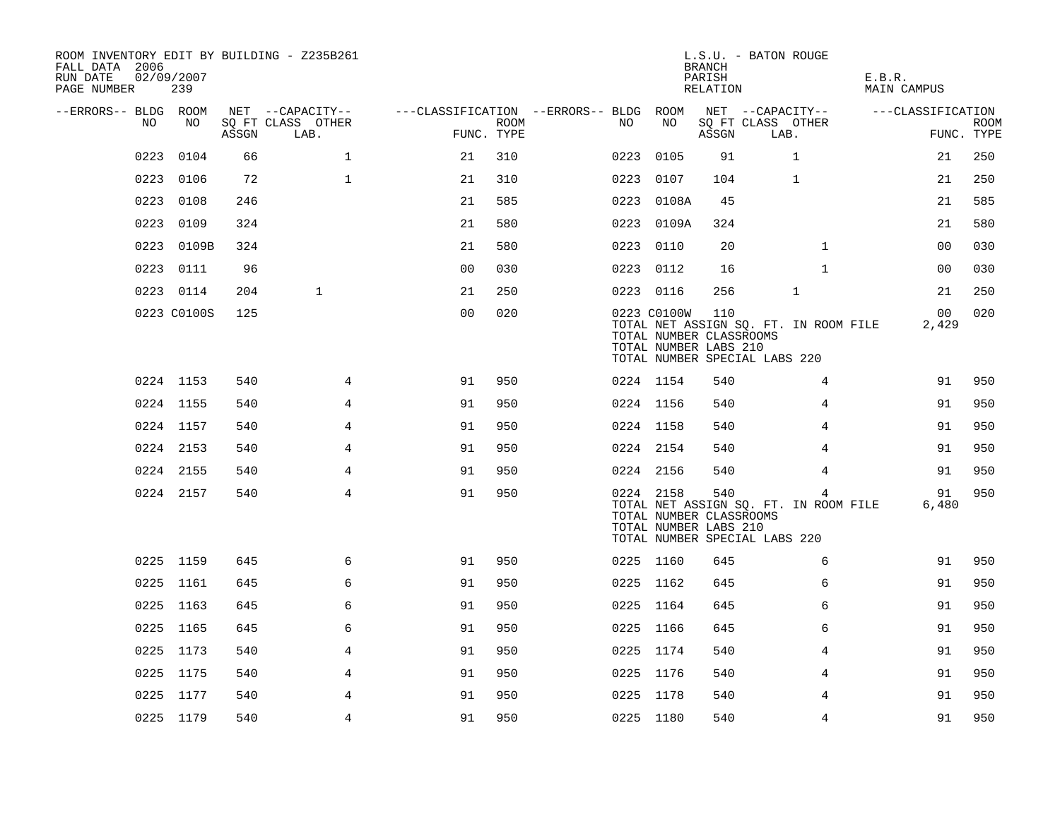ROOM INVENTORY EDIT BY BUILDING - Z235B261
FALL DATA 2006
RUN DATE 02/09/2007
PAGE NUMBER 239

L.S.U. - BATON ROUGE
BRANCH
PARISH E.B.R.
RELATION MAIN CAMPUS

| --ERRORS-- | BLDG NO | ROOM NO | NET SQ FT ASSGN | CAPACITY CLASS LAB. | CAPACITY OTHER | CLASSIFICATION FUNC. | ROOM TYPE | --ERRORS-- | BLDG NO | ROOM NO | NET SQ FT ASSGN | CAPACITY CLASS LAB. | CAPACITY OTHER | CLASSIFICATION FUNC. | ROOM TYPE |
|---|---|---|---|---|---|---|---|---|---|---|---|---|---|---|---|
| | 0223 | 0104 | 66 | | 1 | 21 | 310 | | 0223 | 0105 | 91 | 1 | | 21 | 250 |
| | 0223 | 0106 | 72 | | 1 | 21 | 310 | | 0223 | 0107 | 104 | 1 | | 21 | 250 |
| | 0223 | 0108 | 246 | | | 21 | 585 | | 0223 | 0108A | 45 | | | 21 | 585 |
| | 0223 | 0109 | 324 | | | 21 | 580 | | 0223 | 0109A | 324 | | | 21 | 580 |
| | 0223 | 0109B | 324 | | | 21 | 580 | | 0223 | 0110 | 20 | | 1 | 00 | 030 |
| | 0223 | 0111 | 96 | | | 00 | 030 | | 0223 | 0112 | 16 | | 1 | 00 | 030 |
| | 0223 | 0114 | 204 | 1 | | 21 | 250 | | 0223 | 0116 | 256 | 1 | | 21 | 250 |
| | 0223 | C0100S | 125 | | | 00 | 020 | | 0223 | C0100W | 110 | | | 00 | 020 |
| | | | | | | | | | TOTAL NET ASSIGN SQ. FT. IN ROOM FILE | | | | | 2,429 | |
| | | | | | | | | | TOTAL NUMBER CLASSROOMS | | | | | | |
| | | | | | | | | | TOTAL NUMBER LABS 210 | | | | | | |
| | | | | | | | | | TOTAL NUMBER SPECIAL LABS 220 | | | | | | |
| | 0224 | 1153 | 540 | | 4 | 91 | 950 | | 0224 | 1154 | 540 | | 4 | 91 | 950 |
| | 0224 | 1155 | 540 | | 4 | 91 | 950 | | 0224 | 1156 | 540 | | 4 | 91 | 950 |
| | 0224 | 1157 | 540 | | 4 | 91 | 950 | | 0224 | 1158 | 540 | | 4 | 91 | 950 |
| | 0224 | 2153 | 540 | | 4 | 91 | 950 | | 0224 | 2154 | 540 | | 4 | 91 | 950 |
| | 0224 | 2155 | 540 | | 4 | 91 | 950 | | 0224 | 2156 | 540 | | 4 | 91 | 950 |
| | 0224 | 2157 | 540 | | 4 | 91 | 950 | | 0224 | 2158 | 540 | | 4 | 91 | 950 |
| | | | | | | | | | TOTAL NET ASSIGN SQ. FT. IN ROOM FILE | | | | | 6,480 | |
| | | | | | | | | | TOTAL NUMBER CLASSROOMS | | | | | | |
| | | | | | | | | | TOTAL NUMBER LABS 210 | | | | | | |
| | | | | | | | | | TOTAL NUMBER SPECIAL LABS 220 | | | | | | |
| | 0225 | 1159 | 645 | | 6 | 91 | 950 | | 0225 | 1160 | 645 | | 6 | 91 | 950 |
| | 0225 | 1161 | 645 | | 6 | 91 | 950 | | 0225 | 1162 | 645 | | 6 | 91 | 950 |
| | 0225 | 1163 | 645 | | 6 | 91 | 950 | | 0225 | 1164 | 645 | | 6 | 91 | 950 |
| | 0225 | 1165 | 645 | | 6 | 91 | 950 | | 0225 | 1166 | 645 | | 6 | 91 | 950 |
| | 0225 | 1173 | 540 | | 4 | 91 | 950 | | 0225 | 1174 | 540 | | 4 | 91 | 950 |
| | 0225 | 1175 | 540 | | 4 | 91 | 950 | | 0225 | 1176 | 540 | | 4 | 91 | 950 |
| | 0225 | 1177 | 540 | | 4 | 91 | 950 | | 0225 | 1178 | 540 | | 4 | 91 | 950 |
| | 0225 | 1179 | 540 | | 4 | 91 | 950 | | 0225 | 1180 | 540 | | 4 | 91 | 950 |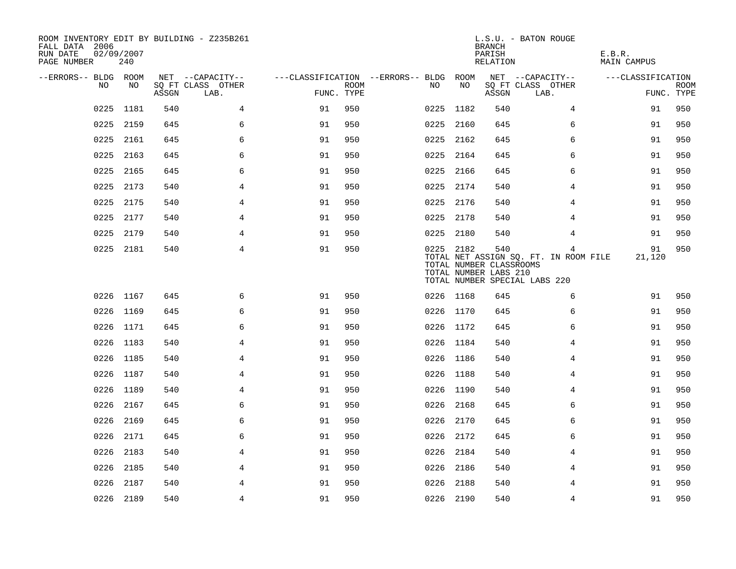ROOM INVENTORY EDIT BY BUILDING - Z235B261
FALL DATA 2006
RUN DATE 02/09/2007
PAGE NUMBER 240

L.S.U. - BATON ROUGE
BRANCH
PARISH E.B.R.
RELATION MAIN CAMPUS

| --ERRORS-- | BLDG NO | ROOM NO | NET SQ FT ASSGN | --CAPACITY-- CLASS LAB. | OTHER | ---CLASSIFICATION FUNC. | ROOM TYPE | --ERRORS-- | BLDG NO | ROOM NO | NET SQ FT ASSGN | --CAPACITY-- CLASS LAB. | OTHER | ---CLASSIFICATION FUNC. | ROOM TYPE |
|---|---|---|---|---|---|---|---|---|---|---|---|---|---|---|---|
| | 0225 | 1181 | 540 | | 4 | 91 | 950 | | 0225 | 1182 | 540 | | 4 | 91 | 950 |
| | 0225 | 2159 | 645 | | 6 | 91 | 950 | | 0225 | 2160 | 645 | | 6 | 91 | 950 |
| | 0225 | 2161 | 645 | | 6 | 91 | 950 | | 0225 | 2162 | 645 | | 6 | 91 | 950 |
| | 0225 | 2163 | 645 | | 6 | 91 | 950 | | 0225 | 2164 | 645 | | 6 | 91 | 950 |
| | 0225 | 2165 | 645 | | 6 | 91 | 950 | | 0225 | 2166 | 645 | | 6 | 91 | 950 |
| | 0225 | 2173 | 540 | | 4 | 91 | 950 | | 0225 | 2174 | 540 | | 4 | 91 | 950 |
| | 0225 | 2175 | 540 | | 4 | 91 | 950 | | 0225 | 2176 | 540 | | 4 | 91 | 950 |
| | 0225 | 2177 | 540 | | 4 | 91 | 950 | | 0225 | 2178 | 540 | | 4 | 91 | 950 |
| | 0225 | 2179 | 540 | | 4 | 91 | 950 | | 0225 | 2180 | 540 | | 4 | 91 | 950 |
| | 0225 | 2181 | 540 | | 4 | 91 | 950 | | 0225 | 2182 | 540 | | 4 | 91 | 950 |
| | | | | | | | | | TOTAL NET ASSIGN SQ. FT. IN ROOM FILE | | | | | 21,120 | |
| | | | | | | | | | TOTAL NUMBER CLASSROOMS | | | | | | |
| | | | | | | | | | TOTAL NUMBER LABS 210 | | | | | | |
| | | | | | | | | | TOTAL NUMBER SPECIAL LABS 220 | | | | | | |
| | 0226 | 1167 | 645 | | 6 | 91 | 950 | | 0226 | 1168 | 645 | | 6 | 91 | 950 |
| | 0226 | 1169 | 645 | | 6 | 91 | 950 | | 0226 | 1170 | 645 | | 6 | 91 | 950 |
| | 0226 | 1171 | 645 | | 6 | 91 | 950 | | 0226 | 1172 | 645 | | 6 | 91 | 950 |
| | 0226 | 1183 | 540 | | 4 | 91 | 950 | | 0226 | 1184 | 540 | | 4 | 91 | 950 |
| | 0226 | 1185 | 540 | | 4 | 91 | 950 | | 0226 | 1186 | 540 | | 4 | 91 | 950 |
| | 0226 | 1187 | 540 | | 4 | 91 | 950 | | 0226 | 1188 | 540 | | 4 | 91 | 950 |
| | 0226 | 1189 | 540 | | 4 | 91 | 950 | | 0226 | 1190 | 540 | | 4 | 91 | 950 |
| | 0226 | 2167 | 645 | | 6 | 91 | 950 | | 0226 | 2168 | 645 | | 6 | 91 | 950 |
| | 0226 | 2169 | 645 | | 6 | 91 | 950 | | 0226 | 2170 | 645 | | 6 | 91 | 950 |
| | 0226 | 2171 | 645 | | 6 | 91 | 950 | | 0226 | 2172 | 645 | | 6 | 91 | 950 |
| | 0226 | 2183 | 540 | | 4 | 91 | 950 | | 0226 | 2184 | 540 | | 4 | 91 | 950 |
| | 0226 | 2185 | 540 | | 4 | 91 | 950 | | 0226 | 2186 | 540 | | 4 | 91 | 950 |
| | 0226 | 2187 | 540 | | 4 | 91 | 950 | | 0226 | 2188 | 540 | | 4 | 91 | 950 |
| | 0226 | 2189 | 540 | | 4 | 91 | 950 | | 0226 | 2190 | 540 | | 4 | 91 | 950 |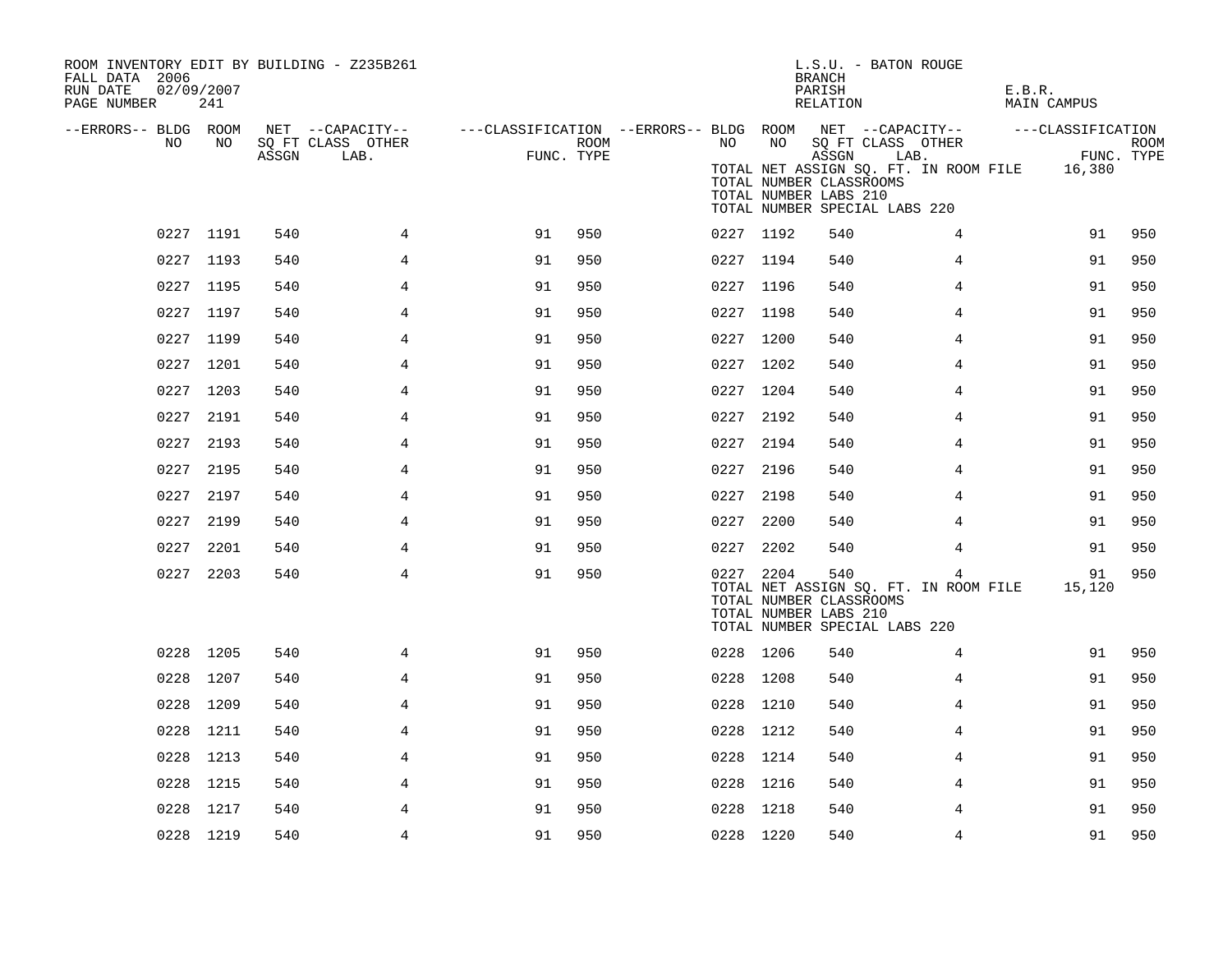ROOM INVENTORY EDIT BY BUILDING - Z235B261
FALL DATA 2006
RUN DATE 02/09/2007
PAGE NUMBER 241

L.S.U. - BATON ROUGE
BRANCH
PARISH E.B.R.
RELATION MAIN CAMPUS

| --ERRORS-- | BLDG NO | ROOM NO | NET SQ FT ASSGN | --CAPACITY-- CLASS | OTHER LAB. | ---CLASSIFICATION FUNC. | ROOM TYPE | --ERRORS-- | BLDG NO | ROOM NO | NET SQ FT ASSGN | --CAPACITY-- CLASS | OTHER LAB. | ---CLASSIFICATION FUNC. | ROOM TYPE |
|---|---|---|---|---|---|---|---|---|---|---|---|---|---|---|---|
| | | | | | | | | | TOTAL NET ASSIGN SQ. FT. IN ROOM FILE | | | | | 16,380 | |
| | | | | | | | | | TOTAL NUMBER CLASSROOMS | | | | | | |
| | | | | | | | | | TOTAL NUMBER LABS 210 | | | | | | |
| | | | | | | | | | TOTAL NUMBER SPECIAL LABS 220 | | | | | | |
| | 0227 | 1191 | 540 | | 4 | 91 | 950 | | 0227 | 1192 | 540 | | 4 | 91 | 950 |
| | 0227 | 1193 | 540 | | 4 | 91 | 950 | | 0227 | 1194 | 540 | | 4 | 91 | 950 |
| | 0227 | 1195 | 540 | | 4 | 91 | 950 | | 0227 | 1196 | 540 | | 4 | 91 | 950 |
| | 0227 | 1197 | 540 | | 4 | 91 | 950 | | 0227 | 1198 | 540 | | 4 | 91 | 950 |
| | 0227 | 1199 | 540 | | 4 | 91 | 950 | | 0227 | 1200 | 540 | | 4 | 91 | 950 |
| | 0227 | 1201 | 540 | | 4 | 91 | 950 | | 0227 | 1202 | 540 | | 4 | 91 | 950 |
| | 0227 | 1203 | 540 | | 4 | 91 | 950 | | 0227 | 1204 | 540 | | 4 | 91 | 950 |
| | 0227 | 2191 | 540 | | 4 | 91 | 950 | | 0227 | 2192 | 540 | | 4 | 91 | 950 |
| | 0227 | 2193 | 540 | | 4 | 91 | 950 | | 0227 | 2194 | 540 | | 4 | 91 | 950 |
| | 0227 | 2195 | 540 | | 4 | 91 | 950 | | 0227 | 2196 | 540 | | 4 | 91 | 950 |
| | 0227 | 2197 | 540 | | 4 | 91 | 950 | | 0227 | 2198 | 540 | | 4 | 91 | 950 |
| | 0227 | 2199 | 540 | | 4 | 91 | 950 | | 0227 | 2200 | 540 | | 4 | 91 | 950 |
| | 0227 | 2201 | 540 | | 4 | 91 | 950 | | 0227 | 2202 | 540 | | 4 | 91 | 950 |
| | 0227 | 2203 | 540 | | 4 | 91 | 950 | | 0227 | 2204 | 540 | | 4 | 91 | 950 |
| | | | | | | | | | TOTAL NET ASSIGN SQ. FT. IN ROOM FILE | | | | | 15,120 | |
| | | | | | | | | | TOTAL NUMBER CLASSROOMS | | | | | | |
| | | | | | | | | | TOTAL NUMBER LABS 210 | | | | | | |
| | | | | | | | | | TOTAL NUMBER SPECIAL LABS 220 | | | | | | |
| | 0228 | 1205 | 540 | | 4 | 91 | 950 | | 0228 | 1206 | 540 | | 4 | 91 | 950 |
| | 0228 | 1207 | 540 | | 4 | 91 | 950 | | 0228 | 1208 | 540 | | 4 | 91 | 950 |
| | 0228 | 1209 | 540 | | 4 | 91 | 950 | | 0228 | 1210 | 540 | | 4 | 91 | 950 |
| | 0228 | 1211 | 540 | | 4 | 91 | 950 | | 0228 | 1212 | 540 | | 4 | 91 | 950 |
| | 0228 | 1213 | 540 | | 4 | 91 | 950 | | 0228 | 1214 | 540 | | 4 | 91 | 950 |
| | 0228 | 1215 | 540 | | 4 | 91 | 950 | | 0228 | 1216 | 540 | | 4 | 91 | 950 |
| | 0228 | 1217 | 540 | | 4 | 91 | 950 | | 0228 | 1218 | 540 | | 4 | 91 | 950 |
| | 0228 | 1219 | 540 | | 4 | 91 | 950 | | 0228 | 1220 | 540 | | 4 | 91 | 950 |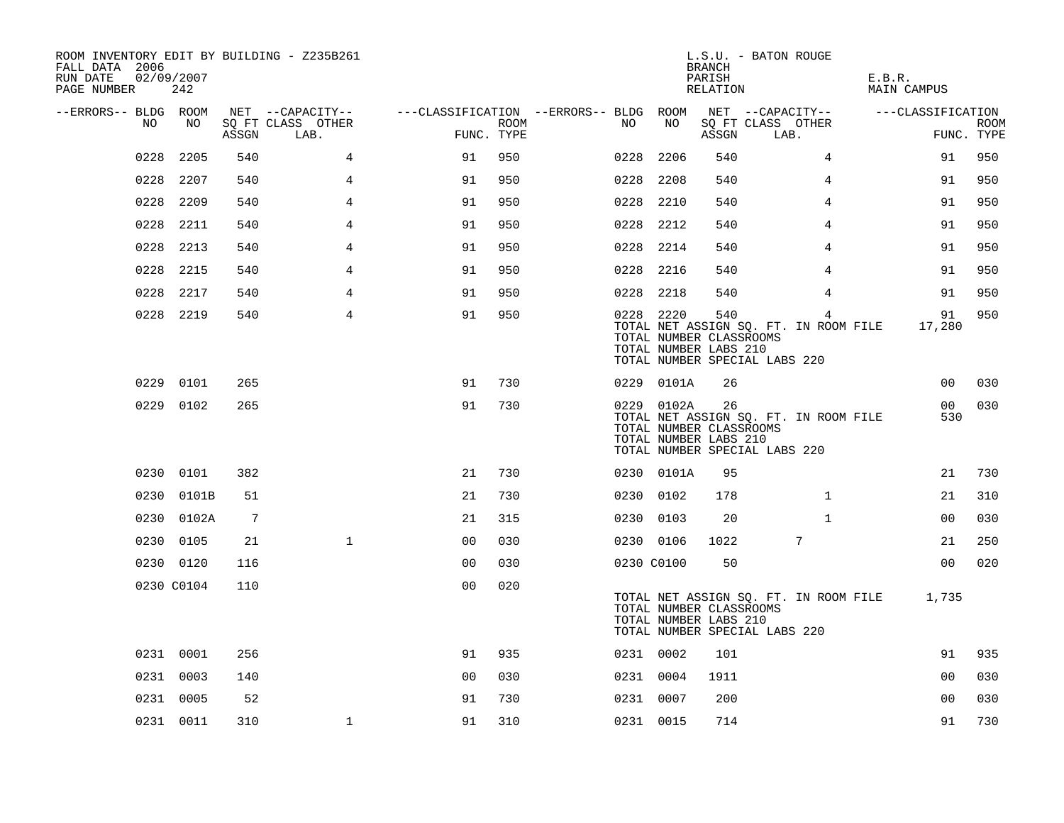ROOM INVENTORY EDIT BY BUILDING - Z235B261
FALL DATA 2006
RUN DATE 02/09/2007
PAGE NUMBER 242

L.S.U. - BATON ROUGE
BRANCH
PARISH E.B.R.
RELATION MAIN CAMPUS

| --ERRORS-- | BLDG NO | ROOM NO | NET SQ FT ASSGN | CAPACITY CLASS LAB. | CAPACITY OTHER | CLASSIFICATION FUNC. | ROOM TYPE | --ERRORS-- | BLDG NO | ROOM NO | NET SQ FT ASSGN | CAPACITY CLASS LAB. | CAPACITY OTHER | CLASSIFICATION FUNC. | ROOM TYPE |
|---|---|---|---|---|---|---|---|---|---|---|---|---|---|---|---|
| | 0228 | 2205 | 540 | | 4 | 91 | 950 | | 0228 | 2206 | 540 | | 4 | 91 | 950 |
| | 0228 | 2207 | 540 | | 4 | 91 | 950 | | 0228 | 2208 | 540 | | 4 | 91 | 950 |
| | 0228 | 2209 | 540 | | 4 | 91 | 950 | | 0228 | 2210 | 540 | | 4 | 91 | 950 |
| | 0228 | 2211 | 540 | | 4 | 91 | 950 | | 0228 | 2212 | 540 | | 4 | 91 | 950 |
| | 0228 | 2213 | 540 | | 4 | 91 | 950 | | 0228 | 2214 | 540 | | 4 | 91 | 950 |
| | 0228 | 2215 | 540 | | 4 | 91 | 950 | | 0228 | 2216 | 540 | | 4 | 91 | 950 |
| | 0228 | 2217 | 540 | | 4 | 91 | 950 | | 0228 | 2218 | 540 | | 4 | 91 | 950 |
| | 0228 | 2219 | 540 | | 4 | 91 | 950 | | 0228 | 2220 | 540 | | 4 | 91 | 950 |
| | | | | | | | | | TOTAL NET ASSIGN SQ. FT. IN ROOM FILE | | | | | 17,280 | |
| | | | | | | | | | TOTAL NUMBER CLASSROOMS | | | | | | |
| | | | | | | | | | TOTAL NUMBER LABS 210 | | | | | | |
| | | | | | | | | | TOTAL NUMBER SPECIAL LABS 220 | | | | | | |
| | 0229 | 0101 | 265 | | | 91 | 730 | | 0229 | 0101A | 26 | | | 00 | 030 |
| | 0229 | 0102 | 265 | | | 91 | 730 | | 0229 | 0102A | 26 | | | 00 | 030 |
| | | | | | | | | | TOTAL NET ASSIGN SQ. FT. IN ROOM FILE | | | | | 530 | |
| | | | | | | | | | TOTAL NUMBER CLASSROOMS | | | | | | |
| | | | | | | | | | TOTAL NUMBER LABS 210 | | | | | | |
| | | | | | | | | | TOTAL NUMBER SPECIAL LABS 220 | | | | | | |
| | 0230 | 0101 | 382 | | | 21 | 730 | | 0230 | 0101A | 95 | | | 21 | 730 |
| | 0230 | 0101B | 51 | | | 21 | 730 | | 0230 | 0102 | 178 | | 1 | 21 | 310 |
| | 0230 | 0102A | 7 | | | 21 | 315 | | 0230 | 0103 | 20 | | 1 | 00 | 030 |
| | 0230 | 0105 | 21 | | 1 | 00 | 030 | | 0230 | 0106 | 1022 | 7 | | 21 | 250 |
| | 0230 | 0120 | 116 | | | 00 | 030 | | 0230 | C0100 | 50 | | | 00 | 020 |
| | 0230 | C0104 | 110 | | | 00 | 020 | | | | | | | | |
| | | | | | | | | | TOTAL NET ASSIGN SQ. FT. IN ROOM FILE | | | | | 1,735 | |
| | | | | | | | | | TOTAL NUMBER CLASSROOMS | | | | | | |
| | | | | | | | | | TOTAL NUMBER LABS 210 | | | | | | |
| | | | | | | | | | TOTAL NUMBER SPECIAL LABS 220 | | | | | | |
| | 0231 | 0001 | 256 | | | 91 | 935 | | 0231 | 0002 | 101 | | | 91 | 935 |
| | 0231 | 0003 | 140 | | | 00 | 030 | | 0231 | 0004 | 1911 | | | 00 | 030 |
| | 0231 | 0005 | 52 | | | 91 | 730 | | 0231 | 0007 | 200 | | | 00 | 030 |
| | 0231 | 0011 | 310 | | 1 | 91 | 310 | | 0231 | 0015 | 714 | | | 91 | 730 |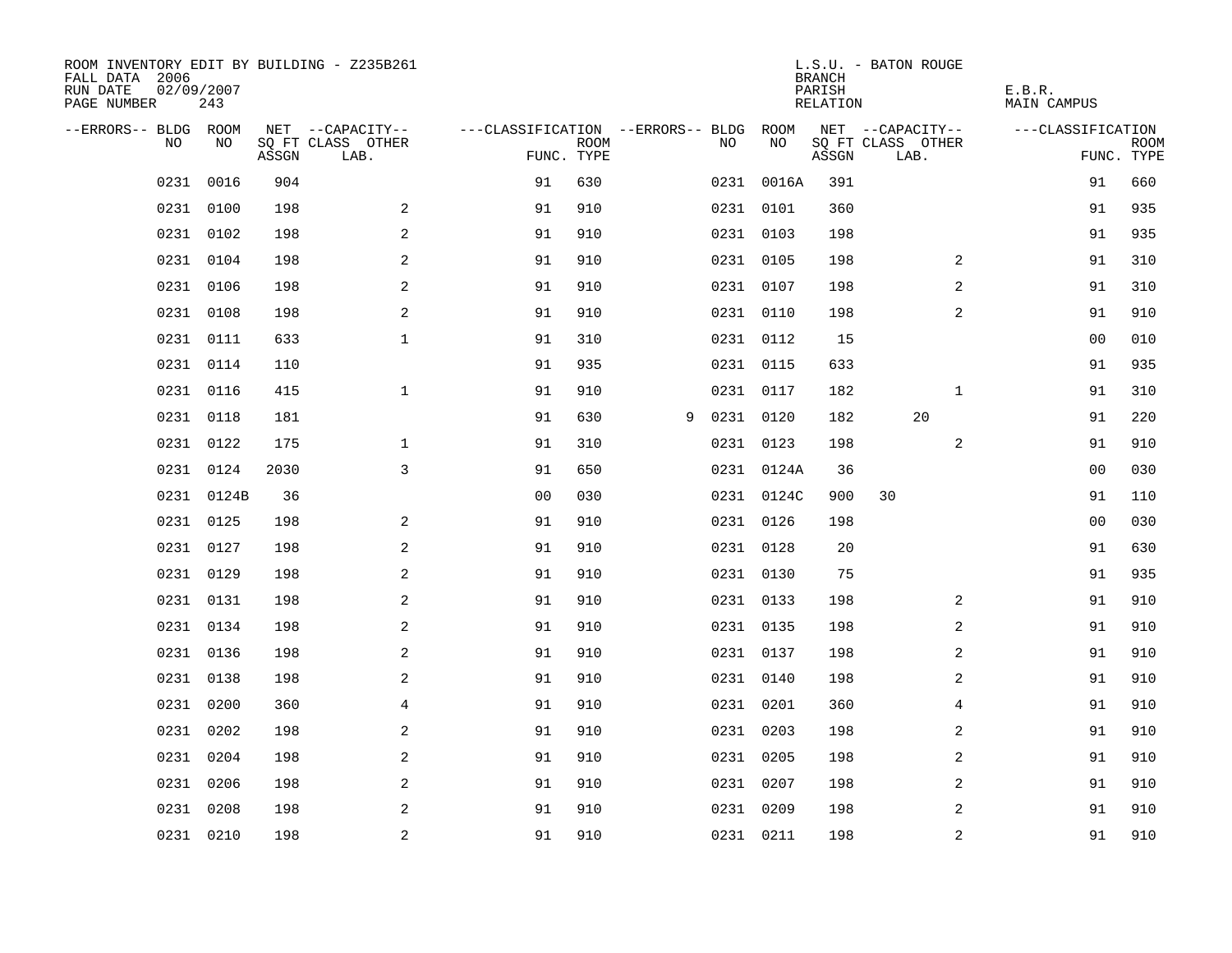ROOM INVENTORY EDIT BY BUILDING - Z235B261
FALL DATA 2006
RUN DATE 02/09/2007
PAGE NUMBER 243

L.S.U. - BATON ROUGE
BRANCH
PARISH E.B.R.
RELATION MAIN CAMPUS

| --ERRORS-- | BLDG NO | ROOM NO | NET SQ FT ASSGN | --CAPACITY-- CLASS | LAB. | OTHER | ---CLASSIFICATION FUNC. | ROOM TYPE | --ERRORS-- | BLDG NO | ROOM NO | NET SQ FT ASSGN | --CAPACITY-- CLASS | LAB. | OTHER | ---CLASSIFICATION FUNC. | ROOM TYPE |
|---|---|---|---|---|---|---|---|---|---|---|---|---|---|---|---|---|---|
| | 0231 | 0016 | 904 | | | | 91 | 630 | | 0231 | 0016A | 391 | | | | 91 | 660 |
| | 0231 | 0100 | 198 | | | 2 | 91 | 910 | | 0231 | 0101 | 360 | | | | 91 | 935 |
| | 0231 | 0102 | 198 | | | 2 | 91 | 910 | | 0231 | 0103 | 198 | | | | 91 | 935 |
| | 0231 | 0104 | 198 | | | 2 | 91 | 910 | | 0231 | 0105 | 198 | | | 2 | 91 | 310 |
| | 0231 | 0106 | 198 | | | 2 | 91 | 910 | | 0231 | 0107 | 198 | | | 2 | 91 | 310 |
| | 0231 | 0108 | 198 | | | 2 | 91 | 910 | | 0231 | 0110 | 198 | | | 2 | 91 | 910 |
| | 0231 | 0111 | 633 | | | 1 | 91 | 310 | | 0231 | 0112 | 15 | | | | 00 | 010 |
| | 0231 | 0114 | 110 | | | | 91 | 935 | | 0231 | 0115 | 633 | | | | 91 | 935 |
| | 0231 | 0116 | 415 | | | 1 | 91 | 910 | | 0231 | 0117 | 182 | | | 1 | 91 | 310 |
| | 0231 | 0118 | 181 | | | | 91 | 630 | 9 | 0231 | 0120 | 182 | | 20 | | 91 | 220 |
| | 0231 | 0122 | 175 | | | 1 | 91 | 310 | | 0231 | 0123 | 198 | | | 2 | 91 | 910 |
| | 0231 | 0124 | 2030 | | | 3 | 91 | 650 | | 0231 | 0124A | 36 | | | | 00 | 030 |
| | 0231 | 0124B | 36 | | | | 00 | 030 | | 0231 | 0124C | 900 | 30 | | | 91 | 110 |
| | 0231 | 0125 | 198 | | | 2 | 91 | 910 | | 0231 | 0126 | 198 | | | | 00 | 030 |
| | 0231 | 0127 | 198 | | | 2 | 91 | 910 | | 0231 | 0128 | 20 | | | | 91 | 630 |
| | 0231 | 0129 | 198 | | | 2 | 91 | 910 | | 0231 | 0130 | 75 | | | | 91 | 935 |
| | 0231 | 0131 | 198 | | | 2 | 91 | 910 | | 0231 | 0133 | 198 | | | 2 | 91 | 910 |
| | 0231 | 0134 | 198 | | | 2 | 91 | 910 | | 0231 | 0135 | 198 | | | 2 | 91 | 910 |
| | 0231 | 0136 | 198 | | | 2 | 91 | 910 | | 0231 | 0137 | 198 | | | 2 | 91 | 910 |
| | 0231 | 0138 | 198 | | | 2 | 91 | 910 | | 0231 | 0140 | 198 | | | 2 | 91 | 910 |
| | 0231 | 0200 | 360 | | | 4 | 91 | 910 | | 0231 | 0201 | 360 | | | 4 | 91 | 910 |
| | 0231 | 0202 | 198 | | | 2 | 91 | 910 | | 0231 | 0203 | 198 | | | 2 | 91 | 910 |
| | 0231 | 0204 | 198 | | | 2 | 91 | 910 | | 0231 | 0205 | 198 | | | 2 | 91 | 910 |
| | 0231 | 0206 | 198 | | | 2 | 91 | 910 | | 0231 | 0207 | 198 | | | 2 | 91 | 910 |
| | 0231 | 0208 | 198 | | | 2 | 91 | 910 | | 0231 | 0209 | 198 | | | 2 | 91 | 910 |
| | 0231 | 0210 | 198 | | | 2 | 91 | 910 | | 0231 | 0211 | 198 | | | 2 | 91 | 910 |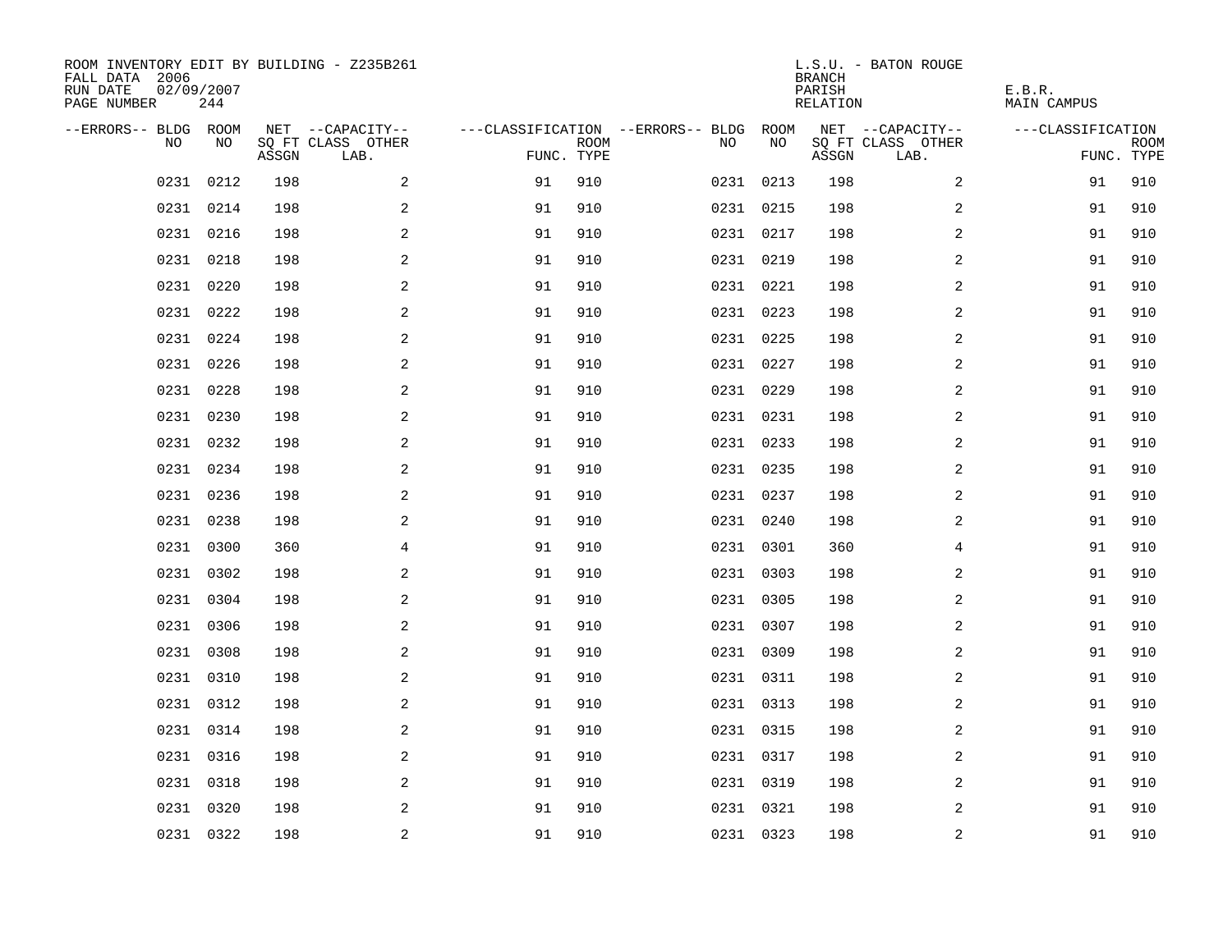ROOM INVENTORY EDIT BY BUILDING - Z235B261
FALL DATA 2006
RUN DATE 02/09/2007
PAGE NUMBER 244

L.S.U. - BATON ROUGE
BRANCH
PARISH E.B.R.
RELATION MAIN CAMPUS

| --ERRORS-- | BLDG NO | ROOM NO | NET SQ FT ASSGN | --CAPACITY-- CLASS LAB. | OTHER | ---CLASSIFICATION FUNC. | ROOM TYPE | --ERRORS-- | BLDG NO | ROOM NO | NET SQ FT ASSGN | --CAPACITY-- CLASS LAB. | OTHER | ---CLASSIFICATION FUNC. | ROOM TYPE |
|---|---|---|---|---|---|---|---|---|---|---|---|---|---|---|---|
| | 0231 | 0212 | 198 | | 2 | 91 | 910 | | 0231 | 0213 | 198 | | 2 | 91 | 910 |
| | 0231 | 0214 | 198 | | 2 | 91 | 910 | | 0231 | 0215 | 198 | | 2 | 91 | 910 |
| | 0231 | 0216 | 198 | | 2 | 91 | 910 | | 0231 | 0217 | 198 | | 2 | 91 | 910 |
| | 0231 | 0218 | 198 | | 2 | 91 | 910 | | 0231 | 0219 | 198 | | 2 | 91 | 910 |
| | 0231 | 0220 | 198 | | 2 | 91 | 910 | | 0231 | 0221 | 198 | | 2 | 91 | 910 |
| | 0231 | 0222 | 198 | | 2 | 91 | 910 | | 0231 | 0223 | 198 | | 2 | 91 | 910 |
| | 0231 | 0224 | 198 | | 2 | 91 | 910 | | 0231 | 0225 | 198 | | 2 | 91 | 910 |
| | 0231 | 0226 | 198 | | 2 | 91 | 910 | | 0231 | 0227 | 198 | | 2 | 91 | 910 |
| | 0231 | 0228 | 198 | | 2 | 91 | 910 | | 0231 | 0229 | 198 | | 2 | 91 | 910 |
| | 0231 | 0230 | 198 | | 2 | 91 | 910 | | 0231 | 0231 | 198 | | 2 | 91 | 910 |
| | 0231 | 0232 | 198 | | 2 | 91 | 910 | | 0231 | 0233 | 198 | | 2 | 91 | 910 |
| | 0231 | 0234 | 198 | | 2 | 91 | 910 | | 0231 | 0235 | 198 | | 2 | 91 | 910 |
| | 0231 | 0236 | 198 | | 2 | 91 | 910 | | 0231 | 0237 | 198 | | 2 | 91 | 910 |
| | 0231 | 0238 | 198 | | 2 | 91 | 910 | | 0231 | 0240 | 198 | | 2 | 91 | 910 |
| | 0231 | 0300 | 360 | | 4 | 91 | 910 | | 0231 | 0301 | 360 | | 4 | 91 | 910 |
| | 0231 | 0302 | 198 | | 2 | 91 | 910 | | 0231 | 0303 | 198 | | 2 | 91 | 910 |
| | 0231 | 0304 | 198 | | 2 | 91 | 910 | | 0231 | 0305 | 198 | | 2 | 91 | 910 |
| | 0231 | 0306 | 198 | | 2 | 91 | 910 | | 0231 | 0307 | 198 | | 2 | 91 | 910 |
| | 0231 | 0308 | 198 | | 2 | 91 | 910 | | 0231 | 0309 | 198 | | 2 | 91 | 910 |
| | 0231 | 0310 | 198 | | 2 | 91 | 910 | | 0231 | 0311 | 198 | | 2 | 91 | 910 |
| | 0231 | 0312 | 198 | | 2 | 91 | 910 | | 0231 | 0313 | 198 | | 2 | 91 | 910 |
| | 0231 | 0314 | 198 | | 2 | 91 | 910 | | 0231 | 0315 | 198 | | 2 | 91 | 910 |
| | 0231 | 0316 | 198 | | 2 | 91 | 910 | | 0231 | 0317 | 198 | | 2 | 91 | 910 |
| | 0231 | 0318 | 198 | | 2 | 91 | 910 | | 0231 | 0319 | 198 | | 2 | 91 | 910 |
| | 0231 | 0320 | 198 | | 2 | 91 | 910 | | 0231 | 0321 | 198 | | 2 | 91 | 910 |
| | 0231 | 0322 | 198 | | 2 | 91 | 910 | | 0231 | 0323 | 198 | | 2 | 91 | 910 |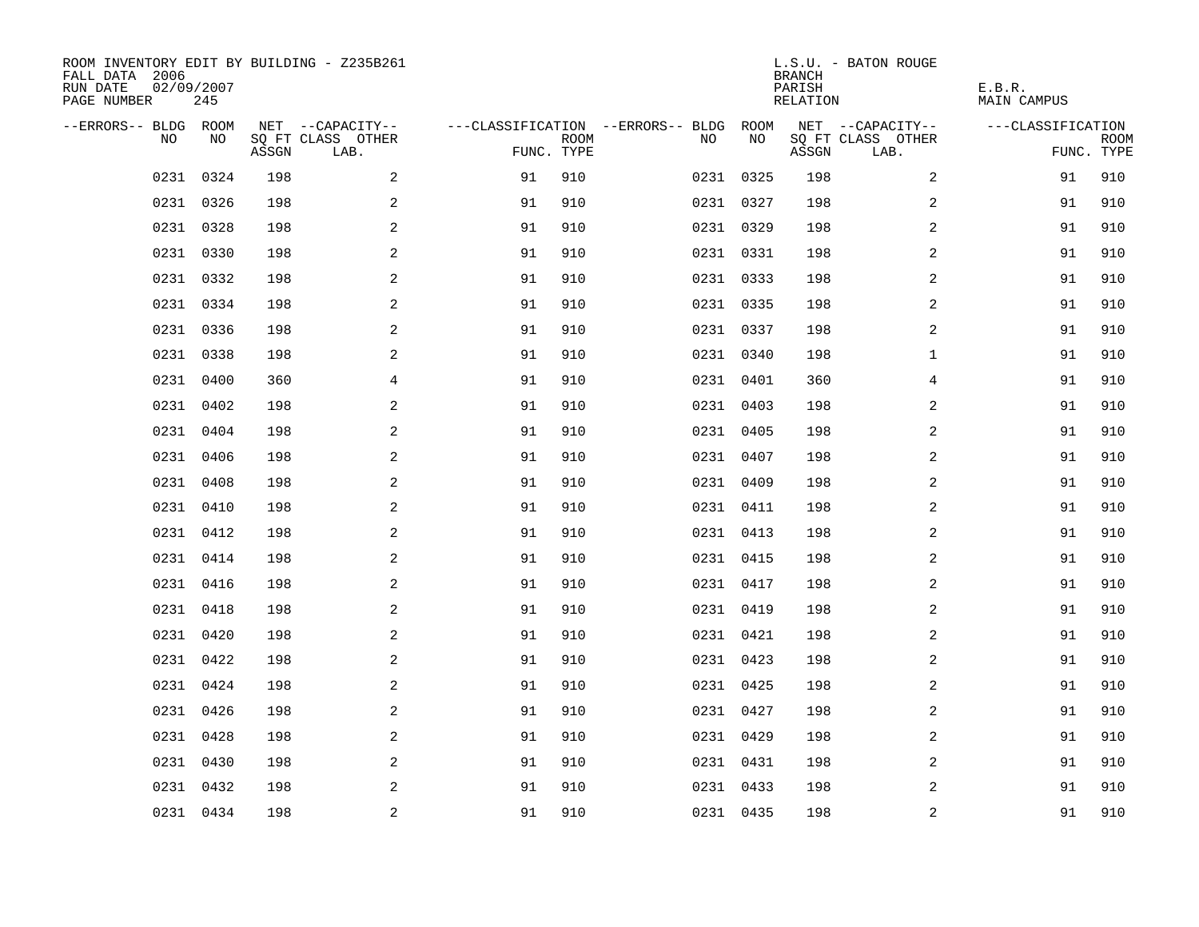ROOM INVENTORY EDIT BY BUILDING - Z235B261
FALL DATA 2006
RUN DATE 02/09/2007
PAGE NUMBER 245

L.S.U. - BATON ROUGE
BRANCH
PARISH E.B.R.
RELATION MAIN CAMPUS

| --ERRORS-- | BLDG NO | ROOM NO | NET SQ FT ASSGN | --CAPACITY-- CLASS | OTHER LAB. | ---CLASSIFICATION FUNC. | ROOM TYPE | --ERRORS-- | BLDG NO | ROOM NO | NET SQ FT ASSGN | --CAPACITY-- CLASS | OTHER LAB. | ---CLASSIFICATION FUNC. | ROOM TYPE |
|---|---|---|---|---|---|---|---|---|---|---|---|---|---|---|---|
| | 0231 | 0324 | 198 | | 2 | 91 | 910 | | 0231 | 0325 | 198 | | 2 | 91 | 910 |
| | 0231 | 0326 | 198 | | 2 | 91 | 910 | | 0231 | 0327 | 198 | | 2 | 91 | 910 |
| | 0231 | 0328 | 198 | | 2 | 91 | 910 | | 0231 | 0329 | 198 | | 2 | 91 | 910 |
| | 0231 | 0330 | 198 | | 2 | 91 | 910 | | 0231 | 0331 | 198 | | 2 | 91 | 910 |
| | 0231 | 0332 | 198 | | 2 | 91 | 910 | | 0231 | 0333 | 198 | | 2 | 91 | 910 |
| | 0231 | 0334 | 198 | | 2 | 91 | 910 | | 0231 | 0335 | 198 | | 2 | 91 | 910 |
| | 0231 | 0336 | 198 | | 2 | 91 | 910 | | 0231 | 0337 | 198 | | 2 | 91 | 910 |
| | 0231 | 0338 | 198 | | 2 | 91 | 910 | | 0231 | 0340 | 198 | | 1 | 91 | 910 |
| | 0231 | 0400 | 360 | | 4 | 91 | 910 | | 0231 | 0401 | 360 | | 4 | 91 | 910 |
| | 0231 | 0402 | 198 | | 2 | 91 | 910 | | 0231 | 0403 | 198 | | 2 | 91 | 910 |
| | 0231 | 0404 | 198 | | 2 | 91 | 910 | | 0231 | 0405 | 198 | | 2 | 91 | 910 |
| | 0231 | 0406 | 198 | | 2 | 91 | 910 | | 0231 | 0407 | 198 | | 2 | 91 | 910 |
| | 0231 | 0408 | 198 | | 2 | 91 | 910 | | 0231 | 0409 | 198 | | 2 | 91 | 910 |
| | 0231 | 0410 | 198 | | 2 | 91 | 910 | | 0231 | 0411 | 198 | | 2 | 91 | 910 |
| | 0231 | 0412 | 198 | | 2 | 91 | 910 | | 0231 | 0413 | 198 | | 2 | 91 | 910 |
| | 0231 | 0414 | 198 | | 2 | 91 | 910 | | 0231 | 0415 | 198 | | 2 | 91 | 910 |
| | 0231 | 0416 | 198 | | 2 | 91 | 910 | | 0231 | 0417 | 198 | | 2 | 91 | 910 |
| | 0231 | 0418 | 198 | | 2 | 91 | 910 | | 0231 | 0419 | 198 | | 2 | 91 | 910 |
| | 0231 | 0420 | 198 | | 2 | 91 | 910 | | 0231 | 0421 | 198 | | 2 | 91 | 910 |
| | 0231 | 0422 | 198 | | 2 | 91 | 910 | | 0231 | 0423 | 198 | | 2 | 91 | 910 |
| | 0231 | 0424 | 198 | | 2 | 91 | 910 | | 0231 | 0425 | 198 | | 2 | 91 | 910 |
| | 0231 | 0426 | 198 | | 2 | 91 | 910 | | 0231 | 0427 | 198 | | 2 | 91 | 910 |
| | 0231 | 0428 | 198 | | 2 | 91 | 910 | | 0231 | 0429 | 198 | | 2 | 91 | 910 |
| | 0231 | 0430 | 198 | | 2 | 91 | 910 | | 0231 | 0431 | 198 | | 2 | 91 | 910 |
| | 0231 | 0432 | 198 | | 2 | 91 | 910 | | 0231 | 0433 | 198 | | 2 | 91 | 910 |
| | 0231 | 0434 | 198 | | 2 | 91 | 910 | | 0231 | 0435 | 198 | | 2 | 91 | 910 |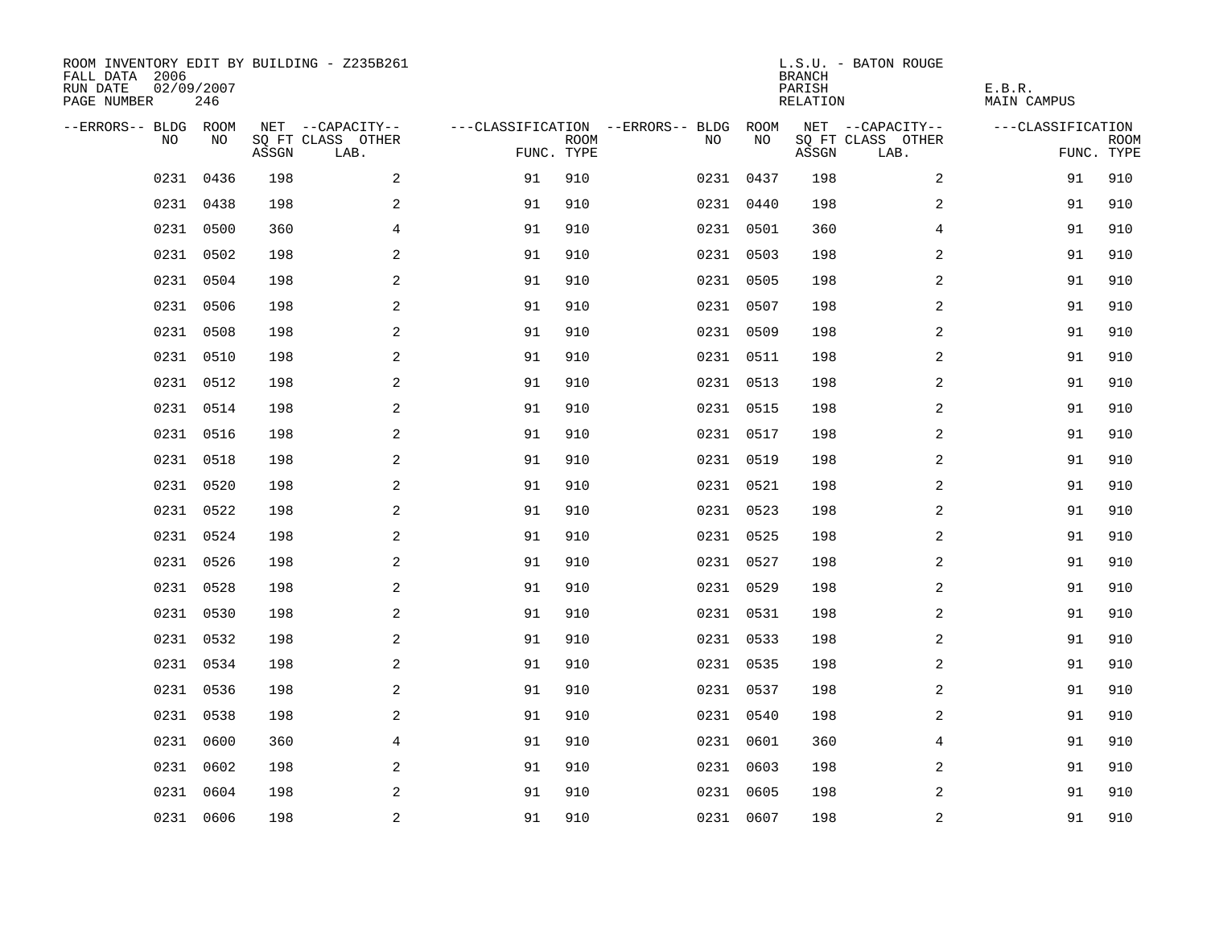ROOM INVENTORY EDIT BY BUILDING - Z235B261
FALL DATA 2006
RUN DATE 02/09/2007
PAGE NUMBER 246

L.S.U. - BATON ROUGE
BRANCH
PARISH E.B.R.
RELATION MAIN CAMPUS

| --ERRORS-- | BLDG NO | ROOM NO | NET SQ FT ASSGN | --CAPACITY-- CLASS LAB. | OTHER | ---CLASSIFICATION FUNC. | ROOM TYPE | --ERRORS-- | BLDG NO | ROOM NO | NET SQ FT ASSGN | --CAPACITY-- CLASS LAB. | OTHER | ---CLASSIFICATION FUNC. | ROOM TYPE |
|---|---|---|---|---|---|---|---|---|---|---|---|---|---|---|---|
| | 0231 | 0436 | 198 | | 2 | 91 | 910 | | 0231 | 0437 | 198 | | 2 | 91 | 910 |
| | 0231 | 0438 | 198 | | 2 | 91 | 910 | | 0231 | 0440 | 198 | | 2 | 91 | 910 |
| | 0231 | 0500 | 360 | | 4 | 91 | 910 | | 0231 | 0501 | 360 | | 4 | 91 | 910 |
| | 0231 | 0502 | 198 | | 2 | 91 | 910 | | 0231 | 0503 | 198 | | 2 | 91 | 910 |
| | 0231 | 0504 | 198 | | 2 | 91 | 910 | | 0231 | 0505 | 198 | | 2 | 91 | 910 |
| | 0231 | 0506 | 198 | | 2 | 91 | 910 | | 0231 | 0507 | 198 | | 2 | 91 | 910 |
| | 0231 | 0508 | 198 | | 2 | 91 | 910 | | 0231 | 0509 | 198 | | 2 | 91 | 910 |
| | 0231 | 0510 | 198 | | 2 | 91 | 910 | | 0231 | 0511 | 198 | | 2 | 91 | 910 |
| | 0231 | 0512 | 198 | | 2 | 91 | 910 | | 0231 | 0513 | 198 | | 2 | 91 | 910 |
| | 0231 | 0514 | 198 | | 2 | 91 | 910 | | 0231 | 0515 | 198 | | 2 | 91 | 910 |
| | 0231 | 0516 | 198 | | 2 | 91 | 910 | | 0231 | 0517 | 198 | | 2 | 91 | 910 |
| | 0231 | 0518 | 198 | | 2 | 91 | 910 | | 0231 | 0519 | 198 | | 2 | 91 | 910 |
| | 0231 | 0520 | 198 | | 2 | 91 | 910 | | 0231 | 0521 | 198 | | 2 | 91 | 910 |
| | 0231 | 0522 | 198 | | 2 | 91 | 910 | | 0231 | 0523 | 198 | | 2 | 91 | 910 |
| | 0231 | 0524 | 198 | | 2 | 91 | 910 | | 0231 | 0525 | 198 | | 2 | 91 | 910 |
| | 0231 | 0526 | 198 | | 2 | 91 | 910 | | 0231 | 0527 | 198 | | 2 | 91 | 910 |
| | 0231 | 0528 | 198 | | 2 | 91 | 910 | | 0231 | 0529 | 198 | | 2 | 91 | 910 |
| | 0231 | 0530 | 198 | | 2 | 91 | 910 | | 0231 | 0531 | 198 | | 2 | 91 | 910 |
| | 0231 | 0532 | 198 | | 2 | 91 | 910 | | 0231 | 0533 | 198 | | 2 | 91 | 910 |
| | 0231 | 0534 | 198 | | 2 | 91 | 910 | | 0231 | 0535 | 198 | | 2 | 91 | 910 |
| | 0231 | 0536 | 198 | | 2 | 91 | 910 | | 0231 | 0537 | 198 | | 2 | 91 | 910 |
| | 0231 | 0538 | 198 | | 2 | 91 | 910 | | 0231 | 0540 | 198 | | 2 | 91 | 910 |
| | 0231 | 0600 | 360 | | 4 | 91 | 910 | | 0231 | 0601 | 360 | | 4 | 91 | 910 |
| | 0231 | 0602 | 198 | | 2 | 91 | 910 | | 0231 | 0603 | 198 | | 2 | 91 | 910 |
| | 0231 | 0604 | 198 | | 2 | 91 | 910 | | 0231 | 0605 | 198 | | 2 | 91 | 910 |
| | 0231 | 0606 | 198 | | 2 | 91 | 910 | | 0231 | 0607 | 198 | | 2 | 91 | 910 |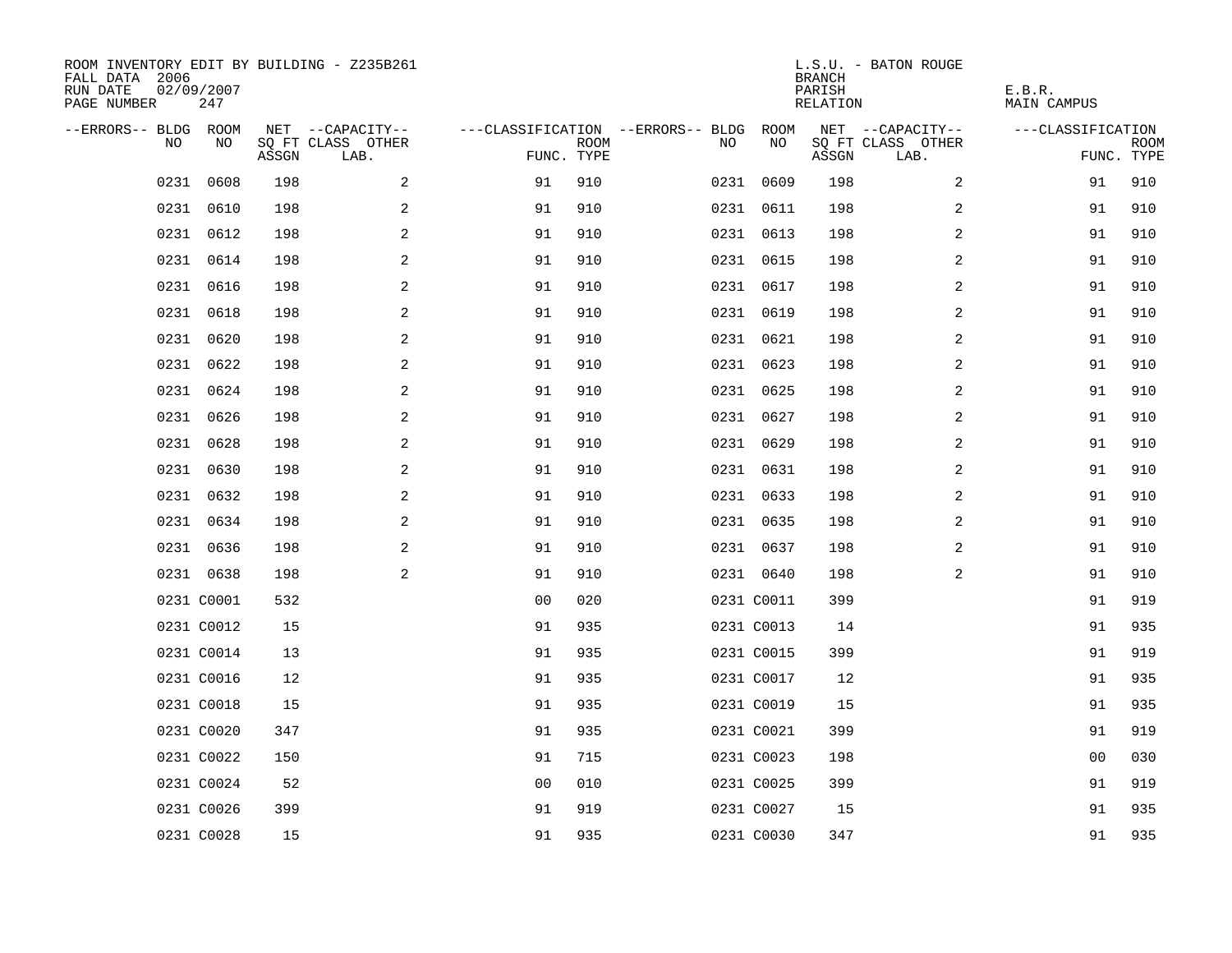ROOM INVENTORY EDIT BY BUILDING - Z235B261
FALL DATA 2006
RUN DATE 02/09/2007
PAGE NUMBER 247

L.S.U. - BATON ROUGE
BRANCH
PARISH E.B.R.
RELATION MAIN CAMPUS

| --ERRORS-- | BLDG NO | ROOM NO | NET SQ FT ASSGN | --CAPACITY-- CLASS | OTHER LAB. | ---CLASSIFICATION FUNC. | ROOM TYPE | --ERRORS-- | BLDG NO | ROOM NO | NET SQ FT ASSGN | --CAPACITY-- CLASS | OTHER LAB. | ---CLASSIFICATION FUNC. | ROOM TYPE |
|---|---|---|---|---|---|---|---|---|---|---|---|---|---|---|---|
| | 0231 | 0608 | 198 | | 2 | 91 | 910 | | 0231 | 0609 | 198 | | 2 | 91 | 910 |
| | 0231 | 0610 | 198 | | 2 | 91 | 910 | | 0231 | 0611 | 198 | | 2 | 91 | 910 |
| | 0231 | 0612 | 198 | | 2 | 91 | 910 | | 0231 | 0613 | 198 | | 2 | 91 | 910 |
| | 0231 | 0614 | 198 | | 2 | 91 | 910 | | 0231 | 0615 | 198 | | 2 | 91 | 910 |
| | 0231 | 0616 | 198 | | 2 | 91 | 910 | | 0231 | 0617 | 198 | | 2 | 91 | 910 |
| | 0231 | 0618 | 198 | | 2 | 91 | 910 | | 0231 | 0619 | 198 | | 2 | 91 | 910 |
| | 0231 | 0620 | 198 | | 2 | 91 | 910 | | 0231 | 0621 | 198 | | 2 | 91 | 910 |
| | 0231 | 0622 | 198 | | 2 | 91 | 910 | | 0231 | 0623 | 198 | | 2 | 91 | 910 |
| | 0231 | 0624 | 198 | | 2 | 91 | 910 | | 0231 | 0625 | 198 | | 2 | 91 | 910 |
| | 0231 | 0626 | 198 | | 2 | 91 | 910 | | 0231 | 0627 | 198 | | 2 | 91 | 910 |
| | 0231 | 0628 | 198 | | 2 | 91 | 910 | | 0231 | 0629 | 198 | | 2 | 91 | 910 |
| | 0231 | 0630 | 198 | | 2 | 91 | 910 | | 0231 | 0631 | 198 | | 2 | 91 | 910 |
| | 0231 | 0632 | 198 | | 2 | 91 | 910 | | 0231 | 0633 | 198 | | 2 | 91 | 910 |
| | 0231 | 0634 | 198 | | 2 | 91 | 910 | | 0231 | 0635 | 198 | | 2 | 91 | 910 |
| | 0231 | 0636 | 198 | | 2 | 91 | 910 | | 0231 | 0637 | 198 | | 2 | 91 | 910 |
| | 0231 | 0638 | 198 | | 2 | 91 | 910 | | 0231 | 0640 | 198 | | 2 | 91 | 910 |
| | 0231 | C0001 | 532 | | | 00 | 020 | | 0231 | C0011 | 399 | | | 91 | 919 |
| | 0231 | C0012 | 15 | | | 91 | 935 | | 0231 | C0013 | 14 | | | 91 | 935 |
| | 0231 | C0014 | 13 | | | 91 | 935 | | 0231 | C0015 | 399 | | | 91 | 919 |
| | 0231 | C0016 | 12 | | | 91 | 935 | | 0231 | C0017 | 12 | | | 91 | 935 |
| | 0231 | C0018 | 15 | | | 91 | 935 | | 0231 | C0019 | 15 | | | 91 | 935 |
| | 0231 | C0020 | 347 | | | 91 | 935 | | 0231 | C0021 | 399 | | | 91 | 919 |
| | 0231 | C0022 | 150 | | | 91 | 715 | | 0231 | C0023 | 198 | | | 00 | 030 |
| | 0231 | C0024 | 52 | | | 00 | 010 | | 0231 | C0025 | 399 | | | 91 | 919 |
| | 0231 | C0026 | 399 | | | 91 | 919 | | 0231 | C0027 | 15 | | | 91 | 935 |
| | 0231 | C0028 | 15 | | | 91 | 935 | | 0231 | C0030 | 347 | | | 91 | 935 |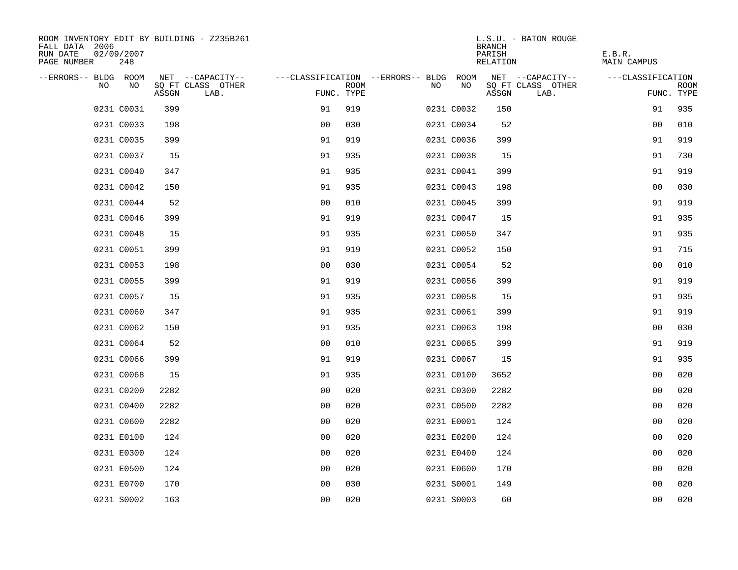ROOM INVENTORY EDIT BY BUILDING - Z235B261
FALL DATA 2006
RUN DATE 02/09/2007
PAGE NUMBER 248

L.S.U. - BATON ROUGE
BRANCH
PARISH E.B.R.
RELATION MAIN CAMPUS

| --ERRORS-- | BLDG NO | ROOM NO | NET SQ FT ASSGN | --CAPACITY-- CLASS | OTHER LAB. | ---CLASSIFICATION FUNC. | ROOM TYPE | --ERRORS-- | BLDG NO | ROOM NO | NET SQ FT ASSGN | --CAPACITY-- CLASS | OTHER LAB. | ---CLASSIFICATION FUNC. | ROOM TYPE |
|---|---|---|---|---|---|---|---|---|---|---|---|---|---|---|---|
| | 0231 | C0031 | 399 | | | 91 | 919 | | 0231 | C0032 | 150 | | | 91 | 935 |
| | 0231 | C0033 | 198 | | | 00 | 030 | | 0231 | C0034 | 52 | | | 00 | 010 |
| | 0231 | C0035 | 399 | | | 91 | 919 | | 0231 | C0036 | 399 | | | 91 | 919 |
| | 0231 | C0037 | 15 | | | 91 | 935 | | 0231 | C0038 | 15 | | | 91 | 730 |
| | 0231 | C0040 | 347 | | | 91 | 935 | | 0231 | C0041 | 399 | | | 91 | 919 |
| | 0231 | C0042 | 150 | | | 91 | 935 | | 0231 | C0043 | 198 | | | 00 | 030 |
| | 0231 | C0044 | 52 | | | 00 | 010 | | 0231 | C0045 | 399 | | | 91 | 919 |
| | 0231 | C0046 | 399 | | | 91 | 919 | | 0231 | C0047 | 15 | | | 91 | 935 |
| | 0231 | C0048 | 15 | | | 91 | 935 | | 0231 | C0050 | 347 | | | 91 | 935 |
| | 0231 | C0051 | 399 | | | 91 | 919 | | 0231 | C0052 | 150 | | | 91 | 715 |
| | 0231 | C0053 | 198 | | | 00 | 030 | | 0231 | C0054 | 52 | | | 00 | 010 |
| | 0231 | C0055 | 399 | | | 91 | 919 | | 0231 | C0056 | 399 | | | 91 | 919 |
| | 0231 | C0057 | 15 | | | 91 | 935 | | 0231 | C0058 | 15 | | | 91 | 935 |
| | 0231 | C0060 | 347 | | | 91 | 935 | | 0231 | C0061 | 399 | | | 91 | 919 |
| | 0231 | C0062 | 150 | | | 91 | 935 | | 0231 | C0063 | 198 | | | 00 | 030 |
| | 0231 | C0064 | 52 | | | 00 | 010 | | 0231 | C0065 | 399 | | | 91 | 919 |
| | 0231 | C0066 | 399 | | | 91 | 919 | | 0231 | C0067 | 15 | | | 91 | 935 |
| | 0231 | C0068 | 15 | | | 91 | 935 | | 0231 | C0100 | 3652 | | | 00 | 020 |
| | 0231 | C0200 | 2282 | | | 00 | 020 | | 0231 | C0300 | 2282 | | | 00 | 020 |
| | 0231 | C0400 | 2282 | | | 00 | 020 | | 0231 | C0500 | 2282 | | | 00 | 020 |
| | 0231 | C0600 | 2282 | | | 00 | 020 | | 0231 | E0001 | 124 | | | 00 | 020 |
| | 0231 | E0100 | 124 | | | 00 | 020 | | 0231 | E0200 | 124 | | | 00 | 020 |
| | 0231 | E0300 | 124 | | | 00 | 020 | | 0231 | E0400 | 124 | | | 00 | 020 |
| | 0231 | E0500 | 124 | | | 00 | 020 | | 0231 | E0600 | 170 | | | 00 | 020 |
| | 0231 | E0700 | 170 | | | 00 | 030 | | 0231 | S0001 | 149 | | | 00 | 020 |
| | 0231 | S0002 | 163 | | | 00 | 020 | | 0231 | S0003 | 60 | | | 00 | 020 |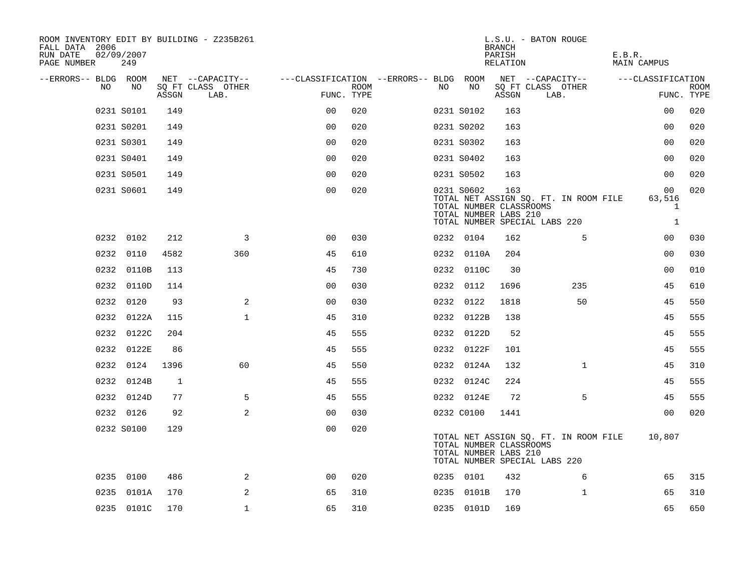ROOM INVENTORY EDIT BY BUILDING - Z235B261
FALL DATA 2006
RUN DATE 02/09/2007
PAGE NUMBER 249

L.S.U. - BATON ROUGE
BRANCH
PARISH E.B.R.
RELATION MAIN CAMPUS

| --ERRORS-- | BLDG NO | ROOM NO | NET SQ FT ASSGN | --CAPACITY-- CLASS | OTHER LAB. | ---CLASSIFICATION FUNC. | ROOM TYPE | --ERRORS-- | BLDG NO | ROOM NO | NET SQ FT ASSGN | --CAPACITY-- CLASS | OTHER LAB. | ---CLASSIFICATION FUNC. | ROOM TYPE |
|---|---|---|---|---|---|---|---|---|---|---|---|---|---|---|---|
| | 0231 | S0101 | 149 | | | 00 | 020 | | 0231 | S0102 | 163 | | | 00 | 020 |
| | 0231 | S0201 | 149 | | | 00 | 020 | | 0231 | S0202 | 163 | | | 00 | 020 |
| | 0231 | S0301 | 149 | | | 00 | 020 | | 0231 | S0302 | 163 | | | 00 | 020 |
| | 0231 | S0401 | 149 | | | 00 | 020 | | 0231 | S0402 | 163 | | | 00 | 020 |
| | 0231 | S0501 | 149 | | | 00 | 020 | | 0231 | S0502 | 163 | | | 00 | 020 |
| | 0231 | S0601 | 149 | | | 00 | 020 | | 0231 | S0602 | 163 | | | 00 | 020 |

TOTAL NET ASSIGN SQ. FT. IN ROOM FILE 63,516
TOTAL NUMBER CLASSROOMS 1
TOTAL NUMBER LABS 210
TOTAL NUMBER SPECIAL LABS 220 1

| --ERRORS-- | BLDG NO | ROOM NO | NET SQ FT ASSGN | --CAPACITY-- CLASS | OTHER LAB. | ---CLASSIFICATION FUNC. | ROOM TYPE | --ERRORS-- | BLDG NO | ROOM NO | NET SQ FT ASSGN | --CAPACITY-- CLASS | OTHER LAB. | ---CLASSIFICATION FUNC. | ROOM TYPE |
|---|---|---|---|---|---|---|---|---|---|---|---|---|---|---|---|
| | 0232 | 0102 | 212 | | 3 | 00 | 030 | | 0232 | 0104 | 162 | | 5 | 00 | 030 |
| | 0232 | 0110 | 4582 | | 360 | 45 | 610 | | 0232 | 0110A | 204 | | | 00 | 030 |
| | 0232 | 0110B | 113 | | | 45 | 730 | | 0232 | 0110C | 30 | | | 00 | 010 |
| | 0232 | 0110D | 114 | | | 00 | 030 | | 0232 | 0112 | 1696 | | 235 | 45 | 610 |
| | 0232 | 0120 | 93 | | 2 | 00 | 030 | | 0232 | 0122 | 1818 | | 50 | 45 | 550 |
| | 0232 | 0122A | 115 | | 1 | 45 | 310 | | 0232 | 0122B | 138 | | | 45 | 555 |
| | 0232 | 0122C | 204 | | | 45 | 555 | | 0232 | 0122D | 52 | | | 45 | 555 |
| | 0232 | 0122E | 86 | | | 45 | 555 | | 0232 | 0122F | 101 | | | 45 | 555 |
| | 0232 | 0124 | 1396 | | 60 | 45 | 550 | | 0232 | 0124A | 132 | | 1 | 45 | 310 |
| | 0232 | 0124B | 1 | | | 45 | 555 | | 0232 | 0124C | 224 | | | 45 | 555 |
| | 0232 | 0124D | 77 | | 5 | 45 | 555 | | 0232 | 0124E | 72 | | 5 | 45 | 555 |
| | 0232 | 0126 | 92 | | 2 | 00 | 030 | | 0232 | C0100 | 1441 | | | 00 | 020 |
| | 0232 | S0100 | 129 | | | 00 | 020 | | | | | | | | |

TOTAL NET ASSIGN SQ. FT. IN ROOM FILE 10,807
TOTAL NUMBER CLASSROOMS
TOTAL NUMBER LABS 210
TOTAL NUMBER SPECIAL LABS 220

| --ERRORS-- | BLDG NO | ROOM NO | NET SQ FT ASSGN | --CAPACITY-- CLASS | OTHER LAB. | ---CLASSIFICATION FUNC. | ROOM TYPE | --ERRORS-- | BLDG NO | ROOM NO | NET SQ FT ASSGN | --CAPACITY-- CLASS | OTHER LAB. | ---CLASSIFICATION FUNC. | ROOM TYPE |
|---|---|---|---|---|---|---|---|---|---|---|---|---|---|---|---|
| | 0235 | 0100 | 486 | | 2 | 00 | 020 | | 0235 | 0101 | 432 | | 6 | 65 | 315 |
| | 0235 | 0101A | 170 | | 2 | 65 | 310 | | 0235 | 0101B | 170 | | 1 | 65 | 310 |
| | 0235 | 0101C | 170 | | 1 | 65 | 310 | | 0235 | 0101D | 169 | | | 65 | 650 |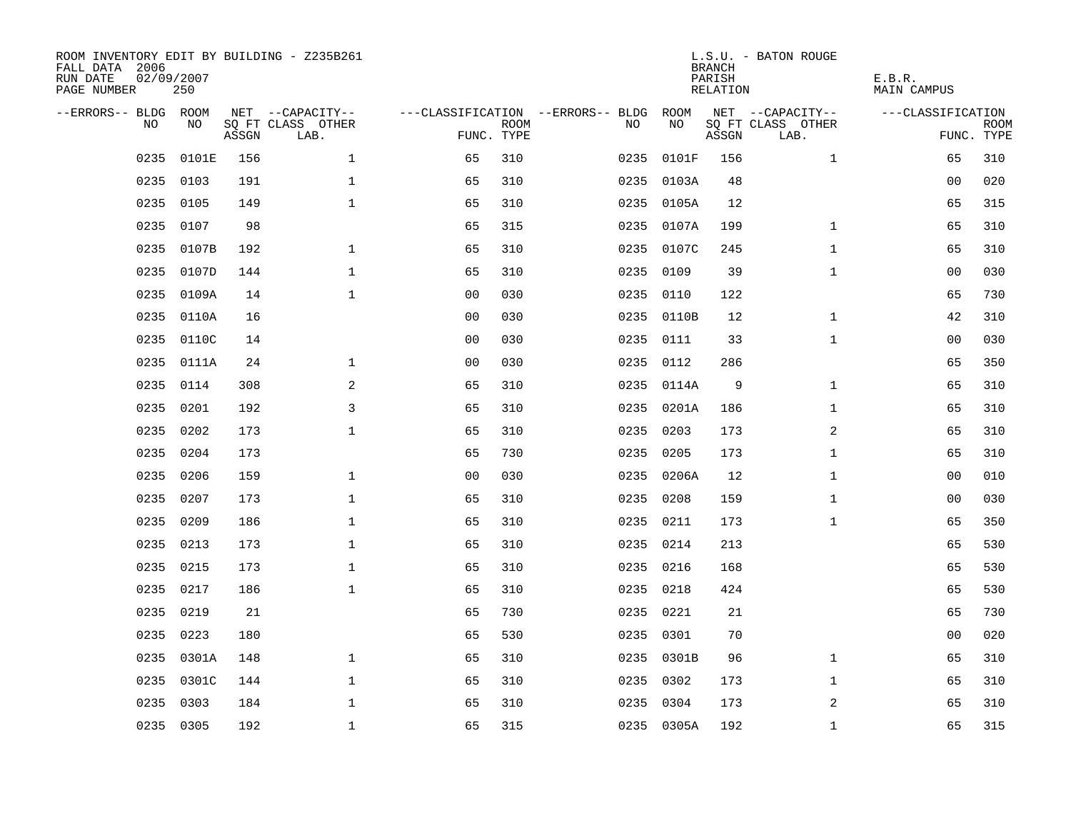ROOM INVENTORY EDIT BY BUILDING - Z235B261
FALL DATA 2006
RUN DATE 02/09/2007

L.S.U. - BATON ROUGE
BRANCH
PARISH E.B.R.
RELATION MAIN CAMPUS

| --ERRORS-- | BLDG NO | ROOM NO | NET SQ FT ASSGN | --CAPACITY-- CLASS | OTHER LAB. | ---CLASSIFICATION FUNC. | ROOM TYPE | --ERRORS-- | BLDG NO | ROOM NO | NET SQ FT ASSGN | --CAPACITY-- CLASS | OTHER LAB. | ---CLASSIFICATION FUNC. | ROOM TYPE |
|---|---|---|---|---|---|---|---|---|---|---|---|---|---|---|---|
| | 0235 | 0101E | 156 | | 1 | 65 | 310 | | 0235 | 0101F | 156 | | 1 | 65 | 310 |
| | 0235 | 0103 | 191 | | 1 | 65 | 310 | | 0235 | 0103A | 48 | | | 00 | 020 |
| | 0235 | 0105 | 149 | | 1 | 65 | 310 | | 0235 | 0105A | 12 | | | 65 | 315 |
| | 0235 | 0107 | 98 | | | 65 | 315 | | 0235 | 0107A | 199 | | 1 | 65 | 310 |
| | 0235 | 0107B | 192 | | 1 | 65 | 310 | | 0235 | 0107C | 245 | | 1 | 65 | 310 |
| | 0235 | 0107D | 144 | | 1 | 65 | 310 | | 0235 | 0109 | 39 | | 1 | 00 | 030 |
| | 0235 | 0109A | 14 | | 1 | 00 | 030 | | 0235 | 0110 | 122 | | | 65 | 730 |
| | 0235 | 0110A | 16 | | | 00 | 030 | | 0235 | 0110B | 12 | | 1 | 42 | 310 |
| | 0235 | 0110C | 14 | | | 00 | 030 | | 0235 | 0111 | 33 | | 1 | 00 | 030 |
| | 0235 | 0111A | 24 | | 1 | 00 | 030 | | 0235 | 0112 | 286 | | | 65 | 350 |
| | 0235 | 0114 | 308 | | 2 | 65 | 310 | | 0235 | 0114A | 9 | | 1 | 65 | 310 |
| | 0235 | 0201 | 192 | | 3 | 65 | 310 | | 0235 | 0201A | 186 | | 1 | 65 | 310 |
| | 0235 | 0202 | 173 | | 1 | 65 | 310 | | 0235 | 0203 | 173 | | 2 | 65 | 310 |
| | 0235 | 0204 | 173 | | | 65 | 730 | | 0235 | 0205 | 173 | | 1 | 65 | 310 |
| | 0235 | 0206 | 159 | | 1 | 00 | 030 | | 0235 | 0206A | 12 | | 1 | 00 | 010 |
| | 0235 | 0207 | 173 | | 1 | 65 | 310 | | 0235 | 0208 | 159 | | 1 | 00 | 030 |
| | 0235 | 0209 | 186 | | 1 | 65 | 310 | | 0235 | 0211 | 173 | | 1 | 65 | 350 |
| | 0235 | 0213 | 173 | | 1 | 65 | 310 | | 0235 | 0214 | 213 | | | 65 | 530 |
| | 0235 | 0215 | 173 | | 1 | 65 | 310 | | 0235 | 0216 | 168 | | | 65 | 530 |
| | 0235 | 0217 | 186 | | 1 | 65 | 310 | | 0235 | 0218 | 424 | | | 65 | 530 |
| | 0235 | 0219 | 21 | | | 65 | 730 | | 0235 | 0221 | 21 | | | 65 | 730 |
| | 0235 | 0223 | 180 | | | 65 | 530 | | 0235 | 0301 | 70 | | | 00 | 020 |
| | 0235 | 0301A | 148 | | 1 | 65 | 310 | | 0235 | 0301B | 96 | | 1 | 65 | 310 |
| | 0235 | 0301C | 144 | | 1 | 65 | 310 | | 0235 | 0302 | 173 | | 1 | 65 | 310 |
| | 0235 | 0303 | 184 | | 1 | 65 | 310 | | 0235 | 0304 | 173 | | 2 | 65 | 310 |
| | 0235 | 0305 | 192 | | 1 | 65 | 315 | | 0235 | 0305A | 192 | | 1 | 65 | 315 |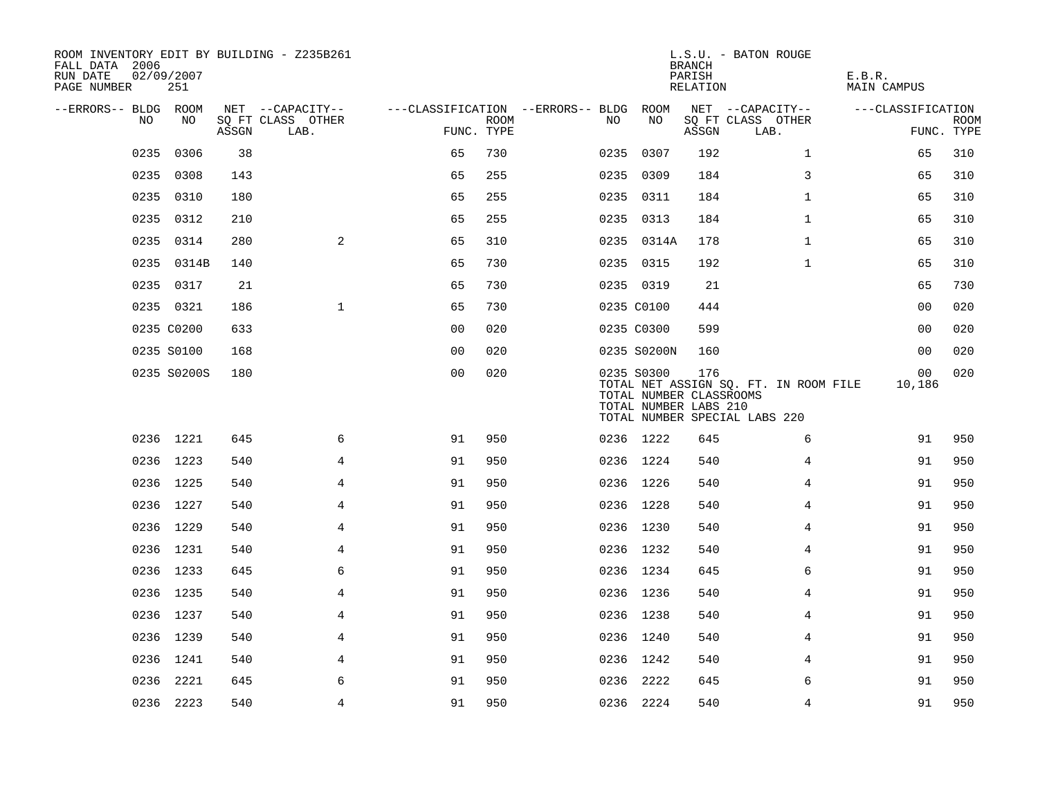ROOM INVENTORY EDIT BY BUILDING - Z235B261
FALL DATA 2006
RUN DATE 02/09/2007

L.S.U. - BATON ROUGE
BRANCH
PARISH E.B.R.
RELATION MAIN CAMPUS

| --ERRORS-- | BLDG NO | ROOM NO | NET SQ FT ASSGN | CAPACITY CLASS | CAPACITY OTHER LAB. | CLASSIFICATION FUNC. | ROOM TYPE | --ERRORS-- | BLDG NO | ROOM NO | NET SQ FT ASSGN | CAPACITY CLASS | CAPACITY OTHER LAB. | CLASSIFICATION FUNC. | ROOM TYPE |
|---|---|---|---|---|---|---|---|---|---|---|---|---|---|---|---|
| | 0235 | 0306 | 38 | | | 65 | 730 | | 0235 | 0307 | 192 | | 1 | 65 | 310 |
| | 0235 | 0308 | 143 | | | 65 | 255 | | 0235 | 0309 | 184 | | 3 | 65 | 310 |
| | 0235 | 0310 | 180 | | | 65 | 255 | | 0235 | 0311 | 184 | | 1 | 65 | 310 |
| | 0235 | 0312 | 210 | | | 65 | 255 | | 0235 | 0313 | 184 | | 1 | 65 | 310 |
| | 0235 | 0314 | 280 | | 2 | 65 | 310 | | 0235 | 0314A | 178 | | 1 | 65 | 310 |
| | 0235 | 0314B | 140 | | | 65 | 730 | | 0235 | 0315 | 192 | | 1 | 65 | 310 |
| | 0235 | 0317 | 21 | | | 65 | 730 | | 0235 | 0319 | 21 | | | 65 | 730 |
| | 0235 | 0321 | 186 | | 1 | 65 | 730 | | 0235 | C0100 | 444 | | | 00 | 020 |
| | 0235 | C0200 | 633 | | | 00 | 020 | | 0235 | C0300 | 599 | | | 00 | 020 |
| | 0235 | S0100 | 168 | | | 00 | 020 | | 0235 | S0200N | 160 | | | 00 | 020 |
| | 0235 | S0200S | 180 | | | 00 | 020 | | 0235 | S0300 | 176 | | | 00 | 020 |

TOTAL NET ASSIGN SQ. FT. IN ROOM FILE 10,186
TOTAL NUMBER CLASSROOMS
TOTAL NUMBER LABS 210
TOTAL NUMBER SPECIAL LABS 220

| --ERRORS-- | BLDG NO | ROOM NO | NET SQ FT ASSGN | CAPACITY CLASS | CAPACITY OTHER LAB. | CLASSIFICATION FUNC. | ROOM TYPE | --ERRORS-- | BLDG NO | ROOM NO | NET SQ FT ASSGN | CAPACITY CLASS | CAPACITY OTHER LAB. | CLASSIFICATION FUNC. | ROOM TYPE |
|---|---|---|---|---|---|---|---|---|---|---|---|---|---|---|---|
| | 0236 | 1221 | 645 | | 6 | 91 | 950 | | 0236 | 1222 | 645 | | 6 | 91 | 950 |
| | 0236 | 1223 | 540 | | 4 | 91 | 950 | | 0236 | 1224 | 540 | | 4 | 91 | 950 |
| | 0236 | 1225 | 540 | | 4 | 91 | 950 | | 0236 | 1226 | 540 | | 4 | 91 | 950 |
| | 0236 | 1227 | 540 | | 4 | 91 | 950 | | 0236 | 1228 | 540 | | 4 | 91 | 950 |
| | 0236 | 1229 | 540 | | 4 | 91 | 950 | | 0236 | 1230 | 540 | | 4 | 91 | 950 |
| | 0236 | 1231 | 540 | | 4 | 91 | 950 | | 0236 | 1232 | 540 | | 4 | 91 | 950 |
| | 0236 | 1233 | 645 | | 6 | 91 | 950 | | 0236 | 1234 | 645 | | 6 | 91 | 950 |
| | 0236 | 1235 | 540 | | 4 | 91 | 950 | | 0236 | 1236 | 540 | | 4 | 91 | 950 |
| | 0236 | 1237 | 540 | | 4 | 91 | 950 | | 0236 | 1238 | 540 | | 4 | 91 | 950 |
| | 0236 | 1239 | 540 | | 4 | 91 | 950 | | 0236 | 1240 | 540 | | 4 | 91 | 950 |
| | 0236 | 1241 | 540 | | 4 | 91 | 950 | | 0236 | 1242 | 540 | | 4 | 91 | 950 |
| | 0236 | 2221 | 645 | | 6 | 91 | 950 | | 0236 | 2222 | 645 | | 6 | 91 | 950 |
| | 0236 | 2223 | 540 | | 4 | 91 | 950 | | 0236 | 2224 | 540 | | 4 | 91 | 950 |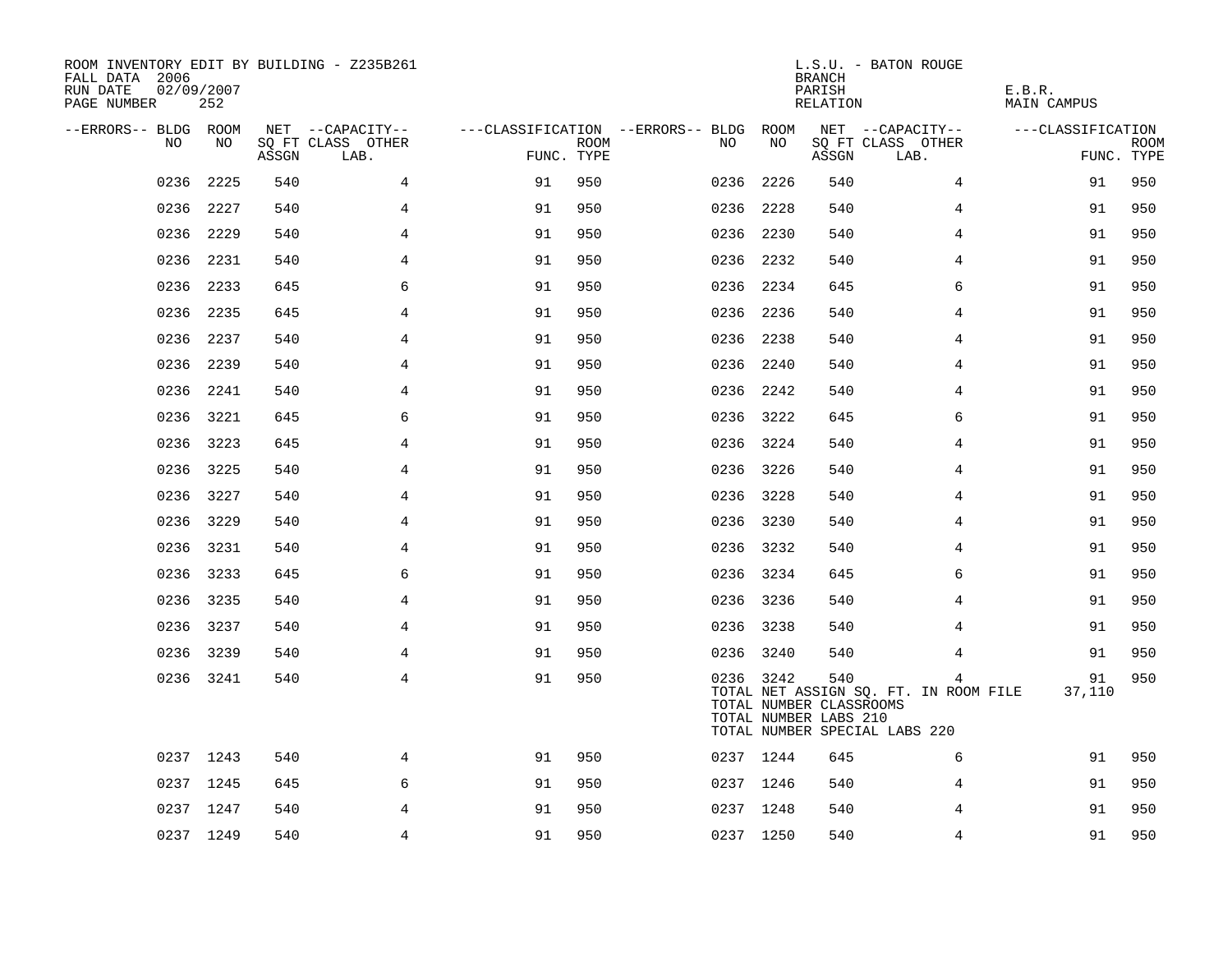ROOM INVENTORY EDIT BY BUILDING - Z235B261
FALL DATA 2006
RUN DATE 02/09/2007

L.S.U. - BATON ROUGE
BRANCH
PARISH E.B.R.
RELATION MAIN CAMPUS

| --ERRORS-- | BLDG NO | ROOM NO | NET SQ FT ASSGN | --CAPACITY-- CLASS | OTHER LAB. | ---CLASSIFICATION FUNC. | ROOM TYPE | --ERRORS-- | BLDG NO | ROOM NO | NET SQ FT ASSGN | --CAPACITY-- CLASS | OTHER LAB. | ---CLASSIFICATION FUNC. | ROOM TYPE |
|---|---|---|---|---|---|---|---|---|---|---|---|---|---|---|---|
| | 0236 | 2225 | 540 | | 4 | 91 | 950 | | 0236 | 2226 | 540 | | 4 | 91 | 950 |
| | 0236 | 2227 | 540 | | 4 | 91 | 950 | | 0236 | 2228 | 540 | | 4 | 91 | 950 |
| | 0236 | 2229 | 540 | | 4 | 91 | 950 | | 0236 | 2230 | 540 | | 4 | 91 | 950 |
| | 0236 | 2231 | 540 | | 4 | 91 | 950 | | 0236 | 2232 | 540 | | 4 | 91 | 950 |
| | 0236 | 2233 | 645 | | 6 | 91 | 950 | | 0236 | 2234 | 645 | | 6 | 91 | 950 |
| | 0236 | 2235 | 645 | | 4 | 91 | 950 | | 0236 | 2236 | 540 | | 4 | 91 | 950 |
| | 0236 | 2237 | 540 | | 4 | 91 | 950 | | 0236 | 2238 | 540 | | 4 | 91 | 950 |
| | 0236 | 2239 | 540 | | 4 | 91 | 950 | | 0236 | 2240 | 540 | | 4 | 91 | 950 |
| | 0236 | 2241 | 540 | | 4 | 91 | 950 | | 0236 | 2242 | 540 | | 4 | 91 | 950 |
| | 0236 | 3221 | 645 | | 6 | 91 | 950 | | 0236 | 3222 | 645 | | 6 | 91 | 950 |
| | 0236 | 3223 | 645 | | 4 | 91 | 950 | | 0236 | 3224 | 540 | | 4 | 91 | 950 |
| | 0236 | 3225 | 540 | | 4 | 91 | 950 | | 0236 | 3226 | 540 | | 4 | 91 | 950 |
| | 0236 | 3227 | 540 | | 4 | 91 | 950 | | 0236 | 3228 | 540 | | 4 | 91 | 950 |
| | 0236 | 3229 | 540 | | 4 | 91 | 950 | | 0236 | 3230 | 540 | | 4 | 91 | 950 |
| | 0236 | 3231 | 540 | | 4 | 91 | 950 | | 0236 | 3232 | 540 | | 4 | 91 | 950 |
| | 0236 | 3233 | 645 | | 6 | 91 | 950 | | 0236 | 3234 | 645 | | 6 | 91 | 950 |
| | 0236 | 3235 | 540 | | 4 | 91 | 950 | | 0236 | 3236 | 540 | | 4 | 91 | 950 |
| | 0236 | 3237 | 540 | | 4 | 91 | 950 | | 0236 | 3238 | 540 | | 4 | 91 | 950 |
| | 0236 | 3239 | 540 | | 4 | 91 | 950 | | 0236 | 3240 | 540 | | 4 | 91 | 950 |
| | 0236 | 3241 | 540 | | 4 | 91 | 950 | | 0236 | 3242 | 540 | | 4 | 91 | 950 |
| | | | | | | | | | TOTAL NET ASSIGN SQ. FT. IN ROOM FILE | | | | | 37,110 | |
| | | | | | | | | | TOTAL NUMBER CLASSROOMS | | | | | | |
| | | | | | | | | | TOTAL NUMBER LABS 210 | | | | | | |
| | | | | | | | | | TOTAL NUMBER SPECIAL LABS 220 | | | | | | |
| | 0237 | 1243 | 540 | | 4 | 91 | 950 | | 0237 | 1244 | 645 | | 6 | 91 | 950 |
| | 0237 | 1245 | 645 | | 6 | 91 | 950 | | 0237 | 1246 | 540 | | 4 | 91 | 950 |
| | 0237 | 1247 | 540 | | 4 | 91 | 950 | | 0237 | 1248 | 540 | | 4 | 91 | 950 |
| | 0237 | 1249 | 540 | | 4 | 91 | 950 | | 0237 | 1250 | 540 | | 4 | 91 | 950 |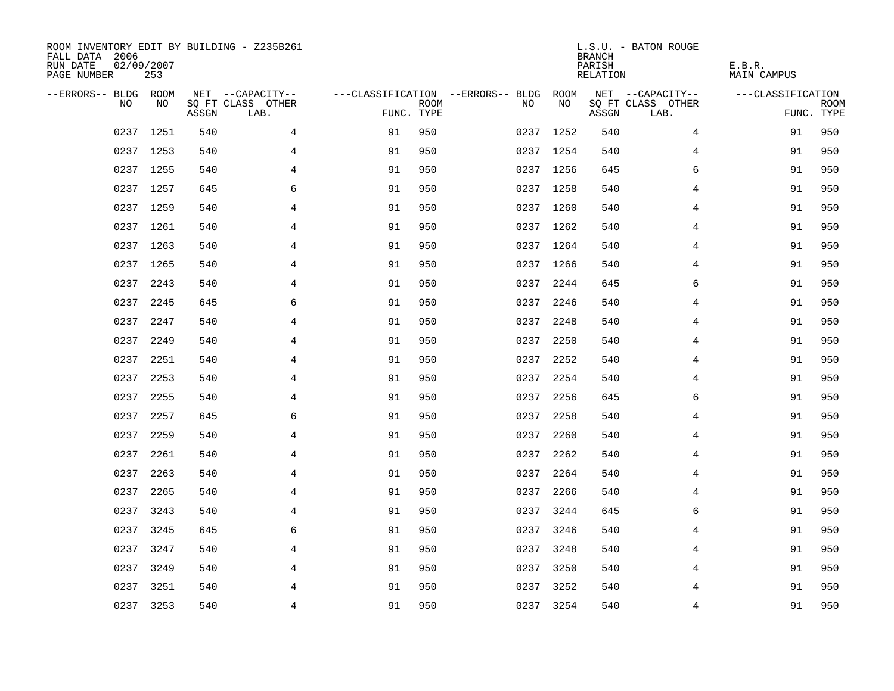ROOM INVENTORY EDIT BY BUILDING - Z235B261
FALL DATA 2006
RUN DATE 02/09/2007
PAGE NUMBER 253

L.S.U. - BATON ROUGE
BRANCH
PARISH E.B.R.
RELATION MAIN CAMPUS

| --ERRORS-- | BLDG NO | ROOM NO | NET SQ FT ASSGN | --CAPACITY-- CLASS LAB. | OTHER | ---CLASSIFICATION FUNC. | ROOM TYPE | --ERRORS-- | BLDG NO | ROOM NO | NET SQ FT ASSGN | --CAPACITY-- CLASS LAB. | OTHER | ---CLASSIFICATION FUNC. | ROOM TYPE |
|---|---|---|---|---|---|---|---|---|---|---|---|---|---|---|---|
| | 0237 | 1251 | 540 | | 4 | 91 | 950 | | 0237 | 1252 | 540 | | 4 | 91 | 950 |
| | 0237 | 1253 | 540 | | 4 | 91 | 950 | | 0237 | 1254 | 540 | | 4 | 91 | 950 |
| | 0237 | 1255 | 540 | | 4 | 91 | 950 | | 0237 | 1256 | 645 | | 6 | 91 | 950 |
| | 0237 | 1257 | 645 | | 6 | 91 | 950 | | 0237 | 1258 | 540 | | 4 | 91 | 950 |
| | 0237 | 1259 | 540 | | 4 | 91 | 950 | | 0237 | 1260 | 540 | | 4 | 91 | 950 |
| | 0237 | 1261 | 540 | | 4 | 91 | 950 | | 0237 | 1262 | 540 | | 4 | 91 | 950 |
| | 0237 | 1263 | 540 | | 4 | 91 | 950 | | 0237 | 1264 | 540 | | 4 | 91 | 950 |
| | 0237 | 1265 | 540 | | 4 | 91 | 950 | | 0237 | 1266 | 540 | | 4 | 91 | 950 |
| | 0237 | 2243 | 540 | | 4 | 91 | 950 | | 0237 | 2244 | 645 | | 6 | 91 | 950 |
| | 0237 | 2245 | 645 | | 6 | 91 | 950 | | 0237 | 2246 | 540 | | 4 | 91 | 950 |
| | 0237 | 2247 | 540 | | 4 | 91 | 950 | | 0237 | 2248 | 540 | | 4 | 91 | 950 |
| | 0237 | 2249 | 540 | | 4 | 91 | 950 | | 0237 | 2250 | 540 | | 4 | 91 | 950 |
| | 0237 | 2251 | 540 | | 4 | 91 | 950 | | 0237 | 2252 | 540 | | 4 | 91 | 950 |
| | 0237 | 2253 | 540 | | 4 | 91 | 950 | | 0237 | 2254 | 540 | | 4 | 91 | 950 |
| | 0237 | 2255 | 540 | | 4 | 91 | 950 | | 0237 | 2256 | 645 | | 6 | 91 | 950 |
| | 0237 | 2257 | 645 | | 6 | 91 | 950 | | 0237 | 2258 | 540 | | 4 | 91 | 950 |
| | 0237 | 2259 | 540 | | 4 | 91 | 950 | | 0237 | 2260 | 540 | | 4 | 91 | 950 |
| | 0237 | 2261 | 540 | | 4 | 91 | 950 | | 0237 | 2262 | 540 | | 4 | 91 | 950 |
| | 0237 | 2263 | 540 | | 4 | 91 | 950 | | 0237 | 2264 | 540 | | 4 | 91 | 950 |
| | 0237 | 2265 | 540 | | 4 | 91 | 950 | | 0237 | 2266 | 540 | | 4 | 91 | 950 |
| | 0237 | 3243 | 540 | | 4 | 91 | 950 | | 0237 | 3244 | 645 | | 6 | 91 | 950 |
| | 0237 | 3245 | 645 | | 6 | 91 | 950 | | 0237 | 3246 | 540 | | 4 | 91 | 950 |
| | 0237 | 3247 | 540 | | 4 | 91 | 950 | | 0237 | 3248 | 540 | | 4 | 91 | 950 |
| | 0237 | 3249 | 540 | | 4 | 91 | 950 | | 0237 | 3250 | 540 | | 4 | 91 | 950 |
| | 0237 | 3251 | 540 | | 4 | 91 | 950 | | 0237 | 3252 | 540 | | 4 | 91 | 950 |
| | 0237 | 3253 | 540 | | 4 | 91 | 950 | | 0237 | 3254 | 540 | | 4 | 91 | 950 |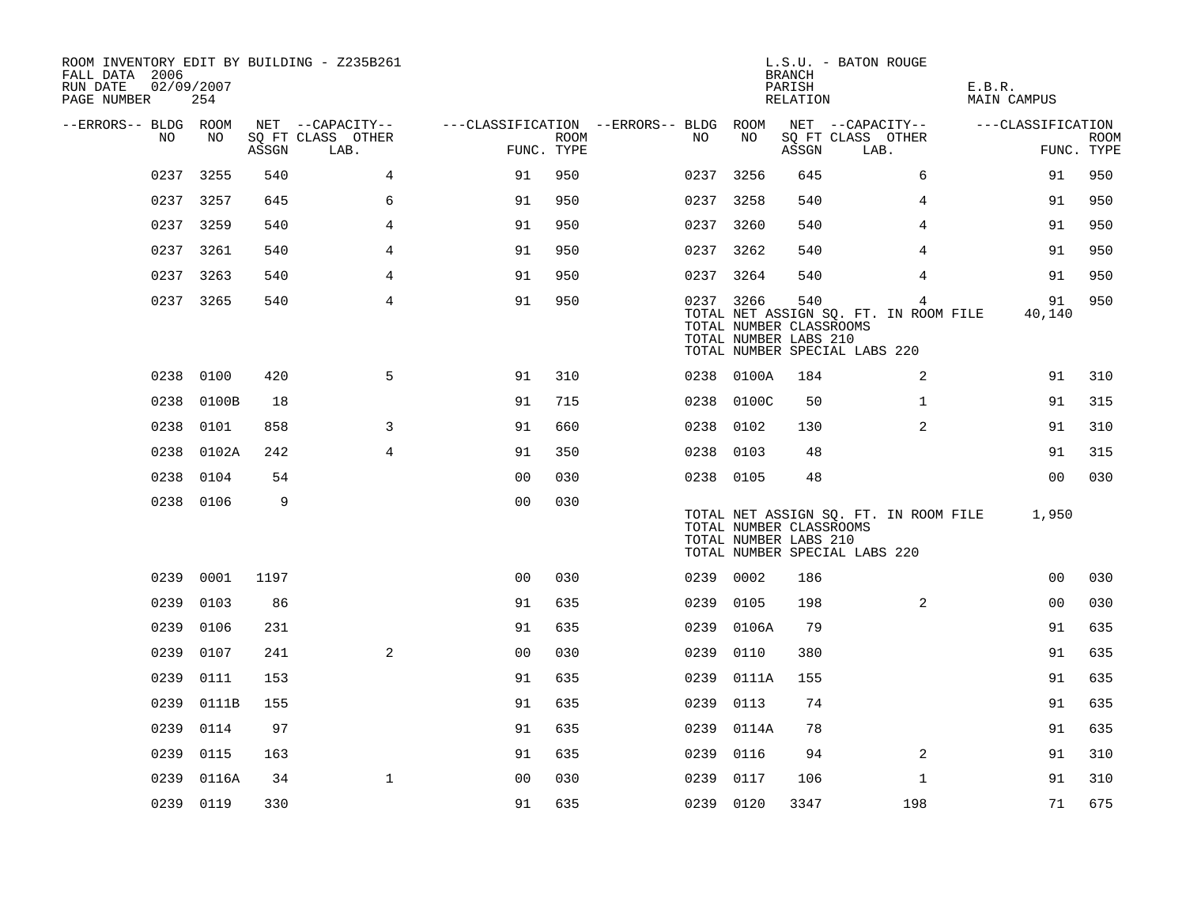ROOM INVENTORY EDIT BY BUILDING - Z235B261
FALL DATA 2006
RUN DATE 02/09/2007

L.S.U. - BATON ROUGE
BRANCH
PARISH E.B.R.
RELATION MAIN CAMPUS

| --ERRORS-- | BLDG NO | ROOM NO | NET SQ FT ASSGN | --CAPACITY-- CLASS LAB. | OTHER | ---CLASSIFICATION FUNC. | ROOM TYPE | --ERRORS-- | BLDG NO | ROOM NO | NET SQ FT ASSGN | --CAPACITY-- CLASS LAB. | OTHER | ---CLASSIFICATION FUNC. | ROOM TYPE |
|---|---|---|---|---|---|---|---|---|---|---|---|---|---|---|---|
| | 0237 | 3255 | 540 | | 4 | 91 | 950 | | 0237 | 3256 | 645 | | 6 | 91 | 950 |
| | 0237 | 3257 | 645 | | 6 | 91 | 950 | | 0237 | 3258 | 540 | | 4 | 91 | 950 |
| | 0237 | 3259 | 540 | | 4 | 91 | 950 | | 0237 | 3260 | 540 | | 4 | 91 | 950 |
| | 0237 | 3261 | 540 | | 4 | 91 | 950 | | 0237 | 3262 | 540 | | 4 | 91 | 950 |
| | 0237 | 3263 | 540 | | 4 | 91 | 950 | | 0237 | 3264 | 540 | | 4 | 91 | 950 |
| | 0237 | 3265 | 540 | | 4 | 91 | 950 | | 0237 | 3266 | 540 | | 4 | 91 | 950 |
| | | | | | | | | | TOTAL NET ASSIGN SQ. FT. IN ROOM FILE | | | | | 40,140 | |
| | | | | | | | | | TOTAL NUMBER CLASSROOMS | | | | | | |
| | | | | | | | | | TOTAL NUMBER LABS 210 | | | | | | |
| | | | | | | | | | TOTAL NUMBER SPECIAL LABS 220 | | | | | | |
| | 0238 | 0100 | 420 | | 5 | 91 | 310 | | 0238 | 0100A | 184 | | 2 | 91 | 310 |
| | 0238 | 0100B | 18 | | | 91 | 715 | | 0238 | 0100C | 50 | | 1 | 91 | 315 |
| | 0238 | 0101 | 858 | | 3 | 91 | 660 | | 0238 | 0102 | 130 | | 2 | 91 | 310 |
| | 0238 | 0102A | 242 | | 4 | 91 | 350 | | 0238 | 0103 | 48 | | | 91 | 315 |
| | 0238 | 0104 | 54 | | | 00 | 030 | | 0238 | 0105 | 48 | | | 00 | 030 |
| | 0238 | 0106 | 9 | | | 00 | 030 | | | | | | | | |
| | | | | | | | | | TOTAL NET ASSIGN SQ. FT. IN ROOM FILE | | | | | 1,950 | |
| | | | | | | | | | TOTAL NUMBER CLASSROOMS | | | | | | |
| | | | | | | | | | TOTAL NUMBER LABS 210 | | | | | | |
| | | | | | | | | | TOTAL NUMBER SPECIAL LABS 220 | | | | | | |
| | 0239 | 0001 | 1197 | | | 00 | 030 | | 0239 | 0002 | 186 | | | 00 | 030 |
| | 0239 | 0103 | 86 | | | 91 | 635 | | 0239 | 0105 | 198 | | 2 | 00 | 030 |
| | 0239 | 0106 | 231 | | | 91 | 635 | | 0239 | 0106A | 79 | | | 91 | 635 |
| | 0239 | 0107 | 241 | | 2 | 00 | 030 | | 0239 | 0110 | 380 | | | 91 | 635 |
| | 0239 | 0111 | 153 | | | 91 | 635 | | 0239 | 0111A | 155 | | | 91 | 635 |
| | 0239 | 0111B | 155 | | | 91 | 635 | | 0239 | 0113 | 74 | | | 91 | 635 |
| | 0239 | 0114 | 97 | | | 91 | 635 | | 0239 | 0114A | 78 | | | 91 | 635 |
| | 0239 | 0115 | 163 | | | 91 | 635 | | 0239 | 0116 | 94 | | 2 | 91 | 310 |
| | 0239 | 0116A | 34 | | 1 | 00 | 030 | | 0239 | 0117 | 106 | | 1 | 91 | 310 |
| | 0239 | 0119 | 330 | | | 91 | 635 | | 0239 | 0120 | 3347 | | 198 | 71 | 675 |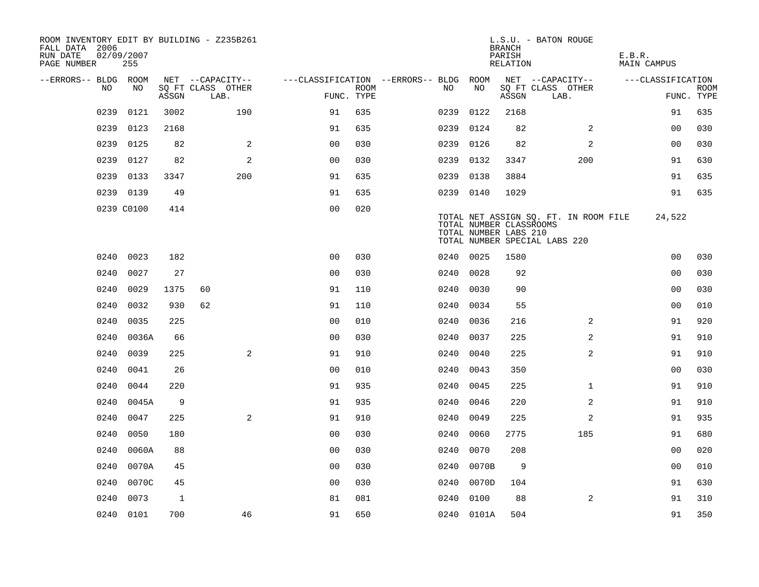ROOM INVENTORY EDIT BY BUILDING - Z235B261
FALL DATA 2006
RUN DATE 02/09/2007
PAGE NUMBER 255

L.S.U. - BATON ROUGE
BRANCH
PARISH E.B.R.
RELATION MAIN CAMPUS

| --ERRORS-- | BLDG NO | ROOM NO | NET SQ FT ASSGN | CAPACITY CLASS | CAPACITY LAB. | CAPACITY OTHER | CLASSIFICATION FUNC. | ROOM TYPE | --ERRORS-- | BLDG NO | ROOM NO | NET SQ FT ASSGN | CAPACITY CLASS | CAPACITY LAB. | CAPACITY OTHER | CLASSIFICATION FUNC. | ROOM TYPE |
|---|---|---|---|---|---|---|---|---|---|---|---|---|---|---|---|---|---|
| | 0239 | 0121 | 3002 | | | 190 | 91 | 635 | | 0239 | 0122 | 2168 | | | | 91 | 635 |
| | 0239 | 0123 | 2168 | | | | 91 | 635 | | 0239 | 0124 | 82 | | | 2 | 00 | 030 |
| | 0239 | 0125 | 82 | | | 2 | 00 | 030 | | 0239 | 0126 | 82 | | | 2 | 00 | 030 |
| | 0239 | 0127 | 82 | | | 2 | 00 | 030 | | 0239 | 0132 | 3347 | | | 200 | 91 | 630 |
| | 0239 | 0133 | 3347 | | | 200 | 91 | 635 | | 0239 | 0138 | 3884 | | | | 91 | 635 |
| | 0239 | 0139 | 49 | | | | 91 | 635 | | 0239 | 0140 | 1029 | | | | 91 | 635 |
| | 0239 | C0100 | 414 | | | | 00 | 020 | | | | | | | | | |

TOTAL NET ASSIGN SQ. FT. IN ROOM FILE 24,522
TOTAL NUMBER CLASSROOMS
TOTAL NUMBER LABS 210
TOTAL NUMBER SPECIAL LABS 220

| --ERRORS-- | BLDG NO | ROOM NO | NET SQ FT ASSGN | CAPACITY CLASS | CAPACITY LAB. | CAPACITY OTHER | CLASSIFICATION FUNC. | ROOM TYPE | --ERRORS-- | BLDG NO | ROOM NO | NET SQ FT ASSGN | CAPACITY CLASS | CAPACITY LAB. | CAPACITY OTHER | CLASSIFICATION FUNC. | ROOM TYPE |
|---|---|---|---|---|---|---|---|---|---|---|---|---|---|---|---|---|---|
| | 0240 | 0023 | 182 | | | | 00 | 030 | | 0240 | 0025 | 1580 | | | | 00 | 030 |
| | 0240 | 0027 | 27 | | | | 00 | 030 | | 0240 | 0028 | 92 | | | | 00 | 030 |
| | 0240 | 0029 | 1375 | 60 | | | 91 | 110 | | 0240 | 0030 | 90 | | | | 00 | 030 |
| | 0240 | 0032 | 930 | 62 | | | 91 | 110 | | 0240 | 0034 | 55 | | | | 00 | 010 |
| | 0240 | 0035 | 225 | | | | 00 | 010 | | 0240 | 0036 | 216 | | | 2 | 91 | 920 |
| | 0240 | 0036A | 66 | | | | 00 | 030 | | 0240 | 0037 | 225 | | | 2 | 91 | 910 |
| | 0240 | 0039 | 225 | | | 2 | 91 | 910 | | 0240 | 0040 | 225 | | | 2 | 91 | 910 |
| | 0240 | 0041 | 26 | | | | 00 | 010 | | 0240 | 0043 | 350 | | | | 00 | 030 |
| | 0240 | 0044 | 220 | | | | 91 | 935 | | 0240 | 0045 | 225 | | | 1 | 91 | 910 |
| | 0240 | 0045A | 9 | | | | 91 | 935 | | 0240 | 0046 | 220 | | | 2 | 91 | 910 |
| | 0240 | 0047 | 225 | | | 2 | 91 | 910 | | 0240 | 0049 | 225 | | | 2 | 91 | 935 |
| | 0240 | 0050 | 180 | | | | 00 | 030 | | 0240 | 0060 | 2775 | | | 185 | 91 | 680 |
| | 0240 | 0060A | 88 | | | | 00 | 030 | | 0240 | 0070 | 208 | | | | 00 | 020 |
| | 0240 | 0070A | 45 | | | | 00 | 030 | | 0240 | 0070B | 9 | | | | 00 | 010 |
| | 0240 | 0070C | 45 | | | | 00 | 030 | | 0240 | 0070D | 104 | | | | 91 | 630 |
| | 0240 | 0073 | 1 | | | | 81 | 081 | | 0240 | 0100 | 88 | | | 2 | 91 | 310 |
| | 0240 | 0101 | 700 | | | 46 | 91 | 650 | | 0240 | 0101A | 504 | | | | 91 | 350 |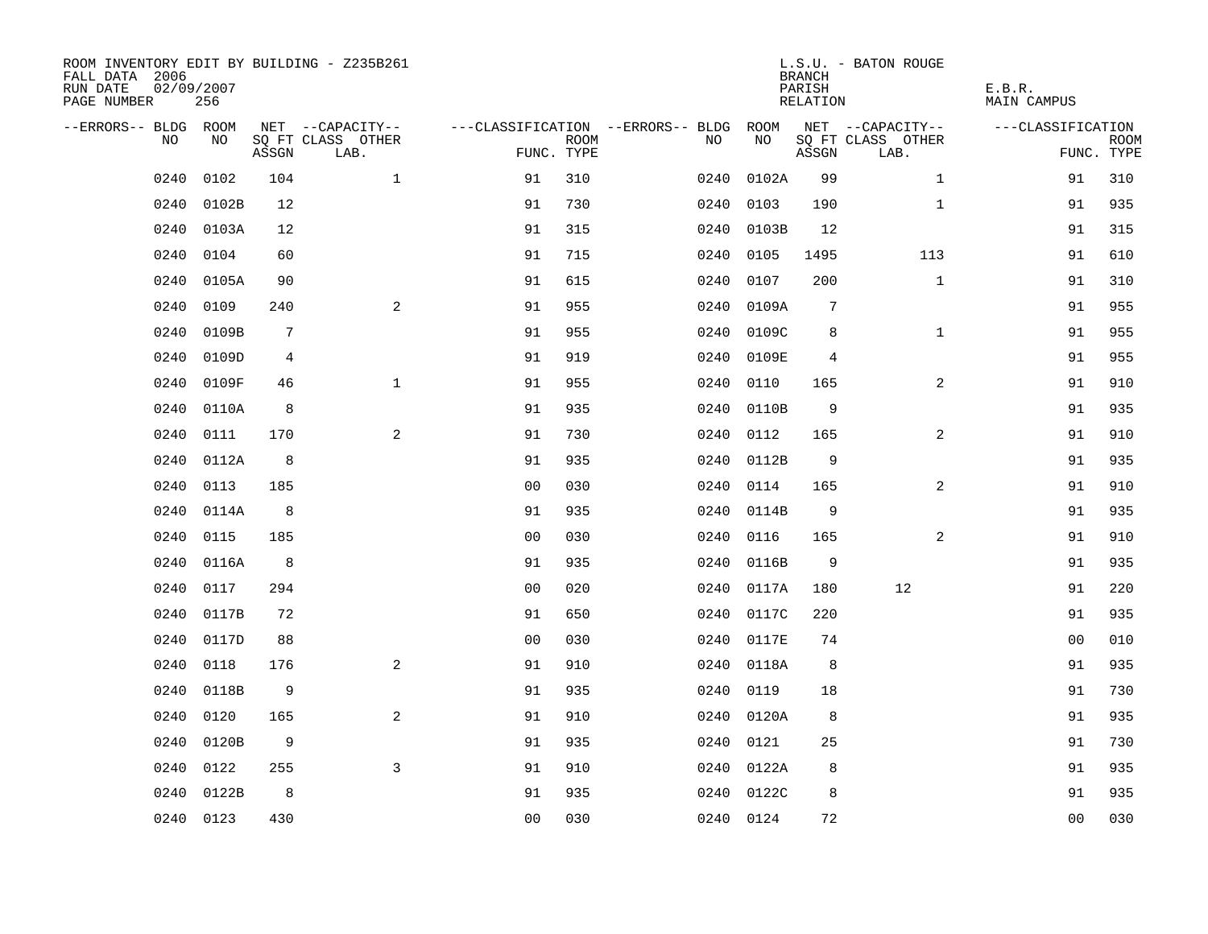ROOM INVENTORY EDIT BY BUILDING - Z235B261
FALL DATA 2006
RUN DATE 02/09/2007
PAGE NUMBER 256

L.S.U. - BATON ROUGE
BRANCH
PARISH E.B.R.
RELATION MAIN CAMPUS

| --ERRORS-- | BLDG NO | ROOM NO | NET SQ FT ASSGN | CAPACITY CLASS LAB. | CAPACITY OTHER | CLASSIFICATION FUNC. | ROOM TYPE | --ERRORS-- | BLDG NO | ROOM NO | NET SQ FT ASSGN | CAPACITY CLASS LAB. | CAPACITY OTHER | CLASSIFICATION FUNC. | ROOM TYPE |
|---|---|---|---|---|---|---|---|---|---|---|---|---|---|---|---|
| | 0240 | 0102 | 104 | | 1 | 91 | 310 | | 0240 | 0102A | 99 | | 1 | 91 | 310 |
| | 0240 | 0102B | 12 | | | 91 | 730 | | 0240 | 0103 | 190 | | 1 | 91 | 935 |
| | 0240 | 0103A | 12 | | | 91 | 315 | | 0240 | 0103B | 12 | | | 91 | 315 |
| | 0240 | 0104 | 60 | | | 91 | 715 | | 0240 | 0105 | 1495 | | 113 | 91 | 610 |
| | 0240 | 0105A | 90 | | | 91 | 615 | | 0240 | 0107 | 200 | | 1 | 91 | 310 |
| | 0240 | 0109 | 240 | | 2 | 91 | 955 | | 0240 | 0109A | 7 | | | 91 | 955 |
| | 0240 | 0109B | 7 | | | 91 | 955 | | 0240 | 0109C | 8 | | 1 | 91 | 955 |
| | 0240 | 0109D | 4 | | | 91 | 919 | | 0240 | 0109E | 4 | | | 91 | 955 |
| | 0240 | 0109F | 46 | | 1 | 91 | 955 | | 0240 | 0110 | 165 | | 2 | 91 | 910 |
| | 0240 | 0110A | 8 | | | 91 | 935 | | 0240 | 0110B | 9 | | | 91 | 935 |
| | 0240 | 0111 | 170 | | 2 | 91 | 730 | | 0240 | 0112 | 165 | | 2 | 91 | 910 |
| | 0240 | 0112A | 8 | | | 91 | 935 | | 0240 | 0112B | 9 | | | 91 | 935 |
| | 0240 | 0113 | 185 | | | 00 | 030 | | 0240 | 0114 | 165 | | 2 | 91 | 910 |
| | 0240 | 0114A | 8 | | | 91 | 935 | | 0240 | 0114B | 9 | | | 91 | 935 |
| | 0240 | 0115 | 185 | | | 00 | 030 | | 0240 | 0116 | 165 | | 2 | 91 | 910 |
| | 0240 | 0116A | 8 | | | 91 | 935 | | 0240 | 0116B | 9 | | | 91 | 935 |
| | 0240 | 0117 | 294 | | | 00 | 020 | | 0240 | 0117A | 180 | 12 | | 91 | 220 |
| | 0240 | 0117B | 72 | | | 91 | 650 | | 0240 | 0117C | 220 | | | 91 | 935 |
| | 0240 | 0117D | 88 | | | 00 | 030 | | 0240 | 0117E | 74 | | | 00 | 010 |
| | 0240 | 0118 | 176 | | 2 | 91 | 910 | | 0240 | 0118A | 8 | | | 91 | 935 |
| | 0240 | 0118B | 9 | | | 91 | 935 | | 0240 | 0119 | 18 | | | 91 | 730 |
| | 0240 | 0120 | 165 | | 2 | 91 | 910 | | 0240 | 0120A | 8 | | | 91 | 935 |
| | 0240 | 0120B | 9 | | | 91 | 935 | | 0240 | 0121 | 25 | | | 91 | 730 |
| | 0240 | 0122 | 255 | | 3 | 91 | 910 | | 0240 | 0122A | 8 | | | 91 | 935 |
| | 0240 | 0122B | 8 | | | 91 | 935 | | 0240 | 0122C | 8 | | | 91 | 935 |
| | 0240 | 0123 | 430 | | | 00 | 030 | | 0240 | 0124 | 72 | | | 00 | 030 |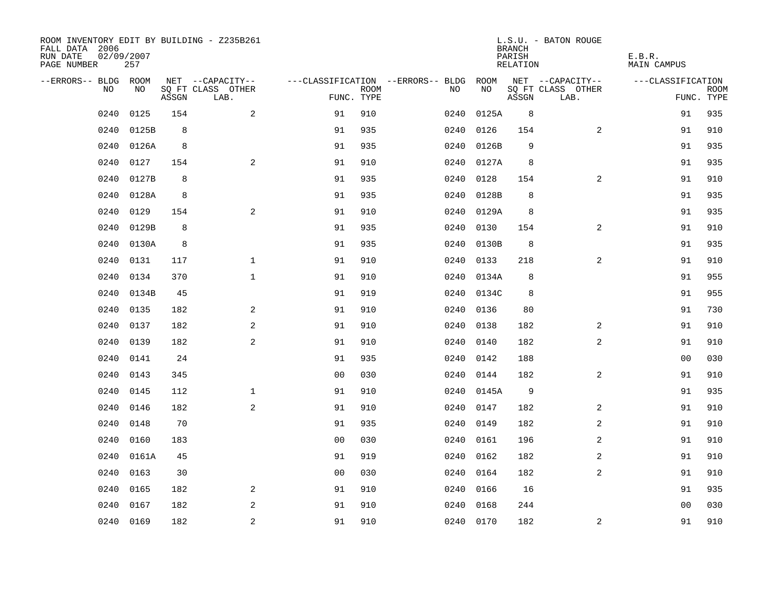ROOM INVENTORY EDIT BY BUILDING - Z235B261
FALL DATA 2006
RUN DATE 02/09/2007
PAGE NUMBER 257

L.S.U. - BATON ROUGE
BRANCH
PARISH E.B.R.
RELATION MAIN CAMPUS

| --ERRORS-- | BLDG NO | ROOM NO | NET SQ FT ASSGN | --CAPACITY-- CLASS | OTHER LAB. | ---CLASSIFICATION FUNC. | ROOM TYPE | --ERRORS-- | BLDG NO | ROOM NO | NET SQ FT ASSGN | --CAPACITY-- CLASS | OTHER LAB. | ---CLASSIFICATION FUNC. | ROOM TYPE |
|---|---|---|---|---|---|---|---|---|---|---|---|---|---|---|---|
| | 0240 | 0125 | 154 | | 2 | 91 | 910 | | 0240 | 0125A | 8 | | | 91 | 935 |
| | 0240 | 0125B | 8 | | | 91 | 935 | | 0240 | 0126 | 154 | | 2 | 91 | 910 |
| | 0240 | 0126A | 8 | | | 91 | 935 | | 0240 | 0126B | 9 | | | 91 | 935 |
| | 0240 | 0127 | 154 | | 2 | 91 | 910 | | 0240 | 0127A | 8 | | | 91 | 935 |
| | 0240 | 0127B | 8 | | | 91 | 935 | | 0240 | 0128 | 154 | | 2 | 91 | 910 |
| | 0240 | 0128A | 8 | | | 91 | 935 | | 0240 | 0128B | 8 | | | 91 | 935 |
| | 0240 | 0129 | 154 | | 2 | 91 | 910 | | 0240 | 0129A | 8 | | | 91 | 935 |
| | 0240 | 0129B | 8 | | | 91 | 935 | | 0240 | 0130 | 154 | | 2 | 91 | 910 |
| | 0240 | 0130A | 8 | | | 91 | 935 | | 0240 | 0130B | 8 | | | 91 | 935 |
| | 0240 | 0131 | 117 | | 1 | 91 | 910 | | 0240 | 0133 | 218 | | 2 | 91 | 910 |
| | 0240 | 0134 | 370 | | 1 | 91 | 910 | | 0240 | 0134A | 8 | | | 91 | 955 |
| | 0240 | 0134B | 45 | | | 91 | 919 | | 0240 | 0134C | 8 | | | 91 | 955 |
| | 0240 | 0135 | 182 | | 2 | 91 | 910 | | 0240 | 0136 | 80 | | | 91 | 730 |
| | 0240 | 0137 | 182 | | 2 | 91 | 910 | | 0240 | 0138 | 182 | | 2 | 91 | 910 |
| | 0240 | 0139 | 182 | | 2 | 91 | 910 | | 0240 | 0140 | 182 | | 2 | 91 | 910 |
| | 0240 | 0141 | 24 | | | 91 | 935 | | 0240 | 0142 | 188 | | | 00 | 030 |
| | 0240 | 0143 | 345 | | | 00 | 030 | | 0240 | 0144 | 182 | | 2 | 91 | 910 |
| | 0240 | 0145 | 112 | | 1 | 91 | 910 | | 0240 | 0145A | 9 | | | 91 | 935 |
| | 0240 | 0146 | 182 | | 2 | 91 | 910 | | 0240 | 0147 | 182 | | 2 | 91 | 910 |
| | 0240 | 0148 | 70 | | | 91 | 935 | | 0240 | 0149 | 182 | | 2 | 91 | 910 |
| | 0240 | 0160 | 183 | | | 00 | 030 | | 0240 | 0161 | 196 | | 2 | 91 | 910 |
| | 0240 | 0161A | 45 | | | 91 | 919 | | 0240 | 0162 | 182 | | 2 | 91 | 910 |
| | 0240 | 0163 | 30 | | | 00 | 030 | | 0240 | 0164 | 182 | | 2 | 91 | 910 |
| | 0240 | 0165 | 182 | | 2 | 91 | 910 | | 0240 | 0166 | 16 | | | 91 | 935 |
| | 0240 | 0167 | 182 | | 2 | 91 | 910 | | 0240 | 0168 | 244 | | | 00 | 030 |
| | 0240 | 0169 | 182 | | 2 | 91 | 910 | | 0240 | 0170 | 182 | | 2 | 91 | 910 |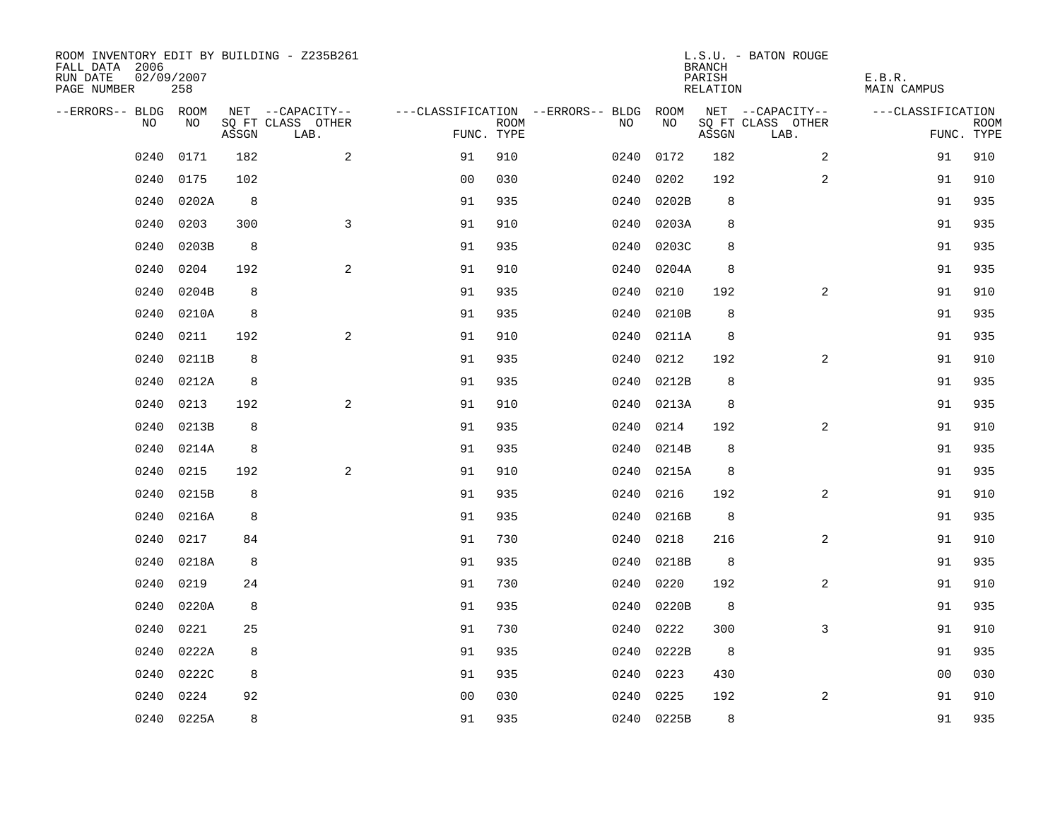ROOM INVENTORY EDIT BY BUILDING - Z235B261
FALL DATA 2006
RUN DATE 02/09/2007
PAGE NUMBER 258

L.S.U. - BATON ROUGE
BRANCH
PARISH E.B.R.
RELATION MAIN CAMPUS

| --ERRORS-- | BLDG NO | ROOM NO | NET SQ FT ASSGN | --CAPACITY-- CLASS LAB. | OTHER | ---CLASSIFICATION FUNC. | ROOM TYPE | --ERRORS-- | BLDG NO | ROOM NO | NET SQ FT ASSGN | --CAPACITY-- CLASS LAB. | OTHER | ---CLASSIFICATION FUNC. | ROOM TYPE |
|---|---|---|---|---|---|---|---|---|---|---|---|---|---|---|---|
| | 0240 | 0171 | 182 | | 2 | 91 | 910 | | 0240 | 0172 | 182 | | 2 | 91 | 910 |
| | 0240 | 0175 | 102 | | | 00 | 030 | | 0240 | 0202 | 192 | | 2 | 91 | 910 |
| | 0240 | 0202A | 8 | | | 91 | 935 | | 0240 | 0202B | 8 | | | 91 | 935 |
| | 0240 | 0203 | 300 | | 3 | 91 | 910 | | 0240 | 0203A | 8 | | | 91 | 935 |
| | 0240 | 0203B | 8 | | | 91 | 935 | | 0240 | 0203C | 8 | | | 91 | 935 |
| | 0240 | 0204 | 192 | | 2 | 91 | 910 | | 0240 | 0204A | 8 | | | 91 | 935 |
| | 0240 | 0204B | 8 | | | 91 | 935 | | 0240 | 0210 | 192 | | 2 | 91 | 910 |
| | 0240 | 0210A | 8 | | | 91 | 935 | | 0240 | 0210B | 8 | | | 91 | 935 |
| | 0240 | 0211 | 192 | | 2 | 91 | 910 | | 0240 | 0211A | 8 | | | 91 | 935 |
| | 0240 | 0211B | 8 | | | 91 | 935 | | 0240 | 0212 | 192 | | 2 | 91 | 910 |
| | 0240 | 0212A | 8 | | | 91 | 935 | | 0240 | 0212B | 8 | | | 91 | 935 |
| | 0240 | 0213 | 192 | | 2 | 91 | 910 | | 0240 | 0213A | 8 | | | 91 | 935 |
| | 0240 | 0213B | 8 | | | 91 | 935 | | 0240 | 0214 | 192 | | 2 | 91 | 910 |
| | 0240 | 0214A | 8 | | | 91 | 935 | | 0240 | 0214B | 8 | | | 91 | 935 |
| | 0240 | 0215 | 192 | | 2 | 91 | 910 | | 0240 | 0215A | 8 | | | 91 | 935 |
| | 0240 | 0215B | 8 | | | 91 | 935 | | 0240 | 0216 | 192 | | 2 | 91 | 910 |
| | 0240 | 0216A | 8 | | | 91 | 935 | | 0240 | 0216B | 8 | | | 91 | 935 |
| | 0240 | 0217 | 84 | | | 91 | 730 | | 0240 | 0218 | 216 | | 2 | 91 | 910 |
| | 0240 | 0218A | 8 | | | 91 | 935 | | 0240 | 0218B | 8 | | | 91 | 935 |
| | 0240 | 0219 | 24 | | | 91 | 730 | | 0240 | 0220 | 192 | | 2 | 91 | 910 |
| | 0240 | 0220A | 8 | | | 91 | 935 | | 0240 | 0220B | 8 | | | 91 | 935 |
| | 0240 | 0221 | 25 | | | 91 | 730 | | 0240 | 0222 | 300 | | 3 | 91 | 910 |
| | 0240 | 0222A | 8 | | | 91 | 935 | | 0240 | 0222B | 8 | | | 91 | 935 |
| | 0240 | 0222C | 8 | | | 91 | 935 | | 0240 | 0223 | 430 | | | 00 | 030 |
| | 0240 | 0224 | 92 | | | 00 | 030 | | 0240 | 0225 | 192 | | 2 | 91 | 910 |
| | 0240 | 0225A | 8 | | | 91 | 935 | | 0240 | 0225B | 8 | | | 91 | 935 |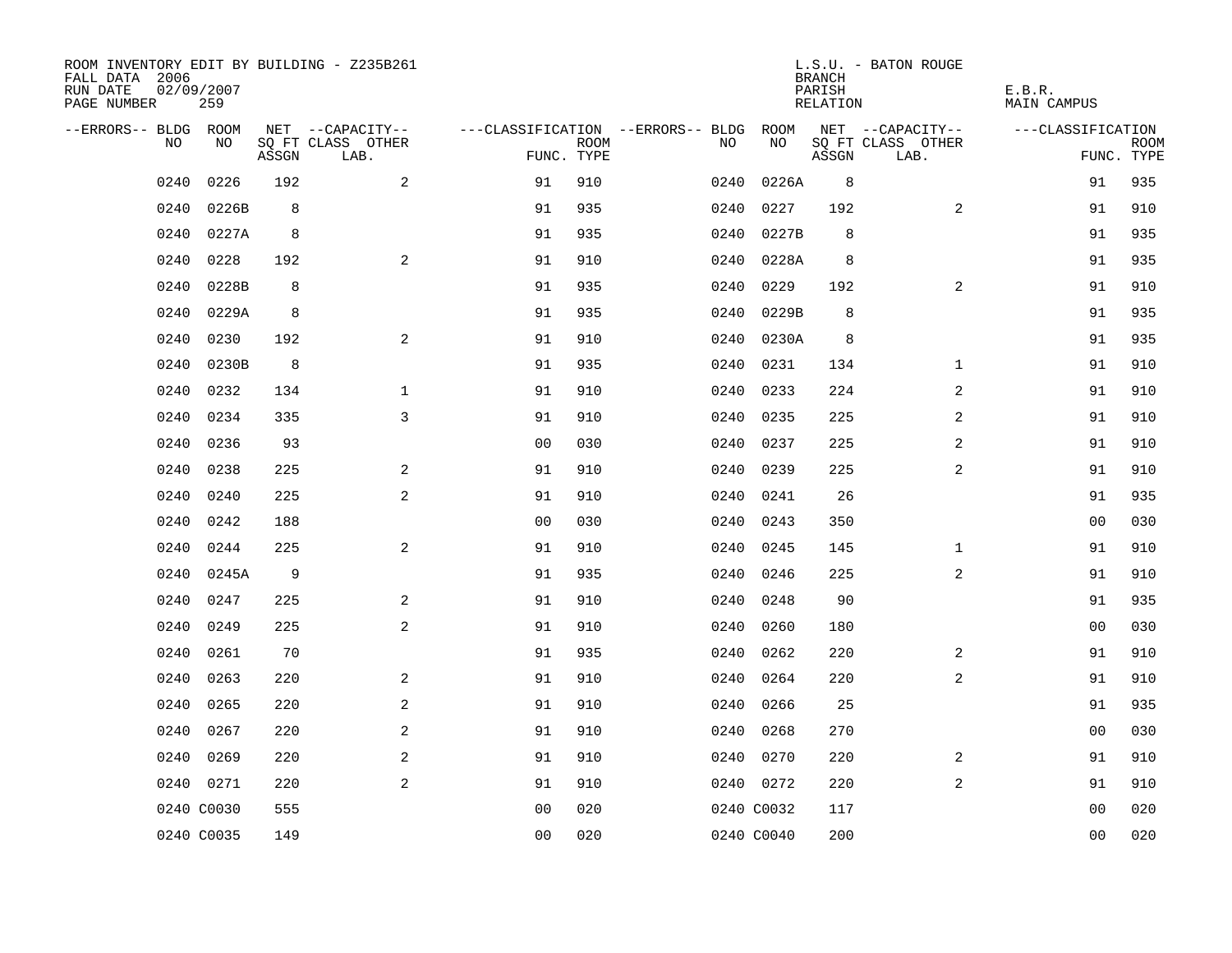ROOM INVENTORY EDIT BY BUILDING - Z235B261
FALL DATA 2006
RUN DATE 02/09/2007
PAGE NUMBER 259

L.S.U. - BATON ROUGE
BRANCH
PARISH E.B.R.
RELATION MAIN CAMPUS

| --ERRORS-- | BLDG NO | ROOM NO | NET SQ FT ASSGN | --CAPACITY-- CLASS LAB. | OTHER | ---CLASSIFICATION FUNC. | ROOM TYPE | --ERRORS-- | BLDG NO | ROOM NO | NET SQ FT ASSGN | --CAPACITY-- CLASS LAB. | OTHER | ---CLASSIFICATION FUNC. | ROOM TYPE |
|---|---|---|---|---|---|---|---|---|---|---|---|---|---|---|---|
| | 0240 | 0226 | 192 | | 2 | 91 | 910 | | 0240 | 0226A | 8 | | | 91 | 935 |
| | 0240 | 0226B | 8 | | | 91 | 935 | | 0240 | 0227 | 192 | | 2 | 91 | 910 |
| | 0240 | 0227A | 8 | | | 91 | 935 | | 0240 | 0227B | 8 | | | 91 | 935 |
| | 0240 | 0228 | 192 | | 2 | 91 | 910 | | 0240 | 0228A | 8 | | | 91 | 935 |
| | 0240 | 0228B | 8 | | | 91 | 935 | | 0240 | 0229 | 192 | | 2 | 91 | 910 |
| | 0240 | 0229A | 8 | | | 91 | 935 | | 0240 | 0229B | 8 | | | 91 | 935 |
| | 0240 | 0230 | 192 | | 2 | 91 | 910 | | 0240 | 0230A | 8 | | | 91 | 935 |
| | 0240 | 0230B | 8 | | | 91 | 935 | | 0240 | 0231 | 134 | | 1 | 91 | 910 |
| | 0240 | 0232 | 134 | | 1 | 91 | 910 | | 0240 | 0233 | 224 | | 2 | 91 | 910 |
| | 0240 | 0234 | 335 | | 3 | 91 | 910 | | 0240 | 0235 | 225 | | 2 | 91 | 910 |
| | 0240 | 0236 | 93 | | | 00 | 030 | | 0240 | 0237 | 225 | | 2 | 91 | 910 |
| | 0240 | 0238 | 225 | | 2 | 91 | 910 | | 0240 | 0239 | 225 | | 2 | 91 | 910 |
| | 0240 | 0240 | 225 | | 2 | 91 | 910 | | 0240 | 0241 | 26 | | | 91 | 935 |
| | 0240 | 0242 | 188 | | | 00 | 030 | | 0240 | 0243 | 350 | | | 00 | 030 |
| | 0240 | 0244 | 225 | | 2 | 91 | 910 | | 0240 | 0245 | 145 | | 1 | 91 | 910 |
| | 0240 | 0245A | 9 | | | 91 | 935 | | 0240 | 0246 | 225 | | 2 | 91 | 910 |
| | 0240 | 0247 | 225 | | 2 | 91 | 910 | | 0240 | 0248 | 90 | | | 91 | 935 |
| | 0240 | 0249 | 225 | | 2 | 91 | 910 | | 0240 | 0260 | 180 | | | 00 | 030 |
| | 0240 | 0261 | 70 | | | 91 | 935 | | 0240 | 0262 | 220 | | 2 | 91 | 910 |
| | 0240 | 0263 | 220 | | 2 | 91 | 910 | | 0240 | 0264 | 220 | | 2 | 91 | 910 |
| | 0240 | 0265 | 220 | | 2 | 91 | 910 | | 0240 | 0266 | 25 | | | 91 | 935 |
| | 0240 | 0267 | 220 | | 2 | 91 | 910 | | 0240 | 0268 | 270 | | | 00 | 030 |
| | 0240 | 0269 | 220 | | 2 | 91 | 910 | | 0240 | 0270 | 220 | | 2 | 91 | 910 |
| | 0240 | 0271 | 220 | | 2 | 91 | 910 | | 0240 | 0272 | 220 | | 2 | 91 | 910 |
| | 0240 | C0030 | 555 | | | 00 | 020 | | 0240 | C0032 | 117 | | | 00 | 020 |
| | 0240 | C0035 | 149 | | | 00 | 020 | | 0240 | C0040 | 200 | | | 00 | 020 |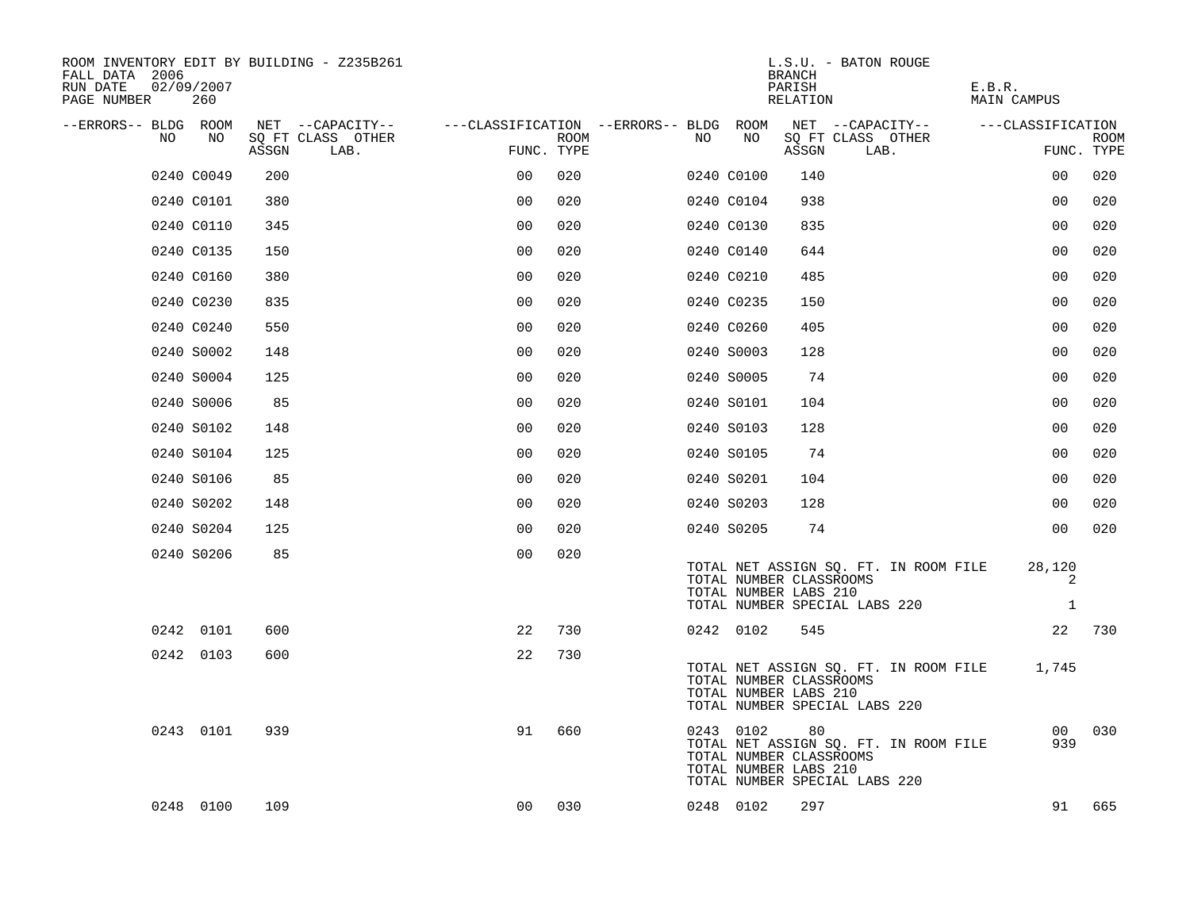ROOM INVENTORY EDIT BY BUILDING - Z235B261
FALL DATA 2006
RUN DATE 02/09/2007

L.S.U. - BATON ROUGE
BRANCH
PARISH E.B.R.
RELATION MAIN CAMPUS

| --ERRORS-- | BLDG NO | ROOM NO | NET SQ FT ASSGN | --CAPACITY-- CLASS | OTHER LAB. | ---CLASSIFICATION FUNC. | ROOM TYPE | --ERRORS-- | BLDG NO | ROOM NO | NET SQ FT ASSGN | --CAPACITY-- CLASS | OTHER LAB. | ---CLASSIFICATION FUNC. | ROOM TYPE |
|---|---|---|---|---|---|---|---|---|---|---|---|---|---|---|---|
| | 0240 | C0049 | 200 | | | 00 | 020 | | 0240 | C0100 | 140 | | | 00 | 020 |
| | 0240 | C0101 | 380 | | | 00 | 020 | | 0240 | C0104 | 938 | | | 00 | 020 |
| | 0240 | C0110 | 345 | | | 00 | 020 | | 0240 | C0130 | 835 | | | 00 | 020 |
| | 0240 | C0135 | 150 | | | 00 | 020 | | 0240 | C0140 | 644 | | | 00 | 020 |
| | 0240 | C0160 | 380 | | | 00 | 020 | | 0240 | C0210 | 485 | | | 00 | 020 |
| | 0240 | C0230 | 835 | | | 00 | 020 | | 0240 | C0235 | 150 | | | 00 | 020 |
| | 0240 | C0240 | 550 | | | 00 | 020 | | 0240 | C0260 | 405 | | | 00 | 020 |
| | 0240 | S0002 | 148 | | | 00 | 020 | | 0240 | S0003 | 128 | | | 00 | 020 |
| | 0240 | S0004 | 125 | | | 00 | 020 | | 0240 | S0005 | 74 | | | 00 | 020 |
| | 0240 | S0006 | 85 | | | 00 | 020 | | 0240 | S0101 | 104 | | | 00 | 020 |
| | 0240 | S0102 | 148 | | | 00 | 020 | | 0240 | S0103 | 128 | | | 00 | 020 |
| | 0240 | S0104 | 125 | | | 00 | 020 | | 0240 | S0105 | 74 | | | 00 | 020 |
| | 0240 | S0106 | 85 | | | 00 | 020 | | 0240 | S0201 | 104 | | | 00 | 020 |
| | 0240 | S0202 | 148 | | | 00 | 020 | | 0240 | S0203 | 128 | | | 00 | 020 |
| | 0240 | S0204 | 125 | | | 00 | 020 | | 0240 | S0205 | 74 | | | 00 | 020 |
| | 0240 | S0206 | 85 | | | 00 | 020 | | | | | | | | |

TOTAL NET ASSIGN SQ. FT. IN ROOM FILE 28,120
TOTAL NUMBER CLASSROOMS 2
TOTAL NUMBER LABS 210
TOTAL NUMBER SPECIAL LABS 220 1

| --ERRORS-- | BLDG NO | ROOM NO | NET SQ FT ASSGN | CLASS | OTHER LAB. | FUNC. | ROOM TYPE | --ERRORS-- | BLDG NO | ROOM NO | NET SQ FT ASSGN | CLASS | OTHER LAB. | FUNC. | ROOM TYPE |
|---|---|---|---|---|---|---|---|---|---|---|---|---|---|---|---|
| | 0242 | 0101 | 600 | | | 22 | 730 | | 0242 | 0102 | 545 | | | 22 | 730 |
| | 0242 | 0103 | 600 | | | 22 | 730 | | | | | | | | |

TOTAL NET ASSIGN SQ. FT. IN ROOM FILE 1,745
TOTAL NUMBER CLASSROOMS
TOTAL NUMBER LABS 210
TOTAL NUMBER SPECIAL LABS 220

| --ERRORS-- | BLDG NO | ROOM NO | NET SQ FT ASSGN | CLASS | OTHER LAB. | FUNC. | ROOM TYPE | --ERRORS-- | BLDG NO | ROOM NO | NET SQ FT ASSGN | CLASS | OTHER LAB. | FUNC. | ROOM TYPE |
|---|---|---|---|---|---|---|---|---|---|---|---|---|---|---|---|
| | 0243 | 0101 | 939 | | | 91 | 660 | | 0243 | 0102 | 80 | | | 00 | 030 |

TOTAL NET ASSIGN SQ. FT. IN ROOM FILE 939
TOTAL NUMBER CLASSROOMS
TOTAL NUMBER LABS 210
TOTAL NUMBER SPECIAL LABS 220

| --ERRORS-- | BLDG NO | ROOM NO | NET SQ FT ASSGN | CLASS | OTHER LAB. | FUNC. | ROOM TYPE | --ERRORS-- | BLDG NO | ROOM NO | NET SQ FT ASSGN | CLASS | OTHER LAB. | FUNC. | ROOM TYPE |
|---|---|---|---|---|---|---|---|---|---|---|---|---|---|---|---|
| | 0248 | 0100 | 109 | | | 00 | 030 | | 0248 | 0102 | 297 | | | 91 | 665 |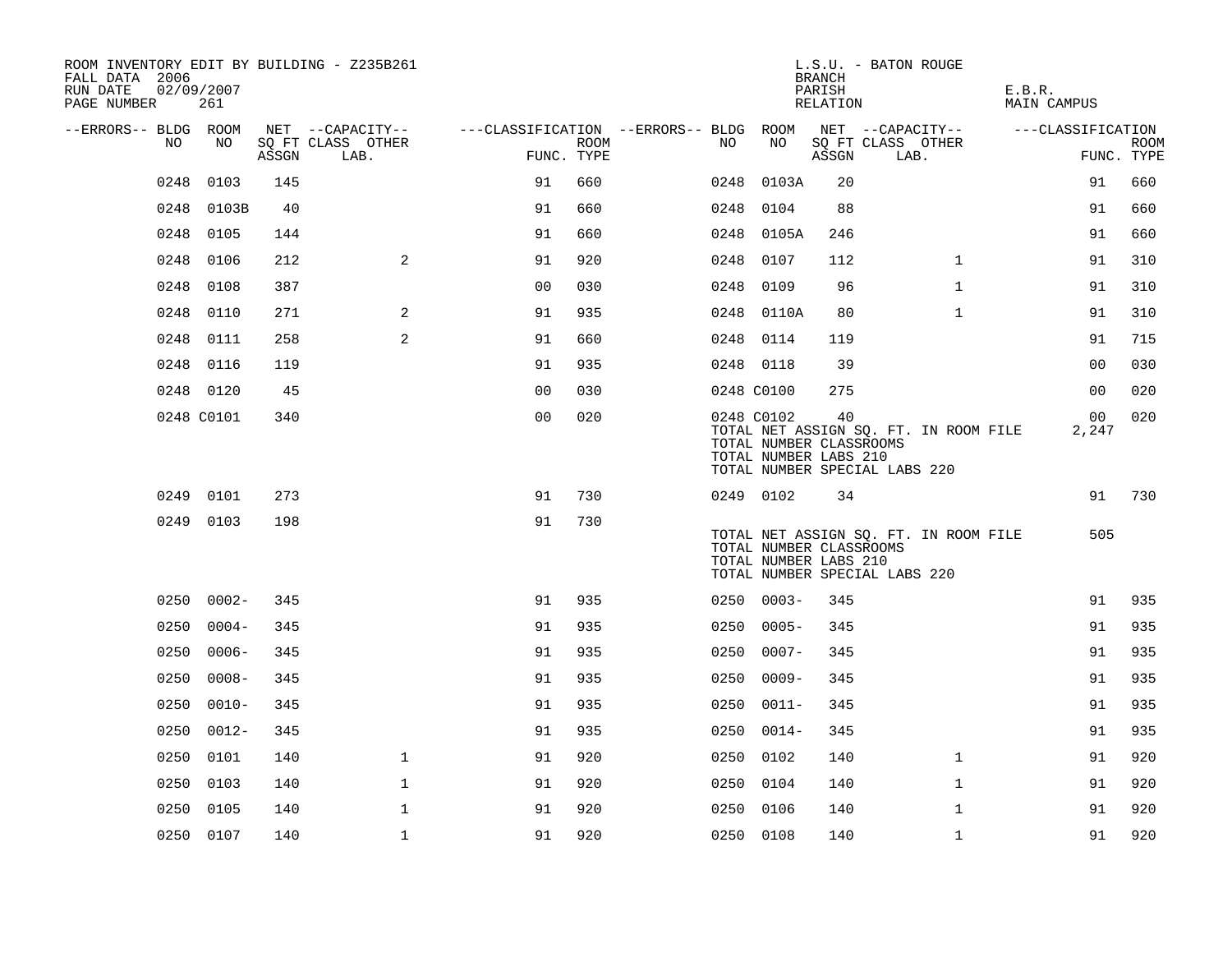ROOM INVENTORY EDIT BY BUILDING - Z235B261
FALL DATA 2006
RUN DATE 02/09/2007
PAGE NUMBER 261

L.S.U. - BATON ROUGE
BRANCH
PARISH E.B.R.
RELATION MAIN CAMPUS

| --ERRORS-- | BLDG NO | ROOM NO | NET SQ FT ASSGN | CLASS LAB. | OTHER | FUNC. | ROOM TYPE | --ERRORS-- | BLDG NO | ROOM NO | NET SQ FT ASSGN | CLASS LAB. | OTHER | FUNC. | ROOM TYPE |
|---|---|---|---|---|---|---|---|---|---|---|---|---|---|---|---|
| | 0248 | 0103 | 145 | | | 91 | 660 | | 0248 | 0103A | 20 | | | 91 | 660 |
| | 0248 | 0103B | 40 | | | 91 | 660 | | 0248 | 0104 | 88 | | | 91 | 660 |
| | 0248 | 0105 | 144 | | | 91 | 660 | | 0248 | 0105A | 246 | | | 91 | 660 |
| | 0248 | 0106 | 212 | | 2 | 91 | 920 | | 0248 | 0107 | 112 | | 1 | 91 | 310 |
| | 0248 | 0108 | 387 | | | 00 | 030 | | 0248 | 0109 | 96 | | 1 | 91 | 310 |
| | 0248 | 0110 | 271 | | 2 | 91 | 935 | | 0248 | 0110A | 80 | | 1 | 91 | 310 |
| | 0248 | 0111 | 258 | | 2 | 91 | 660 | | 0248 | 0114 | 119 | | | 91 | 715 |
| | 0248 | 0116 | 119 | | | 91 | 935 | | 0248 | 0118 | 39 | | | 00 | 030 |
| | 0248 | 0120 | 45 | | | 00 | 030 | | 0248 | C0100 | 275 | | | 00 | 020 |
| | 0248 | C0101 | 340 | | | 00 | 020 | | 0248 | C0102 | 40 | | | 00 | 020 |
| | | | | | | | | | TOTAL NET ASSIGN SQ. FT. IN ROOM FILE | | | | | 2,247 | |
| | | | | | | | | | TOTAL NUMBER CLASSROOMS | | | | | | |
| | | | | | | | | | TOTAL NUMBER LABS 210 | | | | | | |
| | | | | | | | | | TOTAL NUMBER SPECIAL LABS 220 | | | | | | |
| | 0249 | 0101 | 273 | | | 91 | 730 | | 0249 | 0102 | 34 | | | 91 | 730 |
| | 0249 | 0103 | 198 | | | 91 | 730 | | | | | | | | |
| | | | | | | | | | TOTAL NET ASSIGN SQ. FT. IN ROOM FILE | | | | | 505 | |
| | | | | | | | | | TOTAL NUMBER CLASSROOMS | | | | | | |
| | | | | | | | | | TOTAL NUMBER LABS 210 | | | | | | |
| | | | | | | | | | TOTAL NUMBER SPECIAL LABS 220 | | | | | | |
| | 0250 | 0002- | 345 | | | 91 | 935 | | 0250 | 0003- | 345 | | | 91 | 935 |
| | 0250 | 0004- | 345 | | | 91 | 935 | | 0250 | 0005- | 345 | | | 91 | 935 |
| | 0250 | 0006- | 345 | | | 91 | 935 | | 0250 | 0007- | 345 | | | 91 | 935 |
| | 0250 | 0008- | 345 | | | 91 | 935 | | 0250 | 0009- | 345 | | | 91 | 935 |
| | 0250 | 0010- | 345 | | | 91 | 935 | | 0250 | 0011- | 345 | | | 91 | 935 |
| | 0250 | 0012- | 345 | | | 91 | 935 | | 0250 | 0014- | 345 | | | 91 | 935 |
| | 0250 | 0101 | 140 | | 1 | 91 | 920 | | 0250 | 0102 | 140 | | 1 | 91 | 920 |
| | 0250 | 0103 | 140 | | 1 | 91 | 920 | | 0250 | 0104 | 140 | | 1 | 91 | 920 |
| | 0250 | 0105 | 140 | | 1 | 91 | 920 | | 0250 | 0106 | 140 | | 1 | 91 | 920 |
| | 0250 | 0107 | 140 | | 1 | 91 | 920 | | 0250 | 0108 | 140 | | 1 | 91 | 920 |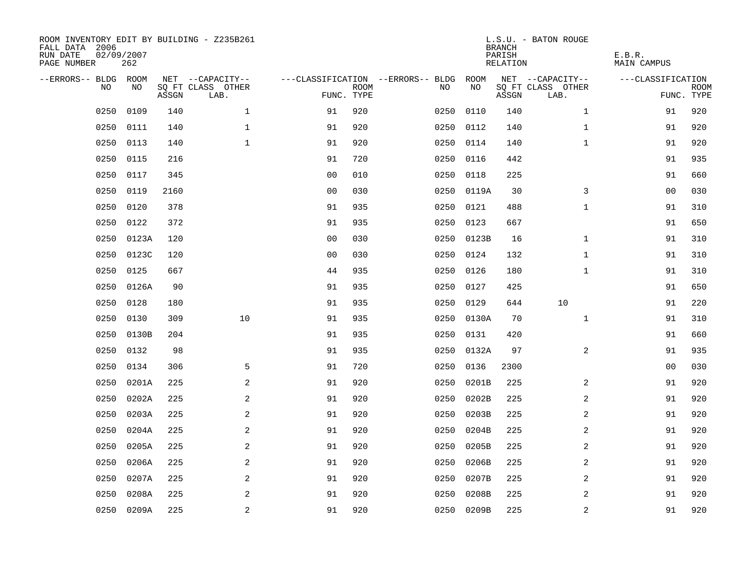ROOM INVENTORY EDIT BY BUILDING - Z235B261
FALL DATA 2006
RUN DATE 02/09/2007
PAGE NUMBER 262

L.S.U. - BATON ROUGE
BRANCH
PARISH E.B.R.
RELATION MAIN CAMPUS

| --ERRORS-- | BLDG NO | ROOM NO | NET SQ FT ASSGN | CAPACITY CLASS LAB. | CAPACITY OTHER | CLASSIFICATION FUNC. | ROOM TYPE | --ERRORS-- | BLDG NO | ROOM NO | NET SQ FT ASSGN | CAPACITY CLASS LAB. | CAPACITY OTHER | CLASSIFICATION FUNC. | ROOM TYPE |
|---|---|---|---|---|---|---|---|---|---|---|---|---|---|---|---|
| | 0250 | 0109 | 140 | | 1 | 91 | 920 | | 0250 | 0110 | 140 | | 1 | 91 | 920 |
| | 0250 | 0111 | 140 | | 1 | 91 | 920 | | 0250 | 0112 | 140 | | 1 | 91 | 920 |
| | 0250 | 0113 | 140 | | 1 | 91 | 920 | | 0250 | 0114 | 140 | | 1 | 91 | 920 |
| | 0250 | 0115 | 216 | | | 91 | 720 | | 0250 | 0116 | 442 | | | 91 | 935 |
| | 0250 | 0117 | 345 | | | 00 | 010 | | 0250 | 0118 | 225 | | | 91 | 660 |
| | 0250 | 0119 | 2160 | | | 00 | 030 | | 0250 | 0119A | 30 | | 3 | 00 | 030 |
| | 0250 | 0120 | 378 | | | 91 | 935 | | 0250 | 0121 | 488 | | 1 | 91 | 310 |
| | 0250 | 0122 | 372 | | | 91 | 935 | | 0250 | 0123 | 667 | | | 91 | 650 |
| | 0250 | 0123A | 120 | | | 00 | 030 | | 0250 | 0123B | 16 | | 1 | 91 | 310 |
| | 0250 | 0123C | 120 | | | 00 | 030 | | 0250 | 0124 | 132 | | 1 | 91 | 310 |
| | 0250 | 0125 | 667 | | | 44 | 935 | | 0250 | 0126 | 180 | | 1 | 91 | 310 |
| | 0250 | 0126A | 90 | | | 91 | 935 | | 0250 | 0127 | 425 | | | 91 | 650 |
| | 0250 | 0128 | 180 | | | 91 | 935 | | 0250 | 0129 | 644 | 10 | | 91 | 220 |
| | 0250 | 0130 | 309 | | 10 | 91 | 935 | | 0250 | 0130A | 70 | | 1 | 91 | 310 |
| | 0250 | 0130B | 204 | | | 91 | 935 | | 0250 | 0131 | 420 | | | 91 | 660 |
| | 0250 | 0132 | 98 | | | 91 | 935 | | 0250 | 0132A | 97 | | 2 | 91 | 935 |
| | 0250 | 0134 | 306 | | 5 | 91 | 720 | | 0250 | 0136 | 2300 | | | 00 | 030 |
| | 0250 | 0201A | 225 | | 2 | 91 | 920 | | 0250 | 0201B | 225 | | 2 | 91 | 920 |
| | 0250 | 0202A | 225 | | 2 | 91 | 920 | | 0250 | 0202B | 225 | | 2 | 91 | 920 |
| | 0250 | 0203A | 225 | | 2 | 91 | 920 | | 0250 | 0203B | 225 | | 2 | 91 | 920 |
| | 0250 | 0204A | 225 | | 2 | 91 | 920 | | 0250 | 0204B | 225 | | 2 | 91 | 920 |
| | 0250 | 0205A | 225 | | 2 | 91 | 920 | | 0250 | 0205B | 225 | | 2 | 91 | 920 |
| | 0250 | 0206A | 225 | | 2 | 91 | 920 | | 0250 | 0206B | 225 | | 2 | 91 | 920 |
| | 0250 | 0207A | 225 | | 2 | 91 | 920 | | 0250 | 0207B | 225 | | 2 | 91 | 920 |
| | 0250 | 0208A | 225 | | 2 | 91 | 920 | | 0250 | 0208B | 225 | | 2 | 91 | 920 |
| | 0250 | 0209A | 225 | | 2 | 91 | 920 | | 0250 | 0209B | 225 | | 2 | 91 | 920 |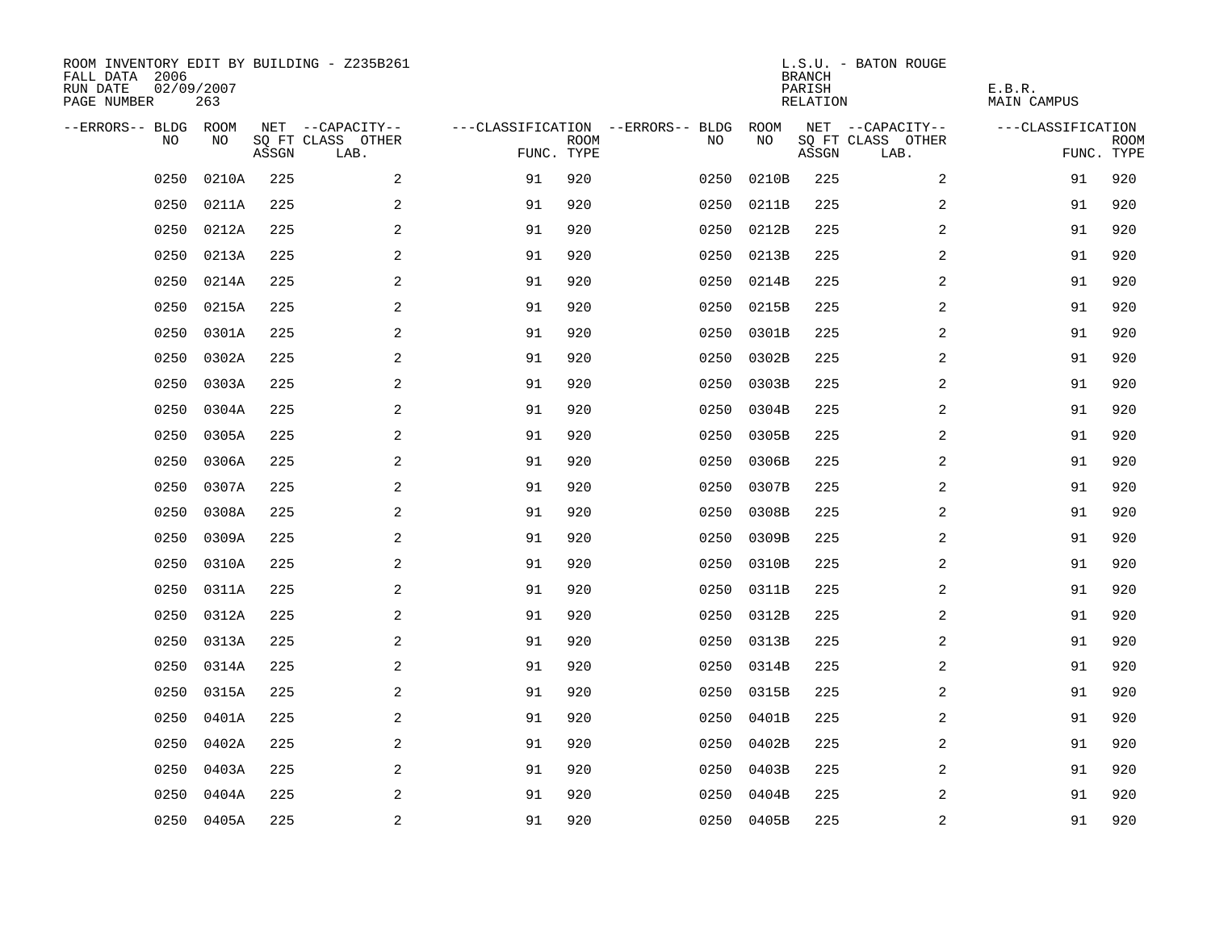ROOM INVENTORY EDIT BY BUILDING - Z235B261
FALL DATA 2006
RUN DATE 02/09/2007
PAGE NUMBER 263

L.S.U. - BATON ROUGE
BRANCH
PARISH E.B.R.
RELATION MAIN CAMPUS

| --ERRORS-- | BLDG NO | ROOM NO | NET SQ FT ASSGN | --CAPACITY-- CLASS LAB. | OTHER | ---CLASSIFICATION FUNC. | ROOM TYPE | --ERRORS-- | BLDG NO | ROOM NO | NET SQ FT ASSGN | --CAPACITY-- CLASS LAB. | OTHER | ---CLASSIFICATION FUNC. | ROOM TYPE |
|---|---|---|---|---|---|---|---|---|---|---|---|---|---|---|---|
| | 0250 | 0210A | 225 | | 2 | 91 | 920 | | 0250 | 0210B | 225 | | 2 | 91 | 920 |
| | 0250 | 0211A | 225 | | 2 | 91 | 920 | | 0250 | 0211B | 225 | | 2 | 91 | 920 |
| | 0250 | 0212A | 225 | | 2 | 91 | 920 | | 0250 | 0212B | 225 | | 2 | 91 | 920 |
| | 0250 | 0213A | 225 | | 2 | 91 | 920 | | 0250 | 0213B | 225 | | 2 | 91 | 920 |
| | 0250 | 0214A | 225 | | 2 | 91 | 920 | | 0250 | 0214B | 225 | | 2 | 91 | 920 |
| | 0250 | 0215A | 225 | | 2 | 91 | 920 | | 0250 | 0215B | 225 | | 2 | 91 | 920 |
| | 0250 | 0301A | 225 | | 2 | 91 | 920 | | 0250 | 0301B | 225 | | 2 | 91 | 920 |
| | 0250 | 0302A | 225 | | 2 | 91 | 920 | | 0250 | 0302B | 225 | | 2 | 91 | 920 |
| | 0250 | 0303A | 225 | | 2 | 91 | 920 | | 0250 | 0303B | 225 | | 2 | 91 | 920 |
| | 0250 | 0304A | 225 | | 2 | 91 | 920 | | 0250 | 0304B | 225 | | 2 | 91 | 920 |
| | 0250 | 0305A | 225 | | 2 | 91 | 920 | | 0250 | 0305B | 225 | | 2 | 91 | 920 |
| | 0250 | 0306A | 225 | | 2 | 91 | 920 | | 0250 | 0306B | 225 | | 2 | 91 | 920 |
| | 0250 | 0307A | 225 | | 2 | 91 | 920 | | 0250 | 0307B | 225 | | 2 | 91 | 920 |
| | 0250 | 0308A | 225 | | 2 | 91 | 920 | | 0250 | 0308B | 225 | | 2 | 91 | 920 |
| | 0250 | 0309A | 225 | | 2 | 91 | 920 | | 0250 | 0309B | 225 | | 2 | 91 | 920 |
| | 0250 | 0310A | 225 | | 2 | 91 | 920 | | 0250 | 0310B | 225 | | 2 | 91 | 920 |
| | 0250 | 0311A | 225 | | 2 | 91 | 920 | | 0250 | 0311B | 225 | | 2 | 91 | 920 |
| | 0250 | 0312A | 225 | | 2 | 91 | 920 | | 0250 | 0312B | 225 | | 2 | 91 | 920 |
| | 0250 | 0313A | 225 | | 2 | 91 | 920 | | 0250 | 0313B | 225 | | 2 | 91 | 920 |
| | 0250 | 0314A | 225 | | 2 | 91 | 920 | | 0250 | 0314B | 225 | | 2 | 91 | 920 |
| | 0250 | 0315A | 225 | | 2 | 91 | 920 | | 0250 | 0315B | 225 | | 2 | 91 | 920 |
| | 0250 | 0401A | 225 | | 2 | 91 | 920 | | 0250 | 0401B | 225 | | 2 | 91 | 920 |
| | 0250 | 0402A | 225 | | 2 | 91 | 920 | | 0250 | 0402B | 225 | | 2 | 91 | 920 |
| | 0250 | 0403A | 225 | | 2 | 91 | 920 | | 0250 | 0403B | 225 | | 2 | 91 | 920 |
| | 0250 | 0404A | 225 | | 2 | 91 | 920 | | 0250 | 0404B | 225 | | 2 | 91 | 920 |
| | 0250 | 0405A | 225 | | 2 | 91 | 920 | | 0250 | 0405B | 225 | | 2 | 91 | 920 |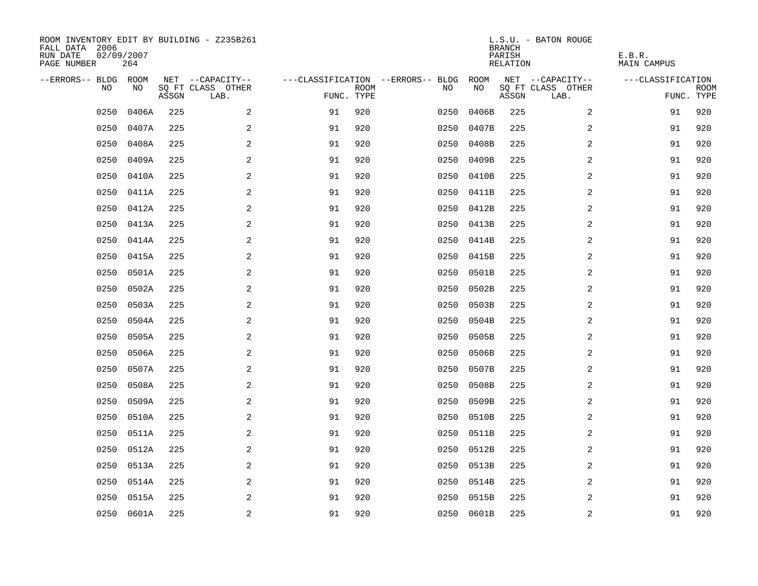ROOM INVENTORY EDIT BY BUILDING - Z235B261
FALL DATA 2006
RUN DATE 02/09/2007
PAGE NUMBER 264

L.S.U. - BATON ROUGE
BRANCH
PARISH E.B.R.
RELATION MAIN CAMPUS

| --ERRORS-- | BLDG NO | ROOM NO | NET SQ FT ASSGN | --CAPACITY-- CLASS LAB. | OTHER | ---CLASSIFICATION FUNC. | ROOM TYPE | --ERRORS-- | BLDG NO | ROOM NO | NET SQ FT ASSGN | --CAPACITY-- CLASS LAB. | OTHER | ---CLASSIFICATION FUNC. | ROOM TYPE |
|---|---|---|---|---|---|---|---|---|---|---|---|---|---|---|---|
| | 0250 | 0406A | 225 | | 2 | 91 | 920 | | 0250 | 0406B | 225 | | 2 | 91 | 920 |
| | 0250 | 0407A | 225 | | 2 | 91 | 920 | | 0250 | 0407B | 225 | | 2 | 91 | 920 |
| | 0250 | 0408A | 225 | | 2 | 91 | 920 | | 0250 | 0408B | 225 | | 2 | 91 | 920 |
| | 0250 | 0409A | 225 | | 2 | 91 | 920 | | 0250 | 0409B | 225 | | 2 | 91 | 920 |
| | 0250 | 0410A | 225 | | 2 | 91 | 920 | | 0250 | 0410B | 225 | | 2 | 91 | 920 |
| | 0250 | 0411A | 225 | | 2 | 91 | 920 | | 0250 | 0411B | 225 | | 2 | 91 | 920 |
| | 0250 | 0412A | 225 | | 2 | 91 | 920 | | 0250 | 0412B | 225 | | 2 | 91 | 920 |
| | 0250 | 0413A | 225 | | 2 | 91 | 920 | | 0250 | 0413B | 225 | | 2 | 91 | 920 |
| | 0250 | 0414A | 225 | | 2 | 91 | 920 | | 0250 | 0414B | 225 | | 2 | 91 | 920 |
| | 0250 | 0415A | 225 | | 2 | 91 | 920 | | 0250 | 0415B | 225 | | 2 | 91 | 920 |
| | 0250 | 0501A | 225 | | 2 | 91 | 920 | | 0250 | 0501B | 225 | | 2 | 91 | 920 |
| | 0250 | 0502A | 225 | | 2 | 91 | 920 | | 0250 | 0502B | 225 | | 2 | 91 | 920 |
| | 0250 | 0503A | 225 | | 2 | 91 | 920 | | 0250 | 0503B | 225 | | 2 | 91 | 920 |
| | 0250 | 0504A | 225 | | 2 | 91 | 920 | | 0250 | 0504B | 225 | | 2 | 91 | 920 |
| | 0250 | 0505A | 225 | | 2 | 91 | 920 | | 0250 | 0505B | 225 | | 2 | 91 | 920 |
| | 0250 | 0506A | 225 | | 2 | 91 | 920 | | 0250 | 0506B | 225 | | 2 | 91 | 920 |
| | 0250 | 0507A | 225 | | 2 | 91 | 920 | | 0250 | 0507B | 225 | | 2 | 91 | 920 |
| | 0250 | 0508A | 225 | | 2 | 91 | 920 | | 0250 | 0508B | 225 | | 2 | 91 | 920 |
| | 0250 | 0509A | 225 | | 2 | 91 | 920 | | 0250 | 0509B | 225 | | 2 | 91 | 920 |
| | 0250 | 0510A | 225 | | 2 | 91 | 920 | | 0250 | 0510B | 225 | | 2 | 91 | 920 |
| | 0250 | 0511A | 225 | | 2 | 91 | 920 | | 0250 | 0511B | 225 | | 2 | 91 | 920 |
| | 0250 | 0512A | 225 | | 2 | 91 | 920 | | 0250 | 0512B | 225 | | 2 | 91 | 920 |
| | 0250 | 0513A | 225 | | 2 | 91 | 920 | | 0250 | 0513B | 225 | | 2 | 91 | 920 |
| | 0250 | 0514A | 225 | | 2 | 91 | 920 | | 0250 | 0514B | 225 | | 2 | 91 | 920 |
| | 0250 | 0515A | 225 | | 2 | 91 | 920 | | 0250 | 0515B | 225 | | 2 | 91 | 920 |
| | 0250 | 0601A | 225 | | 2 | 91 | 920 | | 0250 | 0601B | 225 | | 2 | 91 | 920 |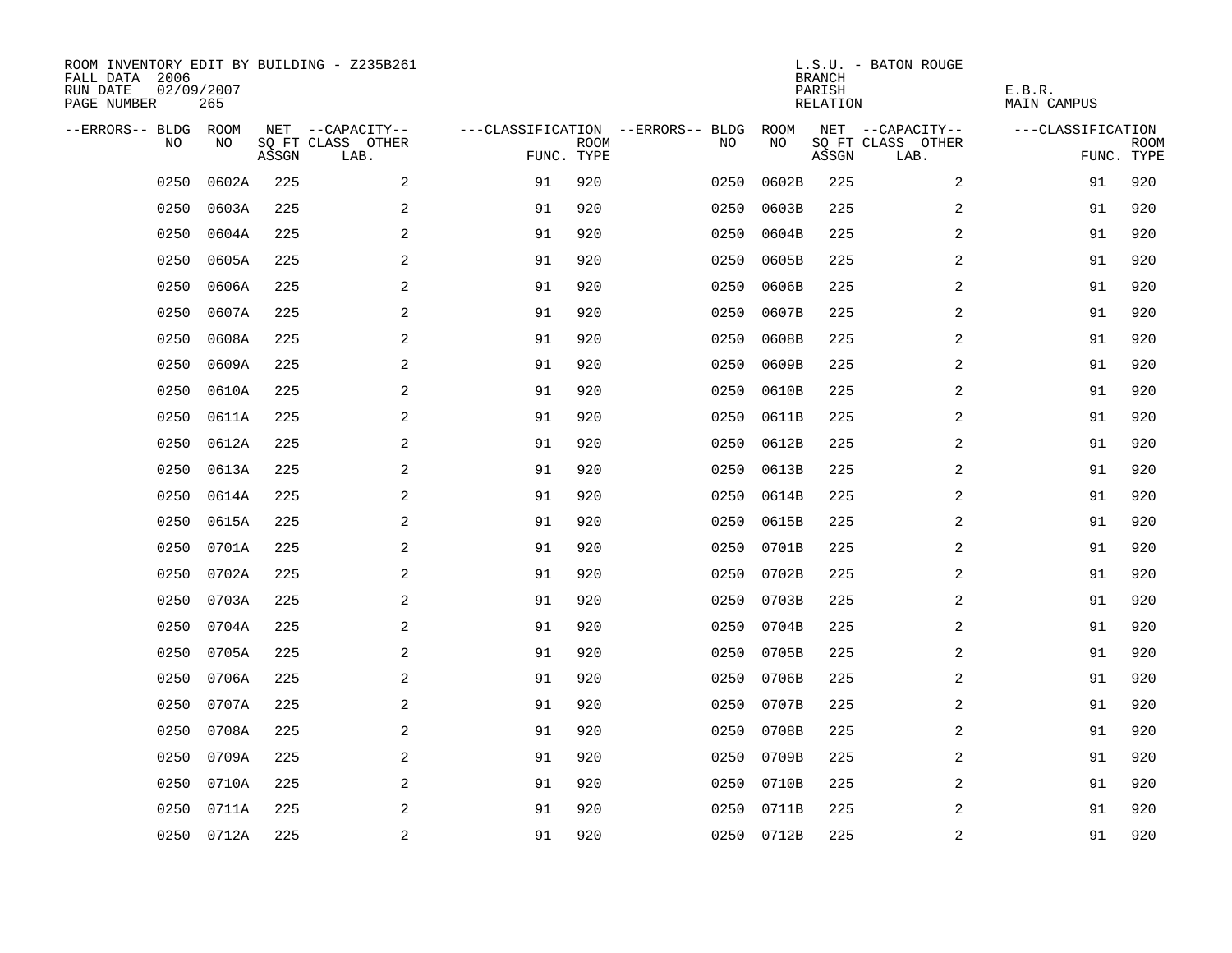ROOM INVENTORY EDIT BY BUILDING - Z235B261
FALL DATA 2006
RUN DATE 02/09/2007
PAGE NUMBER 265

L.S.U. - BATON ROUGE
BRANCH
PARISH E.B.R.
RELATION MAIN CAMPUS

| --ERRORS-- | BLDG NO | ROOM NO | NET SQ FT ASSGN | --CAPACITY-- CLASS LAB. | OTHER | ---CLASSIFICATION FUNC. | ROOM TYPE | --ERRORS-- | BLDG NO | ROOM NO | NET SQ FT ASSGN | --CAPACITY-- CLASS LAB. | OTHER | ---CLASSIFICATION FUNC. | ROOM TYPE |
|---|---|---|---|---|---|---|---|---|---|---|---|---|---|---|---|
| | 0250 | 0602A | 225 | | 2 | 91 | 920 | | 0250 | 0602B | 225 | | 2 | 91 | 920 |
| | 0250 | 0603A | 225 | | 2 | 91 | 920 | | 0250 | 0603B | 225 | | 2 | 91 | 920 |
| | 0250 | 0604A | 225 | | 2 | 91 | 920 | | 0250 | 0604B | 225 | | 2 | 91 | 920 |
| | 0250 | 0605A | 225 | | 2 | 91 | 920 | | 0250 | 0605B | 225 | | 2 | 91 | 920 |
| | 0250 | 0606A | 225 | | 2 | 91 | 920 | | 0250 | 0606B | 225 | | 2 | 91 | 920 |
| | 0250 | 0607A | 225 | | 2 | 91 | 920 | | 0250 | 0607B | 225 | | 2 | 91 | 920 |
| | 0250 | 0608A | 225 | | 2 | 91 | 920 | | 0250 | 0608B | 225 | | 2 | 91 | 920 |
| | 0250 | 0609A | 225 | | 2 | 91 | 920 | | 0250 | 0609B | 225 | | 2 | 91 | 920 |
| | 0250 | 0610A | 225 | | 2 | 91 | 920 | | 0250 | 0610B | 225 | | 2 | 91 | 920 |
| | 0250 | 0611A | 225 | | 2 | 91 | 920 | | 0250 | 0611B | 225 | | 2 | 91 | 920 |
| | 0250 | 0612A | 225 | | 2 | 91 | 920 | | 0250 | 0612B | 225 | | 2 | 91 | 920 |
| | 0250 | 0613A | 225 | | 2 | 91 | 920 | | 0250 | 0613B | 225 | | 2 | 91 | 920 |
| | 0250 | 0614A | 225 | | 2 | 91 | 920 | | 0250 | 0614B | 225 | | 2 | 91 | 920 |
| | 0250 | 0615A | 225 | | 2 | 91 | 920 | | 0250 | 0615B | 225 | | 2 | 91 | 920 |
| | 0250 | 0701A | 225 | | 2 | 91 | 920 | | 0250 | 0701B | 225 | | 2 | 91 | 920 |
| | 0250 | 0702A | 225 | | 2 | 91 | 920 | | 0250 | 0702B | 225 | | 2 | 91 | 920 |
| | 0250 | 0703A | 225 | | 2 | 91 | 920 | | 0250 | 0703B | 225 | | 2 | 91 | 920 |
| | 0250 | 0704A | 225 | | 2 | 91 | 920 | | 0250 | 0704B | 225 | | 2 | 91 | 920 |
| | 0250 | 0705A | 225 | | 2 | 91 | 920 | | 0250 | 0705B | 225 | | 2 | 91 | 920 |
| | 0250 | 0706A | 225 | | 2 | 91 | 920 | | 0250 | 0706B | 225 | | 2 | 91 | 920 |
| | 0250 | 0707A | 225 | | 2 | 91 | 920 | | 0250 | 0707B | 225 | | 2 | 91 | 920 |
| | 0250 | 0708A | 225 | | 2 | 91 | 920 | | 0250 | 0708B | 225 | | 2 | 91 | 920 |
| | 0250 | 0709A | 225 | | 2 | 91 | 920 | | 0250 | 0709B | 225 | | 2 | 91 | 920 |
| | 0250 | 0710A | 225 | | 2 | 91 | 920 | | 0250 | 0710B | 225 | | 2 | 91 | 920 |
| | 0250 | 0711A | 225 | | 2 | 91 | 920 | | 0250 | 0711B | 225 | | 2 | 91 | 920 |
| | 0250 | 0712A | 225 | | 2 | 91 | 920 | | 0250 | 0712B | 225 | | 2 | 91 | 920 |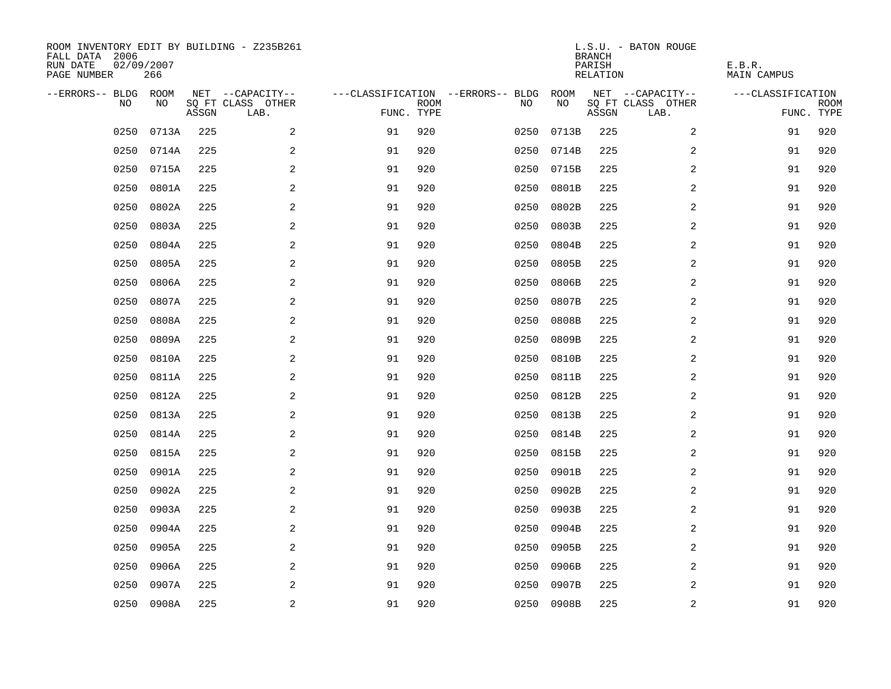ROOM INVENTORY EDIT BY BUILDING - Z235B261
FALL DATA 2006
RUN DATE 02/09/2007
PAGE NUMBER 266

L.S.U. - BATON ROUGE
BRANCH
PARISH E.B.R.
RELATION MAIN CAMPUS

| --ERRORS-- | BLDG NO | ROOM NO | NET SQ FT ASSGN | --CAPACITY-- CLASS | OTHER LAB. | ---CLASSIFICATION FUNC. | ROOM TYPE | --ERRORS-- | BLDG NO | ROOM NO | NET SQ FT ASSGN | --CAPACITY-- CLASS | OTHER LAB. | ---CLASSIFICATION FUNC. | ROOM TYPE |
|---|---|---|---|---|---|---|---|---|---|---|---|---|---|---|---|
| | 0250 | 0713A | 225 | | 2 | 91 | 920 | | 0250 | 0713B | 225 | | 2 | 91 | 920 |
| | 0250 | 0714A | 225 | | 2 | 91 | 920 | | 0250 | 0714B | 225 | | 2 | 91 | 920 |
| | 0250 | 0715A | 225 | | 2 | 91 | 920 | | 0250 | 0715B | 225 | | 2 | 91 | 920 |
| | 0250 | 0801A | 225 | | 2 | 91 | 920 | | 0250 | 0801B | 225 | | 2 | 91 | 920 |
| | 0250 | 0802A | 225 | | 2 | 91 | 920 | | 0250 | 0802B | 225 | | 2 | 91 | 920 |
| | 0250 | 0803A | 225 | | 2 | 91 | 920 | | 0250 | 0803B | 225 | | 2 | 91 | 920 |
| | 0250 | 0804A | 225 | | 2 | 91 | 920 | | 0250 | 0804B | 225 | | 2 | 91 | 920 |
| | 0250 | 0805A | 225 | | 2 | 91 | 920 | | 0250 | 0805B | 225 | | 2 | 91 | 920 |
| | 0250 | 0806A | 225 | | 2 | 91 | 920 | | 0250 | 0806B | 225 | | 2 | 91 | 920 |
| | 0250 | 0807A | 225 | | 2 | 91 | 920 | | 0250 | 0807B | 225 | | 2 | 91 | 920 |
| | 0250 | 0808A | 225 | | 2 | 91 | 920 | | 0250 | 0808B | 225 | | 2 | 91 | 920 |
| | 0250 | 0809A | 225 | | 2 | 91 | 920 | | 0250 | 0809B | 225 | | 2 | 91 | 920 |
| | 0250 | 0810A | 225 | | 2 | 91 | 920 | | 0250 | 0810B | 225 | | 2 | 91 | 920 |
| | 0250 | 0811A | 225 | | 2 | 91 | 920 | | 0250 | 0811B | 225 | | 2 | 91 | 920 |
| | 0250 | 0812A | 225 | | 2 | 91 | 920 | | 0250 | 0812B | 225 | | 2 | 91 | 920 |
| | 0250 | 0813A | 225 | | 2 | 91 | 920 | | 0250 | 0813B | 225 | | 2 | 91 | 920 |
| | 0250 | 0814A | 225 | | 2 | 91 | 920 | | 0250 | 0814B | 225 | | 2 | 91 | 920 |
| | 0250 | 0815A | 225 | | 2 | 91 | 920 | | 0250 | 0815B | 225 | | 2 | 91 | 920 |
| | 0250 | 0901A | 225 | | 2 | 91 | 920 | | 0250 | 0901B | 225 | | 2 | 91 | 920 |
| | 0250 | 0902A | 225 | | 2 | 91 | 920 | | 0250 | 0902B | 225 | | 2 | 91 | 920 |
| | 0250 | 0903A | 225 | | 2 | 91 | 920 | | 0250 | 0903B | 225 | | 2 | 91 | 920 |
| | 0250 | 0904A | 225 | | 2 | 91 | 920 | | 0250 | 0904B | 225 | | 2 | 91 | 920 |
| | 0250 | 0905A | 225 | | 2 | 91 | 920 | | 0250 | 0905B | 225 | | 2 | 91 | 920 |
| | 0250 | 0906A | 225 | | 2 | 91 | 920 | | 0250 | 0906B | 225 | | 2 | 91 | 920 |
| | 0250 | 0907A | 225 | | 2 | 91 | 920 | | 0250 | 0907B | 225 | | 2 | 91 | 920 |
| | 0250 | 0908A | 225 | | 2 | 91 | 920 | | 0250 | 0908B | 225 | | 2 | 91 | 920 |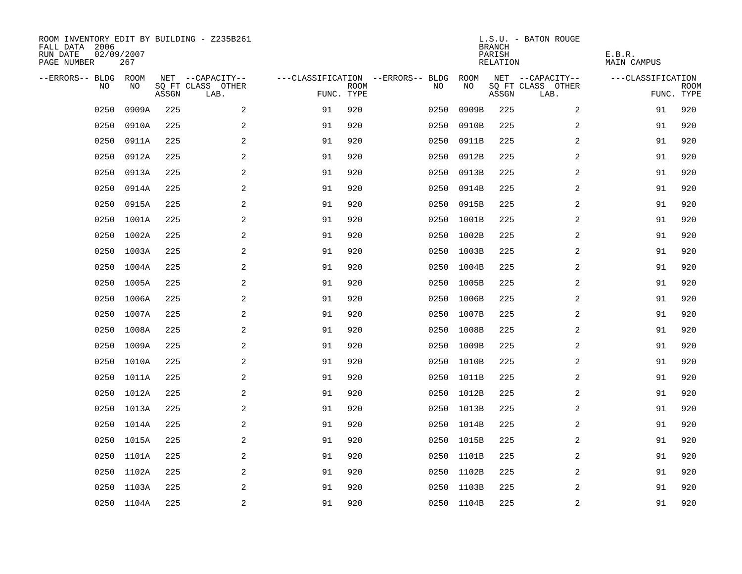ROOM INVENTORY EDIT BY BUILDING - Z235B261
FALL DATA 2006
RUN DATE 02/09/2007

L.S.U. - BATON ROUGE
BRANCH
PARISH E.B.R.
RELATION MAIN CAMPUS

| --ERRORS-- | BLDG NO | ROOM NO | NET SQ FT ASSGN | --CAPACITY-- CLASS | OTHER LAB. | ---CLASSIFICATION FUNC. | ROOM TYPE | --ERRORS-- | BLDG NO | ROOM NO | NET SQ FT ASSGN | --CAPACITY-- CLASS | OTHER LAB. | ---CLASSIFICATION FUNC. | ROOM TYPE |
|---|---|---|---|---|---|---|---|---|---|---|---|---|---|---|---|
| | 0250 | 0909A | 225 | | 2 | 91 | 920 | | 0250 | 0909B | 225 | | 2 | 91 | 920 |
| | 0250 | 0910A | 225 | | 2 | 91 | 920 | | 0250 | 0910B | 225 | | 2 | 91 | 920 |
| | 0250 | 0911A | 225 | | 2 | 91 | 920 | | 0250 | 0911B | 225 | | 2 | 91 | 920 |
| | 0250 | 0912A | 225 | | 2 | 91 | 920 | | 0250 | 0912B | 225 | | 2 | 91 | 920 |
| | 0250 | 0913A | 225 | | 2 | 91 | 920 | | 0250 | 0913B | 225 | | 2 | 91 | 920 |
| | 0250 | 0914A | 225 | | 2 | 91 | 920 | | 0250 | 0914B | 225 | | 2 | 91 | 920 |
| | 0250 | 0915A | 225 | | 2 | 91 | 920 | | 0250 | 0915B | 225 | | 2 | 91 | 920 |
| | 0250 | 1001A | 225 | | 2 | 91 | 920 | | 0250 | 1001B | 225 | | 2 | 91 | 920 |
| | 0250 | 1002A | 225 | | 2 | 91 | 920 | | 0250 | 1002B | 225 | | 2 | 91 | 920 |
| | 0250 | 1003A | 225 | | 2 | 91 | 920 | | 0250 | 1003B | 225 | | 2 | 91 | 920 |
| | 0250 | 1004A | 225 | | 2 | 91 | 920 | | 0250 | 1004B | 225 | | 2 | 91 | 920 |
| | 0250 | 1005A | 225 | | 2 | 91 | 920 | | 0250 | 1005B | 225 | | 2 | 91 | 920 |
| | 0250 | 1006A | 225 | | 2 | 91 | 920 | | 0250 | 1006B | 225 | | 2 | 91 | 920 |
| | 0250 | 1007A | 225 | | 2 | 91 | 920 | | 0250 | 1007B | 225 | | 2 | 91 | 920 |
| | 0250 | 1008A | 225 | | 2 | 91 | 920 | | 0250 | 1008B | 225 | | 2 | 91 | 920 |
| | 0250 | 1009A | 225 | | 2 | 91 | 920 | | 0250 | 1009B | 225 | | 2 | 91 | 920 |
| | 0250 | 1010A | 225 | | 2 | 91 | 920 | | 0250 | 1010B | 225 | | 2 | 91 | 920 |
| | 0250 | 1011A | 225 | | 2 | 91 | 920 | | 0250 | 1011B | 225 | | 2 | 91 | 920 |
| | 0250 | 1012A | 225 | | 2 | 91 | 920 | | 0250 | 1012B | 225 | | 2 | 91 | 920 |
| | 0250 | 1013A | 225 | | 2 | 91 | 920 | | 0250 | 1013B | 225 | | 2 | 91 | 920 |
| | 0250 | 1014A | 225 | | 2 | 91 | 920 | | 0250 | 1014B | 225 | | 2 | 91 | 920 |
| | 0250 | 1015A | 225 | | 2 | 91 | 920 | | 0250 | 1015B | 225 | | 2 | 91 | 920 |
| | 0250 | 1101A | 225 | | 2 | 91 | 920 | | 0250 | 1101B | 225 | | 2 | 91 | 920 |
| | 0250 | 1102A | 225 | | 2 | 91 | 920 | | 0250 | 1102B | 225 | | 2 | 91 | 920 |
| | 0250 | 1103A | 225 | | 2 | 91 | 920 | | 0250 | 1103B | 225 | | 2 | 91 | 920 |
| | 0250 | 1104A | 225 | | 2 | 91 | 920 | | 0250 | 1104B | 225 | | 2 | 91 | 920 |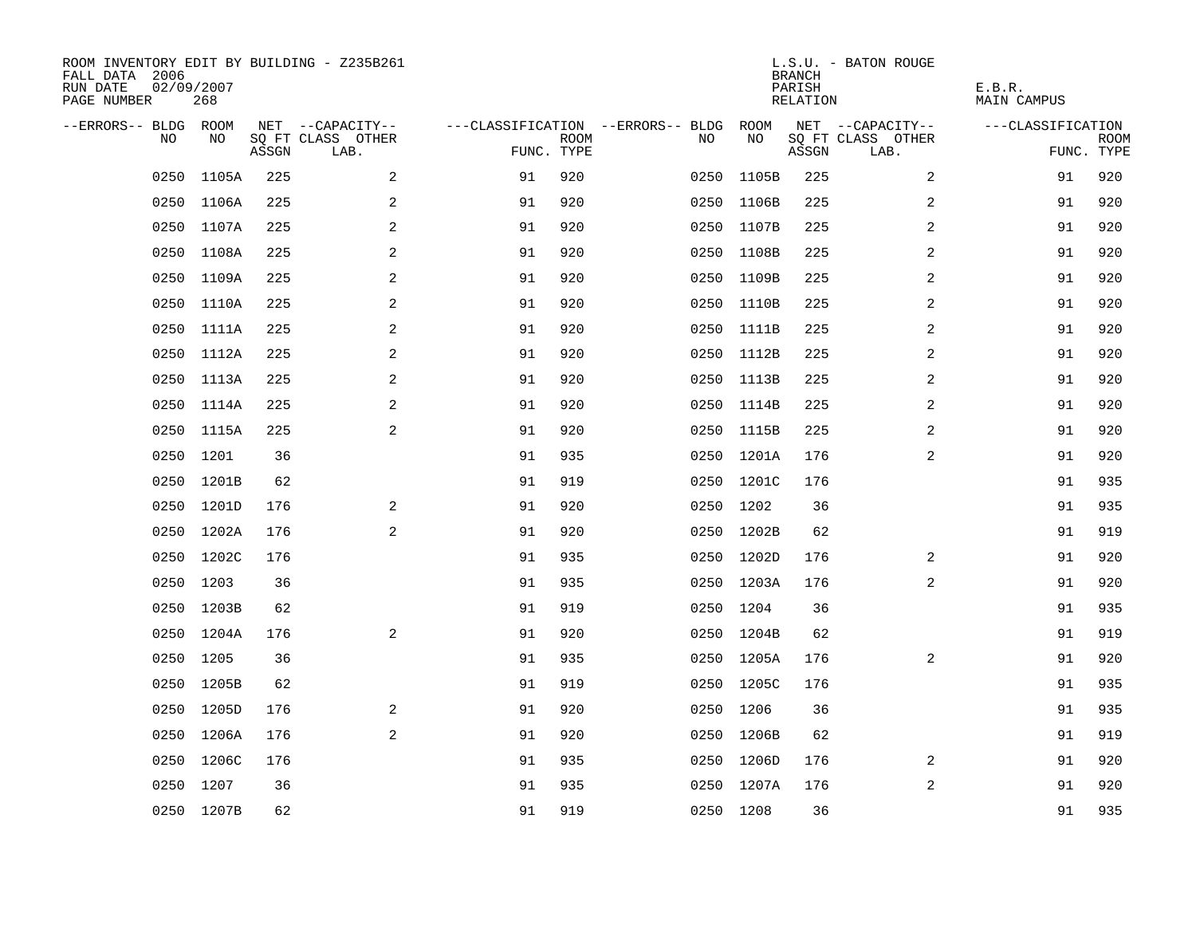ROOM INVENTORY EDIT BY BUILDING - Z235B261
FALL DATA 2006
RUN DATE 02/09/2007
PAGE NUMBER 268

L.S.U. - BATON ROUGE
BRANCH
PARISH E.B.R.
RELATION MAIN CAMPUS

| --ERRORS-- | BLDG NO | ROOM NO | NET SQ FT ASSGN | --CAPACITY-- CLASS LAB. | OTHER | ---CLASSIFICATION FUNC. | ROOM TYPE | --ERRORS-- | BLDG NO | ROOM NO | NET SQ FT ASSGN | --CAPACITY-- CLASS LAB. | OTHER | ---CLASSIFICATION FUNC. | ROOM TYPE |
|---|---|---|---|---|---|---|---|---|---|---|---|---|---|---|---|
| | 0250 | 1105A | 225 | | 2 | 91 | 920 | | 0250 | 1105B | 225 | | 2 | 91 | 920 |
| | 0250 | 1106A | 225 | | 2 | 91 | 920 | | 0250 | 1106B | 225 | | 2 | 91 | 920 |
| | 0250 | 1107A | 225 | | 2 | 91 | 920 | | 0250 | 1107B | 225 | | 2 | 91 | 920 |
| | 0250 | 1108A | 225 | | 2 | 91 | 920 | | 0250 | 1108B | 225 | | 2 | 91 | 920 |
| | 0250 | 1109A | 225 | | 2 | 91 | 920 | | 0250 | 1109B | 225 | | 2 | 91 | 920 |
| | 0250 | 1110A | 225 | | 2 | 91 | 920 | | 0250 | 1110B | 225 | | 2 | 91 | 920 |
| | 0250 | 1111A | 225 | | 2 | 91 | 920 | | 0250 | 1111B | 225 | | 2 | 91 | 920 |
| | 0250 | 1112A | 225 | | 2 | 91 | 920 | | 0250 | 1112B | 225 | | 2 | 91 | 920 |
| | 0250 | 1113A | 225 | | 2 | 91 | 920 | | 0250 | 1113B | 225 | | 2 | 91 | 920 |
| | 0250 | 1114A | 225 | | 2 | 91 | 920 | | 0250 | 1114B | 225 | | 2 | 91 | 920 |
| | 0250 | 1115A | 225 | | 2 | 91 | 920 | | 0250 | 1115B | 225 | | 2 | 91 | 920 |
| | 0250 | 1201 | 36 | | | 91 | 935 | | 0250 | 1201A | 176 | | 2 | 91 | 920 |
| | 0250 | 1201B | 62 | | | 91 | 919 | | 0250 | 1201C | 176 | | | 91 | 935 |
| | 0250 | 1201D | 176 | | 2 | 91 | 920 | | 0250 | 1202 | 36 | | | 91 | 935 |
| | 0250 | 1202A | 176 | | 2 | 91 | 920 | | 0250 | 1202B | 62 | | | 91 | 919 |
| | 0250 | 1202C | 176 | | | 91 | 935 | | 0250 | 1202D | 176 | | 2 | 91 | 920 |
| | 0250 | 1203 | 36 | | | 91 | 935 | | 0250 | 1203A | 176 | | 2 | 91 | 920 |
| | 0250 | 1203B | 62 | | | 91 | 919 | | 0250 | 1204 | 36 | | | 91 | 935 |
| | 0250 | 1204A | 176 | | 2 | 91 | 920 | | 0250 | 1204B | 62 | | | 91 | 919 |
| | 0250 | 1205 | 36 | | | 91 | 935 | | 0250 | 1205A | 176 | | 2 | 91 | 920 |
| | 0250 | 1205B | 62 | | | 91 | 919 | | 0250 | 1205C | 176 | | | 91 | 935 |
| | 0250 | 1205D | 176 | | 2 | 91 | 920 | | 0250 | 1206 | 36 | | | 91 | 935 |
| | 0250 | 1206A | 176 | | 2 | 91 | 920 | | 0250 | 1206B | 62 | | | 91 | 919 |
| | 0250 | 1206C | 176 | | | 91 | 935 | | 0250 | 1206D | 176 | | 2 | 91 | 920 |
| | 0250 | 1207 | 36 | | | 91 | 935 | | 0250 | 1207A | 176 | | 2 | 91 | 920 |
| | 0250 | 1207B | 62 | | | 91 | 919 | | 0250 | 1208 | 36 | | | 91 | 935 |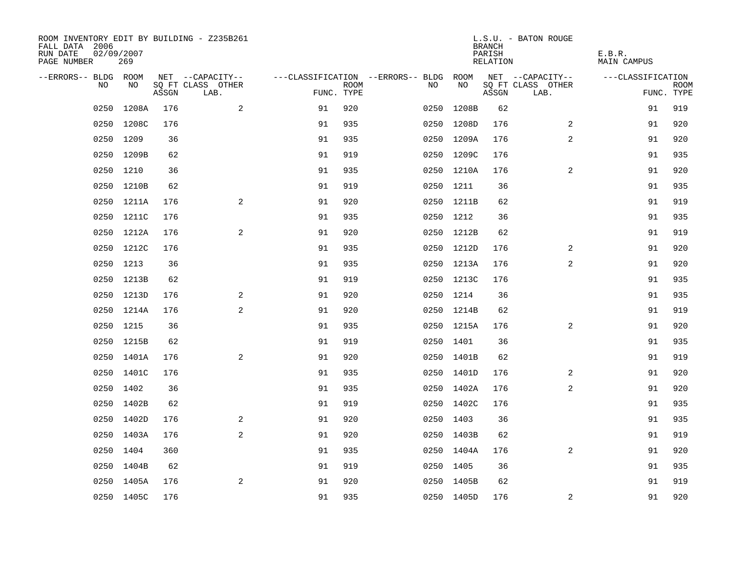ROOM INVENTORY EDIT BY BUILDING - Z235B261
FALL DATA 2006
RUN DATE 02/09/2007
PAGE NUMBER 269

L.S.U. - BATON ROUGE
BRANCH
PARISH E.B.R.
RELATION MAIN CAMPUS

| --ERRORS-- | BLDG NO | ROOM NO | NET SQ FT ASSGN | --CAPACITY-- CLASS LAB. | OTHER | ---CLASSIFICATION FUNC. | ROOM TYPE | --ERRORS-- | BLDG NO | ROOM NO | NET SQ FT ASSGN | --CAPACITY-- CLASS LAB. | OTHER | ---CLASSIFICATION FUNC. | ROOM TYPE |
|---|---|---|---|---|---|---|---|---|---|---|---|---|---|---|---|
| | 0250 | 1208A | 176 | | 2 | 91 | 920 | | 0250 | 1208B | 62 | | | 91 | 919 |
| | 0250 | 1208C | 176 | | | 91 | 935 | | 0250 | 1208D | 176 | | 2 | 91 | 920 |
| | 0250 | 1209 | 36 | | | 91 | 935 | | 0250 | 1209A | 176 | | 2 | 91 | 920 |
| | 0250 | 1209B | 62 | | | 91 | 919 | | 0250 | 1209C | 176 | | | 91 | 935 |
| | 0250 | 1210 | 36 | | | 91 | 935 | | 0250 | 1210A | 176 | | 2 | 91 | 920 |
| | 0250 | 1210B | 62 | | | 91 | 919 | | 0250 | 1211 | 36 | | | 91 | 935 |
| | 0250 | 1211A | 176 | | 2 | 91 | 920 | | 0250 | 1211B | 62 | | | 91 | 919 |
| | 0250 | 1211C | 176 | | | 91 | 935 | | 0250 | 1212 | 36 | | | 91 | 935 |
| | 0250 | 1212A | 176 | | 2 | 91 | 920 | | 0250 | 1212B | 62 | | | 91 | 919 |
| | 0250 | 1212C | 176 | | | 91 | 935 | | 0250 | 1212D | 176 | | 2 | 91 | 920 |
| | 0250 | 1213 | 36 | | | 91 | 935 | | 0250 | 1213A | 176 | | 2 | 91 | 920 |
| | 0250 | 1213B | 62 | | | 91 | 919 | | 0250 | 1213C | 176 | | | 91 | 935 |
| | 0250 | 1213D | 176 | | 2 | 91 | 920 | | 0250 | 1214 | 36 | | | 91 | 935 |
| | 0250 | 1214A | 176 | | 2 | 91 | 920 | | 0250 | 1214B | 62 | | | 91 | 919 |
| | 0250 | 1215 | 36 | | | 91 | 935 | | 0250 | 1215A | 176 | | 2 | 91 | 920 |
| | 0250 | 1215B | 62 | | | 91 | 919 | | 0250 | 1401 | 36 | | | 91 | 935 |
| | 0250 | 1401A | 176 | | 2 | 91 | 920 | | 0250 | 1401B | 62 | | | 91 | 919 |
| | 0250 | 1401C | 176 | | | 91 | 935 | | 0250 | 1401D | 176 | | 2 | 91 | 920 |
| | 0250 | 1402 | 36 | | | 91 | 935 | | 0250 | 1402A | 176 | | 2 | 91 | 920 |
| | 0250 | 1402B | 62 | | | 91 | 919 | | 0250 | 1402C | 176 | | | 91 | 935 |
| | 0250 | 1402D | 176 | | 2 | 91 | 920 | | 0250 | 1403 | 36 | | | 91 | 935 |
| | 0250 | 1403A | 176 | | 2 | 91 | 920 | | 0250 | 1403B | 62 | | | 91 | 919 |
| | 0250 | 1404 | 360 | | | 91 | 935 | | 0250 | 1404A | 176 | | 2 | 91 | 920 |
| | 0250 | 1404B | 62 | | | 91 | 919 | | 0250 | 1405 | 36 | | | 91 | 935 |
| | 0250 | 1405A | 176 | | 2 | 91 | 920 | | 0250 | 1405B | 62 | | | 91 | 919 |
| | 0250 | 1405C | 176 | | | 91 | 935 | | 0250 | 1405D | 176 | | 2 | 91 | 920 |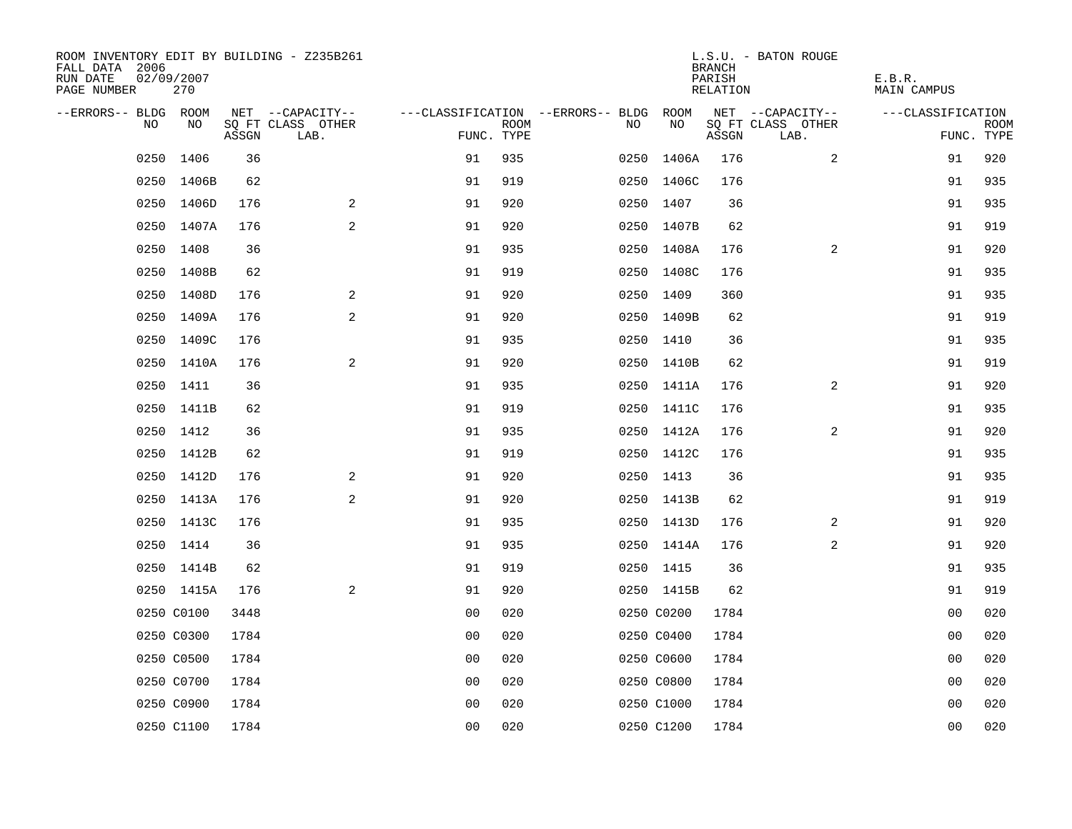ROOM INVENTORY EDIT BY BUILDING - Z235B261
FALL DATA 2006
RUN DATE 02/09/2007
PAGE NUMBER 270

L.S.U. - BATON ROUGE
BRANCH
PARISH E.B.R.
RELATION MAIN CAMPUS

| --ERRORS-- | BLDG NO | ROOM NO | NET SQ FT ASSGN | --CAPACITY-- CLASS LAB. | OTHER | ---CLASSIFICATION FUNC. | ROOM TYPE | --ERRORS-- | BLDG NO | ROOM NO | NET SQ FT ASSGN | --CAPACITY-- CLASS LAB. | OTHER | ---CLASSIFICATION FUNC. | ROOM TYPE |
|---|---|---|---|---|---|---|---|---|---|---|---|---|---|---|---|
| | 0250 | 1406 | 36 | | | 91 | 935 | | 0250 | 1406A | 176 | | 2 | 91 | 920 |
| | 0250 | 1406B | 62 | | | 91 | 919 | | 0250 | 1406C | 176 | | | 91 | 935 |
| | 0250 | 1406D | 176 | | 2 | 91 | 920 | | 0250 | 1407 | 36 | | | 91 | 935 |
| | 0250 | 1407A | 176 | | 2 | 91 | 920 | | 0250 | 1407B | 62 | | | 91 | 919 |
| | 0250 | 1408 | 36 | | | 91 | 935 | | 0250 | 1408A | 176 | | 2 | 91 | 920 |
| | 0250 | 1408B | 62 | | | 91 | 919 | | 0250 | 1408C | 176 | | | 91 | 935 |
| | 0250 | 1408D | 176 | | 2 | 91 | 920 | | 0250 | 1409 | 360 | | | 91 | 935 |
| | 0250 | 1409A | 176 | | 2 | 91 | 920 | | 0250 | 1409B | 62 | | | 91 | 919 |
| | 0250 | 1409C | 176 | | | 91 | 935 | | 0250 | 1410 | 36 | | | 91 | 935 |
| | 0250 | 1410A | 176 | | 2 | 91 | 920 | | 0250 | 1410B | 62 | | | 91 | 919 |
| | 0250 | 1411 | 36 | | | 91 | 935 | | 0250 | 1411A | 176 | | 2 | 91 | 920 |
| | 0250 | 1411B | 62 | | | 91 | 919 | | 0250 | 1411C | 176 | | | 91 | 935 |
| | 0250 | 1412 | 36 | | | 91 | 935 | | 0250 | 1412A | 176 | | 2 | 91 | 920 |
| | 0250 | 1412B | 62 | | | 91 | 919 | | 0250 | 1412C | 176 | | | 91 | 935 |
| | 0250 | 1412D | 176 | | 2 | 91 | 920 | | 0250 | 1413 | 36 | | | 91 | 935 |
| | 0250 | 1413A | 176 | | 2 | 91 | 920 | | 0250 | 1413B | 62 | | | 91 | 919 |
| | 0250 | 1413C | 176 | | | 91 | 935 | | 0250 | 1413D | 176 | | 2 | 91 | 920 |
| | 0250 | 1414 | 36 | | | 91 | 935 | | 0250 | 1414A | 176 | | 2 | 91 | 920 |
| | 0250 | 1414B | 62 | | | 91 | 919 | | 0250 | 1415 | 36 | | | 91 | 935 |
| | 0250 | 1415A | 176 | | 2 | 91 | 920 | | 0250 | 1415B | 62 | | | 91 | 919 |
| | 0250 | C0100 | 3448 | | | 00 | 020 | | 0250 | C0200 | 1784 | | | 00 | 020 |
| | 0250 | C0300 | 1784 | | | 00 | 020 | | 0250 | C0400 | 1784 | | | 00 | 020 |
| | 0250 | C0500 | 1784 | | | 00 | 020 | | 0250 | C0600 | 1784 | | | 00 | 020 |
| | 0250 | C0700 | 1784 | | | 00 | 020 | | 0250 | C0800 | 1784 | | | 00 | 020 |
| | 0250 | C0900 | 1784 | | | 00 | 020 | | 0250 | C1000 | 1784 | | | 00 | 020 |
| | 0250 | C1100 | 1784 | | | 00 | 020 | | 0250 | C1200 | 1784 | | | 00 | 020 |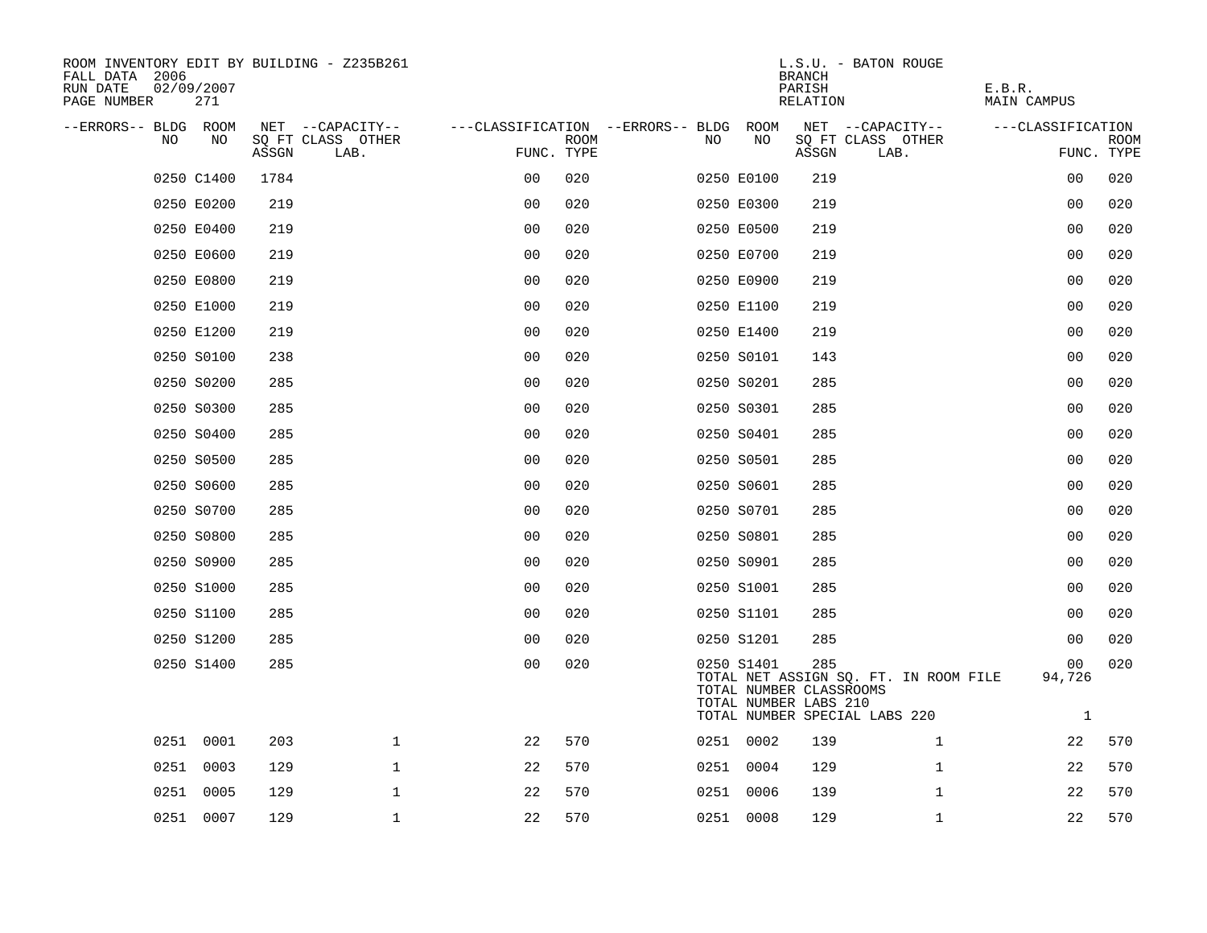ROOM INVENTORY EDIT BY BUILDING - Z235B261
FALL DATA 2006
RUN DATE 02/09/2007
PAGE NUMBER 271

L.S.U. - BATON ROUGE
BRANCH
PARISH E.B.R.
RELATION MAIN CAMPUS

| --ERRORS-- | BLDG NO | ROOM NO | NET SQ FT ASSGN | CAPACITY CLASS LAB. | CAPACITY OTHER | CLASSIFICATION FUNC. | ROOM TYPE | --ERRORS-- | BLDG NO | ROOM NO | NET SQ FT ASSGN | CAPACITY CLASS LAB. | CAPACITY OTHER | CLASSIFICATION FUNC. | ROOM TYPE |
|---|---|---|---|---|---|---|---|---|---|---|---|---|---|---|---|
| | 0250 | C1400 | 1784 | | | 00 | 020 | | 0250 | E0100 | 219 | | | 00 | 020 |
| | 0250 | E0200 | 219 | | | 00 | 020 | | 0250 | E0300 | 219 | | | 00 | 020 |
| | 0250 | E0400 | 219 | | | 00 | 020 | | 0250 | E0500 | 219 | | | 00 | 020 |
| | 0250 | E0600 | 219 | | | 00 | 020 | | 0250 | E0700 | 219 | | | 00 | 020 |
| | 0250 | E0800 | 219 | | | 00 | 020 | | 0250 | E0900 | 219 | | | 00 | 020 |
| | 0250 | E1000 | 219 | | | 00 | 020 | | 0250 | E1100 | 219 | | | 00 | 020 |
| | 0250 | E1200 | 219 | | | 00 | 020 | | 0250 | E1400 | 219 | | | 00 | 020 |
| | 0250 | S0100 | 238 | | | 00 | 020 | | 0250 | S0101 | 143 | | | 00 | 020 |
| | 0250 | S0200 | 285 | | | 00 | 020 | | 0250 | S0201 | 285 | | | 00 | 020 |
| | 0250 | S0300 | 285 | | | 00 | 020 | | 0250 | S0301 | 285 | | | 00 | 020 |
| | 0250 | S0400 | 285 | | | 00 | 020 | | 0250 | S0401 | 285 | | | 00 | 020 |
| | 0250 | S0500 | 285 | | | 00 | 020 | | 0250 | S0501 | 285 | | | 00 | 020 |
| | 0250 | S0600 | 285 | | | 00 | 020 | | 0250 | S0601 | 285 | | | 00 | 020 |
| | 0250 | S0700 | 285 | | | 00 | 020 | | 0250 | S0701 | 285 | | | 00 | 020 |
| | 0250 | S0800 | 285 | | | 00 | 020 | | 0250 | S0801 | 285 | | | 00 | 020 |
| | 0250 | S0900 | 285 | | | 00 | 020 | | 0250 | S0901 | 285 | | | 00 | 020 |
| | 0250 | S1000 | 285 | | | 00 | 020 | | 0250 | S1001 | 285 | | | 00 | 020 |
| | 0250 | S1100 | 285 | | | 00 | 020 | | 0250 | S1101 | 285 | | | 00 | 020 |
| | 0250 | S1200 | 285 | | | 00 | 020 | | 0250 | S1201 | 285 | | | 00 | 020 |
| | 0250 | S1400 | 285 | | | 00 | 020 | | 0250 | S1401 | 285 | | | 00 | 020 |

TOTAL NET ASSIGN SQ. FT. IN ROOM FILE 94,726
TOTAL NUMBER CLASSROOMS
TOTAL NUMBER LABS 210
TOTAL NUMBER SPECIAL LABS 220 1

| --ERRORS-- | BLDG NO | ROOM NO | NET SQ FT ASSGN | CAPACITY CLASS LAB. | CAPACITY OTHER | CLASSIFICATION FUNC. | ROOM TYPE | --ERRORS-- | BLDG NO | ROOM NO | NET SQ FT ASSGN | CAPACITY CLASS LAB. | CAPACITY OTHER | CLASSIFICATION FUNC. | ROOM TYPE |
|---|---|---|---|---|---|---|---|---|---|---|---|---|---|---|---|
| | 0251 | 0001 | 203 | | 1 | 22 | 570 | | 0251 | 0002 | 139 | | 1 | 22 | 570 |
| | 0251 | 0003 | 129 | | 1 | 22 | 570 | | 0251 | 0004 | 129 | | 1 | 22 | 570 |
| | 0251 | 0005 | 129 | | 1 | 22 | 570 | | 0251 | 0006 | 139 | | 1 | 22 | 570 |
| | 0251 | 0007 | 129 | | 1 | 22 | 570 | | 0251 | 0008 | 129 | | 1 | 22 | 570 |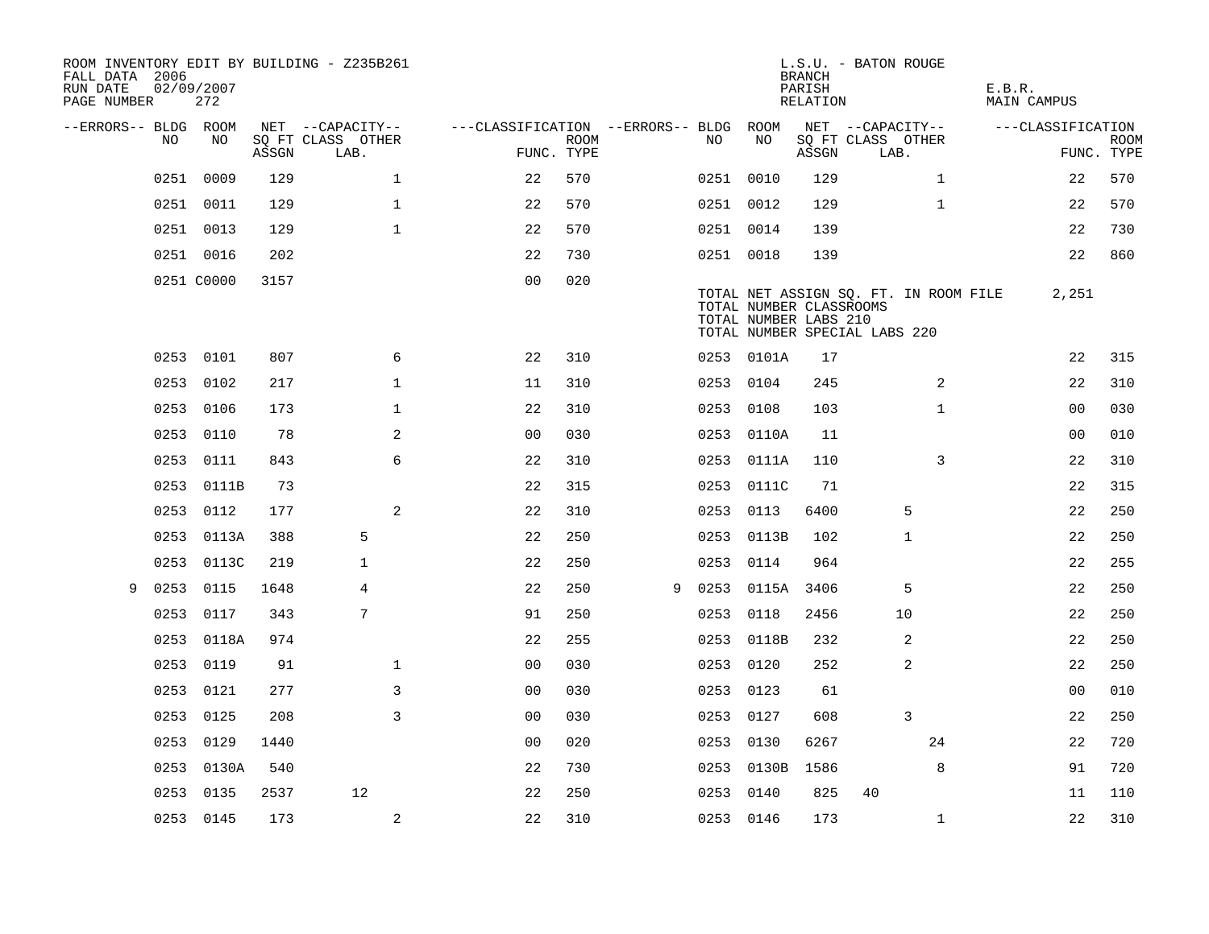ROOM INVENTORY EDIT BY BUILDING - Z235B261
FALL DATA 2006
RUN DATE 02/09/2007
PAGE NUMBER 272

L.S.U. - BATON ROUGE
BRANCH
PARISH
RELATION

E.B.R.
MAIN CAMPUS

| --ERRORS-- | BLDG NO | ROOM NO | NET ASSGN SQ FT | CAPACITY CLASS | CAPACITY LAB. | CAPACITY OTHER | CLASSIFICATION FUNC. | ROOM TYPE | --ERRORS-- | BLDG NO | ROOM NO | NET ASSGN SQ FT | CAPACITY CLASS | CAPACITY LAB. | CAPACITY OTHER | CLASSIFICATION FUNC. | ROOM TYPE |
|---|---|---|---|---|---|---|---|---|---|---|---|---|---|---|---|---|---|
| | 0251 | 0009 | 129 | | | 1 | 22 | 570 | | 0251 | 0010 | 129 | | | 1 | 22 | 570 |
| | 0251 | 0011 | 129 | | | 1 | 22 | 570 | | 0251 | 0012 | 129 | | | 1 | 22 | 570 |
| | 0251 | 0013 | 129 | | | 1 | 22 | 570 | | 0251 | 0014 | 139 | | | | 22 | 730 |
| | 0251 | 0016 | 202 | | | | 22 | 730 | | 0251 | 0018 | 139 | | | | 22 | 860 |
| | 0251 | C0000 | 3157 | | | | 00 | 020 | | | | | | | | | |

TOTAL NET ASSIGN SQ. FT. IN ROOM FILE 2,251
TOTAL NUMBER CLASSROOMS
TOTAL NUMBER LABS 210
TOTAL NUMBER SPECIAL LABS 220

| --ERRORS-- | BLDG NO | ROOM NO | NET ASSGN SQ FT | CAPACITY CLASS | CAPACITY LAB. | CAPACITY OTHER | CLASSIFICATION FUNC. | ROOM TYPE | --ERRORS-- | BLDG NO | ROOM NO | NET ASSGN SQ FT | CAPACITY CLASS | CAPACITY LAB. | CAPACITY OTHER | CLASSIFICATION FUNC. | ROOM TYPE |
|---|---|---|---|---|---|---|---|---|---|---|---|---|---|---|---|---|---|
| | 0253 | 0101 | 807 | | | 6 | 22 | 310 | | 0253 | 0101A | 17 | | | | 22 | 315 |
| | 0253 | 0102 | 217 | | | 1 | 11 | 310 | | 0253 | 0104 | 245 | | | 2 | 22 | 310 |
| | 0253 | 0106 | 173 | | | 1 | 22 | 310 | | 0253 | 0108 | 103 | | | 1 | 00 | 030 |
| | 0253 | 0110 | 78 | | | 2 | 00 | 030 | | 0253 | 0110A | 11 | | | | 00 | 010 |
| | 0253 | 0111 | 843 | | | 6 | 22 | 310 | | 0253 | 0111A | 110 | | | 3 | 22 | 310 |
| | 0253 | 0111B | 73 | | | | 22 | 315 | | 0253 | 0111C | 71 | | | | 22 | 315 |
| | 0253 | 0112 | 177 | | | 2 | 22 | 310 | | 0253 | 0113 | 6400 | | 5 | | 22 | 250 |
| | 0253 | 0113A | 388 | | 5 | | 22 | 250 | | 0253 | 0113B | 102 | | 1 | | 22 | 250 |
| | 0253 | 0113C | 219 | | 1 | | 22 | 250 | | 0253 | 0114 | 964 | | | | 22 | 255 |
| 9 | 0253 | 0115 | 1648 | | 4 | | 22 | 250 | 9 | 0253 | 0115A | 3406 | | 5 | | 22 | 250 |
| | 0253 | 0117 | 343 | | 7 | | 91 | 250 | | 0253 | 0118 | 2456 | | 10 | | 22 | 250 |
| | 0253 | 0118A | 974 | | | | 22 | 255 | | 0253 | 0118B | 232 | | 2 | | 22 | 250 |
| | 0253 | 0119 | 91 | | | 1 | 00 | 030 | | 0253 | 0120 | 252 | | 2 | | 22 | 250 |
| | 0253 | 0121 | 277 | | | 3 | 00 | 030 | | 0253 | 0123 | 61 | | | | 00 | 010 |
| | 0253 | 0125 | 208 | | | 3 | 00 | 030 | | 0253 | 0127 | 608 | | 3 | | 22 | 250 |
| | 0253 | 0129 | 1440 | | | | 00 | 020 | | 0253 | 0130 | 6267 | | | 24 | 22 | 720 |
| | 0253 | 0130A | 540 | | | | 22 | 730 | | 0253 | 0130B | 1586 | | | 8 | 91 | 720 |
| | 0253 | 0135 | 2537 | | 12 | | 22 | 250 | | 0253 | 0140 | 825 | 40 | | | 11 | 110 |
| | 0253 | 0145 | 173 | | | 2 | 22 | 310 | | 0253 | 0146 | 173 | | | 1 | 22 | 310 |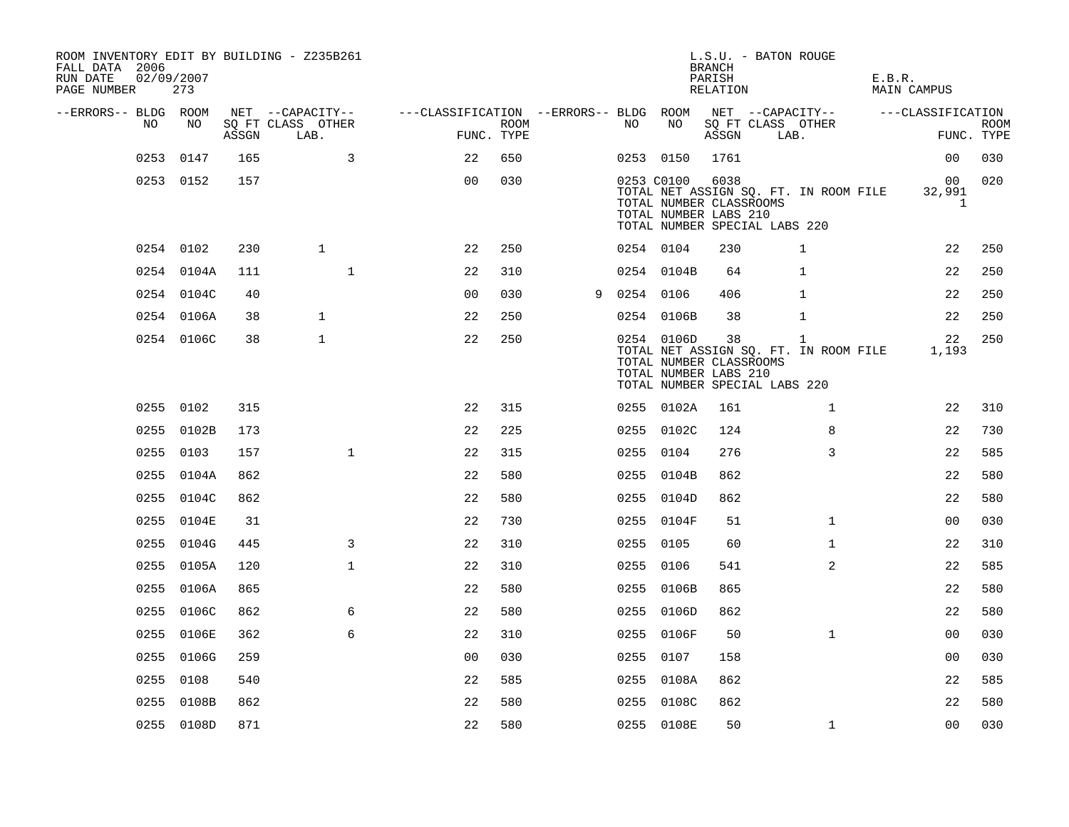ROOM INVENTORY EDIT BY BUILDING - Z235B261
FALL DATA 2006
RUN DATE 02/09/2007
PAGE NUMBER 273

L.S.U. - BATON ROUGE
BRANCH
PARISH E.B.R.
RELATION MAIN CAMPUS

| --ERRORS-- | BLDG NO | ROOM NO | NET SQ FT ASSGN | CAPACITY CLASS | CAPACITY OTHER LAB. | CLASSIFICATION FUNC. | ROOM TYPE | --ERRORS-- | BLDG NO | ROOM NO | NET SQ FT ASSGN | CAPACITY CLASS | CAPACITY OTHER LAB. | CLASSIFICATION FUNC. | ROOM TYPE |
|---|---|---|---|---|---|---|---|---|---|---|---|---|---|---|---|
| | 0253 | 0147 | 165 | | 3 | 22 | 650 | | 0253 | 0150 | 1761 | | | 00 | 030 |
| | 0253 | 0152 | 157 | | | 00 | 030 | | 0253 | C0100 | 6038 | | | 00 | 020 |
| | | | | | | | | | TOTAL NET ASSIGN SQ. FT. IN ROOM FILE | | | | | 32,991 | |
| | | | | | | | | | TOTAL NUMBER CLASSROOMS | | | | | 1 | |
| | | | | | | | | | TOTAL NUMBER LABS 210 | | | | | | |
| | | | | | | | | | TOTAL NUMBER SPECIAL LABS 220 | | | | | | |
| | 0254 | 0102 | 230 | 1 | | 22 | 250 | | 0254 | 0104 | 230 | 1 | | 22 | 250 |
| | 0254 | 0104A | 111 | | 1 | 22 | 310 | | 0254 | 0104B | 64 | 1 | | 22 | 250 |
| | 0254 | 0104C | 40 | | | 00 | 030 | 9 | 0254 | 0106 | 406 | 1 | | 22 | 250 |
| | 0254 | 0106A | 38 | 1 | | 22 | 250 | | 0254 | 0106B | 38 | 1 | | 22 | 250 |
| | 0254 | 0106C | 38 | 1 | | 22 | 250 | | 0254 | 0106D | 38 | 1 | | 22 | 250 |
| | | | | | | | | | TOTAL NET ASSIGN SQ. FT. IN ROOM FILE | | | | | 1,193 | |
| | | | | | | | | | TOTAL NUMBER CLASSROOMS | | | | | | |
| | | | | | | | | | TOTAL NUMBER LABS 210 | | | | | | |
| | | | | | | | | | TOTAL NUMBER SPECIAL LABS 220 | | | | | | |
| | 0255 | 0102 | 315 | | | 22 | 315 | | 0255 | 0102A | 161 | | 1 | 22 | 310 |
| | 0255 | 0102B | 173 | | | 22 | 225 | | 0255 | 0102C | 124 | | 8 | 22 | 730 |
| | 0255 | 0103 | 157 | | 1 | 22 | 315 | | 0255 | 0104 | 276 | | 3 | 22 | 585 |
| | 0255 | 0104A | 862 | | | 22 | 580 | | 0255 | 0104B | 862 | | | 22 | 580 |
| | 0255 | 0104C | 862 | | | 22 | 580 | | 0255 | 0104D | 862 | | | 22 | 580 |
| | 0255 | 0104E | 31 | | | 22 | 730 | | 0255 | 0104F | 51 | | 1 | 00 | 030 |
| | 0255 | 0104G | 445 | | 3 | 22 | 310 | | 0255 | 0105 | 60 | | 1 | 22 | 310 |
| | 0255 | 0105A | 120 | | 1 | 22 | 310 | | 0255 | 0106 | 541 | | 2 | 22 | 585 |
| | 0255 | 0106A | 865 | | | 22 | 580 | | 0255 | 0106B | 865 | | | 22 | 580 |
| | 0255 | 0106C | 862 | | 6 | 22 | 580 | | 0255 | 0106D | 862 | | | 22 | 580 |
| | 0255 | 0106E | 362 | | 6 | 22 | 310 | | 0255 | 0106F | 50 | | 1 | 00 | 030 |
| | 0255 | 0106G | 259 | | | 00 | 030 | | 0255 | 0107 | 158 | | | 00 | 030 |
| | 0255 | 0108 | 540 | | | 22 | 585 | | 0255 | 0108A | 862 | | | 22 | 585 |
| | 0255 | 0108B | 862 | | | 22 | 580 | | 0255 | 0108C | 862 | | | 22 | 580 |
| | 0255 | 0108D | 871 | | | 22 | 580 | | 0255 | 0108E | 50 | | 1 | 00 | 030 |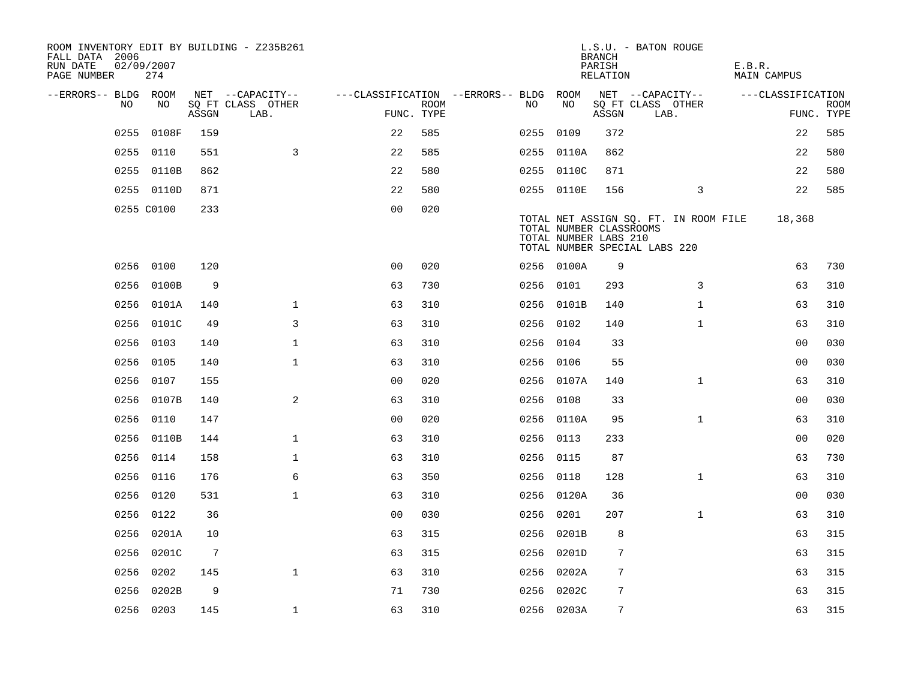ROOM INVENTORY EDIT BY BUILDING - Z235B261
FALL DATA 2006
RUN DATE 02/09/2007
PAGE NUMBER 274

L.S.U. - BATON ROUGE
BRANCH
PARISH E.B.R.
RELATION MAIN CAMPUS

| --ERRORS-- | BLDG NO | ROOM NO | NET SQ FT ASSGN | CAPACITY CLASS LAB. | CAPACITY OTHER | CLASSIFICATION FUNC. | ROOM TYPE | --ERRORS-- | BLDG NO | ROOM NO | NET SQ FT ASSGN | CAPACITY CLASS LAB. | CAPACITY OTHER | CLASSIFICATION FUNC. | ROOM TYPE |
|---|---|---|---|---|---|---|---|---|---|---|---|---|---|---|---|
| | 0255 | 0108F | 159 | | | 22 | 585 | | 0255 | 0109 | 372 | | | 22 | 585 |
| | 0255 | 0110 | 551 | | 3 | 22 | 585 | | 0255 | 0110A | 862 | | | 22 | 580 |
| | 0255 | 0110B | 862 | | | 22 | 580 | | 0255 | 0110C | 871 | | | 22 | 580 |
| | 0255 | 0110D | 871 | | | 22 | 580 | | 0255 | 0110E | 156 | | 3 | 22 | 585 |
| | 0255 | C0100 | 233 | | | 00 | 020 | | | | | | | | |

TOTAL NET ASSIGN SQ. FT. IN ROOM FILE 18,368
TOTAL NUMBER CLASSROOMS
TOTAL NUMBER LABS 210
TOTAL NUMBER SPECIAL LABS 220

| --ERRORS-- | BLDG NO | ROOM NO | NET SQ FT ASSGN | CAPACITY CLASS LAB. | CAPACITY OTHER | CLASSIFICATION FUNC. | ROOM TYPE | --ERRORS-- | BLDG NO | ROOM NO | NET SQ FT ASSGN | CAPACITY CLASS LAB. | CAPACITY OTHER | CLASSIFICATION FUNC. | ROOM TYPE |
|---|---|---|---|---|---|---|---|---|---|---|---|---|---|---|---|
| | 0256 | 0100 | 120 | | | 00 | 020 | | 0256 | 0100A | 9 | | | 63 | 730 |
| | 0256 | 0100B | 9 | | | 63 | 730 | | 0256 | 0101 | 293 | | 3 | 63 | 310 |
| | 0256 | 0101A | 140 | | 1 | 63 | 310 | | 0256 | 0101B | 140 | | 1 | 63 | 310 |
| | 0256 | 0101C | 49 | | 3 | 63 | 310 | | 0256 | 0102 | 140 | | 1 | 63 | 310 |
| | 0256 | 0103 | 140 | | 1 | 63 | 310 | | 0256 | 0104 | 33 | | | 00 | 030 |
| | 0256 | 0105 | 140 | | 1 | 63 | 310 | | 0256 | 0106 | 55 | | | 00 | 030 |
| | 0256 | 0107 | 155 | | | 00 | 020 | | 0256 | 0107A | 140 | | 1 | 63 | 310 |
| | 0256 | 0107B | 140 | | 2 | 63 | 310 | | 0256 | 0108 | 33 | | | 00 | 030 |
| | 0256 | 0110 | 147 | | | 00 | 020 | | 0256 | 0110A | 95 | | 1 | 63 | 310 |
| | 0256 | 0110B | 144 | | 1 | 63 | 310 | | 0256 | 0113 | 233 | | | 00 | 020 |
| | 0256 | 0114 | 158 | | 1 | 63 | 310 | | 0256 | 0115 | 87 | | | 63 | 730 |
| | 0256 | 0116 | 176 | | 6 | 63 | 350 | | 0256 | 0118 | 128 | | 1 | 63 | 310 |
| | 0256 | 0120 | 531 | | 1 | 63 | 310 | | 0256 | 0120A | 36 | | | 00 | 030 |
| | 0256 | 0122 | 36 | | | 00 | 030 | | 0256 | 0201 | 207 | | 1 | 63 | 310 |
| | 0256 | 0201A | 10 | | | 63 | 315 | | 0256 | 0201B | 8 | | | 63 | 315 |
| | 0256 | 0201C | 7 | | | 63 | 315 | | 0256 | 0201D | 7 | | | 63 | 315 |
| | 0256 | 0202 | 145 | | 1 | 63 | 310 | | 0256 | 0202A | 7 | | | 63 | 315 |
| | 0256 | 0202B | 9 | | | 71 | 730 | | 0256 | 0202C | 7 | | | 63 | 315 |
| | 0256 | 0203 | 145 | | 1 | 63 | 310 | | 0256 | 0203A | 7 | | | 63 | 315 |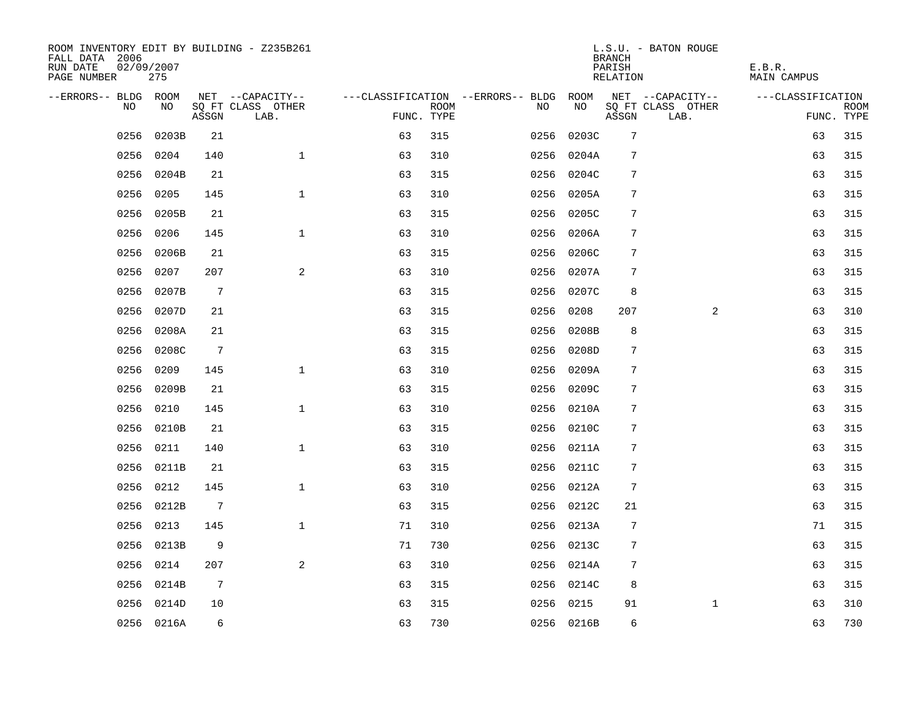ROOM INVENTORY EDIT BY BUILDING - Z235B261
FALL DATA 2006
RUN DATE 02/09/2007
PAGE NUMBER 275

L.S.U. - BATON ROUGE
BRANCH
PARISH E.B.R.
RELATION MAIN CAMPUS

| --ERRORS-- | BLDG NO | ROOM NO | NET SQ FT ASSGN | --CAPACITY-- CLASS LAB. | OTHER | ---CLASSIFICATION FUNC. | ROOM TYPE | --ERRORS-- | BLDG NO | ROOM NO | NET SQ FT ASSGN | --CAPACITY-- CLASS LAB. | OTHER | ---CLASSIFICATION FUNC. | ROOM TYPE |
|---|---|---|---|---|---|---|---|---|---|---|---|---|---|---|---|
| | 0256 | 0203B | 21 | | | 63 | 315 | | 0256 | 0203C | 7 | | | 63 | 315 |
| | 0256 | 0204 | 140 | | 1 | 63 | 310 | | 0256 | 0204A | 7 | | | 63 | 315 |
| | 0256 | 0204B | 21 | | | 63 | 315 | | 0256 | 0204C | 7 | | | 63 | 315 |
| | 0256 | 0205 | 145 | | 1 | 63 | 310 | | 0256 | 0205A | 7 | | | 63 | 315 |
| | 0256 | 0205B | 21 | | | 63 | 315 | | 0256 | 0205C | 7 | | | 63 | 315 |
| | 0256 | 0206 | 145 | | 1 | 63 | 310 | | 0256 | 0206A | 7 | | | 63 | 315 |
| | 0256 | 0206B | 21 | | | 63 | 315 | | 0256 | 0206C | 7 | | | 63 | 315 |
| | 0256 | 0207 | 207 | | 2 | 63 | 310 | | 0256 | 0207A | 7 | | | 63 | 315 |
| | 0256 | 0207B | 7 | | | 63 | 315 | | 0256 | 0207C | 8 | | | 63 | 315 |
| | 0256 | 0207D | 21 | | | 63 | 315 | | 0256 | 0208 | 207 | | 2 | 63 | 310 |
| | 0256 | 0208A | 21 | | | 63 | 315 | | 0256 | 0208B | 8 | | | 63 | 315 |
| | 0256 | 0208C | 7 | | | 63 | 315 | | 0256 | 0208D | 7 | | | 63 | 315 |
| | 0256 | 0209 | 145 | | 1 | 63 | 310 | | 0256 | 0209A | 7 | | | 63 | 315 |
| | 0256 | 0209B | 21 | | | 63 | 315 | | 0256 | 0209C | 7 | | | 63 | 315 |
| | 0256 | 0210 | 145 | | 1 | 63 | 310 | | 0256 | 0210A | 7 | | | 63 | 315 |
| | 0256 | 0210B | 21 | | | 63 | 315 | | 0256 | 0210C | 7 | | | 63 | 315 |
| | 0256 | 0211 | 140 | | 1 | 63 | 310 | | 0256 | 0211A | 7 | | | 63 | 315 |
| | 0256 | 0211B | 21 | | | 63 | 315 | | 0256 | 0211C | 7 | | | 63 | 315 |
| | 0256 | 0212 | 145 | | 1 | 63 | 310 | | 0256 | 0212A | 7 | | | 63 | 315 |
| | 0256 | 0212B | 7 | | | 63 | 315 | | 0256 | 0212C | 21 | | | 63 | 315 |
| | 0256 | 0213 | 145 | | 1 | 71 | 310 | | 0256 | 0213A | 7 | | | 71 | 315 |
| | 0256 | 0213B | 9 | | | 71 | 730 | | 0256 | 0213C | 7 | | | 63 | 315 |
| | 0256 | 0214 | 207 | | 2 | 63 | 310 | | 0256 | 0214A | 7 | | | 63 | 315 |
| | 0256 | 0214B | 7 | | | 63 | 315 | | 0256 | 0214C | 8 | | | 63 | 315 |
| | 0256 | 0214D | 10 | | | 63 | 315 | | 0256 | 0215 | 91 | | 1 | 63 | 310 |
| | 0256 | 0216A | 6 | | | 63 | 730 | | 0256 | 0216B | 6 | | | 63 | 730 |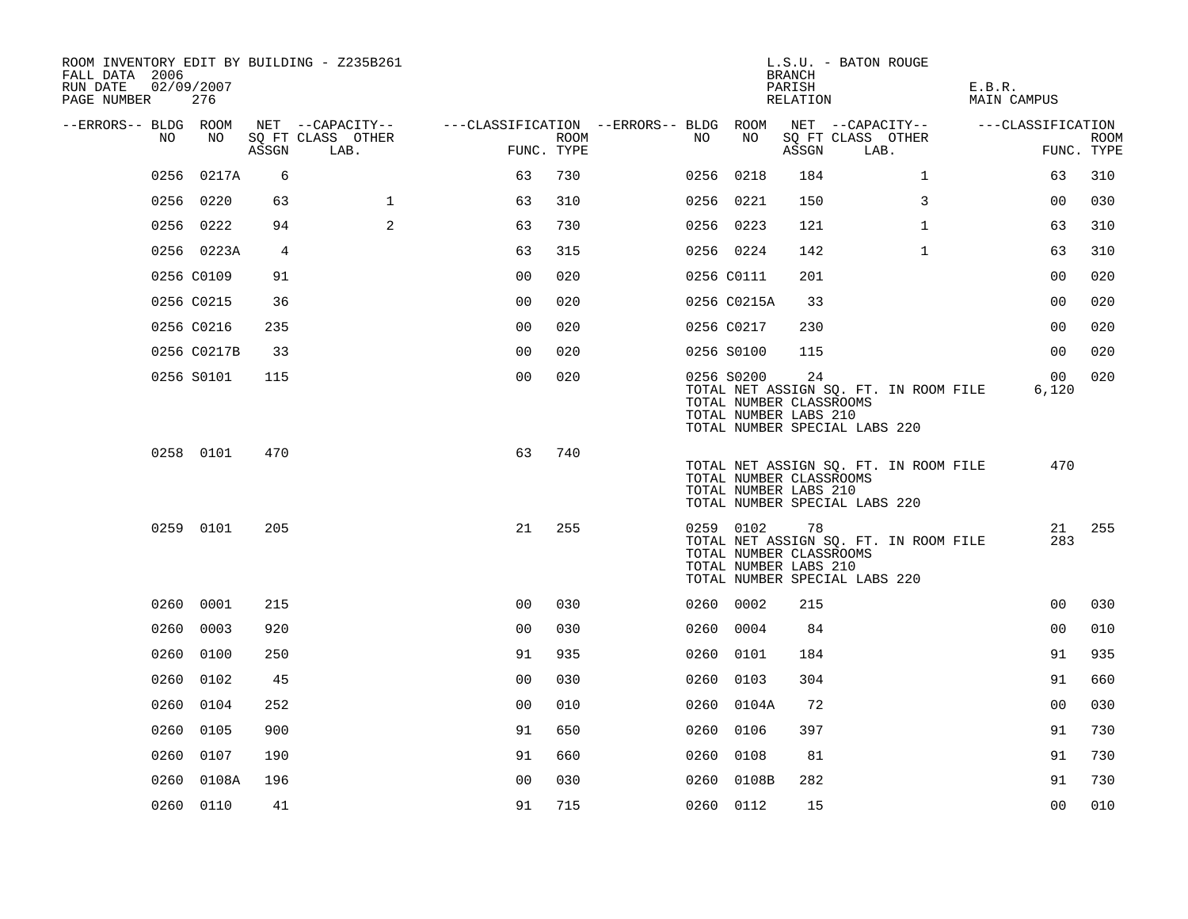ROOM INVENTORY EDIT BY BUILDING - Z235B261
FALL DATA 2006
RUN DATE 02/09/2007
PAGE NUMBER 276

L.S.U. - BATON ROUGE
BRANCH
PARISH E.B.R.
RELATION MAIN CAMPUS

| --ERRORS-- | BLDG NO | ROOM NO | NET SQ FT ASSGN | --CAPACITY-- CLASS LAB. | OTHER | ---CLASSIFICATION FUNC. | ROOM TYPE | --ERRORS-- | BLDG NO | ROOM NO | NET SQ FT ASSGN | --CAPACITY-- CLASS LAB. | OTHER | ---CLASSIFICATION FUNC. | ROOM TYPE |
|---|---|---|---|---|---|---|---|---|---|---|---|---|---|---|---|
| | 0256 | 0217A | 6 | | | 63 | 730 | | 0256 | 0218 | 184 | | 1 | 63 | 310 |
| | 0256 | 0220 | 63 | | 1 | 63 | 310 | | 0256 | 0221 | 150 | | 3 | 00 | 030 |
| | 0256 | 0222 | 94 | | 2 | 63 | 730 | | 0256 | 0223 | 121 | | 1 | 63 | 310 |
| | 0256 | 0223A | 4 | | | 63 | 315 | | 0256 | 0224 | 142 | | 1 | 63 | 310 |
| | 0256 | C0109 | 91 | | | 00 | 020 | | 0256 | C0111 | 201 | | | 00 | 020 |
| | 0256 | C0215 | 36 | | | 00 | 020 | | 0256 | C0215A | 33 | | | 00 | 020 |
| | 0256 | C0216 | 235 | | | 00 | 020 | | 0256 | C0217 | 230 | | | 00 | 020 |
| | 0256 | C0217B | 33 | | | 00 | 020 | | 0256 | S0100 | 115 | | | 00 | 020 |
| | 0256 | S0101 | 115 | | | 00 | 020 | | 0256 | S0200 | 24 | | | 00 | 020 |
| | | | | | | | | | TOTAL NET ASSIGN SQ. FT. IN ROOM FILE | | | | | 6,120 | |
| | | | | | | | | | TOTAL NUMBER CLASSROOMS | | | | | | |
| | | | | | | | | | TOTAL NUMBER LABS 210 | | | | | | |
| | | | | | | | | | TOTAL NUMBER SPECIAL LABS 220 | | | | | | |
| | 0258 | 0101 | 470 | | | 63 | 740 | | | | | | | | |
| | | | | | | | | | TOTAL NET ASSIGN SQ. FT. IN ROOM FILE | | | | | 470 | |
| | | | | | | | | | TOTAL NUMBER CLASSROOMS | | | | | | |
| | | | | | | | | | TOTAL NUMBER LABS 210 | | | | | | |
| | | | | | | | | | TOTAL NUMBER SPECIAL LABS 220 | | | | | | |
| | 0259 | 0101 | 205 | | | 21 | 255 | | 0259 | 0102 | 78 | | | 21 | 255 |
| | | | | | | | | | TOTAL NET ASSIGN SQ. FT. IN ROOM FILE | | | | | 283 | |
| | | | | | | | | | TOTAL NUMBER CLASSROOMS | | | | | | |
| | | | | | | | | | TOTAL NUMBER LABS 210 | | | | | | |
| | | | | | | | | | TOTAL NUMBER SPECIAL LABS 220 | | | | | | |
| | 0260 | 0001 | 215 | | | 00 | 030 | | 0260 | 0002 | 215 | | | 00 | 030 |
| | 0260 | 0003 | 920 | | | 00 | 030 | | 0260 | 0004 | 84 | | | 00 | 010 |
| | 0260 | 0100 | 250 | | | 91 | 935 | | 0260 | 0101 | 184 | | | 91 | 935 |
| | 0260 | 0102 | 45 | | | 00 | 030 | | 0260 | 0103 | 304 | | | 91 | 660 |
| | 0260 | 0104 | 252 | | | 00 | 010 | | 0260 | 0104A | 72 | | | 00 | 030 |
| | 0260 | 0105 | 900 | | | 91 | 650 | | 0260 | 0106 | 397 | | | 91 | 730 |
| | 0260 | 0107 | 190 | | | 91 | 660 | | 0260 | 0108 | 81 | | | 91 | 730 |
| | 0260 | 0108A | 196 | | | 00 | 030 | | 0260 | 0108B | 282 | | | 91 | 730 |
| | 0260 | 0110 | 41 | | | 91 | 715 | | 0260 | 0112 | 15 | | | 00 | 010 |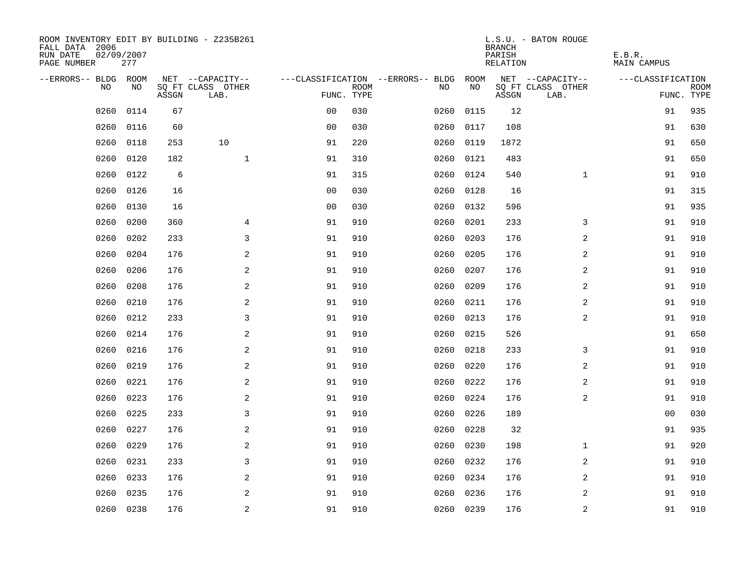ROOM INVENTORY EDIT BY BUILDING - Z235B261
FALL DATA 2006
RUN DATE 02/09/2007
PAGE NUMBER 277

L.S.U. - BATON ROUGE
BRANCH
PARISH E.B.R.
RELATION MAIN CAMPUS

| --ERRORS-- | BLDG NO | ROOM NO | NET SQ FT ASSGN | --CAPACITY-- CLASS LAB. | OTHER | ---CLASSIFICATION FUNC. | ROOM TYPE | --ERRORS-- | BLDG NO | ROOM NO | NET SQ FT ASSGN | --CAPACITY-- CLASS LAB. | OTHER | ---CLASSIFICATION FUNC. | ROOM TYPE |
|---|---|---|---|---|---|---|---|---|---|---|---|---|---|---|---|
| | 0260 | 0114 | 67 | | | 00 | 030 | | 0260 | 0115 | 12 | | | 91 | 935 |
| | 0260 | 0116 | 60 | | | 00 | 030 | | 0260 | 0117 | 108 | | | 91 | 630 |
| | 0260 | 0118 | 253 | 10 | | 91 | 220 | | 0260 | 0119 | 1872 | | | 91 | 650 |
| | 0260 | 0120 | 182 | | 1 | 91 | 310 | | 0260 | 0121 | 483 | | | 91 | 650 |
| | 0260 | 0122 | 6 | | | 91 | 315 | | 0260 | 0124 | 540 | | 1 | 91 | 910 |
| | 0260 | 0126 | 16 | | | 00 | 030 | | 0260 | 0128 | 16 | | | 91 | 315 |
| | 0260 | 0130 | 16 | | | 00 | 030 | | 0260 | 0132 | 596 | | | 91 | 935 |
| | 0260 | 0200 | 360 | | 4 | 91 | 910 | | 0260 | 0201 | 233 | | 3 | 91 | 910 |
| | 0260 | 0202 | 233 | | 3 | 91 | 910 | | 0260 | 0203 | 176 | | 2 | 91 | 910 |
| | 0260 | 0204 | 176 | | 2 | 91 | 910 | | 0260 | 0205 | 176 | | 2 | 91 | 910 |
| | 0260 | 0206 | 176 | | 2 | 91 | 910 | | 0260 | 0207 | 176 | | 2 | 91 | 910 |
| | 0260 | 0208 | 176 | | 2 | 91 | 910 | | 0260 | 0209 | 176 | | 2 | 91 | 910 |
| | 0260 | 0210 | 176 | | 2 | 91 | 910 | | 0260 | 0211 | 176 | | 2 | 91 | 910 |
| | 0260 | 0212 | 233 | | 3 | 91 | 910 | | 0260 | 0213 | 176 | | 2 | 91 | 910 |
| | 0260 | 0214 | 176 | | 2 | 91 | 910 | | 0260 | 0215 | 526 | | | 91 | 650 |
| | 0260 | 0216 | 176 | | 2 | 91 | 910 | | 0260 | 0218 | 233 | | 3 | 91 | 910 |
| | 0260 | 0219 | 176 | | 2 | 91 | 910 | | 0260 | 0220 | 176 | | 2 | 91 | 910 |
| | 0260 | 0221 | 176 | | 2 | 91 | 910 | | 0260 | 0222 | 176 | | 2 | 91 | 910 |
| | 0260 | 0223 | 176 | | 2 | 91 | 910 | | 0260 | 0224 | 176 | | 2 | 91 | 910 |
| | 0260 | 0225 | 233 | | 3 | 91 | 910 | | 0260 | 0226 | 189 | | | 00 | 030 |
| | 0260 | 0227 | 176 | | 2 | 91 | 910 | | 0260 | 0228 | 32 | | | 91 | 935 |
| | 0260 | 0229 | 176 | | 2 | 91 | 910 | | 0260 | 0230 | 198 | | 1 | 91 | 920 |
| | 0260 | 0231 | 233 | | 3 | 91 | 910 | | 0260 | 0232 | 176 | | 2 | 91 | 910 |
| | 0260 | 0233 | 176 | | 2 | 91 | 910 | | 0260 | 0234 | 176 | | 2 | 91 | 910 |
| | 0260 | 0235 | 176 | | 2 | 91 | 910 | | 0260 | 0236 | 176 | | 2 | 91 | 910 |
| | 0260 | 0238 | 176 | | 2 | 91 | 910 | | 0260 | 0239 | 176 | | 2 | 91 | 910 |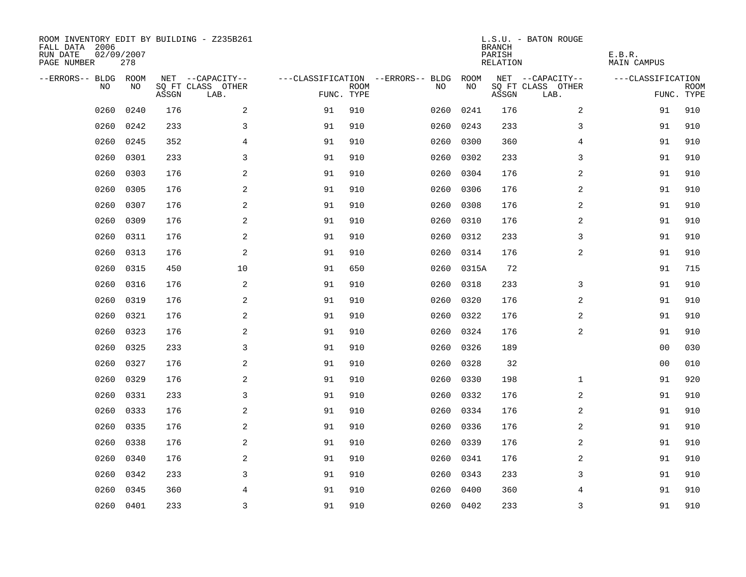ROOM INVENTORY EDIT BY BUILDING - Z235B261
FALL DATA 2006
RUN DATE 02/09/2007
PAGE NUMBER 278

L.S.U. - BATON ROUGE
BRANCH
PARISH E.B.R.
RELATION MAIN CAMPUS

| --ERRORS-- | BLDG NO | ROOM NO | NET SQ FT ASSGN | --CAPACITY-- CLASS LAB. | OTHER | ---CLASSIFICATION FUNC. | ROOM TYPE | --ERRORS-- | BLDG NO | ROOM NO | NET SQ FT ASSGN | --CAPACITY-- CLASS LAB. | OTHER | ---CLASSIFICATION FUNC. | ROOM TYPE |
|---|---|---|---|---|---|---|---|---|---|---|---|---|---|---|---|
| | 0260 | 0240 | 176 | | 2 | 91 | 910 | | 0260 | 0241 | 176 | | 2 | 91 | 910 |
| | 0260 | 0242 | 233 | | 3 | 91 | 910 | | 0260 | 0243 | 233 | | 3 | 91 | 910 |
| | 0260 | 0245 | 352 | | 4 | 91 | 910 | | 0260 | 0300 | 360 | | 4 | 91 | 910 |
| | 0260 | 0301 | 233 | | 3 | 91 | 910 | | 0260 | 0302 | 233 | | 3 | 91 | 910 |
| | 0260 | 0303 | 176 | | 2 | 91 | 910 | | 0260 | 0304 | 176 | | 2 | 91 | 910 |
| | 0260 | 0305 | 176 | | 2 | 91 | 910 | | 0260 | 0306 | 176 | | 2 | 91 | 910 |
| | 0260 | 0307 | 176 | | 2 | 91 | 910 | | 0260 | 0308 | 176 | | 2 | 91 | 910 |
| | 0260 | 0309 | 176 | | 2 | 91 | 910 | | 0260 | 0310 | 176 | | 2 | 91 | 910 |
| | 0260 | 0311 | 176 | | 2 | 91 | 910 | | 0260 | 0312 | 233 | | 3 | 91 | 910 |
| | 0260 | 0313 | 176 | | 2 | 91 | 910 | | 0260 | 0314 | 176 | | 2 | 91 | 910 |
| | 0260 | 0315 | 450 | | 10 | 91 | 650 | | 0260 | 0315A | 72 | | | 91 | 715 |
| | 0260 | 0316 | 176 | | 2 | 91 | 910 | | 0260 | 0318 | 233 | | 3 | 91 | 910 |
| | 0260 | 0319 | 176 | | 2 | 91 | 910 | | 0260 | 0320 | 176 | | 2 | 91 | 910 |
| | 0260 | 0321 | 176 | | 2 | 91 | 910 | | 0260 | 0322 | 176 | | 2 | 91 | 910 |
| | 0260 | 0323 | 176 | | 2 | 91 | 910 | | 0260 | 0324 | 176 | | 2 | 91 | 910 |
| | 0260 | 0325 | 233 | | 3 | 91 | 910 | | 0260 | 0326 | 189 | | | 00 | 030 |
| | 0260 | 0327 | 176 | | 2 | 91 | 910 | | 0260 | 0328 | 32 | | | 00 | 010 |
| | 0260 | 0329 | 176 | | 2 | 91 | 910 | | 0260 | 0330 | 198 | | 1 | 91 | 920 |
| | 0260 | 0331 | 233 | | 3 | 91 | 910 | | 0260 | 0332 | 176 | | 2 | 91 | 910 |
| | 0260 | 0333 | 176 | | 2 | 91 | 910 | | 0260 | 0334 | 176 | | 2 | 91 | 910 |
| | 0260 | 0335 | 176 | | 2 | 91 | 910 | | 0260 | 0336 | 176 | | 2 | 91 | 910 |
| | 0260 | 0338 | 176 | | 2 | 91 | 910 | | 0260 | 0339 | 176 | | 2 | 91 | 910 |
| | 0260 | 0340 | 176 | | 2 | 91 | 910 | | 0260 | 0341 | 176 | | 2 | 91 | 910 |
| | 0260 | 0342 | 233 | | 3 | 91 | 910 | | 0260 | 0343 | 233 | | 3 | 91 | 910 |
| | 0260 | 0345 | 360 | | 4 | 91 | 910 | | 0260 | 0400 | 360 | | 4 | 91 | 910 |
| | 0260 | 0401 | 233 | | 3 | 91 | 910 | | 0260 | 0402 | 233 | | 3 | 91 | 910 |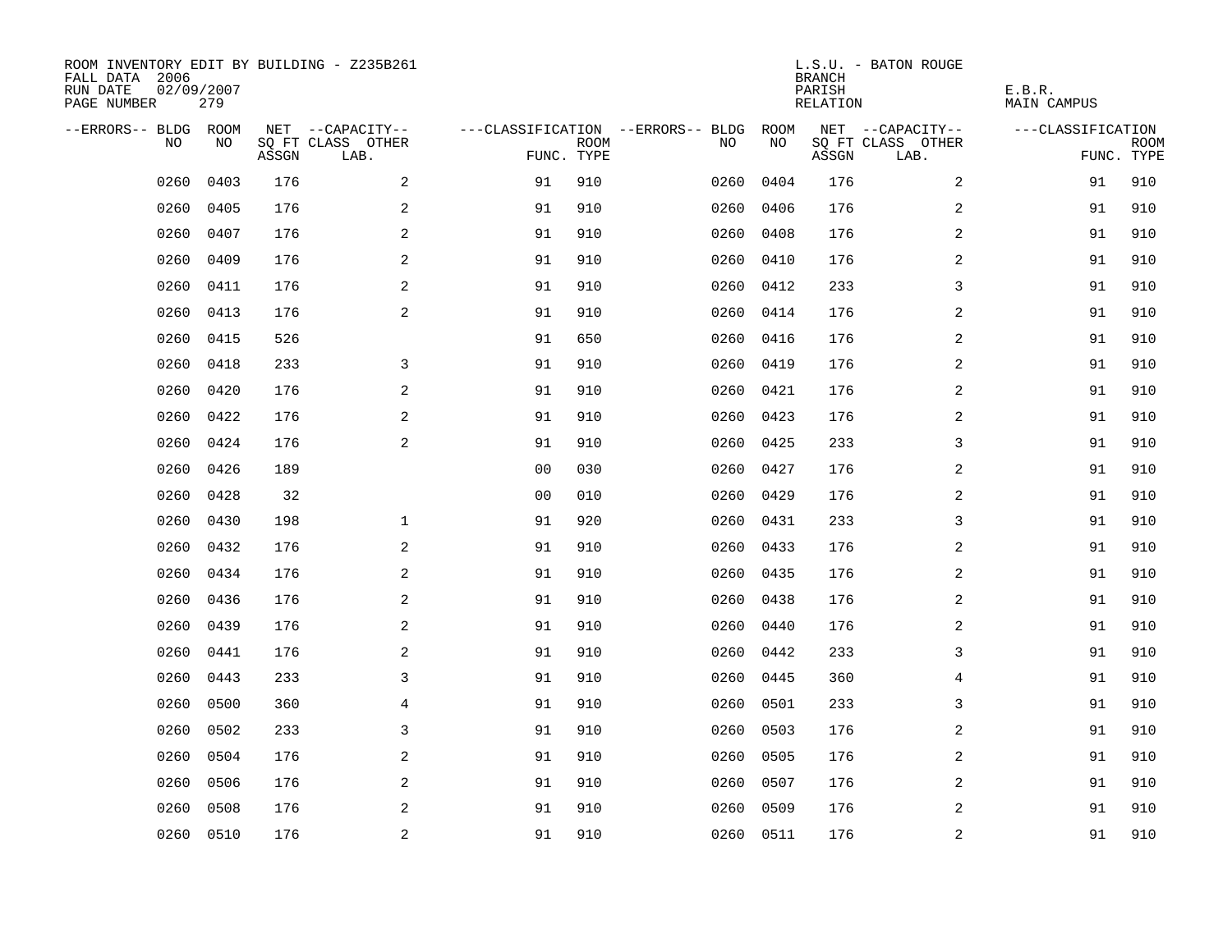ROOM INVENTORY EDIT BY BUILDING - Z235B261
FALL DATA 2006
RUN DATE 02/09/2007
PAGE NUMBER 279

L.S.U. - BATON ROUGE
BRANCH
PARISH E.B.R.
RELATION MAIN CAMPUS

| --ERRORS-- | BLDG NO | ROOM NO | NET SQ FT ASSGN | --CAPACITY-- CLASS LAB. | OTHER | ---CLASSIFICATION FUNC. | ROOM TYPE | --ERRORS-- | BLDG NO | ROOM NO | NET SQ FT ASSGN | --CAPACITY-- CLASS LAB. | OTHER | ---CLASSIFICATION FUNC. | ROOM TYPE |
|---|---|---|---|---|---|---|---|---|---|---|---|---|---|---|---|
| | 0260 | 0403 | 176 | | 2 | 91 | 910 | | 0260 | 0404 | 176 | | 2 | 91 | 910 |
| | 0260 | 0405 | 176 | | 2 | 91 | 910 | | 0260 | 0406 | 176 | | 2 | 91 | 910 |
| | 0260 | 0407 | 176 | | 2 | 91 | 910 | | 0260 | 0408 | 176 | | 2 | 91 | 910 |
| | 0260 | 0409 | 176 | | 2 | 91 | 910 | | 0260 | 0410 | 176 | | 2 | 91 | 910 |
| | 0260 | 0411 | 176 | | 2 | 91 | 910 | | 0260 | 0412 | 233 | | 3 | 91 | 910 |
| | 0260 | 0413 | 176 | | 2 | 91 | 910 | | 0260 | 0414 | 176 | | 2 | 91 | 910 |
| | 0260 | 0415 | 526 | | | 91 | 650 | | 0260 | 0416 | 176 | | 2 | 91 | 910 |
| | 0260 | 0418 | 233 | | 3 | 91 | 910 | | 0260 | 0419 | 176 | | 2 | 91 | 910 |
| | 0260 | 0420 | 176 | | 2 | 91 | 910 | | 0260 | 0421 | 176 | | 2 | 91 | 910 |
| | 0260 | 0422 | 176 | | 2 | 91 | 910 | | 0260 | 0423 | 176 | | 2 | 91 | 910 |
| | 0260 | 0424 | 176 | | 2 | 91 | 910 | | 0260 | 0425 | 233 | | 3 | 91 | 910 |
| | 0260 | 0426 | 189 | | | 00 | 030 | | 0260 | 0427 | 176 | | 2 | 91 | 910 |
| | 0260 | 0428 | 32 | | | 00 | 010 | | 0260 | 0429 | 176 | | 2 | 91 | 910 |
| | 0260 | 0430 | 198 | | 1 | 91 | 920 | | 0260 | 0431 | 233 | | 3 | 91 | 910 |
| | 0260 | 0432 | 176 | | 2 | 91 | 910 | | 0260 | 0433 | 176 | | 2 | 91 | 910 |
| | 0260 | 0434 | 176 | | 2 | 91 | 910 | | 0260 | 0435 | 176 | | 2 | 91 | 910 |
| | 0260 | 0436 | 176 | | 2 | 91 | 910 | | 0260 | 0438 | 176 | | 2 | 91 | 910 |
| | 0260 | 0439 | 176 | | 2 | 91 | 910 | | 0260 | 0440 | 176 | | 2 | 91 | 910 |
| | 0260 | 0441 | 176 | | 2 | 91 | 910 | | 0260 | 0442 | 233 | | 3 | 91 | 910 |
| | 0260 | 0443 | 233 | | 3 | 91 | 910 | | 0260 | 0445 | 360 | | 4 | 91 | 910 |
| | 0260 | 0500 | 360 | | 4 | 91 | 910 | | 0260 | 0501 | 233 | | 3 | 91 | 910 |
| | 0260 | 0502 | 233 | | 3 | 91 | 910 | | 0260 | 0503 | 176 | | 2 | 91 | 910 |
| | 0260 | 0504 | 176 | | 2 | 91 | 910 | | 0260 | 0505 | 176 | | 2 | 91 | 910 |
| | 0260 | 0506 | 176 | | 2 | 91 | 910 | | 0260 | 0507 | 176 | | 2 | 91 | 910 |
| | 0260 | 0508 | 176 | | 2 | 91 | 910 | | 0260 | 0509 | 176 | | 2 | 91 | 910 |
| | 0260 | 0510 | 176 | | 2 | 91 | 910 | | 0260 | 0511 | 176 | | 2 | 91 | 910 |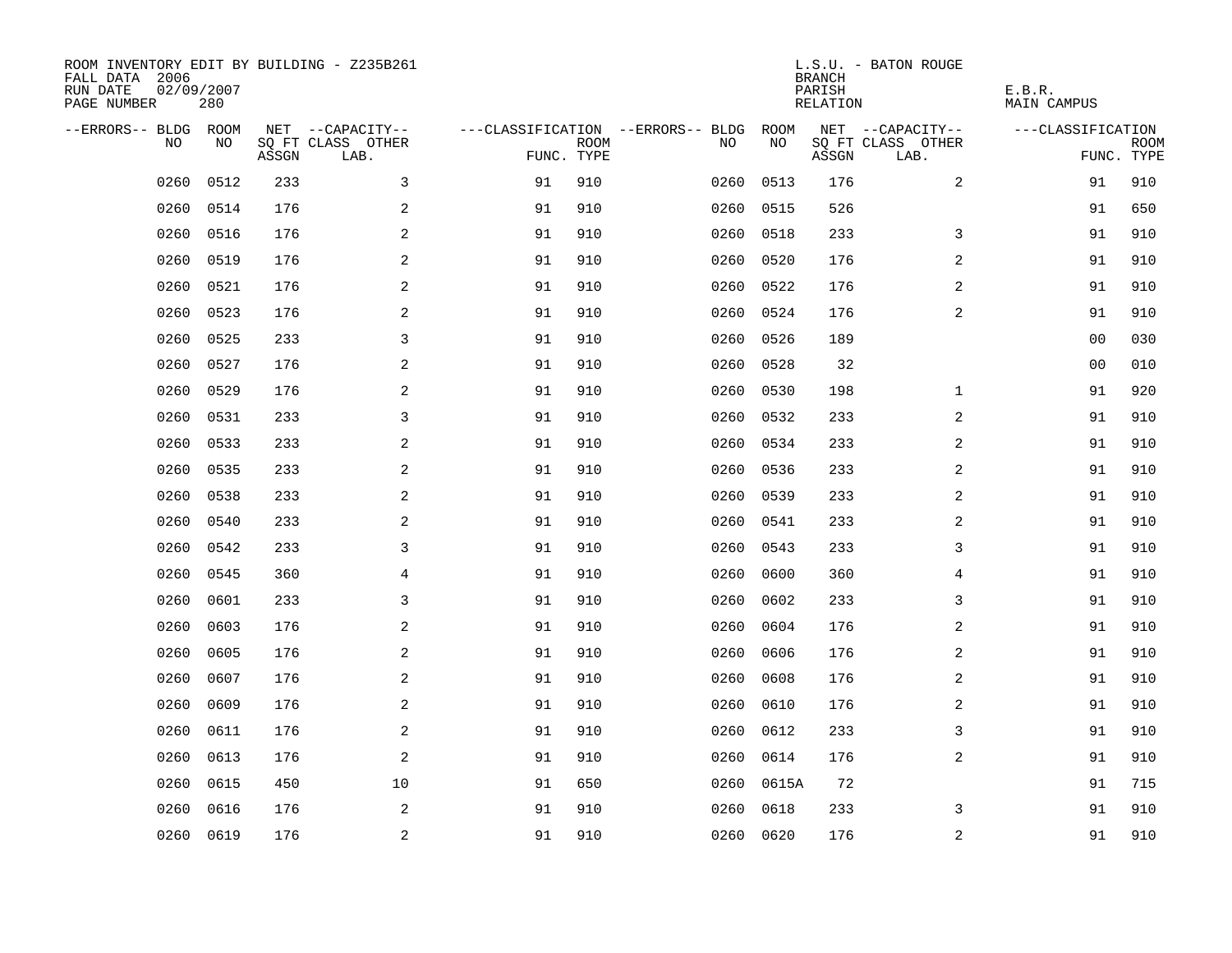ROOM INVENTORY EDIT BY BUILDING - Z235B261
FALL DATA 2006
RUN DATE 02/09/2007
PAGE NUMBER 280

L.S.U. - BATON ROUGE
BRANCH
PARISH E.B.R.
RELATION MAIN CAMPUS

| --ERRORS-- | BLDG NO | ROOM NO | NET SQ FT ASSGN | --CAPACITY-- CLASS LAB. | OTHER | ---CLASSIFICATION FUNC. | ROOM TYPE | --ERRORS-- | BLDG NO | ROOM NO | NET SQ FT ASSGN | --CAPACITY-- CLASS LAB. | OTHER | ---CLASSIFICATION FUNC. | ROOM TYPE |
|---|---|---|---|---|---|---|---|---|---|---|---|---|---|---|---|
| | 0260 | 0512 | 233 | | 3 | 91 | 910 | | 0260 | 0513 | 176 | | 2 | 91 | 910 |
| | 0260 | 0514 | 176 | | 2 | 91 | 910 | | 0260 | 0515 | 526 | | | 91 | 650 |
| | 0260 | 0516 | 176 | | 2 | 91 | 910 | | 0260 | 0518 | 233 | | 3 | 91 | 910 |
| | 0260 | 0519 | 176 | | 2 | 91 | 910 | | 0260 | 0520 | 176 | | 2 | 91 | 910 |
| | 0260 | 0521 | 176 | | 2 | 91 | 910 | | 0260 | 0522 | 176 | | 2 | 91 | 910 |
| | 0260 | 0523 | 176 | | 2 | 91 | 910 | | 0260 | 0524 | 176 | | 2 | 91 | 910 |
| | 0260 | 0525 | 233 | | 3 | 91 | 910 | | 0260 | 0526 | 189 | | | 00 | 030 |
| | 0260 | 0527 | 176 | | 2 | 91 | 910 | | 0260 | 0528 | 32 | | | 00 | 010 |
| | 0260 | 0529 | 176 | | 2 | 91 | 910 | | 0260 | 0530 | 198 | | 1 | 91 | 920 |
| | 0260 | 0531 | 233 | | 3 | 91 | 910 | | 0260 | 0532 | 233 | | 2 | 91 | 910 |
| | 0260 | 0533 | 233 | | 2 | 91 | 910 | | 0260 | 0534 | 233 | | 2 | 91 | 910 |
| | 0260 | 0535 | 233 | | 2 | 91 | 910 | | 0260 | 0536 | 233 | | 2 | 91 | 910 |
| | 0260 | 0538 | 233 | | 2 | 91 | 910 | | 0260 | 0539 | 233 | | 2 | 91 | 910 |
| | 0260 | 0540 | 233 | | 2 | 91 | 910 | | 0260 | 0541 | 233 | | 2 | 91 | 910 |
| | 0260 | 0542 | 233 | | 3 | 91 | 910 | | 0260 | 0543 | 233 | | 3 | 91 | 910 |
| | 0260 | 0545 | 360 | | 4 | 91 | 910 | | 0260 | 0600 | 360 | | 4 | 91 | 910 |
| | 0260 | 0601 | 233 | | 3 | 91 | 910 | | 0260 | 0602 | 233 | | 3 | 91 | 910 |
| | 0260 | 0603 | 176 | | 2 | 91 | 910 | | 0260 | 0604 | 176 | | 2 | 91 | 910 |
| | 0260 | 0605 | 176 | | 2 | 91 | 910 | | 0260 | 0606 | 176 | | 2 | 91 | 910 |
| | 0260 | 0607 | 176 | | 2 | 91 | 910 | | 0260 | 0608 | 176 | | 2 | 91 | 910 |
| | 0260 | 0609 | 176 | | 2 | 91 | 910 | | 0260 | 0610 | 176 | | 2 | 91 | 910 |
| | 0260 | 0611 | 176 | | 2 | 91 | 910 | | 0260 | 0612 | 233 | | 3 | 91 | 910 |
| | 0260 | 0613 | 176 | | 2 | 91 | 910 | | 0260 | 0614 | 176 | | 2 | 91 | 910 |
| | 0260 | 0615 | 450 | | 10 | 91 | 650 | | 0260 | 0615A | 72 | | | 91 | 715 |
| | 0260 | 0616 | 176 | | 2 | 91 | 910 | | 0260 | 0618 | 233 | | 3 | 91 | 910 |
| | 0260 | 0619 | 176 | | 2 | 91 | 910 | | 0260 | 0620 | 176 | | 2 | 91 | 910 |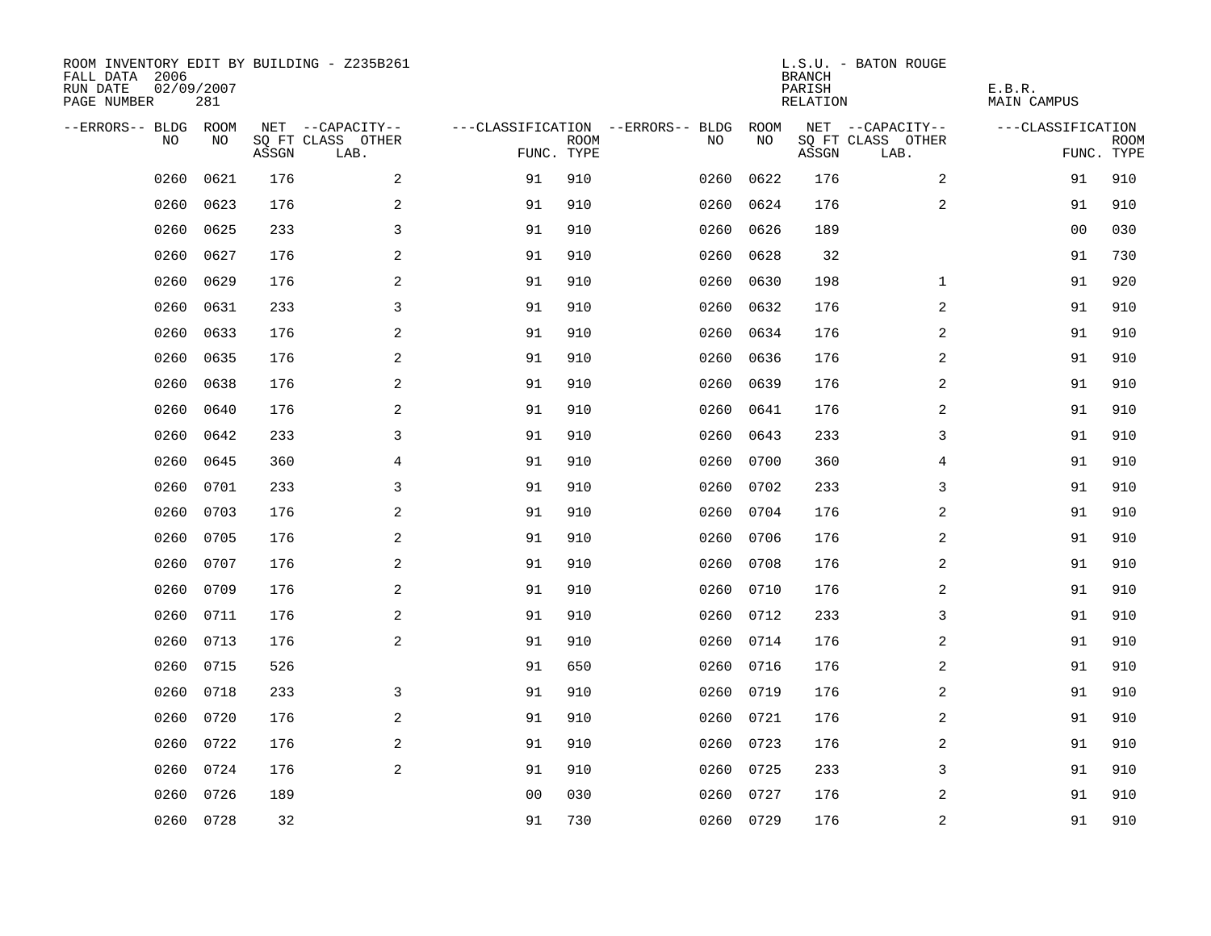ROOM INVENTORY EDIT BY BUILDING - Z235B261
FALL DATA 2006
RUN DATE 02/09/2007
PAGE NUMBER 281

L.S.U. - BATON ROUGE
BRANCH
PARISH E.B.R.
RELATION MAIN CAMPUS

| --ERRORS-- | BLDG NO | ROOM NO | NET SQ FT ASSGN | --CAPACITY-- CLASS LAB. | OTHER | ---CLASSIFICATION FUNC. | ROOM TYPE | --ERRORS-- | BLDG NO | ROOM NO | NET SQ FT ASSGN | --CAPACITY-- CLASS LAB. | OTHER | ---CLASSIFICATION FUNC. | ROOM TYPE |
|---|---|---|---|---|---|---|---|---|---|---|---|---|---|---|---|
| | 0260 | 0621 | 176 | | 2 | 91 | 910 | | 0260 | 0622 | 176 | | 2 | 91 | 910 |
| | 0260 | 0623 | 176 | | 2 | 91 | 910 | | 0260 | 0624 | 176 | | 2 | 91 | 910 |
| | 0260 | 0625 | 233 | | 3 | 91 | 910 | | 0260 | 0626 | 189 | | | 00 | 030 |
| | 0260 | 0627 | 176 | | 2 | 91 | 910 | | 0260 | 0628 | 32 | | | 91 | 730 |
| | 0260 | 0629 | 176 | | 2 | 91 | 910 | | 0260 | 0630 | 198 | | 1 | 91 | 920 |
| | 0260 | 0631 | 233 | | 3 | 91 | 910 | | 0260 | 0632 | 176 | | 2 | 91 | 910 |
| | 0260 | 0633 | 176 | | 2 | 91 | 910 | | 0260 | 0634 | 176 | | 2 | 91 | 910 |
| | 0260 | 0635 | 176 | | 2 | 91 | 910 | | 0260 | 0636 | 176 | | 2 | 91 | 910 |
| | 0260 | 0638 | 176 | | 2 | 91 | 910 | | 0260 | 0639 | 176 | | 2 | 91 | 910 |
| | 0260 | 0640 | 176 | | 2 | 91 | 910 | | 0260 | 0641 | 176 | | 2 | 91 | 910 |
| | 0260 | 0642 | 233 | | 3 | 91 | 910 | | 0260 | 0643 | 233 | | 3 | 91 | 910 |
| | 0260 | 0645 | 360 | | 4 | 91 | 910 | | 0260 | 0700 | 360 | | 4 | 91 | 910 |
| | 0260 | 0701 | 233 | | 3 | 91 | 910 | | 0260 | 0702 | 233 | | 3 | 91 | 910 |
| | 0260 | 0703 | 176 | | 2 | 91 | 910 | | 0260 | 0704 | 176 | | 2 | 91 | 910 |
| | 0260 | 0705 | 176 | | 2 | 91 | 910 | | 0260 | 0706 | 176 | | 2 | 91 | 910 |
| | 0260 | 0707 | 176 | | 2 | 91 | 910 | | 0260 | 0708 | 176 | | 2 | 91 | 910 |
| | 0260 | 0709 | 176 | | 2 | 91 | 910 | | 0260 | 0710 | 176 | | 2 | 91 | 910 |
| | 0260 | 0711 | 176 | | 2 | 91 | 910 | | 0260 | 0712 | 233 | | 3 | 91 | 910 |
| | 0260 | 0713 | 176 | | 2 | 91 | 910 | | 0260 | 0714 | 176 | | 2 | 91 | 910 |
| | 0260 | 0715 | 526 | | | 91 | 650 | | 0260 | 0716 | 176 | | 2 | 91 | 910 |
| | 0260 | 0718 | 233 | | 3 | 91 | 910 | | 0260 | 0719 | 176 | | 2 | 91 | 910 |
| | 0260 | 0720 | 176 | | 2 | 91 | 910 | | 0260 | 0721 | 176 | | 2 | 91 | 910 |
| | 0260 | 0722 | 176 | | 2 | 91 | 910 | | 0260 | 0723 | 176 | | 2 | 91 | 910 |
| | 0260 | 0724 | 176 | | 2 | 91 | 910 | | 0260 | 0725 | 233 | | 3 | 91 | 910 |
| | 0260 | 0726 | 189 | | | 00 | 030 | | 0260 | 0727 | 176 | | 2 | 91 | 910 |
| | 0260 | 0728 | 32 | | | 91 | 730 | | 0260 | 0729 | 176 | | 2 | 91 | 910 |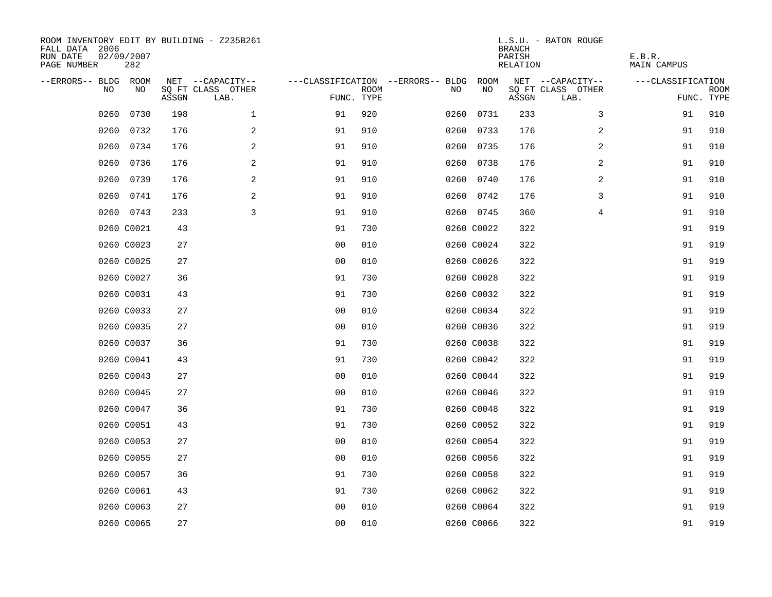ROOM INVENTORY EDIT BY BUILDING - Z235B261
FALL DATA 2006
RUN DATE 02/09/2007
PAGE NUMBER 282

L.S.U. - BATON ROUGE
BRANCH
PARISH E.B.R.
RELATION MAIN CAMPUS

| --ERRORS-- | BLDG NO | ROOM NO | NET SQ FT ASSGN | --CAPACITY-- CLASS | OTHER LAB. | ---CLASSIFICATION FUNC. | ROOM TYPE | --ERRORS-- | BLDG NO | ROOM NO | NET SQ FT ASSGN | --CAPACITY-- CLASS | OTHER LAB. | ---CLASSIFICATION FUNC. | ROOM TYPE |
|---|---|---|---|---|---|---|---|---|---|---|---|---|---|---|---|
| | 0260 | 0730 | 198 | | 1 | 91 | 920 | | 0260 | 0731 | 233 | | 3 | 91 | 910 |
| | 0260 | 0732 | 176 | | 2 | 91 | 910 | | 0260 | 0733 | 176 | | 2 | 91 | 910 |
| | 0260 | 0734 | 176 | | 2 | 91 | 910 | | 0260 | 0735 | 176 | | 2 | 91 | 910 |
| | 0260 | 0736 | 176 | | 2 | 91 | 910 | | 0260 | 0738 | 176 | | 2 | 91 | 910 |
| | 0260 | 0739 | 176 | | 2 | 91 | 910 | | 0260 | 0740 | 176 | | 2 | 91 | 910 |
| | 0260 | 0741 | 176 | | 2 | 91 | 910 | | 0260 | 0742 | 176 | | 3 | 91 | 910 |
| | 0260 | 0743 | 233 | | 3 | 91 | 910 | | 0260 | 0745 | 360 | | 4 | 91 | 910 |
| | 0260 | C0021 | 43 | | | 91 | 730 | | 0260 | C0022 | 322 | | | 91 | 919 |
| | 0260 | C0023 | 27 | | | 00 | 010 | | 0260 | C0024 | 322 | | | 91 | 919 |
| | 0260 | C0025 | 27 | | | 00 | 010 | | 0260 | C0026 | 322 | | | 91 | 919 |
| | 0260 | C0027 | 36 | | | 91 | 730 | | 0260 | C0028 | 322 | | | 91 | 919 |
| | 0260 | C0031 | 43 | | | 91 | 730 | | 0260 | C0032 | 322 | | | 91 | 919 |
| | 0260 | C0033 | 27 | | | 00 | 010 | | 0260 | C0034 | 322 | | | 91 | 919 |
| | 0260 | C0035 | 27 | | | 00 | 010 | | 0260 | C0036 | 322 | | | 91 | 919 |
| | 0260 | C0037 | 36 | | | 91 | 730 | | 0260 | C0038 | 322 | | | 91 | 919 |
| | 0260 | C0041 | 43 | | | 91 | 730 | | 0260 | C0042 | 322 | | | 91 | 919 |
| | 0260 | C0043 | 27 | | | 00 | 010 | | 0260 | C0044 | 322 | | | 91 | 919 |
| | 0260 | C0045 | 27 | | | 00 | 010 | | 0260 | C0046 | 322 | | | 91 | 919 |
| | 0260 | C0047 | 36 | | | 91 | 730 | | 0260 | C0048 | 322 | | | 91 | 919 |
| | 0260 | C0051 | 43 | | | 91 | 730 | | 0260 | C0052 | 322 | | | 91 | 919 |
| | 0260 | C0053 | 27 | | | 00 | 010 | | 0260 | C0054 | 322 | | | 91 | 919 |
| | 0260 | C0055 | 27 | | | 00 | 010 | | 0260 | C0056 | 322 | | | 91 | 919 |
| | 0260 | C0057 | 36 | | | 91 | 730 | | 0260 | C0058 | 322 | | | 91 | 919 |
| | 0260 | C0061 | 43 | | | 91 | 730 | | 0260 | C0062 | 322 | | | 91 | 919 |
| | 0260 | C0063 | 27 | | | 00 | 010 | | 0260 | C0064 | 322 | | | 91 | 919 |
| | 0260 | C0065 | 27 | | | 00 | 010 | | 0260 | C0066 | 322 | | | 91 | 919 |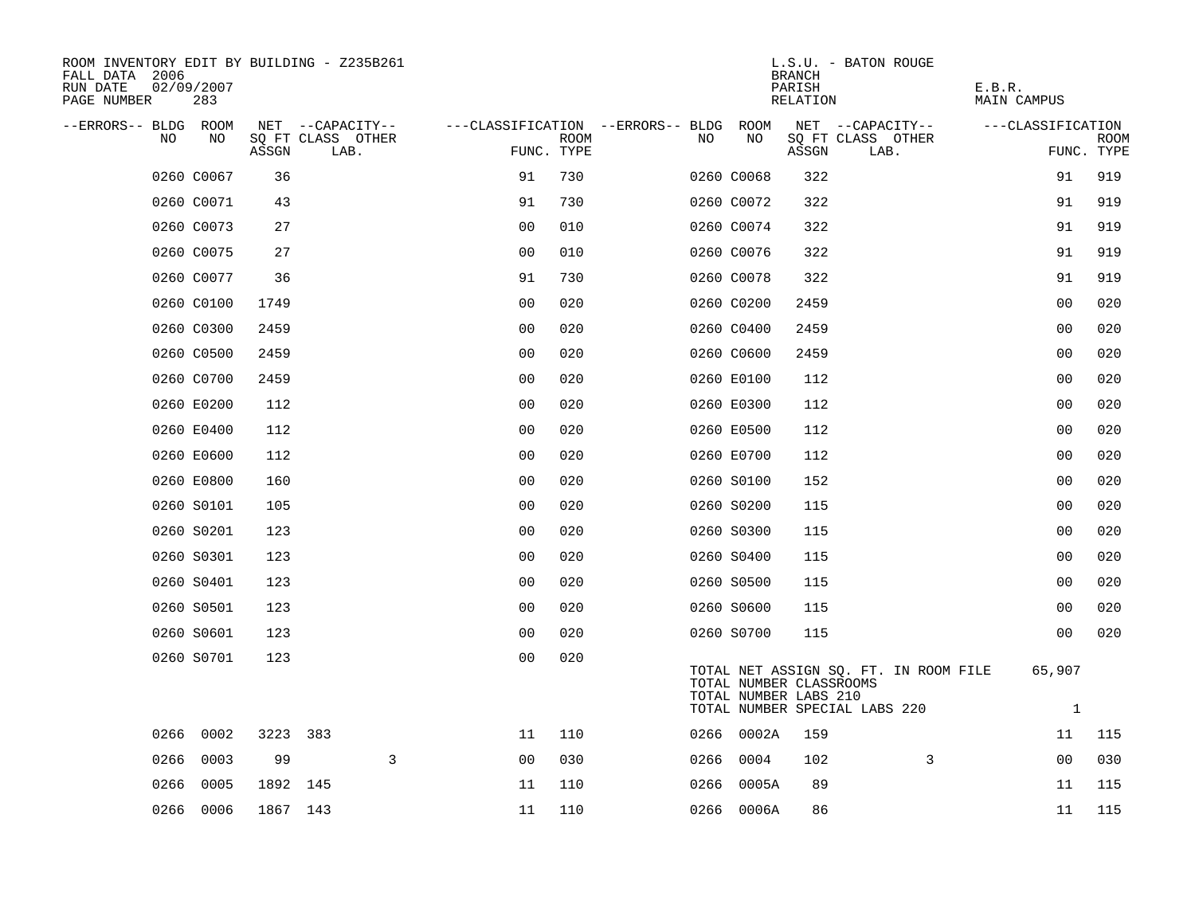ROOM INVENTORY EDIT BY BUILDING - Z235B261
FALL DATA 2006
RUN DATE 02/09/2007
PAGE NUMBER 283

L.S.U. - BATON ROUGE
BRANCH
PARISH E.B.R.
RELATION MAIN CAMPUS

| --ERRORS-- | BLDG NO | ROOM NO | NET SQ FT ASSGN | CAPACITY CLASS LAB. | CAPACITY OTHER | CLASSIFICATION FUNC. | ROOM TYPE | --ERRORS-- | BLDG NO | ROOM NO | NET SQ FT ASSGN | CAPACITY CLASS LAB. | CAPACITY OTHER | CLASSIFICATION FUNC. | ROOM TYPE |
|---|---|---|---|---|---|---|---|---|---|---|---|---|---|---|---|
| | 0260 | C0067 | 36 | | | 91 | 730 | | 0260 | C0068 | 322 | | | 91 | 919 |
| | 0260 | C0071 | 43 | | | 91 | 730 | | 0260 | C0072 | 322 | | | 91 | 919 |
| | 0260 | C0073 | 27 | | | 00 | 010 | | 0260 | C0074 | 322 | | | 91 | 919 |
| | 0260 | C0075 | 27 | | | 00 | 010 | | 0260 | C0076 | 322 | | | 91 | 919 |
| | 0260 | C0077 | 36 | | | 91 | 730 | | 0260 | C0078 | 322 | | | 91 | 919 |
| | 0260 | C0100 | 1749 | | | 00 | 020 | | 0260 | C0200 | 2459 | | | 00 | 020 |
| | 0260 | C0300 | 2459 | | | 00 | 020 | | 0260 | C0400 | 2459 | | | 00 | 020 |
| | 0260 | C0500 | 2459 | | | 00 | 020 | | 0260 | C0600 | 2459 | | | 00 | 020 |
| | 0260 | C0700 | 2459 | | | 00 | 020 | | 0260 | E0100 | 112 | | | 00 | 020 |
| | 0260 | E0200 | 112 | | | 00 | 020 | | 0260 | E0300 | 112 | | | 00 | 020 |
| | 0260 | E0400 | 112 | | | 00 | 020 | | 0260 | E0500 | 112 | | | 00 | 020 |
| | 0260 | E0600 | 112 | | | 00 | 020 | | 0260 | E0700 | 112 | | | 00 | 020 |
| | 0260 | E0800 | 160 | | | 00 | 020 | | 0260 | S0100 | 152 | | | 00 | 020 |
| | 0260 | S0101 | 105 | | | 00 | 020 | | 0260 | S0200 | 115 | | | 00 | 020 |
| | 0260 | S0201 | 123 | | | 00 | 020 | | 0260 | S0300 | 115 | | | 00 | 020 |
| | 0260 | S0301 | 123 | | | 00 | 020 | | 0260 | S0400 | 115 | | | 00 | 020 |
| | 0260 | S0401 | 123 | | | 00 | 020 | | 0260 | S0500 | 115 | | | 00 | 020 |
| | 0260 | S0501 | 123 | | | 00 | 020 | | 0260 | S0600 | 115 | | | 00 | 020 |
| | 0260 | S0601 | 123 | | | 00 | 020 | | 0260 | S0700 | 115 | | | 00 | 020 |
| | 0260 | S0701 | 123 | | | 00 | 020 | | | | | | | | |

TOTAL NET ASSIGN SQ. FT. IN ROOM FILE 65,907
TOTAL NUMBER CLASSROOMS
TOTAL NUMBER LABS 210
TOTAL NUMBER SPECIAL LABS 220 1

| --ERRORS-- | BLDG NO | ROOM NO | NET SQ FT ASSGN | CAPACITY CLASS LAB. | CAPACITY OTHER | CLASSIFICATION FUNC. | ROOM TYPE | --ERRORS-- | BLDG NO | ROOM NO | NET SQ FT ASSGN | CAPACITY CLASS LAB. | CAPACITY OTHER | CLASSIFICATION FUNC. | ROOM TYPE |
|---|---|---|---|---|---|---|---|---|---|---|---|---|---|---|---|
| | 0266 | 0002 | 3223 | 383 | | 11 | 110 | | 0266 | 0002A | 159 | | | 11 | 115 |
| | 0266 | 0003 | 99 | | 3 | 00 | 030 | | 0266 | 0004 | 102 | | 3 | 00 | 030 |
| | 0266 | 0005 | 1892 | 145 | | 11 | 110 | | 0266 | 0005A | 89 | | | 11 | 115 |
| | 0266 | 0006 | 1867 | 143 | | 11 | 110 | | 0266 | 0006A | 86 | | | 11 | 115 |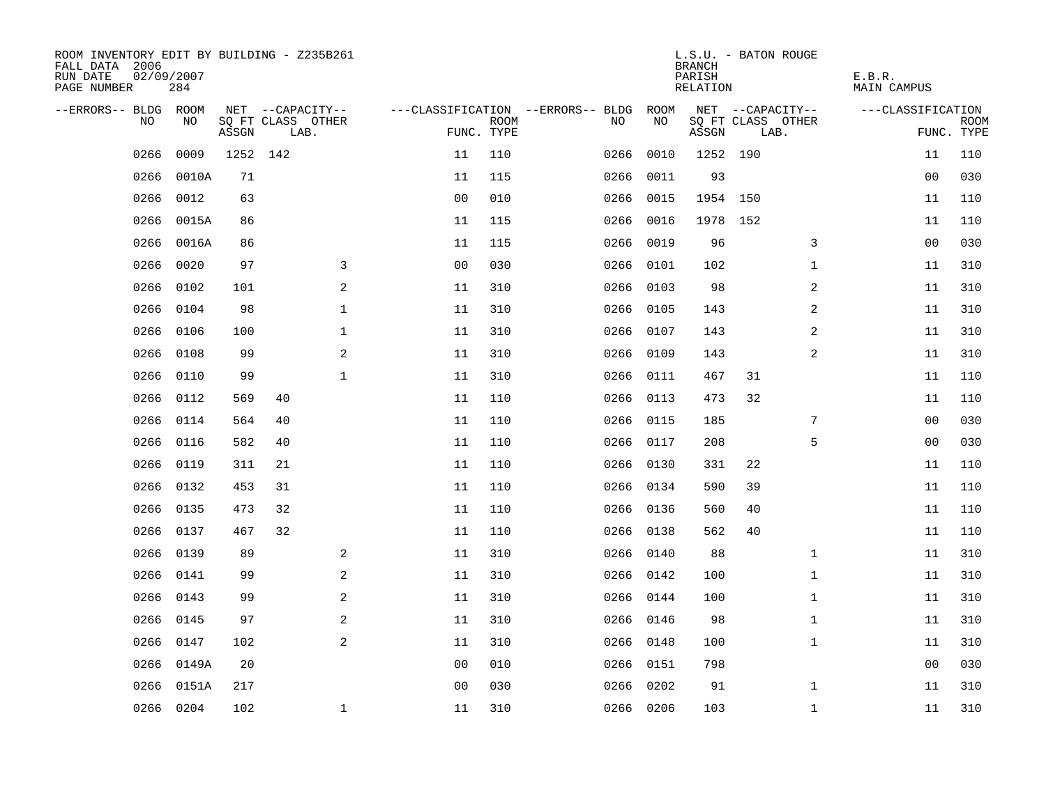ROOM INVENTORY EDIT BY BUILDING - Z235B261
FALL DATA 2006
RUN DATE 02/09/2007
PAGE NUMBER 284

L.S.U. - BATON ROUGE
BRANCH
PARISH E.B.R.
RELATION MAIN CAMPUS

| --ERRORS-- | BLDG NO | ROOM NO | NET SQ FT ASSGN | --CAPACITY-- CLASS | LAB. | OTHER | ---CLASSIFICATION FUNC. | ROOM TYPE | --ERRORS-- | BLDG NO | ROOM NO | NET SQ FT ASSGN | --CAPACITY-- CLASS | LAB. | OTHER | ---CLASSIFICATION FUNC. | ROOM TYPE |
|---|---|---|---|---|---|---|---|---|---|---|---|---|---|---|---|---|---|
| | 0266 | 0009 | 1252 | 142 | | | 11 | 110 | | 0266 | 0010 | 1252 | 190 | | | 11 | 110 |
| | 0266 | 0010A | 71 | | | | 11 | 115 | | 0266 | 0011 | 93 | | | | 00 | 030 |
| | 0266 | 0012 | 63 | | | | 00 | 010 | | 0266 | 0015 | 1954 | 150 | | | 11 | 110 |
| | 0266 | 0015A | 86 | | | | 11 | 115 | | 0266 | 0016 | 1978 | 152 | | | 11 | 110 |
| | 0266 | 0016A | 86 | | | | 11 | 115 | | 0266 | 0019 | 96 | | | 3 | 00 | 030 |
| | 0266 | 0020 | 97 | | | 3 | 00 | 030 | | 0266 | 0101 | 102 | | | 1 | 11 | 310 |
| | 0266 | 0102 | 101 | | | 2 | 11 | 310 | | 0266 | 0103 | 98 | | | 2 | 11 | 310 |
| | 0266 | 0104 | 98 | | | 1 | 11 | 310 | | 0266 | 0105 | 143 | | | 2 | 11 | 310 |
| | 0266 | 0106 | 100 | | | 1 | 11 | 310 | | 0266 | 0107 | 143 | | | 2 | 11 | 310 |
| | 0266 | 0108 | 99 | | | 2 | 11 | 310 | | 0266 | 0109 | 143 | | | 2 | 11 | 310 |
| | 0266 | 0110 | 99 | | | 1 | 11 | 310 | | 0266 | 0111 | 467 | 31 | | | 11 | 110 |
| | 0266 | 0112 | 569 | 40 | | | 11 | 110 | | 0266 | 0113 | 473 | 32 | | | 11 | 110 |
| | 0266 | 0114 | 564 | 40 | | | 11 | 110 | | 0266 | 0115 | 185 | | | 7 | 00 | 030 |
| | 0266 | 0116 | 582 | 40 | | | 11 | 110 | | 0266 | 0117 | 208 | | | 5 | 00 | 030 |
| | 0266 | 0119 | 311 | 21 | | | 11 | 110 | | 0266 | 0130 | 331 | 22 | | | 11 | 110 |
| | 0266 | 0132 | 453 | 31 | | | 11 | 110 | | 0266 | 0134 | 590 | 39 | | | 11 | 110 |
| | 0266 | 0135 | 473 | 32 | | | 11 | 110 | | 0266 | 0136 | 560 | 40 | | | 11 | 110 |
| | 0266 | 0137 | 467 | 32 | | | 11 | 110 | | 0266 | 0138 | 562 | 40 | | | 11 | 110 |
| | 0266 | 0139 | 89 | | | 2 | 11 | 310 | | 0266 | 0140 | 88 | | | 1 | 11 | 310 |
| | 0266 | 0141 | 99 | | | 2 | 11 | 310 | | 0266 | 0142 | 100 | | | 1 | 11 | 310 |
| | 0266 | 0143 | 99 | | | 2 | 11 | 310 | | 0266 | 0144 | 100 | | | 1 | 11 | 310 |
| | 0266 | 0145 | 97 | | | 2 | 11 | 310 | | 0266 | 0146 | 98 | | | 1 | 11 | 310 |
| | 0266 | 0147 | 102 | | | 2 | 11 | 310 | | 0266 | 0148 | 100 | | | 1 | 11 | 310 |
| | 0266 | 0149A | 20 | | | | 00 | 010 | | 0266 | 0151 | 798 | | | | 00 | 030 |
| | 0266 | 0151A | 217 | | | | 00 | 030 | | 0266 | 0202 | 91 | | | 1 | 11 | 310 |
| | 0266 | 0204 | 102 | | | 1 | 11 | 310 | | 0266 | 0206 | 103 | | | 1 | 11 | 310 |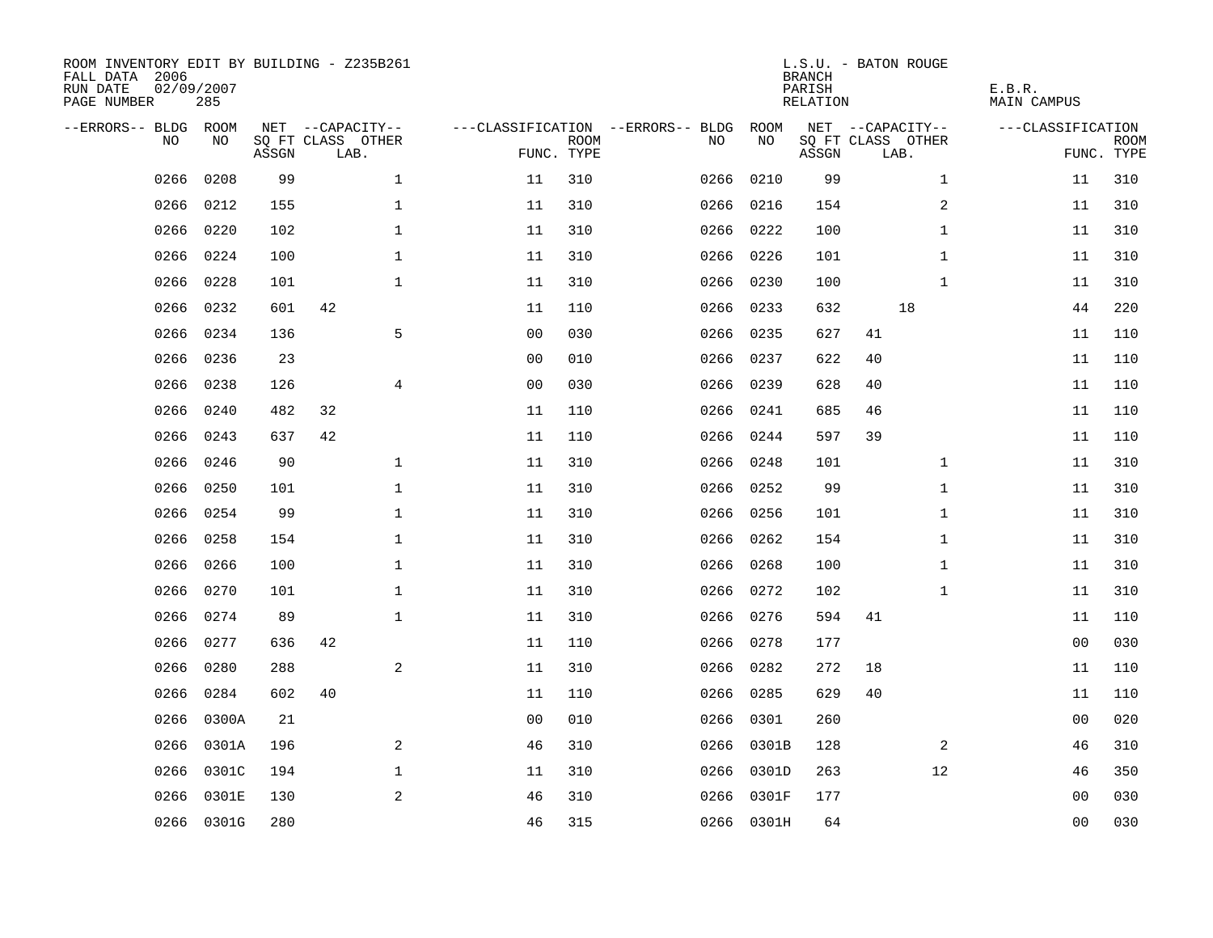ROOM INVENTORY EDIT BY BUILDING - Z235B261
FALL DATA 2006
RUN DATE 02/09/2007
PAGE NUMBER 285

L.S.U. - BATON ROUGE
BRANCH
PARISH E.B.R.
RELATION MAIN CAMPUS

| --ERRORS-- | BLDG NO | ROOM NO | NET SQ FT ASSGN | --CAPACITY-- CLASS | LAB. | OTHER | ---CLASSIFICATION FUNC. | ROOM TYPE | --ERRORS-- | BLDG NO | ROOM NO | NET SQ FT ASSGN | --CAPACITY-- CLASS | LAB. | OTHER | ---CLASSIFICATION FUNC. | ROOM TYPE |
|---|---|---|---|---|---|---|---|---|---|---|---|---|---|---|---|---|---|
| | 0266 | 0208 | 99 | | | 1 | 11 | 310 | | 0266 | 0210 | 99 | | | 1 | 11 | 310 |
| | 0266 | 0212 | 155 | | | 1 | 11 | 310 | | 0266 | 0216 | 154 | | | 2 | 11 | 310 |
| | 0266 | 0220 | 102 | | | 1 | 11 | 310 | | 0266 | 0222 | 100 | | | 1 | 11 | 310 |
| | 0266 | 0224 | 100 | | | 1 | 11 | 310 | | 0266 | 0226 | 101 | | | 1 | 11 | 310 |
| | 0266 | 0228 | 101 | | | 1 | 11 | 310 | | 0266 | 0230 | 100 | | | 1 | 11 | 310 |
| | 0266 | 0232 | 601 | 42 | | | 11 | 110 | | 0266 | 0233 | 632 | | 18 | | 44 | 220 |
| | 0266 | 0234 | 136 | | | 5 | 00 | 030 | | 0266 | 0235 | 627 | 41 | | | 11 | 110 |
| | 0266 | 0236 | 23 | | | | 00 | 010 | | 0266 | 0237 | 622 | 40 | | | 11 | 110 |
| | 0266 | 0238 | 126 | | | 4 | 00 | 030 | | 0266 | 0239 | 628 | 40 | | | 11 | 110 |
| | 0266 | 0240 | 482 | 32 | | | 11 | 110 | | 0266 | 0241 | 685 | 46 | | | 11 | 110 |
| | 0266 | 0243 | 637 | 42 | | | 11 | 110 | | 0266 | 0244 | 597 | 39 | | | 11 | 110 |
| | 0266 | 0246 | 90 | | | 1 | 11 | 310 | | 0266 | 0248 | 101 | | | 1 | 11 | 310 |
| | 0266 | 0250 | 101 | | | 1 | 11 | 310 | | 0266 | 0252 | 99 | | | 1 | 11 | 310 |
| | 0266 | 0254 | 99 | | | 1 | 11 | 310 | | 0266 | 0256 | 101 | | | 1 | 11 | 310 |
| | 0266 | 0258 | 154 | | | 1 | 11 | 310 | | 0266 | 0262 | 154 | | | 1 | 11 | 310 |
| | 0266 | 0266 | 100 | | | 1 | 11 | 310 | | 0266 | 0268 | 100 | | | 1 | 11 | 310 |
| | 0266 | 0270 | 101 | | | 1 | 11 | 310 | | 0266 | 0272 | 102 | | | 1 | 11 | 310 |
| | 0266 | 0274 | 89 | | | 1 | 11 | 310 | | 0266 | 0276 | 594 | 41 | | | 11 | 110 |
| | 0266 | 0277 | 636 | 42 | | | 11 | 110 | | 0266 | 0278 | 177 | | | | 00 | 030 |
| | 0266 | 0280 | 288 | | | 2 | 11 | 310 | | 0266 | 0282 | 272 | 18 | | | 11 | 110 |
| | 0266 | 0284 | 602 | 40 | | | 11 | 110 | | 0266 | 0285 | 629 | 40 | | | 11 | 110 |
| | 0266 | 0300A | 21 | | | | 00 | 010 | | 0266 | 0301 | 260 | | | | 00 | 020 |
| | 0266 | 0301A | 196 | | | 2 | 46 | 310 | | 0266 | 0301B | 128 | | | 2 | 46 | 310 |
| | 0266 | 0301C | 194 | | | 1 | 11 | 310 | | 0266 | 0301D | 263 | | | 12 | 46 | 350 |
| | 0266 | 0301E | 130 | | | 2 | 46 | 310 | | 0266 | 0301F | 177 | | | | 00 | 030 |
| | 0266 | 0301G | 280 | | | | 46 | 315 | | 0266 | 0301H | 64 | | | | 00 | 030 |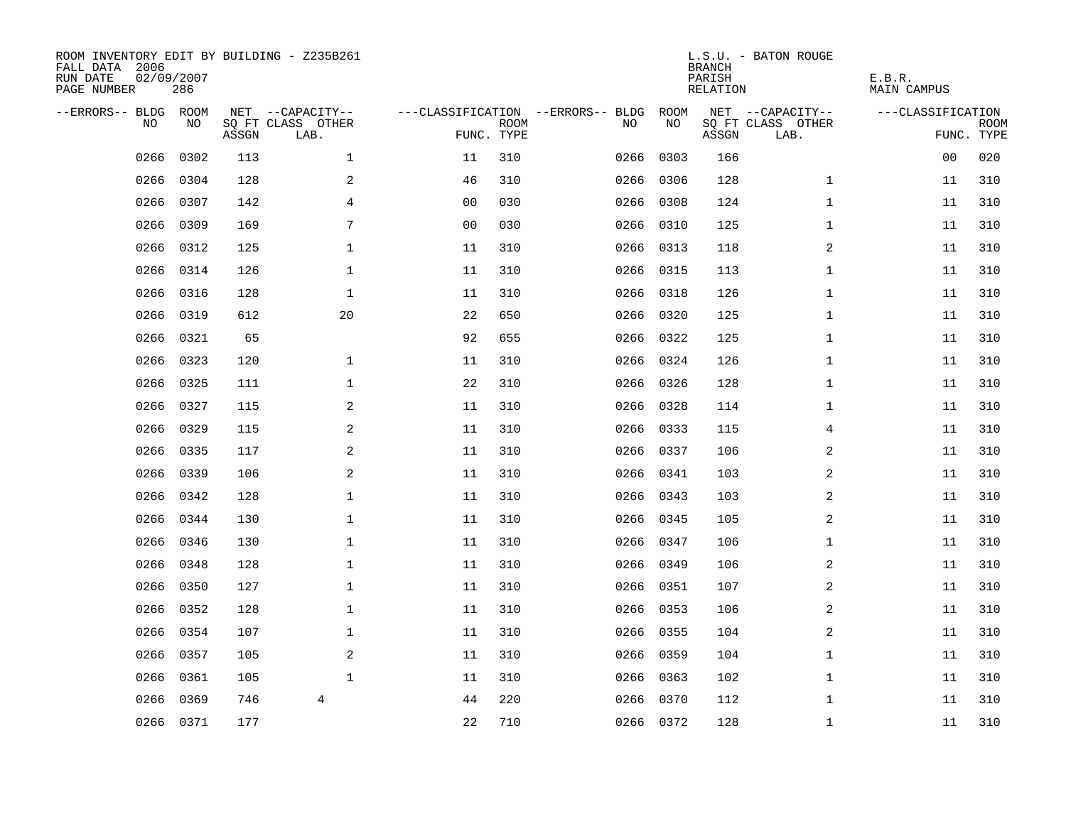ROOM INVENTORY EDIT BY BUILDING - Z235B261
FALL DATA 2006
RUN DATE 02/09/2007
PAGE NUMBER 286

L.S.U. - BATON ROUGE
BRANCH
PARISH E.B.R.
RELATION MAIN CAMPUS

| --ERRORS-- | BLDG NO | ROOM NO | NET SQ FT ASSGN | --CAPACITY-- CLASS | OTHER LAB. | ---CLASSIFICATION FUNC. | ROOM TYPE | --ERRORS-- | BLDG NO | ROOM NO | NET SQ FT ASSGN | --CAPACITY-- CLASS | OTHER LAB. | ---CLASSIFICATION FUNC. | ROOM TYPE |
|---|---|---|---|---|---|---|---|---|---|---|---|---|---|---|---|
| | 0266 | 0302 | 113 | | 1 | 11 | 310 | | 0266 | 0303 | 166 | | | 00 | 020 |
| | 0266 | 0304 | 128 | | 2 | 46 | 310 | | 0266 | 0306 | 128 | | 1 | 11 | 310 |
| | 0266 | 0307 | 142 | | 4 | 00 | 030 | | 0266 | 0308 | 124 | | 1 | 11 | 310 |
| | 0266 | 0309 | 169 | | 7 | 00 | 030 | | 0266 | 0310 | 125 | | 1 | 11 | 310 |
| | 0266 | 0312 | 125 | | 1 | 11 | 310 | | 0266 | 0313 | 118 | | 2 | 11 | 310 |
| | 0266 | 0314 | 126 | | 1 | 11 | 310 | | 0266 | 0315 | 113 | | 1 | 11 | 310 |
| | 0266 | 0316 | 128 | | 1 | 11 | 310 | | 0266 | 0318 | 126 | | 1 | 11 | 310 |
| | 0266 | 0319 | 612 | | 20 | 22 | 650 | | 0266 | 0320 | 125 | | 1 | 11 | 310 |
| | 0266 | 0321 | 65 | | | 92 | 655 | | 0266 | 0322 | 125 | | 1 | 11 | 310 |
| | 0266 | 0323 | 120 | | 1 | 11 | 310 | | 0266 | 0324 | 126 | | 1 | 11 | 310 |
| | 0266 | 0325 | 111 | | 1 | 22 | 310 | | 0266 | 0326 | 128 | | 1 | 11 | 310 |
| | 0266 | 0327 | 115 | | 2 | 11 | 310 | | 0266 | 0328 | 114 | | 1 | 11 | 310 |
| | 0266 | 0329 | 115 | | 2 | 11 | 310 | | 0266 | 0333 | 115 | | 4 | 11 | 310 |
| | 0266 | 0335 | 117 | | 2 | 11 | 310 | | 0266 | 0337 | 106 | | 2 | 11 | 310 |
| | 0266 | 0339 | 106 | | 2 | 11 | 310 | | 0266 | 0341 | 103 | | 2 | 11 | 310 |
| | 0266 | 0342 | 128 | | 1 | 11 | 310 | | 0266 | 0343 | 103 | | 2 | 11 | 310 |
| | 0266 | 0344 | 130 | | 1 | 11 | 310 | | 0266 | 0345 | 105 | | 2 | 11 | 310 |
| | 0266 | 0346 | 130 | | 1 | 11 | 310 | | 0266 | 0347 | 106 | | 1 | 11 | 310 |
| | 0266 | 0348 | 128 | | 1 | 11 | 310 | | 0266 | 0349 | 106 | | 2 | 11 | 310 |
| | 0266 | 0350 | 127 | | 1 | 11 | 310 | | 0266 | 0351 | 107 | | 2 | 11 | 310 |
| | 0266 | 0352 | 128 | | 1 | 11 | 310 | | 0266 | 0353 | 106 | | 2 | 11 | 310 |
| | 0266 | 0354 | 107 | | 1 | 11 | 310 | | 0266 | 0355 | 104 | | 2 | 11 | 310 |
| | 0266 | 0357 | 105 | | 2 | 11 | 310 | | 0266 | 0359 | 104 | | 1 | 11 | 310 |
| | 0266 | 0361 | 105 | | 1 | 11 | 310 | | 0266 | 0363 | 102 | | 1 | 11 | 310 |
| | 0266 | 0369 | 746 | 4 | | 44 | 220 | | 0266 | 0370 | 112 | | 1 | 11 | 310 |
| | 0266 | 0371 | 177 | | | 22 | 710 | | 0266 | 0372 | 128 | | 1 | 11 | 310 |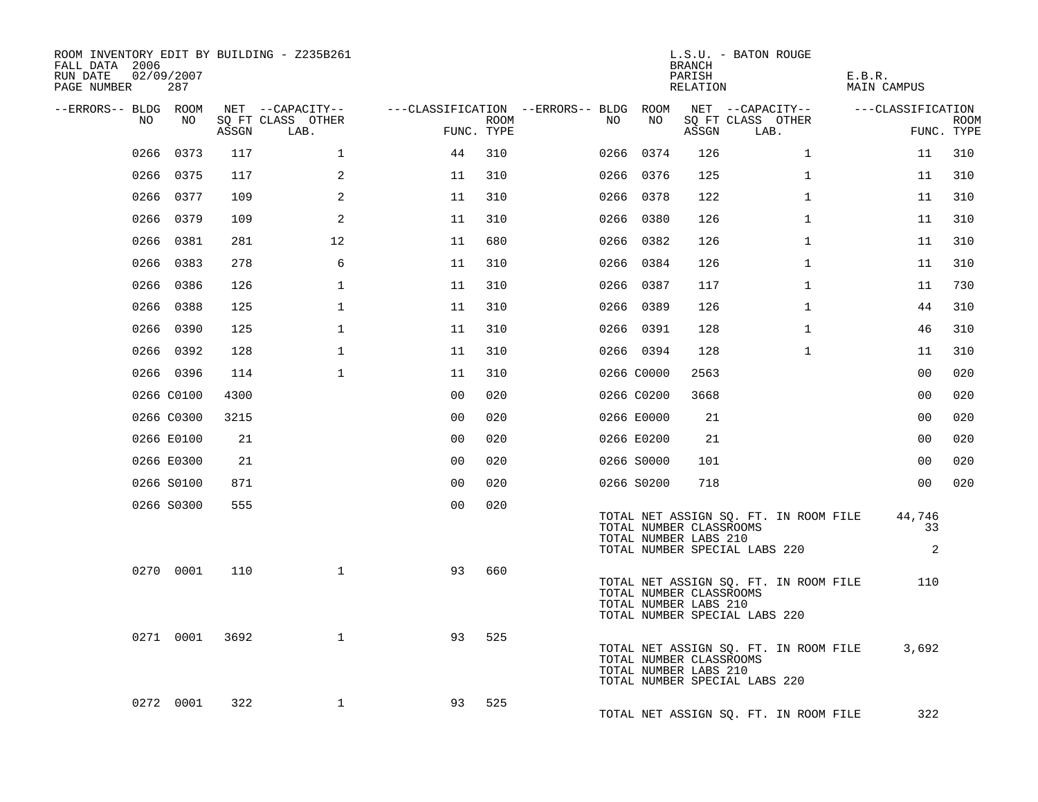ROOM INVENTORY EDIT BY BUILDING - Z235B261
FALL DATA 2006
RUN DATE 02/09/2007
PAGE NUMBER 287

L.S.U. - BATON ROUGE
BRANCH
PARISH E.B.R.
RELATION MAIN CAMPUS

| --ERRORS-- | BLDG NO | ROOM NO | NET SQ FT ASSGN | CAPACITY CLASS LAB. | CAPACITY OTHER | CLASSIFICATION FUNC. | ROOM TYPE | --ERRORS-- | BLDG NO | ROOM NO | NET SQ FT ASSGN | CAPACITY CLASS LAB. | CAPACITY OTHER | CLASSIFICATION FUNC. | ROOM TYPE |
|---|---|---|---|---|---|---|---|---|---|---|---|---|---|---|---|
| | 0266 | 0373 | 117 | | 1 | 44 | 310 | | 0266 | 0374 | 126 | | 1 | 11 | 310 |
| | 0266 | 0375 | 117 | | 2 | 11 | 310 | | 0266 | 0376 | 125 | | 1 | 11 | 310 |
| | 0266 | 0377 | 109 | | 2 | 11 | 310 | | 0266 | 0378 | 122 | | 1 | 11 | 310 |
| | 0266 | 0379 | 109 | | 2 | 11 | 310 | | 0266 | 0380 | 126 | | 1 | 11 | 310 |
| | 0266 | 0381 | 281 | | 12 | 11 | 680 | | 0266 | 0382 | 126 | | 1 | 11 | 310 |
| | 0266 | 0383 | 278 | | 6 | 11 | 310 | | 0266 | 0384 | 126 | | 1 | 11 | 310 |
| | 0266 | 0386 | 126 | | 1 | 11 | 310 | | 0266 | 0387 | 117 | | 1 | 11 | 730 |
| | 0266 | 0388 | 125 | | 1 | 11 | 310 | | 0266 | 0389 | 126 | | 1 | 44 | 310 |
| | 0266 | 0390 | 125 | | 1 | 11 | 310 | | 0266 | 0391 | 128 | | 1 | 46 | 310 |
| | 0266 | 0392 | 128 | | 1 | 11 | 310 | | 0266 | 0394 | 128 | | 1 | 11 | 310 |
| | 0266 | 0396 | 114 | | 1 | 11 | 310 | | 0266 | C0000 | 2563 | | | 00 | 020 |
| | 0266 | C0100 | 4300 | | | 00 | 020 | | 0266 | C0200 | 3668 | | | 00 | 020 |
| | 0266 | C0300 | 3215 | | | 00 | 020 | | 0266 | E0000 | 21 | | | 00 | 020 |
| | 0266 | E0100 | 21 | | | 00 | 020 | | 0266 | E0200 | 21 | | | 00 | 020 |
| | 0266 | E0300 | 21 | | | 00 | 020 | | 0266 | S0000 | 101 | | | 00 | 020 |
| | 0266 | S0100 | 871 | | | 00 | 020 | | 0266 | S0200 | 718 | | | 00 | 020 |
| | 0266 | S0300 | 555 | | | 00 | 020 | | | | | | | | |

TOTAL NET ASSIGN SQ. FT. IN ROOM FILE 44,746
TOTAL NUMBER CLASSROOMS 33
TOTAL NUMBER LABS 210
TOTAL NUMBER SPECIAL LABS 220 2

| --ERRORS-- | BLDG NO | ROOM NO | NET SQ FT ASSGN | CAPACITY CLASS LAB. | CAPACITY OTHER | CLASSIFICATION FUNC. | ROOM TYPE |
|---|---|---|---|---|---|---|---|
| | 0270 | 0001 | 110 | | 1 | 93 | 660 |

TOTAL NET ASSIGN SQ. FT. IN ROOM FILE 110
TOTAL NUMBER CLASSROOMS
TOTAL NUMBER LABS 210
TOTAL NUMBER SPECIAL LABS 220

| --ERRORS-- | BLDG NO | ROOM NO | NET SQ FT ASSGN | CAPACITY CLASS LAB. | CAPACITY OTHER | CLASSIFICATION FUNC. | ROOM TYPE |
|---|---|---|---|---|---|---|---|
| | 0271 | 0001 | 3692 | | 1 | 93 | 525 |

TOTAL NET ASSIGN SQ. FT. IN ROOM FILE 3,692
TOTAL NUMBER CLASSROOMS
TOTAL NUMBER LABS 210
TOTAL NUMBER SPECIAL LABS 220

| --ERRORS-- | BLDG NO | ROOM NO | NET SQ FT ASSGN | CAPACITY CLASS LAB. | CAPACITY OTHER | CLASSIFICATION FUNC. | ROOM TYPE |
|---|---|---|---|---|---|---|---|
| | 0272 | 0001 | 322 | | 1 | 93 | 525 |

TOTAL NET ASSIGN SQ. FT. IN ROOM FILE 322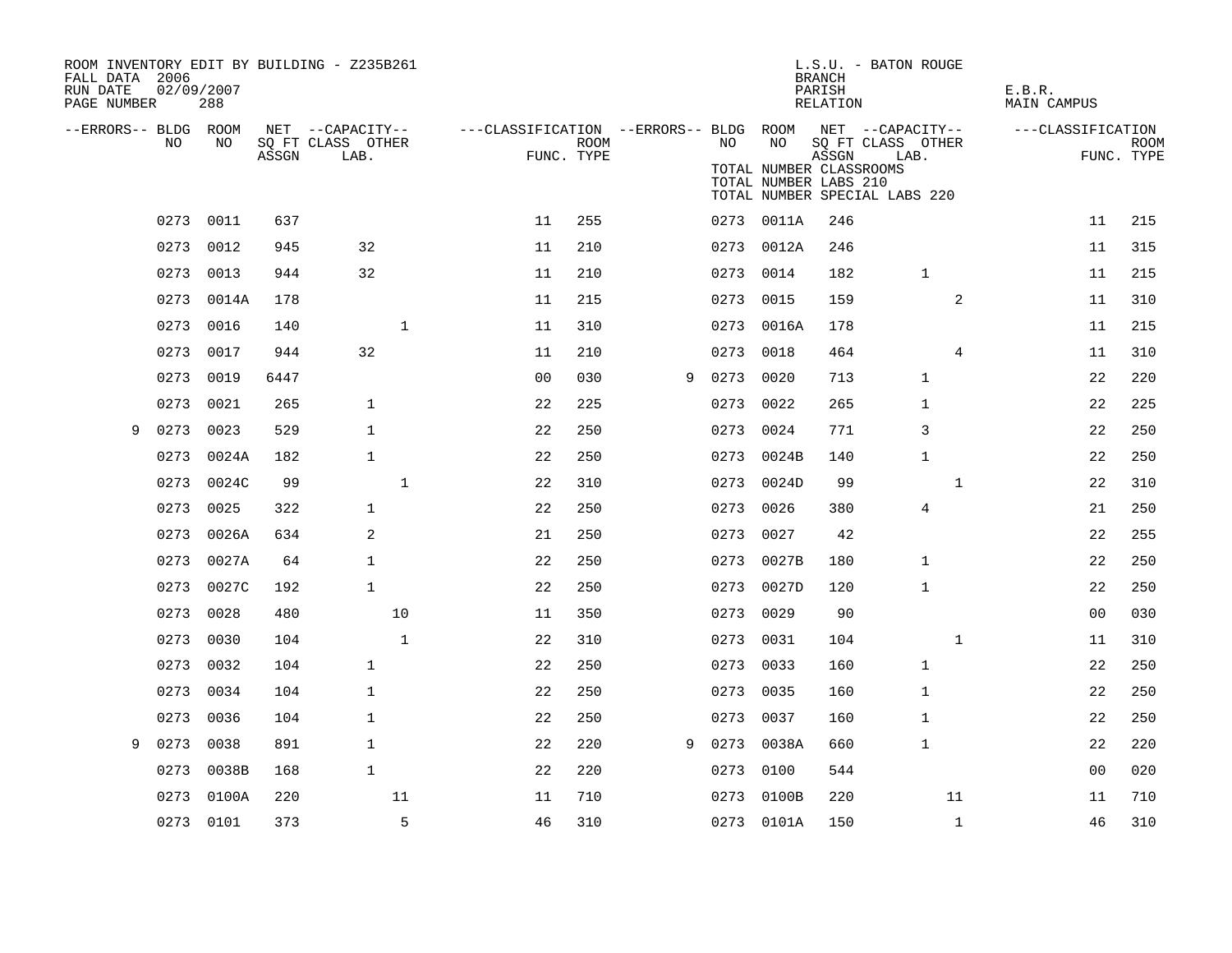ROOM INVENTORY EDIT BY BUILDING - Z235B261
FALL DATA 2006
RUN DATE 02/09/2007
PAGE NUMBER 288

L.S.U. - BATON ROUGE
BRANCH
PARISH E.B.R.
RELATION MAIN CAMPUS

TOTAL NUMBER CLASSROOMS
TOTAL NUMBER LABS 210
TOTAL NUMBER SPECIAL LABS 220

| --ERRORS-- | BLDG NO | ROOM NO | NET SQ FT ASSGN | CAPACITY CLASS LAB. | CAPACITY OTHER | CLASSIFICATION FUNC. | ROOM TYPE | --ERRORS-- | BLDG NO | ROOM NO | NET SQ FT ASSGN | CAPACITY CLASS LAB. | CAPACITY OTHER | CLASSIFICATION FUNC. | ROOM TYPE |
|---|---|---|---|---|---|---|---|---|---|---|---|---|---|---|---|
| | 0273 | 0011 | 637 | | | 11 | 255 | | 0273 | 0011A | 246 | | | 11 | 215 |
| | 0273 | 0012 | 945 | 32 | | 11 | 210 | | 0273 | 0012A | 246 | | | 11 | 315 |
| | 0273 | 0013 | 944 | 32 | | 11 | 210 | | 0273 | 0014 | 182 | 1 | | 11 | 215 |
| | 0273 | 0014A | 178 | | | 11 | 215 | | 0273 | 0015 | 159 | | 2 | 11 | 310 |
| | 0273 | 0016 | 140 | | 1 | 11 | 310 | | 0273 | 0016A | 178 | | | 11 | 215 |
| | 0273 | 0017 | 944 | 32 | | 11 | 210 | | 0273 | 0018 | 464 | | 4 | 11 | 310 |
| | 0273 | 0019 | 6447 | | | 00 | 030 | 9 | 0273 | 0020 | 713 | 1 | | 22 | 220 |
| | 0273 | 0021 | 265 | 1 | | 22 | 225 | | 0273 | 0022 | 265 | 1 | | 22 | 225 |
| 9 | 0273 | 0023 | 529 | 1 | | 22 | 250 | | 0273 | 0024 | 771 | 3 | | 22 | 250 |
| | 0273 | 0024A | 182 | 1 | | 22 | 250 | | 0273 | 0024B | 140 | 1 | | 22 | 250 |
| | 0273 | 0024C | 99 | | 1 | 22 | 310 | | 0273 | 0024D | 99 | | 1 | 22 | 310 |
| | 0273 | 0025 | 322 | 1 | | 22 | 250 | | 0273 | 0026 | 380 | 4 | | 21 | 250 |
| | 0273 | 0026A | 634 | 2 | | 21 | 250 | | 0273 | 0027 | 42 | | | 22 | 255 |
| | 0273 | 0027A | 64 | 1 | | 22 | 250 | | 0273 | 0027B | 180 | 1 | | 22 | 250 |
| | 0273 | 0027C | 192 | 1 | | 22 | 250 | | 0273 | 0027D | 120 | 1 | | 22 | 250 |
| | 0273 | 0028 | 480 | | 10 | 11 | 350 | | 0273 | 0029 | 90 | | | 00 | 030 |
| | 0273 | 0030 | 104 | | 1 | 22 | 310 | | 0273 | 0031 | 104 | | 1 | 11 | 310 |
| | 0273 | 0032 | 104 | 1 | | 22 | 250 | | 0273 | 0033 | 160 | 1 | | 22 | 250 |
| | 0273 | 0034 | 104 | 1 | | 22 | 250 | | 0273 | 0035 | 160 | 1 | | 22 | 250 |
| | 0273 | 0036 | 104 | 1 | | 22 | 250 | | 0273 | 0037 | 160 | 1 | | 22 | 250 |
| 9 | 0273 | 0038 | 891 | 1 | | 22 | 220 | 9 | 0273 | 0038A | 660 | 1 | | 22 | 220 |
| | 0273 | 0038B | 168 | 1 | | 22 | 220 | | 0273 | 0100 | 544 | | | 00 | 020 |
| | 0273 | 0100A | 220 | | 11 | 11 | 710 | | 0273 | 0100B | 220 | | 11 | 11 | 710 |
| | 0273 | 0101 | 373 | | 5 | 46 | 310 | | 0273 | 0101A | 150 | | 1 | 46 | 310 |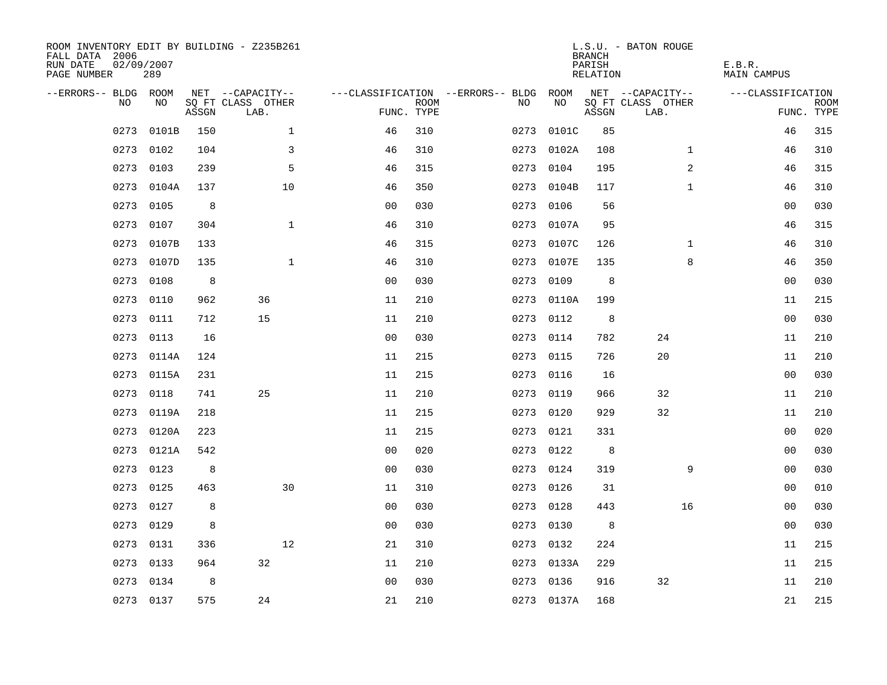ROOM INVENTORY EDIT BY BUILDING - Z235B261
FALL DATA 2006
RUN DATE 02/09/2007
PAGE NUMBER 289

L.S.U. - BATON ROUGE
BRANCH
PARISH E.B.R.
RELATION MAIN CAMPUS

| --ERRORS-- | BLDG NO | ROOM NO | NET SQ FT ASSGN | CAPACITY CLASS LAB. | CAPACITY OTHER | CLASSIFICATION FUNC. | ROOM TYPE | --ERRORS-- | BLDG NO | ROOM NO | NET SQ FT ASSGN | CAPACITY CLASS LAB. | CAPACITY OTHER | CLASSIFICATION FUNC. | ROOM TYPE |
|---|---|---|---|---|---|---|---|---|---|---|---|---|---|---|---|
| | 0273 | 0101B | 150 | | 1 | 46 | 310 | | 0273 | 0101C | 85 | | | 46 | 315 |
| | 0273 | 0102 | 104 | | 3 | 46 | 310 | | 0273 | 0102A | 108 | | 1 | 46 | 310 |
| | 0273 | 0103 | 239 | | 5 | 46 | 315 | | 0273 | 0104 | 195 | | 2 | 46 | 315 |
| | 0273 | 0104A | 137 | | 10 | 46 | 350 | | 0273 | 0104B | 117 | | 1 | 46 | 310 |
| | 0273 | 0105 | 8 | | | 00 | 030 | | 0273 | 0106 | 56 | | | 00 | 030 |
| | 0273 | 0107 | 304 | | 1 | 46 | 310 | | 0273 | 0107A | 95 | | | 46 | 315 |
| | 0273 | 0107B | 133 | | | 46 | 315 | | 0273 | 0107C | 126 | | 1 | 46 | 310 |
| | 0273 | 0107D | 135 | | 1 | 46 | 310 | | 0273 | 0107E | 135 | | 8 | 46 | 350 |
| | 0273 | 0108 | 8 | | | 00 | 030 | | 0273 | 0109 | 8 | | | 00 | 030 |
| | 0273 | 0110 | 962 | 36 | | 11 | 210 | | 0273 | 0110A | 199 | | | 11 | 215 |
| | 0273 | 0111 | 712 | 15 | | 11 | 210 | | 0273 | 0112 | 8 | | | 00 | 030 |
| | 0273 | 0113 | 16 | | | 00 | 030 | | 0273 | 0114 | 782 | 24 | | 11 | 210 |
| | 0273 | 0114A | 124 | | | 11 | 215 | | 0273 | 0115 | 726 | 20 | | 11 | 210 |
| | 0273 | 0115A | 231 | | | 11 | 215 | | 0273 | 0116 | 16 | | | 00 | 030 |
| | 0273 | 0118 | 741 | 25 | | 11 | 210 | | 0273 | 0119 | 966 | 32 | | 11 | 210 |
| | 0273 | 0119A | 218 | | | 11 | 215 | | 0273 | 0120 | 929 | 32 | | 11 | 210 |
| | 0273 | 0120A | 223 | | | 11 | 215 | | 0273 | 0121 | 331 | | | 00 | 020 |
| | 0273 | 0121A | 542 | | | 00 | 020 | | 0273 | 0122 | 8 | | | 00 | 030 |
| | 0273 | 0123 | 8 | | | 00 | 030 | | 0273 | 0124 | 319 | | 9 | 00 | 030 |
| | 0273 | 0125 | 463 | | 30 | 11 | 310 | | 0273 | 0126 | 31 | | | 00 | 010 |
| | 0273 | 0127 | 8 | | | 00 | 030 | | 0273 | 0128 | 443 | | 16 | 00 | 030 |
| | 0273 | 0129 | 8 | | | 00 | 030 | | 0273 | 0130 | 8 | | | 00 | 030 |
| | 0273 | 0131 | 336 | | 12 | 21 | 310 | | 0273 | 0132 | 224 | | | 11 | 215 |
| | 0273 | 0133 | 964 | 32 | | 11 | 210 | | 0273 | 0133A | 229 | | | 11 | 215 |
| | 0273 | 0134 | 8 | | | 00 | 030 | | 0273 | 0136 | 916 | 32 | | 11 | 210 |
| | 0273 | 0137 | 575 | 24 | | 21 | 210 | | 0273 | 0137A | 168 | | | 21 | 215 |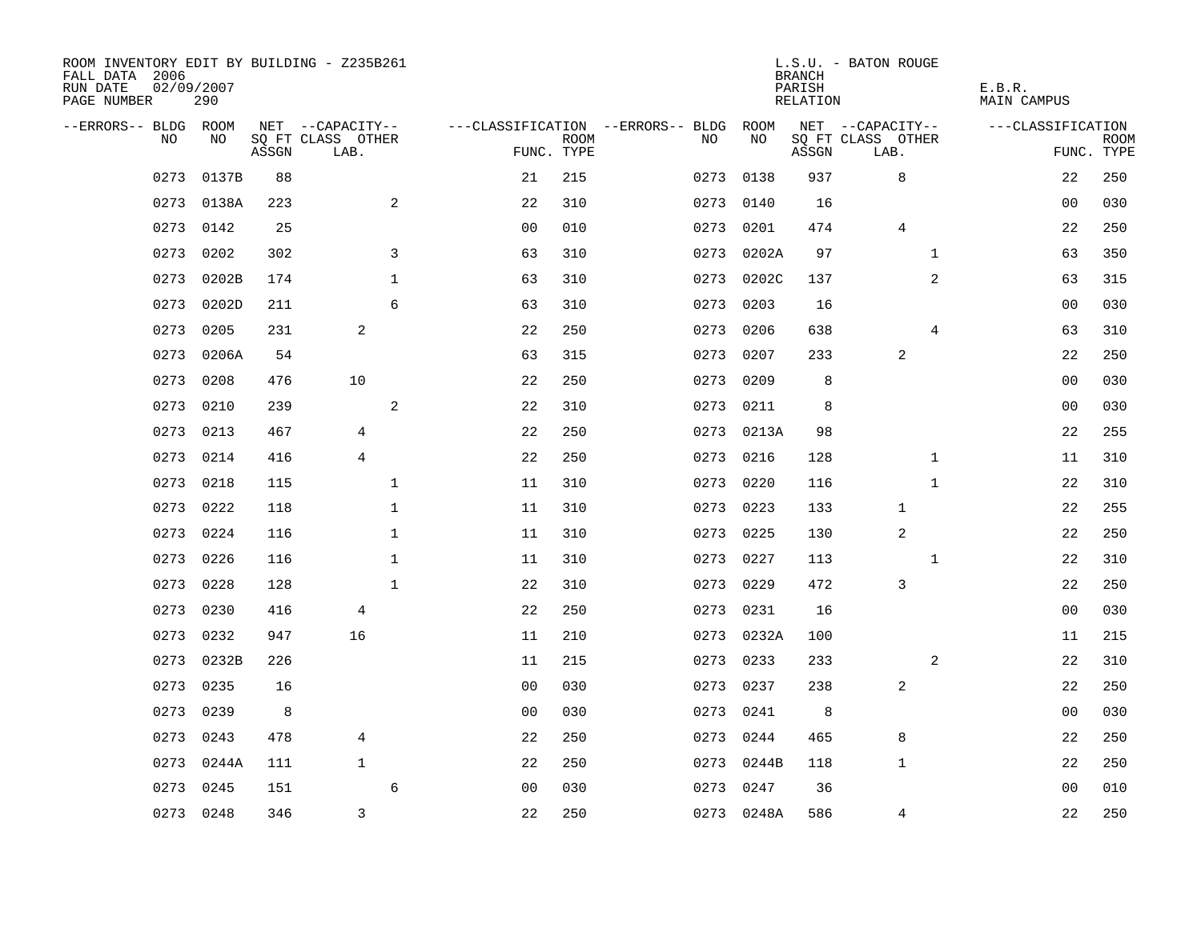ROOM INVENTORY EDIT BY BUILDING - Z235B261
FALL DATA 2006
RUN DATE 02/09/2007
PAGE NUMBER 290

L.S.U. - BATON ROUGE
BRANCH
PARISH E.B.R.
RELATION MAIN CAMPUS

| --ERRORS-- | BLDG NO | ROOM NO | NET SQ FT ASSGN | CAPACITY CLASS LAB. | CAPACITY OTHER | CLASSIFICATION FUNC. | ROOM TYPE | --ERRORS-- | BLDG NO | ROOM NO | NET SQ FT ASSGN | CAPACITY CLASS LAB. | CAPACITY OTHER | CLASSIFICATION FUNC. | ROOM TYPE |
|---|---|---|---|---|---|---|---|---|---|---|---|---|---|---|---|
| | 0273 | 0137B | 88 | | | 21 | 215 | | 0273 | 0138 | 937 | 8 | | 22 | 250 |
| | 0273 | 0138A | 223 | | 2 | 22 | 310 | | 0273 | 0140 | 16 | | | 00 | 030 |
| | 0273 | 0142 | 25 | | | 00 | 010 | | 0273 | 0201 | 474 | 4 | | 22 | 250 |
| | 0273 | 0202 | 302 | | 3 | 63 | 310 | | 0273 | 0202A | 97 | | 1 | 63 | 350 |
| | 0273 | 0202B | 174 | | 1 | 63 | 310 | | 0273 | 0202C | 137 | | 2 | 63 | 315 |
| | 0273 | 0202D | 211 | | 6 | 63 | 310 | | 0273 | 0203 | 16 | | | 00 | 030 |
| | 0273 | 0205 | 231 | 2 | | 22 | 250 | | 0273 | 0206 | 638 | | 4 | 63 | 310 |
| | 0273 | 0206A | 54 | | | 63 | 315 | | 0273 | 0207 | 233 | 2 | | 22 | 250 |
| | 0273 | 0208 | 476 | 10 | | 22 | 250 | | 0273 | 0209 | 8 | | | 00 | 030 |
| | 0273 | 0210 | 239 | | 2 | 22 | 310 | | 0273 | 0211 | 8 | | | 00 | 030 |
| | 0273 | 0213 | 467 | 4 | | 22 | 250 | | 0273 | 0213A | 98 | | | 22 | 255 |
| | 0273 | 0214 | 416 | 4 | | 22 | 250 | | 0273 | 0216 | 128 | | 1 | 11 | 310 |
| | 0273 | 0218 | 115 | | 1 | 11 | 310 | | 0273 | 0220 | 116 | | 1 | 22 | 310 |
| | 0273 | 0222 | 118 | | 1 | 11 | 310 | | 0273 | 0223 | 133 | 1 | | 22 | 255 |
| | 0273 | 0224 | 116 | | 1 | 11 | 310 | | 0273 | 0225 | 130 | 2 | | 22 | 250 |
| | 0273 | 0226 | 116 | | 1 | 11 | 310 | | 0273 | 0227 | 113 | | 1 | 22 | 310 |
| | 0273 | 0228 | 128 | | 1 | 22 | 310 | | 0273 | 0229 | 472 | 3 | | 22 | 250 |
| | 0273 | 0230 | 416 | 4 | | 22 | 250 | | 0273 | 0231 | 16 | | | 00 | 030 |
| | 0273 | 0232 | 947 | 16 | | 11 | 210 | | 0273 | 0232A | 100 | | | 11 | 215 |
| | 0273 | 0232B | 226 | | | 11 | 215 | | 0273 | 0233 | 233 | | 2 | 22 | 310 |
| | 0273 | 0235 | 16 | | | 00 | 030 | | 0273 | 0237 | 238 | 2 | | 22 | 250 |
| | 0273 | 0239 | 8 | | | 00 | 030 | | 0273 | 0241 | 8 | | | 00 | 030 |
| | 0273 | 0243 | 478 | 4 | | 22 | 250 | | 0273 | 0244 | 465 | 8 | | 22 | 250 |
| | 0273 | 0244A | 111 | 1 | | 22 | 250 | | 0273 | 0244B | 118 | 1 | | 22 | 250 |
| | 0273 | 0245 | 151 | | 6 | 00 | 030 | | 0273 | 0247 | 36 | | | 00 | 010 |
| | 0273 | 0248 | 346 | 3 | | 22 | 250 | | 0273 | 0248A | 586 | 4 | | 22 | 250 |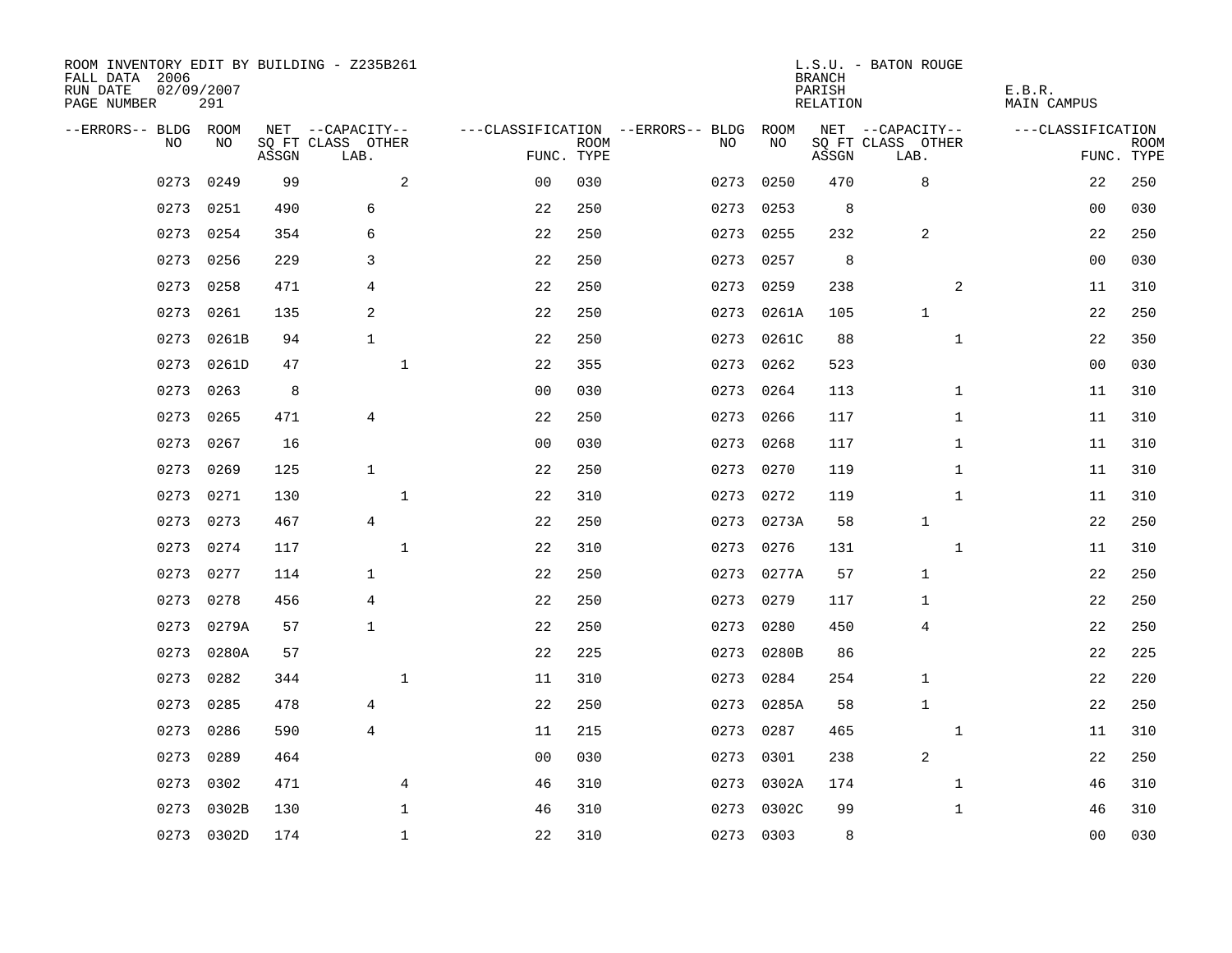ROOM INVENTORY EDIT BY BUILDING - Z235B261
FALL DATA 2006
RUN DATE 02/09/2007
PAGE NUMBER 291

L.S.U. - BATON ROUGE
BRANCH
PARISH E.B.R.
RELATION MAIN CAMPUS

| --ERRORS-- | BLDG NO | ROOM NO | NET SQ FT ASSGN | CAPACITY CLASS LAB. | CAPACITY OTHER | CLASSIFICATION FUNC. | ROOM TYPE | --ERRORS-- | BLDG NO | ROOM NO | NET SQ FT ASSGN | CAPACITY CLASS LAB. | CAPACITY OTHER | CLASSIFICATION FUNC. | ROOM TYPE |
|---|---|---|---|---|---|---|---|---|---|---|---|---|---|---|---|
| | 0273 | 0249 | 99 | | 2 | 00 | 030 | | 0273 | 0250 | 470 | 8 | | 22 | 250 |
| | 0273 | 0251 | 490 | 6 | | 22 | 250 | | 0273 | 0253 | 8 | | | 00 | 030 |
| | 0273 | 0254 | 354 | 6 | | 22 | 250 | | 0273 | 0255 | 232 | 2 | | 22 | 250 |
| | 0273 | 0256 | 229 | 3 | | 22 | 250 | | 0273 | 0257 | 8 | | | 00 | 030 |
| | 0273 | 0258 | 471 | 4 | | 22 | 250 | | 0273 | 0259 | 238 | | 2 | 11 | 310 |
| | 0273 | 0261 | 135 | 2 | | 22 | 250 | | 0273 | 0261A | 105 | 1 | | 22 | 250 |
| | 0273 | 0261B | 94 | 1 | | 22 | 250 | | 0273 | 0261C | 88 | | 1 | 22 | 350 |
| | 0273 | 0261D | 47 | | 1 | 22 | 355 | | 0273 | 0262 | 523 | | | 00 | 030 |
| | 0273 | 0263 | 8 | | | 00 | 030 | | 0273 | 0264 | 113 | | 1 | 11 | 310 |
| | 0273 | 0265 | 471 | 4 | | 22 | 250 | | 0273 | 0266 | 117 | | 1 | 11 | 310 |
| | 0273 | 0267 | 16 | | | 00 | 030 | | 0273 | 0268 | 117 | | 1 | 11 | 310 |
| | 0273 | 0269 | 125 | 1 | | 22 | 250 | | 0273 | 0270 | 119 | | 1 | 11 | 310 |
| | 0273 | 0271 | 130 | | 1 | 22 | 310 | | 0273 | 0272 | 119 | | 1 | 11 | 310 |
| | 0273 | 0273 | 467 | 4 | | 22 | 250 | | 0273 | 0273A | 58 | 1 | | 22 | 250 |
| | 0273 | 0274 | 117 | | 1 | 22 | 310 | | 0273 | 0276 | 131 | | 1 | 11 | 310 |
| | 0273 | 0277 | 114 | 1 | | 22 | 250 | | 0273 | 0277A | 57 | 1 | | 22 | 250 |
| | 0273 | 0278 | 456 | 4 | | 22 | 250 | | 0273 | 0279 | 117 | 1 | | 22 | 250 |
| | 0273 | 0279A | 57 | 1 | | 22 | 250 | | 0273 | 0280 | 450 | 4 | | 22 | 250 |
| | 0273 | 0280A | 57 | | | 22 | 225 | | 0273 | 0280B | 86 | | | 22 | 225 |
| | 0273 | 0282 | 344 | | 1 | 11 | 310 | | 0273 | 0284 | 254 | 1 | | 22 | 220 |
| | 0273 | 0285 | 478 | 4 | | 22 | 250 | | 0273 | 0285A | 58 | 1 | | 22 | 250 |
| | 0273 | 0286 | 590 | 4 | | 11 | 215 | | 0273 | 0287 | 465 | | 1 | 11 | 310 |
| | 0273 | 0289 | 464 | | | 00 | 030 | | 0273 | 0301 | 238 | 2 | | 22 | 250 |
| | 0273 | 0302 | 471 | | 4 | 46 | 310 | | 0273 | 0302A | 174 | | 1 | 46 | 310 |
| | 0273 | 0302B | 130 | | 1 | 46 | 310 | | 0273 | 0302C | 99 | | 1 | 46 | 310 |
| | 0273 | 0302D | 174 | | 1 | 22 | 310 | | 0273 | 0303 | 8 | | | 00 | 030 |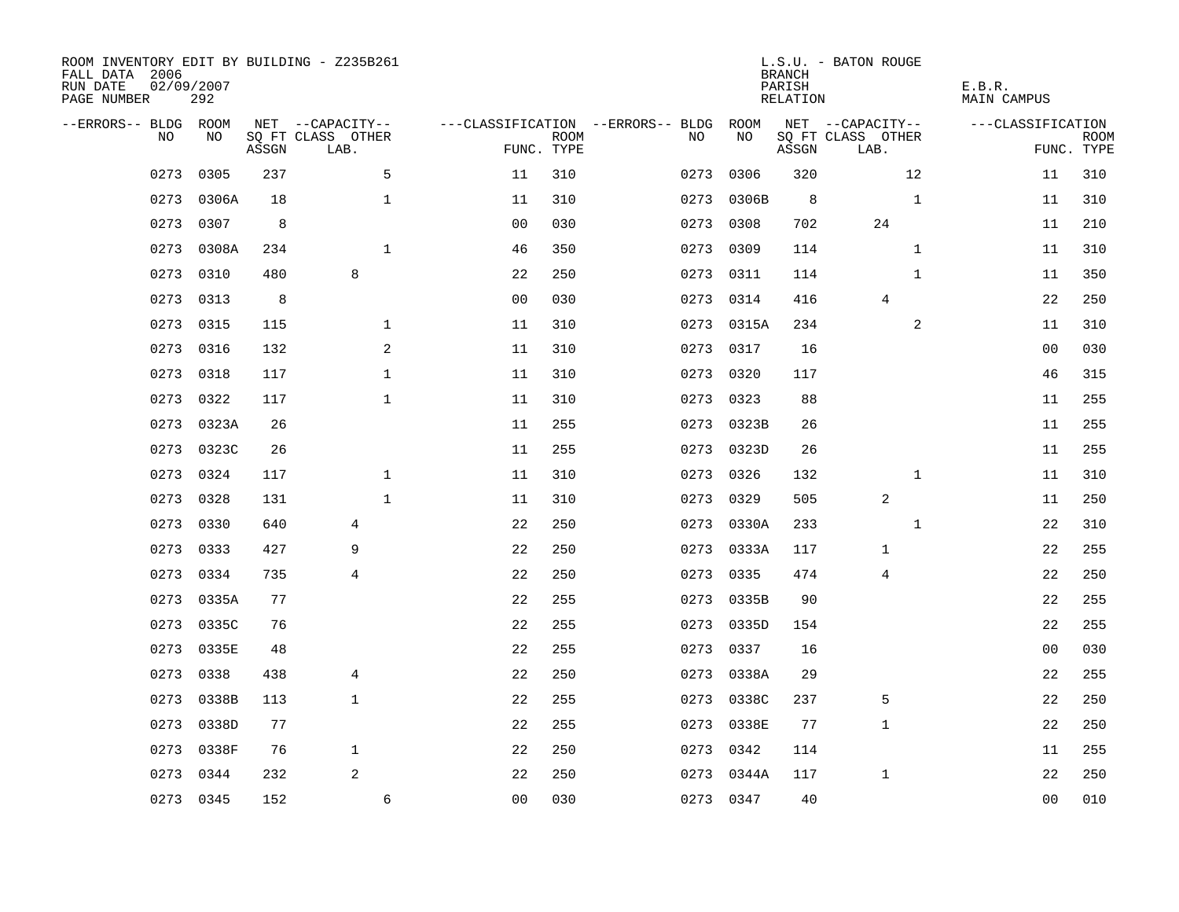ROOM INVENTORY EDIT BY BUILDING - Z235B261
FALL DATA 2006
RUN DATE 02/09/2007
PAGE NUMBER 292

L.S.U. - BATON ROUGE
BRANCH
PARISH E.B.R.
RELATION MAIN CAMPUS

| --ERRORS-- | BLDG NO | ROOM NO | NET SQ FT ASSGN | CAPACITY CLASS LAB. | CAPACITY OTHER | CLASSIFICATION FUNC. | ROOM TYPE | --ERRORS-- | BLDG NO | ROOM NO | NET SQ FT ASSGN | CAPACITY CLASS LAB. | CAPACITY OTHER | CLASSIFICATION FUNC. | ROOM TYPE |
|---|---|---|---|---|---|---|---|---|---|---|---|---|---|---|---|
| | 0273 | 0305 | 237 | | 5 | 11 | 310 | | 0273 | 0306 | 320 | | 12 | 11 | 310 |
| | 0273 | 0306A | 18 | | 1 | 11 | 310 | | 0273 | 0306B | 8 | | 1 | 11 | 310 |
| | 0273 | 0307 | 8 | | | 00 | 030 | | 0273 | 0308 | 702 | 24 | | 11 | 210 |
| | 0273 | 0308A | 234 | | 1 | 46 | 350 | | 0273 | 0309 | 114 | | 1 | 11 | 310 |
| | 0273 | 0310 | 480 | 8 | | 22 | 250 | | 0273 | 0311 | 114 | | 1 | 11 | 350 |
| | 0273 | 0313 | 8 | | | 00 | 030 | | 0273 | 0314 | 416 | 4 | | 22 | 250 |
| | 0273 | 0315 | 115 | | 1 | 11 | 310 | | 0273 | 0315A | 234 | | 2 | 11 | 310 |
| | 0273 | 0316 | 132 | | 2 | 11 | 310 | | 0273 | 0317 | 16 | | | 00 | 030 |
| | 0273 | 0318 | 117 | | 1 | 11 | 310 | | 0273 | 0320 | 117 | | | 46 | 315 |
| | 0273 | 0322 | 117 | | 1 | 11 | 310 | | 0273 | 0323 | 88 | | | 11 | 255 |
| | 0273 | 0323A | 26 | | | 11 | 255 | | 0273 | 0323B | 26 | | | 11 | 255 |
| | 0273 | 0323C | 26 | | | 11 | 255 | | 0273 | 0323D | 26 | | | 11 | 255 |
| | 0273 | 0324 | 117 | | 1 | 11 | 310 | | 0273 | 0326 | 132 | | 1 | 11 | 310 |
| | 0273 | 0328 | 131 | | 1 | 11 | 310 | | 0273 | 0329 | 505 | 2 | | 11 | 250 |
| | 0273 | 0330 | 640 | 4 | | 22 | 250 | | 0273 | 0330A | 233 | | 1 | 22 | 310 |
| | 0273 | 0333 | 427 | 9 | | 22 | 250 | | 0273 | 0333A | 117 | 1 | | 22 | 255 |
| | 0273 | 0334 | 735 | 4 | | 22 | 250 | | 0273 | 0335 | 474 | 4 | | 22 | 250 |
| | 0273 | 0335A | 77 | | | 22 | 255 | | 0273 | 0335B | 90 | | | 22 | 255 |
| | 0273 | 0335C | 76 | | | 22 | 255 | | 0273 | 0335D | 154 | | | 22 | 255 |
| | 0273 | 0335E | 48 | | | 22 | 255 | | 0273 | 0337 | 16 | | | 00 | 030 |
| | 0273 | 0338 | 438 | 4 | | 22 | 250 | | 0273 | 0338A | 29 | | | 22 | 255 |
| | 0273 | 0338B | 113 | 1 | | 22 | 255 | | 0273 | 0338C | 237 | 5 | | 22 | 250 |
| | 0273 | 0338D | 77 | | | 22 | 255 | | 0273 | 0338E | 77 | 1 | | 22 | 250 |
| | 0273 | 0338F | 76 | 1 | | 22 | 250 | | 0273 | 0342 | 114 | | | 11 | 255 |
| | 0273 | 0344 | 232 | 2 | | 22 | 250 | | 0273 | 0344A | 117 | 1 | | 22 | 250 |
| | 0273 | 0345 | 152 | | 6 | 00 | 030 | | 0273 | 0347 | 40 | | | 00 | 010 |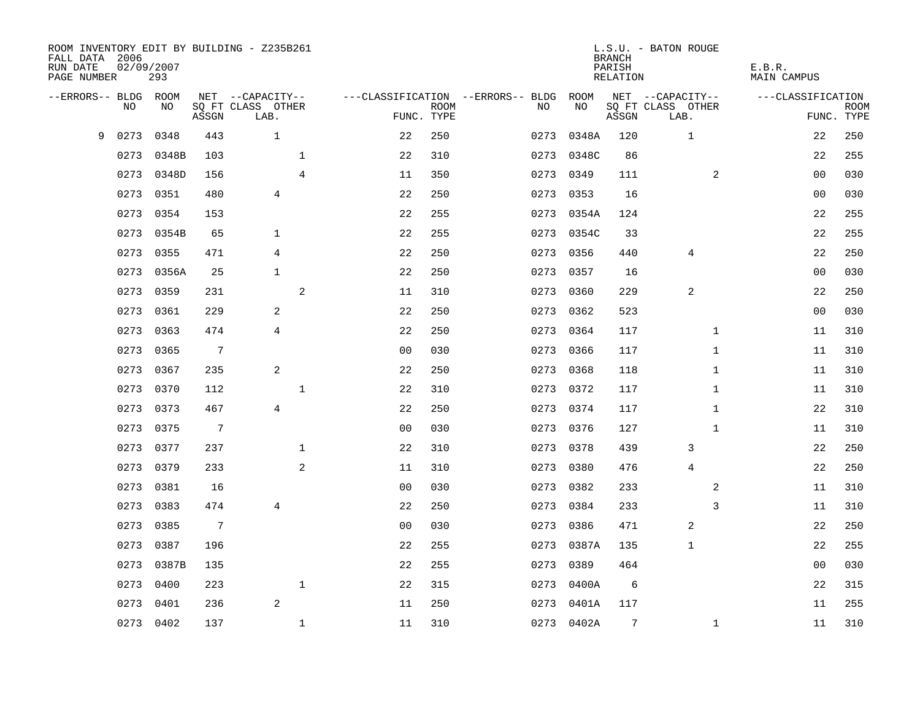ROOM INVENTORY EDIT BY BUILDING - Z235B261
FALL DATA 2006
RUN DATE 02/09/2007
PAGE NUMBER 293

L.S.U. - BATON ROUGE
BRANCH
PARISH E.B.R.
RELATION MAIN CAMPUS

| --ERRORS-- | BLDG NO | ROOM NO | NET SQ FT ASSGN | CAPACITY CLASS LAB. | CAPACITY OTHER | CLASSIFICATION FUNC. | ROOM TYPE | --ERRORS-- | BLDG NO | ROOM NO | NET SQ FT ASSGN | CAPACITY CLASS LAB. | CAPACITY OTHER | CLASSIFICATION FUNC. | ROOM TYPE |
|---|---|---|---|---|---|---|---|---|---|---|---|---|---|---|---|
| 9 | 0273 | 0348 | 443 | 1 | | 22 | 250 | | 0273 | 0348A | 120 | 1 | | 22 | 250 |
| | 0273 | 0348B | 103 | | 1 | 22 | 310 | | 0273 | 0348C | 86 | | | 22 | 255 |
| | 0273 | 0348D | 156 | | 4 | 11 | 350 | | 0273 | 0349 | 111 | | 2 | 00 | 030 |
| | 0273 | 0351 | 480 | 4 | | 22 | 250 | | 0273 | 0353 | 16 | | | 00 | 030 |
| | 0273 | 0354 | 153 | | | 22 | 255 | | 0273 | 0354A | 124 | | | 22 | 255 |
| | 0273 | 0354B | 65 | 1 | | 22 | 255 | | 0273 | 0354C | 33 | | | 22 | 255 |
| | 0273 | 0355 | 471 | 4 | | 22 | 250 | | 0273 | 0356 | 440 | 4 | | 22 | 250 |
| | 0273 | 0356A | 25 | 1 | | 22 | 250 | | 0273 | 0357 | 16 | | | 00 | 030 |
| | 0273 | 0359 | 231 | | 2 | 11 | 310 | | 0273 | 0360 | 229 | 2 | | 22 | 250 |
| | 0273 | 0361 | 229 | 2 | | 22 | 250 | | 0273 | 0362 | 523 | | | 00 | 030 |
| | 0273 | 0363 | 474 | 4 | | 22 | 250 | | 0273 | 0364 | 117 | | 1 | 11 | 310 |
| | 0273 | 0365 | 7 | | | 00 | 030 | | 0273 | 0366 | 117 | | 1 | 11 | 310 |
| | 0273 | 0367 | 235 | 2 | | 22 | 250 | | 0273 | 0368 | 118 | | 1 | 11 | 310 |
| | 0273 | 0370 | 112 | | 1 | 22 | 310 | | 0273 | 0372 | 117 | | 1 | 11 | 310 |
| | 0273 | 0373 | 467 | 4 | | 22 | 250 | | 0273 | 0374 | 117 | | 1 | 22 | 310 |
| | 0273 | 0375 | 7 | | | 00 | 030 | | 0273 | 0376 | 127 | | 1 | 11 | 310 |
| | 0273 | 0377 | 237 | | 1 | 22 | 310 | | 0273 | 0378 | 439 | 3 | | 22 | 250 |
| | 0273 | 0379 | 233 | | 2 | 11 | 310 | | 0273 | 0380 | 476 | 4 | | 22 | 250 |
| | 0273 | 0381 | 16 | | | 00 | 030 | | 0273 | 0382 | 233 | | 2 | 11 | 310 |
| | 0273 | 0383 | 474 | 4 | | 22 | 250 | | 0273 | 0384 | 233 | | 3 | 11 | 310 |
| | 0273 | 0385 | 7 | | | 00 | 030 | | 0273 | 0386 | 471 | 2 | | 22 | 250 |
| | 0273 | 0387 | 196 | | | 22 | 255 | | 0273 | 0387A | 135 | 1 | | 22 | 255 |
| | 0273 | 0387B | 135 | | | 22 | 255 | | 0273 | 0389 | 464 | | | 00 | 030 |
| | 0273 | 0400 | 223 | | 1 | 22 | 315 | | 0273 | 0400A | 6 | | | 22 | 315 |
| | 0273 | 0401 | 236 | 2 | | 11 | 250 | | 0273 | 0401A | 117 | | | 11 | 255 |
| | 0273 | 0402 | 137 | | 1 | 11 | 310 | | 0273 | 0402A | 7 | | 1 | 11 | 310 |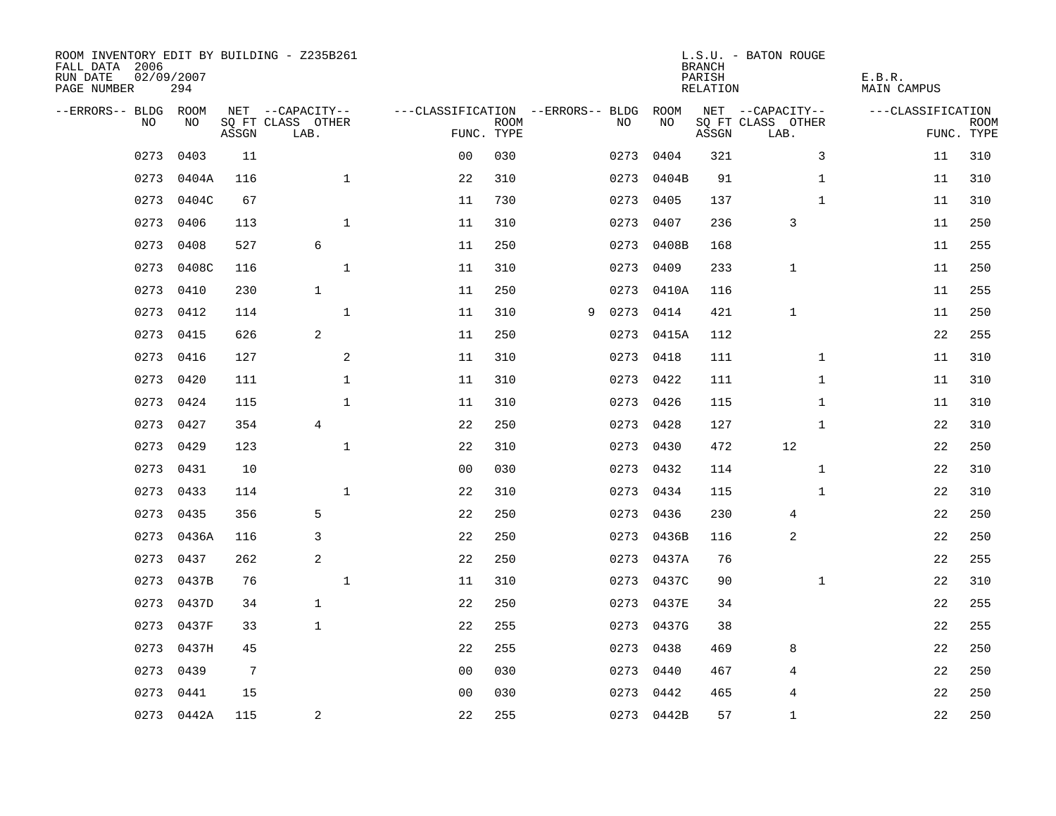ROOM INVENTORY EDIT BY BUILDING - Z235B261
FALL DATA 2006
RUN DATE 02/09/2007
PAGE NUMBER 294

L.S.U. - BATON ROUGE
BRANCH
PARISH E.B.R.
RELATION MAIN CAMPUS

| --ERRORS-- | BLDG NO | ROOM NO | NET SQ FT ASSGN | --CAPACITY-- CLASS LAB. | OTHER | ---CLASSIFICATION FUNC. | ROOM TYPE | --ERRORS-- | BLDG NO | ROOM NO | NET SQ FT ASSGN | --CAPACITY-- CLASS LAB. | OTHER | ---CLASSIFICATION FUNC. | ROOM TYPE |
|---|---|---|---|---|---|---|---|---|---|---|---|---|---|---|---|
| | 0273 | 0403 | 11 | | | 00 | 030 | | 0273 | 0404 | 321 | | 3 | 11 | 310 |
| | 0273 | 0404A | 116 | | 1 | 22 | 310 | | 0273 | 0404B | 91 | | 1 | 11 | 310 |
| | 0273 | 0404C | 67 | | | 11 | 730 | | 0273 | 0405 | 137 | | 1 | 11 | 310 |
| | 0273 | 0406 | 113 | | 1 | 11 | 310 | | 0273 | 0407 | 236 | 3 | | 11 | 250 |
| | 0273 | 0408 | 527 | 6 | | 11 | 250 | | 0273 | 0408B | 168 | | | 11 | 255 |
| | 0273 | 0408C | 116 | | 1 | 11 | 310 | | 0273 | 0409 | 233 | 1 | | 11 | 250 |
| | 0273 | 0410 | 230 | 1 | | 11 | 250 | | 0273 | 0410A | 116 | | | 11 | 255 |
| | 0273 | 0412 | 114 | | 1 | 11 | 310 | 9 | 0273 | 0414 | 421 | 1 | | 11 | 250 |
| | 0273 | 0415 | 626 | 2 | | 11 | 250 | | 0273 | 0415A | 112 | | | 22 | 255 |
| | 0273 | 0416 | 127 | | 2 | 11 | 310 | | 0273 | 0418 | 111 | | 1 | 11 | 310 |
| | 0273 | 0420 | 111 | | 1 | 11 | 310 | | 0273 | 0422 | 111 | | 1 | 11 | 310 |
| | 0273 | 0424 | 115 | | 1 | 11 | 310 | | 0273 | 0426 | 115 | | 1 | 11 | 310 |
| | 0273 | 0427 | 354 | 4 | | 22 | 250 | | 0273 | 0428 | 127 | | 1 | 22 | 310 |
| | 0273 | 0429 | 123 | | 1 | 22 | 310 | | 0273 | 0430 | 472 | 12 | | 22 | 250 |
| | 0273 | 0431 | 10 | | | 00 | 030 | | 0273 | 0432 | 114 | | 1 | 22 | 310 |
| | 0273 | 0433 | 114 | | 1 | 22 | 310 | | 0273 | 0434 | 115 | | 1 | 22 | 310 |
| | 0273 | 0435 | 356 | 5 | | 22 | 250 | | 0273 | 0436 | 230 | 4 | | 22 | 250 |
| | 0273 | 0436A | 116 | 3 | | 22 | 250 | | 0273 | 0436B | 116 | 2 | | 22 | 250 |
| | 0273 | 0437 | 262 | 2 | | 22 | 250 | | 0273 | 0437A | 76 | | | 22 | 255 |
| | 0273 | 0437B | 76 | | 1 | 11 | 310 | | 0273 | 0437C | 90 | | 1 | 22 | 310 |
| | 0273 | 0437D | 34 | 1 | | 22 | 250 | | 0273 | 0437E | 34 | | | 22 | 255 |
| | 0273 | 0437F | 33 | 1 | | 22 | 255 | | 0273 | 0437G | 38 | | | 22 | 255 |
| | 0273 | 0437H | 45 | | | 22 | 255 | | 0273 | 0438 | 469 | 8 | | 22 | 250 |
| | 0273 | 0439 | 7 | | | 00 | 030 | | 0273 | 0440 | 467 | 4 | | 22 | 250 |
| | 0273 | 0441 | 15 | | | 00 | 030 | | 0273 | 0442 | 465 | 4 | | 22 | 250 |
| | 0273 | 0442A | 115 | 2 | | 22 | 255 | | 0273 | 0442B | 57 | 1 | | 22 | 250 |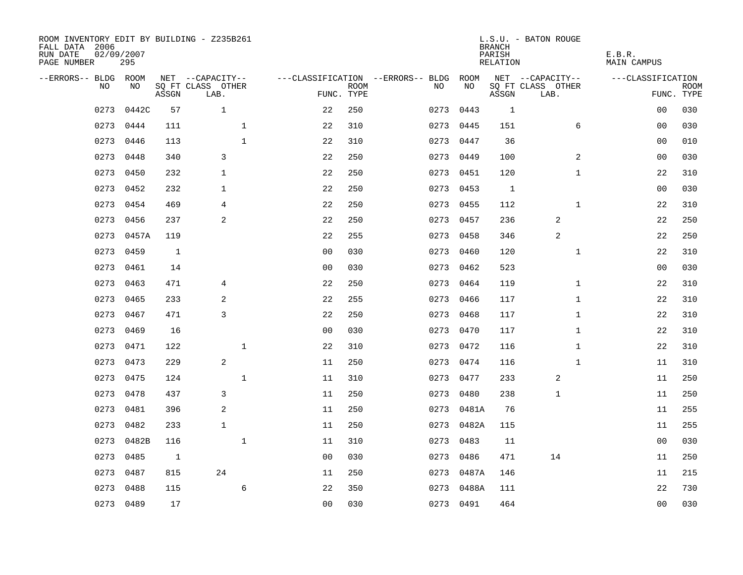ROOM INVENTORY EDIT BY BUILDING - Z235B261
FALL DATA 2006
RUN DATE 02/09/2007
PAGE NUMBER 295

L.S.U. - BATON ROUGE
BRANCH
PARISH E.B.R.
RELATION MAIN CAMPUS

| --ERRORS-- | BLDG NO | ROOM NO | NET SQ FT ASSGN | CAPACITY CLASS LAB. | CAPACITY OTHER | CLASSIFICATION FUNC. | ROOM TYPE | --ERRORS-- | BLDG NO | ROOM NO | NET SQ FT ASSGN | CAPACITY CLASS LAB. | CAPACITY OTHER | CLASSIFICATION FUNC. | ROOM TYPE |
|---|---|---|---|---|---|---|---|---|---|---|---|---|---|---|---|
| | 0273 | 0442C | 57 | 1 | | 22 | 250 | | 0273 | 0443 | 1 | | | 00 | 030 |
| | 0273 | 0444 | 111 | | 1 | 22 | 310 | | 0273 | 0445 | 151 | | 6 | 00 | 030 |
| | 0273 | 0446 | 113 | | 1 | 22 | 310 | | 0273 | 0447 | 36 | | | 00 | 010 |
| | 0273 | 0448 | 340 | 3 | | 22 | 250 | | 0273 | 0449 | 100 | | 2 | 00 | 030 |
| | 0273 | 0450 | 232 | 1 | | 22 | 250 | | 0273 | 0451 | 120 | | 1 | 22 | 310 |
| | 0273 | 0452 | 232 | 1 | | 22 | 250 | | 0273 | 0453 | 1 | | | 00 | 030 |
| | 0273 | 0454 | 469 | 4 | | 22 | 250 | | 0273 | 0455 | 112 | | 1 | 22 | 310 |
| | 0273 | 0456 | 237 | 2 | | 22 | 250 | | 0273 | 0457 | 236 | 2 | | 22 | 250 |
| | 0273 | 0457A | 119 | | | 22 | 255 | | 0273 | 0458 | 346 | 2 | | 22 | 250 |
| | 0273 | 0459 | 1 | | | 00 | 030 | | 0273 | 0460 | 120 | | 1 | 22 | 310 |
| | 0273 | 0461 | 14 | | | 00 | 030 | | 0273 | 0462 | 523 | | | 00 | 030 |
| | 0273 | 0463 | 471 | 4 | | 22 | 250 | | 0273 | 0464 | 119 | | 1 | 22 | 310 |
| | 0273 | 0465 | 233 | 2 | | 22 | 255 | | 0273 | 0466 | 117 | | 1 | 22 | 310 |
| | 0273 | 0467 | 471 | 3 | | 22 | 250 | | 0273 | 0468 | 117 | | 1 | 22 | 310 |
| | 0273 | 0469 | 16 | | | 00 | 030 | | 0273 | 0470 | 117 | | 1 | 22 | 310 |
| | 0273 | 0471 | 122 | | 1 | 22 | 310 | | 0273 | 0472 | 116 | | 1 | 22 | 310 |
| | 0273 | 0473 | 229 | 2 | | 11 | 250 | | 0273 | 0474 | 116 | | 1 | 11 | 310 |
| | 0273 | 0475 | 124 | | 1 | 11 | 310 | | 0273 | 0477 | 233 | 2 | | 11 | 250 |
| | 0273 | 0478 | 437 | 3 | | 11 | 250 | | 0273 | 0480 | 238 | 1 | | 11 | 250 |
| | 0273 | 0481 | 396 | 2 | | 11 | 250 | | 0273 | 0481A | 76 | | | 11 | 255 |
| | 0273 | 0482 | 233 | 1 | | 11 | 250 | | 0273 | 0482A | 115 | | | 11 | 255 |
| | 0273 | 0482B | 116 | | 1 | 11 | 310 | | 0273 | 0483 | 11 | | | 00 | 030 |
| | 0273 | 0485 | 1 | | | 00 | 030 | | 0273 | 0486 | 471 | 14 | | 11 | 250 |
| | 0273 | 0487 | 815 | 24 | | 11 | 250 | | 0273 | 0487A | 146 | | | 11 | 215 |
| | 0273 | 0488 | 115 | | 6 | 22 | 350 | | 0273 | 0488A | 111 | | | 22 | 730 |
| | 0273 | 0489 | 17 | | | 00 | 030 | | 0273 | 0491 | 464 | | | 00 | 030 |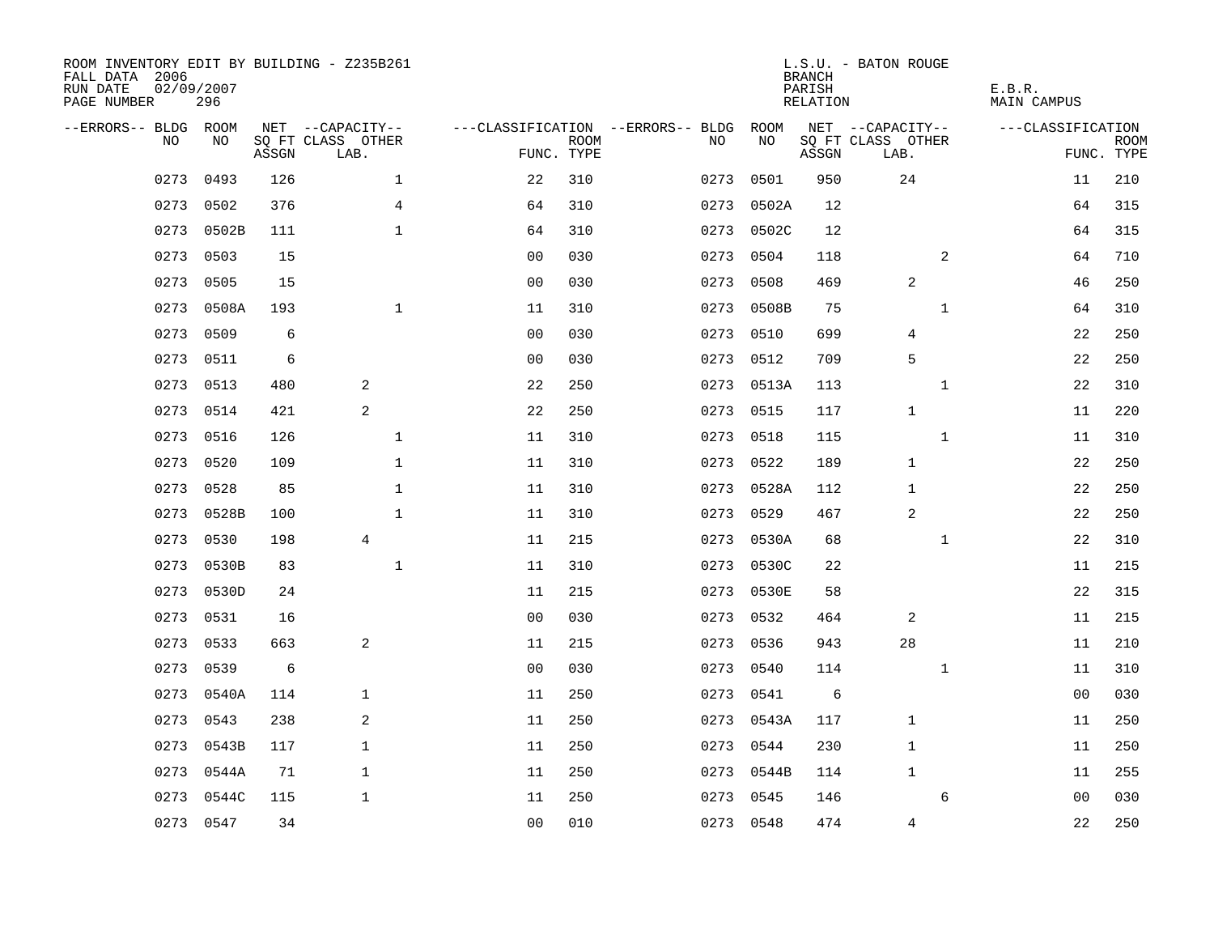ROOM INVENTORY EDIT BY BUILDING - Z235B261
FALL DATA 2006
RUN DATE 02/09/2007

L.S.U. - BATON ROUGE
BRANCH
PARISH E.B.R.
RELATION MAIN CAMPUS

| --ERRORS-- | BLDG NO | ROOM NO | NET SQ FT ASSGN | --CAPACITY-- CLASS LAB. | OTHER | ---CLASSIFICATION FUNC. | ROOM TYPE | --ERRORS-- | BLDG NO | ROOM NO | NET SQ FT ASSGN | --CAPACITY-- CLASS LAB. | OTHER | ---CLASSIFICATION FUNC. | ROOM TYPE |
|---|---|---|---|---|---|---|---|---|---|---|---|---|---|---|---|
| | 0273 | 0493 | 126 | | 1 | 22 | 310 | | 0273 | 0501 | 950 | 24 | | 11 | 210 |
| | 0273 | 0502 | 376 | | 4 | 64 | 310 | | 0273 | 0502A | 12 | | | 64 | 315 |
| | 0273 | 0502B | 111 | | 1 | 64 | 310 | | 0273 | 0502C | 12 | | | 64 | 315 |
| | 0273 | 0503 | 15 | | | 00 | 030 | | 0273 | 0504 | 118 | | 2 | 64 | 710 |
| | 0273 | 0505 | 15 | | | 00 | 030 | | 0273 | 0508 | 469 | 2 | | 46 | 250 |
| | 0273 | 0508A | 193 | | 1 | 11 | 310 | | 0273 | 0508B | 75 | | 1 | 64 | 310 |
| | 0273 | 0509 | 6 | | | 00 | 030 | | 0273 | 0510 | 699 | 4 | | 22 | 250 |
| | 0273 | 0511 | 6 | | | 00 | 030 | | 0273 | 0512 | 709 | 5 | | 22 | 250 |
| | 0273 | 0513 | 480 | 2 | | 22 | 250 | | 0273 | 0513A | 113 | | 1 | 22 | 310 |
| | 0273 | 0514 | 421 | 2 | | 22 | 250 | | 0273 | 0515 | 117 | 1 | | 11 | 220 |
| | 0273 | 0516 | 126 | | 1 | 11 | 310 | | 0273 | 0518 | 115 | | 1 | 11 | 310 |
| | 0273 | 0520 | 109 | | 1 | 11 | 310 | | 0273 | 0522 | 189 | 1 | | 22 | 250 |
| | 0273 | 0528 | 85 | | 1 | 11 | 310 | | 0273 | 0528A | 112 | 1 | | 22 | 250 |
| | 0273 | 0528B | 100 | | 1 | 11 | 310 | | 0273 | 0529 | 467 | 2 | | 22 | 250 |
| | 0273 | 0530 | 198 | 4 | | 11 | 215 | | 0273 | 0530A | 68 | | 1 | 22 | 310 |
| | 0273 | 0530B | 83 | | 1 | 11 | 310 | | 0273 | 0530C | 22 | | | 11 | 215 |
| | 0273 | 0530D | 24 | | | 11 | 215 | | 0273 | 0530E | 58 | | | 22 | 315 |
| | 0273 | 0531 | 16 | | | 00 | 030 | | 0273 | 0532 | 464 | 2 | | 11 | 215 |
| | 0273 | 0533 | 663 | 2 | | 11 | 215 | | 0273 | 0536 | 943 | 28 | | 11 | 210 |
| | 0273 | 0539 | 6 | | | 00 | 030 | | 0273 | 0540 | 114 | | 1 | 11 | 310 |
| | 0273 | 0540A | 114 | 1 | | 11 | 250 | | 0273 | 0541 | 6 | | | 00 | 030 |
| | 0273 | 0543 | 238 | 2 | | 11 | 250 | | 0273 | 0543A | 117 | 1 | | 11 | 250 |
| | 0273 | 0543B | 117 | 1 | | 11 | 250 | | 0273 | 0544 | 230 | 1 | | 11 | 250 |
| | 0273 | 0544A | 71 | 1 | | 11 | 250 | | 0273 | 0544B | 114 | 1 | | 11 | 255 |
| | 0273 | 0544C | 115 | 1 | | 11 | 250 | | 0273 | 0545 | 146 | | 6 | 00 | 030 |
| | 0273 | 0547 | 34 | | | 00 | 010 | | 0273 | 0548 | 474 | 4 | | 22 | 250 |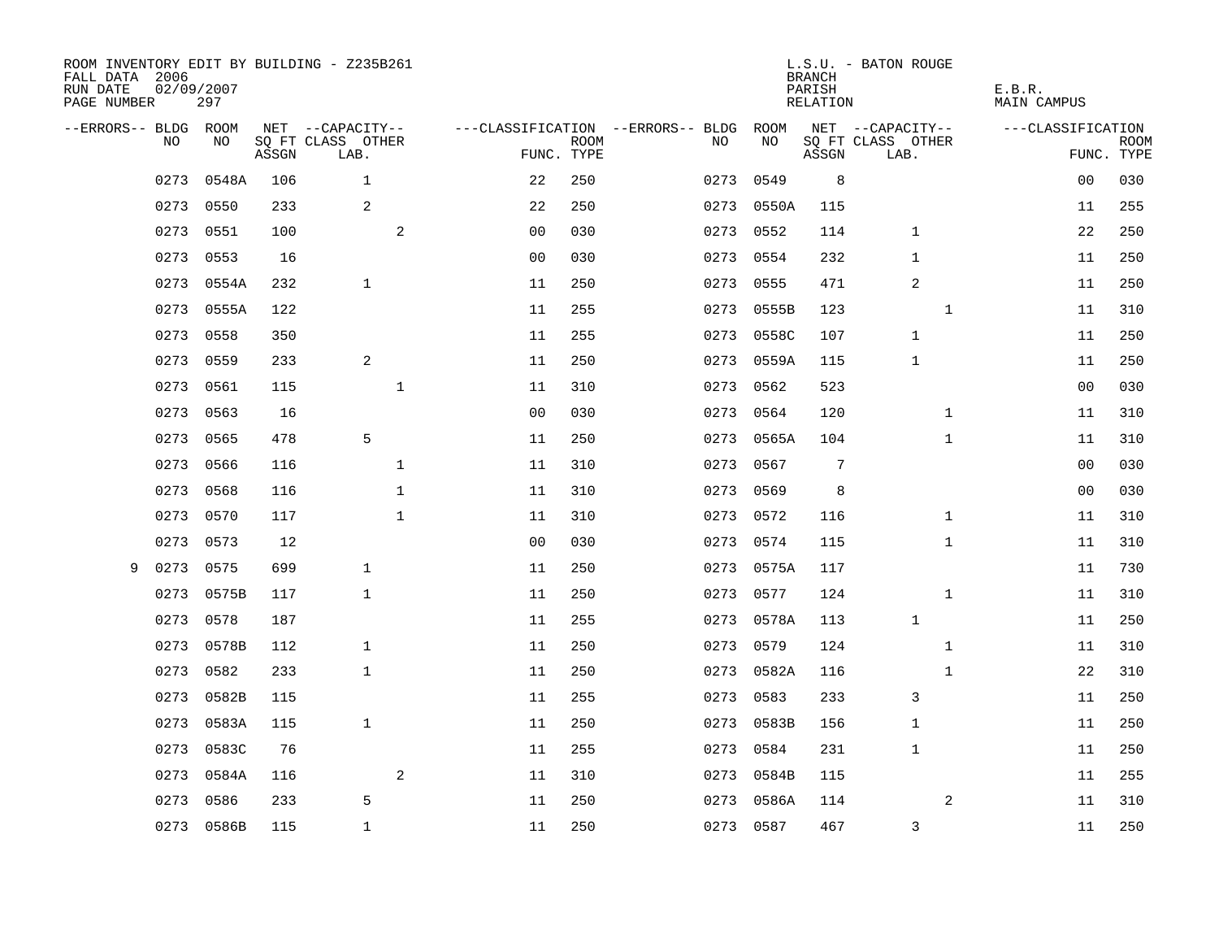ROOM INVENTORY EDIT BY BUILDING - Z235B261
FALL DATA 2006
RUN DATE 02/09/2007
PAGE NUMBER 297

L.S.U. - BATON ROUGE
BRANCH
PARISH E.B.R.
RELATION MAIN CAMPUS

| --ERRORS-- | BLDG NO | ROOM NO | NET SQ FT ASSGN | CAPACITY CLASS LAB. | CAPACITY OTHER | CLASSIFICATION FUNC. | ROOM TYPE | --ERRORS-- | BLDG NO | ROOM NO | NET SQ FT ASSGN | CAPACITY CLASS LAB. | CAPACITY OTHER | CLASSIFICATION FUNC. | ROOM TYPE |
|---|---|---|---|---|---|---|---|---|---|---|---|---|---|---|---|
| | 0273 | 0548A | 106 | 1 | | 22 | 250 | | 0273 | 0549 | 8 | | | 00 | 030 |
| | 0273 | 0550 | 233 | 2 | | 22 | 250 | | 0273 | 0550A | 115 | | | 11 | 255 |
| | 0273 | 0551 | 100 | | 2 | 00 | 030 | | 0273 | 0552 | 114 | 1 | | 22 | 250 |
| | 0273 | 0553 | 16 | | | 00 | 030 | | 0273 | 0554 | 232 | 1 | | 11 | 250 |
| | 0273 | 0554A | 232 | 1 | | 11 | 250 | | 0273 | 0555 | 471 | 2 | | 11 | 250 |
| | 0273 | 0555A | 122 | | | 11 | 255 | | 0273 | 0555B | 123 | | 1 | 11 | 310 |
| | 0273 | 0558 | 350 | | | 11 | 255 | | 0273 | 0558C | 107 | 1 | | 11 | 250 |
| | 0273 | 0559 | 233 | 2 | | 11 | 250 | | 0273 | 0559A | 115 | 1 | | 11 | 250 |
| | 0273 | 0561 | 115 | | 1 | 11 | 310 | | 0273 | 0562 | 523 | | | 00 | 030 |
| | 0273 | 0563 | 16 | | | 00 | 030 | | 0273 | 0564 | 120 | | 1 | 11 | 310 |
| | 0273 | 0565 | 478 | 5 | | 11 | 250 | | 0273 | 0565A | 104 | | 1 | 11 | 310 |
| | 0273 | 0566 | 116 | | 1 | 11 | 310 | | 0273 | 0567 | 7 | | | 00 | 030 |
| | 0273 | 0568 | 116 | | 1 | 11 | 310 | | 0273 | 0569 | 8 | | | 00 | 030 |
| | 0273 | 0570 | 117 | | 1 | 11 | 310 | | 0273 | 0572 | 116 | | 1 | 11 | 310 |
| | 0273 | 0573 | 12 | | | 00 | 030 | | 0273 | 0574 | 115 | | 1 | 11 | 310 |
| 9 | 0273 | 0575 | 699 | 1 | | 11 | 250 | | 0273 | 0575A | 117 | | | 11 | 730 |
| | 0273 | 0575B | 117 | 1 | | 11 | 250 | | 0273 | 0577 | 124 | | 1 | 11 | 310 |
| | 0273 | 0578 | 187 | | | 11 | 255 | | 0273 | 0578A | 113 | 1 | | 11 | 250 |
| | 0273 | 0578B | 112 | 1 | | 11 | 250 | | 0273 | 0579 | 124 | | 1 | 11 | 310 |
| | 0273 | 0582 | 233 | 1 | | 11 | 250 | | 0273 | 0582A | 116 | | 1 | 22 | 310 |
| | 0273 | 0582B | 115 | | | 11 | 255 | | 0273 | 0583 | 233 | 3 | | 11 | 250 |
| | 0273 | 0583A | 115 | 1 | | 11 | 250 | | 0273 | 0583B | 156 | 1 | | 11 | 250 |
| | 0273 | 0583C | 76 | | | 11 | 255 | | 0273 | 0584 | 231 | 1 | | 11 | 250 |
| | 0273 | 0584A | 116 | | 2 | 11 | 310 | | 0273 | 0584B | 115 | | | 11 | 255 |
| | 0273 | 0586 | 233 | 5 | | 11 | 250 | | 0273 | 0586A | 114 | | 2 | 11 | 310 |
| | 0273 | 0586B | 115 | 1 | | 11 | 250 | | 0273 | 0587 | 467 | 3 | | 11 | 250 |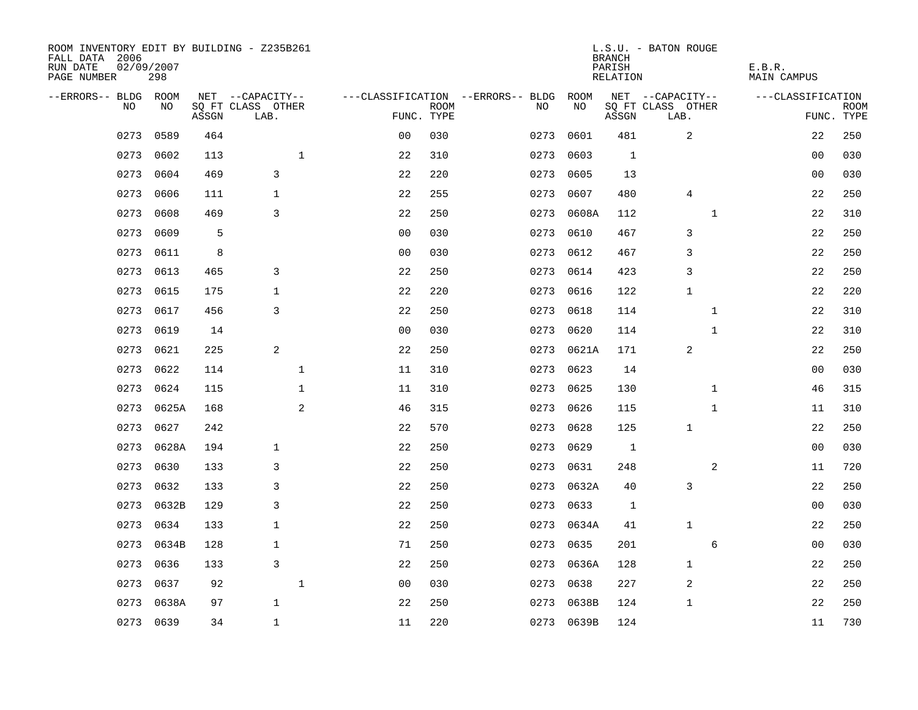ROOM INVENTORY EDIT BY BUILDING - Z235B261
FALL DATA 2006
RUN DATE 02/09/2007
PAGE NUMBER 298

L.S.U. - BATON ROUGE
BRANCH
PARISH E.B.R.
RELATION MAIN CAMPUS

| --ERRORS-- | BLDG NO | ROOM NO | NET SQ FT ASSGN | CAPACITY CLASS LAB. | CAPACITY OTHER | CLASSIFICATION FUNC. | ROOM TYPE | --ERRORS-- | BLDG NO | ROOM NO | NET SQ FT ASSGN | CAPACITY CLASS LAB. | CAPACITY OTHER | CLASSIFICATION FUNC. | ROOM TYPE |
|---|---|---|---|---|---|---|---|---|---|---|---|---|---|---|---|
| | 0273 | 0589 | 464 | | | 00 | 030 | | 0273 | 0601 | 481 | 2 | | 22 | 250 |
| | 0273 | 0602 | 113 | | 1 | 22 | 310 | | 0273 | 0603 | 1 | | | 00 | 030 |
| | 0273 | 0604 | 469 | 3 | | 22 | 220 | | 0273 | 0605 | 13 | | | 00 | 030 |
| | 0273 | 0606 | 111 | 1 | | 22 | 255 | | 0273 | 0607 | 480 | 4 | | 22 | 250 |
| | 0273 | 0608 | 469 | 3 | | 22 | 250 | | 0273 | 0608A | 112 | | 1 | 22 | 310 |
| | 0273 | 0609 | 5 | | | 00 | 030 | | 0273 | 0610 | 467 | 3 | | 22 | 250 |
| | 0273 | 0611 | 8 | | | 00 | 030 | | 0273 | 0612 | 467 | 3 | | 22 | 250 |
| | 0273 | 0613 | 465 | 3 | | 22 | 250 | | 0273 | 0614 | 423 | 3 | | 22 | 250 |
| | 0273 | 0615 | 175 | 1 | | 22 | 220 | | 0273 | 0616 | 122 | 1 | | 22 | 220 |
| | 0273 | 0617 | 456 | 3 | | 22 | 250 | | 0273 | 0618 | 114 | | 1 | 22 | 310 |
| | 0273 | 0619 | 14 | | | 00 | 030 | | 0273 | 0620 | 114 | | 1 | 22 | 310 |
| | 0273 | 0621 | 225 | 2 | | 22 | 250 | | 0273 | 0621A | 171 | 2 | | 22 | 250 |
| | 0273 | 0622 | 114 | | 1 | 11 | 310 | | 0273 | 0623 | 14 | | | 00 | 030 |
| | 0273 | 0624 | 115 | | 1 | 11 | 310 | | 0273 | 0625 | 130 | | 1 | 46 | 315 |
| | 0273 | 0625A | 168 | | 2 | 46 | 315 | | 0273 | 0626 | 115 | | 1 | 11 | 310 |
| | 0273 | 0627 | 242 | | | 22 | 570 | | 0273 | 0628 | 125 | 1 | | 22 | 250 |
| | 0273 | 0628A | 194 | 1 | | 22 | 250 | | 0273 | 0629 | 1 | | | 00 | 030 |
| | 0273 | 0630 | 133 | 3 | | 22 | 250 | | 0273 | 0631 | 248 | | 2 | 11 | 720 |
| | 0273 | 0632 | 133 | 3 | | 22 | 250 | | 0273 | 0632A | 40 | 3 | | 22 | 250 |
| | 0273 | 0632B | 129 | 3 | | 22 | 250 | | 0273 | 0633 | 1 | | | 00 | 030 |
| | 0273 | 0634 | 133 | 1 | | 22 | 250 | | 0273 | 0634A | 41 | 1 | | 22 | 250 |
| | 0273 | 0634B | 128 | 1 | | 71 | 250 | | 0273 | 0635 | 201 | | 6 | 00 | 030 |
| | 0273 | 0636 | 133 | 3 | | 22 | 250 | | 0273 | 0636A | 128 | 1 | | 22 | 250 |
| | 0273 | 0637 | 92 | | 1 | 00 | 030 | | 0273 | 0638 | 227 | 2 | | 22 | 250 |
| | 0273 | 0638A | 97 | 1 | | 22 | 250 | | 0273 | 0638B | 124 | 1 | | 22 | 250 |
| | 0273 | 0639 | 34 | 1 | | 11 | 220 | | 0273 | 0639B | 124 | | | 11 | 730 |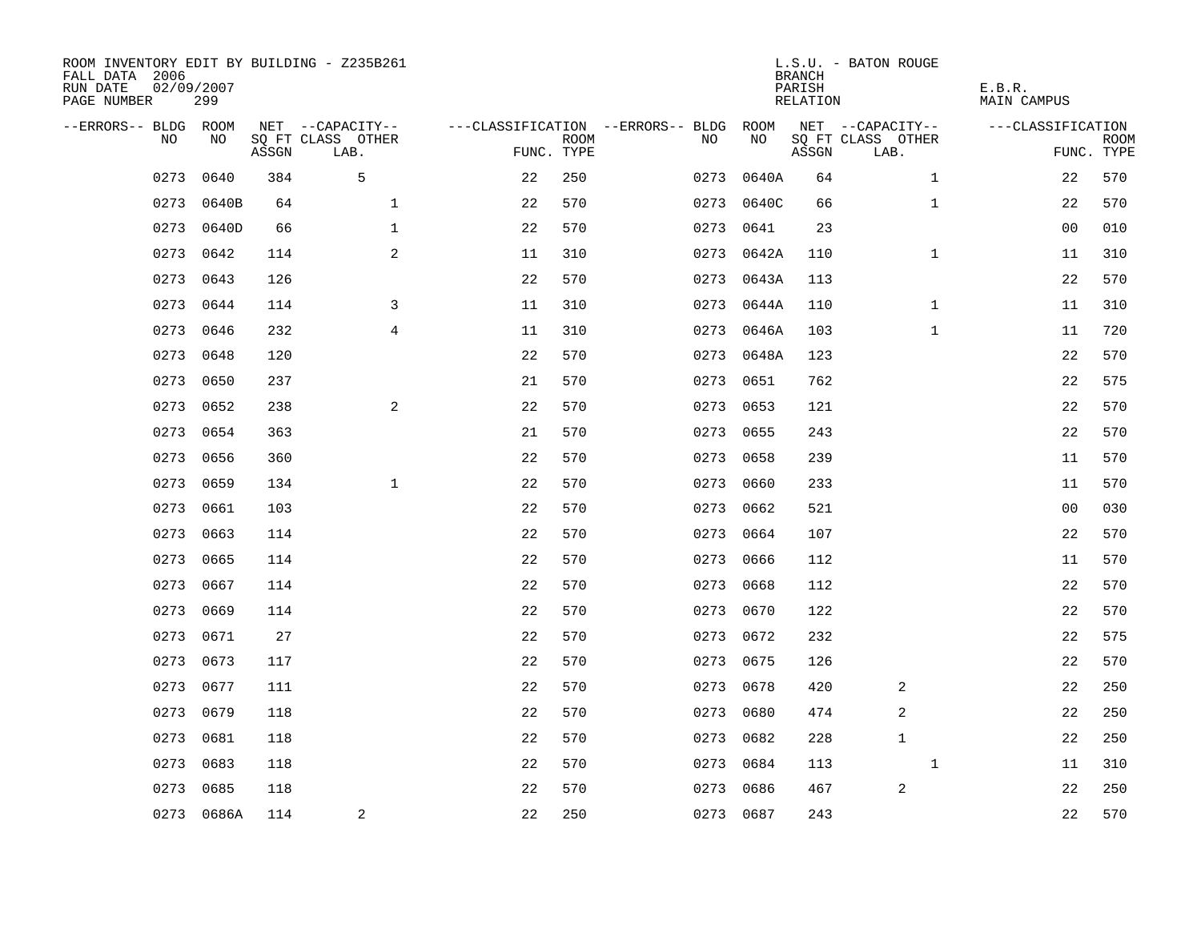ROOM INVENTORY EDIT BY BUILDING - Z235B261
FALL DATA 2006
RUN DATE 02/09/2007
PAGE NUMBER 299

L.S.U. - BATON ROUGE
BRANCH
PARISH E.B.R.
RELATION MAIN CAMPUS

| --ERRORS-- | BLDG NO | ROOM NO | NET SQ FT ASSGN | --CAPACITY-- CLASS LAB. | OTHER | ---CLASSIFICATION FUNC. | ROOM TYPE | --ERRORS-- | BLDG NO | ROOM NO | NET SQ FT ASSGN | --CAPACITY-- CLASS LAB. | OTHER | ---CLASSIFICATION FUNC. | ROOM TYPE |
|---|---|---|---|---|---|---|---|---|---|---|---|---|---|---|---|
| | 0273 | 0640 | 384 | 5 | | 22 | 250 | | 0273 | 0640A | 64 | | 1 | 22 | 570 |
| | 0273 | 0640B | 64 | | 1 | 22 | 570 | | 0273 | 0640C | 66 | | 1 | 22 | 570 |
| | 0273 | 0640D | 66 | | 1 | 22 | 570 | | 0273 | 0641 | 23 | | | 00 | 010 |
| | 0273 | 0642 | 114 | | 2 | 11 | 310 | | 0273 | 0642A | 110 | | 1 | 11 | 310 |
| | 0273 | 0643 | 126 | | | 22 | 570 | | 0273 | 0643A | 113 | | | 22 | 570 |
| | 0273 | 0644 | 114 | | 3 | 11 | 310 | | 0273 | 0644A | 110 | | 1 | 11 | 310 |
| | 0273 | 0646 | 232 | | 4 | 11 | 310 | | 0273 | 0646A | 103 | | 1 | 11 | 720 |
| | 0273 | 0648 | 120 | | | 22 | 570 | | 0273 | 0648A | 123 | | | 22 | 570 |
| | 0273 | 0650 | 237 | | | 21 | 570 | | 0273 | 0651 | 762 | | | 22 | 575 |
| | 0273 | 0652 | 238 | | 2 | 22 | 570 | | 0273 | 0653 | 121 | | | 22 | 570 |
| | 0273 | 0654 | 363 | | | 21 | 570 | | 0273 | 0655 | 243 | | | 22 | 570 |
| | 0273 | 0656 | 360 | | | 22 | 570 | | 0273 | 0658 | 239 | | | 11 | 570 |
| | 0273 | 0659 | 134 | | 1 | 22 | 570 | | 0273 | 0660 | 233 | | | 11 | 570 |
| | 0273 | 0661 | 103 | | | 22 | 570 | | 0273 | 0662 | 521 | | | 00 | 030 |
| | 0273 | 0663 | 114 | | | 22 | 570 | | 0273 | 0664 | 107 | | | 22 | 570 |
| | 0273 | 0665 | 114 | | | 22 | 570 | | 0273 | 0666 | 112 | | | 11 | 570 |
| | 0273 | 0667 | 114 | | | 22 | 570 | | 0273 | 0668 | 112 | | | 22 | 570 |
| | 0273 | 0669 | 114 | | | 22 | 570 | | 0273 | 0670 | 122 | | | 22 | 570 |
| | 0273 | 0671 | 27 | | | 22 | 570 | | 0273 | 0672 | 232 | | | 22 | 575 |
| | 0273 | 0673 | 117 | | | 22 | 570 | | 0273 | 0675 | 126 | | | 22 | 570 |
| | 0273 | 0677 | 111 | | | 22 | 570 | | 0273 | 0678 | 420 | 2 | | 22 | 250 |
| | 0273 | 0679 | 118 | | | 22 | 570 | | 0273 | 0680 | 474 | 2 | | 22 | 250 |
| | 0273 | 0681 | 118 | | | 22 | 570 | | 0273 | 0682 | 228 | 1 | | 22 | 250 |
| | 0273 | 0683 | 118 | | | 22 | 570 | | 0273 | 0684 | 113 | | 1 | 11 | 310 |
| | 0273 | 0685 | 118 | | | 22 | 570 | | 0273 | 0686 | 467 | 2 | | 22 | 250 |
| | 0273 | 0686A | 114 | 2 | | 22 | 250 | | 0273 | 0687 | 243 | | | 22 | 570 |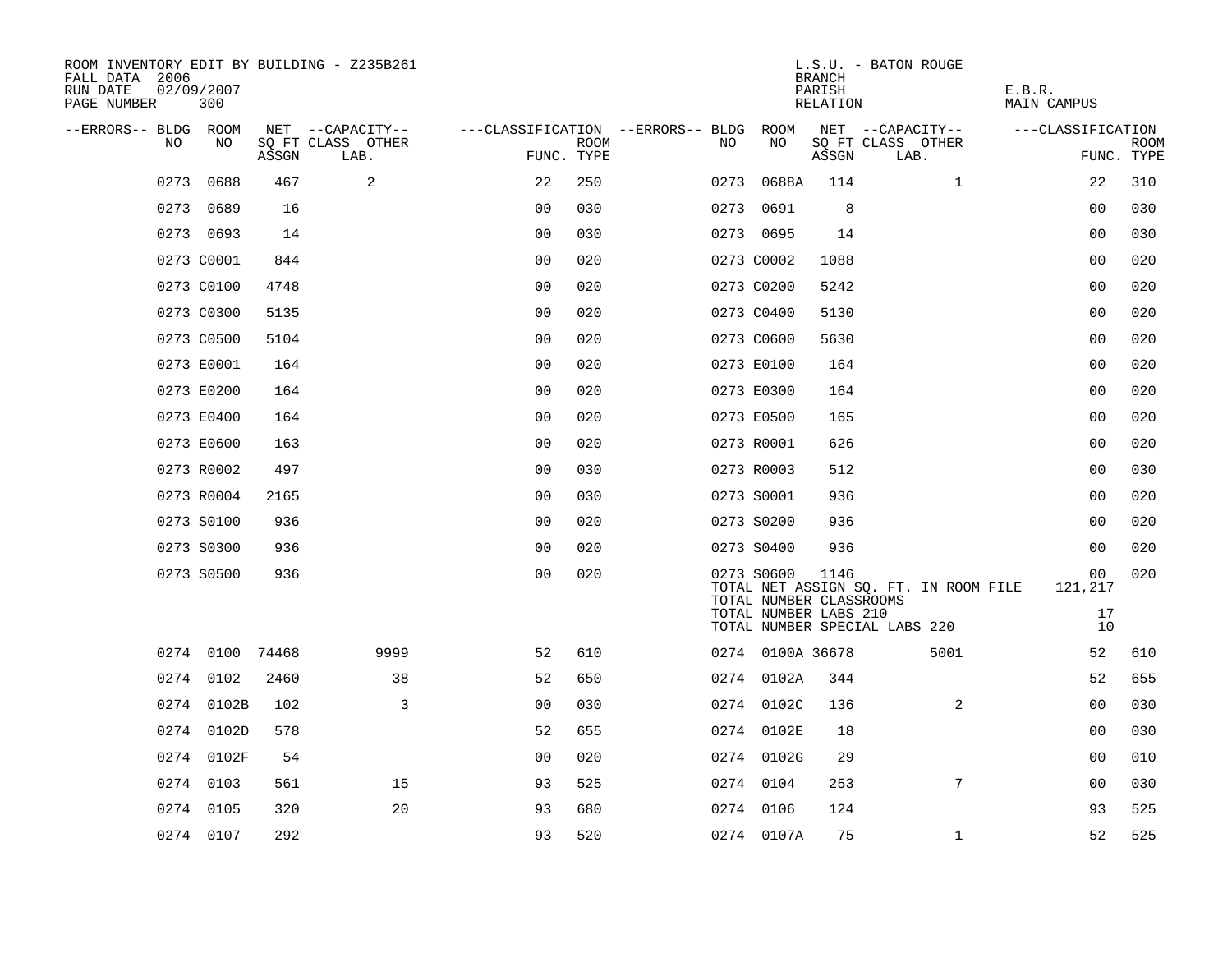ROOM INVENTORY EDIT BY BUILDING - Z235B261
FALL DATA 2006
RUN DATE 02/09/2007

L.S.U. - BATON ROUGE
BRANCH
PARISH E.B.R.
RELATION MAIN CAMPUS

| --ERRORS-- | BLDG NO | ROOM NO | NET ASSGN SQ FT | --CAPACITY-- CLASS LAB. | OTHER | ---CLASSIFICATION FUNC. | ROOM TYPE | --ERRORS-- | BLDG NO | ROOM NO | NET ASSGN SQ FT | --CAPACITY-- CLASS LAB. | OTHER | ---CLASSIFICATION FUNC. | ROOM TYPE |
|---|---|---|---|---|---|---|---|---|---|---|---|---|---|---|---|
| | 0273 | 0688 | 467 | | 2 | 22 | 250 | | 0273 | 0688A | 114 | | 1 | 22 | 310 |
| | 0273 | 0689 | 16 | | | 00 | 030 | | 0273 | 0691 | 8 | | | 00 | 030 |
| | 0273 | 0693 | 14 | | | 00 | 030 | | 0273 | 0695 | 14 | | | 00 | 030 |
| | 0273 | C0001 | 844 | | | 00 | 020 | | 0273 | C0002 | 1088 | | | 00 | 020 |
| | 0273 | C0100 | 4748 | | | 00 | 020 | | 0273 | C0200 | 5242 | | | 00 | 020 |
| | 0273 | C0300 | 5135 | | | 00 | 020 | | 0273 | C0400 | 5130 | | | 00 | 020 |
| | 0273 | C0500 | 5104 | | | 00 | 020 | | 0273 | C0600 | 5630 | | | 00 | 020 |
| | 0273 | E0001 | 164 | | | 00 | 020 | | 0273 | E0100 | 164 | | | 00 | 020 |
| | 0273 | E0200 | 164 | | | 00 | 020 | | 0273 | E0300 | 164 | | | 00 | 020 |
| | 0273 | E0400 | 164 | | | 00 | 020 | | 0273 | E0500 | 165 | | | 00 | 020 |
| | 0273 | E0600 | 163 | | | 00 | 020 | | 0273 | R0001 | 626 | | | 00 | 020 |
| | 0273 | R0002 | 497 | | | 00 | 030 | | 0273 | R0003 | 512 | | | 00 | 030 |
| | 0273 | R0004 | 2165 | | | 00 | 030 | | 0273 | S0001 | 936 | | | 00 | 020 |
| | 0273 | S0100 | 936 | | | 00 | 020 | | 0273 | S0200 | 936 | | | 00 | 020 |
| | 0273 | S0300 | 936 | | | 00 | 020 | | 0273 | S0400 | 936 | | | 00 | 020 |
| | 0273 | S0500 | 936 | | | 00 | 020 | | 0273 | S0600 | 1146 | | | 00 | 020 |

TOTAL NET ASSIGN SQ. FT. IN ROOM FILE 121,217
TOTAL NUMBER CLASSROOMS
TOTAL NUMBER LABS 210 17
TOTAL NUMBER SPECIAL LABS 220 10

| --ERRORS-- | BLDG NO | ROOM NO | NET ASSGN SQ FT | --CAPACITY-- CLASS LAB. | OTHER | ---CLASSIFICATION FUNC. | ROOM TYPE | --ERRORS-- | BLDG NO | ROOM NO | NET ASSGN SQ FT | --CAPACITY-- CLASS LAB. | OTHER | ---CLASSIFICATION FUNC. | ROOM TYPE |
|---|---|---|---|---|---|---|---|---|---|---|---|---|---|---|---|
| | 0274 | 0100 | 74468 | | 9999 | 52 | 610 | | 0274 | 0100A | 36678 | | 5001 | 52 | 610 |
| | 0274 | 0102 | 2460 | | 38 | 52 | 650 | | 0274 | 0102A | 344 | | | 52 | 655 |
| | 0274 | 0102B | 102 | | 3 | 00 | 030 | | 0274 | 0102C | 136 | | 2 | 00 | 030 |
| | 0274 | 0102D | 578 | | | 52 | 655 | | 0274 | 0102E | 18 | | | 00 | 030 |
| | 0274 | 0102F | 54 | | | 00 | 020 | | 0274 | 0102G | 29 | | | 00 | 010 |
| | 0274 | 0103 | 561 | | 15 | 93 | 525 | | 0274 | 0104 | 253 | | 7 | 00 | 030 |
| | 0274 | 0105 | 320 | | 20 | 93 | 680 | | 0274 | 0106 | 124 | | | 93 | 525 |
| | 0274 | 0107 | 292 | | | 93 | 520 | | 0274 | 0107A | 75 | | 1 | 52 | 525 |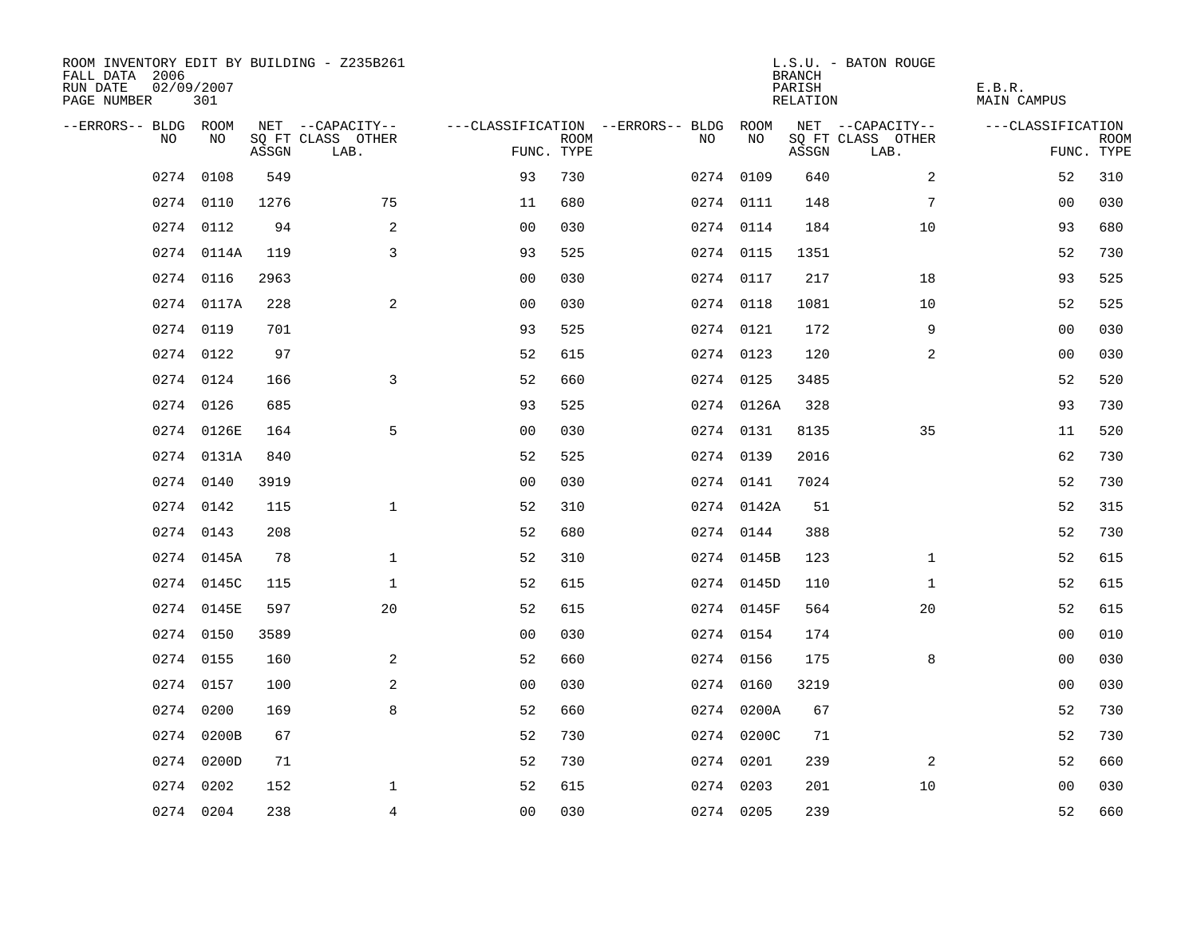ROOM INVENTORY EDIT BY BUILDING - Z235B261
FALL DATA 2006
RUN DATE 02/09/2007
PAGE NUMBER 301

L.S.U. - BATON ROUGE
BRANCH
PARISH E.B.R.
RELATION MAIN CAMPUS

| --ERRORS-- | BLDG NO | ROOM NO | NET SQ FT ASSGN | --CAPACITY-- CLASS LAB. | OTHER | ---CLASSIFICATION FUNC. | ROOM TYPE | --ERRORS-- | BLDG NO | ROOM NO | NET SQ FT ASSGN | --CAPACITY-- CLASS LAB. | OTHER | ---CLASSIFICATION FUNC. | ROOM TYPE |
|---|---|---|---|---|---|---|---|---|---|---|---|---|---|---|---|
| | 0274 | 0108 | 549 | | | 93 | 730 | | 0274 | 0109 | 640 | | 2 | 52 | 310 |
| | 0274 | 0110 | 1276 | | 75 | 11 | 680 | | 0274 | 0111 | 148 | | 7 | 00 | 030 |
| | 0274 | 0112 | 94 | | 2 | 00 | 030 | | 0274 | 0114 | 184 | | 10 | 93 | 680 |
| | 0274 | 0114A | 119 | | 3 | 93 | 525 | | 0274 | 0115 | 1351 | | | 52 | 730 |
| | 0274 | 0116 | 2963 | | | 00 | 030 | | 0274 | 0117 | 217 | | 18 | 93 | 525 |
| | 0274 | 0117A | 228 | | 2 | 00 | 030 | | 0274 | 0118 | 1081 | | 10 | 52 | 525 |
| | 0274 | 0119 | 701 | | | 93 | 525 | | 0274 | 0121 | 172 | | 9 | 00 | 030 |
| | 0274 | 0122 | 97 | | | 52 | 615 | | 0274 | 0123 | 120 | | 2 | 00 | 030 |
| | 0274 | 0124 | 166 | | 3 | 52 | 660 | | 0274 | 0125 | 3485 | | | 52 | 520 |
| | 0274 | 0126 | 685 | | | 93 | 525 | | 0274 | 0126A | 328 | | | 93 | 730 |
| | 0274 | 0126E | 164 | | 5 | 00 | 030 | | 0274 | 0131 | 8135 | | 35 | 11 | 520 |
| | 0274 | 0131A | 840 | | | 52 | 525 | | 0274 | 0139 | 2016 | | | 62 | 730 |
| | 0274 | 0140 | 3919 | | | 00 | 030 | | 0274 | 0141 | 7024 | | | 52 | 730 |
| | 0274 | 0142 | 115 | | 1 | 52 | 310 | | 0274 | 0142A | 51 | | | 52 | 315 |
| | 0274 | 0143 | 208 | | | 52 | 680 | | 0274 | 0144 | 388 | | | 52 | 730 |
| | 0274 | 0145A | 78 | | 1 | 52 | 310 | | 0274 | 0145B | 123 | | 1 | 52 | 615 |
| | 0274 | 0145C | 115 | | 1 | 52 | 615 | | 0274 | 0145D | 110 | | 1 | 52 | 615 |
| | 0274 | 0145E | 597 | | 20 | 52 | 615 | | 0274 | 0145F | 564 | | 20 | 52 | 615 |
| | 0274 | 0150 | 3589 | | | 00 | 030 | | 0274 | 0154 | 174 | | | 00 | 010 |
| | 0274 | 0155 | 160 | | 2 | 52 | 660 | | 0274 | 0156 | 175 | | 8 | 00 | 030 |
| | 0274 | 0157 | 100 | | 2 | 00 | 030 | | 0274 | 0160 | 3219 | | | 00 | 030 |
| | 0274 | 0200 | 169 | | 8 | 52 | 660 | | 0274 | 0200A | 67 | | | 52 | 730 |
| | 0274 | 0200B | 67 | | | 52 | 730 | | 0274 | 0200C | 71 | | | 52 | 730 |
| | 0274 | 0200D | 71 | | | 52 | 730 | | 0274 | 0201 | 239 | | 2 | 52 | 660 |
| | 0274 | 0202 | 152 | | 1 | 52 | 615 | | 0274 | 0203 | 201 | | 10 | 00 | 030 |
| | 0274 | 0204 | 238 | | 4 | 00 | 030 | | 0274 | 0205 | 239 | | | 52 | 660 |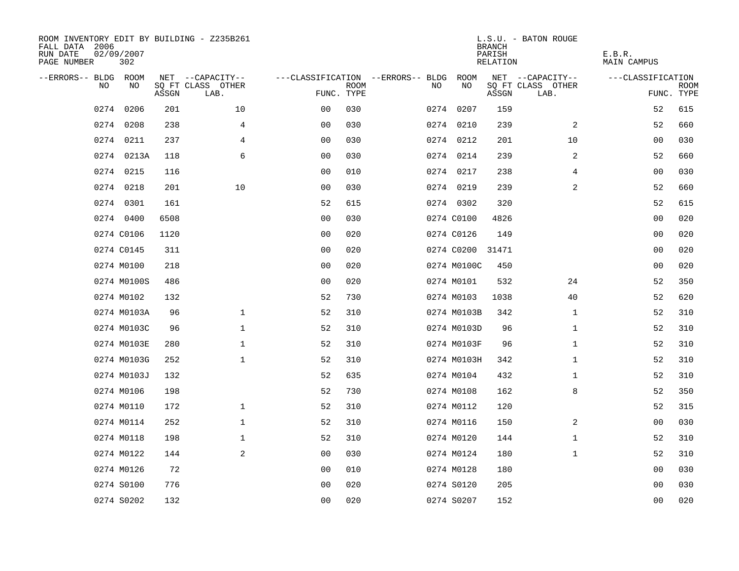ROOM INVENTORY EDIT BY BUILDING - Z235B261
FALL DATA 2006
RUN DATE 02/09/2007
PAGE NUMBER 302

L.S.U. - BATON ROUGE
BRANCH
PARISH E.B.R.
RELATION MAIN CAMPUS

| --ERRORS-- | BLDG NO | ROOM NO | NET SQ FT ASSGN | --CAPACITY-- CLASS LAB. | OTHER | ---CLASSIFICATION FUNC. | ROOM TYPE | --ERRORS-- | BLDG NO | ROOM NO | NET SQ FT ASSGN | --CAPACITY-- CLASS LAB. | OTHER | ---CLASSIFICATION FUNC. | ROOM TYPE |
|---|---|---|---|---|---|---|---|---|---|---|---|---|---|---|---|
| | 0274 | 0206 | 201 | | 10 | 00 | 030 | | 0274 | 0207 | 159 | | | 52 | 615 |
| | 0274 | 0208 | 238 | | 4 | 00 | 030 | | 0274 | 0210 | 239 | | 2 | 52 | 660 |
| | 0274 | 0211 | 237 | | 4 | 00 | 030 | | 0274 | 0212 | 201 | | 10 | 00 | 030 |
| | 0274 | 0213A | 118 | | 6 | 00 | 030 | | 0274 | 0214 | 239 | | 2 | 52 | 660 |
| | 0274 | 0215 | 116 | | | 00 | 010 | | 0274 | 0217 | 238 | | 4 | 00 | 030 |
| | 0274 | 0218 | 201 | | 10 | 00 | 030 | | 0274 | 0219 | 239 | | 2 | 52 | 660 |
| | 0274 | 0301 | 161 | | | 52 | 615 | | 0274 | 0302 | 320 | | | 52 | 615 |
| | 0274 | 0400 | 6508 | | | 00 | 030 | | 0274 | C0100 | 4826 | | | 00 | 020 |
| | 0274 | C0106 | 1120 | | | 00 | 020 | | 0274 | C0126 | 149 | | | 00 | 020 |
| | 0274 | C0145 | 311 | | | 00 | 020 | | 0274 | C0200 | 31471 | | | 00 | 020 |
| | 0274 | M0100 | 218 | | | 00 | 020 | | 0274 | M0100C | 450 | | | 00 | 020 |
| | 0274 | M0100S | 486 | | | 00 | 020 | | 0274 | M0101 | 532 | | 24 | 52 | 350 |
| | 0274 | M0102 | 132 | | | 52 | 730 | | 0274 | M0103 | 1038 | | 40 | 52 | 620 |
| | 0274 | M0103A | 96 | | 1 | 52 | 310 | | 0274 | M0103B | 342 | | 1 | 52 | 310 |
| | 0274 | M0103C | 96 | | 1 | 52 | 310 | | 0274 | M0103D | 96 | | 1 | 52 | 310 |
| | 0274 | M0103E | 280 | | 1 | 52 | 310 | | 0274 | M0103F | 96 | | 1 | 52 | 310 |
| | 0274 | M0103G | 252 | | 1 | 52 | 310 | | 0274 | M0103H | 342 | | 1 | 52 | 310 |
| | 0274 | M0103J | 132 | | | 52 | 635 | | 0274 | M0104 | 432 | | 1 | 52 | 310 |
| | 0274 | M0106 | 198 | | | 52 | 730 | | 0274 | M0108 | 162 | | 8 | 52 | 350 |
| | 0274 | M0110 | 172 | | 1 | 52 | 310 | | 0274 | M0112 | 120 | | | 52 | 315 |
| | 0274 | M0114 | 252 | | 1 | 52 | 310 | | 0274 | M0116 | 150 | | 2 | 00 | 030 |
| | 0274 | M0118 | 198 | | 1 | 52 | 310 | | 0274 | M0120 | 144 | | 1 | 52 | 310 |
| | 0274 | M0122 | 144 | | 2 | 00 | 030 | | 0274 | M0124 | 180 | | 1 | 52 | 310 |
| | 0274 | M0126 | 72 | | | 00 | 010 | | 0274 | M0128 | 180 | | | 00 | 030 |
| | 0274 | S0100 | 776 | | | 00 | 020 | | 0274 | S0120 | 205 | | | 00 | 030 |
| | 0274 | S0202 | 132 | | | 00 | 020 | | 0274 | S0207 | 152 | | | 00 | 020 |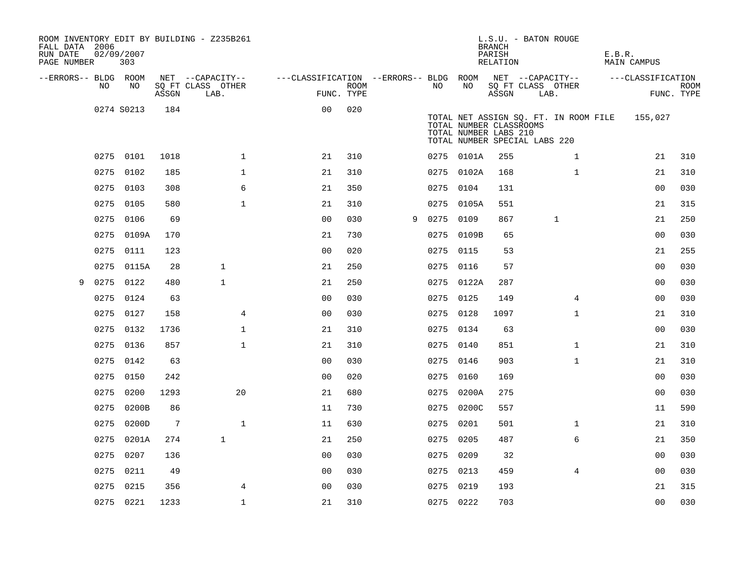ROOM INVENTORY EDIT BY BUILDING - Z235B261
FALL DATA 2006
RUN DATE 02/09/2007
PAGE NUMBER 303

L.S.U. - BATON ROUGE
BRANCH
PARISH E.B.R.
RELATION MAIN CAMPUS

| --ERRORS-- | BLDG NO | ROOM NO | NET ASSGN SQ FT | CAPACITY CLASS | CAPACITY OTHER LAB. | CLASSIFICATION FUNC. | ROOM TYPE | --ERRORS-- | BLDG NO | ROOM NO | NET ASSGN SQ FT | CAPACITY CLASS | CAPACITY OTHER LAB. | CLASSIFICATION FUNC. | ROOM TYPE |
|---|---|---|---|---|---|---|---|---|---|---|---|---|---|---|---|
| | 0274 | S0213 | 184 | | | 00 | 020 | | | | | | | | |
| | | | | | | | | | TOTAL NET ASSIGN SQ. FT. IN ROOM FILE | | | | | 155,027 | |
| | | | | | | | | | TOTAL NUMBER CLASSROOMS | | | | | | |
| | | | | | | | | | TOTAL NUMBER LABS 210 | | | | | | |
| | | | | | | | | | TOTAL NUMBER SPECIAL LABS 220 | | | | | | |
| | 0275 | 0101 | 1018 | | 1 | 21 | 310 | | 0275 | 0101A | 255 | | 1 | 21 | 310 |
| | 0275 | 0102 | 185 | | 1 | 21 | 310 | | 0275 | 0102A | 168 | | 1 | 21 | 310 |
| | 0275 | 0103 | 308 | | 6 | 21 | 350 | | 0275 | 0104 | 131 | | | 00 | 030 |
| | 0275 | 0105 | 580 | | 1 | 21 | 310 | | 0275 | 0105A | 551 | | | 21 | 315 |
| | 0275 | 0106 | 69 | | | 00 | 030 | 9 | 0275 | 0109 | 867 | 1 | | 21 | 250 |
| | 0275 | 0109A | 170 | | | 21 | 730 | | 0275 | 0109B | 65 | | | 00 | 030 |
| | 0275 | 0111 | 123 | | | 00 | 020 | | 0275 | 0115 | 53 | | | 21 | 255 |
| | 0275 | 0115A | 28 | 1 | | 21 | 250 | | 0275 | 0116 | 57 | | | 00 | 030 |
| 9 | 0275 | 0122 | 480 | 1 | | 21 | 250 | | 0275 | 0122A | 287 | | | 00 | 030 |
| | 0275 | 0124 | 63 | | | 00 | 030 | | 0275 | 0125 | 149 | | 4 | 00 | 030 |
| | 0275 | 0127 | 158 | | 4 | 00 | 030 | | 0275 | 0128 | 1097 | | 1 | 21 | 310 |
| | 0275 | 0132 | 1736 | | 1 | 21 | 310 | | 0275 | 0134 | 63 | | | 00 | 030 |
| | 0275 | 0136 | 857 | | 1 | 21 | 310 | | 0275 | 0140 | 851 | | 1 | 21 | 310 |
| | 0275 | 0142 | 63 | | | 00 | 030 | | 0275 | 0146 | 903 | | 1 | 21 | 310 |
| | 0275 | 0150 | 242 | | | 00 | 020 | | 0275 | 0160 | 169 | | | 00 | 030 |
| | 0275 | 0200 | 1293 | | 20 | 21 | 680 | | 0275 | 0200A | 275 | | | 00 | 030 |
| | 0275 | 0200B | 86 | | | 11 | 730 | | 0275 | 0200C | 557 | | | 11 | 590 |
| | 0275 | 0200D | 7 | | 1 | 11 | 630 | | 0275 | 0201 | 501 | | 1 | 21 | 310 |
| | 0275 | 0201A | 274 | 1 | | 21 | 250 | | 0275 | 0205 | 487 | | 6 | 21 | 350 |
| | 0275 | 0207 | 136 | | | 00 | 030 | | 0275 | 0209 | 32 | | | 00 | 030 |
| | 0275 | 0211 | 49 | | | 00 | 030 | | 0275 | 0213 | 459 | | 4 | 00 | 030 |
| | 0275 | 0215 | 356 | | 4 | 00 | 030 | | 0275 | 0219 | 193 | | | 21 | 315 |
| | 0275 | 0221 | 1233 | | 1 | 21 | 310 | | 0275 | 0222 | 703 | | | 00 | 030 |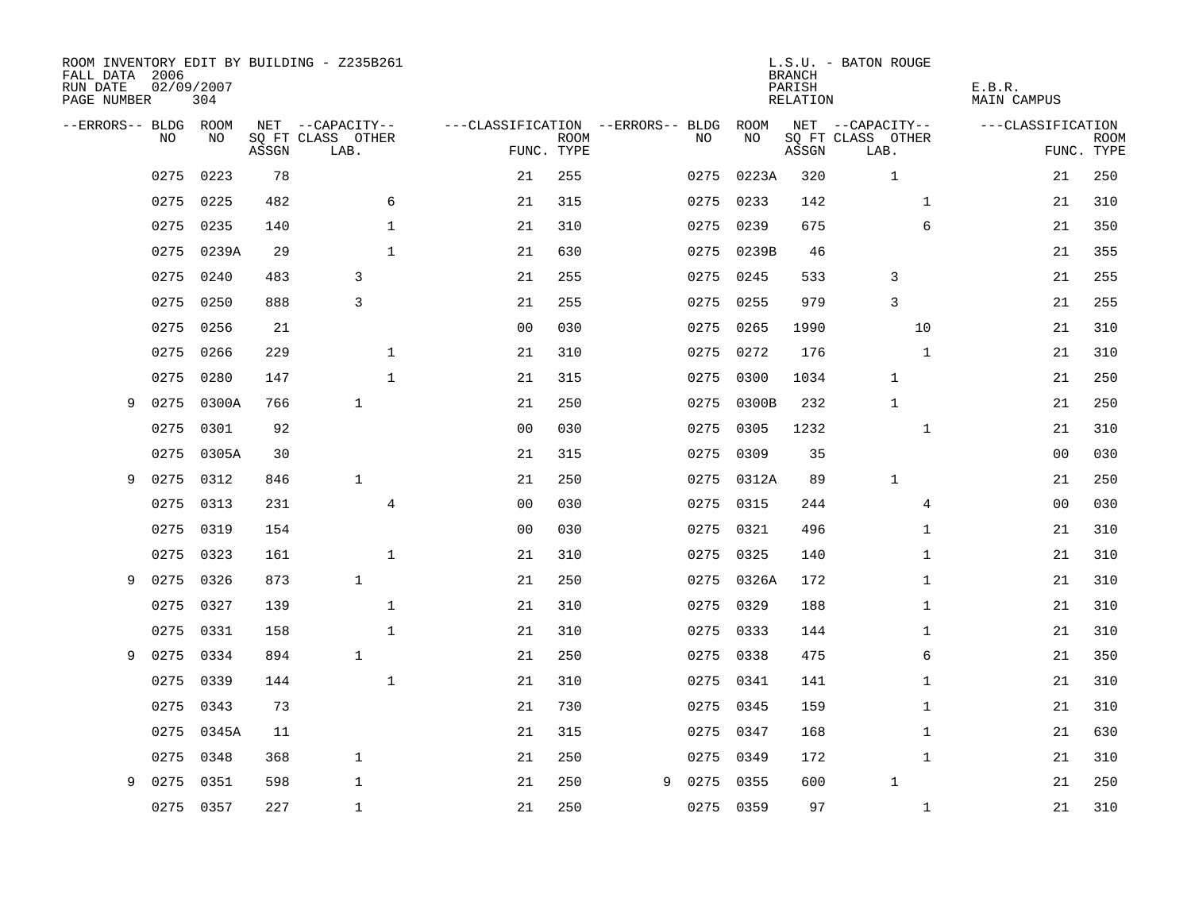ROOM INVENTORY EDIT BY BUILDING - Z235B261
FALL DATA 2006
RUN DATE 02/09/2007
PAGE NUMBER 304

L.S.U. - BATON ROUGE
BRANCH
PARISH E.B.R.
RELATION MAIN CAMPUS

| --ERRORS-- | BLDG NO | ROOM NO | NET SQ FT ASSGN | --CAPACITY-- CLASS LAB. | OTHER | ---CLASSIFICATION FUNC. | ROOM TYPE | --ERRORS-- | BLDG NO | ROOM NO | NET SQ FT ASSGN | --CAPACITY-- CLASS LAB. | OTHER | ---CLASSIFICATION FUNC. | ROOM TYPE |
|---|---|---|---|---|---|---|---|---|---|---|---|---|---|---|---|
| | 0275 | 0223 | 78 | | | 21 | 255 | | 0275 | 0223A | 320 | 1 | | 21 | 250 |
| | 0275 | 0225 | 482 | | 6 | 21 | 315 | | 0275 | 0233 | 142 | | 1 | 21 | 310 |
| | 0275 | 0235 | 140 | | 1 | 21 | 310 | | 0275 | 0239 | 675 | | 6 | 21 | 350 |
| | 0275 | 0239A | 29 | | 1 | 21 | 630 | | 0275 | 0239B | 46 | | | 21 | 355 |
| | 0275 | 0240 | 483 | 3 | | 21 | 255 | | 0275 | 0245 | 533 | 3 | | 21 | 255 |
| | 0275 | 0250 | 888 | 3 | | 21 | 255 | | 0275 | 0255 | 979 | 3 | | 21 | 255 |
| | 0275 | 0256 | 21 | | | 00 | 030 | | 0275 | 0265 | 1990 | | 10 | 21 | 310 |
| | 0275 | 0266 | 229 | | 1 | 21 | 310 | | 0275 | 0272 | 176 | | 1 | 21 | 310 |
| | 0275 | 0280 | 147 | | 1 | 21 | 315 | | 0275 | 0300 | 1034 | 1 | | 21 | 250 |
| 9 | 0275 | 0300A | 766 | 1 | | 21 | 250 | | 0275 | 0300B | 232 | 1 | | 21 | 250 |
| | 0275 | 0301 | 92 | | | 00 | 030 | | 0275 | 0305 | 1232 | | 1 | 21 | 310 |
| | 0275 | 0305A | 30 | | | 21 | 315 | | 0275 | 0309 | 35 | | | 00 | 030 |
| 9 | 0275 | 0312 | 846 | 1 | | 21 | 250 | | 0275 | 0312A | 89 | 1 | | 21 | 250 |
| | 0275 | 0313 | 231 | | 4 | 00 | 030 | | 0275 | 0315 | 244 | | 4 | 00 | 030 |
| | 0275 | 0319 | 154 | | | 00 | 030 | | 0275 | 0321 | 496 | | 1 | 21 | 310 |
| | 0275 | 0323 | 161 | | 1 | 21 | 310 | | 0275 | 0325 | 140 | | 1 | 21 | 310 |
| 9 | 0275 | 0326 | 873 | 1 | | 21 | 250 | | 0275 | 0326A | 172 | | 1 | 21 | 310 |
| | 0275 | 0327 | 139 | | 1 | 21 | 310 | | 0275 | 0329 | 188 | | 1 | 21 | 310 |
| | 0275 | 0331 | 158 | | 1 | 21 | 310 | | 0275 | 0333 | 144 | | 1 | 21 | 310 |
| 9 | 0275 | 0334 | 894 | 1 | | 21 | 250 | | 0275 | 0338 | 475 | | 6 | 21 | 350 |
| | 0275 | 0339 | 144 | | 1 | 21 | 310 | | 0275 | 0341 | 141 | | 1 | 21 | 310 |
| | 0275 | 0343 | 73 | | | 21 | 730 | | 0275 | 0345 | 159 | | 1 | 21 | 310 |
| | 0275 | 0345A | 11 | | | 21 | 315 | | 0275 | 0347 | 168 | | 1 | 21 | 630 |
| | 0275 | 0348 | 368 | 1 | | 21 | 250 | | 0275 | 0349 | 172 | | 1 | 21 | 310 |
| 9 | 0275 | 0351 | 598 | 1 | | 21 | 250 | 9 | 0275 | 0355 | 600 | 1 | | 21 | 250 |
| | 0275 | 0357 | 227 | 1 | | 21 | 250 | | 0275 | 0359 | 97 | | 1 | 21 | 310 |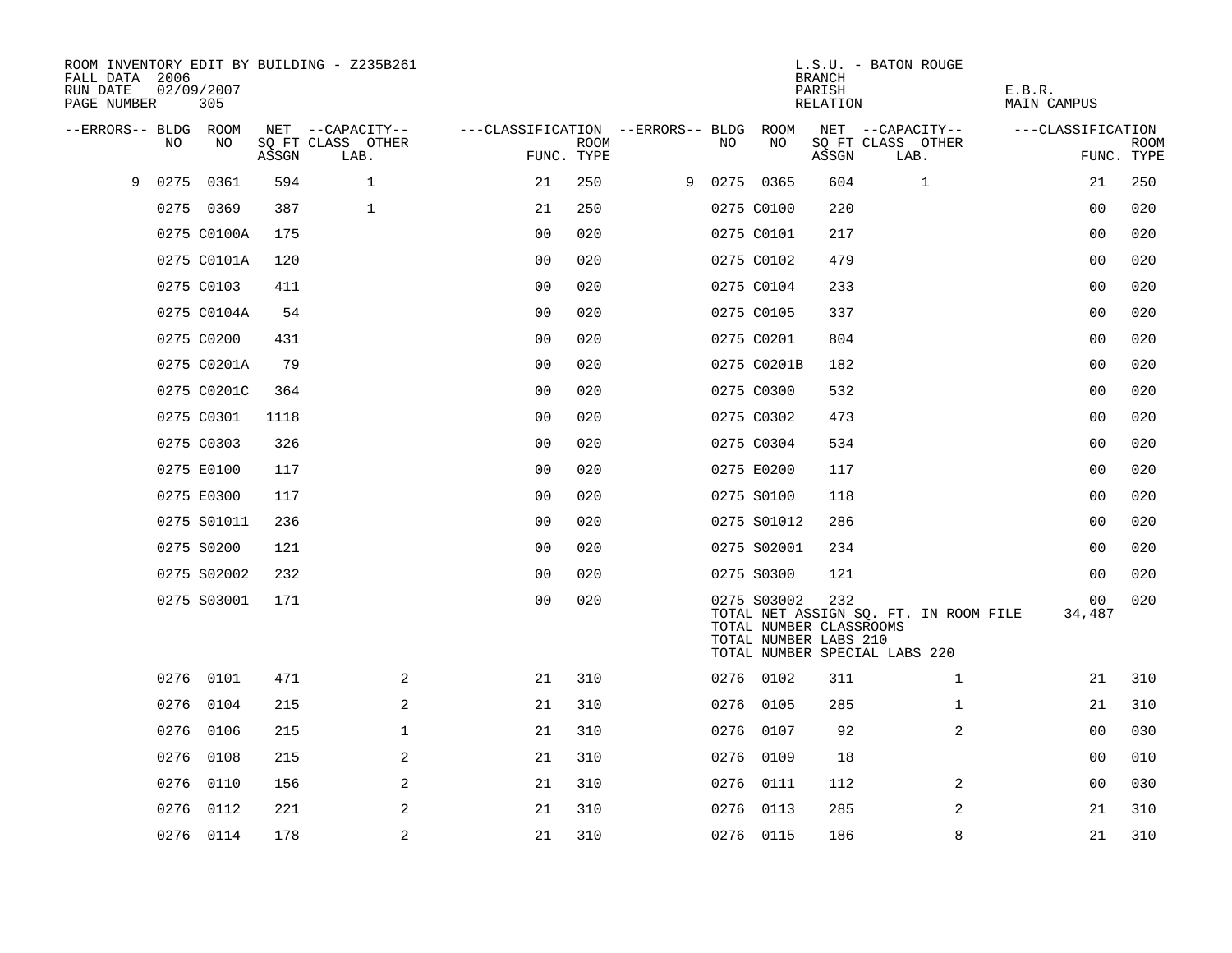ROOM INVENTORY EDIT BY BUILDING - Z235B261
FALL DATA 2006
RUN DATE 02/09/2007

L.S.U. - BATON ROUGE
BRANCH
PARISH E.B.R.
RELATION MAIN CAMPUS

| --ERRORS-- | BLDG NO | ROOM NO | NET SQ FT ASSGN | CAPACITY CLASS LAB. | CAPACITY OTHER | CLASSIFICATION FUNC. | ROOM TYPE | --ERRORS-- | BLDG NO | ROOM NO | NET SQ FT ASSGN | CAPACITY CLASS LAB. | CAPACITY OTHER | CLASSIFICATION FUNC. | ROOM TYPE |
|---|---|---|---|---|---|---|---|---|---|---|---|---|---|---|---|
| 9 | 0275 | 0361 | 594 | 1 | | 21 | 250 | 9 | 0275 | 0365 | 604 | 1 | | 21 | 250 |
| | 0275 | 0369 | 387 | 1 | | 21 | 250 | | 0275 | C0100 | 220 | | | 00 | 020 |
| | 0275 | C0100A | 175 | | | 00 | 020 | | 0275 | C0101 | 217 | | | 00 | 020 |
| | 0275 | C0101A | 120 | | | 00 | 020 | | 0275 | C0102 | 479 | | | 00 | 020 |
| | 0275 | C0103 | 411 | | | 00 | 020 | | 0275 | C0104 | 233 | | | 00 | 020 |
| | 0275 | C0104A | 54 | | | 00 | 020 | | 0275 | C0105 | 337 | | | 00 | 020 |
| | 0275 | C0200 | 431 | | | 00 | 020 | | 0275 | C0201 | 804 | | | 00 | 020 |
| | 0275 | C0201A | 79 | | | 00 | 020 | | 0275 | C0201B | 182 | | | 00 | 020 |
| | 0275 | C0201C | 364 | | | 00 | 020 | | 0275 | C0300 | 532 | | | 00 | 020 |
| | 0275 | C0301 | 1118 | | | 00 | 020 | | 0275 | C0302 | 473 | | | 00 | 020 |
| | 0275 | C0303 | 326 | | | 00 | 020 | | 0275 | C0304 | 534 | | | 00 | 020 |
| | 0275 | E0100 | 117 | | | 00 | 020 | | 0275 | E0200 | 117 | | | 00 | 020 |
| | 0275 | E0300 | 117 | | | 00 | 020 | | 0275 | S0100 | 118 | | | 00 | 020 |
| | 0275 | S01011 | 236 | | | 00 | 020 | | 0275 | S01012 | 286 | | | 00 | 020 |
| | 0275 | S0200 | 121 | | | 00 | 020 | | 0275 | S02001 | 234 | | | 00 | 020 |
| | 0275 | S02002 | 232 | | | 00 | 020 | | 0275 | S0300 | 121 | | | 00 | 020 |
| | 0275 | S03001 | 171 | | | 00 | 020 | | 0275 | S03002 | 232 | | | 00 | 020 |

TOTAL NET ASSIGN SQ. FT. IN ROOM FILE 34,487
TOTAL NUMBER CLASSROOMS
TOTAL NUMBER LABS 210
TOTAL NUMBER SPECIAL LABS 220

| --ERRORS-- | BLDG NO | ROOM NO | NET SQ FT ASSGN | CAPACITY CLASS LAB. | CAPACITY OTHER | CLASSIFICATION FUNC. | ROOM TYPE | --ERRORS-- | BLDG NO | ROOM NO | NET SQ FT ASSGN | CAPACITY CLASS LAB. | CAPACITY OTHER | CLASSIFICATION FUNC. | ROOM TYPE |
|---|---|---|---|---|---|---|---|---|---|---|---|---|---|---|---|
| | 0276 | 0101 | 471 | | 2 | 21 | 310 | | 0276 | 0102 | 311 | | 1 | 21 | 310 |
| | 0276 | 0104 | 215 | | 2 | 21 | 310 | | 0276 | 0105 | 285 | | 1 | 21 | 310 |
| | 0276 | 0106 | 215 | | 1 | 21 | 310 | | 0276 | 0107 | 92 | | 2 | 00 | 030 |
| | 0276 | 0108 | 215 | | 2 | 21 | 310 | | 0276 | 0109 | 18 | | | 00 | 010 |
| | 0276 | 0110 | 156 | | 2 | 21 | 310 | | 0276 | 0111 | 112 | | 2 | 00 | 030 |
| | 0276 | 0112 | 221 | | 2 | 21 | 310 | | 0276 | 0113 | 285 | | 2 | 21 | 310 |
| | 0276 | 0114 | 178 | | 2 | 21 | 310 | | 0276 | 0115 | 186 | | 8 | 21 | 310 |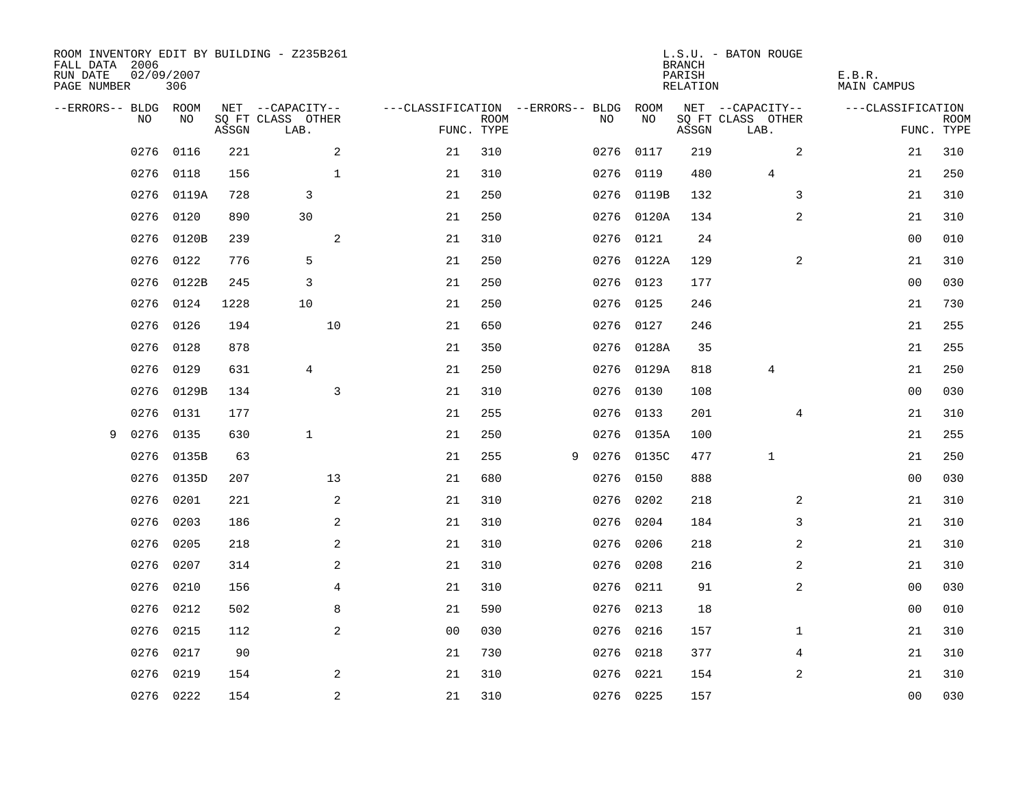ROOM INVENTORY EDIT BY BUILDING - Z235B261
FALL DATA 2006
RUN DATE 02/09/2007
PAGE NUMBER 306

L.S.U. - BATON ROUGE
BRANCH
PARISH E.B.R.
RELATION MAIN CAMPUS

| --ERRORS-- | BLDG NO | ROOM NO | NET SQ FT ASSGN | --CAPACITY-- CLASS LAB. | OTHER | ---CLASSIFICATION FUNC. | ROOM TYPE | --ERRORS-- | BLDG NO | ROOM NO | NET SQ FT ASSGN | --CAPACITY-- CLASS LAB. | OTHER | ---CLASSIFICATION FUNC. | ROOM TYPE |
|---|---|---|---|---|---|---|---|---|---|---|---|---|---|---|---|
| | 0276 | 0116 | 221 | | 2 | 21 | 310 | | 0276 | 0117 | 219 | | 2 | 21 | 310 |
| | 0276 | 0118 | 156 | | 1 | 21 | 310 | | 0276 | 0119 | 480 | 4 | | 21 | 250 |
| | 0276 | 0119A | 728 | 3 | | 21 | 250 | | 0276 | 0119B | 132 | | 3 | 21 | 310 |
| | 0276 | 0120 | 890 | 30 | | 21 | 250 | | 0276 | 0120A | 134 | | 2 | 21 | 310 |
| | 0276 | 0120B | 239 | | 2 | 21 | 310 | | 0276 | 0121 | 24 | | | 00 | 010 |
| | 0276 | 0122 | 776 | 5 | | 21 | 250 | | 0276 | 0122A | 129 | | 2 | 21 | 310 |
| | 0276 | 0122B | 245 | 3 | | 21 | 250 | | 0276 | 0123 | 177 | | | 00 | 030 |
| | 0276 | 0124 | 1228 | 10 | | 21 | 250 | | 0276 | 0125 | 246 | | | 21 | 730 |
| | 0276 | 0126 | 194 | | 10 | 21 | 650 | | 0276 | 0127 | 246 | | | 21 | 255 |
| | 0276 | 0128 | 878 | | | 21 | 350 | | 0276 | 0128A | 35 | | | 21 | 255 |
| | 0276 | 0129 | 631 | 4 | | 21 | 250 | | 0276 | 0129A | 818 | 4 | | 21 | 250 |
| | 0276 | 0129B | 134 | | 3 | 21 | 310 | | 0276 | 0130 | 108 | | | 00 | 030 |
| | 0276 | 0131 | 177 | | | 21 | 255 | | 0276 | 0133 | 201 | | 4 | 21 | 310 |
| 9 | 0276 | 0135 | 630 | 1 | | 21 | 250 | | 0276 | 0135A | 100 | | | 21 | 255 |
| | 0276 | 0135B | 63 | | | 21 | 255 | 9 | 0276 | 0135C | 477 | 1 | | 21 | 250 |
| | 0276 | 0135D | 207 | | 13 | 21 | 680 | | 0276 | 0150 | 888 | | | 00 | 030 |
| | 0276 | 0201 | 221 | | 2 | 21 | 310 | | 0276 | 0202 | 218 | | 2 | 21 | 310 |
| | 0276 | 0203 | 186 | | 2 | 21 | 310 | | 0276 | 0204 | 184 | | 3 | 21 | 310 |
| | 0276 | 0205 | 218 | | 2 | 21 | 310 | | 0276 | 0206 | 218 | | 2 | 21 | 310 |
| | 0276 | 0207 | 314 | | 2 | 21 | 310 | | 0276 | 0208 | 216 | | 2 | 21 | 310 |
| | 0276 | 0210 | 156 | | 4 | 21 | 310 | | 0276 | 0211 | 91 | | 2 | 00 | 030 |
| | 0276 | 0212 | 502 | | 8 | 21 | 590 | | 0276 | 0213 | 18 | | | 00 | 010 |
| | 0276 | 0215 | 112 | | 2 | 00 | 030 | | 0276 | 0216 | 157 | | 1 | 21 | 310 |
| | 0276 | 0217 | 90 | | | 21 | 730 | | 0276 | 0218 | 377 | | 4 | 21 | 310 |
| | 0276 | 0219 | 154 | | 2 | 21 | 310 | | 0276 | 0221 | 154 | | 2 | 21 | 310 |
| | 0276 | 0222 | 154 | | 2 | 21 | 310 | | 0276 | 0225 | 157 | | | 00 | 030 |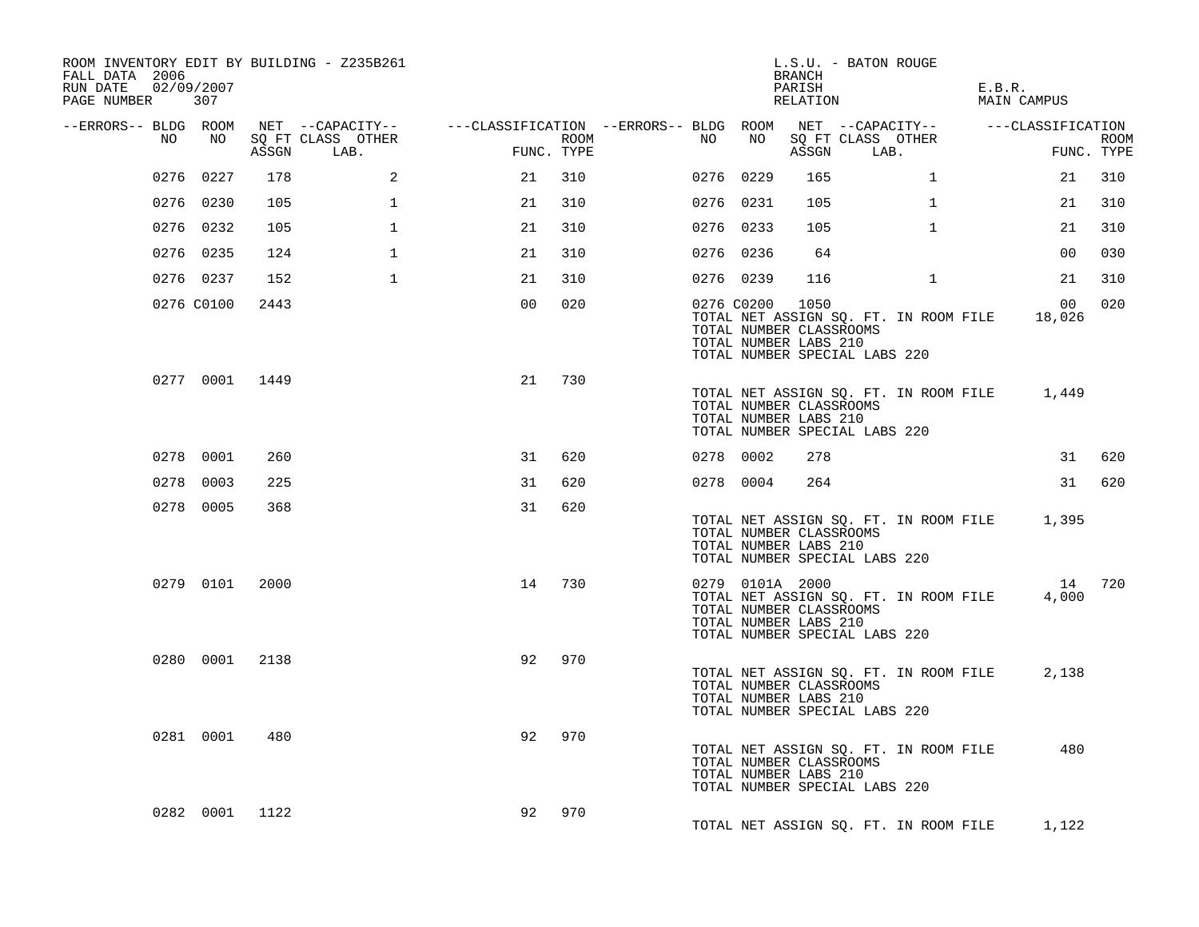ROOM INVENTORY EDIT BY BUILDING - Z235B261
FALL DATA 2006
RUN DATE 02/09/2007

L.S.U. - BATON ROUGE
BRANCH
PARISH E.B.R.
RELATION MAIN CAMPUS

| --ERRORS-- | BLDG NO | ROOM NO | NET SQ FT ASSGN | CAPACITY CLASS LAB. | CAPACITY OTHER | CLASSIFICATION FUNC. | ROOM TYPE | --ERRORS-- | BLDG NO | ROOM NO | NET SQ FT ASSGN | CAPACITY CLASS LAB. | CAPACITY OTHER | CLASSIFICATION FUNC. | ROOM TYPE |
|---|---|---|---|---|---|---|---|---|---|---|---|---|---|---|---|
| | 0276 | 0227 | 178 | | 2 | 21 | 310 | | 0276 | 0229 | 165 | | 1 | 21 | 310 |
| | 0276 | 0230 | 105 | | 1 | 21 | 310 | | 0276 | 0231 | 105 | | 1 | 21 | 310 |
| | 0276 | 0232 | 105 | | 1 | 21 | 310 | | 0276 | 0233 | 105 | | 1 | 21 | 310 |
| | 0276 | 0235 | 124 | | 1 | 21 | 310 | | 0276 | 0236 | 64 | | | 00 | 030 |
| | 0276 | 0237 | 152 | | 1 | 21 | 310 | | 0276 | 0239 | 116 | | 1 | 21 | 310 |
| | 0276 | C0100 | 2443 | | | 00 | 020 | | 0276 | C0200 | 1050 | | | 00 | 020 |

TOTAL NET ASSIGN SQ. FT. IN ROOM FILE 18,026
TOTAL NUMBER CLASSROOMS
TOTAL NUMBER LABS 210
TOTAL NUMBER SPECIAL LABS 220

| --ERRORS-- | BLDG NO | ROOM NO | NET SQ FT ASSGN | CAPACITY CLASS LAB. | CAPACITY OTHER | CLASSIFICATION FUNC. | ROOM TYPE |
|---|---|---|---|---|---|---|---|
| | 0277 | 0001 | 1449 | | | 21 | 730 |

TOTAL NET ASSIGN SQ. FT. IN ROOM FILE 1,449
TOTAL NUMBER CLASSROOMS
TOTAL NUMBER LABS 210
TOTAL NUMBER SPECIAL LABS 220

| --ERRORS-- | BLDG NO | ROOM NO | NET SQ FT ASSGN | CAPACITY CLASS LAB. | CAPACITY OTHER | CLASSIFICATION FUNC. | ROOM TYPE | --ERRORS-- | BLDG NO | ROOM NO | NET SQ FT ASSGN | CAPACITY CLASS LAB. | CAPACITY OTHER | CLASSIFICATION FUNC. | ROOM TYPE |
|---|---|---|---|---|---|---|---|---|---|---|---|---|---|---|---|
| | 0278 | 0001 | 260 | | | 31 | 620 | | 0278 | 0002 | 278 | | | 31 | 620 |
| | 0278 | 0003 | 225 | | | 31 | 620 | | 0278 | 0004 | 264 | | | 31 | 620 |
| | 0278 | 0005 | 368 | | | 31 | 620 | | | | | | | | |

TOTAL NET ASSIGN SQ. FT. IN ROOM FILE 1,395
TOTAL NUMBER CLASSROOMS
TOTAL NUMBER LABS 210
TOTAL NUMBER SPECIAL LABS 220

| --ERRORS-- | BLDG NO | ROOM NO | NET SQ FT ASSGN | CAPACITY CLASS LAB. | CAPACITY OTHER | CLASSIFICATION FUNC. | ROOM TYPE | --ERRORS-- | BLDG NO | ROOM NO | NET SQ FT ASSGN | CAPACITY CLASS LAB. | CAPACITY OTHER | CLASSIFICATION FUNC. | ROOM TYPE |
|---|---|---|---|---|---|---|---|---|---|---|---|---|---|---|---|
| | 0279 | 0101 | 2000 | | | 14 | 730 | | 0279 | 0101A | 2000 | | | 14 | 720 |

TOTAL NET ASSIGN SQ. FT. IN ROOM FILE 4,000
TOTAL NUMBER CLASSROOMS
TOTAL NUMBER LABS 210
TOTAL NUMBER SPECIAL LABS 220

| --ERRORS-- | BLDG NO | ROOM NO | NET SQ FT ASSGN | CAPACITY CLASS LAB. | CAPACITY OTHER | CLASSIFICATION FUNC. | ROOM TYPE |
|---|---|---|---|---|---|---|---|
| | 0280 | 0001 | 2138 | | | 92 | 970 |

TOTAL NET ASSIGN SQ. FT. IN ROOM FILE 2,138
TOTAL NUMBER CLASSROOMS
TOTAL NUMBER LABS 210
TOTAL NUMBER SPECIAL LABS 220

| --ERRORS-- | BLDG NO | ROOM NO | NET SQ FT ASSGN | CAPACITY CLASS LAB. | CAPACITY OTHER | CLASSIFICATION FUNC. | ROOM TYPE |
|---|---|---|---|---|---|---|---|
| | 0281 | 0001 | 480 | | | 92 | 970 |

TOTAL NET ASSIGN SQ. FT. IN ROOM FILE 480
TOTAL NUMBER CLASSROOMS
TOTAL NUMBER LABS 210
TOTAL NUMBER SPECIAL LABS 220

| --ERRORS-- | BLDG NO | ROOM NO | NET SQ FT ASSGN | CAPACITY CLASS LAB. | CAPACITY OTHER | CLASSIFICATION FUNC. | ROOM TYPE |
|---|---|---|---|---|---|---|---|
| | 0282 | 0001 | 1122 | | | 92 | 970 |

TOTAL NET ASSIGN SQ. FT. IN ROOM FILE 1,122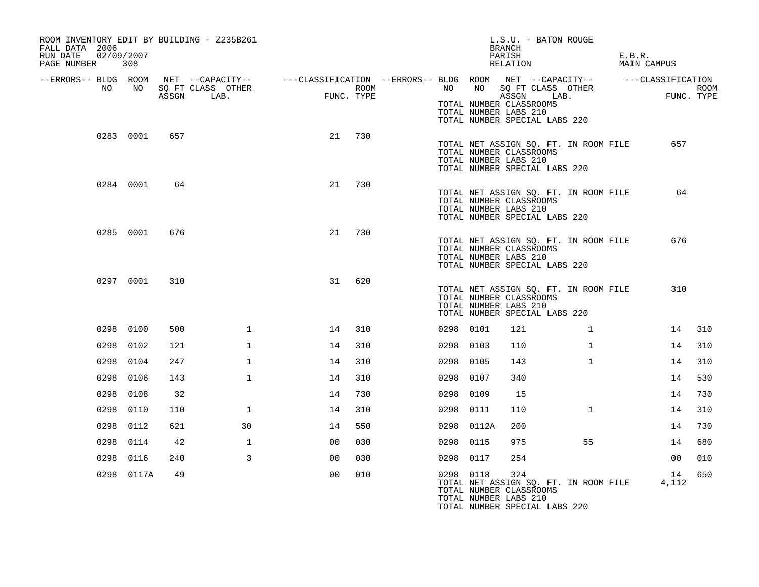ROOM INVENTORY EDIT BY BUILDING - Z235B261
FALL DATA 2006
RUN DATE 02/09/2007

L.S.U. - BATON ROUGE
BRANCH
PARISH E.B.R.
RELATION MAIN CAMPUS

| --ERRORS-- | BLDG NO | ROOM NO | NET SQ FT ASSGN | --CAPACITY-- CLASS LAB. | OTHER | ---CLASSIFICATION FUNC. | ROOM TYPE | --ERRORS-- | BLDG NO | ROOM NO | NET SQ FT ASSGN | --CAPACITY-- CLASS LAB. | OTHER | ---CLASSIFICATION FUNC. | ROOM TYPE |
|---|---|---|---|---|---|---|---|---|---|---|---|---|---|---|---|
| | | | | | | | | | TOTAL NUMBER CLASSROOMS | | | | | | |
| | | | | | | | | | TOTAL NUMBER LABS 210 | | | | | | |
| | | | | | | | | | TOTAL NUMBER SPECIAL LABS 220 | | | | | | |
| | 0283 | 0001 | 657 | | | 21 | 730 | | | | | | | | |
| | | | | | | | | | TOTAL NET ASSIGN SQ. FT. IN ROOM FILE | | | | | 657 | |
| | | | | | | | | | TOTAL NUMBER CLASSROOMS | | | | | | |
| | | | | | | | | | TOTAL NUMBER LABS 210 | | | | | | |
| | | | | | | | | | TOTAL NUMBER SPECIAL LABS 220 | | | | | | |
| | 0284 | 0001 | 64 | | | 21 | 730 | | | | | | | | |
| | | | | | | | | | TOTAL NET ASSIGN SQ. FT. IN ROOM FILE | | | | | 64 | |
| | | | | | | | | | TOTAL NUMBER CLASSROOMS | | | | | | |
| | | | | | | | | | TOTAL NUMBER LABS 210 | | | | | | |
| | | | | | | | | | TOTAL NUMBER SPECIAL LABS 220 | | | | | | |
| | 0285 | 0001 | 676 | | | 21 | 730 | | | | | | | | |
| | | | | | | | | | TOTAL NET ASSIGN SQ. FT. IN ROOM FILE | | | | | 676 | |
| | | | | | | | | | TOTAL NUMBER CLASSROOMS | | | | | | |
| | | | | | | | | | TOTAL NUMBER LABS 210 | | | | | | |
| | | | | | | | | | TOTAL NUMBER SPECIAL LABS 220 | | | | | | |
| | 0297 | 0001 | 310 | | | 31 | 620 | | | | | | | | |
| | | | | | | | | | TOTAL NET ASSIGN SQ. FT. IN ROOM FILE | | | | | 310 | |
| | | | | | | | | | TOTAL NUMBER CLASSROOMS | | | | | | |
| | | | | | | | | | TOTAL NUMBER LABS 210 | | | | | | |
| | | | | | | | | | TOTAL NUMBER SPECIAL LABS 220 | | | | | | |
| | 0298 | 0100 | 500 | | 1 | 14 | 310 | | 0298 | 0101 | 121 | | 1 | 14 | 310 |
| | 0298 | 0102 | 121 | | 1 | 14 | 310 | | 0298 | 0103 | 110 | | 1 | 14 | 310 |
| | 0298 | 0104 | 247 | | 1 | 14 | 310 | | 0298 | 0105 | 143 | | 1 | 14 | 310 |
| | 0298 | 0106 | 143 | | 1 | 14 | 310 | | 0298 | 0107 | 340 | | | 14 | 530 |
| | 0298 | 0108 | 32 | | | 14 | 730 | | 0298 | 0109 | 15 | | | 14 | 730 |
| | 0298 | 0110 | 110 | | 1 | 14 | 310 | | 0298 | 0111 | 110 | | 1 | 14 | 310 |
| | 0298 | 0112 | 621 | | 30 | 14 | 550 | | 0298 | 0112A | 200 | | | 14 | 730 |
| | 0298 | 0114 | 42 | | 1 | 00 | 030 | | 0298 | 0115 | 975 | | 55 | 14 | 680 |
| | 0298 | 0116 | 240 | | 3 | 00 | 030 | | 0298 | 0117 | 254 | | | 00 | 010 |
| | 0298 | 0117A | 49 | | | 00 | 010 | | 0298 | 0118 | 324 | | | 14 | 650 |
| | | | | | | | | | TOTAL NET ASSIGN SQ. FT. IN ROOM FILE | | | | | 4,112 | |
| | | | | | | | | | TOTAL NUMBER CLASSROOMS | | | | | | |
| | | | | | | | | | TOTAL NUMBER LABS 210 | | | | | | |
| | | | | | | | | | TOTAL NUMBER SPECIAL LABS 220 | | | | | | |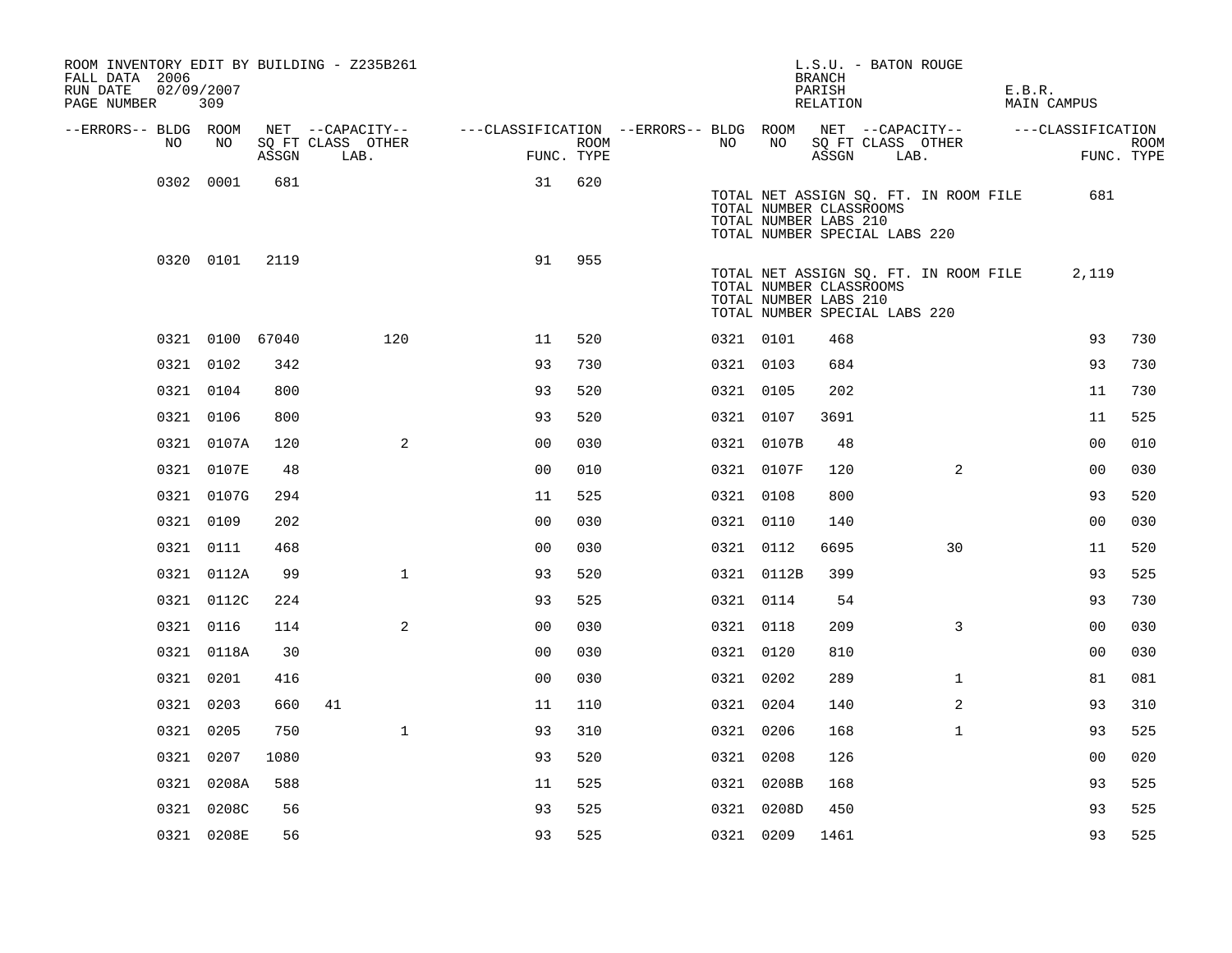ROOM INVENTORY EDIT BY BUILDING - Z235B261
FALL DATA 2006
RUN DATE 02/09/2007
PAGE NUMBER 309

L.S.U. - BATON ROUGE
BRANCH
PARISH E.B.R.
RELATION MAIN CAMPUS

| --ERRORS-- | BLDG NO | ROOM NO | NET SQ FT ASSGN | CAPACITY CLASS | CAPACITY LAB. | CAPACITY OTHER | CLASSIFICATION FUNC. | ROOM TYPE | --ERRORS-- | BLDG NO | ROOM NO | NET SQ FT ASSGN | CAPACITY CLASS | CAPACITY LAB. | CAPACITY OTHER | CLASSIFICATION FUNC. | ROOM TYPE |
|---|---|---|---|---|---|---|---|---|---|---|---|---|---|---|---|---|---|
| | 0302 | 0001 | 681 | | | | 31 | 620 | | | | | | | | | |
| | | | | | | | | | | TOTAL NET ASSIGN SQ. FT. IN ROOM FILE | | 681 | | | | | |
| | | | | | | | | | | TOTAL NUMBER CLASSROOMS | | | | | | | |
| | | | | | | | | | | TOTAL NUMBER LABS 210 | | | | | | | |
| | | | | | | | | | | TOTAL NUMBER SPECIAL LABS 220 | | | | | | | |
| | 0320 | 0101 | 2119 | | | | 91 | 955 | | | | | | | | | |
| | | | | | | | | | | TOTAL NET ASSIGN SQ. FT. IN ROOM FILE | | 2,119 | | | | | |
| | | | | | | | | | | TOTAL NUMBER CLASSROOMS | | | | | | | |
| | | | | | | | | | | TOTAL NUMBER LABS 210 | | | | | | | |
| | | | | | | | | | | TOTAL NUMBER SPECIAL LABS 220 | | | | | | | |
| | 0321 | 0100 | 67040 | | | 120 | 11 | 520 | | 0321 | 0101 | 468 | | | | 93 | 730 |
| | 0321 | 0102 | 342 | | | | 93 | 730 | | 0321 | 0103 | 684 | | | | 93 | 730 |
| | 0321 | 0104 | 800 | | | | 93 | 520 | | 0321 | 0105 | 202 | | | | 11 | 730 |
| | 0321 | 0106 | 800 | | | | 93 | 520 | | 0321 | 0107 | 3691 | | | | 11 | 525 |
| | 0321 | 0107A | 120 | | | 2 | 00 | 030 | | 0321 | 0107B | 48 | | | | 00 | 010 |
| | 0321 | 0107E | 48 | | | | 00 | 010 | | 0321 | 0107F | 120 | | | 2 | 00 | 030 |
| | 0321 | 0107G | 294 | | | | 11 | 525 | | 0321 | 0108 | 800 | | | | 93 | 520 |
| | 0321 | 0109 | 202 | | | | 00 | 030 | | 0321 | 0110 | 140 | | | | 00 | 030 |
| | 0321 | 0111 | 468 | | | | 00 | 030 | | 0321 | 0112 | 6695 | | | 30 | 11 | 520 |
| | 0321 | 0112A | 99 | | | 1 | 93 | 520 | | 0321 | 0112B | 399 | | | | 93 | 525 |
| | 0321 | 0112C | 224 | | | | 93 | 525 | | 0321 | 0114 | 54 | | | | 93 | 730 |
| | 0321 | 0116 | 114 | | | 2 | 00 | 030 | | 0321 | 0118 | 209 | | | 3 | 00 | 030 |
| | 0321 | 0118A | 30 | | | | 00 | 030 | | 0321 | 0120 | 810 | | | | 00 | 030 |
| | 0321 | 0201 | 416 | | | | 00 | 030 | | 0321 | 0202 | 289 | | | 1 | 81 | 081 |
| | 0321 | 0203 | 660 | 41 | | | 11 | 110 | | 0321 | 0204 | 140 | | | 2 | 93 | 310 |
| | 0321 | 0205 | 750 | | | 1 | 93 | 310 | | 0321 | 0206 | 168 | | | 1 | 93 | 525 |
| | 0321 | 0207 | 1080 | | | | 93 | 520 | | 0321 | 0208 | 126 | | | | 00 | 020 |
| | 0321 | 0208A | 588 | | | | 11 | 525 | | 0321 | 0208B | 168 | | | | 93 | 525 |
| | 0321 | 0208C | 56 | | | | 93 | 525 | | 0321 | 0208D | 450 | | | | 93 | 525 |
| | 0321 | 0208E | 56 | | | | 93 | 525 | | 0321 | 0209 | 1461 | | | | 93 | 525 |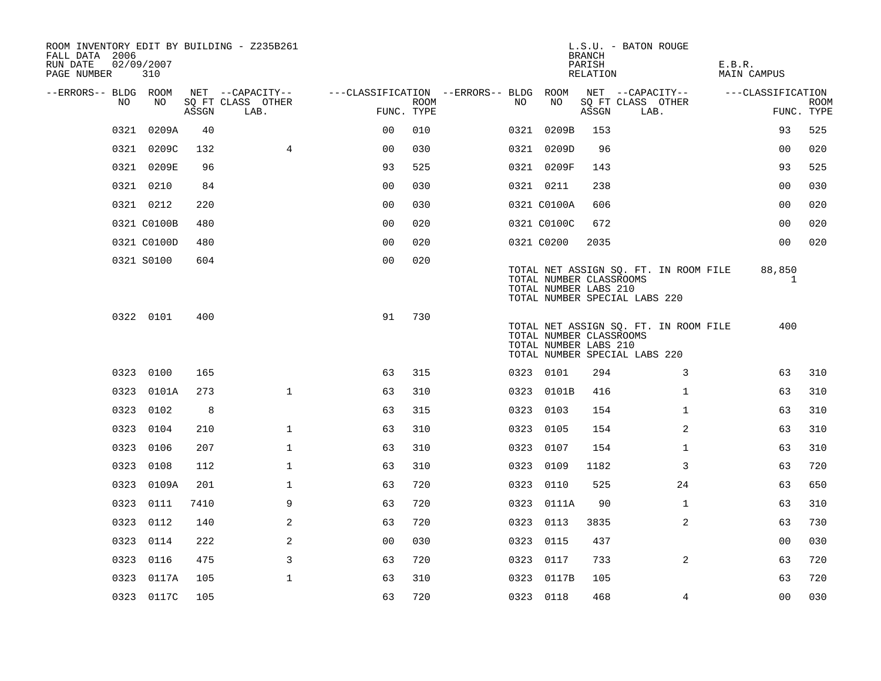ROOM INVENTORY EDIT BY BUILDING - Z235B261
FALL DATA 2006
RUN DATE 02/09/2007
PAGE NUMBER 310

L.S.U. - BATON ROUGE
BRANCH
PARISH E.B.R.
RELATION MAIN CAMPUS

| --ERRORS-- | BLDG NO | ROOM NO | NET SQ FT ASSGN | CAPACITY CLASS LAB. | CAPACITY OTHER | CLASSIFICATION FUNC. | ROOM TYPE | --ERRORS-- | BLDG NO | ROOM NO | NET SQ FT ASSGN | CAPACITY CLASS LAB. | CAPACITY OTHER | CLASSIFICATION FUNC. | ROOM TYPE |
|---|---|---|---|---|---|---|---|---|---|---|---|---|---|---|---|
| | 0321 | 0209A | 40 | | | 00 | 010 | | 0321 | 0209B | 153 | | | 93 | 525 |
| | 0321 | 0209C | 132 | | 4 | 00 | 030 | | 0321 | 0209D | 96 | | | 00 | 020 |
| | 0321 | 0209E | 96 | | | 93 | 525 | | 0321 | 0209F | 143 | | | 93 | 525 |
| | 0321 | 0210 | 84 | | | 00 | 030 | | 0321 | 0211 | 238 | | | 00 | 030 |
| | 0321 | 0212 | 220 | | | 00 | 030 | | 0321 | C0100A | 606 | | | 00 | 020 |
| | 0321 | C0100B | 480 | | | 00 | 020 | | 0321 | C0100C | 672 | | | 00 | 020 |
| | 0321 | C0100D | 480 | | | 00 | 020 | | 0321 | C0200 | 2035 | | | 00 | 020 |
| | 0321 | S0100 | 604 | | | 00 | 020 | | | | | | | | |

TOTAL NET ASSIGN SQ. FT. IN ROOM FILE 88,850
TOTAL NUMBER CLASSROOMS 1
TOTAL NUMBER LABS 210
TOTAL NUMBER SPECIAL LABS 220

| --ERRORS-- | BLDG NO | ROOM NO | NET SQ FT ASSGN | CAPACITY CLASS LAB. | CAPACITY OTHER | CLASSIFICATION FUNC. | ROOM TYPE | --ERRORS-- | BLDG NO | ROOM NO | NET SQ FT ASSGN | CAPACITY CLASS LAB. | CAPACITY OTHER | CLASSIFICATION FUNC. | ROOM TYPE |
|---|---|---|---|---|---|---|---|---|---|---|---|---|---|---|---|
| | 0322 | 0101 | 400 | | | 91 | 730 | | | | | | | | |

TOTAL NET ASSIGN SQ. FT. IN ROOM FILE 400
TOTAL NUMBER CLASSROOMS
TOTAL NUMBER LABS 210
TOTAL NUMBER SPECIAL LABS 220

| --ERRORS-- | BLDG NO | ROOM NO | NET SQ FT ASSGN | CAPACITY CLASS LAB. | CAPACITY OTHER | CLASSIFICATION FUNC. | ROOM TYPE | --ERRORS-- | BLDG NO | ROOM NO | NET SQ FT ASSGN | CAPACITY CLASS LAB. | CAPACITY OTHER | CLASSIFICATION FUNC. | ROOM TYPE |
|---|---|---|---|---|---|---|---|---|---|---|---|---|---|---|---|
| | 0323 | 0100 | 165 | | | 63 | 315 | | 0323 | 0101 | 294 | | 3 | 63 | 310 |
| | 0323 | 0101A | 273 | | 1 | 63 | 310 | | 0323 | 0101B | 416 | | 1 | 63 | 310 |
| | 0323 | 0102 | 8 | | | 63 | 315 | | 0323 | 0103 | 154 | | 1 | 63 | 310 |
| | 0323 | 0104 | 210 | | 1 | 63 | 310 | | 0323 | 0105 | 154 | | 2 | 63 | 310 |
| | 0323 | 0106 | 207 | | 1 | 63 | 310 | | 0323 | 0107 | 154 | | 1 | 63 | 310 |
| | 0323 | 0108 | 112 | | 1 | 63 | 310 | | 0323 | 0109 | 1182 | | 3 | 63 | 720 |
| | 0323 | 0109A | 201 | | 1 | 63 | 720 | | 0323 | 0110 | 525 | | 24 | 63 | 650 |
| | 0323 | 0111 | 7410 | | 9 | 63 | 720 | | 0323 | 0111A | 90 | | 1 | 63 | 310 |
| | 0323 | 0112 | 140 | | 2 | 63 | 720 | | 0323 | 0113 | 3835 | | 2 | 63 | 730 |
| | 0323 | 0114 | 222 | | 2 | 00 | 030 | | 0323 | 0115 | 437 | | | 00 | 030 |
| | 0323 | 0116 | 475 | | 3 | 63 | 720 | | 0323 | 0117 | 733 | | 2 | 63 | 720 |
| | 0323 | 0117A | 105 | | 1 | 63 | 310 | | 0323 | 0117B | 105 | | | 63 | 720 |
| | 0323 | 0117C | 105 | | | 63 | 720 | | 0323 | 0118 | 468 | | 4 | 00 | 030 |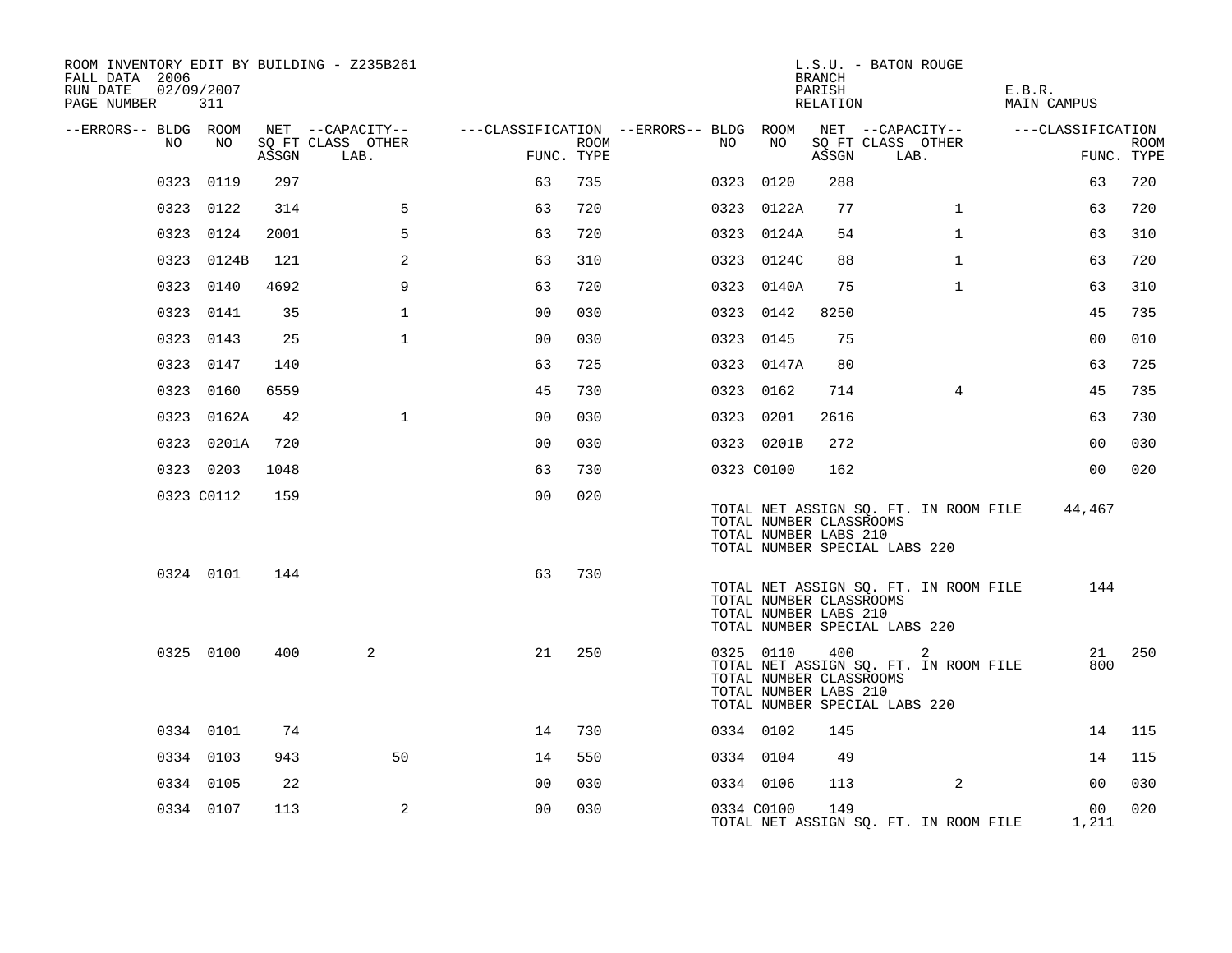ROOM INVENTORY EDIT BY BUILDING - Z235B261
FALL DATA 2006
RUN DATE 02/09/2007
PAGE NUMBER 311

L.S.U. - BATON ROUGE
BRANCH
PARISH E.B.R.
RELATION MAIN CAMPUS

| --ERRORS-- | BLDG NO | ROOM NO | NET SQ FT ASSGN | CAPACITY CLASS | CAPACITY LAB. | CAPACITY OTHER | FUNC. | ROOM TYPE | --ERRORS-- | BLDG NO | ROOM NO | NET SQ FT ASSGN | CAPACITY CLASS | CAPACITY LAB. | CAPACITY OTHER | FUNC. | ROOM TYPE |
|---|---|---|---|---|---|---|---|---|---|---|---|---|---|---|---|---|---|
| | 0323 | 0119 | 297 | | | | 63 | 735 | | 0323 | 0120 | 288 | | | | 63 | 720 |
| | 0323 | 0122 | 314 | | | 5 | 63 | 720 | | 0323 | 0122A | 77 | | | 1 | 63 | 720 |
| | 0323 | 0124 | 2001 | | | 5 | 63 | 720 | | 0323 | 0124A | 54 | | | 1 | 63 | 310 |
| | 0323 | 0124B | 121 | | | 2 | 63 | 310 | | 0323 | 0124C | 88 | | | 1 | 63 | 720 |
| | 0323 | 0140 | 4692 | | | 9 | 63 | 720 | | 0323 | 0140A | 75 | | | 1 | 63 | 310 |
| | 0323 | 0141 | 35 | | | 1 | 00 | 030 | | 0323 | 0142 | 8250 | | | | 45 | 735 |
| | 0323 | 0143 | 25 | | | 1 | 00 | 030 | | 0323 | 0145 | 75 | | | | 00 | 010 |
| | 0323 | 0147 | 140 | | | | 63 | 725 | | 0323 | 0147A | 80 | | | | 63 | 725 |
| | 0323 | 0160 | 6559 | | | | 45 | 730 | | 0323 | 0162 | 714 | | | 4 | 45 | 735 |
| | 0323 | 0162A | 42 | | | 1 | 00 | 030 | | 0323 | 0201 | 2616 | | | | 63 | 730 |
| | 0323 | 0201A | 720 | | | | 00 | 030 | | 0323 | 0201B | 272 | | | | 00 | 030 |
| | 0323 | 0203 | 1048 | | | | 63 | 730 | | 0323 | C0100 | 162 | | | | 00 | 020 |
| | 0323 | C0112 | 159 | | | | 00 | 020 | | | | | | | | | |

TOTAL NET ASSIGN SQ. FT. IN ROOM FILE 44,467
TOTAL NUMBER CLASSROOMS
TOTAL NUMBER LABS 210
TOTAL NUMBER SPECIAL LABS 220

| --ERRORS-- | BLDG NO | ROOM NO | NET SQ FT ASSGN | CAPACITY CLASS | CAPACITY LAB. | CAPACITY OTHER | FUNC. | ROOM TYPE |
|---|---|---|---|---|---|---|---|---|
| | 0324 | 0101 | 144 | | | | 63 | 730 |

TOTAL NET ASSIGN SQ. FT. IN ROOM FILE 144
TOTAL NUMBER CLASSROOMS
TOTAL NUMBER LABS 210
TOTAL NUMBER SPECIAL LABS 220

| --ERRORS-- | BLDG NO | ROOM NO | NET SQ FT ASSGN | CAPACITY CLASS | CAPACITY LAB. | CAPACITY OTHER | FUNC. | ROOM TYPE | --ERRORS-- | BLDG NO | ROOM NO | NET SQ FT ASSGN | CAPACITY CLASS | CAPACITY LAB. | CAPACITY OTHER | FUNC. | ROOM TYPE |
|---|---|---|---|---|---|---|---|---|---|---|---|---|---|---|---|---|---|
| | 0325 | 0100 | 400 | 2 | | | 21 | 250 | | 0325 | 0110 | 400 | 2 | | | 21 | 250 |

TOTAL NET ASSIGN SQ. FT. IN ROOM FILE 800
TOTAL NUMBER CLASSROOMS
TOTAL NUMBER LABS 210
TOTAL NUMBER SPECIAL LABS 220

| --ERRORS-- | BLDG NO | ROOM NO | NET SQ FT ASSGN | CAPACITY CLASS | CAPACITY LAB. | CAPACITY OTHER | FUNC. | ROOM TYPE | --ERRORS-- | BLDG NO | ROOM NO | NET SQ FT ASSGN | CAPACITY CLASS | CAPACITY LAB. | CAPACITY OTHER | FUNC. | ROOM TYPE |
|---|---|---|---|---|---|---|---|---|---|---|---|---|---|---|---|---|---|
| | 0334 | 0101 | 74 | | | | 14 | 730 | | 0334 | 0102 | 145 | | | | 14 | 115 |
| | 0334 | 0103 | 943 | | | 50 | 14 | 550 | | 0334 | 0104 | 49 | | | | 14 | 115 |
| | 0334 | 0105 | 22 | | | | 00 | 030 | | 0334 | 0106 | 113 | | | 2 | 00 | 030 |
| | 0334 | 0107 | 113 | | | 2 | 00 | 030 | | 0334 | C0100 | 149 | | | | 00 | 020 |

TOTAL NET ASSIGN SQ. FT. IN ROOM FILE 1,211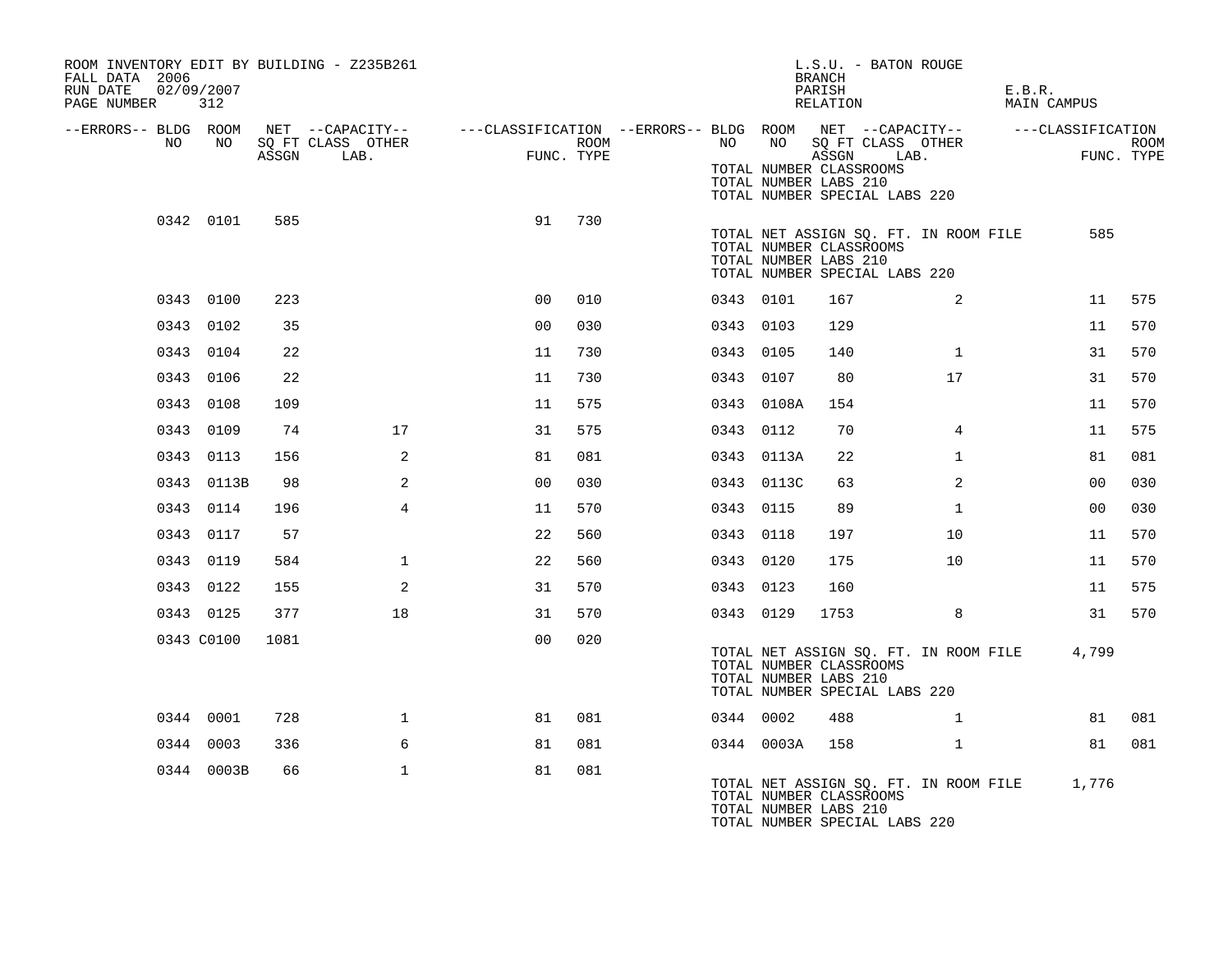ROOM INVENTORY EDIT BY BUILDING - Z235B261
FALL DATA 2006
RUN DATE 02/09/2007
PAGE NUMBER 312

L.S.U. - BATON ROUGE
BRANCH
PARISH E.B.R.
RELATION MAIN CAMPUS

| --ERRORS-- | BLDG NO | ROOM NO | NET SQ FT ASSGN | CAPACITY CLASS LAB. | CAPACITY OTHER | CLASSIFICATION FUNC. | ROOM TYPE | --ERRORS-- | BLDG NO | ROOM NO | NET SQ FT ASSGN | CAPACITY CLASS LAB. | CAPACITY OTHER | CLASSIFICATION FUNC. | ROOM TYPE |
|---|---|---|---|---|---|---|---|---|---|---|---|---|---|---|---|
| | | | | | | | | | TOTAL NUMBER CLASSROOMS | | | | | | |
| | | | | | | | | | TOTAL NUMBER LABS 210 | | | | | | |
| | | | | | | | | | TOTAL NUMBER SPECIAL LABS 220 | | | | | | |
| | 0342 | 0101 | 585 | | | 91 | 730 | | | | | | | | |
| | | | | | | | | | TOTAL NET ASSIGN SQ. FT. IN ROOM FILE | | | | | 585 | |
| | | | | | | | | | TOTAL NUMBER CLASSROOMS | | | | | | |
| | | | | | | | | | TOTAL NUMBER LABS 210 | | | | | | |
| | | | | | | | | | TOTAL NUMBER SPECIAL LABS 220 | | | | | | |
| | 0343 | 0100 | 223 | | | 00 | 010 | | 0343 | 0101 | 167 | | 2 | 11 | 575 |
| | 0343 | 0102 | 35 | | | 00 | 030 | | 0343 | 0103 | 129 | | | 11 | 570 |
| | 0343 | 0104 | 22 | | | 11 | 730 | | 0343 | 0105 | 140 | | 1 | 31 | 570 |
| | 0343 | 0106 | 22 | | | 11 | 730 | | 0343 | 0107 | 80 | | 17 | 31 | 570 |
| | 0343 | 0108 | 109 | | | 11 | 575 | | 0343 | 0108A | 154 | | | 11 | 570 |
| | 0343 | 0109 | 74 | | 17 | 31 | 575 | | 0343 | 0112 | 70 | | 4 | 11 | 575 |
| | 0343 | 0113 | 156 | | 2 | 81 | 081 | | 0343 | 0113A | 22 | | 1 | 81 | 081 |
| | 0343 | 0113B | 98 | | 2 | 00 | 030 | | 0343 | 0113C | 63 | | 2 | 00 | 030 |
| | 0343 | 0114 | 196 | | 4 | 11 | 570 | | 0343 | 0115 | 89 | | 1 | 00 | 030 |
| | 0343 | 0117 | 57 | | | 22 | 560 | | 0343 | 0118 | 197 | | 10 | 11 | 570 |
| | 0343 | 0119 | 584 | | 1 | 22 | 560 | | 0343 | 0120 | 175 | | 10 | 11 | 570 |
| | 0343 | 0122 | 155 | | 2 | 31 | 570 | | 0343 | 0123 | 160 | | | 11 | 575 |
| | 0343 | 0125 | 377 | | 18 | 31 | 570 | | 0343 | 0129 | 1753 | | 8 | 31 | 570 |
| | 0343 | C0100 | 1081 | | | 00 | 020 | | | | | | | | |
| | | | | | | | | | TOTAL NET ASSIGN SQ. FT. IN ROOM FILE | | | | | 4,799 | |
| | | | | | | | | | TOTAL NUMBER CLASSROOMS | | | | | | |
| | | | | | | | | | TOTAL NUMBER LABS 210 | | | | | | |
| | | | | | | | | | TOTAL NUMBER SPECIAL LABS 220 | | | | | | |
| | 0344 | 0001 | 728 | | 1 | 81 | 081 | | 0344 | 0002 | 488 | | 1 | 81 | 081 |
| | 0344 | 0003 | 336 | | 6 | 81 | 081 | | 0344 | 0003A | 158 | | 1 | 81 | 081 |
| | 0344 | 0003B | 66 | | 1 | 81 | 081 | | | | | | | | |
| | | | | | | | | | TOTAL NET ASSIGN SQ. FT. IN ROOM FILE | | | | | 1,776 | |
| | | | | | | | | | TOTAL NUMBER CLASSROOMS | | | | | | |
| | | | | | | | | | TOTAL NUMBER LABS 210 | | | | | | |
| | | | | | | | | | TOTAL NUMBER SPECIAL LABS 220 | | | | | | |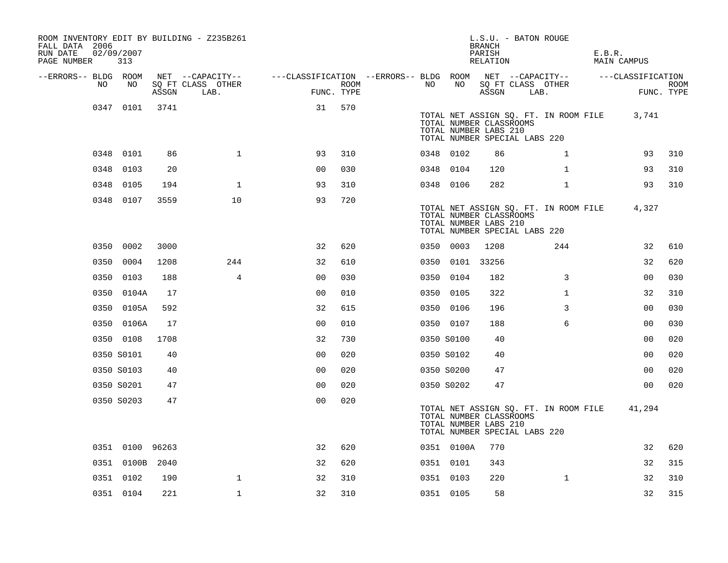ROOM INVENTORY EDIT BY BUILDING - Z235B261
FALL DATA 2006
RUN DATE 02/09/2007

L.S.U. - BATON ROUGE
BRANCH
PARISH E.B.R.
RELATION MAIN CAMPUS

| --ERRORS-- | BLDG NO | ROOM NO | NET SQ FT ASSGN | CAPACITY CLASS LAB. | CAPACITY OTHER | FUNC. | ROOM TYPE | --ERRORS-- | BLDG NO | ROOM NO | NET SQ FT ASSGN | CAPACITY CLASS LAB. | CAPACITY OTHER | FUNC. | ROOM TYPE |
|---|---|---|---|---|---|---|---|---|---|---|---|---|---|---|---|
| | 0347 | 0101 | 3741 | | | 31 | 570 | | | | | | | | |
| | | | | | | | | | TOTAL NET ASSIGN SQ. FT. IN ROOM FILE | | 3,741 | | | | |
| | | | | | | | | | TOTAL NUMBER CLASSROOMS | | | | | | |
| | | | | | | | | | TOTAL NUMBER LABS 210 | | | | | | |
| | | | | | | | | | TOTAL NUMBER SPECIAL LABS 220 | | | | | | |
| | 0348 | 0101 | 86 | | 1 | 93 | 310 | | 0348 | 0102 | 86 | | 1 | 93 | 310 |
| | 0348 | 0103 | 20 | | | 00 | 030 | | 0348 | 0104 | 120 | | 1 | 93 | 310 |
| | 0348 | 0105 | 194 | | 1 | 93 | 310 | | 0348 | 0106 | 282 | | 1 | 93 | 310 |
| | 0348 | 0107 | 3559 | | 10 | 93 | 720 | | | | | | | | |
| | | | | | | | | | TOTAL NET ASSIGN SQ. FT. IN ROOM FILE | | 4,327 | | | | |
| | | | | | | | | | TOTAL NUMBER CLASSROOMS | | | | | | |
| | | | | | | | | | TOTAL NUMBER LABS 210 | | | | | | |
| | | | | | | | | | TOTAL NUMBER SPECIAL LABS 220 | | | | | | |
| | 0350 | 0002 | 3000 | | | 32 | 620 | | 0350 | 0003 | 1208 | | 244 | 32 | 610 |
| | 0350 | 0004 | 1208 | | 244 | 32 | 610 | | 0350 | 0101 | 33256 | | | 32 | 620 |
| | 0350 | 0103 | 188 | | 4 | 00 | 030 | | 0350 | 0104 | 182 | | 3 | 00 | 030 |
| | 0350 | 0104A | 17 | | | 00 | 010 | | 0350 | 0105 | 322 | | 1 | 32 | 310 |
| | 0350 | 0105A | 592 | | | 32 | 615 | | 0350 | 0106 | 196 | | 3 | 00 | 030 |
| | 0350 | 0106A | 17 | | | 00 | 010 | | 0350 | 0107 | 188 | | 6 | 00 | 030 |
| | 0350 | 0108 | 1708 | | | 32 | 730 | | 0350 | S0100 | 40 | | | 00 | 020 |
| | 0350 | S0101 | 40 | | | 00 | 020 | | 0350 | S0102 | 40 | | | 00 | 020 |
| | 0350 | S0103 | 40 | | | 00 | 020 | | 0350 | S0200 | 47 | | | 00 | 020 |
| | 0350 | S0201 | 47 | | | 00 | 020 | | 0350 | S0202 | 47 | | | 00 | 020 |
| | 0350 | S0203 | 47 | | | 00 | 020 | | | | | | | | |
| | | | | | | | | | TOTAL NET ASSIGN SQ. FT. IN ROOM FILE | | 41,294 | | | | |
| | | | | | | | | | TOTAL NUMBER CLASSROOMS | | | | | | |
| | | | | | | | | | TOTAL NUMBER LABS 210 | | | | | | |
| | | | | | | | | | TOTAL NUMBER SPECIAL LABS 220 | | | | | | |
| | 0351 | 0100 | 96263 | | | 32 | 620 | | 0351 | 0100A | 770 | | | 32 | 620 |
| | 0351 | 0100B | 2040 | | | 32 | 620 | | 0351 | 0101 | 343 | | | 32 | 315 |
| | 0351 | 0102 | 190 | | 1 | 32 | 310 | | 0351 | 0103 | 220 | | 1 | 32 | 310 |
| | 0351 | 0104 | 221 | | 1 | 32 | 310 | | 0351 | 0105 | 58 | | | 32 | 315 |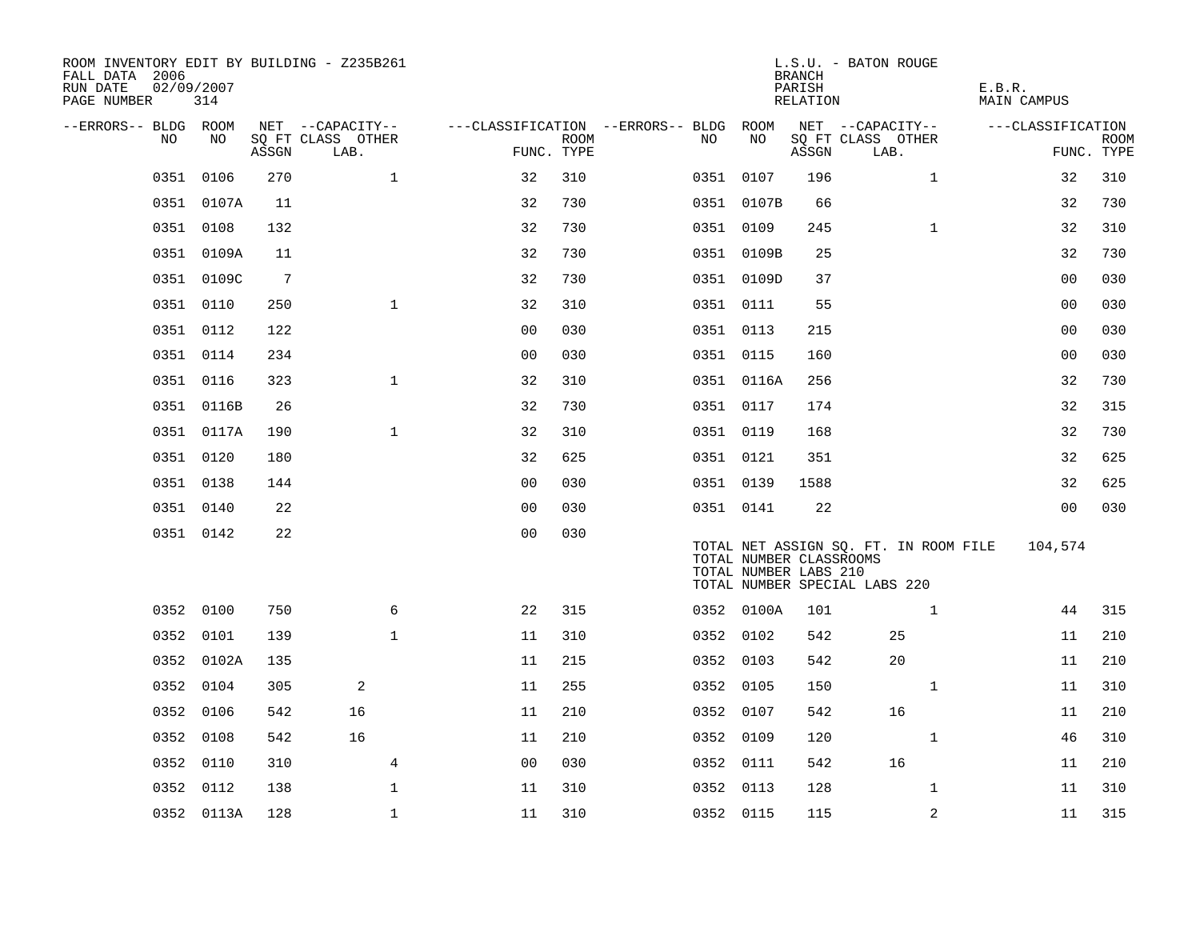ROOM INVENTORY EDIT BY BUILDING - Z235B261
FALL DATA 2006
RUN DATE 02/09/2007
PAGE NUMBER 314

L.S.U. - BATON ROUGE
BRANCH
PARISH E.B.R.
RELATION MAIN CAMPUS

| --ERRORS-- | BLDG NO | ROOM NO | NET SQ FT ASSGN | --CAPACITY-- CLASS LAB. | OTHER | ---CLASSIFICATION FUNC. | ROOM TYPE | --ERRORS-- | BLDG NO | ROOM NO | NET SQ FT ASSGN | --CAPACITY-- CLASS LAB. | OTHER | ---CLASSIFICATION FUNC. | ROOM TYPE |
|---|---|---|---|---|---|---|---|---|---|---|---|---|---|---|---|
| | 0351 | 0106 | 270 | | 1 | 32 | 310 | | 0351 | 0107 | 196 | | 1 | 32 | 310 |
| | 0351 | 0107A | 11 | | | 32 | 730 | | 0351 | 0107B | 66 | | | 32 | 730 |
| | 0351 | 0108 | 132 | | | 32 | 730 | | 0351 | 0109 | 245 | | 1 | 32 | 310 |
| | 0351 | 0109A | 11 | | | 32 | 730 | | 0351 | 0109B | 25 | | | 32 | 730 |
| | 0351 | 0109C | 7 | | | 32 | 730 | | 0351 | 0109D | 37 | | | 00 | 030 |
| | 0351 | 0110 | 250 | | 1 | 32 | 310 | | 0351 | 0111 | 55 | | | 00 | 030 |
| | 0351 | 0112 | 122 | | | 00 | 030 | | 0351 | 0113 | 215 | | | 00 | 030 |
| | 0351 | 0114 | 234 | | | 00 | 030 | | 0351 | 0115 | 160 | | | 00 | 030 |
| | 0351 | 0116 | 323 | | 1 | 32 | 310 | | 0351 | 0116A | 256 | | | 32 | 730 |
| | 0351 | 0116B | 26 | | | 32 | 730 | | 0351 | 0117 | 174 | | | 32 | 315 |
| | 0351 | 0117A | 190 | | 1 | 32 | 310 | | 0351 | 0119 | 168 | | | 32 | 730 |
| | 0351 | 0120 | 180 | | | 32 | 625 | | 0351 | 0121 | 351 | | | 32 | 625 |
| | 0351 | 0138 | 144 | | | 00 | 030 | | 0351 | 0139 | 1588 | | | 32 | 625 |
| | 0351 | 0140 | 22 | | | 00 | 030 | | 0351 | 0141 | 22 | | | 00 | 030 |
| | 0351 | 0142 | 22 | | | 00 | 030 | | | | | | | | |

TOTAL NET ASSIGN SQ. FT. IN ROOM FILE 104,574
TOTAL NUMBER CLASSROOMS
TOTAL NUMBER LABS 210
TOTAL NUMBER SPECIAL LABS 220

| --ERRORS-- | BLDG NO | ROOM NO | NET SQ FT ASSGN | --CAPACITY-- CLASS LAB. | OTHER | ---CLASSIFICATION FUNC. | ROOM TYPE | --ERRORS-- | BLDG NO | ROOM NO | NET SQ FT ASSGN | --CAPACITY-- CLASS LAB. | OTHER | ---CLASSIFICATION FUNC. | ROOM TYPE |
|---|---|---|---|---|---|---|---|---|---|---|---|---|---|---|---|
| | 0352 | 0100 | 750 | | 6 | 22 | 315 | | 0352 | 0100A | 101 | | 1 | 44 | 315 |
| | 0352 | 0101 | 139 | | 1 | 11 | 310 | | 0352 | 0102 | 542 | 25 | | 11 | 210 |
| | 0352 | 0102A | 135 | | | 11 | 215 | | 0352 | 0103 | 542 | 20 | | 11 | 210 |
| | 0352 | 0104 | 305 | 2 | | 11 | 255 | | 0352 | 0105 | 150 | | 1 | 11 | 310 |
| | 0352 | 0106 | 542 | 16 | | 11 | 210 | | 0352 | 0107 | 542 | 16 | | 11 | 210 |
| | 0352 | 0108 | 542 | 16 | | 11 | 210 | | 0352 | 0109 | 120 | | 1 | 46 | 310 |
| | 0352 | 0110 | 310 | | 4 | 00 | 030 | | 0352 | 0111 | 542 | 16 | | 11 | 210 |
| | 0352 | 0112 | 138 | | 1 | 11 | 310 | | 0352 | 0113 | 128 | | 1 | 11 | 310 |
| | 0352 | 0113A | 128 | | 1 | 11 | 310 | | 0352 | 0115 | 115 | | 2 | 11 | 315 |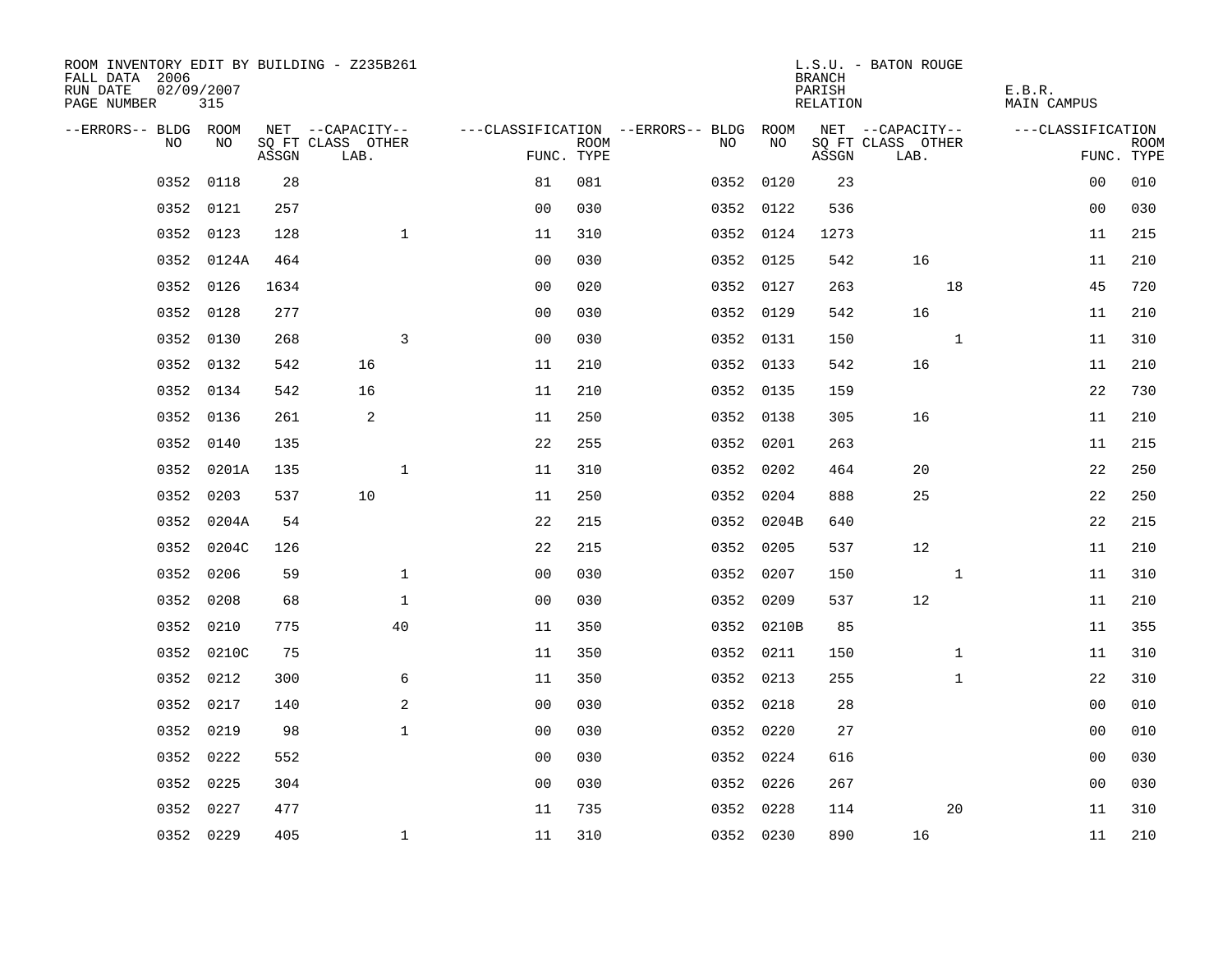ROOM INVENTORY EDIT BY BUILDING - Z235B261
FALL DATA 2006
RUN DATE 02/09/2007
PAGE NUMBER 315

L.S.U. - BATON ROUGE
BRANCH
PARISH E.B.R.
RELATION MAIN CAMPUS

| --ERRORS-- | BLDG NO | ROOM NO | NET SQ FT ASSGN | --CAPACITY-- CLASS LAB. | OTHER | ---CLASSIFICATION FUNC. | ROOM TYPE | --ERRORS-- | BLDG NO | ROOM NO | NET SQ FT ASSGN | --CAPACITY-- CLASS LAB. | OTHER | ---CLASSIFICATION FUNC. | ROOM TYPE |
|---|---|---|---|---|---|---|---|---|---|---|---|---|---|---|---|
| | 0352 | 0118 | 28 | | | 81 | 081 | | 0352 | 0120 | 23 | | | 00 | 010 |
| | 0352 | 0121 | 257 | | | 00 | 030 | | 0352 | 0122 | 536 | | | 00 | 030 |
| | 0352 | 0123 | 128 | | 1 | 11 | 310 | | 0352 | 0124 | 1273 | | | 11 | 215 |
| | 0352 | 0124A | 464 | | | 00 | 030 | | 0352 | 0125 | 542 | 16 | | 11 | 210 |
| | 0352 | 0126 | 1634 | | | 00 | 020 | | 0352 | 0127 | 263 | | 18 | 45 | 720 |
| | 0352 | 0128 | 277 | | | 00 | 030 | | 0352 | 0129 | 542 | 16 | | 11 | 210 |
| | 0352 | 0130 | 268 | | 3 | 00 | 030 | | 0352 | 0131 | 150 | | 1 | 11 | 310 |
| | 0352 | 0132 | 542 | 16 | | 11 | 210 | | 0352 | 0133 | 542 | 16 | | 11 | 210 |
| | 0352 | 0134 | 542 | 16 | | 11 | 210 | | 0352 | 0135 | 159 | | | 22 | 730 |
| | 0352 | 0136 | 261 | 2 | | 11 | 250 | | 0352 | 0138 | 305 | 16 | | 11 | 210 |
| | 0352 | 0140 | 135 | | | 22 | 255 | | 0352 | 0201 | 263 | | | 11 | 215 |
| | 0352 | 0201A | 135 | | 1 | 11 | 310 | | 0352 | 0202 | 464 | 20 | | 22 | 250 |
| | 0352 | 0203 | 537 | 10 | | 11 | 250 | | 0352 | 0204 | 888 | 25 | | 22 | 250 |
| | 0352 | 0204A | 54 | | | 22 | 215 | | 0352 | 0204B | 640 | | | 22 | 215 |
| | 0352 | 0204C | 126 | | | 22 | 215 | | 0352 | 0205 | 537 | 12 | | 11 | 210 |
| | 0352 | 0206 | 59 | | 1 | 00 | 030 | | 0352 | 0207 | 150 | | 1 | 11 | 310 |
| | 0352 | 0208 | 68 | | 1 | 00 | 030 | | 0352 | 0209 | 537 | 12 | | 11 | 210 |
| | 0352 | 0210 | 775 | | 40 | 11 | 350 | | 0352 | 0210B | 85 | | | 11 | 355 |
| | 0352 | 0210C | 75 | | | 11 | 350 | | 0352 | 0211 | 150 | | 1 | 11 | 310 |
| | 0352 | 0212 | 300 | | 6 | 11 | 350 | | 0352 | 0213 | 255 | | 1 | 22 | 310 |
| | 0352 | 0217 | 140 | | 2 | 00 | 030 | | 0352 | 0218 | 28 | | | 00 | 010 |
| | 0352 | 0219 | 98 | | 1 | 00 | 030 | | 0352 | 0220 | 27 | | | 00 | 010 |
| | 0352 | 0222 | 552 | | | 00 | 030 | | 0352 | 0224 | 616 | | | 00 | 030 |
| | 0352 | 0225 | 304 | | | 00 | 030 | | 0352 | 0226 | 267 | | | 00 | 030 |
| | 0352 | 0227 | 477 | | | 11 | 735 | | 0352 | 0228 | 114 | | 20 | 11 | 310 |
| | 0352 | 0229 | 405 | | 1 | 11 | 310 | | 0352 | 0230 | 890 | 16 | | 11 | 210 |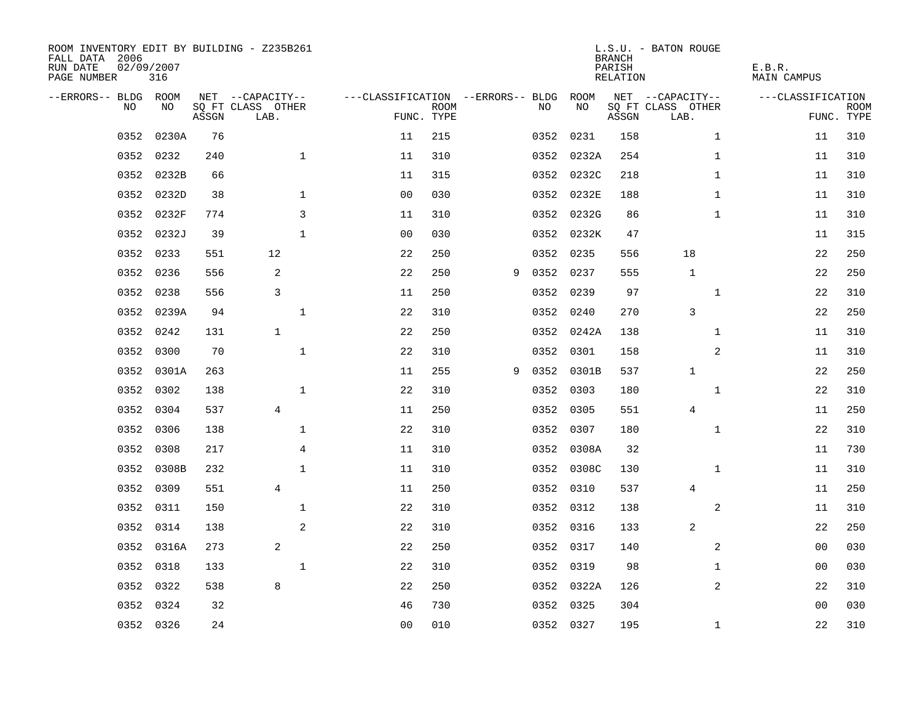ROOM INVENTORY EDIT BY BUILDING - Z235B261
FALL DATA 2006
RUN DATE 02/09/2007
PAGE NUMBER 316

L.S.U. - BATON ROUGE
BRANCH
PARISH E.B.R.
RELATION MAIN CAMPUS

| --ERRORS-- | BLDG NO | ROOM NO | NET SQ FT ASSGN | --CAPACITY-- CLASS LAB. | OTHER | ---CLASSIFICATION FUNC. | ROOM TYPE | --ERRORS-- | BLDG NO | ROOM NO | NET SQ FT ASSGN | --CAPACITY-- CLASS LAB. | OTHER | ---CLASSIFICATION FUNC. | ROOM TYPE |
|---|---|---|---|---|---|---|---|---|---|---|---|---|---|---|---|
| | 0352 | 0230A | 76 | | | 11 | 215 | | 0352 | 0231 | 158 | | 1 | 11 | 310 |
| | 0352 | 0232 | 240 | | 1 | 11 | 310 | | 0352 | 0232A | 254 | | 1 | 11 | 310 |
| | 0352 | 0232B | 66 | | | 11 | 315 | | 0352 | 0232C | 218 | | 1 | 11 | 310 |
| | 0352 | 0232D | 38 | | 1 | 00 | 030 | | 0352 | 0232E | 188 | | 1 | 11 | 310 |
| | 0352 | 0232F | 774 | | 3 | 11 | 310 | | 0352 | 0232G | 86 | | 1 | 11 | 310 |
| | 0352 | 0232J | 39 | | 1 | 00 | 030 | | 0352 | 0232K | 47 | | | 11 | 315 |
| | 0352 | 0233 | 551 | 12 | | 22 | 250 | | 0352 | 0235 | 556 | 18 | | 22 | 250 |
| | 0352 | 0236 | 556 | 2 | | 22 | 250 | 9 | 0352 | 0237 | 555 | 1 | | 22 | 250 |
| | 0352 | 0238 | 556 | 3 | | 11 | 250 | | 0352 | 0239 | 97 | | 1 | 22 | 310 |
| | 0352 | 0239A | 94 | | 1 | 22 | 310 | | 0352 | 0240 | 270 | 3 | | 22 | 250 |
| | 0352 | 0242 | 131 | 1 | | 22 | 250 | | 0352 | 0242A | 138 | | 1 | 11 | 310 |
| | 0352 | 0300 | 70 | | 1 | 22 | 310 | | 0352 | 0301 | 158 | | 2 | 11 | 310 |
| | 0352 | 0301A | 263 | | | 11 | 255 | 9 | 0352 | 0301B | 537 | 1 | | 22 | 250 |
| | 0352 | 0302 | 138 | | 1 | 22 | 310 | | 0352 | 0303 | 180 | | 1 | 22 | 310 |
| | 0352 | 0304 | 537 | 4 | | 11 | 250 | | 0352 | 0305 | 551 | 4 | | 11 | 250 |
| | 0352 | 0306 | 138 | | 1 | 22 | 310 | | 0352 | 0307 | 180 | | 1 | 22 | 310 |
| | 0352 | 0308 | 217 | | 4 | 11 | 310 | | 0352 | 0308A | 32 | | | 11 | 730 |
| | 0352 | 0308B | 232 | | 1 | 11 | 310 | | 0352 | 0308C | 130 | | 1 | 11 | 310 |
| | 0352 | 0309 | 551 | 4 | | 11 | 250 | | 0352 | 0310 | 537 | 4 | | 11 | 250 |
| | 0352 | 0311 | 150 | | 1 | 22 | 310 | | 0352 | 0312 | 138 | | 2 | 11 | 310 |
| | 0352 | 0314 | 138 | | 2 | 22 | 310 | | 0352 | 0316 | 133 | 2 | | 22 | 250 |
| | 0352 | 0316A | 273 | 2 | | 22 | 250 | | 0352 | 0317 | 140 | | 2 | 00 | 030 |
| | 0352 | 0318 | 133 | | 1 | 22 | 310 | | 0352 | 0319 | 98 | | 1 | 00 | 030 |
| | 0352 | 0322 | 538 | 8 | | 22 | 250 | | 0352 | 0322A | 126 | | 2 | 22 | 310 |
| | 0352 | 0324 | 32 | | | 46 | 730 | | 0352 | 0325 | 304 | | | 00 | 030 |
| | 0352 | 0326 | 24 | | | 00 | 010 | | 0352 | 0327 | 195 | | 1 | 22 | 310 |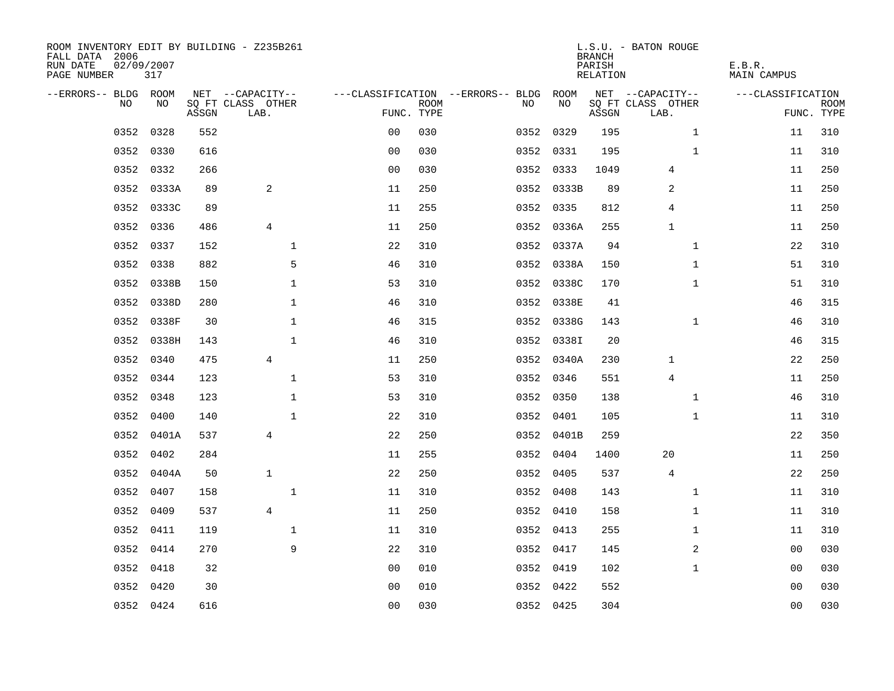ROOM INVENTORY EDIT BY BUILDING - Z235B261
FALL DATA 2006
RUN DATE 02/09/2007
PAGE NUMBER 317

L.S.U. - BATON ROUGE
BRANCH
PARISH E.B.R.
RELATION MAIN CAMPUS

| --ERRORS-- | BLDG NO | ROOM NO | NET SQ FT ASSGN | CAPACITY CLASS LAB. | CAPACITY OTHER | CLASSIFICATION FUNC. | ROOM TYPE | --ERRORS-- | BLDG NO | ROOM NO | NET SQ FT ASSGN | CAPACITY CLASS LAB. | CAPACITY OTHER | CLASSIFICATION FUNC. | ROOM TYPE |
|---|---|---|---|---|---|---|---|---|---|---|---|---|---|---|---|
| | 0352 | 0328 | 552 | | | 00 | 030 | | 0352 | 0329 | 195 | | 1 | 11 | 310 |
| | 0352 | 0330 | 616 | | | 00 | 030 | | 0352 | 0331 | 195 | | 1 | 11 | 310 |
| | 0352 | 0332 | 266 | | | 00 | 030 | | 0352 | 0333 | 1049 | 4 | | 11 | 250 |
| | 0352 | 0333A | 89 | 2 | | 11 | 250 | | 0352 | 0333B | 89 | 2 | | 11 | 250 |
| | 0352 | 0333C | 89 | | | 11 | 255 | | 0352 | 0335 | 812 | 4 | | 11 | 250 |
| | 0352 | 0336 | 486 | 4 | | 11 | 250 | | 0352 | 0336A | 255 | 1 | | 11 | 250 |
| | 0352 | 0337 | 152 | | 1 | 22 | 310 | | 0352 | 0337A | 94 | | 1 | 22 | 310 |
| | 0352 | 0338 | 882 | | 5 | 46 | 310 | | 0352 | 0338A | 150 | | 1 | 51 | 310 |
| | 0352 | 0338B | 150 | | 1 | 53 | 310 | | 0352 | 0338C | 170 | | 1 | 51 | 310 |
| | 0352 | 0338D | 280 | | 1 | 46 | 310 | | 0352 | 0338E | 41 | | | 46 | 315 |
| | 0352 | 0338F | 30 | | 1 | 46 | 315 | | 0352 | 0338G | 143 | | 1 | 46 | 310 |
| | 0352 | 0338H | 143 | | 1 | 46 | 310 | | 0352 | 0338I | 20 | | | 46 | 315 |
| | 0352 | 0340 | 475 | 4 | | 11 | 250 | | 0352 | 0340A | 230 | 1 | | 22 | 250 |
| | 0352 | 0344 | 123 | | 1 | 53 | 310 | | 0352 | 0346 | 551 | 4 | | 11 | 250 |
| | 0352 | 0348 | 123 | | 1 | 53 | 310 | | 0352 | 0350 | 138 | | 1 | 46 | 310 |
| | 0352 | 0400 | 140 | | 1 | 22 | 310 | | 0352 | 0401 | 105 | | 1 | 11 | 310 |
| | 0352 | 0401A | 537 | 4 | | 22 | 250 | | 0352 | 0401B | 259 | | | 22 | 350 |
| | 0352 | 0402 | 284 | | | 11 | 255 | | 0352 | 0404 | 1400 | 20 | | 11 | 250 |
| | 0352 | 0404A | 50 | 1 | | 22 | 250 | | 0352 | 0405 | 537 | 4 | | 22 | 250 |
| | 0352 | 0407 | 158 | | 1 | 11 | 310 | | 0352 | 0408 | 143 | | 1 | 11 | 310 |
| | 0352 | 0409 | 537 | 4 | | 11 | 250 | | 0352 | 0410 | 158 | | 1 | 11 | 310 |
| | 0352 | 0411 | 119 | | 1 | 11 | 310 | | 0352 | 0413 | 255 | | 1 | 11 | 310 |
| | 0352 | 0414 | 270 | | 9 | 22 | 310 | | 0352 | 0417 | 145 | | 2 | 00 | 030 |
| | 0352 | 0418 | 32 | | | 00 | 010 | | 0352 | 0419 | 102 | | 1 | 00 | 030 |
| | 0352 | 0420 | 30 | | | 00 | 010 | | 0352 | 0422 | 552 | | | 00 | 030 |
| | 0352 | 0424 | 616 | | | 00 | 030 | | 0352 | 0425 | 304 | | | 00 | 030 |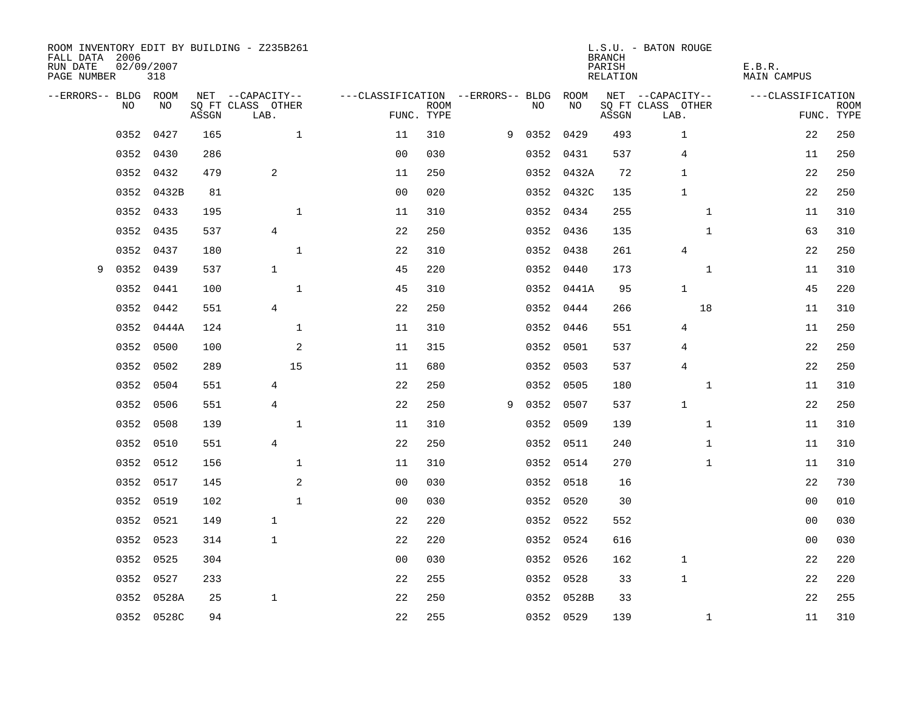ROOM INVENTORY EDIT BY BUILDING - Z235B261
FALL DATA 2006
RUN DATE 02/09/2007
PAGE NUMBER 318

L.S.U. - BATON ROUGE
BRANCH
PARISH E.B.R.
RELATION MAIN CAMPUS

| --ERRORS-- | BLDG NO | ROOM NO | NET SQ FT ASSGN | --CAPACITY-- CLASS LAB. | OTHER | ---CLASSIFICATION FUNC. | ROOM TYPE | --ERRORS-- | BLDG NO | ROOM NO | NET SQ FT ASSGN | --CAPACITY-- CLASS LAB. | OTHER | ---CLASSIFICATION FUNC. | ROOM TYPE |
|---|---|---|---|---|---|---|---|---|---|---|---|---|---|---|---|
| | 0352 | 0427 | 165 | | 1 | 11 | 310 | 9 | 0352 | 0429 | 493 | 1 | | 22 | 250 |
| | 0352 | 0430 | 286 | | | 00 | 030 | | 0352 | 0431 | 537 | 4 | | 11 | 250 |
| | 0352 | 0432 | 479 | 2 | | 11 | 250 | | 0352 | 0432A | 72 | 1 | | 22 | 250 |
| | 0352 | 0432B | 81 | | | 00 | 020 | | 0352 | 0432C | 135 | 1 | | 22 | 250 |
| | 0352 | 0433 | 195 | | 1 | 11 | 310 | | 0352 | 0434 | 255 | | 1 | 11 | 310 |
| | 0352 | 0435 | 537 | 4 | | 22 | 250 | | 0352 | 0436 | 135 | | 1 | 63 | 310 |
| | 0352 | 0437 | 180 | | 1 | 22 | 310 | | 0352 | 0438 | 261 | 4 | | 22 | 250 |
| 9 | 0352 | 0439 | 537 | 1 | | 45 | 220 | | 0352 | 0440 | 173 | | 1 | 11 | 310 |
| | 0352 | 0441 | 100 | | 1 | 45 | 310 | | 0352 | 0441A | 95 | 1 | | 45 | 220 |
| | 0352 | 0442 | 551 | 4 | | 22 | 250 | | 0352 | 0444 | 266 | | 18 | 11 | 310 |
| | 0352 | 0444A | 124 | | 1 | 11 | 310 | | 0352 | 0446 | 551 | 4 | | 11 | 250 |
| | 0352 | 0500 | 100 | | 2 | 11 | 315 | | 0352 | 0501 | 537 | 4 | | 22 | 250 |
| | 0352 | 0502 | 289 | | 15 | 11 | 680 | | 0352 | 0503 | 537 | 4 | | 22 | 250 |
| | 0352 | 0504 | 551 | 4 | | 22 | 250 | | 0352 | 0505 | 180 | | 1 | 11 | 310 |
| | 0352 | 0506 | 551 | 4 | | 22 | 250 | 9 | 0352 | 0507 | 537 | 1 | | 22 | 250 |
| | 0352 | 0508 | 139 | | 1 | 11 | 310 | | 0352 | 0509 | 139 | | 1 | 11 | 310 |
| | 0352 | 0510 | 551 | 4 | | 22 | 250 | | 0352 | 0511 | 240 | | 1 | 11 | 310 |
| | 0352 | 0512 | 156 | | 1 | 11 | 310 | | 0352 | 0514 | 270 | | 1 | 11 | 310 |
| | 0352 | 0517 | 145 | | 2 | 00 | 030 | | 0352 | 0518 | 16 | | | 22 | 730 |
| | 0352 | 0519 | 102 | | 1 | 00 | 030 | | 0352 | 0520 | 30 | | | 00 | 010 |
| | 0352 | 0521 | 149 | 1 | | 22 | 220 | | 0352 | 0522 | 552 | | | 00 | 030 |
| | 0352 | 0523 | 314 | 1 | | 22 | 220 | | 0352 | 0524 | 616 | | | 00 | 030 |
| | 0352 | 0525 | 304 | | | 00 | 030 | | 0352 | 0526 | 162 | 1 | | 22 | 220 |
| | 0352 | 0527 | 233 | | | 22 | 255 | | 0352 | 0528 | 33 | 1 | | 22 | 220 |
| | 0352 | 0528A | 25 | 1 | | 22 | 250 | | 0352 | 0528B | 33 | | | 22 | 255 |
| | 0352 | 0528C | 94 | | | 22 | 255 | | 0352 | 0529 | 139 | | 1 | 11 | 310 |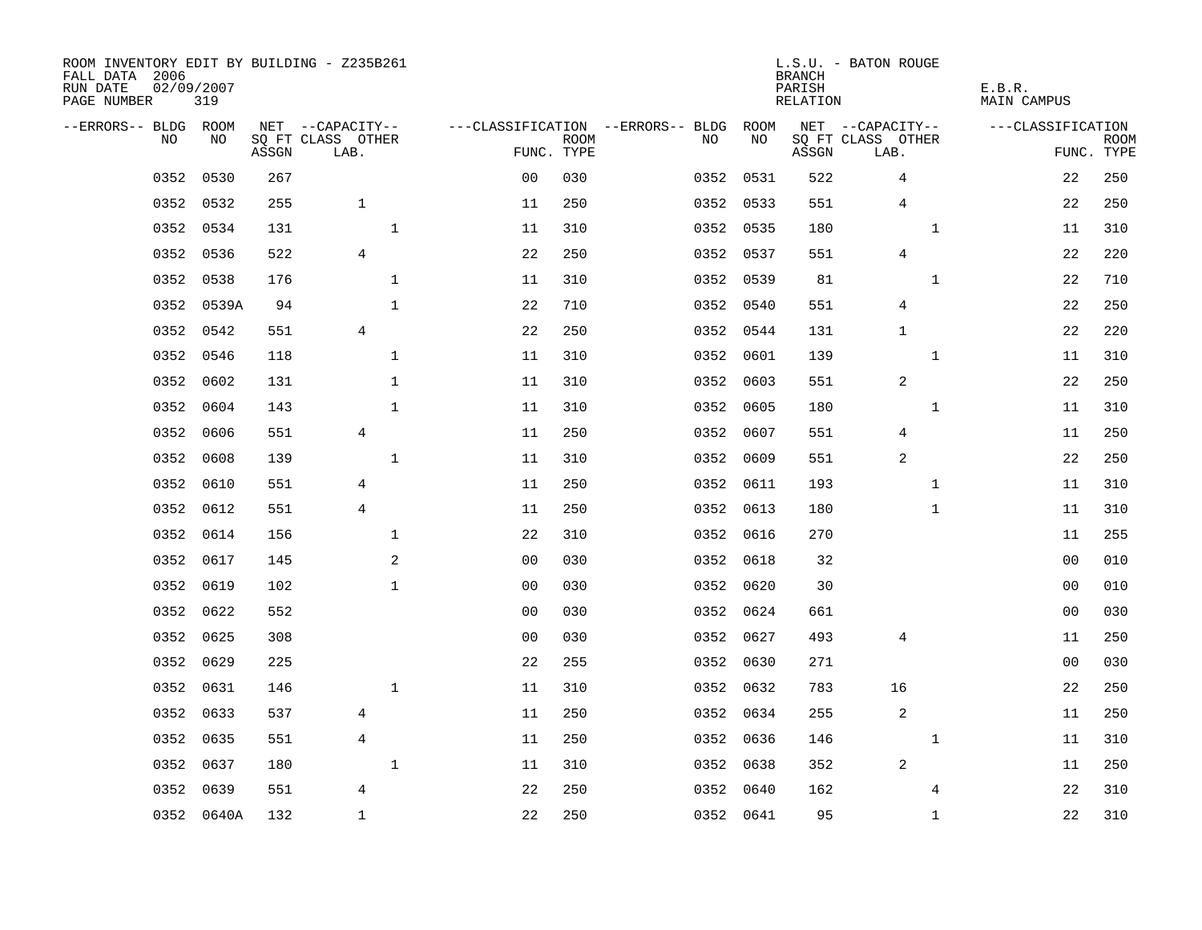ROOM INVENTORY EDIT BY BUILDING - Z235B261
FALL DATA 2006
RUN DATE 02/09/2007
PAGE NUMBER 319

L.S.U. - BATON ROUGE
BRANCH
PARISH E.B.R.
RELATION MAIN CAMPUS

| --ERRORS-- | BLDG NO | ROOM NO | NET SQ FT ASSGN | --CAPACITY-- CLASS LAB. | OTHER | ---CLASSIFICATION FUNC. | ROOM TYPE | --ERRORS-- | BLDG NO | ROOM NO | NET SQ FT ASSGN | --CAPACITY-- CLASS LAB. | OTHER | ---CLASSIFICATION FUNC. | ROOM TYPE |
|---|---|---|---|---|---|---|---|---|---|---|---|---|---|---|---|
| | 0352 | 0530 | 267 | | | 00 | 030 | | 0352 | 0531 | 522 | 4 | | 22 | 250 |
| | 0352 | 0532 | 255 | 1 | | 11 | 250 | | 0352 | 0533 | 551 | 4 | | 22 | 250 |
| | 0352 | 0534 | 131 | | 1 | 11 | 310 | | 0352 | 0535 | 180 | | 1 | 11 | 310 |
| | 0352 | 0536 | 522 | 4 | | 22 | 250 | | 0352 | 0537 | 551 | 4 | | 22 | 220 |
| | 0352 | 0538 | 176 | | 1 | 11 | 310 | | 0352 | 0539 | 81 | | 1 | 22 | 710 |
| | 0352 | 0539A | 94 | | 1 | 22 | 710 | | 0352 | 0540 | 551 | 4 | | 22 | 250 |
| | 0352 | 0542 | 551 | 4 | | 22 | 250 | | 0352 | 0544 | 131 | 1 | | 22 | 220 |
| | 0352 | 0546 | 118 | | 1 | 11 | 310 | | 0352 | 0601 | 139 | | 1 | 11 | 310 |
| | 0352 | 0602 | 131 | | 1 | 11 | 310 | | 0352 | 0603 | 551 | 2 | | 22 | 250 |
| | 0352 | 0604 | 143 | | 1 | 11 | 310 | | 0352 | 0605 | 180 | | 1 | 11 | 310 |
| | 0352 | 0606 | 551 | 4 | | 11 | 250 | | 0352 | 0607 | 551 | 4 | | 11 | 250 |
| | 0352 | 0608 | 139 | | 1 | 11 | 310 | | 0352 | 0609 | 551 | 2 | | 22 | 250 |
| | 0352 | 0610 | 551 | 4 | | 11 | 250 | | 0352 | 0611 | 193 | | 1 | 11 | 310 |
| | 0352 | 0612 | 551 | 4 | | 11 | 250 | | 0352 | 0613 | 180 | | 1 | 11 | 310 |
| | 0352 | 0614 | 156 | | 1 | 22 | 310 | | 0352 | 0616 | 270 | | | 11 | 255 |
| | 0352 | 0617 | 145 | | 2 | 00 | 030 | | 0352 | 0618 | 32 | | | 00 | 010 |
| | 0352 | 0619 | 102 | | 1 | 00 | 030 | | 0352 | 0620 | 30 | | | 00 | 010 |
| | 0352 | 0622 | 552 | | | 00 | 030 | | 0352 | 0624 | 661 | | | 00 | 030 |
| | 0352 | 0625 | 308 | | | 00 | 030 | | 0352 | 0627 | 493 | 4 | | 11 | 250 |
| | 0352 | 0629 | 225 | | | 22 | 255 | | 0352 | 0630 | 271 | | | 00 | 030 |
| | 0352 | 0631 | 146 | | 1 | 11 | 310 | | 0352 | 0632 | 783 | 16 | | 22 | 250 |
| | 0352 | 0633 | 537 | 4 | | 11 | 250 | | 0352 | 0634 | 255 | 2 | | 11 | 250 |
| | 0352 | 0635 | 551 | 4 | | 11 | 250 | | 0352 | 0636 | 146 | | 1 | 11 | 310 |
| | 0352 | 0637 | 180 | | 1 | 11 | 310 | | 0352 | 0638 | 352 | 2 | | 11 | 250 |
| | 0352 | 0639 | 551 | 4 | | 22 | 250 | | 0352 | 0640 | 162 | | 4 | 22 | 310 |
| | 0352 | 0640A | 132 | 1 | | 22 | 250 | | 0352 | 0641 | 95 | | 1 | 22 | 310 |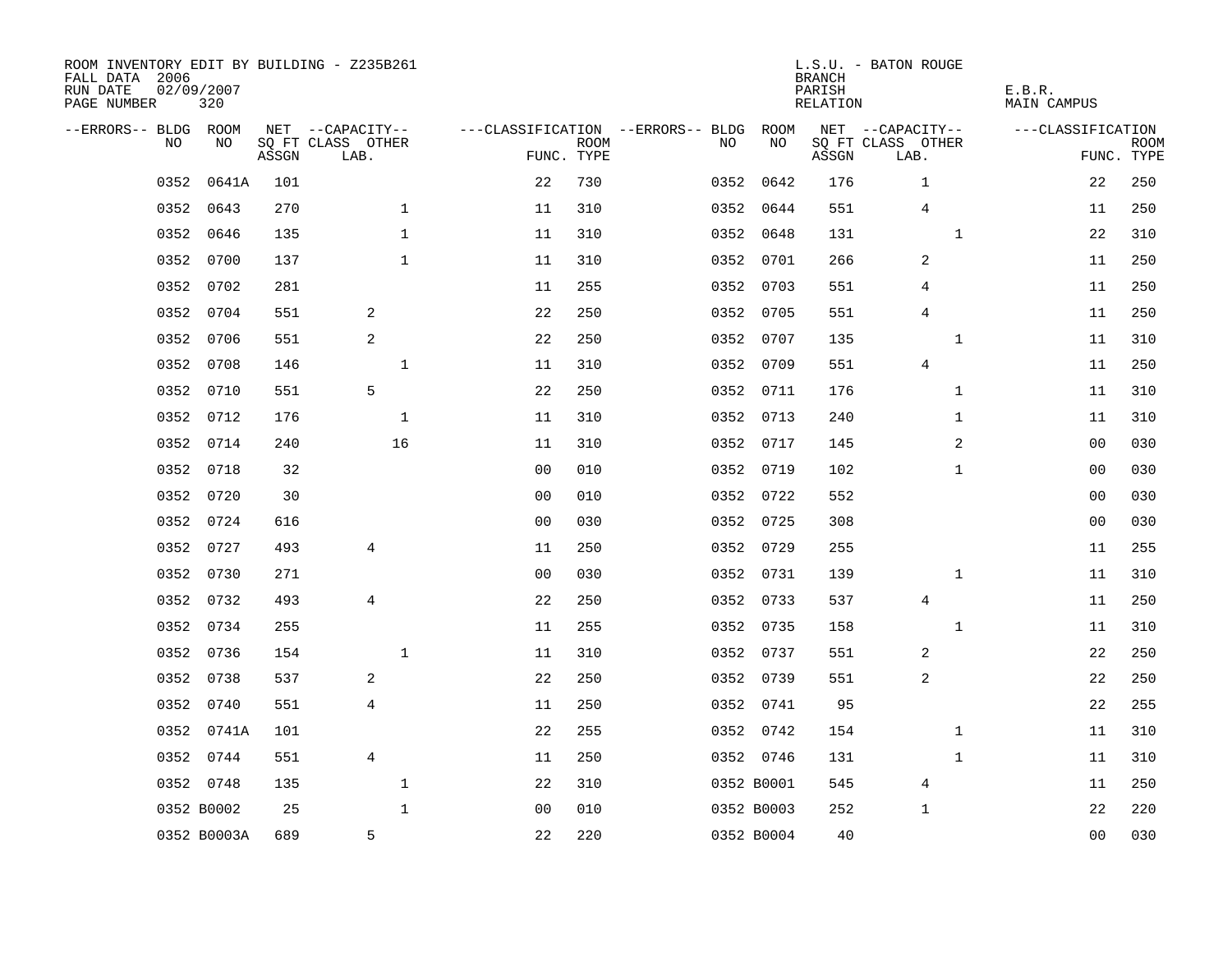ROOM INVENTORY EDIT BY BUILDING - Z235B261
FALL DATA 2006
RUN DATE 02/09/2007
PAGE NUMBER 320

L.S.U. - BATON ROUGE
BRANCH
PARISH E.B.R.
RELATION MAIN CAMPUS

| --ERRORS-- | BLDG NO | ROOM NO | NET SQ FT ASSGN | CAPACITY CLASS LAB. | CAPACITY OTHER | CLASSIFICATION FUNC. | ROOM TYPE | --ERRORS-- | BLDG NO | ROOM NO | NET SQ FT ASSGN | CAPACITY CLASS LAB. | CAPACITY OTHER | CLASSIFICATION FUNC. | ROOM TYPE |
|---|---|---|---|---|---|---|---|---|---|---|---|---|---|---|---|
| | 0352 | 0641A | 101 | | | 22 | 730 | | 0352 | 0642 | 176 | 1 | | 22 | 250 |
| | 0352 | 0643 | 270 | | 1 | 11 | 310 | | 0352 | 0644 | 551 | 4 | | 11 | 250 |
| | 0352 | 0646 | 135 | | 1 | 11 | 310 | | 0352 | 0648 | 131 | | 1 | 22 | 310 |
| | 0352 | 0700 | 137 | | 1 | 11 | 310 | | 0352 | 0701 | 266 | 2 | | 11 | 250 |
| | 0352 | 0702 | 281 | | | 11 | 255 | | 0352 | 0703 | 551 | 4 | | 11 | 250 |
| | 0352 | 0704 | 551 | 2 | | 22 | 250 | | 0352 | 0705 | 551 | 4 | | 11 | 250 |
| | 0352 | 0706 | 551 | 2 | | 22 | 250 | | 0352 | 0707 | 135 | | 1 | 11 | 310 |
| | 0352 | 0708 | 146 | | 1 | 11 | 310 | | 0352 | 0709 | 551 | 4 | | 11 | 250 |
| | 0352 | 0710 | 551 | 5 | | 22 | 250 | | 0352 | 0711 | 176 | | 1 | 11 | 310 |
| | 0352 | 0712 | 176 | | 1 | 11 | 310 | | 0352 | 0713 | 240 | | 1 | 11 | 310 |
| | 0352 | 0714 | 240 | | 16 | 11 | 310 | | 0352 | 0717 | 145 | | 2 | 00 | 030 |
| | 0352 | 0718 | 32 | | | 00 | 010 | | 0352 | 0719 | 102 | | 1 | 00 | 030 |
| | 0352 | 0720 | 30 | | | 00 | 010 | | 0352 | 0722 | 552 | | | 00 | 030 |
| | 0352 | 0724 | 616 | | | 00 | 030 | | 0352 | 0725 | 308 | | | 00 | 030 |
| | 0352 | 0727 | 493 | 4 | | 11 | 250 | | 0352 | 0729 | 255 | | | 11 | 255 |
| | 0352 | 0730 | 271 | | | 00 | 030 | | 0352 | 0731 | 139 | | 1 | 11 | 310 |
| | 0352 | 0732 | 493 | 4 | | 22 | 250 | | 0352 | 0733 | 537 | 4 | | 11 | 250 |
| | 0352 | 0734 | 255 | | | 11 | 255 | | 0352 | 0735 | 158 | | 1 | 11 | 310 |
| | 0352 | 0736 | 154 | | 1 | 11 | 310 | | 0352 | 0737 | 551 | 2 | | 22 | 250 |
| | 0352 | 0738 | 537 | 2 | | 22 | 250 | | 0352 | 0739 | 551 | 2 | | 22 | 250 |
| | 0352 | 0740 | 551 | 4 | | 11 | 250 | | 0352 | 0741 | 95 | | | 22 | 255 |
| | 0352 | 0741A | 101 | | | 22 | 255 | | 0352 | 0742 | 154 | | 1 | 11 | 310 |
| | 0352 | 0744 | 551 | 4 | | 11 | 250 | | 0352 | 0746 | 131 | | 1 | 11 | 310 |
| | 0352 | 0748 | 135 | | 1 | 22 | 310 | | 0352 | B0001 | 545 | 4 | | 11 | 250 |
| | 0352 | B0002 | 25 | | 1 | 00 | 010 | | 0352 | B0003 | 252 | 1 | | 22 | 220 |
| | 0352 | B0003A | 689 | 5 | | 22 | 220 | | 0352 | B0004 | 40 | | | 00 | 030 |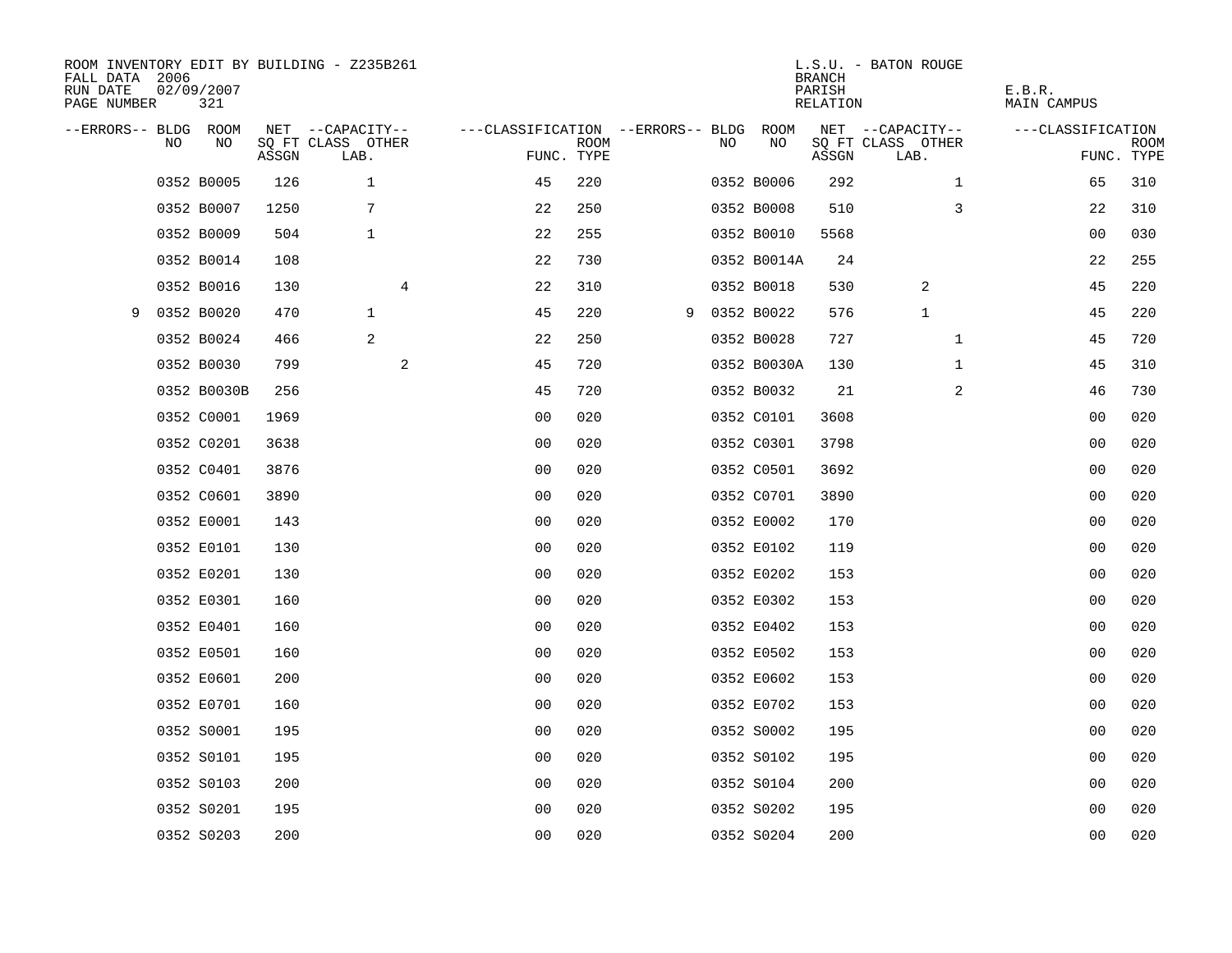ROOM INVENTORY EDIT BY BUILDING - Z235B261
FALL DATA 2006
RUN DATE 02/09/2007
PAGE NUMBER 321

L.S.U. - BATON ROUGE
BRANCH
PARISH E.B.R.
RELATION MAIN CAMPUS

| --ERRORS-- | BLDG NO | ROOM NO | NET SQ FT ASSGN | CAPACITY CLASS LAB. | CAPACITY OTHER | CLASSIFICATION FUNC. | ROOM TYPE | --ERRORS-- | BLDG NO | ROOM NO | NET SQ FT ASSGN | CAPACITY CLASS LAB. | CAPACITY OTHER | CLASSIFICATION FUNC. | ROOM TYPE |
|---|---|---|---|---|---|---|---|---|---|---|---|---|---|---|---|
| | 0352 | B0005 | 126 | 1 | | 45 | 220 | | 0352 | B0006 | 292 | | 1 | 65 | 310 |
| | 0352 | B0007 | 1250 | 7 | | 22 | 250 | | 0352 | B0008 | 510 | | 3 | 22 | 310 |
| | 0352 | B0009 | 504 | 1 | | 22 | 255 | | 0352 | B0010 | 5568 | | | 00 | 030 |
| | 0352 | B0014 | 108 | | | 22 | 730 | | 0352 | B0014A | 24 | | | 22 | 255 |
| | 0352 | B0016 | 130 | | 4 | 22 | 310 | | 0352 | B0018 | 530 | 2 | | 45 | 220 |
| 9 | 0352 | B0020 | 470 | 1 | | 45 | 220 | 9 | 0352 | B0022 | 576 | 1 | | 45 | 220 |
| | 0352 | B0024 | 466 | 2 | | 22 | 250 | | 0352 | B0028 | 727 | | 1 | 45 | 720 |
| | 0352 | B0030 | 799 | | 2 | 45 | 720 | | 0352 | B0030A | 130 | | 1 | 45 | 310 |
| | 0352 | B0030B | 256 | | | 45 | 720 | | 0352 | B0032 | 21 | | 2 | 46 | 730 |
| | 0352 | C0001 | 1969 | | | 00 | 020 | | 0352 | C0101 | 3608 | | | 00 | 020 |
| | 0352 | C0201 | 3638 | | | 00 | 020 | | 0352 | C0301 | 3798 | | | 00 | 020 |
| | 0352 | C0401 | 3876 | | | 00 | 020 | | 0352 | C0501 | 3692 | | | 00 | 020 |
| | 0352 | C0601 | 3890 | | | 00 | 020 | | 0352 | C0701 | 3890 | | | 00 | 020 |
| | 0352 | E0001 | 143 | | | 00 | 020 | | 0352 | E0002 | 170 | | | 00 | 020 |
| | 0352 | E0101 | 130 | | | 00 | 020 | | 0352 | E0102 | 119 | | | 00 | 020 |
| | 0352 | E0201 | 130 | | | 00 | 020 | | 0352 | E0202 | 153 | | | 00 | 020 |
| | 0352 | E0301 | 160 | | | 00 | 020 | | 0352 | E0302 | 153 | | | 00 | 020 |
| | 0352 | E0401 | 160 | | | 00 | 020 | | 0352 | E0402 | 153 | | | 00 | 020 |
| | 0352 | E0501 | 160 | | | 00 | 020 | | 0352 | E0502 | 153 | | | 00 | 020 |
| | 0352 | E0601 | 200 | | | 00 | 020 | | 0352 | E0602 | 153 | | | 00 | 020 |
| | 0352 | E0701 | 160 | | | 00 | 020 | | 0352 | E0702 | 153 | | | 00 | 020 |
| | 0352 | S0001 | 195 | | | 00 | 020 | | 0352 | S0002 | 195 | | | 00 | 020 |
| | 0352 | S0101 | 195 | | | 00 | 020 | | 0352 | S0102 | 195 | | | 00 | 020 |
| | 0352 | S0103 | 200 | | | 00 | 020 | | 0352 | S0104 | 200 | | | 00 | 020 |
| | 0352 | S0201 | 195 | | | 00 | 020 | | 0352 | S0202 | 195 | | | 00 | 020 |
| | 0352 | S0203 | 200 | | | 00 | 020 | | 0352 | S0204 | 200 | | | 00 | 020 |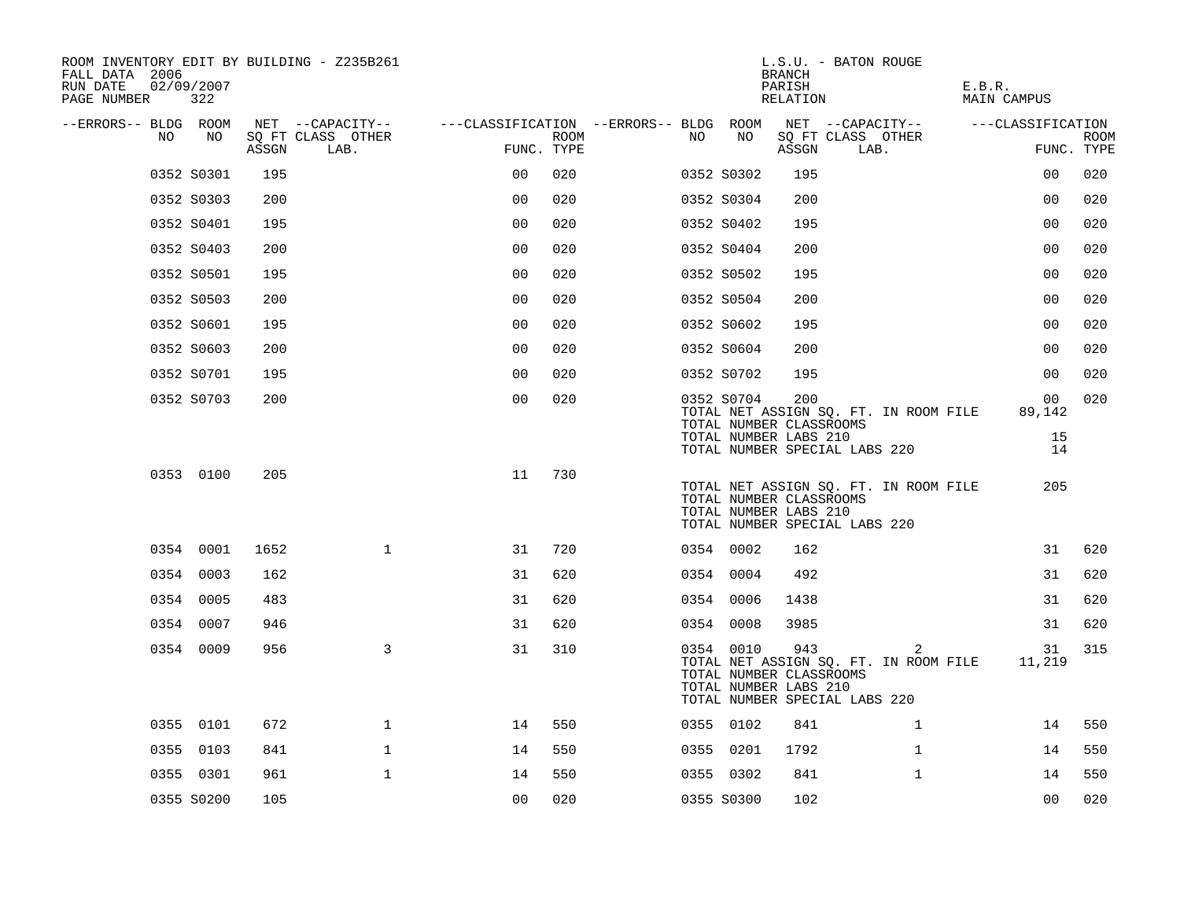ROOM INVENTORY EDIT BY BUILDING - Z235B261
FALL DATA 2006
RUN DATE 02/09/2007
PAGE NUMBER 322

L.S.U. - BATON ROUGE
BRANCH
PARISH E.B.R.
RELATION MAIN CAMPUS

| --ERRORS-- | BLDG NO | ROOM NO | NET SQ FT ASSGN | --CAPACITY-- CLASS | OTHER LAB. | ---CLASSIFICATION FUNC. | ROOM TYPE | --ERRORS-- | BLDG NO | ROOM NO | NET SQ FT ASSGN | --CAPACITY-- CLASS | OTHER LAB. | ---CLASSIFICATION FUNC. | ROOM TYPE |
|---|---|---|---|---|---|---|---|---|---|---|---|---|---|---|---|
| | 0352 | S0301 | 195 | | | 00 | 020 | | 0352 | S0302 | 195 | | | 00 | 020 |
| | 0352 | S0303 | 200 | | | 00 | 020 | | 0352 | S0304 | 200 | | | 00 | 020 |
| | 0352 | S0401 | 195 | | | 00 | 020 | | 0352 | S0402 | 195 | | | 00 | 020 |
| | 0352 | S0403 | 200 | | | 00 | 020 | | 0352 | S0404 | 200 | | | 00 | 020 |
| | 0352 | S0501 | 195 | | | 00 | 020 | | 0352 | S0502 | 195 | | | 00 | 020 |
| | 0352 | S0503 | 200 | | | 00 | 020 | | 0352 | S0504 | 200 | | | 00 | 020 |
| | 0352 | S0601 | 195 | | | 00 | 020 | | 0352 | S0602 | 195 | | | 00 | 020 |
| | 0352 | S0603 | 200 | | | 00 | 020 | | 0352 | S0604 | 200 | | | 00 | 020 |
| | 0352 | S0701 | 195 | | | 00 | 020 | | 0352 | S0702 | 195 | | | 00 | 020 |
| | 0352 | S0703 | 200 | | | 00 | 020 | | 0352 | S0704 | 200 | | | 00 | 020 |

TOTAL NET ASSIGN SQ. FT. IN ROOM FILE 89,142
TOTAL NUMBER CLASSROOMS
TOTAL NUMBER LABS 210 15
TOTAL NUMBER SPECIAL LABS 220 14

| --ERRORS-- | BLDG NO | ROOM NO | NET SQ FT ASSGN | --CAPACITY-- CLASS | OTHER LAB. | ---CLASSIFICATION FUNC. | ROOM TYPE |
|---|---|---|---|---|---|---|---|
| | 0353 | 0100 | 205 | | | 11 | 730 |

TOTAL NET ASSIGN SQ. FT. IN ROOM FILE 205
TOTAL NUMBER CLASSROOMS
TOTAL NUMBER LABS 210
TOTAL NUMBER SPECIAL LABS 220

| --ERRORS-- | BLDG NO | ROOM NO | NET SQ FT ASSGN | --CAPACITY-- CLASS | OTHER LAB. | ---CLASSIFICATION FUNC. | ROOM TYPE | --ERRORS-- | BLDG NO | ROOM NO | NET SQ FT ASSGN | --CAPACITY-- CLASS | OTHER LAB. | ---CLASSIFICATION FUNC. | ROOM TYPE |
|---|---|---|---|---|---|---|---|---|---|---|---|---|---|---|---|
| | 0354 | 0001 | 1652 | | 1 | 31 | 720 | | 0354 | 0002 | 162 | | | 31 | 620 |
| | 0354 | 0003 | 162 | | | 31 | 620 | | 0354 | 0004 | 492 | | | 31 | 620 |
| | 0354 | 0005 | 483 | | | 31 | 620 | | 0354 | 0006 | 1438 | | | 31 | 620 |
| | 0354 | 0007 | 946 | | | 31 | 620 | | 0354 | 0008 | 3985 | | | 31 | 620 |
| | 0354 | 0009 | 956 | | 3 | 31 | 310 | | 0354 | 0010 | 943 | | 2 | 31 | 315 |

TOTAL NET ASSIGN SQ. FT. IN ROOM FILE 11,219
TOTAL NUMBER CLASSROOMS
TOTAL NUMBER LABS 210
TOTAL NUMBER SPECIAL LABS 220

| --ERRORS-- | BLDG NO | ROOM NO | NET SQ FT ASSGN | --CAPACITY-- CLASS | OTHER LAB. | ---CLASSIFICATION FUNC. | ROOM TYPE | --ERRORS-- | BLDG NO | ROOM NO | NET SQ FT ASSGN | --CAPACITY-- CLASS | OTHER LAB. | ---CLASSIFICATION FUNC. | ROOM TYPE |
|---|---|---|---|---|---|---|---|---|---|---|---|---|---|---|---|
| | 0355 | 0101 | 672 | | 1 | 14 | 550 | | 0355 | 0102 | 841 | | 1 | 14 | 550 |
| | 0355 | 0103 | 841 | | 1 | 14 | 550 | | 0355 | 0201 | 1792 | | 1 | 14 | 550 |
| | 0355 | 0301 | 961 | | 1 | 14 | 550 | | 0355 | 0302 | 841 | | 1 | 14 | 550 |
| | 0355 | S0200 | 105 | | | 00 | 020 | | 0355 | S0300 | 102 | | | 00 | 020 |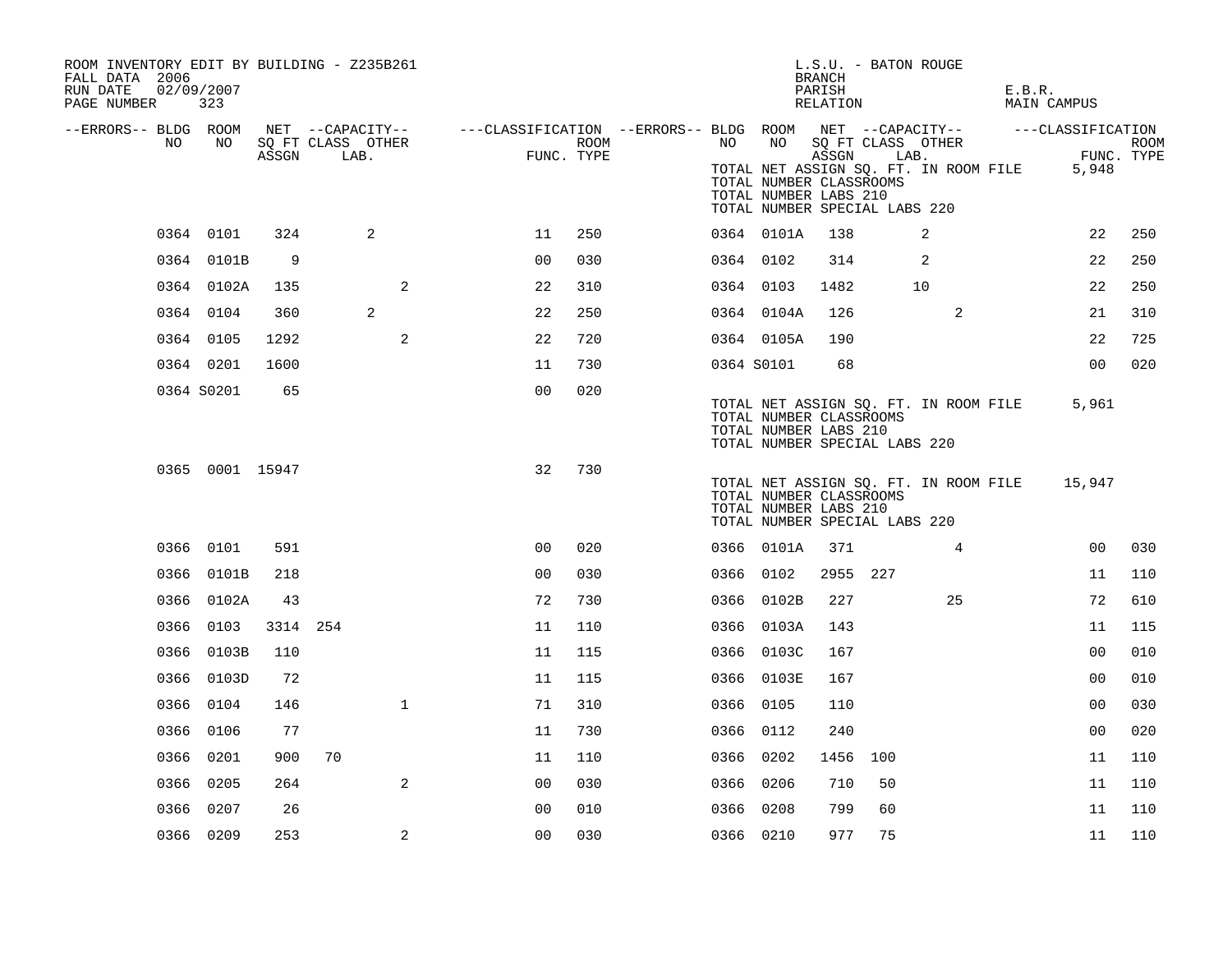ROOM INVENTORY EDIT BY BUILDING - Z235B261
FALL DATA 2006
RUN DATE 02/09/2007

L.S.U. - BATON ROUGE
BRANCH
PARISH E.B.R.
RELATION MAIN CAMPUS

| --ERRORS-- | BLDG NO | ROOM NO | NET SQ FT ASSGN | CAPACITY CLASS | CAPACITY LAB. | CAPACITY OTHER | CLASSIFICATION FUNC. | ROOM TYPE | --ERRORS-- | BLDG NO | ROOM NO | NET SQ FT ASSGN | CAPACITY CLASS | CAPACITY LAB. | CAPACITY OTHER | CLASSIFICATION FUNC. | ROOM TYPE |
|---|---|---|---|---|---|---|---|---|---|---|---|---|---|---|---|---|---|
| | | | | | | | | | | TOTAL NET ASSIGN SQ. FT. IN ROOM FILE | | | | | | 5,948 | |
| | | | | | | | | | | TOTAL NUMBER CLASSROOMS | | | | | | | |
| | | | | | | | | | | TOTAL NUMBER LABS 210 | | | | | | | |
| | | | | | | | | | | TOTAL NUMBER SPECIAL LABS 220 | | | | | | | |
| | 0364 | 0101 | 324 | | 2 | | 11 | 250 | | 0364 | 0101A | 138 | | 2 | | 22 | 250 |
| | 0364 | 0101B | 9 | | | | 00 | 030 | | 0364 | 0102 | 314 | | 2 | | 22 | 250 |
| | 0364 | 0102A | 135 | | | 2 | 22 | 310 | | 0364 | 0103 | 1482 | | 10 | | 22 | 250 |
| | 0364 | 0104 | 360 | | 2 | | 22 | 250 | | 0364 | 0104A | 126 | | | 2 | 21 | 310 |
| | 0364 | 0105 | 1292 | | | 2 | 22 | 720 | | 0364 | 0105A | 190 | | | | 22 | 725 |
| | 0364 | 0201 | 1600 | | | | 11 | 730 | | 0364 | S0101 | 68 | | | | 00 | 020 |
| | 0364 | S0201 | 65 | | | | 00 | 020 | | | | | | | | | |
| | | | | | | | | | | TOTAL NET ASSIGN SQ. FT. IN ROOM FILE | | | | | | 5,961 | |
| | | | | | | | | | | TOTAL NUMBER CLASSROOMS | | | | | | | |
| | | | | | | | | | | TOTAL NUMBER LABS 210 | | | | | | | |
| | | | | | | | | | | TOTAL NUMBER SPECIAL LABS 220 | | | | | | | |
| | 0365 | 0001 | 15947 | | | | 32 | 730 | | | | | | | | | |
| | | | | | | | | | | TOTAL NET ASSIGN SQ. FT. IN ROOM FILE | | | | | | 15,947 | |
| | | | | | | | | | | TOTAL NUMBER CLASSROOMS | | | | | | | |
| | | | | | | | | | | TOTAL NUMBER LABS 210 | | | | | | | |
| | | | | | | | | | | TOTAL NUMBER SPECIAL LABS 220 | | | | | | | |
| | 0366 | 0101 | 591 | | | | 00 | 020 | | 0366 | 0101A | 371 | | | 4 | 00 | 030 |
| | 0366 | 0101B | 218 | | | | 00 | 030 | | 0366 | 0102 | 2955 | 227 | | | 11 | 110 |
| | 0366 | 0102A | 43 | | | | 72 | 730 | | 0366 | 0102B | 227 | | | 25 | 72 | 610 |
| | 0366 | 0103 | 3314 | 254 | | | 11 | 110 | | 0366 | 0103A | 143 | | | | 11 | 115 |
| | 0366 | 0103B | 110 | | | | 11 | 115 | | 0366 | 0103C | 167 | | | | 00 | 010 |
| | 0366 | 0103D | 72 | | | | 11 | 115 | | 0366 | 0103E | 167 | | | | 00 | 010 |
| | 0366 | 0104 | 146 | | | 1 | 71 | 310 | | 0366 | 0105 | 110 | | | | 00 | 030 |
| | 0366 | 0106 | 77 | | | | 11 | 730 | | 0366 | 0112 | 240 | | | | 00 | 020 |
| | 0366 | 0201 | 900 | 70 | | | 11 | 110 | | 0366 | 0202 | 1456 | 100 | | | 11 | 110 |
| | 0366 | 0205 | 264 | | | 2 | 00 | 030 | | 0366 | 0206 | 710 | 50 | | | 11 | 110 |
| | 0366 | 0207 | 26 | | | | 00 | 010 | | 0366 | 0208 | 799 | 60 | | | 11 | 110 |
| | 0366 | 0209 | 253 | | | 2 | 00 | 030 | | 0366 | 0210 | 977 | 75 | | | 11 | 110 |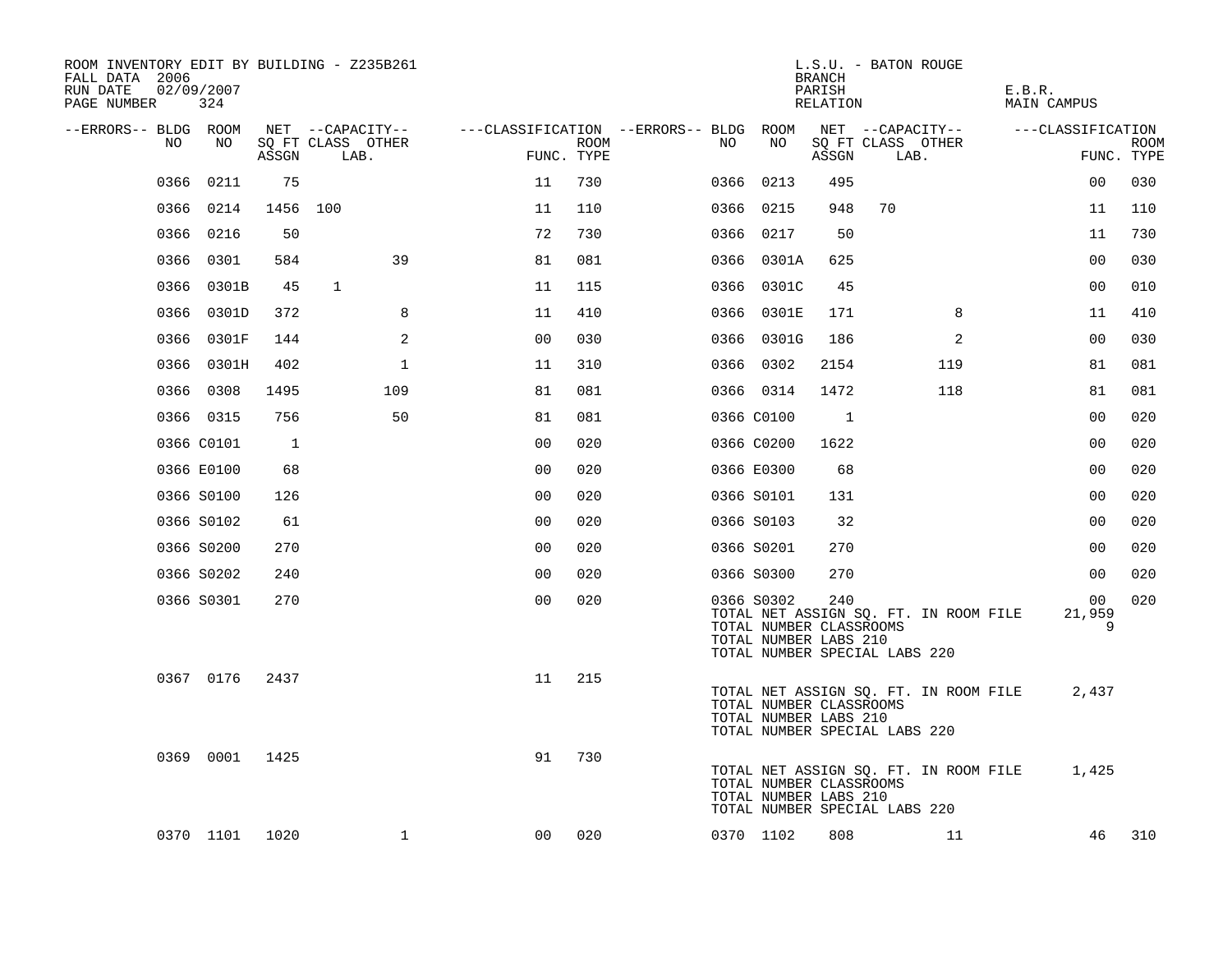ROOM INVENTORY EDIT BY BUILDING - Z235B261
FALL DATA 2006
RUN DATE 02/09/2007
PAGE NUMBER 324

L.S.U. - BATON ROUGE
BRANCH
PARISH E.B.R.
RELATION MAIN CAMPUS

| --ERRORS-- | BLDG NO | ROOM NO | NET SQ FT ASSGN | CAPACITY CLASS | CAPACITY LAB. | CAPACITY OTHER | CLASSIFICATION FUNC. | ROOM TYPE | --ERRORS-- | BLDG NO | ROOM NO | NET SQ FT ASSGN | CAPACITY CLASS | CAPACITY LAB. | CAPACITY OTHER | CLASSIFICATION FUNC. | ROOM TYPE |
|---|---|---|---|---|---|---|---|---|---|---|---|---|---|---|---|---|---|
| | 0366 | 0211 | 75 | | | | 11 | 730 | | 0366 | 0213 | 495 | | | | 00 | 030 |
| | 0366 | 0214 | 1456 | 100 | | | 11 | 110 | | 0366 | 0215 | 948 | 70 | | | 11 | 110 |
| | 0366 | 0216 | 50 | | | | 72 | 730 | | 0366 | 0217 | 50 | | | | 11 | 730 |
| | 0366 | 0301 | 584 | | | 39 | 81 | 081 | | 0366 | 0301A | 625 | | | | 00 | 030 |
| | 0366 | 0301B | 45 | 1 | | | 11 | 115 | | 0366 | 0301C | 45 | | | | 00 | 010 |
| | 0366 | 0301D | 372 | | | 8 | 11 | 410 | | 0366 | 0301E | 171 | | | 8 | 11 | 410 |
| | 0366 | 0301F | 144 | | | 2 | 00 | 030 | | 0366 | 0301G | 186 | | | 2 | 00 | 030 |
| | 0366 | 0301H | 402 | | | 1 | 11 | 310 | | 0366 | 0302 | 2154 | | | 119 | 81 | 081 |
| | 0366 | 0308 | 1495 | | | 109 | 81 | 081 | | 0366 | 0314 | 1472 | | | 118 | 81 | 081 |
| | 0366 | 0315 | 756 | | | 50 | 81 | 081 | | 0366 | C0100 | 1 | | | | 00 | 020 |
| | 0366 | C0101 | 1 | | | | 00 | 020 | | 0366 | C0200 | 1622 | | | | 00 | 020 |
| | 0366 | E0100 | 68 | | | | 00 | 020 | | 0366 | E0300 | 68 | | | | 00 | 020 |
| | 0366 | S0100 | 126 | | | | 00 | 020 | | 0366 | S0101 | 131 | | | | 00 | 020 |
| | 0366 | S0102 | 61 | | | | 00 | 020 | | 0366 | S0103 | 32 | | | | 00 | 020 |
| | 0366 | S0200 | 270 | | | | 00 | 020 | | 0366 | S0201 | 270 | | | | 00 | 020 |
| | 0366 | S0202 | 240 | | | | 00 | 020 | | 0366 | S0300 | 270 | | | | 00 | 020 |
| | 0366 | S0301 | 270 | | | | 00 | 020 | | 0366 | S0302 | 240 | | | | 00 | 020 |

TOTAL NET ASSIGN SQ. FT. IN ROOM FILE 21,959
TOTAL NUMBER CLASSROOMS 9
TOTAL NUMBER LABS 210
TOTAL NUMBER SPECIAL LABS 220

| --ERRORS-- | BLDG NO | ROOM NO | NET SQ FT ASSGN | CAPACITY CLASS | CAPACITY LAB. | CAPACITY OTHER | CLASSIFICATION FUNC. | ROOM TYPE |
|---|---|---|---|---|---|---|---|---|
| | 0367 | 0176 | 2437 | | | | 11 | 215 |

TOTAL NET ASSIGN SQ. FT. IN ROOM FILE 2,437
TOTAL NUMBER CLASSROOMS
TOTAL NUMBER LABS 210
TOTAL NUMBER SPECIAL LABS 220

| --ERRORS-- | BLDG NO | ROOM NO | NET SQ FT ASSGN | CAPACITY CLASS | CAPACITY LAB. | CAPACITY OTHER | CLASSIFICATION FUNC. | ROOM TYPE |
|---|---|---|---|---|---|---|---|---|
| | 0369 | 0001 | 1425 | | | | 91 | 730 |

TOTAL NET ASSIGN SQ. FT. IN ROOM FILE 1,425
TOTAL NUMBER CLASSROOMS
TOTAL NUMBER LABS 210
TOTAL NUMBER SPECIAL LABS 220

| --ERRORS-- | BLDG NO | ROOM NO | NET SQ FT ASSGN | CAPACITY CLASS | CAPACITY LAB. | CAPACITY OTHER | CLASSIFICATION FUNC. | ROOM TYPE | --ERRORS-- | BLDG NO | ROOM NO | NET SQ FT ASSGN | CAPACITY CLASS | CAPACITY LAB. | CAPACITY OTHER | CLASSIFICATION FUNC. | ROOM TYPE |
|---|---|---|---|---|---|---|---|---|---|---|---|---|---|---|---|---|---|
| | 0370 | 1101 | 1020 | | | 1 | 00 | 020 | | 0370 | 1102 | 808 | | | 11 | 46 | 310 |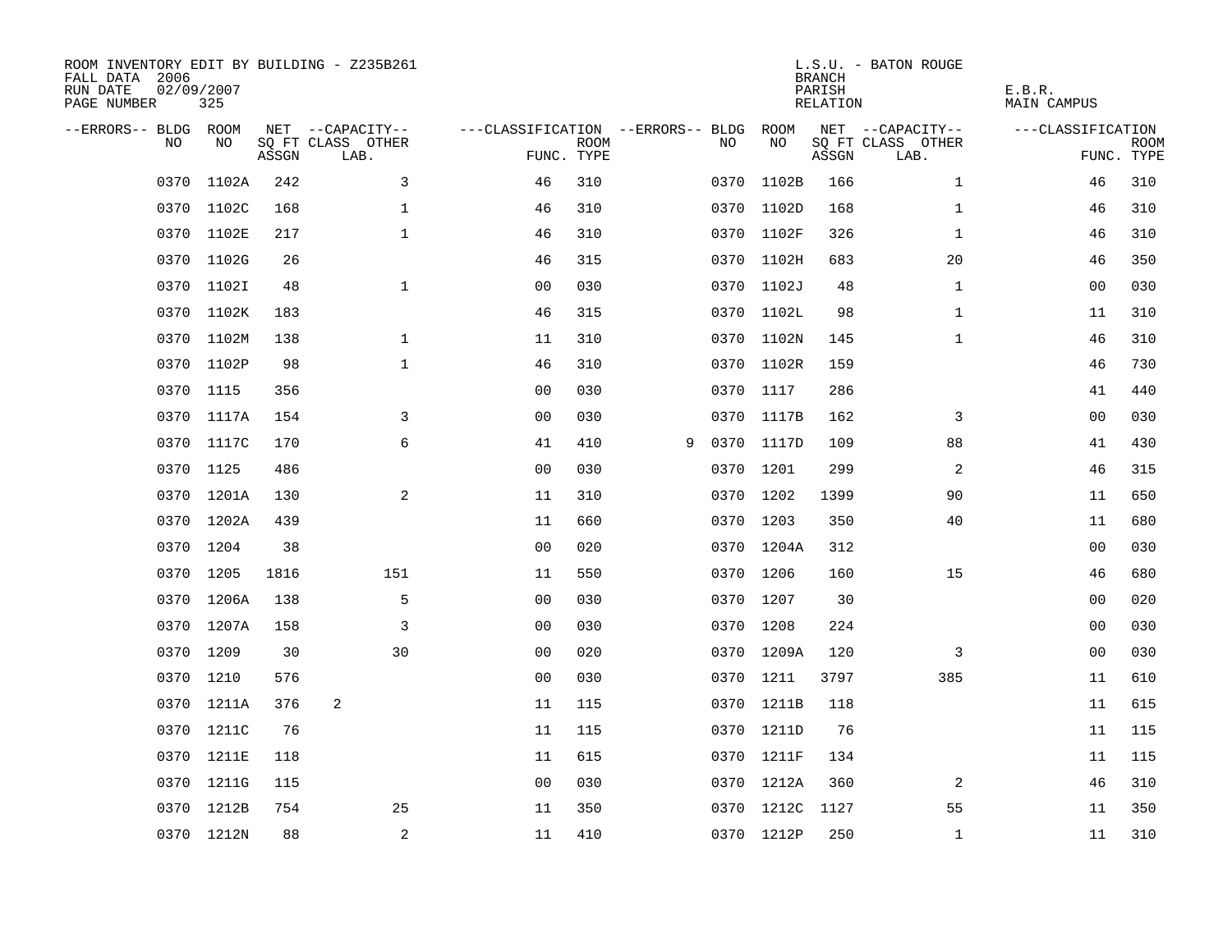ROOM INVENTORY EDIT BY BUILDING - Z235B261
FALL DATA 2006
RUN DATE 02/09/2007

L.S.U. - BATON ROUGE
BRANCH: E.B.R.
PARISH
RELATION: MAIN CAMPUS

| --ERRORS-- | BLDG NO | ROOM NO | NET SQ FT ASSGN | --CAPACITY-- CLASS | OTHER LAB. | ---CLASSIFICATION FUNC. | ROOM TYPE | --ERRORS-- | BLDG NO | ROOM NO | NET SQ FT ASSGN | --CAPACITY-- CLASS | OTHER LAB. | ---CLASSIFICATION FUNC. | ROOM TYPE |
|---|---|---|---|---|---|---|---|---|---|---|---|---|---|---|---|
| | 0370 | 1102A | 242 | | 3 | 46 | 310 | | 0370 | 1102B | 166 | | 1 | 46 | 310 |
| | 0370 | 1102C | 168 | | 1 | 46 | 310 | | 0370 | 1102D | 168 | | 1 | 46 | 310 |
| | 0370 | 1102E | 217 | | 1 | 46 | 310 | | 0370 | 1102F | 326 | | 1 | 46 | 310 |
| | 0370 | 1102G | 26 | | | 46 | 315 | | 0370 | 1102H | 683 | | 20 | 46 | 350 |
| | 0370 | 1102I | 48 | | 1 | 00 | 030 | | 0370 | 1102J | 48 | | 1 | 00 | 030 |
| | 0370 | 1102K | 183 | | | 46 | 315 | | 0370 | 1102L | 98 | | 1 | 11 | 310 |
| | 0370 | 1102M | 138 | | 1 | 11 | 310 | | 0370 | 1102N | 145 | | 1 | 46 | 310 |
| | 0370 | 1102P | 98 | | 1 | 46 | 310 | | 0370 | 1102R | 159 | | | 46 | 730 |
| | 0370 | 1115 | 356 | | | 00 | 030 | | 0370 | 1117 | 286 | | | 41 | 440 |
| | 0370 | 1117A | 154 | | 3 | 00 | 030 | | 0370 | 1117B | 162 | | 3 | 00 | 030 |
| | 0370 | 1117C | 170 | | 6 | 41 | 410 | 9 | 0370 | 1117D | 109 | | 88 | 41 | 430 |
| | 0370 | 1125 | 486 | | | 00 | 030 | | 0370 | 1201 | 299 | | 2 | 46 | 315 |
| | 0370 | 1201A | 130 | | 2 | 11 | 310 | | 0370 | 1202 | 1399 | | 90 | 11 | 650 |
| | 0370 | 1202A | 439 | | | 11 | 660 | | 0370 | 1203 | 350 | | 40 | 11 | 680 |
| | 0370 | 1204 | 38 | | | 00 | 020 | | 0370 | 1204A | 312 | | | 00 | 030 |
| | 0370 | 1205 | 1816 | | 151 | 11 | 550 | | 0370 | 1206 | 160 | | 15 | 46 | 680 |
| | 0370 | 1206A | 138 | | 5 | 00 | 030 | | 0370 | 1207 | 30 | | | 00 | 020 |
| | 0370 | 1207A | 158 | | 3 | 00 | 030 | | 0370 | 1208 | 224 | | | 00 | 030 |
| | 0370 | 1209 | 30 | | 30 | 00 | 020 | | 0370 | 1209A | 120 | | 3 | 00 | 030 |
| | 0370 | 1210 | 576 | | | 00 | 030 | | 0370 | 1211 | 3797 | | 385 | 11 | 610 |
| | 0370 | 1211A | 376 | 2 | | 11 | 115 | | 0370 | 1211B | 118 | | | 11 | 615 |
| | 0370 | 1211C | 76 | | | 11 | 115 | | 0370 | 1211D | 76 | | | 11 | 115 |
| | 0370 | 1211E | 118 | | | 11 | 615 | | 0370 | 1211F | 134 | | | 11 | 115 |
| | 0370 | 1211G | 115 | | | 00 | 030 | | 0370 | 1212A | 360 | | 2 | 46 | 310 |
| | 0370 | 1212B | 754 | | 25 | 11 | 350 | | 0370 | 1212C | 1127 | | 55 | 11 | 350 |
| | 0370 | 1212N | 88 | | 2 | 11 | 410 | | 0370 | 1212P | 250 | | 1 | 11 | 310 |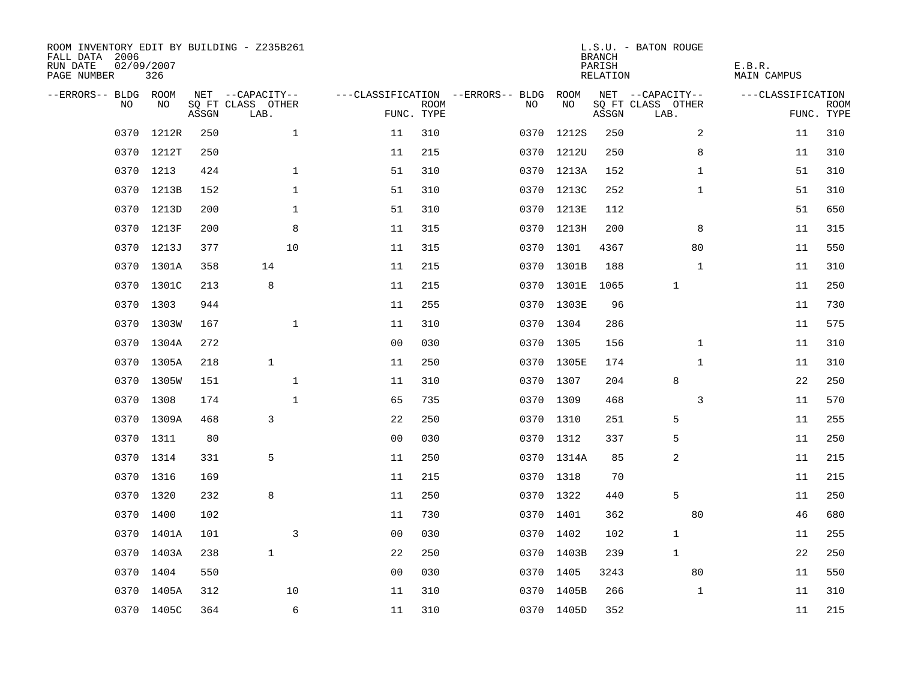ROOM INVENTORY EDIT BY BUILDING - Z235B261
FALL DATA 2006
RUN DATE 02/09/2007
PAGE NUMBER 326

L.S.U. - BATON ROUGE
BRANCH
PARISH E.B.R.
RELATION MAIN CAMPUS

| --ERRORS-- | BLDG NO | ROOM NO | NET SQ FT ASSGN | CAPACITY CLASS LAB. | CAPACITY OTHER | CLASSIFICATION FUNC. | ROOM TYPE | --ERRORS-- | BLDG NO | ROOM NO | NET SQ FT ASSGN | CAPACITY CLASS LAB. | CAPACITY OTHER | CLASSIFICATION FUNC. | ROOM TYPE |
|---|---|---|---|---|---|---|---|---|---|---|---|---|---|---|---|
| | 0370 | 1212R | 250 | | 1 | 11 | 310 | | 0370 | 1212S | 250 | | 2 | 11 | 310 |
| | 0370 | 1212T | 250 | | | 11 | 215 | | 0370 | 1212U | 250 | | 8 | 11 | 310 |
| | 0370 | 1213 | 424 | | 1 | 51 | 310 | | 0370 | 1213A | 152 | | 1 | 51 | 310 |
| | 0370 | 1213B | 152 | | 1 | 51 | 310 | | 0370 | 1213C | 252 | | 1 | 51 | 310 |
| | 0370 | 1213D | 200 | | 1 | 51 | 310 | | 0370 | 1213E | 112 | | | 51 | 650 |
| | 0370 | 1213F | 200 | | 8 | 11 | 315 | | 0370 | 1213H | 200 | | 8 | 11 | 315 |
| | 0370 | 1213J | 377 | | 10 | 11 | 315 | | 0370 | 1301 | 4367 | | 80 | 11 | 550 |
| | 0370 | 1301A | 358 | 14 | | 11 | 215 | | 0370 | 1301B | 188 | | 1 | 11 | 310 |
| | 0370 | 1301C | 213 | 8 | | 11 | 215 | | 0370 | 1301E | 1065 | 1 | | 11 | 250 |
| | 0370 | 1303 | 944 | | | 11 | 255 | | 0370 | 1303E | 96 | | | 11 | 730 |
| | 0370 | 1303W | 167 | | 1 | 11 | 310 | | 0370 | 1304 | 286 | | | 11 | 575 |
| | 0370 | 1304A | 272 | | | 00 | 030 | | 0370 | 1305 | 156 | | 1 | 11 | 310 |
| | 0370 | 1305A | 218 | 1 | | 11 | 250 | | 0370 | 1305E | 174 | | 1 | 11 | 310 |
| | 0370 | 1305W | 151 | | 1 | 11 | 310 | | 0370 | 1307 | 204 | 8 | | 22 | 250 |
| | 0370 | 1308 | 174 | | 1 | 65 | 735 | | 0370 | 1309 | 468 | | 3 | 11 | 570 |
| | 0370 | 1309A | 468 | 3 | | 22 | 250 | | 0370 | 1310 | 251 | 5 | | 11 | 255 |
| | 0370 | 1311 | 80 | | | 00 | 030 | | 0370 | 1312 | 337 | 5 | | 11 | 250 |
| | 0370 | 1314 | 331 | 5 | | 11 | 250 | | 0370 | 1314A | 85 | 2 | | 11 | 215 |
| | 0370 | 1316 | 169 | | | 11 | 215 | | 0370 | 1318 | 70 | | | 11 | 215 |
| | 0370 | 1320 | 232 | 8 | | 11 | 250 | | 0370 | 1322 | 440 | 5 | | 11 | 250 |
| | 0370 | 1400 | 102 | | | 11 | 730 | | 0370 | 1401 | 362 | | 80 | 46 | 680 |
| | 0370 | 1401A | 101 | | 3 | 00 | 030 | | 0370 | 1402 | 102 | 1 | | 11 | 255 |
| | 0370 | 1403A | 238 | 1 | | 22 | 250 | | 0370 | 1403B | 239 | 1 | | 22 | 250 |
| | 0370 | 1404 | 550 | | | 00 | 030 | | 0370 | 1405 | 3243 | | 80 | 11 | 550 |
| | 0370 | 1405A | 312 | | 10 | 11 | 310 | | 0370 | 1405B | 266 | | 1 | 11 | 310 |
| | 0370 | 1405C | 364 | | 6 | 11 | 310 | | 0370 | 1405D | 352 | | | 11 | 215 |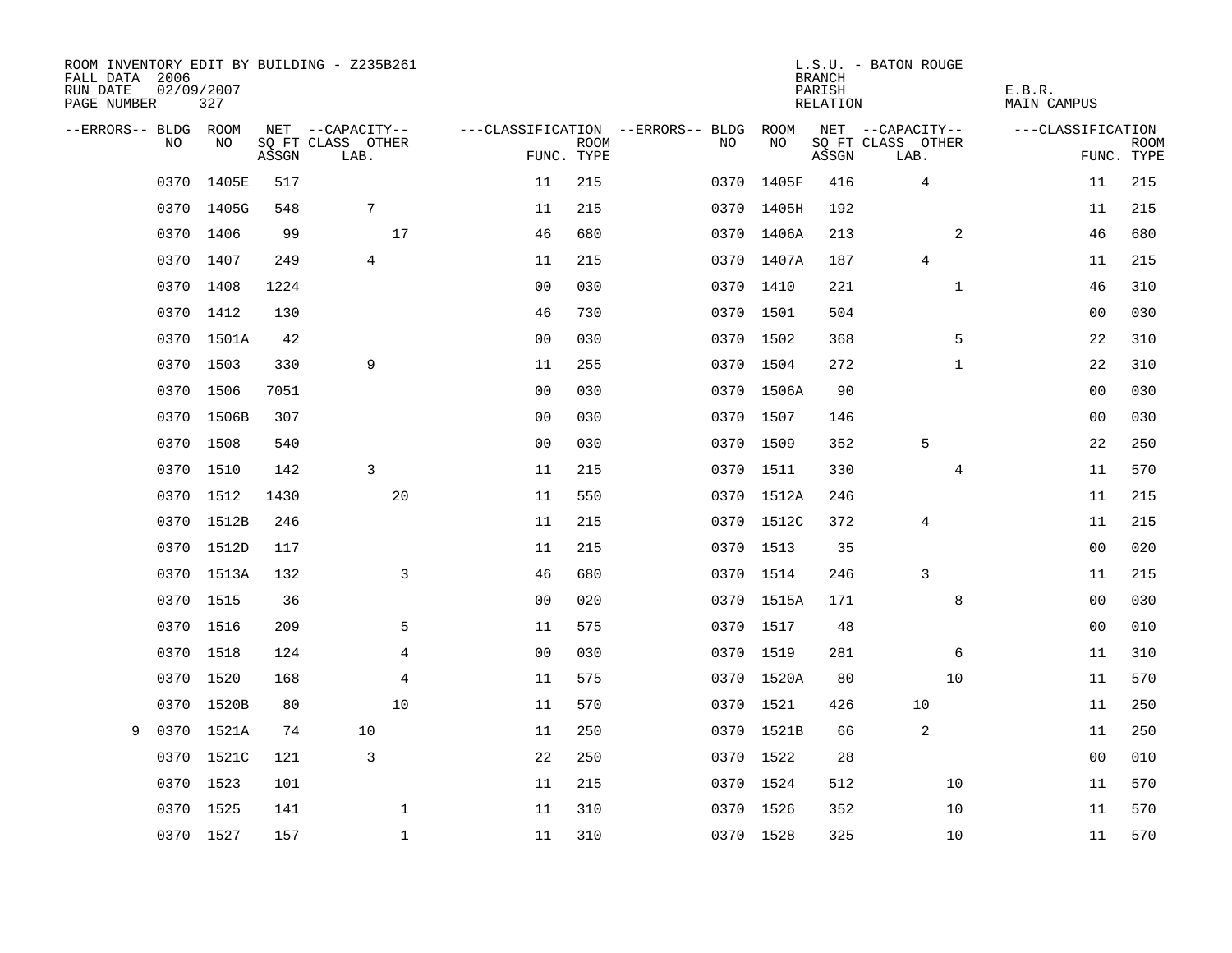ROOM INVENTORY EDIT BY BUILDING - Z235B261
FALL DATA 2006
RUN DATE 02/09/2007
PAGE NUMBER 327

L.S.U. - BATON ROUGE
BRANCH
PARISH E.B.R.
RELATION MAIN CAMPUS

| --ERRORS-- | BLDG NO | ROOM NO | NET SQ FT ASSGN | --CAPACITY-- CLASS LAB. | OTHER | ---CLASSIFICATION FUNC. | ROOM TYPE | --ERRORS-- | BLDG NO | ROOM NO | NET SQ FT ASSGN | --CAPACITY-- CLASS LAB. | OTHER | ---CLASSIFICATION FUNC. | ROOM TYPE |
|---|---|---|---|---|---|---|---|---|---|---|---|---|---|---|---|
| | 0370 | 1405E | 517 | | | 11 | 215 | | 0370 | 1405F | 416 | 4 | | 11 | 215 |
| | 0370 | 1405G | 548 | 7 | | 11 | 215 | | 0370 | 1405H | 192 | | | 11 | 215 |
| | 0370 | 1406 | 99 | | 17 | 46 | 680 | | 0370 | 1406A | 213 | | 2 | 46 | 680 |
| | 0370 | 1407 | 249 | 4 | | 11 | 215 | | 0370 | 1407A | 187 | 4 | | 11 | 215 |
| | 0370 | 1408 | 1224 | | | 00 | 030 | | 0370 | 1410 | 221 | | 1 | 46 | 310 |
| | 0370 | 1412 | 130 | | | 46 | 730 | | 0370 | 1501 | 504 | | | 00 | 030 |
| | 0370 | 1501A | 42 | | | 00 | 030 | | 0370 | 1502 | 368 | | 5 | 22 | 310 |
| | 0370 | 1503 | 330 | 9 | | 11 | 255 | | 0370 | 1504 | 272 | | 1 | 22 | 310 |
| | 0370 | 1506 | 7051 | | | 00 | 030 | | 0370 | 1506A | 90 | | | 00 | 030 |
| | 0370 | 1506B | 307 | | | 00 | 030 | | 0370 | 1507 | 146 | | | 00 | 030 |
| | 0370 | 1508 | 540 | | | 00 | 030 | | 0370 | 1509 | 352 | 5 | | 22 | 250 |
| | 0370 | 1510 | 142 | 3 | | 11 | 215 | | 0370 | 1511 | 330 | | 4 | 11 | 570 |
| | 0370 | 1512 | 1430 | | 20 | 11 | 550 | | 0370 | 1512A | 246 | | | 11 | 215 |
| | 0370 | 1512B | 246 | | | 11 | 215 | | 0370 | 1512C | 372 | 4 | | 11 | 215 |
| | 0370 | 1512D | 117 | | | 11 | 215 | | 0370 | 1513 | 35 | | | 00 | 020 |
| | 0370 | 1513A | 132 | | 3 | 46 | 680 | | 0370 | 1514 | 246 | 3 | | 11 | 215 |
| | 0370 | 1515 | 36 | | | 00 | 020 | | 0370 | 1515A | 171 | | 8 | 00 | 030 |
| | 0370 | 1516 | 209 | | 5 | 11 | 575 | | 0370 | 1517 | 48 | | | 00 | 010 |
| | 0370 | 1518 | 124 | | 4 | 00 | 030 | | 0370 | 1519 | 281 | | 6 | 11 | 310 |
| | 0370 | 1520 | 168 | | 4 | 11 | 575 | | 0370 | 1520A | 80 | | 10 | 11 | 570 |
| | 0370 | 1520B | 80 | | 10 | 11 | 570 | | 0370 | 1521 | 426 | 10 | | 11 | 250 |
| 9 | 0370 | 1521A | 74 | 10 | | 11 | 250 | | 0370 | 1521B | 66 | 2 | | 11 | 250 |
| | 0370 | 1521C | 121 | 3 | | 22 | 250 | | 0370 | 1522 | 28 | | | 00 | 010 |
| | 0370 | 1523 | 101 | | | 11 | 215 | | 0370 | 1524 | 512 | | 10 | 11 | 570 |
| | 0370 | 1525 | 141 | | 1 | 11 | 310 | | 0370 | 1526 | 352 | | 10 | 11 | 570 |
| | 0370 | 1527 | 157 | | 1 | 11 | 310 | | 0370 | 1528 | 325 | | 10 | 11 | 570 |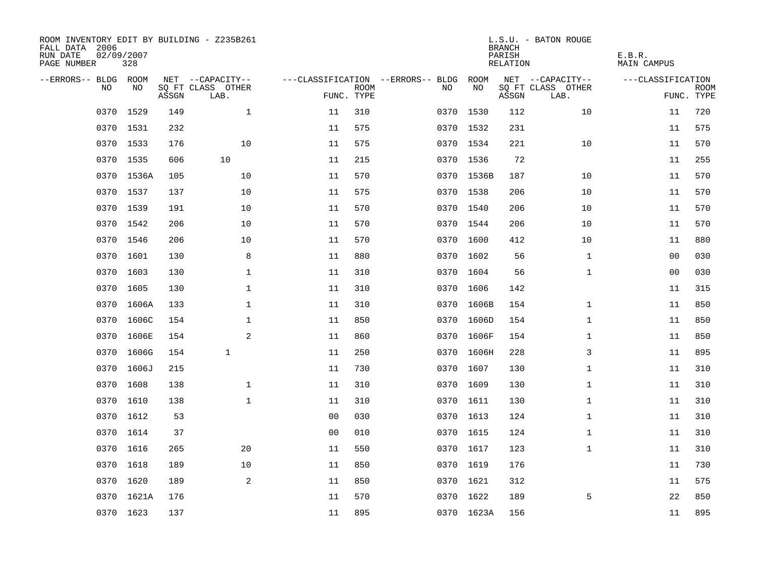ROOM INVENTORY EDIT BY BUILDING - Z235B261
FALL DATA 2006
RUN DATE 02/09/2007
PAGE NUMBER 328

L.S.U. - BATON ROUGE
BRANCH
PARISH E.B.R.
RELATION MAIN CAMPUS

| --ERRORS-- | BLDG NO | ROOM NO | NET SQ FT ASSGN | --CAPACITY-- CLASS LAB. | OTHER | ---CLASSIFICATION FUNC. | ROOM TYPE | --ERRORS-- | BLDG NO | ROOM NO | NET SQ FT ASSGN | --CAPACITY-- CLASS LAB. | OTHER | ---CLASSIFICATION FUNC. | ROOM TYPE |
|---|---|---|---|---|---|---|---|---|---|---|---|---|---|---|---|
| | 0370 | 1529 | 149 | | 1 | 11 | 310 | | 0370 | 1530 | 112 | | 10 | 11 | 720 |
| | 0370 | 1531 | 232 | | | 11 | 575 | | 0370 | 1532 | 231 | | | 11 | 575 |
| | 0370 | 1533 | 176 | | 10 | 11 | 575 | | 0370 | 1534 | 221 | | 10 | 11 | 570 |
| | 0370 | 1535 | 606 | 10 | | 11 | 215 | | 0370 | 1536 | 72 | | | 11 | 255 |
| | 0370 | 1536A | 105 | | 10 | 11 | 570 | | 0370 | 1536B | 187 | | 10 | 11 | 570 |
| | 0370 | 1537 | 137 | | 10 | 11 | 575 | | 0370 | 1538 | 206 | | 10 | 11 | 570 |
| | 0370 | 1539 | 191 | | 10 | 11 | 570 | | 0370 | 1540 | 206 | | 10 | 11 | 570 |
| | 0370 | 1542 | 206 | | 10 | 11 | 570 | | 0370 | 1544 | 206 | | 10 | 11 | 570 |
| | 0370 | 1546 | 206 | | 10 | 11 | 570 | | 0370 | 1600 | 412 | | 10 | 11 | 880 |
| | 0370 | 1601 | 130 | | 8 | 11 | 880 | | 0370 | 1602 | 56 | | 1 | 00 | 030 |
| | 0370 | 1603 | 130 | | 1 | 11 | 310 | | 0370 | 1604 | 56 | | 1 | 00 | 030 |
| | 0370 | 1605 | 130 | | 1 | 11 | 310 | | 0370 | 1606 | 142 | | | 11 | 315 |
| | 0370 | 1606A | 133 | | 1 | 11 | 310 | | 0370 | 1606B | 154 | | 1 | 11 | 850 |
| | 0370 | 1606C | 154 | | 1 | 11 | 850 | | 0370 | 1606D | 154 | | 1 | 11 | 850 |
| | 0370 | 1606E | 154 | | 2 | 11 | 860 | | 0370 | 1606F | 154 | | 1 | 11 | 850 |
| | 0370 | 1606G | 154 | 1 | | 11 | 250 | | 0370 | 1606H | 228 | | 3 | 11 | 895 |
| | 0370 | 1606J | 215 | | | 11 | 730 | | 0370 | 1607 | 130 | | 1 | 11 | 310 |
| | 0370 | 1608 | 138 | | 1 | 11 | 310 | | 0370 | 1609 | 130 | | 1 | 11 | 310 |
| | 0370 | 1610 | 138 | | 1 | 11 | 310 | | 0370 | 1611 | 130 | | 1 | 11 | 310 |
| | 0370 | 1612 | 53 | | | 00 | 030 | | 0370 | 1613 | 124 | | 1 | 11 | 310 |
| | 0370 | 1614 | 37 | | | 00 | 010 | | 0370 | 1615 | 124 | | 1 | 11 | 310 |
| | 0370 | 1616 | 265 | | 20 | 11 | 550 | | 0370 | 1617 | 123 | | 1 | 11 | 310 |
| | 0370 | 1618 | 189 | | 10 | 11 | 850 | | 0370 | 1619 | 176 | | | 11 | 730 |
| | 0370 | 1620 | 189 | | 2 | 11 | 850 | | 0370 | 1621 | 312 | | | 11 | 575 |
| | 0370 | 1621A | 176 | | | 11 | 570 | | 0370 | 1622 | 189 | | 5 | 22 | 850 |
| | 0370 | 1623 | 137 | | | 11 | 895 | | 0370 | 1623A | 156 | | | 11 | 895 |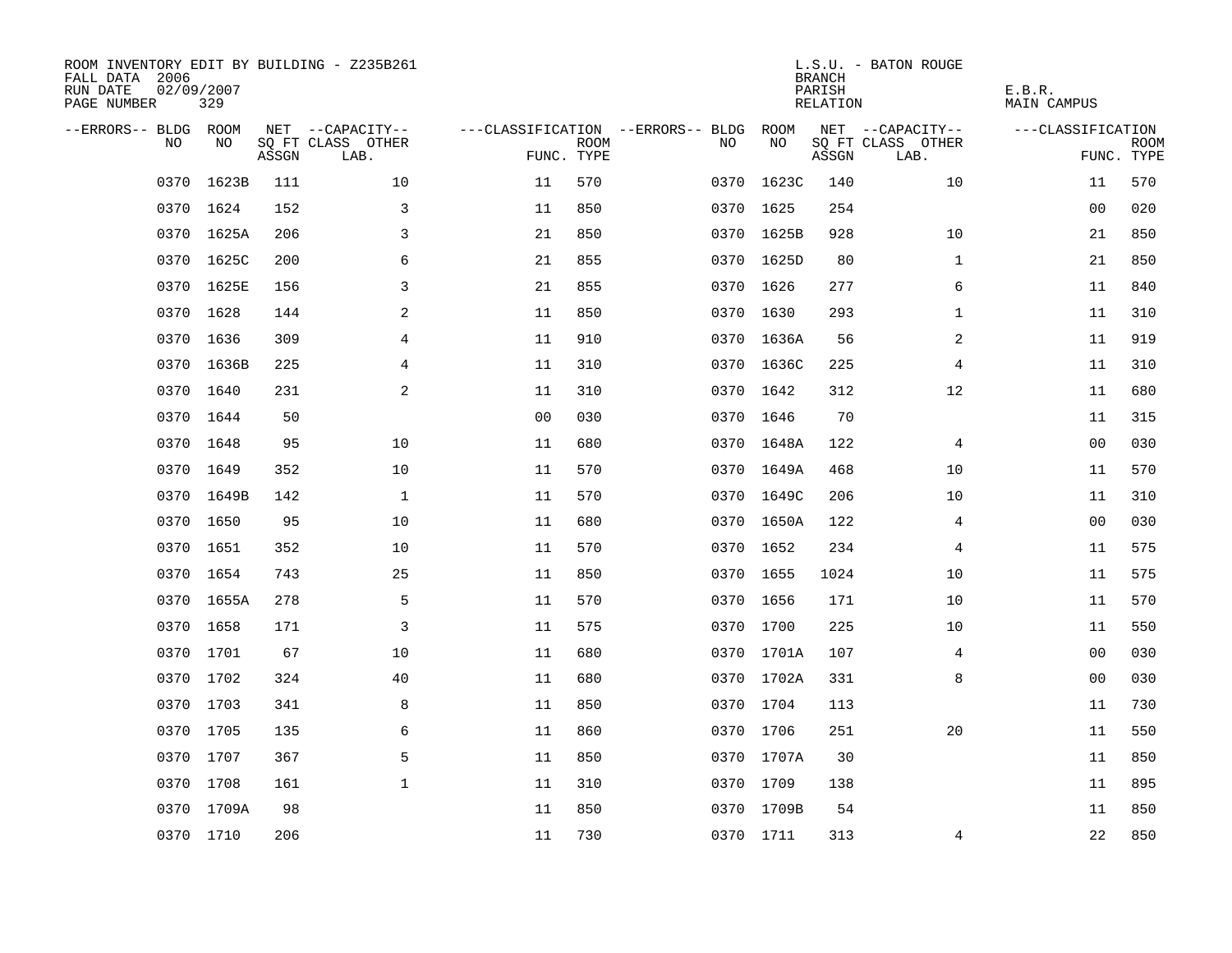ROOM INVENTORY EDIT BY BUILDING - Z235B261
FALL DATA 2006
RUN DATE 02/09/2007
PAGE NUMBER 329

L.S.U. - BATON ROUGE
BRANCH
PARISH E.B.R.
RELATION MAIN CAMPUS

| --ERRORS-- | BLDG NO | ROOM NO | NET SQ FT ASSGN | --CAPACITY-- CLASS LAB. | OTHER | ---CLASSIFICATION FUNC. | ROOM TYPE | --ERRORS-- | BLDG NO | ROOM NO | NET SQ FT ASSGN | --CAPACITY-- CLASS LAB. | OTHER | ---CLASSIFICATION FUNC. | ROOM TYPE |
|---|---|---|---|---|---|---|---|---|---|---|---|---|---|---|---|
| | 0370 | 1623B | 111 | | 10 | 11 | 570 | | 0370 | 1623C | 140 | | 10 | 11 | 570 |
| | 0370 | 1624 | 152 | | 3 | 11 | 850 | | 0370 | 1625 | 254 | | | 00 | 020 |
| | 0370 | 1625A | 206 | | 3 | 21 | 850 | | 0370 | 1625B | 928 | | 10 | 21 | 850 |
| | 0370 | 1625C | 200 | | 6 | 21 | 855 | | 0370 | 1625D | 80 | | 1 | 21 | 850 |
| | 0370 | 1625E | 156 | | 3 | 21 | 855 | | 0370 | 1626 | 277 | | 6 | 11 | 840 |
| | 0370 | 1628 | 144 | | 2 | 11 | 850 | | 0370 | 1630 | 293 | | 1 | 11 | 310 |
| | 0370 | 1636 | 309 | | 4 | 11 | 910 | | 0370 | 1636A | 56 | | 2 | 11 | 919 |
| | 0370 | 1636B | 225 | | 4 | 11 | 310 | | 0370 | 1636C | 225 | | 4 | 11 | 310 |
| | 0370 | 1640 | 231 | | 2 | 11 | 310 | | 0370 | 1642 | 312 | | 12 | 11 | 680 |
| | 0370 | 1644 | 50 | | | 00 | 030 | | 0370 | 1646 | 70 | | | 11 | 315 |
| | 0370 | 1648 | 95 | | 10 | 11 | 680 | | 0370 | 1648A | 122 | | 4 | 00 | 030 |
| | 0370 | 1649 | 352 | | 10 | 11 | 570 | | 0370 | 1649A | 468 | | 10 | 11 | 570 |
| | 0370 | 1649B | 142 | | 1 | 11 | 570 | | 0370 | 1649C | 206 | | 10 | 11 | 310 |
| | 0370 | 1650 | 95 | | 10 | 11 | 680 | | 0370 | 1650A | 122 | | 4 | 00 | 030 |
| | 0370 | 1651 | 352 | | 10 | 11 | 570 | | 0370 | 1652 | 234 | | 4 | 11 | 575 |
| | 0370 | 1654 | 743 | | 25 | 11 | 850 | | 0370 | 1655 | 1024 | | 10 | 11 | 575 |
| | 0370 | 1655A | 278 | | 5 | 11 | 570 | | 0370 | 1656 | 171 | | 10 | 11 | 570 |
| | 0370 | 1658 | 171 | | 3 | 11 | 575 | | 0370 | 1700 | 225 | | 10 | 11 | 550 |
| | 0370 | 1701 | 67 | | 10 | 11 | 680 | | 0370 | 1701A | 107 | | 4 | 00 | 030 |
| | 0370 | 1702 | 324 | | 40 | 11 | 680 | | 0370 | 1702A | 331 | | 8 | 00 | 030 |
| | 0370 | 1703 | 341 | | 8 | 11 | 850 | | 0370 | 1704 | 113 | | | 11 | 730 |
| | 0370 | 1705 | 135 | | 6 | 11 | 860 | | 0370 | 1706 | 251 | | 20 | 11 | 550 |
| | 0370 | 1707 | 367 | | 5 | 11 | 850 | | 0370 | 1707A | 30 | | | 11 | 850 |
| | 0370 | 1708 | 161 | | 1 | 11 | 310 | | 0370 | 1709 | 138 | | | 11 | 895 |
| | 0370 | 1709A | 98 | | | 11 | 850 | | 0370 | 1709B | 54 | | | 11 | 850 |
| | 0370 | 1710 | 206 | | | 11 | 730 | | 0370 | 1711 | 313 | | 4 | 22 | 850 |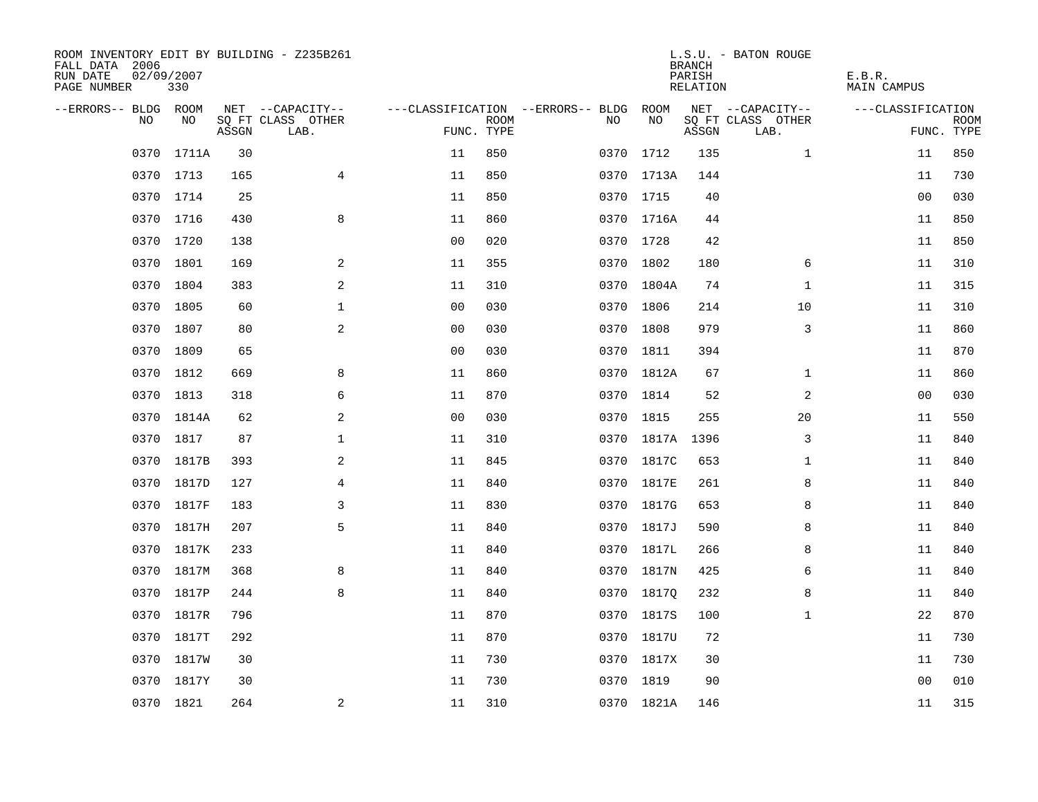ROOM INVENTORY EDIT BY BUILDING - Z235B261
FALL DATA 2006
RUN DATE 02/09/2007
PAGE NUMBER 330

L.S.U. - BATON ROUGE
BRANCH
PARISH E.B.R.
RELATION MAIN CAMPUS

| --ERRORS-- | BLDG NO | ROOM NO | NET SQ FT ASSGN | --CAPACITY-- CLASS | LAB. | OTHER | ---CLASSIFICATION FUNC. | ROOM TYPE | --ERRORS-- | BLDG NO | ROOM NO | NET SQ FT ASSGN | --CAPACITY-- CLASS | LAB. | OTHER | ---CLASSIFICATION FUNC. | ROOM TYPE |
|---|---|---|---|---|---|---|---|---|---|---|---|---|---|---|---|---|---|
| | 0370 | 1711A | 30 | | | | 11 | 850 | | 0370 | 1712 | 135 | | | 1 | 11 | 850 |
| | 0370 | 1713 | 165 | | | 4 | 11 | 850 | | 0370 | 1713A | 144 | | | | 11 | 730 |
| | 0370 | 1714 | 25 | | | | 11 | 850 | | 0370 | 1715 | 40 | | | | 00 | 030 |
| | 0370 | 1716 | 430 | | | 8 | 11 | 860 | | 0370 | 1716A | 44 | | | | 11 | 850 |
| | 0370 | 1720 | 138 | | | | 00 | 020 | | 0370 | 1728 | 42 | | | | 11 | 850 |
| | 0370 | 1801 | 169 | | | 2 | 11 | 355 | | 0370 | 1802 | 180 | | | 6 | 11 | 310 |
| | 0370 | 1804 | 383 | | | 2 | 11 | 310 | | 0370 | 1804A | 74 | | | 1 | 11 | 315 |
| | 0370 | 1805 | 60 | | | 1 | 00 | 030 | | 0370 | 1806 | 214 | | | 10 | 11 | 310 |
| | 0370 | 1807 | 80 | | | 2 | 00 | 030 | | 0370 | 1808 | 979 | | | 3 | 11 | 860 |
| | 0370 | 1809 | 65 | | | | 00 | 030 | | 0370 | 1811 | 394 | | | | 11 | 870 |
| | 0370 | 1812 | 669 | | | 8 | 11 | 860 | | 0370 | 1812A | 67 | | | 1 | 11 | 860 |
| | 0370 | 1813 | 318 | | | 6 | 11 | 870 | | 0370 | 1814 | 52 | | | 2 | 00 | 030 |
| | 0370 | 1814A | 62 | | | 2 | 00 | 030 | | 0370 | 1815 | 255 | | | 20 | 11 | 550 |
| | 0370 | 1817 | 87 | | | 1 | 11 | 310 | | 0370 | 1817A | 1396 | | | 3 | 11 | 840 |
| | 0370 | 1817B | 393 | | | 2 | 11 | 845 | | 0370 | 1817C | 653 | | | 1 | 11 | 840 |
| | 0370 | 1817D | 127 | | | 4 | 11 | 840 | | 0370 | 1817E | 261 | | | 8 | 11 | 840 |
| | 0370 | 1817F | 183 | | | 3 | 11 | 830 | | 0370 | 1817G | 653 | | | 8 | 11 | 840 |
| | 0370 | 1817H | 207 | | | 5 | 11 | 840 | | 0370 | 1817J | 590 | | | 8 | 11 | 840 |
| | 0370 | 1817K | 233 | | | | 11 | 840 | | 0370 | 1817L | 266 | | | 8 | 11 | 840 |
| | 0370 | 1817M | 368 | | | 8 | 11 | 840 | | 0370 | 1817N | 425 | | | 6 | 11 | 840 |
| | 0370 | 1817P | 244 | | | 8 | 11 | 840 | | 0370 | 1817Q | 232 | | | 8 | 11 | 840 |
| | 0370 | 1817R | 796 | | | | 11 | 870 | | 0370 | 1817S | 100 | | | 1 | 22 | 870 |
| | 0370 | 1817T | 292 | | | | 11 | 870 | | 0370 | 1817U | 72 | | | | 11 | 730 |
| | 0370 | 1817W | 30 | | | | 11 | 730 | | 0370 | 1817X | 30 | | | | 11 | 730 |
| | 0370 | 1817Y | 30 | | | | 11 | 730 | | 0370 | 1819 | 90 | | | | 00 | 010 |
| | 0370 | 1821 | 264 | | | 2 | 11 | 310 | | 0370 | 1821A | 146 | | | | 11 | 315 |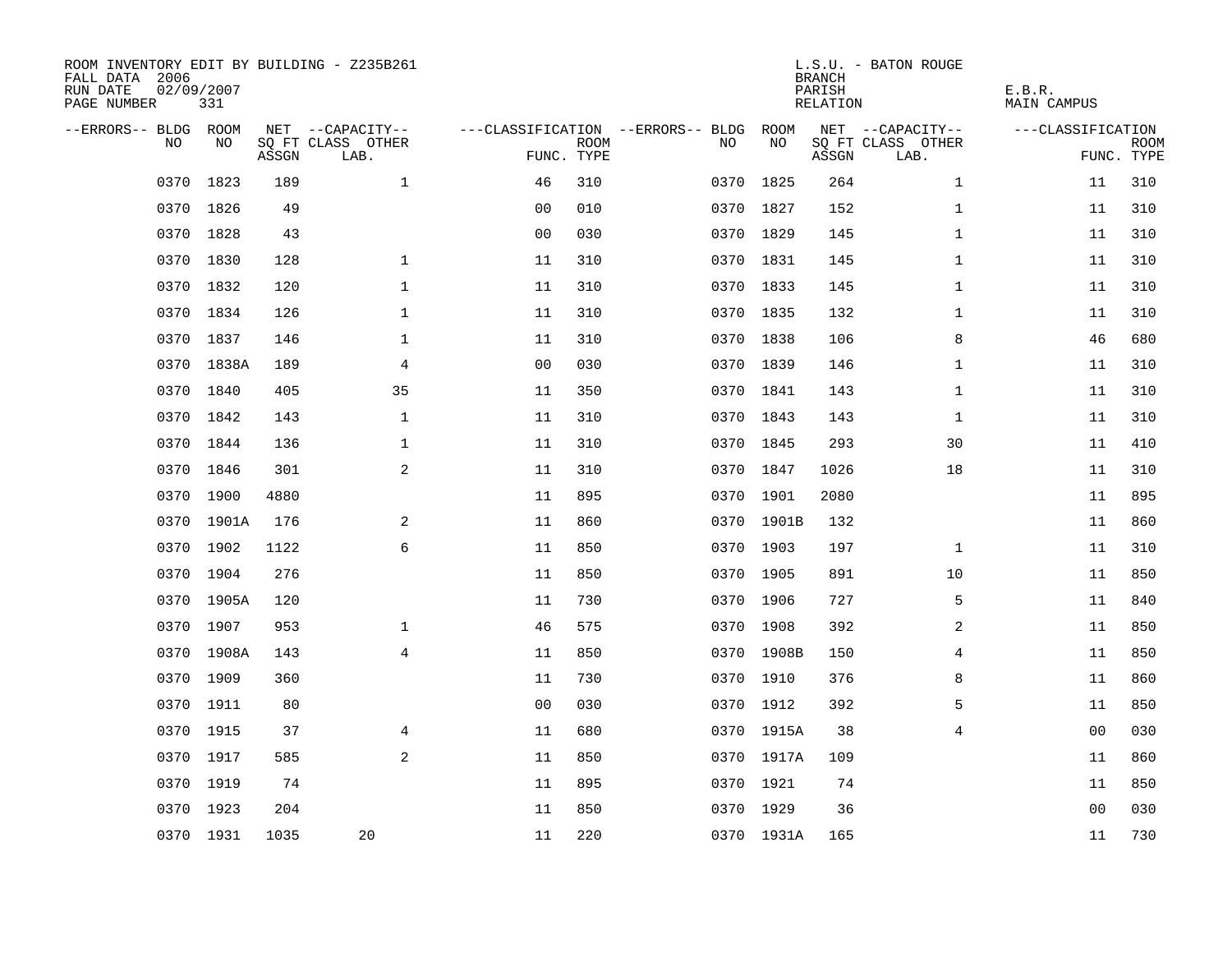ROOM INVENTORY EDIT BY BUILDING - Z235B261
FALL DATA 2006
RUN DATE 02/09/2007
PAGE NUMBER 331

L.S.U. - BATON ROUGE
BRANCH
PARISH E.B.R.
RELATION MAIN CAMPUS

| --ERRORS-- | BLDG NO | ROOM NO | NET SQ FT ASSGN | --CAPACITY-- CLASS LAB. | OTHER | ---CLASSIFICATION FUNC. | ROOM TYPE | --ERRORS-- | BLDG NO | ROOM NO | NET SQ FT ASSGN | --CAPACITY-- CLASS LAB. | OTHER | ---CLASSIFICATION FUNC. | ROOM TYPE |
|---|---|---|---|---|---|---|---|---|---|---|---|---|---|---|---|
| | 0370 | 1823 | 189 | | 1 | 46 | 310 | | 0370 | 1825 | 264 | | 1 | 11 | 310 |
| | 0370 | 1826 | 49 | | | 00 | 010 | | 0370 | 1827 | 152 | | 1 | 11 | 310 |
| | 0370 | 1828 | 43 | | | 00 | 030 | | 0370 | 1829 | 145 | | 1 | 11 | 310 |
| | 0370 | 1830 | 128 | | 1 | 11 | 310 | | 0370 | 1831 | 145 | | 1 | 11 | 310 |
| | 0370 | 1832 | 120 | | 1 | 11 | 310 | | 0370 | 1833 | 145 | | 1 | 11 | 310 |
| | 0370 | 1834 | 126 | | 1 | 11 | 310 | | 0370 | 1835 | 132 | | 1 | 11 | 310 |
| | 0370 | 1837 | 146 | | 1 | 11 | 310 | | 0370 | 1838 | 106 | | 8 | 46 | 680 |
| | 0370 | 1838A | 189 | | 4 | 00 | 030 | | 0370 | 1839 | 146 | | 1 | 11 | 310 |
| | 0370 | 1840 | 405 | | 35 | 11 | 350 | | 0370 | 1841 | 143 | | 1 | 11 | 310 |
| | 0370 | 1842 | 143 | | 1 | 11 | 310 | | 0370 | 1843 | 143 | | 1 | 11 | 310 |
| | 0370 | 1844 | 136 | | 1 | 11 | 310 | | 0370 | 1845 | 293 | | 30 | 11 | 410 |
| | 0370 | 1846 | 301 | | 2 | 11 | 310 | | 0370 | 1847 | 1026 | | 18 | 11 | 310 |
| | 0370 | 1900 | 4880 | | | 11 | 895 | | 0370 | 1901 | 2080 | | | 11 | 895 |
| | 0370 | 1901A | 176 | | 2 | 11 | 860 | | 0370 | 1901B | 132 | | | 11 | 860 |
| | 0370 | 1902 | 1122 | | 6 | 11 | 850 | | 0370 | 1903 | 197 | | 1 | 11 | 310 |
| | 0370 | 1904 | 276 | | | 11 | 850 | | 0370 | 1905 | 891 | | 10 | 11 | 850 |
| | 0370 | 1905A | 120 | | | 11 | 730 | | 0370 | 1906 | 727 | | 5 | 11 | 840 |
| | 0370 | 1907 | 953 | | 1 | 46 | 575 | | 0370 | 1908 | 392 | | 2 | 11 | 850 |
| | 0370 | 1908A | 143 | | 4 | 11 | 850 | | 0370 | 1908B | 150 | | 4 | 11 | 850 |
| | 0370 | 1909 | 360 | | | 11 | 730 | | 0370 | 1910 | 376 | | 8 | 11 | 860 |
| | 0370 | 1911 | 80 | | | 00 | 030 | | 0370 | 1912 | 392 | | 5 | 11 | 850 |
| | 0370 | 1915 | 37 | | 4 | 11 | 680 | | 0370 | 1915A | 38 | | 4 | 00 | 030 |
| | 0370 | 1917 | 585 | | 2 | 11 | 850 | | 0370 | 1917A | 109 | | | 11 | 860 |
| | 0370 | 1919 | 74 | | | 11 | 895 | | 0370 | 1921 | 74 | | | 11 | 850 |
| | 0370 | 1923 | 204 | | | 11 | 850 | | 0370 | 1929 | 36 | | | 00 | 030 |
| | 0370 | 1931 | 1035 | 20 | | 11 | 220 | | 0370 | 1931A | 165 | | | 11 | 730 |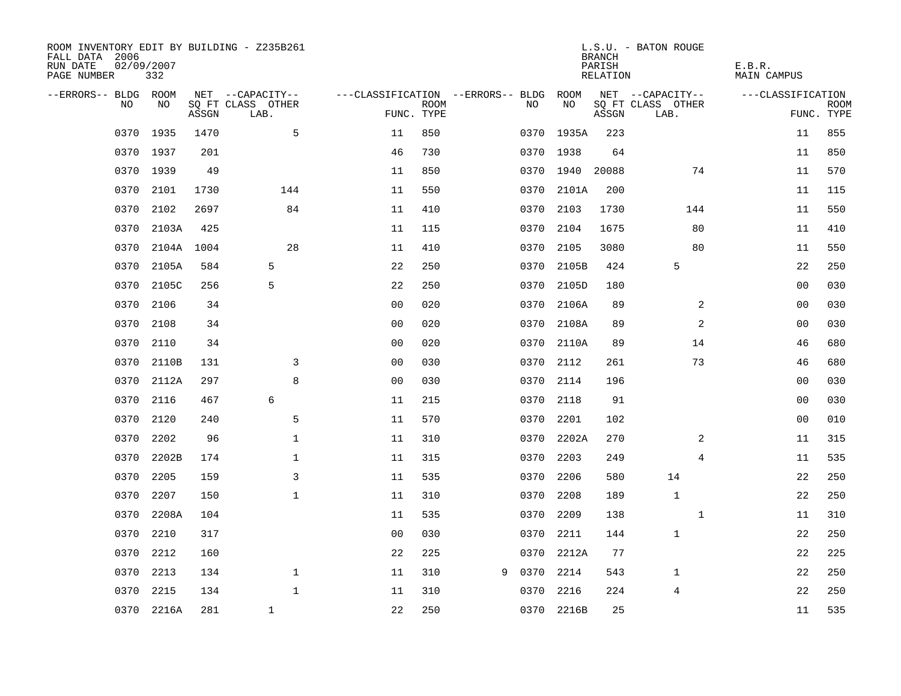ROOM INVENTORY EDIT BY BUILDING - Z235B261
FALL DATA 2006
RUN DATE 02/09/2007
PAGE NUMBER 332

L.S.U. - BATON ROUGE
BRANCH
PARISH E.B.R.
RELATION MAIN CAMPUS

| --ERRORS-- | BLDG NO | ROOM NO | NET SQ FT ASSGN | --CAPACITY-- CLASS LAB. | OTHER | ---CLASSIFICATION FUNC. | ROOM TYPE | --ERRORS-- | BLDG NO | ROOM NO | NET SQ FT ASSGN | --CAPACITY-- CLASS LAB. | OTHER | ---CLASSIFICATION FUNC. | ROOM TYPE |
|---|---|---|---|---|---|---|---|---|---|---|---|---|---|---|---|
| | 0370 | 1935 | 1470 | | 5 | 11 | 850 | | 0370 | 1935A | 223 | | | 11 | 855 |
| | 0370 | 1937 | 201 | | | 46 | 730 | | 0370 | 1938 | 64 | | | 11 | 850 |
| | 0370 | 1939 | 49 | | | 11 | 850 | | 0370 | 1940 | 20088 | | 74 | 11 | 570 |
| | 0370 | 2101 | 1730 | | 144 | 11 | 550 | | 0370 | 2101A | 200 | | | 11 | 115 |
| | 0370 | 2102 | 2697 | | 84 | 11 | 410 | | 0370 | 2103 | 1730 | | 144 | 11 | 550 |
| | 0370 | 2103A | 425 | | | 11 | 115 | | 0370 | 2104 | 1675 | | 80 | 11 | 410 |
| | 0370 | 2104A | 1004 | | 28 | 11 | 410 | | 0370 | 2105 | 3080 | | 80 | 11 | 550 |
| | 0370 | 2105A | 584 | 5 | | 22 | 250 | | 0370 | 2105B | 424 | 5 | | 22 | 250 |
| | 0370 | 2105C | 256 | 5 | | 22 | 250 | | 0370 | 2105D | 180 | | | 00 | 030 |
| | 0370 | 2106 | 34 | | | 00 | 020 | | 0370 | 2106A | 89 | | 2 | 00 | 030 |
| | 0370 | 2108 | 34 | | | 00 | 020 | | 0370 | 2108A | 89 | | 2 | 00 | 030 |
| | 0370 | 2110 | 34 | | | 00 | 020 | | 0370 | 2110A | 89 | | 14 | 46 | 680 |
| | 0370 | 2110B | 131 | | 3 | 00 | 030 | | 0370 | 2112 | 261 | | 73 | 46 | 680 |
| | 0370 | 2112A | 297 | | 8 | 00 | 030 | | 0370 | 2114 | 196 | | | 00 | 030 |
| | 0370 | 2116 | 467 | 6 | | 11 | 215 | | 0370 | 2118 | 91 | | | 00 | 030 |
| | 0370 | 2120 | 240 | | 5 | 11 | 570 | | 0370 | 2201 | 102 | | | 00 | 010 |
| | 0370 | 2202 | 96 | | 1 | 11 | 310 | | 0370 | 2202A | 270 | | 2 | 11 | 315 |
| | 0370 | 2202B | 174 | | 1 | 11 | 315 | | 0370 | 2203 | 249 | | 4 | 11 | 535 |
| | 0370 | 2205 | 159 | | 3 | 11 | 535 | | 0370 | 2206 | 580 | 14 | | 22 | 250 |
| | 0370 | 2207 | 150 | | 1 | 11 | 310 | | 0370 | 2208 | 189 | 1 | | 22 | 250 |
| | 0370 | 2208A | 104 | | | 11 | 535 | | 0370 | 2209 | 138 | | 1 | 11 | 310 |
| | 0370 | 2210 | 317 | | | 00 | 030 | | 0370 | 2211 | 144 | 1 | | 22 | 250 |
| | 0370 | 2212 | 160 | | | 22 | 225 | | 0370 | 2212A | 77 | | | 22 | 225 |
| | 0370 | 2213 | 134 | | 1 | 11 | 310 | 9 | 0370 | 2214 | 543 | 1 | | 22 | 250 |
| | 0370 | 2215 | 134 | | 1 | 11 | 310 | | 0370 | 2216 | 224 | 4 | | 22 | 250 |
| | 0370 | 2216A | 281 | 1 | | 22 | 250 | | 0370 | 2216B | 25 | | | 11 | 535 |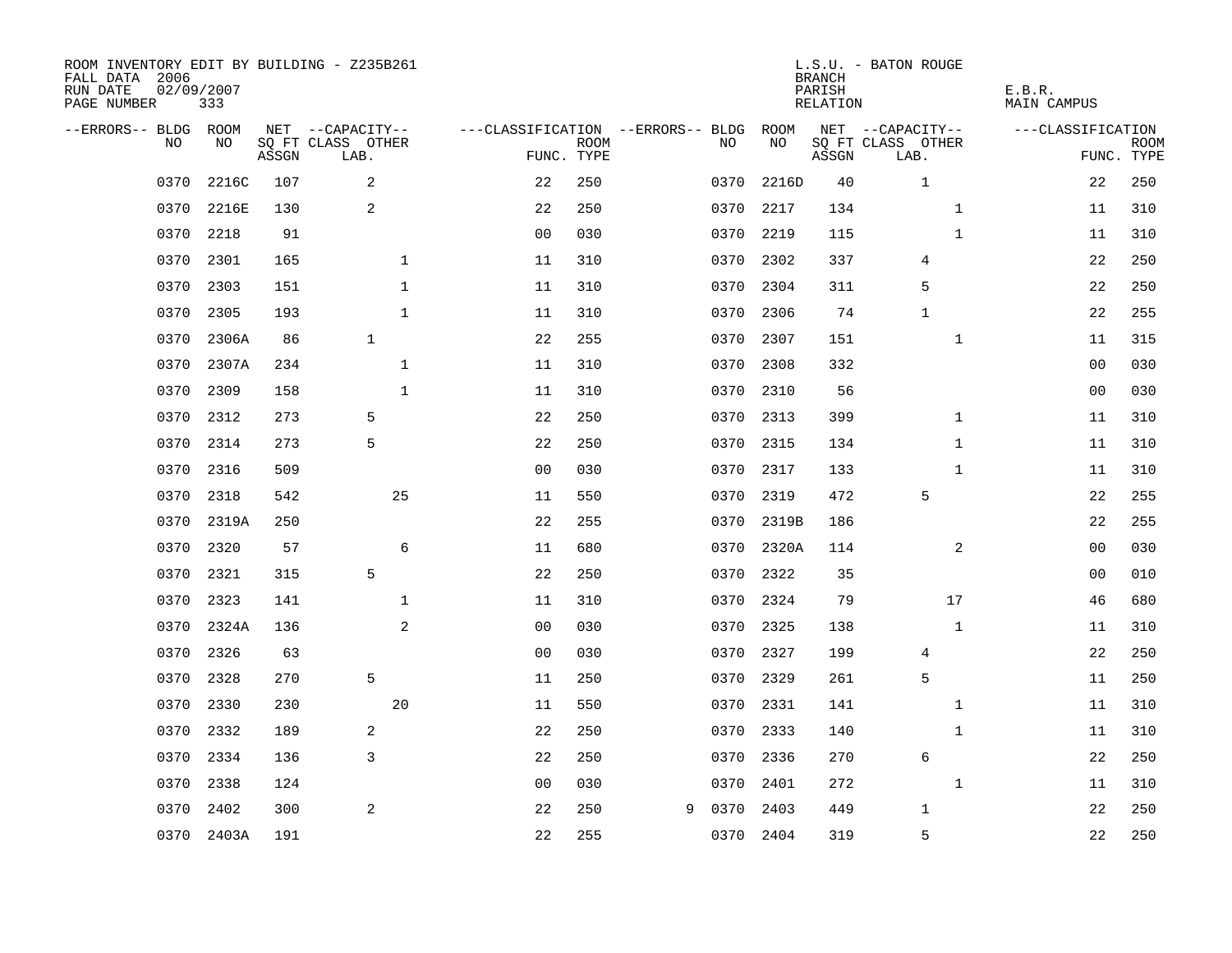ROOM INVENTORY EDIT BY BUILDING - Z235B261
FALL DATA 2006
RUN DATE 02/09/2007
PAGE NUMBER 333

L.S.U. - BATON ROUGE
BRANCH
PARISH E.B.R.
RELATION MAIN CAMPUS

| --ERRORS-- | BLDG NO | ROOM NO | NET SQ FT ASSGN | --CAPACITY-- CLASS LAB. | OTHER | ---CLASSIFICATION FUNC. | ROOM TYPE | --ERRORS-- | BLDG NO | ROOM NO | NET SQ FT ASSGN | --CAPACITY-- CLASS LAB. | OTHER | ---CLASSIFICATION FUNC. | ROOM TYPE |
|---|---|---|---|---|---|---|---|---|---|---|---|---|---|---|---|
| | 0370 | 2216C | 107 | 2 | | 22 | 250 | | 0370 | 2216D | 40 | 1 | | 22 | 250 |
| | 0370 | 2216E | 130 | 2 | | 22 | 250 | | 0370 | 2217 | 134 | | 1 | 11 | 310 |
| | 0370 | 2218 | 91 | | | 00 | 030 | | 0370 | 2219 | 115 | | 1 | 11 | 310 |
| | 0370 | 2301 | 165 | | 1 | 11 | 310 | | 0370 | 2302 | 337 | 4 | | 22 | 250 |
| | 0370 | 2303 | 151 | | 1 | 11 | 310 | | 0370 | 2304 | 311 | 5 | | 22 | 250 |
| | 0370 | 2305 | 193 | | 1 | 11 | 310 | | 0370 | 2306 | 74 | 1 | | 22 | 255 |
| | 0370 | 2306A | 86 | 1 | | 22 | 255 | | 0370 | 2307 | 151 | | 1 | 11 | 315 |
| | 0370 | 2307A | 234 | | 1 | 11 | 310 | | 0370 | 2308 | 332 | | | 00 | 030 |
| | 0370 | 2309 | 158 | | 1 | 11 | 310 | | 0370 | 2310 | 56 | | | 00 | 030 |
| | 0370 | 2312 | 273 | 5 | | 22 | 250 | | 0370 | 2313 | 399 | | 1 | 11 | 310 |
| | 0370 | 2314 | 273 | 5 | | 22 | 250 | | 0370 | 2315 | 134 | | 1 | 11 | 310 |
| | 0370 | 2316 | 509 | | | 00 | 030 | | 0370 | 2317 | 133 | | 1 | 11 | 310 |
| | 0370 | 2318 | 542 | | 25 | 11 | 550 | | 0370 | 2319 | 472 | 5 | | 22 | 255 |
| | 0370 | 2319A | 250 | | | 22 | 255 | | 0370 | 2319B | 186 | | | 22 | 255 |
| | 0370 | 2320 | 57 | | 6 | 11 | 680 | | 0370 | 2320A | 114 | | 2 | 00 | 030 |
| | 0370 | 2321 | 315 | 5 | | 22 | 250 | | 0370 | 2322 | 35 | | | 00 | 010 |
| | 0370 | 2323 | 141 | | 1 | 11 | 310 | | 0370 | 2324 | 79 | | 17 | 46 | 680 |
| | 0370 | 2324A | 136 | | 2 | 00 | 030 | | 0370 | 2325 | 138 | | 1 | 11 | 310 |
| | 0370 | 2326 | 63 | | | 00 | 030 | | 0370 | 2327 | 199 | 4 | | 22 | 250 |
| | 0370 | 2328 | 270 | 5 | | 11 | 250 | | 0370 | 2329 | 261 | 5 | | 11 | 250 |
| | 0370 | 2330 | 230 | | 20 | 11 | 550 | | 0370 | 2331 | 141 | | 1 | 11 | 310 |
| | 0370 | 2332 | 189 | 2 | | 22 | 250 | | 0370 | 2333 | 140 | | 1 | 11 | 310 |
| | 0370 | 2334 | 136 | 3 | | 22 | 250 | | 0370 | 2336 | 270 | 6 | | 22 | 250 |
| | 0370 | 2338 | 124 | | | 00 | 030 | | 0370 | 2401 | 272 | | 1 | 11 | 310 |
| | 0370 | 2402 | 300 | 2 | | 22 | 250 | 9 | 0370 | 2403 | 449 | 1 | | 22 | 250 |
| | 0370 | 2403A | 191 | | | 22 | 255 | | 0370 | 2404 | 319 | 5 | | 22 | 250 |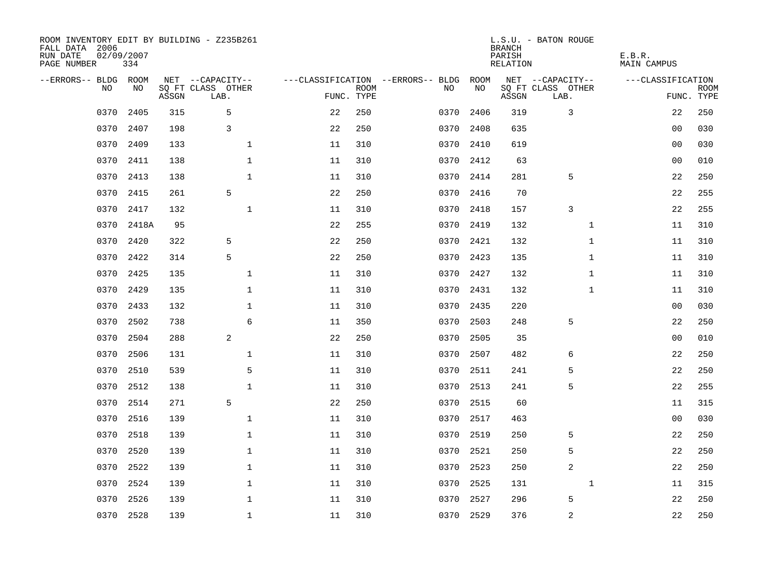ROOM INVENTORY EDIT BY BUILDING - Z235B261
FALL DATA 2006
RUN DATE 02/09/2007
PAGE NUMBER 334

L.S.U. - BATON ROUGE
BRANCH
PARISH E.B.R.
RELATION MAIN CAMPUS

| --ERRORS-- | BLDG NO | ROOM NO | NET SQ FT ASSGN | --CAPACITY-- CLASS LAB. | OTHER | ---CLASSIFICATION FUNC. | ROOM TYPE | --ERRORS-- | BLDG NO | ROOM NO | NET SQ FT ASSGN | --CAPACITY-- CLASS LAB. | OTHER | ---CLASSIFICATION FUNC. | ROOM TYPE |
|---|---|---|---|---|---|---|---|---|---|---|---|---|---|---|---|
| | 0370 | 2405 | 315 | 5 | | 22 | 250 | | 0370 | 2406 | 319 | 3 | | 22 | 250 |
| | 0370 | 2407 | 198 | 3 | | 22 | 250 | | 0370 | 2408 | 635 | | | 00 | 030 |
| | 0370 | 2409 | 133 | | 1 | 11 | 310 | | 0370 | 2410 | 619 | | | 00 | 030 |
| | 0370 | 2411 | 138 | | 1 | 11 | 310 | | 0370 | 2412 | 63 | | | 00 | 010 |
| | 0370 | 2413 | 138 | | 1 | 11 | 310 | | 0370 | 2414 | 281 | 5 | | 22 | 250 |
| | 0370 | 2415 | 261 | 5 | | 22 | 250 | | 0370 | 2416 | 70 | | | 22 | 255 |
| | 0370 | 2417 | 132 | | 1 | 11 | 310 | | 0370 | 2418 | 157 | 3 | | 22 | 255 |
| | 0370 | 2418A | 95 | | | 22 | 255 | | 0370 | 2419 | 132 | | 1 | 11 | 310 |
| | 0370 | 2420 | 322 | 5 | | 22 | 250 | | 0370 | 2421 | 132 | | 1 | 11 | 310 |
| | 0370 | 2422 | 314 | 5 | | 22 | 250 | | 0370 | 2423 | 135 | | 1 | 11 | 310 |
| | 0370 | 2425 | 135 | | 1 | 11 | 310 | | 0370 | 2427 | 132 | | 1 | 11 | 310 |
| | 0370 | 2429 | 135 | | 1 | 11 | 310 | | 0370 | 2431 | 132 | | 1 | 11 | 310 |
| | 0370 | 2433 | 132 | | 1 | 11 | 310 | | 0370 | 2435 | 220 | | | 00 | 030 |
| | 0370 | 2502 | 738 | | 6 | 11 | 350 | | 0370 | 2503 | 248 | 5 | | 22 | 250 |
| | 0370 | 2504 | 288 | 2 | | 22 | 250 | | 0370 | 2505 | 35 | | | 00 | 010 |
| | 0370 | 2506 | 131 | | 1 | 11 | 310 | | 0370 | 2507 | 482 | 6 | | 22 | 250 |
| | 0370 | 2510 | 539 | | 5 | 11 | 310 | | 0370 | 2511 | 241 | 5 | | 22 | 250 |
| | 0370 | 2512 | 138 | | 1 | 11 | 310 | | 0370 | 2513 | 241 | 5 | | 22 | 255 |
| | 0370 | 2514 | 271 | 5 | | 22 | 250 | | 0370 | 2515 | 60 | | | 11 | 315 |
| | 0370 | 2516 | 139 | | 1 | 11 | 310 | | 0370 | 2517 | 463 | | | 00 | 030 |
| | 0370 | 2518 | 139 | | 1 | 11 | 310 | | 0370 | 2519 | 250 | 5 | | 22 | 250 |
| | 0370 | 2520 | 139 | | 1 | 11 | 310 | | 0370 | 2521 | 250 | 5 | | 22 | 250 |
| | 0370 | 2522 | 139 | | 1 | 11 | 310 | | 0370 | 2523 | 250 | 2 | | 22 | 250 |
| | 0370 | 2524 | 139 | | 1 | 11 | 310 | | 0370 | 2525 | 131 | | 1 | 11 | 315 |
| | 0370 | 2526 | 139 | | 1 | 11 | 310 | | 0370 | 2527 | 296 | 5 | | 22 | 250 |
| | 0370 | 2528 | 139 | | 1 | 11 | 310 | | 0370 | 2529 | 376 | 2 | | 22 | 250 |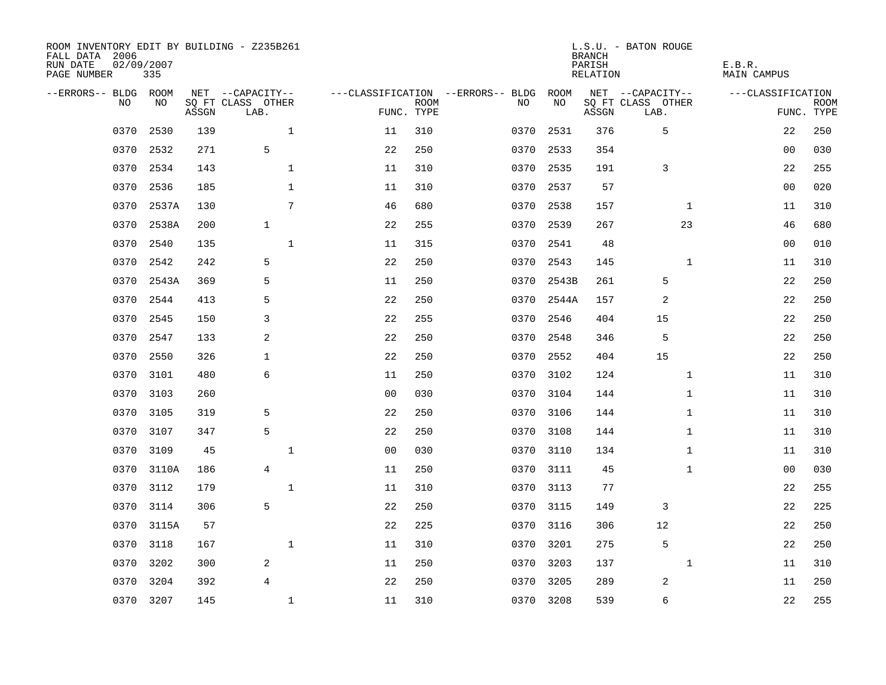ROOM INVENTORY EDIT BY BUILDING - Z235B261
FALL DATA 2006
RUN DATE 02/09/2007
PAGE NUMBER 335

L.S.U. - BATON ROUGE
BRANCH
PARISH
RELATION

E.B.R.
MAIN CAMPUS

| --ERRORS-- | BLDG NO | ROOM NO | NET SQ FT ASSGN | --CAPACITY-- CLASS LAB. | OTHER | ---CLASSIFICATION FUNC. | ROOM TYPE | --ERRORS-- | BLDG NO | ROOM NO | NET SQ FT ASSGN | --CAPACITY-- CLASS LAB. | OTHER | ---CLASSIFICATION FUNC. | ROOM TYPE |
|---|---|---|---|---|---|---|---|---|---|---|---|---|---|---|---|
| | 0370 | 2530 | 139 | | 1 | 11 | 310 | | 0370 | 2531 | 376 | 5 | | 22 | 250 |
| | 0370 | 2532 | 271 | 5 | | 22 | 250 | | 0370 | 2533 | 354 | | | 00 | 030 |
| | 0370 | 2534 | 143 | | 1 | 11 | 310 | | 0370 | 2535 | 191 | 3 | | 22 | 255 |
| | 0370 | 2536 | 185 | | 1 | 11 | 310 | | 0370 | 2537 | 57 | | | 00 | 020 |
| | 0370 | 2537A | 130 | | 7 | 46 | 680 | | 0370 | 2538 | 157 | | 1 | 11 | 310 |
| | 0370 | 2538A | 200 | 1 | | 22 | 255 | | 0370 | 2539 | 267 | | 23 | 46 | 680 |
| | 0370 | 2540 | 135 | | 1 | 11 | 315 | | 0370 | 2541 | 48 | | | 00 | 010 |
| | 0370 | 2542 | 242 | 5 | | 22 | 250 | | 0370 | 2543 | 145 | | 1 | 11 | 310 |
| | 0370 | 2543A | 369 | 5 | | 11 | 250 | | 0370 | 2543B | 261 | 5 | | 22 | 250 |
| | 0370 | 2544 | 413 | 5 | | 22 | 250 | | 0370 | 2544A | 157 | 2 | | 22 | 250 |
| | 0370 | 2545 | 150 | 3 | | 22 | 255 | | 0370 | 2546 | 404 | 15 | | 22 | 250 |
| | 0370 | 2547 | 133 | 2 | | 22 | 250 | | 0370 | 2548 | 346 | 5 | | 22 | 250 |
| | 0370 | 2550 | 326 | 1 | | 22 | 250 | | 0370 | 2552 | 404 | 15 | | 22 | 250 |
| | 0370 | 3101 | 480 | 6 | | 11 | 250 | | 0370 | 3102 | 124 | | 1 | 11 | 310 |
| | 0370 | 3103 | 260 | | | 00 | 030 | | 0370 | 3104 | 144 | | 1 | 11 | 310 |
| | 0370 | 3105 | 319 | 5 | | 22 | 250 | | 0370 | 3106 | 144 | | 1 | 11 | 310 |
| | 0370 | 3107 | 347 | 5 | | 22 | 250 | | 0370 | 3108 | 144 | | 1 | 11 | 310 |
| | 0370 | 3109 | 45 | | 1 | 00 | 030 | | 0370 | 3110 | 134 | | 1 | 11 | 310 |
| | 0370 | 3110A | 186 | 4 | | 11 | 250 | | 0370 | 3111 | 45 | | 1 | 00 | 030 |
| | 0370 | 3112 | 179 | | 1 | 11 | 310 | | 0370 | 3113 | 77 | | | 22 | 255 |
| | 0370 | 3114 | 306 | 5 | | 22 | 250 | | 0370 | 3115 | 149 | 3 | | 22 | 225 |
| | 0370 | 3115A | 57 | | | 22 | 225 | | 0370 | 3116 | 306 | 12 | | 22 | 250 |
| | 0370 | 3118 | 167 | | 1 | 11 | 310 | | 0370 | 3201 | 275 | 5 | | 22 | 250 |
| | 0370 | 3202 | 300 | 2 | | 11 | 250 | | 0370 | 3203 | 137 | | 1 | 11 | 310 |
| | 0370 | 3204 | 392 | 4 | | 22 | 250 | | 0370 | 3205 | 289 | 2 | | 11 | 250 |
| | 0370 | 3207 | 145 | | 1 | 11 | 310 | | 0370 | 3208 | 539 | 6 | | 22 | 255 |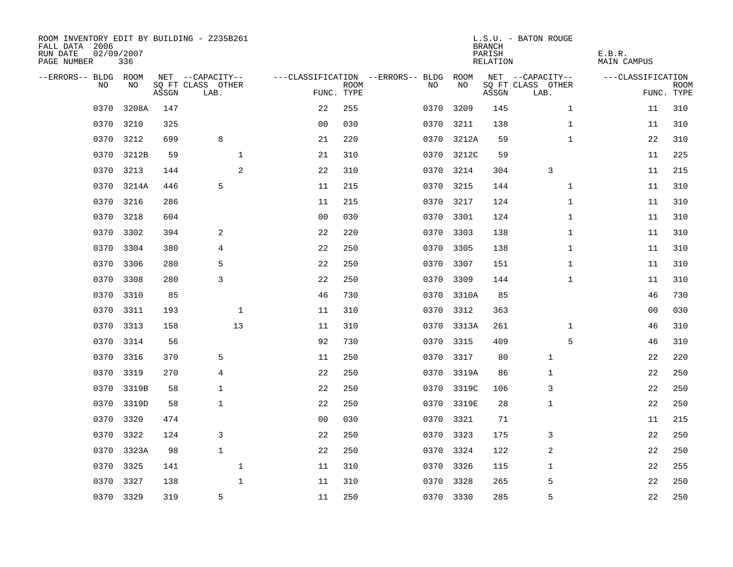ROOM INVENTORY EDIT BY BUILDING - Z235B261
FALL DATA 2006
RUN DATE 02/09/2007
PAGE NUMBER 336

L.S.U. - BATON ROUGE
BRANCH
PARISH
RELATION

E.B.R.
MAIN CAMPUS

| --ERRORS-- | BLDG NO | ROOM NO | NET SQ FT ASSGN | --CAPACITY-- CLASS LAB. | OTHER | ---CLASSIFICATION FUNC. | ROOM TYPE | --ERRORS-- | BLDG NO | ROOM NO | NET SQ FT ASSGN | --CAPACITY-- CLASS LAB. | OTHER | ---CLASSIFICATION FUNC. | ROOM TYPE |
|---|---|---|---|---|---|---|---|---|---|---|---|---|---|---|---|
| | 0370 | 3208A | 147 | | | 22 | 255 | | 0370 | 3209 | 145 | | 1 | 11 | 310 |
| | 0370 | 3210 | 325 | | | 00 | 030 | | 0370 | 3211 | 138 | | 1 | 11 | 310 |
| | 0370 | 3212 | 699 | 8 | | 21 | 220 | | 0370 | 3212A | 59 | | 1 | 22 | 310 |
| | 0370 | 3212B | 59 | | 1 | 21 | 310 | | 0370 | 3212C | 59 | | | 11 | 225 |
| | 0370 | 3213 | 144 | | 2 | 22 | 310 | | 0370 | 3214 | 304 | 3 | | 11 | 215 |
| | 0370 | 3214A | 446 | 5 | | 11 | 215 | | 0370 | 3215 | 144 | | 1 | 11 | 310 |
| | 0370 | 3216 | 286 | | | 11 | 215 | | 0370 | 3217 | 124 | | 1 | 11 | 310 |
| | 0370 | 3218 | 604 | | | 00 | 030 | | 0370 | 3301 | 124 | | 1 | 11 | 310 |
| | 0370 | 3302 | 394 | 2 | | 22 | 220 | | 0370 | 3303 | 138 | | 1 | 11 | 310 |
| | 0370 | 3304 | 380 | 4 | | 22 | 250 | | 0370 | 3305 | 138 | | 1 | 11 | 310 |
| | 0370 | 3306 | 280 | 5 | | 22 | 250 | | 0370 | 3307 | 151 | | 1 | 11 | 310 |
| | 0370 | 3308 | 280 | 3 | | 22 | 250 | | 0370 | 3309 | 144 | | 1 | 11 | 310 |
| | 0370 | 3310 | 85 | | | 46 | 730 | | 0370 | 3310A | 85 | | | 46 | 730 |
| | 0370 | 3311 | 193 | | 1 | 11 | 310 | | 0370 | 3312 | 363 | | | 00 | 030 |
| | 0370 | 3313 | 158 | | 13 | 11 | 310 | | 0370 | 3313A | 261 | | 1 | 46 | 310 |
| | 0370 | 3314 | 56 | | | 92 | 730 | | 0370 | 3315 | 409 | | 5 | 46 | 310 |
| | 0370 | 3316 | 370 | 5 | | 11 | 250 | | 0370 | 3317 | 80 | 1 | | 22 | 220 |
| | 0370 | 3319 | 270 | 4 | | 22 | 250 | | 0370 | 3319A | 86 | 1 | | 22 | 250 |
| | 0370 | 3319B | 58 | 1 | | 22 | 250 | | 0370 | 3319C | 106 | 3 | | 22 | 250 |
| | 0370 | 3319D | 58 | 1 | | 22 | 250 | | 0370 | 3319E | 28 | 1 | | 22 | 250 |
| | 0370 | 3320 | 474 | | | 00 | 030 | | 0370 | 3321 | 71 | | | 11 | 215 |
| | 0370 | 3322 | 124 | 3 | | 22 | 250 | | 0370 | 3323 | 175 | 3 | | 22 | 250 |
| | 0370 | 3323A | 98 | 1 | | 22 | 250 | | 0370 | 3324 | 122 | 2 | | 22 | 250 |
| | 0370 | 3325 | 141 | | 1 | 11 | 310 | | 0370 | 3326 | 115 | 1 | | 22 | 255 |
| | 0370 | 3327 | 138 | | 1 | 11 | 310 | | 0370 | 3328 | 265 | 5 | | 22 | 250 |
| | 0370 | 3329 | 319 | 5 | | 11 | 250 | | 0370 | 3330 | 285 | 5 | | 22 | 250 |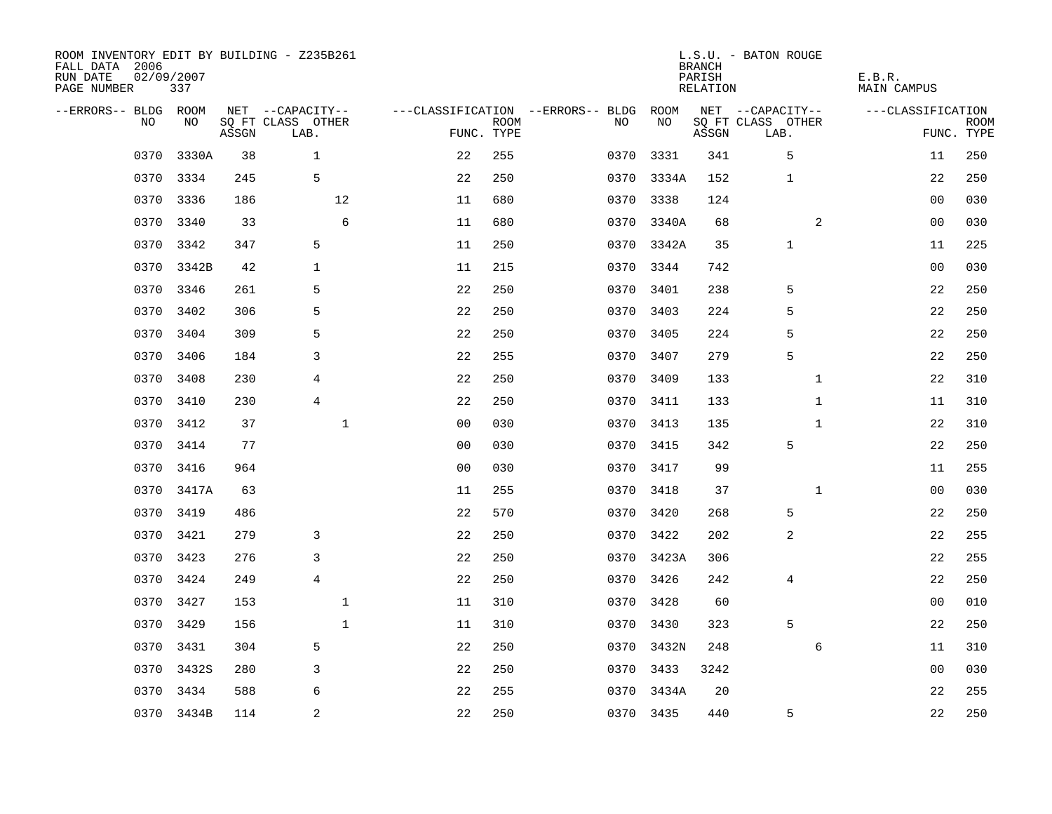ROOM INVENTORY EDIT BY BUILDING - Z235B261
FALL DATA 2006
RUN DATE 02/09/2007
PAGE NUMBER 337

L.S.U. - BATON ROUGE
BRANCH
PARISH E.B.R.
RELATION MAIN CAMPUS

| --ERRORS-- | BLDG NO | ROOM NO | NET SQ FT ASSGN | --CAPACITY-- CLASS LAB. | OTHER | ---CLASSIFICATION FUNC. | ROOM TYPE | --ERRORS-- | BLDG NO | ROOM NO | NET SQ FT ASSGN | --CAPACITY-- CLASS LAB. | OTHER | ---CLASSIFICATION FUNC. | ROOM TYPE |
|---|---|---|---|---|---|---|---|---|---|---|---|---|---|---|---|
| | 0370 | 3330A | 38 | 1 | | 22 | 255 | | 0370 | 3331 | 341 | 5 | | 11 | 250 |
| | 0370 | 3334 | 245 | 5 | | 22 | 250 | | 0370 | 3334A | 152 | 1 | | 22 | 250 |
| | 0370 | 3336 | 186 | | 12 | 11 | 680 | | 0370 | 3338 | 124 | | | 00 | 030 |
| | 0370 | 3340 | 33 | | 6 | 11 | 680 | | 0370 | 3340A | 68 | | 2 | 00 | 030 |
| | 0370 | 3342 | 347 | 5 | | 11 | 250 | | 0370 | 3342A | 35 | 1 | | 11 | 225 |
| | 0370 | 3342B | 42 | 1 | | 11 | 215 | | 0370 | 3344 | 742 | | | 00 | 030 |
| | 0370 | 3346 | 261 | 5 | | 22 | 250 | | 0370 | 3401 | 238 | 5 | | 22 | 250 |
| | 0370 | 3402 | 306 | 5 | | 22 | 250 | | 0370 | 3403 | 224 | 5 | | 22 | 250 |
| | 0370 | 3404 | 309 | 5 | | 22 | 250 | | 0370 | 3405 | 224 | 5 | | 22 | 250 |
| | 0370 | 3406 | 184 | 3 | | 22 | 255 | | 0370 | 3407 | 279 | 5 | | 22 | 250 |
| | 0370 | 3408 | 230 | 4 | | 22 | 250 | | 0370 | 3409 | 133 | | 1 | 22 | 310 |
| | 0370 | 3410 | 230 | 4 | | 22 | 250 | | 0370 | 3411 | 133 | | 1 | 11 | 310 |
| | 0370 | 3412 | 37 | | 1 | 00 | 030 | | 0370 | 3413 | 135 | | 1 | 22 | 310 |
| | 0370 | 3414 | 77 | | | 00 | 030 | | 0370 | 3415 | 342 | 5 | | 22 | 250 |
| | 0370 | 3416 | 964 | | | 00 | 030 | | 0370 | 3417 | 99 | | | 11 | 255 |
| | 0370 | 3417A | 63 | | | 11 | 255 | | 0370 | 3418 | 37 | | 1 | 00 | 030 |
| | 0370 | 3419 | 486 | | | 22 | 570 | | 0370 | 3420 | 268 | 5 | | 22 | 250 |
| | 0370 | 3421 | 279 | 3 | | 22 | 250 | | 0370 | 3422 | 202 | 2 | | 22 | 255 |
| | 0370 | 3423 | 276 | 3 | | 22 | 250 | | 0370 | 3423A | 306 | | | 22 | 255 |
| | 0370 | 3424 | 249 | 4 | | 22 | 250 | | 0370 | 3426 | 242 | 4 | | 22 | 250 |
| | 0370 | 3427 | 153 | | 1 | 11 | 310 | | 0370 | 3428 | 60 | | | 00 | 010 |
| | 0370 | 3429 | 156 | | 1 | 11 | 310 | | 0370 | 3430 | 323 | 5 | | 22 | 250 |
| | 0370 | 3431 | 304 | 5 | | 22 | 250 | | 0370 | 3432N | 248 | | 6 | 11 | 310 |
| | 0370 | 3432S | 280 | 3 | | 22 | 250 | | 0370 | 3433 | 3242 | | | 00 | 030 |
| | 0370 | 3434 | 588 | 6 | | 22 | 255 | | 0370 | 3434A | 20 | | | 22 | 255 |
| | 0370 | 3434B | 114 | 2 | | 22 | 250 | | 0370 | 3435 | 440 | 5 | | 22 | 250 |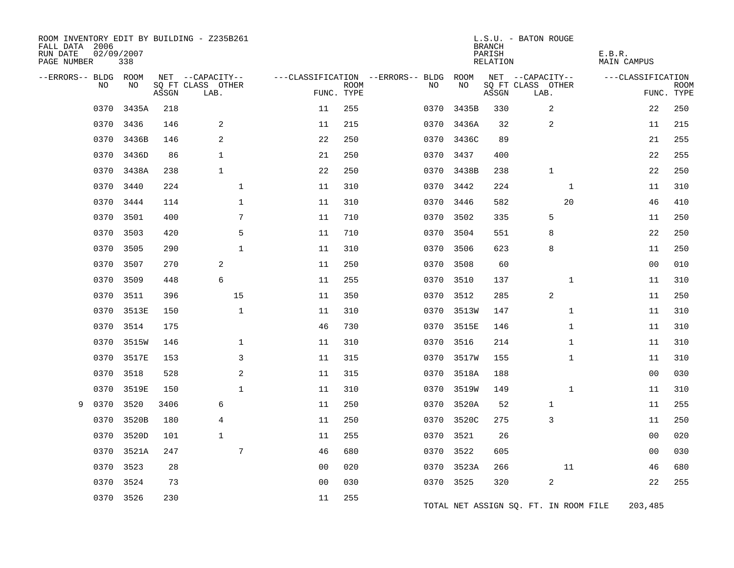ROOM INVENTORY EDIT BY BUILDING - Z235B261
FALL DATA 2006
RUN DATE 02/09/2007
PAGE NUMBER 338

L.S.U. - BATON ROUGE
BRANCH
PARISH E.B.R.
RELATION MAIN CAMPUS

| --ERRORS-- | BLDG NO | ROOM NO | NET SQ FT ASSGN | --CAPACITY-- CLASS LAB. | OTHER | ---CLASSIFICATION FUNC. | ROOM TYPE | --ERRORS-- | BLDG NO | ROOM NO | NET SQ FT ASSGN | --CAPACITY-- CLASS LAB. | OTHER | ---CLASSIFICATION FUNC. | ROOM TYPE |
|---|---|---|---|---|---|---|---|---|---|---|---|---|---|---|---|
| | 0370 | 3435A | 218 | | | 11 | 255 | | 0370 | 3435B | 330 | 2 | | 22 | 250 |
| | 0370 | 3436 | 146 | 2 | | 11 | 215 | | 0370 | 3436A | 32 | 2 | | 11 | 215 |
| | 0370 | 3436B | 146 | 2 | | 22 | 250 | | 0370 | 3436C | 89 | | | 21 | 255 |
| | 0370 | 3436D | 86 | 1 | | 21 | 250 | | 0370 | 3437 | 400 | | | 22 | 255 |
| | 0370 | 3438A | 238 | 1 | | 22 | 250 | | 0370 | 3438B | 238 | 1 | | 22 | 250 |
| | 0370 | 3440 | 224 | | 1 | 11 | 310 | | 0370 | 3442 | 224 | | 1 | 11 | 310 |
| | 0370 | 3444 | 114 | | 1 | 11 | 310 | | 0370 | 3446 | 582 | | 20 | 46 | 410 |
| | 0370 | 3501 | 400 | | 7 | 11 | 710 | | 0370 | 3502 | 335 | 5 | | 11 | 250 |
| | 0370 | 3503 | 420 | | 5 | 11 | 710 | | 0370 | 3504 | 551 | 8 | | 22 | 250 |
| | 0370 | 3505 | 290 | | 1 | 11 | 310 | | 0370 | 3506 | 623 | 8 | | 11 | 250 |
| | 0370 | 3507 | 270 | 2 | | 11 | 250 | | 0370 | 3508 | 60 | | | 00 | 010 |
| | 0370 | 3509 | 448 | 6 | | 11 | 255 | | 0370 | 3510 | 137 | | 1 | 11 | 310 |
| | 0370 | 3511 | 396 | | 15 | 11 | 350 | | 0370 | 3512 | 285 | 2 | | 11 | 250 |
| | 0370 | 3513E | 150 | | 1 | 11 | 310 | | 0370 | 3513W | 147 | | 1 | 11 | 310 |
| | 0370 | 3514 | 175 | | | 46 | 730 | | 0370 | 3515E | 146 | | 1 | 11 | 310 |
| | 0370 | 3515W | 146 | | 1 | 11 | 310 | | 0370 | 3516 | 214 | | 1 | 11 | 310 |
| | 0370 | 3517E | 153 | | 3 | 11 | 315 | | 0370 | 3517W | 155 | | 1 | 11 | 310 |
| | 0370 | 3518 | 528 | | 2 | 11 | 315 | | 0370 | 3518A | 188 | | | 00 | 030 |
| | 0370 | 3519E | 150 | | 1 | 11 | 310 | | 0370 | 3519W | 149 | | 1 | 11 | 310 |
| 9 | 0370 | 3520 | 3406 | 6 | | 11 | 250 | | 0370 | 3520A | 52 | 1 | | 11 | 255 |
| | 0370 | 3520B | 180 | 4 | | 11 | 250 | | 0370 | 3520C | 275 | 3 | | 11 | 250 |
| | 0370 | 3520D | 101 | 1 | | 11 | 255 | | 0370 | 3521 | 26 | | | 00 | 020 |
| | 0370 | 3521A | 247 | | 7 | 46 | 680 | | 0370 | 3522 | 605 | | | 00 | 030 |
| | 0370 | 3523 | 28 | | | 00 | 020 | | 0370 | 3523A | 266 | | 11 | 46 | 680 |
| | 0370 | 3524 | 73 | | | 00 | 030 | | 0370 | 3525 | 320 | 2 | | 22 | 255 |
| | 0370 | 3526 | 230 | | | 11 | 255 | | | | | | | | |

TOTAL NET ASSIGN SQ. FT. IN ROOM FILE 203,485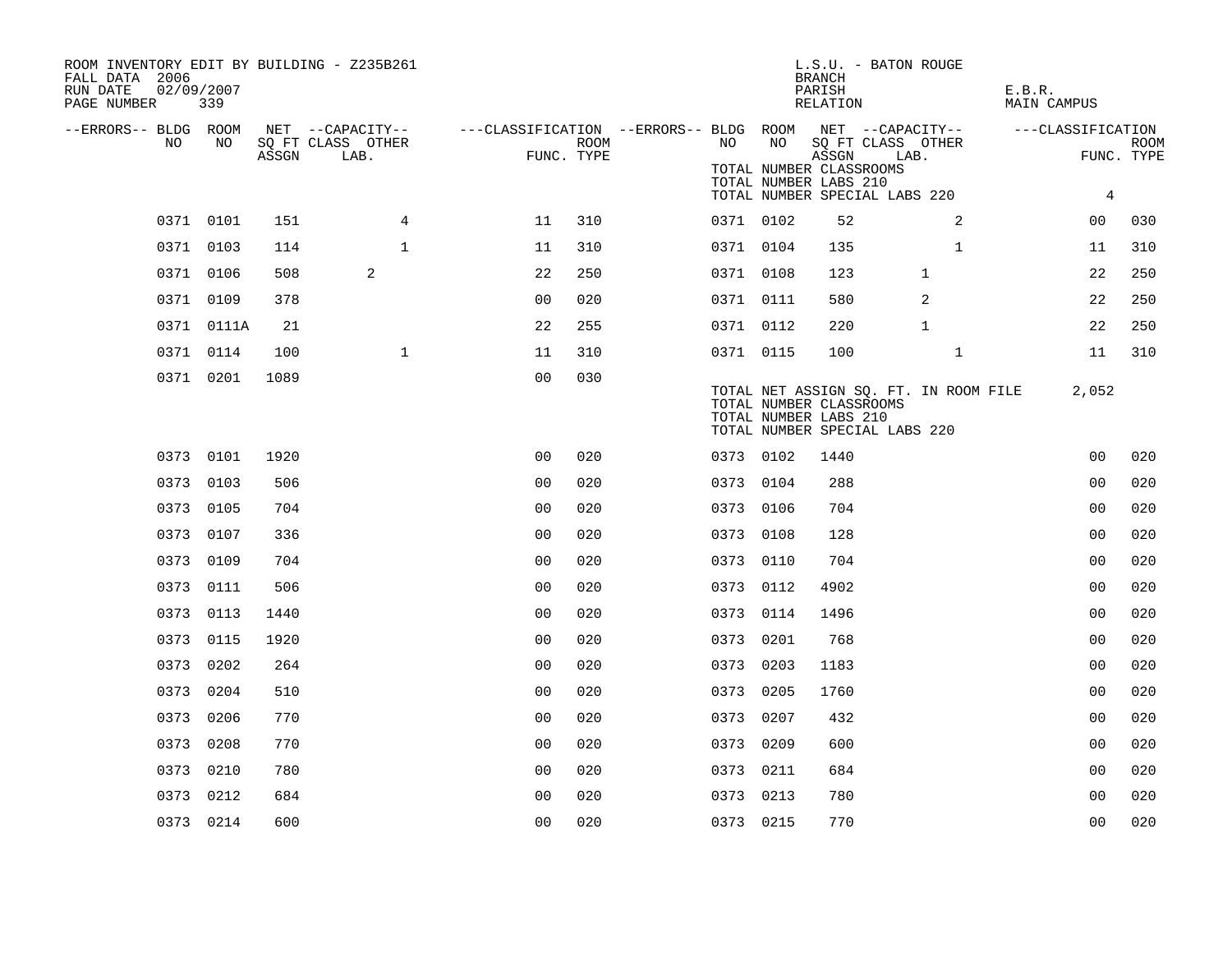ROOM INVENTORY EDIT BY BUILDING - Z235B261
FALL DATA 2006
RUN DATE 02/09/2007

L.S.U. - BATON ROUGE
BRANCH
PARISH E.B.R.
RELATION MAIN CAMPUS

TOTAL NUMBER CLASSROOMS
TOTAL NUMBER LABS 210
TOTAL NUMBER SPECIAL LABS 220: 4

| --ERRORS-- | BLDG NO | ROOM NO | NET SQ FT ASSGN | CAPACITY CLASS LAB. | CAPACITY OTHER | CLASSIFICATION FUNC. | ROOM TYPE | --ERRORS-- | BLDG NO | ROOM NO | NET SQ FT ASSGN | CAPACITY CLASS LAB. | CAPACITY OTHER | CLASSIFICATION FUNC. | ROOM TYPE |
|---|---|---|---|---|---|---|---|---|---|---|---|---|---|---|---|
| | 0371 | 0101 | 151 | | 4 | 11 | 310 | | 0371 | 0102 | 52 | | 2 | 00 | 030 |
| | 0371 | 0103 | 114 | | 1 | 11 | 310 | | 0371 | 0104 | 135 | | 1 | 11 | 310 |
| | 0371 | 0106 | 508 | 2 | | 22 | 250 | | 0371 | 0108 | 123 | 1 | | 22 | 250 |
| | 0371 | 0109 | 378 | | | 00 | 020 | | 0371 | 0111 | 580 | 2 | | 22 | 250 |
| | 0371 | 0111A | 21 | | | 22 | 255 | | 0371 | 0112 | 220 | 1 | | 22 | 250 |
| | 0371 | 0114 | 100 | | 1 | 11 | 310 | | 0371 | 0115 | 100 | | 1 | 11 | 310 |
| | 0371 | 0201 | 1089 | | | 00 | 030 | | | | | | | | |

TOTAL NET ASSIGN SQ. FT. IN ROOM FILE 2,052
TOTAL NUMBER CLASSROOMS
TOTAL NUMBER LABS 210
TOTAL NUMBER SPECIAL LABS 220

| --ERRORS-- | BLDG NO | ROOM NO | NET SQ FT ASSGN | CAPACITY CLASS LAB. | CAPACITY OTHER | CLASSIFICATION FUNC. | ROOM TYPE | --ERRORS-- | BLDG NO | ROOM NO | NET SQ FT ASSGN | CAPACITY CLASS LAB. | CAPACITY OTHER | CLASSIFICATION FUNC. | ROOM TYPE |
|---|---|---|---|---|---|---|---|---|---|---|---|---|---|---|---|
| | 0373 | 0101 | 1920 | | | 00 | 020 | | 0373 | 0102 | 1440 | | | 00 | 020 |
| | 0373 | 0103 | 506 | | | 00 | 020 | | 0373 | 0104 | 288 | | | 00 | 020 |
| | 0373 | 0105 | 704 | | | 00 | 020 | | 0373 | 0106 | 704 | | | 00 | 020 |
| | 0373 | 0107 | 336 | | | 00 | 020 | | 0373 | 0108 | 128 | | | 00 | 020 |
| | 0373 | 0109 | 704 | | | 00 | 020 | | 0373 | 0110 | 704 | | | 00 | 020 |
| | 0373 | 0111 | 506 | | | 00 | 020 | | 0373 | 0112 | 4902 | | | 00 | 020 |
| | 0373 | 0113 | 1440 | | | 00 | 020 | | 0373 | 0114 | 1496 | | | 00 | 020 |
| | 0373 | 0115 | 1920 | | | 00 | 020 | | 0373 | 0201 | 768 | | | 00 | 020 |
| | 0373 | 0202 | 264 | | | 00 | 020 | | 0373 | 0203 | 1183 | | | 00 | 020 |
| | 0373 | 0204 | 510 | | | 00 | 020 | | 0373 | 0205 | 1760 | | | 00 | 020 |
| | 0373 | 0206 | 770 | | | 00 | 020 | | 0373 | 0207 | 432 | | | 00 | 020 |
| | 0373 | 0208 | 770 | | | 00 | 020 | | 0373 | 0209 | 600 | | | 00 | 020 |
| | 0373 | 0210 | 780 | | | 00 | 020 | | 0373 | 0211 | 684 | | | 00 | 020 |
| | 0373 | 0212 | 684 | | | 00 | 020 | | 0373 | 0213 | 780 | | | 00 | 020 |
| | 0373 | 0214 | 600 | | | 00 | 020 | | 0373 | 0215 | 770 | | | 00 | 020 |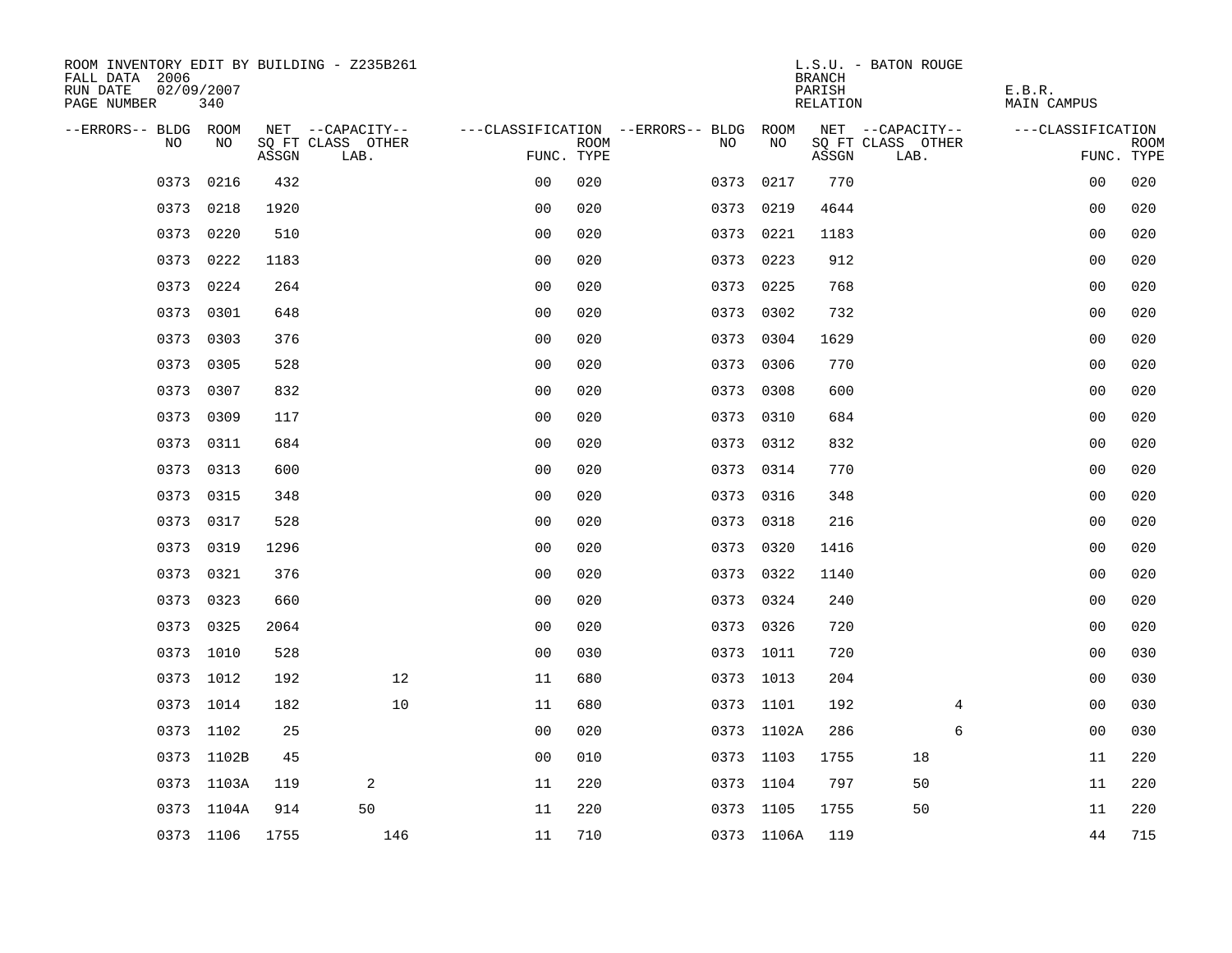ROOM INVENTORY EDIT BY BUILDING - Z235B261
FALL DATA 2006
RUN DATE 02/09/2007
PAGE NUMBER 340

L.S.U. - BATON ROUGE
BRANCH
PARISH E.B.R.
RELATION MAIN CAMPUS

| --ERRORS-- | BLDG NO | ROOM NO | NET SQ FT ASSGN | CAPACITY CLASS LAB. | CAPACITY OTHER | CLASSIFICATION FUNC. | ROOM TYPE | --ERRORS-- | BLDG NO | ROOM NO | NET SQ FT ASSGN | CAPACITY CLASS LAB. | CAPACITY OTHER | CLASSIFICATION FUNC. | ROOM TYPE |
|---|---|---|---|---|---|---|---|---|---|---|---|---|---|---|---|
| | 0373 | 0216 | 432 | | | 00 | 020 | | 0373 | 0217 | 770 | | | 00 | 020 |
| | 0373 | 0218 | 1920 | | | 00 | 020 | | 0373 | 0219 | 4644 | | | 00 | 020 |
| | 0373 | 0220 | 510 | | | 00 | 020 | | 0373 | 0221 | 1183 | | | 00 | 020 |
| | 0373 | 0222 | 1183 | | | 00 | 020 | | 0373 | 0223 | 912 | | | 00 | 020 |
| | 0373 | 0224 | 264 | | | 00 | 020 | | 0373 | 0225 | 768 | | | 00 | 020 |
| | 0373 | 0301 | 648 | | | 00 | 020 | | 0373 | 0302 | 732 | | | 00 | 020 |
| | 0373 | 0303 | 376 | | | 00 | 020 | | 0373 | 0304 | 1629 | | | 00 | 020 |
| | 0373 | 0305 | 528 | | | 00 | 020 | | 0373 | 0306 | 770 | | | 00 | 020 |
| | 0373 | 0307 | 832 | | | 00 | 020 | | 0373 | 0308 | 600 | | | 00 | 020 |
| | 0373 | 0309 | 117 | | | 00 | 020 | | 0373 | 0310 | 684 | | | 00 | 020 |
| | 0373 | 0311 | 684 | | | 00 | 020 | | 0373 | 0312 | 832 | | | 00 | 020 |
| | 0373 | 0313 | 600 | | | 00 | 020 | | 0373 | 0314 | 770 | | | 00 | 020 |
| | 0373 | 0315 | 348 | | | 00 | 020 | | 0373 | 0316 | 348 | | | 00 | 020 |
| | 0373 | 0317 | 528 | | | 00 | 020 | | 0373 | 0318 | 216 | | | 00 | 020 |
| | 0373 | 0319 | 1296 | | | 00 | 020 | | 0373 | 0320 | 1416 | | | 00 | 020 |
| | 0373 | 0321 | 376 | | | 00 | 020 | | 0373 | 0322 | 1140 | | | 00 | 020 |
| | 0373 | 0323 | 660 | | | 00 | 020 | | 0373 | 0324 | 240 | | | 00 | 020 |
| | 0373 | 0325 | 2064 | | | 00 | 020 | | 0373 | 0326 | 720 | | | 00 | 020 |
| | 0373 | 1010 | 528 | | | 00 | 030 | | 0373 | 1011 | 720 | | | 00 | 030 |
| | 0373 | 1012 | 192 | | 12 | 11 | 680 | | 0373 | 1013 | 204 | | | 00 | 030 |
| | 0373 | 1014 | 182 | | 10 | 11 | 680 | | 0373 | 1101 | 192 | | 4 | 00 | 030 |
| | 0373 | 1102 | 25 | | | 00 | 020 | | 0373 | 1102A | 286 | | 6 | 00 | 030 |
| | 0373 | 1102B | 45 | | | 00 | 010 | | 0373 | 1103 | 1755 | 18 | | 11 | 220 |
| | 0373 | 1103A | 119 | 2 | | 11 | 220 | | 0373 | 1104 | 797 | 50 | | 11 | 220 |
| | 0373 | 1104A | 914 | 50 | | 11 | 220 | | 0373 | 1105 | 1755 | 50 | | 11 | 220 |
| | 0373 | 1106 | 1755 | | 146 | 11 | 710 | | 0373 | 1106A | 119 | | | 44 | 715 |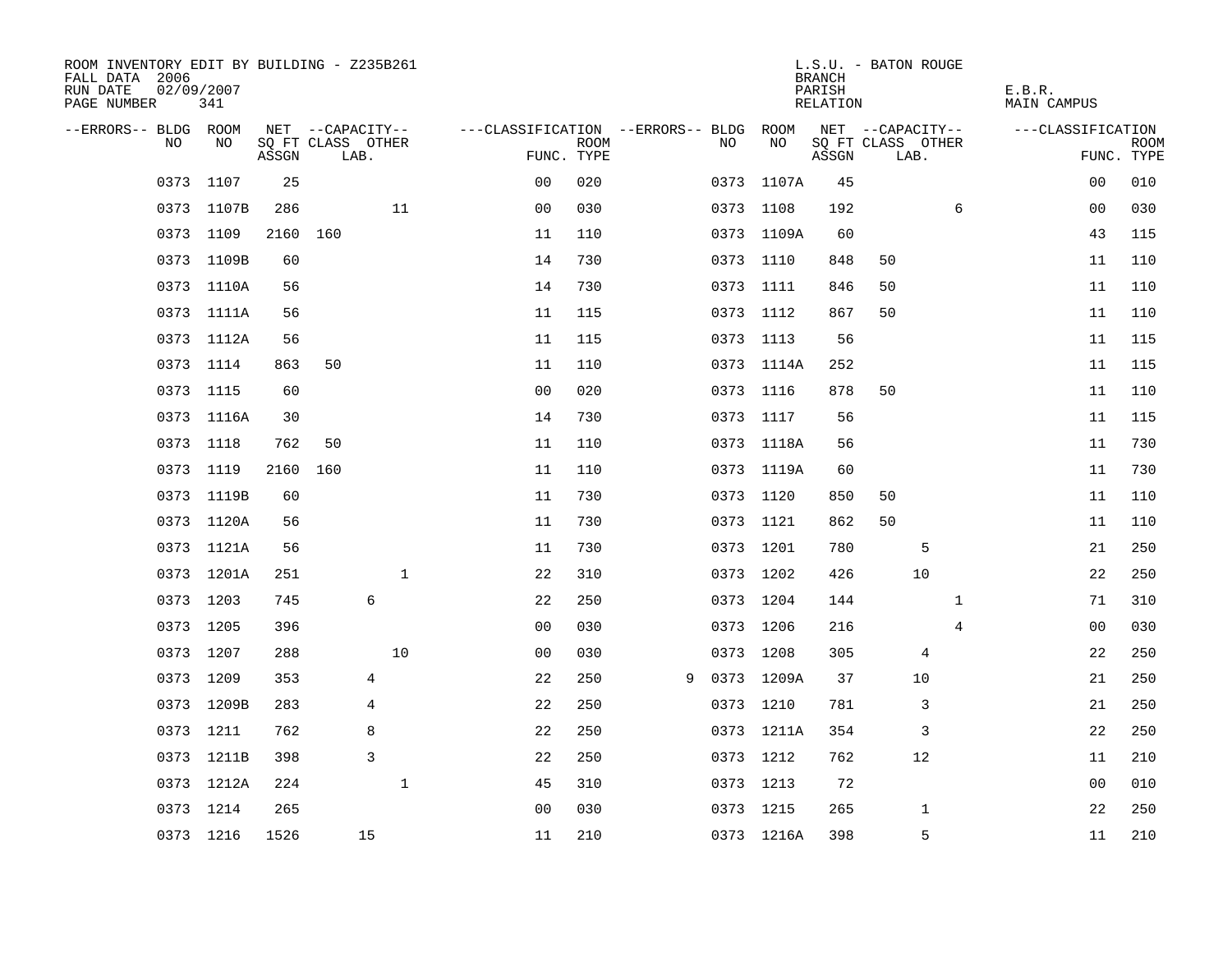ROOM INVENTORY EDIT BY BUILDING - Z235B261
FALL DATA 2006
RUN DATE 02/09/2007
PAGE NUMBER 341

L.S.U. - BATON ROUGE
BRANCH
PARISH E.B.R.
RELATION MAIN CAMPUS

| --ERRORS-- | BLDG NO | ROOM NO | NET SQ FT ASSGN | CAPACITY CLASS LAB. | CAPACITY OTHER | CLASSIFICATION FUNC. | ROOM TYPE | --ERRORS-- | BLDG NO | ROOM NO | NET SQ FT ASSGN | CAPACITY CLASS LAB. | CAPACITY OTHER | CLASSIFICATION FUNC. | ROOM TYPE |
|---|---|---|---|---|---|---|---|---|---|---|---|---|---|---|---|
| | 0373 | 1107 | 25 | | | 00 | 020 | | 0373 | 1107A | 45 | | | 00 | 010 |
| | 0373 | 1107B | 286 | | 11 | 00 | 030 | | 0373 | 1108 | 192 | | 6 | 00 | 030 |
| | 0373 | 1109 | 2160 | 160 | | 11 | 110 | | 0373 | 1109A | 60 | | | 43 | 115 |
| | 0373 | 1109B | 60 | | | 14 | 730 | | 0373 | 1110 | 848 | 50 | | 11 | 110 |
| | 0373 | 1110A | 56 | | | 14 | 730 | | 0373 | 1111 | 846 | 50 | | 11 | 110 |
| | 0373 | 1111A | 56 | | | 11 | 115 | | 0373 | 1112 | 867 | 50 | | 11 | 110 |
| | 0373 | 1112A | 56 | | | 11 | 115 | | 0373 | 1113 | 56 | | | 11 | 115 |
| | 0373 | 1114 | 863 | 50 | | 11 | 110 | | 0373 | 1114A | 252 | | | 11 | 115 |
| | 0373 | 1115 | 60 | | | 00 | 020 | | 0373 | 1116 | 878 | 50 | | 11 | 110 |
| | 0373 | 1116A | 30 | | | 14 | 730 | | 0373 | 1117 | 56 | | | 11 | 115 |
| | 0373 | 1118 | 762 | 50 | | 11 | 110 | | 0373 | 1118A | 56 | | | 11 | 730 |
| | 0373 | 1119 | 2160 | 160 | | 11 | 110 | | 0373 | 1119A | 60 | | | 11 | 730 |
| | 0373 | 1119B | 60 | | | 11 | 730 | | 0373 | 1120 | 850 | 50 | | 11 | 110 |
| | 0373 | 1120A | 56 | | | 11 | 730 | | 0373 | 1121 | 862 | 50 | | 11 | 110 |
| | 0373 | 1121A | 56 | | | 11 | 730 | | 0373 | 1201 | 780 | 5 | | 21 | 250 |
| | 0373 | 1201A | 251 | | 1 | 22 | 310 | | 0373 | 1202 | 426 | 10 | | 22 | 250 |
| | 0373 | 1203 | 745 | 6 | | 22 | 250 | | 0373 | 1204 | 144 | | 1 | 71 | 310 |
| | 0373 | 1205 | 396 | | | 00 | 030 | | 0373 | 1206 | 216 | | 4 | 00 | 030 |
| | 0373 | 1207 | 288 | | 10 | 00 | 030 | | 0373 | 1208 | 305 | 4 | | 22 | 250 |
| | 0373 | 1209 | 353 | 4 | | 22 | 250 | 9 | 0373 | 1209A | 37 | 10 | | 21 | 250 |
| | 0373 | 1209B | 283 | 4 | | 22 | 250 | | 0373 | 1210 | 781 | 3 | | 21 | 250 |
| | 0373 | 1211 | 762 | 8 | | 22 | 250 | | 0373 | 1211A | 354 | 3 | | 22 | 250 |
| | 0373 | 1211B | 398 | 3 | | 22 | 250 | | 0373 | 1212 | 762 | 12 | | 11 | 210 |
| | 0373 | 1212A | 224 | | 1 | 45 | 310 | | 0373 | 1213 | 72 | | | 00 | 010 |
| | 0373 | 1214 | 265 | | | 00 | 030 | | 0373 | 1215 | 265 | 1 | | 22 | 250 |
| | 0373 | 1216 | 1526 | 15 | | 11 | 210 | | 0373 | 1216A | 398 | 5 | | 11 | 210 |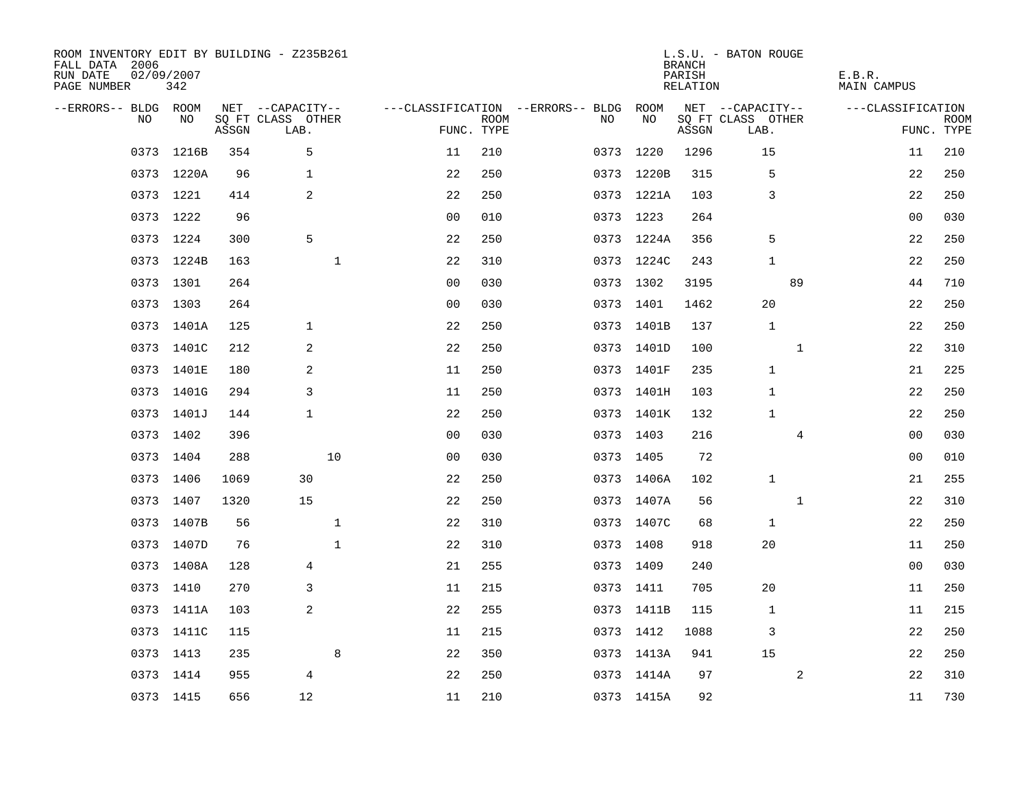ROOM INVENTORY EDIT BY BUILDING - Z235B261
FALL DATA 2006
RUN DATE 02/09/2007
PAGE NUMBER 342

L.S.U. - BATON ROUGE
BRANCH
PARISH E.B.R.
RELATION MAIN CAMPUS

| --ERRORS-- | BLDG NO | ROOM NO | NET SQ FT ASSGN | CAPACITY CLASS LAB. | CAPACITY OTHER | CLASSIFICATION FUNC. | ROOM TYPE | --ERRORS-- | BLDG NO | ROOM NO | NET SQ FT ASSGN | CAPACITY CLASS LAB. | CAPACITY OTHER | CLASSIFICATION FUNC. | ROOM TYPE |
|---|---|---|---|---|---|---|---|---|---|---|---|---|---|---|---|
| | 0373 | 1216B | 354 | 5 | | 11 | 210 | | 0373 | 1220 | 1296 | 15 | | 11 | 210 |
| | 0373 | 1220A | 96 | 1 | | 22 | 250 | | 0373 | 1220B | 315 | 5 | | 22 | 250 |
| | 0373 | 1221 | 414 | 2 | | 22 | 250 | | 0373 | 1221A | 103 | 3 | | 22 | 250 |
| | 0373 | 1222 | 96 | | | 00 | 010 | | 0373 | 1223 | 264 | | | 00 | 030 |
| | 0373 | 1224 | 300 | 5 | | 22 | 250 | | 0373 | 1224A | 356 | 5 | | 22 | 250 |
| | 0373 | 1224B | 163 | | 1 | 22 | 310 | | 0373 | 1224C | 243 | 1 | | 22 | 250 |
| | 0373 | 1301 | 264 | | | 00 | 030 | | 0373 | 1302 | 3195 | | 89 | 44 | 710 |
| | 0373 | 1303 | 264 | | | 00 | 030 | | 0373 | 1401 | 1462 | 20 | | 22 | 250 |
| | 0373 | 1401A | 125 | 1 | | 22 | 250 | | 0373 | 1401B | 137 | 1 | | 22 | 250 |
| | 0373 | 1401C | 212 | 2 | | 22 | 250 | | 0373 | 1401D | 100 | | 1 | 22 | 310 |
| | 0373 | 1401E | 180 | 2 | | 11 | 250 | | 0373 | 1401F | 235 | 1 | | 21 | 225 |
| | 0373 | 1401G | 294 | 3 | | 11 | 250 | | 0373 | 1401H | 103 | 1 | | 22 | 250 |
| | 0373 | 1401J | 144 | 1 | | 22 | 250 | | 0373 | 1401K | 132 | 1 | | 22 | 250 |
| | 0373 | 1402 | 396 | | | 00 | 030 | | 0373 | 1403 | 216 | | 4 | 00 | 030 |
| | 0373 | 1404 | 288 | | 10 | 00 | 030 | | 0373 | 1405 | 72 | | | 00 | 010 |
| | 0373 | 1406 | 1069 | 30 | | 22 | 250 | | 0373 | 1406A | 102 | 1 | | 21 | 255 |
| | 0373 | 1407 | 1320 | 15 | | 22 | 250 | | 0373 | 1407A | 56 | | 1 | 22 | 310 |
| | 0373 | 1407B | 56 | | 1 | 22 | 310 | | 0373 | 1407C | 68 | 1 | | 22 | 250 |
| | 0373 | 1407D | 76 | | 1 | 22 | 310 | | 0373 | 1408 | 918 | 20 | | 11 | 250 |
| | 0373 | 1408A | 128 | 4 | | 21 | 255 | | 0373 | 1409 | 240 | | | 00 | 030 |
| | 0373 | 1410 | 270 | 3 | | 11 | 215 | | 0373 | 1411 | 705 | 20 | | 11 | 250 |
| | 0373 | 1411A | 103 | 2 | | 22 | 255 | | 0373 | 1411B | 115 | 1 | | 11 | 215 |
| | 0373 | 1411C | 115 | | | 11 | 215 | | 0373 | 1412 | 1088 | 3 | | 22 | 250 |
| | 0373 | 1413 | 235 | | 8 | 22 | 350 | | 0373 | 1413A | 941 | 15 | | 22 | 250 |
| | 0373 | 1414 | 955 | 4 | | 22 | 250 | | 0373 | 1414A | 97 | | 2 | 22 | 310 |
| | 0373 | 1415 | 656 | 12 | | 11 | 210 | | 0373 | 1415A | 92 | | | 11 | 730 |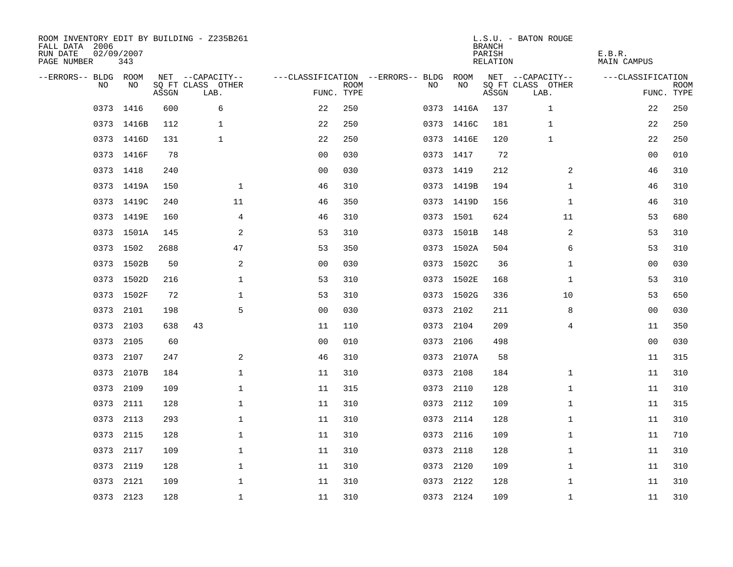ROOM INVENTORY EDIT BY BUILDING - Z235B261
FALL DATA 2006
RUN DATE 02/09/2007
PAGE NUMBER 343

L.S.U. - BATON ROUGE
BRANCH
PARISH E.B.R.
RELATION MAIN CAMPUS

| --ERRORS-- | BLDG NO | ROOM NO | NET SQ FT ASSGN | --CAPACITY-- CLASS LAB. | OTHER | ---CLASSIFICATION FUNC. | ROOM TYPE | --ERRORS-- | BLDG NO | ROOM NO | NET SQ FT ASSGN | --CAPACITY-- CLASS LAB. | OTHER | ---CLASSIFICATION FUNC. | ROOM TYPE |
|---|---|---|---|---|---|---|---|---|---|---|---|---|---|---|---|
| | 0373 | 1416 | 600 | 6 | | 22 | 250 | | 0373 | 1416A | 137 | 1 | | 22 | 250 |
| | 0373 | 1416B | 112 | 1 | | 22 | 250 | | 0373 | 1416C | 181 | 1 | | 22 | 250 |
| | 0373 | 1416D | 131 | 1 | | 22 | 250 | | 0373 | 1416E | 120 | 1 | | 22 | 250 |
| | 0373 | 1416F | 78 | | | 00 | 030 | | 0373 | 1417 | 72 | | | 00 | 010 |
| | 0373 | 1418 | 240 | | | 00 | 030 | | 0373 | 1419 | 212 | | 2 | 46 | 310 |
| | 0373 | 1419A | 150 | | 1 | 46 | 310 | | 0373 | 1419B | 194 | | 1 | 46 | 310 |
| | 0373 | 1419C | 240 | | 11 | 46 | 350 | | 0373 | 1419D | 156 | | 1 | 46 | 310 |
| | 0373 | 1419E | 160 | | 4 | 46 | 310 | | 0373 | 1501 | 624 | | 11 | 53 | 680 |
| | 0373 | 1501A | 145 | | 2 | 53 | 310 | | 0373 | 1501B | 148 | | 2 | 53 | 310 |
| | 0373 | 1502 | 2688 | | 47 | 53 | 350 | | 0373 | 1502A | 504 | | 6 | 53 | 310 |
| | 0373 | 1502B | 50 | | 2 | 00 | 030 | | 0373 | 1502C | 36 | | 1 | 00 | 030 |
| | 0373 | 1502D | 216 | | 1 | 53 | 310 | | 0373 | 1502E | 168 | | 1 | 53 | 310 |
| | 0373 | 1502F | 72 | | 1 | 53 | 310 | | 0373 | 1502G | 336 | | 10 | 53 | 650 |
| | 0373 | 2101 | 198 | | 5 | 00 | 030 | | 0373 | 2102 | 211 | | 8 | 00 | 030 |
| | 0373 | 2103 | 638 | 43 | | 11 | 110 | | 0373 | 2104 | 209 | | 4 | 11 | 350 |
| | 0373 | 2105 | 60 | | | 00 | 010 | | 0373 | 2106 | 498 | | | 00 | 030 |
| | 0373 | 2107 | 247 | | 2 | 46 | 310 | | 0373 | 2107A | 58 | | | 11 | 315 |
| | 0373 | 2107B | 184 | | 1 | 11 | 310 | | 0373 | 2108 | 184 | | 1 | 11 | 310 |
| | 0373 | 2109 | 109 | | 1 | 11 | 315 | | 0373 | 2110 | 128 | | 1 | 11 | 310 |
| | 0373 | 2111 | 128 | | 1 | 11 | 310 | | 0373 | 2112 | 109 | | 1 | 11 | 315 |
| | 0373 | 2113 | 293 | | 1 | 11 | 310 | | 0373 | 2114 | 128 | | 1 | 11 | 310 |
| | 0373 | 2115 | 128 | | 1 | 11 | 310 | | 0373 | 2116 | 109 | | 1 | 11 | 710 |
| | 0373 | 2117 | 109 | | 1 | 11 | 310 | | 0373 | 2118 | 128 | | 1 | 11 | 310 |
| | 0373 | 2119 | 128 | | 1 | 11 | 310 | | 0373 | 2120 | 109 | | 1 | 11 | 310 |
| | 0373 | 2121 | 109 | | 1 | 11 | 310 | | 0373 | 2122 | 128 | | 1 | 11 | 310 |
| | 0373 | 2123 | 128 | | 1 | 11 | 310 | | 0373 | 2124 | 109 | | 1 | 11 | 310 |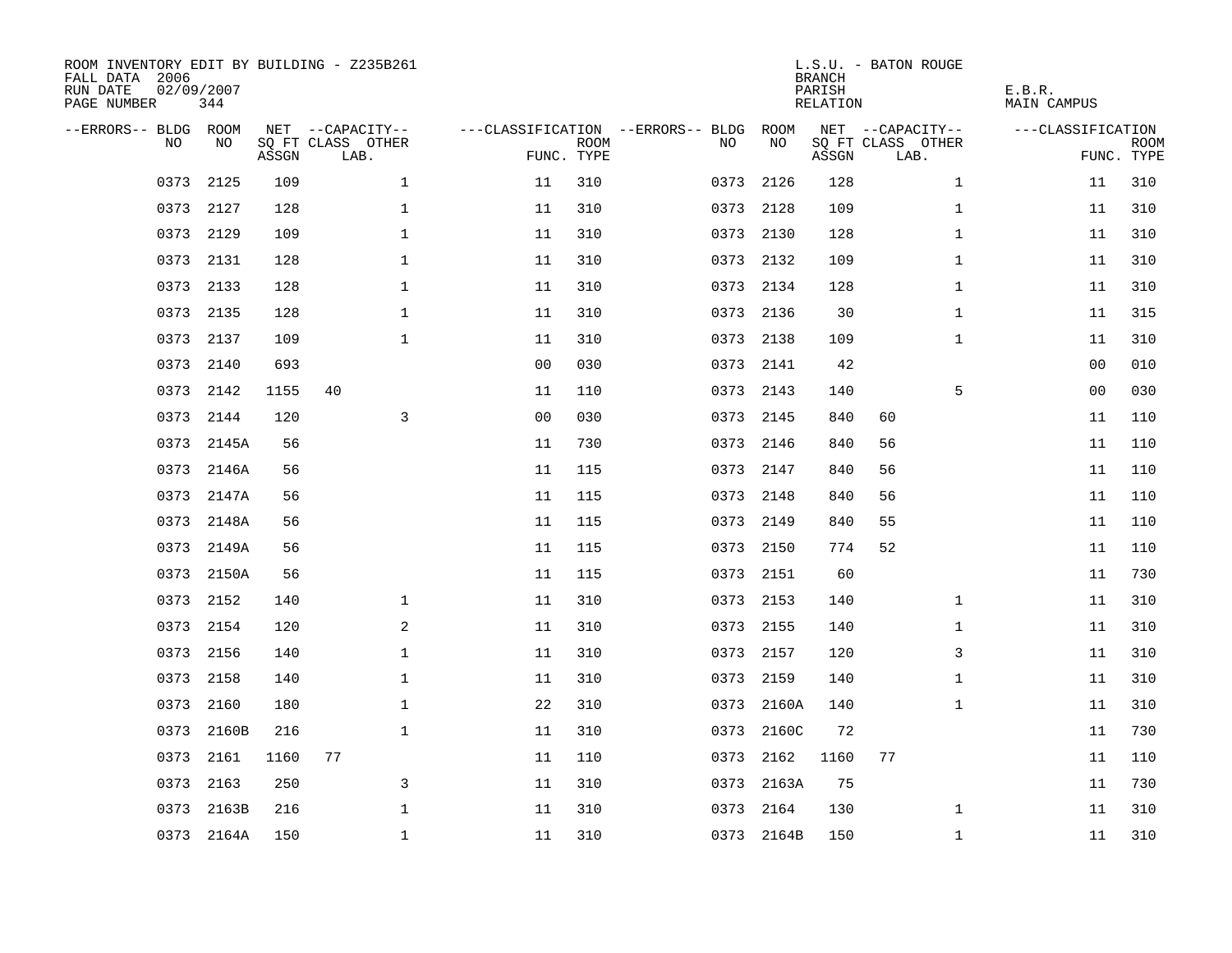ROOM INVENTORY EDIT BY BUILDING - Z235B261
FALL DATA 2006
RUN DATE 02/09/2007
PAGE NUMBER 344

L.S.U. - BATON ROUGE
BRANCH
PARISH E.B.R.
RELATION MAIN CAMPUS

| --ERRORS-- | BLDG NO | ROOM NO | NET SQ FT ASSGN | CAPACITY CLASS | CAPACITY OTHER LAB. | CLASSIFICATION FUNC. | ROOM TYPE | --ERRORS-- | BLDG NO | ROOM NO | NET SQ FT ASSGN | CAPACITY CLASS | CAPACITY OTHER LAB. | CLASSIFICATION FUNC. | ROOM TYPE |
|---|---|---|---|---|---|---|---|---|---|---|---|---|---|---|---|
| | 0373 | 2125 | 109 | | 1 | 11 | 310 | | 0373 | 2126 | 128 | | 1 | 11 | 310 |
| | 0373 | 2127 | 128 | | 1 | 11 | 310 | | 0373 | 2128 | 109 | | 1 | 11 | 310 |
| | 0373 | 2129 | 109 | | 1 | 11 | 310 | | 0373 | 2130 | 128 | | 1 | 11 | 310 |
| | 0373 | 2131 | 128 | | 1 | 11 | 310 | | 0373 | 2132 | 109 | | 1 | 11 | 310 |
| | 0373 | 2133 | 128 | | 1 | 11 | 310 | | 0373 | 2134 | 128 | | 1 | 11 | 310 |
| | 0373 | 2135 | 128 | | 1 | 11 | 310 | | 0373 | 2136 | 30 | | 1 | 11 | 315 |
| | 0373 | 2137 | 109 | | 1 | 11 | 310 | | 0373 | 2138 | 109 | | 1 | 11 | 310 |
| | 0373 | 2140 | 693 | | | 00 | 030 | | 0373 | 2141 | 42 | | | 00 | 010 |
| | 0373 | 2142 | 1155 | 40 | | 11 | 110 | | 0373 | 2143 | 140 | | 5 | 00 | 030 |
| | 0373 | 2144 | 120 | | 3 | 00 | 030 | | 0373 | 2145 | 840 | 60 | | 11 | 110 |
| | 0373 | 2145A | 56 | | | 11 | 730 | | 0373 | 2146 | 840 | 56 | | 11 | 110 |
| | 0373 | 2146A | 56 | | | 11 | 115 | | 0373 | 2147 | 840 | 56 | | 11 | 110 |
| | 0373 | 2147A | 56 | | | 11 | 115 | | 0373 | 2148 | 840 | 56 | | 11 | 110 |
| | 0373 | 2148A | 56 | | | 11 | 115 | | 0373 | 2149 | 840 | 55 | | 11 | 110 |
| | 0373 | 2149A | 56 | | | 11 | 115 | | 0373 | 2150 | 774 | 52 | | 11 | 110 |
| | 0373 | 2150A | 56 | | | 11 | 115 | | 0373 | 2151 | 60 | | | 11 | 730 |
| | 0373 | 2152 | 140 | | 1 | 11 | 310 | | 0373 | 2153 | 140 | | 1 | 11 | 310 |
| | 0373 | 2154 | 120 | | 2 | 11 | 310 | | 0373 | 2155 | 140 | | 1 | 11 | 310 |
| | 0373 | 2156 | 140 | | 1 | 11 | 310 | | 0373 | 2157 | 120 | | 3 | 11 | 310 |
| | 0373 | 2158 | 140 | | 1 | 11 | 310 | | 0373 | 2159 | 140 | | 1 | 11 | 310 |
| | 0373 | 2160 | 180 | | 1 | 22 | 310 | | 0373 | 2160A | 140 | | 1 | 11 | 310 |
| | 0373 | 2160B | 216 | | 1 | 11 | 310 | | 0373 | 2160C | 72 | | | 11 | 730 |
| | 0373 | 2161 | 1160 | 77 | | 11 | 110 | | 0373 | 2162 | 1160 | 77 | | 11 | 110 |
| | 0373 | 2163 | 250 | | 3 | 11 | 310 | | 0373 | 2163A | 75 | | | 11 | 730 |
| | 0373 | 2163B | 216 | | 1 | 11 | 310 | | 0373 | 2164 | 130 | | 1 | 11 | 310 |
| | 0373 | 2164A | 150 | | 1 | 11 | 310 | | 0373 | 2164B | 150 | | 1 | 11 | 310 |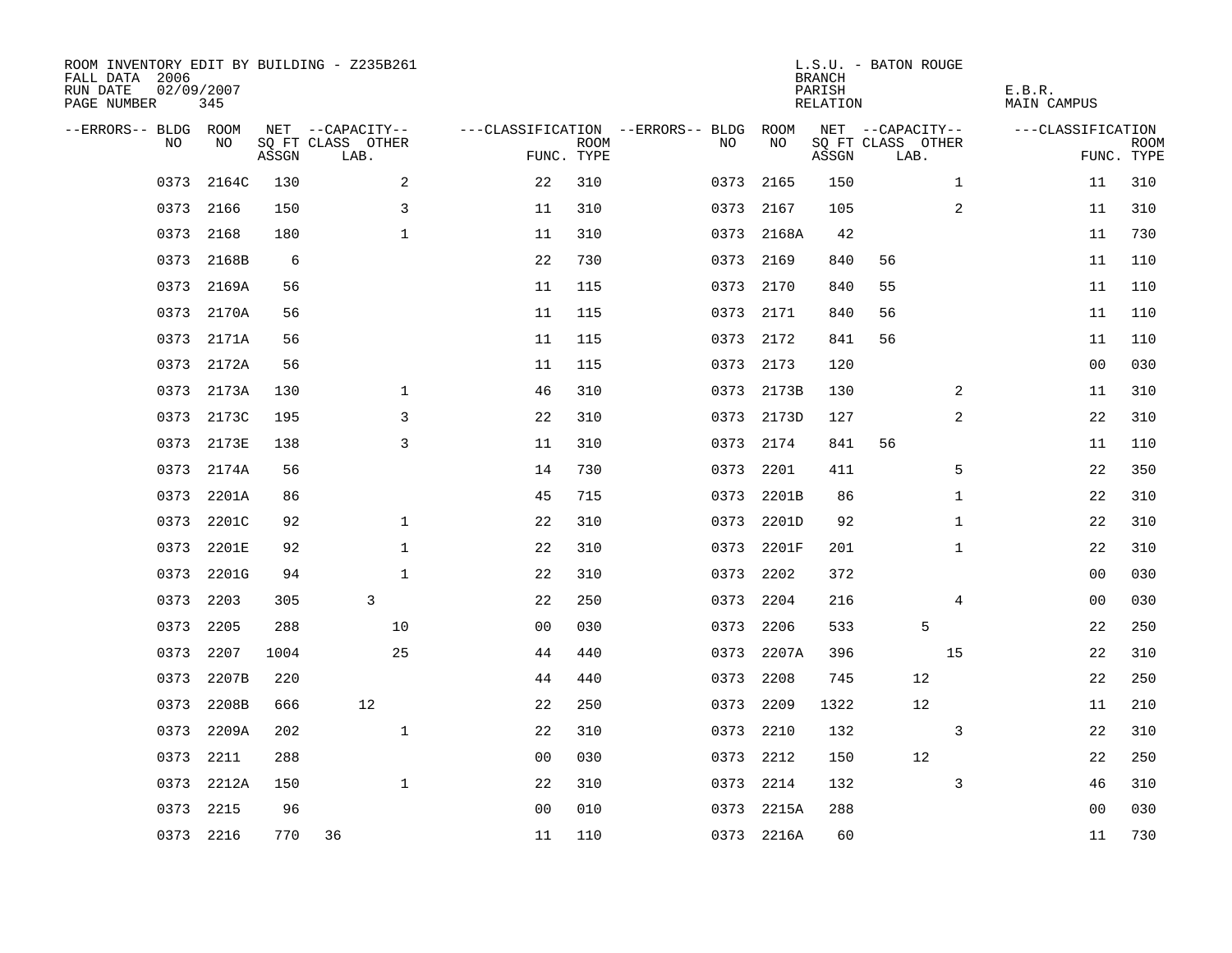ROOM INVENTORY EDIT BY BUILDING - Z235B261
FALL DATA 2006
RUN DATE 02/09/2007
PAGE NUMBER 345

L.S.U. - BATON ROUGE
BRANCH
PARISH E.B.R.
RELATION MAIN CAMPUS

| --ERRORS-- | BLDG NO | ROOM NO | NET SQ FT ASSGN | CAPACITY CLASS | CAPACITY LAB. | CAPACITY OTHER | CLASSIFICATION FUNC. | ROOM TYPE | --ERRORS-- | BLDG NO | ROOM NO | NET SQ FT ASSGN | CAPACITY CLASS | CAPACITY LAB. | CAPACITY OTHER | CLASSIFICATION FUNC. | ROOM TYPE |
|---|---|---|---|---|---|---|---|---|---|---|---|---|---|---|---|---|---|
| | 0373 | 2164C | 130 | | | 2 | 22 | 310 | | 0373 | 2165 | 150 | | | 1 | 11 | 310 |
| | 0373 | 2166 | 150 | | | 3 | 11 | 310 | | 0373 | 2167 | 105 | | | 2 | 11 | 310 |
| | 0373 | 2168 | 180 | | | 1 | 11 | 310 | | 0373 | 2168A | 42 | | | | 11 | 730 |
| | 0373 | 2168B | 6 | | | | 22 | 730 | | 0373 | 2169 | 840 | 56 | | | 11 | 110 |
| | 0373 | 2169A | 56 | | | | 11 | 115 | | 0373 | 2170 | 840 | 55 | | | 11 | 110 |
| | 0373 | 2170A | 56 | | | | 11 | 115 | | 0373 | 2171 | 840 | 56 | | | 11 | 110 |
| | 0373 | 2171A | 56 | | | | 11 | 115 | | 0373 | 2172 | 841 | 56 | | | 11 | 110 |
| | 0373 | 2172A | 56 | | | | 11 | 115 | | 0373 | 2173 | 120 | | | | 00 | 030 |
| | 0373 | 2173A | 130 | | | 1 | 46 | 310 | | 0373 | 2173B | 130 | | | 2 | 11 | 310 |
| | 0373 | 2173C | 195 | | | 3 | 22 | 310 | | 0373 | 2173D | 127 | | | 2 | 22 | 310 |
| | 0373 | 2173E | 138 | | | 3 | 11 | 310 | | 0373 | 2174 | 841 | 56 | | | 11 | 110 |
| | 0373 | 2174A | 56 | | | | 14 | 730 | | 0373 | 2201 | 411 | | | 5 | 22 | 350 |
| | 0373 | 2201A | 86 | | | | 45 | 715 | | 0373 | 2201B | 86 | | | 1 | 22 | 310 |
| | 0373 | 2201C | 92 | | | 1 | 22 | 310 | | 0373 | 2201D | 92 | | | 1 | 22 | 310 |
| | 0373 | 2201E | 92 | | | 1 | 22 | 310 | | 0373 | 2201F | 201 | | | 1 | 22 | 310 |
| | 0373 | 2201G | 94 | | | 1 | 22 | 310 | | 0373 | 2202 | 372 | | | | 00 | 030 |
| | 0373 | 2203 | 305 | | 3 | | 22 | 250 | | 0373 | 2204 | 216 | | | 4 | 00 | 030 |
| | 0373 | 2205 | 288 | | | 10 | 00 | 030 | | 0373 | 2206 | 533 | | 5 | | 22 | 250 |
| | 0373 | 2207 | 1004 | | | 25 | 44 | 440 | | 0373 | 2207A | 396 | | | 15 | 22 | 310 |
| | 0373 | 2207B | 220 | | | | 44 | 440 | | 0373 | 2208 | 745 | | 12 | | 22 | 250 |
| | 0373 | 2208B | 666 | | 12 | | 22 | 250 | | 0373 | 2209 | 1322 | | 12 | | 11 | 210 |
| | 0373 | 2209A | 202 | | | 1 | 22 | 310 | | 0373 | 2210 | 132 | | | 3 | 22 | 310 |
| | 0373 | 2211 | 288 | | | | 00 | 030 | | 0373 | 2212 | 150 | | 12 | | 22 | 250 |
| | 0373 | 2212A | 150 | | | 1 | 22 | 310 | | 0373 | 2214 | 132 | | | 3 | 46 | 310 |
| | 0373 | 2215 | 96 | | | | 00 | 010 | | 0373 | 2215A | 288 | | | | 00 | 030 |
| | 0373 | 2216 | 770 | 36 | | | 11 | 110 | | 0373 | 2216A | 60 | | | | 11 | 730 |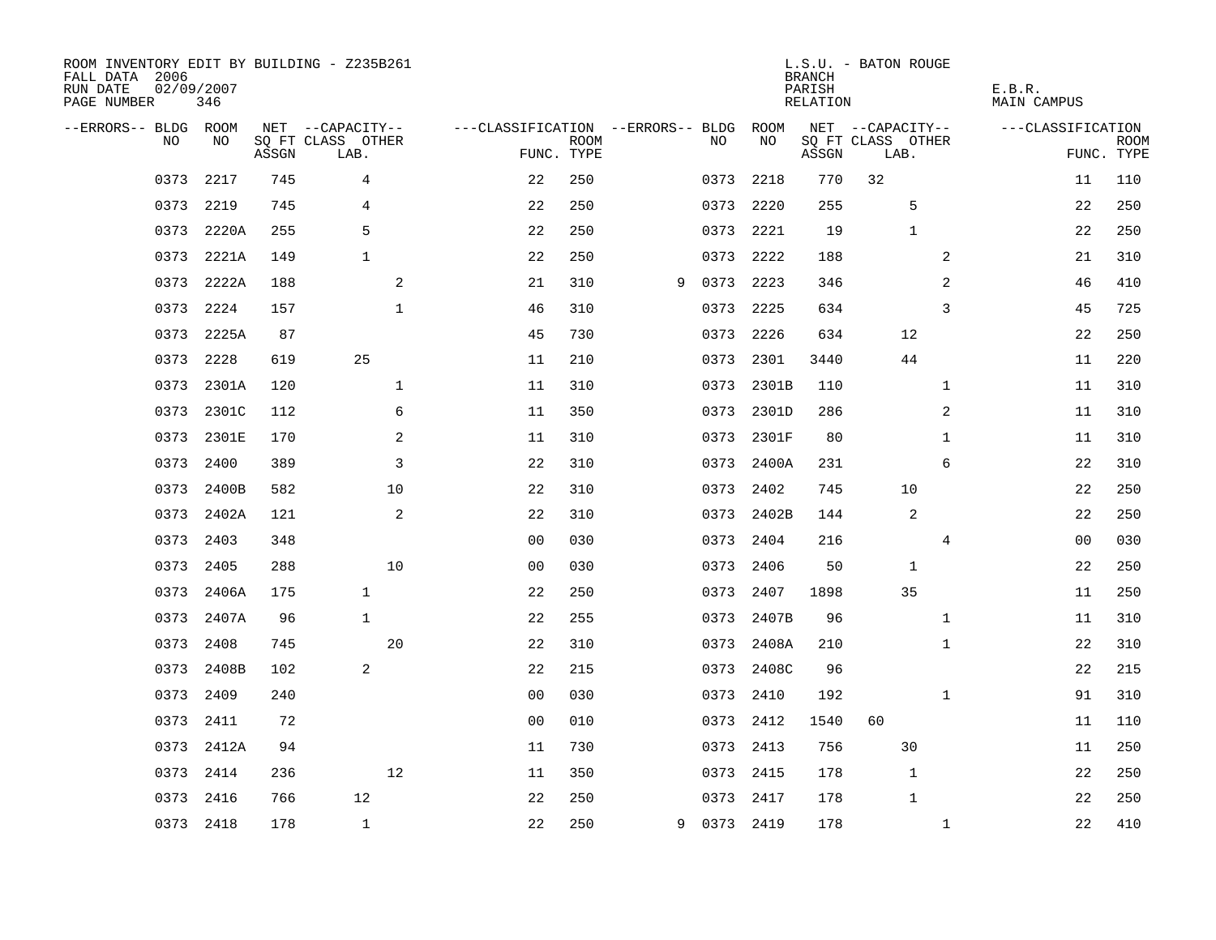ROOM INVENTORY EDIT BY BUILDING - Z235B261
FALL DATA 2006
RUN DATE 02/09/2007
PAGE NUMBER 346

L.S.U. - BATON ROUGE
BRANCH
PARISH
RELATION

E.B.R.
MAIN CAMPUS

| --ERRORS-- | BLDG NO | ROOM NO | NET SQ FT ASSGN | --CAPACITY-- CLASS | LAB. | OTHER | ---CLASSIFICATION FUNC. | ROOM TYPE | --ERRORS-- | BLDG NO | ROOM NO | NET SQ FT ASSGN | --CAPACITY-- CLASS | LAB. | OTHER | ---CLASSIFICATION FUNC. | ROOM TYPE |
|---|---|---|---|---|---|---|---|---|---|---|---|---|---|---|---|---|---|
| | 0373 | 2217 | 745 | | 4 | | 22 | 250 | | 0373 | 2218 | 770 | 32 | | | 11 | 110 |
| | 0373 | 2219 | 745 | | 4 | | 22 | 250 | | 0373 | 2220 | 255 | | 5 | | 22 | 250 |
| | 0373 | 2220A | 255 | | 5 | | 22 | 250 | | 0373 | 2221 | 19 | | 1 | | 22 | 250 |
| | 0373 | 2221A | 149 | | 1 | | 22 | 250 | | 0373 | 2222 | 188 | | | 2 | 21 | 310 |
| | 0373 | 2222A | 188 | | | 2 | 21 | 310 | 9 | 0373 | 2223 | 346 | | | 2 | 46 | 410 |
| | 0373 | 2224 | 157 | | | 1 | 46 | 310 | | 0373 | 2225 | 634 | | | 3 | 45 | 725 |
| | 0373 | 2225A | 87 | | | | 45 | 730 | | 0373 | 2226 | 634 | | 12 | | 22 | 250 |
| | 0373 | 2228 | 619 | | 25 | | 11 | 210 | | 0373 | 2301 | 3440 | | 44 | | 11 | 220 |
| | 0373 | 2301A | 120 | | | 1 | 11 | 310 | | 0373 | 2301B | 110 | | | 1 | 11 | 310 |
| | 0373 | 2301C | 112 | | | 6 | 11 | 350 | | 0373 | 2301D | 286 | | | 2 | 11 | 310 |
| | 0373 | 2301E | 170 | | | 2 | 11 | 310 | | 0373 | 2301F | 80 | | | 1 | 11 | 310 |
| | 0373 | 2400 | 389 | | | 3 | 22 | 310 | | 0373 | 2400A | 231 | | | 6 | 22 | 310 |
| | 0373 | 2400B | 582 | | | 10 | 22 | 310 | | 0373 | 2402 | 745 | | 10 | | 22 | 250 |
| | 0373 | 2402A | 121 | | | 2 | 22 | 310 | | 0373 | 2402B | 144 | | 2 | | 22 | 250 |
| | 0373 | 2403 | 348 | | | | 00 | 030 | | 0373 | 2404 | 216 | | | 4 | 00 | 030 |
| | 0373 | 2405 | 288 | | | 10 | 00 | 030 | | 0373 | 2406 | 50 | | 1 | | 22 | 250 |
| | 0373 | 2406A | 175 | | 1 | | 22 | 250 | | 0373 | 2407 | 1898 | | 35 | | 11 | 250 |
| | 0373 | 2407A | 96 | | 1 | | 22 | 255 | | 0373 | 2407B | 96 | | | 1 | 11 | 310 |
| | 0373 | 2408 | 745 | | | 20 | 22 | 310 | | 0373 | 2408A | 210 | | | 1 | 22 | 310 |
| | 0373 | 2408B | 102 | | 2 | | 22 | 215 | | 0373 | 2408C | 96 | | | | 22 | 215 |
| | 0373 | 2409 | 240 | | | | 00 | 030 | | 0373 | 2410 | 192 | | | 1 | 91 | 310 |
| | 0373 | 2411 | 72 | | | | 00 | 010 | | 0373 | 2412 | 1540 | 60 | | | 11 | 110 |
| | 0373 | 2412A | 94 | | | | 11 | 730 | | 0373 | 2413 | 756 | | 30 | | 11 | 250 |
| | 0373 | 2414 | 236 | | | 12 | 11 | 350 | | 0373 | 2415 | 178 | | 1 | | 22 | 250 |
| | 0373 | 2416 | 766 | | 12 | | 22 | 250 | | 0373 | 2417 | 178 | | 1 | | 22 | 250 |
| | 0373 | 2418 | 178 | | 1 | | 22 | 250 | 9 | 0373 | 2419 | 178 | | | 1 | 22 | 410 |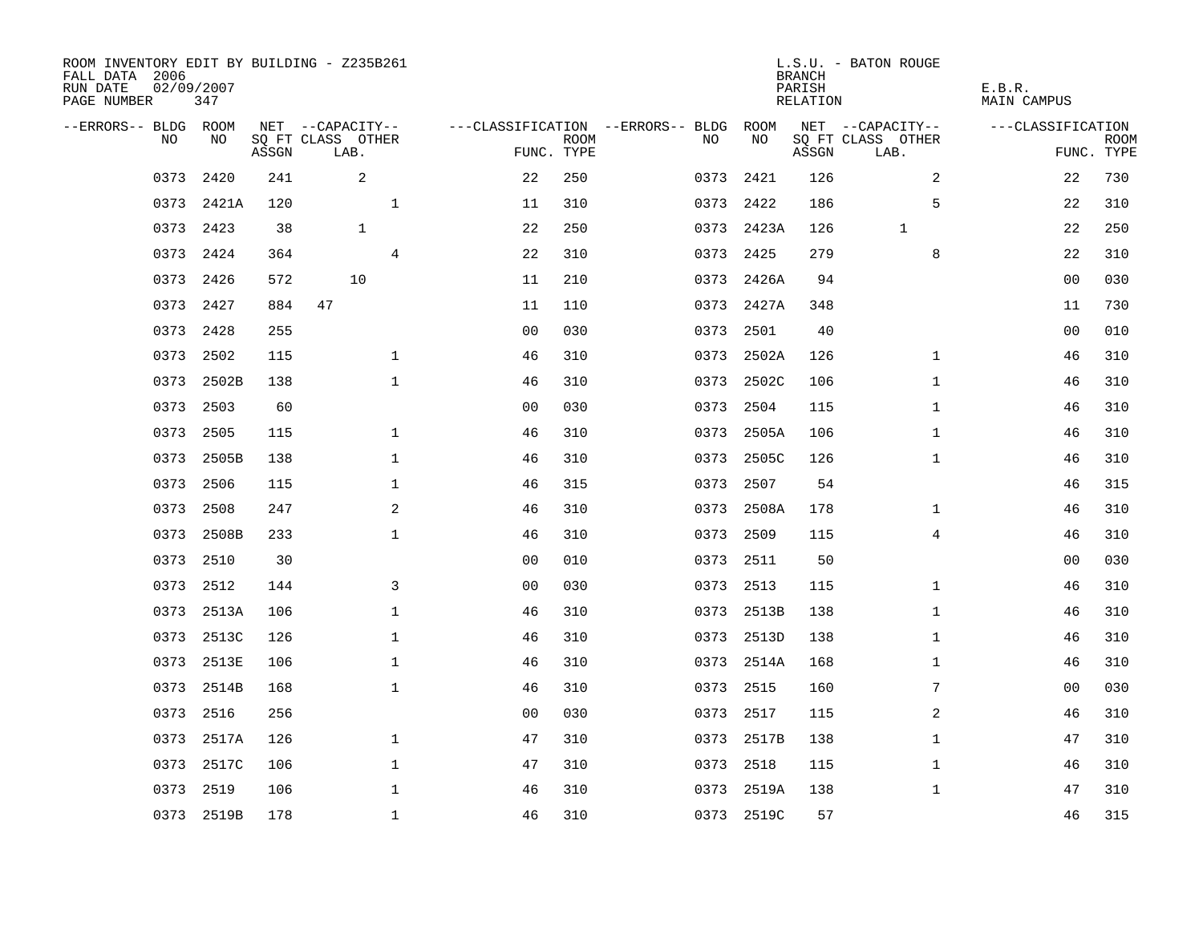ROOM INVENTORY EDIT BY BUILDING - Z235B261
FALL DATA 2006
RUN DATE 02/09/2007
PAGE NUMBER 347

L.S.U. - BATON ROUGE
BRANCH
PARISH E.B.R.
RELATION MAIN CAMPUS

| --ERRORS-- | BLDG NO | ROOM NO | NET SQ FT ASSGN | --CAPACITY-- CLASS LAB. | OTHER | ---CLASSIFICATION FUNC. | ROOM TYPE | --ERRORS-- | BLDG NO | ROOM NO | NET SQ FT ASSGN | --CAPACITY-- CLASS LAB. | OTHER | ---CLASSIFICATION FUNC. | ROOM TYPE |
|---|---|---|---|---|---|---|---|---|---|---|---|---|---|---|---|
| | 0373 | 2420 | 241 | 2 | | 22 | 250 | | 0373 | 2421 | 126 | | 2 | 22 | 730 |
| | 0373 | 2421A | 120 | | 1 | 11 | 310 | | 0373 | 2422 | 186 | | 5 | 22 | 310 |
| | 0373 | 2423 | 38 | 1 | | 22 | 250 | | 0373 | 2423A | 126 | 1 | | 22 | 250 |
| | 0373 | 2424 | 364 | | 4 | 22 | 310 | | 0373 | 2425 | 279 | | 8 | 22 | 310 |
| | 0373 | 2426 | 572 | 10 | | 11 | 210 | | 0373 | 2426A | 94 | | | 00 | 030 |
| | 0373 | 2427 | 884 | 47 | | 11 | 110 | | 0373 | 2427A | 348 | | | 11 | 730 |
| | 0373 | 2428 | 255 | | | 00 | 030 | | 0373 | 2501 | 40 | | | 00 | 010 |
| | 0373 | 2502 | 115 | | 1 | 46 | 310 | | 0373 | 2502A | 126 | | 1 | 46 | 310 |
| | 0373 | 2502B | 138 | | 1 | 46 | 310 | | 0373 | 2502C | 106 | | 1 | 46 | 310 |
| | 0373 | 2503 | 60 | | | 00 | 030 | | 0373 | 2504 | 115 | | 1 | 46 | 310 |
| | 0373 | 2505 | 115 | | 1 | 46 | 310 | | 0373 | 2505A | 106 | | 1 | 46 | 310 |
| | 0373 | 2505B | 138 | | 1 | 46 | 310 | | 0373 | 2505C | 126 | | 1 | 46 | 310 |
| | 0373 | 2506 | 115 | | 1 | 46 | 315 | | 0373 | 2507 | 54 | | | 46 | 315 |
| | 0373 | 2508 | 247 | | 2 | 46 | 310 | | 0373 | 2508A | 178 | | 1 | 46 | 310 |
| | 0373 | 2508B | 233 | | 1 | 46 | 310 | | 0373 | 2509 | 115 | | 4 | 46 | 310 |
| | 0373 | 2510 | 30 | | | 00 | 010 | | 0373 | 2511 | 50 | | | 00 | 030 |
| | 0373 | 2512 | 144 | | 3 | 00 | 030 | | 0373 | 2513 | 115 | | 1 | 46 | 310 |
| | 0373 | 2513A | 106 | | 1 | 46 | 310 | | 0373 | 2513B | 138 | | 1 | 46 | 310 |
| | 0373 | 2513C | 126 | | 1 | 46 | 310 | | 0373 | 2513D | 138 | | 1 | 46 | 310 |
| | 0373 | 2513E | 106 | | 1 | 46 | 310 | | 0373 | 2514A | 168 | | 1 | 46 | 310 |
| | 0373 | 2514B | 168 | | 1 | 46 | 310 | | 0373 | 2515 | 160 | | 7 | 00 | 030 |
| | 0373 | 2516 | 256 | | | 00 | 030 | | 0373 | 2517 | 115 | | 2 | 46 | 310 |
| | 0373 | 2517A | 126 | | 1 | 47 | 310 | | 0373 | 2517B | 138 | | 1 | 47 | 310 |
| | 0373 | 2517C | 106 | | 1 | 47 | 310 | | 0373 | 2518 | 115 | | 1 | 46 | 310 |
| | 0373 | 2519 | 106 | | 1 | 46 | 310 | | 0373 | 2519A | 138 | | 1 | 47 | 310 |
| | 0373 | 2519B | 178 | | 1 | 46 | 310 | | 0373 | 2519C | 57 | | | 46 | 315 |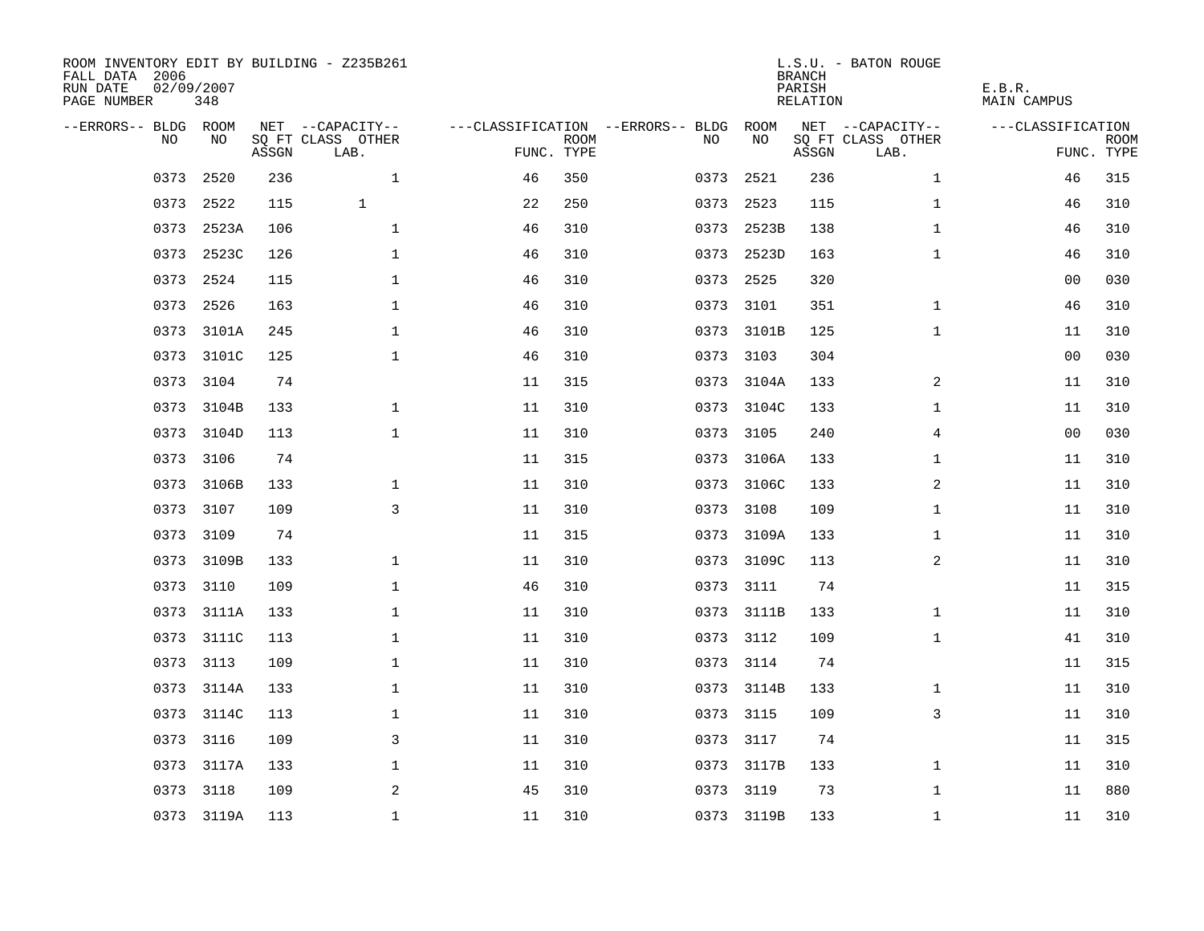ROOM INVENTORY EDIT BY BUILDING - Z235B261
FALL DATA 2006
RUN DATE 02/09/2007
PAGE NUMBER 348

L.S.U. - BATON ROUGE
BRANCH
PARISH E.B.R.
RELATION MAIN CAMPUS

| --ERRORS-- | BLDG NO | ROOM NO | NET SQ FT ASSGN | --CAPACITY-- CLASS LAB. | OTHER | ---CLASSIFICATION FUNC. | ROOM TYPE | --ERRORS-- | BLDG NO | ROOM NO | NET SQ FT ASSGN | --CAPACITY-- CLASS LAB. | OTHER | ---CLASSIFICATION FUNC. | ROOM TYPE |
|---|---|---|---|---|---|---|---|---|---|---|---|---|---|---|---|
| | 0373 | 2520 | 236 | | 1 | 46 | 350 | | 0373 | 2521 | 236 | | 1 | 46 | 315 |
| | 0373 | 2522 | 115 | 1 | | 22 | 250 | | 0373 | 2523 | 115 | | 1 | 46 | 310 |
| | 0373 | 2523A | 106 | | 1 | 46 | 310 | | 0373 | 2523B | 138 | | 1 | 46 | 310 |
| | 0373 | 2523C | 126 | | 1 | 46 | 310 | | 0373 | 2523D | 163 | | 1 | 46 | 310 |
| | 0373 | 2524 | 115 | | 1 | 46 | 310 | | 0373 | 2525 | 320 | | | 00 | 030 |
| | 0373 | 2526 | 163 | | 1 | 46 | 310 | | 0373 | 3101 | 351 | | 1 | 46 | 310 |
| | 0373 | 3101A | 245 | | 1 | 46 | 310 | | 0373 | 3101B | 125 | | 1 | 11 | 310 |
| | 0373 | 3101C | 125 | | 1 | 46 | 310 | | 0373 | 3103 | 304 | | | 00 | 030 |
| | 0373 | 3104 | 74 | | | 11 | 315 | | 0373 | 3104A | 133 | | 2 | 11 | 310 |
| | 0373 | 3104B | 133 | | 1 | 11 | 310 | | 0373 | 3104C | 133 | | 1 | 11 | 310 |
| | 0373 | 3104D | 113 | | 1 | 11 | 310 | | 0373 | 3105 | 240 | | 4 | 00 | 030 |
| | 0373 | 3106 | 74 | | | 11 | 315 | | 0373 | 3106A | 133 | | 1 | 11 | 310 |
| | 0373 | 3106B | 133 | | 1 | 11 | 310 | | 0373 | 3106C | 133 | | 2 | 11 | 310 |
| | 0373 | 3107 | 109 | | 3 | 11 | 310 | | 0373 | 3108 | 109 | | 1 | 11 | 310 |
| | 0373 | 3109 | 74 | | | 11 | 315 | | 0373 | 3109A | 133 | | 1 | 11 | 310 |
| | 0373 | 3109B | 133 | | 1 | 11 | 310 | | 0373 | 3109C | 113 | | 2 | 11 | 310 |
| | 0373 | 3110 | 109 | | 1 | 46 | 310 | | 0373 | 3111 | 74 | | | 11 | 315 |
| | 0373 | 3111A | 133 | | 1 | 11 | 310 | | 0373 | 3111B | 133 | | 1 | 11 | 310 |
| | 0373 | 3111C | 113 | | 1 | 11 | 310 | | 0373 | 3112 | 109 | | 1 | 41 | 310 |
| | 0373 | 3113 | 109 | | 1 | 11 | 310 | | 0373 | 3114 | 74 | | | 11 | 315 |
| | 0373 | 3114A | 133 | | 1 | 11 | 310 | | 0373 | 3114B | 133 | | 1 | 11 | 310 |
| | 0373 | 3114C | 113 | | 1 | 11 | 310 | | 0373 | 3115 | 109 | | 3 | 11 | 310 |
| | 0373 | 3116 | 109 | | 3 | 11 | 310 | | 0373 | 3117 | 74 | | | 11 | 315 |
| | 0373 | 3117A | 133 | | 1 | 11 | 310 | | 0373 | 3117B | 133 | | 1 | 11 | 310 |
| | 0373 | 3118 | 109 | | 2 | 45 | 310 | | 0373 | 3119 | 73 | | 1 | 11 | 880 |
| | 0373 | 3119A | 113 | | 1 | 11 | 310 | | 0373 | 3119B | 133 | | 1 | 11 | 310 |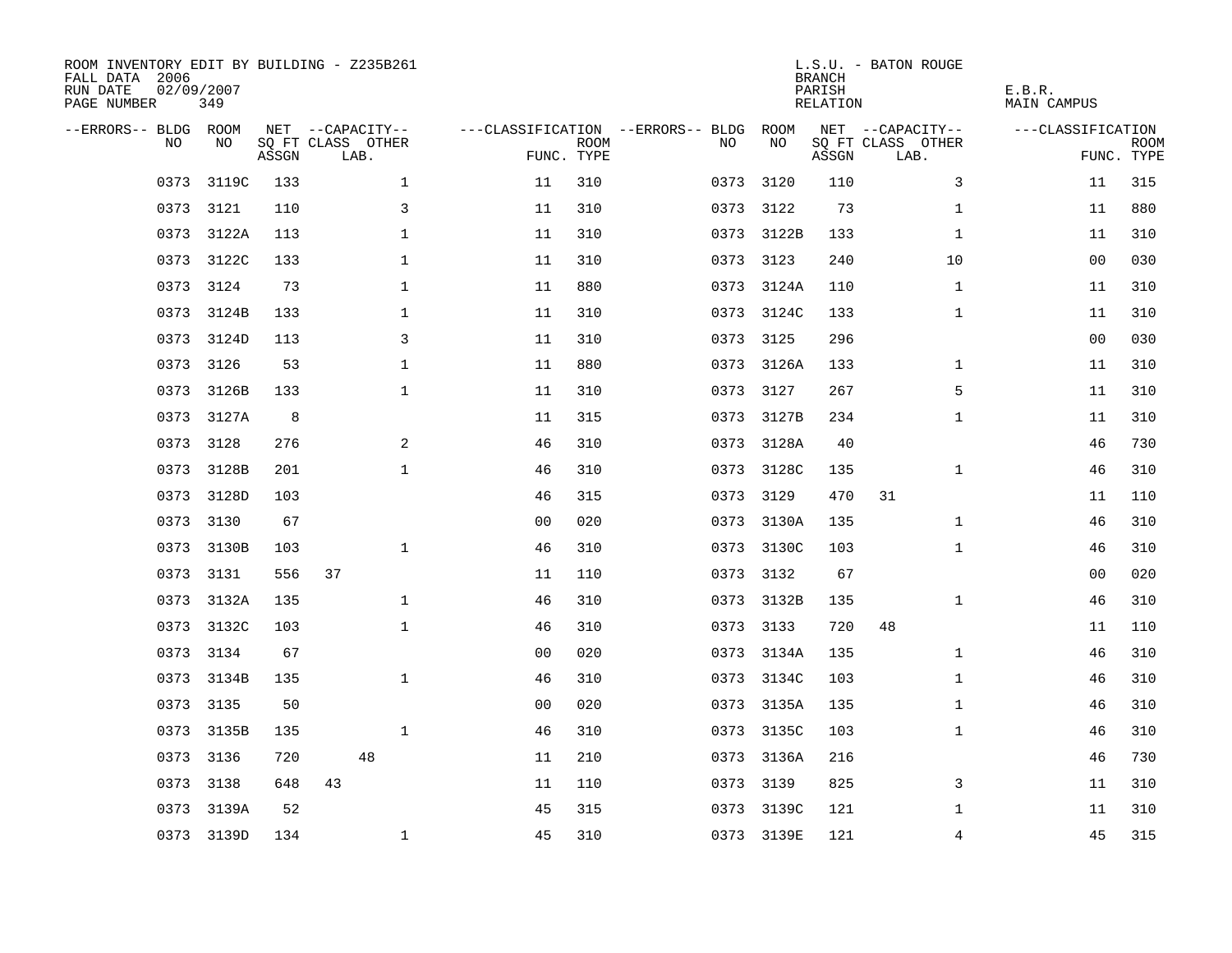ROOM INVENTORY EDIT BY BUILDING - Z235B261
FALL DATA 2006
RUN DATE 02/09/2007

L.S.U. - BATON ROUGE
BRANCH
PARISH E.B.R.
RELATION MAIN CAMPUS

| --ERRORS-- | BLDG NO | ROOM NO | NET SQ FT ASSGN | CAPACITY CLASS | CAPACITY LAB. | CAPACITY OTHER | CLASSIFICATION FUNC. | ROOM TYPE | --ERRORS-- | BLDG NO | ROOM NO | NET SQ FT ASSGN | CAPACITY CLASS | CAPACITY LAB. | CAPACITY OTHER | CLASSIFICATION FUNC. | ROOM TYPE |
|---|---|---|---|---|---|---|---|---|---|---|---|---|---|---|---|---|---|
| | 0373 | 3119C | 133 | | | 1 | 11 | 310 | | 0373 | 3120 | 110 | | | 3 | 11 | 315 |
| | 0373 | 3121 | 110 | | | 3 | 11 | 310 | | 0373 | 3122 | 73 | | | 1 | 11 | 880 |
| | 0373 | 3122A | 113 | | | 1 | 11 | 310 | | 0373 | 3122B | 133 | | | 1 | 11 | 310 |
| | 0373 | 3122C | 133 | | | 1 | 11 | 310 | | 0373 | 3123 | 240 | | | 10 | 00 | 030 |
| | 0373 | 3124 | 73 | | | 1 | 11 | 880 | | 0373 | 3124A | 110 | | | 1 | 11 | 310 |
| | 0373 | 3124B | 133 | | | 1 | 11 | 310 | | 0373 | 3124C | 133 | | | 1 | 11 | 310 |
| | 0373 | 3124D | 113 | | | 3 | 11 | 310 | | 0373 | 3125 | 296 | | | | 00 | 030 |
| | 0373 | 3126 | 53 | | | 1 | 11 | 880 | | 0373 | 3126A | 133 | | | 1 | 11 | 310 |
| | 0373 | 3126B | 133 | | | 1 | 11 | 310 | | 0373 | 3127 | 267 | | | 5 | 11 | 310 |
| | 0373 | 3127A | 8 | | | | 11 | 315 | | 0373 | 3127B | 234 | | | 1 | 11 | 310 |
| | 0373 | 3128 | 276 | | | 2 | 46 | 310 | | 0373 | 3128A | 40 | | | | 46 | 730 |
| | 0373 | 3128B | 201 | | | 1 | 46 | 310 | | 0373 | 3128C | 135 | | | 1 | 46 | 310 |
| | 0373 | 3128D | 103 | | | | 46 | 315 | | 0373 | 3129 | 470 | 31 | | | 11 | 110 |
| | 0373 | 3130 | 67 | | | | 00 | 020 | | 0373 | 3130A | 135 | | | 1 | 46 | 310 |
| | 0373 | 3130B | 103 | | | 1 | 46 | 310 | | 0373 | 3130C | 103 | | | 1 | 46 | 310 |
| | 0373 | 3131 | 556 | 37 | | | 11 | 110 | | 0373 | 3132 | 67 | | | | 00 | 020 |
| | 0373 | 3132A | 135 | | | 1 | 46 | 310 | | 0373 | 3132B | 135 | | | 1 | 46 | 310 |
| | 0373 | 3132C | 103 | | | 1 | 46 | 310 | | 0373 | 3133 | 720 | 48 | | | 11 | 110 |
| | 0373 | 3134 | 67 | | | | 00 | 020 | | 0373 | 3134A | 135 | | | 1 | 46 | 310 |
| | 0373 | 3134B | 135 | | | 1 | 46 | 310 | | 0373 | 3134C | 103 | | | 1 | 46 | 310 |
| | 0373 | 3135 | 50 | | | | 00 | 020 | | 0373 | 3135A | 135 | | | 1 | 46 | 310 |
| | 0373 | 3135B | 135 | | | 1 | 46 | 310 | | 0373 | 3135C | 103 | | | 1 | 46 | 310 |
| | 0373 | 3136 | 720 | | 48 | | 11 | 210 | | 0373 | 3136A | 216 | | | | 46 | 730 |
| | 0373 | 3138 | 648 | 43 | | | 11 | 110 | | 0373 | 3139 | 825 | | | 3 | 11 | 310 |
| | 0373 | 3139A | 52 | | | | 45 | 315 | | 0373 | 3139C | 121 | | | 1 | 11 | 310 |
| | 0373 | 3139D | 134 | | | 1 | 45 | 310 | | 0373 | 3139E | 121 | | | 4 | 45 | 315 |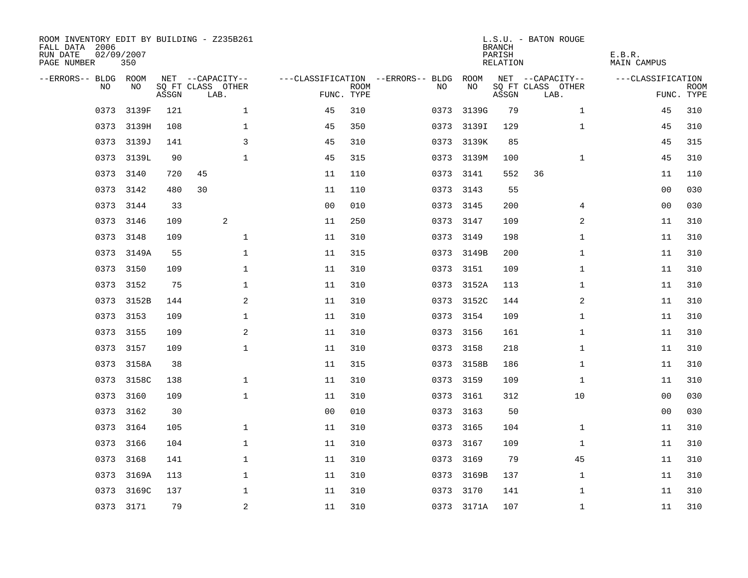ROOM INVENTORY EDIT BY BUILDING - Z235B261
FALL DATA 2006
RUN DATE 02/09/2007
PAGE NUMBER 350

L.S.U. - BATON ROUGE
BRANCH
PARISH E.B.R.
RELATION MAIN CAMPUS

| --ERRORS-- | BLDG NO | ROOM NO | NET SQ FT ASSGN | --CAPACITY-- CLASS | LAB. | OTHER | ---CLASSIFICATION FUNC. | ROOM TYPE | --ERRORS-- | BLDG NO | ROOM NO | NET SQ FT ASSGN | --CAPACITY-- CLASS | LAB. | OTHER | ---CLASSIFICATION FUNC. | ROOM TYPE |
|---|---|---|---|---|---|---|---|---|---|---|---|---|---|---|---|---|---|
| | 0373 | 3139F | 121 | | | 1 | 45 | 310 | | 0373 | 3139G | 79 | | | 1 | 45 | 310 |
| | 0373 | 3139H | 108 | | | 1 | 45 | 350 | | 0373 | 3139I | 129 | | | 1 | 45 | 310 |
| | 0373 | 3139J | 141 | | | 3 | 45 | 310 | | 0373 | 3139K | 85 | | | | 45 | 315 |
| | 0373 | 3139L | 90 | | | 1 | 45 | 315 | | 0373 | 3139M | 100 | | | 1 | 45 | 310 |
| | 0373 | 3140 | 720 | 45 | | | 11 | 110 | | 0373 | 3141 | 552 | 36 | | | 11 | 110 |
| | 0373 | 3142 | 480 | 30 | | | 11 | 110 | | 0373 | 3143 | 55 | | | | 00 | 030 |
| | 0373 | 3144 | 33 | | | | 00 | 010 | | 0373 | 3145 | 200 | | | 4 | 00 | 030 |
| | 0373 | 3146 | 109 | | 2 | | 11 | 250 | | 0373 | 3147 | 109 | | | 2 | 11 | 310 |
| | 0373 | 3148 | 109 | | | 1 | 11 | 310 | | 0373 | 3149 | 198 | | | 1 | 11 | 310 |
| | 0373 | 3149A | 55 | | | 1 | 11 | 315 | | 0373 | 3149B | 200 | | | 1 | 11 | 310 |
| | 0373 | 3150 | 109 | | | 1 | 11 | 310 | | 0373 | 3151 | 109 | | | 1 | 11 | 310 |
| | 0373 | 3152 | 75 | | | 1 | 11 | 310 | | 0373 | 3152A | 113 | | | 1 | 11 | 310 |
| | 0373 | 3152B | 144 | | | 2 | 11 | 310 | | 0373 | 3152C | 144 | | | 2 | 11 | 310 |
| | 0373 | 3153 | 109 | | | 1 | 11 | 310 | | 0373 | 3154 | 109 | | | 1 | 11 | 310 |
| | 0373 | 3155 | 109 | | | 2 | 11 | 310 | | 0373 | 3156 | 161 | | | 1 | 11 | 310 |
| | 0373 | 3157 | 109 | | | 1 | 11 | 310 | | 0373 | 3158 | 218 | | | 1 | 11 | 310 |
| | 0373 | 3158A | 38 | | | | 11 | 315 | | 0373 | 3158B | 186 | | | 1 | 11 | 310 |
| | 0373 | 3158C | 138 | | | 1 | 11 | 310 | | 0373 | 3159 | 109 | | | 1 | 11 | 310 |
| | 0373 | 3160 | 109 | | | 1 | 11 | 310 | | 0373 | 3161 | 312 | | | 10 | 00 | 030 |
| | 0373 | 3162 | 30 | | | | 00 | 010 | | 0373 | 3163 | 50 | | | | 00 | 030 |
| | 0373 | 3164 | 105 | | | 1 | 11 | 310 | | 0373 | 3165 | 104 | | | 1 | 11 | 310 |
| | 0373 | 3166 | 104 | | | 1 | 11 | 310 | | 0373 | 3167 | 109 | | | 1 | 11 | 310 |
| | 0373 | 3168 | 141 | | | 1 | 11 | 310 | | 0373 | 3169 | 79 | | | 45 | 11 | 310 |
| | 0373 | 3169A | 113 | | | 1 | 11 | 310 | | 0373 | 3169B | 137 | | | 1 | 11 | 310 |
| | 0373 | 3169C | 137 | | | 1 | 11 | 310 | | 0373 | 3170 | 141 | | | 1 | 11 | 310 |
| | 0373 | 3171 | 79 | | | 2 | 11 | 310 | | 0373 | 3171A | 107 | | | 1 | 11 | 310 |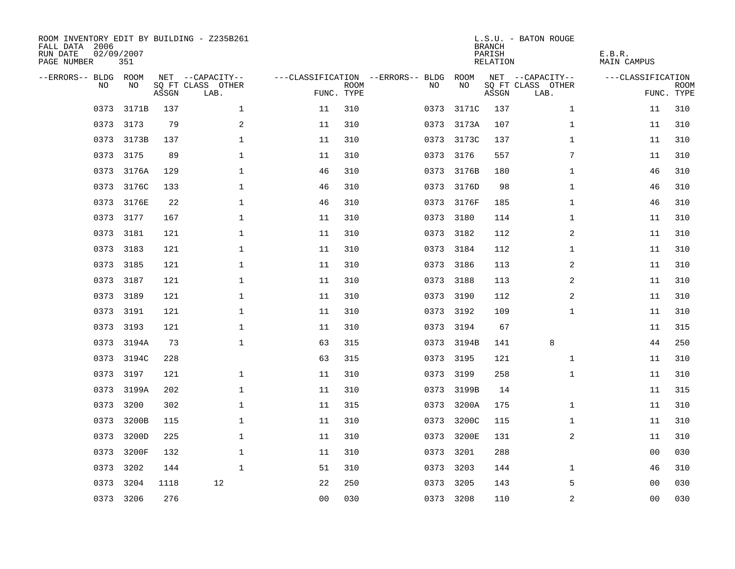ROOM INVENTORY EDIT BY BUILDING - Z235B261
FALL DATA 2006
RUN DATE 02/09/2007
PAGE NUMBER 351

L.S.U. - BATON ROUGE
BRANCH
PARISH E.B.R.
RELATION MAIN CAMPUS

| --ERRORS-- | BLDG NO | ROOM NO | NET SQ FT ASSGN | --CAPACITY-- CLASS LAB. | OTHER | ---CLASSIFICATION FUNC. | ROOM TYPE | --ERRORS-- | BLDG NO | ROOM NO | NET SQ FT ASSGN | --CAPACITY-- CLASS LAB. | OTHER | ---CLASSIFICATION FUNC. | ROOM TYPE |
|---|---|---|---|---|---|---|---|---|---|---|---|---|---|---|---|
| | 0373 | 3171B | 137 | | 1 | 11 | 310 | | 0373 | 3171C | 137 | | 1 | 11 | 310 |
| | 0373 | 3173 | 79 | | 2 | 11 | 310 | | 0373 | 3173A | 107 | | 1 | 11 | 310 |
| | 0373 | 3173B | 137 | | 1 | 11 | 310 | | 0373 | 3173C | 137 | | 1 | 11 | 310 |
| | 0373 | 3175 | 89 | | 1 | 11 | 310 | | 0373 | 3176 | 557 | | 7 | 11 | 310 |
| | 0373 | 3176A | 129 | | 1 | 46 | 310 | | 0373 | 3176B | 180 | | 1 | 46 | 310 |
| | 0373 | 3176C | 133 | | 1 | 46 | 310 | | 0373 | 3176D | 98 | | 1 | 46 | 310 |
| | 0373 | 3176E | 22 | | 1 | 46 | 310 | | 0373 | 3176F | 185 | | 1 | 46 | 310 |
| | 0373 | 3177 | 167 | | 1 | 11 | 310 | | 0373 | 3180 | 114 | | 1 | 11 | 310 |
| | 0373 | 3181 | 121 | | 1 | 11 | 310 | | 0373 | 3182 | 112 | | 2 | 11 | 310 |
| | 0373 | 3183 | 121 | | 1 | 11 | 310 | | 0373 | 3184 | 112 | | 1 | 11 | 310 |
| | 0373 | 3185 | 121 | | 1 | 11 | 310 | | 0373 | 3186 | 113 | | 2 | 11 | 310 |
| | 0373 | 3187 | 121 | | 1 | 11 | 310 | | 0373 | 3188 | 113 | | 2 | 11 | 310 |
| | 0373 | 3189 | 121 | | 1 | 11 | 310 | | 0373 | 3190 | 112 | | 2 | 11 | 310 |
| | 0373 | 3191 | 121 | | 1 | 11 | 310 | | 0373 | 3192 | 109 | | 1 | 11 | 310 |
| | 0373 | 3193 | 121 | | 1 | 11 | 310 | | 0373 | 3194 | 67 | | | 11 | 315 |
| | 0373 | 3194A | 73 | | 1 | 63 | 315 | | 0373 | 3194B | 141 | 8 | | 44 | 250 |
| | 0373 | 3194C | 228 | | | 63 | 315 | | 0373 | 3195 | 121 | | 1 | 11 | 310 |
| | 0373 | 3197 | 121 | | 1 | 11 | 310 | | 0373 | 3199 | 258 | | 1 | 11 | 310 |
| | 0373 | 3199A | 202 | | 1 | 11 | 310 | | 0373 | 3199B | 14 | | | 11 | 315 |
| | 0373 | 3200 | 302 | | 1 | 11 | 315 | | 0373 | 3200A | 175 | | 1 | 11 | 310 |
| | 0373 | 3200B | 115 | | 1 | 11 | 310 | | 0373 | 3200C | 115 | | 1 | 11 | 310 |
| | 0373 | 3200D | 225 | | 1 | 11 | 310 | | 0373 | 3200E | 131 | | 2 | 11 | 310 |
| | 0373 | 3200F | 132 | | 1 | 11 | 310 | | 0373 | 3201 | 288 | | | 00 | 030 |
| | 0373 | 3202 | 144 | | 1 | 51 | 310 | | 0373 | 3203 | 144 | | 1 | 46 | 310 |
| | 0373 | 3204 | 1118 | 12 | | 22 | 250 | | 0373 | 3205 | 143 | | 5 | 00 | 030 |
| | 0373 | 3206 | 276 | | | 00 | 030 | | 0373 | 3208 | 110 | | 2 | 00 | 030 |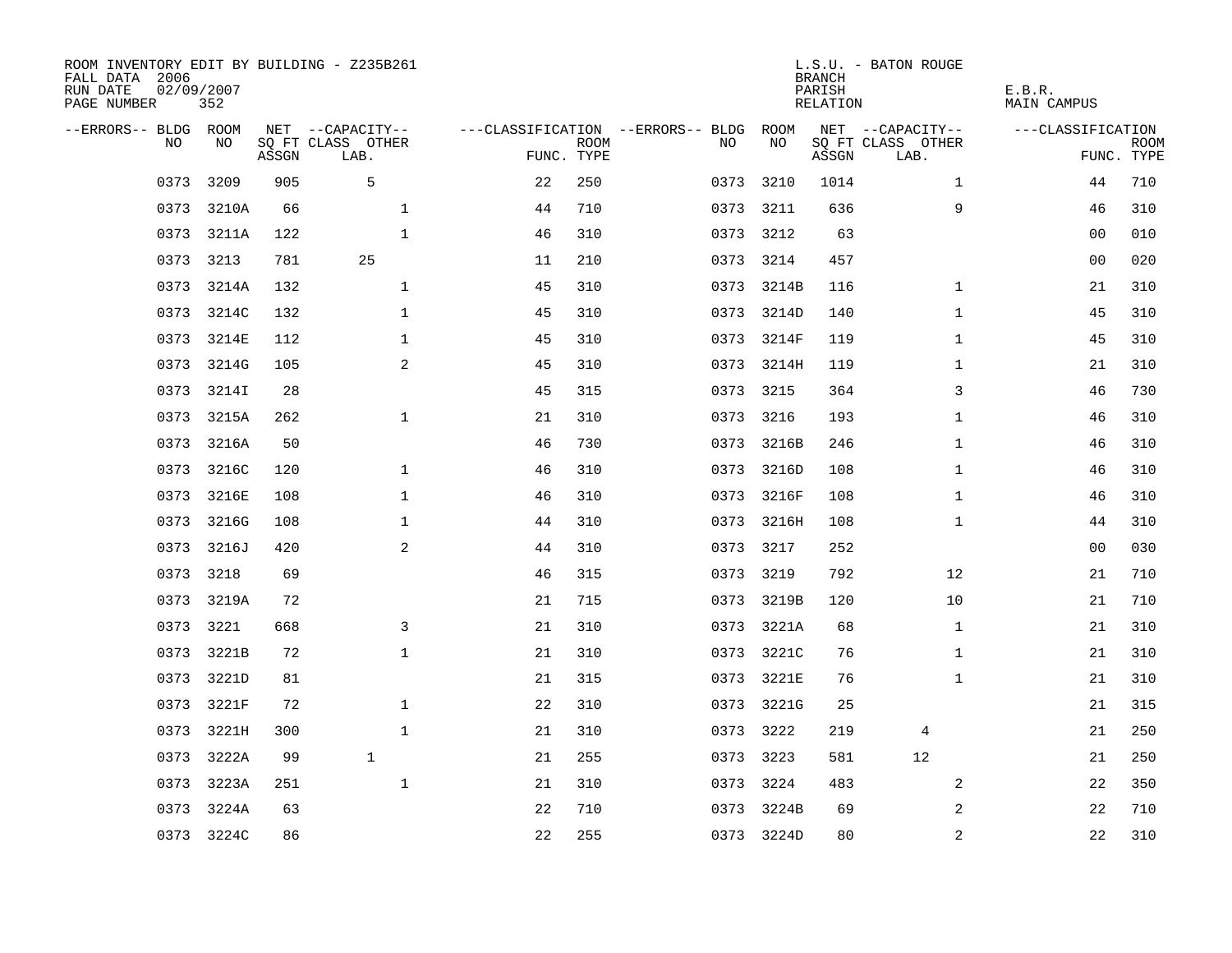ROOM INVENTORY EDIT BY BUILDING - Z235B261
FALL DATA 2006
RUN DATE 02/09/2007
PAGE NUMBER 352

L.S.U. - BATON ROUGE
BRANCH
PARISH E.B.R.
RELATION MAIN CAMPUS

| --ERRORS-- | BLDG NO | ROOM NO | NET SQ FT ASSGN | CAPACITY CLASS LAB. | CAPACITY OTHER | CLASSIFICATION FUNC. | ROOM TYPE | --ERRORS-- | BLDG NO | ROOM NO | NET SQ FT ASSGN | CAPACITY CLASS LAB. | CAPACITY OTHER | CLASSIFICATION FUNC. | ROOM TYPE |
|---|---|---|---|---|---|---|---|---|---|---|---|---|---|---|---|
| | 0373 | 3209 | 905 | 5 | | 22 | 250 | | 0373 | 3210 | 1014 | | 1 | 44 | 710 |
| | 0373 | 3210A | 66 | | 1 | 44 | 710 | | 0373 | 3211 | 636 | | 9 | 46 | 310 |
| | 0373 | 3211A | 122 | | 1 | 46 | 310 | | 0373 | 3212 | 63 | | | 00 | 010 |
| | 0373 | 3213 | 781 | 25 | | 11 | 210 | | 0373 | 3214 | 457 | | | 00 | 020 |
| | 0373 | 3214A | 132 | | 1 | 45 | 310 | | 0373 | 3214B | 116 | | 1 | 21 | 310 |
| | 0373 | 3214C | 132 | | 1 | 45 | 310 | | 0373 | 3214D | 140 | | 1 | 45 | 310 |
| | 0373 | 3214E | 112 | | 1 | 45 | 310 | | 0373 | 3214F | 119 | | 1 | 45 | 310 |
| | 0373 | 3214G | 105 | | 2 | 45 | 310 | | 0373 | 3214H | 119 | | 1 | 21 | 310 |
| | 0373 | 3214I | 28 | | | 45 | 315 | | 0373 | 3215 | 364 | | 3 | 46 | 730 |
| | 0373 | 3215A | 262 | | 1 | 21 | 310 | | 0373 | 3216 | 193 | | 1 | 46 | 310 |
| | 0373 | 3216A | 50 | | | 46 | 730 | | 0373 | 3216B | 246 | | 1 | 46 | 310 |
| | 0373 | 3216C | 120 | | 1 | 46 | 310 | | 0373 | 3216D | 108 | | 1 | 46 | 310 |
| | 0373 | 3216E | 108 | | 1 | 46 | 310 | | 0373 | 3216F | 108 | | 1 | 46 | 310 |
| | 0373 | 3216G | 108 | | 1 | 44 | 310 | | 0373 | 3216H | 108 | | 1 | 44 | 310 |
| | 0373 | 3216J | 420 | | 2 | 44 | 310 | | 0373 | 3217 | 252 | | | 00 | 030 |
| | 0373 | 3218 | 69 | | | 46 | 315 | | 0373 | 3219 | 792 | | 12 | 21 | 710 |
| | 0373 | 3219A | 72 | | | 21 | 715 | | 0373 | 3219B | 120 | | 10 | 21 | 710 |
| | 0373 | 3221 | 668 | | 3 | 21 | 310 | | 0373 | 3221A | 68 | | 1 | 21 | 310 |
| | 0373 | 3221B | 72 | | 1 | 21 | 310 | | 0373 | 3221C | 76 | | 1 | 21 | 310 |
| | 0373 | 3221D | 81 | | | 21 | 315 | | 0373 | 3221E | 76 | | 1 | 21 | 310 |
| | 0373 | 3221F | 72 | | 1 | 22 | 310 | | 0373 | 3221G | 25 | | | 21 | 315 |
| | 0373 | 3221H | 300 | | 1 | 21 | 310 | | 0373 | 3222 | 219 | 4 | | 21 | 250 |
| | 0373 | 3222A | 99 | 1 | | 21 | 255 | | 0373 | 3223 | 581 | 12 | | 21 | 250 |
| | 0373 | 3223A | 251 | | 1 | 21 | 310 | | 0373 | 3224 | 483 | | 2 | 22 | 350 |
| | 0373 | 3224A | 63 | | | 22 | 710 | | 0373 | 3224B | 69 | | 2 | 22 | 710 |
| | 0373 | 3224C | 86 | | | 22 | 255 | | 0373 | 3224D | 80 | | 2 | 22 | 310 |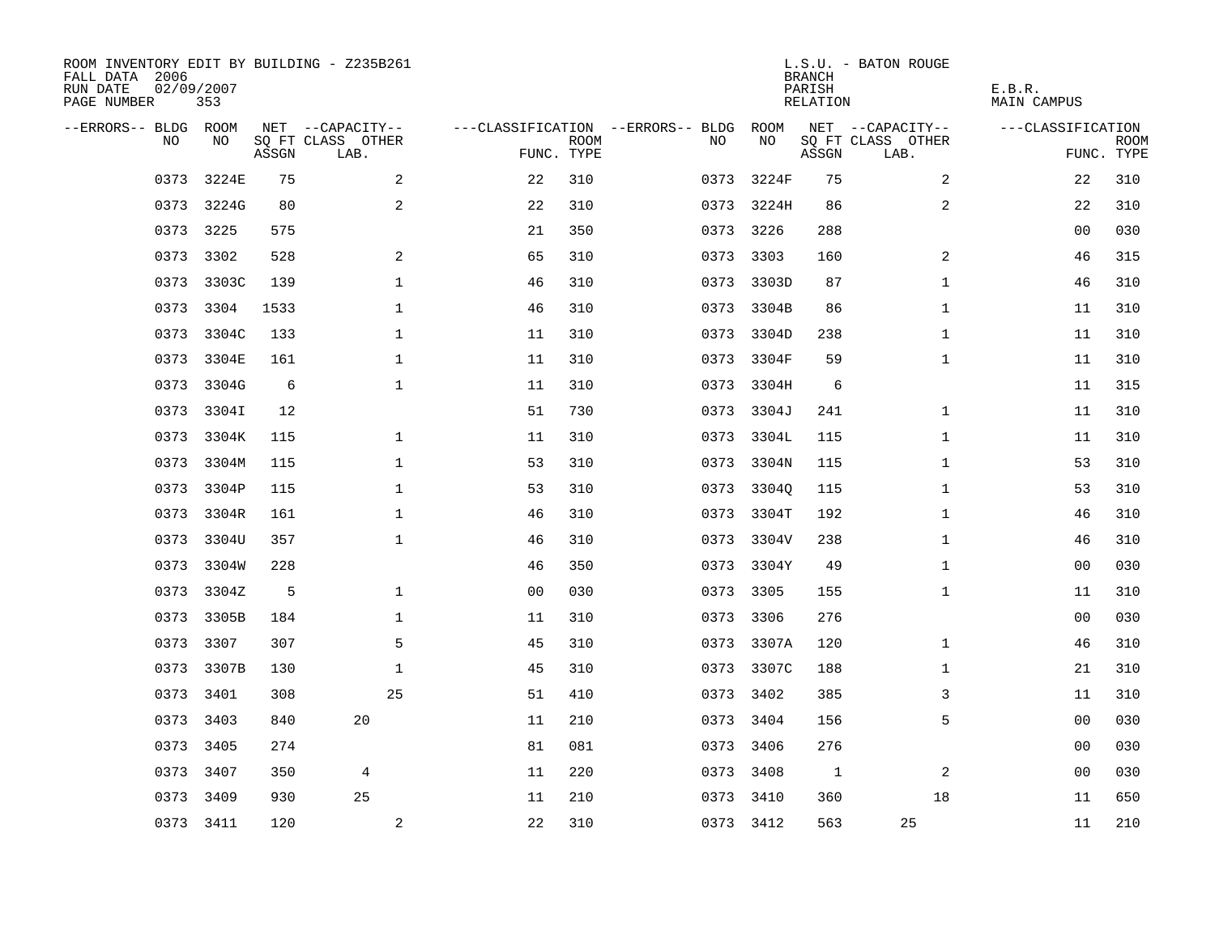ROOM INVENTORY EDIT BY BUILDING - Z235B261
FALL DATA 2006
RUN DATE 02/09/2007
PAGE NUMBER 353

L.S.U. - BATON ROUGE
BRANCH
PARISH E.B.R.
RELATION MAIN CAMPUS

| --ERRORS-- | BLDG NO | ROOM NO | NET SQ FT ASSGN | CAPACITY CLASS | CAPACITY OTHER LAB. | CLASSIFICATION FUNC. | ROOM TYPE | --ERRORS-- | BLDG NO | ROOM NO | NET SQ FT ASSGN | CAPACITY CLASS | CAPACITY OTHER LAB. | CLASSIFICATION FUNC. | ROOM TYPE |
|---|---|---|---|---|---|---|---|---|---|---|---|---|---|---|---|
| | 0373 | 3224E | 75 | | 2 | 22 | 310 | | 0373 | 3224F | 75 | | 2 | 22 | 310 |
| | 0373 | 3224G | 80 | | 2 | 22 | 310 | | 0373 | 3224H | 86 | | 2 | 22 | 310 |
| | 0373 | 3225 | 575 | | | 21 | 350 | | 0373 | 3226 | 288 | | | 00 | 030 |
| | 0373 | 3302 | 528 | | 2 | 65 | 310 | | 0373 | 3303 | 160 | | 2 | 46 | 315 |
| | 0373 | 3303C | 139 | | 1 | 46 | 310 | | 0373 | 3303D | 87 | | 1 | 46 | 310 |
| | 0373 | 3304 | 1533 | | 1 | 46 | 310 | | 0373 | 3304B | 86 | | 1 | 11 | 310 |
| | 0373 | 3304C | 133 | | 1 | 11 | 310 | | 0373 | 3304D | 238 | | 1 | 11 | 310 |
| | 0373 | 3304E | 161 | | 1 | 11 | 310 | | 0373 | 3304F | 59 | | 1 | 11 | 310 |
| | 0373 | 3304G | 6 | | 1 | 11 | 310 | | 0373 | 3304H | 6 | | | 11 | 315 |
| | 0373 | 3304I | 12 | | | 51 | 730 | | 0373 | 3304J | 241 | | 1 | 11 | 310 |
| | 0373 | 3304K | 115 | | 1 | 11 | 310 | | 0373 | 3304L | 115 | | 1 | 11 | 310 |
| | 0373 | 3304M | 115 | | 1 | 53 | 310 | | 0373 | 3304N | 115 | | 1 | 53 | 310 |
| | 0373 | 3304P | 115 | | 1 | 53 | 310 | | 0373 | 3304Q | 115 | | 1 | 53 | 310 |
| | 0373 | 3304R | 161 | | 1 | 46 | 310 | | 0373 | 3304T | 192 | | 1 | 46 | 310 |
| | 0373 | 3304U | 357 | | 1 | 46 | 310 | | 0373 | 3304V | 238 | | 1 | 46 | 310 |
| | 0373 | 3304W | 228 | | | 46 | 350 | | 0373 | 3304Y | 49 | | 1 | 00 | 030 |
| | 0373 | 3304Z | 5 | | 1 | 00 | 030 | | 0373 | 3305 | 155 | | 1 | 11 | 310 |
| | 0373 | 3305B | 184 | | 1 | 11 | 310 | | 0373 | 3306 | 276 | | | 00 | 030 |
| | 0373 | 3307 | 307 | | 5 | 45 | 310 | | 0373 | 3307A | 120 | | 1 | 46 | 310 |
| | 0373 | 3307B | 130 | | 1 | 45 | 310 | | 0373 | 3307C | 188 | | 1 | 21 | 310 |
| | 0373 | 3401 | 308 | | 25 | 51 | 410 | | 0373 | 3402 | 385 | | 3 | 11 | 310 |
| | 0373 | 3403 | 840 | 20 | | 11 | 210 | | 0373 | 3404 | 156 | | 5 | 00 | 030 |
| | 0373 | 3405 | 274 | | | 81 | 081 | | 0373 | 3406 | 276 | | | 00 | 030 |
| | 0373 | 3407 | 350 | 4 | | 11 | 220 | | 0373 | 3408 | 1 | | 2 | 00 | 030 |
| | 0373 | 3409 | 930 | 25 | | 11 | 210 | | 0373 | 3410 | 360 | | 18 | 11 | 650 |
| | 0373 | 3411 | 120 | | 2 | 22 | 310 | | 0373 | 3412 | 563 | 25 | | 11 | 210 |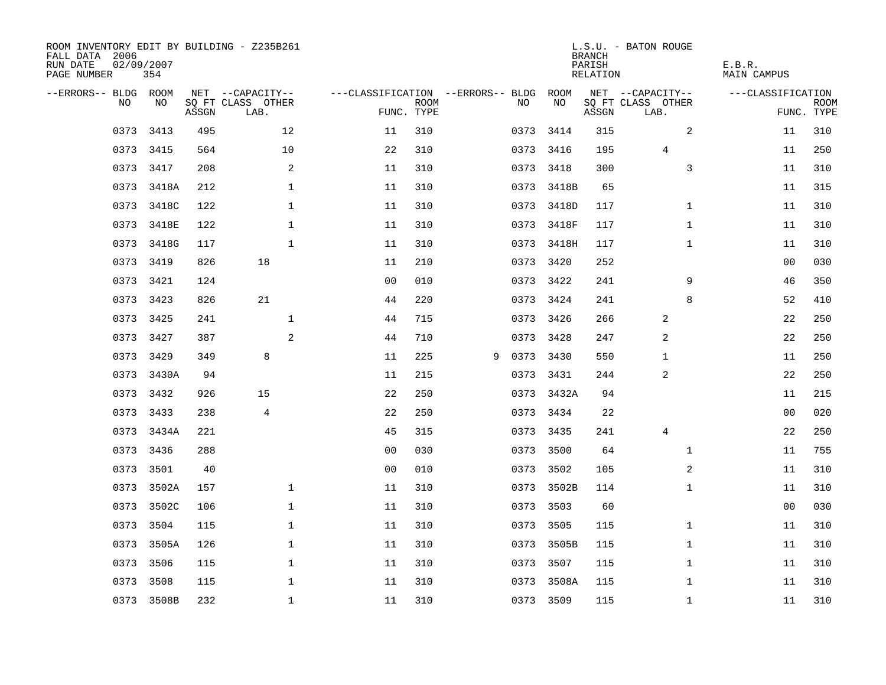ROOM INVENTORY EDIT BY BUILDING - Z235B261
FALL DATA 2006
RUN DATE 02/09/2007
PAGE NUMBER 354

L.S.U. - BATON ROUGE
BRANCH
PARISH E.B.R.
RELATION MAIN CAMPUS

| --ERRORS-- | BLDG NO | ROOM NO | NET SQ FT ASSGN | CAPACITY CLASS LAB. | CAPACITY OTHER | CLASSIFICATION FUNC. | ROOM TYPE | --ERRORS-- | BLDG NO | ROOM NO | NET SQ FT ASSGN | CAPACITY CLASS LAB. | CAPACITY OTHER | CLASSIFICATION FUNC. | ROOM TYPE |
|---|---|---|---|---|---|---|---|---|---|---|---|---|---|---|---|
| | 0373 | 3413 | 495 | | 12 | 11 | 310 | | 0373 | 3414 | 315 | | 2 | 11 | 310 |
| | 0373 | 3415 | 564 | | 10 | 22 | 310 | | 0373 | 3416 | 195 | 4 | | 11 | 250 |
| | 0373 | 3417 | 208 | | 2 | 11 | 310 | | 0373 | 3418 | 300 | | 3 | 11 | 310 |
| | 0373 | 3418A | 212 | | 1 | 11 | 310 | | 0373 | 3418B | 65 | | | 11 | 315 |
| | 0373 | 3418C | 122 | | 1 | 11 | 310 | | 0373 | 3418D | 117 | | 1 | 11 | 310 |
| | 0373 | 3418E | 122 | | 1 | 11 | 310 | | 0373 | 3418F | 117 | | 1 | 11 | 310 |
| | 0373 | 3418G | 117 | | 1 | 11 | 310 | | 0373 | 3418H | 117 | | 1 | 11 | 310 |
| | 0373 | 3419 | 826 | 18 | | 11 | 210 | | 0373 | 3420 | 252 | | | 00 | 030 |
| | 0373 | 3421 | 124 | | | 00 | 010 | | 0373 | 3422 | 241 | | 9 | 46 | 350 |
| | 0373 | 3423 | 826 | 21 | | 44 | 220 | | 0373 | 3424 | 241 | | 8 | 52 | 410 |
| | 0373 | 3425 | 241 | | 1 | 44 | 715 | | 0373 | 3426 | 266 | 2 | | 22 | 250 |
| | 0373 | 3427 | 387 | | 2 | 44 | 710 | | 0373 | 3428 | 247 | 2 | | 22 | 250 |
| | 0373 | 3429 | 349 | 8 | | 11 | 225 | 9 | 0373 | 3430 | 550 | 1 | | 11 | 250 |
| | 0373 | 3430A | 94 | | | 11 | 215 | | 0373 | 3431 | 244 | 2 | | 22 | 250 |
| | 0373 | 3432 | 926 | 15 | | 22 | 250 | | 0373 | 3432A | 94 | | | 11 | 215 |
| | 0373 | 3433 | 238 | 4 | | 22 | 250 | | 0373 | 3434 | 22 | | | 00 | 020 |
| | 0373 | 3434A | 221 | | | 45 | 315 | | 0373 | 3435 | 241 | 4 | | 22 | 250 |
| | 0373 | 3436 | 288 | | | 00 | 030 | | 0373 | 3500 | 64 | | 1 | 11 | 755 |
| | 0373 | 3501 | 40 | | | 00 | 010 | | 0373 | 3502 | 105 | | 2 | 11 | 310 |
| | 0373 | 3502A | 157 | | 1 | 11 | 310 | | 0373 | 3502B | 114 | | 1 | 11 | 310 |
| | 0373 | 3502C | 106 | | 1 | 11 | 310 | | 0373 | 3503 | 60 | | | 00 | 030 |
| | 0373 | 3504 | 115 | | 1 | 11 | 310 | | 0373 | 3505 | 115 | | 1 | 11 | 310 |
| | 0373 | 3505A | 126 | | 1 | 11 | 310 | | 0373 | 3505B | 115 | | 1 | 11 | 310 |
| | 0373 | 3506 | 115 | | 1 | 11 | 310 | | 0373 | 3507 | 115 | | 1 | 11 | 310 |
| | 0373 | 3508 | 115 | | 1 | 11 | 310 | | 0373 | 3508A | 115 | | 1 | 11 | 310 |
| | 0373 | 3508B | 232 | | 1 | 11 | 310 | | 0373 | 3509 | 115 | | 1 | 11 | 310 |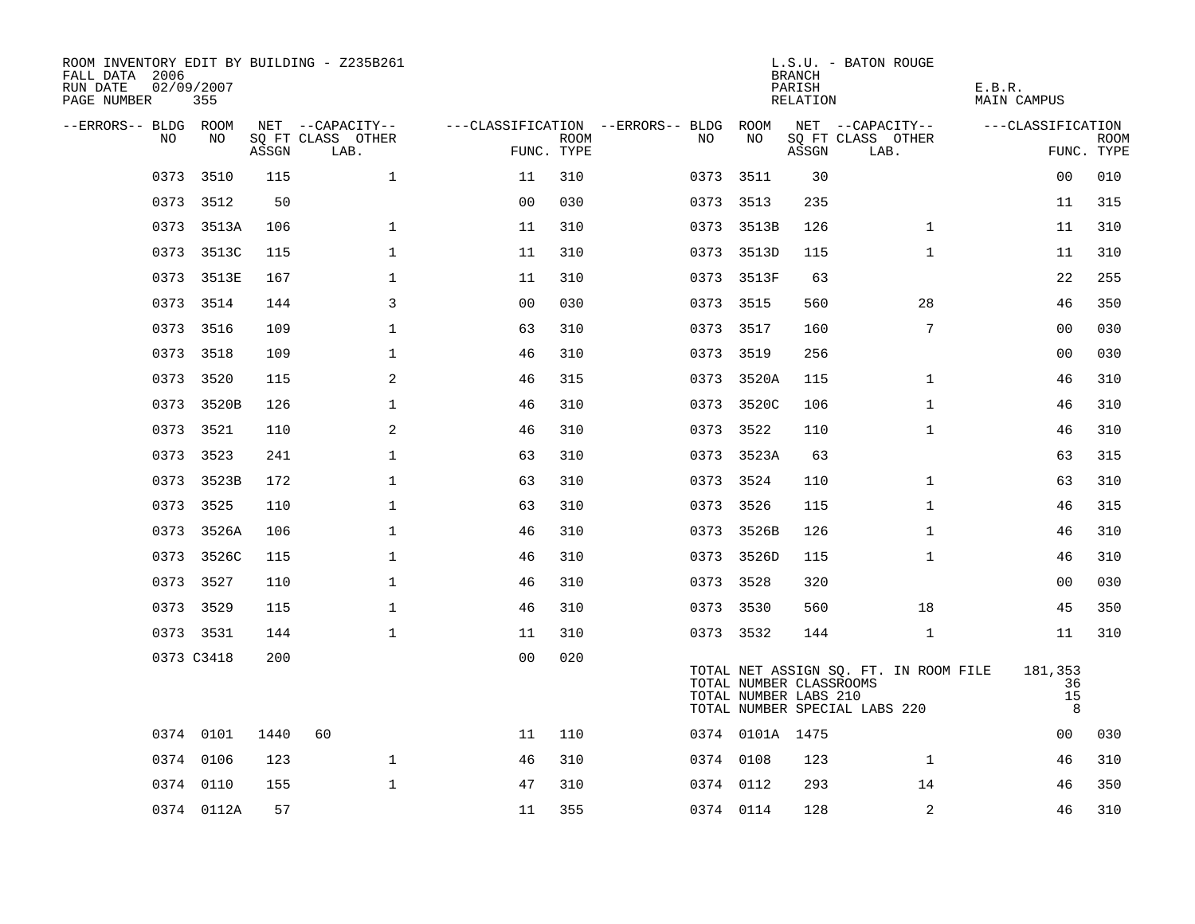ROOM INVENTORY EDIT BY BUILDING - Z235B261
FALL DATA 2006
RUN DATE 02/09/2007
PAGE NUMBER 355

L.S.U. - BATON ROUGE
BRANCH
PARISH E.B.R.
RELATION MAIN CAMPUS

| --ERRORS-- | BLDG NO | ROOM NO | NET SQ FT ASSGN | CAPACITY CLASS | CAPACITY OTHER LAB. | FUNC. | ROOM TYPE | --ERRORS-- | BLDG NO | ROOM NO | NET SQ FT ASSGN | CAPACITY CLASS | CAPACITY OTHER LAB. | FUNC. | ROOM TYPE |
|---|---|---|---|---|---|---|---|---|---|---|---|---|---|---|---|
| | 0373 | 3510 | 115 | | 1 | 11 | 310 | | 0373 | 3511 | 30 | | | 00 | 010 |
| | 0373 | 3512 | 50 | | | 00 | 030 | | 0373 | 3513 | 235 | | | 11 | 315 |
| | 0373 | 3513A | 106 | | 1 | 11 | 310 | | 0373 | 3513B | 126 | | 1 | 11 | 310 |
| | 0373 | 3513C | 115 | | 1 | 11 | 310 | | 0373 | 3513D | 115 | | 1 | 11 | 310 |
| | 0373 | 3513E | 167 | | 1 | 11 | 310 | | 0373 | 3513F | 63 | | | 22 | 255 |
| | 0373 | 3514 | 144 | | 3 | 00 | 030 | | 0373 | 3515 | 560 | | 28 | 46 | 350 |
| | 0373 | 3516 | 109 | | 1 | 63 | 310 | | 0373 | 3517 | 160 | | 7 | 00 | 030 |
| | 0373 | 3518 | 109 | | 1 | 46 | 310 | | 0373 | 3519 | 256 | | | 00 | 030 |
| | 0373 | 3520 | 115 | | 2 | 46 | 315 | | 0373 | 3520A | 115 | | 1 | 46 | 310 |
| | 0373 | 3520B | 126 | | 1 | 46 | 310 | | 0373 | 3520C | 106 | | 1 | 46 | 310 |
| | 0373 | 3521 | 110 | | 2 | 46 | 310 | | 0373 | 3522 | 110 | | 1 | 46 | 310 |
| | 0373 | 3523 | 241 | | 1 | 63 | 310 | | 0373 | 3523A | 63 | | | 63 | 315 |
| | 0373 | 3523B | 172 | | 1 | 63 | 310 | | 0373 | 3524 | 110 | | 1 | 63 | 310 |
| | 0373 | 3525 | 110 | | 1 | 63 | 310 | | 0373 | 3526 | 115 | | 1 | 46 | 315 |
| | 0373 | 3526A | 106 | | 1 | 46 | 310 | | 0373 | 3526B | 126 | | 1 | 46 | 310 |
| | 0373 | 3526C | 115 | | 1 | 46 | 310 | | 0373 | 3526D | 115 | | 1 | 46 | 310 |
| | 0373 | 3527 | 110 | | 1 | 46 | 310 | | 0373 | 3528 | 320 | | | 00 | 030 |
| | 0373 | 3529 | 115 | | 1 | 46 | 310 | | 0373 | 3530 | 560 | | 18 | 45 | 350 |
| | 0373 | 3531 | 144 | | 1 | 11 | 310 | | 0373 | 3532 | 144 | | 1 | 11 | 310 |
| | 0373 | C3418 | 200 | | | 00 | 020 | | | | | | | | |

TOTAL NET ASSIGN SQ. FT. IN ROOM FILE 181,353
TOTAL NUMBER CLASSROOMS 36
TOTAL NUMBER LABS 210 15
TOTAL NUMBER SPECIAL LABS 220 8

| --ERRORS-- | BLDG NO | ROOM NO | NET SQ FT ASSGN | CAPACITY CLASS | CAPACITY OTHER LAB. | FUNC. | ROOM TYPE | --ERRORS-- | BLDG NO | ROOM NO | NET SQ FT ASSGN | CAPACITY CLASS | CAPACITY OTHER LAB. | FUNC. | ROOM TYPE |
|---|---|---|---|---|---|---|---|---|---|---|---|---|---|---|---|
| | 0374 | 0101 | 1440 | 60 | | 11 | 110 | | 0374 | 0101A | 1475 | | | 00 | 030 |
| | 0374 | 0106 | 123 | | 1 | 46 | 310 | | 0374 | 0108 | 123 | | 1 | 46 | 310 |
| | 0374 | 0110 | 155 | | 1 | 47 | 310 | | 0374 | 0112 | 293 | | 14 | 46 | 350 |
| | 0374 | 0112A | 57 | | | 11 | 355 | | 0374 | 0114 | 128 | | 2 | 46 | 310 |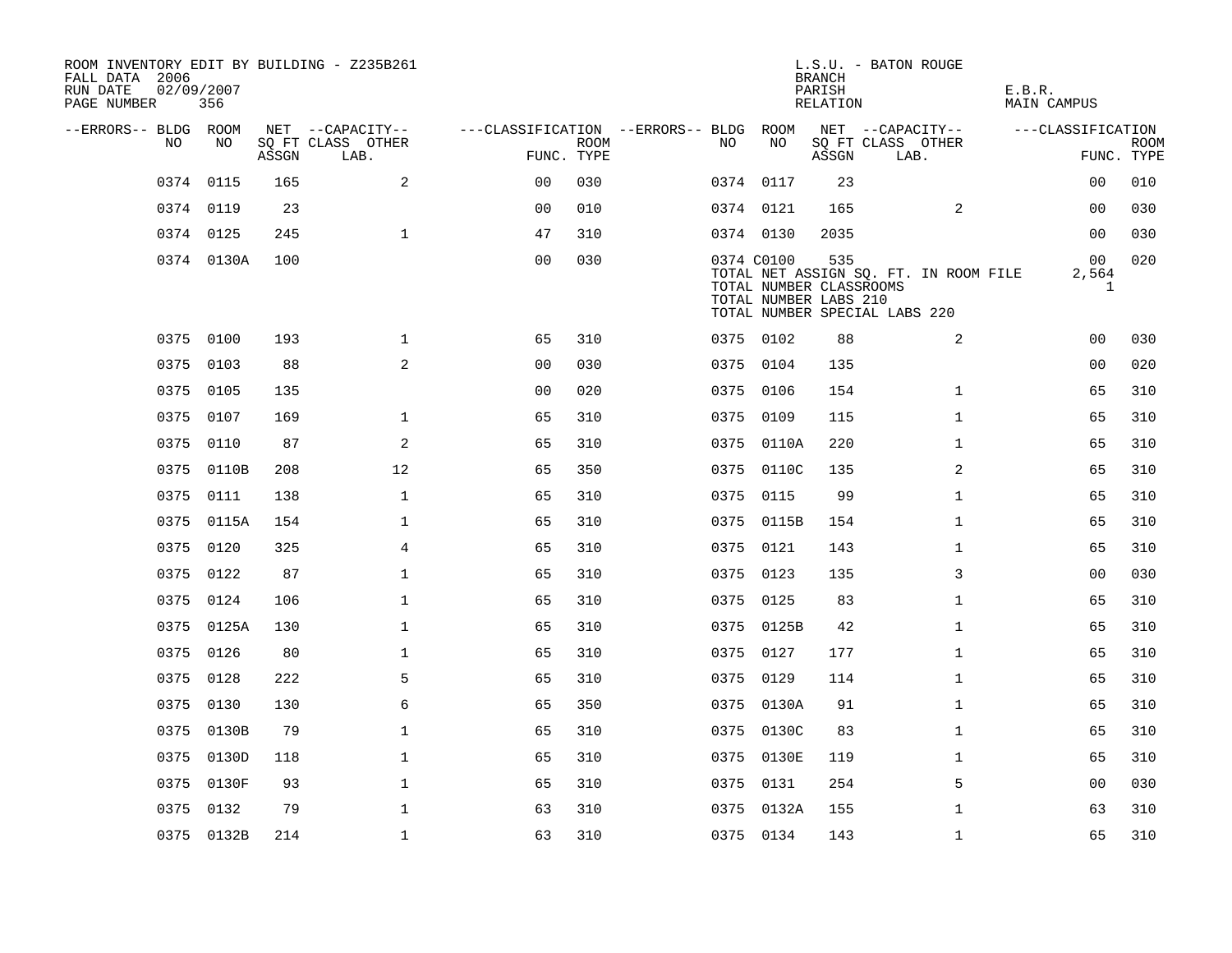ROOM INVENTORY EDIT BY BUILDING - Z235B261
FALL DATA 2006
RUN DATE 02/09/2007
PAGE NUMBER 356

L.S.U. - BATON ROUGE
BRANCH
PARISH E.B.R.
RELATION MAIN CAMPUS

| --ERRORS-- | BLDG NO | ROOM NO | NET SQ FT ASSGN | CAPACITY CLASS | CAPACITY OTHER LAB. | FUNC. | ROOM TYPE | --ERRORS-- | BLDG NO | ROOM NO | NET SQ FT ASSGN | CAPACITY CLASS | CAPACITY OTHER LAB. | FUNC. | ROOM TYPE |
|---|---|---|---|---|---|---|---|---|---|---|---|---|---|---|---|
| | 0374 | 0115 | 165 | | 2 | 00 | 030 | | 0374 | 0117 | 23 | | | 00 | 010 |
| | 0374 | 0119 | 23 | | | 00 | 010 | | 0374 | 0121 | 165 | | 2 | 00 | 030 |
| | 0374 | 0125 | 245 | | 1 | 47 | 310 | | 0374 | 0130 | 2035 | | | 00 | 030 |
| | 0374 | 0130A | 100 | | | 00 | 030 | | 0374 | C0100 | 535 | | | 00 | 020 |
| | | | | | | | | | TOTAL NET ASSIGN SQ. FT. IN ROOM FILE | | | | | 2,564 | |
| | | | | | | | | | TOTAL NUMBER CLASSROOMS | | | | | 1 | |
| | | | | | | | | | TOTAL NUMBER LABS 210 | | | | | | |
| | | | | | | | | | TOTAL NUMBER SPECIAL LABS 220 | | | | | | |
| | 0375 | 0100 | 193 | | 1 | 65 | 310 | | 0375 | 0102 | 88 | | 2 | 00 | 030 |
| | 0375 | 0103 | 88 | | 2 | 00 | 030 | | 0375 | 0104 | 135 | | | 00 | 020 |
| | 0375 | 0105 | 135 | | | 00 | 020 | | 0375 | 0106 | 154 | | 1 | 65 | 310 |
| | 0375 | 0107 | 169 | | 1 | 65 | 310 | | 0375 | 0109 | 115 | | 1 | 65 | 310 |
| | 0375 | 0110 | 87 | | 2 | 65 | 310 | | 0375 | 0110A | 220 | | 1 | 65 | 310 |
| | 0375 | 0110B | 208 | | 12 | 65 | 350 | | 0375 | 0110C | 135 | | 2 | 65 | 310 |
| | 0375 | 0111 | 138 | | 1 | 65 | 310 | | 0375 | 0115 | 99 | | 1 | 65 | 310 |
| | 0375 | 0115A | 154 | | 1 | 65 | 310 | | 0375 | 0115B | 154 | | 1 | 65 | 310 |
| | 0375 | 0120 | 325 | | 4 | 65 | 310 | | 0375 | 0121 | 143 | | 1 | 65 | 310 |
| | 0375 | 0122 | 87 | | 1 | 65 | 310 | | 0375 | 0123 | 135 | | 3 | 00 | 030 |
| | 0375 | 0124 | 106 | | 1 | 65 | 310 | | 0375 | 0125 | 83 | | 1 | 65 | 310 |
| | 0375 | 0125A | 130 | | 1 | 65 | 310 | | 0375 | 0125B | 42 | | 1 | 65 | 310 |
| | 0375 | 0126 | 80 | | 1 | 65 | 310 | | 0375 | 0127 | 177 | | 1 | 65 | 310 |
| | 0375 | 0128 | 222 | | 5 | 65 | 310 | | 0375 | 0129 | 114 | | 1 | 65 | 310 |
| | 0375 | 0130 | 130 | | 6 | 65 | 350 | | 0375 | 0130A | 91 | | 1 | 65 | 310 |
| | 0375 | 0130B | 79 | | 1 | 65 | 310 | | 0375 | 0130C | 83 | | 1 | 65 | 310 |
| | 0375 | 0130D | 118 | | 1 | 65 | 310 | | 0375 | 0130E | 119 | | 1 | 65 | 310 |
| | 0375 | 0130F | 93 | | 1 | 65 | 310 | | 0375 | 0131 | 254 | | 5 | 00 | 030 |
| | 0375 | 0132 | 79 | | 1 | 63 | 310 | | 0375 | 0132A | 155 | | 1 | 63 | 310 |
| | 0375 | 0132B | 214 | | 1 | 63 | 310 | | 0375 | 0134 | 143 | | 1 | 65 | 310 |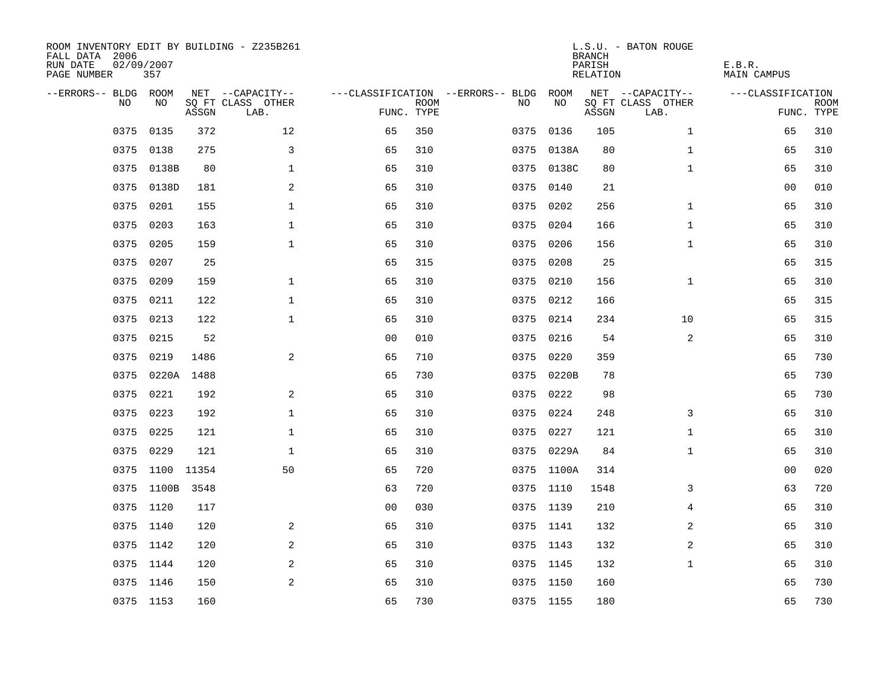ROOM INVENTORY EDIT BY BUILDING - Z235B261
FALL DATA 2006
RUN DATE 02/09/2007
PAGE NUMBER 357

L.S.U. - BATON ROUGE
BRANCH
PARISH E.B.R.
RELATION MAIN CAMPUS

| --ERRORS-- | BLDG NO | ROOM NO | NET SQ FT ASSGN | --CAPACITY-- CLASS LAB. | OTHER | ---CLASSIFICATION FUNC. | ROOM TYPE | --ERRORS-- | BLDG NO | ROOM NO | NET SQ FT ASSGN | --CAPACITY-- CLASS LAB. | OTHER | ---CLASSIFICATION FUNC. | ROOM TYPE |
|---|---|---|---|---|---|---|---|---|---|---|---|---|---|---|---|
| | 0375 | 0135 | 372 | | 12 | 65 | 350 | | 0375 | 0136 | 105 | | 1 | 65 | 310 |
| | 0375 | 0138 | 275 | | 3 | 65 | 310 | | 0375 | 0138A | 80 | | 1 | 65 | 310 |
| | 0375 | 0138B | 80 | | 1 | 65 | 310 | | 0375 | 0138C | 80 | | 1 | 65 | 310 |
| | 0375 | 0138D | 181 | | 2 | 65 | 310 | | 0375 | 0140 | 21 | | | 00 | 010 |
| | 0375 | 0201 | 155 | | 1 | 65 | 310 | | 0375 | 0202 | 256 | | 1 | 65 | 310 |
| | 0375 | 0203 | 163 | | 1 | 65 | 310 | | 0375 | 0204 | 166 | | 1 | 65 | 310 |
| | 0375 | 0205 | 159 | | 1 | 65 | 310 | | 0375 | 0206 | 156 | | 1 | 65 | 310 |
| | 0375 | 0207 | 25 | | | 65 | 315 | | 0375 | 0208 | 25 | | | 65 | 315 |
| | 0375 | 0209 | 159 | | 1 | 65 | 310 | | 0375 | 0210 | 156 | | 1 | 65 | 310 |
| | 0375 | 0211 | 122 | | 1 | 65 | 310 | | 0375 | 0212 | 166 | | | 65 | 315 |
| | 0375 | 0213 | 122 | | 1 | 65 | 310 | | 0375 | 0214 | 234 | | 10 | 65 | 315 |
| | 0375 | 0215 | 52 | | | 00 | 010 | | 0375 | 0216 | 54 | | 2 | 65 | 310 |
| | 0375 | 0219 | 1486 | | 2 | 65 | 710 | | 0375 | 0220 | 359 | | | 65 | 730 |
| | 0375 | 0220A | 1488 | | | 65 | 730 | | 0375 | 0220B | 78 | | | 65 | 730 |
| | 0375 | 0221 | 192 | | 2 | 65 | 310 | | 0375 | 0222 | 98 | | | 65 | 730 |
| | 0375 | 0223 | 192 | | 1 | 65 | 310 | | 0375 | 0224 | 248 | | 3 | 65 | 310 |
| | 0375 | 0225 | 121 | | 1 | 65 | 310 | | 0375 | 0227 | 121 | | 1 | 65 | 310 |
| | 0375 | 0229 | 121 | | 1 | 65 | 310 | | 0375 | 0229A | 84 | | 1 | 65 | 310 |
| | 0375 | 1100 | 11354 | | 50 | 65 | 720 | | 0375 | 1100A | 314 | | | 00 | 020 |
| | 0375 | 1100B | 3548 | | | 63 | 720 | | 0375 | 1110 | 1548 | | 3 | 63 | 720 |
| | 0375 | 1120 | 117 | | | 00 | 030 | | 0375 | 1139 | 210 | | 4 | 65 | 310 |
| | 0375 | 1140 | 120 | | 2 | 65 | 310 | | 0375 | 1141 | 132 | | 2 | 65 | 310 |
| | 0375 | 1142 | 120 | | 2 | 65 | 310 | | 0375 | 1143 | 132 | | 2 | 65 | 310 |
| | 0375 | 1144 | 120 | | 2 | 65 | 310 | | 0375 | 1145 | 132 | | 1 | 65 | 310 |
| | 0375 | 1146 | 150 | | 2 | 65 | 310 | | 0375 | 1150 | 160 | | | 65 | 730 |
| | 0375 | 1153 | 160 | | | 65 | 730 | | 0375 | 1155 | 180 | | | 65 | 730 |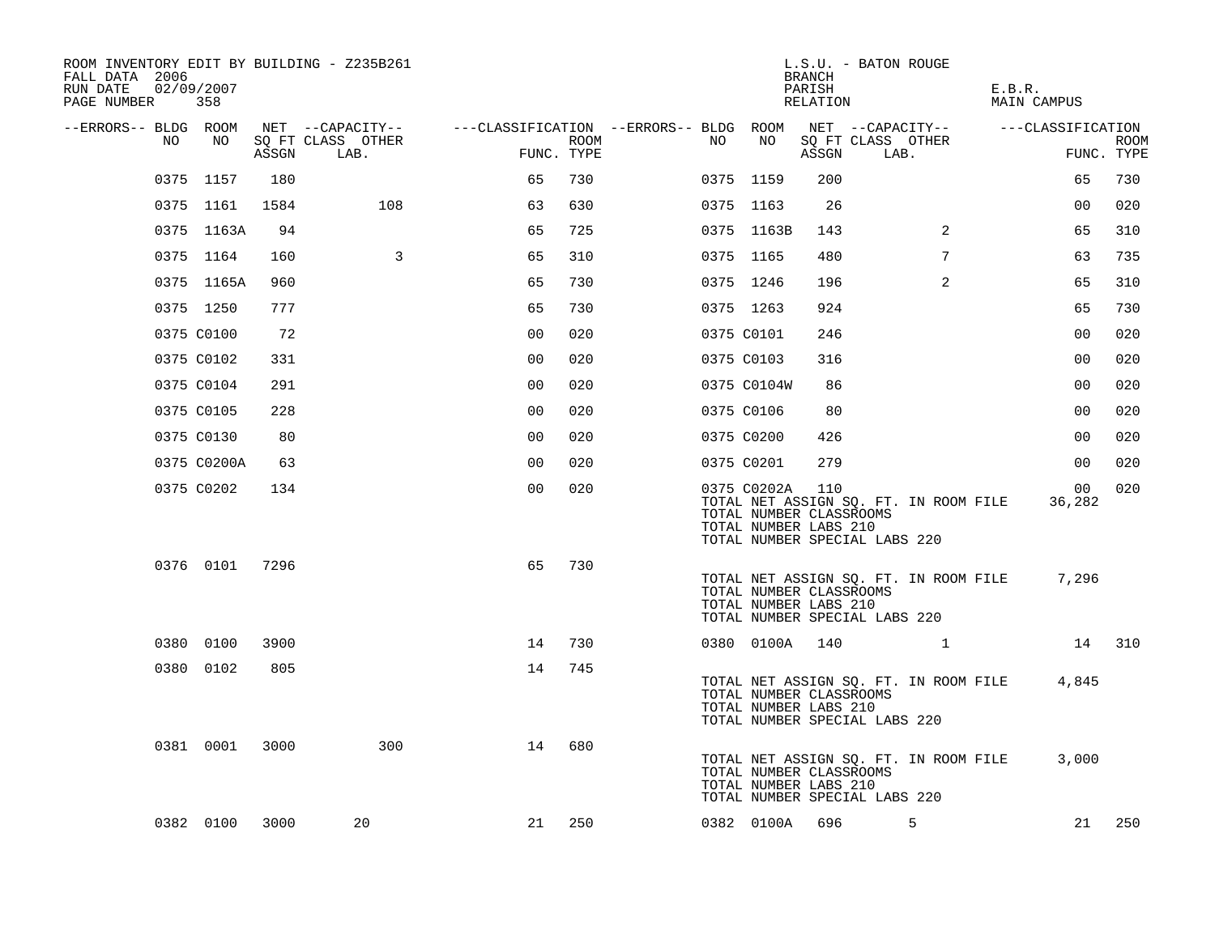ROOM INVENTORY EDIT BY BUILDING - Z235B261
FALL DATA 2006
RUN DATE 02/09/2007
PAGE NUMBER 358

L.S.U. - BATON ROUGE
BRANCH
PARISH E.B.R.
RELATION MAIN CAMPUS

| --ERRORS-- | BLDG NO | ROOM NO | NET SQ FT ASSGN | CAPACITY CLASS LAB. | CAPACITY OTHER | CLASSIFICATION FUNC. | ROOM TYPE | --ERRORS-- | BLDG NO | ROOM NO | NET SQ FT ASSGN | CAPACITY CLASS LAB. | CAPACITY OTHER | CLASSIFICATION FUNC. | ROOM TYPE |
|---|---|---|---|---|---|---|---|---|---|---|---|---|---|---|---|
| | 0375 | 1157 | 180 | | | 65 | 730 | | 0375 | 1159 | 200 | | | 65 | 730 |
| | 0375 | 1161 | 1584 | | 108 | 63 | 630 | | 0375 | 1163 | 26 | | | 00 | 020 |
| | 0375 | 1163A | 94 | | | 65 | 725 | | 0375 | 1163B | 143 | | 2 | 65 | 310 |
| | 0375 | 1164 | 160 | | 3 | 65 | 310 | | 0375 | 1165 | 480 | | 7 | 63 | 735 |
| | 0375 | 1165A | 960 | | | 65 | 730 | | 0375 | 1246 | 196 | | 2 | 65 | 310 |
| | 0375 | 1250 | 777 | | | 65 | 730 | | 0375 | 1263 | 924 | | | 65 | 730 |
| | 0375 | C0100 | 72 | | | 00 | 020 | | 0375 | C0101 | 246 | | | 00 | 020 |
| | 0375 | C0102 | 331 | | | 00 | 020 | | 0375 | C0103 | 316 | | | 00 | 020 |
| | 0375 | C0104 | 291 | | | 00 | 020 | | 0375 | C0104W | 86 | | | 00 | 020 |
| | 0375 | C0105 | 228 | | | 00 | 020 | | 0375 | C0106 | 80 | | | 00 | 020 |
| | 0375 | C0130 | 80 | | | 00 | 020 | | 0375 | C0200 | 426 | | | 00 | 020 |
| | 0375 | C0200A | 63 | | | 00 | 020 | | 0375 | C0201 | 279 | | | 00 | 020 |
| | 0375 | C0202 | 134 | | | 00 | 020 | | 0375 | C0202A | 110 | | | 00 | 020 |

TOTAL NET ASSIGN SQ. FT. IN ROOM FILE 36,282
TOTAL NUMBER CLASSROOMS
TOTAL NUMBER LABS 210
TOTAL NUMBER SPECIAL LABS 220

| --ERRORS-- | BLDG NO | ROOM NO | NET SQ FT ASSGN | CAPACITY CLASS LAB. | CAPACITY OTHER | CLASSIFICATION FUNC. | ROOM TYPE |
|---|---|---|---|---|---|---|---|
| | 0376 | 0101 | 7296 | | | 65 | 730 |

TOTAL NET ASSIGN SQ. FT. IN ROOM FILE 7,296
TOTAL NUMBER CLASSROOMS
TOTAL NUMBER LABS 210
TOTAL NUMBER SPECIAL LABS 220

| --ERRORS-- | BLDG NO | ROOM NO | NET SQ FT ASSGN | CAPACITY CLASS LAB. | CAPACITY OTHER | CLASSIFICATION FUNC. | ROOM TYPE | --ERRORS-- | BLDG NO | ROOM NO | NET SQ FT ASSGN | CAPACITY CLASS LAB. | CAPACITY OTHER | CLASSIFICATION FUNC. | ROOM TYPE |
|---|---|---|---|---|---|---|---|---|---|---|---|---|---|---|---|
| | 0380 | 0100 | 3900 | | | 14 | 730 | | 0380 | 0100A | 140 | | 1 | 14 | 310 |
| | 0380 | 0102 | 805 | | | 14 | 745 | | | | | | | | |

TOTAL NET ASSIGN SQ. FT. IN ROOM FILE 4,845
TOTAL NUMBER CLASSROOMS
TOTAL NUMBER LABS 210
TOTAL NUMBER SPECIAL LABS 220

| --ERRORS-- | BLDG NO | ROOM NO | NET SQ FT ASSGN | CAPACITY CLASS LAB. | CAPACITY OTHER | CLASSIFICATION FUNC. | ROOM TYPE |
|---|---|---|---|---|---|---|---|
| | 0381 | 0001 | 3000 | | 300 | 14 | 680 |

TOTAL NET ASSIGN SQ. FT. IN ROOM FILE 3,000
TOTAL NUMBER CLASSROOMS
TOTAL NUMBER LABS 210
TOTAL NUMBER SPECIAL LABS 220

| --ERRORS-- | BLDG NO | ROOM NO | NET SQ FT ASSGN | CAPACITY CLASS LAB. | CAPACITY OTHER | CLASSIFICATION FUNC. | ROOM TYPE | --ERRORS-- | BLDG NO | ROOM NO | NET SQ FT ASSGN | CAPACITY CLASS LAB. | CAPACITY OTHER | CLASSIFICATION FUNC. | ROOM TYPE |
|---|---|---|---|---|---|---|---|---|---|---|---|---|---|---|---|
| | 0382 | 0100 | 3000 | 20 | | 21 | 250 | | 0382 | 0100A | 696 | 5 | | 21 | 250 |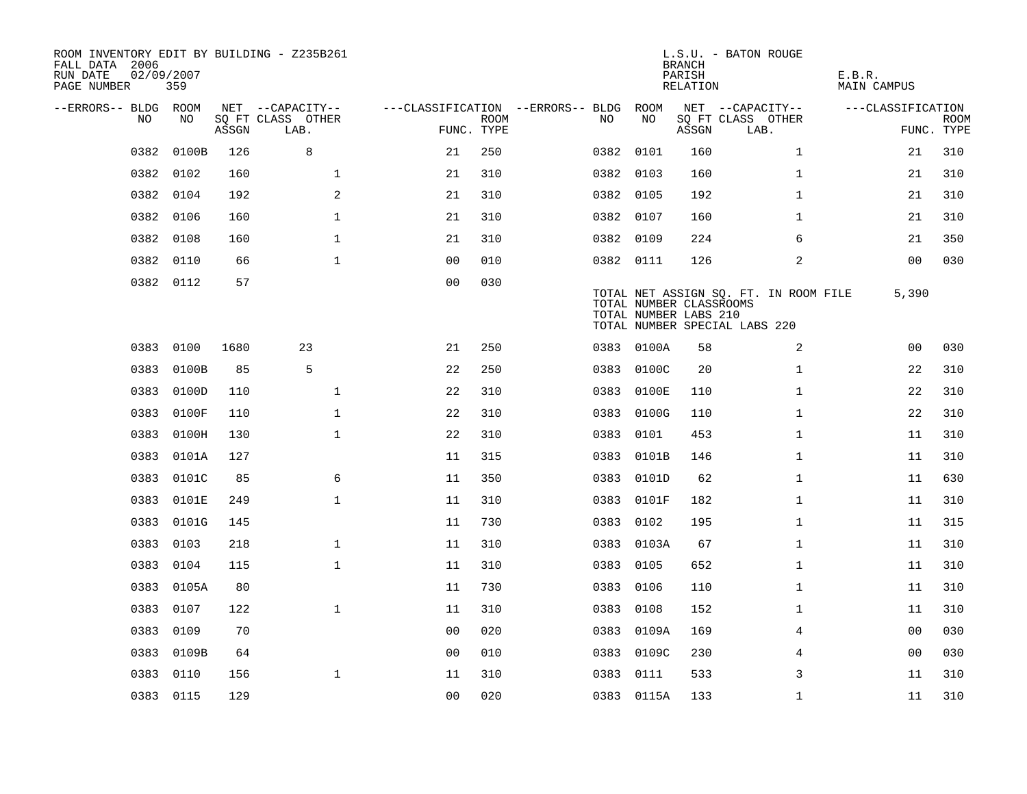ROOM INVENTORY EDIT BY BUILDING - Z235B261
FALL DATA 2006
RUN DATE 02/09/2007
PAGE NUMBER 359

L.S.U. - BATON ROUGE
BRANCH
PARISH E.B.R.
RELATION MAIN CAMPUS

| --ERRORS-- | BLDG NO | ROOM NO | NET SQ FT ASSGN | CAPACITY CLASS LAB. | CAPACITY OTHER | CLASSIFICATION FUNC. | ROOM TYPE | --ERRORS-- | BLDG NO | ROOM NO | NET SQ FT ASSGN | CAPACITY CLASS LAB. | CAPACITY OTHER | CLASSIFICATION FUNC. | ROOM TYPE |
|---|---|---|---|---|---|---|---|---|---|---|---|---|---|---|---|
| | 0382 | 0100B | 126 | 8 | | 21 | 250 | | 0382 | 0101 | 160 | | 1 | 21 | 310 |
| | 0382 | 0102 | 160 | | 1 | 21 | 310 | | 0382 | 0103 | 160 | | 1 | 21 | 310 |
| | 0382 | 0104 | 192 | | 2 | 21 | 310 | | 0382 | 0105 | 192 | | 1 | 21 | 310 |
| | 0382 | 0106 | 160 | | 1 | 21 | 310 | | 0382 | 0107 | 160 | | 1 | 21 | 310 |
| | 0382 | 0108 | 160 | | 1 | 21 | 310 | | 0382 | 0109 | 224 | | 6 | 21 | 350 |
| | 0382 | 0110 | 66 | | 1 | 00 | 010 | | 0382 | 0111 | 126 | | 2 | 00 | 030 |
| | 0382 | 0112 | 57 | | | 00 | 030 | | | | | | | | |

TOTAL NET ASSIGN SQ. FT. IN ROOM FILE 5,390
TOTAL NUMBER CLASSROOMS
TOTAL NUMBER LABS 210
TOTAL NUMBER SPECIAL LABS 220

| --ERRORS-- | BLDG NO | ROOM NO | NET SQ FT ASSGN | CAPACITY CLASS LAB. | CAPACITY OTHER | CLASSIFICATION FUNC. | ROOM TYPE | --ERRORS-- | BLDG NO | ROOM NO | NET SQ FT ASSGN | CAPACITY CLASS LAB. | CAPACITY OTHER | CLASSIFICATION FUNC. | ROOM TYPE |
|---|---|---|---|---|---|---|---|---|---|---|---|---|---|---|---|
| | 0383 | 0100 | 1680 | 23 | | 21 | 250 | | 0383 | 0100A | 58 | | 2 | 00 | 030 |
| | 0383 | 0100B | 85 | 5 | | 22 | 250 | | 0383 | 0100C | 20 | | 1 | 22 | 310 |
| | 0383 | 0100D | 110 | | 1 | 22 | 310 | | 0383 | 0100E | 110 | | 1 | 22 | 310 |
| | 0383 | 0100F | 110 | | 1 | 22 | 310 | | 0383 | 0100G | 110 | | 1 | 22 | 310 |
| | 0383 | 0100H | 130 | | 1 | 22 | 310 | | 0383 | 0101 | 453 | | 1 | 11 | 310 |
| | 0383 | 0101A | 127 | | | 11 | 315 | | 0383 | 0101B | 146 | | 1 | 11 | 310 |
| | 0383 | 0101C | 85 | | 6 | 11 | 350 | | 0383 | 0101D | 62 | | 1 | 11 | 630 |
| | 0383 | 0101E | 249 | | 1 | 11 | 310 | | 0383 | 0101F | 182 | | 1 | 11 | 310 |
| | 0383 | 0101G | 145 | | | 11 | 730 | | 0383 | 0102 | 195 | | 1 | 11 | 315 |
| | 0383 | 0103 | 218 | | 1 | 11 | 310 | | 0383 | 0103A | 67 | | 1 | 11 | 310 |
| | 0383 | 0104 | 115 | | 1 | 11 | 310 | | 0383 | 0105 | 652 | | 1 | 11 | 310 |
| | 0383 | 0105A | 80 | | | 11 | 730 | | 0383 | 0106 | 110 | | 1 | 11 | 310 |
| | 0383 | 0107 | 122 | | 1 | 11 | 310 | | 0383 | 0108 | 152 | | 1 | 11 | 310 |
| | 0383 | 0109 | 70 | | | 00 | 020 | | 0383 | 0109A | 169 | | 4 | 00 | 030 |
| | 0383 | 0109B | 64 | | | 00 | 010 | | 0383 | 0109C | 230 | | 4 | 00 | 030 |
| | 0383 | 0110 | 156 | | 1 | 11 | 310 | | 0383 | 0111 | 533 | | 3 | 11 | 310 |
| | 0383 | 0115 | 129 | | | 00 | 020 | | 0383 | 0115A | 133 | | 1 | 11 | 310 |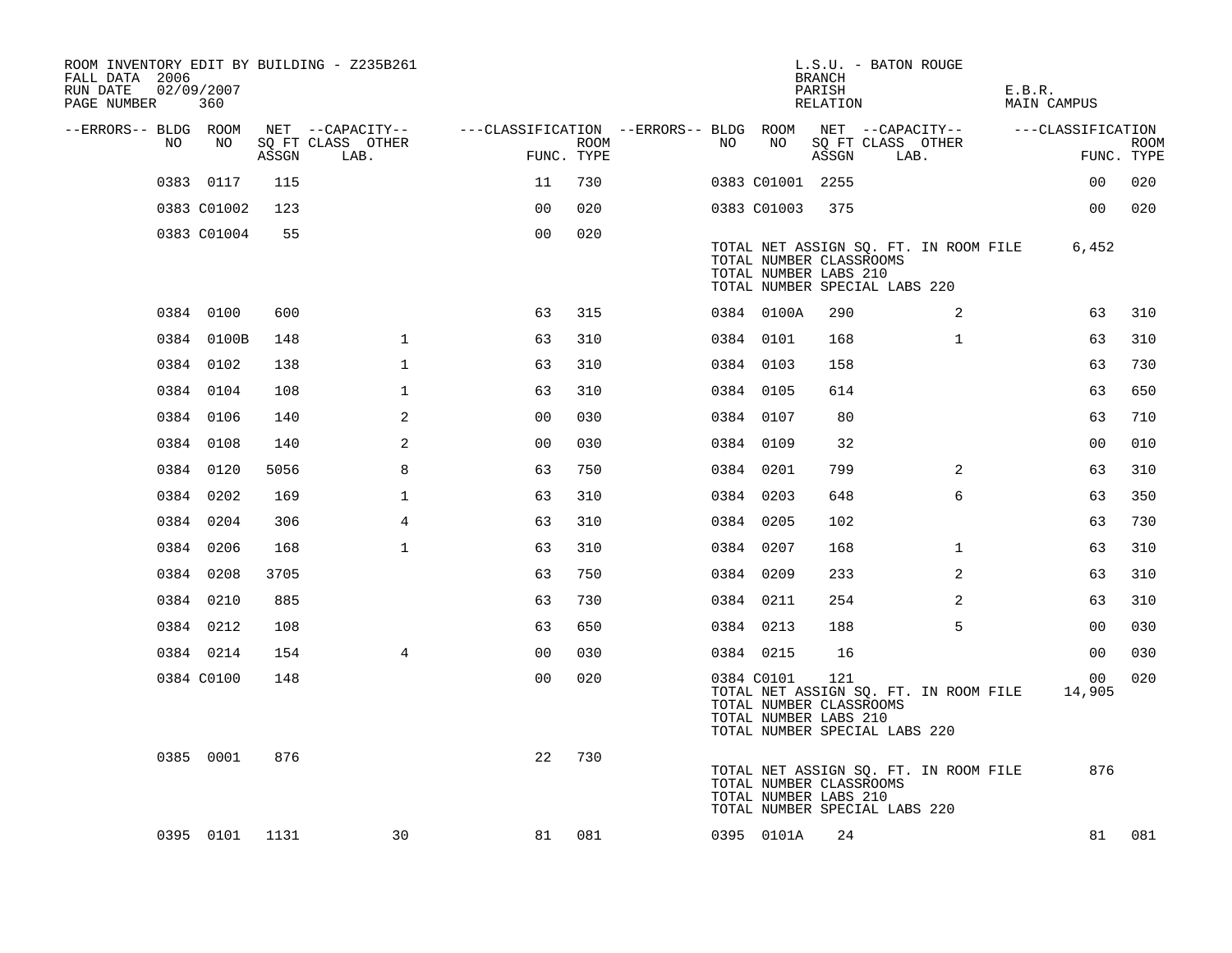ROOM INVENTORY EDIT BY BUILDING - Z235B261
FALL DATA 2006
RUN DATE 02/09/2007
PAGE NUMBER 360

L.S.U. - BATON ROUGE
BRANCH
PARISH E.B.R.
RELATION MAIN CAMPUS

| --ERRORS-- | BLDG NO | ROOM NO | NET SQ FT ASSGN | --CAPACITY-- CLASS LAB. | OTHER | ---CLASSIFICATION FUNC. | ROOM TYPE | --ERRORS-- | BLDG NO | ROOM NO | NET SQ FT ASSGN | --CAPACITY-- CLASS LAB. | OTHER | ---CLASSIFICATION FUNC. | ROOM TYPE |
|---|---|---|---|---|---|---|---|---|---|---|---|---|---|---|---|
| | 0383 | 0117 | 115 | | | 11 | 730 | | 0383 | C01001 | 2255 | | | 00 | 020 |
| | 0383 | C01002 | 123 | | | 00 | 020 | | 0383 | C01003 | 375 | | | 00 | 020 |
| | 0383 | C01004 | 55 | | | 00 | 020 | | | | | | | | |
| | | | | | | | | | TOTAL NET ASSIGN SQ. FT. IN ROOM FILE | | | | | 6,452 | |
| | | | | | | | | | TOTAL NUMBER CLASSROOMS | | | | | | |
| | | | | | | | | | TOTAL NUMBER LABS 210 | | | | | | |
| | | | | | | | | | TOTAL NUMBER SPECIAL LABS 220 | | | | | | |
| | 0384 | 0100 | 600 | | | 63 | 315 | | 0384 | 0100A | 290 | | 2 | 63 | 310 |
| | 0384 | 0100B | 148 | | 1 | 63 | 310 | | 0384 | 0101 | 168 | | 1 | 63 | 310 |
| | 0384 | 0102 | 138 | | 1 | 63 | 310 | | 0384 | 0103 | 158 | | | 63 | 730 |
| | 0384 | 0104 | 108 | | 1 | 63 | 310 | | 0384 | 0105 | 614 | | | 63 | 650 |
| | 0384 | 0106 | 140 | | 2 | 00 | 030 | | 0384 | 0107 | 80 | | | 63 | 710 |
| | 0384 | 0108 | 140 | | 2 | 00 | 030 | | 0384 | 0109 | 32 | | | 00 | 010 |
| | 0384 | 0120 | 5056 | | 8 | 63 | 750 | | 0384 | 0201 | 799 | | 2 | 63 | 310 |
| | 0384 | 0202 | 169 | | 1 | 63 | 310 | | 0384 | 0203 | 648 | | 6 | 63 | 350 |
| | 0384 | 0204 | 306 | | 4 | 63 | 310 | | 0384 | 0205 | 102 | | | 63 | 730 |
| | 0384 | 0206 | 168 | | 1 | 63 | 310 | | 0384 | 0207 | 168 | | 1 | 63 | 310 |
| | 0384 | 0208 | 3705 | | | 63 | 750 | | 0384 | 0209 | 233 | | 2 | 63 | 310 |
| | 0384 | 0210 | 885 | | | 63 | 730 | | 0384 | 0211 | 254 | | 2 | 63 | 310 |
| | 0384 | 0212 | 108 | | | 63 | 650 | | 0384 | 0213 | 188 | | 5 | 00 | 030 |
| | 0384 | 0214 | 154 | | 4 | 00 | 030 | | 0384 | 0215 | 16 | | | 00 | 030 |
| | 0384 | C0100 | 148 | | | 00 | 020 | | 0384 | C0101 | 121 | | | 00 | 020 |
| | | | | | | | | | TOTAL NET ASSIGN SQ. FT. IN ROOM FILE | | | | | 14,905 | |
| | | | | | | | | | TOTAL NUMBER CLASSROOMS | | | | | | |
| | | | | | | | | | TOTAL NUMBER LABS 210 | | | | | | |
| | | | | | | | | | TOTAL NUMBER SPECIAL LABS 220 | | | | | | |
| | 0385 | 0001 | 876 | | | 22 | 730 | | | | | | | | |
| | | | | | | | | | TOTAL NET ASSIGN SQ. FT. IN ROOM FILE | | | | | 876 | |
| | | | | | | | | | TOTAL NUMBER CLASSROOMS | | | | | | |
| | | | | | | | | | TOTAL NUMBER LABS 210 | | | | | | |
| | | | | | | | | | TOTAL NUMBER SPECIAL LABS 220 | | | | | | |
| | 0395 | 0101 | 1131 | | 30 | 81 | 081 | | 0395 | 0101A | 24 | | | 81 | 081 |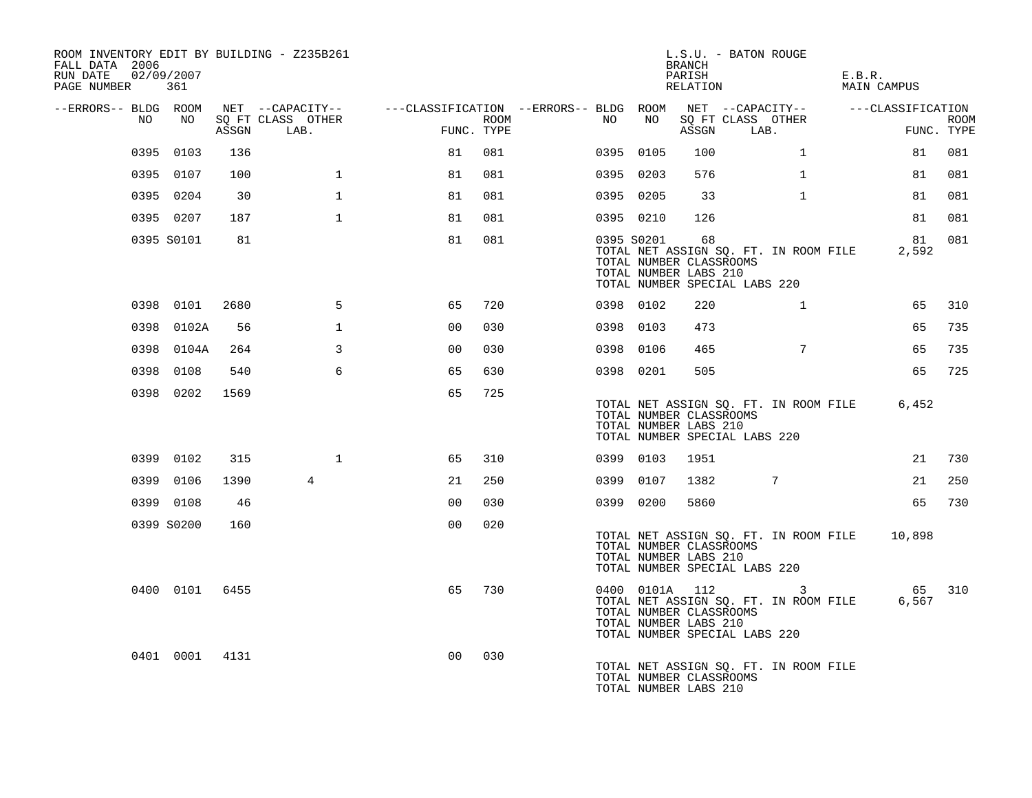ROOM INVENTORY EDIT BY BUILDING - Z235B261
FALL DATA 2006
RUN DATE 02/09/2007

L.S.U. - BATON ROUGE
BRANCH
PARISH E.B.R.
RELATION MAIN CAMPUS

| --ERRORS-- | BLDG NO | ROOM NO | NET SQ FT ASSGN | --CAPACITY-- CLASS | LAB. | OTHER | ---CLASSIFICATION FUNC. | ROOM TYPE | --ERRORS-- | BLDG NO | ROOM NO | NET SQ FT ASSGN | --CAPACITY-- CLASS | LAB. | OTHER | ---CLASSIFICATION FUNC. | ROOM TYPE |
|---|---|---|---|---|---|---|---|---|---|---|---|---|---|---|---|---|---|
| | 0395 | 0103 | 136 | | | | 81 | 081 | | 0395 | 0105 | 100 | | | 1 | 81 | 081 |
| | 0395 | 0107 | 100 | | | 1 | 81 | 081 | | 0395 | 0203 | 576 | | | 1 | 81 | 081 |
| | 0395 | 0204 | 30 | | | 1 | 81 | 081 | | 0395 | 0205 | 33 | | | 1 | 81 | 081 |
| | 0395 | 0207 | 187 | | | 1 | 81 | 081 | | 0395 | 0210 | 126 | | | | 81 | 081 |
| | 0395 | S0101 | 81 | | | | 81 | 081 | | 0395 | S0201 | 68 | | | | 81 | 081 |
| | | | | | | | | | | TOTAL NET ASSIGN SQ. FT. IN ROOM FILE | | | | | | 2,592 | |
| | | | | | | | | | | TOTAL NUMBER CLASSROOMS | | | | | | | |
| | | | | | | | | | | TOTAL NUMBER LABS 210 | | | | | | | |
| | | | | | | | | | | TOTAL NUMBER SPECIAL LABS 220 | | | | | | | |
| | 0398 | 0101 | 2680 | | | 5 | 65 | 720 | | 0398 | 0102 | 220 | | | 1 | 65 | 310 |
| | 0398 | 0102A | 56 | | | 1 | 00 | 030 | | 0398 | 0103 | 473 | | | | 65 | 735 |
| | 0398 | 0104A | 264 | | | 3 | 00 | 030 | | 0398 | 0106 | 465 | | | 7 | 65 | 735 |
| | 0398 | 0108 | 540 | | | 6 | 65 | 630 | | 0398 | 0201 | 505 | | | | 65 | 725 |
| | 0398 | 0202 | 1569 | | | | 65 | 725 | | | | | | | | | |
| | | | | | | | | | | TOTAL NET ASSIGN SQ. FT. IN ROOM FILE | | | | | | 6,452 | |
| | | | | | | | | | | TOTAL NUMBER CLASSROOMS | | | | | | | |
| | | | | | | | | | | TOTAL NUMBER LABS 210 | | | | | | | |
| | | | | | | | | | | TOTAL NUMBER SPECIAL LABS 220 | | | | | | | |
| | 0399 | 0102 | 315 | | | 1 | 65 | 310 | | 0399 | 0103 | 1951 | | | | 21 | 730 |
| | 0399 | 0106 | 1390 | | 4 | | 21 | 250 | | 0399 | 0107 | 1382 | | 7 | | 21 | 250 |
| | 0399 | 0108 | 46 | | | | 00 | 030 | | 0399 | 0200 | 5860 | | | | 65 | 730 |
| | 0399 | S0200 | 160 | | | | 00 | 020 | | | | | | | | | |
| | | | | | | | | | | TOTAL NET ASSIGN SQ. FT. IN ROOM FILE | | | | | | 10,898 | |
| | | | | | | | | | | TOTAL NUMBER CLASSROOMS | | | | | | | |
| | | | | | | | | | | TOTAL NUMBER LABS 210 | | | | | | | |
| | | | | | | | | | | TOTAL NUMBER SPECIAL LABS 220 | | | | | | | |
| | 0400 | 0101 | 6455 | | | | 65 | 730 | | 0400 | 0101A | 112 | | | 3 | 65 | 310 |
| | | | | | | | | | | TOTAL NET ASSIGN SQ. FT. IN ROOM FILE | | | | | | 6,567 | |
| | | | | | | | | | | TOTAL NUMBER CLASSROOMS | | | | | | | |
| | | | | | | | | | | TOTAL NUMBER LABS 210 | | | | | | | |
| | | | | | | | | | | TOTAL NUMBER SPECIAL LABS 220 | | | | | | | |
| | 0401 | 0001 | 4131 | | | | 00 | 030 | | | | | | | | | |
| | | | | | | | | | | TOTAL NET ASSIGN SQ. FT. IN ROOM FILE | | | | | | | |
| | | | | | | | | | | TOTAL NUMBER CLASSROOMS | | | | | | | |
| | | | | | | | | | | TOTAL NUMBER LABS 210 | | | | | | | |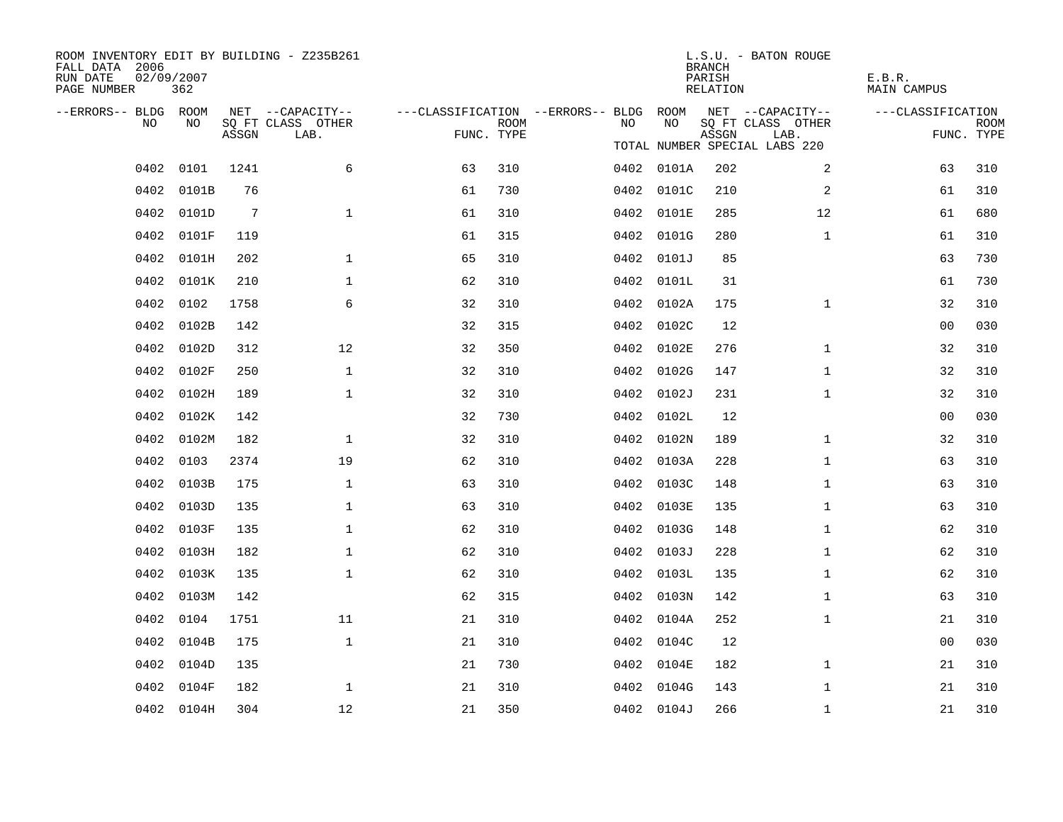ROOM INVENTORY EDIT BY BUILDING - Z235B261
FALL DATA 2006
RUN DATE 02/09/2007
PAGE NUMBER 362

L.S.U. - BATON ROUGE
BRANCH
PARISH E.B.R.
RELATION MAIN CAMPUS

TOTAL NUMBER SPECIAL LABS 220

| --ERRORS-- | BLDG NO | ROOM NO | NET SQ FT ASSGN | --CAPACITY-- CLASS LAB. | OTHER | ---CLASSIFICATION FUNC. | ROOM TYPE | --ERRORS-- | BLDG NO | ROOM NO | NET SQ FT ASSGN | --CAPACITY-- CLASS LAB. | OTHER | ---CLASSIFICATION FUNC. | ROOM TYPE |
|---|---|---|---|---|---|---|---|---|---|---|---|---|---|---|---|
| | 0402 | 0101 | 1241 | | 6 | 63 | 310 | | 0402 | 0101A | 202 | | 2 | 63 | 310 |
| | 0402 | 0101B | 76 | | | 61 | 730 | | 0402 | 0101C | 210 | | 2 | 61 | 310 |
| | 0402 | 0101D | 7 | | 1 | 61 | 310 | | 0402 | 0101E | 285 | | 12 | 61 | 680 |
| | 0402 | 0101F | 119 | | | 61 | 315 | | 0402 | 0101G | 280 | | 1 | 61 | 310 |
| | 0402 | 0101H | 202 | | 1 | 65 | 310 | | 0402 | 0101J | 85 | | | 63 | 730 |
| | 0402 | 0101K | 210 | | 1 | 62 | 310 | | 0402 | 0101L | 31 | | | 61 | 730 |
| | 0402 | 0102 | 1758 | | 6 | 32 | 310 | | 0402 | 0102A | 175 | | 1 | 32 | 310 |
| | 0402 | 0102B | 142 | | | 32 | 315 | | 0402 | 0102C | 12 | | | 00 | 030 |
| | 0402 | 0102D | 312 | | 12 | 32 | 350 | | 0402 | 0102E | 276 | | 1 | 32 | 310 |
| | 0402 | 0102F | 250 | | 1 | 32 | 310 | | 0402 | 0102G | 147 | | 1 | 32 | 310 |
| | 0402 | 0102H | 189 | | 1 | 32 | 310 | | 0402 | 0102J | 231 | | 1 | 32 | 310 |
| | 0402 | 0102K | 142 | | | 32 | 730 | | 0402 | 0102L | 12 | | | 00 | 030 |
| | 0402 | 0102M | 182 | | 1 | 32 | 310 | | 0402 | 0102N | 189 | | 1 | 32 | 310 |
| | 0402 | 0103 | 2374 | | 19 | 62 | 310 | | 0402 | 0103A | 228 | | 1 | 63 | 310 |
| | 0402 | 0103B | 175 | | 1 | 63 | 310 | | 0402 | 0103C | 148 | | 1 | 63 | 310 |
| | 0402 | 0103D | 135 | | 1 | 63 | 310 | | 0402 | 0103E | 135 | | 1 | 63 | 310 |
| | 0402 | 0103F | 135 | | 1 | 62 | 310 | | 0402 | 0103G | 148 | | 1 | 62 | 310 |
| | 0402 | 0103H | 182 | | 1 | 62 | 310 | | 0402 | 0103J | 228 | | 1 | 62 | 310 |
| | 0402 | 0103K | 135 | | 1 | 62 | 310 | | 0402 | 0103L | 135 | | 1 | 62 | 310 |
| | 0402 | 0103M | 142 | | | 62 | 315 | | 0402 | 0103N | 142 | | 1 | 63 | 310 |
| | 0402 | 0104 | 1751 | | 11 | 21 | 310 | | 0402 | 0104A | 252 | | 1 | 21 | 310 |
| | 0402 | 0104B | 175 | | 1 | 21 | 310 | | 0402 | 0104C | 12 | | | 00 | 030 |
| | 0402 | 0104D | 135 | | | 21 | 730 | | 0402 | 0104E | 182 | | 1 | 21 | 310 |
| | 0402 | 0104F | 182 | | 1 | 21 | 310 | | 0402 | 0104G | 143 | | 1 | 21 | 310 |
| | 0402 | 0104H | 304 | | 12 | 21 | 350 | | 0402 | 0104J | 266 | | 1 | 21 | 310 |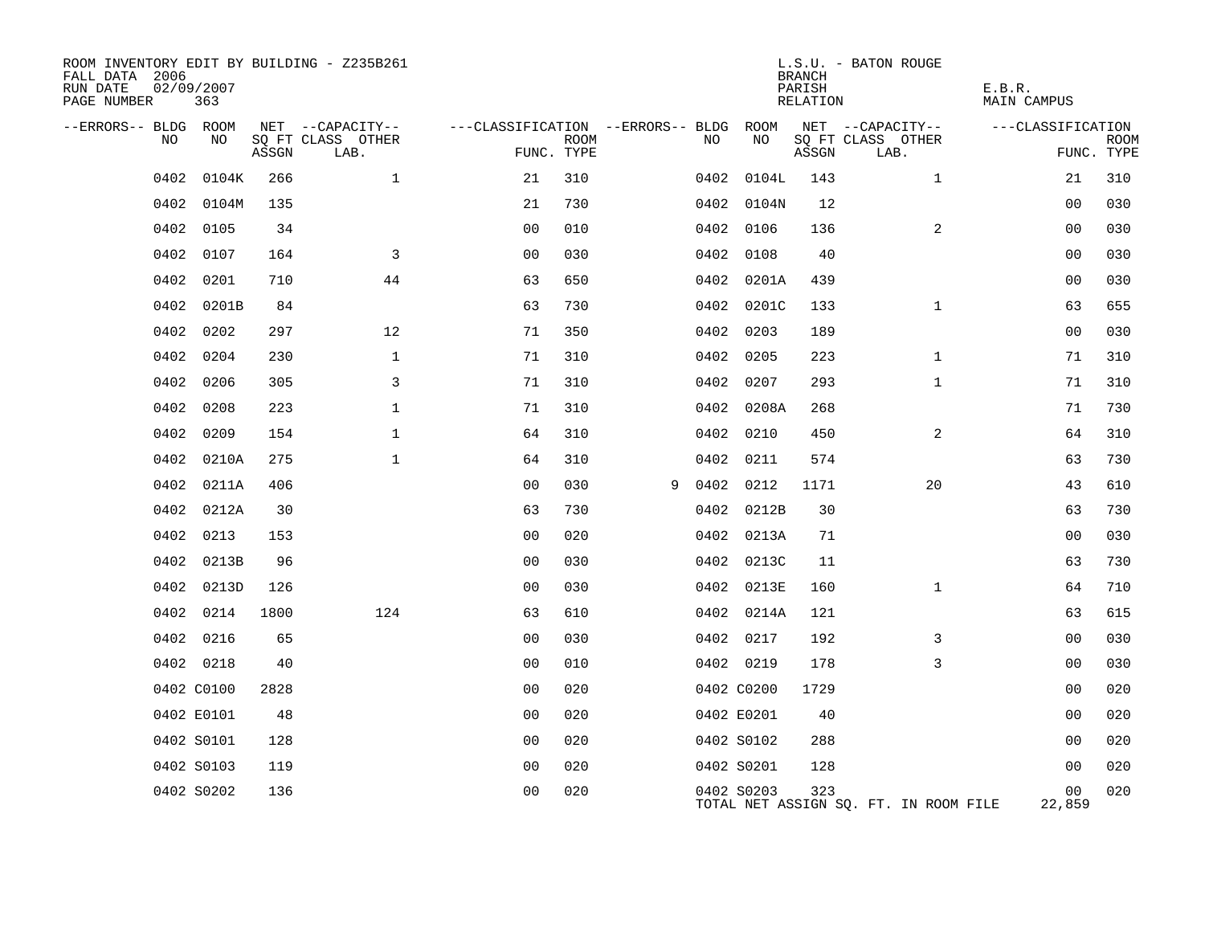ROOM INVENTORY EDIT BY BUILDING - Z235B261
FALL DATA 2006
RUN DATE 02/09/2007
PAGE NUMBER 363

L.S.U. - BATON ROUGE
BRANCH
PARISH E.B.R.
RELATION MAIN CAMPUS

| --ERRORS-- | BLDG NO | ROOM NO | NET SQ FT ASSGN | --CAPACITY-- CLASS | OTHER LAB. | ---CLASSIFICATION FUNC. | ROOM TYPE | --ERRORS-- | BLDG NO | ROOM NO | NET SQ FT ASSGN | --CAPACITY-- CLASS | OTHER LAB. | ---CLASSIFICATION FUNC. | ROOM TYPE |
|---|---|---|---|---|---|---|---|---|---|---|---|---|---|---|---|
| | 0402 | 0104K | 266 | | 1 | 21 | 310 | | 0402 | 0104L | 143 | | 1 | 21 | 310 |
| | 0402 | 0104M | 135 | | | 21 | 730 | | 0402 | 0104N | 12 | | | 00 | 030 |
| | 0402 | 0105 | 34 | | | 00 | 010 | | 0402 | 0106 | 136 | | 2 | 00 | 030 |
| | 0402 | 0107 | 164 | | 3 | 00 | 030 | | 0402 | 0108 | 40 | | | 00 | 030 |
| | 0402 | 0201 | 710 | | 44 | 63 | 650 | | 0402 | 0201A | 439 | | | 00 | 030 |
| | 0402 | 0201B | 84 | | | 63 | 730 | | 0402 | 0201C | 133 | | 1 | 63 | 655 |
| | 0402 | 0202 | 297 | | 12 | 71 | 350 | | 0402 | 0203 | 189 | | | 00 | 030 |
| | 0402 | 0204 | 230 | | 1 | 71 | 310 | | 0402 | 0205 | 223 | | 1 | 71 | 310 |
| | 0402 | 0206 | 305 | | 3 | 71 | 310 | | 0402 | 0207 | 293 | | 1 | 71 | 310 |
| | 0402 | 0208 | 223 | | 1 | 71 | 310 | | 0402 | 0208A | 268 | | | 71 | 730 |
| | 0402 | 0209 | 154 | | 1 | 64 | 310 | | 0402 | 0210 | 450 | | 2 | 64 | 310 |
| | 0402 | 0210A | 275 | | 1 | 64 | 310 | | 0402 | 0211 | 574 | | | 63 | 730 |
| | 0402 | 0211A | 406 | | | 00 | 030 | 9 | 0402 | 0212 | 1171 | | 20 | 43 | 610 |
| | 0402 | 0212A | 30 | | | 63 | 730 | | 0402 | 0212B | 30 | | | 63 | 730 |
| | 0402 | 0213 | 153 | | | 00 | 020 | | 0402 | 0213A | 71 | | | 00 | 030 |
| | 0402 | 0213B | 96 | | | 00 | 030 | | 0402 | 0213C | 11 | | | 63 | 730 |
| | 0402 | 0213D | 126 | | | 00 | 030 | | 0402 | 0213E | 160 | | 1 | 64 | 710 |
| | 0402 | 0214 | 1800 | | 124 | 63 | 610 | | 0402 | 0214A | 121 | | | 63 | 615 |
| | 0402 | 0216 | 65 | | | 00 | 030 | | 0402 | 0217 | 192 | | 3 | 00 | 030 |
| | 0402 | 0218 | 40 | | | 00 | 010 | | 0402 | 0219 | 178 | | 3 | 00 | 030 |
| | 0402 | C0100 | 2828 | | | 00 | 020 | | 0402 | C0200 | 1729 | | | 00 | 020 |
| | 0402 | E0101 | 48 | | | 00 | 020 | | 0402 | E0201 | 40 | | | 00 | 020 |
| | 0402 | S0101 | 128 | | | 00 | 020 | | 0402 | S0102 | 288 | | | 00 | 020 |
| | 0402 | S0103 | 119 | | | 00 | 020 | | 0402 | S0201 | 128 | | | 00 | 020 |
| | 0402 | S0202 | 136 | | | 00 | 020 | | 0402 | S0203 | 323 | | | 00 | 020 |

TOTAL NET ASSIGN SQ. FT. IN ROOM FILE 22,859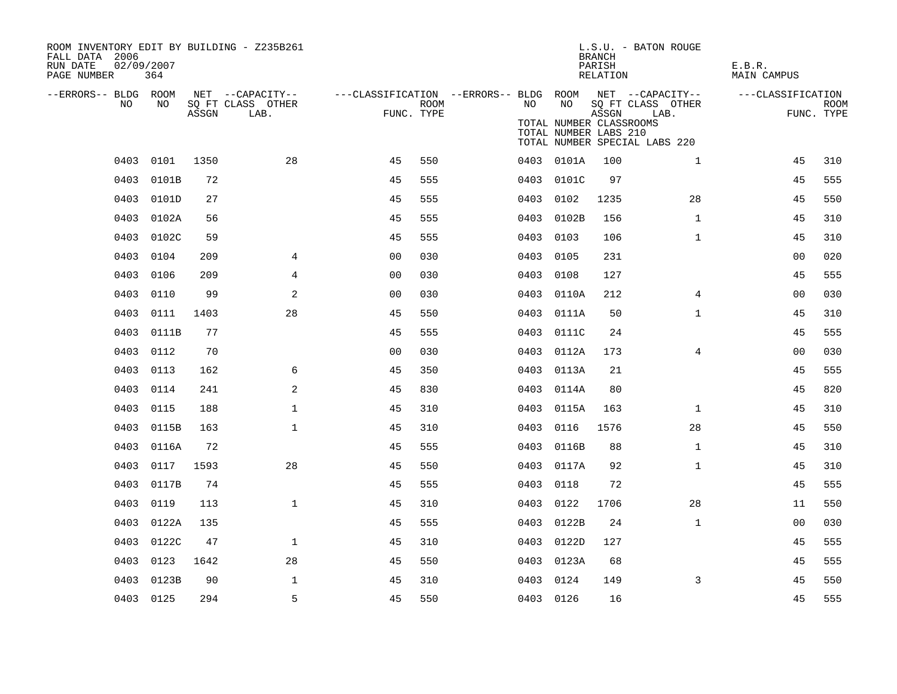ROOM INVENTORY EDIT BY BUILDING - Z235B261
FALL DATA 2006
RUN DATE 02/09/2007
PAGE NUMBER 364

L.S.U. - BATON ROUGE
BRANCH
PARISH E.B.R.
RELATION MAIN CAMPUS

TOTAL NUMBER CLASSROOMS
TOTAL NUMBER LABS 210
TOTAL NUMBER SPECIAL LABS 220

| --ERRORS-- | BLDG NO | ROOM NO | NET SQ FT ASSGN | CAPACITY CLASS LAB. | CAPACITY OTHER | CLASSIFICATION FUNC. | ROOM TYPE | --ERRORS-- | BLDG NO | ROOM NO | NET SQ FT ASSGN | CAPACITY CLASS LAB. | CAPACITY OTHER | CLASSIFICATION FUNC. | ROOM TYPE |
|---|---|---|---|---|---|---|---|---|---|---|---|---|---|---|---|
| | 0403 | 0101 | 1350 | | 28 | 45 | 550 | | 0403 | 0101A | 100 | | 1 | 45 | 310 |
| | 0403 | 0101B | 72 | | | 45 | 555 | | 0403 | 0101C | 97 | | | 45 | 555 |
| | 0403 | 0101D | 27 | | | 45 | 555 | | 0403 | 0102 | 1235 | | 28 | 45 | 550 |
| | 0403 | 0102A | 56 | | | 45 | 555 | | 0403 | 0102B | 156 | | 1 | 45 | 310 |
| | 0403 | 0102C | 59 | | | 45 | 555 | | 0403 | 0103 | 106 | | 1 | 45 | 310 |
| | 0403 | 0104 | 209 | | 4 | 00 | 030 | | 0403 | 0105 | 231 | | | 00 | 020 |
| | 0403 | 0106 | 209 | | 4 | 00 | 030 | | 0403 | 0108 | 127 | | | 45 | 555 |
| | 0403 | 0110 | 99 | | 2 | 00 | 030 | | 0403 | 0110A | 212 | | 4 | 00 | 030 |
| | 0403 | 0111 | 1403 | | 28 | 45 | 550 | | 0403 | 0111A | 50 | | 1 | 45 | 310 |
| | 0403 | 0111B | 77 | | | 45 | 555 | | 0403 | 0111C | 24 | | | 45 | 555 |
| | 0403 | 0112 | 70 | | | 00 | 030 | | 0403 | 0112A | 173 | | 4 | 00 | 030 |
| | 0403 | 0113 | 162 | | 6 | 45 | 350 | | 0403 | 0113A | 21 | | | 45 | 555 |
| | 0403 | 0114 | 241 | | 2 | 45 | 830 | | 0403 | 0114A | 80 | | | 45 | 820 |
| | 0403 | 0115 | 188 | | 1 | 45 | 310 | | 0403 | 0115A | 163 | | 1 | 45 | 310 |
| | 0403 | 0115B | 163 | | 1 | 45 | 310 | | 0403 | 0116 | 1576 | | 28 | 45 | 550 |
| | 0403 | 0116A | 72 | | | 45 | 555 | | 0403 | 0116B | 88 | | 1 | 45 | 310 |
| | 0403 | 0117 | 1593 | | 28 | 45 | 550 | | 0403 | 0117A | 92 | | 1 | 45 | 310 |
| | 0403 | 0117B | 74 | | | 45 | 555 | | 0403 | 0118 | 72 | | | 45 | 555 |
| | 0403 | 0119 | 113 | | 1 | 45 | 310 | | 0403 | 0122 | 1706 | | 28 | 11 | 550 |
| | 0403 | 0122A | 135 | | | 45 | 555 | | 0403 | 0122B | 24 | | 1 | 00 | 030 |
| | 0403 | 0122C | 47 | | 1 | 45 | 310 | | 0403 | 0122D | 127 | | | 45 | 555 |
| | 0403 | 0123 | 1642 | | 28 | 45 | 550 | | 0403 | 0123A | 68 | | | 45 | 555 |
| | 0403 | 0123B | 90 | | 1 | 45 | 310 | | 0403 | 0124 | 149 | | 3 | 45 | 550 |
| | 0403 | 0125 | 294 | | 5 | 45 | 550 | | 0403 | 0126 | 16 | | | 45 | 555 |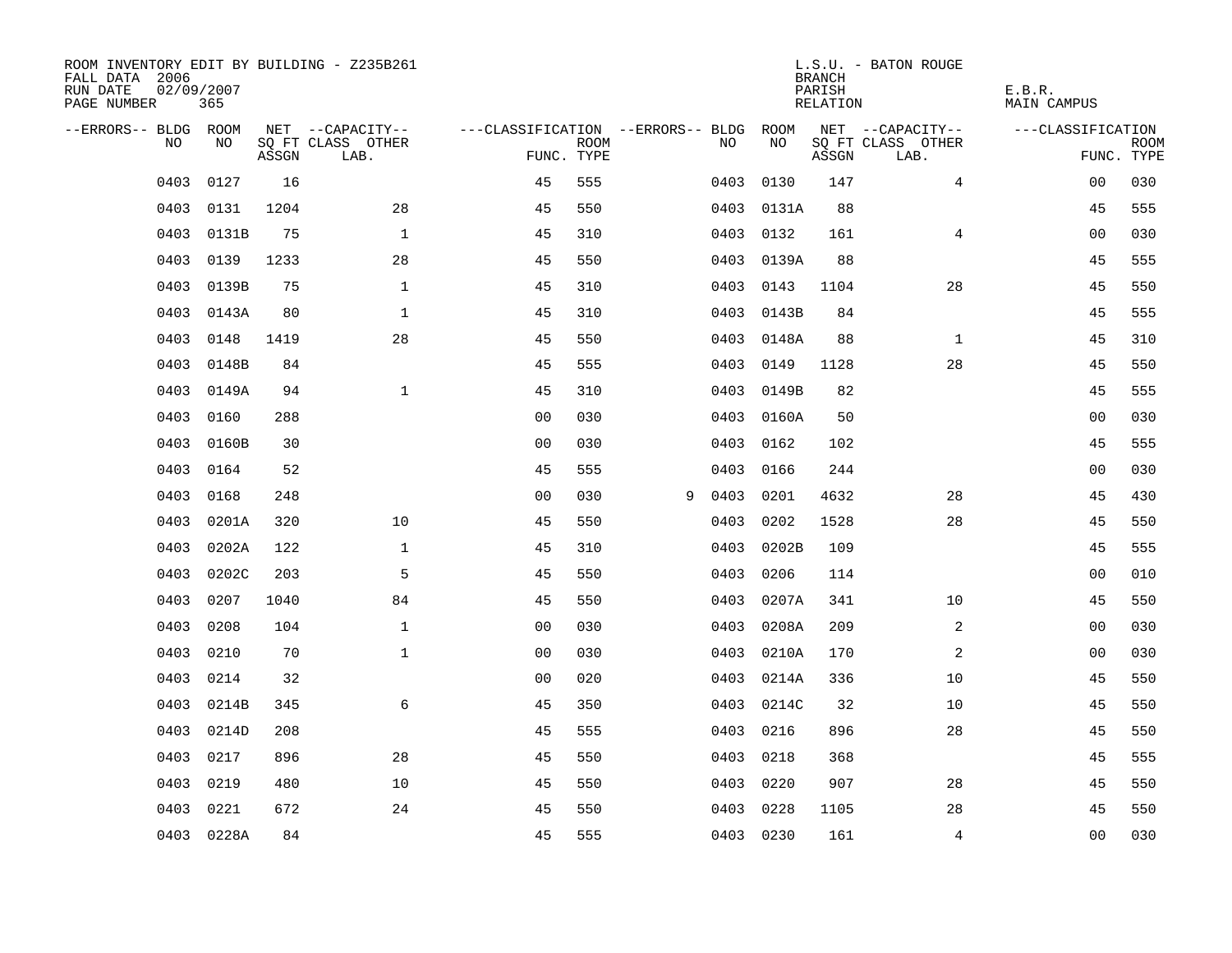ROOM INVENTORY EDIT BY BUILDING - Z235B261
FALL DATA 2006
RUN DATE 02/09/2007

L.S.U. - BATON ROUGE
BRANCH
PARISH E.B.R.
RELATION MAIN CAMPUS

| --ERRORS-- | BLDG NO | ROOM NO | NET SQ FT ASSGN | --CAPACITY-- CLASS LAB. | OTHER | ---CLASSIFICATION FUNC. | ROOM TYPE | --ERRORS-- | BLDG NO | ROOM NO | NET SQ FT ASSGN | --CAPACITY-- CLASS LAB. | OTHER | ---CLASSIFICATION FUNC. | ROOM TYPE |
|---|---|---|---|---|---|---|---|---|---|---|---|---|---|---|---|
| | 0403 | 0127 | 16 | | | 45 | 555 | | 0403 | 0130 | 147 | | 4 | 00 | 030 |
| | 0403 | 0131 | 1204 | | 28 | 45 | 550 | | 0403 | 0131A | 88 | | | 45 | 555 |
| | 0403 | 0131B | 75 | | 1 | 45 | 310 | | 0403 | 0132 | 161 | | 4 | 00 | 030 |
| | 0403 | 0139 | 1233 | | 28 | 45 | 550 | | 0403 | 0139A | 88 | | | 45 | 555 |
| | 0403 | 0139B | 75 | | 1 | 45 | 310 | | 0403 | 0143 | 1104 | | 28 | 45 | 550 |
| | 0403 | 0143A | 80 | | 1 | 45 | 310 | | 0403 | 0143B | 84 | | | 45 | 555 |
| | 0403 | 0148 | 1419 | | 28 | 45 | 550 | | 0403 | 0148A | 88 | | 1 | 45 | 310 |
| | 0403 | 0148B | 84 | | | 45 | 555 | | 0403 | 0149 | 1128 | | 28 | 45 | 550 |
| | 0403 | 0149A | 94 | | 1 | 45 | 310 | | 0403 | 0149B | 82 | | | 45 | 555 |
| | 0403 | 0160 | 288 | | | 00 | 030 | | 0403 | 0160A | 50 | | | 00 | 030 |
| | 0403 | 0160B | 30 | | | 00 | 030 | | 0403 | 0162 | 102 | | | 45 | 555 |
| | 0403 | 0164 | 52 | | | 45 | 555 | | 0403 | 0166 | 244 | | | 00 | 030 |
| | 0403 | 0168 | 248 | | | 00 | 030 | 9 | 0403 | 0201 | 4632 | | 28 | 45 | 430 |
| | 0403 | 0201A | 320 | | 10 | 45 | 550 | | 0403 | 0202 | 1528 | | 28 | 45 | 550 |
| | 0403 | 0202A | 122 | | 1 | 45 | 310 | | 0403 | 0202B | 109 | | | 45 | 555 |
| | 0403 | 0202C | 203 | | 5 | 45 | 550 | | 0403 | 0206 | 114 | | | 00 | 010 |
| | 0403 | 0207 | 1040 | | 84 | 45 | 550 | | 0403 | 0207A | 341 | | 10 | 45 | 550 |
| | 0403 | 0208 | 104 | | 1 | 00 | 030 | | 0403 | 0208A | 209 | | 2 | 00 | 030 |
| | 0403 | 0210 | 70 | | 1 | 00 | 030 | | 0403 | 0210A | 170 | | 2 | 00 | 030 |
| | 0403 | 0214 | 32 | | | 00 | 020 | | 0403 | 0214A | 336 | | 10 | 45 | 550 |
| | 0403 | 0214B | 345 | | 6 | 45 | 350 | | 0403 | 0214C | 32 | | 10 | 45 | 550 |
| | 0403 | 0214D | 208 | | | 45 | 555 | | 0403 | 0216 | 896 | | 28 | 45 | 550 |
| | 0403 | 0217 | 896 | | 28 | 45 | 550 | | 0403 | 0218 | 368 | | | 45 | 555 |
| | 0403 | 0219 | 480 | | 10 | 45 | 550 | | 0403 | 0220 | 907 | | 28 | 45 | 550 |
| | 0403 | 0221 | 672 | | 24 | 45 | 550 | | 0403 | 0228 | 1105 | | 28 | 45 | 550 |
| | 0403 | 0228A | 84 | | | 45 | 555 | | 0403 | 0230 | 161 | | 4 | 00 | 030 |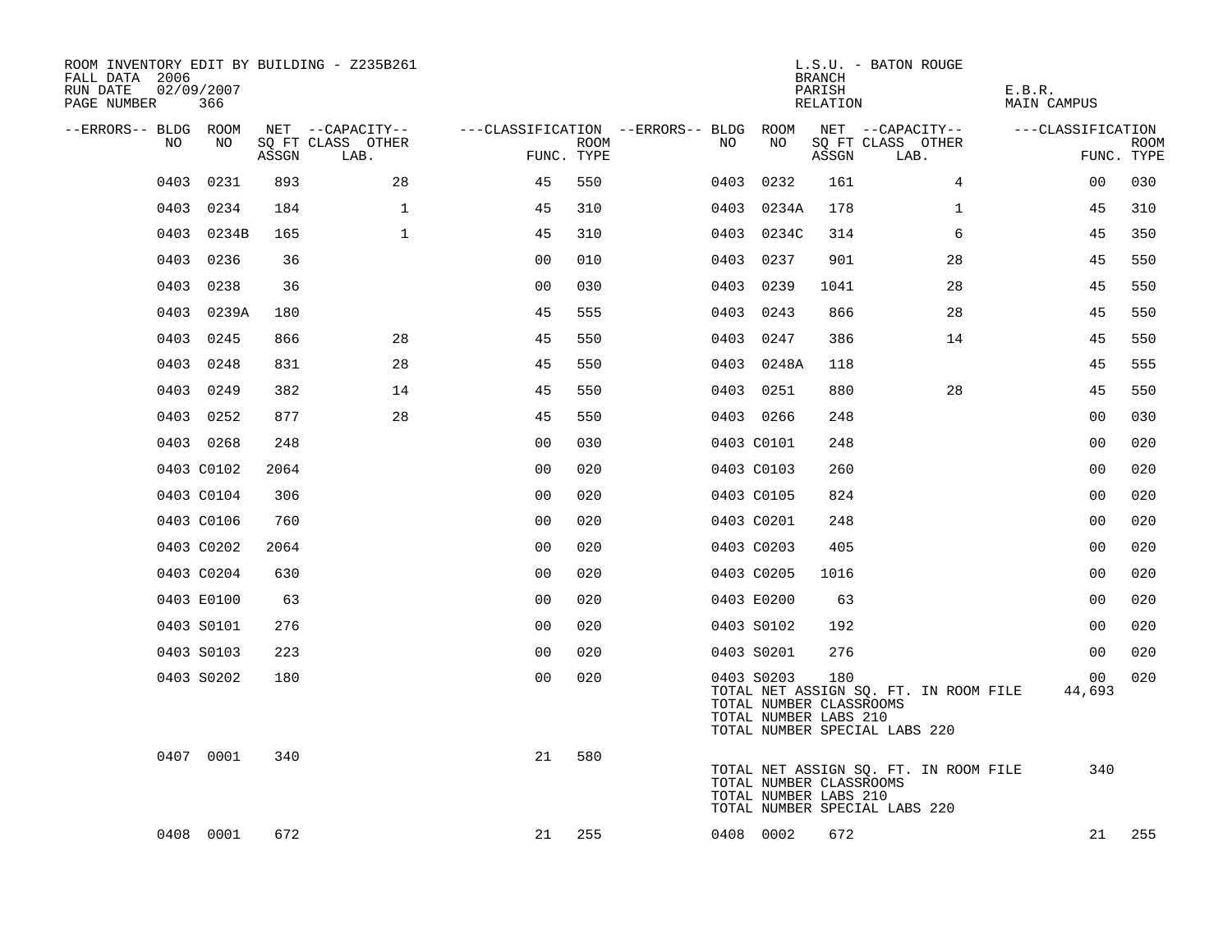ROOM INVENTORY EDIT BY BUILDING - Z235B261
FALL DATA 2006
RUN DATE 02/09/2007
PAGE NUMBER 366

L.S.U. - BATON ROUGE
BRANCH
PARISH E.B.R.
RELATION MAIN CAMPUS

| --ERRORS-- | BLDG NO | ROOM NO | NET SQ FT ASSGN | --CAPACITY-- CLASS | OTHER LAB. | ---CLASSIFICATION FUNC. | ROOM TYPE | --ERRORS-- | BLDG NO | ROOM NO | NET SQ FT ASSGN | --CAPACITY-- CLASS | OTHER LAB. | ---CLASSIFICATION FUNC. | ROOM TYPE |
|---|---|---|---|---|---|---|---|---|---|---|---|---|---|---|---|
| | 0403 | 0231 | 893 | | 28 | 45 | 550 | | 0403 | 0232 | 161 | | 4 | 00 | 030 |
| | 0403 | 0234 | 184 | | 1 | 45 | 310 | | 0403 | 0234A | 178 | | 1 | 45 | 310 |
| | 0403 | 0234B | 165 | | 1 | 45 | 310 | | 0403 | 0234C | 314 | | 6 | 45 | 350 |
| | 0403 | 0236 | 36 | | | 00 | 010 | | 0403 | 0237 | 901 | | 28 | 45 | 550 |
| | 0403 | 0238 | 36 | | | 00 | 030 | | 0403 | 0239 | 1041 | | 28 | 45 | 550 |
| | 0403 | 0239A | 180 | | | 45 | 555 | | 0403 | 0243 | 866 | | 28 | 45 | 550 |
| | 0403 | 0245 | 866 | | 28 | 45 | 550 | | 0403 | 0247 | 386 | | 14 | 45 | 550 |
| | 0403 | 0248 | 831 | | 28 | 45 | 550 | | 0403 | 0248A | 118 | | | 45 | 555 |
| | 0403 | 0249 | 382 | | 14 | 45 | 550 | | 0403 | 0251 | 880 | | 28 | 45 | 550 |
| | 0403 | 0252 | 877 | | 28 | 45 | 550 | | 0403 | 0266 | 248 | | | 00 | 030 |
| | 0403 | 0268 | 248 | | | 00 | 030 | | 0403 | C0101 | 248 | | | 00 | 020 |
| | 0403 | C0102 | 2064 | | | 00 | 020 | | 0403 | C0103 | 260 | | | 00 | 020 |
| | 0403 | C0104 | 306 | | | 00 | 020 | | 0403 | C0105 | 824 | | | 00 | 020 |
| | 0403 | C0106 | 760 | | | 00 | 020 | | 0403 | C0201 | 248 | | | 00 | 020 |
| | 0403 | C0202 | 2064 | | | 00 | 020 | | 0403 | C0203 | 405 | | | 00 | 020 |
| | 0403 | C0204 | 630 | | | 00 | 020 | | 0403 | C0205 | 1016 | | | 00 | 020 |
| | 0403 | E0100 | 63 | | | 00 | 020 | | 0403 | E0200 | 63 | | | 00 | 020 |
| | 0403 | S0101 | 276 | | | 00 | 020 | | 0403 | S0102 | 192 | | | 00 | 020 |
| | 0403 | S0103 | 223 | | | 00 | 020 | | 0403 | S0201 | 276 | | | 00 | 020 |
| | 0403 | S0202 | 180 | | | 00 | 020 | | 0403 | S0203 | 180 | | | 00 | 020 |

TOTAL NET ASSIGN SQ. FT. IN ROOM FILE 44,693
TOTAL NUMBER CLASSROOMS
TOTAL NUMBER LABS 210
TOTAL NUMBER SPECIAL LABS 220

| --ERRORS-- | BLDG NO | ROOM NO | NET SQ FT ASSGN | CLASS | OTHER LAB. | FUNC. | ROOM TYPE |
|---|---|---|---|---|---|---|---|
| | 0407 | 0001 | 340 | | | 21 | 580 |

TOTAL NET ASSIGN SQ. FT. IN ROOM FILE 340
TOTAL NUMBER CLASSROOMS
TOTAL NUMBER LABS 210
TOTAL NUMBER SPECIAL LABS 220

| --ERRORS-- | BLDG NO | ROOM NO | NET SQ FT ASSGN | CLASS | OTHER LAB. | FUNC. | ROOM TYPE | --ERRORS-- | BLDG NO | ROOM NO | NET SQ FT ASSGN | CLASS | OTHER LAB. | FUNC. | ROOM TYPE |
|---|---|---|---|---|---|---|---|---|---|---|---|---|---|---|---|
| | 0408 | 0001 | 672 | | | 21 | 255 | | 0408 | 0002 | 672 | | | 21 | 255 |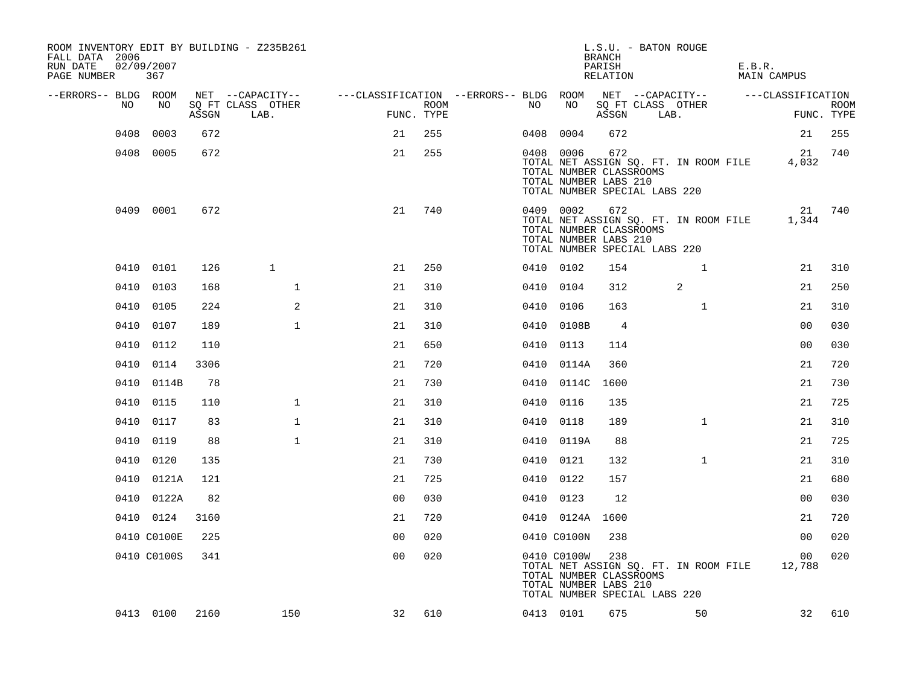ROOM INVENTORY EDIT BY BUILDING - Z235B261
FALL DATA 2006
RUN DATE 02/09/2007
PAGE NUMBER 367

L.S.U. - BATON ROUGE
BRANCH
PARISH E.B.R.
RELATION MAIN CAMPUS

| --ERRORS-- | BLDG NO | ROOM NO | NET SQ FT ASSGN | --CAPACITY-- CLASS LAB. | OTHER | ---CLASSIFICATION FUNC. | ROOM TYPE | --ERRORS-- | BLDG NO | ROOM NO | NET SQ FT ASSGN | --CAPACITY-- CLASS LAB. | OTHER | ---CLASSIFICATION FUNC. | ROOM TYPE |
|---|---|---|---|---|---|---|---|---|---|---|---|---|---|---|---|
| | 0408 | 0003 | 672 | | | 21 | 255 | | 0408 | 0004 | 672 | | | 21 | 255 |
| | 0408 | 0005 | 672 | | | 21 | 255 | | 0408 | 0006 | 672 | | | 21 | 740 |
| | | | | | | | | | TOTAL NET ASSIGN SQ. FT. IN ROOM FILE | | | | | 4,032 | |
| | | | | | | | | | TOTAL NUMBER CLASSROOMS | | | | | | |
| | | | | | | | | | TOTAL NUMBER LABS 210 | | | | | | |
| | | | | | | | | | TOTAL NUMBER SPECIAL LABS 220 | | | | | | |
| | 0409 | 0001 | 672 | | | 21 | 740 | | 0409 | 0002 | 672 | | | 21 | 740 |
| | | | | | | | | | TOTAL NET ASSIGN SQ. FT. IN ROOM FILE | | | | | 1,344 | |
| | | | | | | | | | TOTAL NUMBER CLASSROOMS | | | | | | |
| | | | | | | | | | TOTAL NUMBER LABS 210 | | | | | | |
| | | | | | | | | | TOTAL NUMBER SPECIAL LABS 220 | | | | | | |
| | 0410 | 0101 | 126 | 1 | | 21 | 250 | | 0410 | 0102 | 154 | | 1 | 21 | 310 |
| | 0410 | 0103 | 168 | | 1 | 21 | 310 | | 0410 | 0104 | 312 | 2 | | 21 | 250 |
| | 0410 | 0105 | 224 | | 2 | 21 | 310 | | 0410 | 0106 | 163 | | 1 | 21 | 310 |
| | 0410 | 0107 | 189 | | 1 | 21 | 310 | | 0410 | 0108B | 4 | | | 00 | 030 |
| | 0410 | 0112 | 110 | | | 21 | 650 | | 0410 | 0113 | 114 | | | 00 | 030 |
| | 0410 | 0114 | 3306 | | | 21 | 720 | | 0410 | 0114A | 360 | | | 21 | 720 |
| | 0410 | 0114B | 78 | | | 21 | 730 | | 0410 | 0114C | 1600 | | | 21 | 730 |
| | 0410 | 0115 | 110 | | 1 | 21 | 310 | | 0410 | 0116 | 135 | | | 21 | 725 |
| | 0410 | 0117 | 83 | | 1 | 21 | 310 | | 0410 | 0118 | 189 | | 1 | 21 | 310 |
| | 0410 | 0119 | 88 | | 1 | 21 | 310 | | 0410 | 0119A | 88 | | | 21 | 725 |
| | 0410 | 0120 | 135 | | | 21 | 730 | | 0410 | 0121 | 132 | | 1 | 21 | 310 |
| | 0410 | 0121A | 121 | | | 21 | 725 | | 0410 | 0122 | 157 | | | 21 | 680 |
| | 0410 | 0122A | 82 | | | 00 | 030 | | 0410 | 0123 | 12 | | | 00 | 030 |
| | 0410 | 0124 | 3160 | | | 21 | 720 | | 0410 | 0124A | 1600 | | | 21 | 720 |
| | 0410 | C0100E | 225 | | | 00 | 020 | | 0410 | C0100N | 238 | | | 00 | 020 |
| | 0410 | C0100S | 341 | | | 00 | 020 | | 0410 | C0100W | 238 | | | 00 | 020 |
| | | | | | | | | | TOTAL NET ASSIGN SQ. FT. IN ROOM FILE | | | | | 12,788 | |
| | | | | | | | | | TOTAL NUMBER CLASSROOMS | | | | | | |
| | | | | | | | | | TOTAL NUMBER LABS 210 | | | | | | |
| | | | | | | | | | TOTAL NUMBER SPECIAL LABS 220 | | | | | | |
| | 0413 | 0100 | 2160 | | 150 | 32 | 610 | | 0413 | 0101 | 675 | | 50 | 32 | 610 |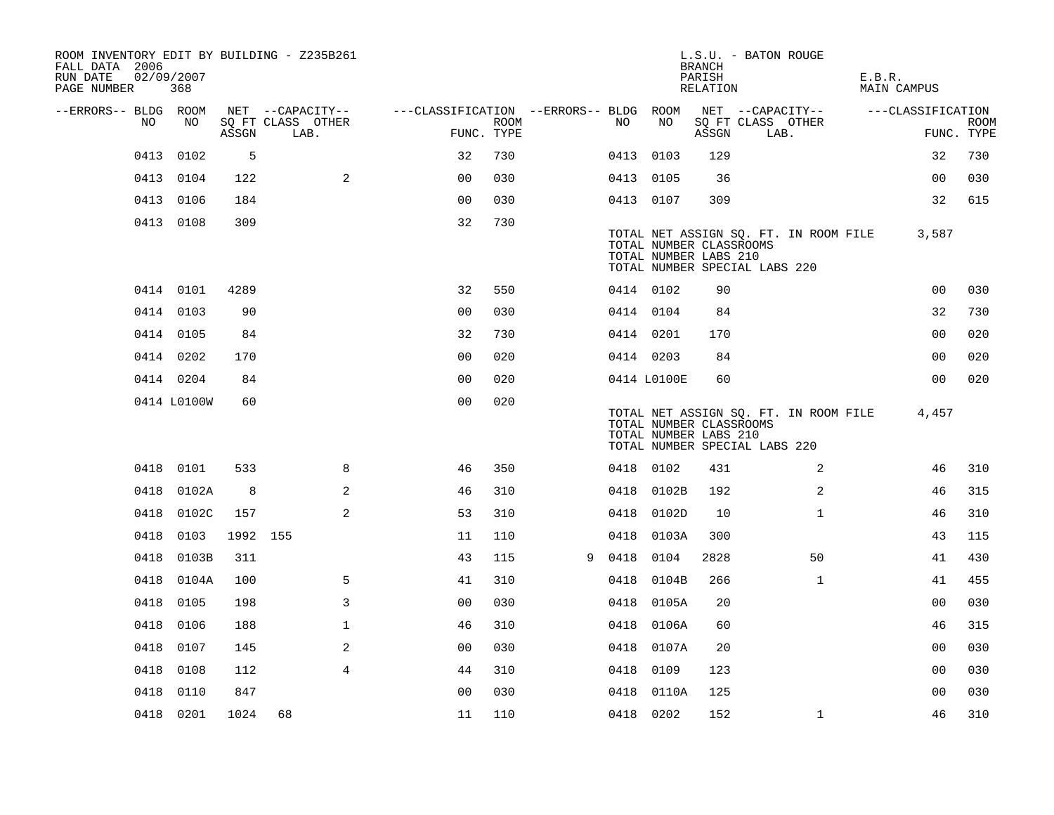ROOM INVENTORY EDIT BY BUILDING - Z235B261
FALL DATA 2006
RUN DATE 02/09/2007
PAGE NUMBER 368

L.S.U. - BATON ROUGE
BRANCH
PARISH E.B.R.
RELATION MAIN CAMPUS

| --ERRORS-- | BLDG NO | ROOM NO | NET SQ FT ASSGN | --CAPACITY-- CLASS | LAB. | OTHER | ---CLASSIFICATION FUNC. | ROOM TYPE | --ERRORS-- | BLDG NO | ROOM NO | NET SQ FT ASSGN | --CAPACITY-- CLASS | LAB. | OTHER | ---CLASSIFICATION FUNC. | ROOM TYPE |
|---|---|---|---|---|---|---|---|---|---|---|---|---|---|---|---|---|---|
| | 0413 | 0102 | 5 | | | | 32 | 730 | | 0413 | 0103 | 129 | | | | 32 | 730 |
| | 0413 | 0104 | 122 | | | 2 | 00 | 030 | | 0413 | 0105 | 36 | | | | 00 | 030 |
| | 0413 | 0106 | 184 | | | | 00 | 030 | | 0413 | 0107 | 309 | | | | 32 | 615 |
| | 0413 | 0108 | 309 | | | | 32 | 730 | | | | | | | | | |

TOTAL NET ASSIGN SQ. FT. IN ROOM FILE 3,587
TOTAL NUMBER CLASSROOMS
TOTAL NUMBER LABS 210
TOTAL NUMBER SPECIAL LABS 220

| --ERRORS-- | BLDG NO | ROOM NO | NET SQ FT ASSGN | --CAPACITY-- CLASS | LAB. | OTHER | ---CLASSIFICATION FUNC. | ROOM TYPE | --ERRORS-- | BLDG NO | ROOM NO | NET SQ FT ASSGN | --CAPACITY-- CLASS | LAB. | OTHER | ---CLASSIFICATION FUNC. | ROOM TYPE |
|---|---|---|---|---|---|---|---|---|---|---|---|---|---|---|---|---|---|
| | 0414 | 0101 | 4289 | | | | 32 | 550 | | 0414 | 0102 | 90 | | | | 00 | 030 |
| | 0414 | 0103 | 90 | | | | 00 | 030 | | 0414 | 0104 | 84 | | | | 32 | 730 |
| | 0414 | 0105 | 84 | | | | 32 | 730 | | 0414 | 0201 | 170 | | | | 00 | 020 |
| | 0414 | 0202 | 170 | | | | 00 | 020 | | 0414 | 0203 | 84 | | | | 00 | 020 |
| | 0414 | 0204 | 84 | | | | 00 | 020 | | 0414 | L0100E | 60 | | | | 00 | 020 |
| | 0414 | L0100W | 60 | | | | 00 | 020 | | | | | | | | | |

TOTAL NET ASSIGN SQ. FT. IN ROOM FILE 4,457
TOTAL NUMBER CLASSROOMS
TOTAL NUMBER LABS 210
TOTAL NUMBER SPECIAL LABS 220

| --ERRORS-- | BLDG NO | ROOM NO | NET SQ FT ASSGN | --CAPACITY-- CLASS | LAB. | OTHER | ---CLASSIFICATION FUNC. | ROOM TYPE | --ERRORS-- | BLDG NO | ROOM NO | NET SQ FT ASSGN | --CAPACITY-- CLASS | LAB. | OTHER | ---CLASSIFICATION FUNC. | ROOM TYPE |
|---|---|---|---|---|---|---|---|---|---|---|---|---|---|---|---|---|---|
| | 0418 | 0101 | 533 | | | 8 | 46 | 350 | | 0418 | 0102 | 431 | | | 2 | 46 | 310 |
| | 0418 | 0102A | 8 | | | 2 | 46 | 310 | | 0418 | 0102B | 192 | | | 2 | 46 | 315 |
| | 0418 | 0102C | 157 | | | 2 | 53 | 310 | | 0418 | 0102D | 10 | | | 1 | 46 | 310 |
| | 0418 | 0103 | 1992 | 155 | | | 11 | 110 | | 0418 | 0103A | 300 | | | | 43 | 115 |
| | 0418 | 0103B | 311 | | | | 43 | 115 | 9 | 0418 | 0104 | 2828 | | | 50 | 41 | 430 |
| | 0418 | 0104A | 100 | | | 5 | 41 | 310 | | 0418 | 0104B | 266 | | | 1 | 41 | 455 |
| | 0418 | 0105 | 198 | | | 3 | 00 | 030 | | 0418 | 0105A | 20 | | | | 00 | 030 |
| | 0418 | 0106 | 188 | | | 1 | 46 | 310 | | 0418 | 0106A | 60 | | | | 46 | 315 |
| | 0418 | 0107 | 145 | | | 2 | 00 | 030 | | 0418 | 0107A | 20 | | | | 00 | 030 |
| | 0418 | 0108 | 112 | | | 4 | 44 | 310 | | 0418 | 0109 | 123 | | | | 00 | 030 |
| | 0418 | 0110 | 847 | | | | 00 | 030 | | 0418 | 0110A | 125 | | | | 00 | 030 |
| | 0418 | 0201 | 1024 | 68 | | | 11 | 110 | | 0418 | 0202 | 152 | | | 1 | 46 | 310 |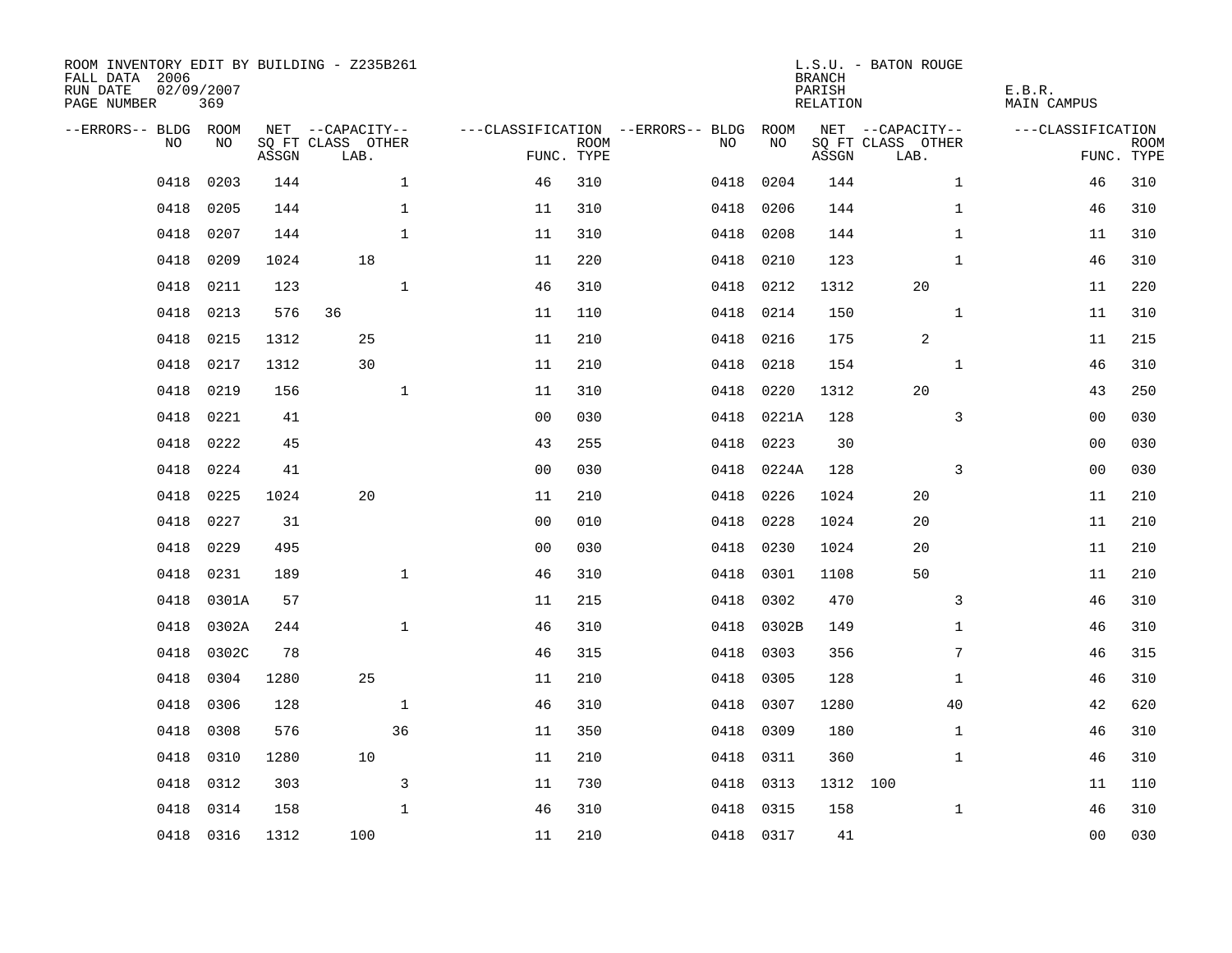ROOM INVENTORY EDIT BY BUILDING - Z235B261
FALL DATA 2006
RUN DATE 02/09/2007
PAGE NUMBER 369

L.S.U. - BATON ROUGE
BRANCH
PARISH E.B.R.
RELATION MAIN CAMPUS

| --ERRORS-- | BLDG NO | ROOM NO | NET SQ FT ASSGN | CAPACITY CLASS LAB. | CAPACITY OTHER | CLASSIFICATION FUNC. | ROOM TYPE | --ERRORS-- | BLDG NO | ROOM NO | NET SQ FT ASSGN | CAPACITY CLASS LAB. | CAPACITY OTHER | CLASSIFICATION FUNC. | ROOM TYPE |
|---|---|---|---|---|---|---|---|---|---|---|---|---|---|---|---|
| | 0418 | 0203 | 144 | | 1 | 46 | 310 | | 0418 | 0204 | 144 | | 1 | 46 | 310 |
| | 0418 | 0205 | 144 | | 1 | 11 | 310 | | 0418 | 0206 | 144 | | 1 | 46 | 310 |
| | 0418 | 0207 | 144 | | 1 | 11 | 310 | | 0418 | 0208 | 144 | | 1 | 11 | 310 |
| | 0418 | 0209 | 1024 | 18 | | 11 | 220 | | 0418 | 0210 | 123 | | 1 | 46 | 310 |
| | 0418 | 0211 | 123 | | 1 | 46 | 310 | | 0418 | 0212 | 1312 | 20 | | 11 | 220 |
| | 0418 | 0213 | 576 | 36 | | 11 | 110 | | 0418 | 0214 | 150 | | 1 | 11 | 310 |
| | 0418 | 0215 | 1312 | 25 | | 11 | 210 | | 0418 | 0216 | 175 | 2 | | 11 | 215 |
| | 0418 | 0217 | 1312 | 30 | | 11 | 210 | | 0418 | 0218 | 154 | | 1 | 46 | 310 |
| | 0418 | 0219 | 156 | | 1 | 11 | 310 | | 0418 | 0220 | 1312 | 20 | | 43 | 250 |
| | 0418 | 0221 | 41 | | | 00 | 030 | | 0418 | 0221A | 128 | | 3 | 00 | 030 |
| | 0418 | 0222 | 45 | | | 43 | 255 | | 0418 | 0223 | 30 | | | 00 | 030 |
| | 0418 | 0224 | 41 | | | 00 | 030 | | 0418 | 0224A | 128 | | 3 | 00 | 030 |
| | 0418 | 0225 | 1024 | 20 | | 11 | 210 | | 0418 | 0226 | 1024 | 20 | | 11 | 210 |
| | 0418 | 0227 | 31 | | | 00 | 010 | | 0418 | 0228 | 1024 | 20 | | 11 | 210 |
| | 0418 | 0229 | 495 | | | 00 | 030 | | 0418 | 0230 | 1024 | 20 | | 11 | 210 |
| | 0418 | 0231 | 189 | | 1 | 46 | 310 | | 0418 | 0301 | 1108 | 50 | | 11 | 210 |
| | 0418 | 0301A | 57 | | | 11 | 215 | | 0418 | 0302 | 470 | | 3 | 46 | 310 |
| | 0418 | 0302A | 244 | | 1 | 46 | 310 | | 0418 | 0302B | 149 | | 1 | 46 | 310 |
| | 0418 | 0302C | 78 | | | 46 | 315 | | 0418 | 0303 | 356 | | 7 | 46 | 315 |
| | 0418 | 0304 | 1280 | 25 | | 11 | 210 | | 0418 | 0305 | 128 | | 1 | 46 | 310 |
| | 0418 | 0306 | 128 | | 1 | 46 | 310 | | 0418 | 0307 | 1280 | | 40 | 42 | 620 |
| | 0418 | 0308 | 576 | | 36 | 11 | 350 | | 0418 | 0309 | 180 | | 1 | 46 | 310 |
| | 0418 | 0310 | 1280 | 10 | | 11 | 210 | | 0418 | 0311 | 360 | | 1 | 46 | 310 |
| | 0418 | 0312 | 303 | | 3 | 11 | 730 | | 0418 | 0313 | 1312 | 100 | | 11 | 110 |
| | 0418 | 0314 | 158 | | 1 | 46 | 310 | | 0418 | 0315 | 158 | | 1 | 46 | 310 |
| | 0418 | 0316 | 1312 | 100 | | 11 | 210 | | 0418 | 0317 | 41 | | | 00 | 030 |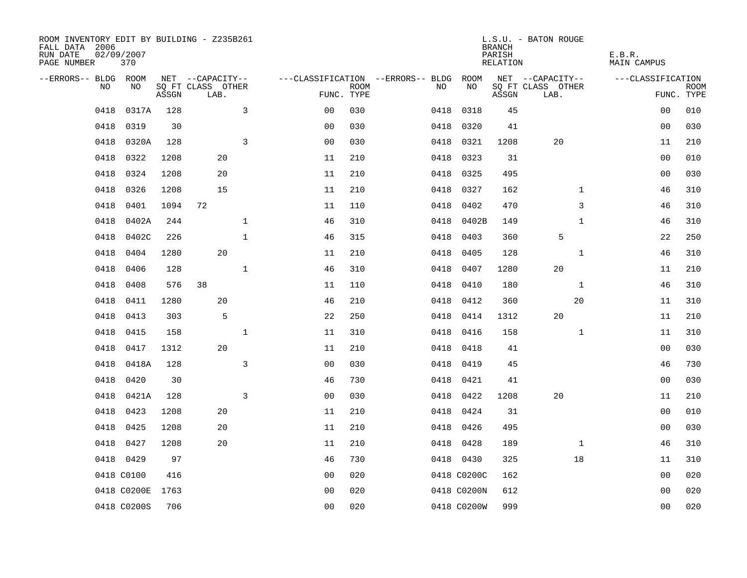ROOM INVENTORY EDIT BY BUILDING - Z235B261
FALL DATA 2006
RUN DATE 02/09/2007
PAGE NUMBER 370

L.S.U. - BATON ROUGE
BRANCH
PARISH E.B.R.
RELATION MAIN CAMPUS

| --ERRORS-- | BLDG NO | ROOM NO | NET SQ FT ASSGN | CAPACITY CLASS | CAPACITY LAB. | CAPACITY OTHER | CLASSIFICATION FUNC. | ROOM TYPE | --ERRORS-- | BLDG NO | ROOM NO | NET SQ FT ASSGN | CAPACITY CLASS | CAPACITY LAB. | CAPACITY OTHER | CLASSIFICATION FUNC. | ROOM TYPE |
|---|---|---|---|---|---|---|---|---|---|---|---|---|---|---|---|---|---|
| | 0418 | 0317A | 128 | | | 3 | 00 | 030 | | 0418 | 0318 | 45 | | | | 00 | 010 |
| | 0418 | 0319 | 30 | | | | 00 | 030 | | 0418 | 0320 | 41 | | | | 00 | 030 |
| | 0418 | 0320A | 128 | | | 3 | 00 | 030 | | 0418 | 0321 | 1208 | | 20 | | 11 | 210 |
| | 0418 | 0322 | 1208 | | 20 | | 11 | 210 | | 0418 | 0323 | 31 | | | | 00 | 010 |
| | 0418 | 0324 | 1208 | | 20 | | 11 | 210 | | 0418 | 0325 | 495 | | | | 00 | 030 |
| | 0418 | 0326 | 1208 | | 15 | | 11 | 210 | | 0418 | 0327 | 162 | | | 1 | 46 | 310 |
| | 0418 | 0401 | 1094 | 72 | | | 11 | 110 | | 0418 | 0402 | 470 | | | 3 | 46 | 310 |
| | 0418 | 0402A | 244 | | | 1 | 46 | 310 | | 0418 | 0402B | 149 | | | 1 | 46 | 310 |
| | 0418 | 0402C | 226 | | | 1 | 46 | 315 | | 0418 | 0403 | 360 | | 5 | | 22 | 250 |
| | 0418 | 0404 | 1280 | | 20 | | 11 | 210 | | 0418 | 0405 | 128 | | | 1 | 46 | 310 |
| | 0418 | 0406 | 128 | | | 1 | 46 | 310 | | 0418 | 0407 | 1280 | | 20 | | 11 | 210 |
| | 0418 | 0408 | 576 | 38 | | | 11 | 110 | | 0418 | 0410 | 180 | | | 1 | 46 | 310 |
| | 0418 | 0411 | 1280 | | 20 | | 46 | 210 | | 0418 | 0412 | 360 | | | 20 | 11 | 310 |
| | 0418 | 0413 | 303 | | 5 | | 22 | 250 | | 0418 | 0414 | 1312 | | 20 | | 11 | 210 |
| | 0418 | 0415 | 158 | | | 1 | 11 | 310 | | 0418 | 0416 | 158 | | | 1 | 11 | 310 |
| | 0418 | 0417 | 1312 | | 20 | | 11 | 210 | | 0418 | 0418 | 41 | | | | 00 | 030 |
| | 0418 | 0418A | 128 | | | 3 | 00 | 030 | | 0418 | 0419 | 45 | | | | 46 | 730 |
| | 0418 | 0420 | 30 | | | | 46 | 730 | | 0418 | 0421 | 41 | | | | 00 | 030 |
| | 0418 | 0421A | 128 | | | 3 | 00 | 030 | | 0418 | 0422 | 1208 | | 20 | | 11 | 210 |
| | 0418 | 0423 | 1208 | | 20 | | 11 | 210 | | 0418 | 0424 | 31 | | | | 00 | 010 |
| | 0418 | 0425 | 1208 | | 20 | | 11 | 210 | | 0418 | 0426 | 495 | | | | 00 | 030 |
| | 0418 | 0427 | 1208 | | 20 | | 11 | 210 | | 0418 | 0428 | 189 | | | 1 | 46 | 310 |
| | 0418 | 0429 | 97 | | | | 46 | 730 | | 0418 | 0430 | 325 | | | 18 | 11 | 310 |
| | 0418 | C0100 | 416 | | | | 00 | 020 | | 0418 | C0200C | 162 | | | | 00 | 020 |
| | 0418 | C0200E | 1763 | | | | 00 | 020 | | 0418 | C0200N | 612 | | | | 00 | 020 |
| | 0418 | C0200S | 706 | | | | 00 | 020 | | 0418 | C0200W | 999 | | | | 00 | 020 |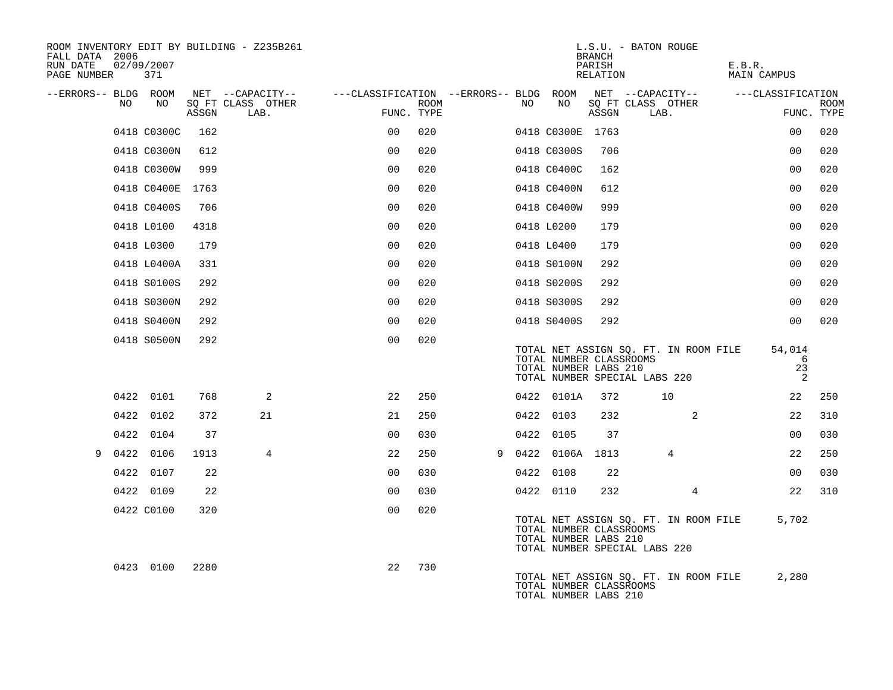ROOM INVENTORY EDIT BY BUILDING - Z235B261
FALL DATA 2006
RUN DATE 02/09/2007
PAGE NUMBER 371

L.S.U. - BATON ROUGE
BRANCH
PARISH E.B.R.
RELATION MAIN CAMPUS

| --ERRORS-- | BLDG NO | ROOM NO | NET SQ FT ASSGN | --CAPACITY-- CLASS | LAB. | OTHER | ---CLASSIFICATION FUNC. | ROOM TYPE | --ERRORS-- | BLDG NO | ROOM NO | NET SQ FT ASSGN | --CAPACITY-- CLASS | LAB. | OTHER | ---CLASSIFICATION FUNC. | ROOM TYPE |
|---|---|---|---|---|---|---|---|---|---|---|---|---|---|---|---|---|---|
| | 0418 | C0300C | 162 | | | | 00 | 020 | | 0418 | C0300E | 1763 | | | | 00 | 020 |
| | 0418 | C0300N | 612 | | | | 00 | 020 | | 0418 | C0300S | 706 | | | | 00 | 020 |
| | 0418 | C0300W | 999 | | | | 00 | 020 | | 0418 | C0400C | 162 | | | | 00 | 020 |
| | 0418 | C0400E | 1763 | | | | 00 | 020 | | 0418 | C0400N | 612 | | | | 00 | 020 |
| | 0418 | C0400S | 706 | | | | 00 | 020 | | 0418 | C0400W | 999 | | | | 00 | 020 |
| | 0418 | L0100 | 4318 | | | | 00 | 020 | | 0418 | L0200 | 179 | | | | 00 | 020 |
| | 0418 | L0300 | 179 | | | | 00 | 020 | | 0418 | L0400 | 179 | | | | 00 | 020 |
| | 0418 | L0400A | 331 | | | | 00 | 020 | | 0418 | S0100N | 292 | | | | 00 | 020 |
| | 0418 | S0100S | 292 | | | | 00 | 020 | | 0418 | S0200S | 292 | | | | 00 | 020 |
| | 0418 | S0300N | 292 | | | | 00 | 020 | | 0418 | S0300S | 292 | | | | 00 | 020 |
| | 0418 | S0400N | 292 | | | | 00 | 020 | | 0418 | S0400S | 292 | | | | 00 | 020 |
| | 0418 | S0500N | 292 | | | | 00 | 020 | | | | | | | | | |

TOTAL NET ASSIGN SQ. FT. IN ROOM FILE 54,014
TOTAL NUMBER CLASSROOMS 6
TOTAL NUMBER LABS 210 23
TOTAL NUMBER SPECIAL LABS 220 2

| --ERRORS-- | BLDG NO | ROOM NO | NET SQ FT ASSGN | --CAPACITY-- CLASS | LAB. | OTHER | ---CLASSIFICATION FUNC. | ROOM TYPE | --ERRORS-- | BLDG NO | ROOM NO | NET SQ FT ASSGN | --CAPACITY-- CLASS | LAB. | OTHER | ---CLASSIFICATION FUNC. | ROOM TYPE |
|---|---|---|---|---|---|---|---|---|---|---|---|---|---|---|---|---|---|
| | 0422 | 0101 | 768 | 2 | | | 22 | 250 | | 0422 | 0101A | 372 | | 10 | | 22 | 250 |
| | 0422 | 0102 | 372 | 21 | | | 21 | 250 | | 0422 | 0103 | 232 | | | 2 | 22 | 310 |
| | 0422 | 0104 | 37 | | | | 00 | 030 | | 0422 | 0105 | 37 | | | | 00 | 030 |
| 9 | 0422 | 0106 | 1913 | 4 | | | 22 | 250 | 9 | 0422 | 0106A | 1813 | | 4 | | 22 | 250 |
| | 0422 | 0107 | 22 | | | | 00 | 030 | | 0422 | 0108 | 22 | | | | 00 | 030 |
| | 0422 | 0109 | 22 | | | | 00 | 030 | | 0422 | 0110 | 232 | | | 4 | 22 | 310 |
| | 0422 | C0100 | 320 | | | | 00 | 020 | | | | | | | | | |

TOTAL NET ASSIGN SQ. FT. IN ROOM FILE 5,702
TOTAL NUMBER CLASSROOMS
TOTAL NUMBER LABS 210
TOTAL NUMBER SPECIAL LABS 220

| --ERRORS-- | BLDG NO | ROOM NO | NET SQ FT ASSGN | --CAPACITY-- CLASS | LAB. | OTHER | ---CLASSIFICATION FUNC. | ROOM TYPE |
|---|---|---|---|---|---|---|---|---|
| | 0423 | 0100 | 2280 | | | | 22 | 730 |

TOTAL NET ASSIGN SQ. FT. IN ROOM FILE 2,280
TOTAL NUMBER CLASSROOMS
TOTAL NUMBER LABS 210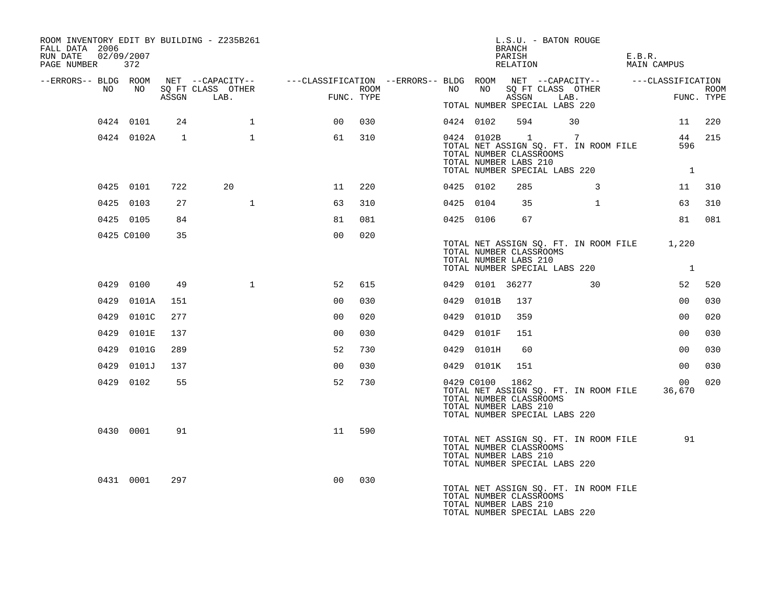ROOM INVENTORY EDIT BY BUILDING - Z235B261
FALL DATA 2006
RUN DATE 02/09/2007
PAGE NUMBER 372

L.S.U. - BATON ROUGE
BRANCH
PARISH E.B.R.
RELATION MAIN CAMPUS

| --ERRORS-- | BLDG NO | ROOM NO | NET SQ FT ASSGN | CAPACITY CLASS LAB. | CAPACITY OTHER | CLASSIFICATION FUNC. | ROOM TYPE | --ERRORS-- | BLDG NO | ROOM NO | NET SQ FT ASSGN | CAPACITY CLASS LAB. | CAPACITY OTHER | CLASSIFICATION FUNC. | ROOM TYPE |
|---|---|---|---|---|---|---|---|---|---|---|---|---|---|---|---|
| | | | | | | | | | TOTAL NUMBER SPECIAL LABS 220 | | | | | | |
| | 0424 | 0101 | 24 | | 1 | 00 | 030 | | 0424 | 0102 | 594 | 30 | | 11 | 220 |
| | 0424 | 0102A | 1 | | 1 | 61 | 310 | | 0424 | 0102B | 1 | 7 | | 44 | 215 |
| | | | | | | | | | TOTAL NET ASSIGN SQ. FT. IN ROOM FILE | | | | | 596 | |
| | | | | | | | | | TOTAL NUMBER CLASSROOMS | | | | | | |
| | | | | | | | | | TOTAL NUMBER LABS 210 | | | | | | |
| | | | | | | | | | TOTAL NUMBER SPECIAL LABS 220 | | | | | 1 | |
| | 0425 | 0101 | 722 | 20 | | 11 | 220 | | 0425 | 0102 | 285 | | 3 | 11 | 310 |
| | 0425 | 0103 | 27 | | 1 | 63 | 310 | | 0425 | 0104 | 35 | | 1 | 63 | 310 |
| | 0425 | 0105 | 84 | | | 81 | 081 | | 0425 | 0106 | 67 | | | 81 | 081 |
| | 0425 | C0100 | 35 | | | 00 | 020 | | | | | | | | |
| | | | | | | | | | TOTAL NET ASSIGN SQ. FT. IN ROOM FILE | | | | | 1,220 | |
| | | | | | | | | | TOTAL NUMBER CLASSROOMS | | | | | | |
| | | | | | | | | | TOTAL NUMBER LABS 210 | | | | | | |
| | | | | | | | | | TOTAL NUMBER SPECIAL LABS 220 | | | | | 1 | |
| | 0429 | 0100 | 49 | | 1 | 52 | 615 | | 0429 | 0101 | 36277 | | 30 | 52 | 520 |
| | 0429 | 0101A | 151 | | | 00 | 030 | | 0429 | 0101B | 137 | | | 00 | 030 |
| | 0429 | 0101C | 277 | | | 00 | 020 | | 0429 | 0101D | 359 | | | 00 | 020 |
| | 0429 | 0101E | 137 | | | 00 | 030 | | 0429 | 0101F | 151 | | | 00 | 030 |
| | 0429 | 0101G | 289 | | | 52 | 730 | | 0429 | 0101H | 60 | | | 00 | 030 |
| | 0429 | 0101J | 137 | | | 00 | 030 | | 0429 | 0101K | 151 | | | 00 | 030 |
| | 0429 | 0102 | 55 | | | 52 | 730 | | 0429 | C0100 | 1862 | | | 00 | 020 |
| | | | | | | | | | TOTAL NET ASSIGN SQ. FT. IN ROOM FILE | | | | | 36,670 | |
| | | | | | | | | | TOTAL NUMBER CLASSROOMS | | | | | | |
| | | | | | | | | | TOTAL NUMBER LABS 210 | | | | | | |
| | | | | | | | | | TOTAL NUMBER SPECIAL LABS 220 | | | | | | |
| | 0430 | 0001 | 91 | | | 11 | 590 | | | | | | | | |
| | | | | | | | | | TOTAL NET ASSIGN SQ. FT. IN ROOM FILE | | | | | 91 | |
| | | | | | | | | | TOTAL NUMBER CLASSROOMS | | | | | | |
| | | | | | | | | | TOTAL NUMBER LABS 210 | | | | | | |
| | | | | | | | | | TOTAL NUMBER SPECIAL LABS 220 | | | | | | |
| | 0431 | 0001 | 297 | | | 00 | 030 | | | | | | | | |
| | | | | | | | | | TOTAL NET ASSIGN SQ. FT. IN ROOM FILE | | | | | | |
| | | | | | | | | | TOTAL NUMBER CLASSROOMS | | | | | | |
| | | | | | | | | | TOTAL NUMBER LABS 210 | | | | | | |
| | | | | | | | | | TOTAL NUMBER SPECIAL LABS 220 | | | | | | |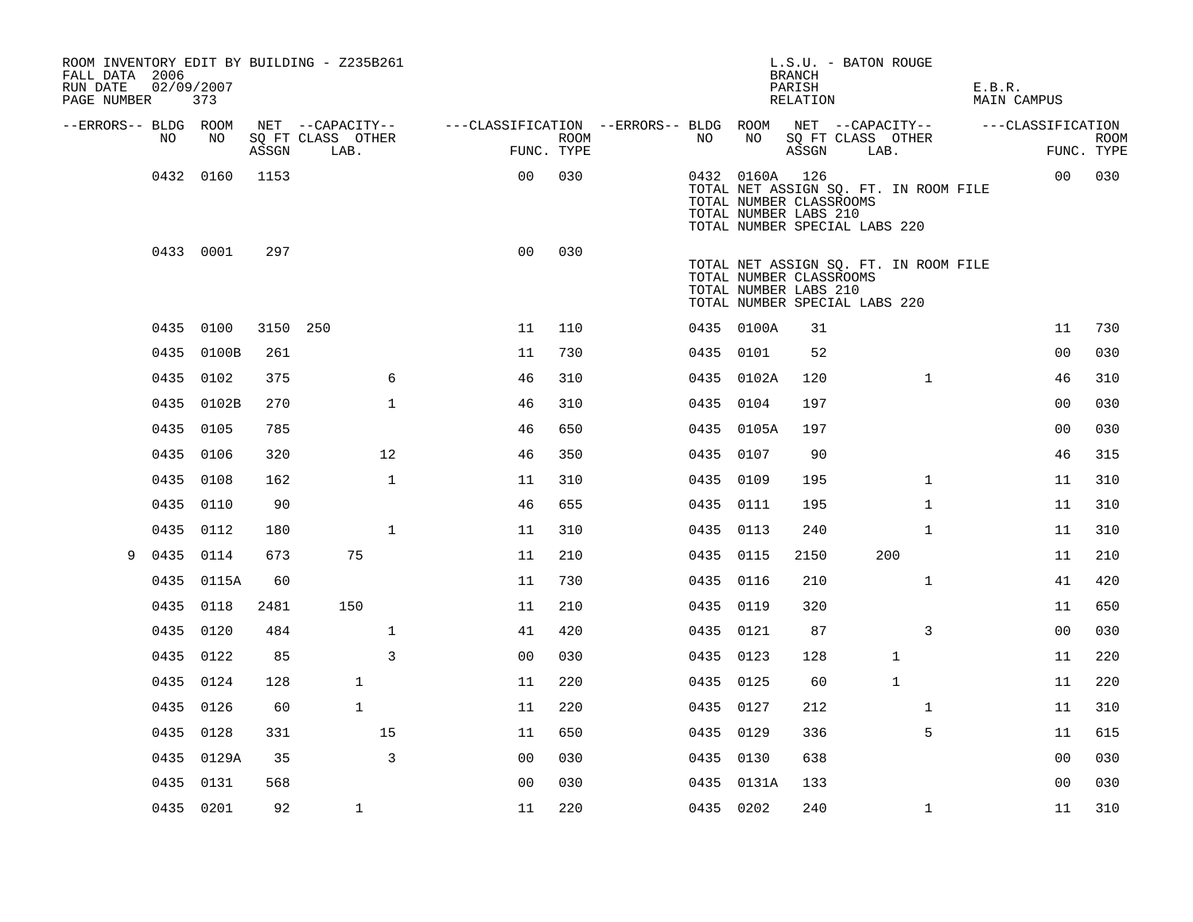ROOM INVENTORY EDIT BY BUILDING - Z235B261
FALL DATA 2006
RUN DATE 02/09/2007
PAGE NUMBER 373

L.S.U. - BATON ROUGE
BRANCH
PARISH E.B.R.
RELATION MAIN CAMPUS

| --ERRORS-- | BLDG NO | ROOM NO | NET ASSGN | --CAPACITY-- SQ FT CLASS LAB. | OTHER | ---CLASSIFICATION FUNC. | ROOM TYPE | --ERRORS-- | BLDG NO | ROOM NO | NET ASSGN | --CAPACITY-- SQ FT CLASS LAB. | OTHER | ---CLASSIFICATION FUNC. | ROOM TYPE |
|---|---|---|---|---|---|---|---|---|---|---|---|---|---|---|---|
| | 0432 | 0160 | 1153 | | | 00 | 030 | | 0432 | 0160A | 126 | | | 00 | 030 |
| | | | | | | | | | TOTAL NET ASSIGN SQ. FT. IN ROOM FILE | | | | | | |
| | | | | | | | | | TOTAL NUMBER CLASSROOMS | | | | | | |
| | | | | | | | | | TOTAL NUMBER LABS 210 | | | | | | |
| | | | | | | | | | TOTAL NUMBER SPECIAL LABS 220 | | | | | | |
| | 0433 | 0001 | 297 | | | 00 | 030 | | | | | | | | |
| | | | | | | | | | TOTAL NET ASSIGN SQ. FT. IN ROOM FILE | | | | | | |
| | | | | | | | | | TOTAL NUMBER CLASSROOMS | | | | | | |
| | | | | | | | | | TOTAL NUMBER LABS 210 | | | | | | |
| | | | | | | | | | TOTAL NUMBER SPECIAL LABS 220 | | | | | | |
| | 0435 | 0100 | 3150 | 250 | | 11 | 110 | | 0435 | 0100A | 31 | | | 11 | 730 |
| | 0435 | 0100B | 261 | | | 11 | 730 | | 0435 | 0101 | 52 | | | 00 | 030 |
| | 0435 | 0102 | 375 | | 6 | 46 | 310 | | 0435 | 0102A | 120 | | 1 | 46 | 310 |
| | 0435 | 0102B | 270 | | 1 | 46 | 310 | | 0435 | 0104 | 197 | | | 00 | 030 |
| | 0435 | 0105 | 785 | | | 46 | 650 | | 0435 | 0105A | 197 | | | 00 | 030 |
| | 0435 | 0106 | 320 | | 12 | 46 | 350 | | 0435 | 0107 | 90 | | | 46 | 315 |
| | 0435 | 0108 | 162 | | 1 | 11 | 310 | | 0435 | 0109 | 195 | | 1 | 11 | 310 |
| | 0435 | 0110 | 90 | | | 46 | 655 | | 0435 | 0111 | 195 | | 1 | 11 | 310 |
| | 0435 | 0112 | 180 | | 1 | 11 | 310 | | 0435 | 0113 | 240 | | 1 | 11 | 310 |
| 9 | 0435 | 0114 | 673 | 75 | | 11 | 210 | | 0435 | 0115 | 2150 | 200 | | 11 | 210 |
| | 0435 | 0115A | 60 | | | 11 | 730 | | 0435 | 0116 | 210 | | 1 | 41 | 420 |
| | 0435 | 0118 | 2481 | 150 | | 11 | 210 | | 0435 | 0119 | 320 | | | 11 | 650 |
| | 0435 | 0120 | 484 | | 1 | 41 | 420 | | 0435 | 0121 | 87 | | 3 | 00 | 030 |
| | 0435 | 0122 | 85 | | 3 | 00 | 030 | | 0435 | 0123 | 128 | 1 | | 11 | 220 |
| | 0435 | 0124 | 128 | 1 | | 11 | 220 | | 0435 | 0125 | 60 | 1 | | 11 | 220 |
| | 0435 | 0126 | 60 | 1 | | 11 | 220 | | 0435 | 0127 | 212 | | 1 | 11 | 310 |
| | 0435 | 0128 | 331 | | 15 | 11 | 650 | | 0435 | 0129 | 336 | | 5 | 11 | 615 |
| | 0435 | 0129A | 35 | | 3 | 00 | 030 | | 0435 | 0130 | 638 | | | 00 | 030 |
| | 0435 | 0131 | 568 | | | 00 | 030 | | 0435 | 0131A | 133 | | | 00 | 030 |
| | 0435 | 0201 | 92 | 1 | | 11 | 220 | | 0435 | 0202 | 240 | | 1 | 11 | 310 |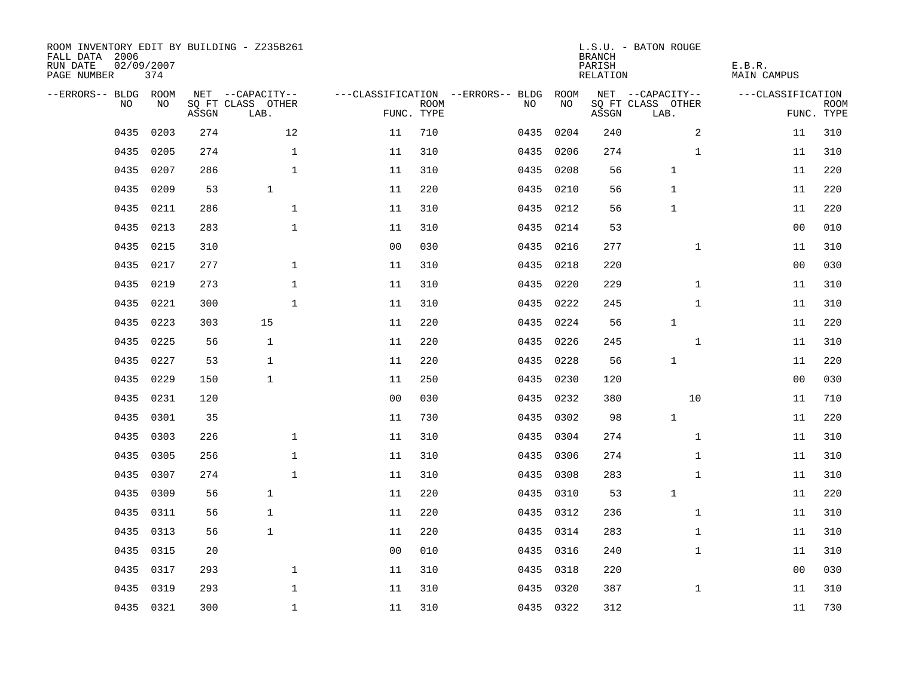ROOM INVENTORY EDIT BY BUILDING - Z235B261
FALL DATA 2006
RUN DATE 02/09/2007
PAGE NUMBER 374

L.S.U. - BATON ROUGE
BRANCH
PARISH E.B.R.
RELATION MAIN CAMPUS

| --ERRORS-- | BLDG NO | ROOM NO | NET SQ FT ASSGN | CAPACITY CLASS LAB. | CAPACITY OTHER | CLASSIFICATION FUNC. | ROOM TYPE | --ERRORS-- | BLDG NO | ROOM NO | NET SQ FT ASSGN | CAPACITY CLASS LAB. | CAPACITY OTHER | CLASSIFICATION FUNC. | ROOM TYPE |
|---|---|---|---|---|---|---|---|---|---|---|---|---|---|---|---|
| | 0435 | 0203 | 274 | | 12 | 11 | 710 | | 0435 | 0204 | 240 | | 2 | 11 | 310 |
| | 0435 | 0205 | 274 | | 1 | 11 | 310 | | 0435 | 0206 | 274 | | 1 | 11 | 310 |
| | 0435 | 0207 | 286 | | 1 | 11 | 310 | | 0435 | 0208 | 56 | 1 | | 11 | 220 |
| | 0435 | 0209 | 53 | 1 | | 11 | 220 | | 0435 | 0210 | 56 | 1 | | 11 | 220 |
| | 0435 | 0211 | 286 | | 1 | 11 | 310 | | 0435 | 0212 | 56 | 1 | | 11 | 220 |
| | 0435 | 0213 | 283 | | 1 | 11 | 310 | | 0435 | 0214 | 53 | | | 00 | 010 |
| | 0435 | 0215 | 310 | | | 00 | 030 | | 0435 | 0216 | 277 | | 1 | 11 | 310 |
| | 0435 | 0217 | 277 | | 1 | 11 | 310 | | 0435 | 0218 | 220 | | | 00 | 030 |
| | 0435 | 0219 | 273 | | 1 | 11 | 310 | | 0435 | 0220 | 229 | | 1 | 11 | 310 |
| | 0435 | 0221 | 300 | | 1 | 11 | 310 | | 0435 | 0222 | 245 | | 1 | 11 | 310 |
| | 0435 | 0223 | 303 | 15 | | 11 | 220 | | 0435 | 0224 | 56 | 1 | | 11 | 220 |
| | 0435 | 0225 | 56 | 1 | | 11 | 220 | | 0435 | 0226 | 245 | | 1 | 11 | 310 |
| | 0435 | 0227 | 53 | 1 | | 11 | 220 | | 0435 | 0228 | 56 | 1 | | 11 | 220 |
| | 0435 | 0229 | 150 | 1 | | 11 | 250 | | 0435 | 0230 | 120 | | | 00 | 030 |
| | 0435 | 0231 | 120 | | | 00 | 030 | | 0435 | 0232 | 380 | | 10 | 11 | 710 |
| | 0435 | 0301 | 35 | | | 11 | 730 | | 0435 | 0302 | 98 | 1 | | 11 | 220 |
| | 0435 | 0303 | 226 | | 1 | 11 | 310 | | 0435 | 0304 | 274 | | 1 | 11 | 310 |
| | 0435 | 0305 | 256 | | 1 | 11 | 310 | | 0435 | 0306 | 274 | | 1 | 11 | 310 |
| | 0435 | 0307 | 274 | | 1 | 11 | 310 | | 0435 | 0308 | 283 | | 1 | 11 | 310 |
| | 0435 | 0309 | 56 | 1 | | 11 | 220 | | 0435 | 0310 | 53 | 1 | | 11 | 220 |
| | 0435 | 0311 | 56 | 1 | | 11 | 220 | | 0435 | 0312 | 236 | | 1 | 11 | 310 |
| | 0435 | 0313 | 56 | 1 | | 11 | 220 | | 0435 | 0314 | 283 | | 1 | 11 | 310 |
| | 0435 | 0315 | 20 | | | 00 | 010 | | 0435 | 0316 | 240 | | 1 | 11 | 310 |
| | 0435 | 0317 | 293 | | 1 | 11 | 310 | | 0435 | 0318 | 220 | | | 00 | 030 |
| | 0435 | 0319 | 293 | | 1 | 11 | 310 | | 0435 | 0320 | 387 | | 1 | 11 | 310 |
| | 0435 | 0321 | 300 | | 1 | 11 | 310 | | 0435 | 0322 | 312 | | | 11 | 730 |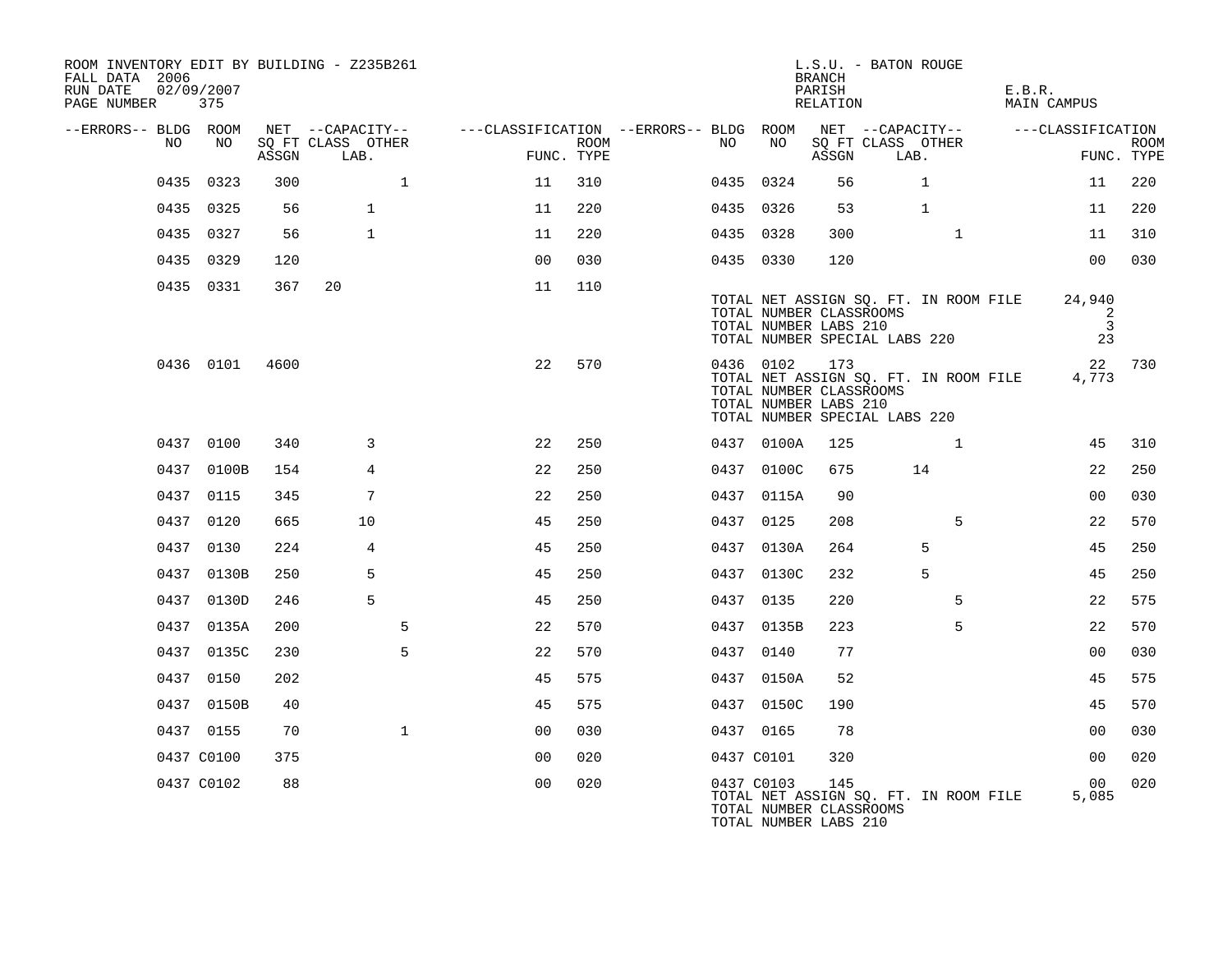ROOM INVENTORY EDIT BY BUILDING - Z235B261
FALL DATA 2006
RUN DATE 02/09/2007
PAGE NUMBER 375

L.S.U. - BATON ROUGE
BRANCH
PARISH E.B.R.
RELATION MAIN CAMPUS

| --ERRORS-- | BLDG NO | ROOM NO | NET SQ FT ASSGN | CAPACITY CLASS | CAPACITY LAB. | CAPACITY OTHER | FUNC. | ROOM TYPE | --ERRORS-- | BLDG NO | ROOM NO | NET SQ FT ASSGN | CAPACITY CLASS | CAPACITY LAB. | CAPACITY OTHER | FUNC. | ROOM TYPE |
|---|---|---|---|---|---|---|---|---|---|---|---|---|---|---|---|---|---|
| | 0435 | 0323 | 300 | | | 1 | 11 | 310 | | 0435 | 0324 | 56 | | 1 | | 11 | 220 |
| | 0435 | 0325 | 56 | | 1 | | 11 | 220 | | 0435 | 0326 | 53 | | 1 | | 11 | 220 |
| | 0435 | 0327 | 56 | | 1 | | 11 | 220 | | 0435 | 0328 | 300 | | | 1 | 11 | 310 |
| | 0435 | 0329 | 120 | | | | 00 | 030 | | 0435 | 0330 | 120 | | | | 00 | 030 |
| | 0435 | 0331 | 367 | 20 | | | 11 | 110 | | | | | | | | | |
| | | | | | | | | | | TOTAL NET ASSIGN SQ. FT. IN ROOM FILE | | 24,940 | | | | | |
| | | | | | | | | | | TOTAL NUMBER CLASSROOMS | | 2 | | | | | |
| | | | | | | | | | | TOTAL NUMBER LABS 210 | | 3 | | | | | |
| | | | | | | | | | | TOTAL NUMBER SPECIAL LABS 220 | | 23 | | | | | |
| | 0436 | 0101 | 4600 | | | | 22 | 570 | | 0436 | 0102 | 173 | | | | 22 | 730 |
| | | | | | | | | | | TOTAL NET ASSIGN SQ. FT. IN ROOM FILE | | 4,773 | | | | | |
| | | | | | | | | | | TOTAL NUMBER CLASSROOMS | | | | | | | |
| | | | | | | | | | | TOTAL NUMBER LABS 210 | | | | | | | |
| | | | | | | | | | | TOTAL NUMBER SPECIAL LABS 220 | | | | | | | |
| | 0437 | 0100 | 340 | | 3 | | 22 | 250 | | 0437 | 0100A | 125 | | | 1 | 45 | 310 |
| | 0437 | 0100B | 154 | | 4 | | 22 | 250 | | 0437 | 0100C | 675 | | 14 | | 22 | 250 |
| | 0437 | 0115 | 345 | | 7 | | 22 | 250 | | 0437 | 0115A | 90 | | | | 00 | 030 |
| | 0437 | 0120 | 665 | | 10 | | 45 | 250 | | 0437 | 0125 | 208 | | | 5 | 22 | 570 |
| | 0437 | 0130 | 224 | | 4 | | 45 | 250 | | 0437 | 0130A | 264 | | 5 | | 45 | 250 |
| | 0437 | 0130B | 250 | | 5 | | 45 | 250 | | 0437 | 0130C | 232 | | 5 | | 45 | 250 |
| | 0437 | 0130D | 246 | | 5 | | 45 | 250 | | 0437 | 0135 | 220 | | | 5 | 22 | 575 |
| | 0437 | 0135A | 200 | | | 5 | 22 | 570 | | 0437 | 0135B | 223 | | | 5 | 22 | 570 |
| | 0437 | 0135C | 230 | | | 5 | 22 | 570 | | 0437 | 0140 | 77 | | | | 00 | 030 |
| | 0437 | 0150 | 202 | | | | 45 | 575 | | 0437 | 0150A | 52 | | | | 45 | 575 |
| | 0437 | 0150B | 40 | | | | 45 | 575 | | 0437 | 0150C | 190 | | | | 45 | 570 |
| | 0437 | 0155 | 70 | | | 1 | 00 | 030 | | 0437 | 0165 | 78 | | | | 00 | 030 |
| | 0437 | C0100 | 375 | | | | 00 | 020 | | 0437 | C0101 | 320 | | | | 00 | 020 |
| | 0437 | C0102 | 88 | | | | 00 | 020 | | 0437 | C0103 | 145 | | | | 00 | 020 |
| | | | | | | | | | | TOTAL NET ASSIGN SQ. FT. IN ROOM FILE | | 5,085 | | | | | |
| | | | | | | | | | | TOTAL NUMBER CLASSROOMS | | | | | | | |
| | | | | | | | | | | TOTAL NUMBER LABS 210 | | | | | | | |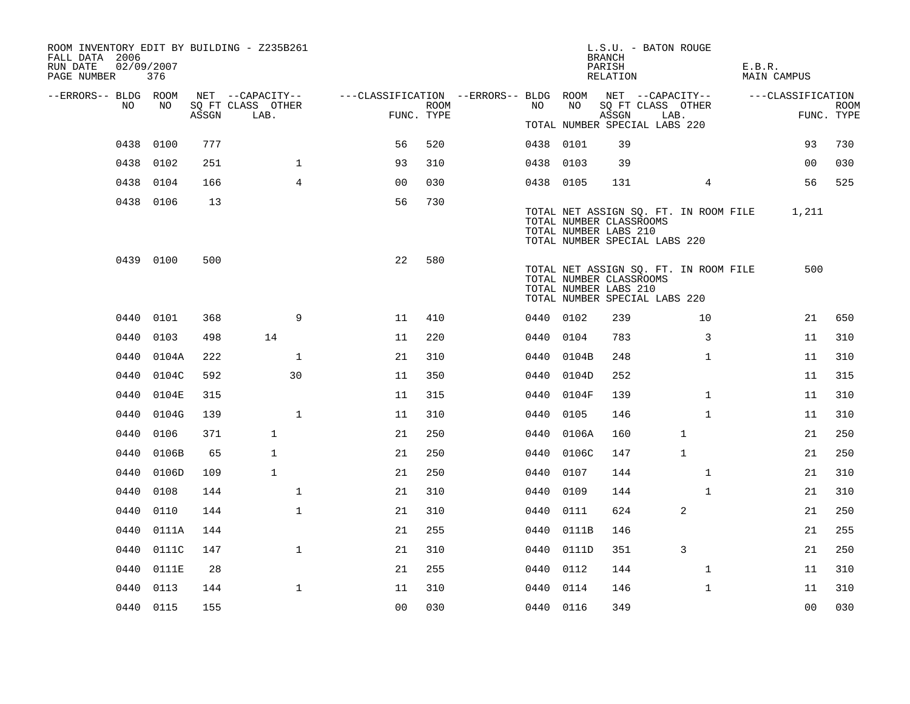ROOM INVENTORY EDIT BY BUILDING - Z235B261
FALL DATA 2006
RUN DATE 02/09/2007

L.S.U. - BATON ROUGE
BRANCH
PARISH E.B.R.
RELATION MAIN CAMPUS

| --ERRORS-- | BLDG NO | ROOM NO | NET SQ FT ASSGN | CAPACITY CLASS LAB. | CAPACITY OTHER | CLASSIFICATION FUNC. | ROOM TYPE | --ERRORS-- | BLDG NO | ROOM NO | NET SQ FT ASSGN | CAPACITY CLASS LAB. | CAPACITY OTHER | CLASSIFICATION FUNC. | ROOM TYPE |
|---|---|---|---|---|---|---|---|---|---|---|---|---|---|---|---|
| | 0438 | 0100 | 777 | | | 56 | 520 | | 0438 | 0101 | 39 | | | 93 | 730 |
| | 0438 | 0102 | 251 | | 1 | 93 | 310 | | 0438 | 0103 | 39 | | | 00 | 030 |
| | 0438 | 0104 | 166 | | 4 | 00 | 030 | | 0438 | 0105 | 131 | | 4 | 56 | 525 |
| | 0438 | 0106 | 13 | | | 56 | 730 | | | | | | | | |

TOTAL NET ASSIGN SQ. FT. IN ROOM FILE 1,211
TOTAL NUMBER CLASSROOMS
TOTAL NUMBER LABS 210
TOTAL NUMBER SPECIAL LABS 220

| --ERRORS-- | BLDG NO | ROOM NO | NET SQ FT ASSGN | CAPACITY CLASS LAB. | CAPACITY OTHER | CLASSIFICATION FUNC. | ROOM TYPE |
|---|---|---|---|---|---|---|---|
| | 0439 | 0100 | 500 | | | 22 | 580 |

TOTAL NET ASSIGN SQ. FT. IN ROOM FILE 500
TOTAL NUMBER CLASSROOMS
TOTAL NUMBER LABS 210
TOTAL NUMBER SPECIAL LABS 220

| --ERRORS-- | BLDG NO | ROOM NO | NET SQ FT ASSGN | CAPACITY CLASS LAB. | CAPACITY OTHER | CLASSIFICATION FUNC. | ROOM TYPE | --ERRORS-- | BLDG NO | ROOM NO | NET SQ FT ASSGN | CAPACITY CLASS LAB. | CAPACITY OTHER | CLASSIFICATION FUNC. | ROOM TYPE |
|---|---|---|---|---|---|---|---|---|---|---|---|---|---|---|---|
| | 0440 | 0101 | 368 | | 9 | 11 | 410 | | 0440 | 0102 | 239 | | 10 | 21 | 650 |
| | 0440 | 0103 | 498 | 14 | | 11 | 220 | | 0440 | 0104 | 783 | | 3 | 11 | 310 |
| | 0440 | 0104A | 222 | | 1 | 21 | 310 | | 0440 | 0104B | 248 | | 1 | 11 | 310 |
| | 0440 | 0104C | 592 | | 30 | 11 | 350 | | 0440 | 0104D | 252 | | | 11 | 315 |
| | 0440 | 0104E | 315 | | | 11 | 315 | | 0440 | 0104F | 139 | | 1 | 11 | 310 |
| | 0440 | 0104G | 139 | | 1 | 11 | 310 | | 0440 | 0105 | 146 | | 1 | 11 | 310 |
| | 0440 | 0106 | 371 | 1 | | 21 | 250 | | 0440 | 0106A | 160 | 1 | | 21 | 250 |
| | 0440 | 0106B | 65 | 1 | | 21 | 250 | | 0440 | 0106C | 147 | 1 | | 21 | 250 |
| | 0440 | 0106D | 109 | 1 | | 21 | 250 | | 0440 | 0107 | 144 | | 1 | 21 | 310 |
| | 0440 | 0108 | 144 | | 1 | 21 | 310 | | 0440 | 0109 | 144 | | 1 | 21 | 310 |
| | 0440 | 0110 | 144 | | 1 | 21 | 310 | | 0440 | 0111 | 624 | 2 | | 21 | 250 |
| | 0440 | 0111A | 144 | | | 21 | 255 | | 0440 | 0111B | 146 | | | 21 | 255 |
| | 0440 | 0111C | 147 | | 1 | 21 | 310 | | 0440 | 0111D | 351 | 3 | | 21 | 250 |
| | 0440 | 0111E | 28 | | | 21 | 255 | | 0440 | 0112 | 144 | | 1 | 11 | 310 |
| | 0440 | 0113 | 144 | | 1 | 11 | 310 | | 0440 | 0114 | 146 | | 1 | 11 | 310 |
| | 0440 | 0115 | 155 | | | 00 | 030 | | 0440 | 0116 | 349 | | | 00 | 030 |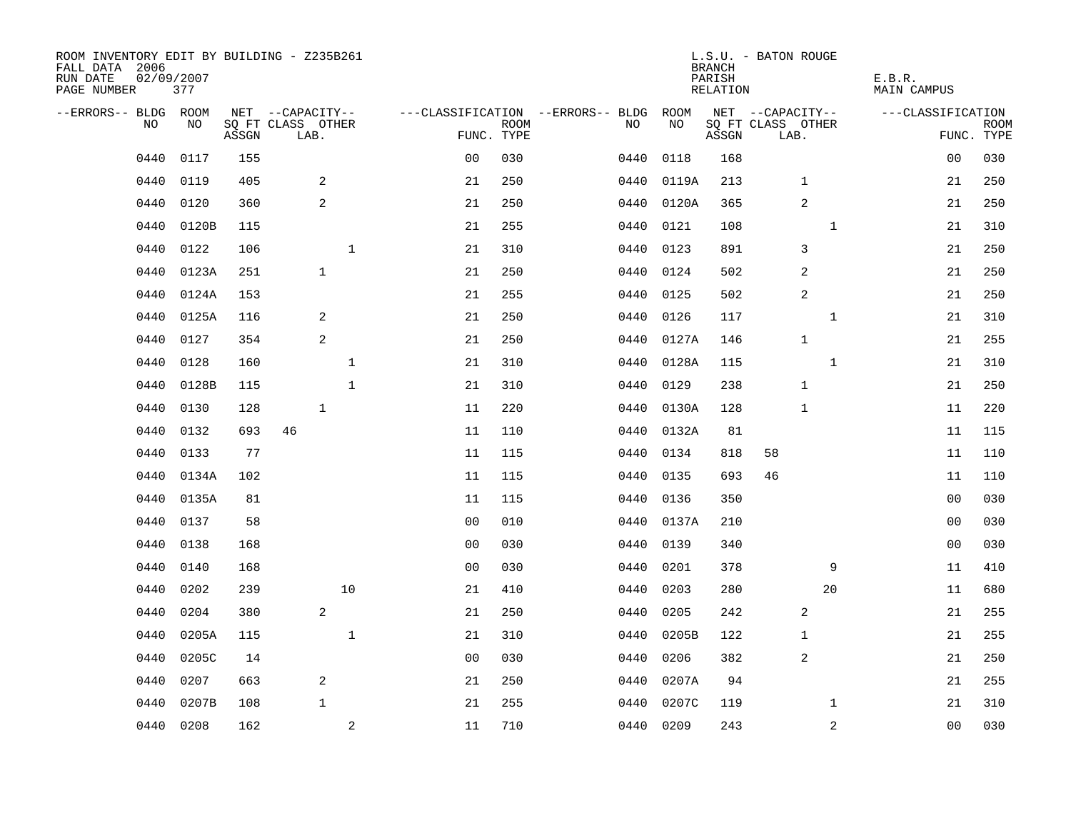ROOM INVENTORY EDIT BY BUILDING - Z235B261
FALL DATA 2006
RUN DATE 02/09/2007
PAGE NUMBER 377

L.S.U. - BATON ROUGE
BRANCH
PARISH E.B.R.
RELATION MAIN CAMPUS

| --ERRORS-- | BLDG NO | ROOM NO | NET SQ FT ASSGN | --CAPACITY-- CLASS | LAB. | OTHER | ---CLASSIFICATION FUNC. | ROOM TYPE | --ERRORS-- | BLDG NO | ROOM NO | NET SQ FT ASSGN | --CAPACITY-- CLASS | LAB. | OTHER | ---CLASSIFICATION FUNC. | ROOM TYPE |
|---|---|---|---|---|---|---|---|---|---|---|---|---|---|---|---|---|---|
| | 0440 | 0117 | 155 | | | | 00 | 030 | | 0440 | 0118 | 168 | | | | 00 | 030 |
| | 0440 | 0119 | 405 | | 2 | | 21 | 250 | | 0440 | 0119A | 213 | | 1 | | 21 | 250 |
| | 0440 | 0120 | 360 | | 2 | | 21 | 250 | | 0440 | 0120A | 365 | | 2 | | 21 | 250 |
| | 0440 | 0120B | 115 | | | | 21 | 255 | | 0440 | 0121 | 108 | | | 1 | 21 | 310 |
| | 0440 | 0122 | 106 | | | 1 | 21 | 310 | | 0440 | 0123 | 891 | | 3 | | 21 | 250 |
| | 0440 | 0123A | 251 | | 1 | | 21 | 250 | | 0440 | 0124 | 502 | | 2 | | 21 | 250 |
| | 0440 | 0124A | 153 | | | | 21 | 255 | | 0440 | 0125 | 502 | | 2 | | 21 | 250 |
| | 0440 | 0125A | 116 | | 2 | | 21 | 250 | | 0440 | 0126 | 117 | | | 1 | 21 | 310 |
| | 0440 | 0127 | 354 | | 2 | | 21 | 250 | | 0440 | 0127A | 146 | | 1 | | 21 | 255 |
| | 0440 | 0128 | 160 | | | 1 | 21 | 310 | | 0440 | 0128A | 115 | | | 1 | 21 | 310 |
| | 0440 | 0128B | 115 | | | 1 | 21 | 310 | | 0440 | 0129 | 238 | | 1 | | 21 | 250 |
| | 0440 | 0130 | 128 | | 1 | | 11 | 220 | | 0440 | 0130A | 128 | | 1 | | 11 | 220 |
| | 0440 | 0132 | 693 | 46 | | | 11 | 110 | | 0440 | 0132A | 81 | | | | 11 | 115 |
| | 0440 | 0133 | 77 | | | | 11 | 115 | | 0440 | 0134 | 818 | 58 | | | 11 | 110 |
| | 0440 | 0134A | 102 | | | | 11 | 115 | | 0440 | 0135 | 693 | 46 | | | 11 | 110 |
| | 0440 | 0135A | 81 | | | | 11 | 115 | | 0440 | 0136 | 350 | | | | 00 | 030 |
| | 0440 | 0137 | 58 | | | | 00 | 010 | | 0440 | 0137A | 210 | | | | 00 | 030 |
| | 0440 | 0138 | 168 | | | | 00 | 030 | | 0440 | 0139 | 340 | | | | 00 | 030 |
| | 0440 | 0140 | 168 | | | | 00 | 030 | | 0440 | 0201 | 378 | | | 9 | 11 | 410 |
| | 0440 | 0202 | 239 | | | 10 | 21 | 410 | | 0440 | 0203 | 280 | | | 20 | 11 | 680 |
| | 0440 | 0204 | 380 | | 2 | | 21 | 250 | | 0440 | 0205 | 242 | | 2 | | 21 | 255 |
| | 0440 | 0205A | 115 | | | 1 | 21 | 310 | | 0440 | 0205B | 122 | | 1 | | 21 | 255 |
| | 0440 | 0205C | 14 | | | | 00 | 030 | | 0440 | 0206 | 382 | | 2 | | 21 | 250 |
| | 0440 | 0207 | 663 | | 2 | | 21 | 250 | | 0440 | 0207A | 94 | | | | 21 | 255 |
| | 0440 | 0207B | 108 | | 1 | | 21 | 255 | | 0440 | 0207C | 119 | | | 1 | 21 | 310 |
| | 0440 | 0208 | 162 | | | 2 | 11 | 710 | | 0440 | 0209 | 243 | | | 2 | 00 | 030 |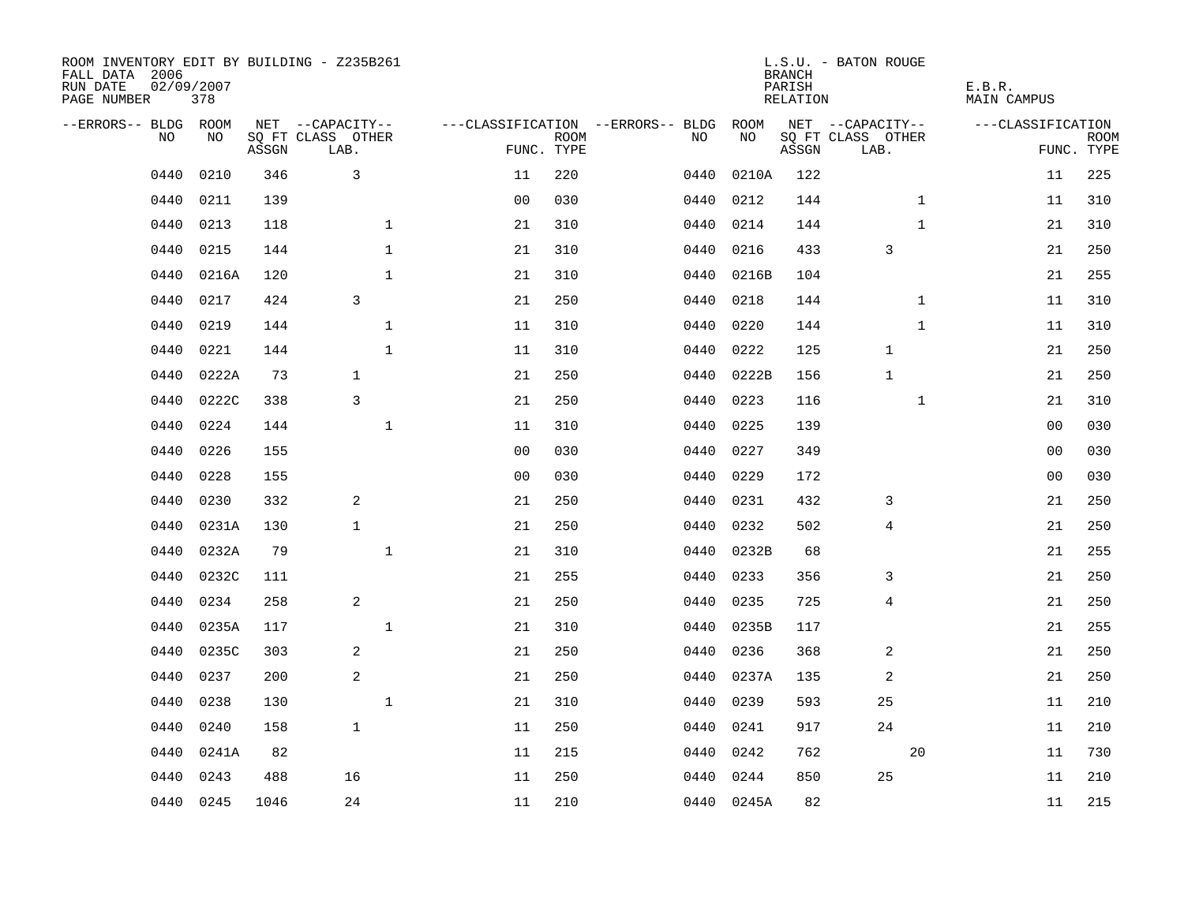ROOM INVENTORY EDIT BY BUILDING - Z235B261
FALL DATA 2006
RUN DATE 02/09/2007
PAGE NUMBER 378

L.S.U. - BATON ROUGE
BRANCH
PARISH E.B.R.
RELATION MAIN CAMPUS

| --ERRORS-- | BLDG NO | ROOM NO | NET SQ FT ASSGN | CAPACITY CLASS LAB. | CAPACITY OTHER | CLASSIFICATION FUNC. | ROOM TYPE | --ERRORS-- | BLDG NO | ROOM NO | NET SQ FT ASSGN | CAPACITY CLASS LAB. | CAPACITY OTHER | CLASSIFICATION FUNC. | ROOM TYPE |
|---|---|---|---|---|---|---|---|---|---|---|---|---|---|---|---|
| | 0440 | 0210 | 346 | 3 | | 11 | 220 | | 0440 | 0210A | 122 | | | 11 | 225 |
| | 0440 | 0211 | 139 | | | 00 | 030 | | 0440 | 0212 | 144 | | 1 | 11 | 310 |
| | 0440 | 0213 | 118 | | 1 | 21 | 310 | | 0440 | 0214 | 144 | | 1 | 21 | 310 |
| | 0440 | 0215 | 144 | | 1 | 21 | 310 | | 0440 | 0216 | 433 | 3 | | 21 | 250 |
| | 0440 | 0216A | 120 | | 1 | 21 | 310 | | 0440 | 0216B | 104 | | | 21 | 255 |
| | 0440 | 0217 | 424 | 3 | | 21 | 250 | | 0440 | 0218 | 144 | | 1 | 11 | 310 |
| | 0440 | 0219 | 144 | | 1 | 11 | 310 | | 0440 | 0220 | 144 | | 1 | 11 | 310 |
| | 0440 | 0221 | 144 | | 1 | 11 | 310 | | 0440 | 0222 | 125 | 1 | | 21 | 250 |
| | 0440 | 0222A | 73 | 1 | | 21 | 250 | | 0440 | 0222B | 156 | 1 | | 21 | 250 |
| | 0440 | 0222C | 338 | 3 | | 21 | 250 | | 0440 | 0223 | 116 | | 1 | 21 | 310 |
| | 0440 | 0224 | 144 | | 1 | 11 | 310 | | 0440 | 0225 | 139 | | | 00 | 030 |
| | 0440 | 0226 | 155 | | | 00 | 030 | | 0440 | 0227 | 349 | | | 00 | 030 |
| | 0440 | 0228 | 155 | | | 00 | 030 | | 0440 | 0229 | 172 | | | 00 | 030 |
| | 0440 | 0230 | 332 | 2 | | 21 | 250 | | 0440 | 0231 | 432 | 3 | | 21 | 250 |
| | 0440 | 0231A | 130 | 1 | | 21 | 250 | | 0440 | 0232 | 502 | 4 | | 21 | 250 |
| | 0440 | 0232A | 79 | | 1 | 21 | 310 | | 0440 | 0232B | 68 | | | 21 | 255 |
| | 0440 | 0232C | 111 | | | 21 | 255 | | 0440 | 0233 | 356 | 3 | | 21 | 250 |
| | 0440 | 0234 | 258 | 2 | | 21 | 250 | | 0440 | 0235 | 725 | 4 | | 21 | 250 |
| | 0440 | 0235A | 117 | | 1 | 21 | 310 | | 0440 | 0235B | 117 | | | 21 | 255 |
| | 0440 | 0235C | 303 | 2 | | 21 | 250 | | 0440 | 0236 | 368 | 2 | | 21 | 250 |
| | 0440 | 0237 | 200 | 2 | | 21 | 250 | | 0440 | 0237A | 135 | 2 | | 21 | 250 |
| | 0440 | 0238 | 130 | | 1 | 21 | 310 | | 0440 | 0239 | 593 | 25 | | 11 | 210 |
| | 0440 | 0240 | 158 | 1 | | 11 | 250 | | 0440 | 0241 | 917 | 24 | | 11 | 210 |
| | 0440 | 0241A | 82 | | | 11 | 215 | | 0440 | 0242 | 762 | | 20 | 11 | 730 |
| | 0440 | 0243 | 488 | 16 | | 11 | 250 | | 0440 | 0244 | 850 | 25 | | 11 | 210 |
| | 0440 | 0245 | 1046 | 24 | | 11 | 210 | | 0440 | 0245A | 82 | | | 11 | 215 |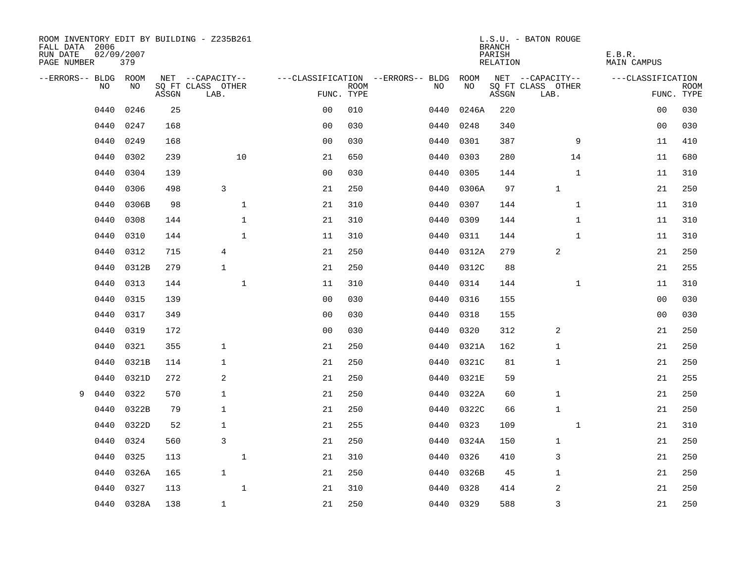ROOM INVENTORY EDIT BY BUILDING - Z235B261
FALL DATA 2006
RUN DATE 02/09/2007
PAGE NUMBER 379

L.S.U. - BATON ROUGE
BRANCH
PARISH E.B.R.
RELATION MAIN CAMPUS

| --ERRORS-- | BLDG NO | ROOM NO | NET SQ FT ASSGN | --CAPACITY-- CLASS LAB. | OTHER | ---CLASSIFICATION FUNC. | ROOM TYPE | --ERRORS-- | BLDG NO | ROOM NO | NET SQ FT ASSGN | --CAPACITY-- CLASS LAB. | OTHER | ---CLASSIFICATION FUNC. | ROOM TYPE |
|---|---|---|---|---|---|---|---|---|---|---|---|---|---|---|---|
| | 0440 | 0246 | 25 | | | 00 | 010 | | 0440 | 0246A | 220 | | | 00 | 030 |
| | 0440 | 0247 | 168 | | | 00 | 030 | | 0440 | 0248 | 340 | | | 00 | 030 |
| | 0440 | 0249 | 168 | | | 00 | 030 | | 0440 | 0301 | 387 | | 9 | 11 | 410 |
| | 0440 | 0302 | 239 | | 10 | 21 | 650 | | 0440 | 0303 | 280 | | 14 | 11 | 680 |
| | 0440 | 0304 | 139 | | | 00 | 030 | | 0440 | 0305 | 144 | | 1 | 11 | 310 |
| | 0440 | 0306 | 498 | 3 | | 21 | 250 | | 0440 | 0306A | 97 | 1 | | 21 | 250 |
| | 0440 | 0306B | 98 | | 1 | 21 | 310 | | 0440 | 0307 | 144 | | 1 | 11 | 310 |
| | 0440 | 0308 | 144 | | 1 | 21 | 310 | | 0440 | 0309 | 144 | | 1 | 11 | 310 |
| | 0440 | 0310 | 144 | | 1 | 11 | 310 | | 0440 | 0311 | 144 | | 1 | 11 | 310 |
| | 0440 | 0312 | 715 | 4 | | 21 | 250 | | 0440 | 0312A | 279 | 2 | | 21 | 250 |
| | 0440 | 0312B | 279 | 1 | | 21 | 250 | | 0440 | 0312C | 88 | | | 21 | 255 |
| | 0440 | 0313 | 144 | | 1 | 11 | 310 | | 0440 | 0314 | 144 | | 1 | 11 | 310 |
| | 0440 | 0315 | 139 | | | 00 | 030 | | 0440 | 0316 | 155 | | | 00 | 030 |
| | 0440 | 0317 | 349 | | | 00 | 030 | | 0440 | 0318 | 155 | | | 00 | 030 |
| | 0440 | 0319 | 172 | | | 00 | 030 | | 0440 | 0320 | 312 | 2 | | 21 | 250 |
| | 0440 | 0321 | 355 | 1 | | 21 | 250 | | 0440 | 0321A | 162 | 1 | | 21 | 250 |
| | 0440 | 0321B | 114 | 1 | | 21 | 250 | | 0440 | 0321C | 81 | 1 | | 21 | 250 |
| | 0440 | 0321D | 272 | 2 | | 21 | 250 | | 0440 | 0321E | 59 | | | 21 | 255 |
| 9 | 0440 | 0322 | 570 | 1 | | 21 | 250 | | 0440 | 0322A | 60 | 1 | | 21 | 250 |
| | 0440 | 0322B | 79 | 1 | | 21 | 250 | | 0440 | 0322C | 66 | 1 | | 21 | 250 |
| | 0440 | 0322D | 52 | 1 | | 21 | 255 | | 0440 | 0323 | 109 | | 1 | 21 | 310 |
| | 0440 | 0324 | 560 | 3 | | 21 | 250 | | 0440 | 0324A | 150 | 1 | | 21 | 250 |
| | 0440 | 0325 | 113 | | 1 | 21 | 310 | | 0440 | 0326 | 410 | 3 | | 21 | 250 |
| | 0440 | 0326A | 165 | 1 | | 21 | 250 | | 0440 | 0326B | 45 | 1 | | 21 | 250 |
| | 0440 | 0327 | 113 | | 1 | 21 | 310 | | 0440 | 0328 | 414 | 2 | | 21 | 250 |
| | 0440 | 0328A | 138 | 1 | | 21 | 250 | | 0440 | 0329 | 588 | 3 | | 21 | 250 |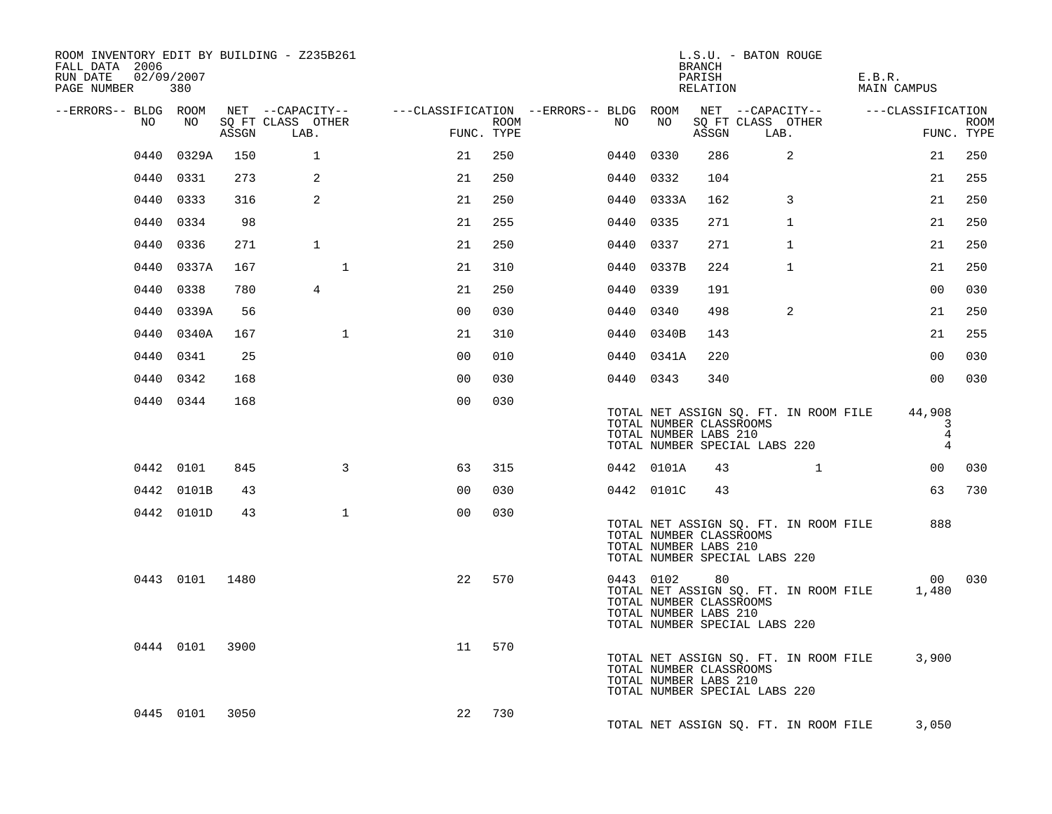ROOM INVENTORY EDIT BY BUILDING - Z235B261
FALL DATA 2006
RUN DATE 02/09/2007

L.S.U. - BATON ROUGE
BRANCH
PARISH E.B.R.
RELATION MAIN CAMPUS

| --ERRORS-- | BLDG NO | ROOM NO | NET SQ FT ASSGN | CAPACITY CLASS | CAPACITY LAB. | CAPACITY OTHER | FUNC. | ROOM TYPE | --ERRORS-- | BLDG NO | ROOM NO | NET SQ FT ASSGN | CAPACITY CLASS | CAPACITY LAB. | CAPACITY OTHER | FUNC. | ROOM TYPE |
|---|---|---|---|---|---|---|---|---|---|---|---|---|---|---|---|---|---|
| | 0440 | 0329A | 150 | 1 | | | 21 | 250 | | 0440 | 0330 | 286 | 2 | | | 21 | 250 |
| | 0440 | 0331 | 273 | 2 | | | 21 | 250 | | 0440 | 0332 | 104 | | | | 21 | 255 |
| | 0440 | 0333 | 316 | 2 | | | 21 | 250 | | 0440 | 0333A | 162 | 3 | | | 21 | 250 |
| | 0440 | 0334 | 98 | | | | 21 | 255 | | 0440 | 0335 | 271 | 1 | | | 21 | 250 |
| | 0440 | 0336 | 271 | 1 | | | 21 | 250 | | 0440 | 0337 | 271 | 1 | | | 21 | 250 |
| | 0440 | 0337A | 167 | | 1 | | 21 | 310 | | 0440 | 0337B | 224 | 1 | | | 21 | 250 |
| | 0440 | 0338 | 780 | 4 | | | 21 | 250 | | 0440 | 0339 | 191 | | | | 00 | 030 |
| | 0440 | 0339A | 56 | | | | 00 | 030 | | 0440 | 0340 | 498 | 2 | | | 21 | 250 |
| | 0440 | 0340A | 167 | | 1 | | 21 | 310 | | 0440 | 0340B | 143 | | | | 21 | 255 |
| | 0440 | 0341 | 25 | | | | 00 | 010 | | 0440 | 0341A | 220 | | | | 00 | 030 |
| | 0440 | 0342 | 168 | | | | 00 | 030 | | 0440 | 0343 | 340 | | | | 00 | 030 |
| | 0440 | 0344 | 168 | | | | 00 | 030 | | | | | | | | | |

TOTAL NET ASSIGN SQ. FT. IN ROOM FILE 44,908
TOTAL NUMBER CLASSROOMS 3
TOTAL NUMBER LABS 210 4
TOTAL NUMBER SPECIAL LABS 220 4

| --ERRORS-- | BLDG NO | ROOM NO | NET SQ FT ASSGN | CAPACITY CLASS | CAPACITY LAB. | CAPACITY OTHER | FUNC. | ROOM TYPE | --ERRORS-- | BLDG NO | ROOM NO | NET SQ FT ASSGN | CAPACITY CLASS | CAPACITY LAB. | CAPACITY OTHER | FUNC. | ROOM TYPE |
|---|---|---|---|---|---|---|---|---|---|---|---|---|---|---|---|---|---|
| | 0442 | 0101 | 845 | | 3 | | 63 | 315 | | 0442 | 0101A | 43 | | 1 | | 00 | 030 |
| | 0442 | 0101B | 43 | | | | 00 | 030 | | 0442 | 0101C | 43 | | | | 63 | 730 |
| | 0442 | 0101D | 43 | | 1 | | 00 | 030 | | | | | | | | | |

TOTAL NET ASSIGN SQ. FT. IN ROOM FILE 888
TOTAL NUMBER CLASSROOMS
TOTAL NUMBER LABS 210
TOTAL NUMBER SPECIAL LABS 220

| --ERRORS-- | BLDG NO | ROOM NO | NET SQ FT ASSGN | CAPACITY CLASS | CAPACITY LAB. | CAPACITY OTHER | FUNC. | ROOM TYPE | --ERRORS-- | BLDG NO | ROOM NO | NET SQ FT ASSGN | CAPACITY CLASS | CAPACITY LAB. | CAPACITY OTHER | FUNC. | ROOM TYPE |
|---|---|---|---|---|---|---|---|---|---|---|---|---|---|---|---|---|---|
| | 0443 | 0101 | 1480 | | | | 22 | 570 | | 0443 | 0102 | 80 | | | | 00 | 030 |

TOTAL NET ASSIGN SQ. FT. IN ROOM FILE 1,480
TOTAL NUMBER CLASSROOMS
TOTAL NUMBER LABS 210
TOTAL NUMBER SPECIAL LABS 220

| --ERRORS-- | BLDG NO | ROOM NO | NET SQ FT ASSGN | CAPACITY CLASS | CAPACITY LAB. | CAPACITY OTHER | FUNC. | ROOM TYPE |
|---|---|---|---|---|---|---|---|---|
| | 0444 | 0101 | 3900 | | | | 11 | 570 |

TOTAL NET ASSIGN SQ. FT. IN ROOM FILE 3,900
TOTAL NUMBER CLASSROOMS
TOTAL NUMBER LABS 210
TOTAL NUMBER SPECIAL LABS 220

| --ERRORS-- | BLDG NO | ROOM NO | NET SQ FT ASSGN | CAPACITY CLASS | CAPACITY LAB. | CAPACITY OTHER | FUNC. | ROOM TYPE |
|---|---|---|---|---|---|---|---|---|
| | 0445 | 0101 | 3050 | | | | 22 | 730 |

TOTAL NET ASSIGN SQ. FT. IN ROOM FILE 3,050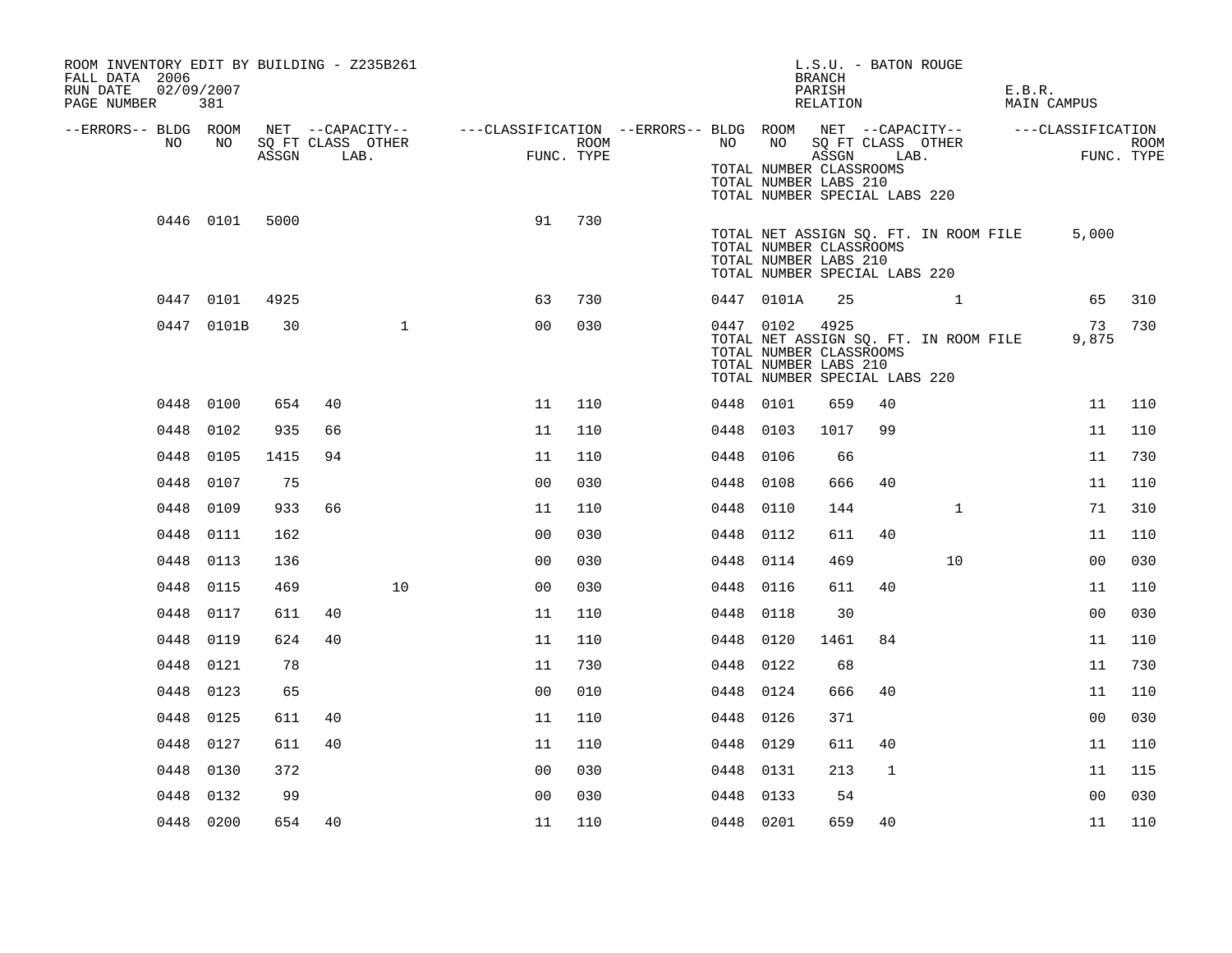ROOM INVENTORY EDIT BY BUILDING - Z235B261
FALL DATA 2006
RUN DATE 02/09/2007
PAGE NUMBER 381

L.S.U. - BATON ROUGE
BRANCH
PARISH E.B.R.
RELATION MAIN CAMPUS

| --ERRORS-- | BLDG NO | ROOM NO | NET SQ FT ASSGN | --CAPACITY-- CLASS LAB. | OTHER | ---CLASSIFICATION FUNC. | ROOM TYPE | --ERRORS-- | BLDG NO | ROOM NO | NET SQ FT ASSGN | --CAPACITY-- CLASS LAB. | OTHER | ---CLASSIFICATION FUNC. | ROOM TYPE |
|---|---|---|---|---|---|---|---|---|---|---|---|---|---|---|---|
| | | | | | | | | | TOTAL NUMBER CLASSROOMS | | | | | | |
| | | | | | | | | | TOTAL NUMBER LABS 210 | | | | | | |
| | | | | | | | | | TOTAL NUMBER SPECIAL LABS 220 | | | | | | |
| | 0446 | 0101 | 5000 | | | 91 | 730 | | | | | | | | |
| | | | | | | | | | TOTAL NET ASSIGN SQ. FT. IN ROOM FILE | | | | | 5,000 | |
| | | | | | | | | | TOTAL NUMBER CLASSROOMS | | | | | | |
| | | | | | | | | | TOTAL NUMBER LABS 210 | | | | | | |
| | | | | | | | | | TOTAL NUMBER SPECIAL LABS 220 | | | | | | |
| | 0447 | 0101 | 4925 | | | 63 | 730 | | 0447 | 0101A | 25 | | 1 | 65 | 310 |
| | 0447 | 0101B | 30 | | 1 | 00 | 030 | | 0447 | 0102 | 4925 | | | 73 | 730 |
| | | | | | | | | | TOTAL NET ASSIGN SQ. FT. IN ROOM FILE | | | | | 9,875 | |
| | | | | | | | | | TOTAL NUMBER CLASSROOMS | | | | | | |
| | | | | | | | | | TOTAL NUMBER LABS 210 | | | | | | |
| | | | | | | | | | TOTAL NUMBER SPECIAL LABS 220 | | | | | | |
| | 0448 | 0100 | 654 | 40 | | 11 | 110 | | 0448 | 0101 | 659 | 40 | | 11 | 110 |
| | 0448 | 0102 | 935 | 66 | | 11 | 110 | | 0448 | 0103 | 1017 | 99 | | 11 | 110 |
| | 0448 | 0105 | 1415 | 94 | | 11 | 110 | | 0448 | 0106 | 66 | | | 11 | 730 |
| | 0448 | 0107 | 75 | | | 00 | 030 | | 0448 | 0108 | 666 | 40 | | 11 | 110 |
| | 0448 | 0109 | 933 | 66 | | 11 | 110 | | 0448 | 0110 | 144 | | 1 | 71 | 310 |
| | 0448 | 0111 | 162 | | | 00 | 030 | | 0448 | 0112 | 611 | 40 | | 11 | 110 |
| | 0448 | 0113 | 136 | | | 00 | 030 | | 0448 | 0114 | 469 | | 10 | 00 | 030 |
| | 0448 | 0115 | 469 | | 10 | 00 | 030 | | 0448 | 0116 | 611 | 40 | | 11 | 110 |
| | 0448 | 0117 | 611 | 40 | | 11 | 110 | | 0448 | 0118 | 30 | | | 00 | 030 |
| | 0448 | 0119 | 624 | 40 | | 11 | 110 | | 0448 | 0120 | 1461 | 84 | | 11 | 110 |
| | 0448 | 0121 | 78 | | | 11 | 730 | | 0448 | 0122 | 68 | | | 11 | 730 |
| | 0448 | 0123 | 65 | | | 00 | 010 | | 0448 | 0124 | 666 | 40 | | 11 | 110 |
| | 0448 | 0125 | 611 | 40 | | 11 | 110 | | 0448 | 0126 | 371 | | | 00 | 030 |
| | 0448 | 0127 | 611 | 40 | | 11 | 110 | | 0448 | 0129 | 611 | 40 | | 11 | 110 |
| | 0448 | 0130 | 372 | | | 00 | 030 | | 0448 | 0131 | 213 | 1 | | 11 | 115 |
| | 0448 | 0132 | 99 | | | 00 | 030 | | 0448 | 0133 | 54 | | | 00 | 030 |
| | 0448 | 0200 | 654 | 40 | | 11 | 110 | | 0448 | 0201 | 659 | 40 | | 11 | 110 |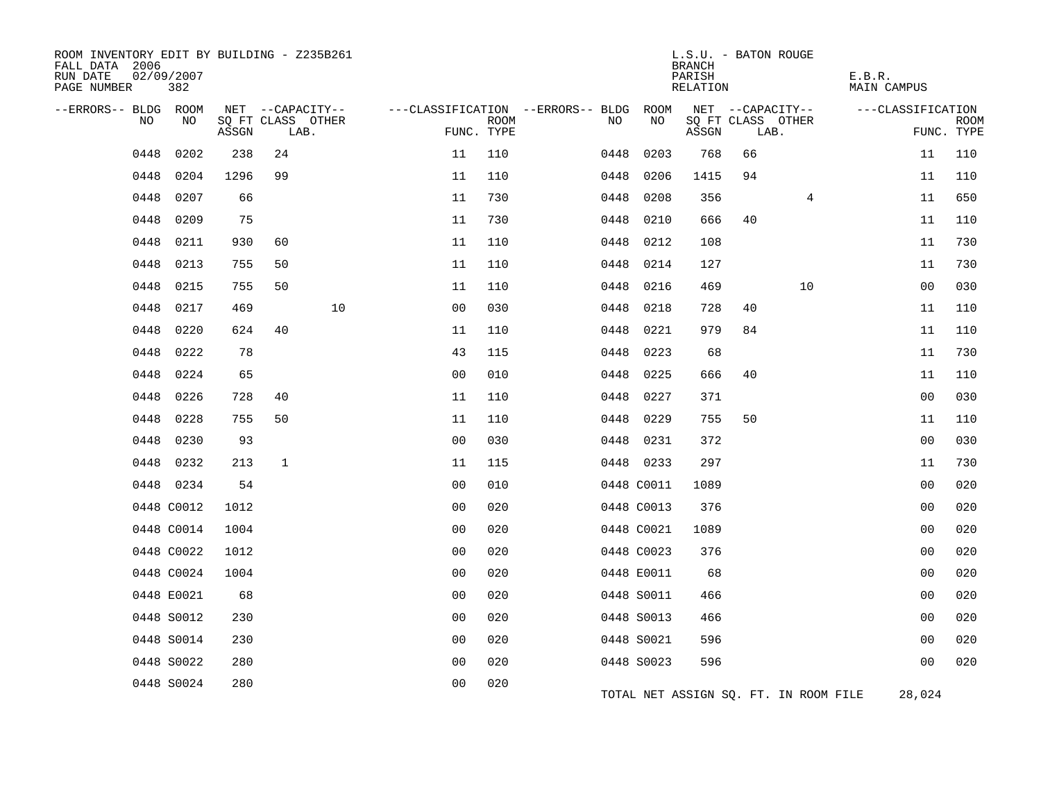ROOM INVENTORY EDIT BY BUILDING - Z235B261
FALL DATA 2006
RUN DATE 02/09/2007
PAGE NUMBER 382

L.S.U. - BATON ROUGE
BRANCH
PARISH E.B.R.
RELATION MAIN CAMPUS

| --ERRORS-- | BLDG NO | ROOM NO | NET SQ FT ASSGN | CAPACITY CLASS LAB. | CAPACITY OTHER | CLASSIFICATION FUNC. | ROOM TYPE | --ERRORS-- | BLDG NO | ROOM NO | NET SQ FT ASSGN | CAPACITY CLASS LAB. | CAPACITY OTHER | CLASSIFICATION FUNC. | ROOM TYPE |
|---|---|---|---|---|---|---|---|---|---|---|---|---|---|---|---|
| | 0448 | 0202 | 238 | 24 | | 11 | 110 | | 0448 | 0203 | 768 | 66 | | 11 | 110 |
| | 0448 | 0204 | 1296 | 99 | | 11 | 110 | | 0448 | 0206 | 1415 | 94 | | 11 | 110 |
| | 0448 | 0207 | 66 | | | 11 | 730 | | 0448 | 0208 | 356 | | 4 | 11 | 650 |
| | 0448 | 0209 | 75 | | | 11 | 730 | | 0448 | 0210 | 666 | 40 | | 11 | 110 |
| | 0448 | 0211 | 930 | 60 | | 11 | 110 | | 0448 | 0212 | 108 | | | 11 | 730 |
| | 0448 | 0213 | 755 | 50 | | 11 | 110 | | 0448 | 0214 | 127 | | | 11 | 730 |
| | 0448 | 0215 | 755 | 50 | | 11 | 110 | | 0448 | 0216 | 469 | | 10 | 00 | 030 |
| | 0448 | 0217 | 469 | | 10 | 00 | 030 | | 0448 | 0218 | 728 | 40 | | 11 | 110 |
| | 0448 | 0220 | 624 | 40 | | 11 | 110 | | 0448 | 0221 | 979 | 84 | | 11 | 110 |
| | 0448 | 0222 | 78 | | | 43 | 115 | | 0448 | 0223 | 68 | | | 11 | 730 |
| | 0448 | 0224 | 65 | | | 00 | 010 | | 0448 | 0225 | 666 | 40 | | 11 | 110 |
| | 0448 | 0226 | 728 | 40 | | 11 | 110 | | 0448 | 0227 | 371 | | | 00 | 030 |
| | 0448 | 0228 | 755 | 50 | | 11 | 110 | | 0448 | 0229 | 755 | 50 | | 11 | 110 |
| | 0448 | 0230 | 93 | | | 00 | 030 | | 0448 | 0231 | 372 | | | 00 | 030 |
| | 0448 | 0232 | 213 | 1 | | 11 | 115 | | 0448 | 0233 | 297 | | | 11 | 730 |
| | 0448 | 0234 | 54 | | | 00 | 010 | | 0448 | C0011 | 1089 | | | 00 | 020 |
| | 0448 | C0012 | 1012 | | | 00 | 020 | | 0448 | C0013 | 376 | | | 00 | 020 |
| | 0448 | C0014 | 1004 | | | 00 | 020 | | 0448 | C0021 | 1089 | | | 00 | 020 |
| | 0448 | C0022 | 1012 | | | 00 | 020 | | 0448 | C0023 | 376 | | | 00 | 020 |
| | 0448 | C0024 | 1004 | | | 00 | 020 | | 0448 | E0011 | 68 | | | 00 | 020 |
| | 0448 | E0021 | 68 | | | 00 | 020 | | 0448 | S0011 | 466 | | | 00 | 020 |
| | 0448 | S0012 | 230 | | | 00 | 020 | | 0448 | S0013 | 466 | | | 00 | 020 |
| | 0448 | S0014 | 230 | | | 00 | 020 | | 0448 | S0021 | 596 | | | 00 | 020 |
| | 0448 | S0022 | 280 | | | 00 | 020 | | 0448 | S0023 | 596 | | | 00 | 020 |
| | 0448 | S0024 | 280 | | | 00 | 020 | | | | | | | | |

TOTAL NET ASSIGN SQ. FT. IN ROOM FILE 28,024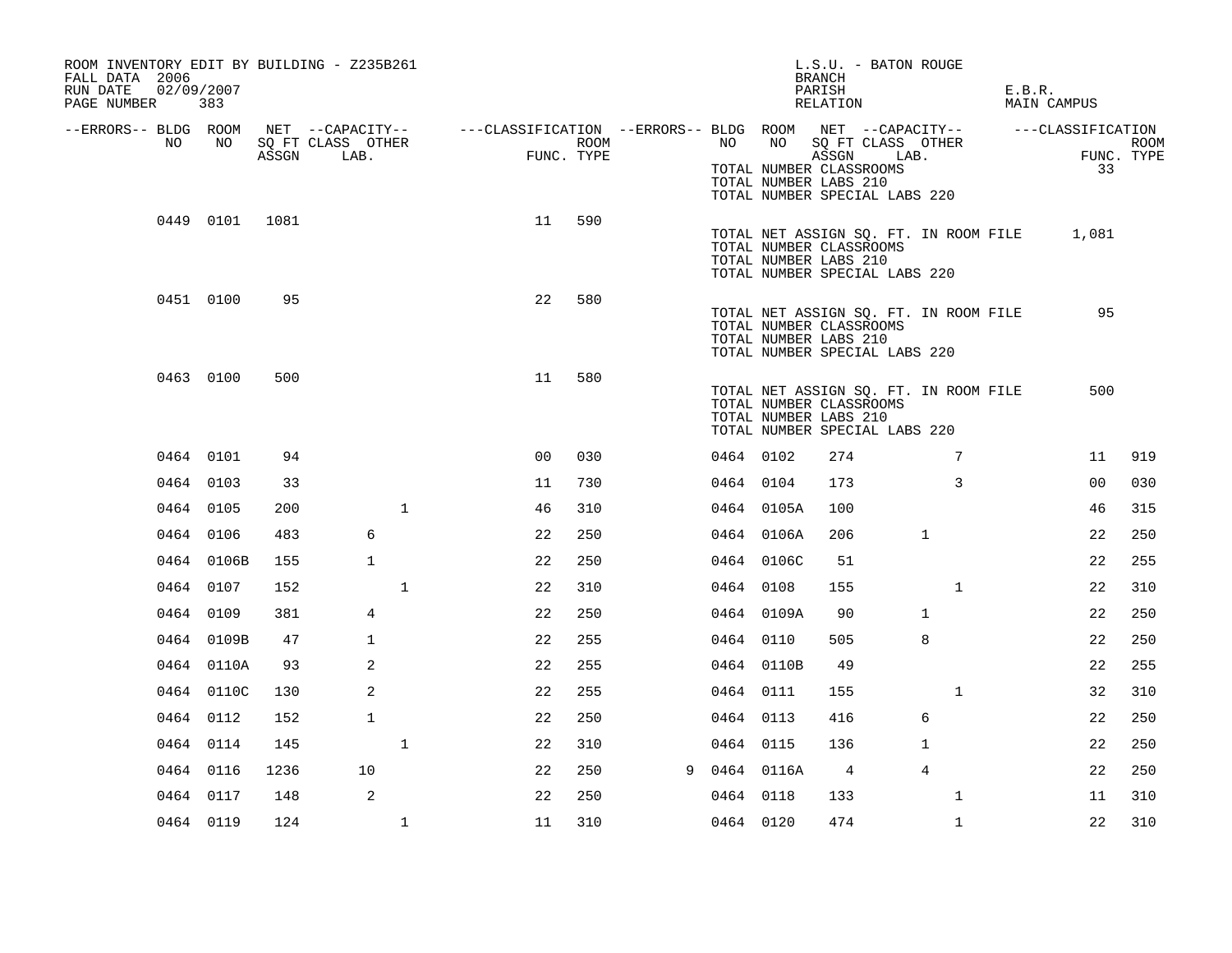ROOM INVENTORY EDIT BY BUILDING - Z235B261
FALL DATA 2006
RUN DATE 02/09/2007
PAGE NUMBER 383

L.S.U. - BATON ROUGE
BRANCH
PARISH E.B.R.
RELATION MAIN CAMPUS

| --ERRORS-- | BLDG NO | ROOM NO | NET SQ FT ASSGN | --CAPACITY-- CLASS LAB. | OTHER | ---CLASSIFICATION FUNC. | ROOM TYPE | --ERRORS-- | BLDG NO | ROOM NO | NET SQ FT ASSGN | --CAPACITY-- CLASS LAB. | OTHER | ---CLASSIFICATION FUNC. | ROOM TYPE |
|---|---|---|---|---|---|---|---|---|---|---|---|---|---|---|---|
| | | | | | | | | | TOTAL NUMBER CLASSROOMS | | | | | 33 | |
| | | | | | | | | | TOTAL NUMBER LABS 210 | | | | | | |
| | | | | | | | | | TOTAL NUMBER SPECIAL LABS 220 | | | | | | |
| | 0449 | 0101 | 1081 | | | 11 | 590 | | | | | | | | |
| | | | | | | | | | TOTAL NET ASSIGN SQ. FT. IN ROOM FILE | | | | | 1,081 | |
| | | | | | | | | | TOTAL NUMBER CLASSROOMS | | | | | | |
| | | | | | | | | | TOTAL NUMBER LABS 210 | | | | | | |
| | | | | | | | | | TOTAL NUMBER SPECIAL LABS 220 | | | | | | |
| | 0451 | 0100 | 95 | | | 22 | 580 | | | | | | | | |
| | | | | | | | | | TOTAL NET ASSIGN SQ. FT. IN ROOM FILE | | | | | 95 | |
| | | | | | | | | | TOTAL NUMBER CLASSROOMS | | | | | | |
| | | | | | | | | | TOTAL NUMBER LABS 210 | | | | | | |
| | | | | | | | | | TOTAL NUMBER SPECIAL LABS 220 | | | | | | |
| | 0463 | 0100 | 500 | | | 11 | 580 | | | | | | | | |
| | | | | | | | | | TOTAL NET ASSIGN SQ. FT. IN ROOM FILE | | | | | 500 | |
| | | | | | | | | | TOTAL NUMBER CLASSROOMS | | | | | | |
| | | | | | | | | | TOTAL NUMBER LABS 210 | | | | | | |
| | | | | | | | | | TOTAL NUMBER SPECIAL LABS 220 | | | | | | |
| | 0464 | 0101 | 94 | | | 00 | 030 | | 0464 | 0102 | 274 | | 7 | 11 | 919 |
| | 0464 | 0103 | 33 | | | 11 | 730 | | 0464 | 0104 | 173 | | 3 | 00 | 030 |
| | 0464 | 0105 | 200 | | 1 | 46 | 310 | | 0464 | 0105A | 100 | | | 46 | 315 |
| | 0464 | 0106 | 483 | 6 | | 22 | 250 | | 0464 | 0106A | 206 | 1 | | 22 | 250 |
| | 0464 | 0106B | 155 | 1 | | 22 | 250 | | 0464 | 0106C | 51 | | | 22 | 255 |
| | 0464 | 0107 | 152 | | 1 | 22 | 310 | | 0464 | 0108 | 155 | | 1 | 22 | 310 |
| | 0464 | 0109 | 381 | 4 | | 22 | 250 | | 0464 | 0109A | 90 | 1 | | 22 | 250 |
| | 0464 | 0109B | 47 | 1 | | 22 | 255 | | 0464 | 0110 | 505 | 8 | | 22 | 250 |
| | 0464 | 0110A | 93 | 2 | | 22 | 255 | | 0464 | 0110B | 49 | | | 22 | 255 |
| | 0464 | 0110C | 130 | 2 | | 22 | 255 | | 0464 | 0111 | 155 | | 1 | 32 | 310 |
| | 0464 | 0112 | 152 | 1 | | 22 | 250 | | 0464 | 0113 | 416 | 6 | | 22 | 250 |
| | 0464 | 0114 | 145 | | 1 | 22 | 310 | | 0464 | 0115 | 136 | 1 | | 22 | 250 |
| | 0464 | 0116 | 1236 | 10 | | 22 | 250 | 9 | 0464 | 0116A | 4 | 4 | | 22 | 250 |
| | 0464 | 0117 | 148 | 2 | | 22 | 250 | | 0464 | 0118 | 133 | | 1 | 11 | 310 |
| | 0464 | 0119 | 124 | | 1 | 11 | 310 | | 0464 | 0120 | 474 | | 1 | 22 | 310 |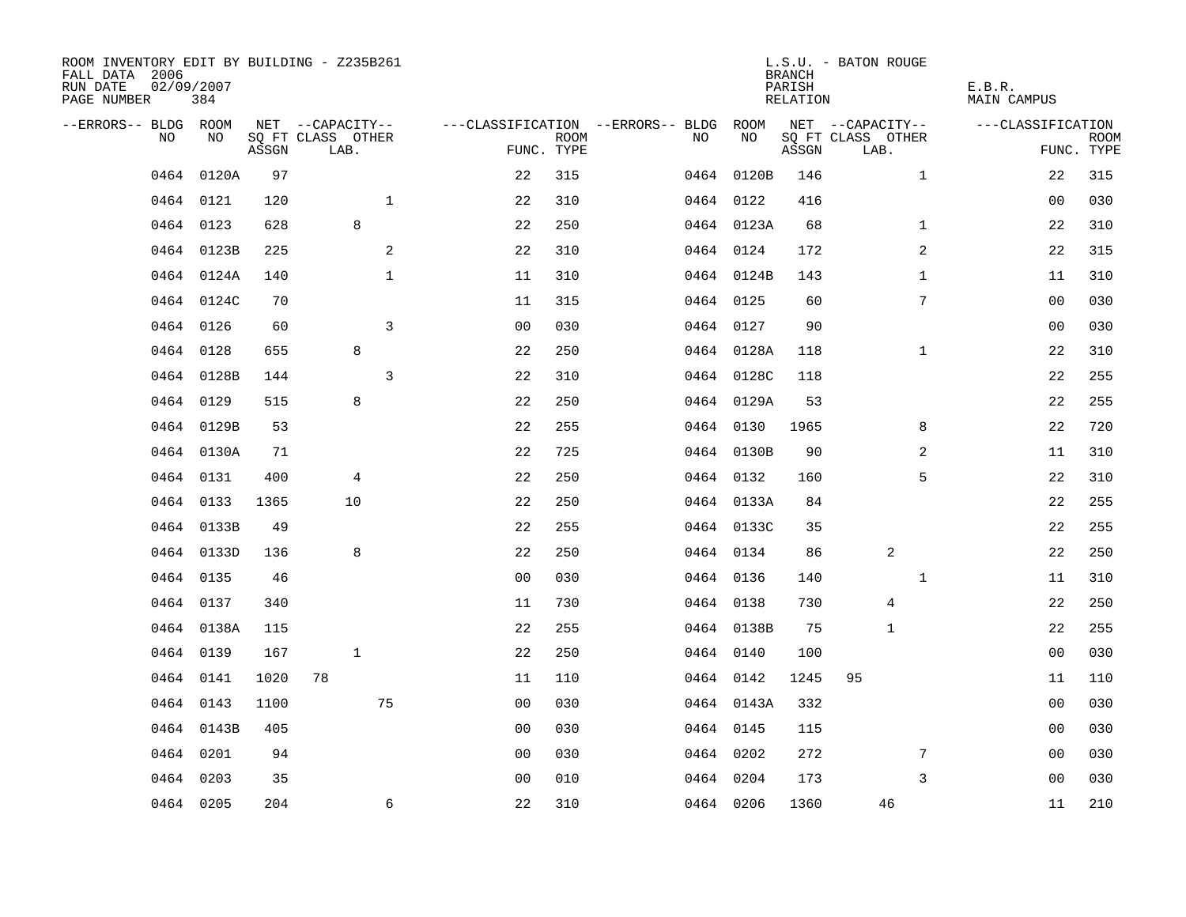ROOM INVENTORY EDIT BY BUILDING - Z235B261
FALL DATA 2006
RUN DATE 02/09/2007
PAGE NUMBER 384

L.S.U. - BATON ROUGE
BRANCH
PARISH E.B.R.
RELATION MAIN CAMPUS

| --ERRORS-- | BLDG NO | ROOM NO | NET SQ FT ASSGN | --CAPACITY-- CLASS LAB. | OTHER | ---CLASSIFICATION FUNC. | ROOM TYPE | --ERRORS-- | BLDG NO | ROOM NO | NET SQ FT ASSGN | --CAPACITY-- CLASS LAB. | OTHER | ---CLASSIFICATION FUNC. | ROOM TYPE |
|---|---|---|---|---|---|---|---|---|---|---|---|---|---|---|---|
| | 0464 | 0120A | 97 | | | 22 | 315 | | 0464 | 0120B | 146 | | 1 | 22 | 315 |
| | 0464 | 0121 | 120 | | 1 | 22 | 310 | | 0464 | 0122 | 416 | | | 00 | 030 |
| | 0464 | 0123 | 628 | 8 | | 22 | 250 | | 0464 | 0123A | 68 | | 1 | 22 | 310 |
| | 0464 | 0123B | 225 | | 2 | 22 | 310 | | 0464 | 0124 | 172 | | 2 | 22 | 315 |
| | 0464 | 0124A | 140 | | 1 | 11 | 310 | | 0464 | 0124B | 143 | | 1 | 11 | 310 |
| | 0464 | 0124C | 70 | | | 11 | 315 | | 0464 | 0125 | 60 | | 7 | 00 | 030 |
| | 0464 | 0126 | 60 | | 3 | 00 | 030 | | 0464 | 0127 | 90 | | | 00 | 030 |
| | 0464 | 0128 | 655 | 8 | | 22 | 250 | | 0464 | 0128A | 118 | | 1 | 22 | 310 |
| | 0464 | 0128B | 144 | | 3 | 22 | 310 | | 0464 | 0128C | 118 | | | 22 | 255 |
| | 0464 | 0129 | 515 | 8 | | 22 | 250 | | 0464 | 0129A | 53 | | | 22 | 255 |
| | 0464 | 0129B | 53 | | | 22 | 255 | | 0464 | 0130 | 1965 | | 8 | 22 | 720 |
| | 0464 | 0130A | 71 | | | 22 | 725 | | 0464 | 0130B | 90 | | 2 | 11 | 310 |
| | 0464 | 0131 | 400 | 4 | | 22 | 250 | | 0464 | 0132 | 160 | | 5 | 22 | 310 |
| | 0464 | 0133 | 1365 | 10 | | 22 | 250 | | 0464 | 0133A | 84 | | | 22 | 255 |
| | 0464 | 0133B | 49 | | | 22 | 255 | | 0464 | 0133C | 35 | | | 22 | 255 |
| | 0464 | 0133D | 136 | 8 | | 22 | 250 | | 0464 | 0134 | 86 | 2 | | 22 | 250 |
| | 0464 | 0135 | 46 | | | 00 | 030 | | 0464 | 0136 | 140 | | 1 | 11 | 310 |
| | 0464 | 0137 | 340 | | | 11 | 730 | | 0464 | 0138 | 730 | 4 | | 22 | 250 |
| | 0464 | 0138A | 115 | | | 22 | 255 | | 0464 | 0138B | 75 | 1 | | 22 | 255 |
| | 0464 | 0139 | 167 | 1 | | 22 | 250 | | 0464 | 0140 | 100 | | | 00 | 030 |
| | 0464 | 0141 | 1020 | 78 | | 11 | 110 | | 0464 | 0142 | 1245 | 95 | | 11 | 110 |
| | 0464 | 0143 | 1100 | | 75 | 00 | 030 | | 0464 | 0143A | 332 | | | 00 | 030 |
| | 0464 | 0143B | 405 | | | 00 | 030 | | 0464 | 0145 | 115 | | | 00 | 030 |
| | 0464 | 0201 | 94 | | | 00 | 030 | | 0464 | 0202 | 272 | | 7 | 00 | 030 |
| | 0464 | 0203 | 35 | | | 00 | 010 | | 0464 | 0204 | 173 | | 3 | 00 | 030 |
| | 0464 | 0205 | 204 | | 6 | 22 | 310 | | 0464 | 0206 | 1360 | 46 | | 11 | 210 |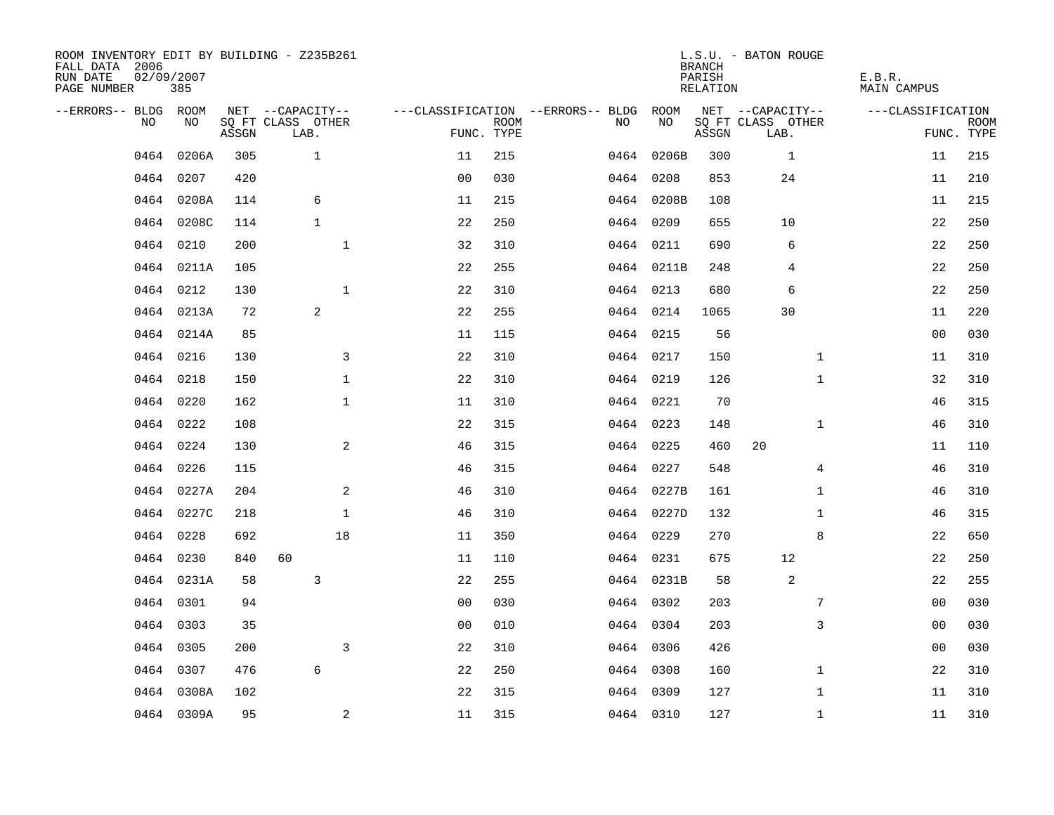ROOM INVENTORY EDIT BY BUILDING - Z235B261
FALL DATA 2006
RUN DATE 02/09/2007
PAGE NUMBER 385

L.S.U. - BATON ROUGE
BRANCH
PARISH E.B.R.
RELATION MAIN CAMPUS

| --ERRORS-- | BLDG NO | ROOM NO | NET SQ FT ASSGN | CAPACITY CLASS | CAPACITY LAB. | CAPACITY OTHER | CLASSIFICATION FUNC. | ROOM TYPE | --ERRORS-- | BLDG NO | ROOM NO | NET SQ FT ASSGN | CAPACITY CLASS | CAPACITY LAB. | CAPACITY OTHER | CLASSIFICATION FUNC. | ROOM TYPE |
|---|---|---|---|---|---|---|---|---|---|---|---|---|---|---|---|---|---|
| | 0464 | 0206A | 305 | | 1 | | 11 | 215 | | 0464 | 0206B | 300 | | 1 | | 11 | 215 |
| | 0464 | 0207 | 420 | | | | 00 | 030 | | 0464 | 0208 | 853 | | 24 | | 11 | 210 |
| | 0464 | 0208A | 114 | | 6 | | 11 | 215 | | 0464 | 0208B | 108 | | | | 11 | 215 |
| | 0464 | 0208C | 114 | | 1 | | 22 | 250 | | 0464 | 0209 | 655 | | 10 | | 22 | 250 |
| | 0464 | 0210 | 200 | | | 1 | 32 | 310 | | 0464 | 0211 | 690 | | 6 | | 22 | 250 |
| | 0464 | 0211A | 105 | | | | 22 | 255 | | 0464 | 0211B | 248 | | 4 | | 22 | 250 |
| | 0464 | 0212 | 130 | | | 1 | 22 | 310 | | 0464 | 0213 | 680 | | 6 | | 22 | 250 |
| | 0464 | 0213A | 72 | | 2 | | 22 | 255 | | 0464 | 0214 | 1065 | | 30 | | 11 | 220 |
| | 0464 | 0214A | 85 | | | | 11 | 115 | | 0464 | 0215 | 56 | | | | 00 | 030 |
| | 0464 | 0216 | 130 | | | 3 | 22 | 310 | | 0464 | 0217 | 150 | | | 1 | 11 | 310 |
| | 0464 | 0218 | 150 | | | 1 | 22 | 310 | | 0464 | 0219 | 126 | | | 1 | 32 | 310 |
| | 0464 | 0220 | 162 | | | 1 | 11 | 310 | | 0464 | 0221 | 70 | | | | 46 | 315 |
| | 0464 | 0222 | 108 | | | | 22 | 315 | | 0464 | 0223 | 148 | | | 1 | 46 | 310 |
| | 0464 | 0224 | 130 | | | 2 | 46 | 315 | | 0464 | 0225 | 460 | 20 | | | 11 | 110 |
| | 0464 | 0226 | 115 | | | | 46 | 315 | | 0464 | 0227 | 548 | | | 4 | 46 | 310 |
| | 0464 | 0227A | 204 | | | 2 | 46 | 310 | | 0464 | 0227B | 161 | | | 1 | 46 | 310 |
| | 0464 | 0227C | 218 | | | 1 | 46 | 310 | | 0464 | 0227D | 132 | | | 1 | 46 | 315 |
| | 0464 | 0228 | 692 | | | 18 | 11 | 350 | | 0464 | 0229 | 270 | | | 8 | 22 | 650 |
| | 0464 | 0230 | 840 | 60 | | | 11 | 110 | | 0464 | 0231 | 675 | | 12 | | 22 | 250 |
| | 0464 | 0231A | 58 | | 3 | | 22 | 255 | | 0464 | 0231B | 58 | | 2 | | 22 | 255 |
| | 0464 | 0301 | 94 | | | | 00 | 030 | | 0464 | 0302 | 203 | | | 7 | 00 | 030 |
| | 0464 | 0303 | 35 | | | | 00 | 010 | | 0464 | 0304 | 203 | | | 3 | 00 | 030 |
| | 0464 | 0305 | 200 | | | 3 | 22 | 310 | | 0464 | 0306 | 426 | | | | 00 | 030 |
| | 0464 | 0307 | 476 | | 6 | | 22 | 250 | | 0464 | 0308 | 160 | | | 1 | 22 | 310 |
| | 0464 | 0308A | 102 | | | | 22 | 315 | | 0464 | 0309 | 127 | | | 1 | 11 | 310 |
| | 0464 | 0309A | 95 | | | 2 | 11 | 315 | | 0464 | 0310 | 127 | | | 1 | 11 | 310 |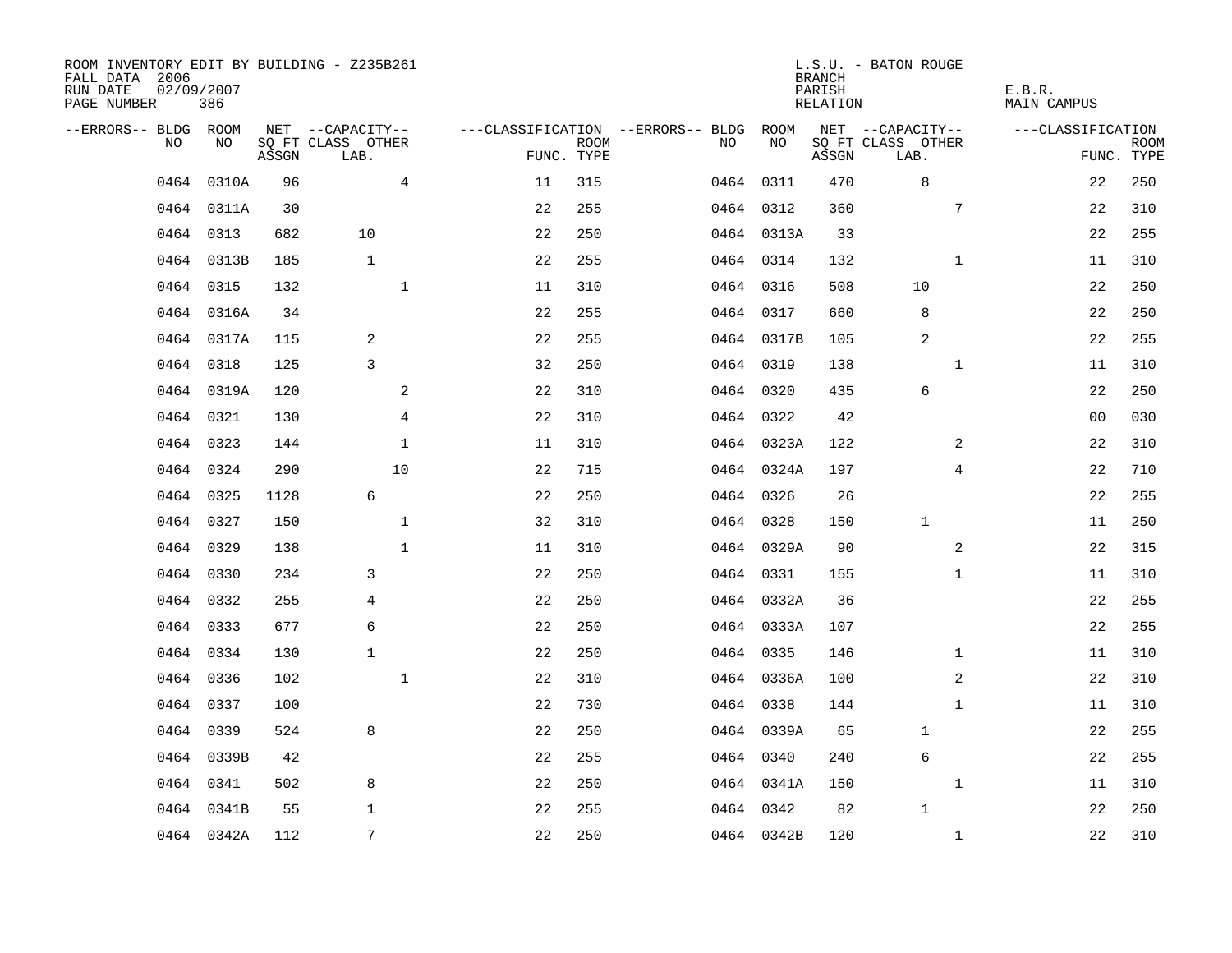ROOM INVENTORY EDIT BY BUILDING - Z235B261
FALL DATA 2006
RUN DATE 02/09/2007
PAGE NUMBER 386

L.S.U. - BATON ROUGE
BRANCH
PARISH E.B.R.
RELATION MAIN CAMPUS

| --ERRORS-- | BLDG NO | ROOM NO | NET ASSGN | CAPACITY CLASS LAB. | CAPACITY OTHER | CLASSIFICATION FUNC. | ROOM TYPE | --ERRORS-- | BLDG NO | ROOM NO | NET ASSGN | CAPACITY CLASS LAB. | CAPACITY OTHER | CLASSIFICATION FUNC. | ROOM TYPE |
|---|---|---|---|---|---|---|---|---|---|---|---|---|---|---|---|
| | 0464 | 0310A | 96 | | 4 | 11 | 315 | | 0464 | 0311 | 470 | 8 | | 22 | 250 |
| | 0464 | 0311A | 30 | | | 22 | 255 | | 0464 | 0312 | 360 | | 7 | 22 | 310 |
| | 0464 | 0313 | 682 | 10 | | 22 | 250 | | 0464 | 0313A | 33 | | | 22 | 255 |
| | 0464 | 0313B | 185 | 1 | | 22 | 255 | | 0464 | 0314 | 132 | | 1 | 11 | 310 |
| | 0464 | 0315 | 132 | | 1 | 11 | 310 | | 0464 | 0316 | 508 | 10 | | 22 | 250 |
| | 0464 | 0316A | 34 | | | 22 | 255 | | 0464 | 0317 | 660 | 8 | | 22 | 250 |
| | 0464 | 0317A | 115 | 2 | | 22 | 255 | | 0464 | 0317B | 105 | 2 | | 22 | 255 |
| | 0464 | 0318 | 125 | 3 | | 32 | 250 | | 0464 | 0319 | 138 | | 1 | 11 | 310 |
| | 0464 | 0319A | 120 | | 2 | 22 | 310 | | 0464 | 0320 | 435 | 6 | | 22 | 250 |
| | 0464 | 0321 | 130 | | 4 | 22 | 310 | | 0464 | 0322 | 42 | | | 00 | 030 |
| | 0464 | 0323 | 144 | | 1 | 11 | 310 | | 0464 | 0323A | 122 | | 2 | 22 | 310 |
| | 0464 | 0324 | 290 | | 10 | 22 | 715 | | 0464 | 0324A | 197 | | 4 | 22 | 710 |
| | 0464 | 0325 | 1128 | 6 | | 22 | 250 | | 0464 | 0326 | 26 | | | 22 | 255 |
| | 0464 | 0327 | 150 | | 1 | 32 | 310 | | 0464 | 0328 | 150 | 1 | | 11 | 250 |
| | 0464 | 0329 | 138 | | 1 | 11 | 310 | | 0464 | 0329A | 90 | | 2 | 22 | 315 |
| | 0464 | 0330 | 234 | 3 | | 22 | 250 | | 0464 | 0331 | 155 | | 1 | 11 | 310 |
| | 0464 | 0332 | 255 | 4 | | 22 | 250 | | 0464 | 0332A | 36 | | | 22 | 255 |
| | 0464 | 0333 | 677 | 6 | | 22 | 250 | | 0464 | 0333A | 107 | | | 22 | 255 |
| | 0464 | 0334 | 130 | 1 | | 22 | 250 | | 0464 | 0335 | 146 | | 1 | 11 | 310 |
| | 0464 | 0336 | 102 | | 1 | 22 | 310 | | 0464 | 0336A | 100 | | 2 | 22 | 310 |
| | 0464 | 0337 | 100 | | | 22 | 730 | | 0464 | 0338 | 144 | | 1 | 11 | 310 |
| | 0464 | 0339 | 524 | 8 | | 22 | 250 | | 0464 | 0339A | 65 | 1 | | 22 | 255 |
| | 0464 | 0339B | 42 | | | 22 | 255 | | 0464 | 0340 | 240 | 6 | | 22 | 255 |
| | 0464 | 0341 | 502 | 8 | | 22 | 250 | | 0464 | 0341A | 150 | | 1 | 11 | 310 |
| | 0464 | 0341B | 55 | 1 | | 22 | 255 | | 0464 | 0342 | 82 | 1 | | 22 | 250 |
| | 0464 | 0342A | 112 | 7 | | 22 | 250 | | 0464 | 0342B | 120 | | 1 | 22 | 310 |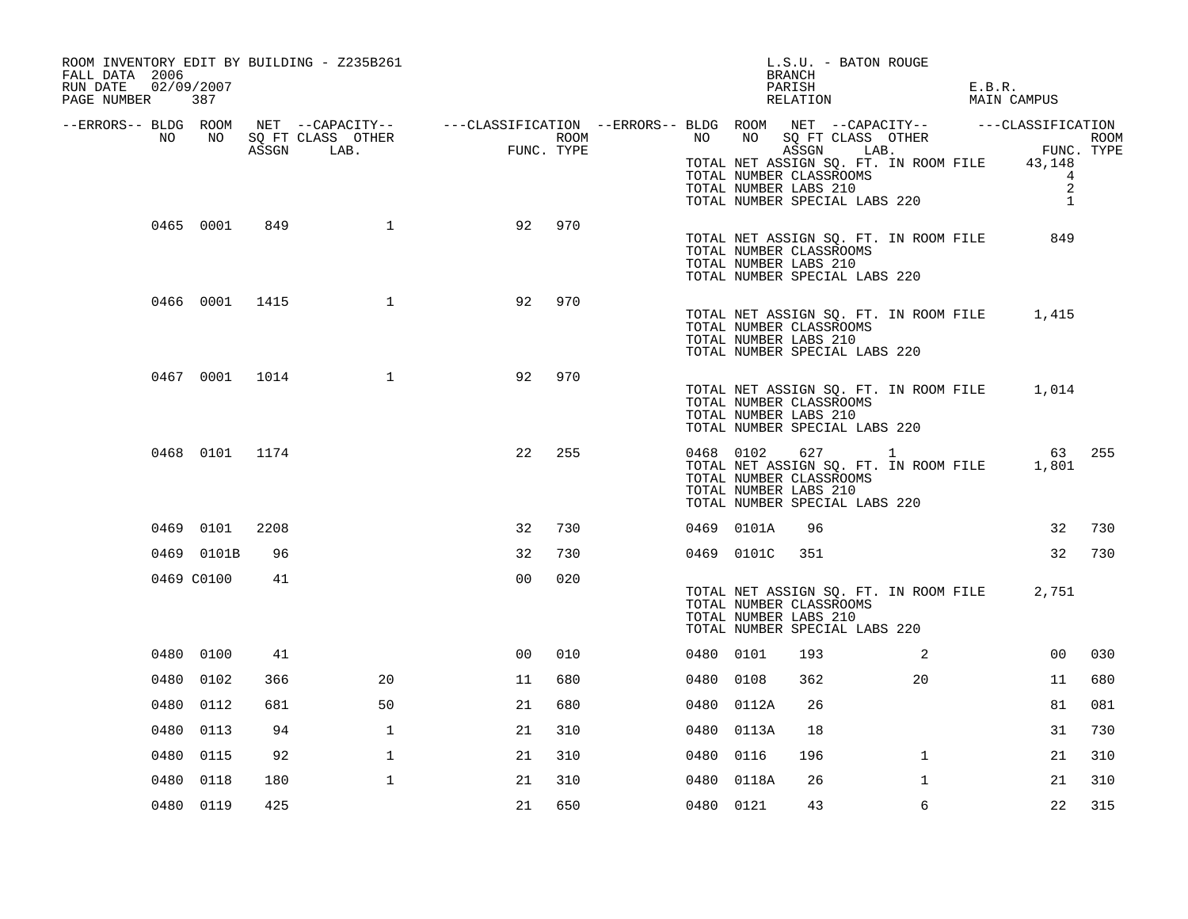ROOM INVENTORY EDIT BY BUILDING - Z235B261
FALL DATA 2006
RUN DATE 02/09/2007

L.S.U. - BATON ROUGE
BRANCH
PARISH E.B.R.
RELATION MAIN CAMPUS

| --ERRORS-- | BLDG NO | ROOM NO | NET SQ FT ASSGN | CAPACITY CLASS | CAPACITY LAB. | CAPACITY OTHER | CLASSIFICATION FUNC. | ROOM TYPE | --ERRORS-- | BLDG NO | ROOM NO | NET SQ FT ASSGN | CAPACITY CLASS | CAPACITY LAB. | CAPACITY OTHER | CLASSIFICATION FUNC. | ROOM TYPE |
|---|---|---|---|---|---|---|---|---|---|---|---|---|---|---|---|---|---|
| | | | | | | | | | | TOTAL NET ASSIGN SQ. FT. IN ROOM FILE | | | | | | 43,148 | |
| | | | | | | | | | | TOTAL NUMBER CLASSROOMS | | | | | | 4 | |
| | | | | | | | | | | TOTAL NUMBER LABS 210 | | | | | | 2 | |
| | | | | | | | | | | TOTAL NUMBER SPECIAL LABS 220 | | | | | | 1 | |
| | 0465 | 0001 | 849 | | | 1 | 92 | 970 | | | | | | | | | |
| | | | | | | | | | | TOTAL NET ASSIGN SQ. FT. IN ROOM FILE | | | | | | 849 | |
| | | | | | | | | | | TOTAL NUMBER CLASSROOMS | | | | | | | |
| | | | | | | | | | | TOTAL NUMBER LABS 210 | | | | | | | |
| | | | | | | | | | | TOTAL NUMBER SPECIAL LABS 220 | | | | | | | |
| | 0466 | 0001 | 1415 | | | 1 | 92 | 970 | | | | | | | | | |
| | | | | | | | | | | TOTAL NET ASSIGN SQ. FT. IN ROOM FILE | | | | | | 1,415 | |
| | | | | | | | | | | TOTAL NUMBER CLASSROOMS | | | | | | | |
| | | | | | | | | | | TOTAL NUMBER LABS 210 | | | | | | | |
| | | | | | | | | | | TOTAL NUMBER SPECIAL LABS 220 | | | | | | | |
| | 0467 | 0001 | 1014 | | | 1 | 92 | 970 | | | | | | | | | |
| | | | | | | | | | | TOTAL NET ASSIGN SQ. FT. IN ROOM FILE | | | | | | 1,014 | |
| | | | | | | | | | | TOTAL NUMBER CLASSROOMS | | | | | | | |
| | | | | | | | | | | TOTAL NUMBER LABS 210 | | | | | | | |
| | | | | | | | | | | TOTAL NUMBER SPECIAL LABS 220 | | | | | | | |
| | 0468 | 0101 | 1174 | | | | 22 | 255 | | 0468 | 0102 | 627 | | | 1 | 63 | 255 |
| | | | | | | | | | | TOTAL NET ASSIGN SQ. FT. IN ROOM FILE | | | | | | 1,801 | |
| | | | | | | | | | | TOTAL NUMBER CLASSROOMS | | | | | | | |
| | | | | | | | | | | TOTAL NUMBER LABS 210 | | | | | | | |
| | | | | | | | | | | TOTAL NUMBER SPECIAL LABS 220 | | | | | | | |
| | 0469 | 0101 | 2208 | | | | 32 | 730 | | 0469 | 0101A | 96 | | | | 32 | 730 |
| | 0469 | 0101B | 96 | | | | 32 | 730 | | 0469 | 0101C | 351 | | | | 32 | 730 |
| | 0469 | C0100 | 41 | | | | 00 | 020 | | | | | | | | | |
| | | | | | | | | | | TOTAL NET ASSIGN SQ. FT. IN ROOM FILE | | | | | | 2,751 | |
| | | | | | | | | | | TOTAL NUMBER CLASSROOMS | | | | | | | |
| | | | | | | | | | | TOTAL NUMBER LABS 210 | | | | | | | |
| | | | | | | | | | | TOTAL NUMBER SPECIAL LABS 220 | | | | | | | |
| | 0480 | 0100 | 41 | | | | 00 | 010 | | 0480 | 0101 | 193 | | | 2 | 00 | 030 |
| | 0480 | 0102 | 366 | | | 20 | 11 | 680 | | 0480 | 0108 | 362 | | | 20 | 11 | 680 |
| | 0480 | 0112 | 681 | | | 50 | 21 | 680 | | 0480 | 0112A | 26 | | | | 81 | 081 |
| | 0480 | 0113 | 94 | | | 1 | 21 | 310 | | 0480 | 0113A | 18 | | | | 31 | 730 |
| | 0480 | 0115 | 92 | | | 1 | 21 | 310 | | 0480 | 0116 | 196 | | | 1 | 21 | 310 |
| | 0480 | 0118 | 180 | | | 1 | 21 | 310 | | 0480 | 0118A | 26 | | | 1 | 21 | 310 |
| | 0480 | 0119 | 425 | | | | 21 | 650 | | 0480 | 0121 | 43 | | | 6 | 22 | 315 |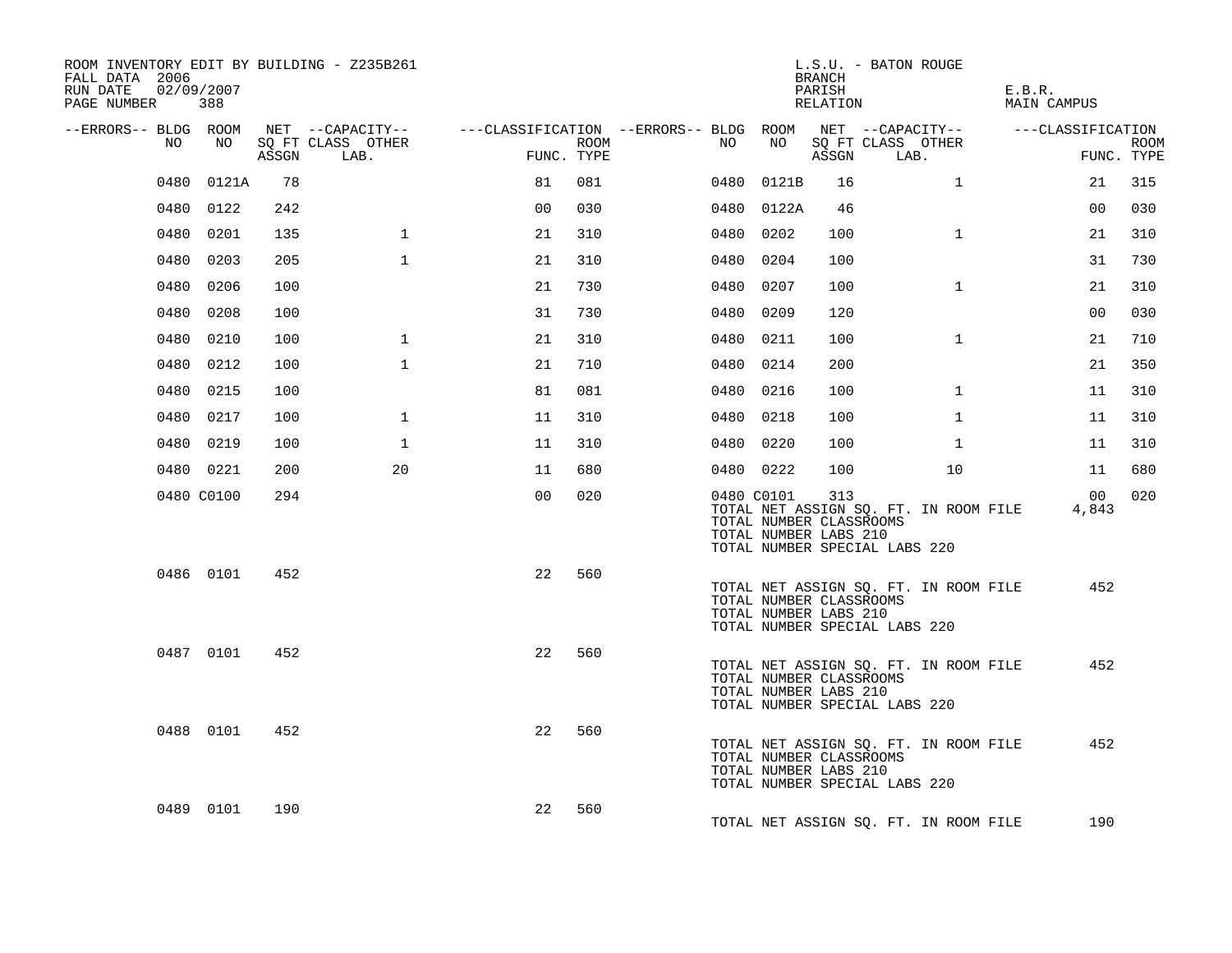ROOM INVENTORY EDIT BY BUILDING - Z235B261
FALL DATA 2006
RUN DATE 02/09/2007
PAGE NUMBER 388

L.S.U. - BATON ROUGE
BRANCH
PARISH E.B.R.
RELATION MAIN CAMPUS

| --ERRORS-- | BLDG NO | ROOM NO | NET SQ FT ASSGN | --CAPACITY-- CLASS LAB. | OTHER | ---CLASSIFICATION FUNC. | ROOM TYPE | --ERRORS-- | BLDG NO | ROOM NO | NET SQ FT ASSGN | --CAPACITY-- CLASS LAB. | OTHER | ---CLASSIFICATION FUNC. | ROOM TYPE |
|---|---|---|---|---|---|---|---|---|---|---|---|---|---|---|---|
| | 0480 | 0121A | 78 | | | 81 | 081 | | 0480 | 0121B | 16 | | 1 | 21 | 315 |
| | 0480 | 0122 | 242 | | | 00 | 030 | | 0480 | 0122A | 46 | | | 00 | 030 |
| | 0480 | 0201 | 135 | | 1 | 21 | 310 | | 0480 | 0202 | 100 | | 1 | 21 | 310 |
| | 0480 | 0203 | 205 | | 1 | 21 | 310 | | 0480 | 0204 | 100 | | | 31 | 730 |
| | 0480 | 0206 | 100 | | | 21 | 730 | | 0480 | 0207 | 100 | | 1 | 21 | 310 |
| | 0480 | 0208 | 100 | | | 31 | 730 | | 0480 | 0209 | 120 | | | 00 | 030 |
| | 0480 | 0210 | 100 | | 1 | 21 | 310 | | 0480 | 0211 | 100 | | 1 | 21 | 710 |
| | 0480 | 0212 | 100 | | 1 | 21 | 710 | | 0480 | 0214 | 200 | | | 21 | 350 |
| | 0480 | 0215 | 100 | | | 81 | 081 | | 0480 | 0216 | 100 | | 1 | 11 | 310 |
| | 0480 | 0217 | 100 | | 1 | 11 | 310 | | 0480 | 0218 | 100 | | 1 | 11 | 310 |
| | 0480 | 0219 | 100 | | 1 | 11 | 310 | | 0480 | 0220 | 100 | | 1 | 11 | 310 |
| | 0480 | 0221 | 200 | | 20 | 11 | 680 | | 0480 | 0222 | 100 | | 10 | 11 | 680 |
| | 0480 | C0100 | 294 | | | 00 | 020 | | 0480 | C0101 | 313 | | | 00 | 020 |

TOTAL NET ASSIGN SQ. FT. IN ROOM FILE 4,843
TOTAL NUMBER CLASSROOMS
TOTAL NUMBER LABS 210
TOTAL NUMBER SPECIAL LABS 220

| --ERRORS-- | BLDG NO | ROOM NO | NET SQ FT ASSGN | --CAPACITY-- CLASS LAB. | OTHER | ---CLASSIFICATION FUNC. | ROOM TYPE |
|---|---|---|---|---|---|---|---|
| | 0486 | 0101 | 452 | | | 22 | 560 |

TOTAL NET ASSIGN SQ. FT. IN ROOM FILE 452
TOTAL NUMBER CLASSROOMS
TOTAL NUMBER LABS 210
TOTAL NUMBER SPECIAL LABS 220

| --ERRORS-- | BLDG NO | ROOM NO | NET SQ FT ASSGN | --CAPACITY-- CLASS LAB. | OTHER | ---CLASSIFICATION FUNC. | ROOM TYPE |
|---|---|---|---|---|---|---|---|
| | 0487 | 0101 | 452 | | | 22 | 560 |

TOTAL NET ASSIGN SQ. FT. IN ROOM FILE 452
TOTAL NUMBER CLASSROOMS
TOTAL NUMBER LABS 210
TOTAL NUMBER SPECIAL LABS 220

| --ERRORS-- | BLDG NO | ROOM NO | NET SQ FT ASSGN | --CAPACITY-- CLASS LAB. | OTHER | ---CLASSIFICATION FUNC. | ROOM TYPE |
|---|---|---|---|---|---|---|---|
| | 0488 | 0101 | 452 | | | 22 | 560 |

TOTAL NET ASSIGN SQ. FT. IN ROOM FILE 452
TOTAL NUMBER CLASSROOMS
TOTAL NUMBER LABS 210
TOTAL NUMBER SPECIAL LABS 220

| --ERRORS-- | BLDG NO | ROOM NO | NET SQ FT ASSGN | --CAPACITY-- CLASS LAB. | OTHER | ---CLASSIFICATION FUNC. | ROOM TYPE |
|---|---|---|---|---|---|---|---|
| | 0489 | 0101 | 190 | | | 22 | 560 |

TOTAL NET ASSIGN SQ. FT. IN ROOM FILE 190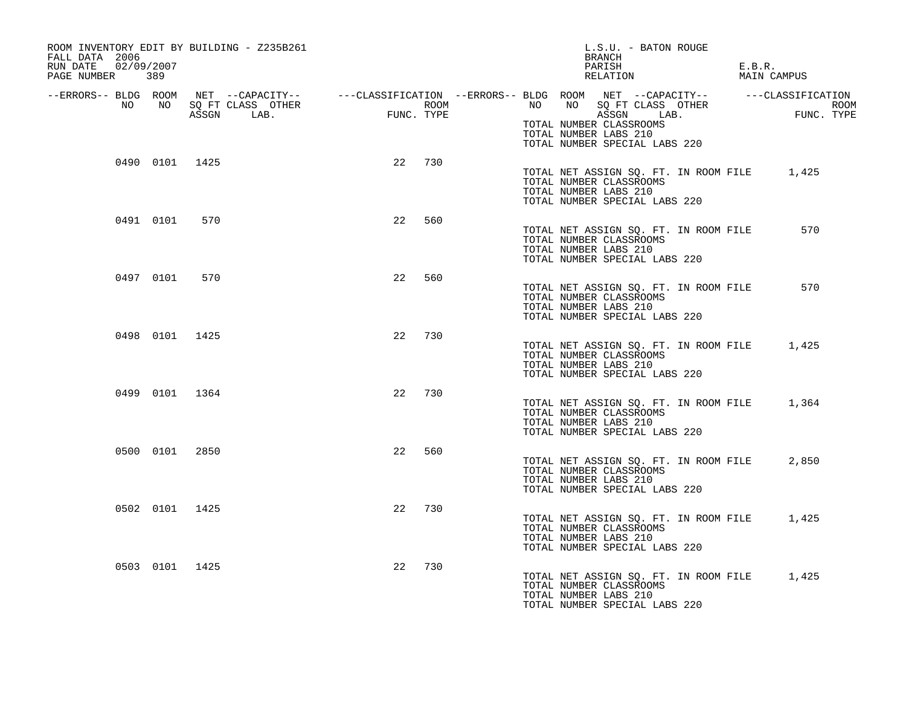ROOM INVENTORY EDIT BY BUILDING - Z235B261
FALL DATA 2006
RUN DATE 02/09/2007

L.S.U. - BATON ROUGE
BRANCH
PARISH E.B.R.
RELATION MAIN CAMPUS

TOTAL NUMBER CLASSROOMS
TOTAL NUMBER LABS 210
TOTAL NUMBER SPECIAL LABS 220

| --ERRORS-- | BLDG NO | ROOM NO | NET SQ FT ASSGN | --CAPACITY-- CLASS | LAB. | OTHER | ---CLASSIFICATION FUNC. | ROOM TYPE |
|---|---|---|---|---|---|---|---|---|
| | 0490 | 0101 | 1425 | | | | 22 | 730 |

TOTAL NET ASSIGN SQ. FT. IN ROOM FILE 1,425
TOTAL NUMBER CLASSROOMS
TOTAL NUMBER LABS 210
TOTAL NUMBER SPECIAL LABS 220

| --ERRORS-- | BLDG NO | ROOM NO | NET SQ FT ASSGN | --CAPACITY-- CLASS | LAB. | OTHER | ---CLASSIFICATION FUNC. | ROOM TYPE |
|---|---|---|---|---|---|---|---|---|
| | 0491 | 0101 | 570 | | | | 22 | 560 |

TOTAL NET ASSIGN SQ. FT. IN ROOM FILE 570
TOTAL NUMBER CLASSROOMS
TOTAL NUMBER LABS 210
TOTAL NUMBER SPECIAL LABS 220

| --ERRORS-- | BLDG NO | ROOM NO | NET SQ FT ASSGN | --CAPACITY-- CLASS | LAB. | OTHER | ---CLASSIFICATION FUNC. | ROOM TYPE |
|---|---|---|---|---|---|---|---|---|
| | 0497 | 0101 | 570 | | | | 22 | 560 |

TOTAL NET ASSIGN SQ. FT. IN ROOM FILE 570
TOTAL NUMBER CLASSROOMS
TOTAL NUMBER LABS 210
TOTAL NUMBER SPECIAL LABS 220

| --ERRORS-- | BLDG NO | ROOM NO | NET SQ FT ASSGN | --CAPACITY-- CLASS | LAB. | OTHER | ---CLASSIFICATION FUNC. | ROOM TYPE |
|---|---|---|---|---|---|---|---|---|
| | 0498 | 0101 | 1425 | | | | 22 | 730 |

TOTAL NET ASSIGN SQ. FT. IN ROOM FILE 1,425
TOTAL NUMBER CLASSROOMS
TOTAL NUMBER LABS 210
TOTAL NUMBER SPECIAL LABS 220

| --ERRORS-- | BLDG NO | ROOM NO | NET SQ FT ASSGN | --CAPACITY-- CLASS | LAB. | OTHER | ---CLASSIFICATION FUNC. | ROOM TYPE |
|---|---|---|---|---|---|---|---|---|
| | 0499 | 0101 | 1364 | | | | 22 | 730 |

TOTAL NET ASSIGN SQ. FT. IN ROOM FILE 1,364
TOTAL NUMBER CLASSROOMS
TOTAL NUMBER LABS 210
TOTAL NUMBER SPECIAL LABS 220

| --ERRORS-- | BLDG NO | ROOM NO | NET SQ FT ASSGN | --CAPACITY-- CLASS | LAB. | OTHER | ---CLASSIFICATION FUNC. | ROOM TYPE |
|---|---|---|---|---|---|---|---|---|
| | 0500 | 0101 | 2850 | | | | 22 | 560 |

TOTAL NET ASSIGN SQ. FT. IN ROOM FILE 2,850
TOTAL NUMBER CLASSROOMS
TOTAL NUMBER LABS 210
TOTAL NUMBER SPECIAL LABS 220

| --ERRORS-- | BLDG NO | ROOM NO | NET SQ FT ASSGN | --CAPACITY-- CLASS | LAB. | OTHER | ---CLASSIFICATION FUNC. | ROOM TYPE |
|---|---|---|---|---|---|---|---|---|
| | 0502 | 0101 | 1425 | | | | 22 | 730 |

TOTAL NET ASSIGN SQ. FT. IN ROOM FILE 1,425
TOTAL NUMBER CLASSROOMS
TOTAL NUMBER LABS 210
TOTAL NUMBER SPECIAL LABS 220

| --ERRORS-- | BLDG NO | ROOM NO | NET SQ FT ASSGN | --CAPACITY-- CLASS | LAB. | OTHER | ---CLASSIFICATION FUNC. | ROOM TYPE |
|---|---|---|---|---|---|---|---|---|
| | 0503 | 0101 | 1425 | | | | 22 | 730 |

TOTAL NET ASSIGN SQ. FT. IN ROOM FILE 1,425
TOTAL NUMBER CLASSROOMS
TOTAL NUMBER LABS 210
TOTAL NUMBER SPECIAL LABS 220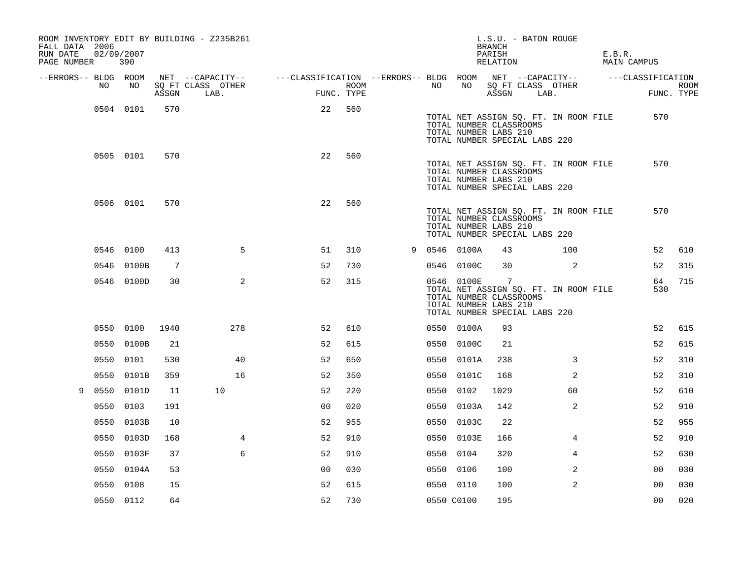ROOM INVENTORY EDIT BY BUILDING - Z235B261
FALL DATA 2006
RUN DATE 02/09/2007
PAGE NUMBER 390

L.S.U. - BATON ROUGE
BRANCH
PARISH E.B.R.
RELATION MAIN CAMPUS

| --ERRORS-- | BLDG NO | ROOM NO | NET SQ FT ASSGN | --CAPACITY-- CLASS | LAB. OTHER | ---CLASSIFICATION FUNC. | ROOM TYPE | --ERRORS-- | BLDG NO | ROOM NO | NET SQ FT ASSGN | --CAPACITY-- CLASS | LAB. OTHER | ---CLASSIFICATION FUNC. | ROOM TYPE |
|---|---|---|---|---|---|---|---|---|---|---|---|---|---|---|---|
| | 0504 | 0101 | 570 | | | 22 | 560 | | | | | | | | |
| | | | | | | | | | TOTAL NET ASSIGN SQ. FT. IN ROOM FILE | | | | | 570 | |
| | | | | | | | | | TOTAL NUMBER CLASSROOMS | | | | | | |
| | | | | | | | | | TOTAL NUMBER LABS 210 | | | | | | |
| | | | | | | | | | TOTAL NUMBER SPECIAL LABS 220 | | | | | | |
| | 0505 | 0101 | 570 | | | 22 | 560 | | | | | | | | |
| | | | | | | | | | TOTAL NET ASSIGN SQ. FT. IN ROOM FILE | | | | | 570 | |
| | | | | | | | | | TOTAL NUMBER CLASSROOMS | | | | | | |
| | | | | | | | | | TOTAL NUMBER LABS 210 | | | | | | |
| | | | | | | | | | TOTAL NUMBER SPECIAL LABS 220 | | | | | | |
| | 0506 | 0101 | 570 | | | 22 | 560 | | | | | | | | |
| | | | | | | | | | TOTAL NET ASSIGN SQ. FT. IN ROOM FILE | | | | | 570 | |
| | | | | | | | | | TOTAL NUMBER CLASSROOMS | | | | | | |
| | | | | | | | | | TOTAL NUMBER LABS 210 | | | | | | |
| | | | | | | | | | TOTAL NUMBER SPECIAL LABS 220 | | | | | | |
| | 0546 | 0100 | 413 | | 5 | 51 | 310 | 9 | 0546 | 0100A | 43 | | 100 | 52 | 610 |
| | 0546 | 0100B | 7 | | | 52 | 730 | | 0546 | 0100C | 30 | | 2 | 52 | 315 |
| | 0546 | 0100D | 30 | | 2 | 52 | 315 | | 0546 | 0100E | 7 | | | 64 | 715 |
| | | | | | | | | | TOTAL NET ASSIGN SQ. FT. IN ROOM FILE | | | | | 530 | |
| | | | | | | | | | TOTAL NUMBER CLASSROOMS | | | | | | |
| | | | | | | | | | TOTAL NUMBER LABS 210 | | | | | | |
| | | | | | | | | | TOTAL NUMBER SPECIAL LABS 220 | | | | | | |
| | 0550 | 0100 | 1940 | | 278 | 52 | 610 | | 0550 | 0100A | 93 | | | 52 | 615 |
| | 0550 | 0100B | 21 | | | 52 | 615 | | 0550 | 0100C | 21 | | | 52 | 615 |
| | 0550 | 0101 | 530 | | 40 | 52 | 650 | | 0550 | 0101A | 238 | | 3 | 52 | 310 |
| | 0550 | 0101B | 359 | | 16 | 52 | 350 | | 0550 | 0101C | 168 | | 2 | 52 | 310 |
| 9 | 0550 | 0101D | 11 | 10 | | 52 | 220 | | 0550 | 0102 | 1029 | | 60 | 52 | 610 |
| | 0550 | 0103 | 191 | | | 00 | 020 | | 0550 | 0103A | 142 | | 2 | 52 | 910 |
| | 0550 | 0103B | 10 | | | 52 | 955 | | 0550 | 0103C | 22 | | | 52 | 955 |
| | 0550 | 0103D | 168 | | 4 | 52 | 910 | | 0550 | 0103E | 166 | | 4 | 52 | 910 |
| | 0550 | 0103F | 37 | | 6 | 52 | 910 | | 0550 | 0104 | 320 | | 4 | 52 | 630 |
| | 0550 | 0104A | 53 | | | 00 | 030 | | 0550 | 0106 | 100 | | 2 | 00 | 030 |
| | 0550 | 0108 | 15 | | | 52 | 615 | | 0550 | 0110 | 100 | | 2 | 00 | 030 |
| | 0550 | 0112 | 64 | | | 52 | 730 | | 0550 | C0100 | 195 | | | 00 | 020 |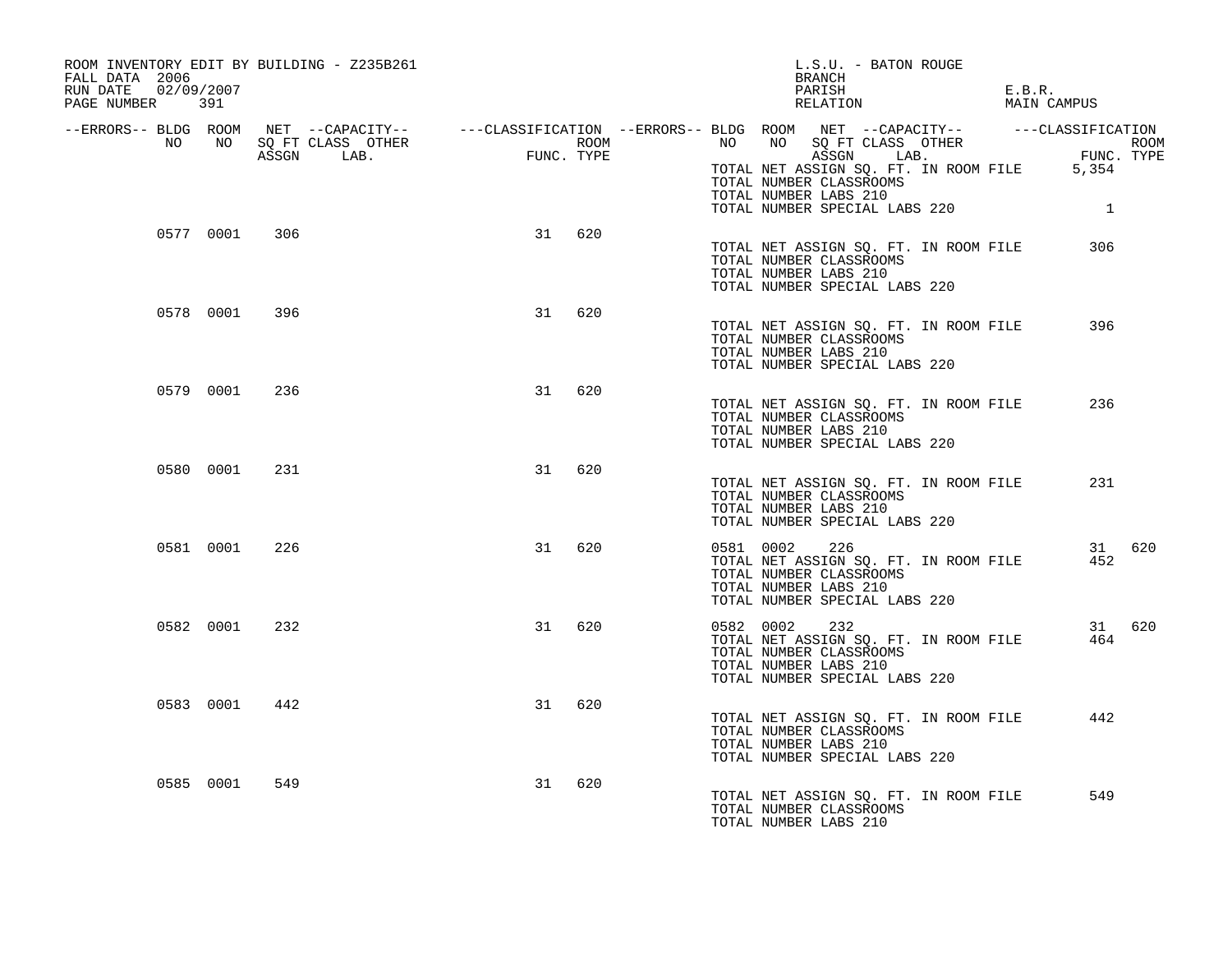ROOM INVENTORY EDIT BY BUILDING - Z235B261
FALL DATA 2006
RUN DATE 02/09/2007
PAGE NUMBER 391

L.S.U. - BATON ROUGE
BRANCH
PARISH E.B.R.
RELATION MAIN CAMPUS

| --ERRORS-- | BLDG NO | ROOM NO | NET SQ FT ASSGN | --CAPACITY-- CLASS LAB. | OTHER | ---CLASSIFICATION FUNC. | ROOM TYPE | --ERRORS-- | BLDG NO | ROOM NO | NET SQ FT ASSGN | --CAPACITY-- CLASS LAB. | OTHER | ---CLASSIFICATION FUNC. | ROOM TYPE |
|---|---|---|---|---|---|---|---|---|---|---|---|---|---|---|---|
| | | | | | | | | | TOTAL NET ASSIGN SQ. FT. IN ROOM FILE | | | | | 5,354 | |
| | | | | | | | | | TOTAL NUMBER CLASSROOMS | | | | | | |
| | | | | | | | | | TOTAL NUMBER LABS 210 | | | | | | |
| | | | | | | | | | TOTAL NUMBER SPECIAL LABS 220 | | | | | 1 | |
| | 0577 | 0001 | 306 | | | 31 | 620 | | | | | | | | |
| | | | | | | | | | TOTAL NET ASSIGN SQ. FT. IN ROOM FILE | | | | | 306 | |
| | | | | | | | | | TOTAL NUMBER CLASSROOMS | | | | | | |
| | | | | | | | | | TOTAL NUMBER LABS 210 | | | | | | |
| | | | | | | | | | TOTAL NUMBER SPECIAL LABS 220 | | | | | | |
| | 0578 | 0001 | 396 | | | 31 | 620 | | | | | | | | |
| | | | | | | | | | TOTAL NET ASSIGN SQ. FT. IN ROOM FILE | | | | | 396 | |
| | | | | | | | | | TOTAL NUMBER CLASSROOMS | | | | | | |
| | | | | | | | | | TOTAL NUMBER LABS 210 | | | | | | |
| | | | | | | | | | TOTAL NUMBER SPECIAL LABS 220 | | | | | | |
| | 0579 | 0001 | 236 | | | 31 | 620 | | | | | | | | |
| | | | | | | | | | TOTAL NET ASSIGN SQ. FT. IN ROOM FILE | | | | | 236 | |
| | | | | | | | | | TOTAL NUMBER CLASSROOMS | | | | | | |
| | | | | | | | | | TOTAL NUMBER LABS 210 | | | | | | |
| | | | | | | | | | TOTAL NUMBER SPECIAL LABS 220 | | | | | | |
| | 0580 | 0001 | 231 | | | 31 | 620 | | | | | | | | |
| | | | | | | | | | TOTAL NET ASSIGN SQ. FT. IN ROOM FILE | | | | | 231 | |
| | | | | | | | | | TOTAL NUMBER CLASSROOMS | | | | | | |
| | | | | | | | | | TOTAL NUMBER LABS 210 | | | | | | |
| | | | | | | | | | TOTAL NUMBER SPECIAL LABS 220 | | | | | | |
| | 0581 | 0001 | 226 | | | 31 | 620 | | 0581 | 0002 | 226 | | | 31 | 620 |
| | | | | | | | | | TOTAL NET ASSIGN SQ. FT. IN ROOM FILE | | | | | 452 | |
| | | | | | | | | | TOTAL NUMBER CLASSROOMS | | | | | | |
| | | | | | | | | | TOTAL NUMBER LABS 210 | | | | | | |
| | | | | | | | | | TOTAL NUMBER SPECIAL LABS 220 | | | | | | |
| | 0582 | 0001 | 232 | | | 31 | 620 | | 0582 | 0002 | 232 | | | 31 | 620 |
| | | | | | | | | | TOTAL NET ASSIGN SQ. FT. IN ROOM FILE | | | | | 464 | |
| | | | | | | | | | TOTAL NUMBER CLASSROOMS | | | | | | |
| | | | | | | | | | TOTAL NUMBER LABS 210 | | | | | | |
| | | | | | | | | | TOTAL NUMBER SPECIAL LABS 220 | | | | | | |
| | 0583 | 0001 | 442 | | | 31 | 620 | | | | | | | | |
| | | | | | | | | | TOTAL NET ASSIGN SQ. FT. IN ROOM FILE | | | | | 442 | |
| | | | | | | | | | TOTAL NUMBER CLASSROOMS | | | | | | |
| | | | | | | | | | TOTAL NUMBER LABS 210 | | | | | | |
| | | | | | | | | | TOTAL NUMBER SPECIAL LABS 220 | | | | | | |
| | 0585 | 0001 | 549 | | | 31 | 620 | | | | | | | | |
| | | | | | | | | | TOTAL NET ASSIGN SQ. FT. IN ROOM FILE | | | | | 549 | |
| | | | | | | | | | TOTAL NUMBER CLASSROOMS | | | | | | |
| | | | | | | | | | TOTAL NUMBER LABS 210 | | | | | | |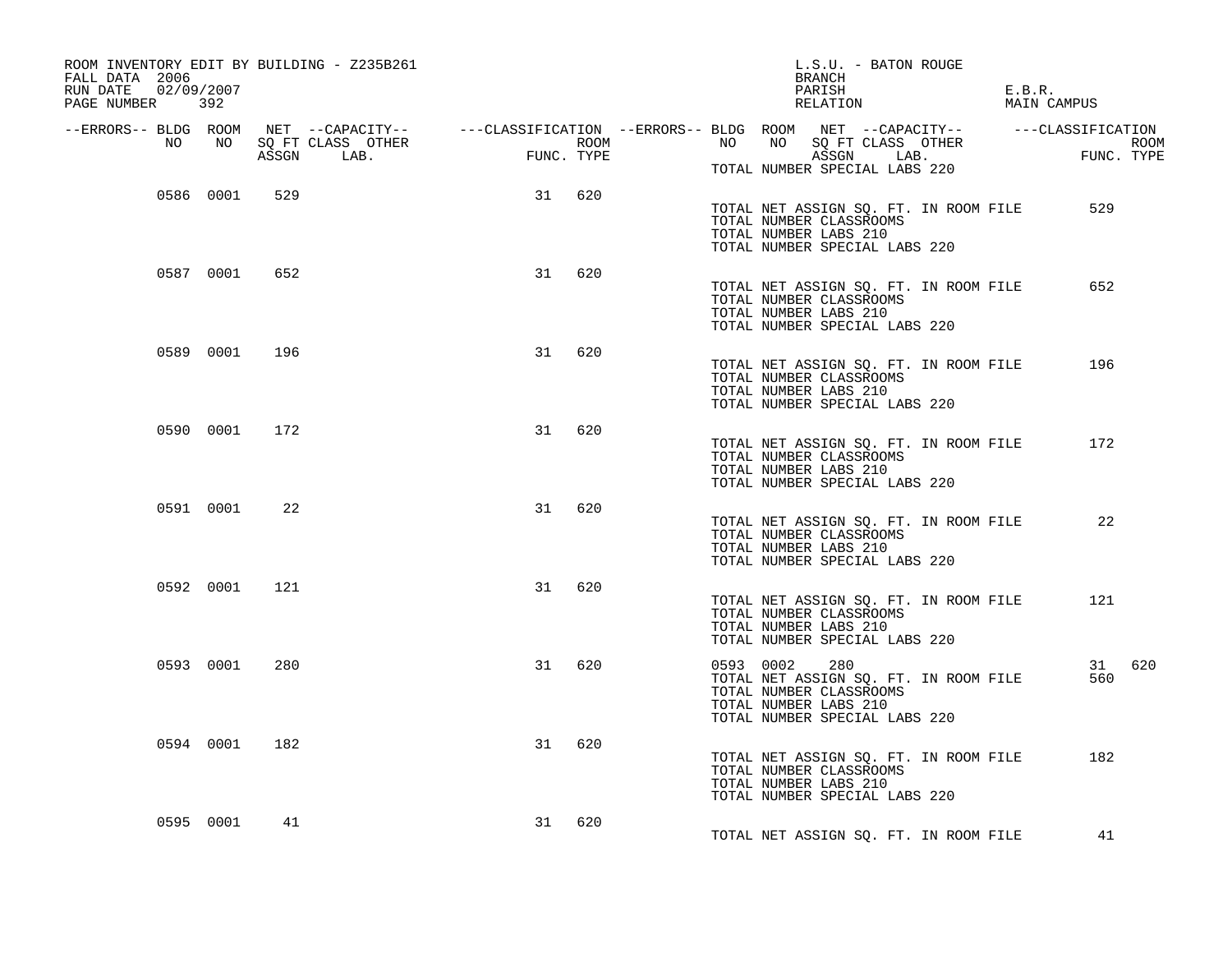ROOM INVENTORY EDIT BY BUILDING - Z235B261
FALL DATA 2006
RUN DATE 02/09/2007
PAGE NUMBER 392

L.S.U. - BATON ROUGE
BRANCH
PARISH E.B.R.
RELATION MAIN CAMPUS

| --ERRORS-- | BLDG NO | ROOM NO | NET SQ FT ASSGN | --CAPACITY-- CLASS LAB. | OTHER | ---CLASSIFICATION FUNC. | ROOM TYPE | --ERRORS-- | BLDG NO | ROOM NO | NET SQ FT ASSGN | --CAPACITY-- CLASS LAB. | OTHER | ---CLASSIFICATION FUNC. | ROOM TYPE |
|---|---|---|---|---|---|---|---|---|---|---|---|---|---|---|---|
| | | | | | | | | | TOTAL NUMBER SPECIAL LABS 220 | | | | | | |
| | 0586 | 0001 | 529 | | | 31 | 620 | | | | | | | | |
| | | | | | | | | | TOTAL NET ASSIGN SQ. FT. IN ROOM FILE | | | | | 529 | |
| | | | | | | | | | TOTAL NUMBER CLASSROOMS | | | | | | |
| | | | | | | | | | TOTAL NUMBER LABS 210 | | | | | | |
| | | | | | | | | | TOTAL NUMBER SPECIAL LABS 220 | | | | | | |
| | 0587 | 0001 | 652 | | | 31 | 620 | | | | | | | | |
| | | | | | | | | | TOTAL NET ASSIGN SQ. FT. IN ROOM FILE | | | | | 652 | |
| | | | | | | | | | TOTAL NUMBER CLASSROOMS | | | | | | |
| | | | | | | | | | TOTAL NUMBER LABS 210 | | | | | | |
| | | | | | | | | | TOTAL NUMBER SPECIAL LABS 220 | | | | | | |
| | 0589 | 0001 | 196 | | | 31 | 620 | | | | | | | | |
| | | | | | | | | | TOTAL NET ASSIGN SQ. FT. IN ROOM FILE | | | | | 196 | |
| | | | | | | | | | TOTAL NUMBER CLASSROOMS | | | | | | |
| | | | | | | | | | TOTAL NUMBER LABS 210 | | | | | | |
| | | | | | | | | | TOTAL NUMBER SPECIAL LABS 220 | | | | | | |
| | 0590 | 0001 | 172 | | | 31 | 620 | | | | | | | | |
| | | | | | | | | | TOTAL NET ASSIGN SQ. FT. IN ROOM FILE | | | | | 172 | |
| | | | | | | | | | TOTAL NUMBER CLASSROOMS | | | | | | |
| | | | | | | | | | TOTAL NUMBER LABS 210 | | | | | | |
| | | | | | | | | | TOTAL NUMBER SPECIAL LABS 220 | | | | | | |
| | 0591 | 0001 | 22 | | | 31 | 620 | | | | | | | | |
| | | | | | | | | | TOTAL NET ASSIGN SQ. FT. IN ROOM FILE | | | | | 22 | |
| | | | | | | | | | TOTAL NUMBER CLASSROOMS | | | | | | |
| | | | | | | | | | TOTAL NUMBER LABS 210 | | | | | | |
| | | | | | | | | | TOTAL NUMBER SPECIAL LABS 220 | | | | | | |
| | 0592 | 0001 | 121 | | | 31 | 620 | | | | | | | | |
| | | | | | | | | | TOTAL NET ASSIGN SQ. FT. IN ROOM FILE | | | | | 121 | |
| | | | | | | | | | TOTAL NUMBER CLASSROOMS | | | | | | |
| | | | | | | | | | TOTAL NUMBER LABS 210 | | | | | | |
| | | | | | | | | | TOTAL NUMBER SPECIAL LABS 220 | | | | | | |
| | 0593 | 0001 | 280 | | | 31 | 620 | | 0593 | 0002 | 280 | | | 31 | 620 |
| | | | | | | | | | TOTAL NET ASSIGN SQ. FT. IN ROOM FILE | | | | | 560 | |
| | | | | | | | | | TOTAL NUMBER CLASSROOMS | | | | | | |
| | | | | | | | | | TOTAL NUMBER LABS 210 | | | | | | |
| | | | | | | | | | TOTAL NUMBER SPECIAL LABS 220 | | | | | | |
| | 0594 | 0001 | 182 | | | 31 | 620 | | | | | | | | |
| | | | | | | | | | TOTAL NET ASSIGN SQ. FT. IN ROOM FILE | | | | | 182 | |
| | | | | | | | | | TOTAL NUMBER CLASSROOMS | | | | | | |
| | | | | | | | | | TOTAL NUMBER LABS 210 | | | | | | |
| | | | | | | | | | TOTAL NUMBER SPECIAL LABS 220 | | | | | | |
| | 0595 | 0001 | 41 | | | 31 | 620 | | | | | | | | |
| | | | | | | | | | TOTAL NET ASSIGN SQ. FT. IN ROOM FILE | | | | | 41 | |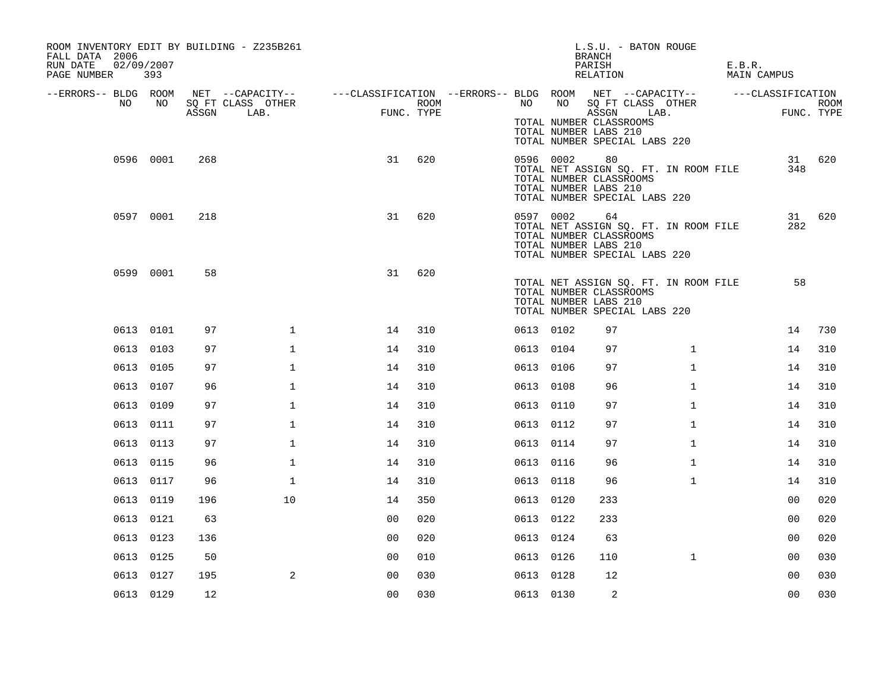ROOM INVENTORY EDIT BY BUILDING - Z235B261
FALL DATA 2006
RUN DATE 02/09/2007
PAGE NUMBER 393

L.S.U. - BATON ROUGE
BRANCH
PARISH E.B.R.
RELATION MAIN CAMPUS

| --ERRORS-- | BLDG NO | ROOM NO | NET ASSGN SQ FT | CAPACITY CLASS LAB. | CAPACITY OTHER | CLASSIFICATION FUNC. | ROOM TYPE | --ERRORS-- | BLDG NO | ROOM NO | NET ASSGN SQ FT | CAPACITY CLASS LAB. | CAPACITY OTHER | CLASSIFICATION FUNC. | ROOM TYPE |
|---|---|---|---|---|---|---|---|---|---|---|---|---|---|---|---|
| | | | | | | | | | TOTAL NUMBER CLASSROOMS | | | | | | |
| | | | | | | | | | TOTAL NUMBER LABS 210 | | | | | | |
| | | | | | | | | | TOTAL NUMBER SPECIAL LABS 220 | | | | | | |
| | 0596 | 0001 | 268 | | | 31 | 620 | | 0596 | 0002 | 80 | | | 31 | 620 |
| | | | | | | | | | TOTAL NET ASSIGN SQ. FT. IN ROOM FILE | | | | | 348 | |
| | | | | | | | | | TOTAL NUMBER CLASSROOMS | | | | | | |
| | | | | | | | | | TOTAL NUMBER LABS 210 | | | | | | |
| | | | | | | | | | TOTAL NUMBER SPECIAL LABS 220 | | | | | | |
| | 0597 | 0001 | 218 | | | 31 | 620 | | 0597 | 0002 | 64 | | | 31 | 620 |
| | | | | | | | | | TOTAL NET ASSIGN SQ. FT. IN ROOM FILE | | | | | 282 | |
| | | | | | | | | | TOTAL NUMBER CLASSROOMS | | | | | | |
| | | | | | | | | | TOTAL NUMBER LABS 210 | | | | | | |
| | | | | | | | | | TOTAL NUMBER SPECIAL LABS 220 | | | | | | |
| | 0599 | 0001 | 58 | | | 31 | 620 | | | | | | | | |
| | | | | | | | | | TOTAL NET ASSIGN SQ. FT. IN ROOM FILE | | | | | 58 | |
| | | | | | | | | | TOTAL NUMBER CLASSROOMS | | | | | | |
| | | | | | | | | | TOTAL NUMBER LABS 210 | | | | | | |
| | | | | | | | | | TOTAL NUMBER SPECIAL LABS 220 | | | | | | |
| | 0613 | 0101 | 97 | | 1 | 14 | 310 | | 0613 | 0102 | 97 | | | 14 | 730 |
| | 0613 | 0103 | 97 | | 1 | 14 | 310 | | 0613 | 0104 | 97 | | 1 | 14 | 310 |
| | 0613 | 0105 | 97 | | 1 | 14 | 310 | | 0613 | 0106 | 97 | | 1 | 14 | 310 |
| | 0613 | 0107 | 96 | | 1 | 14 | 310 | | 0613 | 0108 | 96 | | 1 | 14 | 310 |
| | 0613 | 0109 | 97 | | 1 | 14 | 310 | | 0613 | 0110 | 97 | | 1 | 14 | 310 |
| | 0613 | 0111 | 97 | | 1 | 14 | 310 | | 0613 | 0112 | 97 | | 1 | 14 | 310 |
| | 0613 | 0113 | 97 | | 1 | 14 | 310 | | 0613 | 0114 | 97 | | 1 | 14 | 310 |
| | 0613 | 0115 | 96 | | 1 | 14 | 310 | | 0613 | 0116 | 96 | | 1 | 14 | 310 |
| | 0613 | 0117 | 96 | | 1 | 14 | 310 | | 0613 | 0118 | 96 | | 1 | 14 | 310 |
| | 0613 | 0119 | 196 | | 10 | 14 | 350 | | 0613 | 0120 | 233 | | | 00 | 020 |
| | 0613 | 0121 | 63 | | | 00 | 020 | | 0613 | 0122 | 233 | | | 00 | 020 |
| | 0613 | 0123 | 136 | | | 00 | 020 | | 0613 | 0124 | 63 | | | 00 | 020 |
| | 0613 | 0125 | 50 | | | 00 | 010 | | 0613 | 0126 | 110 | | 1 | 00 | 030 |
| | 0613 | 0127 | 195 | | 2 | 00 | 030 | | 0613 | 0128 | 12 | | | 00 | 030 |
| | 0613 | 0129 | 12 | | | 00 | 030 | | 0613 | 0130 | 2 | | | 00 | 030 |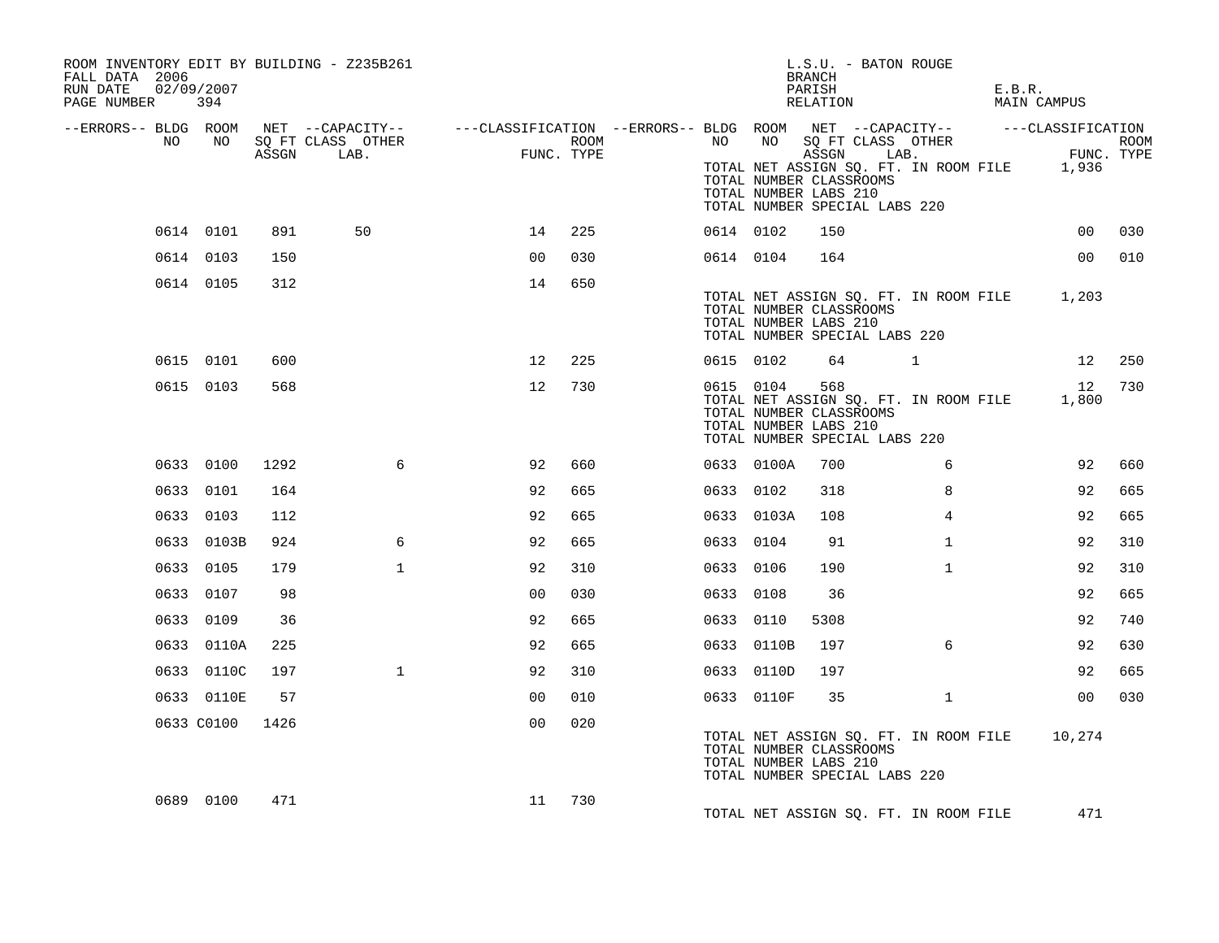ROOM INVENTORY EDIT BY BUILDING - Z235B261
FALL DATA 2006
RUN DATE 02/09/2007
PAGE NUMBER 394

L.S.U. - BATON ROUGE
BRANCH
PARISH E.B.R.
RELATION MAIN CAMPUS

| --ERRORS-- | BLDG NO | ROOM NO | NET SQ FT ASSGN | --CAPACITY-- CLASS LAB. | OTHER | ---CLASSIFICATION FUNC. | ROOM TYPE | --ERRORS-- | BLDG NO | ROOM NO | NET SQ FT ASSGN | --CAPACITY-- CLASS LAB. | OTHER | ---CLASSIFICATION FUNC. | ROOM TYPE |
|---|---|---|---|---|---|---|---|---|---|---|---|---|---|---|---|
| | | | | | | | | | TOTAL NET ASSIGN SQ. FT. IN ROOM FILE | | | | | 1,936 | |
| | | | | | | | | | TOTAL NUMBER CLASSROOMS | | | | | | |
| | | | | | | | | | TOTAL NUMBER LABS 210 | | | | | | |
| | | | | | | | | | TOTAL NUMBER SPECIAL LABS 220 | | | | | | |
| | 0614 | 0101 | 891 | 50 | | 14 | 225 | | 0614 | 0102 | 150 | | | 00 | 030 |
| | 0614 | 0103 | 150 | | | 00 | 030 | | 0614 | 0104 | 164 | | | 00 | 010 |
| | 0614 | 0105 | 312 | | | 14 | 650 | | | | | | | | |
| | | | | | | | | | TOTAL NET ASSIGN SQ. FT. IN ROOM FILE | | | | | 1,203 | |
| | | | | | | | | | TOTAL NUMBER CLASSROOMS | | | | | | |
| | | | | | | | | | TOTAL NUMBER LABS 210 | | | | | | |
| | | | | | | | | | TOTAL NUMBER SPECIAL LABS 220 | | | | | | |
| | 0615 | 0101 | 600 | | | 12 | 225 | | 0615 | 0102 | 64 | 1 | | 12 | 250 |
| | 0615 | 0103 | 568 | | | 12 | 730 | | 0615 | 0104 | 568 | | | 12 | 730 |
| | | | | | | | | | TOTAL NET ASSIGN SQ. FT. IN ROOM FILE | | | | | 1,800 | |
| | | | | | | | | | TOTAL NUMBER CLASSROOMS | | | | | | |
| | | | | | | | | | TOTAL NUMBER LABS 210 | | | | | | |
| | | | | | | | | | TOTAL NUMBER SPECIAL LABS 220 | | | | | | |
| | 0633 | 0100 | 1292 | | 6 | 92 | 660 | | 0633 | 0100A | 700 | | 6 | 92 | 660 |
| | 0633 | 0101 | 164 | | | 92 | 665 | | 0633 | 0102 | 318 | | 8 | 92 | 665 |
| | 0633 | 0103 | 112 | | | 92 | 665 | | 0633 | 0103A | 108 | | 4 | 92 | 665 |
| | 0633 | 0103B | 924 | | 6 | 92 | 665 | | 0633 | 0104 | 91 | | 1 | 92 | 310 |
| | 0633 | 0105 | 179 | | 1 | 92 | 310 | | 0633 | 0106 | 190 | | 1 | 92 | 310 |
| | 0633 | 0107 | 98 | | | 00 | 030 | | 0633 | 0108 | 36 | | | 92 | 665 |
| | 0633 | 0109 | 36 | | | 92 | 665 | | 0633 | 0110 | 5308 | | | 92 | 740 |
| | 0633 | 0110A | 225 | | | 92 | 665 | | 0633 | 0110B | 197 | | 6 | 92 | 630 |
| | 0633 | 0110C | 197 | | 1 | 92 | 310 | | 0633 | 0110D | 197 | | | 92 | 665 |
| | 0633 | 0110E | 57 | | | 00 | 010 | | 0633 | 0110F | 35 | | 1 | 00 | 030 |
| | 0633 | C0100 | 1426 | | | 00 | 020 | | | | | | | | |
| | | | | | | | | | TOTAL NET ASSIGN SQ. FT. IN ROOM FILE | | | | | 10,274 | |
| | | | | | | | | | TOTAL NUMBER CLASSROOMS | | | | | | |
| | | | | | | | | | TOTAL NUMBER LABS 210 | | | | | | |
| | | | | | | | | | TOTAL NUMBER SPECIAL LABS 220 | | | | | | |
| | 0689 | 0100 | 471 | | | 11 | 730 | | | | | | | | |
| | | | | | | | | | TOTAL NET ASSIGN SQ. FT. IN ROOM FILE | | | | | 471 | |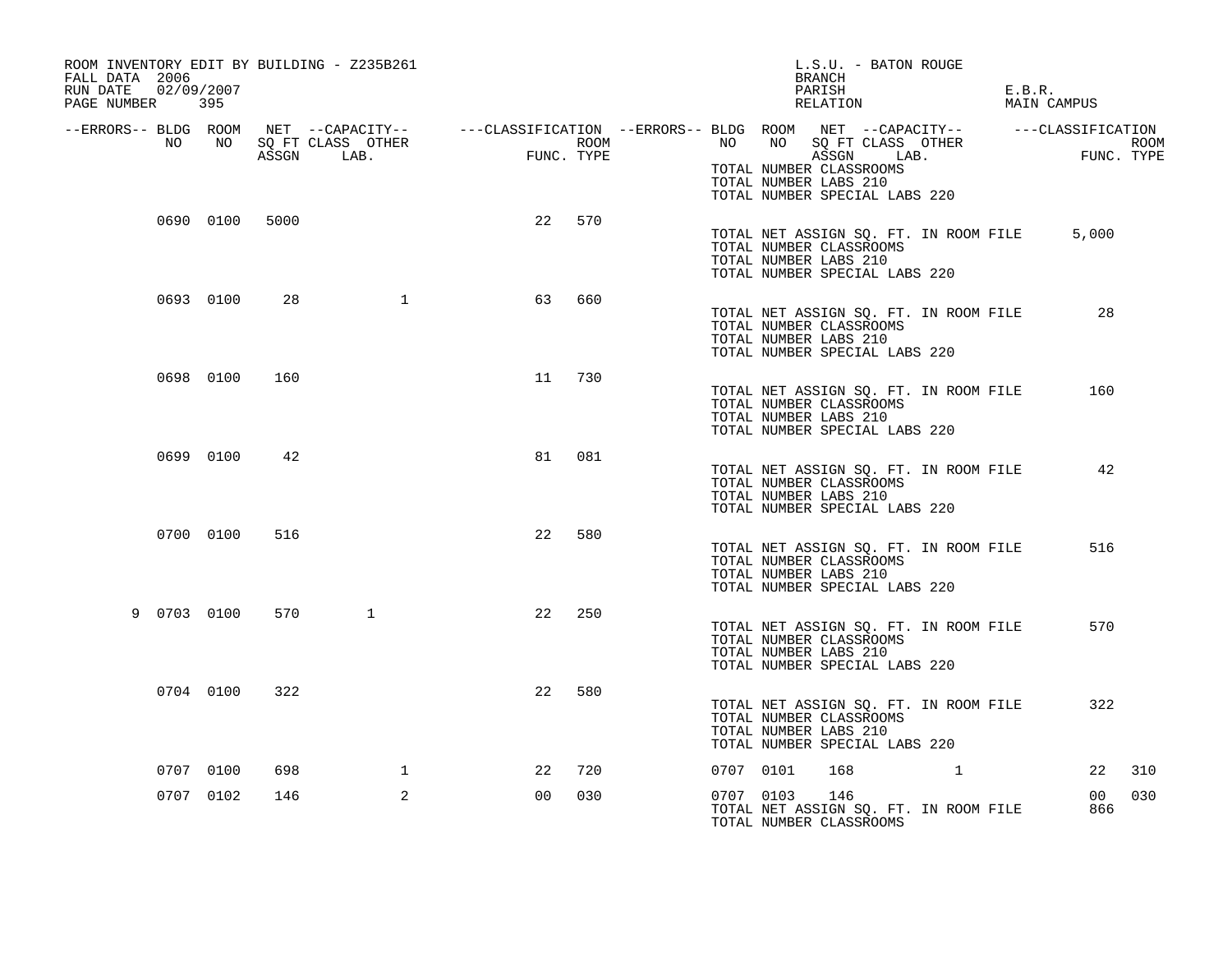ROOM INVENTORY EDIT BY BUILDING - Z235B261
FALL DATA 2006
RUN DATE 02/09/2007
PAGE NUMBER 395

L.S.U. - BATON ROUGE
BRANCH
PARISH E.B.R.
RELATION MAIN CAMPUS

| --ERRORS-- | BLDG NO | ROOM NO | NET SQ FT ASSGN | --CAPACITY-- CLASS | LAB. | OTHER | ---CLASSIFICATION FUNC. | ROOM TYPE |
|---|---|---|---|---|---|---|---|---|
| | | | | | | | | |

TOTAL NUMBER CLASSROOMS
TOTAL NUMBER LABS 210
TOTAL NUMBER SPECIAL LABS 220

| --ERRORS-- | BLDG NO | ROOM NO | NET SQ FT ASSGN | CLASS | LAB. | OTHER | FUNC. | ROOM TYPE |
|---|---|---|---|---|---|---|---|---|
| | 0690 | 0100 | 5000 | | | | 22 | 570 |

TOTAL NET ASSIGN SQ. FT. IN ROOM FILE 5,000
TOTAL NUMBER CLASSROOMS
TOTAL NUMBER LABS 210
TOTAL NUMBER SPECIAL LABS 220

| --ERRORS-- | BLDG NO | ROOM NO | NET SQ FT ASSGN | CLASS | LAB. | OTHER | FUNC. | ROOM TYPE |
|---|---|---|---|---|---|---|---|---|
| | 0693 | 0100 | 28 | | | 1 | 63 | 660 |

TOTAL NET ASSIGN SQ. FT. IN ROOM FILE 28
TOTAL NUMBER CLASSROOMS
TOTAL NUMBER LABS 210
TOTAL NUMBER SPECIAL LABS 220

| --ERRORS-- | BLDG NO | ROOM NO | NET SQ FT ASSGN | CLASS | LAB. | OTHER | FUNC. | ROOM TYPE |
|---|---|---|---|---|---|---|---|---|
| | 0698 | 0100 | 160 | | | | 11 | 730 |

TOTAL NET ASSIGN SQ. FT. IN ROOM FILE 160
TOTAL NUMBER CLASSROOMS
TOTAL NUMBER LABS 210
TOTAL NUMBER SPECIAL LABS 220

| --ERRORS-- | BLDG NO | ROOM NO | NET SQ FT ASSGN | CLASS | LAB. | OTHER | FUNC. | ROOM TYPE |
|---|---|---|---|---|---|---|---|---|
| | 0699 | 0100 | 42 | | | | 81 | 081 |

TOTAL NET ASSIGN SQ. FT. IN ROOM FILE 42
TOTAL NUMBER CLASSROOMS
TOTAL NUMBER LABS 210
TOTAL NUMBER SPECIAL LABS 220

| --ERRORS-- | BLDG NO | ROOM NO | NET SQ FT ASSGN | CLASS | LAB. | OTHER | FUNC. | ROOM TYPE |
|---|---|---|---|---|---|---|---|---|
| | 0700 | 0100 | 516 | | | | 22 | 580 |

TOTAL NET ASSIGN SQ. FT. IN ROOM FILE 516
TOTAL NUMBER CLASSROOMS
TOTAL NUMBER LABS 210
TOTAL NUMBER SPECIAL LABS 220

| --ERRORS-- | BLDG NO | ROOM NO | NET SQ FT ASSGN | CLASS | LAB. | OTHER | FUNC. | ROOM TYPE |
|---|---|---|---|---|---|---|---|---|
| 9 | 0703 | 0100 | 570 | | 1 | | 22 | 250 |

TOTAL NET ASSIGN SQ. FT. IN ROOM FILE 570
TOTAL NUMBER CLASSROOMS
TOTAL NUMBER LABS 210
TOTAL NUMBER SPECIAL LABS 220

| --ERRORS-- | BLDG NO | ROOM NO | NET SQ FT ASSGN | CLASS | LAB. | OTHER | FUNC. | ROOM TYPE |
|---|---|---|---|---|---|---|---|---|
| | 0704 | 0100 | 322 | | | | 22 | 580 |

TOTAL NET ASSIGN SQ. FT. IN ROOM FILE 322
TOTAL NUMBER CLASSROOMS
TOTAL NUMBER LABS 210
TOTAL NUMBER SPECIAL LABS 220

| --ERRORS-- | BLDG NO | ROOM NO | NET SQ FT ASSGN | CLASS | LAB. | OTHER | FUNC. | ROOM TYPE |
|---|---|---|---|---|---|---|---|---|
| | 0707 | 0100 | 698 | | | 1 | 22 | 720 |
| | 0707 | 0101 | 168 | | | 1 | 22 | 310 |
| | 0707 | 0102 | 146 | | | 2 | 00 | 030 |
| | 0707 | 0103 | 146 | | | | 00 | 030 |

TOTAL NET ASSIGN SQ. FT. IN ROOM FILE 866
TOTAL NUMBER CLASSROOMS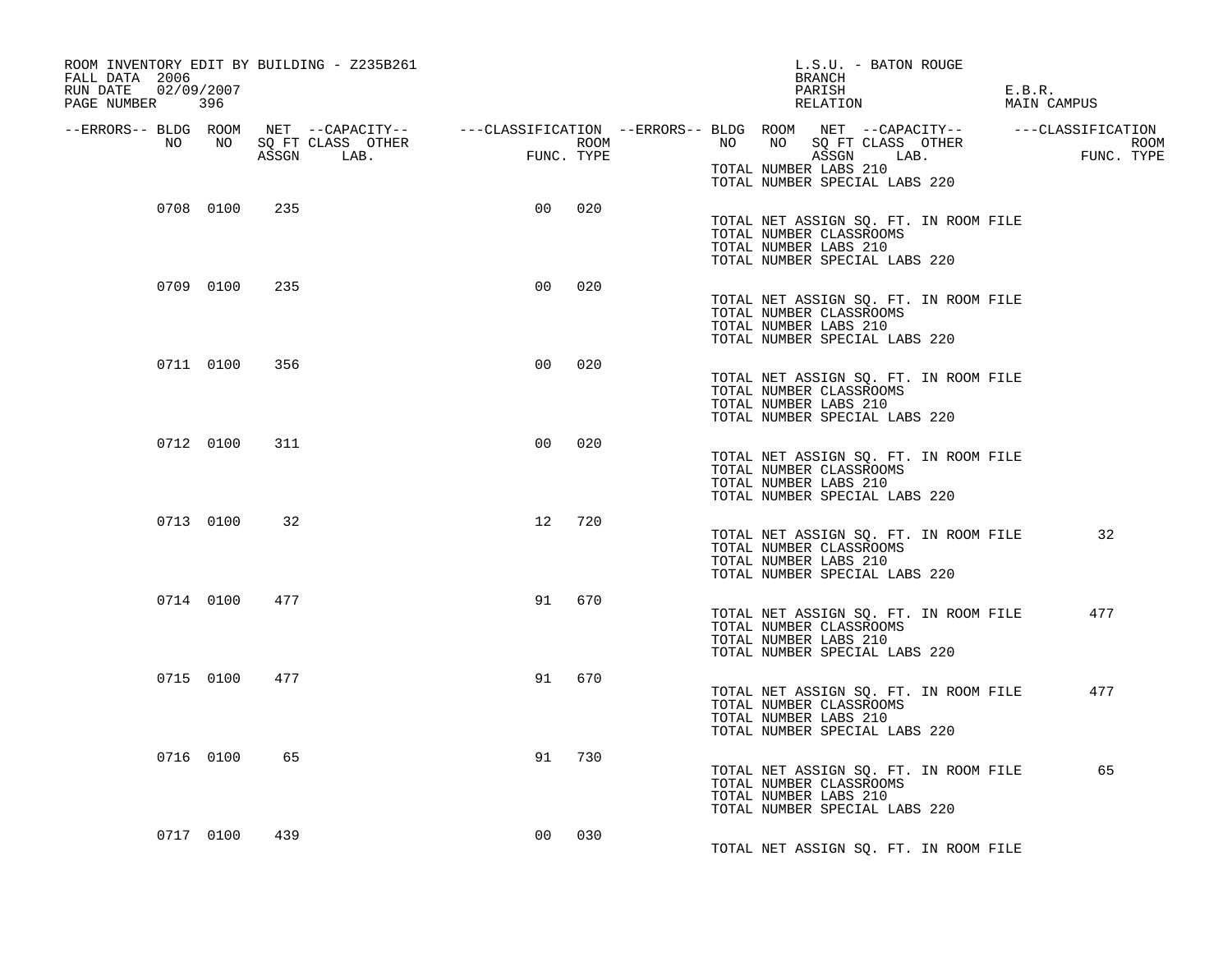ROOM INVENTORY EDIT BY BUILDING - Z235B261
FALL DATA 2006
RUN DATE 02/09/2007
PAGE NUMBER 396

L.S.U. - BATON ROUGE
BRANCH
PARISH E.B.R.
RELATION MAIN CAMPUS

| --ERRORS-- | BLDG NO | ROOM NO | NET SQ FT ASSGN | CAPACITY CLASS LAB. | CAPACITY OTHER | CLASSIFICATION FUNC. | ROOM TYPE |
|---|---|---|---|---|---|---|---|
| | 0708 | 0100 | 235 | | | 00 | 020 |
| | 0709 | 0100 | 235 | | | 00 | 020 |
| | 0711 | 0100 | 356 | | | 00 | 020 |
| | 0712 | 0100 | 311 | | | 00 | 020 |
| | 0713 | 0100 | 32 | | | 12 | 720 |
| | 0714 | 0100 | 477 | | | 91 | 670 |
| | 0715 | 0100 | 477 | | | 91 | 670 |
| | 0716 | 0100 | 65 | | | 91 | 730 |
| | 0717 | 0100 | 439 | | | 00 | 030 |

TOTAL NUMBER LABS 210
TOTAL NUMBER SPECIAL LABS 220

Building 0708:
TOTAL NET ASSIGN SQ. FT. IN ROOM FILE
TOTAL NUMBER CLASSROOMS
TOTAL NUMBER LABS 210
TOTAL NUMBER SPECIAL LABS 220

Building 0709:
TOTAL NET ASSIGN SQ. FT. IN ROOM FILE
TOTAL NUMBER CLASSROOMS
TOTAL NUMBER LABS 210
TOTAL NUMBER SPECIAL LABS 220

Building 0711:
TOTAL NET ASSIGN SQ. FT. IN ROOM FILE
TOTAL NUMBER CLASSROOMS
TOTAL NUMBER LABS 210
TOTAL NUMBER SPECIAL LABS 220

Building 0712:
TOTAL NET ASSIGN SQ. FT. IN ROOM FILE
TOTAL NUMBER CLASSROOMS
TOTAL NUMBER LABS 210
TOTAL NUMBER SPECIAL LABS 220

Building 0713:
TOTAL NET ASSIGN SQ. FT. IN ROOM FILE 32
TOTAL NUMBER CLASSROOMS
TOTAL NUMBER LABS 210
TOTAL NUMBER SPECIAL LABS 220

Building 0714:
TOTAL NET ASSIGN SQ. FT. IN ROOM FILE 477
TOTAL NUMBER CLASSROOMS
TOTAL NUMBER LABS 210
TOTAL NUMBER SPECIAL LABS 220

Building 0715:
TOTAL NET ASSIGN SQ. FT. IN ROOM FILE 477
TOTAL NUMBER CLASSROOMS
TOTAL NUMBER LABS 210
TOTAL NUMBER SPECIAL LABS 220

Building 0716:
TOTAL NET ASSIGN SQ. FT. IN ROOM FILE 65
TOTAL NUMBER CLASSROOMS
TOTAL NUMBER LABS 210
TOTAL NUMBER SPECIAL LABS 220

Building 0717:
TOTAL NET ASSIGN SQ. FT. IN ROOM FILE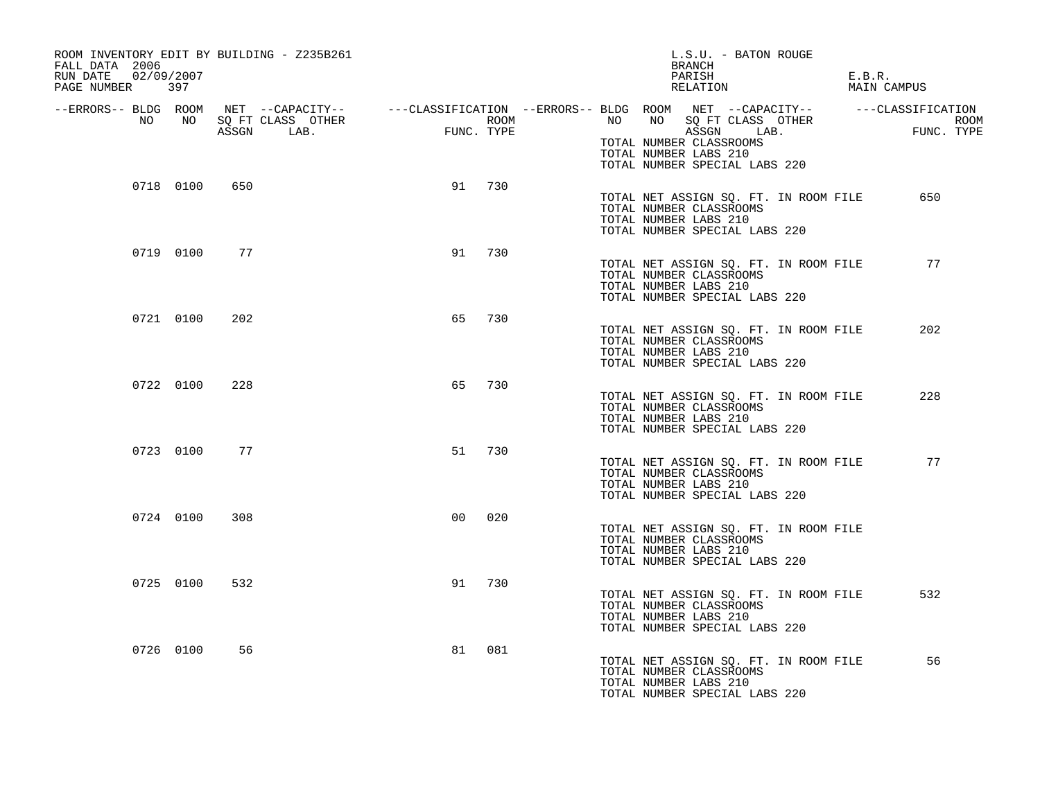ROOM INVENTORY EDIT BY BUILDING - Z235B261
FALL DATA 2006
RUN DATE 02/09/2007

L.S.U. - BATON ROUGE
BRANCH
PARISH E.B.R.
RELATION MAIN CAMPUS

| --ERRORS-- | BLDG NO | ROOM NO | NET SQ FT ASSGN | --CAPACITY-- CLASS | LAB. | OTHER | ---CLASSIFICATION FUNC. | ROOM TYPE |
|---|---|---|---|---|---|---|---|---|
| | | | | | | | | |

TOTAL NUMBER CLASSROOMS
TOTAL NUMBER LABS 210
TOTAL NUMBER SPECIAL LABS 220

| --ERRORS-- | BLDG NO | ROOM NO | NET SQ FT ASSGN | --CAPACITY-- CLASS | LAB. | OTHER | ---CLASSIFICATION FUNC. | ROOM TYPE |
|---|---|---|---|---|---|---|---|---|
| | 0718 | 0100 | 650 | | | | 91 | 730 |

TOTAL NET ASSIGN SQ. FT. IN ROOM FILE 650
TOTAL NUMBER CLASSROOMS
TOTAL NUMBER LABS 210
TOTAL NUMBER SPECIAL LABS 220

| --ERRORS-- | BLDG NO | ROOM NO | NET SQ FT ASSGN | --CAPACITY-- CLASS | LAB. | OTHER | ---CLASSIFICATION FUNC. | ROOM TYPE |
|---|---|---|---|---|---|---|---|---|
| | 0719 | 0100 | 77 | | | | 91 | 730 |

TOTAL NET ASSIGN SQ. FT. IN ROOM FILE 77
TOTAL NUMBER CLASSROOMS
TOTAL NUMBER LABS 210
TOTAL NUMBER SPECIAL LABS 220

| --ERRORS-- | BLDG NO | ROOM NO | NET SQ FT ASSGN | --CAPACITY-- CLASS | LAB. | OTHER | ---CLASSIFICATION FUNC. | ROOM TYPE |
|---|---|---|---|---|---|---|---|---|
| | 0721 | 0100 | 202 | | | | 65 | 730 |

TOTAL NET ASSIGN SQ. FT. IN ROOM FILE 202
TOTAL NUMBER CLASSROOMS
TOTAL NUMBER LABS 210
TOTAL NUMBER SPECIAL LABS 220

| --ERRORS-- | BLDG NO | ROOM NO | NET SQ FT ASSGN | --CAPACITY-- CLASS | LAB. | OTHER | ---CLASSIFICATION FUNC. | ROOM TYPE |
|---|---|---|---|---|---|---|---|---|
| | 0722 | 0100 | 228 | | | | 65 | 730 |

TOTAL NET ASSIGN SQ. FT. IN ROOM FILE 228
TOTAL NUMBER CLASSROOMS
TOTAL NUMBER LABS 210
TOTAL NUMBER SPECIAL LABS 220

| --ERRORS-- | BLDG NO | ROOM NO | NET SQ FT ASSGN | --CAPACITY-- CLASS | LAB. | OTHER | ---CLASSIFICATION FUNC. | ROOM TYPE |
|---|---|---|---|---|---|---|---|---|
| | 0723 | 0100 | 77 | | | | 51 | 730 |

TOTAL NET ASSIGN SQ. FT. IN ROOM FILE 77
TOTAL NUMBER CLASSROOMS
TOTAL NUMBER LABS 210
TOTAL NUMBER SPECIAL LABS 220

| --ERRORS-- | BLDG NO | ROOM NO | NET SQ FT ASSGN | --CAPACITY-- CLASS | LAB. | OTHER | ---CLASSIFICATION FUNC. | ROOM TYPE |
|---|---|---|---|---|---|---|---|---|
| | 0724 | 0100 | 308 | | | | 00 | 020 |

TOTAL NET ASSIGN SQ. FT. IN ROOM FILE
TOTAL NUMBER CLASSROOMS
TOTAL NUMBER LABS 210
TOTAL NUMBER SPECIAL LABS 220

| --ERRORS-- | BLDG NO | ROOM NO | NET SQ FT ASSGN | --CAPACITY-- CLASS | LAB. | OTHER | ---CLASSIFICATION FUNC. | ROOM TYPE |
|---|---|---|---|---|---|---|---|---|
| | 0725 | 0100 | 532 | | | | 91 | 730 |

TOTAL NET ASSIGN SQ. FT. IN ROOM FILE 532
TOTAL NUMBER CLASSROOMS
TOTAL NUMBER LABS 210
TOTAL NUMBER SPECIAL LABS 220

| --ERRORS-- | BLDG NO | ROOM NO | NET SQ FT ASSGN | --CAPACITY-- CLASS | LAB. | OTHER | ---CLASSIFICATION FUNC. | ROOM TYPE |
|---|---|---|---|---|---|---|---|---|
| | 0726 | 0100 | 56 | | | | 81 | 081 |

TOTAL NET ASSIGN SQ. FT. IN ROOM FILE 56
TOTAL NUMBER CLASSROOMS
TOTAL NUMBER LABS 210
TOTAL NUMBER SPECIAL LABS 220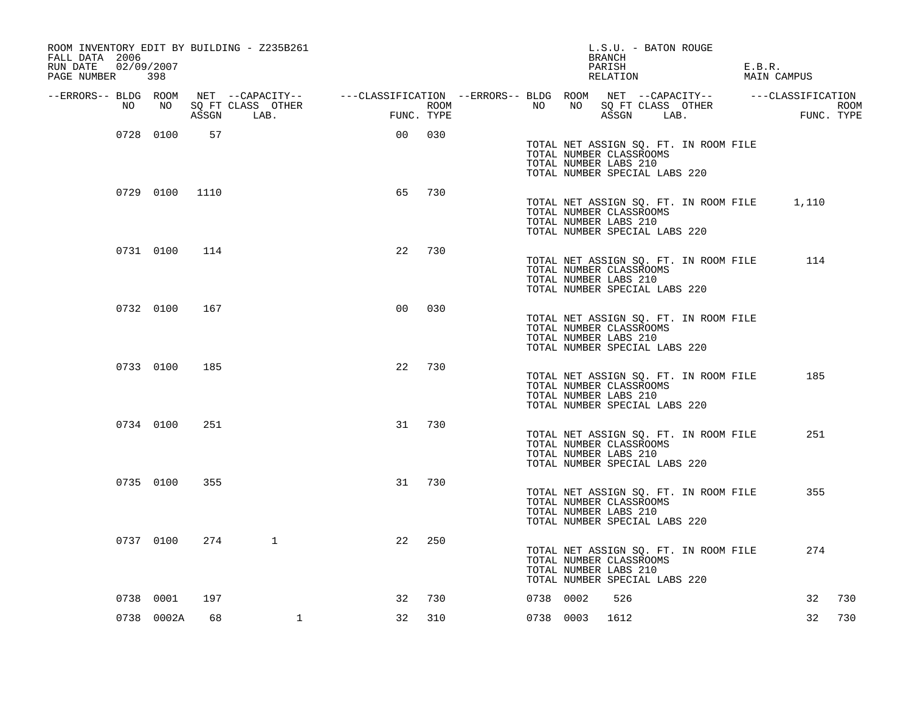ROOM INVENTORY EDIT BY BUILDING - Z235B261
FALL DATA 2006
RUN DATE 02/09/2007
PAGE NUMBER 398

L.S.U. - BATON ROUGE
BRANCH
PARISH E.B.R.
RELATION MAIN CAMPUS

| --ERRORS-- | BLDG NO | ROOM NO | NET SQ FT ASSGN | --CAPACITY-- CLASS | LAB. | OTHER | ---CLASSIFICATION FUNC. | ROOM TYPE |
|---|---|---|---|---|---|---|---|---|
| | 0728 | 0100 | 57 | | | | 00 | 030 |

TOTAL NET ASSIGN SQ. FT. IN ROOM FILE
TOTAL NUMBER CLASSROOMS
TOTAL NUMBER LABS 210
TOTAL NUMBER SPECIAL LABS 220

| --ERRORS-- | BLDG NO | ROOM NO | NET SQ FT ASSGN | --CAPACITY-- CLASS | LAB. | OTHER | ---CLASSIFICATION FUNC. | ROOM TYPE |
|---|---|---|---|---|---|---|---|---|
| | 0729 | 0100 | 1110 | | | | 65 | 730 |

TOTAL NET ASSIGN SQ. FT. IN ROOM FILE 1,110
TOTAL NUMBER CLASSROOMS
TOTAL NUMBER LABS 210
TOTAL NUMBER SPECIAL LABS 220

| --ERRORS-- | BLDG NO | ROOM NO | NET SQ FT ASSGN | --CAPACITY-- CLASS | LAB. | OTHER | ---CLASSIFICATION FUNC. | ROOM TYPE |
|---|---|---|---|---|---|---|---|---|
| | 0731 | 0100 | 114 | | | | 22 | 730 |

TOTAL NET ASSIGN SQ. FT. IN ROOM FILE 114
TOTAL NUMBER CLASSROOMS
TOTAL NUMBER LABS 210
TOTAL NUMBER SPECIAL LABS 220

| --ERRORS-- | BLDG NO | ROOM NO | NET SQ FT ASSGN | --CAPACITY-- CLASS | LAB. | OTHER | ---CLASSIFICATION FUNC. | ROOM TYPE |
|---|---|---|---|---|---|---|---|---|
| | 0732 | 0100 | 167 | | | | 00 | 030 |

TOTAL NET ASSIGN SQ. FT. IN ROOM FILE
TOTAL NUMBER CLASSROOMS
TOTAL NUMBER LABS 210
TOTAL NUMBER SPECIAL LABS 220

| --ERRORS-- | BLDG NO | ROOM NO | NET SQ FT ASSGN | --CAPACITY-- CLASS | LAB. | OTHER | ---CLASSIFICATION FUNC. | ROOM TYPE |
|---|---|---|---|---|---|---|---|---|
| | 0733 | 0100 | 185 | | | | 22 | 730 |

TOTAL NET ASSIGN SQ. FT. IN ROOM FILE 185
TOTAL NUMBER CLASSROOMS
TOTAL NUMBER LABS 210
TOTAL NUMBER SPECIAL LABS 220

| --ERRORS-- | BLDG NO | ROOM NO | NET SQ FT ASSGN | --CAPACITY-- CLASS | LAB. | OTHER | ---CLASSIFICATION FUNC. | ROOM TYPE |
|---|---|---|---|---|---|---|---|---|
| | 0734 | 0100 | 251 | | | | 31 | 730 |

TOTAL NET ASSIGN SQ. FT. IN ROOM FILE 251
TOTAL NUMBER CLASSROOMS
TOTAL NUMBER LABS 210
TOTAL NUMBER SPECIAL LABS 220

| --ERRORS-- | BLDG NO | ROOM NO | NET SQ FT ASSGN | --CAPACITY-- CLASS | LAB. | OTHER | ---CLASSIFICATION FUNC. | ROOM TYPE |
|---|---|---|---|---|---|---|---|---|
| | 0735 | 0100 | 355 | | | | 31 | 730 |

TOTAL NET ASSIGN SQ. FT. IN ROOM FILE 355
TOTAL NUMBER CLASSROOMS
TOTAL NUMBER LABS 210
TOTAL NUMBER SPECIAL LABS 220

| --ERRORS-- | BLDG NO | ROOM NO | NET SQ FT ASSGN | --CAPACITY-- CLASS | LAB. | OTHER | ---CLASSIFICATION FUNC. | ROOM TYPE |
|---|---|---|---|---|---|---|---|---|
| | 0737 | 0100 | 274 | | 1 | | 22 | 250 |

TOTAL NET ASSIGN SQ. FT. IN ROOM FILE 274
TOTAL NUMBER CLASSROOMS
TOTAL NUMBER LABS 210
TOTAL NUMBER SPECIAL LABS 220

| --ERRORS-- | BLDG NO | ROOM NO | NET SQ FT ASSGN | --CAPACITY-- CLASS | LAB. | OTHER | ---CLASSIFICATION FUNC. | ROOM TYPE |
|---|---|---|---|---|---|---|---|---|
| | 0738 | 0001 | 197 | | | | 32 | 730 |
| | 0738 | 0002A | 68 | | | 1 | 32 | 310 |
| | 0738 | 0002 | 526 | | | | 32 | 730 |
| | 0738 | 0003 | 1612 | | | | 32 | 730 |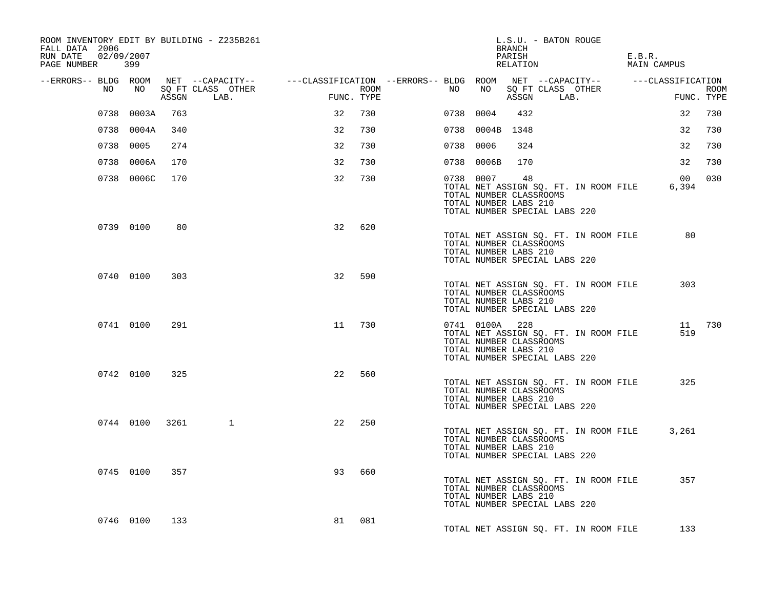ROOM INVENTORY EDIT BY BUILDING - Z235B261
FALL DATA 2006
RUN DATE 02/09/2007

L.S.U. - BATON ROUGE
BRANCH
PARISH E.B.R.
RELATION MAIN CAMPUS

| --ERRORS-- | BLDG NO | ROOM NO | NET SQ FT ASSGN | --CAPACITY-- CLASS | OTHER LAB. | ---CLASSIFICATION FUNC. | ROOM TYPE | --ERRORS-- | BLDG NO | ROOM NO | NET SQ FT ASSGN | --CAPACITY-- CLASS | OTHER LAB. | ---CLASSIFICATION FUNC. | ROOM TYPE |
|---|---|---|---|---|---|---|---|---|---|---|---|---|---|---|---|
| | 0738 | 0003A | 763 | | | 32 | 730 | | 0738 | 0004 | 432 | | | 32 | 730 |
| | 0738 | 0004A | 340 | | | 32 | 730 | | 0738 | 0004B | 1348 | | | 32 | 730 |
| | 0738 | 0005 | 274 | | | 32 | 730 | | 0738 | 0006 | 324 | | | 32 | 730 |
| | 0738 | 0006A | 170 | | | 32 | 730 | | 0738 | 0006B | 170 | | | 32 | 730 |
| | 0738 | 0006C | 170 | | | 32 | 730 | | 0738 | 0007 | 48 | | | 00 | 030 |
| | | | | | | | | | TOTAL NET ASSIGN SQ. FT. IN ROOM FILE | | | | | 6,394 | |
| | | | | | | | | | TOTAL NUMBER CLASSROOMS | | | | | | |
| | | | | | | | | | TOTAL NUMBER LABS 210 | | | | | | |
| | | | | | | | | | TOTAL NUMBER SPECIAL LABS 220 | | | | | | |
| | 0739 | 0100 | 80 | | | 32 | 620 | | | | | | | | |
| | | | | | | | | | TOTAL NET ASSIGN SQ. FT. IN ROOM FILE | | | | | 80 | |
| | | | | | | | | | TOTAL NUMBER CLASSROOMS | | | | | | |
| | | | | | | | | | TOTAL NUMBER LABS 210 | | | | | | |
| | | | | | | | | | TOTAL NUMBER SPECIAL LABS 220 | | | | | | |
| | 0740 | 0100 | 303 | | | 32 | 590 | | | | | | | | |
| | | | | | | | | | TOTAL NET ASSIGN SQ. FT. IN ROOM FILE | | | | | 303 | |
| | | | | | | | | | TOTAL NUMBER CLASSROOMS | | | | | | |
| | | | | | | | | | TOTAL NUMBER LABS 210 | | | | | | |
| | | | | | | | | | TOTAL NUMBER SPECIAL LABS 220 | | | | | | |
| | 0741 | 0100 | 291 | | | 11 | 730 | | 0741 | 0100A | 228 | | | 11 | 730 |
| | | | | | | | | | TOTAL NET ASSIGN SQ. FT. IN ROOM FILE | | | | | 519 | |
| | | | | | | | | | TOTAL NUMBER CLASSROOMS | | | | | | |
| | | | | | | | | | TOTAL NUMBER LABS 210 | | | | | | |
| | | | | | | | | | TOTAL NUMBER SPECIAL LABS 220 | | | | | | |
| | 0742 | 0100 | 325 | | | 22 | 560 | | | | | | | | |
| | | | | | | | | | TOTAL NET ASSIGN SQ. FT. IN ROOM FILE | | | | | 325 | |
| | | | | | | | | | TOTAL NUMBER CLASSROOMS | | | | | | |
| | | | | | | | | | TOTAL NUMBER LABS 210 | | | | | | |
| | | | | | | | | | TOTAL NUMBER SPECIAL LABS 220 | | | | | | |
| | 0744 | 0100 | 3261 | | 1 | 22 | 250 | | | | | | | | |
| | | | | | | | | | TOTAL NET ASSIGN SQ. FT. IN ROOM FILE | | | | | 3,261 | |
| | | | | | | | | | TOTAL NUMBER CLASSROOMS | | | | | | |
| | | | | | | | | | TOTAL NUMBER LABS 210 | | | | | | |
| | | | | | | | | | TOTAL NUMBER SPECIAL LABS 220 | | | | | | |
| | 0745 | 0100 | 357 | | | 93 | 660 | | | | | | | | |
| | | | | | | | | | TOTAL NET ASSIGN SQ. FT. IN ROOM FILE | | | | | 357 | |
| | | | | | | | | | TOTAL NUMBER CLASSROOMS | | | | | | |
| | | | | | | | | | TOTAL NUMBER LABS 210 | | | | | | |
| | | | | | | | | | TOTAL NUMBER SPECIAL LABS 220 | | | | | | |
| | 0746 | 0100 | 133 | | | 81 | 081 | | | | | | | | |
| | | | | | | | | | TOTAL NET ASSIGN SQ. FT. IN ROOM FILE | | | | | 133 | |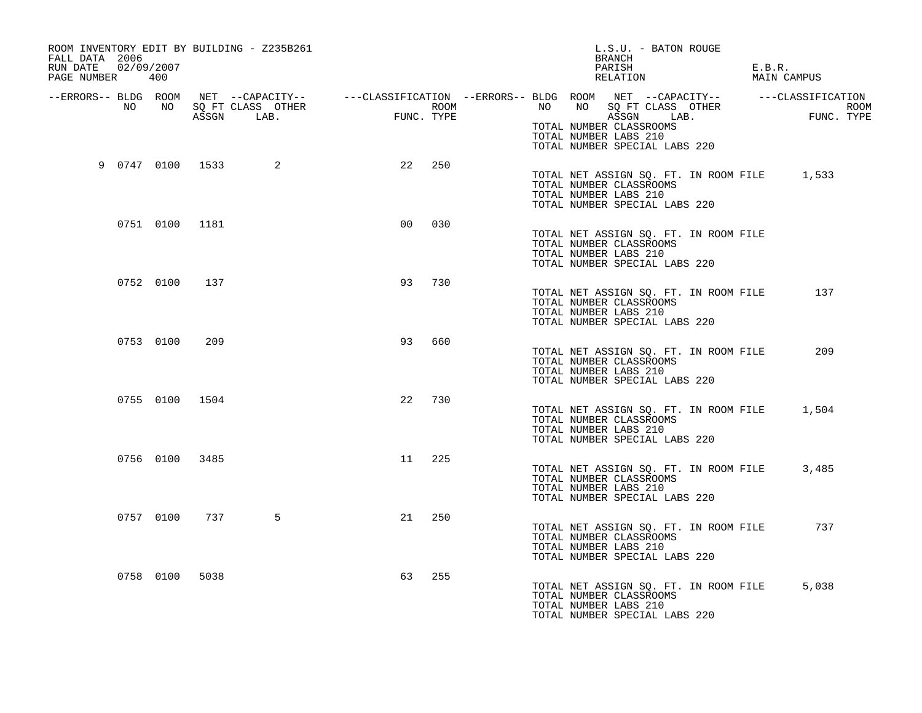ROOM INVENTORY EDIT BY BUILDING - Z235B261
FALL DATA 2006
RUN DATE 02/09/2007

L.S.U. - BATON ROUGE
BRANCH
PARISH E.B.R.
RELATION MAIN CAMPUS

| --ERRORS-- | BLDG NO | ROOM NO | NET SQ FT ASSGN | CAPACITY CLASS LAB. | CAPACITY OTHER | CLASSIFICATION FUNC. | ROOM TYPE |
|---|---|---|---|---|---|---|---|
| 9 | 0747 | 0100 | 1533 | | 2 | 22 | 250 |
| | 0751 | 0100 | 1181 | | | 00 | 030 |
| | 0752 | 0100 | 137 | | | 93 | 730 |
| | 0753 | 0100 | 209 | | | 93 | 660 |
| | 0755 | 0100 | 1504 | | | 22 | 730 |
| | 0756 | 0100 | 3485 | | | 11 | 225 |
| | 0757 | 0100 | 737 | | 5 | 21 | 250 |
| | 0758 | 0100 | 5038 | | | 63 | 255 |

TOTAL NUMBER CLASSROOMS
TOTAL NUMBER LABS 210
TOTAL NUMBER SPECIAL LABS 220

| Building | TOTAL NET ASSIGN SQ. FT. IN ROOM FILE | TOTAL NUMBER CLASSROOMS | TOTAL NUMBER LABS 210 | TOTAL NUMBER SPECIAL LABS 220 |
|---|---|---|---|---|
| 0747 | 1,533 | | | |
| 0751 | | | | |
| 0752 | 137 | | | |
| 0753 | 209 | | | |
| 0755 | 1,504 | | | |
| 0756 | 3,485 | | | |
| 0757 | 737 | | | |
| 0758 | 5,038 | | | |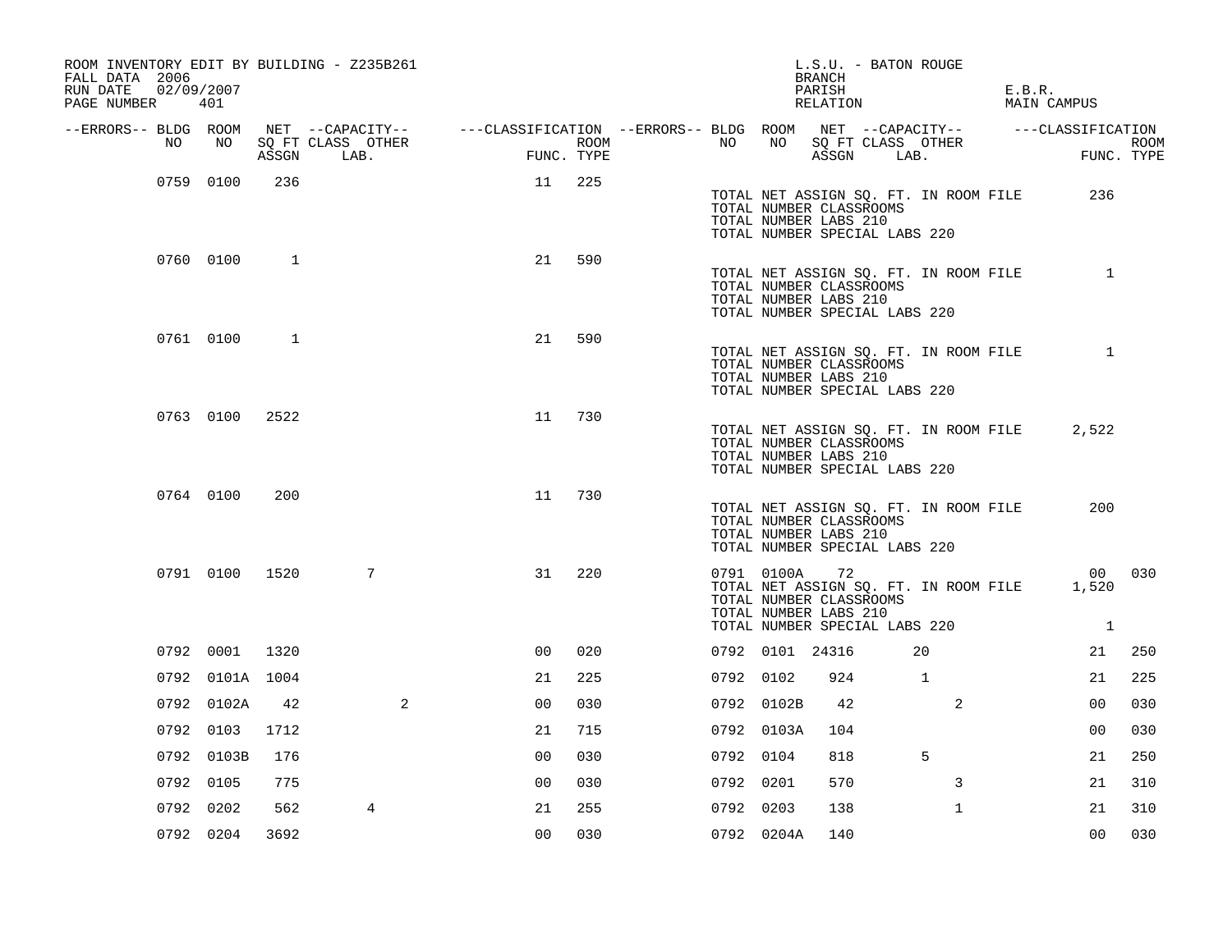ROOM INVENTORY EDIT BY BUILDING - Z235B261
FALL DATA 2006
RUN DATE 02/09/2007
PAGE NUMBER 401

L.S.U. - BATON ROUGE
BRANCH
PARISH E.B.R.
RELATION MAIN CAMPUS

| --ERRORS-- | BLDG NO | ROOM NO | NET SQ FT ASSGN | CAPACITY CLASS | CAPACITY LAB. | CAPACITY OTHER | FUNC. | ROOM TYPE | --ERRORS-- | BLDG NO | ROOM NO | NET SQ FT ASSGN | CAPACITY CLASS | CAPACITY LAB. | CAPACITY OTHER | FUNC. | ROOM TYPE |
|---|---|---|---|---|---|---|---|---|---|---|---|---|---|---|---|---|---|
| | 0759 | 0100 | 236 | | | | 11 | 225 | | | | | | | | | |
| | | | | | | | | | | TOTAL NET ASSIGN SQ. FT. IN ROOM FILE | | | | | | 236 | |
| | | | | | | | | | | TOTAL NUMBER CLASSROOMS | | | | | | | |
| | | | | | | | | | | TOTAL NUMBER LABS 210 | | | | | | | |
| | | | | | | | | | | TOTAL NUMBER SPECIAL LABS 220 | | | | | | | |
| | 0760 | 0100 | 1 | | | | 21 | 590 | | | | | | | | | |
| | | | | | | | | | | TOTAL NET ASSIGN SQ. FT. IN ROOM FILE | | | | | | 1 | |
| | | | | | | | | | | TOTAL NUMBER CLASSROOMS | | | | | | | |
| | | | | | | | | | | TOTAL NUMBER LABS 210 | | | | | | | |
| | | | | | | | | | | TOTAL NUMBER SPECIAL LABS 220 | | | | | | | |
| | 0761 | 0100 | 1 | | | | 21 | 590 | | | | | | | | | |
| | | | | | | | | | | TOTAL NET ASSIGN SQ. FT. IN ROOM FILE | | | | | | 1 | |
| | | | | | | | | | | TOTAL NUMBER CLASSROOMS | | | | | | | |
| | | | | | | | | | | TOTAL NUMBER LABS 210 | | | | | | | |
| | | | | | | | | | | TOTAL NUMBER SPECIAL LABS 220 | | | | | | | |
| | 0763 | 0100 | 2522 | | | | 11 | 730 | | | | | | | | | |
| | | | | | | | | | | TOTAL NET ASSIGN SQ. FT. IN ROOM FILE | | | | | | 2,522 | |
| | | | | | | | | | | TOTAL NUMBER CLASSROOMS | | | | | | | |
| | | | | | | | | | | TOTAL NUMBER LABS 210 | | | | | | | |
| | | | | | | | | | | TOTAL NUMBER SPECIAL LABS 220 | | | | | | | |
| | 0764 | 0100 | 200 | | | | 11 | 730 | | | | | | | | | |
| | | | | | | | | | | TOTAL NET ASSIGN SQ. FT. IN ROOM FILE | | | | | | 200 | |
| | | | | | | | | | | TOTAL NUMBER CLASSROOMS | | | | | | | |
| | | | | | | | | | | TOTAL NUMBER LABS 210 | | | | | | | |
| | | | | | | | | | | TOTAL NUMBER SPECIAL LABS 220 | | | | | | | |
| | 0791 | 0100 | 1520 | | 7 | | 31 | 220 | | 0791 | 0100A | 72 | | | | 00 | 030 |
| | | | | | | | | | | TOTAL NET ASSIGN SQ. FT. IN ROOM FILE | | | | | | 1,520 | |
| | | | | | | | | | | TOTAL NUMBER CLASSROOMS | | | | | | | |
| | | | | | | | | | | TOTAL NUMBER LABS 210 | | | | | | | |
| | | | | | | | | | | TOTAL NUMBER SPECIAL LABS 220 | | | | | | 1 | |
| | 0792 | 0001 | 1320 | | | | 00 | 020 | | 0792 | 0101 | 24316 | 20 | | | 21 | 250 |
| | 0792 | 0101A | 1004 | | | | 21 | 225 | | 0792 | 0102 | 924 | 1 | | | 21 | 225 |
| | 0792 | 0102A | 42 | | | 2 | 00 | 030 | | 0792 | 0102B | 42 | | 2 | | 00 | 030 |
| | 0792 | 0103 | 1712 | | | | 21 | 715 | | 0792 | 0103A | 104 | | | | 00 | 030 |
| | 0792 | 0103B | 176 | | | | 00 | 030 | | 0792 | 0104 | 818 | 5 | | | 21 | 250 |
| | 0792 | 0105 | 775 | | | | 00 | 030 | | 0792 | 0201 | 570 | | 3 | | 21 | 310 |
| | 0792 | 0202 | 562 | | 4 | | 21 | 255 | | 0792 | 0203 | 138 | | 1 | | 21 | 310 |
| | 0792 | 0204 | 3692 | | | | 00 | 030 | | 0792 | 0204A | 140 | | | | 00 | 030 |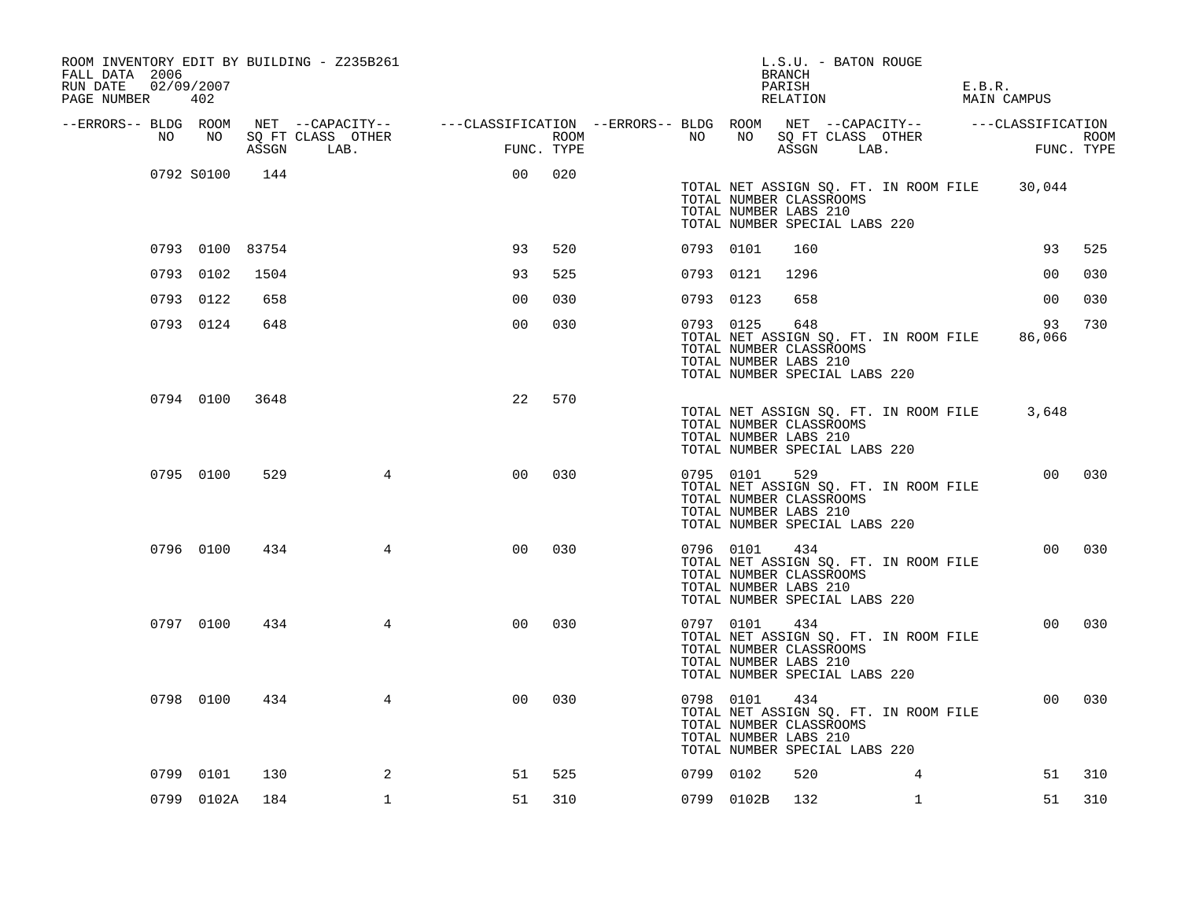ROOM INVENTORY EDIT BY BUILDING - Z235B261
FALL DATA 2006
RUN DATE 02/09/2007
PAGE NUMBER 402

L.S.U. - BATON ROUGE
BRANCH
PARISH E.B.R.
RELATION MAIN CAMPUS

| --ERRORS-- | BLDG NO | ROOM NO | NET SQ FT ASSGN | --CAPACITY-- CLASS LAB. | OTHER | ---CLASSIFICATION FUNC. | ROOM TYPE | --ERRORS-- | BLDG NO | ROOM NO | NET SQ FT ASSGN | --CAPACITY-- CLASS LAB. | OTHER | ---CLASSIFICATION FUNC. | ROOM TYPE |
|---|---|---|---|---|---|---|---|---|---|---|---|---|---|---|---|
| | 0792 | S0100 | 144 | | | 00 | 020 | | | | | | | | |
| | | | | | | | | | TOTAL NET ASSIGN SQ. FT. IN ROOM FILE | | 30,044 | | | | |
| | | | | | | | | | TOTAL NUMBER CLASSROOMS | | | | | | |
| | | | | | | | | | TOTAL NUMBER LABS 210 | | | | | | |
| | | | | | | | | | TOTAL NUMBER SPECIAL LABS 220 | | | | | | |
| | 0793 | 0100 | 83754 | | | 93 | 520 | | 0793 | 0101 | 160 | | | 93 | 525 |
| | 0793 | 0102 | 1504 | | | 93 | 525 | | 0793 | 0121 | 1296 | | | 00 | 030 |
| | 0793 | 0122 | 658 | | | 00 | 030 | | 0793 | 0123 | 658 | | | 00 | 030 |
| | 0793 | 0124 | 648 | | | 00 | 030 | | 0793 | 0125 | 648 | | | 93 | 730 |
| | | | | | | | | | TOTAL NET ASSIGN SQ. FT. IN ROOM FILE | | 86,066 | | | | |
| | | | | | | | | | TOTAL NUMBER CLASSROOMS | | | | | | |
| | | | | | | | | | TOTAL NUMBER LABS 210 | | | | | | |
| | | | | | | | | | TOTAL NUMBER SPECIAL LABS 220 | | | | | | |
| | 0794 | 0100 | 3648 | | | 22 | 570 | | | | | | | | |
| | | | | | | | | | TOTAL NET ASSIGN SQ. FT. IN ROOM FILE | | 3,648 | | | | |
| | | | | | | | | | TOTAL NUMBER CLASSROOMS | | | | | | |
| | | | | | | | | | TOTAL NUMBER LABS 210 | | | | | | |
| | | | | | | | | | TOTAL NUMBER SPECIAL LABS 220 | | | | | | |
| | 0795 | 0100 | 529 | | 4 | 00 | 030 | | 0795 | 0101 | 529 | | | 00 | 030 |
| | | | | | | | | | TOTAL NET ASSIGN SQ. FT. IN ROOM FILE | | | | | | |
| | | | | | | | | | TOTAL NUMBER CLASSROOMS | | | | | | |
| | | | | | | | | | TOTAL NUMBER LABS 210 | | | | | | |
| | | | | | | | | | TOTAL NUMBER SPECIAL LABS 220 | | | | | | |
| | 0796 | 0100 | 434 | | 4 | 00 | 030 | | 0796 | 0101 | 434 | | | 00 | 030 |
| | | | | | | | | | TOTAL NET ASSIGN SQ. FT. IN ROOM FILE | | | | | | |
| | | | | | | | | | TOTAL NUMBER CLASSROOMS | | | | | | |
| | | | | | | | | | TOTAL NUMBER LABS 210 | | | | | | |
| | | | | | | | | | TOTAL NUMBER SPECIAL LABS 220 | | | | | | |
| | 0797 | 0100 | 434 | | 4 | 00 | 030 | | 0797 | 0101 | 434 | | | 00 | 030 |
| | | | | | | | | | TOTAL NET ASSIGN SQ. FT. IN ROOM FILE | | | | | | |
| | | | | | | | | | TOTAL NUMBER CLASSROOMS | | | | | | |
| | | | | | | | | | TOTAL NUMBER LABS 210 | | | | | | |
| | | | | | | | | | TOTAL NUMBER SPECIAL LABS 220 | | | | | | |
| | 0798 | 0100 | 434 | | 4 | 00 | 030 | | 0798 | 0101 | 434 | | | 00 | 030 |
| | | | | | | | | | TOTAL NET ASSIGN SQ. FT. IN ROOM FILE | | | | | | |
| | | | | | | | | | TOTAL NUMBER CLASSROOMS | | | | | | |
| | | | | | | | | | TOTAL NUMBER LABS 210 | | | | | | |
| | | | | | | | | | TOTAL NUMBER SPECIAL LABS 220 | | | | | | |
| | 0799 | 0101 | 130 | | 2 | 51 | 525 | | 0799 | 0102 | 520 | | 4 | 51 | 310 |
| | 0799 | 0102A | 184 | | 1 | 51 | 310 | | 0799 | 0102B | 132 | | 1 | 51 | 310 |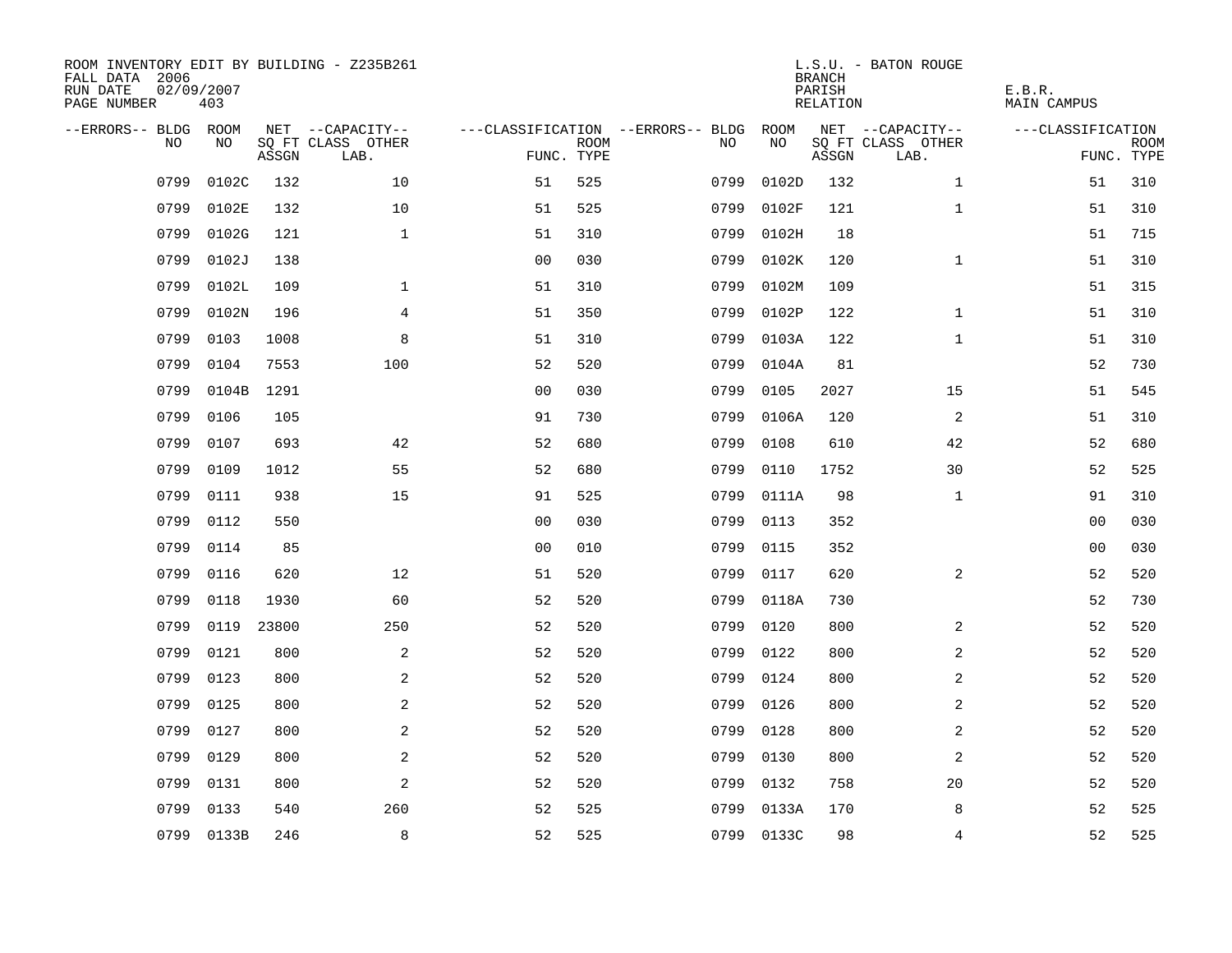ROOM INVENTORY EDIT BY BUILDING - Z235B261
FALL DATA 2006
RUN DATE 02/09/2007
PAGE NUMBER 403

L.S.U. - BATON ROUGE
BRANCH
PARISH E.B.R.
RELATION MAIN CAMPUS

| --ERRORS-- | BLDG NO | ROOM NO | NET SQ FT ASSGN | --CAPACITY-- CLASS LAB. | OTHER | ---CLASSIFICATION FUNC. | ROOM TYPE | --ERRORS-- | BLDG NO | ROOM NO | NET SQ FT ASSGN | --CAPACITY-- CLASS LAB. | OTHER | ---CLASSIFICATION FUNC. | ROOM TYPE |
|---|---|---|---|---|---|---|---|---|---|---|---|---|---|---|---|
| | 0799 | 0102C | 132 | | 10 | 51 | 525 | | 0799 | 0102D | 132 | | 1 | 51 | 310 |
| | 0799 | 0102E | 132 | | 10 | 51 | 525 | | 0799 | 0102F | 121 | | 1 | 51 | 310 |
| | 0799 | 0102G | 121 | | 1 | 51 | 310 | | 0799 | 0102H | 18 | | | 51 | 715 |
| | 0799 | 0102J | 138 | | | 00 | 030 | | 0799 | 0102K | 120 | | 1 | 51 | 310 |
| | 0799 | 0102L | 109 | | 1 | 51 | 310 | | 0799 | 0102M | 109 | | | 51 | 315 |
| | 0799 | 0102N | 196 | | 4 | 51 | 350 | | 0799 | 0102P | 122 | | 1 | 51 | 310 |
| | 0799 | 0103 | 1008 | | 8 | 51 | 310 | | 0799 | 0103A | 122 | | 1 | 51 | 310 |
| | 0799 | 0104 | 7553 | | 100 | 52 | 520 | | 0799 | 0104A | 81 | | | 52 | 730 |
| | 0799 | 0104B | 1291 | | | 00 | 030 | | 0799 | 0105 | 2027 | | 15 | 51 | 545 |
| | 0799 | 0106 | 105 | | | 91 | 730 | | 0799 | 0106A | 120 | | 2 | 51 | 310 |
| | 0799 | 0107 | 693 | | 42 | 52 | 680 | | 0799 | 0108 | 610 | | 42 | 52 | 680 |
| | 0799 | 0109 | 1012 | | 55 | 52 | 680 | | 0799 | 0110 | 1752 | | 30 | 52 | 525 |
| | 0799 | 0111 | 938 | | 15 | 91 | 525 | | 0799 | 0111A | 98 | | 1 | 91 | 310 |
| | 0799 | 0112 | 550 | | | 00 | 030 | | 0799 | 0113 | 352 | | | 00 | 030 |
| | 0799 | 0114 | 85 | | | 00 | 010 | | 0799 | 0115 | 352 | | | 00 | 030 |
| | 0799 | 0116 | 620 | | 12 | 51 | 520 | | 0799 | 0117 | 620 | | 2 | 52 | 520 |
| | 0799 | 0118 | 1930 | | 60 | 52 | 520 | | 0799 | 0118A | 730 | | | 52 | 730 |
| | 0799 | 0119 | 23800 | | 250 | 52 | 520 | | 0799 | 0120 | 800 | | 2 | 52 | 520 |
| | 0799 | 0121 | 800 | | 2 | 52 | 520 | | 0799 | 0122 | 800 | | 2 | 52 | 520 |
| | 0799 | 0123 | 800 | | 2 | 52 | 520 | | 0799 | 0124 | 800 | | 2 | 52 | 520 |
| | 0799 | 0125 | 800 | | 2 | 52 | 520 | | 0799 | 0126 | 800 | | 2 | 52 | 520 |
| | 0799 | 0127 | 800 | | 2 | 52 | 520 | | 0799 | 0128 | 800 | | 2 | 52 | 520 |
| | 0799 | 0129 | 800 | | 2 | 52 | 520 | | 0799 | 0130 | 800 | | 2 | 52 | 520 |
| | 0799 | 0131 | 800 | | 2 | 52 | 520 | | 0799 | 0132 | 758 | | 20 | 52 | 520 |
| | 0799 | 0133 | 540 | | 260 | 52 | 525 | | 0799 | 0133A | 170 | | 8 | 52 | 525 |
| | 0799 | 0133B | 246 | | 8 | 52 | 525 | | 0799 | 0133C | 98 | | 4 | 52 | 525 |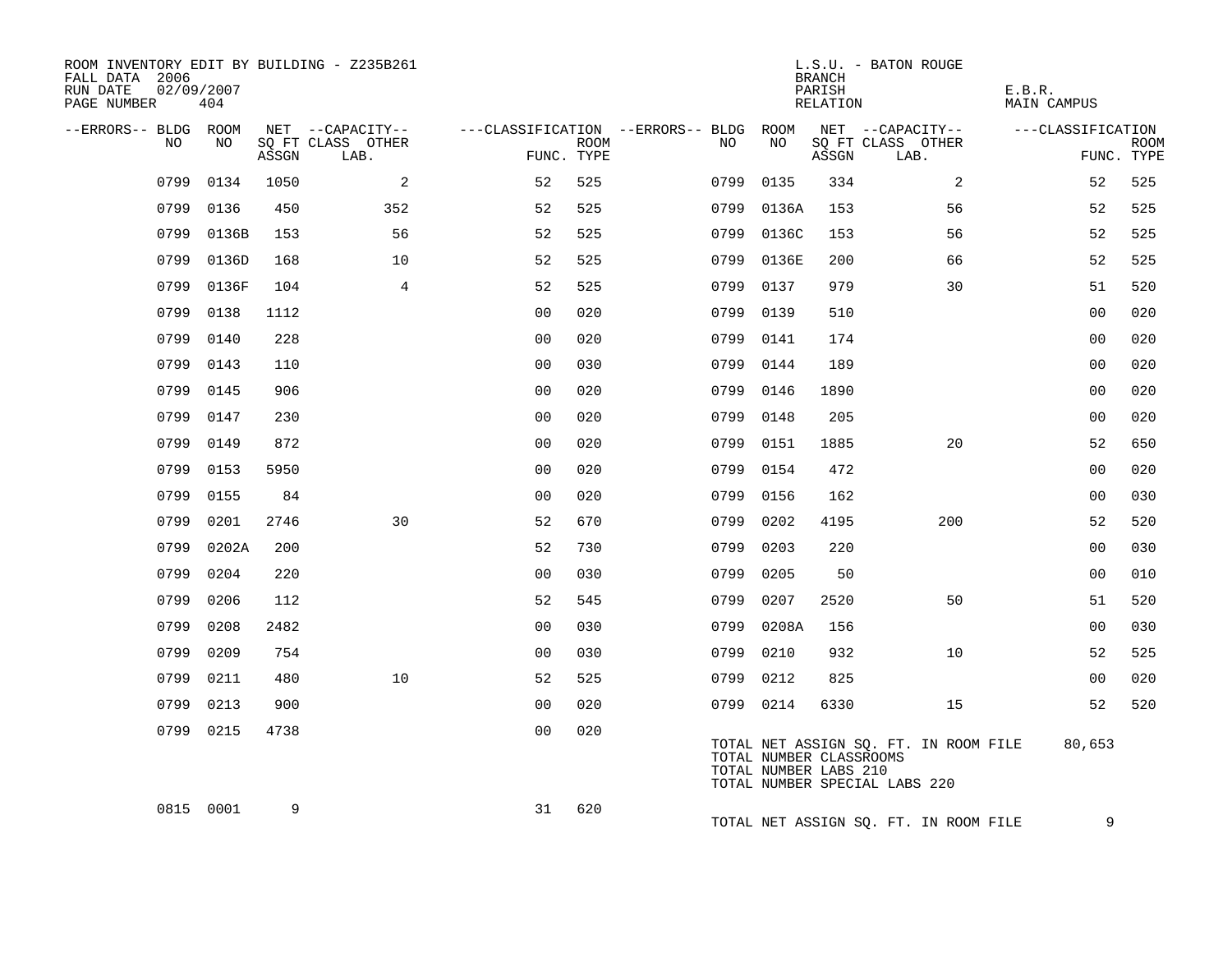ROOM INVENTORY EDIT BY BUILDING - Z235B261
FALL DATA 2006
RUN DATE 02/09/2007
PAGE NUMBER 404

L.S.U. - BATON ROUGE
BRANCH
PARISH E.B.R.
RELATION MAIN CAMPUS

| --ERRORS-- | BLDG NO | ROOM NO | NET ASSGN SQ FT | CAPACITY CLASS LAB. | CAPACITY OTHER | CLASSIFICATION FUNC. | ROOM TYPE | --ERRORS-- | BLDG NO | ROOM NO | NET ASSGN SQ FT | CAPACITY CLASS LAB. | CAPACITY OTHER | CLASSIFICATION FUNC. | ROOM TYPE |
|---|---|---|---|---|---|---|---|---|---|---|---|---|---|---|---|
| | 0799 | 0134 | 1050 | | 2 | 52 | 525 | | 0799 | 0135 | 334 | | 2 | 52 | 525 |
| | 0799 | 0136 | 450 | | 352 | 52 | 525 | | 0799 | 0136A | 153 | | 56 | 52 | 525 |
| | 0799 | 0136B | 153 | | 56 | 52 | 525 | | 0799 | 0136C | 153 | | 56 | 52 | 525 |
| | 0799 | 0136D | 168 | | 10 | 52 | 525 | | 0799 | 0136E | 200 | | 66 | 52 | 525 |
| | 0799 | 0136F | 104 | | 4 | 52 | 525 | | 0799 | 0137 | 979 | | 30 | 51 | 520 |
| | 0799 | 0138 | 1112 | | | 00 | 020 | | 0799 | 0139 | 510 | | | 00 | 020 |
| | 0799 | 0140 | 228 | | | 00 | 020 | | 0799 | 0141 | 174 | | | 00 | 020 |
| | 0799 | 0143 | 110 | | | 00 | 030 | | 0799 | 0144 | 189 | | | 00 | 020 |
| | 0799 | 0145 | 906 | | | 00 | 020 | | 0799 | 0146 | 1890 | | | 00 | 020 |
| | 0799 | 0147 | 230 | | | 00 | 020 | | 0799 | 0148 | 205 | | | 00 | 020 |
| | 0799 | 0149 | 872 | | | 00 | 020 | | 0799 | 0151 | 1885 | | 20 | 52 | 650 |
| | 0799 | 0153 | 5950 | | | 00 | 020 | | 0799 | 0154 | 472 | | | 00 | 020 |
| | 0799 | 0155 | 84 | | | 00 | 020 | | 0799 | 0156 | 162 | | | 00 | 030 |
| | 0799 | 0201 | 2746 | | 30 | 52 | 670 | | 0799 | 0202 | 4195 | | 200 | 52 | 520 |
| | 0799 | 0202A | 200 | | | 52 | 730 | | 0799 | 0203 | 220 | | | 00 | 030 |
| | 0799 | 0204 | 220 | | | 00 | 030 | | 0799 | 0205 | 50 | | | 00 | 010 |
| | 0799 | 0206 | 112 | | | 52 | 545 | | 0799 | 0207 | 2520 | | 50 | 51 | 520 |
| | 0799 | 0208 | 2482 | | | 00 | 030 | | 0799 | 0208A | 156 | | | 00 | 030 |
| | 0799 | 0209 | 754 | | | 00 | 030 | | 0799 | 0210 | 932 | | 10 | 52 | 525 |
| | 0799 | 0211 | 480 | | 10 | 52 | 525 | | 0799 | 0212 | 825 | | | 00 | 020 |
| | 0799 | 0213 | 900 | | | 00 | 020 | | 0799 | 0214 | 6330 | | 15 | 52 | 520 |
| | 0799 | 0215 | 4738 | | | 00 | 020 | | | | | | | | |

TOTAL NET ASSIGN SQ. FT. IN ROOM FILE 80,653
TOTAL NUMBER CLASSROOMS
TOTAL NUMBER LABS 210
TOTAL NUMBER SPECIAL LABS 220

| --ERRORS-- | BLDG NO | ROOM NO | NET ASSGN SQ FT | CAPACITY CLASS LAB. | CAPACITY OTHER | CLASSIFICATION FUNC. | ROOM TYPE |
|---|---|---|---|---|---|---|---|
| | 0815 | 0001 | 9 | | | 31 | 620 |

TOTAL NET ASSIGN SQ. FT. IN ROOM FILE 9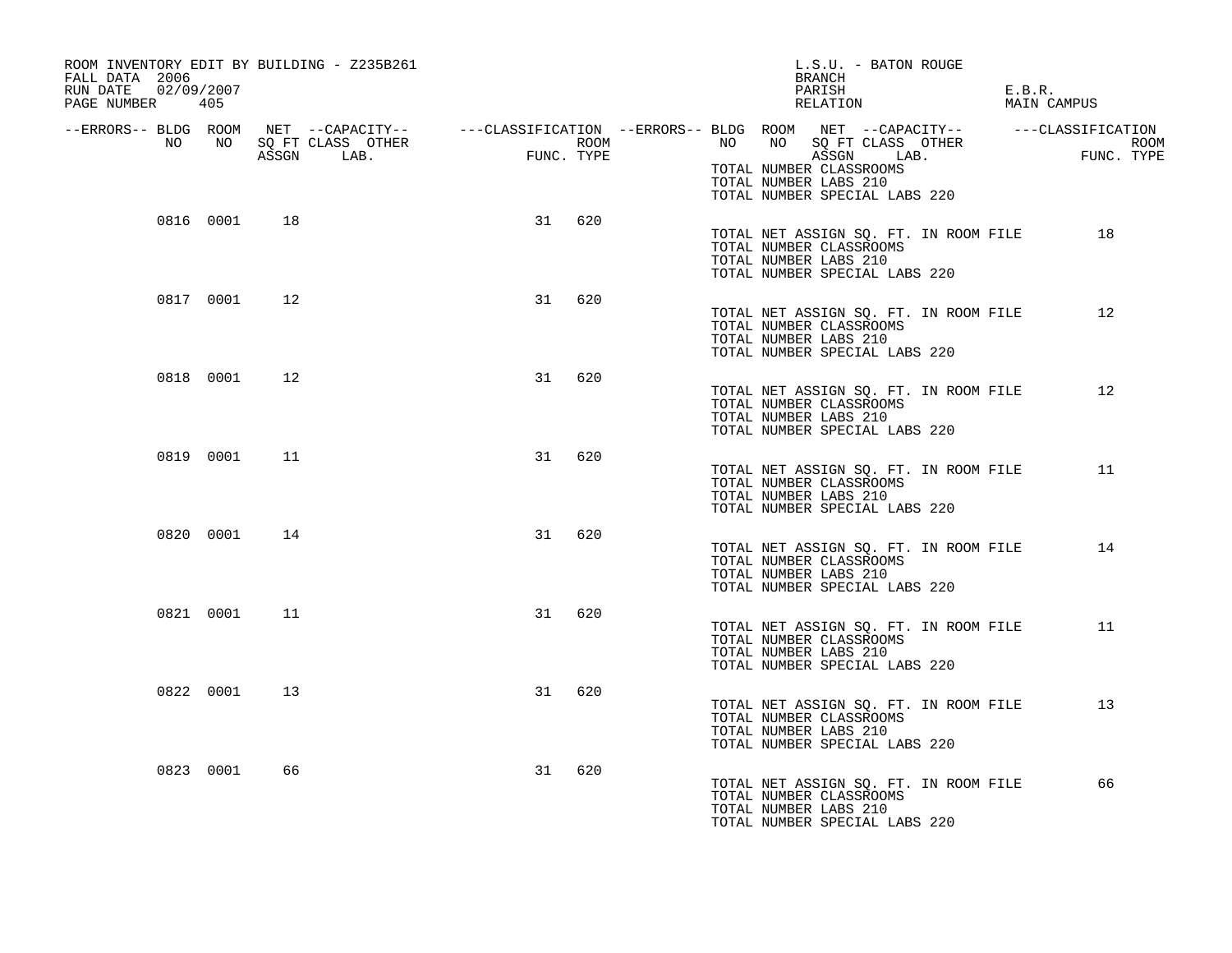ROOM INVENTORY EDIT BY BUILDING - Z235B261
FALL DATA 2006
RUN DATE 02/09/2007

L.S.U. - BATON ROUGE
BRANCH
PARISH E.B.R.
RELATION MAIN CAMPUS

| --ERRORS-- | BLDG NO | ROOM NO | NET SQ FT ASSGN | --CAPACITY-- CLASS LAB. | OTHER | ---CLASSIFICATION FUNC. | ROOM TYPE |
|---|---|---|---|---|---|---|---|
| | | | | | | | |

TOTAL NUMBER CLASSROOMS
TOTAL NUMBER LABS 210
TOTAL NUMBER SPECIAL LABS 220

| --ERRORS-- | BLDG NO | ROOM NO | NET SQ FT ASSGN | CLASS LAB. | OTHER | FUNC. | ROOM TYPE |
|---|---|---|---|---|---|---|---|
| | 0816 | 0001 | 18 | | | 31 | 620 |

TOTAL NET ASSIGN SQ. FT. IN ROOM FILE 18
TOTAL NUMBER CLASSROOMS
TOTAL NUMBER LABS 210
TOTAL NUMBER SPECIAL LABS 220

| --ERRORS-- | BLDG NO | ROOM NO | NET SQ FT ASSGN | CLASS LAB. | OTHER | FUNC. | ROOM TYPE |
|---|---|---|---|---|---|---|---|
| | 0817 | 0001 | 12 | | | 31 | 620 |

TOTAL NET ASSIGN SQ. FT. IN ROOM FILE 12
TOTAL NUMBER CLASSROOMS
TOTAL NUMBER LABS 210
TOTAL NUMBER SPECIAL LABS 220

| --ERRORS-- | BLDG NO | ROOM NO | NET SQ FT ASSGN | CLASS LAB. | OTHER | FUNC. | ROOM TYPE |
|---|---|---|---|---|---|---|---|
| | 0818 | 0001 | 12 | | | 31 | 620 |

TOTAL NET ASSIGN SQ. FT. IN ROOM FILE 12
TOTAL NUMBER CLASSROOMS
TOTAL NUMBER LABS 210
TOTAL NUMBER SPECIAL LABS 220

| --ERRORS-- | BLDG NO | ROOM NO | NET SQ FT ASSGN | CLASS LAB. | OTHER | FUNC. | ROOM TYPE |
|---|---|---|---|---|---|---|---|
| | 0819 | 0001 | 11 | | | 31 | 620 |

TOTAL NET ASSIGN SQ. FT. IN ROOM FILE 11
TOTAL NUMBER CLASSROOMS
TOTAL NUMBER LABS 210
TOTAL NUMBER SPECIAL LABS 220

| --ERRORS-- | BLDG NO | ROOM NO | NET SQ FT ASSGN | CLASS LAB. | OTHER | FUNC. | ROOM TYPE |
|---|---|---|---|---|---|---|---|
| | 0820 | 0001 | 14 | | | 31 | 620 |

TOTAL NET ASSIGN SQ. FT. IN ROOM FILE 14
TOTAL NUMBER CLASSROOMS
TOTAL NUMBER LABS 210
TOTAL NUMBER SPECIAL LABS 220

| --ERRORS-- | BLDG NO | ROOM NO | NET SQ FT ASSGN | CLASS LAB. | OTHER | FUNC. | ROOM TYPE |
|---|---|---|---|---|---|---|---|
| | 0821 | 0001 | 11 | | | 31 | 620 |

TOTAL NET ASSIGN SQ. FT. IN ROOM FILE 11
TOTAL NUMBER CLASSROOMS
TOTAL NUMBER LABS 210
TOTAL NUMBER SPECIAL LABS 220

| --ERRORS-- | BLDG NO | ROOM NO | NET SQ FT ASSGN | CLASS LAB. | OTHER | FUNC. | ROOM TYPE |
|---|---|---|---|---|---|---|---|
| | 0822 | 0001 | 13 | | | 31 | 620 |

TOTAL NET ASSIGN SQ. FT. IN ROOM FILE 13
TOTAL NUMBER CLASSROOMS
TOTAL NUMBER LABS 210
TOTAL NUMBER SPECIAL LABS 220

| --ERRORS-- | BLDG NO | ROOM NO | NET SQ FT ASSGN | CLASS LAB. | OTHER | FUNC. | ROOM TYPE |
|---|---|---|---|---|---|---|---|
| | 0823 | 0001 | 66 | | | 31 | 620 |

TOTAL NET ASSIGN SQ. FT. IN ROOM FILE 66
TOTAL NUMBER CLASSROOMS
TOTAL NUMBER LABS 210
TOTAL NUMBER SPECIAL LABS 220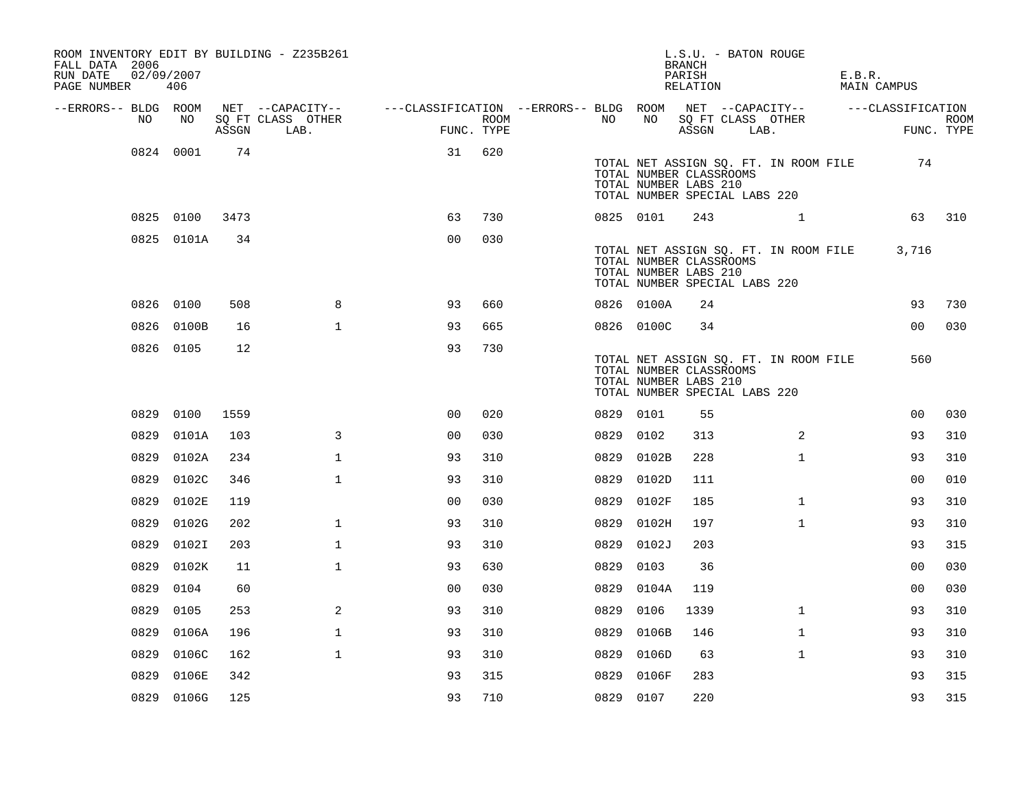ROOM INVENTORY EDIT BY BUILDING - Z235B261
FALL DATA 2006
RUN DATE 02/09/2007

L.S.U. - BATON ROUGE
BRANCH
PARISH E.B.R.
RELATION MAIN CAMPUS

| --ERRORS-- | BLDG NO | ROOM NO | NET SQ FT ASSGN | --CAPACITY-- CLASS LAB. | OTHER | ---CLASSIFICATION FUNC. | ROOM TYPE | --ERRORS-- | BLDG NO | ROOM NO | NET SQ FT ASSGN | --CAPACITY-- CLASS LAB. | OTHER | ---CLASSIFICATION FUNC. | ROOM TYPE |
|---|---|---|---|---|---|---|---|---|---|---|---|---|---|---|---|
| | 0824 | 0001 | 74 | | | 31 | 620 | | | | | | | | |
| | | | | | | | | | TOTAL NET ASSIGN SQ. FT. IN ROOM FILE | | | | | 74 | |
| | | | | | | | | | TOTAL NUMBER CLASSROOMS | | | | | | |
| | | | | | | | | | TOTAL NUMBER LABS 210 | | | | | | |
| | | | | | | | | | TOTAL NUMBER SPECIAL LABS 220 | | | | | | |
| | 0825 | 0100 | 3473 | | | 63 | 730 | | 0825 | 0101 | 243 | | 1 | 63 | 310 |
| | 0825 | 0101A | 34 | | | 00 | 030 | | | | | | | | |
| | | | | | | | | | TOTAL NET ASSIGN SQ. FT. IN ROOM FILE | | | | | 3,716 | |
| | | | | | | | | | TOTAL NUMBER CLASSROOMS | | | | | | |
| | | | | | | | | | TOTAL NUMBER LABS 210 | | | | | | |
| | | | | | | | | | TOTAL NUMBER SPECIAL LABS 220 | | | | | | |
| | 0826 | 0100 | 508 | | 8 | 93 | 660 | | 0826 | 0100A | 24 | | | 93 | 730 |
| | 0826 | 0100B | 16 | | 1 | 93 | 665 | | 0826 | 0100C | 34 | | | 00 | 030 |
| | 0826 | 0105 | 12 | | | 93 | 730 | | | | | | | | |
| | | | | | | | | | TOTAL NET ASSIGN SQ. FT. IN ROOM FILE | | | | | 560 | |
| | | | | | | | | | TOTAL NUMBER CLASSROOMS | | | | | | |
| | | | | | | | | | TOTAL NUMBER LABS 210 | | | | | | |
| | | | | | | | | | TOTAL NUMBER SPECIAL LABS 220 | | | | | | |
| | 0829 | 0100 | 1559 | | | 00 | 020 | | 0829 | 0101 | 55 | | | 00 | 030 |
| | 0829 | 0101A | 103 | | 3 | 00 | 030 | | 0829 | 0102 | 313 | | 2 | 93 | 310 |
| | 0829 | 0102A | 234 | | 1 | 93 | 310 | | 0829 | 0102B | 228 | | 1 | 93 | 310 |
| | 0829 | 0102C | 346 | | 1 | 93 | 310 | | 0829 | 0102D | 111 | | | 00 | 010 |
| | 0829 | 0102E | 119 | | | 00 | 030 | | 0829 | 0102F | 185 | | 1 | 93 | 310 |
| | 0829 | 0102G | 202 | | 1 | 93 | 310 | | 0829 | 0102H | 197 | | 1 | 93 | 310 |
| | 0829 | 0102I | 203 | | 1 | 93 | 310 | | 0829 | 0102J | 203 | | | 93 | 315 |
| | 0829 | 0102K | 11 | | 1 | 93 | 630 | | 0829 | 0103 | 36 | | | 00 | 030 |
| | 0829 | 0104 | 60 | | | 00 | 030 | | 0829 | 0104A | 119 | | | 00 | 030 |
| | 0829 | 0105 | 253 | | 2 | 93 | 310 | | 0829 | 0106 | 1339 | | 1 | 93 | 310 |
| | 0829 | 0106A | 196 | | 1 | 93 | 310 | | 0829 | 0106B | 146 | | 1 | 93 | 310 |
| | 0829 | 0106C | 162 | | 1 | 93 | 310 | | 0829 | 0106D | 63 | | 1 | 93 | 310 |
| | 0829 | 0106E | 342 | | | 93 | 315 | | 0829 | 0106F | 283 | | | 93 | 315 |
| | 0829 | 0106G | 125 | | | 93 | 710 | | 0829 | 0107 | 220 | | | 93 | 315 |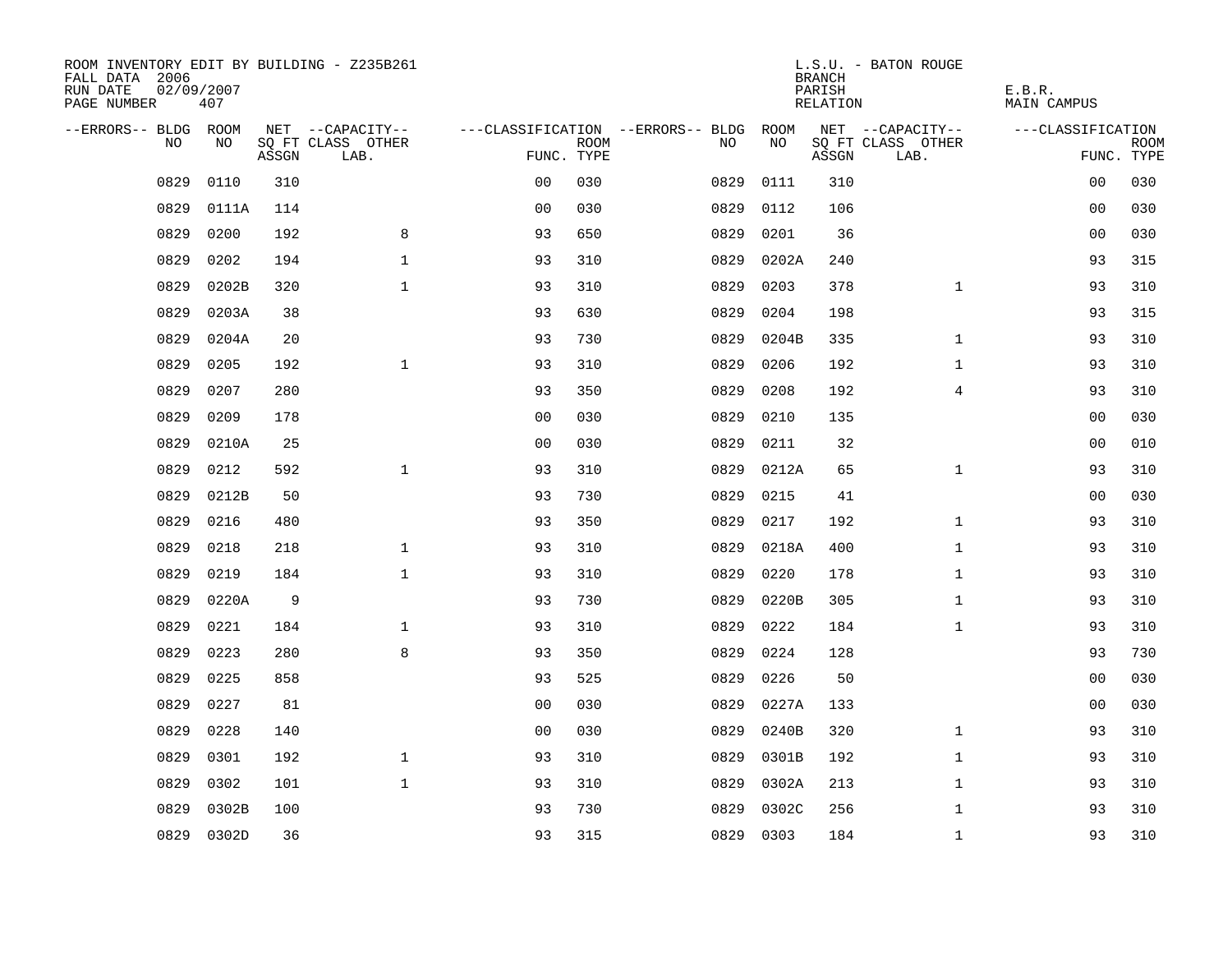ROOM INVENTORY EDIT BY BUILDING - Z235B261
FALL DATA 2006
RUN DATE 02/09/2007
PAGE NUMBER 407

L.S.U. - BATON ROUGE
BRANCH
PARISH E.B.R.
RELATION MAIN CAMPUS

| --ERRORS-- | BLDG NO | ROOM NO | NET SQ FT ASSGN | --CAPACITY-- CLASS LAB. | OTHER | ---CLASSIFICATION FUNC. | ROOM TYPE | --ERRORS-- | BLDG NO | ROOM NO | NET SQ FT ASSGN | --CAPACITY-- CLASS LAB. | OTHER | ---CLASSIFICATION FUNC. | ROOM TYPE |
|---|---|---|---|---|---|---|---|---|---|---|---|---|---|---|---|
| | 0829 | 0110 | 310 | | | 00 | 030 | | 0829 | 0111 | 310 | | | 00 | 030 |
| | 0829 | 0111A | 114 | | | 00 | 030 | | 0829 | 0112 | 106 | | | 00 | 030 |
| | 0829 | 0200 | 192 | | 8 | 93 | 650 | | 0829 | 0201 | 36 | | | 00 | 030 |
| | 0829 | 0202 | 194 | | 1 | 93 | 310 | | 0829 | 0202A | 240 | | | 93 | 315 |
| | 0829 | 0202B | 320 | | 1 | 93 | 310 | | 0829 | 0203 | 378 | | 1 | 93 | 310 |
| | 0829 | 0203A | 38 | | | 93 | 630 | | 0829 | 0204 | 198 | | | 93 | 315 |
| | 0829 | 0204A | 20 | | | 93 | 730 | | 0829 | 0204B | 335 | | 1 | 93 | 310 |
| | 0829 | 0205 | 192 | | 1 | 93 | 310 | | 0829 | 0206 | 192 | | 1 | 93 | 310 |
| | 0829 | 0207 | 280 | | | 93 | 350 | | 0829 | 0208 | 192 | | 4 | 93 | 310 |
| | 0829 | 0209 | 178 | | | 00 | 030 | | 0829 | 0210 | 135 | | | 00 | 030 |
| | 0829 | 0210A | 25 | | | 00 | 030 | | 0829 | 0211 | 32 | | | 00 | 010 |
| | 0829 | 0212 | 592 | | 1 | 93 | 310 | | 0829 | 0212A | 65 | | 1 | 93 | 310 |
| | 0829 | 0212B | 50 | | | 93 | 730 | | 0829 | 0215 | 41 | | | 00 | 030 |
| | 0829 | 0216 | 480 | | | 93 | 350 | | 0829 | 0217 | 192 | | 1 | 93 | 310 |
| | 0829 | 0218 | 218 | | 1 | 93 | 310 | | 0829 | 0218A | 400 | | 1 | 93 | 310 |
| | 0829 | 0219 | 184 | | 1 | 93 | 310 | | 0829 | 0220 | 178 | | 1 | 93 | 310 |
| | 0829 | 0220A | 9 | | | 93 | 730 | | 0829 | 0220B | 305 | | 1 | 93 | 310 |
| | 0829 | 0221 | 184 | | 1 | 93 | 310 | | 0829 | 0222 | 184 | | 1 | 93 | 310 |
| | 0829 | 0223 | 280 | | 8 | 93 | 350 | | 0829 | 0224 | 128 | | | 93 | 730 |
| | 0829 | 0225 | 858 | | | 93 | 525 | | 0829 | 0226 | 50 | | | 00 | 030 |
| | 0829 | 0227 | 81 | | | 00 | 030 | | 0829 | 0227A | 133 | | | 00 | 030 |
| | 0829 | 0228 | 140 | | | 00 | 030 | | 0829 | 0240B | 320 | | 1 | 93 | 310 |
| | 0829 | 0301 | 192 | | 1 | 93 | 310 | | 0829 | 0301B | 192 | | 1 | 93 | 310 |
| | 0829 | 0302 | 101 | | 1 | 93 | 310 | | 0829 | 0302A | 213 | | 1 | 93 | 310 |
| | 0829 | 0302B | 100 | | | 93 | 730 | | 0829 | 0302C | 256 | | 1 | 93 | 310 |
| | 0829 | 0302D | 36 | | | 93 | 315 | | 0829 | 0303 | 184 | | 1 | 93 | 310 |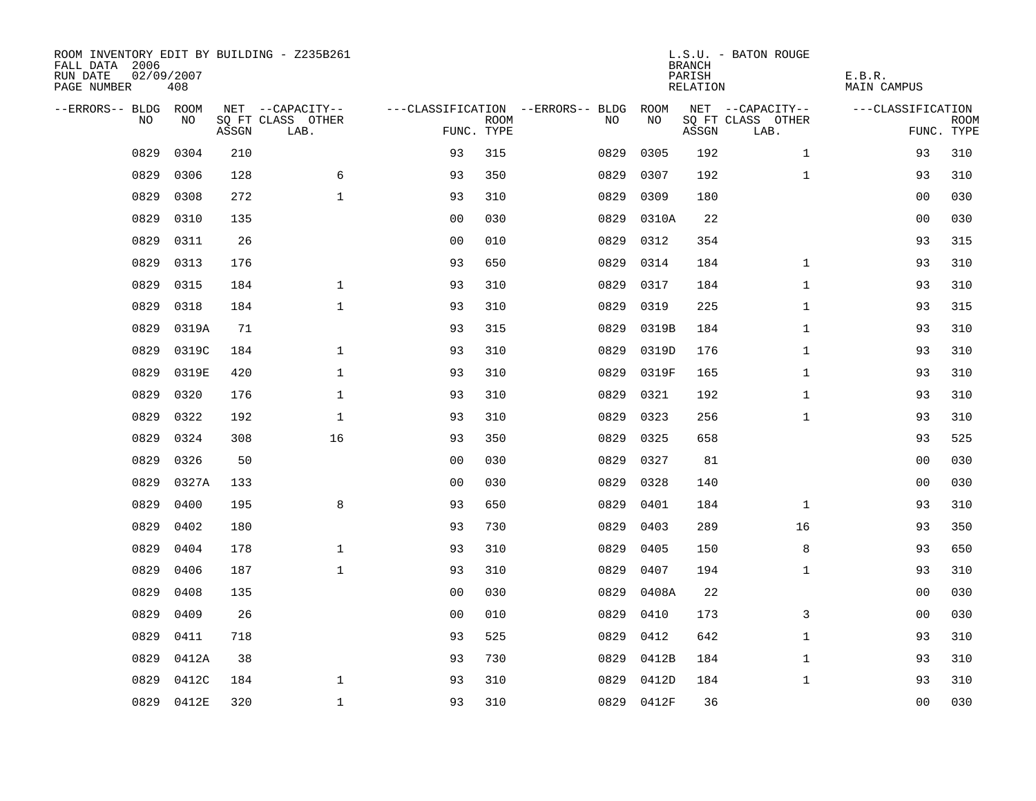ROOM INVENTORY EDIT BY BUILDING - Z235B261
FALL DATA 2006
RUN DATE 02/09/2007
PAGE NUMBER 408

L.S.U. - BATON ROUGE
BRANCH
PARISH E.B.R.
RELATION MAIN CAMPUS

| --ERRORS-- | BLDG NO | ROOM NO | NET SQ FT ASSGN | --CAPACITY-- CLASS LAB. | OTHER | ---CLASSIFICATION FUNC. | ROOM TYPE | --ERRORS-- | BLDG NO | ROOM NO | NET SQ FT ASSGN | --CAPACITY-- CLASS LAB. | OTHER | ---CLASSIFICATION FUNC. | ROOM TYPE |
|---|---|---|---|---|---|---|---|---|---|---|---|---|---|---|---|
| | 0829 | 0304 | 210 | | | 93 | 315 | | 0829 | 0305 | 192 | | 1 | 93 | 310 |
| | 0829 | 0306 | 128 | | 6 | 93 | 350 | | 0829 | 0307 | 192 | | 1 | 93 | 310 |
| | 0829 | 0308 | 272 | | 1 | 93 | 310 | | 0829 | 0309 | 180 | | | 00 | 030 |
| | 0829 | 0310 | 135 | | | 00 | 030 | | 0829 | 0310A | 22 | | | 00 | 030 |
| | 0829 | 0311 | 26 | | | 00 | 010 | | 0829 | 0312 | 354 | | | 93 | 315 |
| | 0829 | 0313 | 176 | | | 93 | 650 | | 0829 | 0314 | 184 | | 1 | 93 | 310 |
| | 0829 | 0315 | 184 | | 1 | 93 | 310 | | 0829 | 0317 | 184 | | 1 | 93 | 310 |
| | 0829 | 0318 | 184 | | 1 | 93 | 310 | | 0829 | 0319 | 225 | | 1 | 93 | 315 |
| | 0829 | 0319A | 71 | | | 93 | 315 | | 0829 | 0319B | 184 | | 1 | 93 | 310 |
| | 0829 | 0319C | 184 | | 1 | 93 | 310 | | 0829 | 0319D | 176 | | 1 | 93 | 310 |
| | 0829 | 0319E | 420 | | 1 | 93 | 310 | | 0829 | 0319F | 165 | | 1 | 93 | 310 |
| | 0829 | 0320 | 176 | | 1 | 93 | 310 | | 0829 | 0321 | 192 | | 1 | 93 | 310 |
| | 0829 | 0322 | 192 | | 1 | 93 | 310 | | 0829 | 0323 | 256 | | 1 | 93 | 310 |
| | 0829 | 0324 | 308 | | 16 | 93 | 350 | | 0829 | 0325 | 658 | | | 93 | 525 |
| | 0829 | 0326 | 50 | | | 00 | 030 | | 0829 | 0327 | 81 | | | 00 | 030 |
| | 0829 | 0327A | 133 | | | 00 | 030 | | 0829 | 0328 | 140 | | | 00 | 030 |
| | 0829 | 0400 | 195 | | 8 | 93 | 650 | | 0829 | 0401 | 184 | | 1 | 93 | 310 |
| | 0829 | 0402 | 180 | | | 93 | 730 | | 0829 | 0403 | 289 | | 16 | 93 | 350 |
| | 0829 | 0404 | 178 | | 1 | 93 | 310 | | 0829 | 0405 | 150 | | 8 | 93 | 650 |
| | 0829 | 0406 | 187 | | 1 | 93 | 310 | | 0829 | 0407 | 194 | | 1 | 93 | 310 |
| | 0829 | 0408 | 135 | | | 00 | 030 | | 0829 | 0408A | 22 | | | 00 | 030 |
| | 0829 | 0409 | 26 | | | 00 | 010 | | 0829 | 0410 | 173 | | 3 | 00 | 030 |
| | 0829 | 0411 | 718 | | | 93 | 525 | | 0829 | 0412 | 642 | | 1 | 93 | 310 |
| | 0829 | 0412A | 38 | | | 93 | 730 | | 0829 | 0412B | 184 | | 1 | 93 | 310 |
| | 0829 | 0412C | 184 | | 1 | 93 | 310 | | 0829 | 0412D | 184 | | 1 | 93 | 310 |
| | 0829 | 0412E | 320 | | 1 | 93 | 310 | | 0829 | 0412F | 36 | | | 00 | 030 |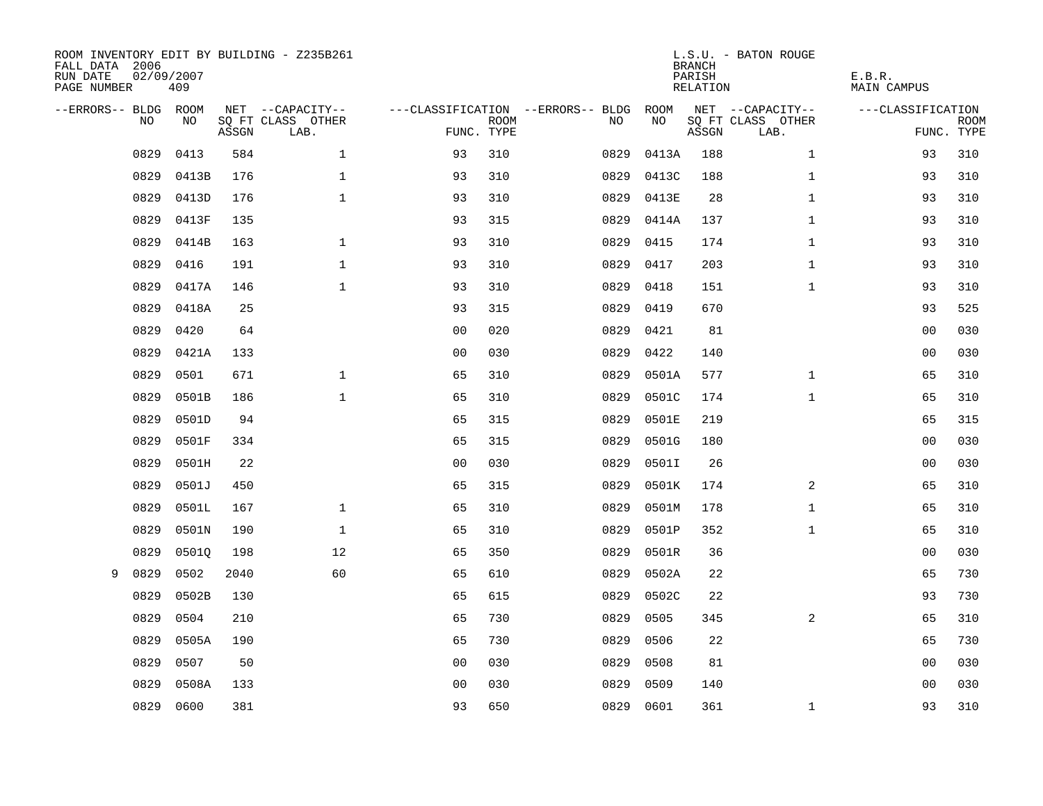ROOM INVENTORY EDIT BY BUILDING - Z235B261
FALL DATA 2006
RUN DATE 02/09/2007
PAGE NUMBER 409

L.S.U. - BATON ROUGE
BRANCH
PARISH E.B.R.
RELATION MAIN CAMPUS

| --ERRORS-- | BLDG NO | ROOM NO | NET SQ FT ASSGN | --CAPACITY-- CLASS LAB. | OTHER | ---CLASSIFICATION FUNC. | ROOM TYPE | --ERRORS-- | BLDG NO | ROOM NO | NET SQ FT ASSGN | --CAPACITY-- CLASS LAB. | OTHER | ---CLASSIFICATION FUNC. | ROOM TYPE |
|---|---|---|---|---|---|---|---|---|---|---|---|---|---|---|---|
| | 0829 | 0413 | 584 | | 1 | 93 | 310 | | 0829 | 0413A | 188 | | 1 | 93 | 310 |
| | 0829 | 0413B | 176 | | 1 | 93 | 310 | | 0829 | 0413C | 188 | | 1 | 93 | 310 |
| | 0829 | 0413D | 176 | | 1 | 93 | 310 | | 0829 | 0413E | 28 | | 1 | 93 | 310 |
| | 0829 | 0413F | 135 | | | 93 | 315 | | 0829 | 0414A | 137 | | 1 | 93 | 310 |
| | 0829 | 0414B | 163 | | 1 | 93 | 310 | | 0829 | 0415 | 174 | | 1 | 93 | 310 |
| | 0829 | 0416 | 191 | | 1 | 93 | 310 | | 0829 | 0417 | 203 | | 1 | 93 | 310 |
| | 0829 | 0417A | 146 | | 1 | 93 | 310 | | 0829 | 0418 | 151 | | 1 | 93 | 310 |
| | 0829 | 0418A | 25 | | | 93 | 315 | | 0829 | 0419 | 670 | | | 93 | 525 |
| | 0829 | 0420 | 64 | | | 00 | 020 | | 0829 | 0421 | 81 | | | 00 | 030 |
| | 0829 | 0421A | 133 | | | 00 | 030 | | 0829 | 0422 | 140 | | | 00 | 030 |
| | 0829 | 0501 | 671 | | 1 | 65 | 310 | | 0829 | 0501A | 577 | | 1 | 65 | 310 |
| | 0829 | 0501B | 186 | | 1 | 65 | 310 | | 0829 | 0501C | 174 | | 1 | 65 | 310 |
| | 0829 | 0501D | 94 | | | 65 | 315 | | 0829 | 0501E | 219 | | | 65 | 315 |
| | 0829 | 0501F | 334 | | | 65 | 315 | | 0829 | 0501G | 180 | | | 00 | 030 |
| | 0829 | 0501H | 22 | | | 00 | 030 | | 0829 | 0501I | 26 | | | 00 | 030 |
| | 0829 | 0501J | 450 | | | 65 | 315 | | 0829 | 0501K | 174 | | 2 | 65 | 310 |
| | 0829 | 0501L | 167 | | 1 | 65 | 310 | | 0829 | 0501M | 178 | | 1 | 65 | 310 |
| | 0829 | 0501N | 190 | | 1 | 65 | 310 | | 0829 | 0501P | 352 | | 1 | 65 | 310 |
| | 0829 | 0501Q | 198 | | 12 | 65 | 350 | | 0829 | 0501R | 36 | | | 00 | 030 |
| 9 | 0829 | 0502 | 2040 | | 60 | 65 | 610 | | 0829 | 0502A | 22 | | | 65 | 730 |
| | 0829 | 0502B | 130 | | | 65 | 615 | | 0829 | 0502C | 22 | | | 93 | 730 |
| | 0829 | 0504 | 210 | | | 65 | 730 | | 0829 | 0505 | 345 | | 2 | 65 | 310 |
| | 0829 | 0505A | 190 | | | 65 | 730 | | 0829 | 0506 | 22 | | | 65 | 730 |
| | 0829 | 0507 | 50 | | | 00 | 030 | | 0829 | 0508 | 81 | | | 00 | 030 |
| | 0829 | 0508A | 133 | | | 00 | 030 | | 0829 | 0509 | 140 | | | 00 | 030 |
| | 0829 | 0600 | 381 | | | 93 | 650 | | 0829 | 0601 | 361 | | 1 | 93 | 310 |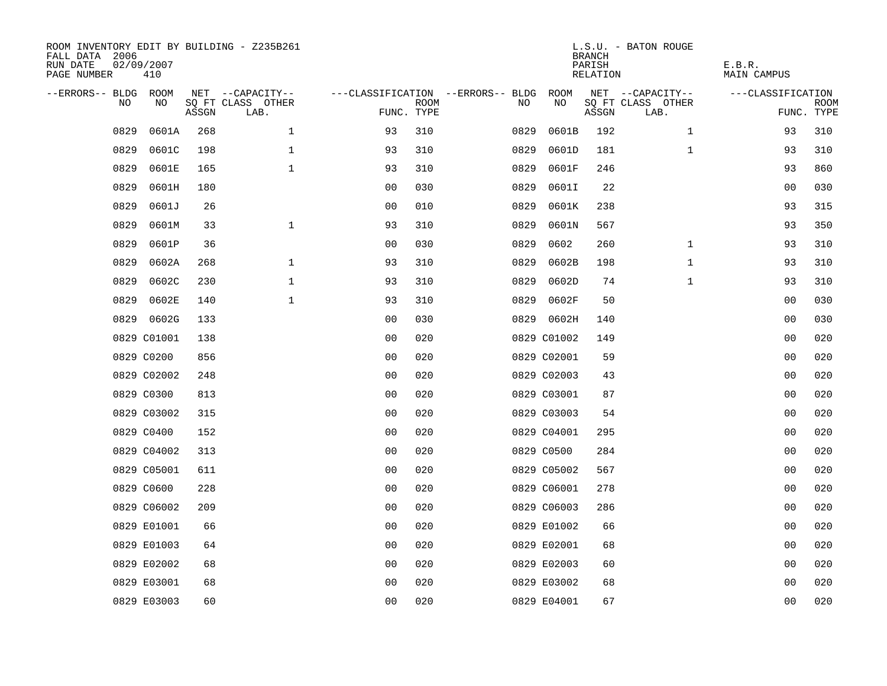ROOM INVENTORY EDIT BY BUILDING - Z235B261
FALL DATA 2006
RUN DATE 02/09/2007
PAGE NUMBER 410

L.S.U. - BATON ROUGE
BRANCH
PARISH E.B.R.
RELATION MAIN CAMPUS

| --ERRORS-- | BLDG NO | ROOM NO | NET SQ FT ASSGN | --CAPACITY-- CLASS LAB. | OTHER | ---CLASSIFICATION FUNC. | ROOM TYPE | --ERRORS-- | BLDG NO | ROOM NO | NET SQ FT ASSGN | --CAPACITY-- CLASS LAB. | OTHER | ---CLASSIFICATION FUNC. | ROOM TYPE |
|---|---|---|---|---|---|---|---|---|---|---|---|---|---|---|---|
| | 0829 | 0601A | 268 | | 1 | 93 | 310 | | 0829 | 0601B | 192 | | 1 | 93 | 310 |
| | 0829 | 0601C | 198 | | 1 | 93 | 310 | | 0829 | 0601D | 181 | | 1 | 93 | 310 |
| | 0829 | 0601E | 165 | | 1 | 93 | 310 | | 0829 | 0601F | 246 | | | 93 | 860 |
| | 0829 | 0601H | 180 | | | 00 | 030 | | 0829 | 0601I | 22 | | | 00 | 030 |
| | 0829 | 0601J | 26 | | | 00 | 010 | | 0829 | 0601K | 238 | | | 93 | 315 |
| | 0829 | 0601M | 33 | | 1 | 93 | 310 | | 0829 | 0601N | 567 | | | 93 | 350 |
| | 0829 | 0601P | 36 | | | 00 | 030 | | 0829 | 0602 | 260 | | 1 | 93 | 310 |
| | 0829 | 0602A | 268 | | 1 | 93 | 310 | | 0829 | 0602B | 198 | | 1 | 93 | 310 |
| | 0829 | 0602C | 230 | | 1 | 93 | 310 | | 0829 | 0602D | 74 | | 1 | 93 | 310 |
| | 0829 | 0602E | 140 | | 1 | 93 | 310 | | 0829 | 0602F | 50 | | | 00 | 030 |
| | 0829 | 0602G | 133 | | | 00 | 030 | | 0829 | 0602H | 140 | | | 00 | 030 |
| | 0829 | C01001 | 138 | | | 00 | 020 | | 0829 | C01002 | 149 | | | 00 | 020 |
| | 0829 | C0200 | 856 | | | 00 | 020 | | 0829 | C02001 | 59 | | | 00 | 020 |
| | 0829 | C02002 | 248 | | | 00 | 020 | | 0829 | C02003 | 43 | | | 00 | 020 |
| | 0829 | C0300 | 813 | | | 00 | 020 | | 0829 | C03001 | 87 | | | 00 | 020 |
| | 0829 | C03002 | 315 | | | 00 | 020 | | 0829 | C03003 | 54 | | | 00 | 020 |
| | 0829 | C0400 | 152 | | | 00 | 020 | | 0829 | C04001 | 295 | | | 00 | 020 |
| | 0829 | C04002 | 313 | | | 00 | 020 | | 0829 | C0500 | 284 | | | 00 | 020 |
| | 0829 | C05001 | 611 | | | 00 | 020 | | 0829 | C05002 | 567 | | | 00 | 020 |
| | 0829 | C0600 | 228 | | | 00 | 020 | | 0829 | C06001 | 278 | | | 00 | 020 |
| | 0829 | C06002 | 209 | | | 00 | 020 | | 0829 | C06003 | 286 | | | 00 | 020 |
| | 0829 | E01001 | 66 | | | 00 | 020 | | 0829 | E01002 | 66 | | | 00 | 020 |
| | 0829 | E01003 | 64 | | | 00 | 020 | | 0829 | E02001 | 68 | | | 00 | 020 |
| | 0829 | E02002 | 68 | | | 00 | 020 | | 0829 | E02003 | 60 | | | 00 | 020 |
| | 0829 | E03001 | 68 | | | 00 | 020 | | 0829 | E03002 | 68 | | | 00 | 020 |
| | 0829 | E03003 | 60 | | | 00 | 020 | | 0829 | E04001 | 67 | | | 00 | 020 |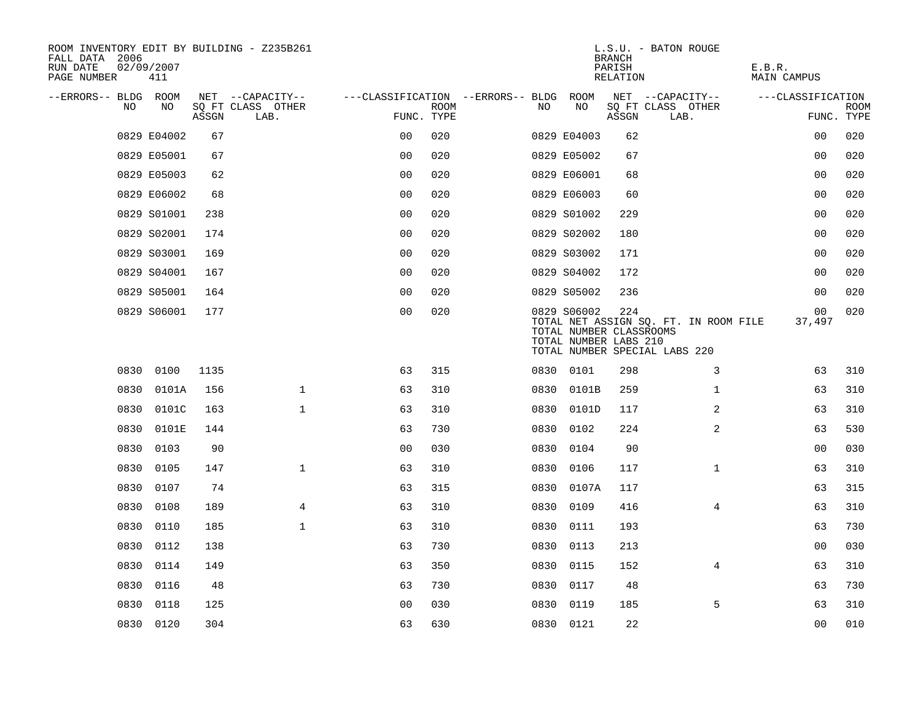ROOM INVENTORY EDIT BY BUILDING - Z235B261
FALL DATA 2006
RUN DATE 02/09/2007
PAGE NUMBER 411

L.S.U. - BATON ROUGE
BRANCH
PARISH E.B.R.
RELATION MAIN CAMPUS

| --ERRORS-- | BLDG NO | ROOM NO | NET SQ FT ASSGN | CAPACITY CLASS | CAPACITY OTHER LAB. | FUNC. | ROOM TYPE | --ERRORS-- | BLDG NO | ROOM NO | NET SQ FT ASSGN | CAPACITY CLASS | CAPACITY OTHER LAB. | FUNC. | ROOM TYPE |
|---|---|---|---|---|---|---|---|---|---|---|---|---|---|---|---|
| | 0829 | E04002 | 67 | | | 00 | 020 | | 0829 | E04003 | 62 | | | 00 | 020 |
| | 0829 | E05001 | 67 | | | 00 | 020 | | 0829 | E05002 | 67 | | | 00 | 020 |
| | 0829 | E05003 | 62 | | | 00 | 020 | | 0829 | E06001 | 68 | | | 00 | 020 |
| | 0829 | E06002 | 68 | | | 00 | 020 | | 0829 | E06003 | 60 | | | 00 | 020 |
| | 0829 | S01001 | 238 | | | 00 | 020 | | 0829 | S01002 | 229 | | | 00 | 020 |
| | 0829 | S02001 | 174 | | | 00 | 020 | | 0829 | S02002 | 180 | | | 00 | 020 |
| | 0829 | S03001 | 169 | | | 00 | 020 | | 0829 | S03002 | 171 | | | 00 | 020 |
| | 0829 | S04001 | 167 | | | 00 | 020 | | 0829 | S04002 | 172 | | | 00 | 020 |
| | 0829 | S05001 | 164 | | | 00 | 020 | | 0829 | S05002 | 236 | | | 00 | 020 |
| | 0829 | S06001 | 177 | | | 00 | 020 | | 0829 | S06002 | 224 | | | 00 | 020 |

TOTAL NET ASSIGN SQ. FT. IN ROOM FILE 37,497
TOTAL NUMBER CLASSROOMS
TOTAL NUMBER LABS 210
TOTAL NUMBER SPECIAL LABS 220

| --ERRORS-- | BLDG NO | ROOM NO | NET SQ FT ASSGN | CAPACITY CLASS | CAPACITY OTHER LAB. | FUNC. | ROOM TYPE | --ERRORS-- | BLDG NO | ROOM NO | NET SQ FT ASSGN | CAPACITY CLASS | CAPACITY OTHER LAB. | FUNC. | ROOM TYPE |
|---|---|---|---|---|---|---|---|---|---|---|---|---|---|---|---|
| | 0830 | 0100 | 1135 | | | 63 | 315 | | 0830 | 0101 | 298 | | 3 | 63 | 310 |
| | 0830 | 0101A | 156 | | 1 | 63 | 310 | | 0830 | 0101B | 259 | | 1 | 63 | 310 |
| | 0830 | 0101C | 163 | | 1 | 63 | 310 | | 0830 | 0101D | 117 | | 2 | 63 | 310 |
| | 0830 | 0101E | 144 | | | 63 | 730 | | 0830 | 0102 | 224 | | 2 | 63 | 530 |
| | 0830 | 0103 | 90 | | | 00 | 030 | | 0830 | 0104 | 90 | | | 00 | 030 |
| | 0830 | 0105 | 147 | | 1 | 63 | 310 | | 0830 | 0106 | 117 | | 1 | 63 | 310 |
| | 0830 | 0107 | 74 | | | 63 | 315 | | 0830 | 0107A | 117 | | | 63 | 315 |
| | 0830 | 0108 | 189 | | 4 | 63 | 310 | | 0830 | 0109 | 416 | | 4 | 63 | 310 |
| | 0830 | 0110 | 185 | | 1 | 63 | 310 | | 0830 | 0111 | 193 | | | 63 | 730 |
| | 0830 | 0112 | 138 | | | 63 | 730 | | 0830 | 0113 | 213 | | | 00 | 030 |
| | 0830 | 0114 | 149 | | | 63 | 350 | | 0830 | 0115 | 152 | | 4 | 63 | 310 |
| | 0830 | 0116 | 48 | | | 63 | 730 | | 0830 | 0117 | 48 | | | 63 | 730 |
| | 0830 | 0118 | 125 | | | 00 | 030 | | 0830 | 0119 | 185 | | 5 | 63 | 310 |
| | 0830 | 0120 | 304 | | | 63 | 630 | | 0830 | 0121 | 22 | | | 00 | 010 |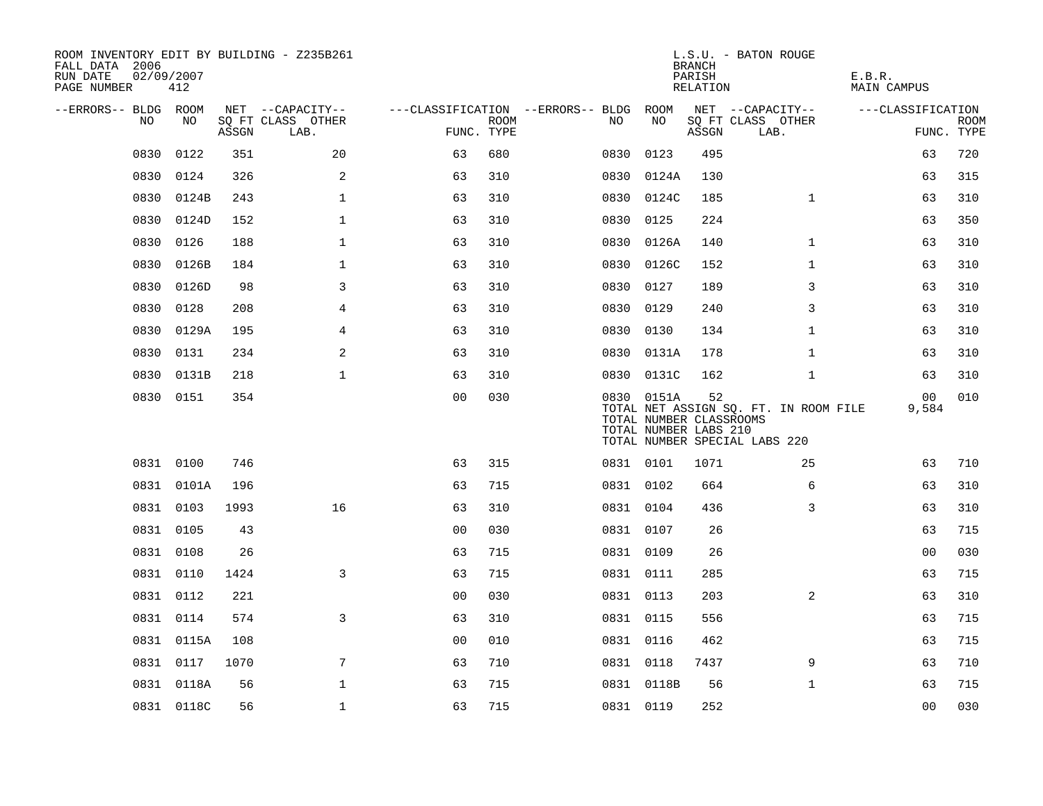ROOM INVENTORY EDIT BY BUILDING - Z235B261
FALL DATA 2006
RUN DATE 02/09/2007
PAGE NUMBER 412

L.S.U. - BATON ROUGE
BRANCH
PARISH E.B.R.
RELATION MAIN CAMPUS

| --ERRORS-- | BLDG NO | ROOM NO | NET SQ FT ASSGN | --CAPACITY-- CLASS LAB. | OTHER | ---CLASSIFICATION FUNC. | ROOM TYPE | --ERRORS-- | BLDG NO | ROOM NO | NET SQ FT ASSGN | --CAPACITY-- CLASS LAB. | OTHER | ---CLASSIFICATION FUNC. | ROOM TYPE |
|---|---|---|---|---|---|---|---|---|---|---|---|---|---|---|---|
| | 0830 | 0122 | 351 | 20 | | 63 | 680 | | 0830 | 0123 | 495 | | | 63 | 720 |
| | 0830 | 0124 | 326 | 2 | | 63 | 310 | | 0830 | 0124A | 130 | | | 63 | 315 |
| | 0830 | 0124B | 243 | 1 | | 63 | 310 | | 0830 | 0124C | 185 | 1 | | 63 | 310 |
| | 0830 | 0124D | 152 | 1 | | 63 | 310 | | 0830 | 0125 | 224 | | | 63 | 350 |
| | 0830 | 0126 | 188 | 1 | | 63 | 310 | | 0830 | 0126A | 140 | 1 | | 63 | 310 |
| | 0830 | 0126B | 184 | 1 | | 63 | 310 | | 0830 | 0126C | 152 | 1 | | 63 | 310 |
| | 0830 | 0126D | 98 | 3 | | 63 | 310 | | 0830 | 0127 | 189 | 3 | | 63 | 310 |
| | 0830 | 0128 | 208 | 4 | | 63 | 310 | | 0830 | 0129 | 240 | 3 | | 63 | 310 |
| | 0830 | 0129A | 195 | 4 | | 63 | 310 | | 0830 | 0130 | 134 | 1 | | 63 | 310 |
| | 0830 | 0131 | 234 | 2 | | 63 | 310 | | 0830 | 0131A | 178 | 1 | | 63 | 310 |
| | 0830 | 0131B | 218 | 1 | | 63 | 310 | | 0830 | 0131C | 162 | 1 | | 63 | 310 |
| | 0830 | 0151 | 354 | | | 00 | 030 | | 0830 | 0151A | 52 | | | 00 | 010 |
| | | | | | | | | | TOTAL NET ASSIGN SQ. FT. IN ROOM FILE | | | | | 9,584 | |
| | | | | | | | | | TOTAL NUMBER CLASSROOMS | | | | | | |
| | | | | | | | | | TOTAL NUMBER LABS 210 | | | | | | |
| | | | | | | | | | TOTAL NUMBER SPECIAL LABS 220 | | | | | | |
| | 0831 | 0100 | 746 | | | 63 | 315 | | 0831 | 0101 | 1071 | 25 | | 63 | 710 |
| | 0831 | 0101A | 196 | | | 63 | 715 | | 0831 | 0102 | 664 | 6 | | 63 | 310 |
| | 0831 | 0103 | 1993 | 16 | | 63 | 310 | | 0831 | 0104 | 436 | 3 | | 63 | 310 |
| | 0831 | 0105 | 43 | | | 00 | 030 | | 0831 | 0107 | 26 | | | 63 | 715 |
| | 0831 | 0108 | 26 | | | 63 | 715 | | 0831 | 0109 | 26 | | | 00 | 030 |
| | 0831 | 0110 | 1424 | 3 | | 63 | 715 | | 0831 | 0111 | 285 | | | 63 | 715 |
| | 0831 | 0112 | 221 | | | 00 | 030 | | 0831 | 0113 | 203 | 2 | | 63 | 310 |
| | 0831 | 0114 | 574 | 3 | | 63 | 310 | | 0831 | 0115 | 556 | | | 63 | 715 |
| | 0831 | 0115A | 108 | | | 00 | 010 | | 0831 | 0116 | 462 | | | 63 | 715 |
| | 0831 | 0117 | 1070 | 7 | | 63 | 710 | | 0831 | 0118 | 7437 | 9 | | 63 | 710 |
| | 0831 | 0118A | 56 | 1 | | 63 | 715 | | 0831 | 0118B | 56 | 1 | | 63 | 715 |
| | 0831 | 0118C | 56 | 1 | | 63 | 715 | | 0831 | 0119 | 252 | | | 00 | 030 |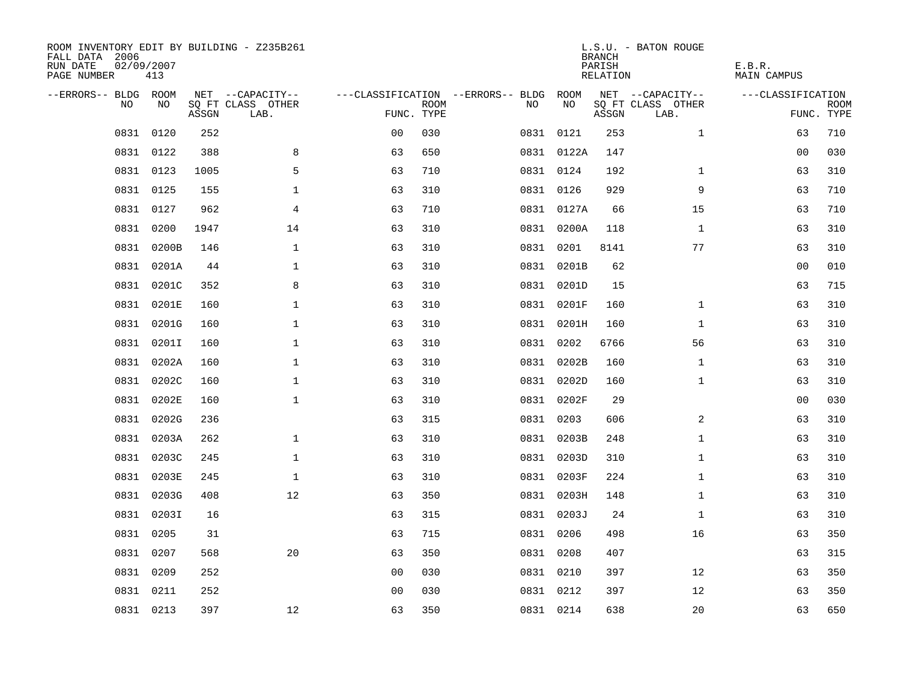ROOM INVENTORY EDIT BY BUILDING - Z235B261
FALL DATA 2006
RUN DATE 02/09/2007
PAGE NUMBER 413

L.S.U. - BATON ROUGE
BRANCH
PARISH E.B.R.
RELATION MAIN CAMPUS

| --ERRORS-- | BLDG NO | ROOM NO | NET SQ FT ASSGN | --CAPACITY-- CLASS LAB. | OTHER | ---CLASSIFICATION FUNC. | ROOM TYPE | --ERRORS-- | BLDG NO | ROOM NO | NET SQ FT ASSGN | --CAPACITY-- CLASS LAB. | OTHER | ---CLASSIFICATION FUNC. | ROOM TYPE |
|---|---|---|---|---|---|---|---|---|---|---|---|---|---|---|---|
| | 0831 | 0120 | 252 | | | 00 | 030 | | 0831 | 0121 | 253 | | 1 | 63 | 710 |
| | 0831 | 0122 | 388 | | 8 | 63 | 650 | | 0831 | 0122A | 147 | | | 00 | 030 |
| | 0831 | 0123 | 1005 | | 5 | 63 | 710 | | 0831 | 0124 | 192 | | 1 | 63 | 310 |
| | 0831 | 0125 | 155 | | 1 | 63 | 310 | | 0831 | 0126 | 929 | | 9 | 63 | 710 |
| | 0831 | 0127 | 962 | | 4 | 63 | 710 | | 0831 | 0127A | 66 | | 15 | 63 | 710 |
| | 0831 | 0200 | 1947 | | 14 | 63 | 310 | | 0831 | 0200A | 118 | | 1 | 63 | 310 |
| | 0831 | 0200B | 146 | | 1 | 63 | 310 | | 0831 | 0201 | 8141 | | 77 | 63 | 310 |
| | 0831 | 0201A | 44 | | 1 | 63 | 310 | | 0831 | 0201B | 62 | | | 00 | 010 |
| | 0831 | 0201C | 352 | | 8 | 63 | 310 | | 0831 | 0201D | 15 | | | 63 | 715 |
| | 0831 | 0201E | 160 | | 1 | 63 | 310 | | 0831 | 0201F | 160 | | 1 | 63 | 310 |
| | 0831 | 0201G | 160 | | 1 | 63 | 310 | | 0831 | 0201H | 160 | | 1 | 63 | 310 |
| | 0831 | 0201I | 160 | | 1 | 63 | 310 | | 0831 | 0202 | 6766 | | 56 | 63 | 310 |
| | 0831 | 0202A | 160 | | 1 | 63 | 310 | | 0831 | 0202B | 160 | | 1 | 63 | 310 |
| | 0831 | 0202C | 160 | | 1 | 63 | 310 | | 0831 | 0202D | 160 | | 1 | 63 | 310 |
| | 0831 | 0202E | 160 | | 1 | 63 | 310 | | 0831 | 0202F | 29 | | | 00 | 030 |
| | 0831 | 0202G | 236 | | | 63 | 315 | | 0831 | 0203 | 606 | | 2 | 63 | 310 |
| | 0831 | 0203A | 262 | | 1 | 63 | 310 | | 0831 | 0203B | 248 | | 1 | 63 | 310 |
| | 0831 | 0203C | 245 | | 1 | 63 | 310 | | 0831 | 0203D | 310 | | 1 | 63 | 310 |
| | 0831 | 0203E | 245 | | 1 | 63 | 310 | | 0831 | 0203F | 224 | | 1 | 63 | 310 |
| | 0831 | 0203G | 408 | | 12 | 63 | 350 | | 0831 | 0203H | 148 | | 1 | 63 | 310 |
| | 0831 | 0203I | 16 | | | 63 | 315 | | 0831 | 0203J | 24 | | 1 | 63 | 310 |
| | 0831 | 0205 | 31 | | | 63 | 715 | | 0831 | 0206 | 498 | | 16 | 63 | 350 |
| | 0831 | 0207 | 568 | | 20 | 63 | 350 | | 0831 | 0208 | 407 | | | 63 | 315 |
| | 0831 | 0209 | 252 | | | 00 | 030 | | 0831 | 0210 | 397 | | 12 | 63 | 350 |
| | 0831 | 0211 | 252 | | | 00 | 030 | | 0831 | 0212 | 397 | | 12 | 63 | 350 |
| | 0831 | 0213 | 397 | | 12 | 63 | 350 | | 0831 | 0214 | 638 | | 20 | 63 | 650 |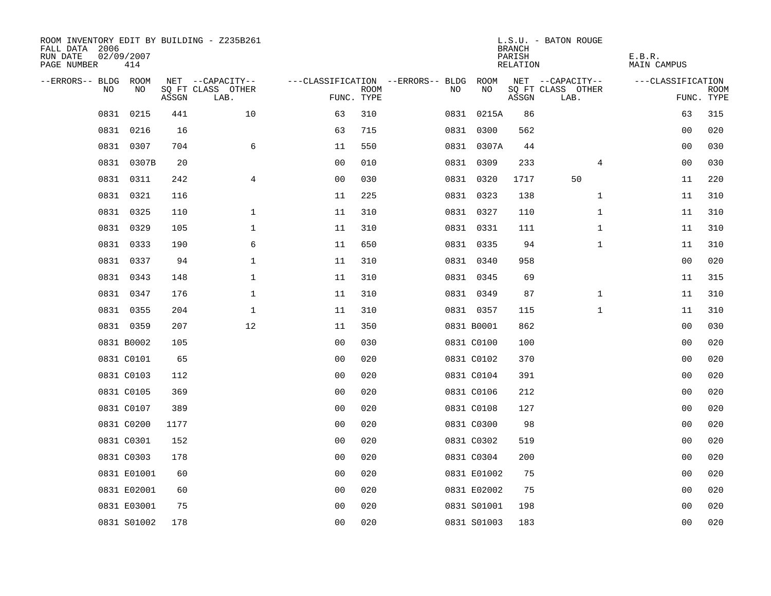ROOM INVENTORY EDIT BY BUILDING - Z235B261
FALL DATA 2006
RUN DATE 02/09/2007
PAGE NUMBER 414

L.S.U. - BATON ROUGE
BRANCH
PARISH E.B.R.
RELATION MAIN CAMPUS

| --ERRORS-- | BLDG NO | ROOM NO | NET SQ FT ASSGN | --CAPACITY-- CLASS | OTHER LAB. | ---CLASSIFICATION FUNC. | ROOM TYPE | --ERRORS-- | BLDG NO | ROOM NO | NET SQ FT ASSGN | --CAPACITY-- CLASS | OTHER LAB. | ---CLASSIFICATION FUNC. | ROOM TYPE |
|---|---|---|---|---|---|---|---|---|---|---|---|---|---|---|---|
| | 0831 | 0215 | 441 | | 10 | 63 | 310 | | 0831 | 0215A | 86 | | | 63 | 315 |
| | 0831 | 0216 | 16 | | | 63 | 715 | | 0831 | 0300 | 562 | | | 00 | 020 |
| | 0831 | 0307 | 704 | | 6 | 11 | 550 | | 0831 | 0307A | 44 | | | 00 | 030 |
| | 0831 | 0307B | 20 | | | 00 | 010 | | 0831 | 0309 | 233 | | 4 | 00 | 030 |
| | 0831 | 0311 | 242 | | 4 | 00 | 030 | | 0831 | 0320 | 1717 | 50 | | 11 | 220 |
| | 0831 | 0321 | 116 | | | 11 | 225 | | 0831 | 0323 | 138 | | 1 | 11 | 310 |
| | 0831 | 0325 | 110 | | 1 | 11 | 310 | | 0831 | 0327 | 110 | | 1 | 11 | 310 |
| | 0831 | 0329 | 105 | | 1 | 11 | 310 | | 0831 | 0331 | 111 | | 1 | 11 | 310 |
| | 0831 | 0333 | 190 | | 6 | 11 | 650 | | 0831 | 0335 | 94 | | 1 | 11 | 310 |
| | 0831 | 0337 | 94 | | 1 | 11 | 310 | | 0831 | 0340 | 958 | | | 00 | 020 |
| | 0831 | 0343 | 148 | | 1 | 11 | 310 | | 0831 | 0345 | 69 | | | 11 | 315 |
| | 0831 | 0347 | 176 | | 1 | 11 | 310 | | 0831 | 0349 | 87 | | 1 | 11 | 310 |
| | 0831 | 0355 | 204 | | 1 | 11 | 310 | | 0831 | 0357 | 115 | | 1 | 11 | 310 |
| | 0831 | 0359 | 207 | | 12 | 11 | 350 | | 0831 | B0001 | 862 | | | 00 | 030 |
| | 0831 | B0002 | 105 | | | 00 | 030 | | 0831 | C0100 | 100 | | | 00 | 020 |
| | 0831 | C0101 | 65 | | | 00 | 020 | | 0831 | C0102 | 370 | | | 00 | 020 |
| | 0831 | C0103 | 112 | | | 00 | 020 | | 0831 | C0104 | 391 | | | 00 | 020 |
| | 0831 | C0105 | 369 | | | 00 | 020 | | 0831 | C0106 | 212 | | | 00 | 020 |
| | 0831 | C0107 | 389 | | | 00 | 020 | | 0831 | C0108 | 127 | | | 00 | 020 |
| | 0831 | C0200 | 1177 | | | 00 | 020 | | 0831 | C0300 | 98 | | | 00 | 020 |
| | 0831 | C0301 | 152 | | | 00 | 020 | | 0831 | C0302 | 519 | | | 00 | 020 |
| | 0831 | C0303 | 178 | | | 00 | 020 | | 0831 | C0304 | 200 | | | 00 | 020 |
| | 0831 | E01001 | 60 | | | 00 | 020 | | 0831 | E01002 | 75 | | | 00 | 020 |
| | 0831 | E02001 | 60 | | | 00 | 020 | | 0831 | E02002 | 75 | | | 00 | 020 |
| | 0831 | E03001 | 75 | | | 00 | 020 | | 0831 | S01001 | 198 | | | 00 | 020 |
| | 0831 | S01002 | 178 | | | 00 | 020 | | 0831 | S01003 | 183 | | | 00 | 020 |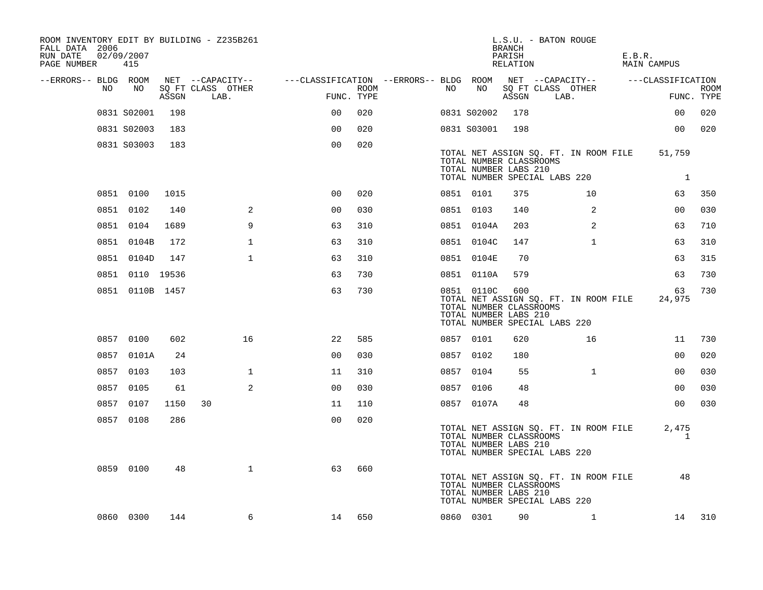ROOM INVENTORY EDIT BY BUILDING - Z235B261
FALL DATA 2006
RUN DATE 02/09/2007
PAGE NUMBER 415

L.S.U. - BATON ROUGE
BRANCH
PARISH E.B.R.
RELATION MAIN CAMPUS

| --ERRORS-- | BLDG NO | ROOM NO | NET SQ FT ASSGN | CAPACITY CLASS | CAPACITY LAB. | CAPACITY OTHER | CLASSIFICATION FUNC. | ROOM TYPE | --ERRORS-- | BLDG NO | ROOM NO | NET SQ FT ASSGN | CAPACITY CLASS | CAPACITY LAB. | CAPACITY OTHER | CLASSIFICATION FUNC. | ROOM TYPE |
|---|---|---|---|---|---|---|---|---|---|---|---|---|---|---|---|---|---|
| | 0831 | S02001 | 198 | | | | 00 | 020 | | 0831 | S02002 | 178 | | | | 00 | 020 |
| | 0831 | S02003 | 183 | | | | 00 | 020 | | 0831 | S03001 | 198 | | | | 00 | 020 |
| | 0831 | S03003 | 183 | | | | 00 | 020 | | | | | | | | | |

TOTAL NET ASSIGN SQ. FT. IN ROOM FILE 51,759
TOTAL NUMBER CLASSROOMS
TOTAL NUMBER LABS 210
TOTAL NUMBER SPECIAL LABS 220 1

| --ERRORS-- | BLDG NO | ROOM NO | NET SQ FT ASSGN | CAPACITY CLASS | CAPACITY LAB. | CAPACITY OTHER | CLASSIFICATION FUNC. | ROOM TYPE | --ERRORS-- | BLDG NO | ROOM NO | NET SQ FT ASSGN | CAPACITY CLASS | CAPACITY LAB. | CAPACITY OTHER | CLASSIFICATION FUNC. | ROOM TYPE |
|---|---|---|---|---|---|---|---|---|---|---|---|---|---|---|---|---|---|
| | 0851 | 0100 | 1015 | | | | 00 | 020 | | 0851 | 0101 | 375 | | | 10 | 63 | 350 |
| | 0851 | 0102 | 140 | | | 2 | 00 | 030 | | 0851 | 0103 | 140 | | | 2 | 00 | 030 |
| | 0851 | 0104 | 1689 | | | 9 | 63 | 310 | | 0851 | 0104A | 203 | | | 2 | 63 | 710 |
| | 0851 | 0104B | 172 | | | 1 | 63 | 310 | | 0851 | 0104C | 147 | | | 1 | 63 | 310 |
| | 0851 | 0104D | 147 | | | 1 | 63 | 310 | | 0851 | 0104E | 70 | | | | 63 | 315 |
| | 0851 | 0110 | 19536 | | | | 63 | 730 | | 0851 | 0110A | 579 | | | | 63 | 730 |
| | 0851 | 0110B | 1457 | | | | 63 | 730 | | 0851 | 0110C | 600 | | | | 63 | 730 |

TOTAL NET ASSIGN SQ. FT. IN ROOM FILE 24,975
TOTAL NUMBER CLASSROOMS
TOTAL NUMBER LABS 210
TOTAL NUMBER SPECIAL LABS 220

| --ERRORS-- | BLDG NO | ROOM NO | NET SQ FT ASSGN | CAPACITY CLASS | CAPACITY LAB. | CAPACITY OTHER | CLASSIFICATION FUNC. | ROOM TYPE | --ERRORS-- | BLDG NO | ROOM NO | NET SQ FT ASSGN | CAPACITY CLASS | CAPACITY LAB. | CAPACITY OTHER | CLASSIFICATION FUNC. | ROOM TYPE |
|---|---|---|---|---|---|---|---|---|---|---|---|---|---|---|---|---|---|
| | 0857 | 0100 | 602 | | | 16 | 22 | 585 | | 0857 | 0101 | 620 | | | 16 | 11 | 730 |
| | 0857 | 0101A | 24 | | | | 00 | 030 | | 0857 | 0102 | 180 | | | | 00 | 020 |
| | 0857 | 0103 | 103 | | | 1 | 11 | 310 | | 0857 | 0104 | 55 | | | 1 | 00 | 030 |
| | 0857 | 0105 | 61 | | | 2 | 00 | 030 | | 0857 | 0106 | 48 | | | | 00 | 030 |
| | 0857 | 0107 | 1150 | 30 | | | 11 | 110 | | 0857 | 0107A | 48 | | | | 00 | 030 |
| | 0857 | 0108 | 286 | | | | 00 | 020 | | | | | | | | | |

TOTAL NET ASSIGN SQ. FT. IN ROOM FILE 2,475
TOTAL NUMBER CLASSROOMS 1
TOTAL NUMBER LABS 210
TOTAL NUMBER SPECIAL LABS 220

| --ERRORS-- | BLDG NO | ROOM NO | NET SQ FT ASSGN | CAPACITY CLASS | CAPACITY LAB. | CAPACITY OTHER | CLASSIFICATION FUNC. | ROOM TYPE |
|---|---|---|---|---|---|---|---|---|
| | 0859 | 0100 | 48 | | | 1 | 63 | 660 |

TOTAL NET ASSIGN SQ. FT. IN ROOM FILE 48
TOTAL NUMBER CLASSROOMS
TOTAL NUMBER LABS 210
TOTAL NUMBER SPECIAL LABS 220

| --ERRORS-- | BLDG NO | ROOM NO | NET SQ FT ASSGN | CAPACITY CLASS | CAPACITY LAB. | CAPACITY OTHER | CLASSIFICATION FUNC. | ROOM TYPE | --ERRORS-- | BLDG NO | ROOM NO | NET SQ FT ASSGN | CAPACITY CLASS | CAPACITY LAB. | CAPACITY OTHER | CLASSIFICATION FUNC. | ROOM TYPE |
|---|---|---|---|---|---|---|---|---|---|---|---|---|---|---|---|---|---|
| | 0860 | 0300 | 144 | | | 6 | 14 | 650 | | 0860 | 0301 | 90 | | | 1 | 14 | 310 |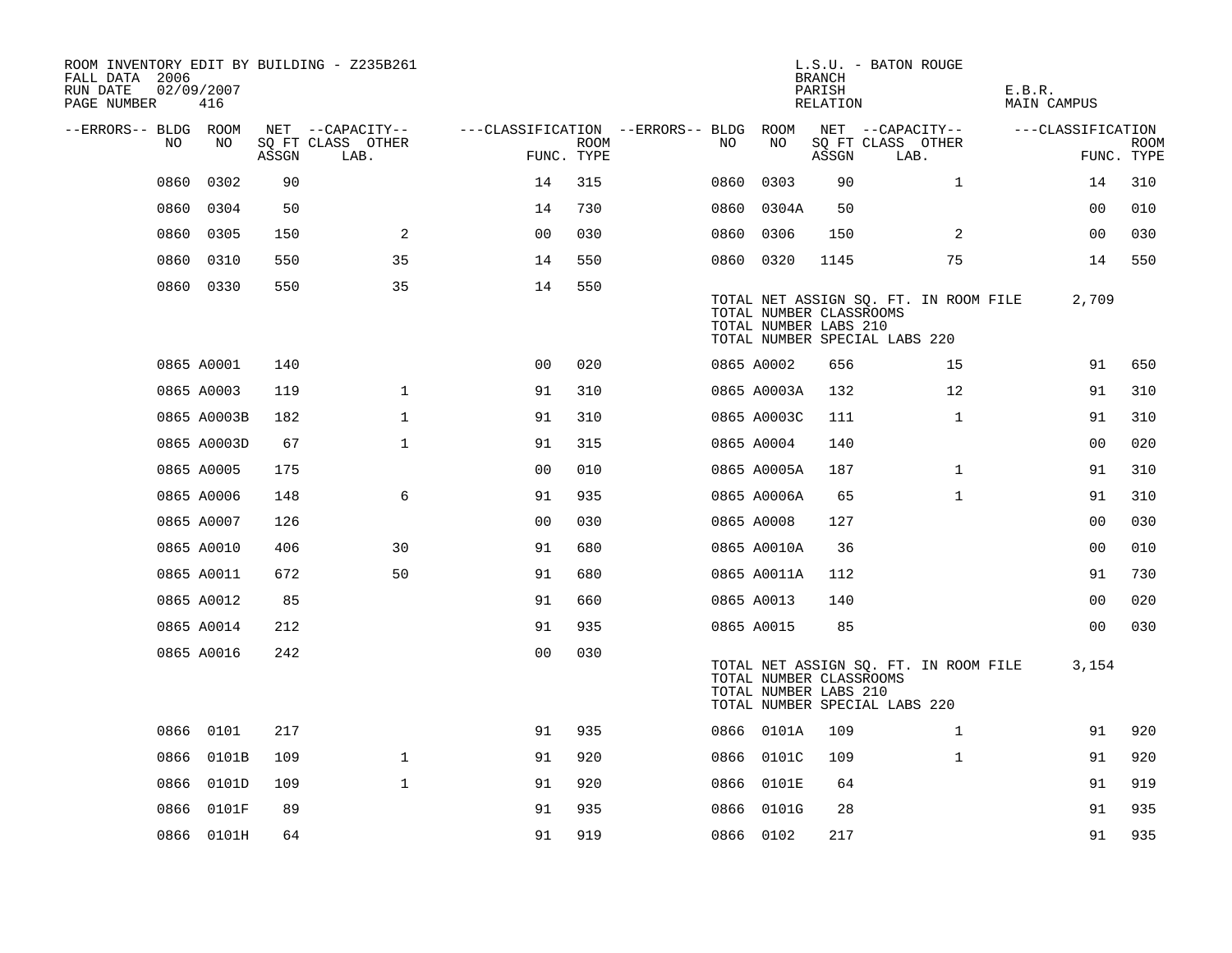ROOM INVENTORY EDIT BY BUILDING - Z235B261
FALL DATA 2006
RUN DATE 02/09/2007

L.S.U. - BATON ROUGE
BRANCH
PARISH E.B.R.
RELATION MAIN CAMPUS

| --ERRORS-- | BLDG NO | ROOM NO | NET SQ FT ASSGN | --CAPACITY-- CLASS | OTHER LAB. | ---CLASSIFICATION FUNC. | ROOM TYPE | --ERRORS-- | BLDG NO | ROOM NO | NET SQ FT ASSGN | --CAPACITY-- CLASS | OTHER LAB. | ---CLASSIFICATION FUNC. | ROOM TYPE |
|---|---|---|---|---|---|---|---|---|---|---|---|---|---|---|---|
| | 0860 | 0302 | 90 | | | 14 | 315 | | 0860 | 0303 | 90 | | 1 | 14 | 310 |
| | 0860 | 0304 | 50 | | | 14 | 730 | | 0860 | 0304A | 50 | | | 00 | 010 |
| | 0860 | 0305 | 150 | | 2 | 00 | 030 | | 0860 | 0306 | 150 | | 2 | 00 | 030 |
| | 0860 | 0310 | 550 | | 35 | 14 | 550 | | 0860 | 0320 | 1145 | | 75 | 14 | 550 |
| | 0860 | 0330 | 550 | | 35 | 14 | 550 | | | | | | | | |

TOTAL NET ASSIGN SQ. FT. IN ROOM FILE 2,709
TOTAL NUMBER CLASSROOMS
TOTAL NUMBER LABS 210
TOTAL NUMBER SPECIAL LABS 220

| --ERRORS-- | BLDG NO | ROOM NO | NET SQ FT ASSGN | --CAPACITY-- CLASS | OTHER LAB. | ---CLASSIFICATION FUNC. | ROOM TYPE | --ERRORS-- | BLDG NO | ROOM NO | NET SQ FT ASSGN | --CAPACITY-- CLASS | OTHER LAB. | ---CLASSIFICATION FUNC. | ROOM TYPE |
|---|---|---|---|---|---|---|---|---|---|---|---|---|---|---|---|
| | 0865 | A0001 | 140 | | | 00 | 020 | | 0865 | A0002 | 656 | | 15 | 91 | 650 |
| | 0865 | A0003 | 119 | | 1 | 91 | 310 | | 0865 | A0003A | 132 | | 12 | 91 | 310 |
| | 0865 | A0003B | 182 | | 1 | 91 | 310 | | 0865 | A0003C | 111 | | 1 | 91 | 310 |
| | 0865 | A0003D | 67 | | 1 | 91 | 315 | | 0865 | A0004 | 140 | | | 00 | 020 |
| | 0865 | A0005 | 175 | | | 00 | 010 | | 0865 | A0005A | 187 | | 1 | 91 | 310 |
| | 0865 | A0006 | 148 | | 6 | 91 | 935 | | 0865 | A0006A | 65 | | 1 | 91 | 310 |
| | 0865 | A0007 | 126 | | | 00 | 030 | | 0865 | A0008 | 127 | | | 00 | 030 |
| | 0865 | A0010 | 406 | | 30 | 91 | 680 | | 0865 | A0010A | 36 | | | 00 | 010 |
| | 0865 | A0011 | 672 | | 50 | 91 | 680 | | 0865 | A0011A | 112 | | | 91 | 730 |
| | 0865 | A0012 | 85 | | | 91 | 660 | | 0865 | A0013 | 140 | | | 00 | 020 |
| | 0865 | A0014 | 212 | | | 91 | 935 | | 0865 | A0015 | 85 | | | 00 | 030 |
| | 0865 | A0016 | 242 | | | 00 | 030 | | | | | | | | |

TOTAL NET ASSIGN SQ. FT. IN ROOM FILE 3,154
TOTAL NUMBER CLASSROOMS
TOTAL NUMBER LABS 210
TOTAL NUMBER SPECIAL LABS 220

| --ERRORS-- | BLDG NO | ROOM NO | NET SQ FT ASSGN | --CAPACITY-- CLASS | OTHER LAB. | ---CLASSIFICATION FUNC. | ROOM TYPE | --ERRORS-- | BLDG NO | ROOM NO | NET SQ FT ASSGN | --CAPACITY-- CLASS | OTHER LAB. | ---CLASSIFICATION FUNC. | ROOM TYPE |
|---|---|---|---|---|---|---|---|---|---|---|---|---|---|---|---|
| | 0866 | 0101 | 217 | | | 91 | 935 | | 0866 | 0101A | 109 | | 1 | 91 | 920 |
| | 0866 | 0101B | 109 | | 1 | 91 | 920 | | 0866 | 0101C | 109 | | 1 | 91 | 920 |
| | 0866 | 0101D | 109 | | 1 | 91 | 920 | | 0866 | 0101E | 64 | | | 91 | 919 |
| | 0866 | 0101F | 89 | | | 91 | 935 | | 0866 | 0101G | 28 | | | 91 | 935 |
| | 0866 | 0101H | 64 | | | 91 | 919 | | 0866 | 0102 | 217 | | | 91 | 935 |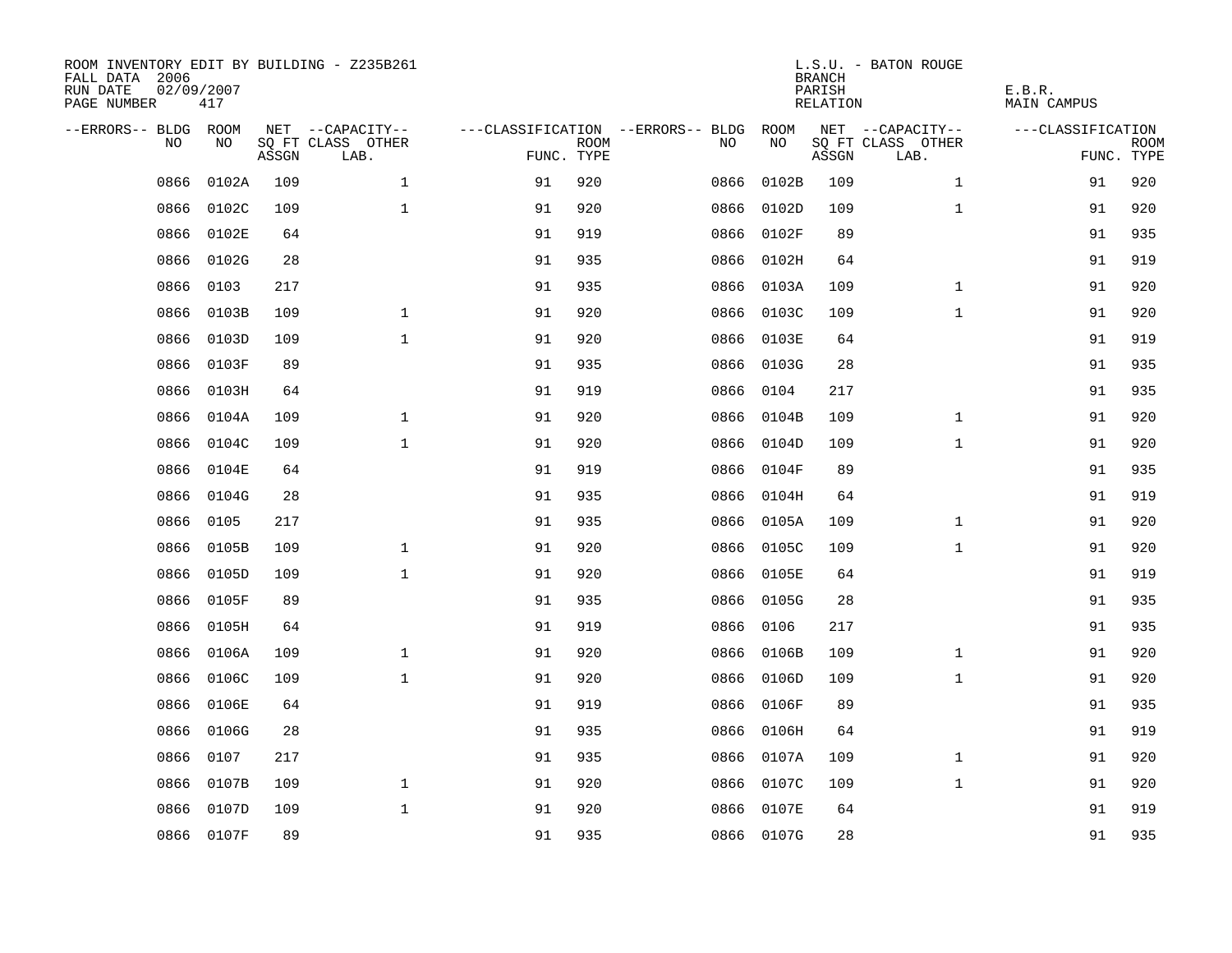ROOM INVENTORY EDIT BY BUILDING - Z235B261
FALL DATA 2006
RUN DATE 02/09/2007
PAGE NUMBER 417

L.S.U. - BATON ROUGE
BRANCH
PARISH E.B.R.
RELATION MAIN CAMPUS

| --ERRORS-- | BLDG NO | ROOM NO | NET SQ FT ASSGN | --CAPACITY-- CLASS LAB. | OTHER | ---CLASSIFICATION FUNC. | ROOM TYPE | --ERRORS-- | BLDG NO | ROOM NO | NET SQ FT ASSGN | --CAPACITY-- CLASS LAB. | OTHER | ---CLASSIFICATION FUNC. | ROOM TYPE |
|---|---|---|---|---|---|---|---|---|---|---|---|---|---|---|---|
| | 0866 | 0102A | 109 | | 1 | 91 | 920 | | 0866 | 0102B | 109 | | 1 | 91 | 920 |
| | 0866 | 0102C | 109 | | 1 | 91 | 920 | | 0866 | 0102D | 109 | | 1 | 91 | 920 |
| | 0866 | 0102E | 64 | | | 91 | 919 | | 0866 | 0102F | 89 | | | 91 | 935 |
| | 0866 | 0102G | 28 | | | 91 | 935 | | 0866 | 0102H | 64 | | | 91 | 919 |
| | 0866 | 0103 | 217 | | | 91 | 935 | | 0866 | 0103A | 109 | | 1 | 91 | 920 |
| | 0866 | 0103B | 109 | | 1 | 91 | 920 | | 0866 | 0103C | 109 | | 1 | 91 | 920 |
| | 0866 | 0103D | 109 | | 1 | 91 | 920 | | 0866 | 0103E | 64 | | | 91 | 919 |
| | 0866 | 0103F | 89 | | | 91 | 935 | | 0866 | 0103G | 28 | | | 91 | 935 |
| | 0866 | 0103H | 64 | | | 91 | 919 | | 0866 | 0104 | 217 | | | 91 | 935 |
| | 0866 | 0104A | 109 | | 1 | 91 | 920 | | 0866 | 0104B | 109 | | 1 | 91 | 920 |
| | 0866 | 0104C | 109 | | 1 | 91 | 920 | | 0866 | 0104D | 109 | | 1 | 91 | 920 |
| | 0866 | 0104E | 64 | | | 91 | 919 | | 0866 | 0104F | 89 | | | 91 | 935 |
| | 0866 | 0104G | 28 | | | 91 | 935 | | 0866 | 0104H | 64 | | | 91 | 919 |
| | 0866 | 0105 | 217 | | | 91 | 935 | | 0866 | 0105A | 109 | | 1 | 91 | 920 |
| | 0866 | 0105B | 109 | | 1 | 91 | 920 | | 0866 | 0105C | 109 | | 1 | 91 | 920 |
| | 0866 | 0105D | 109 | | 1 | 91 | 920 | | 0866 | 0105E | 64 | | | 91 | 919 |
| | 0866 | 0105F | 89 | | | 91 | 935 | | 0866 | 0105G | 28 | | | 91 | 935 |
| | 0866 | 0105H | 64 | | | 91 | 919 | | 0866 | 0106 | 217 | | | 91 | 935 |
| | 0866 | 0106A | 109 | | 1 | 91 | 920 | | 0866 | 0106B | 109 | | 1 | 91 | 920 |
| | 0866 | 0106C | 109 | | 1 | 91 | 920 | | 0866 | 0106D | 109 | | 1 | 91 | 920 |
| | 0866 | 0106E | 64 | | | 91 | 919 | | 0866 | 0106F | 89 | | | 91 | 935 |
| | 0866 | 0106G | 28 | | | 91 | 935 | | 0866 | 0106H | 64 | | | 91 | 919 |
| | 0866 | 0107 | 217 | | | 91 | 935 | | 0866 | 0107A | 109 | | 1 | 91 | 920 |
| | 0866 | 0107B | 109 | | 1 | 91 | 920 | | 0866 | 0107C | 109 | | 1 | 91 | 920 |
| | 0866 | 0107D | 109 | | 1 | 91 | 920 | | 0866 | 0107E | 64 | | | 91 | 919 |
| | 0866 | 0107F | 89 | | | 91 | 935 | | 0866 | 0107G | 28 | | | 91 | 935 |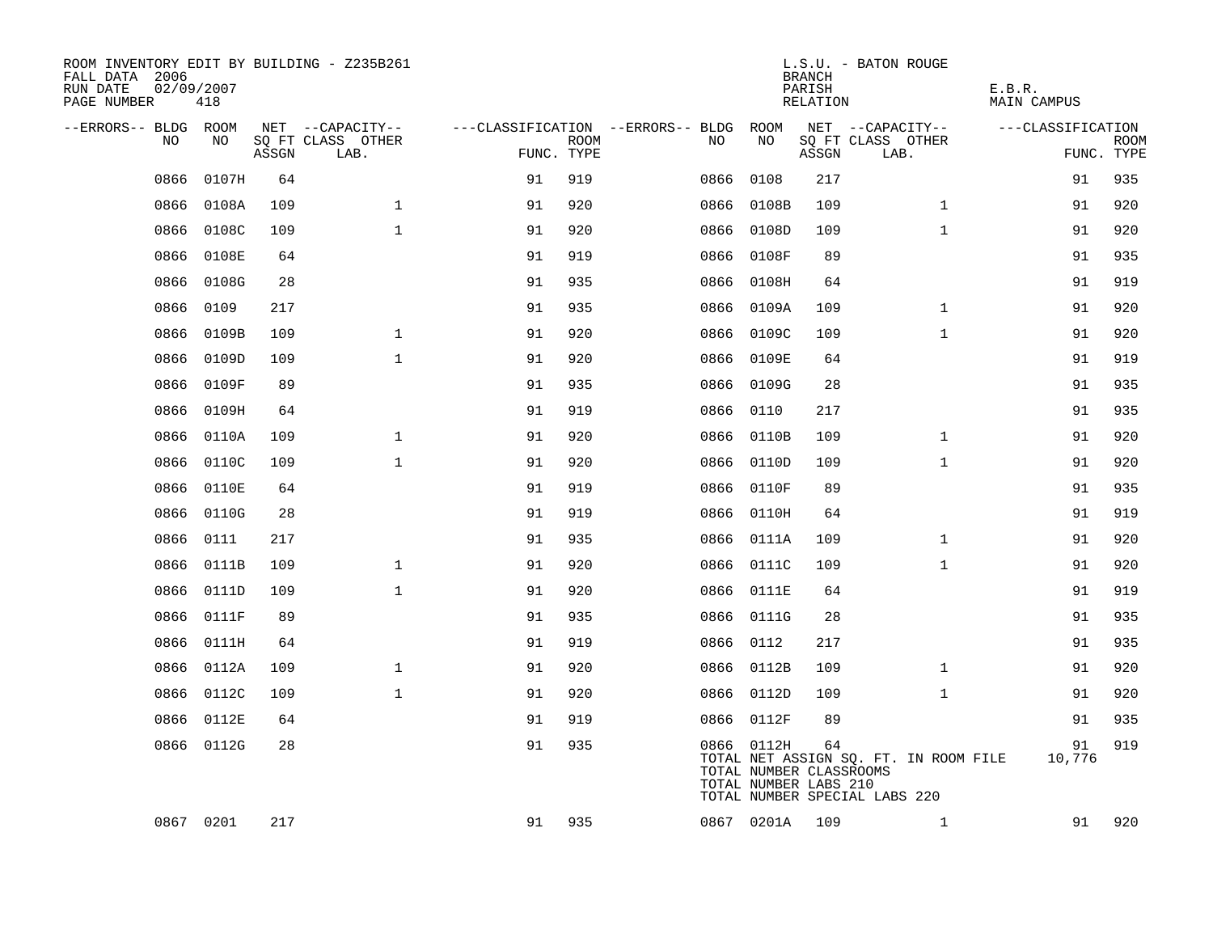ROOM INVENTORY EDIT BY BUILDING - Z235B261
FALL DATA 2006
RUN DATE 02/09/2007
PAGE NUMBER 418

L.S.U. - BATON ROUGE
BRANCH
PARISH E.B.R.
RELATION MAIN CAMPUS

| --ERRORS-- | BLDG NO | ROOM NO | NET SQ FT ASSGN | --CAPACITY-- CLASS | OTHER LAB. | ---CLASSIFICATION FUNC. | ROOM TYPE | --ERRORS-- | BLDG NO | ROOM NO | NET SQ FT ASSGN | --CAPACITY-- CLASS | OTHER LAB. | ---CLASSIFICATION FUNC. | ROOM TYPE |
|---|---|---|---|---|---|---|---|---|---|---|---|---|---|---|---|
| | 0866 | 0107H | 64 | | | 91 | 919 | | 0866 | 0108 | 217 | | | 91 | 935 |
| | 0866 | 0108A | 109 | | 1 | 91 | 920 | | 0866 | 0108B | 109 | | 1 | 91 | 920 |
| | 0866 | 0108C | 109 | | 1 | 91 | 920 | | 0866 | 0108D | 109 | | 1 | 91 | 920 |
| | 0866 | 0108E | 64 | | | 91 | 919 | | 0866 | 0108F | 89 | | | 91 | 935 |
| | 0866 | 0108G | 28 | | | 91 | 935 | | 0866 | 0108H | 64 | | | 91 | 919 |
| | 0866 | 0109 | 217 | | | 91 | 935 | | 0866 | 0109A | 109 | | 1 | 91 | 920 |
| | 0866 | 0109B | 109 | | 1 | 91 | 920 | | 0866 | 0109C | 109 | | 1 | 91 | 920 |
| | 0866 | 0109D | 109 | | 1 | 91 | 920 | | 0866 | 0109E | 64 | | | 91 | 919 |
| | 0866 | 0109F | 89 | | | 91 | 935 | | 0866 | 0109G | 28 | | | 91 | 935 |
| | 0866 | 0109H | 64 | | | 91 | 919 | | 0866 | 0110 | 217 | | | 91 | 935 |
| | 0866 | 0110A | 109 | | 1 | 91 | 920 | | 0866 | 0110B | 109 | | 1 | 91 | 920 |
| | 0866 | 0110C | 109 | | 1 | 91 | 920 | | 0866 | 0110D | 109 | | 1 | 91 | 920 |
| | 0866 | 0110E | 64 | | | 91 | 919 | | 0866 | 0110F | 89 | | | 91 | 935 |
| | 0866 | 0110G | 28 | | | 91 | 919 | | 0866 | 0110H | 64 | | | 91 | 919 |
| | 0866 | 0111 | 217 | | | 91 | 935 | | 0866 | 0111A | 109 | | 1 | 91 | 920 |
| | 0866 | 0111B | 109 | | 1 | 91 | 920 | | 0866 | 0111C | 109 | | 1 | 91 | 920 |
| | 0866 | 0111D | 109 | | 1 | 91 | 920 | | 0866 | 0111E | 64 | | | 91 | 919 |
| | 0866 | 0111F | 89 | | | 91 | 935 | | 0866 | 0111G | 28 | | | 91 | 935 |
| | 0866 | 0111H | 64 | | | 91 | 919 | | 0866 | 0112 | 217 | | | 91 | 935 |
| | 0866 | 0112A | 109 | | 1 | 91 | 920 | | 0866 | 0112B | 109 | | 1 | 91 | 920 |
| | 0866 | 0112C | 109 | | 1 | 91 | 920 | | 0866 | 0112D | 109 | | 1 | 91 | 920 |
| | 0866 | 0112E | 64 | | | 91 | 919 | | 0866 | 0112F | 89 | | | 91 | 935 |
| | 0866 | 0112G | 28 | | | 91 | 935 | | 0866 | 0112H | 64 | | | 91 | 919 |
| | | | | | | | | | TOTAL NET ASSIGN SQ. FT. IN ROOM FILE | | | | | 10,776 | |
| | | | | | | | | | TOTAL NUMBER CLASSROOMS | | | | | | |
| | | | | | | | | | TOTAL NUMBER LABS 210 | | | | | | |
| | | | | | | | | | TOTAL NUMBER SPECIAL LABS 220 | | | | | | |
| | 0867 | 0201 | 217 | | | 91 | 935 | | 0867 | 0201A | 109 | | 1 | 91 | 920 |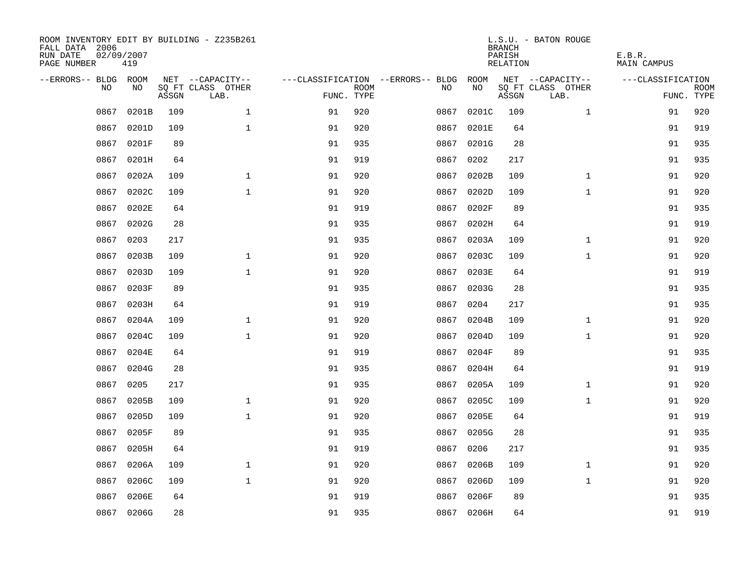ROOM INVENTORY EDIT BY BUILDING - Z235B261
FALL DATA 2006
RUN DATE 02/09/2007
PAGE NUMBER 419

L.S.U. - BATON ROUGE
BRANCH
PARISH E.B.R.
RELATION MAIN CAMPUS

| --ERRORS-- | BLDG NO | ROOM NO | NET SQ FT ASSGN | --CAPACITY-- CLASS LAB. | OTHER | ---CLASSIFICATION FUNC. | ROOM TYPE | --ERRORS-- | BLDG NO | ROOM NO | NET SQ FT ASSGN | --CAPACITY-- CLASS LAB. | OTHER | ---CLASSIFICATION FUNC. | ROOM TYPE |
|---|---|---|---|---|---|---|---|---|---|---|---|---|---|---|---|
| | 0867 | 0201B | 109 | | 1 | 91 | 920 | | 0867 | 0201C | 109 | | 1 | 91 | 920 |
| | 0867 | 0201D | 109 | | 1 | 91 | 920 | | 0867 | 0201E | 64 | | | 91 | 919 |
| | 0867 | 0201F | 89 | | | 91 | 935 | | 0867 | 0201G | 28 | | | 91 | 935 |
| | 0867 | 0201H | 64 | | | 91 | 919 | | 0867 | 0202 | 217 | | | 91 | 935 |
| | 0867 | 0202A | 109 | | 1 | 91 | 920 | | 0867 | 0202B | 109 | | 1 | 91 | 920 |
| | 0867 | 0202C | 109 | | 1 | 91 | 920 | | 0867 | 0202D | 109 | | 1 | 91 | 920 |
| | 0867 | 0202E | 64 | | | 91 | 919 | | 0867 | 0202F | 89 | | | 91 | 935 |
| | 0867 | 0202G | 28 | | | 91 | 935 | | 0867 | 0202H | 64 | | | 91 | 919 |
| | 0867 | 0203 | 217 | | | 91 | 935 | | 0867 | 0203A | 109 | | 1 | 91 | 920 |
| | 0867 | 0203B | 109 | | 1 | 91 | 920 | | 0867 | 0203C | 109 | | 1 | 91 | 920 |
| | 0867 | 0203D | 109 | | 1 | 91 | 920 | | 0867 | 0203E | 64 | | | 91 | 919 |
| | 0867 | 0203F | 89 | | | 91 | 935 | | 0867 | 0203G | 28 | | | 91 | 935 |
| | 0867 | 0203H | 64 | | | 91 | 919 | | 0867 | 0204 | 217 | | | 91 | 935 |
| | 0867 | 0204A | 109 | | 1 | 91 | 920 | | 0867 | 0204B | 109 | | 1 | 91 | 920 |
| | 0867 | 0204C | 109 | | 1 | 91 | 920 | | 0867 | 0204D | 109 | | 1 | 91 | 920 |
| | 0867 | 0204E | 64 | | | 91 | 919 | | 0867 | 0204F | 89 | | | 91 | 935 |
| | 0867 | 0204G | 28 | | | 91 | 935 | | 0867 | 0204H | 64 | | | 91 | 919 |
| | 0867 | 0205 | 217 | | | 91 | 935 | | 0867 | 0205A | 109 | | 1 | 91 | 920 |
| | 0867 | 0205B | 109 | | 1 | 91 | 920 | | 0867 | 0205C | 109 | | 1 | 91 | 920 |
| | 0867 | 0205D | 109 | | 1 | 91 | 920 | | 0867 | 0205E | 64 | | | 91 | 919 |
| | 0867 | 0205F | 89 | | | 91 | 935 | | 0867 | 0205G | 28 | | | 91 | 935 |
| | 0867 | 0205H | 64 | | | 91 | 919 | | 0867 | 0206 | 217 | | | 91 | 935 |
| | 0867 | 0206A | 109 | | 1 | 91 | 920 | | 0867 | 0206B | 109 | | 1 | 91 | 920 |
| | 0867 | 0206C | 109 | | 1 | 91 | 920 | | 0867 | 0206D | 109 | | 1 | 91 | 920 |
| | 0867 | 0206E | 64 | | | 91 | 919 | | 0867 | 0206F | 89 | | | 91 | 935 |
| | 0867 | 0206G | 28 | | | 91 | 935 | | 0867 | 0206H | 64 | | | 91 | 919 |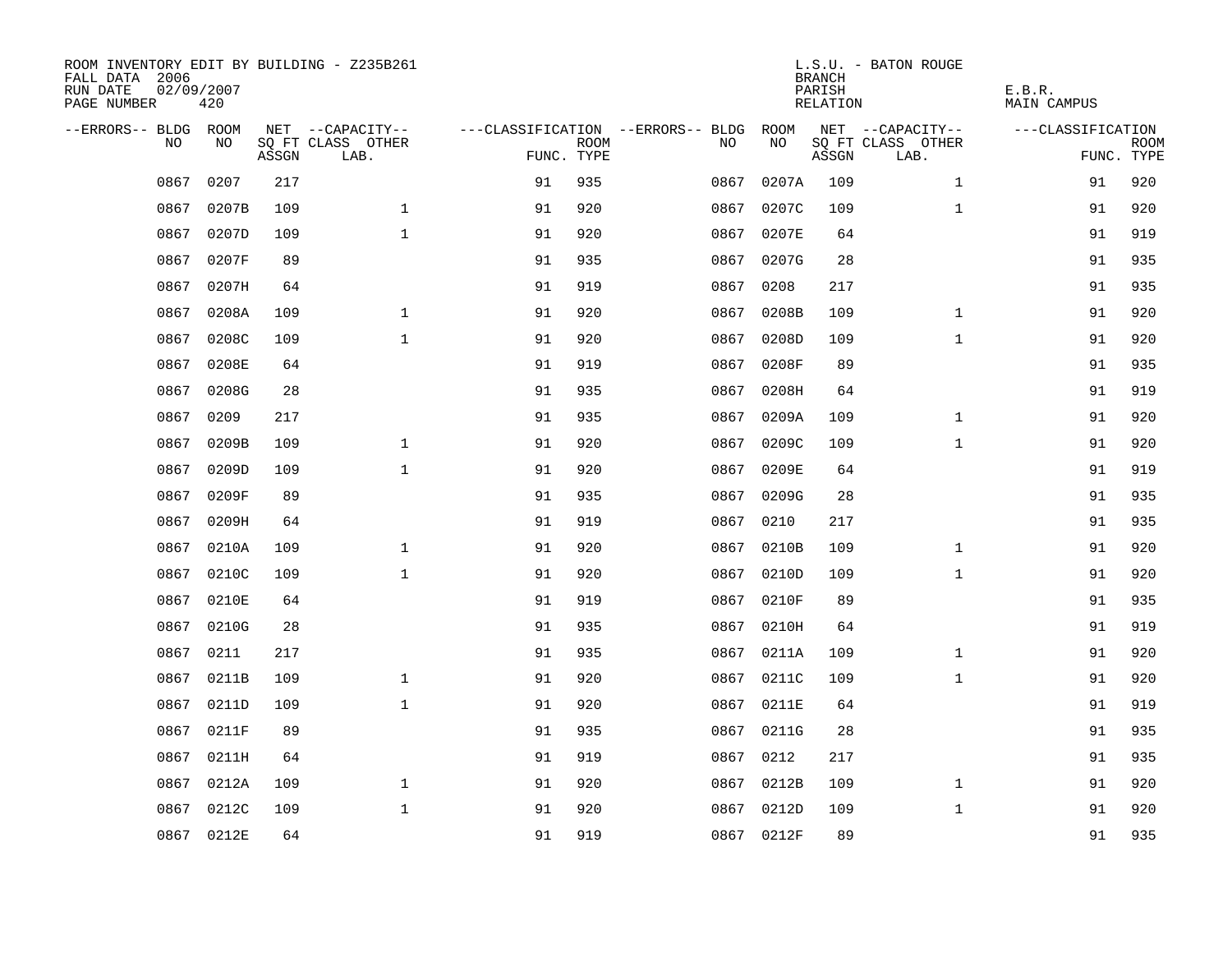ROOM INVENTORY EDIT BY BUILDING - Z235B261
FALL DATA 2006
RUN DATE 02/09/2007
PAGE NUMBER 420

L.S.U. - BATON ROUGE
BRANCH
PARISH E.B.R.
RELATION MAIN CAMPUS

| --ERRORS-- | BLDG NO | ROOM NO | NET SQ FT ASSGN | --CAPACITY-- CLASS LAB. | OTHER | ---CLASSIFICATION FUNC. | ROOM TYPE | --ERRORS-- | BLDG NO | ROOM NO | NET SQ FT ASSGN | --CAPACITY-- CLASS LAB. | OTHER | ---CLASSIFICATION FUNC. | ROOM TYPE |
|---|---|---|---|---|---|---|---|---|---|---|---|---|---|---|---|
| | 0867 | 0207 | 217 | | | 91 | 935 | | 0867 | 0207A | 109 | | 1 | 91 | 920 |
| | 0867 | 0207B | 109 | | 1 | 91 | 920 | | 0867 | 0207C | 109 | | 1 | 91 | 920 |
| | 0867 | 0207D | 109 | | 1 | 91 | 920 | | 0867 | 0207E | 64 | | | 91 | 919 |
| | 0867 | 0207F | 89 | | | 91 | 935 | | 0867 | 0207G | 28 | | | 91 | 935 |
| | 0867 | 0207H | 64 | | | 91 | 919 | | 0867 | 0208 | 217 | | | 91 | 935 |
| | 0867 | 0208A | 109 | | 1 | 91 | 920 | | 0867 | 0208B | 109 | | 1 | 91 | 920 |
| | 0867 | 0208C | 109 | | 1 | 91 | 920 | | 0867 | 0208D | 109 | | 1 | 91 | 920 |
| | 0867 | 0208E | 64 | | | 91 | 919 | | 0867 | 0208F | 89 | | | 91 | 935 |
| | 0867 | 0208G | 28 | | | 91 | 935 | | 0867 | 0208H | 64 | | | 91 | 919 |
| | 0867 | 0209 | 217 | | | 91 | 935 | | 0867 | 0209A | 109 | | 1 | 91 | 920 |
| | 0867 | 0209B | 109 | | 1 | 91 | 920 | | 0867 | 0209C | 109 | | 1 | 91 | 920 |
| | 0867 | 0209D | 109 | | 1 | 91 | 920 | | 0867 | 0209E | 64 | | | 91 | 919 |
| | 0867 | 0209F | 89 | | | 91 | 935 | | 0867 | 0209G | 28 | | | 91 | 935 |
| | 0867 | 0209H | 64 | | | 91 | 919 | | 0867 | 0210 | 217 | | | 91 | 935 |
| | 0867 | 0210A | 109 | | 1 | 91 | 920 | | 0867 | 0210B | 109 | | 1 | 91 | 920 |
| | 0867 | 0210C | 109 | | 1 | 91 | 920 | | 0867 | 0210D | 109 | | 1 | 91 | 920 |
| | 0867 | 0210E | 64 | | | 91 | 919 | | 0867 | 0210F | 89 | | | 91 | 935 |
| | 0867 | 0210G | 28 | | | 91 | 935 | | 0867 | 0210H | 64 | | | 91 | 919 |
| | 0867 | 0211 | 217 | | | 91 | 935 | | 0867 | 0211A | 109 | | 1 | 91 | 920 |
| | 0867 | 0211B | 109 | | 1 | 91 | 920 | | 0867 | 0211C | 109 | | 1 | 91 | 920 |
| | 0867 | 0211D | 109 | | 1 | 91 | 920 | | 0867 | 0211E | 64 | | | 91 | 919 |
| | 0867 | 0211F | 89 | | | 91 | 935 | | 0867 | 0211G | 28 | | | 91 | 935 |
| | 0867 | 0211H | 64 | | | 91 | 919 | | 0867 | 0212 | 217 | | | 91 | 935 |
| | 0867 | 0212A | 109 | | 1 | 91 | 920 | | 0867 | 0212B | 109 | | 1 | 91 | 920 |
| | 0867 | 0212C | 109 | | 1 | 91 | 920 | | 0867 | 0212D | 109 | | 1 | 91 | 920 |
| | 0867 | 0212E | 64 | | | 91 | 919 | | 0867 | 0212F | 89 | | | 91 | 935 |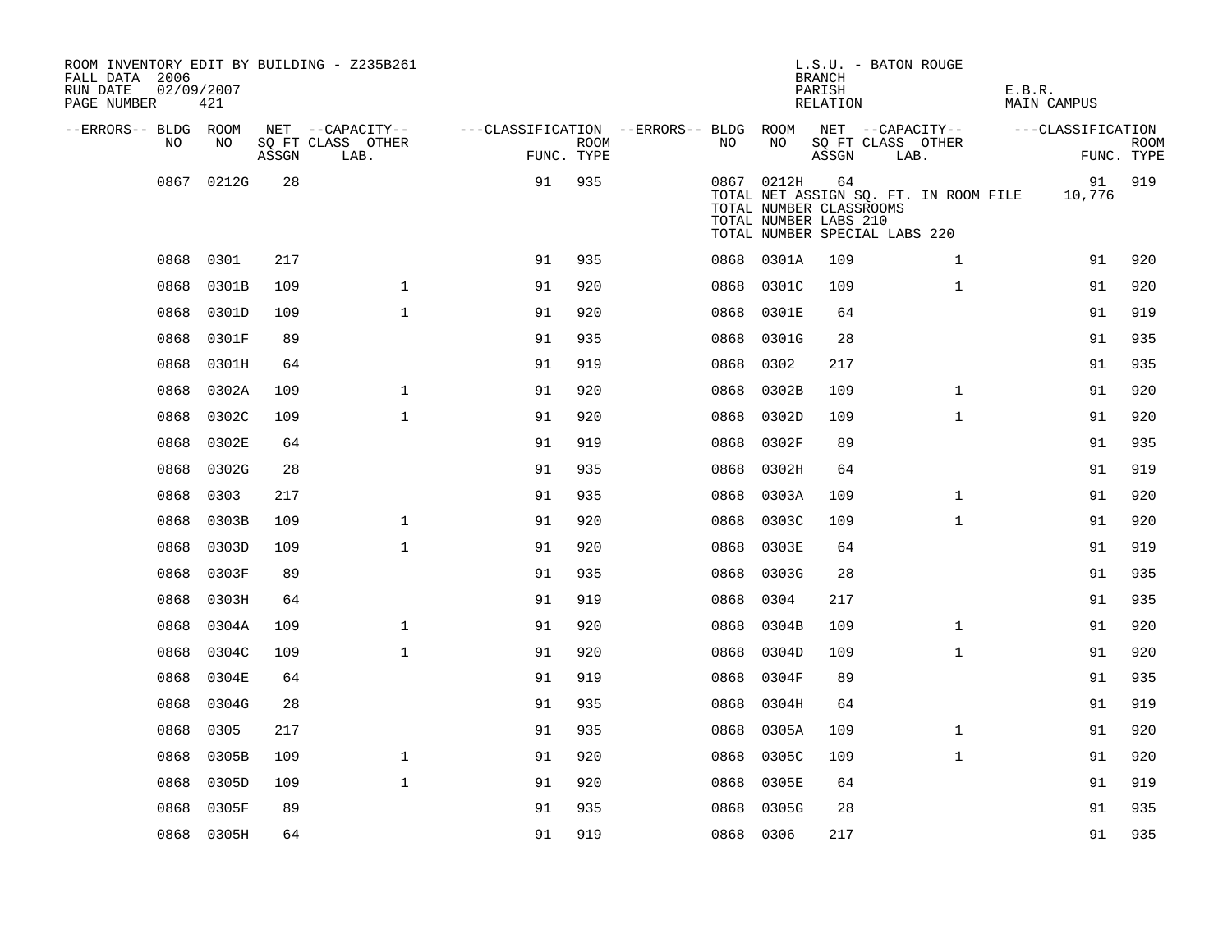ROOM INVENTORY EDIT BY BUILDING - Z235B261
FALL DATA 2006
RUN DATE 02/09/2007
PAGE NUMBER 421

L.S.U. - BATON ROUGE
BRANCH
PARISH E.B.R.
RELATION MAIN CAMPUS

| --ERRORS-- | BLDG NO | ROOM NO | NET SQ FT ASSGN | CAPACITY CLASS | CAPACITY OTHER LAB. | CLASSIFICATION FUNC. | ROOM TYPE | --ERRORS-- | BLDG NO | ROOM NO | NET SQ FT ASSGN | CAPACITY CLASS | CAPACITY OTHER LAB. | CLASSIFICATION FUNC. | ROOM TYPE |
|---|---|---|---|---|---|---|---|---|---|---|---|---|---|---|---|
| | 0867 | 0212G | 28 | | | 91 | 935 | | 0867 | 0212H | 64 | | | 91 | 919 |
| | | | | | | | | | TOTAL NET ASSIGN SQ. FT. IN ROOM FILE | | | | | 10,776 | |
| | | | | | | | | | TOTAL NUMBER CLASSROOMS | | | | | | |
| | | | | | | | | | TOTAL NUMBER LABS 210 | | | | | | |
| | | | | | | | | | TOTAL NUMBER SPECIAL LABS 220 | | | | | | |
| | 0868 | 0301 | 217 | | | 91 | 935 | | 0868 | 0301A | 109 | | 1 | 91 | 920 |
| | 0868 | 0301B | 109 | | 1 | 91 | 920 | | 0868 | 0301C | 109 | | 1 | 91 | 920 |
| | 0868 | 0301D | 109 | | 1 | 91 | 920 | | 0868 | 0301E | 64 | | | 91 | 919 |
| | 0868 | 0301F | 89 | | | 91 | 935 | | 0868 | 0301G | 28 | | | 91 | 935 |
| | 0868 | 0301H | 64 | | | 91 | 919 | | 0868 | 0302 | 217 | | | 91 | 935 |
| | 0868 | 0302A | 109 | | 1 | 91 | 920 | | 0868 | 0302B | 109 | | 1 | 91 | 920 |
| | 0868 | 0302C | 109 | | 1 | 91 | 920 | | 0868 | 0302D | 109 | | 1 | 91 | 920 |
| | 0868 | 0302E | 64 | | | 91 | 919 | | 0868 | 0302F | 89 | | | 91 | 935 |
| | 0868 | 0302G | 28 | | | 91 | 935 | | 0868 | 0302H | 64 | | | 91 | 919 |
| | 0868 | 0303 | 217 | | | 91 | 935 | | 0868 | 0303A | 109 | | 1 | 91 | 920 |
| | 0868 | 0303B | 109 | | 1 | 91 | 920 | | 0868 | 0303C | 109 | | 1 | 91 | 920 |
| | 0868 | 0303D | 109 | | 1 | 91 | 920 | | 0868 | 0303E | 64 | | | 91 | 919 |
| | 0868 | 0303F | 89 | | | 91 | 935 | | 0868 | 0303G | 28 | | | 91 | 935 |
| | 0868 | 0303H | 64 | | | 91 | 919 | | 0868 | 0304 | 217 | | | 91 | 935 |
| | 0868 | 0304A | 109 | | 1 | 91 | 920 | | 0868 | 0304B | 109 | | 1 | 91 | 920 |
| | 0868 | 0304C | 109 | | 1 | 91 | 920 | | 0868 | 0304D | 109 | | 1 | 91 | 920 |
| | 0868 | 0304E | 64 | | | 91 | 919 | | 0868 | 0304F | 89 | | | 91 | 935 |
| | 0868 | 0304G | 28 | | | 91 | 935 | | 0868 | 0304H | 64 | | | 91 | 919 |
| | 0868 | 0305 | 217 | | | 91 | 935 | | 0868 | 0305A | 109 | | 1 | 91 | 920 |
| | 0868 | 0305B | 109 | | 1 | 91 | 920 | | 0868 | 0305C | 109 | | 1 | 91 | 920 |
| | 0868 | 0305D | 109 | | 1 | 91 | 920 | | 0868 | 0305E | 64 | | | 91 | 919 |
| | 0868 | 0305F | 89 | | | 91 | 935 | | 0868 | 0305G | 28 | | | 91 | 935 |
| | 0868 | 0305H | 64 | | | 91 | 919 | | 0868 | 0306 | 217 | | | 91 | 935 |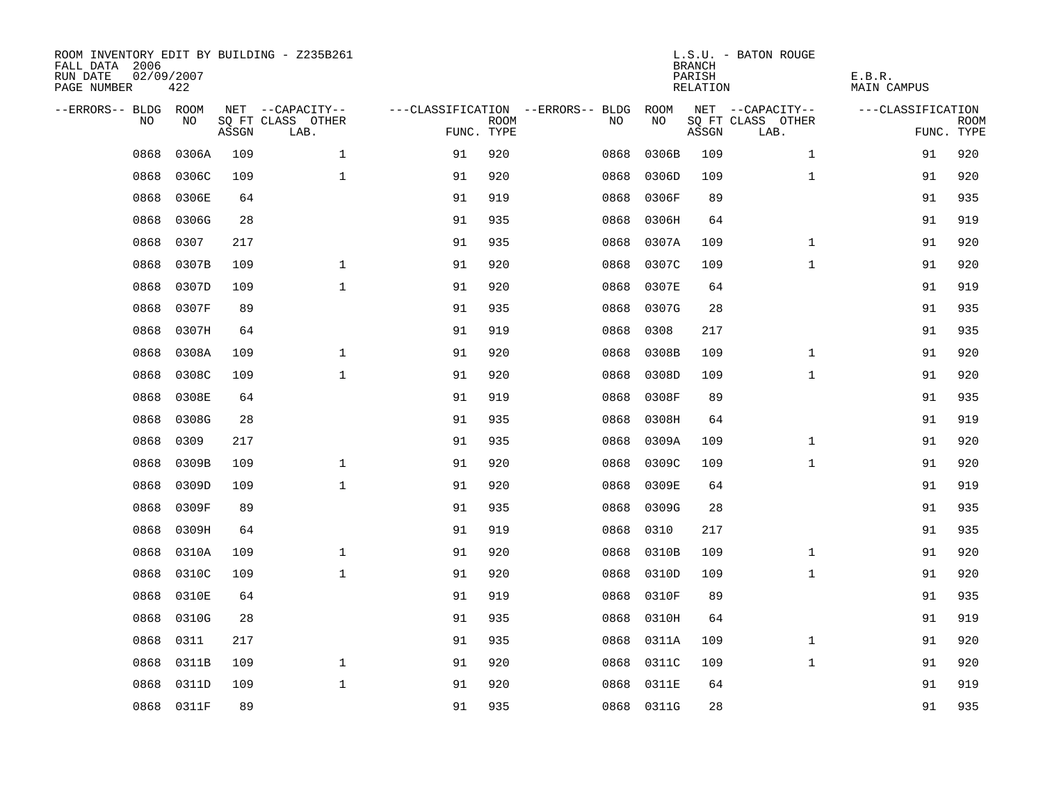ROOM INVENTORY EDIT BY BUILDING - Z235B261
FALL DATA 2006
RUN DATE 02/09/2007
PAGE NUMBER 422

L.S.U. - BATON ROUGE
BRANCH
PARISH E.B.R.
RELATION MAIN CAMPUS

| --ERRORS-- | BLDG NO | ROOM NO | NET SQ FT ASSGN | --CAPACITY-- CLASS LAB. | OTHER | ---CLASSIFICATION FUNC. | ROOM TYPE | --ERRORS-- | BLDG NO | ROOM NO | NET SQ FT ASSGN | --CAPACITY-- CLASS LAB. | OTHER | ---CLASSIFICATION FUNC. | ROOM TYPE |
|---|---|---|---|---|---|---|---|---|---|---|---|---|---|---|---|
| | 0868 | 0306A | 109 | | 1 | 91 | 920 | | 0868 | 0306B | 109 | | 1 | 91 | 920 |
| | 0868 | 0306C | 109 | | 1 | 91 | 920 | | 0868 | 0306D | 109 | | 1 | 91 | 920 |
| | 0868 | 0306E | 64 | | | 91 | 919 | | 0868 | 0306F | 89 | | | 91 | 935 |
| | 0868 | 0306G | 28 | | | 91 | 935 | | 0868 | 0306H | 64 | | | 91 | 919 |
| | 0868 | 0307 | 217 | | | 91 | 935 | | 0868 | 0307A | 109 | | 1 | 91 | 920 |
| | 0868 | 0307B | 109 | | 1 | 91 | 920 | | 0868 | 0307C | 109 | | 1 | 91 | 920 |
| | 0868 | 0307D | 109 | | 1 | 91 | 920 | | 0868 | 0307E | 64 | | | 91 | 919 |
| | 0868 | 0307F | 89 | | | 91 | 935 | | 0868 | 0307G | 28 | | | 91 | 935 |
| | 0868 | 0307H | 64 | | | 91 | 919 | | 0868 | 0308 | 217 | | | 91 | 935 |
| | 0868 | 0308A | 109 | | 1 | 91 | 920 | | 0868 | 0308B | 109 | | 1 | 91 | 920 |
| | 0868 | 0308C | 109 | | 1 | 91 | 920 | | 0868 | 0308D | 109 | | 1 | 91 | 920 |
| | 0868 | 0308E | 64 | | | 91 | 919 | | 0868 | 0308F | 89 | | | 91 | 935 |
| | 0868 | 0308G | 28 | | | 91 | 935 | | 0868 | 0308H | 64 | | | 91 | 919 |
| | 0868 | 0309 | 217 | | | 91 | 935 | | 0868 | 0309A | 109 | | 1 | 91 | 920 |
| | 0868 | 0309B | 109 | | 1 | 91 | 920 | | 0868 | 0309C | 109 | | 1 | 91 | 920 |
| | 0868 | 0309D | 109 | | 1 | 91 | 920 | | 0868 | 0309E | 64 | | | 91 | 919 |
| | 0868 | 0309F | 89 | | | 91 | 935 | | 0868 | 0309G | 28 | | | 91 | 935 |
| | 0868 | 0309H | 64 | | | 91 | 919 | | 0868 | 0310 | 217 | | | 91 | 935 |
| | 0868 | 0310A | 109 | | 1 | 91 | 920 | | 0868 | 0310B | 109 | | 1 | 91 | 920 |
| | 0868 | 0310C | 109 | | 1 | 91 | 920 | | 0868 | 0310D | 109 | | 1 | 91 | 920 |
| | 0868 | 0310E | 64 | | | 91 | 919 | | 0868 | 0310F | 89 | | | 91 | 935 |
| | 0868 | 0310G | 28 | | | 91 | 935 | | 0868 | 0310H | 64 | | | 91 | 919 |
| | 0868 | 0311 | 217 | | | 91 | 935 | | 0868 | 0311A | 109 | | 1 | 91 | 920 |
| | 0868 | 0311B | 109 | | 1 | 91 | 920 | | 0868 | 0311C | 109 | | 1 | 91 | 920 |
| | 0868 | 0311D | 109 | | 1 | 91 | 920 | | 0868 | 0311E | 64 | | | 91 | 919 |
| | 0868 | 0311F | 89 | | | 91 | 935 | | 0868 | 0311G | 28 | | | 91 | 935 |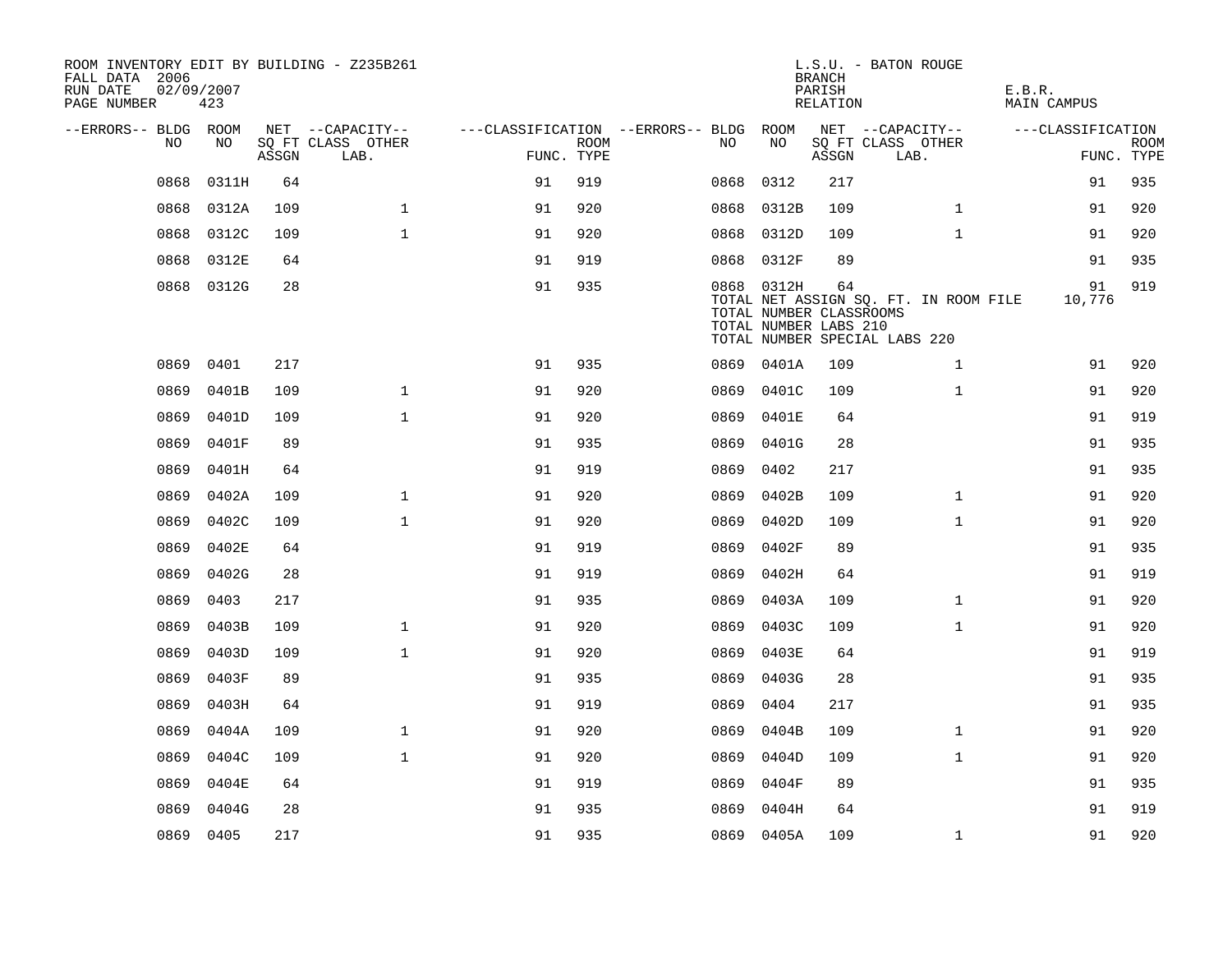ROOM INVENTORY EDIT BY BUILDING - Z235B261
FALL DATA 2006
RUN DATE 02/09/2007
PAGE NUMBER 423

L.S.U. - BATON ROUGE
BRANCH
PARISH E.B.R.
RELATION MAIN CAMPUS

| --ERRORS-- | BLDG NO | ROOM NO | NET SQ FT ASSGN | --CAPACITY-- CLASS LAB. | OTHER | ---CLASSIFICATION FUNC. | ROOM TYPE | --ERRORS-- | BLDG NO | ROOM NO | NET SQ FT ASSGN | --CAPACITY-- CLASS LAB. | OTHER | ---CLASSIFICATION FUNC. | ROOM TYPE |
|---|---|---|---|---|---|---|---|---|---|---|---|---|---|---|---|
| | 0868 | 0311H | 64 | | | 91 | 919 | | 0868 | 0312 | 217 | | | 91 | 935 |
| | 0868 | 0312A | 109 | | 1 | 91 | 920 | | 0868 | 0312B | 109 | | 1 | 91 | 920 |
| | 0868 | 0312C | 109 | | 1 | 91 | 920 | | 0868 | 0312D | 109 | | 1 | 91 | 920 |
| | 0868 | 0312E | 64 | | | 91 | 919 | | 0868 | 0312F | 89 | | | 91 | 935 |
| | 0868 | 0312G | 28 | | | 91 | 935 | | 0868 | 0312H | 64 | | | 91 | 919 |
| | | | | | | | | | TOTAL NET ASSIGN SQ. FT. IN ROOM FILE | | | | | 10,776 | |
| | | | | | | | | | TOTAL NUMBER CLASSROOMS | | | | | | |
| | | | | | | | | | TOTAL NUMBER LABS 210 | | | | | | |
| | | | | | | | | | TOTAL NUMBER SPECIAL LABS 220 | | | | | | |
| | 0869 | 0401 | 217 | | | 91 | 935 | | 0869 | 0401A | 109 | | 1 | 91 | 920 |
| | 0869 | 0401B | 109 | | 1 | 91 | 920 | | 0869 | 0401C | 109 | | 1 | 91 | 920 |
| | 0869 | 0401D | 109 | | 1 | 91 | 920 | | 0869 | 0401E | 64 | | | 91 | 919 |
| | 0869 | 0401F | 89 | | | 91 | 935 | | 0869 | 0401G | 28 | | | 91 | 935 |
| | 0869 | 0401H | 64 | | | 91 | 919 | | 0869 | 0402 | 217 | | | 91 | 935 |
| | 0869 | 0402A | 109 | | 1 | 91 | 920 | | 0869 | 0402B | 109 | | 1 | 91 | 920 |
| | 0869 | 0402C | 109 | | 1 | 91 | 920 | | 0869 | 0402D | 109 | | 1 | 91 | 920 |
| | 0869 | 0402E | 64 | | | 91 | 919 | | 0869 | 0402F | 89 | | | 91 | 935 |
| | 0869 | 0402G | 28 | | | 91 | 919 | | 0869 | 0402H | 64 | | | 91 | 919 |
| | 0869 | 0403 | 217 | | | 91 | 935 | | 0869 | 0403A | 109 | | 1 | 91 | 920 |
| | 0869 | 0403B | 109 | | 1 | 91 | 920 | | 0869 | 0403C | 109 | | 1 | 91 | 920 |
| | 0869 | 0403D | 109 | | 1 | 91 | 920 | | 0869 | 0403E | 64 | | | 91 | 919 |
| | 0869 | 0403F | 89 | | | 91 | 935 | | 0869 | 0403G | 28 | | | 91 | 935 |
| | 0869 | 0403H | 64 | | | 91 | 919 | | 0869 | 0404 | 217 | | | 91 | 935 |
| | 0869 | 0404A | 109 | | 1 | 91 | 920 | | 0869 | 0404B | 109 | | 1 | 91 | 920 |
| | 0869 | 0404C | 109 | | 1 | 91 | 920 | | 0869 | 0404D | 109 | | 1 | 91 | 920 |
| | 0869 | 0404E | 64 | | | 91 | 919 | | 0869 | 0404F | 89 | | | 91 | 935 |
| | 0869 | 0404G | 28 | | | 91 | 935 | | 0869 | 0404H | 64 | | | 91 | 919 |
| | 0869 | 0405 | 217 | | | 91 | 935 | | 0869 | 0405A | 109 | | 1 | 91 | 920 |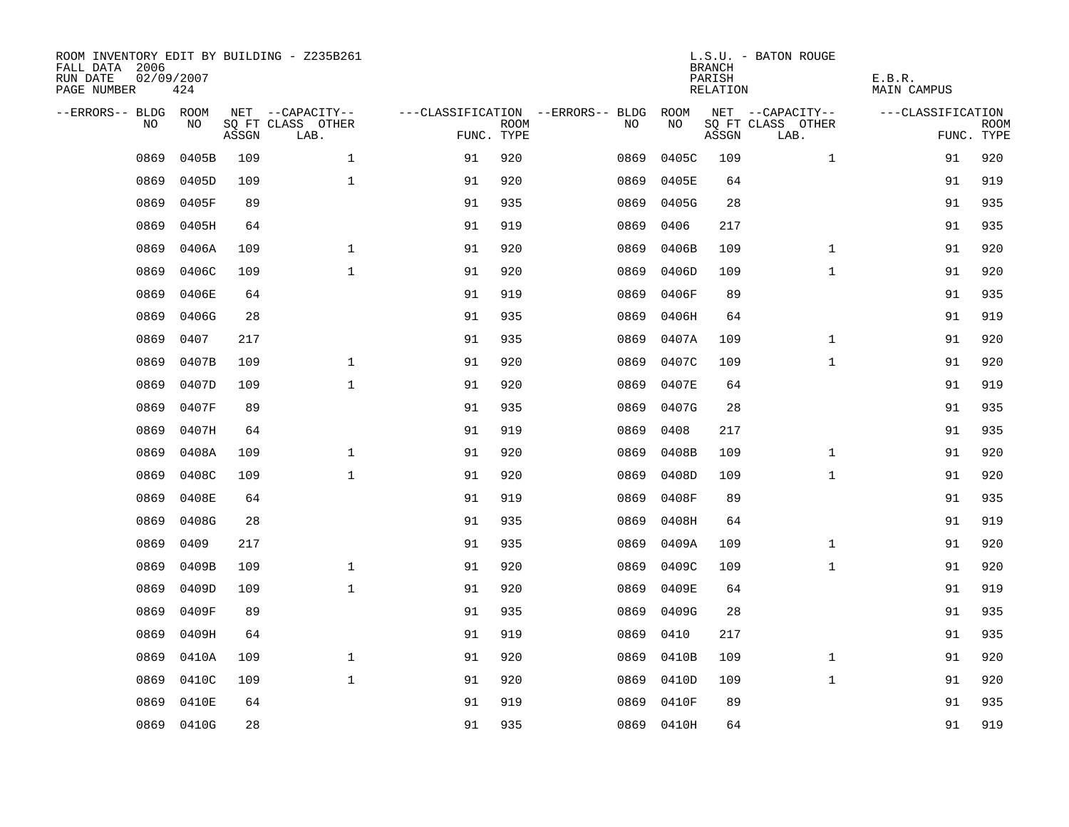ROOM INVENTORY EDIT BY BUILDING - Z235B261
FALL DATA 2006
RUN DATE 02/09/2007
PAGE NUMBER 424

L.S.U. - BATON ROUGE
BRANCH
PARISH E.B.R.
RELATION MAIN CAMPUS

| --ERRORS-- | BLDG NO | ROOM NO | NET SQ FT ASSGN | --CAPACITY-- CLASS | OTHER LAB. | ---CLASSIFICATION FUNC. | ROOM TYPE | --ERRORS-- | BLDG NO | ROOM NO | NET SQ FT ASSGN | --CAPACITY-- CLASS | OTHER LAB. | ---CLASSIFICATION FUNC. | ROOM TYPE |
|---|---|---|---|---|---|---|---|---|---|---|---|---|---|---|---|
| | 0869 | 0405B | 109 | | 1 | 91 | 920 | | 0869 | 0405C | 109 | | 1 | 91 | 920 |
| | 0869 | 0405D | 109 | | 1 | 91 | 920 | | 0869 | 0405E | 64 | | | 91 | 919 |
| | 0869 | 0405F | 89 | | | 91 | 935 | | 0869 | 0405G | 28 | | | 91 | 935 |
| | 0869 | 0405H | 64 | | | 91 | 919 | | 0869 | 0406 | 217 | | | 91 | 935 |
| | 0869 | 0406A | 109 | | 1 | 91 | 920 | | 0869 | 0406B | 109 | | 1 | 91 | 920 |
| | 0869 | 0406C | 109 | | 1 | 91 | 920 | | 0869 | 0406D | 109 | | 1 | 91 | 920 |
| | 0869 | 0406E | 64 | | | 91 | 919 | | 0869 | 0406F | 89 | | | 91 | 935 |
| | 0869 | 0406G | 28 | | | 91 | 935 | | 0869 | 0406H | 64 | | | 91 | 919 |
| | 0869 | 0407 | 217 | | | 91 | 935 | | 0869 | 0407A | 109 | | 1 | 91 | 920 |
| | 0869 | 0407B | 109 | | 1 | 91 | 920 | | 0869 | 0407C | 109 | | 1 | 91 | 920 |
| | 0869 | 0407D | 109 | | 1 | 91 | 920 | | 0869 | 0407E | 64 | | | 91 | 919 |
| | 0869 | 0407F | 89 | | | 91 | 935 | | 0869 | 0407G | 28 | | | 91 | 935 |
| | 0869 | 0407H | 64 | | | 91 | 919 | | 0869 | 0408 | 217 | | | 91 | 935 |
| | 0869 | 0408A | 109 | | 1 | 91 | 920 | | 0869 | 0408B | 109 | | 1 | 91 | 920 |
| | 0869 | 0408C | 109 | | 1 | 91 | 920 | | 0869 | 0408D | 109 | | 1 | 91 | 920 |
| | 0869 | 0408E | 64 | | | 91 | 919 | | 0869 | 0408F | 89 | | | 91 | 935 |
| | 0869 | 0408G | 28 | | | 91 | 935 | | 0869 | 0408H | 64 | | | 91 | 919 |
| | 0869 | 0409 | 217 | | | 91 | 935 | | 0869 | 0409A | 109 | | 1 | 91 | 920 |
| | 0869 | 0409B | 109 | | 1 | 91 | 920 | | 0869 | 0409C | 109 | | 1 | 91 | 920 |
| | 0869 | 0409D | 109 | | 1 | 91 | 920 | | 0869 | 0409E | 64 | | | 91 | 919 |
| | 0869 | 0409F | 89 | | | 91 | 935 | | 0869 | 0409G | 28 | | | 91 | 935 |
| | 0869 | 0409H | 64 | | | 91 | 919 | | 0869 | 0410 | 217 | | | 91 | 935 |
| | 0869 | 0410A | 109 | | 1 | 91 | 920 | | 0869 | 0410B | 109 | | 1 | 91 | 920 |
| | 0869 | 0410C | 109 | | 1 | 91 | 920 | | 0869 | 0410D | 109 | | 1 | 91 | 920 |
| | 0869 | 0410E | 64 | | | 91 | 919 | | 0869 | 0410F | 89 | | | 91 | 935 |
| | 0869 | 0410G | 28 | | | 91 | 935 | | 0869 | 0410H | 64 | | | 91 | 919 |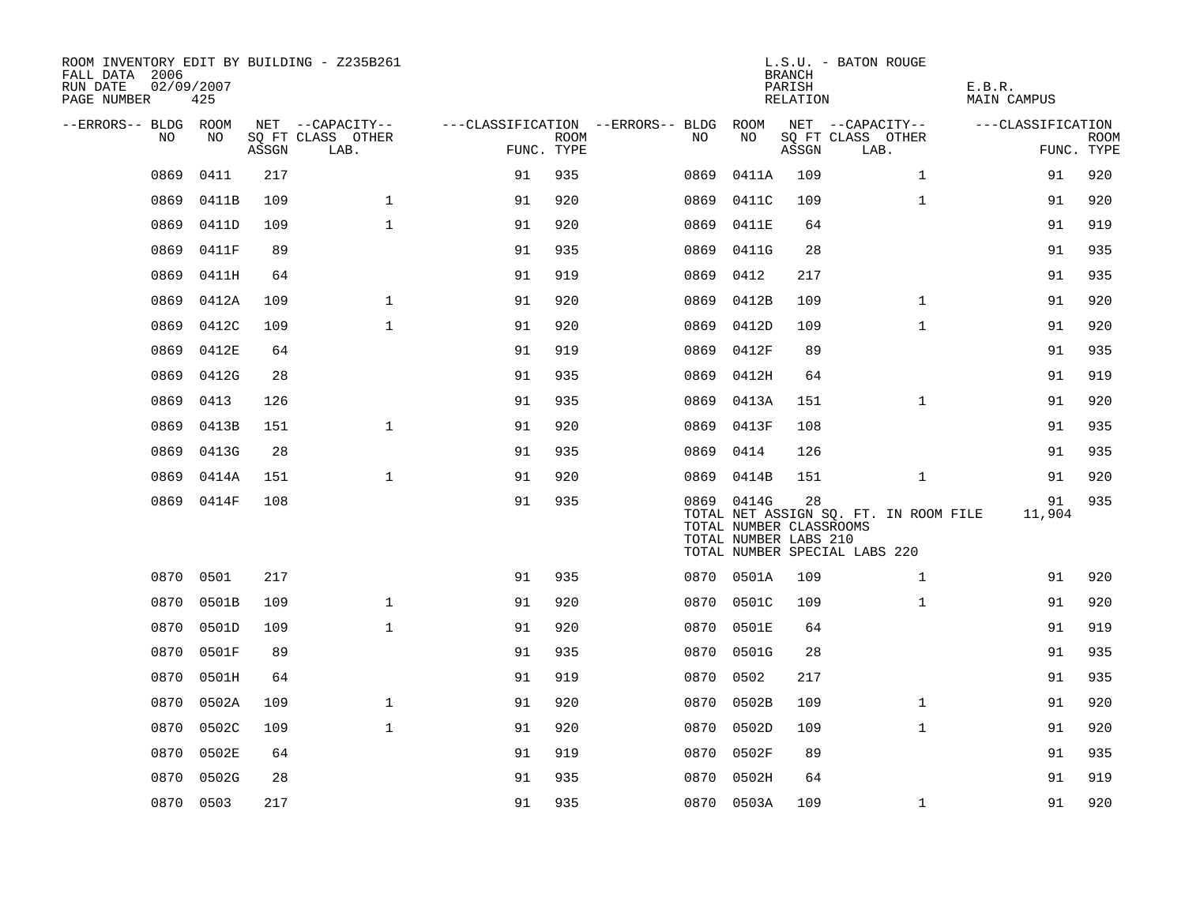ROOM INVENTORY EDIT BY BUILDING - Z235B261
FALL DATA 2006
RUN DATE 02/09/2007
PAGE NUMBER 425

L.S.U. - BATON ROUGE
BRANCH
PARISH E.B.R.
RELATION MAIN CAMPUS

| --ERRORS-- | BLDG NO | ROOM NO | NET SQ FT ASSGN | --CAPACITY-- CLASS LAB. | OTHER | ---CLASSIFICATION FUNC. | ROOM TYPE | --ERRORS-- | BLDG NO | ROOM NO | NET SQ FT ASSGN | --CAPACITY-- CLASS LAB. | OTHER | ---CLASSIFICATION FUNC. | ROOM TYPE |
|---|---|---|---|---|---|---|---|---|---|---|---|---|---|---|---|
| | 0869 | 0411 | 217 | | | 91 | 935 | | 0869 | 0411A | 109 | | 1 | 91 | 920 |
| | 0869 | 0411B | 109 | | 1 | 91 | 920 | | 0869 | 0411C | 109 | | 1 | 91 | 920 |
| | 0869 | 0411D | 109 | | 1 | 91 | 920 | | 0869 | 0411E | 64 | | | 91 | 919 |
| | 0869 | 0411F | 89 | | | 91 | 935 | | 0869 | 0411G | 28 | | | 91 | 935 |
| | 0869 | 0411H | 64 | | | 91 | 919 | | 0869 | 0412 | 217 | | | 91 | 935 |
| | 0869 | 0412A | 109 | | 1 | 91 | 920 | | 0869 | 0412B | 109 | | 1 | 91 | 920 |
| | 0869 | 0412C | 109 | | 1 | 91 | 920 | | 0869 | 0412D | 109 | | 1 | 91 | 920 |
| | 0869 | 0412E | 64 | | | 91 | 919 | | 0869 | 0412F | 89 | | | 91 | 935 |
| | 0869 | 0412G | 28 | | | 91 | 935 | | 0869 | 0412H | 64 | | | 91 | 919 |
| | 0869 | 0413 | 126 | | | 91 | 935 | | 0869 | 0413A | 151 | | 1 | 91 | 920 |
| | 0869 | 0413B | 151 | | 1 | 91 | 920 | | 0869 | 0413F | 108 | | | 91 | 935 |
| | 0869 | 0413G | 28 | | | 91 | 935 | | 0869 | 0414 | 126 | | | 91 | 935 |
| | 0869 | 0414A | 151 | | 1 | 91 | 920 | | 0869 | 0414B | 151 | | 1 | 91 | 920 |
| | 0869 | 0414F | 108 | | | 91 | 935 | | 0869 | 0414G | 28 | | | 91 | 935 |
| | | | | | | | | | TOTAL NET ASSIGN SQ. FT. IN ROOM FILE | | | | | 11,904 | |
| | | | | | | | | | TOTAL NUMBER CLASSROOMS | | | | | | |
| | | | | | | | | | TOTAL NUMBER LABS 210 | | | | | | |
| | | | | | | | | | TOTAL NUMBER SPECIAL LABS 220 | | | | | | |
| | 0870 | 0501 | 217 | | | 91 | 935 | | 0870 | 0501A | 109 | | 1 | 91 | 920 |
| | 0870 | 0501B | 109 | | 1 | 91 | 920 | | 0870 | 0501C | 109 | | 1 | 91 | 920 |
| | 0870 | 0501D | 109 | | 1 | 91 | 920 | | 0870 | 0501E | 64 | | | 91 | 919 |
| | 0870 | 0501F | 89 | | | 91 | 935 | | 0870 | 0501G | 28 | | | 91 | 935 |
| | 0870 | 0501H | 64 | | | 91 | 919 | | 0870 | 0502 | 217 | | | 91 | 935 |
| | 0870 | 0502A | 109 | | 1 | 91 | 920 | | 0870 | 0502B | 109 | | 1 | 91 | 920 |
| | 0870 | 0502C | 109 | | 1 | 91 | 920 | | 0870 | 0502D | 109 | | 1 | 91 | 920 |
| | 0870 | 0502E | 64 | | | 91 | 919 | | 0870 | 0502F | 89 | | | 91 | 935 |
| | 0870 | 0502G | 28 | | | 91 | 935 | | 0870 | 0502H | 64 | | | 91 | 919 |
| | 0870 | 0503 | 217 | | | 91 | 935 | | 0870 | 0503A | 109 | | 1 | 91 | 920 |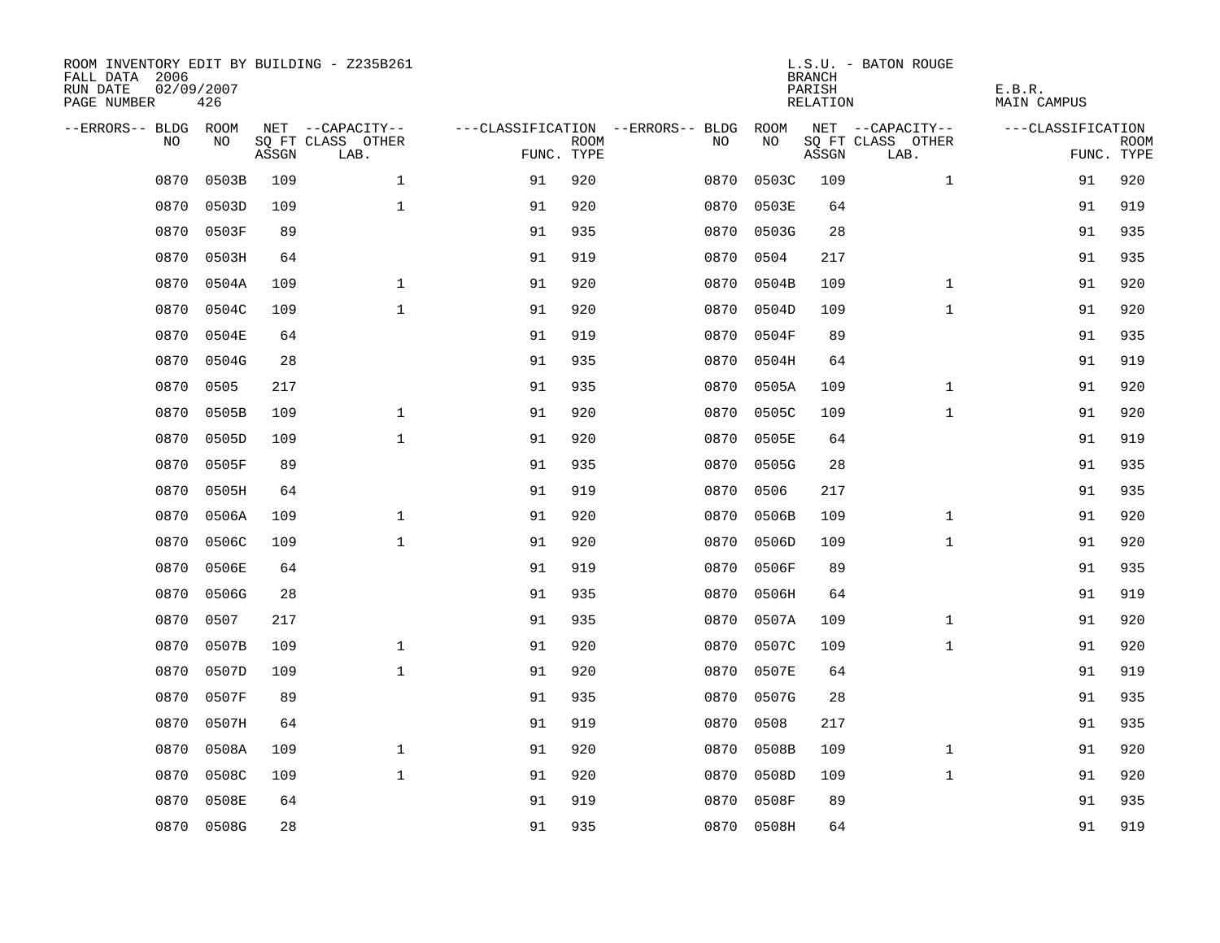ROOM INVENTORY EDIT BY BUILDING - Z235B261
FALL DATA 2006
RUN DATE 02/09/2007
PAGE NUMBER 426

L.S.U. - BATON ROUGE
BRANCH
PARISH E.B.R.
RELATION MAIN CAMPUS

| --ERRORS-- | BLDG NO | ROOM NO | NET SQ FT ASSGN | --CAPACITY-- CLASS LAB. | OTHER | ---CLASSIFICATION FUNC. | ROOM TYPE | --ERRORS-- | BLDG NO | ROOM NO | NET SQ FT ASSGN | --CAPACITY-- CLASS LAB. | OTHER | ---CLASSIFICATION FUNC. | ROOM TYPE |
|---|---|---|---|---|---|---|---|---|---|---|---|---|---|---|---|
| | 0870 | 0503B | 109 | | 1 | 91 | 920 | | 0870 | 0503C | 109 | | 1 | 91 | 920 |
| | 0870 | 0503D | 109 | | 1 | 91 | 920 | | 0870 | 0503E | 64 | | | 91 | 919 |
| | 0870 | 0503F | 89 | | | 91 | 935 | | 0870 | 0503G | 28 | | | 91 | 935 |
| | 0870 | 0503H | 64 | | | 91 | 919 | | 0870 | 0504 | 217 | | | 91 | 935 |
| | 0870 | 0504A | 109 | | 1 | 91 | 920 | | 0870 | 0504B | 109 | | 1 | 91 | 920 |
| | 0870 | 0504C | 109 | | 1 | 91 | 920 | | 0870 | 0504D | 109 | | 1 | 91 | 920 |
| | 0870 | 0504E | 64 | | | 91 | 919 | | 0870 | 0504F | 89 | | | 91 | 935 |
| | 0870 | 0504G | 28 | | | 91 | 935 | | 0870 | 0504H | 64 | | | 91 | 919 |
| | 0870 | 0505 | 217 | | | 91 | 935 | | 0870 | 0505A | 109 | | 1 | 91 | 920 |
| | 0870 | 0505B | 109 | | 1 | 91 | 920 | | 0870 | 0505C | 109 | | 1 | 91 | 920 |
| | 0870 | 0505D | 109 | | 1 | 91 | 920 | | 0870 | 0505E | 64 | | | 91 | 919 |
| | 0870 | 0505F | 89 | | | 91 | 935 | | 0870 | 0505G | 28 | | | 91 | 935 |
| | 0870 | 0505H | 64 | | | 91 | 919 | | 0870 | 0506 | 217 | | | 91 | 935 |
| | 0870 | 0506A | 109 | | 1 | 91 | 920 | | 0870 | 0506B | 109 | | 1 | 91 | 920 |
| | 0870 | 0506C | 109 | | 1 | 91 | 920 | | 0870 | 0506D | 109 | | 1 | 91 | 920 |
| | 0870 | 0506E | 64 | | | 91 | 919 | | 0870 | 0506F | 89 | | | 91 | 935 |
| | 0870 | 0506G | 28 | | | 91 | 935 | | 0870 | 0506H | 64 | | | 91 | 919 |
| | 0870 | 0507 | 217 | | | 91 | 935 | | 0870 | 0507A | 109 | | 1 | 91 | 920 |
| | 0870 | 0507B | 109 | | 1 | 91 | 920 | | 0870 | 0507C | 109 | | 1 | 91 | 920 |
| | 0870 | 0507D | 109 | | 1 | 91 | 920 | | 0870 | 0507E | 64 | | | 91 | 919 |
| | 0870 | 0507F | 89 | | | 91 | 935 | | 0870 | 0507G | 28 | | | 91 | 935 |
| | 0870 | 0507H | 64 | | | 91 | 919 | | 0870 | 0508 | 217 | | | 91 | 935 |
| | 0870 | 0508A | 109 | | 1 | 91 | 920 | | 0870 | 0508B | 109 | | 1 | 91 | 920 |
| | 0870 | 0508C | 109 | | 1 | 91 | 920 | | 0870 | 0508D | 109 | | 1 | 91 | 920 |
| | 0870 | 0508E | 64 | | | 91 | 919 | | 0870 | 0508F | 89 | | | 91 | 935 |
| | 0870 | 0508G | 28 | | | 91 | 935 | | 0870 | 0508H | 64 | | | 91 | 919 |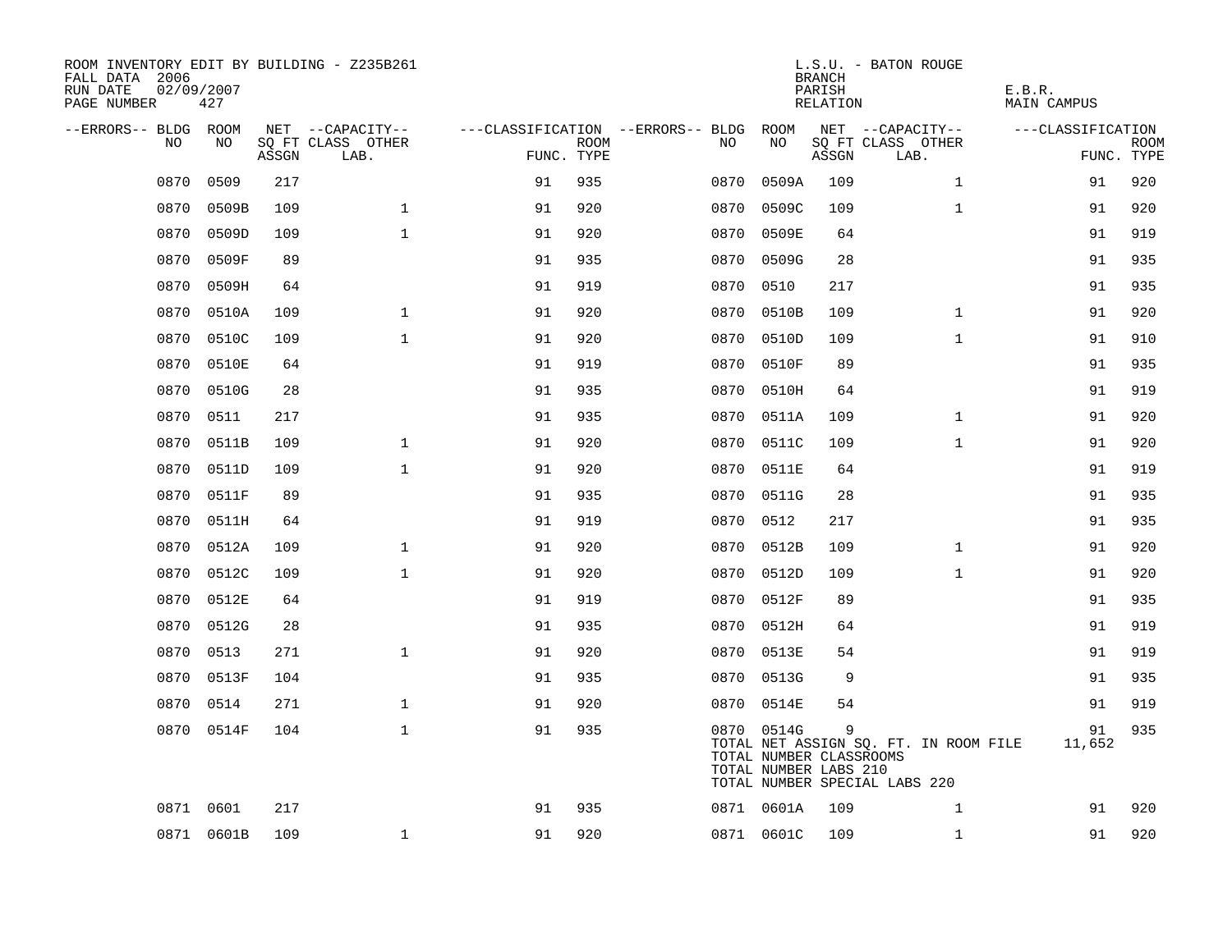ROOM INVENTORY EDIT BY BUILDING - Z235B261
FALL DATA 2006
RUN DATE 02/09/2007
PAGE NUMBER 427

L.S.U. - BATON ROUGE
BRANCH
PARISH E.B.R.
RELATION MAIN CAMPUS

| --ERRORS-- | BLDG NO | ROOM NO | NET SQ FT ASSGN | --CAPACITY-- CLASS LAB. | OTHER | ---CLASSIFICATION FUNC. | ROOM TYPE | --ERRORS-- | BLDG NO | ROOM NO | NET SQ FT ASSGN | --CAPACITY-- CLASS LAB. | OTHER | ---CLASSIFICATION FUNC. | ROOM TYPE |
|---|---|---|---|---|---|---|---|---|---|---|---|---|---|---|---|
| | 0870 | 0509 | 217 | | | 91 | 935 | | 0870 | 0509A | 109 | | 1 | 91 | 920 |
| | 0870 | 0509B | 109 | | 1 | 91 | 920 | | 0870 | 0509C | 109 | | 1 | 91 | 920 |
| | 0870 | 0509D | 109 | | 1 | 91 | 920 | | 0870 | 0509E | 64 | | | 91 | 919 |
| | 0870 | 0509F | 89 | | | 91 | 935 | | 0870 | 0509G | 28 | | | 91 | 935 |
| | 0870 | 0509H | 64 | | | 91 | 919 | | 0870 | 0510 | 217 | | | 91 | 935 |
| | 0870 | 0510A | 109 | | 1 | 91 | 920 | | 0870 | 0510B | 109 | | 1 | 91 | 920 |
| | 0870 | 0510C | 109 | | 1 | 91 | 920 | | 0870 | 0510D | 109 | | 1 | 91 | 910 |
| | 0870 | 0510E | 64 | | | 91 | 919 | | 0870 | 0510F | 89 | | | 91 | 935 |
| | 0870 | 0510G | 28 | | | 91 | 935 | | 0870 | 0510H | 64 | | | 91 | 919 |
| | 0870 | 0511 | 217 | | | 91 | 935 | | 0870 | 0511A | 109 | | 1 | 91 | 920 |
| | 0870 | 0511B | 109 | | 1 | 91 | 920 | | 0870 | 0511C | 109 | | 1 | 91 | 920 |
| | 0870 | 0511D | 109 | | 1 | 91 | 920 | | 0870 | 0511E | 64 | | | 91 | 919 |
| | 0870 | 0511F | 89 | | | 91 | 935 | | 0870 | 0511G | 28 | | | 91 | 935 |
| | 0870 | 0511H | 64 | | | 91 | 919 | | 0870 | 0512 | 217 | | | 91 | 935 |
| | 0870 | 0512A | 109 | | 1 | 91 | 920 | | 0870 | 0512B | 109 | | 1 | 91 | 920 |
| | 0870 | 0512C | 109 | | 1 | 91 | 920 | | 0870 | 0512D | 109 | | 1 | 91 | 920 |
| | 0870 | 0512E | 64 | | | 91 | 919 | | 0870 | 0512F | 89 | | | 91 | 935 |
| | 0870 | 0512G | 28 | | | 91 | 935 | | 0870 | 0512H | 64 | | | 91 | 919 |
| | 0870 | 0513 | 271 | | 1 | 91 | 920 | | 0870 | 0513E | 54 | | | 91 | 919 |
| | 0870 | 0513F | 104 | | | 91 | 935 | | 0870 | 0513G | 9 | | | 91 | 935 |
| | 0870 | 0514 | 271 | | 1 | 91 | 920 | | 0870 | 0514E | 54 | | | 91 | 919 |
| | 0870 | 0514F | 104 | | 1 | 91 | 935 | | 0870 | 0514G | 9 | | | 91 | 935 |
| | | | | | | | | | TOTAL NET ASSIGN SQ. FT. IN ROOM FILE | | | | | 11,652 | |
| | | | | | | | | | TOTAL NUMBER CLASSROOMS | | | | | | |
| | | | | | | | | | TOTAL NUMBER LABS 210 | | | | | | |
| | | | | | | | | | TOTAL NUMBER SPECIAL LABS 220 | | | | | | |
| | 0871 | 0601 | 217 | | | 91 | 935 | | 0871 | 0601A | 109 | | 1 | 91 | 920 |
| | 0871 | 0601B | 109 | | 1 | 91 | 920 | | 0871 | 0601C | 109 | | 1 | 91 | 920 |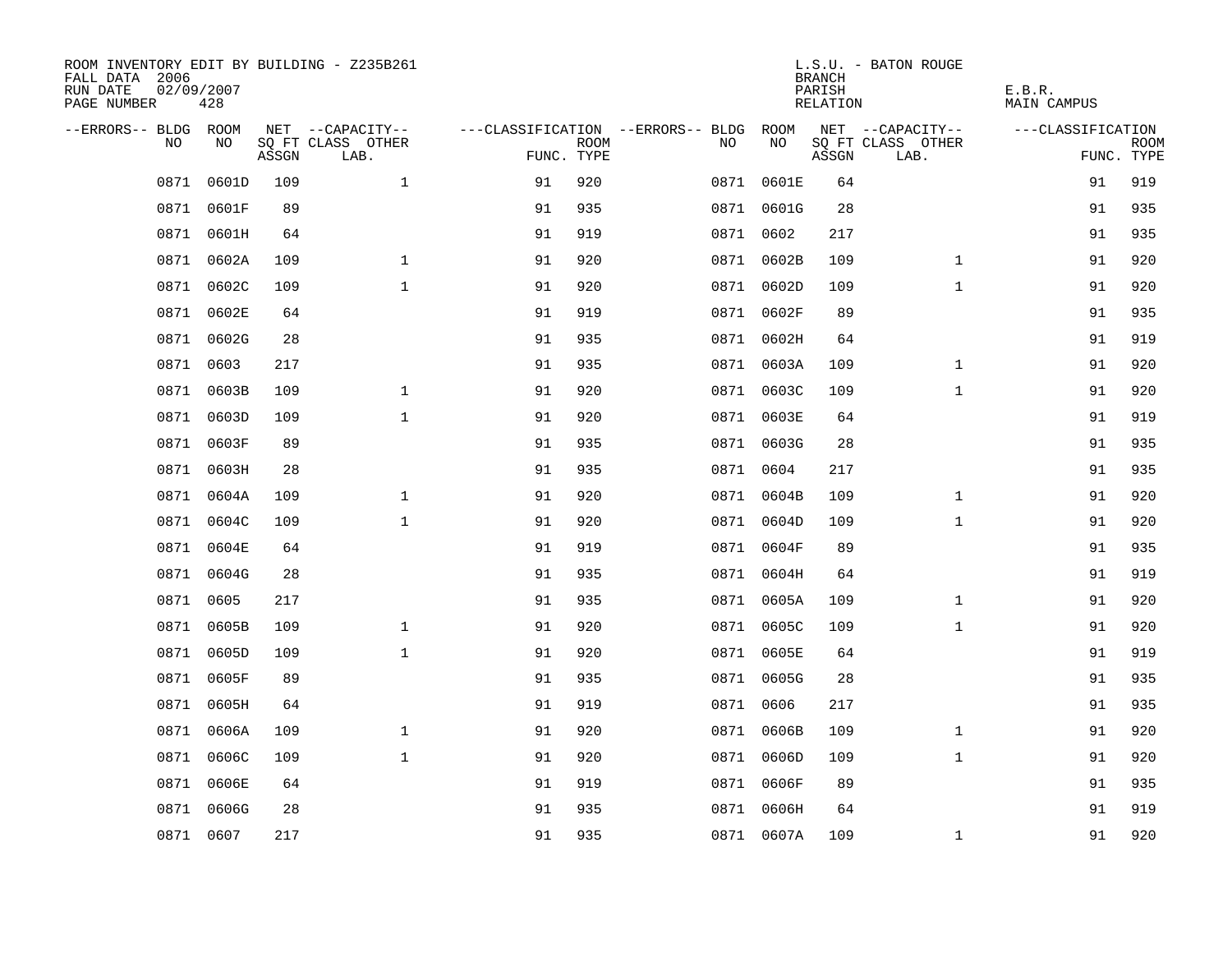ROOM INVENTORY EDIT BY BUILDING - Z235B261
FALL DATA 2006
RUN DATE 02/09/2007
PAGE NUMBER 428

L.S.U. - BATON ROUGE
BRANCH
PARISH E.B.R.
RELATION MAIN CAMPUS

| --ERRORS-- | BLDG NO | ROOM NO | NET SQ FT ASSGN | --CAPACITY-- CLASS LAB. | OTHER | ---CLASSIFICATION FUNC. | ROOM TYPE | --ERRORS-- | BLDG NO | ROOM NO | NET SQ FT ASSGN | --CAPACITY-- CLASS LAB. | OTHER | ---CLASSIFICATION FUNC. | ROOM TYPE |
|---|---|---|---|---|---|---|---|---|---|---|---|---|---|---|---|
| | 0871 | 0601D | 109 | | 1 | 91 | 920 | | 0871 | 0601E | 64 | | | 91 | 919 |
| | 0871 | 0601F | 89 | | | 91 | 935 | | 0871 | 0601G | 28 | | | 91 | 935 |
| | 0871 | 0601H | 64 | | | 91 | 919 | | 0871 | 0602 | 217 | | | 91 | 935 |
| | 0871 | 0602A | 109 | | 1 | 91 | 920 | | 0871 | 0602B | 109 | | 1 | 91 | 920 |
| | 0871 | 0602C | 109 | | 1 | 91 | 920 | | 0871 | 0602D | 109 | | 1 | 91 | 920 |
| | 0871 | 0602E | 64 | | | 91 | 919 | | 0871 | 0602F | 89 | | | 91 | 935 |
| | 0871 | 0602G | 28 | | | 91 | 935 | | 0871 | 0602H | 64 | | | 91 | 919 |
| | 0871 | 0603 | 217 | | | 91 | 935 | | 0871 | 0603A | 109 | | 1 | 91 | 920 |
| | 0871 | 0603B | 109 | | 1 | 91 | 920 | | 0871 | 0603C | 109 | | 1 | 91 | 920 |
| | 0871 | 0603D | 109 | | 1 | 91 | 920 | | 0871 | 0603E | 64 | | | 91 | 919 |
| | 0871 | 0603F | 89 | | | 91 | 935 | | 0871 | 0603G | 28 | | | 91 | 935 |
| | 0871 | 0603H | 28 | | | 91 | 935 | | 0871 | 0604 | 217 | | | 91 | 935 |
| | 0871 | 0604A | 109 | | 1 | 91 | 920 | | 0871 | 0604B | 109 | | 1 | 91 | 920 |
| | 0871 | 0604C | 109 | | 1 | 91 | 920 | | 0871 | 0604D | 109 | | 1 | 91 | 920 |
| | 0871 | 0604E | 64 | | | 91 | 919 | | 0871 | 0604F | 89 | | | 91 | 935 |
| | 0871 | 0604G | 28 | | | 91 | 935 | | 0871 | 0604H | 64 | | | 91 | 919 |
| | 0871 | 0605 | 217 | | | 91 | 935 | | 0871 | 0605A | 109 | | 1 | 91 | 920 |
| | 0871 | 0605B | 109 | | 1 | 91 | 920 | | 0871 | 0605C | 109 | | 1 | 91 | 920 |
| | 0871 | 0605D | 109 | | 1 | 91 | 920 | | 0871 | 0605E | 64 | | | 91 | 919 |
| | 0871 | 0605F | 89 | | | 91 | 935 | | 0871 | 0605G | 28 | | | 91 | 935 |
| | 0871 | 0605H | 64 | | | 91 | 919 | | 0871 | 0606 | 217 | | | 91 | 935 |
| | 0871 | 0606A | 109 | | 1 | 91 | 920 | | 0871 | 0606B | 109 | | 1 | 91 | 920 |
| | 0871 | 0606C | 109 | | 1 | 91 | 920 | | 0871 | 0606D | 109 | | 1 | 91 | 920 |
| | 0871 | 0606E | 64 | | | 91 | 919 | | 0871 | 0606F | 89 | | | 91 | 935 |
| | 0871 | 0606G | 28 | | | 91 | 935 | | 0871 | 0606H | 64 | | | 91 | 919 |
| | 0871 | 0607 | 217 | | | 91 | 935 | | 0871 | 0607A | 109 | | 1 | 91 | 920 |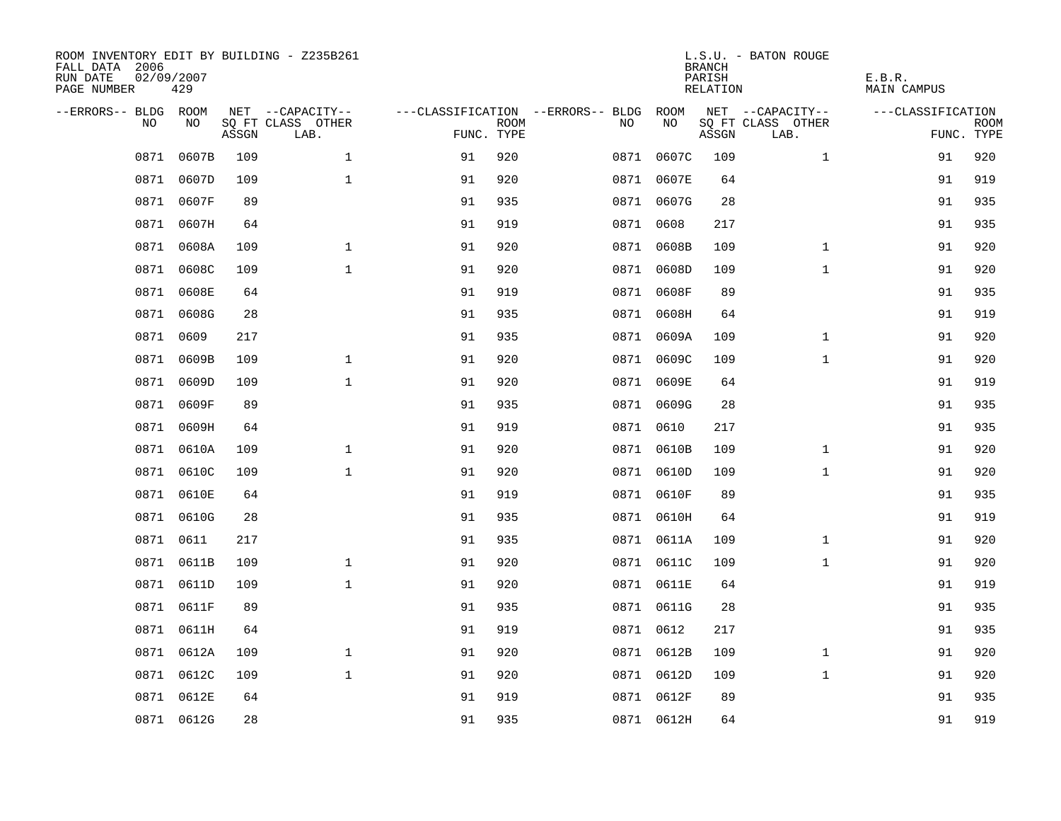ROOM INVENTORY EDIT BY BUILDING - Z235B261
FALL DATA 2006
RUN DATE 02/09/2007
PAGE NUMBER 429

L.S.U. - BATON ROUGE
BRANCH
PARISH E.B.R.
RELATION MAIN CAMPUS

| --ERRORS-- | BLDG NO | ROOM NO | NET SQ FT ASSGN | --CAPACITY-- CLASS LAB. | OTHER | ---CLASSIFICATION FUNC. | ROOM TYPE | --ERRORS-- | BLDG NO | ROOM NO | NET SQ FT ASSGN | --CAPACITY-- CLASS LAB. | OTHER | ---CLASSIFICATION FUNC. | ROOM TYPE |
|---|---|---|---|---|---|---|---|---|---|---|---|---|---|---|---|
| | 0871 | 0607B | 109 | | 1 | 91 | 920 | | 0871 | 0607C | 109 | | 1 | 91 | 920 |
| | 0871 | 0607D | 109 | | 1 | 91 | 920 | | 0871 | 0607E | 64 | | | 91 | 919 |
| | 0871 | 0607F | 89 | | | 91 | 935 | | 0871 | 0607G | 28 | | | 91 | 935 |
| | 0871 | 0607H | 64 | | | 91 | 919 | | 0871 | 0608 | 217 | | | 91 | 935 |
| | 0871 | 0608A | 109 | | 1 | 91 | 920 | | 0871 | 0608B | 109 | | 1 | 91 | 920 |
| | 0871 | 0608C | 109 | | 1 | 91 | 920 | | 0871 | 0608D | 109 | | 1 | 91 | 920 |
| | 0871 | 0608E | 64 | | | 91 | 919 | | 0871 | 0608F | 89 | | | 91 | 935 |
| | 0871 | 0608G | 28 | | | 91 | 935 | | 0871 | 0608H | 64 | | | 91 | 919 |
| | 0871 | 0609 | 217 | | | 91 | 935 | | 0871 | 0609A | 109 | | 1 | 91 | 920 |
| | 0871 | 0609B | 109 | | 1 | 91 | 920 | | 0871 | 0609C | 109 | | 1 | 91 | 920 |
| | 0871 | 0609D | 109 | | 1 | 91 | 920 | | 0871 | 0609E | 64 | | | 91 | 919 |
| | 0871 | 0609F | 89 | | | 91 | 935 | | 0871 | 0609G | 28 | | | 91 | 935 |
| | 0871 | 0609H | 64 | | | 91 | 919 | | 0871 | 0610 | 217 | | | 91 | 935 |
| | 0871 | 0610A | 109 | | 1 | 91 | 920 | | 0871 | 0610B | 109 | | 1 | 91 | 920 |
| | 0871 | 0610C | 109 | | 1 | 91 | 920 | | 0871 | 0610D | 109 | | 1 | 91 | 920 |
| | 0871 | 0610E | 64 | | | 91 | 919 | | 0871 | 0610F | 89 | | | 91 | 935 |
| | 0871 | 0610G | 28 | | | 91 | 935 | | 0871 | 0610H | 64 | | | 91 | 919 |
| | 0871 | 0611 | 217 | | | 91 | 935 | | 0871 | 0611A | 109 | | 1 | 91 | 920 |
| | 0871 | 0611B | 109 | | 1 | 91 | 920 | | 0871 | 0611C | 109 | | 1 | 91 | 920 |
| | 0871 | 0611D | 109 | | 1 | 91 | 920 | | 0871 | 0611E | 64 | | | 91 | 919 |
| | 0871 | 0611F | 89 | | | 91 | 935 | | 0871 | 0611G | 28 | | | 91 | 935 |
| | 0871 | 0611H | 64 | | | 91 | 919 | | 0871 | 0612 | 217 | | | 91 | 935 |
| | 0871 | 0612A | 109 | | 1 | 91 | 920 | | 0871 | 0612B | 109 | | 1 | 91 | 920 |
| | 0871 | 0612C | 109 | | 1 | 91 | 920 | | 0871 | 0612D | 109 | | 1 | 91 | 920 |
| | 0871 | 0612E | 64 | | | 91 | 919 | | 0871 | 0612F | 89 | | | 91 | 935 |
| | 0871 | 0612G | 28 | | | 91 | 935 | | 0871 | 0612H | 64 | | | 91 | 919 |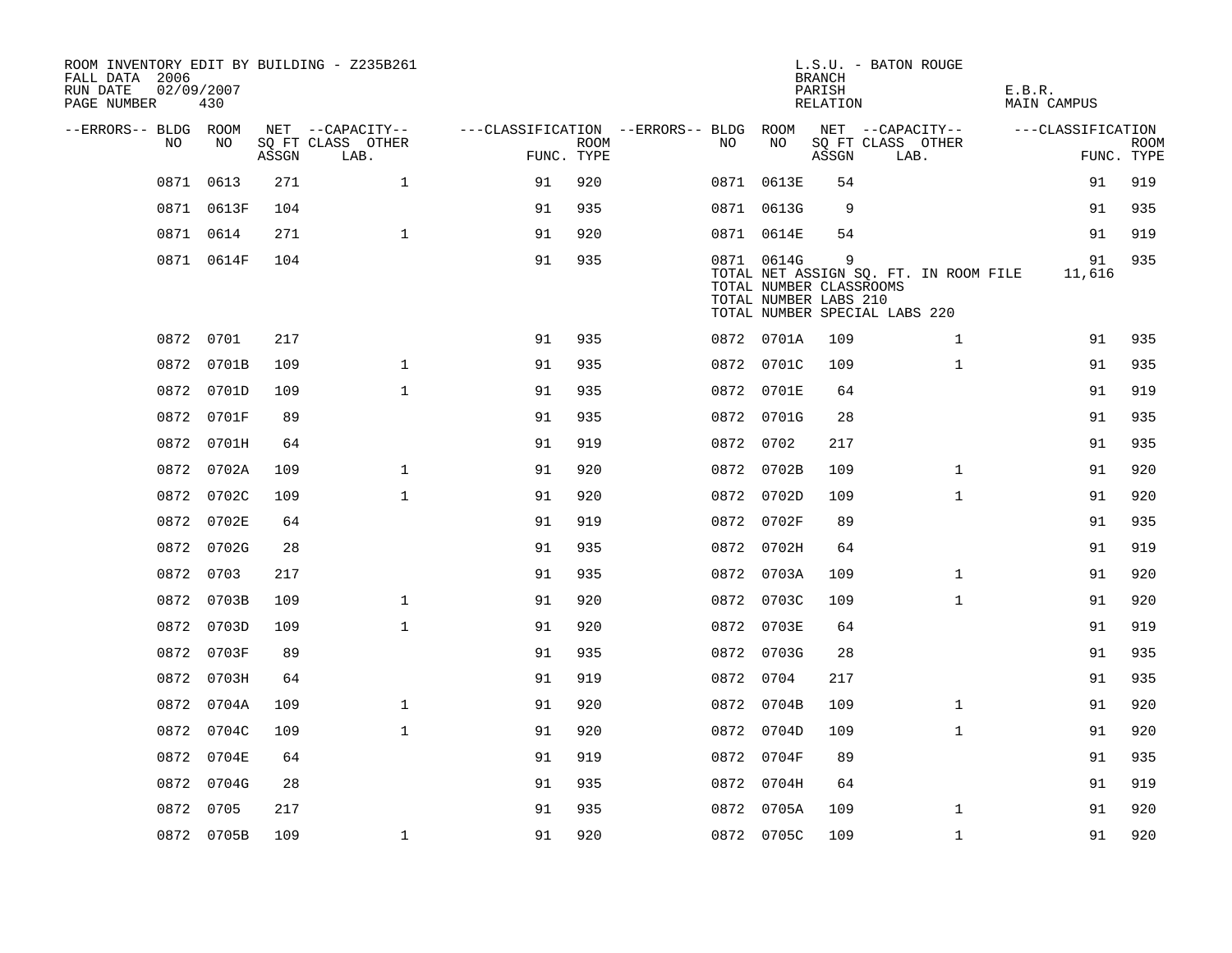ROOM INVENTORY EDIT BY BUILDING - Z235B261
FALL DATA 2006
RUN DATE 02/09/2007
PAGE NUMBER 430

L.S.U. - BATON ROUGE
BRANCH
PARISH E.B.R.
RELATION MAIN CAMPUS

| --ERRORS-- | BLDG NO | ROOM NO | NET SQ FT ASSGN | --CAPACITY-- CLASS LAB. | OTHER | ---CLASSIFICATION FUNC. | ROOM TYPE | --ERRORS-- | BLDG NO | ROOM NO | NET SQ FT ASSGN | --CAPACITY-- CLASS LAB. | OTHER | ---CLASSIFICATION FUNC. | ROOM TYPE |
|---|---|---|---|---|---|---|---|---|---|---|---|---|---|---|---|
| | 0871 | 0613 | 271 | | 1 | 91 | 920 | | 0871 | 0613E | 54 | | | 91 | 919 |
| | 0871 | 0613F | 104 | | | 91 | 935 | | 0871 | 0613G | 9 | | | 91 | 935 |
| | 0871 | 0614 | 271 | | 1 | 91 | 920 | | 0871 | 0614E | 54 | | | 91 | 919 |
| | 0871 | 0614F | 104 | | | 91 | 935 | | 0871 | 0614G | 9 | | | 91 | 935 |
| | | | | | | | | | TOTAL NET ASSIGN SQ. FT. IN ROOM FILE | | | | | 11,616 | |
| | | | | | | | | | TOTAL NUMBER CLASSROOMS | | | | | | |
| | | | | | | | | | TOTAL NUMBER LABS 210 | | | | | | |
| | | | | | | | | | TOTAL NUMBER SPECIAL LABS 220 | | | | | | |
| | 0872 | 0701 | 217 | | | 91 | 935 | | 0872 | 0701A | 109 | | 1 | 91 | 935 |
| | 0872 | 0701B | 109 | | 1 | 91 | 935 | | 0872 | 0701C | 109 | | 1 | 91 | 935 |
| | 0872 | 0701D | 109 | | 1 | 91 | 935 | | 0872 | 0701E | 64 | | | 91 | 919 |
| | 0872 | 0701F | 89 | | | 91 | 935 | | 0872 | 0701G | 28 | | | 91 | 935 |
| | 0872 | 0701H | 64 | | | 91 | 919 | | 0872 | 0702 | 217 | | | 91 | 935 |
| | 0872 | 0702A | 109 | | 1 | 91 | 920 | | 0872 | 0702B | 109 | | 1 | 91 | 920 |
| | 0872 | 0702C | 109 | | 1 | 91 | 920 | | 0872 | 0702D | 109 | | 1 | 91 | 920 |
| | 0872 | 0702E | 64 | | | 91 | 919 | | 0872 | 0702F | 89 | | | 91 | 935 |
| | 0872 | 0702G | 28 | | | 91 | 935 | | 0872 | 0702H | 64 | | | 91 | 919 |
| | 0872 | 0703 | 217 | | | 91 | 935 | | 0872 | 0703A | 109 | | 1 | 91 | 920 |
| | 0872 | 0703B | 109 | | 1 | 91 | 920 | | 0872 | 0703C | 109 | | 1 | 91 | 920 |
| | 0872 | 0703D | 109 | | 1 | 91 | 920 | | 0872 | 0703E | 64 | | | 91 | 919 |
| | 0872 | 0703F | 89 | | | 91 | 935 | | 0872 | 0703G | 28 | | | 91 | 935 |
| | 0872 | 0703H | 64 | | | 91 | 919 | | 0872 | 0704 | 217 | | | 91 | 935 |
| | 0872 | 0704A | 109 | | 1 | 91 | 920 | | 0872 | 0704B | 109 | | 1 | 91 | 920 |
| | 0872 | 0704C | 109 | | 1 | 91 | 920 | | 0872 | 0704D | 109 | | 1 | 91 | 920 |
| | 0872 | 0704E | 64 | | | 91 | 919 | | 0872 | 0704F | 89 | | | 91 | 935 |
| | 0872 | 0704G | 28 | | | 91 | 935 | | 0872 | 0704H | 64 | | | 91 | 919 |
| | 0872 | 0705 | 217 | | | 91 | 935 | | 0872 | 0705A | 109 | | 1 | 91 | 920 |
| | 0872 | 0705B | 109 | | 1 | 91 | 920 | | 0872 | 0705C | 109 | | 1 | 91 | 920 |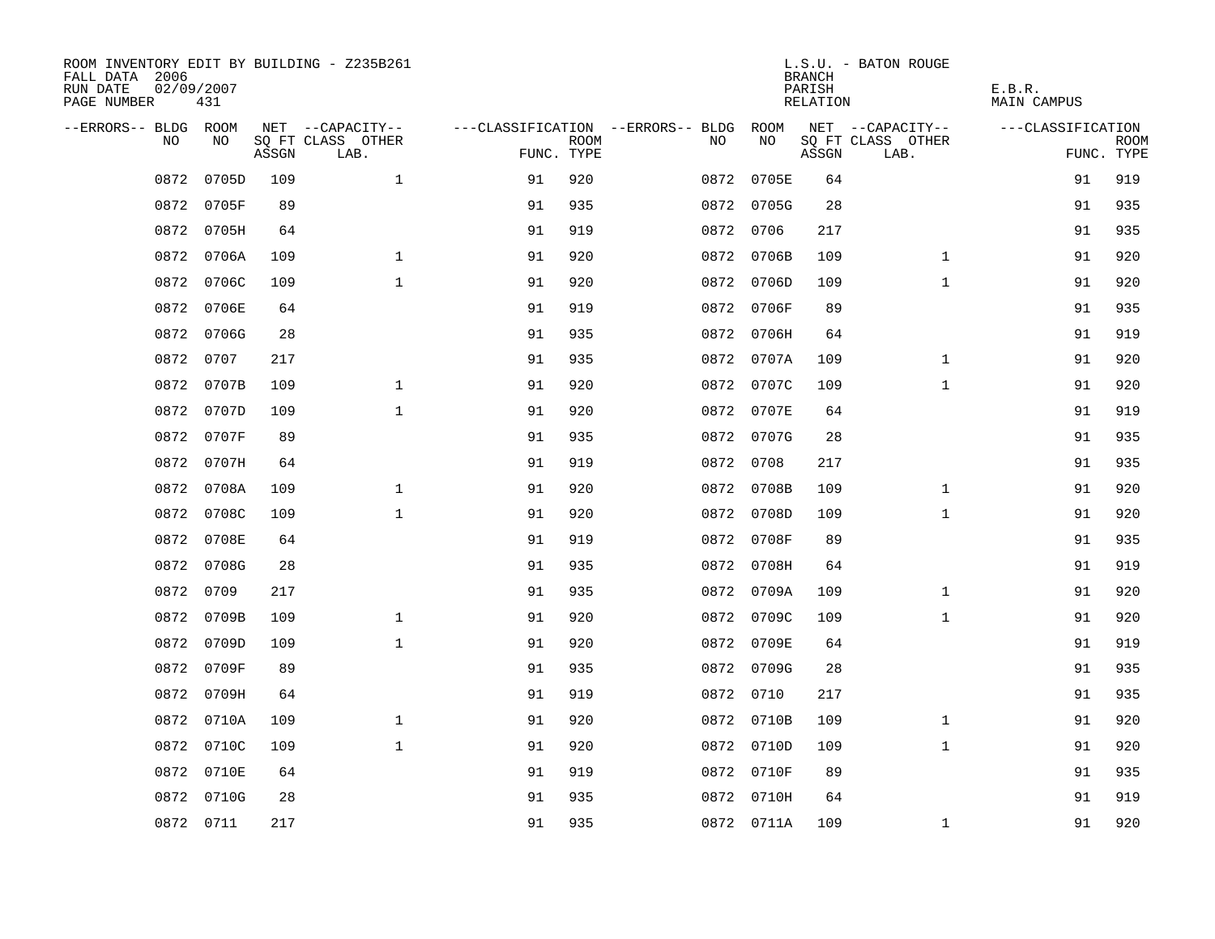ROOM INVENTORY EDIT BY BUILDING - Z235B261
FALL DATA 2006
RUN DATE 02/09/2007
PAGE NUMBER 431

L.S.U. - BATON ROUGE
BRANCH
PARISH E.B.R.
RELATION MAIN CAMPUS

| --ERRORS-- | BLDG NO | ROOM NO | NET SQ FT ASSGN | --CAPACITY-- CLASS LAB. | OTHER | ---CLASSIFICATION FUNC. | ROOM TYPE | --ERRORS-- | BLDG NO | ROOM NO | NET SQ FT ASSGN | --CAPACITY-- CLASS LAB. | OTHER | ---CLASSIFICATION FUNC. | ROOM TYPE |
|---|---|---|---|---|---|---|---|---|---|---|---|---|---|---|---|
| | 0872 | 0705D | 109 | | 1 | 91 | 920 | | 0872 | 0705E | 64 | | | 91 | 919 |
| | 0872 | 0705F | 89 | | | 91 | 935 | | 0872 | 0705G | 28 | | | 91 | 935 |
| | 0872 | 0705H | 64 | | | 91 | 919 | | 0872 | 0706 | 217 | | | 91 | 935 |
| | 0872 | 0706A | 109 | | 1 | 91 | 920 | | 0872 | 0706B | 109 | | 1 | 91 | 920 |
| | 0872 | 0706C | 109 | | 1 | 91 | 920 | | 0872 | 0706D | 109 | | 1 | 91 | 920 |
| | 0872 | 0706E | 64 | | | 91 | 919 | | 0872 | 0706F | 89 | | | 91 | 935 |
| | 0872 | 0706G | 28 | | | 91 | 935 | | 0872 | 0706H | 64 | | | 91 | 919 |
| | 0872 | 0707 | 217 | | | 91 | 935 | | 0872 | 0707A | 109 | | 1 | 91 | 920 |
| | 0872 | 0707B | 109 | | 1 | 91 | 920 | | 0872 | 0707C | 109 | | 1 | 91 | 920 |
| | 0872 | 0707D | 109 | | 1 | 91 | 920 | | 0872 | 0707E | 64 | | | 91 | 919 |
| | 0872 | 0707F | 89 | | | 91 | 935 | | 0872 | 0707G | 28 | | | 91 | 935 |
| | 0872 | 0707H | 64 | | | 91 | 919 | | 0872 | 0708 | 217 | | | 91 | 935 |
| | 0872 | 0708A | 109 | | 1 | 91 | 920 | | 0872 | 0708B | 109 | | 1 | 91 | 920 |
| | 0872 | 0708C | 109 | | 1 | 91 | 920 | | 0872 | 0708D | 109 | | 1 | 91 | 920 |
| | 0872 | 0708E | 64 | | | 91 | 919 | | 0872 | 0708F | 89 | | | 91 | 935 |
| | 0872 | 0708G | 28 | | | 91 | 935 | | 0872 | 0708H | 64 | | | 91 | 919 |
| | 0872 | 0709 | 217 | | | 91 | 935 | | 0872 | 0709A | 109 | | 1 | 91 | 920 |
| | 0872 | 0709B | 109 | | 1 | 91 | 920 | | 0872 | 0709C | 109 | | 1 | 91 | 920 |
| | 0872 | 0709D | 109 | | 1 | 91 | 920 | | 0872 | 0709E | 64 | | | 91 | 919 |
| | 0872 | 0709F | 89 | | | 91 | 935 | | 0872 | 0709G | 28 | | | 91 | 935 |
| | 0872 | 0709H | 64 | | | 91 | 919 | | 0872 | 0710 | 217 | | | 91 | 935 |
| | 0872 | 0710A | 109 | | 1 | 91 | 920 | | 0872 | 0710B | 109 | | 1 | 91 | 920 |
| | 0872 | 0710C | 109 | | 1 | 91 | 920 | | 0872 | 0710D | 109 | | 1 | 91 | 920 |
| | 0872 | 0710E | 64 | | | 91 | 919 | | 0872 | 0710F | 89 | | | 91 | 935 |
| | 0872 | 0710G | 28 | | | 91 | 935 | | 0872 | 0710H | 64 | | | 91 | 919 |
| | 0872 | 0711 | 217 | | | 91 | 935 | | 0872 | 0711A | 109 | | 1 | 91 | 920 |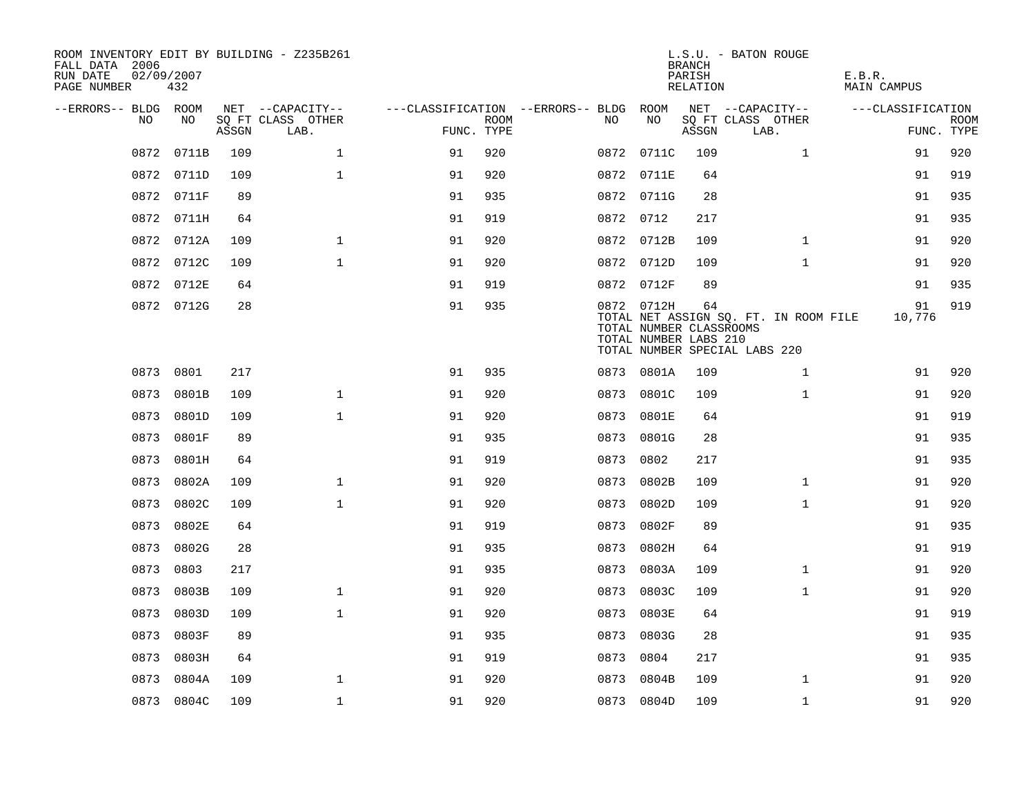ROOM INVENTORY EDIT BY BUILDING - Z235B261
FALL DATA 2006
RUN DATE 02/09/2007
PAGE NUMBER 432

L.S.U. - BATON ROUGE
BRANCH
PARISH E.B.R.
RELATION MAIN CAMPUS

| --ERRORS-- | BLDG NO | ROOM NO | NET SQ FT ASSGN | --CAPACITY-- CLASS LAB. | OTHER | ---CLASSIFICATION FUNC. | ROOM TYPE | --ERRORS-- | BLDG NO | ROOM NO | NET SQ FT ASSGN | --CAPACITY-- CLASS LAB. | OTHER | ---CLASSIFICATION FUNC. | ROOM TYPE |
|---|---|---|---|---|---|---|---|---|---|---|---|---|---|---|---|
| | 0872 | 0711B | 109 | | 1 | 91 | 920 | | 0872 | 0711C | 109 | | 1 | 91 | 920 |
| | 0872 | 0711D | 109 | | 1 | 91 | 920 | | 0872 | 0711E | 64 | | | 91 | 919 |
| | 0872 | 0711F | 89 | | | 91 | 935 | | 0872 | 0711G | 28 | | | 91 | 935 |
| | 0872 | 0711H | 64 | | | 91 | 919 | | 0872 | 0712 | 217 | | | 91 | 935 |
| | 0872 | 0712A | 109 | | 1 | 91 | 920 | | 0872 | 0712B | 109 | | 1 | 91 | 920 |
| | 0872 | 0712C | 109 | | 1 | 91 | 920 | | 0872 | 0712D | 109 | | 1 | 91 | 920 |
| | 0872 | 0712E | 64 | | | 91 | 919 | | 0872 | 0712F | 89 | | | 91 | 935 |
| | 0872 | 0712G | 28 | | | 91 | 935 | | 0872 | 0712H | 64 | | | 91 | 919 |
| | | | | | | | | | TOTAL NET ASSIGN SQ. FT. IN ROOM FILE | | | | | 10,776 | |
| | | | | | | | | | TOTAL NUMBER CLASSROOMS | | | | | | |
| | | | | | | | | | TOTAL NUMBER LABS 210 | | | | | | |
| | | | | | | | | | TOTAL NUMBER SPECIAL LABS 220 | | | | | | |
| | 0873 | 0801 | 217 | | | 91 | 935 | | 0873 | 0801A | 109 | | 1 | 91 | 920 |
| | 0873 | 0801B | 109 | | 1 | 91 | 920 | | 0873 | 0801C | 109 | | 1 | 91 | 920 |
| | 0873 | 0801D | 109 | | 1 | 91 | 920 | | 0873 | 0801E | 64 | | | 91 | 919 |
| | 0873 | 0801F | 89 | | | 91 | 935 | | 0873 | 0801G | 28 | | | 91 | 935 |
| | 0873 | 0801H | 64 | | | 91 | 919 | | 0873 | 0802 | 217 | | | 91 | 935 |
| | 0873 | 0802A | 109 | | 1 | 91 | 920 | | 0873 | 0802B | 109 | | 1 | 91 | 920 |
| | 0873 | 0802C | 109 | | 1 | 91 | 920 | | 0873 | 0802D | 109 | | 1 | 91 | 920 |
| | 0873 | 0802E | 64 | | | 91 | 919 | | 0873 | 0802F | 89 | | | 91 | 935 |
| | 0873 | 0802G | 28 | | | 91 | 935 | | 0873 | 0802H | 64 | | | 91 | 919 |
| | 0873 | 0803 | 217 | | | 91 | 935 | | 0873 | 0803A | 109 | | 1 | 91 | 920 |
| | 0873 | 0803B | 109 | | 1 | 91 | 920 | | 0873 | 0803C | 109 | | 1 | 91 | 920 |
| | 0873 | 0803D | 109 | | 1 | 91 | 920 | | 0873 | 0803E | 64 | | | 91 | 919 |
| | 0873 | 0803F | 89 | | | 91 | 935 | | 0873 | 0803G | 28 | | | 91 | 935 |
| | 0873 | 0803H | 64 | | | 91 | 919 | | 0873 | 0804 | 217 | | | 91 | 935 |
| | 0873 | 0804A | 109 | | 1 | 91 | 920 | | 0873 | 0804B | 109 | | 1 | 91 | 920 |
| | 0873 | 0804C | 109 | | 1 | 91 | 920 | | 0873 | 0804D | 109 | | 1 | 91 | 920 |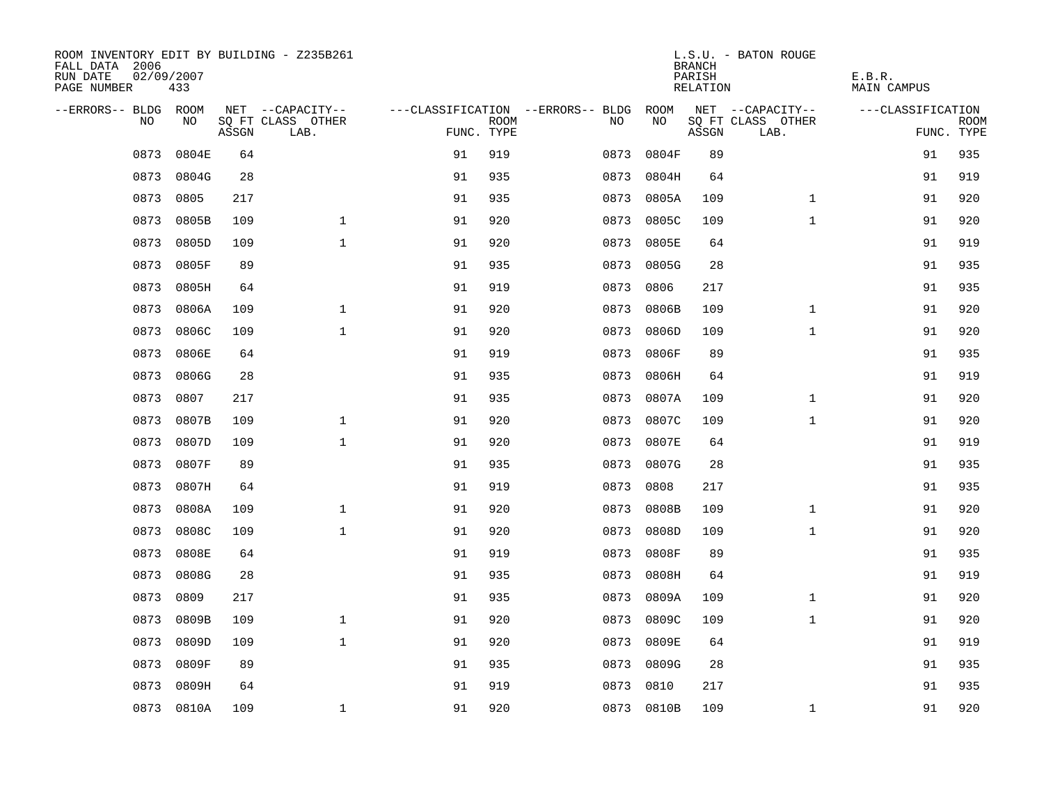ROOM INVENTORY EDIT BY BUILDING - Z235B261
FALL DATA 2006
RUN DATE 02/09/2007
PAGE NUMBER 433

L.S.U. - BATON ROUGE
BRANCH
PARISH E.B.R.
RELATION MAIN CAMPUS

| --ERRORS-- | BLDG NO | ROOM NO | NET SQ FT ASSGN | --CAPACITY-- CLASS LAB. | OTHER | ---CLASSIFICATION FUNC. | ROOM TYPE | --ERRORS-- | BLDG NO | ROOM NO | NET SQ FT ASSGN | --CAPACITY-- CLASS LAB. | OTHER | ---CLASSIFICATION FUNC. | ROOM TYPE |
|---|---|---|---|---|---|---|---|---|---|---|---|---|---|---|---|
| | 0873 | 0804E | 64 | | | 91 | 919 | | 0873 | 0804F | 89 | | | 91 | 935 |
| | 0873 | 0804G | 28 | | | 91 | 935 | | 0873 | 0804H | 64 | | | 91 | 919 |
| | 0873 | 0805 | 217 | | | 91 | 935 | | 0873 | 0805A | 109 | | 1 | 91 | 920 |
| | 0873 | 0805B | 109 | | 1 | 91 | 920 | | 0873 | 0805C | 109 | | 1 | 91 | 920 |
| | 0873 | 0805D | 109 | | 1 | 91 | 920 | | 0873 | 0805E | 64 | | | 91 | 919 |
| | 0873 | 0805F | 89 | | | 91 | 935 | | 0873 | 0805G | 28 | | | 91 | 935 |
| | 0873 | 0805H | 64 | | | 91 | 919 | | 0873 | 0806 | 217 | | | 91 | 935 |
| | 0873 | 0806A | 109 | | 1 | 91 | 920 | | 0873 | 0806B | 109 | | 1 | 91 | 920 |
| | 0873 | 0806C | 109 | | 1 | 91 | 920 | | 0873 | 0806D | 109 | | 1 | 91 | 920 |
| | 0873 | 0806E | 64 | | | 91 | 919 | | 0873 | 0806F | 89 | | | 91 | 935 |
| | 0873 | 0806G | 28 | | | 91 | 935 | | 0873 | 0806H | 64 | | | 91 | 919 |
| | 0873 | 0807 | 217 | | | 91 | 935 | | 0873 | 0807A | 109 | | 1 | 91 | 920 |
| | 0873 | 0807B | 109 | | 1 | 91 | 920 | | 0873 | 0807C | 109 | | 1 | 91 | 920 |
| | 0873 | 0807D | 109 | | 1 | 91 | 920 | | 0873 | 0807E | 64 | | | 91 | 919 |
| | 0873 | 0807F | 89 | | | 91 | 935 | | 0873 | 0807G | 28 | | | 91 | 935 |
| | 0873 | 0807H | 64 | | | 91 | 919 | | 0873 | 0808 | 217 | | | 91 | 935 |
| | 0873 | 0808A | 109 | | 1 | 91 | 920 | | 0873 | 0808B | 109 | | 1 | 91 | 920 |
| | 0873 | 0808C | 109 | | 1 | 91 | 920 | | 0873 | 0808D | 109 | | 1 | 91 | 920 |
| | 0873 | 0808E | 64 | | | 91 | 919 | | 0873 | 0808F | 89 | | | 91 | 935 |
| | 0873 | 0808G | 28 | | | 91 | 935 | | 0873 | 0808H | 64 | | | 91 | 919 |
| | 0873 | 0809 | 217 | | | 91 | 935 | | 0873 | 0809A | 109 | | 1 | 91 | 920 |
| | 0873 | 0809B | 109 | | 1 | 91 | 920 | | 0873 | 0809C | 109 | | 1 | 91 | 920 |
| | 0873 | 0809D | 109 | | 1 | 91 | 920 | | 0873 | 0809E | 64 | | | 91 | 919 |
| | 0873 | 0809F | 89 | | | 91 | 935 | | 0873 | 0809G | 28 | | | 91 | 935 |
| | 0873 | 0809H | 64 | | | 91 | 919 | | 0873 | 0810 | 217 | | | 91 | 935 |
| | 0873 | 0810A | 109 | | 1 | 91 | 920 | | 0873 | 0810B | 109 | | 1 | 91 | 920 |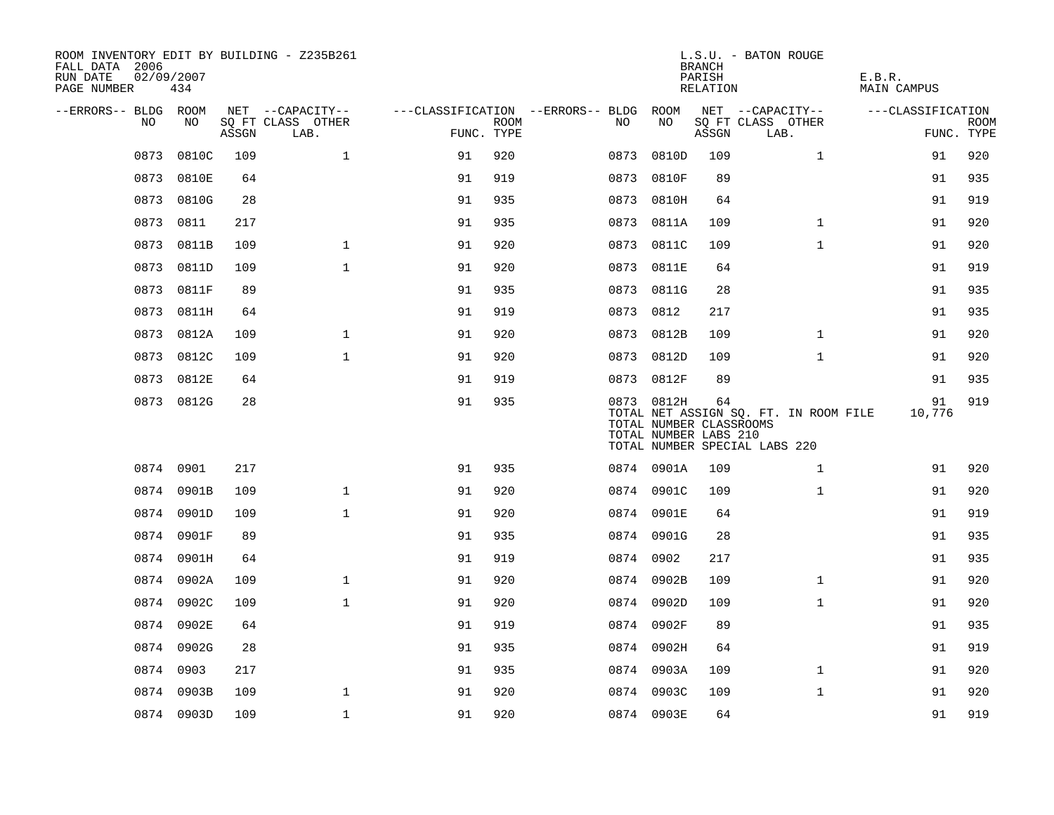ROOM INVENTORY EDIT BY BUILDING - Z235B261
FALL DATA 2006
RUN DATE 02/09/2007
PAGE NUMBER 434

L.S.U. - BATON ROUGE
BRANCH
PARISH E.B.R.
RELATION MAIN CAMPUS

| --ERRORS-- | BLDG NO | ROOM NO | NET SQ FT ASSGN | --CAPACITY-- CLASS LAB. | OTHER | ---CLASSIFICATION FUNC. | ROOM TYPE | --ERRORS-- | BLDG NO | ROOM NO | NET SQ FT ASSGN | --CAPACITY-- CLASS LAB. | OTHER | ---CLASSIFICATION FUNC. | ROOM TYPE |
|---|---|---|---|---|---|---|---|---|---|---|---|---|---|---|---|
| | 0873 | 0810C | 109 | | 1 | 91 | 920 | | 0873 | 0810D | 109 | | 1 | 91 | 920 |
| | 0873 | 0810E | 64 | | | 91 | 919 | | 0873 | 0810F | 89 | | | 91 | 935 |
| | 0873 | 0810G | 28 | | | 91 | 935 | | 0873 | 0810H | 64 | | | 91 | 919 |
| | 0873 | 0811 | 217 | | | 91 | 935 | | 0873 | 0811A | 109 | | 1 | 91 | 920 |
| | 0873 | 0811B | 109 | | 1 | 91 | 920 | | 0873 | 0811C | 109 | | 1 | 91 | 920 |
| | 0873 | 0811D | 109 | | 1 | 91 | 920 | | 0873 | 0811E | 64 | | | 91 | 919 |
| | 0873 | 0811F | 89 | | | 91 | 935 | | 0873 | 0811G | 28 | | | 91 | 935 |
| | 0873 | 0811H | 64 | | | 91 | 919 | | 0873 | 0812 | 217 | | | 91 | 935 |
| | 0873 | 0812A | 109 | | 1 | 91 | 920 | | 0873 | 0812B | 109 | | 1 | 91 | 920 |
| | 0873 | 0812C | 109 | | 1 | 91 | 920 | | 0873 | 0812D | 109 | | 1 | 91 | 920 |
| | 0873 | 0812E | 64 | | | 91 | 919 | | 0873 | 0812F | 89 | | | 91 | 935 |
| | 0873 | 0812G | 28 | | | 91 | 935 | | 0873 | 0812H | 64 | | | 91 | 919 |
| | | | | | | | | | TOTAL NET ASSIGN SQ. FT. IN ROOM FILE | | | | | 10,776 | |
| | | | | | | | | | TOTAL NUMBER CLASSROOMS | | | | | | |
| | | | | | | | | | TOTAL NUMBER LABS 210 | | | | | | |
| | | | | | | | | | TOTAL NUMBER SPECIAL LABS 220 | | | | | | |
| | 0874 | 0901 | 217 | | | 91 | 935 | | 0874 | 0901A | 109 | | 1 | 91 | 920 |
| | 0874 | 0901B | 109 | | 1 | 91 | 920 | | 0874 | 0901C | 109 | | 1 | 91 | 920 |
| | 0874 | 0901D | 109 | | 1 | 91 | 920 | | 0874 | 0901E | 64 | | | 91 | 919 |
| | 0874 | 0901F | 89 | | | 91 | 935 | | 0874 | 0901G | 28 | | | 91 | 935 |
| | 0874 | 0901H | 64 | | | 91 | 919 | | 0874 | 0902 | 217 | | | 91 | 935 |
| | 0874 | 0902A | 109 | | 1 | 91 | 920 | | 0874 | 0902B | 109 | | 1 | 91 | 920 |
| | 0874 | 0902C | 109 | | 1 | 91 | 920 | | 0874 | 0902D | 109 | | 1 | 91 | 920 |
| | 0874 | 0902E | 64 | | | 91 | 919 | | 0874 | 0902F | 89 | | | 91 | 935 |
| | 0874 | 0902G | 28 | | | 91 | 935 | | 0874 | 0902H | 64 | | | 91 | 919 |
| | 0874 | 0903 | 217 | | | 91 | 935 | | 0874 | 0903A | 109 | | 1 | 91 | 920 |
| | 0874 | 0903B | 109 | | 1 | 91 | 920 | | 0874 | 0903C | 109 | | 1 | 91 | 920 |
| | 0874 | 0903D | 109 | | 1 | 91 | 920 | | 0874 | 0903E | 64 | | | 91 | 919 |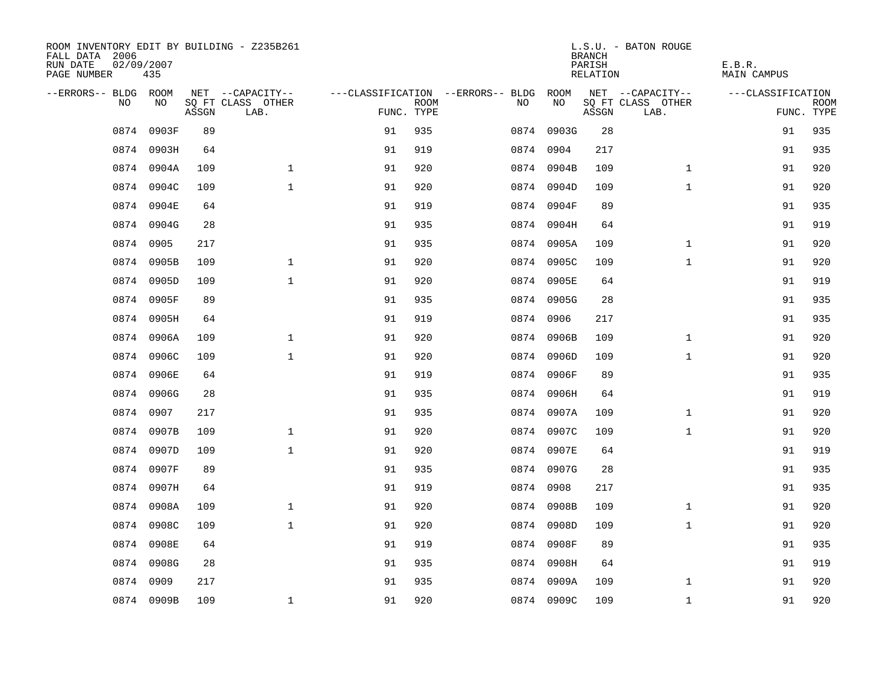ROOM INVENTORY EDIT BY BUILDING - Z235B261
FALL DATA 2006
RUN DATE 02/09/2007
PAGE NUMBER 435

L.S.U. - BATON ROUGE
BRANCH
PARISH E.B.R.
RELATION MAIN CAMPUS

| --ERRORS-- | BLDG NO | ROOM NO | NET SQ FT ASSGN | --CAPACITY-- CLASS LAB. | OTHER | ---CLASSIFICATION FUNC. | ROOM TYPE | --ERRORS-- | BLDG NO | ROOM NO | NET SQ FT ASSGN | --CAPACITY-- CLASS LAB. | OTHER | ---CLASSIFICATION FUNC. | ROOM TYPE |
|---|---|---|---|---|---|---|---|---|---|---|---|---|---|---|---|
| | 0874 | 0903F | 89 | | | 91 | 935 | | 0874 | 0903G | 28 | | | 91 | 935 |
| | 0874 | 0903H | 64 | | | 91 | 919 | | 0874 | 0904 | 217 | | | 91 | 935 |
| | 0874 | 0904A | 109 | | 1 | 91 | 920 | | 0874 | 0904B | 109 | | 1 | 91 | 920 |
| | 0874 | 0904C | 109 | | 1 | 91 | 920 | | 0874 | 0904D | 109 | | 1 | 91 | 920 |
| | 0874 | 0904E | 64 | | | 91 | 919 | | 0874 | 0904F | 89 | | | 91 | 935 |
| | 0874 | 0904G | 28 | | | 91 | 935 | | 0874 | 0904H | 64 | | | 91 | 919 |
| | 0874 | 0905 | 217 | | | 91 | 935 | | 0874 | 0905A | 109 | | 1 | 91 | 920 |
| | 0874 | 0905B | 109 | | 1 | 91 | 920 | | 0874 | 0905C | 109 | | 1 | 91 | 920 |
| | 0874 | 0905D | 109 | | 1 | 91 | 920 | | 0874 | 0905E | 64 | | | 91 | 919 |
| | 0874 | 0905F | 89 | | | 91 | 935 | | 0874 | 0905G | 28 | | | 91 | 935 |
| | 0874 | 0905H | 64 | | | 91 | 919 | | 0874 | 0906 | 217 | | | 91 | 935 |
| | 0874 | 0906A | 109 | | 1 | 91 | 920 | | 0874 | 0906B | 109 | | 1 | 91 | 920 |
| | 0874 | 0906C | 109 | | 1 | 91 | 920 | | 0874 | 0906D | 109 | | 1 | 91 | 920 |
| | 0874 | 0906E | 64 | | | 91 | 919 | | 0874 | 0906F | 89 | | | 91 | 935 |
| | 0874 | 0906G | 28 | | | 91 | 935 | | 0874 | 0906H | 64 | | | 91 | 919 |
| | 0874 | 0907 | 217 | | | 91 | 935 | | 0874 | 0907A | 109 | | 1 | 91 | 920 |
| | 0874 | 0907B | 109 | | 1 | 91 | 920 | | 0874 | 0907C | 109 | | 1 | 91 | 920 |
| | 0874 | 0907D | 109 | | 1 | 91 | 920 | | 0874 | 0907E | 64 | | | 91 | 919 |
| | 0874 | 0907F | 89 | | | 91 | 935 | | 0874 | 0907G | 28 | | | 91 | 935 |
| | 0874 | 0907H | 64 | | | 91 | 919 | | 0874 | 0908 | 217 | | | 91 | 935 |
| | 0874 | 0908A | 109 | | 1 | 91 | 920 | | 0874 | 0908B | 109 | | 1 | 91 | 920 |
| | 0874 | 0908C | 109 | | 1 | 91 | 920 | | 0874 | 0908D | 109 | | 1 | 91 | 920 |
| | 0874 | 0908E | 64 | | | 91 | 919 | | 0874 | 0908F | 89 | | | 91 | 935 |
| | 0874 | 0908G | 28 | | | 91 | 935 | | 0874 | 0908H | 64 | | | 91 | 919 |
| | 0874 | 0909 | 217 | | | 91 | 935 | | 0874 | 0909A | 109 | | 1 | 91 | 920 |
| | 0874 | 0909B | 109 | | 1 | 91 | 920 | | 0874 | 0909C | 109 | | 1 | 91 | 920 |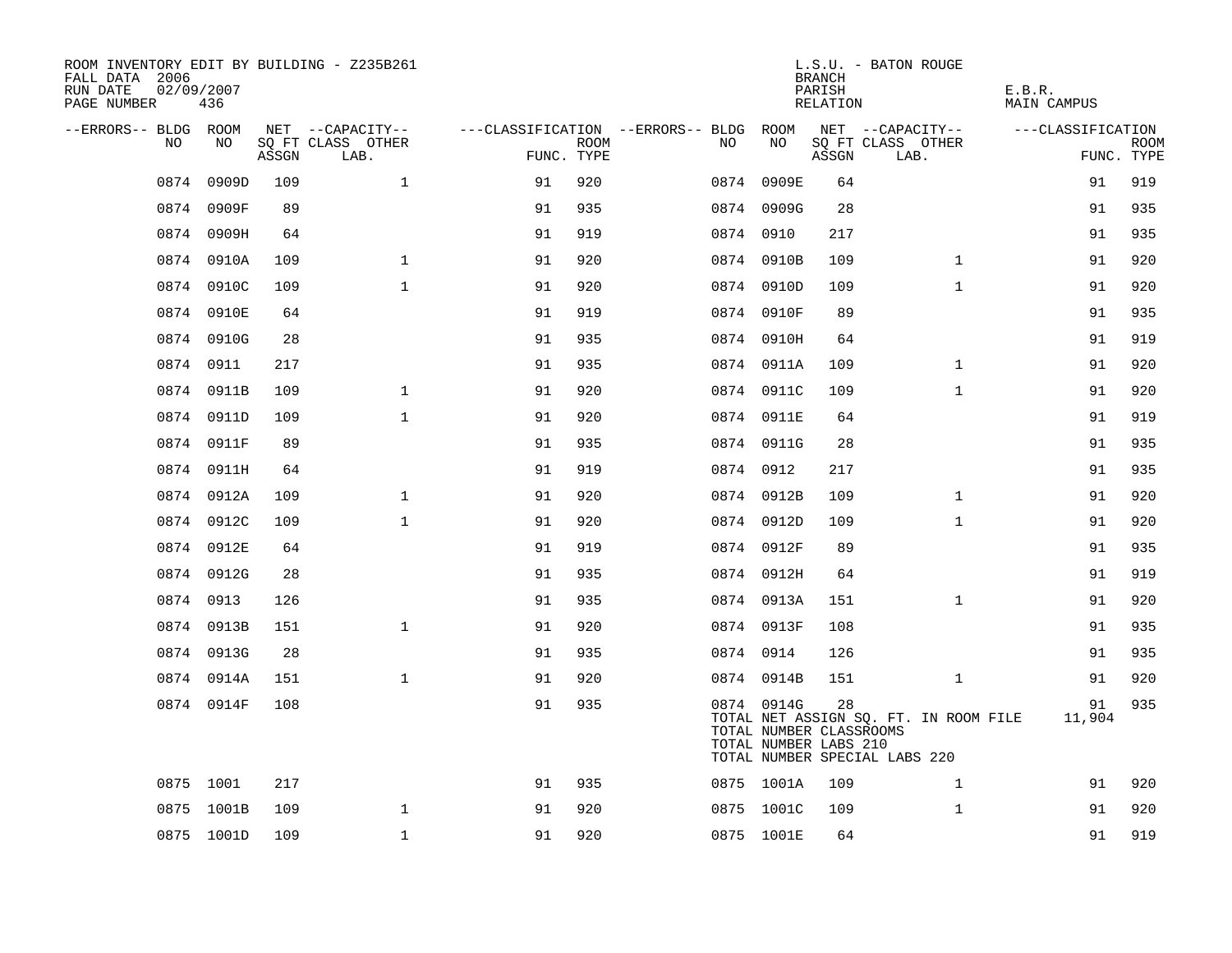ROOM INVENTORY EDIT BY BUILDING - Z235B261
FALL DATA 2006
RUN DATE 02/09/2007
PAGE NUMBER 436

L.S.U. - BATON ROUGE
BRANCH
PARISH E.B.R.
RELATION MAIN CAMPUS

| --ERRORS-- | BLDG NO | ROOM NO | NET ASSGN SQ FT | CAPACITY CLASS LAB. | CAPACITY OTHER | CLASSIFICATION FUNC. | ROOM TYPE | --ERRORS-- | BLDG NO | ROOM NO | NET ASSGN SQ FT | CAPACITY CLASS LAB. | CAPACITY OTHER | CLASSIFICATION FUNC. | ROOM TYPE |
|---|---|---|---|---|---|---|---|---|---|---|---|---|---|---|---|
| | 0874 | 0909D | 109 | | 1 | 91 | 920 | | 0874 | 0909E | 64 | | | 91 | 919 |
| | 0874 | 0909F | 89 | | | 91 | 935 | | 0874 | 0909G | 28 | | | 91 | 935 |
| | 0874 | 0909H | 64 | | | 91 | 919 | | 0874 | 0910 | 217 | | | 91 | 935 |
| | 0874 | 0910A | 109 | | 1 | 91 | 920 | | 0874 | 0910B | 109 | | 1 | 91 | 920 |
| | 0874 | 0910C | 109 | | 1 | 91 | 920 | | 0874 | 0910D | 109 | | 1 | 91 | 920 |
| | 0874 | 0910E | 64 | | | 91 | 919 | | 0874 | 0910F | 89 | | | 91 | 935 |
| | 0874 | 0910G | 28 | | | 91 | 935 | | 0874 | 0910H | 64 | | | 91 | 919 |
| | 0874 | 0911 | 217 | | | 91 | 935 | | 0874 | 0911A | 109 | | 1 | 91 | 920 |
| | 0874 | 0911B | 109 | | 1 | 91 | 920 | | 0874 | 0911C | 109 | | 1 | 91 | 920 |
| | 0874 | 0911D | 109 | | 1 | 91 | 920 | | 0874 | 0911E | 64 | | | 91 | 919 |
| | 0874 | 0911F | 89 | | | 91 | 935 | | 0874 | 0911G | 28 | | | 91 | 935 |
| | 0874 | 0911H | 64 | | | 91 | 919 | | 0874 | 0912 | 217 | | | 91 | 935 |
| | 0874 | 0912A | 109 | | 1 | 91 | 920 | | 0874 | 0912B | 109 | | 1 | 91 | 920 |
| | 0874 | 0912C | 109 | | 1 | 91 | 920 | | 0874 | 0912D | 109 | | 1 | 91 | 920 |
| | 0874 | 0912E | 64 | | | 91 | 919 | | 0874 | 0912F | 89 | | | 91 | 935 |
| | 0874 | 0912G | 28 | | | 91 | 935 | | 0874 | 0912H | 64 | | | 91 | 919 |
| | 0874 | 0913 | 126 | | | 91 | 935 | | 0874 | 0913A | 151 | | 1 | 91 | 920 |
| | 0874 | 0913B | 151 | | 1 | 91 | 920 | | 0874 | 0913F | 108 | | | 91 | 935 |
| | 0874 | 0913G | 28 | | | 91 | 935 | | 0874 | 0914 | 126 | | | 91 | 935 |
| | 0874 | 0914A | 151 | | 1 | 91 | 920 | | 0874 | 0914B | 151 | | 1 | 91 | 920 |
| | 0874 | 0914F | 108 | | | 91 | 935 | | 0874 | 0914G | 28 | | | 91 | 935 |
| | | | | | | | | | TOTAL NET ASSIGN SQ. FT. IN ROOM FILE | | | | | 11,904 | |
| | | | | | | | | | TOTAL NUMBER CLASSROOMS | | | | | | |
| | | | | | | | | | TOTAL NUMBER LABS 210 | | | | | | |
| | | | | | | | | | TOTAL NUMBER SPECIAL LABS 220 | | | | | | |
| | 0875 | 1001 | 217 | | | 91 | 935 | | 0875 | 1001A | 109 | | 1 | 91 | 920 |
| | 0875 | 1001B | 109 | | 1 | 91 | 920 | | 0875 | 1001C | 109 | | 1 | 91 | 920 |
| | 0875 | 1001D | 109 | | 1 | 91 | 920 | | 0875 | 1001E | 64 | | | 91 | 919 |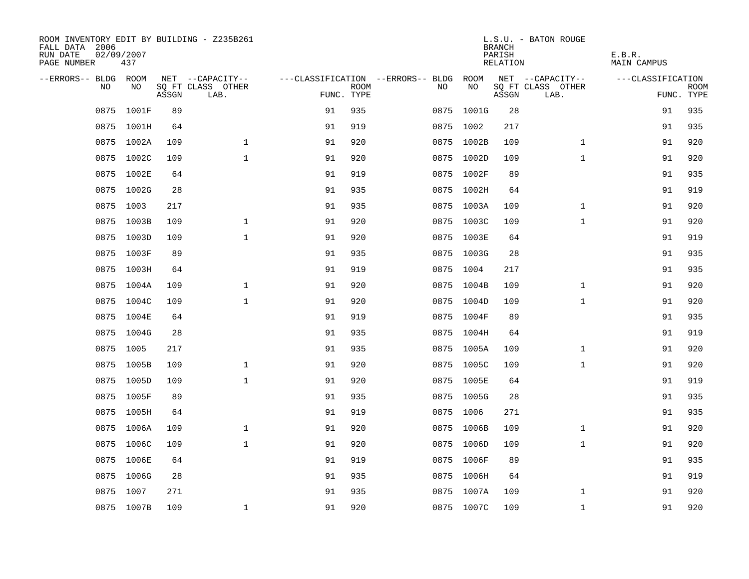ROOM INVENTORY EDIT BY BUILDING - Z235B261
FALL DATA 2006
RUN DATE 02/09/2007
PAGE NUMBER 437

L.S.U. - BATON ROUGE
BRANCH
PARISH E.B.R.
RELATION MAIN CAMPUS

| --ERRORS-- | BLDG NO | ROOM NO | NET SQ FT ASSGN | --CAPACITY-- CLASS LAB. | OTHER | ---CLASSIFICATION FUNC. | ROOM TYPE | --ERRORS-- | BLDG NO | ROOM NO | NET SQ FT ASSGN | --CAPACITY-- CLASS LAB. | OTHER | ---CLASSIFICATION FUNC. | ROOM TYPE |
|---|---|---|---|---|---|---|---|---|---|---|---|---|---|---|---|
| | 0875 | 1001F | 89 | | | 91 | 935 | | 0875 | 1001G | 28 | | | 91 | 935 |
| | 0875 | 1001H | 64 | | | 91 | 919 | | 0875 | 1002 | 217 | | | 91 | 935 |
| | 0875 | 1002A | 109 | | 1 | 91 | 920 | | 0875 | 1002B | 109 | | 1 | 91 | 920 |
| | 0875 | 1002C | 109 | | 1 | 91 | 920 | | 0875 | 1002D | 109 | | 1 | 91 | 920 |
| | 0875 | 1002E | 64 | | | 91 | 919 | | 0875 | 1002F | 89 | | | 91 | 935 |
| | 0875 | 1002G | 28 | | | 91 | 935 | | 0875 | 1002H | 64 | | | 91 | 919 |
| | 0875 | 1003 | 217 | | | 91 | 935 | | 0875 | 1003A | 109 | | 1 | 91 | 920 |
| | 0875 | 1003B | 109 | | 1 | 91 | 920 | | 0875 | 1003C | 109 | | 1 | 91 | 920 |
| | 0875 | 1003D | 109 | | 1 | 91 | 920 | | 0875 | 1003E | 64 | | | 91 | 919 |
| | 0875 | 1003F | 89 | | | 91 | 935 | | 0875 | 1003G | 28 | | | 91 | 935 |
| | 0875 | 1003H | 64 | | | 91 | 919 | | 0875 | 1004 | 217 | | | 91 | 935 |
| | 0875 | 1004A | 109 | | 1 | 91 | 920 | | 0875 | 1004B | 109 | | 1 | 91 | 920 |
| | 0875 | 1004C | 109 | | 1 | 91 | 920 | | 0875 | 1004D | 109 | | 1 | 91 | 920 |
| | 0875 | 1004E | 64 | | | 91 | 919 | | 0875 | 1004F | 89 | | | 91 | 935 |
| | 0875 | 1004G | 28 | | | 91 | 935 | | 0875 | 1004H | 64 | | | 91 | 919 |
| | 0875 | 1005 | 217 | | | 91 | 935 | | 0875 | 1005A | 109 | | 1 | 91 | 920 |
| | 0875 | 1005B | 109 | | 1 | 91 | 920 | | 0875 | 1005C | 109 | | 1 | 91 | 920 |
| | 0875 | 1005D | 109 | | 1 | 91 | 920 | | 0875 | 1005E | 64 | | | 91 | 919 |
| | 0875 | 1005F | 89 | | | 91 | 935 | | 0875 | 1005G | 28 | | | 91 | 935 |
| | 0875 | 1005H | 64 | | | 91 | 919 | | 0875 | 1006 | 271 | | | 91 | 935 |
| | 0875 | 1006A | 109 | | 1 | 91 | 920 | | 0875 | 1006B | 109 | | 1 | 91 | 920 |
| | 0875 | 1006C | 109 | | 1 | 91 | 920 | | 0875 | 1006D | 109 | | 1 | 91 | 920 |
| | 0875 | 1006E | 64 | | | 91 | 919 | | 0875 | 1006F | 89 | | | 91 | 935 |
| | 0875 | 1006G | 28 | | | 91 | 935 | | 0875 | 1006H | 64 | | | 91 | 919 |
| | 0875 | 1007 | 271 | | | 91 | 935 | | 0875 | 1007A | 109 | | 1 | 91 | 920 |
| | 0875 | 1007B | 109 | | 1 | 91 | 920 | | 0875 | 1007C | 109 | | 1 | 91 | 920 |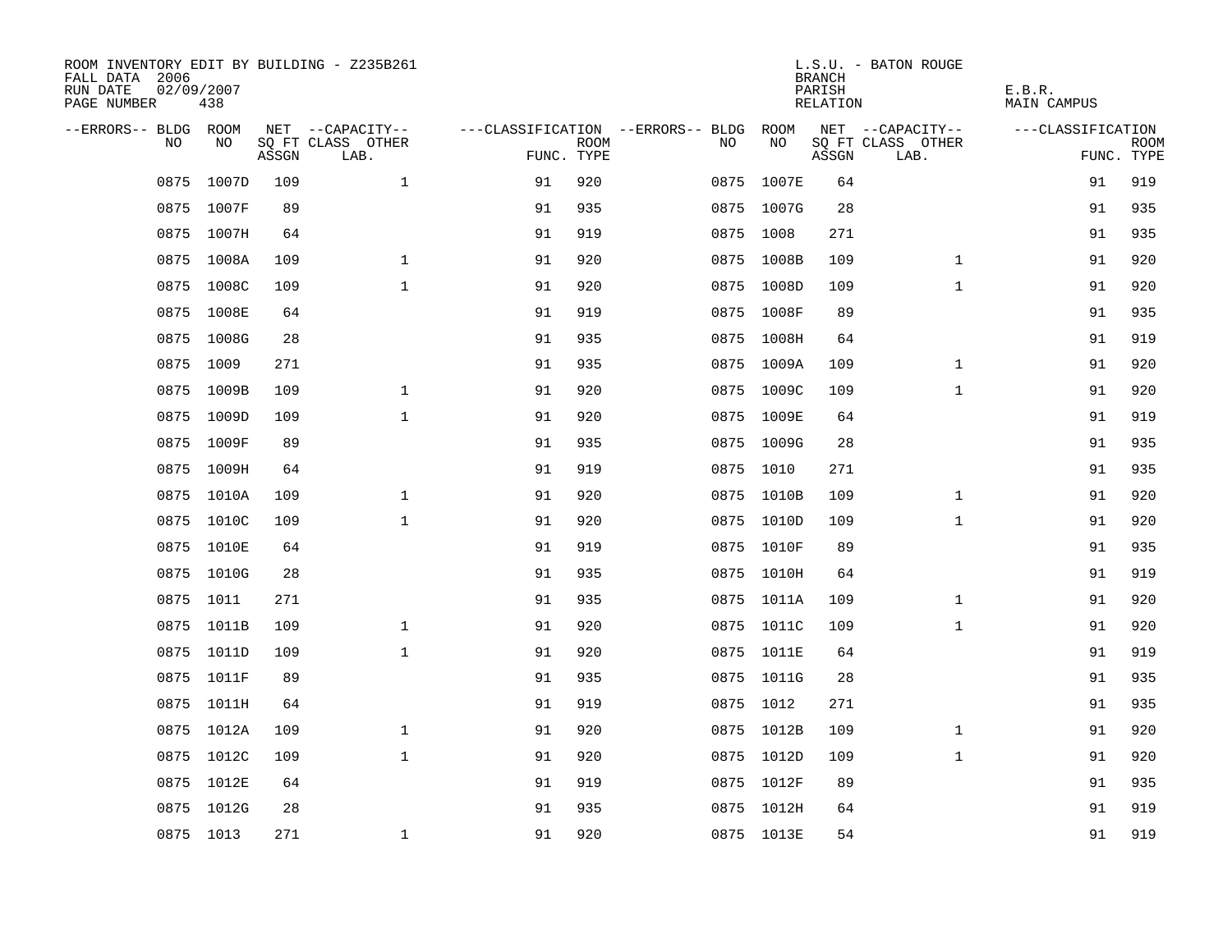ROOM INVENTORY EDIT BY BUILDING - Z235B261
FALL DATA 2006
RUN DATE 02/09/2007
PAGE NUMBER 438

L.S.U. - BATON ROUGE
BRANCH
PARISH E.B.R.
RELATION MAIN CAMPUS

| --ERRORS-- | BLDG NO | ROOM NO | NET SQ FT ASSGN | --CAPACITY-- CLASS LAB. | OTHER | ---CLASSIFICATION FUNC. | ROOM TYPE | --ERRORS-- | BLDG NO | ROOM NO | NET SQ FT ASSGN | --CAPACITY-- CLASS LAB. | OTHER | ---CLASSIFICATION FUNC. | ROOM TYPE |
|---|---|---|---|---|---|---|---|---|---|---|---|---|---|---|---|
| | 0875 | 1007D | 109 | | 1 | 91 | 920 | | 0875 | 1007E | 64 | | | 91 | 919 |
| | 0875 | 1007F | 89 | | | 91 | 935 | | 0875 | 1007G | 28 | | | 91 | 935 |
| | 0875 | 1007H | 64 | | | 91 | 919 | | 0875 | 1008 | 271 | | | 91 | 935 |
| | 0875 | 1008A | 109 | | 1 | 91 | 920 | | 0875 | 1008B | 109 | | 1 | 91 | 920 |
| | 0875 | 1008C | 109 | | 1 | 91 | 920 | | 0875 | 1008D | 109 | | 1 | 91 | 920 |
| | 0875 | 1008E | 64 | | | 91 | 919 | | 0875 | 1008F | 89 | | | 91 | 935 |
| | 0875 | 1008G | 28 | | | 91 | 935 | | 0875 | 1008H | 64 | | | 91 | 919 |
| | 0875 | 1009 | 271 | | | 91 | 935 | | 0875 | 1009A | 109 | | 1 | 91 | 920 |
| | 0875 | 1009B | 109 | | 1 | 91 | 920 | | 0875 | 1009C | 109 | | 1 | 91 | 920 |
| | 0875 | 1009D | 109 | | 1 | 91 | 920 | | 0875 | 1009E | 64 | | | 91 | 919 |
| | 0875 | 1009F | 89 | | | 91 | 935 | | 0875 | 1009G | 28 | | | 91 | 935 |
| | 0875 | 1009H | 64 | | | 91 | 919 | | 0875 | 1010 | 271 | | | 91 | 935 |
| | 0875 | 1010A | 109 | | 1 | 91 | 920 | | 0875 | 1010B | 109 | | 1 | 91 | 920 |
| | 0875 | 1010C | 109 | | 1 | 91 | 920 | | 0875 | 1010D | 109 | | 1 | 91 | 920 |
| | 0875 | 1010E | 64 | | | 91 | 919 | | 0875 | 1010F | 89 | | | 91 | 935 |
| | 0875 | 1010G | 28 | | | 91 | 935 | | 0875 | 1010H | 64 | | | 91 | 919 |
| | 0875 | 1011 | 271 | | | 91 | 935 | | 0875 | 1011A | 109 | | 1 | 91 | 920 |
| | 0875 | 1011B | 109 | | 1 | 91 | 920 | | 0875 | 1011C | 109 | | 1 | 91 | 920 |
| | 0875 | 1011D | 109 | | 1 | 91 | 920 | | 0875 | 1011E | 64 | | | 91 | 919 |
| | 0875 | 1011F | 89 | | | 91 | 935 | | 0875 | 1011G | 28 | | | 91 | 935 |
| | 0875 | 1011H | 64 | | | 91 | 919 | | 0875 | 1012 | 271 | | | 91 | 935 |
| | 0875 | 1012A | 109 | | 1 | 91 | 920 | | 0875 | 1012B | 109 | | 1 | 91 | 920 |
| | 0875 | 1012C | 109 | | 1 | 91 | 920 | | 0875 | 1012D | 109 | | 1 | 91 | 920 |
| | 0875 | 1012E | 64 | | | 91 | 919 | | 0875 | 1012F | 89 | | | 91 | 935 |
| | 0875 | 1012G | 28 | | | 91 | 935 | | 0875 | 1012H | 64 | | | 91 | 919 |
| | 0875 | 1013 | 271 | | 1 | 91 | 920 | | 0875 | 1013E | 54 | | | 91 | 919 |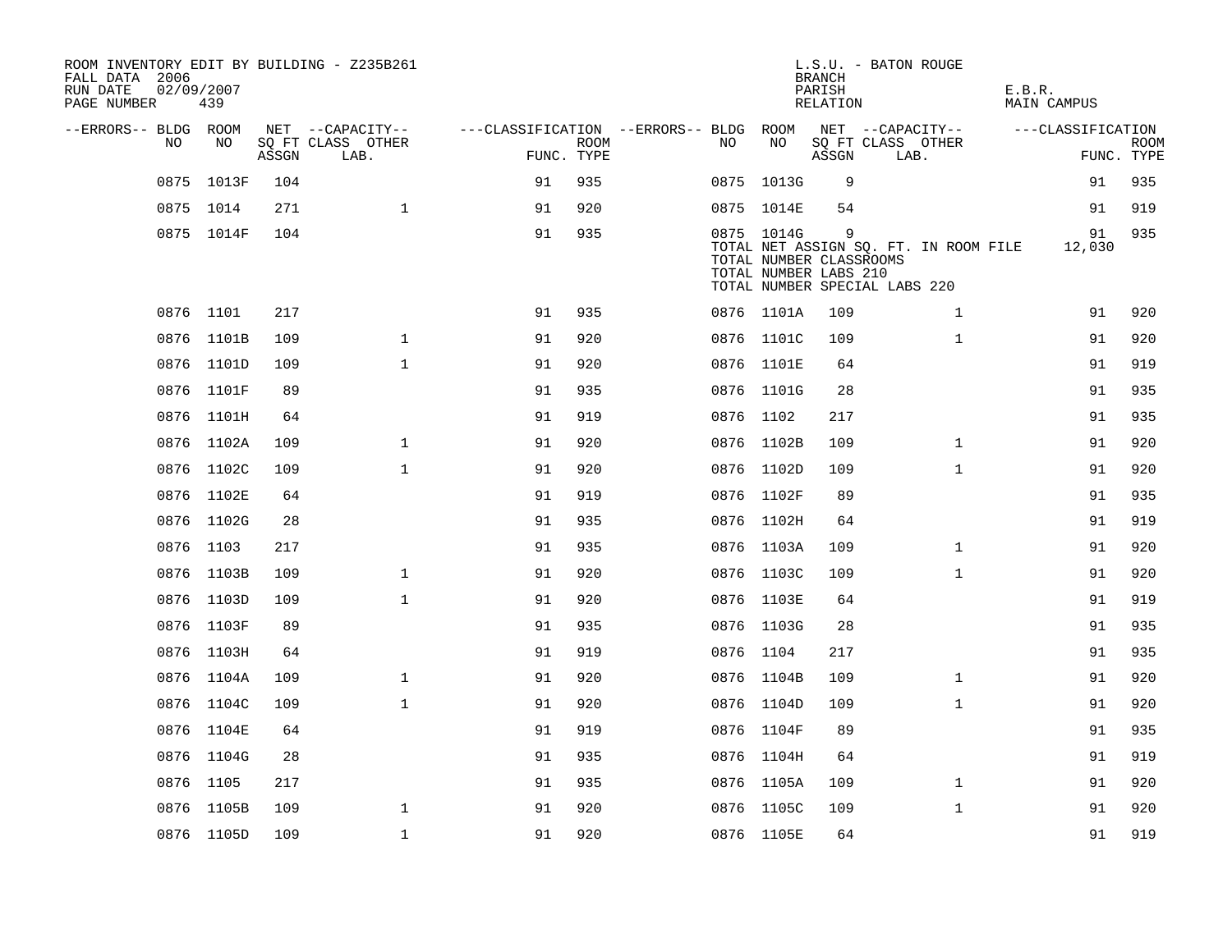ROOM INVENTORY EDIT BY BUILDING - Z235B261
FALL DATA 2006
RUN DATE 02/09/2007
PAGE NUMBER 439

L.S.U. - BATON ROUGE
BRANCH
PARISH E.B.R.
RELATION MAIN CAMPUS

| --ERRORS-- | BLDG NO | ROOM NO | NET SQ FT ASSGN | --CAPACITY-- CLASS LAB. | OTHER | ---CLASSIFICATION FUNC. | ROOM TYPE | --ERRORS-- | BLDG NO | ROOM NO | NET SQ FT ASSGN | --CAPACITY-- CLASS LAB. | OTHER | ---CLASSIFICATION FUNC. | ROOM TYPE |
|---|---|---|---|---|---|---|---|---|---|---|---|---|---|---|---|
| | 0875 | 1013F | 104 | | | 91 | 935 | | 0875 | 1013G | 9 | | | 91 | 935 |
| | 0875 | 1014 | 271 | | 1 | 91 | 920 | | 0875 | 1014E | 54 | | | 91 | 919 |
| | 0875 | 1014F | 104 | | | 91 | 935 | | 0875 | 1014G | 9 | | | 91 | 935 |
| | | | | | | | | | TOTAL NET ASSIGN SQ. FT. IN ROOM FILE | | | | | 12,030 | |
| | | | | | | | | | TOTAL NUMBER CLASSROOMS | | | | | | |
| | | | | | | | | | TOTAL NUMBER LABS 210 | | | | | | |
| | | | | | | | | | TOTAL NUMBER SPECIAL LABS 220 | | | | | | |
| | 0876 | 1101 | 217 | | | 91 | 935 | | 0876 | 1101A | 109 | | 1 | 91 | 920 |
| | 0876 | 1101B | 109 | | 1 | 91 | 920 | | 0876 | 1101C | 109 | | 1 | 91 | 920 |
| | 0876 | 1101D | 109 | | 1 | 91 | 920 | | 0876 | 1101E | 64 | | | 91 | 919 |
| | 0876 | 1101F | 89 | | | 91 | 935 | | 0876 | 1101G | 28 | | | 91 | 935 |
| | 0876 | 1101H | 64 | | | 91 | 919 | | 0876 | 1102 | 217 | | | 91 | 935 |
| | 0876 | 1102A | 109 | | 1 | 91 | 920 | | 0876 | 1102B | 109 | | 1 | 91 | 920 |
| | 0876 | 1102C | 109 | | 1 | 91 | 920 | | 0876 | 1102D | 109 | | 1 | 91 | 920 |
| | 0876 | 1102E | 64 | | | 91 | 919 | | 0876 | 1102F | 89 | | | 91 | 935 |
| | 0876 | 1102G | 28 | | | 91 | 935 | | 0876 | 1102H | 64 | | | 91 | 919 |
| | 0876 | 1103 | 217 | | | 91 | 935 | | 0876 | 1103A | 109 | | 1 | 91 | 920 |
| | 0876 | 1103B | 109 | | 1 | 91 | 920 | | 0876 | 1103C | 109 | | 1 | 91 | 920 |
| | 0876 | 1103D | 109 | | 1 | 91 | 920 | | 0876 | 1103E | 64 | | | 91 | 919 |
| | 0876 | 1103F | 89 | | | 91 | 935 | | 0876 | 1103G | 28 | | | 91 | 935 |
| | 0876 | 1103H | 64 | | | 91 | 919 | | 0876 | 1104 | 217 | | | 91 | 935 |
| | 0876 | 1104A | 109 | | 1 | 91 | 920 | | 0876 | 1104B | 109 | | 1 | 91 | 920 |
| | 0876 | 1104C | 109 | | 1 | 91 | 920 | | 0876 | 1104D | 109 | | 1 | 91 | 920 |
| | 0876 | 1104E | 64 | | | 91 | 919 | | 0876 | 1104F | 89 | | | 91 | 935 |
| | 0876 | 1104G | 28 | | | 91 | 935 | | 0876 | 1104H | 64 | | | 91 | 919 |
| | 0876 | 1105 | 217 | | | 91 | 935 | | 0876 | 1105A | 109 | | 1 | 91 | 920 |
| | 0876 | 1105B | 109 | | 1 | 91 | 920 | | 0876 | 1105C | 109 | | 1 | 91 | 920 |
| | 0876 | 1105D | 109 | | 1 | 91 | 920 | | 0876 | 1105E | 64 | | | 91 | 919 |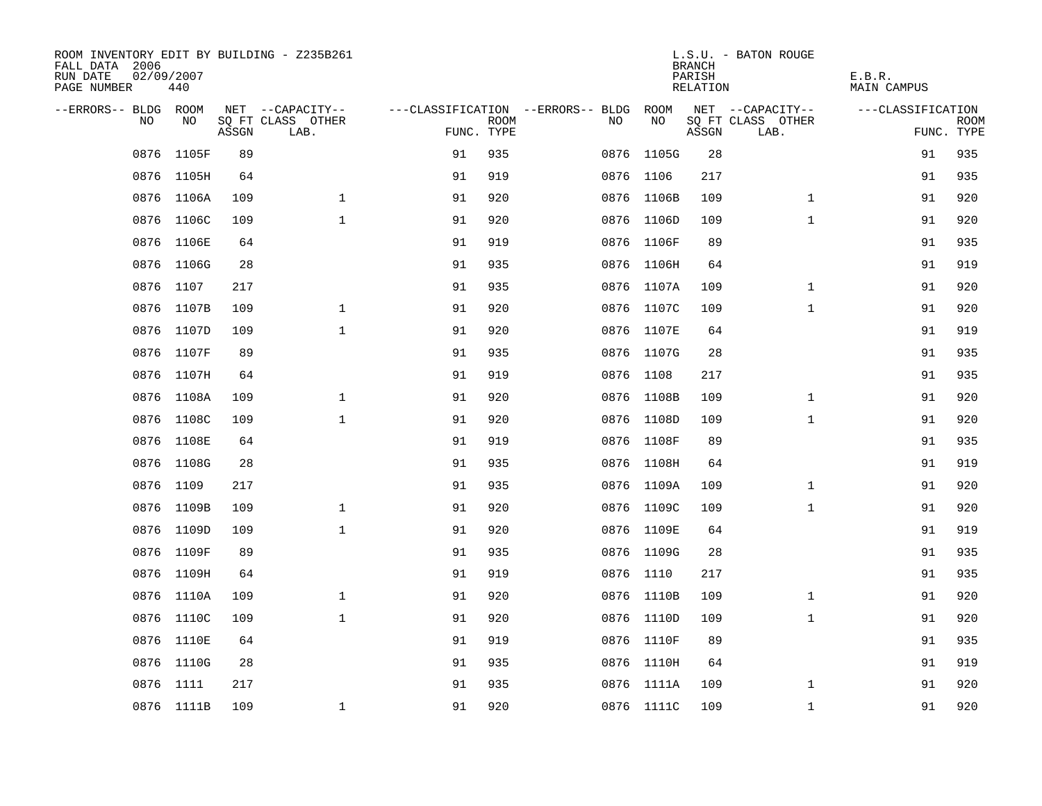ROOM INVENTORY EDIT BY BUILDING - Z235B261
FALL DATA 2006
RUN DATE 02/09/2007
PAGE NUMBER 440

L.S.U. - BATON ROUGE
BRANCH
PARISH E.B.R.
RELATION MAIN CAMPUS

| --ERRORS-- | BLDG NO | ROOM NO | NET SQ FT ASSGN | --CAPACITY-- CLASS | OTHER LAB. | ---CLASSIFICATION FUNC. | ROOM TYPE | --ERRORS-- | BLDG NO | ROOM NO | NET SQ FT ASSGN | --CAPACITY-- CLASS | OTHER LAB. | ---CLASSIFICATION FUNC. | ROOM TYPE |
|---|---|---|---|---|---|---|---|---|---|---|---|---|---|---|---|
| | 0876 | 1105F | 89 | | | 91 | 935 | | 0876 | 1105G | 28 | | | 91 | 935 |
| | 0876 | 1105H | 64 | | | 91 | 919 | | 0876 | 1106 | 217 | | | 91 | 935 |
| | 0876 | 1106A | 109 | | 1 | 91 | 920 | | 0876 | 1106B | 109 | | 1 | 91 | 920 |
| | 0876 | 1106C | 109 | | 1 | 91 | 920 | | 0876 | 1106D | 109 | | 1 | 91 | 920 |
| | 0876 | 1106E | 64 | | | 91 | 919 | | 0876 | 1106F | 89 | | | 91 | 935 |
| | 0876 | 1106G | 28 | | | 91 | 935 | | 0876 | 1106H | 64 | | | 91 | 919 |
| | 0876 | 1107 | 217 | | | 91 | 935 | | 0876 | 1107A | 109 | | 1 | 91 | 920 |
| | 0876 | 1107B | 109 | | 1 | 91 | 920 | | 0876 | 1107C | 109 | | 1 | 91 | 920 |
| | 0876 | 1107D | 109 | | 1 | 91 | 920 | | 0876 | 1107E | 64 | | | 91 | 919 |
| | 0876 | 1107F | 89 | | | 91 | 935 | | 0876 | 1107G | 28 | | | 91 | 935 |
| | 0876 | 1107H | 64 | | | 91 | 919 | | 0876 | 1108 | 217 | | | 91 | 935 |
| | 0876 | 1108A | 109 | | 1 | 91 | 920 | | 0876 | 1108B | 109 | | 1 | 91 | 920 |
| | 0876 | 1108C | 109 | | 1 | 91 | 920 | | 0876 | 1108D | 109 | | 1 | 91 | 920 |
| | 0876 | 1108E | 64 | | | 91 | 919 | | 0876 | 1108F | 89 | | | 91 | 935 |
| | 0876 | 1108G | 28 | | | 91 | 935 | | 0876 | 1108H | 64 | | | 91 | 919 |
| | 0876 | 1109 | 217 | | | 91 | 935 | | 0876 | 1109A | 109 | | 1 | 91 | 920 |
| | 0876 | 1109B | 109 | | 1 | 91 | 920 | | 0876 | 1109C | 109 | | 1 | 91 | 920 |
| | 0876 | 1109D | 109 | | 1 | 91 | 920 | | 0876 | 1109E | 64 | | | 91 | 919 |
| | 0876 | 1109F | 89 | | | 91 | 935 | | 0876 | 1109G | 28 | | | 91 | 935 |
| | 0876 | 1109H | 64 | | | 91 | 919 | | 0876 | 1110 | 217 | | | 91 | 935 |
| | 0876 | 1110A | 109 | | 1 | 91 | 920 | | 0876 | 1110B | 109 | | 1 | 91 | 920 |
| | 0876 | 1110C | 109 | | 1 | 91 | 920 | | 0876 | 1110D | 109 | | 1 | 91 | 920 |
| | 0876 | 1110E | 64 | | | 91 | 919 | | 0876 | 1110F | 89 | | | 91 | 935 |
| | 0876 | 1110G | 28 | | | 91 | 935 | | 0876 | 1110H | 64 | | | 91 | 919 |
| | 0876 | 1111 | 217 | | | 91 | 935 | | 0876 | 1111A | 109 | | 1 | 91 | 920 |
| | 0876 | 1111B | 109 | | 1 | 91 | 920 | | 0876 | 1111C | 109 | | 1 | 91 | 920 |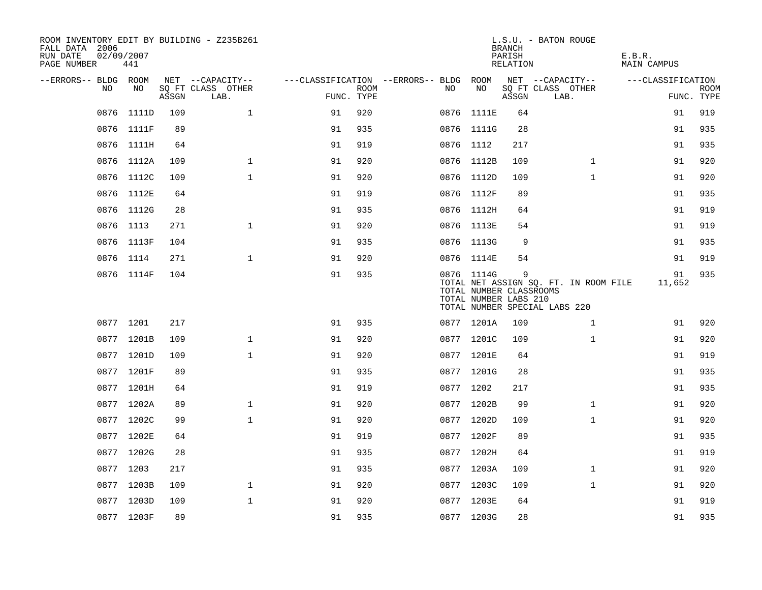ROOM INVENTORY EDIT BY BUILDING - Z235B261
FALL DATA 2006
RUN DATE 02/09/2007
PAGE NUMBER 441

L.S.U. - BATON ROUGE
BRANCH
PARISH E.B.R.
RELATION MAIN CAMPUS

| --ERRORS-- | BLDG NO | ROOM NO | NET SQ FT ASSGN | CAPACITY CLASS | CAPACITY OTHER LAB. | CLASSIFICATION FUNC. | ROOM TYPE | --ERRORS-- | BLDG NO | ROOM NO | NET SQ FT ASSGN | CAPACITY CLASS | CAPACITY OTHER LAB. | CLASSIFICATION FUNC. | ROOM TYPE |
|---|---|---|---|---|---|---|---|---|---|---|---|---|---|---|---|
| | 0876 | 1111D | 109 | | 1 | 91 | 920 | | 0876 | 1111E | 64 | | | 91 | 919 |
| | 0876 | 1111F | 89 | | | 91 | 935 | | 0876 | 1111G | 28 | | | 91 | 935 |
| | 0876 | 1111H | 64 | | | 91 | 919 | | 0876 | 1112 | 217 | | | 91 | 935 |
| | 0876 | 1112A | 109 | | 1 | 91 | 920 | | 0876 | 1112B | 109 | | 1 | 91 | 920 |
| | 0876 | 1112C | 109 | | 1 | 91 | 920 | | 0876 | 1112D | 109 | | 1 | 91 | 920 |
| | 0876 | 1112E | 64 | | | 91 | 919 | | 0876 | 1112F | 89 | | | 91 | 935 |
| | 0876 | 1112G | 28 | | | 91 | 935 | | 0876 | 1112H | 64 | | | 91 | 919 |
| | 0876 | 1113 | 271 | | 1 | 91 | 920 | | 0876 | 1113E | 54 | | | 91 | 919 |
| | 0876 | 1113F | 104 | | | 91 | 935 | | 0876 | 1113G | 9 | | | 91 | 935 |
| | 0876 | 1114 | 271 | | 1 | 91 | 920 | | 0876 | 1114E | 54 | | | 91 | 919 |
| | 0876 | 1114F | 104 | | | 91 | 935 | | 0876 | 1114G | 9 | | | 91 | 935 |

TOTAL NET ASSIGN SQ. FT. IN ROOM FILE 11,652
TOTAL NUMBER CLASSROOMS
TOTAL NUMBER LABS 210
TOTAL NUMBER SPECIAL LABS 220

| --ERRORS-- | BLDG NO | ROOM NO | NET SQ FT ASSGN | CAPACITY CLASS | CAPACITY OTHER LAB. | CLASSIFICATION FUNC. | ROOM TYPE | --ERRORS-- | BLDG NO | ROOM NO | NET SQ FT ASSGN | CAPACITY CLASS | CAPACITY OTHER LAB. | CLASSIFICATION FUNC. | ROOM TYPE |
|---|---|---|---|---|---|---|---|---|---|---|---|---|---|---|---|
| | 0877 | 1201 | 217 | | | 91 | 935 | | 0877 | 1201A | 109 | | 1 | 91 | 920 |
| | 0877 | 1201B | 109 | | 1 | 91 | 920 | | 0877 | 1201C | 109 | | 1 | 91 | 920 |
| | 0877 | 1201D | 109 | | 1 | 91 | 920 | | 0877 | 1201E | 64 | | | 91 | 919 |
| | 0877 | 1201F | 89 | | | 91 | 935 | | 0877 | 1201G | 28 | | | 91 | 935 |
| | 0877 | 1201H | 64 | | | 91 | 919 | | 0877 | 1202 | 217 | | | 91 | 935 |
| | 0877 | 1202A | 89 | | 1 | 91 | 920 | | 0877 | 1202B | 99 | | 1 | 91 | 920 |
| | 0877 | 1202C | 99 | | 1 | 91 | 920 | | 0877 | 1202D | 109 | | 1 | 91 | 920 |
| | 0877 | 1202E | 64 | | | 91 | 919 | | 0877 | 1202F | 89 | | | 91 | 935 |
| | 0877 | 1202G | 28 | | | 91 | 935 | | 0877 | 1202H | 64 | | | 91 | 919 |
| | 0877 | 1203 | 217 | | | 91 | 935 | | 0877 | 1203A | 109 | | 1 | 91 | 920 |
| | 0877 | 1203B | 109 | | 1 | 91 | 920 | | 0877 | 1203C | 109 | | 1 | 91 | 920 |
| | 0877 | 1203D | 109 | | 1 | 91 | 920 | | 0877 | 1203E | 64 | | | 91 | 919 |
| | 0877 | 1203F | 89 | | | 91 | 935 | | 0877 | 1203G | 28 | | | 91 | 935 |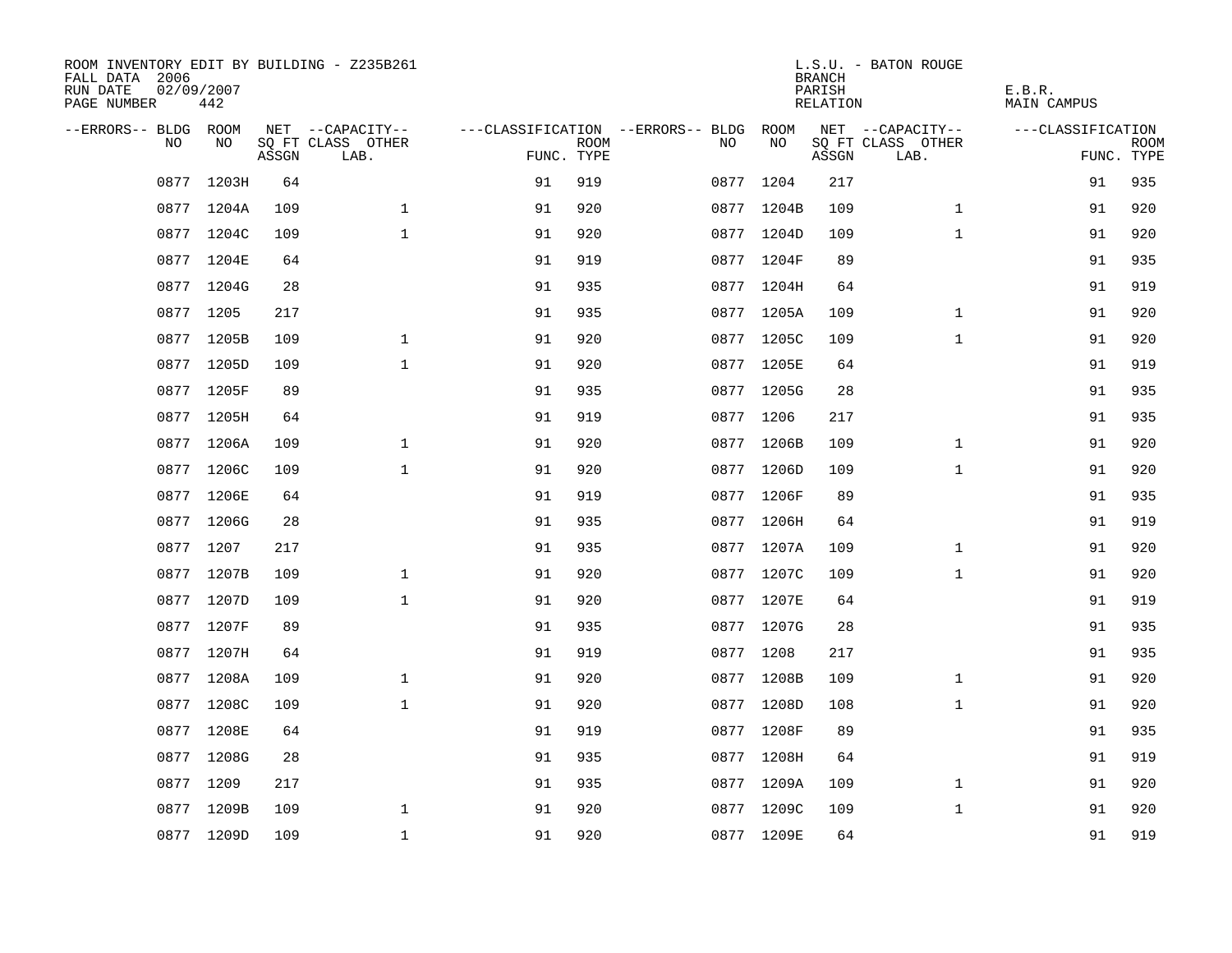ROOM INVENTORY EDIT BY BUILDING - Z235B261
FALL DATA 2006
RUN DATE 02/09/2007
PAGE NUMBER 442

L.S.U. - BATON ROUGE
BRANCH
PARISH E.B.R.
RELATION MAIN CAMPUS

| --ERRORS-- | BLDG NO | ROOM NO | NET SQ FT ASSGN | --CAPACITY-- CLASS LAB. | OTHER | ---CLASSIFICATION FUNC. | ROOM TYPE | --ERRORS-- | BLDG NO | ROOM NO | NET SQ FT ASSGN | --CAPACITY-- CLASS LAB. | OTHER | ---CLASSIFICATION FUNC. | ROOM TYPE |
|---|---|---|---|---|---|---|---|---|---|---|---|---|---|---|---|
| | 0877 | 1203H | 64 | | | 91 | 919 | | 0877 | 1204 | 217 | | | 91 | 935 |
| | 0877 | 1204A | 109 | | 1 | 91 | 920 | | 0877 | 1204B | 109 | | 1 | 91 | 920 |
| | 0877 | 1204C | 109 | | 1 | 91 | 920 | | 0877 | 1204D | 109 | | 1 | 91 | 920 |
| | 0877 | 1204E | 64 | | | 91 | 919 | | 0877 | 1204F | 89 | | | 91 | 935 |
| | 0877 | 1204G | 28 | | | 91 | 935 | | 0877 | 1204H | 64 | | | 91 | 919 |
| | 0877 | 1205 | 217 | | | 91 | 935 | | 0877 | 1205A | 109 | | 1 | 91 | 920 |
| | 0877 | 1205B | 109 | | 1 | 91 | 920 | | 0877 | 1205C | 109 | | 1 | 91 | 920 |
| | 0877 | 1205D | 109 | | 1 | 91 | 920 | | 0877 | 1205E | 64 | | | 91 | 919 |
| | 0877 | 1205F | 89 | | | 91 | 935 | | 0877 | 1205G | 28 | | | 91 | 935 |
| | 0877 | 1205H | 64 | | | 91 | 919 | | 0877 | 1206 | 217 | | | 91 | 935 |
| | 0877 | 1206A | 109 | | 1 | 91 | 920 | | 0877 | 1206B | 109 | | 1 | 91 | 920 |
| | 0877 | 1206C | 109 | | 1 | 91 | 920 | | 0877 | 1206D | 109 | | 1 | 91 | 920 |
| | 0877 | 1206E | 64 | | | 91 | 919 | | 0877 | 1206F | 89 | | | 91 | 935 |
| | 0877 | 1206G | 28 | | | 91 | 935 | | 0877 | 1206H | 64 | | | 91 | 919 |
| | 0877 | 1207 | 217 | | | 91 | 935 | | 0877 | 1207A | 109 | | 1 | 91 | 920 |
| | 0877 | 1207B | 109 | | 1 | 91 | 920 | | 0877 | 1207C | 109 | | 1 | 91 | 920 |
| | 0877 | 1207D | 109 | | 1 | 91 | 920 | | 0877 | 1207E | 64 | | | 91 | 919 |
| | 0877 | 1207F | 89 | | | 91 | 935 | | 0877 | 1207G | 28 | | | 91 | 935 |
| | 0877 | 1207H | 64 | | | 91 | 919 | | 0877 | 1208 | 217 | | | 91 | 935 |
| | 0877 | 1208A | 109 | | 1 | 91 | 920 | | 0877 | 1208B | 109 | | 1 | 91 | 920 |
| | 0877 | 1208C | 109 | | 1 | 91 | 920 | | 0877 | 1208D | 108 | | 1 | 91 | 920 |
| | 0877 | 1208E | 64 | | | 91 | 919 | | 0877 | 1208F | 89 | | | 91 | 935 |
| | 0877 | 1208G | 28 | | | 91 | 935 | | 0877 | 1208H | 64 | | | 91 | 919 |
| | 0877 | 1209 | 217 | | | 91 | 935 | | 0877 | 1209A | 109 | | 1 | 91 | 920 |
| | 0877 | 1209B | 109 | | 1 | 91 | 920 | | 0877 | 1209C | 109 | | 1 | 91 | 920 |
| | 0877 | 1209D | 109 | | 1 | 91 | 920 | | 0877 | 1209E | 64 | | | 91 | 919 |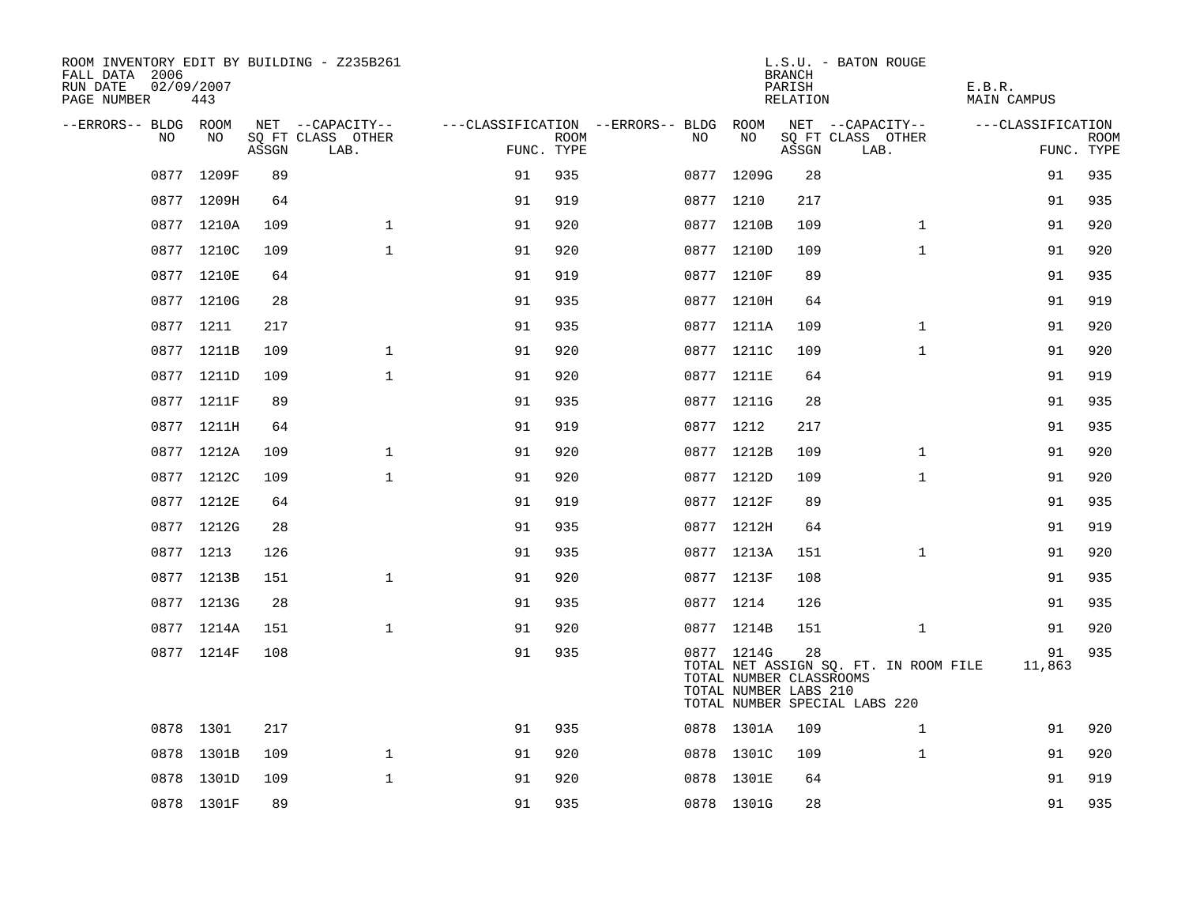ROOM INVENTORY EDIT BY BUILDING - Z235B261
FALL DATA 2006
RUN DATE 02/09/2007
PAGE NUMBER 443

L.S.U. - BATON ROUGE
BRANCH
PARISH E.B.R.
RELATION MAIN CAMPUS

| --ERRORS-- | BLDG NO | ROOM NO | NET SQ FT ASSGN | --CAPACITY-- CLASS | OTHER LAB. | ---CLASSIFICATION FUNC. | ROOM TYPE | --ERRORS-- | BLDG NO | ROOM NO | NET SQ FT ASSGN | --CAPACITY-- CLASS | OTHER LAB. | ---CLASSIFICATION FUNC. | ROOM TYPE |
|---|---|---|---|---|---|---|---|---|---|---|---|---|---|---|---|
| | 0877 | 1209F | 89 | | | 91 | 935 | | 0877 | 1209G | 28 | | | 91 | 935 |
| | 0877 | 1209H | 64 | | | 91 | 919 | | 0877 | 1210 | 217 | | | 91 | 935 |
| | 0877 | 1210A | 109 | | 1 | 91 | 920 | | 0877 | 1210B | 109 | | 1 | 91 | 920 |
| | 0877 | 1210C | 109 | | 1 | 91 | 920 | | 0877 | 1210D | 109 | | 1 | 91 | 920 |
| | 0877 | 1210E | 64 | | | 91 | 919 | | 0877 | 1210F | 89 | | | 91 | 935 |
| | 0877 | 1210G | 28 | | | 91 | 935 | | 0877 | 1210H | 64 | | | 91 | 919 |
| | 0877 | 1211 | 217 | | | 91 | 935 | | 0877 | 1211A | 109 | | 1 | 91 | 920 |
| | 0877 | 1211B | 109 | | 1 | 91 | 920 | | 0877 | 1211C | 109 | | 1 | 91 | 920 |
| | 0877 | 1211D | 109 | | 1 | 91 | 920 | | 0877 | 1211E | 64 | | | 91 | 919 |
| | 0877 | 1211F | 89 | | | 91 | 935 | | 0877 | 1211G | 28 | | | 91 | 935 |
| | 0877 | 1211H | 64 | | | 91 | 919 | | 0877 | 1212 | 217 | | | 91 | 935 |
| | 0877 | 1212A | 109 | | 1 | 91 | 920 | | 0877 | 1212B | 109 | | 1 | 91 | 920 |
| | 0877 | 1212C | 109 | | 1 | 91 | 920 | | 0877 | 1212D | 109 | | 1 | 91 | 920 |
| | 0877 | 1212E | 64 | | | 91 | 919 | | 0877 | 1212F | 89 | | | 91 | 935 |
| | 0877 | 1212G | 28 | | | 91 | 935 | | 0877 | 1212H | 64 | | | 91 | 919 |
| | 0877 | 1213 | 126 | | | 91 | 935 | | 0877 | 1213A | 151 | | 1 | 91 | 920 |
| | 0877 | 1213B | 151 | | 1 | 91 | 920 | | 0877 | 1213F | 108 | | | 91 | 935 |
| | 0877 | 1213G | 28 | | | 91 | 935 | | 0877 | 1214 | 126 | | | 91 | 935 |
| | 0877 | 1214A | 151 | | 1 | 91 | 920 | | 0877 | 1214B | 151 | | 1 | 91 | 920 |
| | 0877 | 1214F | 108 | | | 91 | 935 | | 0877 | 1214G | 28 | | | 91 | 935 |
| | | | | | | | | | TOTAL NET ASSIGN SQ. FT. IN ROOM FILE | | | | | 11,863 | |
| | | | | | | | | | TOTAL NUMBER CLASSROOMS | | | | | | |
| | | | | | | | | | TOTAL NUMBER LABS 210 | | | | | | |
| | | | | | | | | | TOTAL NUMBER SPECIAL LABS 220 | | | | | | |
| | 0878 | 1301 | 217 | | | 91 | 935 | | 0878 | 1301A | 109 | | 1 | 91 | 920 |
| | 0878 | 1301B | 109 | | 1 | 91 | 920 | | 0878 | 1301C | 109 | | 1 | 91 | 920 |
| | 0878 | 1301D | 109 | | 1 | 91 | 920 | | 0878 | 1301E | 64 | | | 91 | 919 |
| | 0878 | 1301F | 89 | | | 91 | 935 | | 0878 | 1301G | 28 | | | 91 | 935 |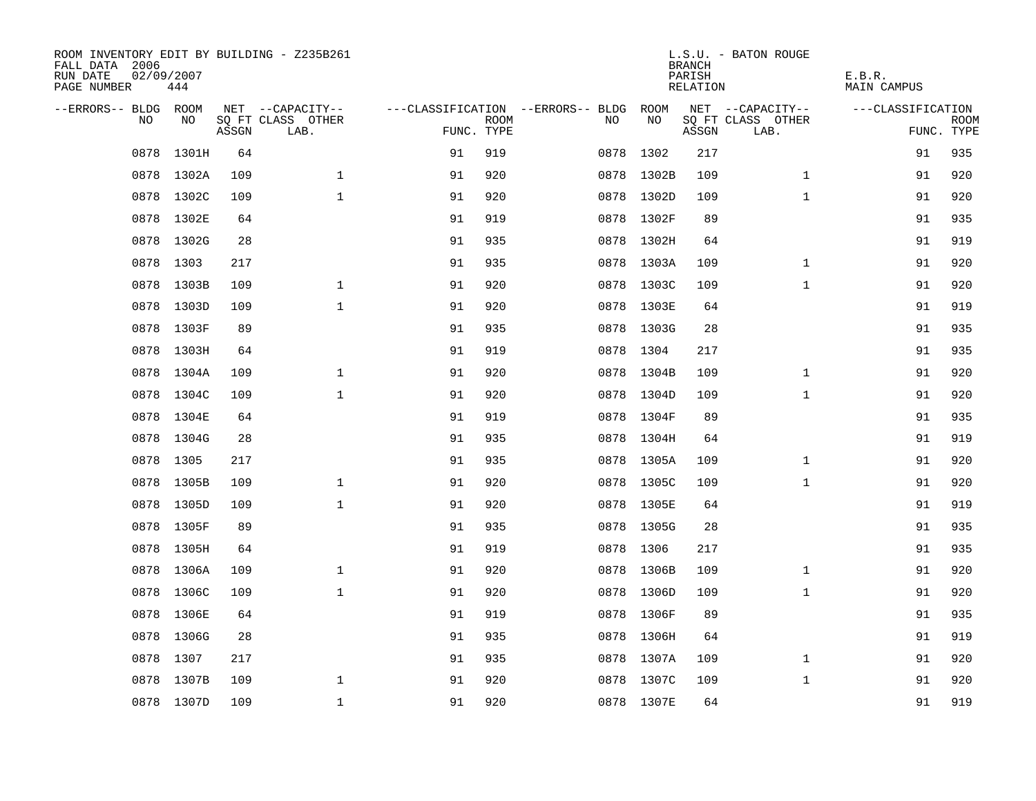ROOM INVENTORY EDIT BY BUILDING - Z235B261
FALL DATA 2006
RUN DATE 02/09/2007
PAGE NUMBER 444

L.S.U. - BATON ROUGE
BRANCH
PARISH E.B.R.
RELATION MAIN CAMPUS

| --ERRORS-- | BLDG NO | ROOM NO | NET SQ FT ASSGN | --CAPACITY-- CLASS LAB. | OTHER | ---CLASSIFICATION FUNC. | ROOM TYPE | --ERRORS-- | BLDG NO | ROOM NO | NET SQ FT ASSGN | --CAPACITY-- CLASS LAB. | OTHER | ---CLASSIFICATION FUNC. | ROOM TYPE |
|---|---|---|---|---|---|---|---|---|---|---|---|---|---|---|---|
| | 0878 | 1301H | 64 | | | 91 | 919 | | 0878 | 1302 | 217 | | | 91 | 935 |
| | 0878 | 1302A | 109 | | 1 | 91 | 920 | | 0878 | 1302B | 109 | | 1 | 91 | 920 |
| | 0878 | 1302C | 109 | | 1 | 91 | 920 | | 0878 | 1302D | 109 | | 1 | 91 | 920 |
| | 0878 | 1302E | 64 | | | 91 | 919 | | 0878 | 1302F | 89 | | | 91 | 935 |
| | 0878 | 1302G | 28 | | | 91 | 935 | | 0878 | 1302H | 64 | | | 91 | 919 |
| | 0878 | 1303 | 217 | | | 91 | 935 | | 0878 | 1303A | 109 | | 1 | 91 | 920 |
| | 0878 | 1303B | 109 | | 1 | 91 | 920 | | 0878 | 1303C | 109 | | 1 | 91 | 920 |
| | 0878 | 1303D | 109 | | 1 | 91 | 920 | | 0878 | 1303E | 64 | | | 91 | 919 |
| | 0878 | 1303F | 89 | | | 91 | 935 | | 0878 | 1303G | 28 | | | 91 | 935 |
| | 0878 | 1303H | 64 | | | 91 | 919 | | 0878 | 1304 | 217 | | | 91 | 935 |
| | 0878 | 1304A | 109 | | 1 | 91 | 920 | | 0878 | 1304B | 109 | | 1 | 91 | 920 |
| | 0878 | 1304C | 109 | | 1 | 91 | 920 | | 0878 | 1304D | 109 | | 1 | 91 | 920 |
| | 0878 | 1304E | 64 | | | 91 | 919 | | 0878 | 1304F | 89 | | | 91 | 935 |
| | 0878 | 1304G | 28 | | | 91 | 935 | | 0878 | 1304H | 64 | | | 91 | 919 |
| | 0878 | 1305 | 217 | | | 91 | 935 | | 0878 | 1305A | 109 | | 1 | 91 | 920 |
| | 0878 | 1305B | 109 | | 1 | 91 | 920 | | 0878 | 1305C | 109 | | 1 | 91 | 920 |
| | 0878 | 1305D | 109 | | 1 | 91 | 920 | | 0878 | 1305E | 64 | | | 91 | 919 |
| | 0878 | 1305F | 89 | | | 91 | 935 | | 0878 | 1305G | 28 | | | 91 | 935 |
| | 0878 | 1305H | 64 | | | 91 | 919 | | 0878 | 1306 | 217 | | | 91 | 935 |
| | 0878 | 1306A | 109 | | 1 | 91 | 920 | | 0878 | 1306B | 109 | | 1 | 91 | 920 |
| | 0878 | 1306C | 109 | | 1 | 91 | 920 | | 0878 | 1306D | 109 | | 1 | 91 | 920 |
| | 0878 | 1306E | 64 | | | 91 | 919 | | 0878 | 1306F | 89 | | | 91 | 935 |
| | 0878 | 1306G | 28 | | | 91 | 935 | | 0878 | 1306H | 64 | | | 91 | 919 |
| | 0878 | 1307 | 217 | | | 91 | 935 | | 0878 | 1307A | 109 | | 1 | 91 | 920 |
| | 0878 | 1307B | 109 | | 1 | 91 | 920 | | 0878 | 1307C | 109 | | 1 | 91 | 920 |
| | 0878 | 1307D | 109 | | 1 | 91 | 920 | | 0878 | 1307E | 64 | | | 91 | 919 |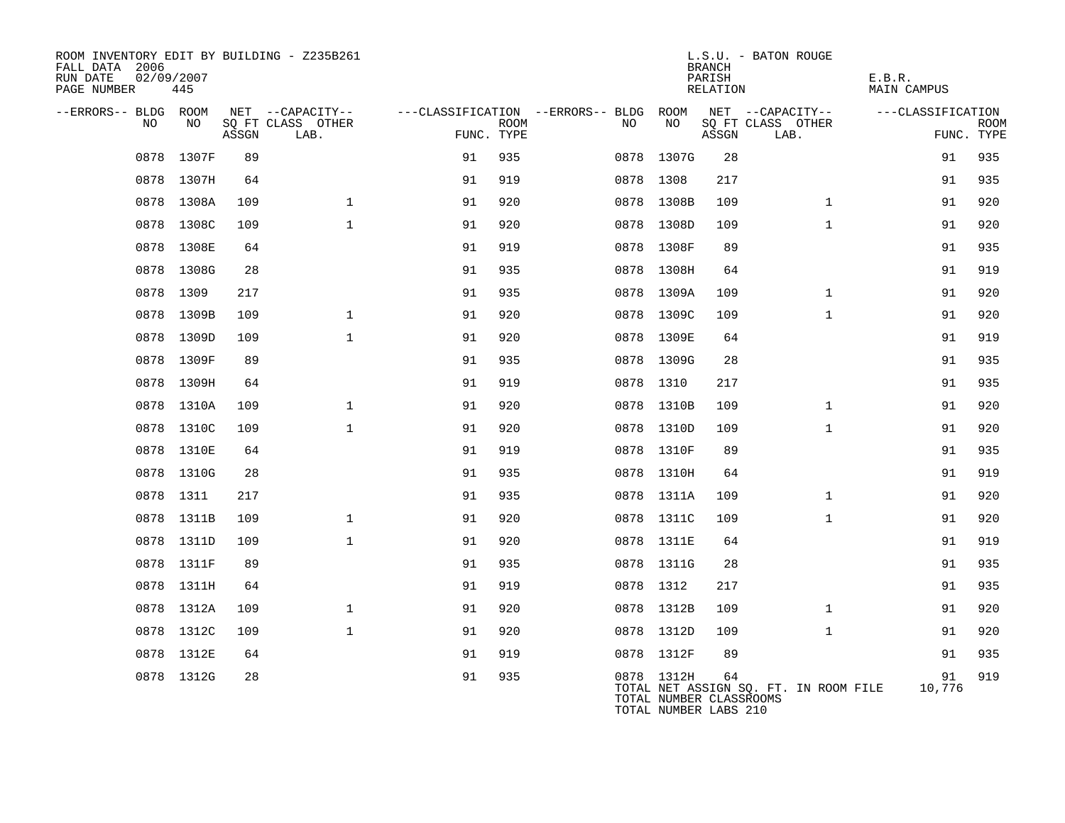ROOM INVENTORY EDIT BY BUILDING - Z235B261
FALL DATA 2006
RUN DATE 02/09/2007
PAGE NUMBER 445

L.S.U. - BATON ROUGE
BRANCH
PARISH E.B.R.
RELATION MAIN CAMPUS

| --ERRORS-- | BLDG NO | ROOM NO | NET SQ FT ASSGN | --CAPACITY-- CLASS | OTHER LAB. | ---CLASSIFICATION FUNC. | ROOM TYPE | --ERRORS-- | BLDG NO | ROOM NO | NET SQ FT ASSGN | --CAPACITY-- CLASS | OTHER LAB. | ---CLASSIFICATION FUNC. | ROOM TYPE |
|---|---|---|---|---|---|---|---|---|---|---|---|---|---|---|---|
| | 0878 | 1307F | 89 | | | 91 | 935 | | 0878 | 1307G | 28 | | | 91 | 935 |
| | 0878 | 1307H | 64 | | | 91 | 919 | | 0878 | 1308 | 217 | | | 91 | 935 |
| | 0878 | 1308A | 109 | | 1 | 91 | 920 | | 0878 | 1308B | 109 | | 1 | 91 | 920 |
| | 0878 | 1308C | 109 | | 1 | 91 | 920 | | 0878 | 1308D | 109 | | 1 | 91 | 920 |
| | 0878 | 1308E | 64 | | | 91 | 919 | | 0878 | 1308F | 89 | | | 91 | 935 |
| | 0878 | 1308G | 28 | | | 91 | 935 | | 0878 | 1308H | 64 | | | 91 | 919 |
| | 0878 | 1309 | 217 | | | 91 | 935 | | 0878 | 1309A | 109 | | 1 | 91 | 920 |
| | 0878 | 1309B | 109 | | 1 | 91 | 920 | | 0878 | 1309C | 109 | | 1 | 91 | 920 |
| | 0878 | 1309D | 109 | | 1 | 91 | 920 | | 0878 | 1309E | 64 | | | 91 | 919 |
| | 0878 | 1309F | 89 | | | 91 | 935 | | 0878 | 1309G | 28 | | | 91 | 935 |
| | 0878 | 1309H | 64 | | | 91 | 919 | | 0878 | 1310 | 217 | | | 91 | 935 |
| | 0878 | 1310A | 109 | | 1 | 91 | 920 | | 0878 | 1310B | 109 | | 1 | 91 | 920 |
| | 0878 | 1310C | 109 | | 1 | 91 | 920 | | 0878 | 1310D | 109 | | 1 | 91 | 920 |
| | 0878 | 1310E | 64 | | | 91 | 919 | | 0878 | 1310F | 89 | | | 91 | 935 |
| | 0878 | 1310G | 28 | | | 91 | 935 | | 0878 | 1310H | 64 | | | 91 | 919 |
| | 0878 | 1311 | 217 | | | 91 | 935 | | 0878 | 1311A | 109 | | 1 | 91 | 920 |
| | 0878 | 1311B | 109 | | 1 | 91 | 920 | | 0878 | 1311C | 109 | | 1 | 91 | 920 |
| | 0878 | 1311D | 109 | | 1 | 91 | 920 | | 0878 | 1311E | 64 | | | 91 | 919 |
| | 0878 | 1311F | 89 | | | 91 | 935 | | 0878 | 1311G | 28 | | | 91 | 935 |
| | 0878 | 1311H | 64 | | | 91 | 919 | | 0878 | 1312 | 217 | | | 91 | 935 |
| | 0878 | 1312A | 109 | | 1 | 91 | 920 | | 0878 | 1312B | 109 | | 1 | 91 | 920 |
| | 0878 | 1312C | 109 | | 1 | 91 | 920 | | 0878 | 1312D | 109 | | 1 | 91 | 920 |
| | 0878 | 1312E | 64 | | | 91 | 919 | | 0878 | 1312F | 89 | | | 91 | 935 |
| | 0878 | 1312G | 28 | | | 91 | 935 | | 0878 | 1312H | 64 | | | 91 | 919 |

TOTAL NET ASSIGN SQ. FT. IN ROOM FILE 10,776
TOTAL NUMBER CLASSROOMS
TOTAL NUMBER LABS 210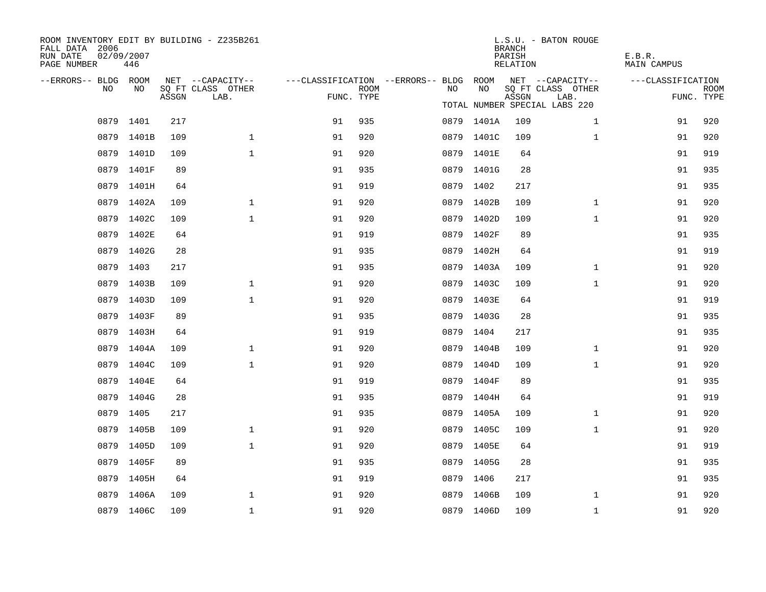ROOM INVENTORY EDIT BY BUILDING - Z235B261
FALL DATA 2006
RUN DATE 02/09/2007
PAGE NUMBER 446

L.S.U. - BATON ROUGE
BRANCH
PARISH E.B.R.
RELATION MAIN CAMPUS

| --ERRORS-- | BLDG NO | ROOM NO | NET SQ FT ASSGN | --CAPACITY-- CLASS | OTHER LAB. | ---CLASSIFICATION FUNC. | ROOM TYPE | --ERRORS-- | BLDG NO | ROOM NO | NET SQ FT ASSGN | --CAPACITY-- CLASS | OTHER LAB. | ---CLASSIFICATION FUNC. | ROOM TYPE |
|---|---|---|---|---|---|---|---|---|---|---|---|---|---|---|---|
| | | | | | | | | | | | TOTAL NUMBER SPECIAL LABS 220 | | | | |
| | 0879 | 1401 | 217 | | | 91 | 935 | | 0879 | 1401A | 109 | | 1 | 91 | 920 |
| | 0879 | 1401B | 109 | | 1 | 91 | 920 | | 0879 | 1401C | 109 | | 1 | 91 | 920 |
| | 0879 | 1401D | 109 | | 1 | 91 | 920 | | 0879 | 1401E | 64 | | | 91 | 919 |
| | 0879 | 1401F | 89 | | | 91 | 935 | | 0879 | 1401G | 28 | | | 91 | 935 |
| | 0879 | 1401H | 64 | | | 91 | 919 | | 0879 | 1402 | 217 | | | 91 | 935 |
| | 0879 | 1402A | 109 | | 1 | 91 | 920 | | 0879 | 1402B | 109 | | 1 | 91 | 920 |
| | 0879 | 1402C | 109 | | 1 | 91 | 920 | | 0879 | 1402D | 109 | | 1 | 91 | 920 |
| | 0879 | 1402E | 64 | | | 91 | 919 | | 0879 | 1402F | 89 | | | 91 | 935 |
| | 0879 | 1402G | 28 | | | 91 | 935 | | 0879 | 1402H | 64 | | | 91 | 919 |
| | 0879 | 1403 | 217 | | | 91 | 935 | | 0879 | 1403A | 109 | | 1 | 91 | 920 |
| | 0879 | 1403B | 109 | | 1 | 91 | 920 | | 0879 | 1403C | 109 | | 1 | 91 | 920 |
| | 0879 | 1403D | 109 | | 1 | 91 | 920 | | 0879 | 1403E | 64 | | | 91 | 919 |
| | 0879 | 1403F | 89 | | | 91 | 935 | | 0879 | 1403G | 28 | | | 91 | 935 |
| | 0879 | 1403H | 64 | | | 91 | 919 | | 0879 | 1404 | 217 | | | 91 | 935 |
| | 0879 | 1404A | 109 | | 1 | 91 | 920 | | 0879 | 1404B | 109 | | 1 | 91 | 920 |
| | 0879 | 1404C | 109 | | 1 | 91 | 920 | | 0879 | 1404D | 109 | | 1 | 91 | 920 |
| | 0879 | 1404E | 64 | | | 91 | 919 | | 0879 | 1404F | 89 | | | 91 | 935 |
| | 0879 | 1404G | 28 | | | 91 | 935 | | 0879 | 1404H | 64 | | | 91 | 919 |
| | 0879 | 1405 | 217 | | | 91 | 935 | | 0879 | 1405A | 109 | | 1 | 91 | 920 |
| | 0879 | 1405B | 109 | | 1 | 91 | 920 | | 0879 | 1405C | 109 | | 1 | 91 | 920 |
| | 0879 | 1405D | 109 | | 1 | 91 | 920 | | 0879 | 1405E | 64 | | | 91 | 919 |
| | 0879 | 1405F | 89 | | | 91 | 935 | | 0879 | 1405G | 28 | | | 91 | 935 |
| | 0879 | 1405H | 64 | | | 91 | 919 | | 0879 | 1406 | 217 | | | 91 | 935 |
| | 0879 | 1406A | 109 | | 1 | 91 | 920 | | 0879 | 1406B | 109 | | 1 | 91 | 920 |
| | 0879 | 1406C | 109 | | 1 | 91 | 920 | | 0879 | 1406D | 109 | | 1 | 91 | 920 |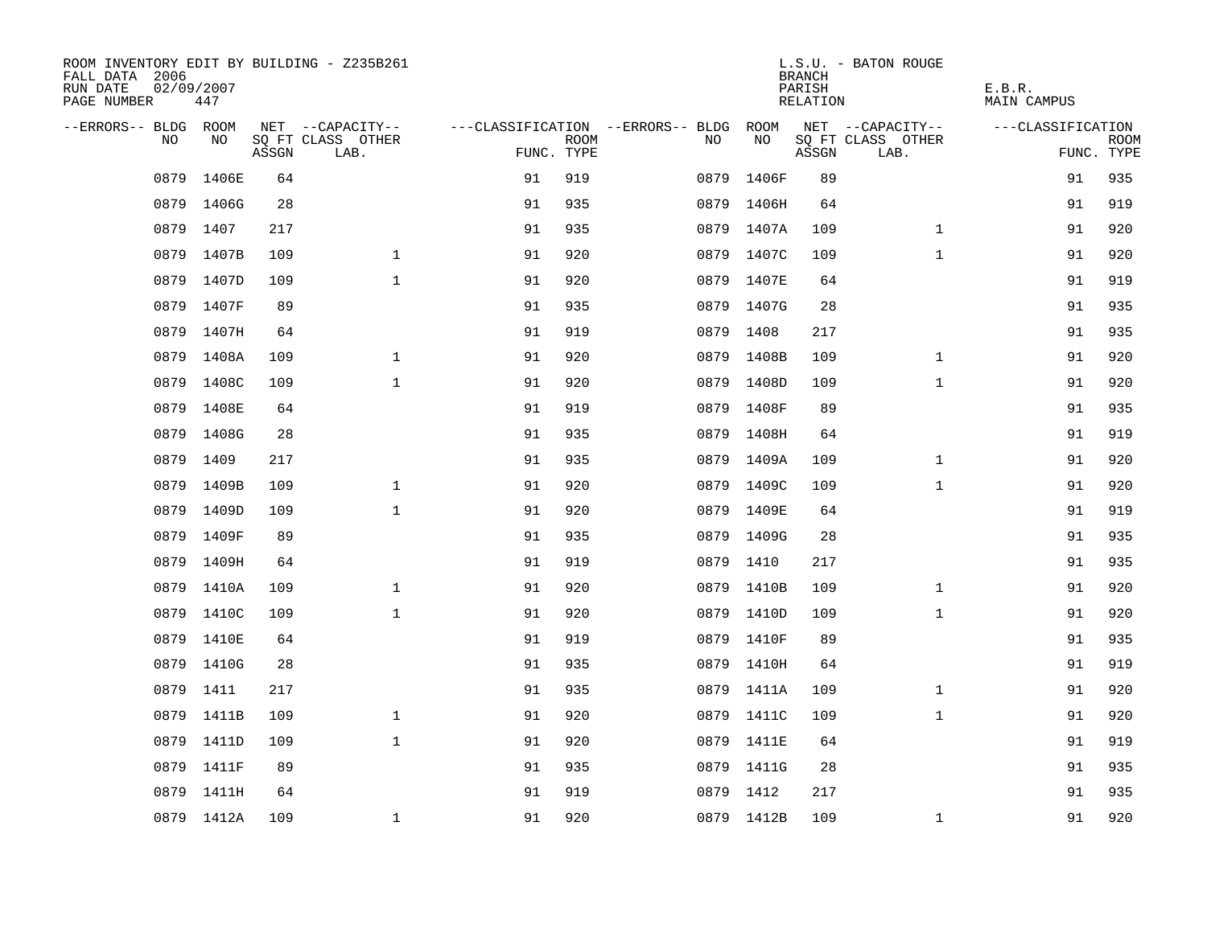ROOM INVENTORY EDIT BY BUILDING - Z235B261
FALL DATA 2006
RUN DATE 02/09/2007
PAGE NUMBER 447

L.S.U. - BATON ROUGE
BRANCH
PARISH E.B.R.
RELATION MAIN CAMPUS

| --ERRORS-- | BLDG NO | ROOM NO | NET SQ FT ASSGN | --CAPACITY-- CLASS LAB. | OTHER | ---CLASSIFICATION FUNC. | ROOM TYPE | --ERRORS-- | BLDG NO | ROOM NO | NET SQ FT ASSGN | --CAPACITY-- CLASS LAB. | OTHER | ---CLASSIFICATION FUNC. | ROOM TYPE |
|---|---|---|---|---|---|---|---|---|---|---|---|---|---|---|---|
| | 0879 | 1406E | 64 | | | 91 | 919 | | 0879 | 1406F | 89 | | | 91 | 935 |
| | 0879 | 1406G | 28 | | | 91 | 935 | | 0879 | 1406H | 64 | | | 91 | 919 |
| | 0879 | 1407 | 217 | | | 91 | 935 | | 0879 | 1407A | 109 | | 1 | 91 | 920 |
| | 0879 | 1407B | 109 | | 1 | 91 | 920 | | 0879 | 1407C | 109 | | 1 | 91 | 920 |
| | 0879 | 1407D | 109 | | 1 | 91 | 920 | | 0879 | 1407E | 64 | | | 91 | 919 |
| | 0879 | 1407F | 89 | | | 91 | 935 | | 0879 | 1407G | 28 | | | 91 | 935 |
| | 0879 | 1407H | 64 | | | 91 | 919 | | 0879 | 1408 | 217 | | | 91 | 935 |
| | 0879 | 1408A | 109 | | 1 | 91 | 920 | | 0879 | 1408B | 109 | | 1 | 91 | 920 |
| | 0879 | 1408C | 109 | | 1 | 91 | 920 | | 0879 | 1408D | 109 | | 1 | 91 | 920 |
| | 0879 | 1408E | 64 | | | 91 | 919 | | 0879 | 1408F | 89 | | | 91 | 935 |
| | 0879 | 1408G | 28 | | | 91 | 935 | | 0879 | 1408H | 64 | | | 91 | 919 |
| | 0879 | 1409 | 217 | | | 91 | 935 | | 0879 | 1409A | 109 | | 1 | 91 | 920 |
| | 0879 | 1409B | 109 | | 1 | 91 | 920 | | 0879 | 1409C | 109 | | 1 | 91 | 920 |
| | 0879 | 1409D | 109 | | 1 | 91 | 920 | | 0879 | 1409E | 64 | | | 91 | 919 |
| | 0879 | 1409F | 89 | | | 91 | 935 | | 0879 | 1409G | 28 | | | 91 | 935 |
| | 0879 | 1409H | 64 | | | 91 | 919 | | 0879 | 1410 | 217 | | | 91 | 935 |
| | 0879 | 1410A | 109 | | 1 | 91 | 920 | | 0879 | 1410B | 109 | | 1 | 91 | 920 |
| | 0879 | 1410C | 109 | | 1 | 91 | 920 | | 0879 | 1410D | 109 | | 1 | 91 | 920 |
| | 0879 | 1410E | 64 | | | 91 | 919 | | 0879 | 1410F | 89 | | | 91 | 935 |
| | 0879 | 1410G | 28 | | | 91 | 935 | | 0879 | 1410H | 64 | | | 91 | 919 |
| | 0879 | 1411 | 217 | | | 91 | 935 | | 0879 | 1411A | 109 | | 1 | 91 | 920 |
| | 0879 | 1411B | 109 | | 1 | 91 | 920 | | 0879 | 1411C | 109 | | 1 | 91 | 920 |
| | 0879 | 1411D | 109 | | 1 | 91 | 920 | | 0879 | 1411E | 64 | | | 91 | 919 |
| | 0879 | 1411F | 89 | | | 91 | 935 | | 0879 | 1411G | 28 | | | 91 | 935 |
| | 0879 | 1411H | 64 | | | 91 | 919 | | 0879 | 1412 | 217 | | | 91 | 935 |
| | 0879 | 1412A | 109 | | 1 | 91 | 920 | | 0879 | 1412B | 109 | | 1 | 91 | 920 |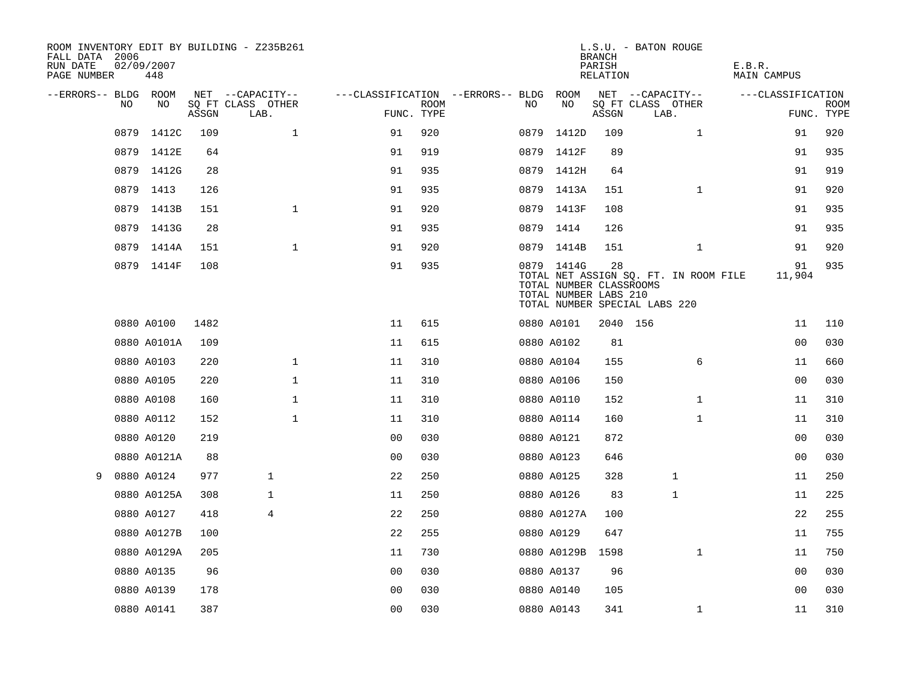ROOM INVENTORY EDIT BY BUILDING - Z235B261
FALL DATA 2006
RUN DATE 02/09/2007
PAGE NUMBER 448

L.S.U. - BATON ROUGE
BRANCH
PARISH E.B.R.
RELATION MAIN CAMPUS

| --ERRORS-- | BLDG NO | ROOM NO | NET SQ FT ASSGN | CAPACITY CLASS | CAPACITY LAB. | CAPACITY OTHER | CLASSIFICATION FUNC. | ROOM TYPE | --ERRORS-- | BLDG NO | ROOM NO | NET SQ FT ASSGN | CAPACITY CLASS | CAPACITY LAB. | CAPACITY OTHER | CLASSIFICATION FUNC. | ROOM TYPE |
|---|---|---|---|---|---|---|---|---|---|---|---|---|---|---|---|---|---|
| | 0879 | 1412C | 109 | | | 1 | 91 | 920 | | 0879 | 1412D | 109 | | | 1 | 91 | 920 |
| | 0879 | 1412E | 64 | | | | 91 | 919 | | 0879 | 1412F | 89 | | | | 91 | 935 |
| | 0879 | 1412G | 28 | | | | 91 | 935 | | 0879 | 1412H | 64 | | | | 91 | 919 |
| | 0879 | 1413 | 126 | | | | 91 | 935 | | 0879 | 1413A | 151 | | | 1 | 91 | 920 |
| | 0879 | 1413B | 151 | | | 1 | 91 | 920 | | 0879 | 1413F | 108 | | | | 91 | 935 |
| | 0879 | 1413G | 28 | | | | 91 | 935 | | 0879 | 1414 | 126 | | | | 91 | 935 |
| | 0879 | 1414A | 151 | | | 1 | 91 | 920 | | 0879 | 1414B | 151 | | | 1 | 91 | 920 |
| | 0879 | 1414F | 108 | | | | 91 | 935 | | 0879 | 1414G | 28 | | | | 91 | 935 |

TOTAL NET ASSIGN SQ. FT. IN ROOM FILE 11,904
TOTAL NUMBER CLASSROOMS
TOTAL NUMBER LABS 210
TOTAL NUMBER SPECIAL LABS 220

| --ERRORS-- | BLDG NO | ROOM NO | NET SQ FT ASSGN | CAPACITY CLASS | CAPACITY LAB. | CAPACITY OTHER | CLASSIFICATION FUNC. | ROOM TYPE | --ERRORS-- | BLDG NO | ROOM NO | NET SQ FT ASSGN | CAPACITY CLASS | CAPACITY LAB. | CAPACITY OTHER | CLASSIFICATION FUNC. | ROOM TYPE |
|---|---|---|---|---|---|---|---|---|---|---|---|---|---|---|---|---|---|
| | 0880 | A0100 | 1482 | | | | 11 | 615 | | 0880 | A0101 | 2040 | 156 | | | 11 | 110 |
| | 0880 | A0101A | 109 | | | | 11 | 615 | | 0880 | A0102 | 81 | | | | 00 | 030 |
| | 0880 | A0103 | 220 | | | 1 | 11 | 310 | | 0880 | A0104 | 155 | | | 6 | 11 | 660 |
| | 0880 | A0105 | 220 | | | 1 | 11 | 310 | | 0880 | A0106 | 150 | | | | 00 | 030 |
| | 0880 | A0108 | 160 | | | 1 | 11 | 310 | | 0880 | A0110 | 152 | | | 1 | 11 | 310 |
| | 0880 | A0112 | 152 | | | 1 | 11 | 310 | | 0880 | A0114 | 160 | | | 1 | 11 | 310 |
| | 0880 | A0120 | 219 | | | | 00 | 030 | | 0880 | A0121 | 872 | | | | 00 | 030 |
| | 0880 | A0121A | 88 | | | | 00 | 030 | | 0880 | A0123 | 646 | | | | 00 | 030 |
| 9 | 0880 | A0124 | 977 | | 1 | | 22 | 250 | | 0880 | A0125 | 328 | | 1 | | 11 | 250 |
| | 0880 | A0125A | 308 | | 1 | | 11 | 250 | | 0880 | A0126 | 83 | | 1 | | 11 | 225 |
| | 0880 | A0127 | 418 | | 4 | | 22 | 250 | | 0880 | A0127A | 100 | | | | 22 | 255 |
| | 0880 | A0127B | 100 | | | | 22 | 255 | | 0880 | A0129 | 647 | | | | 11 | 755 |
| | 0880 | A0129A | 205 | | | | 11 | 730 | | 0880 | A0129B | 1598 | | | 1 | 11 | 750 |
| | 0880 | A0135 | 96 | | | | 00 | 030 | | 0880 | A0137 | 96 | | | | 00 | 030 |
| | 0880 | A0139 | 178 | | | | 00 | 030 | | 0880 | A0140 | 105 | | | | 00 | 030 |
| | 0880 | A0141 | 387 | | | | 00 | 030 | | 0880 | A0143 | 341 | | | 1 | 11 | 310 |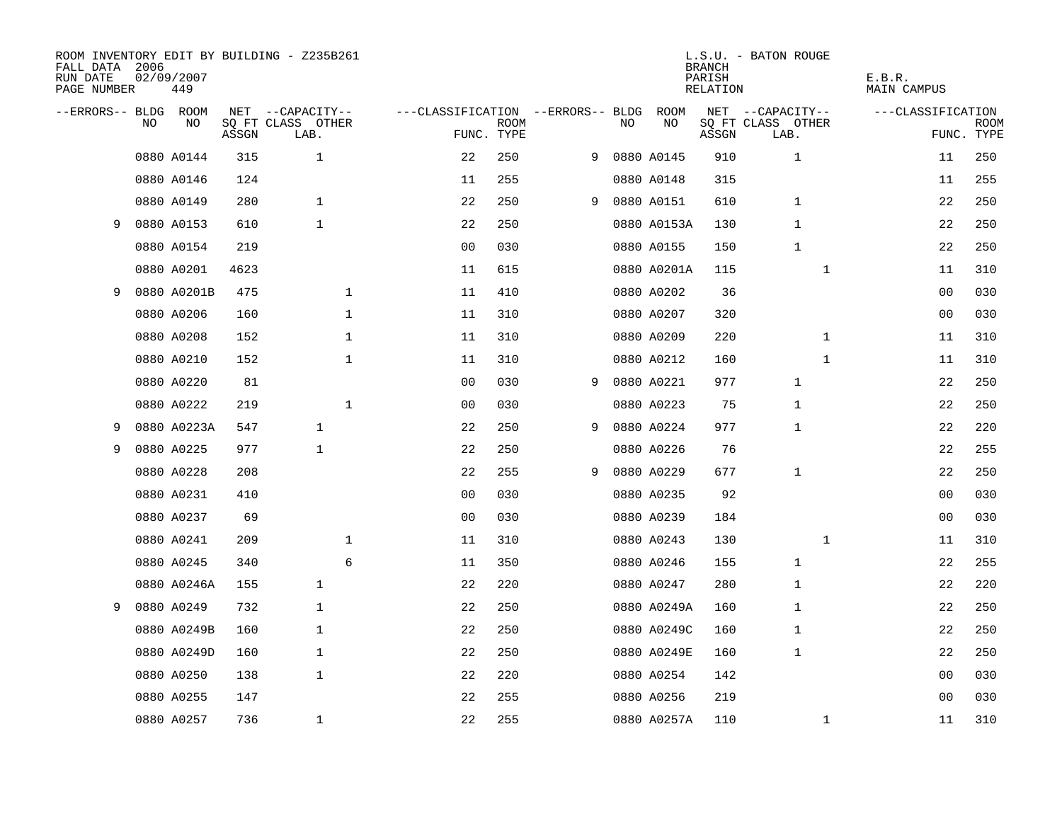ROOM INVENTORY EDIT BY BUILDING - Z235B261
FALL DATA 2006
RUN DATE 02/09/2007
PAGE NUMBER 449

L.S.U. - BATON ROUGE
BRANCH
PARISH E.B.R.
RELATION MAIN CAMPUS

| --ERRORS-- | BLDG NO | ROOM NO | NET SQ FT ASSGN | --CAPACITY-- CLASS LAB. | OTHER | ---CLASSIFICATION FUNC. | ROOM TYPE | --ERRORS-- | BLDG NO | ROOM NO | NET SQ FT ASSGN | --CAPACITY-- CLASS LAB. | OTHER | ---CLASSIFICATION FUNC. | ROOM TYPE |
|---|---|---|---|---|---|---|---|---|---|---|---|---|---|---|---|
| | 0880 | A0144 | 315 | 1 | | 22 | 250 | 9 | 0880 | A0145 | 910 | 1 | | 11 | 250 |
| | 0880 | A0146 | 124 | | | 11 | 255 | | 0880 | A0148 | 315 | | | 11 | 255 |
| | 0880 | A0149 | 280 | 1 | | 22 | 250 | 9 | 0880 | A0151 | 610 | 1 | | 22 | 250 |
| 9 | 0880 | A0153 | 610 | 1 | | 22 | 250 | | 0880 | A0153A | 130 | 1 | | 22 | 250 |
| | 0880 | A0154 | 219 | | | 00 | 030 | | 0880 | A0155 | 150 | 1 | | 22 | 250 |
| | 0880 | A0201 | 4623 | | | 11 | 615 | | 0880 | A0201A | 115 | | 1 | 11 | 310 |
| 9 | 0880 | A0201B | 475 | | 1 | 11 | 410 | | 0880 | A0202 | 36 | | | 00 | 030 |
| | 0880 | A0206 | 160 | | 1 | 11 | 310 | | 0880 | A0207 | 320 | | | 00 | 030 |
| | 0880 | A0208 | 152 | | 1 | 11 | 310 | | 0880 | A0209 | 220 | | 1 | 11 | 310 |
| | 0880 | A0210 | 152 | | 1 | 11 | 310 | | 0880 | A0212 | 160 | | 1 | 11 | 310 |
| | 0880 | A0220 | 81 | | | 00 | 030 | 9 | 0880 | A0221 | 977 | 1 | | 22 | 250 |
| | 0880 | A0222 | 219 | | 1 | 00 | 030 | | 0880 | A0223 | 75 | 1 | | 22 | 250 |
| 9 | 0880 | A0223A | 547 | 1 | | 22 | 250 | 9 | 0880 | A0224 | 977 | 1 | | 22 | 220 |
| 9 | 0880 | A0225 | 977 | 1 | | 22 | 250 | | 0880 | A0226 | 76 | | | 22 | 255 |
| | 0880 | A0228 | 208 | | | 22 | 255 | 9 | 0880 | A0229 | 677 | 1 | | 22 | 250 |
| | 0880 | A0231 | 410 | | | 00 | 030 | | 0880 | A0235 | 92 | | | 00 | 030 |
| | 0880 | A0237 | 69 | | | 00 | 030 | | 0880 | A0239 | 184 | | | 00 | 030 |
| | 0880 | A0241 | 209 | | 1 | 11 | 310 | | 0880 | A0243 | 130 | | 1 | 11 | 310 |
| | 0880 | A0245 | 340 | | 6 | 11 | 350 | | 0880 | A0246 | 155 | 1 | | 22 | 255 |
| | 0880 | A0246A | 155 | 1 | | 22 | 220 | | 0880 | A0247 | 280 | 1 | | 22 | 220 |
| 9 | 0880 | A0249 | 732 | 1 | | 22 | 250 | | 0880 | A0249A | 160 | 1 | | 22 | 250 |
| | 0880 | A0249B | 160 | 1 | | 22 | 250 | | 0880 | A0249C | 160 | 1 | | 22 | 250 |
| | 0880 | A0249D | 160 | 1 | | 22 | 250 | | 0880 | A0249E | 160 | 1 | | 22 | 250 |
| | 0880 | A0250 | 138 | 1 | | 22 | 220 | | 0880 | A0254 | 142 | | | 00 | 030 |
| | 0880 | A0255 | 147 | | | 22 | 255 | | 0880 | A0256 | 219 | | | 00 | 030 |
| | 0880 | A0257 | 736 | 1 | | 22 | 255 | | 0880 | A0257A | 110 | | 1 | 11 | 310 |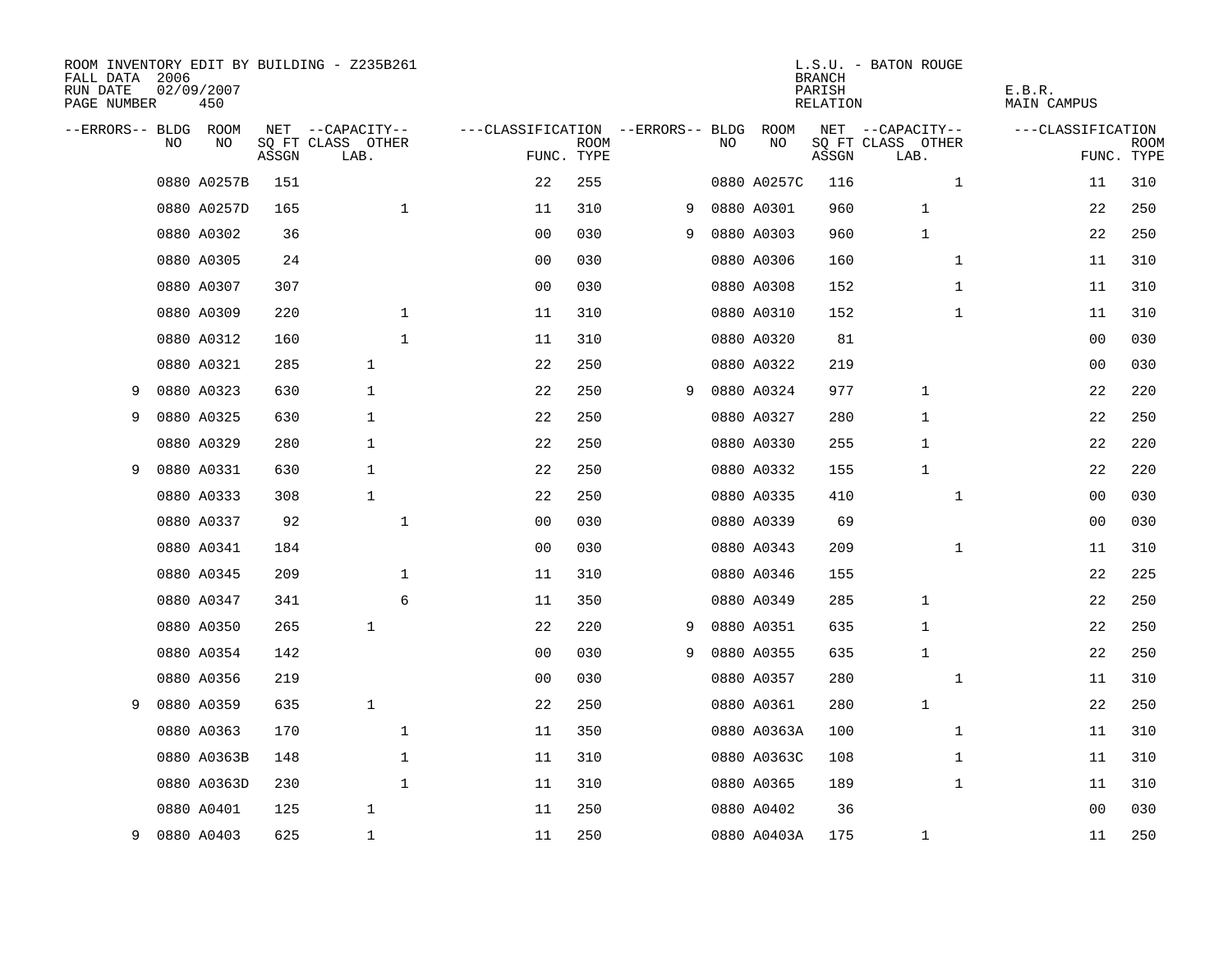ROOM INVENTORY EDIT BY BUILDING - Z235B261
FALL DATA 2006
RUN DATE 02/09/2007
PAGE NUMBER 450

L.S.U. - BATON ROUGE
BRANCH
PARISH E.B.R.
RELATION MAIN CAMPUS

| --ERRORS-- | BLDG NO | ROOM NO | NET SQ FT ASSGN | --CAPACITY-- CLASS LAB. | OTHER | ---CLASSIFICATION FUNC. | ROOM TYPE | --ERRORS-- | BLDG NO | ROOM NO | NET SQ FT ASSGN | --CAPACITY-- CLASS LAB. | OTHER | ---CLASSIFICATION FUNC. | ROOM TYPE |
|---|---|---|---|---|---|---|---|---|---|---|---|---|---|---|---|
| | 0880 | A0257B | 151 | | | 22 | 255 | | 0880 | A0257C | 116 | | 1 | 11 | 310 |
| | 0880 | A0257D | 165 | | 1 | 11 | 310 | 9 | 0880 | A0301 | 960 | 1 | | 22 | 250 |
| | 0880 | A0302 | 36 | | | 00 | 030 | 9 | 0880 | A0303 | 960 | 1 | | 22 | 250 |
| | 0880 | A0305 | 24 | | | 00 | 030 | | 0880 | A0306 | 160 | | 1 | 11 | 310 |
| | 0880 | A0307 | 307 | | | 00 | 030 | | 0880 | A0308 | 152 | | 1 | 11 | 310 |
| | 0880 | A0309 | 220 | | 1 | 11 | 310 | | 0880 | A0310 | 152 | | 1 | 11 | 310 |
| | 0880 | A0312 | 160 | | 1 | 11 | 310 | | 0880 | A0320 | 81 | | | 00 | 030 |
| | 0880 | A0321 | 285 | 1 | | 22 | 250 | | 0880 | A0322 | 219 | | | 00 | 030 |
| 9 | 0880 | A0323 | 630 | 1 | | 22 | 250 | 9 | 0880 | A0324 | 977 | 1 | | 22 | 220 |
| 9 | 0880 | A0325 | 630 | 1 | | 22 | 250 | | 0880 | A0327 | 280 | 1 | | 22 | 250 |
| | 0880 | A0329 | 280 | 1 | | 22 | 250 | | 0880 | A0330 | 255 | 1 | | 22 | 220 |
| 9 | 0880 | A0331 | 630 | 1 | | 22 | 250 | | 0880 | A0332 | 155 | 1 | | 22 | 220 |
| | 0880 | A0333 | 308 | 1 | | 22 | 250 | | 0880 | A0335 | 410 | | 1 | 00 | 030 |
| | 0880 | A0337 | 92 | | 1 | 00 | 030 | | 0880 | A0339 | 69 | | | 00 | 030 |
| | 0880 | A0341 | 184 | | | 00 | 030 | | 0880 | A0343 | 209 | | 1 | 11 | 310 |
| | 0880 | A0345 | 209 | | 1 | 11 | 310 | | 0880 | A0346 | 155 | | | 22 | 225 |
| | 0880 | A0347 | 341 | | 6 | 11 | 350 | | 0880 | A0349 | 285 | 1 | | 22 | 250 |
| | 0880 | A0350 | 265 | 1 | | 22 | 220 | 9 | 0880 | A0351 | 635 | 1 | | 22 | 250 |
| | 0880 | A0354 | 142 | | | 00 | 030 | 9 | 0880 | A0355 | 635 | 1 | | 22 | 250 |
| | 0880 | A0356 | 219 | | | 00 | 030 | | 0880 | A0357 | 280 | | 1 | 11 | 310 |
| 9 | 0880 | A0359 | 635 | 1 | | 22 | 250 | | 0880 | A0361 | 280 | 1 | | 22 | 250 |
| | 0880 | A0363 | 170 | | 1 | 11 | 350 | | 0880 | A0363A | 100 | | 1 | 11 | 310 |
| | 0880 | A0363B | 148 | | 1 | 11 | 310 | | 0880 | A0363C | 108 | | 1 | 11 | 310 |
| | 0880 | A0363D | 230 | | 1 | 11 | 310 | | 0880 | A0365 | 189 | | 1 | 11 | 310 |
| | 0880 | A0401 | 125 | 1 | | 11 | 250 | | 0880 | A0402 | 36 | | | 00 | 030 |
| 9 | 0880 | A0403 | 625 | 1 | | 11 | 250 | | 0880 | A0403A | 175 | 1 | | 11 | 250 |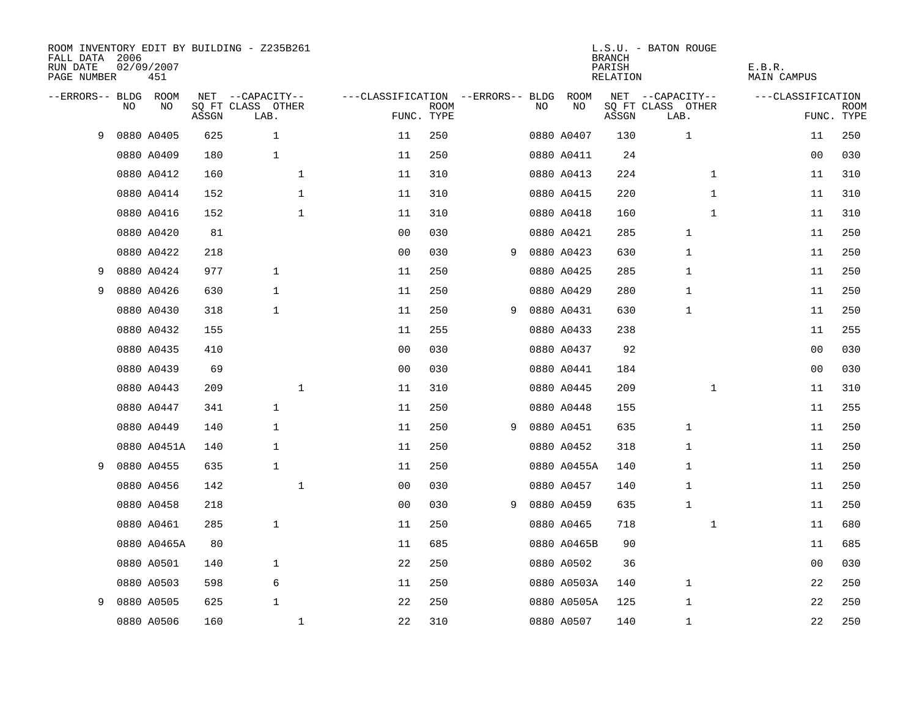ROOM INVENTORY EDIT BY BUILDING - Z235B261
FALL DATA 2006
RUN DATE 02/09/2007
PAGE NUMBER 451

L.S.U. - BATON ROUGE
BRANCH
PARISH E.B.R.
RELATION MAIN CAMPUS

| --ERRORS-- | BLDG NO | ROOM NO | NET SQ FT ASSGN | --CAPACITY-- CLASS LAB. | OTHER | ---CLASSIFICATION FUNC. | ROOM TYPE | --ERRORS-- | BLDG NO | ROOM NO | NET SQ FT ASSGN | --CAPACITY-- CLASS LAB. | OTHER | ---CLASSIFICATION FUNC. | ROOM TYPE |
|---|---|---|---|---|---|---|---|---|---|---|---|---|---|---|---|
| 9 | 0880 | A0405 | 625 | 1 | | 11 | 250 | | 0880 | A0407 | 130 | 1 | | 11 | 250 |
| | 0880 | A0409 | 180 | 1 | | 11 | 250 | | 0880 | A0411 | 24 | | | 00 | 030 |
| | 0880 | A0412 | 160 | | 1 | 11 | 310 | | 0880 | A0413 | 224 | | 1 | 11 | 310 |
| | 0880 | A0414 | 152 | | 1 | 11 | 310 | | 0880 | A0415 | 220 | | 1 | 11 | 310 |
| | 0880 | A0416 | 152 | | 1 | 11 | 310 | | 0880 | A0418 | 160 | | 1 | 11 | 310 |
| | 0880 | A0420 | 81 | | | 00 | 030 | | 0880 | A0421 | 285 | 1 | | 11 | 250 |
| | 0880 | A0422 | 218 | | | 00 | 030 | 9 | 0880 | A0423 | 630 | 1 | | 11 | 250 |
| 9 | 0880 | A0424 | 977 | 1 | | 11 | 250 | | 0880 | A0425 | 285 | 1 | | 11 | 250 |
| 9 | 0880 | A0426 | 630 | 1 | | 11 | 250 | | 0880 | A0429 | 280 | 1 | | 11 | 250 |
| | 0880 | A0430 | 318 | 1 | | 11 | 250 | 9 | 0880 | A0431 | 630 | 1 | | 11 | 250 |
| | 0880 | A0432 | 155 | | | 11 | 255 | | 0880 | A0433 | 238 | | | 11 | 255 |
| | 0880 | A0435 | 410 | | | 00 | 030 | | 0880 | A0437 | 92 | | | 00 | 030 |
| | 0880 | A0439 | 69 | | | 00 | 030 | | 0880 | A0441 | 184 | | | 00 | 030 |
| | 0880 | A0443 | 209 | | 1 | 11 | 310 | | 0880 | A0445 | 209 | | 1 | 11 | 310 |
| | 0880 | A0447 | 341 | 1 | | 11 | 250 | | 0880 | A0448 | 155 | | | 11 | 255 |
| | 0880 | A0449 | 140 | 1 | | 11 | 250 | 9 | 0880 | A0451 | 635 | 1 | | 11 | 250 |
| | 0880 | A0451A | 140 | 1 | | 11 | 250 | | 0880 | A0452 | 318 | 1 | | 11 | 250 |
| 9 | 0880 | A0455 | 635 | 1 | | 11 | 250 | | 0880 | A0455A | 140 | 1 | | 11 | 250 |
| | 0880 | A0456 | 142 | | 1 | 00 | 030 | | 0880 | A0457 | 140 | 1 | | 11 | 250 |
| | 0880 | A0458 | 218 | | | 00 | 030 | 9 | 0880 | A0459 | 635 | 1 | | 11 | 250 |
| | 0880 | A0461 | 285 | 1 | | 11 | 250 | | 0880 | A0465 | 718 | | 1 | 11 | 680 |
| | 0880 | A0465A | 80 | | | 11 | 685 | | 0880 | A0465B | 90 | | | 11 | 685 |
| | 0880 | A0501 | 140 | 1 | | 22 | 250 | | 0880 | A0502 | 36 | | | 00 | 030 |
| | 0880 | A0503 | 598 | 6 | | 11 | 250 | | 0880 | A0503A | 140 | 1 | | 22 | 250 |
| 9 | 0880 | A0505 | 625 | 1 | | 22 | 250 | | 0880 | A0505A | 125 | 1 | | 22 | 250 |
| | 0880 | A0506 | 160 | | 1 | 22 | 310 | | 0880 | A0507 | 140 | 1 | | 22 | 250 |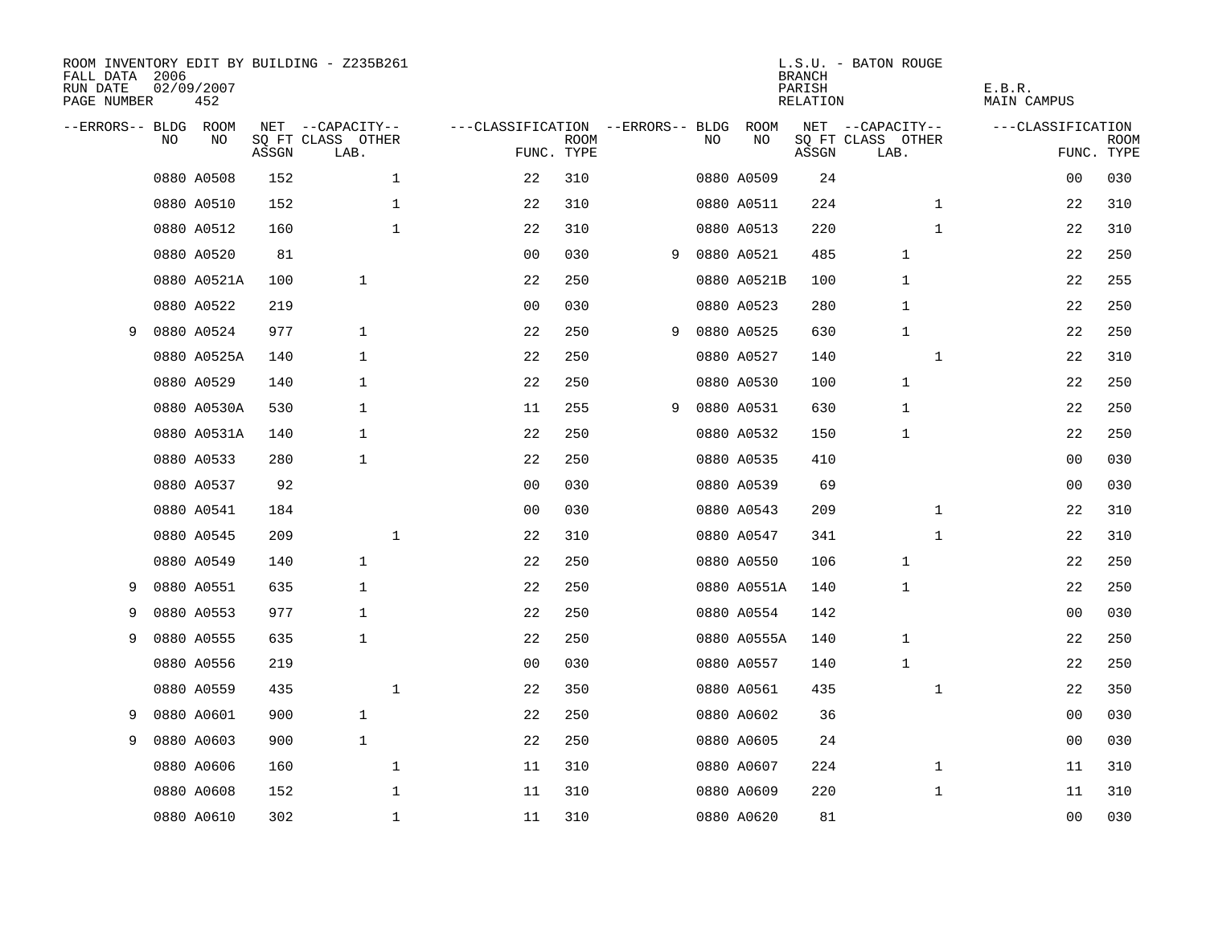ROOM INVENTORY EDIT BY BUILDING - Z235B261
FALL DATA 2006
RUN DATE 02/09/2007
PAGE NUMBER 452

L.S.U. - BATON ROUGE
BRANCH
PARISH E.B.R.
RELATION MAIN CAMPUS

| --ERRORS-- | BLDG NO | ROOM NO | NET SQ FT ASSGN | --CAPACITY-- CLASS LAB. | OTHER | ---CLASSIFICATION FUNC. | ROOM TYPE | --ERRORS-- | BLDG NO | ROOM NO | NET SQ FT ASSGN | --CAPACITY-- CLASS LAB. | OTHER | ---CLASSIFICATION FUNC. | ROOM TYPE |
|---|---|---|---|---|---|---|---|---|---|---|---|---|---|---|---|
| | 0880 | A0508 | 152 | | 1 | 22 | 310 | | 0880 | A0509 | 24 | | | 00 | 030 |
| | 0880 | A0510 | 152 | | 1 | 22 | 310 | | 0880 | A0511 | 224 | | 1 | 22 | 310 |
| | 0880 | A0512 | 160 | | 1 | 22 | 310 | | 0880 | A0513 | 220 | | 1 | 22 | 310 |
| | 0880 | A0520 | 81 | | | 00 | 030 | 9 | 0880 | A0521 | 485 | 1 | | 22 | 250 |
| | 0880 | A0521A | 100 | 1 | | 22 | 250 | | 0880 | A0521B | 100 | 1 | | 22 | 255 |
| | 0880 | A0522 | 219 | | | 00 | 030 | | 0880 | A0523 | 280 | 1 | | 22 | 250 |
| 9 | 0880 | A0524 | 977 | 1 | | 22 | 250 | 9 | 0880 | A0525 | 630 | 1 | | 22 | 250 |
| | 0880 | A0525A | 140 | 1 | | 22 | 250 | | 0880 | A0527 | 140 | | 1 | 22 | 310 |
| | 0880 | A0529 | 140 | 1 | | 22 | 250 | | 0880 | A0530 | 100 | 1 | | 22 | 250 |
| | 0880 | A0530A | 530 | 1 | | 11 | 255 | 9 | 0880 | A0531 | 630 | 1 | | 22 | 250 |
| | 0880 | A0531A | 140 | 1 | | 22 | 250 | | 0880 | A0532 | 150 | 1 | | 22 | 250 |
| | 0880 | A0533 | 280 | 1 | | 22 | 250 | | 0880 | A0535 | 410 | | | 00 | 030 |
| | 0880 | A0537 | 92 | | | 00 | 030 | | 0880 | A0539 | 69 | | | 00 | 030 |
| | 0880 | A0541 | 184 | | | 00 | 030 | | 0880 | A0543 | 209 | | 1 | 22 | 310 |
| | 0880 | A0545 | 209 | | 1 | 22 | 310 | | 0880 | A0547 | 341 | | 1 | 22 | 310 |
| | 0880 | A0549 | 140 | 1 | | 22 | 250 | | 0880 | A0550 | 106 | 1 | | 22 | 250 |
| 9 | 0880 | A0551 | 635 | 1 | | 22 | 250 | | 0880 | A0551A | 140 | 1 | | 22 | 250 |
| 9 | 0880 | A0553 | 977 | 1 | | 22 | 250 | | 0880 | A0554 | 142 | | | 00 | 030 |
| 9 | 0880 | A0555 | 635 | 1 | | 22 | 250 | | 0880 | A0555A | 140 | 1 | | 22 | 250 |
| | 0880 | A0556 | 219 | | | 00 | 030 | | 0880 | A0557 | 140 | 1 | | 22 | 250 |
| | 0880 | A0559 | 435 | | 1 | 22 | 350 | | 0880 | A0561 | 435 | | 1 | 22 | 350 |
| 9 | 0880 | A0601 | 900 | 1 | | 22 | 250 | | 0880 | A0602 | 36 | | | 00 | 030 |
| 9 | 0880 | A0603 | 900 | 1 | | 22 | 250 | | 0880 | A0605 | 24 | | | 00 | 030 |
| | 0880 | A0606 | 160 | | 1 | 11 | 310 | | 0880 | A0607 | 224 | | 1 | 11 | 310 |
| | 0880 | A0608 | 152 | | 1 | 11 | 310 | | 0880 | A0609 | 220 | | 1 | 11 | 310 |
| | 0880 | A0610 | 302 | | 1 | 11 | 310 | | 0880 | A0620 | 81 | | | 00 | 030 |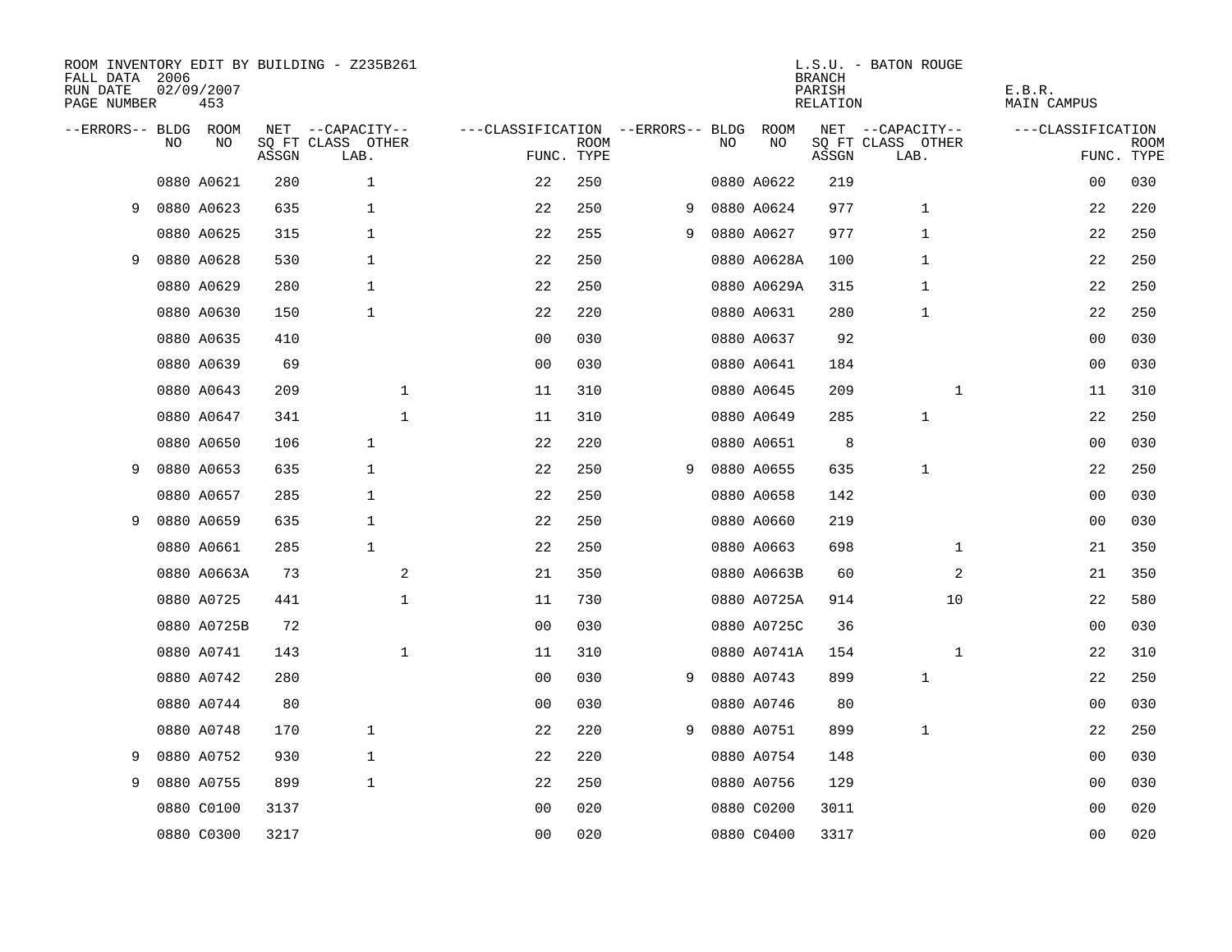ROOM INVENTORY EDIT BY BUILDING - Z235B261
FALL DATA 2006
RUN DATE 02/09/2007
PAGE NUMBER 453

L.S.U. - BATON ROUGE
BRANCH
PARISH E.B.R.
RELATION MAIN CAMPUS

| --ERRORS-- | BLDG NO | ROOM NO | NET SQ FT ASSGN | --CAPACITY-- CLASS LAB. | OTHER | ---CLASSIFICATION FUNC. | ROOM TYPE | --ERRORS-- | BLDG NO | ROOM NO | NET SQ FT ASSGN | --CAPACITY-- CLASS LAB. | OTHER | ---CLASSIFICATION FUNC. | ROOM TYPE |
|---|---|---|---|---|---|---|---|---|---|---|---|---|---|---|---|
| | 0880 | A0621 | 280 | 1 | | 22 | 250 | | 0880 | A0622 | 219 | | | 00 | 030 |
| 9 | 0880 | A0623 | 635 | 1 | | 22 | 250 | 9 | 0880 | A0624 | 977 | 1 | | 22 | 220 |
| | 0880 | A0625 | 315 | 1 | | 22 | 255 | 9 | 0880 | A0627 | 977 | 1 | | 22 | 250 |
| 9 | 0880 | A0628 | 530 | 1 | | 22 | 250 | | 0880 | A0628A | 100 | 1 | | 22 | 250 |
| | 0880 | A0629 | 280 | 1 | | 22 | 250 | | 0880 | A0629A | 315 | 1 | | 22 | 250 |
| | 0880 | A0630 | 150 | 1 | | 22 | 220 | | 0880 | A0631 | 280 | 1 | | 22 | 250 |
| | 0880 | A0635 | 410 | | | 00 | 030 | | 0880 | A0637 | 92 | | | 00 | 030 |
| | 0880 | A0639 | 69 | | | 00 | 030 | | 0880 | A0641 | 184 | | | 00 | 030 |
| | 0880 | A0643 | 209 | | 1 | 11 | 310 | | 0880 | A0645 | 209 | | 1 | 11 | 310 |
| | 0880 | A0647 | 341 | | 1 | 11 | 310 | | 0880 | A0649 | 285 | 1 | | 22 | 250 |
| | 0880 | A0650 | 106 | 1 | | 22 | 220 | | 0880 | A0651 | 8 | | | 00 | 030 |
| 9 | 0880 | A0653 | 635 | 1 | | 22 | 250 | 9 | 0880 | A0655 | 635 | 1 | | 22 | 250 |
| | 0880 | A0657 | 285 | 1 | | 22 | 250 | | 0880 | A0658 | 142 | | | 00 | 030 |
| 9 | 0880 | A0659 | 635 | 1 | | 22 | 250 | | 0880 | A0660 | 219 | | | 00 | 030 |
| | 0880 | A0661 | 285 | 1 | | 22 | 250 | | 0880 | A0663 | 698 | | 1 | 21 | 350 |
| | 0880 | A0663A | 73 | | 2 | 21 | 350 | | 0880 | A0663B | 60 | | 2 | 21 | 350 |
| | 0880 | A0725 | 441 | | 1 | 11 | 730 | | 0880 | A0725A | 914 | | 10 | 22 | 580 |
| | 0880 | A0725B | 72 | | | 00 | 030 | | 0880 | A0725C | 36 | | | 00 | 030 |
| | 0880 | A0741 | 143 | | 1 | 11 | 310 | | 0880 | A0741A | 154 | | 1 | 22 | 310 |
| | 0880 | A0742 | 280 | | | 00 | 030 | 9 | 0880 | A0743 | 899 | 1 | | 22 | 250 |
| | 0880 | A0744 | 80 | | | 00 | 030 | | 0880 | A0746 | 80 | | | 00 | 030 |
| | 0880 | A0748 | 170 | 1 | | 22 | 220 | 9 | 0880 | A0751 | 899 | 1 | | 22 | 250 |
| 9 | 0880 | A0752 | 930 | 1 | | 22 | 220 | | 0880 | A0754 | 148 | | | 00 | 030 |
| 9 | 0880 | A0755 | 899 | 1 | | 22 | 250 | | 0880 | A0756 | 129 | | | 00 | 030 |
| | 0880 | C0100 | 3137 | | | 00 | 020 | | 0880 | C0200 | 3011 | | | 00 | 020 |
| | 0880 | C0300 | 3217 | | | 00 | 020 | | 0880 | C0400 | 3317 | | | 00 | 020 |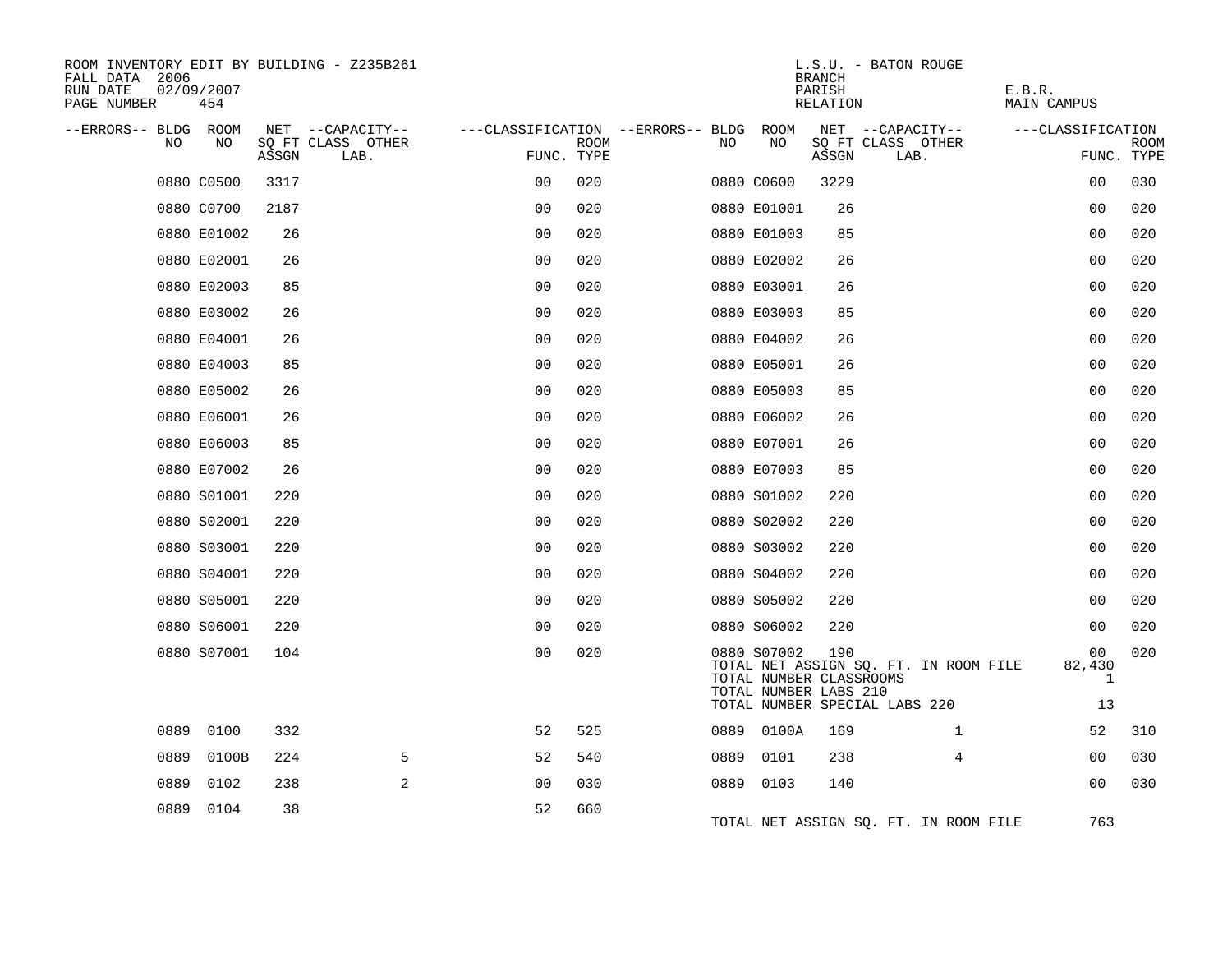ROOM INVENTORY EDIT BY BUILDING - Z235B261
FALL DATA 2006
RUN DATE 02/09/2007

L.S.U. - BATON ROUGE
BRANCH
PARISH E.B.R.
RELATION MAIN CAMPUS

| --ERRORS-- | BLDG NO | ROOM NO | NET SQ FT ASSGN | CAPACITY CLASS LAB. | CAPACITY OTHER | CLASSIFICATION FUNC. | ROOM TYPE | --ERRORS-- | BLDG NO | ROOM NO | NET SQ FT ASSGN | CAPACITY CLASS LAB. | CAPACITY OTHER | CLASSIFICATION FUNC. | ROOM TYPE |
|---|---|---|---|---|---|---|---|---|---|---|---|---|---|---|---|
| | 0880 | C0500 | 3317 | | | 00 | 020 | | 0880 | C0600 | 3229 | | | 00 | 030 |
| | 0880 | C0700 | 2187 | | | 00 | 020 | | 0880 | E01001 | 26 | | | 00 | 020 |
| | 0880 | E01002 | 26 | | | 00 | 020 | | 0880 | E01003 | 85 | | | 00 | 020 |
| | 0880 | E02001 | 26 | | | 00 | 020 | | 0880 | E02002 | 26 | | | 00 | 020 |
| | 0880 | E02003 | 85 | | | 00 | 020 | | 0880 | E03001 | 26 | | | 00 | 020 |
| | 0880 | E03002 | 26 | | | 00 | 020 | | 0880 | E03003 | 85 | | | 00 | 020 |
| | 0880 | E04001 | 26 | | | 00 | 020 | | 0880 | E04002 | 26 | | | 00 | 020 |
| | 0880 | E04003 | 85 | | | 00 | 020 | | 0880 | E05001 | 26 | | | 00 | 020 |
| | 0880 | E05002 | 26 | | | 00 | 020 | | 0880 | E05003 | 85 | | | 00 | 020 |
| | 0880 | E06001 | 26 | | | 00 | 020 | | 0880 | E06002 | 26 | | | 00 | 020 |
| | 0880 | E06003 | 85 | | | 00 | 020 | | 0880 | E07001 | 26 | | | 00 | 020 |
| | 0880 | E07002 | 26 | | | 00 | 020 | | 0880 | E07003 | 85 | | | 00 | 020 |
| | 0880 | S01001 | 220 | | | 00 | 020 | | 0880 | S01002 | 220 | | | 00 | 020 |
| | 0880 | S02001 | 220 | | | 00 | 020 | | 0880 | S02002 | 220 | | | 00 | 020 |
| | 0880 | S03001 | 220 | | | 00 | 020 | | 0880 | S03002 | 220 | | | 00 | 020 |
| | 0880 | S04001 | 220 | | | 00 | 020 | | 0880 | S04002 | 220 | | | 00 | 020 |
| | 0880 | S05001 | 220 | | | 00 | 020 | | 0880 | S05002 | 220 | | | 00 | 020 |
| | 0880 | S06001 | 220 | | | 00 | 020 | | 0880 | S06002 | 220 | | | 00 | 020 |
| | 0880 | S07001 | 104 | | | 00 | 020 | | 0880 | S07002 | 190 | | | 00 | 020 |

TOTAL NET ASSIGN SQ. FT. IN ROOM FILE 82,430
TOTAL NUMBER CLASSROOMS 1
TOTAL NUMBER LABS 210
TOTAL NUMBER SPECIAL LABS 220 13

| --ERRORS-- | BLDG NO | ROOM NO | NET SQ FT ASSGN | CAPACITY CLASS LAB. | CAPACITY OTHER | CLASSIFICATION FUNC. | ROOM TYPE | --ERRORS-- | BLDG NO | ROOM NO | NET SQ FT ASSGN | CAPACITY CLASS LAB. | CAPACITY OTHER | CLASSIFICATION FUNC. | ROOM TYPE |
|---|---|---|---|---|---|---|---|---|---|---|---|---|---|---|---|
| | 0889 | 0100 | 332 | | | 52 | 525 | | 0889 | 0100A | 169 | | 1 | 52 | 310 |
| | 0889 | 0100B | 224 | | 5 | 52 | 540 | | 0889 | 0101 | 238 | | 4 | 00 | 030 |
| | 0889 | 0102 | 238 | | 2 | 00 | 030 | | 0889 | 0103 | 140 | | | 00 | 030 |
| | 0889 | 0104 | 38 | | | 52 | 660 | | | | | | | | |

TOTAL NET ASSIGN SQ. FT. IN ROOM FILE 763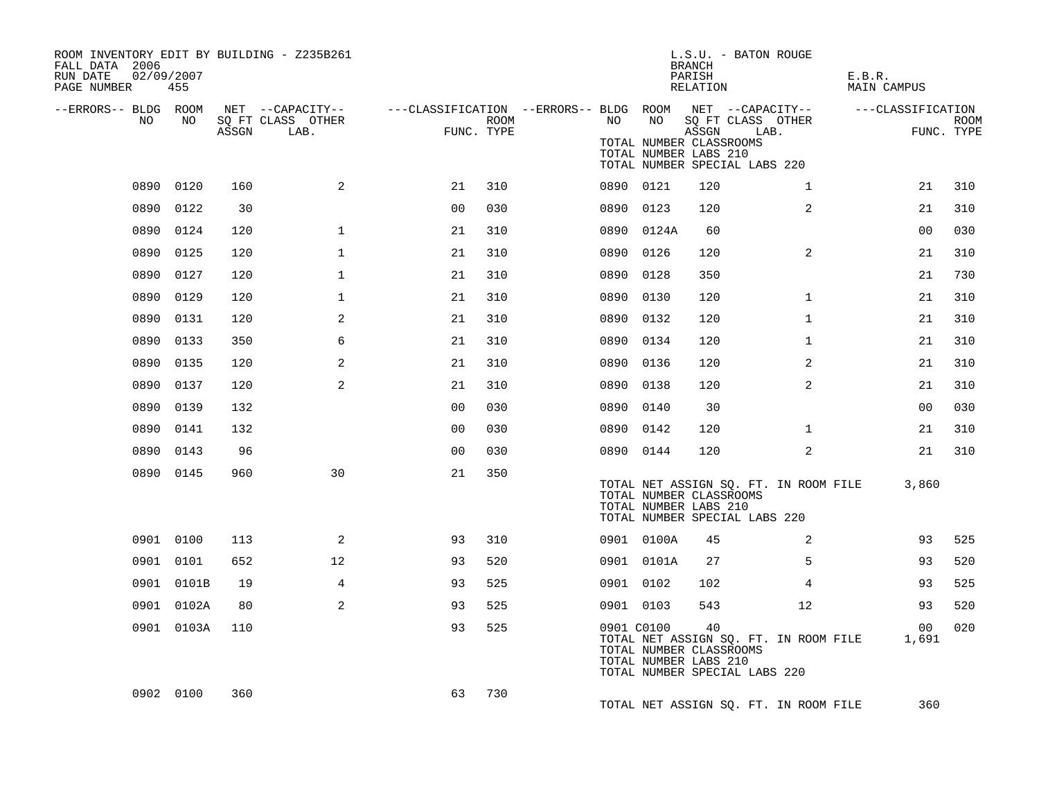ROOM INVENTORY EDIT BY BUILDING - Z235B261
FALL DATA 2006
RUN DATE 02/09/2007

L.S.U. - BATON ROUGE
BRANCH
PARISH E.B.R.
RELATION MAIN CAMPUS

| --ERRORS-- | BLDG NO | ROOM NO | NET SQ FT ASSGN | --CAPACITY-- CLASS LAB. | OTHER | ---CLASSIFICATION FUNC. | ROOM TYPE | --ERRORS-- | BLDG NO | ROOM NO | NET SQ FT ASSGN | --CAPACITY-- CLASS LAB. | OTHER | ---CLASSIFICATION FUNC. | ROOM TYPE |
|---|---|---|---|---|---|---|---|---|---|---|---|---|---|---|---|
| | 0890 | 0120 | 160 | | 2 | 21 | 310 | | 0890 | 0121 | 120 | | 1 | 21 | 310 |
| | 0890 | 0122 | 30 | | | 00 | 030 | | 0890 | 0123 | 120 | | 2 | 21 | 310 |
| | 0890 | 0124 | 120 | | 1 | 21 | 310 | | 0890 | 0124A | 60 | | | 00 | 030 |
| | 0890 | 0125 | 120 | | 1 | 21 | 310 | | 0890 | 0126 | 120 | | 2 | 21 | 310 |
| | 0890 | 0127 | 120 | | 1 | 21 | 310 | | 0890 | 0128 | 350 | | | 21 | 730 |
| | 0890 | 0129 | 120 | | 1 | 21 | 310 | | 0890 | 0130 | 120 | | 1 | 21 | 310 |
| | 0890 | 0131 | 120 | | 2 | 21 | 310 | | 0890 | 0132 | 120 | | 1 | 21 | 310 |
| | 0890 | 0133 | 350 | | 6 | 21 | 310 | | 0890 | 0134 | 120 | | 1 | 21 | 310 |
| | 0890 | 0135 | 120 | | 2 | 21 | 310 | | 0890 | 0136 | 120 | | 2 | 21 | 310 |
| | 0890 | 0137 | 120 | | 2 | 21 | 310 | | 0890 | 0138 | 120 | | 2 | 21 | 310 |
| | 0890 | 0139 | 132 | | | 00 | 030 | | 0890 | 0140 | 30 | | | 00 | 030 |
| | 0890 | 0141 | 132 | | | 00 | 030 | | 0890 | 0142 | 120 | | 1 | 21 | 310 |
| | 0890 | 0143 | 96 | | | 00 | 030 | | 0890 | 0144 | 120 | | 2 | 21 | 310 |
| | 0890 | 0145 | 960 | | 30 | 21 | 350 | | TOTAL NET ASSIGN SQ. FT. IN ROOM FILE | | | | | 3,860 | |
| | | | | | | | | | TOTAL NUMBER CLASSROOMS | | | | | | |
| | | | | | | | | | TOTAL NUMBER LABS 210 | | | | | | |
| | | | | | | | | | TOTAL NUMBER SPECIAL LABS 220 | | | | | | |
| | 0901 | 0100 | 113 | | 2 | 93 | 310 | | 0901 | 0100A | 45 | | 2 | 93 | 525 |
| | 0901 | 0101 | 652 | | 12 | 93 | 520 | | 0901 | 0101A | 27 | | 5 | 93 | 520 |
| | 0901 | 0101B | 19 | | 4 | 93 | 525 | | 0901 | 0102 | 102 | | 4 | 93 | 525 |
| | 0901 | 0102A | 80 | | 2 | 93 | 525 | | 0901 | 0103 | 543 | | 12 | 93 | 520 |
| | 0901 | 0103A | 110 | | | 93 | 525 | | 0901 | C0100 | 40 | | | 00 | 020 |
| | | | | | | | | | TOTAL NET ASSIGN SQ. FT. IN ROOM FILE | | | | | 1,691 | |
| | | | | | | | | | TOTAL NUMBER CLASSROOMS | | | | | | |
| | | | | | | | | | TOTAL NUMBER LABS 210 | | | | | | |
| | | | | | | | | | TOTAL NUMBER SPECIAL LABS 220 | | | | | | |
| | 0902 | 0100 | 360 | | | 63 | 730 | | TOTAL NET ASSIGN SQ. FT. IN ROOM FILE | | | | | 360 | |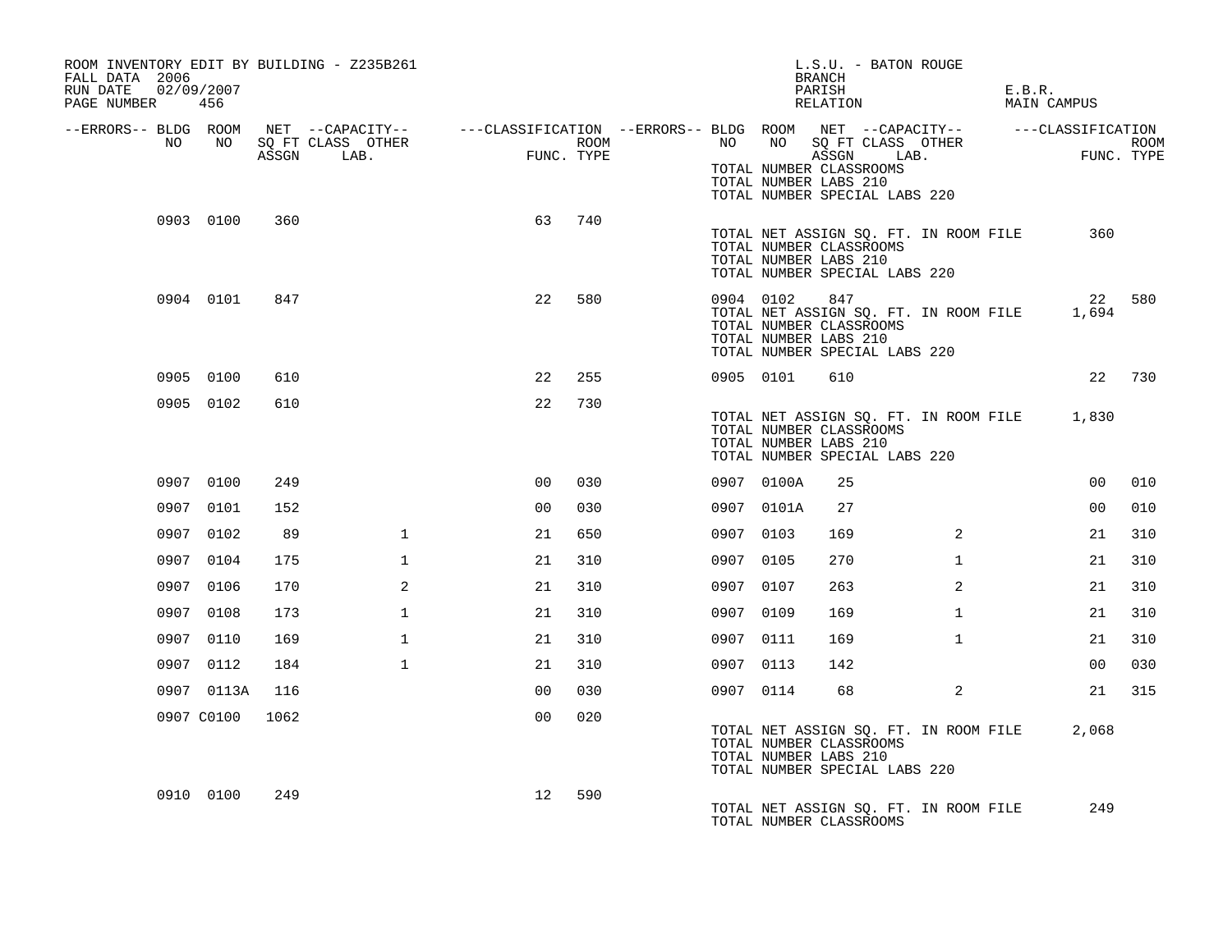ROOM INVENTORY EDIT BY BUILDING - Z235B261
FALL DATA 2006
RUN DATE 02/09/2007
PAGE NUMBER 456

L.S.U. - BATON ROUGE
BRANCH
PARISH E.B.R.
RELATION MAIN CAMPUS

| --ERRORS-- | BLDG NO | ROOM NO | NET SQ FT ASSGN | --CAPACITY-- CLASS LAB. | OTHER | ---CLASSIFICATION FUNC. | ROOM TYPE | --ERRORS-- | BLDG NO | ROOM NO | NET SQ FT ASSGN | --CAPACITY-- CLASS LAB. | OTHER | ---CLASSIFICATION FUNC. | ROOM TYPE |
|---|---|---|---|---|---|---|---|---|---|---|---|---|---|---|---|
| | | | | | | | | | TOTAL NUMBER CLASSROOMS | | | | | | |
| | | | | | | | | | TOTAL NUMBER LABS 210 | | | | | | |
| | | | | | | | | | TOTAL NUMBER SPECIAL LABS 220 | | | | | | |
| | 0903 | 0100 | 360 | | | 63 | 740 | | | | | | | | |
| | | | | | | | | | TOTAL NET ASSIGN SQ. FT. IN ROOM FILE | | | | | 360 | |
| | | | | | | | | | TOTAL NUMBER CLASSROOMS | | | | | | |
| | | | | | | | | | TOTAL NUMBER LABS 210 | | | | | | |
| | | | | | | | | | TOTAL NUMBER SPECIAL LABS 220 | | | | | | |
| | 0904 | 0101 | 847 | | | 22 | 580 | | 0904 | 0102 | 847 | | | 22 | 580 |
| | | | | | | | | | TOTAL NET ASSIGN SQ. FT. IN ROOM FILE | | | | | 1,694 | |
| | | | | | | | | | TOTAL NUMBER CLASSROOMS | | | | | | |
| | | | | | | | | | TOTAL NUMBER LABS 210 | | | | | | |
| | | | | | | | | | TOTAL NUMBER SPECIAL LABS 220 | | | | | | |
| | 0905 | 0100 | 610 | | | 22 | 255 | | 0905 | 0101 | 610 | | | 22 | 730 |
| | 0905 | 0102 | 610 | | | 22 | 730 | | | | | | | | |
| | | | | | | | | | TOTAL NET ASSIGN SQ. FT. IN ROOM FILE | | | | | 1,830 | |
| | | | | | | | | | TOTAL NUMBER CLASSROOMS | | | | | | |
| | | | | | | | | | TOTAL NUMBER LABS 210 | | | | | | |
| | | | | | | | | | TOTAL NUMBER SPECIAL LABS 220 | | | | | | |
| | 0907 | 0100 | 249 | | | 00 | 030 | | 0907 | 0100A | 25 | | | 00 | 010 |
| | 0907 | 0101 | 152 | | | 00 | 030 | | 0907 | 0101A | 27 | | | 00 | 010 |
| | 0907 | 0102 | 89 | | 1 | 21 | 650 | | 0907 | 0103 | 169 | | 2 | 21 | 310 |
| | 0907 | 0104 | 175 | | 1 | 21 | 310 | | 0907 | 0105 | 270 | | 1 | 21 | 310 |
| | 0907 | 0106 | 170 | | 2 | 21 | 310 | | 0907 | 0107 | 263 | | 2 | 21 | 310 |
| | 0907 | 0108 | 173 | | 1 | 21 | 310 | | 0907 | 0109 | 169 | | 1 | 21 | 310 |
| | 0907 | 0110 | 169 | | 1 | 21 | 310 | | 0907 | 0111 | 169 | | 1 | 21 | 310 |
| | 0907 | 0112 | 184 | | 1 | 21 | 310 | | 0907 | 0113 | 142 | | | 00 | 030 |
| | 0907 | 0113A | 116 | | | 00 | 030 | | 0907 | 0114 | 68 | | 2 | 21 | 315 |
| | 0907 | C0100 | 1062 | | | 00 | 020 | | | | | | | | |
| | | | | | | | | | TOTAL NET ASSIGN SQ. FT. IN ROOM FILE | | | | | 2,068 | |
| | | | | | | | | | TOTAL NUMBER CLASSROOMS | | | | | | |
| | | | | | | | | | TOTAL NUMBER LABS 210 | | | | | | |
| | | | | | | | | | TOTAL NUMBER SPECIAL LABS 220 | | | | | | |
| | 0910 | 0100 | 249 | | | 12 | 590 | | | | | | | | |
| | | | | | | | | | TOTAL NET ASSIGN SQ. FT. IN ROOM FILE | | | | | 249 | |
| | | | | | | | | | TOTAL NUMBER CLASSROOMS | | | | | | |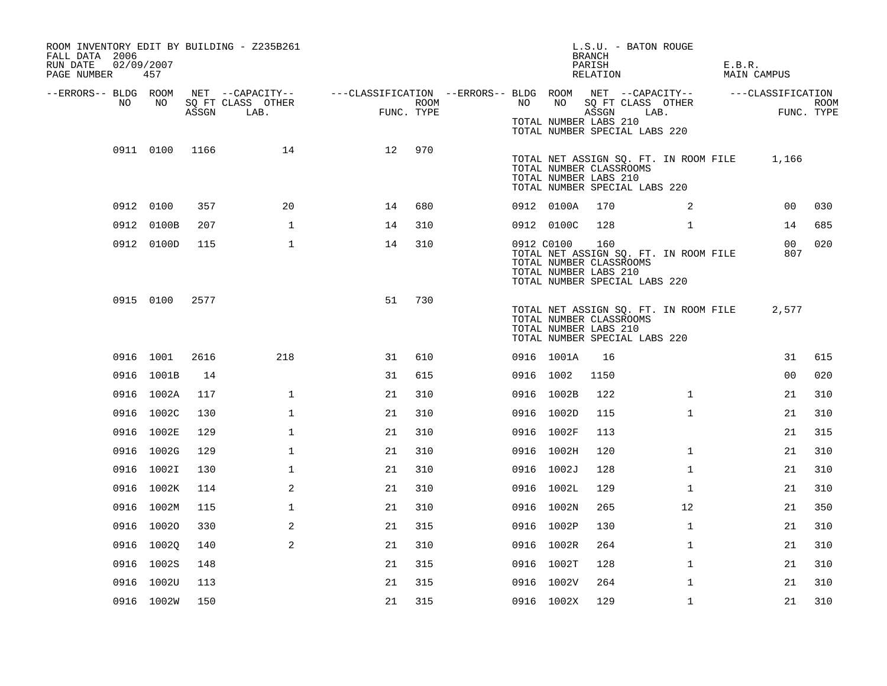ROOM INVENTORY EDIT BY BUILDING - Z235B261
FALL DATA 2006
RUN DATE 02/09/2007
PAGE NUMBER 457

L.S.U. - BATON ROUGE
BRANCH
PARISH E.B.R.
RELATION MAIN CAMPUS

| --ERRORS-- | BLDG NO | ROOM NO | NET SQ FT ASSGN | --CAPACITY-- CLASS LAB. | OTHER | ---CLASSIFICATION FUNC. | ROOM TYPE | --ERRORS-- | BLDG NO | ROOM NO | NET SQ FT ASSGN | --CAPACITY-- CLASS LAB. | OTHER | ---CLASSIFICATION FUNC. | ROOM TYPE |
|---|---|---|---|---|---|---|---|---|---|---|---|---|---|---|---|
| | | | | | | | | | TOTAL NUMBER LABS 210 | | | | | | |
| | | | | | | | | | TOTAL NUMBER SPECIAL LABS 220 | | | | | | |
| | 0911 | 0100 | 1166 | | 14 | 12 | 970 | | | | | | | | |
| | | | | | | | | | TOTAL NET ASSIGN SQ. FT. IN ROOM FILE | | | | | 1,166 | |
| | | | | | | | | | TOTAL NUMBER CLASSROOMS | | | | | | |
| | | | | | | | | | TOTAL NUMBER LABS 210 | | | | | | |
| | | | | | | | | | TOTAL NUMBER SPECIAL LABS 220 | | | | | | |
| | 0912 | 0100 | 357 | | 20 | 14 | 680 | | 0912 | 0100A | 170 | | 2 | 00 | 030 |
| | 0912 | 0100B | 207 | | 1 | 14 | 310 | | 0912 | 0100C | 128 | | 1 | 14 | 685 |
| | 0912 | 0100D | 115 | | 1 | 14 | 310 | | 0912 | C0100 | 160 | | | 00 | 020 |
| | | | | | | | | | TOTAL NET ASSIGN SQ. FT. IN ROOM FILE | | | | | 807 | |
| | | | | | | | | | TOTAL NUMBER CLASSROOMS | | | | | | |
| | | | | | | | | | TOTAL NUMBER LABS 210 | | | | | | |
| | | | | | | | | | TOTAL NUMBER SPECIAL LABS 220 | | | | | | |
| | 0915 | 0100 | 2577 | | | 51 | 730 | | | | | | | | |
| | | | | | | | | | TOTAL NET ASSIGN SQ. FT. IN ROOM FILE | | | | | 2,577 | |
| | | | | | | | | | TOTAL NUMBER CLASSROOMS | | | | | | |
| | | | | | | | | | TOTAL NUMBER LABS 210 | | | | | | |
| | | | | | | | | | TOTAL NUMBER SPECIAL LABS 220 | | | | | | |
| | 0916 | 1001 | 2616 | | 218 | 31 | 610 | | 0916 | 1001A | 16 | | | 31 | 615 |
| | 0916 | 1001B | 14 | | | 31 | 615 | | 0916 | 1002 | 1150 | | | 00 | 020 |
| | 0916 | 1002A | 117 | | 1 | 21 | 310 | | 0916 | 1002B | 122 | | 1 | 21 | 310 |
| | 0916 | 1002C | 130 | | 1 | 21 | 310 | | 0916 | 1002D | 115 | | 1 | 21 | 310 |
| | 0916 | 1002E | 129 | | 1 | 21 | 310 | | 0916 | 1002F | 113 | | | 21 | 315 |
| | 0916 | 1002G | 129 | | 1 | 21 | 310 | | 0916 | 1002H | 120 | | 1 | 21 | 310 |
| | 0916 | 1002I | 130 | | 1 | 21 | 310 | | 0916 | 1002J | 128 | | 1 | 21 | 310 |
| | 0916 | 1002K | 114 | | 2 | 21 | 310 | | 0916 | 1002L | 129 | | 1 | 21 | 310 |
| | 0916 | 1002M | 115 | | 1 | 21 | 310 | | 0916 | 1002N | 265 | | 12 | 21 | 350 |
| | 0916 | 1002O | 330 | | 2 | 21 | 315 | | 0916 | 1002P | 130 | | 1 | 21 | 310 |
| | 0916 | 1002Q | 140 | | 2 | 21 | 310 | | 0916 | 1002R | 264 | | 1 | 21 | 310 |
| | 0916 | 1002S | 148 | | | 21 | 315 | | 0916 | 1002T | 128 | | 1 | 21 | 310 |
| | 0916 | 1002U | 113 | | | 21 | 315 | | 0916 | 1002V | 264 | | 1 | 21 | 310 |
| | 0916 | 1002W | 150 | | | 21 | 315 | | 0916 | 1002X | 129 | | 1 | 21 | 310 |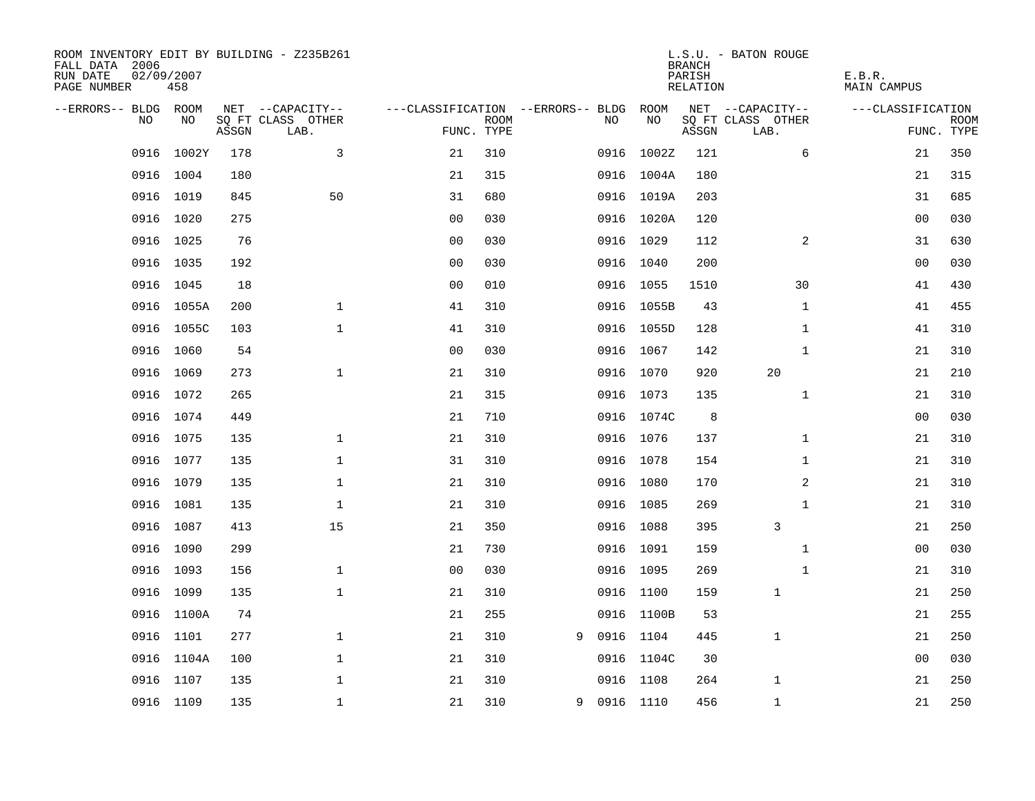ROOM INVENTORY EDIT BY BUILDING - Z235B261
FALL DATA 2006
RUN DATE 02/09/2007
PAGE NUMBER 458

L.S.U. - BATON ROUGE
BRANCH
PARISH E.B.R.
RELATION MAIN CAMPUS

| --ERRORS-- | BLDG NO | ROOM NO | NET SQ FT ASSGN | --CAPACITY-- CLASS LAB. | OTHER | ---CLASSIFICATION FUNC. | ROOM TYPE | --ERRORS-- | BLDG NO | ROOM NO | NET SQ FT ASSGN | --CAPACITY-- CLASS LAB. | OTHER | ---CLASSIFICATION FUNC. | ROOM TYPE |
|---|---|---|---|---|---|---|---|---|---|---|---|---|---|---|---|
| | 0916 | 1002Y | 178 | | 3 | 21 | 310 | | 0916 | 1002Z | 121 | | 6 | 21 | 350 |
| | 0916 | 1004 | 180 | | | 21 | 315 | | 0916 | 1004A | 180 | | | 21 | 315 |
| | 0916 | 1019 | 845 | | 50 | 31 | 680 | | 0916 | 1019A | 203 | | | 31 | 685 |
| | 0916 | 1020 | 275 | | | 00 | 030 | | 0916 | 1020A | 120 | | | 00 | 030 |
| | 0916 | 1025 | 76 | | | 00 | 030 | | 0916 | 1029 | 112 | | 2 | 31 | 630 |
| | 0916 | 1035 | 192 | | | 00 | 030 | | 0916 | 1040 | 200 | | | 00 | 030 |
| | 0916 | 1045 | 18 | | | 00 | 010 | | 0916 | 1055 | 1510 | | 30 | 41 | 430 |
| | 0916 | 1055A | 200 | | 1 | 41 | 310 | | 0916 | 1055B | 43 | | 1 | 41 | 455 |
| | 0916 | 1055C | 103 | | 1 | 41 | 310 | | 0916 | 1055D | 128 | | 1 | 41 | 310 |
| | 0916 | 1060 | 54 | | | 00 | 030 | | 0916 | 1067 | 142 | | 1 | 21 | 310 |
| | 0916 | 1069 | 273 | | 1 | 21 | 310 | | 0916 | 1070 | 920 | 20 | | 21 | 210 |
| | 0916 | 1072 | 265 | | | 21 | 315 | | 0916 | 1073 | 135 | | 1 | 21 | 310 |
| | 0916 | 1074 | 449 | | | 21 | 710 | | 0916 | 1074C | 8 | | | 00 | 030 |
| | 0916 | 1075 | 135 | | 1 | 21 | 310 | | 0916 | 1076 | 137 | | 1 | 21 | 310 |
| | 0916 | 1077 | 135 | | 1 | 31 | 310 | | 0916 | 1078 | 154 | | 1 | 21 | 310 |
| | 0916 | 1079 | 135 | | 1 | 21 | 310 | | 0916 | 1080 | 170 | | 2 | 21 | 310 |
| | 0916 | 1081 | 135 | | 1 | 21 | 310 | | 0916 | 1085 | 269 | | 1 | 21 | 310 |
| | 0916 | 1087 | 413 | | 15 | 21 | 350 | | 0916 | 1088 | 395 | 3 | | 21 | 250 |
| | 0916 | 1090 | 299 | | | 21 | 730 | | 0916 | 1091 | 159 | | 1 | 00 | 030 |
| | 0916 | 1093 | 156 | | 1 | 00 | 030 | | 0916 | 1095 | 269 | | 1 | 21 | 310 |
| | 0916 | 1099 | 135 | | 1 | 21 | 310 | | 0916 | 1100 | 159 | 1 | | 21 | 250 |
| | 0916 | 1100A | 74 | | | 21 | 255 | | 0916 | 1100B | 53 | | | 21 | 255 |
| | 0916 | 1101 | 277 | | 1 | 21 | 310 | 9 | 0916 | 1104 | 445 | 1 | | 21 | 250 |
| | 0916 | 1104A | 100 | | 1 | 21 | 310 | | 0916 | 1104C | 30 | | | 00 | 030 |
| | 0916 | 1107 | 135 | | 1 | 21 | 310 | | 0916 | 1108 | 264 | 1 | | 21 | 250 |
| | 0916 | 1109 | 135 | | 1 | 21 | 310 | 9 | 0916 | 1110 | 456 | 1 | | 21 | 250 |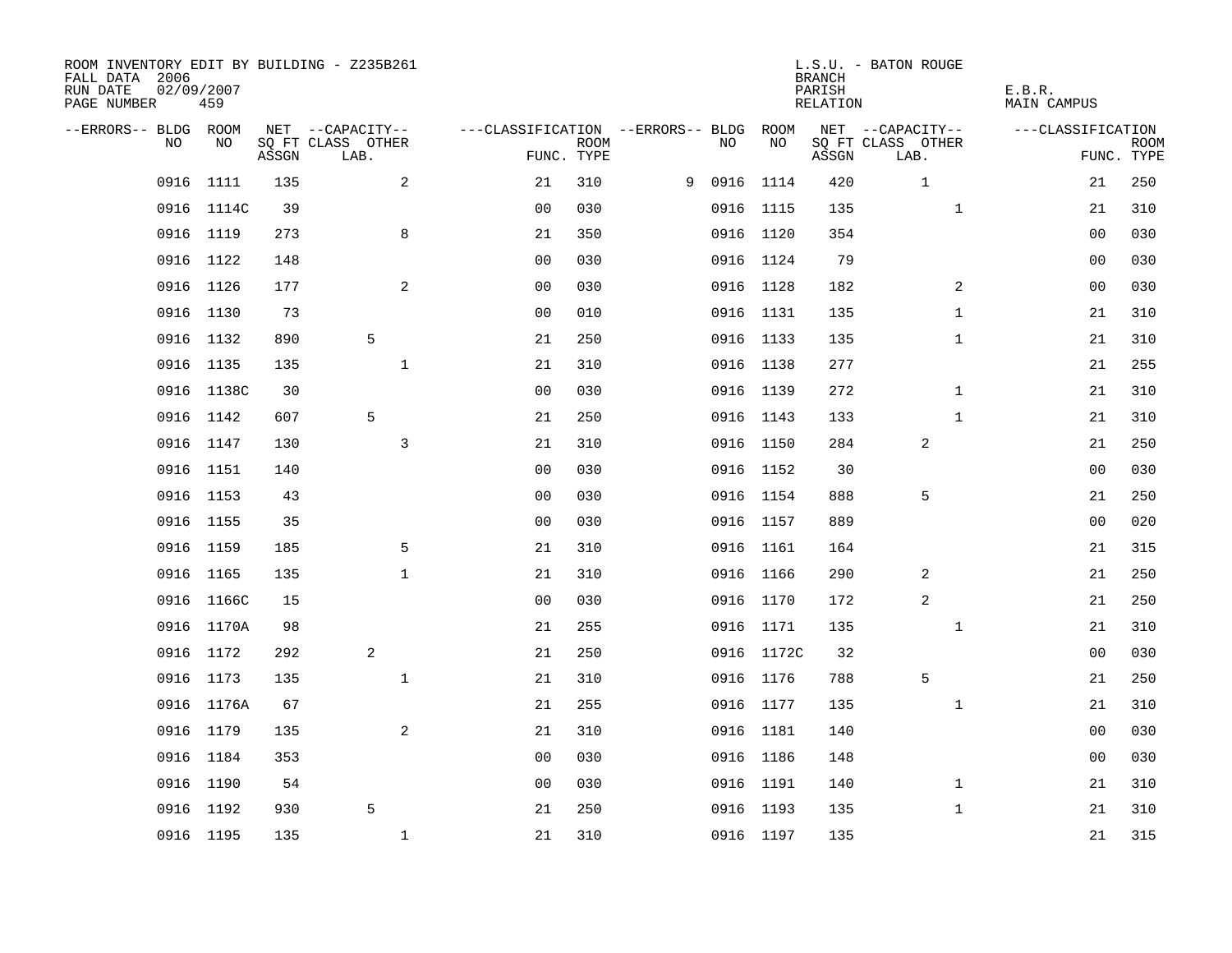ROOM INVENTORY EDIT BY BUILDING - Z235B261
FALL DATA 2006
RUN DATE 02/09/2007
PAGE NUMBER 459

L.S.U. - BATON ROUGE
BRANCH
PARISH E.B.R.
RELATION MAIN CAMPUS

| --ERRORS-- | BLDG NO | ROOM NO | NET SQ FT ASSGN | CAPACITY CLASS LAB. | CAPACITY OTHER | CLASSIFICATION FUNC. | ROOM TYPE | --ERRORS-- | BLDG NO | ROOM NO | NET SQ FT ASSGN | CAPACITY CLASS LAB. | CAPACITY OTHER | CLASSIFICATION FUNC. | ROOM TYPE |
|---|---|---|---|---|---|---|---|---|---|---|---|---|---|---|---|
| | 0916 | 1111 | 135 | | 2 | 21 | 310 | 9 | 0916 | 1114 | 420 | 1 | | 21 | 250 |
| | 0916 | 1114C | 39 | | | 00 | 030 | | 0916 | 1115 | 135 | | 1 | 21 | 310 |
| | 0916 | 1119 | 273 | | 8 | 21 | 350 | | 0916 | 1120 | 354 | | | 00 | 030 |
| | 0916 | 1122 | 148 | | | 00 | 030 | | 0916 | 1124 | 79 | | | 00 | 030 |
| | 0916 | 1126 | 177 | | 2 | 00 | 030 | | 0916 | 1128 | 182 | | 2 | 00 | 030 |
| | 0916 | 1130 | 73 | | | 00 | 010 | | 0916 | 1131 | 135 | | 1 | 21 | 310 |
| | 0916 | 1132 | 890 | 5 | | 21 | 250 | | 0916 | 1133 | 135 | | 1 | 21 | 310 |
| | 0916 | 1135 | 135 | | 1 | 21 | 310 | | 0916 | 1138 | 277 | | | 21 | 255 |
| | 0916 | 1138C | 30 | | | 00 | 030 | | 0916 | 1139 | 272 | | 1 | 21 | 310 |
| | 0916 | 1142 | 607 | 5 | | 21 | 250 | | 0916 | 1143 | 133 | | 1 | 21 | 310 |
| | 0916 | 1147 | 130 | | 3 | 21 | 310 | | 0916 | 1150 | 284 | 2 | | 21 | 250 |
| | 0916 | 1151 | 140 | | | 00 | 030 | | 0916 | 1152 | 30 | | | 00 | 030 |
| | 0916 | 1153 | 43 | | | 00 | 030 | | 0916 | 1154 | 888 | 5 | | 21 | 250 |
| | 0916 | 1155 | 35 | | | 00 | 030 | | 0916 | 1157 | 889 | | | 00 | 020 |
| | 0916 | 1159 | 185 | | 5 | 21 | 310 | | 0916 | 1161 | 164 | | | 21 | 315 |
| | 0916 | 1165 | 135 | | 1 | 21 | 310 | | 0916 | 1166 | 290 | 2 | | 21 | 250 |
| | 0916 | 1166C | 15 | | | 00 | 030 | | 0916 | 1170 | 172 | 2 | | 21 | 250 |
| | 0916 | 1170A | 98 | | | 21 | 255 | | 0916 | 1171 | 135 | | 1 | 21 | 310 |
| | 0916 | 1172 | 292 | 2 | | 21 | 250 | | 0916 | 1172C | 32 | | | 00 | 030 |
| | 0916 | 1173 | 135 | | 1 | 21 | 310 | | 0916 | 1176 | 788 | 5 | | 21 | 250 |
| | 0916 | 1176A | 67 | | | 21 | 255 | | 0916 | 1177 | 135 | | 1 | 21 | 310 |
| | 0916 | 1179 | 135 | | 2 | 21 | 310 | | 0916 | 1181 | 140 | | | 00 | 030 |
| | 0916 | 1184 | 353 | | | 00 | 030 | | 0916 | 1186 | 148 | | | 00 | 030 |
| | 0916 | 1190 | 54 | | | 00 | 030 | | 0916 | 1191 | 140 | | 1 | 21 | 310 |
| | 0916 | 1192 | 930 | 5 | | 21 | 250 | | 0916 | 1193 | 135 | | 1 | 21 | 310 |
| | 0916 | 1195 | 135 | | 1 | 21 | 310 | | 0916 | 1197 | 135 | | | 21 | 315 |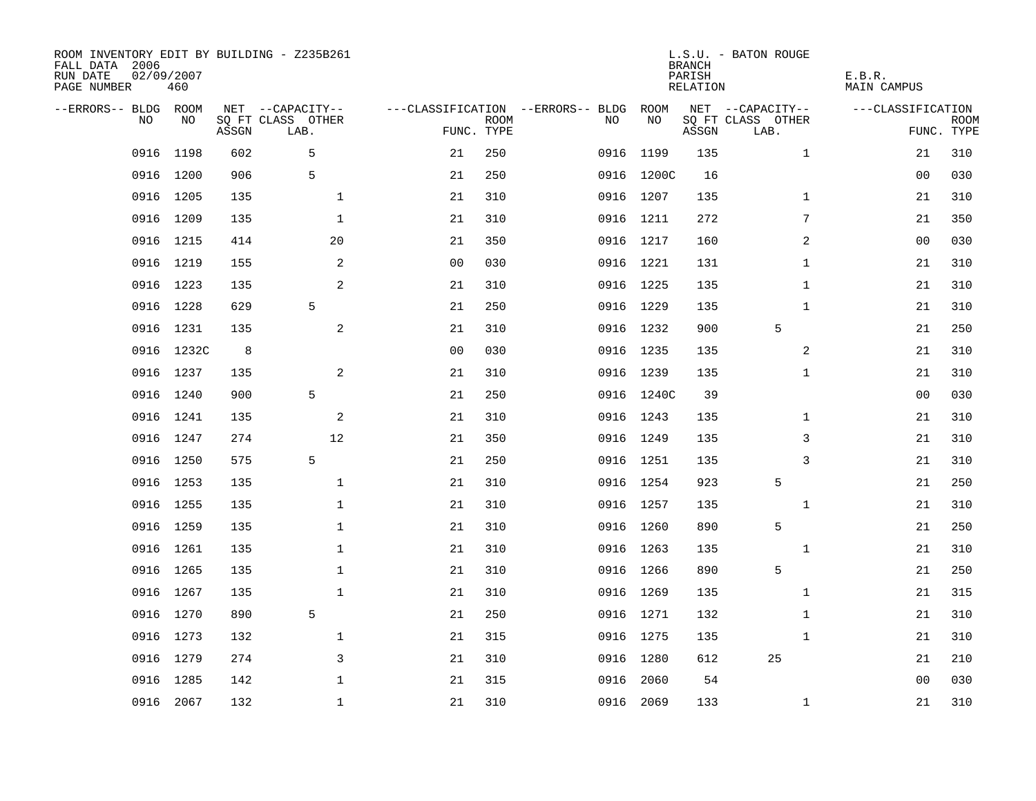ROOM INVENTORY EDIT BY BUILDING - Z235B261
FALL DATA 2006
RUN DATE 02/09/2007
PAGE NUMBER 460

L.S.U. - BATON ROUGE
BRANCH
PARISH E.B.R.
RELATION MAIN CAMPUS

| --ERRORS-- | BLDG NO | ROOM NO | NET SQ FT ASSGN | CAPACITY CLASS LAB. | CAPACITY OTHER | CLASSIFICATION FUNC. | ROOM TYPE | --ERRORS-- | BLDG NO | ROOM NO | NET SQ FT ASSGN | CAPACITY CLASS LAB. | CAPACITY OTHER | CLASSIFICATION FUNC. | ROOM TYPE |
|---|---|---|---|---|---|---|---|---|---|---|---|---|---|---|---|
| | 0916 | 1198 | 602 | 5 | | 21 | 250 | | 0916 | 1199 | 135 | | 1 | 21 | 310 |
| | 0916 | 1200 | 906 | 5 | | 21 | 250 | | 0916 | 1200C | 16 | | | 00 | 030 |
| | 0916 | 1205 | 135 | | 1 | 21 | 310 | | 0916 | 1207 | 135 | | 1 | 21 | 310 |
| | 0916 | 1209 | 135 | | 1 | 21 | 310 | | 0916 | 1211 | 272 | | 7 | 21 | 350 |
| | 0916 | 1215 | 414 | | 20 | 21 | 350 | | 0916 | 1217 | 160 | | 2 | 00 | 030 |
| | 0916 | 1219 | 155 | | 2 | 00 | 030 | | 0916 | 1221 | 131 | | 1 | 21 | 310 |
| | 0916 | 1223 | 135 | | 2 | 21 | 310 | | 0916 | 1225 | 135 | | 1 | 21 | 310 |
| | 0916 | 1228 | 629 | 5 | | 21 | 250 | | 0916 | 1229 | 135 | | 1 | 21 | 310 |
| | 0916 | 1231 | 135 | | 2 | 21 | 310 | | 0916 | 1232 | 900 | 5 | | 21 | 250 |
| | 0916 | 1232C | 8 | | | 00 | 030 | | 0916 | 1235 | 135 | | 2 | 21 | 310 |
| | 0916 | 1237 | 135 | | 2 | 21 | 310 | | 0916 | 1239 | 135 | | 1 | 21 | 310 |
| | 0916 | 1240 | 900 | 5 | | 21 | 250 | | 0916 | 1240C | 39 | | | 00 | 030 |
| | 0916 | 1241 | 135 | | 2 | 21 | 310 | | 0916 | 1243 | 135 | | 1 | 21 | 310 |
| | 0916 | 1247 | 274 | | 12 | 21 | 350 | | 0916 | 1249 | 135 | | 3 | 21 | 310 |
| | 0916 | 1250 | 575 | 5 | | 21 | 250 | | 0916 | 1251 | 135 | | 3 | 21 | 310 |
| | 0916 | 1253 | 135 | | 1 | 21 | 310 | | 0916 | 1254 | 923 | 5 | | 21 | 250 |
| | 0916 | 1255 | 135 | | 1 | 21 | 310 | | 0916 | 1257 | 135 | | 1 | 21 | 310 |
| | 0916 | 1259 | 135 | | 1 | 21 | 310 | | 0916 | 1260 | 890 | 5 | | 21 | 250 |
| | 0916 | 1261 | 135 | | 1 | 21 | 310 | | 0916 | 1263 | 135 | | 1 | 21 | 310 |
| | 0916 | 1265 | 135 | | 1 | 21 | 310 | | 0916 | 1266 | 890 | 5 | | 21 | 250 |
| | 0916 | 1267 | 135 | | 1 | 21 | 310 | | 0916 | 1269 | 135 | | 1 | 21 | 315 |
| | 0916 | 1270 | 890 | 5 | | 21 | 250 | | 0916 | 1271 | 132 | | 1 | 21 | 310 |
| | 0916 | 1273 | 132 | | 1 | 21 | 315 | | 0916 | 1275 | 135 | | 1 | 21 | 310 |
| | 0916 | 1279 | 274 | | 3 | 21 | 310 | | 0916 | 1280 | 612 | 25 | | 21 | 210 |
| | 0916 | 1285 | 142 | | 1 | 21 | 315 | | 0916 | 2060 | 54 | | | 00 | 030 |
| | 0916 | 2067 | 132 | | 1 | 21 | 310 | | 0916 | 2069 | 133 | | 1 | 21 | 310 |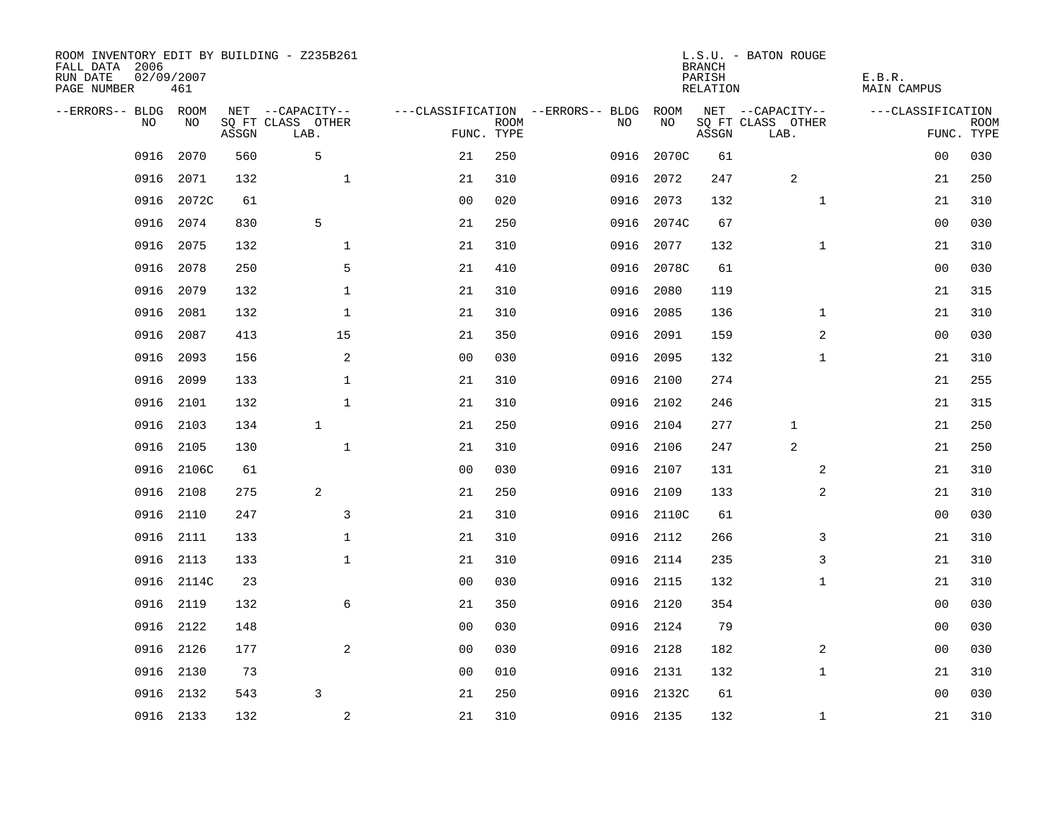ROOM INVENTORY EDIT BY BUILDING - Z235B261
FALL DATA 2006
RUN DATE 02/09/2007
PAGE NUMBER 461

L.S.U. - BATON ROUGE
BRANCH
PARISH E.B.R.
RELATION MAIN CAMPUS

| --ERRORS-- | BLDG NO | ROOM NO | NET SQ FT ASSGN | --CAPACITY-- CLASS LAB. | OTHER | ---CLASSIFICATION FUNC. | ROOM TYPE | --ERRORS-- | BLDG NO | ROOM NO | NET SQ FT ASSGN | --CAPACITY-- CLASS LAB. | OTHER | ---CLASSIFICATION FUNC. | ROOM TYPE |
|---|---|---|---|---|---|---|---|---|---|---|---|---|---|---|---|
| | 0916 | 2070 | 560 | 5 | | 21 | 250 | | 0916 | 2070C | 61 | | | 00 | 030 |
| | 0916 | 2071 | 132 | | 1 | 21 | 310 | | 0916 | 2072 | 247 | 2 | | 21 | 250 |
| | 0916 | 2072C | 61 | | | 00 | 020 | | 0916 | 2073 | 132 | | 1 | 21 | 310 |
| | 0916 | 2074 | 830 | 5 | | 21 | 250 | | 0916 | 2074C | 67 | | | 00 | 030 |
| | 0916 | 2075 | 132 | | 1 | 21 | 310 | | 0916 | 2077 | 132 | | 1 | 21 | 310 |
| | 0916 | 2078 | 250 | | 5 | 21 | 410 | | 0916 | 2078C | 61 | | | 00 | 030 |
| | 0916 | 2079 | 132 | | 1 | 21 | 310 | | 0916 | 2080 | 119 | | | 21 | 315 |
| | 0916 | 2081 | 132 | | 1 | 21 | 310 | | 0916 | 2085 | 136 | | 1 | 21 | 310 |
| | 0916 | 2087 | 413 | | 15 | 21 | 350 | | 0916 | 2091 | 159 | | 2 | 00 | 030 |
| | 0916 | 2093 | 156 | | 2 | 00 | 030 | | 0916 | 2095 | 132 | | 1 | 21 | 310 |
| | 0916 | 2099 | 133 | | 1 | 21 | 310 | | 0916 | 2100 | 274 | | | 21 | 255 |
| | 0916 | 2101 | 132 | | 1 | 21 | 310 | | 0916 | 2102 | 246 | | | 21 | 315 |
| | 0916 | 2103 | 134 | 1 | | 21 | 250 | | 0916 | 2104 | 277 | 1 | | 21 | 250 |
| | 0916 | 2105 | 130 | | 1 | 21 | 310 | | 0916 | 2106 | 247 | 2 | | 21 | 250 |
| | 0916 | 2106C | 61 | | | 00 | 030 | | 0916 | 2107 | 131 | | 2 | 21 | 310 |
| | 0916 | 2108 | 275 | 2 | | 21 | 250 | | 0916 | 2109 | 133 | | 2 | 21 | 310 |
| | 0916 | 2110 | 247 | | 3 | 21 | 310 | | 0916 | 2110C | 61 | | | 00 | 030 |
| | 0916 | 2111 | 133 | | 1 | 21 | 310 | | 0916 | 2112 | 266 | | 3 | 21 | 310 |
| | 0916 | 2113 | 133 | | 1 | 21 | 310 | | 0916 | 2114 | 235 | | 3 | 21 | 310 |
| | 0916 | 2114C | 23 | | | 00 | 030 | | 0916 | 2115 | 132 | | 1 | 21 | 310 |
| | 0916 | 2119 | 132 | | 6 | 21 | 350 | | 0916 | 2120 | 354 | | | 00 | 030 |
| | 0916 | 2122 | 148 | | | 00 | 030 | | 0916 | 2124 | 79 | | | 00 | 030 |
| | 0916 | 2126 | 177 | | 2 | 00 | 030 | | 0916 | 2128 | 182 | | 2 | 00 | 030 |
| | 0916 | 2130 | 73 | | | 00 | 010 | | 0916 | 2131 | 132 | | 1 | 21 | 310 |
| | 0916 | 2132 | 543 | 3 | | 21 | 250 | | 0916 | 2132C | 61 | | | 00 | 030 |
| | 0916 | 2133 | 132 | | 2 | 21 | 310 | | 0916 | 2135 | 132 | | 1 | 21 | 310 |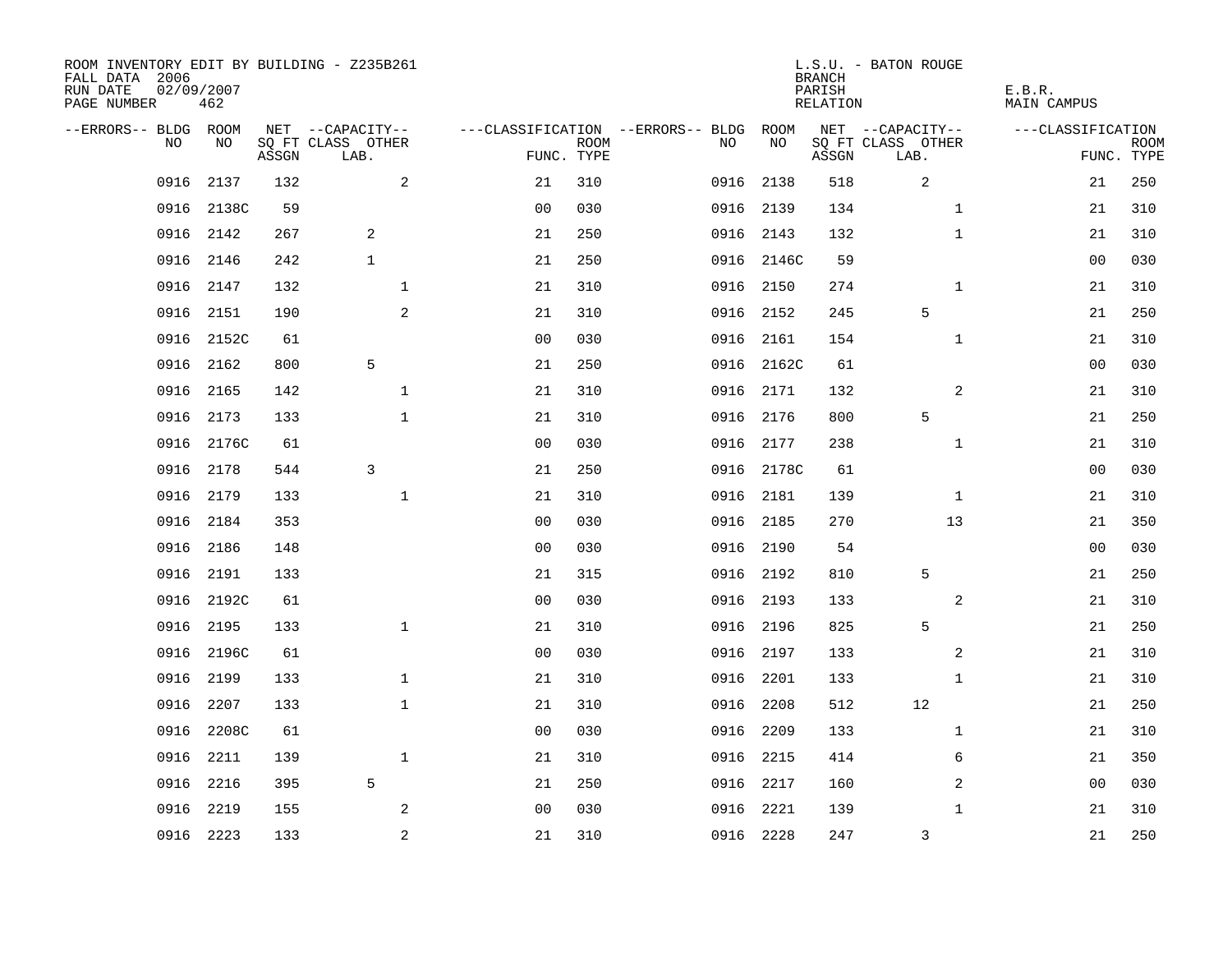ROOM INVENTORY EDIT BY BUILDING - Z235B261
FALL DATA 2006
RUN DATE 02/09/2007
PAGE NUMBER 462

L.S.U. - BATON ROUGE
BRANCH
PARISH E.B.R.
RELATION MAIN CAMPUS

| --ERRORS-- | BLDG NO | ROOM NO | NET SQ FT ASSGN | --CAPACITY-- CLASS LAB. | OTHER | ---CLASSIFICATION FUNC. | ROOM TYPE | --ERRORS-- | BLDG NO | ROOM NO | NET SQ FT ASSGN | --CAPACITY-- CLASS LAB. | OTHER | ---CLASSIFICATION FUNC. | ROOM TYPE |
|---|---|---|---|---|---|---|---|---|---|---|---|---|---|---|---|
| | 0916 | 2137 | 132 | | 2 | 21 | 310 | | 0916 | 2138 | 518 | 2 | | 21 | 250 |
| | 0916 | 2138C | 59 | | | 00 | 030 | | 0916 | 2139 | 134 | | 1 | 21 | 310 |
| | 0916 | 2142 | 267 | 2 | | 21 | 250 | | 0916 | 2143 | 132 | | 1 | 21 | 310 |
| | 0916 | 2146 | 242 | 1 | | 21 | 250 | | 0916 | 2146C | 59 | | | 00 | 030 |
| | 0916 | 2147 | 132 | | 1 | 21 | 310 | | 0916 | 2150 | 274 | | 1 | 21 | 310 |
| | 0916 | 2151 | 190 | | 2 | 21 | 310 | | 0916 | 2152 | 245 | 5 | | 21 | 250 |
| | 0916 | 2152C | 61 | | | 00 | 030 | | 0916 | 2161 | 154 | | 1 | 21 | 310 |
| | 0916 | 2162 | 800 | 5 | | 21 | 250 | | 0916 | 2162C | 61 | | | 00 | 030 |
| | 0916 | 2165 | 142 | | 1 | 21 | 310 | | 0916 | 2171 | 132 | | 2 | 21 | 310 |
| | 0916 | 2173 | 133 | | 1 | 21 | 310 | | 0916 | 2176 | 800 | 5 | | 21 | 250 |
| | 0916 | 2176C | 61 | | | 00 | 030 | | 0916 | 2177 | 238 | | 1 | 21 | 310 |
| | 0916 | 2178 | 544 | 3 | | 21 | 250 | | 0916 | 2178C | 61 | | | 00 | 030 |
| | 0916 | 2179 | 133 | | 1 | 21 | 310 | | 0916 | 2181 | 139 | | 1 | 21 | 310 |
| | 0916 | 2184 | 353 | | | 00 | 030 | | 0916 | 2185 | 270 | | 13 | 21 | 350 |
| | 0916 | 2186 | 148 | | | 00 | 030 | | 0916 | 2190 | 54 | | | 00 | 030 |
| | 0916 | 2191 | 133 | | | 21 | 315 | | 0916 | 2192 | 810 | 5 | | 21 | 250 |
| | 0916 | 2192C | 61 | | | 00 | 030 | | 0916 | 2193 | 133 | | 2 | 21 | 310 |
| | 0916 | 2195 | 133 | | 1 | 21 | 310 | | 0916 | 2196 | 825 | 5 | | 21 | 250 |
| | 0916 | 2196C | 61 | | | 00 | 030 | | 0916 | 2197 | 133 | | 2 | 21 | 310 |
| | 0916 | 2199 | 133 | | 1 | 21 | 310 | | 0916 | 2201 | 133 | | 1 | 21 | 310 |
| | 0916 | 2207 | 133 | | 1 | 21 | 310 | | 0916 | 2208 | 512 | 12 | | 21 | 250 |
| | 0916 | 2208C | 61 | | | 00 | 030 | | 0916 | 2209 | 133 | | 1 | 21 | 310 |
| | 0916 | 2211 | 139 | | 1 | 21 | 310 | | 0916 | 2215 | 414 | | 6 | 21 | 350 |
| | 0916 | 2216 | 395 | 5 | | 21 | 250 | | 0916 | 2217 | 160 | | 2 | 00 | 030 |
| | 0916 | 2219 | 155 | | 2 | 00 | 030 | | 0916 | 2221 | 139 | | 1 | 21 | 310 |
| | 0916 | 2223 | 133 | | 2 | 21 | 310 | | 0916 | 2228 | 247 | 3 | | 21 | 250 |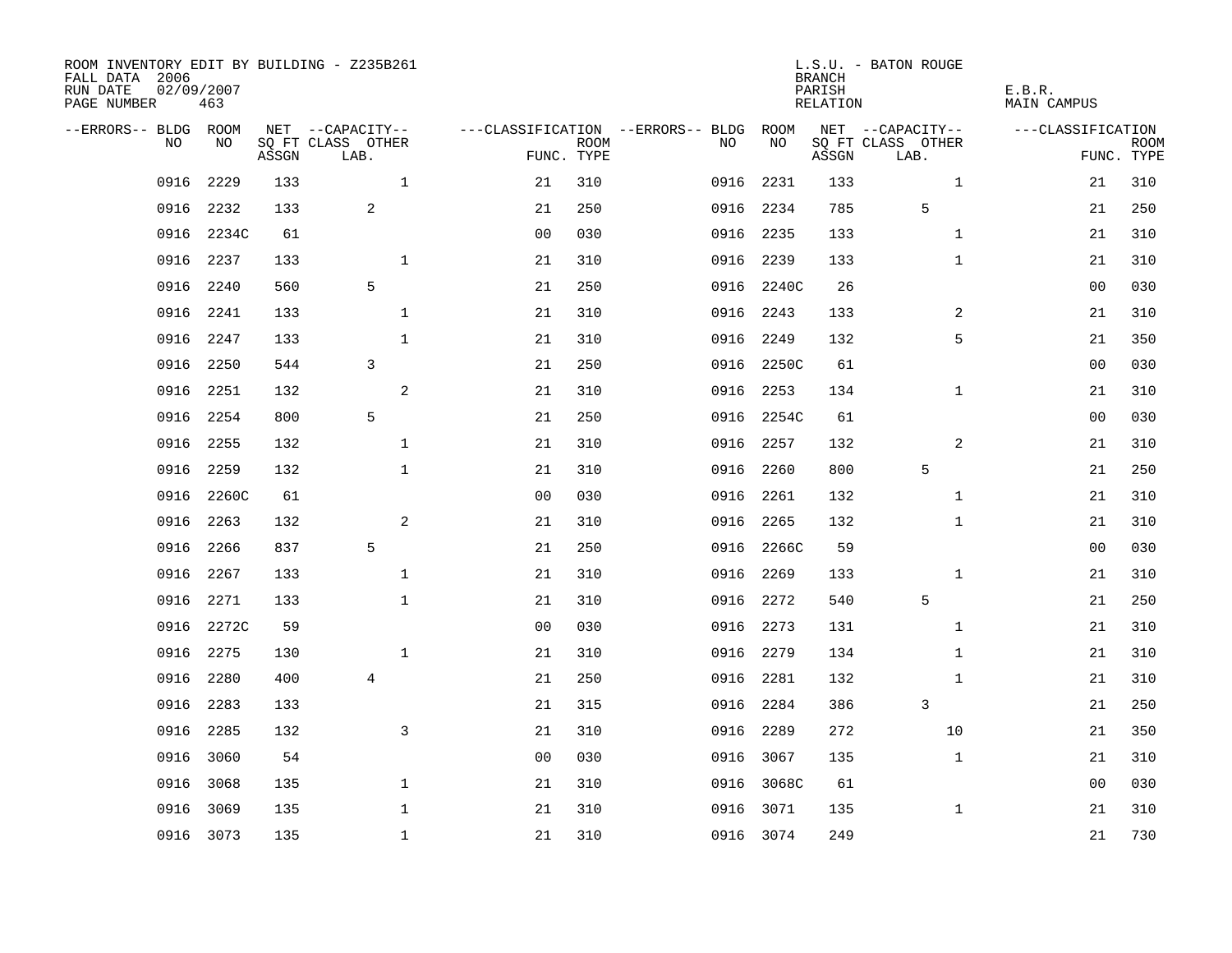ROOM INVENTORY EDIT BY BUILDING - Z235B261
FALL DATA 2006
RUN DATE 02/09/2007
PAGE NUMBER 463

L.S.U. - BATON ROUGE
BRANCH
PARISH E.B.R.
RELATION MAIN CAMPUS

| --ERRORS-- | BLDG NO | ROOM NO | NET SQ FT ASSGN | --CAPACITY-- CLASS LAB. | OTHER | ---CLASSIFICATION FUNC. | ROOM TYPE | --ERRORS-- | BLDG NO | ROOM NO | NET SQ FT ASSGN | --CAPACITY-- CLASS LAB. | OTHER | ---CLASSIFICATION FUNC. | ROOM TYPE |
|---|---|---|---|---|---|---|---|---|---|---|---|---|---|---|---|
| | 0916 | 2229 | 133 | | 1 | 21 | 310 | | 0916 | 2231 | 133 | | 1 | 21 | 310 |
| | 0916 | 2232 | 133 | 2 | | 21 | 250 | | 0916 | 2234 | 785 | 5 | | 21 | 250 |
| | 0916 | 2234C | 61 | | | 00 | 030 | | 0916 | 2235 | 133 | | 1 | 21 | 310 |
| | 0916 | 2237 | 133 | | 1 | 21 | 310 | | 0916 | 2239 | 133 | | 1 | 21 | 310 |
| | 0916 | 2240 | 560 | 5 | | 21 | 250 | | 0916 | 2240C | 26 | | | 00 | 030 |
| | 0916 | 2241 | 133 | | 1 | 21 | 310 | | 0916 | 2243 | 133 | | 2 | 21 | 310 |
| | 0916 | 2247 | 133 | | 1 | 21 | 310 | | 0916 | 2249 | 132 | | 5 | 21 | 350 |
| | 0916 | 2250 | 544 | 3 | | 21 | 250 | | 0916 | 2250C | 61 | | | 00 | 030 |
| | 0916 | 2251 | 132 | | 2 | 21 | 310 | | 0916 | 2253 | 134 | | 1 | 21 | 310 |
| | 0916 | 2254 | 800 | 5 | | 21 | 250 | | 0916 | 2254C | 61 | | | 00 | 030 |
| | 0916 | 2255 | 132 | | 1 | 21 | 310 | | 0916 | 2257 | 132 | | 2 | 21 | 310 |
| | 0916 | 2259 | 132 | | 1 | 21 | 310 | | 0916 | 2260 | 800 | 5 | | 21 | 250 |
| | 0916 | 2260C | 61 | | | 00 | 030 | | 0916 | 2261 | 132 | | 1 | 21 | 310 |
| | 0916 | 2263 | 132 | | 2 | 21 | 310 | | 0916 | 2265 | 132 | | 1 | 21 | 310 |
| | 0916 | 2266 | 837 | 5 | | 21 | 250 | | 0916 | 2266C | 59 | | | 00 | 030 |
| | 0916 | 2267 | 133 | | 1 | 21 | 310 | | 0916 | 2269 | 133 | | 1 | 21 | 310 |
| | 0916 | 2271 | 133 | | 1 | 21 | 310 | | 0916 | 2272 | 540 | 5 | | 21 | 250 |
| | 0916 | 2272C | 59 | | | 00 | 030 | | 0916 | 2273 | 131 | | 1 | 21 | 310 |
| | 0916 | 2275 | 130 | | 1 | 21 | 310 | | 0916 | 2279 | 134 | | 1 | 21 | 310 |
| | 0916 | 2280 | 400 | 4 | | 21 | 250 | | 0916 | 2281 | 132 | | 1 | 21 | 310 |
| | 0916 | 2283 | 133 | | | 21 | 315 | | 0916 | 2284 | 386 | 3 | | 21 | 250 |
| | 0916 | 2285 | 132 | | 3 | 21 | 310 | | 0916 | 2289 | 272 | | 10 | 21 | 350 |
| | 0916 | 3060 | 54 | | | 00 | 030 | | 0916 | 3067 | 135 | | 1 | 21 | 310 |
| | 0916 | 3068 | 135 | | 1 | 21 | 310 | | 0916 | 3068C | 61 | | | 00 | 030 |
| | 0916 | 3069 | 135 | | 1 | 21 | 310 | | 0916 | 3071 | 135 | | 1 | 21 | 310 |
| | 0916 | 3073 | 135 | | 1 | 21 | 310 | | 0916 | 3074 | 249 | | | 21 | 730 |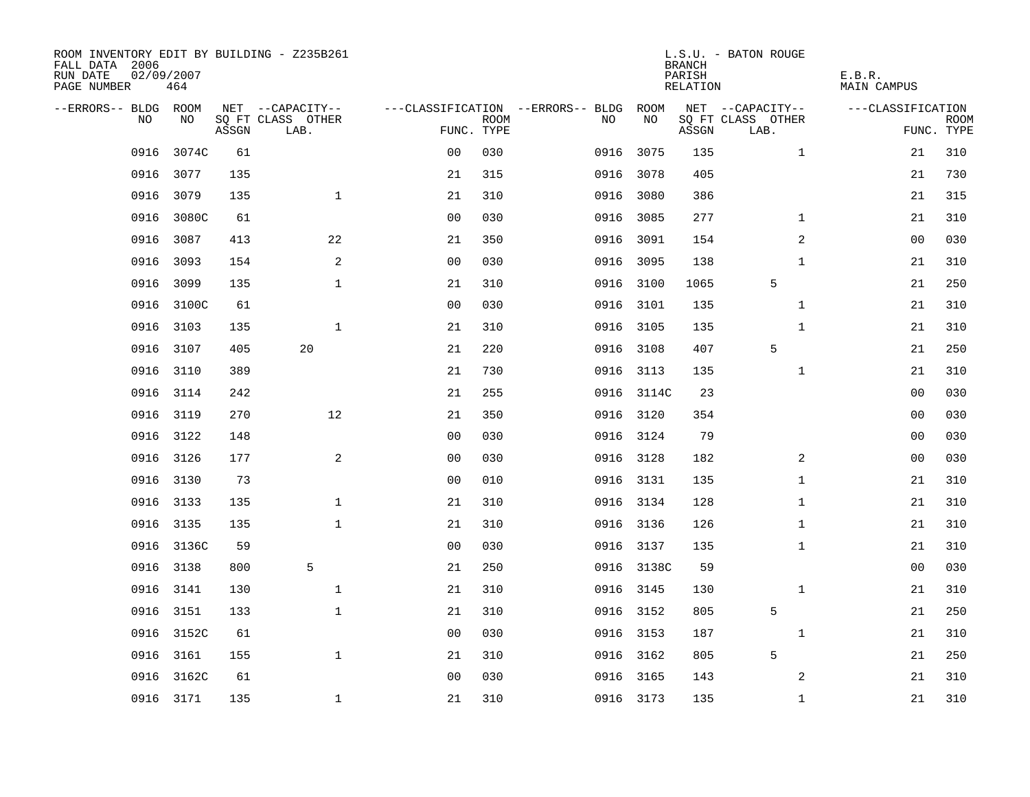ROOM INVENTORY EDIT BY BUILDING - Z235B261
FALL DATA 2006
RUN DATE 02/09/2007
PAGE NUMBER 464

L.S.U. - BATON ROUGE
BRANCH
PARISH E.B.R.
RELATION MAIN CAMPUS

| --ERRORS-- | BLDG NO | ROOM NO | NET SQ FT ASSGN | CAPACITY CLASS LAB. | CAPACITY OTHER | CLASSIFICATION FUNC. | ROOM TYPE | --ERRORS-- | BLDG NO | ROOM NO | NET SQ FT ASSGN | CAPACITY CLASS LAB. | CAPACITY OTHER | CLASSIFICATION FUNC. | ROOM TYPE |
|---|---|---|---|---|---|---|---|---|---|---|---|---|---|---|---|
| | 0916 | 3074C | 61 | | | 00 | 030 | | 0916 | 3075 | 135 | | 1 | 21 | 310 |
| | 0916 | 3077 | 135 | | | 21 | 315 | | 0916 | 3078 | 405 | | | 21 | 730 |
| | 0916 | 3079 | 135 | | 1 | 21 | 310 | | 0916 | 3080 | 386 | | | 21 | 315 |
| | 0916 | 3080C | 61 | | | 00 | 030 | | 0916 | 3085 | 277 | | 1 | 21 | 310 |
| | 0916 | 3087 | 413 | | 22 | 21 | 350 | | 0916 | 3091 | 154 | | 2 | 00 | 030 |
| | 0916 | 3093 | 154 | | 2 | 00 | 030 | | 0916 | 3095 | 138 | | 1 | 21 | 310 |
| | 0916 | 3099 | 135 | | 1 | 21 | 310 | | 0916 | 3100 | 1065 | 5 | | 21 | 250 |
| | 0916 | 3100C | 61 | | | 00 | 030 | | 0916 | 3101 | 135 | | 1 | 21 | 310 |
| | 0916 | 3103 | 135 | | 1 | 21 | 310 | | 0916 | 3105 | 135 | | 1 | 21 | 310 |
| | 0916 | 3107 | 405 | 20 | | 21 | 220 | | 0916 | 3108 | 407 | 5 | | 21 | 250 |
| | 0916 | 3110 | 389 | | | 21 | 730 | | 0916 | 3113 | 135 | | 1 | 21 | 310 |
| | 0916 | 3114 | 242 | | | 21 | 255 | | 0916 | 3114C | 23 | | | 00 | 030 |
| | 0916 | 3119 | 270 | | 12 | 21 | 350 | | 0916 | 3120 | 354 | | | 00 | 030 |
| | 0916 | 3122 | 148 | | | 00 | 030 | | 0916 | 3124 | 79 | | | 00 | 030 |
| | 0916 | 3126 | 177 | | 2 | 00 | 030 | | 0916 | 3128 | 182 | | 2 | 00 | 030 |
| | 0916 | 3130 | 73 | | | 00 | 010 | | 0916 | 3131 | 135 | | 1 | 21 | 310 |
| | 0916 | 3133 | 135 | | 1 | 21 | 310 | | 0916 | 3134 | 128 | | 1 | 21 | 310 |
| | 0916 | 3135 | 135 | | 1 | 21 | 310 | | 0916 | 3136 | 126 | | 1 | 21 | 310 |
| | 0916 | 3136C | 59 | | | 00 | 030 | | 0916 | 3137 | 135 | | 1 | 21 | 310 |
| | 0916 | 3138 | 800 | 5 | | 21 | 250 | | 0916 | 3138C | 59 | | | 00 | 030 |
| | 0916 | 3141 | 130 | | 1 | 21 | 310 | | 0916 | 3145 | 130 | | 1 | 21 | 310 |
| | 0916 | 3151 | 133 | | 1 | 21 | 310 | | 0916 | 3152 | 805 | 5 | | 21 | 250 |
| | 0916 | 3152C | 61 | | | 00 | 030 | | 0916 | 3153 | 187 | | 1 | 21 | 310 |
| | 0916 | 3161 | 155 | | 1 | 21 | 310 | | 0916 | 3162 | 805 | 5 | | 21 | 250 |
| | 0916 | 3162C | 61 | | | 00 | 030 | | 0916 | 3165 | 143 | | 2 | 21 | 310 |
| | 0916 | 3171 | 135 | | 1 | 21 | 310 | | 0916 | 3173 | 135 | | 1 | 21 | 310 |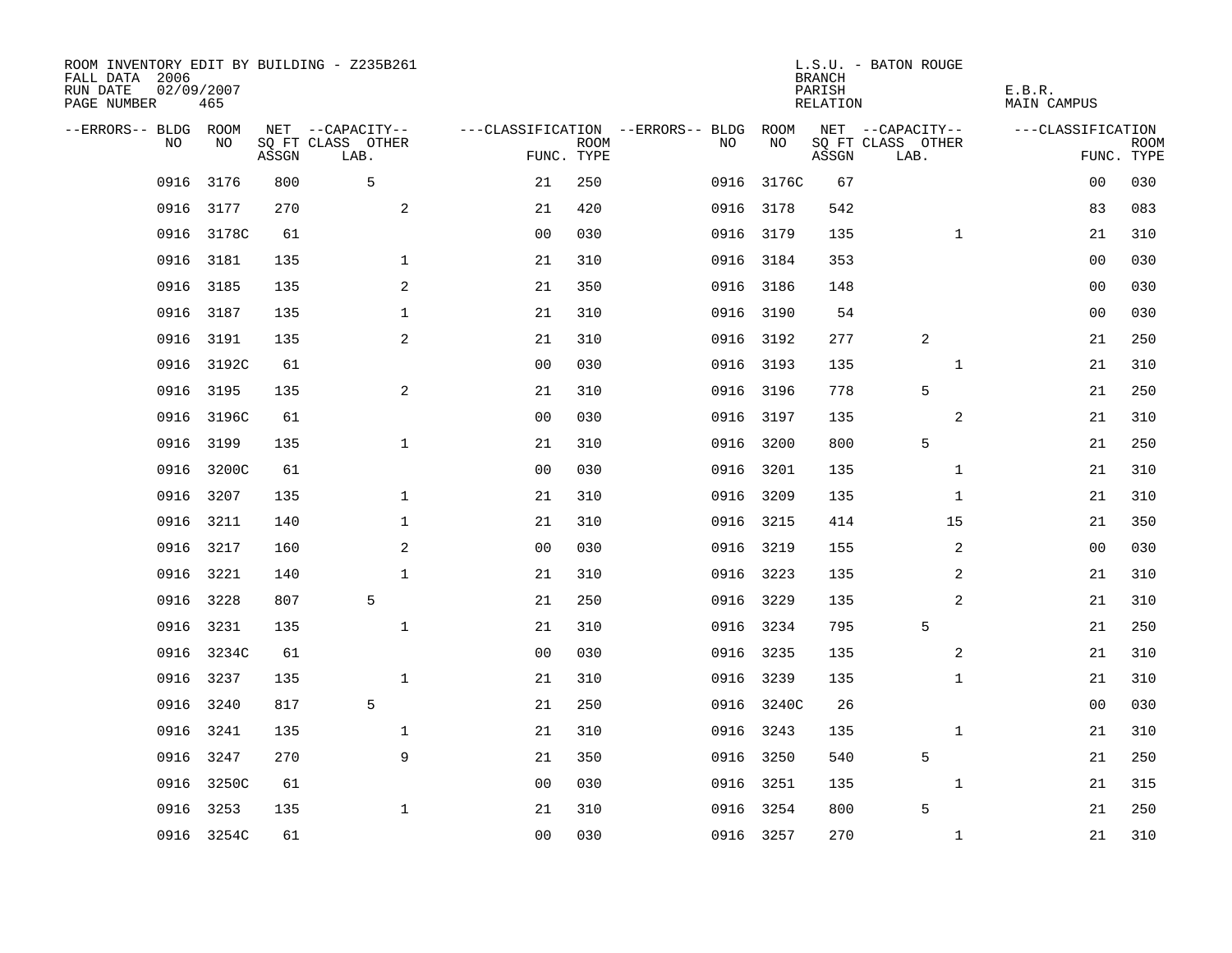ROOM INVENTORY EDIT BY BUILDING - Z235B261
FALL DATA 2006
RUN DATE 02/09/2007
PAGE NUMBER 465

L.S.U. - BATON ROUGE
BRANCH
PARISH E.B.R.
RELATION MAIN CAMPUS

| --ERRORS-- | BLDG NO | ROOM NO | NET SQ FT ASSGN | --CAPACITY-- CLASS LAB. | OTHER | ---CLASSIFICATION FUNC. | ROOM TYPE | --ERRORS-- | BLDG NO | ROOM NO | NET SQ FT ASSGN | --CAPACITY-- CLASS LAB. | OTHER | ---CLASSIFICATION FUNC. | ROOM TYPE |
|---|---|---|---|---|---|---|---|---|---|---|---|---|---|---|---|
| | 0916 | 3176 | 800 | 5 | | 21 | 250 | | 0916 | 3176C | 67 | | | 00 | 030 |
| | 0916 | 3177 | 270 | | 2 | 21 | 420 | | 0916 | 3178 | 542 | | | 83 | 083 |
| | 0916 | 3178C | 61 | | | 00 | 030 | | 0916 | 3179 | 135 | | 1 | 21 | 310 |
| | 0916 | 3181 | 135 | | 1 | 21 | 310 | | 0916 | 3184 | 353 | | | 00 | 030 |
| | 0916 | 3185 | 135 | | 2 | 21 | 350 | | 0916 | 3186 | 148 | | | 00 | 030 |
| | 0916 | 3187 | 135 | | 1 | 21 | 310 | | 0916 | 3190 | 54 | | | 00 | 030 |
| | 0916 | 3191 | 135 | | 2 | 21 | 310 | | 0916 | 3192 | 277 | 2 | | 21 | 250 |
| | 0916 | 3192C | 61 | | | 00 | 030 | | 0916 | 3193 | 135 | | 1 | 21 | 310 |
| | 0916 | 3195 | 135 | | 2 | 21 | 310 | | 0916 | 3196 | 778 | 5 | | 21 | 250 |
| | 0916 | 3196C | 61 | | | 00 | 030 | | 0916 | 3197 | 135 | | 2 | 21 | 310 |
| | 0916 | 3199 | 135 | | 1 | 21 | 310 | | 0916 | 3200 | 800 | 5 | | 21 | 250 |
| | 0916 | 3200C | 61 | | | 00 | 030 | | 0916 | 3201 | 135 | | 1 | 21 | 310 |
| | 0916 | 3207 | 135 | | 1 | 21 | 310 | | 0916 | 3209 | 135 | | 1 | 21 | 310 |
| | 0916 | 3211 | 140 | | 1 | 21 | 310 | | 0916 | 3215 | 414 | | 15 | 21 | 350 |
| | 0916 | 3217 | 160 | | 2 | 00 | 030 | | 0916 | 3219 | 155 | | 2 | 00 | 030 |
| | 0916 | 3221 | 140 | | 1 | 21 | 310 | | 0916 | 3223 | 135 | | 2 | 21 | 310 |
| | 0916 | 3228 | 807 | 5 | | 21 | 250 | | 0916 | 3229 | 135 | | 2 | 21 | 310 |
| | 0916 | 3231 | 135 | | 1 | 21 | 310 | | 0916 | 3234 | 795 | 5 | | 21 | 250 |
| | 0916 | 3234C | 61 | | | 00 | 030 | | 0916 | 3235 | 135 | | 2 | 21 | 310 |
| | 0916 | 3237 | 135 | | 1 | 21 | 310 | | 0916 | 3239 | 135 | | 1 | 21 | 310 |
| | 0916 | 3240 | 817 | 5 | | 21 | 250 | | 0916 | 3240C | 26 | | | 00 | 030 |
| | 0916 | 3241 | 135 | | 1 | 21 | 310 | | 0916 | 3243 | 135 | | 1 | 21 | 310 |
| | 0916 | 3247 | 270 | | 9 | 21 | 350 | | 0916 | 3250 | 540 | 5 | | 21 | 250 |
| | 0916 | 3250C | 61 | | | 00 | 030 | | 0916 | 3251 | 135 | | 1 | 21 | 315 |
| | 0916 | 3253 | 135 | | 1 | 21 | 310 | | 0916 | 3254 | 800 | 5 | | 21 | 250 |
| | 0916 | 3254C | 61 | | | 00 | 030 | | 0916 | 3257 | 270 | | 1 | 21 | 310 |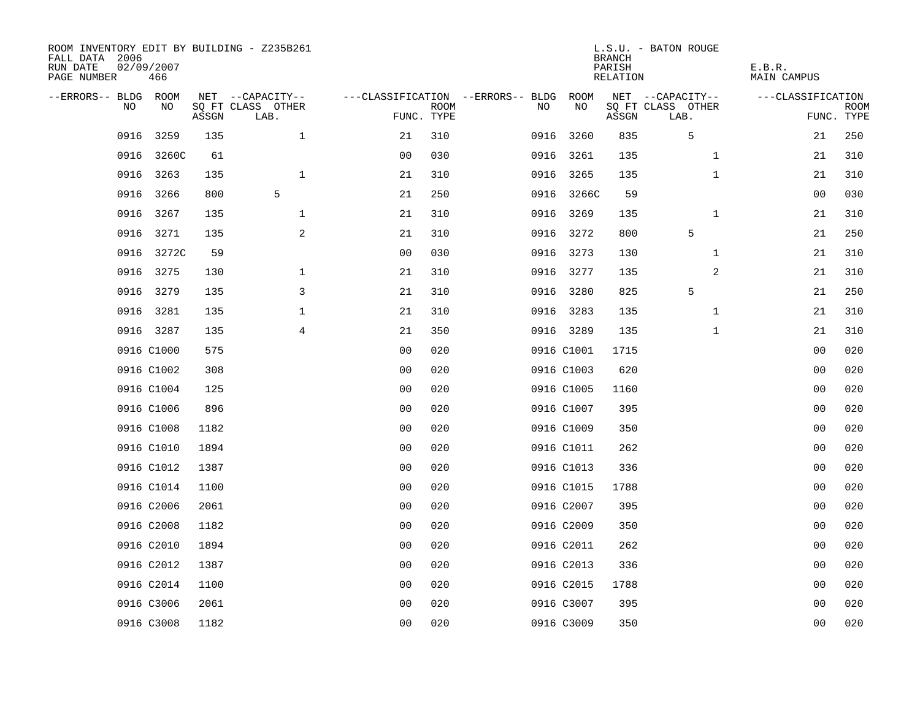ROOM INVENTORY EDIT BY BUILDING - Z235B261
FALL DATA 2006
RUN DATE 02/09/2007
PAGE NUMBER 466

L.S.U. - BATON ROUGE
BRANCH
PARISH E.B.R.
RELATION MAIN CAMPUS

| --ERRORS-- | BLDG NO | ROOM NO | NET SQ FT ASSGN | --CAPACITY-- CLASS LAB. | OTHER | ---CLASSIFICATION FUNC. | ROOM TYPE | --ERRORS-- | BLDG NO | ROOM NO | NET SQ FT ASSGN | --CAPACITY-- CLASS LAB. | OTHER | ---CLASSIFICATION FUNC. | ROOM TYPE |
|---|---|---|---|---|---|---|---|---|---|---|---|---|---|---|---|
| | 0916 | 3259 | 135 | | 1 | 21 | 310 | | 0916 | 3260 | 835 | 5 | | 21 | 250 |
| | 0916 | 3260C | 61 | | | 00 | 030 | | 0916 | 3261 | 135 | | 1 | 21 | 310 |
| | 0916 | 3263 | 135 | | 1 | 21 | 310 | | 0916 | 3265 | 135 | | 1 | 21 | 310 |
| | 0916 | 3266 | 800 | 5 | | 21 | 250 | | 0916 | 3266C | 59 | | | 00 | 030 |
| | 0916 | 3267 | 135 | | 1 | 21 | 310 | | 0916 | 3269 | 135 | | 1 | 21 | 310 |
| | 0916 | 3271 | 135 | | 2 | 21 | 310 | | 0916 | 3272 | 800 | 5 | | 21 | 250 |
| | 0916 | 3272C | 59 | | | 00 | 030 | | 0916 | 3273 | 130 | | 1 | 21 | 310 |
| | 0916 | 3275 | 130 | | 1 | 21 | 310 | | 0916 | 3277 | 135 | | 2 | 21 | 310 |
| | 0916 | 3279 | 135 | | 3 | 21 | 310 | | 0916 | 3280 | 825 | 5 | | 21 | 250 |
| | 0916 | 3281 | 135 | | 1 | 21 | 310 | | 0916 | 3283 | 135 | | 1 | 21 | 310 |
| | 0916 | 3287 | 135 | | 4 | 21 | 350 | | 0916 | 3289 | 135 | | 1 | 21 | 310 |
| | 0916 | C1000 | 575 | | | 00 | 020 | | 0916 | C1001 | 1715 | | | 00 | 020 |
| | 0916 | C1002 | 308 | | | 00 | 020 | | 0916 | C1003 | 620 | | | 00 | 020 |
| | 0916 | C1004 | 125 | | | 00 | 020 | | 0916 | C1005 | 1160 | | | 00 | 020 |
| | 0916 | C1006 | 896 | | | 00 | 020 | | 0916 | C1007 | 395 | | | 00 | 020 |
| | 0916 | C1008 | 1182 | | | 00 | 020 | | 0916 | C1009 | 350 | | | 00 | 020 |
| | 0916 | C1010 | 1894 | | | 00 | 020 | | 0916 | C1011 | 262 | | | 00 | 020 |
| | 0916 | C1012 | 1387 | | | 00 | 020 | | 0916 | C1013 | 336 | | | 00 | 020 |
| | 0916 | C1014 | 1100 | | | 00 | 020 | | 0916 | C1015 | 1788 | | | 00 | 020 |
| | 0916 | C2006 | 2061 | | | 00 | 020 | | 0916 | C2007 | 395 | | | 00 | 020 |
| | 0916 | C2008 | 1182 | | | 00 | 020 | | 0916 | C2009 | 350 | | | 00 | 020 |
| | 0916 | C2010 | 1894 | | | 00 | 020 | | 0916 | C2011 | 262 | | | 00 | 020 |
| | 0916 | C2012 | 1387 | | | 00 | 020 | | 0916 | C2013 | 336 | | | 00 | 020 |
| | 0916 | C2014 | 1100 | | | 00 | 020 | | 0916 | C2015 | 1788 | | | 00 | 020 |
| | 0916 | C3006 | 2061 | | | 00 | 020 | | 0916 | C3007 | 395 | | | 00 | 020 |
| | 0916 | C3008 | 1182 | | | 00 | 020 | | 0916 | C3009 | 350 | | | 00 | 020 |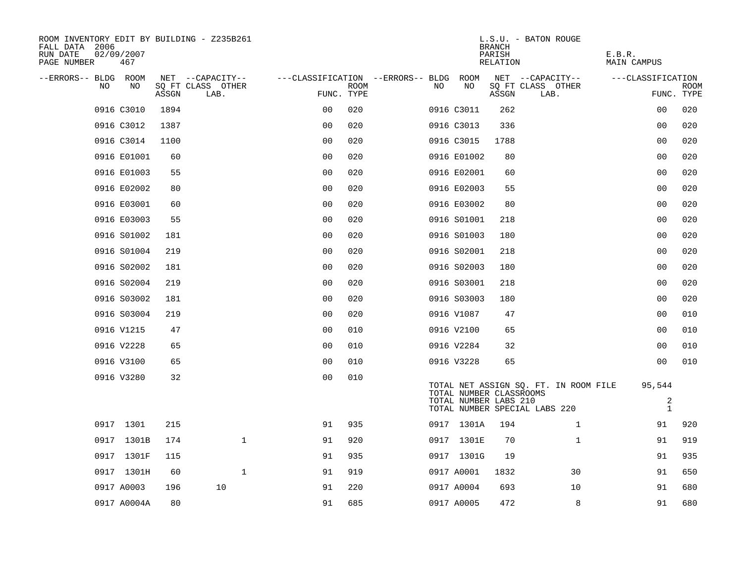ROOM INVENTORY EDIT BY BUILDING - Z235B261
FALL DATA 2006
RUN DATE 02/09/2007

L.S.U. - BATON ROUGE
BRANCH
PARISH E.B.R.
RELATION MAIN CAMPUS

| --ERRORS-- | BLDG NO | ROOM NO | NET SQ FT ASSGN | CAPACITY CLASS | CAPACITY LAB. | CAPACITY OTHER | FUNC. | ROOM TYPE | --ERRORS-- | BLDG NO | ROOM NO | NET SQ FT ASSGN | CAPACITY CLASS | CAPACITY LAB. | CAPACITY OTHER | FUNC. | ROOM TYPE |
|---|---|---|---|---|---|---|---|---|---|---|---|---|---|---|---|---|---|
| | 0916 | C3010 | 1894 | | | | 00 | 020 | | 0916 | C3011 | 262 | | | | 00 | 020 |
| | 0916 | C3012 | 1387 | | | | 00 | 020 | | 0916 | C3013 | 336 | | | | 00 | 020 |
| | 0916 | C3014 | 1100 | | | | 00 | 020 | | 0916 | C3015 | 1788 | | | | 00 | 020 |
| | 0916 | E01001 | 60 | | | | 00 | 020 | | 0916 | E01002 | 80 | | | | 00 | 020 |
| | 0916 | E01003 | 55 | | | | 00 | 020 | | 0916 | E02001 | 60 | | | | 00 | 020 |
| | 0916 | E02002 | 80 | | | | 00 | 020 | | 0916 | E02003 | 55 | | | | 00 | 020 |
| | 0916 | E03001 | 60 | | | | 00 | 020 | | 0916 | E03002 | 80 | | | | 00 | 020 |
| | 0916 | E03003 | 55 | | | | 00 | 020 | | 0916 | S01001 | 218 | | | | 00 | 020 |
| | 0916 | S01002 | 181 | | | | 00 | 020 | | 0916 | S01003 | 180 | | | | 00 | 020 |
| | 0916 | S01004 | 219 | | | | 00 | 020 | | 0916 | S02001 | 218 | | | | 00 | 020 |
| | 0916 | S02002 | 181 | | | | 00 | 020 | | 0916 | S02003 | 180 | | | | 00 | 020 |
| | 0916 | S02004 | 219 | | | | 00 | 020 | | 0916 | S03001 | 218 | | | | 00 | 020 |
| | 0916 | S03002 | 181 | | | | 00 | 020 | | 0916 | S03003 | 180 | | | | 00 | 020 |
| | 0916 | S03004 | 219 | | | | 00 | 020 | | 0916 | V1087 | 47 | | | | 00 | 010 |
| | 0916 | V1215 | 47 | | | | 00 | 010 | | 0916 | V2100 | 65 | | | | 00 | 010 |
| | 0916 | V2228 | 65 | | | | 00 | 010 | | 0916 | V2284 | 32 | | | | 00 | 010 |
| | 0916 | V3100 | 65 | | | | 00 | 010 | | 0916 | V3228 | 65 | | | | 00 | 010 |
| | 0916 | V3280 | 32 | | | | 00 | 010 | | | | | | | | | |

TOTAL NET ASSIGN SQ. FT. IN ROOM FILE 95,544
TOTAL NUMBER CLASSROOMS
TOTAL NUMBER LABS 210 2
TOTAL NUMBER SPECIAL LABS 220 1

| --ERRORS-- | BLDG NO | ROOM NO | NET SQ FT ASSGN | CAPACITY CLASS | CAPACITY LAB. | CAPACITY OTHER | FUNC. | ROOM TYPE | --ERRORS-- | BLDG NO | ROOM NO | NET SQ FT ASSGN | CAPACITY CLASS | CAPACITY LAB. | CAPACITY OTHER | FUNC. | ROOM TYPE |
|---|---|---|---|---|---|---|---|---|---|---|---|---|---|---|---|---|---|
| | 0917 | 1301 | 215 | | | | 91 | 935 | | 0917 | 1301A | 194 | | | 1 | 91 | 920 |
| | 0917 | 1301B | 174 | | | 1 | 91 | 920 | | 0917 | 1301E | 70 | | | 1 | 91 | 919 |
| | 0917 | 1301F | 115 | | | | 91 | 935 | | 0917 | 1301G | 19 | | | | 91 | 935 |
| | 0917 | 1301H | 60 | | | 1 | 91 | 919 | | 0917 | A0001 | 1832 | | | 30 | 91 | 650 |
| | 0917 | A0003 | 196 | 10 | | | 91 | 220 | | 0917 | A0004 | 693 | | | 10 | 91 | 680 |
| | 0917 | A0004A | 80 | | | | 91 | 685 | | 0917 | A0005 | 472 | | | 8 | 91 | 680 |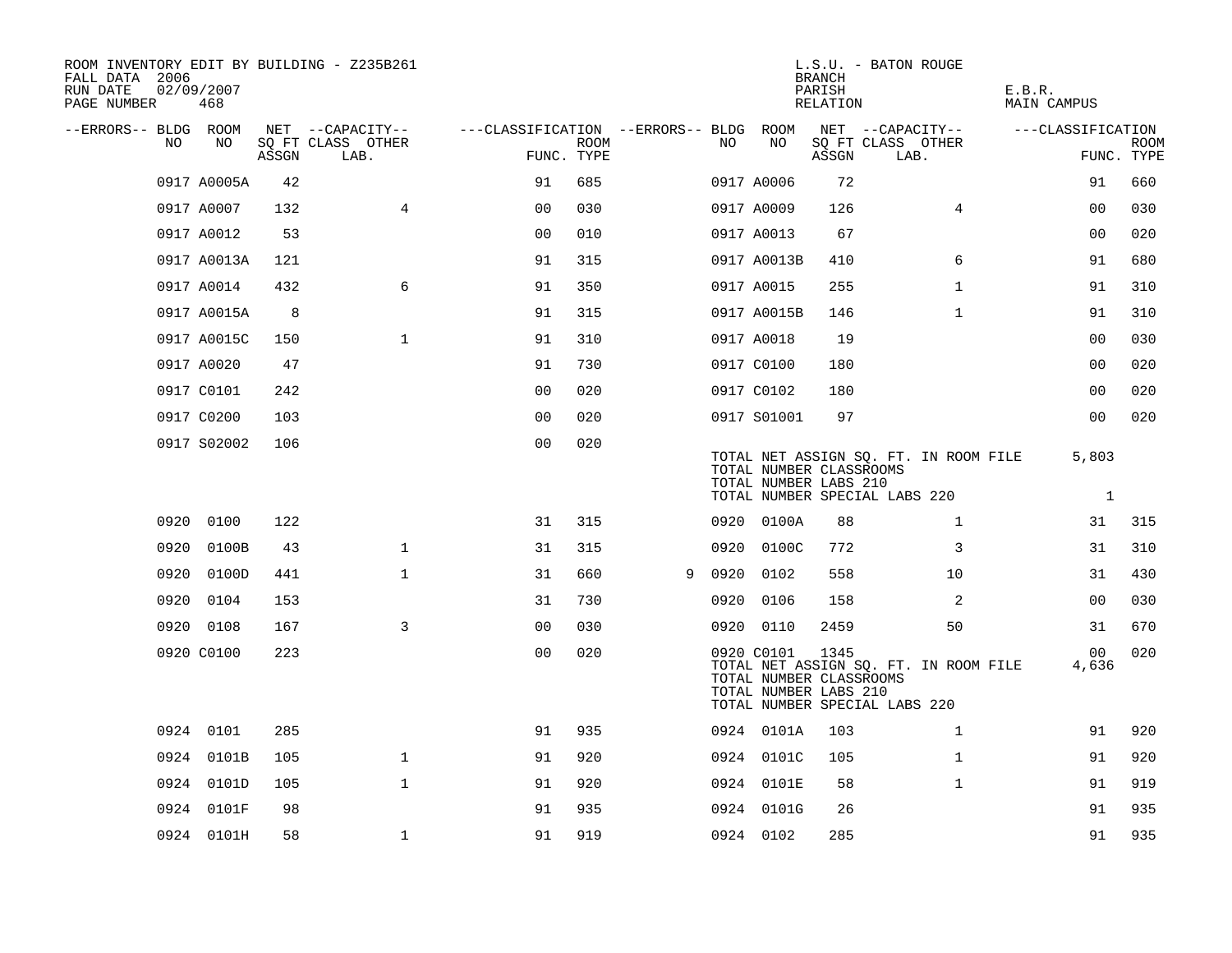ROOM INVENTORY EDIT BY BUILDING - Z235B261
FALL DATA 2006
RUN DATE 02/09/2007
PAGE NUMBER 468

L.S.U. - BATON ROUGE
BRANCH
PARISH E.B.R.
RELATION MAIN CAMPUS

| --ERRORS-- | BLDG NO | ROOM NO | NET SQ FT ASSGN | --CAPACITY-- CLASS LAB. | OTHER | ---CLASSIFICATION FUNC. | ROOM TYPE | --ERRORS-- | BLDG NO | ROOM NO | NET SQ FT ASSGN | --CAPACITY-- CLASS LAB. | OTHER | ---CLASSIFICATION FUNC. | ROOM TYPE |
|---|---|---|---|---|---|---|---|---|---|---|---|---|---|---|---|
| | 0917 | A0005A | 42 | | | 91 | 685 | | 0917 | A0006 | 72 | | | 91 | 660 |
| | 0917 | A0007 | 132 | | 4 | 00 | 030 | | 0917 | A0009 | 126 | | 4 | 00 | 030 |
| | 0917 | A0012 | 53 | | | 00 | 010 | | 0917 | A0013 | 67 | | | 00 | 020 |
| | 0917 | A0013A | 121 | | | 91 | 315 | | 0917 | A0013B | 410 | | 6 | 91 | 680 |
| | 0917 | A0014 | 432 | | 6 | 91 | 350 | | 0917 | A0015 | 255 | | 1 | 91 | 310 |
| | 0917 | A0015A | 8 | | | 91 | 315 | | 0917 | A0015B | 146 | | 1 | 91 | 310 |
| | 0917 | A0015C | 150 | | 1 | 91 | 310 | | 0917 | A0018 | 19 | | | 00 | 030 |
| | 0917 | A0020 | 47 | | | 91 | 730 | | 0917 | C0100 | 180 | | | 00 | 020 |
| | 0917 | C0101 | 242 | | | 00 | 020 | | 0917 | C0102 | 180 | | | 00 | 020 |
| | 0917 | C0200 | 103 | | | 00 | 020 | | 0917 | S01001 | 97 | | | 00 | 020 |
| | 0917 | S02002 | 106 | | | 00 | 020 | | | | | | | | |

TOTAL NET ASSIGN SQ. FT. IN ROOM FILE 5,803
TOTAL NUMBER CLASSROOMS
TOTAL NUMBER LABS 210
TOTAL NUMBER SPECIAL LABS 220 1

| --ERRORS-- | BLDG NO | ROOM NO | NET SQ FT ASSGN | --CAPACITY-- CLASS LAB. | OTHER | ---CLASSIFICATION FUNC. | ROOM TYPE | --ERRORS-- | BLDG NO | ROOM NO | NET SQ FT ASSGN | --CAPACITY-- CLASS LAB. | OTHER | ---CLASSIFICATION FUNC. | ROOM TYPE |
|---|---|---|---|---|---|---|---|---|---|---|---|---|---|---|---|
| | 0920 | 0100 | 122 | | | 31 | 315 | | 0920 | 0100A | 88 | | 1 | 31 | 315 |
| | 0920 | 0100B | 43 | | 1 | 31 | 315 | | 0920 | 0100C | 772 | | 3 | 31 | 310 |
| | 0920 | 0100D | 441 | | 1 | 31 | 660 | 9 | 0920 | 0102 | 558 | | 10 | 31 | 430 |
| | 0920 | 0104 | 153 | | | 31 | 730 | | 0920 | 0106 | 158 | | 2 | 00 | 030 |
| | 0920 | 0108 | 167 | | 3 | 00 | 030 | | 0920 | 0110 | 2459 | | 50 | 31 | 670 |
| | 0920 | C0100 | 223 | | | 00 | 020 | | 0920 | C0101 | 1345 | | | 00 | 020 |

TOTAL NET ASSIGN SQ. FT. IN ROOM FILE 4,636
TOTAL NUMBER CLASSROOMS
TOTAL NUMBER LABS 210
TOTAL NUMBER SPECIAL LABS 220

| --ERRORS-- | BLDG NO | ROOM NO | NET SQ FT ASSGN | --CAPACITY-- CLASS LAB. | OTHER | ---CLASSIFICATION FUNC. | ROOM TYPE | --ERRORS-- | BLDG NO | ROOM NO | NET SQ FT ASSGN | --CAPACITY-- CLASS LAB. | OTHER | ---CLASSIFICATION FUNC. | ROOM TYPE |
|---|---|---|---|---|---|---|---|---|---|---|---|---|---|---|---|
| | 0924 | 0101 | 285 | | | 91 | 935 | | 0924 | 0101A | 103 | | 1 | 91 | 920 |
| | 0924 | 0101B | 105 | | 1 | 91 | 920 | | 0924 | 0101C | 105 | | 1 | 91 | 920 |
| | 0924 | 0101D | 105 | | 1 | 91 | 920 | | 0924 | 0101E | 58 | | 1 | 91 | 919 |
| | 0924 | 0101F | 98 | | | 91 | 935 | | 0924 | 0101G | 26 | | | 91 | 935 |
| | 0924 | 0101H | 58 | | 1 | 91 | 919 | | 0924 | 0102 | 285 | | | 91 | 935 |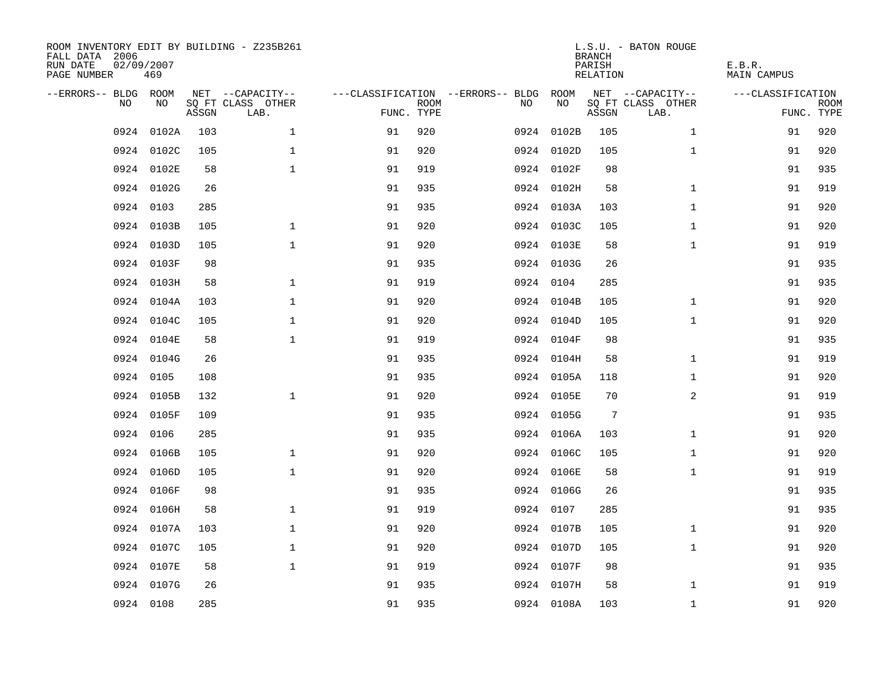ROOM INVENTORY EDIT BY BUILDING - Z235B261
FALL DATA 2006
RUN DATE 02/09/2007
PAGE NUMBER 469

L.S.U. - BATON ROUGE
BRANCH
PARISH E.B.R.
RELATION MAIN CAMPUS

| --ERRORS-- | BLDG NO | ROOM NO | NET SQ FT ASSGN | --CAPACITY-- CLASS LAB. | OTHER | ---CLASSIFICATION FUNC. | ROOM TYPE | --ERRORS-- | BLDG NO | ROOM NO | NET SQ FT ASSGN | --CAPACITY-- CLASS LAB. | OTHER | ---CLASSIFICATION FUNC. | ROOM TYPE |
|---|---|---|---|---|---|---|---|---|---|---|---|---|---|---|---|
| | 0924 | 0102A | 103 | | 1 | 91 | 920 | | 0924 | 0102B | 105 | | 1 | 91 | 920 |
| | 0924 | 0102C | 105 | | 1 | 91 | 920 | | 0924 | 0102D | 105 | | 1 | 91 | 920 |
| | 0924 | 0102E | 58 | | 1 | 91 | 919 | | 0924 | 0102F | 98 | | | 91 | 935 |
| | 0924 | 0102G | 26 | | | 91 | 935 | | 0924 | 0102H | 58 | | 1 | 91 | 919 |
| | 0924 | 0103 | 285 | | | 91 | 935 | | 0924 | 0103A | 103 | | 1 | 91 | 920 |
| | 0924 | 0103B | 105 | | 1 | 91 | 920 | | 0924 | 0103C | 105 | | 1 | 91 | 920 |
| | 0924 | 0103D | 105 | | 1 | 91 | 920 | | 0924 | 0103E | 58 | | 1 | 91 | 919 |
| | 0924 | 0103F | 98 | | | 91 | 935 | | 0924 | 0103G | 26 | | | 91 | 935 |
| | 0924 | 0103H | 58 | | 1 | 91 | 919 | | 0924 | 0104 | 285 | | | 91 | 935 |
| | 0924 | 0104A | 103 | | 1 | 91 | 920 | | 0924 | 0104B | 105 | | 1 | 91 | 920 |
| | 0924 | 0104C | 105 | | 1 | 91 | 920 | | 0924 | 0104D | 105 | | 1 | 91 | 920 |
| | 0924 | 0104E | 58 | | 1 | 91 | 919 | | 0924 | 0104F | 98 | | | 91 | 935 |
| | 0924 | 0104G | 26 | | | 91 | 935 | | 0924 | 0104H | 58 | | 1 | 91 | 919 |
| | 0924 | 0105 | 108 | | | 91 | 935 | | 0924 | 0105A | 118 | | 1 | 91 | 920 |
| | 0924 | 0105B | 132 | | 1 | 91 | 920 | | 0924 | 0105E | 70 | | 2 | 91 | 919 |
| | 0924 | 0105F | 109 | | | 91 | 935 | | 0924 | 0105G | 7 | | | 91 | 935 |
| | 0924 | 0106 | 285 | | | 91 | 935 | | 0924 | 0106A | 103 | | 1 | 91 | 920 |
| | 0924 | 0106B | 105 | | 1 | 91 | 920 | | 0924 | 0106C | 105 | | 1 | 91 | 920 |
| | 0924 | 0106D | 105 | | 1 | 91 | 920 | | 0924 | 0106E | 58 | | 1 | 91 | 919 |
| | 0924 | 0106F | 98 | | | 91 | 935 | | 0924 | 0106G | 26 | | | 91 | 935 |
| | 0924 | 0106H | 58 | | 1 | 91 | 919 | | 0924 | 0107 | 285 | | | 91 | 935 |
| | 0924 | 0107A | 103 | | 1 | 91 | 920 | | 0924 | 0107B | 105 | | 1 | 91 | 920 |
| | 0924 | 0107C | 105 | | 1 | 91 | 920 | | 0924 | 0107D | 105 | | 1 | 91 | 920 |
| | 0924 | 0107E | 58 | | 1 | 91 | 919 | | 0924 | 0107F | 98 | | | 91 | 935 |
| | 0924 | 0107G | 26 | | | 91 | 935 | | 0924 | 0107H | 58 | | 1 | 91 | 919 |
| | 0924 | 0108 | 285 | | | 91 | 935 | | 0924 | 0108A | 103 | | 1 | 91 | 920 |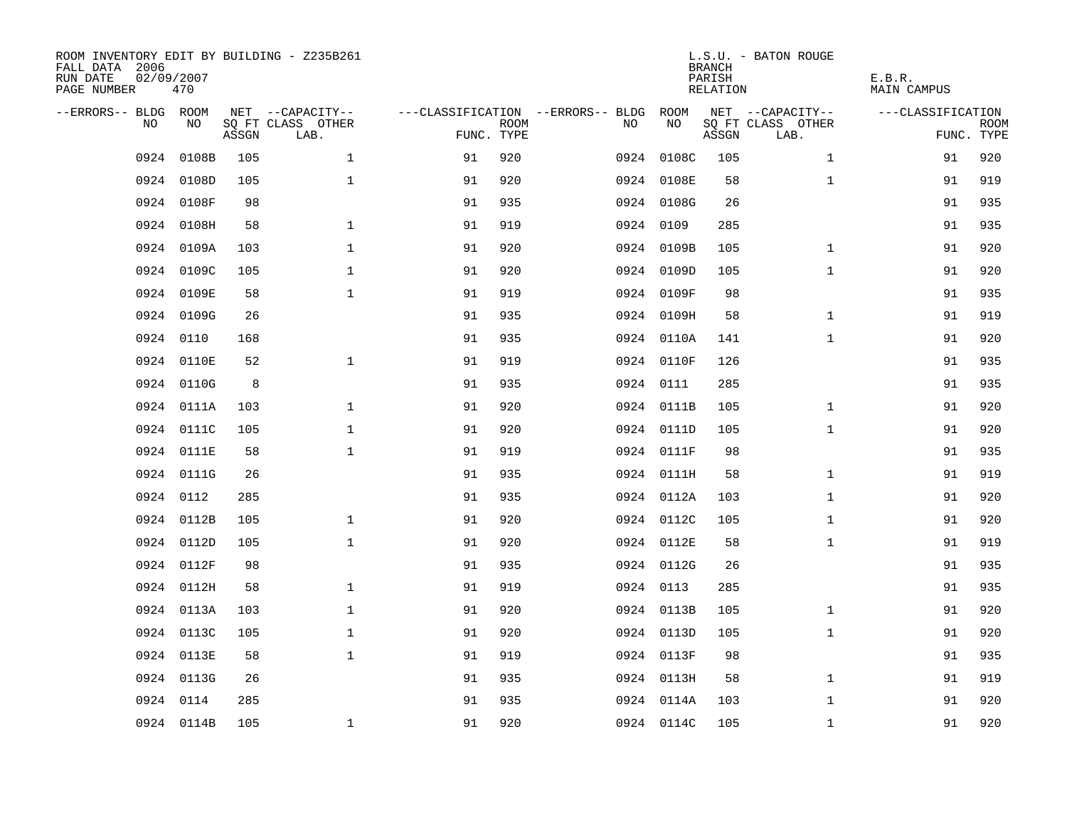ROOM INVENTORY EDIT BY BUILDING - Z235B261
FALL DATA 2006
RUN DATE 02/09/2007
PAGE NUMBER 470

L.S.U. - BATON ROUGE
BRANCH
PARISH E.B.R.
RELATION MAIN CAMPUS

| --ERRORS-- | BLDG NO | ROOM NO | NET SQ FT ASSGN | --CAPACITY-- CLASS LAB. | OTHER | ---CLASSIFICATION FUNC. | ROOM TYPE | --ERRORS-- | BLDG NO | ROOM NO | NET SQ FT ASSGN | --CAPACITY-- CLASS LAB. | OTHER | ---CLASSIFICATION FUNC. | ROOM TYPE |
|---|---|---|---|---|---|---|---|---|---|---|---|---|---|---|---|
| | 0924 | 0108B | 105 | | 1 | 91 | 920 | | 0924 | 0108C | 105 | | 1 | 91 | 920 |
| | 0924 | 0108D | 105 | | 1 | 91 | 920 | | 0924 | 0108E | 58 | | 1 | 91 | 919 |
| | 0924 | 0108F | 98 | | | 91 | 935 | | 0924 | 0108G | 26 | | | 91 | 935 |
| | 0924 | 0108H | 58 | | 1 | 91 | 919 | | 0924 | 0109 | 285 | | | 91 | 935 |
| | 0924 | 0109A | 103 | | 1 | 91 | 920 | | 0924 | 0109B | 105 | | 1 | 91 | 920 |
| | 0924 | 0109C | 105 | | 1 | 91 | 920 | | 0924 | 0109D | 105 | | 1 | 91 | 920 |
| | 0924 | 0109E | 58 | | 1 | 91 | 919 | | 0924 | 0109F | 98 | | | 91 | 935 |
| | 0924 | 0109G | 26 | | | 91 | 935 | | 0924 | 0109H | 58 | | 1 | 91 | 919 |
| | 0924 | 0110 | 168 | | | 91 | 935 | | 0924 | 0110A | 141 | | 1 | 91 | 920 |
| | 0924 | 0110E | 52 | | 1 | 91 | 919 | | 0924 | 0110F | 126 | | | 91 | 935 |
| | 0924 | 0110G | 8 | | | 91 | 935 | | 0924 | 0111 | 285 | | | 91 | 935 |
| | 0924 | 0111A | 103 | | 1 | 91 | 920 | | 0924 | 0111B | 105 | | 1 | 91 | 920 |
| | 0924 | 0111C | 105 | | 1 | 91 | 920 | | 0924 | 0111D | 105 | | 1 | 91 | 920 |
| | 0924 | 0111E | 58 | | 1 | 91 | 919 | | 0924 | 0111F | 98 | | | 91 | 935 |
| | 0924 | 0111G | 26 | | | 91 | 935 | | 0924 | 0111H | 58 | | 1 | 91 | 919 |
| | 0924 | 0112 | 285 | | | 91 | 935 | | 0924 | 0112A | 103 | | 1 | 91 | 920 |
| | 0924 | 0112B | 105 | | 1 | 91 | 920 | | 0924 | 0112C | 105 | | 1 | 91 | 920 |
| | 0924 | 0112D | 105 | | 1 | 91 | 920 | | 0924 | 0112E | 58 | | 1 | 91 | 919 |
| | 0924 | 0112F | 98 | | | 91 | 935 | | 0924 | 0112G | 26 | | | 91 | 935 |
| | 0924 | 0112H | 58 | | 1 | 91 | 919 | | 0924 | 0113 | 285 | | | 91 | 935 |
| | 0924 | 0113A | 103 | | 1 | 91 | 920 | | 0924 | 0113B | 105 | | 1 | 91 | 920 |
| | 0924 | 0113C | 105 | | 1 | 91 | 920 | | 0924 | 0113D | 105 | | 1 | 91 | 920 |
| | 0924 | 0113E | 58 | | 1 | 91 | 919 | | 0924 | 0113F | 98 | | | 91 | 935 |
| | 0924 | 0113G | 26 | | | 91 | 935 | | 0924 | 0113H | 58 | | 1 | 91 | 919 |
| | 0924 | 0114 | 285 | | | 91 | 935 | | 0924 | 0114A | 103 | | 1 | 91 | 920 |
| | 0924 | 0114B | 105 | | 1 | 91 | 920 | | 0924 | 0114C | 105 | | 1 | 91 | 920 |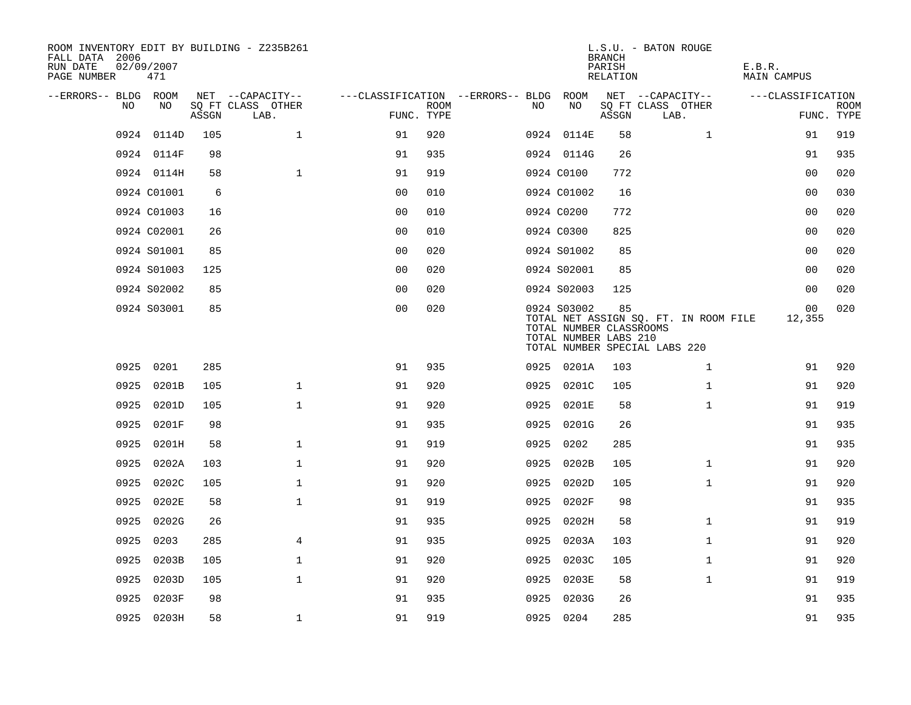ROOM INVENTORY EDIT BY BUILDING - Z235B261
FALL DATA 2006
RUN DATE 02/09/2007
PAGE NUMBER 471

L.S.U. - BATON ROUGE
BRANCH
PARISH E.B.R.
RELATION MAIN CAMPUS

| --ERRORS-- | BLDG NO | ROOM NO | NET SQ FT ASSGN | --CAPACITY-- CLASS LAB. | OTHER | ---CLASSIFICATION FUNC. | ROOM TYPE | --ERRORS-- | BLDG NO | ROOM NO | NET SQ FT ASSGN | --CAPACITY-- CLASS LAB. | OTHER | ---CLASSIFICATION FUNC. | ROOM TYPE |
|---|---|---|---|---|---|---|---|---|---|---|---|---|---|---|---|
| | 0924 | 0114D | 105 | | 1 | 91 | 920 | | 0924 | 0114E | 58 | | 1 | 91 | 919 |
| | 0924 | 0114F | 98 | | | 91 | 935 | | 0924 | 0114G | 26 | | | 91 | 935 |
| | 0924 | 0114H | 58 | | 1 | 91 | 919 | | 0924 | C0100 | 772 | | | 00 | 020 |
| | 0924 | C01001 | 6 | | | 00 | 010 | | 0924 | C01002 | 16 | | | 00 | 030 |
| | 0924 | C01003 | 16 | | | 00 | 010 | | 0924 | C0200 | 772 | | | 00 | 020 |
| | 0924 | C02001 | 26 | | | 00 | 010 | | 0924 | C0300 | 825 | | | 00 | 020 |
| | 0924 | S01001 | 85 | | | 00 | 020 | | 0924 | S01002 | 85 | | | 00 | 020 |
| | 0924 | S01003 | 125 | | | 00 | 020 | | 0924 | S02001 | 85 | | | 00 | 020 |
| | 0924 | S02002 | 85 | | | 00 | 020 | | 0924 | S02003 | 125 | | | 00 | 020 |
| | 0924 | S03001 | 85 | | | 00 | 020 | | 0924 | S03002 | 85 | | | 00 | 020 |

TOTAL NET ASSIGN SQ. FT. IN ROOM FILE 12,355
TOTAL NUMBER CLASSROOMS
TOTAL NUMBER LABS 210
TOTAL NUMBER SPECIAL LABS 220

| --ERRORS-- | BLDG NO | ROOM NO | NET SQ FT ASSGN | --CAPACITY-- CLASS LAB. | OTHER | ---CLASSIFICATION FUNC. | ROOM TYPE | --ERRORS-- | BLDG NO | ROOM NO | NET SQ FT ASSGN | --CAPACITY-- CLASS LAB. | OTHER | ---CLASSIFICATION FUNC. | ROOM TYPE |
|---|---|---|---|---|---|---|---|---|---|---|---|---|---|---|---|
| | 0925 | 0201 | 285 | | | 91 | 935 | | 0925 | 0201A | 103 | | 1 | 91 | 920 |
| | 0925 | 0201B | 105 | | 1 | 91 | 920 | | 0925 | 0201C | 105 | | 1 | 91 | 920 |
| | 0925 | 0201D | 105 | | 1 | 91 | 920 | | 0925 | 0201E | 58 | | 1 | 91 | 919 |
| | 0925 | 0201F | 98 | | | 91 | 935 | | 0925 | 0201G | 26 | | | 91 | 935 |
| | 0925 | 0201H | 58 | | 1 | 91 | 919 | | 0925 | 0202 | 285 | | | 91 | 935 |
| | 0925 | 0202A | 103 | | 1 | 91 | 920 | | 0925 | 0202B | 105 | | 1 | 91 | 920 |
| | 0925 | 0202C | 105 | | 1 | 91 | 920 | | 0925 | 0202D | 105 | | 1 | 91 | 920 |
| | 0925 | 0202E | 58 | | 1 | 91 | 919 | | 0925 | 0202F | 98 | | | 91 | 935 |
| | 0925 | 0202G | 26 | | | 91 | 935 | | 0925 | 0202H | 58 | | 1 | 91 | 919 |
| | 0925 | 0203 | 285 | | 4 | 91 | 935 | | 0925 | 0203A | 103 | | 1 | 91 | 920 |
| | 0925 | 0203B | 105 | | 1 | 91 | 920 | | 0925 | 0203C | 105 | | 1 | 91 | 920 |
| | 0925 | 0203D | 105 | | 1 | 91 | 920 | | 0925 | 0203E | 58 | | 1 | 91 | 919 |
| | 0925 | 0203F | 98 | | | 91 | 935 | | 0925 | 0203G | 26 | | | 91 | 935 |
| | 0925 | 0203H | 58 | | 1 | 91 | 919 | | 0925 | 0204 | 285 | | | 91 | 935 |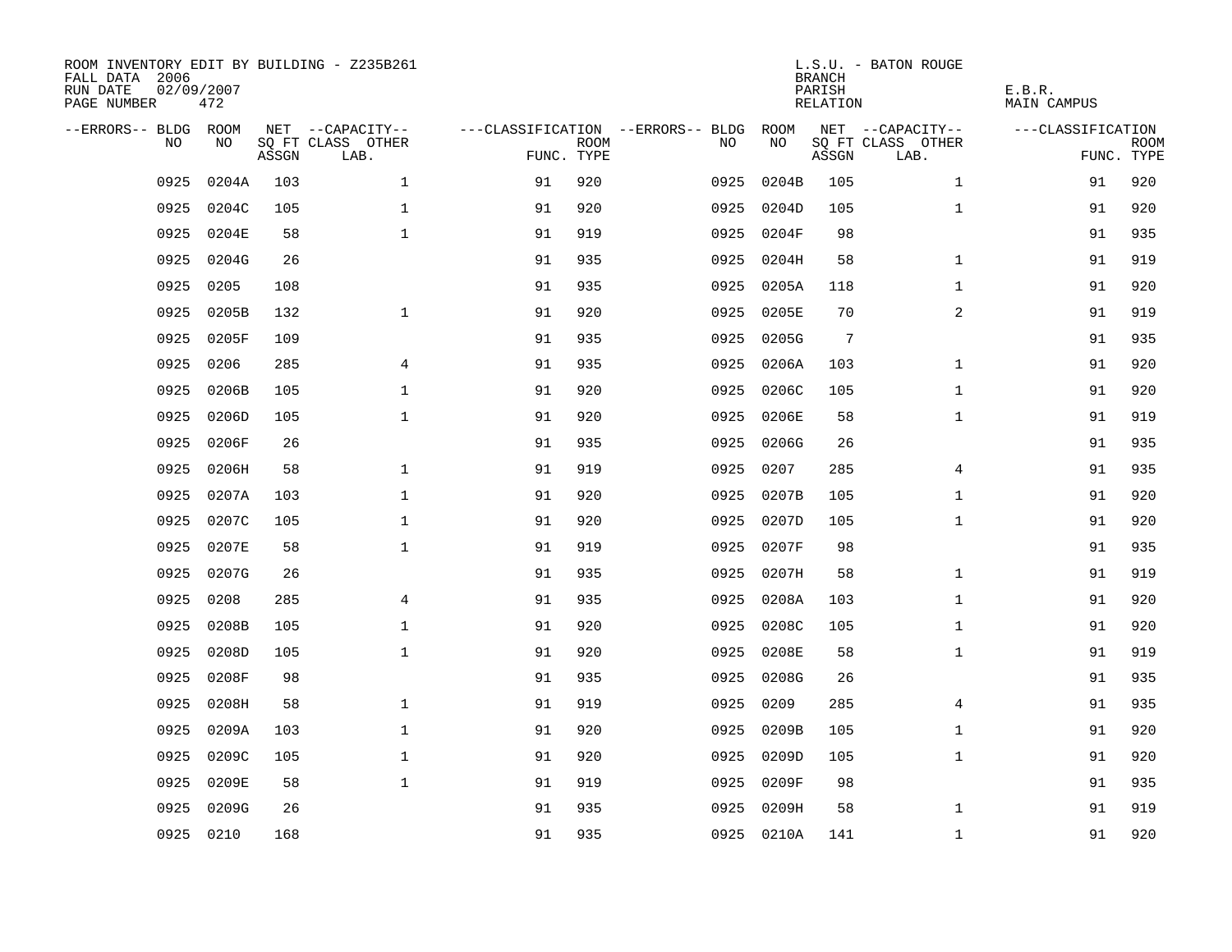ROOM INVENTORY EDIT BY BUILDING - Z235B261
FALL DATA 2006
RUN DATE 02/09/2007
PAGE NUMBER 472

L.S.U. - BATON ROUGE
BRANCH
PARISH E.B.R.
RELATION MAIN CAMPUS

| --ERRORS-- | BLDG NO | ROOM NO | NET SQ FT ASSGN | --CAPACITY-- CLASS LAB. | OTHER | ---CLASSIFICATION FUNC. | ROOM TYPE | --ERRORS-- | BLDG NO | ROOM NO | NET SQ FT ASSGN | --CAPACITY-- CLASS LAB. | OTHER | ---CLASSIFICATION FUNC. | ROOM TYPE |
|---|---|---|---|---|---|---|---|---|---|---|---|---|---|---|---|
| | 0925 | 0204A | 103 | | 1 | 91 | 920 | | 0925 | 0204B | 105 | | 1 | 91 | 920 |
| | 0925 | 0204C | 105 | | 1 | 91 | 920 | | 0925 | 0204D | 105 | | 1 | 91 | 920 |
| | 0925 | 0204E | 58 | | 1 | 91 | 919 | | 0925 | 0204F | 98 | | | 91 | 935 |
| | 0925 | 0204G | 26 | | | 91 | 935 | | 0925 | 0204H | 58 | | 1 | 91 | 919 |
| | 0925 | 0205 | 108 | | | 91 | 935 | | 0925 | 0205A | 118 | | 1 | 91 | 920 |
| | 0925 | 0205B | 132 | | 1 | 91 | 920 | | 0925 | 0205E | 70 | | 2 | 91 | 919 |
| | 0925 | 0205F | 109 | | | 91 | 935 | | 0925 | 0205G | 7 | | | 91 | 935 |
| | 0925 | 0206 | 285 | | 4 | 91 | 935 | | 0925 | 0206A | 103 | | 1 | 91 | 920 |
| | 0925 | 0206B | 105 | | 1 | 91 | 920 | | 0925 | 0206C | 105 | | 1 | 91 | 920 |
| | 0925 | 0206D | 105 | | 1 | 91 | 920 | | 0925 | 0206E | 58 | | 1 | 91 | 919 |
| | 0925 | 0206F | 26 | | | 91 | 935 | | 0925 | 0206G | 26 | | | 91 | 935 |
| | 0925 | 0206H | 58 | | 1 | 91 | 919 | | 0925 | 0207 | 285 | | 4 | 91 | 935 |
| | 0925 | 0207A | 103 | | 1 | 91 | 920 | | 0925 | 0207B | 105 | | 1 | 91 | 920 |
| | 0925 | 0207C | 105 | | 1 | 91 | 920 | | 0925 | 0207D | 105 | | 1 | 91 | 920 |
| | 0925 | 0207E | 58 | | 1 | 91 | 919 | | 0925 | 0207F | 98 | | | 91 | 935 |
| | 0925 | 0207G | 26 | | | 91 | 935 | | 0925 | 0207H | 58 | | 1 | 91 | 919 |
| | 0925 | 0208 | 285 | | 4 | 91 | 935 | | 0925 | 0208A | 103 | | 1 | 91 | 920 |
| | 0925 | 0208B | 105 | | 1 | 91 | 920 | | 0925 | 0208C | 105 | | 1 | 91 | 920 |
| | 0925 | 0208D | 105 | | 1 | 91 | 920 | | 0925 | 0208E | 58 | | 1 | 91 | 919 |
| | 0925 | 0208F | 98 | | | 91 | 935 | | 0925 | 0208G | 26 | | | 91 | 935 |
| | 0925 | 0208H | 58 | | 1 | 91 | 919 | | 0925 | 0209 | 285 | | 4 | 91 | 935 |
| | 0925 | 0209A | 103 | | 1 | 91 | 920 | | 0925 | 0209B | 105 | | 1 | 91 | 920 |
| | 0925 | 0209C | 105 | | 1 | 91 | 920 | | 0925 | 0209D | 105 | | 1 | 91 | 920 |
| | 0925 | 0209E | 58 | | 1 | 91 | 919 | | 0925 | 0209F | 98 | | | 91 | 935 |
| | 0925 | 0209G | 26 | | | 91 | 935 | | 0925 | 0209H | 58 | | 1 | 91 | 919 |
| | 0925 | 0210 | 168 | | | 91 | 935 | | 0925 | 0210A | 141 | | 1 | 91 | 920 |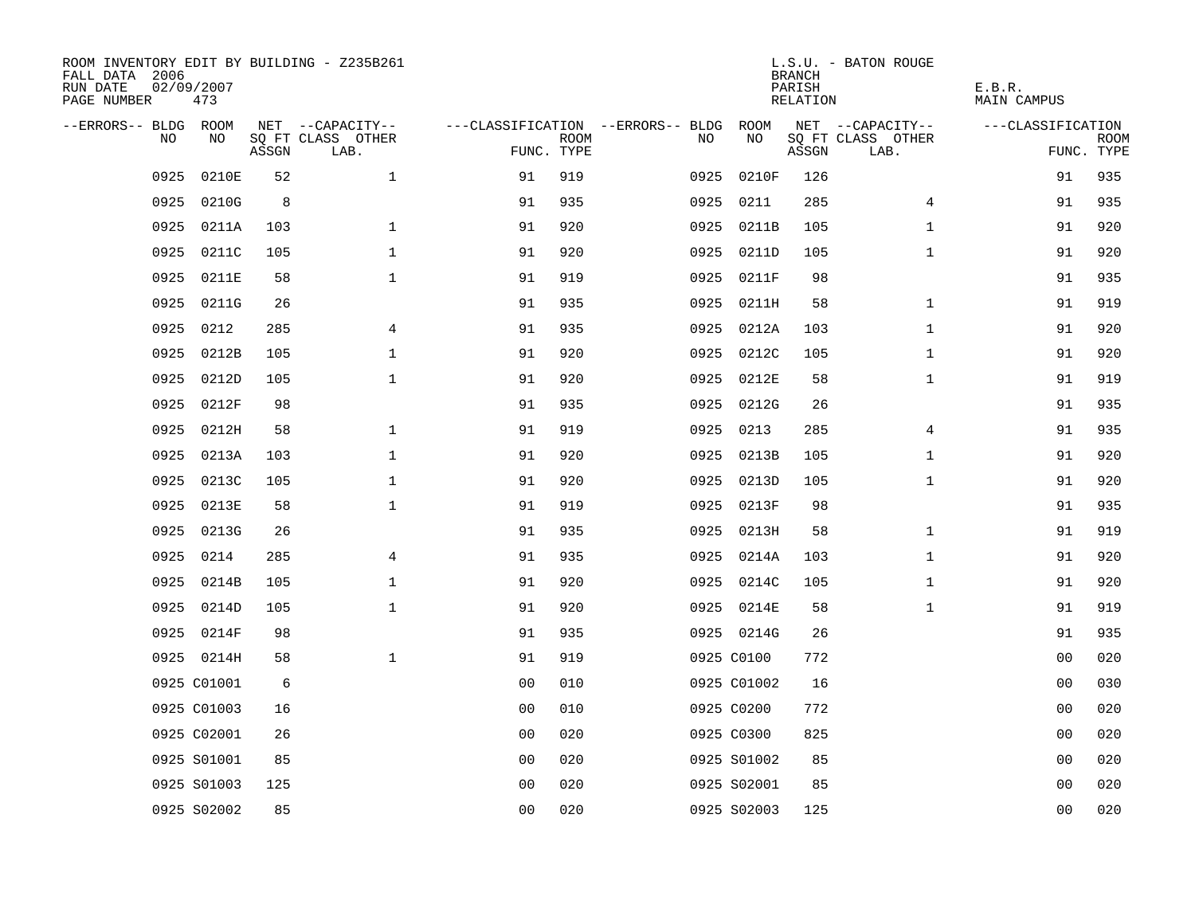ROOM INVENTORY EDIT BY BUILDING - Z235B261
FALL DATA 2006
RUN DATE 02/09/2007
PAGE NUMBER 473

L.S.U. - BATON ROUGE
BRANCH
PARISH E.B.R.
RELATION MAIN CAMPUS

| --ERRORS-- | BLDG NO | ROOM NO | NET SQ FT ASSGN | --CAPACITY-- CLASS | OTHER LAB. | ---CLASSIFICATION FUNC. | ROOM TYPE | --ERRORS-- | BLDG NO | ROOM NO | NET SQ FT ASSGN | --CAPACITY-- CLASS | OTHER LAB. | ---CLASSIFICATION FUNC. | ROOM TYPE |
|---|---|---|---|---|---|---|---|---|---|---|---|---|---|---|---|
| | 0925 | 0210E | 52 | | 1 | 91 | 919 | | 0925 | 0210F | 126 | | | 91 | 935 |
| | 0925 | 0210G | 8 | | | 91 | 935 | | 0925 | 0211 | 285 | | 4 | 91 | 935 |
| | 0925 | 0211A | 103 | | 1 | 91 | 920 | | 0925 | 0211B | 105 | | 1 | 91 | 920 |
| | 0925 | 0211C | 105 | | 1 | 91 | 920 | | 0925 | 0211D | 105 | | 1 | 91 | 920 |
| | 0925 | 0211E | 58 | | 1 | 91 | 919 | | 0925 | 0211F | 98 | | | 91 | 935 |
| | 0925 | 0211G | 26 | | | 91 | 935 | | 0925 | 0211H | 58 | | 1 | 91 | 919 |
| | 0925 | 0212 | 285 | | 4 | 91 | 935 | | 0925 | 0212A | 103 | | 1 | 91 | 920 |
| | 0925 | 0212B | 105 | | 1 | 91 | 920 | | 0925 | 0212C | 105 | | 1 | 91 | 920 |
| | 0925 | 0212D | 105 | | 1 | 91 | 920 | | 0925 | 0212E | 58 | | 1 | 91 | 919 |
| | 0925 | 0212F | 98 | | | 91 | 935 | | 0925 | 0212G | 26 | | | 91 | 935 |
| | 0925 | 0212H | 58 | | 1 | 91 | 919 | | 0925 | 0213 | 285 | | 4 | 91 | 935 |
| | 0925 | 0213A | 103 | | 1 | 91 | 920 | | 0925 | 0213B | 105 | | 1 | 91 | 920 |
| | 0925 | 0213C | 105 | | 1 | 91 | 920 | | 0925 | 0213D | 105 | | 1 | 91 | 920 |
| | 0925 | 0213E | 58 | | 1 | 91 | 919 | | 0925 | 0213F | 98 | | | 91 | 935 |
| | 0925 | 0213G | 26 | | | 91 | 935 | | 0925 | 0213H | 58 | | 1 | 91 | 919 |
| | 0925 | 0214 | 285 | | 4 | 91 | 935 | | 0925 | 0214A | 103 | | 1 | 91 | 920 |
| | 0925 | 0214B | 105 | | 1 | 91 | 920 | | 0925 | 0214C | 105 | | 1 | 91 | 920 |
| | 0925 | 0214D | 105 | | 1 | 91 | 920 | | 0925 | 0214E | 58 | | 1 | 91 | 919 |
| | 0925 | 0214F | 98 | | | 91 | 935 | | 0925 | 0214G | 26 | | | 91 | 935 |
| | 0925 | 0214H | 58 | | 1 | 91 | 919 | | 0925 | C0100 | 772 | | | 00 | 020 |
| | 0925 | C01001 | 6 | | | 00 | 010 | | 0925 | C01002 | 16 | | | 00 | 030 |
| | 0925 | C01003 | 16 | | | 00 | 010 | | 0925 | C0200 | 772 | | | 00 | 020 |
| | 0925 | C02001 | 26 | | | 00 | 020 | | 0925 | C0300 | 825 | | | 00 | 020 |
| | 0925 | S01001 | 85 | | | 00 | 020 | | 0925 | S01002 | 85 | | | 00 | 020 |
| | 0925 | S01003 | 125 | | | 00 | 020 | | 0925 | S02001 | 85 | | | 00 | 020 |
| | 0925 | S02002 | 85 | | | 00 | 020 | | 0925 | S02003 | 125 | | | 00 | 020 |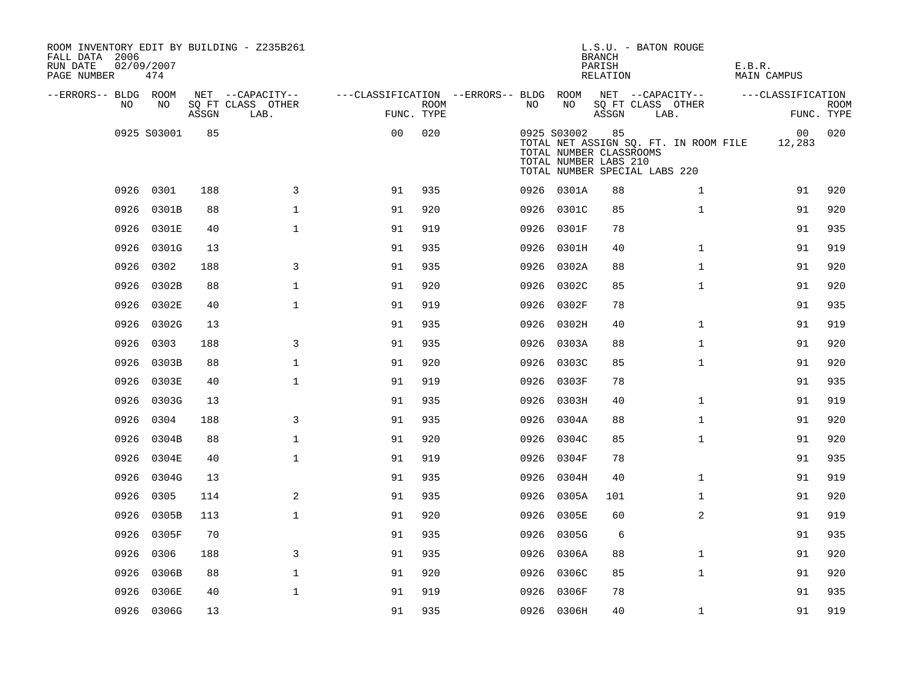ROOM INVENTORY EDIT BY BUILDING - Z235B261
FALL DATA 2006
RUN DATE 02/09/2007

L.S.U. - BATON ROUGE
BRANCH
PARISH E.B.R.
RELATION MAIN CAMPUS

| --ERRORS-- | BLDG NO | ROOM NO | NET SQ FT ASSGN | --CAPACITY-- CLASS LAB. | OTHER | ---CLASSIFICATION FUNC. | ROOM TYPE | --ERRORS-- | BLDG NO | ROOM NO | NET SQ FT ASSGN | --CAPACITY-- CLASS LAB. | OTHER | ---CLASSIFICATION FUNC. | ROOM TYPE |
|---|---|---|---|---|---|---|---|---|---|---|---|---|---|---|---|
| | 0925 | S03001 | 85 | | | 00 | 020 | | 0925 | S03002 | 85 | | | 00 | 020 |
| | | | | | | | | | TOTAL NET ASSIGN SQ. FT. IN ROOM FILE | | | | | 12,283 | |
| | | | | | | | | | TOTAL NUMBER CLASSROOMS | | | | | | |
| | | | | | | | | | TOTAL NUMBER LABS 210 | | | | | | |
| | | | | | | | | | TOTAL NUMBER SPECIAL LABS 220 | | | | | | |
| | 0926 | 0301 | 188 | | 3 | 91 | 935 | | 0926 | 0301A | 88 | | 1 | 91 | 920 |
| | 0926 | 0301B | 88 | | 1 | 91 | 920 | | 0926 | 0301C | 85 | | 1 | 91 | 920 |
| | 0926 | 0301E | 40 | | 1 | 91 | 919 | | 0926 | 0301F | 78 | | | 91 | 935 |
| | 0926 | 0301G | 13 | | | 91 | 935 | | 0926 | 0301H | 40 | | 1 | 91 | 919 |
| | 0926 | 0302 | 188 | | 3 | 91 | 935 | | 0926 | 0302A | 88 | | 1 | 91 | 920 |
| | 0926 | 0302B | 88 | | 1 | 91 | 920 | | 0926 | 0302C | 85 | | 1 | 91 | 920 |
| | 0926 | 0302E | 40 | | 1 | 91 | 919 | | 0926 | 0302F | 78 | | | 91 | 935 |
| | 0926 | 0302G | 13 | | | 91 | 935 | | 0926 | 0302H | 40 | | 1 | 91 | 919 |
| | 0926 | 0303 | 188 | | 3 | 91 | 935 | | 0926 | 0303A | 88 | | 1 | 91 | 920 |
| | 0926 | 0303B | 88 | | 1 | 91 | 920 | | 0926 | 0303C | 85 | | 1 | 91 | 920 |
| | 0926 | 0303E | 40 | | 1 | 91 | 919 | | 0926 | 0303F | 78 | | | 91 | 935 |
| | 0926 | 0303G | 13 | | | 91 | 935 | | 0926 | 0303H | 40 | | 1 | 91 | 919 |
| | 0926 | 0304 | 188 | | 3 | 91 | 935 | | 0926 | 0304A | 88 | | 1 | 91 | 920 |
| | 0926 | 0304B | 88 | | 1 | 91 | 920 | | 0926 | 0304C | 85 | | 1 | 91 | 920 |
| | 0926 | 0304E | 40 | | 1 | 91 | 919 | | 0926 | 0304F | 78 | | | 91 | 935 |
| | 0926 | 0304G | 13 | | | 91 | 935 | | 0926 | 0304H | 40 | | 1 | 91 | 919 |
| | 0926 | 0305 | 114 | | 2 | 91 | 935 | | 0926 | 0305A | 101 | | 1 | 91 | 920 |
| | 0926 | 0305B | 113 | | 1 | 91 | 920 | | 0926 | 0305E | 60 | | 2 | 91 | 919 |
| | 0926 | 0305F | 70 | | | 91 | 935 | | 0926 | 0305G | 6 | | | 91 | 935 |
| | 0926 | 0306 | 188 | | 3 | 91 | 935 | | 0926 | 0306A | 88 | | 1 | 91 | 920 |
| | 0926 | 0306B | 88 | | 1 | 91 | 920 | | 0926 | 0306C | 85 | | 1 | 91 | 920 |
| | 0926 | 0306E | 40 | | 1 | 91 | 919 | | 0926 | 0306F | 78 | | | 91 | 935 |
| | 0926 | 0306G | 13 | | | 91 | 935 | | 0926 | 0306H | 40 | | 1 | 91 | 919 |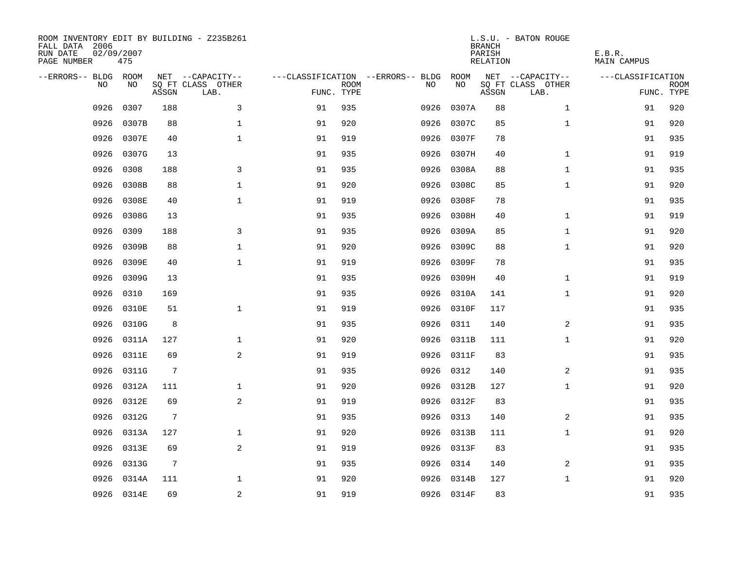ROOM INVENTORY EDIT BY BUILDING - Z235B261
FALL DATA 2006
RUN DATE 02/09/2007
PAGE NUMBER 475

L.S.U. - BATON ROUGE
BRANCH
PARISH E.B.R.
RELATION MAIN CAMPUS

| --ERRORS-- | BLDG NO | ROOM NO | NET SQ FT ASSGN | --CAPACITY-- CLASS | OTHER LAB. | ---CLASSIFICATION FUNC. | ROOM TYPE | --ERRORS-- | BLDG NO | ROOM NO | NET SQ FT ASSGN | --CAPACITY-- CLASS | OTHER LAB. | ---CLASSIFICATION FUNC. | ROOM TYPE |
|---|---|---|---|---|---|---|---|---|---|---|---|---|---|---|---|
| | 0926 | 0307 | 188 | | 3 | 91 | 935 | | 0926 | 0307A | 88 | | 1 | 91 | 920 |
| | 0926 | 0307B | 88 | | 1 | 91 | 920 | | 0926 | 0307C | 85 | | 1 | 91 | 920 |
| | 0926 | 0307E | 40 | | 1 | 91 | 919 | | 0926 | 0307F | 78 | | | 91 | 935 |
| | 0926 | 0307G | 13 | | | 91 | 935 | | 0926 | 0307H | 40 | | 1 | 91 | 919 |
| | 0926 | 0308 | 188 | | 3 | 91 | 935 | | 0926 | 0308A | 88 | | 1 | 91 | 935 |
| | 0926 | 0308B | 88 | | 1 | 91 | 920 | | 0926 | 0308C | 85 | | 1 | 91 | 920 |
| | 0926 | 0308E | 40 | | 1 | 91 | 919 | | 0926 | 0308F | 78 | | | 91 | 935 |
| | 0926 | 0308G | 13 | | | 91 | 935 | | 0926 | 0308H | 40 | | 1 | 91 | 919 |
| | 0926 | 0309 | 188 | | 3 | 91 | 935 | | 0926 | 0309A | 85 | | 1 | 91 | 920 |
| | 0926 | 0309B | 88 | | 1 | 91 | 920 | | 0926 | 0309C | 88 | | 1 | 91 | 920 |
| | 0926 | 0309E | 40 | | 1 | 91 | 919 | | 0926 | 0309F | 78 | | | 91 | 935 |
| | 0926 | 0309G | 13 | | | 91 | 935 | | 0926 | 0309H | 40 | | 1 | 91 | 919 |
| | 0926 | 0310 | 169 | | | 91 | 935 | | 0926 | 0310A | 141 | | 1 | 91 | 920 |
| | 0926 | 0310E | 51 | | 1 | 91 | 919 | | 0926 | 0310F | 117 | | | 91 | 935 |
| | 0926 | 0310G | 8 | | | 91 | 935 | | 0926 | 0311 | 140 | | 2 | 91 | 935 |
| | 0926 | 0311A | 127 | | 1 | 91 | 920 | | 0926 | 0311B | 111 | | 1 | 91 | 920 |
| | 0926 | 0311E | 69 | | 2 | 91 | 919 | | 0926 | 0311F | 83 | | | 91 | 935 |
| | 0926 | 0311G | 7 | | | 91 | 935 | | 0926 | 0312 | 140 | | 2 | 91 | 935 |
| | 0926 | 0312A | 111 | | 1 | 91 | 920 | | 0926 | 0312B | 127 | | 1 | 91 | 920 |
| | 0926 | 0312E | 69 | | 2 | 91 | 919 | | 0926 | 0312F | 83 | | | 91 | 935 |
| | 0926 | 0312G | 7 | | | 91 | 935 | | 0926 | 0313 | 140 | | 2 | 91 | 935 |
| | 0926 | 0313A | 127 | | 1 | 91 | 920 | | 0926 | 0313B | 111 | | 1 | 91 | 920 |
| | 0926 | 0313E | 69 | | 2 | 91 | 919 | | 0926 | 0313F | 83 | | | 91 | 935 |
| | 0926 | 0313G | 7 | | | 91 | 935 | | 0926 | 0314 | 140 | | 2 | 91 | 935 |
| | 0926 | 0314A | 111 | | 1 | 91 | 920 | | 0926 | 0314B | 127 | | 1 | 91 | 920 |
| | 0926 | 0314E | 69 | | 2 | 91 | 919 | | 0926 | 0314F | 83 | | | 91 | 935 |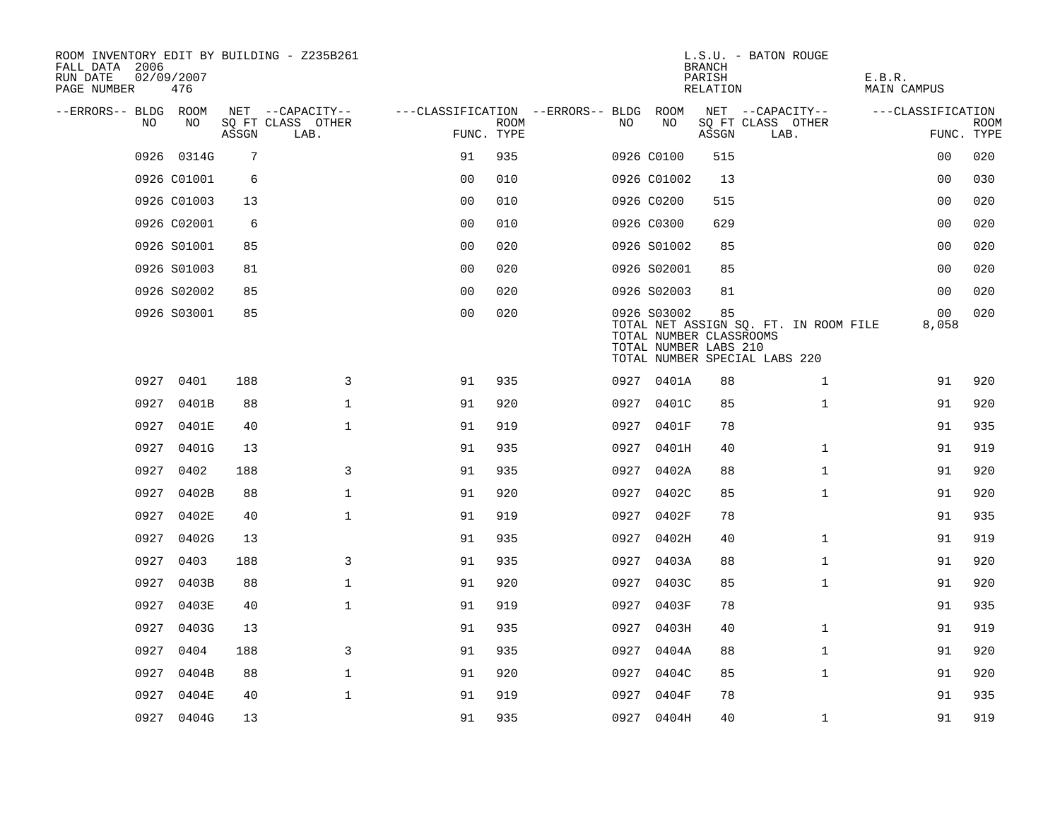ROOM INVENTORY EDIT BY BUILDING - Z235B261
FALL DATA 2006
RUN DATE 02/09/2007
PAGE NUMBER 476

L.S.U. - BATON ROUGE
BRANCH
PARISH E.B.R.
RELATION MAIN CAMPUS

| --ERRORS-- | BLDG NO | ROOM NO | NET SQ FT ASSGN | --CAPACITY-- CLASS LAB. | OTHER | ---CLASSIFICATION FUNC. | ROOM TYPE | --ERRORS-- | BLDG NO | ROOM NO | NET SQ FT ASSGN | --CAPACITY-- CLASS LAB. | OTHER | ---CLASSIFICATION FUNC. | ROOM TYPE |
|---|---|---|---|---|---|---|---|---|---|---|---|---|---|---|---|
| | 0926 | 0314G | 7 | | | 91 | 935 | | 0926 | C0100 | 515 | | | 00 | 020 |
| | 0926 | C01001 | 6 | | | 00 | 010 | | 0926 | C01002 | 13 | | | 00 | 030 |
| | 0926 | C01003 | 13 | | | 00 | 010 | | 0926 | C0200 | 515 | | | 00 | 020 |
| | 0926 | C02001 | 6 | | | 00 | 010 | | 0926 | C0300 | 629 | | | 00 | 020 |
| | 0926 | S01001 | 85 | | | 00 | 020 | | 0926 | S01002 | 85 | | | 00 | 020 |
| | 0926 | S01003 | 81 | | | 00 | 020 | | 0926 | S02001 | 85 | | | 00 | 020 |
| | 0926 | S02002 | 85 | | | 00 | 020 | | 0926 | S02003 | 81 | | | 00 | 020 |
| | 0926 | S03001 | 85 | | | 00 | 020 | | 0926 | S03002 | 85 | | | 00 | 020 |

TOTAL NET ASSIGN SQ. FT. IN ROOM FILE 8,058
TOTAL NUMBER CLASSROOMS
TOTAL NUMBER LABS 210
TOTAL NUMBER SPECIAL LABS 220

| --ERRORS-- | BLDG NO | ROOM NO | NET SQ FT ASSGN | --CAPACITY-- CLASS LAB. | OTHER | ---CLASSIFICATION FUNC. | ROOM TYPE | --ERRORS-- | BLDG NO | ROOM NO | NET SQ FT ASSGN | --CAPACITY-- CLASS LAB. | OTHER | ---CLASSIFICATION FUNC. | ROOM TYPE |
|---|---|---|---|---|---|---|---|---|---|---|---|---|---|---|---|
| | 0927 | 0401 | 188 | | 3 | 91 | 935 | | 0927 | 0401A | 88 | | 1 | 91 | 920 |
| | 0927 | 0401B | 88 | | 1 | 91 | 920 | | 0927 | 0401C | 85 | | 1 | 91 | 920 |
| | 0927 | 0401E | 40 | | 1 | 91 | 919 | | 0927 | 0401F | 78 | | | 91 | 935 |
| | 0927 | 0401G | 13 | | | 91 | 935 | | 0927 | 0401H | 40 | | 1 | 91 | 919 |
| | 0927 | 0402 | 188 | | 3 | 91 | 935 | | 0927 | 0402A | 88 | | 1 | 91 | 920 |
| | 0927 | 0402B | 88 | | 1 | 91 | 920 | | 0927 | 0402C | 85 | | 1 | 91 | 920 |
| | 0927 | 0402E | 40 | | 1 | 91 | 919 | | 0927 | 0402F | 78 | | | 91 | 935 |
| | 0927 | 0402G | 13 | | | 91 | 935 | | 0927 | 0402H | 40 | | 1 | 91 | 919 |
| | 0927 | 0403 | 188 | | 3 | 91 | 935 | | 0927 | 0403A | 88 | | 1 | 91 | 920 |
| | 0927 | 0403B | 88 | | 1 | 91 | 920 | | 0927 | 0403C | 85 | | 1 | 91 | 920 |
| | 0927 | 0403E | 40 | | 1 | 91 | 919 | | 0927 | 0403F | 78 | | | 91 | 935 |
| | 0927 | 0403G | 13 | | | 91 | 935 | | 0927 | 0403H | 40 | | 1 | 91 | 919 |
| | 0927 | 0404 | 188 | | 3 | 91 | 935 | | 0927 | 0404A | 88 | | 1 | 91 | 920 |
| | 0927 | 0404B | 88 | | 1 | 91 | 920 | | 0927 | 0404C | 85 | | 1 | 91 | 920 |
| | 0927 | 0404E | 40 | | 1 | 91 | 919 | | 0927 | 0404F | 78 | | | 91 | 935 |
| | 0927 | 0404G | 13 | | | 91 | 935 | | 0927 | 0404H | 40 | | 1 | 91 | 919 |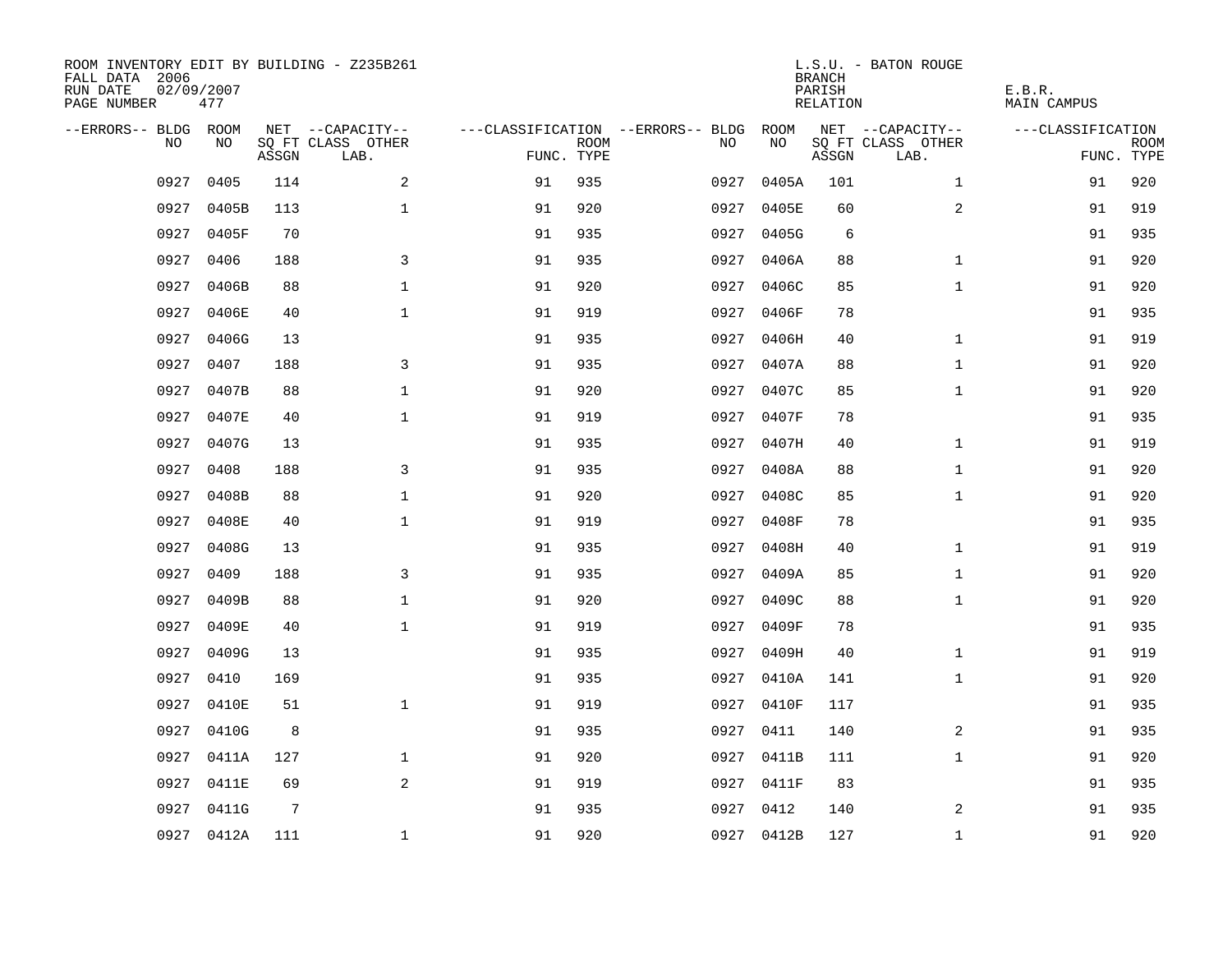ROOM INVENTORY EDIT BY BUILDING - Z235B261
FALL DATA 2006
RUN DATE 02/09/2007
PAGE NUMBER 477

L.S.U. - BATON ROUGE
BRANCH
PARISH E.B.R.
RELATION MAIN CAMPUS

| --ERRORS-- | BLDG NO | ROOM NO | NET SQ FT ASSGN | --CAPACITY-- CLASS LAB. | OTHER | ---CLASSIFICATION FUNC. | ROOM TYPE | --ERRORS-- | BLDG NO | ROOM NO | NET SQ FT ASSGN | --CAPACITY-- CLASS LAB. | OTHER | ---CLASSIFICATION FUNC. | ROOM TYPE |
|---|---|---|---|---|---|---|---|---|---|---|---|---|---|---|---|
| | 0927 | 0405 | 114 | | 2 | 91 | 935 | | 0927 | 0405A | 101 | | 1 | 91 | 920 |
| | 0927 | 0405B | 113 | | 1 | 91 | 920 | | 0927 | 0405E | 60 | | 2 | 91 | 919 |
| | 0927 | 0405F | 70 | | | 91 | 935 | | 0927 | 0405G | 6 | | | 91 | 935 |
| | 0927 | 0406 | 188 | | 3 | 91 | 935 | | 0927 | 0406A | 88 | | 1 | 91 | 920 |
| | 0927 | 0406B | 88 | | 1 | 91 | 920 | | 0927 | 0406C | 85 | | 1 | 91 | 920 |
| | 0927 | 0406E | 40 | | 1 | 91 | 919 | | 0927 | 0406F | 78 | | | 91 | 935 |
| | 0927 | 0406G | 13 | | | 91 | 935 | | 0927 | 0406H | 40 | | 1 | 91 | 919 |
| | 0927 | 0407 | 188 | | 3 | 91 | 935 | | 0927 | 0407A | 88 | | 1 | 91 | 920 |
| | 0927 | 0407B | 88 | | 1 | 91 | 920 | | 0927 | 0407C | 85 | | 1 | 91 | 920 |
| | 0927 | 0407E | 40 | | 1 | 91 | 919 | | 0927 | 0407F | 78 | | | 91 | 935 |
| | 0927 | 0407G | 13 | | | 91 | 935 | | 0927 | 0407H | 40 | | 1 | 91 | 919 |
| | 0927 | 0408 | 188 | | 3 | 91 | 935 | | 0927 | 0408A | 88 | | 1 | 91 | 920 |
| | 0927 | 0408B | 88 | | 1 | 91 | 920 | | 0927 | 0408C | 85 | | 1 | 91 | 920 |
| | 0927 | 0408E | 40 | | 1 | 91 | 919 | | 0927 | 0408F | 78 | | | 91 | 935 |
| | 0927 | 0408G | 13 | | | 91 | 935 | | 0927 | 0408H | 40 | | 1 | 91 | 919 |
| | 0927 | 0409 | 188 | | 3 | 91 | 935 | | 0927 | 0409A | 85 | | 1 | 91 | 920 |
| | 0927 | 0409B | 88 | | 1 | 91 | 920 | | 0927 | 0409C | 88 | | 1 | 91 | 920 |
| | 0927 | 0409E | 40 | | 1 | 91 | 919 | | 0927 | 0409F | 78 | | | 91 | 935 |
| | 0927 | 0409G | 13 | | | 91 | 935 | | 0927 | 0409H | 40 | | 1 | 91 | 919 |
| | 0927 | 0410 | 169 | | | 91 | 935 | | 0927 | 0410A | 141 | | 1 | 91 | 920 |
| | 0927 | 0410E | 51 | | 1 | 91 | 919 | | 0927 | 0410F | 117 | | | 91 | 935 |
| | 0927 | 0410G | 8 | | | 91 | 935 | | 0927 | 0411 | 140 | | 2 | 91 | 935 |
| | 0927 | 0411A | 127 | | 1 | 91 | 920 | | 0927 | 0411B | 111 | | 1 | 91 | 920 |
| | 0927 | 0411E | 69 | | 2 | 91 | 919 | | 0927 | 0411F | 83 | | | 91 | 935 |
| | 0927 | 0411G | 7 | | | 91 | 935 | | 0927 | 0412 | 140 | | 2 | 91 | 935 |
| | 0927 | 0412A | 111 | | 1 | 91 | 920 | | 0927 | 0412B | 127 | | 1 | 91 | 920 |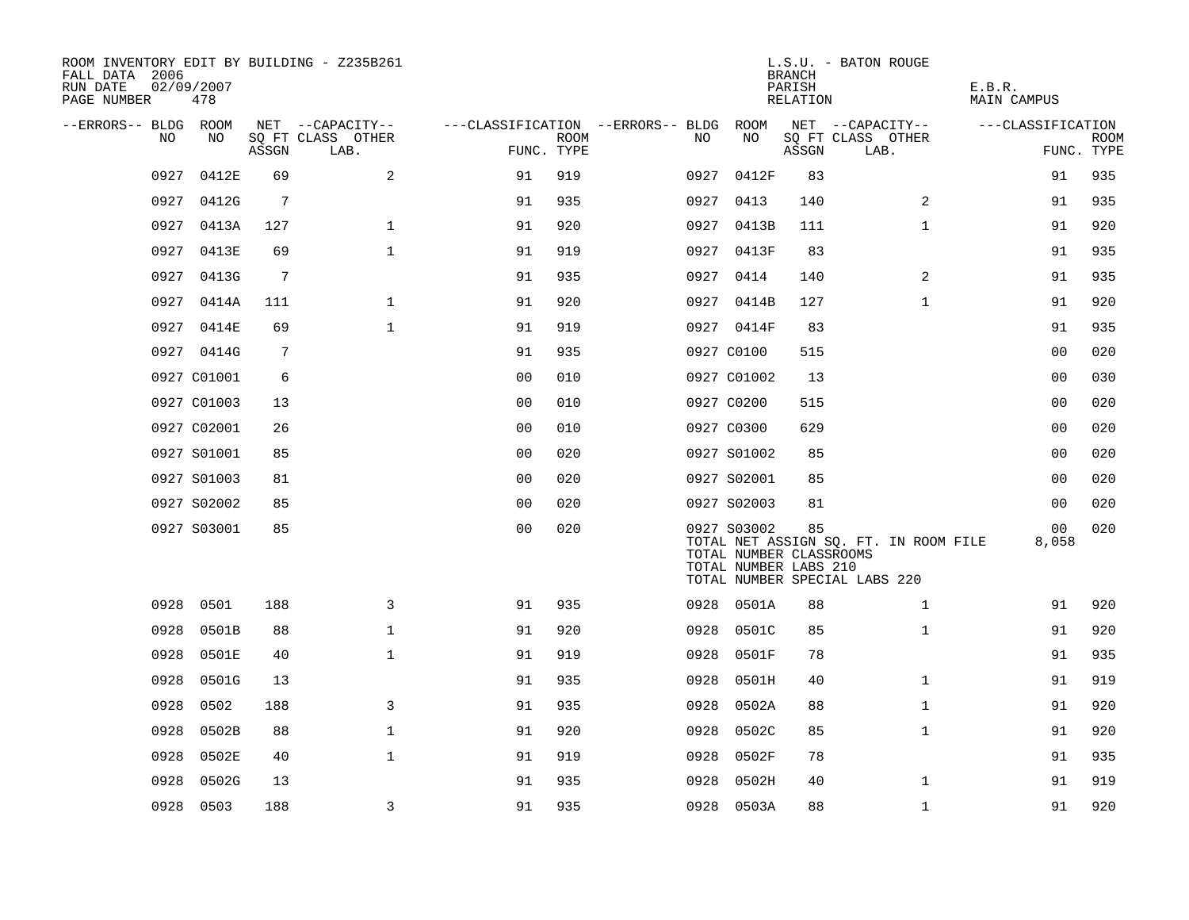ROOM INVENTORY EDIT BY BUILDING - Z235B261
FALL DATA 2006
RUN DATE 02/09/2007
PAGE NUMBER 478

L.S.U. - BATON ROUGE
BRANCH
PARISH E.B.R.
RELATION MAIN CAMPUS

| --ERRORS-- | BLDG NO | ROOM NO | NET SQ FT ASSGN | --CAPACITY-- CLASS LAB. | OTHER | ---CLASSIFICATION FUNC. | ROOM TYPE | --ERRORS-- | BLDG NO | ROOM NO | NET SQ FT ASSGN | --CAPACITY-- CLASS LAB. | OTHER | ---CLASSIFICATION FUNC. | ROOM TYPE |
|---|---|---|---|---|---|---|---|---|---|---|---|---|---|---|---|
| | 0927 | 0412E | 69 | | 2 | 91 | 919 | | 0927 | 0412F | 83 | | | 91 | 935 |
| | 0927 | 0412G | 7 | | | 91 | 935 | | 0927 | 0413 | 140 | | 2 | 91 | 935 |
| | 0927 | 0413A | 127 | | 1 | 91 | 920 | | 0927 | 0413B | 111 | | 1 | 91 | 920 |
| | 0927 | 0413E | 69 | | 1 | 91 | 919 | | 0927 | 0413F | 83 | | | 91 | 935 |
| | 0927 | 0413G | 7 | | | 91 | 935 | | 0927 | 0414 | 140 | | 2 | 91 | 935 |
| | 0927 | 0414A | 111 | | 1 | 91 | 920 | | 0927 | 0414B | 127 | | 1 | 91 | 920 |
| | 0927 | 0414E | 69 | | 1 | 91 | 919 | | 0927 | 0414F | 83 | | | 91 | 935 |
| | 0927 | 0414G | 7 | | | 91 | 935 | | 0927 | C0100 | 515 | | | 00 | 020 |
| | 0927 | C01001 | 6 | | | 00 | 010 | | 0927 | C01002 | 13 | | | 00 | 030 |
| | 0927 | C01003 | 13 | | | 00 | 010 | | 0927 | C0200 | 515 | | | 00 | 020 |
| | 0927 | C02001 | 26 | | | 00 | 010 | | 0927 | C0300 | 629 | | | 00 | 020 |
| | 0927 | S01001 | 85 | | | 00 | 020 | | 0927 | S01002 | 85 | | | 00 | 020 |
| | 0927 | S01003 | 81 | | | 00 | 020 | | 0927 | S02001 | 85 | | | 00 | 020 |
| | 0927 | S02002 | 85 | | | 00 | 020 | | 0927 | S02003 | 81 | | | 00 | 020 |
| | 0927 | S03001 | 85 | | | 00 | 020 | | 0927 | S03002 | 85 | | | 00 | 020 |
| | | | | | | | | | | TOTAL NET ASSIGN SQ. FT. IN ROOM FILE | | | | 8,058 | |
| | | | | | | | | | | TOTAL NUMBER CLASSROOMS | | | | | |
| | | | | | | | | | | TOTAL NUMBER LABS 210 | | | | | |
| | | | | | | | | | | TOTAL NUMBER SPECIAL LABS 220 | | | | | |
| | 0928 | 0501 | 188 | | 3 | 91 | 935 | | 0928 | 0501A | 88 | | 1 | 91 | 920 |
| | 0928 | 0501B | 88 | | 1 | 91 | 920 | | 0928 | 0501C | 85 | | 1 | 91 | 920 |
| | 0928 | 0501E | 40 | | 1 | 91 | 919 | | 0928 | 0501F | 78 | | | 91 | 935 |
| | 0928 | 0501G | 13 | | | 91 | 935 | | 0928 | 0501H | 40 | | 1 | 91 | 919 |
| | 0928 | 0502 | 188 | | 3 | 91 | 935 | | 0928 | 0502A | 88 | | 1 | 91 | 920 |
| | 0928 | 0502B | 88 | | 1 | 91 | 920 | | 0928 | 0502C | 85 | | 1 | 91 | 920 |
| | 0928 | 0502E | 40 | | 1 | 91 | 919 | | 0928 | 0502F | 78 | | | 91 | 935 |
| | 0928 | 0502G | 13 | | | 91 | 935 | | 0928 | 0502H | 40 | | 1 | 91 | 919 |
| | 0928 | 0503 | 188 | | 3 | 91 | 935 | | 0928 | 0503A | 88 | | 1 | 91 | 920 |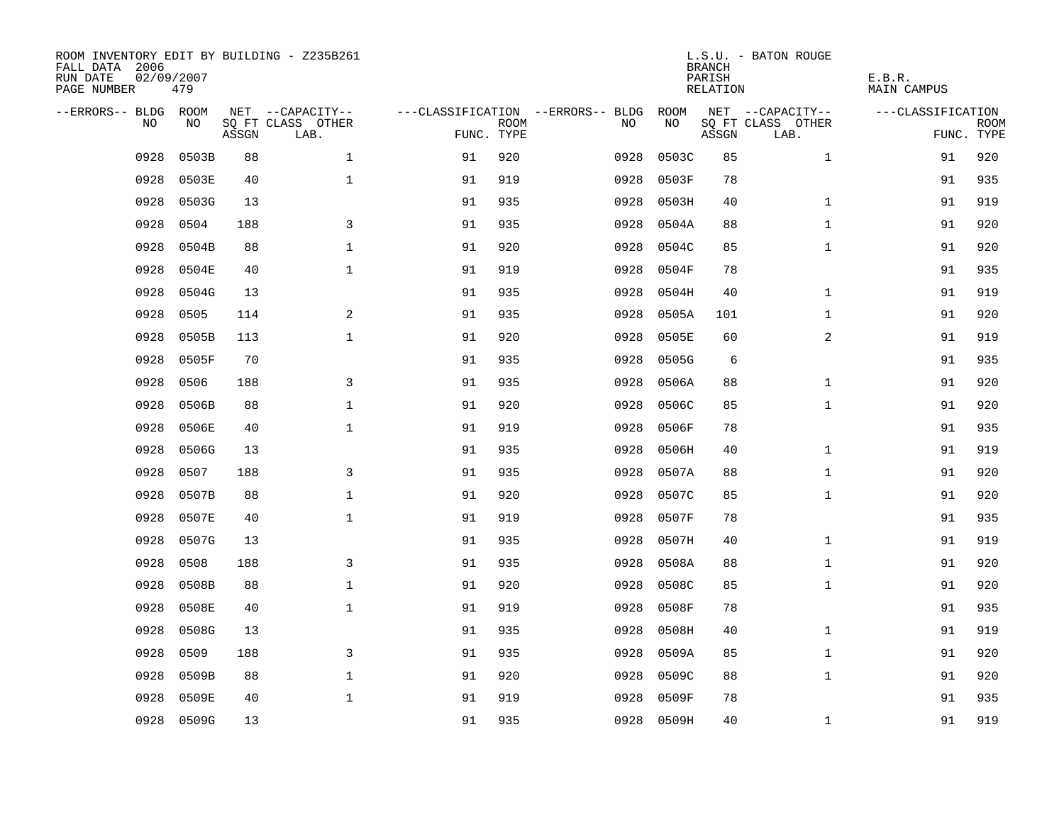ROOM INVENTORY EDIT BY BUILDING - Z235B261
FALL DATA 2006
RUN DATE 02/09/2007
PAGE NUMBER 479

L.S.U. - BATON ROUGE
BRANCH
PARISH E.B.R.
RELATION MAIN CAMPUS

| --ERRORS-- | BLDG NO | ROOM NO | NET SQ FT ASSGN | --CAPACITY-- CLASS LAB. | OTHER | ---CLASSIFICATION FUNC. | ROOM TYPE | --ERRORS-- | BLDG NO | ROOM NO | NET SQ FT ASSGN | --CAPACITY-- CLASS LAB. | OTHER | ---CLASSIFICATION FUNC. | ROOM TYPE |
|---|---|---|---|---|---|---|---|---|---|---|---|---|---|---|---|
| | 0928 | 0503B | 88 | | 1 | 91 | 920 | | 0928 | 0503C | 85 | | 1 | 91 | 920 |
| | 0928 | 0503E | 40 | | 1 | 91 | 919 | | 0928 | 0503F | 78 | | | 91 | 935 |
| | 0928 | 0503G | 13 | | | 91 | 935 | | 0928 | 0503H | 40 | | 1 | 91 | 919 |
| | 0928 | 0504 | 188 | | 3 | 91 | 935 | | 0928 | 0504A | 88 | | 1 | 91 | 920 |
| | 0928 | 0504B | 88 | | 1 | 91 | 920 | | 0928 | 0504C | 85 | | 1 | 91 | 920 |
| | 0928 | 0504E | 40 | | 1 | 91 | 919 | | 0928 | 0504F | 78 | | | 91 | 935 |
| | 0928 | 0504G | 13 | | | 91 | 935 | | 0928 | 0504H | 40 | | 1 | 91 | 919 |
| | 0928 | 0505 | 114 | | 2 | 91 | 935 | | 0928 | 0505A | 101 | | 1 | 91 | 920 |
| | 0928 | 0505B | 113 | | 1 | 91 | 920 | | 0928 | 0505E | 60 | | 2 | 91 | 919 |
| | 0928 | 0505F | 70 | | | 91 | 935 | | 0928 | 0505G | 6 | | | 91 | 935 |
| | 0928 | 0506 | 188 | | 3 | 91 | 935 | | 0928 | 0506A | 88 | | 1 | 91 | 920 |
| | 0928 | 0506B | 88 | | 1 | 91 | 920 | | 0928 | 0506C | 85 | | 1 | 91 | 920 |
| | 0928 | 0506E | 40 | | 1 | 91 | 919 | | 0928 | 0506F | 78 | | | 91 | 935 |
| | 0928 | 0506G | 13 | | | 91 | 935 | | 0928 | 0506H | 40 | | 1 | 91 | 919 |
| | 0928 | 0507 | 188 | | 3 | 91 | 935 | | 0928 | 0507A | 88 | | 1 | 91 | 920 |
| | 0928 | 0507B | 88 | | 1 | 91 | 920 | | 0928 | 0507C | 85 | | 1 | 91 | 920 |
| | 0928 | 0507E | 40 | | 1 | 91 | 919 | | 0928 | 0507F | 78 | | | 91 | 935 |
| | 0928 | 0507G | 13 | | | 91 | 935 | | 0928 | 0507H | 40 | | 1 | 91 | 919 |
| | 0928 | 0508 | 188 | | 3 | 91 | 935 | | 0928 | 0508A | 88 | | 1 | 91 | 920 |
| | 0928 | 0508B | 88 | | 1 | 91 | 920 | | 0928 | 0508C | 85 | | 1 | 91 | 920 |
| | 0928 | 0508E | 40 | | 1 | 91 | 919 | | 0928 | 0508F | 78 | | | 91 | 935 |
| | 0928 | 0508G | 13 | | | 91 | 935 | | 0928 | 0508H | 40 | | 1 | 91 | 919 |
| | 0928 | 0509 | 188 | | 3 | 91 | 935 | | 0928 | 0509A | 85 | | 1 | 91 | 920 |
| | 0928 | 0509B | 88 | | 1 | 91 | 920 | | 0928 | 0509C | 88 | | 1 | 91 | 920 |
| | 0928 | 0509E | 40 | | 1 | 91 | 919 | | 0928 | 0509F | 78 | | | 91 | 935 |
| | 0928 | 0509G | 13 | | | 91 | 935 | | 0928 | 0509H | 40 | | 1 | 91 | 919 |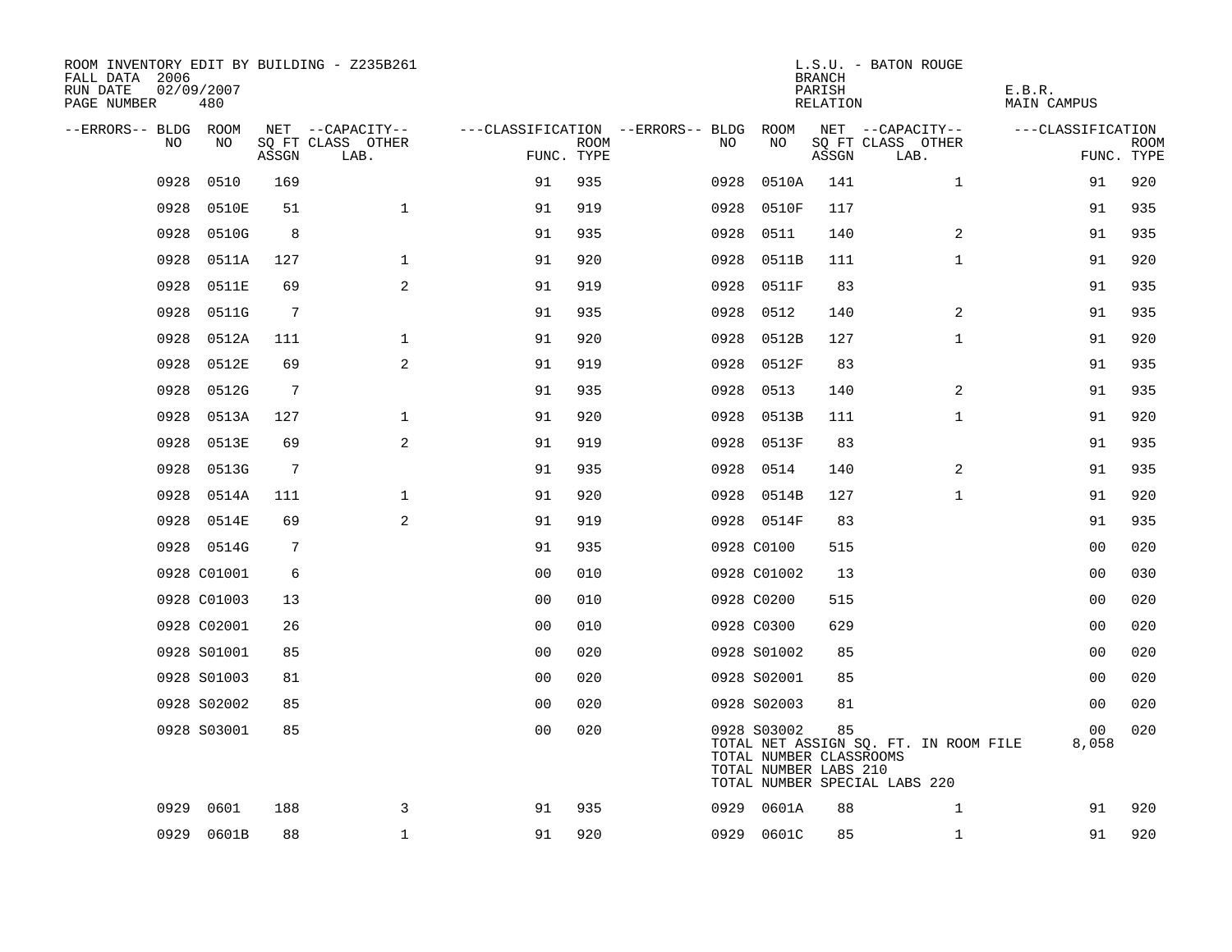ROOM INVENTORY EDIT BY BUILDING - Z235B261
FALL DATA 2006
RUN DATE 02/09/2007
PAGE NUMBER 480

L.S.U. - BATON ROUGE
BRANCH
PARISH E.B.R.
RELATION MAIN CAMPUS

| --ERRORS-- | BLDG NO | ROOM NO | NET SQ FT ASSGN | --CAPACITY-- CLASS | OTHER LAB. | ---CLASSIFICATION FUNC. | ROOM TYPE | --ERRORS-- | BLDG NO | ROOM NO | NET SQ FT ASSGN | --CAPACITY-- CLASS | OTHER LAB. | ---CLASSIFICATION FUNC. | ROOM TYPE |
|---|---|---|---|---|---|---|---|---|---|---|---|---|---|---|---|
| | 0928 | 0510 | 169 | | | 91 | 935 | | 0928 | 0510A | 141 | | 1 | 91 | 920 |
| | 0928 | 0510E | 51 | | 1 | 91 | 919 | | 0928 | 0510F | 117 | | | 91 | 935 |
| | 0928 | 0510G | 8 | | | 91 | 935 | | 0928 | 0511 | 140 | | 2 | 91 | 935 |
| | 0928 | 0511A | 127 | | 1 | 91 | 920 | | 0928 | 0511B | 111 | | 1 | 91 | 920 |
| | 0928 | 0511E | 69 | | 2 | 91 | 919 | | 0928 | 0511F | 83 | | | 91 | 935 |
| | 0928 | 0511G | 7 | | | 91 | 935 | | 0928 | 0512 | 140 | | 2 | 91 | 935 |
| | 0928 | 0512A | 111 | | 1 | 91 | 920 | | 0928 | 0512B | 127 | | 1 | 91 | 920 |
| | 0928 | 0512E | 69 | | 2 | 91 | 919 | | 0928 | 0512F | 83 | | | 91 | 935 |
| | 0928 | 0512G | 7 | | | 91 | 935 | | 0928 | 0513 | 140 | | 2 | 91 | 935 |
| | 0928 | 0513A | 127 | | 1 | 91 | 920 | | 0928 | 0513B | 111 | | 1 | 91 | 920 |
| | 0928 | 0513E | 69 | | 2 | 91 | 919 | | 0928 | 0513F | 83 | | | 91 | 935 |
| | 0928 | 0513G | 7 | | | 91 | 935 | | 0928 | 0514 | 140 | | 2 | 91 | 935 |
| | 0928 | 0514A | 111 | | 1 | 91 | 920 | | 0928 | 0514B | 127 | | 1 | 91 | 920 |
| | 0928 | 0514E | 69 | | 2 | 91 | 919 | | 0928 | 0514F | 83 | | | 91 | 935 |
| | 0928 | 0514G | 7 | | | 91 | 935 | | 0928 | C0100 | 515 | | | 00 | 020 |
| | 0928 | C01001 | 6 | | | 00 | 010 | | 0928 | C01002 | 13 | | | 00 | 030 |
| | 0928 | C01003 | 13 | | | 00 | 010 | | 0928 | C0200 | 515 | | | 00 | 020 |
| | 0928 | C02001 | 26 | | | 00 | 010 | | 0928 | C0300 | 629 | | | 00 | 020 |
| | 0928 | S01001 | 85 | | | 00 | 020 | | 0928 | S01002 | 85 | | | 00 | 020 |
| | 0928 | S01003 | 81 | | | 00 | 020 | | 0928 | S02001 | 85 | | | 00 | 020 |
| | 0928 | S02002 | 85 | | | 00 | 020 | | 0928 | S02003 | 81 | | | 00 | 020 |
| | 0928 | S03001 | 85 | | | 00 | 020 | | 0928 | S03002 | 85 | | | 00 | 020 |

TOTAL NET ASSIGN SQ. FT. IN ROOM FILE 8,058
TOTAL NUMBER CLASSROOMS
TOTAL NUMBER LABS 210
TOTAL NUMBER SPECIAL LABS 220

| --ERRORS-- | BLDG NO | ROOM NO | NET SQ FT ASSGN | --CAPACITY-- CLASS | OTHER LAB. | ---CLASSIFICATION FUNC. | ROOM TYPE | --ERRORS-- | BLDG NO | ROOM NO | NET SQ FT ASSGN | --CAPACITY-- CLASS | OTHER LAB. | ---CLASSIFICATION FUNC. | ROOM TYPE |
|---|---|---|---|---|---|---|---|---|---|---|---|---|---|---|---|
| | 0929 | 0601 | 188 | | 3 | 91 | 935 | | 0929 | 0601A | 88 | | 1 | 91 | 920 |
| | 0929 | 0601B | 88 | | 1 | 91 | 920 | | 0929 | 0601C | 85 | | 1 | 91 | 920 |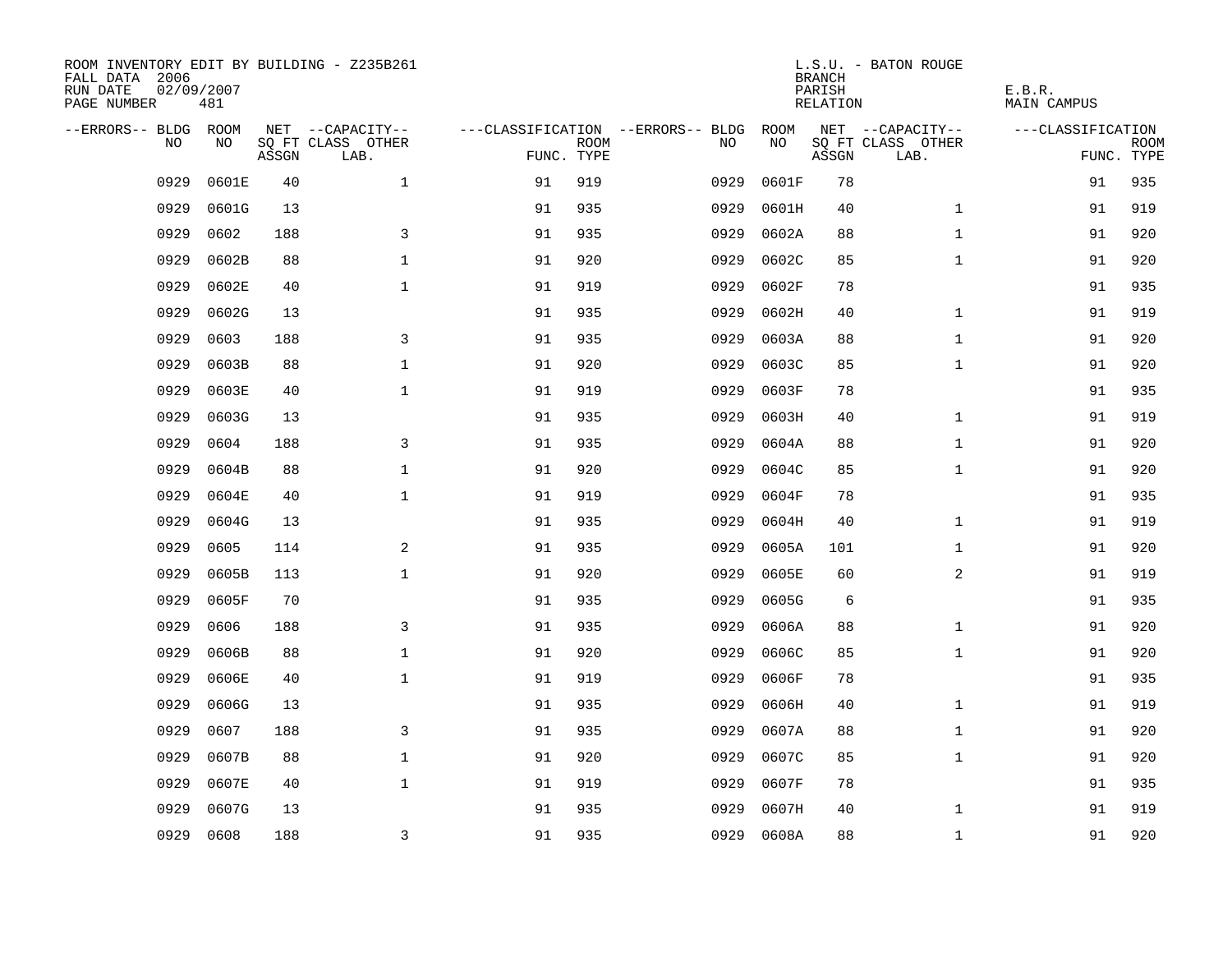ROOM INVENTORY EDIT BY BUILDING - Z235B261
FALL DATA 2006
RUN DATE 02/09/2007

L.S.U. - BATON ROUGE
BRANCH
PARISH E.B.R.
RELATION MAIN CAMPUS

| --ERRORS-- | BLDG NO | ROOM NO | NET SQ FT ASSGN | --CAPACITY-- CLASS LAB. | OTHER | ---CLASSIFICATION FUNC. | ROOM TYPE | --ERRORS-- | BLDG NO | ROOM NO | NET SQ FT ASSGN | --CAPACITY-- CLASS LAB. | OTHER | ---CLASSIFICATION FUNC. | ROOM TYPE |
|---|---|---|---|---|---|---|---|---|---|---|---|---|---|---|---|
| | 0929 | 0601E | 40 | | 1 | 91 | 919 | | 0929 | 0601F | 78 | | | 91 | 935 |
| | 0929 | 0601G | 13 | | | 91 | 935 | | 0929 | 0601H | 40 | | 1 | 91 | 919 |
| | 0929 | 0602 | 188 | | 3 | 91 | 935 | | 0929 | 0602A | 88 | | 1 | 91 | 920 |
| | 0929 | 0602B | 88 | | 1 | 91 | 920 | | 0929 | 0602C | 85 | | 1 | 91 | 920 |
| | 0929 | 0602E | 40 | | 1 | 91 | 919 | | 0929 | 0602F | 78 | | | 91 | 935 |
| | 0929 | 0602G | 13 | | | 91 | 935 | | 0929 | 0602H | 40 | | 1 | 91 | 919 |
| | 0929 | 0603 | 188 | | 3 | 91 | 935 | | 0929 | 0603A | 88 | | 1 | 91 | 920 |
| | 0929 | 0603B | 88 | | 1 | 91 | 920 | | 0929 | 0603C | 85 | | 1 | 91 | 920 |
| | 0929 | 0603E | 40 | | 1 | 91 | 919 | | 0929 | 0603F | 78 | | | 91 | 935 |
| | 0929 | 0603G | 13 | | | 91 | 935 | | 0929 | 0603H | 40 | | 1 | 91 | 919 |
| | 0929 | 0604 | 188 | | 3 | 91 | 935 | | 0929 | 0604A | 88 | | 1 | 91 | 920 |
| | 0929 | 0604B | 88 | | 1 | 91 | 920 | | 0929 | 0604C | 85 | | 1 | 91 | 920 |
| | 0929 | 0604E | 40 | | 1 | 91 | 919 | | 0929 | 0604F | 78 | | | 91 | 935 |
| | 0929 | 0604G | 13 | | | 91 | 935 | | 0929 | 0604H | 40 | | 1 | 91 | 919 |
| | 0929 | 0605 | 114 | | 2 | 91 | 935 | | 0929 | 0605A | 101 | | 1 | 91 | 920 |
| | 0929 | 0605B | 113 | | 1 | 91 | 920 | | 0929 | 0605E | 60 | | 2 | 91 | 919 |
| | 0929 | 0605F | 70 | | | 91 | 935 | | 0929 | 0605G | 6 | | | 91 | 935 |
| | 0929 | 0606 | 188 | | 3 | 91 | 935 | | 0929 | 0606A | 88 | | 1 | 91 | 920 |
| | 0929 | 0606B | 88 | | 1 | 91 | 920 | | 0929 | 0606C | 85 | | 1 | 91 | 920 |
| | 0929 | 0606E | 40 | | 1 | 91 | 919 | | 0929 | 0606F | 78 | | | 91 | 935 |
| | 0929 | 0606G | 13 | | | 91 | 935 | | 0929 | 0606H | 40 | | 1 | 91 | 919 |
| | 0929 | 0607 | 188 | | 3 | 91 | 935 | | 0929 | 0607A | 88 | | 1 | 91 | 920 |
| | 0929 | 0607B | 88 | | 1 | 91 | 920 | | 0929 | 0607C | 85 | | 1 | 91 | 920 |
| | 0929 | 0607E | 40 | | 1 | 91 | 919 | | 0929 | 0607F | 78 | | | 91 | 935 |
| | 0929 | 0607G | 13 | | | 91 | 935 | | 0929 | 0607H | 40 | | 1 | 91 | 919 |
| | 0929 | 0608 | 188 | | 3 | 91 | 935 | | 0929 | 0608A | 88 | | 1 | 91 | 920 |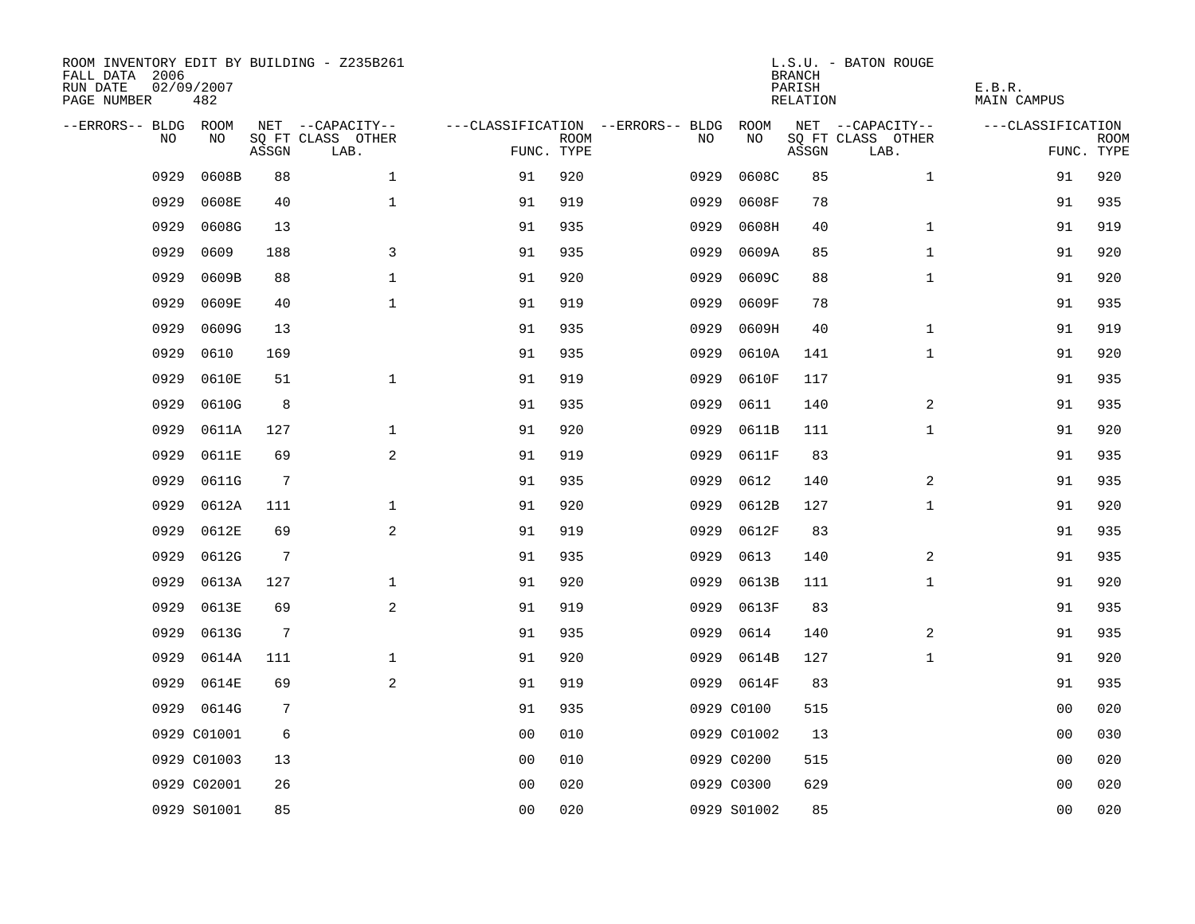ROOM INVENTORY EDIT BY BUILDING - Z235B261
FALL DATA 2006
RUN DATE 02/09/2007
PAGE NUMBER 482

L.S.U. - BATON ROUGE
BRANCH
PARISH E.B.R.
RELATION MAIN CAMPUS

| --ERRORS-- | BLDG NO | ROOM NO | NET SQ FT ASSGN | --CAPACITY-- CLASS | OTHER LAB. | ---CLASSIFICATION FUNC. | ROOM TYPE | --ERRORS-- | BLDG NO | ROOM NO | NET SQ FT ASSGN | --CAPACITY-- CLASS | OTHER LAB. | ---CLASSIFICATION FUNC. | ROOM TYPE |
|---|---|---|---|---|---|---|---|---|---|---|---|---|---|---|---|
| | 0929 | 0608B | 88 | | 1 | 91 | 920 | | 0929 | 0608C | 85 | | 1 | 91 | 920 |
| | 0929 | 0608E | 40 | | 1 | 91 | 919 | | 0929 | 0608F | 78 | | | 91 | 935 |
| | 0929 | 0608G | 13 | | | 91 | 935 | | 0929 | 0608H | 40 | | 1 | 91 | 919 |
| | 0929 | 0609 | 188 | | 3 | 91 | 935 | | 0929 | 0609A | 85 | | 1 | 91 | 920 |
| | 0929 | 0609B | 88 | | 1 | 91 | 920 | | 0929 | 0609C | 88 | | 1 | 91 | 920 |
| | 0929 | 0609E | 40 | | 1 | 91 | 919 | | 0929 | 0609F | 78 | | | 91 | 935 |
| | 0929 | 0609G | 13 | | | 91 | 935 | | 0929 | 0609H | 40 | | 1 | 91 | 919 |
| | 0929 | 0610 | 169 | | | 91 | 935 | | 0929 | 0610A | 141 | | 1 | 91 | 920 |
| | 0929 | 0610E | 51 | | 1 | 91 | 919 | | 0929 | 0610F | 117 | | | 91 | 935 |
| | 0929 | 0610G | 8 | | | 91 | 935 | | 0929 | 0611 | 140 | | 2 | 91 | 935 |
| | 0929 | 0611A | 127 | | 1 | 91 | 920 | | 0929 | 0611B | 111 | | 1 | 91 | 920 |
| | 0929 | 0611E | 69 | | 2 | 91 | 919 | | 0929 | 0611F | 83 | | | 91 | 935 |
| | 0929 | 0611G | 7 | | | 91 | 935 | | 0929 | 0612 | 140 | | 2 | 91 | 935 |
| | 0929 | 0612A | 111 | | 1 | 91 | 920 | | 0929 | 0612B | 127 | | 1 | 91 | 920 |
| | 0929 | 0612E | 69 | | 2 | 91 | 919 | | 0929 | 0612F | 83 | | | 91 | 935 |
| | 0929 | 0612G | 7 | | | 91 | 935 | | 0929 | 0613 | 140 | | 2 | 91 | 935 |
| | 0929 | 0613A | 127 | | 1 | 91 | 920 | | 0929 | 0613B | 111 | | 1 | 91 | 920 |
| | 0929 | 0613E | 69 | | 2 | 91 | 919 | | 0929 | 0613F | 83 | | | 91 | 935 |
| | 0929 | 0613G | 7 | | | 91 | 935 | | 0929 | 0614 | 140 | | 2 | 91 | 935 |
| | 0929 | 0614A | 111 | | 1 | 91 | 920 | | 0929 | 0614B | 127 | | 1 | 91 | 920 |
| | 0929 | 0614E | 69 | | 2 | 91 | 919 | | 0929 | 0614F | 83 | | | 91 | 935 |
| | 0929 | 0614G | 7 | | | 91 | 935 | | 0929 | C0100 | 515 | | | 00 | 020 |
| | 0929 | C01001 | 6 | | | 00 | 010 | | 0929 | C01002 | 13 | | | 00 | 030 |
| | 0929 | C01003 | 13 | | | 00 | 010 | | 0929 | C0200 | 515 | | | 00 | 020 |
| | 0929 | C02001 | 26 | | | 00 | 020 | | 0929 | C0300 | 629 | | | 00 | 020 |
| | 0929 | S01001 | 85 | | | 00 | 020 | | 0929 | S01002 | 85 | | | 00 | 020 |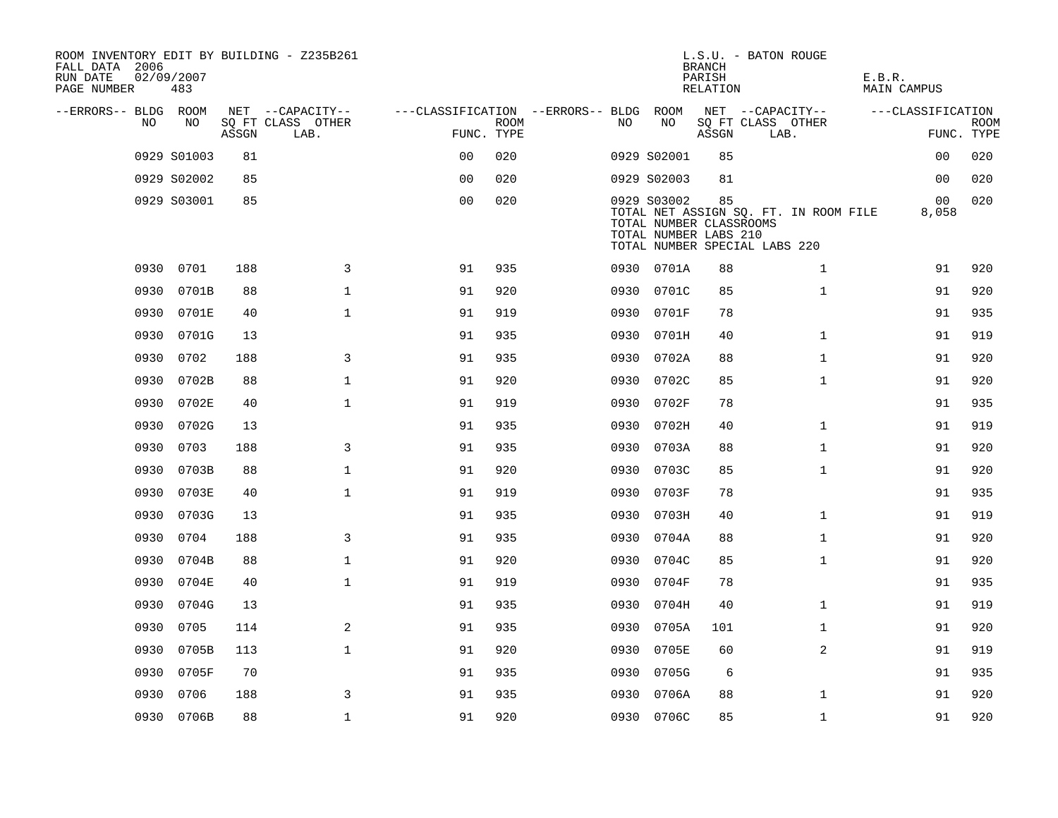ROOM INVENTORY EDIT BY BUILDING - Z235B261
FALL DATA 2006
RUN DATE 02/09/2007

L.S.U. - BATON ROUGE
BRANCH
PARISH E.B.R.
RELATION MAIN CAMPUS

| --ERRORS-- | BLDG NO | ROOM NO | NET SQ FT ASSGN | --CAPACITY-- CLASS | OTHER LAB. | ---CLASSIFICATION FUNC. | ROOM TYPE | --ERRORS-- | BLDG NO | ROOM NO | NET SQ FT ASSGN | --CAPACITY-- CLASS | OTHER LAB. | ---CLASSIFICATION FUNC. | ROOM TYPE |
|---|---|---|---|---|---|---|---|---|---|---|---|---|---|---|---|
| | 0929 | S01003 | 81 | | | 00 | 020 | | 0929 | S02001 | 85 | | | 00 | 020 |
| | 0929 | S02002 | 85 | | | 00 | 020 | | 0929 | S02003 | 81 | | | 00 | 020 |
| | 0929 | S03001 | 85 | | | 00 | 020 | | 0929 | S03002 | 85 | | | 00 | 020 |

TOTAL NET ASSIGN SQ. FT. IN ROOM FILE 8,058
TOTAL NUMBER CLASSROOMS
TOTAL NUMBER LABS 210
TOTAL NUMBER SPECIAL LABS 220

| --ERRORS-- | BLDG NO | ROOM NO | NET SQ FT ASSGN | --CAPACITY-- CLASS | OTHER LAB. | ---CLASSIFICATION FUNC. | ROOM TYPE | --ERRORS-- | BLDG NO | ROOM NO | NET SQ FT ASSGN | --CAPACITY-- CLASS | OTHER LAB. | ---CLASSIFICATION FUNC. | ROOM TYPE |
|---|---|---|---|---|---|---|---|---|---|---|---|---|---|---|---|
| | 0930 | 0701 | 188 | | 3 | 91 | 935 | | 0930 | 0701A | 88 | | 1 | 91 | 920 |
| | 0930 | 0701B | 88 | | 1 | 91 | 920 | | 0930 | 0701C | 85 | | 1 | 91 | 920 |
| | 0930 | 0701E | 40 | | 1 | 91 | 919 | | 0930 | 0701F | 78 | | | 91 | 935 |
| | 0930 | 0701G | 13 | | | 91 | 935 | | 0930 | 0701H | 40 | | 1 | 91 | 919 |
| | 0930 | 0702 | 188 | | 3 | 91 | 935 | | 0930 | 0702A | 88 | | 1 | 91 | 920 |
| | 0930 | 0702B | 88 | | 1 | 91 | 920 | | 0930 | 0702C | 85 | | 1 | 91 | 920 |
| | 0930 | 0702E | 40 | | 1 | 91 | 919 | | 0930 | 0702F | 78 | | | 91 | 935 |
| | 0930 | 0702G | 13 | | | 91 | 935 | | 0930 | 0702H | 40 | | 1 | 91 | 919 |
| | 0930 | 0703 | 188 | | 3 | 91 | 935 | | 0930 | 0703A | 88 | | 1 | 91 | 920 |
| | 0930 | 0703B | 88 | | 1 | 91 | 920 | | 0930 | 0703C | 85 | | 1 | 91 | 920 |
| | 0930 | 0703E | 40 | | 1 | 91 | 919 | | 0930 | 0703F | 78 | | | 91 | 935 |
| | 0930 | 0703G | 13 | | | 91 | 935 | | 0930 | 0703H | 40 | | 1 | 91 | 919 |
| | 0930 | 0704 | 188 | | 3 | 91 | 935 | | 0930 | 0704A | 88 | | 1 | 91 | 920 |
| | 0930 | 0704B | 88 | | 1 | 91 | 920 | | 0930 | 0704C | 85 | | 1 | 91 | 920 |
| | 0930 | 0704E | 40 | | 1 | 91 | 919 | | 0930 | 0704F | 78 | | | 91 | 935 |
| | 0930 | 0704G | 13 | | | 91 | 935 | | 0930 | 0704H | 40 | | 1 | 91 | 919 |
| | 0930 | 0705 | 114 | | 2 | 91 | 935 | | 0930 | 0705A | 101 | | 1 | 91 | 920 |
| | 0930 | 0705B | 113 | | 1 | 91 | 920 | | 0930 | 0705E | 60 | | 2 | 91 | 919 |
| | 0930 | 0705F | 70 | | | 91 | 935 | | 0930 | 0705G | 6 | | | 91 | 935 |
| | 0930 | 0706 | 188 | | 3 | 91 | 935 | | 0930 | 0706A | 88 | | 1 | 91 | 920 |
| | 0930 | 0706B | 88 | | 1 | 91 | 920 | | 0930 | 0706C | 85 | | 1 | 91 | 920 |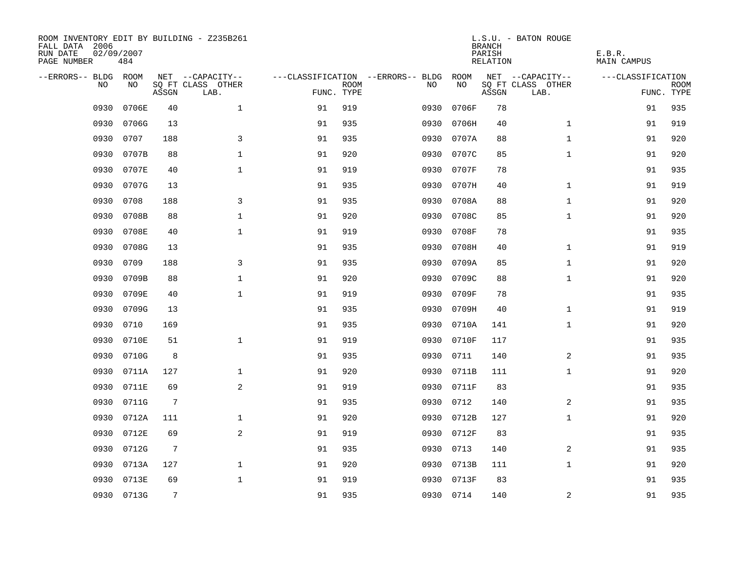ROOM INVENTORY EDIT BY BUILDING - Z235B261
FALL DATA 2006
RUN DATE 02/09/2007
PAGE NUMBER 484

L.S.U. - BATON ROUGE
BRANCH
PARISH E.B.R.
RELATION MAIN CAMPUS

| --ERRORS-- | BLDG NO | ROOM NO | NET SQ FT ASSGN | --CAPACITY-- CLASS LAB. | OTHER | ---CLASSIFICATION FUNC. | ROOM TYPE | --ERRORS-- | BLDG NO | ROOM NO | NET SQ FT ASSGN | --CAPACITY-- CLASS LAB. | OTHER | ---CLASSIFICATION FUNC. | ROOM TYPE |
|---|---|---|---|---|---|---|---|---|---|---|---|---|---|---|---|
| | 0930 | 0706E | 40 | | 1 | 91 | 919 | | 0930 | 0706F | 78 | | | 91 | 935 |
| | 0930 | 0706G | 13 | | | 91 | 935 | | 0930 | 0706H | 40 | | 1 | 91 | 919 |
| | 0930 | 0707 | 188 | | 3 | 91 | 935 | | 0930 | 0707A | 88 | | 1 | 91 | 920 |
| | 0930 | 0707B | 88 | | 1 | 91 | 920 | | 0930 | 0707C | 85 | | 1 | 91 | 920 |
| | 0930 | 0707E | 40 | | 1 | 91 | 919 | | 0930 | 0707F | 78 | | | 91 | 935 |
| | 0930 | 0707G | 13 | | | 91 | 935 | | 0930 | 0707H | 40 | | 1 | 91 | 919 |
| | 0930 | 0708 | 188 | | 3 | 91 | 935 | | 0930 | 0708A | 88 | | 1 | 91 | 920 |
| | 0930 | 0708B | 88 | | 1 | 91 | 920 | | 0930 | 0708C | 85 | | 1 | 91 | 920 |
| | 0930 | 0708E | 40 | | 1 | 91 | 919 | | 0930 | 0708F | 78 | | | 91 | 935 |
| | 0930 | 0708G | 13 | | | 91 | 935 | | 0930 | 0708H | 40 | | 1 | 91 | 919 |
| | 0930 | 0709 | 188 | | 3 | 91 | 935 | | 0930 | 0709A | 85 | | 1 | 91 | 920 |
| | 0930 | 0709B | 88 | | 1 | 91 | 920 | | 0930 | 0709C | 88 | | 1 | 91 | 920 |
| | 0930 | 0709E | 40 | | 1 | 91 | 919 | | 0930 | 0709F | 78 | | | 91 | 935 |
| | 0930 | 0709G | 13 | | | 91 | 935 | | 0930 | 0709H | 40 | | 1 | 91 | 919 |
| | 0930 | 0710 | 169 | | | 91 | 935 | | 0930 | 0710A | 141 | | 1 | 91 | 920 |
| | 0930 | 0710E | 51 | | 1 | 91 | 919 | | 0930 | 0710F | 117 | | | 91 | 935 |
| | 0930 | 0710G | 8 | | | 91 | 935 | | 0930 | 0711 | 140 | | 2 | 91 | 935 |
| | 0930 | 0711A | 127 | | 1 | 91 | 920 | | 0930 | 0711B | 111 | | 1 | 91 | 920 |
| | 0930 | 0711E | 69 | | 2 | 91 | 919 | | 0930 | 0711F | 83 | | | 91 | 935 |
| | 0930 | 0711G | 7 | | | 91 | 935 | | 0930 | 0712 | 140 | | 2 | 91 | 935 |
| | 0930 | 0712A | 111 | | 1 | 91 | 920 | | 0930 | 0712B | 127 | | 1 | 91 | 920 |
| | 0930 | 0712E | 69 | | 2 | 91 | 919 | | 0930 | 0712F | 83 | | | 91 | 935 |
| | 0930 | 0712G | 7 | | | 91 | 935 | | 0930 | 0713 | 140 | | 2 | 91 | 935 |
| | 0930 | 0713A | 127 | | 1 | 91 | 920 | | 0930 | 0713B | 111 | | 1 | 91 | 920 |
| | 0930 | 0713E | 69 | | 1 | 91 | 919 | | 0930 | 0713F | 83 | | | 91 | 935 |
| | 0930 | 0713G | 7 | | | 91 | 935 | | 0930 | 0714 | 140 | | 2 | 91 | 935 |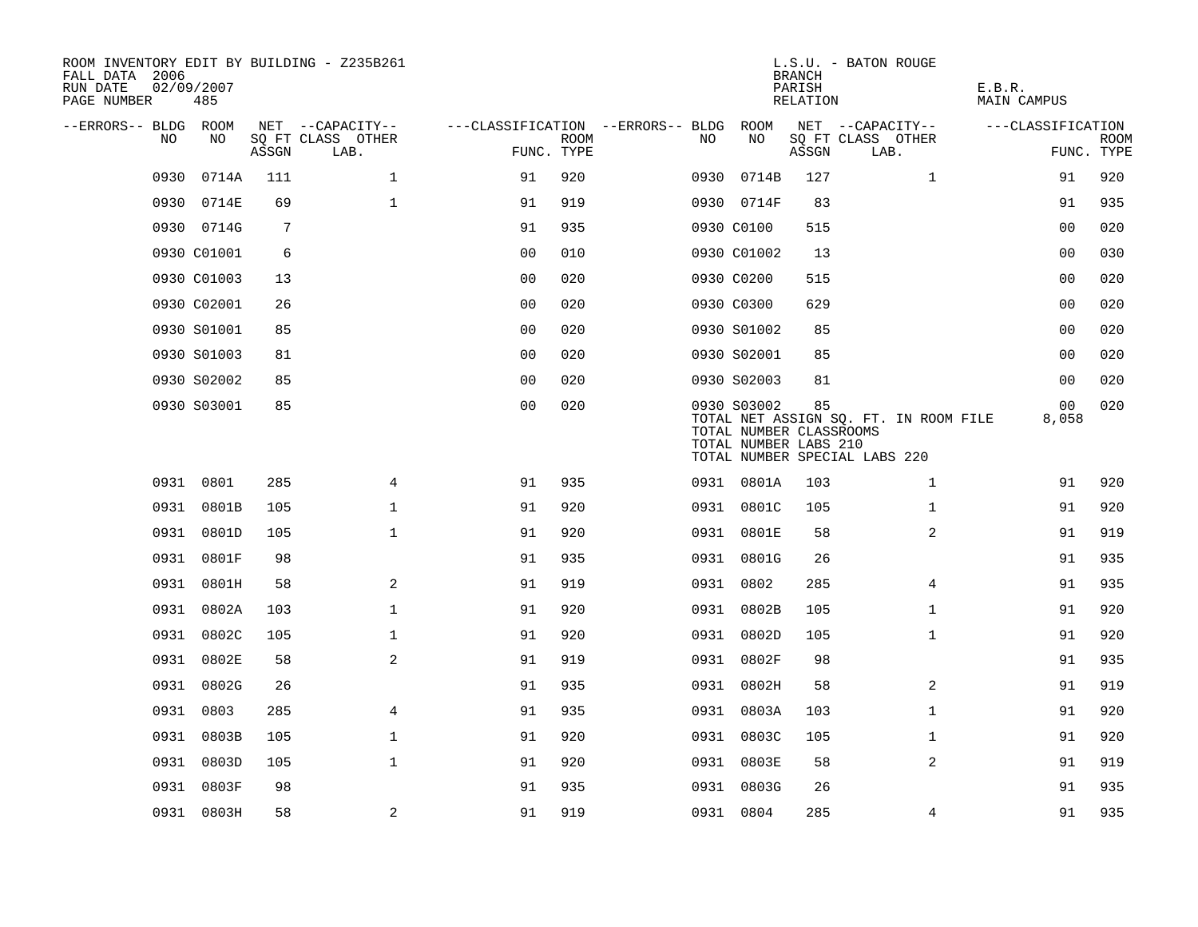ROOM INVENTORY EDIT BY BUILDING - Z235B261
FALL DATA 2006
RUN DATE 02/09/2007

L.S.U. - BATON ROUGE
BRANCH
PARISH E.B.R.
RELATION MAIN CAMPUS

| --ERRORS-- | BLDG NO | ROOM NO | NET SQ FT ASSGN | --CAPACITY-- CLASS LAB. | OTHER | ---CLASSIFICATION FUNC. | ROOM TYPE | --ERRORS-- | BLDG NO | ROOM NO | NET SQ FT ASSGN | --CAPACITY-- CLASS LAB. | OTHER | ---CLASSIFICATION FUNC. | ROOM TYPE |
|---|---|---|---|---|---|---|---|---|---|---|---|---|---|---|---|
| | 0930 | 0714A | 111 | | 1 | 91 | 920 | | 0930 | 0714B | 127 | | 1 | 91 | 920 |
| | 0930 | 0714E | 69 | | 1 | 91 | 919 | | 0930 | 0714F | 83 | | | 91 | 935 |
| | 0930 | 0714G | 7 | | | 91 | 935 | | 0930 | C0100 | 515 | | | 00 | 020 |
| | 0930 | C01001 | 6 | | | 00 | 010 | | 0930 | C01002 | 13 | | | 00 | 030 |
| | 0930 | C01003 | 13 | | | 00 | 020 | | 0930 | C0200 | 515 | | | 00 | 020 |
| | 0930 | C02001 | 26 | | | 00 | 020 | | 0930 | C0300 | 629 | | | 00 | 020 |
| | 0930 | S01001 | 85 | | | 00 | 020 | | 0930 | S01002 | 85 | | | 00 | 020 |
| | 0930 | S01003 | 81 | | | 00 | 020 | | 0930 | S02001 | 85 | | | 00 | 020 |
| | 0930 | S02002 | 85 | | | 00 | 020 | | 0930 | S02003 | 81 | | | 00 | 020 |
| | 0930 | S03001 | 85 | | | 00 | 020 | | 0930 | S03002 | 85 | | | 00 | 020 |

TOTAL NET ASSIGN SQ. FT. IN ROOM FILE 8,058
TOTAL NUMBER CLASSROOMS
TOTAL NUMBER LABS 210
TOTAL NUMBER SPECIAL LABS 220

| --ERRORS-- | BLDG NO | ROOM NO | NET SQ FT ASSGN | --CAPACITY-- CLASS LAB. | OTHER | ---CLASSIFICATION FUNC. | ROOM TYPE | --ERRORS-- | BLDG NO | ROOM NO | NET SQ FT ASSGN | --CAPACITY-- CLASS LAB. | OTHER | ---CLASSIFICATION FUNC. | ROOM TYPE |
|---|---|---|---|---|---|---|---|---|---|---|---|---|---|---|---|
| | 0931 | 0801 | 285 | | 4 | 91 | 935 | | 0931 | 0801A | 103 | | 1 | 91 | 920 |
| | 0931 | 0801B | 105 | | 1 | 91 | 920 | | 0931 | 0801C | 105 | | 1 | 91 | 920 |
| | 0931 | 0801D | 105 | | 1 | 91 | 920 | | 0931 | 0801E | 58 | | 2 | 91 | 919 |
| | 0931 | 0801F | 98 | | | 91 | 935 | | 0931 | 0801G | 26 | | | 91 | 935 |
| | 0931 | 0801H | 58 | | 2 | 91 | 919 | | 0931 | 0802 | 285 | | 4 | 91 | 935 |
| | 0931 | 0802A | 103 | | 1 | 91 | 920 | | 0931 | 0802B | 105 | | 1 | 91 | 920 |
| | 0931 | 0802C | 105 | | 1 | 91 | 920 | | 0931 | 0802D | 105 | | 1 | 91 | 920 |
| | 0931 | 0802E | 58 | | 2 | 91 | 919 | | 0931 | 0802F | 98 | | | 91 | 935 |
| | 0931 | 0802G | 26 | | | 91 | 935 | | 0931 | 0802H | 58 | | 2 | 91 | 919 |
| | 0931 | 0803 | 285 | | 4 | 91 | 935 | | 0931 | 0803A | 103 | | 1 | 91 | 920 |
| | 0931 | 0803B | 105 | | 1 | 91 | 920 | | 0931 | 0803C | 105 | | 1 | 91 | 920 |
| | 0931 | 0803D | 105 | | 1 | 91 | 920 | | 0931 | 0803E | 58 | | 2 | 91 | 919 |
| | 0931 | 0803F | 98 | | | 91 | 935 | | 0931 | 0803G | 26 | | | 91 | 935 |
| | 0931 | 0803H | 58 | | 2 | 91 | 919 | | 0931 | 0804 | 285 | | 4 | 91 | 935 |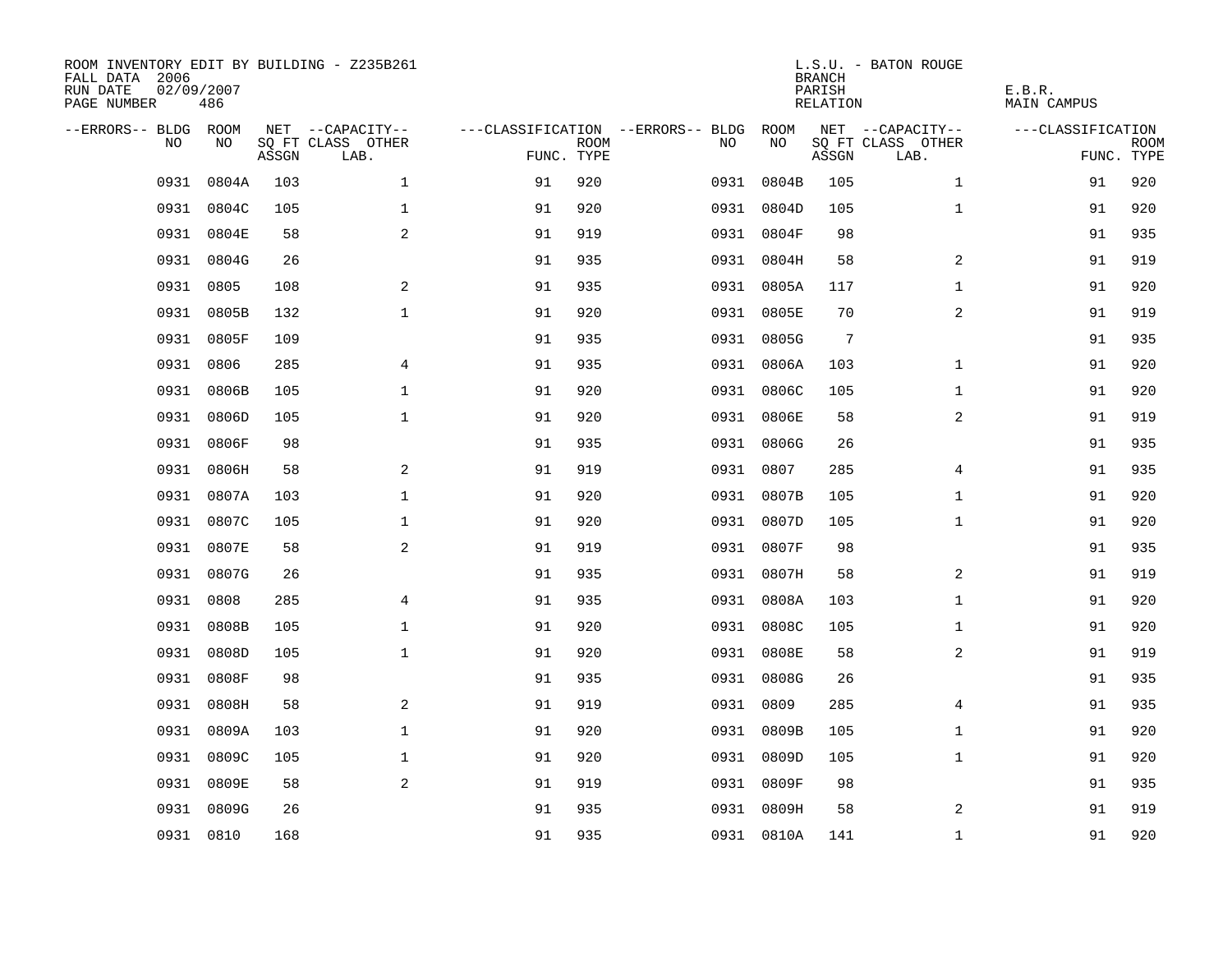ROOM INVENTORY EDIT BY BUILDING - Z235B261
FALL DATA 2006
RUN DATE 02/09/2007
PAGE NUMBER 486

L.S.U. - BATON ROUGE
BRANCH
PARISH E.B.R.
RELATION MAIN CAMPUS

| --ERRORS-- | BLDG NO | ROOM NO | NET SQ FT ASSGN | --CAPACITY-- CLASS LAB. | OTHER | ---CLASSIFICATION FUNC. | ROOM TYPE | --ERRORS-- | BLDG NO | ROOM NO | NET SQ FT ASSGN | --CAPACITY-- CLASS LAB. | OTHER | ---CLASSIFICATION FUNC. | ROOM TYPE |
|---|---|---|---|---|---|---|---|---|---|---|---|---|---|---|---|
| | 0931 | 0804A | 103 | | 1 | 91 | 920 | | 0931 | 0804B | 105 | | 1 | 91 | 920 |
| | 0931 | 0804C | 105 | | 1 | 91 | 920 | | 0931 | 0804D | 105 | | 1 | 91 | 920 |
| | 0931 | 0804E | 58 | | 2 | 91 | 919 | | 0931 | 0804F | 98 | | | 91 | 935 |
| | 0931 | 0804G | 26 | | | 91 | 935 | | 0931 | 0804H | 58 | | 2 | 91 | 919 |
| | 0931 | 0805 | 108 | | 2 | 91 | 935 | | 0931 | 0805A | 117 | | 1 | 91 | 920 |
| | 0931 | 0805B | 132 | | 1 | 91 | 920 | | 0931 | 0805E | 70 | | 2 | 91 | 919 |
| | 0931 | 0805F | 109 | | | 91 | 935 | | 0931 | 0805G | 7 | | | 91 | 935 |
| | 0931 | 0806 | 285 | | 4 | 91 | 935 | | 0931 | 0806A | 103 | | 1 | 91 | 920 |
| | 0931 | 0806B | 105 | | 1 | 91 | 920 | | 0931 | 0806C | 105 | | 1 | 91 | 920 |
| | 0931 | 0806D | 105 | | 1 | 91 | 920 | | 0931 | 0806E | 58 | | 2 | 91 | 919 |
| | 0931 | 0806F | 98 | | | 91 | 935 | | 0931 | 0806G | 26 | | | 91 | 935 |
| | 0931 | 0806H | 58 | | 2 | 91 | 919 | | 0931 | 0807 | 285 | | 4 | 91 | 935 |
| | 0931 | 0807A | 103 | | 1 | 91 | 920 | | 0931 | 0807B | 105 | | 1 | 91 | 920 |
| | 0931 | 0807C | 105 | | 1 | 91 | 920 | | 0931 | 0807D | 105 | | 1 | 91 | 920 |
| | 0931 | 0807E | 58 | | 2 | 91 | 919 | | 0931 | 0807F | 98 | | | 91 | 935 |
| | 0931 | 0807G | 26 | | | 91 | 935 | | 0931 | 0807H | 58 | | 2 | 91 | 919 |
| | 0931 | 0808 | 285 | | 4 | 91 | 935 | | 0931 | 0808A | 103 | | 1 | 91 | 920 |
| | 0931 | 0808B | 105 | | 1 | 91 | 920 | | 0931 | 0808C | 105 | | 1 | 91 | 920 |
| | 0931 | 0808D | 105 | | 1 | 91 | 920 | | 0931 | 0808E | 58 | | 2 | 91 | 919 |
| | 0931 | 0808F | 98 | | | 91 | 935 | | 0931 | 0808G | 26 | | | 91 | 935 |
| | 0931 | 0808H | 58 | | 2 | 91 | 919 | | 0931 | 0809 | 285 | | 4 | 91 | 935 |
| | 0931 | 0809A | 103 | | 1 | 91 | 920 | | 0931 | 0809B | 105 | | 1 | 91 | 920 |
| | 0931 | 0809C | 105 | | 1 | 91 | 920 | | 0931 | 0809D | 105 | | 1 | 91 | 920 |
| | 0931 | 0809E | 58 | | 2 | 91 | 919 | | 0931 | 0809F | 98 | | | 91 | 935 |
| | 0931 | 0809G | 26 | | | 91 | 935 | | 0931 | 0809H | 58 | | 2 | 91 | 919 |
| | 0931 | 0810 | 168 | | | 91 | 935 | | 0931 | 0810A | 141 | | 1 | 91 | 920 |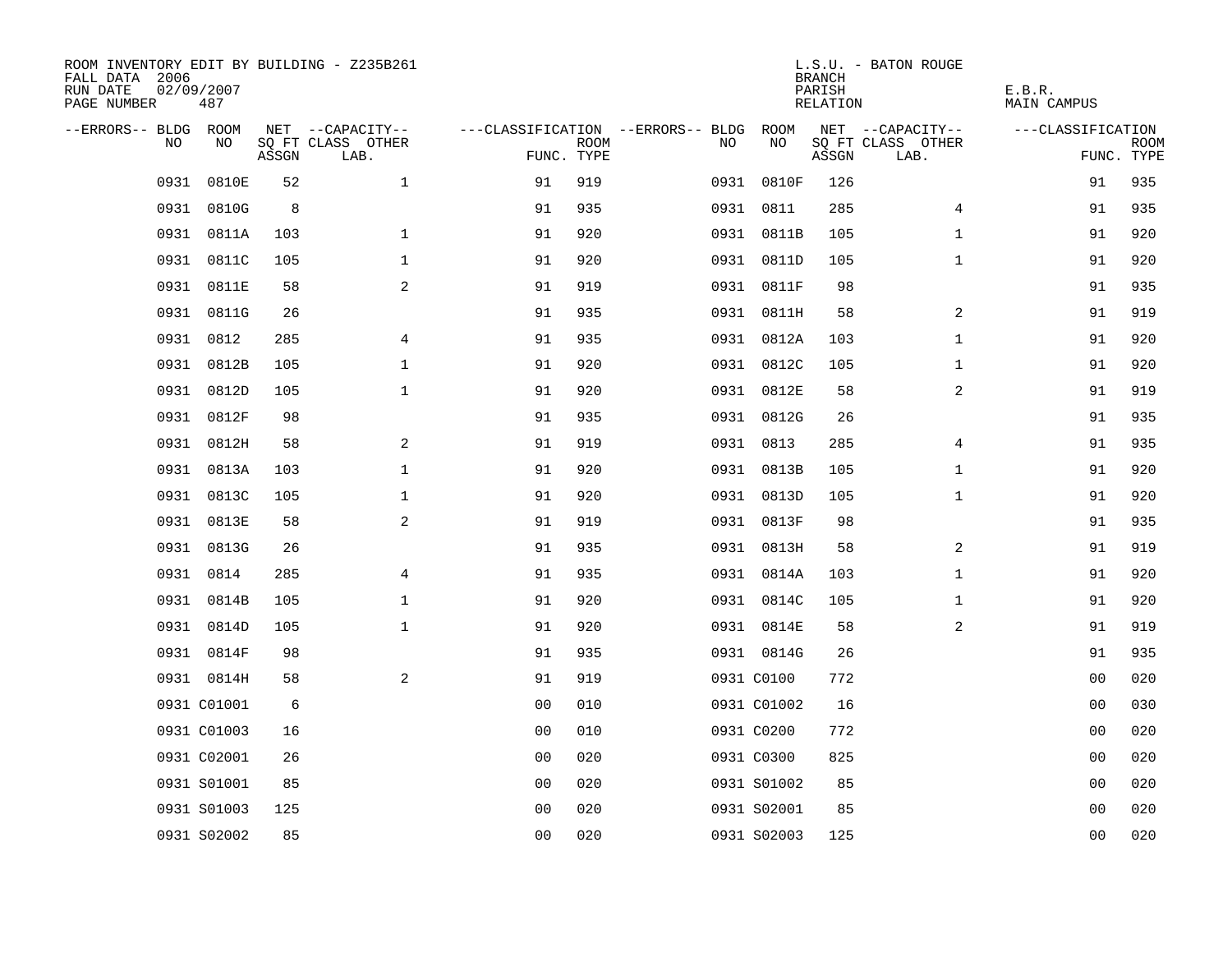ROOM INVENTORY EDIT BY BUILDING - Z235B261
FALL DATA 2006
RUN DATE 02/09/2007
PAGE NUMBER 487

L.S.U. - BATON ROUGE
BRANCH
PARISH E.B.R.
RELATION MAIN CAMPUS

| --ERRORS-- | BLDG NO | ROOM NO | NET SQ FT ASSGN | --CAPACITY-- CLASS LAB. | OTHER | ---CLASSIFICATION FUNC. | ROOM TYPE | --ERRORS-- | BLDG NO | ROOM NO | NET SQ FT ASSGN | --CAPACITY-- CLASS LAB. | OTHER | ---CLASSIFICATION FUNC. | ROOM TYPE |
|---|---|---|---|---|---|---|---|---|---|---|---|---|---|---|---|
| | 0931 | 0810E | 52 | | 1 | 91 | 919 | | 0931 | 0810F | 126 | | | 91 | 935 |
| | 0931 | 0810G | 8 | | | 91 | 935 | | 0931 | 0811 | 285 | | 4 | 91 | 935 |
| | 0931 | 0811A | 103 | | 1 | 91 | 920 | | 0931 | 0811B | 105 | | 1 | 91 | 920 |
| | 0931 | 0811C | 105 | | 1 | 91 | 920 | | 0931 | 0811D | 105 | | 1 | 91 | 920 |
| | 0931 | 0811E | 58 | | 2 | 91 | 919 | | 0931 | 0811F | 98 | | | 91 | 935 |
| | 0931 | 0811G | 26 | | | 91 | 935 | | 0931 | 0811H | 58 | | 2 | 91 | 919 |
| | 0931 | 0812 | 285 | | 4 | 91 | 935 | | 0931 | 0812A | 103 | | 1 | 91 | 920 |
| | 0931 | 0812B | 105 | | 1 | 91 | 920 | | 0931 | 0812C | 105 | | 1 | 91 | 920 |
| | 0931 | 0812D | 105 | | 1 | 91 | 920 | | 0931 | 0812E | 58 | | 2 | 91 | 919 |
| | 0931 | 0812F | 98 | | | 91 | 935 | | 0931 | 0812G | 26 | | | 91 | 935 |
| | 0931 | 0812H | 58 | | 2 | 91 | 919 | | 0931 | 0813 | 285 | | 4 | 91 | 935 |
| | 0931 | 0813A | 103 | | 1 | 91 | 920 | | 0931 | 0813B | 105 | | 1 | 91 | 920 |
| | 0931 | 0813C | 105 | | 1 | 91 | 920 | | 0931 | 0813D | 105 | | 1 | 91 | 920 |
| | 0931 | 0813E | 58 | | 2 | 91 | 919 | | 0931 | 0813F | 98 | | | 91 | 935 |
| | 0931 | 0813G | 26 | | | 91 | 935 | | 0931 | 0813H | 58 | | 2 | 91 | 919 |
| | 0931 | 0814 | 285 | | 4 | 91 | 935 | | 0931 | 0814A | 103 | | 1 | 91 | 920 |
| | 0931 | 0814B | 105 | | 1 | 91 | 920 | | 0931 | 0814C | 105 | | 1 | 91 | 920 |
| | 0931 | 0814D | 105 | | 1 | 91 | 920 | | 0931 | 0814E | 58 | | 2 | 91 | 919 |
| | 0931 | 0814F | 98 | | | 91 | 935 | | 0931 | 0814G | 26 | | | 91 | 935 |
| | 0931 | 0814H | 58 | | 2 | 91 | 919 | | 0931 | C0100 | 772 | | | 00 | 020 |
| | 0931 | C01001 | 6 | | | 00 | 010 | | 0931 | C01002 | 16 | | | 00 | 030 |
| | 0931 | C01003 | 16 | | | 00 | 010 | | 0931 | C0200 | 772 | | | 00 | 020 |
| | 0931 | C02001 | 26 | | | 00 | 020 | | 0931 | C0300 | 825 | | | 00 | 020 |
| | 0931 | S01001 | 85 | | | 00 | 020 | | 0931 | S01002 | 85 | | | 00 | 020 |
| | 0931 | S01003 | 125 | | | 00 | 020 | | 0931 | S02001 | 85 | | | 00 | 020 |
| | 0931 | S02002 | 85 | | | 00 | 020 | | 0931 | S02003 | 125 | | | 00 | 020 |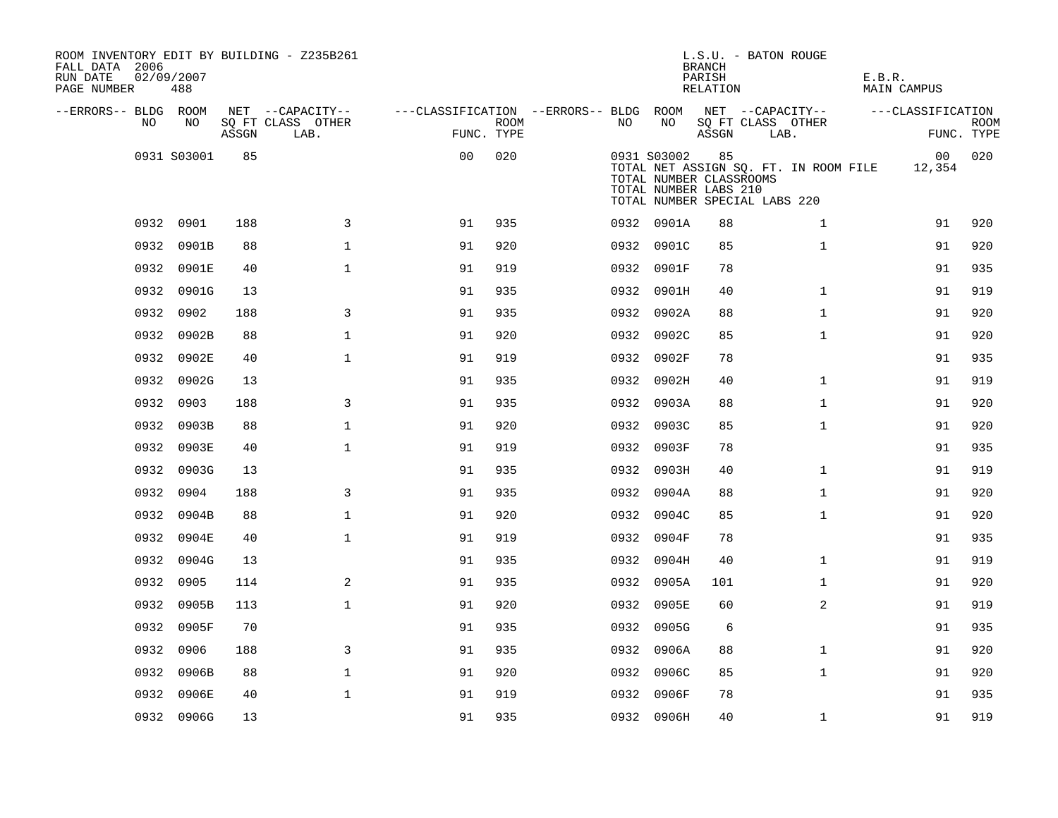ROOM INVENTORY EDIT BY BUILDING - Z235B261
FALL DATA 2006
RUN DATE 02/09/2007
PAGE NUMBER 488

L.S.U. - BATON ROUGE
BRANCH
PARISH E.B.R.
RELATION MAIN CAMPUS

| --ERRORS-- | BLDG NO | ROOM NO | NET SQ FT ASSGN | --CAPACITY-- CLASS LAB. | OTHER | ---CLASSIFICATION FUNC. | ROOM TYPE | --ERRORS-- | BLDG NO | ROOM NO | NET SQ FT ASSGN | --CAPACITY-- CLASS LAB. | OTHER | ---CLASSIFICATION FUNC. | ROOM TYPE |
|---|---|---|---|---|---|---|---|---|---|---|---|---|---|---|---|
| | 0931 | S03001 | 85 | | | 00 | 020 | | 0931 | S03002 | 85 | | | 00 | 020 |
| | | | | | | | | | TOTAL NET ASSIGN SQ. FT. IN ROOM FILE | | | | | 12,354 | |
| | | | | | | | | | TOTAL NUMBER CLASSROOMS | | | | | | |
| | | | | | | | | | TOTAL NUMBER LABS 210 | | | | | | |
| | | | | | | | | | TOTAL NUMBER SPECIAL LABS 220 | | | | | | |
| | 0932 | 0901 | 188 | | 3 | 91 | 935 | | 0932 | 0901A | 88 | | 1 | 91 | 920 |
| | 0932 | 0901B | 88 | | 1 | 91 | 920 | | 0932 | 0901C | 85 | | 1 | 91 | 920 |
| | 0932 | 0901E | 40 | | 1 | 91 | 919 | | 0932 | 0901F | 78 | | | 91 | 935 |
| | 0932 | 0901G | 13 | | | 91 | 935 | | 0932 | 0901H | 40 | | 1 | 91 | 919 |
| | 0932 | 0902 | 188 | | 3 | 91 | 935 | | 0932 | 0902A | 88 | | 1 | 91 | 920 |
| | 0932 | 0902B | 88 | | 1 | 91 | 920 | | 0932 | 0902C | 85 | | 1 | 91 | 920 |
| | 0932 | 0902E | 40 | | 1 | 91 | 919 | | 0932 | 0902F | 78 | | | 91 | 935 |
| | 0932 | 0902G | 13 | | | 91 | 935 | | 0932 | 0902H | 40 | | 1 | 91 | 919 |
| | 0932 | 0903 | 188 | | 3 | 91 | 935 | | 0932 | 0903A | 88 | | 1 | 91 | 920 |
| | 0932 | 0903B | 88 | | 1 | 91 | 920 | | 0932 | 0903C | 85 | | 1 | 91 | 920 |
| | 0932 | 0903E | 40 | | 1 | 91 | 919 | | 0932 | 0903F | 78 | | | 91 | 935 |
| | 0932 | 0903G | 13 | | | 91 | 935 | | 0932 | 0903H | 40 | | 1 | 91 | 919 |
| | 0932 | 0904 | 188 | | 3 | 91 | 935 | | 0932 | 0904A | 88 | | 1 | 91 | 920 |
| | 0932 | 0904B | 88 | | 1 | 91 | 920 | | 0932 | 0904C | 85 | | 1 | 91 | 920 |
| | 0932 | 0904E | 40 | | 1 | 91 | 919 | | 0932 | 0904F | 78 | | | 91 | 935 |
| | 0932 | 0904G | 13 | | | 91 | 935 | | 0932 | 0904H | 40 | | 1 | 91 | 919 |
| | 0932 | 0905 | 114 | | 2 | 91 | 935 | | 0932 | 0905A | 101 | | 1 | 91 | 920 |
| | 0932 | 0905B | 113 | | 1 | 91 | 920 | | 0932 | 0905E | 60 | | 2 | 91 | 919 |
| | 0932 | 0905F | 70 | | | 91 | 935 | | 0932 | 0905G | 6 | | | 91 | 935 |
| | 0932 | 0906 | 188 | | 3 | 91 | 935 | | 0932 | 0906A | 88 | | 1 | 91 | 920 |
| | 0932 | 0906B | 88 | | 1 | 91 | 920 | | 0932 | 0906C | 85 | | 1 | 91 | 920 |
| | 0932 | 0906E | 40 | | 1 | 91 | 919 | | 0932 | 0906F | 78 | | | 91 | 935 |
| | 0932 | 0906G | 13 | | | 91 | 935 | | 0932 | 0906H | 40 | | 1 | 91 | 919 |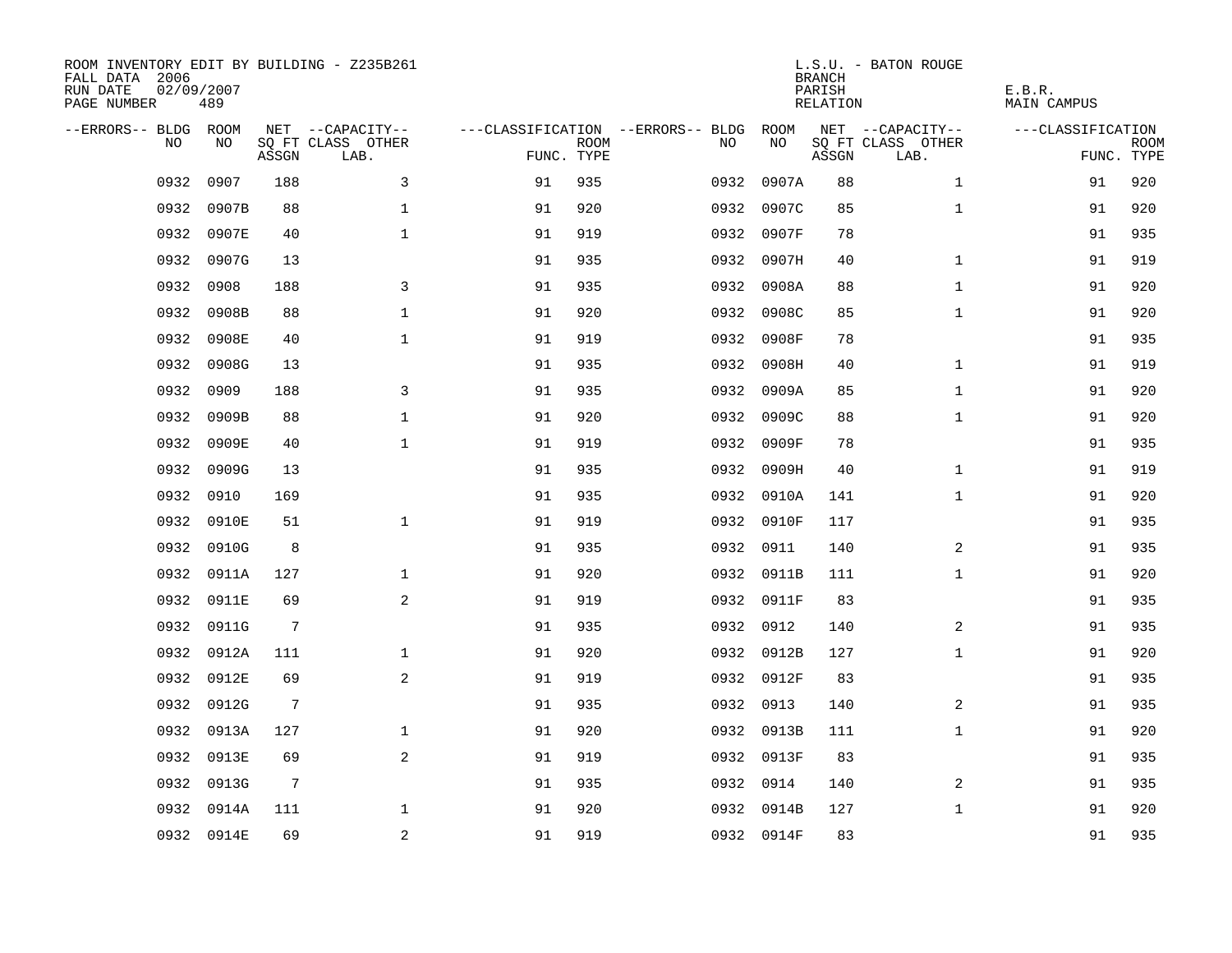ROOM INVENTORY EDIT BY BUILDING - Z235B261
FALL DATA 2006
RUN DATE 02/09/2007
PAGE NUMBER 489

L.S.U. - BATON ROUGE
BRANCH
PARISH E.B.R.
RELATION MAIN CAMPUS

| --ERRORS-- | BLDG NO | ROOM NO | NET SQ FT ASSGN | --CAPACITY-- CLASS | OTHER LAB. | ---CLASSIFICATION FUNC. | ROOM TYPE | --ERRORS-- | BLDG NO | ROOM NO | NET SQ FT ASSGN | --CAPACITY-- CLASS | OTHER LAB. | ---CLASSIFICATION FUNC. | ROOM TYPE |
|---|---|---|---|---|---|---|---|---|---|---|---|---|---|---|---|
| | 0932 | 0907 | 188 | | 3 | 91 | 935 | | 0932 | 0907A | 88 | | 1 | 91 | 920 |
| | 0932 | 0907B | 88 | | 1 | 91 | 920 | | 0932 | 0907C | 85 | | 1 | 91 | 920 |
| | 0932 | 0907E | 40 | | 1 | 91 | 919 | | 0932 | 0907F | 78 | | | 91 | 935 |
| | 0932 | 0907G | 13 | | | 91 | 935 | | 0932 | 0907H | 40 | | 1 | 91 | 919 |
| | 0932 | 0908 | 188 | | 3 | 91 | 935 | | 0932 | 0908A | 88 | | 1 | 91 | 920 |
| | 0932 | 0908B | 88 | | 1 | 91 | 920 | | 0932 | 0908C | 85 | | 1 | 91 | 920 |
| | 0932 | 0908E | 40 | | 1 | 91 | 919 | | 0932 | 0908F | 78 | | | 91 | 935 |
| | 0932 | 0908G | 13 | | | 91 | 935 | | 0932 | 0908H | 40 | | 1 | 91 | 919 |
| | 0932 | 0909 | 188 | | 3 | 91 | 935 | | 0932 | 0909A | 85 | | 1 | 91 | 920 |
| | 0932 | 0909B | 88 | | 1 | 91 | 920 | | 0932 | 0909C | 88 | | 1 | 91 | 920 |
| | 0932 | 0909E | 40 | | 1 | 91 | 919 | | 0932 | 0909F | 78 | | | 91 | 935 |
| | 0932 | 0909G | 13 | | | 91 | 935 | | 0932 | 0909H | 40 | | 1 | 91 | 919 |
| | 0932 | 0910 | 169 | | | 91 | 935 | | 0932 | 0910A | 141 | | 1 | 91 | 920 |
| | 0932 | 0910E | 51 | | 1 | 91 | 919 | | 0932 | 0910F | 117 | | | 91 | 935 |
| | 0932 | 0910G | 8 | | | 91 | 935 | | 0932 | 0911 | 140 | | 2 | 91 | 935 |
| | 0932 | 0911A | 127 | | 1 | 91 | 920 | | 0932 | 0911B | 111 | | 1 | 91 | 920 |
| | 0932 | 0911E | 69 | | 2 | 91 | 919 | | 0932 | 0911F | 83 | | | 91 | 935 |
| | 0932 | 0911G | 7 | | | 91 | 935 | | 0932 | 0912 | 140 | | 2 | 91 | 935 |
| | 0932 | 0912A | 111 | | 1 | 91 | 920 | | 0932 | 0912B | 127 | | 1 | 91 | 920 |
| | 0932 | 0912E | 69 | | 2 | 91 | 919 | | 0932 | 0912F | 83 | | | 91 | 935 |
| | 0932 | 0912G | 7 | | | 91 | 935 | | 0932 | 0913 | 140 | | 2 | 91 | 935 |
| | 0932 | 0913A | 127 | | 1 | 91 | 920 | | 0932 | 0913B | 111 | | 1 | 91 | 920 |
| | 0932 | 0913E | 69 | | 2 | 91 | 919 | | 0932 | 0913F | 83 | | | 91 | 935 |
| | 0932 | 0913G | 7 | | | 91 | 935 | | 0932 | 0914 | 140 | | 2 | 91 | 935 |
| | 0932 | 0914A | 111 | | 1 | 91 | 920 | | 0932 | 0914B | 127 | | 1 | 91 | 920 |
| | 0932 | 0914E | 69 | | 2 | 91 | 919 | | 0932 | 0914F | 83 | | | 91 | 935 |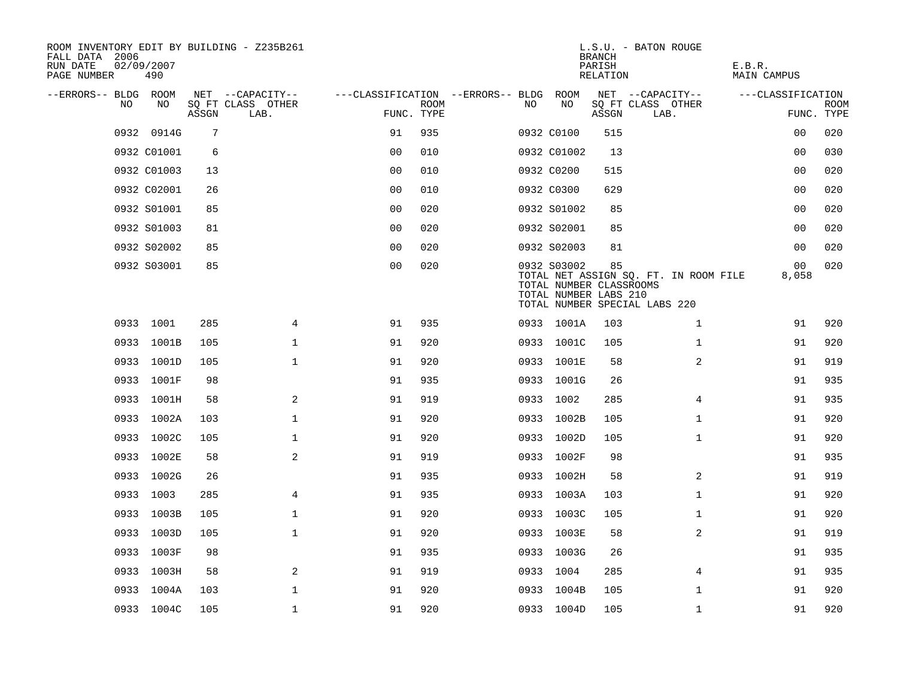ROOM INVENTORY EDIT BY BUILDING - Z235B261
FALL DATA 2006
RUN DATE 02/09/2007
PAGE NUMBER 490

L.S.U. - BATON ROUGE
BRANCH
PARISH E.B.R.
RELATION MAIN CAMPUS

| --ERRORS-- | BLDG NO | ROOM NO | NET SQ FT ASSGN | --CAPACITY-- CLASS LAB. | OTHER | ---CLASSIFICATION FUNC. | ROOM TYPE | --ERRORS-- | BLDG NO | ROOM NO | NET SQ FT ASSGN | --CAPACITY-- CLASS LAB. | OTHER | ---CLASSIFICATION FUNC. | ROOM TYPE |
|---|---|---|---|---|---|---|---|---|---|---|---|---|---|---|---|
| | 0932 | 0914G | 7 | | | 91 | 935 | | 0932 | C0100 | 515 | | | 00 | 020 |
| | 0932 | C01001 | 6 | | | 00 | 010 | | 0932 | C01002 | 13 | | | 00 | 030 |
| | 0932 | C01003 | 13 | | | 00 | 010 | | 0932 | C0200 | 515 | | | 00 | 020 |
| | 0932 | C02001 | 26 | | | 00 | 010 | | 0932 | C0300 | 629 | | | 00 | 020 |
| | 0932 | S01001 | 85 | | | 00 | 020 | | 0932 | S01002 | 85 | | | 00 | 020 |
| | 0932 | S01003 | 81 | | | 00 | 020 | | 0932 | S02001 | 85 | | | 00 | 020 |
| | 0932 | S02002 | 85 | | | 00 | 020 | | 0932 | S02003 | 81 | | | 00 | 020 |
| | 0932 | S03001 | 85 | | | 00 | 020 | | 0932 | S03002 | 85 | | | 00 | 020 |
| | | | | | | | | | TOTAL NET ASSIGN SQ. FT. IN ROOM FILE | | | | | 8,058 | |
| | | | | | | | | | TOTAL NUMBER CLASSROOMS | | | | | | |
| | | | | | | | | | TOTAL NUMBER LABS 210 | | | | | | |
| | | | | | | | | | TOTAL NUMBER SPECIAL LABS 220 | | | | | | |
| | 0933 | 1001 | 285 | | 4 | 91 | 935 | | 0933 | 1001A | 103 | | 1 | 91 | 920 |
| | 0933 | 1001B | 105 | | 1 | 91 | 920 | | 0933 | 1001C | 105 | | 1 | 91 | 920 |
| | 0933 | 1001D | 105 | | 1 | 91 | 920 | | 0933 | 1001E | 58 | | 2 | 91 | 919 |
| | 0933 | 1001F | 98 | | | 91 | 935 | | 0933 | 1001G | 26 | | | 91 | 935 |
| | 0933 | 1001H | 58 | | 2 | 91 | 919 | | 0933 | 1002 | 285 | | 4 | 91 | 935 |
| | 0933 | 1002A | 103 | | 1 | 91 | 920 | | 0933 | 1002B | 105 | | 1 | 91 | 920 |
| | 0933 | 1002C | 105 | | 1 | 91 | 920 | | 0933 | 1002D | 105 | | 1 | 91 | 920 |
| | 0933 | 1002E | 58 | | 2 | 91 | 919 | | 0933 | 1002F | 98 | | | 91 | 935 |
| | 0933 | 1002G | 26 | | | 91 | 935 | | 0933 | 1002H | 58 | | 2 | 91 | 919 |
| | 0933 | 1003 | 285 | | 4 | 91 | 935 | | 0933 | 1003A | 103 | | 1 | 91 | 920 |
| | 0933 | 1003B | 105 | | 1 | 91 | 920 | | 0933 | 1003C | 105 | | 1 | 91 | 920 |
| | 0933 | 1003D | 105 | | 1 | 91 | 920 | | 0933 | 1003E | 58 | | 2 | 91 | 919 |
| | 0933 | 1003F | 98 | | | 91 | 935 | | 0933 | 1003G | 26 | | | 91 | 935 |
| | 0933 | 1003H | 58 | | 2 | 91 | 919 | | 0933 | 1004 | 285 | | 4 | 91 | 935 |
| | 0933 | 1004A | 103 | | 1 | 91 | 920 | | 0933 | 1004B | 105 | | 1 | 91 | 920 |
| | 0933 | 1004C | 105 | | 1 | 91 | 920 | | 0933 | 1004D | 105 | | 1 | 91 | 920 |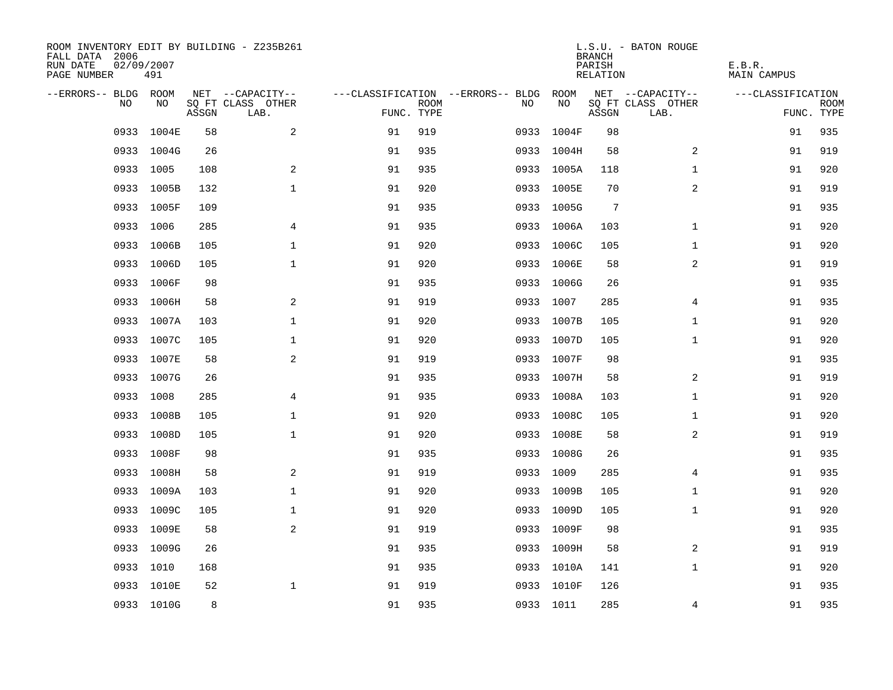ROOM INVENTORY EDIT BY BUILDING - Z235B261
FALL DATA 2006
RUN DATE 02/09/2007
PAGE NUMBER 491

L.S.U. - BATON ROUGE
BRANCH
PARISH E.B.R.
RELATION MAIN CAMPUS

| --ERRORS-- | BLDG NO | ROOM NO | NET SQ FT ASSGN | --CAPACITY-- CLASS | OTHER LAB. | ---CLASSIFICATION FUNC. | ROOM TYPE | --ERRORS-- | BLDG NO | ROOM NO | NET SQ FT ASSGN | --CAPACITY-- CLASS | OTHER LAB. | ---CLASSIFICATION FUNC. | ROOM TYPE |
|---|---|---|---|---|---|---|---|---|---|---|---|---|---|---|---|
| | 0933 | 1004E | 58 | | 2 | 91 | 919 | | 0933 | 1004F | 98 | | | 91 | 935 |
| | 0933 | 1004G | 26 | | | 91 | 935 | | 0933 | 1004H | 58 | | 2 | 91 | 919 |
| | 0933 | 1005 | 108 | | 2 | 91 | 935 | | 0933 | 1005A | 118 | | 1 | 91 | 920 |
| | 0933 | 1005B | 132 | | 1 | 91 | 920 | | 0933 | 1005E | 70 | | 2 | 91 | 919 |
| | 0933 | 1005F | 109 | | | 91 | 935 | | 0933 | 1005G | 7 | | | 91 | 935 |
| | 0933 | 1006 | 285 | | 4 | 91 | 935 | | 0933 | 1006A | 103 | | 1 | 91 | 920 |
| | 0933 | 1006B | 105 | | 1 | 91 | 920 | | 0933 | 1006C | 105 | | 1 | 91 | 920 |
| | 0933 | 1006D | 105 | | 1 | 91 | 920 | | 0933 | 1006E | 58 | | 2 | 91 | 919 |
| | 0933 | 1006F | 98 | | | 91 | 935 | | 0933 | 1006G | 26 | | | 91 | 935 |
| | 0933 | 1006H | 58 | | 2 | 91 | 919 | | 0933 | 1007 | 285 | | 4 | 91 | 935 |
| | 0933 | 1007A | 103 | | 1 | 91 | 920 | | 0933 | 1007B | 105 | | 1 | 91 | 920 |
| | 0933 | 1007C | 105 | | 1 | 91 | 920 | | 0933 | 1007D | 105 | | 1 | 91 | 920 |
| | 0933 | 1007E | 58 | | 2 | 91 | 919 | | 0933 | 1007F | 98 | | | 91 | 935 |
| | 0933 | 1007G | 26 | | | 91 | 935 | | 0933 | 1007H | 58 | | 2 | 91 | 919 |
| | 0933 | 1008 | 285 | | 4 | 91 | 935 | | 0933 | 1008A | 103 | | 1 | 91 | 920 |
| | 0933 | 1008B | 105 | | 1 | 91 | 920 | | 0933 | 1008C | 105 | | 1 | 91 | 920 |
| | 0933 | 1008D | 105 | | 1 | 91 | 920 | | 0933 | 1008E | 58 | | 2 | 91 | 919 |
| | 0933 | 1008F | 98 | | | 91 | 935 | | 0933 | 1008G | 26 | | | 91 | 935 |
| | 0933 | 1008H | 58 | | 2 | 91 | 919 | | 0933 | 1009 | 285 | | 4 | 91 | 935 |
| | 0933 | 1009A | 103 | | 1 | 91 | 920 | | 0933 | 1009B | 105 | | 1 | 91 | 920 |
| | 0933 | 1009C | 105 | | 1 | 91 | 920 | | 0933 | 1009D | 105 | | 1 | 91 | 920 |
| | 0933 | 1009E | 58 | | 2 | 91 | 919 | | 0933 | 1009F | 98 | | | 91 | 935 |
| | 0933 | 1009G | 26 | | | 91 | 935 | | 0933 | 1009H | 58 | | 2 | 91 | 919 |
| | 0933 | 1010 | 168 | | | 91 | 935 | | 0933 | 1010A | 141 | | 1 | 91 | 920 |
| | 0933 | 1010E | 52 | | 1 | 91 | 919 | | 0933 | 1010F | 126 | | | 91 | 935 |
| | 0933 | 1010G | 8 | | | 91 | 935 | | 0933 | 1011 | 285 | | 4 | 91 | 935 |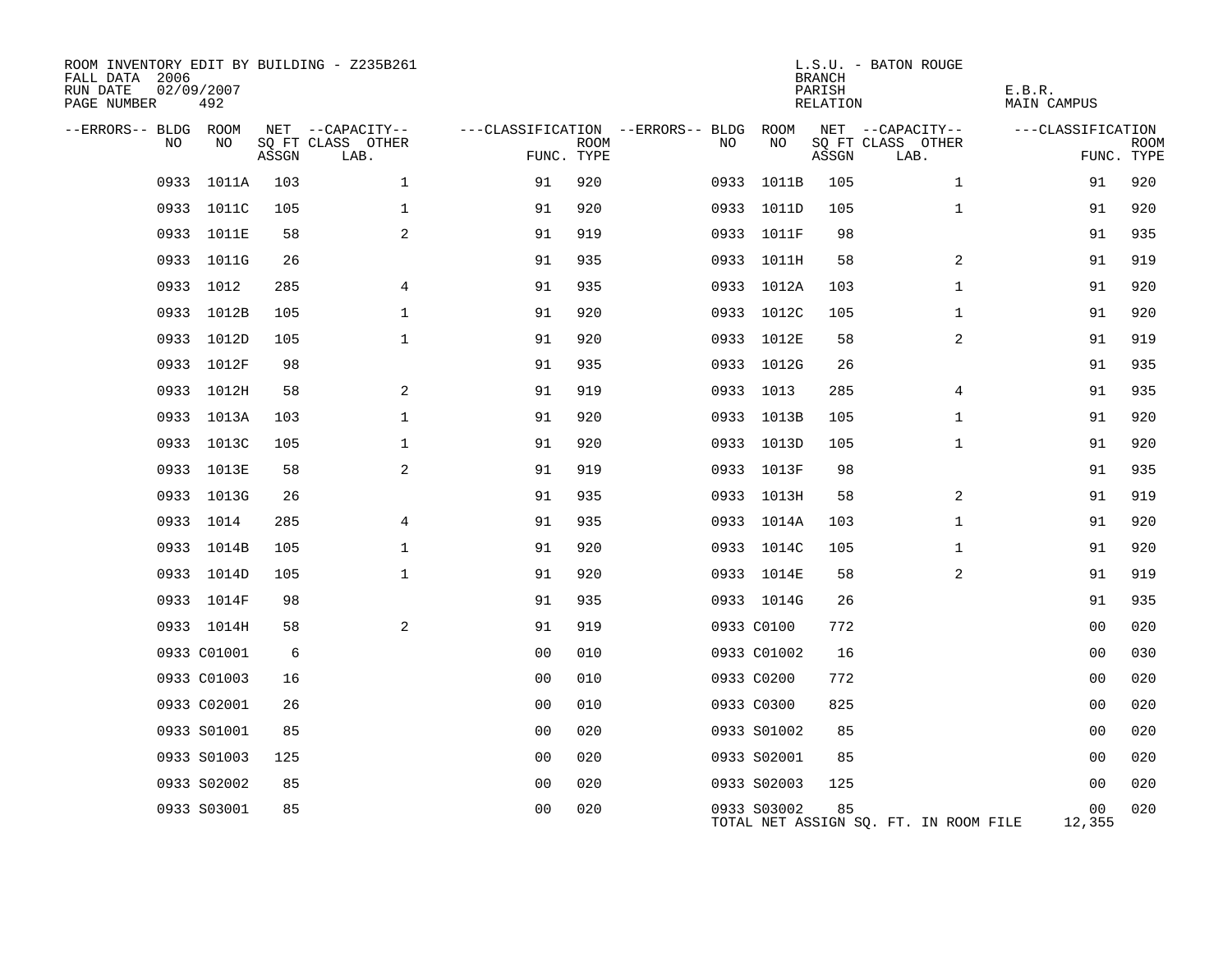ROOM INVENTORY EDIT BY BUILDING - Z235B261
FALL DATA 2006
RUN DATE 02/09/2007
PAGE NUMBER 492

L.S.U. - BATON ROUGE
BRANCH
PARISH E.B.R.
RELATION MAIN CAMPUS

| --ERRORS-- | BLDG NO | ROOM NO | NET SQ FT ASSGN | --CAPACITY-- CLASS | OTHER LAB. | ---CLASSIFICATION FUNC. | ROOM TYPE | --ERRORS-- | BLDG NO | ROOM NO | NET SQ FT ASSGN | --CAPACITY-- CLASS | OTHER LAB. | ---CLASSIFICATION FUNC. | ROOM TYPE |
|---|---|---|---|---|---|---|---|---|---|---|---|---|---|---|---|
| | 0933 | 1011A | 103 | | 1 | 91 | 920 | | 0933 | 1011B | 105 | | 1 | 91 | 920 |
| | 0933 | 1011C | 105 | | 1 | 91 | 920 | | 0933 | 1011D | 105 | | 1 | 91 | 920 |
| | 0933 | 1011E | 58 | | 2 | 91 | 919 | | 0933 | 1011F | 98 | | | 91 | 935 |
| | 0933 | 1011G | 26 | | | 91 | 935 | | 0933 | 1011H | 58 | | 2 | 91 | 919 |
| | 0933 | 1012 | 285 | | 4 | 91 | 935 | | 0933 | 1012A | 103 | | 1 | 91 | 920 |
| | 0933 | 1012B | 105 | | 1 | 91 | 920 | | 0933 | 1012C | 105 | | 1 | 91 | 920 |
| | 0933 | 1012D | 105 | | 1 | 91 | 920 | | 0933 | 1012E | 58 | | 2 | 91 | 919 |
| | 0933 | 1012F | 98 | | | 91 | 935 | | 0933 | 1012G | 26 | | | 91 | 935 |
| | 0933 | 1012H | 58 | | 2 | 91 | 919 | | 0933 | 1013 | 285 | | 4 | 91 | 935 |
| | 0933 | 1013A | 103 | | 1 | 91 | 920 | | 0933 | 1013B | 105 | | 1 | 91 | 920 |
| | 0933 | 1013C | 105 | | 1 | 91 | 920 | | 0933 | 1013D | 105 | | 1 | 91 | 920 |
| | 0933 | 1013E | 58 | | 2 | 91 | 919 | | 0933 | 1013F | 98 | | | 91 | 935 |
| | 0933 | 1013G | 26 | | | 91 | 935 | | 0933 | 1013H | 58 | | 2 | 91 | 919 |
| | 0933 | 1014 | 285 | | 4 | 91 | 935 | | 0933 | 1014A | 103 | | 1 | 91 | 920 |
| | 0933 | 1014B | 105 | | 1 | 91 | 920 | | 0933 | 1014C | 105 | | 1 | 91 | 920 |
| | 0933 | 1014D | 105 | | 1 | 91 | 920 | | 0933 | 1014E | 58 | | 2 | 91 | 919 |
| | 0933 | 1014F | 98 | | | 91 | 935 | | 0933 | 1014G | 26 | | | 91 | 935 |
| | 0933 | 1014H | 58 | | 2 | 91 | 919 | | 0933 | C0100 | 772 | | | 00 | 020 |
| | 0933 | C01001 | 6 | | | 00 | 010 | | 0933 | C01002 | 16 | | | 00 | 030 |
| | 0933 | C01003 | 16 | | | 00 | 010 | | 0933 | C0200 | 772 | | | 00 | 020 |
| | 0933 | C02001 | 26 | | | 00 | 010 | | 0933 | C0300 | 825 | | | 00 | 020 |
| | 0933 | S01001 | 85 | | | 00 | 020 | | 0933 | S01002 | 85 | | | 00 | 020 |
| | 0933 | S01003 | 125 | | | 00 | 020 | | 0933 | S02001 | 85 | | | 00 | 020 |
| | 0933 | S02002 | 85 | | | 00 | 020 | | 0933 | S02003 | 125 | | | 00 | 020 |
| | 0933 | S03001 | 85 | | | 00 | 020 | | 0933 | S03002 | 85 | | | 00 | 020 |

TOTAL NET ASSIGN SQ. FT. IN ROOM FILE 12,355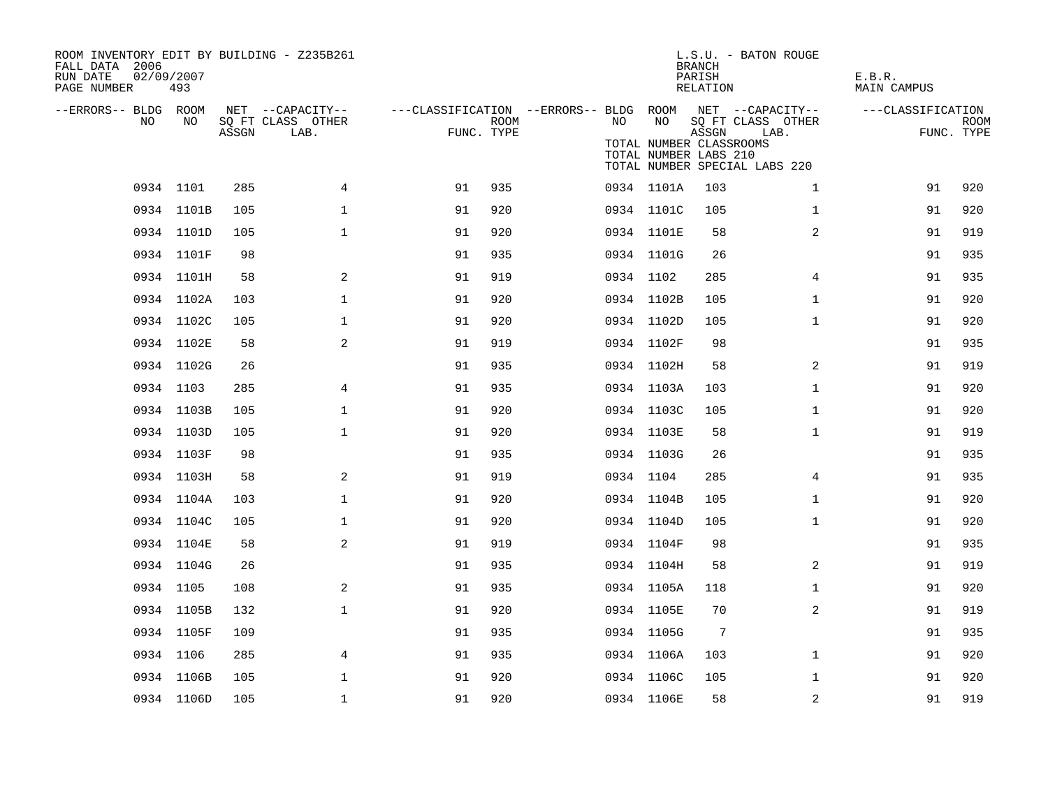ROOM INVENTORY EDIT BY BUILDING - Z235B261
FALL DATA 2006
RUN DATE 02/09/2007

L.S.U. - BATON ROUGE
BRANCH
PARISH E.B.R.
RELATION MAIN CAMPUS

TOTAL NUMBER CLASSROOMS
TOTAL NUMBER LABS 210
TOTAL NUMBER SPECIAL LABS 220

| --ERRORS-- | BLDG NO | ROOM NO | NET SQ FT ASSGN | --CAPACITY-- CLASS LAB. | OTHER | ---CLASSIFICATION FUNC. | ROOM TYPE | --ERRORS-- | BLDG NO | ROOM NO | NET SQ FT ASSGN | --CAPACITY-- CLASS LAB. | OTHER | ---CLASSIFICATION FUNC. | ROOM TYPE |
|---|---|---|---|---|---|---|---|---|---|---|---|---|---|---|---|
| | 0934 | 1101 | 285 | | 4 | 91 | 935 | | 0934 | 1101A | 103 | | 1 | 91 | 920 |
| | 0934 | 1101B | 105 | | 1 | 91 | 920 | | 0934 | 1101C | 105 | | 1 | 91 | 920 |
| | 0934 | 1101D | 105 | | 1 | 91 | 920 | | 0934 | 1101E | 58 | | 2 | 91 | 919 |
| | 0934 | 1101F | 98 | | | 91 | 935 | | 0934 | 1101G | 26 | | | 91 | 935 |
| | 0934 | 1101H | 58 | | 2 | 91 | 919 | | 0934 | 1102 | 285 | | 4 | 91 | 935 |
| | 0934 | 1102A | 103 | | 1 | 91 | 920 | | 0934 | 1102B | 105 | | 1 | 91 | 920 |
| | 0934 | 1102C | 105 | | 1 | 91 | 920 | | 0934 | 1102D | 105 | | 1 | 91 | 920 |
| | 0934 | 1102E | 58 | | 2 | 91 | 919 | | 0934 | 1102F | 98 | | | 91 | 935 |
| | 0934 | 1102G | 26 | | | 91 | 935 | | 0934 | 1102H | 58 | | 2 | 91 | 919 |
| | 0934 | 1103 | 285 | | 4 | 91 | 935 | | 0934 | 1103A | 103 | | 1 | 91 | 920 |
| | 0934 | 1103B | 105 | | 1 | 91 | 920 | | 0934 | 1103C | 105 | | 1 | 91 | 920 |
| | 0934 | 1103D | 105 | | 1 | 91 | 920 | | 0934 | 1103E | 58 | | 1 | 91 | 919 |
| | 0934 | 1103F | 98 | | | 91 | 935 | | 0934 | 1103G | 26 | | | 91 | 935 |
| | 0934 | 1103H | 58 | | 2 | 91 | 919 | | 0934 | 1104 | 285 | | 4 | 91 | 935 |
| | 0934 | 1104A | 103 | | 1 | 91 | 920 | | 0934 | 1104B | 105 | | 1 | 91 | 920 |
| | 0934 | 1104C | 105 | | 1 | 91 | 920 | | 0934 | 1104D | 105 | | 1 | 91 | 920 |
| | 0934 | 1104E | 58 | | 2 | 91 | 919 | | 0934 | 1104F | 98 | | | 91 | 935 |
| | 0934 | 1104G | 26 | | | 91 | 935 | | 0934 | 1104H | 58 | | 2 | 91 | 919 |
| | 0934 | 1105 | 108 | | 2 | 91 | 935 | | 0934 | 1105A | 118 | | 1 | 91 | 920 |
| | 0934 | 1105B | 132 | | 1 | 91 | 920 | | 0934 | 1105E | 70 | | 2 | 91 | 919 |
| | 0934 | 1105F | 109 | | | 91 | 935 | | 0934 | 1105G | 7 | | | 91 | 935 |
| | 0934 | 1106 | 285 | | 4 | 91 | 935 | | 0934 | 1106A | 103 | | 1 | 91 | 920 |
| | 0934 | 1106B | 105 | | 1 | 91 | 920 | | 0934 | 1106C | 105 | | 1 | 91 | 920 |
| | 0934 | 1106D | 105 | | 1 | 91 | 920 | | 0934 | 1106E | 58 | | 2 | 91 | 919 |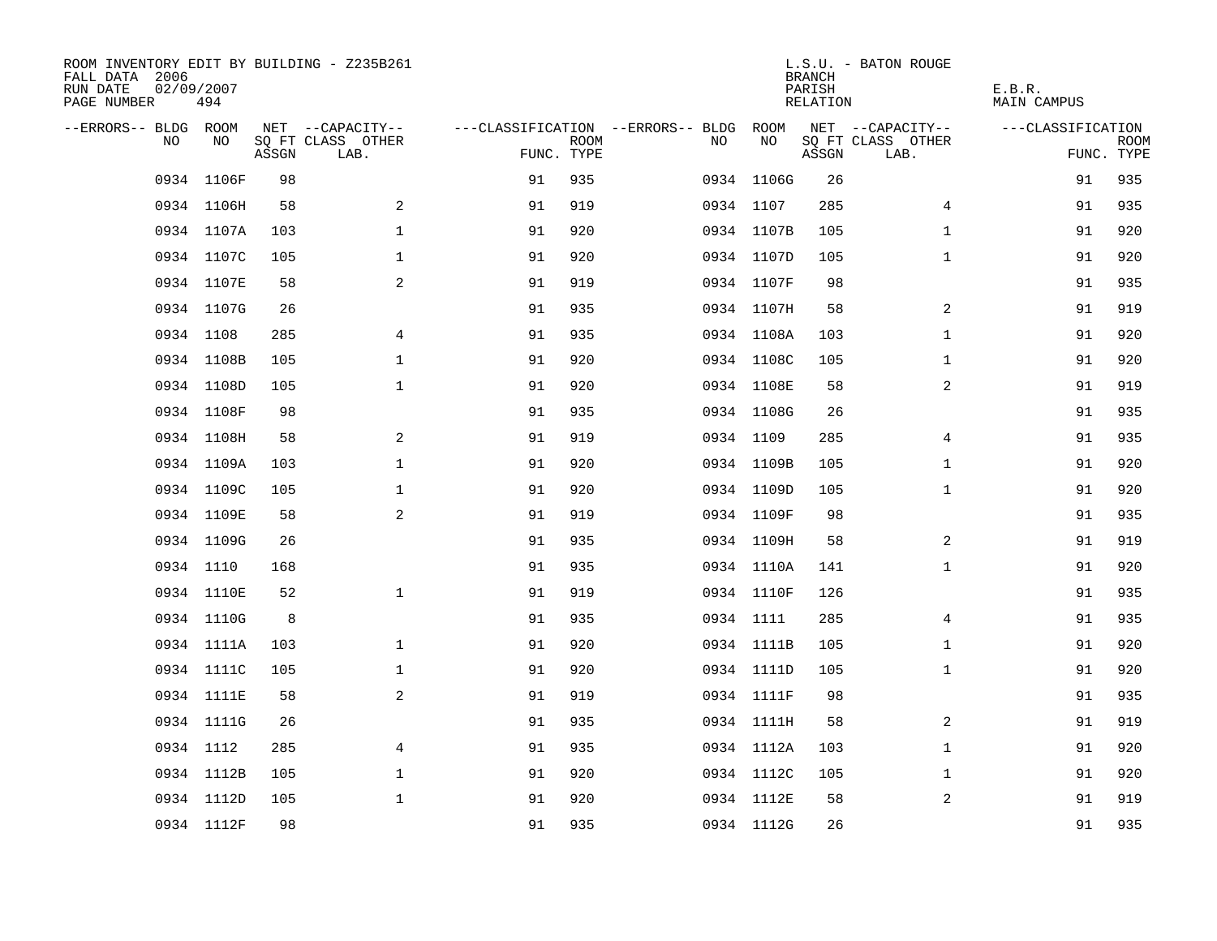ROOM INVENTORY EDIT BY BUILDING - Z235B261
FALL DATA 2006
RUN DATE 02/09/2007
PAGE NUMBER 494

L.S.U. - BATON ROUGE
BRANCH
PARISH E.B.R.
RELATION MAIN CAMPUS

| --ERRORS-- | BLDG NO | ROOM NO | NET SQ FT ASSGN | --CAPACITY-- CLASS LAB. | OTHER | ---CLASSIFICATION FUNC. | ROOM TYPE | --ERRORS-- | BLDG NO | ROOM NO | NET SQ FT ASSGN | --CAPACITY-- CLASS LAB. | OTHER | ---CLASSIFICATION FUNC. | ROOM TYPE |
|---|---|---|---|---|---|---|---|---|---|---|---|---|---|---|---|
| | 0934 | 1106F | 98 | | | 91 | 935 | | 0934 | 1106G | 26 | | | 91 | 935 |
| | 0934 | 1106H | 58 | | 2 | 91 | 919 | | 0934 | 1107 | 285 | | 4 | 91 | 935 |
| | 0934 | 1107A | 103 | | 1 | 91 | 920 | | 0934 | 1107B | 105 | | 1 | 91 | 920 |
| | 0934 | 1107C | 105 | | 1 | 91 | 920 | | 0934 | 1107D | 105 | | 1 | 91 | 920 |
| | 0934 | 1107E | 58 | | 2 | 91 | 919 | | 0934 | 1107F | 98 | | | 91 | 935 |
| | 0934 | 1107G | 26 | | | 91 | 935 | | 0934 | 1107H | 58 | | 2 | 91 | 919 |
| | 0934 | 1108 | 285 | | 4 | 91 | 935 | | 0934 | 1108A | 103 | | 1 | 91 | 920 |
| | 0934 | 1108B | 105 | | 1 | 91 | 920 | | 0934 | 1108C | 105 | | 1 | 91 | 920 |
| | 0934 | 1108D | 105 | | 1 | 91 | 920 | | 0934 | 1108E | 58 | | 2 | 91 | 919 |
| | 0934 | 1108F | 98 | | | 91 | 935 | | 0934 | 1108G | 26 | | | 91 | 935 |
| | 0934 | 1108H | 58 | | 2 | 91 | 919 | | 0934 | 1109 | 285 | | 4 | 91 | 935 |
| | 0934 | 1109A | 103 | | 1 | 91 | 920 | | 0934 | 1109B | 105 | | 1 | 91 | 920 |
| | 0934 | 1109C | 105 | | 1 | 91 | 920 | | 0934 | 1109D | 105 | | 1 | 91 | 920 |
| | 0934 | 1109E | 58 | | 2 | 91 | 919 | | 0934 | 1109F | 98 | | | 91 | 935 |
| | 0934 | 1109G | 26 | | | 91 | 935 | | 0934 | 1109H | 58 | | 2 | 91 | 919 |
| | 0934 | 1110 | 168 | | | 91 | 935 | | 0934 | 1110A | 141 | | 1 | 91 | 920 |
| | 0934 | 1110E | 52 | | 1 | 91 | 919 | | 0934 | 1110F | 126 | | | 91 | 935 |
| | 0934 | 1110G | 8 | | | 91 | 935 | | 0934 | 1111 | 285 | | 4 | 91 | 935 |
| | 0934 | 1111A | 103 | | 1 | 91 | 920 | | 0934 | 1111B | 105 | | 1 | 91 | 920 |
| | 0934 | 1111C | 105 | | 1 | 91 | 920 | | 0934 | 1111D | 105 | | 1 | 91 | 920 |
| | 0934 | 1111E | 58 | | 2 | 91 | 919 | | 0934 | 1111F | 98 | | | 91 | 935 |
| | 0934 | 1111G | 26 | | | 91 | 935 | | 0934 | 1111H | 58 | | 2 | 91 | 919 |
| | 0934 | 1112 | 285 | | 4 | 91 | 935 | | 0934 | 1112A | 103 | | 1 | 91 | 920 |
| | 0934 | 1112B | 105 | | 1 | 91 | 920 | | 0934 | 1112C | 105 | | 1 | 91 | 920 |
| | 0934 | 1112D | 105 | | 1 | 91 | 920 | | 0934 | 1112E | 58 | | 2 | 91 | 919 |
| | 0934 | 1112F | 98 | | | 91 | 935 | | 0934 | 1112G | 26 | | | 91 | 935 |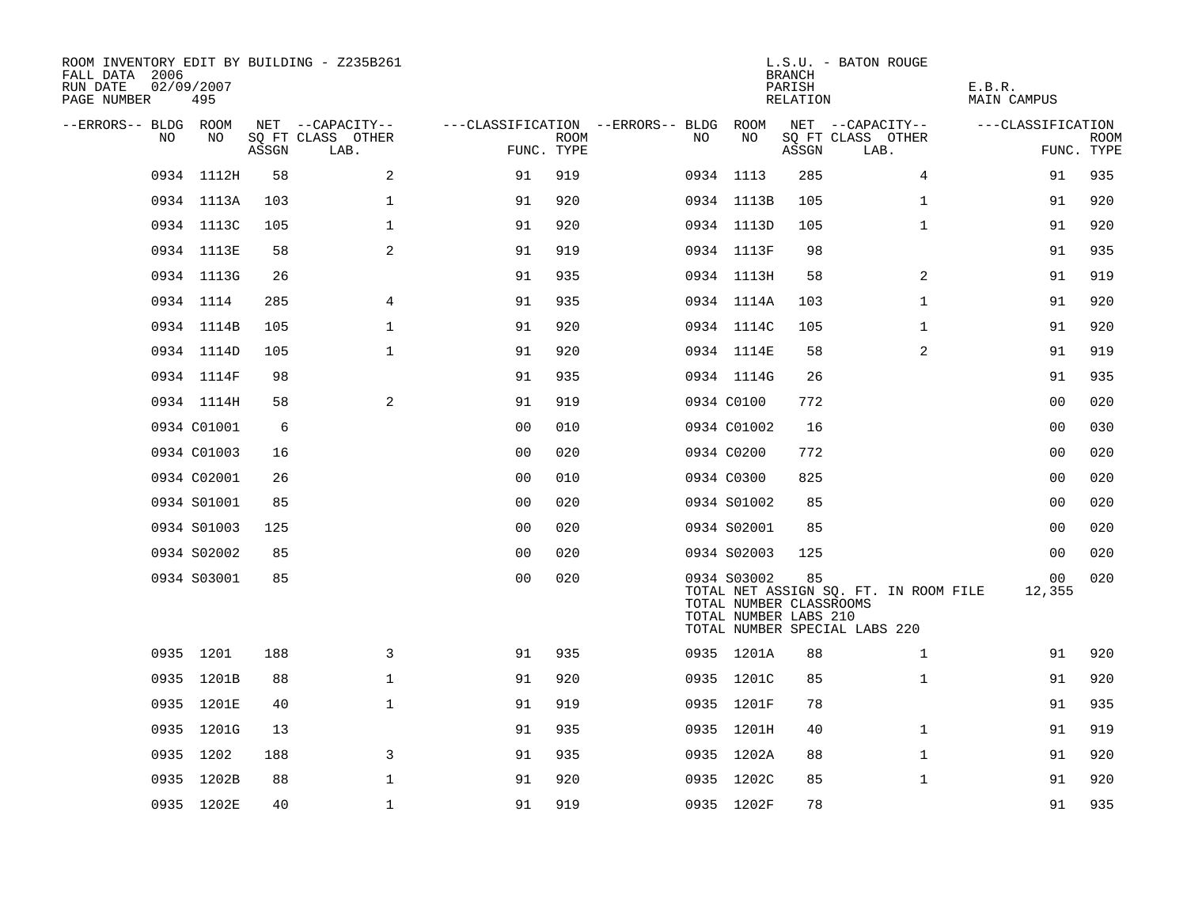ROOM INVENTORY EDIT BY BUILDING - Z235B261
FALL DATA 2006
RUN DATE 02/09/2007

L.S.U. - BATON ROUGE
BRANCH
PARISH E.B.R.
RELATION MAIN CAMPUS

| --ERRORS-- | BLDG NO | ROOM NO | NET SQ FT ASSGN | --CAPACITY-- CLASS | OTHER LAB. | ---CLASSIFICATION FUNC. | ROOM TYPE | --ERRORS-- | BLDG NO | ROOM NO | NET SQ FT ASSGN | --CAPACITY-- CLASS | OTHER LAB. | ---CLASSIFICATION FUNC. | ROOM TYPE |
|---|---|---|---|---|---|---|---|---|---|---|---|---|---|---|---|
| | 0934 | 1112H | 58 | | 2 | 91 | 919 | | 0934 | 1113 | 285 | | 4 | 91 | 935 |
| | 0934 | 1113A | 103 | | 1 | 91 | 920 | | 0934 | 1113B | 105 | | 1 | 91 | 920 |
| | 0934 | 1113C | 105 | | 1 | 91 | 920 | | 0934 | 1113D | 105 | | 1 | 91 | 920 |
| | 0934 | 1113E | 58 | | 2 | 91 | 919 | | 0934 | 1113F | 98 | | | 91 | 935 |
| | 0934 | 1113G | 26 | | | 91 | 935 | | 0934 | 1113H | 58 | | 2 | 91 | 919 |
| | 0934 | 1114 | 285 | | 4 | 91 | 935 | | 0934 | 1114A | 103 | | 1 | 91 | 920 |
| | 0934 | 1114B | 105 | | 1 | 91 | 920 | | 0934 | 1114C | 105 | | 1 | 91 | 920 |
| | 0934 | 1114D | 105 | | 1 | 91 | 920 | | 0934 | 1114E | 58 | | 2 | 91 | 919 |
| | 0934 | 1114F | 98 | | | 91 | 935 | | 0934 | 1114G | 26 | | | 91 | 935 |
| | 0934 | 1114H | 58 | | 2 | 91 | 919 | | 0934 | C0100 | 772 | | | 00 | 020 |
| | 0934 | C01001 | 6 | | | 00 | 010 | | 0934 | C01002 | 16 | | | 00 | 030 |
| | 0934 | C01003 | 16 | | | 00 | 020 | | 0934 | C0200 | 772 | | | 00 | 020 |
| | 0934 | C02001 | 26 | | | 00 | 010 | | 0934 | C0300 | 825 | | | 00 | 020 |
| | 0934 | S01001 | 85 | | | 00 | 020 | | 0934 | S01002 | 85 | | | 00 | 020 |
| | 0934 | S01003 | 125 | | | 00 | 020 | | 0934 | S02001 | 85 | | | 00 | 020 |
| | 0934 | S02002 | 85 | | | 00 | 020 | | 0934 | S02003 | 125 | | | 00 | 020 |
| | 0934 | S03001 | 85 | | | 00 | 020 | | 0934 | S03002 | 85 | | | 00 | 020 |

TOTAL NET ASSIGN SQ. FT. IN ROOM FILE 12,355
TOTAL NUMBER CLASSROOMS
TOTAL NUMBER LABS 210
TOTAL NUMBER SPECIAL LABS 220

| --ERRORS-- | BLDG NO | ROOM NO | NET SQ FT ASSGN | --CAPACITY-- CLASS | OTHER LAB. | ---CLASSIFICATION FUNC. | ROOM TYPE | --ERRORS-- | BLDG NO | ROOM NO | NET SQ FT ASSGN | --CAPACITY-- CLASS | OTHER LAB. | ---CLASSIFICATION FUNC. | ROOM TYPE |
|---|---|---|---|---|---|---|---|---|---|---|---|---|---|---|---|
| | 0935 | 1201 | 188 | | 3 | 91 | 935 | | 0935 | 1201A | 88 | | 1 | 91 | 920 |
| | 0935 | 1201B | 88 | | 1 | 91 | 920 | | 0935 | 1201C | 85 | | 1 | 91 | 920 |
| | 0935 | 1201E | 40 | | 1 | 91 | 919 | | 0935 | 1201F | 78 | | | 91 | 935 |
| | 0935 | 1201G | 13 | | | 91 | 935 | | 0935 | 1201H | 40 | | 1 | 91 | 919 |
| | 0935 | 1202 | 188 | | 3 | 91 | 935 | | 0935 | 1202A | 88 | | 1 | 91 | 920 |
| | 0935 | 1202B | 88 | | 1 | 91 | 920 | | 0935 | 1202C | 85 | | 1 | 91 | 920 |
| | 0935 | 1202E | 40 | | 1 | 91 | 919 | | 0935 | 1202F | 78 | | | 91 | 935 |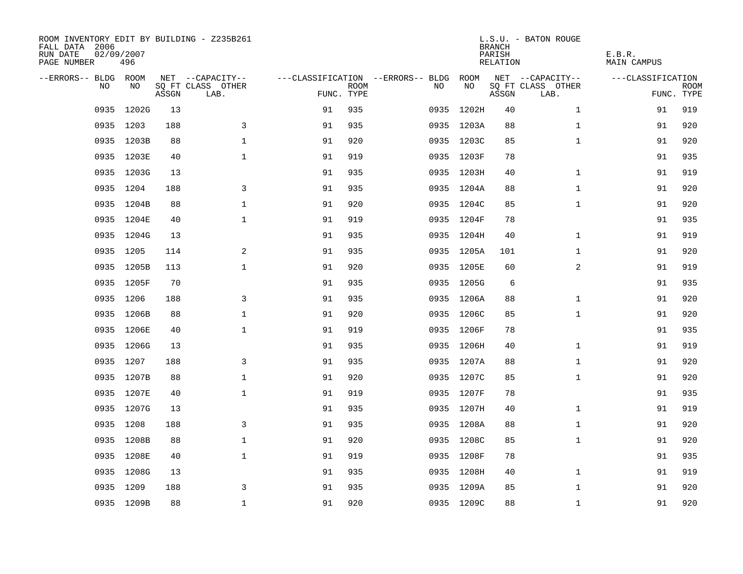ROOM INVENTORY EDIT BY BUILDING - Z235B261
FALL DATA 2006
RUN DATE 02/09/2007
PAGE NUMBER 496

L.S.U. - BATON ROUGE
BRANCH
PARISH E.B.R.
RELATION MAIN CAMPUS

| --ERRORS-- | BLDG NO | ROOM NO | NET SQ FT ASSGN | --CAPACITY-- CLASS LAB. | OTHER | ---CLASSIFICATION FUNC. | ROOM TYPE | --ERRORS-- | BLDG NO | ROOM NO | NET SQ FT ASSGN | --CAPACITY-- CLASS LAB. | OTHER | ---CLASSIFICATION FUNC. | ROOM TYPE |
|---|---|---|---|---|---|---|---|---|---|---|---|---|---|---|---|
| | 0935 | 1202G | 13 | | | 91 | 935 | | 0935 | 1202H | 40 | | 1 | 91 | 919 |
| | 0935 | 1203 | 188 | | 3 | 91 | 935 | | 0935 | 1203A | 88 | | 1 | 91 | 920 |
| | 0935 | 1203B | 88 | | 1 | 91 | 920 | | 0935 | 1203C | 85 | | 1 | 91 | 920 |
| | 0935 | 1203E | 40 | | 1 | 91 | 919 | | 0935 | 1203F | 78 | | | 91 | 935 |
| | 0935 | 1203G | 13 | | | 91 | 935 | | 0935 | 1203H | 40 | | 1 | 91 | 919 |
| | 0935 | 1204 | 188 | | 3 | 91 | 935 | | 0935 | 1204A | 88 | | 1 | 91 | 920 |
| | 0935 | 1204B | 88 | | 1 | 91 | 920 | | 0935 | 1204C | 85 | | 1 | 91 | 920 |
| | 0935 | 1204E | 40 | | 1 | 91 | 919 | | 0935 | 1204F | 78 | | | 91 | 935 |
| | 0935 | 1204G | 13 | | | 91 | 935 | | 0935 | 1204H | 40 | | 1 | 91 | 919 |
| | 0935 | 1205 | 114 | | 2 | 91 | 935 | | 0935 | 1205A | 101 | | 1 | 91 | 920 |
| | 0935 | 1205B | 113 | | 1 | 91 | 920 | | 0935 | 1205E | 60 | | 2 | 91 | 919 |
| | 0935 | 1205F | 70 | | | 91 | 935 | | 0935 | 1205G | 6 | | | 91 | 935 |
| | 0935 | 1206 | 188 | | 3 | 91 | 935 | | 0935 | 1206A | 88 | | 1 | 91 | 920 |
| | 0935 | 1206B | 88 | | 1 | 91 | 920 | | 0935 | 1206C | 85 | | 1 | 91 | 920 |
| | 0935 | 1206E | 40 | | 1 | 91 | 919 | | 0935 | 1206F | 78 | | | 91 | 935 |
| | 0935 | 1206G | 13 | | | 91 | 935 | | 0935 | 1206H | 40 | | 1 | 91 | 919 |
| | 0935 | 1207 | 188 | | 3 | 91 | 935 | | 0935 | 1207A | 88 | | 1 | 91 | 920 |
| | 0935 | 1207B | 88 | | 1 | 91 | 920 | | 0935 | 1207C | 85 | | 1 | 91 | 920 |
| | 0935 | 1207E | 40 | | 1 | 91 | 919 | | 0935 | 1207F | 78 | | | 91 | 935 |
| | 0935 | 1207G | 13 | | | 91 | 935 | | 0935 | 1207H | 40 | | 1 | 91 | 919 |
| | 0935 | 1208 | 188 | | 3 | 91 | 935 | | 0935 | 1208A | 88 | | 1 | 91 | 920 |
| | 0935 | 1208B | 88 | | 1 | 91 | 920 | | 0935 | 1208C | 85 | | 1 | 91 | 920 |
| | 0935 | 1208E | 40 | | 1 | 91 | 919 | | 0935 | 1208F | 78 | | | 91 | 935 |
| | 0935 | 1208G | 13 | | | 91 | 935 | | 0935 | 1208H | 40 | | 1 | 91 | 919 |
| | 0935 | 1209 | 188 | | 3 | 91 | 935 | | 0935 | 1209A | 85 | | 1 | 91 | 920 |
| | 0935 | 1209B | 88 | | 1 | 91 | 920 | | 0935 | 1209C | 88 | | 1 | 91 | 920 |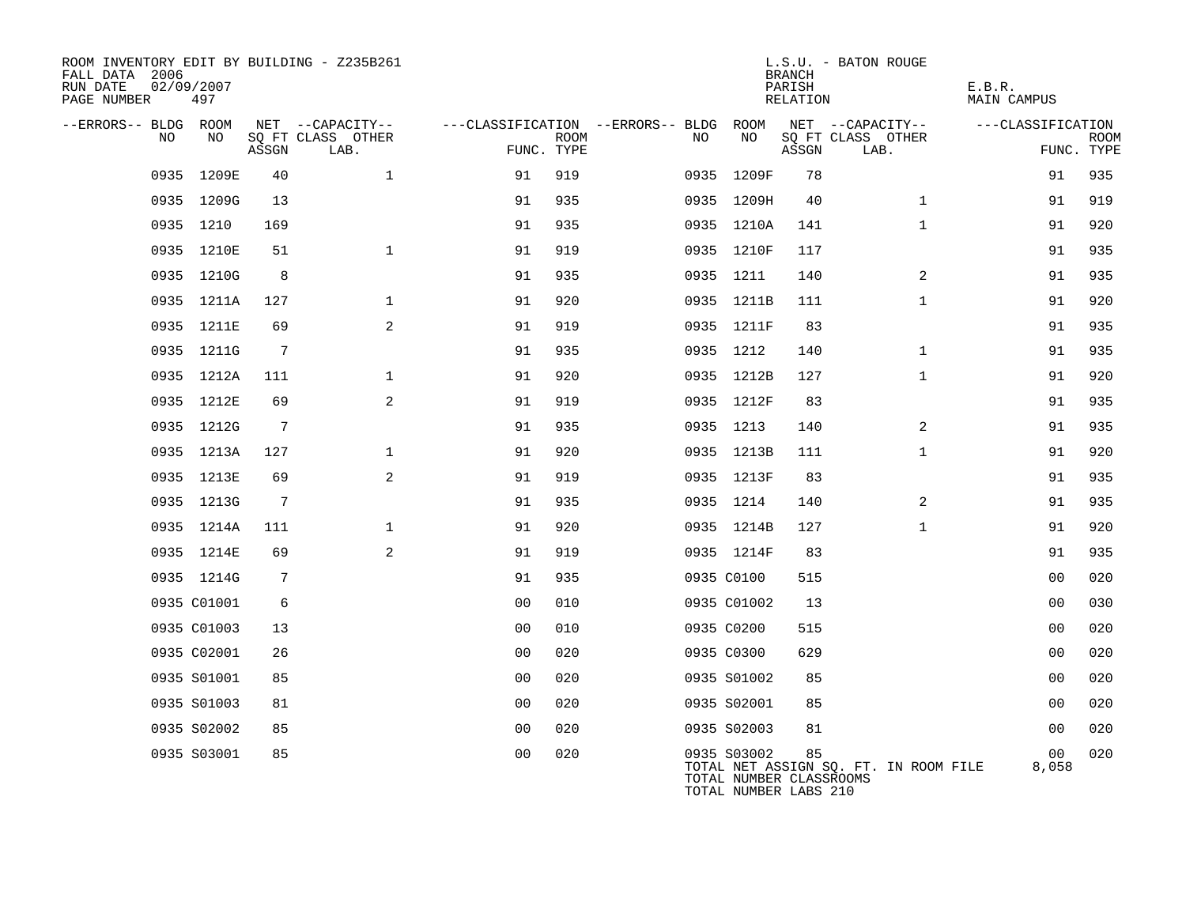ROOM INVENTORY EDIT BY BUILDING - Z235B261
FALL DATA 2006
RUN DATE 02/09/2007
PAGE NUMBER 497

L.S.U. - BATON ROUGE
BRANCH
PARISH E.B.R.
RELATION MAIN CAMPUS

| --ERRORS-- | BLDG NO | ROOM NO | NET SQ FT ASSGN | CAPACITY CLASS LAB. | CAPACITY OTHER | CLASSIFICATION FUNC. | ROOM TYPE | --ERRORS-- | BLDG NO | ROOM NO | NET SQ FT ASSGN | CAPACITY CLASS LAB. | CAPACITY OTHER | CLASSIFICATION FUNC. | ROOM TYPE |
|---|---|---|---|---|---|---|---|---|---|---|---|---|---|---|---|
| | 0935 | 1209E | 40 | | 1 | 91 | 919 | | 0935 | 1209F | 78 | | | 91 | 935 |
| | 0935 | 1209G | 13 | | | 91 | 935 | | 0935 | 1209H | 40 | | 1 | 91 | 919 |
| | 0935 | 1210 | 169 | | | 91 | 935 | | 0935 | 1210A | 141 | | 1 | 91 | 920 |
| | 0935 | 1210E | 51 | | 1 | 91 | 919 | | 0935 | 1210F | 117 | | | 91 | 935 |
| | 0935 | 1210G | 8 | | | 91 | 935 | | 0935 | 1211 | 140 | | 2 | 91 | 935 |
| | 0935 | 1211A | 127 | | 1 | 91 | 920 | | 0935 | 1211B | 111 | | 1 | 91 | 920 |
| | 0935 | 1211E | 69 | | 2 | 91 | 919 | | 0935 | 1211F | 83 | | | 91 | 935 |
| | 0935 | 1211G | 7 | | | 91 | 935 | | 0935 | 1212 | 140 | | 1 | 91 | 935 |
| | 0935 | 1212A | 111 | | 1 | 91 | 920 | | 0935 | 1212B | 127 | | 1 | 91 | 920 |
| | 0935 | 1212E | 69 | | 2 | 91 | 919 | | 0935 | 1212F | 83 | | | 91 | 935 |
| | 0935 | 1212G | 7 | | | 91 | 935 | | 0935 | 1213 | 140 | | 2 | 91 | 935 |
| | 0935 | 1213A | 127 | | 1 | 91 | 920 | | 0935 | 1213B | 111 | | 1 | 91 | 920 |
| | 0935 | 1213E | 69 | | 2 | 91 | 919 | | 0935 | 1213F | 83 | | | 91 | 935 |
| | 0935 | 1213G | 7 | | | 91 | 935 | | 0935 | 1214 | 140 | | 2 | 91 | 935 |
| | 0935 | 1214A | 111 | | 1 | 91 | 920 | | 0935 | 1214B | 127 | | 1 | 91 | 920 |
| | 0935 | 1214E | 69 | | 2 | 91 | 919 | | 0935 | 1214F | 83 | | | 91 | 935 |
| | 0935 | 1214G | 7 | | | 91 | 935 | | 0935 | C0100 | 515 | | | 00 | 020 |
| | 0935 | C01001 | 6 | | | 00 | 010 | | 0935 | C01002 | 13 | | | 00 | 030 |
| | 0935 | C01003 | 13 | | | 00 | 010 | | 0935 | C0200 | 515 | | | 00 | 020 |
| | 0935 | C02001 | 26 | | | 00 | 020 | | 0935 | C0300 | 629 | | | 00 | 020 |
| | 0935 | S01001 | 85 | | | 00 | 020 | | 0935 | S01002 | 85 | | | 00 | 020 |
| | 0935 | S01003 | 81 | | | 00 | 020 | | 0935 | S02001 | 85 | | | 00 | 020 |
| | 0935 | S02002 | 85 | | | 00 | 020 | | 0935 | S02003 | 81 | | | 00 | 020 |
| | 0935 | S03001 | 85 | | | 00 | 020 | | 0935 | S03002 | 85 | | | 00 | 020 |

TOTAL NET ASSIGN SQ. FT. IN ROOM FILE 8,058
TOTAL NUMBER CLASSROOMS
TOTAL NUMBER LABS 210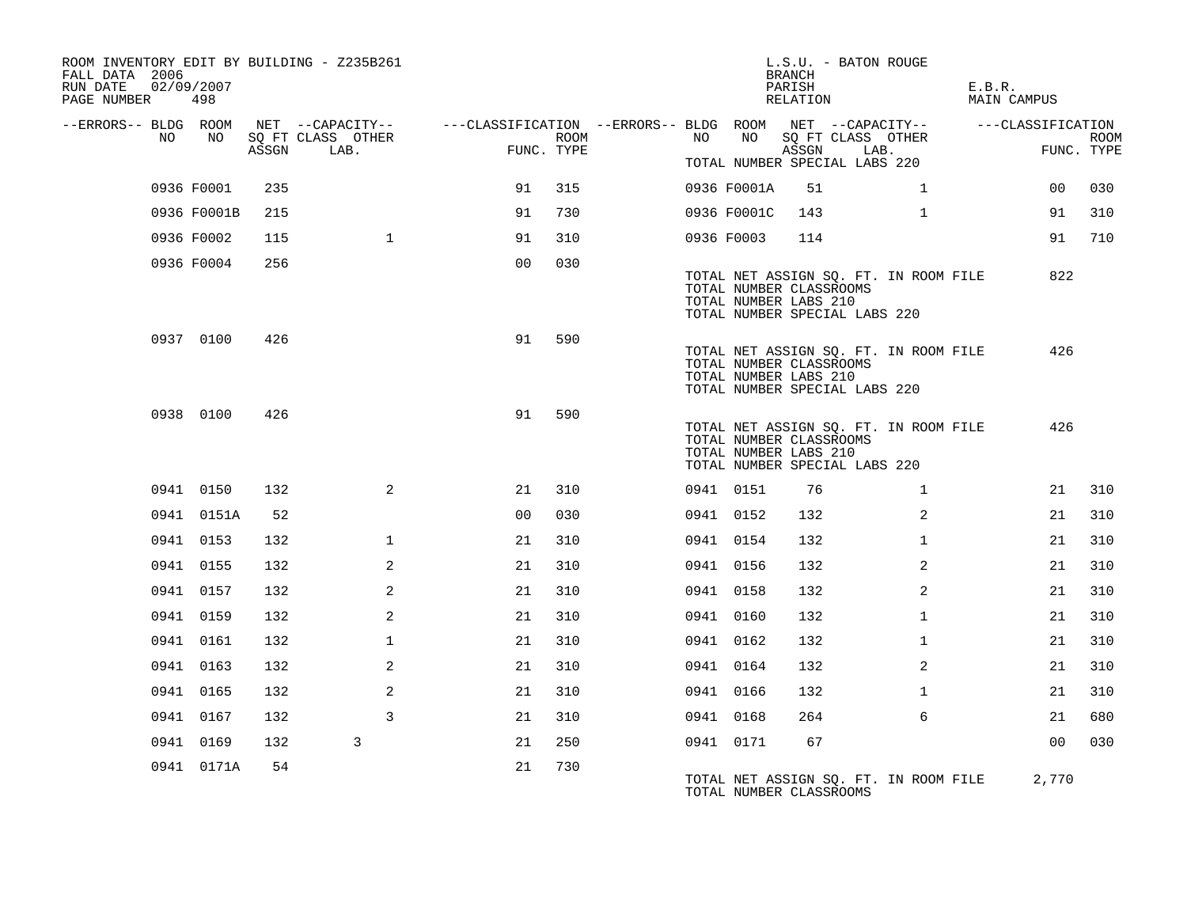ROOM INVENTORY EDIT BY BUILDING - Z235B261
FALL DATA 2006
RUN DATE 02/09/2007
PAGE NUMBER 498

L.S.U. - BATON ROUGE
BRANCH
PARISH E.B.R.
RELATION MAIN CAMPUS

| --ERRORS-- | BLDG NO | ROOM NO | NET SQ FT ASSGN | CAPACITY CLASS LAB. | CAPACITY OTHER | CLASSIFICATION FUNC. | ROOM TYPE | --ERRORS-- | BLDG NO | ROOM NO | NET SQ FT ASSGN | CAPACITY CLASS LAB. | CAPACITY OTHER | CLASSIFICATION FUNC. | ROOM TYPE |
|---|---|---|---|---|---|---|---|---|---|---|---|---|---|---|---|
| | 0936 | F0001 | 235 | | | 91 | 315 | | 0936 | F0001A | 51 | | 1 | 00 | 030 |
| | 0936 | F0001B | 215 | | | 91 | 730 | | 0936 | F0001C | 143 | | 1 | 91 | 310 |
| | 0936 | F0002 | 115 | | 1 | 91 | 310 | | 0936 | F0003 | 114 | | | 91 | 710 |
| | 0936 | F0004 | 256 | | | 00 | 030 | | | | | | | | |

TOTAL NET ASSIGN SQ. FT. IN ROOM FILE 822
TOTAL NUMBER CLASSROOMS
TOTAL NUMBER LABS 210
TOTAL NUMBER SPECIAL LABS 220

| --ERRORS-- | BLDG NO | ROOM NO | NET SQ FT ASSGN | CAPACITY CLASS LAB. | CAPACITY OTHER | CLASSIFICATION FUNC. | ROOM TYPE |
|---|---|---|---|---|---|---|---|
| | 0937 | 0100 | 426 | | | 91 | 590 |

TOTAL NET ASSIGN SQ. FT. IN ROOM FILE 426
TOTAL NUMBER CLASSROOMS
TOTAL NUMBER LABS 210
TOTAL NUMBER SPECIAL LABS 220

| --ERRORS-- | BLDG NO | ROOM NO | NET SQ FT ASSGN | CAPACITY CLASS LAB. | CAPACITY OTHER | CLASSIFICATION FUNC. | ROOM TYPE |
|---|---|---|---|---|---|---|---|
| | 0938 | 0100 | 426 | | | 91 | 590 |

TOTAL NET ASSIGN SQ. FT. IN ROOM FILE 426
TOTAL NUMBER CLASSROOMS
TOTAL NUMBER LABS 210
TOTAL NUMBER SPECIAL LABS 220

| --ERRORS-- | BLDG NO | ROOM NO | NET SQ FT ASSGN | CAPACITY CLASS LAB. | CAPACITY OTHER | CLASSIFICATION FUNC. | ROOM TYPE | --ERRORS-- | BLDG NO | ROOM NO | NET SQ FT ASSGN | CAPACITY CLASS LAB. | CAPACITY OTHER | CLASSIFICATION FUNC. | ROOM TYPE |
|---|---|---|---|---|---|---|---|---|---|---|---|---|---|---|---|
| | 0941 | 0150 | 132 | | 2 | 21 | 310 | | 0941 | 0151 | 76 | | 1 | 21 | 310 |
| | 0941 | 0151A | 52 | | | 00 | 030 | | 0941 | 0152 | 132 | | 2 | 21 | 310 |
| | 0941 | 0153 | 132 | | 1 | 21 | 310 | | 0941 | 0154 | 132 | | 1 | 21 | 310 |
| | 0941 | 0155 | 132 | | 2 | 21 | 310 | | 0941 | 0156 | 132 | | 2 | 21 | 310 |
| | 0941 | 0157 | 132 | | 2 | 21 | 310 | | 0941 | 0158 | 132 | | 2 | 21 | 310 |
| | 0941 | 0159 | 132 | | 2 | 21 | 310 | | 0941 | 0160 | 132 | | 1 | 21 | 310 |
| | 0941 | 0161 | 132 | | 1 | 21 | 310 | | 0941 | 0162 | 132 | | 1 | 21 | 310 |
| | 0941 | 0163 | 132 | | 2 | 21 | 310 | | 0941 | 0164 | 132 | | 2 | 21 | 310 |
| | 0941 | 0165 | 132 | | 2 | 21 | 310 | | 0941 | 0166 | 132 | | 1 | 21 | 310 |
| | 0941 | 0167 | 132 | | 3 | 21 | 310 | | 0941 | 0168 | 264 | | 6 | 21 | 680 |
| | 0941 | 0169 | 132 | 3 | | 21 | 250 | | 0941 | 0171 | 67 | | | 00 | 030 |
| | 0941 | 0171A | 54 | | | 21 | 730 | | | | | | | | |

TOTAL NET ASSIGN SQ. FT. IN ROOM FILE 2,770
TOTAL NUMBER CLASSROOMS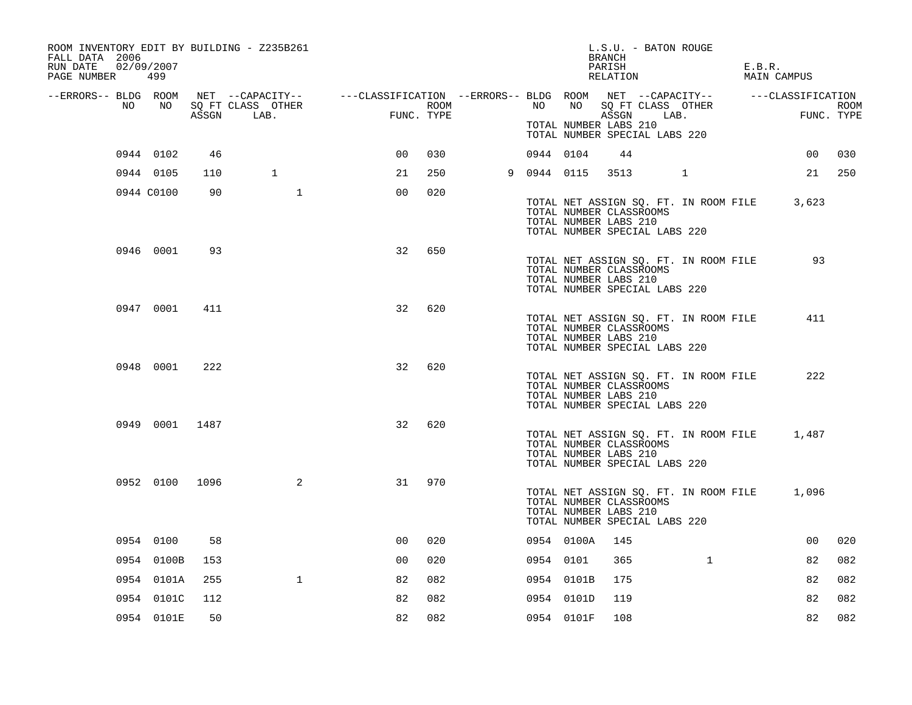ROOM INVENTORY EDIT BY BUILDING - Z235B261
FALL DATA 2006
RUN DATE 02/09/2007
PAGE NUMBER 499

L.S.U. - BATON ROUGE
BRANCH
PARISH E.B.R.
RELATION MAIN CAMPUS

| --ERRORS-- | BLDG NO | ROOM NO | NET SQ FT ASSGN | CAPACITY CLASS LAB. | CAPACITY OTHER | FUNC. | ROOM TYPE | --ERRORS-- | BLDG NO | ROOM NO | NET SQ FT ASSGN | CAPACITY CLASS LAB. | CAPACITY OTHER | FUNC. | ROOM TYPE |
|---|---|---|---|---|---|---|---|---|---|---|---|---|---|---|---|
| | | | | | | | | | TOTAL NUMBER LABS 210 | | | | | | |
| | | | | | | | | | TOTAL NUMBER SPECIAL LABS 220 | | | | | | |
| | 0944 | 0102 | 46 | | | 00 | 030 | | 0944 | 0104 | 44 | | | 00 | 030 |
| | 0944 | 0105 | 110 | 1 | | 21 | 250 | 9 | 0944 | 0115 | 3513 | 1 | | 21 | 250 |
| | 0944 | C0100 | 90 | | 1 | 00 | 020 | | | | | | | | |
| | | | | | | | | | TOTAL NET ASSIGN SQ. FT. IN ROOM FILE | | 3,623 | | | | |
| | | | | | | | | | TOTAL NUMBER CLASSROOMS | | | | | | |
| | | | | | | | | | TOTAL NUMBER LABS 210 | | | | | | |
| | | | | | | | | | TOTAL NUMBER SPECIAL LABS 220 | | | | | | |
| | 0946 | 0001 | 93 | | | 32 | 650 | | | | | | | | |
| | | | | | | | | | TOTAL NET ASSIGN SQ. FT. IN ROOM FILE | | 93 | | | | |
| | | | | | | | | | TOTAL NUMBER CLASSROOMS | | | | | | |
| | | | | | | | | | TOTAL NUMBER LABS 210 | | | | | | |
| | | | | | | | | | TOTAL NUMBER SPECIAL LABS 220 | | | | | | |
| | 0947 | 0001 | 411 | | | 32 | 620 | | | | | | | | |
| | | | | | | | | | TOTAL NET ASSIGN SQ. FT. IN ROOM FILE | | 411 | | | | |
| | | | | | | | | | TOTAL NUMBER CLASSROOMS | | | | | | |
| | | | | | | | | | TOTAL NUMBER LABS 210 | | | | | | |
| | | | | | | | | | TOTAL NUMBER SPECIAL LABS 220 | | | | | | |
| | 0948 | 0001 | 222 | | | 32 | 620 | | | | | | | | |
| | | | | | | | | | TOTAL NET ASSIGN SQ. FT. IN ROOM FILE | | 222 | | | | |
| | | | | | | | | | TOTAL NUMBER CLASSROOMS | | | | | | |
| | | | | | | | | | TOTAL NUMBER LABS 210 | | | | | | |
| | | | | | | | | | TOTAL NUMBER SPECIAL LABS 220 | | | | | | |
| | 0949 | 0001 | 1487 | | | 32 | 620 | | | | | | | | |
| | | | | | | | | | TOTAL NET ASSIGN SQ. FT. IN ROOM FILE | | 1,487 | | | | |
| | | | | | | | | | TOTAL NUMBER CLASSROOMS | | | | | | |
| | | | | | | | | | TOTAL NUMBER LABS 210 | | | | | | |
| | | | | | | | | | TOTAL NUMBER SPECIAL LABS 220 | | | | | | |
| | 0952 | 0100 | 1096 | | 2 | 31 | 970 | | | | | | | | |
| | | | | | | | | | TOTAL NET ASSIGN SQ. FT. IN ROOM FILE | | 1,096 | | | | |
| | | | | | | | | | TOTAL NUMBER CLASSROOMS | | | | | | |
| | | | | | | | | | TOTAL NUMBER LABS 210 | | | | | | |
| | | | | | | | | | TOTAL NUMBER SPECIAL LABS 220 | | | | | | |
| | 0954 | 0100 | 58 | | | 00 | 020 | | 0954 | 0100A | 145 | | | 00 | 020 |
| | 0954 | 0100B | 153 | | | 00 | 020 | | 0954 | 0101 | 365 | | 1 | 82 | 082 |
| | 0954 | 0101A | 255 | | 1 | 82 | 082 | | 0954 | 0101B | 175 | | | 82 | 082 |
| | 0954 | 0101C | 112 | | | 82 | 082 | | 0954 | 0101D | 119 | | | 82 | 082 |
| | 0954 | 0101E | 50 | | | 82 | 082 | | 0954 | 0101F | 108 | | | 82 | 082 |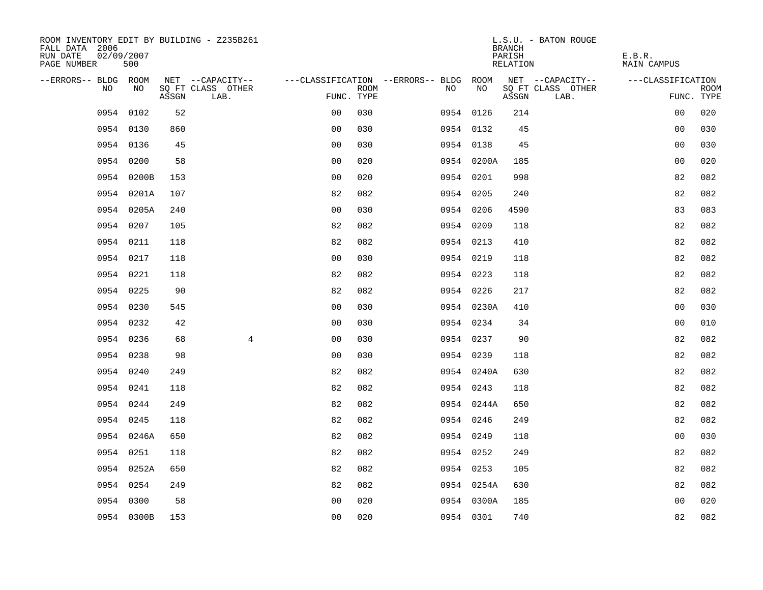ROOM INVENTORY EDIT BY BUILDING - Z235B261
FALL DATA 2006
RUN DATE 02/09/2007
PAGE NUMBER 500

L.S.U. - BATON ROUGE
BRANCH
PARISH E.B.R.
RELATION MAIN CAMPUS

| --ERRORS-- | BLDG NO | ROOM NO | NET SQ FT ASSGN | --CAPACITY-- CLASS LAB. | OTHER | ---CLASSIFICATION FUNC. | ROOM TYPE | --ERRORS-- | BLDG NO | ROOM NO | NET SQ FT ASSGN | --CAPACITY-- CLASS LAB. | OTHER | ---CLASSIFICATION FUNC. | ROOM TYPE |
|---|---|---|---|---|---|---|---|---|---|---|---|---|---|---|---|
| | 0954 | 0102 | 52 | | | 00 | 030 | | 0954 | 0126 | 214 | | | 00 | 020 |
| | 0954 | 0130 | 860 | | | 00 | 030 | | 0954 | 0132 | 45 | | | 00 | 030 |
| | 0954 | 0136 | 45 | | | 00 | 030 | | 0954 | 0138 | 45 | | | 00 | 030 |
| | 0954 | 0200 | 58 | | | 00 | 020 | | 0954 | 0200A | 185 | | | 00 | 020 |
| | 0954 | 0200B | 153 | | | 00 | 020 | | 0954 | 0201 | 998 | | | 82 | 082 |
| | 0954 | 0201A | 107 | | | 82 | 082 | | 0954 | 0205 | 240 | | | 82 | 082 |
| | 0954 | 0205A | 240 | | | 00 | 030 | | 0954 | 0206 | 4590 | | | 83 | 083 |
| | 0954 | 0207 | 105 | | | 82 | 082 | | 0954 | 0209 | 118 | | | 82 | 082 |
| | 0954 | 0211 | 118 | | | 82 | 082 | | 0954 | 0213 | 410 | | | 82 | 082 |
| | 0954 | 0217 | 118 | | | 00 | 030 | | 0954 | 0219 | 118 | | | 82 | 082 |
| | 0954 | 0221 | 118 | | | 82 | 082 | | 0954 | 0223 | 118 | | | 82 | 082 |
| | 0954 | 0225 | 90 | | | 82 | 082 | | 0954 | 0226 | 217 | | | 82 | 082 |
| | 0954 | 0230 | 545 | | | 00 | 030 | | 0954 | 0230A | 410 | | | 00 | 030 |
| | 0954 | 0232 | 42 | | | 00 | 030 | | 0954 | 0234 | 34 | | | 00 | 010 |
| | 0954 | 0236 | 68 | | 4 | 00 | 030 | | 0954 | 0237 | 90 | | | 82 | 082 |
| | 0954 | 0238 | 98 | | | 00 | 030 | | 0954 | 0239 | 118 | | | 82 | 082 |
| | 0954 | 0240 | 249 | | | 82 | 082 | | 0954 | 0240A | 630 | | | 82 | 082 |
| | 0954 | 0241 | 118 | | | 82 | 082 | | 0954 | 0243 | 118 | | | 82 | 082 |
| | 0954 | 0244 | 249 | | | 82 | 082 | | 0954 | 0244A | 650 | | | 82 | 082 |
| | 0954 | 0245 | 118 | | | 82 | 082 | | 0954 | 0246 | 249 | | | 82 | 082 |
| | 0954 | 0246A | 650 | | | 82 | 082 | | 0954 | 0249 | 118 | | | 00 | 030 |
| | 0954 | 0251 | 118 | | | 82 | 082 | | 0954 | 0252 | 249 | | | 82 | 082 |
| | 0954 | 0252A | 650 | | | 82 | 082 | | 0954 | 0253 | 105 | | | 82 | 082 |
| | 0954 | 0254 | 249 | | | 82 | 082 | | 0954 | 0254A | 630 | | | 82 | 082 |
| | 0954 | 0300 | 58 | | | 00 | 020 | | 0954 | 0300A | 185 | | | 00 | 020 |
| | 0954 | 0300B | 153 | | | 00 | 020 | | 0954 | 0301 | 740 | | | 82 | 082 |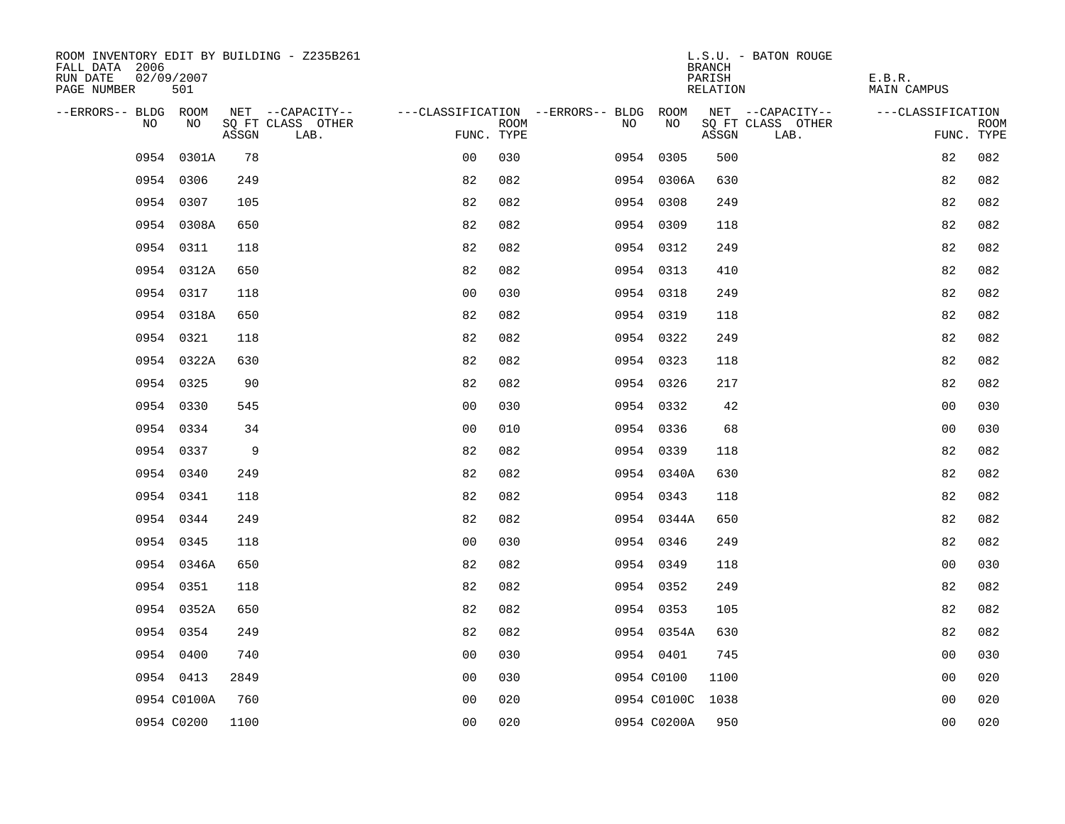ROOM INVENTORY EDIT BY BUILDING - Z235B261
FALL DATA 2006
RUN DATE 02/09/2007
PAGE NUMBER 501

L.S.U. - BATON ROUGE
BRANCH
PARISH E.B.R.
RELATION MAIN CAMPUS

| --ERRORS-- | BLDG NO | ROOM NO | NET SQ FT ASSGN | --CAPACITY-- CLASS LAB. | OTHER | ---CLASSIFICATION FUNC. | ROOM TYPE | --ERRORS-- | BLDG NO | ROOM NO | NET SQ FT ASSGN | --CAPACITY-- CLASS LAB. | OTHER | ---CLASSIFICATION FUNC. | ROOM TYPE |
|---|---|---|---|---|---|---|---|---|---|---|---|---|---|---|---|
| | 0954 | 0301A | 78 | | | 00 | 030 | | 0954 | 0305 | 500 | | | 82 | 082 |
| | 0954 | 0306 | 249 | | | 82 | 082 | | 0954 | 0306A | 630 | | | 82 | 082 |
| | 0954 | 0307 | 105 | | | 82 | 082 | | 0954 | 0308 | 249 | | | 82 | 082 |
| | 0954 | 0308A | 650 | | | 82 | 082 | | 0954 | 0309 | 118 | | | 82 | 082 |
| | 0954 | 0311 | 118 | | | 82 | 082 | | 0954 | 0312 | 249 | | | 82 | 082 |
| | 0954 | 0312A | 650 | | | 82 | 082 | | 0954 | 0313 | 410 | | | 82 | 082 |
| | 0954 | 0317 | 118 | | | 00 | 030 | | 0954 | 0318 | 249 | | | 82 | 082 |
| | 0954 | 0318A | 650 | | | 82 | 082 | | 0954 | 0319 | 118 | | | 82 | 082 |
| | 0954 | 0321 | 118 | | | 82 | 082 | | 0954 | 0322 | 249 | | | 82 | 082 |
| | 0954 | 0322A | 630 | | | 82 | 082 | | 0954 | 0323 | 118 | | | 82 | 082 |
| | 0954 | 0325 | 90 | | | 82 | 082 | | 0954 | 0326 | 217 | | | 82 | 082 |
| | 0954 | 0330 | 545 | | | 00 | 030 | | 0954 | 0332 | 42 | | | 00 | 030 |
| | 0954 | 0334 | 34 | | | 00 | 010 | | 0954 | 0336 | 68 | | | 00 | 030 |
| | 0954 | 0337 | 9 | | | 82 | 082 | | 0954 | 0339 | 118 | | | 82 | 082 |
| | 0954 | 0340 | 249 | | | 82 | 082 | | 0954 | 0340A | 630 | | | 82 | 082 |
| | 0954 | 0341 | 118 | | | 82 | 082 | | 0954 | 0343 | 118 | | | 82 | 082 |
| | 0954 | 0344 | 249 | | | 82 | 082 | | 0954 | 0344A | 650 | | | 82 | 082 |
| | 0954 | 0345 | 118 | | | 00 | 030 | | 0954 | 0346 | 249 | | | 82 | 082 |
| | 0954 | 0346A | 650 | | | 82 | 082 | | 0954 | 0349 | 118 | | | 00 | 030 |
| | 0954 | 0351 | 118 | | | 82 | 082 | | 0954 | 0352 | 249 | | | 82 | 082 |
| | 0954 | 0352A | 650 | | | 82 | 082 | | 0954 | 0353 | 105 | | | 82 | 082 |
| | 0954 | 0354 | 249 | | | 82 | 082 | | 0954 | 0354A | 630 | | | 82 | 082 |
| | 0954 | 0400 | 740 | | | 00 | 030 | | 0954 | 0401 | 745 | | | 00 | 030 |
| | 0954 | 0413 | 2849 | | | 00 | 030 | | 0954 | C0100 | 1100 | | | 00 | 020 |
| | 0954 | C0100A | 760 | | | 00 | 020 | | 0954 | C0100C | 1038 | | | 00 | 020 |
| | 0954 | C0200 | 1100 | | | 00 | 020 | | 0954 | C0200A | 950 | | | 00 | 020 |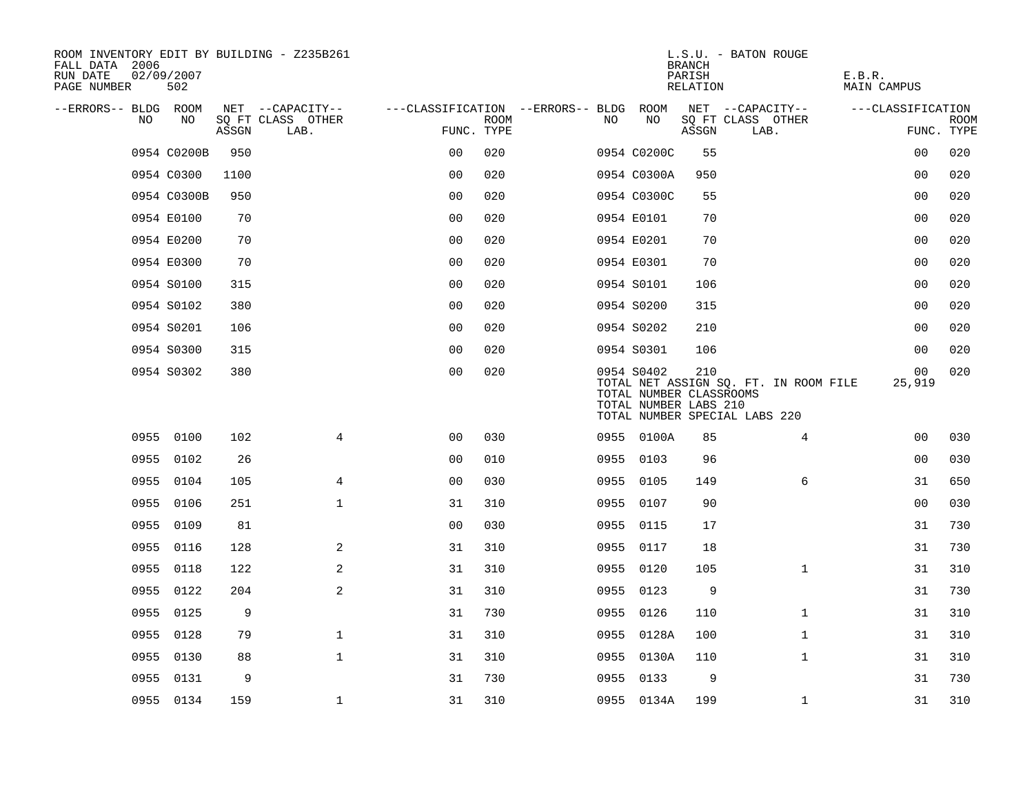ROOM INVENTORY EDIT BY BUILDING - Z235B261
FALL DATA 2006
RUN DATE 02/09/2007
PAGE NUMBER 502

L.S.U. - BATON ROUGE
BRANCH
PARISH E.B.R.
RELATION MAIN CAMPUS

| --ERRORS-- | BLDG NO | ROOM NO | NET SQ FT ASSGN | --CAPACITY-- CLASS LAB. | OTHER | ---CLASSIFICATION FUNC. | ROOM TYPE | --ERRORS-- | BLDG NO | ROOM NO | NET SQ FT ASSGN | --CAPACITY-- CLASS LAB. | OTHER | ---CLASSIFICATION FUNC. | ROOM TYPE |
|---|---|---|---|---|---|---|---|---|---|---|---|---|---|---|---|
| | 0954 | C0200B | 950 | | | 00 | 020 | | 0954 | C0200C | 55 | | | 00 | 020 |
| | 0954 | C0300 | 1100 | | | 00 | 020 | | 0954 | C0300A | 950 | | | 00 | 020 |
| | 0954 | C0300B | 950 | | | 00 | 020 | | 0954 | C0300C | 55 | | | 00 | 020 |
| | 0954 | E0100 | 70 | | | 00 | 020 | | 0954 | E0101 | 70 | | | 00 | 020 |
| | 0954 | E0200 | 70 | | | 00 | 020 | | 0954 | E0201 | 70 | | | 00 | 020 |
| | 0954 | E0300 | 70 | | | 00 | 020 | | 0954 | E0301 | 70 | | | 00 | 020 |
| | 0954 | S0100 | 315 | | | 00 | 020 | | 0954 | S0101 | 106 | | | 00 | 020 |
| | 0954 | S0102 | 380 | | | 00 | 020 | | 0954 | S0200 | 315 | | | 00 | 020 |
| | 0954 | S0201 | 106 | | | 00 | 020 | | 0954 | S0202 | 210 | | | 00 | 020 |
| | 0954 | S0300 | 315 | | | 00 | 020 | | 0954 | S0301 | 106 | | | 00 | 020 |
| | 0954 | S0302 | 380 | | | 00 | 020 | | 0954 | S0402 | 210 | | | 00 | 020 |

TOTAL NET ASSIGN SQ. FT. IN ROOM FILE 25,919
TOTAL NUMBER CLASSROOMS
TOTAL NUMBER LABS 210
TOTAL NUMBER SPECIAL LABS 220

| --ERRORS-- | BLDG NO | ROOM NO | NET SQ FT ASSGN | --CAPACITY-- CLASS LAB. | OTHER | ---CLASSIFICATION FUNC. | ROOM TYPE | --ERRORS-- | BLDG NO | ROOM NO | NET SQ FT ASSGN | --CAPACITY-- CLASS LAB. | OTHER | ---CLASSIFICATION FUNC. | ROOM TYPE |
|---|---|---|---|---|---|---|---|---|---|---|---|---|---|---|---|
| | 0955 | 0100 | 102 | | 4 | 00 | 030 | | 0955 | 0100A | 85 | | 4 | 00 | 030 |
| | 0955 | 0102 | 26 | | | 00 | 010 | | 0955 | 0103 | 96 | | | 00 | 030 |
| | 0955 | 0104 | 105 | | 4 | 00 | 030 | | 0955 | 0105 | 149 | | 6 | 31 | 650 |
| | 0955 | 0106 | 251 | | 1 | 31 | 310 | | 0955 | 0107 | 90 | | | 00 | 030 |
| | 0955 | 0109 | 81 | | | 00 | 030 | | 0955 | 0115 | 17 | | | 31 | 730 |
| | 0955 | 0116 | 128 | | 2 | 31 | 310 | | 0955 | 0117 | 18 | | | 31 | 730 |
| | 0955 | 0118 | 122 | | 2 | 31 | 310 | | 0955 | 0120 | 105 | | 1 | 31 | 310 |
| | 0955 | 0122 | 204 | | 2 | 31 | 310 | | 0955 | 0123 | 9 | | | 31 | 730 |
| | 0955 | 0125 | 9 | | | 31 | 730 | | 0955 | 0126 | 110 | | 1 | 31 | 310 |
| | 0955 | 0128 | 79 | | 1 | 31 | 310 | | 0955 | 0128A | 100 | | 1 | 31 | 310 |
| | 0955 | 0130 | 88 | | 1 | 31 | 310 | | 0955 | 0130A | 110 | | 1 | 31 | 310 |
| | 0955 | 0131 | 9 | | | 31 | 730 | | 0955 | 0133 | 9 | | | 31 | 730 |
| | 0955 | 0134 | 159 | | 1 | 31 | 310 | | 0955 | 0134A | 199 | | 1 | 31 | 310 |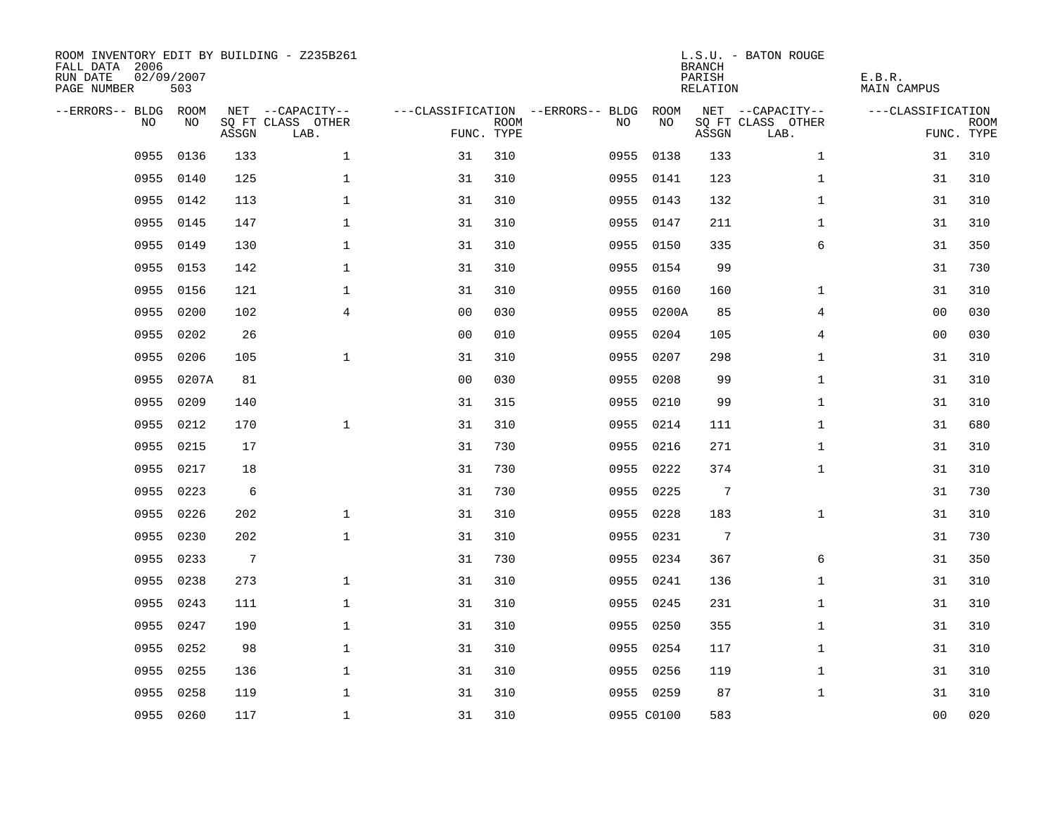ROOM INVENTORY EDIT BY BUILDING - Z235B261
FALL DATA 2006
RUN DATE 02/09/2007
PAGE NUMBER 503

L.S.U. - BATON ROUGE
BRANCH
PARISH E.B.R.
RELATION MAIN CAMPUS

| --ERRORS-- | BLDG NO | ROOM NO | NET SQ FT ASSGN | --CAPACITY-- CLASS LAB. | OTHER | ---CLASSIFICATION FUNC. | ROOM TYPE | --ERRORS-- | BLDG NO | ROOM NO | NET SQ FT ASSGN | --CAPACITY-- CLASS LAB. | OTHER | ---CLASSIFICATION FUNC. | ROOM TYPE |
|---|---|---|---|---|---|---|---|---|---|---|---|---|---|---|---|
| | 0955 | 0136 | 133 | | 1 | 31 | 310 | | 0955 | 0138 | 133 | | 1 | 31 | 310 |
| | 0955 | 0140 | 125 | | 1 | 31 | 310 | | 0955 | 0141 | 123 | | 1 | 31 | 310 |
| | 0955 | 0142 | 113 | | 1 | 31 | 310 | | 0955 | 0143 | 132 | | 1 | 31 | 310 |
| | 0955 | 0145 | 147 | | 1 | 31 | 310 | | 0955 | 0147 | 211 | | 1 | 31 | 310 |
| | 0955 | 0149 | 130 | | 1 | 31 | 310 | | 0955 | 0150 | 335 | | 6 | 31 | 350 |
| | 0955 | 0153 | 142 | | 1 | 31 | 310 | | 0955 | 0154 | 99 | | | 31 | 730 |
| | 0955 | 0156 | 121 | | 1 | 31 | 310 | | 0955 | 0160 | 160 | | 1 | 31 | 310 |
| | 0955 | 0200 | 102 | | 4 | 00 | 030 | | 0955 | 0200A | 85 | | 4 | 00 | 030 |
| | 0955 | 0202 | 26 | | | 00 | 010 | | 0955 | 0204 | 105 | | 4 | 00 | 030 |
| | 0955 | 0206 | 105 | | 1 | 31 | 310 | | 0955 | 0207 | 298 | | 1 | 31 | 310 |
| | 0955 | 0207A | 81 | | | 00 | 030 | | 0955 | 0208 | 99 | | 1 | 31 | 310 |
| | 0955 | 0209 | 140 | | | 31 | 315 | | 0955 | 0210 | 99 | | 1 | 31 | 310 |
| | 0955 | 0212 | 170 | | 1 | 31 | 310 | | 0955 | 0214 | 111 | | 1 | 31 | 680 |
| | 0955 | 0215 | 17 | | | 31 | 730 | | 0955 | 0216 | 271 | | 1 | 31 | 310 |
| | 0955 | 0217 | 18 | | | 31 | 730 | | 0955 | 0222 | 374 | | 1 | 31 | 310 |
| | 0955 | 0223 | 6 | | | 31 | 730 | | 0955 | 0225 | 7 | | | 31 | 730 |
| | 0955 | 0226 | 202 | | 1 | 31 | 310 | | 0955 | 0228 | 183 | | 1 | 31 | 310 |
| | 0955 | 0230 | 202 | | 1 | 31 | 310 | | 0955 | 0231 | 7 | | | 31 | 730 |
| | 0955 | 0233 | 7 | | | 31 | 730 | | 0955 | 0234 | 367 | | 6 | 31 | 350 |
| | 0955 | 0238 | 273 | | 1 | 31 | 310 | | 0955 | 0241 | 136 | | 1 | 31 | 310 |
| | 0955 | 0243 | 111 | | 1 | 31 | 310 | | 0955 | 0245 | 231 | | 1 | 31 | 310 |
| | 0955 | 0247 | 190 | | 1 | 31 | 310 | | 0955 | 0250 | 355 | | 1 | 31 | 310 |
| | 0955 | 0252 | 98 | | 1 | 31 | 310 | | 0955 | 0254 | 117 | | 1 | 31 | 310 |
| | 0955 | 0255 | 136 | | 1 | 31 | 310 | | 0955 | 0256 | 119 | | 1 | 31 | 310 |
| | 0955 | 0258 | 119 | | 1 | 31 | 310 | | 0955 | 0259 | 87 | | 1 | 31 | 310 |
| | 0955 | 0260 | 117 | | 1 | 31 | 310 | | 0955 | C0100 | 583 | | | 00 | 020 |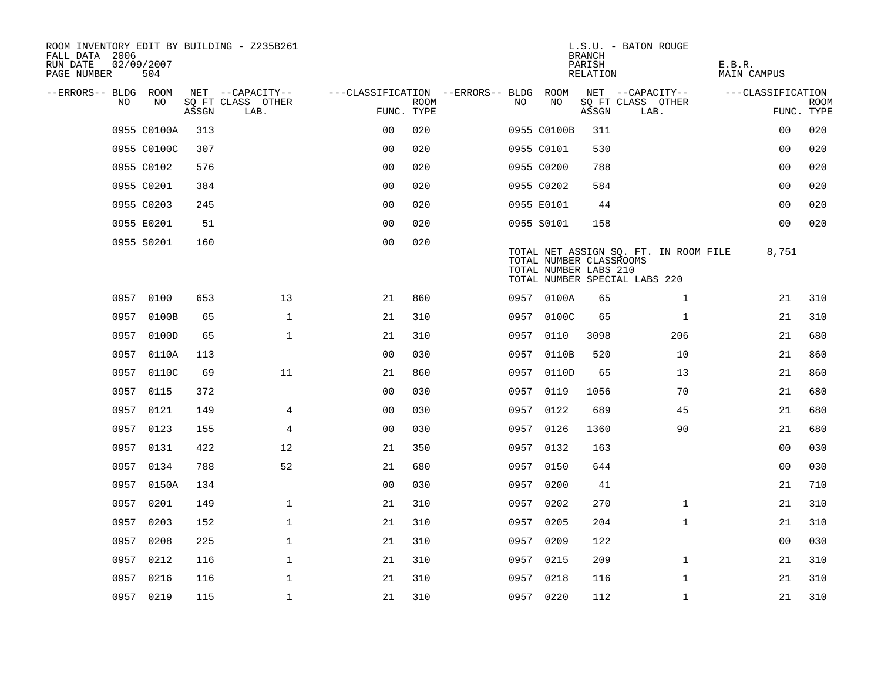ROOM INVENTORY EDIT BY BUILDING - Z235B261
FALL DATA 2006
RUN DATE 02/09/2007
PAGE NUMBER 504

L.S.U. - BATON ROUGE
BRANCH
PARISH E.B.R.
RELATION MAIN CAMPUS

| --ERRORS-- | BLDG NO | ROOM NO | NET SQ FT ASSGN | CAPACITY CLASS | CAPACITY OTHER LAB. | CLASSIFICATION FUNC. | ROOM TYPE | --ERRORS-- | BLDG NO | ROOM NO | NET SQ FT ASSGN | CAPACITY CLASS | CAPACITY OTHER LAB. | CLASSIFICATION FUNC. | ROOM TYPE |
|---|---|---|---|---|---|---|---|---|---|---|---|---|---|---|---|
| | 0955 | C0100A | 313 | | | 00 | 020 | | 0955 | C0100B | 311 | | | 00 | 020 |
| | 0955 | C0100C | 307 | | | 00 | 020 | | 0955 | C0101 | 530 | | | 00 | 020 |
| | 0955 | C0102 | 576 | | | 00 | 020 | | 0955 | C0200 | 788 | | | 00 | 020 |
| | 0955 | C0201 | 384 | | | 00 | 020 | | 0955 | C0202 | 584 | | | 00 | 020 |
| | 0955 | C0203 | 245 | | | 00 | 020 | | 0955 | E0101 | 44 | | | 00 | 020 |
| | 0955 | E0201 | 51 | | | 00 | 020 | | 0955 | S0101 | 158 | | | 00 | 020 |
| | 0955 | S0201 | 160 | | | 00 | 020 | | | | | | | | |

TOTAL NET ASSIGN SQ. FT. IN ROOM FILE 8,751
TOTAL NUMBER CLASSROOMS
TOTAL NUMBER LABS 210
TOTAL NUMBER SPECIAL LABS 220

| --ERRORS-- | BLDG NO | ROOM NO | NET SQ FT ASSGN | CAPACITY CLASS | CAPACITY OTHER LAB. | CLASSIFICATION FUNC. | ROOM TYPE | --ERRORS-- | BLDG NO | ROOM NO | NET SQ FT ASSGN | CAPACITY CLASS | CAPACITY OTHER LAB. | CLASSIFICATION FUNC. | ROOM TYPE |
|---|---|---|---|---|---|---|---|---|---|---|---|---|---|---|---|
| | 0957 | 0100 | 653 | | 13 | 21 | 860 | | 0957 | 0100A | 65 | | 1 | 21 | 310 |
| | 0957 | 0100B | 65 | | 1 | 21 | 310 | | 0957 | 0100C | 65 | | 1 | 21 | 310 |
| | 0957 | 0100D | 65 | | 1 | 21 | 310 | | 0957 | 0110 | 3098 | | 206 | 21 | 680 |
| | 0957 | 0110A | 113 | | | 00 | 030 | | 0957 | 0110B | 520 | | 10 | 21 | 860 |
| | 0957 | 0110C | 69 | | 11 | 21 | 860 | | 0957 | 0110D | 65 | | 13 | 21 | 860 |
| | 0957 | 0115 | 372 | | | 00 | 030 | | 0957 | 0119 | 1056 | | 70 | 21 | 680 |
| | 0957 | 0121 | 149 | | 4 | 00 | 030 | | 0957 | 0122 | 689 | | 45 | 21 | 680 |
| | 0957 | 0123 | 155 | | 4 | 00 | 030 | | 0957 | 0126 | 1360 | | 90 | 21 | 680 |
| | 0957 | 0131 | 422 | | 12 | 21 | 350 | | 0957 | 0132 | 163 | | | 00 | 030 |
| | 0957 | 0134 | 788 | | 52 | 21 | 680 | | 0957 | 0150 | 644 | | | 00 | 030 |
| | 0957 | 0150A | 134 | | | 00 | 030 | | 0957 | 0200 | 41 | | | 21 | 710 |
| | 0957 | 0201 | 149 | | 1 | 21 | 310 | | 0957 | 0202 | 270 | | 1 | 21 | 310 |
| | 0957 | 0203 | 152 | | 1 | 21 | 310 | | 0957 | 0205 | 204 | | 1 | 21 | 310 |
| | 0957 | 0208 | 225 | | 1 | 21 | 310 | | 0957 | 0209 | 122 | | | 00 | 030 |
| | 0957 | 0212 | 116 | | 1 | 21 | 310 | | 0957 | 0215 | 209 | | 1 | 21 | 310 |
| | 0957 | 0216 | 116 | | 1 | 21 | 310 | | 0957 | 0218 | 116 | | 1 | 21 | 310 |
| | 0957 | 0219 | 115 | | 1 | 21 | 310 | | 0957 | 0220 | 112 | | 1 | 21 | 310 |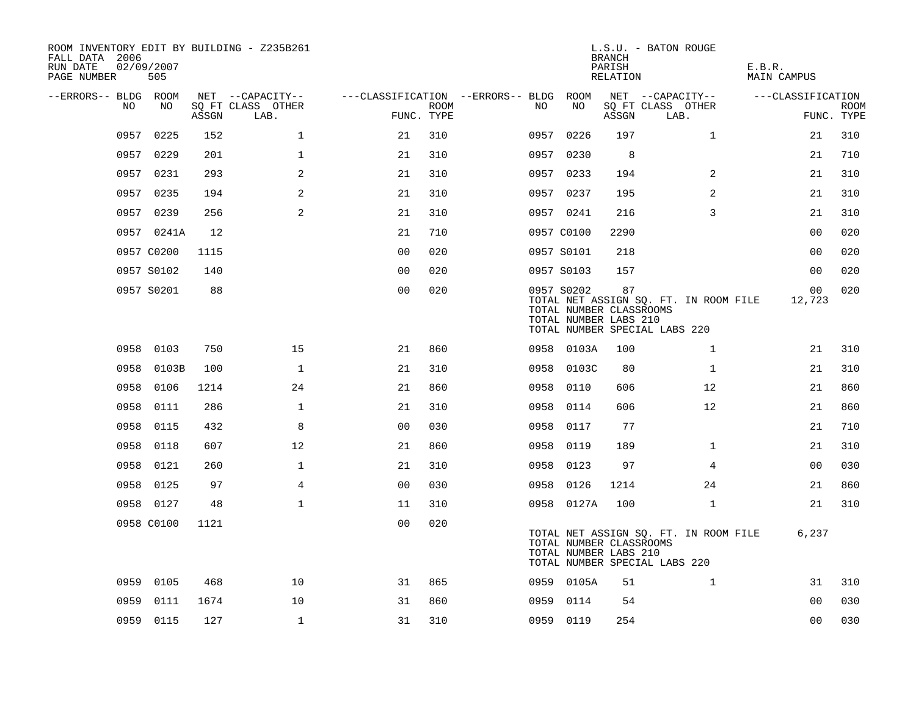ROOM INVENTORY EDIT BY BUILDING - Z235B261
FALL DATA 2006
RUN DATE 02/09/2007
PAGE NUMBER 505

L.S.U. - BATON ROUGE
BRANCH
PARISH E.B.R.
RELATION MAIN CAMPUS

| --ERRORS-- | BLDG NO | ROOM NO | NET SQ FT ASSGN | --CAPACITY-- CLASS LAB. | OTHER | ---CLASSIFICATION FUNC. | ROOM TYPE | --ERRORS-- | BLDG NO | ROOM NO | NET SQ FT ASSGN | --CAPACITY-- CLASS LAB. | OTHER | ---CLASSIFICATION FUNC. | ROOM TYPE |
|---|---|---|---|---|---|---|---|---|---|---|---|---|---|---|---|
| | 0957 | 0225 | 152 | | 1 | 21 | 310 | | 0957 | 0226 | 197 | | 1 | 21 | 310 |
| | 0957 | 0229 | 201 | | 1 | 21 | 310 | | 0957 | 0230 | 8 | | | 21 | 710 |
| | 0957 | 0231 | 293 | | 2 | 21 | 310 | | 0957 | 0233 | 194 | | 2 | 21 | 310 |
| | 0957 | 0235 | 194 | | 2 | 21 | 310 | | 0957 | 0237 | 195 | | 2 | 21 | 310 |
| | 0957 | 0239 | 256 | | 2 | 21 | 310 | | 0957 | 0241 | 216 | | 3 | 21 | 310 |
| | 0957 | 0241A | 12 | | | 21 | 710 | | 0957 | C0100 | 2290 | | | 00 | 020 |
| | 0957 | C0200 | 1115 | | | 00 | 020 | | 0957 | S0101 | 218 | | | 00 | 020 |
| | 0957 | S0102 | 140 | | | 00 | 020 | | 0957 | S0103 | 157 | | | 00 | 020 |
| | 0957 | S0201 | 88 | | | 00 | 020 | | 0957 | S0202 | 87 | | | 00 | 020 |
| | | | | | | | | | TOTAL NET ASSIGN SQ. FT. IN ROOM FILE | | | | | 12,723 | |
| | | | | | | | | | TOTAL NUMBER CLASSROOMS | | | | | | |
| | | | | | | | | | TOTAL NUMBER LABS 210 | | | | | | |
| | | | | | | | | | TOTAL NUMBER SPECIAL LABS 220 | | | | | | |
| | 0958 | 0103 | 750 | | 15 | 21 | 860 | | 0958 | 0103A | 100 | | 1 | 21 | 310 |
| | 0958 | 0103B | 100 | | 1 | 21 | 310 | | 0958 | 0103C | 80 | | 1 | 21 | 310 |
| | 0958 | 0106 | 1214 | | 24 | 21 | 860 | | 0958 | 0110 | 606 | | 12 | 21 | 860 |
| | 0958 | 0111 | 286 | | 1 | 21 | 310 | | 0958 | 0114 | 606 | | 12 | 21 | 860 |
| | 0958 | 0115 | 432 | | 8 | 00 | 030 | | 0958 | 0117 | 77 | | | 21 | 710 |
| | 0958 | 0118 | 607 | | 12 | 21 | 860 | | 0958 | 0119 | 189 | | 1 | 21 | 310 |
| | 0958 | 0121 | 260 | | 1 | 21 | 310 | | 0958 | 0123 | 97 | | 4 | 00 | 030 |
| | 0958 | 0125 | 97 | | 4 | 00 | 030 | | 0958 | 0126 | 1214 | | 24 | 21 | 860 |
| | 0958 | 0127 | 48 | | 1 | 11 | 310 | | 0958 | 0127A | 100 | | 1 | 21 | 310 |
| | 0958 | C0100 | 1121 | | | 00 | 020 | | | | | | | | |
| | | | | | | | | | TOTAL NET ASSIGN SQ. FT. IN ROOM FILE | | | | | 6,237 | |
| | | | | | | | | | TOTAL NUMBER CLASSROOMS | | | | | | |
| | | | | | | | | | TOTAL NUMBER LABS 210 | | | | | | |
| | | | | | | | | | TOTAL NUMBER SPECIAL LABS 220 | | | | | | |
| | 0959 | 0105 | 468 | | 10 | 31 | 865 | | 0959 | 0105A | 51 | | 1 | 31 | 310 |
| | 0959 | 0111 | 1674 | | 10 | 31 | 860 | | 0959 | 0114 | 54 | | | 00 | 030 |
| | 0959 | 0115 | 127 | | 1 | 31 | 310 | | 0959 | 0119 | 254 | | | 00 | 030 |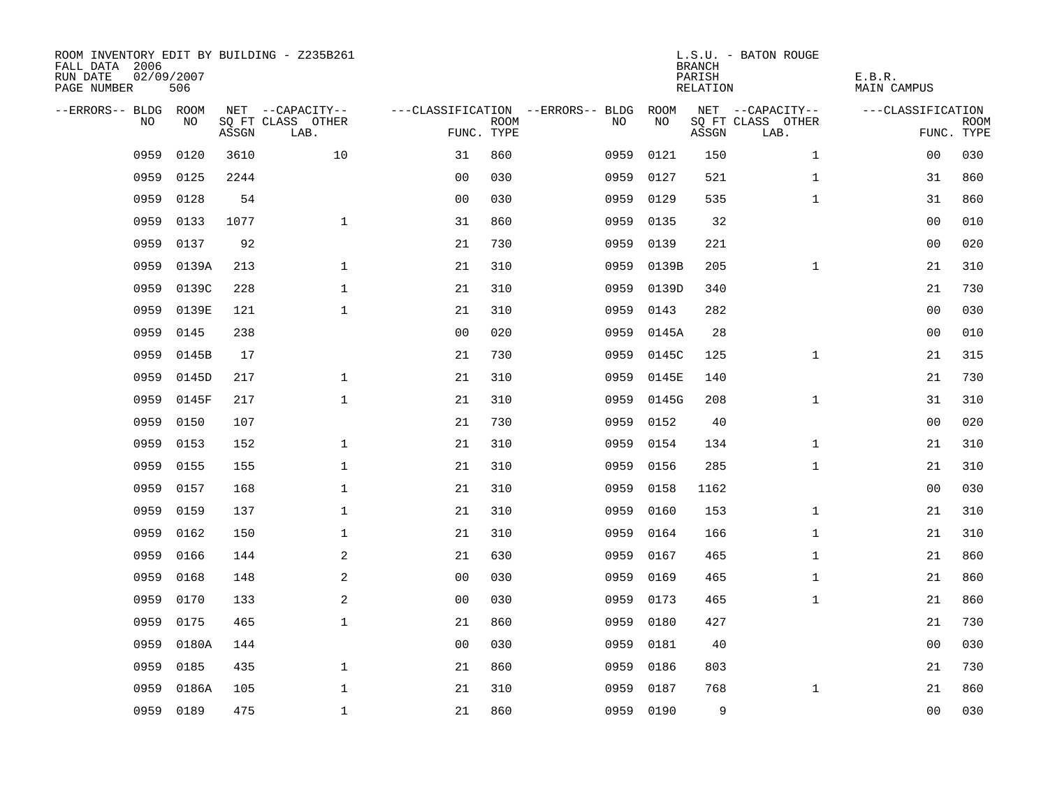ROOM INVENTORY EDIT BY BUILDING - Z235B261
FALL DATA 2006
RUN DATE 02/09/2007
PAGE NUMBER 506

L.S.U. - BATON ROUGE
BRANCH
PARISH E.B.R.
RELATION MAIN CAMPUS

| --ERRORS-- | BLDG NO | ROOM NO | NET SQ FT ASSGN | --CAPACITY-- CLASS LAB. | OTHER | ---CLASSIFICATION FUNC. | ROOM TYPE | --ERRORS-- | BLDG NO | ROOM NO | NET SQ FT ASSGN | --CAPACITY-- CLASS LAB. | OTHER | ---CLASSIFICATION FUNC. | ROOM TYPE |
|---|---|---|---|---|---|---|---|---|---|---|---|---|---|---|---|
| | 0959 | 0120 | 3610 | | 10 | 31 | 860 | | 0959 | 0121 | 150 | | 1 | 00 | 030 |
| | 0959 | 0125 | 2244 | | | 00 | 030 | | 0959 | 0127 | 521 | | 1 | 31 | 860 |
| | 0959 | 0128 | 54 | | | 00 | 030 | | 0959 | 0129 | 535 | | 1 | 31 | 860 |
| | 0959 | 0133 | 1077 | | 1 | 31 | 860 | | 0959 | 0135 | 32 | | | 00 | 010 |
| | 0959 | 0137 | 92 | | | 21 | 730 | | 0959 | 0139 | 221 | | | 00 | 020 |
| | 0959 | 0139A | 213 | | 1 | 21 | 310 | | 0959 | 0139B | 205 | | 1 | 21 | 310 |
| | 0959 | 0139C | 228 | | 1 | 21 | 310 | | 0959 | 0139D | 340 | | | 21 | 730 |
| | 0959 | 0139E | 121 | | 1 | 21 | 310 | | 0959 | 0143 | 282 | | | 00 | 030 |
| | 0959 | 0145 | 238 | | | 00 | 020 | | 0959 | 0145A | 28 | | | 00 | 010 |
| | 0959 | 0145B | 17 | | | 21 | 730 | | 0959 | 0145C | 125 | | 1 | 21 | 315 |
| | 0959 | 0145D | 217 | | 1 | 21 | 310 | | 0959 | 0145E | 140 | | | 21 | 730 |
| | 0959 | 0145F | 217 | | 1 | 21 | 310 | | 0959 | 0145G | 208 | | 1 | 31 | 310 |
| | 0959 | 0150 | 107 | | | 21 | 730 | | 0959 | 0152 | 40 | | | 00 | 020 |
| | 0959 | 0153 | 152 | | 1 | 21 | 310 | | 0959 | 0154 | 134 | | 1 | 21 | 310 |
| | 0959 | 0155 | 155 | | 1 | 21 | 310 | | 0959 | 0156 | 285 | | 1 | 21 | 310 |
| | 0959 | 0157 | 168 | | 1 | 21 | 310 | | 0959 | 0158 | 1162 | | | 00 | 030 |
| | 0959 | 0159 | 137 | | 1 | 21 | 310 | | 0959 | 0160 | 153 | | 1 | 21 | 310 |
| | 0959 | 0162 | 150 | | 1 | 21 | 310 | | 0959 | 0164 | 166 | | 1 | 21 | 310 |
| | 0959 | 0166 | 144 | | 2 | 21 | 630 | | 0959 | 0167 | 465 | | 1 | 21 | 860 |
| | 0959 | 0168 | 148 | | 2 | 00 | 030 | | 0959 | 0169 | 465 | | 1 | 21 | 860 |
| | 0959 | 0170 | 133 | | 2 | 00 | 030 | | 0959 | 0173 | 465 | | 1 | 21 | 860 |
| | 0959 | 0175 | 465 | | 1 | 21 | 860 | | 0959 | 0180 | 427 | | | 21 | 730 |
| | 0959 | 0180A | 144 | | | 00 | 030 | | 0959 | 0181 | 40 | | | 00 | 030 |
| | 0959 | 0185 | 435 | | 1 | 21 | 860 | | 0959 | 0186 | 803 | | | 21 | 730 |
| | 0959 | 0186A | 105 | | 1 | 21 | 310 | | 0959 | 0187 | 768 | | 1 | 21 | 860 |
| | 0959 | 0189 | 475 | | 1 | 21 | 860 | | 0959 | 0190 | 9 | | | 00 | 030 |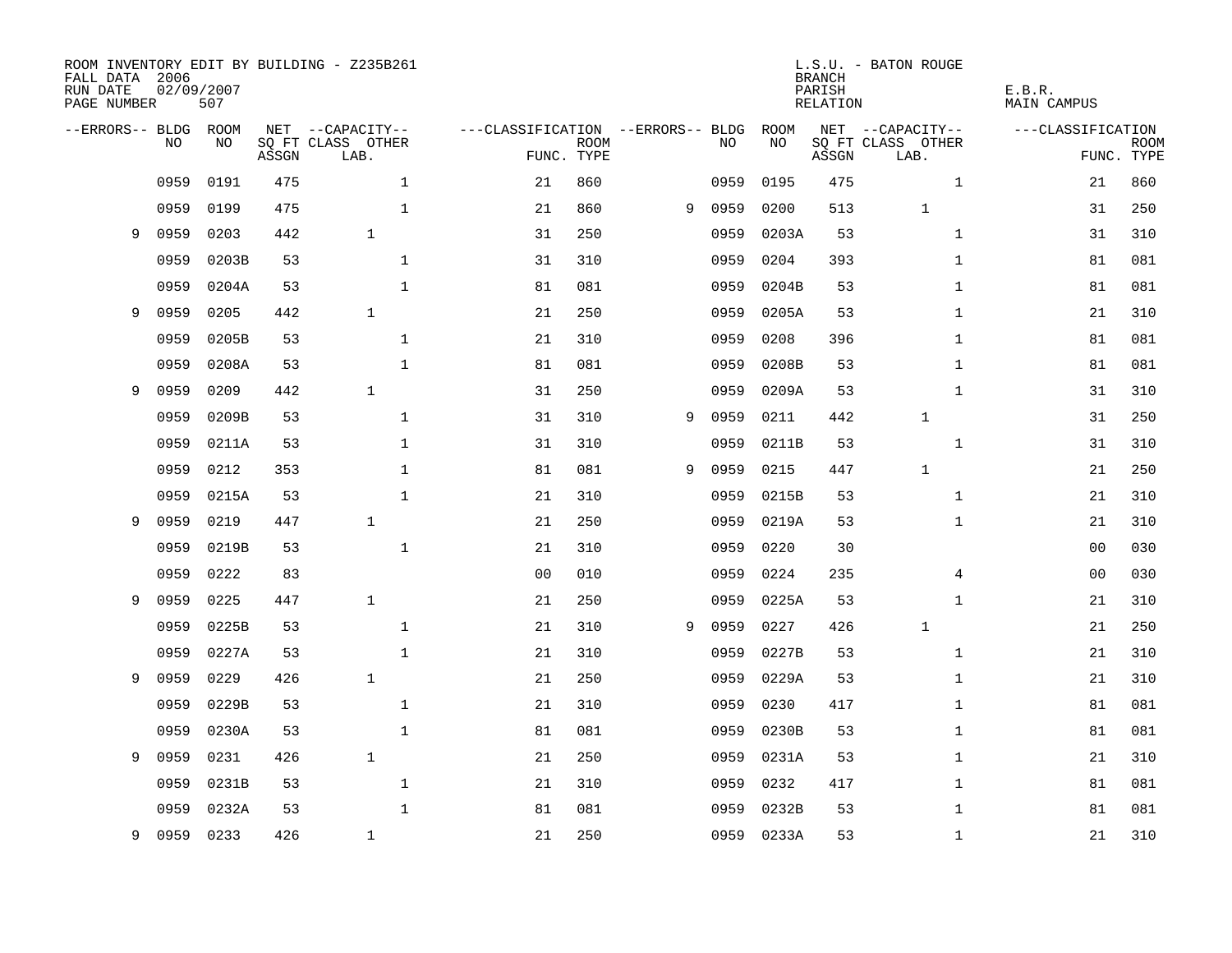ROOM INVENTORY EDIT BY BUILDING - Z235B261
FALL DATA 2006
RUN DATE 02/09/2007
PAGE NUMBER 507

L.S.U. - BATON ROUGE
BRANCH
PARISH E.B.R.
RELATION MAIN CAMPUS

| --ERRORS-- | BLDG NO | ROOM NO | NET ASSGN SQ FT | CAPACITY CLASS LAB. | CAPACITY OTHER | CLASSIFICATION FUNC. | ROOM TYPE | --ERRORS-- | BLDG NO | ROOM NO | NET ASSGN SQ FT | CAPACITY CLASS LAB. | CAPACITY OTHER | CLASSIFICATION FUNC. | ROOM TYPE |
|---|---|---|---|---|---|---|---|---|---|---|---|---|---|---|---|
| | 0959 | 0191 | 475 | | 1 | 21 | 860 | | 0959 | 0195 | 475 | | 1 | 21 | 860 |
| | 0959 | 0199 | 475 | | 1 | 21 | 860 | 9 | 0959 | 0200 | 513 | 1 | | 31 | 250 |
| 9 | 0959 | 0203 | 442 | 1 | | 31 | 250 | | 0959 | 0203A | 53 | | 1 | 31 | 310 |
| | 0959 | 0203B | 53 | | 1 | 31 | 310 | | 0959 | 0204 | 393 | | 1 | 81 | 081 |
| | 0959 | 0204A | 53 | | 1 | 81 | 081 | | 0959 | 0204B | 53 | | 1 | 81 | 081 |
| 9 | 0959 | 0205 | 442 | 1 | | 21 | 250 | | 0959 | 0205A | 53 | | 1 | 21 | 310 |
| | 0959 | 0205B | 53 | | 1 | 21 | 310 | | 0959 | 0208 | 396 | | 1 | 81 | 081 |
| | 0959 | 0208A | 53 | | 1 | 81 | 081 | | 0959 | 0208B | 53 | | 1 | 81 | 081 |
| 9 | 0959 | 0209 | 442 | 1 | | 31 | 250 | | 0959 | 0209A | 53 | | 1 | 31 | 310 |
| | 0959 | 0209B | 53 | | 1 | 31 | 310 | 9 | 0959 | 0211 | 442 | 1 | | 31 | 250 |
| | 0959 | 0211A | 53 | | 1 | 31 | 310 | | 0959 | 0211B | 53 | | 1 | 31 | 310 |
| | 0959 | 0212 | 353 | | 1 | 81 | 081 | 9 | 0959 | 0215 | 447 | 1 | | 21 | 250 |
| | 0959 | 0215A | 53 | | 1 | 21 | 310 | | 0959 | 0215B | 53 | | 1 | 21 | 310 |
| 9 | 0959 | 0219 | 447 | 1 | | 21 | 250 | | 0959 | 0219A | 53 | | 1 | 21 | 310 |
| | 0959 | 0219B | 53 | | 1 | 21 | 310 | | 0959 | 0220 | 30 | | | 00 | 030 |
| | 0959 | 0222 | 83 | | | 00 | 010 | | 0959 | 0224 | 235 | | 4 | 00 | 030 |
| 9 | 0959 | 0225 | 447 | 1 | | 21 | 250 | | 0959 | 0225A | 53 | | 1 | 21 | 310 |
| | 0959 | 0225B | 53 | | 1 | 21 | 310 | 9 | 0959 | 0227 | 426 | 1 | | 21 | 250 |
| | 0959 | 0227A | 53 | | 1 | 21 | 310 | | 0959 | 0227B | 53 | | 1 | 21 | 310 |
| 9 | 0959 | 0229 | 426 | 1 | | 21 | 250 | | 0959 | 0229A | 53 | | 1 | 21 | 310 |
| | 0959 | 0229B | 53 | | 1 | 21 | 310 | | 0959 | 0230 | 417 | | 1 | 81 | 081 |
| | 0959 | 0230A | 53 | | 1 | 81 | 081 | | 0959 | 0230B | 53 | | 1 | 81 | 081 |
| 9 | 0959 | 0231 | 426 | 1 | | 21 | 250 | | 0959 | 0231A | 53 | | 1 | 21 | 310 |
| | 0959 | 0231B | 53 | | 1 | 21 | 310 | | 0959 | 0232 | 417 | | 1 | 81 | 081 |
| | 0959 | 0232A | 53 | | 1 | 81 | 081 | | 0959 | 0232B | 53 | | 1 | 81 | 081 |
| 9 | 0959 | 0233 | 426 | 1 | | 21 | 250 | | 0959 | 0233A | 53 | | 1 | 21 | 310 |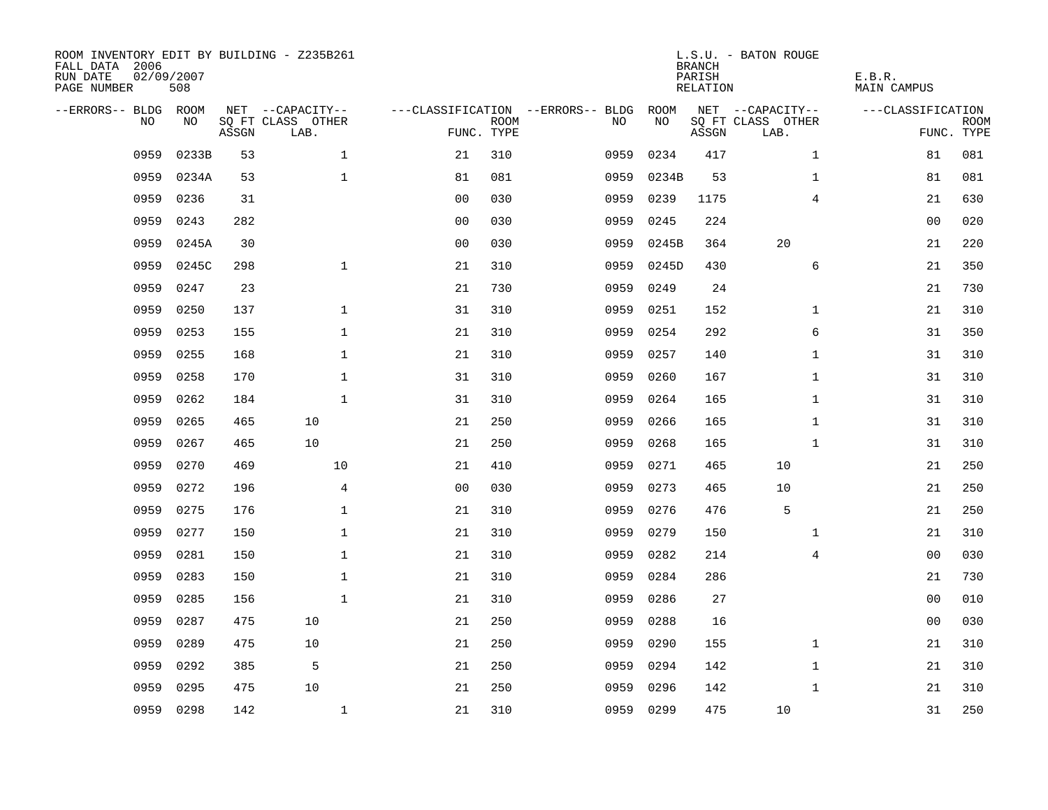ROOM INVENTORY EDIT BY BUILDING - Z235B261
FALL DATA 2006
RUN DATE 02/09/2007
PAGE NUMBER 508

L.S.U. - BATON ROUGE
BRANCH
PARISH E.B.R.
RELATION MAIN CAMPUS

| --ERRORS-- | BLDG NO | ROOM NO | NET SQ FT ASSGN | --CAPACITY-- CLASS LAB. | OTHER | ---CLASSIFICATION FUNC. | ROOM TYPE | --ERRORS-- | BLDG NO | ROOM NO | NET SQ FT ASSGN | --CAPACITY-- CLASS LAB. | OTHER | ---CLASSIFICATION FUNC. | ROOM TYPE |
|---|---|---|---|---|---|---|---|---|---|---|---|---|---|---|---|
| | 0959 | 0233B | 53 | | 1 | 21 | 310 | | 0959 | 0234 | 417 | | 1 | 81 | 081 |
| | 0959 | 0234A | 53 | | 1 | 81 | 081 | | 0959 | 0234B | 53 | | 1 | 81 | 081 |
| | 0959 | 0236 | 31 | | | 00 | 030 | | 0959 | 0239 | 1175 | | 4 | 21 | 630 |
| | 0959 | 0243 | 282 | | | 00 | 030 | | 0959 | 0245 | 224 | | | 00 | 020 |
| | 0959 | 0245A | 30 | | | 00 | 030 | | 0959 | 0245B | 364 | 20 | | 21 | 220 |
| | 0959 | 0245C | 298 | | 1 | 21 | 310 | | 0959 | 0245D | 430 | | 6 | 21 | 350 |
| | 0959 | 0247 | 23 | | | 21 | 730 | | 0959 | 0249 | 24 | | | 21 | 730 |
| | 0959 | 0250 | 137 | | 1 | 31 | 310 | | 0959 | 0251 | 152 | | 1 | 21 | 310 |
| | 0959 | 0253 | 155 | | 1 | 21 | 310 | | 0959 | 0254 | 292 | | 6 | 31 | 350 |
| | 0959 | 0255 | 168 | | 1 | 21 | 310 | | 0959 | 0257 | 140 | | 1 | 31 | 310 |
| | 0959 | 0258 | 170 | | 1 | 31 | 310 | | 0959 | 0260 | 167 | | 1 | 31 | 310 |
| | 0959 | 0262 | 184 | | 1 | 31 | 310 | | 0959 | 0264 | 165 | | 1 | 31 | 310 |
| | 0959 | 0265 | 465 | 10 | | 21 | 250 | | 0959 | 0266 | 165 | | 1 | 31 | 310 |
| | 0959 | 0267 | 465 | 10 | | 21 | 250 | | 0959 | 0268 | 165 | | 1 | 31 | 310 |
| | 0959 | 0270 | 469 | | 10 | 21 | 410 | | 0959 | 0271 | 465 | 10 | | 21 | 250 |
| | 0959 | 0272 | 196 | | 4 | 00 | 030 | | 0959 | 0273 | 465 | 10 | | 21 | 250 |
| | 0959 | 0275 | 176 | | 1 | 21 | 310 | | 0959 | 0276 | 476 | 5 | | 21 | 250 |
| | 0959 | 0277 | 150 | | 1 | 21 | 310 | | 0959 | 0279 | 150 | | 1 | 21 | 310 |
| | 0959 | 0281 | 150 | | 1 | 21 | 310 | | 0959 | 0282 | 214 | | 4 | 00 | 030 |
| | 0959 | 0283 | 150 | | 1 | 21 | 310 | | 0959 | 0284 | 286 | | | 21 | 730 |
| | 0959 | 0285 | 156 | | 1 | 21 | 310 | | 0959 | 0286 | 27 | | | 00 | 010 |
| | 0959 | 0287 | 475 | 10 | | 21 | 250 | | 0959 | 0288 | 16 | | | 00 | 030 |
| | 0959 | 0289 | 475 | 10 | | 21 | 250 | | 0959 | 0290 | 155 | | 1 | 21 | 310 |
| | 0959 | 0292 | 385 | 5 | | 21 | 250 | | 0959 | 0294 | 142 | | 1 | 21 | 310 |
| | 0959 | 0295 | 475 | 10 | | 21 | 250 | | 0959 | 0296 | 142 | | 1 | 21 | 310 |
| | 0959 | 0298 | 142 | | 1 | 21 | 310 | | 0959 | 0299 | 475 | 10 | | 31 | 250 |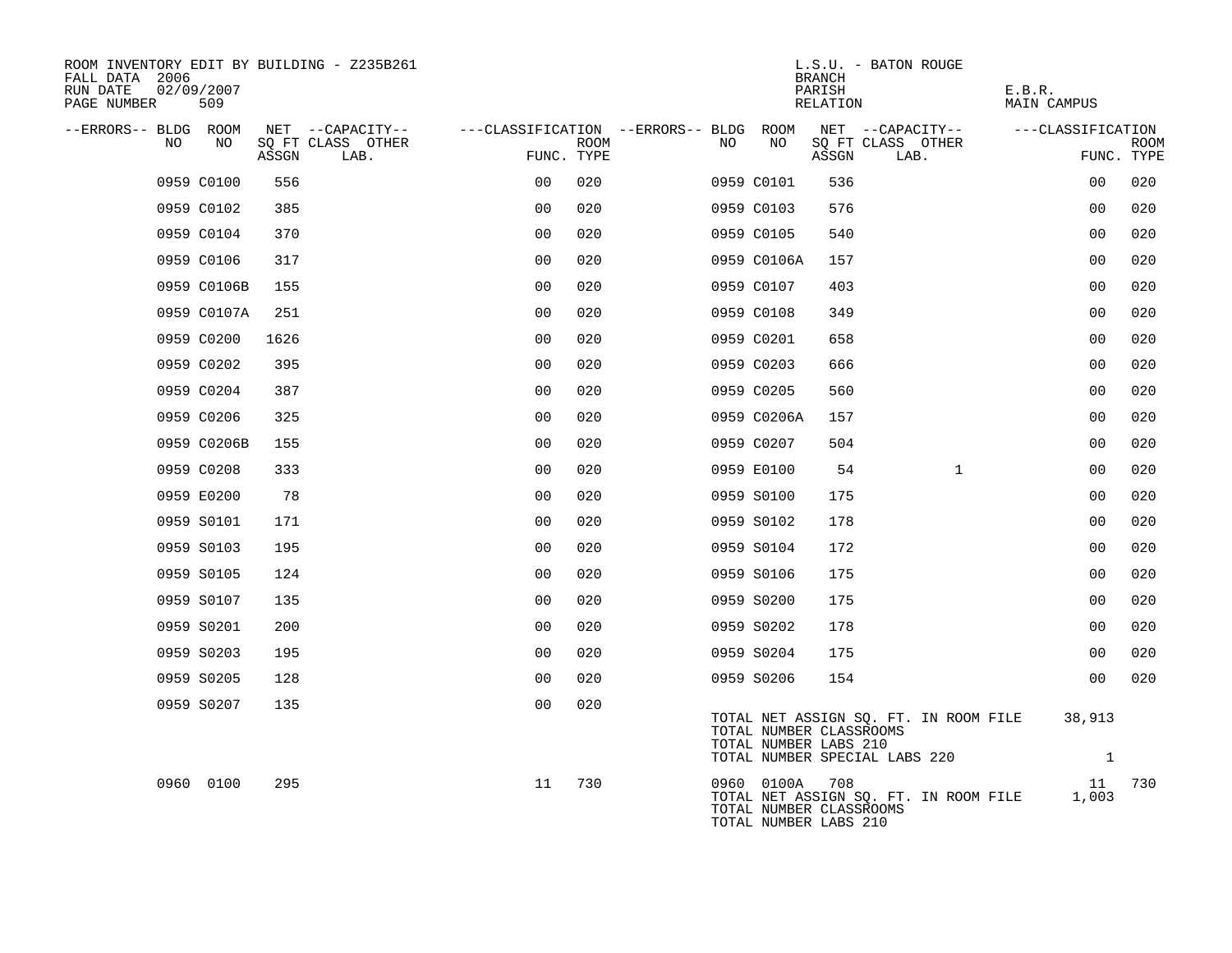ROOM INVENTORY EDIT BY BUILDING - Z235B261
FALL DATA 2006
RUN DATE 02/09/2007
PAGE NUMBER 509

L.S.U. - BATON ROUGE
BRANCH
PARISH E.B.R.
RELATION MAIN CAMPUS

| --ERRORS-- | BLDG NO | ROOM NO | NET SQ FT ASSGN | CAPACITY CLASS LAB. | CAPACITY OTHER | CLASSIFICATION FUNC. | ROOM TYPE | --ERRORS-- | BLDG NO | ROOM NO | NET SQ FT ASSGN | CAPACITY CLASS LAB. | CAPACITY OTHER | CLASSIFICATION FUNC. | ROOM TYPE |
|---|---|---|---|---|---|---|---|---|---|---|---|---|---|---|---|
| | 0959 | C0100 | 556 | | | 00 | 020 | | 0959 | C0101 | 536 | | | 00 | 020 |
| | 0959 | C0102 | 385 | | | 00 | 020 | | 0959 | C0103 | 576 | | | 00 | 020 |
| | 0959 | C0104 | 370 | | | 00 | 020 | | 0959 | C0105 | 540 | | | 00 | 020 |
| | 0959 | C0106 | 317 | | | 00 | 020 | | 0959 | C0106A | 157 | | | 00 | 020 |
| | 0959 | C0106B | 155 | | | 00 | 020 | | 0959 | C0107 | 403 | | | 00 | 020 |
| | 0959 | C0107A | 251 | | | 00 | 020 | | 0959 | C0108 | 349 | | | 00 | 020 |
| | 0959 | C0200 | 1626 | | | 00 | 020 | | 0959 | C0201 | 658 | | | 00 | 020 |
| | 0959 | C0202 | 395 | | | 00 | 020 | | 0959 | C0203 | 666 | | | 00 | 020 |
| | 0959 | C0204 | 387 | | | 00 | 020 | | 0959 | C0205 | 560 | | | 00 | 020 |
| | 0959 | C0206 | 325 | | | 00 | 020 | | 0959 | C0206A | 157 | | | 00 | 020 |
| | 0959 | C0206B | 155 | | | 00 | 020 | | 0959 | C0207 | 504 | | | 00 | 020 |
| | 0959 | C0208 | 333 | | | 00 | 020 | | 0959 | E0100 | 54 | | 1 | 00 | 020 |
| | 0959 | E0200 | 78 | | | 00 | 020 | | 0959 | S0100 | 175 | | | 00 | 020 |
| | 0959 | S0101 | 171 | | | 00 | 020 | | 0959 | S0102 | 178 | | | 00 | 020 |
| | 0959 | S0103 | 195 | | | 00 | 020 | | 0959 | S0104 | 172 | | | 00 | 020 |
| | 0959 | S0105 | 124 | | | 00 | 020 | | 0959 | S0106 | 175 | | | 00 | 020 |
| | 0959 | S0107 | 135 | | | 00 | 020 | | 0959 | S0200 | 175 | | | 00 | 020 |
| | 0959 | S0201 | 200 | | | 00 | 020 | | 0959 | S0202 | 178 | | | 00 | 020 |
| | 0959 | S0203 | 195 | | | 00 | 020 | | 0959 | S0204 | 175 | | | 00 | 020 |
| | 0959 | S0205 | 128 | | | 00 | 020 | | 0959 | S0206 | 154 | | | 00 | 020 |
| | 0959 | S0207 | 135 | | | 00 | 020 | | | | | | | | |

TOTAL NET ASSIGN SQ. FT. IN ROOM FILE 38,913
TOTAL NUMBER CLASSROOMS
TOTAL NUMBER LABS 210
TOTAL NUMBER SPECIAL LABS 220 1

| --ERRORS-- | BLDG NO | ROOM NO | NET SQ FT ASSGN | CAPACITY CLASS LAB. | CAPACITY OTHER | CLASSIFICATION FUNC. | ROOM TYPE | --ERRORS-- | BLDG NO | ROOM NO | NET SQ FT ASSGN | CAPACITY CLASS LAB. | CAPACITY OTHER | CLASSIFICATION FUNC. | ROOM TYPE |
|---|---|---|---|---|---|---|---|---|---|---|---|---|---|---|---|
| | 0960 | 0100 | 295 | | | 11 | 730 | | 0960 | 0100A | 708 | | | 11 | 730 |

TOTAL NET ASSIGN SQ. FT. IN ROOM FILE 1,003
TOTAL NUMBER CLASSROOMS
TOTAL NUMBER LABS 210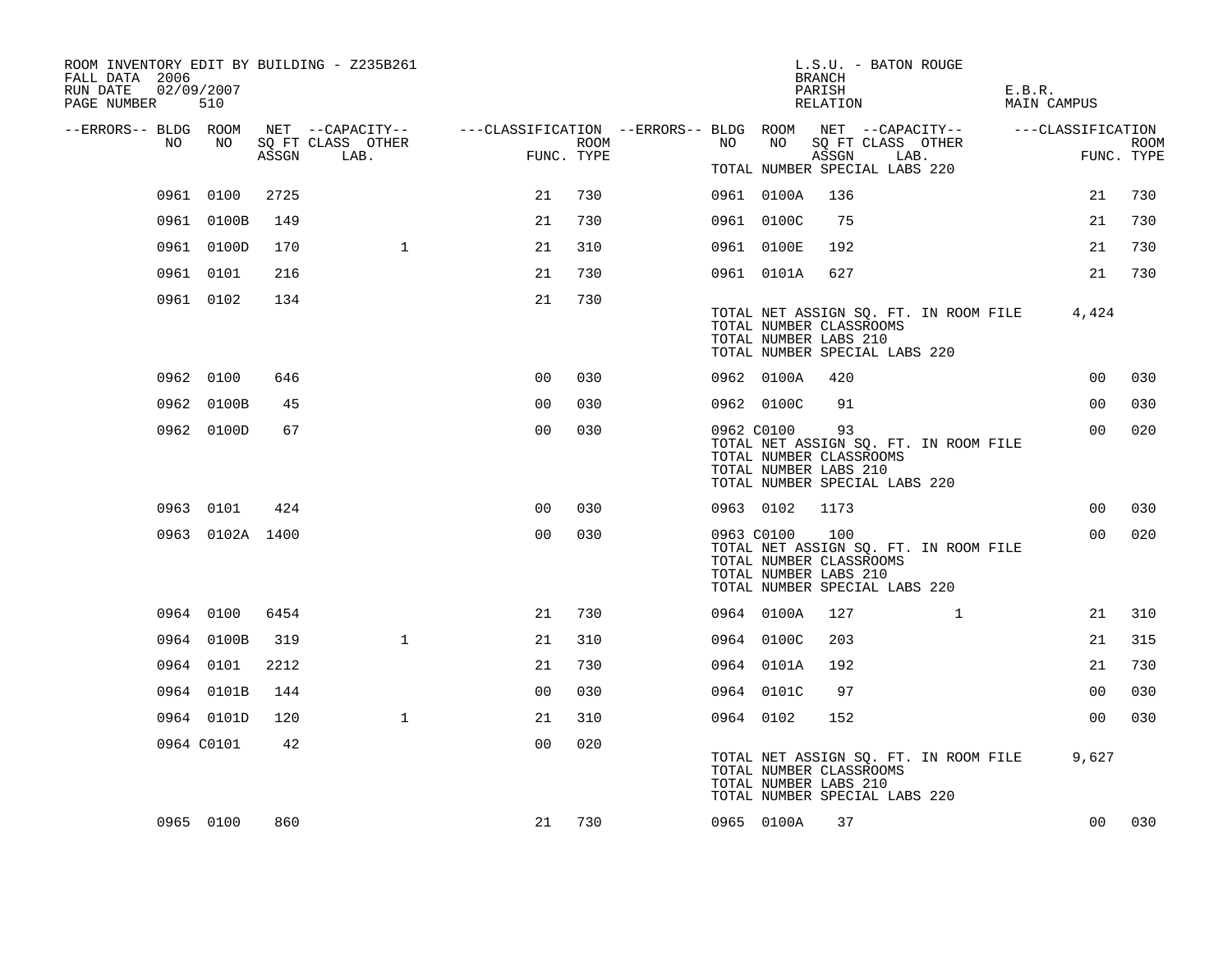ROOM INVENTORY EDIT BY BUILDING - Z235B261
FALL DATA 2006
RUN DATE 02/09/2007

L.S.U. - BATON ROUGE
BRANCH
PARISH E.B.R.
RELATION MAIN CAMPUS

| --ERRORS-- | BLDG NO | ROOM NO | NET ASSGN SQ FT | CAPACITY CLASS | CAPACITY OTHER LAB. | CLASSIFICATION FUNC. | ROOM TYPE | --ERRORS-- | BLDG NO | ROOM NO | NET ASSGN SQ FT | CAPACITY CLASS | CAPACITY OTHER LAB. | CLASSIFICATION FUNC. | ROOM TYPE |
|---|---|---|---|---|---|---|---|---|---|---|---|---|---|---|---|
| | | | | | | | | | TOTAL NUMBER SPECIAL LABS 220 | | | | | | |
| | 0961 | 0100 | 2725 | | | 21 | 730 | | 0961 | 0100A | 136 | | | 21 | 730 |
| | 0961 | 0100B | 149 | | | 21 | 730 | | 0961 | 0100C | 75 | | | 21 | 730 |
| | 0961 | 0100D | 170 | | 1 | 21 | 310 | | 0961 | 0100E | 192 | | | 21 | 730 |
| | 0961 | 0101 | 216 | | | 21 | 730 | | 0961 | 0101A | 627 | | | 21 | 730 |
| | 0961 | 0102 | 134 | | | 21 | 730 | | | | | | | | |
| | | | | | | | | | TOTAL NET ASSIGN SQ. FT. IN ROOM FILE | | | | | 4,424 | |
| | | | | | | | | | TOTAL NUMBER CLASSROOMS | | | | | | |
| | | | | | | | | | TOTAL NUMBER LABS 210 | | | | | | |
| | | | | | | | | | TOTAL NUMBER SPECIAL LABS 220 | | | | | | |
| | 0962 | 0100 | 646 | | | 00 | 030 | | 0962 | 0100A | 420 | | | 00 | 030 |
| | 0962 | 0100B | 45 | | | 00 | 030 | | 0962 | 0100C | 91 | | | 00 | 030 |
| | 0962 | 0100D | 67 | | | 00 | 030 | | 0962 | C0100 | 93 | | | 00 | 020 |
| | | | | | | | | | TOTAL NET ASSIGN SQ. FT. IN ROOM FILE | | | | | | |
| | | | | | | | | | TOTAL NUMBER CLASSROOMS | | | | | | |
| | | | | | | | | | TOTAL NUMBER LABS 210 | | | | | | |
| | | | | | | | | | TOTAL NUMBER SPECIAL LABS 220 | | | | | | |
| | 0963 | 0101 | 424 | | | 00 | 030 | | 0963 | 0102 | 1173 | | | 00 | 030 |
| | 0963 | 0102A | 1400 | | | 00 | 030 | | 0963 | C0100 | 100 | | | 00 | 020 |
| | | | | | | | | | TOTAL NET ASSIGN SQ. FT. IN ROOM FILE | | | | | | |
| | | | | | | | | | TOTAL NUMBER CLASSROOMS | | | | | | |
| | | | | | | | | | TOTAL NUMBER LABS 210 | | | | | | |
| | | | | | | | | | TOTAL NUMBER SPECIAL LABS 220 | | | | | | |
| | 0964 | 0100 | 6454 | | | 21 | 730 | | 0964 | 0100A | 127 | | 1 | 21 | 310 |
| | 0964 | 0100B | 319 | | 1 | 21 | 310 | | 0964 | 0100C | 203 | | | 21 | 315 |
| | 0964 | 0101 | 2212 | | | 21 | 730 | | 0964 | 0101A | 192 | | | 21 | 730 |
| | 0964 | 0101B | 144 | | | 00 | 030 | | 0964 | 0101C | 97 | | | 00 | 030 |
| | 0964 | 0101D | 120 | | 1 | 21 | 310 | | 0964 | 0102 | 152 | | | 00 | 030 |
| | 0964 | C0101 | 42 | | | 00 | 020 | | | | | | | | |
| | | | | | | | | | TOTAL NET ASSIGN SQ. FT. IN ROOM FILE | | | | | 9,627 | |
| | | | | | | | | | TOTAL NUMBER CLASSROOMS | | | | | | |
| | | | | | | | | | TOTAL NUMBER LABS 210 | | | | | | |
| | | | | | | | | | TOTAL NUMBER SPECIAL LABS 220 | | | | | | |
| | 0965 | 0100 | 860 | | | 21 | 730 | | 0965 | 0100A | 37 | | | 00 | 030 |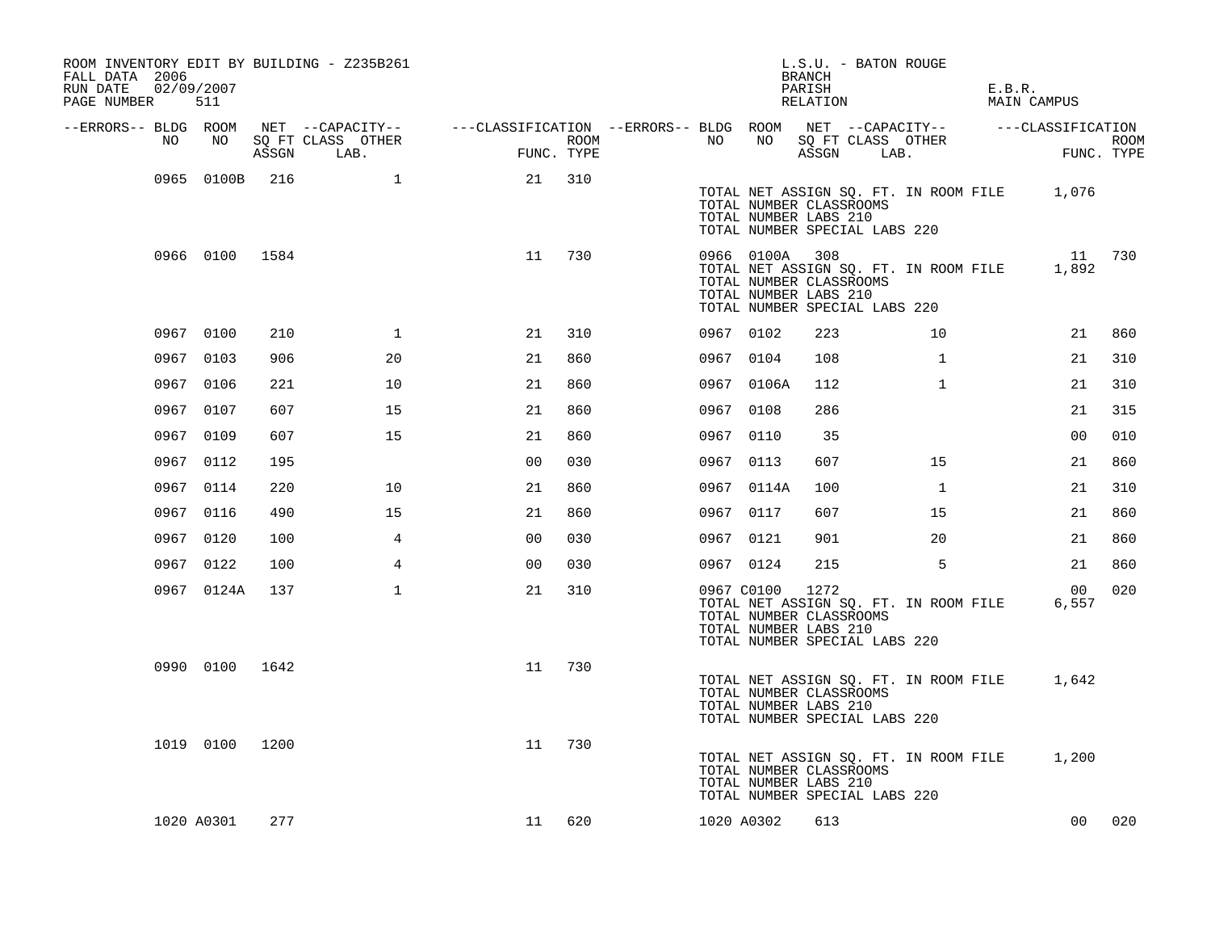ROOM INVENTORY EDIT BY BUILDING - Z235B261
FALL DATA 2006
RUN DATE 02/09/2007
PAGE NUMBER 511

L.S.U. - BATON ROUGE
BRANCH
PARISH E.B.R.
RELATION MAIN CAMPUS

| --ERRORS-- | BLDG NO | ROOM NO | NET ASSGN SQ FT | CAPACITY CLASS LAB. | CAPACITY OTHER | CLASSIFICATION FUNC. | ROOM TYPE | --ERRORS-- | BLDG NO | ROOM NO | NET ASSGN SQ FT | CAPACITY CLASS LAB. | CAPACITY OTHER | CLASSIFICATION FUNC. | ROOM TYPE |
|---|---|---|---|---|---|---|---|---|---|---|---|---|---|---|---|
| | 0965 | 0100B | 216 | | 1 | 21 | 310 | | | | | | | | |
| | | | | | | | | | TOTAL NET ASSIGN SQ. FT. IN ROOM FILE | | | | | 1,076 | |
| | | | | | | | | | TOTAL NUMBER CLASSROOMS | | | | | | |
| | | | | | | | | | TOTAL NUMBER LABS 210 | | | | | | |
| | | | | | | | | | TOTAL NUMBER SPECIAL LABS 220 | | | | | | |
| | 0966 | 0100 | 1584 | | | 11 | 730 | | 0966 | 0100A | 308 | | | 11 | 730 |
| | | | | | | | | | TOTAL NET ASSIGN SQ. FT. IN ROOM FILE | | | | | 1,892 | |
| | | | | | | | | | TOTAL NUMBER CLASSROOMS | | | | | | |
| | | | | | | | | | TOTAL NUMBER LABS 210 | | | | | | |
| | | | | | | | | | TOTAL NUMBER SPECIAL LABS 220 | | | | | | |
| | 0967 | 0100 | 210 | | 1 | 21 | 310 | | 0967 | 0102 | 223 | | 10 | 21 | 860 |
| | 0967 | 0103 | 906 | | 20 | 21 | 860 | | 0967 | 0104 | 108 | | 1 | 21 | 310 |
| | 0967 | 0106 | 221 | | 10 | 21 | 860 | | 0967 | 0106A | 112 | | 1 | 21 | 310 |
| | 0967 | 0107 | 607 | | 15 | 21 | 860 | | 0967 | 0108 | 286 | | | 21 | 315 |
| | 0967 | 0109 | 607 | | 15 | 21 | 860 | | 0967 | 0110 | 35 | | | 00 | 010 |
| | 0967 | 0112 | 195 | | | 00 | 030 | | 0967 | 0113 | 607 | | 15 | 21 | 860 |
| | 0967 | 0114 | 220 | | 10 | 21 | 860 | | 0967 | 0114A | 100 | | 1 | 21 | 310 |
| | 0967 | 0116 | 490 | | 15 | 21 | 860 | | 0967 | 0117 | 607 | | 15 | 21 | 860 |
| | 0967 | 0120 | 100 | | 4 | 00 | 030 | | 0967 | 0121 | 901 | | 20 | 21 | 860 |
| | 0967 | 0122 | 100 | | 4 | 00 | 030 | | 0967 | 0124 | 215 | | 5 | 21 | 860 |
| | 0967 | 0124A | 137 | | 1 | 21 | 310 | | 0967 | C0100 | 1272 | | | 00 | 020 |
| | | | | | | | | | TOTAL NET ASSIGN SQ. FT. IN ROOM FILE | | | | | 6,557 | |
| | | | | | | | | | TOTAL NUMBER CLASSROOMS | | | | | | |
| | | | | | | | | | TOTAL NUMBER LABS 210 | | | | | | |
| | | | | | | | | | TOTAL NUMBER SPECIAL LABS 220 | | | | | | |
| | 0990 | 0100 | 1642 | | | 11 | 730 | | | | | | | | |
| | | | | | | | | | TOTAL NET ASSIGN SQ. FT. IN ROOM FILE | | | | | 1,642 | |
| | | | | | | | | | TOTAL NUMBER CLASSROOMS | | | | | | |
| | | | | | | | | | TOTAL NUMBER LABS 210 | | | | | | |
| | | | | | | | | | TOTAL NUMBER SPECIAL LABS 220 | | | | | | |
| | 1019 | 0100 | 1200 | | | 11 | 730 | | | | | | | | |
| | | | | | | | | | TOTAL NET ASSIGN SQ. FT. IN ROOM FILE | | | | | 1,200 | |
| | | | | | | | | | TOTAL NUMBER CLASSROOMS | | | | | | |
| | | | | | | | | | TOTAL NUMBER LABS 210 | | | | | | |
| | | | | | | | | | TOTAL NUMBER SPECIAL LABS 220 | | | | | | |
| | 1020 | A0301 | 277 | | | 11 | 620 | | 1020 | A0302 | 613 | | | 00 | 020 |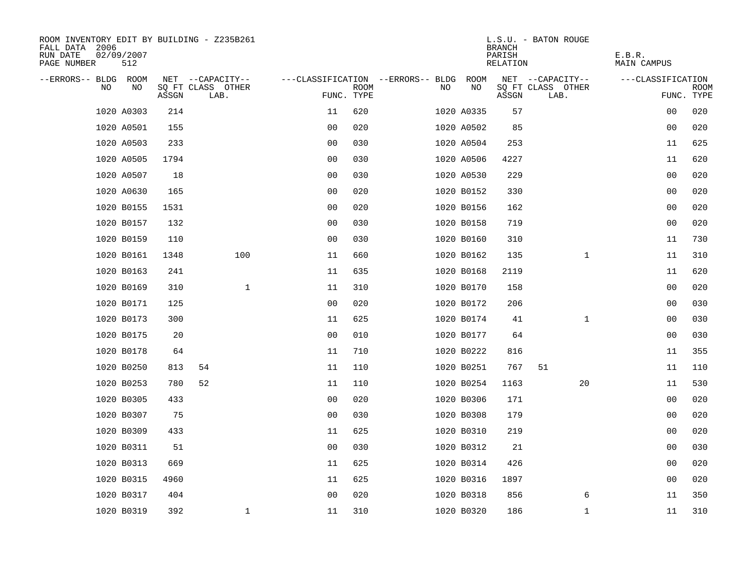ROOM INVENTORY EDIT BY BUILDING - Z235B261
FALL DATA 2006
RUN DATE 02/09/2007
PAGE NUMBER 512

L.S.U. - BATON ROUGE
BRANCH
PARISH E.B.R.
RELATION MAIN CAMPUS

| --ERRORS-- | BLDG NO | ROOM NO | NET SQ FT ASSGN | --CAPACITY-- CLASS LAB. | OTHER | ---CLASSIFICATION FUNC. | ROOM TYPE | --ERRORS-- | BLDG NO | ROOM NO | NET SQ FT ASSGN | --CAPACITY-- CLASS LAB. | OTHER | ---CLASSIFICATION FUNC. | ROOM TYPE |
|---|---|---|---|---|---|---|---|---|---|---|---|---|---|---|---|
| | 1020 | A0303 | 214 | | | 11 | 620 | | 1020 | A0335 | 57 | | | 00 | 020 |
| | 1020 | A0501 | 155 | | | 00 | 020 | | 1020 | A0502 | 85 | | | 00 | 020 |
| | 1020 | A0503 | 233 | | | 00 | 030 | | 1020 | A0504 | 253 | | | 11 | 625 |
| | 1020 | A0505 | 1794 | | | 00 | 030 | | 1020 | A0506 | 4227 | | | 11 | 620 |
| | 1020 | A0507 | 18 | | | 00 | 030 | | 1020 | A0530 | 229 | | | 00 | 020 |
| | 1020 | A0630 | 165 | | | 00 | 020 | | 1020 | B0152 | 330 | | | 00 | 020 |
| | 1020 | B0155 | 1531 | | | 00 | 020 | | 1020 | B0156 | 162 | | | 00 | 020 |
| | 1020 | B0157 | 132 | | | 00 | 030 | | 1020 | B0158 | 719 | | | 00 | 020 |
| | 1020 | B0159 | 110 | | | 00 | 030 | | 1020 | B0160 | 310 | | | 11 | 730 |
| | 1020 | B0161 | 1348 | | 100 | 11 | 660 | | 1020 | B0162 | 135 | | 1 | 11 | 310 |
| | 1020 | B0163 | 241 | | | 11 | 635 | | 1020 | B0168 | 2119 | | | 11 | 620 |
| | 1020 | B0169 | 310 | | 1 | 11 | 310 | | 1020 | B0170 | 158 | | | 00 | 020 |
| | 1020 | B0171 | 125 | | | 00 | 020 | | 1020 | B0172 | 206 | | | 00 | 030 |
| | 1020 | B0173 | 300 | | | 11 | 625 | | 1020 | B0174 | 41 | | 1 | 00 | 030 |
| | 1020 | B0175 | 20 | | | 00 | 010 | | 1020 | B0177 | 64 | | | 00 | 030 |
| | 1020 | B0178 | 64 | | | 11 | 710 | | 1020 | B0222 | 816 | | | 11 | 355 |
| | 1020 | B0250 | 813 | 54 | | 11 | 110 | | 1020 | B0251 | 767 | 51 | | 11 | 110 |
| | 1020 | B0253 | 780 | 52 | | 11 | 110 | | 1020 | B0254 | 1163 | | 20 | 11 | 530 |
| | 1020 | B0305 | 433 | | | 00 | 020 | | 1020 | B0306 | 171 | | | 00 | 020 |
| | 1020 | B0307 | 75 | | | 00 | 030 | | 1020 | B0308 | 179 | | | 00 | 020 |
| | 1020 | B0309 | 433 | | | 11 | 625 | | 1020 | B0310 | 219 | | | 00 | 020 |
| | 1020 | B0311 | 51 | | | 00 | 030 | | 1020 | B0312 | 21 | | | 00 | 030 |
| | 1020 | B0313 | 669 | | | 11 | 625 | | 1020 | B0314 | 426 | | | 00 | 020 |
| | 1020 | B0315 | 4960 | | | 11 | 625 | | 1020 | B0316 | 1897 | | | 00 | 020 |
| | 1020 | B0317 | 404 | | | 00 | 020 | | 1020 | B0318 | 856 | | 6 | 11 | 350 |
| | 1020 | B0319 | 392 | | 1 | 11 | 310 | | 1020 | B0320 | 186 | | 1 | 11 | 310 |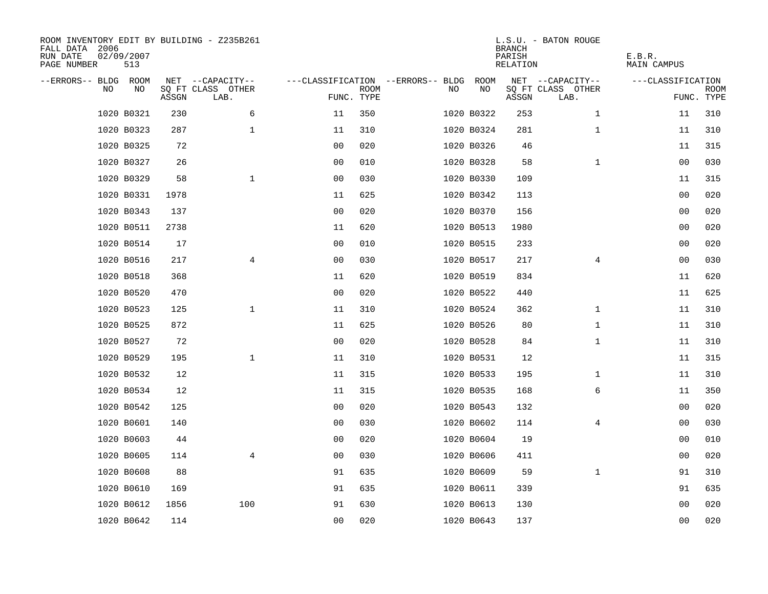ROOM INVENTORY EDIT BY BUILDING - Z235B261
FALL DATA 2006
RUN DATE 02/09/2007
PAGE NUMBER 513

L.S.U. - BATON ROUGE
BRANCH
PARISH E.B.R.
RELATION MAIN CAMPUS

| --ERRORS-- | BLDG NO | ROOM NO | NET SQ FT ASSGN | --CAPACITY-- CLASS LAB. | OTHER | ---CLASSIFICATION FUNC. | ROOM TYPE | --ERRORS-- | BLDG NO | ROOM NO | NET SQ FT ASSGN | --CAPACITY-- CLASS LAB. | OTHER | ---CLASSIFICATION FUNC. | ROOM TYPE |
|---|---|---|---|---|---|---|---|---|---|---|---|---|---|---|---|
| | 1020 | B0321 | 230 | | 6 | 11 | 350 | | 1020 | B0322 | 253 | | 1 | 11 | 310 |
| | 1020 | B0323 | 287 | | 1 | 11 | 310 | | 1020 | B0324 | 281 | | 1 | 11 | 310 |
| | 1020 | B0325 | 72 | | | 00 | 020 | | 1020 | B0326 | 46 | | | 11 | 315 |
| | 1020 | B0327 | 26 | | | 00 | 010 | | 1020 | B0328 | 58 | | 1 | 00 | 030 |
| | 1020 | B0329 | 58 | | 1 | 00 | 030 | | 1020 | B0330 | 109 | | | 11 | 315 |
| | 1020 | B0331 | 1978 | | | 11 | 625 | | 1020 | B0342 | 113 | | | 00 | 020 |
| | 1020 | B0343 | 137 | | | 00 | 020 | | 1020 | B0370 | 156 | | | 00 | 020 |
| | 1020 | B0511 | 2738 | | | 11 | 620 | | 1020 | B0513 | 1980 | | | 00 | 020 |
| | 1020 | B0514 | 17 | | | 00 | 010 | | 1020 | B0515 | 233 | | | 00 | 020 |
| | 1020 | B0516 | 217 | | 4 | 00 | 030 | | 1020 | B0517 | 217 | | 4 | 00 | 030 |
| | 1020 | B0518 | 368 | | | 11 | 620 | | 1020 | B0519 | 834 | | | 11 | 620 |
| | 1020 | B0520 | 470 | | | 00 | 020 | | 1020 | B0522 | 440 | | | 11 | 625 |
| | 1020 | B0523 | 125 | | 1 | 11 | 310 | | 1020 | B0524 | 362 | | 1 | 11 | 310 |
| | 1020 | B0525 | 872 | | | 11 | 625 | | 1020 | B0526 | 80 | | 1 | 11 | 310 |
| | 1020 | B0527 | 72 | | | 00 | 020 | | 1020 | B0528 | 84 | | 1 | 11 | 310 |
| | 1020 | B0529 | 195 | | 1 | 11 | 310 | | 1020 | B0531 | 12 | | | 11 | 315 |
| | 1020 | B0532 | 12 | | | 11 | 315 | | 1020 | B0533 | 195 | | 1 | 11 | 310 |
| | 1020 | B0534 | 12 | | | 11 | 315 | | 1020 | B0535 | 168 | | 6 | 11 | 350 |
| | 1020 | B0542 | 125 | | | 00 | 020 | | 1020 | B0543 | 132 | | | 00 | 020 |
| | 1020 | B0601 | 140 | | | 00 | 030 | | 1020 | B0602 | 114 | | 4 | 00 | 030 |
| | 1020 | B0603 | 44 | | | 00 | 020 | | 1020 | B0604 | 19 | | | 00 | 010 |
| | 1020 | B0605 | 114 | | 4 | 00 | 030 | | 1020 | B0606 | 411 | | | 00 | 020 |
| | 1020 | B0608 | 88 | | | 91 | 635 | | 1020 | B0609 | 59 | | 1 | 91 | 310 |
| | 1020 | B0610 | 169 | | | 91 | 635 | | 1020 | B0611 | 339 | | | 91 | 635 |
| | 1020 | B0612 | 1856 | | 100 | 91 | 630 | | 1020 | B0613 | 130 | | | 00 | 020 |
| | 1020 | B0642 | 114 | | | 00 | 020 | | 1020 | B0643 | 137 | | | 00 | 020 |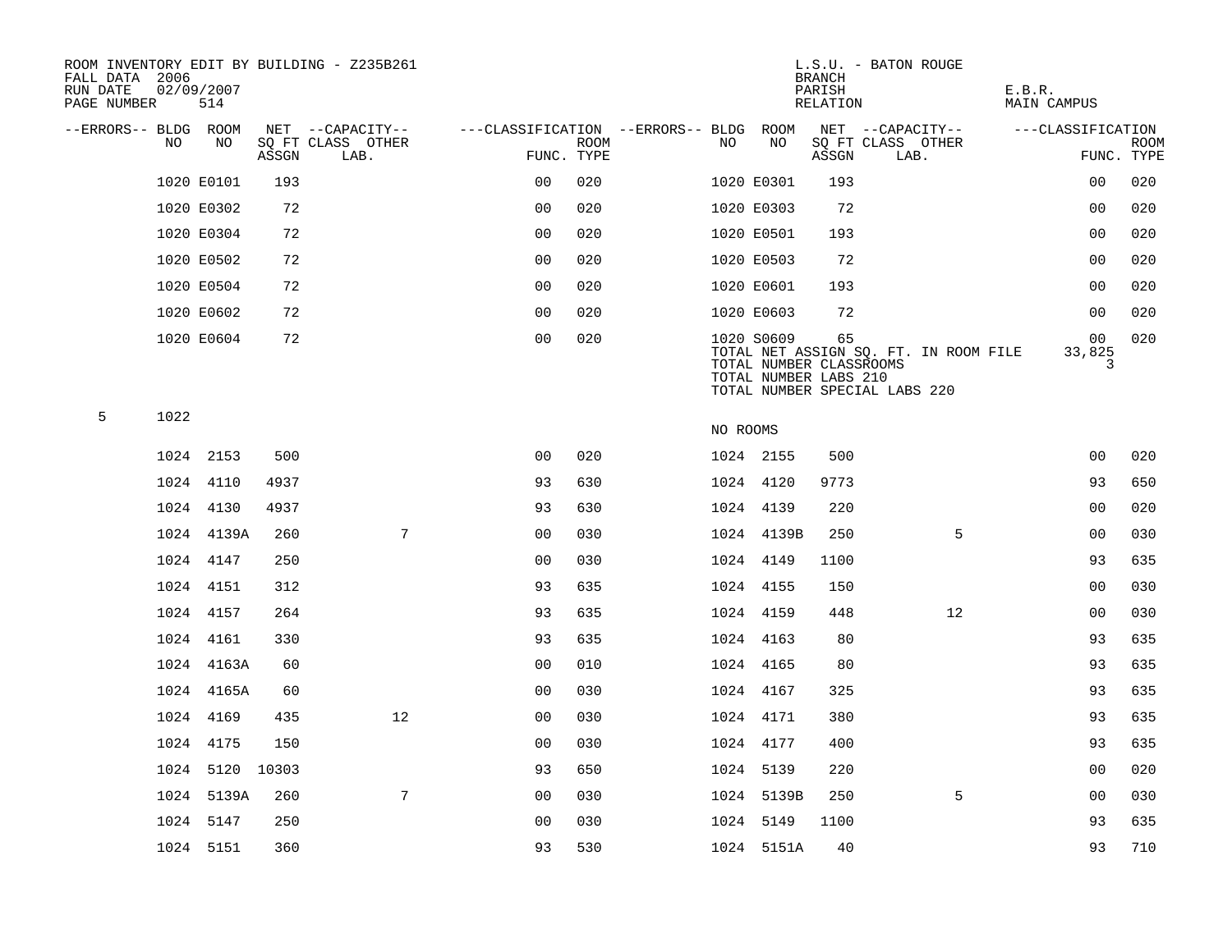ROOM INVENTORY EDIT BY BUILDING - Z235B261
FALL DATA 2006
RUN DATE 02/09/2007

L.S.U. - BATON ROUGE
BRANCH
PARISH E.B.R.
RELATION MAIN CAMPUS

| --ERRORS-- | BLDG NO | ROOM NO | NET SQ FT ASSGN | CAPACITY CLASS | CAPACITY LAB. | CAPACITY OTHER | CLASSIFICATION FUNC. | ROOM TYPE | --ERRORS-- | BLDG NO | ROOM NO | NET SQ FT ASSGN | CAPACITY CLASS | CAPACITY LAB. | CAPACITY OTHER | CLASSIFICATION FUNC. | ROOM TYPE |
|---|---|---|---|---|---|---|---|---|---|---|---|---|---|---|---|---|---|
| | 1020 | E0101 | 193 | | | | 00 | 020 | | 1020 | E0301 | 193 | | | | 00 | 020 |
| | 1020 | E0302 | 72 | | | | 00 | 020 | | 1020 | E0303 | 72 | | | | 00 | 020 |
| | 1020 | E0304 | 72 | | | | 00 | 020 | | 1020 | E0501 | 193 | | | | 00 | 020 |
| | 1020 | E0502 | 72 | | | | 00 | 020 | | 1020 | E0503 | 72 | | | | 00 | 020 |
| | 1020 | E0504 | 72 | | | | 00 | 020 | | 1020 | E0601 | 193 | | | | 00 | 020 |
| | 1020 | E0602 | 72 | | | | 00 | 020 | | 1020 | E0603 | 72 | | | | 00 | 020 |
| | 1020 | E0604 | 72 | | | | 00 | 020 | | 1020 | S0609 | 65 | | | | 00 | 020 |
| | | | | | | | | | | TOTAL NET ASSIGN SQ. FT. IN ROOM FILE | | | | | | 33,825 | |
| | | | | | | | | | | TOTAL NUMBER CLASSROOMS | | | | | | 3 | |
| | | | | | | | | | | TOTAL NUMBER LABS 210 | | | | | | | |
| | | | | | | | | | | TOTAL NUMBER SPECIAL LABS 220 | | | | | | | |
| 5 | 1022 | | | | | | | | | NO ROOMS | | | | | | | |
| | 1024 | 2153 | 500 | | | | 00 | 020 | | 1024 | 2155 | 500 | | | | 00 | 020 |
| | 1024 | 4110 | 4937 | | | | 93 | 630 | | 1024 | 4120 | 9773 | | | | 93 | 650 |
| | 1024 | 4130 | 4937 | | | | 93 | 630 | | 1024 | 4139 | 220 | | | | 00 | 020 |
| | 1024 | 4139A | 260 | | | 7 | 00 | 030 | | 1024 | 4139B | 250 | | | 5 | 00 | 030 |
| | 1024 | 4147 | 250 | | | | 00 | 030 | | 1024 | 4149 | 1100 | | | | 93 | 635 |
| | 1024 | 4151 | 312 | | | | 93 | 635 | | 1024 | 4155 | 150 | | | | 00 | 030 |
| | 1024 | 4157 | 264 | | | | 93 | 635 | | 1024 | 4159 | 448 | | | 12 | 00 | 030 |
| | 1024 | 4161 | 330 | | | | 93 | 635 | | 1024 | 4163 | 80 | | | | 93 | 635 |
| | 1024 | 4163A | 60 | | | | 00 | 010 | | 1024 | 4165 | 80 | | | | 93 | 635 |
| | 1024 | 4165A | 60 | | | | 00 | 030 | | 1024 | 4167 | 325 | | | | 93 | 635 |
| | 1024 | 4169 | 435 | | | 12 | 00 | 030 | | 1024 | 4171 | 380 | | | | 93 | 635 |
| | 1024 | 4175 | 150 | | | | 00 | 030 | | 1024 | 4177 | 400 | | | | 93 | 635 |
| | 1024 | 5120 | 10303 | | | | 93 | 650 | | 1024 | 5139 | 220 | | | | 00 | 020 |
| | 1024 | 5139A | 260 | | | 7 | 00 | 030 | | 1024 | 5139B | 250 | | | 5 | 00 | 030 |
| | 1024 | 5147 | 250 | | | | 00 | 030 | | 1024 | 5149 | 1100 | | | | 93 | 635 |
| | 1024 | 5151 | 360 | | | | 93 | 530 | | 1024 | 5151A | 40 | | | | 93 | 710 |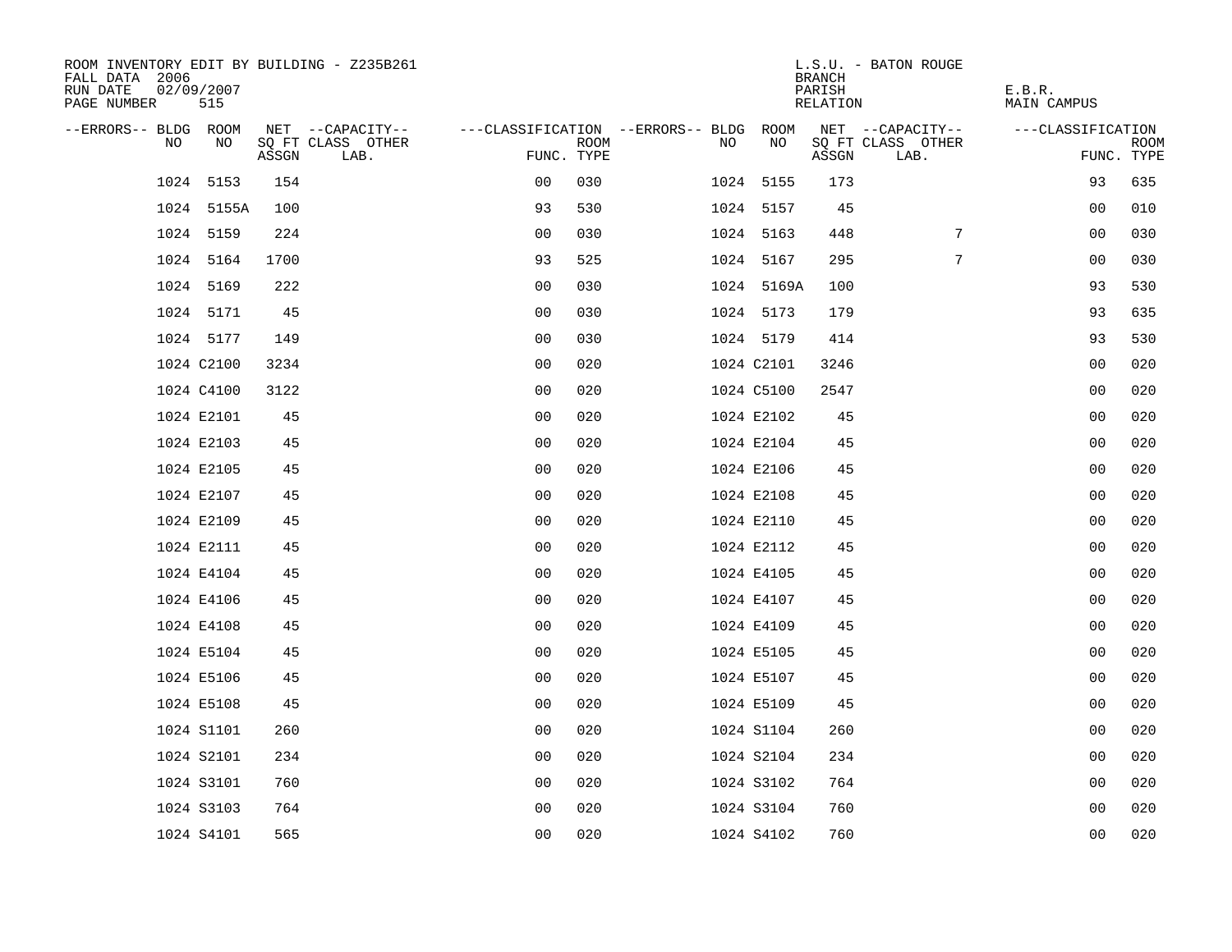ROOM INVENTORY EDIT BY BUILDING - Z235B261
FALL DATA 2006
RUN DATE 02/09/2007
PAGE NUMBER 515

L.S.U. - BATON ROUGE
BRANCH
PARISH E.B.R.
RELATION MAIN CAMPUS

| --ERRORS-- | BLDG NO | ROOM NO | NET SQ FT ASSGN | --CAPACITY-- CLASS LAB. | OTHER | ---CLASSIFICATION FUNC. | ROOM TYPE | --ERRORS-- | BLDG NO | ROOM NO | NET SQ FT ASSGN | --CAPACITY-- CLASS LAB. | OTHER | ---CLASSIFICATION FUNC. | ROOM TYPE |
|---|---|---|---|---|---|---|---|---|---|---|---|---|---|---|---|
| | 1024 | 5153 | 154 | | | 00 | 030 | | 1024 | 5155 | 173 | | | 93 | 635 |
| | 1024 | 5155A | 100 | | | 93 | 530 | | 1024 | 5157 | 45 | | | 00 | 010 |
| | 1024 | 5159 | 224 | | | 00 | 030 | | 1024 | 5163 | 448 | | 7 | 00 | 030 |
| | 1024 | 5164 | 1700 | | | 93 | 525 | | 1024 | 5167 | 295 | | 7 | 00 | 030 |
| | 1024 | 5169 | 222 | | | 00 | 030 | | 1024 | 5169A | 100 | | | 93 | 530 |
| | 1024 | 5171 | 45 | | | 00 | 030 | | 1024 | 5173 | 179 | | | 93 | 635 |
| | 1024 | 5177 | 149 | | | 00 | 030 | | 1024 | 5179 | 414 | | | 93 | 530 |
| | 1024 | C2100 | 3234 | | | 00 | 020 | | 1024 | C2101 | 3246 | | | 00 | 020 |
| | 1024 | C4100 | 3122 | | | 00 | 020 | | 1024 | C5100 | 2547 | | | 00 | 020 |
| | 1024 | E2101 | 45 | | | 00 | 020 | | 1024 | E2102 | 45 | | | 00 | 020 |
| | 1024 | E2103 | 45 | | | 00 | 020 | | 1024 | E2104 | 45 | | | 00 | 020 |
| | 1024 | E2105 | 45 | | | 00 | 020 | | 1024 | E2106 | 45 | | | 00 | 020 |
| | 1024 | E2107 | 45 | | | 00 | 020 | | 1024 | E2108 | 45 | | | 00 | 020 |
| | 1024 | E2109 | 45 | | | 00 | 020 | | 1024 | E2110 | 45 | | | 00 | 020 |
| | 1024 | E2111 | 45 | | | 00 | 020 | | 1024 | E2112 | 45 | | | 00 | 020 |
| | 1024 | E4104 | 45 | | | 00 | 020 | | 1024 | E4105 | 45 | | | 00 | 020 |
| | 1024 | E4106 | 45 | | | 00 | 020 | | 1024 | E4107 | 45 | | | 00 | 020 |
| | 1024 | E4108 | 45 | | | 00 | 020 | | 1024 | E4109 | 45 | | | 00 | 020 |
| | 1024 | E5104 | 45 | | | 00 | 020 | | 1024 | E5105 | 45 | | | 00 | 020 |
| | 1024 | E5106 | 45 | | | 00 | 020 | | 1024 | E5107 | 45 | | | 00 | 020 |
| | 1024 | E5108 | 45 | | | 00 | 020 | | 1024 | E5109 | 45 | | | 00 | 020 |
| | 1024 | S1101 | 260 | | | 00 | 020 | | 1024 | S1104 | 260 | | | 00 | 020 |
| | 1024 | S2101 | 234 | | | 00 | 020 | | 1024 | S2104 | 234 | | | 00 | 020 |
| | 1024 | S3101 | 760 | | | 00 | 020 | | 1024 | S3102 | 764 | | | 00 | 020 |
| | 1024 | S3103 | 764 | | | 00 | 020 | | 1024 | S3104 | 760 | | | 00 | 020 |
| | 1024 | S4101 | 565 | | | 00 | 020 | | 1024 | S4102 | 760 | | | 00 | 020 |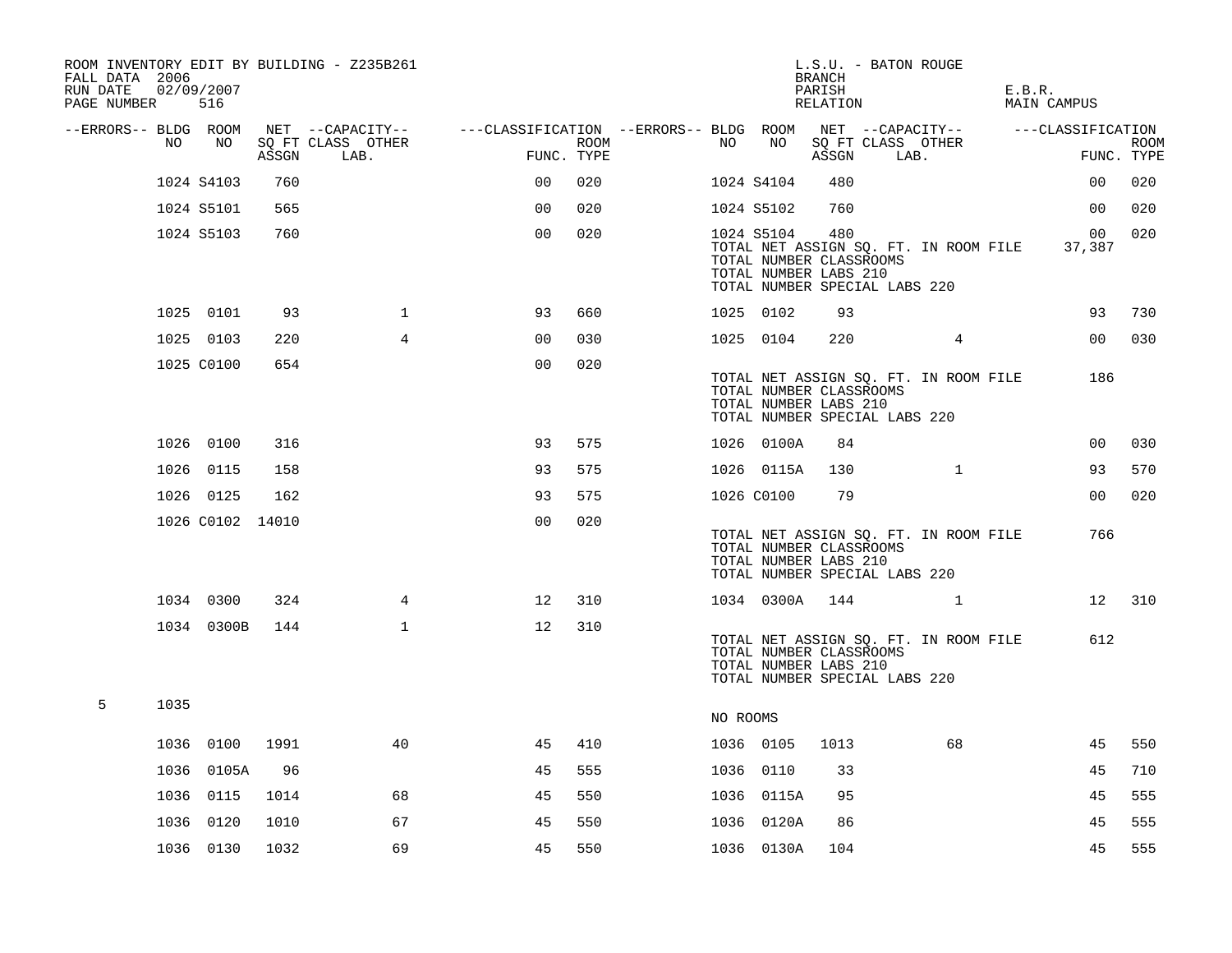ROOM INVENTORY EDIT BY BUILDING - Z235B261
FALL DATA 2006
RUN DATE 02/09/2007

L.S.U. - BATON ROUGE
BRANCH
PARISH E.B.R.
RELATION MAIN CAMPUS

| --ERRORS-- | BLDG NO | ROOM NO | NET SQ FT ASSGN | CAPACITY CLASS LAB. | CAPACITY OTHER | CLASSIFICATION FUNC. | ROOM TYPE | --ERRORS-- | BLDG NO | ROOM NO | NET SQ FT ASSGN | CAPACITY CLASS LAB. | CAPACITY OTHER | CLASSIFICATION FUNC. | ROOM TYPE |
|---|---|---|---|---|---|---|---|---|---|---|---|---|---|---|---|
| | 1024 | S4103 | 760 | | | 00 | 020 | | 1024 | S4104 | 480 | | | 00 | 020 |
| | 1024 | S5101 | 565 | | | 00 | 020 | | 1024 | S5102 | 760 | | | 00 | 020 |
| | 1024 | S5103 | 760 | | | 00 | 020 | | 1024 | S5104 | 480 | | | 00 | 020 |
| | | | | | | | | | TOTAL NET ASSIGN SQ. FT. IN ROOM FILE | | | | | 37,387 | |
| | | | | | | | | | TOTAL NUMBER CLASSROOMS | | | | | | |
| | | | | | | | | | TOTAL NUMBER LABS 210 | | | | | | |
| | | | | | | | | | TOTAL NUMBER SPECIAL LABS 220 | | | | | | |
| | 1025 | 0101 | 93 | | 1 | 93 | 660 | | 1025 | 0102 | 93 | | | 93 | 730 |
| | 1025 | 0103 | 220 | | 4 | 00 | 030 | | 1025 | 0104 | 220 | | 4 | 00 | 030 |
| | 1025 | C0100 | 654 | | | 00 | 020 | | | | | | | | |
| | | | | | | | | | TOTAL NET ASSIGN SQ. FT. IN ROOM FILE | | | | | 186 | |
| | | | | | | | | | TOTAL NUMBER CLASSROOMS | | | | | | |
| | | | | | | | | | TOTAL NUMBER LABS 210 | | | | | | |
| | | | | | | | | | TOTAL NUMBER SPECIAL LABS 220 | | | | | | |
| | 1026 | 0100 | 316 | | | 93 | 575 | | 1026 | 0100A | 84 | | | 00 | 030 |
| | 1026 | 0115 | 158 | | | 93 | 575 | | 1026 | 0115A | 130 | | 1 | 93 | 570 |
| | 1026 | 0125 | 162 | | | 93 | 575 | | 1026 | C0100 | 79 | | | 00 | 020 |
| | 1026 | C0102 | 14010 | | | 00 | 020 | | | | | | | | |
| | | | | | | | | | TOTAL NET ASSIGN SQ. FT. IN ROOM FILE | | | | | 766 | |
| | | | | | | | | | TOTAL NUMBER CLASSROOMS | | | | | | |
| | | | | | | | | | TOTAL NUMBER LABS 210 | | | | | | |
| | | | | | | | | | TOTAL NUMBER SPECIAL LABS 220 | | | | | | |
| | 1034 | 0300 | 324 | | 4 | 12 | 310 | | 1034 | 0300A | 144 | | 1 | 12 | 310 |
| | 1034 | 0300B | 144 | | 1 | 12 | 310 | | | | | | | | |
| | | | | | | | | | TOTAL NET ASSIGN SQ. FT. IN ROOM FILE | | | | | 612 | |
| | | | | | | | | | TOTAL NUMBER CLASSROOMS | | | | | | |
| | | | | | | | | | TOTAL NUMBER LABS 210 | | | | | | |
| | | | | | | | | | TOTAL NUMBER SPECIAL LABS 220 | | | | | | |
| 5 | 1035 | | | | | | | | NO ROOMS | | | | | | |
| | 1036 | 0100 | 1991 | | 40 | 45 | 410 | | 1036 | 0105 | 1013 | | 68 | 45 | 550 |
| | 1036 | 0105A | 96 | | | 45 | 555 | | 1036 | 0110 | 33 | | | 45 | 710 |
| | 1036 | 0115 | 1014 | | 68 | 45 | 550 | | 1036 | 0115A | 95 | | | 45 | 555 |
| | 1036 | 0120 | 1010 | | 67 | 45 | 550 | | 1036 | 0120A | 86 | | | 45 | 555 |
| | 1036 | 0130 | 1032 | | 69 | 45 | 550 | | 1036 | 0130A | 104 | | | 45 | 555 |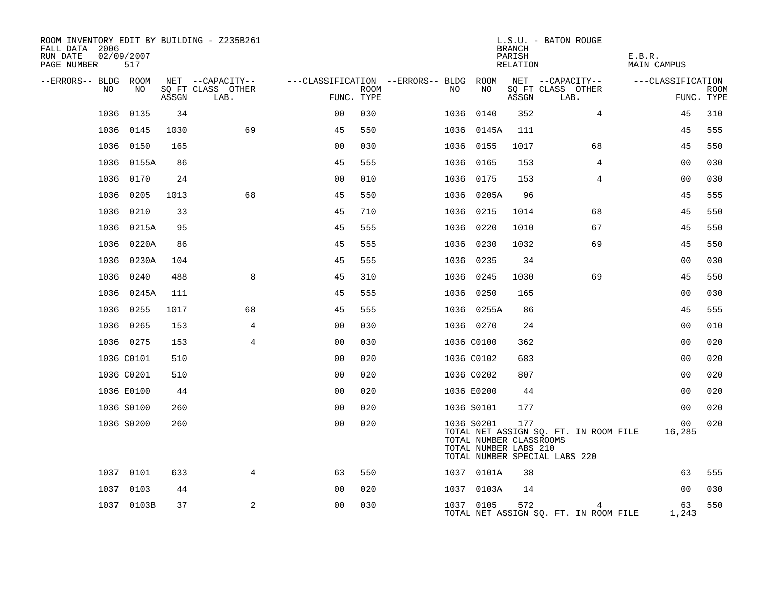ROOM INVENTORY EDIT BY BUILDING - Z235B261
FALL DATA 2006
RUN DATE 02/09/2007
PAGE NUMBER 517

L.S.U. - BATON ROUGE
BRANCH
PARISH E.B.R.
RELATION MAIN CAMPUS

| --ERRORS-- | BLDG NO | ROOM NO | NET SQ FT ASSGN | CAPACITY CLASS LAB. | CAPACITY OTHER | CLASSIFICATION FUNC. | ROOM TYPE | --ERRORS-- | BLDG NO | ROOM NO | NET SQ FT ASSGN | CAPACITY CLASS LAB. | CAPACITY OTHER | CLASSIFICATION FUNC. | ROOM TYPE |
|---|---|---|---|---|---|---|---|---|---|---|---|---|---|---|---|
| | 1036 | 0135 | 34 | | | 00 | 030 | | 1036 | 0140 | 352 | | 4 | 45 | 310 |
| | 1036 | 0145 | 1030 | | 69 | 45 | 550 | | 1036 | 0145A | 111 | | | 45 | 555 |
| | 1036 | 0150 | 165 | | | 00 | 030 | | 1036 | 0155 | 1017 | | 68 | 45 | 550 |
| | 1036 | 0155A | 86 | | | 45 | 555 | | 1036 | 0165 | 153 | | 4 | 00 | 030 |
| | 1036 | 0170 | 24 | | | 00 | 010 | | 1036 | 0175 | 153 | | 4 | 00 | 030 |
| | 1036 | 0205 | 1013 | | 68 | 45 | 550 | | 1036 | 0205A | 96 | | | 45 | 555 |
| | 1036 | 0210 | 33 | | | 45 | 710 | | 1036 | 0215 | 1014 | | 68 | 45 | 550 |
| | 1036 | 0215A | 95 | | | 45 | 555 | | 1036 | 0220 | 1010 | | 67 | 45 | 550 |
| | 1036 | 0220A | 86 | | | 45 | 555 | | 1036 | 0230 | 1032 | | 69 | 45 | 550 |
| | 1036 | 0230A | 104 | | | 45 | 555 | | 1036 | 0235 | 34 | | | 00 | 030 |
| | 1036 | 0240 | 488 | | 8 | 45 | 310 | | 1036 | 0245 | 1030 | | 69 | 45 | 550 |
| | 1036 | 0245A | 111 | | | 45 | 555 | | 1036 | 0250 | 165 | | | 00 | 030 |
| | 1036 | 0255 | 1017 | | 68 | 45 | 555 | | 1036 | 0255A | 86 | | | 45 | 555 |
| | 1036 | 0265 | 153 | | 4 | 00 | 030 | | 1036 | 0270 | 24 | | | 00 | 010 |
| | 1036 | 0275 | 153 | | 4 | 00 | 030 | | 1036 | C0100 | 362 | | | 00 | 020 |
| | 1036 | C0101 | 510 | | | 00 | 020 | | 1036 | C0102 | 683 | | | 00 | 020 |
| | 1036 | C0201 | 510 | | | 00 | 020 | | 1036 | C0202 | 807 | | | 00 | 020 |
| | 1036 | E0100 | 44 | | | 00 | 020 | | 1036 | E0200 | 44 | | | 00 | 020 |
| | 1036 | S0100 | 260 | | | 00 | 020 | | 1036 | S0101 | 177 | | | 00 | 020 |
| | 1036 | S0200 | 260 | | | 00 | 020 | | 1036 | S0201 | 177 | | | 00 | 020 |
| | | | | | | | | | TOTAL NET ASSIGN SQ. FT. IN ROOM FILE | | | | | 16,285 | |
| | | | | | | | | | TOTAL NUMBER CLASSROOMS | | | | | | |
| | | | | | | | | | TOTAL NUMBER LABS 210 | | | | | | |
| | | | | | | | | | TOTAL NUMBER SPECIAL LABS 220 | | | | | | |
| | 1037 | 0101 | 633 | | 4 | 63 | 550 | | 1037 | 0101A | 38 | | | 63 | 555 |
| | 1037 | 0103 | 44 | | | 00 | 020 | | 1037 | 0103A | 14 | | | 00 | 030 |
| | 1037 | 0103B | 37 | | 2 | 00 | 030 | | 1037 | 0105 | 572 | | 4 | 63 | 550 |
| | | | | | | | | | TOTAL NET ASSIGN SQ. FT. IN ROOM FILE | | | | | 1,243 | |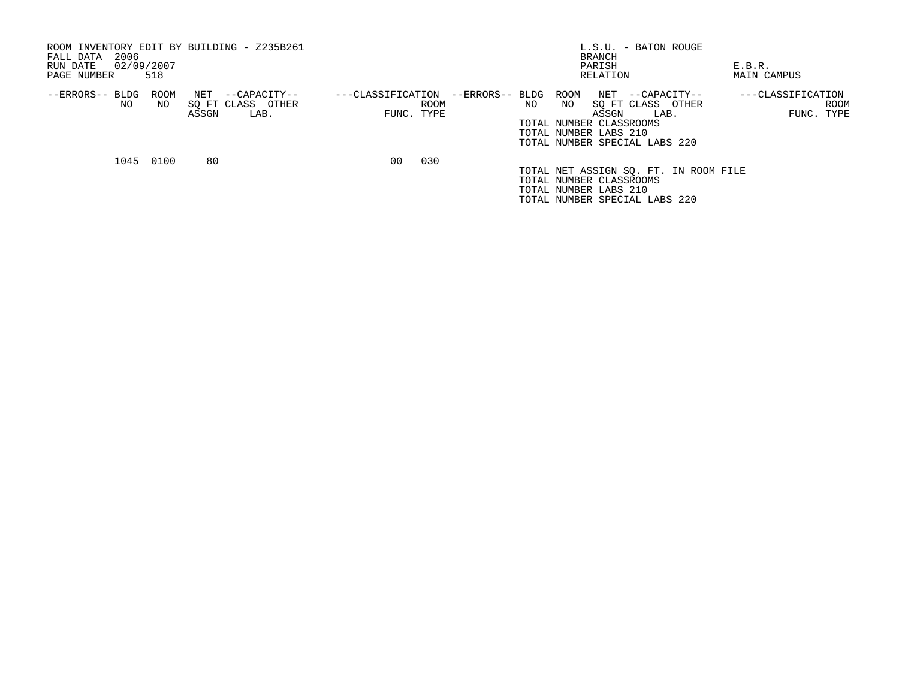ROOM INVENTORY EDIT BY BUILDING - Z235B261
FALL DATA 2006
RUN DATE 02/09/2007

L.S.U. - BATON ROUGE
BRANCH
PARISH E.B.R.
RELATION MAIN CAMPUS

| --ERRORS-- | BLDG NO | ROOM NO | NET SQ FT ASSGN | --CAPACITY-- CLASS | OTHER LAB. | ---CLASSIFICATION FUNC. | ROOM TYPE |
|---|---|---|---|---|---|---|---|
| | 1045 | 0100 | 80 | | | 00 | 030 |

TOTAL NUMBER CLASSROOMS
TOTAL NUMBER LABS 210
TOTAL NUMBER SPECIAL LABS 220

TOTAL NET ASSIGN SQ. FT. IN ROOM FILE
TOTAL NUMBER CLASSROOMS
TOTAL NUMBER LABS 210
TOTAL NUMBER SPECIAL LABS 220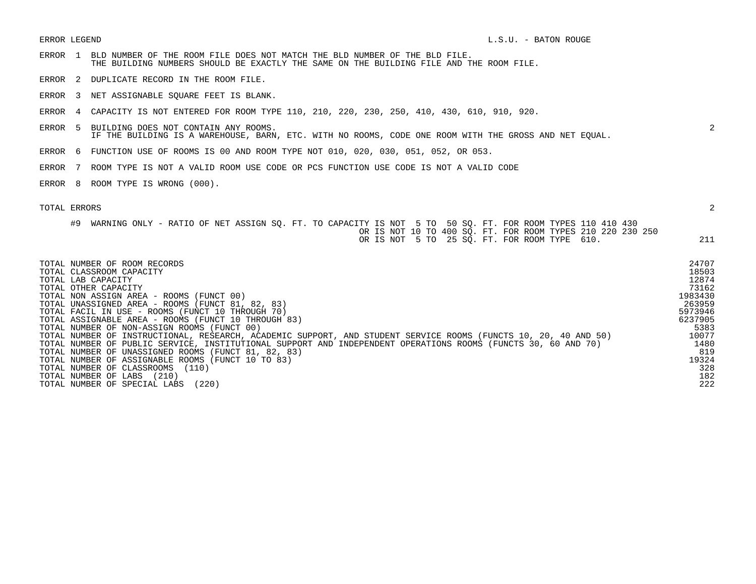ERROR LEGEND

L.S.U. - BATON ROUGE

| | | |
|---|---|---|
| ERROR 1 | BLD NUMBER OF THE ROOM FILE DOES NOT MATCH THE BLD NUMBER OF THE BLD FILE. THE BUILDING NUMBERS SHOULD BE EXACTLY THE SAME ON THE BUILDING FILE AND THE ROOM FILE. | |
| ERROR 2 | DUPLICATE RECORD IN THE ROOM FILE. | |
| ERROR 3 | NET ASSIGNABLE SQUARE FEET IS BLANK. | |
| ERROR 4 | CAPACITY IS NOT ENTERED FOR ROOM TYPE 110, 210, 220, 230, 250, 410, 430, 610, 910, 920. | |
| ERROR 5 | BUILDING DOES NOT CONTAIN ANY ROOMS. IF THE BUILDING IS A WAREHOUSE, BARN, ETC. WITH NO ROOMS, CODE ONE ROOM WITH THE GROSS AND NET EQUAL. | 2 |
| ERROR 6 | FUNCTION USE OF ROOMS IS 00 AND ROOM TYPE NOT 010, 020, 030, 051, 052, OR 053. | |
| ERROR 7 | ROOM TYPE IS NOT A VALID ROOM USE CODE OR PCS FUNCTION USE CODE IS NOT A VALID CODE | |
| ERROR 8 | ROOM TYPE IS WRONG (000). | |
| TOTAL ERRORS | | 2 |
| #9 | WARNING ONLY - RATIO OF NET ASSIGN SQ. FT. TO CAPACITY IS NOT 5 TO 50 SQ. FT. FOR ROOM TYPES 110 410 430 OR IS NOT 10 TO 400 SQ. FT. FOR ROOM TYPES 210 220 230 250 OR IS NOT 5 TO 25 SQ. FT. FOR ROOM TYPE 610. | 211 |

| | |
|---|---|
| TOTAL NUMBER OF ROOM RECORDS | 24707 |
| TOTAL CLASSROOM CAPACITY | 18503 |
| TOTAL LAB CAPACITY | 12874 |
| TOTAL OTHER CAPACITY | 73162 |
| TOTAL NON ASSIGN AREA - ROOMS (FUNCT 00) | 1983430 |
| TOTAL UNASSIGNED AREA - ROOMS (FUNCT 81, 82, 83) | 263959 |
| TOTAL FACIL IN USE - ROOMS (FUNCT 10 THROUGH 70) | 5973946 |
| TOTAL ASSIGNABLE AREA - ROOMS (FUNCT 10 THROUGH 83) | 6237905 |
| TOTAL NUMBER OF NON-ASSIGN ROOMS (FUNCT 00) | 5383 |
| TOTAL NUMBER OF INSTRUCTIONAL, RESEARCH, ACADEMIC SUPPORT, AND STUDENT SERVICE ROOMS (FUNCTS 10, 20, 40 AND 50) | 10077 |
| TOTAL NUMBER OF PUBLIC SERVICE, INSTITUTIONAL SUPPORT AND INDEPENDENT OPERATIONS ROOMS (FUNCTS 30, 60 AND 70) | 1480 |
| TOTAL NUMBER OF UNASSIGNED ROOMS (FUNCT 81, 82, 83) | 819 |
| TOTAL NUMBER OF ASSIGNABLE ROOMS (FUNCT 10 TO 83) | 19324 |
| TOTAL NUMBER OF CLASSROOMS (110) | 328 |
| TOTAL NUMBER OF LABS (210) | 182 |
| TOTAL NUMBER OF SPECIAL LABS (220) | 222 |